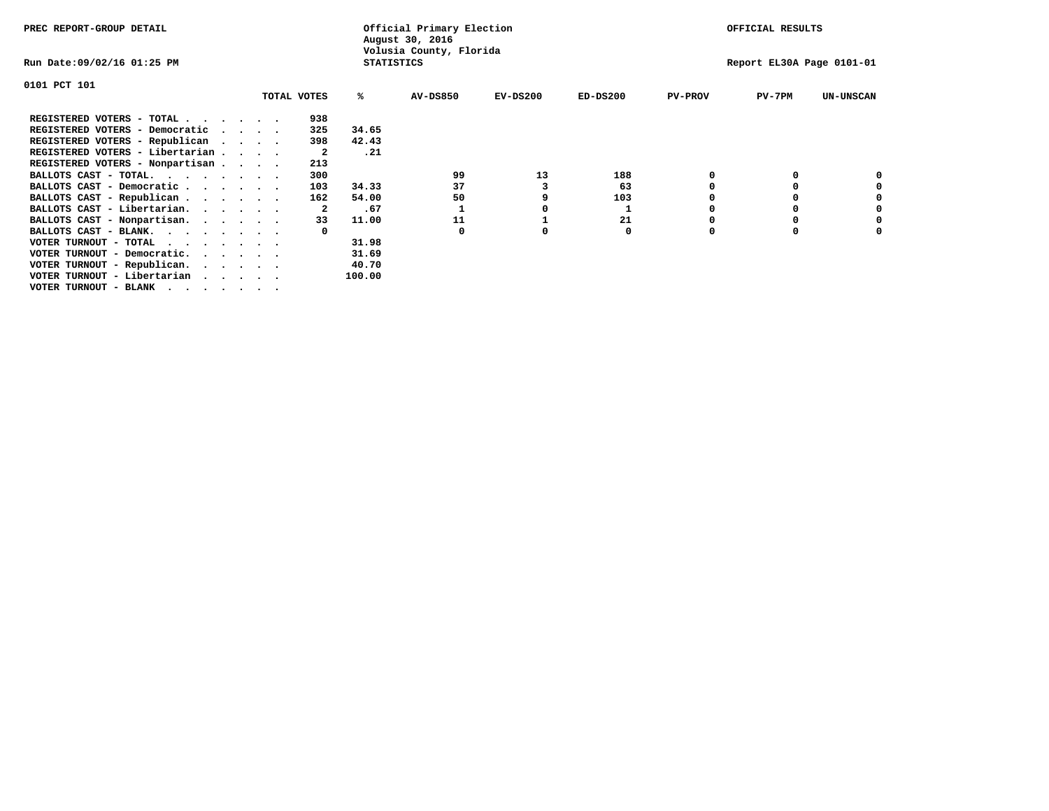PREC REPORT-GROUP DETAIL

Official Primary Election
August 30, 2016
Volusia County, Florida
STATISTICS

OFFICIAL RESULTS

Run Date:09/02/16 01:25 PM

Report EL30A Page 0101-01

0101 PCT 101

| | TOTAL VOTES | % | AV-DS850 | EV-DS200 | ED-DS200 | PV-PROV | PV-7PM | UN-UNSCAN |
|---|---|---|---|---|---|---|---|---|
| REGISTERED VOTERS - TOTAL . . . . . . | 938 | | | | | | | |
| REGISTERED VOTERS - Democratic . . . . | 325 | 34.65 | | | | | | |
| REGISTERED VOTERS - Republican . . . . | 398 | 42.43 | | | | | | |
| REGISTERED VOTERS - Libertarian . . . . | 2 | .21 | | | | | | |
| REGISTERED VOTERS - Nonpartisan . . . . | 213 | | | | | | | |
| BALLOTS CAST - TOTAL. . . . . . . . | 300 | | 99 | 13 | 188 | 0 | 0 | 0 |
| BALLOTS CAST - Democratic . . . . . . | 103 | 34.33 | 37 | 3 | 63 | 0 | 0 | 0 |
| BALLOTS CAST - Republican . . . . . . | 162 | 54.00 | 50 | 9 | 103 | 0 | 0 | 0 |
| BALLOTS CAST - Libertarian. . . . . . | 2 | .67 | 1 | 0 | 1 | 0 | 0 | 0 |
| BALLOTS CAST - Nonpartisan. . . . . . | 33 | 11.00 | 11 | 1 | 21 | 0 | 0 | 0 |
| BALLOTS CAST - BLANK. . . . . . . . | 0 | | 0 | 0 | 0 | 0 | 0 | 0 |
| VOTER TURNOUT - TOTAL . . . . . . . | | 31.98 | | | | | | |
| VOTER TURNOUT - Democratic. . . . . . | | 31.69 | | | | | | |
| VOTER TURNOUT - Republican. . . . . . | | 40.70 | | | | | | |
| VOTER TURNOUT - Libertarian . . . . . | | 100.00 | | | | | | |
| VOTER TURNOUT - BLANK . . . . . . . | | | | | | | | |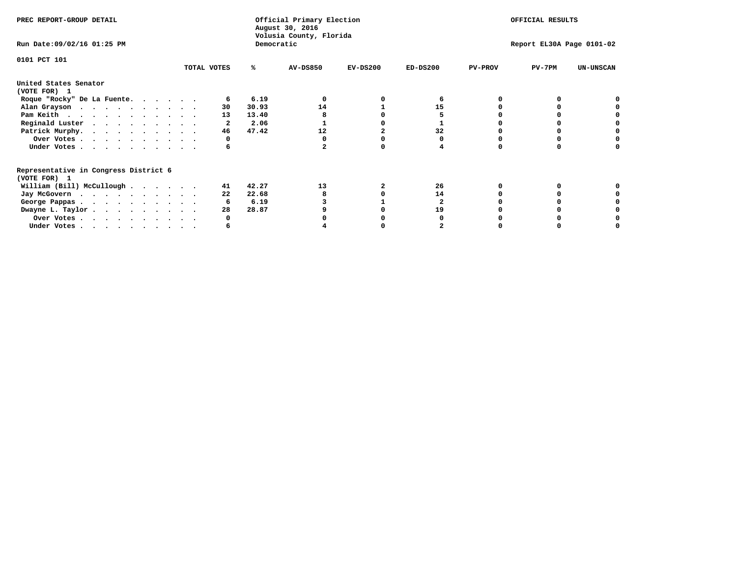PREC REPORT-GROUP DETAIL

Official Primary Election
August 30, 2016
Volusia County, Florida
Democratic

OFFICIAL RESULTS

Run Date:09/02/16 01:25 PM

Report EL30A Page 0101-02

0101 PCT 101

## United States Senator
(VOTE FOR) 1

| | TOTAL VOTES | % | AV-DS850 | EV-DS200 | ED-DS200 | PV-PROV | PV-7PM | UN-UNSCAN |
|---|---|---|---|---|---|---|---|---|
| Roque "Rocky" De La Fuente | 6 | 6.19 | 0 | 0 | 6 | 0 | 0 | 0 |
| Alan Grayson | 30 | 30.93 | 14 | 1 | 15 | 0 | 0 | 0 |
| Pam Keith | 13 | 13.40 | 8 | 0 | 5 | 0 | 0 | 0 |
| Reginald Luster | 2 | 2.06 | 1 | 0 | 1 | 0 | 0 | 0 |
| Patrick Murphy | 46 | 47.42 | 12 | 2 | 32 | 0 | 0 | 0 |
| Over Votes | 0 | | 0 | 0 | 0 | 0 | 0 | 0 |
| Under Votes | 6 | | 2 | 0 | 4 | 0 | 0 | 0 |

## Representative in Congress District 6
(VOTE FOR) 1

| | TOTAL VOTES | % | AV-DS850 | EV-DS200 | ED-DS200 | PV-PROV | PV-7PM | UN-UNSCAN |
|---|---|---|---|---|---|---|---|---|
| William (Bill) McCullough | 41 | 42.27 | 13 | 2 | 26 | 0 | 0 | 0 |
| Jay McGovern | 22 | 22.68 | 8 | 0 | 14 | 0 | 0 | 0 |
| George Pappas | 6 | 6.19 | 3 | 1 | 2 | 0 | 0 | 0 |
| Dwayne L. Taylor | 28 | 28.87 | 9 | 0 | 19 | 0 | 0 | 0 |
| Over Votes | 0 | | 0 | 0 | 0 | 0 | 0 | 0 |
| Under Votes | 6 | | 4 | 0 | 2 | 0 | 0 | 0 |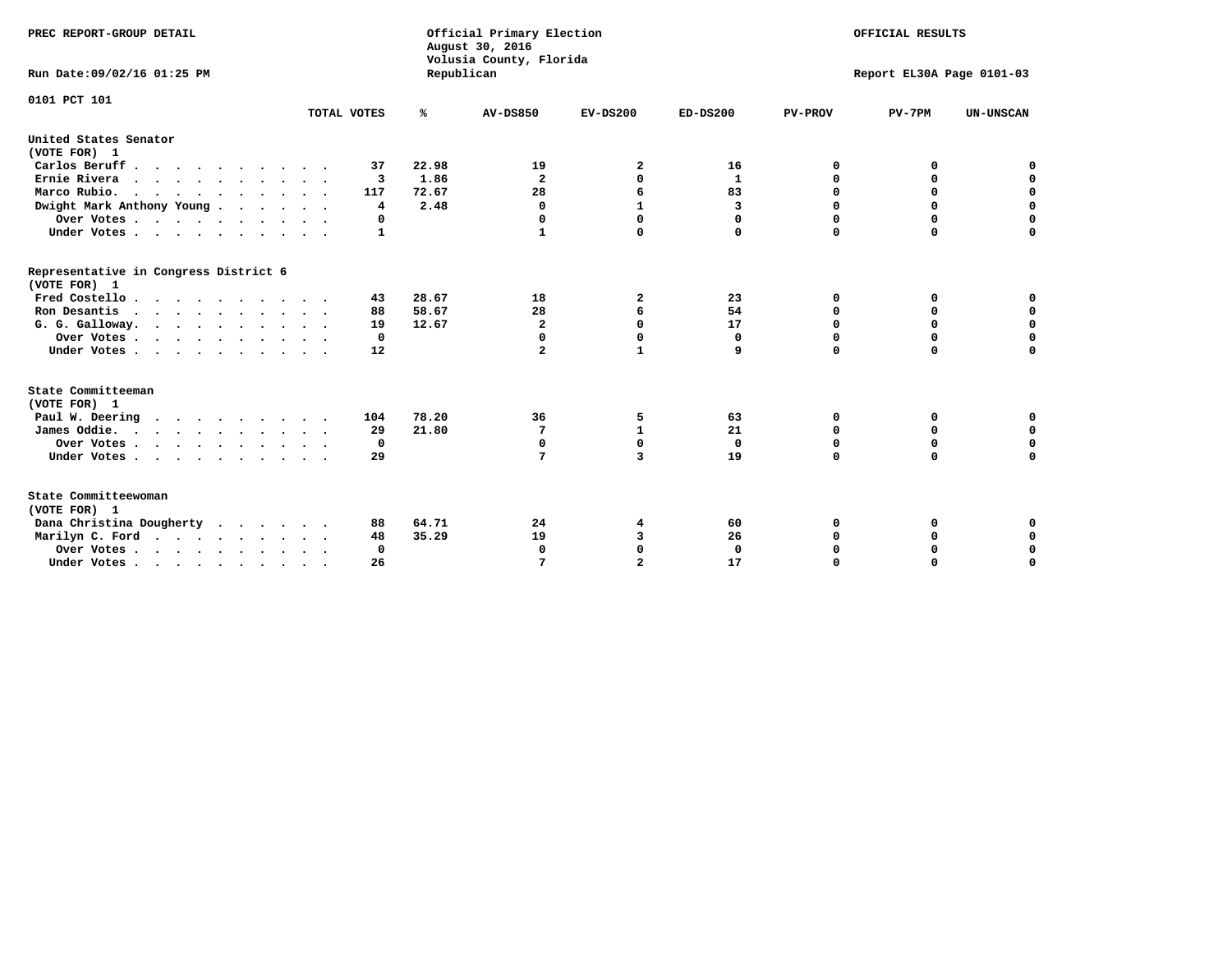PREC REPORT-GROUP DETAIL

Official Primary Election
August 30, 2016
Volusia County, Florida
Republican

OFFICIAL RESULTS

Run Date:09/02/16 01:25 PM

Report EL30A Page 0101-03

0101 PCT 101

| | TOTAL VOTES | % | AV-DS850 | EV-DS200 | ED-DS200 | PV-PROV | PV-7PM | UN-UNSCAN |
|---|---|---|---|---|---|---|---|---|
| **United States Senator** | | | | | | | | |
| **(VOTE FOR) 1** | | | | | | | | |
| Carlos Beruff | 37 | 22.98 | 19 | 2 | 16 | 0 | 0 | 0 |
| Ernie Rivera | 3 | 1.86 | 2 | 0 | 1 | 0 | 0 | 0 |
| Marco Rubio. | 117 | 72.67 | 28 | 6 | 83 | 0 | 0 | 0 |
| Dwight Mark Anthony Young | 4 | 2.48 | 0 | 1 | 3 | 0 | 0 | 0 |
| Over Votes | 0 | | 0 | 0 | 0 | 0 | 0 | 0 |
| Under Votes | 1 | | 1 | 0 | 0 | 0 | 0 | 0 |
| **Representative in Congress District 6** | | | | | | | | |
| **(VOTE FOR) 1** | | | | | | | | |
| Fred Costello | 43 | 28.67 | 18 | 2 | 23 | 0 | 0 | 0 |
| Ron Desantis | 88 | 58.67 | 28 | 6 | 54 | 0 | 0 | 0 |
| G. G. Galloway. | 19 | 12.67 | 2 | 0 | 17 | 0 | 0 | 0 |
| Over Votes | 0 | | 0 | 0 | 0 | 0 | 0 | 0 |
| Under Votes | 12 | | 2 | 1 | 9 | 0 | 0 | 0 |
| **State Committeeman** | | | | | | | | |
| **(VOTE FOR) 1** | | | | | | | | |
| Paul W. Deering | 104 | 78.20 | 36 | 5 | 63 | 0 | 0 | 0 |
| James Oddie. | 29 | 21.80 | 7 | 1 | 21 | 0 | 0 | 0 |
| Over Votes | 0 | | 0 | 0 | 0 | 0 | 0 | 0 |
| Under Votes | 29 | | 7 | 3 | 19 | 0 | 0 | 0 |
| **State Committeewoman** | | | | | | | | |
| **(VOTE FOR) 1** | | | | | | | | |
| Dana Christina Dougherty | 88 | 64.71 | 24 | 4 | 60 | 0 | 0 | 0 |
| Marilyn C. Ford | 48 | 35.29 | 19 | 3 | 26 | 0 | 0 | 0 |
| Over Votes | 0 | | 0 | 0 | 0 | 0 | 0 | 0 |
| Under Votes | 26 | | 7 | 2 | 17 | 0 | 0 | 0 |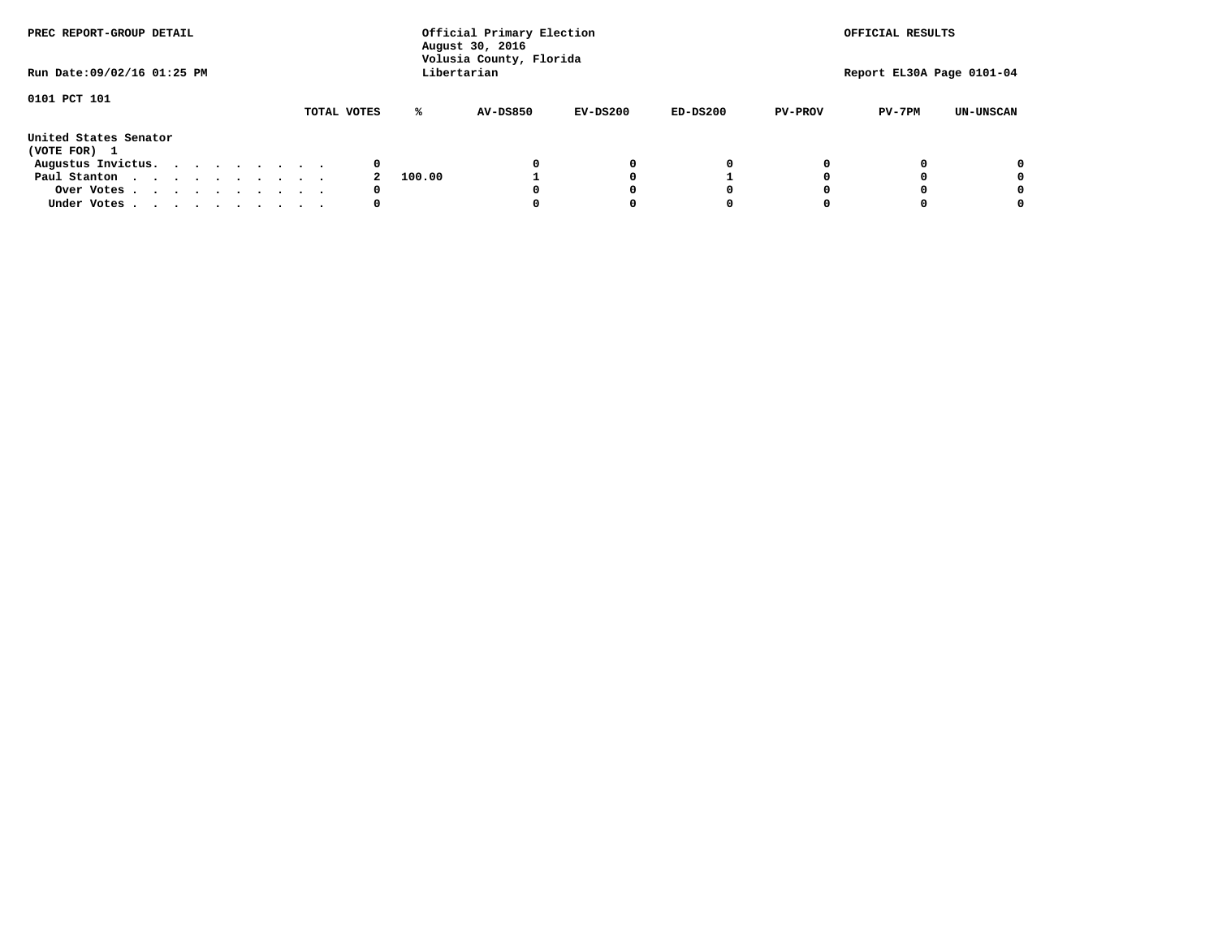PREC REPORT-GROUP DETAIL

Official Primary Election
August 30, 2016
Volusia County, Florida
Libertarian

OFFICIAL RESULTS

Run Date:09/02/16 01:25 PM

Report EL30A Page 0101-04

0101 PCT 101

United States Senator
(VOTE FOR) 1

| | TOTAL VOTES | % | AV-DS850 | EV-DS200 | ED-DS200 | PV-PROV | PV-7PM | UN-UNSCAN |
|---|---|---|---|---|---|---|---|---|
| Augustus Invictus. . . . . . . . . . | 0 | | 0 | 0 | 0 | 0 | 0 | 0 |
| Paul Stanton . . . . . . . . . . . | 2 | 100.00 | 1 | 0 | 1 | 0 | 0 | 0 |
| Over Votes . . . . . . . . . . . | 0 | | 0 | 0 | 0 | 0 | 0 | 0 |
| Under Votes . . . . . . . . . . . | 0 | | 0 | 0 | 0 | 0 | 0 | 0 |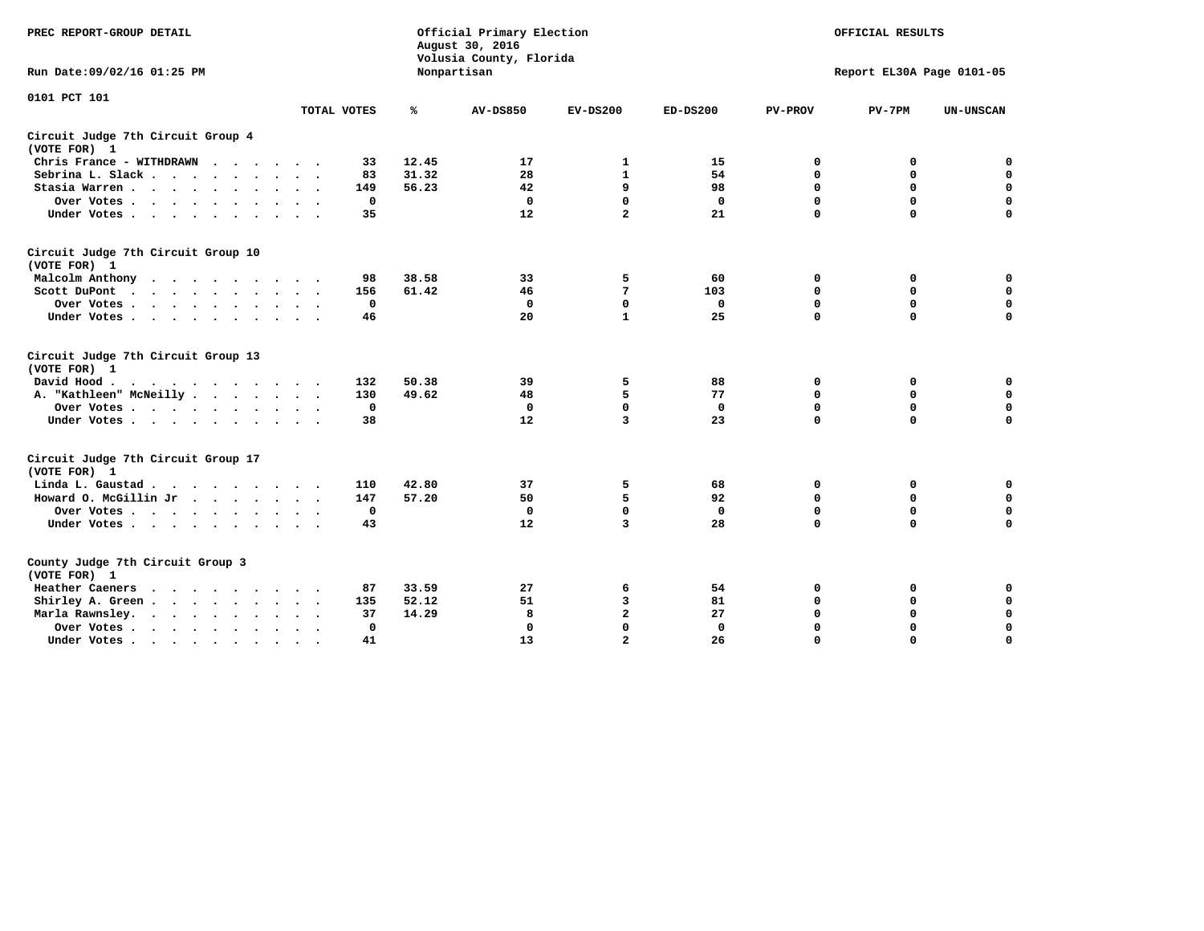PREC REPORT-GROUP DETAIL

Official Primary Election
August 30, 2016
Volusia County, Florida
Nonpartisan

OFFICIAL RESULTS

Run Date:09/02/16 01:25 PM

Report EL30A Page 0101-05

0101 PCT 101

| | TOTAL VOTES | % | AV-DS850 | EV-DS200 | ED-DS200 | PV-PROV | PV-7PM | UN-UNSCAN |
|---|---|---|---|---|---|---|---|---|
| **Circuit Judge 7th Circuit Group 4 (VOTE FOR) 1** | | | | | | | | |
| Chris France - WITHDRAWN | 33 | 12.45 | 17 | 1 | 15 | 0 | 0 | 0 |
| Sebrina L. Slack | 83 | 31.32 | 28 | 1 | 54 | 0 | 0 | 0 |
| Stasia Warren | 149 | 56.23 | 42 | 9 | 98 | 0 | 0 | 0 |
| Over Votes | 0 | | 0 | 0 | 0 | 0 | 0 | 0 |
| Under Votes | 35 | | 12 | 2 | 21 | 0 | 0 | 0 |
| **Circuit Judge 7th Circuit Group 10 (VOTE FOR) 1** | | | | | | | | |
| Malcolm Anthony | 98 | 38.58 | 33 | 5 | 60 | 0 | 0 | 0 |
| Scott DuPont | 156 | 61.42 | 46 | 7 | 103 | 0 | 0 | 0 |
| Over Votes | 0 | | 0 | 0 | 0 | 0 | 0 | 0 |
| Under Votes | 46 | | 20 | 1 | 25 | 0 | 0 | 0 |
| **Circuit Judge 7th Circuit Group 13 (VOTE FOR) 1** | | | | | | | | |
| David Hood | 132 | 50.38 | 39 | 5 | 88 | 0 | 0 | 0 |
| A. "Kathleen" McNeilly | 130 | 49.62 | 48 | 5 | 77 | 0 | 0 | 0 |
| Over Votes | 0 | | 0 | 0 | 0 | 0 | 0 | 0 |
| Under Votes | 38 | | 12 | 3 | 23 | 0 | 0 | 0 |
| **Circuit Judge 7th Circuit Group 17 (VOTE FOR) 1** | | | | | | | | |
| Linda L. Gaustad | 110 | 42.80 | 37 | 5 | 68 | 0 | 0 | 0 |
| Howard O. McGillin Jr | 147 | 57.20 | 50 | 5 | 92 | 0 | 0 | 0 |
| Over Votes | 0 | | 0 | 0 | 0 | 0 | 0 | 0 |
| Under Votes | 43 | | 12 | 3 | 28 | 0 | 0 | 0 |
| **County Judge 7th Circuit Group 3 (VOTE FOR) 1** | | | | | | | | |
| Heather Caeners | 87 | 33.59 | 27 | 6 | 54 | 0 | 0 | 0 |
| Shirley A. Green | 135 | 52.12 | 51 | 3 | 81 | 0 | 0 | 0 |
| Marla Rawnsley | 37 | 14.29 | 8 | 2 | 27 | 0 | 0 | 0 |
| Over Votes | 0 | | 0 | 0 | 0 | 0 | 0 | 0 |
| Under Votes | 41 | | 13 | 2 | 26 | 0 | 0 | 0 |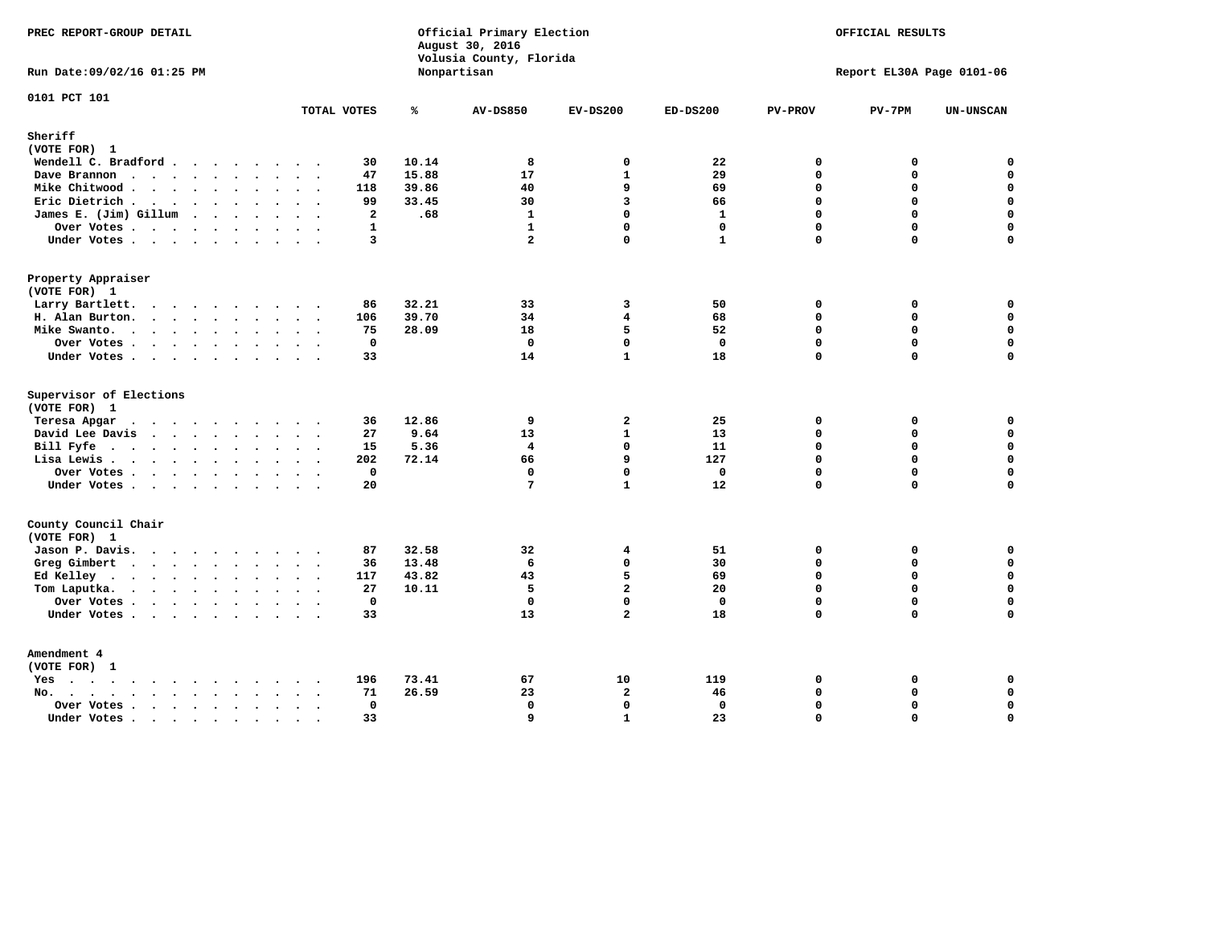PREC REPORT-GROUP DETAIL

Official Primary Election
August 30, 2016
Volusia County, Florida
Nonpartisan

OFFICIAL RESULTS

Run Date:09/02/16 01:25 PM

Report EL30A Page 0101-06

0101 PCT 101

| | TOTAL VOTES | % | AV-DS850 | EV-DS200 | ED-DS200 | PV-PROV | PV-7PM | UN-UNSCAN |
|---|---|---|---|---|---|---|---|---|
| **Sheriff** | | | | | | | | |
| (VOTE FOR) 1 | | | | | | | | |
| Wendell C. Bradford | 30 | 10.14 | 8 | 0 | 22 | 0 | 0 | 0 |
| Dave Brannon | 47 | 15.88 | 17 | 1 | 29 | 0 | 0 | 0 |
| Mike Chitwood | 118 | 39.86 | 40 | 9 | 69 | 0 | 0 | 0 |
| Eric Dietrich | 99 | 33.45 | 30 | 3 | 66 | 0 | 0 | 0 |
| James E. (Jim) Gillum | 2 | .68 | 1 | 0 | 1 | 0 | 0 | 0 |
| Over Votes | 1 | | 1 | 0 | 0 | 0 | 0 | 0 |
| Under Votes | 3 | | 2 | 0 | 1 | 0 | 0 | 0 |
| **Property Appraiser** | | | | | | | | |
| (VOTE FOR) 1 | | | | | | | | |
| Larry Bartlett | 86 | 32.21 | 33 | 3 | 50 | 0 | 0 | 0 |
| H. Alan Burton | 106 | 39.70 | 34 | 4 | 68 | 0 | 0 | 0 |
| Mike Swanto | 75 | 28.09 | 18 | 5 | 52 | 0 | 0 | 0 |
| Over Votes | 0 | | 0 | 0 | 0 | 0 | 0 | 0 |
| Under Votes | 33 | | 14 | 1 | 18 | 0 | 0 | 0 |
| **Supervisor of Elections** | | | | | | | | |
| (VOTE FOR) 1 | | | | | | | | |
| Teresa Apgar | 36 | 12.86 | 9 | 2 | 25 | 0 | 0 | 0 |
| David Lee Davis | 27 | 9.64 | 13 | 1 | 13 | 0 | 0 | 0 |
| Bill Fyfe | 15 | 5.36 | 4 | 0 | 11 | 0 | 0 | 0 |
| Lisa Lewis | 202 | 72.14 | 66 | 9 | 127 | 0 | 0 | 0 |
| Over Votes | 0 | | 0 | 0 | 0 | 0 | 0 | 0 |
| Under Votes | 20 | | 7 | 1 | 12 | 0 | 0 | 0 |
| **County Council Chair** | | | | | | | | |
| (VOTE FOR) 1 | | | | | | | | |
| Jason P. Davis | 87 | 32.58 | 32 | 4 | 51 | 0 | 0 | 0 |
| Greg Gimbert | 36 | 13.48 | 6 | 0 | 30 | 0 | 0 | 0 |
| Ed Kelley | 117 | 43.82 | 43 | 5 | 69 | 0 | 0 | 0 |
| Tom Laputka | 27 | 10.11 | 5 | 2 | 20 | 0 | 0 | 0 |
| Over Votes | 0 | | 0 | 0 | 0 | 0 | 0 | 0 |
| Under Votes | 33 | | 13 | 2 | 18 | 0 | 0 | 0 |
| **Amendment 4** | | | | | | | | |
| (VOTE FOR) 1 | | | | | | | | |
| Yes | 196 | 73.41 | 67 | 10 | 119 | 0 | 0 | 0 |
| No | 71 | 26.59 | 23 | 2 | 46 | 0 | 0 | 0 |
| Over Votes | 0 | | 0 | 0 | 0 | 0 | 0 | 0 |
| Under Votes | 33 | | 9 | 1 | 23 | 0 | 0 | 0 |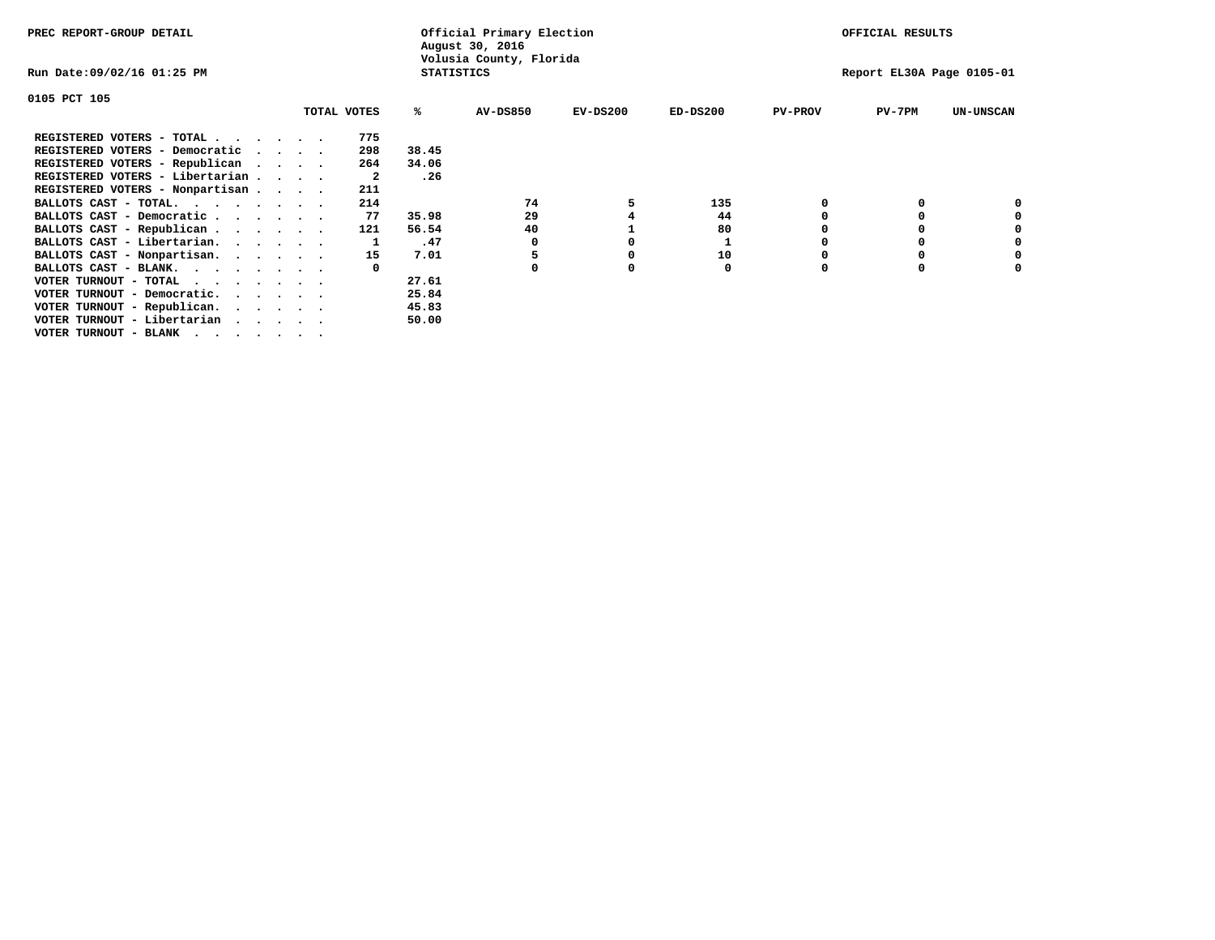PREC REPORT-GROUP DETAIL

Official Primary Election
August 30, 2016
Volusia County, Florida
STATISTICS

OFFICIAL RESULTS

Run Date:09/02/16 01:25 PM

Report EL30A Page 0105-01

0105 PCT 105

| | TOTAL VOTES | % | AV-DS850 | EV-DS200 | ED-DS200 | PV-PROV | PV-7PM | UN-UNSCAN |
|---|---|---|---|---|---|---|---|---|
| REGISTERED VOTERS - TOTAL . . . . . . | 775 | | | | | | | |
| REGISTERED VOTERS - Democratic . . . . | 298 | 38.45 | | | | | | |
| REGISTERED VOTERS - Republican . . . . | 264 | 34.06 | | | | | | |
| REGISTERED VOTERS - Libertarian . . . . | 2 | .26 | | | | | | |
| REGISTERED VOTERS - Nonpartisan . . . . | 211 | | | | | | | |
| BALLOTS CAST - TOTAL. . . . . . . . | 214 | | 74 | 5 | 135 | 0 | 0 | 0 |
| BALLOTS CAST - Democratic . . . . . . | 77 | 35.98 | 29 | 4 | 44 | 0 | 0 | 0 |
| BALLOTS CAST - Republican . . . . . . | 121 | 56.54 | 40 | 1 | 80 | 0 | 0 | 0 |
| BALLOTS CAST - Libertarian. . . . . . | 1 | .47 | 0 | 0 | 1 | 0 | 0 | 0 |
| BALLOTS CAST - Nonpartisan. . . . . . | 15 | 7.01 | 5 | 0 | 10 | 0 | 0 | 0 |
| BALLOTS CAST - BLANK. . . . . . . . | 0 | | 0 | 0 | 0 | 0 | 0 | 0 |
| VOTER TURNOUT - TOTAL . . . . . . . | | 27.61 | | | | | | |
| VOTER TURNOUT - Democratic. . . . . . | | 25.84 | | | | | | |
| VOTER TURNOUT - Republican. . . . . . | | 45.83 | | | | | | |
| VOTER TURNOUT - Libertarian . . . . . | | 50.00 | | | | | | |
| VOTER TURNOUT - BLANK . . . . . . . | | | | | | | | |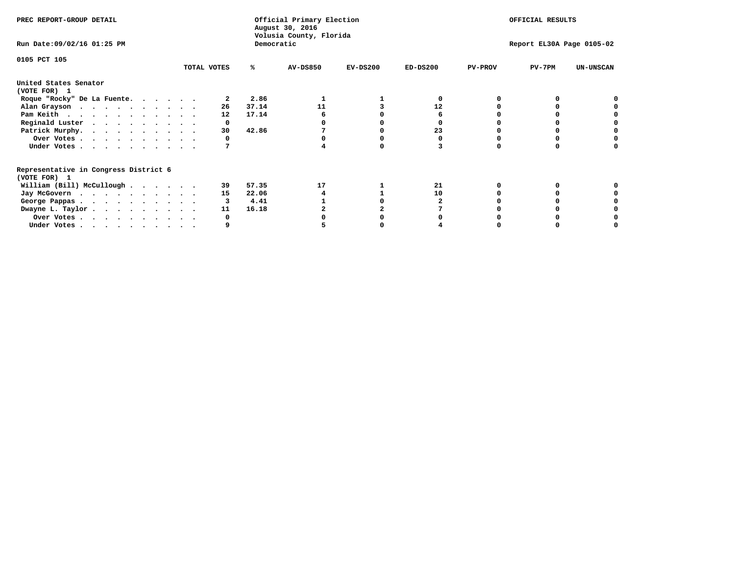PREC REPORT-GROUP DETAIL

Official Primary Election
August 30, 2016
Volusia County, Florida
Democratic

OFFICIAL RESULTS

Run Date:09/02/16 01:25 PM

Report EL30A Page 0105-02

0105 PCT 105

## United States Senator
(VOTE FOR) 1

| | TOTAL VOTES | % | AV-DS850 | EV-DS200 | ED-DS200 | PV-PROV | PV-7PM | UN-UNSCAN |
|---|---|---|---|---|---|---|---|---|
| Roque "Rocky" De La Fuente | 2 | 2.86 | 1 | 1 | 0 | 0 | 0 | 0 |
| Alan Grayson | 26 | 37.14 | 11 | 3 | 12 | 0 | 0 | 0 |
| Pam Keith | 12 | 17.14 | 6 | 0 | 6 | 0 | 0 | 0 |
| Reginald Luster | 0 | | 0 | 0 | 0 | 0 | 0 | 0 |
| Patrick Murphy | 30 | 42.86 | 7 | 0 | 23 | 0 | 0 | 0 |
| Over Votes | 0 | | 0 | 0 | 0 | 0 | 0 | 0 |
| Under Votes | 7 | | 4 | 0 | 3 | 0 | 0 | 0 |

## Representative in Congress District 6
(VOTE FOR) 1

| | TOTAL VOTES | % | AV-DS850 | EV-DS200 | ED-DS200 | PV-PROV | PV-7PM | UN-UNSCAN |
|---|---|---|---|---|---|---|---|---|
| William (Bill) McCullough | 39 | 57.35 | 17 | 1 | 21 | 0 | 0 | 0 |
| Jay McGovern | 15 | 22.06 | 4 | 1 | 10 | 0 | 0 | 0 |
| George Pappas | 3 | 4.41 | 1 | 0 | 2 | 0 | 0 | 0 |
| Dwayne L. Taylor | 11 | 16.18 | 2 | 2 | 7 | 0 | 0 | 0 |
| Over Votes | 0 | | 0 | 0 | 0 | 0 | 0 | 0 |
| Under Votes | 9 | | 5 | 0 | 4 | 0 | 0 | 0 |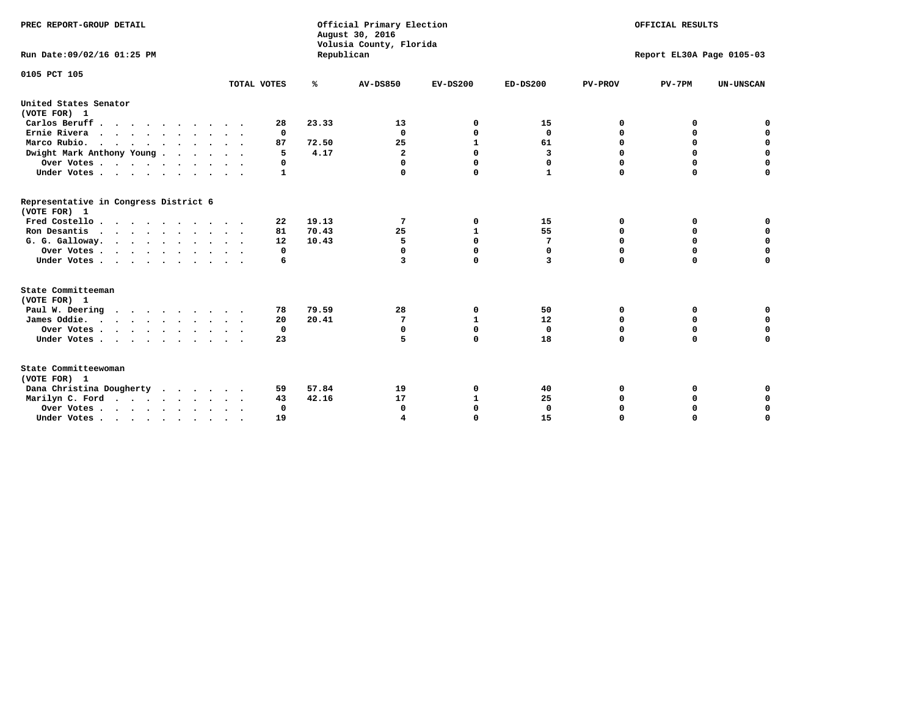PREC REPORT-GROUP DETAIL

Official Primary Election
August 30, 2016
Volusia County, Florida
Republican

OFFICIAL RESULTS

Run Date:09/02/16 01:25 PM

Report EL30A Page 0105-03

0105 PCT 105

| | TOTAL VOTES | % | AV-DS850 | EV-DS200 | ED-DS200 | PV-PROV | PV-7PM | UN-UNSCAN |
|---|---|---|---|---|---|---|---|---|
| **United States Senator** | | | | | | | | |
| **(VOTE FOR) 1** | | | | | | | | |
| Carlos Beruff | 28 | 23.33 | 13 | 0 | 15 | 0 | 0 | 0 |
| Ernie Rivera | 0 | | 0 | 0 | 0 | 0 | 0 | 0 |
| Marco Rubio. | 87 | 72.50 | 25 | 1 | 61 | 0 | 0 | 0 |
| Dwight Mark Anthony Young | 5 | 4.17 | 2 | 0 | 3 | 0 | 0 | 0 |
| Over Votes | 0 | | 0 | 0 | 0 | 0 | 0 | 0 |
| Under Votes | 1 | | 0 | 0 | 1 | 0 | 0 | 0 |
| **Representative in Congress District 6** | | | | | | | | |
| **(VOTE FOR) 1** | | | | | | | | |
| Fred Costello | 22 | 19.13 | 7 | 0 | 15 | 0 | 0 | 0 |
| Ron Desantis | 81 | 70.43 | 25 | 1 | 55 | 0 | 0 | 0 |
| G. G. Galloway. | 12 | 10.43 | 5 | 0 | 7 | 0 | 0 | 0 |
| Over Votes | 0 | | 0 | 0 | 0 | 0 | 0 | 0 |
| Under Votes | 6 | | 3 | 0 | 3 | 0 | 0 | 0 |
| **State Committeeman** | | | | | | | | |
| **(VOTE FOR) 1** | | | | | | | | |
| Paul W. Deering | 78 | 79.59 | 28 | 0 | 50 | 0 | 0 | 0 |
| James Oddie. | 20 | 20.41 | 7 | 1 | 12 | 0 | 0 | 0 |
| Over Votes | 0 | | 0 | 0 | 0 | 0 | 0 | 0 |
| Under Votes | 23 | | 5 | 0 | 18 | 0 | 0 | 0 |
| **State Committeewoman** | | | | | | | | |
| **(VOTE FOR) 1** | | | | | | | | |
| Dana Christina Dougherty | 59 | 57.84 | 19 | 0 | 40 | 0 | 0 | 0 |
| Marilyn C. Ford | 43 | 42.16 | 17 | 1 | 25 | 0 | 0 | 0 |
| Over Votes | 0 | | 0 | 0 | 0 | 0 | 0 | 0 |
| Under Votes | 19 | | 4 | 0 | 15 | 0 | 0 | 0 |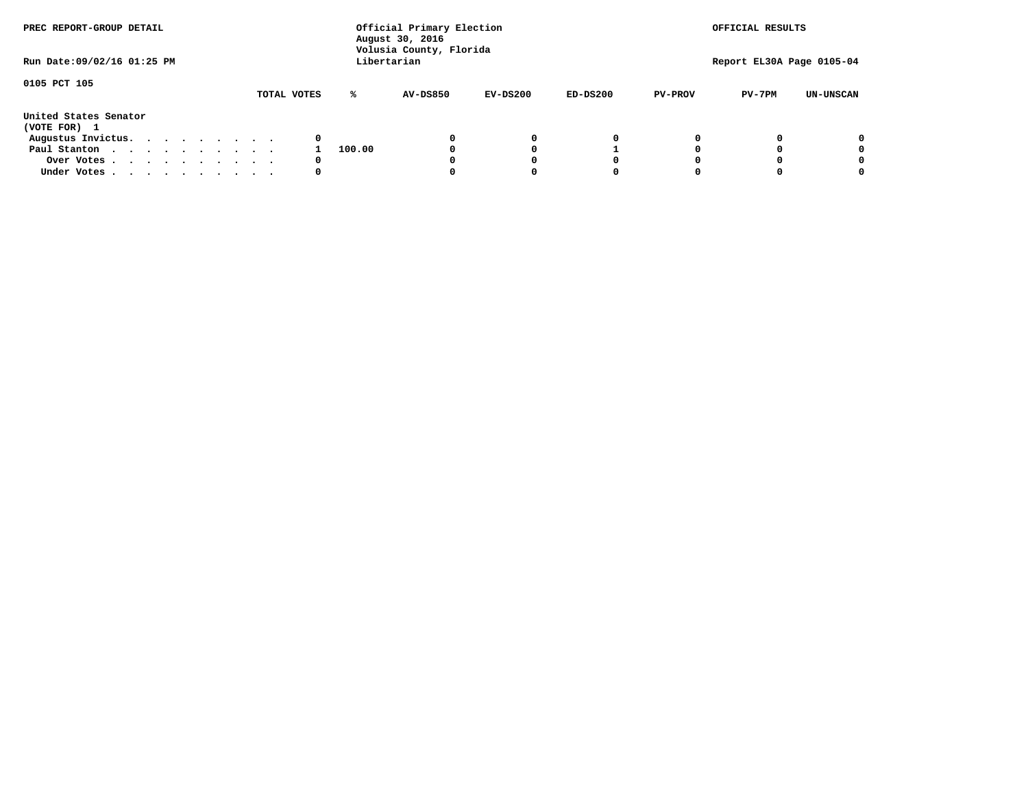PREC REPORT-GROUP DETAIL

Official Primary Election
August 30, 2016
Volusia County, Florida
Libertarian

OFFICIAL RESULTS

Run Date:09/02/16 01:25 PM

Report EL30A Page 0105-04

0105 PCT 105

United States Senator
(VOTE FOR) 1

| | TOTAL VOTES | % | AV-DS850 | EV-DS200 | ED-DS200 | PV-PROV | PV-7PM | UN-UNSCAN |
|---|---|---|---|---|---|---|---|---|
| Augustus Invictus. . . . . . . . . . | 0 | | 0 | 0 | 0 | 0 | 0 | 0 |
| Paul Stanton . . . . . . . . . . . | 1 | 100.00 | 0 | 0 | 1 | 0 | 0 | 0 |
| Over Votes . . . . . . . . . . . | 0 | | 0 | 0 | 0 | 0 | 0 | 0 |
| Under Votes . . . . . . . . . . . | 0 | | 0 | 0 | 0 | 0 | 0 | 0 |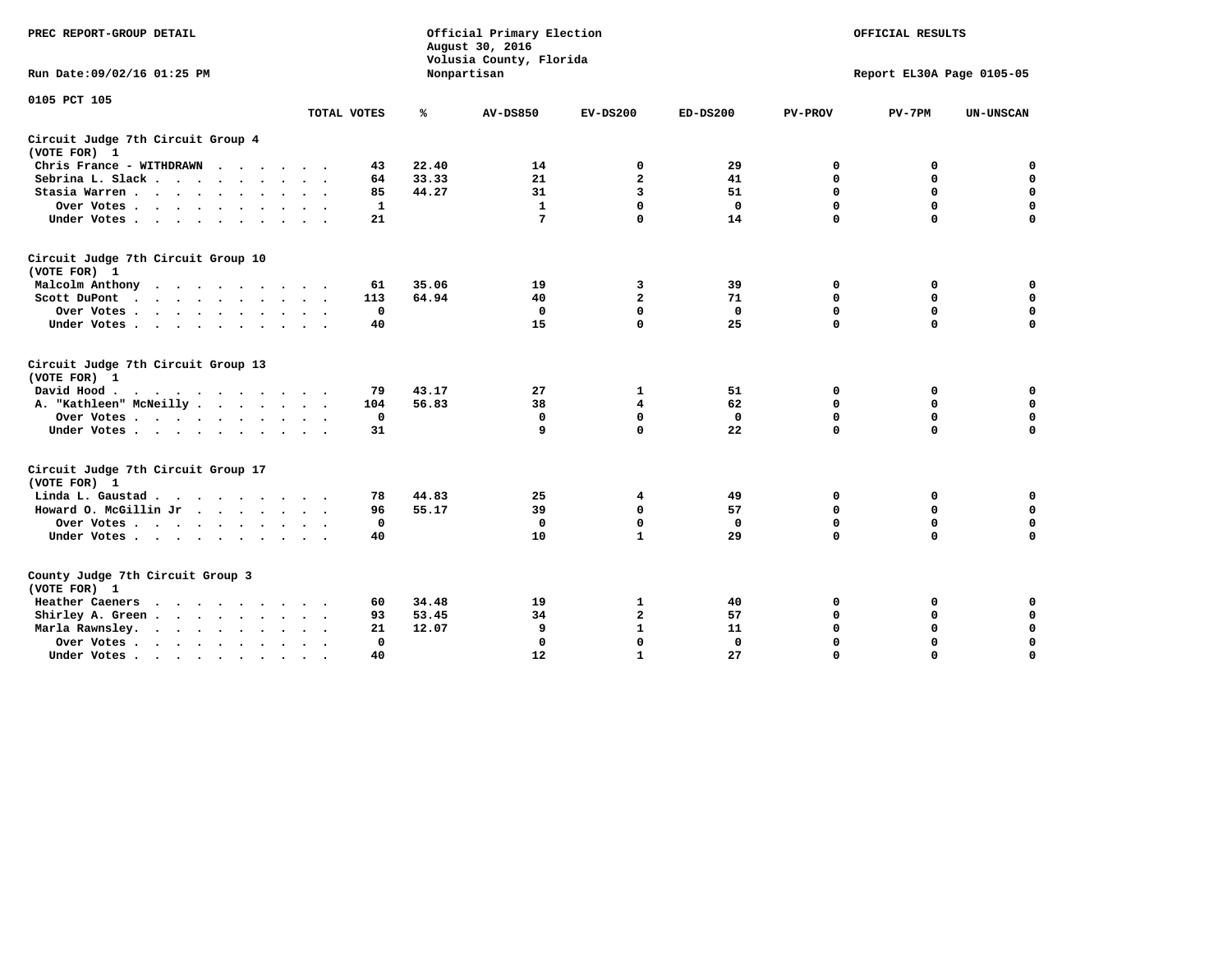PREC REPORT-GROUP DETAIL

Official Primary Election
August 30, 2016
Volusia County, Florida
Nonpartisan

OFFICIAL RESULTS

Run Date:09/02/16 01:25 PM

Report EL30A Page 0105-05

0105 PCT 105

| | TOTAL VOTES | % | AV-DS850 | EV-DS200 | ED-DS200 | PV-PROV | PV-7PM | UN-UNSCAN |
|---|---|---|---|---|---|---|---|---|
| **Circuit Judge 7th Circuit Group 4 (VOTE FOR) 1** | | | | | | | | |
| Chris France - WITHDRAWN | 43 | 22.40 | 14 | 0 | 29 | 0 | 0 | 0 |
| Sebrina L. Slack | 64 | 33.33 | 21 | 2 | 41 | 0 | 0 | 0 |
| Stasia Warren | 85 | 44.27 | 31 | 3 | 51 | 0 | 0 | 0 |
| Over Votes | 1 | | 1 | 0 | 0 | 0 | 0 | 0 |
| Under Votes | 21 | | 7 | 0 | 14 | 0 | 0 | 0 |
| **Circuit Judge 7th Circuit Group 10 (VOTE FOR) 1** | | | | | | | | |
| Malcolm Anthony | 61 | 35.06 | 19 | 3 | 39 | 0 | 0 | 0 |
| Scott DuPont | 113 | 64.94 | 40 | 2 | 71 | 0 | 0 | 0 |
| Over Votes | 0 | | 0 | 0 | 0 | 0 | 0 | 0 |
| Under Votes | 40 | | 15 | 0 | 25 | 0 | 0 | 0 |
| **Circuit Judge 7th Circuit Group 13 (VOTE FOR) 1** | | | | | | | | |
| David Hood | 79 | 43.17 | 27 | 1 | 51 | 0 | 0 | 0 |
| A. "Kathleen" McNeilly | 104 | 56.83 | 38 | 4 | 62 | 0 | 0 | 0 |
| Over Votes | 0 | | 0 | 0 | 0 | 0 | 0 | 0 |
| Under Votes | 31 | | 9 | 0 | 22 | 0 | 0 | 0 |
| **Circuit Judge 7th Circuit Group 17 (VOTE FOR) 1** | | | | | | | | |
| Linda L. Gaustad | 78 | 44.83 | 25 | 4 | 49 | 0 | 0 | 0 |
| Howard O. McGillin Jr | 96 | 55.17 | 39 | 0 | 57 | 0 | 0 | 0 |
| Over Votes | 0 | | 0 | 0 | 0 | 0 | 0 | 0 |
| Under Votes | 40 | | 10 | 1 | 29 | 0 | 0 | 0 |
| **County Judge 7th Circuit Group 3 (VOTE FOR) 1** | | | | | | | | |
| Heather Caeners | 60 | 34.48 | 19 | 1 | 40 | 0 | 0 | 0 |
| Shirley A. Green | 93 | 53.45 | 34 | 2 | 57 | 0 | 0 | 0 |
| Marla Rawnsley | 21 | 12.07 | 9 | 1 | 11 | 0 | 0 | 0 |
| Over Votes | 0 | | 0 | 0 | 0 | 0 | 0 | 0 |
| Under Votes | 40 | | 12 | 1 | 27 | 0 | 0 | 0 |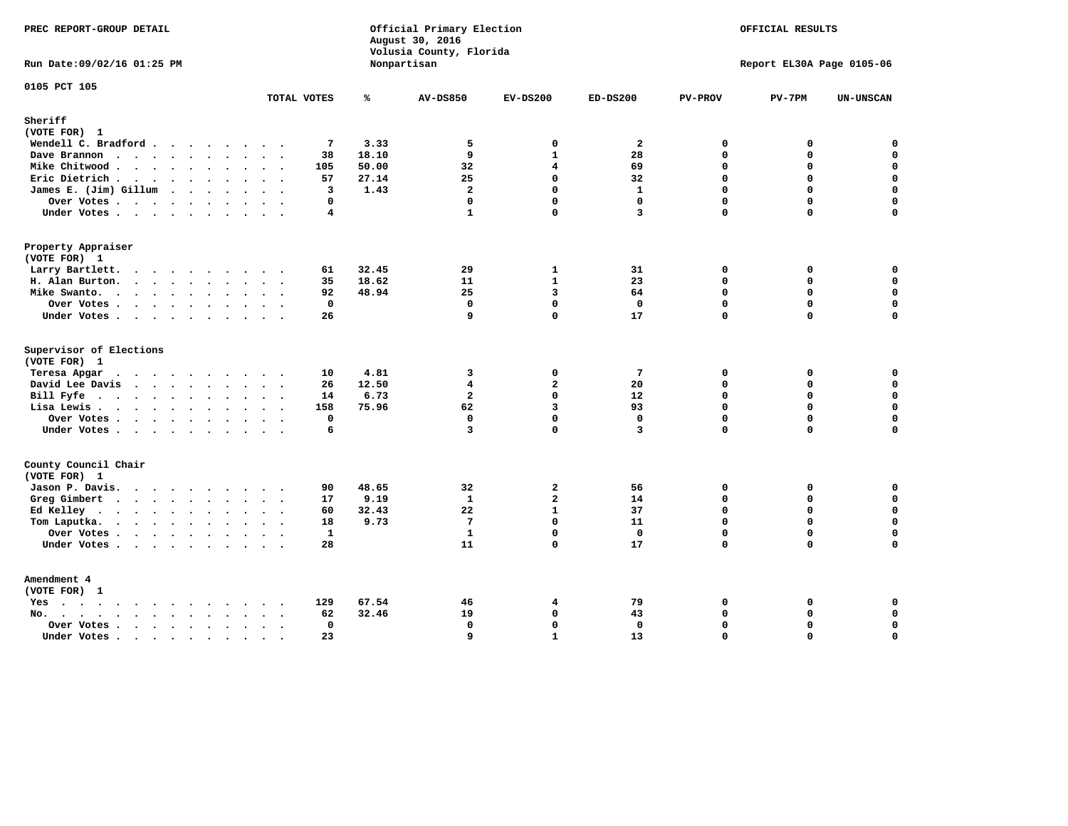PREC REPORT-GROUP DETAIL

Official Primary Election
August 30, 2016
Volusia County, Florida
Nonpartisan

OFFICIAL RESULTS

Run Date:09/02/16 01:25 PM

Report EL30A Page 0105-06

0105 PCT 105

| | TOTAL VOTES | % | AV-DS850 | EV-DS200 | ED-DS200 | PV-PROV | PV-7PM | UN-UNSCAN |
|---|---|---|---|---|---|---|---|---|
| **Sheriff** | | | | | | | | |
| (VOTE FOR) 1 | | | | | | | | |
| Wendell C. Bradford | 7 | 3.33 | 5 | 0 | 2 | 0 | 0 | 0 |
| Dave Brannon | 38 | 18.10 | 9 | 1 | 28 | 0 | 0 | 0 |
| Mike Chitwood | 105 | 50.00 | 32 | 4 | 69 | 0 | 0 | 0 |
| Eric Dietrich | 57 | 27.14 | 25 | 0 | 32 | 0 | 0 | 0 |
| James E. (Jim) Gillum | 3 | 1.43 | 2 | 0 | 1 | 0 | 0 | 0 |
| Over Votes | 0 | | 0 | 0 | 0 | 0 | 0 | 0 |
| Under Votes | 4 | | 1 | 0 | 3 | 0 | 0 | 0 |
| **Property Appraiser** | | | | | | | | |
| (VOTE FOR) 1 | | | | | | | | |
| Larry Bartlett | 61 | 32.45 | 29 | 1 | 31 | 0 | 0 | 0 |
| H. Alan Burton | 35 | 18.62 | 11 | 1 | 23 | 0 | 0 | 0 |
| Mike Swanto | 92 | 48.94 | 25 | 3 | 64 | 0 | 0 | 0 |
| Over Votes | 0 | | 0 | 0 | 0 | 0 | 0 | 0 |
| Under Votes | 26 | | 9 | 0 | 17 | 0 | 0 | 0 |
| **Supervisor of Elections** | | | | | | | | |
| (VOTE FOR) 1 | | | | | | | | |
| Teresa Apgar | 10 | 4.81 | 3 | 0 | 7 | 0 | 0 | 0 |
| David Lee Davis | 26 | 12.50 | 4 | 2 | 20 | 0 | 0 | 0 |
| Bill Fyfe | 14 | 6.73 | 2 | 0 | 12 | 0 | 0 | 0 |
| Lisa Lewis | 158 | 75.96 | 62 | 3 | 93 | 0 | 0 | 0 |
| Over Votes | 0 | | 0 | 0 | 0 | 0 | 0 | 0 |
| Under Votes | 6 | | 3 | 0 | 3 | 0 | 0 | 0 |
| **County Council Chair** | | | | | | | | |
| (VOTE FOR) 1 | | | | | | | | |
| Jason P. Davis | 90 | 48.65 | 32 | 2 | 56 | 0 | 0 | 0 |
| Greg Gimbert | 17 | 9.19 | 1 | 2 | 14 | 0 | 0 | 0 |
| Ed Kelley | 60 | 32.43 | 22 | 1 | 37 | 0 | 0 | 0 |
| Tom Laputka | 18 | 9.73 | 7 | 0 | 11 | 0 | 0 | 0 |
| Over Votes | 1 | | 1 | 0 | 0 | 0 | 0 | 0 |
| Under Votes | 28 | | 11 | 0 | 17 | 0 | 0 | 0 |
| **Amendment 4** | | | | | | | | |
| (VOTE FOR) 1 | | | | | | | | |
| Yes | 129 | 67.54 | 46 | 4 | 79 | 0 | 0 | 0 |
| No | 62 | 32.46 | 19 | 0 | 43 | 0 | 0 | 0 |
| Over Votes | 0 | | 0 | 0 | 0 | 0 | 0 | 0 |
| Under Votes | 23 | | 9 | 1 | 13 | 0 | 0 | 0 |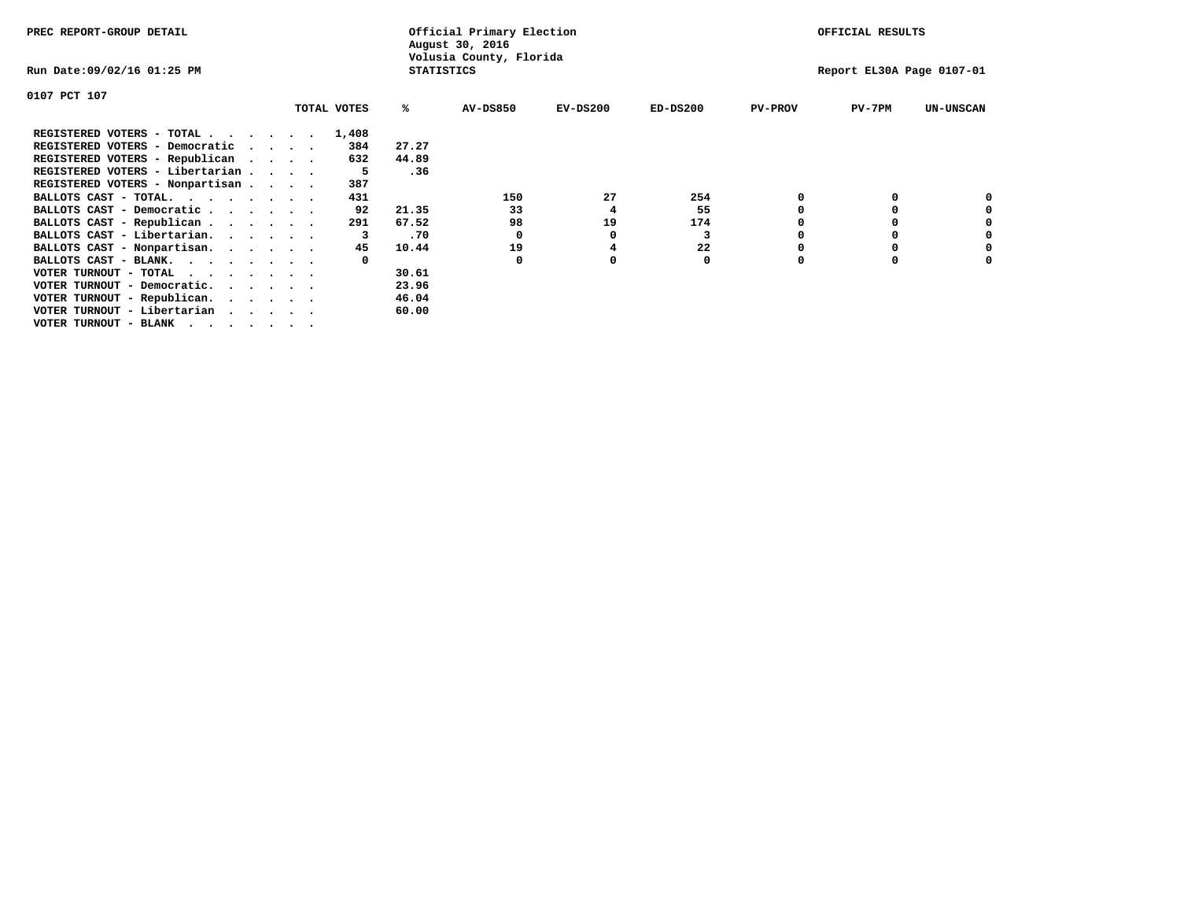PREC REPORT-GROUP DETAIL

Official Primary Election
August 30, 2016
Volusia County, Florida
STATISTICS

OFFICIAL RESULTS

Run Date:09/02/16 01:25 PM

Report EL30A Page 0107-01

0107 PCT 107

| | TOTAL VOTES | % | AV-DS850 | EV-DS200 | ED-DS200 | PV-PROV | PV-7PM | UN-UNSCAN |
|---|---|---|---|---|---|---|---|---|
| REGISTERED VOTERS - TOTAL . . . . . . | 1,408 | | | | | | | |
| REGISTERED VOTERS - Democratic . . . . | 384 | 27.27 | | | | | | |
| REGISTERED VOTERS - Republican . . . . | 632 | 44.89 | | | | | | |
| REGISTERED VOTERS - Libertarian . . . . | 5 | .36 | | | | | | |
| REGISTERED VOTERS - Nonpartisan . . . . | 387 | | | | | | | |
| BALLOTS CAST - TOTAL. . . . . . . . | 431 | | 150 | 27 | 254 | 0 | 0 | 0 |
| BALLOTS CAST - Democratic . . . . . . | 92 | 21.35 | 33 | 4 | 55 | 0 | 0 | 0 |
| BALLOTS CAST - Republican . . . . . . | 291 | 67.52 | 98 | 19 | 174 | 0 | 0 | 0 |
| BALLOTS CAST - Libertarian. . . . . . | 3 | .70 | 0 | 0 | 3 | 0 | 0 | 0 |
| BALLOTS CAST - Nonpartisan. . . . . . | 45 | 10.44 | 19 | 4 | 22 | 0 | 0 | 0 |
| BALLOTS CAST - BLANK. . . . . . . . | 0 | | 0 | 0 | 0 | 0 | 0 | 0 |
| VOTER TURNOUT - TOTAL . . . . . . . | | 30.61 | | | | | | |
| VOTER TURNOUT - Democratic. . . . . . | | 23.96 | | | | | | |
| VOTER TURNOUT - Republican. . . . . . | | 46.04 | | | | | | |
| VOTER TURNOUT - Libertarian . . . . . | | 60.00 | | | | | | |
| VOTER TURNOUT - BLANK . . . . . . . | | | | | | | | |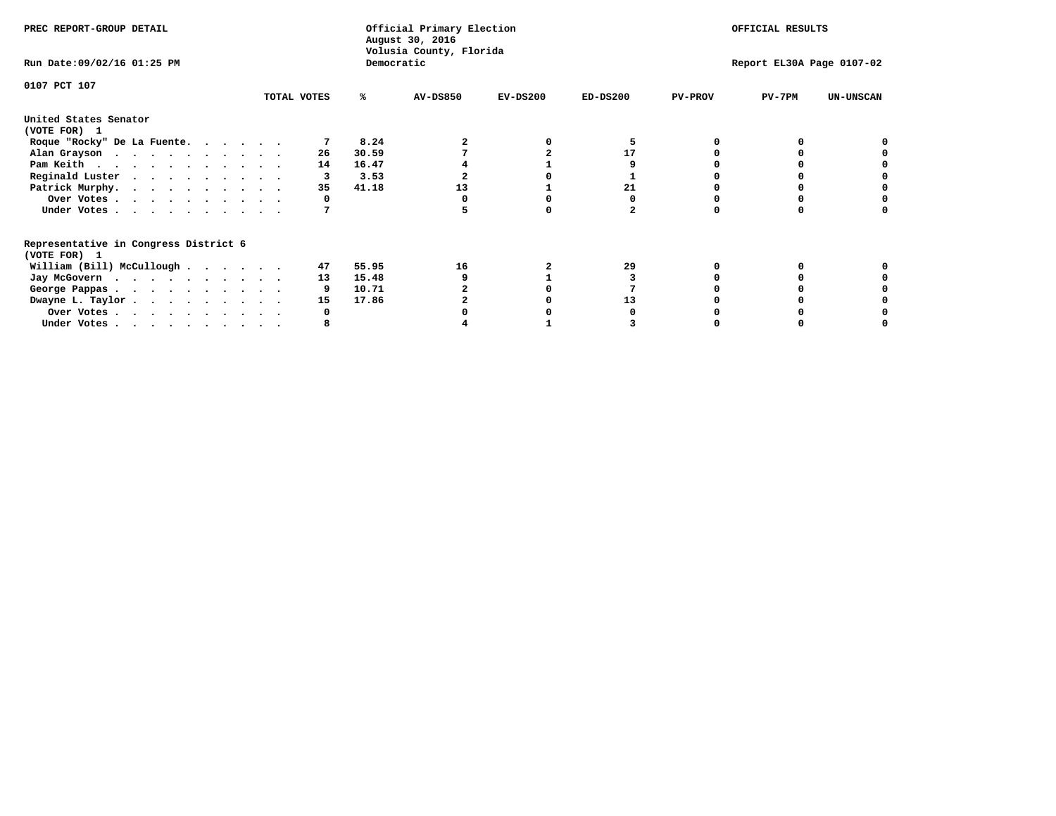PREC REPORT-GROUP DETAIL

Official Primary Election
August 30, 2016
Volusia County, Florida
Democratic

OFFICIAL RESULTS

Run Date:09/02/16 01:25 PM

Report EL30A Page 0107-02

0107 PCT 107

| | TOTAL VOTES | % | AV-DS850 | EV-DS200 | ED-DS200 | PV-PROV | PV-7PM | UN-UNSCAN |
|---|---|---|---|---|---|---|---|---|
| **United States Senator (VOTE FOR) 1** | | | | | | | | |
| Roque "Rocky" De La Fuente. . . . . . | 7 | 8.24 | 2 | 0 | 5 | 0 | 0 | 0 |
| Alan Grayson . . . . . . . . . . . | 26 | 30.59 | 7 | 2 | 17 | 0 | 0 | 0 |
| Pam Keith . . . . . . . . . . . . | 14 | 16.47 | 4 | 1 | 9 | 0 | 0 | 0 |
| Reginald Luster . . . . . . . . . . | 3 | 3.53 | 2 | 0 | 1 | 0 | 0 | 0 |
| Patrick Murphy. . . . . . . . . . . | 35 | 41.18 | 13 | 1 | 21 | 0 | 0 | 0 |
| Over Votes . . . . . . . . . . . | 0 | | 0 | 0 | 0 | 0 | 0 | 0 |
| Under Votes . . . . . . . . . . . | 7 | | 5 | 0 | 2 | 0 | 0 | 0 |
| **Representative in Congress District 6 (VOTE FOR) 1** | | | | | | | | |
| William (Bill) McCullough . . . . . . | 47 | 55.95 | 16 | 2 | 29 | 0 | 0 | 0 |
| Jay McGovern . . . . . . . . . . . | 13 | 15.48 | 9 | 1 | 3 | 0 | 0 | 0 |
| George Pappas . . . . . . . . . . . | 9 | 10.71 | 2 | 0 | 7 | 0 | 0 | 0 |
| Dwayne L. Taylor . . . . . . . . . . | 15 | 17.86 | 2 | 0 | 13 | 0 | 0 | 0 |
| Over Votes . . . . . . . . . . . | 0 | | 0 | 0 | 0 | 0 | 0 | 0 |
| Under Votes . . . . . . . . . . . | 8 | | 4 | 1 | 3 | 0 | 0 | 0 |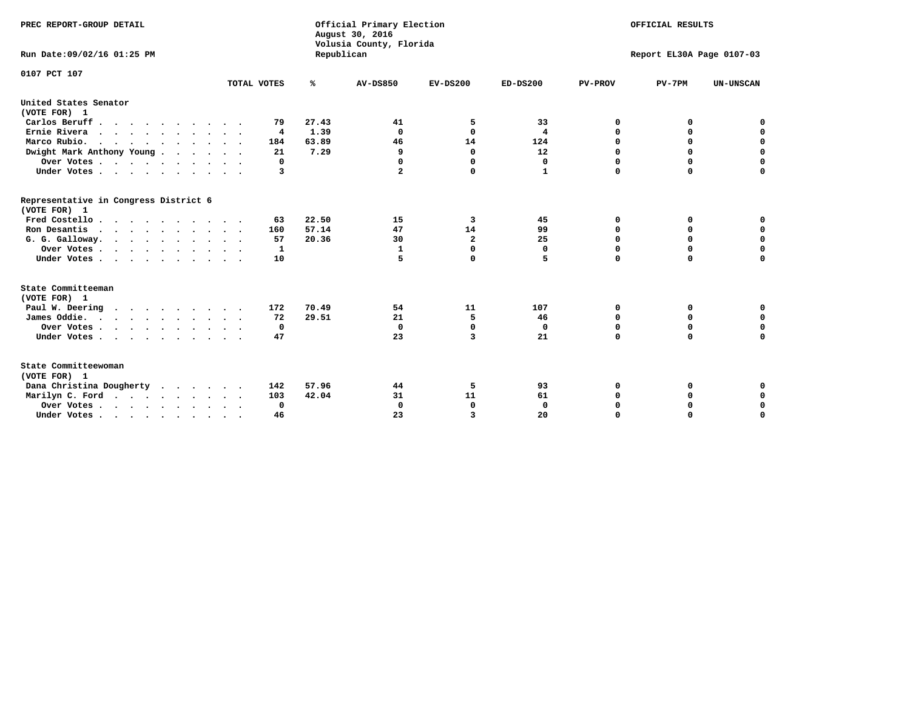PREC REPORT-GROUP DETAIL

Official Primary Election
August 30, 2016
Volusia County, Florida
Republican

OFFICIAL RESULTS

Run Date:09/02/16 01:25 PM

Report EL30A Page 0107-03

0107 PCT 107

| | TOTAL VOTES | % | AV-DS850 | EV-DS200 | ED-DS200 | PV-PROV | PV-7PM | UN-UNSCAN |
|---|---|---|---|---|---|---|---|---|
| **United States Senator (VOTE FOR) 1** | | | | | | | | |
| Carlos Beruff | 79 | 27.43 | 41 | 5 | 33 | 0 | 0 | 0 |
| Ernie Rivera | 4 | 1.39 | 0 | 0 | 4 | 0 | 0 | 0 |
| Marco Rubio. | 184 | 63.89 | 46 | 14 | 124 | 0 | 0 | 0 |
| Dwight Mark Anthony Young | 21 | 7.29 | 9 | 0 | 12 | 0 | 0 | 0 |
| Over Votes | 0 | | 0 | 0 | 0 | 0 | 0 | 0 |
| Under Votes | 3 | | 2 | 0 | 1 | 0 | 0 | 0 |
| **Representative in Congress District 6 (VOTE FOR) 1** | | | | | | | | |
| Fred Costello | 63 | 22.50 | 15 | 3 | 45 | 0 | 0 | 0 |
| Ron Desantis | 160 | 57.14 | 47 | 14 | 99 | 0 | 0 | 0 |
| G. G. Galloway. | 57 | 20.36 | 30 | 2 | 25 | 0 | 0 | 0 |
| Over Votes | 1 | | 1 | 0 | 0 | 0 | 0 | 0 |
| Under Votes | 10 | | 5 | 0 | 5 | 0 | 0 | 0 |
| **State Committeeman (VOTE FOR) 1** | | | | | | | | |
| Paul W. Deering | 172 | 70.49 | 54 | 11 | 107 | 0 | 0 | 0 |
| James Oddie. | 72 | 29.51 | 21 | 5 | 46 | 0 | 0 | 0 |
| Over Votes | 0 | | 0 | 0 | 0 | 0 | 0 | 0 |
| Under Votes | 47 | | 23 | 3 | 21 | 0 | 0 | 0 |
| **State Committeewoman (VOTE FOR) 1** | | | | | | | | |
| Dana Christina Dougherty | 142 | 57.96 | 44 | 5 | 93 | 0 | 0 | 0 |
| Marilyn C. Ford | 103 | 42.04 | 31 | 11 | 61 | 0 | 0 | 0 |
| Over Votes | 0 | | 0 | 0 | 0 | 0 | 0 | 0 |
| Under Votes | 46 | | 23 | 3 | 20 | 0 | 0 | 0 |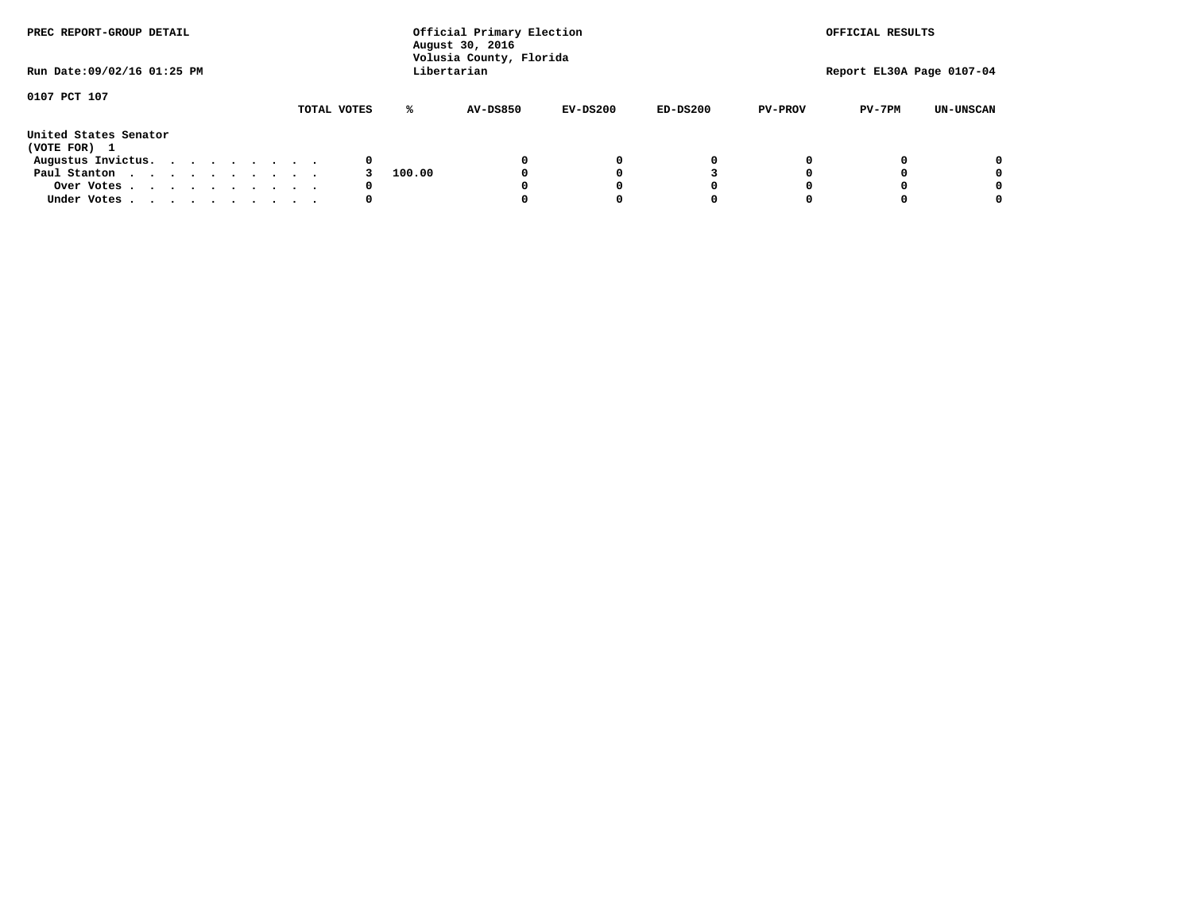PREC REPORT-GROUP DETAIL

Official Primary Election
August 30, 2016
Volusia County, Florida
Libertarian

OFFICIAL RESULTS

Run Date:09/02/16 01:25 PM

Report EL30A Page 0107-04

0107 PCT 107

United States Senator
(VOTE FOR) 1

| | TOTAL VOTES | % | AV-DS850 | EV-DS200 | ED-DS200 | PV-PROV | PV-7PM | UN-UNSCAN |
|---|---|---|---|---|---|---|---|---|
| Augustus Invictus. . . . . . . . . . | 0 | | 0 | 0 | 0 | 0 | 0 | 0 |
| Paul Stanton . . . . . . . . . . . | 3 | 100.00 | 0 | 0 | 3 | 0 | 0 | 0 |
| Over Votes . . . . . . . . . . . | 0 | | 0 | 0 | 0 | 0 | 0 | 0 |
| Under Votes . . . . . . . . . . . | 0 | | 0 | 0 | 0 | 0 | 0 | 0 |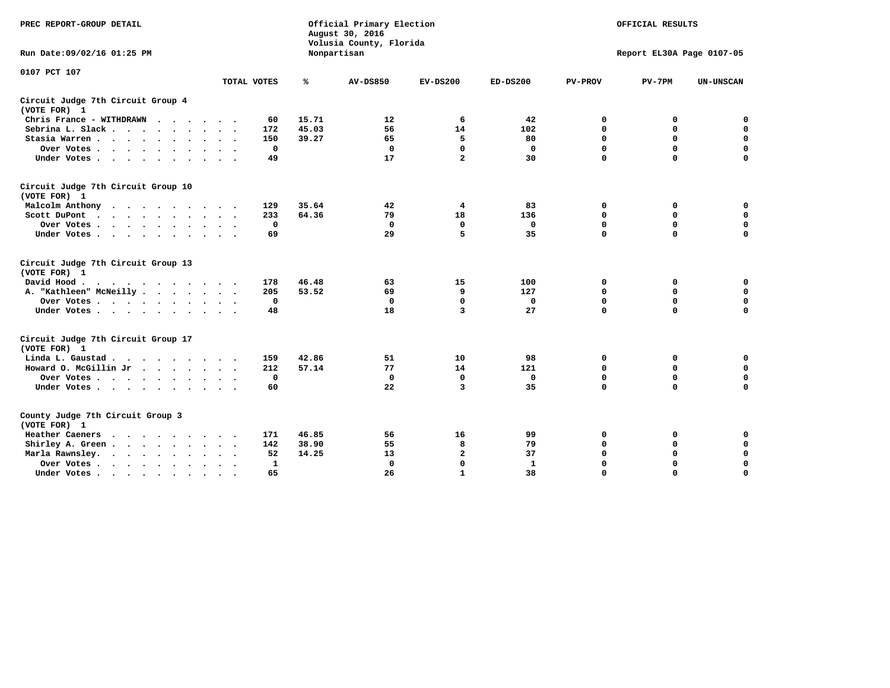PREC REPORT-GROUP DETAIL

Official Primary Election
August 30, 2016
Volusia County, Florida
Nonpartisan

OFFICIAL RESULTS

Run Date:09/02/16 01:25 PM

Report EL30A Page 0107-05

0107 PCT 107

| | TOTAL VOTES | % | AV-DS850 | EV-DS200 | ED-DS200 | PV-PROV | PV-7PM | UN-UNSCAN |
|---|---|---|---|---|---|---|---|---|
| **Circuit Judge 7th Circuit Group 4** | | | | | | | | |
| **(VOTE FOR) 1** | | | | | | | | |
| Chris France - WITHDRAWN | 60 | 15.71 | 12 | 6 | 42 | 0 | 0 | 0 |
| Sebrina L. Slack | 172 | 45.03 | 56 | 14 | 102 | 0 | 0 | 0 |
| Stasia Warren | 150 | 39.27 | 65 | 5 | 80 | 0 | 0 | 0 |
| Over Votes | 0 | | 0 | 0 | 0 | 0 | 0 | 0 |
| Under Votes | 49 | | 17 | 2 | 30 | 0 | 0 | 0 |
| **Circuit Judge 7th Circuit Group 10** | | | | | | | | |
| **(VOTE FOR) 1** | | | | | | | | |
| Malcolm Anthony | 129 | 35.64 | 42 | 4 | 83 | 0 | 0 | 0 |
| Scott DuPont | 233 | 64.36 | 79 | 18 | 136 | 0 | 0 | 0 |
| Over Votes | 0 | | 0 | 0 | 0 | 0 | 0 | 0 |
| Under Votes | 69 | | 29 | 5 | 35 | 0 | 0 | 0 |
| **Circuit Judge 7th Circuit Group 13** | | | | | | | | |
| **(VOTE FOR) 1** | | | | | | | | |
| David Hood | 178 | 46.48 | 63 | 15 | 100 | 0 | 0 | 0 |
| A. "Kathleen" McNeilly | 205 | 53.52 | 69 | 9 | 127 | 0 | 0 | 0 |
| Over Votes | 0 | | 0 | 0 | 0 | 0 | 0 | 0 |
| Under Votes | 48 | | 18 | 3 | 27 | 0 | 0 | 0 |
| **Circuit Judge 7th Circuit Group 17** | | | | | | | | |
| **(VOTE FOR) 1** | | | | | | | | |
| Linda L. Gaustad | 159 | 42.86 | 51 | 10 | 98 | 0 | 0 | 0 |
| Howard O. McGillin Jr | 212 | 57.14 | 77 | 14 | 121 | 0 | 0 | 0 |
| Over Votes | 0 | | 0 | 0 | 0 | 0 | 0 | 0 |
| Under Votes | 60 | | 22 | 3 | 35 | 0 | 0 | 0 |
| **County Judge 7th Circuit Group 3** | | | | | | | | |
| **(VOTE FOR) 1** | | | | | | | | |
| Heather Caeners | 171 | 46.85 | 56 | 16 | 99 | 0 | 0 | 0 |
| Shirley A. Green | 142 | 38.90 | 55 | 8 | 79 | 0 | 0 | 0 |
| Marla Rawnsley. | 52 | 14.25 | 13 | 2 | 37 | 0 | 0 | 0 |
| Over Votes | 1 | | 0 | 0 | 1 | 0 | 0 | 0 |
| Under Votes | 65 | | 26 | 1 | 38 | 0 | 0 | 0 |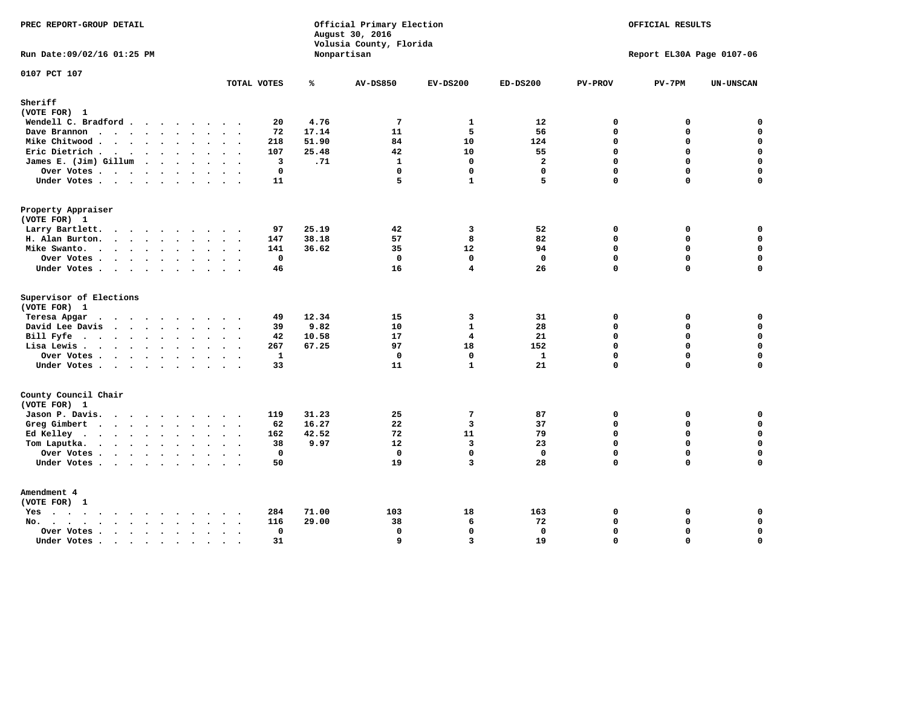PREC REPORT-GROUP DETAIL

Official Primary Election
August 30, 2016
Volusia County, Florida
Nonpartisan

OFFICIAL RESULTS

Run Date:09/02/16 01:25 PM

Report EL30A Page 0107-06

0107 PCT 107

| | TOTAL VOTES | % | AV-DS850 | EV-DS200 | ED-DS200 | PV-PROV | PV-7PM | UN-UNSCAN |
|---|---|---|---|---|---|---|---|---|
| **Sheriff** | | | | | | | | |
| **(VOTE FOR) 1** | | | | | | | | |
| Wendell C. Bradford | 20 | 4.76 | 7 | 1 | 12 | 0 | 0 | 0 |
| Dave Brannon | 72 | 17.14 | 11 | 5 | 56 | 0 | 0 | 0 |
| Mike Chitwood | 218 | 51.90 | 84 | 10 | 124 | 0 | 0 | 0 |
| Eric Dietrich | 107 | 25.48 | 42 | 10 | 55 | 0 | 0 | 0 |
| James E. (Jim) Gillum | 3 | .71 | 1 | 0 | 2 | 0 | 0 | 0 |
| Over Votes | 0 | | 0 | 0 | 0 | 0 | 0 | 0 |
| Under Votes | 11 | | 5 | 1 | 5 | 0 | 0 | 0 |
| **Property Appraiser** | | | | | | | | |
| **(VOTE FOR) 1** | | | | | | | | |
| Larry Bartlett | 97 | 25.19 | 42 | 3 | 52 | 0 | 0 | 0 |
| H. Alan Burton | 147 | 38.18 | 57 | 8 | 82 | 0 | 0 | 0 |
| Mike Swanto | 141 | 36.62 | 35 | 12 | 94 | 0 | 0 | 0 |
| Over Votes | 0 | | 0 | 0 | 0 | 0 | 0 | 0 |
| Under Votes | 46 | | 16 | 4 | 26 | 0 | 0 | 0 |
| **Supervisor of Elections** | | | | | | | | |
| **(VOTE FOR) 1** | | | | | | | | |
| Teresa Apgar | 49 | 12.34 | 15 | 3 | 31 | 0 | 0 | 0 |
| David Lee Davis | 39 | 9.82 | 10 | 1 | 28 | 0 | 0 | 0 |
| Bill Fyfe | 42 | 10.58 | 17 | 4 | 21 | 0 | 0 | 0 |
| Lisa Lewis | 267 | 67.25 | 97 | 18 | 152 | 0 | 0 | 0 |
| Over Votes | 1 | | 0 | 0 | 1 | 0 | 0 | 0 |
| Under Votes | 33 | | 11 | 1 | 21 | 0 | 0 | 0 |
| **County Council Chair** | | | | | | | | |
| **(VOTE FOR) 1** | | | | | | | | |
| Jason P. Davis | 119 | 31.23 | 25 | 7 | 87 | 0 | 0 | 0 |
| Greg Gimbert | 62 | 16.27 | 22 | 3 | 37 | 0 | 0 | 0 |
| Ed Kelley | 162 | 42.52 | 72 | 11 | 79 | 0 | 0 | 0 |
| Tom Laputka | 38 | 9.97 | 12 | 3 | 23 | 0 | 0 | 0 |
| Over Votes | 0 | | 0 | 0 | 0 | 0 | 0 | 0 |
| Under Votes | 50 | | 19 | 3 | 28 | 0 | 0 | 0 |
| **Amendment 4** | | | | | | | | |
| **(VOTE FOR) 1** | | | | | | | | |
| Yes | 284 | 71.00 | 103 | 18 | 163 | 0 | 0 | 0 |
| No | 116 | 29.00 | 38 | 6 | 72 | 0 | 0 | 0 |
| Over Votes | 0 | | 0 | 0 | 0 | 0 | 0 | 0 |
| Under Votes | 31 | | 9 | 3 | 19 | 0 | 0 | 0 |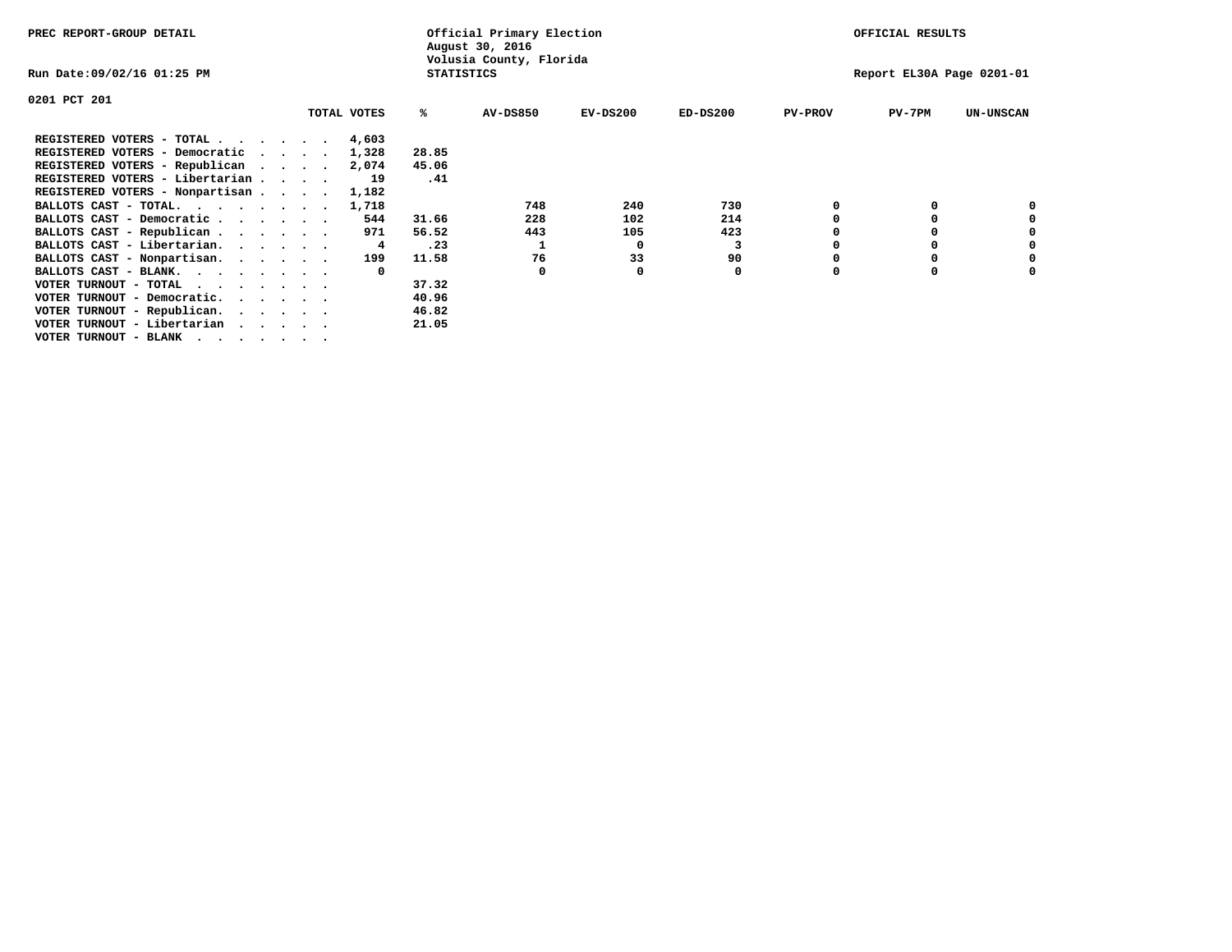PREC REPORT-GROUP DETAIL

Official Primary Election
August 30, 2016
Volusia County, Florida
STATISTICS

OFFICIAL RESULTS

Run Date:09/02/16 01:25 PM

Report EL30A Page 0201-01

0201 PCT 201

| | TOTAL VOTES | % | AV-DS850 | EV-DS200 | ED-DS200 | PV-PROV | PV-7PM | UN-UNSCAN |
|---|---|---|---|---|---|---|---|---|
| REGISTERED VOTERS - TOTAL . . . . . . | 4,603 | | | | | | | |
| REGISTERED VOTERS - Democratic . . . . | 1,328 | 28.85 | | | | | | |
| REGISTERED VOTERS - Republican . . . . | 2,074 | 45.06 | | | | | | |
| REGISTERED VOTERS - Libertarian . . . . | 19 | .41 | | | | | | |
| REGISTERED VOTERS - Nonpartisan . . . . | 1,182 | | | | | | | |
| BALLOTS CAST - TOTAL. . . . . . . . | 1,718 | | 748 | 240 | 730 | 0 | 0 | 0 |
| BALLOTS CAST - Democratic . . . . . . | 544 | 31.66 | 228 | 102 | 214 | 0 | 0 | 0 |
| BALLOTS CAST - Republican . . . . . . | 971 | 56.52 | 443 | 105 | 423 | 0 | 0 | 0 |
| BALLOTS CAST - Libertarian. . . . . . | 4 | .23 | 1 | 0 | 3 | 0 | 0 | 0 |
| BALLOTS CAST - Nonpartisan. . . . . . | 199 | 11.58 | 76 | 33 | 90 | 0 | 0 | 0 |
| BALLOTS CAST - BLANK. . . . . . . . | 0 | | 0 | 0 | 0 | 0 | 0 | 0 |
| VOTER TURNOUT - TOTAL . . . . . . . | | 37.32 | | | | | | |
| VOTER TURNOUT - Democratic. . . . . . | | 40.96 | | | | | | |
| VOTER TURNOUT - Republican. . . . . . | | 46.82 | | | | | | |
| VOTER TURNOUT - Libertarian . . . . . | | 21.05 | | | | | | |
| VOTER TURNOUT - BLANK . . . . . . . | | | | | | | | |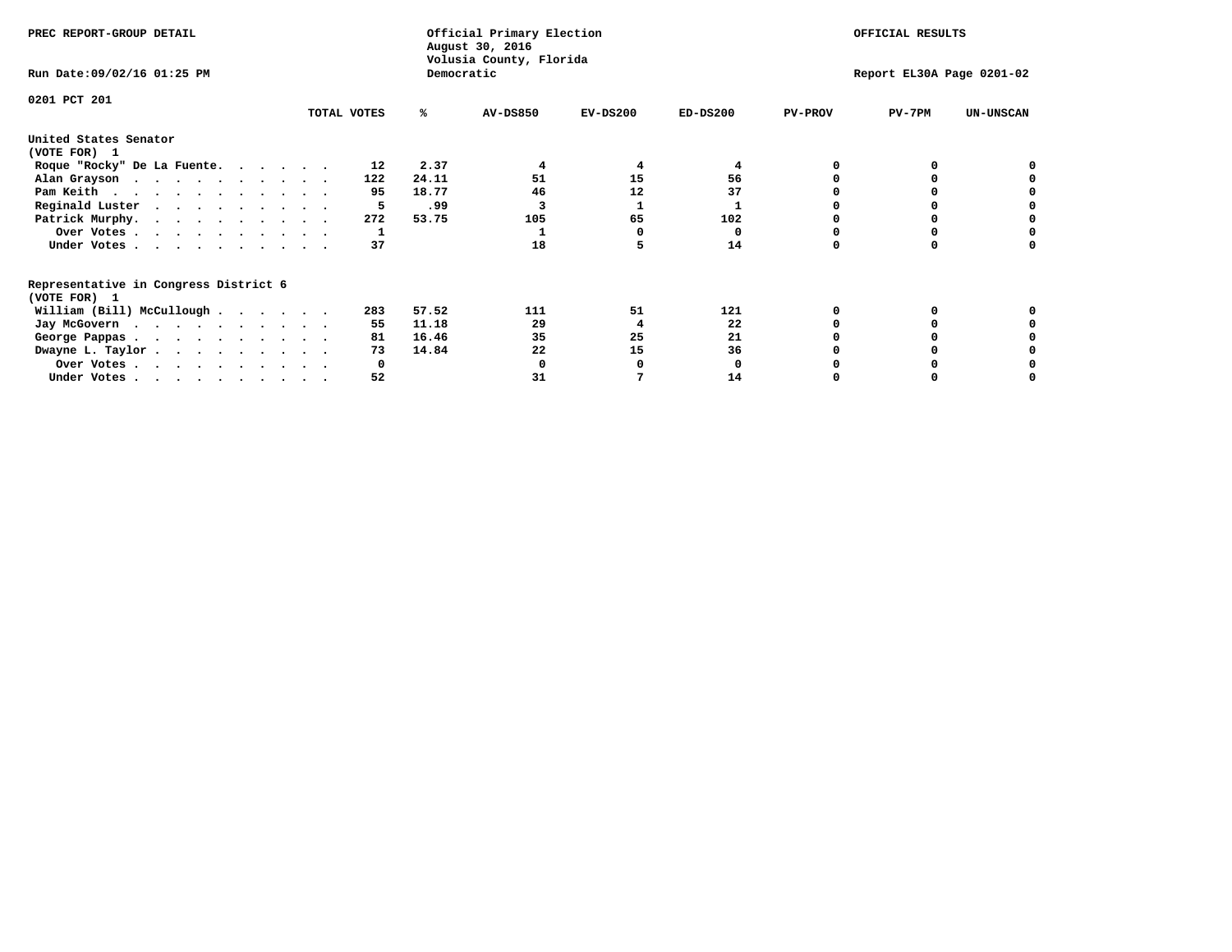PREC REPORT-GROUP DETAIL

Official Primary Election
August 30, 2016
Volusia County, Florida
Democratic

OFFICIAL RESULTS

Run Date:09/02/16 01:25 PM

Report EL30A Page 0201-02

0201 PCT 201

## United States Senator
(VOTE FOR) 1

| | TOTAL VOTES | % | AV-DS850 | EV-DS200 | ED-DS200 | PV-PROV | PV-7PM | UN-UNSCAN |
|---|---|---|---|---|---|---|---|---|
| Roque "Rocky" De La Fuente | 12 | 2.37 | 4 | 4 | 4 | 0 | 0 | 0 |
| Alan Grayson | 122 | 24.11 | 51 | 15 | 56 | 0 | 0 | 0 |
| Pam Keith | 95 | 18.77 | 46 | 12 | 37 | 0 | 0 | 0 |
| Reginald Luster | 5 | .99 | 3 | 1 | 1 | 0 | 0 | 0 |
| Patrick Murphy | 272 | 53.75 | 105 | 65 | 102 | 0 | 0 | 0 |
| Over Votes | 1 | | 1 | 0 | 0 | 0 | 0 | 0 |
| Under Votes | 37 | | 18 | 5 | 14 | 0 | 0 | 0 |

## Representative in Congress District 6
(VOTE FOR) 1

| | TOTAL VOTES | % | AV-DS850 | EV-DS200 | ED-DS200 | PV-PROV | PV-7PM | UN-UNSCAN |
|---|---|---|---|---|---|---|---|---|
| William (Bill) McCullough | 283 | 57.52 | 111 | 51 | 121 | 0 | 0 | 0 |
| Jay McGovern | 55 | 11.18 | 29 | 4 | 22 | 0 | 0 | 0 |
| George Pappas | 81 | 16.46 | 35 | 25 | 21 | 0 | 0 | 0 |
| Dwayne L. Taylor | 73 | 14.84 | 22 | 15 | 36 | 0 | 0 | 0 |
| Over Votes | 0 | | 0 | 0 | 0 | 0 | 0 | 0 |
| Under Votes | 52 | | 31 | 7 | 14 | 0 | 0 | 0 |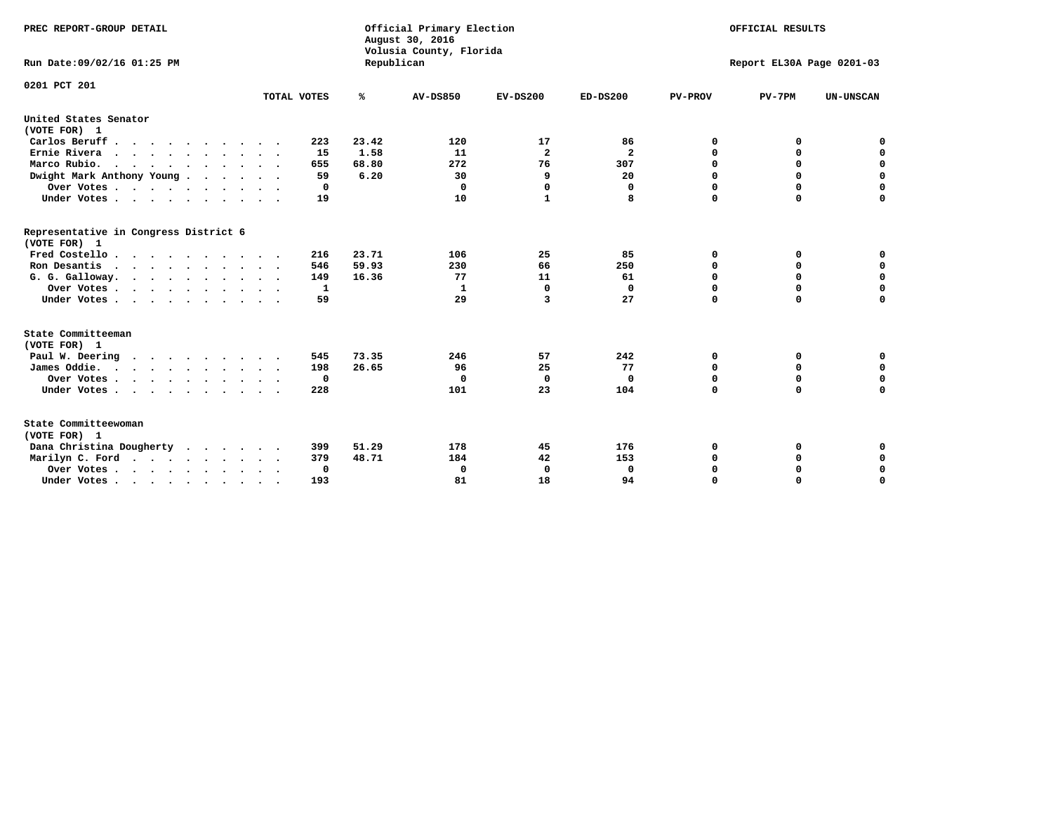PREC REPORT-GROUP DETAIL

Official Primary Election
August 30, 2016
Volusia County, Florida
Republican

OFFICIAL RESULTS

Run Date:09/02/16 01:25 PM

Report EL30A Page 0201-03

0201 PCT 201

| | TOTAL VOTES | % | AV-DS850 | EV-DS200 | ED-DS200 | PV-PROV | PV-7PM | UN-UNSCAN |
|---|---|---|---|---|---|---|---|---|
| **United States Senator** | | | | | | | | |
| **(VOTE FOR) 1** | | | | | | | | |
| Carlos Beruff | 223 | 23.42 | 120 | 17 | 86 | 0 | 0 | 0 |
| Ernie Rivera | 15 | 1.58 | 11 | 2 | 2 | 0 | 0 | 0 |
| Marco Rubio. | 655 | 68.80 | 272 | 76 | 307 | 0 | 0 | 0 |
| Dwight Mark Anthony Young | 59 | 6.20 | 30 | 9 | 20 | 0 | 0 | 0 |
| Over Votes | 0 | | 0 | 0 | 0 | 0 | 0 | 0 |
| Under Votes | 19 | | 10 | 1 | 8 | 0 | 0 | 0 |
| **Representative in Congress District 6** | | | | | | | | |
| **(VOTE FOR) 1** | | | | | | | | |
| Fred Costello | 216 | 23.71 | 106 | 25 | 85 | 0 | 0 | 0 |
| Ron Desantis | 546 | 59.93 | 230 | 66 | 250 | 0 | 0 | 0 |
| G. G. Galloway. | 149 | 16.36 | 77 | 11 | 61 | 0 | 0 | 0 |
| Over Votes | 1 | | 1 | 0 | 0 | 0 | 0 | 0 |
| Under Votes | 59 | | 29 | 3 | 27 | 0 | 0 | 0 |
| **State Committeeman** | | | | | | | | |
| **(VOTE FOR) 1** | | | | | | | | |
| Paul W. Deering | 545 | 73.35 | 246 | 57 | 242 | 0 | 0 | 0 |
| James Oddie. | 198 | 26.65 | 96 | 25 | 77 | 0 | 0 | 0 |
| Over Votes | 0 | | 0 | 0 | 0 | 0 | 0 | 0 |
| Under Votes | 228 | | 101 | 23 | 104 | 0 | 0 | 0 |
| **State Committeewoman** | | | | | | | | |
| **(VOTE FOR) 1** | | | | | | | | |
| Dana Christina Dougherty | 399 | 51.29 | 178 | 45 | 176 | 0 | 0 | 0 |
| Marilyn C. Ford | 379 | 48.71 | 184 | 42 | 153 | 0 | 0 | 0 |
| Over Votes | 0 | | 0 | 0 | 0 | 0 | 0 | 0 |
| Under Votes | 193 | | 81 | 18 | 94 | 0 | 0 | 0 |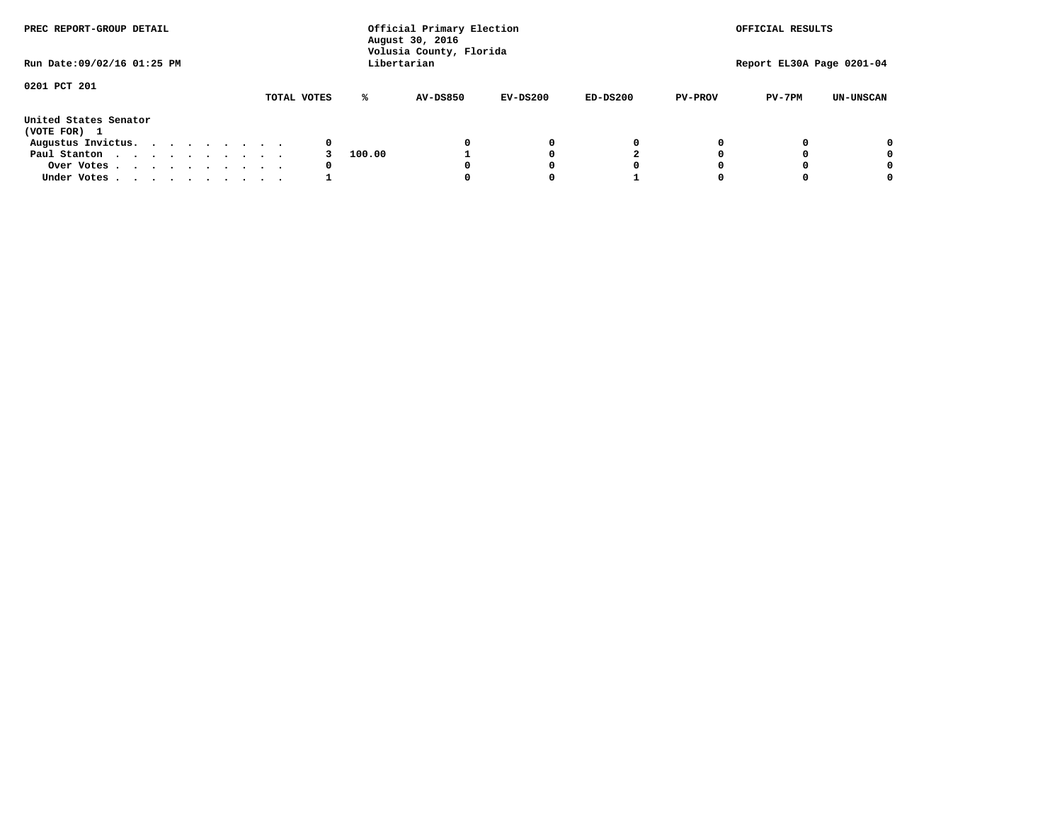PREC REPORT-GROUP DETAIL

Official Primary Election
August 30, 2016
Volusia County, Florida
Libertarian

OFFICIAL RESULTS

Run Date:09/02/16 01:25 PM

Report EL30A Page 0201-04

0201 PCT 201

| | TOTAL VOTES | % | AV-DS850 | EV-DS200 | ED-DS200 | PV-PROV | PV-7PM | UN-UNSCAN |
|---|---|---|---|---|---|---|---|---|
| **United States Senator** | | | | | | | | |
| **(VOTE FOR) 1** | | | | | | | | |
| Augustus Invictus. . . . . . . . . . | 0 | | 0 | 0 | 0 | 0 | 0 | 0 |
| Paul Stanton . . . . . . . . . . . | 3 | 100.00 | 1 | 0 | 2 | 0 | 0 | 0 |
| Over Votes . . . . . . . . . . . | 0 | | 0 | 0 | 0 | 0 | 0 | 0 |
| Under Votes . . . . . . . . . . . | 1 | | 0 | 0 | 1 | 0 | 0 | 0 |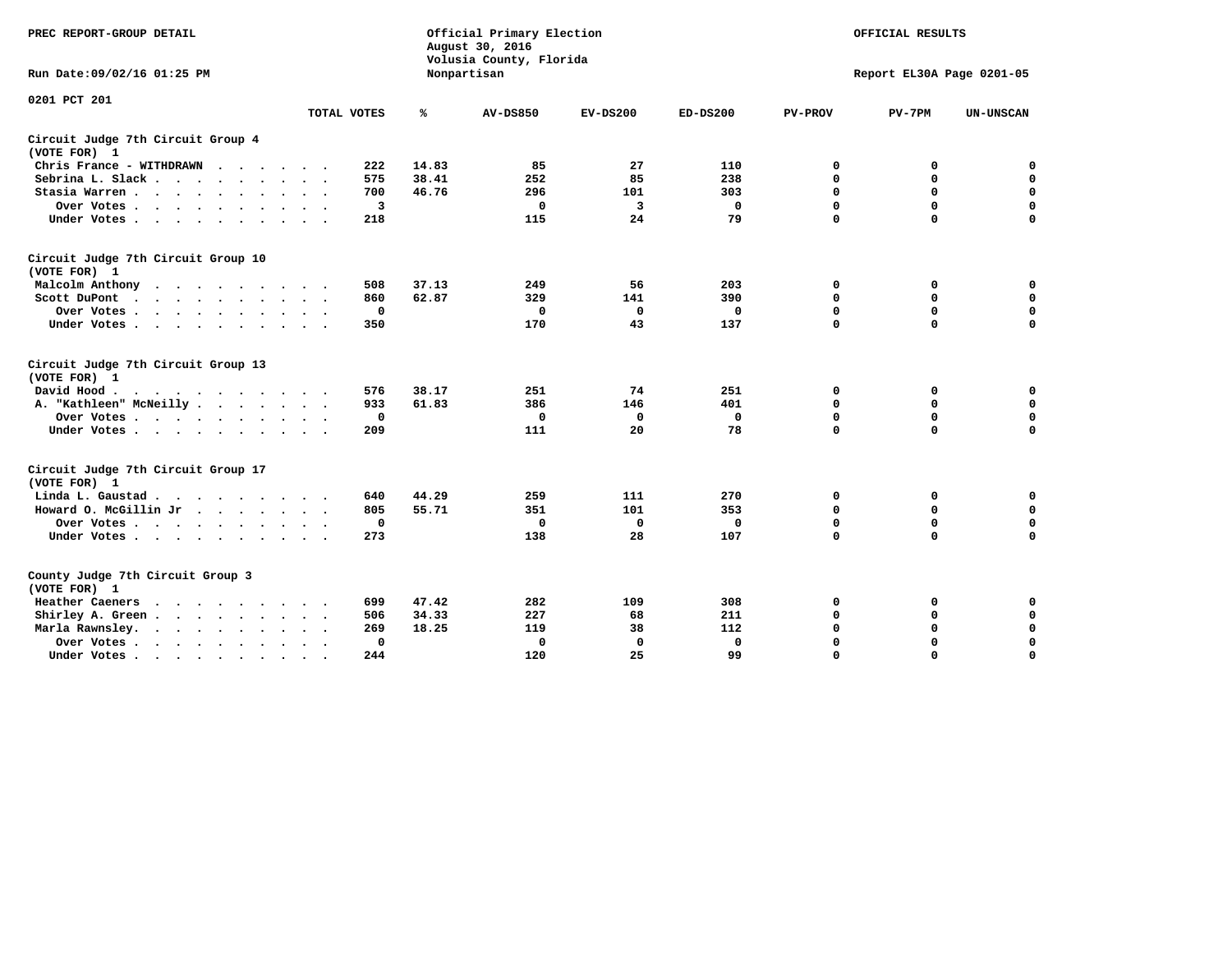PREC REPORT-GROUP DETAIL

Official Primary Election
August 30, 2016
Volusia County, Florida
Nonpartisan

OFFICIAL RESULTS

Run Date:09/02/16 01:25 PM

Report EL30A Page 0201-05

0201 PCT 201

| | TOTAL VOTES | % | AV-DS850 | EV-DS200 | ED-DS200 | PV-PROV | PV-7PM | UN-UNSCAN |
|---|---|---|---|---|---|---|---|---|
| **Circuit Judge 7th Circuit Group 4 (VOTE FOR) 1** | | | | | | | | |
| Chris France - WITHDRAWN | 222 | 14.83 | 85 | 27 | 110 | 0 | 0 | 0 |
| Sebrina L. Slack | 575 | 38.41 | 252 | 85 | 238 | 0 | 0 | 0 |
| Stasia Warren | 700 | 46.76 | 296 | 101 | 303 | 0 | 0 | 0 |
| Over Votes | 3 | | 0 | 3 | 0 | 0 | 0 | 0 |
| Under Votes | 218 | | 115 | 24 | 79 | 0 | 0 | 0 |
| **Circuit Judge 7th Circuit Group 10 (VOTE FOR) 1** | | | | | | | | |
| Malcolm Anthony | 508 | 37.13 | 249 | 56 | 203 | 0 | 0 | 0 |
| Scott DuPont | 860 | 62.87 | 329 | 141 | 390 | 0 | 0 | 0 |
| Over Votes | 0 | | 0 | 0 | 0 | 0 | 0 | 0 |
| Under Votes | 350 | | 170 | 43 | 137 | 0 | 0 | 0 |
| **Circuit Judge 7th Circuit Group 13 (VOTE FOR) 1** | | | | | | | | |
| David Hood | 576 | 38.17 | 251 | 74 | 251 | 0 | 0 | 0 |
| A. "Kathleen" McNeilly | 933 | 61.83 | 386 | 146 | 401 | 0 | 0 | 0 |
| Over Votes | 0 | | 0 | 0 | 0 | 0 | 0 | 0 |
| Under Votes | 209 | | 111 | 20 | 78 | 0 | 0 | 0 |
| **Circuit Judge 7th Circuit Group 17 (VOTE FOR) 1** | | | | | | | | |
| Linda L. Gaustad | 640 | 44.29 | 259 | 111 | 270 | 0 | 0 | 0 |
| Howard O. McGillin Jr | 805 | 55.71 | 351 | 101 | 353 | 0 | 0 | 0 |
| Over Votes | 0 | | 0 | 0 | 0 | 0 | 0 | 0 |
| Under Votes | 273 | | 138 | 28 | 107 | 0 | 0 | 0 |
| **County Judge 7th Circuit Group 3 (VOTE FOR) 1** | | | | | | | | |
| Heather Caeners | 699 | 47.42 | 282 | 109 | 308 | 0 | 0 | 0 |
| Shirley A. Green | 506 | 34.33 | 227 | 68 | 211 | 0 | 0 | 0 |
| Marla Rawnsley | 269 | 18.25 | 119 | 38 | 112 | 0 | 0 | 0 |
| Over Votes | 0 | | 0 | 0 | 0 | 0 | 0 | 0 |
| Under Votes | 244 | | 120 | 25 | 99 | 0 | 0 | 0 |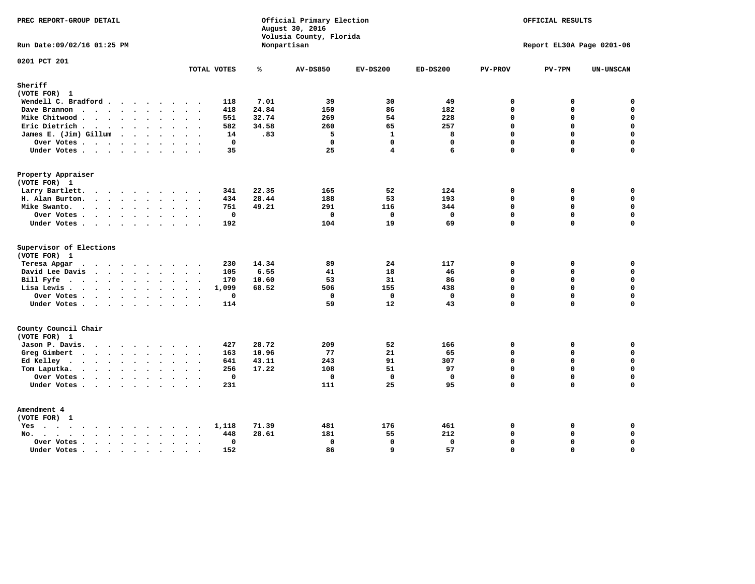PREC REPORT-GROUP DETAIL

Run Date:09/02/16 01:25 PM

Official Primary Election
August 30, 2016
Volusia County, Florida
Nonpartisan

OFFICIAL RESULTS

Report EL30A Page 0201-06

0201 PCT 201

| | TOTAL VOTES | % | AV-DS850 | EV-DS200 | ED-DS200 | PV-PROV | PV-7PM | UN-UNSCAN |
|---|---|---|---|---|---|---|---|---|
| **Sheriff** | | | | | | | | |
| (VOTE FOR) 1 | | | | | | | | |
| Wendell C. Bradford | 118 | 7.01 | 39 | 30 | 49 | 0 | 0 | 0 |
| Dave Brannon | 418 | 24.84 | 150 | 86 | 182 | 0 | 0 | 0 |
| Mike Chitwood | 551 | 32.74 | 269 | 54 | 228 | 0 | 0 | 0 |
| Eric Dietrich | 582 | 34.58 | 260 | 65 | 257 | 0 | 0 | 0 |
| James E. (Jim) Gillum | 14 | .83 | 5 | 1 | 8 | 0 | 0 | 0 |
| Over Votes | 0 | | 0 | 0 | 0 | 0 | 0 | 0 |
| Under Votes | 35 | | 25 | 4 | 6 | 0 | 0 | 0 |
| **Property Appraiser** | | | | | | | | |
| (VOTE FOR) 1 | | | | | | | | |
| Larry Bartlett | 341 | 22.35 | 165 | 52 | 124 | 0 | 0 | 0 |
| H. Alan Burton | 434 | 28.44 | 188 | 53 | 193 | 0 | 0 | 0 |
| Mike Swanto | 751 | 49.21 | 291 | 116 | 344 | 0 | 0 | 0 |
| Over Votes | 0 | | 0 | 0 | 0 | 0 | 0 | 0 |
| Under Votes | 192 | | 104 | 19 | 69 | 0 | 0 | 0 |
| **Supervisor of Elections** | | | | | | | | |
| (VOTE FOR) 1 | | | | | | | | |
| Teresa Apgar | 230 | 14.34 | 89 | 24 | 117 | 0 | 0 | 0 |
| David Lee Davis | 105 | 6.55 | 41 | 18 | 46 | 0 | 0 | 0 |
| Bill Fyfe | 170 | 10.60 | 53 | 31 | 86 | 0 | 0 | 0 |
| Lisa Lewis | 1,099 | 68.52 | 506 | 155 | 438 | 0 | 0 | 0 |
| Over Votes | 0 | | 0 | 0 | 0 | 0 | 0 | 0 |
| Under Votes | 114 | | 59 | 12 | 43 | 0 | 0 | 0 |
| **County Council Chair** | | | | | | | | |
| (VOTE FOR) 1 | | | | | | | | |
| Jason P. Davis | 427 | 28.72 | 209 | 52 | 166 | 0 | 0 | 0 |
| Greg Gimbert | 163 | 10.96 | 77 | 21 | 65 | 0 | 0 | 0 |
| Ed Kelley | 641 | 43.11 | 243 | 91 | 307 | 0 | 0 | 0 |
| Tom Laputka | 256 | 17.22 | 108 | 51 | 97 | 0 | 0 | 0 |
| Over Votes | 0 | | 0 | 0 | 0 | 0 | 0 | 0 |
| Under Votes | 231 | | 111 | 25 | 95 | 0 | 0 | 0 |
| **Amendment 4** | | | | | | | | |
| (VOTE FOR) 1 | | | | | | | | |
| Yes | 1,118 | 71.39 | 481 | 176 | 461 | 0 | 0 | 0 |
| No | 448 | 28.61 | 181 | 55 | 212 | 0 | 0 | 0 |
| Over Votes | 0 | | 0 | 0 | 0 | 0 | 0 | 0 |
| Under Votes | 152 | | 86 | 9 | 57 | 0 | 0 | 0 |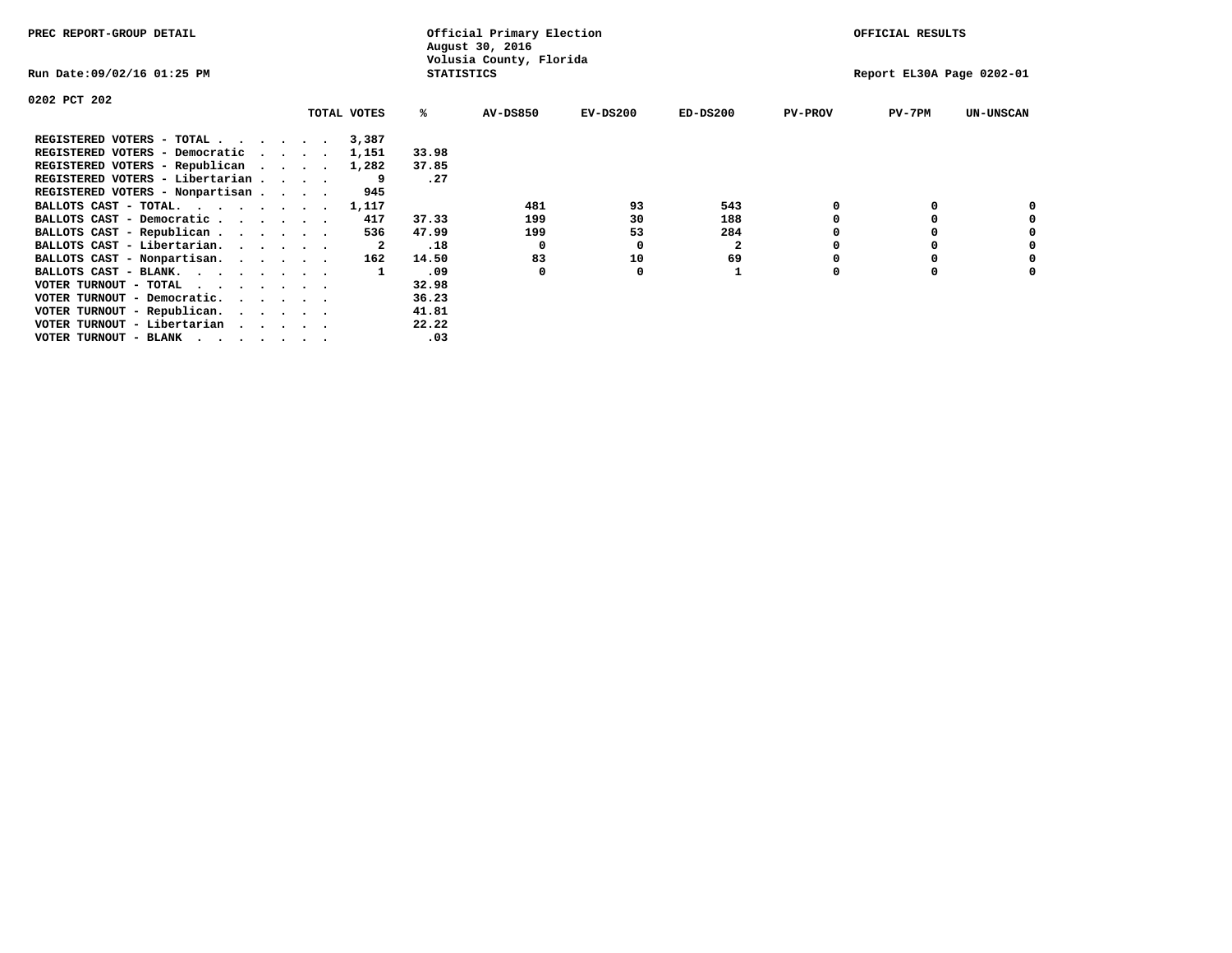PREC REPORT-GROUP DETAIL

Official Primary Election
August 30, 2016
Volusia County, Florida
STATISTICS

OFFICIAL RESULTS

Run Date:09/02/16 01:25 PM

Report EL30A Page 0202-01

0202 PCT 202

| | TOTAL VOTES | % | AV-DS850 | EV-DS200 | ED-DS200 | PV-PROV | PV-7PM | UN-UNSCAN |
|---|---|---|---|---|---|---|---|---|
| REGISTERED VOTERS - TOTAL . . . . . . | 3,387 | | | | | | | |
| REGISTERED VOTERS - Democratic . . . . | 1,151 | 33.98 | | | | | | |
| REGISTERED VOTERS - Republican . . . . | 1,282 | 37.85 | | | | | | |
| REGISTERED VOTERS - Libertarian . . . . | 9 | .27 | | | | | | |
| REGISTERED VOTERS - Nonpartisan . . . . | 945 | | | | | | | |
| BALLOTS CAST - TOTAL. . . . . . . . | 1,117 | | 481 | 93 | 543 | 0 | 0 | 0 |
| BALLOTS CAST - Democratic . . . . . . | 417 | 37.33 | 199 | 30 | 188 | 0 | 0 | 0 |
| BALLOTS CAST - Republican . . . . . . | 536 | 47.99 | 199 | 53 | 284 | 0 | 0 | 0 |
| BALLOTS CAST - Libertarian. . . . . . | 2 | .18 | 0 | 0 | 2 | 0 | 0 | 0 |
| BALLOTS CAST - Nonpartisan. . . . . . | 162 | 14.50 | 83 | 10 | 69 | 0 | 0 | 0 |
| BALLOTS CAST - BLANK. . . . . . . . | 1 | .09 | 0 | 0 | 1 | 0 | 0 | 0 |
| VOTER TURNOUT - TOTAL . . . . . . . | | 32.98 | | | | | | |
| VOTER TURNOUT - Democratic. . . . . . | | 36.23 | | | | | | |
| VOTER TURNOUT - Republican. . . . . . | | 41.81 | | | | | | |
| VOTER TURNOUT - Libertarian . . . . . | | 22.22 | | | | | | |
| VOTER TURNOUT - BLANK . . . . . . . | | .03 | | | | | | |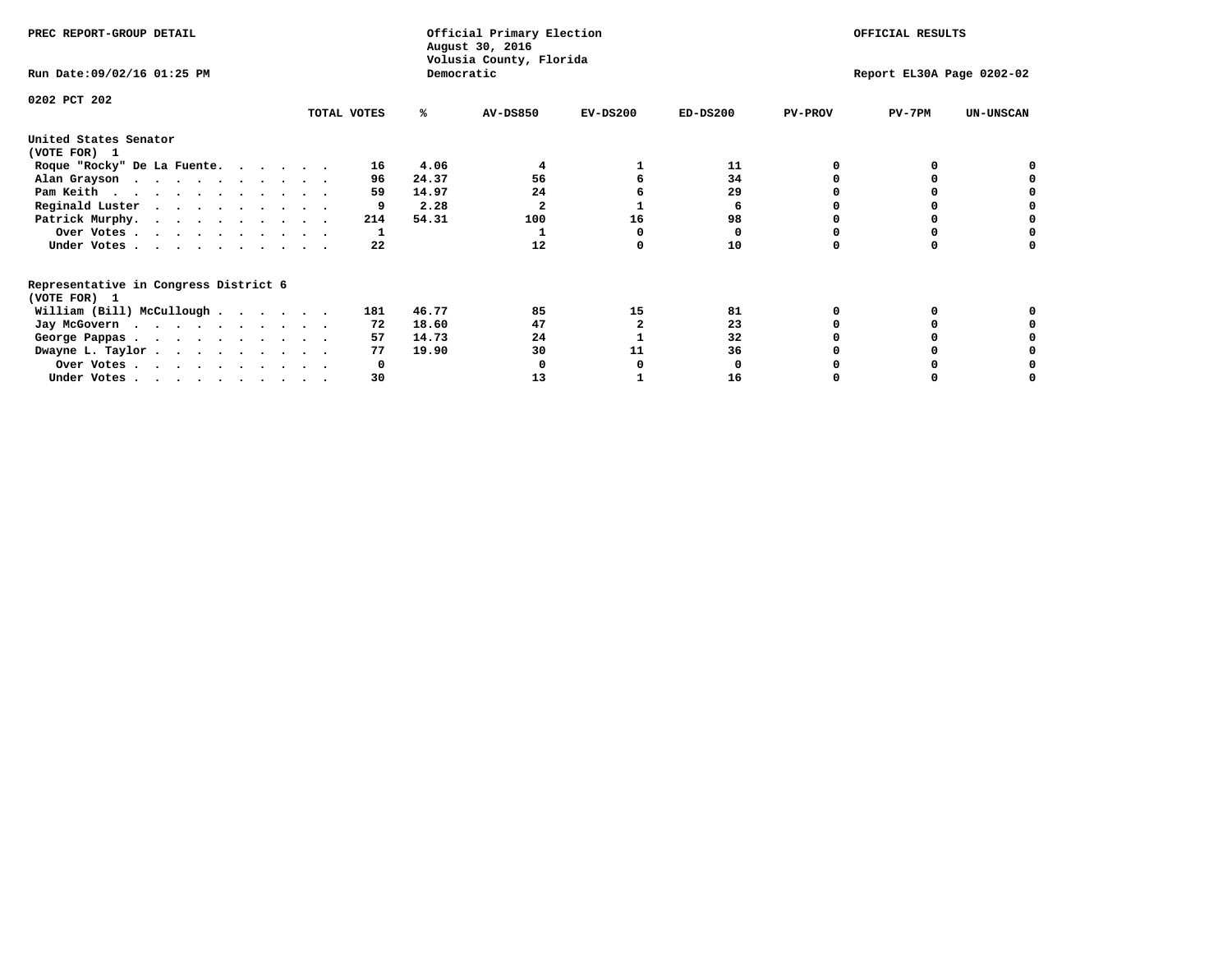PREC REPORT-GROUP DETAIL

Official Primary Election
August 30, 2016
Volusia County, Florida
Democratic

OFFICIAL RESULTS

Run Date:09/02/16 01:25 PM

Report EL30A Page 0202-02

0202 PCT 202

| | TOTAL VOTES | % | AV-DS850 | EV-DS200 | ED-DS200 | PV-PROV | PV-7PM | UN-UNSCAN |
|---|---|---|---|---|---|---|---|---|
| **United States Senator (VOTE FOR) 1** | | | | | | | | |
| Roque "Rocky" De La Fuente | 16 | 4.06 | 4 | 1 | 11 | 0 | 0 | 0 |
| Alan Grayson | 96 | 24.37 | 56 | 6 | 34 | 0 | 0 | 0 |
| Pam Keith | 59 | 14.97 | 24 | 6 | 29 | 0 | 0 | 0 |
| Reginald Luster | 9 | 2.28 | 2 | 1 | 6 | 0 | 0 | 0 |
| Patrick Murphy | 214 | 54.31 | 100 | 16 | 98 | 0 | 0 | 0 |
| Over Votes | 1 | | 1 | 0 | 0 | 0 | 0 | 0 |
| Under Votes | 22 | | 12 | 0 | 10 | 0 | 0 | 0 |
| **Representative in Congress District 6 (VOTE FOR) 1** | | | | | | | | |
| William (Bill) McCullough | 181 | 46.77 | 85 | 15 | 81 | 0 | 0 | 0 |
| Jay McGovern | 72 | 18.60 | 47 | 2 | 23 | 0 | 0 | 0 |
| George Pappas | 57 | 14.73 | 24 | 1 | 32 | 0 | 0 | 0 |
| Dwayne L. Taylor | 77 | 19.90 | 30 | 11 | 36 | 0 | 0 | 0 |
| Over Votes | 0 | | 0 | 0 | 0 | 0 | 0 | 0 |
| Under Votes | 30 | | 13 | 1 | 16 | 0 | 0 | 0 |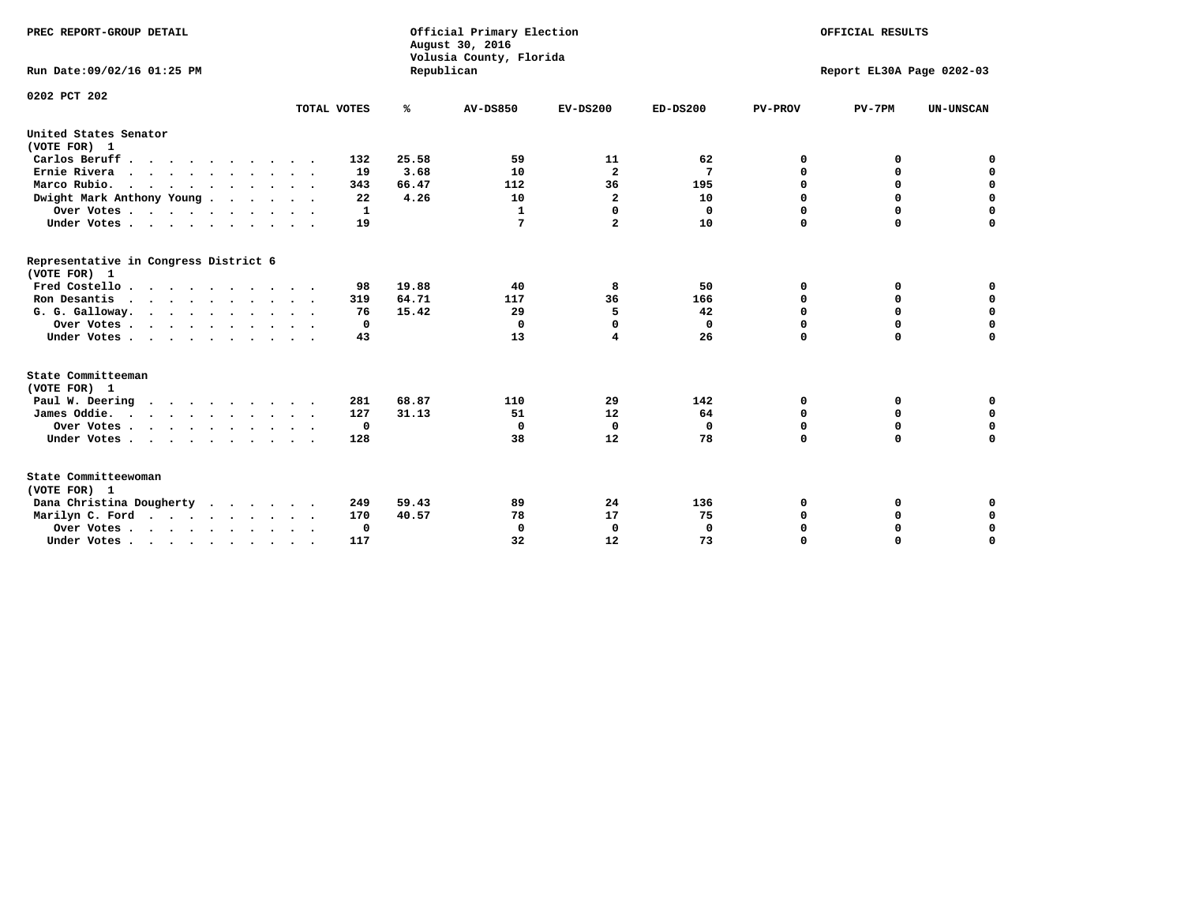PREC REPORT-GROUP DETAIL

Official Primary Election
August 30, 2016
Volusia County, Florida
Republican

OFFICIAL RESULTS

Run Date:09/02/16 01:25 PM

Report EL30A Page 0202-03

0202 PCT 202

| | TOTAL VOTES | % | AV-DS850 | EV-DS200 | ED-DS200 | PV-PROV | PV-7PM | UN-UNSCAN |
|---|---|---|---|---|---|---|---|---|
| **United States Senator** | | | | | | | | |
| **(VOTE FOR) 1** | | | | | | | | |
| Carlos Beruff | 132 | 25.58 | 59 | 11 | 62 | 0 | 0 | 0 |
| Ernie Rivera | 19 | 3.68 | 10 | 2 | 7 | 0 | 0 | 0 |
| Marco Rubio. | 343 | 66.47 | 112 | 36 | 195 | 0 | 0 | 0 |
| Dwight Mark Anthony Young | 22 | 4.26 | 10 | 2 | 10 | 0 | 0 | 0 |
| Over Votes | 1 | | 1 | 0 | 0 | 0 | 0 | 0 |
| Under Votes | 19 | | 7 | 2 | 10 | 0 | 0 | 0 |
| **Representative in Congress District 6** | | | | | | | | |
| **(VOTE FOR) 1** | | | | | | | | |
| Fred Costello | 98 | 19.88 | 40 | 8 | 50 | 0 | 0 | 0 |
| Ron Desantis | 319 | 64.71 | 117 | 36 | 166 | 0 | 0 | 0 |
| G. G. Galloway. | 76 | 15.42 | 29 | 5 | 42 | 0 | 0 | 0 |
| Over Votes | 0 | | 0 | 0 | 0 | 0 | 0 | 0 |
| Under Votes | 43 | | 13 | 4 | 26 | 0 | 0 | 0 |
| **State Committeeman** | | | | | | | | |
| **(VOTE FOR) 1** | | | | | | | | |
| Paul W. Deering | 281 | 68.87 | 110 | 29 | 142 | 0 | 0 | 0 |
| James Oddie. | 127 | 31.13 | 51 | 12 | 64 | 0 | 0 | 0 |
| Over Votes | 0 | | 0 | 0 | 0 | 0 | 0 | 0 |
| Under Votes | 128 | | 38 | 12 | 78 | 0 | 0 | 0 |
| **State Committeewoman** | | | | | | | | |
| **(VOTE FOR) 1** | | | | | | | | |
| Dana Christina Dougherty | 249 | 59.43 | 89 | 24 | 136 | 0 | 0 | 0 |
| Marilyn C. Ford | 170 | 40.57 | 78 | 17 | 75 | 0 | 0 | 0 |
| Over Votes | 0 | | 0 | 0 | 0 | 0 | 0 | 0 |
| Under Votes | 117 | | 32 | 12 | 73 | 0 | 0 | 0 |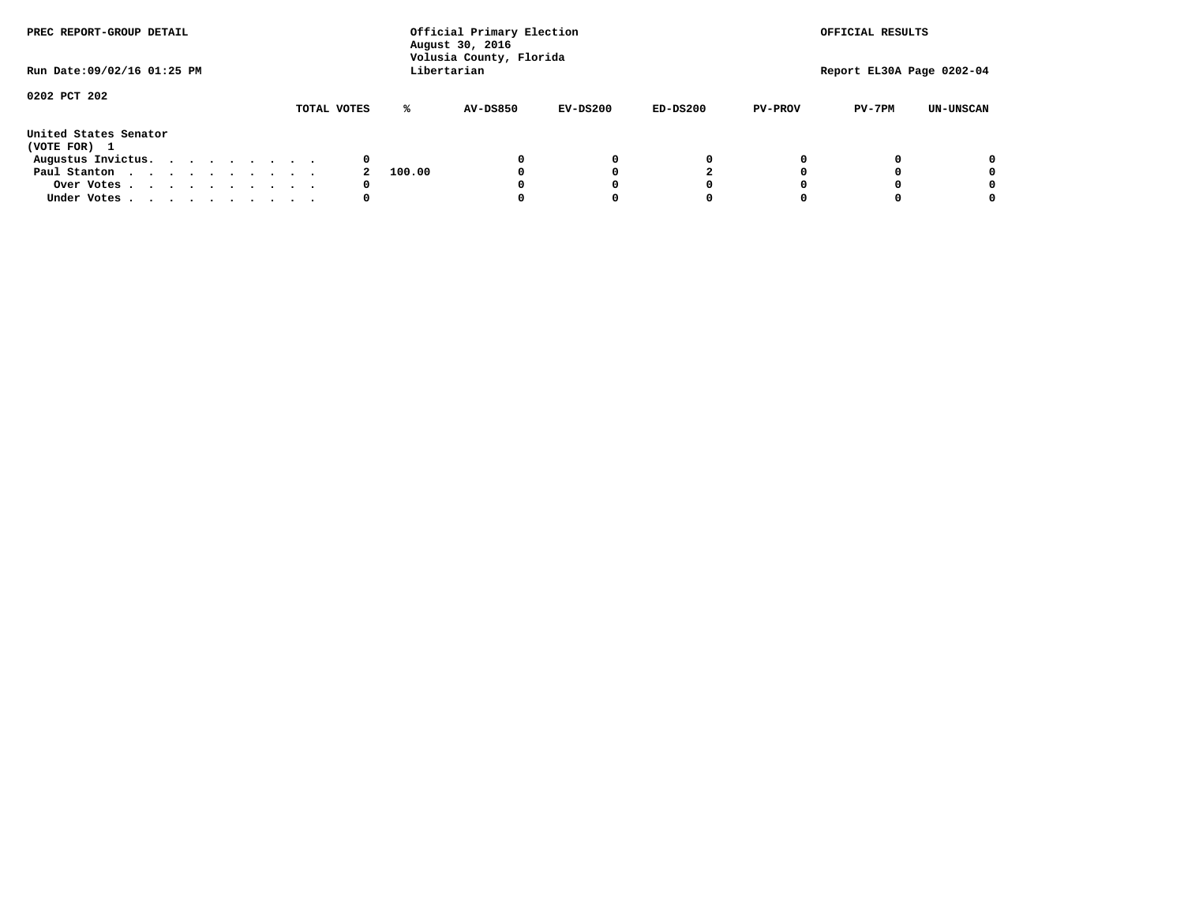PREC REPORT-GROUP DETAIL

Official Primary Election
August 30, 2016
Volusia County, Florida
Libertarian

OFFICIAL RESULTS

Run Date:09/02/16 01:25 PM

Report EL30A Page 0202-04

0202 PCT 202

| United States Senator (VOTE FOR) 1 | TOTAL VOTES | % | AV-DS850 | EV-DS200 | ED-DS200 | PV-PROV | PV-7PM | UN-UNSCAN |
|---|---|---|---|---|---|---|---|---|
| Augustus Invictus. . . . . . . . . | 0 | | 0 | 0 | 0 | 0 | 0 | 0 |
| Paul Stanton . . . . . . . . . . | 2 | 100.00 | 0 | 0 | 2 | 0 | 0 | 0 |
| Over Votes . . . . . . . . . . | 0 | | 0 | 0 | 0 | 0 | 0 | 0 |
| Under Votes . . . . . . . . . . | 0 | | 0 | 0 | 0 | 0 | 0 | 0 |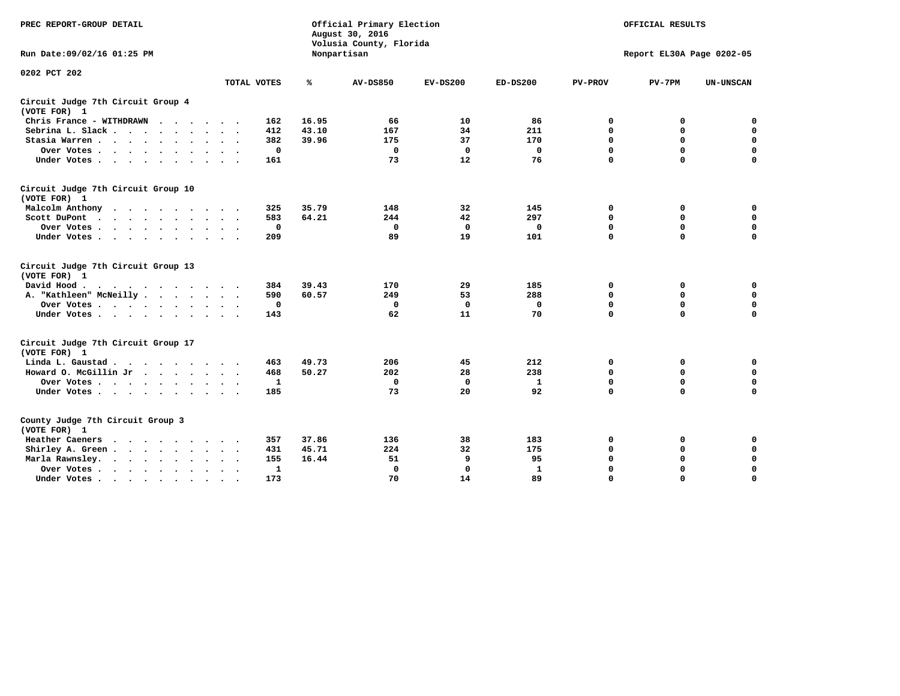PREC REPORT-GROUP DETAIL

Official Primary Election
August 30, 2016
Volusia County, Florida
Nonpartisan

OFFICIAL RESULTS

Run Date:09/02/16 01:25 PM

Report EL30A Page 0202-05

0202 PCT 202

| | TOTAL VOTES | % | AV-DS850 | EV-DS200 | ED-DS200 | PV-PROV | PV-7PM | UN-UNSCAN |
|---|---|---|---|---|---|---|---|---|
| **Circuit Judge 7th Circuit Group 4 (VOTE FOR) 1** | | | | | | | | |
| Chris France - WITHDRAWN | 162 | 16.95 | 66 | 10 | 86 | 0 | 0 | 0 |
| Sebrina L. Slack | 412 | 43.10 | 167 | 34 | 211 | 0 | 0 | 0 |
| Stasia Warren | 382 | 39.96 | 175 | 37 | 170 | 0 | 0 | 0 |
| Over Votes | 0 | | 0 | 0 | 0 | 0 | 0 | 0 |
| Under Votes | 161 | | 73 | 12 | 76 | 0 | 0 | 0 |
| **Circuit Judge 7th Circuit Group 10 (VOTE FOR) 1** | | | | | | | | |
| Malcolm Anthony | 325 | 35.79 | 148 | 32 | 145 | 0 | 0 | 0 |
| Scott DuPont | 583 | 64.21 | 244 | 42 | 297 | 0 | 0 | 0 |
| Over Votes | 0 | | 0 | 0 | 0 | 0 | 0 | 0 |
| Under Votes | 209 | | 89 | 19 | 101 | 0 | 0 | 0 |
| **Circuit Judge 7th Circuit Group 13 (VOTE FOR) 1** | | | | | | | | |
| David Hood | 384 | 39.43 | 170 | 29 | 185 | 0 | 0 | 0 |
| A. "Kathleen" McNeilly | 590 | 60.57 | 249 | 53 | 288 | 0 | 0 | 0 |
| Over Votes | 0 | | 0 | 0 | 0 | 0 | 0 | 0 |
| Under Votes | 143 | | 62 | 11 | 70 | 0 | 0 | 0 |
| **Circuit Judge 7th Circuit Group 17 (VOTE FOR) 1** | | | | | | | | |
| Linda L. Gaustad | 463 | 49.73 | 206 | 45 | 212 | 0 | 0 | 0 |
| Howard O. McGillin Jr | 468 | 50.27 | 202 | 28 | 238 | 0 | 0 | 0 |
| Over Votes | 1 | | 0 | 0 | 1 | 0 | 0 | 0 |
| Under Votes | 185 | | 73 | 20 | 92 | 0 | 0 | 0 |
| **County Judge 7th Circuit Group 3 (VOTE FOR) 1** | | | | | | | | |
| Heather Caeners | 357 | 37.86 | 136 | 38 | 183 | 0 | 0 | 0 |
| Shirley A. Green | 431 | 45.71 | 224 | 32 | 175 | 0 | 0 | 0 |
| Marla Rawnsley | 155 | 16.44 | 51 | 9 | 95 | 0 | 0 | 0 |
| Over Votes | 1 | | 0 | 0 | 1 | 0 | 0 | 0 |
| Under Votes | 173 | | 70 | 14 | 89 | 0 | 0 | 0 |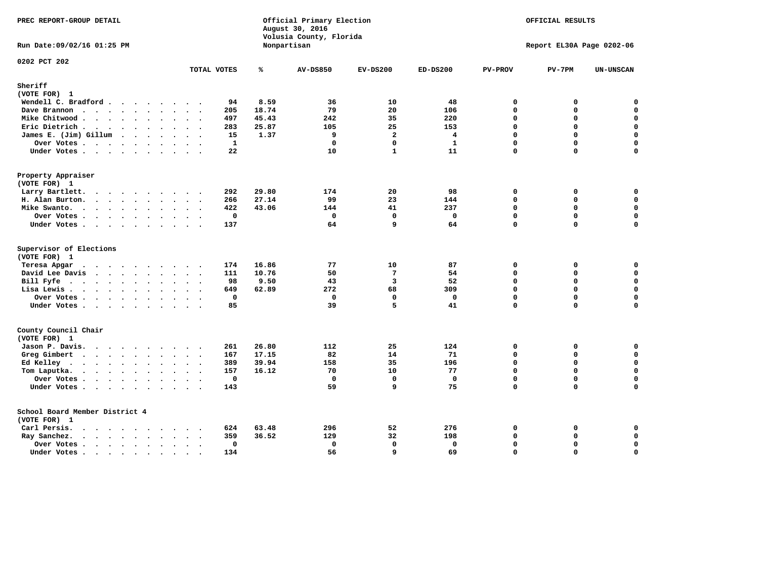PREC REPORT-GROUP DETAIL

Official Primary Election
August 30, 2016
Volusia County, Florida
Nonpartisan

OFFICIAL RESULTS

Run Date:09/02/16 01:25 PM

Report EL30A Page 0202-06

## 0202 PCT 202

### Sheriff
(VOTE FOR) 1

| | TOTAL VOTES | % | AV-DS850 | EV-DS200 | ED-DS200 | PV-PROV | PV-7PM | UN-UNSCAN |
|---|---|---|---|---|---|---|---|---|
| Wendell C. Bradford | 94 | 8.59 | 36 | 10 | 48 | 0 | 0 | 0 |
| Dave Brannon | 205 | 18.74 | 79 | 20 | 106 | 0 | 0 | 0 |
| Mike Chitwood | 497 | 45.43 | 242 | 35 | 220 | 0 | 0 | 0 |
| Eric Dietrich | 283 | 25.87 | 105 | 25 | 153 | 0 | 0 | 0 |
| James E. (Jim) Gillum | 15 | 1.37 | 9 | 2 | 4 | 0 | 0 | 0 |
| Over Votes | 1 | | 0 | 0 | 1 | 0 | 0 | 0 |
| Under Votes | 22 | | 10 | 1 | 11 | 0 | 0 | 0 |

### Property Appraiser
(VOTE FOR) 1

| | TOTAL VOTES | % | AV-DS850 | EV-DS200 | ED-DS200 | PV-PROV | PV-7PM | UN-UNSCAN |
|---|---|---|---|---|---|---|---|---|
| Larry Bartlett | 292 | 29.80 | 174 | 20 | 98 | 0 | 0 | 0 |
| H. Alan Burton | 266 | 27.14 | 99 | 23 | 144 | 0 | 0 | 0 |
| Mike Swanto | 422 | 43.06 | 144 | 41 | 237 | 0 | 0 | 0 |
| Over Votes | 0 | | 0 | 0 | 0 | 0 | 0 | 0 |
| Under Votes | 137 | | 64 | 9 | 64 | 0 | 0 | 0 |

### Supervisor of Elections
(VOTE FOR) 1

| | TOTAL VOTES | % | AV-DS850 | EV-DS200 | ED-DS200 | PV-PROV | PV-7PM | UN-UNSCAN |
|---|---|---|---|---|---|---|---|---|
| Teresa Apgar | 174 | 16.86 | 77 | 10 | 87 | 0 | 0 | 0 |
| David Lee Davis | 111 | 10.76 | 50 | 7 | 54 | 0 | 0 | 0 |
| Bill Fyfe | 98 | 9.50 | 43 | 3 | 52 | 0 | 0 | 0 |
| Lisa Lewis | 649 | 62.89 | 272 | 68 | 309 | 0 | 0 | 0 |
| Over Votes | 0 | | 0 | 0 | 0 | 0 | 0 | 0 |
| Under Votes | 85 | | 39 | 5 | 41 | 0 | 0 | 0 |

### County Council Chair
(VOTE FOR) 1

| | TOTAL VOTES | % | AV-DS850 | EV-DS200 | ED-DS200 | PV-PROV | PV-7PM | UN-UNSCAN |
|---|---|---|---|---|---|---|---|---|
| Jason P. Davis | 261 | 26.80 | 112 | 25 | 124 | 0 | 0 | 0 |
| Greg Gimbert | 167 | 17.15 | 82 | 14 | 71 | 0 | 0 | 0 |
| Ed Kelley | 389 | 39.94 | 158 | 35 | 196 | 0 | 0 | 0 |
| Tom Laputka | 157 | 16.12 | 70 | 10 | 77 | 0 | 0 | 0 |
| Over Votes | 0 | | 0 | 0 | 0 | 0 | 0 | 0 |
| Under Votes | 143 | | 59 | 9 | 75 | 0 | 0 | 0 |

### School Board Member District 4
(VOTE FOR) 1

| | TOTAL VOTES | % | AV-DS850 | EV-DS200 | ED-DS200 | PV-PROV | PV-7PM | UN-UNSCAN |
|---|---|---|---|---|---|---|---|---|
| Carl Persis | 624 | 63.48 | 296 | 52 | 276 | 0 | 0 | 0 |
| Ray Sanchez | 359 | 36.52 | 129 | 32 | 198 | 0 | 0 | 0 |
| Over Votes | 0 | | 0 | 0 | 0 | 0 | 0 | 0 |
| Under Votes | 134 | | 56 | 9 | 69 | 0 | 0 | 0 |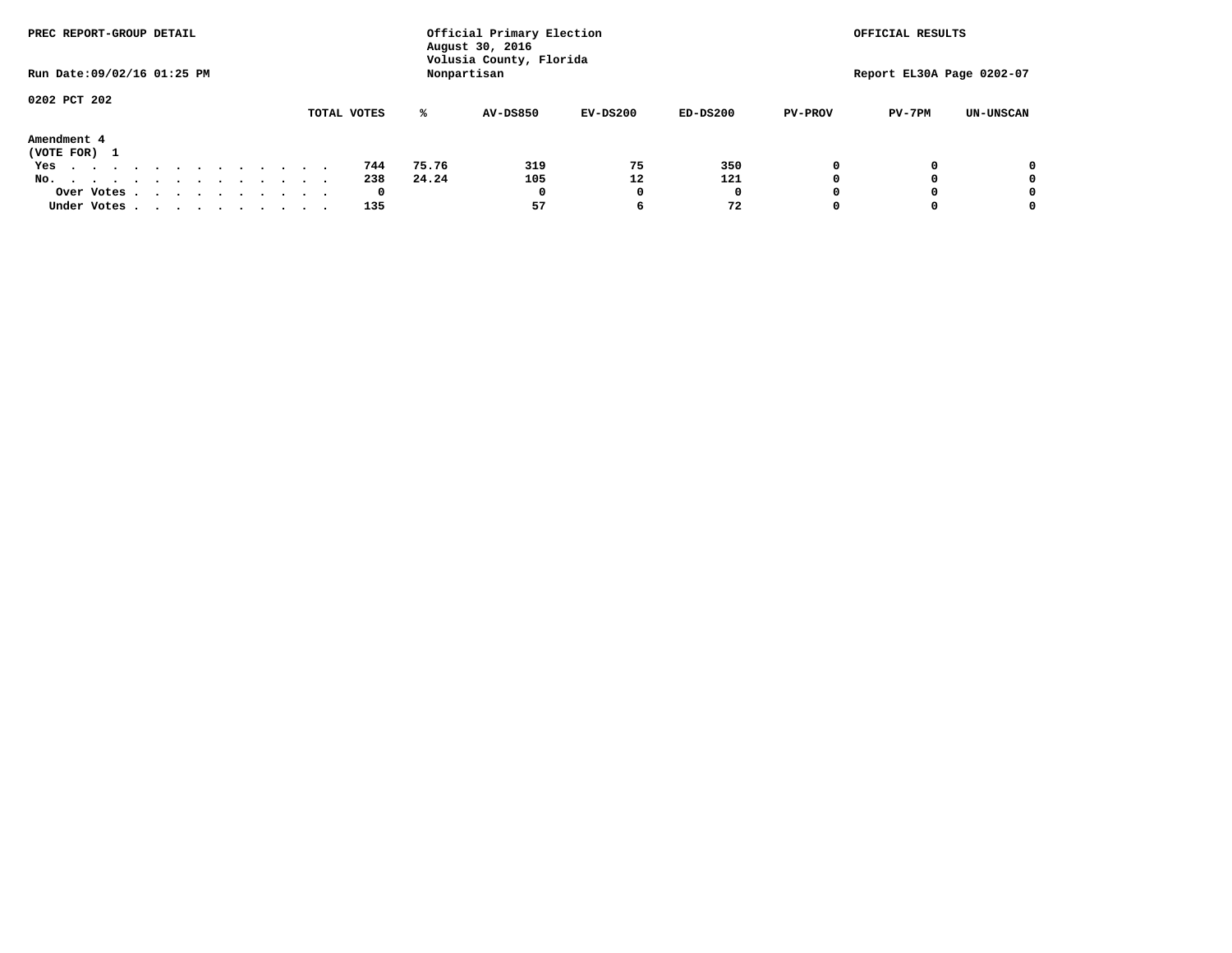PREC REPORT-GROUP DETAIL

Official Primary Election
August 30, 2016
Volusia County, Florida
Nonpartisan

OFFICIAL RESULTS

Run Date:09/02/16 01:25 PM

Report EL30A Page 0202-07

0202 PCT 202

| | TOTAL VOTES | % | AV-DS850 | EV-DS200 | ED-DS200 | PV-PROV | PV-7PM | UN-UNSCAN |
|---|---|---|---|---|---|---|---|---|
| **Amendment 4** | | | | | | | | |
| (VOTE FOR) 1 | | | | | | | | |
| Yes | 744 | 75.76 | 319 | 75 | 350 | 0 | 0 | 0 |
| No. | 238 | 24.24 | 105 | 12 | 121 | 0 | 0 | 0 |
| Over Votes | 0 | | 0 | 0 | 0 | 0 | 0 | 0 |
| Under Votes | 135 | | 57 | 6 | 72 | 0 | 0 | 0 |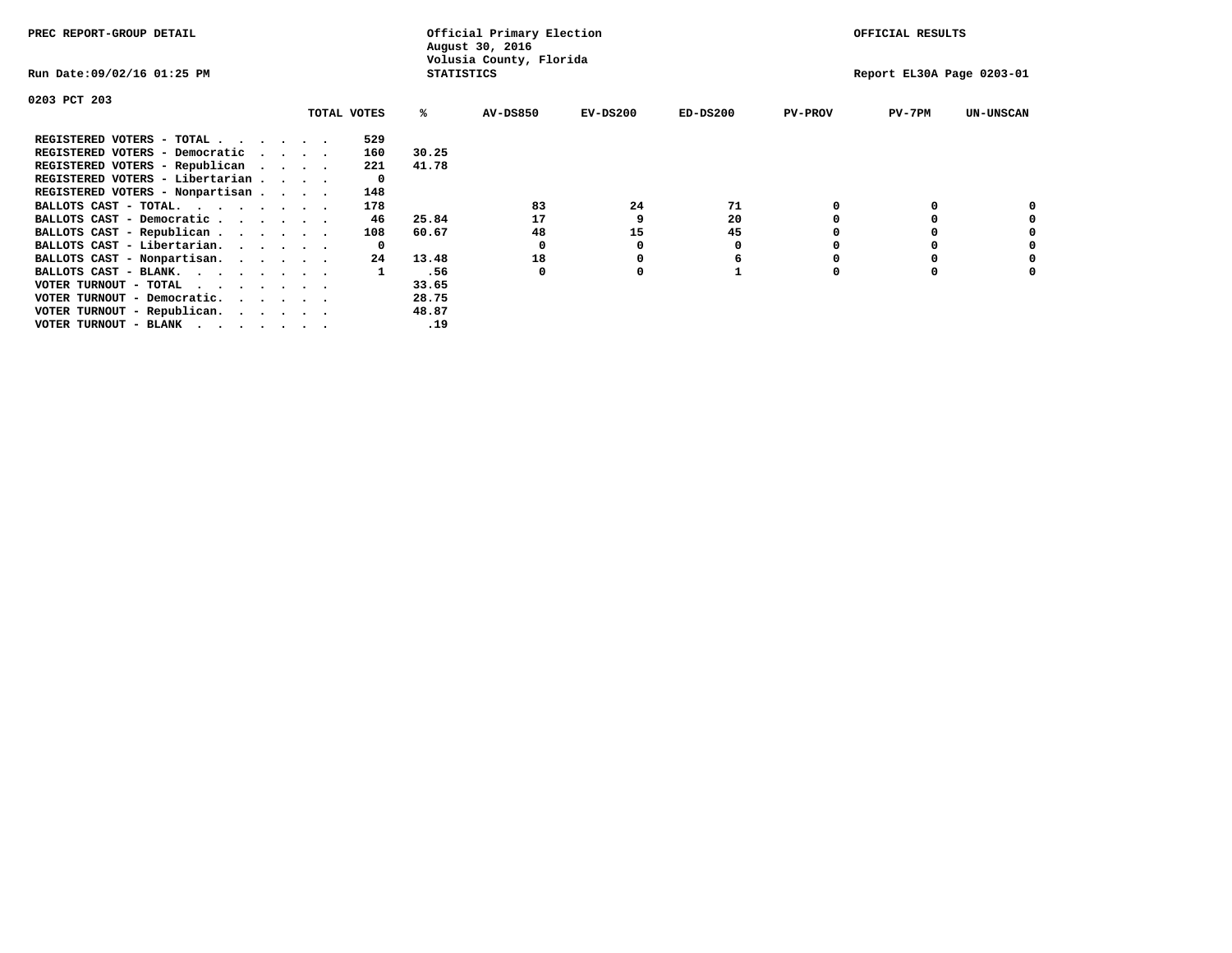PREC REPORT-GROUP DETAIL

Official Primary Election
August 30, 2016
Volusia County, Florida
STATISTICS

OFFICIAL RESULTS

Run Date:09/02/16 01:25 PM

Report EL30A Page 0203-01

0203 PCT 203

| | TOTAL VOTES | % | AV-DS850 | EV-DS200 | ED-DS200 | PV-PROV | PV-7PM | UN-UNSCAN |
|---|---|---|---|---|---|---|---|---|
| REGISTERED VOTERS - TOTAL . . . . . . | 529 | | | | | | | |
| REGISTERED VOTERS - Democratic . . . . | 160 | 30.25 | | | | | | |
| REGISTERED VOTERS - Republican . . . . | 221 | 41.78 | | | | | | |
| REGISTERED VOTERS - Libertarian . . . . | 0 | | | | | | | |
| REGISTERED VOTERS - Nonpartisan . . . . | 148 | | | | | | | |
| BALLOTS CAST - TOTAL. . . . . . . . | 178 | | 83 | 24 | 71 | 0 | 0 | 0 |
| BALLOTS CAST - Democratic . . . . . . | 46 | 25.84 | 17 | 9 | 20 | 0 | 0 | 0 |
| BALLOTS CAST - Republican . . . . . . | 108 | 60.67 | 48 | 15 | 45 | 0 | 0 | 0 |
| BALLOTS CAST - Libertarian. . . . . . | 0 | | 0 | 0 | 0 | 0 | 0 | 0 |
| BALLOTS CAST - Nonpartisan. . . . . . | 24 | 13.48 | 18 | 0 | 6 | 0 | 0 | 0 |
| BALLOTS CAST - BLANK. . . . . . . . | 1 | .56 | 0 | 0 | 1 | 0 | 0 | 0 |
| VOTER TURNOUT - TOTAL . . . . . . . | | 33.65 | | | | | | |
| VOTER TURNOUT - Democratic. . . . . . | | 28.75 | | | | | | |
| VOTER TURNOUT - Republican. . . . . . | | 48.87 | | | | | | |
| VOTER TURNOUT - BLANK . . . . . . . | | .19 | | | | | | |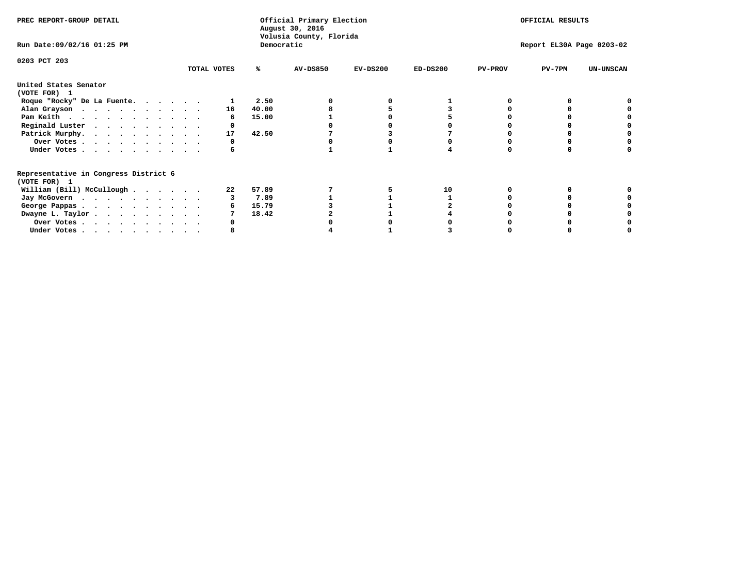PREC REPORT-GROUP DETAIL

Official Primary Election
August 30, 2016
Volusia County, Florida
Democratic

OFFICIAL RESULTS

Run Date:09/02/16 01:25 PM

Report EL30A Page 0203-02

0203 PCT 203

| | TOTAL VOTES | % | AV-DS850 | EV-DS200 | ED-DS200 | PV-PROV | PV-7PM | UN-UNSCAN |
|---|---|---|---|---|---|---|---|---|
| **United States Senator** | | | | | | | | |
| **(VOTE FOR) 1** | | | | | | | | |
| Roque "Rocky" De La Fuente. | 1 | 2.50 | 0 | 0 | 1 | 0 | 0 | 0 |
| Alan Grayson | 16 | 40.00 | 8 | 5 | 3 | 0 | 0 | 0 |
| Pam Keith | 6 | 15.00 | 1 | 0 | 5 | 0 | 0 | 0 |
| Reginald Luster | 0 | | 0 | 0 | 0 | 0 | 0 | 0 |
| Patrick Murphy. | 17 | 42.50 | 7 | 3 | 7 | 0 | 0 | 0 |
| Over Votes | 0 | | 0 | 0 | 0 | 0 | 0 | 0 |
| Under Votes | 6 | | 1 | 1 | 4 | 0 | 0 | 0 |
| **Representative in Congress District 6** | | | | | | | | |
| **(VOTE FOR) 1** | | | | | | | | |
| William (Bill) McCullough | 22 | 57.89 | 7 | 5 | 10 | 0 | 0 | 0 |
| Jay McGovern | 3 | 7.89 | 1 | 1 | 1 | 0 | 0 | 0 |
| George Pappas | 6 | 15.79 | 3 | 1 | 2 | 0 | 0 | 0 |
| Dwayne L. Taylor | 7 | 18.42 | 2 | 1 | 4 | 0 | 0 | 0 |
| Over Votes | 0 | | 0 | 0 | 0 | 0 | 0 | 0 |
| Under Votes | 8 | | 4 | 1 | 3 | 0 | 0 | 0 |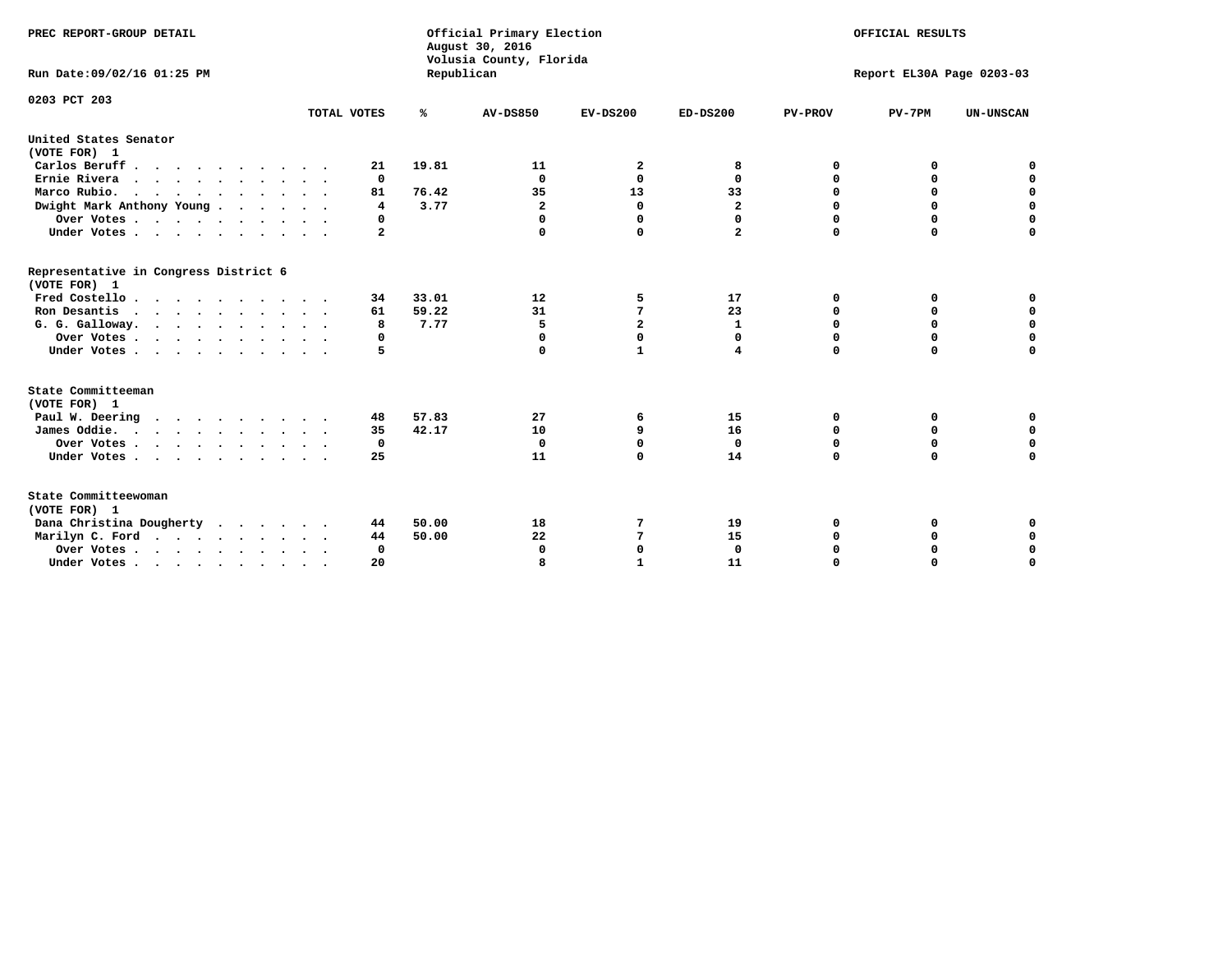PREC REPORT-GROUP DETAIL

Official Primary Election
August 30, 2016
Volusia County, Florida
Republican

OFFICIAL RESULTS

Run Date:09/02/16 01:25 PM

Report EL30A Page 0203-03

0203 PCT 203

| | TOTAL VOTES | % | AV-DS850 | EV-DS200 | ED-DS200 | PV-PROV | PV-7PM | UN-UNSCAN |
|---|---|---|---|---|---|---|---|---|
| **United States Senator (VOTE FOR) 1** | | | | | | | | |
| Carlos Beruff | 21 | 19.81 | 11 | 2 | 8 | 0 | 0 | 0 |
| Ernie Rivera | 0 | | 0 | 0 | 0 | 0 | 0 | 0 |
| Marco Rubio. | 81 | 76.42 | 35 | 13 | 33 | 0 | 0 | 0 |
| Dwight Mark Anthony Young | 4 | 3.77 | 2 | 0 | 2 | 0 | 0 | 0 |
| Over Votes | 0 | | 0 | 0 | 0 | 0 | 0 | 0 |
| Under Votes | 2 | | 0 | 0 | 2 | 0 | 0 | 0 |
| **Representative in Congress District 6 (VOTE FOR) 1** | | | | | | | | |
| Fred Costello | 34 | 33.01 | 12 | 5 | 17 | 0 | 0 | 0 |
| Ron Desantis | 61 | 59.22 | 31 | 7 | 23 | 0 | 0 | 0 |
| G. G. Galloway. | 8 | 7.77 | 5 | 2 | 1 | 0 | 0 | 0 |
| Over Votes | 0 | | 0 | 0 | 0 | 0 | 0 | 0 |
| Under Votes | 5 | | 0 | 1 | 4 | 0 | 0 | 0 |
| **State Committeeman (VOTE FOR) 1** | | | | | | | | |
| Paul W. Deering | 48 | 57.83 | 27 | 6 | 15 | 0 | 0 | 0 |
| James Oddie. | 35 | 42.17 | 10 | 9 | 16 | 0 | 0 | 0 |
| Over Votes | 0 | | 0 | 0 | 0 | 0 | 0 | 0 |
| Under Votes | 25 | | 11 | 0 | 14 | 0 | 0 | 0 |
| **State Committeewoman (VOTE FOR) 1** | | | | | | | | |
| Dana Christina Dougherty | 44 | 50.00 | 18 | 7 | 19 | 0 | 0 | 0 |
| Marilyn C. Ford | 44 | 50.00 | 22 | 7 | 15 | 0 | 0 | 0 |
| Over Votes | 0 | | 0 | 0 | 0 | 0 | 0 | 0 |
| Under Votes | 20 | | 8 | 1 | 11 | 0 | 0 | 0 |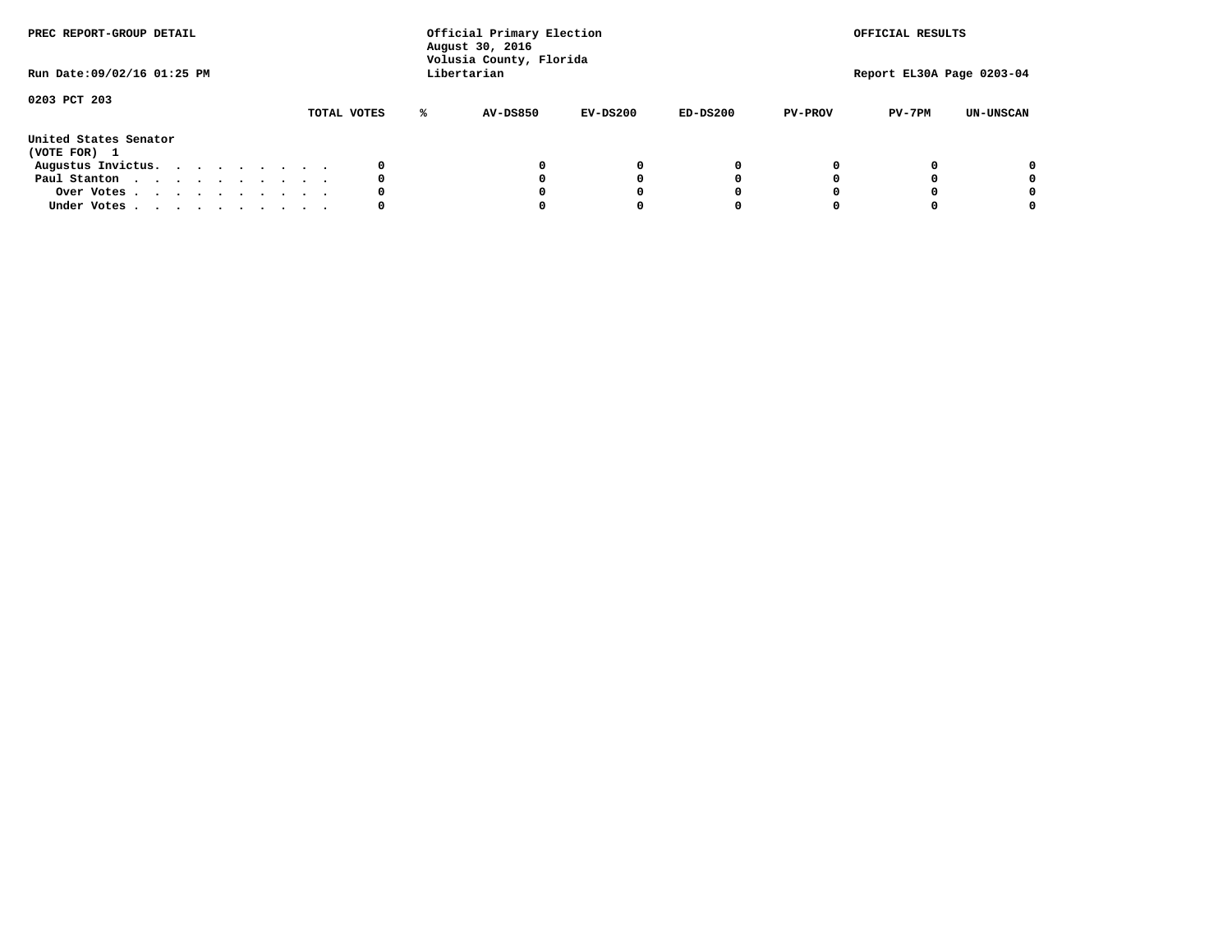PREC REPORT-GROUP DETAIL

Official Primary Election
August 30, 2016
Volusia County, Florida
Libertarian

OFFICIAL RESULTS

Run Date:09/02/16 01:25 PM

Report EL30A Page 0203-04

0203 PCT 203

United States Senator
(VOTE FOR) 1

| | TOTAL VOTES | % | AV-DS850 | EV-DS200 | ED-DS200 | PV-PROV | PV-7PM | UN-UNSCAN |
|---|---|---|---|---|---|---|---|---|
| Augustus Invictus. . . . . . . . . . | 0 | | 0 | 0 | 0 | 0 | 0 | 0 |
| Paul Stanton . . . . . . . . . . . | 0 | | 0 | 0 | 0 | 0 | 0 | 0 |
| Over Votes . . . . . . . . . . . | 0 | | 0 | 0 | 0 | 0 | 0 | 0 |
| Under Votes . . . . . . . . . . . | 0 | | 0 | 0 | 0 | 0 | 0 | 0 |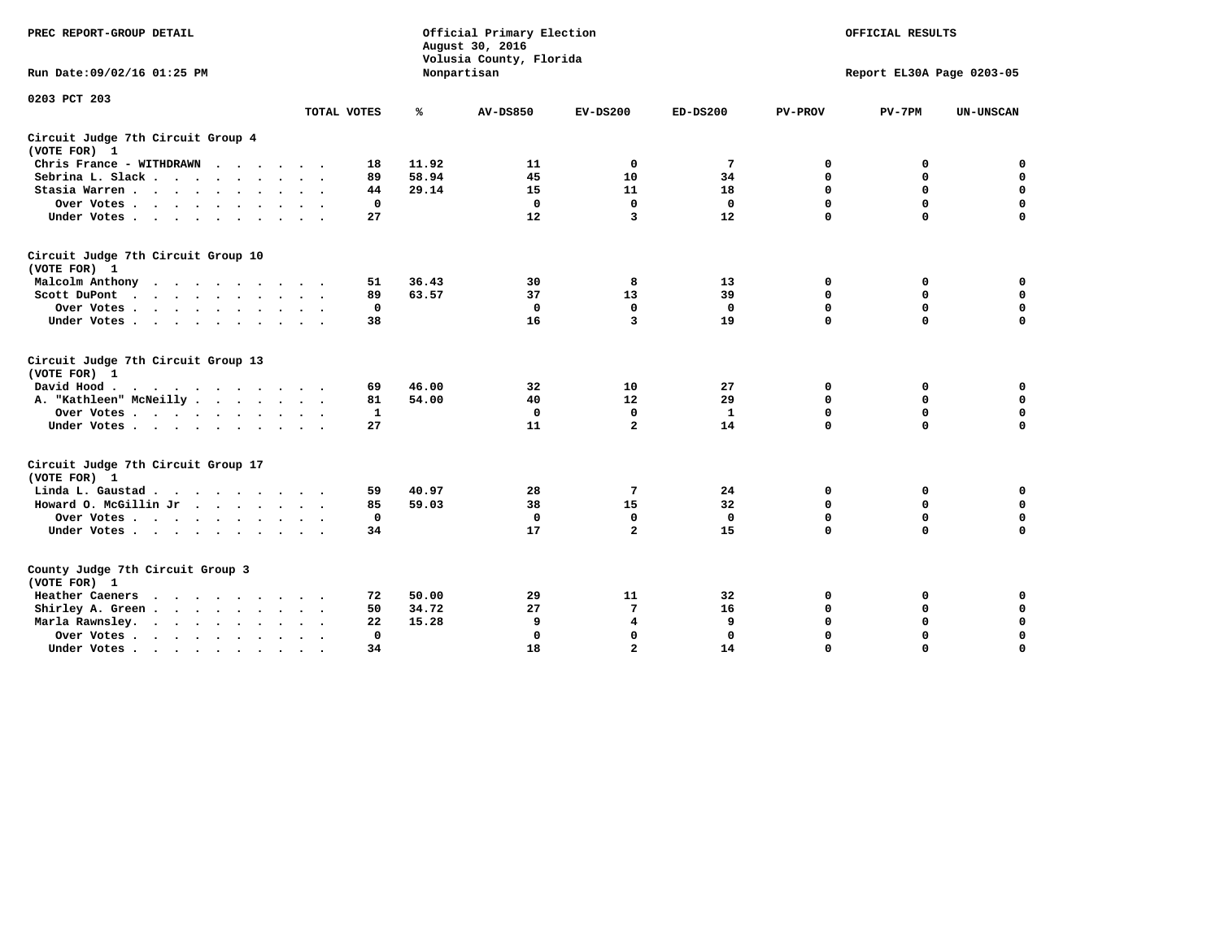PREC REPORT-GROUP DETAIL

Official Primary Election
August 30, 2016
Volusia County, Florida
Nonpartisan

OFFICIAL RESULTS

Run Date:09/02/16 01:25 PM

Report EL30A Page 0203-05

0203 PCT 203

### Circuit Judge 7th Circuit Group 4
(VOTE FOR) 1

| | TOTAL VOTES | % | AV-DS850 | EV-DS200 | ED-DS200 | PV-PROV | PV-7PM | UN-UNSCAN |
|---|---|---|---|---|---|---|---|---|
| Chris France - WITHDRAWN | 18 | 11.92 | 11 | 0 | 7 | 0 | 0 | 0 |
| Sebrina L. Slack | 89 | 58.94 | 45 | 10 | 34 | 0 | 0 | 0 |
| Stasia Warren | 44 | 29.14 | 15 | 11 | 18 | 0 | 0 | 0 |
| Over Votes | 0 | | 0 | 0 | 0 | 0 | 0 | 0 |
| Under Votes | 27 | | 12 | 3 | 12 | 0 | 0 | 0 |

### Circuit Judge 7th Circuit Group 10
(VOTE FOR) 1

| | TOTAL VOTES | % | AV-DS850 | EV-DS200 | ED-DS200 | PV-PROV | PV-7PM | UN-UNSCAN |
|---|---|---|---|---|---|---|---|---|
| Malcolm Anthony | 51 | 36.43 | 30 | 8 | 13 | 0 | 0 | 0 |
| Scott DuPont | 89 | 63.57 | 37 | 13 | 39 | 0 | 0 | 0 |
| Over Votes | 0 | | 0 | 0 | 0 | 0 | 0 | 0 |
| Under Votes | 38 | | 16 | 3 | 19 | 0 | 0 | 0 |

### Circuit Judge 7th Circuit Group 13
(VOTE FOR) 1

| | TOTAL VOTES | % | AV-DS850 | EV-DS200 | ED-DS200 | PV-PROV | PV-7PM | UN-UNSCAN |
|---|---|---|---|---|---|---|---|---|
| David Hood | 69 | 46.00 | 32 | 10 | 27 | 0 | 0 | 0 |
| A. "Kathleen" McNeilly | 81 | 54.00 | 40 | 12 | 29 | 0 | 0 | 0 |
| Over Votes | 1 | | 0 | 0 | 1 | 0 | 0 | 0 |
| Under Votes | 27 | | 11 | 2 | 14 | 0 | 0 | 0 |

### Circuit Judge 7th Circuit Group 17
(VOTE FOR) 1

| | TOTAL VOTES | % | AV-DS850 | EV-DS200 | ED-DS200 | PV-PROV | PV-7PM | UN-UNSCAN |
|---|---|---|---|---|---|---|---|---|
| Linda L. Gaustad | 59 | 40.97 | 28 | 7 | 24 | 0 | 0 | 0 |
| Howard O. McGillin Jr | 85 | 59.03 | 38 | 15 | 32 | 0 | 0 | 0 |
| Over Votes | 0 | | 0 | 0 | 0 | 0 | 0 | 0 |
| Under Votes | 34 | | 17 | 2 | 15 | 0 | 0 | 0 |

### County Judge 7th Circuit Group 3
(VOTE FOR) 1

| | TOTAL VOTES | % | AV-DS850 | EV-DS200 | ED-DS200 | PV-PROV | PV-7PM | UN-UNSCAN |
|---|---|---|---|---|---|---|---|---|
| Heather Caeners | 72 | 50.00 | 29 | 11 | 32 | 0 | 0 | 0 |
| Shirley A. Green | 50 | 34.72 | 27 | 7 | 16 | 0 | 0 | 0 |
| Marla Rawnsley. | 22 | 15.28 | 9 | 4 | 9 | 0 | 0 | 0 |
| Over Votes | 0 | | 0 | 0 | 0 | 0 | 0 | 0 |
| Under Votes | 34 | | 18 | 2 | 14 | 0 | 0 | 0 |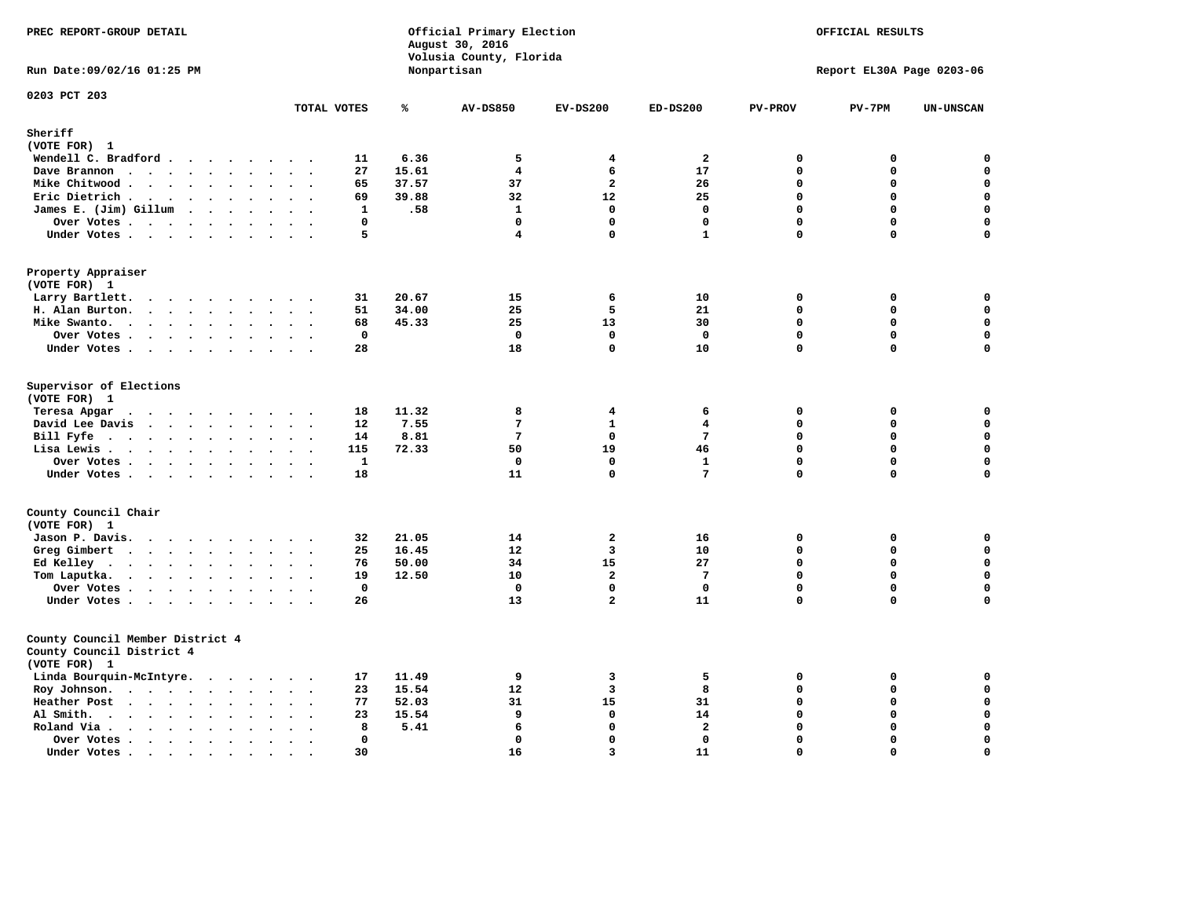PREC REPORT-GROUP DETAIL

Official Primary Election
August 30, 2016
Volusia County, Florida
Nonpartisan

OFFICIAL RESULTS

Run Date:09/02/16 01:25 PM

Report EL30A Page 0203-06

0203 PCT 203

| | TOTAL VOTES | % | AV-DS850 | EV-DS200 | ED-DS200 | PV-PROV | PV-7PM | UN-UNSCAN |
|---|---|---|---|---|---|---|---|---|
| **Sheriff** | | | | | | | | |
| (VOTE FOR) 1 | | | | | | | | |
| Wendell C. Bradford | 11 | 6.36 | 5 | 4 | 2 | 0 | 0 | 0 |
| Dave Brannon | 27 | 15.61 | 4 | 6 | 17 | 0 | 0 | 0 |
| Mike Chitwood | 65 | 37.57 | 37 | 2 | 26 | 0 | 0 | 0 |
| Eric Dietrich | 69 | 39.88 | 32 | 12 | 25 | 0 | 0 | 0 |
| James E. (Jim) Gillum | 1 | .58 | 1 | 0 | 0 | 0 | 0 | 0 |
| Over Votes | 0 | | 0 | 0 | 0 | 0 | 0 | 0 |
| Under Votes | 5 | | 4 | 0 | 1 | 0 | 0 | 0 |
| **Property Appraiser** | | | | | | | | |
| (VOTE FOR) 1 | | | | | | | | |
| Larry Bartlett | 31 | 20.67 | 15 | 6 | 10 | 0 | 0 | 0 |
| H. Alan Burton | 51 | 34.00 | 25 | 5 | 21 | 0 | 0 | 0 |
| Mike Swanto | 68 | 45.33 | 25 | 13 | 30 | 0 | 0 | 0 |
| Over Votes | 0 | | 0 | 0 | 0 | 0 | 0 | 0 |
| Under Votes | 28 | | 18 | 0 | 10 | 0 | 0 | 0 |
| **Supervisor of Elections** | | | | | | | | |
| (VOTE FOR) 1 | | | | | | | | |
| Teresa Apgar | 18 | 11.32 | 8 | 4 | 6 | 0 | 0 | 0 |
| David Lee Davis | 12 | 7.55 | 7 | 1 | 4 | 0 | 0 | 0 |
| Bill Fyfe | 14 | 8.81 | 7 | 0 | 7 | 0 | 0 | 0 |
| Lisa Lewis | 115 | 72.33 | 50 | 19 | 46 | 0 | 0 | 0 |
| Over Votes | 1 | | 0 | 0 | 1 | 0 | 0 | 0 |
| Under Votes | 18 | | 11 | 0 | 7 | 0 | 0 | 0 |
| **County Council Chair** | | | | | | | | |
| (VOTE FOR) 1 | | | | | | | | |
| Jason P. Davis | 32 | 21.05 | 14 | 2 | 16 | 0 | 0 | 0 |
| Greg Gimbert | 25 | 16.45 | 12 | 3 | 10 | 0 | 0 | 0 |
| Ed Kelley | 76 | 50.00 | 34 | 15 | 27 | 0 | 0 | 0 |
| Tom Laputka | 19 | 12.50 | 10 | 2 | 7 | 0 | 0 | 0 |
| Over Votes | 0 | | 0 | 0 | 0 | 0 | 0 | 0 |
| Under Votes | 26 | | 13 | 2 | 11 | 0 | 0 | 0 |
| **County Council Member District 4** | | | | | | | | |
| County Council District 4 | | | | | | | | |
| (VOTE FOR) 1 | | | | | | | | |
| Linda Bourquin-McIntyre | 17 | 11.49 | 9 | 3 | 5 | 0 | 0 | 0 |
| Roy Johnson | 23 | 15.54 | 12 | 3 | 8 | 0 | 0 | 0 |
| Heather Post | 77 | 52.03 | 31 | 15 | 31 | 0 | 0 | 0 |
| Al Smith | 23 | 15.54 | 9 | 0 | 14 | 0 | 0 | 0 |
| Roland Via | 8 | 5.41 | 6 | 0 | 2 | 0 | 0 | 0 |
| Over Votes | 0 | | 0 | 0 | 0 | 0 | 0 | 0 |
| Under Votes | 30 | | 16 | 3 | 11 | 0 | 0 | 0 |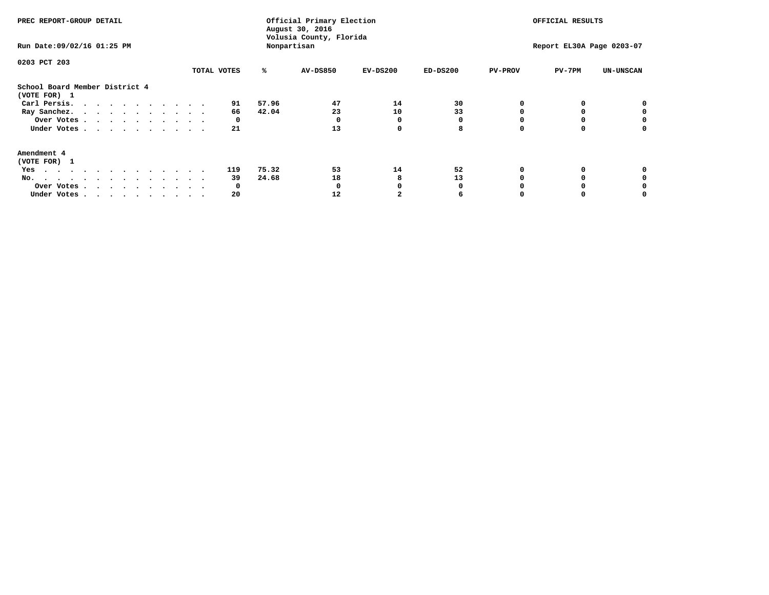PREC REPORT-GROUP DETAIL

Official Primary Election
August 30, 2016
Volusia County, Florida
Nonpartisan

OFFICIAL RESULTS

Run Date:09/02/16 01:25 PM

Report EL30A Page 0203-07

0203 PCT 203

| | TOTAL VOTES | % | AV-DS850 | EV-DS200 | ED-DS200 | PV-PROV | PV-7PM | UN-UNSCAN |
|---|---|---|---|---|---|---|---|---|
| **School Board Member District 4** | | | | | | | | |
| **(VOTE FOR) 1** | | | | | | | | |
| Carl Persis. . . . . . . . . . . . | 91 | 57.96 | 47 | 14 | 30 | 0 | 0 | 0 |
| Ray Sanchez. . . . . . . . . . . . | 66 | 42.04 | 23 | 10 | 33 | 0 | 0 | 0 |
| Over Votes . . . . . . . . . . . | 0 | | 0 | 0 | 0 | 0 | 0 | 0 |
| Under Votes . . . . . . . . . . . | 21 | | 13 | 0 | 8 | 0 | 0 | 0 |
| **Amendment 4** | | | | | | | | |
| **(VOTE FOR) 1** | | | | | | | | |
| Yes . . . . . . . . . . . . . . | 119 | 75.32 | 53 | 14 | 52 | 0 | 0 | 0 |
| No. . . . . . . . . . . . . . . | 39 | 24.68 | 18 | 8 | 13 | 0 | 0 | 0 |
| Over Votes . . . . . . . . . . . | 0 | | 0 | 0 | 0 | 0 | 0 | 0 |
| Under Votes . . . . . . . . . . . | 20 | | 12 | 2 | 6 | 0 | 0 | 0 |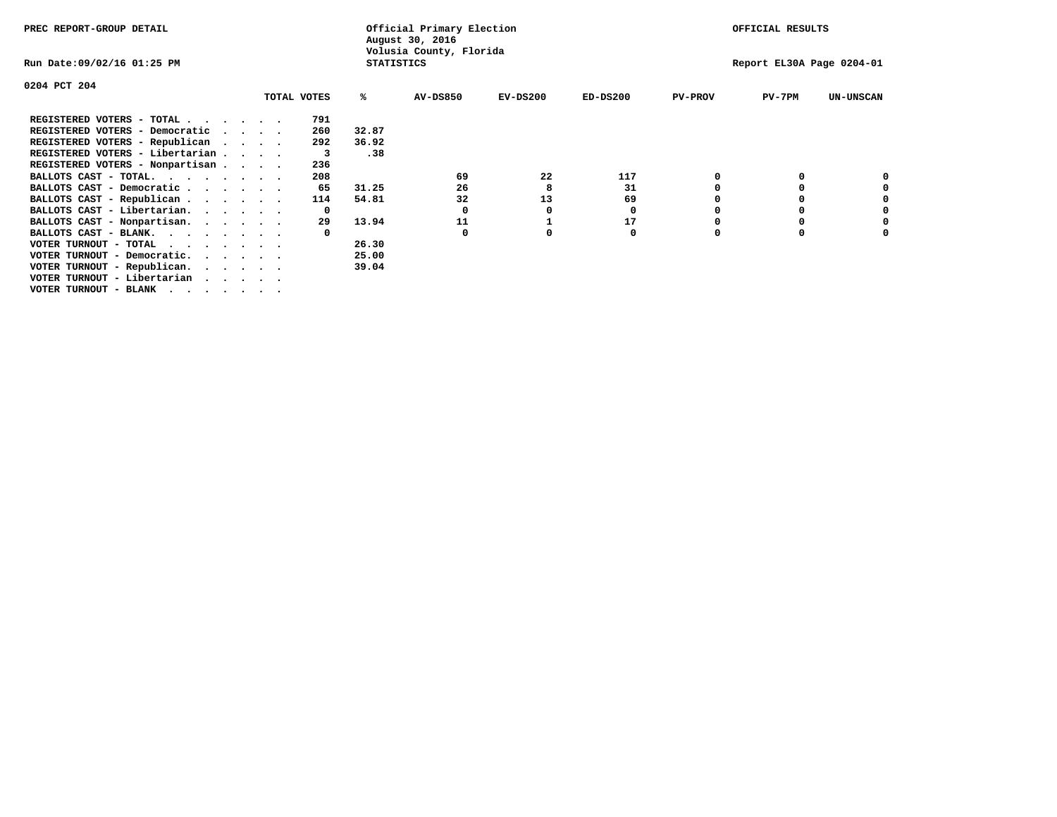PREC REPORT-GROUP DETAIL

Official Primary Election
August 30, 2016
Volusia County, Florida
STATISTICS

OFFICIAL RESULTS

Run Date:09/02/16 01:25 PM

Report EL30A Page 0204-01

0204 PCT 204

| | TOTAL VOTES | % | AV-DS850 | EV-DS200 | ED-DS200 | PV-PROV | PV-7PM | UN-UNSCAN |
|---|---|---|---|---|---|---|---|---|
| REGISTERED VOTERS - TOTAL . . . . . . | 791 | | | | | | | |
| REGISTERED VOTERS - Democratic . . . . | 260 | 32.87 | | | | | | |
| REGISTERED VOTERS - Republican . . . . | 292 | 36.92 | | | | | | |
| REGISTERED VOTERS - Libertarian . . . . | 3 | .38 | | | | | | |
| REGISTERED VOTERS - Nonpartisan . . . . | 236 | | | | | | | |
| BALLOTS CAST - TOTAL. . . . . . . . | 208 | | 69 | 22 | 117 | 0 | 0 | 0 |
| BALLOTS CAST - Democratic . . . . . . | 65 | 31.25 | 26 | 8 | 31 | 0 | 0 | 0 |
| BALLOTS CAST - Republican . . . . . . | 114 | 54.81 | 32 | 13 | 69 | 0 | 0 | 0 |
| BALLOTS CAST - Libertarian. . . . . . | 0 | | 0 | 0 | 0 | 0 | 0 | 0 |
| BALLOTS CAST - Nonpartisan. . . . . . | 29 | 13.94 | 11 | 1 | 17 | 0 | 0 | 0 |
| BALLOTS CAST - BLANK. . . . . . . . | 0 | | 0 | 0 | 0 | 0 | 0 | 0 |
| VOTER TURNOUT - TOTAL . . . . . . . | | 26.30 | | | | | | |
| VOTER TURNOUT - Democratic. . . . . . | | 25.00 | | | | | | |
| VOTER TURNOUT - Republican. . . . . . | | 39.04 | | | | | | |
| VOTER TURNOUT - Libertarian . . . . . | | | | | | | | |
| VOTER TURNOUT - BLANK . . . . . . . | | | | | | | | |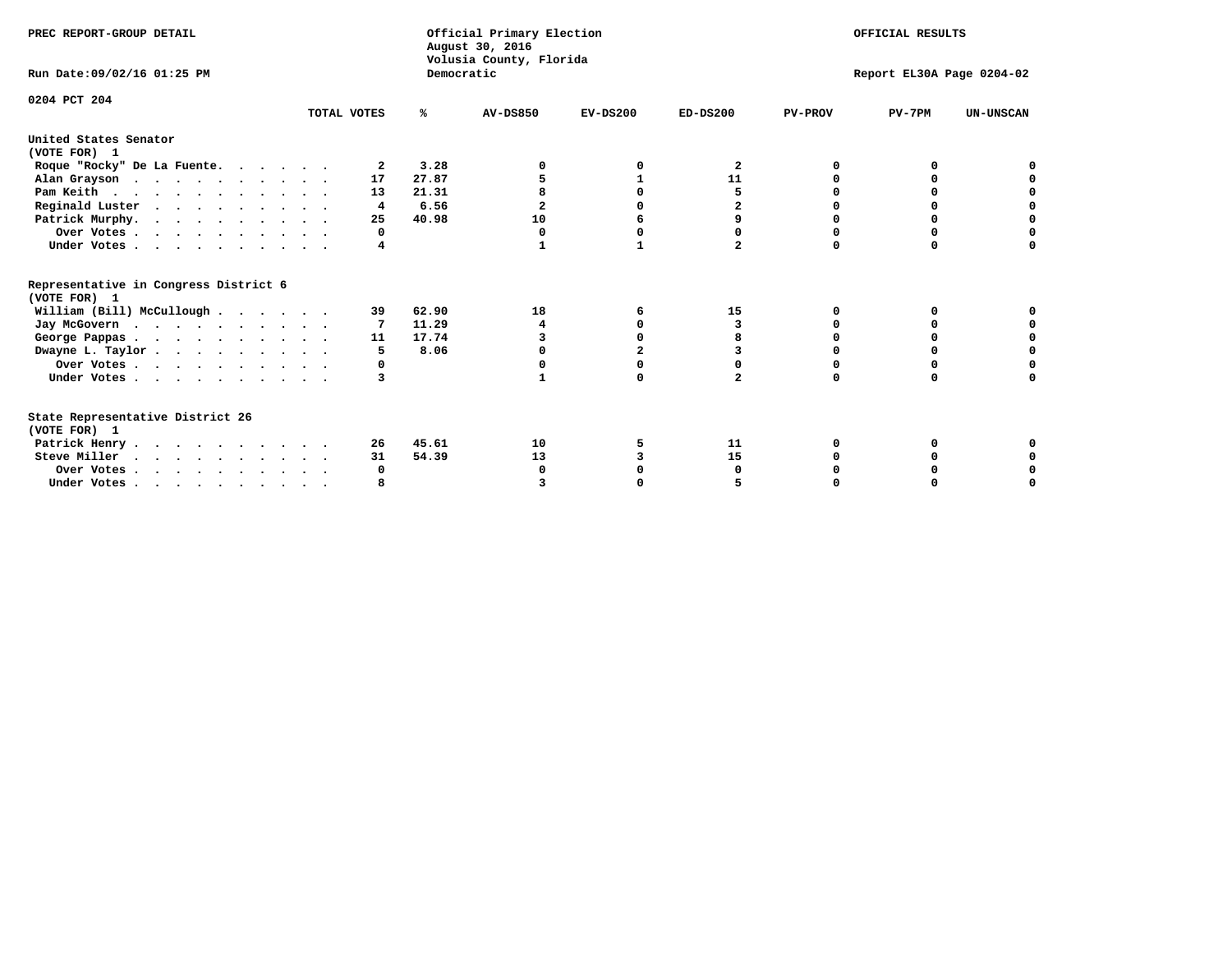PREC REPORT-GROUP DETAIL

Official Primary Election
August 30, 2016
Volusia County, Florida
Democratic

OFFICIAL RESULTS

Run Date:09/02/16 01:25 PM

Report EL30A Page 0204-02

0204 PCT 204

| | TOTAL VOTES | % | AV-DS850 | EV-DS200 | ED-DS200 | PV-PROV | PV-7PM | UN-UNSCAN |
|---|---|---|---|---|---|---|---|---|
| **United States Senator** | | | | | | | | |
| **(VOTE FOR) 1** | | | | | | | | |
| Roque "Rocky" De La Fuente. | 2 | 3.28 | 0 | 0 | 2 | 0 | 0 | 0 |
| Alan Grayson | 17 | 27.87 | 5 | 1 | 11 | 0 | 0 | 0 |
| Pam Keith | 13 | 21.31 | 8 | 0 | 5 | 0 | 0 | 0 |
| Reginald Luster | 4 | 6.56 | 2 | 0 | 2 | 0 | 0 | 0 |
| Patrick Murphy. | 25 | 40.98 | 10 | 6 | 9 | 0 | 0 | 0 |
| Over Votes | 0 | | 0 | 0 | 0 | 0 | 0 | 0 |
| Under Votes | 4 | | 1 | 1 | 2 | 0 | 0 | 0 |
| **Representative in Congress District 6** | | | | | | | | |
| **(VOTE FOR) 1** | | | | | | | | |
| William (Bill) McCullough | 39 | 62.90 | 18 | 6 | 15 | 0 | 0 | 0 |
| Jay McGovern | 7 | 11.29 | 4 | 0 | 3 | 0 | 0 | 0 |
| George Pappas | 11 | 17.74 | 3 | 0 | 8 | 0 | 0 | 0 |
| Dwayne L. Taylor | 5 | 8.06 | 0 | 2 | 3 | 0 | 0 | 0 |
| Over Votes | 0 | | 0 | 0 | 0 | 0 | 0 | 0 |
| Under Votes | 3 | | 1 | 0 | 2 | 0 | 0 | 0 |
| **State Representative District 26** | | | | | | | | |
| **(VOTE FOR) 1** | | | | | | | | |
| Patrick Henry | 26 | 45.61 | 10 | 5 | 11 | 0 | 0 | 0 |
| Steve Miller | 31 | 54.39 | 13 | 3 | 15 | 0 | 0 | 0 |
| Over Votes | 0 | | 0 | 0 | 0 | 0 | 0 | 0 |
| Under Votes | 8 | | 3 | 0 | 5 | 0 | 0 | 0 |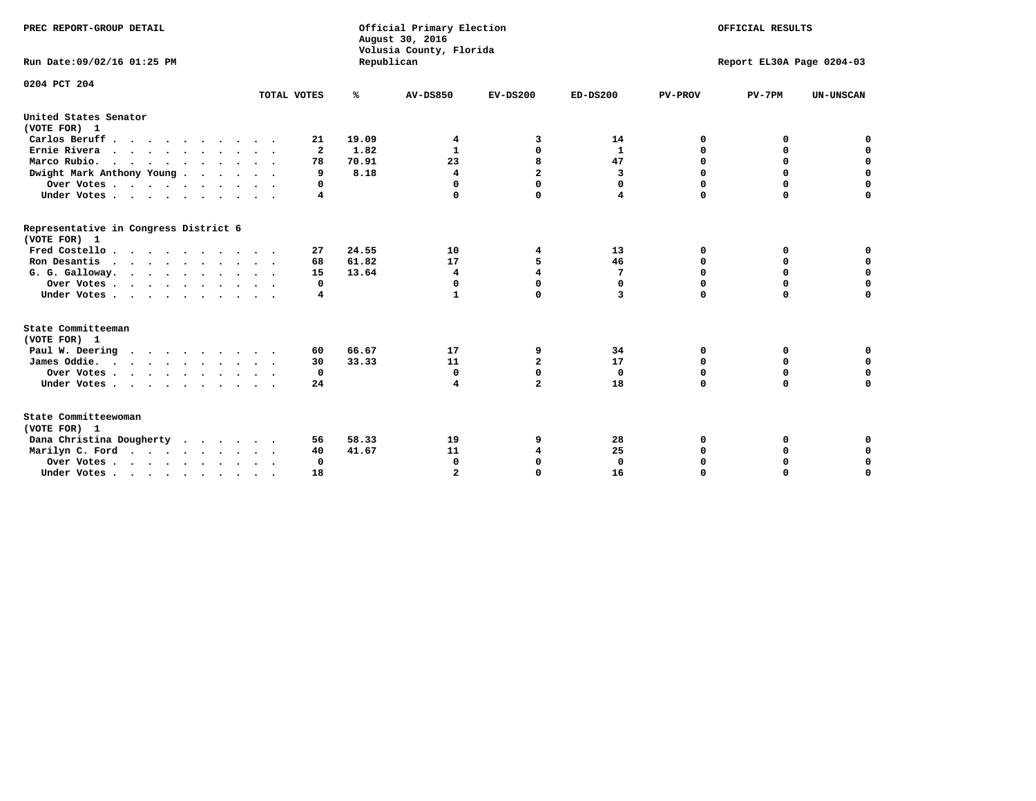PREC REPORT-GROUP DETAIL

Official Primary Election
August 30, 2016
Volusia County, Florida
Republican

OFFICIAL RESULTS

Run Date:09/02/16 01:25 PM

Report EL30A Page 0204-03

0204 PCT 204

| | TOTAL VOTES | % | AV-DS850 | EV-DS200 | ED-DS200 | PV-PROV | PV-7PM | UN-UNSCAN |
|---|---|---|---|---|---|---|---|---|
| **United States Senator (VOTE FOR) 1** | | | | | | | | |
| Carlos Beruff | 21 | 19.09 | 4 | 3 | 14 | 0 | 0 | 0 |
| Ernie Rivera | 2 | 1.82 | 1 | 0 | 1 | 0 | 0 | 0 |
| Marco Rubio. | 78 | 70.91 | 23 | 8 | 47 | 0 | 0 | 0 |
| Dwight Mark Anthony Young | 9 | 8.18 | 4 | 2 | 3 | 0 | 0 | 0 |
| Over Votes | 0 | | 0 | 0 | 0 | 0 | 0 | 0 |
| Under Votes | 4 | | 0 | 0 | 4 | 0 | 0 | 0 |
| **Representative in Congress District 6 (VOTE FOR) 1** | | | | | | | | |
| Fred Costello | 27 | 24.55 | 10 | 4 | 13 | 0 | 0 | 0 |
| Ron Desantis | 68 | 61.82 | 17 | 5 | 46 | 0 | 0 | 0 |
| G. G. Galloway. | 15 | 13.64 | 4 | 4 | 7 | 0 | 0 | 0 |
| Over Votes | 0 | | 0 | 0 | 0 | 0 | 0 | 0 |
| Under Votes | 4 | | 1 | 0 | 3 | 0 | 0 | 0 |
| **State Committeeman (VOTE FOR) 1** | | | | | | | | |
| Paul W. Deering | 60 | 66.67 | 17 | 9 | 34 | 0 | 0 | 0 |
| James Oddie. | 30 | 33.33 | 11 | 2 | 17 | 0 | 0 | 0 |
| Over Votes | 0 | | 0 | 0 | 0 | 0 | 0 | 0 |
| Under Votes | 24 | | 4 | 2 | 18 | 0 | 0 | 0 |
| **State Committeewoman (VOTE FOR) 1** | | | | | | | | |
| Dana Christina Dougherty | 56 | 58.33 | 19 | 9 | 28 | 0 | 0 | 0 |
| Marilyn C. Ford | 40 | 41.67 | 11 | 4 | 25 | 0 | 0 | 0 |
| Over Votes | 0 | | 0 | 0 | 0 | 0 | 0 | 0 |
| Under Votes | 18 | | 2 | 0 | 16 | 0 | 0 | 0 |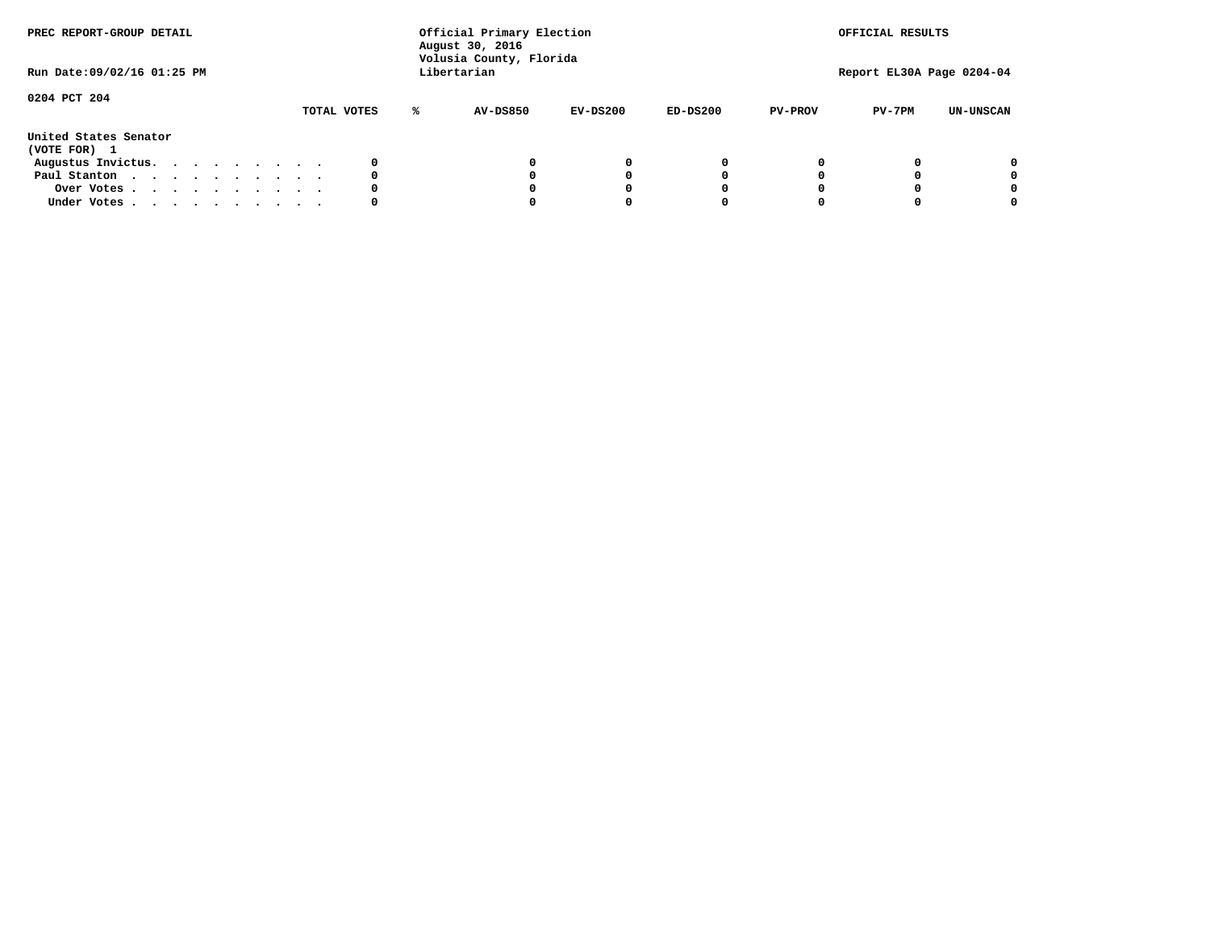PREC REPORT-GROUP DETAIL

Official Primary Election
August 30, 2016
Volusia County, Florida
Libertarian

OFFICIAL RESULTS

Run Date:09/02/16 01:25 PM

Report EL30A Page 0204-04

0204 PCT 204

| | TOTAL VOTES | % | AV-DS850 | EV-DS200 | ED-DS200 | PV-PROV | PV-7PM | UN-UNSCAN |
|---|---|---|---|---|---|---|---|---|
| **United States Senator** | | | | | | | | |
| **(VOTE FOR) 1** | | | | | | | | |
| Augustus Invictus. . . . . . . . . . | 0 | | 0 | 0 | 0 | 0 | 0 | 0 |
| Paul Stanton . . . . . . . . . . . | 0 | | 0 | 0 | 0 | 0 | 0 | 0 |
| Over Votes . . . . . . . . . . . | 0 | | 0 | 0 | 0 | 0 | 0 | 0 |
| Under Votes . . . . . . . . . . . | 0 | | 0 | 0 | 0 | 0 | 0 | 0 |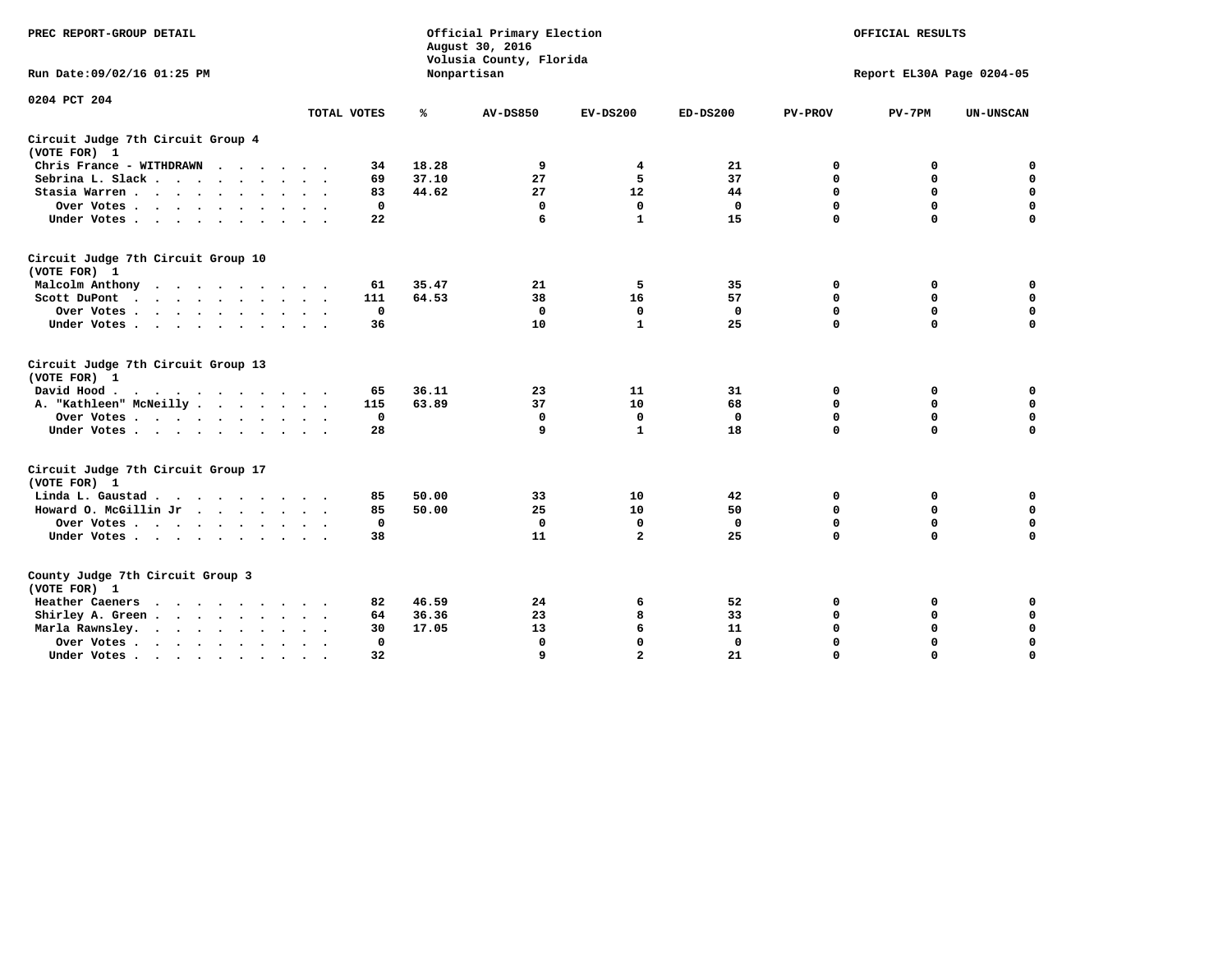PREC REPORT-GROUP DETAIL

Official Primary Election
August 30, 2016
Volusia County, Florida
Nonpartisan

OFFICIAL RESULTS

Run Date:09/02/16 01:25 PM

Report EL30A Page 0204-05

0204 PCT 204

| | TOTAL VOTES | % | AV-DS850 | EV-DS200 | ED-DS200 | PV-PROV | PV-7PM | UN-UNSCAN |
|---|---|---|---|---|---|---|---|---|
| **Circuit Judge 7th Circuit Group 4 (VOTE FOR) 1** | | | | | | | | |
| Chris France - WITHDRAWN | 34 | 18.28 | 9 | 4 | 21 | 0 | 0 | 0 |
| Sebrina L. Slack | 69 | 37.10 | 27 | 5 | 37 | 0 | 0 | 0 |
| Stasia Warren | 83 | 44.62 | 27 | 12 | 44 | 0 | 0 | 0 |
| Over Votes | 0 | | 0 | 0 | 0 | 0 | 0 | 0 |
| Under Votes | 22 | | 6 | 1 | 15 | 0 | 0 | 0 |
| **Circuit Judge 7th Circuit Group 10 (VOTE FOR) 1** | | | | | | | | |
| Malcolm Anthony | 61 | 35.47 | 21 | 5 | 35 | 0 | 0 | 0 |
| Scott DuPont | 111 | 64.53 | 38 | 16 | 57 | 0 | 0 | 0 |
| Over Votes | 0 | | 0 | 0 | 0 | 0 | 0 | 0 |
| Under Votes | 36 | | 10 | 1 | 25 | 0 | 0 | 0 |
| **Circuit Judge 7th Circuit Group 13 (VOTE FOR) 1** | | | | | | | | |
| David Hood | 65 | 36.11 | 23 | 11 | 31 | 0 | 0 | 0 |
| A. "Kathleen" McNeilly | 115 | 63.89 | 37 | 10 | 68 | 0 | 0 | 0 |
| Over Votes | 0 | | 0 | 0 | 0 | 0 | 0 | 0 |
| Under Votes | 28 | | 9 | 1 | 18 | 0 | 0 | 0 |
| **Circuit Judge 7th Circuit Group 17 (VOTE FOR) 1** | | | | | | | | |
| Linda L. Gaustad | 85 | 50.00 | 33 | 10 | 42 | 0 | 0 | 0 |
| Howard O. McGillin Jr | 85 | 50.00 | 25 | 10 | 50 | 0 | 0 | 0 |
| Over Votes | 0 | | 0 | 0 | 0 | 0 | 0 | 0 |
| Under Votes | 38 | | 11 | 2 | 25 | 0 | 0 | 0 |
| **County Judge 7th Circuit Group 3 (VOTE FOR) 1** | | | | | | | | |
| Heather Caeners | 82 | 46.59 | 24 | 6 | 52 | 0 | 0 | 0 |
| Shirley A. Green | 64 | 36.36 | 23 | 8 | 33 | 0 | 0 | 0 |
| Marla Rawnsley | 30 | 17.05 | 13 | 6 | 11 | 0 | 0 | 0 |
| Over Votes | 0 | | 0 | 0 | 0 | 0 | 0 | 0 |
| Under Votes | 32 | | 9 | 2 | 21 | 0 | 0 | 0 |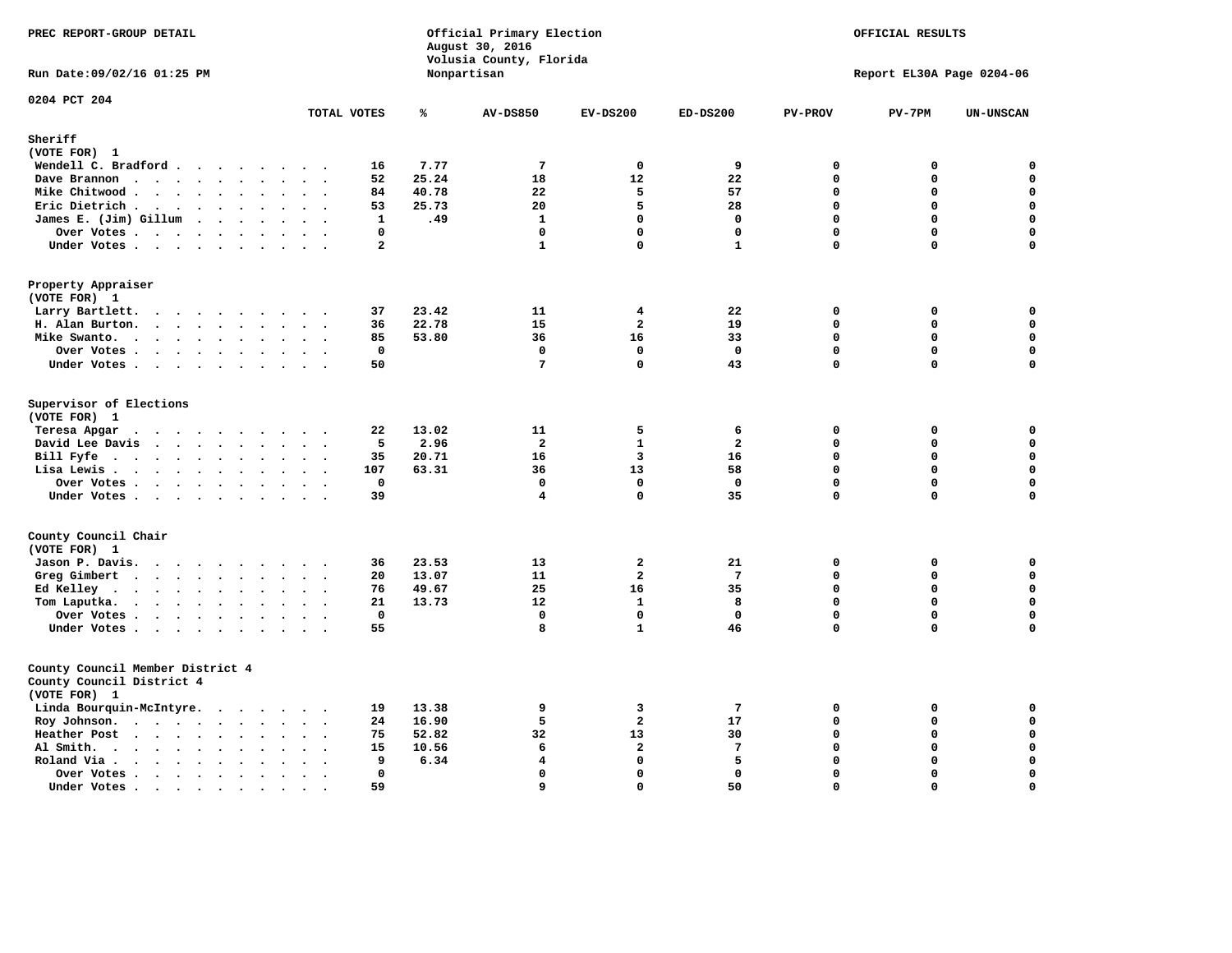PREC REPORT-GROUP DETAIL

Official Primary Election
August 30, 2016
Volusia County, Florida
Nonpartisan

OFFICIAL RESULTS

Run Date:09/02/16 01:25 PM

Report EL30A Page 0204-06

0204 PCT 204

| | TOTAL VOTES | % | AV-DS850 | EV-DS200 | ED-DS200 | PV-PROV | PV-7PM | UN-UNSCAN |
|---|---|---|---|---|---|---|---|---|
| **Sheriff** | | | | | | | | |
| (VOTE FOR) 1 | | | | | | | | |
| Wendell C. Bradford | 16 | 7.77 | 7 | 0 | 9 | 0 | 0 | 0 |
| Dave Brannon | 52 | 25.24 | 18 | 12 | 22 | 0 | 0 | 0 |
| Mike Chitwood | 84 | 40.78 | 22 | 5 | 57 | 0 | 0 | 0 |
| Eric Dietrich | 53 | 25.73 | 20 | 5 | 28 | 0 | 0 | 0 |
| James E. (Jim) Gillum | 1 | .49 | 1 | 0 | 0 | 0 | 0 | 0 |
| Over Votes | 0 | | 0 | 0 | 0 | 0 | 0 | 0 |
| Under Votes | 2 | | 1 | 0 | 1 | 0 | 0 | 0 |
| **Property Appraiser** | | | | | | | | |
| (VOTE FOR) 1 | | | | | | | | |
| Larry Bartlett. | 37 | 23.42 | 11 | 4 | 22 | 0 | 0 | 0 |
| H. Alan Burton. | 36 | 22.78 | 15 | 2 | 19 | 0 | 0 | 0 |
| Mike Swanto. | 85 | 53.80 | 36 | 16 | 33 | 0 | 0 | 0 |
| Over Votes | 0 | | 0 | 0 | 0 | 0 | 0 | 0 |
| Under Votes | 50 | | 7 | 0 | 43 | 0 | 0 | 0 |
| **Supervisor of Elections** | | | | | | | | |
| (VOTE FOR) 1 | | | | | | | | |
| Teresa Apgar | 22 | 13.02 | 11 | 5 | 6 | 0 | 0 | 0 |
| David Lee Davis | 5 | 2.96 | 2 | 1 | 2 | 0 | 0 | 0 |
| Bill Fyfe | 35 | 20.71 | 16 | 3 | 16 | 0 | 0 | 0 |
| Lisa Lewis | 107 | 63.31 | 36 | 13 | 58 | 0 | 0 | 0 |
| Over Votes | 0 | | 0 | 0 | 0 | 0 | 0 | 0 |
| Under Votes | 39 | | 4 | 0 | 35 | 0 | 0 | 0 |
| **County Council Chair** | | | | | | | | |
| (VOTE FOR) 1 | | | | | | | | |
| Jason P. Davis. | 36 | 23.53 | 13 | 2 | 21 | 0 | 0 | 0 |
| Greg Gimbert | 20 | 13.07 | 11 | 2 | 7 | 0 | 0 | 0 |
| Ed Kelley | 76 | 49.67 | 25 | 16 | 35 | 0 | 0 | 0 |
| Tom Laputka. | 21 | 13.73 | 12 | 1 | 8 | 0 | 0 | 0 |
| Over Votes | 0 | | 0 | 0 | 0 | 0 | 0 | 0 |
| Under Votes | 55 | | 8 | 1 | 46 | 0 | 0 | 0 |
| **County Council Member District 4** | | | | | | | | |
| County Council District 4 | | | | | | | | |
| (VOTE FOR) 1 | | | | | | | | |
| Linda Bourquin-McIntyre. | 19 | 13.38 | 9 | 3 | 7 | 0 | 0 | 0 |
| Roy Johnson. | 24 | 16.90 | 5 | 2 | 17 | 0 | 0 | 0 |
| Heather Post | 75 | 52.82 | 32 | 13 | 30 | 0 | 0 | 0 |
| Al Smith. | 15 | 10.56 | 6 | 2 | 7 | 0 | 0 | 0 |
| Roland Via | 9 | 6.34 | 4 | 0 | 5 | 0 | 0 | 0 |
| Over Votes | 0 | | 0 | 0 | 0 | 0 | 0 | 0 |
| Under Votes | 59 | | 9 | 0 | 50 | 0 | 0 | 0 |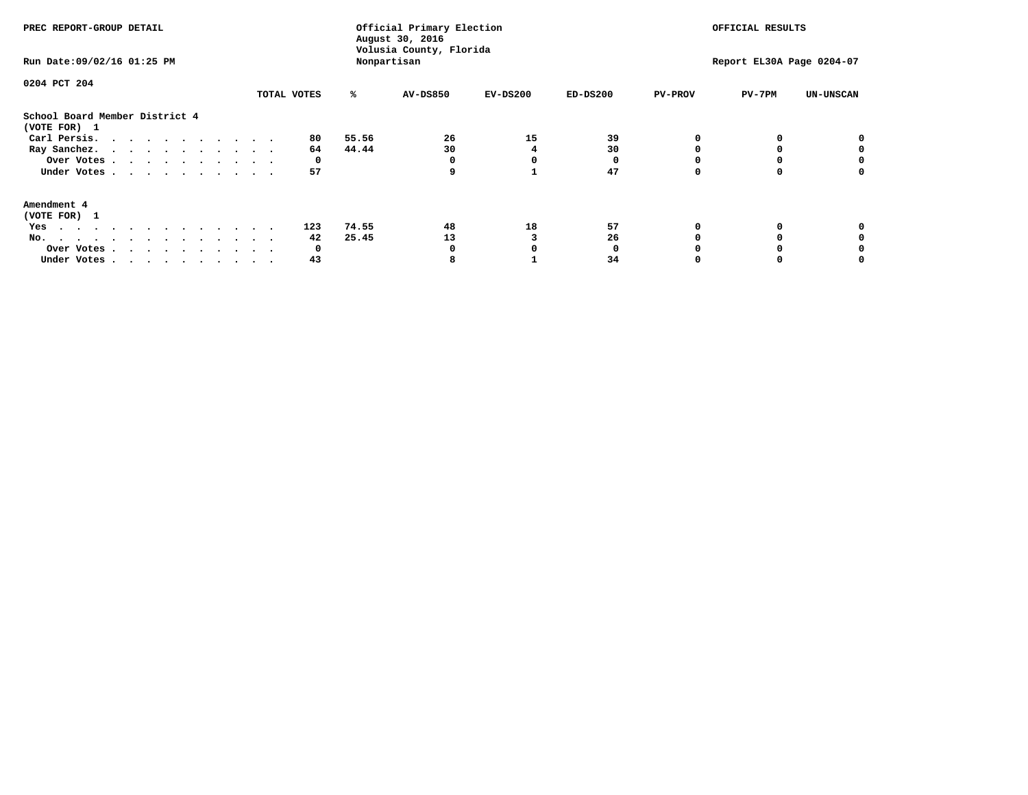PREC REPORT-GROUP DETAIL

Official Primary Election
August 30, 2016
Volusia County, Florida
Nonpartisan

OFFICIAL RESULTS

Run Date:09/02/16 01:25 PM

Report EL30A Page 0204-07

0204 PCT 204

| | TOTAL VOTES | % | AV-DS850 | EV-DS200 | ED-DS200 | PV-PROV | PV-7PM | UN-UNSCAN |
|---|---|---|---|---|---|---|---|---|
| **School Board Member District 4** | | | | | | | | |
| **(VOTE FOR) 1** | | | | | | | | |
| Carl Persis. | 80 | 55.56 | 26 | 15 | 39 | 0 | 0 | 0 |
| Ray Sanchez. | 64 | 44.44 | 30 | 4 | 30 | 0 | 0 | 0 |
| Over Votes | 0 | | 0 | 0 | 0 | 0 | 0 | 0 |
| Under Votes | 57 | | 9 | 1 | 47 | 0 | 0 | 0 |
| **Amendment 4** | | | | | | | | |
| **(VOTE FOR) 1** | | | | | | | | |
| Yes | 123 | 74.55 | 48 | 18 | 57 | 0 | 0 | 0 |
| No. | 42 | 25.45 | 13 | 3 | 26 | 0 | 0 | 0 |
| Over Votes | 0 | | 0 | 0 | 0 | 0 | 0 | 0 |
| Under Votes | 43 | | 8 | 1 | 34 | 0 | 0 | 0 |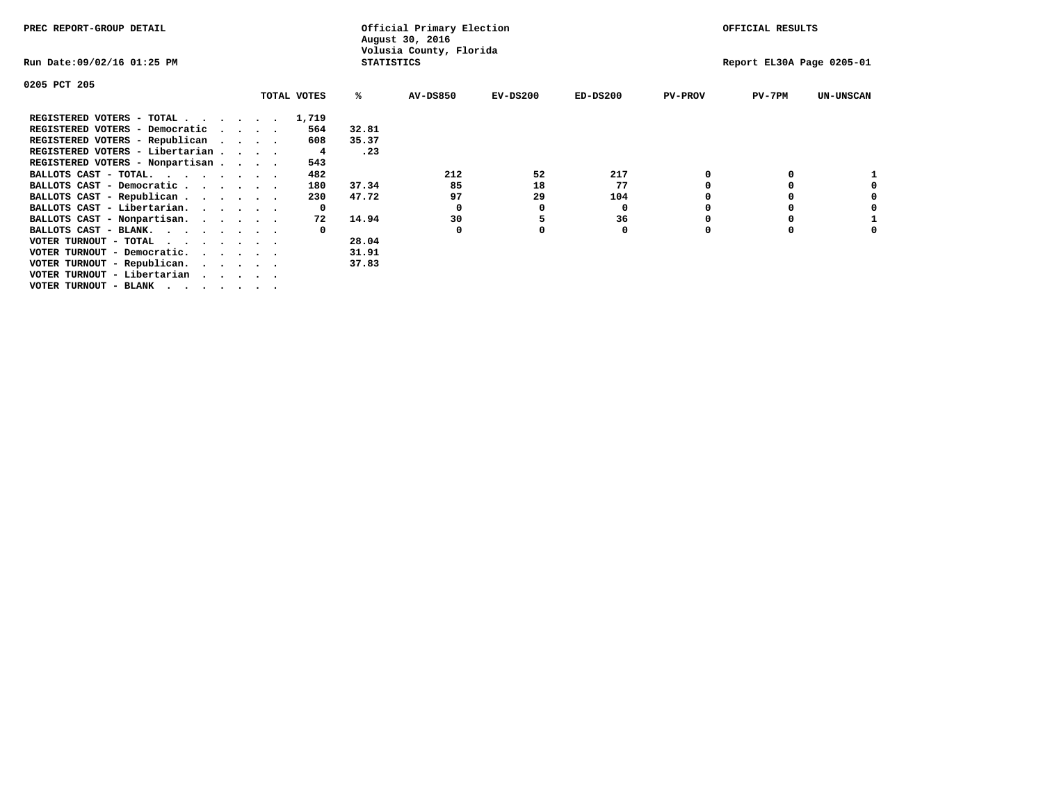PREC REPORT-GROUP DETAIL

Official Primary Election
August 30, 2016
Volusia County, Florida
STATISTICS

OFFICIAL RESULTS

Run Date:09/02/16 01:25 PM

Report EL30A Page 0205-01

0205 PCT 205

| | TOTAL VOTES | % | AV-DS850 | EV-DS200 | ED-DS200 | PV-PROV | PV-7PM | UN-UNSCAN |
|---|---|---|---|---|---|---|---|---|
| REGISTERED VOTERS - TOTAL . . . . . . | 1,719 | | | | | | | |
| REGISTERED VOTERS - Democratic . . . . | 564 | 32.81 | | | | | | |
| REGISTERED VOTERS - Republican . . . . | 608 | 35.37 | | | | | | |
| REGISTERED VOTERS - Libertarian . . . . | 4 | .23 | | | | | | |
| REGISTERED VOTERS - Nonpartisan . . . . | 543 | | | | | | | |
| BALLOTS CAST - TOTAL. . . . . . . . | 482 | | 212 | 52 | 217 | 0 | 0 | 1 |
| BALLOTS CAST - Democratic . . . . . . | 180 | 37.34 | 85 | 18 | 77 | 0 | 0 | 0 |
| BALLOTS CAST - Republican . . . . . . | 230 | 47.72 | 97 | 29 | 104 | 0 | 0 | 0 |
| BALLOTS CAST - Libertarian. . . . . . | 0 | | 0 | 0 | 0 | 0 | 0 | 0 |
| BALLOTS CAST - Nonpartisan. . . . . . | 72 | 14.94 | 30 | 5 | 36 | 0 | 0 | 1 |
| BALLOTS CAST - BLANK. . . . . . . . | 0 | | 0 | 0 | 0 | 0 | 0 | 0 |
| VOTER TURNOUT - TOTAL . . . . . . . | | 28.04 | | | | | | |
| VOTER TURNOUT - Democratic. . . . . . | | 31.91 | | | | | | |
| VOTER TURNOUT - Republican. . . . . . | | 37.83 | | | | | | |
| VOTER TURNOUT - Libertarian . . . . . | | | | | | | | |
| VOTER TURNOUT - BLANK . . . . . . . | | | | | | | | |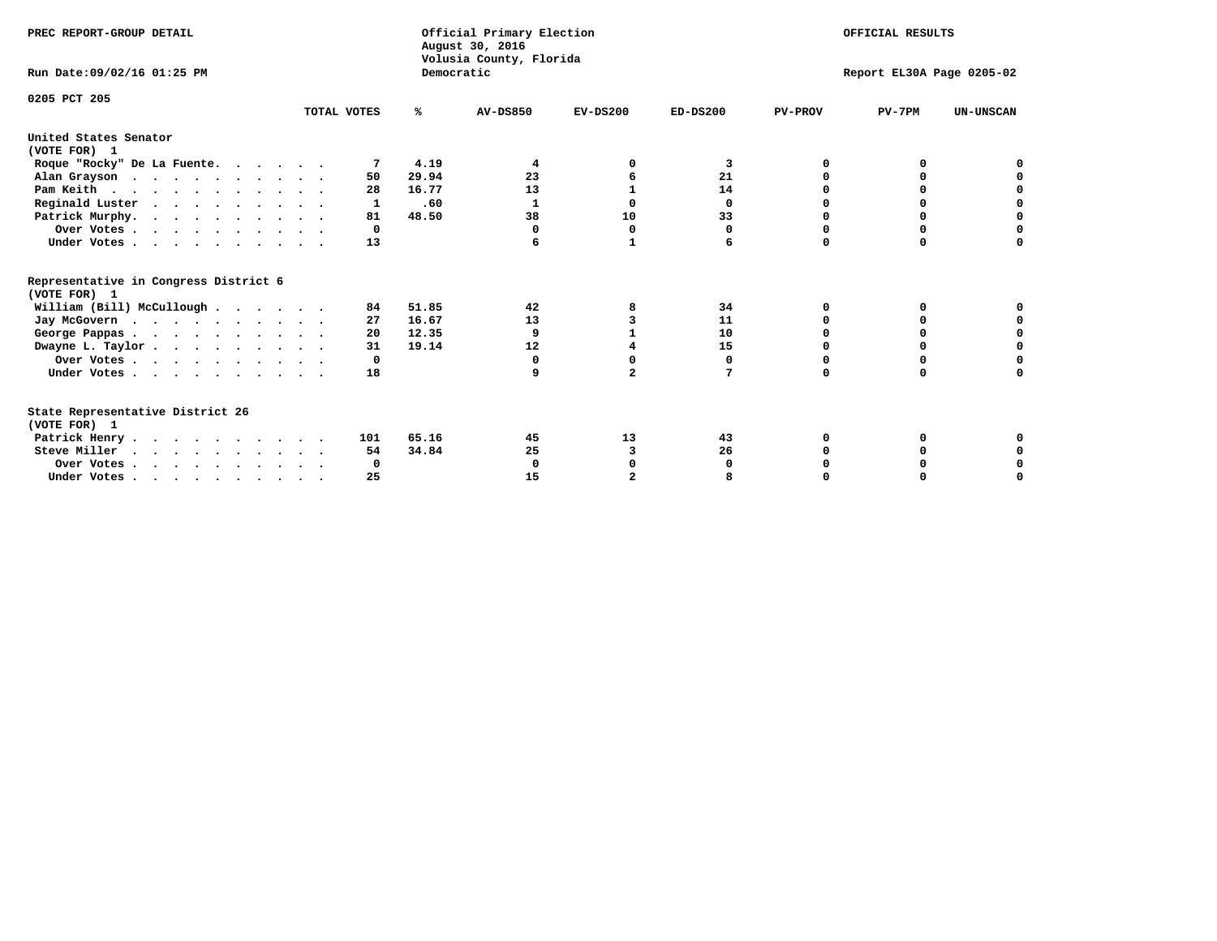PREC REPORT-GROUP DETAIL

Official Primary Election
August 30, 2016
Volusia County, Florida
Democratic

OFFICIAL RESULTS

Run Date:09/02/16 01:25 PM

Report EL30A Page 0205-02

0205 PCT 205

| | TOTAL VOTES | % | AV-DS850 | EV-DS200 | ED-DS200 | PV-PROV | PV-7PM | UN-UNSCAN |
|---|---|---|---|---|---|---|---|---|
| **United States Senator (VOTE FOR) 1** | | | | | | | | |
| Roque "Rocky" De La Fuente. . . . . . | 7 | 4.19 | 4 | 0 | 3 | 0 | 0 | 0 |
| Alan Grayson . . . . . . . . . . | 50 | 29.94 | 23 | 6 | 21 | 0 | 0 | 0 |
| Pam Keith . . . . . . . . . . . | 28 | 16.77 | 13 | 1 | 14 | 0 | 0 | 0 |
| Reginald Luster . . . . . . . . . | 1 | .60 | 1 | 0 | 0 | 0 | 0 | 0 |
| Patrick Murphy. . . . . . . . . . | 81 | 48.50 | 38 | 10 | 33 | 0 | 0 | 0 |
| Over Votes . . . . . . . . . . | 0 | | 0 | 0 | 0 | 0 | 0 | 0 |
| Under Votes . . . . . . . . . . | 13 | | 6 | 1 | 6 | 0 | 0 | 0 |
| **Representative in Congress District 6 (VOTE FOR) 1** | | | | | | | | |
| William (Bill) McCullough . . . . . . | 84 | 51.85 | 42 | 8 | 34 | 0 | 0 | 0 |
| Jay McGovern . . . . . . . . . . | 27 | 16.67 | 13 | 3 | 11 | 0 | 0 | 0 |
| George Pappas . . . . . . . . . . | 20 | 12.35 | 9 | 1 | 10 | 0 | 0 | 0 |
| Dwayne L. Taylor . . . . . . . . . | 31 | 19.14 | 12 | 4 | 15 | 0 | 0 | 0 |
| Over Votes . . . . . . . . . . | 0 | | 0 | 0 | 0 | 0 | 0 | 0 |
| Under Votes . . . . . . . . . . | 18 | | 9 | 2 | 7 | 0 | 0 | 0 |
| **State Representative District 26 (VOTE FOR) 1** | | | | | | | | |
| Patrick Henry . . . . . . . . . . | 101 | 65.16 | 45 | 13 | 43 | 0 | 0 | 0 |
| Steve Miller . . . . . . . . . . | 54 | 34.84 | 25 | 3 | 26 | 0 | 0 | 0 |
| Over Votes . . . . . . . . . . | 0 | | 0 | 0 | 0 | 0 | 0 | 0 |
| Under Votes . . . . . . . . . . | 25 | | 15 | 2 | 8 | 0 | 0 | 0 |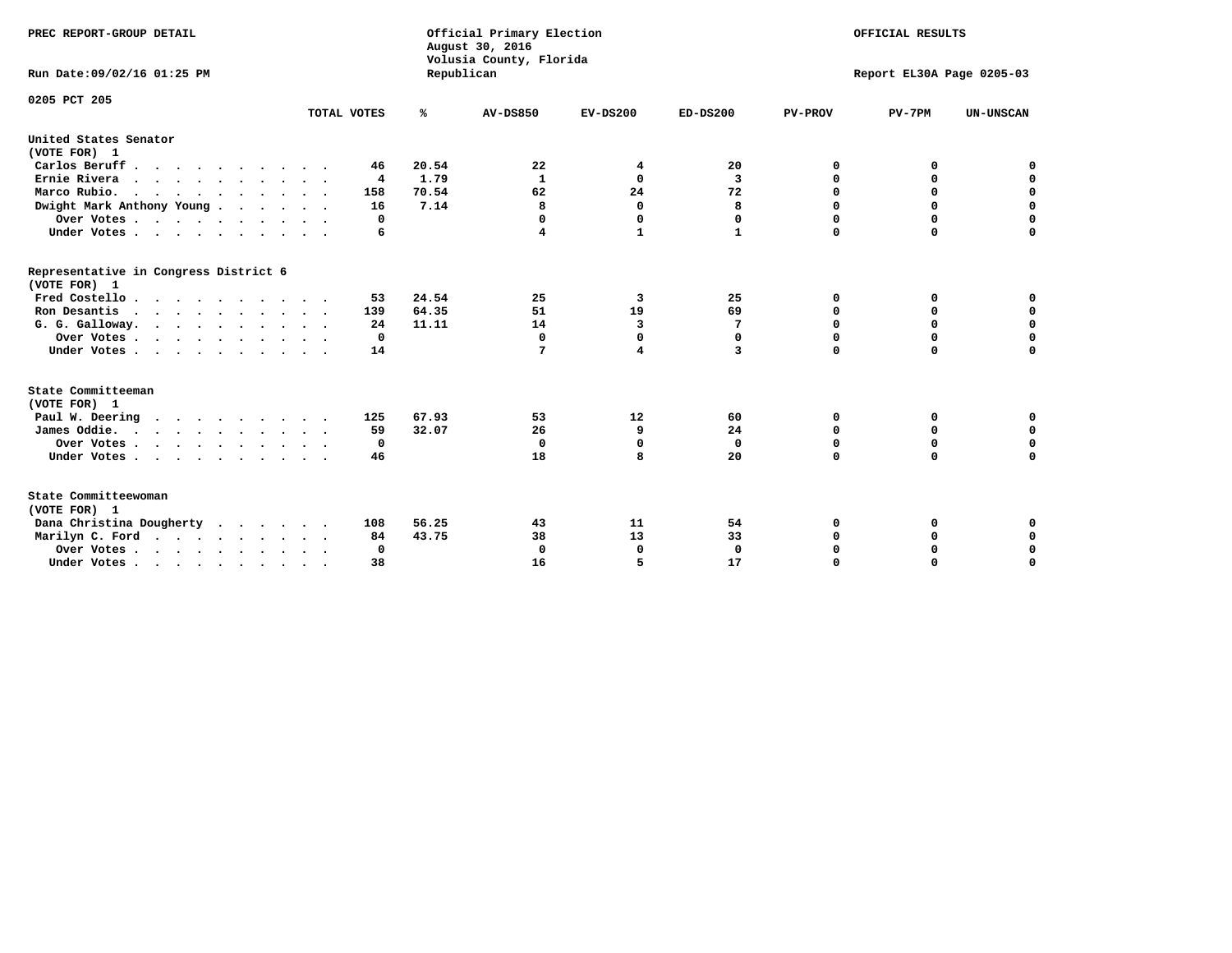PREC REPORT-GROUP DETAIL

Official Primary Election
August 30, 2016
Volusia County, Florida
Republican

OFFICIAL RESULTS

Run Date:09/02/16 01:25 PM

Report EL30A Page 0205-03

0205 PCT 205

| | TOTAL VOTES | % | AV-DS850 | EV-DS200 | ED-DS200 | PV-PROV | PV-7PM | UN-UNSCAN |
|---|---|---|---|---|---|---|---|---|
| **United States Senator** | | | | | | | | |
| **(VOTE FOR) 1** | | | | | | | | |
| Carlos Beruff | 46 | 20.54 | 22 | 4 | 20 | 0 | 0 | 0 |
| Ernie Rivera | 4 | 1.79 | 1 | 0 | 3 | 0 | 0 | 0 |
| Marco Rubio. | 158 | 70.54 | 62 | 24 | 72 | 0 | 0 | 0 |
| Dwight Mark Anthony Young | 16 | 7.14 | 8 | 0 | 8 | 0 | 0 | 0 |
| Over Votes | 0 | | 0 | 0 | 0 | 0 | 0 | 0 |
| Under Votes | 6 | | 4 | 1 | 1 | 0 | 0 | 0 |
| **Representative in Congress District 6** | | | | | | | | |
| **(VOTE FOR) 1** | | | | | | | | |
| Fred Costello | 53 | 24.54 | 25 | 3 | 25 | 0 | 0 | 0 |
| Ron Desantis | 139 | 64.35 | 51 | 19 | 69 | 0 | 0 | 0 |
| G. G. Galloway. | 24 | 11.11 | 14 | 3 | 7 | 0 | 0 | 0 |
| Over Votes | 0 | | 0 | 0 | 0 | 0 | 0 | 0 |
| Under Votes | 14 | | 7 | 4 | 3 | 0 | 0 | 0 |
| **State Committeeman** | | | | | | | | |
| **(VOTE FOR) 1** | | | | | | | | |
| Paul W. Deering | 125 | 67.93 | 53 | 12 | 60 | 0 | 0 | 0 |
| James Oddie. | 59 | 32.07 | 26 | 9 | 24 | 0 | 0 | 0 |
| Over Votes | 0 | | 0 | 0 | 0 | 0 | 0 | 0 |
| Under Votes | 46 | | 18 | 8 | 20 | 0 | 0 | 0 |
| **State Committeewoman** | | | | | | | | |
| **(VOTE FOR) 1** | | | | | | | | |
| Dana Christina Dougherty | 108 | 56.25 | 43 | 11 | 54 | 0 | 0 | 0 |
| Marilyn C. Ford | 84 | 43.75 | 38 | 13 | 33 | 0 | 0 | 0 |
| Over Votes | 0 | | 0 | 0 | 0 | 0 | 0 | 0 |
| Under Votes | 38 | | 16 | 5 | 17 | 0 | 0 | 0 |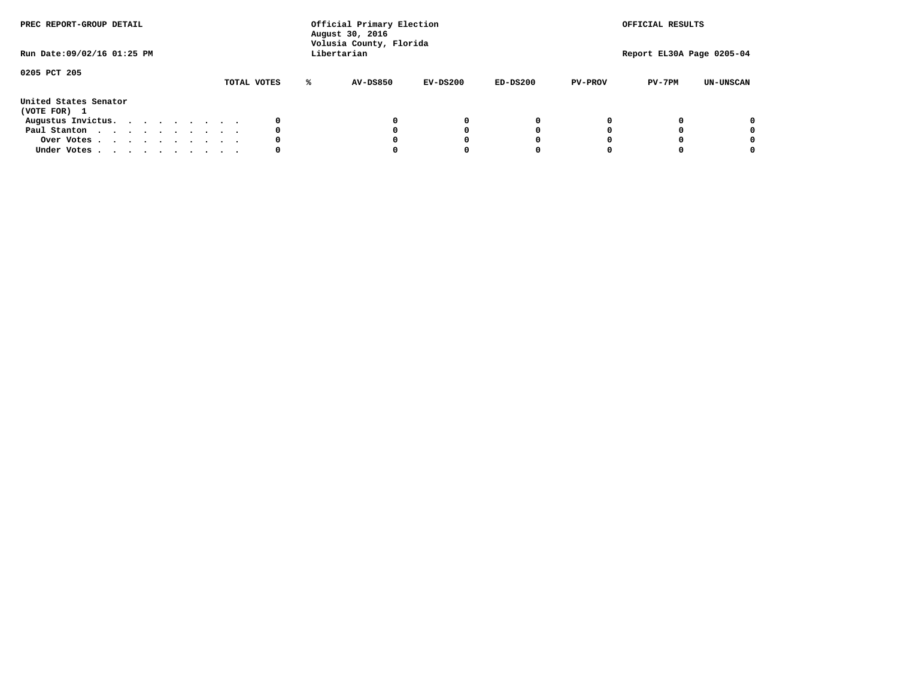PREC REPORT-GROUP DETAIL

Run Date:09/02/16 01:25 PM

Official Primary Election
August 30, 2016
Volusia County, Florida
Libertarian

OFFICIAL RESULTS

Report EL30A Page 0205-04

0205 PCT 205

| | TOTAL VOTES | % | AV-DS850 | EV-DS200 | ED-DS200 | PV-PROV | PV-7PM | UN-UNSCAN |
|---|---|---|---|---|---|---|---|---|
| **United States Senator** | | | | | | | | |
| **(VOTE FOR) 1** | | | | | | | | |
| Augustus Invictus. . . . . . . . . . | 0 | | 0 | 0 | 0 | 0 | 0 | 0 |
| Paul Stanton . . . . . . . . . . . | 0 | | 0 | 0 | 0 | 0 | 0 | 0 |
| Over Votes . . . . . . . . . . . | 0 | | 0 | 0 | 0 | 0 | 0 | 0 |
| Under Votes . . . . . . . . . . . | 0 | | 0 | 0 | 0 | 0 | 0 | 0 |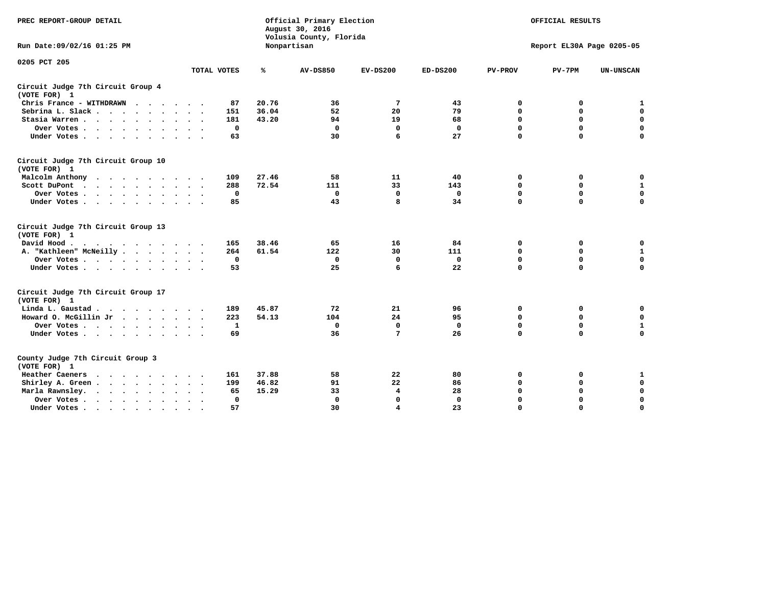PREC REPORT-GROUP DETAIL

Run Date:09/02/16 01:25 PM

Official Primary Election
August 30, 2016
Volusia County, Florida
Nonpartisan

OFFICIAL RESULTS

Report EL30A Page 0205-05

0205 PCT 205

| | TOTAL VOTES | % | AV-DS850 | EV-DS200 | ED-DS200 | PV-PROV | PV-7PM | UN-UNSCAN |
|---|---|---|---|---|---|---|---|---|
| **Circuit Judge 7th Circuit Group 4 (VOTE FOR) 1** | | | | | | | | |
| Chris France - WITHDRAWN | 87 | 20.76 | 36 | 7 | 43 | 0 | 0 | 1 |
| Sebrina L. Slack | 151 | 36.04 | 52 | 20 | 79 | 0 | 0 | 0 |
| Stasia Warren | 181 | 43.20 | 94 | 19 | 68 | 0 | 0 | 0 |
| Over Votes | 0 | | 0 | 0 | 0 | 0 | 0 | 0 |
| Under Votes | 63 | | 30 | 6 | 27 | 0 | 0 | 0 |
| **Circuit Judge 7th Circuit Group 10 (VOTE FOR) 1** | | | | | | | | |
| Malcolm Anthony | 109 | 27.46 | 58 | 11 | 40 | 0 | 0 | 0 |
| Scott DuPont | 288 | 72.54 | 111 | 33 | 143 | 0 | 0 | 1 |
| Over Votes | 0 | | 0 | 0 | 0 | 0 | 0 | 0 |
| Under Votes | 85 | | 43 | 8 | 34 | 0 | 0 | 0 |
| **Circuit Judge 7th Circuit Group 13 (VOTE FOR) 1** | | | | | | | | |
| David Hood | 165 | 38.46 | 65 | 16 | 84 | 0 | 0 | 0 |
| A. "Kathleen" McNeilly | 264 | 61.54 | 122 | 30 | 111 | 0 | 0 | 1 |
| Over Votes | 0 | | 0 | 0 | 0 | 0 | 0 | 0 |
| Under Votes | 53 | | 25 | 6 | 22 | 0 | 0 | 0 |
| **Circuit Judge 7th Circuit Group 17 (VOTE FOR) 1** | | | | | | | | |
| Linda L. Gaustad | 189 | 45.87 | 72 | 21 | 96 | 0 | 0 | 0 |
| Howard O. McGillin Jr | 223 | 54.13 | 104 | 24 | 95 | 0 | 0 | 0 |
| Over Votes | 1 | | 0 | 0 | 0 | 0 | 0 | 1 |
| Under Votes | 69 | | 36 | 7 | 26 | 0 | 0 | 0 |
| **County Judge 7th Circuit Group 3 (VOTE FOR) 1** | | | | | | | | |
| Heather Caeners | 161 | 37.88 | 58 | 22 | 80 | 0 | 0 | 1 |
| Shirley A. Green | 199 | 46.82 | 91 | 22 | 86 | 0 | 0 | 0 |
| Marla Rawnsley | 65 | 15.29 | 33 | 4 | 28 | 0 | 0 | 0 |
| Over Votes | 0 | | 0 | 0 | 0 | 0 | 0 | 0 |
| Under Votes | 57 | | 30 | 4 | 23 | 0 | 0 | 0 |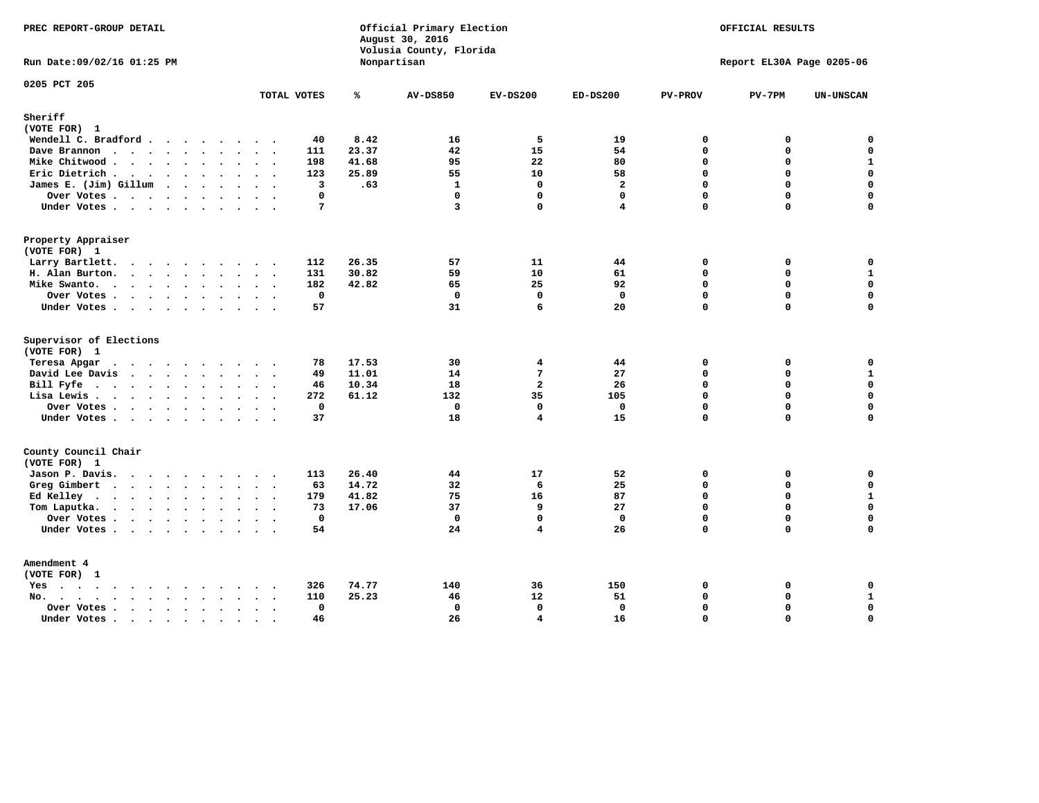PREC REPORT-GROUP DETAIL

Official Primary Election
August 30, 2016
Volusia County, Florida
Nonpartisan

OFFICIAL RESULTS

Run Date:09/02/16 01:25 PM

Report EL30A Page 0205-06

0205 PCT 205

| | TOTAL VOTES | % | AV-DS850 | EV-DS200 | ED-DS200 | PV-PROV | PV-7PM | UN-UNSCAN |
|---|---|---|---|---|---|---|---|---|
| **Sheriff** | | | | | | | | |
| (VOTE FOR) 1 | | | | | | | | |
| Wendell C. Bradford | 40 | 8.42 | 16 | 5 | 19 | 0 | 0 | 0 |
| Dave Brannon | 111 | 23.37 | 42 | 15 | 54 | 0 | 0 | 0 |
| Mike Chitwood | 198 | 41.68 | 95 | 22 | 80 | 0 | 0 | 1 |
| Eric Dietrich | 123 | 25.89 | 55 | 10 | 58 | 0 | 0 | 0 |
| James E. (Jim) Gillum | 3 | .63 | 1 | 0 | 2 | 0 | 0 | 0 |
| Over Votes | 0 | | 0 | 0 | 0 | 0 | 0 | 0 |
| Under Votes | 7 | | 3 | 0 | 4 | 0 | 0 | 0 |
| **Property Appraiser** | | | | | | | | |
| (VOTE FOR) 1 | | | | | | | | |
| Larry Bartlett | 112 | 26.35 | 57 | 11 | 44 | 0 | 0 | 0 |
| H. Alan Burton | 131 | 30.82 | 59 | 10 | 61 | 0 | 0 | 1 |
| Mike Swanto | 182 | 42.82 | 65 | 25 | 92 | 0 | 0 | 0 |
| Over Votes | 0 | | 0 | 0 | 0 | 0 | 0 | 0 |
| Under Votes | 57 | | 31 | 6 | 20 | 0 | 0 | 0 |
| **Supervisor of Elections** | | | | | | | | |
| (VOTE FOR) 1 | | | | | | | | |
| Teresa Apgar | 78 | 17.53 | 30 | 4 | 44 | 0 | 0 | 0 |
| David Lee Davis | 49 | 11.01 | 14 | 7 | 27 | 0 | 0 | 1 |
| Bill Fyfe | 46 | 10.34 | 18 | 2 | 26 | 0 | 0 | 0 |
| Lisa Lewis | 272 | 61.12 | 132 | 35 | 105 | 0 | 0 | 0 |
| Over Votes | 0 | | 0 | 0 | 0 | 0 | 0 | 0 |
| Under Votes | 37 | | 18 | 4 | 15 | 0 | 0 | 0 |
| **County Council Chair** | | | | | | | | |
| (VOTE FOR) 1 | | | | | | | | |
| Jason P. Davis | 113 | 26.40 | 44 | 17 | 52 | 0 | 0 | 0 |
| Greg Gimbert | 63 | 14.72 | 32 | 6 | 25 | 0 | 0 | 0 |
| Ed Kelley | 179 | 41.82 | 75 | 16 | 87 | 0 | 0 | 1 |
| Tom Laputka | 73 | 17.06 | 37 | 9 | 27 | 0 | 0 | 0 |
| Over Votes | 0 | | 0 | 0 | 0 | 0 | 0 | 0 |
| Under Votes | 54 | | 24 | 4 | 26 | 0 | 0 | 0 |
| **Amendment 4** | | | | | | | | |
| (VOTE FOR) 1 | | | | | | | | |
| Yes | 326 | 74.77 | 140 | 36 | 150 | 0 | 0 | 0 |
| No | 110 | 25.23 | 46 | 12 | 51 | 0 | 0 | 1 |
| Over Votes | 0 | | 0 | 0 | 0 | 0 | 0 | 0 |
| Under Votes | 46 | | 26 | 4 | 16 | 0 | 0 | 0 |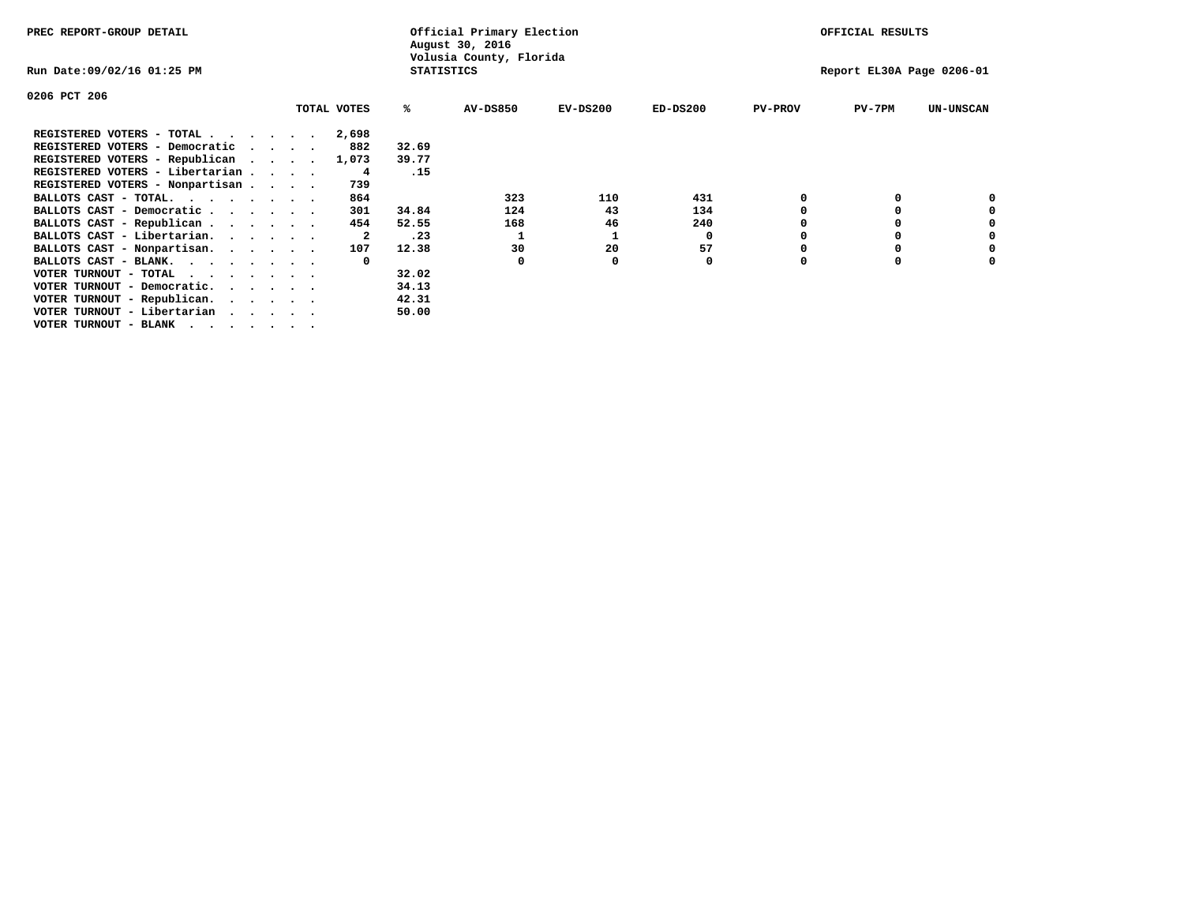PREC REPORT-GROUP DETAIL

Official Primary Election
August 30, 2016
Volusia County, Florida
STATISTICS

OFFICIAL RESULTS

Run Date:09/02/16 01:25 PM

Report EL30A Page 0206-01

0206 PCT 206

| | TOTAL VOTES | % | AV-DS850 | EV-DS200 | ED-DS200 | PV-PROV | PV-7PM | UN-UNSCAN |
|---|---|---|---|---|---|---|---|---|
| REGISTERED VOTERS - TOTAL . . . . . . | 2,698 | | | | | | | |
| REGISTERED VOTERS - Democratic . . . . | 882 | 32.69 | | | | | | |
| REGISTERED VOTERS - Republican . . . . | 1,073 | 39.77 | | | | | | |
| REGISTERED VOTERS - Libertarian . . . . | 4 | .15 | | | | | | |
| REGISTERED VOTERS - Nonpartisan . . . . | 739 | | | | | | | |
| BALLOTS CAST - TOTAL. . . . . . . . | 864 | | 323 | 110 | 431 | 0 | 0 | 0 |
| BALLOTS CAST - Democratic . . . . . . | 301 | 34.84 | 124 | 43 | 134 | 0 | 0 | 0 |
| BALLOTS CAST - Republican . . . . . . | 454 | 52.55 | 168 | 46 | 240 | 0 | 0 | 0 |
| BALLOTS CAST - Libertarian. . . . . . | 2 | .23 | 1 | 1 | 0 | 0 | 0 | 0 |
| BALLOTS CAST - Nonpartisan. . . . . . | 107 | 12.38 | 30 | 20 | 57 | 0 | 0 | 0 |
| BALLOTS CAST - BLANK. . . . . . . . | 0 | | 0 | 0 | 0 | 0 | 0 | 0 |
| VOTER TURNOUT - TOTAL . . . . . . . | | 32.02 | | | | | | |
| VOTER TURNOUT - Democratic. . . . . . | | 34.13 | | | | | | |
| VOTER TURNOUT - Republican. . . . . . | | 42.31 | | | | | | |
| VOTER TURNOUT - Libertarian . . . . . | | 50.00 | | | | | | |
| VOTER TURNOUT - BLANK . . . . . . . | | | | | | | | |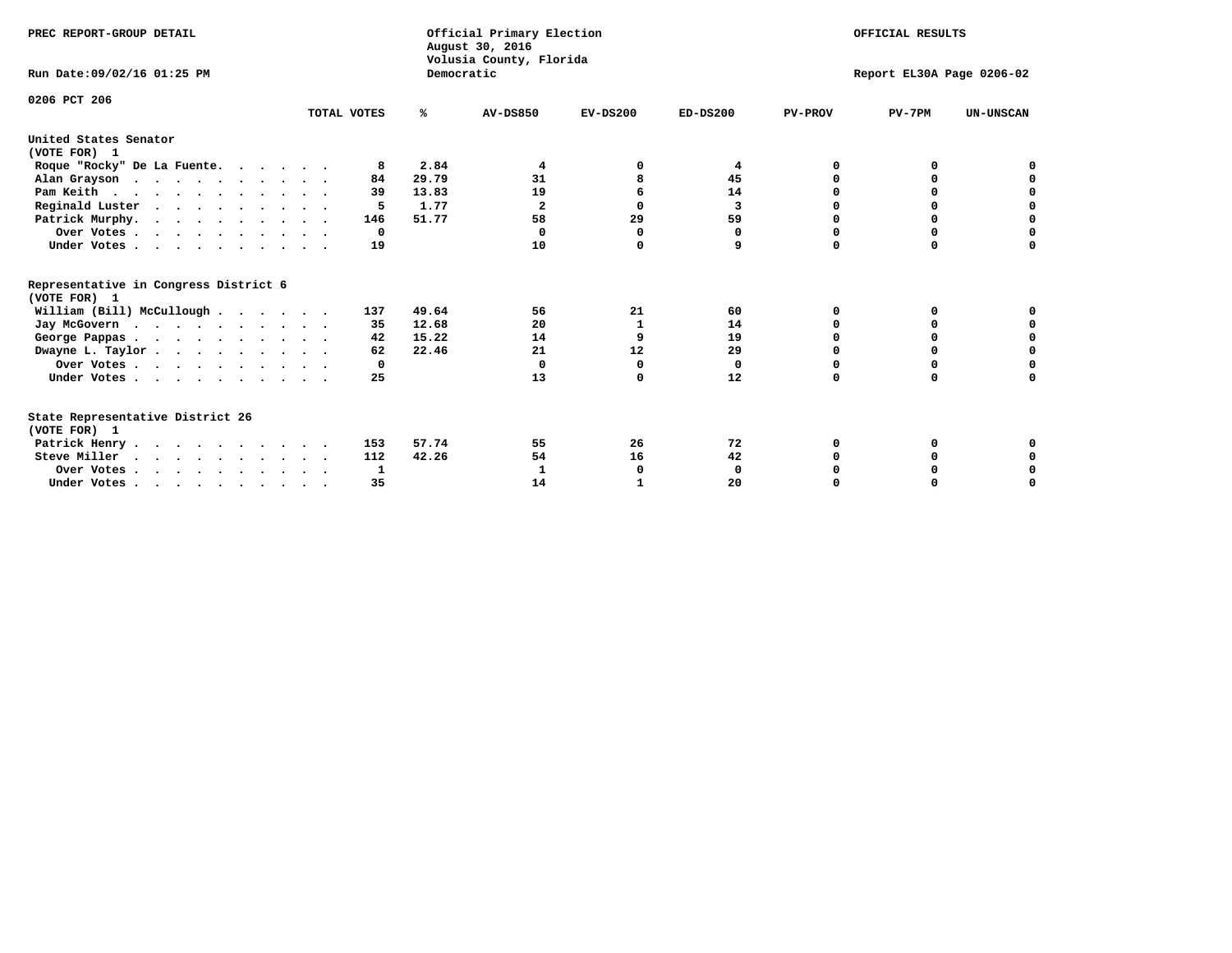PREC REPORT-GROUP DETAIL

Official Primary Election
August 30, 2016
Volusia County, Florida
Democratic

OFFICIAL RESULTS

Run Date:09/02/16 01:25 PM

Report EL30A Page 0206-02

0206 PCT 206

| | TOTAL VOTES | % | AV-DS850 | EV-DS200 | ED-DS200 | PV-PROV | PV-7PM | UN-UNSCAN |
|---|---|---|---|---|---|---|---|---|
| **United States Senator (VOTE FOR) 1** | | | | | | | | |
| Roque "Rocky" De La Fuente | 8 | 2.84 | 4 | 0 | 4 | 0 | 0 | 0 |
| Alan Grayson | 84 | 29.79 | 31 | 8 | 45 | 0 | 0 | 0 |
| Pam Keith | 39 | 13.83 | 19 | 6 | 14 | 0 | 0 | 0 |
| Reginald Luster | 5 | 1.77 | 2 | 0 | 3 | 0 | 0 | 0 |
| Patrick Murphy | 146 | 51.77 | 58 | 29 | 59 | 0 | 0 | 0 |
| Over Votes | 0 | | 0 | 0 | 0 | 0 | 0 | 0 |
| Under Votes | 19 | | 10 | 0 | 9 | 0 | 0 | 0 |
| **Representative in Congress District 6 (VOTE FOR) 1** | | | | | | | | |
| William (Bill) McCullough | 137 | 49.64 | 56 | 21 | 60 | 0 | 0 | 0 |
| Jay McGovern | 35 | 12.68 | 20 | 1 | 14 | 0 | 0 | 0 |
| George Pappas | 42 | 15.22 | 14 | 9 | 19 | 0 | 0 | 0 |
| Dwayne L. Taylor | 62 | 22.46 | 21 | 12 | 29 | 0 | 0 | 0 |
| Over Votes | 0 | | 0 | 0 | 0 | 0 | 0 | 0 |
| Under Votes | 25 | | 13 | 0 | 12 | 0 | 0 | 0 |
| **State Representative District 26 (VOTE FOR) 1** | | | | | | | | |
| Patrick Henry | 153 | 57.74 | 55 | 26 | 72 | 0 | 0 | 0 |
| Steve Miller | 112 | 42.26 | 54 | 16 | 42 | 0 | 0 | 0 |
| Over Votes | 1 | | 1 | 0 | 0 | 0 | 0 | 0 |
| Under Votes | 35 | | 14 | 1 | 20 | 0 | 0 | 0 |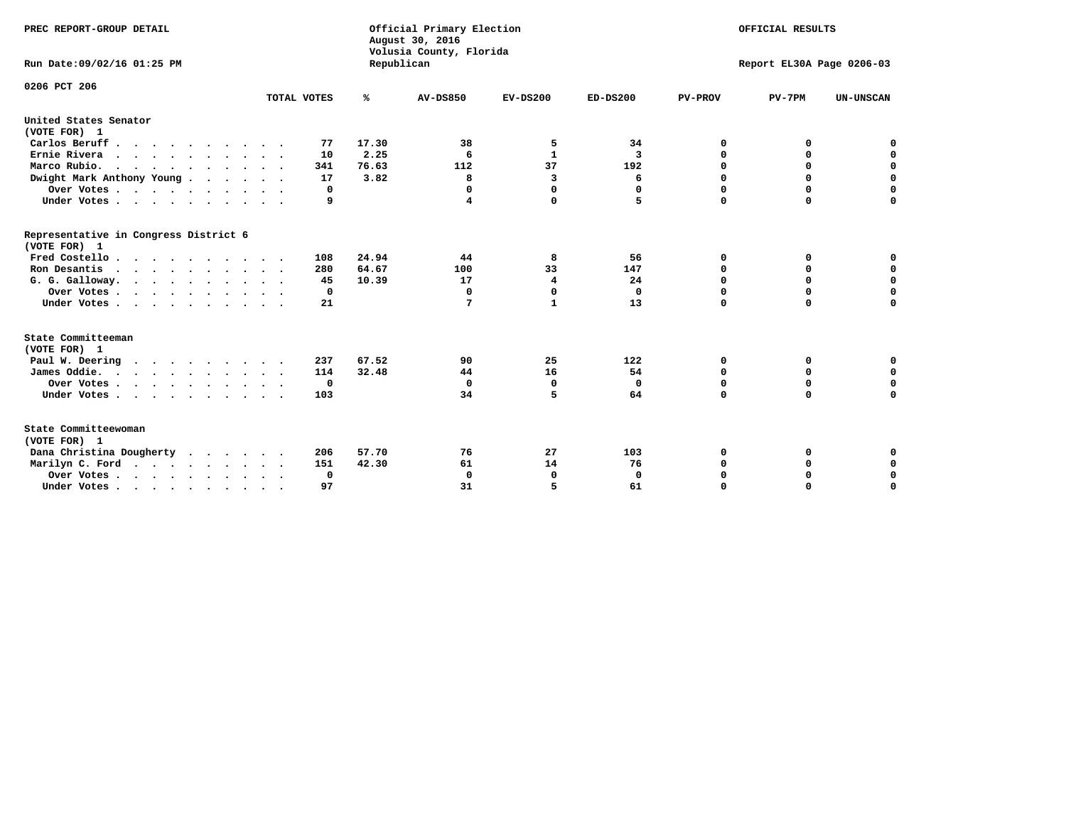PREC REPORT-GROUP DETAIL

Official Primary Election
August 30, 2016
Volusia County, Florida
Republican

OFFICIAL RESULTS

Run Date:09/02/16 01:25 PM

Report EL30A Page 0206-03

0206 PCT 206

| | TOTAL VOTES | % | AV-DS850 | EV-DS200 | ED-DS200 | PV-PROV | PV-7PM | UN-UNSCAN |
|---|---|---|---|---|---|---|---|---|
| **United States Senator** | | | | | | | | |
| **(VOTE FOR) 1** | | | | | | | | |
| Carlos Beruff | 77 | 17.30 | 38 | 5 | 34 | 0 | 0 | 0 |
| Ernie Rivera | 10 | 2.25 | 6 | 1 | 3 | 0 | 0 | 0 |
| Marco Rubio. | 341 | 76.63 | 112 | 37 | 192 | 0 | 0 | 0 |
| Dwight Mark Anthony Young | 17 | 3.82 | 8 | 3 | 6 | 0 | 0 | 0 |
| Over Votes | 0 | | 0 | 0 | 0 | 0 | 0 | 0 |
| Under Votes | 9 | | 4 | 0 | 5 | 0 | 0 | 0 |
| **Representative in Congress District 6** | | | | | | | | |
| **(VOTE FOR) 1** | | | | | | | | |
| Fred Costello | 108 | 24.94 | 44 | 8 | 56 | 0 | 0 | 0 |
| Ron Desantis | 280 | 64.67 | 100 | 33 | 147 | 0 | 0 | 0 |
| G. G. Galloway. | 45 | 10.39 | 17 | 4 | 24 | 0 | 0 | 0 |
| Over Votes | 0 | | 0 | 0 | 0 | 0 | 0 | 0 |
| Under Votes | 21 | | 7 | 1 | 13 | 0 | 0 | 0 |
| **State Committeeman** | | | | | | | | |
| **(VOTE FOR) 1** | | | | | | | | |
| Paul W. Deering | 237 | 67.52 | 90 | 25 | 122 | 0 | 0 | 0 |
| James Oddie. | 114 | 32.48 | 44 | 16 | 54 | 0 | 0 | 0 |
| Over Votes | 0 | | 0 | 0 | 0 | 0 | 0 | 0 |
| Under Votes | 103 | | 34 | 5 | 64 | 0 | 0 | 0 |
| **State Committeewoman** | | | | | | | | |
| **(VOTE FOR) 1** | | | | | | | | |
| Dana Christina Dougherty | 206 | 57.70 | 76 | 27 | 103 | 0 | 0 | 0 |
| Marilyn C. Ford | 151 | 42.30 | 61 | 14 | 76 | 0 | 0 | 0 |
| Over Votes | 0 | | 0 | 0 | 0 | 0 | 0 | 0 |
| Under Votes | 97 | | 31 | 5 | 61 | 0 | 0 | 0 |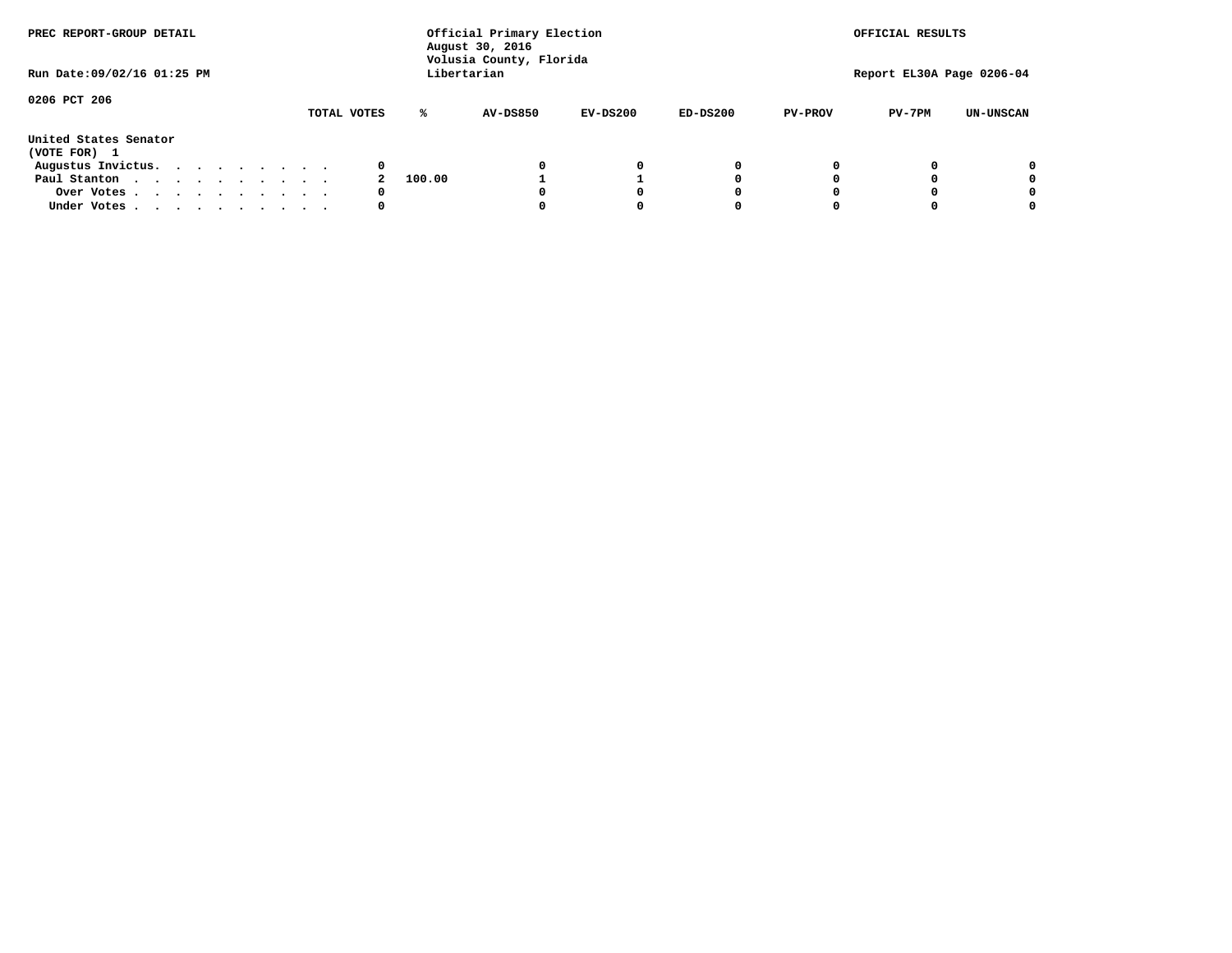PREC REPORT-GROUP DETAIL

Official Primary Election
August 30, 2016
Volusia County, Florida
Libertarian

OFFICIAL RESULTS

Run Date:09/02/16 01:25 PM

Report EL30A Page 0206-04

0206 PCT 206

| United States Senator (VOTE FOR) 1 | TOTAL VOTES | % | AV-DS850 | EV-DS200 | ED-DS200 | PV-PROV | PV-7PM | UN-UNSCAN |
|---|---|---|---|---|---|---|---|---|
| Augustus Invictus. | 0 | | 0 | 0 | 0 | 0 | 0 | 0 |
| Paul Stanton | 2 | 100.00 | 1 | 1 | 0 | 0 | 0 | 0 |
| Over Votes | 0 | | 0 | 0 | 0 | 0 | 0 | 0 |
| Under Votes | 0 | | 0 | 0 | 0 | 0 | 0 | 0 |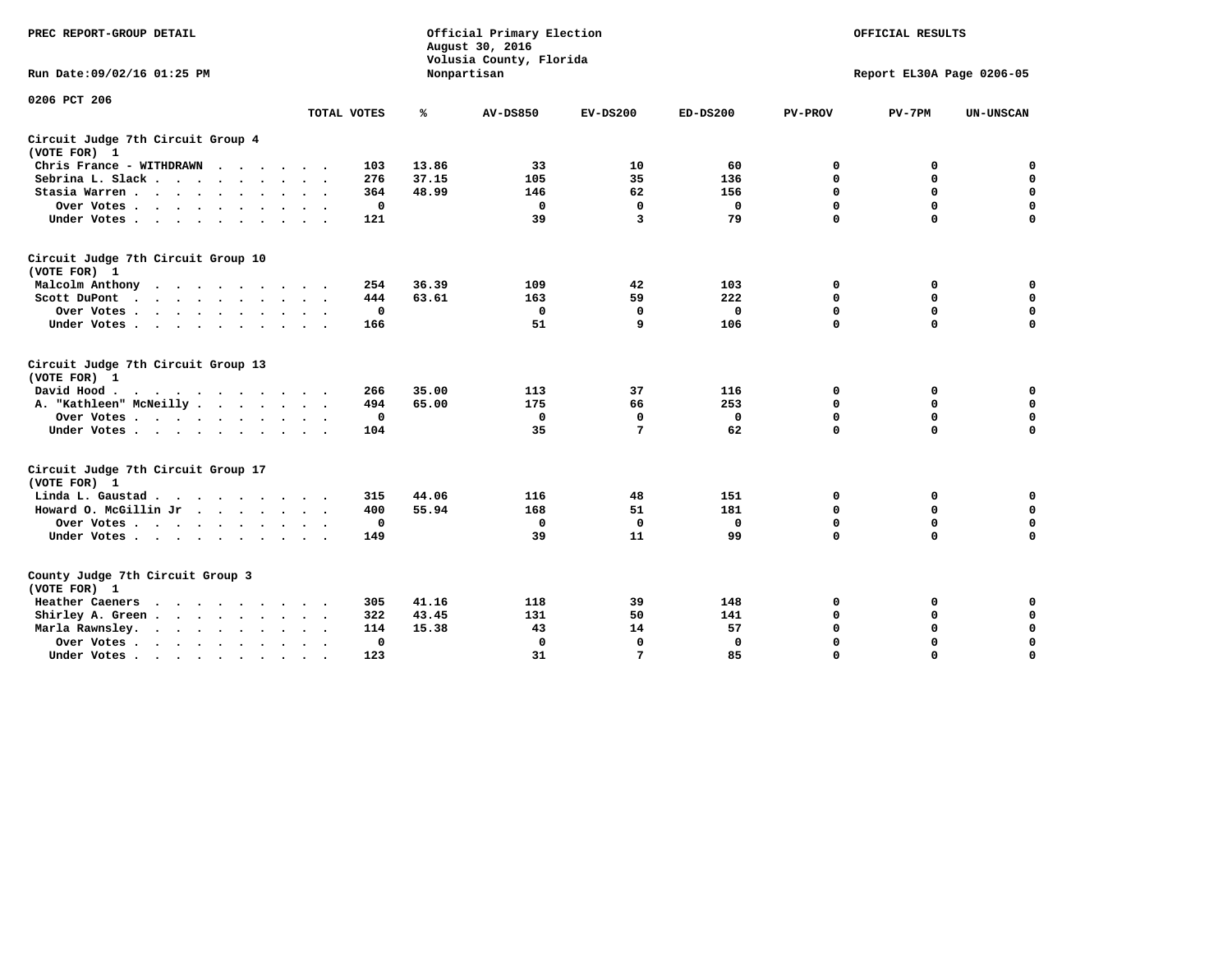PREC REPORT-GROUP DETAIL

Official Primary Election
August 30, 2016
Volusia County, Florida
Nonpartisan

OFFICIAL RESULTS

Run Date:09/02/16 01:25 PM

Report EL30A Page 0206-05

0206 PCT 206

| | TOTAL VOTES | % | AV-DS850 | EV-DS200 | ED-DS200 | PV-PROV | PV-7PM | UN-UNSCAN |
|---|---|---|---|---|---|---|---|---|
| **Circuit Judge 7th Circuit Group 4 (VOTE FOR) 1** | | | | | | | | |
| Chris France - WITHDRAWN | 103 | 13.86 | 33 | 10 | 60 | 0 | 0 | 0 |
| Sebrina L. Slack | 276 | 37.15 | 105 | 35 | 136 | 0 | 0 | 0 |
| Stasia Warren | 364 | 48.99 | 146 | 62 | 156 | 0 | 0 | 0 |
| Over Votes | 0 | | 0 | 0 | 0 | 0 | 0 | 0 |
| Under Votes | 121 | | 39 | 3 | 79 | 0 | 0 | 0 |
| **Circuit Judge 7th Circuit Group 10 (VOTE FOR) 1** | | | | | | | | |
| Malcolm Anthony | 254 | 36.39 | 109 | 42 | 103 | 0 | 0 | 0 |
| Scott DuPont | 444 | 63.61 | 163 | 59 | 222 | 0 | 0 | 0 |
| Over Votes | 0 | | 0 | 0 | 0 | 0 | 0 | 0 |
| Under Votes | 166 | | 51 | 9 | 106 | 0 | 0 | 0 |
| **Circuit Judge 7th Circuit Group 13 (VOTE FOR) 1** | | | | | | | | |
| David Hood | 266 | 35.00 | 113 | 37 | 116 | 0 | 0 | 0 |
| A. "Kathleen" McNeilly | 494 | 65.00 | 175 | 66 | 253 | 0 | 0 | 0 |
| Over Votes | 0 | | 0 | 0 | 0 | 0 | 0 | 0 |
| Under Votes | 104 | | 35 | 7 | 62 | 0 | 0 | 0 |
| **Circuit Judge 7th Circuit Group 17 (VOTE FOR) 1** | | | | | | | | |
| Linda L. Gaustad | 315 | 44.06 | 116 | 48 | 151 | 0 | 0 | 0 |
| Howard O. McGillin Jr | 400 | 55.94 | 168 | 51 | 181 | 0 | 0 | 0 |
| Over Votes | 0 | | 0 | 0 | 0 | 0 | 0 | 0 |
| Under Votes | 149 | | 39 | 11 | 99 | 0 | 0 | 0 |
| **County Judge 7th Circuit Group 3 (VOTE FOR) 1** | | | | | | | | |
| Heather Caeners | 305 | 41.16 | 118 | 39 | 148 | 0 | 0 | 0 |
| Shirley A. Green | 322 | 43.45 | 131 | 50 | 141 | 0 | 0 | 0 |
| Marla Rawnsley. | 114 | 15.38 | 43 | 14 | 57 | 0 | 0 | 0 |
| Over Votes | 0 | | 0 | 0 | 0 | 0 | 0 | 0 |
| Under Votes | 123 | | 31 | 7 | 85 | 0 | 0 | 0 |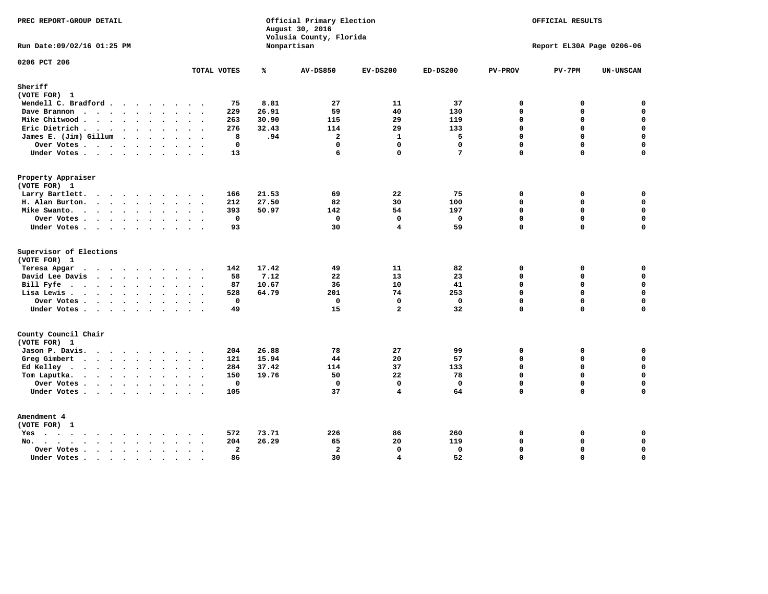PREC REPORT-GROUP DETAIL

Run Date:09/02/16 01:25 PM

Official Primary Election
August 30, 2016
Volusia County, Florida
Nonpartisan

OFFICIAL RESULTS

Report EL30A Page 0206-06

0206 PCT 206

| | TOTAL VOTES | % | AV-DS850 | EV-DS200 | ED-DS200 | PV-PROV | PV-7PM | UN-UNSCAN |
|---|---|---|---|---|---|---|---|---|
| **Sheriff** | | | | | | | | |
| (VOTE FOR) 1 | | | | | | | | |
| Wendell C. Bradford | 75 | 8.81 | 27 | 11 | 37 | 0 | 0 | 0 |
| Dave Brannon | 229 | 26.91 | 59 | 40 | 130 | 0 | 0 | 0 |
| Mike Chitwood | 263 | 30.90 | 115 | 29 | 119 | 0 | 0 | 0 |
| Eric Dietrich | 276 | 32.43 | 114 | 29 | 133 | 0 | 0 | 0 |
| James E. (Jim) Gillum | 8 | .94 | 2 | 1 | 5 | 0 | 0 | 0 |
| Over Votes | 0 | | 0 | 0 | 0 | 0 | 0 | 0 |
| Under Votes | 13 | | 6 | 0 | 7 | 0 | 0 | 0 |
| **Property Appraiser** | | | | | | | | |
| (VOTE FOR) 1 | | | | | | | | |
| Larry Bartlett | 166 | 21.53 | 69 | 22 | 75 | 0 | 0 | 0 |
| H. Alan Burton | 212 | 27.50 | 82 | 30 | 100 | 0 | 0 | 0 |
| Mike Swanto | 393 | 50.97 | 142 | 54 | 197 | 0 | 0 | 0 |
| Over Votes | 0 | | 0 | 0 | 0 | 0 | 0 | 0 |
| Under Votes | 93 | | 30 | 4 | 59 | 0 | 0 | 0 |
| **Supervisor of Elections** | | | | | | | | |
| (VOTE FOR) 1 | | | | | | | | |
| Teresa Apgar | 142 | 17.42 | 49 | 11 | 82 | 0 | 0 | 0 |
| David Lee Davis | 58 | 7.12 | 22 | 13 | 23 | 0 | 0 | 0 |
| Bill Fyfe | 87 | 10.67 | 36 | 10 | 41 | 0 | 0 | 0 |
| Lisa Lewis | 528 | 64.79 | 201 | 74 | 253 | 0 | 0 | 0 |
| Over Votes | 0 | | 0 | 0 | 0 | 0 | 0 | 0 |
| Under Votes | 49 | | 15 | 2 | 32 | 0 | 0 | 0 |
| **County Council Chair** | | | | | | | | |
| (VOTE FOR) 1 | | | | | | | | |
| Jason P. Davis | 204 | 26.88 | 78 | 27 | 99 | 0 | 0 | 0 |
| Greg Gimbert | 121 | 15.94 | 44 | 20 | 57 | 0 | 0 | 0 |
| Ed Kelley | 284 | 37.42 | 114 | 37 | 133 | 0 | 0 | 0 |
| Tom Laputka | 150 | 19.76 | 50 | 22 | 78 | 0 | 0 | 0 |
| Over Votes | 0 | | 0 | 0 | 0 | 0 | 0 | 0 |
| Under Votes | 105 | | 37 | 4 | 64 | 0 | 0 | 0 |
| **Amendment 4** | | | | | | | | |
| (VOTE FOR) 1 | | | | | | | | |
| Yes | 572 | 73.71 | 226 | 86 | 260 | 0 | 0 | 0 |
| No | 204 | 26.29 | 65 | 20 | 119 | 0 | 0 | 0 |
| Over Votes | 2 | | 2 | 0 | 0 | 0 | 0 | 0 |
| Under Votes | 86 | | 30 | 4 | 52 | 0 | 0 | 0 |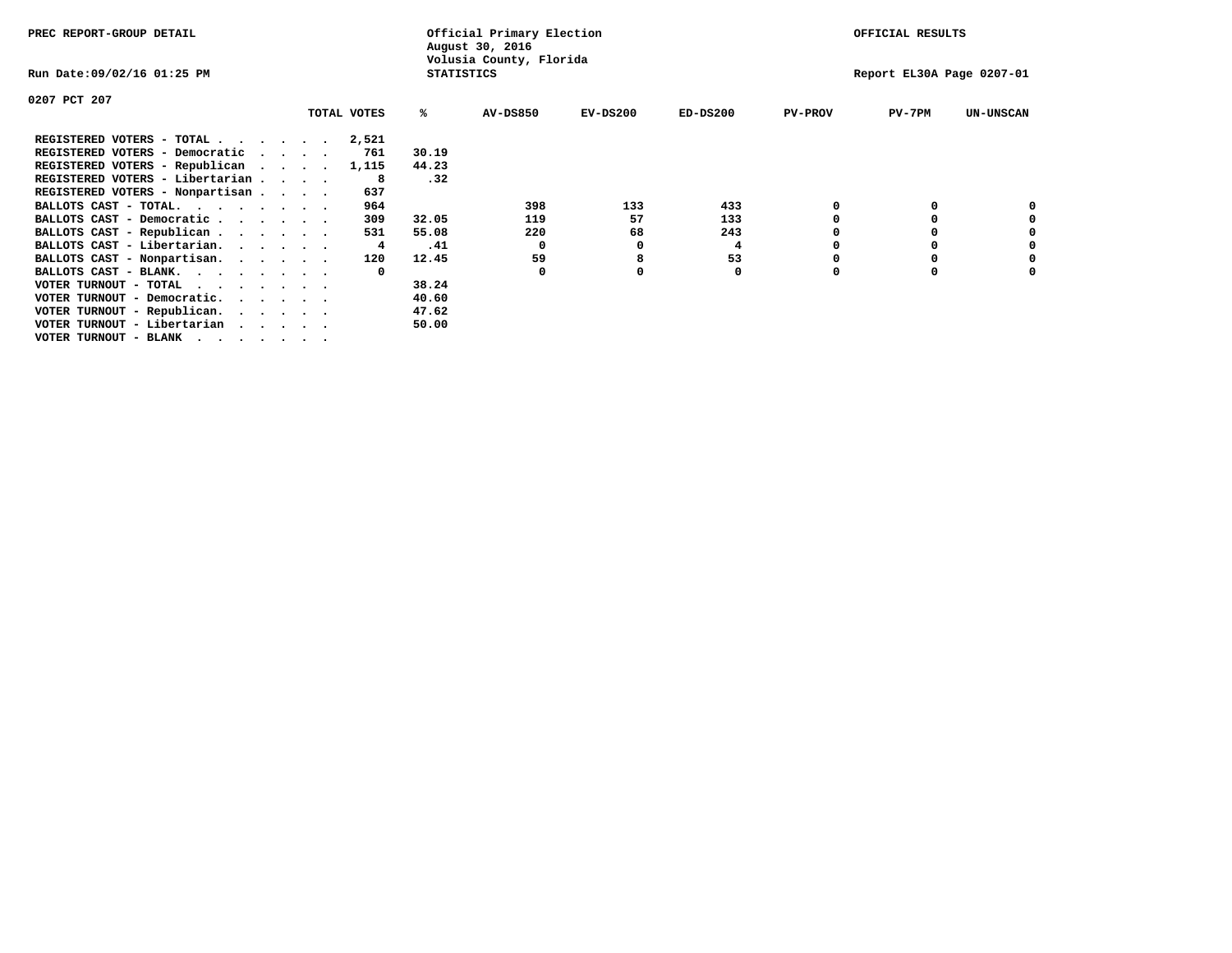PREC REPORT-GROUP DETAIL

Official Primary Election
August 30, 2016
Volusia County, Florida
STATISTICS

OFFICIAL RESULTS

Run Date:09/02/16 01:25 PM

Report EL30A Page 0207-01

0207 PCT 207

| | TOTAL VOTES | % | AV-DS850 | EV-DS200 | ED-DS200 | PV-PROV | PV-7PM | UN-UNSCAN |
|---|---|---|---|---|---|---|---|---|
| REGISTERED VOTERS - TOTAL . . . . . . | 2,521 | | | | | | | |
| REGISTERED VOTERS - Democratic . . . . | 761 | 30.19 | | | | | | |
| REGISTERED VOTERS - Republican . . . . | 1,115 | 44.23 | | | | | | |
| REGISTERED VOTERS - Libertarian . . . . | 8 | .32 | | | | | | |
| REGISTERED VOTERS - Nonpartisan . . . . | 637 | | | | | | | |
| BALLOTS CAST - TOTAL. . . . . . . . | 964 | | 398 | 133 | 433 | 0 | 0 | 0 |
| BALLOTS CAST - Democratic . . . . . . | 309 | 32.05 | 119 | 57 | 133 | 0 | 0 | 0 |
| BALLOTS CAST - Republican . . . . . . | 531 | 55.08 | 220 | 68 | 243 | 0 | 0 | 0 |
| BALLOTS CAST - Libertarian. . . . . . | 4 | .41 | 0 | 0 | 4 | 0 | 0 | 0 |
| BALLOTS CAST - Nonpartisan. . . . . . | 120 | 12.45 | 59 | 8 | 53 | 0 | 0 | 0 |
| BALLOTS CAST - BLANK. . . . . . . . | 0 | | 0 | 0 | 0 | 0 | 0 | 0 |
| VOTER TURNOUT - TOTAL . . . . . . . | | 38.24 | | | | | | |
| VOTER TURNOUT - Democratic. . . . . . | | 40.60 | | | | | | |
| VOTER TURNOUT - Republican. . . . . . | | 47.62 | | | | | | |
| VOTER TURNOUT - Libertarian . . . . . | | 50.00 | | | | | | |
| VOTER TURNOUT - BLANK . . . . . . . | | | | | | | | |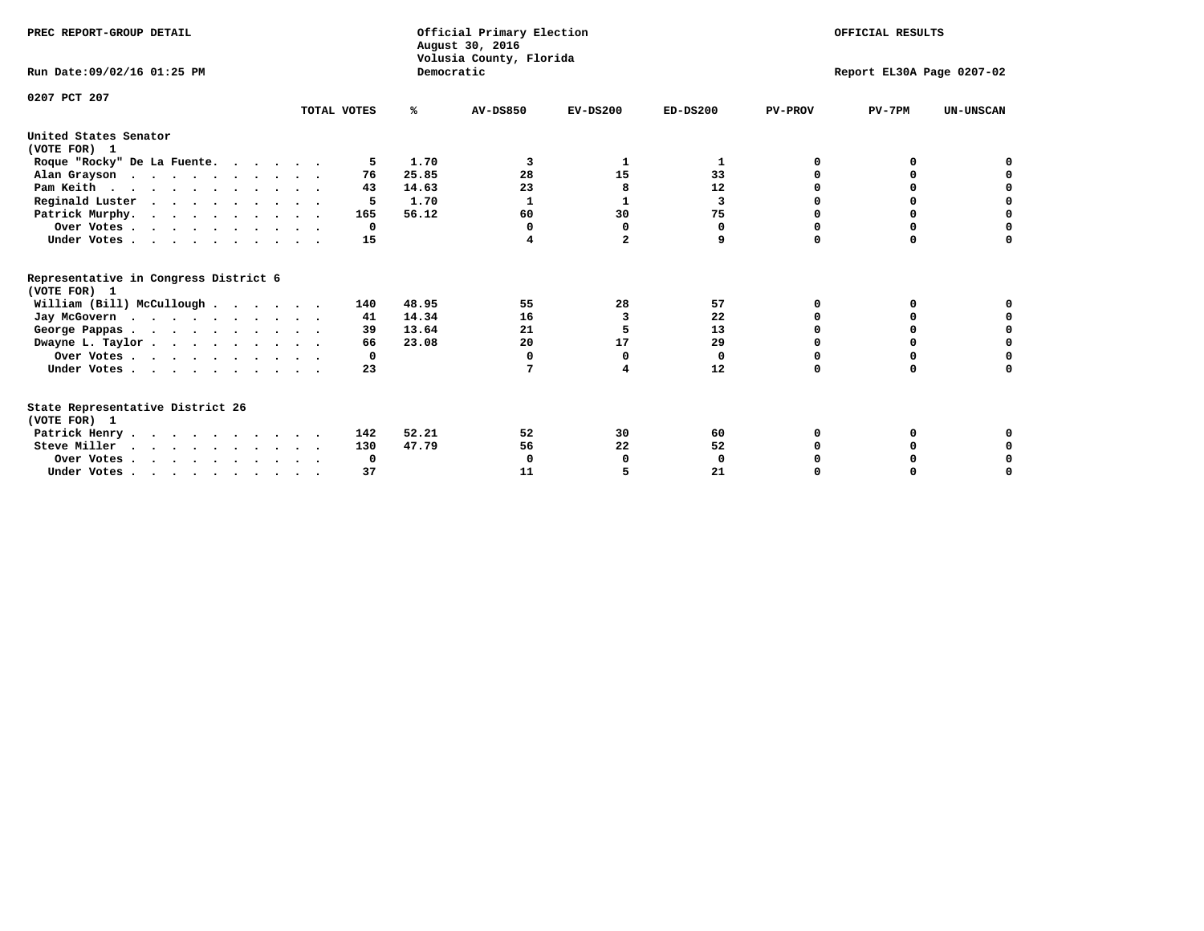PREC REPORT-GROUP DETAIL

Official Primary Election
August 30, 2016
Volusia County, Florida
Democratic

OFFICIAL RESULTS

Run Date:09/02/16 01:25 PM

Report EL30A Page 0207-02

0207 PCT 207

| | TOTAL VOTES | % | AV-DS850 | EV-DS200 | ED-DS200 | PV-PROV | PV-7PM | UN-UNSCAN |
|---|---|---|---|---|---|---|---|---|
| **United States Senator (VOTE FOR) 1** | | | | | | | | |
| Roque "Rocky" De La Fuente | 5 | 1.70 | 3 | 1 | 1 | 0 | 0 | 0 |
| Alan Grayson | 76 | 25.85 | 28 | 15 | 33 | 0 | 0 | 0 |
| Pam Keith | 43 | 14.63 | 23 | 8 | 12 | 0 | 0 | 0 |
| Reginald Luster | 5 | 1.70 | 1 | 1 | 3 | 0 | 0 | 0 |
| Patrick Murphy | 165 | 56.12 | 60 | 30 | 75 | 0 | 0 | 0 |
| Over Votes | 0 | | 0 | 0 | 0 | 0 | 0 | 0 |
| Under Votes | 15 | | 4 | 2 | 9 | 0 | 0 | 0 |
| **Representative in Congress District 6 (VOTE FOR) 1** | | | | | | | | |
| William (Bill) McCullough | 140 | 48.95 | 55 | 28 | 57 | 0 | 0 | 0 |
| Jay McGovern | 41 | 14.34 | 16 | 3 | 22 | 0 | 0 | 0 |
| George Pappas | 39 | 13.64 | 21 | 5 | 13 | 0 | 0 | 0 |
| Dwayne L. Taylor | 66 | 23.08 | 20 | 17 | 29 | 0 | 0 | 0 |
| Over Votes | 0 | | 0 | 0 | 0 | 0 | 0 | 0 |
| Under Votes | 23 | | 7 | 4 | 12 | 0 | 0 | 0 |
| **State Representative District 26 (VOTE FOR) 1** | | | | | | | | |
| Patrick Henry | 142 | 52.21 | 52 | 30 | 60 | 0 | 0 | 0 |
| Steve Miller | 130 | 47.79 | 56 | 22 | 52 | 0 | 0 | 0 |
| Over Votes | 0 | | 0 | 0 | 0 | 0 | 0 | 0 |
| Under Votes | 37 | | 11 | 5 | 21 | 0 | 0 | 0 |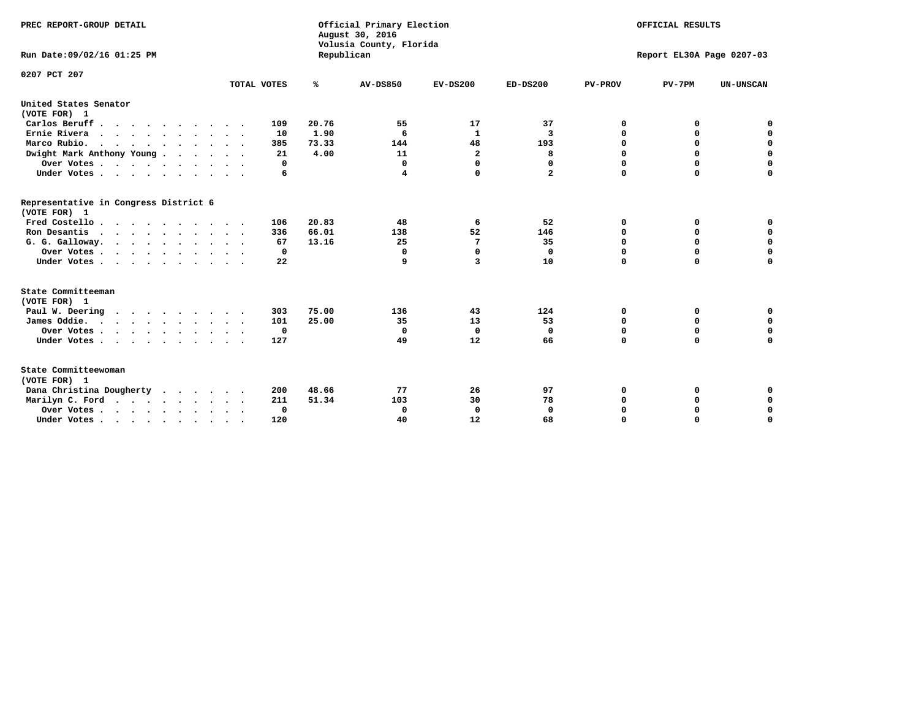PREC REPORT-GROUP DETAIL

Official Primary Election
August 30, 2016
Volusia County, Florida
Republican

OFFICIAL RESULTS

Run Date:09/02/16 01:25 PM

Report EL30A Page 0207-03

0207 PCT 207

| | TOTAL VOTES | % | AV-DS850 | EV-DS200 | ED-DS200 | PV-PROV | PV-7PM | UN-UNSCAN |
|---|---|---|---|---|---|---|---|---|
| **United States Senator** | | | | | | | | |
| **(VOTE FOR) 1** | | | | | | | | |
| Carlos Beruff | 109 | 20.76 | 55 | 17 | 37 | 0 | 0 | 0 |
| Ernie Rivera | 10 | 1.90 | 6 | 1 | 3 | 0 | 0 | 0 |
| Marco Rubio. | 385 | 73.33 | 144 | 48 | 193 | 0 | 0 | 0 |
| Dwight Mark Anthony Young | 21 | 4.00 | 11 | 2 | 8 | 0 | 0 | 0 |
| Over Votes | 0 | | 0 | 0 | 0 | 0 | 0 | 0 |
| Under Votes | 6 | | 4 | 0 | 2 | 0 | 0 | 0 |
| **Representative in Congress District 6** | | | | | | | | |
| **(VOTE FOR) 1** | | | | | | | | |
| Fred Costello | 106 | 20.83 | 48 | 6 | 52 | 0 | 0 | 0 |
| Ron Desantis | 336 | 66.01 | 138 | 52 | 146 | 0 | 0 | 0 |
| G. G. Galloway. | 67 | 13.16 | 25 | 7 | 35 | 0 | 0 | 0 |
| Over Votes | 0 | | 0 | 0 | 0 | 0 | 0 | 0 |
| Under Votes | 22 | | 9 | 3 | 10 | 0 | 0 | 0 |
| **State Committeeman** | | | | | | | | |
| **(VOTE FOR) 1** | | | | | | | | |
| Paul W. Deering | 303 | 75.00 | 136 | 43 | 124 | 0 | 0 | 0 |
| James Oddie. | 101 | 25.00 | 35 | 13 | 53 | 0 | 0 | 0 |
| Over Votes | 0 | | 0 | 0 | 0 | 0 | 0 | 0 |
| Under Votes | 127 | | 49 | 12 | 66 | 0 | 0 | 0 |
| **State Committeewoman** | | | | | | | | |
| **(VOTE FOR) 1** | | | | | | | | |
| Dana Christina Dougherty | 200 | 48.66 | 77 | 26 | 97 | 0 | 0 | 0 |
| Marilyn C. Ford | 211 | 51.34 | 103 | 30 | 78 | 0 | 0 | 0 |
| Over Votes | 0 | | 0 | 0 | 0 | 0 | 0 | 0 |
| Under Votes | 120 | | 40 | 12 | 68 | 0 | 0 | 0 |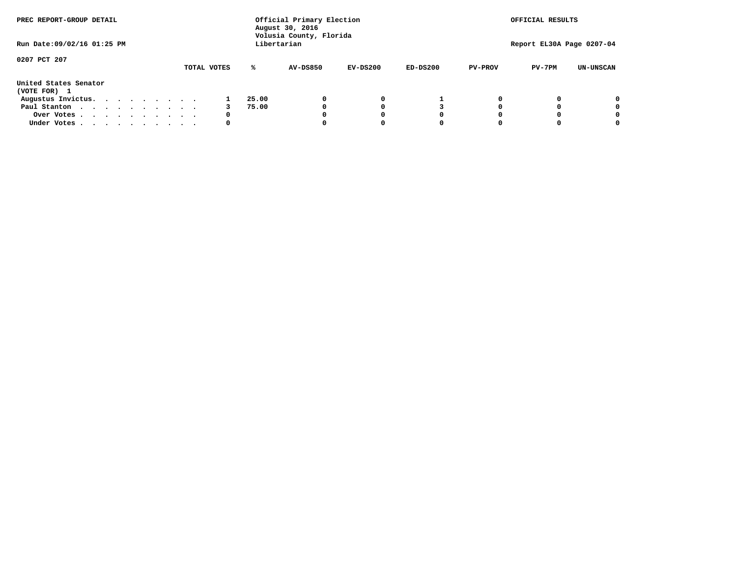PREC REPORT-GROUP DETAIL

Official Primary Election
August 30, 2016
Volusia County, Florida
Libertarian

OFFICIAL RESULTS

Run Date:09/02/16 01:25 PM

Report EL30A Page 0207-04

0207 PCT 207

United States Senator
(VOTE FOR) 1

| | TOTAL VOTES | % | AV-DS850 | EV-DS200 | ED-DS200 | PV-PROV | PV-7PM | UN-UNSCAN |
|---|---|---|---|---|---|---|---|---|
| Augustus Invictus. | 1 | 25.00 | 0 | 0 | 1 | 0 | 0 | 0 |
| Paul Stanton | 3 | 75.00 | 0 | 0 | 3 | 0 | 0 | 0 |
| Over Votes | 0 | | 0 | 0 | 0 | 0 | 0 | 0 |
| Under Votes | 0 | | 0 | 0 | 0 | 0 | 0 | 0 |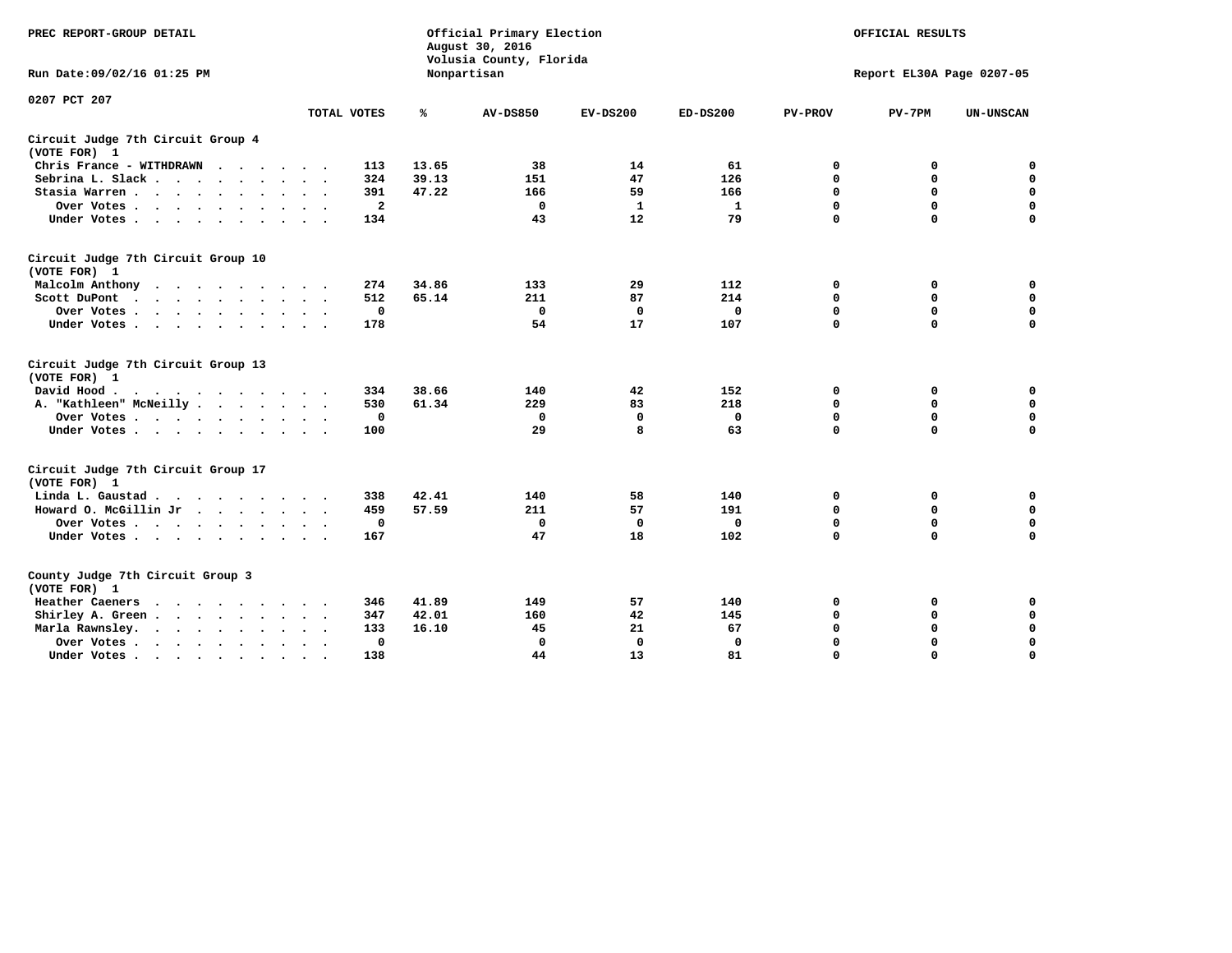PREC REPORT-GROUP DETAIL

Official Primary Election
August 30, 2016
Volusia County, Florida
Nonpartisan

OFFICIAL RESULTS

Run Date:09/02/16 01:25 PM

Report EL30A Page 0207-05

0207 PCT 207

| | TOTAL VOTES | % | AV-DS850 | EV-DS200 | ED-DS200 | PV-PROV | PV-7PM | UN-UNSCAN |
|---|---|---|---|---|---|---|---|---|
| **Circuit Judge 7th Circuit Group 4** | | | | | | | | |
| (VOTE FOR) 1 | | | | | | | | |
| Chris France - WITHDRAWN | 113 | 13.65 | 38 | 14 | 61 | 0 | 0 | 0 |
| Sebrina L. Slack | 324 | 39.13 | 151 | 47 | 126 | 0 | 0 | 0 |
| Stasia Warren | 391 | 47.22 | 166 | 59 | 166 | 0 | 0 | 0 |
| Over Votes | 2 | | 0 | 1 | 1 | 0 | 0 | 0 |
| Under Votes | 134 | | 43 | 12 | 79 | 0 | 0 | 0 |
| **Circuit Judge 7th Circuit Group 10** | | | | | | | | |
| (VOTE FOR) 1 | | | | | | | | |
| Malcolm Anthony | 274 | 34.86 | 133 | 29 | 112 | 0 | 0 | 0 |
| Scott DuPont | 512 | 65.14 | 211 | 87 | 214 | 0 | 0 | 0 |
| Over Votes | 0 | | 0 | 0 | 0 | 0 | 0 | 0 |
| Under Votes | 178 | | 54 | 17 | 107 | 0 | 0 | 0 |
| **Circuit Judge 7th Circuit Group 13** | | | | | | | | |
| (VOTE FOR) 1 | | | | | | | | |
| David Hood | 334 | 38.66 | 140 | 42 | 152 | 0 | 0 | 0 |
| A. "Kathleen" McNeilly | 530 | 61.34 | 229 | 83 | 218 | 0 | 0 | 0 |
| Over Votes | 0 | | 0 | 0 | 0 | 0 | 0 | 0 |
| Under Votes | 100 | | 29 | 8 | 63 | 0 | 0 | 0 |
| **Circuit Judge 7th Circuit Group 17** | | | | | | | | |
| (VOTE FOR) 1 | | | | | | | | |
| Linda L. Gaustad | 338 | 42.41 | 140 | 58 | 140 | 0 | 0 | 0 |
| Howard O. McGillin Jr | 459 | 57.59 | 211 | 57 | 191 | 0 | 0 | 0 |
| Over Votes | 0 | | 0 | 0 | 0 | 0 | 0 | 0 |
| Under Votes | 167 | | 47 | 18 | 102 | 0 | 0 | 0 |
| **County Judge 7th Circuit Group 3** | | | | | | | | |
| (VOTE FOR) 1 | | | | | | | | |
| Heather Caeners | 346 | 41.89 | 149 | 57 | 140 | 0 | 0 | 0 |
| Shirley A. Green | 347 | 42.01 | 160 | 42 | 145 | 0 | 0 | 0 |
| Marla Rawnsley. | 133 | 16.10 | 45 | 21 | 67 | 0 | 0 | 0 |
| Over Votes | 0 | | 0 | 0 | 0 | 0 | 0 | 0 |
| Under Votes | 138 | | 44 | 13 | 81 | 0 | 0 | 0 |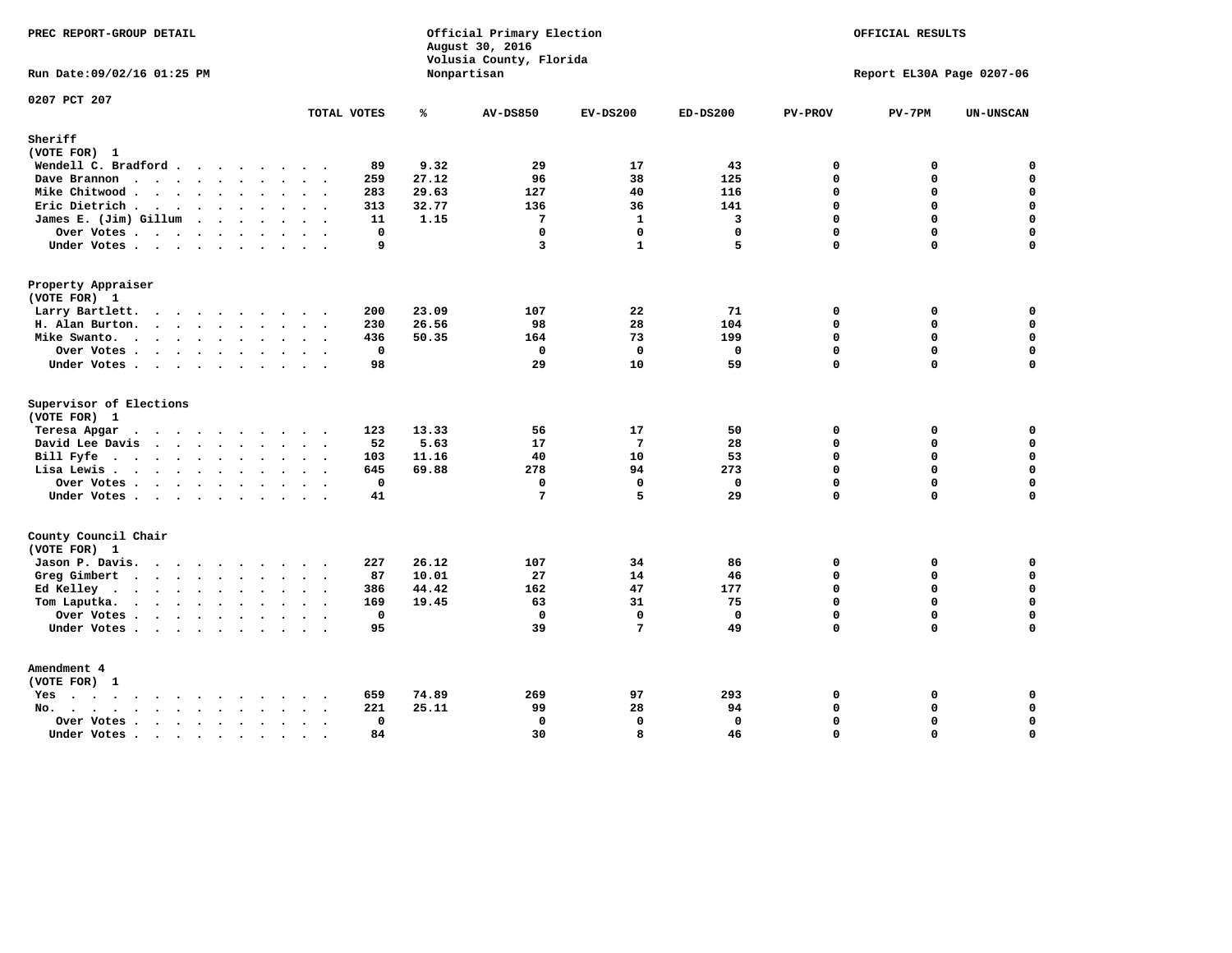PREC REPORT-GROUP DETAIL

Official Primary Election
August 30, 2016
Volusia County, Florida
Nonpartisan

OFFICIAL RESULTS

Run Date:09/02/16 01:25 PM

Report EL30A Page 0207-06

0207 PCT 207

| | TOTAL VOTES | % | AV-DS850 | EV-DS200 | ED-DS200 | PV-PROV | PV-7PM | UN-UNSCAN |
|---|---|---|---|---|---|---|---|---|
| **Sheriff** | | | | | | | | |
| (VOTE FOR) 1 | | | | | | | | |
| Wendell C. Bradford | 89 | 9.32 | 29 | 17 | 43 | 0 | 0 | 0 |
| Dave Brannon | 259 | 27.12 | 96 | 38 | 125 | 0 | 0 | 0 |
| Mike Chitwood | 283 | 29.63 | 127 | 40 | 116 | 0 | 0 | 0 |
| Eric Dietrich | 313 | 32.77 | 136 | 36 | 141 | 0 | 0 | 0 |
| James E. (Jim) Gillum | 11 | 1.15 | 7 | 1 | 3 | 0 | 0 | 0 |
| Over Votes | 0 | | 0 | 0 | 0 | 0 | 0 | 0 |
| Under Votes | 9 | | 3 | 1 | 5 | 0 | 0 | 0 |
| **Property Appraiser** | | | | | | | | |
| (VOTE FOR) 1 | | | | | | | | |
| Larry Bartlett | 200 | 23.09 | 107 | 22 | 71 | 0 | 0 | 0 |
| H. Alan Burton | 230 | 26.56 | 98 | 28 | 104 | 0 | 0 | 0 |
| Mike Swanto | 436 | 50.35 | 164 | 73 | 199 | 0 | 0 | 0 |
| Over Votes | 0 | | 0 | 0 | 0 | 0 | 0 | 0 |
| Under Votes | 98 | | 29 | 10 | 59 | 0 | 0 | 0 |
| **Supervisor of Elections** | | | | | | | | |
| (VOTE FOR) 1 | | | | | | | | |
| Teresa Apgar | 123 | 13.33 | 56 | 17 | 50 | 0 | 0 | 0 |
| David Lee Davis | 52 | 5.63 | 17 | 7 | 28 | 0 | 0 | 0 |
| Bill Fyfe | 103 | 11.16 | 40 | 10 | 53 | 0 | 0 | 0 |
| Lisa Lewis | 645 | 69.88 | 278 | 94 | 273 | 0 | 0 | 0 |
| Over Votes | 0 | | 0 | 0 | 0 | 0 | 0 | 0 |
| Under Votes | 41 | | 7 | 5 | 29 | 0 | 0 | 0 |
| **County Council Chair** | | | | | | | | |
| (VOTE FOR) 1 | | | | | | | | |
| Jason P. Davis | 227 | 26.12 | 107 | 34 | 86 | 0 | 0 | 0 |
| Greg Gimbert | 87 | 10.01 | 27 | 14 | 46 | 0 | 0 | 0 |
| Ed Kelley | 386 | 44.42 | 162 | 47 | 177 | 0 | 0 | 0 |
| Tom Laputka | 169 | 19.45 | 63 | 31 | 75 | 0 | 0 | 0 |
| Over Votes | 0 | | 0 | 0 | 0 | 0 | 0 | 0 |
| Under Votes | 95 | | 39 | 7 | 49 | 0 | 0 | 0 |
| **Amendment 4** | | | | | | | | |
| (VOTE FOR) 1 | | | | | | | | |
| Yes | 659 | 74.89 | 269 | 97 | 293 | 0 | 0 | 0 |
| No | 221 | 25.11 | 99 | 28 | 94 | 0 | 0 | 0 |
| Over Votes | 0 | | 0 | 0 | 0 | 0 | 0 | 0 |
| Under Votes | 84 | | 30 | 8 | 46 | 0 | 0 | 0 |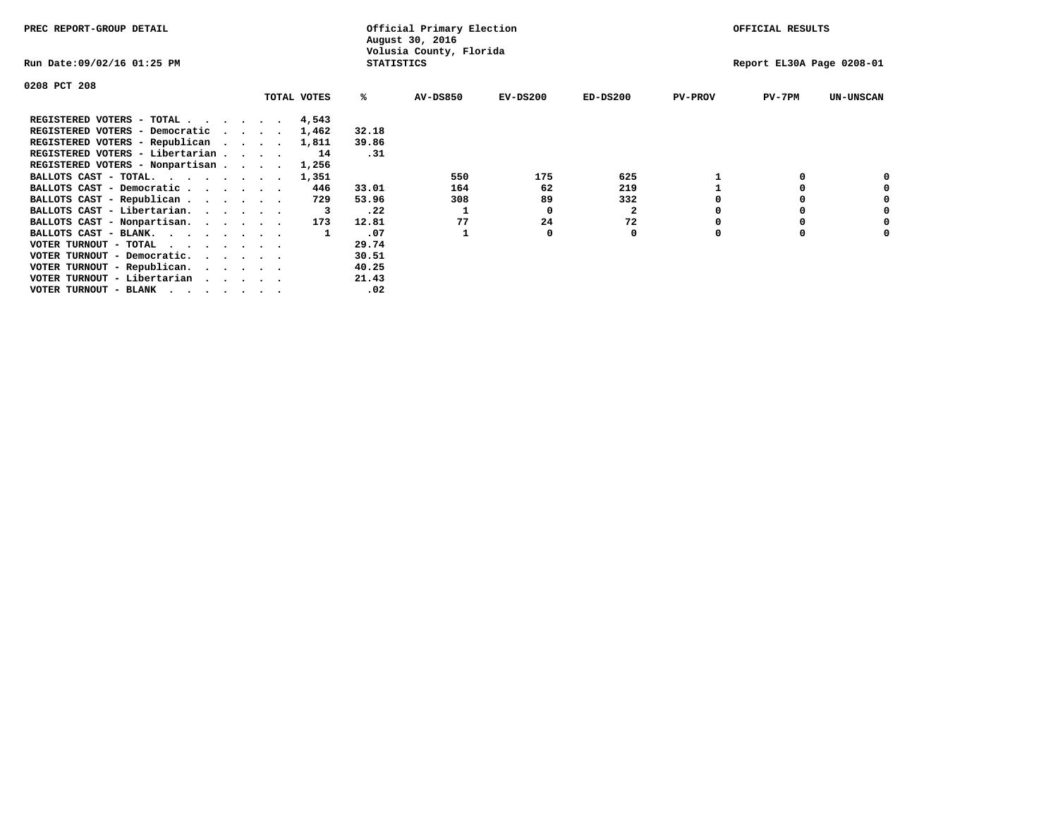PREC REPORT-GROUP DETAIL

Official Primary Election
August 30, 2016
Volusia County, Florida
STATISTICS

OFFICIAL RESULTS

Run Date:09/02/16 01:25 PM

Report EL30A Page 0208-01

0208 PCT 208

| | TOTAL VOTES | % | AV-DS850 | EV-DS200 | ED-DS200 | PV-PROV | PV-7PM | UN-UNSCAN |
|---|---|---|---|---|---|---|---|---|
| REGISTERED VOTERS - TOTAL . . . . . . | 4,543 | | | | | | | |
| REGISTERED VOTERS - Democratic . . . . | 1,462 | 32.18 | | | | | | |
| REGISTERED VOTERS - Republican . . . . | 1,811 | 39.86 | | | | | | |
| REGISTERED VOTERS - Libertarian . . . . | 14 | .31 | | | | | | |
| REGISTERED VOTERS - Nonpartisan . . . . | 1,256 | | | | | | | |
| BALLOTS CAST - TOTAL. . . . . . . . | 1,351 | | 550 | 175 | 625 | 1 | 0 | 0 |
| BALLOTS CAST - Democratic . . . . . . | 446 | 33.01 | 164 | 62 | 219 | 1 | 0 | 0 |
| BALLOTS CAST - Republican . . . . . . | 729 | 53.96 | 308 | 89 | 332 | 0 | 0 | 0 |
| BALLOTS CAST - Libertarian. . . . . . | 3 | .22 | 1 | 0 | 2 | 0 | 0 | 0 |
| BALLOTS CAST - Nonpartisan. . . . . . | 173 | 12.81 | 77 | 24 | 72 | 0 | 0 | 0 |
| BALLOTS CAST - BLANK. . . . . . . . | 1 | .07 | 1 | 0 | 0 | 0 | 0 | 0 |
| VOTER TURNOUT - TOTAL . . . . . . . | | 29.74 | | | | | | |
| VOTER TURNOUT - Democratic. . . . . . | | 30.51 | | | | | | |
| VOTER TURNOUT - Republican. . . . . . | | 40.25 | | | | | | |
| VOTER TURNOUT - Libertarian . . . . . | | 21.43 | | | | | | |
| VOTER TURNOUT - BLANK . . . . . . . | | .02 | | | | | | |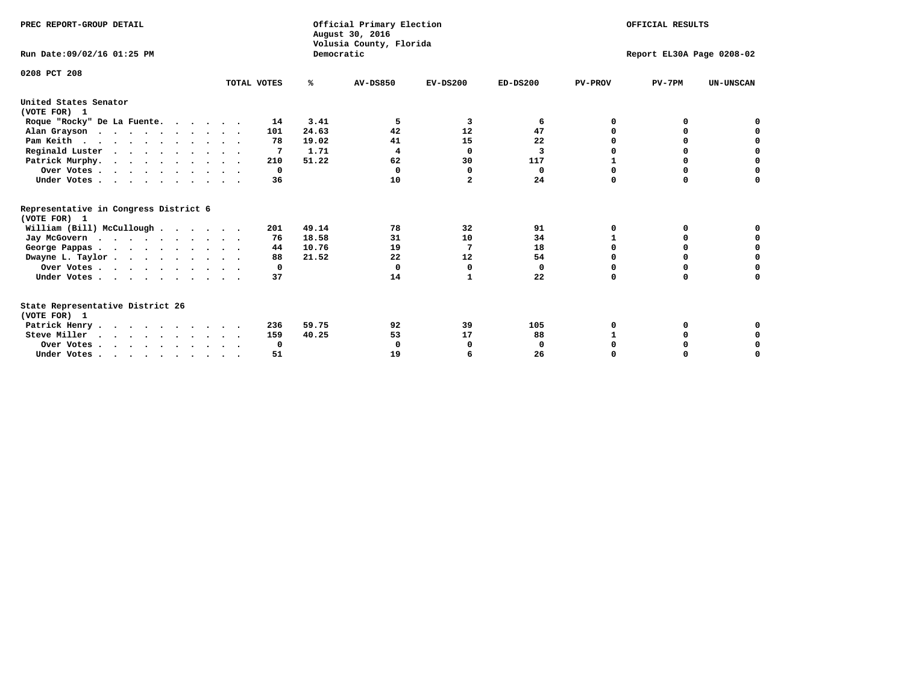PREC REPORT-GROUP DETAIL

Official Primary Election
August 30, 2016
Volusia County, Florida
Democratic

OFFICIAL RESULTS

Run Date:09/02/16 01:25 PM

Report EL30A Page 0208-02

0208 PCT 208

| | TOTAL VOTES | % | AV-DS850 | EV-DS200 | ED-DS200 | PV-PROV | PV-7PM | UN-UNSCAN |
|---|---|---|---|---|---|---|---|---|
| **United States Senator (VOTE FOR) 1** | | | | | | | | |
| Roque "Rocky" De La Fuente | 14 | 3.41 | 5 | 3 | 6 | 0 | 0 | 0 |
| Alan Grayson | 101 | 24.63 | 42 | 12 | 47 | 0 | 0 | 0 |
| Pam Keith | 78 | 19.02 | 41 | 15 | 22 | 0 | 0 | 0 |
| Reginald Luster | 7 | 1.71 | 4 | 0 | 3 | 0 | 0 | 0 |
| Patrick Murphy | 210 | 51.22 | 62 | 30 | 117 | 1 | 0 | 0 |
| Over Votes | 0 | | 0 | 0 | 0 | 0 | 0 | 0 |
| Under Votes | 36 | | 10 | 2 | 24 | 0 | 0 | 0 |
| **Representative in Congress District 6 (VOTE FOR) 1** | | | | | | | | |
| William (Bill) McCullough | 201 | 49.14 | 78 | 32 | 91 | 0 | 0 | 0 |
| Jay McGovern | 76 | 18.58 | 31 | 10 | 34 | 1 | 0 | 0 |
| George Pappas | 44 | 10.76 | 19 | 7 | 18 | 0 | 0 | 0 |
| Dwayne L. Taylor | 88 | 21.52 | 22 | 12 | 54 | 0 | 0 | 0 |
| Over Votes | 0 | | 0 | 0 | 0 | 0 | 0 | 0 |
| Under Votes | 37 | | 14 | 1 | 22 | 0 | 0 | 0 |
| **State Representative District 26 (VOTE FOR) 1** | | | | | | | | |
| Patrick Henry | 236 | 59.75 | 92 | 39 | 105 | 0 | 0 | 0 |
| Steve Miller | 159 | 40.25 | 53 | 17 | 88 | 1 | 0 | 0 |
| Over Votes | 0 | | 0 | 0 | 0 | 0 | 0 | 0 |
| Under Votes | 51 | | 19 | 6 | 26 | 0 | 0 | 0 |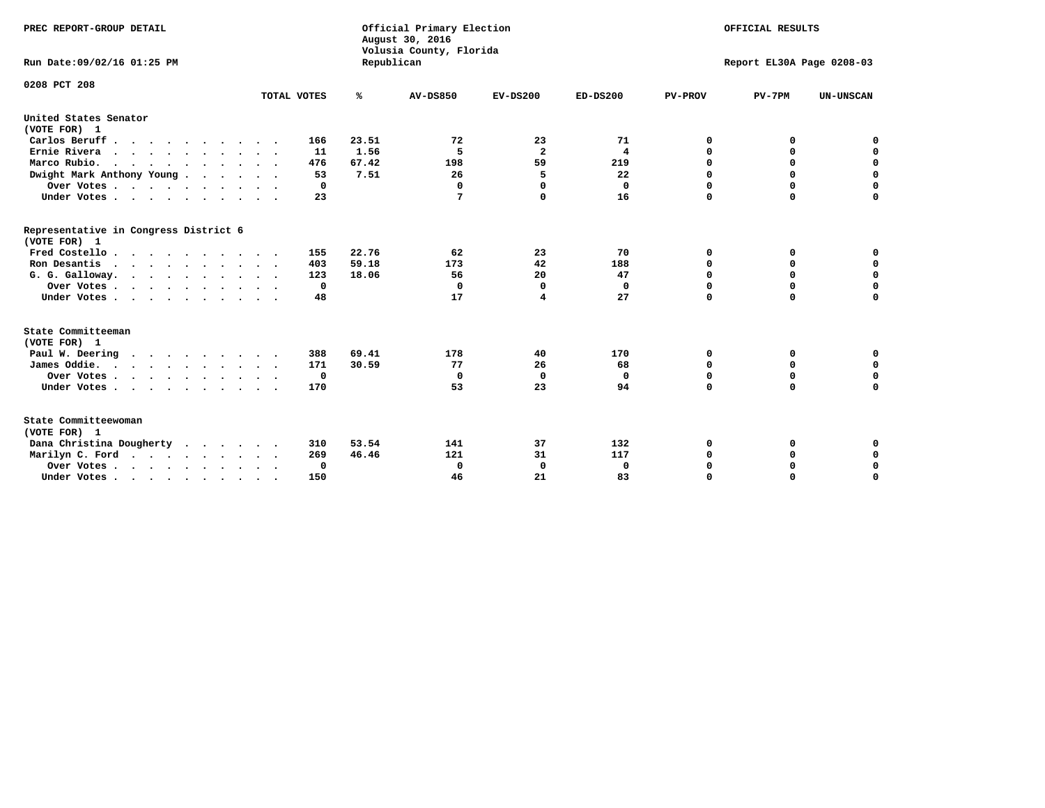PREC REPORT-GROUP DETAIL

Official Primary Election
August 30, 2016
Volusia County, Florida
Republican

OFFICIAL RESULTS

Run Date:09/02/16 01:25 PM

Report EL30A Page 0208-03

0208 PCT 208

| | TOTAL VOTES | % | AV-DS850 | EV-DS200 | ED-DS200 | PV-PROV | PV-7PM | UN-UNSCAN |
|---|---|---|---|---|---|---|---|---|
| **United States Senator (VOTE FOR) 1** | | | | | | | | |
| Carlos Beruff | 166 | 23.51 | 72 | 23 | 71 | 0 | 0 | 0 |
| Ernie Rivera | 11 | 1.56 | 5 | 2 | 4 | 0 | 0 | 0 |
| Marco Rubio | 476 | 67.42 | 198 | 59 | 219 | 0 | 0 | 0 |
| Dwight Mark Anthony Young | 53 | 7.51 | 26 | 5 | 22 | 0 | 0 | 0 |
| Over Votes | 0 | | 0 | 0 | 0 | 0 | 0 | 0 |
| Under Votes | 23 | | 7 | 0 | 16 | 0 | 0 | 0 |
| **Representative in Congress District 6 (VOTE FOR) 1** | | | | | | | | |
| Fred Costello | 155 | 22.76 | 62 | 23 | 70 | 0 | 0 | 0 |
| Ron Desantis | 403 | 59.18 | 173 | 42 | 188 | 0 | 0 | 0 |
| G. G. Galloway | 123 | 18.06 | 56 | 20 | 47 | 0 | 0 | 0 |
| Over Votes | 0 | | 0 | 0 | 0 | 0 | 0 | 0 |
| Under Votes | 48 | | 17 | 4 | 27 | 0 | 0 | 0 |
| **State Committeeman (VOTE FOR) 1** | | | | | | | | |
| Paul W. Deering | 388 | 69.41 | 178 | 40 | 170 | 0 | 0 | 0 |
| James Oddie | 171 | 30.59 | 77 | 26 | 68 | 0 | 0 | 0 |
| Over Votes | 0 | | 0 | 0 | 0 | 0 | 0 | 0 |
| Under Votes | 170 | | 53 | 23 | 94 | 0 | 0 | 0 |
| **State Committeewoman (VOTE FOR) 1** | | | | | | | | |
| Dana Christina Dougherty | 310 | 53.54 | 141 | 37 | 132 | 0 | 0 | 0 |
| Marilyn C. Ford | 269 | 46.46 | 121 | 31 | 117 | 0 | 0 | 0 |
| Over Votes | 0 | | 0 | 0 | 0 | 0 | 0 | 0 |
| Under Votes | 150 | | 46 | 21 | 83 | 0 | 0 | 0 |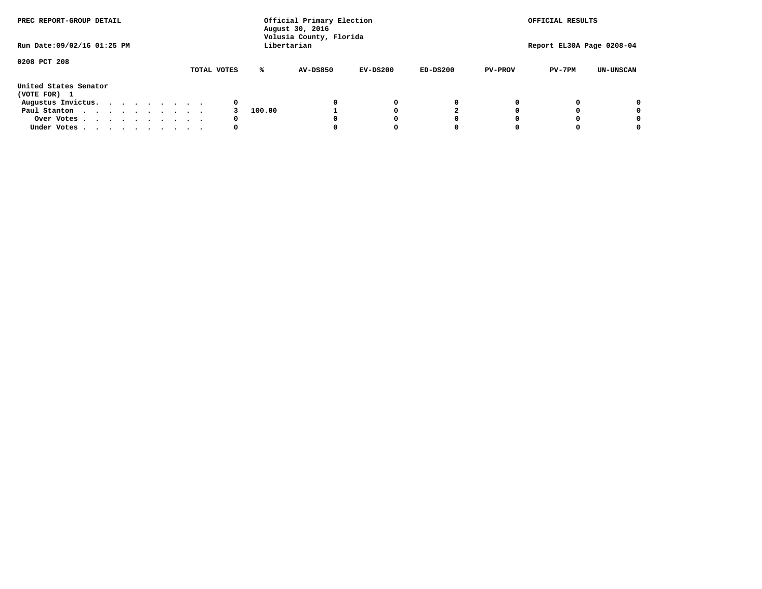PREC REPORT-GROUP DETAIL

Official Primary Election
August 30, 2016
Volusia County, Florida
Libertarian

OFFICIAL RESULTS

Run Date:09/02/16 01:25 PM

Report EL30A Page 0208-04

0208 PCT 208

United States Senator
(VOTE FOR) 1

| | TOTAL VOTES | % | AV-DS850 | EV-DS200 | ED-DS200 | PV-PROV | PV-7PM | UN-UNSCAN |
|---|---|---|---|---|---|---|---|---|
| Augustus Invictus. . . . . . . . . . | 0 | | 0 | 0 | 0 | 0 | 0 | 0 |
| Paul Stanton . . . . . . . . . . . | 3 | 100.00 | 1 | 0 | 2 | 0 | 0 | 0 |
| Over Votes . . . . . . . . . . . | 0 | | 0 | 0 | 0 | 0 | 0 | 0 |
| Under Votes . . . . . . . . . . . | 0 | | 0 | 0 | 0 | 0 | 0 | 0 |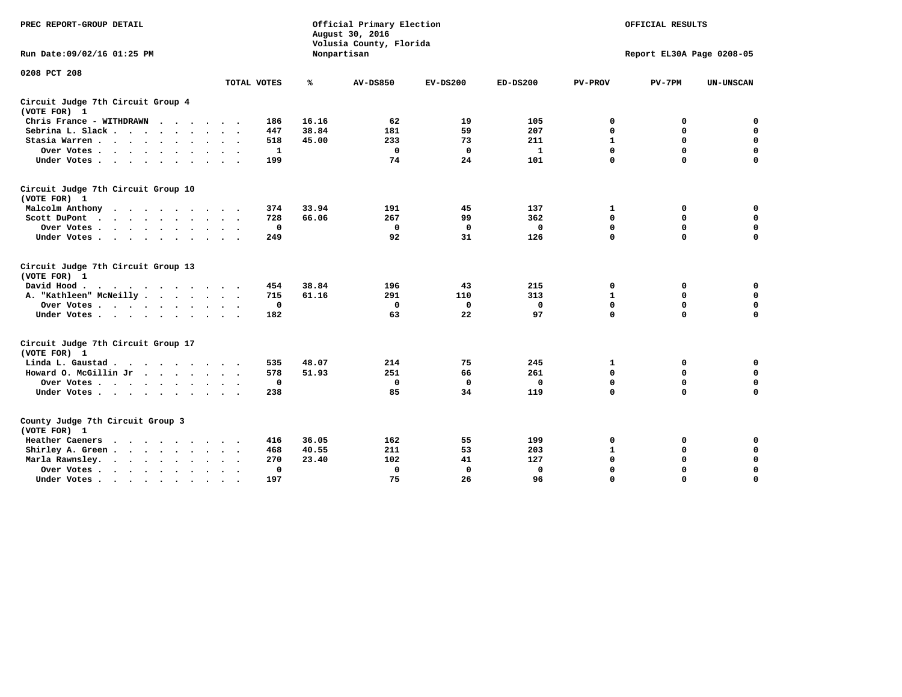PREC REPORT-GROUP DETAIL

Official Primary Election
August 30, 2016
Volusia County, Florida
Nonpartisan

OFFICIAL RESULTS

Run Date:09/02/16 01:25 PM

Report EL30A Page 0208-05

0208 PCT 208

| | TOTAL VOTES | % | AV-DS850 | EV-DS200 | ED-DS200 | PV-PROV | PV-7PM | UN-UNSCAN |
|---|---|---|---|---|---|---|---|---|
| **Circuit Judge 7th Circuit Group 4 (VOTE FOR) 1** | | | | | | | | |
| Chris France - WITHDRAWN | 186 | 16.16 | 62 | 19 | 105 | 0 | 0 | 0 |
| Sebrina L. Slack | 447 | 38.84 | 181 | 59 | 207 | 0 | 0 | 0 |
| Stasia Warren | 518 | 45.00 | 233 | 73 | 211 | 1 | 0 | 0 |
| Over Votes | 1 | | 0 | 0 | 1 | 0 | 0 | 0 |
| Under Votes | 199 | | 74 | 24 | 101 | 0 | 0 | 0 |
| **Circuit Judge 7th Circuit Group 10 (VOTE FOR) 1** | | | | | | | | |
| Malcolm Anthony | 374 | 33.94 | 191 | 45 | 137 | 1 | 0 | 0 |
| Scott DuPont | 728 | 66.06 | 267 | 99 | 362 | 0 | 0 | 0 |
| Over Votes | 0 | | 0 | 0 | 0 | 0 | 0 | 0 |
| Under Votes | 249 | | 92 | 31 | 126 | 0 | 0 | 0 |
| **Circuit Judge 7th Circuit Group 13 (VOTE FOR) 1** | | | | | | | | |
| David Hood | 454 | 38.84 | 196 | 43 | 215 | 0 | 0 | 0 |
| A. "Kathleen" McNeilly | 715 | 61.16 | 291 | 110 | 313 | 1 | 0 | 0 |
| Over Votes | 0 | | 0 | 0 | 0 | 0 | 0 | 0 |
| Under Votes | 182 | | 63 | 22 | 97 | 0 | 0 | 0 |
| **Circuit Judge 7th Circuit Group 17 (VOTE FOR) 1** | | | | | | | | |
| Linda L. Gaustad | 535 | 48.07 | 214 | 75 | 245 | 1 | 0 | 0 |
| Howard O. McGillin Jr | 578 | 51.93 | 251 | 66 | 261 | 0 | 0 | 0 |
| Over Votes | 0 | | 0 | 0 | 0 | 0 | 0 | 0 |
| Under Votes | 238 | | 85 | 34 | 119 | 0 | 0 | 0 |
| **County Judge 7th Circuit Group 3 (VOTE FOR) 1** | | | | | | | | |
| Heather Caeners | 416 | 36.05 | 162 | 55 | 199 | 0 | 0 | 0 |
| Shirley A. Green | 468 | 40.55 | 211 | 53 | 203 | 1 | 0 | 0 |
| Marla Rawnsley | 270 | 23.40 | 102 | 41 | 127 | 0 | 0 | 0 |
| Over Votes | 0 | | 0 | 0 | 0 | 0 | 0 | 0 |
| Under Votes | 197 | | 75 | 26 | 96 | 0 | 0 | 0 |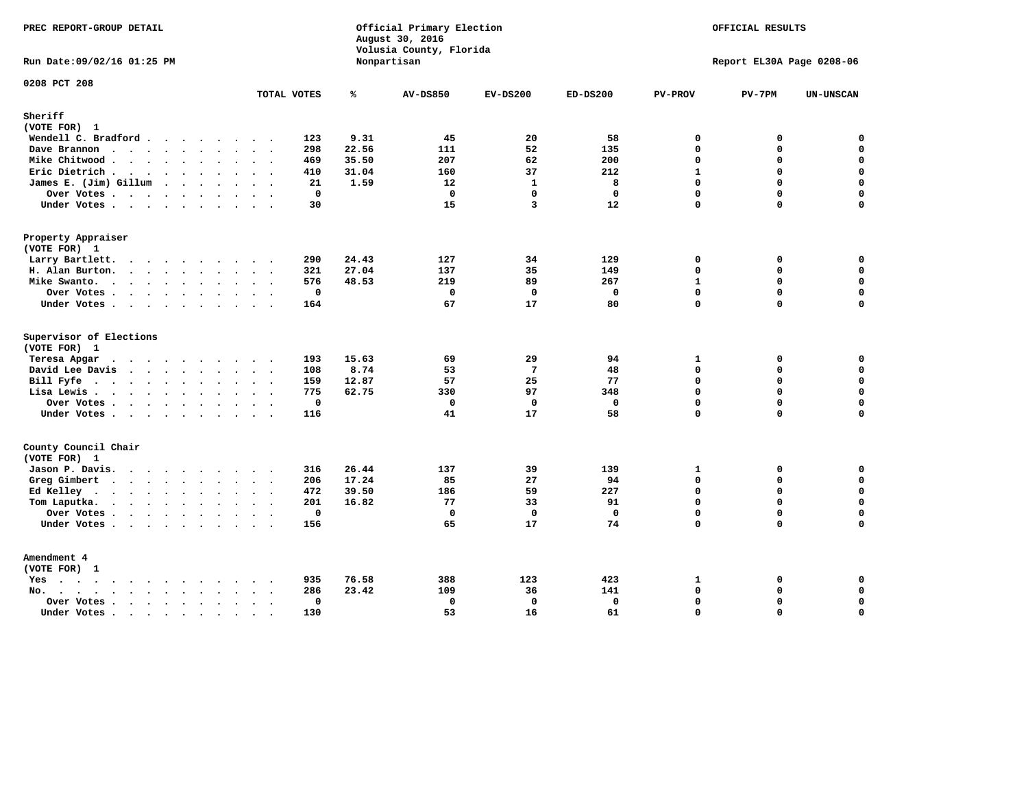PREC REPORT-GROUP DETAIL

Official Primary Election
August 30, 2016
Volusia County, Florida
Nonpartisan

OFFICIAL RESULTS

Run Date:09/02/16 01:25 PM

Report EL30A Page 0208-06

0208 PCT 208

| | TOTAL VOTES | % | AV-DS850 | EV-DS200 | ED-DS200 | PV-PROV | PV-7PM | UN-UNSCAN |
|---|---|---|---|---|---|---|---|---|
| **Sheriff** | | | | | | | | |
| (VOTE FOR) 1 | | | | | | | | |
| Wendell C. Bradford | 123 | 9.31 | 45 | 20 | 58 | 0 | 0 | 0 |
| Dave Brannon | 298 | 22.56 | 111 | 52 | 135 | 0 | 0 | 0 |
| Mike Chitwood | 469 | 35.50 | 207 | 62 | 200 | 0 | 0 | 0 |
| Eric Dietrich | 410 | 31.04 | 160 | 37 | 212 | 1 | 0 | 0 |
| James E. (Jim) Gillum | 21 | 1.59 | 12 | 1 | 8 | 0 | 0 | 0 |
| Over Votes | 0 | | 0 | 0 | 0 | 0 | 0 | 0 |
| Under Votes | 30 | | 15 | 3 | 12 | 0 | 0 | 0 |
| **Property Appraiser** | | | | | | | | |
| (VOTE FOR) 1 | | | | | | | | |
| Larry Bartlett | 290 | 24.43 | 127 | 34 | 129 | 0 | 0 | 0 |
| H. Alan Burton | 321 | 27.04 | 137 | 35 | 149 | 0 | 0 | 0 |
| Mike Swanto | 576 | 48.53 | 219 | 89 | 267 | 1 | 0 | 0 |
| Over Votes | 0 | | 0 | 0 | 0 | 0 | 0 | 0 |
| Under Votes | 164 | | 67 | 17 | 80 | 0 | 0 | 0 |
| **Supervisor of Elections** | | | | | | | | |
| (VOTE FOR) 1 | | | | | | | | |
| Teresa Apgar | 193 | 15.63 | 69 | 29 | 94 | 1 | 0 | 0 |
| David Lee Davis | 108 | 8.74 | 53 | 7 | 48 | 0 | 0 | 0 |
| Bill Fyfe | 159 | 12.87 | 57 | 25 | 77 | 0 | 0 | 0 |
| Lisa Lewis | 775 | 62.75 | 330 | 97 | 348 | 0 | 0 | 0 |
| Over Votes | 0 | | 0 | 0 | 0 | 0 | 0 | 0 |
| Under Votes | 116 | | 41 | 17 | 58 | 0 | 0 | 0 |
| **County Council Chair** | | | | | | | | |
| (VOTE FOR) 1 | | | | | | | | |
| Jason P. Davis | 316 | 26.44 | 137 | 39 | 139 | 1 | 0 | 0 |
| Greg Gimbert | 206 | 17.24 | 85 | 27 | 94 | 0 | 0 | 0 |
| Ed Kelley | 472 | 39.50 | 186 | 59 | 227 | 0 | 0 | 0 |
| Tom Laputka | 201 | 16.82 | 77 | 33 | 91 | 0 | 0 | 0 |
| Over Votes | 0 | | 0 | 0 | 0 | 0 | 0 | 0 |
| Under Votes | 156 | | 65 | 17 | 74 | 0 | 0 | 0 |
| **Amendment 4** | | | | | | | | |
| (VOTE FOR) 1 | | | | | | | | |
| Yes | 935 | 76.58 | 388 | 123 | 423 | 1 | 0 | 0 |
| No | 286 | 23.42 | 109 | 36 | 141 | 0 | 0 | 0 |
| Over Votes | 0 | | 0 | 0 | 0 | 0 | 0 | 0 |
| Under Votes | 130 | | 53 | 16 | 61 | 0 | 0 | 0 |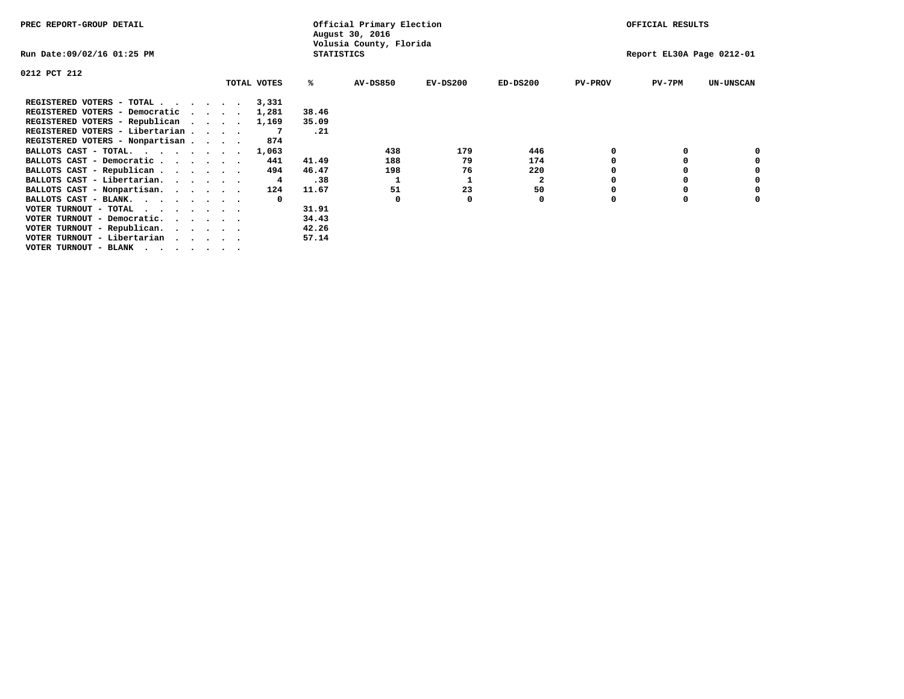PREC REPORT-GROUP DETAIL

Official Primary Election
August 30, 2016
Volusia County, Florida
STATISTICS

OFFICIAL RESULTS

Run Date:09/02/16 01:25 PM

Report EL30A Page 0212-01

0212 PCT 212

| | TOTAL VOTES | % | AV-DS850 | EV-DS200 | ED-DS200 | PV-PROV | PV-7PM | UN-UNSCAN |
|---|---|---|---|---|---|---|---|---|
| REGISTERED VOTERS - TOTAL . . . . . . | 3,331 | | | | | | | |
| REGISTERED VOTERS - Democratic . . . . | 1,281 | 38.46 | | | | | | |
| REGISTERED VOTERS - Republican . . . . | 1,169 | 35.09 | | | | | | |
| REGISTERED VOTERS - Libertarian . . . . | 7 | .21 | | | | | | |
| REGISTERED VOTERS - Nonpartisan . . . . | 874 | | | | | | | |
| BALLOTS CAST - TOTAL. . . . . . . . | 1,063 | | 438 | 179 | 446 | 0 | 0 | 0 |
| BALLOTS CAST - Democratic . . . . . . | 441 | 41.49 | 188 | 79 | 174 | 0 | 0 | 0 |
| BALLOTS CAST - Republican . . . . . . | 494 | 46.47 | 198 | 76 | 220 | 0 | 0 | 0 |
| BALLOTS CAST - Libertarian. . . . . . | 4 | .38 | 1 | 1 | 2 | 0 | 0 | 0 |
| BALLOTS CAST - Nonpartisan. . . . . . | 124 | 11.67 | 51 | 23 | 50 | 0 | 0 | 0 |
| BALLOTS CAST - BLANK. . . . . . . . | 0 | | 0 | 0 | 0 | 0 | 0 | 0 |
| VOTER TURNOUT - TOTAL . . . . . . . | | 31.91 | | | | | | |
| VOTER TURNOUT - Democratic. . . . . . | | 34.43 | | | | | | |
| VOTER TURNOUT - Republican. . . . . . | | 42.26 | | | | | | |
| VOTER TURNOUT - Libertarian . . . . . | | 57.14 | | | | | | |
| VOTER TURNOUT - BLANK . . . . . . . | | | | | | | | |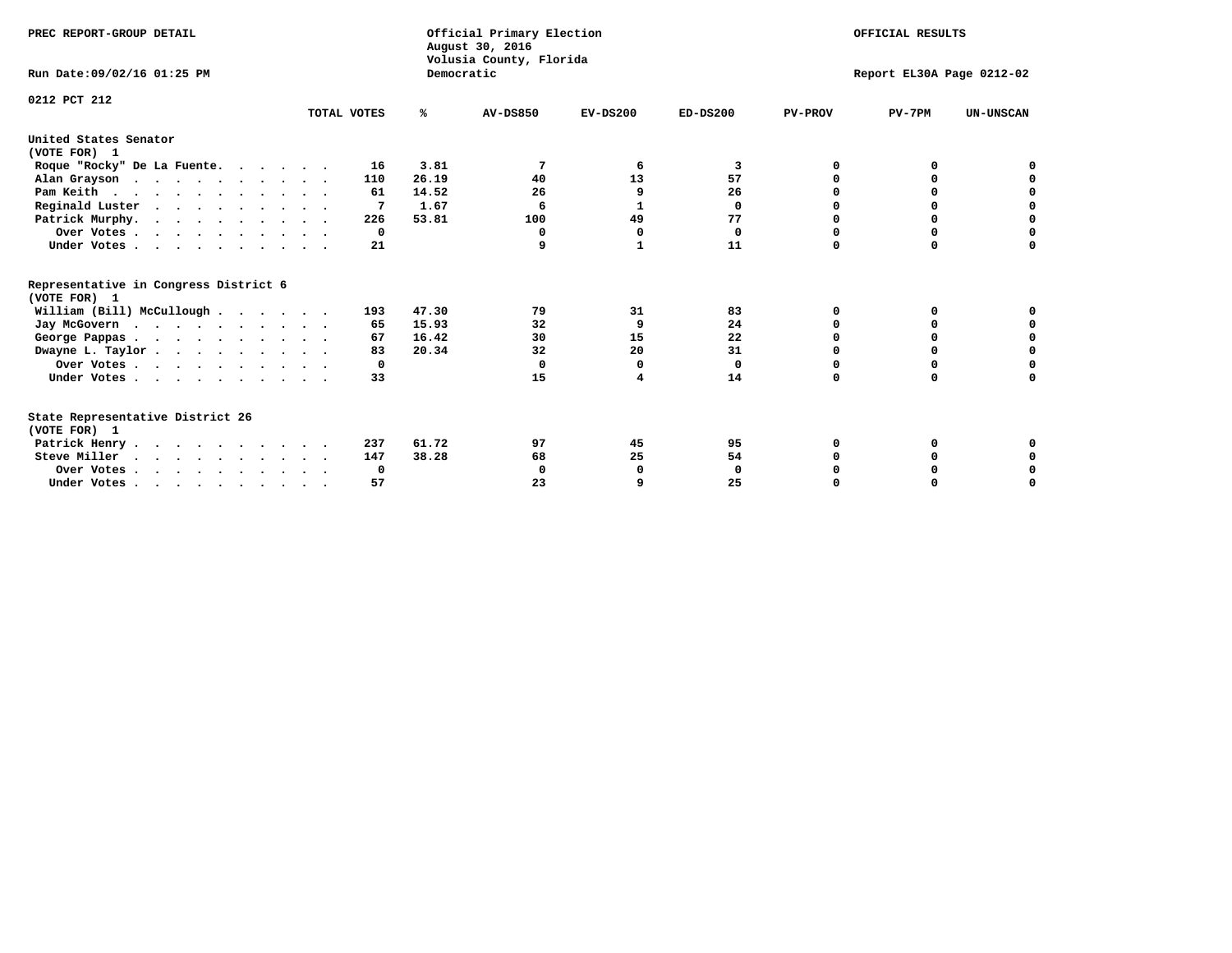PREC REPORT-GROUP DETAIL

Official Primary Election
August 30, 2016
Volusia County, Florida
Democratic

OFFICIAL RESULTS

Run Date:09/02/16 01:25 PM

Report EL30A Page 0212-02

0212 PCT 212

| | TOTAL VOTES | % | AV-DS850 | EV-DS200 | ED-DS200 | PV-PROV | PV-7PM | UN-UNSCAN |
|---|---|---|---|---|---|---|---|---|
| **United States Senator** | | | | | | | | |
| **(VOTE FOR) 1** | | | | | | | | |
| Roque "Rocky" De La Fuente. | 16 | 3.81 | 7 | 6 | 3 | 0 | 0 | 0 |
| Alan Grayson | 110 | 26.19 | 40 | 13 | 57 | 0 | 0 | 0 |
| Pam Keith | 61 | 14.52 | 26 | 9 | 26 | 0 | 0 | 0 |
| Reginald Luster | 7 | 1.67 | 6 | 1 | 0 | 0 | 0 | 0 |
| Patrick Murphy. | 226 | 53.81 | 100 | 49 | 77 | 0 | 0 | 0 |
| Over Votes | 0 | | 0 | 0 | 0 | 0 | 0 | 0 |
| Under Votes | 21 | | 9 | 1 | 11 | 0 | 0 | 0 |
| **Representative in Congress District 6** | | | | | | | | |
| **(VOTE FOR) 1** | | | | | | | | |
| William (Bill) McCullough | 193 | 47.30 | 79 | 31 | 83 | 0 | 0 | 0 |
| Jay McGovern | 65 | 15.93 | 32 | 9 | 24 | 0 | 0 | 0 |
| George Pappas | 67 | 16.42 | 30 | 15 | 22 | 0 | 0 | 0 |
| Dwayne L. Taylor | 83 | 20.34 | 32 | 20 | 31 | 0 | 0 | 0 |
| Over Votes | 0 | | 0 | 0 | 0 | 0 | 0 | 0 |
| Under Votes | 33 | | 15 | 4 | 14 | 0 | 0 | 0 |
| **State Representative District 26** | | | | | | | | |
| **(VOTE FOR) 1** | | | | | | | | |
| Patrick Henry | 237 | 61.72 | 97 | 45 | 95 | 0 | 0 | 0 |
| Steve Miller | 147 | 38.28 | 68 | 25 | 54 | 0 | 0 | 0 |
| Over Votes | 0 | | 0 | 0 | 0 | 0 | 0 | 0 |
| Under Votes | 57 | | 23 | 9 | 25 | 0 | 0 | 0 |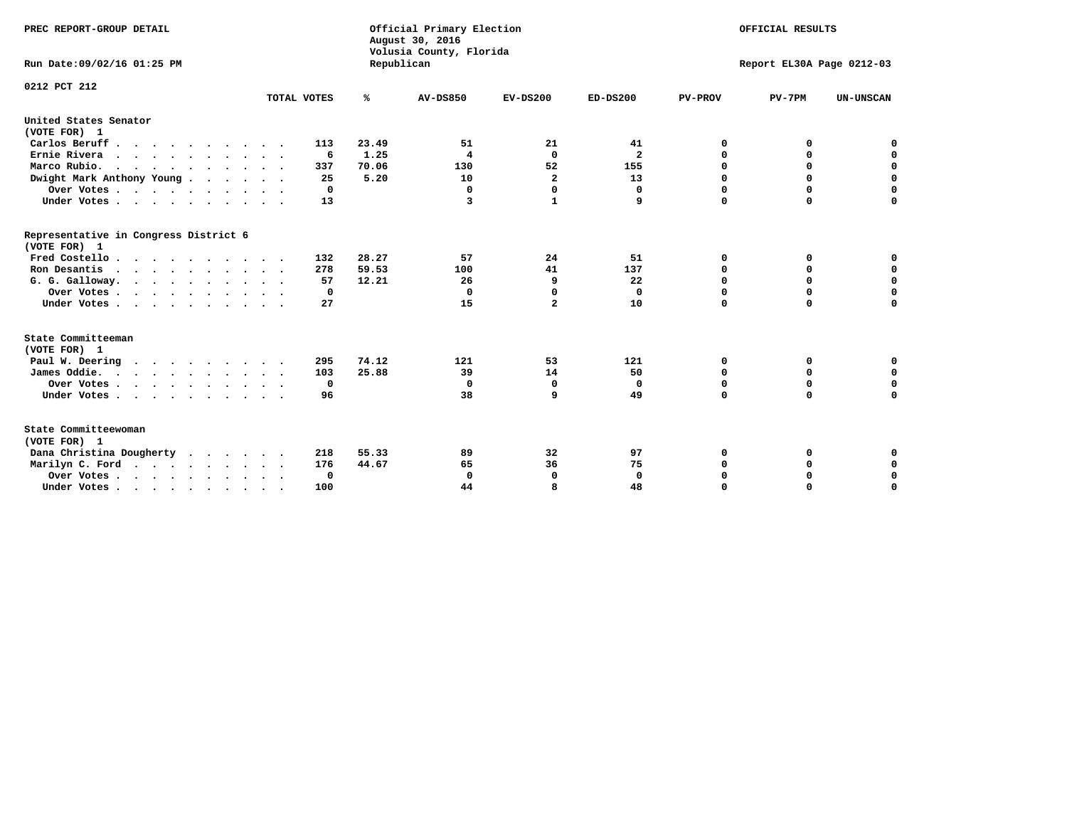PREC REPORT-GROUP DETAIL

Official Primary Election
August 30, 2016
Volusia County, Florida
Republican

OFFICIAL RESULTS

Run Date:09/02/16 01:25 PM

Report EL30A Page 0212-03

0212 PCT 212

| | TOTAL VOTES | % | AV-DS850 | EV-DS200 | ED-DS200 | PV-PROV | PV-7PM | UN-UNSCAN |
|---|---|---|---|---|---|---|---|---|
| **United States Senator (VOTE FOR) 1** | | | | | | | | |
| Carlos Beruff | 113 | 23.49 | 51 | 21 | 41 | 0 | 0 | 0 |
| Ernie Rivera | 6 | 1.25 | 4 | 0 | 2 | 0 | 0 | 0 |
| Marco Rubio. | 337 | 70.06 | 130 | 52 | 155 | 0 | 0 | 0 |
| Dwight Mark Anthony Young | 25 | 5.20 | 10 | 2 | 13 | 0 | 0 | 0 |
| Over Votes | 0 | | 0 | 0 | 0 | 0 | 0 | 0 |
| Under Votes | 13 | | 3 | 1 | 9 | 0 | 0 | 0 |
| **Representative in Congress District 6 (VOTE FOR) 1** | | | | | | | | |
| Fred Costello | 132 | 28.27 | 57 | 24 | 51 | 0 | 0 | 0 |
| Ron Desantis | 278 | 59.53 | 100 | 41 | 137 | 0 | 0 | 0 |
| G. G. Galloway. | 57 | 12.21 | 26 | 9 | 22 | 0 | 0 | 0 |
| Over Votes | 0 | | 0 | 0 | 0 | 0 | 0 | 0 |
| Under Votes | 27 | | 15 | 2 | 10 | 0 | 0 | 0 |
| **State Committeeman (VOTE FOR) 1** | | | | | | | | |
| Paul W. Deering | 295 | 74.12 | 121 | 53 | 121 | 0 | 0 | 0 |
| James Oddie. | 103 | 25.88 | 39 | 14 | 50 | 0 | 0 | 0 |
| Over Votes | 0 | | 0 | 0 | 0 | 0 | 0 | 0 |
| Under Votes | 96 | | 38 | 9 | 49 | 0 | 0 | 0 |
| **State Committeewoman (VOTE FOR) 1** | | | | | | | | |
| Dana Christina Dougherty | 218 | 55.33 | 89 | 32 | 97 | 0 | 0 | 0 |
| Marilyn C. Ford | 176 | 44.67 | 65 | 36 | 75 | 0 | 0 | 0 |
| Over Votes | 0 | | 0 | 0 | 0 | 0 | 0 | 0 |
| Under Votes | 100 | | 44 | 8 | 48 | 0 | 0 | 0 |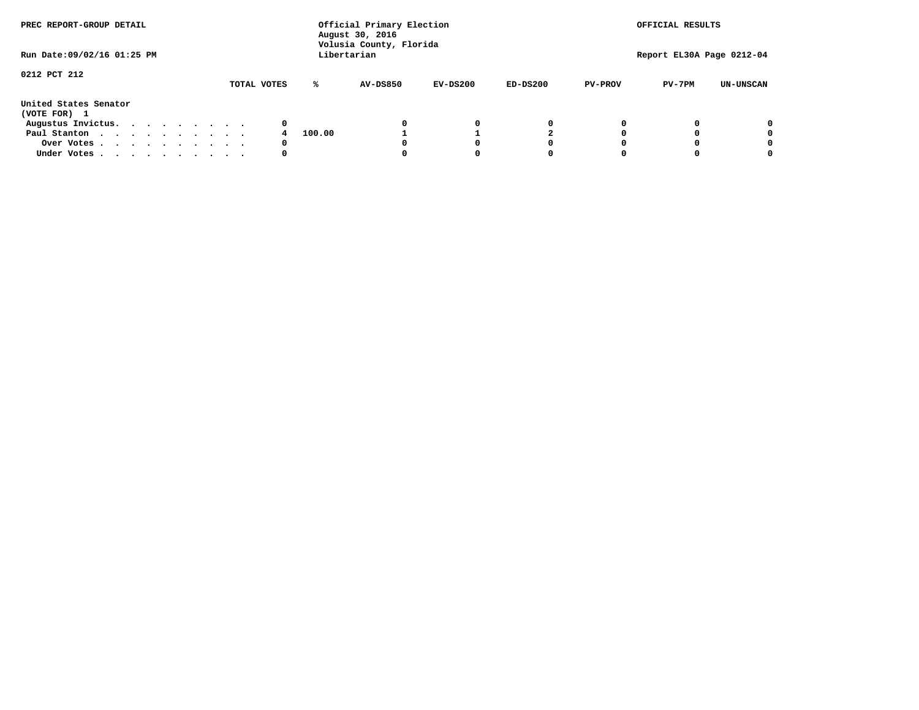PREC REPORT-GROUP DETAIL

Official Primary Election
August 30, 2016
Volusia County, Florida
Libertarian

OFFICIAL RESULTS

Run Date:09/02/16 01:25 PM

Report EL30A Page 0212-04

0212 PCT 212

United States Senator
(VOTE FOR) 1

| | TOTAL VOTES | % | AV-DS850 | EV-DS200 | ED-DS200 | PV-PROV | PV-7PM | UN-UNSCAN |
|---|---|---|---|---|---|---|---|---|
| Augustus Invictus. . . . . . . . . . | 0 | | 0 | 0 | 0 | 0 | 0 | 0 |
| Paul Stanton . . . . . . . . . . . | 4 | 100.00 | 1 | 1 | 2 | 0 | 0 | 0 |
| Over Votes . . . . . . . . . . . | 0 | | 0 | 0 | 0 | 0 | 0 | 0 |
| Under Votes . . . . . . . . . . . | 0 | | 0 | 0 | 0 | 0 | 0 | 0 |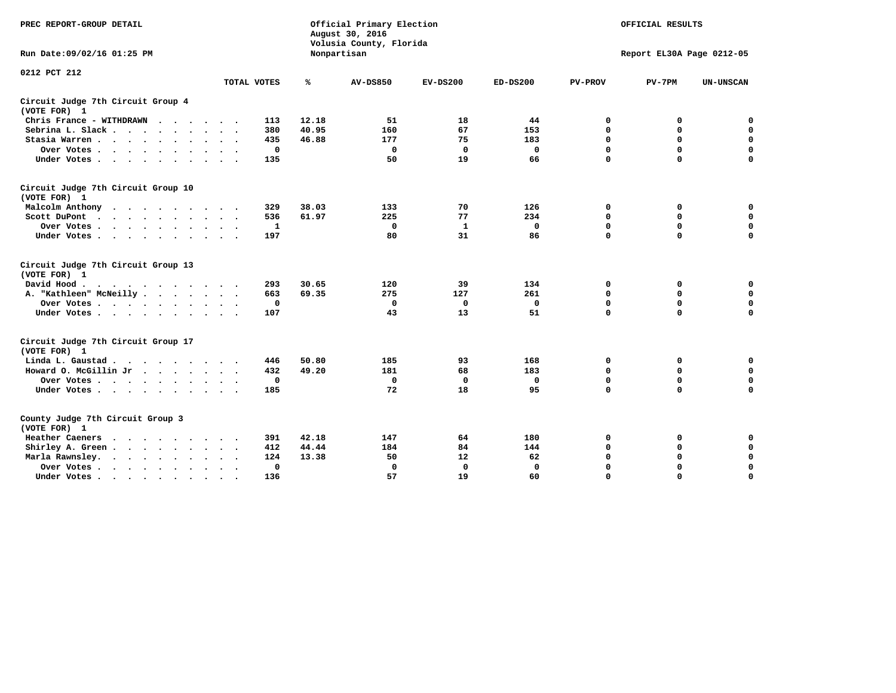PREC REPORT-GROUP DETAIL

Official Primary Election
August 30, 2016
Volusia County, Florida
Nonpartisan

OFFICIAL RESULTS

Run Date:09/02/16 01:25 PM

Report EL30A Page 0212-05

0212 PCT 212

| | TOTAL VOTES | % | AV-DS850 | EV-DS200 | ED-DS200 | PV-PROV | PV-7PM | UN-UNSCAN |
|---|---|---|---|---|---|---|---|---|
| **Circuit Judge 7th Circuit Group 4 (VOTE FOR) 1** | | | | | | | | |
| Chris France - WITHDRAWN | 113 | 12.18 | 51 | 18 | 44 | 0 | 0 | 0 |
| Sebrina L. Slack | 380 | 40.95 | 160 | 67 | 153 | 0 | 0 | 0 |
| Stasia Warren | 435 | 46.88 | 177 | 75 | 183 | 0 | 0 | 0 |
| Over Votes | 0 | | 0 | 0 | 0 | 0 | 0 | 0 |
| Under Votes | 135 | | 50 | 19 | 66 | 0 | 0 | 0 |
| **Circuit Judge 7th Circuit Group 10 (VOTE FOR) 1** | | | | | | | | |
| Malcolm Anthony | 329 | 38.03 | 133 | 70 | 126 | 0 | 0 | 0 |
| Scott DuPont | 536 | 61.97 | 225 | 77 | 234 | 0 | 0 | 0 |
| Over Votes | 1 | | 0 | 1 | 0 | 0 | 0 | 0 |
| Under Votes | 197 | | 80 | 31 | 86 | 0 | 0 | 0 |
| **Circuit Judge 7th Circuit Group 13 (VOTE FOR) 1** | | | | | | | | |
| David Hood | 293 | 30.65 | 120 | 39 | 134 | 0 | 0 | 0 |
| A. "Kathleen" McNeilly | 663 | 69.35 | 275 | 127 | 261 | 0 | 0 | 0 |
| Over Votes | 0 | | 0 | 0 | 0 | 0 | 0 | 0 |
| Under Votes | 107 | | 43 | 13 | 51 | 0 | 0 | 0 |
| **Circuit Judge 7th Circuit Group 17 (VOTE FOR) 1** | | | | | | | | |
| Linda L. Gaustad | 446 | 50.80 | 185 | 93 | 168 | 0 | 0 | 0 |
| Howard O. McGillin Jr | 432 | 49.20 | 181 | 68 | 183 | 0 | 0 | 0 |
| Over Votes | 0 | | 0 | 0 | 0 | 0 | 0 | 0 |
| Under Votes | 185 | | 72 | 18 | 95 | 0 | 0 | 0 |
| **County Judge 7th Circuit Group 3 (VOTE FOR) 1** | | | | | | | | |
| Heather Caeners | 391 | 42.18 | 147 | 64 | 180 | 0 | 0 | 0 |
| Shirley A. Green | 412 | 44.44 | 184 | 84 | 144 | 0 | 0 | 0 |
| Marla Rawnsley | 124 | 13.38 | 50 | 12 | 62 | 0 | 0 | 0 |
| Over Votes | 0 | | 0 | 0 | 0 | 0 | 0 | 0 |
| Under Votes | 136 | | 57 | 19 | 60 | 0 | 0 | 0 |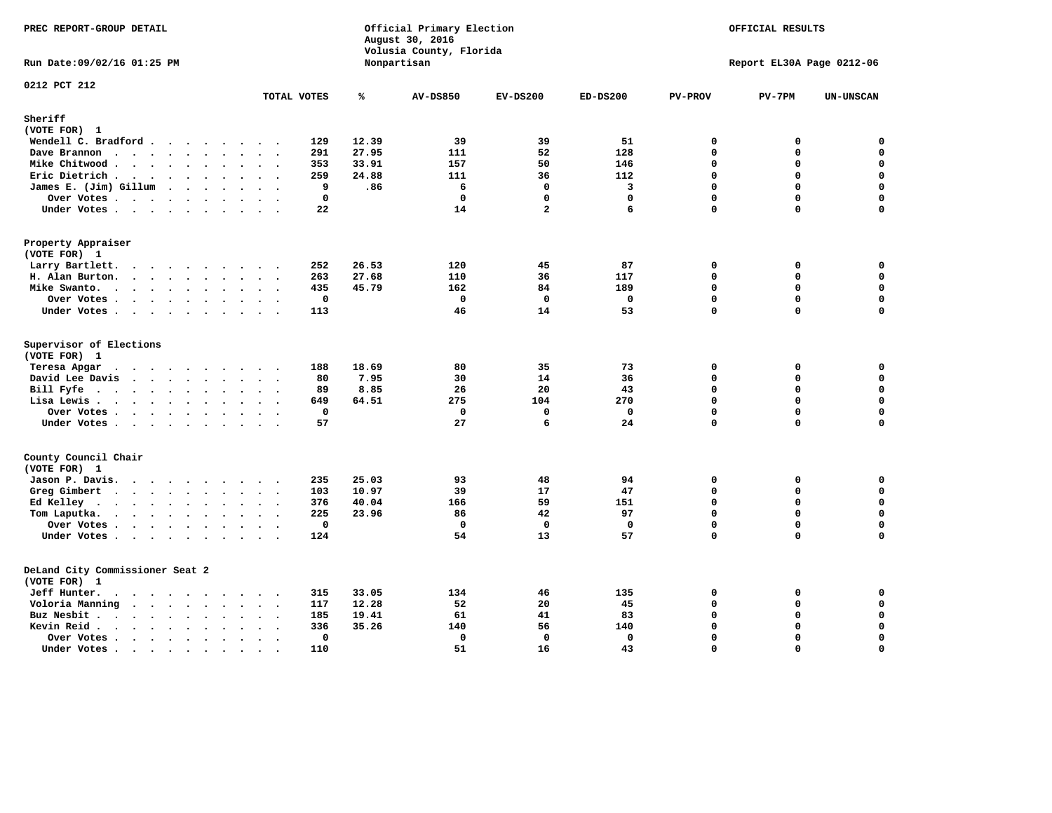PREC REPORT-GROUP DETAIL

Official Primary Election
August 30, 2016
Volusia County, Florida
Nonpartisan

OFFICIAL RESULTS

Run Date:09/02/16 01:25 PM

Report EL30A Page 0212-06

0212 PCT 212

| | TOTAL VOTES | % | AV-DS850 | EV-DS200 | ED-DS200 | PV-PROV | PV-7PM | UN-UNSCAN |
|---|---|---|---|---|---|---|---|---|
| **Sheriff** | | | | | | | | |
| (VOTE FOR) 1 | | | | | | | | |
| Wendell C. Bradford | 129 | 12.39 | 39 | 39 | 51 | 0 | 0 | 0 |
| Dave Brannon | 291 | 27.95 | 111 | 52 | 128 | 0 | 0 | 0 |
| Mike Chitwood | 353 | 33.91 | 157 | 50 | 146 | 0 | 0 | 0 |
| Eric Dietrich | 259 | 24.88 | 111 | 36 | 112 | 0 | 0 | 0 |
| James E. (Jim) Gillum | 9 | .86 | 6 | 0 | 3 | 0 | 0 | 0 |
| Over Votes | 0 | | 0 | 0 | 0 | 0 | 0 | 0 |
| Under Votes | 22 | | 14 | 2 | 6 | 0 | 0 | 0 |
| **Property Appraiser** | | | | | | | | |
| (VOTE FOR) 1 | | | | | | | | |
| Larry Bartlett | 252 | 26.53 | 120 | 45 | 87 | 0 | 0 | 0 |
| H. Alan Burton | 263 | 27.68 | 110 | 36 | 117 | 0 | 0 | 0 |
| Mike Swanto | 435 | 45.79 | 162 | 84 | 189 | 0 | 0 | 0 |
| Over Votes | 0 | | 0 | 0 | 0 | 0 | 0 | 0 |
| Under Votes | 113 | | 46 | 14 | 53 | 0 | 0 | 0 |
| **Supervisor of Elections** | | | | | | | | |
| (VOTE FOR) 1 | | | | | | | | |
| Teresa Apgar | 188 | 18.69 | 80 | 35 | 73 | 0 | 0 | 0 |
| David Lee Davis | 80 | 7.95 | 30 | 14 | 36 | 0 | 0 | 0 |
| Bill Fyfe | 89 | 8.85 | 26 | 20 | 43 | 0 | 0 | 0 |
| Lisa Lewis | 649 | 64.51 | 275 | 104 | 270 | 0 | 0 | 0 |
| Over Votes | 0 | | 0 | 0 | 0 | 0 | 0 | 0 |
| Under Votes | 57 | | 27 | 6 | 24 | 0 | 0 | 0 |
| **County Council Chair** | | | | | | | | |
| (VOTE FOR) 1 | | | | | | | | |
| Jason P. Davis | 235 | 25.03 | 93 | 48 | 94 | 0 | 0 | 0 |
| Greg Gimbert | 103 | 10.97 | 39 | 17 | 47 | 0 | 0 | 0 |
| Ed Kelley | 376 | 40.04 | 166 | 59 | 151 | 0 | 0 | 0 |
| Tom Laputka | 225 | 23.96 | 86 | 42 | 97 | 0 | 0 | 0 |
| Over Votes | 0 | | 0 | 0 | 0 | 0 | 0 | 0 |
| Under Votes | 124 | | 54 | 13 | 57 | 0 | 0 | 0 |
| **DeLand City Commissioner Seat 2** | | | | | | | | |
| (VOTE FOR) 1 | | | | | | | | |
| Jeff Hunter | 315 | 33.05 | 134 | 46 | 135 | 0 | 0 | 0 |
| Voloria Manning | 117 | 12.28 | 52 | 20 | 45 | 0 | 0 | 0 |
| Buz Nesbit | 185 | 19.41 | 61 | 41 | 83 | 0 | 0 | 0 |
| Kevin Reid | 336 | 35.26 | 140 | 56 | 140 | 0 | 0 | 0 |
| Over Votes | 0 | | 0 | 0 | 0 | 0 | 0 | 0 |
| Under Votes | 110 | | 51 | 16 | 43 | 0 | 0 | 0 |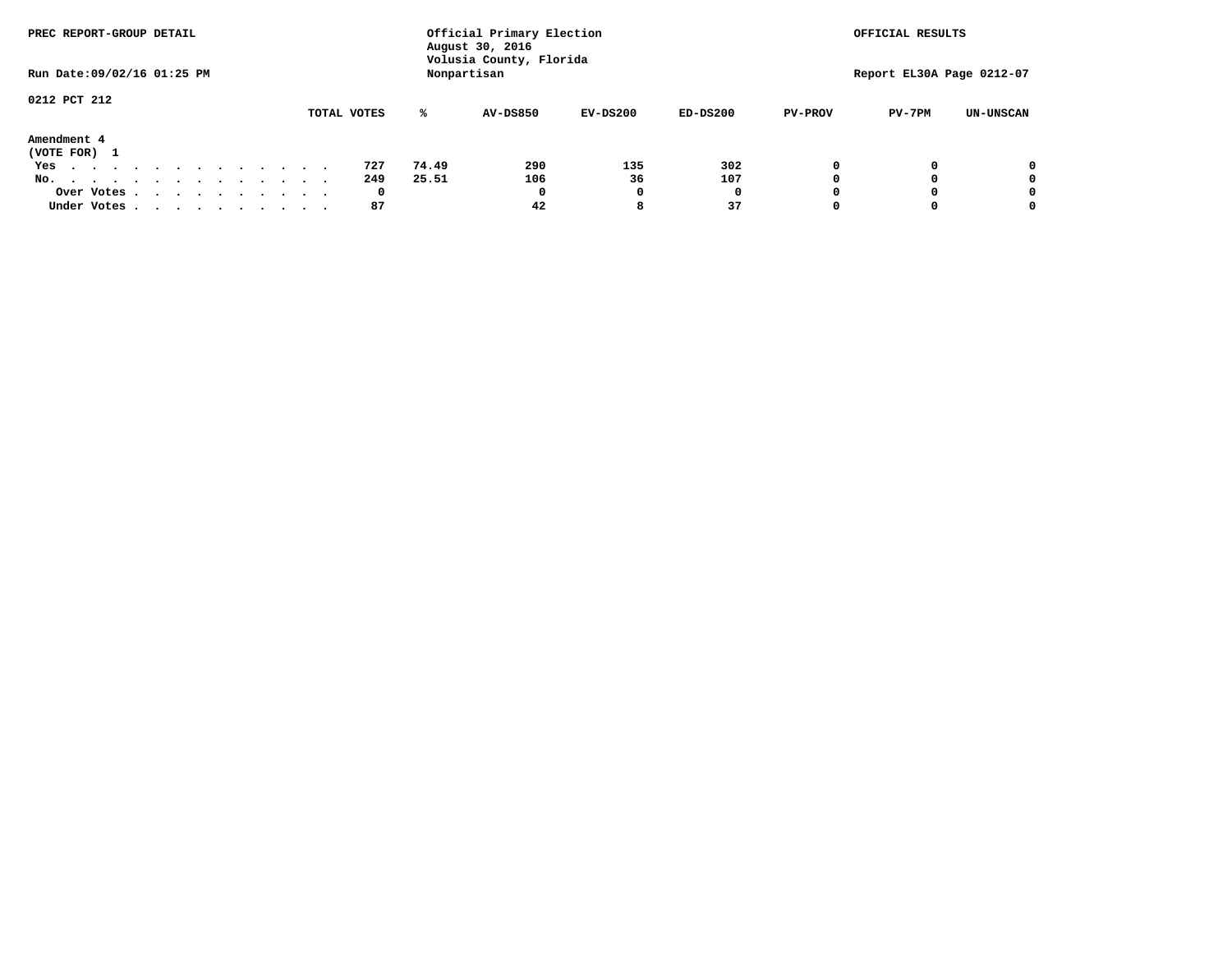PREC REPORT-GROUP DETAIL

Run Date:09/02/16 01:25 PM

Official Primary Election
August 30, 2016
Volusia County, Florida
Nonpartisan

OFFICIAL RESULTS

Report EL30A Page 0212-07

0212 PCT 212

Amendment 4
(VOTE FOR) 1

| | TOTAL VOTES | % | AV-DS850 | EV-DS200 | ED-DS200 | PV-PROV | PV-7PM | UN-UNSCAN |
|---|---|---|---|---|---|---|---|---|
| Yes | 727 | 74.49 | 290 | 135 | 302 | 0 | 0 | 0 |
| No. | 249 | 25.51 | 106 | 36 | 107 | 0 | 0 | 0 |
| Over Votes | 0 | | 0 | 0 | 0 | 0 | 0 | 0 |
| Under Votes | 87 | | 42 | 8 | 37 | 0 | 0 | 0 |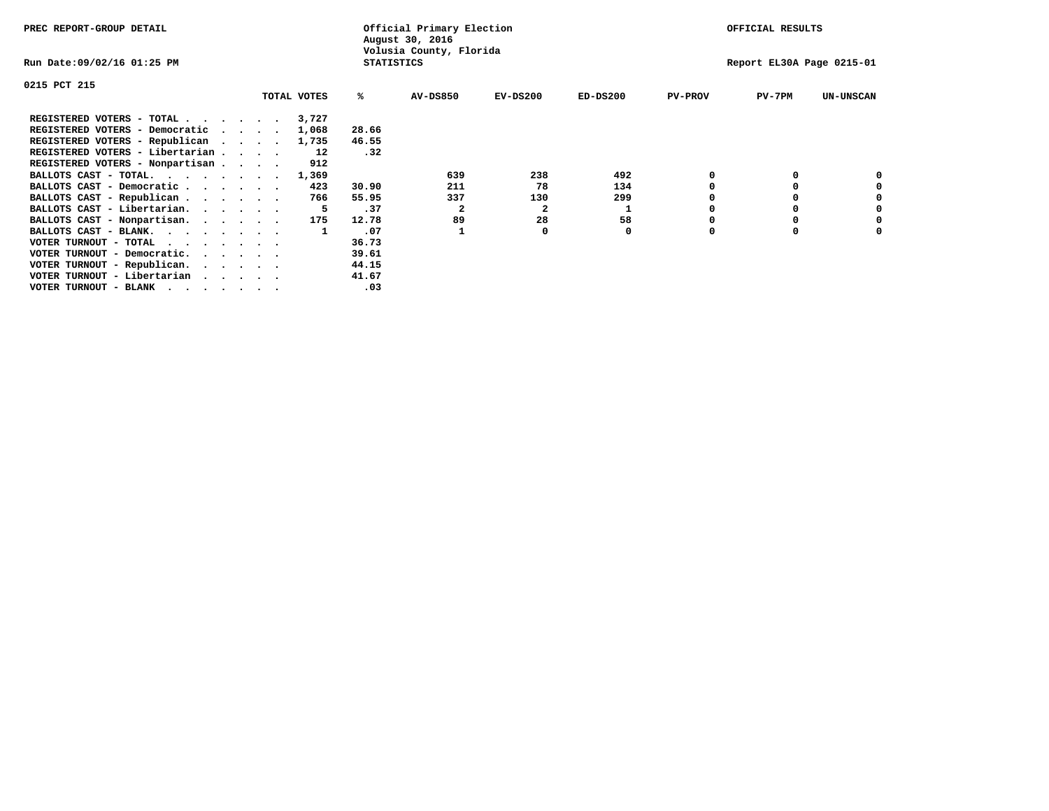PREC REPORT-GROUP DETAIL

Official Primary Election
August 30, 2016
Volusia County, Florida
STATISTICS

OFFICIAL RESULTS

Run Date:09/02/16 01:25 PM

Report EL30A Page 0215-01

0215 PCT 215

| | TOTAL VOTES | % | AV-DS850 | EV-DS200 | ED-DS200 | PV-PROV | PV-7PM | UN-UNSCAN |
|---|---|---|---|---|---|---|---|---|
| REGISTERED VOTERS - TOTAL . . . . . . | 3,727 | | | | | | | |
| REGISTERED VOTERS - Democratic . . . . | 1,068 | 28.66 | | | | | | |
| REGISTERED VOTERS - Republican . . . . | 1,735 | 46.55 | | | | | | |
| REGISTERED VOTERS - Libertarian . . . . | 12 | .32 | | | | | | |
| REGISTERED VOTERS - Nonpartisan . . . . | 912 | | | | | | | |
| BALLOTS CAST - TOTAL. . . . . . . . | 1,369 | | 639 | 238 | 492 | 0 | 0 | 0 |
| BALLOTS CAST - Democratic . . . . . . | 423 | 30.90 | 211 | 78 | 134 | 0 | 0 | 0 |
| BALLOTS CAST - Republican . . . . . . | 766 | 55.95 | 337 | 130 | 299 | 0 | 0 | 0 |
| BALLOTS CAST - Libertarian. . . . . . | 5 | .37 | 2 | 2 | 1 | 0 | 0 | 0 |
| BALLOTS CAST - Nonpartisan. . . . . . | 175 | 12.78 | 89 | 28 | 58 | 0 | 0 | 0 |
| BALLOTS CAST - BLANK. . . . . . . . | 1 | .07 | 1 | 0 | 0 | 0 | 0 | 0 |
| VOTER TURNOUT - TOTAL . . . . . . . | | 36.73 | | | | | | |
| VOTER TURNOUT - Democratic. . . . . . | | 39.61 | | | | | | |
| VOTER TURNOUT - Republican. . . . . . | | 44.15 | | | | | | |
| VOTER TURNOUT - Libertarian . . . . . | | 41.67 | | | | | | |
| VOTER TURNOUT - BLANK . . . . . . . | | .03 | | | | | | |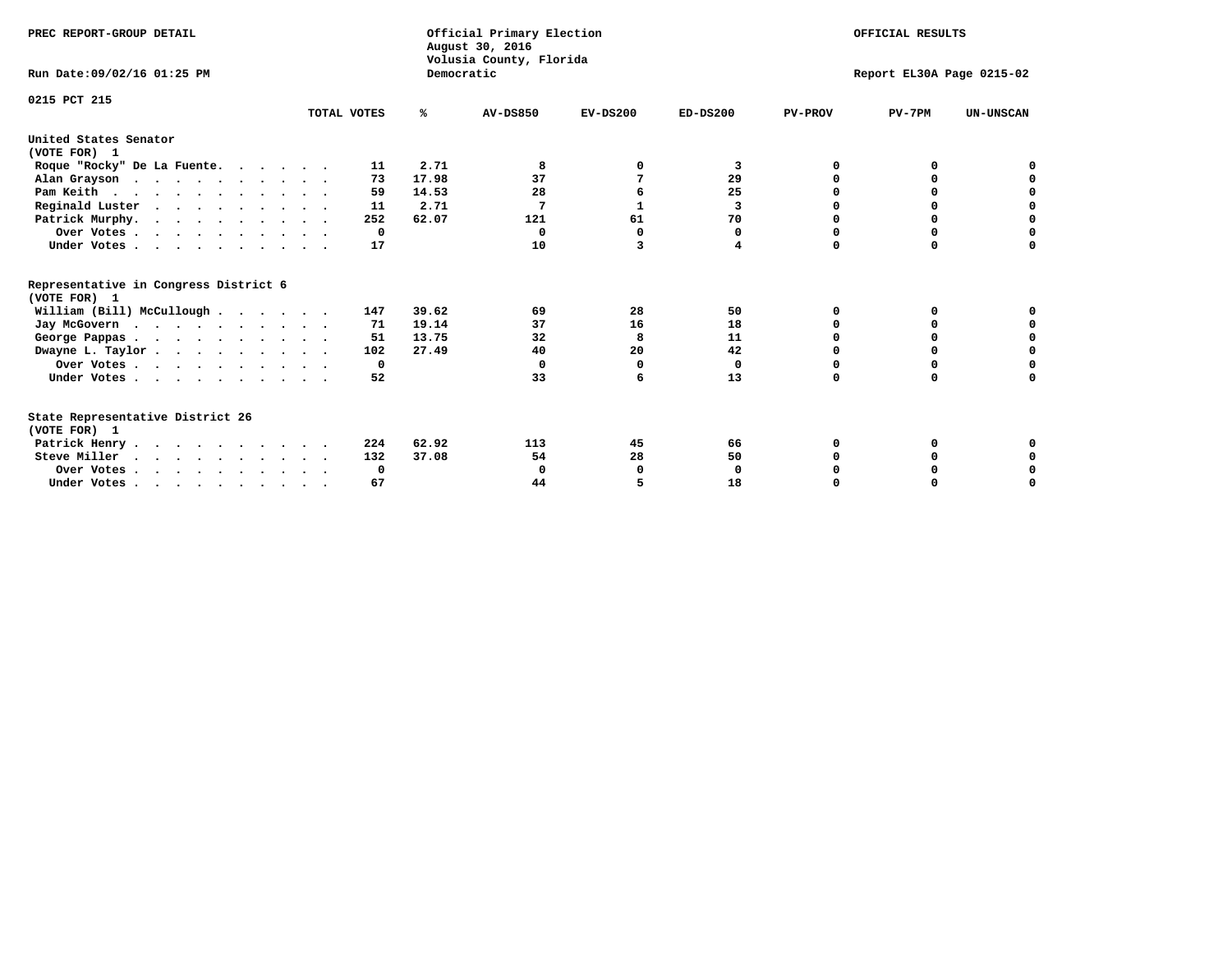PREC REPORT-GROUP DETAIL

Official Primary Election
August 30, 2016
Volusia County, Florida
Democratic

OFFICIAL RESULTS

Run Date:09/02/16 01:25 PM

Report EL30A Page 0215-02

0215 PCT 215

| | TOTAL VOTES | % | AV-DS850 | EV-DS200 | ED-DS200 | PV-PROV | PV-7PM | UN-UNSCAN |
|---|---|---|---|---|---|---|---|---|
| **United States Senator** | | | | | | | | |
| **(VOTE FOR) 1** | | | | | | | | |
| Roque "Rocky" De La Fuente | 11 | 2.71 | 8 | 0 | 3 | 0 | 0 | 0 |
| Alan Grayson | 73 | 17.98 | 37 | 7 | 29 | 0 | 0 | 0 |
| Pam Keith | 59 | 14.53 | 28 | 6 | 25 | 0 | 0 | 0 |
| Reginald Luster | 11 | 2.71 | 7 | 1 | 3 | 0 | 0 | 0 |
| Patrick Murphy | 252 | 62.07 | 121 | 61 | 70 | 0 | 0 | 0 |
| Over Votes | 0 | | 0 | 0 | 0 | 0 | 0 | 0 |
| Under Votes | 17 | | 10 | 3 | 4 | 0 | 0 | 0 |
| **Representative in Congress District 6** | | | | | | | | |
| **(VOTE FOR) 1** | | | | | | | | |
| William (Bill) McCullough | 147 | 39.62 | 69 | 28 | 50 | 0 | 0 | 0 |
| Jay McGovern | 71 | 19.14 | 37 | 16 | 18 | 0 | 0 | 0 |
| George Pappas | 51 | 13.75 | 32 | 8 | 11 | 0 | 0 | 0 |
| Dwayne L. Taylor | 102 | 27.49 | 40 | 20 | 42 | 0 | 0 | 0 |
| Over Votes | 0 | | 0 | 0 | 0 | 0 | 0 | 0 |
| Under Votes | 52 | | 33 | 6 | 13 | 0 | 0 | 0 |
| **State Representative District 26** | | | | | | | | |
| **(VOTE FOR) 1** | | | | | | | | |
| Patrick Henry | 224 | 62.92 | 113 | 45 | 66 | 0 | 0 | 0 |
| Steve Miller | 132 | 37.08 | 54 | 28 | 50 | 0 | 0 | 0 |
| Over Votes | 0 | | 0 | 0 | 0 | 0 | 0 | 0 |
| Under Votes | 67 | | 44 | 5 | 18 | 0 | 0 | 0 |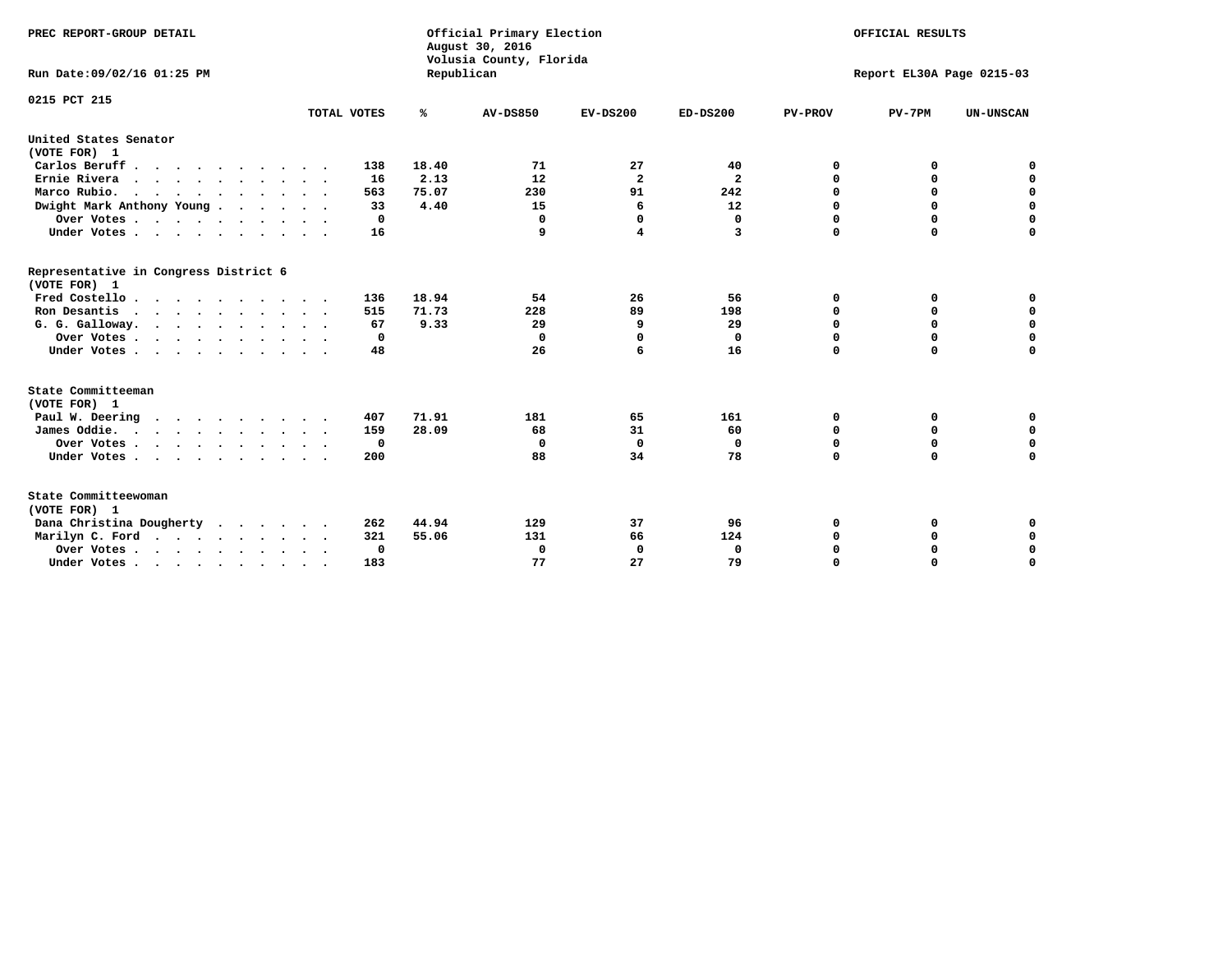PREC REPORT-GROUP DETAIL

Official Primary Election
August 30, 2016
Volusia County, Florida
Republican

OFFICIAL RESULTS

Run Date:09/02/16 01:25 PM

Report EL30A Page 0215-03

0215 PCT 215

| | TOTAL VOTES | % | AV-DS850 | EV-DS200 | ED-DS200 | PV-PROV | PV-7PM | UN-UNSCAN |
|---|---|---|---|---|---|---|---|---|
| **United States Senator** | | | | | | | | |
| (VOTE FOR) 1 | | | | | | | | |
| Carlos Beruff | 138 | 18.40 | 71 | 27 | 40 | 0 | 0 | 0 |
| Ernie Rivera | 16 | 2.13 | 12 | 2 | 2 | 0 | 0 | 0 |
| Marco Rubio. | 563 | 75.07 | 230 | 91 | 242 | 0 | 0 | 0 |
| Dwight Mark Anthony Young | 33 | 4.40 | 15 | 6 | 12 | 0 | 0 | 0 |
| Over Votes | 0 | | 0 | 0 | 0 | 0 | 0 | 0 |
| Under Votes | 16 | | 9 | 4 | 3 | 0 | 0 | 0 |
| **Representative in Congress District 6** | | | | | | | | |
| (VOTE FOR) 1 | | | | | | | | |
| Fred Costello | 136 | 18.94 | 54 | 26 | 56 | 0 | 0 | 0 |
| Ron Desantis | 515 | 71.73 | 228 | 89 | 198 | 0 | 0 | 0 |
| G. G. Galloway. | 67 | 9.33 | 29 | 9 | 29 | 0 | 0 | 0 |
| Over Votes | 0 | | 0 | 0 | 0 | 0 | 0 | 0 |
| Under Votes | 48 | | 26 | 6 | 16 | 0 | 0 | 0 |
| **State Committeeman** | | | | | | | | |
| (VOTE FOR) 1 | | | | | | | | |
| Paul W. Deering | 407 | 71.91 | 181 | 65 | 161 | 0 | 0 | 0 |
| James Oddie. | 159 | 28.09 | 68 | 31 | 60 | 0 | 0 | 0 |
| Over Votes | 0 | | 0 | 0 | 0 | 0 | 0 | 0 |
| Under Votes | 200 | | 88 | 34 | 78 | 0 | 0 | 0 |
| **State Committeewoman** | | | | | | | | |
| (VOTE FOR) 1 | | | | | | | | |
| Dana Christina Dougherty | 262 | 44.94 | 129 | 37 | 96 | 0 | 0 | 0 |
| Marilyn C. Ford | 321 | 55.06 | 131 | 66 | 124 | 0 | 0 | 0 |
| Over Votes | 0 | | 0 | 0 | 0 | 0 | 0 | 0 |
| Under Votes | 183 | | 77 | 27 | 79 | 0 | 0 | 0 |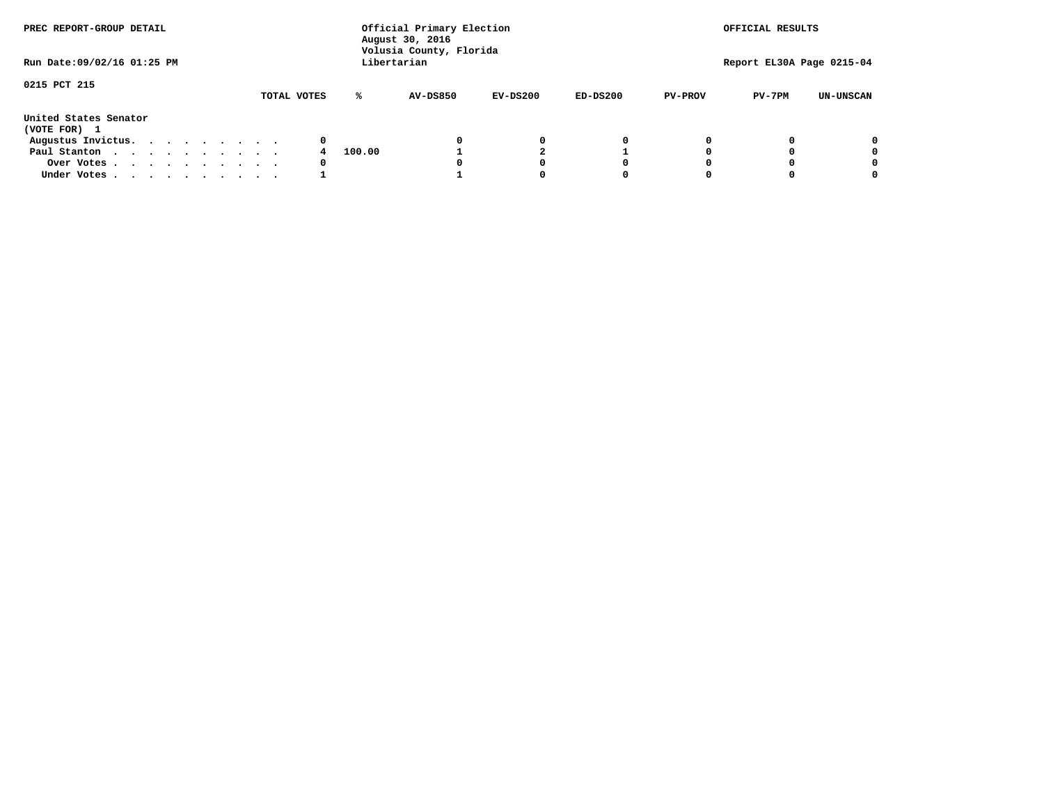PREC REPORT-GROUP DETAIL

Official Primary Election
August 30, 2016
Volusia County, Florida
Libertarian

OFFICIAL RESULTS

Run Date:09/02/16 01:25 PM

Report EL30A Page 0215-04

0215 PCT 215

| United States Senator (VOTE FOR) 1 | TOTAL VOTES | % | AV-DS850 | EV-DS200 | ED-DS200 | PV-PROV | PV-7PM | UN-UNSCAN |
|---|---|---|---|---|---|---|---|---|
| Augustus Invictus. . . . . . . . . . | 0 | | 0 | 0 | 0 | 0 | 0 | 0 |
| Paul Stanton . . . . . . . . . . . | 4 | 100.00 | 1 | 2 | 1 | 0 | 0 | 0 |
| Over Votes . . . . . . . . . . . | 0 | | 0 | 0 | 0 | 0 | 0 | 0 |
| Under Votes . . . . . . . . . . . | 1 | | 1 | 0 | 0 | 0 | 0 | 0 |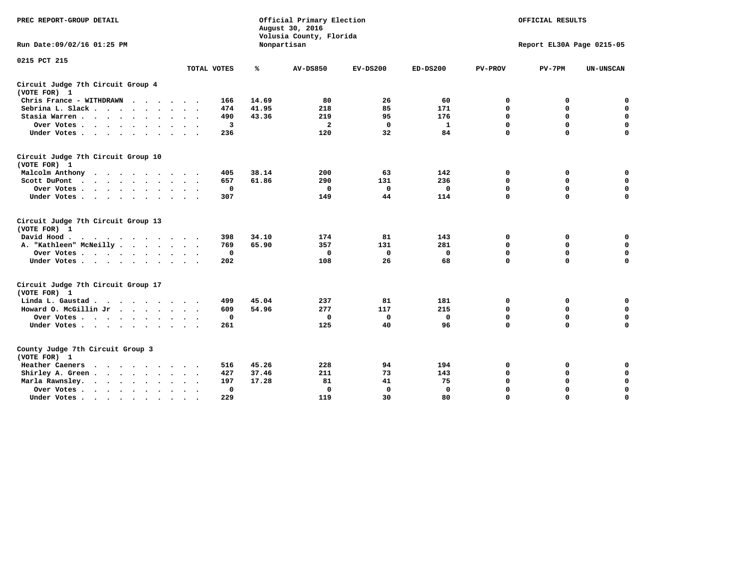PREC REPORT-GROUP DETAIL

Official Primary Election
August 30, 2016
Volusia County, Florida
Nonpartisan

OFFICIAL RESULTS

Run Date:09/02/16 01:25 PM

Report EL30A Page 0215-05

0215 PCT 215

| | TOTAL VOTES | % | AV-DS850 | EV-DS200 | ED-DS200 | PV-PROV | PV-7PM | UN-UNSCAN |
|---|---|---|---|---|---|---|---|---|
| **Circuit Judge 7th Circuit Group 4 (VOTE FOR) 1** | | | | | | | | |
| Chris France - WITHDRAWN | 166 | 14.69 | 80 | 26 | 60 | 0 | 0 | 0 |
| Sebrina L. Slack | 474 | 41.95 | 218 | 85 | 171 | 0 | 0 | 0 |
| Stasia Warren | 490 | 43.36 | 219 | 95 | 176 | 0 | 0 | 0 |
| Over Votes | 3 | | 2 | 0 | 1 | 0 | 0 | 0 |
| Under Votes | 236 | | 120 | 32 | 84 | 0 | 0 | 0 |
| **Circuit Judge 7th Circuit Group 10 (VOTE FOR) 1** | | | | | | | | |
| Malcolm Anthony | 405 | 38.14 | 200 | 63 | 142 | 0 | 0 | 0 |
| Scott DuPont | 657 | 61.86 | 290 | 131 | 236 | 0 | 0 | 0 |
| Over Votes | 0 | | 0 | 0 | 0 | 0 | 0 | 0 |
| Under Votes | 307 | | 149 | 44 | 114 | 0 | 0 | 0 |
| **Circuit Judge 7th Circuit Group 13 (VOTE FOR) 1** | | | | | | | | |
| David Hood | 398 | 34.10 | 174 | 81 | 143 | 0 | 0 | 0 |
| A. "Kathleen" McNeilly | 769 | 65.90 | 357 | 131 | 281 | 0 | 0 | 0 |
| Over Votes | 0 | | 0 | 0 | 0 | 0 | 0 | 0 |
| Under Votes | 202 | | 108 | 26 | 68 | 0 | 0 | 0 |
| **Circuit Judge 7th Circuit Group 17 (VOTE FOR) 1** | | | | | | | | |
| Linda L. Gaustad | 499 | 45.04 | 237 | 81 | 181 | 0 | 0 | 0 |
| Howard O. McGillin Jr | 609 | 54.96 | 277 | 117 | 215 | 0 | 0 | 0 |
| Over Votes | 0 | | 0 | 0 | 0 | 0 | 0 | 0 |
| Under Votes | 261 | | 125 | 40 | 96 | 0 | 0 | 0 |
| **County Judge 7th Circuit Group 3 (VOTE FOR) 1** | | | | | | | | |
| Heather Caeners | 516 | 45.26 | 228 | 94 | 194 | 0 | 0 | 0 |
| Shirley A. Green | 427 | 37.46 | 211 | 73 | 143 | 0 | 0 | 0 |
| Marla Rawnsley | 197 | 17.28 | 81 | 41 | 75 | 0 | 0 | 0 |
| Over Votes | 0 | | 0 | 0 | 0 | 0 | 0 | 0 |
| Under Votes | 229 | | 119 | 30 | 80 | 0 | 0 | 0 |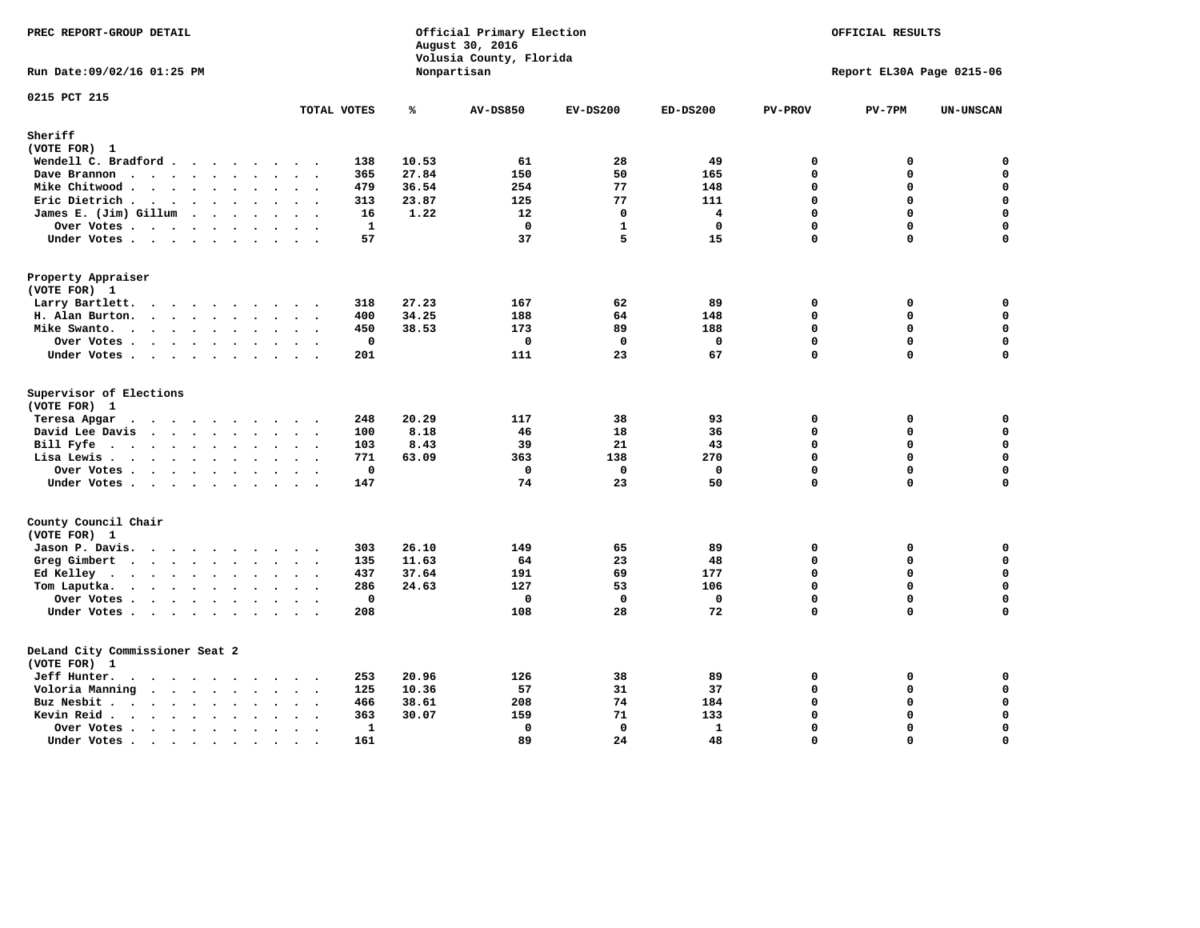PREC REPORT-GROUP DETAIL

Official Primary Election
August 30, 2016
Volusia County, Florida
Nonpartisan

OFFICIAL RESULTS

Run Date:09/02/16 01:25 PM

Report EL30A Page 0215-06

0215 PCT 215

| | TOTAL VOTES | % | AV-DS850 | EV-DS200 | ED-DS200 | PV-PROV | PV-7PM | UN-UNSCAN |
|---|---|---|---|---|---|---|---|---|
| **Sheriff** | | | | | | | | |
| (VOTE FOR) 1 | | | | | | | | |
| Wendell C. Bradford | 138 | 10.53 | 61 | 28 | 49 | 0 | 0 | 0 |
| Dave Brannon | 365 | 27.84 | 150 | 50 | 165 | 0 | 0 | 0 |
| Mike Chitwood | 479 | 36.54 | 254 | 77 | 148 | 0 | 0 | 0 |
| Eric Dietrich | 313 | 23.87 | 125 | 77 | 111 | 0 | 0 | 0 |
| James E. (Jim) Gillum | 16 | 1.22 | 12 | 0 | 4 | 0 | 0 | 0 |
| Over Votes | 1 | | 0 | 1 | 0 | 0 | 0 | 0 |
| Under Votes | 57 | | 37 | 5 | 15 | 0 | 0 | 0 |
| **Property Appraiser** | | | | | | | | |
| (VOTE FOR) 1 | | | | | | | | |
| Larry Bartlett | 318 | 27.23 | 167 | 62 | 89 | 0 | 0 | 0 |
| H. Alan Burton | 400 | 34.25 | 188 | 64 | 148 | 0 | 0 | 0 |
| Mike Swanto | 450 | 38.53 | 173 | 89 | 188 | 0 | 0 | 0 |
| Over Votes | 0 | | 0 | 0 | 0 | 0 | 0 | 0 |
| Under Votes | 201 | | 111 | 23 | 67 | 0 | 0 | 0 |
| **Supervisor of Elections** | | | | | | | | |
| (VOTE FOR) 1 | | | | | | | | |
| Teresa Apgar | 248 | 20.29 | 117 | 38 | 93 | 0 | 0 | 0 |
| David Lee Davis | 100 | 8.18 | 46 | 18 | 36 | 0 | 0 | 0 |
| Bill Fyfe | 103 | 8.43 | 39 | 21 | 43 | 0 | 0 | 0 |
| Lisa Lewis | 771 | 63.09 | 363 | 138 | 270 | 0 | 0 | 0 |
| Over Votes | 0 | | 0 | 0 | 0 | 0 | 0 | 0 |
| Under Votes | 147 | | 74 | 23 | 50 | 0 | 0 | 0 |
| **County Council Chair** | | | | | | | | |
| (VOTE FOR) 1 | | | | | | | | |
| Jason P. Davis | 303 | 26.10 | 149 | 65 | 89 | 0 | 0 | 0 |
| Greg Gimbert | 135 | 11.63 | 64 | 23 | 48 | 0 | 0 | 0 |
| Ed Kelley | 437 | 37.64 | 191 | 69 | 177 | 0 | 0 | 0 |
| Tom Laputka | 286 | 24.63 | 127 | 53 | 106 | 0 | 0 | 0 |
| Over Votes | 0 | | 0 | 0 | 0 | 0 | 0 | 0 |
| Under Votes | 208 | | 108 | 28 | 72 | 0 | 0 | 0 |
| **DeLand City Commissioner Seat 2** | | | | | | | | |
| (VOTE FOR) 1 | | | | | | | | |
| Jeff Hunter | 253 | 20.96 | 126 | 38 | 89 | 0 | 0 | 0 |
| Voloria Manning | 125 | 10.36 | 57 | 31 | 37 | 0 | 0 | 0 |
| Buz Nesbit | 466 | 38.61 | 208 | 74 | 184 | 0 | 0 | 0 |
| Kevin Reid | 363 | 30.07 | 159 | 71 | 133 | 0 | 0 | 0 |
| Over Votes | 1 | | 0 | 0 | 1 | 0 | 0 | 0 |
| Under Votes | 161 | | 89 | 24 | 48 | 0 | 0 | 0 |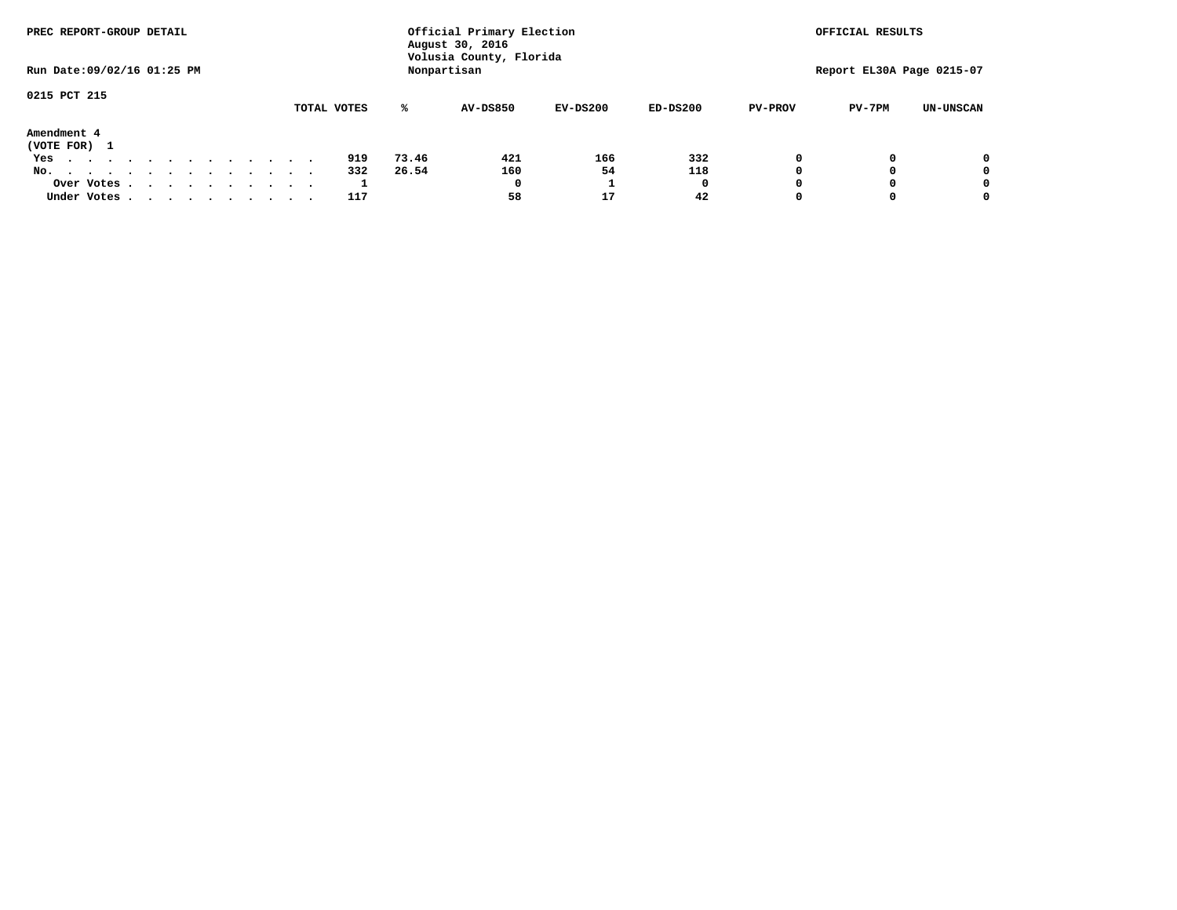PREC REPORT-GROUP DETAIL

Official Primary Election
August 30, 2016
Volusia County, Florida
Nonpartisan

OFFICIAL RESULTS

Run Date:09/02/16 01:25 PM

Report EL30A Page 0215-07

0215 PCT 215

**Amendment 4**
(VOTE FOR) 1

| | TOTAL VOTES | % | AV-DS850 | EV-DS200 | ED-DS200 | PV-PROV | PV-7PM | UN-UNSCAN |
|---|---|---|---|---|---|---|---|---|
| Yes | 919 | 73.46 | 421 | 166 | 332 | 0 | 0 | 0 |
| No. | 332 | 26.54 | 160 | 54 | 118 | 0 | 0 | 0 |
| Over Votes | 1 | | 0 | 1 | 0 | 0 | 0 | 0 |
| Under Votes | 117 | | 58 | 17 | 42 | 0 | 0 | 0 |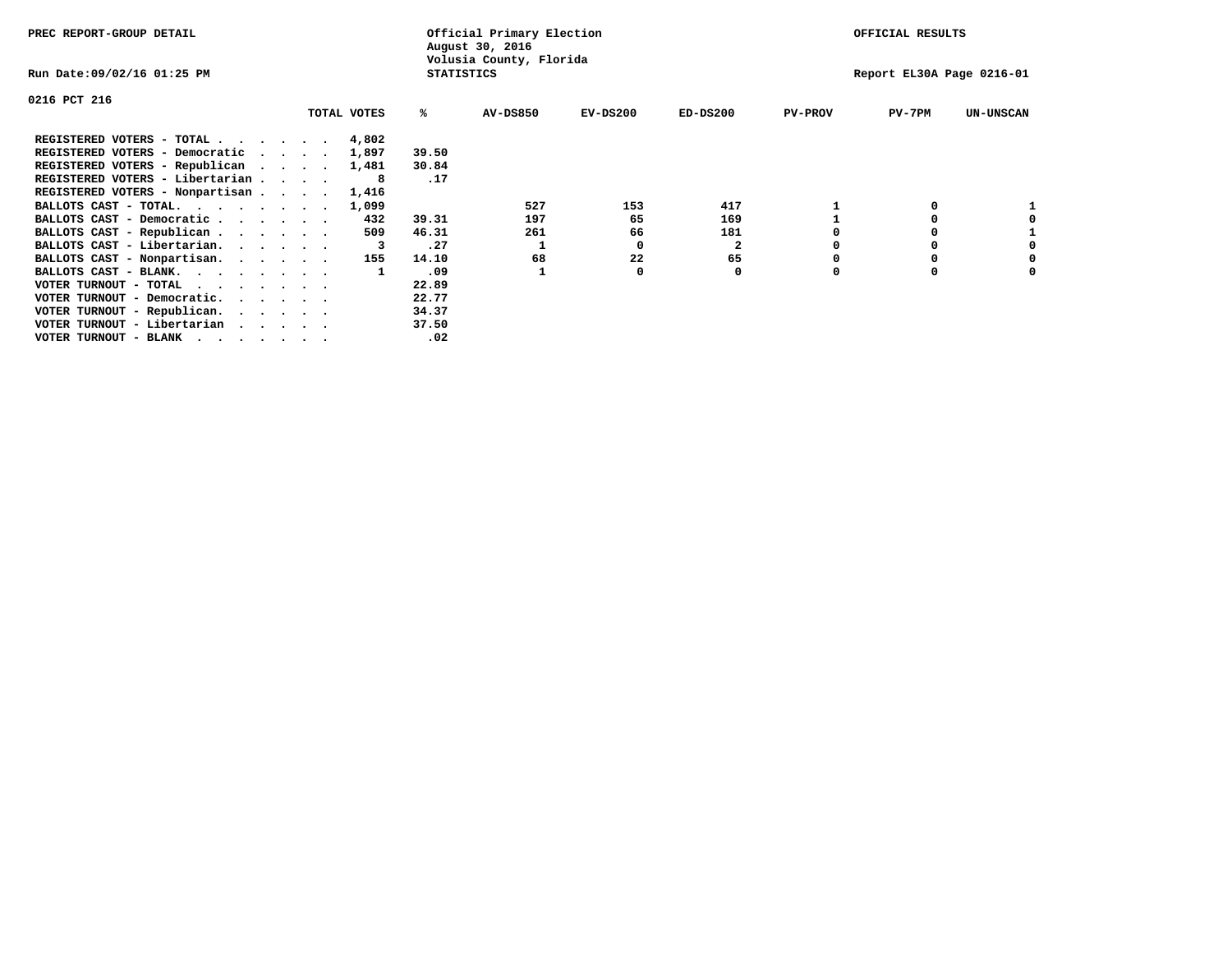PREC REPORT-GROUP DETAIL

Official Primary Election
August 30, 2016
Volusia County, Florida
STATISTICS

OFFICIAL RESULTS

Run Date:09/02/16 01:25 PM

Report EL30A Page 0216-01

0216 PCT 216

| | TOTAL VOTES | % | AV-DS850 | EV-DS200 | ED-DS200 | PV-PROV | PV-7PM | UN-UNSCAN |
|---|---|---|---|---|---|---|---|---|
| REGISTERED VOTERS - TOTAL . . . . . . | 4,802 | | | | | | | |
| REGISTERED VOTERS - Democratic . . . . | 1,897 | 39.50 | | | | | | |
| REGISTERED VOTERS - Republican . . . . | 1,481 | 30.84 | | | | | | |
| REGISTERED VOTERS - Libertarian . . . . | 8 | .17 | | | | | | |
| REGISTERED VOTERS - Nonpartisan . . . . | 1,416 | | | | | | | |
| BALLOTS CAST - TOTAL. . . . . . . . | 1,099 | | 527 | 153 | 417 | 1 | 0 | 1 |
| BALLOTS CAST - Democratic . . . . . . | 432 | 39.31 | 197 | 65 | 169 | 1 | 0 | 0 |
| BALLOTS CAST - Republican . . . . . . | 509 | 46.31 | 261 | 66 | 181 | 0 | 0 | 1 |
| BALLOTS CAST - Libertarian. . . . . . | 3 | .27 | 1 | 0 | 2 | 0 | 0 | 0 |
| BALLOTS CAST - Nonpartisan. . . . . . | 155 | 14.10 | 68 | 22 | 65 | 0 | 0 | 0 |
| BALLOTS CAST - BLANK. . . . . . . . | 1 | .09 | 1 | 0 | 0 | 0 | 0 | 0 |
| VOTER TURNOUT - TOTAL . . . . . . . | | 22.89 | | | | | | |
| VOTER TURNOUT - Democratic. . . . . . | | 22.77 | | | | | | |
| VOTER TURNOUT - Republican. . . . . . | | 34.37 | | | | | | |
| VOTER TURNOUT - Libertarian . . . . . | | 37.50 | | | | | | |
| VOTER TURNOUT - BLANK . . . . . . . | | .02 | | | | | | |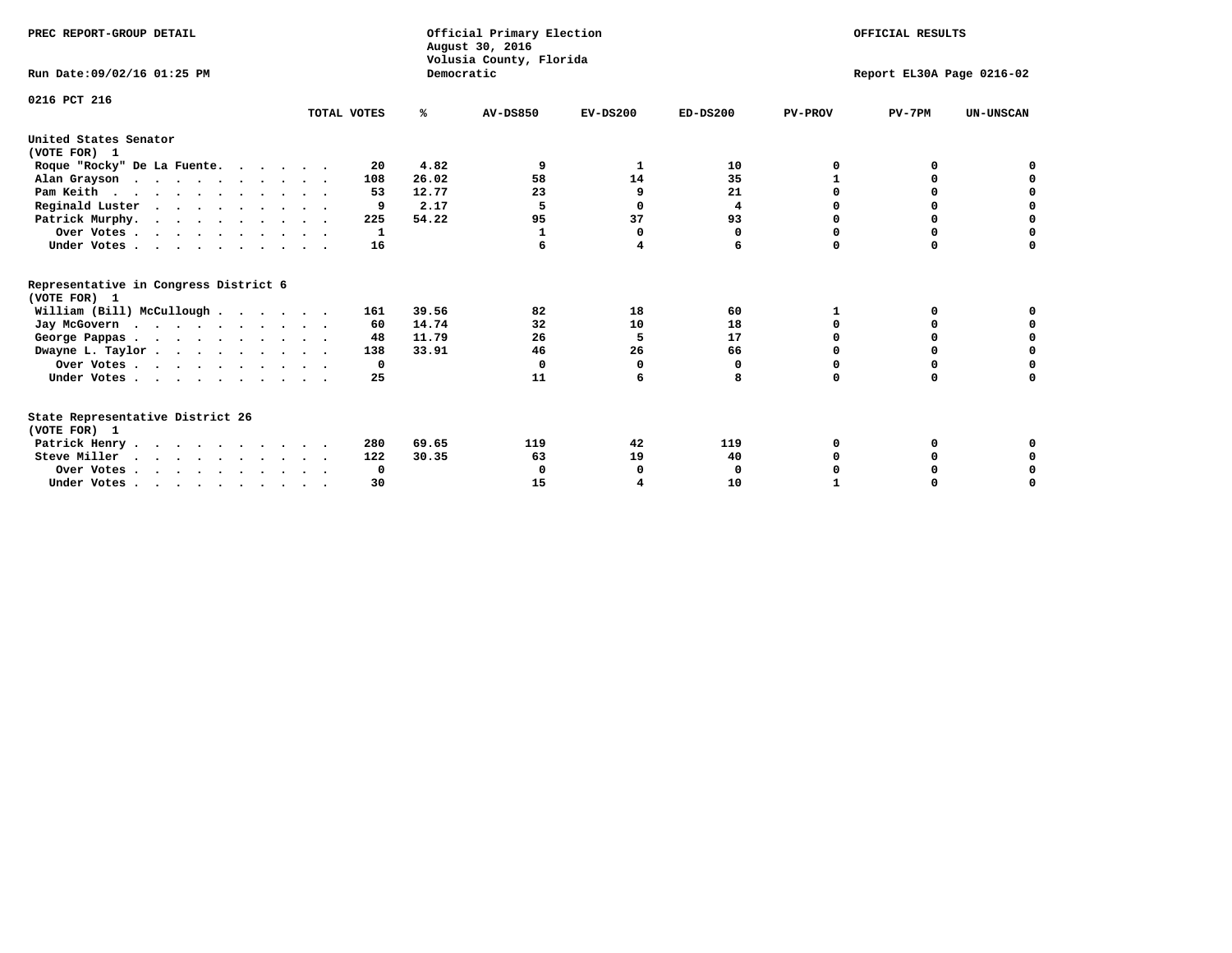PREC REPORT-GROUP DETAIL

Official Primary Election
August 30, 2016
Volusia County, Florida
Democratic

OFFICIAL RESULTS

Run Date:09/02/16 01:25 PM

Report EL30A Page 0216-02

0216 PCT 216

| | TOTAL VOTES | % | AV-DS850 | EV-DS200 | ED-DS200 | PV-PROV | PV-7PM | UN-UNSCAN |
|---|---|---|---|---|---|---|---|---|
| **United States Senator** | | | | | | | | |
| **(VOTE FOR) 1** | | | | | | | | |
| Roque "Rocky" De La Fuente. . . . . . | 20 | 4.82 | 9 | 1 | 10 | 0 | 0 | 0 |
| Alan Grayson . . . . . . . . . . . | 108 | 26.02 | 58 | 14 | 35 | 1 | 0 | 0 |
| Pam Keith . . . . . . . . . . . . | 53 | 12.77 | 23 | 9 | 21 | 0 | 0 | 0 |
| Reginald Luster . . . . . . . . . . | 9 | 2.17 | 5 | 0 | 4 | 0 | 0 | 0 |
| Patrick Murphy. . . . . . . . . . . | 225 | 54.22 | 95 | 37 | 93 | 0 | 0 | 0 |
| Over Votes . . . . . . . . . . . | 1 | | 1 | 0 | 0 | 0 | 0 | 0 |
| Under Votes . . . . . . . . . . . | 16 | | 6 | 4 | 6 | 0 | 0 | 0 |
| **Representative in Congress District 6** | | | | | | | | |
| **(VOTE FOR) 1** | | | | | | | | |
| William (Bill) McCullough . . . . . . | 161 | 39.56 | 82 | 18 | 60 | 1 | 0 | 0 |
| Jay McGovern . . . . . . . . . . . | 60 | 14.74 | 32 | 10 | 18 | 0 | 0 | 0 |
| George Pappas . . . . . . . . . . . | 48 | 11.79 | 26 | 5 | 17 | 0 | 0 | 0 |
| Dwayne L. Taylor . . . . . . . . . . | 138 | 33.91 | 46 | 26 | 66 | 0 | 0 | 0 |
| Over Votes . . . . . . . . . . . | 0 | | 0 | 0 | 0 | 0 | 0 | 0 |
| Under Votes . . . . . . . . . . . | 25 | | 11 | 6 | 8 | 0 | 0 | 0 |
| **State Representative District 26** | | | | | | | | |
| **(VOTE FOR) 1** | | | | | | | | |
| Patrick Henry . . . . . . . . . . . | 280 | 69.65 | 119 | 42 | 119 | 0 | 0 | 0 |
| Steve Miller . . . . . . . . . . . | 122 | 30.35 | 63 | 19 | 40 | 0 | 0 | 0 |
| Over Votes . . . . . . . . . . . | 0 | | 0 | 0 | 0 | 0 | 0 | 0 |
| Under Votes . . . . . . . . . . . | 30 | | 15 | 4 | 10 | 1 | 0 | 0 |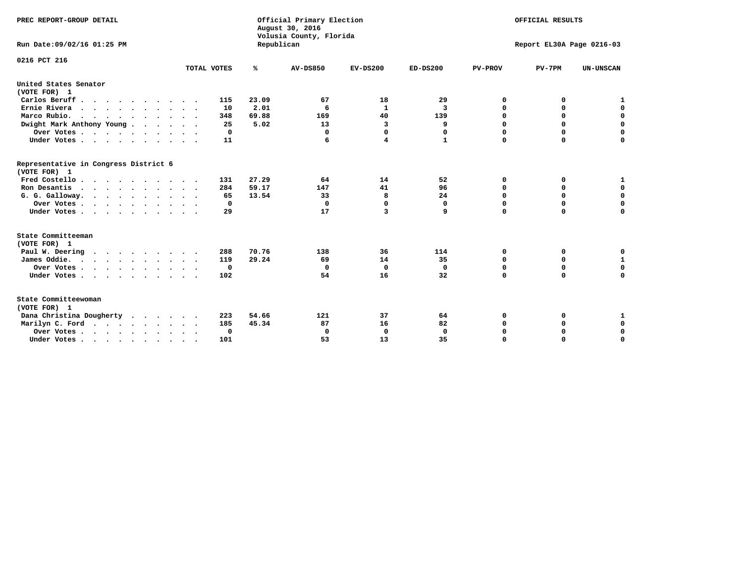PREC REPORT-GROUP DETAIL

Official Primary Election
August 30, 2016
Volusia County, Florida
Republican

OFFICIAL RESULTS

Run Date:09/02/16 01:25 PM

Report EL30A Page 0216-03

0216 PCT 216

| | TOTAL VOTES | % | AV-DS850 | EV-DS200 | ED-DS200 | PV-PROV | PV-7PM | UN-UNSCAN |
|---|---|---|---|---|---|---|---|---|
| **United States Senator (VOTE FOR) 1** | | | | | | | | |
| Carlos Beruff | 115 | 23.09 | 67 | 18 | 29 | 0 | 0 | 1 |
| Ernie Rivera | 10 | 2.01 | 6 | 1 | 3 | 0 | 0 | 0 |
| Marco Rubio | 348 | 69.88 | 169 | 40 | 139 | 0 | 0 | 0 |
| Dwight Mark Anthony Young | 25 | 5.02 | 13 | 3 | 9 | 0 | 0 | 0 |
| Over Votes | 0 | | 0 | 0 | 0 | 0 | 0 | 0 |
| Under Votes | 11 | | 6 | 4 | 1 | 0 | 0 | 0 |
| **Representative in Congress District 6 (VOTE FOR) 1** | | | | | | | | |
| Fred Costello | 131 | 27.29 | 64 | 14 | 52 | 0 | 0 | 1 |
| Ron Desantis | 284 | 59.17 | 147 | 41 | 96 | 0 | 0 | 0 |
| G. G. Galloway | 65 | 13.54 | 33 | 8 | 24 | 0 | 0 | 0 |
| Over Votes | 0 | | 0 | 0 | 0 | 0 | 0 | 0 |
| Under Votes | 29 | | 17 | 3 | 9 | 0 | 0 | 0 |
| **State Committeeman (VOTE FOR) 1** | | | | | | | | |
| Paul W. Deering | 288 | 70.76 | 138 | 36 | 114 | 0 | 0 | 0 |
| James Oddie | 119 | 29.24 | 69 | 14 | 35 | 0 | 0 | 1 |
| Over Votes | 0 | | 0 | 0 | 0 | 0 | 0 | 0 |
| Under Votes | 102 | | 54 | 16 | 32 | 0 | 0 | 0 |
| **State Committeewoman (VOTE FOR) 1** | | | | | | | | |
| Dana Christina Dougherty | 223 | 54.66 | 121 | 37 | 64 | 0 | 0 | 1 |
| Marilyn C. Ford | 185 | 45.34 | 87 | 16 | 82 | 0 | 0 | 0 |
| Over Votes | 0 | | 0 | 0 | 0 | 0 | 0 | 0 |
| Under Votes | 101 | | 53 | 13 | 35 | 0 | 0 | 0 |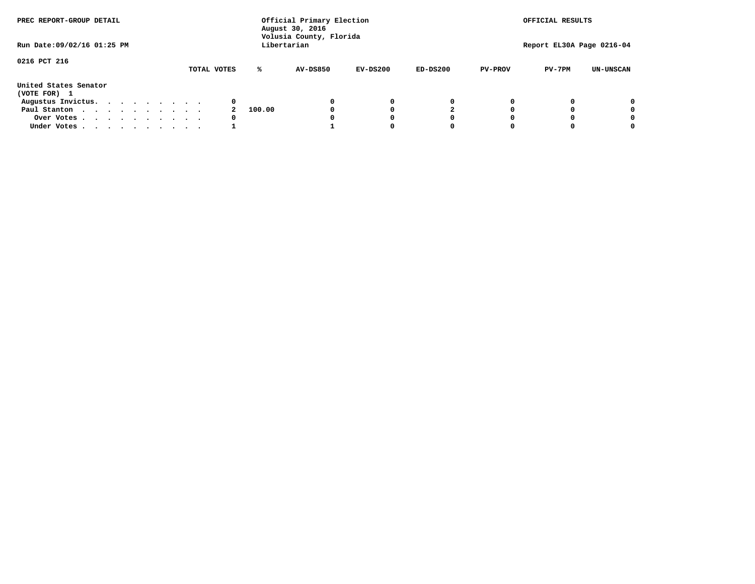PREC REPORT-GROUP DETAIL

Run Date:09/02/16 01:25 PM

Official Primary Election
August 30, 2016
Volusia County, Florida
Libertarian

OFFICIAL RESULTS

Report EL30A Page 0216-04

0216 PCT 216

| United States Senator (VOTE FOR) 1 | TOTAL VOTES | % | AV-DS850 | EV-DS200 | ED-DS200 | PV-PROV | PV-7PM | UN-UNSCAN |
|---|---|---|---|---|---|---|---|---|
| Augustus Invictus. . . . . . . . . . | 0 | | 0 | 0 | 0 | 0 | 0 | 0 |
| Paul Stanton . . . . . . . . . . . | 2 | 100.00 | 0 | 0 | 2 | 0 | 0 | 0 |
| Over Votes . . . . . . . . . . . | 0 | | 0 | 0 | 0 | 0 | 0 | 0 |
| Under Votes . . . . . . . . . . . | 1 | | 1 | 0 | 0 | 0 | 0 | 0 |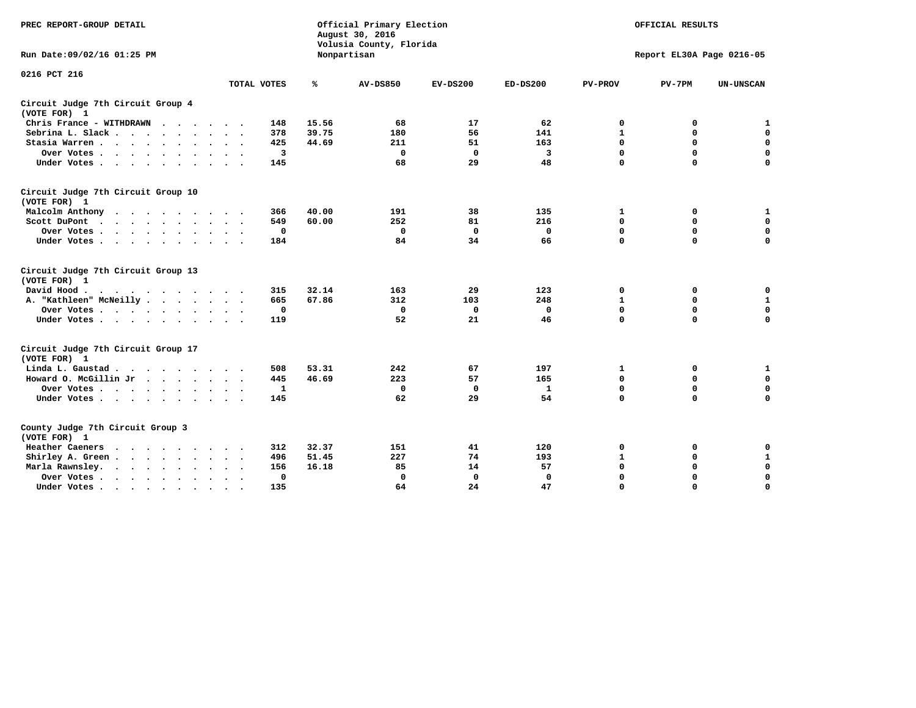PREC REPORT-GROUP DETAIL

Official Primary Election
August 30, 2016
Volusia County, Florida
Nonpartisan

OFFICIAL RESULTS

Run Date:09/02/16 01:25 PM

Report EL30A Page 0216-05

0216 PCT 216

| | TOTAL VOTES | % | AV-DS850 | EV-DS200 | ED-DS200 | PV-PROV | PV-7PM | UN-UNSCAN |
|---|---|---|---|---|---|---|---|---|
| **Circuit Judge 7th Circuit Group 4 (VOTE FOR) 1** | | | | | | | | |
| Chris France - WITHDRAWN | 148 | 15.56 | 68 | 17 | 62 | 0 | 0 | 1 |
| Sebrina L. Slack | 378 | 39.75 | 180 | 56 | 141 | 1 | 0 | 0 |
| Stasia Warren | 425 | 44.69 | 211 | 51 | 163 | 0 | 0 | 0 |
| Over Votes | 3 | | 0 | 0 | 3 | 0 | 0 | 0 |
| Under Votes | 145 | | 68 | 29 | 48 | 0 | 0 | 0 |
| **Circuit Judge 7th Circuit Group 10 (VOTE FOR) 1** | | | | | | | | |
| Malcolm Anthony | 366 | 40.00 | 191 | 38 | 135 | 1 | 0 | 1 |
| Scott DuPont | 549 | 60.00 | 252 | 81 | 216 | 0 | 0 | 0 |
| Over Votes | 0 | | 0 | 0 | 0 | 0 | 0 | 0 |
| Under Votes | 184 | | 84 | 34 | 66 | 0 | 0 | 0 |
| **Circuit Judge 7th Circuit Group 13 (VOTE FOR) 1** | | | | | | | | |
| David Hood | 315 | 32.14 | 163 | 29 | 123 | 0 | 0 | 0 |
| A. "Kathleen" McNeilly | 665 | 67.86 | 312 | 103 | 248 | 1 | 0 | 1 |
| Over Votes | 0 | | 0 | 0 | 0 | 0 | 0 | 0 |
| Under Votes | 119 | | 52 | 21 | 46 | 0 | 0 | 0 |
| **Circuit Judge 7th Circuit Group 17 (VOTE FOR) 1** | | | | | | | | |
| Linda L. Gaustad | 508 | 53.31 | 242 | 67 | 197 | 1 | 0 | 1 |
| Howard O. McGillin Jr | 445 | 46.69 | 223 | 57 | 165 | 0 | 0 | 0 |
| Over Votes | 1 | | 0 | 0 | 1 | 0 | 0 | 0 |
| Under Votes | 145 | | 62 | 29 | 54 | 0 | 0 | 0 |
| **County Judge 7th Circuit Group 3 (VOTE FOR) 1** | | | | | | | | |
| Heather Caeners | 312 | 32.37 | 151 | 41 | 120 | 0 | 0 | 0 |
| Shirley A. Green | 496 | 51.45 | 227 | 74 | 193 | 1 | 0 | 1 |
| Marla Rawnsley | 156 | 16.18 | 85 | 14 | 57 | 0 | 0 | 0 |
| Over Votes | 0 | | 0 | 0 | 0 | 0 | 0 | 0 |
| Under Votes | 135 | | 64 | 24 | 47 | 0 | 0 | 0 |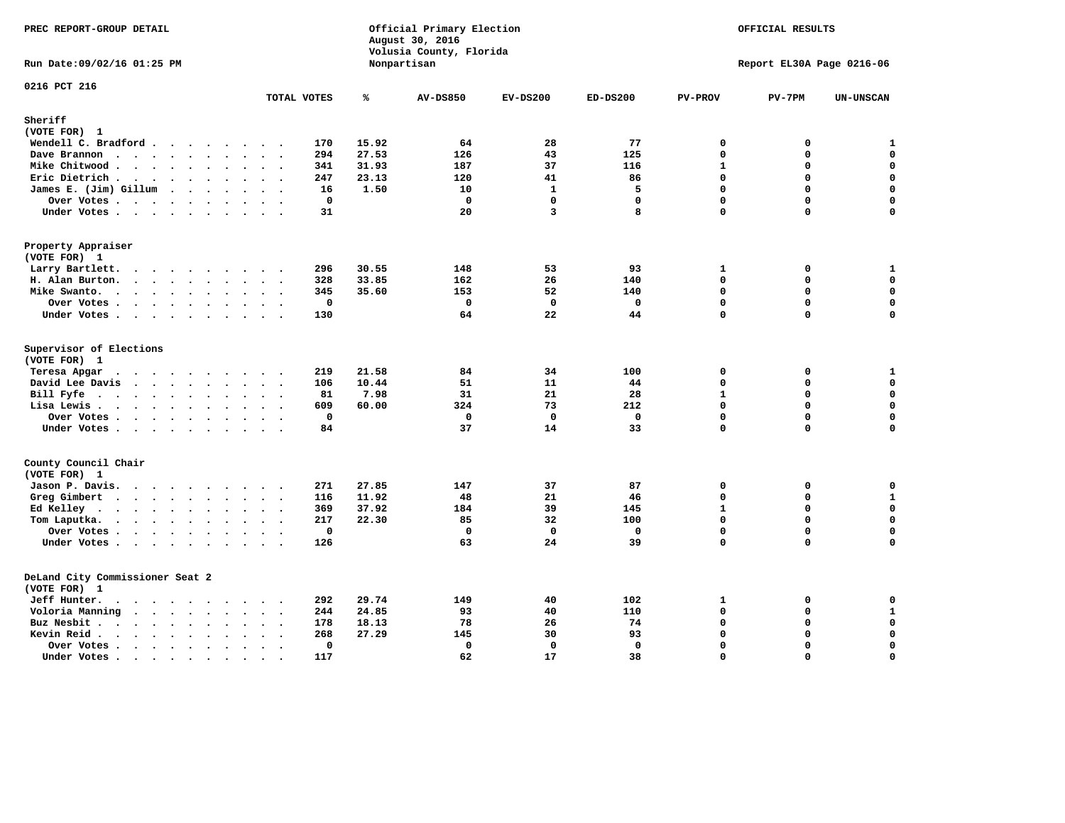PREC REPORT-GROUP DETAIL

Official Primary Election
August 30, 2016
Volusia County, Florida
Nonpartisan

OFFICIAL RESULTS

Run Date:09/02/16 01:25 PM

Report EL30A Page 0216-06

0216 PCT 216

| | TOTAL VOTES | % | AV-DS850 | EV-DS200 | ED-DS200 | PV-PROV | PV-7PM | UN-UNSCAN |
|---|---|---|---|---|---|---|---|---|
| **Sheriff** | | | | | | | | |
| (VOTE FOR) 1 | | | | | | | | |
| Wendell C. Bradford | 170 | 15.92 | 64 | 28 | 77 | 0 | 0 | 1 |
| Dave Brannon | 294 | 27.53 | 126 | 43 | 125 | 0 | 0 | 0 |
| Mike Chitwood | 341 | 31.93 | 187 | 37 | 116 | 1 | 0 | 0 |
| Eric Dietrich | 247 | 23.13 | 120 | 41 | 86 | 0 | 0 | 0 |
| James E. (Jim) Gillum | 16 | 1.50 | 10 | 1 | 5 | 0 | 0 | 0 |
| Over Votes | 0 | | 0 | 0 | 0 | 0 | 0 | 0 |
| Under Votes | 31 | | 20 | 3 | 8 | 0 | 0 | 0 |
| **Property Appraiser** | | | | | | | | |
| (VOTE FOR) 1 | | | | | | | | |
| Larry Bartlett | 296 | 30.55 | 148 | 53 | 93 | 1 | 0 | 1 |
| H. Alan Burton | 328 | 33.85 | 162 | 26 | 140 | 0 | 0 | 0 |
| Mike Swanto | 345 | 35.60 | 153 | 52 | 140 | 0 | 0 | 0 |
| Over Votes | 0 | | 0 | 0 | 0 | 0 | 0 | 0 |
| Under Votes | 130 | | 64 | 22 | 44 | 0 | 0 | 0 |
| **Supervisor of Elections** | | | | | | | | |
| (VOTE FOR) 1 | | | | | | | | |
| Teresa Apgar | 219 | 21.58 | 84 | 34 | 100 | 0 | 0 | 1 |
| David Lee Davis | 106 | 10.44 | 51 | 11 | 44 | 0 | 0 | 0 |
| Bill Fyfe | 81 | 7.98 | 31 | 21 | 28 | 1 | 0 | 0 |
| Lisa Lewis | 609 | 60.00 | 324 | 73 | 212 | 0 | 0 | 0 |
| Over Votes | 0 | | 0 | 0 | 0 | 0 | 0 | 0 |
| Under Votes | 84 | | 37 | 14 | 33 | 0 | 0 | 0 |
| **County Council Chair** | | | | | | | | |
| (VOTE FOR) 1 | | | | | | | | |
| Jason P. Davis | 271 | 27.85 | 147 | 37 | 87 | 0 | 0 | 0 |
| Greg Gimbert | 116 | 11.92 | 48 | 21 | 46 | 0 | 0 | 1 |
| Ed Kelley | 369 | 37.92 | 184 | 39 | 145 | 1 | 0 | 0 |
| Tom Laputka | 217 | 22.30 | 85 | 32 | 100 | 0 | 0 | 0 |
| Over Votes | 0 | | 0 | 0 | 0 | 0 | 0 | 0 |
| Under Votes | 126 | | 63 | 24 | 39 | 0 | 0 | 0 |
| **DeLand City Commissioner Seat 2** | | | | | | | | |
| (VOTE FOR) 1 | | | | | | | | |
| Jeff Hunter | 292 | 29.74 | 149 | 40 | 102 | 1 | 0 | 0 |
| Voloria Manning | 244 | 24.85 | 93 | 40 | 110 | 0 | 0 | 1 |
| Buz Nesbit | 178 | 18.13 | 78 | 26 | 74 | 0 | 0 | 0 |
| Kevin Reid | 268 | 27.29 | 145 | 30 | 93 | 0 | 0 | 0 |
| Over Votes | 0 | | 0 | 0 | 0 | 0 | 0 | 0 |
| Under Votes | 117 | | 62 | 17 | 38 | 0 | 0 | 0 |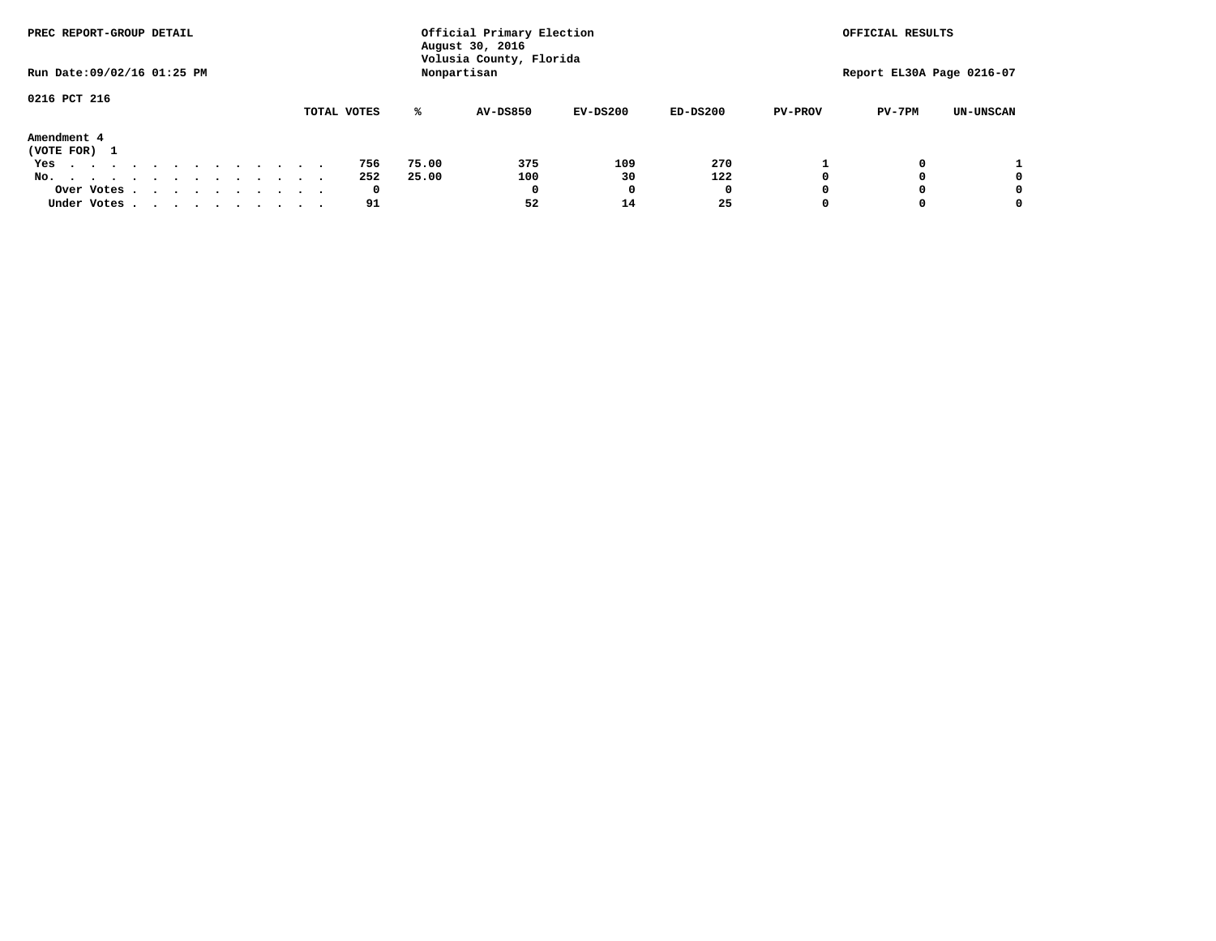PREC REPORT-GROUP DETAIL

Official Primary Election
August 30, 2016
Volusia County, Florida
Nonpartisan

OFFICIAL RESULTS

Run Date:09/02/16 01:25 PM

Report EL30A Page 0216-07

0216 PCT 216

**Amendment 4**
(VOTE FOR) 1

| | TOTAL VOTES | % | AV-DS850 | EV-DS200 | ED-DS200 | PV-PROV | PV-7PM | UN-UNSCAN |
|---|---|---|---|---|---|---|---|---|
| Yes | 756 | 75.00 | 375 | 109 | 270 | 1 | 0 | 1 |
| No. | 252 | 25.00 | 100 | 30 | 122 | 0 | 0 | 0 |
| Over Votes | 0 | | 0 | 0 | 0 | 0 | 0 | 0 |
| Under Votes | 91 | | 52 | 14 | 25 | 0 | 0 | 0 |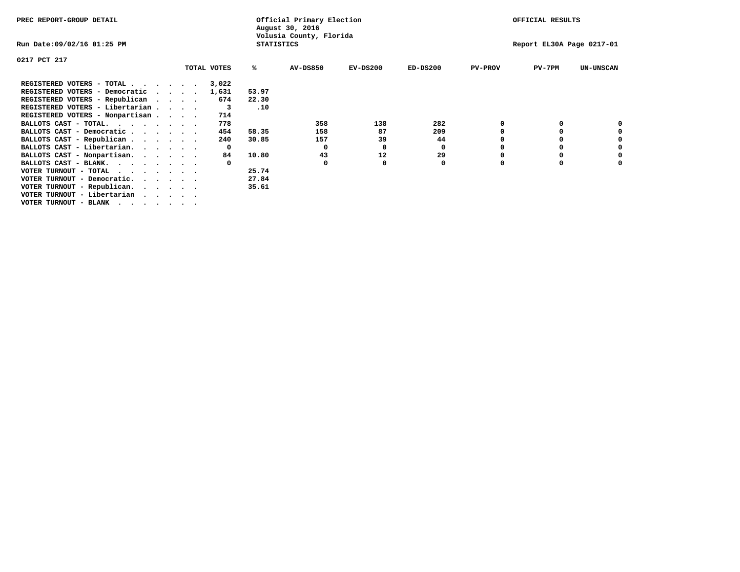PREC REPORT-GROUP DETAIL

Official Primary Election
August 30, 2016
Volusia County, Florida
STATISTICS

OFFICIAL RESULTS

Run Date:09/02/16 01:25 PM

Report EL30A Page 0217-01

0217 PCT 217

| | TOTAL VOTES | % | AV-DS850 | EV-DS200 | ED-DS200 | PV-PROV | PV-7PM | UN-UNSCAN |
|---|---|---|---|---|---|---|---|---|
| REGISTERED VOTERS - TOTAL . . . . . . | 3,022 | | | | | | | |
| REGISTERED VOTERS - Democratic . . . . | 1,631 | 53.97 | | | | | | |
| REGISTERED VOTERS - Republican . . . . | 674 | 22.30 | | | | | | |
| REGISTERED VOTERS - Libertarian . . . . | 3 | .10 | | | | | | |
| REGISTERED VOTERS - Nonpartisan . . . . | 714 | | | | | | | |
| BALLOTS CAST - TOTAL. . . . . . . . | 778 | | 358 | 138 | 282 | 0 | 0 | 0 |
| BALLOTS CAST - Democratic . . . . . . | 454 | 58.35 | 158 | 87 | 209 | 0 | 0 | 0 |
| BALLOTS CAST - Republican . . . . . . | 240 | 30.85 | 157 | 39 | 44 | 0 | 0 | 0 |
| BALLOTS CAST - Libertarian. . . . . . | 0 | | 0 | 0 | 0 | 0 | 0 | 0 |
| BALLOTS CAST - Nonpartisan. . . . . . | 84 | 10.80 | 43 | 12 | 29 | 0 | 0 | 0 |
| BALLOTS CAST - BLANK. . . . . . . . | 0 | | 0 | 0 | 0 | 0 | 0 | 0 |
| VOTER TURNOUT - TOTAL . . . . . . . | | 25.74 | | | | | | |
| VOTER TURNOUT - Democratic. . . . . . | | 27.84 | | | | | | |
| VOTER TURNOUT - Republican. . . . . . | | 35.61 | | | | | | |
| VOTER TURNOUT - Libertarian . . . . . | | | | | | | | |
| VOTER TURNOUT - BLANK . . . . . . . | | | | | | | | |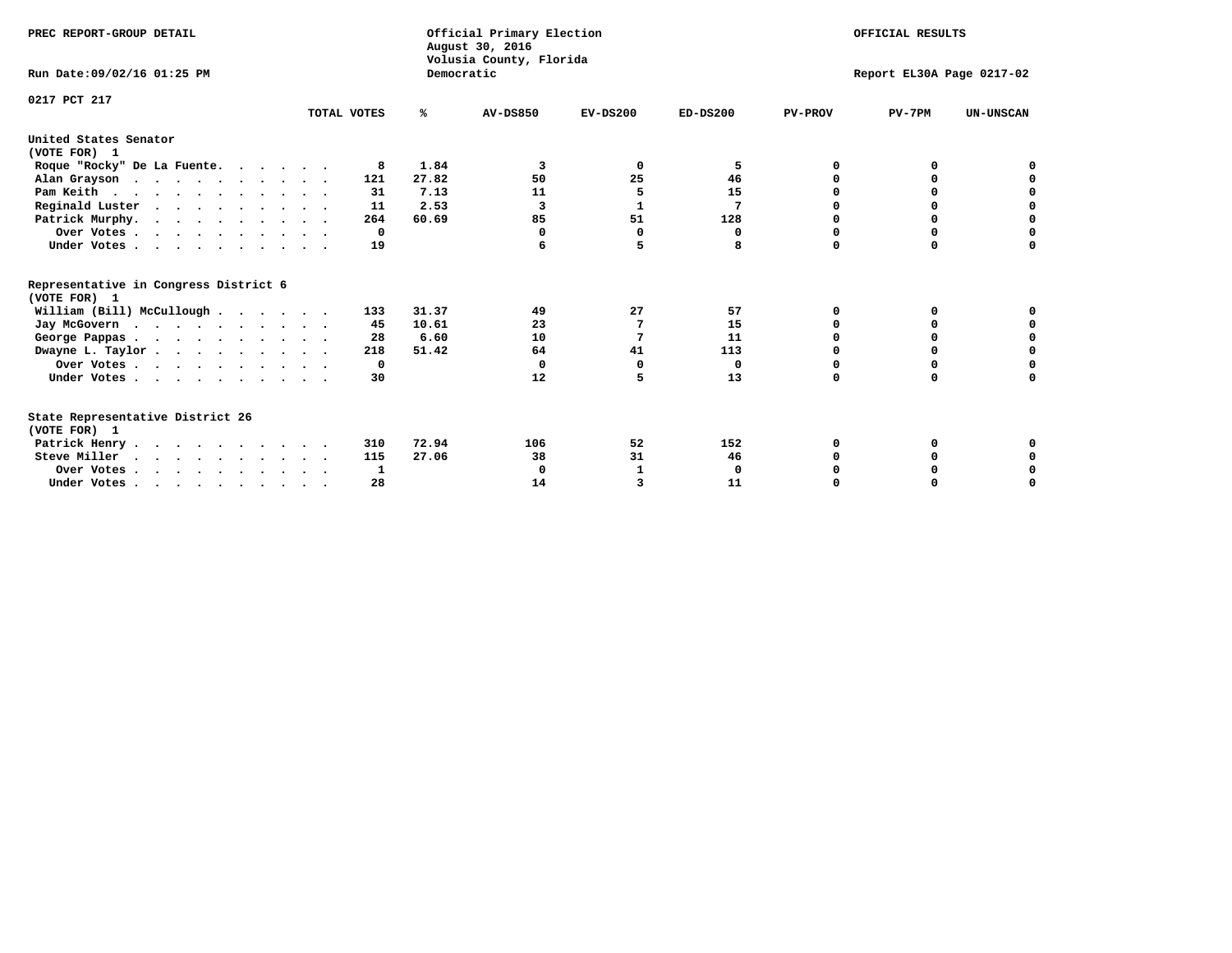PREC REPORT-GROUP DETAIL

Official Primary Election
August 30, 2016
Volusia County, Florida
Democratic

OFFICIAL RESULTS

Run Date:09/02/16 01:25 PM

Report EL30A Page 0217-02

0217 PCT 217

| | TOTAL VOTES | % | AV-DS850 | EV-DS200 | ED-DS200 | PV-PROV | PV-7PM | UN-UNSCAN |
|---|---|---|---|---|---|---|---|---|
| **United States Senator** | | | | | | | | |
| **(VOTE FOR) 1** | | | | | | | | |
| Roque "Rocky" De La Fuente. . . . . . | 8 | 1.84 | 3 | 0 | 5 | 0 | 0 | 0 |
| Alan Grayson . . . . . . . . . . . | 121 | 27.82 | 50 | 25 | 46 | 0 | 0 | 0 |
| Pam Keith . . . . . . . . . . . . | 31 | 7.13 | 11 | 5 | 15 | 0 | 0 | 0 |
| Reginald Luster . . . . . . . . . . | 11 | 2.53 | 3 | 1 | 7 | 0 | 0 | 0 |
| Patrick Murphy. . . . . . . . . . . | 264 | 60.69 | 85 | 51 | 128 | 0 | 0 | 0 |
| Over Votes . . . . . . . . . . . | 0 | | 0 | 0 | 0 | 0 | 0 | 0 |
| Under Votes . . . . . . . . . . . | 19 | | 6 | 5 | 8 | 0 | 0 | 0 |
| **Representative in Congress District 6** | | | | | | | | |
| **(VOTE FOR) 1** | | | | | | | | |
| William (Bill) McCullough . . . . . . | 133 | 31.37 | 49 | 27 | 57 | 0 | 0 | 0 |
| Jay McGovern . . . . . . . . . . . | 45 | 10.61 | 23 | 7 | 15 | 0 | 0 | 0 |
| George Pappas . . . . . . . . . . . | 28 | 6.60 | 10 | 7 | 11 | 0 | 0 | 0 |
| Dwayne L. Taylor . . . . . . . . . . | 218 | 51.42 | 64 | 41 | 113 | 0 | 0 | 0 |
| Over Votes . . . . . . . . . . . | 0 | | 0 | 0 | 0 | 0 | 0 | 0 |
| Under Votes . . . . . . . . . . . | 30 | | 12 | 5 | 13 | 0 | 0 | 0 |
| **State Representative District 26** | | | | | | | | |
| **(VOTE FOR) 1** | | | | | | | | |
| Patrick Henry . . . . . . . . . . . | 310 | 72.94 | 106 | 52 | 152 | 0 | 0 | 0 |
| Steve Miller . . . . . . . . . . . | 115 | 27.06 | 38 | 31 | 46 | 0 | 0 | 0 |
| Over Votes . . . . . . . . . . . | 1 | | 0 | 1 | 0 | 0 | 0 | 0 |
| Under Votes . . . . . . . . . . . | 28 | | 14 | 3 | 11 | 0 | 0 | 0 |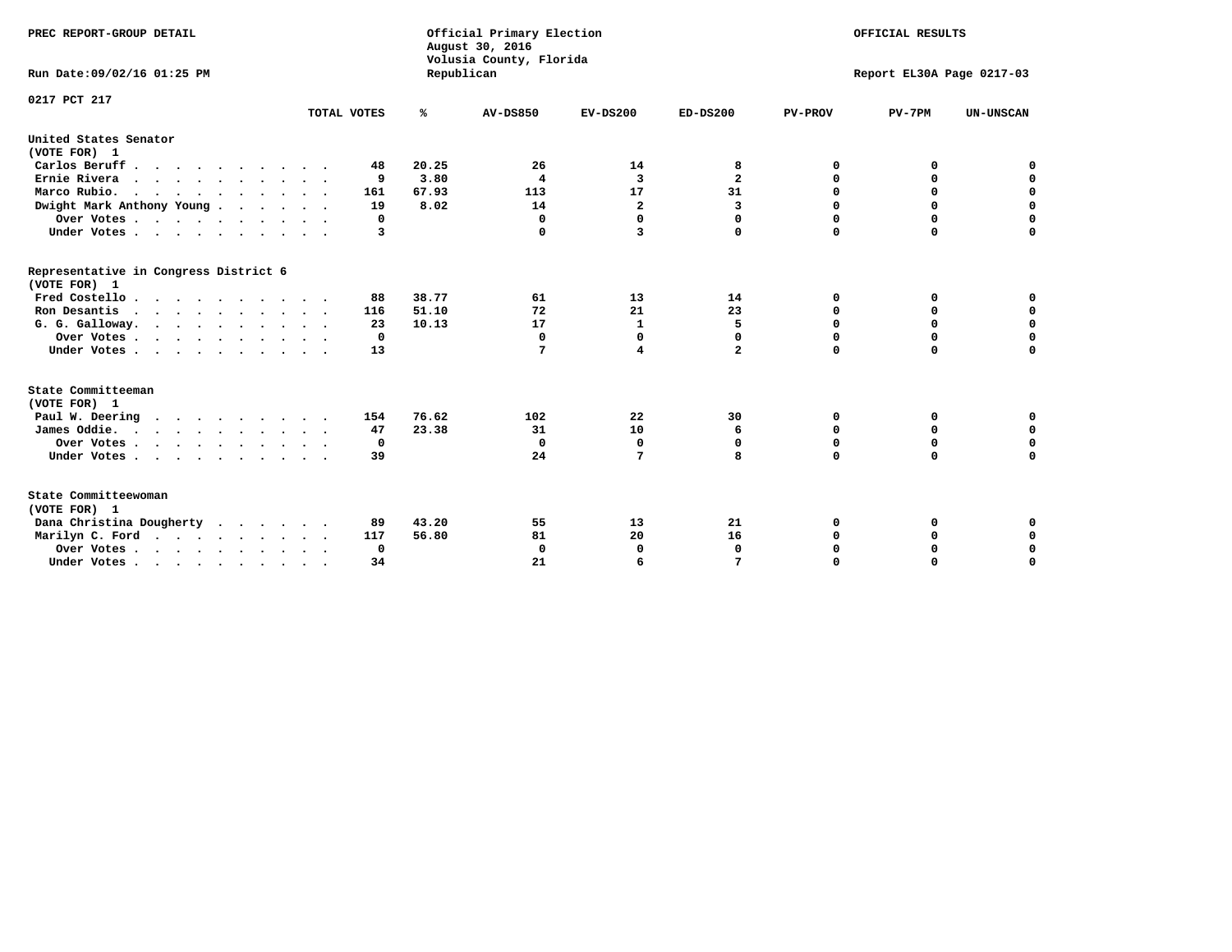PREC REPORT-GROUP DETAIL

Official Primary Election
August 30, 2016
Volusia County, Florida
Republican

OFFICIAL RESULTS

Run Date:09/02/16 01:25 PM

Report EL30A Page 0217-03

0217 PCT 217

| | TOTAL VOTES | % | AV-DS850 | EV-DS200 | ED-DS200 | PV-PROV | PV-7PM | UN-UNSCAN |
|---|---|---|---|---|---|---|---|---|
| **United States Senator (VOTE FOR) 1** | | | | | | | | |
| Carlos Beruff | 48 | 20.25 | 26 | 14 | 8 | 0 | 0 | 0 |
| Ernie Rivera | 9 | 3.80 | 4 | 3 | 2 | 0 | 0 | 0 |
| Marco Rubio. | 161 | 67.93 | 113 | 17 | 31 | 0 | 0 | 0 |
| Dwight Mark Anthony Young | 19 | 8.02 | 14 | 2 | 3 | 0 | 0 | 0 |
| Over Votes | 0 | | 0 | 0 | 0 | 0 | 0 | 0 |
| Under Votes | 3 | | 0 | 3 | 0 | 0 | 0 | 0 |
| **Representative in Congress District 6 (VOTE FOR) 1** | | | | | | | | |
| Fred Costello | 88 | 38.77 | 61 | 13 | 14 | 0 | 0 | 0 |
| Ron Desantis | 116 | 51.10 | 72 | 21 | 23 | 0 | 0 | 0 |
| G. G. Galloway. | 23 | 10.13 | 17 | 1 | 5 | 0 | 0 | 0 |
| Over Votes | 0 | | 0 | 0 | 0 | 0 | 0 | 0 |
| Under Votes | 13 | | 7 | 4 | 2 | 0 | 0 | 0 |
| **State Committeeman (VOTE FOR) 1** | | | | | | | | |
| Paul W. Deering | 154 | 76.62 | 102 | 22 | 30 | 0 | 0 | 0 |
| James Oddie. | 47 | 23.38 | 31 | 10 | 6 | 0 | 0 | 0 |
| Over Votes | 0 | | 0 | 0 | 0 | 0 | 0 | 0 |
| Under Votes | 39 | | 24 | 7 | 8 | 0 | 0 | 0 |
| **State Committeewoman (VOTE FOR) 1** | | | | | | | | |
| Dana Christina Dougherty | 89 | 43.20 | 55 | 13 | 21 | 0 | 0 | 0 |
| Marilyn C. Ford | 117 | 56.80 | 81 | 20 | 16 | 0 | 0 | 0 |
| Over Votes | 0 | | 0 | 0 | 0 | 0 | 0 | 0 |
| Under Votes | 34 | | 21 | 6 | 7 | 0 | 0 | 0 |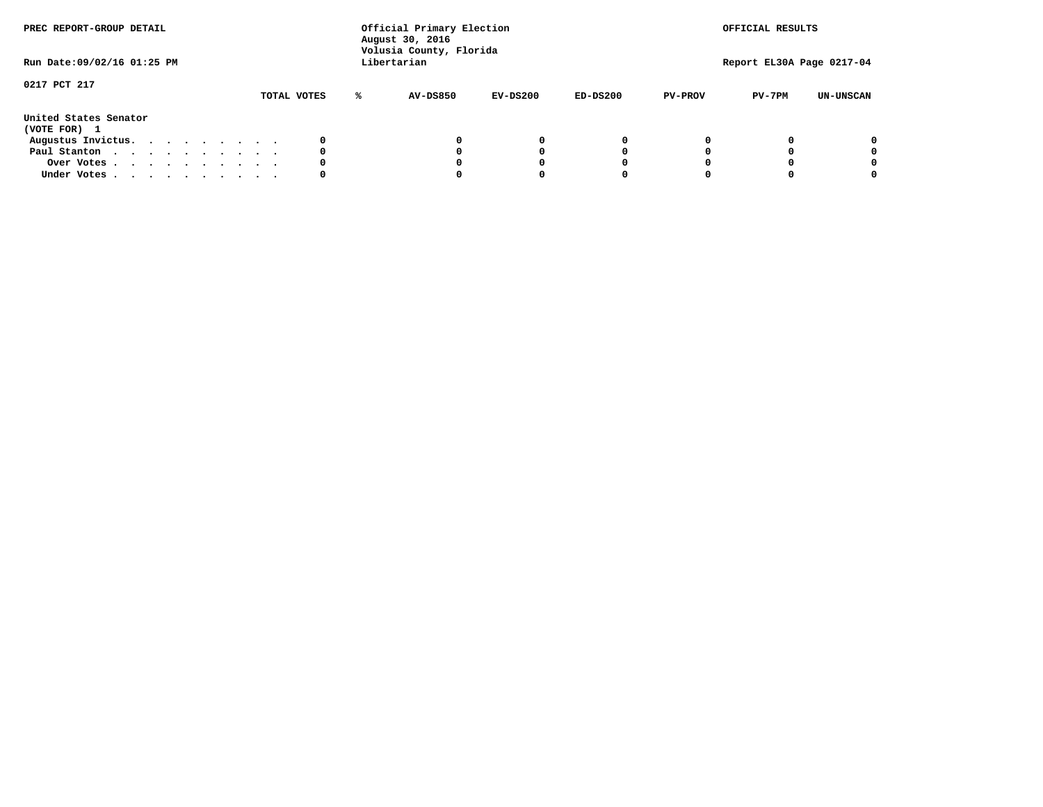PREC REPORT-GROUP DETAIL

Official Primary Election
August 30, 2016
Volusia County, Florida
Libertarian

OFFICIAL RESULTS

Run Date:09/02/16 01:25 PM

Report EL30A Page 0217-04

0217 PCT 217

| | TOTAL VOTES | % | AV-DS850 | EV-DS200 | ED-DS200 | PV-PROV | PV-7PM | UN-UNSCAN |
|---|---|---|---|---|---|---|---|---|
| **United States Senator** | | | | | | | | |
| **(VOTE FOR) 1** | | | | | | | | |
| Augustus Invictus. . . . . . . . . | 0 | | 0 | 0 | 0 | 0 | 0 | 0 |
| Paul Stanton . . . . . . . . . . | 0 | | 0 | 0 | 0 | 0 | 0 | 0 |
| Over Votes . . . . . . . . . . | 0 | | 0 | 0 | 0 | 0 | 0 | 0 |
| Under Votes . . . . . . . . . . | 0 | | 0 | 0 | 0 | 0 | 0 | 0 |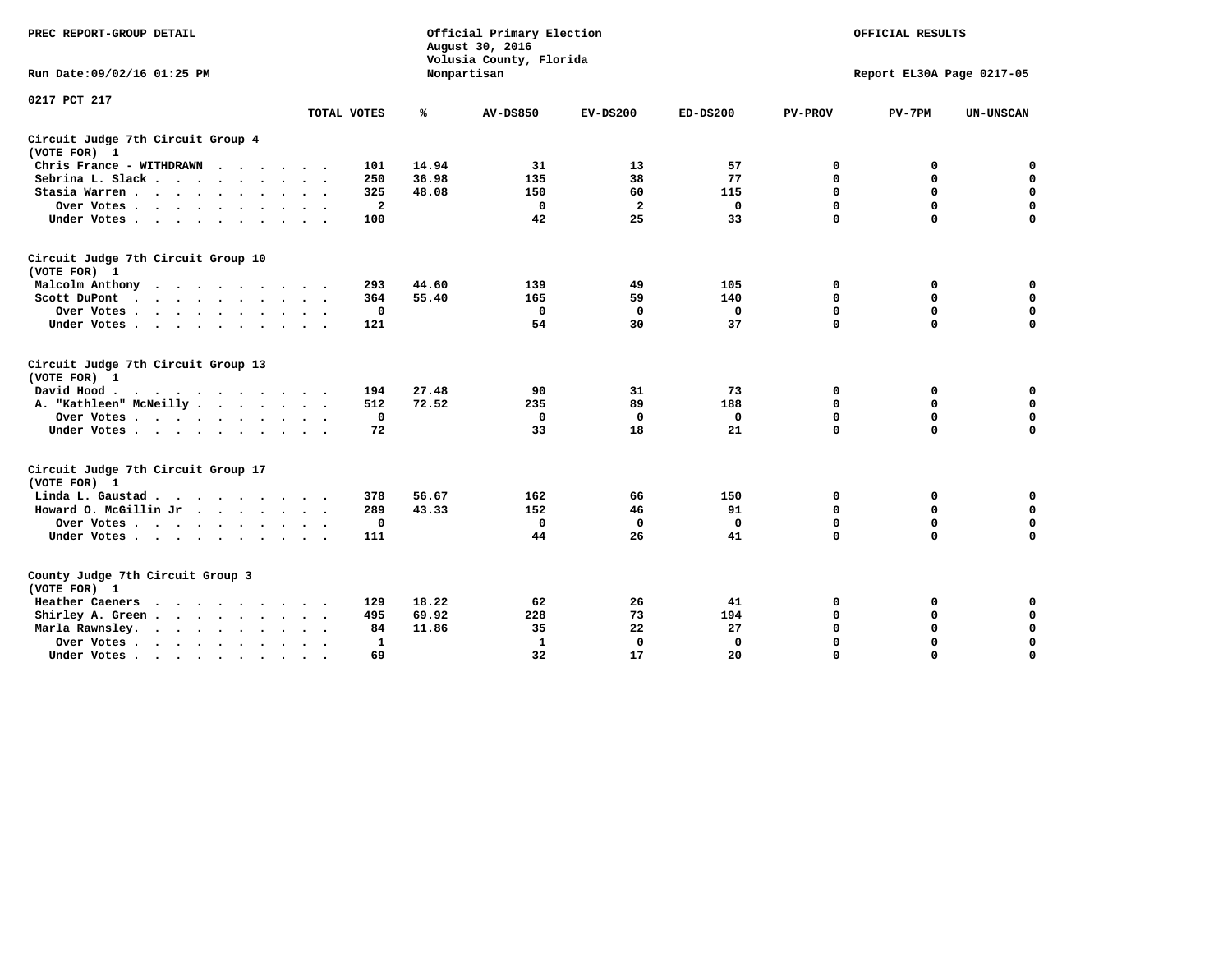PREC REPORT-GROUP DETAIL

Official Primary Election
August 30, 2016
Volusia County, Florida
Nonpartisan

OFFICIAL RESULTS

Run Date:09/02/16 01:25 PM

Report EL30A Page 0217-05

0217 PCT 217

| | TOTAL VOTES | % | AV-DS850 | EV-DS200 | ED-DS200 | PV-PROV | PV-7PM | UN-UNSCAN |
|---|---|---|---|---|---|---|---|---|
| **Circuit Judge 7th Circuit Group 4 (VOTE FOR) 1** | | | | | | | | |
| Chris France - WITHDRAWN | 101 | 14.94 | 31 | 13 | 57 | 0 | 0 | 0 |
| Sebrina L. Slack | 250 | 36.98 | 135 | 38 | 77 | 0 | 0 | 0 |
| Stasia Warren | 325 | 48.08 | 150 | 60 | 115 | 0 | 0 | 0 |
| Over Votes | 2 | | 0 | 2 | 0 | 0 | 0 | 0 |
| Under Votes | 100 | | 42 | 25 | 33 | 0 | 0 | 0 |
| **Circuit Judge 7th Circuit Group 10 (VOTE FOR) 1** | | | | | | | | |
| Malcolm Anthony | 293 | 44.60 | 139 | 49 | 105 | 0 | 0 | 0 |
| Scott DuPont | 364 | 55.40 | 165 | 59 | 140 | 0 | 0 | 0 |
| Over Votes | 0 | | 0 | 0 | 0 | 0 | 0 | 0 |
| Under Votes | 121 | | 54 | 30 | 37 | 0 | 0 | 0 |
| **Circuit Judge 7th Circuit Group 13 (VOTE FOR) 1** | | | | | | | | |
| David Hood | 194 | 27.48 | 90 | 31 | 73 | 0 | 0 | 0 |
| A. "Kathleen" McNeilly | 512 | 72.52 | 235 | 89 | 188 | 0 | 0 | 0 |
| Over Votes | 0 | | 0 | 0 | 0 | 0 | 0 | 0 |
| Under Votes | 72 | | 33 | 18 | 21 | 0 | 0 | 0 |
| **Circuit Judge 7th Circuit Group 17 (VOTE FOR) 1** | | | | | | | | |
| Linda L. Gaustad | 378 | 56.67 | 162 | 66 | 150 | 0 | 0 | 0 |
| Howard O. McGillin Jr | 289 | 43.33 | 152 | 46 | 91 | 0 | 0 | 0 |
| Over Votes | 0 | | 0 | 0 | 0 | 0 | 0 | 0 |
| Under Votes | 111 | | 44 | 26 | 41 | 0 | 0 | 0 |
| **County Judge 7th Circuit Group 3 (VOTE FOR) 1** | | | | | | | | |
| Heather Caeners | 129 | 18.22 | 62 | 26 | 41 | 0 | 0 | 0 |
| Shirley A. Green | 495 | 69.92 | 228 | 73 | 194 | 0 | 0 | 0 |
| Marla Rawnsley. | 84 | 11.86 | 35 | 22 | 27 | 0 | 0 | 0 |
| Over Votes | 1 | | 1 | 0 | 0 | 0 | 0 | 0 |
| Under Votes | 69 | | 32 | 17 | 20 | 0 | 0 | 0 |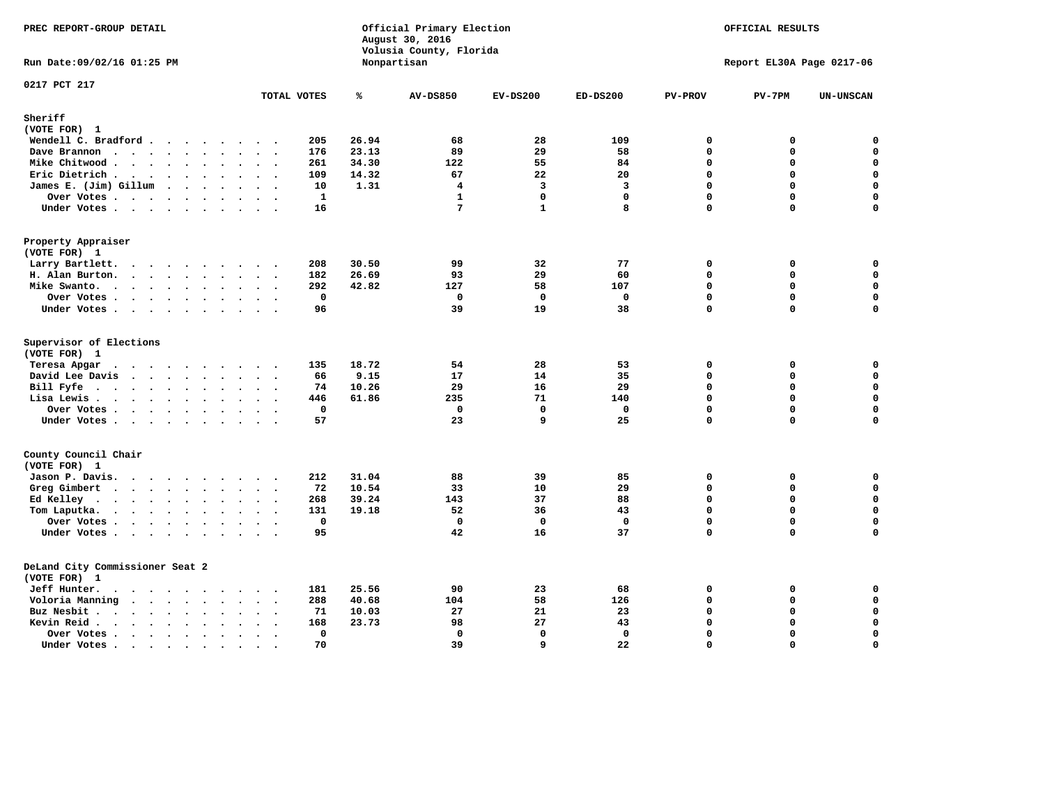PREC REPORT-GROUP DETAIL

Official Primary Election
August 30, 2016
Volusia County, Florida
Nonpartisan

OFFICIAL RESULTS

Run Date:09/02/16 01:25 PM

Report EL30A Page 0217-06

0217 PCT 217

| | TOTAL VOTES | % | AV-DS850 | EV-DS200 | ED-DS200 | PV-PROV | PV-7PM | UN-UNSCAN |
|---|---|---|---|---|---|---|---|---|
| **Sheriff** | | | | | | | | |
| (VOTE FOR) 1 | | | | | | | | |
| Wendell C. Bradford | 205 | 26.94 | 68 | 28 | 109 | 0 | 0 | 0 |
| Dave Brannon | 176 | 23.13 | 89 | 29 | 58 | 0 | 0 | 0 |
| Mike Chitwood | 261 | 34.30 | 122 | 55 | 84 | 0 | 0 | 0 |
| Eric Dietrich | 109 | 14.32 | 67 | 22 | 20 | 0 | 0 | 0 |
| James E. (Jim) Gillum | 10 | 1.31 | 4 | 3 | 3 | 0 | 0 | 0 |
| Over Votes | 1 | | 1 | 0 | 0 | 0 | 0 | 0 |
| Under Votes | 16 | | 7 | 1 | 8 | 0 | 0 | 0 |
| **Property Appraiser** | | | | | | | | |
| (VOTE FOR) 1 | | | | | | | | |
| Larry Bartlett | 208 | 30.50 | 99 | 32 | 77 | 0 | 0 | 0 |
| H. Alan Burton | 182 | 26.69 | 93 | 29 | 60 | 0 | 0 | 0 |
| Mike Swanto | 292 | 42.82 | 127 | 58 | 107 | 0 | 0 | 0 |
| Over Votes | 0 | | 0 | 0 | 0 | 0 | 0 | 0 |
| Under Votes | 96 | | 39 | 19 | 38 | 0 | 0 | 0 |
| **Supervisor of Elections** | | | | | | | | |
| (VOTE FOR) 1 | | | | | | | | |
| Teresa Apgar | 135 | 18.72 | 54 | 28 | 53 | 0 | 0 | 0 |
| David Lee Davis | 66 | 9.15 | 17 | 14 | 35 | 0 | 0 | 0 |
| Bill Fyfe | 74 | 10.26 | 29 | 16 | 29 | 0 | 0 | 0 |
| Lisa Lewis | 446 | 61.86 | 235 | 71 | 140 | 0 | 0 | 0 |
| Over Votes | 0 | | 0 | 0 | 0 | 0 | 0 | 0 |
| Under Votes | 57 | | 23 | 9 | 25 | 0 | 0 | 0 |
| **County Council Chair** | | | | | | | | |
| (VOTE FOR) 1 | | | | | | | | |
| Jason P. Davis | 212 | 31.04 | 88 | 39 | 85 | 0 | 0 | 0 |
| Greg Gimbert | 72 | 10.54 | 33 | 10 | 29 | 0 | 0 | 0 |
| Ed Kelley | 268 | 39.24 | 143 | 37 | 88 | 0 | 0 | 0 |
| Tom Laputka | 131 | 19.18 | 52 | 36 | 43 | 0 | 0 | 0 |
| Over Votes | 0 | | 0 | 0 | 0 | 0 | 0 | 0 |
| Under Votes | 95 | | 42 | 16 | 37 | 0 | 0 | 0 |
| **DeLand City Commissioner Seat 2** | | | | | | | | |
| (VOTE FOR) 1 | | | | | | | | |
| Jeff Hunter | 181 | 25.56 | 90 | 23 | 68 | 0 | 0 | 0 |
| Voloria Manning | 288 | 40.68 | 104 | 58 | 126 | 0 | 0 | 0 |
| Buz Nesbit | 71 | 10.03 | 27 | 21 | 23 | 0 | 0 | 0 |
| Kevin Reid | 168 | 23.73 | 98 | 27 | 43 | 0 | 0 | 0 |
| Over Votes | 0 | | 0 | 0 | 0 | 0 | 0 | 0 |
| Under Votes | 70 | | 39 | 9 | 22 | 0 | 0 | 0 |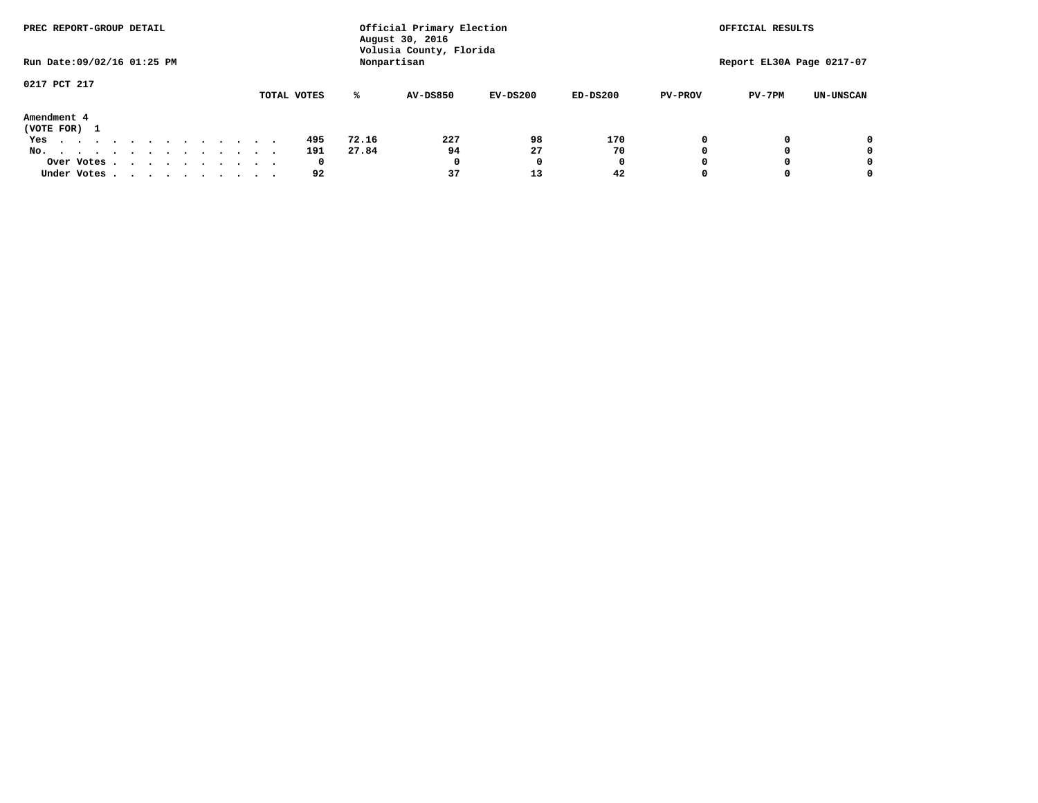PREC REPORT-GROUP DETAIL

Official Primary Election
August 30, 2016
Volusia County, Florida
Nonpartisan

OFFICIAL RESULTS

Run Date:09/02/16 01:25 PM

Report EL30A Page 0217-07

0217 PCT 217

**Amendment 4**
(VOTE FOR) 1

| | TOTAL VOTES | % | AV-DS850 | EV-DS200 | ED-DS200 | PV-PROV | PV-7PM | UN-UNSCAN |
|---|---|---|---|---|---|---|---|---|
| Yes | 495 | 72.16 | 227 | 98 | 170 | 0 | 0 | 0 |
| No. | 191 | 27.84 | 94 | 27 | 70 | 0 | 0 | 0 |
| Over Votes | 0 | | 0 | 0 | 0 | 0 | 0 | 0 |
| Under Votes | 92 | | 37 | 13 | 42 | 0 | 0 | 0 |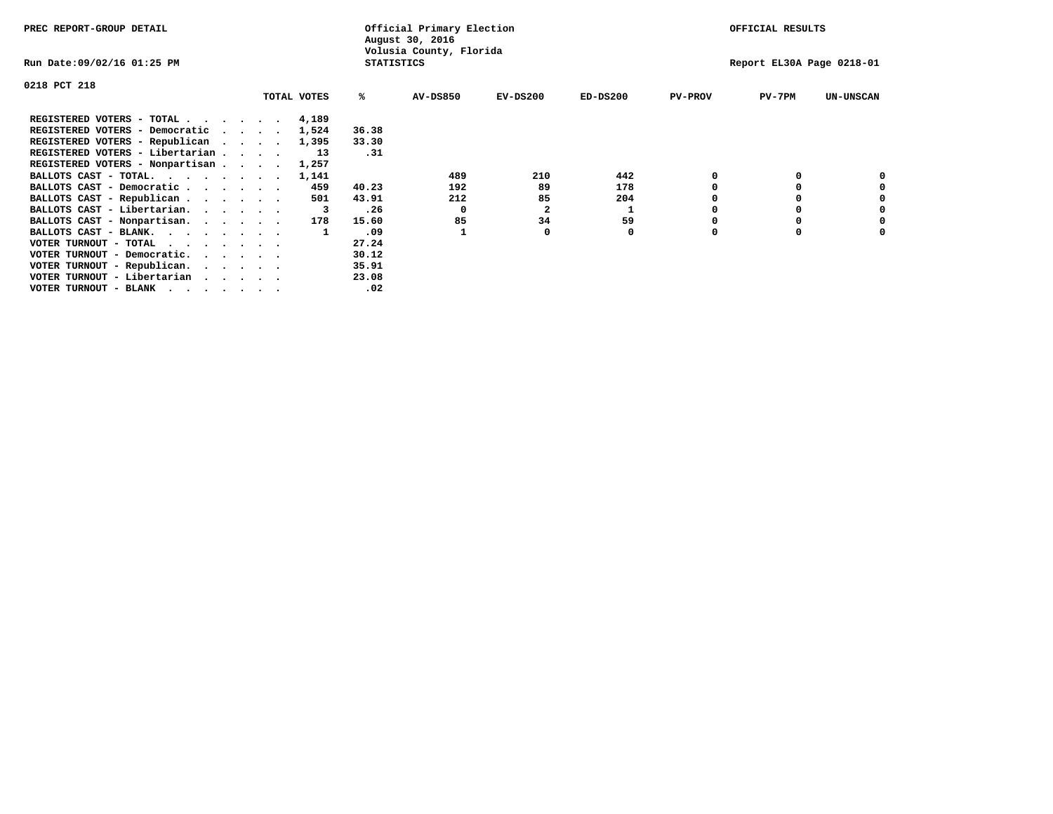PREC REPORT-GROUP DETAIL

Official Primary Election
August 30, 2016
Volusia County, Florida
STATISTICS

OFFICIAL RESULTS

Run Date:09/02/16 01:25 PM

Report EL30A Page 0218-01

0218 PCT 218

| | TOTAL VOTES | % | AV-DS850 | EV-DS200 | ED-DS200 | PV-PROV | PV-7PM | UN-UNSCAN |
|---|---|---|---|---|---|---|---|---|
| REGISTERED VOTERS - TOTAL . . . . . . | 4,189 | | | | | | | |
| REGISTERED VOTERS - Democratic . . . . | 1,524 | 36.38 | | | | | | |
| REGISTERED VOTERS - Republican . . . . | 1,395 | 33.30 | | | | | | |
| REGISTERED VOTERS - Libertarian . . . . | 13 | .31 | | | | | | |
| REGISTERED VOTERS - Nonpartisan . . . . | 1,257 | | | | | | | |
| BALLOTS CAST - TOTAL. . . . . . . . | 1,141 | | 489 | 210 | 442 | 0 | 0 | 0 |
| BALLOTS CAST - Democratic . . . . . . | 459 | 40.23 | 192 | 89 | 178 | 0 | 0 | 0 |
| BALLOTS CAST - Republican . . . . . . | 501 | 43.91 | 212 | 85 | 204 | 0 | 0 | 0 |
| BALLOTS CAST - Libertarian. . . . . . | 3 | .26 | 0 | 2 | 1 | 0 | 0 | 0 |
| BALLOTS CAST - Nonpartisan. . . . . . | 178 | 15.60 | 85 | 34 | 59 | 0 | 0 | 0 |
| BALLOTS CAST - BLANK. . . . . . . . | 1 | .09 | 1 | 0 | 0 | 0 | 0 | 0 |
| VOTER TURNOUT - TOTAL . . . . . . . | | 27.24 | | | | | | |
| VOTER TURNOUT - Democratic. . . . . . | | 30.12 | | | | | | |
| VOTER TURNOUT - Republican. . . . . . | | 35.91 | | | | | | |
| VOTER TURNOUT - Libertarian . . . . . | | 23.08 | | | | | | |
| VOTER TURNOUT - BLANK . . . . . . . | | .02 | | | | | | |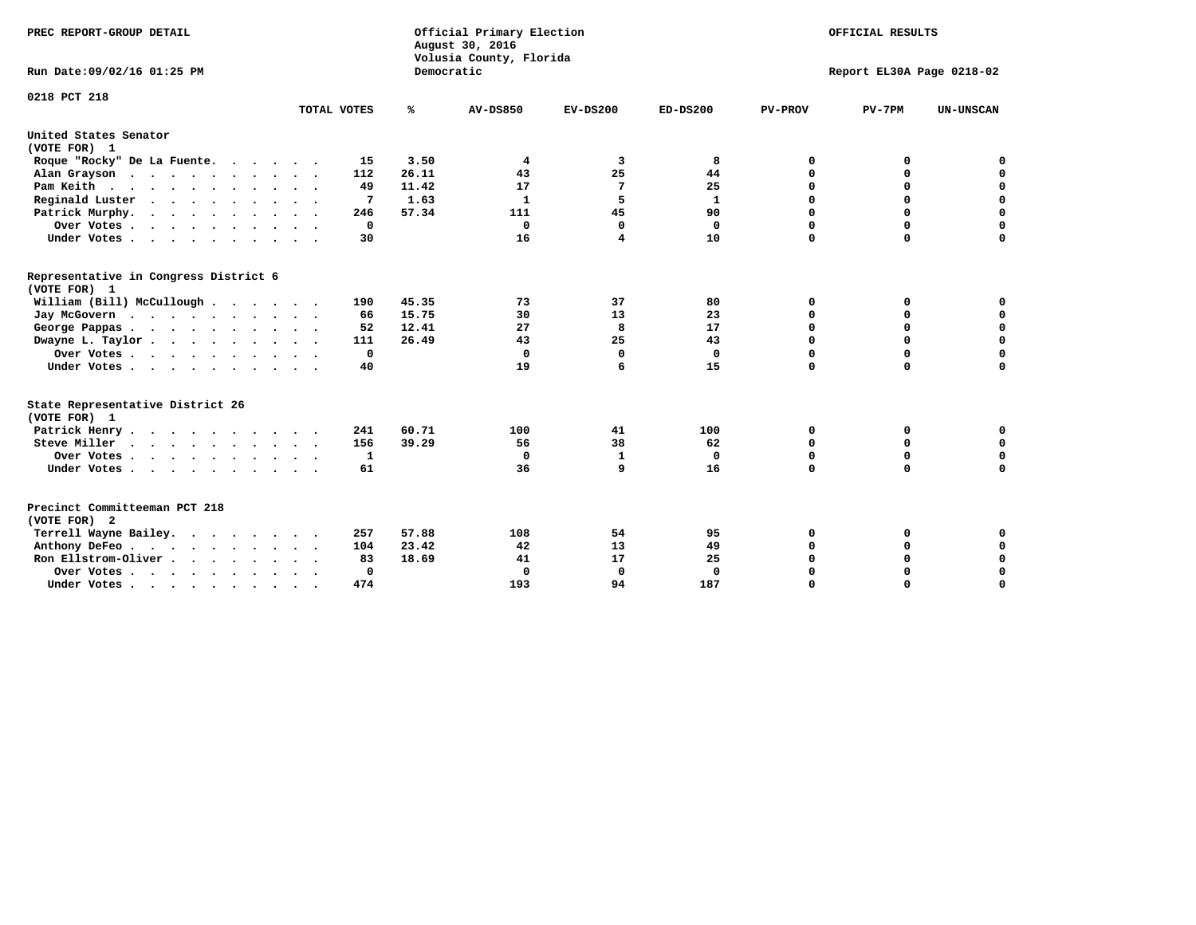PREC REPORT-GROUP DETAIL

Official Primary Election
August 30, 2016
Volusia County, Florida
Democratic

OFFICIAL RESULTS

Run Date:09/02/16 01:25 PM

Report EL30A Page 0218-02

0218 PCT 218

| | TOTAL VOTES | % | AV-DS850 | EV-DS200 | ED-DS200 | PV-PROV | PV-7PM | UN-UNSCAN |
|---|---|---|---|---|---|---|---|---|
| **United States Senator** | | | | | | | | |
| **(VOTE FOR) 1** | | | | | | | | |
| Roque "Rocky" De La Fuente. | 15 | 3.50 | 4 | 3 | 8 | 0 | 0 | 0 |
| Alan Grayson | 112 | 26.11 | 43 | 25 | 44 | 0 | 0 | 0 |
| Pam Keith | 49 | 11.42 | 17 | 7 | 25 | 0 | 0 | 0 |
| Reginald Luster | 7 | 1.63 | 1 | 5 | 1 | 0 | 0 | 0 |
| Patrick Murphy. | 246 | 57.34 | 111 | 45 | 90 | 0 | 0 | 0 |
| Over Votes | 0 | | 0 | 0 | 0 | 0 | 0 | 0 |
| Under Votes | 30 | | 16 | 4 | 10 | 0 | 0 | 0 |
| **Representative in Congress District 6** | | | | | | | | |
| **(VOTE FOR) 1** | | | | | | | | |
| William (Bill) McCullough | 190 | 45.35 | 73 | 37 | 80 | 0 | 0 | 0 |
| Jay McGovern | 66 | 15.75 | 30 | 13 | 23 | 0 | 0 | 0 |
| George Pappas | 52 | 12.41 | 27 | 8 | 17 | 0 | 0 | 0 |
| Dwayne L. Taylor | 111 | 26.49 | 43 | 25 | 43 | 0 | 0 | 0 |
| Over Votes | 0 | | 0 | 0 | 0 | 0 | 0 | 0 |
| Under Votes | 40 | | 19 | 6 | 15 | 0 | 0 | 0 |
| **State Representative District 26** | | | | | | | | |
| **(VOTE FOR) 1** | | | | | | | | |
| Patrick Henry | 241 | 60.71 | 100 | 41 | 100 | 0 | 0 | 0 |
| Steve Miller | 156 | 39.29 | 56 | 38 | 62 | 0 | 0 | 0 |
| Over Votes | 1 | | 0 | 1 | 0 | 0 | 0 | 0 |
| Under Votes | 61 | | 36 | 9 | 16 | 0 | 0 | 0 |
| **Precinct Committeeman PCT 218** | | | | | | | | |
| **(VOTE FOR) 2** | | | | | | | | |
| Terrell Wayne Bailey. | 257 | 57.88 | 108 | 54 | 95 | 0 | 0 | 0 |
| Anthony DeFeo | 104 | 23.42 | 42 | 13 | 49 | 0 | 0 | 0 |
| Ron Ellstrom-Oliver | 83 | 18.69 | 41 | 17 | 25 | 0 | 0 | 0 |
| Over Votes | 0 | | 0 | 0 | 0 | 0 | 0 | 0 |
| Under Votes | 474 | | 193 | 94 | 187 | 0 | 0 | 0 |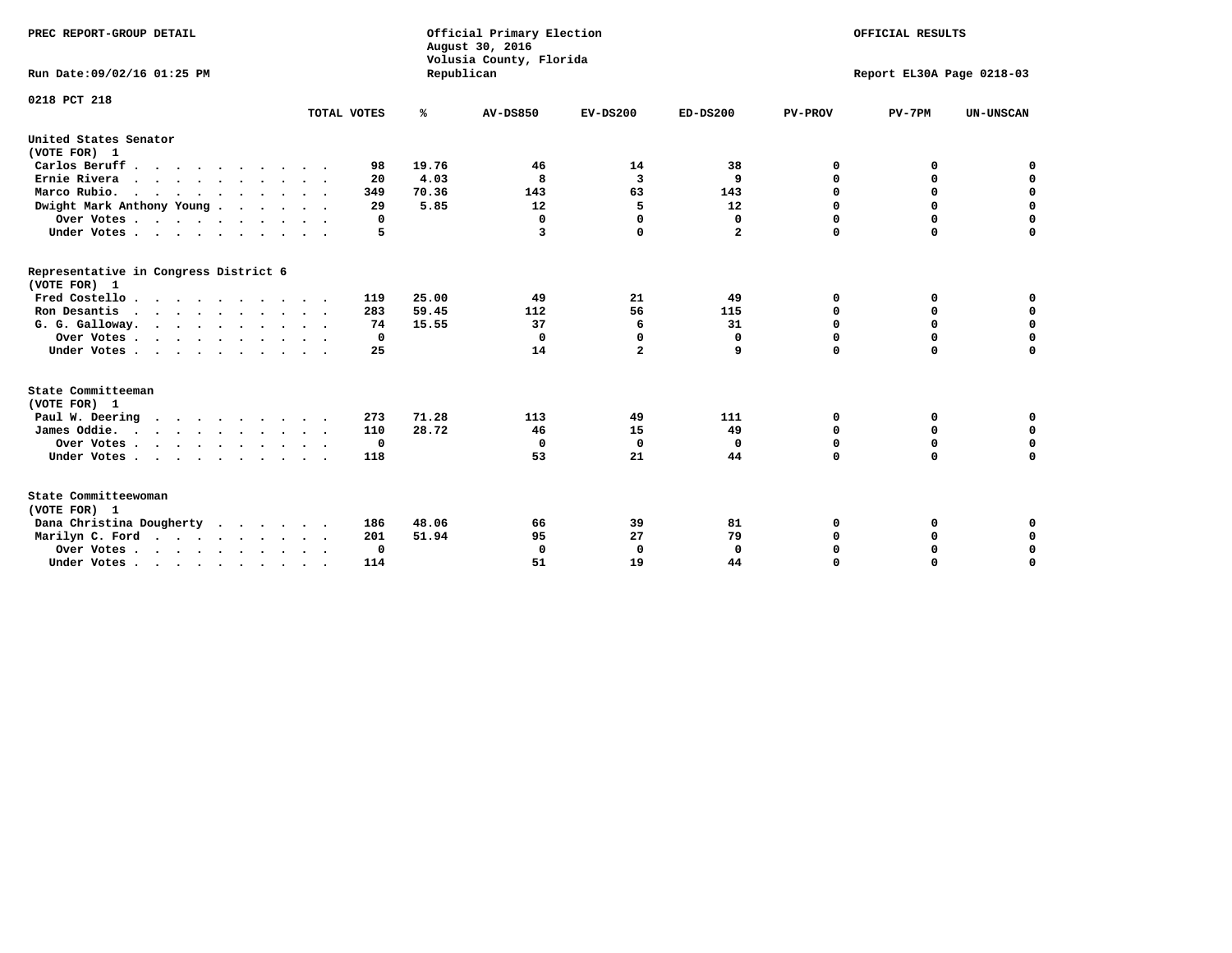PREC REPORT-GROUP DETAIL

Official Primary Election
August 30, 2016
Volusia County, Florida
Republican

OFFICIAL RESULTS

Run Date:09/02/16 01:25 PM

Report EL30A Page 0218-03

0218 PCT 218

| | TOTAL VOTES | % | AV-DS850 | EV-DS200 | ED-DS200 | PV-PROV | PV-7PM | UN-UNSCAN |
|---|---|---|---|---|---|---|---|---|
| **United States Senator** | | | | | | | | |
| **(VOTE FOR) 1** | | | | | | | | |
| Carlos Beruff | 98 | 19.76 | 46 | 14 | 38 | 0 | 0 | 0 |
| Ernie Rivera | 20 | 4.03 | 8 | 3 | 9 | 0 | 0 | 0 |
| Marco Rubio. | 349 | 70.36 | 143 | 63 | 143 | 0 | 0 | 0 |
| Dwight Mark Anthony Young | 29 | 5.85 | 12 | 5 | 12 | 0 | 0 | 0 |
| Over Votes | 0 | | 0 | 0 | 0 | 0 | 0 | 0 |
| Under Votes | 5 | | 3 | 0 | 2 | 0 | 0 | 0 |
| **Representative in Congress District 6** | | | | | | | | |
| **(VOTE FOR) 1** | | | | | | | | |
| Fred Costello | 119 | 25.00 | 49 | 21 | 49 | 0 | 0 | 0 |
| Ron Desantis | 283 | 59.45 | 112 | 56 | 115 | 0 | 0 | 0 |
| G. G. Galloway. | 74 | 15.55 | 37 | 6 | 31 | 0 | 0 | 0 |
| Over Votes | 0 | | 0 | 0 | 0 | 0 | 0 | 0 |
| Under Votes | 25 | | 14 | 2 | 9 | 0 | 0 | 0 |
| **State Committeeman** | | | | | | | | |
| **(VOTE FOR) 1** | | | | | | | | |
| Paul W. Deering | 273 | 71.28 | 113 | 49 | 111 | 0 | 0 | 0 |
| James Oddie. | 110 | 28.72 | 46 | 15 | 49 | 0 | 0 | 0 |
| Over Votes | 0 | | 0 | 0 | 0 | 0 | 0 | 0 |
| Under Votes | 118 | | 53 | 21 | 44 | 0 | 0 | 0 |
| **State Committeewoman** | | | | | | | | |
| **(VOTE FOR) 1** | | | | | | | | |
| Dana Christina Dougherty | 186 | 48.06 | 66 | 39 | 81 | 0 | 0 | 0 |
| Marilyn C. Ford | 201 | 51.94 | 95 | 27 | 79 | 0 | 0 | 0 |
| Over Votes | 0 | | 0 | 0 | 0 | 0 | 0 | 0 |
| Under Votes | 114 | | 51 | 19 | 44 | 0 | 0 | 0 |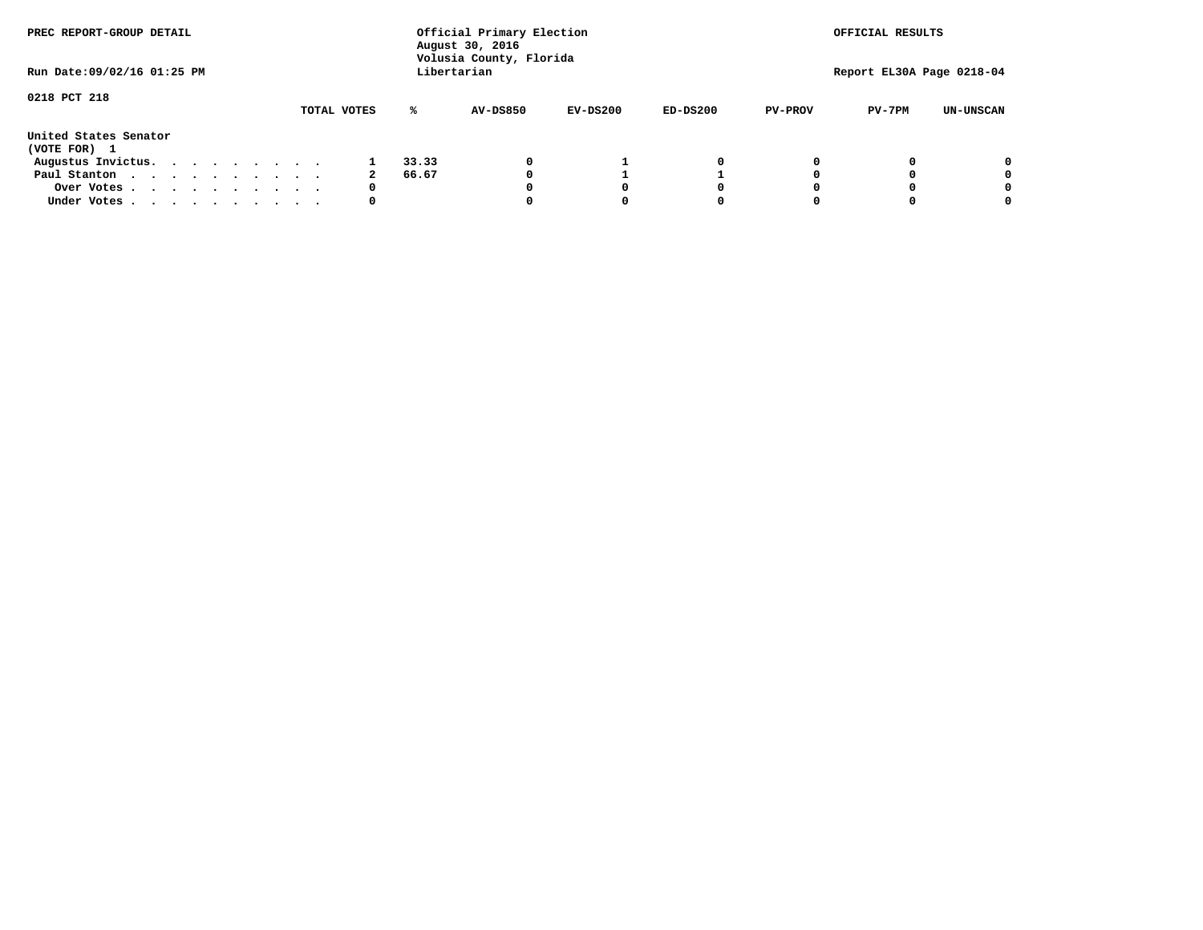PREC REPORT-GROUP DETAIL

Official Primary Election
August 30, 2016
Volusia County, Florida
Libertarian

OFFICIAL RESULTS

Run Date:09/02/16 01:25 PM

Report EL30A Page 0218-04

0218 PCT 218

United States Senator
(VOTE FOR) 1

| | TOTAL VOTES | % | AV-DS850 | EV-DS200 | ED-DS200 | PV-PROV | PV-7PM | UN-UNSCAN |
|---|---|---|---|---|---|---|---|---|
| Augustus Invictus. . . . . . . . . . | 1 | 33.33 | 0 | 1 | 0 | 0 | 0 | 0 |
| Paul Stanton . . . . . . . . . . . | 2 | 66.67 | 0 | 1 | 1 | 0 | 0 | 0 |
| Over Votes . . . . . . . . . . . | 0 | | 0 | 0 | 0 | 0 | 0 | 0 |
| Under Votes . . . . . . . . . . . | 0 | | 0 | 0 | 0 | 0 | 0 | 0 |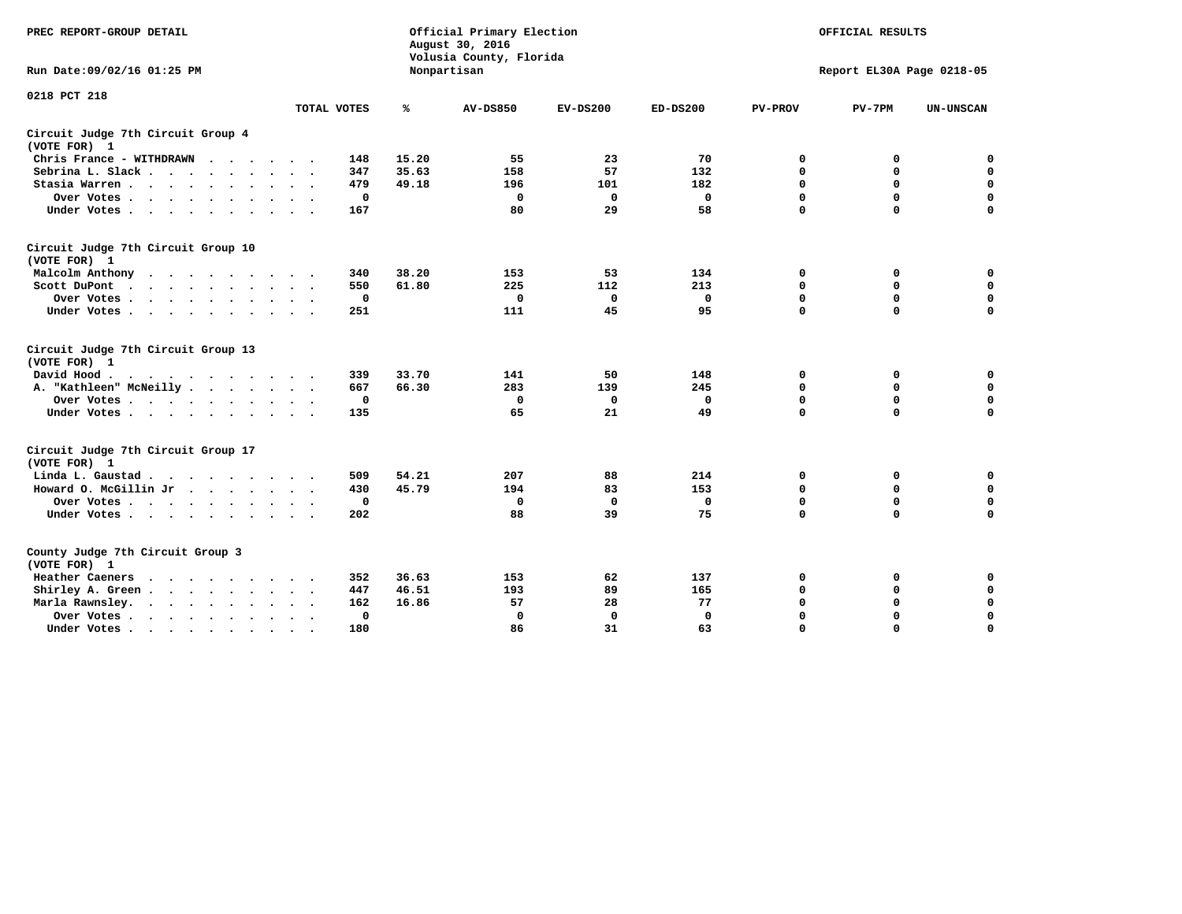PREC REPORT-GROUP DETAIL

Run Date:09/02/16 01:25 PM

Official Primary Election
August 30, 2016
Volusia County, Florida
Nonpartisan

OFFICIAL RESULTS

Report EL30A Page 0218-05

0218 PCT 218

| | TOTAL VOTES | % | AV-DS850 | EV-DS200 | ED-DS200 | PV-PROV | PV-7PM | UN-UNSCAN |
|---|---|---|---|---|---|---|---|---|
| **Circuit Judge 7th Circuit Group 4 (VOTE FOR) 1** | | | | | | | | |
| Chris France - WITHDRAWN | 148 | 15.20 | 55 | 23 | 70 | 0 | 0 | 0 |
| Sebrina L. Slack | 347 | 35.63 | 158 | 57 | 132 | 0 | 0 | 0 |
| Stasia Warren | 479 | 49.18 | 196 | 101 | 182 | 0 | 0 | 0 |
| Over Votes | 0 | | 0 | 0 | 0 | 0 | 0 | 0 |
| Under Votes | 167 | | 80 | 29 | 58 | 0 | 0 | 0 |
| **Circuit Judge 7th Circuit Group 10 (VOTE FOR) 1** | | | | | | | | |
| Malcolm Anthony | 340 | 38.20 | 153 | 53 | 134 | 0 | 0 | 0 |
| Scott DuPont | 550 | 61.80 | 225 | 112 | 213 | 0 | 0 | 0 |
| Over Votes | 0 | | 0 | 0 | 0 | 0 | 0 | 0 |
| Under Votes | 251 | | 111 | 45 | 95 | 0 | 0 | 0 |
| **Circuit Judge 7th Circuit Group 13 (VOTE FOR) 1** | | | | | | | | |
| David Hood | 339 | 33.70 | 141 | 50 | 148 | 0 | 0 | 0 |
| A. "Kathleen" McNeilly | 667 | 66.30 | 283 | 139 | 245 | 0 | 0 | 0 |
| Over Votes | 0 | | 0 | 0 | 0 | 0 | 0 | 0 |
| Under Votes | 135 | | 65 | 21 | 49 | 0 | 0 | 0 |
| **Circuit Judge 7th Circuit Group 17 (VOTE FOR) 1** | | | | | | | | |
| Linda L. Gaustad | 509 | 54.21 | 207 | 88 | 214 | 0 | 0 | 0 |
| Howard O. McGillin Jr | 430 | 45.79 | 194 | 83 | 153 | 0 | 0 | 0 |
| Over Votes | 0 | | 0 | 0 | 0 | 0 | 0 | 0 |
| Under Votes | 202 | | 88 | 39 | 75 | 0 | 0 | 0 |
| **County Judge 7th Circuit Group 3 (VOTE FOR) 1** | | | | | | | | |
| Heather Caeners | 352 | 36.63 | 153 | 62 | 137 | 0 | 0 | 0 |
| Shirley A. Green | 447 | 46.51 | 193 | 89 | 165 | 0 | 0 | 0 |
| Marla Rawnsley. | 162 | 16.86 | 57 | 28 | 77 | 0 | 0 | 0 |
| Over Votes | 0 | | 0 | 0 | 0 | 0 | 0 | 0 |
| Under Votes | 180 | | 86 | 31 | 63 | 0 | 0 | 0 |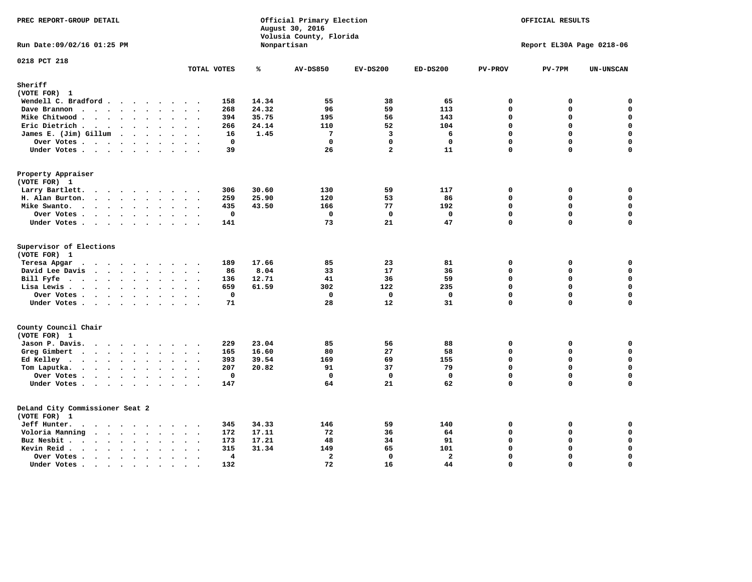PREC REPORT-GROUP DETAIL

Official Primary Election
August 30, 2016
Volusia County, Florida
Nonpartisan

OFFICIAL RESULTS

Run Date:09/02/16 01:25 PM

Report EL30A Page 0218-06

0218 PCT 218

| | TOTAL VOTES | % | AV-DS850 | EV-DS200 | ED-DS200 | PV-PROV | PV-7PM | UN-UNSCAN |
|---|---|---|---|---|---|---|---|---|
| **Sheriff** | | | | | | | | |
| (VOTE FOR) 1 | | | | | | | | |
| Wendell C. Bradford | 158 | 14.34 | 55 | 38 | 65 | 0 | 0 | 0 |
| Dave Brannon | 268 | 24.32 | 96 | 59 | 113 | 0 | 0 | 0 |
| Mike Chitwood | 394 | 35.75 | 195 | 56 | 143 | 0 | 0 | 0 |
| Eric Dietrich | 266 | 24.14 | 110 | 52 | 104 | 0 | 0 | 0 |
| James E. (Jim) Gillum | 16 | 1.45 | 7 | 3 | 6 | 0 | 0 | 0 |
| Over Votes | 0 | | 0 | 0 | 0 | 0 | 0 | 0 |
| Under Votes | 39 | | 26 | 2 | 11 | 0 | 0 | 0 |
| **Property Appraiser** | | | | | | | | |
| (VOTE FOR) 1 | | | | | | | | |
| Larry Bartlett. | 306 | 30.60 | 130 | 59 | 117 | 0 | 0 | 0 |
| H. Alan Burton. | 259 | 25.90 | 120 | 53 | 86 | 0 | 0 | 0 |
| Mike Swanto. | 435 | 43.50 | 166 | 77 | 192 | 0 | 0 | 0 |
| Over Votes | 0 | | 0 | 0 | 0 | 0 | 0 | 0 |
| Under Votes | 141 | | 73 | 21 | 47 | 0 | 0 | 0 |
| **Supervisor of Elections** | | | | | | | | |
| (VOTE FOR) 1 | | | | | | | | |
| Teresa Apgar | 189 | 17.66 | 85 | 23 | 81 | 0 | 0 | 0 |
| David Lee Davis | 86 | 8.04 | 33 | 17 | 36 | 0 | 0 | 0 |
| Bill Fyfe | 136 | 12.71 | 41 | 36 | 59 | 0 | 0 | 0 |
| Lisa Lewis | 659 | 61.59 | 302 | 122 | 235 | 0 | 0 | 0 |
| Over Votes | 0 | | 0 | 0 | 0 | 0 | 0 | 0 |
| Under Votes | 71 | | 28 | 12 | 31 | 0 | 0 | 0 |
| **County Council Chair** | | | | | | | | |
| (VOTE FOR) 1 | | | | | | | | |
| Jason P. Davis. | 229 | 23.04 | 85 | 56 | 88 | 0 | 0 | 0 |
| Greg Gimbert | 165 | 16.60 | 80 | 27 | 58 | 0 | 0 | 0 |
| Ed Kelley | 393 | 39.54 | 169 | 69 | 155 | 0 | 0 | 0 |
| Tom Laputka. | 207 | 20.82 | 91 | 37 | 79 | 0 | 0 | 0 |
| Over Votes | 0 | | 0 | 0 | 0 | 0 | 0 | 0 |
| Under Votes | 147 | | 64 | 21 | 62 | 0 | 0 | 0 |
| **DeLand City Commissioner Seat 2** | | | | | | | | |
| (VOTE FOR) 1 | | | | | | | | |
| Jeff Hunter. | 345 | 34.33 | 146 | 59 | 140 | 0 | 0 | 0 |
| Voloria Manning | 172 | 17.11 | 72 | 36 | 64 | 0 | 0 | 0 |
| Buz Nesbit | 173 | 17.21 | 48 | 34 | 91 | 0 | 0 | 0 |
| Kevin Reid | 315 | 31.34 | 149 | 65 | 101 | 0 | 0 | 0 |
| Over Votes | 4 | | 2 | 0 | 2 | 0 | 0 | 0 |
| Under Votes | 132 | | 72 | 16 | 44 | 0 | 0 | 0 |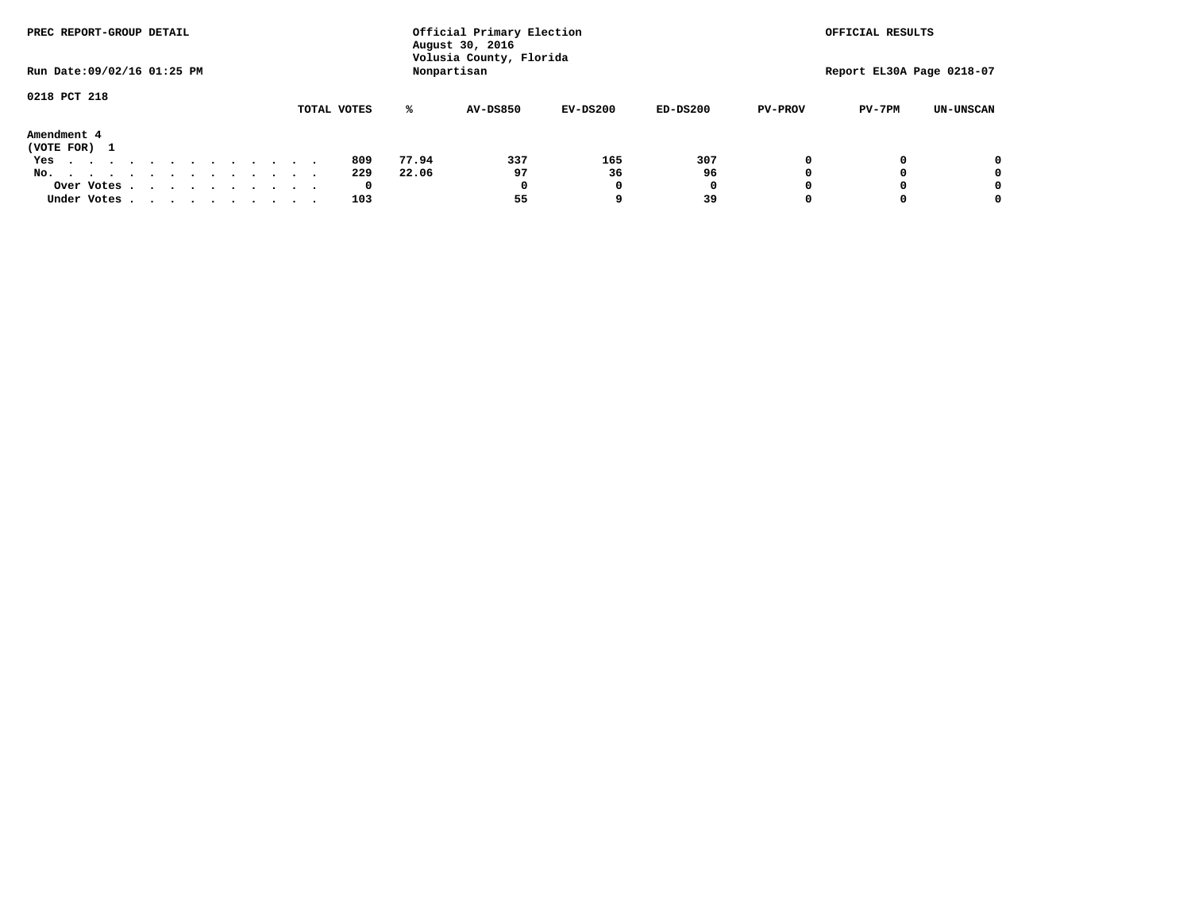PREC REPORT-GROUP DETAIL

Official Primary Election
August 30, 2016
Volusia County, Florida
Nonpartisan

OFFICIAL RESULTS

Run Date:09/02/16 01:25 PM

Report EL30A Page 0218-07

0218 PCT 218

**Amendment 4**
(VOTE FOR) 1

| | TOTAL VOTES | % | AV-DS850 | EV-DS200 | ED-DS200 | PV-PROV | PV-7PM | UN-UNSCAN |
|---|---|---|---|---|---|---|---|---|
| Yes | 809 | 77.94 | 337 | 165 | 307 | 0 | 0 | 0 |
| No. | 229 | 22.06 | 97 | 36 | 96 | 0 | 0 | 0 |
| Over Votes | 0 | | 0 | 0 | 0 | 0 | 0 | 0 |
| Under Votes | 103 | | 55 | 9 | 39 | 0 | 0 | 0 |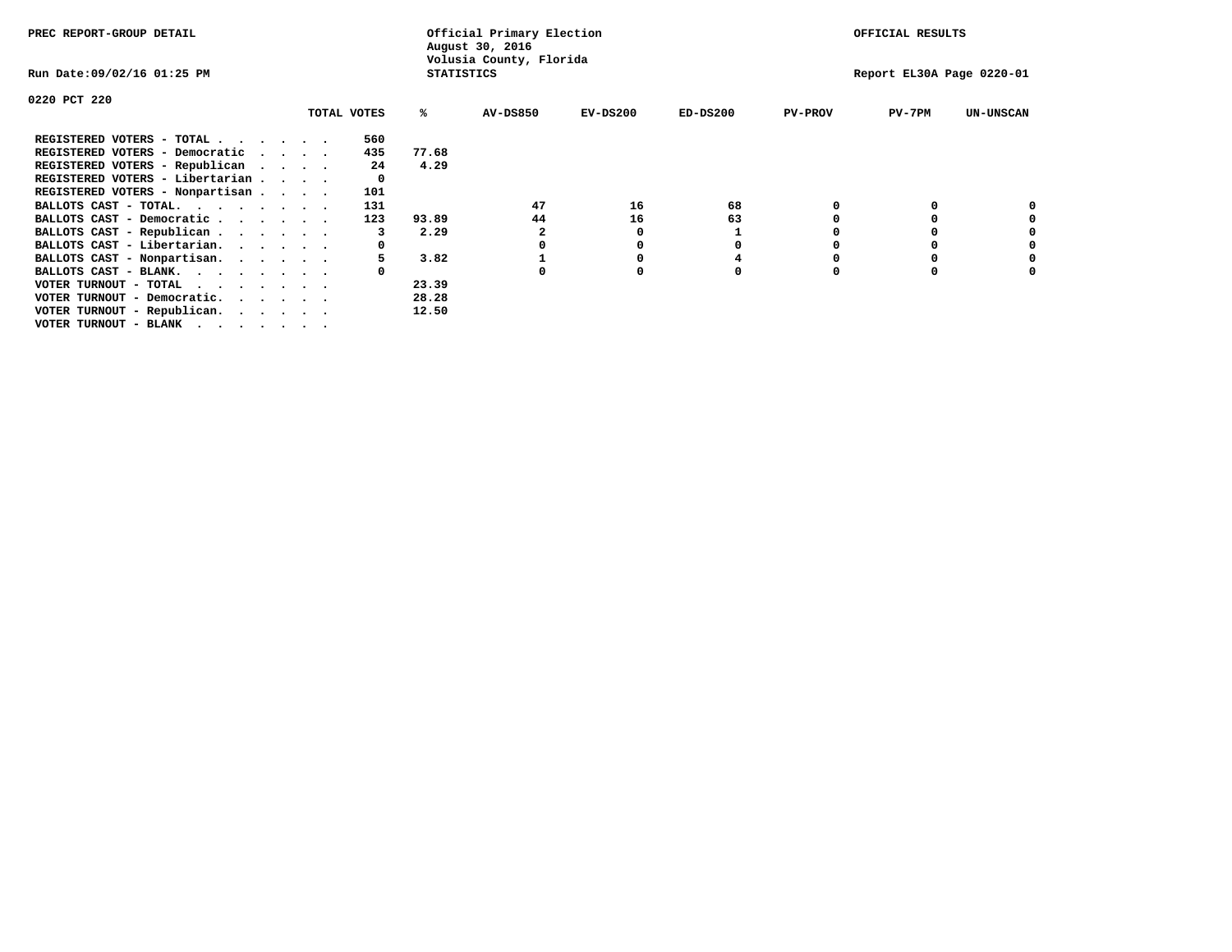PREC REPORT-GROUP DETAIL

Official Primary Election
August 30, 2016
Volusia County, Florida
STATISTICS

OFFICIAL RESULTS

Run Date:09/02/16 01:25 PM

Report EL30A Page 0220-01

0220 PCT 220

| | TOTAL VOTES | % | AV-DS850 | EV-DS200 | ED-DS200 | PV-PROV | PV-7PM | UN-UNSCAN |
|---|---|---|---|---|---|---|---|---|
| REGISTERED VOTERS - TOTAL . . . . . . | 560 | | | | | | | |
| REGISTERED VOTERS - Democratic . . . . | 435 | 77.68 | | | | | | |
| REGISTERED VOTERS - Republican . . . . | 24 | 4.29 | | | | | | |
| REGISTERED VOTERS - Libertarian . . . . | 0 | | | | | | | |
| REGISTERED VOTERS - Nonpartisan . . . . | 101 | | | | | | | |
| BALLOTS CAST - TOTAL. . . . . . . . | 131 | | 47 | 16 | 68 | 0 | 0 | 0 |
| BALLOTS CAST - Democratic . . . . . . | 123 | 93.89 | 44 | 16 | 63 | 0 | 0 | 0 |
| BALLOTS CAST - Republican . . . . . . | 3 | 2.29 | 2 | 0 | 1 | 0 | 0 | 0 |
| BALLOTS CAST - Libertarian. . . . . . | 0 | | 0 | 0 | 0 | 0 | 0 | 0 |
| BALLOTS CAST - Nonpartisan. . . . . . | 5 | 3.82 | 1 | 0 | 4 | 0 | 0 | 0 |
| BALLOTS CAST - BLANK. . . . . . . . | 0 | | 0 | 0 | 0 | 0 | 0 | 0 |
| VOTER TURNOUT - TOTAL . . . . . . . | | 23.39 | | | | | | |
| VOTER TURNOUT - Democratic. . . . . . | | 28.28 | | | | | | |
| VOTER TURNOUT - Republican. . . . . . | | 12.50 | | | | | | |
| VOTER TURNOUT - BLANK . . . . . . . | | | | | | | | |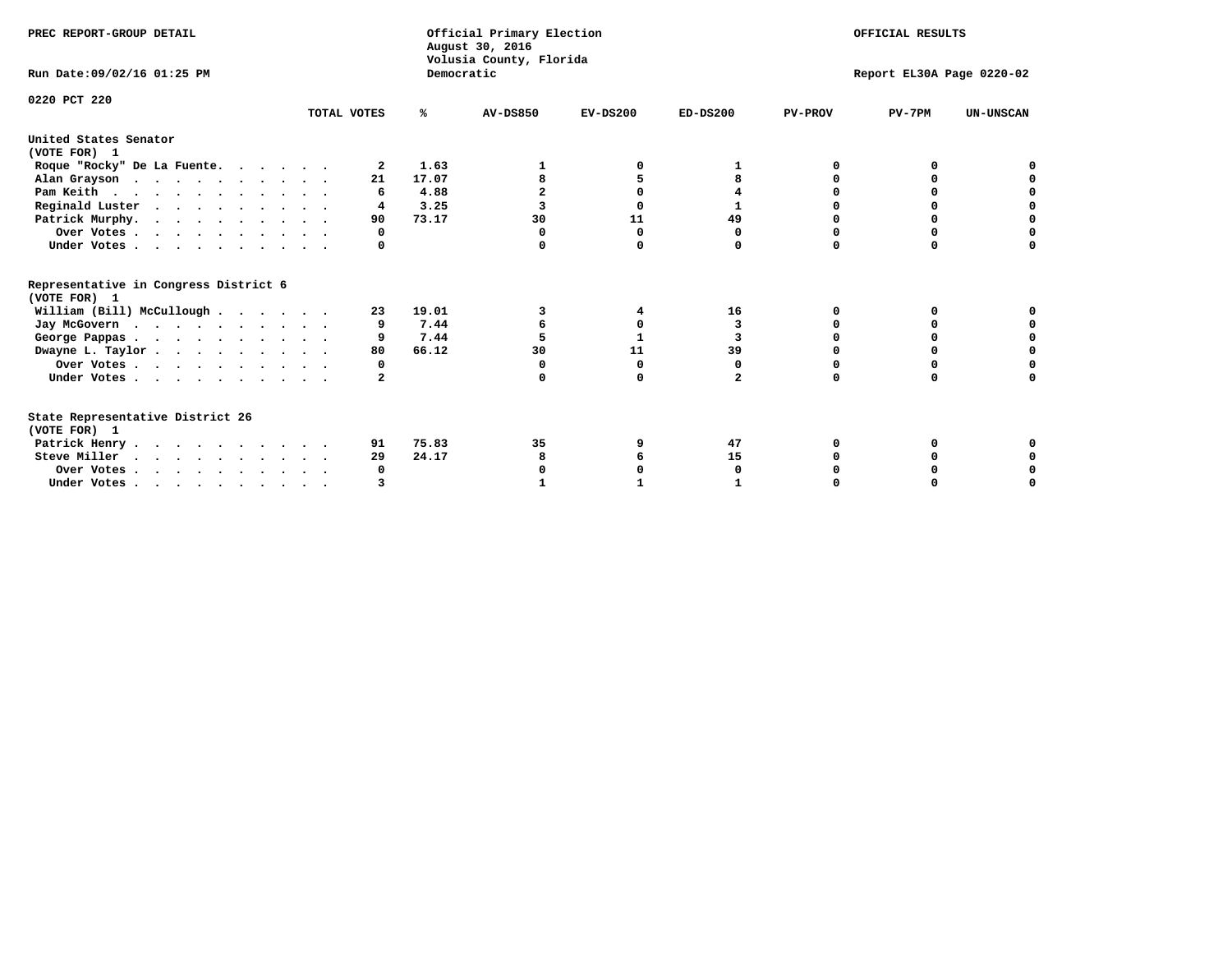PREC REPORT-GROUP DETAIL

Official Primary Election
August 30, 2016
Volusia County, Florida
Democratic

OFFICIAL RESULTS

Run Date:09/02/16 01:25 PM

Report EL30A Page 0220-02

0220 PCT 220

| | TOTAL VOTES | % | AV-DS850 | EV-DS200 | ED-DS200 | PV-PROV | PV-7PM | UN-UNSCAN |
|---|---|---|---|---|---|---|---|---|
| **United States Senator (VOTE FOR) 1** | | | | | | | | |
| Roque "Rocky" De La Fuente | 2 | 1.63 | 1 | 0 | 1 | 0 | 0 | 0 |
| Alan Grayson | 21 | 17.07 | 8 | 5 | 8 | 0 | 0 | 0 |
| Pam Keith | 6 | 4.88 | 2 | 0 | 4 | 0 | 0 | 0 |
| Reginald Luster | 4 | 3.25 | 3 | 0 | 1 | 0 | 0 | 0 |
| Patrick Murphy | 90 | 73.17 | 30 | 11 | 49 | 0 | 0 | 0 |
| Over Votes | 0 | | 0 | 0 | 0 | 0 | 0 | 0 |
| Under Votes | 0 | | 0 | 0 | 0 | 0 | 0 | 0 |
| **Representative in Congress District 6 (VOTE FOR) 1** | | | | | | | | |
| William (Bill) McCullough | 23 | 19.01 | 3 | 4 | 16 | 0 | 0 | 0 |
| Jay McGovern | 9 | 7.44 | 6 | 0 | 3 | 0 | 0 | 0 |
| George Pappas | 9 | 7.44 | 5 | 1 | 3 | 0 | 0 | 0 |
| Dwayne L. Taylor | 80 | 66.12 | 30 | 11 | 39 | 0 | 0 | 0 |
| Over Votes | 0 | | 0 | 0 | 0 | 0 | 0 | 0 |
| Under Votes | 2 | | 0 | 0 | 2 | 0 | 0 | 0 |
| **State Representative District 26 (VOTE FOR) 1** | | | | | | | | |
| Patrick Henry | 91 | 75.83 | 35 | 9 | 47 | 0 | 0 | 0 |
| Steve Miller | 29 | 24.17 | 8 | 6 | 15 | 0 | 0 | 0 |
| Over Votes | 0 | | 0 | 0 | 0 | 0 | 0 | 0 |
| Under Votes | 3 | | 1 | 1 | 1 | 0 | 0 | 0 |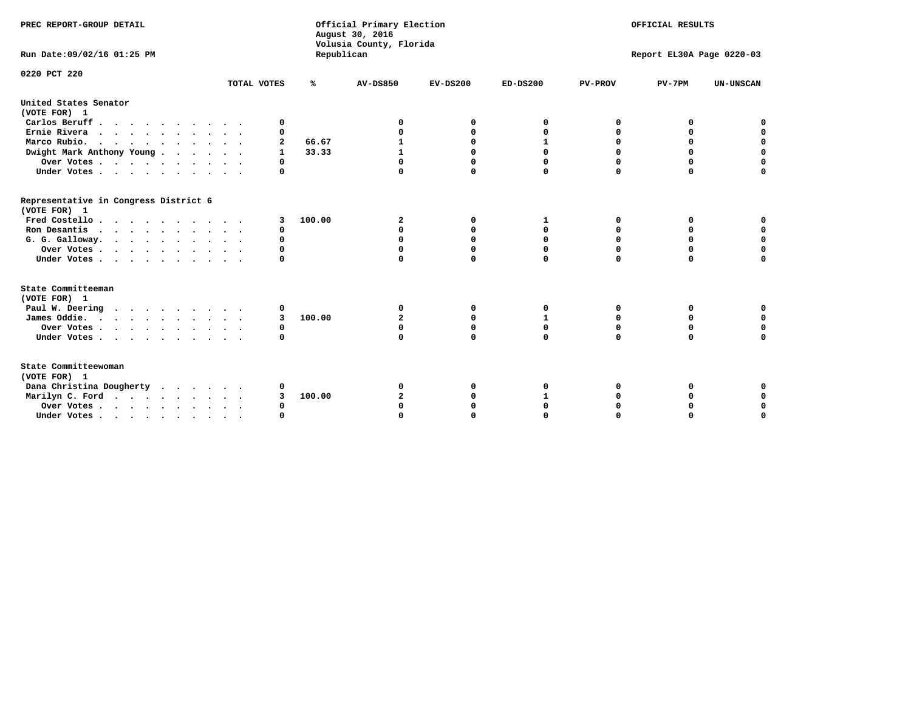PREC REPORT-GROUP DETAIL

Official Primary Election
August 30, 2016
Volusia County, Florida
Republican

OFFICIAL RESULTS

Run Date:09/02/16 01:25 PM

Report EL30A Page 0220-03

0220 PCT 220

| | TOTAL VOTES | % | AV-DS850 | EV-DS200 | ED-DS200 | PV-PROV | PV-7PM | UN-UNSCAN |
|---|---|---|---|---|---|---|---|---|
| **United States Senator (VOTE FOR) 1** | | | | | | | | |
| Carlos Beruff | 0 | | 0 | 0 | 0 | 0 | 0 | 0 |
| Ernie Rivera | 0 | | 0 | 0 | 0 | 0 | 0 | 0 |
| Marco Rubio. | 2 | 66.67 | 1 | 0 | 1 | 0 | 0 | 0 |
| Dwight Mark Anthony Young | 1 | 33.33 | 1 | 0 | 0 | 0 | 0 | 0 |
| Over Votes | 0 | | 0 | 0 | 0 | 0 | 0 | 0 |
| Under Votes | 0 | | 0 | 0 | 0 | 0 | 0 | 0 |
| **Representative in Congress District 6 (VOTE FOR) 1** | | | | | | | | |
| Fred Costello | 3 | 100.00 | 2 | 0 | 1 | 0 | 0 | 0 |
| Ron Desantis | 0 | | 0 | 0 | 0 | 0 | 0 | 0 |
| G. G. Galloway. | 0 | | 0 | 0 | 0 | 0 | 0 | 0 |
| Over Votes | 0 | | 0 | 0 | 0 | 0 | 0 | 0 |
| Under Votes | 0 | | 0 | 0 | 0 | 0 | 0 | 0 |
| **State Committeeman (VOTE FOR) 1** | | | | | | | | |
| Paul W. Deering | 0 | | 0 | 0 | 0 | 0 | 0 | 0 |
| James Oddie. | 3 | 100.00 | 2 | 0 | 1 | 0 | 0 | 0 |
| Over Votes | 0 | | 0 | 0 | 0 | 0 | 0 | 0 |
| Under Votes | 0 | | 0 | 0 | 0 | 0 | 0 | 0 |
| **State Committeewoman (VOTE FOR) 1** | | | | | | | | |
| Dana Christina Dougherty | 0 | | 0 | 0 | 0 | 0 | 0 | 0 |
| Marilyn C. Ford | 3 | 100.00 | 2 | 0 | 1 | 0 | 0 | 0 |
| Over Votes | 0 | | 0 | 0 | 0 | 0 | 0 | 0 |
| Under Votes | 0 | | 0 | 0 | 0 | 0 | 0 | 0 |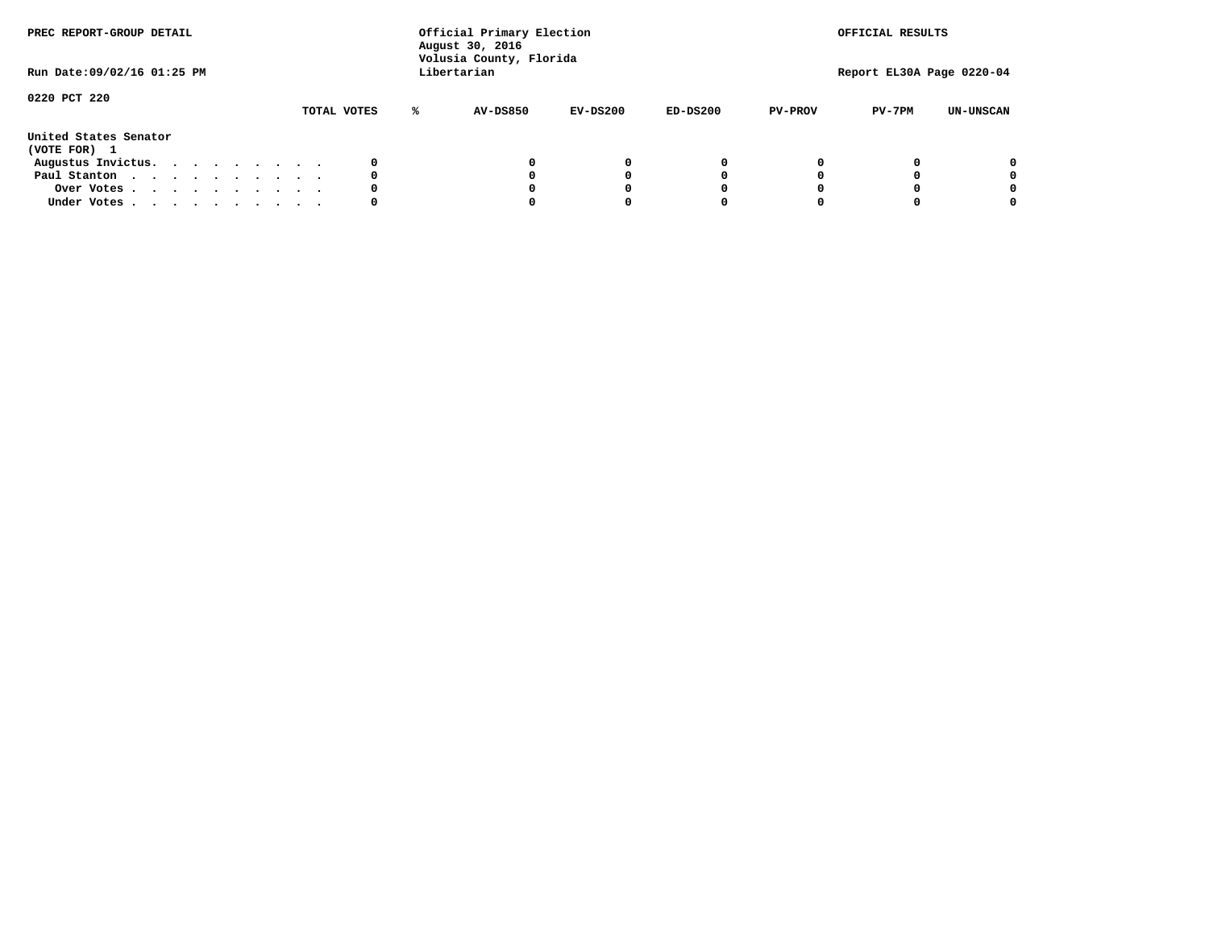PREC REPORT-GROUP DETAIL

Official Primary Election
August 30, 2016
Volusia County, Florida
Libertarian

OFFICIAL RESULTS

Run Date:09/02/16 01:25 PM

Report EL30A Page 0220-04

0220 PCT 220

| | TOTAL VOTES | % | AV-DS850 | EV-DS200 | ED-DS200 | PV-PROV | PV-7PM | UN-UNSCAN |
|---|---|---|---|---|---|---|---|---|
| **United States Senator** | | | | | | | | |
| **(VOTE FOR) 1** | | | | | | | | |
| Augustus Invictus. . . . . . . . . . | 0 | | 0 | 0 | 0 | 0 | 0 | 0 |
| Paul Stanton . . . . . . . . . . . | 0 | | 0 | 0 | 0 | 0 | 0 | 0 |
| Over Votes . . . . . . . . . . . | 0 | | 0 | 0 | 0 | 0 | 0 | 0 |
| Under Votes . . . . . . . . . . . | 0 | | 0 | 0 | 0 | 0 | 0 | 0 |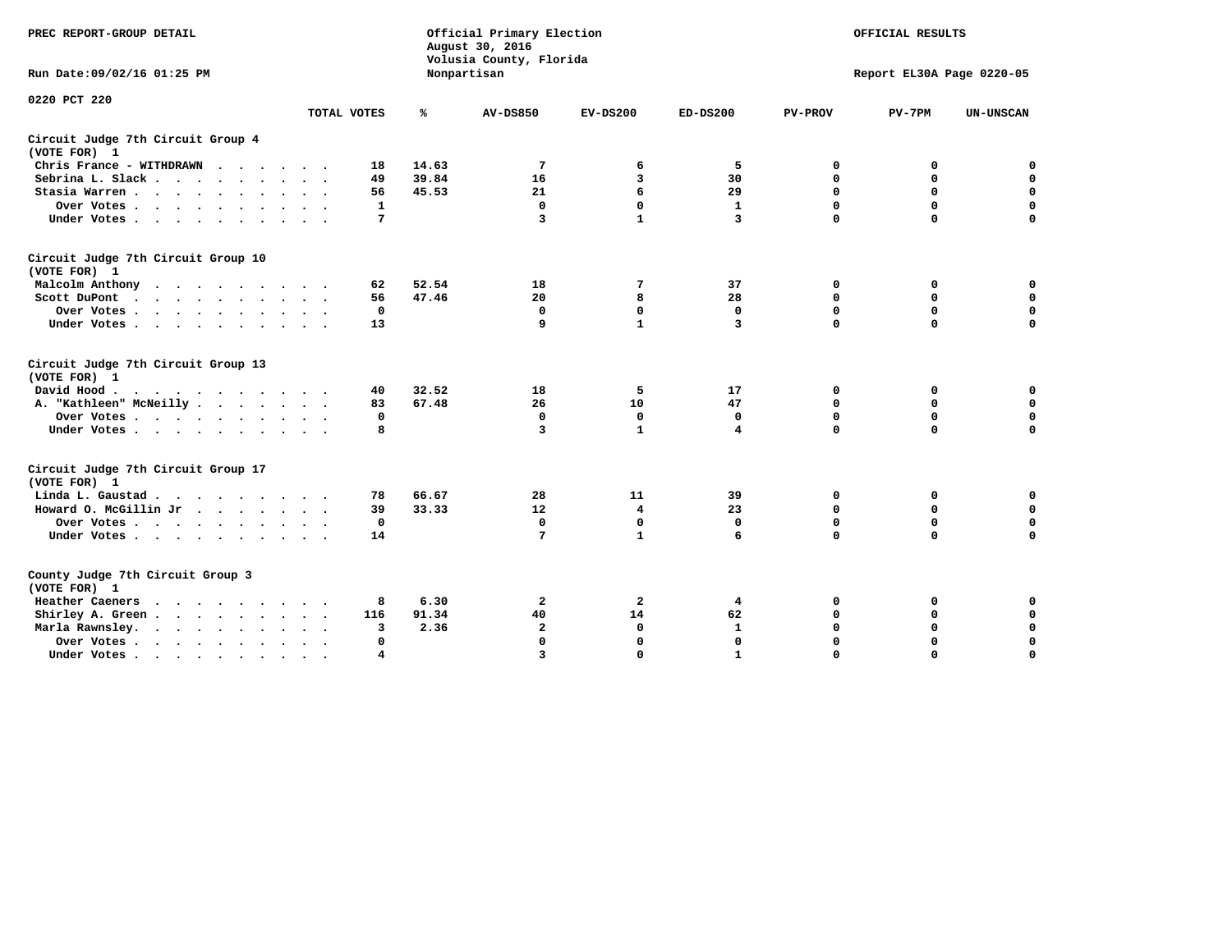PREC REPORT-GROUP DETAIL

Official Primary Election
August 30, 2016
Volusia County, Florida
Nonpartisan

OFFICIAL RESULTS

Run Date:09/02/16 01:25 PM

Report EL30A Page 0220-05

0220 PCT 220

| | TOTAL VOTES | % | AV-DS850 | EV-DS200 | ED-DS200 | PV-PROV | PV-7PM | UN-UNSCAN |
|---|---|---|---|---|---|---|---|---|
| **Circuit Judge 7th Circuit Group 4 (VOTE FOR) 1** | | | | | | | | |
| Chris France - WITHDRAWN | 18 | 14.63 | 7 | 6 | 5 | 0 | 0 | 0 |
| Sebrina L. Slack | 49 | 39.84 | 16 | 3 | 30 | 0 | 0 | 0 |
| Stasia Warren | 56 | 45.53 | 21 | 6 | 29 | 0 | 0 | 0 |
| Over Votes | 1 | | 0 | 0 | 1 | 0 | 0 | 0 |
| Under Votes | 7 | | 3 | 1 | 3 | 0 | 0 | 0 |
| **Circuit Judge 7th Circuit Group 10 (VOTE FOR) 1** | | | | | | | | |
| Malcolm Anthony | 62 | 52.54 | 18 | 7 | 37 | 0 | 0 | 0 |
| Scott DuPont | 56 | 47.46 | 20 | 8 | 28 | 0 | 0 | 0 |
| Over Votes | 0 | | 0 | 0 | 0 | 0 | 0 | 0 |
| Under Votes | 13 | | 9 | 1 | 3 | 0 | 0 | 0 |
| **Circuit Judge 7th Circuit Group 13 (VOTE FOR) 1** | | | | | | | | |
| David Hood | 40 | 32.52 | 18 | 5 | 17 | 0 | 0 | 0 |
| A. "Kathleen" McNeilly | 83 | 67.48 | 26 | 10 | 47 | 0 | 0 | 0 |
| Over Votes | 0 | | 0 | 0 | 0 | 0 | 0 | 0 |
| Under Votes | 8 | | 3 | 1 | 4 | 0 | 0 | 0 |
| **Circuit Judge 7th Circuit Group 17 (VOTE FOR) 1** | | | | | | | | |
| Linda L. Gaustad | 78 | 66.67 | 28 | 11 | 39 | 0 | 0 | 0 |
| Howard O. McGillin Jr | 39 | 33.33 | 12 | 4 | 23 | 0 | 0 | 0 |
| Over Votes | 0 | | 0 | 0 | 0 | 0 | 0 | 0 |
| Under Votes | 14 | | 7 | 1 | 6 | 0 | 0 | 0 |
| **County Judge 7th Circuit Group 3 (VOTE FOR) 1** | | | | | | | | |
| Heather Caeners | 8 | 6.30 | 2 | 2 | 4 | 0 | 0 | 0 |
| Shirley A. Green | 116 | 91.34 | 40 | 14 | 62 | 0 | 0 | 0 |
| Marla Rawnsley | 3 | 2.36 | 2 | 0 | 1 | 0 | 0 | 0 |
| Over Votes | 0 | | 0 | 0 | 0 | 0 | 0 | 0 |
| Under Votes | 4 | | 3 | 0 | 1 | 0 | 0 | 0 |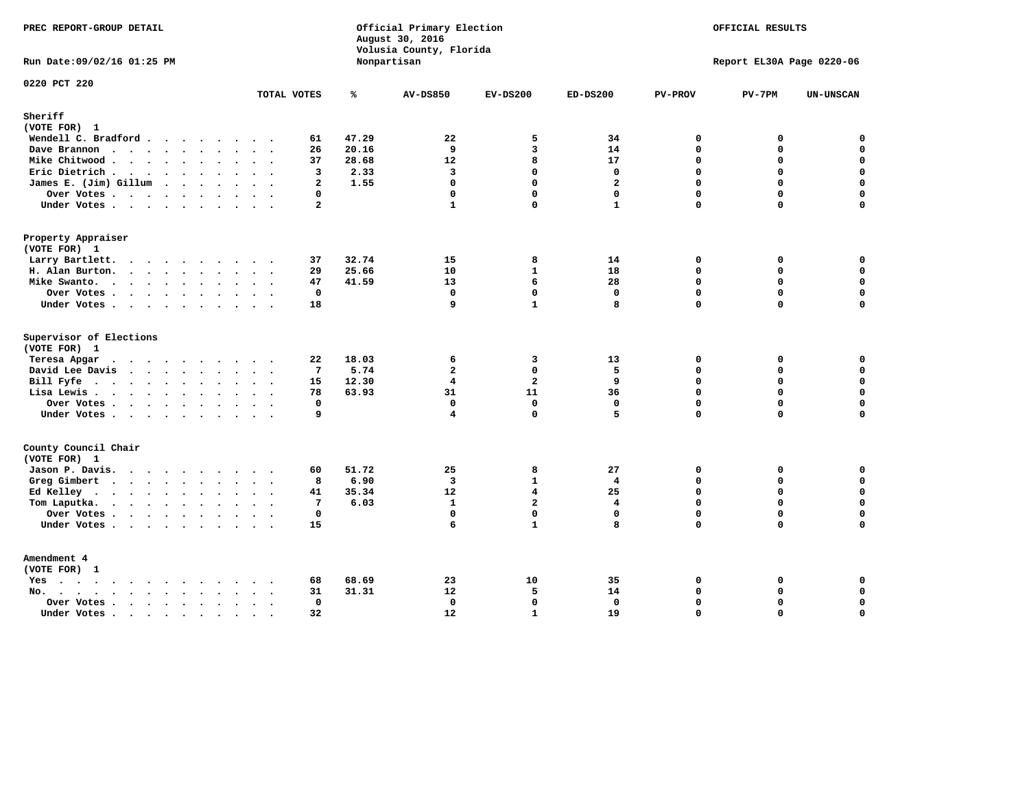PREC REPORT-GROUP DETAIL

Official Primary Election
August 30, 2016
Volusia County, Florida
Nonpartisan

OFFICIAL RESULTS

Run Date:09/02/16 01:25 PM

Report EL30A Page 0220-06

0220 PCT 220

| | TOTAL VOTES | % | AV-DS850 | EV-DS200 | ED-DS200 | PV-PROV | PV-7PM | UN-UNSCAN |
|---|---|---|---|---|---|---|---|---|
| **Sheriff** | | | | | | | | |
| (VOTE FOR) 1 | | | | | | | | |
| Wendell C. Bradford | 61 | 47.29 | 22 | 5 | 34 | 0 | 0 | 0 |
| Dave Brannon | 26 | 20.16 | 9 | 3 | 14 | 0 | 0 | 0 |
| Mike Chitwood | 37 | 28.68 | 12 | 8 | 17 | 0 | 0 | 0 |
| Eric Dietrich | 3 | 2.33 | 3 | 0 | 0 | 0 | 0 | 0 |
| James E. (Jim) Gillum | 2 | 1.55 | 0 | 0 | 2 | 0 | 0 | 0 |
| Over Votes | 0 | | 0 | 0 | 0 | 0 | 0 | 0 |
| Under Votes | 2 | | 1 | 0 | 1 | 0 | 0 | 0 |
| **Property Appraiser** | | | | | | | | |
| (VOTE FOR) 1 | | | | | | | | |
| Larry Bartlett | 37 | 32.74 | 15 | 8 | 14 | 0 | 0 | 0 |
| H. Alan Burton | 29 | 25.66 | 10 | 1 | 18 | 0 | 0 | 0 |
| Mike Swanto | 47 | 41.59 | 13 | 6 | 28 | 0 | 0 | 0 |
| Over Votes | 0 | | 0 | 0 | 0 | 0 | 0 | 0 |
| Under Votes | 18 | | 9 | 1 | 8 | 0 | 0 | 0 |
| **Supervisor of Elections** | | | | | | | | |
| (VOTE FOR) 1 | | | | | | | | |
| Teresa Apgar | 22 | 18.03 | 6 | 3 | 13 | 0 | 0 | 0 |
| David Lee Davis | 7 | 5.74 | 2 | 0 | 5 | 0 | 0 | 0 |
| Bill Fyfe | 15 | 12.30 | 4 | 2 | 9 | 0 | 0 | 0 |
| Lisa Lewis | 78 | 63.93 | 31 | 11 | 36 | 0 | 0 | 0 |
| Over Votes | 0 | | 0 | 0 | 0 | 0 | 0 | 0 |
| Under Votes | 9 | | 4 | 0 | 5 | 0 | 0 | 0 |
| **County Council Chair** | | | | | | | | |
| (VOTE FOR) 1 | | | | | | | | |
| Jason P. Davis | 60 | 51.72 | 25 | 8 | 27 | 0 | 0 | 0 |
| Greg Gimbert | 8 | 6.90 | 3 | 1 | 4 | 0 | 0 | 0 |
| Ed Kelley | 41 | 35.34 | 12 | 4 | 25 | 0 | 0 | 0 |
| Tom Laputka | 7 | 6.03 | 1 | 2 | 4 | 0 | 0 | 0 |
| Over Votes | 0 | | 0 | 0 | 0 | 0 | 0 | 0 |
| Under Votes | 15 | | 6 | 1 | 8 | 0 | 0 | 0 |
| **Amendment 4** | | | | | | | | |
| (VOTE FOR) 1 | | | | | | | | |
| Yes | 68 | 68.69 | 23 | 10 | 35 | 0 | 0 | 0 |
| No | 31 | 31.31 | 12 | 5 | 14 | 0 | 0 | 0 |
| Over Votes | 0 | | 0 | 0 | 0 | 0 | 0 | 0 |
| Under Votes | 32 | | 12 | 1 | 19 | 0 | 0 | 0 |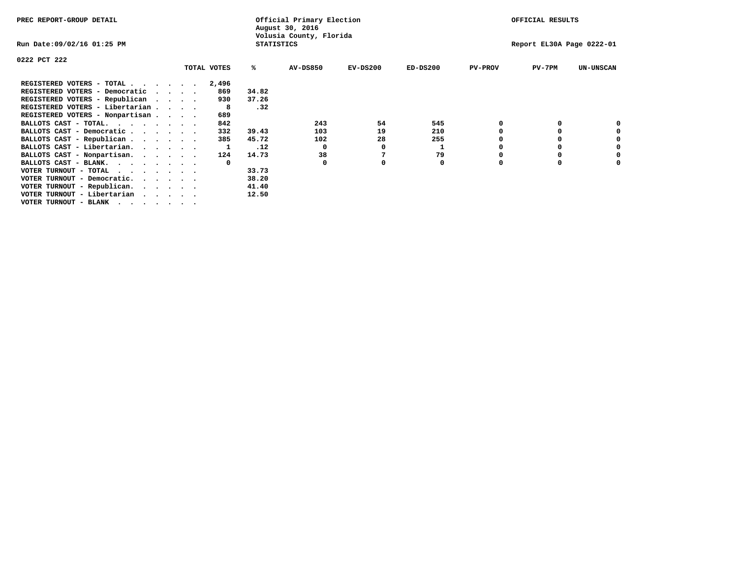PREC REPORT-GROUP DETAIL

Official Primary Election
August 30, 2016
Volusia County, Florida
STATISTICS

OFFICIAL RESULTS

Run Date:09/02/16 01:25 PM

Report EL30A Page 0222-01

0222 PCT 222

| | TOTAL VOTES | % | AV-DS850 | EV-DS200 | ED-DS200 | PV-PROV | PV-7PM | UN-UNSCAN |
|---|---|---|---|---|---|---|---|---|
| REGISTERED VOTERS - TOTAL . . . . . . | 2,496 | | | | | | | |
| REGISTERED VOTERS - Democratic . . . . | 869 | 34.82 | | | | | | |
| REGISTERED VOTERS - Republican . . . . | 930 | 37.26 | | | | | | |
| REGISTERED VOTERS - Libertarian . . . . | 8 | .32 | | | | | | |
| REGISTERED VOTERS - Nonpartisan . . . . | 689 | | | | | | | |
| BALLOTS CAST - TOTAL. . . . . . . . | 842 | | 243 | 54 | 545 | 0 | 0 | 0 |
| BALLOTS CAST - Democratic . . . . . . | 332 | 39.43 | 103 | 19 | 210 | 0 | 0 | 0 |
| BALLOTS CAST - Republican . . . . . . | 385 | 45.72 | 102 | 28 | 255 | 0 | 0 | 0 |
| BALLOTS CAST - Libertarian. . . . . . | 1 | .12 | 0 | 0 | 1 | 0 | 0 | 0 |
| BALLOTS CAST - Nonpartisan. . . . . . | 124 | 14.73 | 38 | 7 | 79 | 0 | 0 | 0 |
| BALLOTS CAST - BLANK. . . . . . . . | 0 | | 0 | 0 | 0 | 0 | 0 | 0 |
| VOTER TURNOUT - TOTAL . . . . . . . | | 33.73 | | | | | | |
| VOTER TURNOUT - Democratic. . . . . . | | 38.20 | | | | | | |
| VOTER TURNOUT - Republican. . . . . . | | 41.40 | | | | | | |
| VOTER TURNOUT - Libertarian . . . . . | | 12.50 | | | | | | |
| VOTER TURNOUT - BLANK . . . . . . . | | | | | | | | |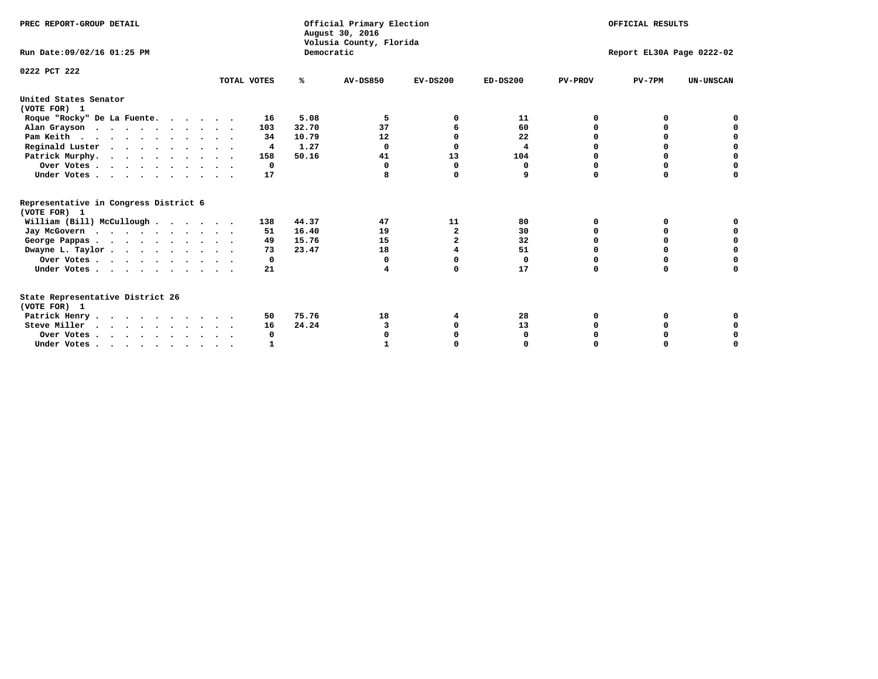PREC REPORT-GROUP DETAIL

Official Primary Election
August 30, 2016
Volusia County, Florida
Democratic

OFFICIAL RESULTS

Run Date:09/02/16 01:25 PM

Report EL30A Page 0222-02

0222 PCT 222

| | TOTAL VOTES | % | AV-DS850 | EV-DS200 | ED-DS200 | PV-PROV | PV-7PM | UN-UNSCAN |
|---|---|---|---|---|---|---|---|---|
| **United States Senator (VOTE FOR) 1** | | | | | | | | |
| Roque "Rocky" De La Fuente | 16 | 5.08 | 5 | 0 | 11 | 0 | 0 | 0 |
| Alan Grayson | 103 | 32.70 | 37 | 6 | 60 | 0 | 0 | 0 |
| Pam Keith | 34 | 10.79 | 12 | 0 | 22 | 0 | 0 | 0 |
| Reginald Luster | 4 | 1.27 | 0 | 0 | 4 | 0 | 0 | 0 |
| Patrick Murphy | 158 | 50.16 | 41 | 13 | 104 | 0 | 0 | 0 |
| Over Votes | 0 | | 0 | 0 | 0 | 0 | 0 | 0 |
| Under Votes | 17 | | 8 | 0 | 9 | 0 | 0 | 0 |
| **Representative in Congress District 6 (VOTE FOR) 1** | | | | | | | | |
| William (Bill) McCullough | 138 | 44.37 | 47 | 11 | 80 | 0 | 0 | 0 |
| Jay McGovern | 51 | 16.40 | 19 | 2 | 30 | 0 | 0 | 0 |
| George Pappas | 49 | 15.76 | 15 | 2 | 32 | 0 | 0 | 0 |
| Dwayne L. Taylor | 73 | 23.47 | 18 | 4 | 51 | 0 | 0 | 0 |
| Over Votes | 0 | | 0 | 0 | 0 | 0 | 0 | 0 |
| Under Votes | 21 | | 4 | 0 | 17 | 0 | 0 | 0 |
| **State Representative District 26 (VOTE FOR) 1** | | | | | | | | |
| Patrick Henry | 50 | 75.76 | 18 | 4 | 28 | 0 | 0 | 0 |
| Steve Miller | 16 | 24.24 | 3 | 0 | 13 | 0 | 0 | 0 |
| Over Votes | 0 | | 0 | 0 | 0 | 0 | 0 | 0 |
| Under Votes | 1 | | 1 | 0 | 0 | 0 | 0 | 0 |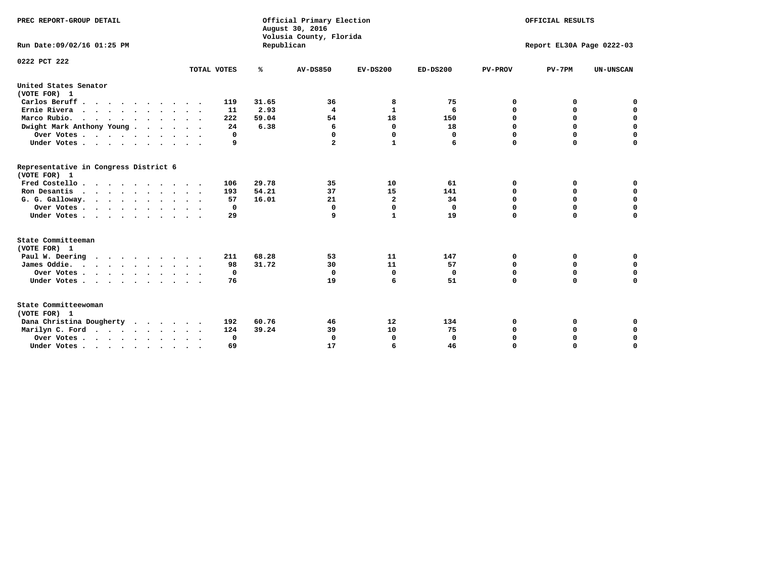PREC REPORT-GROUP DETAIL

Official Primary Election
August 30, 2016
Volusia County, Florida
Republican

OFFICIAL RESULTS

Run Date:09/02/16 01:25 PM

Report EL30A Page 0222-03

0222 PCT 222

| | TOTAL VOTES | % | AV-DS850 | EV-DS200 | ED-DS200 | PV-PROV | PV-7PM | UN-UNSCAN |
|---|---|---|---|---|---|---|---|---|
| **United States Senator (VOTE FOR) 1** | | | | | | | | |
| Carlos Beruff | 119 | 31.65 | 36 | 8 | 75 | 0 | 0 | 0 |
| Ernie Rivera | 11 | 2.93 | 4 | 1 | 6 | 0 | 0 | 0 |
| Marco Rubio. | 222 | 59.04 | 54 | 18 | 150 | 0 | 0 | 0 |
| Dwight Mark Anthony Young | 24 | 6.38 | 6 | 0 | 18 | 0 | 0 | 0 |
| Over Votes | 0 | | 0 | 0 | 0 | 0 | 0 | 0 |
| Under Votes | 9 | | 2 | 1 | 6 | 0 | 0 | 0 |
| **Representative in Congress District 6 (VOTE FOR) 1** | | | | | | | | |
| Fred Costello | 106 | 29.78 | 35 | 10 | 61 | 0 | 0 | 0 |
| Ron Desantis | 193 | 54.21 | 37 | 15 | 141 | 0 | 0 | 0 |
| G. G. Galloway. | 57 | 16.01 | 21 | 2 | 34 | 0 | 0 | 0 |
| Over Votes | 0 | | 0 | 0 | 0 | 0 | 0 | 0 |
| Under Votes | 29 | | 9 | 1 | 19 | 0 | 0 | 0 |
| **State Committeeman (VOTE FOR) 1** | | | | | | | | |
| Paul W. Deering | 211 | 68.28 | 53 | 11 | 147 | 0 | 0 | 0 |
| James Oddie. | 98 | 31.72 | 30 | 11 | 57 | 0 | 0 | 0 |
| Over Votes | 0 | | 0 | 0 | 0 | 0 | 0 | 0 |
| Under Votes | 76 | | 19 | 6 | 51 | 0 | 0 | 0 |
| **State Committeewoman (VOTE FOR) 1** | | | | | | | | |
| Dana Christina Dougherty | 192 | 60.76 | 46 | 12 | 134 | 0 | 0 | 0 |
| Marilyn C. Ford | 124 | 39.24 | 39 | 10 | 75 | 0 | 0 | 0 |
| Over Votes | 0 | | 0 | 0 | 0 | 0 | 0 | 0 |
| Under Votes | 69 | | 17 | 6 | 46 | 0 | 0 | 0 |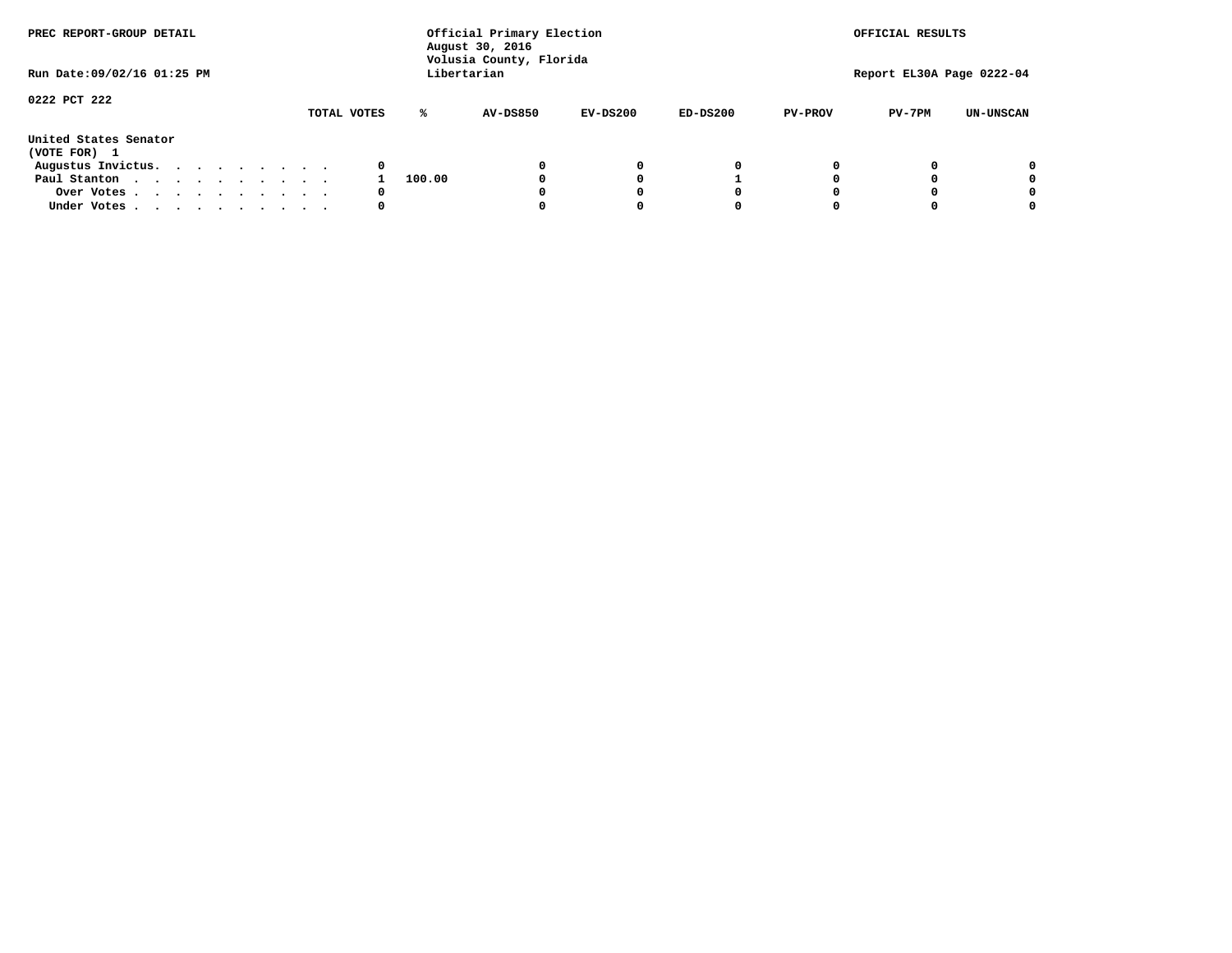PREC REPORT-GROUP DETAIL

Official Primary Election
August 30, 2016
Volusia County, Florida
Libertarian

OFFICIAL RESULTS

Run Date:09/02/16 01:25 PM

Report EL30A Page 0222-04

0222 PCT 222

| United States Senator (VOTE FOR) 1 | TOTAL VOTES | % | AV-DS850 | EV-DS200 | ED-DS200 | PV-PROV | PV-7PM | UN-UNSCAN |
|---|---|---|---|---|---|---|---|---|
| Augustus Invictus. . . . . . . . . . | 0 | | 0 | 0 | 0 | 0 | 0 | 0 |
| Paul Stanton . . . . . . . . . . . | 1 | 100.00 | 0 | 0 | 1 | 0 | 0 | 0 |
| Over Votes . . . . . . . . . . . | 0 | | 0 | 0 | 0 | 0 | 0 | 0 |
| Under Votes . . . . . . . . . . . | 0 | | 0 | 0 | 0 | 0 | 0 | 0 |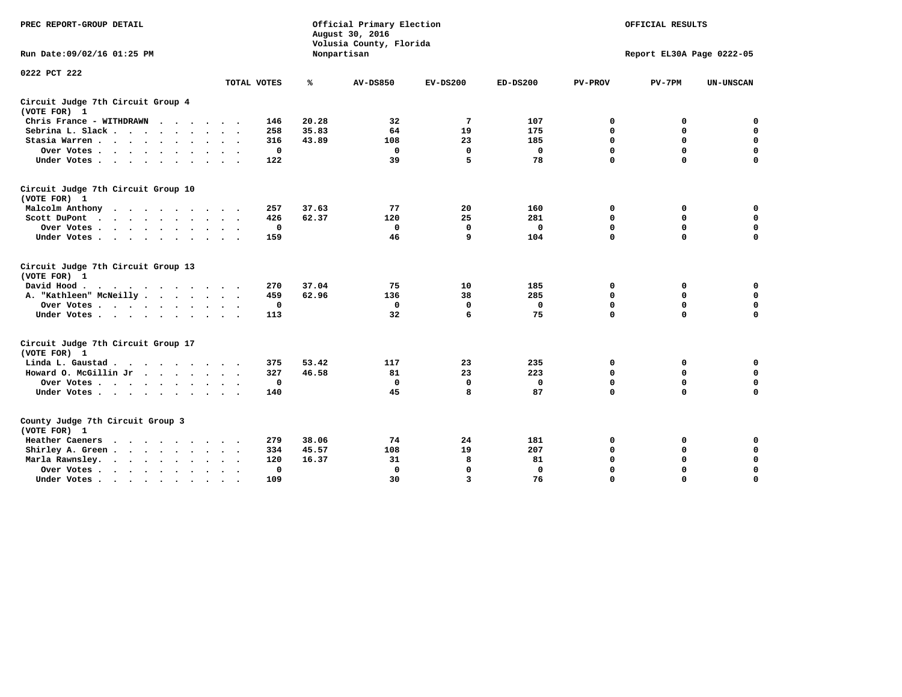PREC REPORT-GROUP DETAIL

Official Primary Election
August 30, 2016
Volusia County, Florida
Nonpartisan

OFFICIAL RESULTS

Run Date:09/02/16 01:25 PM

Report EL30A Page 0222-05

0222 PCT 222

| | TOTAL VOTES | % | AV-DS850 | EV-DS200 | ED-DS200 | PV-PROV | PV-7PM | UN-UNSCAN |
|---|---|---|---|---|---|---|---|---|
| **Circuit Judge 7th Circuit Group 4 (VOTE FOR) 1** | | | | | | | | |
| Chris France - WITHDRAWN | 146 | 20.28 | 32 | 7 | 107 | 0 | 0 | 0 |
| Sebrina L. Slack | 258 | 35.83 | 64 | 19 | 175 | 0 | 0 | 0 |
| Stasia Warren | 316 | 43.89 | 108 | 23 | 185 | 0 | 0 | 0 |
| Over Votes | 0 | | 0 | 0 | 0 | 0 | 0 | 0 |
| Under Votes | 122 | | 39 | 5 | 78 | 0 | 0 | 0 |
| **Circuit Judge 7th Circuit Group 10 (VOTE FOR) 1** | | | | | | | | |
| Malcolm Anthony | 257 | 37.63 | 77 | 20 | 160 | 0 | 0 | 0 |
| Scott DuPont | 426 | 62.37 | 120 | 25 | 281 | 0 | 0 | 0 |
| Over Votes | 0 | | 0 | 0 | 0 | 0 | 0 | 0 |
| Under Votes | 159 | | 46 | 9 | 104 | 0 | 0 | 0 |
| **Circuit Judge 7th Circuit Group 13 (VOTE FOR) 1** | | | | | | | | |
| David Hood | 270 | 37.04 | 75 | 10 | 185 | 0 | 0 | 0 |
| A. "Kathleen" McNeilly | 459 | 62.96 | 136 | 38 | 285 | 0 | 0 | 0 |
| Over Votes | 0 | | 0 | 0 | 0 | 0 | 0 | 0 |
| Under Votes | 113 | | 32 | 6 | 75 | 0 | 0 | 0 |
| **Circuit Judge 7th Circuit Group 17 (VOTE FOR) 1** | | | | | | | | |
| Linda L. Gaustad | 375 | 53.42 | 117 | 23 | 235 | 0 | 0 | 0 |
| Howard O. McGillin Jr | 327 | 46.58 | 81 | 23 | 223 | 0 | 0 | 0 |
| Over Votes | 0 | | 0 | 0 | 0 | 0 | 0 | 0 |
| Under Votes | 140 | | 45 | 8 | 87 | 0 | 0 | 0 |
| **County Judge 7th Circuit Group 3 (VOTE FOR) 1** | | | | | | | | |
| Heather Caeners | 279 | 38.06 | 74 | 24 | 181 | 0 | 0 | 0 |
| Shirley A. Green | 334 | 45.57 | 108 | 19 | 207 | 0 | 0 | 0 |
| Marla Rawnsley | 120 | 16.37 | 31 | 8 | 81 | 0 | 0 | 0 |
| Over Votes | 0 | | 0 | 0 | 0 | 0 | 0 | 0 |
| Under Votes | 109 | | 30 | 3 | 76 | 0 | 0 | 0 |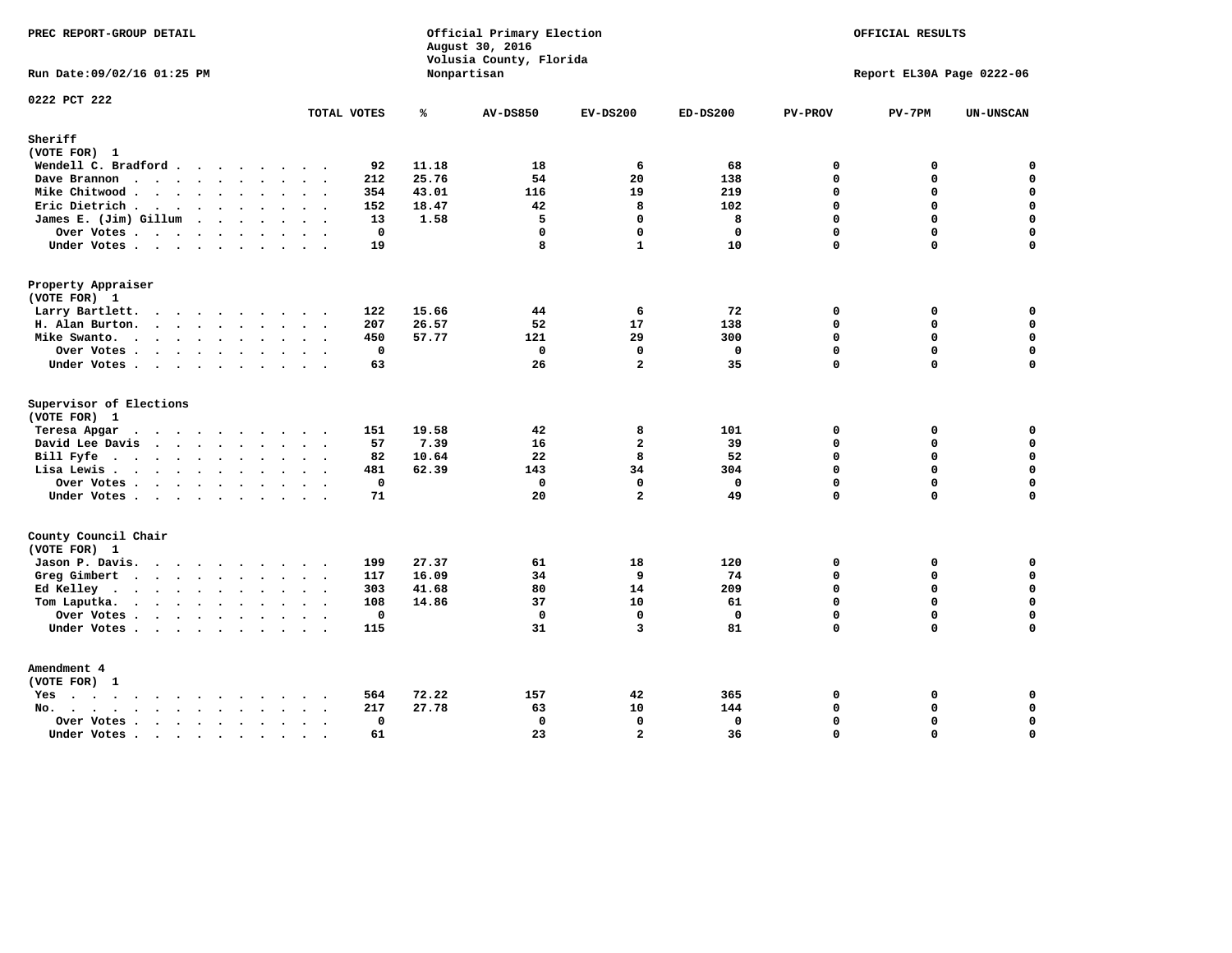PREC REPORT-GROUP DETAIL

Official Primary Election
August 30, 2016
Volusia County, Florida
Nonpartisan

OFFICIAL RESULTS

Run Date:09/02/16 01:25 PM

Report EL30A Page 0222-06

0222 PCT 222

| | TOTAL VOTES | % | AV-DS850 | EV-DS200 | ED-DS200 | PV-PROV | PV-7PM | UN-UNSCAN |
|---|---|---|---|---|---|---|---|---|
| **Sheriff** | | | | | | | | |
| **(VOTE FOR) 1** | | | | | | | | |
| Wendell C. Bradford | 92 | 11.18 | 18 | 6 | 68 | 0 | 0 | 0 |
| Dave Brannon | 212 | 25.76 | 54 | 20 | 138 | 0 | 0 | 0 |
| Mike Chitwood | 354 | 43.01 | 116 | 19 | 219 | 0 | 0 | 0 |
| Eric Dietrich | 152 | 18.47 | 42 | 8 | 102 | 0 | 0 | 0 |
| James E. (Jim) Gillum | 13 | 1.58 | 5 | 0 | 8 | 0 | 0 | 0 |
| Over Votes | 0 | | 0 | 0 | 0 | 0 | 0 | 0 |
| Under Votes | 19 | | 8 | 1 | 10 | 0 | 0 | 0 |
| **Property Appraiser** | | | | | | | | |
| **(VOTE FOR) 1** | | | | | | | | |
| Larry Bartlett | 122 | 15.66 | 44 | 6 | 72 | 0 | 0 | 0 |
| H. Alan Burton | 207 | 26.57 | 52 | 17 | 138 | 0 | 0 | 0 |
| Mike Swanto | 450 | 57.77 | 121 | 29 | 300 | 0 | 0 | 0 |
| Over Votes | 0 | | 0 | 0 | 0 | 0 | 0 | 0 |
| Under Votes | 63 | | 26 | 2 | 35 | 0 | 0 | 0 |
| **Supervisor of Elections** | | | | | | | | |
| **(VOTE FOR) 1** | | | | | | | | |
| Teresa Apgar | 151 | 19.58 | 42 | 8 | 101 | 0 | 0 | 0 |
| David Lee Davis | 57 | 7.39 | 16 | 2 | 39 | 0 | 0 | 0 |
| Bill Fyfe | 82 | 10.64 | 22 | 8 | 52 | 0 | 0 | 0 |
| Lisa Lewis | 481 | 62.39 | 143 | 34 | 304 | 0 | 0 | 0 |
| Over Votes | 0 | | 0 | 0 | 0 | 0 | 0 | 0 |
| Under Votes | 71 | | 20 | 2 | 49 | 0 | 0 | 0 |
| **County Council Chair** | | | | | | | | |
| **(VOTE FOR) 1** | | | | | | | | |
| Jason P. Davis | 199 | 27.37 | 61 | 18 | 120 | 0 | 0 | 0 |
| Greg Gimbert | 117 | 16.09 | 34 | 9 | 74 | 0 | 0 | 0 |
| Ed Kelley | 303 | 41.68 | 80 | 14 | 209 | 0 | 0 | 0 |
| Tom Laputka | 108 | 14.86 | 37 | 10 | 61 | 0 | 0 | 0 |
| Over Votes | 0 | | 0 | 0 | 0 | 0 | 0 | 0 |
| Under Votes | 115 | | 31 | 3 | 81 | 0 | 0 | 0 |
| **Amendment 4** | | | | | | | | |
| **(VOTE FOR) 1** | | | | | | | | |
| Yes | 564 | 72.22 | 157 | 42 | 365 | 0 | 0 | 0 |
| No | 217 | 27.78 | 63 | 10 | 144 | 0 | 0 | 0 |
| Over Votes | 0 | | 0 | 0 | 0 | 0 | 0 | 0 |
| Under Votes | 61 | | 23 | 2 | 36 | 0 | 0 | 0 |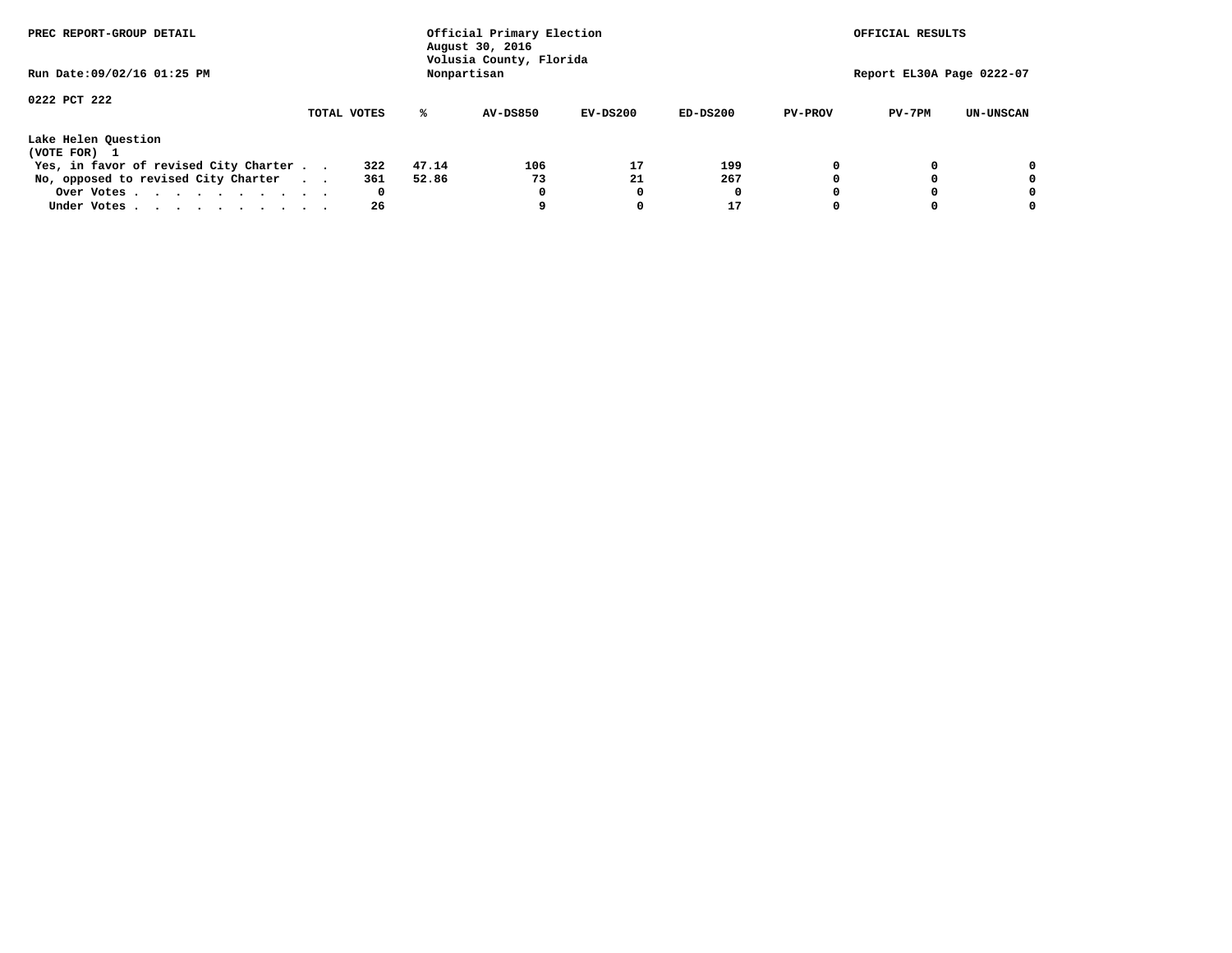PREC REPORT-GROUP DETAIL

Official Primary Election
August 30, 2016
Volusia County, Florida
Nonpartisan

OFFICIAL RESULTS

Run Date:09/02/16 01:25 PM

Report EL30A Page 0222-07

0222 PCT 222

**Lake Helen Question**
**(VOTE FOR) 1**

| | TOTAL VOTES | % | AV-DS850 | EV-DS200 | ED-DS200 | PV-PROV | PV-7PM | UN-UNSCAN |
|---|---|---|---|---|---|---|---|---|
| Yes, in favor of revised City Charter . . | 322 | 47.14 | 106 | 17 | 199 | 0 | 0 | 0 |
| No, opposed to revised City Charter . . | 361 | 52.86 | 73 | 21 | 267 | 0 | 0 | 0 |
| Over Votes . . . . . . . . . . . | 0 | | 0 | 0 | 0 | 0 | 0 | 0 |
| Under Votes . . . . . . . . . . . | 26 | | 9 | 0 | 17 | 0 | 0 | 0 |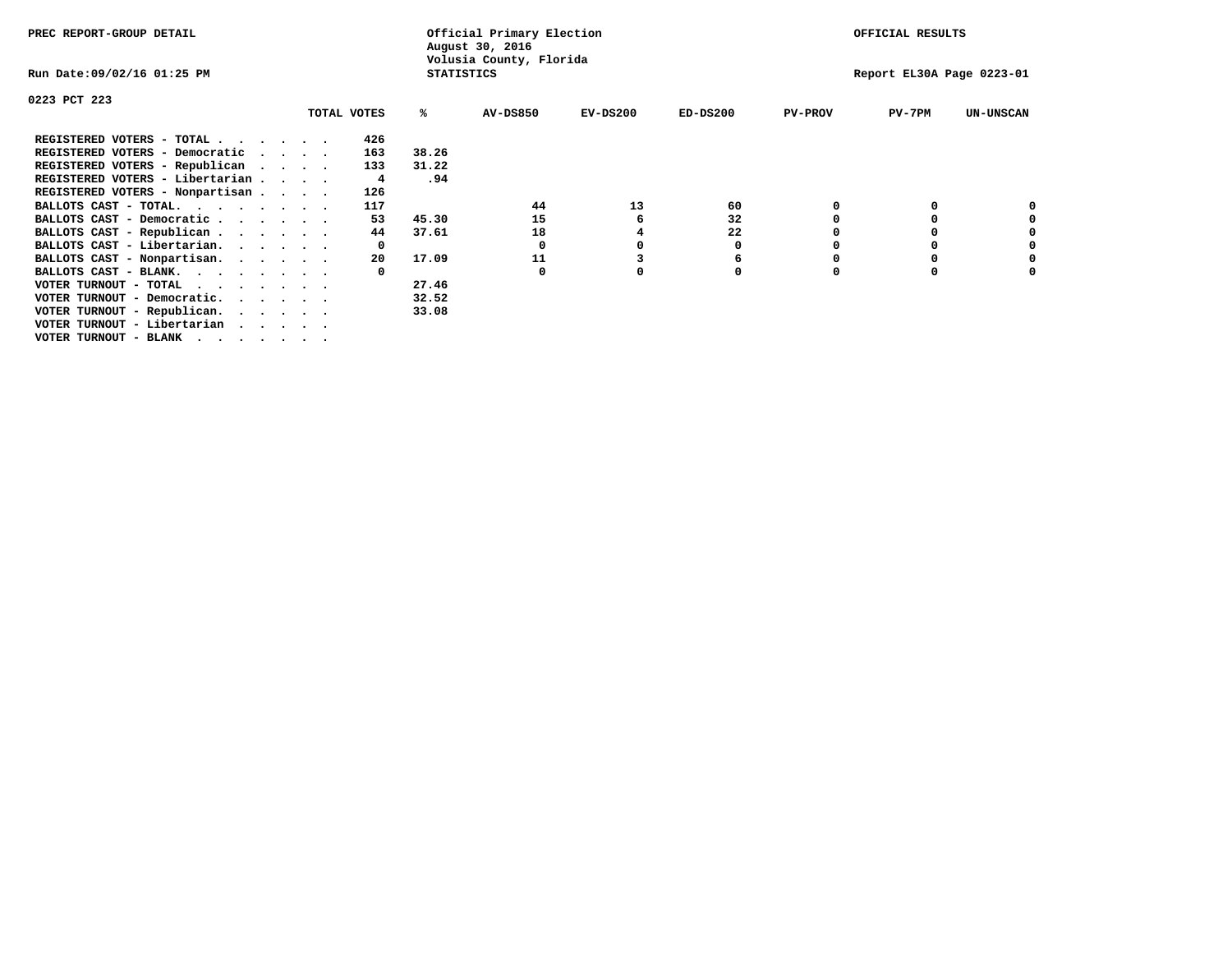PREC REPORT-GROUP DETAIL

Official Primary Election
August 30, 2016
Volusia County, Florida
STATISTICS

OFFICIAL RESULTS

Run Date:09/02/16 01:25 PM

Report EL30A Page 0223-01

0223 PCT 223

| | TOTAL VOTES | % | AV-DS850 | EV-DS200 | ED-DS200 | PV-PROV | PV-7PM | UN-UNSCAN |
|---|---|---|---|---|---|---|---|---|
| REGISTERED VOTERS - TOTAL . . . . . . | 426 | | | | | | | |
| REGISTERED VOTERS - Democratic . . . . | 163 | 38.26 | | | | | | |
| REGISTERED VOTERS - Republican . . . . | 133 | 31.22 | | | | | | |
| REGISTERED VOTERS - Libertarian . . . . | 4 | .94 | | | | | | |
| REGISTERED VOTERS - Nonpartisan . . . . | 126 | | | | | | | |
| BALLOTS CAST - TOTAL. . . . . . . . | 117 | | 44 | 13 | 60 | 0 | 0 | 0 |
| BALLOTS CAST - Democratic . . . . . . | 53 | 45.30 | 15 | 6 | 32 | 0 | 0 | 0 |
| BALLOTS CAST - Republican . . . . . . | 44 | 37.61 | 18 | 4 | 22 | 0 | 0 | 0 |
| BALLOTS CAST - Libertarian. . . . . . | 0 | | 0 | 0 | 0 | 0 | 0 | 0 |
| BALLOTS CAST - Nonpartisan. . . . . . | 20 | 17.09 | 11 | 3 | 6 | 0 | 0 | 0 |
| BALLOTS CAST - BLANK. . . . . . . . | 0 | | 0 | 0 | 0 | 0 | 0 | 0 |
| VOTER TURNOUT - TOTAL . . . . . . . | | 27.46 | | | | | | |
| VOTER TURNOUT - Democratic. . . . . . | | 32.52 | | | | | | |
| VOTER TURNOUT - Republican. . . . . . | | 33.08 | | | | | | |
| VOTER TURNOUT - Libertarian . . . . . | | | | | | | | |
| VOTER TURNOUT - BLANK . . . . . . . | | | | | | | | |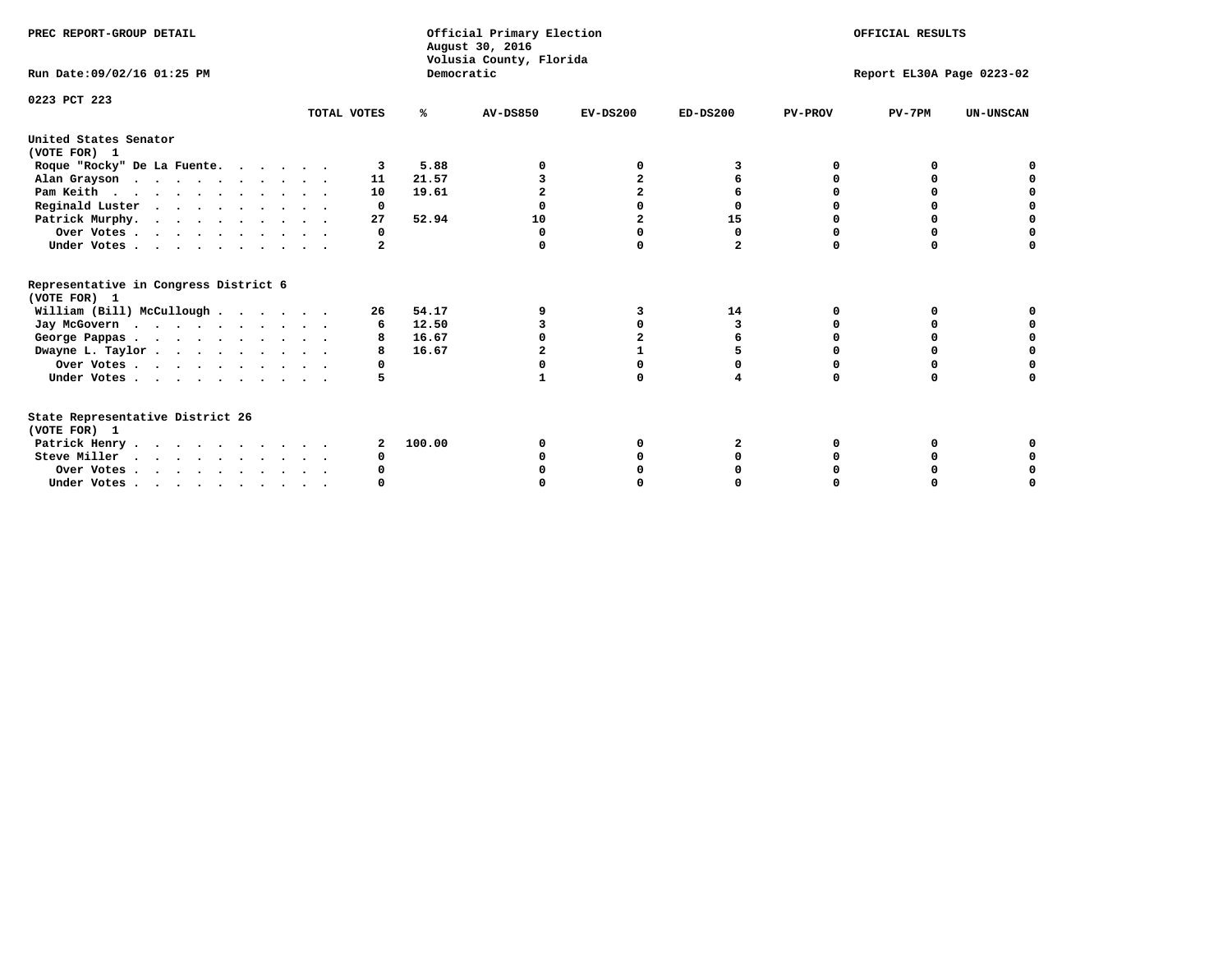PREC REPORT-GROUP DETAIL

Official Primary Election
August 30, 2016
Volusia County, Florida
Democratic

OFFICIAL RESULTS

Run Date:09/02/16 01:25 PM

Report EL30A Page 0223-02

0223 PCT 223

| | TOTAL VOTES | % | AV-DS850 | EV-DS200 | ED-DS200 | PV-PROV | PV-7PM | UN-UNSCAN |
|---|---|---|---|---|---|---|---|---|
| **United States Senator (VOTE FOR) 1** | | | | | | | | |
| Roque "Rocky" De La Fuente. | 3 | 5.88 | 0 | 0 | 3 | 0 | 0 | 0 |
| Alan Grayson | 11 | 21.57 | 3 | 2 | 6 | 0 | 0 | 0 |
| Pam Keith | 10 | 19.61 | 2 | 2 | 6 | 0 | 0 | 0 |
| Reginald Luster | 0 | | 0 | 0 | 0 | 0 | 0 | 0 |
| Patrick Murphy. | 27 | 52.94 | 10 | 2 | 15 | 0 | 0 | 0 |
| Over Votes | 0 | | 0 | 0 | 0 | 0 | 0 | 0 |
| Under Votes | 2 | | 0 | 0 | 2 | 0 | 0 | 0 |
| **Representative in Congress District 6 (VOTE FOR) 1** | | | | | | | | |
| William (Bill) McCullough | 26 | 54.17 | 9 | 3 | 14 | 0 | 0 | 0 |
| Jay McGovern | 6 | 12.50 | 3 | 0 | 3 | 0 | 0 | 0 |
| George Pappas | 8 | 16.67 | 0 | 2 | 6 | 0 | 0 | 0 |
| Dwayne L. Taylor | 8 | 16.67 | 2 | 1 | 5 | 0 | 0 | 0 |
| Over Votes | 0 | | 0 | 0 | 0 | 0 | 0 | 0 |
| Under Votes | 5 | | 1 | 0 | 4 | 0 | 0 | 0 |
| **State Representative District 26 (VOTE FOR) 1** | | | | | | | | |
| Patrick Henry | 2 | 100.00 | 0 | 0 | 2 | 0 | 0 | 0 |
| Steve Miller | 0 | | 0 | 0 | 0 | 0 | 0 | 0 |
| Over Votes | 0 | | 0 | 0 | 0 | 0 | 0 | 0 |
| Under Votes | 0 | | 0 | 0 | 0 | 0 | 0 | 0 |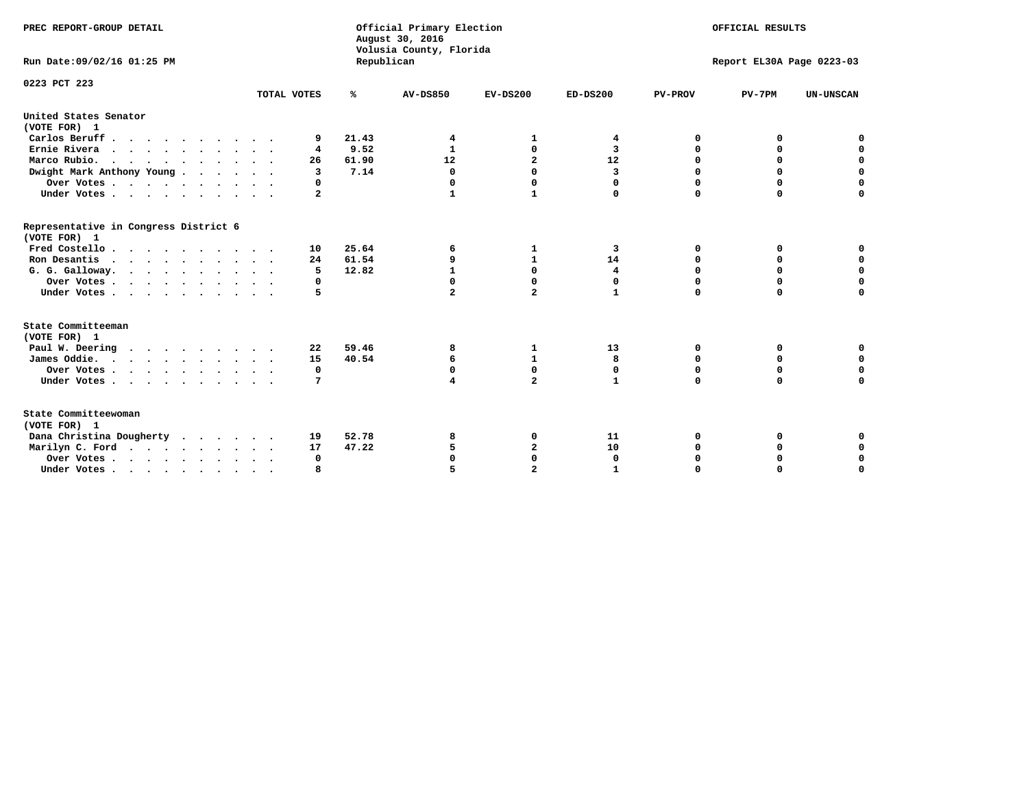PREC REPORT-GROUP DETAIL

Official Primary Election
August 30, 2016
Volusia County, Florida
Republican

OFFICIAL RESULTS

Run Date:09/02/16 01:25 PM

Report EL30A Page 0223-03

0223 PCT 223

| | TOTAL VOTES | % | AV-DS850 | EV-DS200 | ED-DS200 | PV-PROV | PV-7PM | UN-UNSCAN |
|---|---|---|---|---|---|---|---|---|
| **United States Senator** | | | | | | | | |
| (VOTE FOR) 1 | | | | | | | | |
| Carlos Beruff | 9 | 21.43 | 4 | 1 | 4 | 0 | 0 | 0 |
| Ernie Rivera | 4 | 9.52 | 1 | 0 | 3 | 0 | 0 | 0 |
| Marco Rubio. | 26 | 61.90 | 12 | 2 | 12 | 0 | 0 | 0 |
| Dwight Mark Anthony Young | 3 | 7.14 | 0 | 0 | 3 | 0 | 0 | 0 |
| Over Votes | 0 | | 0 | 0 | 0 | 0 | 0 | 0 |
| Under Votes | 2 | | 1 | 1 | 0 | 0 | 0 | 0 |
| **Representative in Congress District 6** | | | | | | | | |
| (VOTE FOR) 1 | | | | | | | | |
| Fred Costello | 10 | 25.64 | 6 | 1 | 3 | 0 | 0 | 0 |
| Ron Desantis | 24 | 61.54 | 9 | 1 | 14 | 0 | 0 | 0 |
| G. G. Galloway. | 5 | 12.82 | 1 | 0 | 4 | 0 | 0 | 0 |
| Over Votes | 0 | | 0 | 0 | 0 | 0 | 0 | 0 |
| Under Votes | 5 | | 2 | 2 | 1 | 0 | 0 | 0 |
| **State Committeeman** | | | | | | | | |
| (VOTE FOR) 1 | | | | | | | | |
| Paul W. Deering | 22 | 59.46 | 8 | 1 | 13 | 0 | 0 | 0 |
| James Oddie. | 15 | 40.54 | 6 | 1 | 8 | 0 | 0 | 0 |
| Over Votes | 0 | | 0 | 0 | 0 | 0 | 0 | 0 |
| Under Votes | 7 | | 4 | 2 | 1 | 0 | 0 | 0 |
| **State Committeewoman** | | | | | | | | |
| (VOTE FOR) 1 | | | | | | | | |
| Dana Christina Dougherty | 19 | 52.78 | 8 | 0 | 11 | 0 | 0 | 0 |
| Marilyn C. Ford | 17 | 47.22 | 5 | 2 | 10 | 0 | 0 | 0 |
| Over Votes | 0 | | 0 | 0 | 0 | 0 | 0 | 0 |
| Under Votes | 8 | | 5 | 2 | 1 | 0 | 0 | 0 |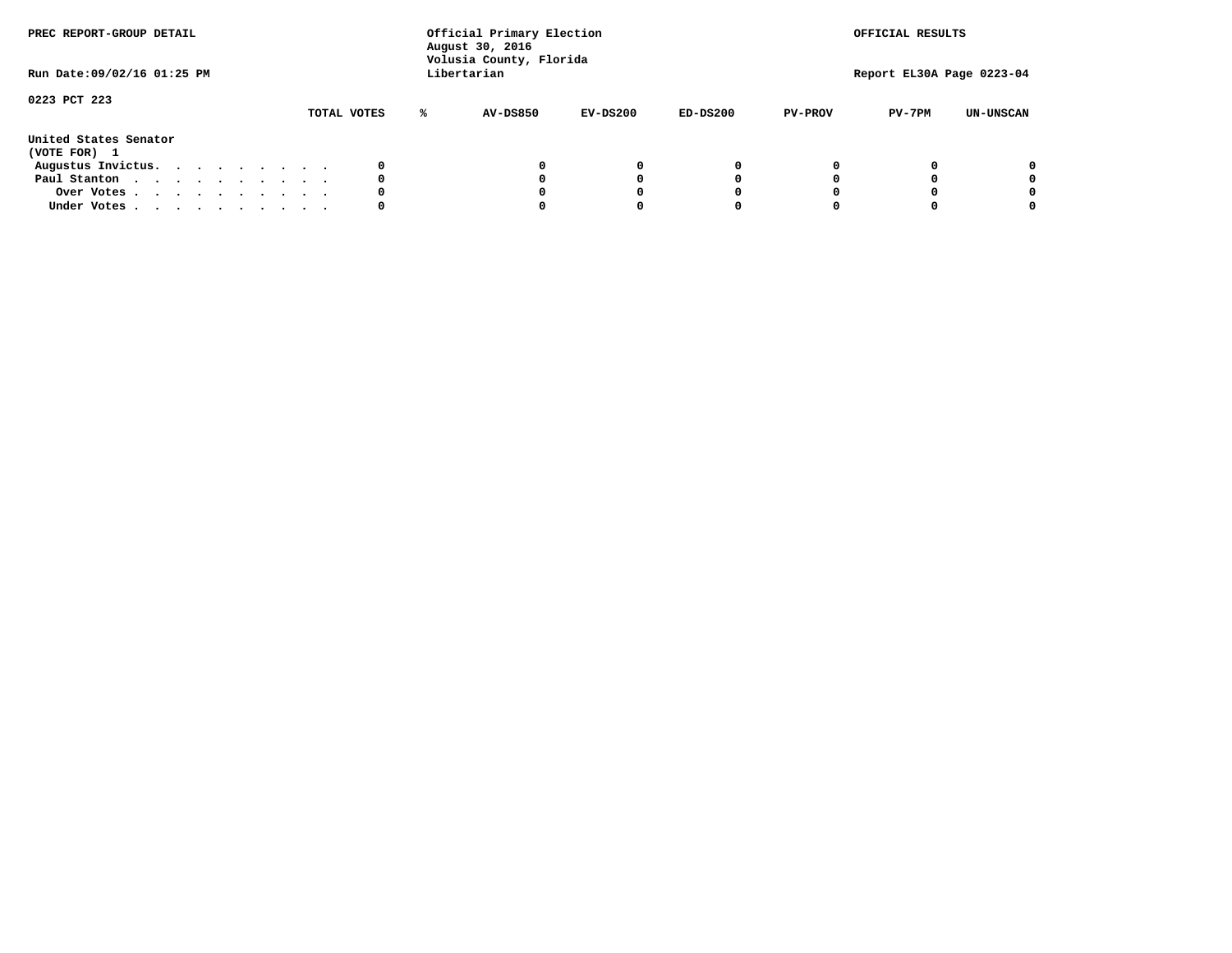PREC REPORT-GROUP DETAIL

Run Date:09/02/16 01:25 PM

Official Primary Election
August 30, 2016
Volusia County, Florida
Libertarian

OFFICIAL RESULTS

Report EL30A Page 0223-04

0223 PCT 223

| | TOTAL VOTES | % | AV-DS850 | EV-DS200 | ED-DS200 | PV-PROV | PV-7PM | UN-UNSCAN |
|---|---|---|---|---|---|---|---|---|
| **United States Senator** | | | | | | | | |
| **(VOTE FOR) 1** | | | | | | | | |
| Augustus Invictus. . . . . . . . . | 0 | | 0 | 0 | 0 | 0 | 0 | 0 |
| Paul Stanton . . . . . . . . . . | 0 | | 0 | 0 | 0 | 0 | 0 | 0 |
| Over Votes . . . . . . . . . . | 0 | | 0 | 0 | 0 | 0 | 0 | 0 |
| Under Votes . . . . . . . . . . | 0 | | 0 | 0 | 0 | 0 | 0 | 0 |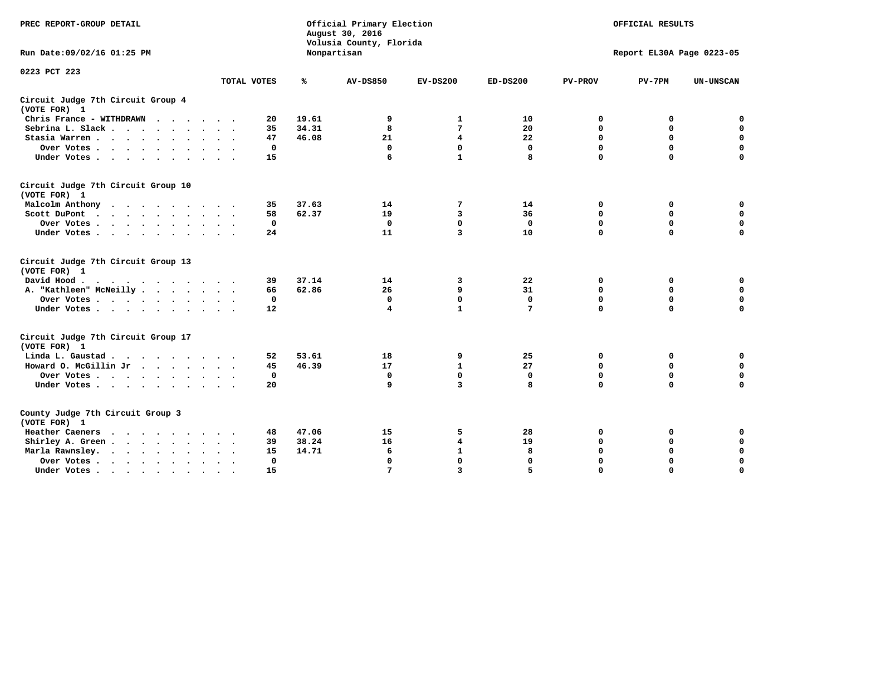PREC REPORT-GROUP DETAIL

Run Date:09/02/16 01:25 PM

Official Primary Election
August 30, 2016
Volusia County, Florida
Nonpartisan

OFFICIAL RESULTS

Report EL30A Page 0223-05

0223 PCT 223

| | TOTAL VOTES | % | AV-DS850 | EV-DS200 | ED-DS200 | PV-PROV | PV-7PM | UN-UNSCAN |
|---|---|---|---|---|---|---|---|---|
| **Circuit Judge 7th Circuit Group 4 (VOTE FOR) 1** | | | | | | | | |
| Chris France - WITHDRAWN | 20 | 19.61 | 9 | 1 | 10 | 0 | 0 | 0 |
| Sebrina L. Slack | 35 | 34.31 | 8 | 7 | 20 | 0 | 0 | 0 |
| Stasia Warren | 47 | 46.08 | 21 | 4 | 22 | 0 | 0 | 0 |
| Over Votes | 0 | | 0 | 0 | 0 | 0 | 0 | 0 |
| Under Votes | 15 | | 6 | 1 | 8 | 0 | 0 | 0 |
| **Circuit Judge 7th Circuit Group 10 (VOTE FOR) 1** | | | | | | | | |
| Malcolm Anthony | 35 | 37.63 | 14 | 7 | 14 | 0 | 0 | 0 |
| Scott DuPont | 58 | 62.37 | 19 | 3 | 36 | 0 | 0 | 0 |
| Over Votes | 0 | | 0 | 0 | 0 | 0 | 0 | 0 |
| Under Votes | 24 | | 11 | 3 | 10 | 0 | 0 | 0 |
| **Circuit Judge 7th Circuit Group 13 (VOTE FOR) 1** | | | | | | | | |
| David Hood | 39 | 37.14 | 14 | 3 | 22 | 0 | 0 | 0 |
| A. "Kathleen" McNeilly | 66 | 62.86 | 26 | 9 | 31 | 0 | 0 | 0 |
| Over Votes | 0 | | 0 | 0 | 0 | 0 | 0 | 0 |
| Under Votes | 12 | | 4 | 1 | 7 | 0 | 0 | 0 |
| **Circuit Judge 7th Circuit Group 17 (VOTE FOR) 1** | | | | | | | | |
| Linda L. Gaustad | 52 | 53.61 | 18 | 9 | 25 | 0 | 0 | 0 |
| Howard O. McGillin Jr | 45 | 46.39 | 17 | 1 | 27 | 0 | 0 | 0 |
| Over Votes | 0 | | 0 | 0 | 0 | 0 | 0 | 0 |
| Under Votes | 20 | | 9 | 3 | 8 | 0 | 0 | 0 |
| **County Judge 7th Circuit Group 3 (VOTE FOR) 1** | | | | | | | | |
| Heather Caeners | 48 | 47.06 | 15 | 5 | 28 | 0 | 0 | 0 |
| Shirley A. Green | 39 | 38.24 | 16 | 4 | 19 | 0 | 0 | 0 |
| Marla Rawnsley. | 15 | 14.71 | 6 | 1 | 8 | 0 | 0 | 0 |
| Over Votes | 0 | | 0 | 0 | 0 | 0 | 0 | 0 |
| Under Votes | 15 | | 7 | 3 | 5 | 0 | 0 | 0 |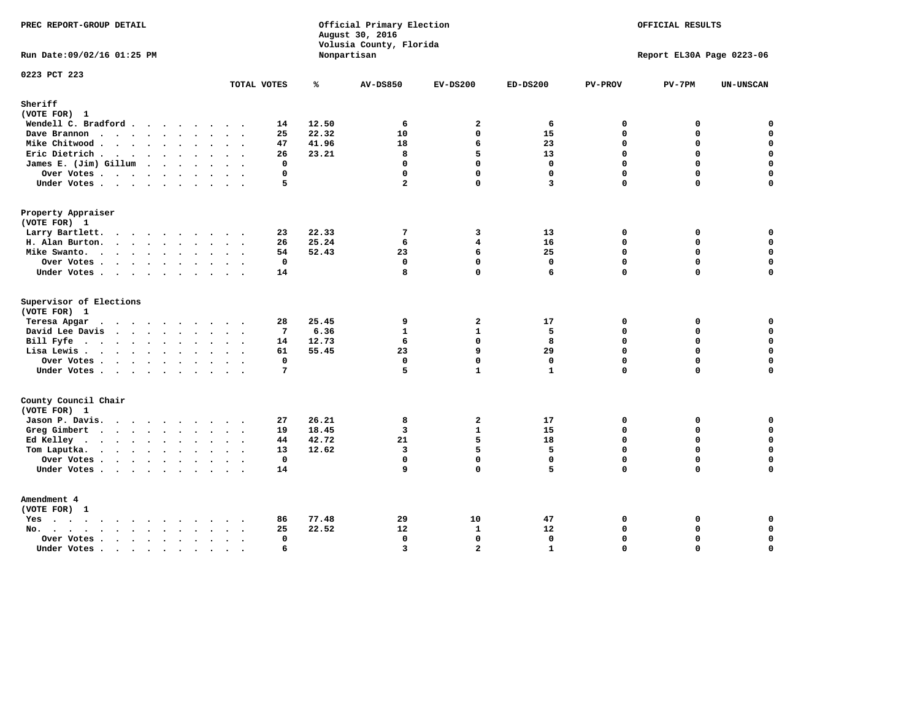PREC REPORT-GROUP DETAIL

Official Primary Election
August 30, 2016
Volusia County, Florida
Nonpartisan

OFFICIAL RESULTS

Run Date:09/02/16 01:25 PM

Report EL30A Page 0223-06

0223 PCT 223

| | TOTAL VOTES | % | AV-DS850 | EV-DS200 | ED-DS200 | PV-PROV | PV-7PM | UN-UNSCAN |
|---|---|---|---|---|---|---|---|---|
| **Sheriff** | | | | | | | | |
| (VOTE FOR) 1 | | | | | | | | |
| Wendell C. Bradford | 14 | 12.50 | 6 | 2 | 6 | 0 | 0 | 0 |
| Dave Brannon | 25 | 22.32 | 10 | 0 | 15 | 0 | 0 | 0 |
| Mike Chitwood | 47 | 41.96 | 18 | 6 | 23 | 0 | 0 | 0 |
| Eric Dietrich | 26 | 23.21 | 8 | 5 | 13 | 0 | 0 | 0 |
| James E. (Jim) Gillum | 0 | | 0 | 0 | 0 | 0 | 0 | 0 |
| Over Votes | 0 | | 0 | 0 | 0 | 0 | 0 | 0 |
| Under Votes | 5 | | 2 | 0 | 3 | 0 | 0 | 0 |
| **Property Appraiser** | | | | | | | | |
| (VOTE FOR) 1 | | | | | | | | |
| Larry Bartlett | 23 | 22.33 | 7 | 3 | 13 | 0 | 0 | 0 |
| H. Alan Burton | 26 | 25.24 | 6 | 4 | 16 | 0 | 0 | 0 |
| Mike Swanto | 54 | 52.43 | 23 | 6 | 25 | 0 | 0 | 0 |
| Over Votes | 0 | | 0 | 0 | 0 | 0 | 0 | 0 |
| Under Votes | 14 | | 8 | 0 | 6 | 0 | 0 | 0 |
| **Supervisor of Elections** | | | | | | | | |
| (VOTE FOR) 1 | | | | | | | | |
| Teresa Apgar | 28 | 25.45 | 9 | 2 | 17 | 0 | 0 | 0 |
| David Lee Davis | 7 | 6.36 | 1 | 1 | 5 | 0 | 0 | 0 |
| Bill Fyfe | 14 | 12.73 | 6 | 0 | 8 | 0 | 0 | 0 |
| Lisa Lewis | 61 | 55.45 | 23 | 9 | 29 | 0 | 0 | 0 |
| Over Votes | 0 | | 0 | 0 | 0 | 0 | 0 | 0 |
| Under Votes | 7 | | 5 | 1 | 1 | 0 | 0 | 0 |
| **County Council Chair** | | | | | | | | |
| (VOTE FOR) 1 | | | | | | | | |
| Jason P. Davis | 27 | 26.21 | 8 | 2 | 17 | 0 | 0 | 0 |
| Greg Gimbert | 19 | 18.45 | 3 | 1 | 15 | 0 | 0 | 0 |
| Ed Kelley | 44 | 42.72 | 21 | 5 | 18 | 0 | 0 | 0 |
| Tom Laputka | 13 | 12.62 | 3 | 5 | 5 | 0 | 0 | 0 |
| Over Votes | 0 | | 0 | 0 | 0 | 0 | 0 | 0 |
| Under Votes | 14 | | 9 | 0 | 5 | 0 | 0 | 0 |
| **Amendment 4** | | | | | | | | |
| (VOTE FOR) 1 | | | | | | | | |
| Yes | 86 | 77.48 | 29 | 10 | 47 | 0 | 0 | 0 |
| No | 25 | 22.52 | 12 | 1 | 12 | 0 | 0 | 0 |
| Over Votes | 0 | | 0 | 0 | 0 | 0 | 0 | 0 |
| Under Votes | 6 | | 3 | 2 | 1 | 0 | 0 | 0 |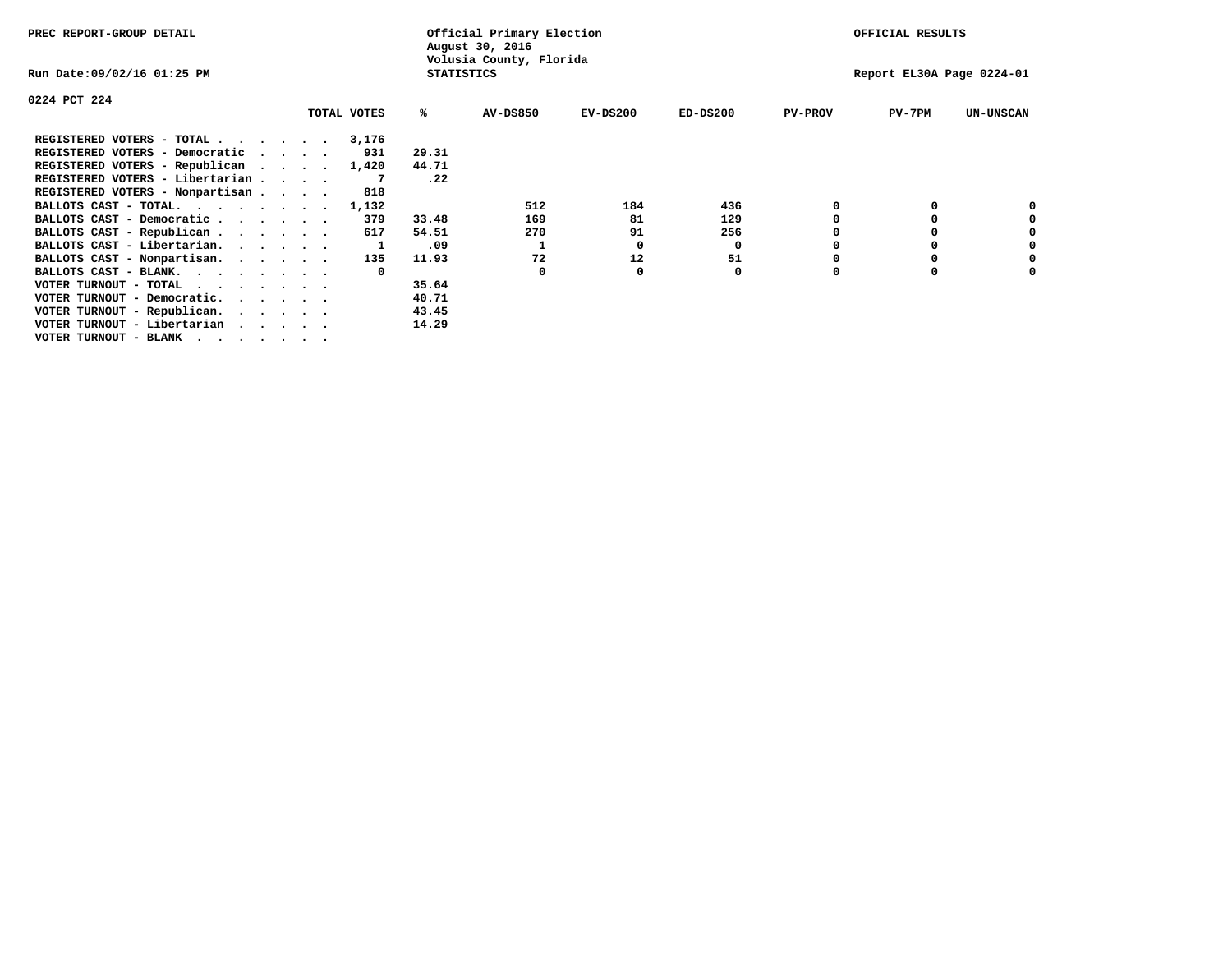PREC REPORT-GROUP DETAIL

Official Primary Election
August 30, 2016
Volusia County, Florida
STATISTICS

OFFICIAL RESULTS

Run Date:09/02/16 01:25 PM

Report EL30A Page 0224-01

0224 PCT 224

| | TOTAL VOTES | % | AV-DS850 | EV-DS200 | ED-DS200 | PV-PROV | PV-7PM | UN-UNSCAN |
|---|---|---|---|---|---|---|---|---|
| REGISTERED VOTERS - TOTAL . . . . . . | 3,176 | | | | | | | |
| REGISTERED VOTERS - Democratic . . . . | 931 | 29.31 | | | | | | |
| REGISTERED VOTERS - Republican . . . . | 1,420 | 44.71 | | | | | | |
| REGISTERED VOTERS - Libertarian . . . . | 7 | .22 | | | | | | |
| REGISTERED VOTERS - Nonpartisan . . . . | 818 | | | | | | | |
| BALLOTS CAST - TOTAL. . . . . . . . | 1,132 | | 512 | 184 | 436 | 0 | 0 | 0 |
| BALLOTS CAST - Democratic . . . . . . | 379 | 33.48 | 169 | 81 | 129 | 0 | 0 | 0 |
| BALLOTS CAST - Republican . . . . . . | 617 | 54.51 | 270 | 91 | 256 | 0 | 0 | 0 |
| BALLOTS CAST - Libertarian. . . . . . | 1 | .09 | 1 | 0 | 0 | 0 | 0 | 0 |
| BALLOTS CAST - Nonpartisan. . . . . . | 135 | 11.93 | 72 | 12 | 51 | 0 | 0 | 0 |
| BALLOTS CAST - BLANK. . . . . . . . | 0 | | 0 | 0 | 0 | 0 | 0 | 0 |
| VOTER TURNOUT - TOTAL . . . . . . . | | 35.64 | | | | | | |
| VOTER TURNOUT - Democratic. . . . . . | | 40.71 | | | | | | |
| VOTER TURNOUT - Republican. . . . . . | | 43.45 | | | | | | |
| VOTER TURNOUT - Libertarian . . . . . | | 14.29 | | | | | | |
| VOTER TURNOUT - BLANK . . . . . . . | | | | | | | | |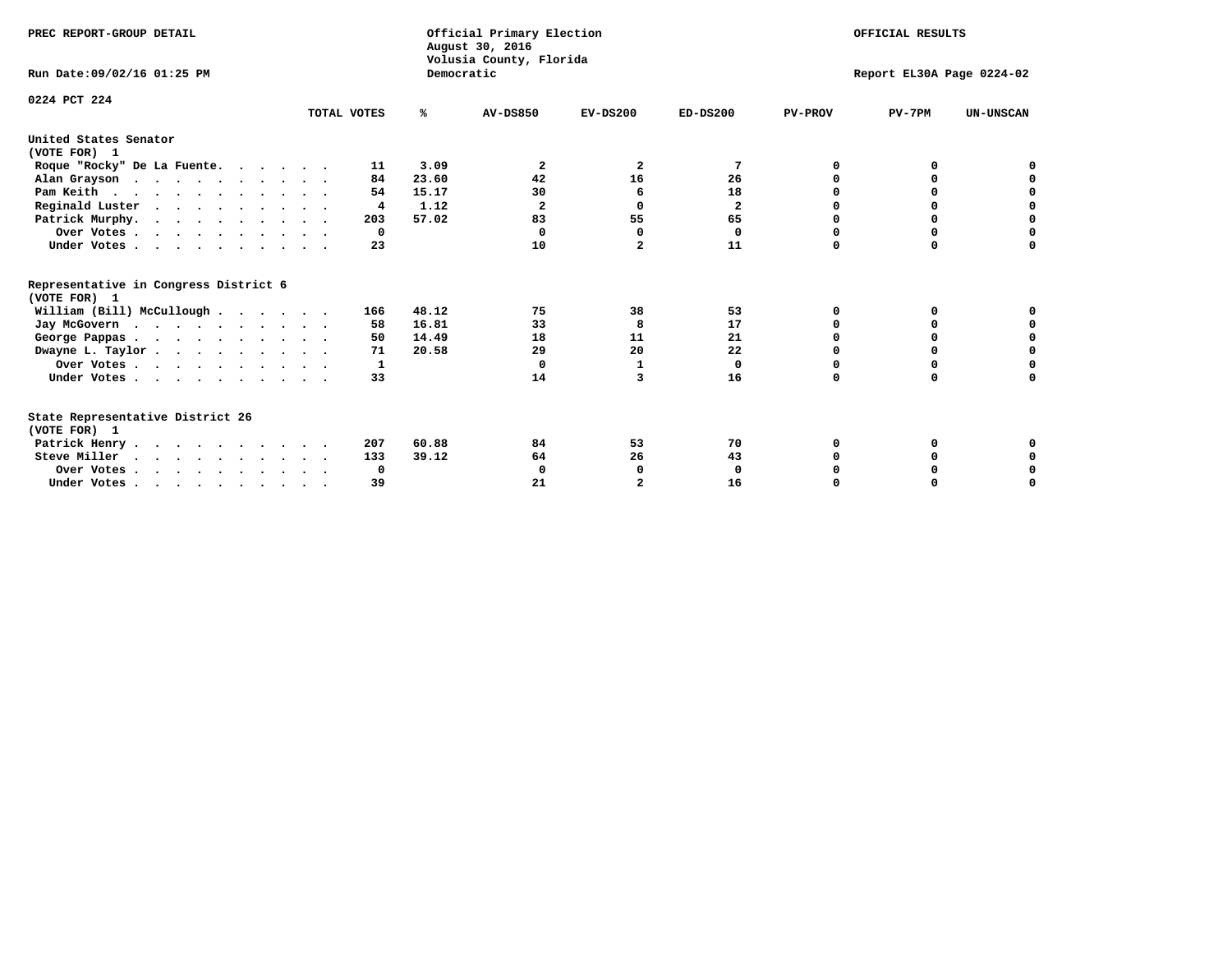PREC REPORT-GROUP DETAIL

Official Primary Election
August 30, 2016
Volusia County, Florida
Democratic

OFFICIAL RESULTS

Run Date:09/02/16 01:25 PM

Report EL30A Page 0224-02

0224 PCT 224

| | TOTAL VOTES | % | AV-DS850 | EV-DS200 | ED-DS200 | PV-PROV | PV-7PM | UN-UNSCAN |
|---|---|---|---|---|---|---|---|---|
| **United States Senator** | | | | | | | | |
| **(VOTE FOR) 1** | | | | | | | | |
| Roque "Rocky" De La Fuente. | 11 | 3.09 | 2 | 2 | 7 | 0 | 0 | 0 |
| Alan Grayson | 84 | 23.60 | 42 | 16 | 26 | 0 | 0 | 0 |
| Pam Keith | 54 | 15.17 | 30 | 6 | 18 | 0 | 0 | 0 |
| Reginald Luster | 4 | 1.12 | 2 | 0 | 2 | 0 | 0 | 0 |
| Patrick Murphy. | 203 | 57.02 | 83 | 55 | 65 | 0 | 0 | 0 |
| Over Votes | 0 | | 0 | 0 | 0 | 0 | 0 | 0 |
| Under Votes | 23 | | 10 | 2 | 11 | 0 | 0 | 0 |
| **Representative in Congress District 6** | | | | | | | | |
| **(VOTE FOR) 1** | | | | | | | | |
| William (Bill) McCullough | 166 | 48.12 | 75 | 38 | 53 | 0 | 0 | 0 |
| Jay McGovern | 58 | 16.81 | 33 | 8 | 17 | 0 | 0 | 0 |
| George Pappas | 50 | 14.49 | 18 | 11 | 21 | 0 | 0 | 0 |
| Dwayne L. Taylor | 71 | 20.58 | 29 | 20 | 22 | 0 | 0 | 0 |
| Over Votes | 1 | | 0 | 1 | 0 | 0 | 0 | 0 |
| Under Votes | 33 | | 14 | 3 | 16 | 0 | 0 | 0 |
| **State Representative District 26** | | | | | | | | |
| **(VOTE FOR) 1** | | | | | | | | |
| Patrick Henry | 207 | 60.88 | 84 | 53 | 70 | 0 | 0 | 0 |
| Steve Miller | 133 | 39.12 | 64 | 26 | 43 | 0 | 0 | 0 |
| Over Votes | 0 | | 0 | 0 | 0 | 0 | 0 | 0 |
| Under Votes | 39 | | 21 | 2 | 16 | 0 | 0 | 0 |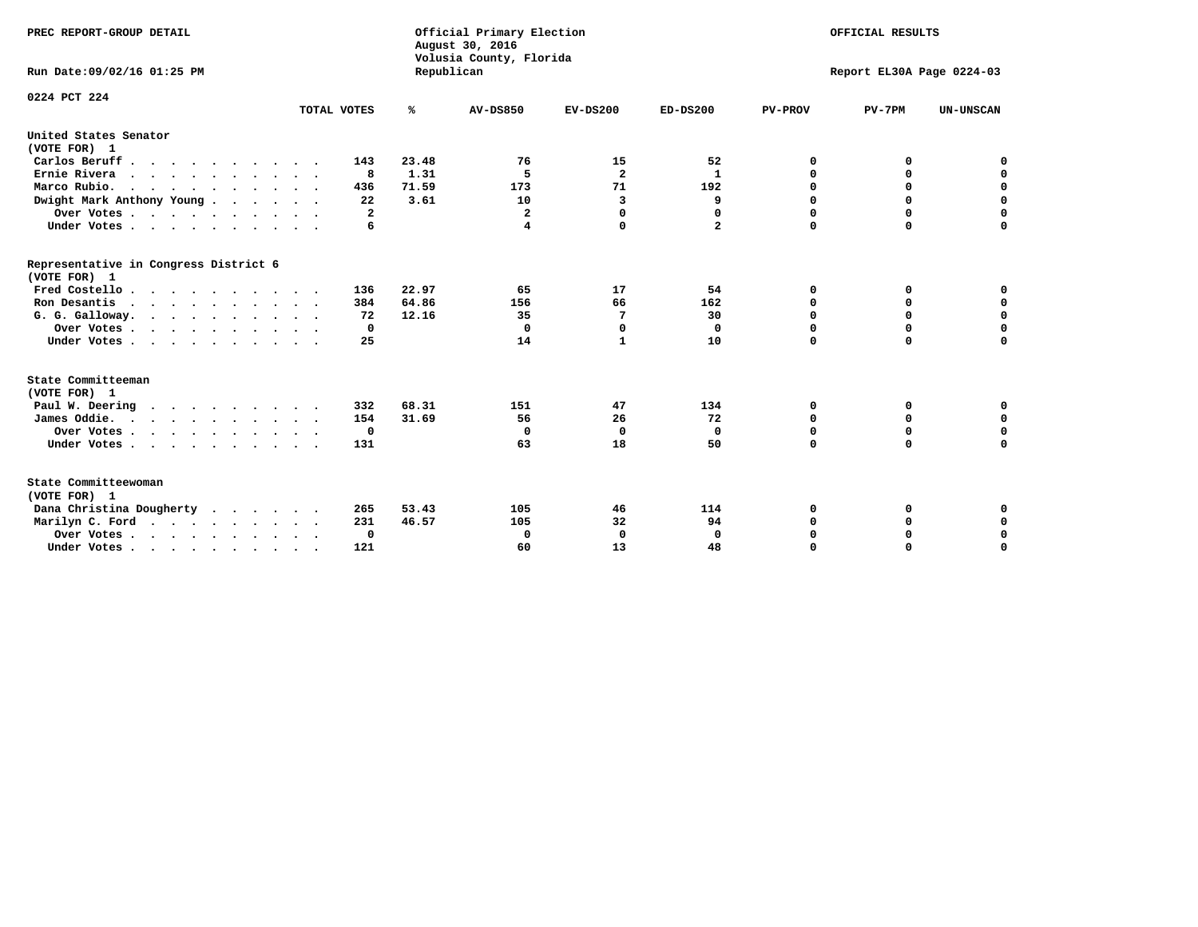PREC REPORT-GROUP DETAIL

Official Primary Election
August 30, 2016
Volusia County, Florida
Republican

OFFICIAL RESULTS

Run Date:09/02/16 01:25 PM

Report EL30A Page 0224-03

0224 PCT 224

| | TOTAL VOTES | % | AV-DS850 | EV-DS200 | ED-DS200 | PV-PROV | PV-7PM | UN-UNSCAN |
|---|---|---|---|---|---|---|---|---|
| **United States Senator** | | | | | | | | |
| **(VOTE FOR) 1** | | | | | | | | |
| Carlos Beruff | 143 | 23.48 | 76 | 15 | 52 | 0 | 0 | 0 |
| Ernie Rivera | 8 | 1.31 | 5 | 2 | 1 | 0 | 0 | 0 |
| Marco Rubio. | 436 | 71.59 | 173 | 71 | 192 | 0 | 0 | 0 |
| Dwight Mark Anthony Young | 22 | 3.61 | 10 | 3 | 9 | 0 | 0 | 0 |
| Over Votes | 2 | | 2 | 0 | 0 | 0 | 0 | 0 |
| Under Votes | 6 | | 4 | 0 | 2 | 0 | 0 | 0 |
| **Representative in Congress District 6** | | | | | | | | |
| **(VOTE FOR) 1** | | | | | | | | |
| Fred Costello | 136 | 22.97 | 65 | 17 | 54 | 0 | 0 | 0 |
| Ron Desantis | 384 | 64.86 | 156 | 66 | 162 | 0 | 0 | 0 |
| G. G. Galloway. | 72 | 12.16 | 35 | 7 | 30 | 0 | 0 | 0 |
| Over Votes | 0 | | 0 | 0 | 0 | 0 | 0 | 0 |
| Under Votes | 25 | | 14 | 1 | 10 | 0 | 0 | 0 |
| **State Committeeman** | | | | | | | | |
| **(VOTE FOR) 1** | | | | | | | | |
| Paul W. Deering | 332 | 68.31 | 151 | 47 | 134 | 0 | 0 | 0 |
| James Oddie. | 154 | 31.69 | 56 | 26 | 72 | 0 | 0 | 0 |
| Over Votes | 0 | | 0 | 0 | 0 | 0 | 0 | 0 |
| Under Votes | 131 | | 63 | 18 | 50 | 0 | 0 | 0 |
| **State Committeewoman** | | | | | | | | |
| **(VOTE FOR) 1** | | | | | | | | |
| Dana Christina Dougherty | 265 | 53.43 | 105 | 46 | 114 | 0 | 0 | 0 |
| Marilyn C. Ford | 231 | 46.57 | 105 | 32 | 94 | 0 | 0 | 0 |
| Over Votes | 0 | | 0 | 0 | 0 | 0 | 0 | 0 |
| Under Votes | 121 | | 60 | 13 | 48 | 0 | 0 | 0 |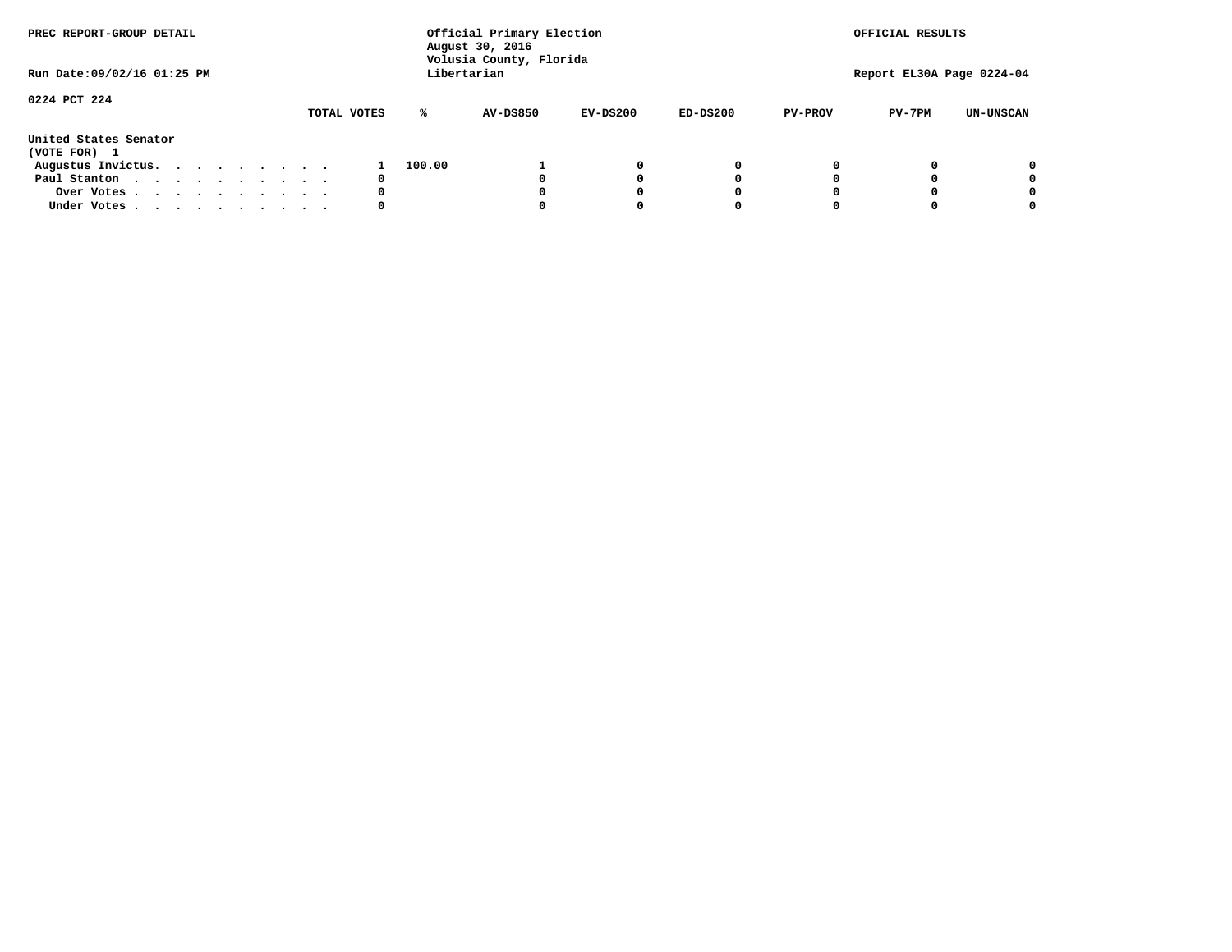PREC REPORT-GROUP DETAIL

Official Primary Election
August 30, 2016
Volusia County, Florida
Libertarian

OFFICIAL RESULTS

Run Date:09/02/16 01:25 PM

Report EL30A Page 0224-04

0224 PCT 224

**United States Senator**
**(VOTE FOR) 1**

| | TOTAL VOTES | % | AV-DS850 | EV-DS200 | ED-DS200 | PV-PROV | PV-7PM | UN-UNSCAN |
|---|---|---|---|---|---|---|---|---|
| Augustus Invictus. . . . . . . . . | 1 | 100.00 | 1 | 0 | 0 | 0 | 0 | 0 |
| Paul Stanton . . . . . . . . . . . | 0 | | 0 | 0 | 0 | 0 | 0 | 0 |
| Over Votes . . . . . . . . . . | 0 | | 0 | 0 | 0 | 0 | 0 | 0 |
| Under Votes . . . . . . . . . . | 0 | | 0 | 0 | 0 | 0 | 0 | 0 |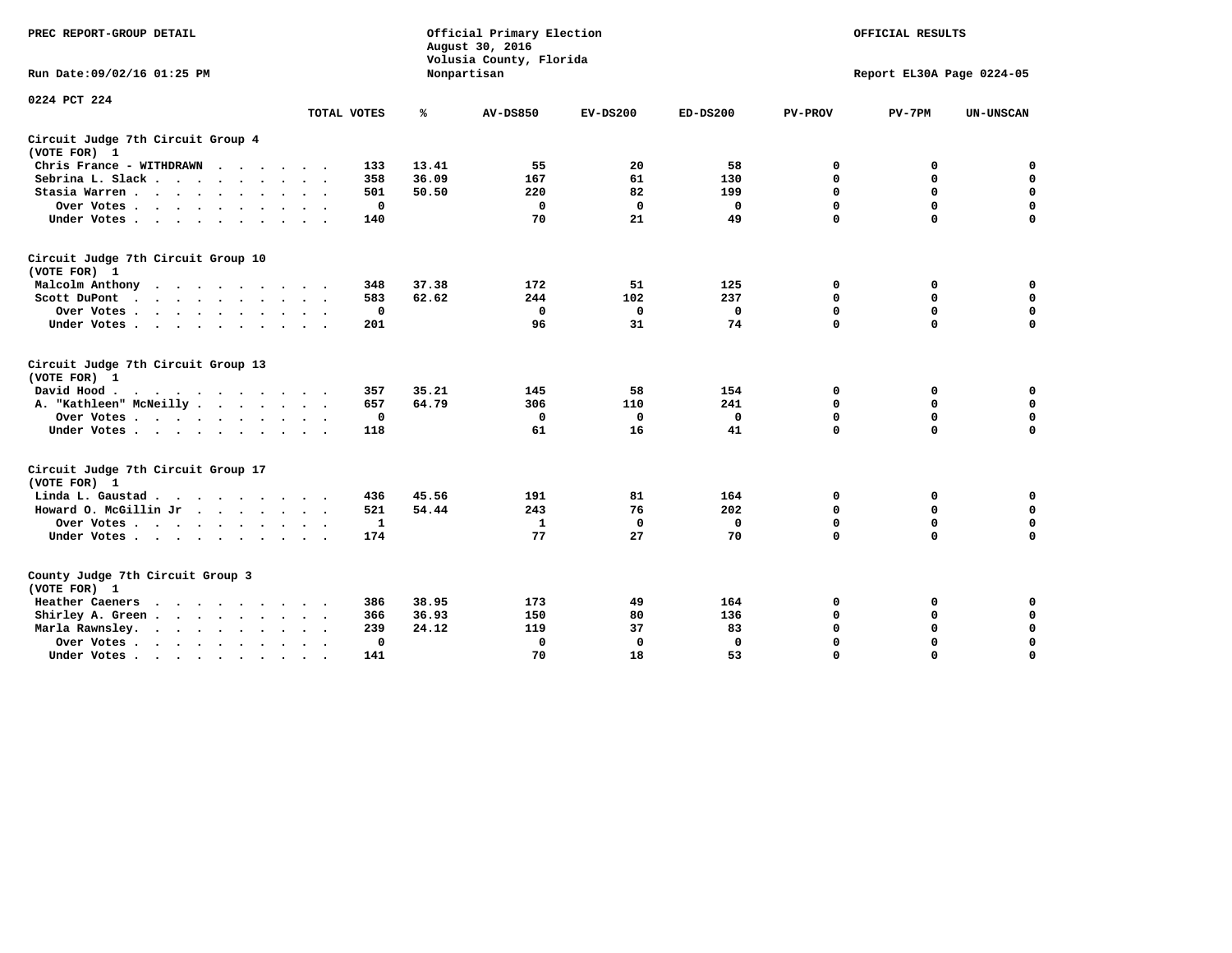PREC REPORT-GROUP DETAIL

Official Primary Election
August 30, 2016
Volusia County, Florida
Nonpartisan

OFFICIAL RESULTS

Run Date:09/02/16 01:25 PM

Report EL30A Page 0224-05

0224 PCT 224

| | TOTAL VOTES | % | AV-DS850 | EV-DS200 | ED-DS200 | PV-PROV | PV-7PM | UN-UNSCAN |
|---|---|---|---|---|---|---|---|---|
| **Circuit Judge 7th Circuit Group 4** | | | | | | | | |
| **(VOTE FOR) 1** | | | | | | | | |
| Chris France - WITHDRAWN | 133 | 13.41 | 55 | 20 | 58 | 0 | 0 | 0 |
| Sebrina L. Slack | 358 | 36.09 | 167 | 61 | 130 | 0 | 0 | 0 |
| Stasia Warren | 501 | 50.50 | 220 | 82 | 199 | 0 | 0 | 0 |
| Over Votes | 0 | | 0 | 0 | 0 | 0 | 0 | 0 |
| Under Votes | 140 | | 70 | 21 | 49 | 0 | 0 | 0 |
| **Circuit Judge 7th Circuit Group 10** | | | | | | | | |
| **(VOTE FOR) 1** | | | | | | | | |
| Malcolm Anthony | 348 | 37.38 | 172 | 51 | 125 | 0 | 0 | 0 |
| Scott DuPont | 583 | 62.62 | 244 | 102 | 237 | 0 | 0 | 0 |
| Over Votes | 0 | | 0 | 0 | 0 | 0 | 0 | 0 |
| Under Votes | 201 | | 96 | 31 | 74 | 0 | 0 | 0 |
| **Circuit Judge 7th Circuit Group 13** | | | | | | | | |
| **(VOTE FOR) 1** | | | | | | | | |
| David Hood | 357 | 35.21 | 145 | 58 | 154 | 0 | 0 | 0 |
| A. "Kathleen" McNeilly | 657 | 64.79 | 306 | 110 | 241 | 0 | 0 | 0 |
| Over Votes | 0 | | 0 | 0 | 0 | 0 | 0 | 0 |
| Under Votes | 118 | | 61 | 16 | 41 | 0 | 0 | 0 |
| **Circuit Judge 7th Circuit Group 17** | | | | | | | | |
| **(VOTE FOR) 1** | | | | | | | | |
| Linda L. Gaustad | 436 | 45.56 | 191 | 81 | 164 | 0 | 0 | 0 |
| Howard O. McGillin Jr | 521 | 54.44 | 243 | 76 | 202 | 0 | 0 | 0 |
| Over Votes | 1 | | 1 | 0 | 0 | 0 | 0 | 0 |
| Under Votes | 174 | | 77 | 27 | 70 | 0 | 0 | 0 |
| **County Judge 7th Circuit Group 3** | | | | | | | | |
| **(VOTE FOR) 1** | | | | | | | | |
| Heather Caeners | 386 | 38.95 | 173 | 49 | 164 | 0 | 0 | 0 |
| Shirley A. Green | 366 | 36.93 | 150 | 80 | 136 | 0 | 0 | 0 |
| Marla Rawnsley | 239 | 24.12 | 119 | 37 | 83 | 0 | 0 | 0 |
| Over Votes | 0 | | 0 | 0 | 0 | 0 | 0 | 0 |
| Under Votes | 141 | | 70 | 18 | 53 | 0 | 0 | 0 |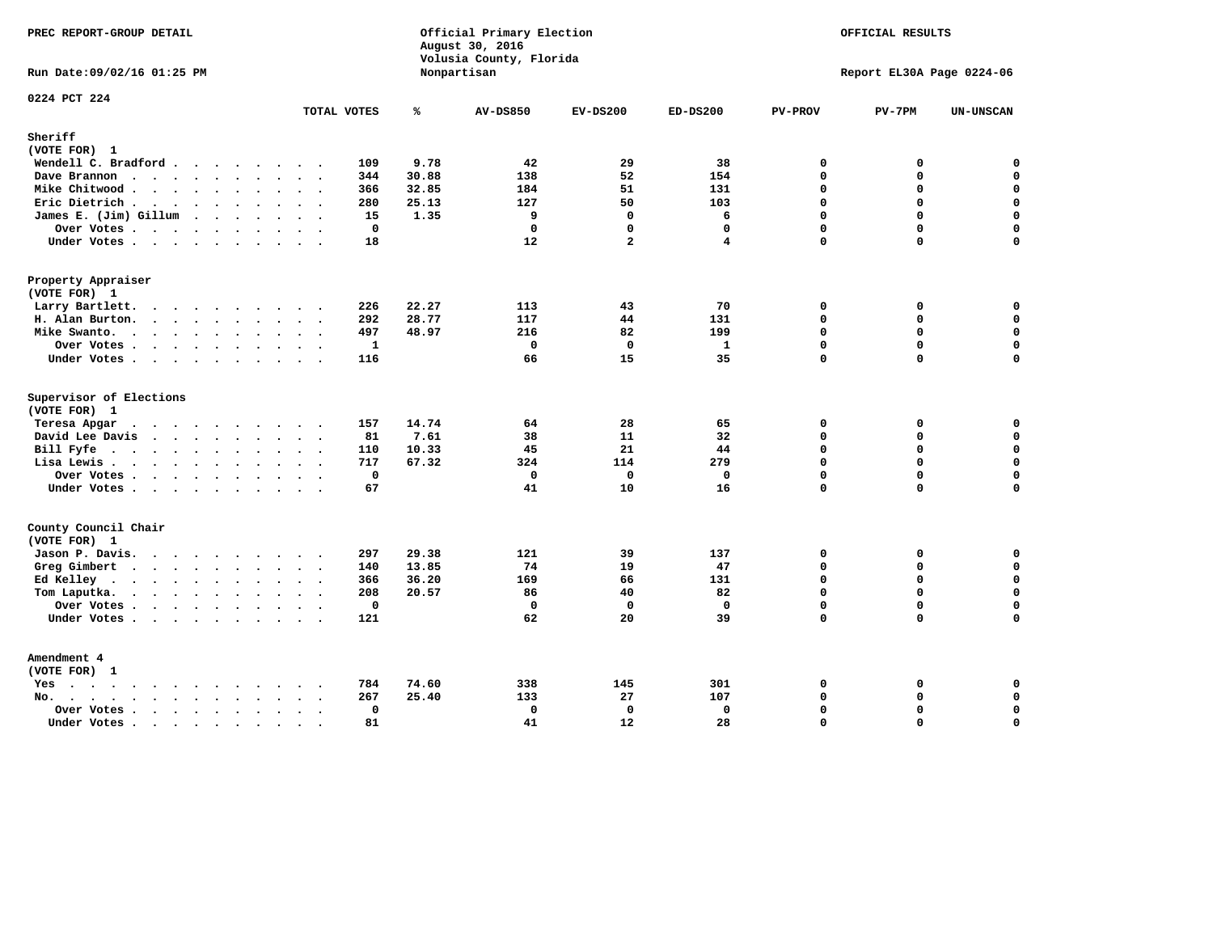PREC REPORT-GROUP DETAIL

Official Primary Election
August 30, 2016
Volusia County, Florida
Nonpartisan

OFFICIAL RESULTS

Run Date:09/02/16 01:25 PM

Report EL30A Page 0224-06

0224 PCT 224

| | TOTAL VOTES | % | AV-DS850 | EV-DS200 | ED-DS200 | PV-PROV | PV-7PM | UN-UNSCAN |
|---|---|---|---|---|---|---|---|---|
| **Sheriff** | | | | | | | | |
| **(VOTE FOR) 1** | | | | | | | | |
| Wendell C. Bradford | 109 | 9.78 | 42 | 29 | 38 | 0 | 0 | 0 |
| Dave Brannon | 344 | 30.88 | 138 | 52 | 154 | 0 | 0 | 0 |
| Mike Chitwood | 366 | 32.85 | 184 | 51 | 131 | 0 | 0 | 0 |
| Eric Dietrich | 280 | 25.13 | 127 | 50 | 103 | 0 | 0 | 0 |
| James E. (Jim) Gillum | 15 | 1.35 | 9 | 0 | 6 | 0 | 0 | 0 |
| Over Votes | 0 | | 0 | 0 | 0 | 0 | 0 | 0 |
| Under Votes | 18 | | 12 | 2 | 4 | 0 | 0 | 0 |
| **Property Appraiser** | | | | | | | | |
| **(VOTE FOR) 1** | | | | | | | | |
| Larry Bartlett | 226 | 22.27 | 113 | 43 | 70 | 0 | 0 | 0 |
| H. Alan Burton | 292 | 28.77 | 117 | 44 | 131 | 0 | 0 | 0 |
| Mike Swanto | 497 | 48.97 | 216 | 82 | 199 | 0 | 0 | 0 |
| Over Votes | 1 | | 0 | 0 | 1 | 0 | 0 | 0 |
| Under Votes | 116 | | 66 | 15 | 35 | 0 | 0 | 0 |
| **Supervisor of Elections** | | | | | | | | |
| **(VOTE FOR) 1** | | | | | | | | |
| Teresa Apgar | 157 | 14.74 | 64 | 28 | 65 | 0 | 0 | 0 |
| David Lee Davis | 81 | 7.61 | 38 | 11 | 32 | 0 | 0 | 0 |
| Bill Fyfe | 110 | 10.33 | 45 | 21 | 44 | 0 | 0 | 0 |
| Lisa Lewis | 717 | 67.32 | 324 | 114 | 279 | 0 | 0 | 0 |
| Over Votes | 0 | | 0 | 0 | 0 | 0 | 0 | 0 |
| Under Votes | 67 | | 41 | 10 | 16 | 0 | 0 | 0 |
| **County Council Chair** | | | | | | | | |
| **(VOTE FOR) 1** | | | | | | | | |
| Jason P. Davis | 297 | 29.38 | 121 | 39 | 137 | 0 | 0 | 0 |
| Greg Gimbert | 140 | 13.85 | 74 | 19 | 47 | 0 | 0 | 0 |
| Ed Kelley | 366 | 36.20 | 169 | 66 | 131 | 0 | 0 | 0 |
| Tom Laputka | 208 | 20.57 | 86 | 40 | 82 | 0 | 0 | 0 |
| Over Votes | 0 | | 0 | 0 | 0 | 0 | 0 | 0 |
| Under Votes | 121 | | 62 | 20 | 39 | 0 | 0 | 0 |
| **Amendment 4** | | | | | | | | |
| **(VOTE FOR) 1** | | | | | | | | |
| Yes | 784 | 74.60 | 338 | 145 | 301 | 0 | 0 | 0 |
| No | 267 | 25.40 | 133 | 27 | 107 | 0 | 0 | 0 |
| Over Votes | 0 | | 0 | 0 | 0 | 0 | 0 | 0 |
| Under Votes | 81 | | 41 | 12 | 28 | 0 | 0 | 0 |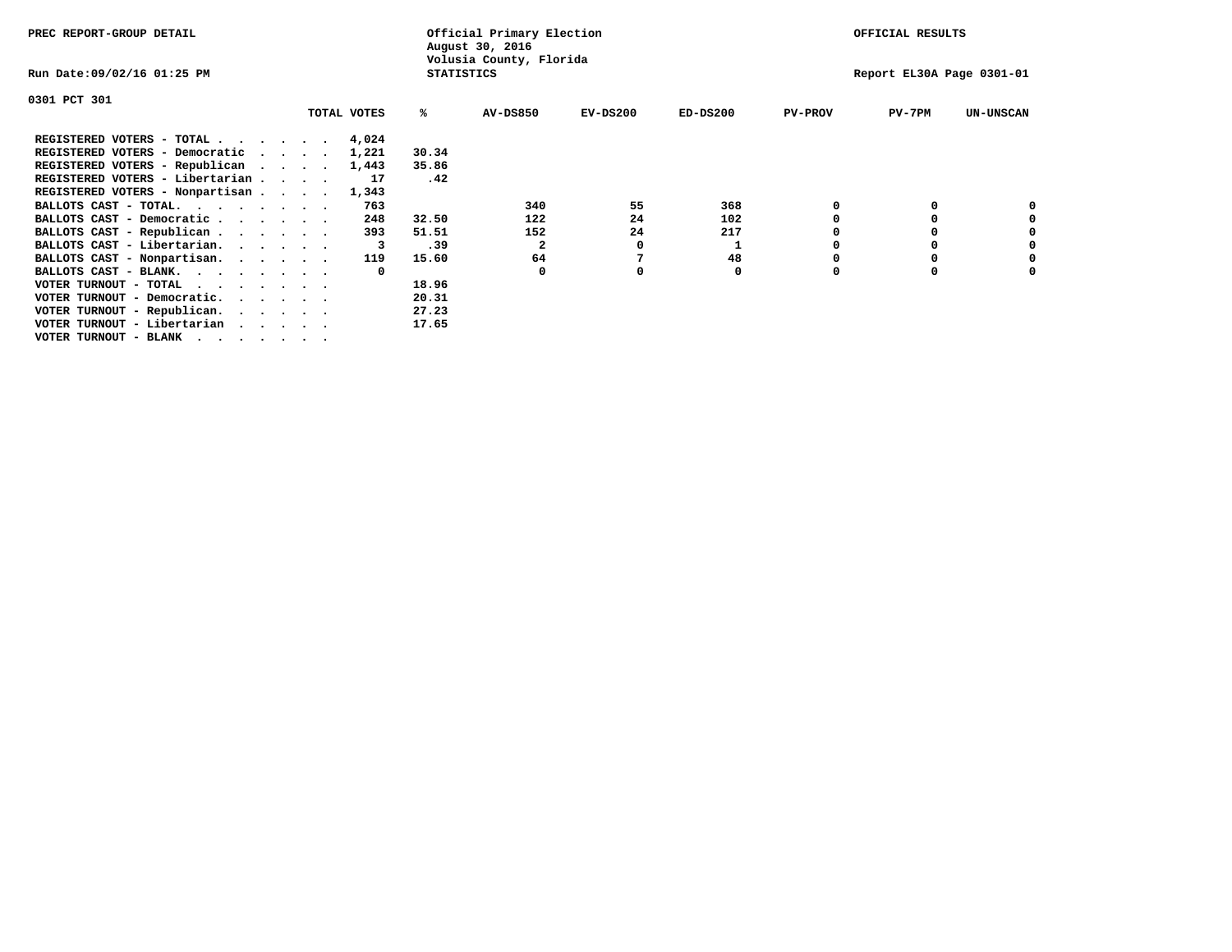PREC REPORT-GROUP DETAIL

Official Primary Election
August 30, 2016
Volusia County, Florida
STATISTICS

OFFICIAL RESULTS

Run Date:09/02/16 01:25 PM

Report EL30A Page 0301-01

0301 PCT 301

| | TOTAL VOTES | % | AV-DS850 | EV-DS200 | ED-DS200 | PV-PROV | PV-7PM | UN-UNSCAN |
|---|---|---|---|---|---|---|---|---|
| REGISTERED VOTERS - TOTAL . . . . . . | 4,024 | | | | | | | |
| REGISTERED VOTERS - Democratic . . . . | 1,221 | 30.34 | | | | | | |
| REGISTERED VOTERS - Republican . . . . | 1,443 | 35.86 | | | | | | |
| REGISTERED VOTERS - Libertarian . . . . | 17 | .42 | | | | | | |
| REGISTERED VOTERS - Nonpartisan . . . . | 1,343 | | | | | | | |
| BALLOTS CAST - TOTAL. . . . . . . . | 763 | | 340 | 55 | 368 | 0 | 0 | 0 |
| BALLOTS CAST - Democratic . . . . . . | 248 | 32.50 | 122 | 24 | 102 | 0 | 0 | 0 |
| BALLOTS CAST - Republican . . . . . . | 393 | 51.51 | 152 | 24 | 217 | 0 | 0 | 0 |
| BALLOTS CAST - Libertarian. . . . . . | 3 | .39 | 2 | 0 | 1 | 0 | 0 | 0 |
| BALLOTS CAST - Nonpartisan. . . . . . | 119 | 15.60 | 64 | 7 | 48 | 0 | 0 | 0 |
| BALLOTS CAST - BLANK. . . . . . . . | 0 | | 0 | 0 | 0 | 0 | 0 | 0 |
| VOTER TURNOUT - TOTAL . . . . . . . | | 18.96 | | | | | | |
| VOTER TURNOUT - Democratic. . . . . . | | 20.31 | | | | | | |
| VOTER TURNOUT - Republican. . . . . . | | 27.23 | | | | | | |
| VOTER TURNOUT - Libertarian . . . . . | | 17.65 | | | | | | |
| VOTER TURNOUT - BLANK . . . . . . . | | | | | | | | |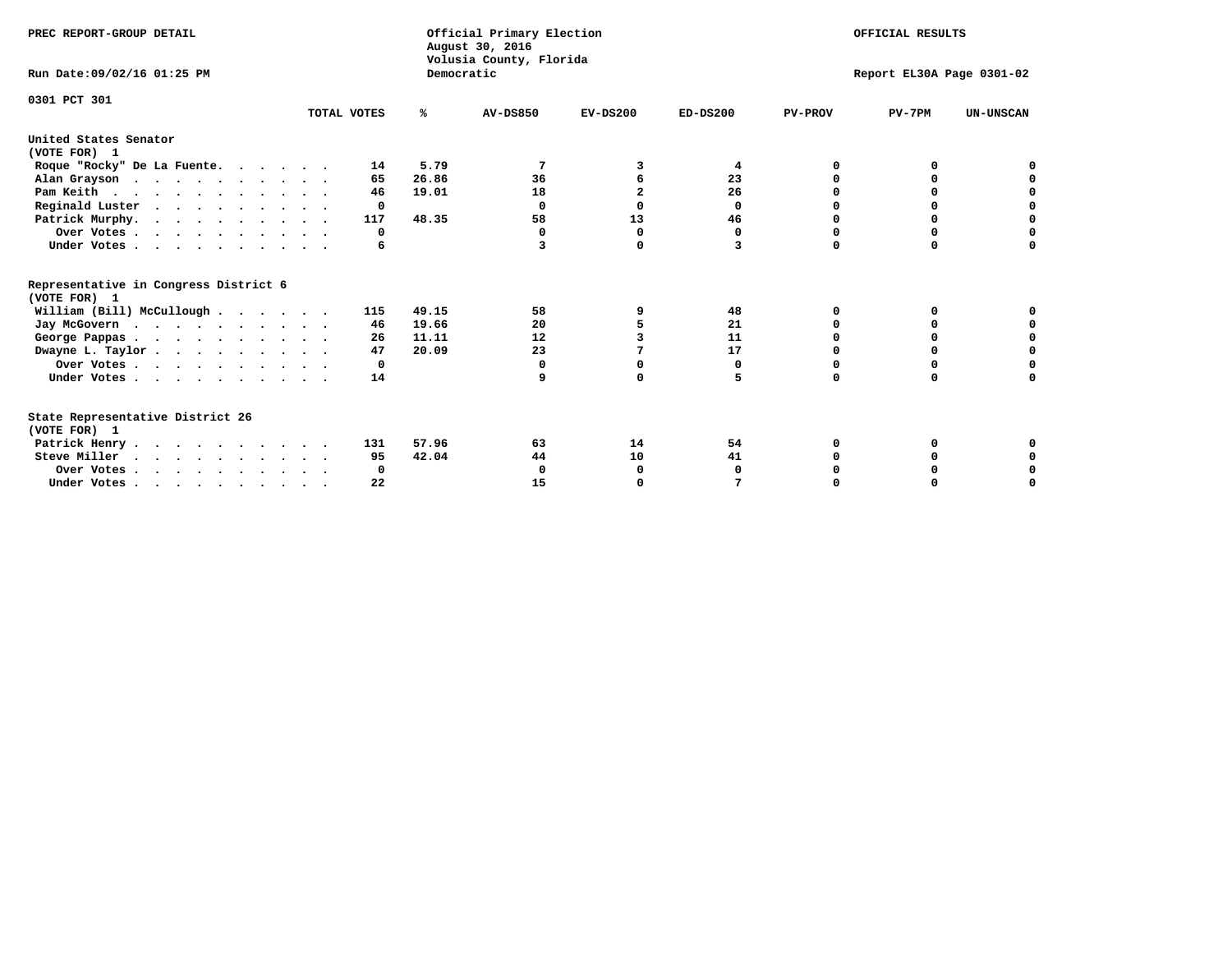PREC REPORT-GROUP DETAIL

Official Primary Election
August 30, 2016
Volusia County, Florida
Democratic

OFFICIAL RESULTS

Run Date:09/02/16 01:25 PM

Report EL30A Page 0301-02

0301 PCT 301

| | TOTAL VOTES | % | AV-DS850 | EV-DS200 | ED-DS200 | PV-PROV | PV-7PM | UN-UNSCAN |
|---|---|---|---|---|---|---|---|---|
| **United States Senator** | | | | | | | | |
| **(VOTE FOR) 1** | | | | | | | | |
| Roque "Rocky" De La Fuente | 14 | 5.79 | 7 | 3 | 4 | 0 | 0 | 0 |
| Alan Grayson | 65 | 26.86 | 36 | 6 | 23 | 0 | 0 | 0 |
| Pam Keith | 46 | 19.01 | 18 | 2 | 26 | 0 | 0 | 0 |
| Reginald Luster | 0 | | 0 | 0 | 0 | 0 | 0 | 0 |
| Patrick Murphy | 117 | 48.35 | 58 | 13 | 46 | 0 | 0 | 0 |
| Over Votes | 0 | | 0 | 0 | 0 | 0 | 0 | 0 |
| Under Votes | 6 | | 3 | 0 | 3 | 0 | 0 | 0 |
| **Representative in Congress District 6** | | | | | | | | |
| **(VOTE FOR) 1** | | | | | | | | |
| William (Bill) McCullough | 115 | 49.15 | 58 | 9 | 48 | 0 | 0 | 0 |
| Jay McGovern | 46 | 19.66 | 20 | 5 | 21 | 0 | 0 | 0 |
| George Pappas | 26 | 11.11 | 12 | 3 | 11 | 0 | 0 | 0 |
| Dwayne L. Taylor | 47 | 20.09 | 23 | 7 | 17 | 0 | 0 | 0 |
| Over Votes | 0 | | 0 | 0 | 0 | 0 | 0 | 0 |
| Under Votes | 14 | | 9 | 0 | 5 | 0 | 0 | 0 |
| **State Representative District 26** | | | | | | | | |
| **(VOTE FOR) 1** | | | | | | | | |
| Patrick Henry | 131 | 57.96 | 63 | 14 | 54 | 0 | 0 | 0 |
| Steve Miller | 95 | 42.04 | 44 | 10 | 41 | 0 | 0 | 0 |
| Over Votes | 0 | | 0 | 0 | 0 | 0 | 0 | 0 |
| Under Votes | 22 | | 15 | 0 | 7 | 0 | 0 | 0 |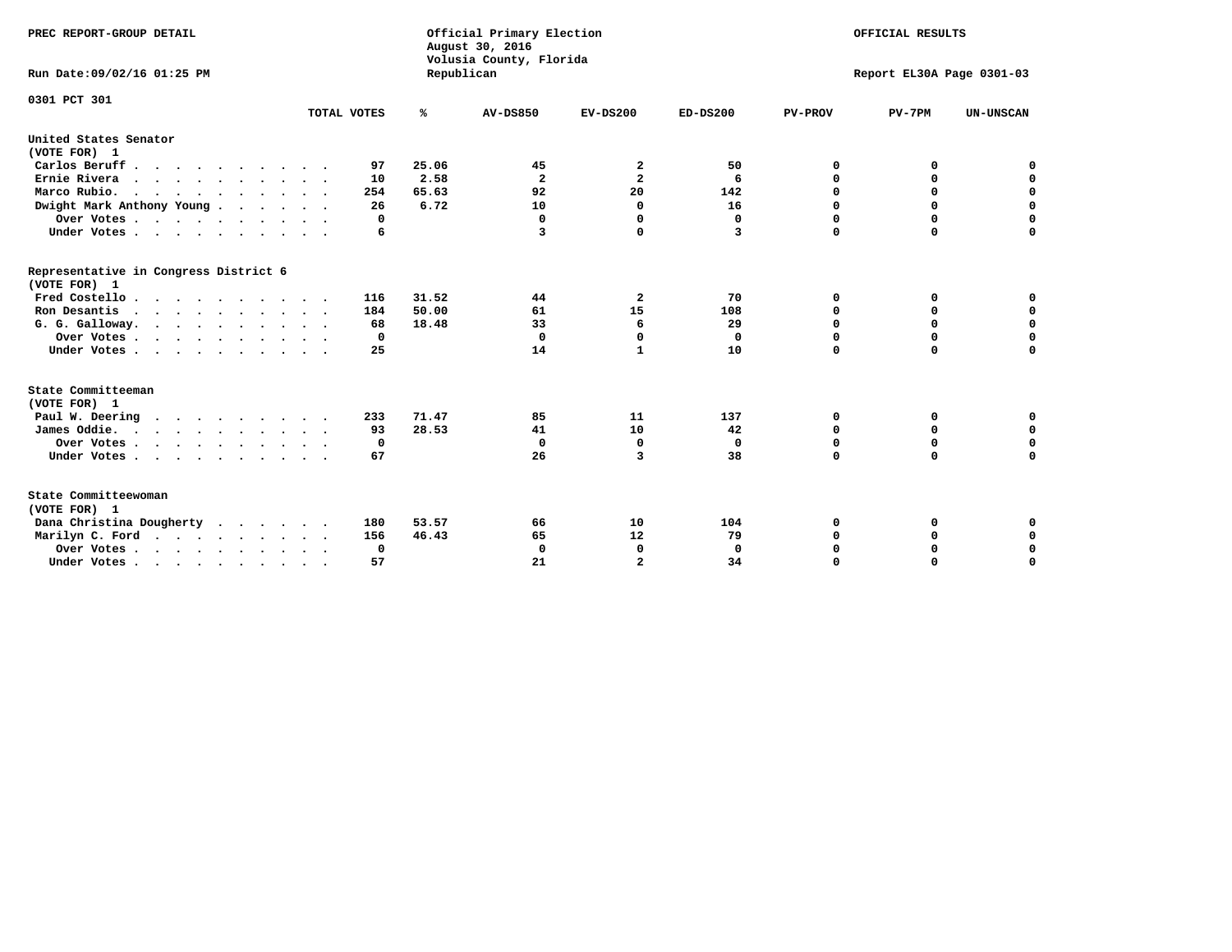PREC REPORT-GROUP DETAIL

Official Primary Election
August 30, 2016
Volusia County, Florida
Republican

OFFICIAL RESULTS

Run Date:09/02/16 01:25 PM

Report EL30A Page 0301-03

0301 PCT 301

| | TOTAL VOTES | % | AV-DS850 | EV-DS200 | ED-DS200 | PV-PROV | PV-7PM | UN-UNSCAN |
|---|---|---|---|---|---|---|---|---|
| **United States Senator** | | | | | | | | |
| **(VOTE FOR) 1** | | | | | | | | |
| Carlos Beruff | 97 | 25.06 | 45 | 2 | 50 | 0 | 0 | 0 |
| Ernie Rivera | 10 | 2.58 | 2 | 2 | 6 | 0 | 0 | 0 |
| Marco Rubio | 254 | 65.63 | 92 | 20 | 142 | 0 | 0 | 0 |
| Dwight Mark Anthony Young | 26 | 6.72 | 10 | 0 | 16 | 0 | 0 | 0 |
| Over Votes | 0 | | 0 | 0 | 0 | 0 | 0 | 0 |
| Under Votes | 6 | | 3 | 0 | 3 | 0 | 0 | 0 |
| **Representative in Congress District 6** | | | | | | | | |
| **(VOTE FOR) 1** | | | | | | | | |
| Fred Costello | 116 | 31.52 | 44 | 2 | 70 | 0 | 0 | 0 |
| Ron Desantis | 184 | 50.00 | 61 | 15 | 108 | 0 | 0 | 0 |
| G. G. Galloway | 68 | 18.48 | 33 | 6 | 29 | 0 | 0 | 0 |
| Over Votes | 0 | | 0 | 0 | 0 | 0 | 0 | 0 |
| Under Votes | 25 | | 14 | 1 | 10 | 0 | 0 | 0 |
| **State Committeeman** | | | | | | | | |
| **(VOTE FOR) 1** | | | | | | | | |
| Paul W. Deering | 233 | 71.47 | 85 | 11 | 137 | 0 | 0 | 0 |
| James Oddie | 93 | 28.53 | 41 | 10 | 42 | 0 | 0 | 0 |
| Over Votes | 0 | | 0 | 0 | 0 | 0 | 0 | 0 |
| Under Votes | 67 | | 26 | 3 | 38 | 0 | 0 | 0 |
| **State Committeewoman** | | | | | | | | |
| **(VOTE FOR) 1** | | | | | | | | |
| Dana Christina Dougherty | 180 | 53.57 | 66 | 10 | 104 | 0 | 0 | 0 |
| Marilyn C. Ford | 156 | 46.43 | 65 | 12 | 79 | 0 | 0 | 0 |
| Over Votes | 0 | | 0 | 0 | 0 | 0 | 0 | 0 |
| Under Votes | 57 | | 21 | 2 | 34 | 0 | 0 | 0 |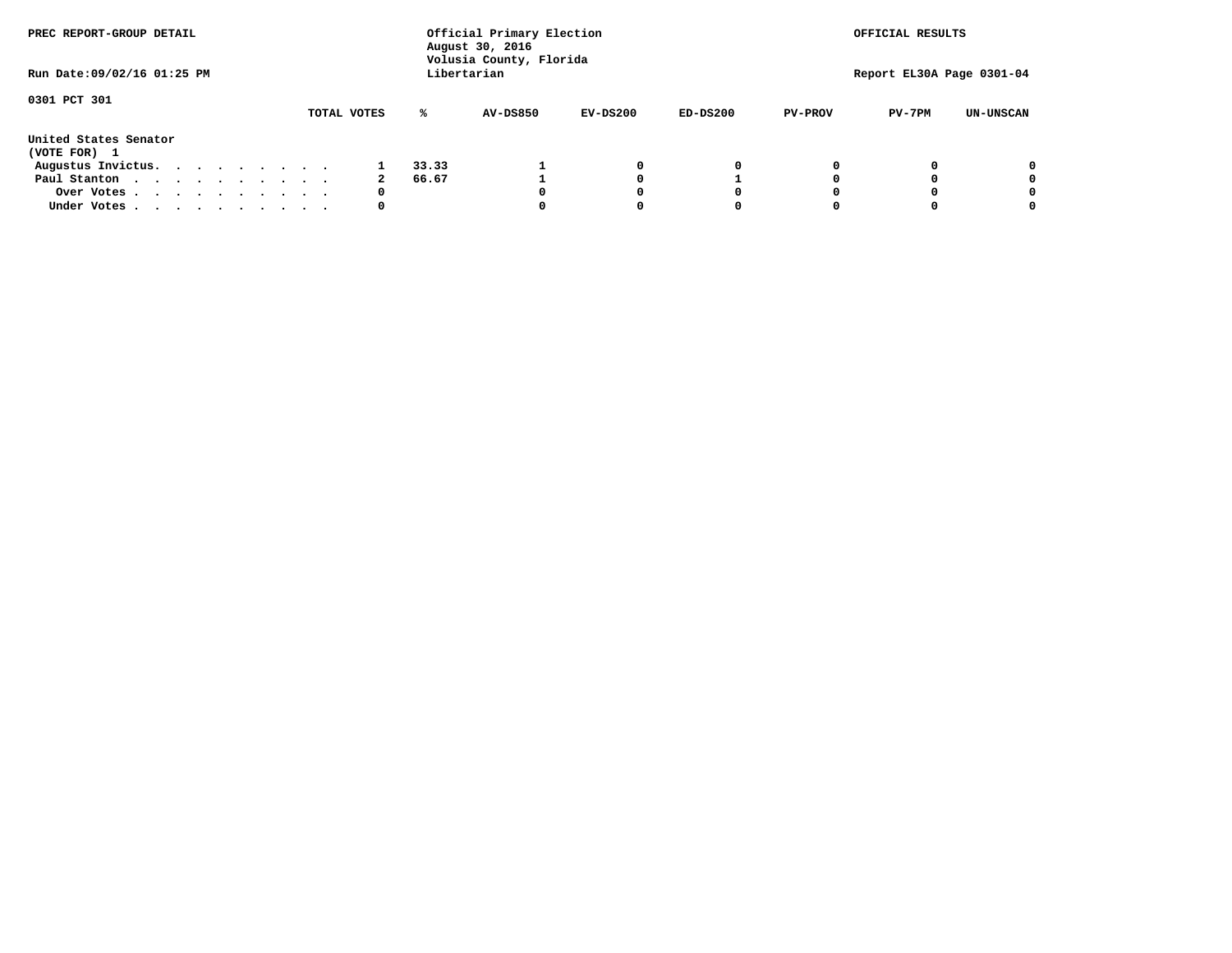PREC REPORT-GROUP DETAIL

Official Primary Election
August 30, 2016
Volusia County, Florida
Libertarian

OFFICIAL RESULTS

Run Date:09/02/16 01:25 PM

Report EL30A Page 0301-04

0301 PCT 301

| | TOTAL VOTES | % | AV-DS850 | EV-DS200 | ED-DS200 | PV-PROV | PV-7PM | UN-UNSCAN |
|---|---|---|---|---|---|---|---|---|
| **United States Senator (VOTE FOR) 1** | | | | | | | | |
| Augustus Invictus | 1 | 33.33 | 1 | 0 | 0 | 0 | 0 | 0 |
| Paul Stanton | 2 | 66.67 | 1 | 0 | 1 | 0 | 0 | 0 |
| Over Votes | 0 | | 0 | 0 | 0 | 0 | 0 | 0 |
| Under Votes | 0 | | 0 | 0 | 0 | 0 | 0 | 0 |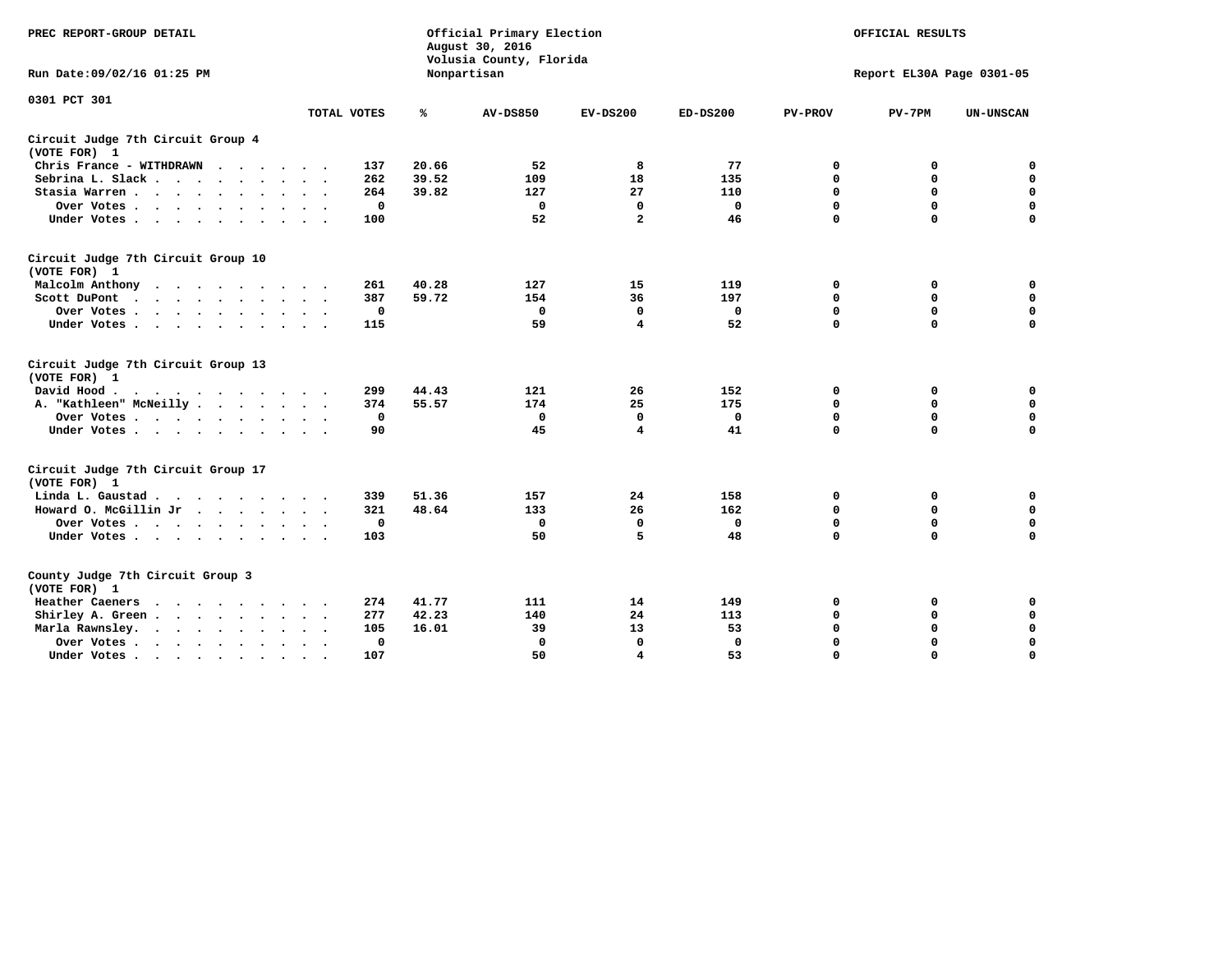PREC REPORT-GROUP DETAIL

Official Primary Election
August 30, 2016
Volusia County, Florida
Nonpartisan

OFFICIAL RESULTS

Run Date:09/02/16 01:25 PM

Report EL30A Page 0301-05

0301 PCT 301

| | TOTAL VOTES | % | AV-DS850 | EV-DS200 | ED-DS200 | PV-PROV | PV-7PM | UN-UNSCAN |
|---|---|---|---|---|---|---|---|---|
| **Circuit Judge 7th Circuit Group 4 (VOTE FOR) 1** | | | | | | | | |
| Chris France - WITHDRAWN | 137 | 20.66 | 52 | 8 | 77 | 0 | 0 | 0 |
| Sebrina L. Slack | 262 | 39.52 | 109 | 18 | 135 | 0 | 0 | 0 |
| Stasia Warren | 264 | 39.82 | 127 | 27 | 110 | 0 | 0 | 0 |
| Over Votes | 0 | | 0 | 0 | 0 | 0 | 0 | 0 |
| Under Votes | 100 | | 52 | 2 | 46 | 0 | 0 | 0 |
| **Circuit Judge 7th Circuit Group 10 (VOTE FOR) 1** | | | | | | | | |
| Malcolm Anthony | 261 | 40.28 | 127 | 15 | 119 | 0 | 0 | 0 |
| Scott DuPont | 387 | 59.72 | 154 | 36 | 197 | 0 | 0 | 0 |
| Over Votes | 0 | | 0 | 0 | 0 | 0 | 0 | 0 |
| Under Votes | 115 | | 59 | 4 | 52 | 0 | 0 | 0 |
| **Circuit Judge 7th Circuit Group 13 (VOTE FOR) 1** | | | | | | | | |
| David Hood | 299 | 44.43 | 121 | 26 | 152 | 0 | 0 | 0 |
| A. "Kathleen" McNeilly | 374 | 55.57 | 174 | 25 | 175 | 0 | 0 | 0 |
| Over Votes | 0 | | 0 | 0 | 0 | 0 | 0 | 0 |
| Under Votes | 90 | | 45 | 4 | 41 | 0 | 0 | 0 |
| **Circuit Judge 7th Circuit Group 17 (VOTE FOR) 1** | | | | | | | | |
| Linda L. Gaustad | 339 | 51.36 | 157 | 24 | 158 | 0 | 0 | 0 |
| Howard O. McGillin Jr | 321 | 48.64 | 133 | 26 | 162 | 0 | 0 | 0 |
| Over Votes | 0 | | 0 | 0 | 0 | 0 | 0 | 0 |
| Under Votes | 103 | | 50 | 5 | 48 | 0 | 0 | 0 |
| **County Judge 7th Circuit Group 3 (VOTE FOR) 1** | | | | | | | | |
| Heather Caeners | 274 | 41.77 | 111 | 14 | 149 | 0 | 0 | 0 |
| Shirley A. Green | 277 | 42.23 | 140 | 24 | 113 | 0 | 0 | 0 |
| Marla Rawnsley. | 105 | 16.01 | 39 | 13 | 53 | 0 | 0 | 0 |
| Over Votes | 0 | | 0 | 0 | 0 | 0 | 0 | 0 |
| Under Votes | 107 | | 50 | 4 | 53 | 0 | 0 | 0 |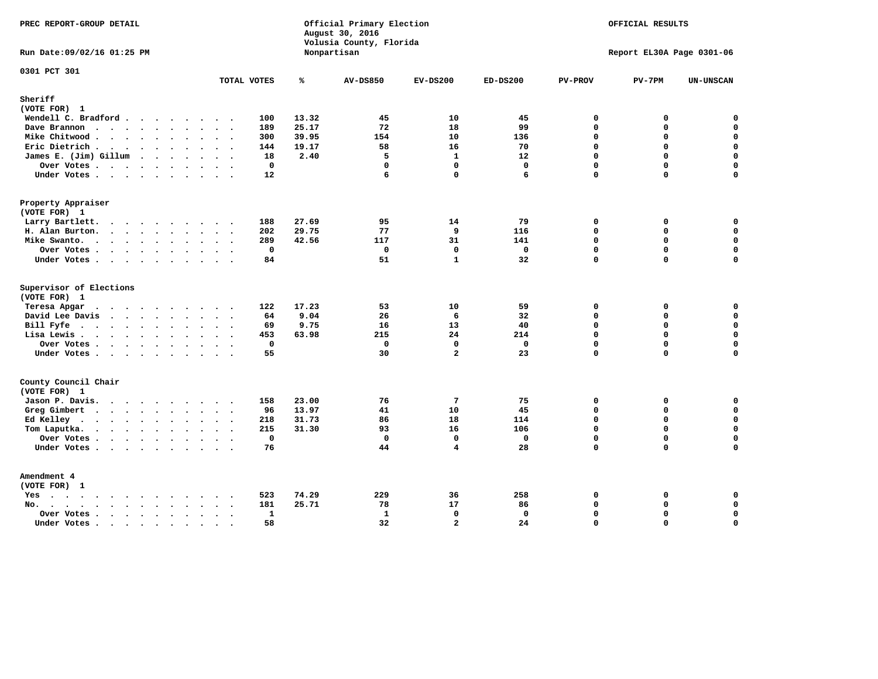PREC REPORT-GROUP DETAIL

Official Primary Election
August 30, 2016
Volusia County, Florida
Nonpartisan

OFFICIAL RESULTS

Run Date:09/02/16 01:25 PM

Report EL30A Page 0301-06

0301 PCT 301

| | TOTAL VOTES | % | AV-DS850 | EV-DS200 | ED-DS200 | PV-PROV | PV-7PM | UN-UNSCAN |
|---|---|---|---|---|---|---|---|---|
| **Sheriff** | | | | | | | | |
| (VOTE FOR) 1 | | | | | | | | |
| Wendell C. Bradford | 100 | 13.32 | 45 | 10 | 45 | 0 | 0 | 0 |
| Dave Brannon | 189 | 25.17 | 72 | 18 | 99 | 0 | 0 | 0 |
| Mike Chitwood | 300 | 39.95 | 154 | 10 | 136 | 0 | 0 | 0 |
| Eric Dietrich | 144 | 19.17 | 58 | 16 | 70 | 0 | 0 | 0 |
| James E. (Jim) Gillum | 18 | 2.40 | 5 | 1 | 12 | 0 | 0 | 0 |
| Over Votes | 0 | | 0 | 0 | 0 | 0 | 0 | 0 |
| Under Votes | 12 | | 6 | 0 | 6 | 0 | 0 | 0 |
| **Property Appraiser** | | | | | | | | |
| (VOTE FOR) 1 | | | | | | | | |
| Larry Bartlett | 188 | 27.69 | 95 | 14 | 79 | 0 | 0 | 0 |
| H. Alan Burton | 202 | 29.75 | 77 | 9 | 116 | 0 | 0 | 0 |
| Mike Swanto | 289 | 42.56 | 117 | 31 | 141 | 0 | 0 | 0 |
| Over Votes | 0 | | 0 | 0 | 0 | 0 | 0 | 0 |
| Under Votes | 84 | | 51 | 1 | 32 | 0 | 0 | 0 |
| **Supervisor of Elections** | | | | | | | | |
| (VOTE FOR) 1 | | | | | | | | |
| Teresa Apgar | 122 | 17.23 | 53 | 10 | 59 | 0 | 0 | 0 |
| David Lee Davis | 64 | 9.04 | 26 | 6 | 32 | 0 | 0 | 0 |
| Bill Fyfe | 69 | 9.75 | 16 | 13 | 40 | 0 | 0 | 0 |
| Lisa Lewis | 453 | 63.98 | 215 | 24 | 214 | 0 | 0 | 0 |
| Over Votes | 0 | | 0 | 0 | 0 | 0 | 0 | 0 |
| Under Votes | 55 | | 30 | 2 | 23 | 0 | 0 | 0 |
| **County Council Chair** | | | | | | | | |
| (VOTE FOR) 1 | | | | | | | | |
| Jason P. Davis | 158 | 23.00 | 76 | 7 | 75 | 0 | 0 | 0 |
| Greg Gimbert | 96 | 13.97 | 41 | 10 | 45 | 0 | 0 | 0 |
| Ed Kelley | 218 | 31.73 | 86 | 18 | 114 | 0 | 0 | 0 |
| Tom Laputka | 215 | 31.30 | 93 | 16 | 106 | 0 | 0 | 0 |
| Over Votes | 0 | | 0 | 0 | 0 | 0 | 0 | 0 |
| Under Votes | 76 | | 44 | 4 | 28 | 0 | 0 | 0 |
| **Amendment 4** | | | | | | | | |
| (VOTE FOR) 1 | | | | | | | | |
| Yes | 523 | 74.29 | 229 | 36 | 258 | 0 | 0 | 0 |
| No | 181 | 25.71 | 78 | 17 | 86 | 0 | 0 | 0 |
| Over Votes | 1 | | 1 | 0 | 0 | 0 | 0 | 0 |
| Under Votes | 58 | | 32 | 2 | 24 | 0 | 0 | 0 |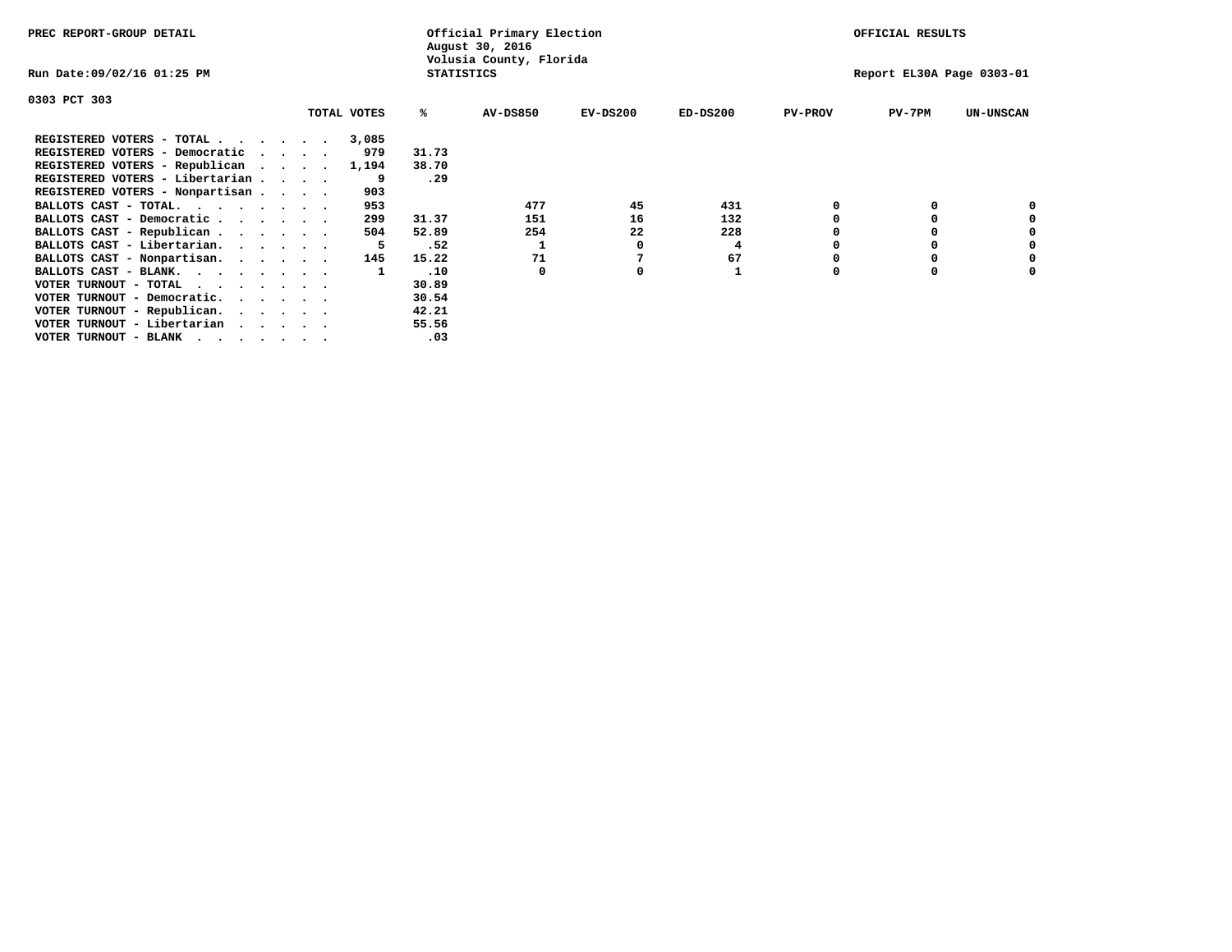PREC REPORT-GROUP DETAIL

Official Primary Election
August 30, 2016
Volusia County, Florida
STATISTICS

OFFICIAL RESULTS

Run Date:09/02/16 01:25 PM

Report EL30A Page 0303-01

0303 PCT 303

| | TOTAL VOTES | % | AV-DS850 | EV-DS200 | ED-DS200 | PV-PROV | PV-7PM | UN-UNSCAN |
|---|---|---|---|---|---|---|---|---|
| REGISTERED VOTERS - TOTAL . . . . . . | 3,085 | | | | | | | |
| REGISTERED VOTERS - Democratic . . . . | 979 | 31.73 | | | | | | |
| REGISTERED VOTERS - Republican . . . . | 1,194 | 38.70 | | | | | | |
| REGISTERED VOTERS - Libertarian . . . . | 9 | .29 | | | | | | |
| REGISTERED VOTERS - Nonpartisan . . . . | 903 | | | | | | | |
| BALLOTS CAST - TOTAL. . . . . . . . | 953 | | 477 | 45 | 431 | 0 | 0 | 0 |
| BALLOTS CAST - Democratic . . . . . . | 299 | 31.37 | 151 | 16 | 132 | 0 | 0 | 0 |
| BALLOTS CAST - Republican . . . . . . | 504 | 52.89 | 254 | 22 | 228 | 0 | 0 | 0 |
| BALLOTS CAST - Libertarian. . . . . . | 5 | .52 | 1 | 0 | 4 | 0 | 0 | 0 |
| BALLOTS CAST - Nonpartisan. . . . . . | 145 | 15.22 | 71 | 7 | 67 | 0 | 0 | 0 |
| BALLOTS CAST - BLANK. . . . . . . . | 1 | .10 | 0 | 0 | 1 | 0 | 0 | 0 |
| VOTER TURNOUT - TOTAL . . . . . . . | | 30.89 | | | | | | |
| VOTER TURNOUT - Democratic. . . . . . | | 30.54 | | | | | | |
| VOTER TURNOUT - Republican. . . . . . | | 42.21 | | | | | | |
| VOTER TURNOUT - Libertarian . . . . . | | 55.56 | | | | | | |
| VOTER TURNOUT - BLANK . . . . . . . | | .03 | | | | | | |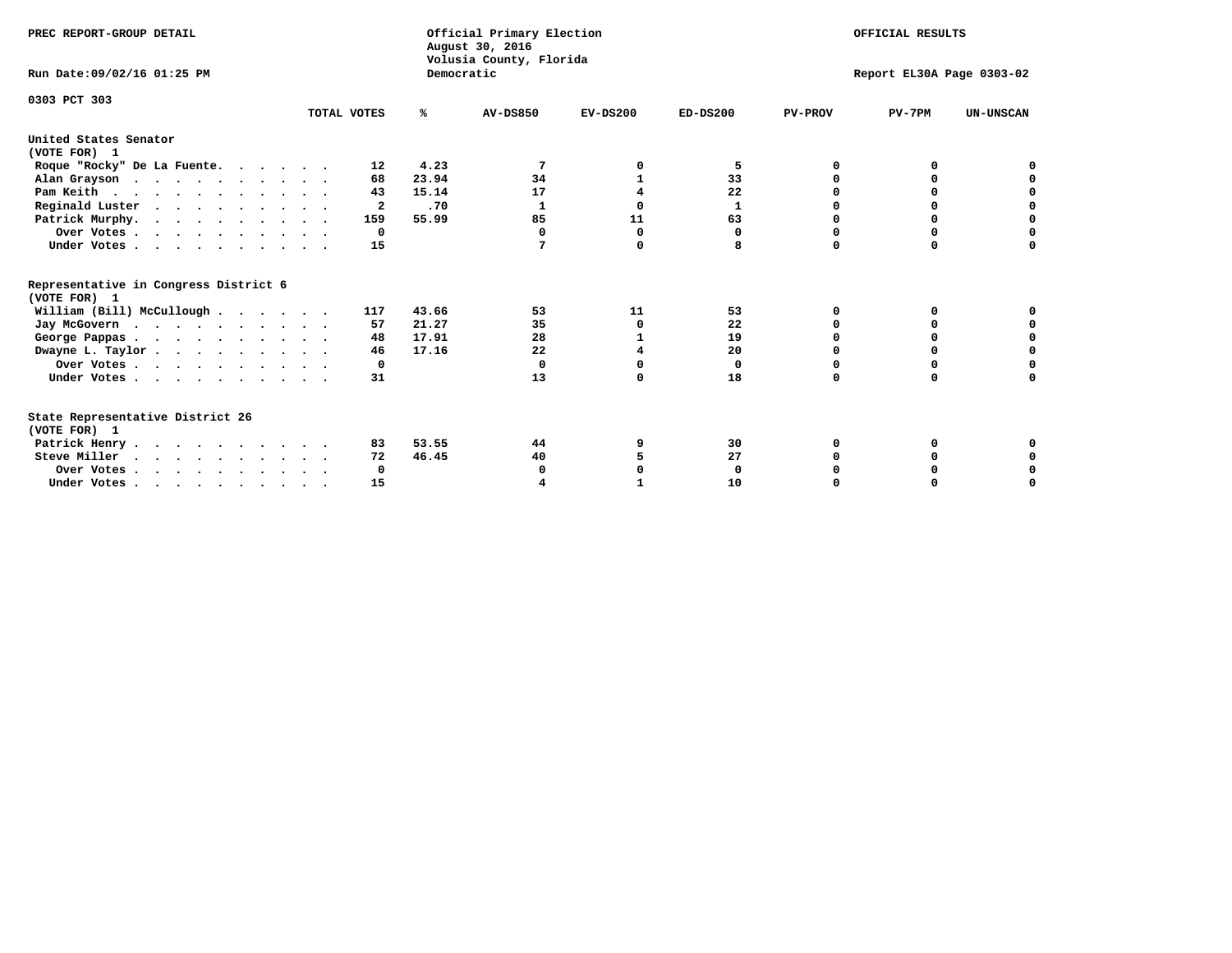PREC REPORT-GROUP DETAIL

Official Primary Election
August 30, 2016
Volusia County, Florida
Democratic

OFFICIAL RESULTS

Run Date:09/02/16 01:25 PM

Report EL30A Page 0303-02

0303 PCT 303

| | TOTAL VOTES | % | AV-DS850 | EV-DS200 | ED-DS200 | PV-PROV | PV-7PM | UN-UNSCAN |
|---|---|---|---|---|---|---|---|---|
| **United States Senator** | | | | | | | | |
| **(VOTE FOR) 1** | | | | | | | | |
| Roque "Rocky" De La Fuente | 12 | 4.23 | 7 | 0 | 5 | 0 | 0 | 0 |
| Alan Grayson | 68 | 23.94 | 34 | 1 | 33 | 0 | 0 | 0 |
| Pam Keith | 43 | 15.14 | 17 | 4 | 22 | 0 | 0 | 0 |
| Reginald Luster | 2 | .70 | 1 | 0 | 1 | 0 | 0 | 0 |
| Patrick Murphy | 159 | 55.99 | 85 | 11 | 63 | 0 | 0 | 0 |
| Over Votes | 0 | | 0 | 0 | 0 | 0 | 0 | 0 |
| Under Votes | 15 | | 7 | 0 | 8 | 0 | 0 | 0 |
| **Representative in Congress District 6** | | | | | | | | |
| **(VOTE FOR) 1** | | | | | | | | |
| William (Bill) McCullough | 117 | 43.66 | 53 | 11 | 53 | 0 | 0 | 0 |
| Jay McGovern | 57 | 21.27 | 35 | 0 | 22 | 0 | 0 | 0 |
| George Pappas | 48 | 17.91 | 28 | 1 | 19 | 0 | 0 | 0 |
| Dwayne L. Taylor | 46 | 17.16 | 22 | 4 | 20 | 0 | 0 | 0 |
| Over Votes | 0 | | 0 | 0 | 0 | 0 | 0 | 0 |
| Under Votes | 31 | | 13 | 0 | 18 | 0 | 0 | 0 |
| **State Representative District 26** | | | | | | | | |
| **(VOTE FOR) 1** | | | | | | | | |
| Patrick Henry | 83 | 53.55 | 44 | 9 | 30 | 0 | 0 | 0 |
| Steve Miller | 72 | 46.45 | 40 | 5 | 27 | 0 | 0 | 0 |
| Over Votes | 0 | | 0 | 0 | 0 | 0 | 0 | 0 |
| Under Votes | 15 | | 4 | 1 | 10 | 0 | 0 | 0 |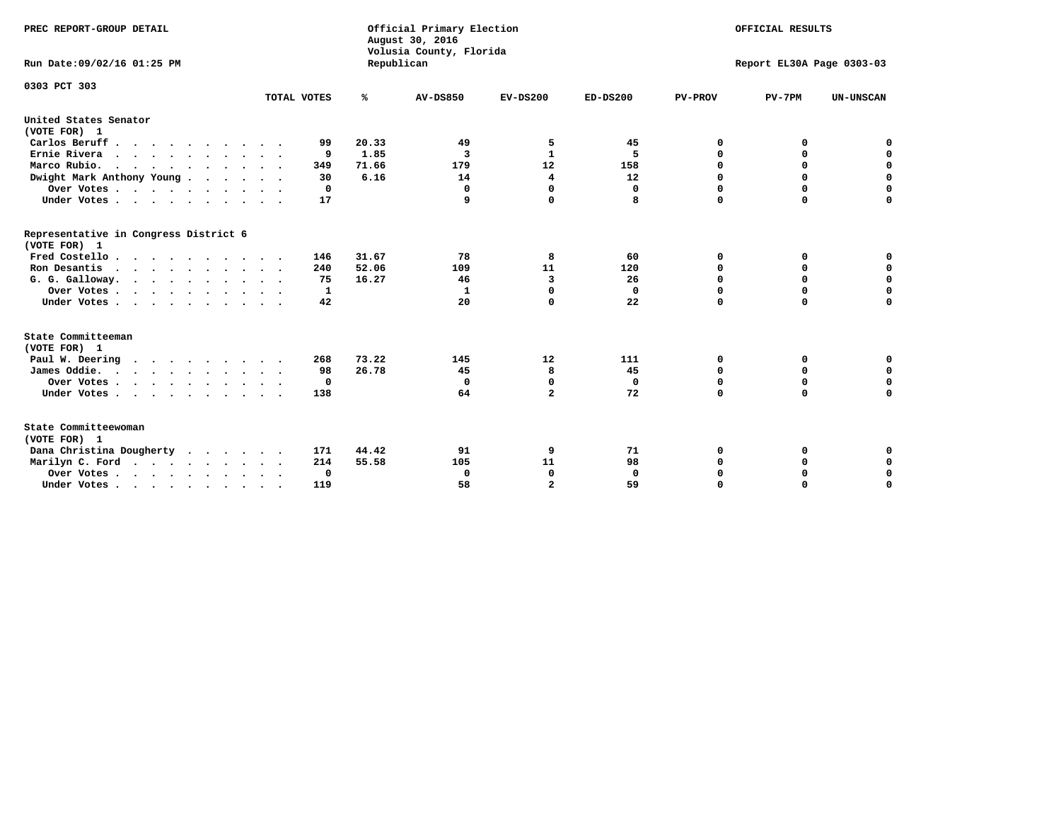PREC REPORT-GROUP DETAIL

Official Primary Election
August 30, 2016
Volusia County, Florida
Republican

OFFICIAL RESULTS

Run Date:09/02/16 01:25 PM

Report EL30A Page 0303-03

0303 PCT 303

| | TOTAL VOTES | % | AV-DS850 | EV-DS200 | ED-DS200 | PV-PROV | PV-7PM | UN-UNSCAN |
|---|---|---|---|---|---|---|---|---|
| **United States Senator** | | | | | | | | |
| **(VOTE FOR) 1** | | | | | | | | |
| Carlos Beruff | 99 | 20.33 | 49 | 5 | 45 | 0 | 0 | 0 |
| Ernie Rivera | 9 | 1.85 | 3 | 1 | 5 | 0 | 0 | 0 |
| Marco Rubio. | 349 | 71.66 | 179 | 12 | 158 | 0 | 0 | 0 |
| Dwight Mark Anthony Young | 30 | 6.16 | 14 | 4 | 12 | 0 | 0 | 0 |
| Over Votes | 0 | | 0 | 0 | 0 | 0 | 0 | 0 |
| Under Votes | 17 | | 9 | 0 | 8 | 0 | 0 | 0 |
| **Representative in Congress District 6** | | | | | | | | |
| **(VOTE FOR) 1** | | | | | | | | |
| Fred Costello | 146 | 31.67 | 78 | 8 | 60 | 0 | 0 | 0 |
| Ron Desantis | 240 | 52.06 | 109 | 11 | 120 | 0 | 0 | 0 |
| G. G. Galloway. | 75 | 16.27 | 46 | 3 | 26 | 0 | 0 | 0 |
| Over Votes | 1 | | 1 | 0 | 0 | 0 | 0 | 0 |
| Under Votes | 42 | | 20 | 0 | 22 | 0 | 0 | 0 |
| **State Committeeman** | | | | | | | | |
| **(VOTE FOR) 1** | | | | | | | | |
| Paul W. Deering | 268 | 73.22 | 145 | 12 | 111 | 0 | 0 | 0 |
| James Oddie. | 98 | 26.78 | 45 | 8 | 45 | 0 | 0 | 0 |
| Over Votes | 0 | | 0 | 0 | 0 | 0 | 0 | 0 |
| Under Votes | 138 | | 64 | 2 | 72 | 0 | 0 | 0 |
| **State Committeewoman** | | | | | | | | |
| **(VOTE FOR) 1** | | | | | | | | |
| Dana Christina Dougherty | 171 | 44.42 | 91 | 9 | 71 | 0 | 0 | 0 |
| Marilyn C. Ford | 214 | 55.58 | 105 | 11 | 98 | 0 | 0 | 0 |
| Over Votes | 0 | | 0 | 0 | 0 | 0 | 0 | 0 |
| Under Votes | 119 | | 58 | 2 | 59 | 0 | 0 | 0 |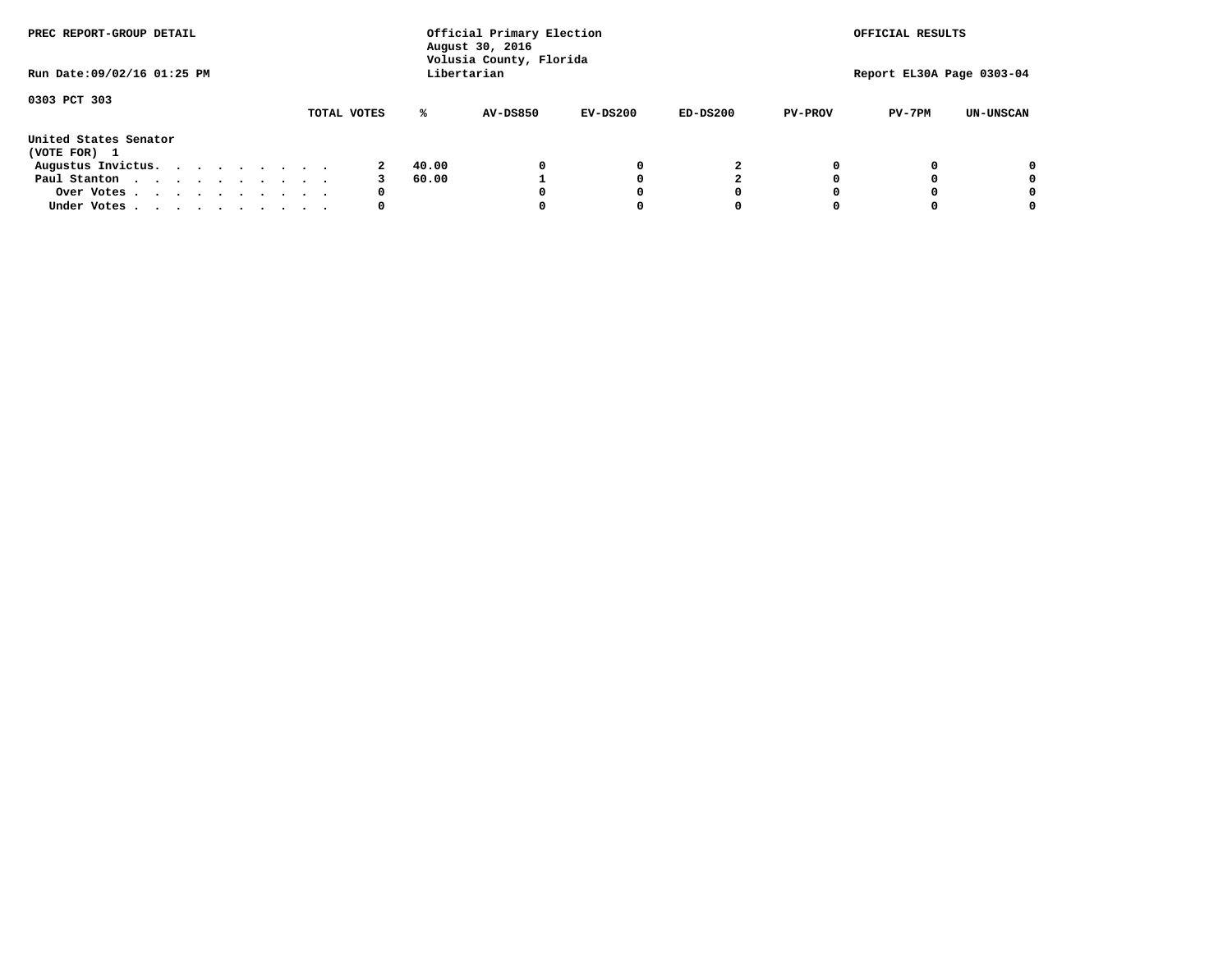PREC REPORT-GROUP DETAIL

Official Primary Election
August 30, 2016
Volusia County, Florida
Libertarian

OFFICIAL RESULTS

Run Date:09/02/16 01:25 PM

Report EL30A Page 0303-04

0303 PCT 303

| United States Senator (VOTE FOR) 1 | TOTAL VOTES | % | AV-DS850 | EV-DS200 | ED-DS200 | PV-PROV | PV-7PM | UN-UNSCAN |
|---|---|---|---|---|---|---|---|---|
| Augustus Invictus. | 2 | 40.00 | 0 | 0 | 2 | 0 | 0 | 0 |
| Paul Stanton | 3 | 60.00 | 1 | 0 | 2 | 0 | 0 | 0 |
| Over Votes | 0 | | 0 | 0 | 0 | 0 | 0 | 0 |
| Under Votes | 0 | | 0 | 0 | 0 | 0 | 0 | 0 |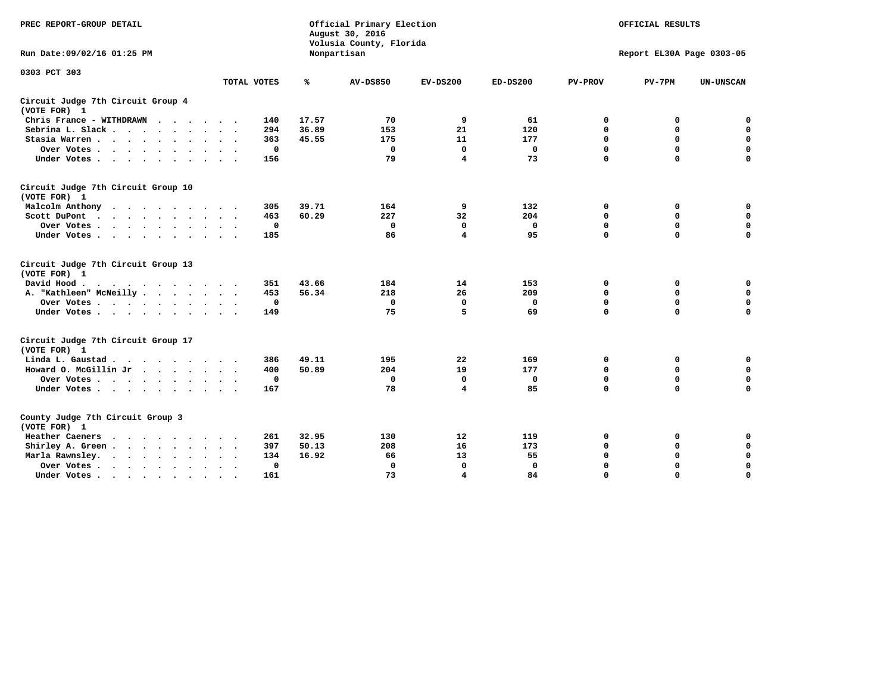PREC REPORT-GROUP DETAIL

Official Primary Election
August 30, 2016
Volusia County, Florida
Nonpartisan

OFFICIAL RESULTS

Run Date:09/02/16 01:25 PM

Report EL30A Page 0303-05

0303 PCT 303

| | TOTAL VOTES | % | AV-DS850 | EV-DS200 | ED-DS200 | PV-PROV | PV-7PM | UN-UNSCAN |
|---|---|---|---|---|---|---|---|---|
| **Circuit Judge 7th Circuit Group 4 (VOTE FOR) 1** | | | | | | | | |
| Chris France - WITHDRAWN | 140 | 17.57 | 70 | 9 | 61 | 0 | 0 | 0 |
| Sebrina L. Slack | 294 | 36.89 | 153 | 21 | 120 | 0 | 0 | 0 |
| Stasia Warren | 363 | 45.55 | 175 | 11 | 177 | 0 | 0 | 0 |
| Over Votes | 0 | | 0 | 0 | 0 | 0 | 0 | 0 |
| Under Votes | 156 | | 79 | 4 | 73 | 0 | 0 | 0 |
| **Circuit Judge 7th Circuit Group 10 (VOTE FOR) 1** | | | | | | | | |
| Malcolm Anthony | 305 | 39.71 | 164 | 9 | 132 | 0 | 0 | 0 |
| Scott DuPont | 463 | 60.29 | 227 | 32 | 204 | 0 | 0 | 0 |
| Over Votes | 0 | | 0 | 0 | 0 | 0 | 0 | 0 |
| Under Votes | 185 | | 86 | 4 | 95 | 0 | 0 | 0 |
| **Circuit Judge 7th Circuit Group 13 (VOTE FOR) 1** | | | | | | | | |
| David Hood | 351 | 43.66 | 184 | 14 | 153 | 0 | 0 | 0 |
| A. "Kathleen" McNeilly | 453 | 56.34 | 218 | 26 | 209 | 0 | 0 | 0 |
| Over Votes | 0 | | 0 | 0 | 0 | 0 | 0 | 0 |
| Under Votes | 149 | | 75 | 5 | 69 | 0 | 0 | 0 |
| **Circuit Judge 7th Circuit Group 17 (VOTE FOR) 1** | | | | | | | | |
| Linda L. Gaustad | 386 | 49.11 | 195 | 22 | 169 | 0 | 0 | 0 |
| Howard O. McGillin Jr | 400 | 50.89 | 204 | 19 | 177 | 0 | 0 | 0 |
| Over Votes | 0 | | 0 | 0 | 0 | 0 | 0 | 0 |
| Under Votes | 167 | | 78 | 4 | 85 | 0 | 0 | 0 |
| **County Judge 7th Circuit Group 3 (VOTE FOR) 1** | | | | | | | | |
| Heather Caeners | 261 | 32.95 | 130 | 12 | 119 | 0 | 0 | 0 |
| Shirley A. Green | 397 | 50.13 | 208 | 16 | 173 | 0 | 0 | 0 |
| Marla Rawnsley | 134 | 16.92 | 66 | 13 | 55 | 0 | 0 | 0 |
| Over Votes | 0 | | 0 | 0 | 0 | 0 | 0 | 0 |
| Under Votes | 161 | | 73 | 4 | 84 | 0 | 0 | 0 |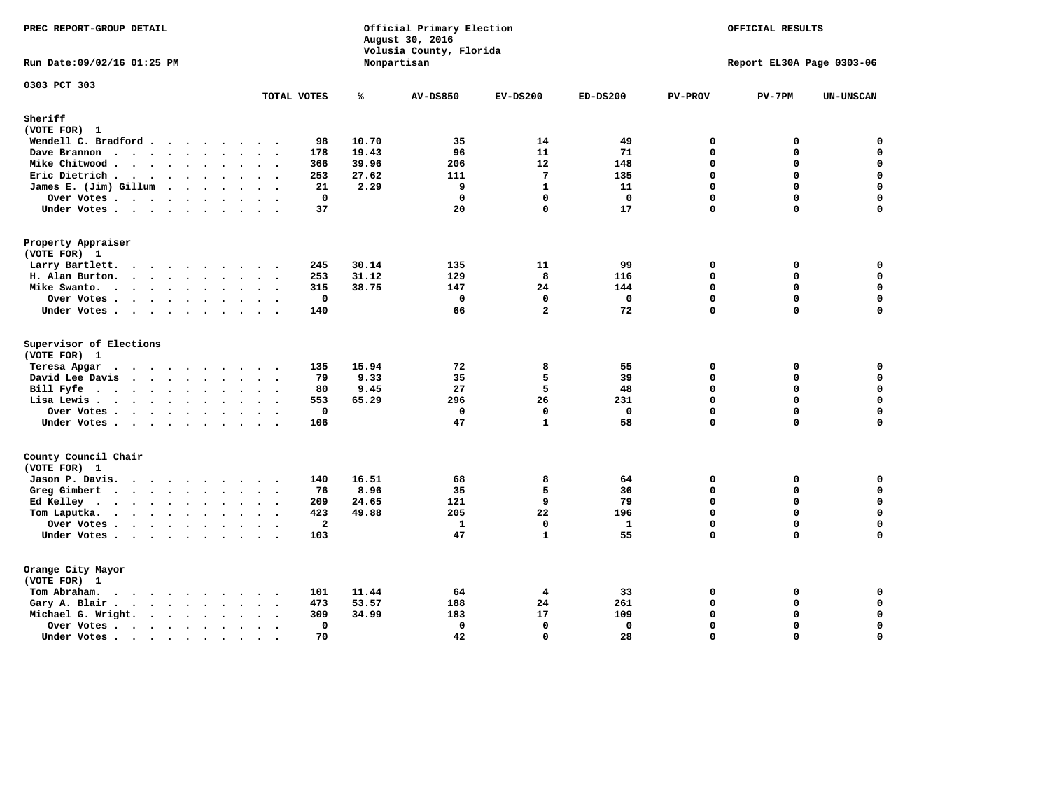PREC REPORT-GROUP DETAIL

Official Primary Election
August 30, 2016
Volusia County, Florida
Nonpartisan

OFFICIAL RESULTS

Run Date:09/02/16 01:25 PM

Report EL30A Page 0303-06

0303 PCT 303

| | TOTAL VOTES | % | AV-DS850 | EV-DS200 | ED-DS200 | PV-PROV | PV-7PM | UN-UNSCAN |
|---|---|---|---|---|---|---|---|---|
| **Sheriff** | | | | | | | | |
| (VOTE FOR) 1 | | | | | | | | |
| Wendell C. Bradford | 98 | 10.70 | 35 | 14 | 49 | 0 | 0 | 0 |
| Dave Brannon | 178 | 19.43 | 96 | 11 | 71 | 0 | 0 | 0 |
| Mike Chitwood | 366 | 39.96 | 206 | 12 | 148 | 0 | 0 | 0 |
| Eric Dietrich | 253 | 27.62 | 111 | 7 | 135 | 0 | 0 | 0 |
| James E. (Jim) Gillum | 21 | 2.29 | 9 | 1 | 11 | 0 | 0 | 0 |
| Over Votes | 0 | | 0 | 0 | 0 | 0 | 0 | 0 |
| Under Votes | 37 | | 20 | 0 | 17 | 0 | 0 | 0 |
| **Property Appraiser** | | | | | | | | |
| (VOTE FOR) 1 | | | | | | | | |
| Larry Bartlett | 245 | 30.14 | 135 | 11 | 99 | 0 | 0 | 0 |
| H. Alan Burton | 253 | 31.12 | 129 | 8 | 116 | 0 | 0 | 0 |
| Mike Swanto | 315 | 38.75 | 147 | 24 | 144 | 0 | 0 | 0 |
| Over Votes | 0 | | 0 | 0 | 0 | 0 | 0 | 0 |
| Under Votes | 140 | | 66 | 2 | 72 | 0 | 0 | 0 |
| **Supervisor of Elections** | | | | | | | | |
| (VOTE FOR) 1 | | | | | | | | |
| Teresa Apgar | 135 | 15.94 | 72 | 8 | 55 | 0 | 0 | 0 |
| David Lee Davis | 79 | 9.33 | 35 | 5 | 39 | 0 | 0 | 0 |
| Bill Fyfe | 80 | 9.45 | 27 | 5 | 48 | 0 | 0 | 0 |
| Lisa Lewis | 553 | 65.29 | 296 | 26 | 231 | 0 | 0 | 0 |
| Over Votes | 0 | | 0 | 0 | 0 | 0 | 0 | 0 |
| Under Votes | 106 | | 47 | 1 | 58 | 0 | 0 | 0 |
| **County Council Chair** | | | | | | | | |
| (VOTE FOR) 1 | | | | | | | | |
| Jason P. Davis | 140 | 16.51 | 68 | 8 | 64 | 0 | 0 | 0 |
| Greg Gimbert | 76 | 8.96 | 35 | 5 | 36 | 0 | 0 | 0 |
| Ed Kelley | 209 | 24.65 | 121 | 9 | 79 | 0 | 0 | 0 |
| Tom Laputka | 423 | 49.88 | 205 | 22 | 196 | 0 | 0 | 0 |
| Over Votes | 2 | | 1 | 0 | 1 | 0 | 0 | 0 |
| Under Votes | 103 | | 47 | 1 | 55 | 0 | 0 | 0 |
| **Orange City Mayor** | | | | | | | | |
| (VOTE FOR) 1 | | | | | | | | |
| Tom Abraham | 101 | 11.44 | 64 | 4 | 33 | 0 | 0 | 0 |
| Gary A. Blair | 473 | 53.57 | 188 | 24 | 261 | 0 | 0 | 0 |
| Michael G. Wright | 309 | 34.99 | 183 | 17 | 109 | 0 | 0 | 0 |
| Over Votes | 0 | | 0 | 0 | 0 | 0 | 0 | 0 |
| Under Votes | 70 | | 42 | 0 | 28 | 0 | 0 | 0 |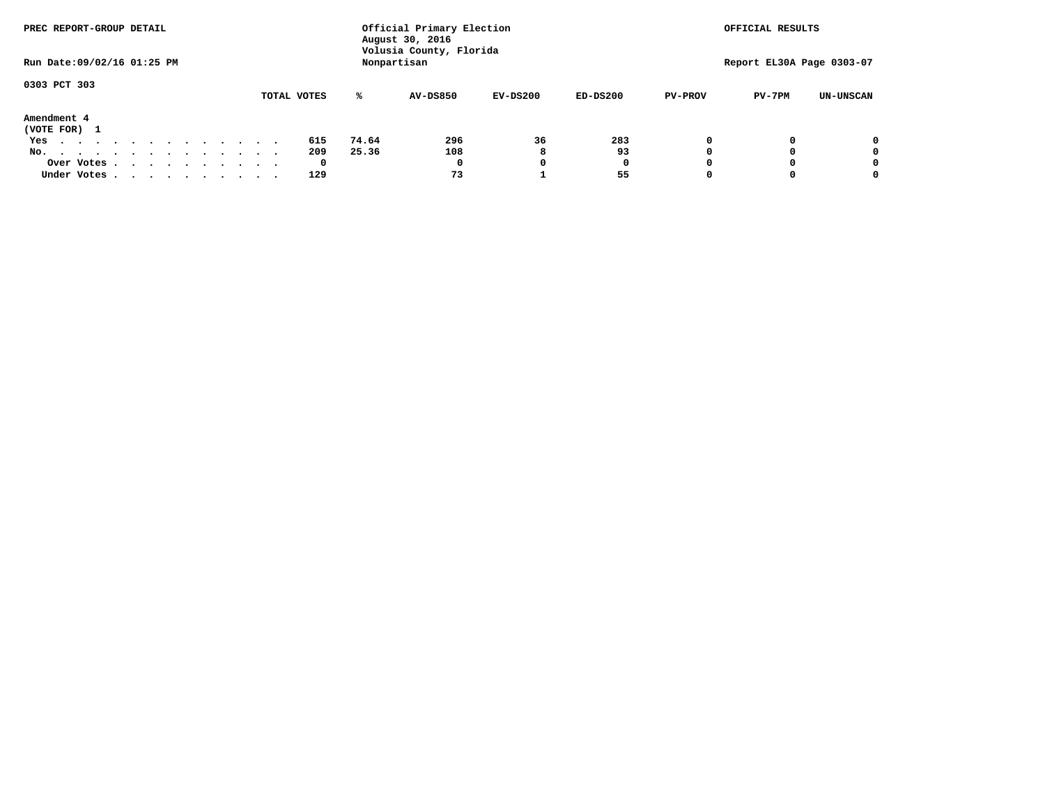PREC REPORT-GROUP DETAIL

Official Primary Election
August 30, 2016
Volusia County, Florida
Nonpartisan

OFFICIAL RESULTS

Run Date:09/02/16 01:25 PM

Report EL30A Page 0303-07

0303 PCT 303

Amendment 4
(VOTE FOR) 1

| | TOTAL VOTES | % | AV-DS850 | EV-DS200 | ED-DS200 | PV-PROV | PV-7PM | UN-UNSCAN |
|---|---|---|---|---|---|---|---|---|
| Yes | 615 | 74.64 | 296 | 36 | 283 | 0 | 0 | 0 |
| No. | 209 | 25.36 | 108 | 8 | 93 | 0 | 0 | 0 |
| Over Votes | 0 | | 0 | 0 | 0 | 0 | 0 | 0 |
| Under Votes | 129 | | 73 | 1 | 55 | 0 | 0 | 0 |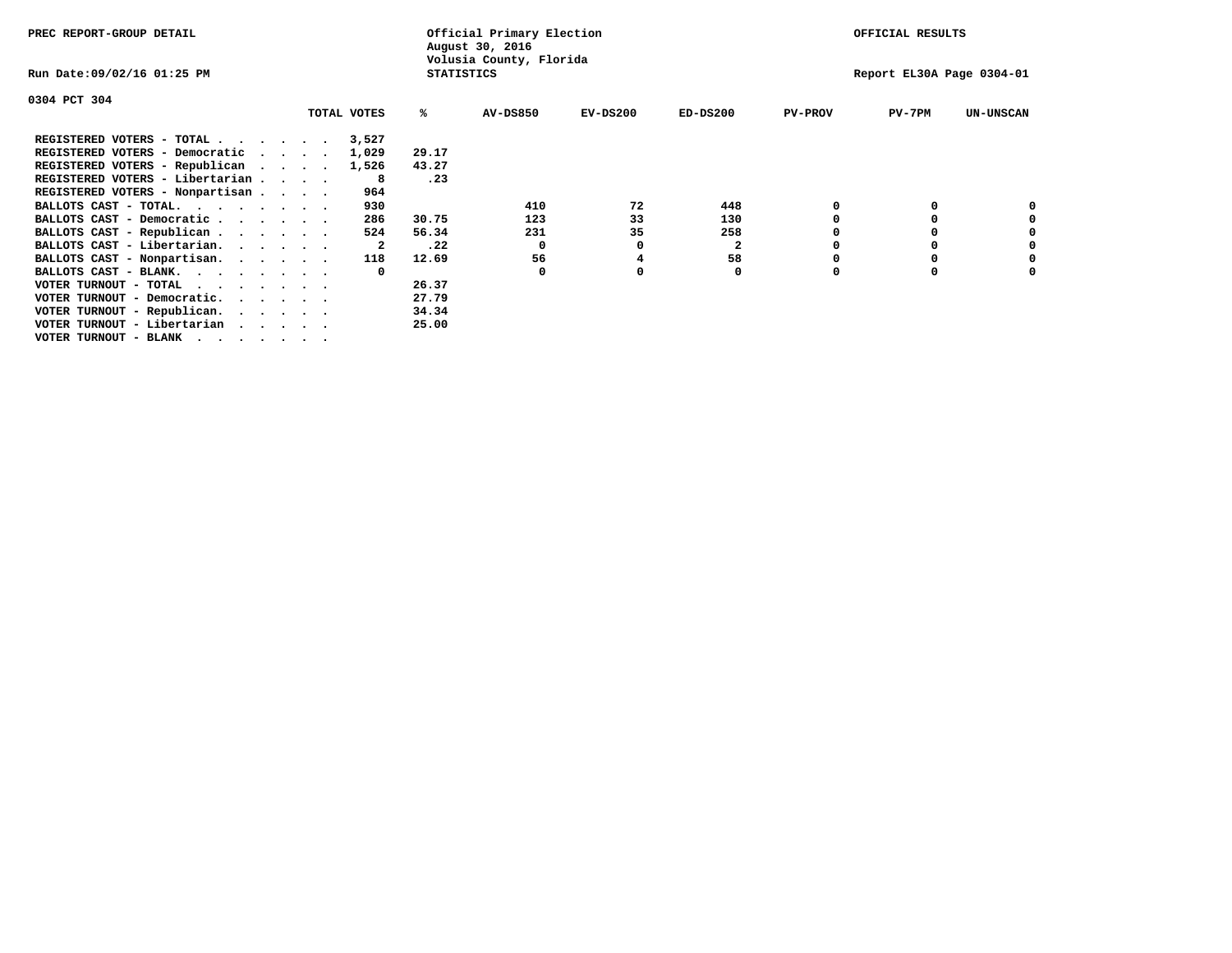PREC REPORT-GROUP DETAIL

Official Primary Election
August 30, 2016
Volusia County, Florida
STATISTICS

OFFICIAL RESULTS

Run Date:09/02/16 01:25 PM

Report EL30A Page 0304-01

0304 PCT 304

| | TOTAL VOTES | % | AV-DS850 | EV-DS200 | ED-DS200 | PV-PROV | PV-7PM | UN-UNSCAN |
|---|---|---|---|---|---|---|---|---|
| REGISTERED VOTERS - TOTAL . . . . . . | 3,527 | | | | | | | |
| REGISTERED VOTERS - Democratic . . . . | 1,029 | 29.17 | | | | | | |
| REGISTERED VOTERS - Republican . . . . | 1,526 | 43.27 | | | | | | |
| REGISTERED VOTERS - Libertarian . . . . | 8 | .23 | | | | | | |
| REGISTERED VOTERS - Nonpartisan . . . . | 964 | | | | | | | |
| BALLOTS CAST - TOTAL. . . . . . . . | 930 | | 410 | 72 | 448 | 0 | 0 | 0 |
| BALLOTS CAST - Democratic . . . . . . | 286 | 30.75 | 123 | 33 | 130 | 0 | 0 | 0 |
| BALLOTS CAST - Republican . . . . . . | 524 | 56.34 | 231 | 35 | 258 | 0 | 0 | 0 |
| BALLOTS CAST - Libertarian. . . . . . | 2 | .22 | 0 | 0 | 2 | 0 | 0 | 0 |
| BALLOTS CAST - Nonpartisan. . . . . . | 118 | 12.69 | 56 | 4 | 58 | 0 | 0 | 0 |
| BALLOTS CAST - BLANK. . . . . . . . | 0 | | 0 | 0 | 0 | 0 | 0 | 0 |
| VOTER TURNOUT - TOTAL . . . . . . . | | 26.37 | | | | | | |
| VOTER TURNOUT - Democratic. . . . . . | | 27.79 | | | | | | |
| VOTER TURNOUT - Republican. . . . . . | | 34.34 | | | | | | |
| VOTER TURNOUT - Libertarian . . . . . | | 25.00 | | | | | | |
| VOTER TURNOUT - BLANK . . . . . . . | | | | | | | | |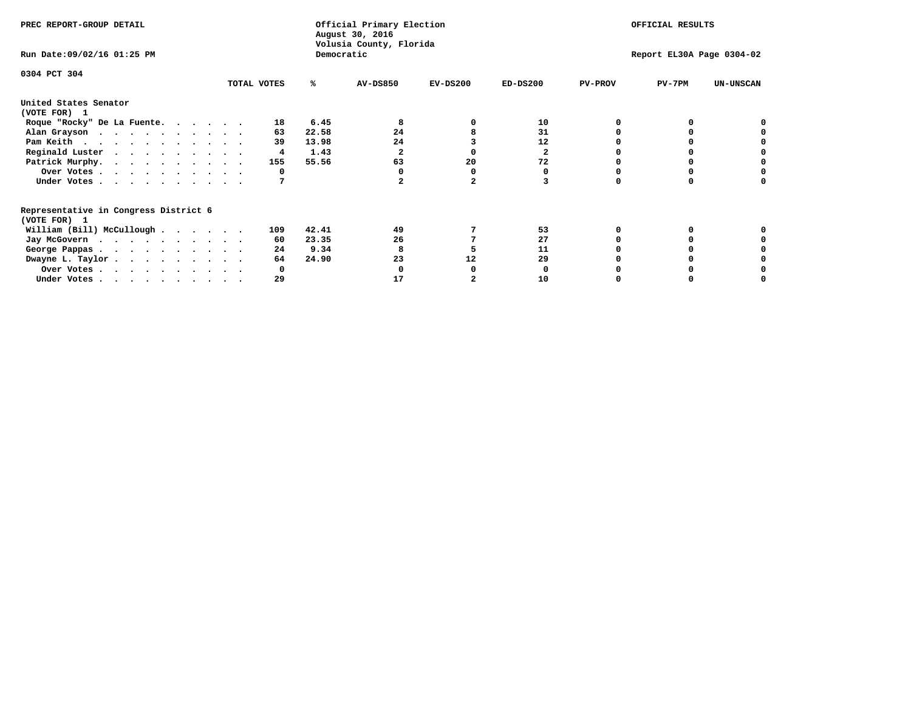PREC REPORT-GROUP DETAIL

Official Primary Election
August 30, 2016
Volusia County, Florida
Democratic

OFFICIAL RESULTS

Run Date:09/02/16 01:25 PM

Report EL30A Page 0304-02

0304 PCT 304

| | TOTAL VOTES | % | AV-DS850 | EV-DS200 | ED-DS200 | PV-PROV | PV-7PM | UN-UNSCAN |
|---|---|---|---|---|---|---|---|---|
| **United States Senator** | | | | | | | | |
| **(VOTE FOR) 1** | | | | | | | | |
| Roque "Rocky" De La Fuente. | 18 | 6.45 | 8 | 0 | 10 | 0 | 0 | 0 |
| Alan Grayson | 63 | 22.58 | 24 | 8 | 31 | 0 | 0 | 0 |
| Pam Keith | 39 | 13.98 | 24 | 3 | 12 | 0 | 0 | 0 |
| Reginald Luster | 4 | 1.43 | 2 | 0 | 2 | 0 | 0 | 0 |
| Patrick Murphy. | 155 | 55.56 | 63 | 20 | 72 | 0 | 0 | 0 |
| Over Votes | 0 | | 0 | 0 | 0 | 0 | 0 | 0 |
| Under Votes | 7 | | 2 | 2 | 3 | 0 | 0 | 0 |
| **Representative in Congress District 6** | | | | | | | | |
| **(VOTE FOR) 1** | | | | | | | | |
| William (Bill) McCullough | 109 | 42.41 | 49 | 7 | 53 | 0 | 0 | 0 |
| Jay McGovern | 60 | 23.35 | 26 | 7 | 27 | 0 | 0 | 0 |
| George Pappas | 24 | 9.34 | 8 | 5 | 11 | 0 | 0 | 0 |
| Dwayne L. Taylor | 64 | 24.90 | 23 | 12 | 29 | 0 | 0 | 0 |
| Over Votes | 0 | | 0 | 0 | 0 | 0 | 0 | 0 |
| Under Votes | 29 | | 17 | 2 | 10 | 0 | 0 | 0 |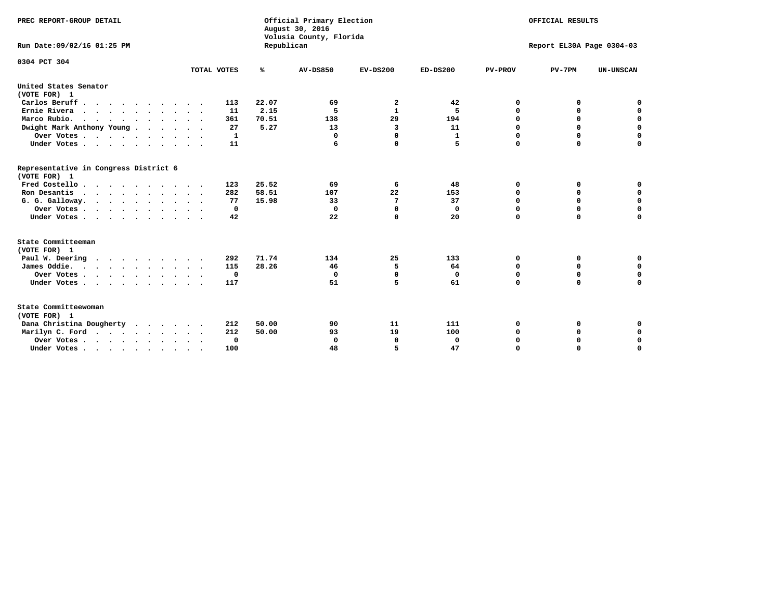PREC REPORT-GROUP DETAIL

Official Primary Election
August 30, 2016
Volusia County, Florida
Republican

OFFICIAL RESULTS

Run Date:09/02/16 01:25 PM

Report EL30A Page 0304-03

0304 PCT 304

| | TOTAL VOTES | % | AV-DS850 | EV-DS200 | ED-DS200 | PV-PROV | PV-7PM | UN-UNSCAN |
|---|---|---|---|---|---|---|---|---|
| **United States Senator (VOTE FOR) 1** | | | | | | | | |
| Carlos Beruff | 113 | 22.07 | 69 | 2 | 42 | 0 | 0 | 0 |
| Ernie Rivera | 11 | 2.15 | 5 | 1 | 5 | 0 | 0 | 0 |
| Marco Rubio. | 361 | 70.51 | 138 | 29 | 194 | 0 | 0 | 0 |
| Dwight Mark Anthony Young | 27 | 5.27 | 13 | 3 | 11 | 0 | 0 | 0 |
| Over Votes | 1 | | 0 | 0 | 1 | 0 | 0 | 0 |
| Under Votes | 11 | | 6 | 0 | 5 | 0 | 0 | 0 |
| **Representative in Congress District 6 (VOTE FOR) 1** | | | | | | | | |
| Fred Costello | 123 | 25.52 | 69 | 6 | 48 | 0 | 0 | 0 |
| Ron Desantis | 282 | 58.51 | 107 | 22 | 153 | 0 | 0 | 0 |
| G. G. Galloway. | 77 | 15.98 | 33 | 7 | 37 | 0 | 0 | 0 |
| Over Votes | 0 | | 0 | 0 | 0 | 0 | 0 | 0 |
| Under Votes | 42 | | 22 | 0 | 20 | 0 | 0 | 0 |
| **State Committeeman (VOTE FOR) 1** | | | | | | | | |
| Paul W. Deering | 292 | 71.74 | 134 | 25 | 133 | 0 | 0 | 0 |
| James Oddie. | 115 | 28.26 | 46 | 5 | 64 | 0 | 0 | 0 |
| Over Votes | 0 | | 0 | 0 | 0 | 0 | 0 | 0 |
| Under Votes | 117 | | 51 | 5 | 61 | 0 | 0 | 0 |
| **State Committeewoman (VOTE FOR) 1** | | | | | | | | |
| Dana Christina Dougherty | 212 | 50.00 | 90 | 11 | 111 | 0 | 0 | 0 |
| Marilyn C. Ford | 212 | 50.00 | 93 | 19 | 100 | 0 | 0 | 0 |
| Over Votes | 0 | | 0 | 0 | 0 | 0 | 0 | 0 |
| Under Votes | 100 | | 48 | 5 | 47 | 0 | 0 | 0 |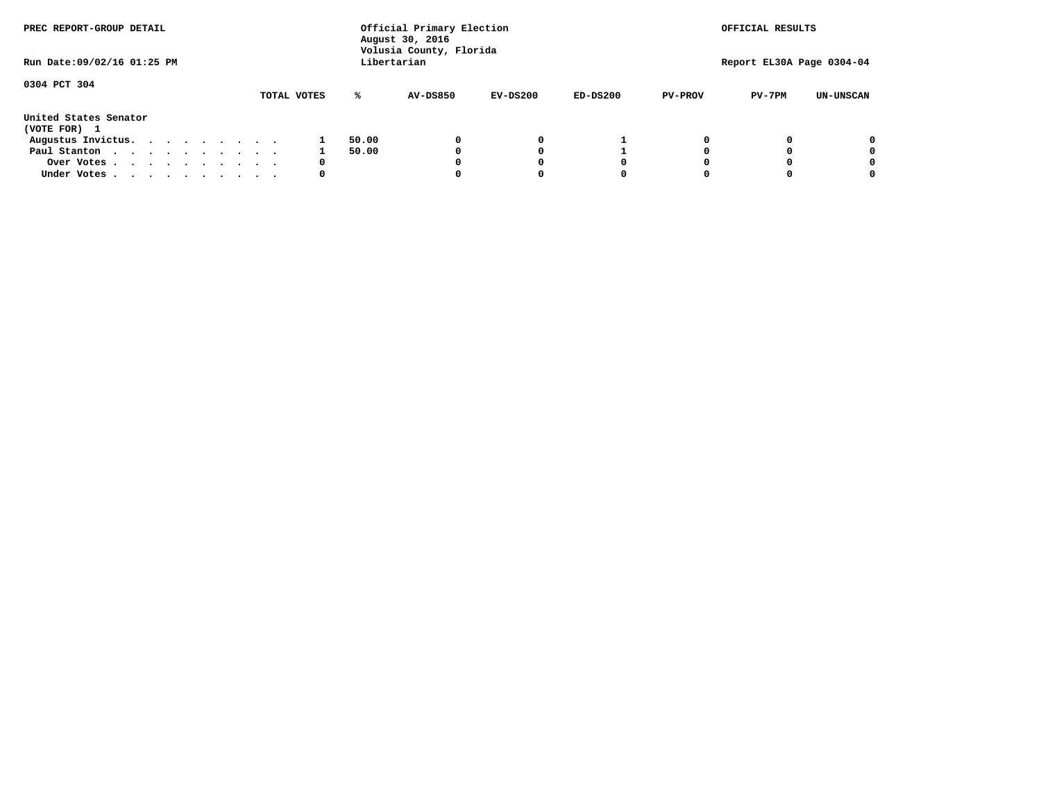PREC REPORT-GROUP DETAIL

Official Primary Election
August 30, 2016
Volusia County, Florida
Libertarian

OFFICIAL RESULTS

Run Date:09/02/16 01:25 PM

Report EL30A Page 0304-04

0304 PCT 304

**United States Senator**
**(VOTE FOR) 1**

| | TOTAL VOTES | % | AV-DS850 | EV-DS200 | ED-DS200 | PV-PROV | PV-7PM | UN-UNSCAN |
|---|---|---|---|---|---|---|---|---|
| Augustus Invictus | 1 | 50.00 | 0 | 0 | 1 | 0 | 0 | 0 |
| Paul Stanton | 1 | 50.00 | 0 | 0 | 1 | 0 | 0 | 0 |
| Over Votes | 0 | | 0 | 0 | 0 | 0 | 0 | 0 |
| Under Votes | 0 | | 0 | 0 | 0 | 0 | 0 | 0 |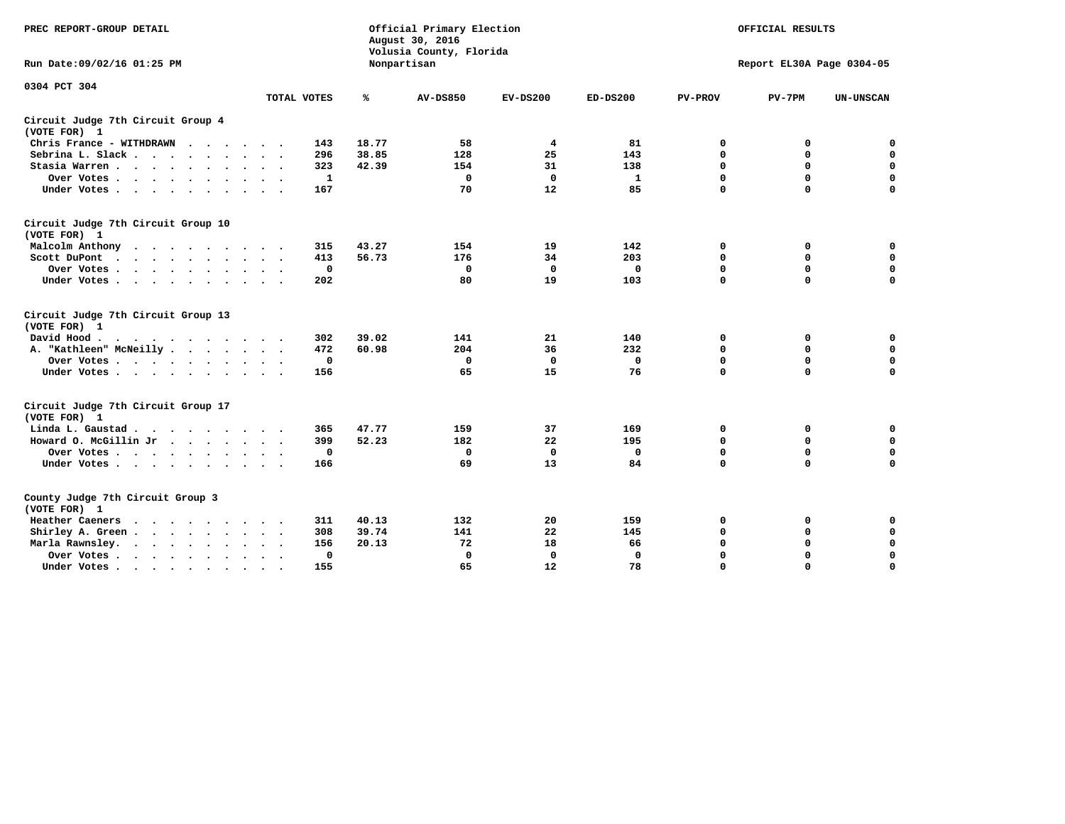PREC REPORT-GROUP DETAIL

Official Primary Election
August 30, 2016
Volusia County, Florida
Nonpartisan

OFFICIAL RESULTS

Run Date:09/02/16 01:25 PM

Report EL30A Page 0304-05

0304 PCT 304

| | TOTAL VOTES | % | AV-DS850 | EV-DS200 | ED-DS200 | PV-PROV | PV-7PM | UN-UNSCAN |
|---|---|---|---|---|---|---|---|---|
| **Circuit Judge 7th Circuit Group 4 (VOTE FOR) 1** | | | | | | | | |
| Chris France - WITHDRAWN | 143 | 18.77 | 58 | 4 | 81 | 0 | 0 | 0 |
| Sebrina L. Slack | 296 | 38.85 | 128 | 25 | 143 | 0 | 0 | 0 |
| Stasia Warren | 323 | 42.39 | 154 | 31 | 138 | 0 | 0 | 0 |
| Over Votes | 1 | | 0 | 0 | 1 | 0 | 0 | 0 |
| Under Votes | 167 | | 70 | 12 | 85 | 0 | 0 | 0 |
| **Circuit Judge 7th Circuit Group 10 (VOTE FOR) 1** | | | | | | | | |
| Malcolm Anthony | 315 | 43.27 | 154 | 19 | 142 | 0 | 0 | 0 |
| Scott DuPont | 413 | 56.73 | 176 | 34 | 203 | 0 | 0 | 0 |
| Over Votes | 0 | | 0 | 0 | 0 | 0 | 0 | 0 |
| Under Votes | 202 | | 80 | 19 | 103 | 0 | 0 | 0 |
| **Circuit Judge 7th Circuit Group 13 (VOTE FOR) 1** | | | | | | | | |
| David Hood | 302 | 39.02 | 141 | 21 | 140 | 0 | 0 | 0 |
| A. "Kathleen" McNeilly | 472 | 60.98 | 204 | 36 | 232 | 0 | 0 | 0 |
| Over Votes | 0 | | 0 | 0 | 0 | 0 | 0 | 0 |
| Under Votes | 156 | | 65 | 15 | 76 | 0 | 0 | 0 |
| **Circuit Judge 7th Circuit Group 17 (VOTE FOR) 1** | | | | | | | | |
| Linda L. Gaustad | 365 | 47.77 | 159 | 37 | 169 | 0 | 0 | 0 |
| Howard O. McGillin Jr | 399 | 52.23 | 182 | 22 | 195 | 0 | 0 | 0 |
| Over Votes | 0 | | 0 | 0 | 0 | 0 | 0 | 0 |
| Under Votes | 166 | | 69 | 13 | 84 | 0 | 0 | 0 |
| **County Judge 7th Circuit Group 3 (VOTE FOR) 1** | | | | | | | | |
| Heather Caeners | 311 | 40.13 | 132 | 20 | 159 | 0 | 0 | 0 |
| Shirley A. Green | 308 | 39.74 | 141 | 22 | 145 | 0 | 0 | 0 |
| Marla Rawnsley | 156 | 20.13 | 72 | 18 | 66 | 0 | 0 | 0 |
| Over Votes | 0 | | 0 | 0 | 0 | 0 | 0 | 0 |
| Under Votes | 155 | | 65 | 12 | 78 | 0 | 0 | 0 |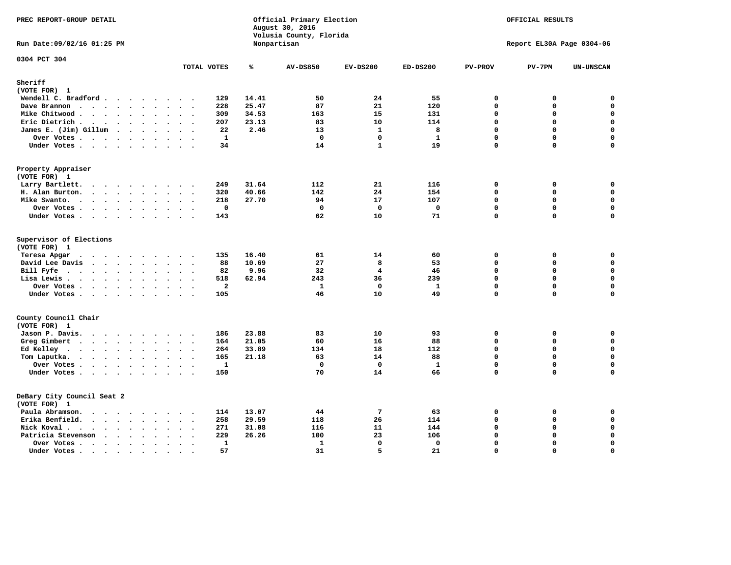PREC REPORT-GROUP DETAIL

Official Primary Election
August 30, 2016
Volusia County, Florida
Nonpartisan

OFFICIAL RESULTS

Run Date:09/02/16 01:25 PM

Report EL30A Page 0304-06

0304 PCT 304

| | TOTAL VOTES | % | AV-DS850 | EV-DS200 | ED-DS200 | PV-PROV | PV-7PM | UN-UNSCAN |
|---|---|---|---|---|---|---|---|---|
| **Sheriff** | | | | | | | | |
| **(VOTE FOR) 1** | | | | | | | | |
| Wendell C. Bradford | 129 | 14.41 | 50 | 24 | 55 | 0 | 0 | 0 |
| Dave Brannon | 228 | 25.47 | 87 | 21 | 120 | 0 | 0 | 0 |
| Mike Chitwood | 309 | 34.53 | 163 | 15 | 131 | 0 | 0 | 0 |
| Eric Dietrich | 207 | 23.13 | 83 | 10 | 114 | 0 | 0 | 0 |
| James E. (Jim) Gillum | 22 | 2.46 | 13 | 1 | 8 | 0 | 0 | 0 |
| Over Votes | 1 | | 0 | 0 | 1 | 0 | 0 | 0 |
| Under Votes | 34 | | 14 | 1 | 19 | 0 | 0 | 0 |
| **Property Appraiser** | | | | | | | | |
| **(VOTE FOR) 1** | | | | | | | | |
| Larry Bartlett | 249 | 31.64 | 112 | 21 | 116 | 0 | 0 | 0 |
| H. Alan Burton | 320 | 40.66 | 142 | 24 | 154 | 0 | 0 | 0 |
| Mike Swanto | 218 | 27.70 | 94 | 17 | 107 | 0 | 0 | 0 |
| Over Votes | 0 | | 0 | 0 | 0 | 0 | 0 | 0 |
| Under Votes | 143 | | 62 | 10 | 71 | 0 | 0 | 0 |
| **Supervisor of Elections** | | | | | | | | |
| **(VOTE FOR) 1** | | | | | | | | |
| Teresa Apgar | 135 | 16.40 | 61 | 14 | 60 | 0 | 0 | 0 |
| David Lee Davis | 88 | 10.69 | 27 | 8 | 53 | 0 | 0 | 0 |
| Bill Fyfe | 82 | 9.96 | 32 | 4 | 46 | 0 | 0 | 0 |
| Lisa Lewis | 518 | 62.94 | 243 | 36 | 239 | 0 | 0 | 0 |
| Over Votes | 2 | | 1 | 0 | 1 | 0 | 0 | 0 |
| Under Votes | 105 | | 46 | 10 | 49 | 0 | 0 | 0 |
| **County Council Chair** | | | | | | | | |
| **(VOTE FOR) 1** | | | | | | | | |
| Jason P. Davis | 186 | 23.88 | 83 | 10 | 93 | 0 | 0 | 0 |
| Greg Gimbert | 164 | 21.05 | 60 | 16 | 88 | 0 | 0 | 0 |
| Ed Kelley | 264 | 33.89 | 134 | 18 | 112 | 0 | 0 | 0 |
| Tom Laputka | 165 | 21.18 | 63 | 14 | 88 | 0 | 0 | 0 |
| Over Votes | 1 | | 0 | 0 | 1 | 0 | 0 | 0 |
| Under Votes | 150 | | 70 | 14 | 66 | 0 | 0 | 0 |
| **DeBary City Council Seat 2** | | | | | | | | |
| **(VOTE FOR) 1** | | | | | | | | |
| Paula Abramson | 114 | 13.07 | 44 | 7 | 63 | 0 | 0 | 0 |
| Erika Benfield | 258 | 29.59 | 118 | 26 | 114 | 0 | 0 | 0 |
| Nick Koval | 271 | 31.08 | 116 | 11 | 144 | 0 | 0 | 0 |
| Patricia Stevenson | 229 | 26.26 | 100 | 23 | 106 | 0 | 0 | 0 |
| Over Votes | 1 | | 1 | 0 | 0 | 0 | 0 | 0 |
| Under Votes | 57 | | 31 | 5 | 21 | 0 | 0 | 0 |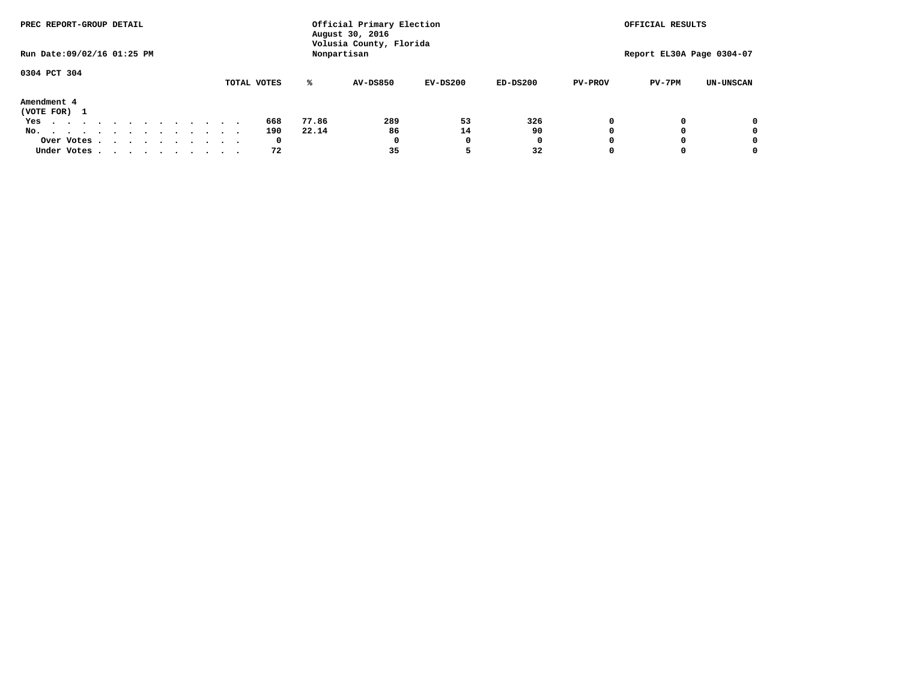PREC REPORT-GROUP DETAIL

Official Primary Election
August 30, 2016
Volusia County, Florida
Nonpartisan

OFFICIAL RESULTS

Run Date:09/02/16 01:25 PM

Report EL30A Page 0304-07

0304 PCT 304

| | TOTAL VOTES | % | AV-DS850 | EV-DS200 | ED-DS200 | PV-PROV | PV-7PM | UN-UNSCAN |
|---|---|---|---|---|---|---|---|---|
| **Amendment 4** | | | | | | | | |
| (VOTE FOR) 1 | | | | | | | | |
| Yes | 668 | 77.86 | 289 | 53 | 326 | 0 | 0 | 0 |
| No. | 190 | 22.14 | 86 | 14 | 90 | 0 | 0 | 0 |
| Over Votes | 0 | | 0 | 0 | 0 | 0 | 0 | 0 |
| Under Votes | 72 | | 35 | 5 | 32 | 0 | 0 | 0 |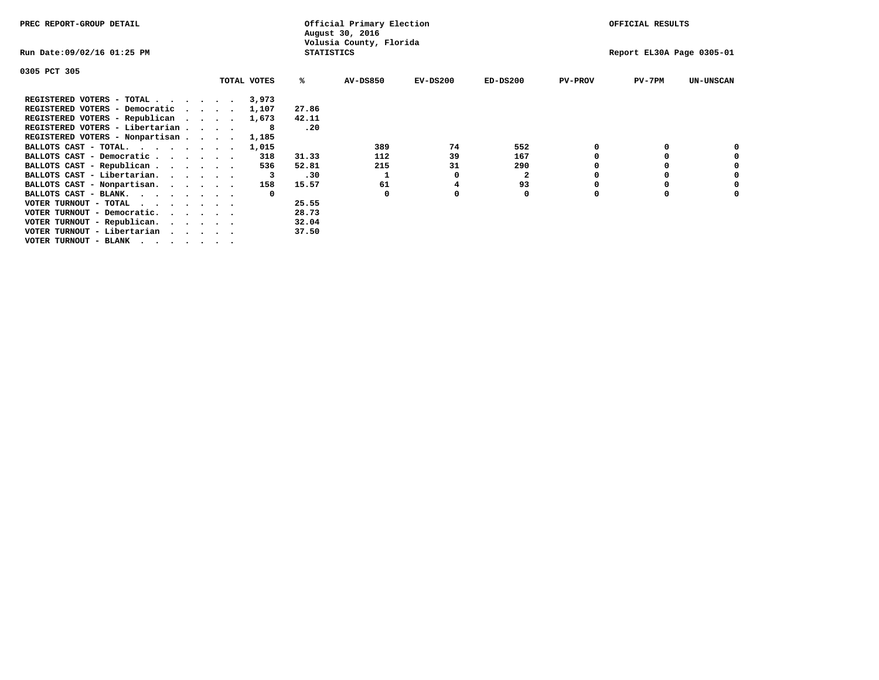PREC REPORT-GROUP DETAIL

Official Primary Election
August 30, 2016
Volusia County, Florida
STATISTICS

OFFICIAL RESULTS

Run Date:09/02/16 01:25 PM

Report EL30A Page 0305-01

0305 PCT 305

| | TOTAL VOTES | % | AV-DS850 | EV-DS200 | ED-DS200 | PV-PROV | PV-7PM | UN-UNSCAN |
|---|---|---|---|---|---|---|---|---|
| REGISTERED VOTERS - TOTAL . . . . . . | 3,973 | | | | | | | |
| REGISTERED VOTERS - Democratic . . . . | 1,107 | 27.86 | | | | | | |
| REGISTERED VOTERS - Republican . . . . | 1,673 | 42.11 | | | | | | |
| REGISTERED VOTERS - Libertarian . . . . | 8 | .20 | | | | | | |
| REGISTERED VOTERS - Nonpartisan . . . . | 1,185 | | | | | | | |
| BALLOTS CAST - TOTAL. . . . . . . . | 1,015 | | 389 | 74 | 552 | 0 | 0 | 0 |
| BALLOTS CAST - Democratic . . . . . . | 318 | 31.33 | 112 | 39 | 167 | 0 | 0 | 0 |
| BALLOTS CAST - Republican . . . . . . | 536 | 52.81 | 215 | 31 | 290 | 0 | 0 | 0 |
| BALLOTS CAST - Libertarian. . . . . . | 3 | .30 | 1 | 0 | 2 | 0 | 0 | 0 |
| BALLOTS CAST - Nonpartisan. . . . . . | 158 | 15.57 | 61 | 4 | 93 | 0 | 0 | 0 |
| BALLOTS CAST - BLANK. . . . . . . . | 0 | | 0 | 0 | 0 | 0 | 0 | 0 |
| VOTER TURNOUT - TOTAL . . . . . . . | | 25.55 | | | | | | |
| VOTER TURNOUT - Democratic. . . . . . | | 28.73 | | | | | | |
| VOTER TURNOUT - Republican. . . . . . | | 32.04 | | | | | | |
| VOTER TURNOUT - Libertarian . . . . . | | 37.50 | | | | | | |
| VOTER TURNOUT - BLANK . . . . . . . | | | | | | | | |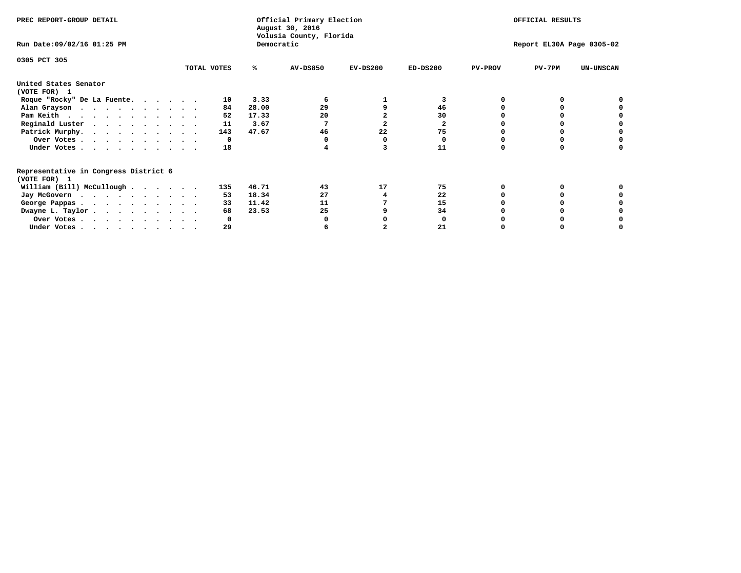PREC REPORT-GROUP DETAIL

Official Primary Election
August 30, 2016
Volusia County, Florida
Democratic

OFFICIAL RESULTS

Run Date:09/02/16 01:25 PM

Report EL30A Page 0305-02

0305 PCT 305

| | TOTAL VOTES | % | AV-DS850 | EV-DS200 | ED-DS200 | PV-PROV | PV-7PM | UN-UNSCAN |
|---|---|---|---|---|---|---|---|---|
| **United States Senator** | | | | | | | | |
| **(VOTE FOR) 1** | | | | | | | | |
| Roque "Rocky" De La Fuente | 10 | 3.33 | 6 | 1 | 3 | 0 | 0 | 0 |
| Alan Grayson | 84 | 28.00 | 29 | 9 | 46 | 0 | 0 | 0 |
| Pam Keith | 52 | 17.33 | 20 | 2 | 30 | 0 | 0 | 0 |
| Reginald Luster | 11 | 3.67 | 7 | 2 | 2 | 0 | 0 | 0 |
| Patrick Murphy | 143 | 47.67 | 46 | 22 | 75 | 0 | 0 | 0 |
| Over Votes | 0 | | 0 | 0 | 0 | 0 | 0 | 0 |
| Under Votes | 18 | | 4 | 3 | 11 | 0 | 0 | 0 |
| **Representative in Congress District 6** | | | | | | | | |
| **(VOTE FOR) 1** | | | | | | | | |
| William (Bill) McCullough | 135 | 46.71 | 43 | 17 | 75 | 0 | 0 | 0 |
| Jay McGovern | 53 | 18.34 | 27 | 4 | 22 | 0 | 0 | 0 |
| George Pappas | 33 | 11.42 | 11 | 7 | 15 | 0 | 0 | 0 |
| Dwayne L. Taylor | 68 | 23.53 | 25 | 9 | 34 | 0 | 0 | 0 |
| Over Votes | 0 | | 0 | 0 | 0 | 0 | 0 | 0 |
| Under Votes | 29 | | 6 | 2 | 21 | 0 | 0 | 0 |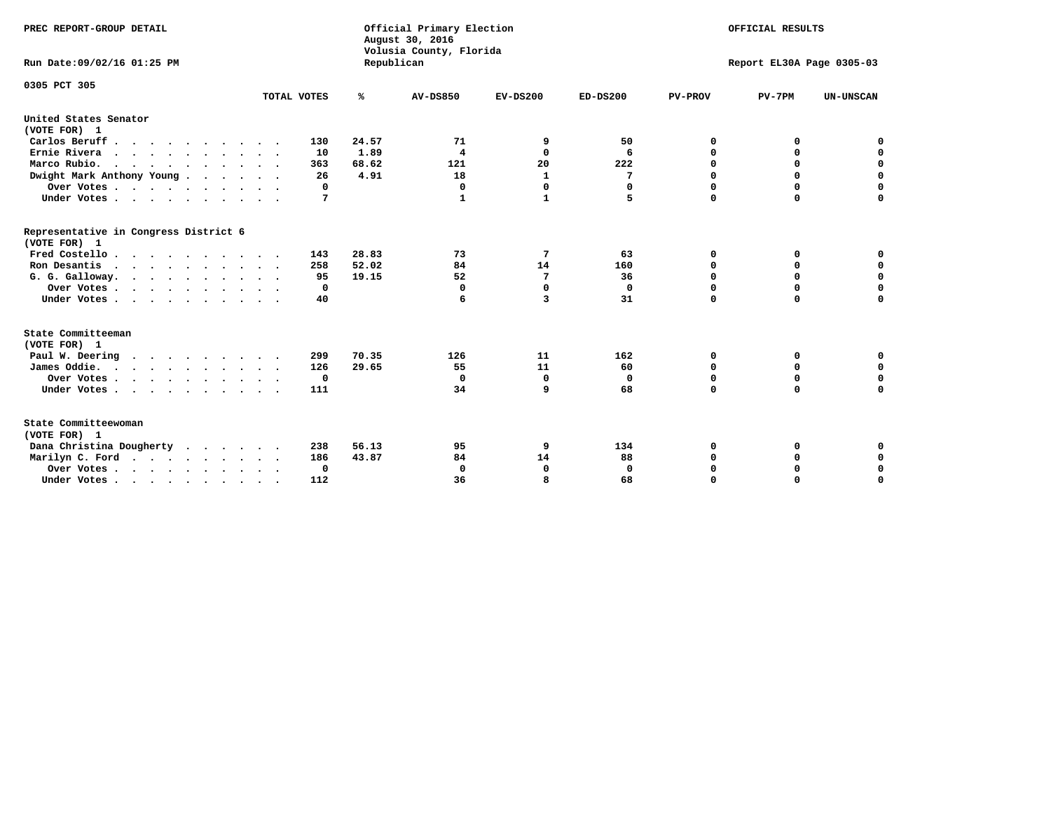PREC REPORT-GROUP DETAIL

Official Primary Election
August 30, 2016
Volusia County, Florida
Republican

OFFICIAL RESULTS

Run Date:09/02/16 01:25 PM

Report EL30A Page 0305-03

0305 PCT 305

| | TOTAL VOTES | % | AV-DS850 | EV-DS200 | ED-DS200 | PV-PROV | PV-7PM | UN-UNSCAN |
|---|---|---|---|---|---|---|---|---|
| **United States Senator** | | | | | | | | |
| **(VOTE FOR) 1** | | | | | | | | |
| Carlos Beruff | 130 | 24.57 | 71 | 9 | 50 | 0 | 0 | 0 |
| Ernie Rivera | 10 | 1.89 | 4 | 0 | 6 | 0 | 0 | 0 |
| Marco Rubio. | 363 | 68.62 | 121 | 20 | 222 | 0 | 0 | 0 |
| Dwight Mark Anthony Young | 26 | 4.91 | 18 | 1 | 7 | 0 | 0 | 0 |
| Over Votes | 0 | | 0 | 0 | 0 | 0 | 0 | 0 |
| Under Votes | 7 | | 1 | 1 | 5 | 0 | 0 | 0 |
| **Representative in Congress District 6** | | | | | | | | |
| **(VOTE FOR) 1** | | | | | | | | |
| Fred Costello | 143 | 28.83 | 73 | 7 | 63 | 0 | 0 | 0 |
| Ron Desantis | 258 | 52.02 | 84 | 14 | 160 | 0 | 0 | 0 |
| G. G. Galloway. | 95 | 19.15 | 52 | 7 | 36 | 0 | 0 | 0 |
| Over Votes | 0 | | 0 | 0 | 0 | 0 | 0 | 0 |
| Under Votes | 40 | | 6 | 3 | 31 | 0 | 0 | 0 |
| **State Committeeman** | | | | | | | | |
| **(VOTE FOR) 1** | | | | | | | | |
| Paul W. Deering | 299 | 70.35 | 126 | 11 | 162 | 0 | 0 | 0 |
| James Oddie. | 126 | 29.65 | 55 | 11 | 60 | 0 | 0 | 0 |
| Over Votes | 0 | | 0 | 0 | 0 | 0 | 0 | 0 |
| Under Votes | 111 | | 34 | 9 | 68 | 0 | 0 | 0 |
| **State Committeewoman** | | | | | | | | |
| **(VOTE FOR) 1** | | | | | | | | |
| Dana Christina Dougherty | 238 | 56.13 | 95 | 9 | 134 | 0 | 0 | 0 |
| Marilyn C. Ford | 186 | 43.87 | 84 | 14 | 88 | 0 | 0 | 0 |
| Over Votes | 0 | | 0 | 0 | 0 | 0 | 0 | 0 |
| Under Votes | 112 | | 36 | 8 | 68 | 0 | 0 | 0 |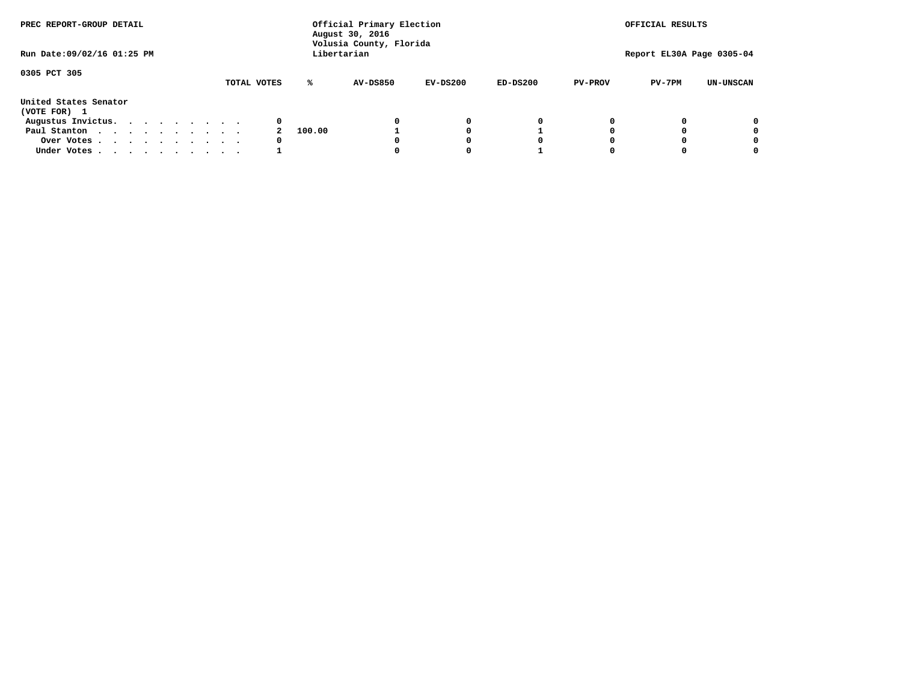PREC REPORT-GROUP DETAIL

Official Primary Election
August 30, 2016
Volusia County, Florida
Libertarian

OFFICIAL RESULTS

Run Date:09/02/16 01:25 PM

Report EL30A Page 0305-04

0305 PCT 305

United States Senator
(VOTE FOR) 1

| | TOTAL VOTES | % | AV-DS850 | EV-DS200 | ED-DS200 | PV-PROV | PV-7PM | UN-UNSCAN |
|---|---|---|---|---|---|---|---|---|
| Augustus Invictus. . . . . . . . . . | 0 | | 0 | 0 | 0 | 0 | 0 | 0 |
| Paul Stanton . . . . . . . . . . . | 2 | 100.00 | 1 | 0 | 1 | 0 | 0 | 0 |
| Over Votes . . . . . . . . . . . | 0 | | 0 | 0 | 0 | 0 | 0 | 0 |
| Under Votes . . . . . . . . . . . | 1 | | 0 | 0 | 1 | 0 | 0 | 0 |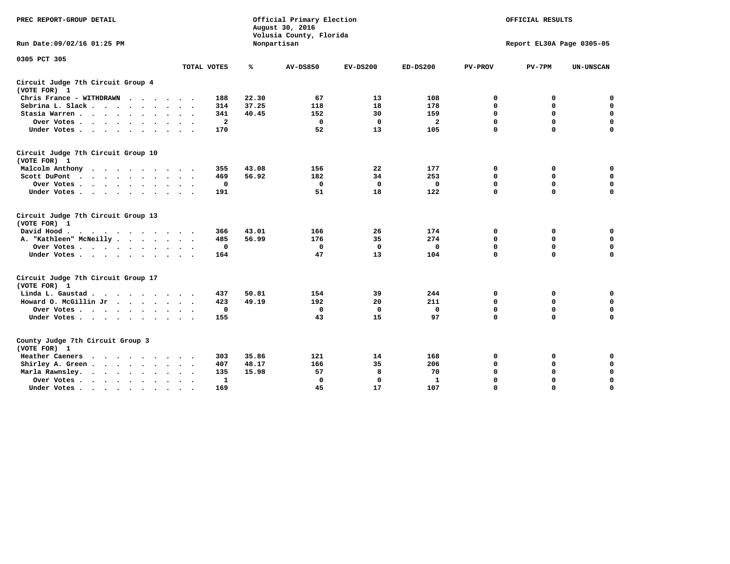PREC REPORT-GROUP DETAIL

Official Primary Election
August 30, 2016
Volusia County, Florida
Nonpartisan

OFFICIAL RESULTS

Run Date:09/02/16 01:25 PM

Report EL30A Page 0305-05

0305 PCT 305

| | TOTAL VOTES | % | AV-DS850 | EV-DS200 | ED-DS200 | PV-PROV | PV-7PM | UN-UNSCAN |
|---|---|---|---|---|---|---|---|---|
| **Circuit Judge 7th Circuit Group 4 (VOTE FOR) 1** | | | | | | | | |
| Chris France - WITHDRAWN | 188 | 22.30 | 67 | 13 | 108 | 0 | 0 | 0 |
| Sebrina L. Slack | 314 | 37.25 | 118 | 18 | 178 | 0 | 0 | 0 |
| Stasia Warren | 341 | 40.45 | 152 | 30 | 159 | 0 | 0 | 0 |
| Over Votes | 2 | | 0 | 0 | 2 | 0 | 0 | 0 |
| Under Votes | 170 | | 52 | 13 | 105 | 0 | 0 | 0 |
| **Circuit Judge 7th Circuit Group 10 (VOTE FOR) 1** | | | | | | | | |
| Malcolm Anthony | 355 | 43.08 | 156 | 22 | 177 | 0 | 0 | 0 |
| Scott DuPont | 469 | 56.92 | 182 | 34 | 253 | 0 | 0 | 0 |
| Over Votes | 0 | | 0 | 0 | 0 | 0 | 0 | 0 |
| Under Votes | 191 | | 51 | 18 | 122 | 0 | 0 | 0 |
| **Circuit Judge 7th Circuit Group 13 (VOTE FOR) 1** | | | | | | | | |
| David Hood | 366 | 43.01 | 166 | 26 | 174 | 0 | 0 | 0 |
| A. "Kathleen" McNeilly | 485 | 56.99 | 176 | 35 | 274 | 0 | 0 | 0 |
| Over Votes | 0 | | 0 | 0 | 0 | 0 | 0 | 0 |
| Under Votes | 164 | | 47 | 13 | 104 | 0 | 0 | 0 |
| **Circuit Judge 7th Circuit Group 17 (VOTE FOR) 1** | | | | | | | | |
| Linda L. Gaustad | 437 | 50.81 | 154 | 39 | 244 | 0 | 0 | 0 |
| Howard O. McGillin Jr | 423 | 49.19 | 192 | 20 | 211 | 0 | 0 | 0 |
| Over Votes | 0 | | 0 | 0 | 0 | 0 | 0 | 0 |
| Under Votes | 155 | | 43 | 15 | 97 | 0 | 0 | 0 |
| **County Judge 7th Circuit Group 3 (VOTE FOR) 1** | | | | | | | | |
| Heather Caeners | 303 | 35.86 | 121 | 14 | 168 | 0 | 0 | 0 |
| Shirley A. Green | 407 | 48.17 | 166 | 35 | 206 | 0 | 0 | 0 |
| Marla Rawnsley | 135 | 15.98 | 57 | 8 | 70 | 0 | 0 | 0 |
| Over Votes | 1 | | 0 | 0 | 1 | 0 | 0 | 0 |
| Under Votes | 169 | | 45 | 17 | 107 | 0 | 0 | 0 |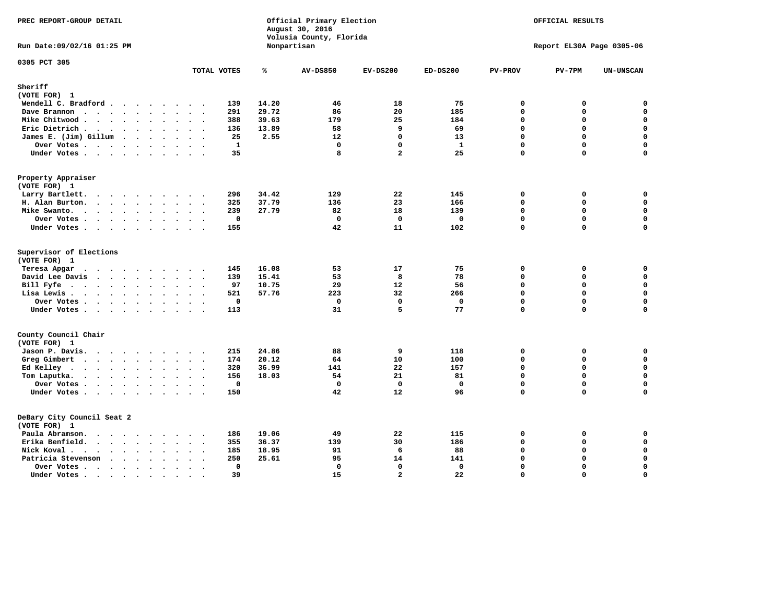PREC REPORT-GROUP DETAIL

Official Primary Election
August 30, 2016
Volusia County, Florida
Nonpartisan

OFFICIAL RESULTS

Run Date:09/02/16 01:25 PM

Report EL30A Page 0305-06

0305 PCT 305

## Sheriff
(VOTE FOR) 1

| | TOTAL VOTES | % | AV-DS850 | EV-DS200 | ED-DS200 | PV-PROV | PV-7PM | UN-UNSCAN |
|---|---|---|---|---|---|---|---|---|
| Wendell C. Bradford | 139 | 14.20 | 46 | 18 | 75 | 0 | 0 | 0 |
| Dave Brannon | 291 | 29.72 | 86 | 20 | 185 | 0 | 0 | 0 |
| Mike Chitwood | 388 | 39.63 | 179 | 25 | 184 | 0 | 0 | 0 |
| Eric Dietrich | 136 | 13.89 | 58 | 9 | 69 | 0 | 0 | 0 |
| James E. (Jim) Gillum | 25 | 2.55 | 12 | 0 | 13 | 0 | 0 | 0 |
| Over Votes | 1 | | 0 | 0 | 1 | 0 | 0 | 0 |
| Under Votes | 35 | | 8 | 2 | 25 | 0 | 0 | 0 |

## Property Appraiser
(VOTE FOR) 1

| | TOTAL VOTES | % | AV-DS850 | EV-DS200 | ED-DS200 | PV-PROV | PV-7PM | UN-UNSCAN |
|---|---|---|---|---|---|---|---|---|
| Larry Bartlett | 296 | 34.42 | 129 | 22 | 145 | 0 | 0 | 0 |
| H. Alan Burton | 325 | 37.79 | 136 | 23 | 166 | 0 | 0 | 0 |
| Mike Swanto | 239 | 27.79 | 82 | 18 | 139 | 0 | 0 | 0 |
| Over Votes | 0 | | 0 | 0 | 0 | 0 | 0 | 0 |
| Under Votes | 155 | | 42 | 11 | 102 | 0 | 0 | 0 |

## Supervisor of Elections
(VOTE FOR) 1

| | TOTAL VOTES | % | AV-DS850 | EV-DS200 | ED-DS200 | PV-PROV | PV-7PM | UN-UNSCAN |
|---|---|---|---|---|---|---|---|---|
| Teresa Apgar | 145 | 16.08 | 53 | 17 | 75 | 0 | 0 | 0 |
| David Lee Davis | 139 | 15.41 | 53 | 8 | 78 | 0 | 0 | 0 |
| Bill Fyfe | 97 | 10.75 | 29 | 12 | 56 | 0 | 0 | 0 |
| Lisa Lewis | 521 | 57.76 | 223 | 32 | 266 | 0 | 0 | 0 |
| Over Votes | 0 | | 0 | 0 | 0 | 0 | 0 | 0 |
| Under Votes | 113 | | 31 | 5 | 77 | 0 | 0 | 0 |

## County Council Chair
(VOTE FOR) 1

| | TOTAL VOTES | % | AV-DS850 | EV-DS200 | ED-DS200 | PV-PROV | PV-7PM | UN-UNSCAN |
|---|---|---|---|---|---|---|---|---|
| Jason P. Davis | 215 | 24.86 | 88 | 9 | 118 | 0 | 0 | 0 |
| Greg Gimbert | 174 | 20.12 | 64 | 10 | 100 | 0 | 0 | 0 |
| Ed Kelley | 320 | 36.99 | 141 | 22 | 157 | 0 | 0 | 0 |
| Tom Laputka | 156 | 18.03 | 54 | 21 | 81 | 0 | 0 | 0 |
| Over Votes | 0 | | 0 | 0 | 0 | 0 | 0 | 0 |
| Under Votes | 150 | | 42 | 12 | 96 | 0 | 0 | 0 |

## DeBary City Council Seat 2
(VOTE FOR) 1

| | TOTAL VOTES | % | AV-DS850 | EV-DS200 | ED-DS200 | PV-PROV | PV-7PM | UN-UNSCAN |
|---|---|---|---|---|---|---|---|---|
| Paula Abramson | 186 | 19.06 | 49 | 22 | 115 | 0 | 0 | 0 |
| Erika Benfield | 355 | 36.37 | 139 | 30 | 186 | 0 | 0 | 0 |
| Nick Koval | 185 | 18.95 | 91 | 6 | 88 | 0 | 0 | 0 |
| Patricia Stevenson | 250 | 25.61 | 95 | 14 | 141 | 0 | 0 | 0 |
| Over Votes | 0 | | 0 | 0 | 0 | 0 | 0 | 0 |
| Under Votes | 39 | | 15 | 2 | 22 | 0 | 0 | 0 |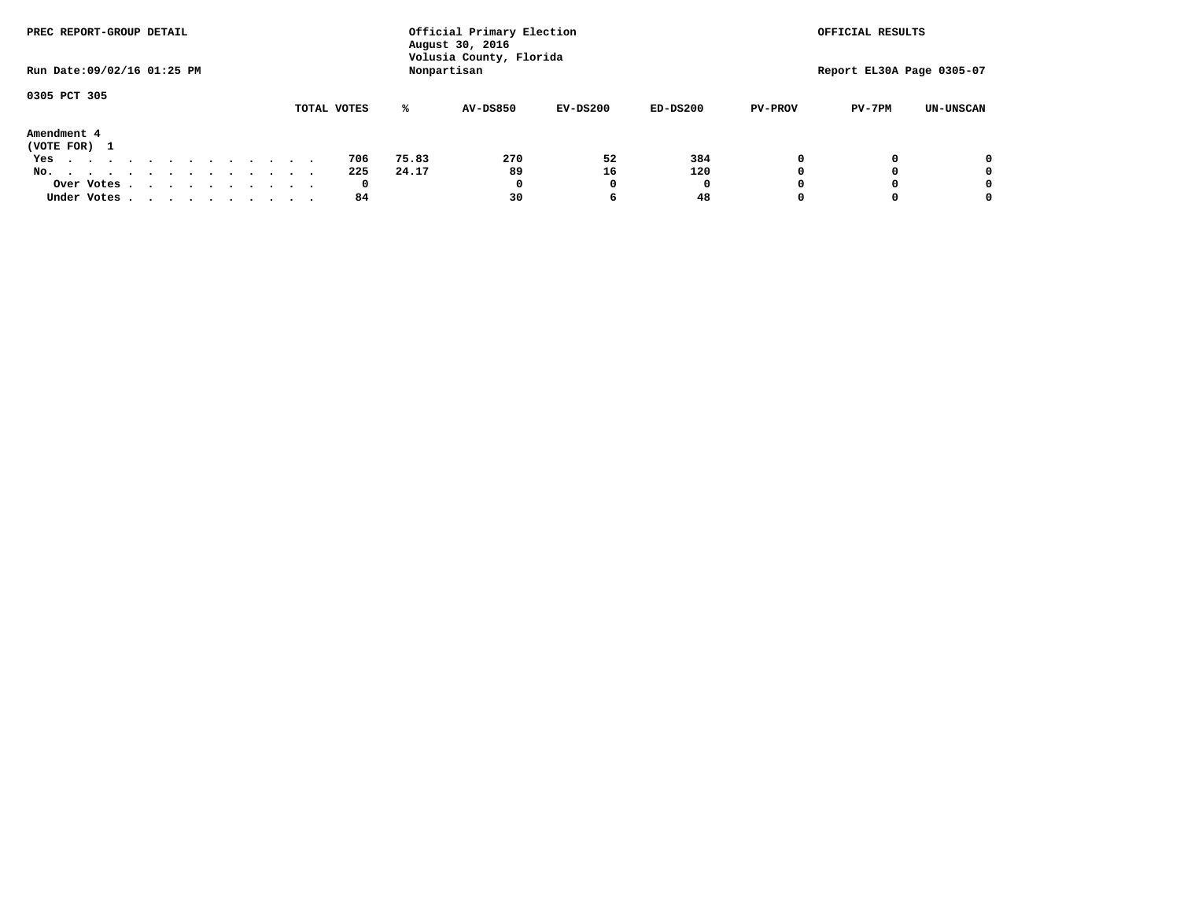PREC REPORT-GROUP DETAIL

Official Primary Election
August 30, 2016
Volusia County, Florida
Nonpartisan

OFFICIAL RESULTS

Run Date:09/02/16 01:25 PM

Report EL30A Page 0305-07

0305 PCT 305

**Amendment 4**
(VOTE FOR) 1

| | TOTAL VOTES | % | AV-DS850 | EV-DS200 | ED-DS200 | PV-PROV | PV-7PM | UN-UNSCAN |
|---|---|---|---|---|---|---|---|---|
| Yes | 706 | 75.83 | 270 | 52 | 384 | 0 | 0 | 0 |
| No. | 225 | 24.17 | 89 | 16 | 120 | 0 | 0 | 0 |
| Over Votes | 0 | | 0 | 0 | 0 | 0 | 0 | 0 |
| Under Votes | 84 | | 30 | 6 | 48 | 0 | 0 | 0 |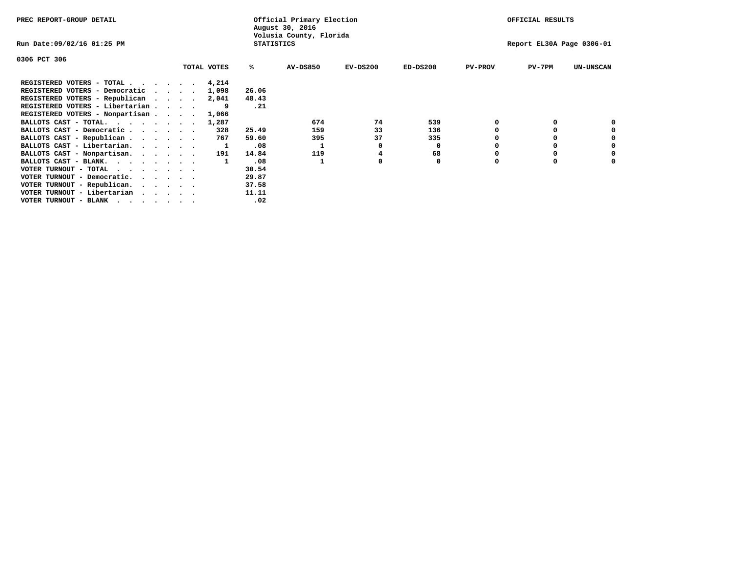PREC REPORT-GROUP DETAIL

Official Primary Election
August 30, 2016
Volusia County, Florida
STATISTICS

OFFICIAL RESULTS

Run Date:09/02/16 01:25 PM

Report EL30A Page 0306-01

0306 PCT 306

| | TOTAL VOTES | % | AV-DS850 | EV-DS200 | ED-DS200 | PV-PROV | PV-7PM | UN-UNSCAN |
|---|---|---|---|---|---|---|---|---|
| REGISTERED VOTERS - TOTAL . . . . . . | 4,214 | | | | | | | |
| REGISTERED VOTERS - Democratic . . . . | 1,098 | 26.06 | | | | | | |
| REGISTERED VOTERS - Republican . . . . | 2,041 | 48.43 | | | | | | |
| REGISTERED VOTERS - Libertarian . . . . | 9 | .21 | | | | | | |
| REGISTERED VOTERS - Nonpartisan . . . . | 1,066 | | | | | | | |
| BALLOTS CAST - TOTAL. . . . . . . . | 1,287 | | 674 | 74 | 539 | 0 | 0 | 0 |
| BALLOTS CAST - Democratic . . . . . . | 328 | 25.49 | 159 | 33 | 136 | 0 | 0 | 0 |
| BALLOTS CAST - Republican . . . . . . | 767 | 59.60 | 395 | 37 | 335 | 0 | 0 | 0 |
| BALLOTS CAST - Libertarian. . . . . . | 1 | .08 | 1 | 0 | 0 | 0 | 0 | 0 |
| BALLOTS CAST - Nonpartisan. . . . . . | 191 | 14.84 | 119 | 4 | 68 | 0 | 0 | 0 |
| BALLOTS CAST - BLANK. . . . . . . . | 1 | .08 | 1 | 0 | 0 | 0 | 0 | 0 |
| VOTER TURNOUT - TOTAL . . . . . . . | | 30.54 | | | | | | |
| VOTER TURNOUT - Democratic. . . . . . | | 29.87 | | | | | | |
| VOTER TURNOUT - Republican. . . . . . | | 37.58 | | | | | | |
| VOTER TURNOUT - Libertarian . . . . . | | 11.11 | | | | | | |
| VOTER TURNOUT - BLANK . . . . . . . | | .02 | | | | | | |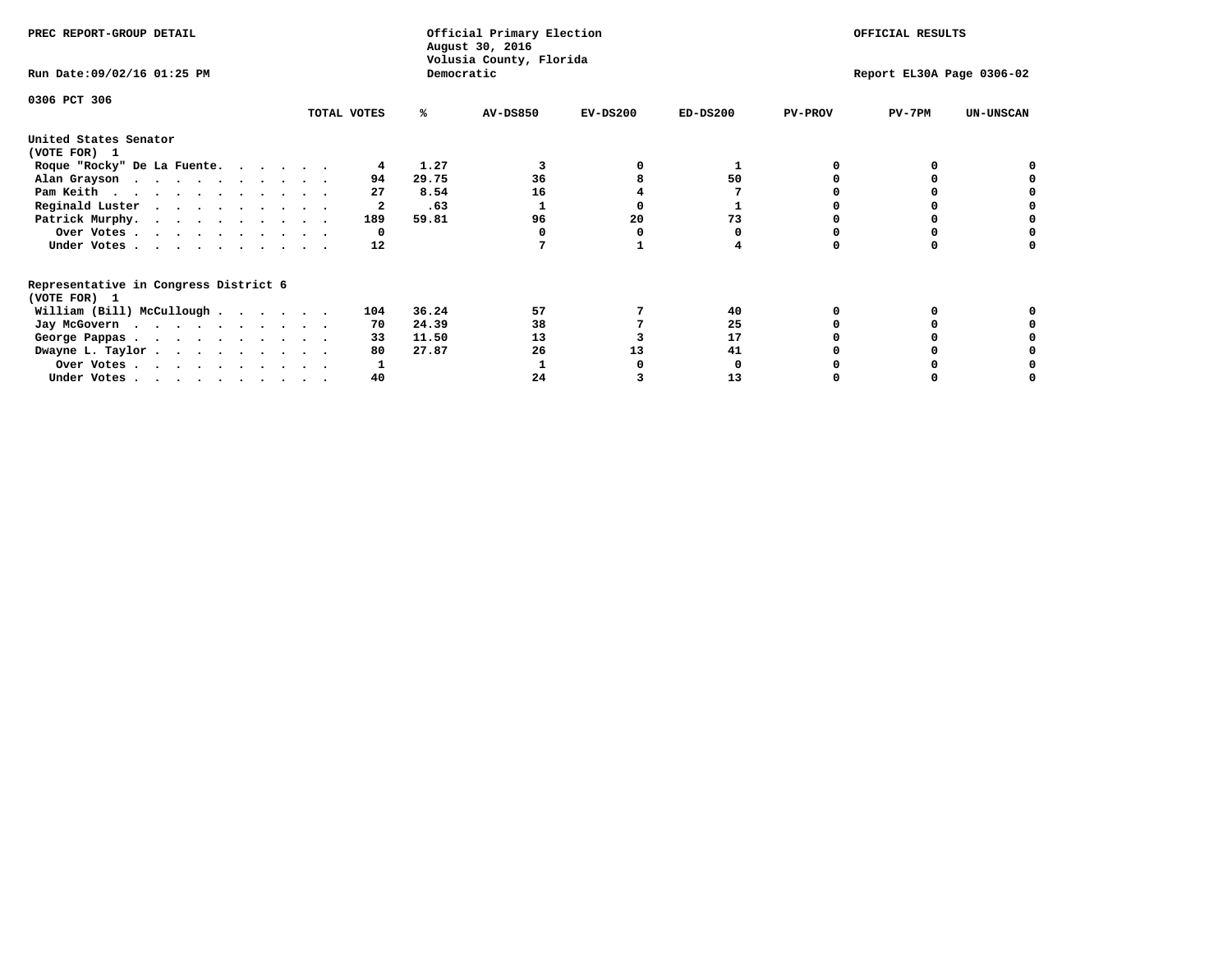PREC REPORT-GROUP DETAIL

Official Primary Election
August 30, 2016
Volusia County, Florida
Democratic

OFFICIAL RESULTS

Run Date:09/02/16 01:25 PM

Report EL30A Page 0306-02

0306 PCT 306

| | TOTAL VOTES | % | AV-DS850 | EV-DS200 | ED-DS200 | PV-PROV | PV-7PM | UN-UNSCAN |
|---|---|---|---|---|---|---|---|---|
| **United States Senator** | | | | | | | | |
| **(VOTE FOR) 1** | | | | | | | | |
| Roque "Rocky" De La Fuente. . . . . . | 4 | 1.27 | 3 | 0 | 1 | 0 | 0 | 0 |
| Alan Grayson . . . . . . . . . . . | 94 | 29.75 | 36 | 8 | 50 | 0 | 0 | 0 |
| Pam Keith . . . . . . . . . . . . | 27 | 8.54 | 16 | 4 | 7 | 0 | 0 | 0 |
| Reginald Luster . . . . . . . . . . | 2 | .63 | 1 | 0 | 1 | 0 | 0 | 0 |
| Patrick Murphy. . . . . . . . . . . | 189 | 59.81 | 96 | 20 | 73 | 0 | 0 | 0 |
| Over Votes . . . . . . . . . . . | 0 | | 0 | 0 | 0 | 0 | 0 | 0 |
| Under Votes . . . . . . . . . . . | 12 | | 7 | 1 | 4 | 0 | 0 | 0 |
| **Representative in Congress District 6** | | | | | | | | |
| **(VOTE FOR) 1** | | | | | | | | |
| William (Bill) McCullough . . . . . . | 104 | 36.24 | 57 | 7 | 40 | 0 | 0 | 0 |
| Jay McGovern . . . . . . . . . . . | 70 | 24.39 | 38 | 7 | 25 | 0 | 0 | 0 |
| George Pappas . . . . . . . . . . . | 33 | 11.50 | 13 | 3 | 17 | 0 | 0 | 0 |
| Dwayne L. Taylor . . . . . . . . . . | 80 | 27.87 | 26 | 13 | 41 | 0 | 0 | 0 |
| Over Votes . . . . . . . . . . . | 1 | | 1 | 0 | 0 | 0 | 0 | 0 |
| Under Votes . . . . . . . . . . . | 40 | | 24 | 3 | 13 | 0 | 0 | 0 |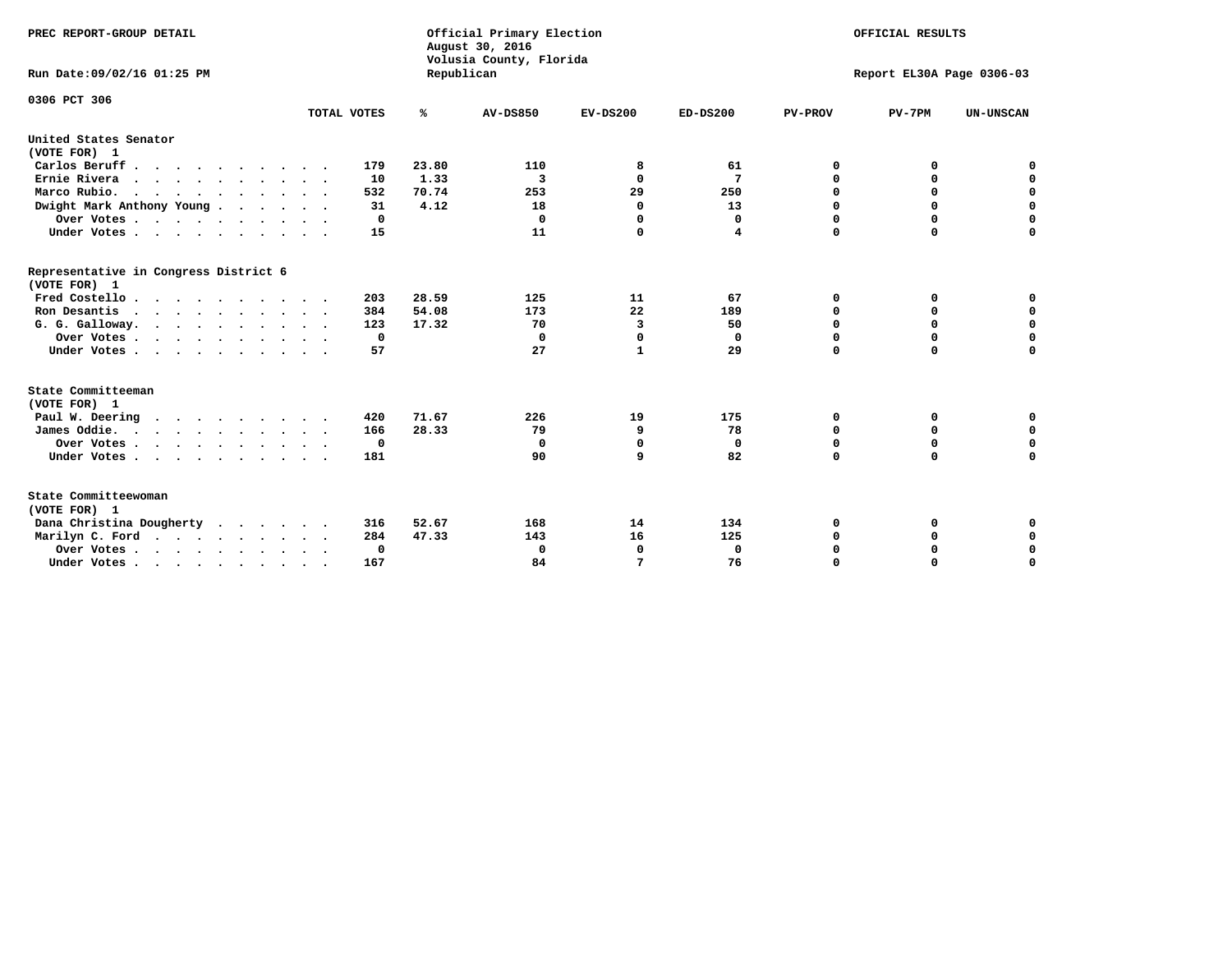PREC REPORT-GROUP DETAIL

Official Primary Election
August 30, 2016
Volusia County, Florida
Republican

OFFICIAL RESULTS

Run Date:09/02/16 01:25 PM

Report EL30A Page 0306-03

0306 PCT 306

| | TOTAL VOTES | % | AV-DS850 | EV-DS200 | ED-DS200 | PV-PROV | PV-7PM | UN-UNSCAN |
|---|---|---|---|---|---|---|---|---|
| **United States Senator (VOTE FOR) 1** | | | | | | | | |
| Carlos Beruff | 179 | 23.80 | 110 | 8 | 61 | 0 | 0 | 0 |
| Ernie Rivera | 10 | 1.33 | 3 | 0 | 7 | 0 | 0 | 0 |
| Marco Rubio. | 532 | 70.74 | 253 | 29 | 250 | 0 | 0 | 0 |
| Dwight Mark Anthony Young | 31 | 4.12 | 18 | 0 | 13 | 0 | 0 | 0 |
| Over Votes | 0 | | 0 | 0 | 0 | 0 | 0 | 0 |
| Under Votes | 15 | | 11 | 0 | 4 | 0 | 0 | 0 |
| **Representative in Congress District 6 (VOTE FOR) 1** | | | | | | | | |
| Fred Costello | 203 | 28.59 | 125 | 11 | 67 | 0 | 0 | 0 |
| Ron Desantis | 384 | 54.08 | 173 | 22 | 189 | 0 | 0 | 0 |
| G. G. Galloway. | 123 | 17.32 | 70 | 3 | 50 | 0 | 0 | 0 |
| Over Votes | 0 | | 0 | 0 | 0 | 0 | 0 | 0 |
| Under Votes | 57 | | 27 | 1 | 29 | 0 | 0 | 0 |
| **State Committeeman (VOTE FOR) 1** | | | | | | | | |
| Paul W. Deering | 420 | 71.67 | 226 | 19 | 175 | 0 | 0 | 0 |
| James Oddie. | 166 | 28.33 | 79 | 9 | 78 | 0 | 0 | 0 |
| Over Votes | 0 | | 0 | 0 | 0 | 0 | 0 | 0 |
| Under Votes | 181 | | 90 | 9 | 82 | 0 | 0 | 0 |
| **State Committeewoman (VOTE FOR) 1** | | | | | | | | |
| Dana Christina Dougherty | 316 | 52.67 | 168 | 14 | 134 | 0 | 0 | 0 |
| Marilyn C. Ford | 284 | 47.33 | 143 | 16 | 125 | 0 | 0 | 0 |
| Over Votes | 0 | | 0 | 0 | 0 | 0 | 0 | 0 |
| Under Votes | 167 | | 84 | 7 | 76 | 0 | 0 | 0 |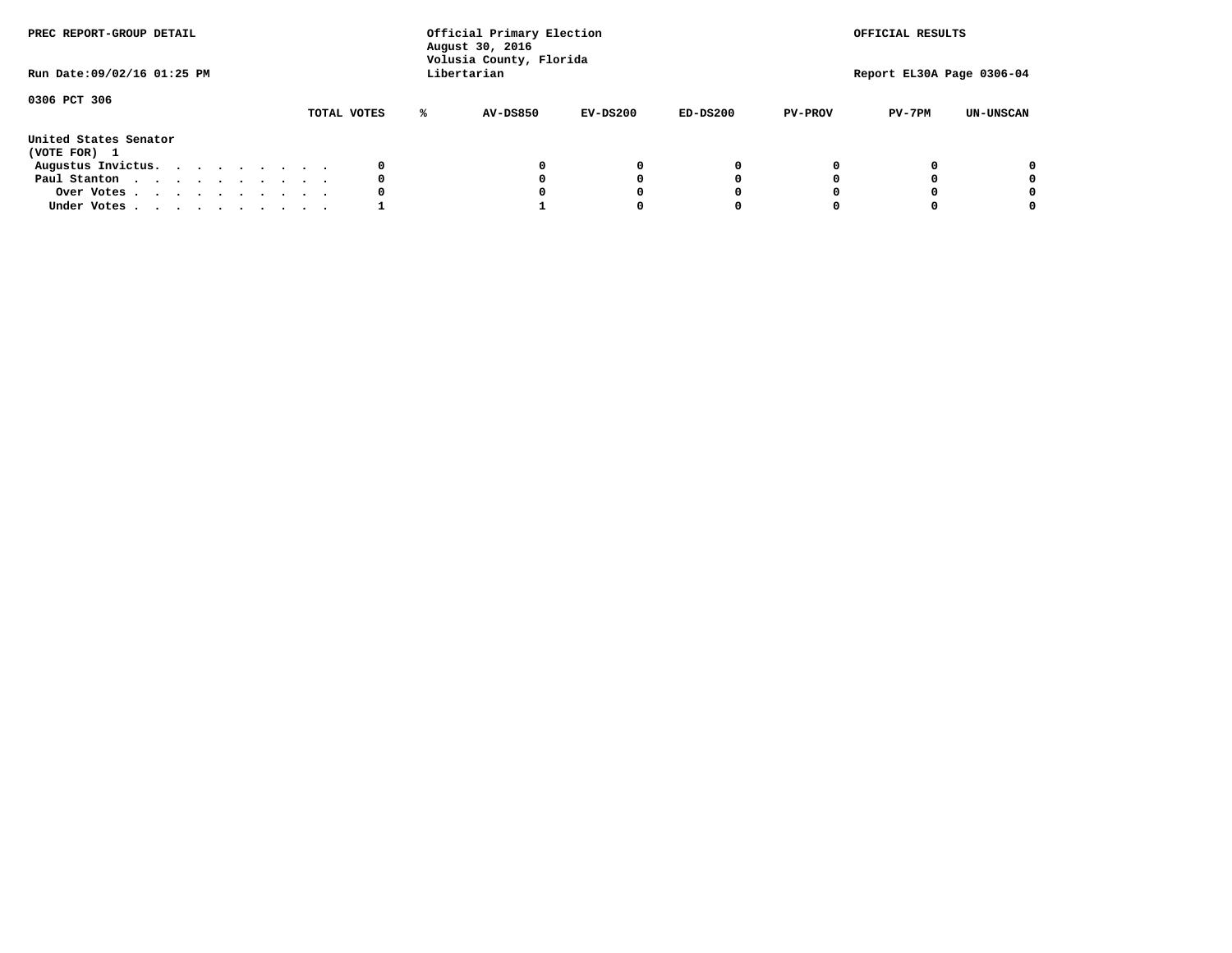PREC REPORT-GROUP DETAIL

Official Primary Election
August 30, 2016
Volusia County, Florida
Libertarian

OFFICIAL RESULTS

Run Date:09/02/16 01:25 PM

Report EL30A Page 0306-04

0306 PCT 306

| | TOTAL VOTES | % | AV-DS850 | EV-DS200 | ED-DS200 | PV-PROV | PV-7PM | UN-UNSCAN |
|---|---|---|---|---|---|---|---|---|
| **United States Senator** | | | | | | | | |
| **(VOTE FOR) 1** | | | | | | | | |
| Augustus Invictus. . . . . . . . . . | 0 | | 0 | 0 | 0 | 0 | 0 | 0 |
| Paul Stanton . . . . . . . . . . . | 0 | | 0 | 0 | 0 | 0 | 0 | 0 |
| Over Votes . . . . . . . . . . . | 0 | | 0 | 0 | 0 | 0 | 0 | 0 |
| Under Votes . . . . . . . . . . . | 1 | | 1 | 0 | 0 | 0 | 0 | 0 |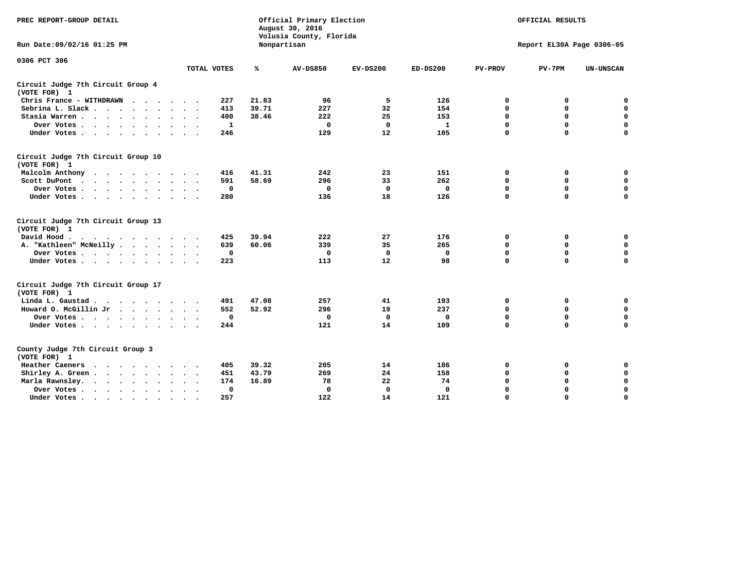PREC REPORT-GROUP DETAIL

Official Primary Election
August 30, 2016
Volusia County, Florida
Nonpartisan

OFFICIAL RESULTS

Run Date:09/02/16 01:25 PM

Report EL30A Page 0306-05

0306 PCT 306

| | TOTAL VOTES | % | AV-DS850 | EV-DS200 | ED-DS200 | PV-PROV | PV-7PM | UN-UNSCAN |
|---|---|---|---|---|---|---|---|---|
| **Circuit Judge 7th Circuit Group 4 (VOTE FOR) 1** | | | | | | | | |
| Chris France - WITHDRAWN | 227 | 21.83 | 96 | 5 | 126 | 0 | 0 | 0 |
| Sebrina L. Slack | 413 | 39.71 | 227 | 32 | 154 | 0 | 0 | 0 |
| Stasia Warren | 400 | 38.46 | 222 | 25 | 153 | 0 | 0 | 0 |
| Over Votes | 1 | | 0 | 0 | 1 | 0 | 0 | 0 |
| Under Votes | 246 | | 129 | 12 | 105 | 0 | 0 | 0 |
| **Circuit Judge 7th Circuit Group 10 (VOTE FOR) 1** | | | | | | | | |
| Malcolm Anthony | 416 | 41.31 | 242 | 23 | 151 | 0 | 0 | 0 |
| Scott DuPont | 591 | 58.69 | 296 | 33 | 262 | 0 | 0 | 0 |
| Over Votes | 0 | | 0 | 0 | 0 | 0 | 0 | 0 |
| Under Votes | 280 | | 136 | 18 | 126 | 0 | 0 | 0 |
| **Circuit Judge 7th Circuit Group 13 (VOTE FOR) 1** | | | | | | | | |
| David Hood | 425 | 39.94 | 222 | 27 | 176 | 0 | 0 | 0 |
| A. "Kathleen" McNeilly | 639 | 60.06 | 339 | 35 | 265 | 0 | 0 | 0 |
| Over Votes | 0 | | 0 | 0 | 0 | 0 | 0 | 0 |
| Under Votes | 223 | | 113 | 12 | 98 | 0 | 0 | 0 |
| **Circuit Judge 7th Circuit Group 17 (VOTE FOR) 1** | | | | | | | | |
| Linda L. Gaustad | 491 | 47.08 | 257 | 41 | 193 | 0 | 0 | 0 |
| Howard O. McGillin Jr | 552 | 52.92 | 296 | 19 | 237 | 0 | 0 | 0 |
| Over Votes | 0 | | 0 | 0 | 0 | 0 | 0 | 0 |
| Under Votes | 244 | | 121 | 14 | 109 | 0 | 0 | 0 |
| **County Judge 7th Circuit Group 3 (VOTE FOR) 1** | | | | | | | | |
| Heather Caeners | 405 | 39.32 | 205 | 14 | 186 | 0 | 0 | 0 |
| Shirley A. Green | 451 | 43.79 | 269 | 24 | 158 | 0 | 0 | 0 |
| Marla Rawnsley | 174 | 16.89 | 78 | 22 | 74 | 0 | 0 | 0 |
| Over Votes | 0 | | 0 | 0 | 0 | 0 | 0 | 0 |
| Under Votes | 257 | | 122 | 14 | 121 | 0 | 0 | 0 |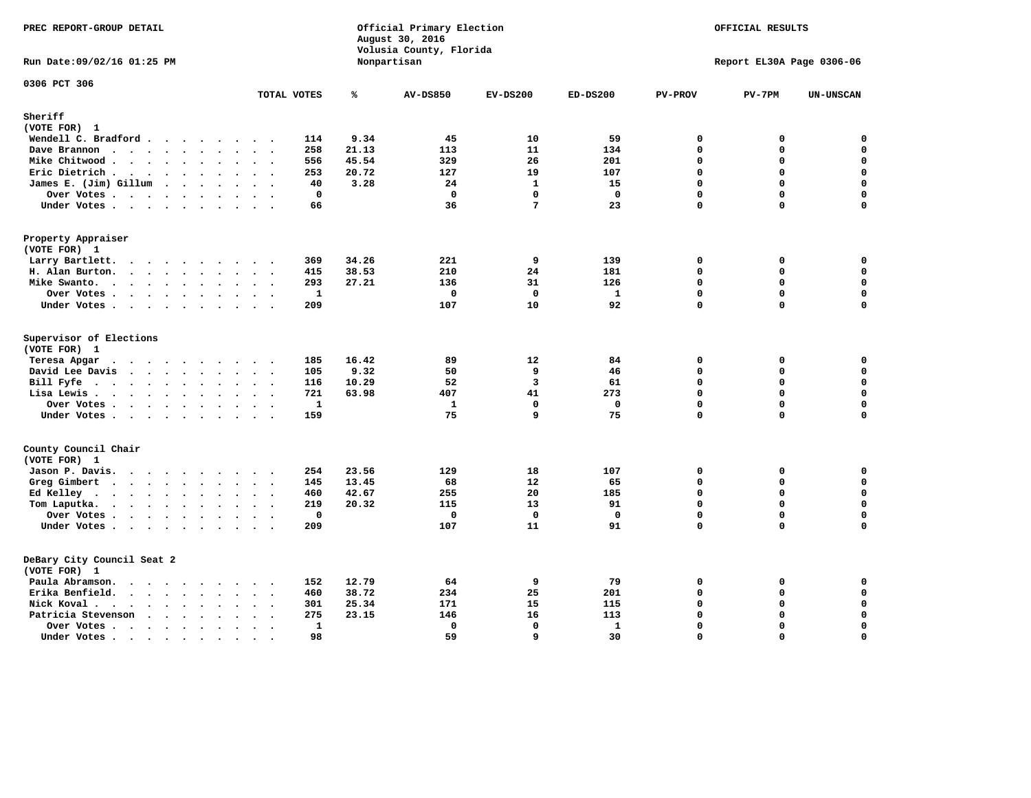PREC REPORT-GROUP DETAIL

Official Primary Election
August 30, 2016
Volusia County, Florida
Nonpartisan

OFFICIAL RESULTS

Run Date:09/02/16 01:25 PM

Report EL30A Page 0306-06

0306 PCT 306

| | TOTAL VOTES | % | AV-DS850 | EV-DS200 | ED-DS200 | PV-PROV | PV-7PM | UN-UNSCAN |
|---|---|---|---|---|---|---|---|---|
| **Sheriff** | | | | | | | | |
| (VOTE FOR) 1 | | | | | | | | |
| Wendell C. Bradford | 114 | 9.34 | 45 | 10 | 59 | 0 | 0 | 0 |
| Dave Brannon | 258 | 21.13 | 113 | 11 | 134 | 0 | 0 | 0 |
| Mike Chitwood | 556 | 45.54 | 329 | 26 | 201 | 0 | 0 | 0 |
| Eric Dietrich | 253 | 20.72 | 127 | 19 | 107 | 0 | 0 | 0 |
| James E. (Jim) Gillum | 40 | 3.28 | 24 | 1 | 15 | 0 | 0 | 0 |
| Over Votes | 0 | | 0 | 0 | 0 | 0 | 0 | 0 |
| Under Votes | 66 | | 36 | 7 | 23 | 0 | 0 | 0 |
| **Property Appraiser** | | | | | | | | |
| (VOTE FOR) 1 | | | | | | | | |
| Larry Bartlett | 369 | 34.26 | 221 | 9 | 139 | 0 | 0 | 0 |
| H. Alan Burton | 415 | 38.53 | 210 | 24 | 181 | 0 | 0 | 0 |
| Mike Swanto | 293 | 27.21 | 136 | 31 | 126 | 0 | 0 | 0 |
| Over Votes | 1 | | 0 | 0 | 1 | 0 | 0 | 0 |
| Under Votes | 209 | | 107 | 10 | 92 | 0 | 0 | 0 |
| **Supervisor of Elections** | | | | | | | | |
| (VOTE FOR) 1 | | | | | | | | |
| Teresa Apgar | 185 | 16.42 | 89 | 12 | 84 | 0 | 0 | 0 |
| David Lee Davis | 105 | 9.32 | 50 | 9 | 46 | 0 | 0 | 0 |
| Bill Fyfe | 116 | 10.29 | 52 | 3 | 61 | 0 | 0 | 0 |
| Lisa Lewis | 721 | 63.98 | 407 | 41 | 273 | 0 | 0 | 0 |
| Over Votes | 1 | | 1 | 0 | 0 | 0 | 0 | 0 |
| Under Votes | 159 | | 75 | 9 | 75 | 0 | 0 | 0 |
| **County Council Chair** | | | | | | | | |
| (VOTE FOR) 1 | | | | | | | | |
| Jason P. Davis | 254 | 23.56 | 129 | 18 | 107 | 0 | 0 | 0 |
| Greg Gimbert | 145 | 13.45 | 68 | 12 | 65 | 0 | 0 | 0 |
| Ed Kelley | 460 | 42.67 | 255 | 20 | 185 | 0 | 0 | 0 |
| Tom Laputka | 219 | 20.32 | 115 | 13 | 91 | 0 | 0 | 0 |
| Over Votes | 0 | | 0 | 0 | 0 | 0 | 0 | 0 |
| Under Votes | 209 | | 107 | 11 | 91 | 0 | 0 | 0 |
| **DeBary City Council Seat 2** | | | | | | | | |
| (VOTE FOR) 1 | | | | | | | | |
| Paula Abramson | 152 | 12.79 | 64 | 9 | 79 | 0 | 0 | 0 |
| Erika Benfield | 460 | 38.72 | 234 | 25 | 201 | 0 | 0 | 0 |
| Nick Koval | 301 | 25.34 | 171 | 15 | 115 | 0 | 0 | 0 |
| Patricia Stevenson | 275 | 23.15 | 146 | 16 | 113 | 0 | 0 | 0 |
| Over Votes | 1 | | 0 | 0 | 1 | 0 | 0 | 0 |
| Under Votes | 98 | | 59 | 9 | 30 | 0 | 0 | 0 |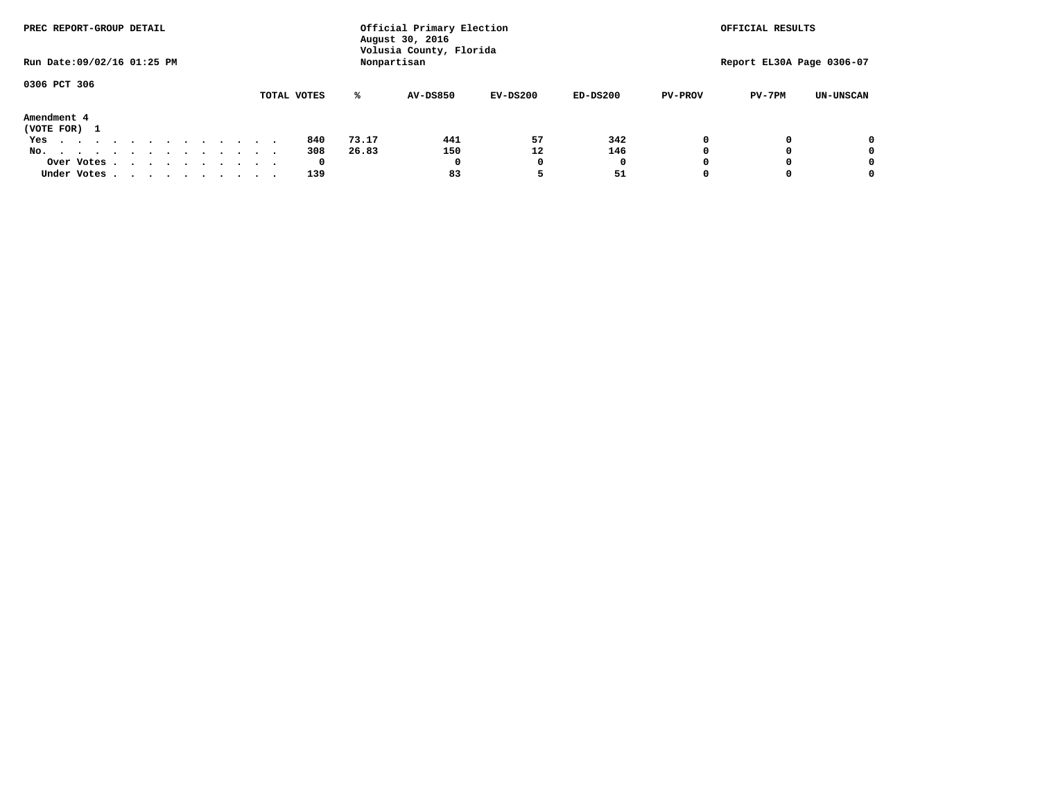PREC REPORT-GROUP DETAIL

Official Primary Election
August 30, 2016
Volusia County, Florida
Nonpartisan

OFFICIAL RESULTS

Run Date:09/02/16 01:25 PM

Report EL30A Page 0306-07

0306 PCT 306

**Amendment 4**
(VOTE FOR) 1

| | TOTAL VOTES | % | AV-DS850 | EV-DS200 | ED-DS200 | PV-PROV | PV-7PM | UN-UNSCAN |
|---|---|---|---|---|---|---|---|---|
| Yes | 840 | 73.17 | 441 | 57 | 342 | 0 | 0 | 0 |
| No. | 308 | 26.83 | 150 | 12 | 146 | 0 | 0 | 0 |
| Over Votes | 0 | | 0 | 0 | 0 | 0 | 0 | 0 |
| Under Votes | 139 | | 83 | 5 | 51 | 0 | 0 | 0 |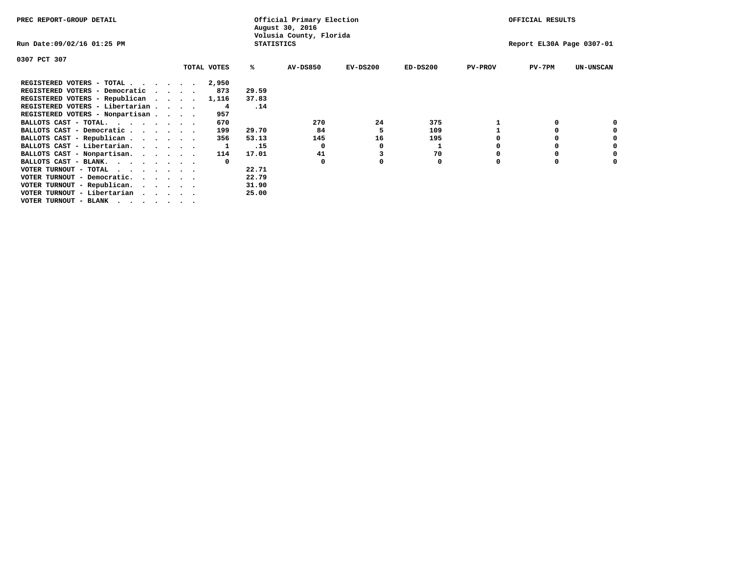PREC REPORT-GROUP DETAIL

Official Primary Election
August 30, 2016
Volusia County, Florida
STATISTICS

OFFICIAL RESULTS

Run Date:09/02/16 01:25 PM

Report EL30A Page 0307-01

0307 PCT 307

| | TOTAL VOTES | % | AV-DS850 | EV-DS200 | ED-DS200 | PV-PROV | PV-7PM | UN-UNSCAN |
|---|---|---|---|---|---|---|---|---|
| REGISTERED VOTERS - TOTAL . . . . . . | 2,950 | | | | | | | |
| REGISTERED VOTERS - Democratic . . . . | 873 | 29.59 | | | | | | |
| REGISTERED VOTERS - Republican . . . . | 1,116 | 37.83 | | | | | | |
| REGISTERED VOTERS - Libertarian . . . . | 4 | .14 | | | | | | |
| REGISTERED VOTERS - Nonpartisan . . . . | 957 | | | | | | | |
| BALLOTS CAST - TOTAL. . . . . . . . | 670 | | 270 | 24 | 375 | 1 | 0 | 0 |
| BALLOTS CAST - Democratic . . . . . . | 199 | 29.70 | 84 | 5 | 109 | 1 | 0 | 0 |
| BALLOTS CAST - Republican . . . . . . | 356 | 53.13 | 145 | 16 | 195 | 0 | 0 | 0 |
| BALLOTS CAST - Libertarian. . . . . . | 1 | .15 | 0 | 0 | 1 | 0 | 0 | 0 |
| BALLOTS CAST - Nonpartisan. . . . . . | 114 | 17.01 | 41 | 3 | 70 | 0 | 0 | 0 |
| BALLOTS CAST - BLANK. . . . . . . . | 0 | | 0 | 0 | 0 | 0 | 0 | 0 |
| VOTER TURNOUT - TOTAL . . . . . . . | | 22.71 | | | | | | |
| VOTER TURNOUT - Democratic. . . . . . | | 22.79 | | | | | | |
| VOTER TURNOUT - Republican. . . . . . | | 31.90 | | | | | | |
| VOTER TURNOUT - Libertarian . . . . . | | 25.00 | | | | | | |
| VOTER TURNOUT - BLANK . . . . . . . | | | | | | | | |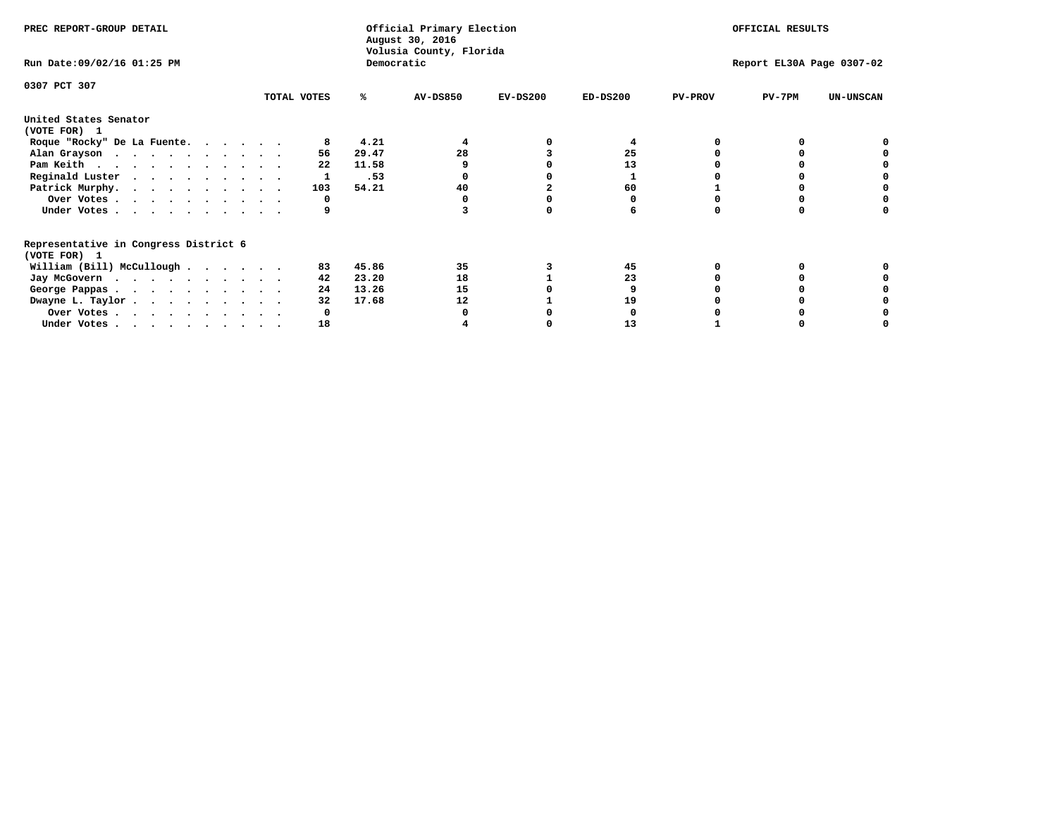PREC REPORT-GROUP DETAIL

Official Primary Election
August 30, 2016
Volusia County, Florida
Democratic

OFFICIAL RESULTS

Run Date:09/02/16 01:25 PM

Report EL30A Page 0307-02

0307 PCT 307

| | TOTAL VOTES | % | AV-DS850 | EV-DS200 | ED-DS200 | PV-PROV | PV-7PM | UN-UNSCAN |
|---|---|---|---|---|---|---|---|---|
| **United States Senator** | | | | | | | | |
| **(VOTE FOR) 1** | | | | | | | | |
| Roque "Rocky" De La Fuente. . . . . . | 8 | 4.21 | 4 | 0 | 4 | 0 | 0 | 0 |
| Alan Grayson . . . . . . . . . . . | 56 | 29.47 | 28 | 3 | 25 | 0 | 0 | 0 |
| Pam Keith . . . . . . . . . . . . | 22 | 11.58 | 9 | 0 | 13 | 0 | 0 | 0 |
| Reginald Luster . . . . . . . . . . | 1 | .53 | 0 | 0 | 1 | 0 | 0 | 0 |
| Patrick Murphy. . . . . . . . . . . | 103 | 54.21 | 40 | 2 | 60 | 1 | 0 | 0 |
| Over Votes . . . . . . . . . . . | 0 | | 0 | 0 | 0 | 0 | 0 | 0 |
| Under Votes . . . . . . . . . . . | 9 | | 3 | 0 | 6 | 0 | 0 | 0 |
| **Representative in Congress District 6** | | | | | | | | |
| **(VOTE FOR) 1** | | | | | | | | |
| William (Bill) McCullough . . . . . . | 83 | 45.86 | 35 | 3 | 45 | 0 | 0 | 0 |
| Jay McGovern . . . . . . . . . . . | 42 | 23.20 | 18 | 1 | 23 | 0 | 0 | 0 |
| George Pappas . . . . . . . . . . . | 24 | 13.26 | 15 | 0 | 9 | 0 | 0 | 0 |
| Dwayne L. Taylor . . . . . . . . . . | 32 | 17.68 | 12 | 1 | 19 | 0 | 0 | 0 |
| Over Votes . . . . . . . . . . . | 0 | | 0 | 0 | 0 | 0 | 0 | 0 |
| Under Votes . . . . . . . . . . . | 18 | | 4 | 0 | 13 | 1 | 0 | 0 |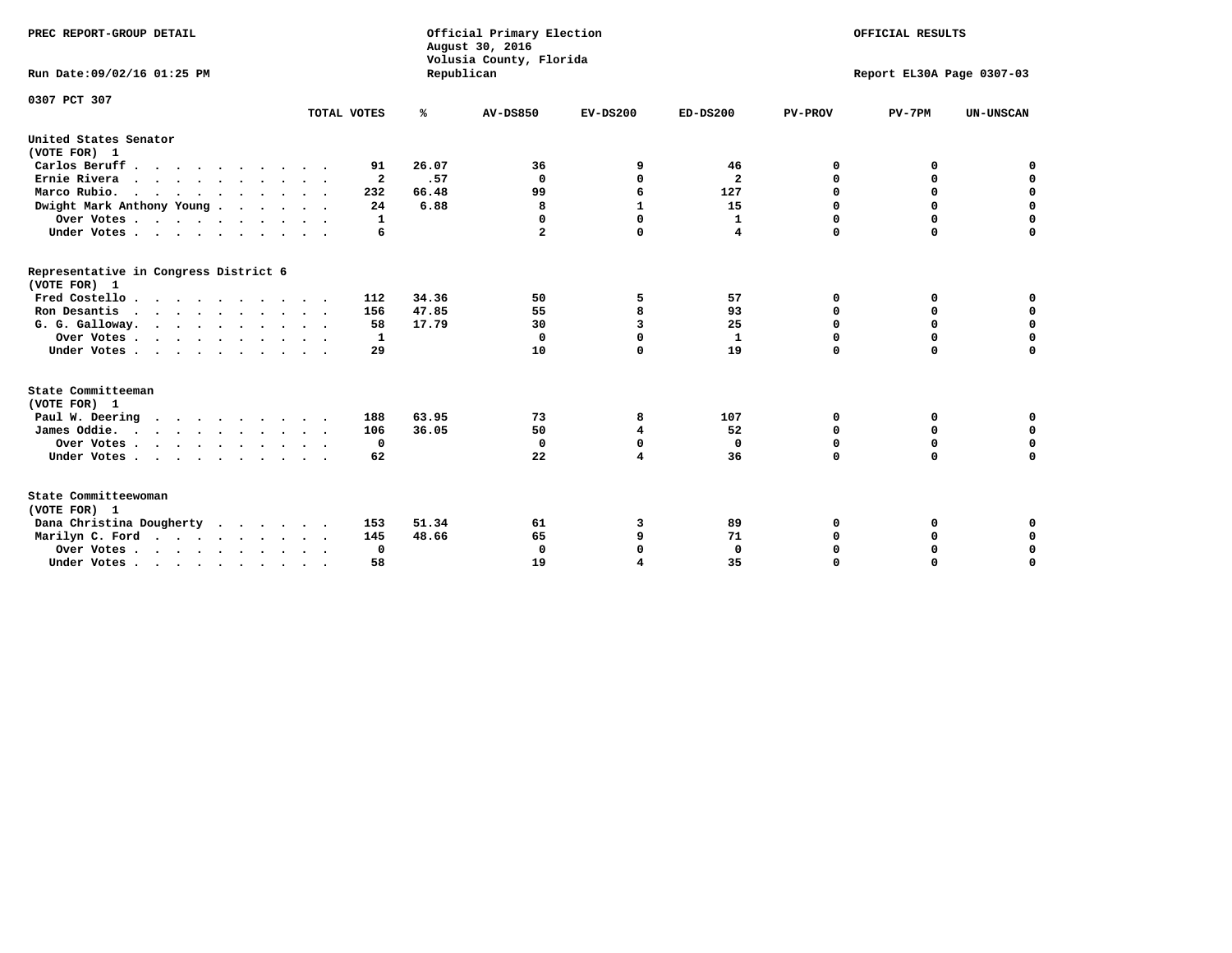PREC REPORT-GROUP DETAIL

Official Primary Election
August 30, 2016
Volusia County, Florida
Republican

OFFICIAL RESULTS

Run Date:09/02/16 01:25 PM

Report EL30A Page 0307-03

0307 PCT 307

| | TOTAL VOTES | % | AV-DS850 | EV-DS200 | ED-DS200 | PV-PROV | PV-7PM | UN-UNSCAN |
|---|---|---|---|---|---|---|---|---|
| **United States Senator** | | | | | | | | |
| **(VOTE FOR) 1** | | | | | | | | |
| Carlos Beruff | 91 | 26.07 | 36 | 9 | 46 | 0 | 0 | 0 |
| Ernie Rivera | 2 | .57 | 0 | 0 | 2 | 0 | 0 | 0 |
| Marco Rubio. | 232 | 66.48 | 99 | 6 | 127 | 0 | 0 | 0 |
| Dwight Mark Anthony Young | 24 | 6.88 | 8 | 1 | 15 | 0 | 0 | 0 |
| Over Votes | 1 | | 0 | 0 | 1 | 0 | 0 | 0 |
| Under Votes | 6 | | 2 | 0 | 4 | 0 | 0 | 0 |
| **Representative in Congress District 6** | | | | | | | | |
| **(VOTE FOR) 1** | | | | | | | | |
| Fred Costello | 112 | 34.36 | 50 | 5 | 57 | 0 | 0 | 0 |
| Ron Desantis | 156 | 47.85 | 55 | 8 | 93 | 0 | 0 | 0 |
| G. G. Galloway. | 58 | 17.79 | 30 | 3 | 25 | 0 | 0 | 0 |
| Over Votes | 1 | | 0 | 0 | 1 | 0 | 0 | 0 |
| Under Votes | 29 | | 10 | 0 | 19 | 0 | 0 | 0 |
| **State Committeeman** | | | | | | | | |
| **(VOTE FOR) 1** | | | | | | | | |
| Paul W. Deering | 188 | 63.95 | 73 | 8 | 107 | 0 | 0 | 0 |
| James Oddie. | 106 | 36.05 | 50 | 4 | 52 | 0 | 0 | 0 |
| Over Votes | 0 | | 0 | 0 | 0 | 0 | 0 | 0 |
| Under Votes | 62 | | 22 | 4 | 36 | 0 | 0 | 0 |
| **State Committeewoman** | | | | | | | | |
| **(VOTE FOR) 1** | | | | | | | | |
| Dana Christina Dougherty | 153 | 51.34 | 61 | 3 | 89 | 0 | 0 | 0 |
| Marilyn C. Ford | 145 | 48.66 | 65 | 9 | 71 | 0 | 0 | 0 |
| Over Votes | 0 | | 0 | 0 | 0 | 0 | 0 | 0 |
| Under Votes | 58 | | 19 | 4 | 35 | 0 | 0 | 0 |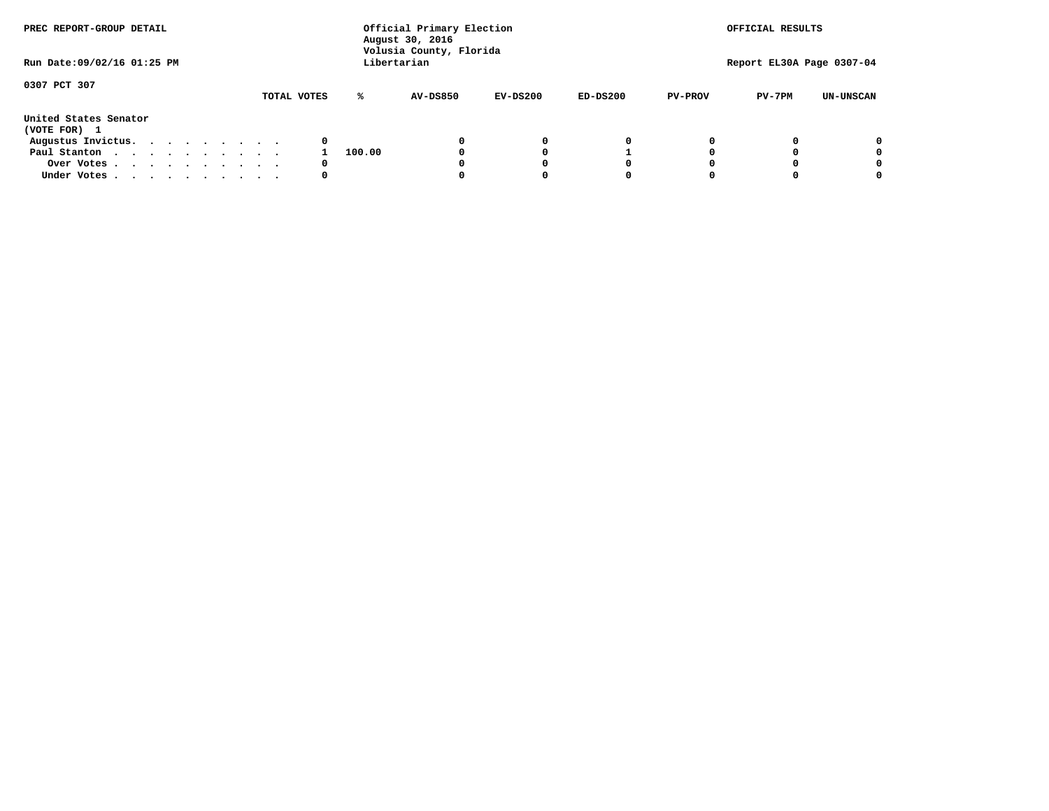PREC REPORT-GROUP DETAIL

Official Primary Election
August 30, 2016
Volusia County, Florida
Libertarian

OFFICIAL RESULTS

Run Date:09/02/16 01:25 PM

Report EL30A Page 0307-04

0307 PCT 307

| | TOTAL VOTES | % | AV-DS850 | EV-DS200 | ED-DS200 | PV-PROV | PV-7PM | UN-UNSCAN |
|---|---|---|---|---|---|---|---|---|
| **United States Senator** | | | | | | | | |
| **(VOTE FOR) 1** | | | | | | | | |
| Augustus Invictus. . . . . . . . . . | 0 | | 0 | 0 | 0 | 0 | 0 | 0 |
| Paul Stanton . . . . . . . . . . . | 1 | 100.00 | 0 | 0 | 1 | 0 | 0 | 0 |
| Over Votes . . . . . . . . . . . | 0 | | 0 | 0 | 0 | 0 | 0 | 0 |
| Under Votes . . . . . . . . . . . | 0 | | 0 | 0 | 0 | 0 | 0 | 0 |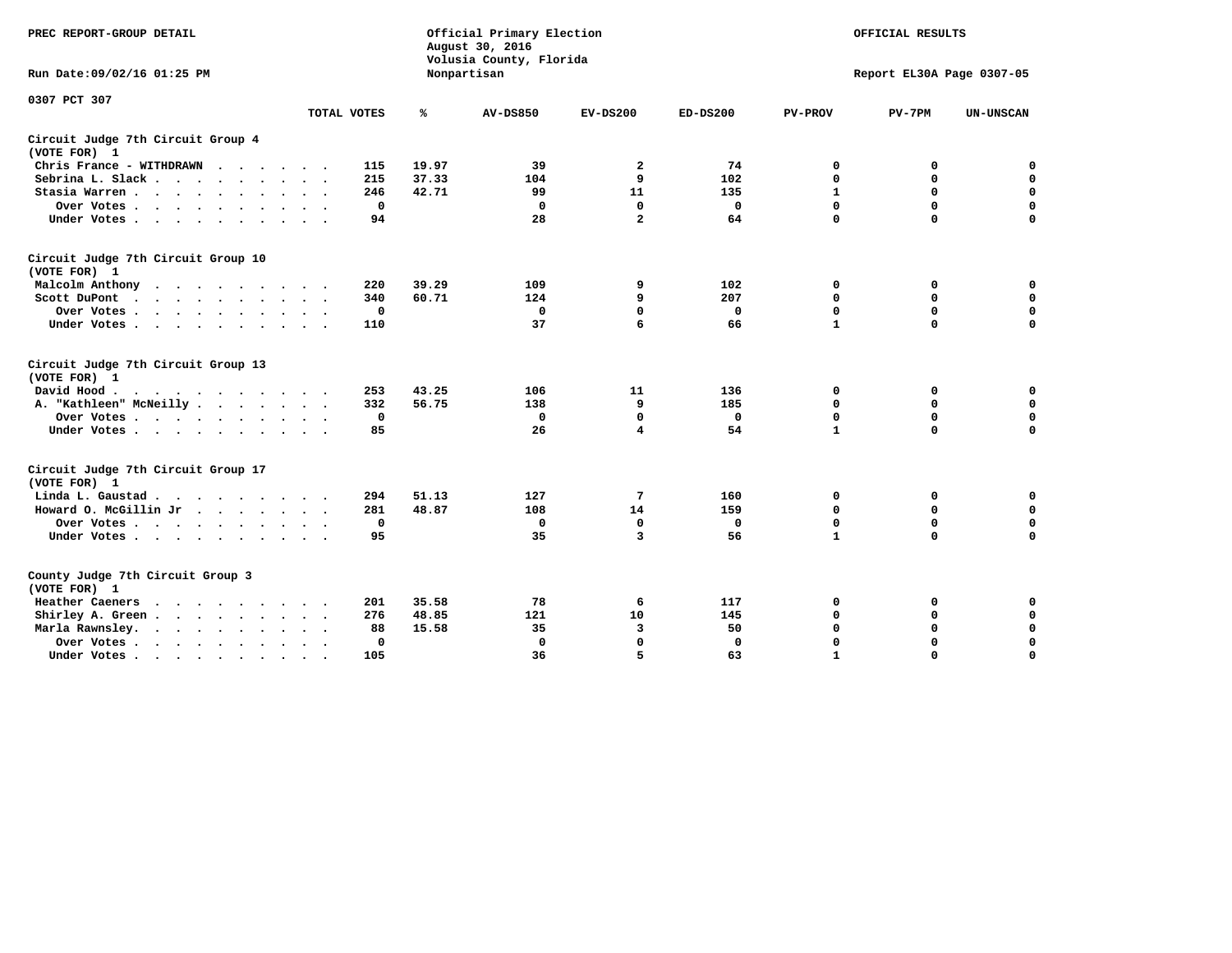PREC REPORT-GROUP DETAIL

Official Primary Election
August 30, 2016
Volusia County, Florida
Nonpartisan

OFFICIAL RESULTS

Run Date:09/02/16 01:25 PM

Report EL30A Page 0307-05

0307 PCT 307

| | TOTAL VOTES | % | AV-DS850 | EV-DS200 | ED-DS200 | PV-PROV | PV-7PM | UN-UNSCAN |
|---|---|---|---|---|---|---|---|---|
| **Circuit Judge 7th Circuit Group 4 (VOTE FOR) 1** | | | | | | | | |
| Chris France - WITHDRAWN | 115 | 19.97 | 39 | 2 | 74 | 0 | 0 | 0 |
| Sebrina L. Slack | 215 | 37.33 | 104 | 9 | 102 | 0 | 0 | 0 |
| Stasia Warren | 246 | 42.71 | 99 | 11 | 135 | 1 | 0 | 0 |
| Over Votes | 0 | | 0 | 0 | 0 | 0 | 0 | 0 |
| Under Votes | 94 | | 28 | 2 | 64 | 0 | 0 | 0 |
| **Circuit Judge 7th Circuit Group 10 (VOTE FOR) 1** | | | | | | | | |
| Malcolm Anthony | 220 | 39.29 | 109 | 9 | 102 | 0 | 0 | 0 |
| Scott DuPont | 340 | 60.71 | 124 | 9 | 207 | 0 | 0 | 0 |
| Over Votes | 0 | | 0 | 0 | 0 | 0 | 0 | 0 |
| Under Votes | 110 | | 37 | 6 | 66 | 1 | 0 | 0 |
| **Circuit Judge 7th Circuit Group 13 (VOTE FOR) 1** | | | | | | | | |
| David Hood | 253 | 43.25 | 106 | 11 | 136 | 0 | 0 | 0 |
| A. "Kathleen" McNeilly | 332 | 56.75 | 138 | 9 | 185 | 0 | 0 | 0 |
| Over Votes | 0 | | 0 | 0 | 0 | 0 | 0 | 0 |
| Under Votes | 85 | | 26 | 4 | 54 | 1 | 0 | 0 |
| **Circuit Judge 7th Circuit Group 17 (VOTE FOR) 1** | | | | | | | | |
| Linda L. Gaustad | 294 | 51.13 | 127 | 7 | 160 | 0 | 0 | 0 |
| Howard O. McGillin Jr | 281 | 48.87 | 108 | 14 | 159 | 0 | 0 | 0 |
| Over Votes | 0 | | 0 | 0 | 0 | 0 | 0 | 0 |
| Under Votes | 95 | | 35 | 3 | 56 | 1 | 0 | 0 |
| **County Judge 7th Circuit Group 3 (VOTE FOR) 1** | | | | | | | | |
| Heather Caeners | 201 | 35.58 | 78 | 6 | 117 | 0 | 0 | 0 |
| Shirley A. Green | 276 | 48.85 | 121 | 10 | 145 | 0 | 0 | 0 |
| Marla Rawnsley | 88 | 15.58 | 35 | 3 | 50 | 0 | 0 | 0 |
| Over Votes | 0 | | 0 | 0 | 0 | 0 | 0 | 0 |
| Under Votes | 105 | | 36 | 5 | 63 | 1 | 0 | 0 |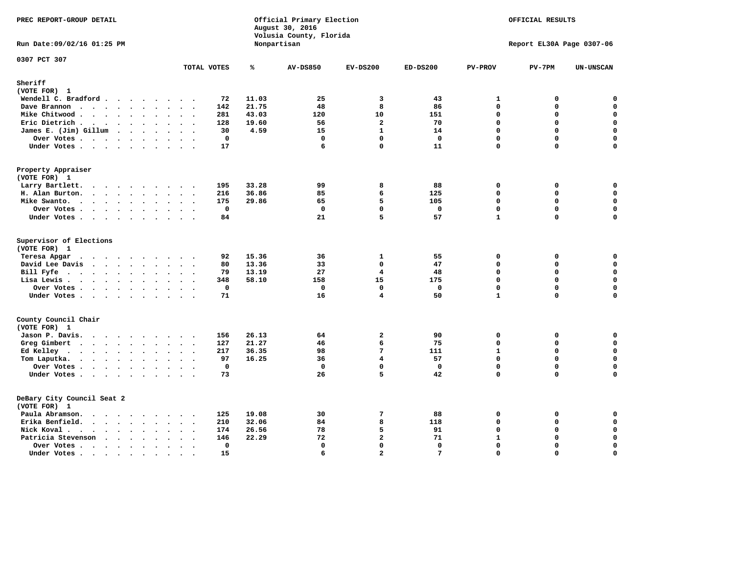PREC REPORT-GROUP DETAIL

Official Primary Election
August 30, 2016
Volusia County, Florida
Nonpartisan

OFFICIAL RESULTS

Run Date:09/02/16 01:25 PM

Report EL30A Page 0307-06

0307 PCT 307

| | TOTAL VOTES | % | AV-DS850 | EV-DS200 | ED-DS200 | PV-PROV | PV-7PM | UN-UNSCAN |
|---|---|---|---|---|---|---|---|---|
| **Sheriff** | | | | | | | | |
| **(VOTE FOR) 1** | | | | | | | | |
| Wendell C. Bradford | 72 | 11.03 | 25 | 3 | 43 | 1 | 0 | 0 |
| Dave Brannon | 142 | 21.75 | 48 | 8 | 86 | 0 | 0 | 0 |
| Mike Chitwood | 281 | 43.03 | 120 | 10 | 151 | 0 | 0 | 0 |
| Eric Dietrich | 128 | 19.60 | 56 | 2 | 70 | 0 | 0 | 0 |
| James E. (Jim) Gillum | 30 | 4.59 | 15 | 1 | 14 | 0 | 0 | 0 |
| Over Votes | 0 | | 0 | 0 | 0 | 0 | 0 | 0 |
| Under Votes | 17 | | 6 | 0 | 11 | 0 | 0 | 0 |
| **Property Appraiser** | | | | | | | | |
| **(VOTE FOR) 1** | | | | | | | | |
| Larry Bartlett | 195 | 33.28 | 99 | 8 | 88 | 0 | 0 | 0 |
| H. Alan Burton | 216 | 36.86 | 85 | 6 | 125 | 0 | 0 | 0 |
| Mike Swanto | 175 | 29.86 | 65 | 5 | 105 | 0 | 0 | 0 |
| Over Votes | 0 | | 0 | 0 | 0 | 0 | 0 | 0 |
| Under Votes | 84 | | 21 | 5 | 57 | 1 | 0 | 0 |
| **Supervisor of Elections** | | | | | | | | |
| **(VOTE FOR) 1** | | | | | | | | |
| Teresa Apgar | 92 | 15.36 | 36 | 1 | 55 | 0 | 0 | 0 |
| David Lee Davis | 80 | 13.36 | 33 | 0 | 47 | 0 | 0 | 0 |
| Bill Fyfe | 79 | 13.19 | 27 | 4 | 48 | 0 | 0 | 0 |
| Lisa Lewis | 348 | 58.10 | 158 | 15 | 175 | 0 | 0 | 0 |
| Over Votes | 0 | | 0 | 0 | 0 | 0 | 0 | 0 |
| Under Votes | 71 | | 16 | 4 | 50 | 1 | 0 | 0 |
| **County Council Chair** | | | | | | | | |
| **(VOTE FOR) 1** | | | | | | | | |
| Jason P. Davis | 156 | 26.13 | 64 | 2 | 90 | 0 | 0 | 0 |
| Greg Gimbert | 127 | 21.27 | 46 | 6 | 75 | 0 | 0 | 0 |
| Ed Kelley | 217 | 36.35 | 98 | 7 | 111 | 1 | 0 | 0 |
| Tom Laputka | 97 | 16.25 | 36 | 4 | 57 | 0 | 0 | 0 |
| Over Votes | 0 | | 0 | 0 | 0 | 0 | 0 | 0 |
| Under Votes | 73 | | 26 | 5 | 42 | 0 | 0 | 0 |
| **DeBary City Council Seat 2** | | | | | | | | |
| **(VOTE FOR) 1** | | | | | | | | |
| Paula Abramson | 125 | 19.08 | 30 | 7 | 88 | 0 | 0 | 0 |
| Erika Benfield | 210 | 32.06 | 84 | 8 | 118 | 0 | 0 | 0 |
| Nick Koval | 174 | 26.56 | 78 | 5 | 91 | 0 | 0 | 0 |
| Patricia Stevenson | 146 | 22.29 | 72 | 2 | 71 | 1 | 0 | 0 |
| Over Votes | 0 | | 0 | 0 | 0 | 0 | 0 | 0 |
| Under Votes | 15 | | 6 | 2 | 7 | 0 | 0 | 0 |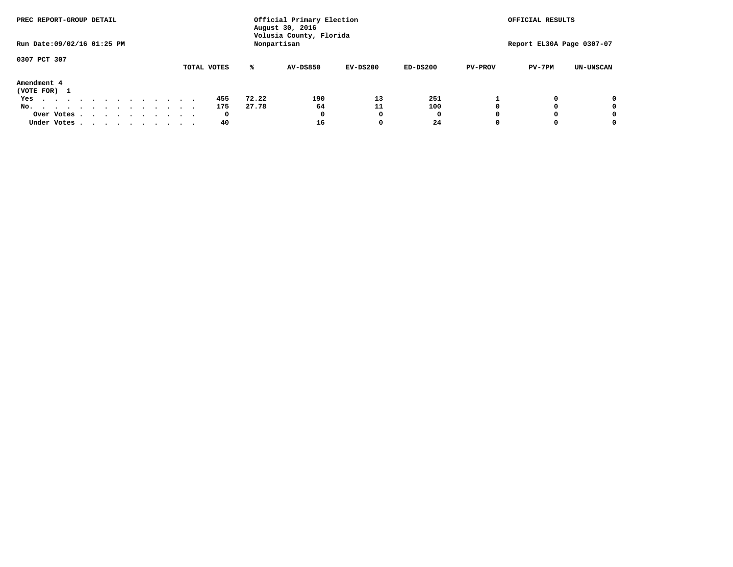PREC REPORT-GROUP DETAIL

Official Primary Election
August 30, 2016
Volusia County, Florida
Nonpartisan

OFFICIAL RESULTS

Run Date:09/02/16 01:25 PM

Report EL30A Page 0307-07

0307 PCT 307

**Amendment 4**
(VOTE FOR) 1

| | TOTAL VOTES | % | AV-DS850 | EV-DS200 | ED-DS200 | PV-PROV | PV-7PM | UN-UNSCAN |
|---|---|---|---|---|---|---|---|---|
| Yes | 455 | 72.22 | 190 | 13 | 251 | 1 | 0 | 0 |
| No. | 175 | 27.78 | 64 | 11 | 100 | 0 | 0 | 0 |
| Over Votes | 0 | | 0 | 0 | 0 | 0 | 0 | 0 |
| Under Votes | 40 | | 16 | 0 | 24 | 0 | 0 | 0 |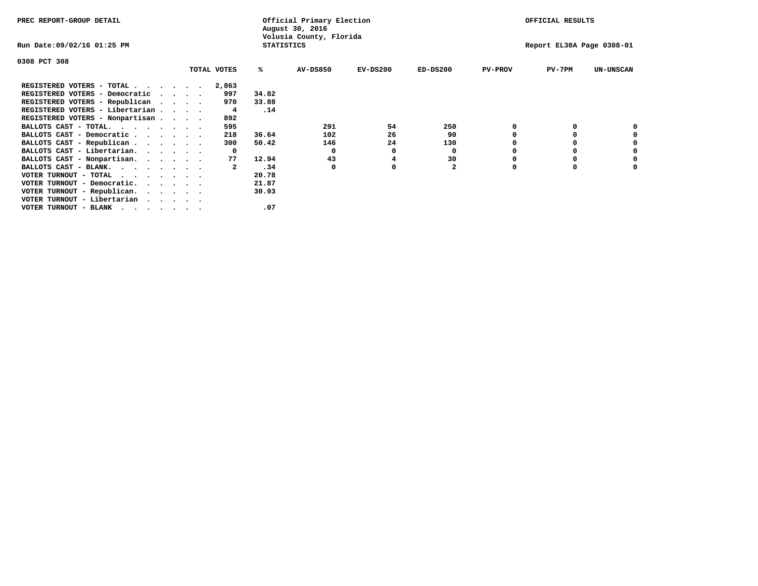PREC REPORT-GROUP DETAIL

Official Primary Election
August 30, 2016
Volusia County, Florida
STATISTICS

OFFICIAL RESULTS

Run Date:09/02/16 01:25 PM

Report EL30A Page 0308-01

0308 PCT 308

| | TOTAL VOTES | % | AV-DS850 | EV-DS200 | ED-DS200 | PV-PROV | PV-7PM | UN-UNSCAN |
|---|---|---|---|---|---|---|---|---|
| REGISTERED VOTERS - TOTAL . . . . . . | 2,863 | | | | | | | |
| REGISTERED VOTERS - Democratic . . . . | 997 | 34.82 | | | | | | |
| REGISTERED VOTERS - Republican . . . . | 970 | 33.88 | | | | | | |
| REGISTERED VOTERS - Libertarian . . . . | 4 | .14 | | | | | | |
| REGISTERED VOTERS - Nonpartisan . . . . | 892 | | | | | | | |
| BALLOTS CAST - TOTAL. . . . . . . . | 595 | | 291 | 54 | 250 | 0 | 0 | 0 |
| BALLOTS CAST - Democratic . . . . . . | 218 | 36.64 | 102 | 26 | 90 | 0 | 0 | 0 |
| BALLOTS CAST - Republican . . . . . . | 300 | 50.42 | 146 | 24 | 130 | 0 | 0 | 0 |
| BALLOTS CAST - Libertarian. . . . . . | 0 | | 0 | 0 | 0 | 0 | 0 | 0 |
| BALLOTS CAST - Nonpartisan. . . . . . | 77 | 12.94 | 43 | 4 | 30 | 0 | 0 | 0 |
| BALLOTS CAST - BLANK. . . . . . . . | 2 | .34 | 0 | 0 | 2 | 0 | 0 | 0 |
| VOTER TURNOUT - TOTAL . . . . . . . | | 20.78 | | | | | | |
| VOTER TURNOUT - Democratic. . . . . . | | 21.87 | | | | | | |
| VOTER TURNOUT - Republican. . . . . . | | 30.93 | | | | | | |
| VOTER TURNOUT - Libertarian . . . . . | | | | | | | | |
| VOTER TURNOUT - BLANK . . . . . . . | | .07 | | | | | | |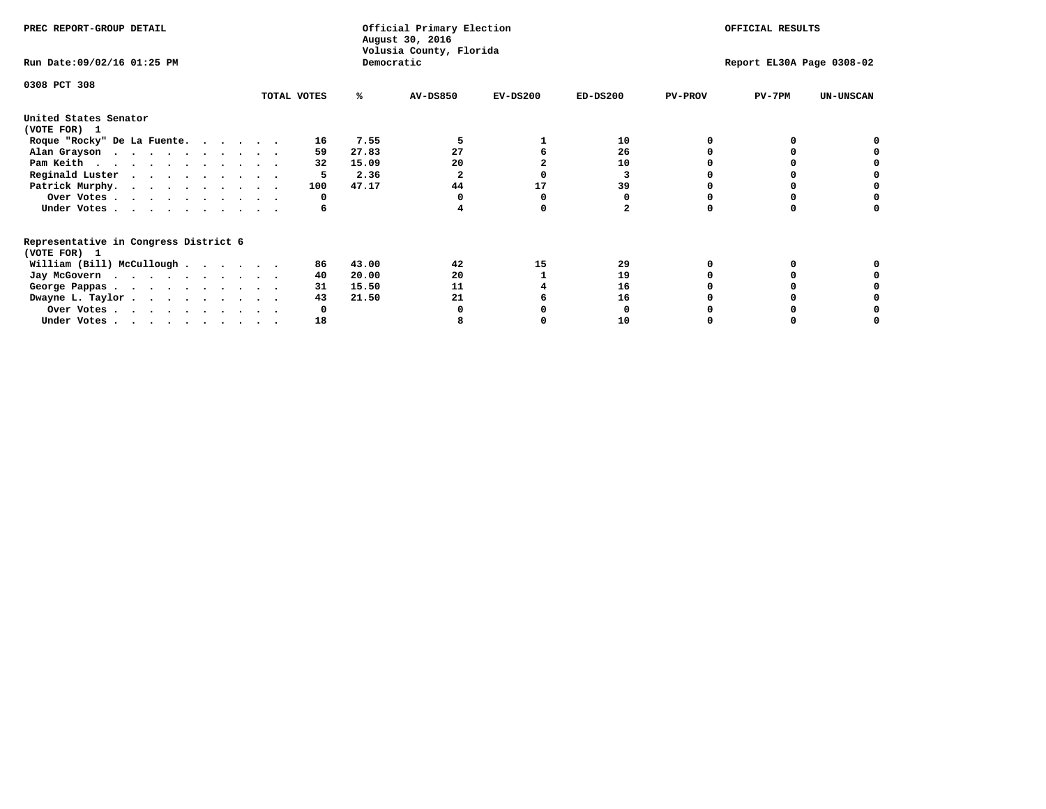PREC REPORT-GROUP DETAIL

Official Primary Election
August 30, 2016
Volusia County, Florida
Democratic

OFFICIAL RESULTS

Run Date:09/02/16 01:25 PM

Report EL30A Page 0308-02

0308 PCT 308

| | TOTAL VOTES | % | AV-DS850 | EV-DS200 | ED-DS200 | PV-PROV | PV-7PM | UN-UNSCAN |
|---|---|---|---|---|---|---|---|---|
| **United States Senator (VOTE FOR) 1** | | | | | | | | |
| Roque "Rocky" De La Fuente | 16 | 7.55 | 5 | 1 | 10 | 0 | 0 | 0 |
| Alan Grayson | 59 | 27.83 | 27 | 6 | 26 | 0 | 0 | 0 |
| Pam Keith | 32 | 15.09 | 20 | 2 | 10 | 0 | 0 | 0 |
| Reginald Luster | 5 | 2.36 | 2 | 0 | 3 | 0 | 0 | 0 |
| Patrick Murphy | 100 | 47.17 | 44 | 17 | 39 | 0 | 0 | 0 |
| Over Votes | 0 | | 0 | 0 | 0 | 0 | 0 | 0 |
| Under Votes | 6 | | 4 | 0 | 2 | 0 | 0 | 0 |
| **Representative in Congress District 6 (VOTE FOR) 1** | | | | | | | | |
| William (Bill) McCullough | 86 | 43.00 | 42 | 15 | 29 | 0 | 0 | 0 |
| Jay McGovern | 40 | 20.00 | 20 | 1 | 19 | 0 | 0 | 0 |
| George Pappas | 31 | 15.50 | 11 | 4 | 16 | 0 | 0 | 0 |
| Dwayne L. Taylor | 43 | 21.50 | 21 | 6 | 16 | 0 | 0 | 0 |
| Over Votes | 0 | | 0 | 0 | 0 | 0 | 0 | 0 |
| Under Votes | 18 | | 8 | 0 | 10 | 0 | 0 | 0 |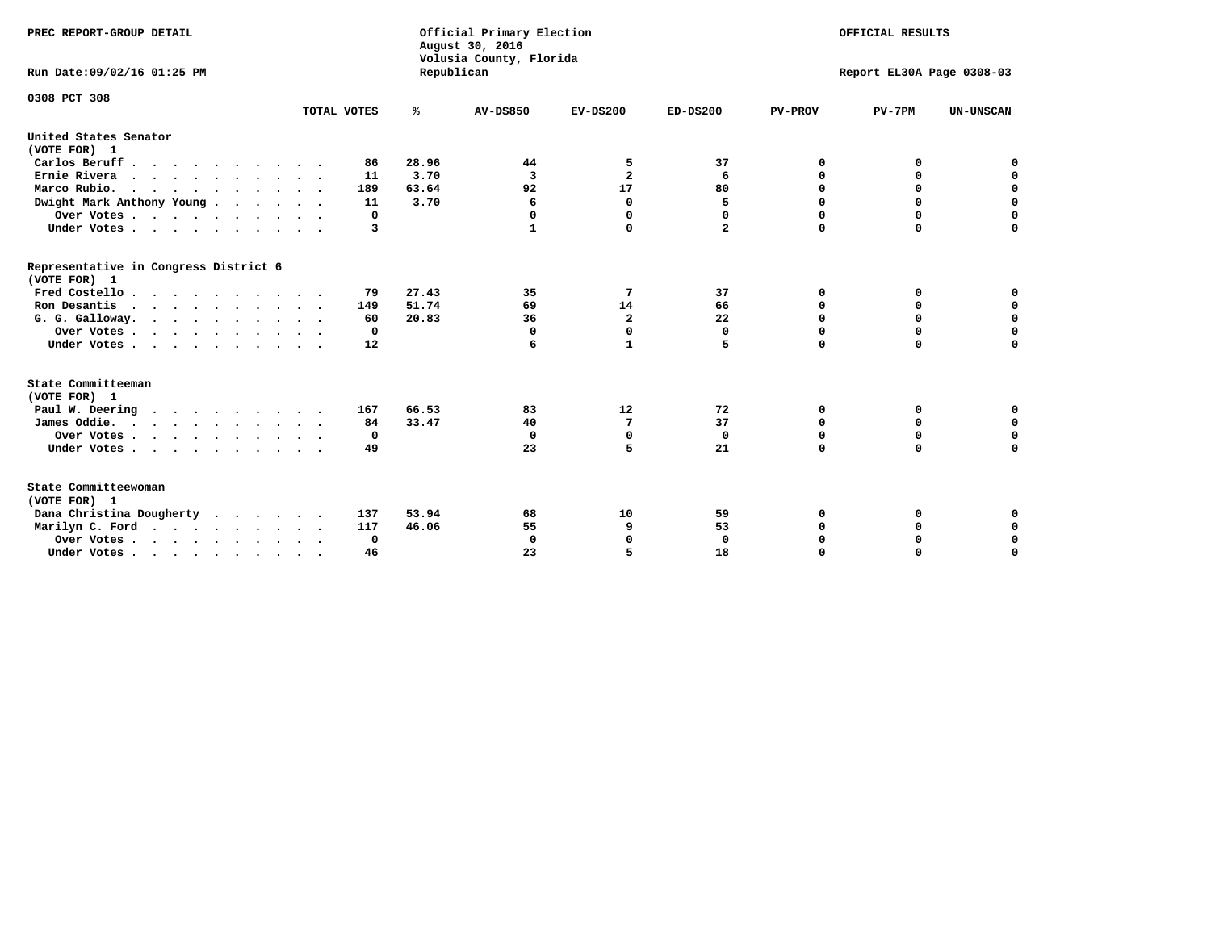PREC REPORT-GROUP DETAIL

Official Primary Election
August 30, 2016
Volusia County, Florida
Republican

OFFICIAL RESULTS

Run Date:09/02/16 01:25 PM

Report EL30A Page 0308-03

0308 PCT 308

| | TOTAL VOTES | % | AV-DS850 | EV-DS200 | ED-DS200 | PV-PROV | PV-7PM | UN-UNSCAN |
|---|---|---|---|---|---|---|---|---|
| **United States Senator** | | | | | | | | |
| **(VOTE FOR) 1** | | | | | | | | |
| Carlos Beruff | 86 | 28.96 | 44 | 5 | 37 | 0 | 0 | 0 |
| Ernie Rivera | 11 | 3.70 | 3 | 2 | 6 | 0 | 0 | 0 |
| Marco Rubio. | 189 | 63.64 | 92 | 17 | 80 | 0 | 0 | 0 |
| Dwight Mark Anthony Young | 11 | 3.70 | 6 | 0 | 5 | 0 | 0 | 0 |
| Over Votes | 0 | | 0 | 0 | 0 | 0 | 0 | 0 |
| Under Votes | 3 | | 1 | 0 | 2 | 0 | 0 | 0 |
| **Representative in Congress District 6** | | | | | | | | |
| **(VOTE FOR) 1** | | | | | | | | |
| Fred Costello | 79 | 27.43 | 35 | 7 | 37 | 0 | 0 | 0 |
| Ron Desantis | 149 | 51.74 | 69 | 14 | 66 | 0 | 0 | 0 |
| G. G. Galloway. | 60 | 20.83 | 36 | 2 | 22 | 0 | 0 | 0 |
| Over Votes | 0 | | 0 | 0 | 0 | 0 | 0 | 0 |
| Under Votes | 12 | | 6 | 1 | 5 | 0 | 0 | 0 |
| **State Committeeman** | | | | | | | | |
| **(VOTE FOR) 1** | | | | | | | | |
| Paul W. Deering | 167 | 66.53 | 83 | 12 | 72 | 0 | 0 | 0 |
| James Oddie. | 84 | 33.47 | 40 | 7 | 37 | 0 | 0 | 0 |
| Over Votes | 0 | | 0 | 0 | 0 | 0 | 0 | 0 |
| Under Votes | 49 | | 23 | 5 | 21 | 0 | 0 | 0 |
| **State Committeewoman** | | | | | | | | |
| **(VOTE FOR) 1** | | | | | | | | |
| Dana Christina Dougherty | 137 | 53.94 | 68 | 10 | 59 | 0 | 0 | 0 |
| Marilyn C. Ford | 117 | 46.06 | 55 | 9 | 53 | 0 | 0 | 0 |
| Over Votes | 0 | | 0 | 0 | 0 | 0 | 0 | 0 |
| Under Votes | 46 | | 23 | 5 | 18 | 0 | 0 | 0 |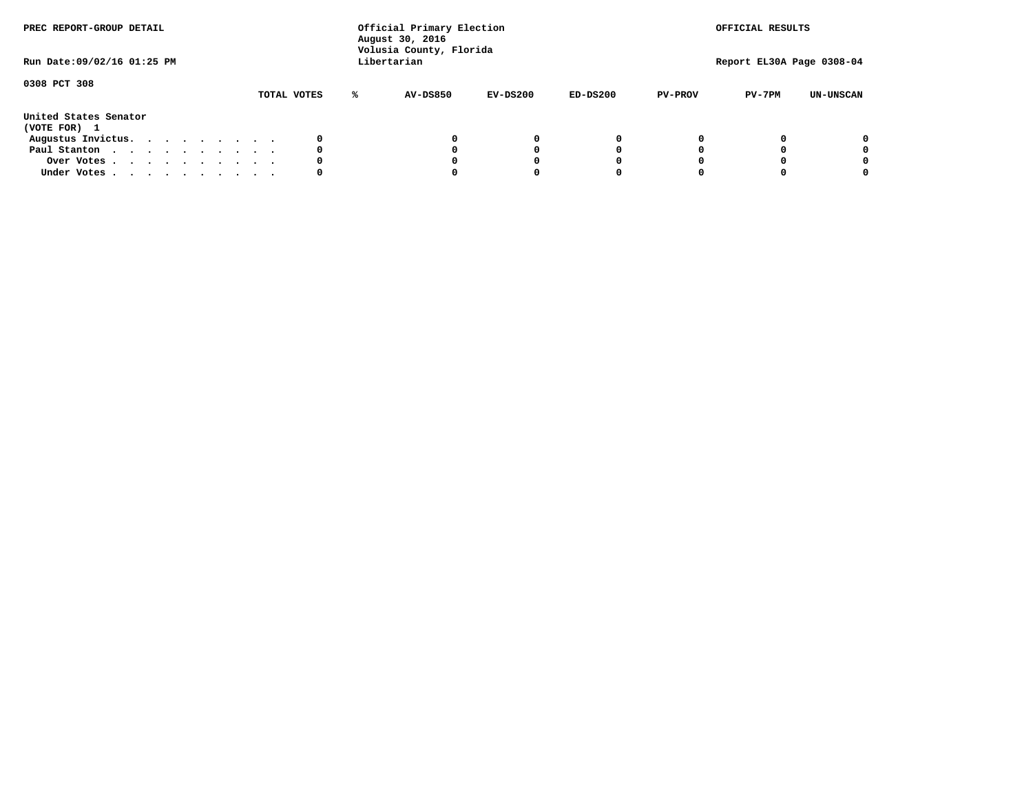PREC REPORT-GROUP DETAIL

Official Primary Election
August 30, 2016
Volusia County, Florida
Libertarian

OFFICIAL RESULTS

Run Date:09/02/16 01:25 PM

Report EL30A Page 0308-04

0308 PCT 308

| | TOTAL VOTES | % | AV-DS850 | EV-DS200 | ED-DS200 | PV-PROV | PV-7PM | UN-UNSCAN |
|---|---|---|---|---|---|---|---|---|
| **United States Senator (VOTE FOR) 1** | | | | | | | | |
| Augustus Invictus. . . . . . . . . . | 0 | | 0 | 0 | 0 | 0 | 0 | 0 |
| Paul Stanton . . . . . . . . . . . | 0 | | 0 | 0 | 0 | 0 | 0 | 0 |
| Over Votes . . . . . . . . . . . | 0 | | 0 | 0 | 0 | 0 | 0 | 0 |
| Under Votes . . . . . . . . . . . | 0 | | 0 | 0 | 0 | 0 | 0 | 0 |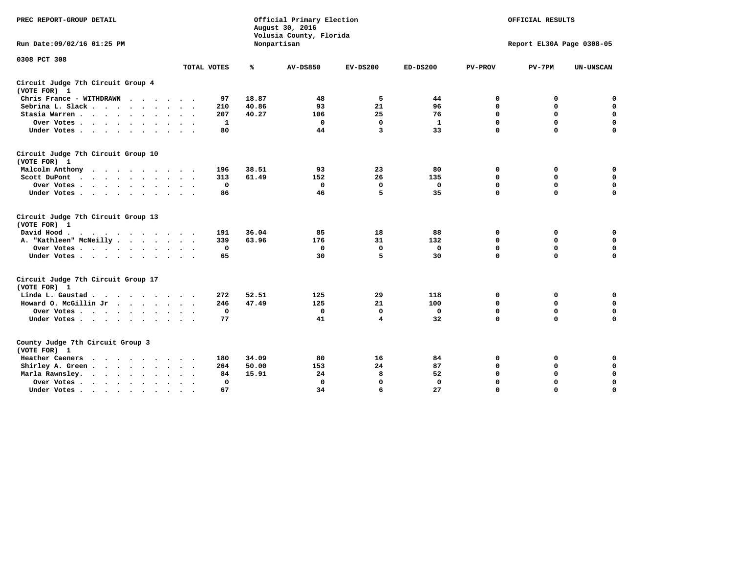PREC REPORT-GROUP DETAIL

Official Primary Election
August 30, 2016
Volusia County, Florida
Nonpartisan

OFFICIAL RESULTS

Run Date:09/02/16 01:25 PM

Report EL30A Page 0308-05

0308 PCT 308

| | TOTAL VOTES | % | AV-DS850 | EV-DS200 | ED-DS200 | PV-PROV | PV-7PM | UN-UNSCAN |
|---|---|---|---|---|---|---|---|---|
| **Circuit Judge 7th Circuit Group 4** | | | | | | | | |
| **(VOTE FOR) 1** | | | | | | | | |
| Chris France - WITHDRAWN | 97 | 18.87 | 48 | 5 | 44 | 0 | 0 | 0 |
| Sebrina L. Slack | 210 | 40.86 | 93 | 21 | 96 | 0 | 0 | 0 |
| Stasia Warren | 207 | 40.27 | 106 | 25 | 76 | 0 | 0 | 0 |
| Over Votes | 1 | | 0 | 0 | 1 | 0 | 0 | 0 |
| Under Votes | 80 | | 44 | 3 | 33 | 0 | 0 | 0 |
| **Circuit Judge 7th Circuit Group 10** | | | | | | | | |
| **(VOTE FOR) 1** | | | | | | | | |
| Malcolm Anthony | 196 | 38.51 | 93 | 23 | 80 | 0 | 0 | 0 |
| Scott DuPont | 313 | 61.49 | 152 | 26 | 135 | 0 | 0 | 0 |
| Over Votes | 0 | | 0 | 0 | 0 | 0 | 0 | 0 |
| Under Votes | 86 | | 46 | 5 | 35 | 0 | 0 | 0 |
| **Circuit Judge 7th Circuit Group 13** | | | | | | | | |
| **(VOTE FOR) 1** | | | | | | | | |
| David Hood | 191 | 36.04 | 85 | 18 | 88 | 0 | 0 | 0 |
| A. "Kathleen" McNeilly | 339 | 63.96 | 176 | 31 | 132 | 0 | 0 | 0 |
| Over Votes | 0 | | 0 | 0 | 0 | 0 | 0 | 0 |
| Under Votes | 65 | | 30 | 5 | 30 | 0 | 0 | 0 |
| **Circuit Judge 7th Circuit Group 17** | | | | | | | | |
| **(VOTE FOR) 1** | | | | | | | | |
| Linda L. Gaustad | 272 | 52.51 | 125 | 29 | 118 | 0 | 0 | 0 |
| Howard O. McGillin Jr | 246 | 47.49 | 125 | 21 | 100 | 0 | 0 | 0 |
| Over Votes | 0 | | 0 | 0 | 0 | 0 | 0 | 0 |
| Under Votes | 77 | | 41 | 4 | 32 | 0 | 0 | 0 |
| **County Judge 7th Circuit Group 3** | | | | | | | | |
| **(VOTE FOR) 1** | | | | | | | | |
| Heather Caeners | 180 | 34.09 | 80 | 16 | 84 | 0 | 0 | 0 |
| Shirley A. Green | 264 | 50.00 | 153 | 24 | 87 | 0 | 0 | 0 |
| Marla Rawnsley. | 84 | 15.91 | 24 | 8 | 52 | 0 | 0 | 0 |
| Over Votes | 0 | | 0 | 0 | 0 | 0 | 0 | 0 |
| Under Votes | 67 | | 34 | 6 | 27 | 0 | 0 | 0 |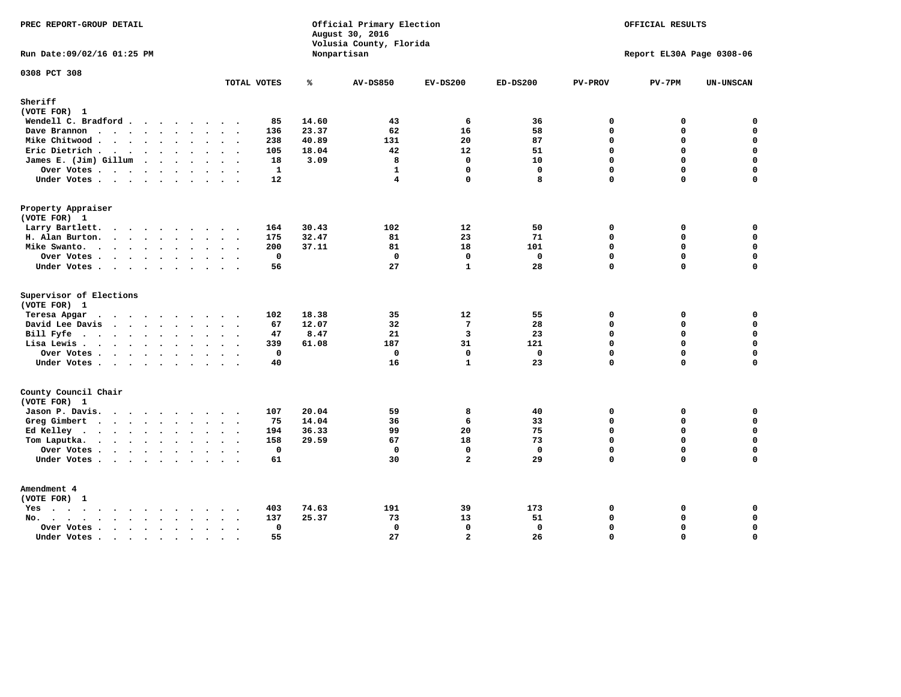PREC REPORT-GROUP DETAIL

Official Primary Election
August 30, 2016
Volusia County, Florida
Nonpartisan

OFFICIAL RESULTS

Run Date:09/02/16 01:25 PM

Report EL30A Page 0308-06

0308 PCT 308

| | TOTAL VOTES | % | AV-DS850 | EV-DS200 | ED-DS200 | PV-PROV | PV-7PM | UN-UNSCAN |
|---|---|---|---|---|---|---|---|---|
| **Sheriff** | | | | | | | | |
| (VOTE FOR) 1 | | | | | | | | |
| Wendell C. Bradford | 85 | 14.60 | 43 | 6 | 36 | 0 | 0 | 0 |
| Dave Brannon | 136 | 23.37 | 62 | 16 | 58 | 0 | 0 | 0 |
| Mike Chitwood | 238 | 40.89 | 131 | 20 | 87 | 0 | 0 | 0 |
| Eric Dietrich | 105 | 18.04 | 42 | 12 | 51 | 0 | 0 | 0 |
| James E. (Jim) Gillum | 18 | 3.09 | 8 | 0 | 10 | 0 | 0 | 0 |
| Over Votes | 1 | | 1 | 0 | 0 | 0 | 0 | 0 |
| Under Votes | 12 | | 4 | 0 | 8 | 0 | 0 | 0 |
| **Property Appraiser** | | | | | | | | |
| (VOTE FOR) 1 | | | | | | | | |
| Larry Bartlett | 164 | 30.43 | 102 | 12 | 50 | 0 | 0 | 0 |
| H. Alan Burton | 175 | 32.47 | 81 | 23 | 71 | 0 | 0 | 0 |
| Mike Swanto | 200 | 37.11 | 81 | 18 | 101 | 0 | 0 | 0 |
| Over Votes | 0 | | 0 | 0 | 0 | 0 | 0 | 0 |
| Under Votes | 56 | | 27 | 1 | 28 | 0 | 0 | 0 |
| **Supervisor of Elections** | | | | | | | | |
| (VOTE FOR) 1 | | | | | | | | |
| Teresa Apgar | 102 | 18.38 | 35 | 12 | 55 | 0 | 0 | 0 |
| David Lee Davis | 67 | 12.07 | 32 | 7 | 28 | 0 | 0 | 0 |
| Bill Fyfe | 47 | 8.47 | 21 | 3 | 23 | 0 | 0 | 0 |
| Lisa Lewis | 339 | 61.08 | 187 | 31 | 121 | 0 | 0 | 0 |
| Over Votes | 0 | | 0 | 0 | 0 | 0 | 0 | 0 |
| Under Votes | 40 | | 16 | 1 | 23 | 0 | 0 | 0 |
| **County Council Chair** | | | | | | | | |
| (VOTE FOR) 1 | | | | | | | | |
| Jason P. Davis | 107 | 20.04 | 59 | 8 | 40 | 0 | 0 | 0 |
| Greg Gimbert | 75 | 14.04 | 36 | 6 | 33 | 0 | 0 | 0 |
| Ed Kelley | 194 | 36.33 | 99 | 20 | 75 | 0 | 0 | 0 |
| Tom Laputka | 158 | 29.59 | 67 | 18 | 73 | 0 | 0 | 0 |
| Over Votes | 0 | | 0 | 0 | 0 | 0 | 0 | 0 |
| Under Votes | 61 | | 30 | 2 | 29 | 0 | 0 | 0 |
| **Amendment 4** | | | | | | | | |
| (VOTE FOR) 1 | | | | | | | | |
| Yes | 403 | 74.63 | 191 | 39 | 173 | 0 | 0 | 0 |
| No | 137 | 25.37 | 73 | 13 | 51 | 0 | 0 | 0 |
| Over Votes | 0 | | 0 | 0 | 0 | 0 | 0 | 0 |
| Under Votes | 55 | | 27 | 2 | 26 | 0 | 0 | 0 |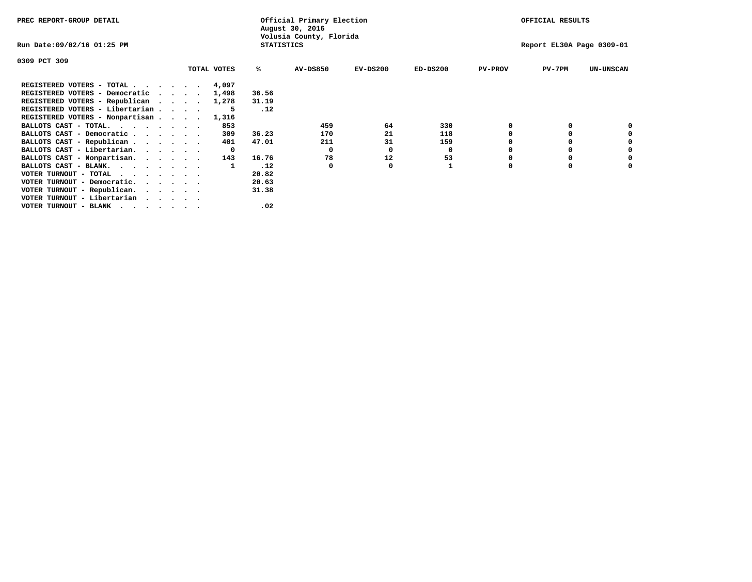PREC REPORT-GROUP DETAIL

Official Primary Election
August 30, 2016
Volusia County, Florida
STATISTICS

OFFICIAL RESULTS

Run Date:09/02/16 01:25 PM

Report EL30A Page 0309-01

0309 PCT 309

| | TOTAL VOTES | % | AV-DS850 | EV-DS200 | ED-DS200 | PV-PROV | PV-7PM | UN-UNSCAN |
|---|---|---|---|---|---|---|---|---|
| REGISTERED VOTERS - TOTAL . . . . . . | 4,097 | | | | | | | |
| REGISTERED VOTERS - Democratic . . . . | 1,498 | 36.56 | | | | | | |
| REGISTERED VOTERS - Republican . . . . | 1,278 | 31.19 | | | | | | |
| REGISTERED VOTERS - Libertarian . . . . | 5 | .12 | | | | | | |
| REGISTERED VOTERS - Nonpartisan . . . . | 1,316 | | | | | | | |
| BALLOTS CAST - TOTAL. . . . . . . . | 853 | | 459 | 64 | 330 | 0 | 0 | 0 |
| BALLOTS CAST - Democratic . . . . . . | 309 | 36.23 | 170 | 21 | 118 | 0 | 0 | 0 |
| BALLOTS CAST - Republican . . . . . . | 401 | 47.01 | 211 | 31 | 159 | 0 | 0 | 0 |
| BALLOTS CAST - Libertarian. . . . . . | 0 | | 0 | 0 | 0 | 0 | 0 | 0 |
| BALLOTS CAST - Nonpartisan. . . . . . | 143 | 16.76 | 78 | 12 | 53 | 0 | 0 | 0 |
| BALLOTS CAST - BLANK. . . . . . . . | 1 | .12 | 0 | 0 | 1 | 0 | 0 | 0 |
| VOTER TURNOUT - TOTAL . . . . . . . | | 20.82 | | | | | | |
| VOTER TURNOUT - Democratic. . . . . . | | 20.63 | | | | | | |
| VOTER TURNOUT - Republican. . . . . . | | 31.38 | | | | | | |
| VOTER TURNOUT - Libertarian . . . . . | | | | | | | | |
| VOTER TURNOUT - BLANK . . . . . . . | | .02 | | | | | | |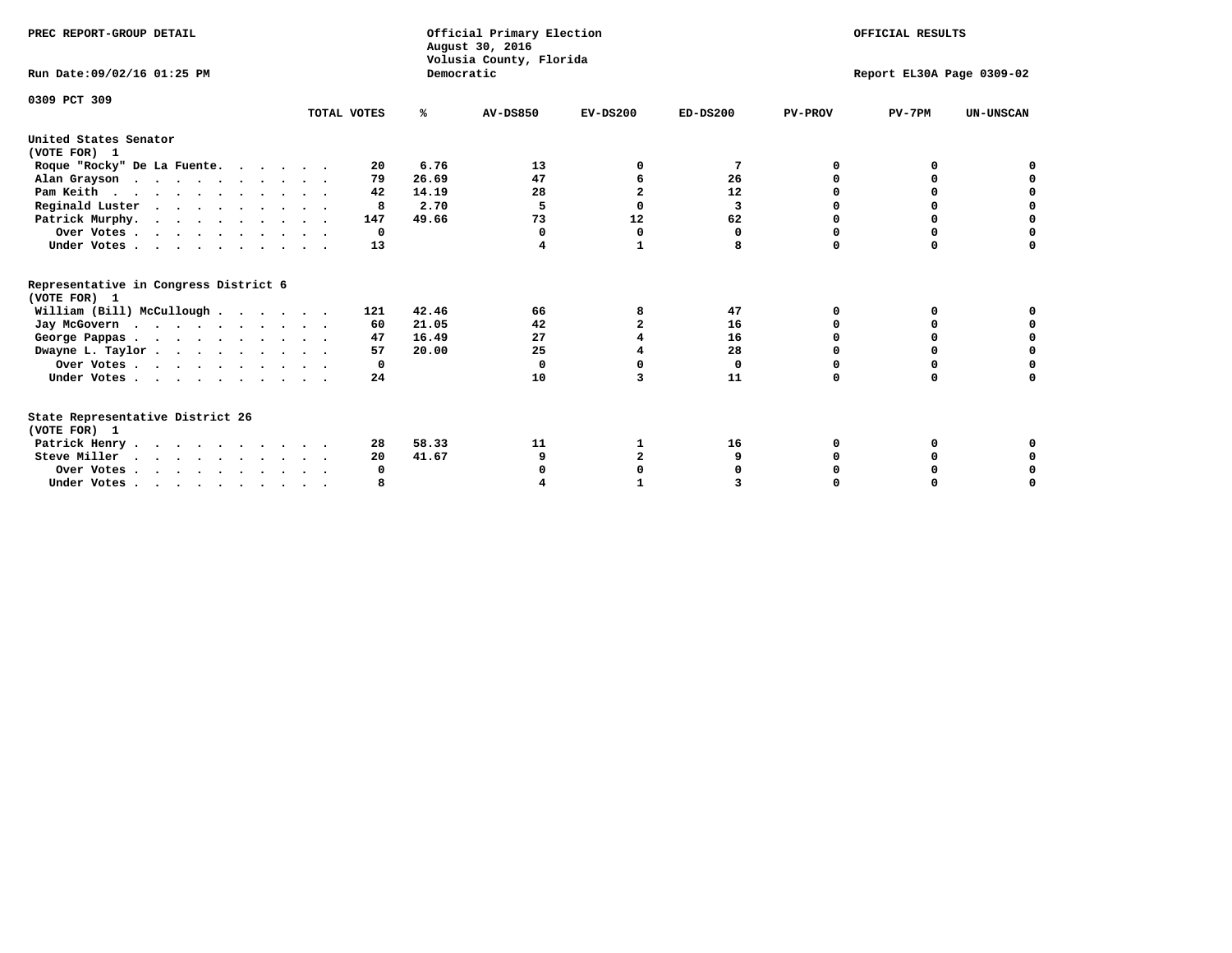PREC REPORT-GROUP DETAIL

Official Primary Election
August 30, 2016
Volusia County, Florida
Democratic

OFFICIAL RESULTS

Run Date:09/02/16 01:25 PM

Report EL30A Page 0309-02

0309 PCT 309

| | TOTAL VOTES | % | AV-DS850 | EV-DS200 | ED-DS200 | PV-PROV | PV-7PM | UN-UNSCAN |
|---|---|---|---|---|---|---|---|---|
| **United States Senator** | | | | | | | | |
| **(VOTE FOR) 1** | | | | | | | | |
| Roque "Rocky" De La Fuente. | 20 | 6.76 | 13 | 0 | 7 | 0 | 0 | 0 |
| Alan Grayson | 79 | 26.69 | 47 | 6 | 26 | 0 | 0 | 0 |
| Pam Keith | 42 | 14.19 | 28 | 2 | 12 | 0 | 0 | 0 |
| Reginald Luster | 8 | 2.70 | 5 | 0 | 3 | 0 | 0 | 0 |
| Patrick Murphy. | 147 | 49.66 | 73 | 12 | 62 | 0 | 0 | 0 |
| Over Votes | 0 | | 0 | 0 | 0 | 0 | 0 | 0 |
| Under Votes | 13 | | 4 | 1 | 8 | 0 | 0 | 0 |
| **Representative in Congress District 6** | | | | | | | | |
| **(VOTE FOR) 1** | | | | | | | | |
| William (Bill) McCullough | 121 | 42.46 | 66 | 8 | 47 | 0 | 0 | 0 |
| Jay McGovern | 60 | 21.05 | 42 | 2 | 16 | 0 | 0 | 0 |
| George Pappas | 47 | 16.49 | 27 | 4 | 16 | 0 | 0 | 0 |
| Dwayne L. Taylor | 57 | 20.00 | 25 | 4 | 28 | 0 | 0 | 0 |
| Over Votes | 0 | | 0 | 0 | 0 | 0 | 0 | 0 |
| Under Votes | 24 | | 10 | 3 | 11 | 0 | 0 | 0 |
| **State Representative District 26** | | | | | | | | |
| **(VOTE FOR) 1** | | | | | | | | |
| Patrick Henry | 28 | 58.33 | 11 | 1 | 16 | 0 | 0 | 0 |
| Steve Miller | 20 | 41.67 | 9 | 2 | 9 | 0 | 0 | 0 |
| Over Votes | 0 | | 0 | 0 | 0 | 0 | 0 | 0 |
| Under Votes | 8 | | 4 | 1 | 3 | 0 | 0 | 0 |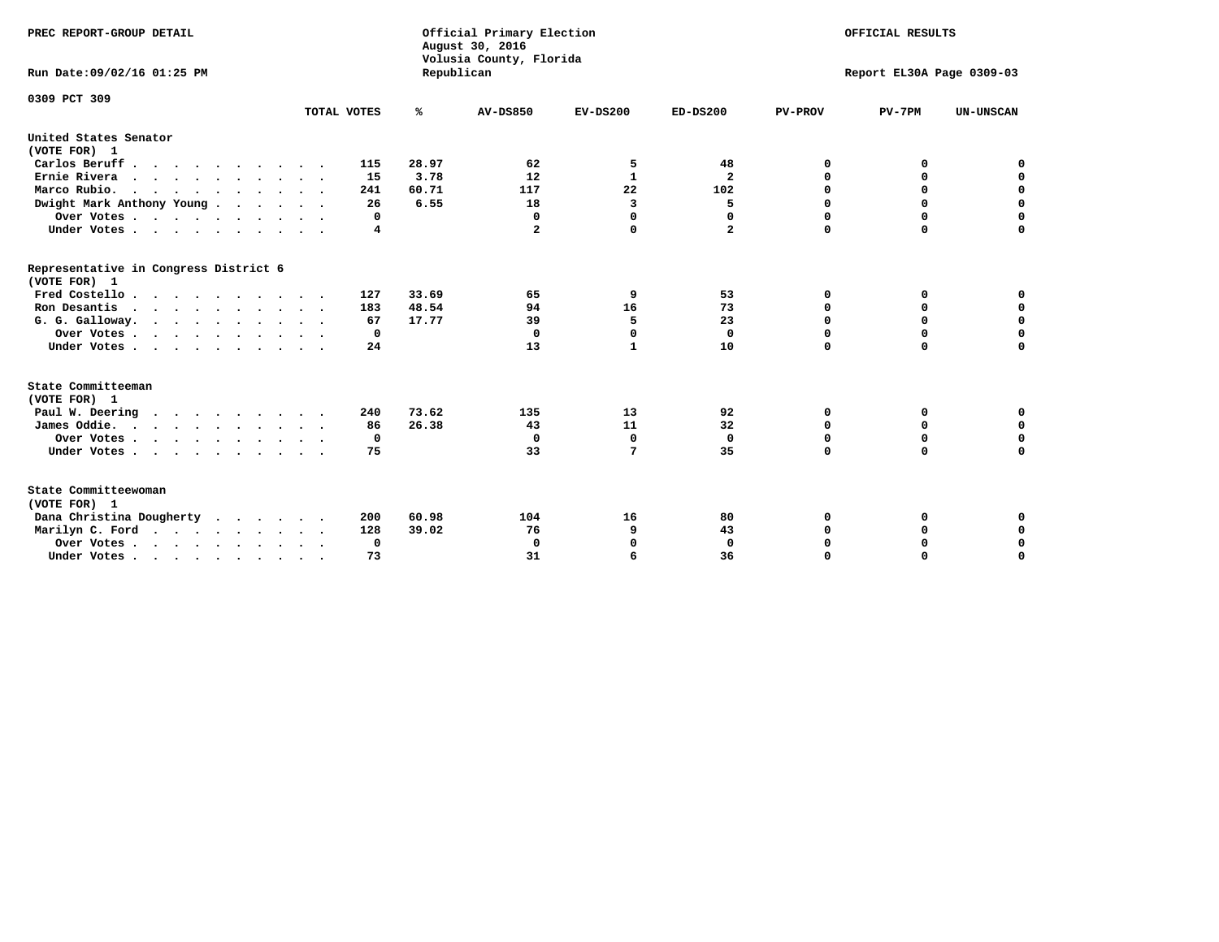PREC REPORT-GROUP DETAIL

Official Primary Election
August 30, 2016
Volusia County, Florida
Republican

OFFICIAL RESULTS

Run Date:09/02/16 01:25 PM

Report EL30A Page 0309-03

0309 PCT 309

| | TOTAL VOTES | % | AV-DS850 | EV-DS200 | ED-DS200 | PV-PROV | PV-7PM | UN-UNSCAN |
|---|---|---|---|---|---|---|---|---|
| **United States Senator** | | | | | | | | |
| **(VOTE FOR) 1** | | | | | | | | |
| Carlos Beruff | 115 | 28.97 | 62 | 5 | 48 | 0 | 0 | 0 |
| Ernie Rivera | 15 | 3.78 | 12 | 1 | 2 | 0 | 0 | 0 |
| Marco Rubio. | 241 | 60.71 | 117 | 22 | 102 | 0 | 0 | 0 |
| Dwight Mark Anthony Young | 26 | 6.55 | 18 | 3 | 5 | 0 | 0 | 0 |
| Over Votes | 0 | | 0 | 0 | 0 | 0 | 0 | 0 |
| Under Votes | 4 | | 2 | 0 | 2 | 0 | 0 | 0 |
| **Representative in Congress District 6** | | | | | | | | |
| **(VOTE FOR) 1** | | | | | | | | |
| Fred Costello | 127 | 33.69 | 65 | 9 | 53 | 0 | 0 | 0 |
| Ron Desantis | 183 | 48.54 | 94 | 16 | 73 | 0 | 0 | 0 |
| G. G. Galloway. | 67 | 17.77 | 39 | 5 | 23 | 0 | 0 | 0 |
| Over Votes | 0 | | 0 | 0 | 0 | 0 | 0 | 0 |
| Under Votes | 24 | | 13 | 1 | 10 | 0 | 0 | 0 |
| **State Committeeman** | | | | | | | | |
| **(VOTE FOR) 1** | | | | | | | | |
| Paul W. Deering | 240 | 73.62 | 135 | 13 | 92 | 0 | 0 | 0 |
| James Oddie. | 86 | 26.38 | 43 | 11 | 32 | 0 | 0 | 0 |
| Over Votes | 0 | | 0 | 0 | 0 | 0 | 0 | 0 |
| Under Votes | 75 | | 33 | 7 | 35 | 0 | 0 | 0 |
| **State Committeewoman** | | | | | | | | |
| **(VOTE FOR) 1** | | | | | | | | |
| Dana Christina Dougherty | 200 | 60.98 | 104 | 16 | 80 | 0 | 0 | 0 |
| Marilyn C. Ford | 128 | 39.02 | 76 | 9 | 43 | 0 | 0 | 0 |
| Over Votes | 0 | | 0 | 0 | 0 | 0 | 0 | 0 |
| Under Votes | 73 | | 31 | 6 | 36 | 0 | 0 | 0 |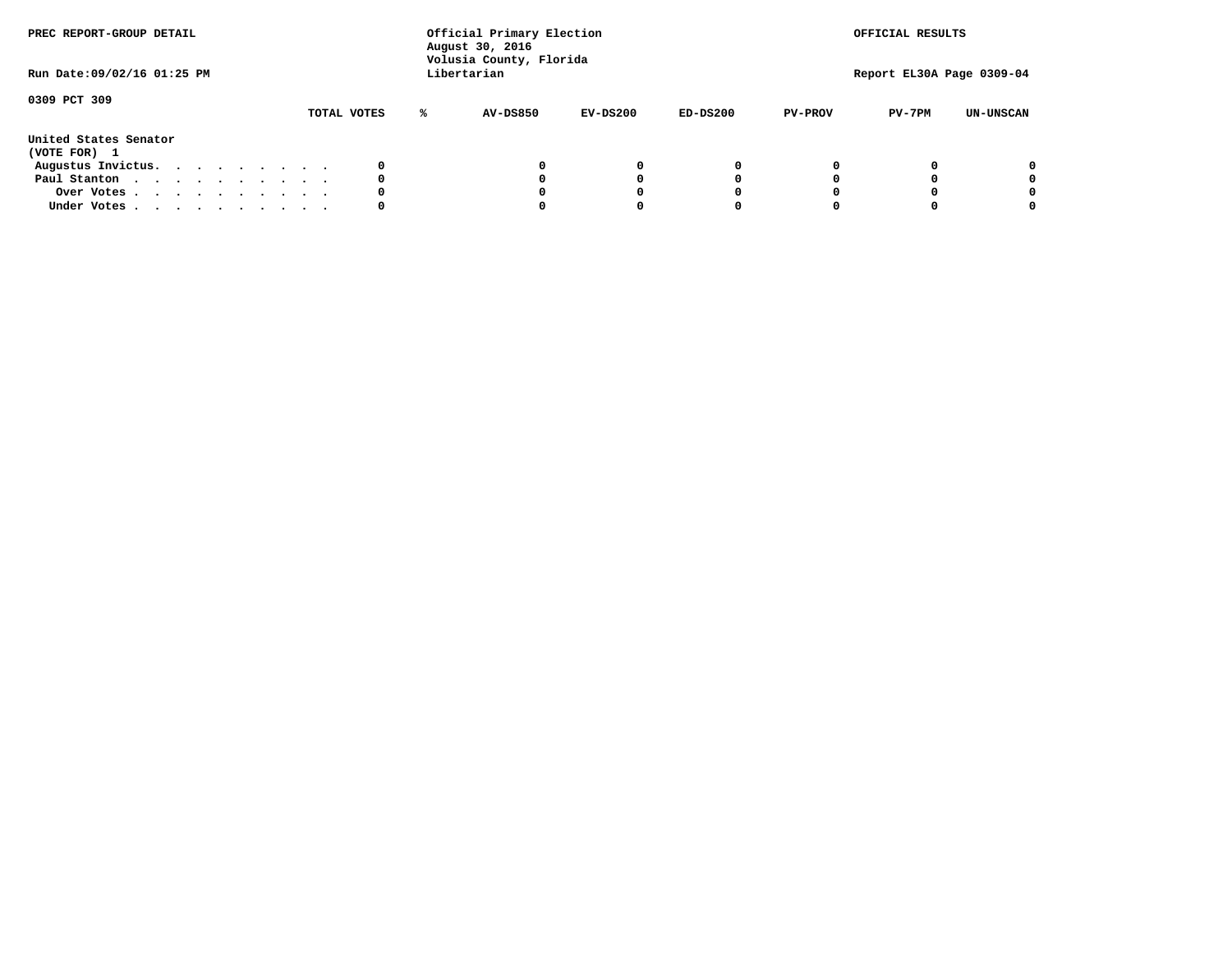PREC REPORT-GROUP DETAIL

Official Primary Election
August 30, 2016
Volusia County, Florida
Libertarian

OFFICIAL RESULTS

Run Date:09/02/16 01:25 PM

Report EL30A Page 0309-04

0309 PCT 309

| | TOTAL VOTES | % | AV-DS850 | EV-DS200 | ED-DS200 | PV-PROV | PV-7PM | UN-UNSCAN |
|---|---|---|---|---|---|---|---|---|
| **United States Senator** | | | | | | | | |
| **(VOTE FOR) 1** | | | | | | | | |
| Augustus Invictus. . . . . . . . . . | 0 | | 0 | 0 | 0 | 0 | 0 | 0 |
| Paul Stanton . . . . . . . . . . . | 0 | | 0 | 0 | 0 | 0 | 0 | 0 |
| Over Votes . . . . . . . . . . . | 0 | | 0 | 0 | 0 | 0 | 0 | 0 |
| Under Votes . . . . . . . . . . . | 0 | | 0 | 0 | 0 | 0 | 0 | 0 |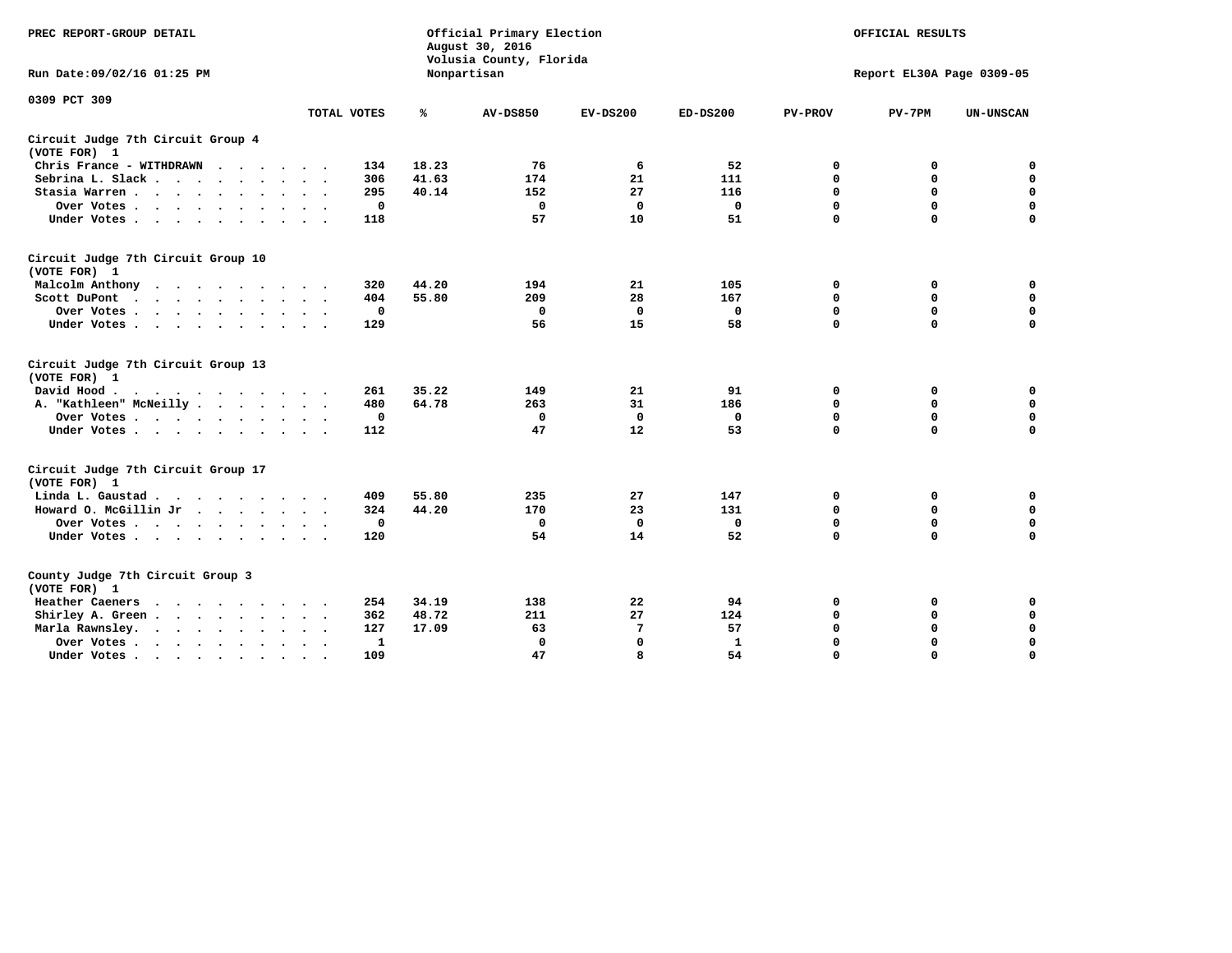PREC REPORT-GROUP DETAIL

Official Primary Election
August 30, 2016
Volusia County, Florida
Nonpartisan

OFFICIAL RESULTS

Run Date:09/02/16 01:25 PM

Report EL30A Page 0309-05

0309 PCT 309

| | TOTAL VOTES | % | AV-DS850 | EV-DS200 | ED-DS200 | PV-PROV | PV-7PM | UN-UNSCAN |
|---|---|---|---|---|---|---|---|---|
| **Circuit Judge 7th Circuit Group 4 (VOTE FOR) 1** | | | | | | | | |
| Chris France - WITHDRAWN | 134 | 18.23 | 76 | 6 | 52 | 0 | 0 | 0 |
| Sebrina L. Slack | 306 | 41.63 | 174 | 21 | 111 | 0 | 0 | 0 |
| Stasia Warren | 295 | 40.14 | 152 | 27 | 116 | 0 | 0 | 0 |
| Over Votes | 0 | | 0 | 0 | 0 | 0 | 0 | 0 |
| Under Votes | 118 | | 57 | 10 | 51 | 0 | 0 | 0 |
| **Circuit Judge 7th Circuit Group 10 (VOTE FOR) 1** | | | | | | | | |
| Malcolm Anthony | 320 | 44.20 | 194 | 21 | 105 | 0 | 0 | 0 |
| Scott DuPont | 404 | 55.80 | 209 | 28 | 167 | 0 | 0 | 0 |
| Over Votes | 0 | | 0 | 0 | 0 | 0 | 0 | 0 |
| Under Votes | 129 | | 56 | 15 | 58 | 0 | 0 | 0 |
| **Circuit Judge 7th Circuit Group 13 (VOTE FOR) 1** | | | | | | | | |
| David Hood | 261 | 35.22 | 149 | 21 | 91 | 0 | 0 | 0 |
| A. "Kathleen" McNeilly | 480 | 64.78 | 263 | 31 | 186 | 0 | 0 | 0 |
| Over Votes | 0 | | 0 | 0 | 0 | 0 | 0 | 0 |
| Under Votes | 112 | | 47 | 12 | 53 | 0 | 0 | 0 |
| **Circuit Judge 7th Circuit Group 17 (VOTE FOR) 1** | | | | | | | | |
| Linda L. Gaustad | 409 | 55.80 | 235 | 27 | 147 | 0 | 0 | 0 |
| Howard O. McGillin Jr | 324 | 44.20 | 170 | 23 | 131 | 0 | 0 | 0 |
| Over Votes | 0 | | 0 | 0 | 0 | 0 | 0 | 0 |
| Under Votes | 120 | | 54 | 14 | 52 | 0 | 0 | 0 |
| **County Judge 7th Circuit Group 3 (VOTE FOR) 1** | | | | | | | | |
| Heather Caeners | 254 | 34.19 | 138 | 22 | 94 | 0 | 0 | 0 |
| Shirley A. Green | 362 | 48.72 | 211 | 27 | 124 | 0 | 0 | 0 |
| Marla Rawnsley | 127 | 17.09 | 63 | 7 | 57 | 0 | 0 | 0 |
| Over Votes | 1 | | 0 | 0 | 1 | 0 | 0 | 0 |
| Under Votes | 109 | | 47 | 8 | 54 | 0 | 0 | 0 |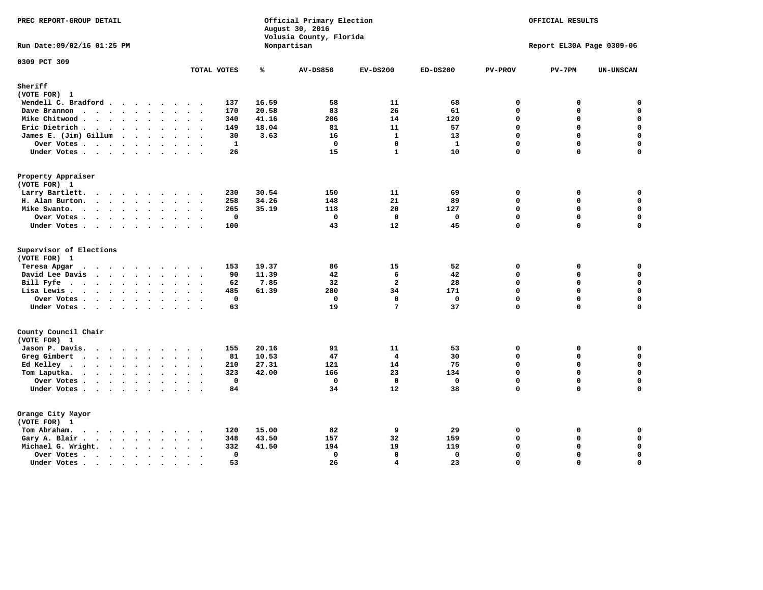PREC REPORT-GROUP DETAIL

Official Primary Election
August 30, 2016
Volusia County, Florida
Nonpartisan

OFFICIAL RESULTS

Run Date:09/02/16 01:25 PM

Report EL30A Page 0309-06

0309 PCT 309

| | TOTAL VOTES | % | AV-DS850 | EV-DS200 | ED-DS200 | PV-PROV | PV-7PM | UN-UNSCAN |
|---|---|---|---|---|---|---|---|---|
| **Sheriff** | | | | | | | | |
| (VOTE FOR) 1 | | | | | | | | |
| Wendell C. Bradford | 137 | 16.59 | 58 | 11 | 68 | 0 | 0 | 0 |
| Dave Brannon | 170 | 20.58 | 83 | 26 | 61 | 0 | 0 | 0 |
| Mike Chitwood | 340 | 41.16 | 206 | 14 | 120 | 0 | 0 | 0 |
| Eric Dietrich | 149 | 18.04 | 81 | 11 | 57 | 0 | 0 | 0 |
| James E. (Jim) Gillum | 30 | 3.63 | 16 | 1 | 13 | 0 | 0 | 0 |
| Over Votes | 1 | | 0 | 0 | 1 | 0 | 0 | 0 |
| Under Votes | 26 | | 15 | 1 | 10 | 0 | 0 | 0 |
| **Property Appraiser** | | | | | | | | |
| (VOTE FOR) 1 | | | | | | | | |
| Larry Bartlett | 230 | 30.54 | 150 | 11 | 69 | 0 | 0 | 0 |
| H. Alan Burton | 258 | 34.26 | 148 | 21 | 89 | 0 | 0 | 0 |
| Mike Swanto | 265 | 35.19 | 118 | 20 | 127 | 0 | 0 | 0 |
| Over Votes | 0 | | 0 | 0 | 0 | 0 | 0 | 0 |
| Under Votes | 100 | | 43 | 12 | 45 | 0 | 0 | 0 |
| **Supervisor of Elections** | | | | | | | | |
| (VOTE FOR) 1 | | | | | | | | |
| Teresa Apgar | 153 | 19.37 | 86 | 15 | 52 | 0 | 0 | 0 |
| David Lee Davis | 90 | 11.39 | 42 | 6 | 42 | 0 | 0 | 0 |
| Bill Fyfe | 62 | 7.85 | 32 | 2 | 28 | 0 | 0 | 0 |
| Lisa Lewis | 485 | 61.39 | 280 | 34 | 171 | 0 | 0 | 0 |
| Over Votes | 0 | | 0 | 0 | 0 | 0 | 0 | 0 |
| Under Votes | 63 | | 19 | 7 | 37 | 0 | 0 | 0 |
| **County Council Chair** | | | | | | | | |
| (VOTE FOR) 1 | | | | | | | | |
| Jason P. Davis | 155 | 20.16 | 91 | 11 | 53 | 0 | 0 | 0 |
| Greg Gimbert | 81 | 10.53 | 47 | 4 | 30 | 0 | 0 | 0 |
| Ed Kelley | 210 | 27.31 | 121 | 14 | 75 | 0 | 0 | 0 |
| Tom Laputka | 323 | 42.00 | 166 | 23 | 134 | 0 | 0 | 0 |
| Over Votes | 0 | | 0 | 0 | 0 | 0 | 0 | 0 |
| Under Votes | 84 | | 34 | 12 | 38 | 0 | 0 | 0 |
| **Orange City Mayor** | | | | | | | | |
| (VOTE FOR) 1 | | | | | | | | |
| Tom Abraham | 120 | 15.00 | 82 | 9 | 29 | 0 | 0 | 0 |
| Gary A. Blair | 348 | 43.50 | 157 | 32 | 159 | 0 | 0 | 0 |
| Michael G. Wright | 332 | 41.50 | 194 | 19 | 119 | 0 | 0 | 0 |
| Over Votes | 0 | | 0 | 0 | 0 | 0 | 0 | 0 |
| Under Votes | 53 | | 26 | 4 | 23 | 0 | 0 | 0 |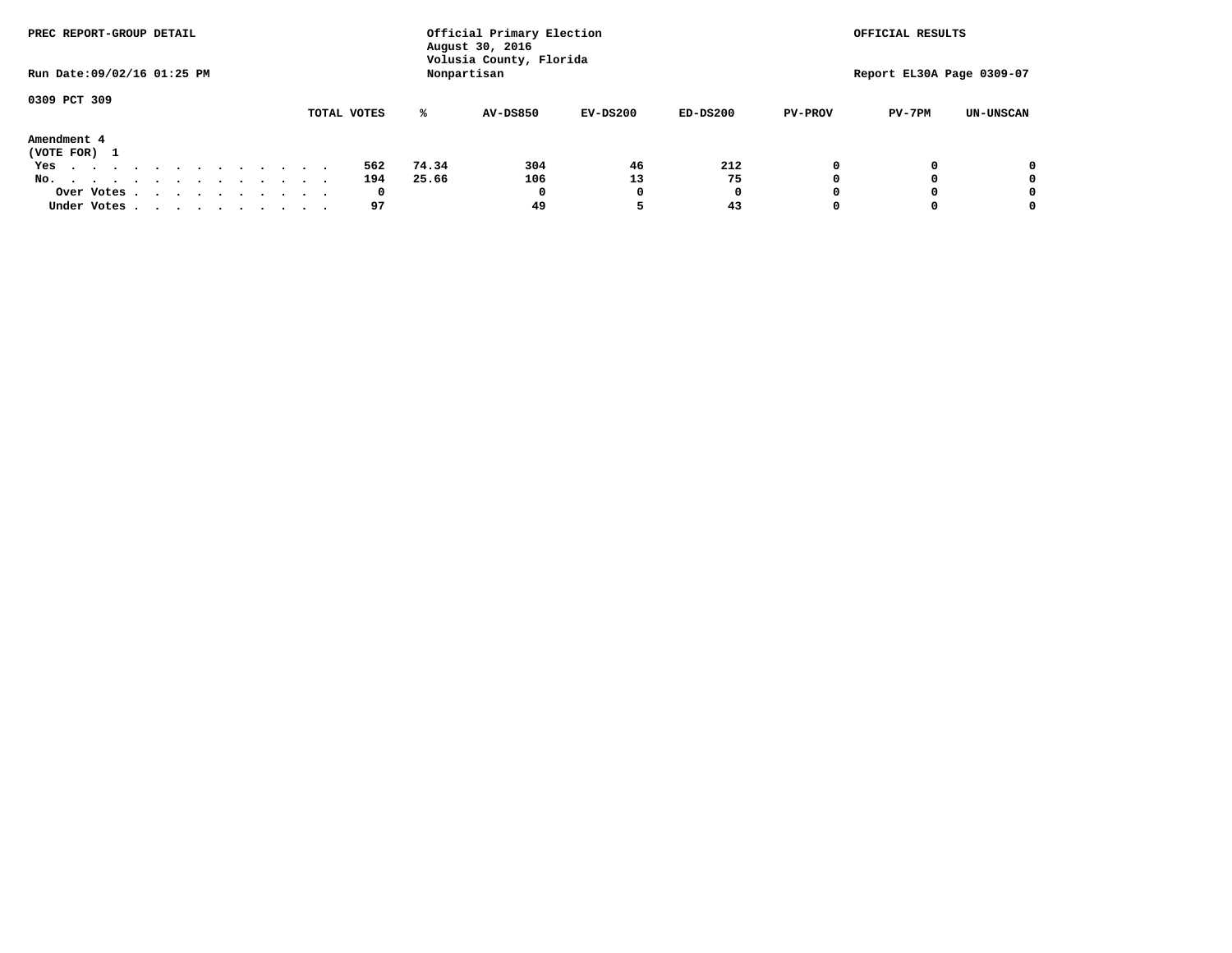PREC REPORT-GROUP DETAIL

Run Date:09/02/16 01:25 PM

Official Primary Election
August 30, 2016
Volusia County, Florida
Nonpartisan

OFFICIAL RESULTS

Report EL30A Page 0309-07

0309 PCT 309

| | TOTAL VOTES | % | AV-DS850 | EV-DS200 | ED-DS200 | PV-PROV | PV-7PM | UN-UNSCAN |
|---|---|---|---|---|---|---|---|---|
| **Amendment 4** | | | | | | | | |
| **(VOTE FOR) 1** | | | | | | | | |
| Yes | 562 | 74.34 | 304 | 46 | 212 | 0 | 0 | 0 |
| No. | 194 | 25.66 | 106 | 13 | 75 | 0 | 0 | 0 |
| Over Votes | 0 | | 0 | 0 | 0 | 0 | 0 | 0 |
| Under Votes | 97 | | 49 | 5 | 43 | 0 | 0 | 0 |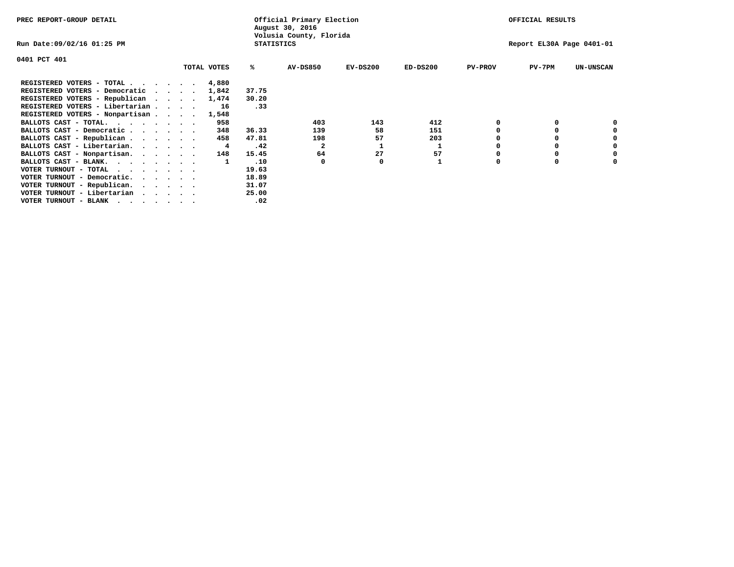PREC REPORT-GROUP DETAIL

Official Primary Election
August 30, 2016
Volusia County, Florida
STATISTICS

OFFICIAL RESULTS

Run Date:09/02/16 01:25 PM

Report EL30A Page 0401-01

0401 PCT 401

| | TOTAL VOTES | % | AV-DS850 | EV-DS200 | ED-DS200 | PV-PROV | PV-7PM | UN-UNSCAN |
|---|---|---|---|---|---|---|---|---|
| REGISTERED VOTERS - TOTAL . . . . . . | 4,880 | | | | | | | |
| REGISTERED VOTERS - Democratic . . . . | 1,842 | 37.75 | | | | | | |
| REGISTERED VOTERS - Republican . . . . | 1,474 | 30.20 | | | | | | |
| REGISTERED VOTERS - Libertarian . . . . | 16 | .33 | | | | | | |
| REGISTERED VOTERS - Nonpartisan . . . . | 1,548 | | | | | | | |
| BALLOTS CAST - TOTAL. . . . . . . . | 958 | | 403 | 143 | 412 | 0 | 0 | 0 |
| BALLOTS CAST - Democratic . . . . . . | 348 | 36.33 | 139 | 58 | 151 | 0 | 0 | 0 |
| BALLOTS CAST - Republican . . . . . . | 458 | 47.81 | 198 | 57 | 203 | 0 | 0 | 0 |
| BALLOTS CAST - Libertarian. . . . . . | 4 | .42 | 2 | 1 | 1 | 0 | 0 | 0 |
| BALLOTS CAST - Nonpartisan. . . . . . | 148 | 15.45 | 64 | 27 | 57 | 0 | 0 | 0 |
| BALLOTS CAST - BLANK. . . . . . . . | 1 | .10 | 0 | 0 | 1 | 0 | 0 | 0 |
| VOTER TURNOUT - TOTAL . . . . . . . | | 19.63 | | | | | | |
| VOTER TURNOUT - Democratic. . . . . . | | 18.89 | | | | | | |
| VOTER TURNOUT - Republican. . . . . . | | 31.07 | | | | | | |
| VOTER TURNOUT - Libertarian . . . . . | | 25.00 | | | | | | |
| VOTER TURNOUT - BLANK . . . . . . . | | .02 | | | | | | |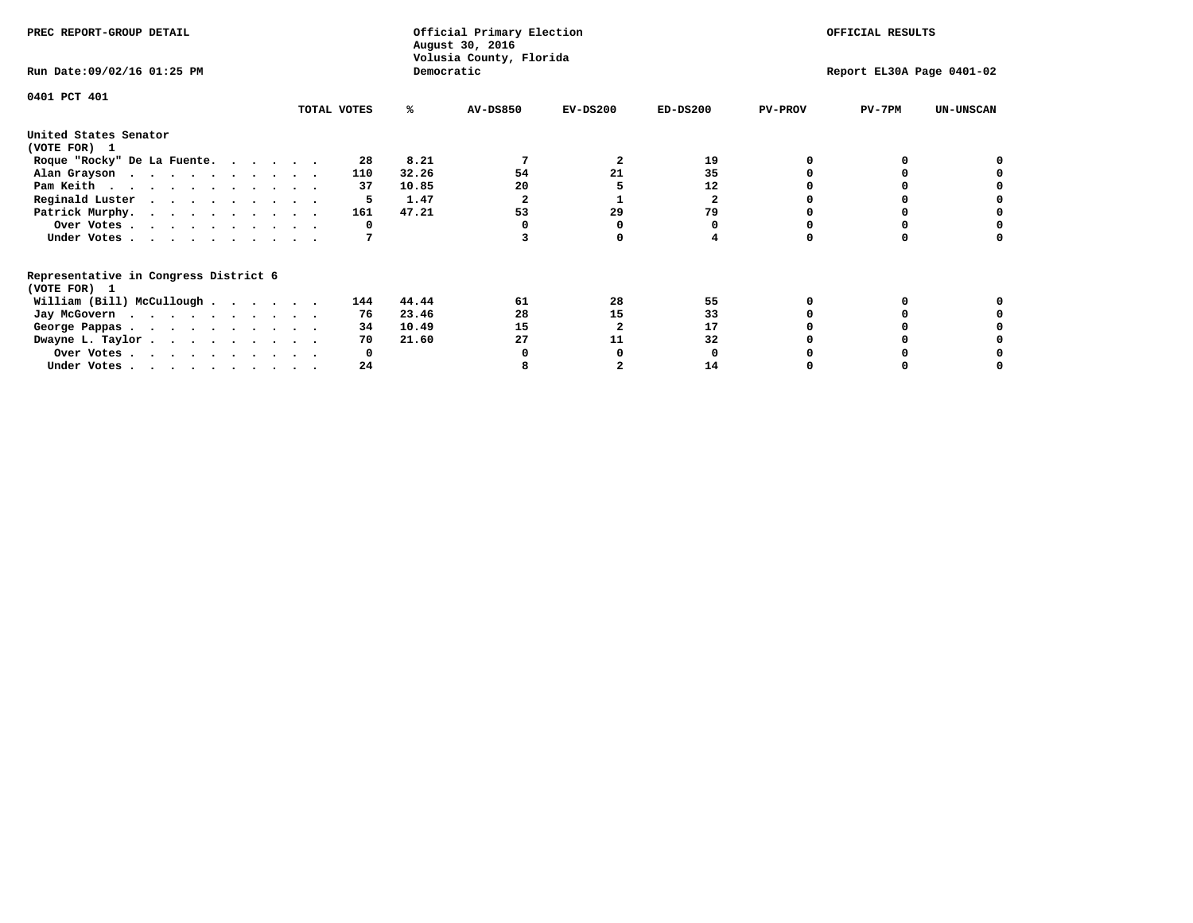PREC REPORT-GROUP DETAIL

Official Primary Election
August 30, 2016
Volusia County, Florida
Democratic

OFFICIAL RESULTS

Run Date:09/02/16 01:25 PM

Report EL30A Page 0401-02

0401 PCT 401

| | TOTAL VOTES | % | AV-DS850 | EV-DS200 | ED-DS200 | PV-PROV | PV-7PM | UN-UNSCAN |
|---|---|---|---|---|---|---|---|---|
| **United States Senator** | | | | | | | | |
| **(VOTE FOR) 1** | | | | | | | | |
| Roque "Rocky" De La Fuente | 28 | 8.21 | 7 | 2 | 19 | 0 | 0 | 0 |
| Alan Grayson | 110 | 32.26 | 54 | 21 | 35 | 0 | 0 | 0 |
| Pam Keith | 37 | 10.85 | 20 | 5 | 12 | 0 | 0 | 0 |
| Reginald Luster | 5 | 1.47 | 2 | 1 | 2 | 0 | 0 | 0 |
| Patrick Murphy | 161 | 47.21 | 53 | 29 | 79 | 0 | 0 | 0 |
| Over Votes | 0 | | 0 | 0 | 0 | 0 | 0 | 0 |
| Under Votes | 7 | | 3 | 0 | 4 | 0 | 0 | 0 |
| **Representative in Congress District 6** | | | | | | | | |
| **(VOTE FOR) 1** | | | | | | | | |
| William (Bill) McCullough | 144 | 44.44 | 61 | 28 | 55 | 0 | 0 | 0 |
| Jay McGovern | 76 | 23.46 | 28 | 15 | 33 | 0 | 0 | 0 |
| George Pappas | 34 | 10.49 | 15 | 2 | 17 | 0 | 0 | 0 |
| Dwayne L. Taylor | 70 | 21.60 | 27 | 11 | 32 | 0 | 0 | 0 |
| Over Votes | 0 | | 0 | 0 | 0 | 0 | 0 | 0 |
| Under Votes | 24 | | 8 | 2 | 14 | 0 | 0 | 0 |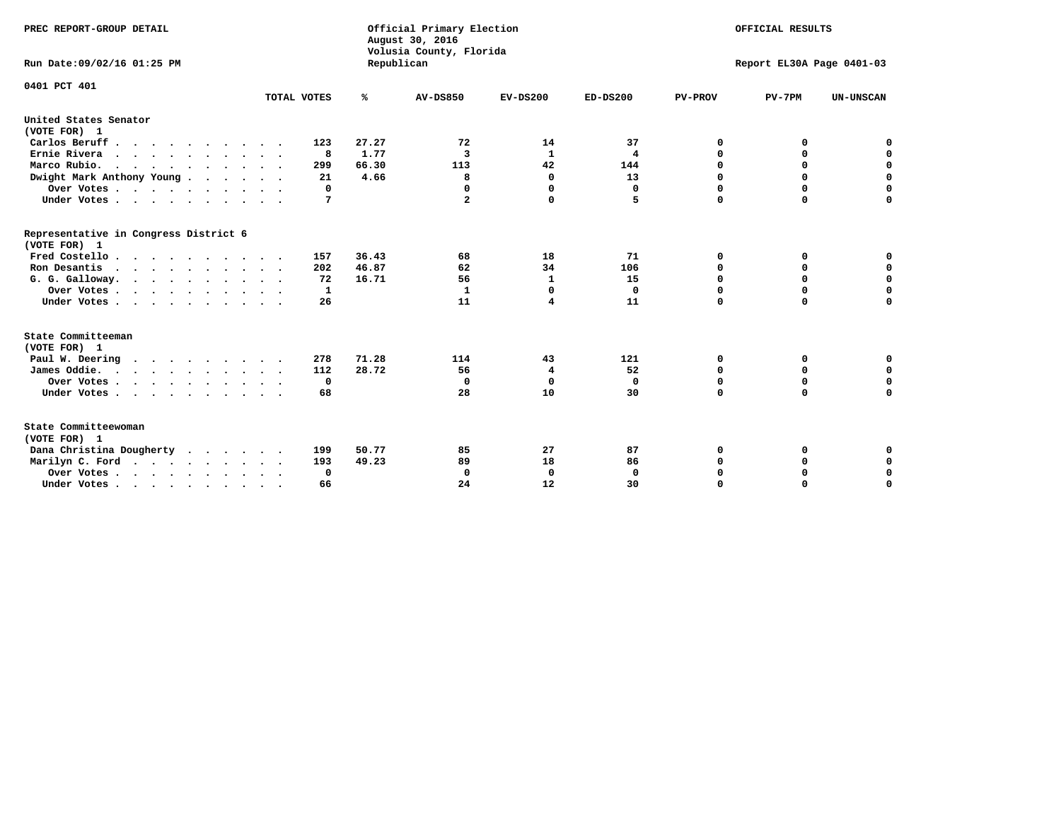PREC REPORT-GROUP DETAIL

Official Primary Election
August 30, 2016
Volusia County, Florida
Republican

OFFICIAL RESULTS

Run Date:09/02/16 01:25 PM

Report EL30A Page 0401-03

0401 PCT 401

| | TOTAL VOTES | % | AV-DS850 | EV-DS200 | ED-DS200 | PV-PROV | PV-7PM | UN-UNSCAN |
|---|---|---|---|---|---|---|---|---|
| **United States Senator (VOTE FOR) 1** | | | | | | | | |
| Carlos Beruff | 123 | 27.27 | 72 | 14 | 37 | 0 | 0 | 0 |
| Ernie Rivera | 8 | 1.77 | 3 | 1 | 4 | 0 | 0 | 0 |
| Marco Rubio. | 299 | 66.30 | 113 | 42 | 144 | 0 | 0 | 0 |
| Dwight Mark Anthony Young | 21 | 4.66 | 8 | 0 | 13 | 0 | 0 | 0 |
| Over Votes | 0 | | 0 | 0 | 0 | 0 | 0 | 0 |
| Under Votes | 7 | | 2 | 0 | 5 | 0 | 0 | 0 |
| **Representative in Congress District 6 (VOTE FOR) 1** | | | | | | | | |
| Fred Costello | 157 | 36.43 | 68 | 18 | 71 | 0 | 0 | 0 |
| Ron Desantis | 202 | 46.87 | 62 | 34 | 106 | 0 | 0 | 0 |
| G. G. Galloway. | 72 | 16.71 | 56 | 1 | 15 | 0 | 0 | 0 |
| Over Votes | 1 | | 1 | 0 | 0 | 0 | 0 | 0 |
| Under Votes | 26 | | 11 | 4 | 11 | 0 | 0 | 0 |
| **State Committeeman (VOTE FOR) 1** | | | | | | | | |
| Paul W. Deering | 278 | 71.28 | 114 | 43 | 121 | 0 | 0 | 0 |
| James Oddie. | 112 | 28.72 | 56 | 4 | 52 | 0 | 0 | 0 |
| Over Votes | 0 | | 0 | 0 | 0 | 0 | 0 | 0 |
| Under Votes | 68 | | 28 | 10 | 30 | 0 | 0 | 0 |
| **State Committeewoman (VOTE FOR) 1** | | | | | | | | |
| Dana Christina Dougherty | 199 | 50.77 | 85 | 27 | 87 | 0 | 0 | 0 |
| Marilyn C. Ford | 193 | 49.23 | 89 | 18 | 86 | 0 | 0 | 0 |
| Over Votes | 0 | | 0 | 0 | 0 | 0 | 0 | 0 |
| Under Votes | 66 | | 24 | 12 | 30 | 0 | 0 | 0 |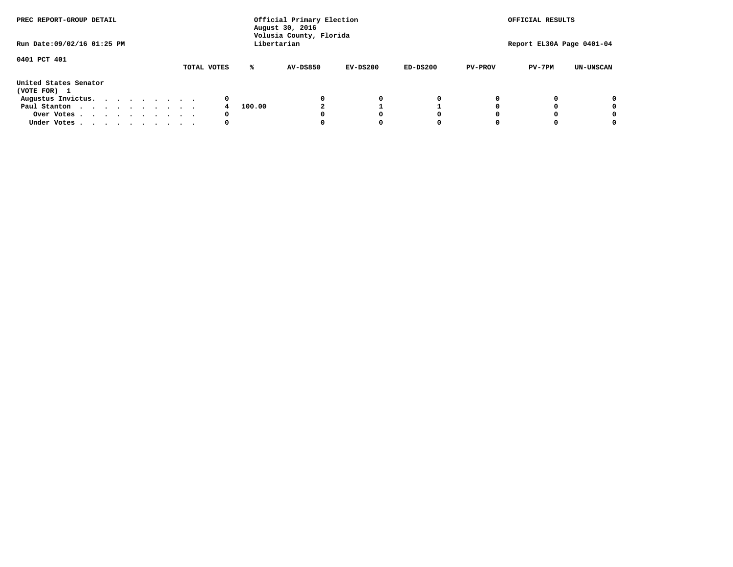PREC REPORT-GROUP DETAIL

Official Primary Election
August 30, 2016
Volusia County, Florida
Libertarian

OFFICIAL RESULTS

Run Date:09/02/16 01:25 PM

Report EL30A Page 0401-04

0401 PCT 401

| United States Senator (VOTE FOR) 1 | TOTAL VOTES | % | AV-DS850 | EV-DS200 | ED-DS200 | PV-PROV | PV-7PM | UN-UNSCAN |
|---|---|---|---|---|---|---|---|---|
| Augustus Invictus. | 0 | | 0 | 0 | 0 | 0 | 0 | 0 |
| Paul Stanton | 4 | 100.00 | 2 | 1 | 1 | 0 | 0 | 0 |
| Over Votes | 0 | | 0 | 0 | 0 | 0 | 0 | 0 |
| Under Votes | 0 | | 0 | 0 | 0 | 0 | 0 | 0 |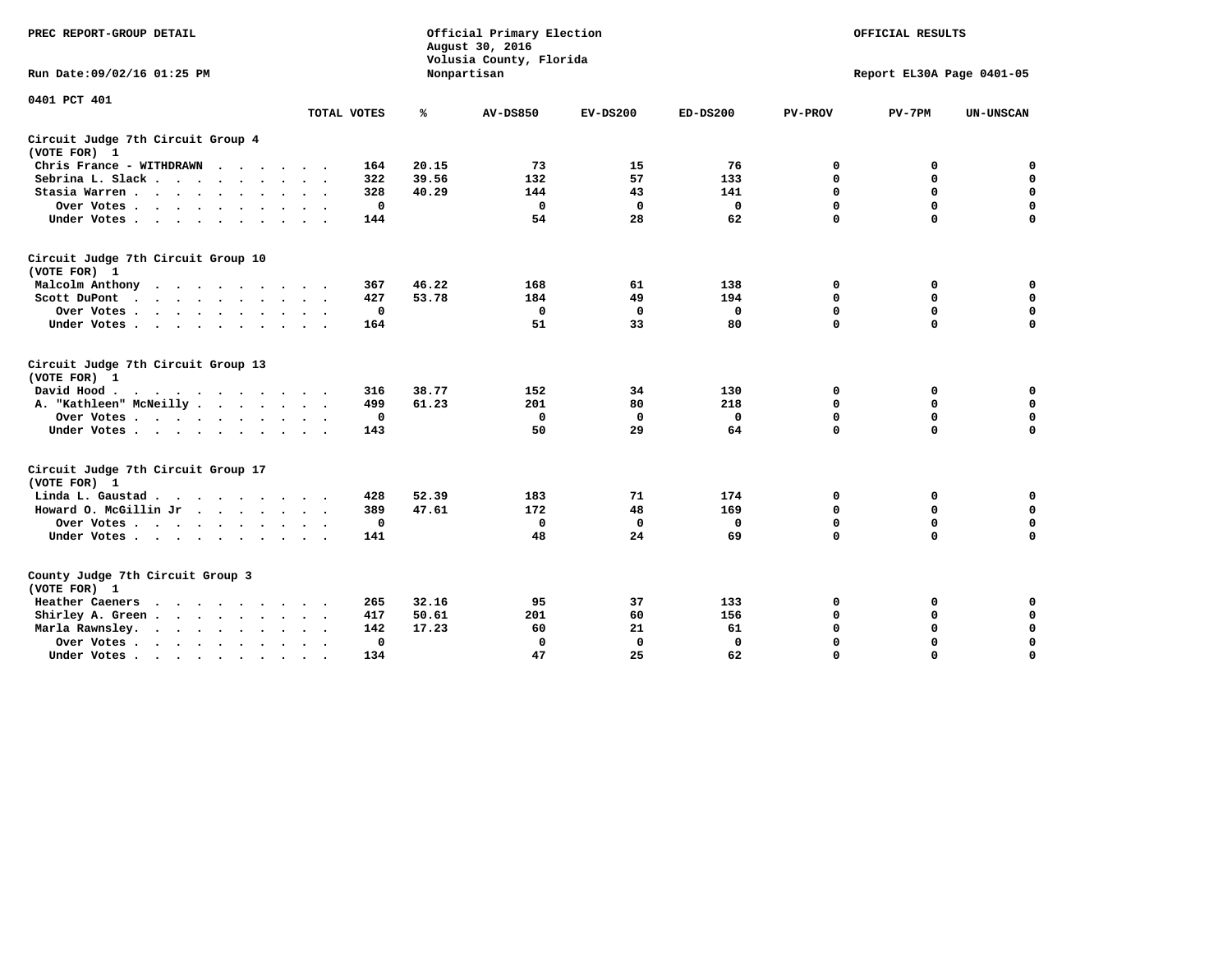PREC REPORT-GROUP DETAIL

Official Primary Election
August 30, 2016
Volusia County, Florida
Nonpartisan

OFFICIAL RESULTS

Run Date:09/02/16 01:25 PM

Report EL30A Page 0401-05

0401 PCT 401

| | TOTAL VOTES | % | AV-DS850 | EV-DS200 | ED-DS200 | PV-PROV | PV-7PM | UN-UNSCAN |
|---|---|---|---|---|---|---|---|---|
| **Circuit Judge 7th Circuit Group 4** | | | | | | | | |
| **(VOTE FOR) 1** | | | | | | | | |
| Chris France - WITHDRAWN | 164 | 20.15 | 73 | 15 | 76 | 0 | 0 | 0 |
| Sebrina L. Slack | 322 | 39.56 | 132 | 57 | 133 | 0 | 0 | 0 |
| Stasia Warren | 328 | 40.29 | 144 | 43 | 141 | 0 | 0 | 0 |
| Over Votes | 0 | | 0 | 0 | 0 | 0 | 0 | 0 |
| Under Votes | 144 | | 54 | 28 | 62 | 0 | 0 | 0 |
| **Circuit Judge 7th Circuit Group 10** | | | | | | | | |
| **(VOTE FOR) 1** | | | | | | | | |
| Malcolm Anthony | 367 | 46.22 | 168 | 61 | 138 | 0 | 0 | 0 |
| Scott DuPont | 427 | 53.78 | 184 | 49 | 194 | 0 | 0 | 0 |
| Over Votes | 0 | | 0 | 0 | 0 | 0 | 0 | 0 |
| Under Votes | 164 | | 51 | 33 | 80 | 0 | 0 | 0 |
| **Circuit Judge 7th Circuit Group 13** | | | | | | | | |
| **(VOTE FOR) 1** | | | | | | | | |
| David Hood | 316 | 38.77 | 152 | 34 | 130 | 0 | 0 | 0 |
| A. "Kathleen" McNeilly | 499 | 61.23 | 201 | 80 | 218 | 0 | 0 | 0 |
| Over Votes | 0 | | 0 | 0 | 0 | 0 | 0 | 0 |
| Under Votes | 143 | | 50 | 29 | 64 | 0 | 0 | 0 |
| **Circuit Judge 7th Circuit Group 17** | | | | | | | | |
| **(VOTE FOR) 1** | | | | | | | | |
| Linda L. Gaustad | 428 | 52.39 | 183 | 71 | 174 | 0 | 0 | 0 |
| Howard O. McGillin Jr | 389 | 47.61 | 172 | 48 | 169 | 0 | 0 | 0 |
| Over Votes | 0 | | 0 | 0 | 0 | 0 | 0 | 0 |
| Under Votes | 141 | | 48 | 24 | 69 | 0 | 0 | 0 |
| **County Judge 7th Circuit Group 3** | | | | | | | | |
| **(VOTE FOR) 1** | | | | | | | | |
| Heather Caeners | 265 | 32.16 | 95 | 37 | 133 | 0 | 0 | 0 |
| Shirley A. Green | 417 | 50.61 | 201 | 60 | 156 | 0 | 0 | 0 |
| Marla Rawnsley | 142 | 17.23 | 60 | 21 | 61 | 0 | 0 | 0 |
| Over Votes | 0 | | 0 | 0 | 0 | 0 | 0 | 0 |
| Under Votes | 134 | | 47 | 25 | 62 | 0 | 0 | 0 |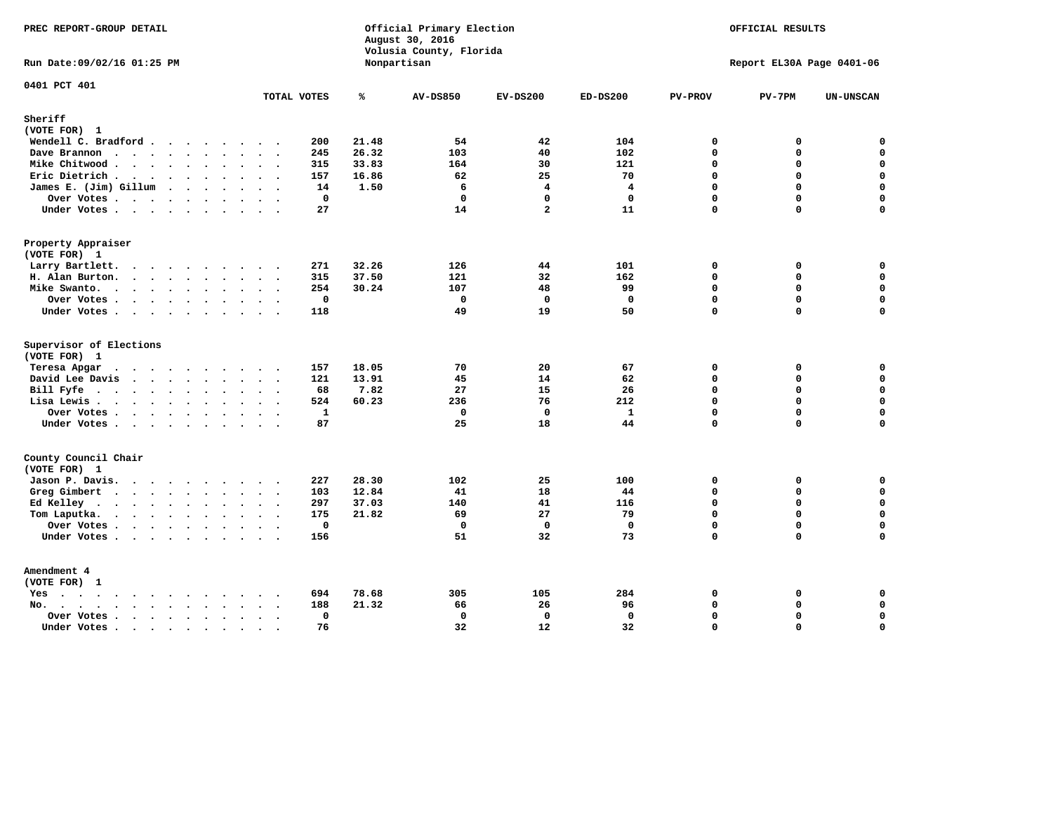PREC REPORT-GROUP DETAIL

Official Primary Election
August 30, 2016
Volusia County, Florida
Nonpartisan

OFFICIAL RESULTS

Run Date:09/02/16 01:25 PM

Report EL30A Page 0401-06

0401 PCT 401

| | TOTAL VOTES | % | AV-DS850 | EV-DS200 | ED-DS200 | PV-PROV | PV-7PM | UN-UNSCAN |
|---|---|---|---|---|---|---|---|---|
| **Sheriff** | | | | | | | | |
| **(VOTE FOR) 1** | | | | | | | | |
| Wendell C. Bradford | 200 | 21.48 | 54 | 42 | 104 | 0 | 0 | 0 |
| Dave Brannon | 245 | 26.32 | 103 | 40 | 102 | 0 | 0 | 0 |
| Mike Chitwood | 315 | 33.83 | 164 | 30 | 121 | 0 | 0 | 0 |
| Eric Dietrich | 157 | 16.86 | 62 | 25 | 70 | 0 | 0 | 0 |
| James E. (Jim) Gillum | 14 | 1.50 | 6 | 4 | 4 | 0 | 0 | 0 |
| Over Votes | 0 | | 0 | 0 | 0 | 0 | 0 | 0 |
| Under Votes | 27 | | 14 | 2 | 11 | 0 | 0 | 0 |
| **Property Appraiser** | | | | | | | | |
| **(VOTE FOR) 1** | | | | | | | | |
| Larry Bartlett | 271 | 32.26 | 126 | 44 | 101 | 0 | 0 | 0 |
| H. Alan Burton | 315 | 37.50 | 121 | 32 | 162 | 0 | 0 | 0 |
| Mike Swanto | 254 | 30.24 | 107 | 48 | 99 | 0 | 0 | 0 |
| Over Votes | 0 | | 0 | 0 | 0 | 0 | 0 | 0 |
| Under Votes | 118 | | 49 | 19 | 50 | 0 | 0 | 0 |
| **Supervisor of Elections** | | | | | | | | |
| **(VOTE FOR) 1** | | | | | | | | |
| Teresa Apgar | 157 | 18.05 | 70 | 20 | 67 | 0 | 0 | 0 |
| David Lee Davis | 121 | 13.91 | 45 | 14 | 62 | 0 | 0 | 0 |
| Bill Fyfe | 68 | 7.82 | 27 | 15 | 26 | 0 | 0 | 0 |
| Lisa Lewis | 524 | 60.23 | 236 | 76 | 212 | 0 | 0 | 0 |
| Over Votes | 1 | | 0 | 0 | 1 | 0 | 0 | 0 |
| Under Votes | 87 | | 25 | 18 | 44 | 0 | 0 | 0 |
| **County Council Chair** | | | | | | | | |
| **(VOTE FOR) 1** | | | | | | | | |
| Jason P. Davis | 227 | 28.30 | 102 | 25 | 100 | 0 | 0 | 0 |
| Greg Gimbert | 103 | 12.84 | 41 | 18 | 44 | 0 | 0 | 0 |
| Ed Kelley | 297 | 37.03 | 140 | 41 | 116 | 0 | 0 | 0 |
| Tom Laputka | 175 | 21.82 | 69 | 27 | 79 | 0 | 0 | 0 |
| Over Votes | 0 | | 0 | 0 | 0 | 0 | 0 | 0 |
| Under Votes | 156 | | 51 | 32 | 73 | 0 | 0 | 0 |
| **Amendment 4** | | | | | | | | |
| **(VOTE FOR) 1** | | | | | | | | |
| Yes | 694 | 78.68 | 305 | 105 | 284 | 0 | 0 | 0 |
| No | 188 | 21.32 | 66 | 26 | 96 | 0 | 0 | 0 |
| Over Votes | 0 | | 0 | 0 | 0 | 0 | 0 | 0 |
| Under Votes | 76 | | 32 | 12 | 32 | 0 | 0 | 0 |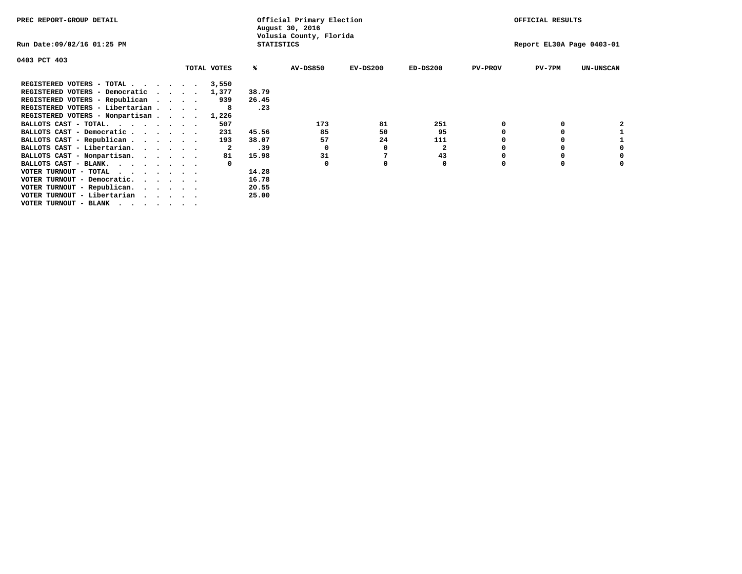PREC REPORT-GROUP DETAIL

Official Primary Election
August 30, 2016
Volusia County, Florida
STATISTICS

OFFICIAL RESULTS

Run Date:09/02/16 01:25 PM

Report EL30A Page 0403-01

0403 PCT 403

| | TOTAL VOTES | % | AV-DS850 | EV-DS200 | ED-DS200 | PV-PROV | PV-7PM | UN-UNSCAN |
|---|---|---|---|---|---|---|---|---|
| REGISTERED VOTERS - TOTAL . . . . . . | 3,550 | | | | | | | |
| REGISTERED VOTERS - Democratic . . . . | 1,377 | 38.79 | | | | | | |
| REGISTERED VOTERS - Republican . . . . | 939 | 26.45 | | | | | | |
| REGISTERED VOTERS - Libertarian . . . . | 8 | .23 | | | | | | |
| REGISTERED VOTERS - Nonpartisan . . . . | 1,226 | | | | | | | |
| BALLOTS CAST - TOTAL. . . . . . . . | 507 | | 173 | 81 | 251 | 0 | 0 | 2 |
| BALLOTS CAST - Democratic . . . . . . | 231 | 45.56 | 85 | 50 | 95 | 0 | 0 | 1 |
| BALLOTS CAST - Republican . . . . . . | 193 | 38.07 | 57 | 24 | 111 | 0 | 0 | 1 |
| BALLOTS CAST - Libertarian. . . . . . | 2 | .39 | 0 | 0 | 2 | 0 | 0 | 0 |
| BALLOTS CAST - Nonpartisan. . . . . . | 81 | 15.98 | 31 | 7 | 43 | 0 | 0 | 0 |
| BALLOTS CAST - BLANK. . . . . . . . | 0 | | 0 | 0 | 0 | 0 | 0 | 0 |
| VOTER TURNOUT - TOTAL . . . . . . . | | 14.28 | | | | | | |
| VOTER TURNOUT - Democratic. . . . . . | | 16.78 | | | | | | |
| VOTER TURNOUT - Republican. . . . . . | | 20.55 | | | | | | |
| VOTER TURNOUT - Libertarian . . . . . | | 25.00 | | | | | | |
| VOTER TURNOUT - BLANK . . . . . . . | | | | | | | | |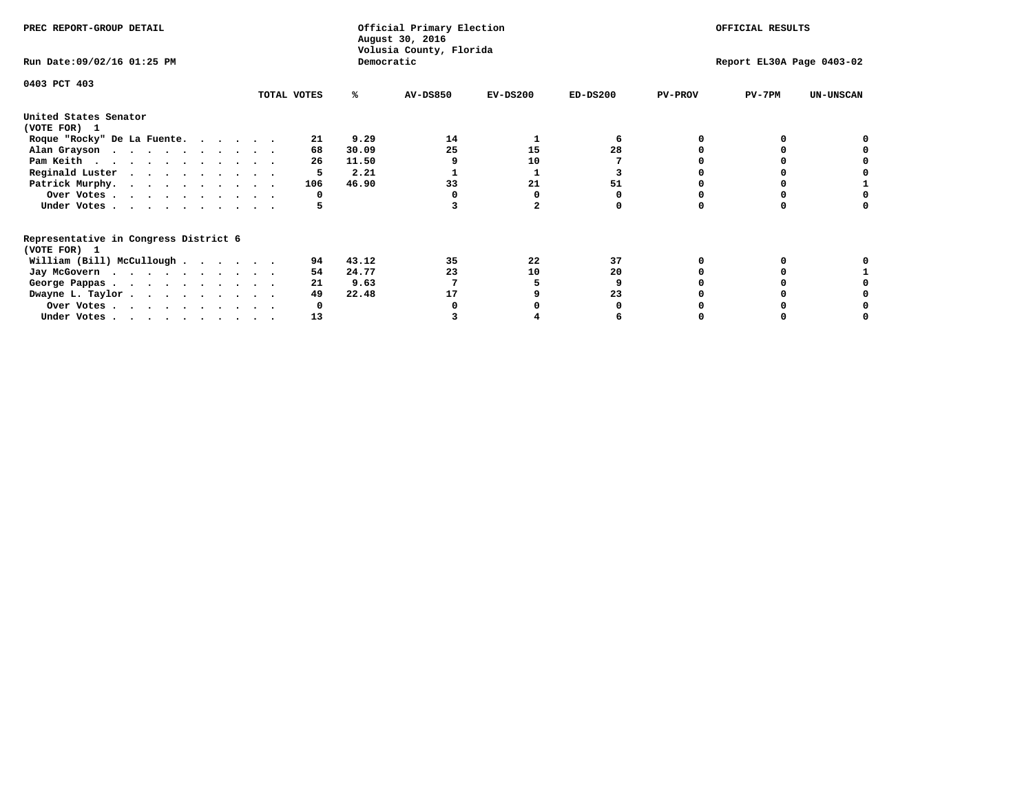PREC REPORT-GROUP DETAIL

Official Primary Election
August 30, 2016
Volusia County, Florida
Democratic

OFFICIAL RESULTS

Run Date:09/02/16 01:25 PM

Report EL30A Page 0403-02

0403 PCT 403

| | TOTAL VOTES | % | AV-DS850 | EV-DS200 | ED-DS200 | PV-PROV | PV-7PM | UN-UNSCAN |
|---|---|---|---|---|---|---|---|---|
| **United States Senator** | | | | | | | | |
| **(VOTE FOR) 1** | | | | | | | | |
| Roque "Rocky" De La Fuente. . . . . . | 21 | 9.29 | 14 | 1 | 6 | 0 | 0 | 0 |
| Alan Grayson . . . . . . . . . . . | 68 | 30.09 | 25 | 15 | 28 | 0 | 0 | 0 |
| Pam Keith . . . . . . . . . . . . | 26 | 11.50 | 9 | 10 | 7 | 0 | 0 | 0 |
| Reginald Luster . . . . . . . . . . | 5 | 2.21 | 1 | 1 | 3 | 0 | 0 | 0 |
| Patrick Murphy. . . . . . . . . . . | 106 | 46.90 | 33 | 21 | 51 | 0 | 0 | 1 |
| Over Votes . . . . . . . . . . . | 0 | | 0 | 0 | 0 | 0 | 0 | 0 |
| Under Votes . . . . . . . . . . . | 5 | | 3 | 2 | 0 | 0 | 0 | 0 |
| **Representative in Congress District 6** | | | | | | | | |
| **(VOTE FOR) 1** | | | | | | | | |
| William (Bill) McCullough . . . . . . | 94 | 43.12 | 35 | 22 | 37 | 0 | 0 | 0 |
| Jay McGovern . . . . . . . . . . . | 54 | 24.77 | 23 | 10 | 20 | 0 | 0 | 1 |
| George Pappas . . . . . . . . . . . | 21 | 9.63 | 7 | 5 | 9 | 0 | 0 | 0 |
| Dwayne L. Taylor . . . . . . . . . . | 49 | 22.48 | 17 | 9 | 23 | 0 | 0 | 0 |
| Over Votes . . . . . . . . . . . | 0 | | 0 | 0 | 0 | 0 | 0 | 0 |
| Under Votes . . . . . . . . . . . | 13 | | 3 | 4 | 6 | 0 | 0 | 0 |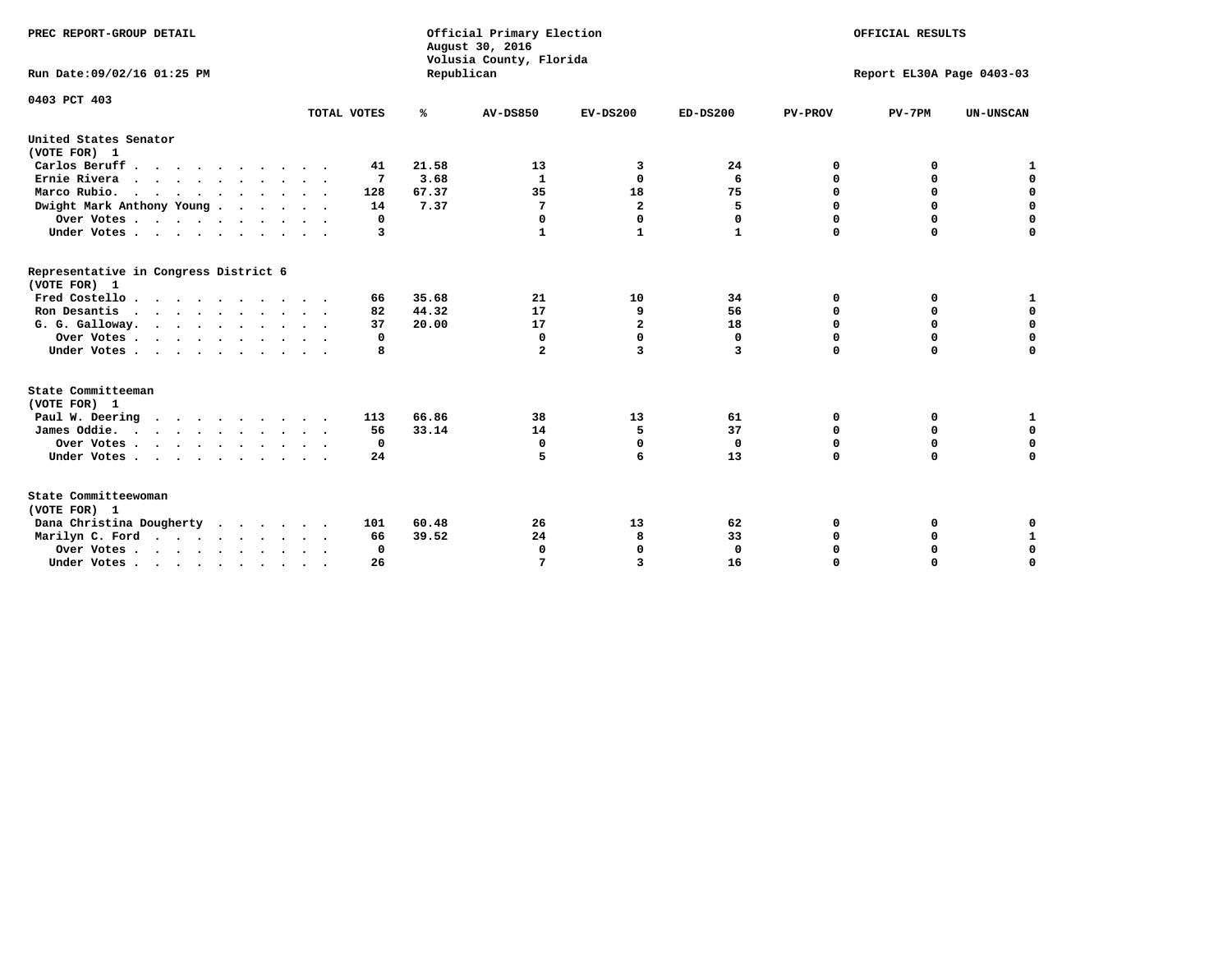PREC REPORT-GROUP DETAIL

Official Primary Election
August 30, 2016
Volusia County, Florida
Republican

OFFICIAL RESULTS

Run Date:09/02/16 01:25 PM

Report EL30A Page 0403-03

0403 PCT 403

| | TOTAL VOTES | % | AV-DS850 | EV-DS200 | ED-DS200 | PV-PROV | PV-7PM | UN-UNSCAN |
|---|---|---|---|---|---|---|---|---|
| **United States Senator (VOTE FOR) 1** | | | | | | | | |
| Carlos Beruff | 41 | 21.58 | 13 | 3 | 24 | 0 | 0 | 1 |
| Ernie Rivera | 7 | 3.68 | 1 | 0 | 6 | 0 | 0 | 0 |
| Marco Rubio. | 128 | 67.37 | 35 | 18 | 75 | 0 | 0 | 0 |
| Dwight Mark Anthony Young | 14 | 7.37 | 7 | 2 | 5 | 0 | 0 | 0 |
| Over Votes | 0 | | 0 | 0 | 0 | 0 | 0 | 0 |
| Under Votes | 3 | | 1 | 1 | 1 | 0 | 0 | 0 |
| **Representative in Congress District 6 (VOTE FOR) 1** | | | | | | | | |
| Fred Costello | 66 | 35.68 | 21 | 10 | 34 | 0 | 0 | 1 |
| Ron Desantis | 82 | 44.32 | 17 | 9 | 56 | 0 | 0 | 0 |
| G. G. Galloway. | 37 | 20.00 | 17 | 2 | 18 | 0 | 0 | 0 |
| Over Votes | 0 | | 0 | 0 | 0 | 0 | 0 | 0 |
| Under Votes | 8 | | 2 | 3 | 3 | 0 | 0 | 0 |
| **State Committeeman (VOTE FOR) 1** | | | | | | | | |
| Paul W. Deering | 113 | 66.86 | 38 | 13 | 61 | 0 | 0 | 1 |
| James Oddie. | 56 | 33.14 | 14 | 5 | 37 | 0 | 0 | 0 |
| Over Votes | 0 | | 0 | 0 | 0 | 0 | 0 | 0 |
| Under Votes | 24 | | 5 | 6 | 13 | 0 | 0 | 0 |
| **State Committeewoman (VOTE FOR) 1** | | | | | | | | |
| Dana Christina Dougherty | 101 | 60.48 | 26 | 13 | 62 | 0 | 0 | 0 |
| Marilyn C. Ford | 66 | 39.52 | 24 | 8 | 33 | 0 | 0 | 1 |
| Over Votes | 0 | | 0 | 0 | 0 | 0 | 0 | 0 |
| Under Votes | 26 | | 7 | 3 | 16 | 0 | 0 | 0 |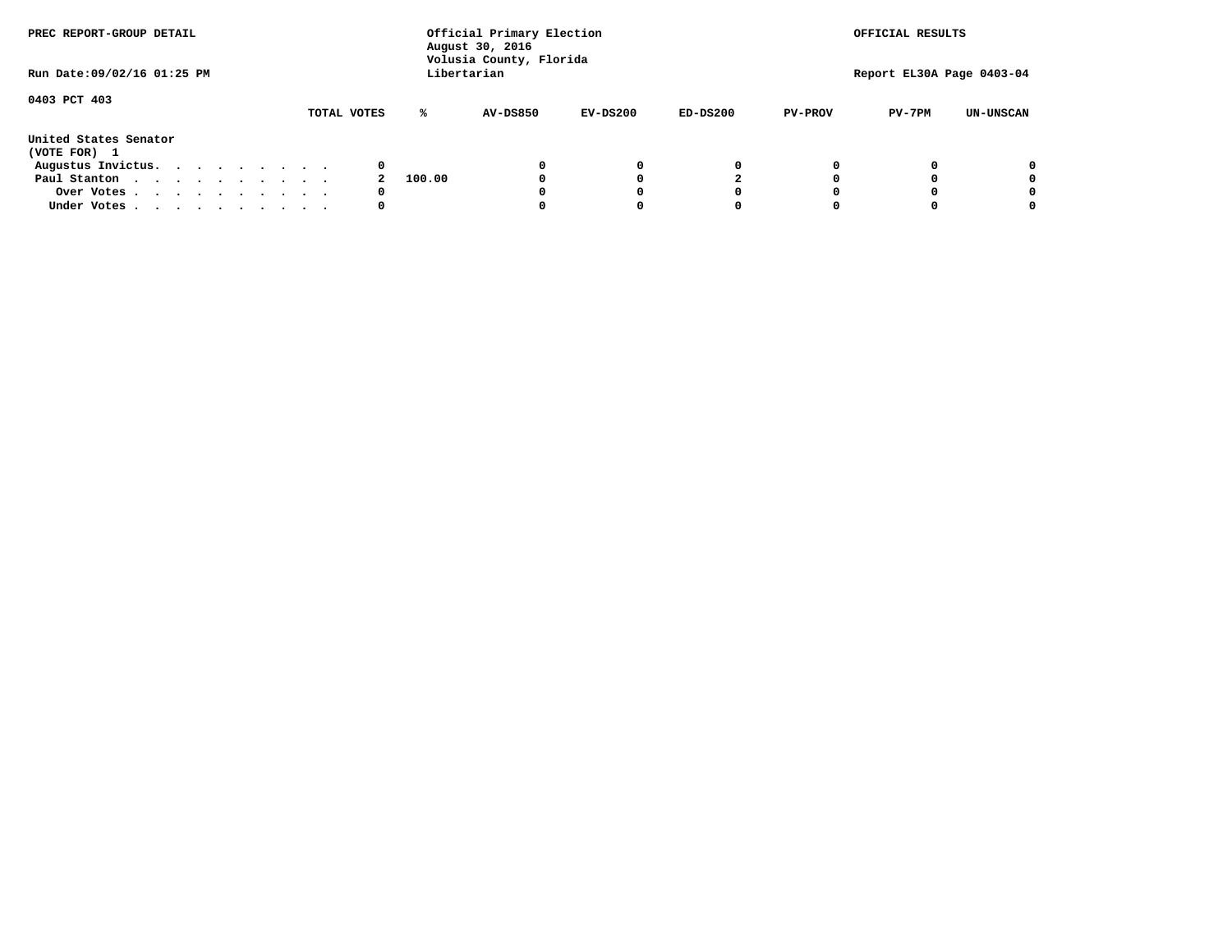PREC REPORT-GROUP DETAIL

Official Primary Election
August 30, 2016
Volusia County, Florida
Libertarian

OFFICIAL RESULTS

Run Date:09/02/16 01:25 PM

Report EL30A Page 0403-04

0403 PCT 403

| | TOTAL VOTES | % | AV-DS850 | EV-DS200 | ED-DS200 | PV-PROV | PV-7PM | UN-UNSCAN |
|---|---|---|---|---|---|---|---|---|
| **United States Senator** | | | | | | | | |
| **(VOTE FOR) 1** | | | | | | | | |
| Augustus Invictus. . . . . . . . . | 0 | | 0 | 0 | 0 | 0 | 0 | 0 |
| Paul Stanton . . . . . . . . . . . | 2 | 100.00 | 0 | 0 | 2 | 0 | 0 | 0 |
| Over Votes . . . . . . . . . . . | 0 | | 0 | 0 | 0 | 0 | 0 | 0 |
| Under Votes . . . . . . . . . . . | 0 | | 0 | 0 | 0 | 0 | 0 | 0 |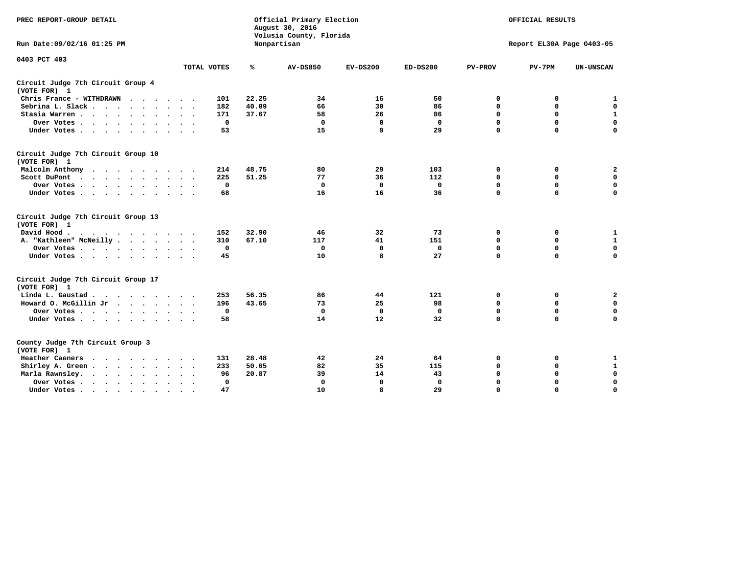PREC REPORT-GROUP DETAIL

Official Primary Election
August 30, 2016
Volusia County, Florida
Nonpartisan

OFFICIAL RESULTS

Run Date:09/02/16 01:25 PM

Report EL30A Page 0403-05

0403 PCT 403

| | TOTAL VOTES | % | AV-DS850 | EV-DS200 | ED-DS200 | PV-PROV | PV-7PM | UN-UNSCAN |
|---|---|---|---|---|---|---|---|---|
| **Circuit Judge 7th Circuit Group 4 (VOTE FOR) 1** | | | | | | | | |
| Chris France - WITHDRAWN | 101 | 22.25 | 34 | 16 | 50 | 0 | 0 | 1 |
| Sebrina L. Slack | 182 | 40.09 | 66 | 30 | 86 | 0 | 0 | 0 |
| Stasia Warren | 171 | 37.67 | 58 | 26 | 86 | 0 | 0 | 1 |
| Over Votes | 0 | | 0 | 0 | 0 | 0 | 0 | 0 |
| Under Votes | 53 | | 15 | 9 | 29 | 0 | 0 | 0 |
| **Circuit Judge 7th Circuit Group 10 (VOTE FOR) 1** | | | | | | | | |
| Malcolm Anthony | 214 | 48.75 | 80 | 29 | 103 | 0 | 0 | 2 |
| Scott DuPont | 225 | 51.25 | 77 | 36 | 112 | 0 | 0 | 0 |
| Over Votes | 0 | | 0 | 0 | 0 | 0 | 0 | 0 |
| Under Votes | 68 | | 16 | 16 | 36 | 0 | 0 | 0 |
| **Circuit Judge 7th Circuit Group 13 (VOTE FOR) 1** | | | | | | | | |
| David Hood | 152 | 32.90 | 46 | 32 | 73 | 0 | 0 | 1 |
| A. "Kathleen" McNeilly | 310 | 67.10 | 117 | 41 | 151 | 0 | 0 | 1 |
| Over Votes | 0 | | 0 | 0 | 0 | 0 | 0 | 0 |
| Under Votes | 45 | | 10 | 8 | 27 | 0 | 0 | 0 |
| **Circuit Judge 7th Circuit Group 17 (VOTE FOR) 1** | | | | | | | | |
| Linda L. Gaustad | 253 | 56.35 | 86 | 44 | 121 | 0 | 0 | 2 |
| Howard O. McGillin Jr | 196 | 43.65 | 73 | 25 | 98 | 0 | 0 | 0 |
| Over Votes | 0 | | 0 | 0 | 0 | 0 | 0 | 0 |
| Under Votes | 58 | | 14 | 12 | 32 | 0 | 0 | 0 |
| **County Judge 7th Circuit Group 3 (VOTE FOR) 1** | | | | | | | | |
| Heather Caeners | 131 | 28.48 | 42 | 24 | 64 | 0 | 0 | 1 |
| Shirley A. Green | 233 | 50.65 | 82 | 35 | 115 | 0 | 0 | 1 |
| Marla Rawnsley | 96 | 20.87 | 39 | 14 | 43 | 0 | 0 | 0 |
| Over Votes | 0 | | 0 | 0 | 0 | 0 | 0 | 0 |
| Under Votes | 47 | | 10 | 8 | 29 | 0 | 0 | 0 |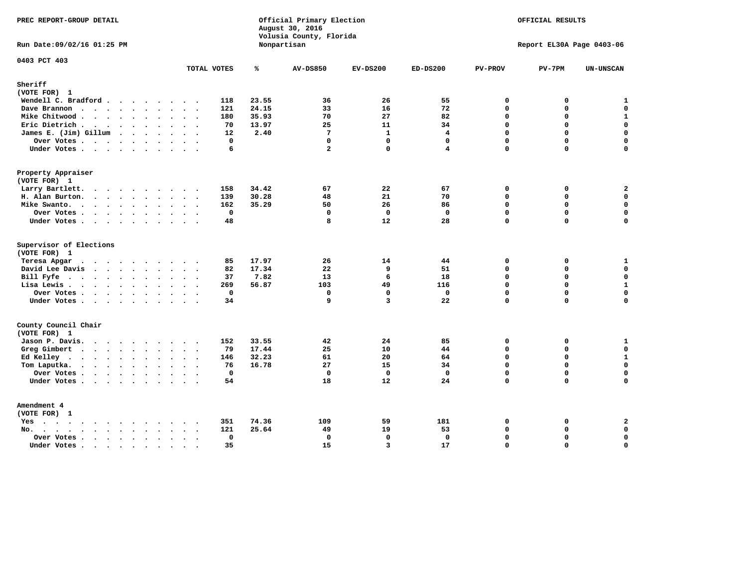PREC REPORT-GROUP DETAIL

Official Primary Election
August 30, 2016
Volusia County, Florida
Nonpartisan

OFFICIAL RESULTS

Run Date:09/02/16 01:25 PM

Report EL30A Page 0403-06

0403 PCT 403

| | TOTAL VOTES | % | AV-DS850 | EV-DS200 | ED-DS200 | PV-PROV | PV-7PM | UN-UNSCAN |
|---|---|---|---|---|---|---|---|---|
| **Sheriff** | | | | | | | | |
| (VOTE FOR) 1 | | | | | | | | |
| Wendell C. Bradford | 118 | 23.55 | 36 | 26 | 55 | 0 | 0 | 1 |
| Dave Brannon | 121 | 24.15 | 33 | 16 | 72 | 0 | 0 | 0 |
| Mike Chitwood | 180 | 35.93 | 70 | 27 | 82 | 0 | 0 | 1 |
| Eric Dietrich | 70 | 13.97 | 25 | 11 | 34 | 0 | 0 | 0 |
| James E. (Jim) Gillum | 12 | 2.40 | 7 | 1 | 4 | 0 | 0 | 0 |
| Over Votes | 0 | | 0 | 0 | 0 | 0 | 0 | 0 |
| Under Votes | 6 | | 2 | 0 | 4 | 0 | 0 | 0 |
| **Property Appraiser** | | | | | | | | |
| (VOTE FOR) 1 | | | | | | | | |
| Larry Bartlett | 158 | 34.42 | 67 | 22 | 67 | 0 | 0 | 2 |
| H. Alan Burton | 139 | 30.28 | 48 | 21 | 70 | 0 | 0 | 0 |
| Mike Swanto | 162 | 35.29 | 50 | 26 | 86 | 0 | 0 | 0 |
| Over Votes | 0 | | 0 | 0 | 0 | 0 | 0 | 0 |
| Under Votes | 48 | | 8 | 12 | 28 | 0 | 0 | 0 |
| **Supervisor of Elections** | | | | | | | | |
| (VOTE FOR) 1 | | | | | | | | |
| Teresa Apgar | 85 | 17.97 | 26 | 14 | 44 | 0 | 0 | 1 |
| David Lee Davis | 82 | 17.34 | 22 | 9 | 51 | 0 | 0 | 0 |
| Bill Fyfe | 37 | 7.82 | 13 | 6 | 18 | 0 | 0 | 0 |
| Lisa Lewis | 269 | 56.87 | 103 | 49 | 116 | 0 | 0 | 1 |
| Over Votes | 0 | | 0 | 0 | 0 | 0 | 0 | 0 |
| Under Votes | 34 | | 9 | 3 | 22 | 0 | 0 | 0 |
| **County Council Chair** | | | | | | | | |
| (VOTE FOR) 1 | | | | | | | | |
| Jason P. Davis | 152 | 33.55 | 42 | 24 | 85 | 0 | 0 | 1 |
| Greg Gimbert | 79 | 17.44 | 25 | 10 | 44 | 0 | 0 | 0 |
| Ed Kelley | 146 | 32.23 | 61 | 20 | 64 | 0 | 0 | 1 |
| Tom Laputka | 76 | 16.78 | 27 | 15 | 34 | 0 | 0 | 0 |
| Over Votes | 0 | | 0 | 0 | 0 | 0 | 0 | 0 |
| Under Votes | 54 | | 18 | 12 | 24 | 0 | 0 | 0 |
| **Amendment 4** | | | | | | | | |
| (VOTE FOR) 1 | | | | | | | | |
| Yes | 351 | 74.36 | 109 | 59 | 181 | 0 | 0 | 2 |
| No | 121 | 25.64 | 49 | 19 | 53 | 0 | 0 | 0 |
| Over Votes | 0 | | 0 | 0 | 0 | 0 | 0 | 0 |
| Under Votes | 35 | | 15 | 3 | 17 | 0 | 0 | 0 |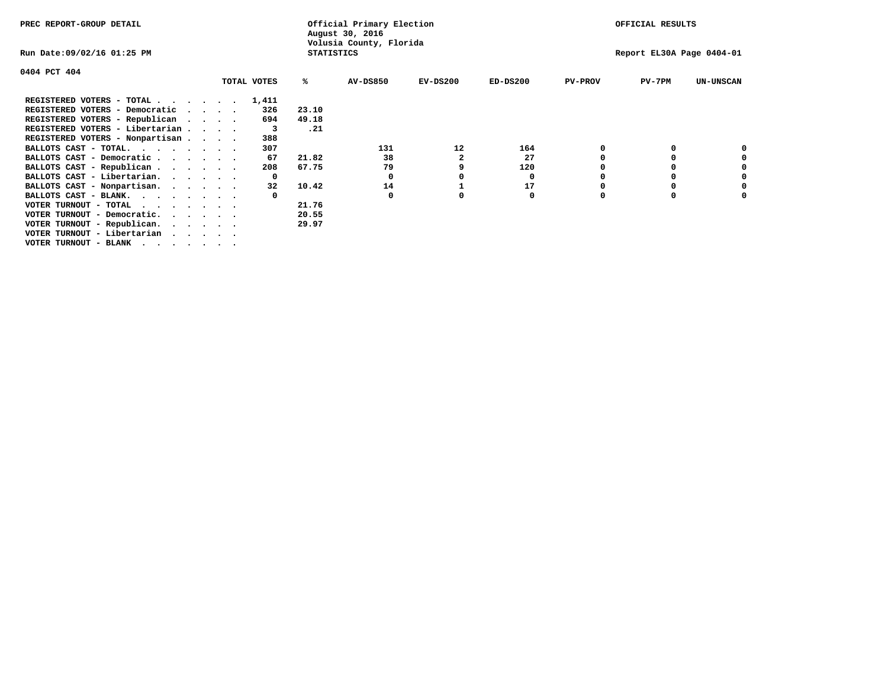PREC REPORT-GROUP DETAIL

Official Primary Election
August 30, 2016
Volusia County, Florida
STATISTICS

OFFICIAL RESULTS

Run Date:09/02/16 01:25 PM

Report EL30A Page 0404-01

0404 PCT 404

| | TOTAL VOTES | % | AV-DS850 | EV-DS200 | ED-DS200 | PV-PROV | PV-7PM | UN-UNSCAN |
|---|---|---|---|---|---|---|---|---|
| REGISTERED VOTERS - TOTAL . . . . . . | 1,411 | | | | | | | |
| REGISTERED VOTERS - Democratic . . . . | 326 | 23.10 | | | | | | |
| REGISTERED VOTERS - Republican . . . . | 694 | 49.18 | | | | | | |
| REGISTERED VOTERS - Libertarian . . . . | 3 | .21 | | | | | | |
| REGISTERED VOTERS - Nonpartisan . . . . | 388 | | | | | | | |
| BALLOTS CAST - TOTAL. . . . . . . . | 307 | | 131 | 12 | 164 | 0 | 0 | 0 |
| BALLOTS CAST - Democratic . . . . . . | 67 | 21.82 | 38 | 2 | 27 | 0 | 0 | 0 |
| BALLOTS CAST - Republican . . . . . . | 208 | 67.75 | 79 | 9 | 120 | 0 | 0 | 0 |
| BALLOTS CAST - Libertarian. . . . . . | 0 | | 0 | 0 | 0 | 0 | 0 | 0 |
| BALLOTS CAST - Nonpartisan. . . . . . | 32 | 10.42 | 14 | 1 | 17 | 0 | 0 | 0 |
| BALLOTS CAST - BLANK. . . . . . . . | 0 | | 0 | 0 | 0 | 0 | 0 | 0 |
| VOTER TURNOUT - TOTAL . . . . . . . | | 21.76 | | | | | | |
| VOTER TURNOUT - Democratic. . . . . . | | 20.55 | | | | | | |
| VOTER TURNOUT - Republican. . . . . . | | 29.97 | | | | | | |
| VOTER TURNOUT - Libertarian . . . . . | | | | | | | | |
| VOTER TURNOUT - BLANK . . . . . . . | | | | | | | | |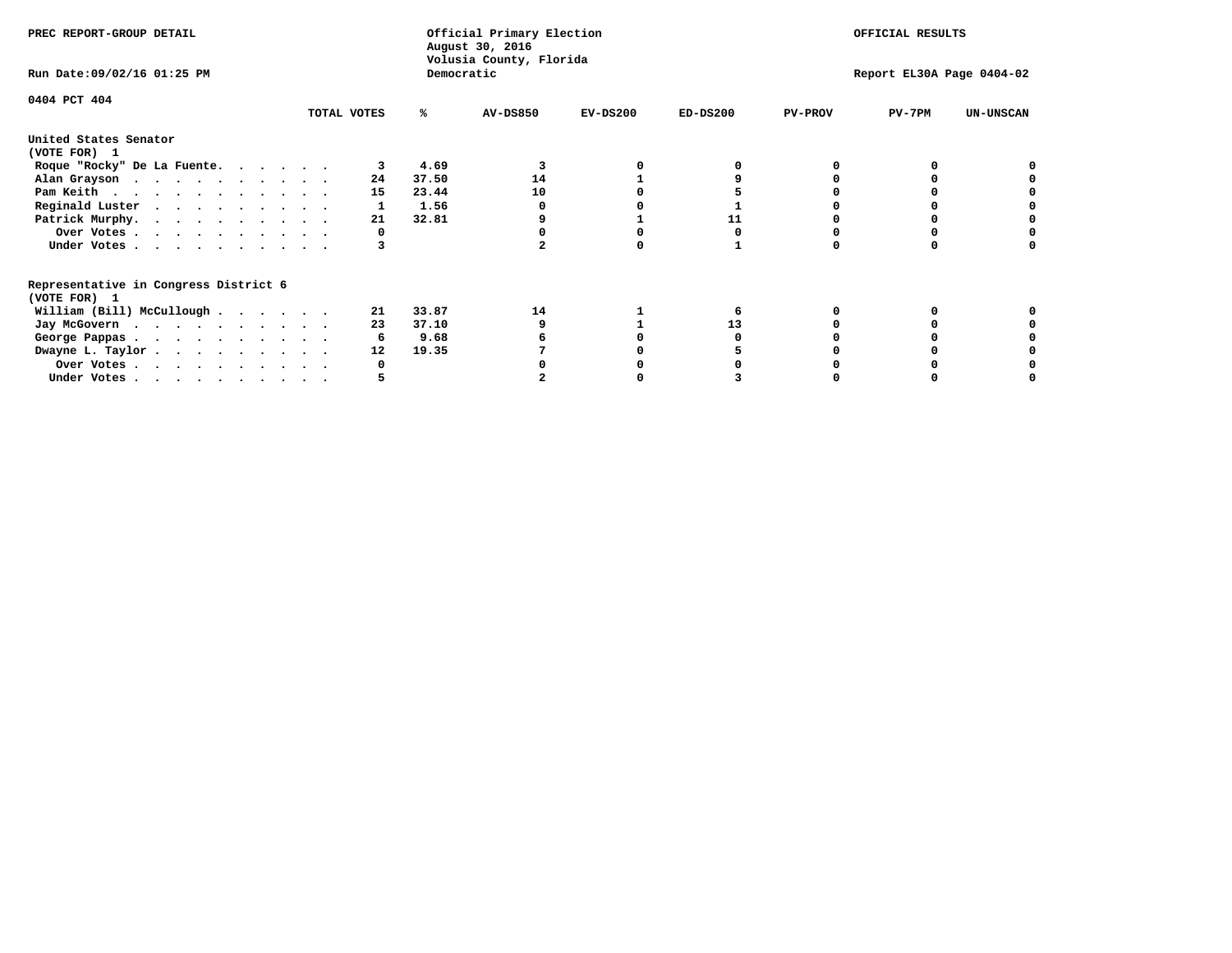PREC REPORT-GROUP DETAIL

Official Primary Election
August 30, 2016
Volusia County, Florida
Democratic

OFFICIAL RESULTS

Run Date:09/02/16 01:25 PM

Report EL30A Page 0404-02

0404 PCT 404

| | TOTAL VOTES | % | AV-DS850 | EV-DS200 | ED-DS200 | PV-PROV | PV-7PM | UN-UNSCAN |
|---|---|---|---|---|---|---|---|---|
| **United States Senator (VOTE FOR) 1** | | | | | | | | |
| Roque "Rocky" De La Fuente. . . . . . | 3 | 4.69 | 3 | 0 | 0 | 0 | 0 | 0 |
| Alan Grayson . . . . . . . . . . . | 24 | 37.50 | 14 | 1 | 9 | 0 | 0 | 0 |
| Pam Keith . . . . . . . . . . . . | 15 | 23.44 | 10 | 0 | 5 | 0 | 0 | 0 |
| Reginald Luster . . . . . . . . . . | 1 | 1.56 | 0 | 0 | 1 | 0 | 0 | 0 |
| Patrick Murphy. . . . . . . . . . . | 21 | 32.81 | 9 | 1 | 11 | 0 | 0 | 0 |
| Over Votes . . . . . . . . . . . | 0 | | 0 | 0 | 0 | 0 | 0 | 0 |
| Under Votes . . . . . . . . . . . | 3 | | 2 | 0 | 1 | 0 | 0 | 0 |
| **Representative in Congress District 6 (VOTE FOR) 1** | | | | | | | | |
| William (Bill) McCullough . . . . . . | 21 | 33.87 | 14 | 1 | 6 | 0 | 0 | 0 |
| Jay McGovern . . . . . . . . . . . | 23 | 37.10 | 9 | 1 | 13 | 0 | 0 | 0 |
| George Pappas . . . . . . . . . . . | 6 | 9.68 | 6 | 0 | 0 | 0 | 0 | 0 |
| Dwayne L. Taylor . . . . . . . . . . | 12 | 19.35 | 7 | 0 | 5 | 0 | 0 | 0 |
| Over Votes . . . . . . . . . . . | 0 | | 0 | 0 | 0 | 0 | 0 | 0 |
| Under Votes . . . . . . . . . . . | 5 | | 2 | 0 | 3 | 0 | 0 | 0 |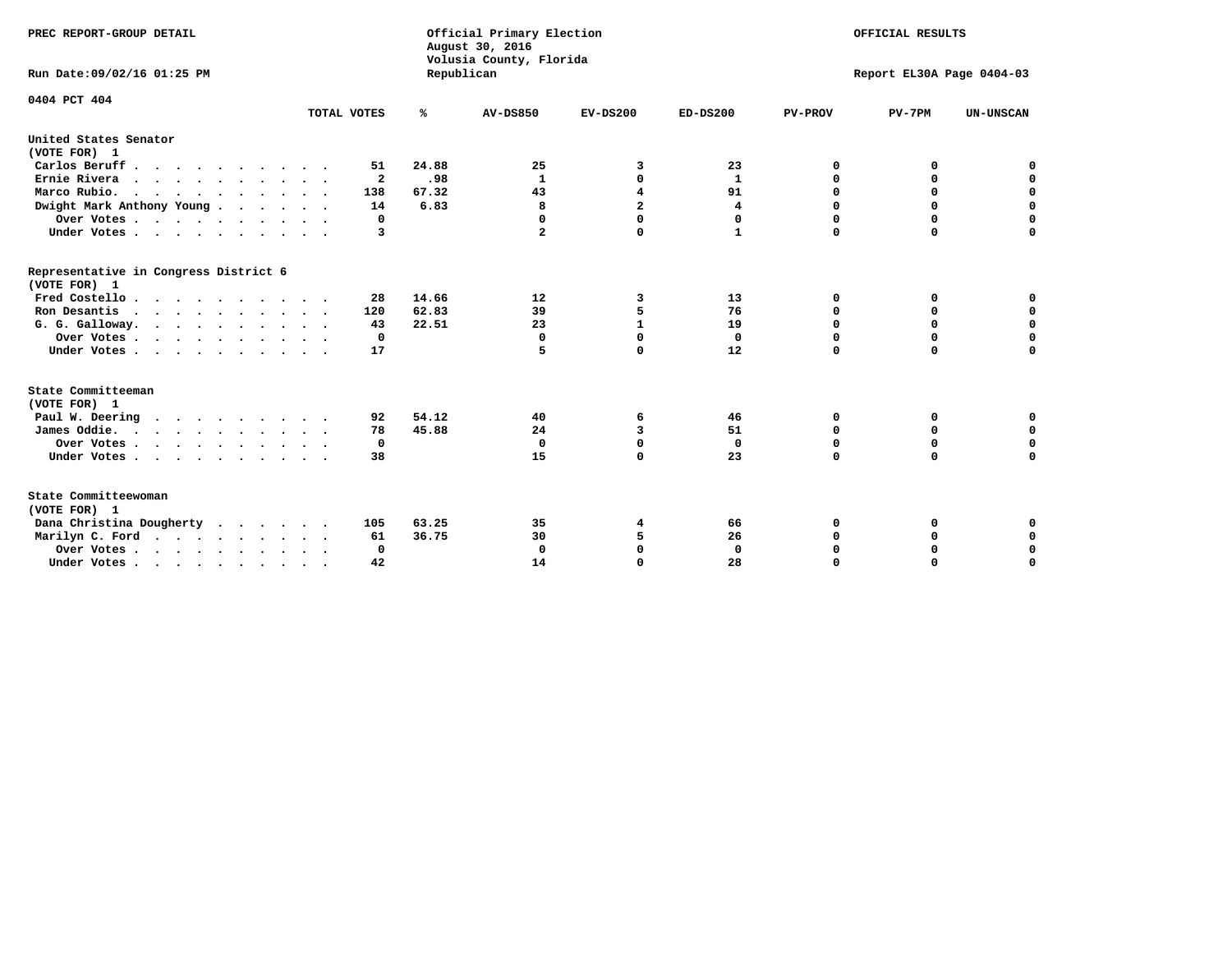PREC REPORT-GROUP DETAIL

Official Primary Election
August 30, 2016
Volusia County, Florida
Republican

OFFICIAL RESULTS

Run Date:09/02/16 01:25 PM

Report EL30A Page 0404-03

0404 PCT 404

| | TOTAL VOTES | % | AV-DS850 | EV-DS200 | ED-DS200 | PV-PROV | PV-7PM | UN-UNSCAN |
|---|---|---|---|---|---|---|---|---|
| **United States Senator** | | | | | | | | |
| **(VOTE FOR) 1** | | | | | | | | |
| Carlos Beruff | 51 | 24.88 | 25 | 3 | 23 | 0 | 0 | 0 |
| Ernie Rivera | 2 | .98 | 1 | 0 | 1 | 0 | 0 | 0 |
| Marco Rubio. | 138 | 67.32 | 43 | 4 | 91 | 0 | 0 | 0 |
| Dwight Mark Anthony Young | 14 | 6.83 | 8 | 2 | 4 | 0 | 0 | 0 |
| Over Votes | 0 | | 0 | 0 | 0 | 0 | 0 | 0 |
| Under Votes | 3 | | 2 | 0 | 1 | 0 | 0 | 0 |
| **Representative in Congress District 6** | | | | | | | | |
| **(VOTE FOR) 1** | | | | | | | | |
| Fred Costello | 28 | 14.66 | 12 | 3 | 13 | 0 | 0 | 0 |
| Ron Desantis | 120 | 62.83 | 39 | 5 | 76 | 0 | 0 | 0 |
| G. G. Galloway. | 43 | 22.51 | 23 | 1 | 19 | 0 | 0 | 0 |
| Over Votes | 0 | | 0 | 0 | 0 | 0 | 0 | 0 |
| Under Votes | 17 | | 5 | 0 | 12 | 0 | 0 | 0 |
| **State Committeeman** | | | | | | | | |
| **(VOTE FOR) 1** | | | | | | | | |
| Paul W. Deering | 92 | 54.12 | 40 | 6 | 46 | 0 | 0 | 0 |
| James Oddie. | 78 | 45.88 | 24 | 3 | 51 | 0 | 0 | 0 |
| Over Votes | 0 | | 0 | 0 | 0 | 0 | 0 | 0 |
| Under Votes | 38 | | 15 | 0 | 23 | 0 | 0 | 0 |
| **State Committeewoman** | | | | | | | | |
| **(VOTE FOR) 1** | | | | | | | | |
| Dana Christina Dougherty | 105 | 63.25 | 35 | 4 | 66 | 0 | 0 | 0 |
| Marilyn C. Ford | 61 | 36.75 | 30 | 5 | 26 | 0 | 0 | 0 |
| Over Votes | 0 | | 0 | 0 | 0 | 0 | 0 | 0 |
| Under Votes | 42 | | 14 | 0 | 28 | 0 | 0 | 0 |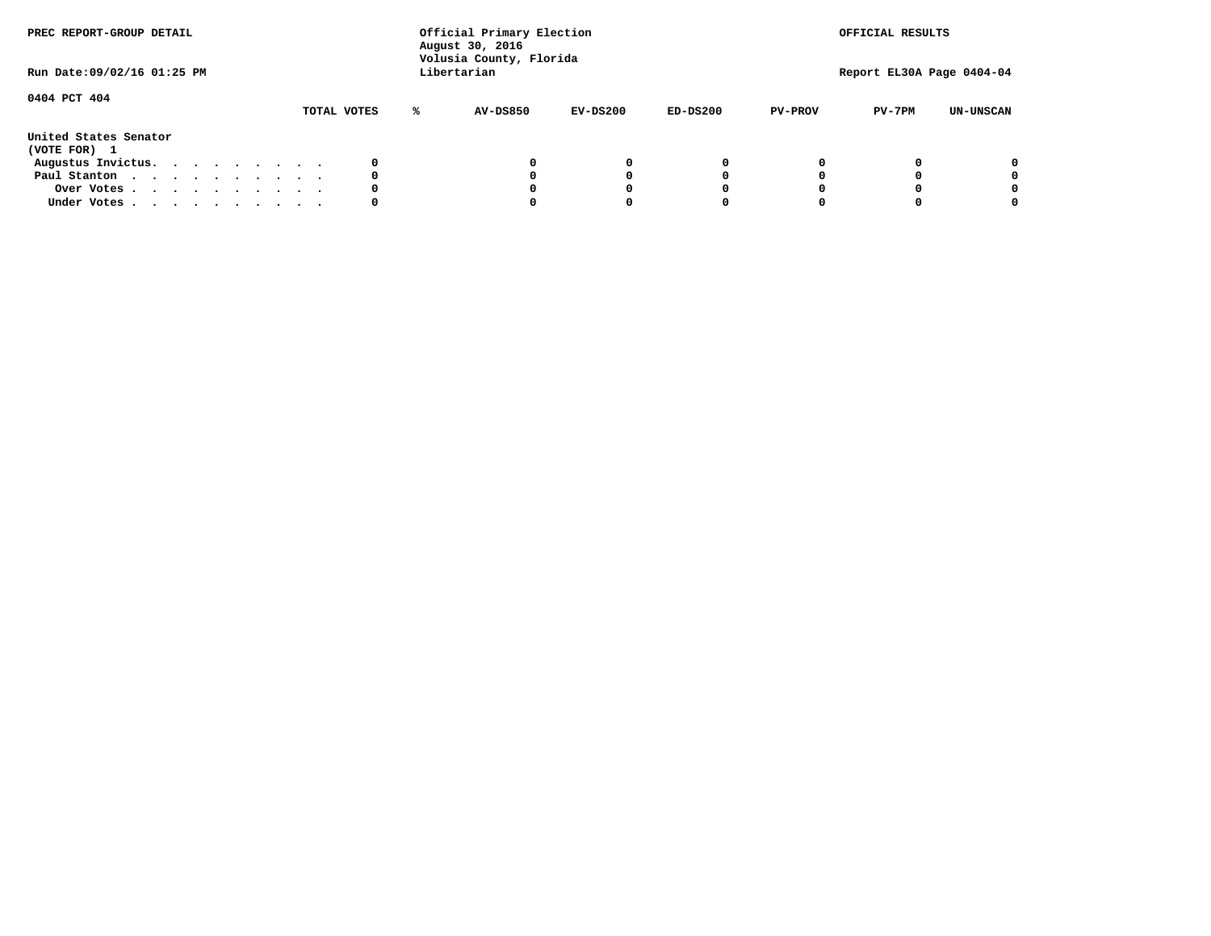PREC REPORT-GROUP DETAIL

Official Primary Election
August 30, 2016
Volusia County, Florida
Libertarian

OFFICIAL RESULTS

Run Date:09/02/16 01:25 PM

Report EL30A Page 0404-04

0404 PCT 404

| | TOTAL VOTES | % | AV-DS850 | EV-DS200 | ED-DS200 | PV-PROV | PV-7PM | UN-UNSCAN |
|---|---|---|---|---|---|---|---|---|
| **United States Senator** | | | | | | | | |
| **(VOTE FOR) 1** | | | | | | | | |
| Augustus Invictus. . . . . . . . . . | 0 | | 0 | 0 | 0 | 0 | 0 | 0 |
| Paul Stanton . . . . . . . . . . . | 0 | | 0 | 0 | 0 | 0 | 0 | 0 |
| Over Votes . . . . . . . . . . . | 0 | | 0 | 0 | 0 | 0 | 0 | 0 |
| Under Votes . . . . . . . . . . . | 0 | | 0 | 0 | 0 | 0 | 0 | 0 |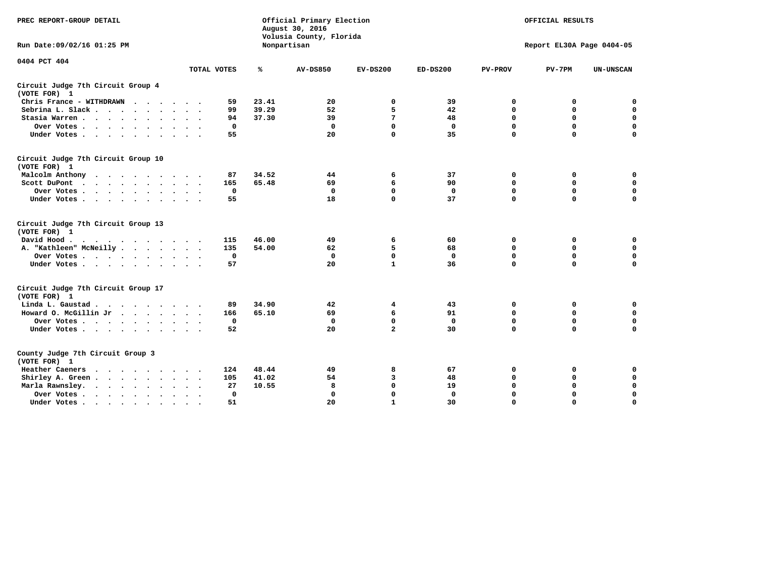PREC REPORT-GROUP DETAIL

Official Primary Election
August 30, 2016
Volusia County, Florida
Nonpartisan

OFFICIAL RESULTS

Run Date:09/02/16 01:25 PM

Report EL30A Page 0404-05

0404 PCT 404

| | TOTAL VOTES | % | AV-DS850 | EV-DS200 | ED-DS200 | PV-PROV | PV-7PM | UN-UNSCAN |
|---|---|---|---|---|---|---|---|---|
| **Circuit Judge 7th Circuit Group 4 (VOTE FOR) 1** | | | | | | | | |
| Chris France - WITHDRAWN | 59 | 23.41 | 20 | 0 | 39 | 0 | 0 | 0 |
| Sebrina L. Slack | 99 | 39.29 | 52 | 5 | 42 | 0 | 0 | 0 |
| Stasia Warren | 94 | 37.30 | 39 | 7 | 48 | 0 | 0 | 0 |
| Over Votes | 0 | | 0 | 0 | 0 | 0 | 0 | 0 |
| Under Votes | 55 | | 20 | 0 | 35 | 0 | 0 | 0 |
| **Circuit Judge 7th Circuit Group 10 (VOTE FOR) 1** | | | | | | | | |
| Malcolm Anthony | 87 | 34.52 | 44 | 6 | 37 | 0 | 0 | 0 |
| Scott DuPont | 165 | 65.48 | 69 | 6 | 90 | 0 | 0 | 0 |
| Over Votes | 0 | | 0 | 0 | 0 | 0 | 0 | 0 |
| Under Votes | 55 | | 18 | 0 | 37 | 0 | 0 | 0 |
| **Circuit Judge 7th Circuit Group 13 (VOTE FOR) 1** | | | | | | | | |
| David Hood | 115 | 46.00 | 49 | 6 | 60 | 0 | 0 | 0 |
| A. "Kathleen" McNeilly | 135 | 54.00 | 62 | 5 | 68 | 0 | 0 | 0 |
| Over Votes | 0 | | 0 | 0 | 0 | 0 | 0 | 0 |
| Under Votes | 57 | | 20 | 1 | 36 | 0 | 0 | 0 |
| **Circuit Judge 7th Circuit Group 17 (VOTE FOR) 1** | | | | | | | | |
| Linda L. Gaustad | 89 | 34.90 | 42 | 4 | 43 | 0 | 0 | 0 |
| Howard O. McGillin Jr | 166 | 65.10 | 69 | 6 | 91 | 0 | 0 | 0 |
| Over Votes | 0 | | 0 | 0 | 0 | 0 | 0 | 0 |
| Under Votes | 52 | | 20 | 2 | 30 | 0 | 0 | 0 |
| **County Judge 7th Circuit Group 3 (VOTE FOR) 1** | | | | | | | | |
| Heather Caeners | 124 | 48.44 | 49 | 8 | 67 | 0 | 0 | 0 |
| Shirley A. Green | 105 | 41.02 | 54 | 3 | 48 | 0 | 0 | 0 |
| Marla Rawnsley | 27 | 10.55 | 8 | 0 | 19 | 0 | 0 | 0 |
| Over Votes | 0 | | 0 | 0 | 0 | 0 | 0 | 0 |
| Under Votes | 51 | | 20 | 1 | 30 | 0 | 0 | 0 |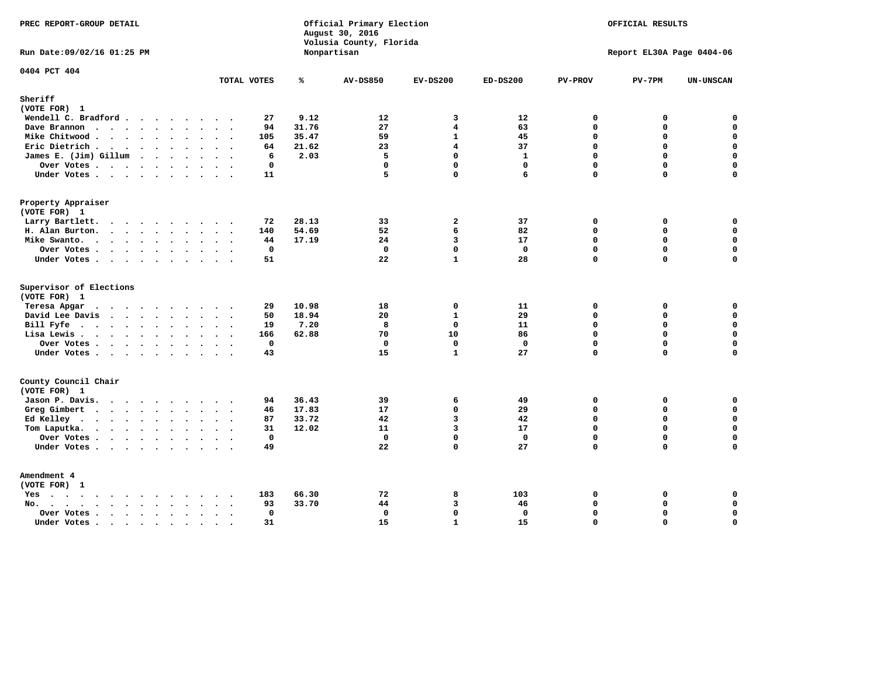PREC REPORT-GROUP DETAIL

Official Primary Election
August 30, 2016
Volusia County, Florida
Nonpartisan

OFFICIAL RESULTS

Run Date:09/02/16 01:25 PM

Report EL30A Page 0404-06

0404 PCT 404

| | TOTAL VOTES | % | AV-DS850 | EV-DS200 | ED-DS200 | PV-PROV | PV-7PM | UN-UNSCAN |
|---|---|---|---|---|---|---|---|---|
| **Sheriff** | | | | | | | | |
| **(VOTE FOR) 1** | | | | | | | | |
| Wendell C. Bradford | 27 | 9.12 | 12 | 3 | 12 | 0 | 0 | 0 |
| Dave Brannon | 94 | 31.76 | 27 | 4 | 63 | 0 | 0 | 0 |
| Mike Chitwood | 105 | 35.47 | 59 | 1 | 45 | 0 | 0 | 0 |
| Eric Dietrich | 64 | 21.62 | 23 | 4 | 37 | 0 | 0 | 0 |
| James E. (Jim) Gillum | 6 | 2.03 | 5 | 0 | 1 | 0 | 0 | 0 |
| Over Votes | 0 | | 0 | 0 | 0 | 0 | 0 | 0 |
| Under Votes | 11 | | 5 | 0 | 6 | 0 | 0 | 0 |
| **Property Appraiser** | | | | | | | | |
| **(VOTE FOR) 1** | | | | | | | | |
| Larry Bartlett | 72 | 28.13 | 33 | 2 | 37 | 0 | 0 | 0 |
| H. Alan Burton | 140 | 54.69 | 52 | 6 | 82 | 0 | 0 | 0 |
| Mike Swanto | 44 | 17.19 | 24 | 3 | 17 | 0 | 0 | 0 |
| Over Votes | 0 | | 0 | 0 | 0 | 0 | 0 | 0 |
| Under Votes | 51 | | 22 | 1 | 28 | 0 | 0 | 0 |
| **Supervisor of Elections** | | | | | | | | |
| **(VOTE FOR) 1** | | | | | | | | |
| Teresa Apgar | 29 | 10.98 | 18 | 0 | 11 | 0 | 0 | 0 |
| David Lee Davis | 50 | 18.94 | 20 | 1 | 29 | 0 | 0 | 0 |
| Bill Fyfe | 19 | 7.20 | 8 | 0 | 11 | 0 | 0 | 0 |
| Lisa Lewis | 166 | 62.88 | 70 | 10 | 86 | 0 | 0 | 0 |
| Over Votes | 0 | | 0 | 0 | 0 | 0 | 0 | 0 |
| Under Votes | 43 | | 15 | 1 | 27 | 0 | 0 | 0 |
| **County Council Chair** | | | | | | | | |
| **(VOTE FOR) 1** | | | | | | | | |
| Jason P. Davis | 94 | 36.43 | 39 | 6 | 49 | 0 | 0 | 0 |
| Greg Gimbert | 46 | 17.83 | 17 | 0 | 29 | 0 | 0 | 0 |
| Ed Kelley | 87 | 33.72 | 42 | 3 | 42 | 0 | 0 | 0 |
| Tom Laputka | 31 | 12.02 | 11 | 3 | 17 | 0 | 0 | 0 |
| Over Votes | 0 | | 0 | 0 | 0 | 0 | 0 | 0 |
| Under Votes | 49 | | 22 | 0 | 27 | 0 | 0 | 0 |
| **Amendment 4** | | | | | | | | |
| **(VOTE FOR) 1** | | | | | | | | |
| Yes | 183 | 66.30 | 72 | 8 | 103 | 0 | 0 | 0 |
| No | 93 | 33.70 | 44 | 3 | 46 | 0 | 0 | 0 |
| Over Votes | 0 | | 0 | 0 | 0 | 0 | 0 | 0 |
| Under Votes | 31 | | 15 | 1 | 15 | 0 | 0 | 0 |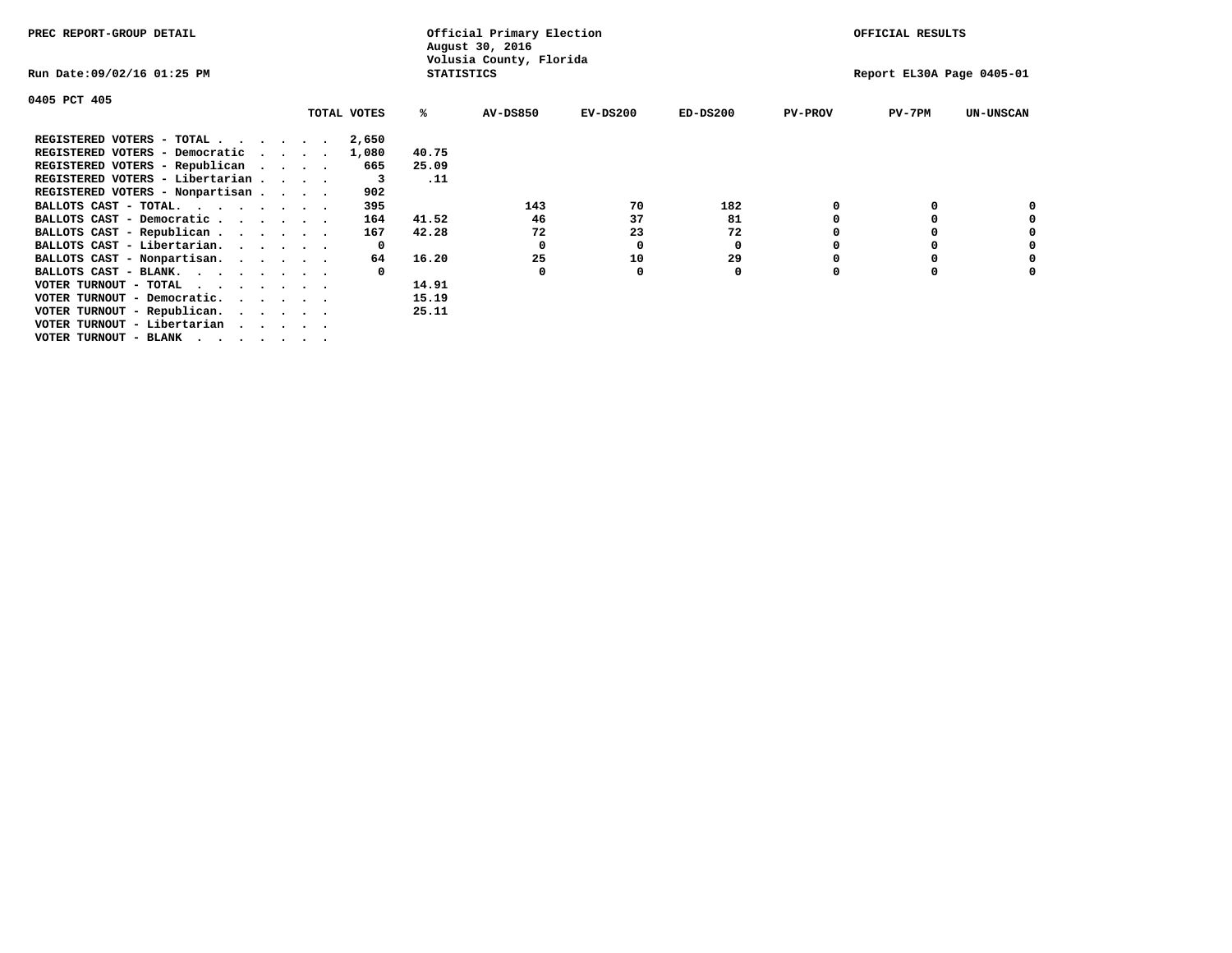PREC REPORT-GROUP DETAIL

Official Primary Election
August 30, 2016
Volusia County, Florida
STATISTICS

OFFICIAL RESULTS

Run Date:09/02/16 01:25 PM

Report EL30A Page 0405-01

0405 PCT 405

| | TOTAL VOTES | % | AV-DS850 | EV-DS200 | ED-DS200 | PV-PROV | PV-7PM | UN-UNSCAN |
|---|---|---|---|---|---|---|---|---|
| REGISTERED VOTERS - TOTAL . . . . . . | 2,650 | | | | | | | |
| REGISTERED VOTERS - Democratic . . . . | 1,080 | 40.75 | | | | | | |
| REGISTERED VOTERS - Republican . . . . | 665 | 25.09 | | | | | | |
| REGISTERED VOTERS - Libertarian . . . . | 3 | .11 | | | | | | |
| REGISTERED VOTERS - Nonpartisan . . . . | 902 | | | | | | | |
| BALLOTS CAST - TOTAL. . . . . . . . | 395 | | 143 | 70 | 182 | 0 | 0 | 0 |
| BALLOTS CAST - Democratic . . . . . . | 164 | 41.52 | 46 | 37 | 81 | 0 | 0 | 0 |
| BALLOTS CAST - Republican . . . . . . | 167 | 42.28 | 72 | 23 | 72 | 0 | 0 | 0 |
| BALLOTS CAST - Libertarian. . . . . . | 0 | | 0 | 0 | 0 | 0 | 0 | 0 |
| BALLOTS CAST - Nonpartisan. . . . . . | 64 | 16.20 | 25 | 10 | 29 | 0 | 0 | 0 |
| BALLOTS CAST - BLANK. . . . . . . . | 0 | | 0 | 0 | 0 | 0 | 0 | 0 |
| VOTER TURNOUT - TOTAL . . . . . . . | | 14.91 | | | | | | |
| VOTER TURNOUT - Democratic. . . . . . | | 15.19 | | | | | | |
| VOTER TURNOUT - Republican. . . . . . | | 25.11 | | | | | | |
| VOTER TURNOUT - Libertarian . . . . . | | | | | | | | |
| VOTER TURNOUT - BLANK . . . . . . . | | | | | | | | |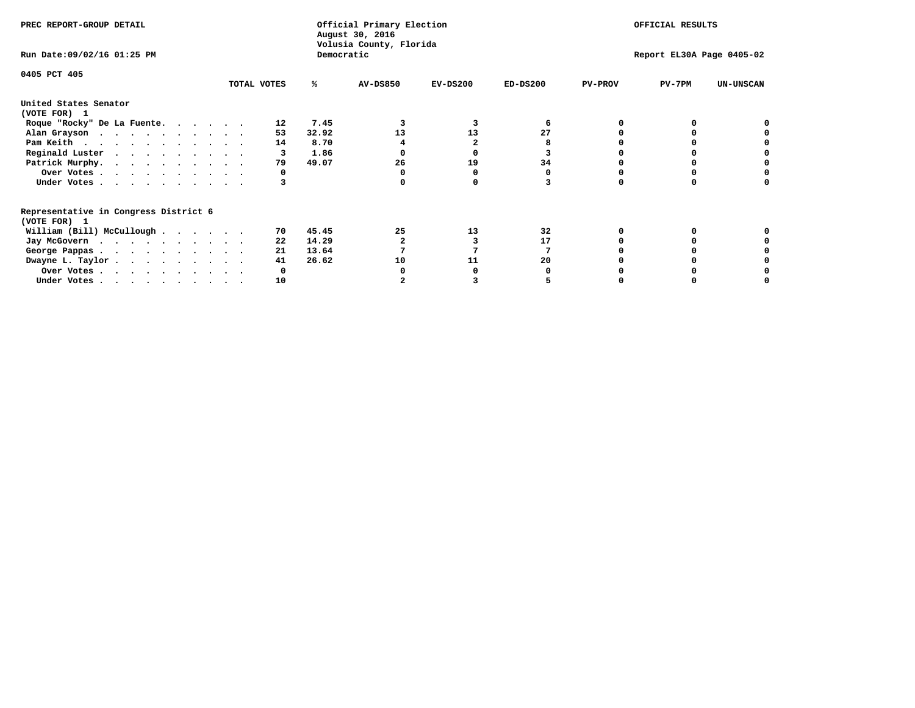PREC REPORT-GROUP DETAIL

Official Primary Election
August 30, 2016
Volusia County, Florida
Democratic

OFFICIAL RESULTS

Run Date:09/02/16 01:25 PM

Report EL30A Page 0405-02

0405 PCT 405

| | TOTAL VOTES | % | AV-DS850 | EV-DS200 | ED-DS200 | PV-PROV | PV-7PM | UN-UNSCAN |
|---|---|---|---|---|---|---|---|---|
| **United States Senator** | | | | | | | | |
| **(VOTE FOR) 1** | | | | | | | | |
| Roque "Rocky" De La Fuente. . . . . . | 12 | 7.45 | 3 | 3 | 6 | 0 | 0 | 0 |
| Alan Grayson . . . . . . . . . . . | 53 | 32.92 | 13 | 13 | 27 | 0 | 0 | 0 |
| Pam Keith . . . . . . . . . . . . | 14 | 8.70 | 4 | 2 | 8 | 0 | 0 | 0 |
| Reginald Luster . . . . . . . . . . | 3 | 1.86 | 0 | 0 | 3 | 0 | 0 | 0 |
| Patrick Murphy. . . . . . . . . . . | 79 | 49.07 | 26 | 19 | 34 | 0 | 0 | 0 |
| Over Votes . . . . . . . . . . . | 0 | | 0 | 0 | 0 | 0 | 0 | 0 |
| Under Votes . . . . . . . . . . . | 3 | | 0 | 0 | 3 | 0 | 0 | 0 |
| **Representative in Congress District 6** | | | | | | | | |
| **(VOTE FOR) 1** | | | | | | | | |
| William (Bill) McCullough . . . . . . | 70 | 45.45 | 25 | 13 | 32 | 0 | 0 | 0 |
| Jay McGovern . . . . . . . . . . . | 22 | 14.29 | 2 | 3 | 17 | 0 | 0 | 0 |
| George Pappas . . . . . . . . . . . | 21 | 13.64 | 7 | 7 | 7 | 0 | 0 | 0 |
| Dwayne L. Taylor . . . . . . . . . . | 41 | 26.62 | 10 | 11 | 20 | 0 | 0 | 0 |
| Over Votes . . . . . . . . . . . | 0 | | 0 | 0 | 0 | 0 | 0 | 0 |
| Under Votes . . . . . . . . . . . | 10 | | 2 | 3 | 5 | 0 | 0 | 0 |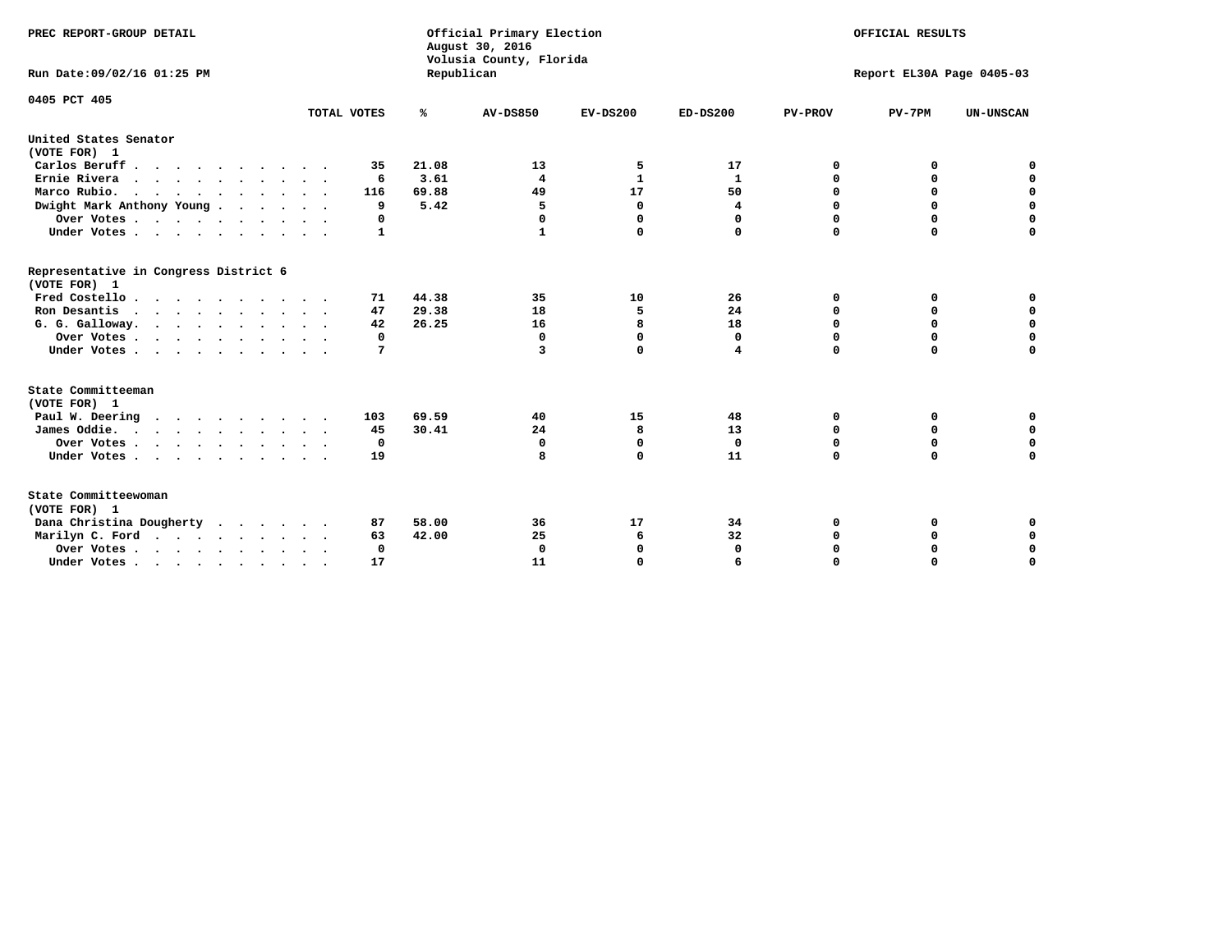PREC REPORT-GROUP DETAIL

Official Primary Election
August 30, 2016
Volusia County, Florida
Republican

OFFICIAL RESULTS

Run Date:09/02/16 01:25 PM

Report EL30A Page 0405-03

0405 PCT 405

| | TOTAL VOTES | % | AV-DS850 | EV-DS200 | ED-DS200 | PV-PROV | PV-7PM | UN-UNSCAN |
|---|---|---|---|---|---|---|---|---|
| **United States Senator (VOTE FOR) 1** | | | | | | | | |
| Carlos Beruff | 35 | 21.08 | 13 | 5 | 17 | 0 | 0 | 0 |
| Ernie Rivera | 6 | 3.61 | 4 | 1 | 1 | 0 | 0 | 0 |
| Marco Rubio. | 116 | 69.88 | 49 | 17 | 50 | 0 | 0 | 0 |
| Dwight Mark Anthony Young | 9 | 5.42 | 5 | 0 | 4 | 0 | 0 | 0 |
| Over Votes | 0 | | 0 | 0 | 0 | 0 | 0 | 0 |
| Under Votes | 1 | | 1 | 0 | 0 | 0 | 0 | 0 |
| **Representative in Congress District 6 (VOTE FOR) 1** | | | | | | | | |
| Fred Costello | 71 | 44.38 | 35 | 10 | 26 | 0 | 0 | 0 |
| Ron Desantis | 47 | 29.38 | 18 | 5 | 24 | 0 | 0 | 0 |
| G. G. Galloway. | 42 | 26.25 | 16 | 8 | 18 | 0 | 0 | 0 |
| Over Votes | 0 | | 0 | 0 | 0 | 0 | 0 | 0 |
| Under Votes | 7 | | 3 | 0 | 4 | 0 | 0 | 0 |
| **State Committeeman (VOTE FOR) 1** | | | | | | | | |
| Paul W. Deering | 103 | 69.59 | 40 | 15 | 48 | 0 | 0 | 0 |
| James Oddie. | 45 | 30.41 | 24 | 8 | 13 | 0 | 0 | 0 |
| Over Votes | 0 | | 0 | 0 | 0 | 0 | 0 | 0 |
| Under Votes | 19 | | 8 | 0 | 11 | 0 | 0 | 0 |
| **State Committeewoman (VOTE FOR) 1** | | | | | | | | |
| Dana Christina Dougherty | 87 | 58.00 | 36 | 17 | 34 | 0 | 0 | 0 |
| Marilyn C. Ford | 63 | 42.00 | 25 | 6 | 32 | 0 | 0 | 0 |
| Over Votes | 0 | | 0 | 0 | 0 | 0 | 0 | 0 |
| Under Votes | 17 | | 11 | 0 | 6 | 0 | 0 | 0 |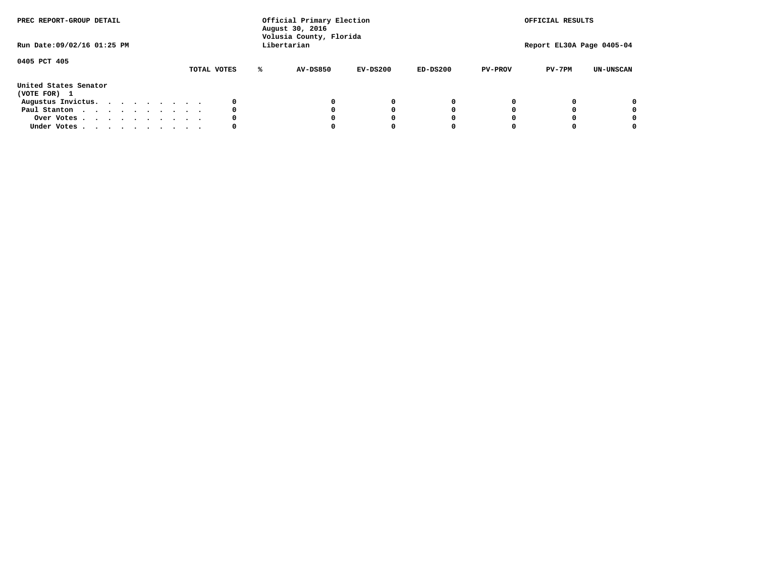PREC REPORT-GROUP DETAIL

Official Primary Election
August 30, 2016
Volusia County, Florida
Libertarian

OFFICIAL RESULTS

Run Date:09/02/16 01:25 PM

Report EL30A Page 0405-04

0405 PCT 405

| | TOTAL VOTES | % | AV-DS850 | EV-DS200 | ED-DS200 | PV-PROV | PV-7PM | UN-UNSCAN |
|---|---|---|---|---|---|---|---|---|
| **United States Senator** | | | | | | | | |
| **(VOTE FOR) 1** | | | | | | | | |
| Augustus Invictus. . . . . . . . . . | 0 | | 0 | 0 | 0 | 0 | 0 | 0 |
| Paul Stanton . . . . . . . . . . . | 0 | | 0 | 0 | 0 | 0 | 0 | 0 |
| Over Votes . . . . . . . . . . . | 0 | | 0 | 0 | 0 | 0 | 0 | 0 |
| Under Votes . . . . . . . . . . . | 0 | | 0 | 0 | 0 | 0 | 0 | 0 |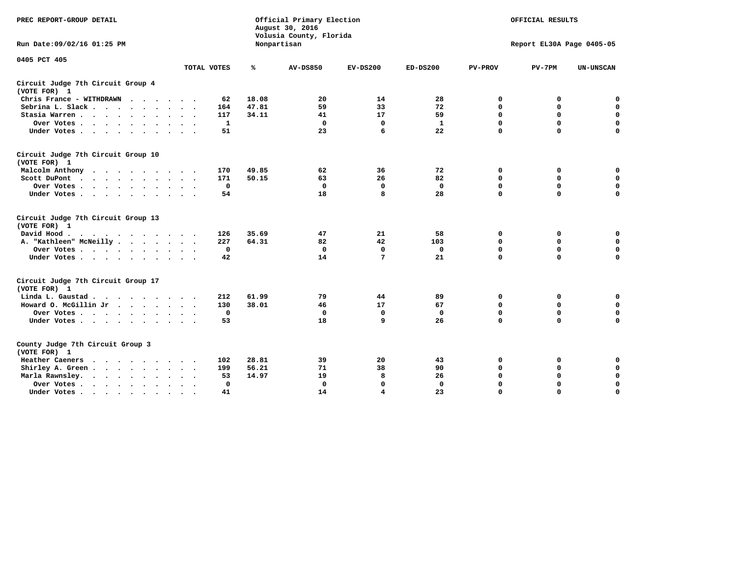PREC REPORT-GROUP DETAIL

Official Primary Election
August 30, 2016
Volusia County, Florida
Nonpartisan

OFFICIAL RESULTS

Run Date:09/02/16 01:25 PM

Report EL30A Page 0405-05

0405 PCT 405

| | TOTAL VOTES | % | AV-DS850 | EV-DS200 | ED-DS200 | PV-PROV | PV-7PM | UN-UNSCAN |
|---|---|---|---|---|---|---|---|---|
| **Circuit Judge 7th Circuit Group 4 (VOTE FOR) 1** | | | | | | | | |
| Chris France - WITHDRAWN | 62 | 18.08 | 20 | 14 | 28 | 0 | 0 | 0 |
| Sebrina L. Slack | 164 | 47.81 | 59 | 33 | 72 | 0 | 0 | 0 |
| Stasia Warren | 117 | 34.11 | 41 | 17 | 59 | 0 | 0 | 0 |
| Over Votes | 1 | | 0 | 0 | 1 | 0 | 0 | 0 |
| Under Votes | 51 | | 23 | 6 | 22 | 0 | 0 | 0 |
| **Circuit Judge 7th Circuit Group 10 (VOTE FOR) 1** | | | | | | | | |
| Malcolm Anthony | 170 | 49.85 | 62 | 36 | 72 | 0 | 0 | 0 |
| Scott DuPont | 171 | 50.15 | 63 | 26 | 82 | 0 | 0 | 0 |
| Over Votes | 0 | | 0 | 0 | 0 | 0 | 0 | 0 |
| Under Votes | 54 | | 18 | 8 | 28 | 0 | 0 | 0 |
| **Circuit Judge 7th Circuit Group 13 (VOTE FOR) 1** | | | | | | | | |
| David Hood | 126 | 35.69 | 47 | 21 | 58 | 0 | 0 | 0 |
| A. "Kathleen" McNeilly | 227 | 64.31 | 82 | 42 | 103 | 0 | 0 | 0 |
| Over Votes | 0 | | 0 | 0 | 0 | 0 | 0 | 0 |
| Under Votes | 42 | | 14 | 7 | 21 | 0 | 0 | 0 |
| **Circuit Judge 7th Circuit Group 17 (VOTE FOR) 1** | | | | | | | | |
| Linda L. Gaustad | 212 | 61.99 | 79 | 44 | 89 | 0 | 0 | 0 |
| Howard O. McGillin Jr | 130 | 38.01 | 46 | 17 | 67 | 0 | 0 | 0 |
| Over Votes | 0 | | 0 | 0 | 0 | 0 | 0 | 0 |
| Under Votes | 53 | | 18 | 9 | 26 | 0 | 0 | 0 |
| **County Judge 7th Circuit Group 3 (VOTE FOR) 1** | | | | | | | | |
| Heather Caeners | 102 | 28.81 | 39 | 20 | 43 | 0 | 0 | 0 |
| Shirley A. Green | 199 | 56.21 | 71 | 38 | 90 | 0 | 0 | 0 |
| Marla Rawnsley | 53 | 14.97 | 19 | 8 | 26 | 0 | 0 | 0 |
| Over Votes | 0 | | 0 | 0 | 0 | 0 | 0 | 0 |
| Under Votes | 41 | | 14 | 4 | 23 | 0 | 0 | 0 |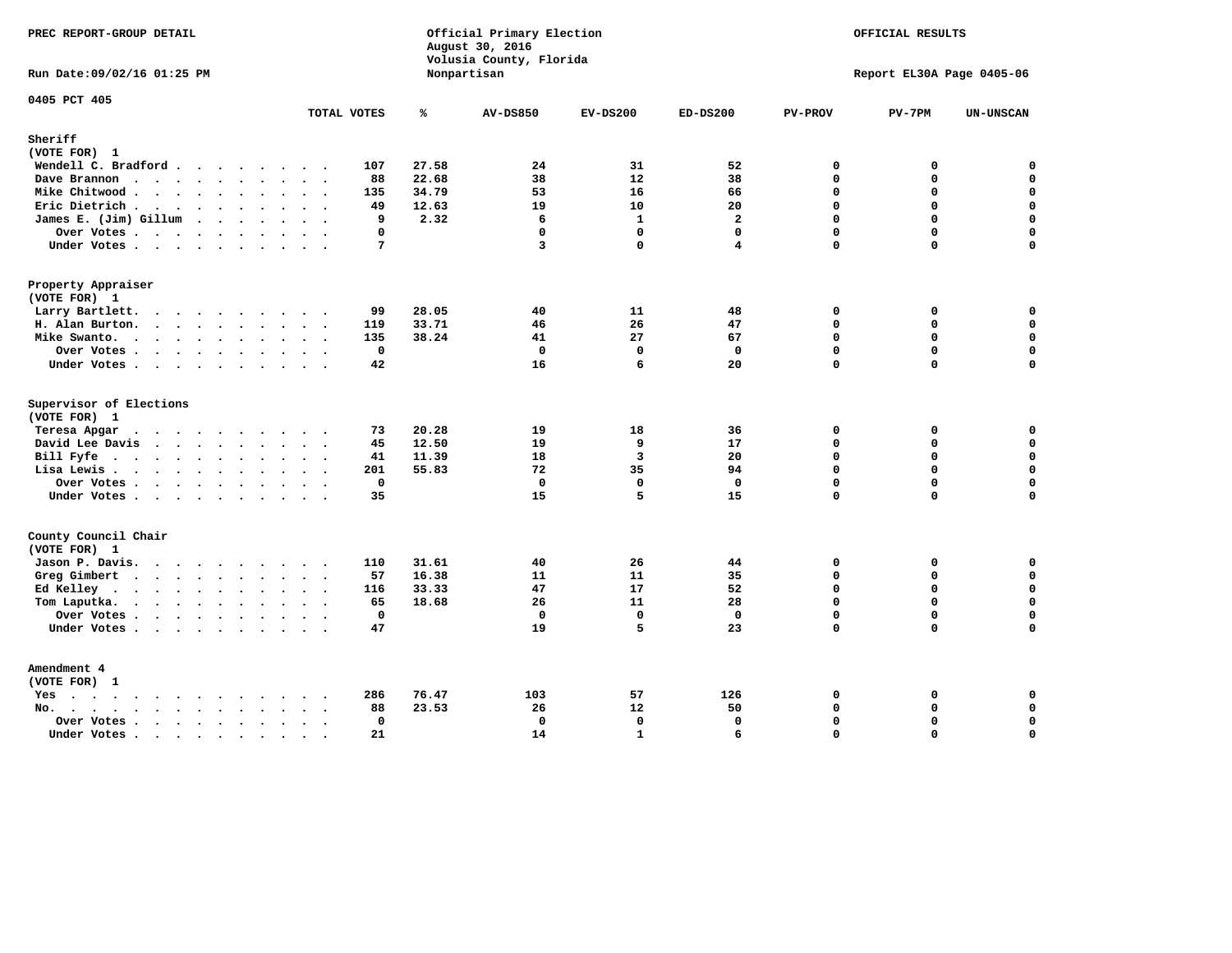PREC REPORT-GROUP DETAIL

Official Primary Election
August 30, 2016
Volusia County, Florida
Nonpartisan

OFFICIAL RESULTS

Run Date:09/02/16 01:25 PM

Report EL30A Page 0405-06

0405 PCT 405

| | TOTAL VOTES | % | AV-DS850 | EV-DS200 | ED-DS200 | PV-PROV | PV-7PM | UN-UNSCAN |
|---|---|---|---|---|---|---|---|---|
| **Sheriff** | | | | | | | | |
| **(VOTE FOR) 1** | | | | | | | | |
| Wendell C. Bradford | 107 | 27.58 | 24 | 31 | 52 | 0 | 0 | 0 |
| Dave Brannon | 88 | 22.68 | 38 | 12 | 38 | 0 | 0 | 0 |
| Mike Chitwood | 135 | 34.79 | 53 | 16 | 66 | 0 | 0 | 0 |
| Eric Dietrich | 49 | 12.63 | 19 | 10 | 20 | 0 | 0 | 0 |
| James E. (Jim) Gillum | 9 | 2.32 | 6 | 1 | 2 | 0 | 0 | 0 |
| Over Votes | 0 | | 0 | 0 | 0 | 0 | 0 | 0 |
| Under Votes | 7 | | 3 | 0 | 4 | 0 | 0 | 0 |
| **Property Appraiser** | | | | | | | | |
| **(VOTE FOR) 1** | | | | | | | | |
| Larry Bartlett | 99 | 28.05 | 40 | 11 | 48 | 0 | 0 | 0 |
| H. Alan Burton | 119 | 33.71 | 46 | 26 | 47 | 0 | 0 | 0 |
| Mike Swanto | 135 | 38.24 | 41 | 27 | 67 | 0 | 0 | 0 |
| Over Votes | 0 | | 0 | 0 | 0 | 0 | 0 | 0 |
| Under Votes | 42 | | 16 | 6 | 20 | 0 | 0 | 0 |
| **Supervisor of Elections** | | | | | | | | |
| **(VOTE FOR) 1** | | | | | | | | |
| Teresa Apgar | 73 | 20.28 | 19 | 18 | 36 | 0 | 0 | 0 |
| David Lee Davis | 45 | 12.50 | 19 | 9 | 17 | 0 | 0 | 0 |
| Bill Fyfe | 41 | 11.39 | 18 | 3 | 20 | 0 | 0 | 0 |
| Lisa Lewis | 201 | 55.83 | 72 | 35 | 94 | 0 | 0 | 0 |
| Over Votes | 0 | | 0 | 0 | 0 | 0 | 0 | 0 |
| Under Votes | 35 | | 15 | 5 | 15 | 0 | 0 | 0 |
| **County Council Chair** | | | | | | | | |
| **(VOTE FOR) 1** | | | | | | | | |
| Jason P. Davis | 110 | 31.61 | 40 | 26 | 44 | 0 | 0 | 0 |
| Greg Gimbert | 57 | 16.38 | 11 | 11 | 35 | 0 | 0 | 0 |
| Ed Kelley | 116 | 33.33 | 47 | 17 | 52 | 0 | 0 | 0 |
| Tom Laputka | 65 | 18.68 | 26 | 11 | 28 | 0 | 0 | 0 |
| Over Votes | 0 | | 0 | 0 | 0 | 0 | 0 | 0 |
| Under Votes | 47 | | 19 | 5 | 23 | 0 | 0 | 0 |
| **Amendment 4** | | | | | | | | |
| **(VOTE FOR) 1** | | | | | | | | |
| Yes | 286 | 76.47 | 103 | 57 | 126 | 0 | 0 | 0 |
| No | 88 | 23.53 | 26 | 12 | 50 | 0 | 0 | 0 |
| Over Votes | 0 | | 0 | 0 | 0 | 0 | 0 | 0 |
| Under Votes | 21 | | 14 | 1 | 6 | 0 | 0 | 0 |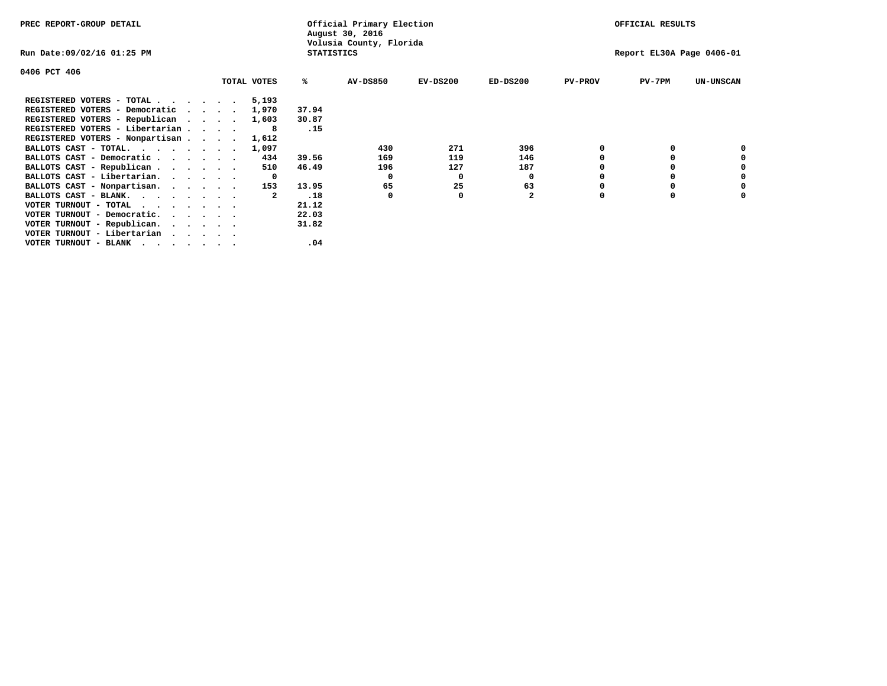PREC REPORT-GROUP DETAIL

Official Primary Election
August 30, 2016
Volusia County, Florida
STATISTICS

OFFICIAL RESULTS

Run Date:09/02/16 01:25 PM

Report EL30A Page 0406-01

0406 PCT 406

| | TOTAL VOTES | % | AV-DS850 | EV-DS200 | ED-DS200 | PV-PROV | PV-7PM | UN-UNSCAN |
|---|---|---|---|---|---|---|---|---|
| REGISTERED VOTERS - TOTAL . . . . . . | 5,193 | | | | | | | |
| REGISTERED VOTERS - Democratic . . . . | 1,970 | 37.94 | | | | | | |
| REGISTERED VOTERS - Republican . . . . | 1,603 | 30.87 | | | | | | |
| REGISTERED VOTERS - Libertarian . . . . | 8 | .15 | | | | | | |
| REGISTERED VOTERS - Nonpartisan . . . . | 1,612 | | | | | | | |
| BALLOTS CAST - TOTAL. . . . . . . . | 1,097 | | 430 | 271 | 396 | 0 | 0 | 0 |
| BALLOTS CAST - Democratic . . . . . . | 434 | 39.56 | 169 | 119 | 146 | 0 | 0 | 0 |
| BALLOTS CAST - Republican . . . . . . | 510 | 46.49 | 196 | 127 | 187 | 0 | 0 | 0 |
| BALLOTS CAST - Libertarian. . . . . . | 0 | | 0 | 0 | 0 | 0 | 0 | 0 |
| BALLOTS CAST - Nonpartisan. . . . . . | 153 | 13.95 | 65 | 25 | 63 | 0 | 0 | 0 |
| BALLOTS CAST - BLANK. . . . . . . . | 2 | .18 | 0 | 0 | 2 | 0 | 0 | 0 |
| VOTER TURNOUT - TOTAL . . . . . . . | | 21.12 | | | | | | |
| VOTER TURNOUT - Democratic. . . . . . | | 22.03 | | | | | | |
| VOTER TURNOUT - Republican. . . . . . | | 31.82 | | | | | | |
| VOTER TURNOUT - Libertarian . . . . . | | | | | | | | |
| VOTER TURNOUT - BLANK . . . . . . . | | .04 | | | | | | |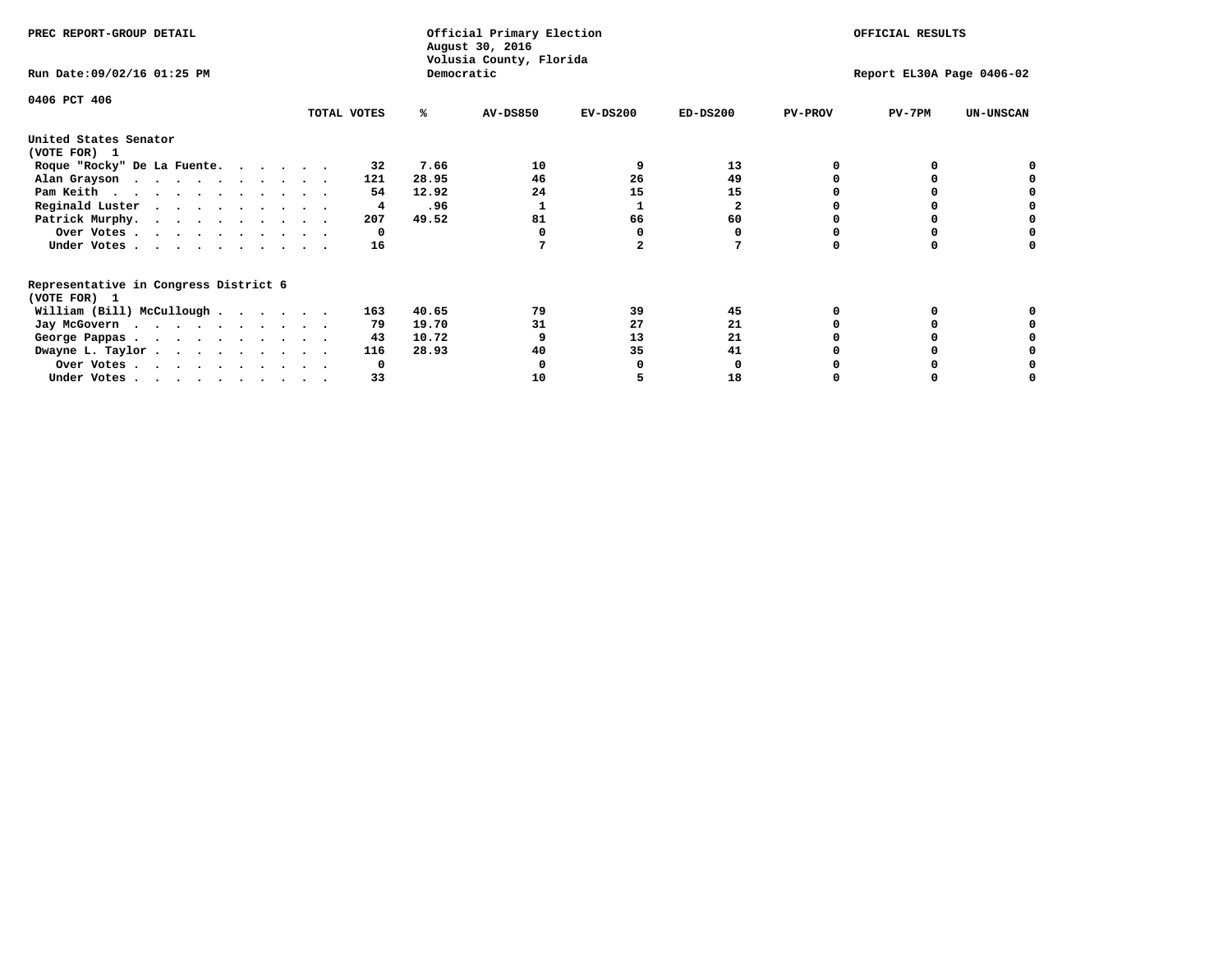PREC REPORT-GROUP DETAIL

Official Primary Election
August 30, 2016
Volusia County, Florida
Democratic

OFFICIAL RESULTS

Run Date:09/02/16 01:25 PM

Report EL30A Page 0406-02

0406 PCT 406

| | TOTAL VOTES | % | AV-DS850 | EV-DS200 | ED-DS200 | PV-PROV | PV-7PM | UN-UNSCAN |
|---|---|---|---|---|---|---|---|---|
| **United States Senator** | | | | | | | | |
| **(VOTE FOR) 1** | | | | | | | | |
| Roque "Rocky" De La Fuente. . . . . . | 32 | 7.66 | 10 | 9 | 13 | 0 | 0 | 0 |
| Alan Grayson . . . . . . . . . . . | 121 | 28.95 | 46 | 26 | 49 | 0 | 0 | 0 |
| Pam Keith . . . . . . . . . . . . | 54 | 12.92 | 24 | 15 | 15 | 0 | 0 | 0 |
| Reginald Luster . . . . . . . . . . | 4 | .96 | 1 | 1 | 2 | 0 | 0 | 0 |
| Patrick Murphy. . . . . . . . . . . | 207 | 49.52 | 81 | 66 | 60 | 0 | 0 | 0 |
| Over Votes . . . . . . . . . . . | 0 | | 0 | 0 | 0 | 0 | 0 | 0 |
| Under Votes . . . . . . . . . . . | 16 | | 7 | 2 | 7 | 0 | 0 | 0 |
| **Representative in Congress District 6** | | | | | | | | |
| **(VOTE FOR) 1** | | | | | | | | |
| William (Bill) McCullough . . . . . . | 163 | 40.65 | 79 | 39 | 45 | 0 | 0 | 0 |
| Jay McGovern . . . . . . . . . . . | 79 | 19.70 | 31 | 27 | 21 | 0 | 0 | 0 |
| George Pappas . . . . . . . . . . . | 43 | 10.72 | 9 | 13 | 21 | 0 | 0 | 0 |
| Dwayne L. Taylor . . . . . . . . . . | 116 | 28.93 | 40 | 35 | 41 | 0 | 0 | 0 |
| Over Votes . . . . . . . . . . . | 0 | | 0 | 0 | 0 | 0 | 0 | 0 |
| Under Votes . . . . . . . . . . . | 33 | | 10 | 5 | 18 | 0 | 0 | 0 |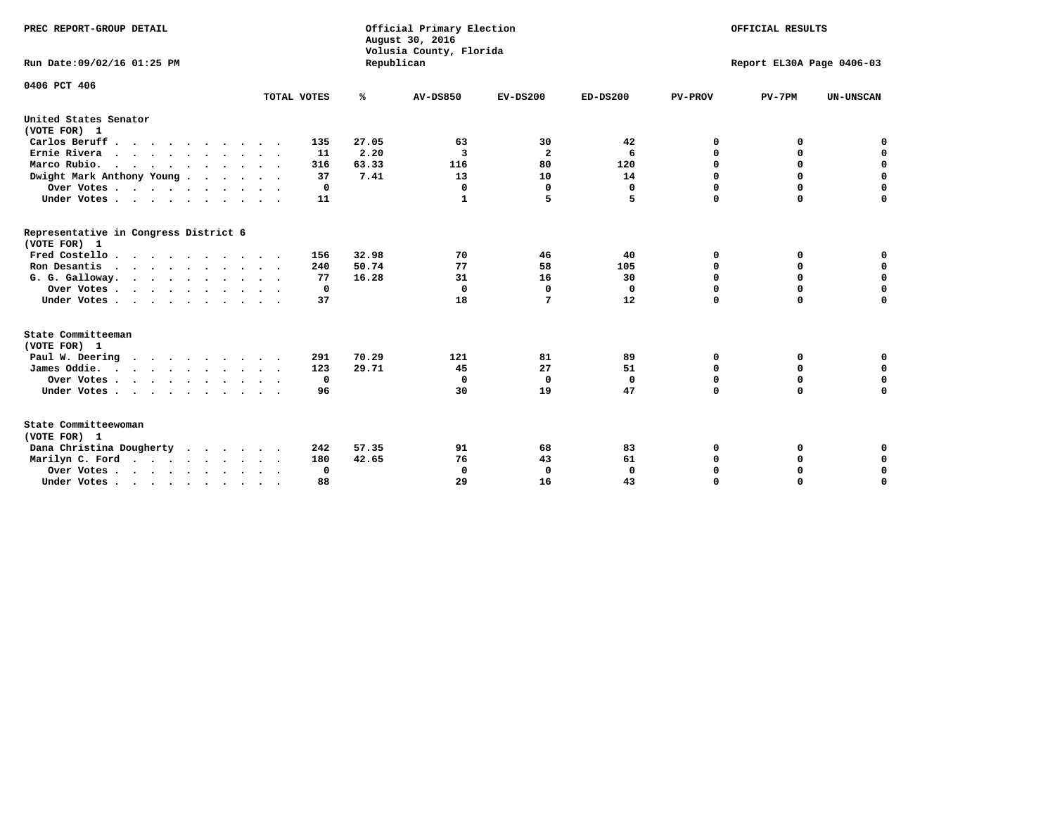PREC REPORT-GROUP DETAIL

Official Primary Election
August 30, 2016
Volusia County, Florida
Republican

OFFICIAL RESULTS

Run Date:09/02/16 01:25 PM

Report EL30A Page 0406-03

0406 PCT 406

| | TOTAL VOTES | % | AV-DS850 | EV-DS200 | ED-DS200 | PV-PROV | PV-7PM | UN-UNSCAN |
|---|---|---|---|---|---|---|---|---|
| **United States Senator** | | | | | | | | |
| **(VOTE FOR) 1** | | | | | | | | |
| Carlos Beruff | 135 | 27.05 | 63 | 30 | 42 | 0 | 0 | 0 |
| Ernie Rivera | 11 | 2.20 | 3 | 2 | 6 | 0 | 0 | 0 |
| Marco Rubio. | 316 | 63.33 | 116 | 80 | 120 | 0 | 0 | 0 |
| Dwight Mark Anthony Young | 37 | 7.41 | 13 | 10 | 14 | 0 | 0 | 0 |
| Over Votes | 0 | | 0 | 0 | 0 | 0 | 0 | 0 |
| Under Votes | 11 | | 1 | 5 | 5 | 0 | 0 | 0 |
| **Representative in Congress District 6** | | | | | | | | |
| **(VOTE FOR) 1** | | | | | | | | |
| Fred Costello | 156 | 32.98 | 70 | 46 | 40 | 0 | 0 | 0 |
| Ron Desantis | 240 | 50.74 | 77 | 58 | 105 | 0 | 0 | 0 |
| G. G. Galloway. | 77 | 16.28 | 31 | 16 | 30 | 0 | 0 | 0 |
| Over Votes | 0 | | 0 | 0 | 0 | 0 | 0 | 0 |
| Under Votes | 37 | | 18 | 7 | 12 | 0 | 0 | 0 |
| **State Committeeman** | | | | | | | | |
| **(VOTE FOR) 1** | | | | | | | | |
| Paul W. Deering | 291 | 70.29 | 121 | 81 | 89 | 0 | 0 | 0 |
| James Oddie. | 123 | 29.71 | 45 | 27 | 51 | 0 | 0 | 0 |
| Over Votes | 0 | | 0 | 0 | 0 | 0 | 0 | 0 |
| Under Votes | 96 | | 30 | 19 | 47 | 0 | 0 | 0 |
| **State Committeewoman** | | | | | | | | |
| **(VOTE FOR) 1** | | | | | | | | |
| Dana Christina Dougherty | 242 | 57.35 | 91 | 68 | 83 | 0 | 0 | 0 |
| Marilyn C. Ford | 180 | 42.65 | 76 | 43 | 61 | 0 | 0 | 0 |
| Over Votes | 0 | | 0 | 0 | 0 | 0 | 0 | 0 |
| Under Votes | 88 | | 29 | 16 | 43 | 0 | 0 | 0 |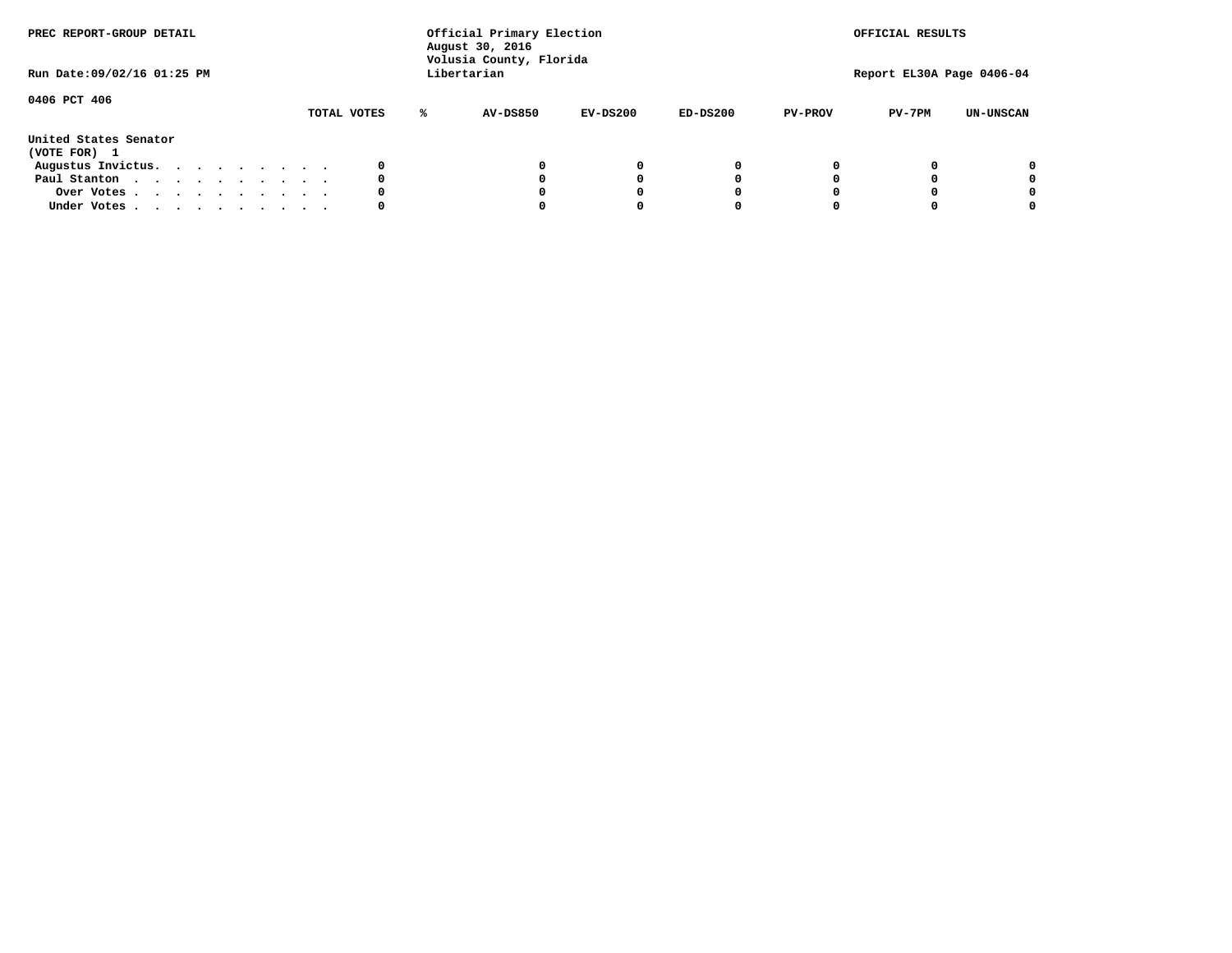PREC REPORT-GROUP DETAIL

Official Primary Election
August 30, 2016
Volusia County, Florida
Libertarian

OFFICIAL RESULTS

Run Date:09/02/16 01:25 PM

Report EL30A Page 0406-04

0406 PCT 406

| | TOTAL VOTES | % | AV-DS850 | EV-DS200 | ED-DS200 | PV-PROV | PV-7PM | UN-UNSCAN |
|---|---|---|---|---|---|---|---|---|
| **United States Senator** | | | | | | | | |
| **(VOTE FOR) 1** | | | | | | | | |
| Augustus Invictus. . . . . . . . . | 0 | | 0 | 0 | 0 | 0 | 0 | 0 |
| Paul Stanton . . . . . . . . . . | 0 | | 0 | 0 | 0 | 0 | 0 | 0 |
| Over Votes . . . . . . . . . . | 0 | | 0 | 0 | 0 | 0 | 0 | 0 |
| Under Votes . . . . . . . . . . | 0 | | 0 | 0 | 0 | 0 | 0 | 0 |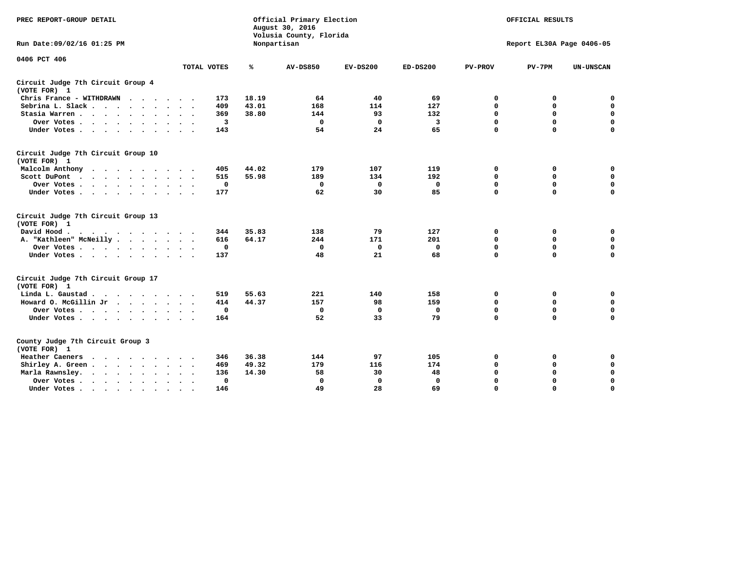PREC REPORT-GROUP DETAIL

Official Primary Election
August 30, 2016
Volusia County, Florida
Nonpartisan

OFFICIAL RESULTS

Run Date:09/02/16 01:25 PM

Report EL30A Page 0406-05

0406 PCT 406

| | TOTAL VOTES | % | AV-DS850 | EV-DS200 | ED-DS200 | PV-PROV | PV-7PM | UN-UNSCAN |
|---|---|---|---|---|---|---|---|---|
| **Circuit Judge 7th Circuit Group 4** | | | | | | | | |
| **(VOTE FOR) 1** | | | | | | | | |
| Chris France - WITHDRAWN | 173 | 18.19 | 64 | 40 | 69 | 0 | 0 | 0 |
| Sebrina L. Slack | 409 | 43.01 | 168 | 114 | 127 | 0 | 0 | 0 |
| Stasia Warren | 369 | 38.80 | 144 | 93 | 132 | 0 | 0 | 0 |
| Over Votes | 3 | | 0 | 0 | 3 | 0 | 0 | 0 |
| Under Votes | 143 | | 54 | 24 | 65 | 0 | 0 | 0 |
| **Circuit Judge 7th Circuit Group 10** | | | | | | | | |
| **(VOTE FOR) 1** | | | | | | | | |
| Malcolm Anthony | 405 | 44.02 | 179 | 107 | 119 | 0 | 0 | 0 |
| Scott DuPont | 515 | 55.98 | 189 | 134 | 192 | 0 | 0 | 0 |
| Over Votes | 0 | | 0 | 0 | 0 | 0 | 0 | 0 |
| Under Votes | 177 | | 62 | 30 | 85 | 0 | 0 | 0 |
| **Circuit Judge 7th Circuit Group 13** | | | | | | | | |
| **(VOTE FOR) 1** | | | | | | | | |
| David Hood | 344 | 35.83 | 138 | 79 | 127 | 0 | 0 | 0 |
| A. "Kathleen" McNeilly | 616 | 64.17 | 244 | 171 | 201 | 0 | 0 | 0 |
| Over Votes | 0 | | 0 | 0 | 0 | 0 | 0 | 0 |
| Under Votes | 137 | | 48 | 21 | 68 | 0 | 0 | 0 |
| **Circuit Judge 7th Circuit Group 17** | | | | | | | | |
| **(VOTE FOR) 1** | | | | | | | | |
| Linda L. Gaustad | 519 | 55.63 | 221 | 140 | 158 | 0 | 0 | 0 |
| Howard O. McGillin Jr | 414 | 44.37 | 157 | 98 | 159 | 0 | 0 | 0 |
| Over Votes | 0 | | 0 | 0 | 0 | 0 | 0 | 0 |
| Under Votes | 164 | | 52 | 33 | 79 | 0 | 0 | 0 |
| **County Judge 7th Circuit Group 3** | | | | | | | | |
| **(VOTE FOR) 1** | | | | | | | | |
| Heather Caeners | 346 | 36.38 | 144 | 97 | 105 | 0 | 0 | 0 |
| Shirley A. Green | 469 | 49.32 | 179 | 116 | 174 | 0 | 0 | 0 |
| Marla Rawnsley | 136 | 14.30 | 58 | 30 | 48 | 0 | 0 | 0 |
| Over Votes | 0 | | 0 | 0 | 0 | 0 | 0 | 0 |
| Under Votes | 146 | | 49 | 28 | 69 | 0 | 0 | 0 |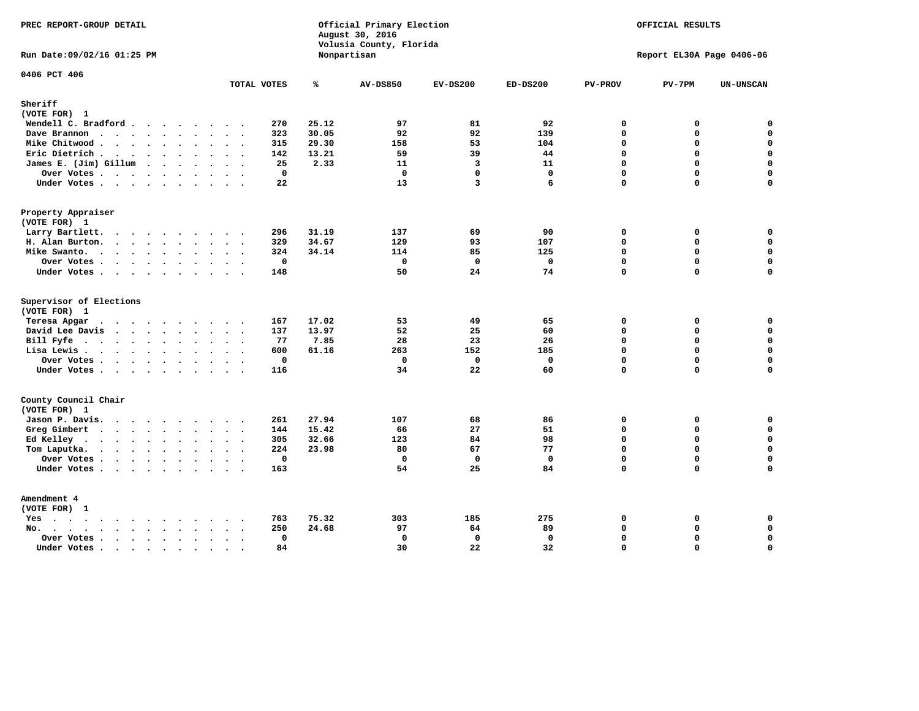PREC REPORT-GROUP DETAIL

Official Primary Election
August 30, 2016
Volusia County, Florida
Nonpartisan

OFFICIAL RESULTS

Run Date:09/02/16 01:25 PM

Report EL30A Page 0406-06

0406 PCT 406

| | TOTAL VOTES | % | AV-DS850 | EV-DS200 | ED-DS200 | PV-PROV | PV-7PM | UN-UNSCAN |
|---|---|---|---|---|---|---|---|---|
| **Sheriff** | | | | | | | | |
| (VOTE FOR) 1 | | | | | | | | |
| Wendell C. Bradford | 270 | 25.12 | 97 | 81 | 92 | 0 | 0 | 0 |
| Dave Brannon | 323 | 30.05 | 92 | 92 | 139 | 0 | 0 | 0 |
| Mike Chitwood | 315 | 29.30 | 158 | 53 | 104 | 0 | 0 | 0 |
| Eric Dietrich | 142 | 13.21 | 59 | 39 | 44 | 0 | 0 | 0 |
| James E. (Jim) Gillum | 25 | 2.33 | 11 | 3 | 11 | 0 | 0 | 0 |
| Over Votes | 0 | | 0 | 0 | 0 | 0 | 0 | 0 |
| Under Votes | 22 | | 13 | 3 | 6 | 0 | 0 | 0 |
| **Property Appraiser** | | | | | | | | |
| (VOTE FOR) 1 | | | | | | | | |
| Larry Bartlett | 296 | 31.19 | 137 | 69 | 90 | 0 | 0 | 0 |
| H. Alan Burton | 329 | 34.67 | 129 | 93 | 107 | 0 | 0 | 0 |
| Mike Swanto | 324 | 34.14 | 114 | 85 | 125 | 0 | 0 | 0 |
| Over Votes | 0 | | 0 | 0 | 0 | 0 | 0 | 0 |
| Under Votes | 148 | | 50 | 24 | 74 | 0 | 0 | 0 |
| **Supervisor of Elections** | | | | | | | | |
| (VOTE FOR) 1 | | | | | | | | |
| Teresa Apgar | 167 | 17.02 | 53 | 49 | 65 | 0 | 0 | 0 |
| David Lee Davis | 137 | 13.97 | 52 | 25 | 60 | 0 | 0 | 0 |
| Bill Fyfe | 77 | 7.85 | 28 | 23 | 26 | 0 | 0 | 0 |
| Lisa Lewis | 600 | 61.16 | 263 | 152 | 185 | 0 | 0 | 0 |
| Over Votes | 0 | | 0 | 0 | 0 | 0 | 0 | 0 |
| Under Votes | 116 | | 34 | 22 | 60 | 0 | 0 | 0 |
| **County Council Chair** | | | | | | | | |
| (VOTE FOR) 1 | | | | | | | | |
| Jason P. Davis | 261 | 27.94 | 107 | 68 | 86 | 0 | 0 | 0 |
| Greg Gimbert | 144 | 15.42 | 66 | 27 | 51 | 0 | 0 | 0 |
| Ed Kelley | 305 | 32.66 | 123 | 84 | 98 | 0 | 0 | 0 |
| Tom Laputka | 224 | 23.98 | 80 | 67 | 77 | 0 | 0 | 0 |
| Over Votes | 0 | | 0 | 0 | 0 | 0 | 0 | 0 |
| Under Votes | 163 | | 54 | 25 | 84 | 0 | 0 | 0 |
| **Amendment 4** | | | | | | | | |
| (VOTE FOR) 1 | | | | | | | | |
| Yes | 763 | 75.32 | 303 | 185 | 275 | 0 | 0 | 0 |
| No | 250 | 24.68 | 97 | 64 | 89 | 0 | 0 | 0 |
| Over Votes | 0 | | 0 | 0 | 0 | 0 | 0 | 0 |
| Under Votes | 84 | | 30 | 22 | 32 | 0 | 0 | 0 |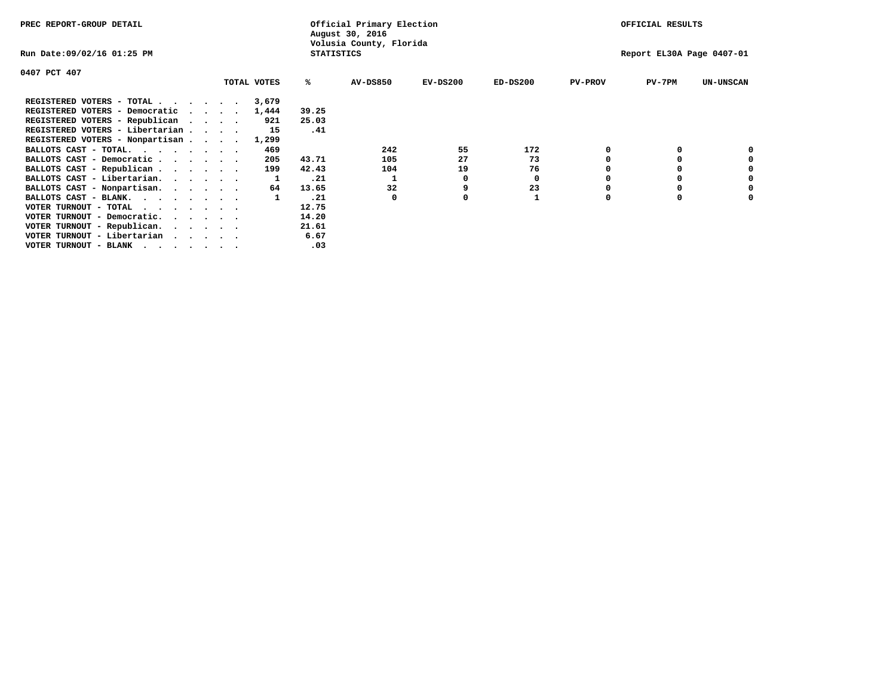PREC REPORT-GROUP DETAIL

Official Primary Election
August 30, 2016
Volusia County, Florida
STATISTICS

OFFICIAL RESULTS

Run Date:09/02/16 01:25 PM

Report EL30A Page 0407-01

0407 PCT 407

| | TOTAL VOTES | % | AV-DS850 | EV-DS200 | ED-DS200 | PV-PROV | PV-7PM | UN-UNSCAN |
|---|---|---|---|---|---|---|---|---|
| REGISTERED VOTERS - TOTAL . . . . . . | 3,679 | | | | | | | |
| REGISTERED VOTERS - Democratic . . . . | 1,444 | 39.25 | | | | | | |
| REGISTERED VOTERS - Republican . . . . | 921 | 25.03 | | | | | | |
| REGISTERED VOTERS - Libertarian . . . . | 15 | .41 | | | | | | |
| REGISTERED VOTERS - Nonpartisan . . . . | 1,299 | | | | | | | |
| BALLOTS CAST - TOTAL. . . . . . . . | 469 | | 242 | 55 | 172 | 0 | 0 | 0 |
| BALLOTS CAST - Democratic . . . . . . | 205 | 43.71 | 105 | 27 | 73 | 0 | 0 | 0 |
| BALLOTS CAST - Republican . . . . . . | 199 | 42.43 | 104 | 19 | 76 | 0 | 0 | 0 |
| BALLOTS CAST - Libertarian. . . . . . | 1 | .21 | 1 | 0 | 0 | 0 | 0 | 0 |
| BALLOTS CAST - Nonpartisan. . . . . . | 64 | 13.65 | 32 | 9 | 23 | 0 | 0 | 0 |
| BALLOTS CAST - BLANK. . . . . . . . | 1 | .21 | 0 | 0 | 1 | 0 | 0 | 0 |
| VOTER TURNOUT - TOTAL . . . . . . . | | 12.75 | | | | | | |
| VOTER TURNOUT - Democratic. . . . . . | | 14.20 | | | | | | |
| VOTER TURNOUT - Republican. . . . . . | | 21.61 | | | | | | |
| VOTER TURNOUT - Libertarian . . . . . | | 6.67 | | | | | | |
| VOTER TURNOUT - BLANK . . . . . . . | | .03 | | | | | | |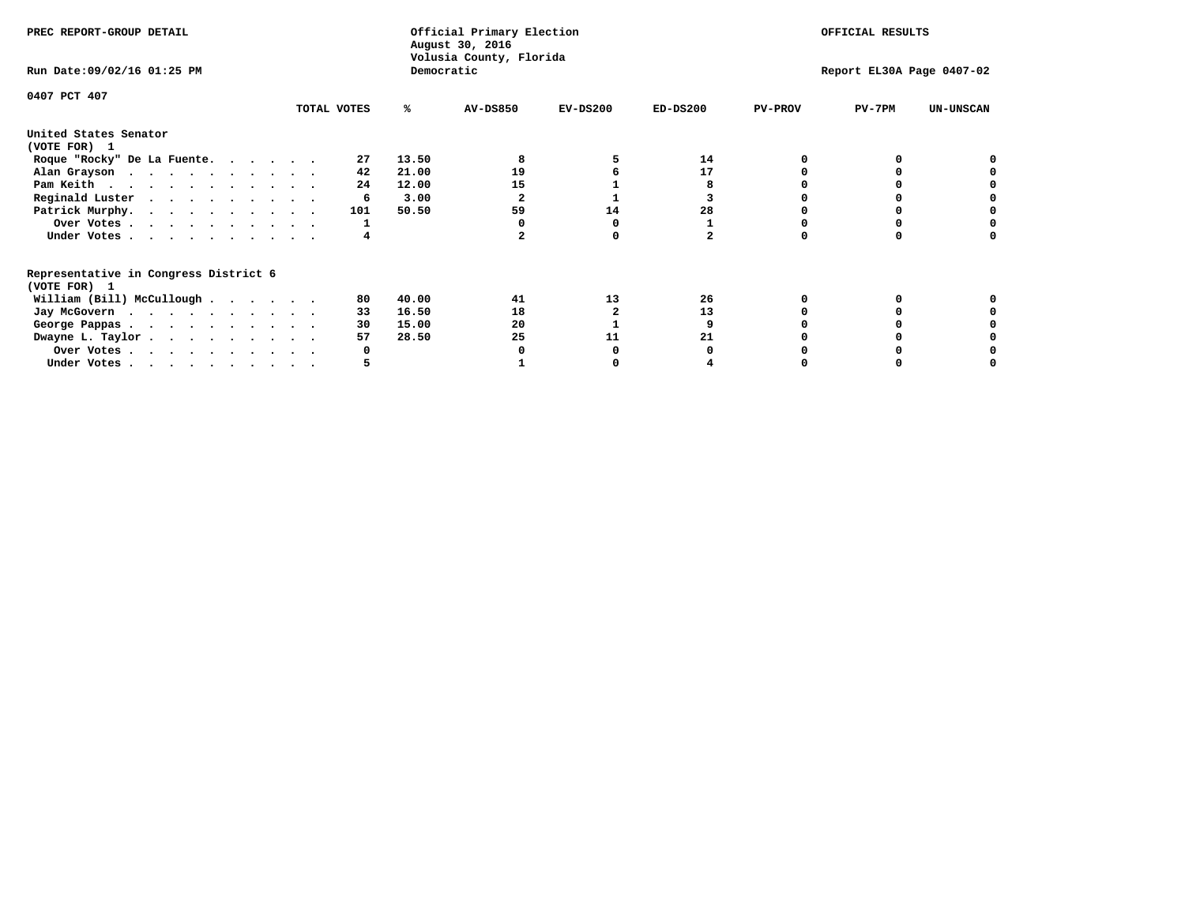PREC REPORT-GROUP DETAIL

Official Primary Election
August 30, 2016
Volusia County, Florida
Democratic

OFFICIAL RESULTS

Run Date:09/02/16 01:25 PM

Report EL30A Page 0407-02

0407 PCT 407

| | TOTAL VOTES | % | AV-DS850 | EV-DS200 | ED-DS200 | PV-PROV | PV-7PM | UN-UNSCAN |
|---|---|---|---|---|---|---|---|---|
| **United States Senator** | | | | | | | | |
| **(VOTE FOR) 1** | | | | | | | | |
| Roque "Rocky" De La Fuente | 27 | 13.50 | 8 | 5 | 14 | 0 | 0 | 0 |
| Alan Grayson | 42 | 21.00 | 19 | 6 | 17 | 0 | 0 | 0 |
| Pam Keith | 24 | 12.00 | 15 | 1 | 8 | 0 | 0 | 0 |
| Reginald Luster | 6 | 3.00 | 2 | 1 | 3 | 0 | 0 | 0 |
| Patrick Murphy | 101 | 50.50 | 59 | 14 | 28 | 0 | 0 | 0 |
| Over Votes | 1 | | 0 | 0 | 1 | 0 | 0 | 0 |
| Under Votes | 4 | | 2 | 0 | 2 | 0 | 0 | 0 |
| **Representative in Congress District 6** | | | | | | | | |
| **(VOTE FOR) 1** | | | | | | | | |
| William (Bill) McCullough | 80 | 40.00 | 41 | 13 | 26 | 0 | 0 | 0 |
| Jay McGovern | 33 | 16.50 | 18 | 2 | 13 | 0 | 0 | 0 |
| George Pappas | 30 | 15.00 | 20 | 1 | 9 | 0 | 0 | 0 |
| Dwayne L. Taylor | 57 | 28.50 | 25 | 11 | 21 | 0 | 0 | 0 |
| Over Votes | 0 | | 0 | 0 | 0 | 0 | 0 | 0 |
| Under Votes | 5 | | 1 | 0 | 4 | 0 | 0 | 0 |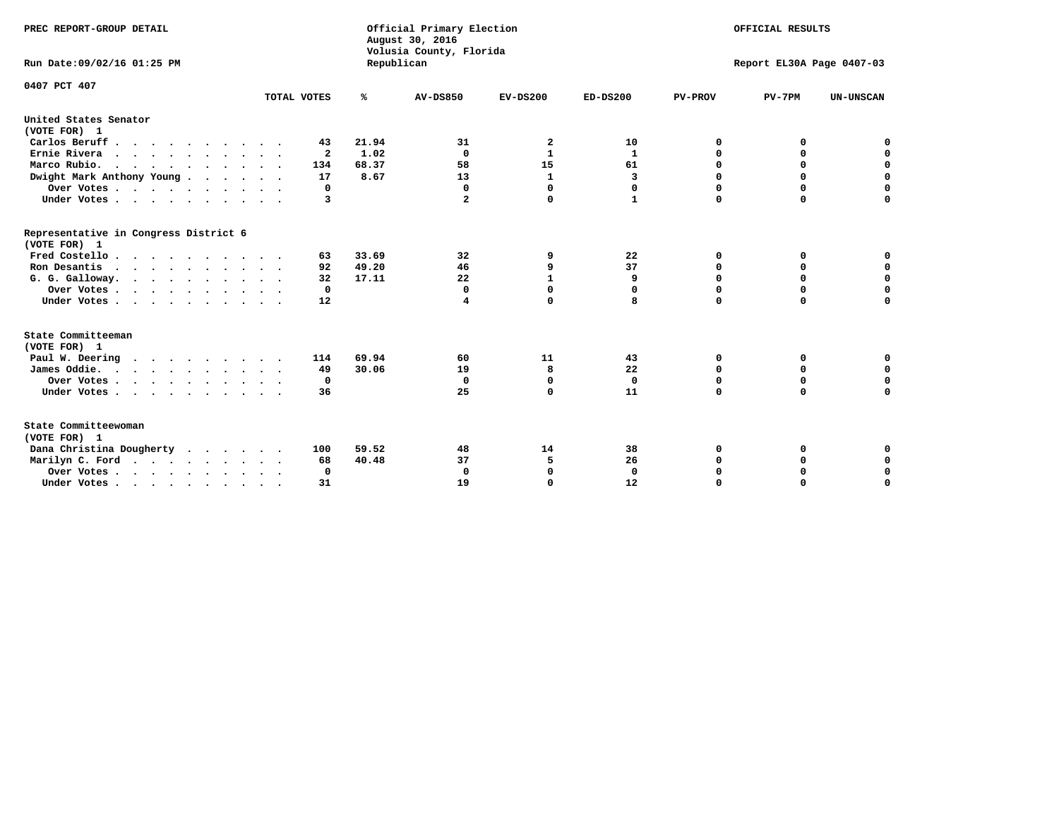PREC REPORT-GROUP DETAIL

Official Primary Election
August 30, 2016
Volusia County, Florida
Republican

OFFICIAL RESULTS

Run Date:09/02/16 01:25 PM

Report EL30A Page 0407-03

0407 PCT 407

| | TOTAL VOTES | % | AV-DS850 | EV-DS200 | ED-DS200 | PV-PROV | PV-7PM | UN-UNSCAN |
|---|---|---|---|---|---|---|---|---|
| **United States Senator** | | | | | | | | |
| **(VOTE FOR) 1** | | | | | | | | |
| Carlos Beruff | 43 | 21.94 | 31 | 2 | 10 | 0 | 0 | 0 |
| Ernie Rivera | 2 | 1.02 | 0 | 1 | 1 | 0 | 0 | 0 |
| Marco Rubio. | 134 | 68.37 | 58 | 15 | 61 | 0 | 0 | 0 |
| Dwight Mark Anthony Young | 17 | 8.67 | 13 | 1 | 3 | 0 | 0 | 0 |
| Over Votes | 0 | | 0 | 0 | 0 | 0 | 0 | 0 |
| Under Votes | 3 | | 2 | 0 | 1 | 0 | 0 | 0 |
| **Representative in Congress District 6** | | | | | | | | |
| **(VOTE FOR) 1** | | | | | | | | |
| Fred Costello | 63 | 33.69 | 32 | 9 | 22 | 0 | 0 | 0 |
| Ron Desantis | 92 | 49.20 | 46 | 9 | 37 | 0 | 0 | 0 |
| G. G. Galloway. | 32 | 17.11 | 22 | 1 | 9 | 0 | 0 | 0 |
| Over Votes | 0 | | 0 | 0 | 0 | 0 | 0 | 0 |
| Under Votes | 12 | | 4 | 0 | 8 | 0 | 0 | 0 |
| **State Committeeman** | | | | | | | | |
| **(VOTE FOR) 1** | | | | | | | | |
| Paul W. Deering | 114 | 69.94 | 60 | 11 | 43 | 0 | 0 | 0 |
| James Oddie. | 49 | 30.06 | 19 | 8 | 22 | 0 | 0 | 0 |
| Over Votes | 0 | | 0 | 0 | 0 | 0 | 0 | 0 |
| Under Votes | 36 | | 25 | 0 | 11 | 0 | 0 | 0 |
| **State Committeewoman** | | | | | | | | |
| **(VOTE FOR) 1** | | | | | | | | |
| Dana Christina Dougherty | 100 | 59.52 | 48 | 14 | 38 | 0 | 0 | 0 |
| Marilyn C. Ford | 68 | 40.48 | 37 | 5 | 26 | 0 | 0 | 0 |
| Over Votes | 0 | | 0 | 0 | 0 | 0 | 0 | 0 |
| Under Votes | 31 | | 19 | 0 | 12 | 0 | 0 | 0 |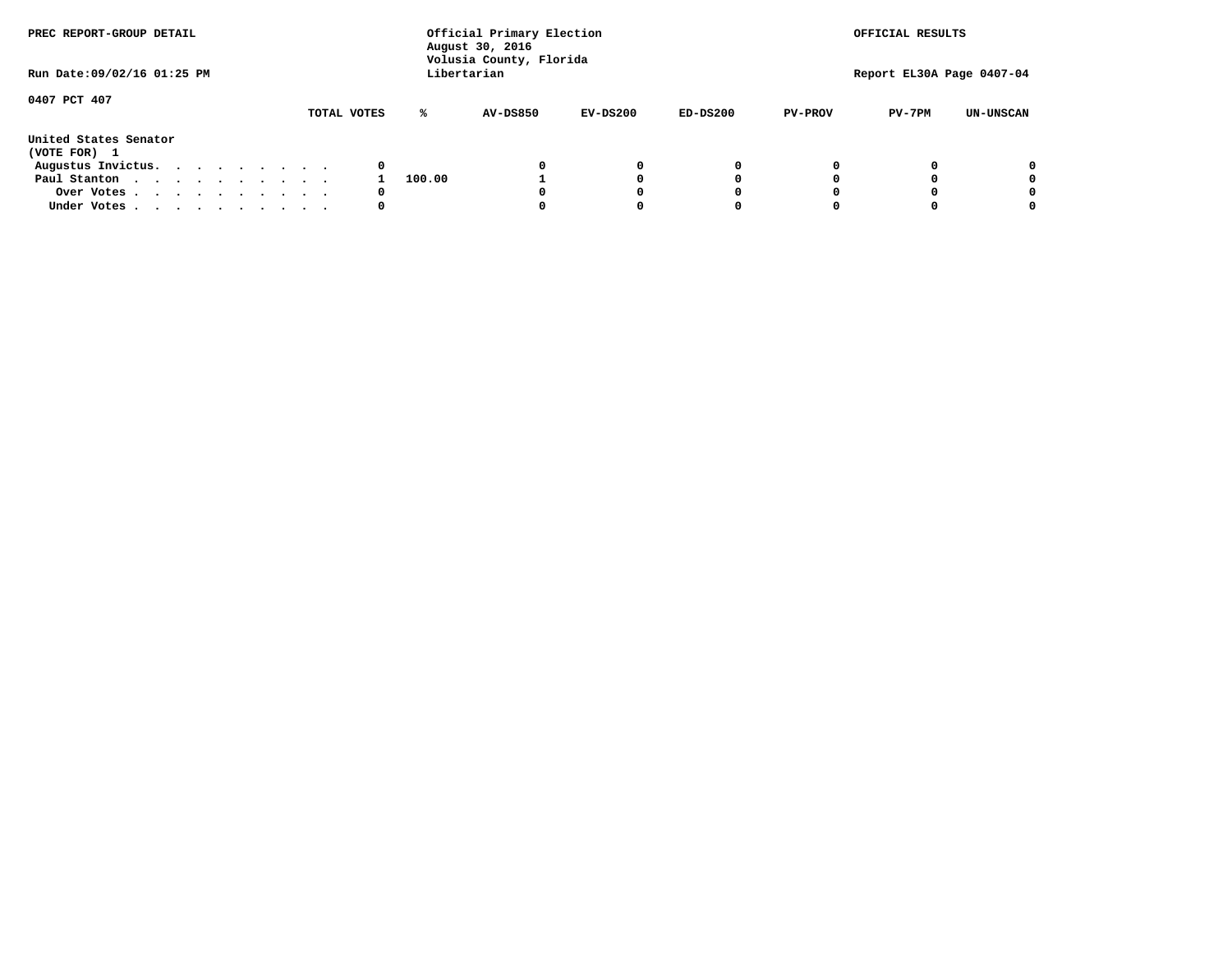PREC REPORT-GROUP DETAIL

Official Primary Election
August 30, 2016
Volusia County, Florida
Libertarian

OFFICIAL RESULTS

Run Date:09/02/16 01:25 PM

Report EL30A Page 0407-04

0407 PCT 407

**United States Senator**
**(VOTE FOR) 1**

| | TOTAL VOTES | % | AV-DS850 | EV-DS200 | ED-DS200 | PV-PROV | PV-7PM | UN-UNSCAN |
|---|---|---|---|---|---|---|---|---|
| Augustus Invictus. . . . . . . . . . | 0 | | 0 | 0 | 0 | 0 | 0 | 0 |
| Paul Stanton . . . . . . . . . . . | 1 | 100.00 | 1 | 0 | 0 | 0 | 0 | 0 |
| Over Votes . . . . . . . . . . . | 0 | | 0 | 0 | 0 | 0 | 0 | 0 |
| Under Votes . . . . . . . . . . . | 0 | | 0 | 0 | 0 | 0 | 0 | 0 |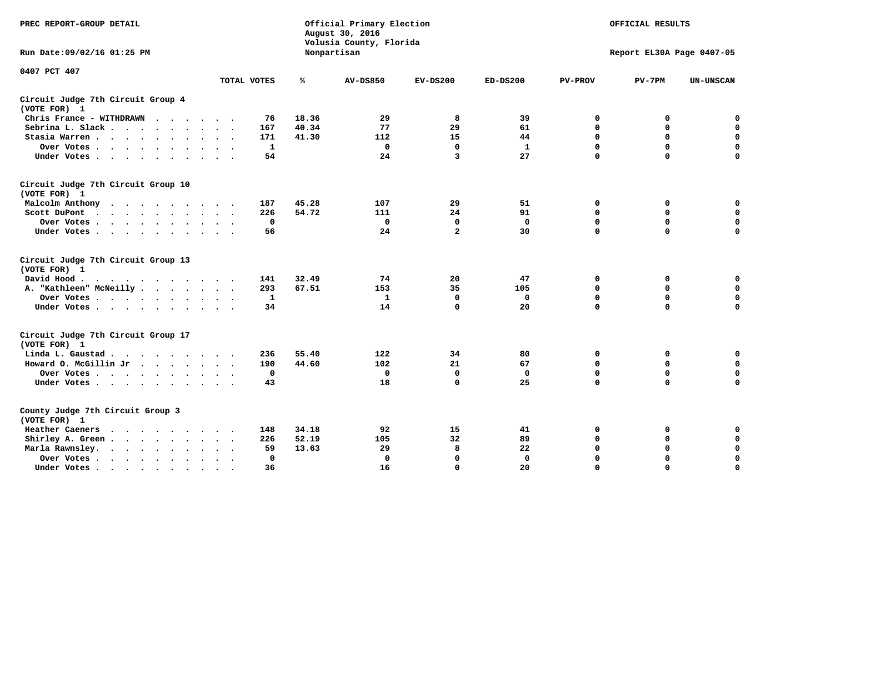PREC REPORT-GROUP DETAIL

Official Primary Election
August 30, 2016
Volusia County, Florida
Nonpartisan

OFFICIAL RESULTS

Run Date:09/02/16 01:25 PM

Report EL30A Page 0407-05

0407 PCT 407

| | TOTAL VOTES | % | AV-DS850 | EV-DS200 | ED-DS200 | PV-PROV | PV-7PM | UN-UNSCAN |
|---|---|---|---|---|---|---|---|---|
| **Circuit Judge 7th Circuit Group 4 (VOTE FOR) 1** | | | | | | | | |
| Chris France - WITHDRAWN | 76 | 18.36 | 29 | 8 | 39 | 0 | 0 | 0 |
| Sebrina L. Slack | 167 | 40.34 | 77 | 29 | 61 | 0 | 0 | 0 |
| Stasia Warren | 171 | 41.30 | 112 | 15 | 44 | 0 | 0 | 0 |
| Over Votes | 1 | | 0 | 0 | 1 | 0 | 0 | 0 |
| Under Votes | 54 | | 24 | 3 | 27 | 0 | 0 | 0 |
| **Circuit Judge 7th Circuit Group 10 (VOTE FOR) 1** | | | | | | | | |
| Malcolm Anthony | 187 | 45.28 | 107 | 29 | 51 | 0 | 0 | 0 |
| Scott DuPont | 226 | 54.72 | 111 | 24 | 91 | 0 | 0 | 0 |
| Over Votes | 0 | | 0 | 0 | 0 | 0 | 0 | 0 |
| Under Votes | 56 | | 24 | 2 | 30 | 0 | 0 | 0 |
| **Circuit Judge 7th Circuit Group 13 (VOTE FOR) 1** | | | | | | | | |
| David Hood | 141 | 32.49 | 74 | 20 | 47 | 0 | 0 | 0 |
| A. "Kathleen" McNeilly | 293 | 67.51 | 153 | 35 | 105 | 0 | 0 | 0 |
| Over Votes | 1 | | 1 | 0 | 0 | 0 | 0 | 0 |
| Under Votes | 34 | | 14 | 0 | 20 | 0 | 0 | 0 |
| **Circuit Judge 7th Circuit Group 17 (VOTE FOR) 1** | | | | | | | | |
| Linda L. Gaustad | 236 | 55.40 | 122 | 34 | 80 | 0 | 0 | 0 |
| Howard O. McGillin Jr | 190 | 44.60 | 102 | 21 | 67 | 0 | 0 | 0 |
| Over Votes | 0 | | 0 | 0 | 0 | 0 | 0 | 0 |
| Under Votes | 43 | | 18 | 0 | 25 | 0 | 0 | 0 |
| **County Judge 7th Circuit Group 3 (VOTE FOR) 1** | | | | | | | | |
| Heather Caeners | 148 | 34.18 | 92 | 15 | 41 | 0 | 0 | 0 |
| Shirley A. Green | 226 | 52.19 | 105 | 32 | 89 | 0 | 0 | 0 |
| Marla Rawnsley | 59 | 13.63 | 29 | 8 | 22 | 0 | 0 | 0 |
| Over Votes | 0 | | 0 | 0 | 0 | 0 | 0 | 0 |
| Under Votes | 36 | | 16 | 0 | 20 | 0 | 0 | 0 |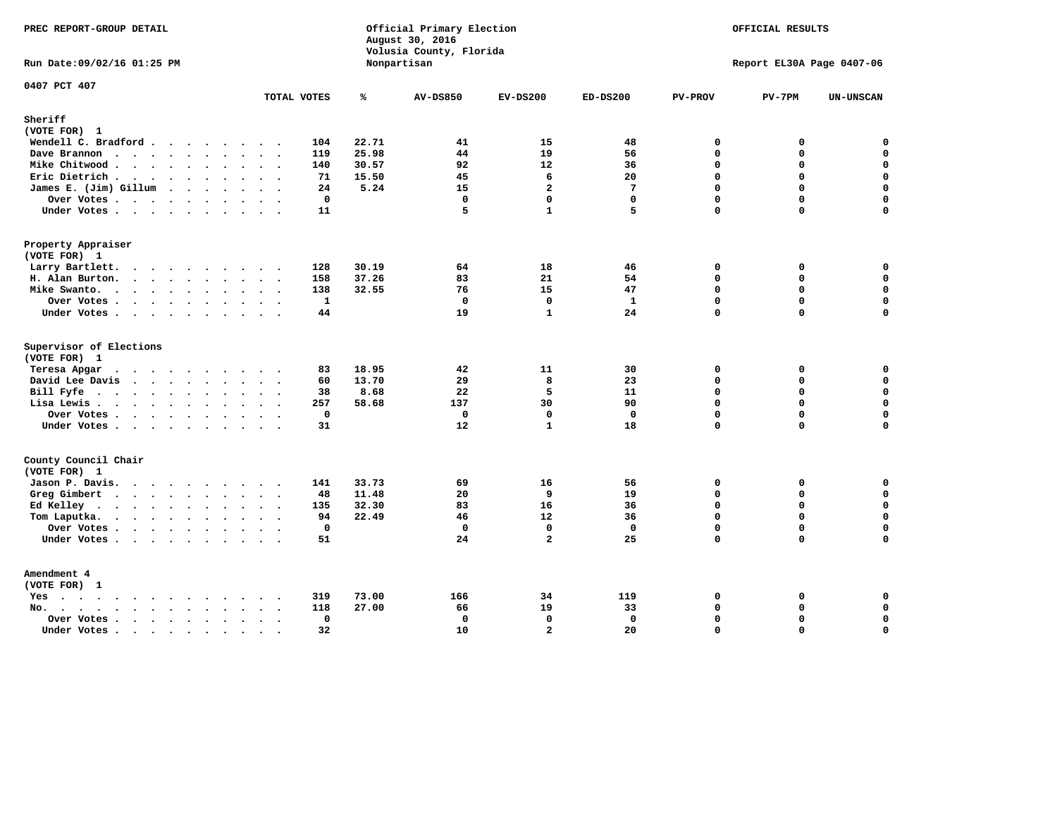PREC REPORT-GROUP DETAIL

Official Primary Election
August 30, 2016
Volusia County, Florida
Nonpartisan

OFFICIAL RESULTS

Run Date:09/02/16 01:25 PM

Report EL30A Page 0407-06

0407 PCT 407

| | TOTAL VOTES | % | AV-DS850 | EV-DS200 | ED-DS200 | PV-PROV | PV-7PM | UN-UNSCAN |
|---|---|---|---|---|---|---|---|---|
| **Sheriff** | | | | | | | | |
| **(VOTE FOR) 1** | | | | | | | | |
| Wendell C. Bradford | 104 | 22.71 | 41 | 15 | 48 | 0 | 0 | 0 |
| Dave Brannon | 119 | 25.98 | 44 | 19 | 56 | 0 | 0 | 0 |
| Mike Chitwood | 140 | 30.57 | 92 | 12 | 36 | 0 | 0 | 0 |
| Eric Dietrich | 71 | 15.50 | 45 | 6 | 20 | 0 | 0 | 0 |
| James E. (Jim) Gillum | 24 | 5.24 | 15 | 2 | 7 | 0 | 0 | 0 |
| Over Votes | 0 | | 0 | 0 | 0 | 0 | 0 | 0 |
| Under Votes | 11 | | 5 | 1 | 5 | 0 | 0 | 0 |
| **Property Appraiser** | | | | | | | | |
| **(VOTE FOR) 1** | | | | | | | | |
| Larry Bartlett | 128 | 30.19 | 64 | 18 | 46 | 0 | 0 | 0 |
| H. Alan Burton | 158 | 37.26 | 83 | 21 | 54 | 0 | 0 | 0 |
| Mike Swanto | 138 | 32.55 | 76 | 15 | 47 | 0 | 0 | 0 |
| Over Votes | 1 | | 0 | 0 | 1 | 0 | 0 | 0 |
| Under Votes | 44 | | 19 | 1 | 24 | 0 | 0 | 0 |
| **Supervisor of Elections** | | | | | | | | |
| **(VOTE FOR) 1** | | | | | | | | |
| Teresa Apgar | 83 | 18.95 | 42 | 11 | 30 | 0 | 0 | 0 |
| David Lee Davis | 60 | 13.70 | 29 | 8 | 23 | 0 | 0 | 0 |
| Bill Fyfe | 38 | 8.68 | 22 | 5 | 11 | 0 | 0 | 0 |
| Lisa Lewis | 257 | 58.68 | 137 | 30 | 90 | 0 | 0 | 0 |
| Over Votes | 0 | | 0 | 0 | 0 | 0 | 0 | 0 |
| Under Votes | 31 | | 12 | 1 | 18 | 0 | 0 | 0 |
| **County Council Chair** | | | | | | | | |
| **(VOTE FOR) 1** | | | | | | | | |
| Jason P. Davis | 141 | 33.73 | 69 | 16 | 56 | 0 | 0 | 0 |
| Greg Gimbert | 48 | 11.48 | 20 | 9 | 19 | 0 | 0 | 0 |
| Ed Kelley | 135 | 32.30 | 83 | 16 | 36 | 0 | 0 | 0 |
| Tom Laputka | 94 | 22.49 | 46 | 12 | 36 | 0 | 0 | 0 |
| Over Votes | 0 | | 0 | 0 | 0 | 0 | 0 | 0 |
| Under Votes | 51 | | 24 | 2 | 25 | 0 | 0 | 0 |
| **Amendment 4** | | | | | | | | |
| **(VOTE FOR) 1** | | | | | | | | |
| Yes | 319 | 73.00 | 166 | 34 | 119 | 0 | 0 | 0 |
| No | 118 | 27.00 | 66 | 19 | 33 | 0 | 0 | 0 |
| Over Votes | 0 | | 0 | 0 | 0 | 0 | 0 | 0 |
| Under Votes | 32 | | 10 | 2 | 20 | 0 | 0 | 0 |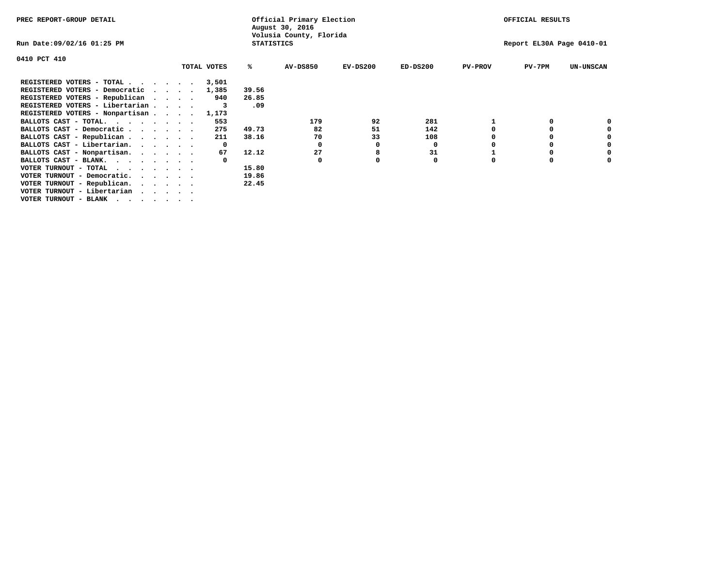PREC REPORT-GROUP DETAIL

Official Primary Election
August 30, 2016
Volusia County, Florida
STATISTICS

OFFICIAL RESULTS

Run Date:09/02/16 01:25 PM

Report EL30A Page 0410-01

0410 PCT 410

| | TOTAL VOTES | % | AV-DS850 | EV-DS200 | ED-DS200 | PV-PROV | PV-7PM | UN-UNSCAN |
|---|---|---|---|---|---|---|---|---|
| REGISTERED VOTERS - TOTAL . . . . . . . | 3,501 | | | | | | | |
| REGISTERED VOTERS - Democratic . . . . | 1,385 | 39.56 | | | | | | |
| REGISTERED VOTERS - Republican . . . . | 940 | 26.85 | | | | | | |
| REGISTERED VOTERS - Libertarian . . . . | 3 | .09 | | | | | | |
| REGISTERED VOTERS - Nonpartisan . . . . | 1,173 | | | | | | | |
| BALLOTS CAST - TOTAL. . . . . . . . | 553 | | 179 | 92 | 281 | 1 | 0 | 0 |
| BALLOTS CAST - Democratic . . . . . . | 275 | 49.73 | 82 | 51 | 142 | 0 | 0 | 0 |
| BALLOTS CAST - Republican . . . . . . | 211 | 38.16 | 70 | 33 | 108 | 0 | 0 | 0 |
| BALLOTS CAST - Libertarian. . . . . . | 0 | | 0 | 0 | 0 | 0 | 0 | 0 |
| BALLOTS CAST - Nonpartisan. . . . . . | 67 | 12.12 | 27 | 8 | 31 | 1 | 0 | 0 |
| BALLOTS CAST - BLANK. . . . . . . . | 0 | | 0 | 0 | 0 | 0 | 0 | 0 |
| VOTER TURNOUT - TOTAL . . . . . . . | | 15.80 | | | | | | |
| VOTER TURNOUT - Democratic. . . . . . | | 19.86 | | | | | | |
| VOTER TURNOUT - Republican. . . . . . | | 22.45 | | | | | | |
| VOTER TURNOUT - Libertarian . . . . . | | | | | | | | |
| VOTER TURNOUT - BLANK . . . . . . . | | | | | | | | |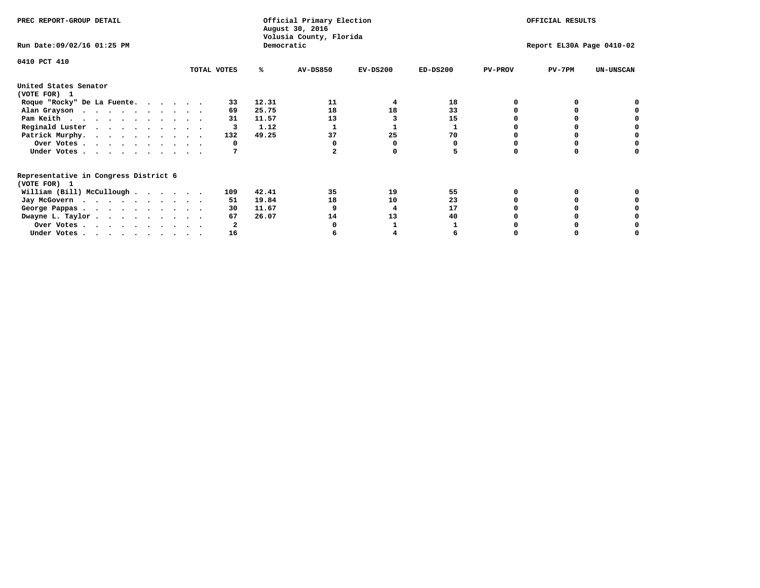PREC REPORT-GROUP DETAIL

Official Primary Election
August 30, 2016
Volusia County, Florida
Democratic

OFFICIAL RESULTS

Run Date:09/02/16 01:25 PM

Report EL30A Page 0410-02

0410 PCT 410

| | TOTAL VOTES | % | AV-DS850 | EV-DS200 | ED-DS200 | PV-PROV | PV-7PM | UN-UNSCAN |
|---|---|---|---|---|---|---|---|---|
| **United States Senator** | | | | | | | | |
| **(VOTE FOR) 1** | | | | | | | | |
| Roque "Rocky" De La Fuente. . . . . . | 33 | 12.31 | 11 | 4 | 18 | 0 | 0 | 0 |
| Alan Grayson . . . . . . . . . . . | 69 | 25.75 | 18 | 18 | 33 | 0 | 0 | 0 |
| Pam Keith . . . . . . . . . . . . | 31 | 11.57 | 13 | 3 | 15 | 0 | 0 | 0 |
| Reginald Luster . . . . . . . . . . | 3 | 1.12 | 1 | 1 | 1 | 0 | 0 | 0 |
| Patrick Murphy. . . . . . . . . . . | 132 | 49.25 | 37 | 25 | 70 | 0 | 0 | 0 |
| Over Votes . . . . . . . . . . . | 0 | | 0 | 0 | 0 | 0 | 0 | 0 |
| Under Votes . . . . . . . . . . . | 7 | | 2 | 0 | 5 | 0 | 0 | 0 |
| **Representative in Congress District 6** | | | | | | | | |
| **(VOTE FOR) 1** | | | | | | | | |
| William (Bill) McCullough . . . . . . | 109 | 42.41 | 35 | 19 | 55 | 0 | 0 | 0 |
| Jay McGovern . . . . . . . . . . . | 51 | 19.84 | 18 | 10 | 23 | 0 | 0 | 0 |
| George Pappas . . . . . . . . . . . | 30 | 11.67 | 9 | 4 | 17 | 0 | 0 | 0 |
| Dwayne L. Taylor . . . . . . . . . . | 67 | 26.07 | 14 | 13 | 40 | 0 | 0 | 0 |
| Over Votes . . . . . . . . . . . | 2 | | 0 | 1 | 1 | 0 | 0 | 0 |
| Under Votes . . . . . . . . . . . | 16 | | 6 | 4 | 6 | 0 | 0 | 0 |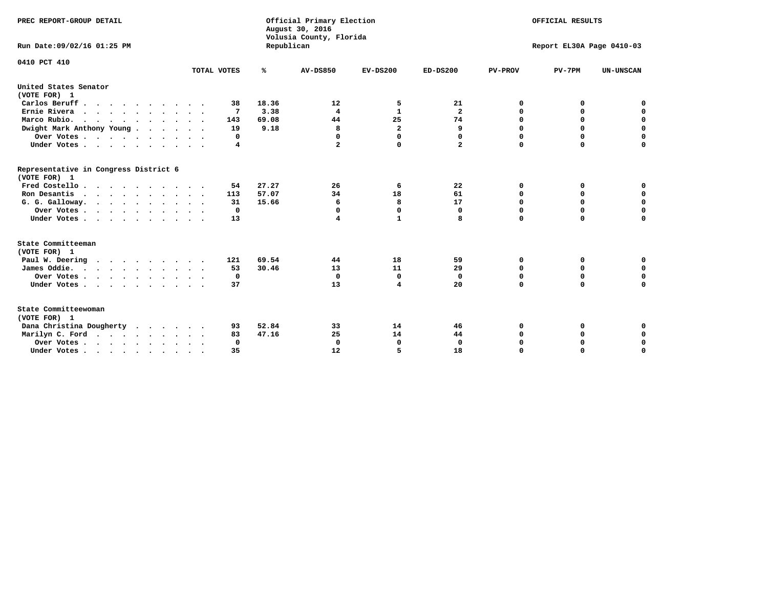PREC REPORT-GROUP DETAIL

Official Primary Election
August 30, 2016
Volusia County, Florida
Republican

OFFICIAL RESULTS

Run Date:09/02/16 01:25 PM

Report EL30A Page 0410-03

0410 PCT 410

| | TOTAL VOTES | % | AV-DS850 | EV-DS200 | ED-DS200 | PV-PROV | PV-7PM | UN-UNSCAN |
|---|---|---|---|---|---|---|---|---|
| **United States Senator** | | | | | | | | |
| **(VOTE FOR) 1** | | | | | | | | |
| Carlos Beruff | 38 | 18.36 | 12 | 5 | 21 | 0 | 0 | 0 |
| Ernie Rivera | 7 | 3.38 | 4 | 1 | 2 | 0 | 0 | 0 |
| Marco Rubio | 143 | 69.08 | 44 | 25 | 74 | 0 | 0 | 0 |
| Dwight Mark Anthony Young | 19 | 9.18 | 8 | 2 | 9 | 0 | 0 | 0 |
| Over Votes | 0 | | 0 | 0 | 0 | 0 | 0 | 0 |
| Under Votes | 4 | | 2 | 0 | 2 | 0 | 0 | 0 |
| **Representative in Congress District 6** | | | | | | | | |
| **(VOTE FOR) 1** | | | | | | | | |
| Fred Costello | 54 | 27.27 | 26 | 6 | 22 | 0 | 0 | 0 |
| Ron Desantis | 113 | 57.07 | 34 | 18 | 61 | 0 | 0 | 0 |
| G. G. Galloway | 31 | 15.66 | 6 | 8 | 17 | 0 | 0 | 0 |
| Over Votes | 0 | | 0 | 0 | 0 | 0 | 0 | 0 |
| Under Votes | 13 | | 4 | 1 | 8 | 0 | 0 | 0 |
| **State Committeeman** | | | | | | | | |
| **(VOTE FOR) 1** | | | | | | | | |
| Paul W. Deering | 121 | 69.54 | 44 | 18 | 59 | 0 | 0 | 0 |
| James Oddie | 53 | 30.46 | 13 | 11 | 29 | 0 | 0 | 0 |
| Over Votes | 0 | | 0 | 0 | 0 | 0 | 0 | 0 |
| Under Votes | 37 | | 13 | 4 | 20 | 0 | 0 | 0 |
| **State Committeewoman** | | | | | | | | |
| **(VOTE FOR) 1** | | | | | | | | |
| Dana Christina Dougherty | 93 | 52.84 | 33 | 14 | 46 | 0 | 0 | 0 |
| Marilyn C. Ford | 83 | 47.16 | 25 | 14 | 44 | 0 | 0 | 0 |
| Over Votes | 0 | | 0 | 0 | 0 | 0 | 0 | 0 |
| Under Votes | 35 | | 12 | 5 | 18 | 0 | 0 | 0 |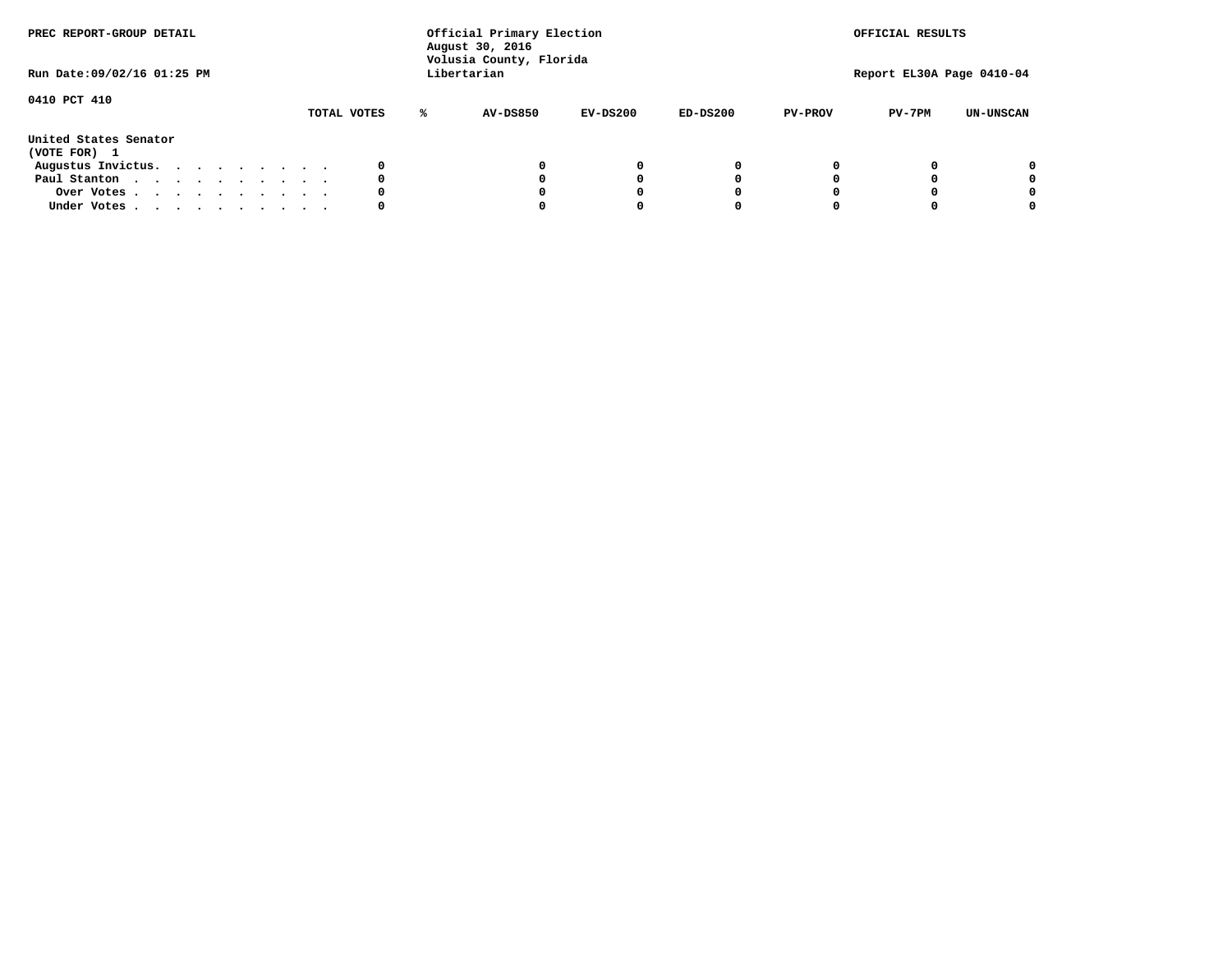PREC REPORT-GROUP DETAIL

Official Primary Election
August 30, 2016
Volusia County, Florida
Libertarian

OFFICIAL RESULTS

Run Date:09/02/16 01:25 PM

Report EL30A Page 0410-04

0410 PCT 410

| | TOTAL VOTES | % | AV-DS850 | EV-DS200 | ED-DS200 | PV-PROV | PV-7PM | UN-UNSCAN |
|---|---|---|---|---|---|---|---|---|
| **United States Senator** | | | | | | | | |
| **(VOTE FOR) 1** | | | | | | | | |
| Augustus Invictus. . . . . . . . . | 0 | | 0 | 0 | 0 | 0 | 0 | 0 |
| Paul Stanton . . . . . . . . . . . | 0 | | 0 | 0 | 0 | 0 | 0 | 0 |
| Over Votes . . . . . . . . . . . | 0 | | 0 | 0 | 0 | 0 | 0 | 0 |
| Under Votes . . . . . . . . . . . | 0 | | 0 | 0 | 0 | 0 | 0 | 0 |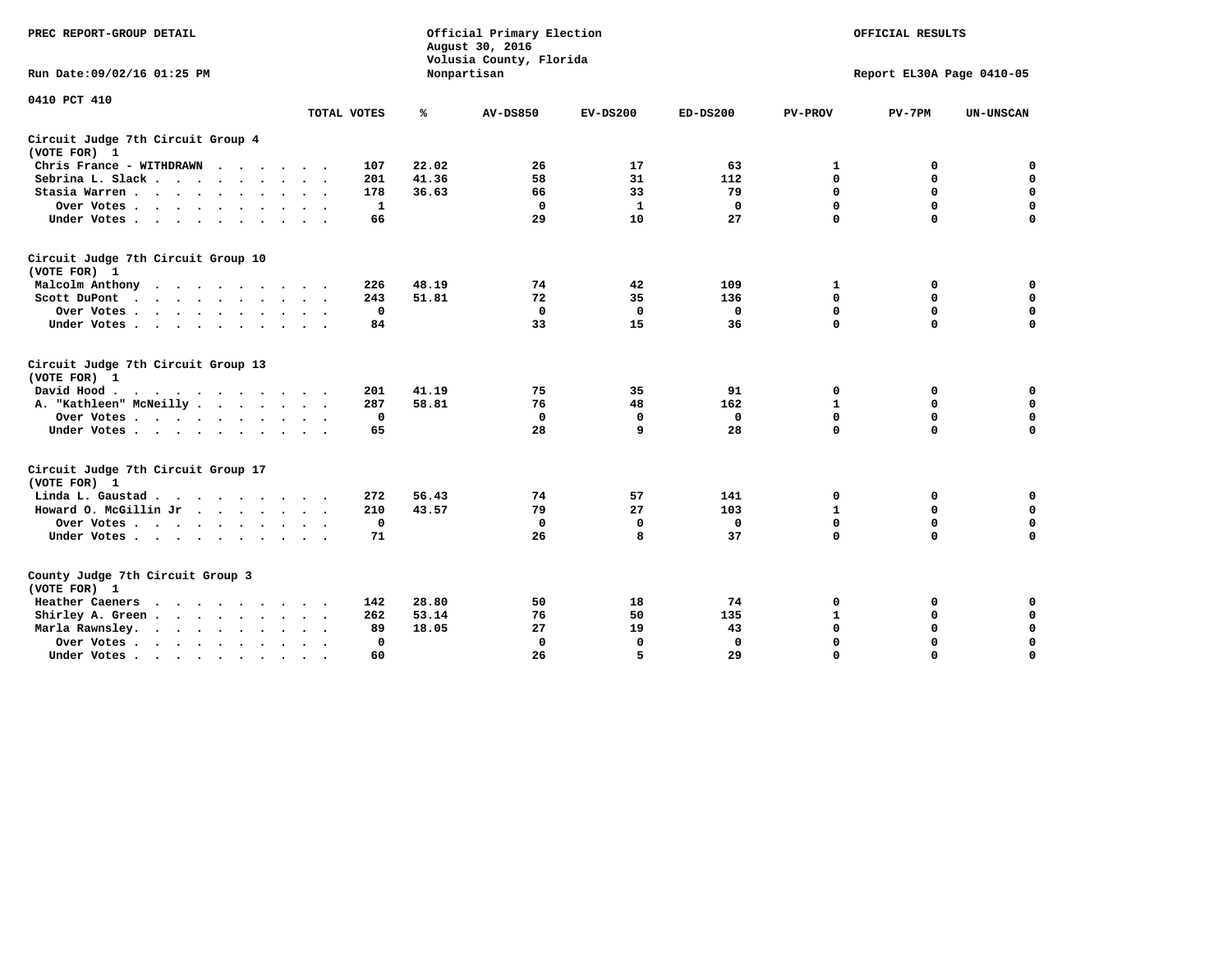PREC REPORT-GROUP DETAIL

Official Primary Election
August 30, 2016
Volusia County, Florida
Nonpartisan

OFFICIAL RESULTS

Run Date:09/02/16 01:25 PM

Report EL30A Page 0410-05

0410 PCT 410

| | TOTAL VOTES | % | AV-DS850 | EV-DS200 | ED-DS200 | PV-PROV | PV-7PM | UN-UNSCAN |
|---|---|---|---|---|---|---|---|---|
| **Circuit Judge 7th Circuit Group 4 (VOTE FOR) 1** | | | | | | | | |
| Chris France - WITHDRAWN | 107 | 22.02 | 26 | 17 | 63 | 1 | 0 | 0 |
| Sebrina L. Slack | 201 | 41.36 | 58 | 31 | 112 | 0 | 0 | 0 |
| Stasia Warren | 178 | 36.63 | 66 | 33 | 79 | 0 | 0 | 0 |
| Over Votes | 1 | | 0 | 1 | 0 | 0 | 0 | 0 |
| Under Votes | 66 | | 29 | 10 | 27 | 0 | 0 | 0 |
| **Circuit Judge 7th Circuit Group 10 (VOTE FOR) 1** | | | | | | | | |
| Malcolm Anthony | 226 | 48.19 | 74 | 42 | 109 | 1 | 0 | 0 |
| Scott DuPont | 243 | 51.81 | 72 | 35 | 136 | 0 | 0 | 0 |
| Over Votes | 0 | | 0 | 0 | 0 | 0 | 0 | 0 |
| Under Votes | 84 | | 33 | 15 | 36 | 0 | 0 | 0 |
| **Circuit Judge 7th Circuit Group 13 (VOTE FOR) 1** | | | | | | | | |
| David Hood | 201 | 41.19 | 75 | 35 | 91 | 0 | 0 | 0 |
| A. "Kathleen" McNeilly | 287 | 58.81 | 76 | 48 | 162 | 1 | 0 | 0 |
| Over Votes | 0 | | 0 | 0 | 0 | 0 | 0 | 0 |
| Under Votes | 65 | | 28 | 9 | 28 | 0 | 0 | 0 |
| **Circuit Judge 7th Circuit Group 17 (VOTE FOR) 1** | | | | | | | | |
| Linda L. Gaustad | 272 | 56.43 | 74 | 57 | 141 | 0 | 0 | 0 |
| Howard O. McGillin Jr | 210 | 43.57 | 79 | 27 | 103 | 1 | 0 | 0 |
| Over Votes | 0 | | 0 | 0 | 0 | 0 | 0 | 0 |
| Under Votes | 71 | | 26 | 8 | 37 | 0 | 0 | 0 |
| **County Judge 7th Circuit Group 3 (VOTE FOR) 1** | | | | | | | | |
| Heather Caeners | 142 | 28.80 | 50 | 18 | 74 | 0 | 0 | 0 |
| Shirley A. Green | 262 | 53.14 | 76 | 50 | 135 | 1 | 0 | 0 |
| Marla Rawnsley | 89 | 18.05 | 27 | 19 | 43 | 0 | 0 | 0 |
| Over Votes | 0 | | 0 | 0 | 0 | 0 | 0 | 0 |
| Under Votes | 60 | | 26 | 5 | 29 | 0 | 0 | 0 |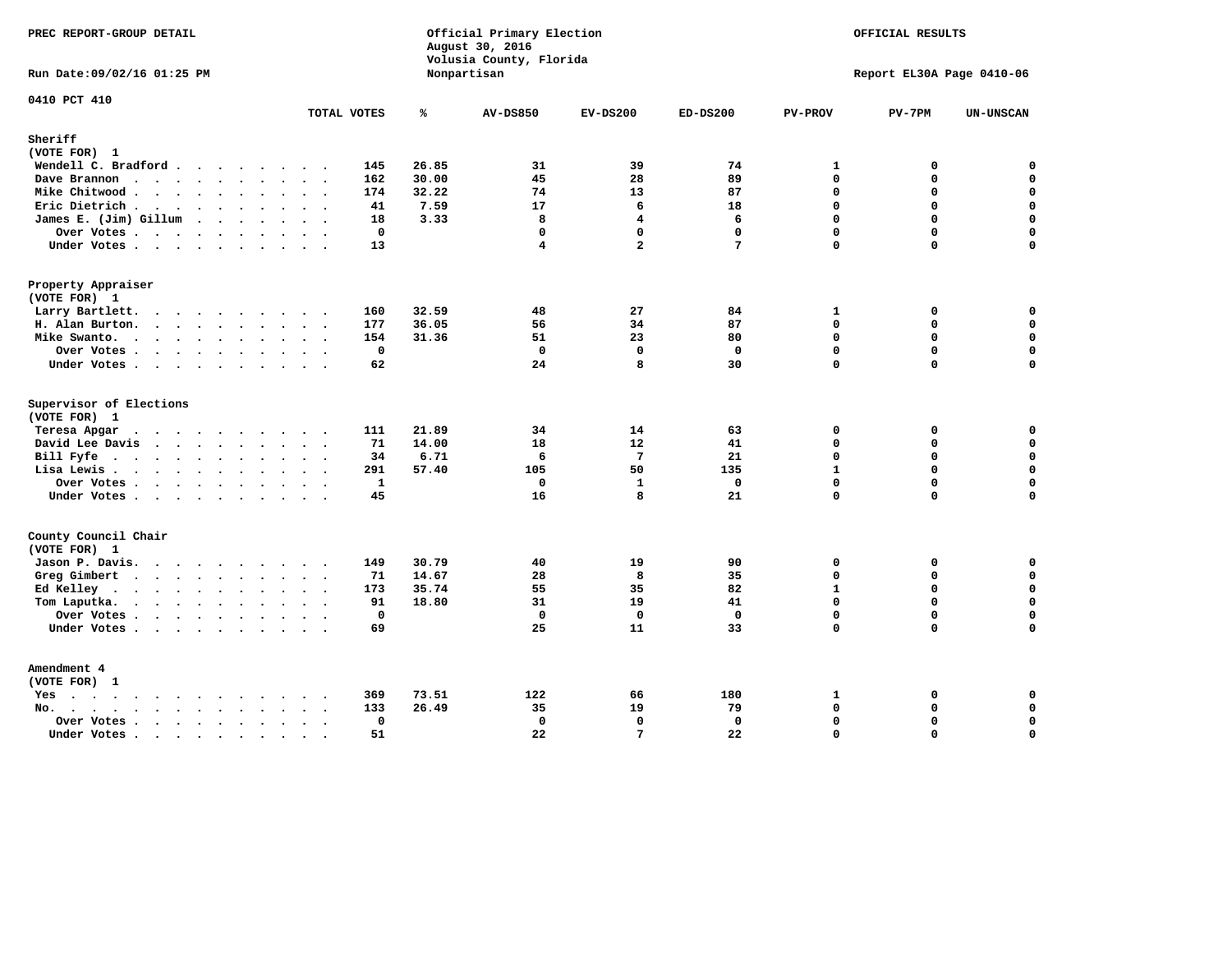PREC REPORT-GROUP DETAIL

Run Date:09/02/16 01:25 PM

Official Primary Election
August 30, 2016
Volusia County, Florida
Nonpartisan

OFFICIAL RESULTS

Report EL30A Page 0410-06

0410 PCT 410

| | TOTAL VOTES | % | AV-DS850 | EV-DS200 | ED-DS200 | PV-PROV | PV-7PM | UN-UNSCAN |
|---|---|---|---|---|---|---|---|---|
| **Sheriff** | | | | | | | | |
| (VOTE FOR) 1 | | | | | | | | |
| Wendell C. Bradford | 145 | 26.85 | 31 | 39 | 74 | 1 | 0 | 0 |
| Dave Brannon | 162 | 30.00 | 45 | 28 | 89 | 0 | 0 | 0 |
| Mike Chitwood | 174 | 32.22 | 74 | 13 | 87 | 0 | 0 | 0 |
| Eric Dietrich | 41 | 7.59 | 17 | 6 | 18 | 0 | 0 | 0 |
| James E. (Jim) Gillum | 18 | 3.33 | 8 | 4 | 6 | 0 | 0 | 0 |
| Over Votes | 0 | | 0 | 0 | 0 | 0 | 0 | 0 |
| Under Votes | 13 | | 4 | 2 | 7 | 0 | 0 | 0 |
| **Property Appraiser** | | | | | | | | |
| (VOTE FOR) 1 | | | | | | | | |
| Larry Bartlett | 160 | 32.59 | 48 | 27 | 84 | 1 | 0 | 0 |
| H. Alan Burton | 177 | 36.05 | 56 | 34 | 87 | 0 | 0 | 0 |
| Mike Swanto | 154 | 31.36 | 51 | 23 | 80 | 0 | 0 | 0 |
| Over Votes | 0 | | 0 | 0 | 0 | 0 | 0 | 0 |
| Under Votes | 62 | | 24 | 8 | 30 | 0 | 0 | 0 |
| **Supervisor of Elections** | | | | | | | | |
| (VOTE FOR) 1 | | | | | | | | |
| Teresa Apgar | 111 | 21.89 | 34 | 14 | 63 | 0 | 0 | 0 |
| David Lee Davis | 71 | 14.00 | 18 | 12 | 41 | 0 | 0 | 0 |
| Bill Fyfe | 34 | 6.71 | 6 | 7 | 21 | 0 | 0 | 0 |
| Lisa Lewis | 291 | 57.40 | 105 | 50 | 135 | 1 | 0 | 0 |
| Over Votes | 1 | | 0 | 1 | 0 | 0 | 0 | 0 |
| Under Votes | 45 | | 16 | 8 | 21 | 0 | 0 | 0 |
| **County Council Chair** | | | | | | | | |
| (VOTE FOR) 1 | | | | | | | | |
| Jason P. Davis | 149 | 30.79 | 40 | 19 | 90 | 0 | 0 | 0 |
| Greg Gimbert | 71 | 14.67 | 28 | 8 | 35 | 0 | 0 | 0 |
| Ed Kelley | 173 | 35.74 | 55 | 35 | 82 | 1 | 0 | 0 |
| Tom Laputka | 91 | 18.80 | 31 | 19 | 41 | 0 | 0 | 0 |
| Over Votes | 0 | | 0 | 0 | 0 | 0 | 0 | 0 |
| Under Votes | 69 | | 25 | 11 | 33 | 0 | 0 | 0 |
| **Amendment 4** | | | | | | | | |
| (VOTE FOR) 1 | | | | | | | | |
| Yes | 369 | 73.51 | 122 | 66 | 180 | 1 | 0 | 0 |
| No | 133 | 26.49 | 35 | 19 | 79 | 0 | 0 | 0 |
| Over Votes | 0 | | 0 | 0 | 0 | 0 | 0 | 0 |
| Under Votes | 51 | | 22 | 7 | 22 | 0 | 0 | 0 |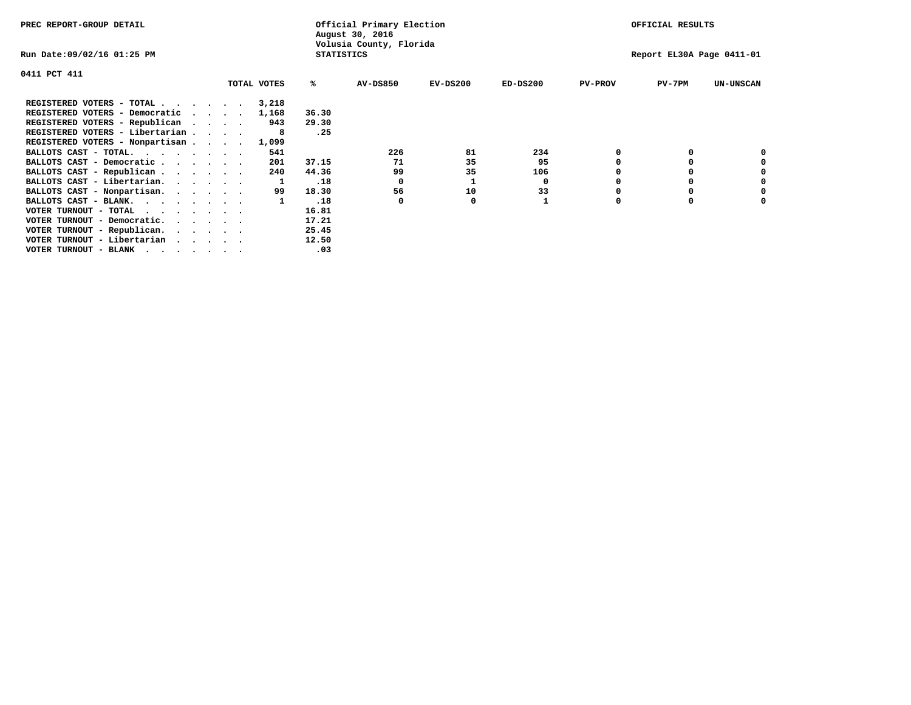PREC REPORT-GROUP DETAIL

Official Primary Election
August 30, 2016
Volusia County, Florida
STATISTICS

OFFICIAL RESULTS

Run Date:09/02/16 01:25 PM

Report EL30A Page 0411-01

0411 PCT 411

| | TOTAL VOTES | % | AV-DS850 | EV-DS200 | ED-DS200 | PV-PROV | PV-7PM | UN-UNSCAN |
|---|---|---|---|---|---|---|---|---|
| REGISTERED VOTERS - TOTAL . . . . . . | 3,218 | | | | | | | |
| REGISTERED VOTERS - Democratic . . . . | 1,168 | 36.30 | | | | | | |
| REGISTERED VOTERS - Republican . . . . | 943 | 29.30 | | | | | | |
| REGISTERED VOTERS - Libertarian . . . . | 8 | .25 | | | | | | |
| REGISTERED VOTERS - Nonpartisan . . . . | 1,099 | | | | | | | |
| BALLOTS CAST - TOTAL. . . . . . . . | 541 | | 226 | 81 | 234 | 0 | 0 | 0 |
| BALLOTS CAST - Democratic . . . . . . | 201 | 37.15 | 71 | 35 | 95 | 0 | 0 | 0 |
| BALLOTS CAST - Republican . . . . . . | 240 | 44.36 | 99 | 35 | 106 | 0 | 0 | 0 |
| BALLOTS CAST - Libertarian. . . . . . | 1 | .18 | 0 | 1 | 0 | 0 | 0 | 0 |
| BALLOTS CAST - Nonpartisan. . . . . . | 99 | 18.30 | 56 | 10 | 33 | 0 | 0 | 0 |
| BALLOTS CAST - BLANK. . . . . . . . | 1 | .18 | 0 | 0 | 1 | 0 | 0 | 0 |
| VOTER TURNOUT - TOTAL . . . . . . . | | 16.81 | | | | | | |
| VOTER TURNOUT - Democratic. . . . . . | | 17.21 | | | | | | |
| VOTER TURNOUT - Republican. . . . . . | | 25.45 | | | | | | |
| VOTER TURNOUT - Libertarian . . . . . | | 12.50 | | | | | | |
| VOTER TURNOUT - BLANK . . . . . . . | | .03 | | | | | | |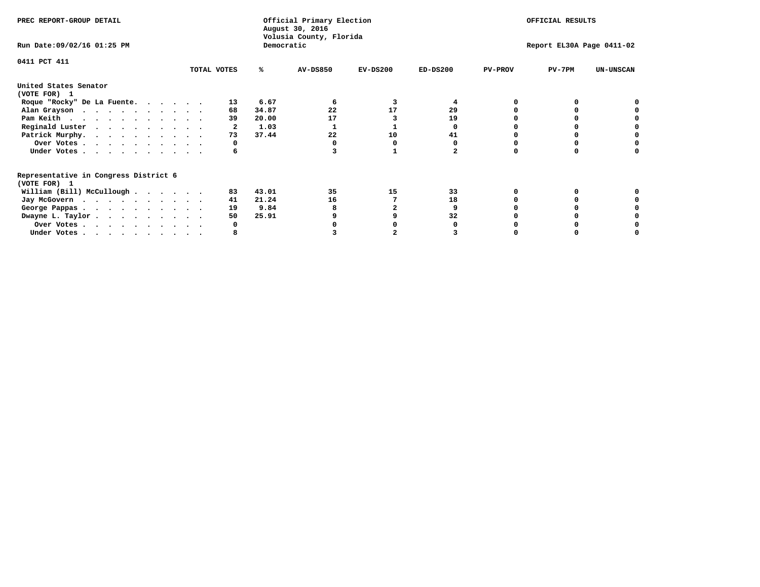PREC REPORT-GROUP DETAIL

Official Primary Election
August 30, 2016
Volusia County, Florida
Democratic

OFFICIAL RESULTS

Run Date:09/02/16 01:25 PM

Report EL30A Page 0411-02

0411 PCT 411

| | TOTAL VOTES | % | AV-DS850 | EV-DS200 | ED-DS200 | PV-PROV | PV-7PM | UN-UNSCAN |
|---|---|---|---|---|---|---|---|---|
| **United States Senator (VOTE FOR) 1** | | | | | | | | |
| Roque "Rocky" De La Fuente | 13 | 6.67 | 6 | 3 | 4 | 0 | 0 | 0 |
| Alan Grayson | 68 | 34.87 | 22 | 17 | 29 | 0 | 0 | 0 |
| Pam Keith | 39 | 20.00 | 17 | 3 | 19 | 0 | 0 | 0 |
| Reginald Luster | 2 | 1.03 | 1 | 1 | 0 | 0 | 0 | 0 |
| Patrick Murphy | 73 | 37.44 | 22 | 10 | 41 | 0 | 0 | 0 |
| Over Votes | 0 | | 0 | 0 | 0 | 0 | 0 | 0 |
| Under Votes | 6 | | 3 | 1 | 2 | 0 | 0 | 0 |
| **Representative in Congress District 6 (VOTE FOR) 1** | | | | | | | | |
| William (Bill) McCullough | 83 | 43.01 | 35 | 15 | 33 | 0 | 0 | 0 |
| Jay McGovern | 41 | 21.24 | 16 | 7 | 18 | 0 | 0 | 0 |
| George Pappas | 19 | 9.84 | 8 | 2 | 9 | 0 | 0 | 0 |
| Dwayne L. Taylor | 50 | 25.91 | 9 | 9 | 32 | 0 | 0 | 0 |
| Over Votes | 0 | | 0 | 0 | 0 | 0 | 0 | 0 |
| Under Votes | 8 | | 3 | 2 | 3 | 0 | 0 | 0 |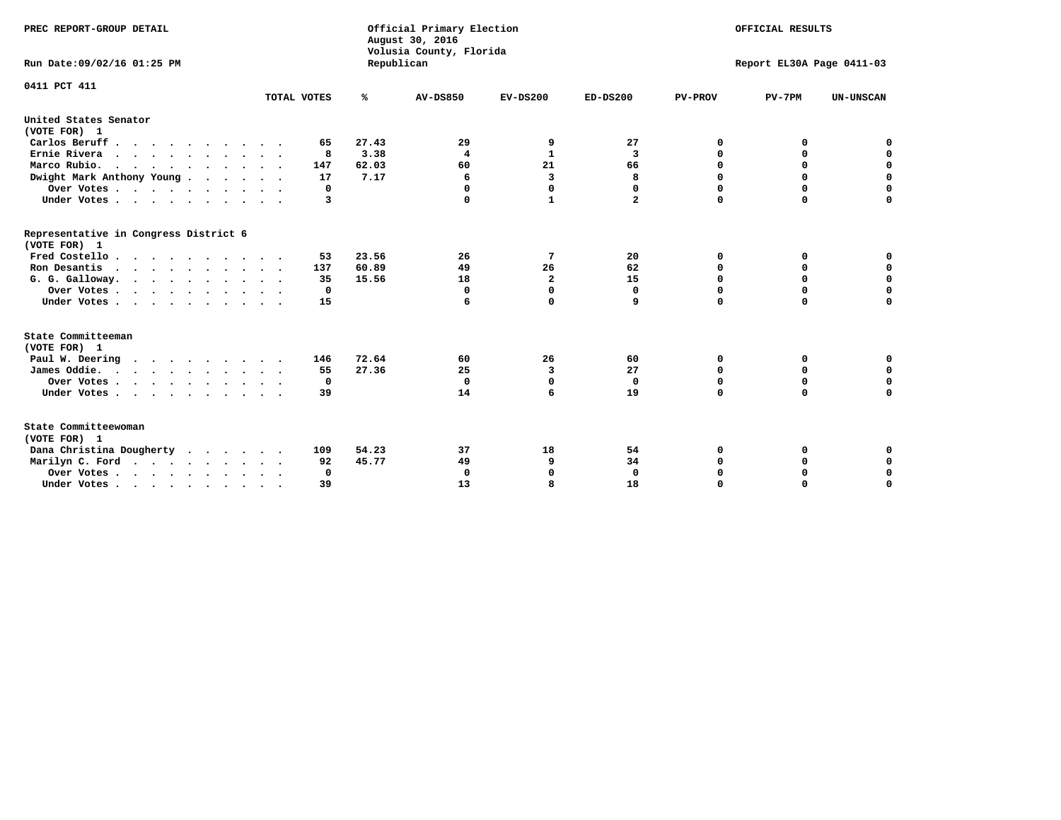PREC REPORT-GROUP DETAIL

Official Primary Election
August 30, 2016
Volusia County, Florida
Republican

OFFICIAL RESULTS

Run Date:09/02/16 01:25 PM

Report EL30A Page 0411-03

0411 PCT 411

| | TOTAL VOTES | % | AV-DS850 | EV-DS200 | ED-DS200 | PV-PROV | PV-7PM | UN-UNSCAN |
|---|---|---|---|---|---|---|---|---|
| **United States Senator** | | | | | | | | |
| **(VOTE FOR) 1** | | | | | | | | |
| Carlos Beruff | 65 | 27.43 | 29 | 9 | 27 | 0 | 0 | 0 |
| Ernie Rivera | 8 | 3.38 | 4 | 1 | 3 | 0 | 0 | 0 |
| Marco Rubio. | 147 | 62.03 | 60 | 21 | 66 | 0 | 0 | 0 |
| Dwight Mark Anthony Young | 17 | 7.17 | 6 | 3 | 8 | 0 | 0 | 0 |
| Over Votes | 0 | | 0 | 0 | 0 | 0 | 0 | 0 |
| Under Votes | 3 | | 0 | 1 | 2 | 0 | 0 | 0 |
| **Representative in Congress District 6** | | | | | | | | |
| **(VOTE FOR) 1** | | | | | | | | |
| Fred Costello | 53 | 23.56 | 26 | 7 | 20 | 0 | 0 | 0 |
| Ron Desantis | 137 | 60.89 | 49 | 26 | 62 | 0 | 0 | 0 |
| G. G. Galloway. | 35 | 15.56 | 18 | 2 | 15 | 0 | 0 | 0 |
| Over Votes | 0 | | 0 | 0 | 0 | 0 | 0 | 0 |
| Under Votes | 15 | | 6 | 0 | 9 | 0 | 0 | 0 |
| **State Committeeman** | | | | | | | | |
| **(VOTE FOR) 1** | | | | | | | | |
| Paul W. Deering | 146 | 72.64 | 60 | 26 | 60 | 0 | 0 | 0 |
| James Oddie. | 55 | 27.36 | 25 | 3 | 27 | 0 | 0 | 0 |
| Over Votes | 0 | | 0 | 0 | 0 | 0 | 0 | 0 |
| Under Votes | 39 | | 14 | 6 | 19 | 0 | 0 | 0 |
| **State Committeewoman** | | | | | | | | |
| **(VOTE FOR) 1** | | | | | | | | |
| Dana Christina Dougherty | 109 | 54.23 | 37 | 18 | 54 | 0 | 0 | 0 |
| Marilyn C. Ford | 92 | 45.77 | 49 | 9 | 34 | 0 | 0 | 0 |
| Over Votes | 0 | | 0 | 0 | 0 | 0 | 0 | 0 |
| Under Votes | 39 | | 13 | 8 | 18 | 0 | 0 | 0 |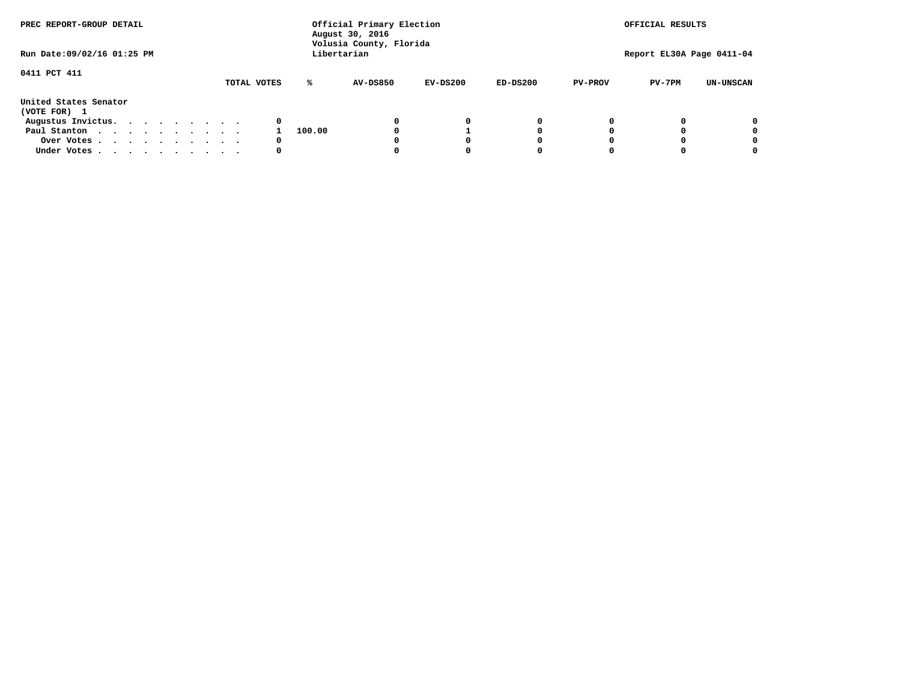PREC REPORT-GROUP DETAIL

Official Primary Election
August 30, 2016
Volusia County, Florida
Libertarian

OFFICIAL RESULTS

Run Date:09/02/16 01:25 PM

Report EL30A Page 0411-04

0411 PCT 411

United States Senator
(VOTE FOR) 1

| | TOTAL VOTES | % | AV-DS850 | EV-DS200 | ED-DS200 | PV-PROV | PV-7PM | UN-UNSCAN |
|---|---|---|---|---|---|---|---|---|
| Augustus Invictus. . . . . . . . . . | 0 | | 0 | 0 | 0 | 0 | 0 | 0 |
| Paul Stanton . . . . . . . . . . . | 1 | 100.00 | 0 | 1 | 0 | 0 | 0 | 0 |
| Over Votes . . . . . . . . . . . | 0 | | 0 | 0 | 0 | 0 | 0 | 0 |
| Under Votes . . . . . . . . . . . | 0 | | 0 | 0 | 0 | 0 | 0 | 0 |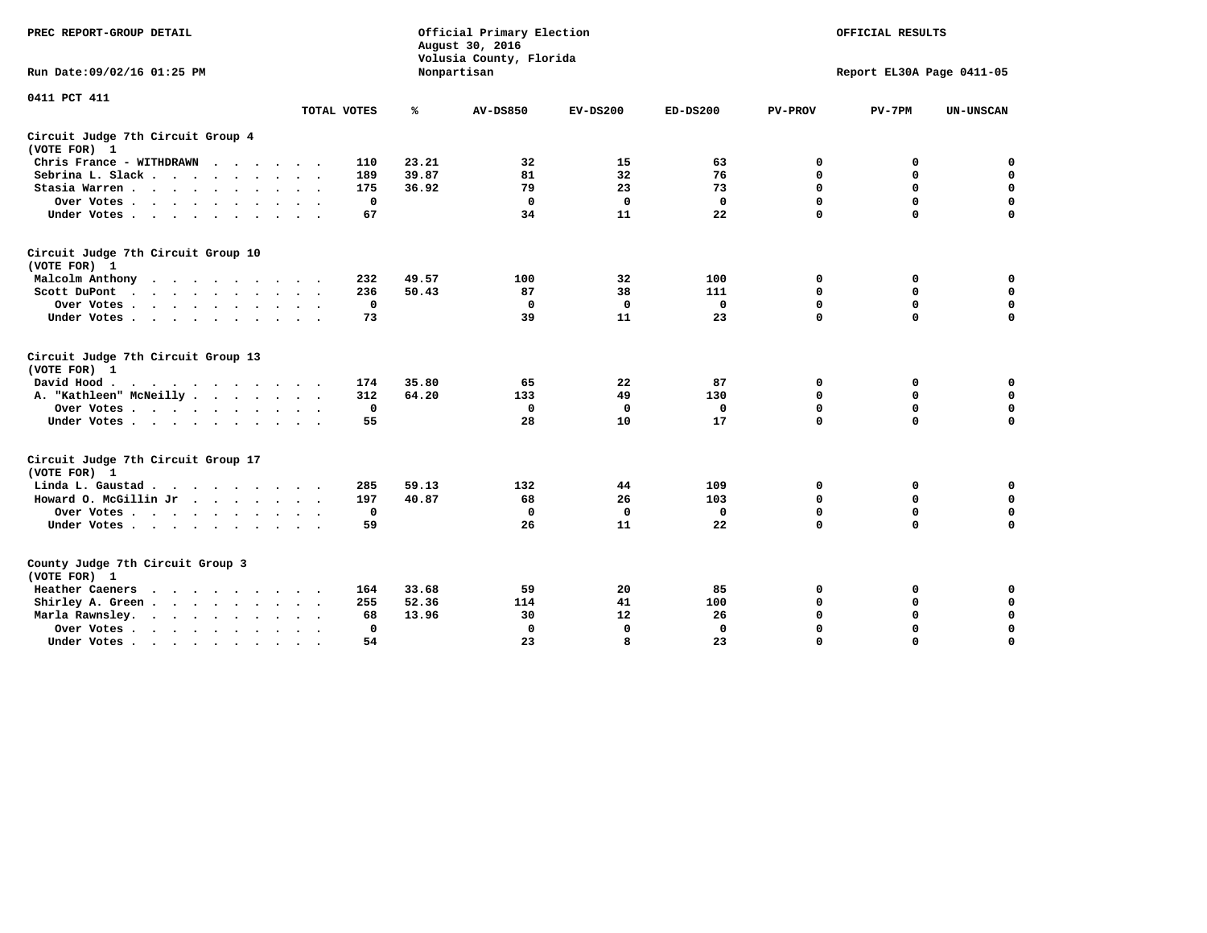PREC REPORT-GROUP DETAIL

Official Primary Election
August 30, 2016
Volusia County, Florida
Nonpartisan

OFFICIAL RESULTS

Run Date:09/02/16 01:25 PM

Report EL30A Page 0411-05

0411 PCT 411

| | TOTAL VOTES | % | AV-DS850 | EV-DS200 | ED-DS200 | PV-PROV | PV-7PM | UN-UNSCAN |
|---|---|---|---|---|---|---|---|---|
| **Circuit Judge 7th Circuit Group 4 (VOTE FOR) 1** | | | | | | | | |
| Chris France - WITHDRAWN | 110 | 23.21 | 32 | 15 | 63 | 0 | 0 | 0 |
| Sebrina L. Slack | 189 | 39.87 | 81 | 32 | 76 | 0 | 0 | 0 |
| Stasia Warren | 175 | 36.92 | 79 | 23 | 73 | 0 | 0 | 0 |
| Over Votes | 0 | | 0 | 0 | 0 | 0 | 0 | 0 |
| Under Votes | 67 | | 34 | 11 | 22 | 0 | 0 | 0 |
| **Circuit Judge 7th Circuit Group 10 (VOTE FOR) 1** | | | | | | | | |
| Malcolm Anthony | 232 | 49.57 | 100 | 32 | 100 | 0 | 0 | 0 |
| Scott DuPont | 236 | 50.43 | 87 | 38 | 111 | 0 | 0 | 0 |
| Over Votes | 0 | | 0 | 0 | 0 | 0 | 0 | 0 |
| Under Votes | 73 | | 39 | 11 | 23 | 0 | 0 | 0 |
| **Circuit Judge 7th Circuit Group 13 (VOTE FOR) 1** | | | | | | | | |
| David Hood | 174 | 35.80 | 65 | 22 | 87 | 0 | 0 | 0 |
| A. "Kathleen" McNeilly | 312 | 64.20 | 133 | 49 | 130 | 0 | 0 | 0 |
| Over Votes | 0 | | 0 | 0 | 0 | 0 | 0 | 0 |
| Under Votes | 55 | | 28 | 10 | 17 | 0 | 0 | 0 |
| **Circuit Judge 7th Circuit Group 17 (VOTE FOR) 1** | | | | | | | | |
| Linda L. Gaustad | 285 | 59.13 | 132 | 44 | 109 | 0 | 0 | 0 |
| Howard O. McGillin Jr | 197 | 40.87 | 68 | 26 | 103 | 0 | 0 | 0 |
| Over Votes | 0 | | 0 | 0 | 0 | 0 | 0 | 0 |
| Under Votes | 59 | | 26 | 11 | 22 | 0 | 0 | 0 |
| **County Judge 7th Circuit Group 3 (VOTE FOR) 1** | | | | | | | | |
| Heather Caeners | 164 | 33.68 | 59 | 20 | 85 | 0 | 0 | 0 |
| Shirley A. Green | 255 | 52.36 | 114 | 41 | 100 | 0 | 0 | 0 |
| Marla Rawnsley. | 68 | 13.96 | 30 | 12 | 26 | 0 | 0 | 0 |
| Over Votes | 0 | | 0 | 0 | 0 | 0 | 0 | 0 |
| Under Votes | 54 | | 23 | 8 | 23 | 0 | 0 | 0 |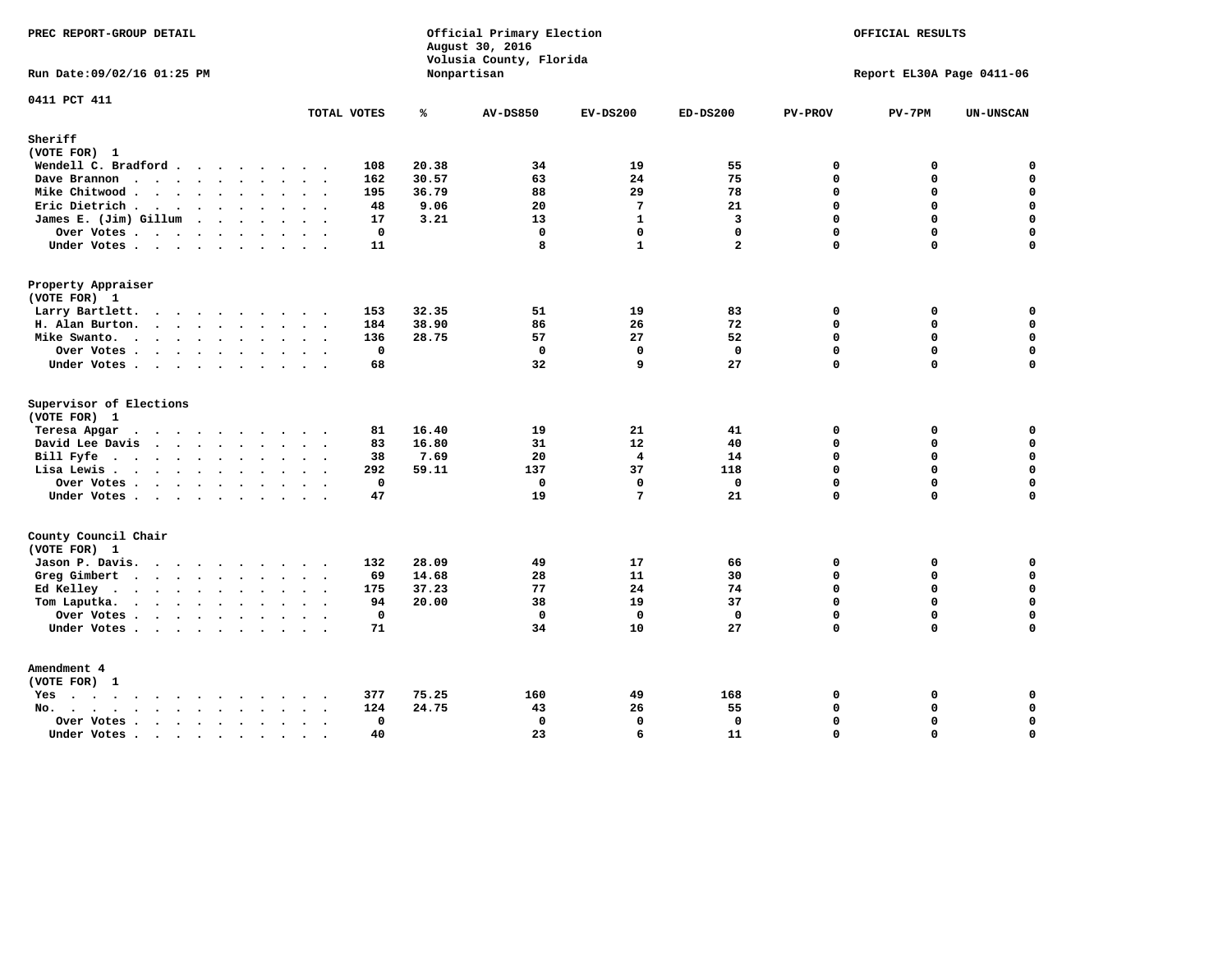PREC REPORT-GROUP DETAIL

Official Primary Election
August 30, 2016
Volusia County, Florida
Nonpartisan

OFFICIAL RESULTS

Run Date:09/02/16 01:25 PM

Report EL30A Page 0411-06

0411 PCT 411

| | TOTAL VOTES | % | AV-DS850 | EV-DS200 | ED-DS200 | PV-PROV | PV-7PM | UN-UNSCAN |
|---|---|---|---|---|---|---|---|---|
| **Sheriff** | | | | | | | | |
| **(VOTE FOR) 1** | | | | | | | | |
| Wendell C. Bradford | 108 | 20.38 | 34 | 19 | 55 | 0 | 0 | 0 |
| Dave Brannon | 162 | 30.57 | 63 | 24 | 75 | 0 | 0 | 0 |
| Mike Chitwood | 195 | 36.79 | 88 | 29 | 78 | 0 | 0 | 0 |
| Eric Dietrich | 48 | 9.06 | 20 | 7 | 21 | 0 | 0 | 0 |
| James E. (Jim) Gillum | 17 | 3.21 | 13 | 1 | 3 | 0 | 0 | 0 |
| Over Votes | 0 | | 0 | 0 | 0 | 0 | 0 | 0 |
| Under Votes | 11 | | 8 | 1 | 2 | 0 | 0 | 0 |
| **Property Appraiser** | | | | | | | | |
| **(VOTE FOR) 1** | | | | | | | | |
| Larry Bartlett | 153 | 32.35 | 51 | 19 | 83 | 0 | 0 | 0 |
| H. Alan Burton | 184 | 38.90 | 86 | 26 | 72 | 0 | 0 | 0 |
| Mike Swanto | 136 | 28.75 | 57 | 27 | 52 | 0 | 0 | 0 |
| Over Votes | 0 | | 0 | 0 | 0 | 0 | 0 | 0 |
| Under Votes | 68 | | 32 | 9 | 27 | 0 | 0 | 0 |
| **Supervisor of Elections** | | | | | | | | |
| **(VOTE FOR) 1** | | | | | | | | |
| Teresa Apgar | 81 | 16.40 | 19 | 21 | 41 | 0 | 0 | 0 |
| David Lee Davis | 83 | 16.80 | 31 | 12 | 40 | 0 | 0 | 0 |
| Bill Fyfe | 38 | 7.69 | 20 | 4 | 14 | 0 | 0 | 0 |
| Lisa Lewis | 292 | 59.11 | 137 | 37 | 118 | 0 | 0 | 0 |
| Over Votes | 0 | | 0 | 0 | 0 | 0 | 0 | 0 |
| Under Votes | 47 | | 19 | 7 | 21 | 0 | 0 | 0 |
| **County Council Chair** | | | | | | | | |
| **(VOTE FOR) 1** | | | | | | | | |
| Jason P. Davis | 132 | 28.09 | 49 | 17 | 66 | 0 | 0 | 0 |
| Greg Gimbert | 69 | 14.68 | 28 | 11 | 30 | 0 | 0 | 0 |
| Ed Kelley | 175 | 37.23 | 77 | 24 | 74 | 0 | 0 | 0 |
| Tom Laputka | 94 | 20.00 | 38 | 19 | 37 | 0 | 0 | 0 |
| Over Votes | 0 | | 0 | 0 | 0 | 0 | 0 | 0 |
| Under Votes | 71 | | 34 | 10 | 27 | 0 | 0 | 0 |
| **Amendment 4** | | | | | | | | |
| **(VOTE FOR) 1** | | | | | | | | |
| Yes | 377 | 75.25 | 160 | 49 | 168 | 0 | 0 | 0 |
| No | 124 | 24.75 | 43 | 26 | 55 | 0 | 0 | 0 |
| Over Votes | 0 | | 0 | 0 | 0 | 0 | 0 | 0 |
| Under Votes | 40 | | 23 | 6 | 11 | 0 | 0 | 0 |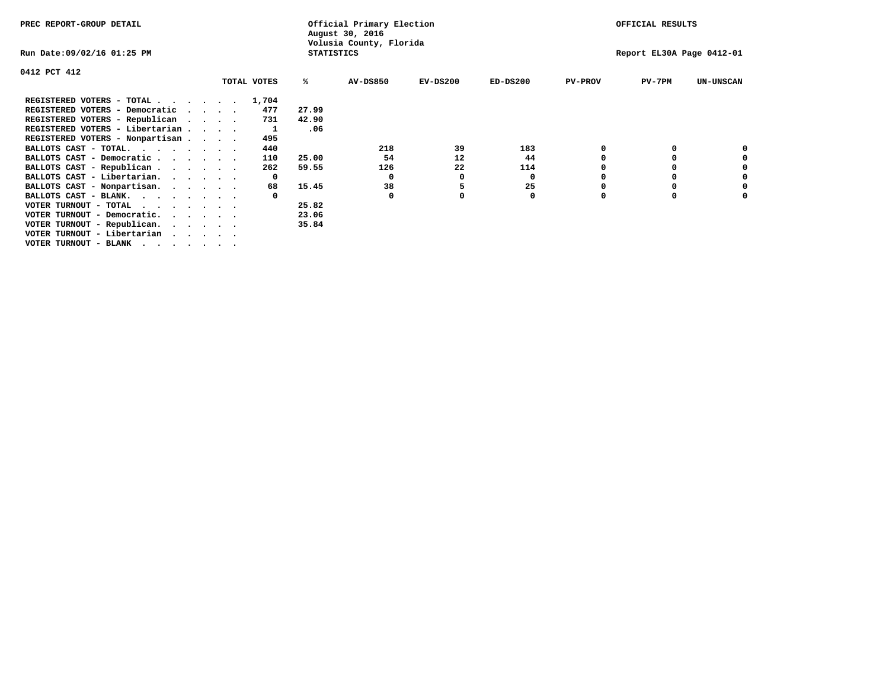PREC REPORT-GROUP DETAIL

Official Primary Election
August 30, 2016
Volusia County, Florida
STATISTICS

OFFICIAL RESULTS

Run Date:09/02/16 01:25 PM

Report EL30A Page 0412-01

0412 PCT 412

| | TOTAL VOTES | % | AV-DS850 | EV-DS200 | ED-DS200 | PV-PROV | PV-7PM | UN-UNSCAN |
|---|---|---|---|---|---|---|---|---|
| REGISTERED VOTERS - TOTAL . . . . . . | 1,704 | | | | | | | |
| REGISTERED VOTERS - Democratic . . . . | 477 | 27.99 | | | | | | |
| REGISTERED VOTERS - Republican . . . . | 731 | 42.90 | | | | | | |
| REGISTERED VOTERS - Libertarian . . . . | 1 | .06 | | | | | | |
| REGISTERED VOTERS - Nonpartisan . . . . | 495 | | | | | | | |
| BALLOTS CAST - TOTAL. . . . . . . . | 440 | | 218 | 39 | 183 | 0 | 0 | 0 |
| BALLOTS CAST - Democratic . . . . . . | 110 | 25.00 | 54 | 12 | 44 | 0 | 0 | 0 |
| BALLOTS CAST - Republican . . . . . . | 262 | 59.55 | 126 | 22 | 114 | 0 | 0 | 0 |
| BALLOTS CAST - Libertarian. . . . . . | 0 | | 0 | 0 | 0 | 0 | 0 | 0 |
| BALLOTS CAST - Nonpartisan. . . . . . | 68 | 15.45 | 38 | 5 | 25 | 0 | 0 | 0 |
| BALLOTS CAST - BLANK. . . . . . . . | 0 | | 0 | 0 | 0 | 0 | 0 | 0 |
| VOTER TURNOUT - TOTAL . . . . . . . | | 25.82 | | | | | | |
| VOTER TURNOUT - Democratic. . . . . . | | 23.06 | | | | | | |
| VOTER TURNOUT - Republican. . . . . . | | 35.84 | | | | | | |
| VOTER TURNOUT - Libertarian . . . . . | | | | | | | | |
| VOTER TURNOUT - BLANK . . . . . . . | | | | | | | | |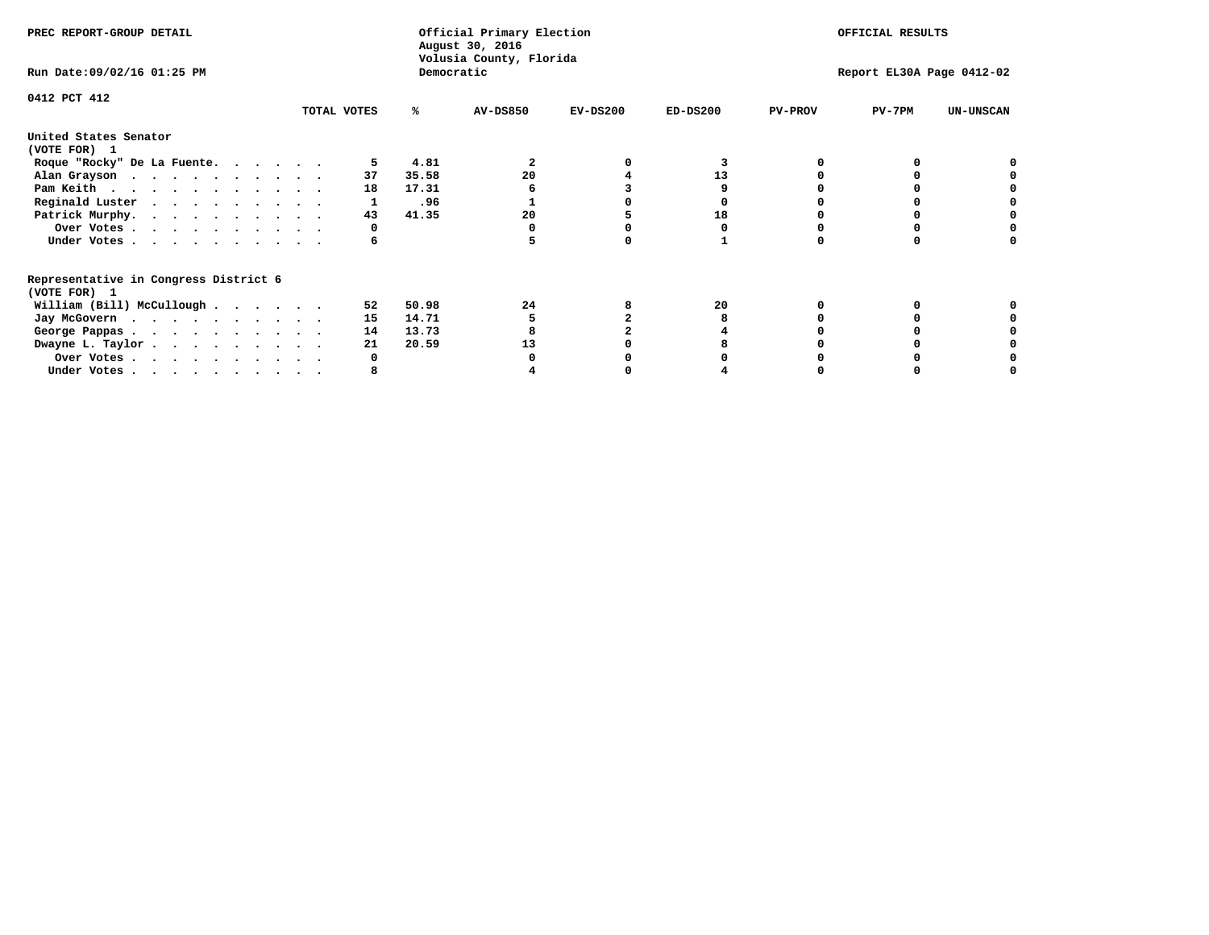PREC REPORT-GROUP DETAIL

Official Primary Election
August 30, 2016
Volusia County, Florida
Democratic

OFFICIAL RESULTS

Run Date:09/02/16 01:25 PM

Report EL30A Page 0412-02

0412 PCT 412

| | TOTAL VOTES | % | AV-DS850 | EV-DS200 | ED-DS200 | PV-PROV | PV-7PM | UN-UNSCAN |
|---|---|---|---|---|---|---|---|---|
| **United States Senator** | | | | | | | | |
| **(VOTE FOR) 1** | | | | | | | | |
| Roque "Rocky" De La Fuente. . . . . . | 5 | 4.81 | 2 | 0 | 3 | 0 | 0 | 0 |
| Alan Grayson . . . . . . . . . . . | 37 | 35.58 | 20 | 4 | 13 | 0 | 0 | 0 |
| Pam Keith . . . . . . . . . . . . | 18 | 17.31 | 6 | 3 | 9 | 0 | 0 | 0 |
| Reginald Luster . . . . . . . . . . | 1 | .96 | 1 | 0 | 0 | 0 | 0 | 0 |
| Patrick Murphy. . . . . . . . . . . | 43 | 41.35 | 20 | 5 | 18 | 0 | 0 | 0 |
| Over Votes . . . . . . . . . . . | 0 | | 0 | 0 | 0 | 0 | 0 | 0 |
| Under Votes . . . . . . . . . . . | 6 | | 5 | 0 | 1 | 0 | 0 | 0 |
| **Representative in Congress District 6** | | | | | | | | |
| **(VOTE FOR) 1** | | | | | | | | |
| William (Bill) McCullough . . . . . . | 52 | 50.98 | 24 | 8 | 20 | 0 | 0 | 0 |
| Jay McGovern . . . . . . . . . . . | 15 | 14.71 | 5 | 2 | 8 | 0 | 0 | 0 |
| George Pappas . . . . . . . . . . . | 14 | 13.73 | 8 | 2 | 4 | 0 | 0 | 0 |
| Dwayne L. Taylor . . . . . . . . . . | 21 | 20.59 | 13 | 0 | 8 | 0 | 0 | 0 |
| Over Votes . . . . . . . . . . . | 0 | | 0 | 0 | 0 | 0 | 0 | 0 |
| Under Votes . . . . . . . . . . . | 8 | | 4 | 0 | 4 | 0 | 0 | 0 |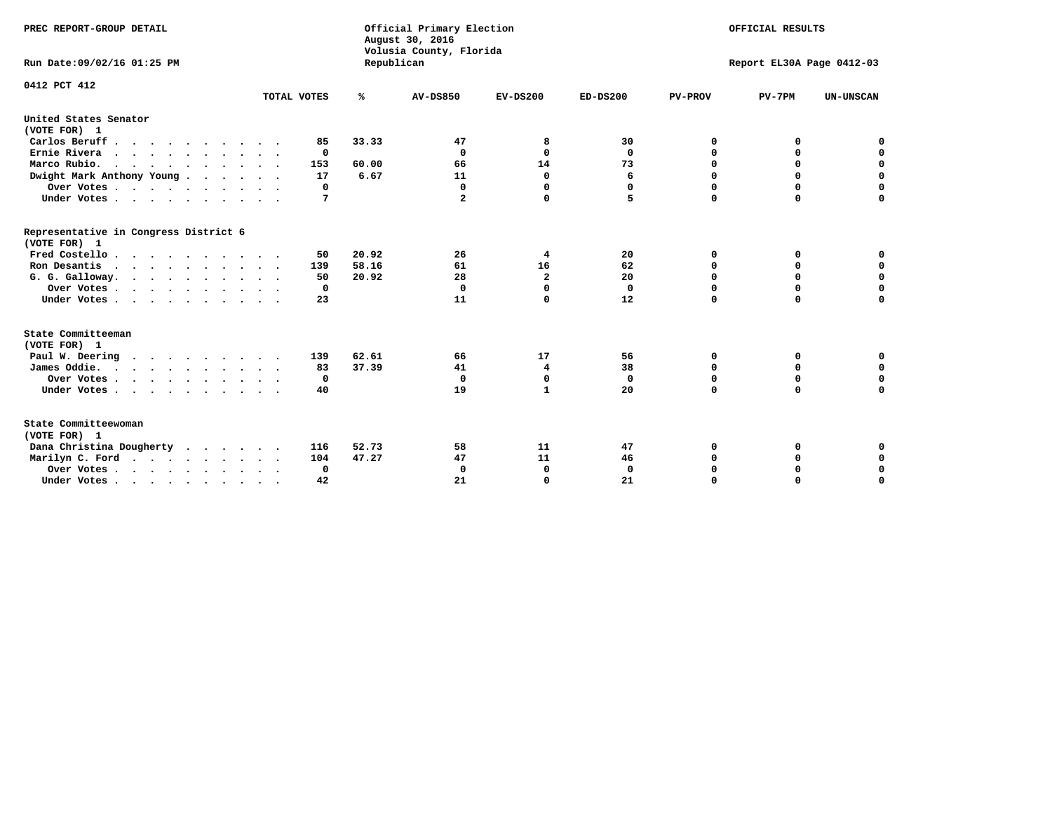PREC REPORT-GROUP DETAIL

Official Primary Election
August 30, 2016
Volusia County, Florida
Republican

OFFICIAL RESULTS

Run Date:09/02/16 01:25 PM

Report EL30A Page 0412-03

0412 PCT 412

| | TOTAL VOTES | % | AV-DS850 | EV-DS200 | ED-DS200 | PV-PROV | PV-7PM | UN-UNSCAN |
|---|---|---|---|---|---|---|---|---|
| **United States Senator** | | | | | | | | |
| **(VOTE FOR) 1** | | | | | | | | |
| Carlos Beruff | 85 | 33.33 | 47 | 8 | 30 | 0 | 0 | 0 |
| Ernie Rivera | 0 | | 0 | 0 | 0 | 0 | 0 | 0 |
| Marco Rubio. | 153 | 60.00 | 66 | 14 | 73 | 0 | 0 | 0 |
| Dwight Mark Anthony Young | 17 | 6.67 | 11 | 0 | 6 | 0 | 0 | 0 |
| Over Votes | 0 | | 0 | 0 | 0 | 0 | 0 | 0 |
| Under Votes | 7 | | 2 | 0 | 5 | 0 | 0 | 0 |
| **Representative in Congress District 6** | | | | | | | | |
| **(VOTE FOR) 1** | | | | | | | | |
| Fred Costello | 50 | 20.92 | 26 | 4 | 20 | 0 | 0 | 0 |
| Ron Desantis | 139 | 58.16 | 61 | 16 | 62 | 0 | 0 | 0 |
| G. G. Galloway. | 50 | 20.92 | 28 | 2 | 20 | 0 | 0 | 0 |
| Over Votes | 0 | | 0 | 0 | 0 | 0 | 0 | 0 |
| Under Votes | 23 | | 11 | 0 | 12 | 0 | 0 | 0 |
| **State Committeeman** | | | | | | | | |
| **(VOTE FOR) 1** | | | | | | | | |
| Paul W. Deering | 139 | 62.61 | 66 | 17 | 56 | 0 | 0 | 0 |
| James Oddie. | 83 | 37.39 | 41 | 4 | 38 | 0 | 0 | 0 |
| Over Votes | 0 | | 0 | 0 | 0 | 0 | 0 | 0 |
| Under Votes | 40 | | 19 | 1 | 20 | 0 | 0 | 0 |
| **State Committeewoman** | | | | | | | | |
| **(VOTE FOR) 1** | | | | | | | | |
| Dana Christina Dougherty | 116 | 52.73 | 58 | 11 | 47 | 0 | 0 | 0 |
| Marilyn C. Ford | 104 | 47.27 | 47 | 11 | 46 | 0 | 0 | 0 |
| Over Votes | 0 | | 0 | 0 | 0 | 0 | 0 | 0 |
| Under Votes | 42 | | 21 | 0 | 21 | 0 | 0 | 0 |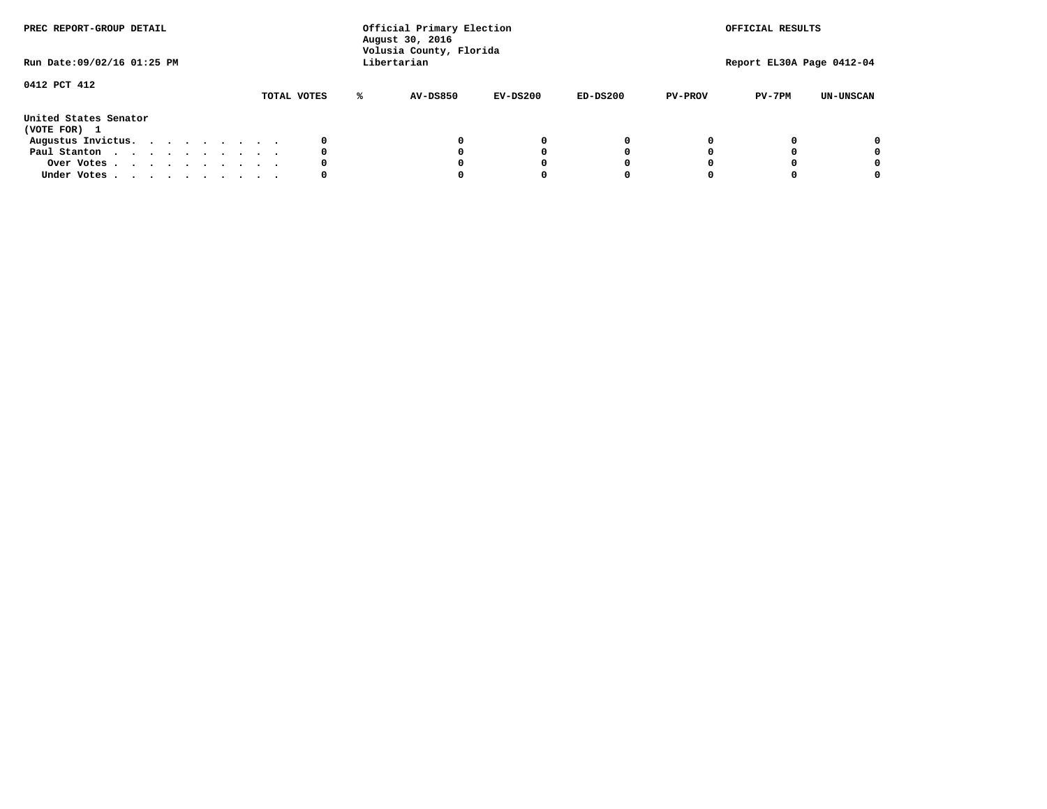PREC REPORT-GROUP DETAIL

Official Primary Election
August 30, 2016
Volusia County, Florida
Libertarian

OFFICIAL RESULTS

Run Date:09/02/16 01:25 PM

Report EL30A Page 0412-04

0412 PCT 412

| | TOTAL VOTES | % | AV-DS850 | EV-DS200 | ED-DS200 | PV-PROV | PV-7PM | UN-UNSCAN |
|---|---|---|---|---|---|---|---|---|
| **United States Senator** | | | | | | | | |
| **(VOTE FOR) 1** | | | | | | | | |
| Augustus Invictus. . . . . . . . . | 0 | | 0 | 0 | 0 | 0 | 0 | 0 |
| Paul Stanton . . . . . . . . . . . | 0 | | 0 | 0 | 0 | 0 | 0 | 0 |
| Over Votes . . . . . . . . . . . | 0 | | 0 | 0 | 0 | 0 | 0 | 0 |
| Under Votes . . . . . . . . . . . | 0 | | 0 | 0 | 0 | 0 | 0 | 0 |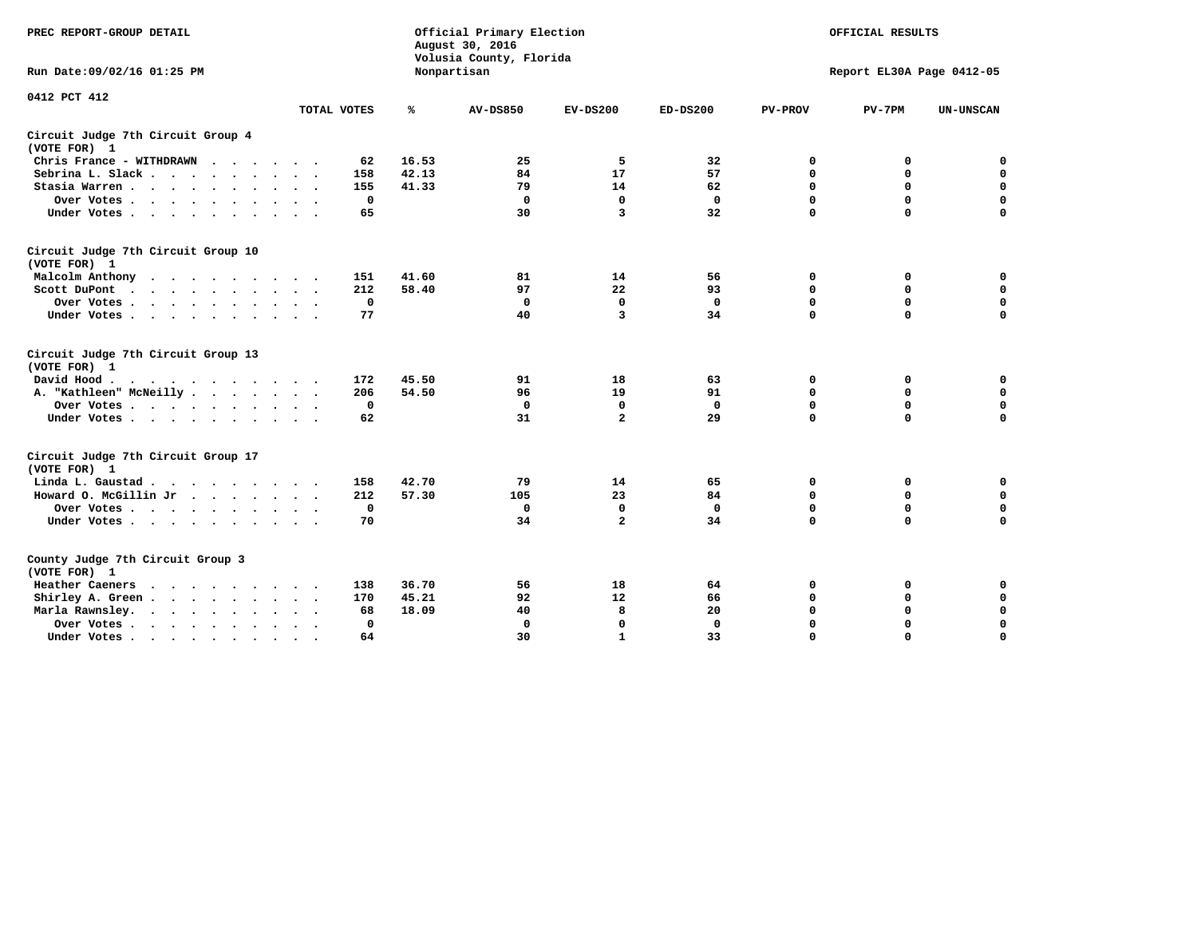PREC REPORT-GROUP DETAIL

Official Primary Election
August 30, 2016
Volusia County, Florida
Nonpartisan

OFFICIAL RESULTS

Run Date:09/02/16 01:25 PM

Report EL30A Page 0412-05

0412 PCT 412

| | TOTAL VOTES | % | AV-DS850 | EV-DS200 | ED-DS200 | PV-PROV | PV-7PM | UN-UNSCAN |
|---|---|---|---|---|---|---|---|---|
| **Circuit Judge 7th Circuit Group 4 (VOTE FOR) 1** | | | | | | | | |
| Chris France - WITHDRAWN | 62 | 16.53 | 25 | 5 | 32 | 0 | 0 | 0 |
| Sebrina L. Slack | 158 | 42.13 | 84 | 17 | 57 | 0 | 0 | 0 |
| Stasia Warren | 155 | 41.33 | 79 | 14 | 62 | 0 | 0 | 0 |
| Over Votes | 0 | | 0 | 0 | 0 | 0 | 0 | 0 |
| Under Votes | 65 | | 30 | 3 | 32 | 0 | 0 | 0 |
| **Circuit Judge 7th Circuit Group 10 (VOTE FOR) 1** | | | | | | | | |
| Malcolm Anthony | 151 | 41.60 | 81 | 14 | 56 | 0 | 0 | 0 |
| Scott DuPont | 212 | 58.40 | 97 | 22 | 93 | 0 | 0 | 0 |
| Over Votes | 0 | | 0 | 0 | 0 | 0 | 0 | 0 |
| Under Votes | 77 | | 40 | 3 | 34 | 0 | 0 | 0 |
| **Circuit Judge 7th Circuit Group 13 (VOTE FOR) 1** | | | | | | | | |
| David Hood | 172 | 45.50 | 91 | 18 | 63 | 0 | 0 | 0 |
| A. "Kathleen" McNeilly | 206 | 54.50 | 96 | 19 | 91 | 0 | 0 | 0 |
| Over Votes | 0 | | 0 | 0 | 0 | 0 | 0 | 0 |
| Under Votes | 62 | | 31 | 2 | 29 | 0 | 0 | 0 |
| **Circuit Judge 7th Circuit Group 17 (VOTE FOR) 1** | | | | | | | | |
| Linda L. Gaustad | 158 | 42.70 | 79 | 14 | 65 | 0 | 0 | 0 |
| Howard O. McGillin Jr | 212 | 57.30 | 105 | 23 | 84 | 0 | 0 | 0 |
| Over Votes | 0 | | 0 | 0 | 0 | 0 | 0 | 0 |
| Under Votes | 70 | | 34 | 2 | 34 | 0 | 0 | 0 |
| **County Judge 7th Circuit Group 3 (VOTE FOR) 1** | | | | | | | | |
| Heather Caeners | 138 | 36.70 | 56 | 18 | 64 | 0 | 0 | 0 |
| Shirley A. Green | 170 | 45.21 | 92 | 12 | 66 | 0 | 0 | 0 |
| Marla Rawnsley | 68 | 18.09 | 40 | 8 | 20 | 0 | 0 | 0 |
| Over Votes | 0 | | 0 | 0 | 0 | 0 | 0 | 0 |
| Under Votes | 64 | | 30 | 1 | 33 | 0 | 0 | 0 |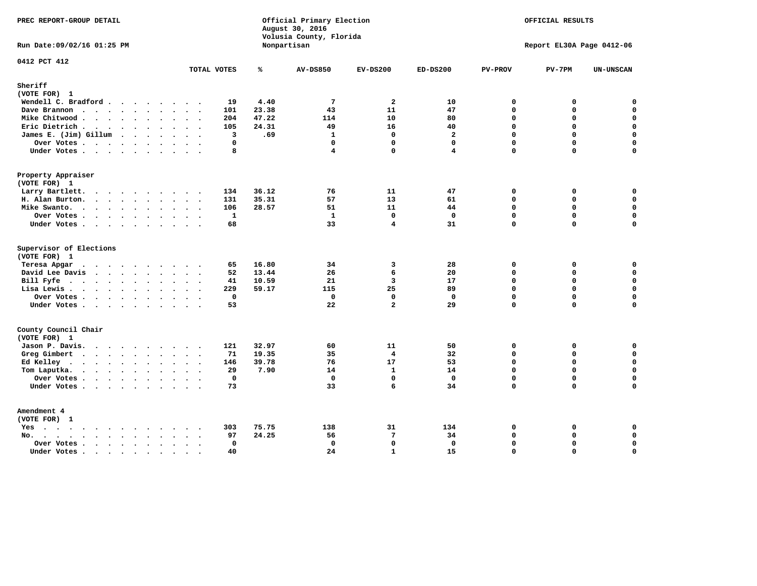PREC REPORT-GROUP DETAIL

Official Primary Election
August 30, 2016
Volusia County, Florida
Nonpartisan

OFFICIAL RESULTS

Run Date:09/02/16 01:25 PM

Report EL30A Page 0412-06

0412 PCT 412

| | TOTAL VOTES | % | AV-DS850 | EV-DS200 | ED-DS200 | PV-PROV | PV-7PM | UN-UNSCAN |
|---|---|---|---|---|---|---|---|---|
| **Sheriff** | | | | | | | | |
| (VOTE FOR) 1 | | | | | | | | |
| Wendell C. Bradford | 19 | 4.40 | 7 | 2 | 10 | 0 | 0 | 0 |
| Dave Brannon | 101 | 23.38 | 43 | 11 | 47 | 0 | 0 | 0 |
| Mike Chitwood | 204 | 47.22 | 114 | 10 | 80 | 0 | 0 | 0 |
| Eric Dietrich | 105 | 24.31 | 49 | 16 | 40 | 0 | 0 | 0 |
| James E. (Jim) Gillum | 3 | .69 | 1 | 0 | 2 | 0 | 0 | 0 |
| Over Votes | 0 | | 0 | 0 | 0 | 0 | 0 | 0 |
| Under Votes | 8 | | 4 | 0 | 4 | 0 | 0 | 0 |
| **Property Appraiser** | | | | | | | | |
| (VOTE FOR) 1 | | | | | | | | |
| Larry Bartlett. | 134 | 36.12 | 76 | 11 | 47 | 0 | 0 | 0 |
| H. Alan Burton. | 131 | 35.31 | 57 | 13 | 61 | 0 | 0 | 0 |
| Mike Swanto. | 106 | 28.57 | 51 | 11 | 44 | 0 | 0 | 0 |
| Over Votes | 1 | | 1 | 0 | 0 | 0 | 0 | 0 |
| Under Votes | 68 | | 33 | 4 | 31 | 0 | 0 | 0 |
| **Supervisor of Elections** | | | | | | | | |
| (VOTE FOR) 1 | | | | | | | | |
| Teresa Apgar | 65 | 16.80 | 34 | 3 | 28 | 0 | 0 | 0 |
| David Lee Davis | 52 | 13.44 | 26 | 6 | 20 | 0 | 0 | 0 |
| Bill Fyfe | 41 | 10.59 | 21 | 3 | 17 | 0 | 0 | 0 |
| Lisa Lewis | 229 | 59.17 | 115 | 25 | 89 | 0 | 0 | 0 |
| Over Votes | 0 | | 0 | 0 | 0 | 0 | 0 | 0 |
| Under Votes | 53 | | 22 | 2 | 29 | 0 | 0 | 0 |
| **County Council Chair** | | | | | | | | |
| (VOTE FOR) 1 | | | | | | | | |
| Jason P. Davis. | 121 | 32.97 | 60 | 11 | 50 | 0 | 0 | 0 |
| Greg Gimbert | 71 | 19.35 | 35 | 4 | 32 | 0 | 0 | 0 |
| Ed Kelley | 146 | 39.78 | 76 | 17 | 53 | 0 | 0 | 0 |
| Tom Laputka. | 29 | 7.90 | 14 | 1 | 14 | 0 | 0 | 0 |
| Over Votes | 0 | | 0 | 0 | 0 | 0 | 0 | 0 |
| Under Votes | 73 | | 33 | 6 | 34 | 0 | 0 | 0 |
| **Amendment 4** | | | | | | | | |
| (VOTE FOR) 1 | | | | | | | | |
| Yes | 303 | 75.75 | 138 | 31 | 134 | 0 | 0 | 0 |
| No. | 97 | 24.25 | 56 | 7 | 34 | 0 | 0 | 0 |
| Over Votes | 0 | | 0 | 0 | 0 | 0 | 0 | 0 |
| Under Votes | 40 | | 24 | 1 | 15 | 0 | 0 | 0 |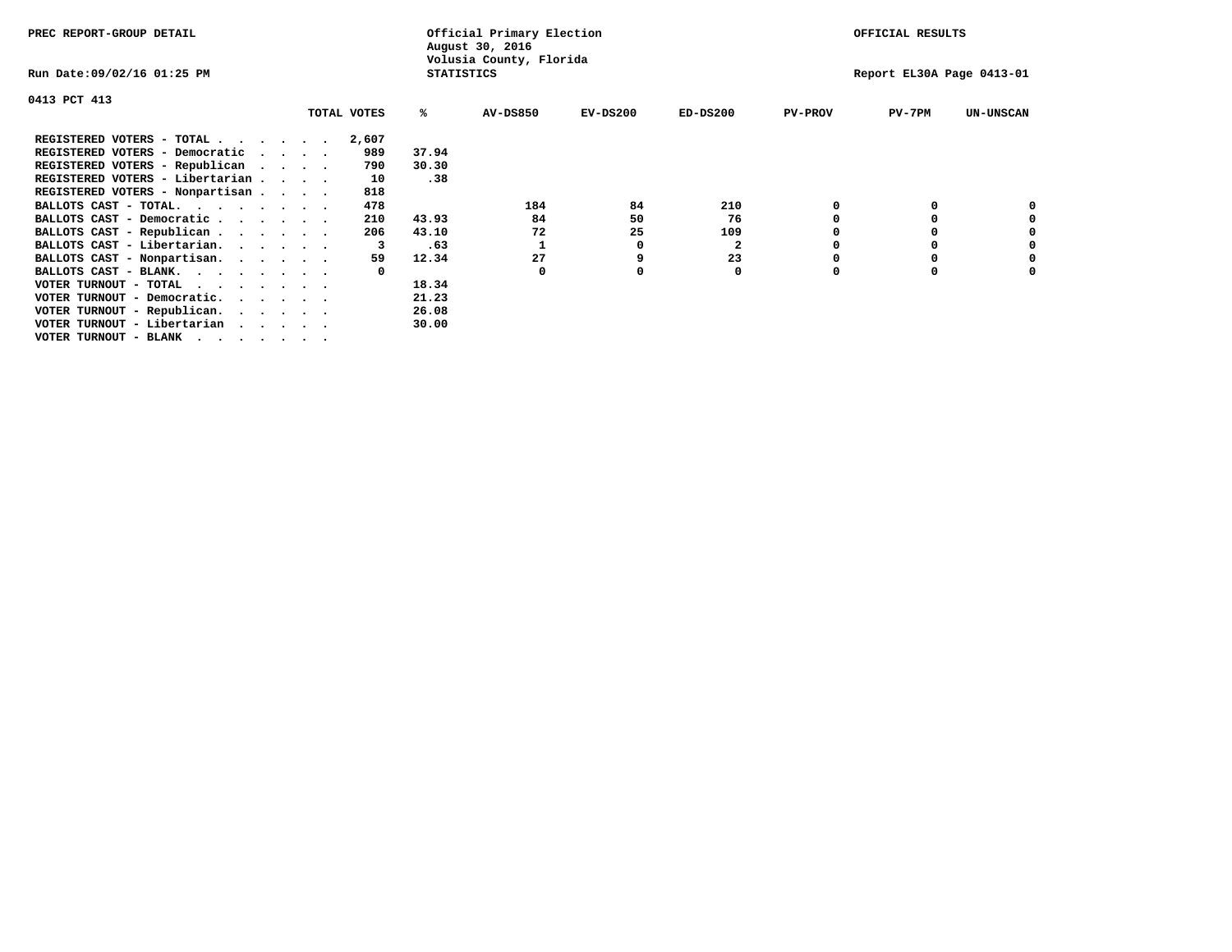PREC REPORT-GROUP DETAIL

Official Primary Election
August 30, 2016
Volusia County, Florida
STATISTICS

OFFICIAL RESULTS

Run Date:09/02/16 01:25 PM

Report EL30A Page 0413-01

0413 PCT 413

| | TOTAL VOTES | % | AV-DS850 | EV-DS200 | ED-DS200 | PV-PROV | PV-7PM | UN-UNSCAN |
|---|---|---|---|---|---|---|---|---|
| REGISTERED VOTERS - TOTAL . . . . . . | 2,607 | | | | | | | |
| REGISTERED VOTERS - Democratic . . . . | 989 | 37.94 | | | | | | |
| REGISTERED VOTERS - Republican . . . . | 790 | 30.30 | | | | | | |
| REGISTERED VOTERS - Libertarian . . . . | 10 | .38 | | | | | | |
| REGISTERED VOTERS - Nonpartisan . . . . | 818 | | | | | | | |
| BALLOTS CAST - TOTAL. . . . . . . . | 478 | | 184 | 84 | 210 | 0 | 0 | 0 |
| BALLOTS CAST - Democratic . . . . . . | 210 | 43.93 | 84 | 50 | 76 | 0 | 0 | 0 |
| BALLOTS CAST - Republican . . . . . . | 206 | 43.10 | 72 | 25 | 109 | 0 | 0 | 0 |
| BALLOTS CAST - Libertarian. . . . . . | 3 | .63 | 1 | 0 | 2 | 0 | 0 | 0 |
| BALLOTS CAST - Nonpartisan. . . . . . | 59 | 12.34 | 27 | 9 | 23 | 0 | 0 | 0 |
| BALLOTS CAST - BLANK. . . . . . . . | 0 | | 0 | 0 | 0 | 0 | 0 | 0 |
| VOTER TURNOUT - TOTAL . . . . . . . | | 18.34 | | | | | | |
| VOTER TURNOUT - Democratic. . . . . . | | 21.23 | | | | | | |
| VOTER TURNOUT - Republican. . . . . . | | 26.08 | | | | | | |
| VOTER TURNOUT - Libertarian . . . . . | | 30.00 | | | | | | |
| VOTER TURNOUT - BLANK . . . . . . . | | | | | | | | |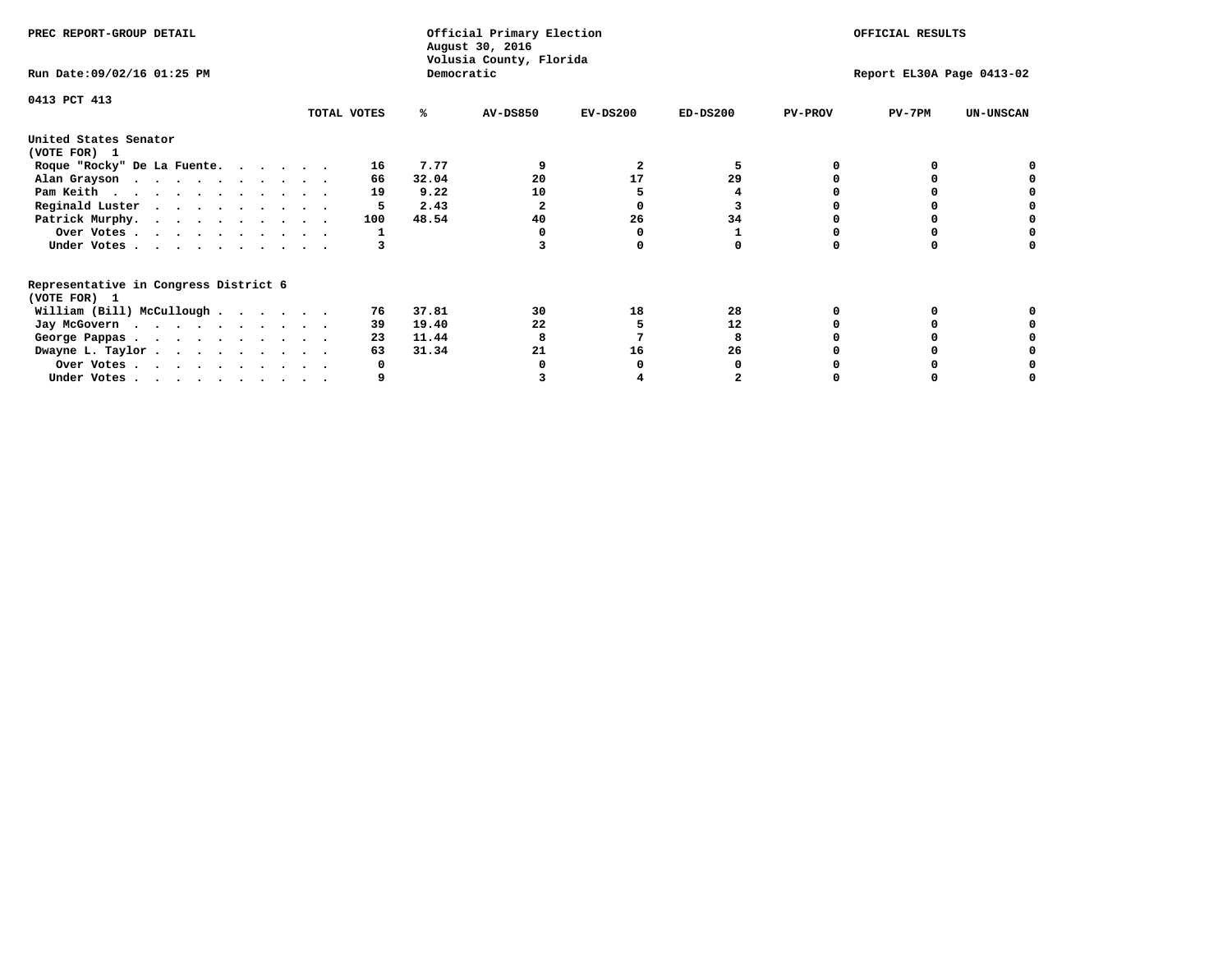PREC REPORT-GROUP DETAIL

Official Primary Election
August 30, 2016
Volusia County, Florida
Democratic

OFFICIAL RESULTS

Run Date:09/02/16 01:25 PM

Report EL30A Page 0413-02

0413 PCT 413

| | TOTAL VOTES | % | AV-DS850 | EV-DS200 | ED-DS200 | PV-PROV | PV-7PM | UN-UNSCAN |
|---|---|---|---|---|---|---|---|---|
| **United States Senator** | | | | | | | | |
| **(VOTE FOR) 1** | | | | | | | | |
| Roque "Rocky" De La Fuente. . . . . . | 16 | 7.77 | 9 | 2 | 5 | 0 | 0 | 0 |
| Alan Grayson . . . . . . . . . . . | 66 | 32.04 | 20 | 17 | 29 | 0 | 0 | 0 |
| Pam Keith . . . . . . . . . . . . | 19 | 9.22 | 10 | 5 | 4 | 0 | 0 | 0 |
| Reginald Luster . . . . . . . . . . | 5 | 2.43 | 2 | 0 | 3 | 0 | 0 | 0 |
| Patrick Murphy. . . . . . . . . . . | 100 | 48.54 | 40 | 26 | 34 | 0 | 0 | 0 |
| Over Votes . . . . . . . . . . . | 1 | | 0 | 0 | 1 | 0 | 0 | 0 |
| Under Votes . . . . . . . . . . . | 3 | | 3 | 0 | 0 | 0 | 0 | 0 |
| **Representative in Congress District 6** | | | | | | | | |
| **(VOTE FOR) 1** | | | | | | | | |
| William (Bill) McCullough . . . . . . | 76 | 37.81 | 30 | 18 | 28 | 0 | 0 | 0 |
| Jay McGovern . . . . . . . . . . . | 39 | 19.40 | 22 | 5 | 12 | 0 | 0 | 0 |
| George Pappas . . . . . . . . . . . | 23 | 11.44 | 8 | 7 | 8 | 0 | 0 | 0 |
| Dwayne L. Taylor . . . . . . . . . . | 63 | 31.34 | 21 | 16 | 26 | 0 | 0 | 0 |
| Over Votes . . . . . . . . . . . | 0 | | 0 | 0 | 0 | 0 | 0 | 0 |
| Under Votes . . . . . . . . . . . | 9 | | 3 | 4 | 2 | 0 | 0 | 0 |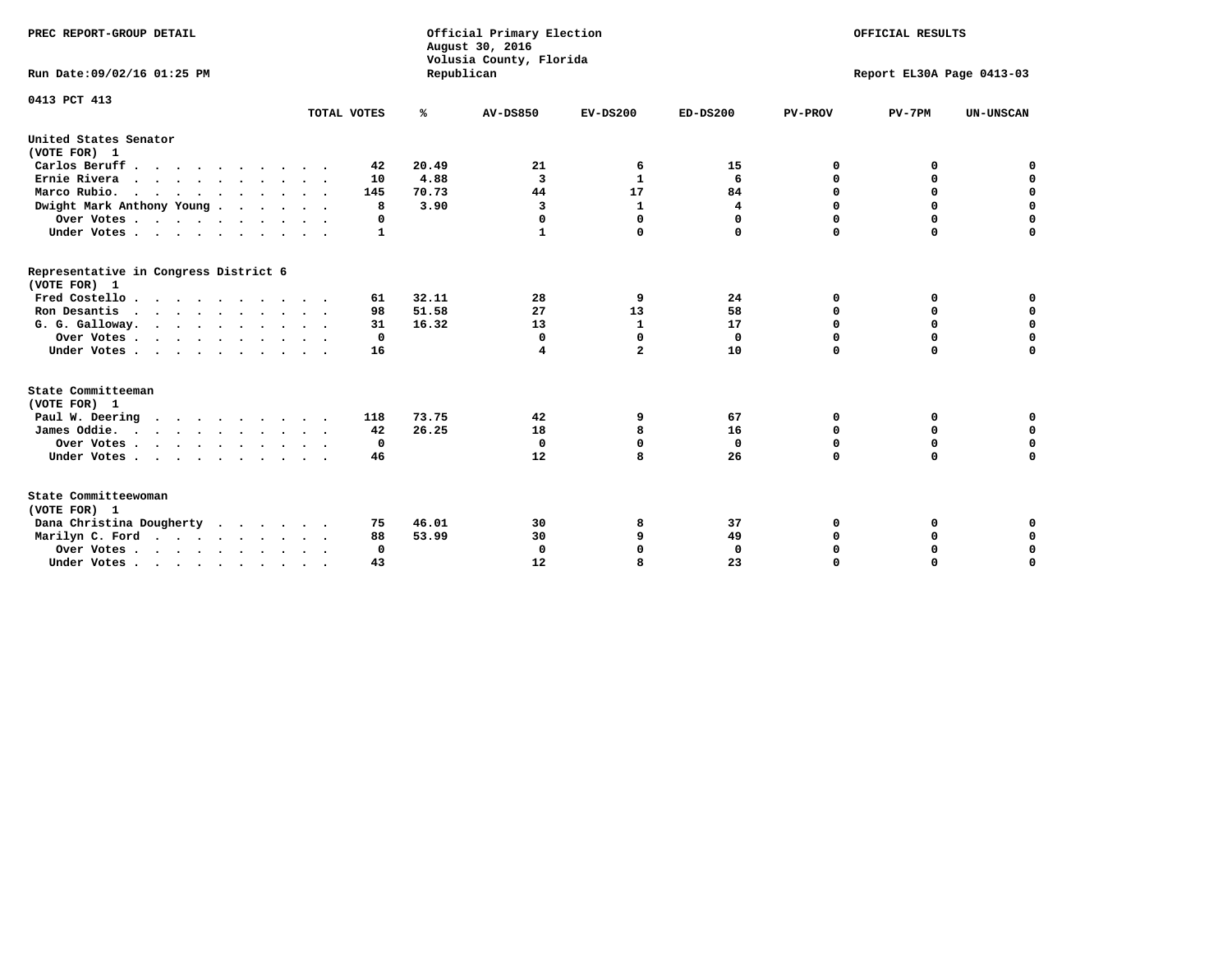PREC REPORT-GROUP DETAIL

Official Primary Election
August 30, 2016
Volusia County, Florida
Republican

OFFICIAL RESULTS

Run Date:09/02/16 01:25 PM

Report EL30A Page 0413-03

0413 PCT 413

| | TOTAL VOTES | % | AV-DS850 | EV-DS200 | ED-DS200 | PV-PROV | PV-7PM | UN-UNSCAN |
|---|---|---|---|---|---|---|---|---|
| **United States Senator** | | | | | | | | |
| **(VOTE FOR) 1** | | | | | | | | |
| Carlos Beruff | 42 | 20.49 | 21 | 6 | 15 | 0 | 0 | 0 |
| Ernie Rivera | 10 | 4.88 | 3 | 1 | 6 | 0 | 0 | 0 |
| Marco Rubio | 145 | 70.73 | 44 | 17 | 84 | 0 | 0 | 0 |
| Dwight Mark Anthony Young | 8 | 3.90 | 3 | 1 | 4 | 0 | 0 | 0 |
| Over Votes | 0 | | 0 | 0 | 0 | 0 | 0 | 0 |
| Under Votes | 1 | | 1 | 0 | 0 | 0 | 0 | 0 |
| **Representative in Congress District 6** | | | | | | | | |
| **(VOTE FOR) 1** | | | | | | | | |
| Fred Costello | 61 | 32.11 | 28 | 9 | 24 | 0 | 0 | 0 |
| Ron Desantis | 98 | 51.58 | 27 | 13 | 58 | 0 | 0 | 0 |
| G. G. Galloway | 31 | 16.32 | 13 | 1 | 17 | 0 | 0 | 0 |
| Over Votes | 0 | | 0 | 0 | 0 | 0 | 0 | 0 |
| Under Votes | 16 | | 4 | 2 | 10 | 0 | 0 | 0 |
| **State Committeeman** | | | | | | | | |
| **(VOTE FOR) 1** | | | | | | | | |
| Paul W. Deering | 118 | 73.75 | 42 | 9 | 67 | 0 | 0 | 0 |
| James Oddie | 42 | 26.25 | 18 | 8 | 16 | 0 | 0 | 0 |
| Over Votes | 0 | | 0 | 0 | 0 | 0 | 0 | 0 |
| Under Votes | 46 | | 12 | 8 | 26 | 0 | 0 | 0 |
| **State Committeewoman** | | | | | | | | |
| **(VOTE FOR) 1** | | | | | | | | |
| Dana Christina Dougherty | 75 | 46.01 | 30 | 8 | 37 | 0 | 0 | 0 |
| Marilyn C. Ford | 88 | 53.99 | 30 | 9 | 49 | 0 | 0 | 0 |
| Over Votes | 0 | | 0 | 0 | 0 | 0 | 0 | 0 |
| Under Votes | 43 | | 12 | 8 | 23 | 0 | 0 | 0 |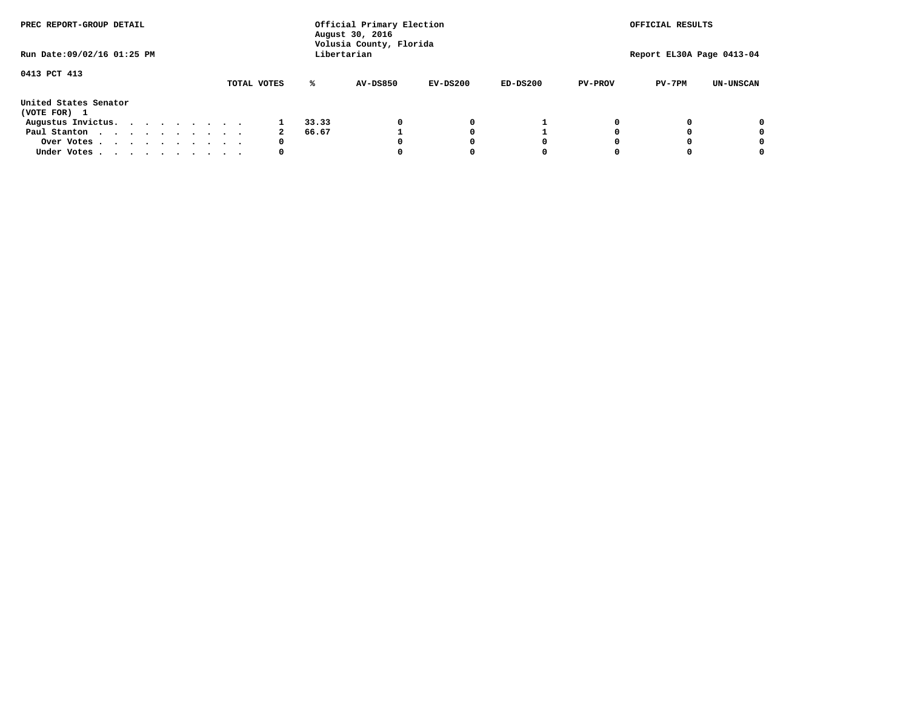PREC REPORT-GROUP DETAIL

Official Primary Election
August 30, 2016
Volusia County, Florida
Libertarian

OFFICIAL RESULTS

Run Date:09/02/16 01:25 PM

Report EL30A Page 0413-04

0413 PCT 413

United States Senator
(VOTE FOR) 1

| | TOTAL VOTES | % | AV-DS850 | EV-DS200 | ED-DS200 | PV-PROV | PV-7PM | UN-UNSCAN |
|---|---|---|---|---|---|---|---|---|
| Augustus Invictus. | 1 | 33.33 | 0 | 0 | 1 | 0 | 0 | 0 |
| Paul Stanton | 2 | 66.67 | 1 | 0 | 1 | 0 | 0 | 0 |
| Over Votes | 0 | | 0 | 0 | 0 | 0 | 0 | 0 |
| Under Votes | 0 | | 0 | 0 | 0 | 0 | 0 | 0 |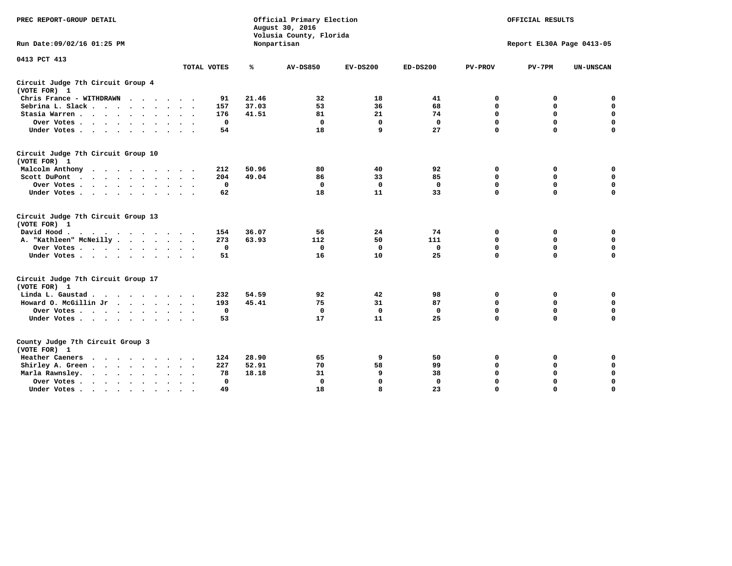PREC REPORT-GROUP DETAIL

Official Primary Election
August 30, 2016
Volusia County, Florida
Nonpartisan

OFFICIAL RESULTS

Run Date:09/02/16 01:25 PM

Report EL30A Page 0413-05

0413 PCT 413

| | TOTAL VOTES | % | AV-DS850 | EV-DS200 | ED-DS200 | PV-PROV | PV-7PM | UN-UNSCAN |
|---|---|---|---|---|---|---|---|---|
| **Circuit Judge 7th Circuit Group 4 (VOTE FOR) 1** | | | | | | | | |
| Chris France - WITHDRAWN | 91 | 21.46 | 32 | 18 | 41 | 0 | 0 | 0 |
| Sebrina L. Slack | 157 | 37.03 | 53 | 36 | 68 | 0 | 0 | 0 |
| Stasia Warren | 176 | 41.51 | 81 | 21 | 74 | 0 | 0 | 0 |
| Over Votes | 0 | | 0 | 0 | 0 | 0 | 0 | 0 |
| Under Votes | 54 | | 18 | 9 | 27 | 0 | 0 | 0 |
| **Circuit Judge 7th Circuit Group 10 (VOTE FOR) 1** | | | | | | | | |
| Malcolm Anthony | 212 | 50.96 | 80 | 40 | 92 | 0 | 0 | 0 |
| Scott DuPont | 204 | 49.04 | 86 | 33 | 85 | 0 | 0 | 0 |
| Over Votes | 0 | | 0 | 0 | 0 | 0 | 0 | 0 |
| Under Votes | 62 | | 18 | 11 | 33 | 0 | 0 | 0 |
| **Circuit Judge 7th Circuit Group 13 (VOTE FOR) 1** | | | | | | | | |
| David Hood | 154 | 36.07 | 56 | 24 | 74 | 0 | 0 | 0 |
| A. "Kathleen" McNeilly | 273 | 63.93 | 112 | 50 | 111 | 0 | 0 | 0 |
| Over Votes | 0 | | 0 | 0 | 0 | 0 | 0 | 0 |
| Under Votes | 51 | | 16 | 10 | 25 | 0 | 0 | 0 |
| **Circuit Judge 7th Circuit Group 17 (VOTE FOR) 1** | | | | | | | | |
| Linda L. Gaustad | 232 | 54.59 | 92 | 42 | 98 | 0 | 0 | 0 |
| Howard O. McGillin Jr | 193 | 45.41 | 75 | 31 | 87 | 0 | 0 | 0 |
| Over Votes | 0 | | 0 | 0 | 0 | 0 | 0 | 0 |
| Under Votes | 53 | | 17 | 11 | 25 | 0 | 0 | 0 |
| **County Judge 7th Circuit Group 3 (VOTE FOR) 1** | | | | | | | | |
| Heather Caeners | 124 | 28.90 | 65 | 9 | 50 | 0 | 0 | 0 |
| Shirley A. Green | 227 | 52.91 | 70 | 58 | 99 | 0 | 0 | 0 |
| Marla Rawnsley | 78 | 18.18 | 31 | 9 | 38 | 0 | 0 | 0 |
| Over Votes | 0 | | 0 | 0 | 0 | 0 | 0 | 0 |
| Under Votes | 49 | | 18 | 8 | 23 | 0 | 0 | 0 |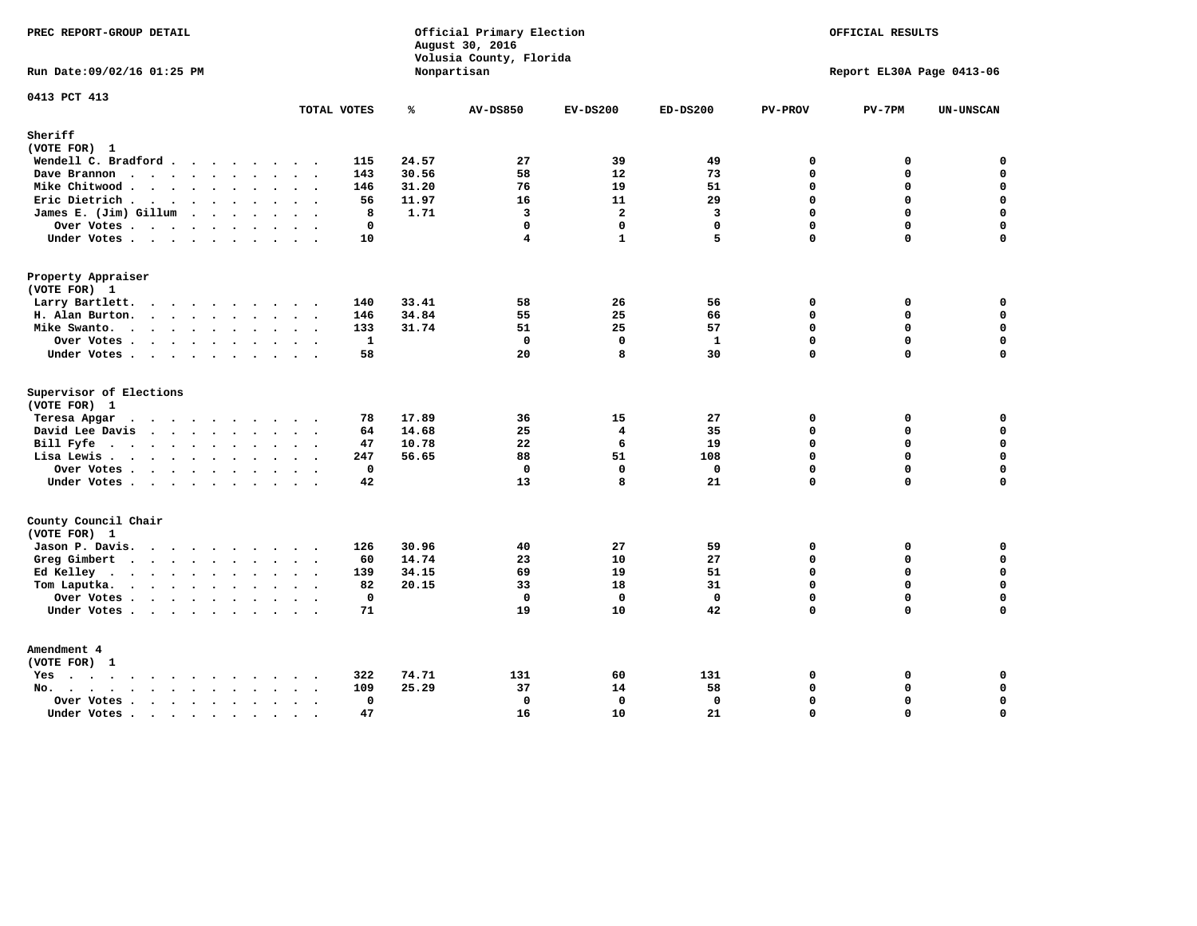PREC REPORT-GROUP DETAIL

Official Primary Election
August 30, 2016
Volusia County, Florida
Nonpartisan

OFFICIAL RESULTS

Run Date:09/02/16 01:25 PM

Report EL30A Page 0413-06

0413 PCT 413

## Sheriff
(VOTE FOR) 1

| | TOTAL VOTES | % | AV-DS850 | EV-DS200 | ED-DS200 | PV-PROV | PV-7PM | UN-UNSCAN |
|---|---|---|---|---|---|---|---|---|
| Wendell C. Bradford | 115 | 24.57 | 27 | 39 | 49 | 0 | 0 | 0 |
| Dave Brannon | 143 | 30.56 | 58 | 12 | 73 | 0 | 0 | 0 |
| Mike Chitwood | 146 | 31.20 | 76 | 19 | 51 | 0 | 0 | 0 |
| Eric Dietrich | 56 | 11.97 | 16 | 11 | 29 | 0 | 0 | 0 |
| James E. (Jim) Gillum | 8 | 1.71 | 3 | 2 | 3 | 0 | 0 | 0 |
| Over Votes | 0 | | 0 | 0 | 0 | 0 | 0 | 0 |
| Under Votes | 10 | | 4 | 1 | 5 | 0 | 0 | 0 |

## Property Appraiser
(VOTE FOR) 1

| | TOTAL VOTES | % | AV-DS850 | EV-DS200 | ED-DS200 | PV-PROV | PV-7PM | UN-UNSCAN |
|---|---|---|---|---|---|---|---|---|
| Larry Bartlett. | 140 | 33.41 | 58 | 26 | 56 | 0 | 0 | 0 |
| H. Alan Burton. | 146 | 34.84 | 55 | 25 | 66 | 0 | 0 | 0 |
| Mike Swanto. | 133 | 31.74 | 51 | 25 | 57 | 0 | 0 | 0 |
| Over Votes | 1 | | 0 | 0 | 1 | 0 | 0 | 0 |
| Under Votes | 58 | | 20 | 8 | 30 | 0 | 0 | 0 |

## Supervisor of Elections
(VOTE FOR) 1

| | TOTAL VOTES | % | AV-DS850 | EV-DS200 | ED-DS200 | PV-PROV | PV-7PM | UN-UNSCAN |
|---|---|---|---|---|---|---|---|---|
| Teresa Apgar | 78 | 17.89 | 36 | 15 | 27 | 0 | 0 | 0 |
| David Lee Davis | 64 | 14.68 | 25 | 4 | 35 | 0 | 0 | 0 |
| Bill Fyfe | 47 | 10.78 | 22 | 6 | 19 | 0 | 0 | 0 |
| Lisa Lewis | 247 | 56.65 | 88 | 51 | 108 | 0 | 0 | 0 |
| Over Votes | 0 | | 0 | 0 | 0 | 0 | 0 | 0 |
| Under Votes | 42 | | 13 | 8 | 21 | 0 | 0 | 0 |

## County Council Chair
(VOTE FOR) 1

| | TOTAL VOTES | % | AV-DS850 | EV-DS200 | ED-DS200 | PV-PROV | PV-7PM | UN-UNSCAN |
|---|---|---|---|---|---|---|---|---|
| Jason P. Davis. | 126 | 30.96 | 40 | 27 | 59 | 0 | 0 | 0 |
| Greg Gimbert | 60 | 14.74 | 23 | 10 | 27 | 0 | 0 | 0 |
| Ed Kelley | 139 | 34.15 | 69 | 19 | 51 | 0 | 0 | 0 |
| Tom Laputka. | 82 | 20.15 | 33 | 18 | 31 | 0 | 0 | 0 |
| Over Votes | 0 | | 0 | 0 | 0 | 0 | 0 | 0 |
| Under Votes | 71 | | 19 | 10 | 42 | 0 | 0 | 0 |

## Amendment 4
(VOTE FOR) 1

| | TOTAL VOTES | % | AV-DS850 | EV-DS200 | ED-DS200 | PV-PROV | PV-7PM | UN-UNSCAN |
|---|---|---|---|---|---|---|---|---|
| Yes | 322 | 74.71 | 131 | 60 | 131 | 0 | 0 | 0 |
| No. | 109 | 25.29 | 37 | 14 | 58 | 0 | 0 | 0 |
| Over Votes | 0 | | 0 | 0 | 0 | 0 | 0 | 0 |
| Under Votes | 47 | | 16 | 10 | 21 | 0 | 0 | 0 |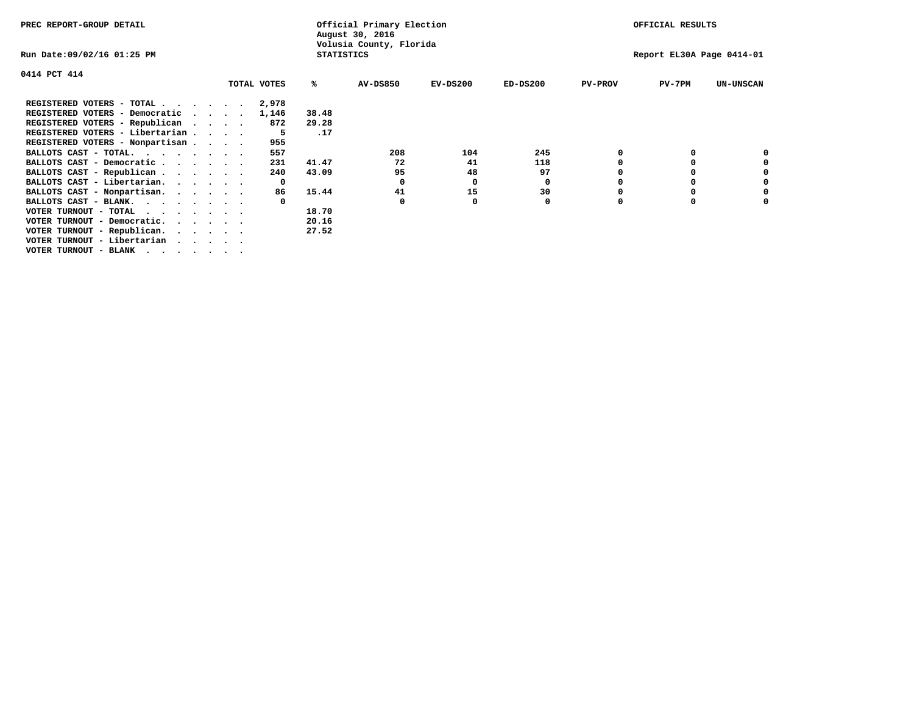PREC REPORT-GROUP DETAIL

Official Primary Election
August 30, 2016
Volusia County, Florida
STATISTICS

OFFICIAL RESULTS

Run Date:09/02/16 01:25 PM

Report EL30A Page 0414-01

0414 PCT 414

| | TOTAL VOTES | % | AV-DS850 | EV-DS200 | ED-DS200 | PV-PROV | PV-7PM | UN-UNSCAN |
|---|---|---|---|---|---|---|---|---|
| REGISTERED VOTERS - TOTAL . . . . . . | 2,978 | | | | | | | |
| REGISTERED VOTERS - Democratic . . . . | 1,146 | 38.48 | | | | | | |
| REGISTERED VOTERS - Republican . . . . | 872 | 29.28 | | | | | | |
| REGISTERED VOTERS - Libertarian . . . . | 5 | .17 | | | | | | |
| REGISTERED VOTERS - Nonpartisan . . . . | 955 | | | | | | | |
| BALLOTS CAST - TOTAL. . . . . . . . | 557 | | 208 | 104 | 245 | 0 | 0 | 0 |
| BALLOTS CAST - Democratic . . . . . . | 231 | 41.47 | 72 | 41 | 118 | 0 | 0 | 0 |
| BALLOTS CAST - Republican . . . . . . | 240 | 43.09 | 95 | 48 | 97 | 0 | 0 | 0 |
| BALLOTS CAST - Libertarian. . . . . . | 0 | | 0 | 0 | 0 | 0 | 0 | 0 |
| BALLOTS CAST - Nonpartisan. . . . . . | 86 | 15.44 | 41 | 15 | 30 | 0 | 0 | 0 |
| BALLOTS CAST - BLANK. . . . . . . . | 0 | | 0 | 0 | 0 | 0 | 0 | 0 |
| VOTER TURNOUT - TOTAL . . . . . . . | | 18.70 | | | | | | |
| VOTER TURNOUT - Democratic. . . . . . | | 20.16 | | | | | | |
| VOTER TURNOUT - Republican. . . . . . | | 27.52 | | | | | | |
| VOTER TURNOUT - Libertarian . . . . . | | | | | | | | |
| VOTER TURNOUT - BLANK . . . . . . . | | | | | | | | |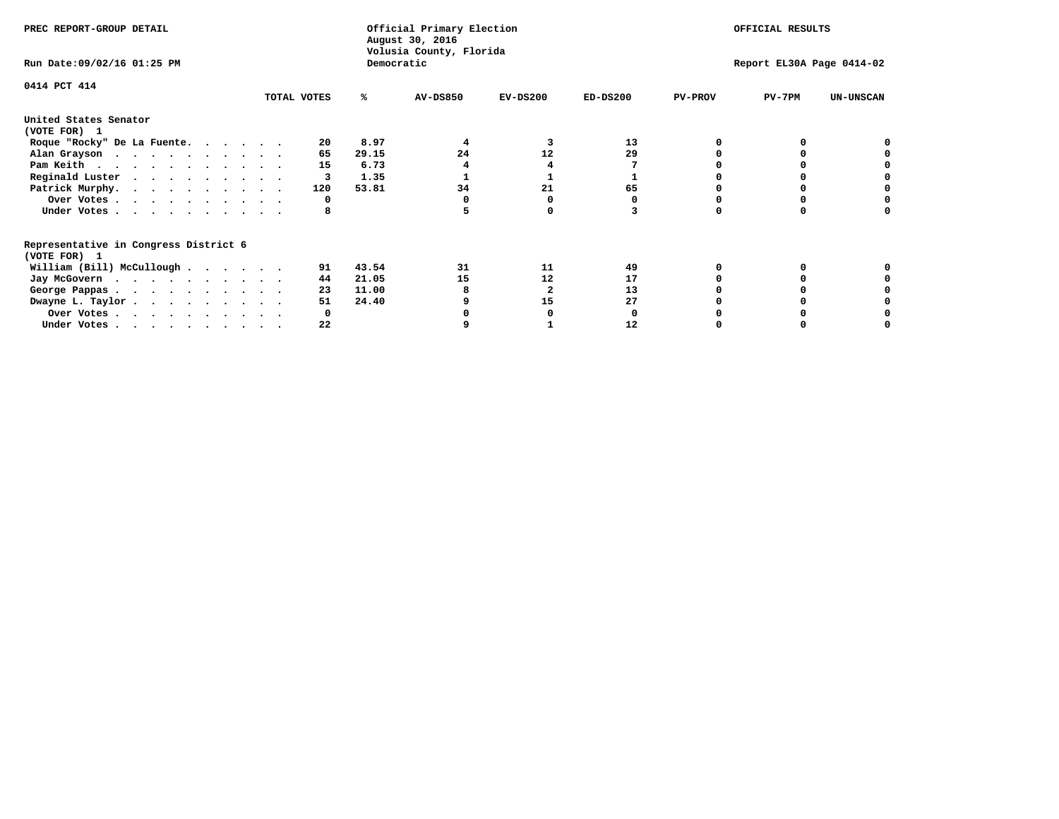PREC REPORT-GROUP DETAIL

Official Primary Election
August 30, 2016
Volusia County, Florida
Democratic

OFFICIAL RESULTS

Run Date:09/02/16 01:25 PM

Report EL30A Page 0414-02

0414 PCT 414

| | TOTAL VOTES | % | AV-DS850 | EV-DS200 | ED-DS200 | PV-PROV | PV-7PM | UN-UNSCAN |
|---|---|---|---|---|---|---|---|---|
| **United States Senator (VOTE FOR) 1** | | | | | | | | |
| Roque "Rocky" De La Fuente | 20 | 8.97 | 4 | 3 | 13 | 0 | 0 | 0 |
| Alan Grayson | 65 | 29.15 | 24 | 12 | 29 | 0 | 0 | 0 |
| Pam Keith | 15 | 6.73 | 4 | 4 | 7 | 0 | 0 | 0 |
| Reginald Luster | 3 | 1.35 | 1 | 1 | 1 | 0 | 0 | 0 |
| Patrick Murphy | 120 | 53.81 | 34 | 21 | 65 | 0 | 0 | 0 |
| Over Votes | 0 | | 0 | 0 | 0 | 0 | 0 | 0 |
| Under Votes | 8 | | 5 | 0 | 3 | 0 | 0 | 0 |
| **Representative in Congress District 6 (VOTE FOR) 1** | | | | | | | | |
| William (Bill) McCullough | 91 | 43.54 | 31 | 11 | 49 | 0 | 0 | 0 |
| Jay McGovern | 44 | 21.05 | 15 | 12 | 17 | 0 | 0 | 0 |
| George Pappas | 23 | 11.00 | 8 | 2 | 13 | 0 | 0 | 0 |
| Dwayne L. Taylor | 51 | 24.40 | 9 | 15 | 27 | 0 | 0 | 0 |
| Over Votes | 0 | | 0 | 0 | 0 | 0 | 0 | 0 |
| Under Votes | 22 | | 9 | 1 | 12 | 0 | 0 | 0 |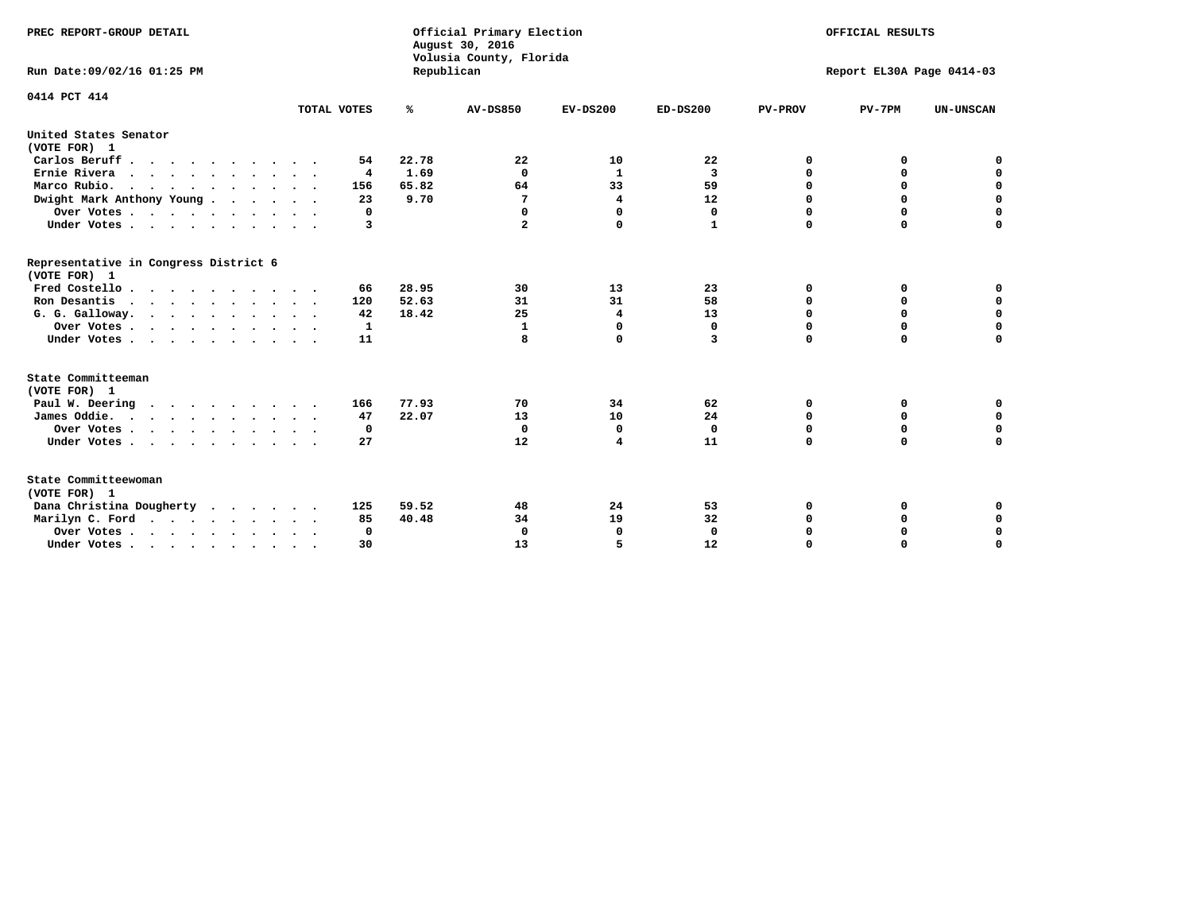PREC REPORT-GROUP DETAIL

Official Primary Election
August 30, 2016
Volusia County, Florida
Republican

OFFICIAL RESULTS

Run Date:09/02/16 01:25 PM

Report EL30A Page 0414-03

0414 PCT 414

| | TOTAL VOTES | % | AV-DS850 | EV-DS200 | ED-DS200 | PV-PROV | PV-7PM | UN-UNSCAN |
|---|---|---|---|---|---|---|---|---|
| **United States Senator** | | | | | | | | |
| **(VOTE FOR) 1** | | | | | | | | |
| Carlos Beruff | 54 | 22.78 | 22 | 10 | 22 | 0 | 0 | 0 |
| Ernie Rivera | 4 | 1.69 | 0 | 1 | 3 | 0 | 0 | 0 |
| Marco Rubio. | 156 | 65.82 | 64 | 33 | 59 | 0 | 0 | 0 |
| Dwight Mark Anthony Young | 23 | 9.70 | 7 | 4 | 12 | 0 | 0 | 0 |
| Over Votes | 0 | | 0 | 0 | 0 | 0 | 0 | 0 |
| Under Votes | 3 | | 2 | 0 | 1 | 0 | 0 | 0 |
| **Representative in Congress District 6** | | | | | | | | |
| **(VOTE FOR) 1** | | | | | | | | |
| Fred Costello | 66 | 28.95 | 30 | 13 | 23 | 0 | 0 | 0 |
| Ron Desantis | 120 | 52.63 | 31 | 31 | 58 | 0 | 0 | 0 |
| G. G. Galloway. | 42 | 18.42 | 25 | 4 | 13 | 0 | 0 | 0 |
| Over Votes | 1 | | 1 | 0 | 0 | 0 | 0 | 0 |
| Under Votes | 11 | | 8 | 0 | 3 | 0 | 0 | 0 |
| **State Committeeman** | | | | | | | | |
| **(VOTE FOR) 1** | | | | | | | | |
| Paul W. Deering | 166 | 77.93 | 70 | 34 | 62 | 0 | 0 | 0 |
| James Oddie. | 47 | 22.07 | 13 | 10 | 24 | 0 | 0 | 0 |
| Over Votes | 0 | | 0 | 0 | 0 | 0 | 0 | 0 |
| Under Votes | 27 | | 12 | 4 | 11 | 0 | 0 | 0 |
| **State Committeewoman** | | | | | | | | |
| **(VOTE FOR) 1** | | | | | | | | |
| Dana Christina Dougherty | 125 | 59.52 | 48 | 24 | 53 | 0 | 0 | 0 |
| Marilyn C. Ford | 85 | 40.48 | 34 | 19 | 32 | 0 | 0 | 0 |
| Over Votes | 0 | | 0 | 0 | 0 | 0 | 0 | 0 |
| Under Votes | 30 | | 13 | 5 | 12 | 0 | 0 | 0 |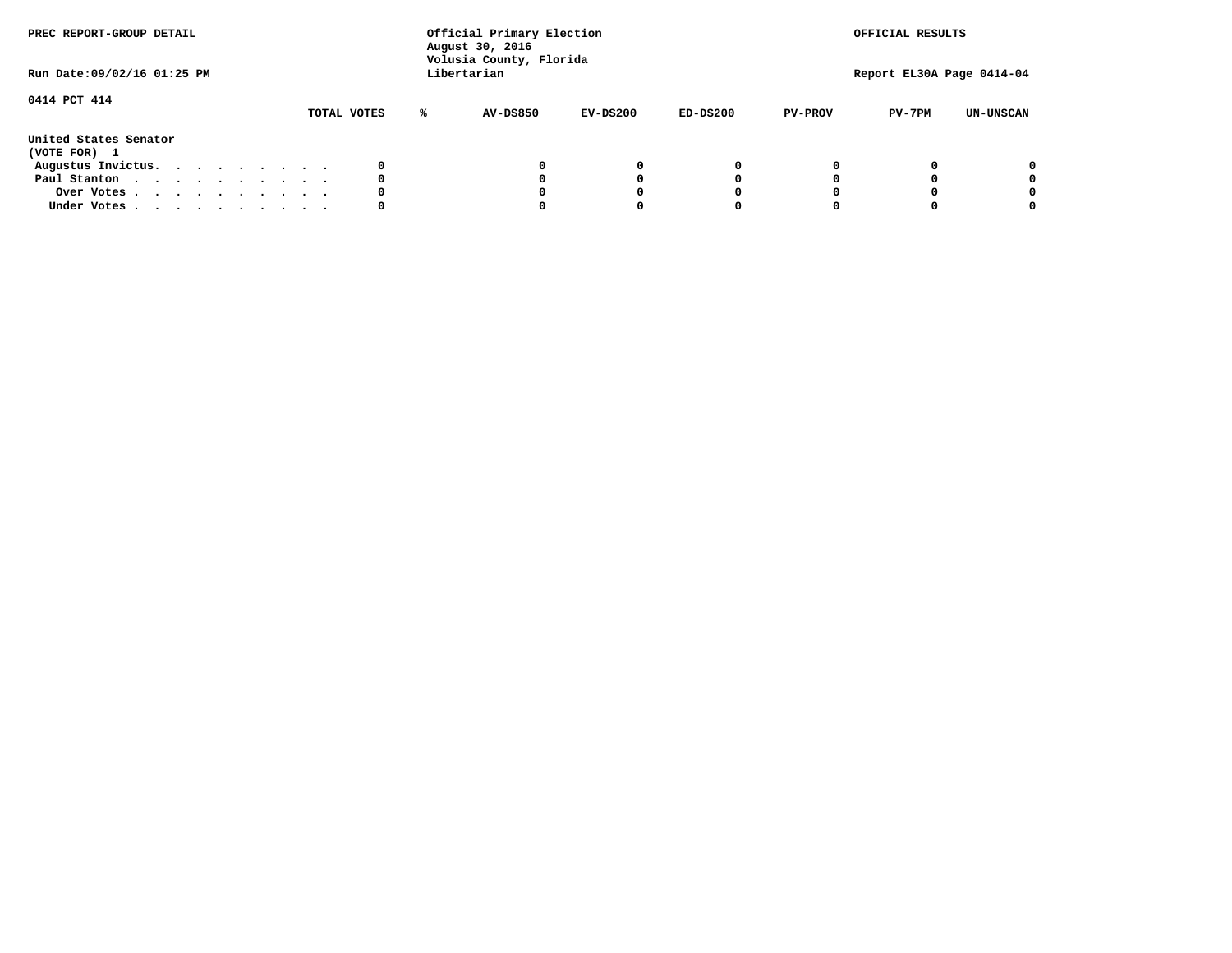PREC REPORT-GROUP DETAIL

Run Date:09/02/16 01:25 PM

Official Primary Election
August 30, 2016
Volusia County, Florida
Libertarian

OFFICIAL RESULTS

Report EL30A Page 0414-04

0414 PCT 414

| | TOTAL VOTES | % | AV-DS850 | EV-DS200 | ED-DS200 | PV-PROV | PV-7PM | UN-UNSCAN |
|---|---|---|---|---|---|---|---|---|
| **United States Senator** | | | | | | | | |
| **(VOTE FOR) 1** | | | | | | | | |
| Augustus Invictus. . . . . . . . . | 0 | | 0 | 0 | 0 | 0 | 0 | 0 |
| Paul Stanton . . . . . . . . . . | 0 | | 0 | 0 | 0 | 0 | 0 | 0 |
| Over Votes . . . . . . . . . . | 0 | | 0 | 0 | 0 | 0 | 0 | 0 |
| Under Votes . . . . . . . . . . | 0 | | 0 | 0 | 0 | 0 | 0 | 0 |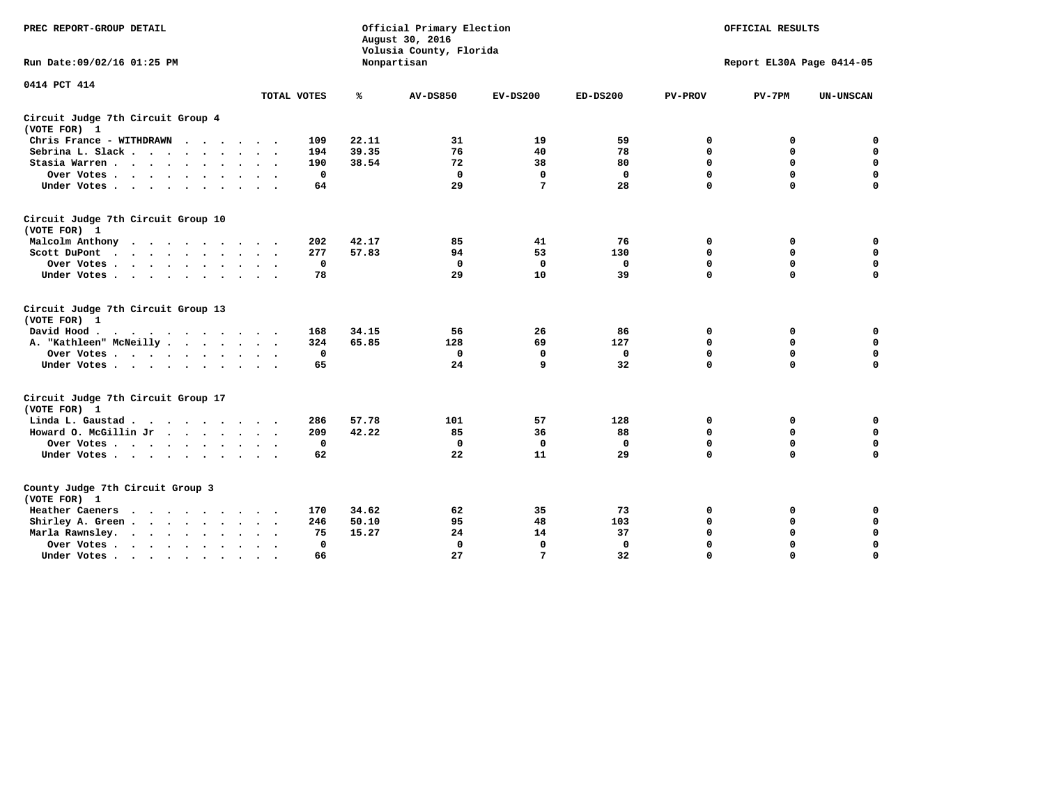PREC REPORT-GROUP DETAIL

Official Primary Election
August 30, 2016
Volusia County, Florida
Nonpartisan

OFFICIAL RESULTS

Run Date:09/02/16 01:25 PM

Report EL30A Page 0414-05

0414 PCT 414

| | TOTAL VOTES | % | AV-DS850 | EV-DS200 | ED-DS200 | PV-PROV | PV-7PM | UN-UNSCAN |
|---|---|---|---|---|---|---|---|---|
| **Circuit Judge 7th Circuit Group 4** | | | | | | | | |
| **(VOTE FOR) 1** | | | | | | | | |
| Chris France - WITHDRAWN | 109 | 22.11 | 31 | 19 | 59 | 0 | 0 | 0 |
| Sebrina L. Slack | 194 | 39.35 | 76 | 40 | 78 | 0 | 0 | 0 |
| Stasia Warren | 190 | 38.54 | 72 | 38 | 80 | 0 | 0 | 0 |
| Over Votes | 0 | | 0 | 0 | 0 | 0 | 0 | 0 |
| Under Votes | 64 | | 29 | 7 | 28 | 0 | 0 | 0 |
| **Circuit Judge 7th Circuit Group 10** | | | | | | | | |
| **(VOTE FOR) 1** | | | | | | | | |
| Malcolm Anthony | 202 | 42.17 | 85 | 41 | 76 | 0 | 0 | 0 |
| Scott DuPont | 277 | 57.83 | 94 | 53 | 130 | 0 | 0 | 0 |
| Over Votes | 0 | | 0 | 0 | 0 | 0 | 0 | 0 |
| Under Votes | 78 | | 29 | 10 | 39 | 0 | 0 | 0 |
| **Circuit Judge 7th Circuit Group 13** | | | | | | | | |
| **(VOTE FOR) 1** | | | | | | | | |
| David Hood | 168 | 34.15 | 56 | 26 | 86 | 0 | 0 | 0 |
| A. "Kathleen" McNeilly | 324 | 65.85 | 128 | 69 | 127 | 0 | 0 | 0 |
| Over Votes | 0 | | 0 | 0 | 0 | 0 | 0 | 0 |
| Under Votes | 65 | | 24 | 9 | 32 | 0 | 0 | 0 |
| **Circuit Judge 7th Circuit Group 17** | | | | | | | | |
| **(VOTE FOR) 1** | | | | | | | | |
| Linda L. Gaustad | 286 | 57.78 | 101 | 57 | 128 | 0 | 0 | 0 |
| Howard O. McGillin Jr | 209 | 42.22 | 85 | 36 | 88 | 0 | 0 | 0 |
| Over Votes | 0 | | 0 | 0 | 0 | 0 | 0 | 0 |
| Under Votes | 62 | | 22 | 11 | 29 | 0 | 0 | 0 |
| **County Judge 7th Circuit Group 3** | | | | | | | | |
| **(VOTE FOR) 1** | | | | | | | | |
| Heather Caeners | 170 | 34.62 | 62 | 35 | 73 | 0 | 0 | 0 |
| Shirley A. Green | 246 | 50.10 | 95 | 48 | 103 | 0 | 0 | 0 |
| Marla Rawnsley. | 75 | 15.27 | 24 | 14 | 37 | 0 | 0 | 0 |
| Over Votes | 0 | | 0 | 0 | 0 | 0 | 0 | 0 |
| Under Votes | 66 | | 27 | 7 | 32 | 0 | 0 | 0 |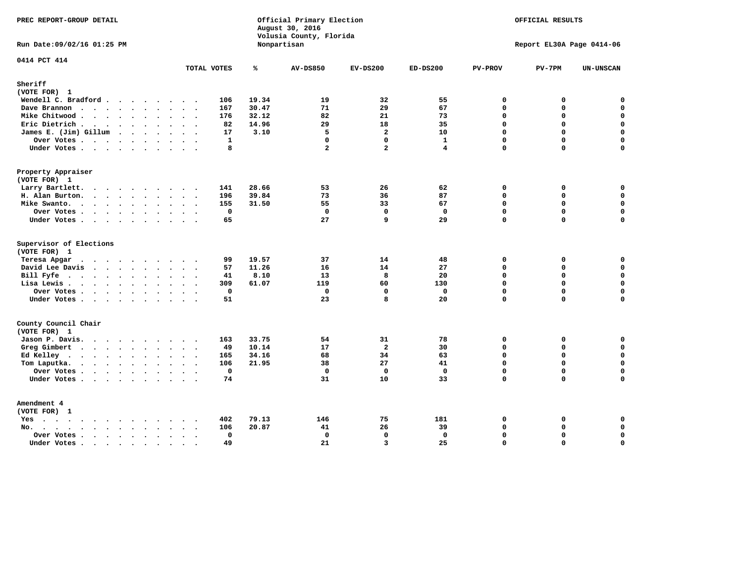PREC REPORT-GROUP DETAIL

Official Primary Election
August 30, 2016
Volusia County, Florida
Nonpartisan

OFFICIAL RESULTS

Run Date:09/02/16 01:25 PM

Report EL30A Page 0414-06

0414 PCT 414

| | TOTAL VOTES | % | AV-DS850 | EV-DS200 | ED-DS200 | PV-PROV | PV-7PM | UN-UNSCAN |
|---|---|---|---|---|---|---|---|---|
| **Sheriff** | | | | | | | | |
| **(VOTE FOR) 1** | | | | | | | | |
| Wendell C. Bradford | 106 | 19.34 | 19 | 32 | 55 | 0 | 0 | 0 |
| Dave Brannon | 167 | 30.47 | 71 | 29 | 67 | 0 | 0 | 0 |
| Mike Chitwood | 176 | 32.12 | 82 | 21 | 73 | 0 | 0 | 0 |
| Eric Dietrich | 82 | 14.96 | 29 | 18 | 35 | 0 | 0 | 0 |
| James E. (Jim) Gillum | 17 | 3.10 | 5 | 2 | 10 | 0 | 0 | 0 |
| Over Votes | 1 | | 0 | 0 | 1 | 0 | 0 | 0 |
| Under Votes | 8 | | 2 | 2 | 4 | 0 | 0 | 0 |
| **Property Appraiser** | | | | | | | | |
| **(VOTE FOR) 1** | | | | | | | | |
| Larry Bartlett | 141 | 28.66 | 53 | 26 | 62 | 0 | 0 | 0 |
| H. Alan Burton | 196 | 39.84 | 73 | 36 | 87 | 0 | 0 | 0 |
| Mike Swanto | 155 | 31.50 | 55 | 33 | 67 | 0 | 0 | 0 |
| Over Votes | 0 | | 0 | 0 | 0 | 0 | 0 | 0 |
| Under Votes | 65 | | 27 | 9 | 29 | 0 | 0 | 0 |
| **Supervisor of Elections** | | | | | | | | |
| **(VOTE FOR) 1** | | | | | | | | |
| Teresa Apgar | 99 | 19.57 | 37 | 14 | 48 | 0 | 0 | 0 |
| David Lee Davis | 57 | 11.26 | 16 | 14 | 27 | 0 | 0 | 0 |
| Bill Fyfe | 41 | 8.10 | 13 | 8 | 20 | 0 | 0 | 0 |
| Lisa Lewis | 309 | 61.07 | 119 | 60 | 130 | 0 | 0 | 0 |
| Over Votes | 0 | | 0 | 0 | 0 | 0 | 0 | 0 |
| Under Votes | 51 | | 23 | 8 | 20 | 0 | 0 | 0 |
| **County Council Chair** | | | | | | | | |
| **(VOTE FOR) 1** | | | | | | | | |
| Jason P. Davis | 163 | 33.75 | 54 | 31 | 78 | 0 | 0 | 0 |
| Greg Gimbert | 49 | 10.14 | 17 | 2 | 30 | 0 | 0 | 0 |
| Ed Kelley | 165 | 34.16 | 68 | 34 | 63 | 0 | 0 | 0 |
| Tom Laputka | 106 | 21.95 | 38 | 27 | 41 | 0 | 0 | 0 |
| Over Votes | 0 | | 0 | 0 | 0 | 0 | 0 | 0 |
| Under Votes | 74 | | 31 | 10 | 33 | 0 | 0 | 0 |
| **Amendment 4** | | | | | | | | |
| **(VOTE FOR) 1** | | | | | | | | |
| Yes | 402 | 79.13 | 146 | 75 | 181 | 0 | 0 | 0 |
| No | 106 | 20.87 | 41 | 26 | 39 | 0 | 0 | 0 |
| Over Votes | 0 | | 0 | 0 | 0 | 0 | 0 | 0 |
| Under Votes | 49 | | 21 | 3 | 25 | 0 | 0 | 0 |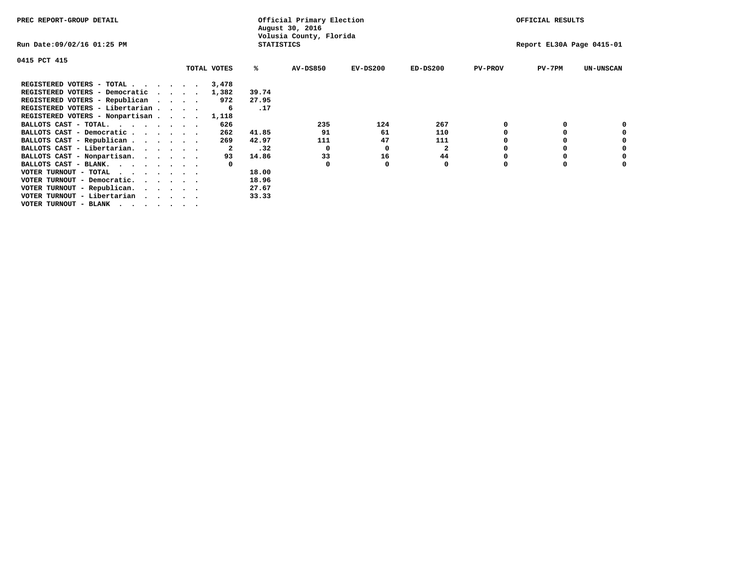PREC REPORT-GROUP DETAIL

Official Primary Election
August 30, 2016
Volusia County, Florida
STATISTICS

OFFICIAL RESULTS

Run Date:09/02/16 01:25 PM

Report EL30A Page 0415-01

0415 PCT 415

| | TOTAL VOTES | % | AV-DS850 | EV-DS200 | ED-DS200 | PV-PROV | PV-7PM | UN-UNSCAN |
|---|---|---|---|---|---|---|---|---|
| REGISTERED VOTERS - TOTAL . . . . . . | 3,478 | | | | | | | |
| REGISTERED VOTERS - Democratic . . . . | 1,382 | 39.74 | | | | | | |
| REGISTERED VOTERS - Republican . . . . | 972 | 27.95 | | | | | | |
| REGISTERED VOTERS - Libertarian . . . . | 6 | .17 | | | | | | |
| REGISTERED VOTERS - Nonpartisan . . . . | 1,118 | | | | | | | |
| BALLOTS CAST - TOTAL. . . . . . . . | 626 | | 235 | 124 | 267 | 0 | 0 | 0 |
| BALLOTS CAST - Democratic . . . . . . | 262 | 41.85 | 91 | 61 | 110 | 0 | 0 | 0 |
| BALLOTS CAST - Republican . . . . . . | 269 | 42.97 | 111 | 47 | 111 | 0 | 0 | 0 |
| BALLOTS CAST - Libertarian. . . . . . | 2 | .32 | 0 | 0 | 2 | 0 | 0 | 0 |
| BALLOTS CAST - Nonpartisan. . . . . . | 93 | 14.86 | 33 | 16 | 44 | 0 | 0 | 0 |
| BALLOTS CAST - BLANK. . . . . . . . | 0 | | 0 | 0 | 0 | 0 | 0 | 0 |
| VOTER TURNOUT - TOTAL . . . . . . . | | 18.00 | | | | | | |
| VOTER TURNOUT - Democratic. . . . . . | | 18.96 | | | | | | |
| VOTER TURNOUT - Republican. . . . . . | | 27.67 | | | | | | |
| VOTER TURNOUT - Libertarian . . . . . | | 33.33 | | | | | | |
| VOTER TURNOUT - BLANK . . . . . . . | | | | | | | | |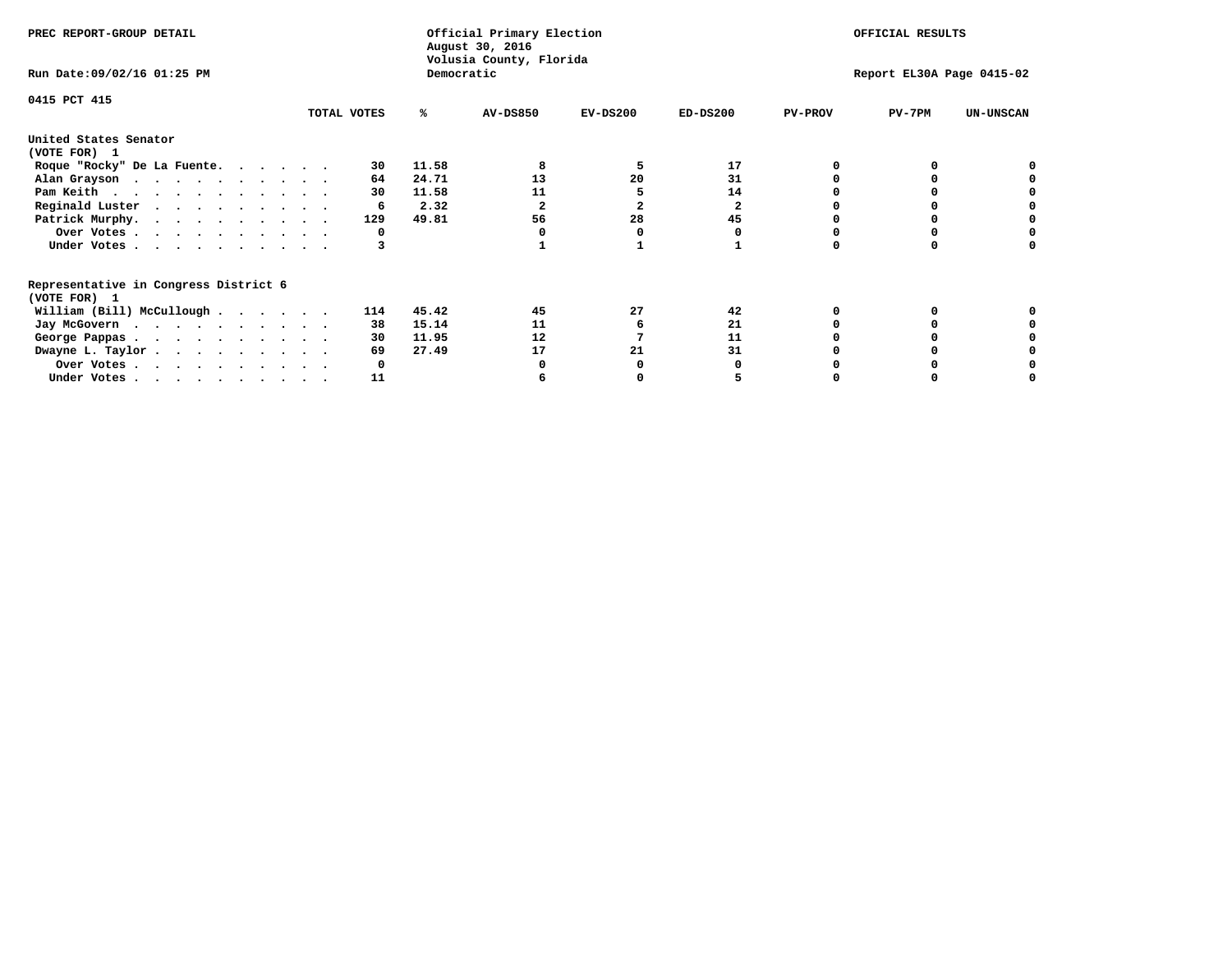PREC REPORT-GROUP DETAIL

Official Primary Election
August 30, 2016
Volusia County, Florida
Democratic

OFFICIAL RESULTS

Run Date:09/02/16 01:25 PM

Report EL30A Page 0415-02

0415 PCT 415

| | TOTAL VOTES | % | AV-DS850 | EV-DS200 | ED-DS200 | PV-PROV | PV-7PM | UN-UNSCAN |
|---|---|---|---|---|---|---|---|---|
| **United States Senator (VOTE FOR) 1** | | | | | | | | |
| Roque "Rocky" De La Fuente | 30 | 11.58 | 8 | 5 | 17 | 0 | 0 | 0 |
| Alan Grayson | 64 | 24.71 | 13 | 20 | 31 | 0 | 0 | 0 |
| Pam Keith | 30 | 11.58 | 11 | 5 | 14 | 0 | 0 | 0 |
| Reginald Luster | 6 | 2.32 | 2 | 2 | 2 | 0 | 0 | 0 |
| Patrick Murphy | 129 | 49.81 | 56 | 28 | 45 | 0 | 0 | 0 |
| Over Votes | 0 | | 0 | 0 | 0 | 0 | 0 | 0 |
| Under Votes | 3 | | 1 | 1 | 1 | 0 | 0 | 0 |
| **Representative in Congress District 6 (VOTE FOR) 1** | | | | | | | | |
| William (Bill) McCullough | 114 | 45.42 | 45 | 27 | 42 | 0 | 0 | 0 |
| Jay McGovern | 38 | 15.14 | 11 | 6 | 21 | 0 | 0 | 0 |
| George Pappas | 30 | 11.95 | 12 | 7 | 11 | 0 | 0 | 0 |
| Dwayne L. Taylor | 69 | 27.49 | 17 | 21 | 31 | 0 | 0 | 0 |
| Over Votes | 0 | | 0 | 0 | 0 | 0 | 0 | 0 |
| Under Votes | 11 | | 6 | 0 | 5 | 0 | 0 | 0 |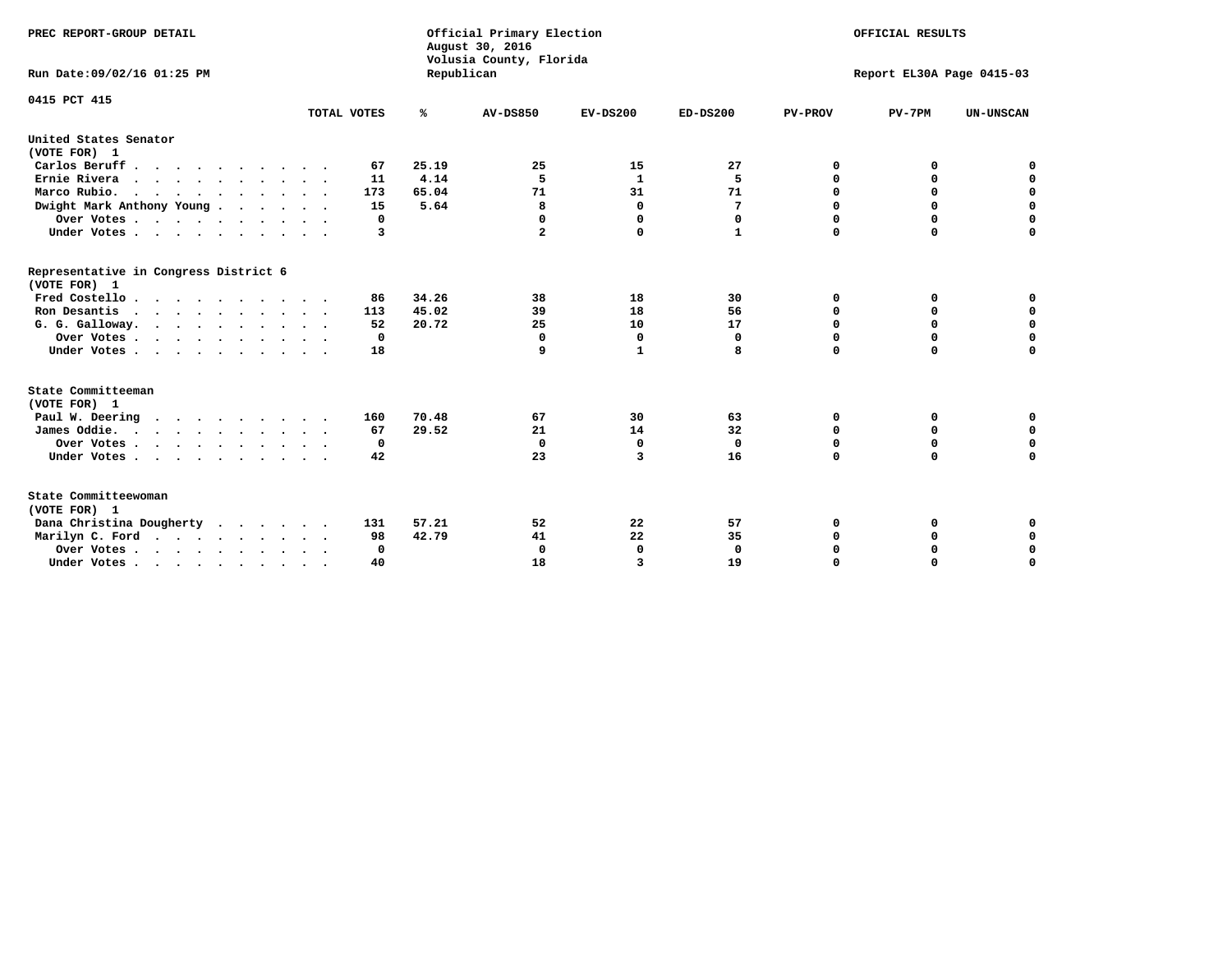PREC REPORT-GROUP DETAIL

Official Primary Election
August 30, 2016
Volusia County, Florida
Republican

OFFICIAL RESULTS

Run Date:09/02/16 01:25 PM

Report EL30A Page 0415-03

0415 PCT 415

| | TOTAL VOTES | % | AV-DS850 | EV-DS200 | ED-DS200 | PV-PROV | PV-7PM | UN-UNSCAN |
|---|---|---|---|---|---|---|---|---|
| **United States Senator (VOTE FOR) 1** | | | | | | | | |
| Carlos Beruff | 67 | 25.19 | 25 | 15 | 27 | 0 | 0 | 0 |
| Ernie Rivera | 11 | 4.14 | 5 | 1 | 5 | 0 | 0 | 0 |
| Marco Rubio. | 173 | 65.04 | 71 | 31 | 71 | 0 | 0 | 0 |
| Dwight Mark Anthony Young | 15 | 5.64 | 8 | 0 | 7 | 0 | 0 | 0 |
| Over Votes | 0 | | 0 | 0 | 0 | 0 | 0 | 0 |
| Under Votes | 3 | | 2 | 0 | 1 | 0 | 0 | 0 |
| **Representative in Congress District 6 (VOTE FOR) 1** | | | | | | | | |
| Fred Costello | 86 | 34.26 | 38 | 18 | 30 | 0 | 0 | 0 |
| Ron Desantis | 113 | 45.02 | 39 | 18 | 56 | 0 | 0 | 0 |
| G. G. Galloway. | 52 | 20.72 | 25 | 10 | 17 | 0 | 0 | 0 |
| Over Votes | 0 | | 0 | 0 | 0 | 0 | 0 | 0 |
| Under Votes | 18 | | 9 | 1 | 8 | 0 | 0 | 0 |
| **State Committeeman (VOTE FOR) 1** | | | | | | | | |
| Paul W. Deering | 160 | 70.48 | 67 | 30 | 63 | 0 | 0 | 0 |
| James Oddie. | 67 | 29.52 | 21 | 14 | 32 | 0 | 0 | 0 |
| Over Votes | 0 | | 0 | 0 | 0 | 0 | 0 | 0 |
| Under Votes | 42 | | 23 | 3 | 16 | 0 | 0 | 0 |
| **State Committeewoman (VOTE FOR) 1** | | | | | | | | |
| Dana Christina Dougherty | 131 | 57.21 | 52 | 22 | 57 | 0 | 0 | 0 |
| Marilyn C. Ford | 98 | 42.79 | 41 | 22 | 35 | 0 | 0 | 0 |
| Over Votes | 0 | | 0 | 0 | 0 | 0 | 0 | 0 |
| Under Votes | 40 | | 18 | 3 | 19 | 0 | 0 | 0 |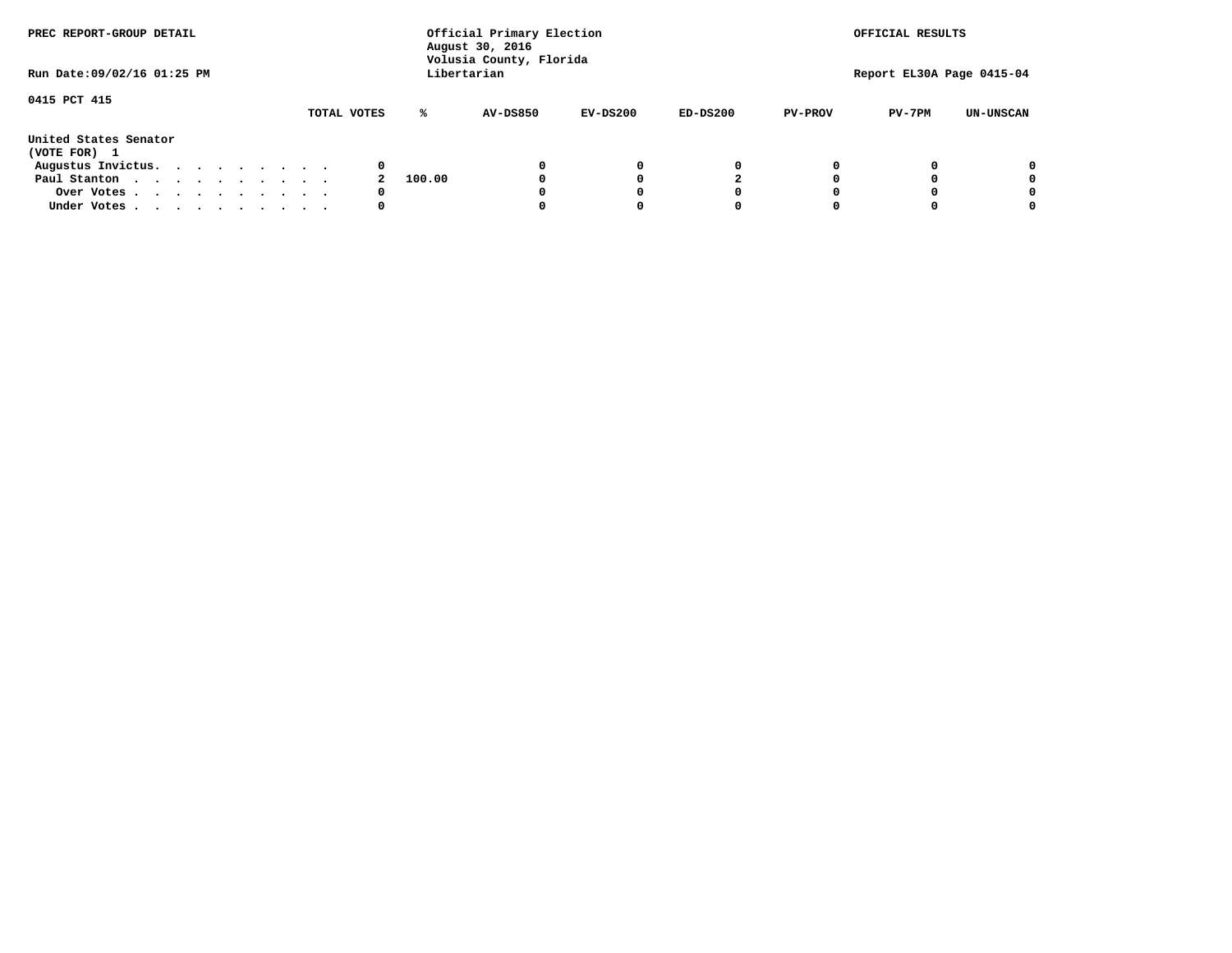PREC REPORT-GROUP DETAIL

Official Primary Election
August 30, 2016
Volusia County, Florida
Libertarian

OFFICIAL RESULTS

Run Date:09/02/16 01:25 PM

Report EL30A Page 0415-04

0415 PCT 415

United States Senator
(VOTE FOR) 1

| | TOTAL VOTES | % | AV-DS850 | EV-DS200 | ED-DS200 | PV-PROV | PV-7PM | UN-UNSCAN |
|---|---|---|---|---|---|---|---|---|
| Augustus Invictus. . . . . . . . . . | 0 | | 0 | 0 | 0 | 0 | 0 | 0 |
| Paul Stanton . . . . . . . . . . . | 2 | 100.00 | 0 | 0 | 2 | 0 | 0 | 0 |
| Over Votes . . . . . . . . . . . | 0 | | 0 | 0 | 0 | 0 | 0 | 0 |
| Under Votes . . . . . . . . . . . | 0 | | 0 | 0 | 0 | 0 | 0 | 0 |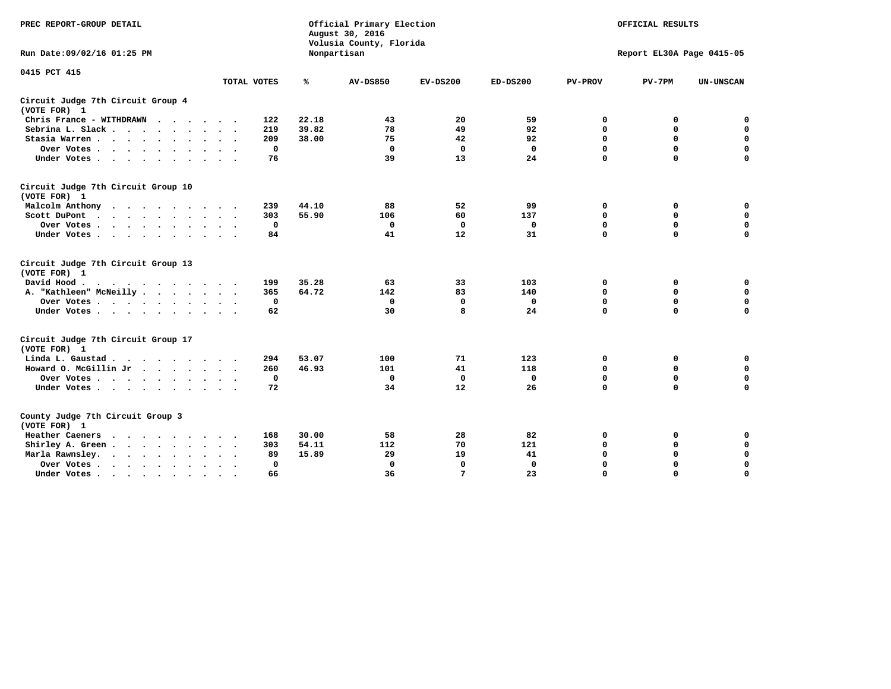PREC REPORT-GROUP DETAIL

Official Primary Election
August 30, 2016
Volusia County, Florida
Nonpartisan

OFFICIAL RESULTS

Run Date:09/02/16 01:25 PM

Report EL30A Page 0415-05

0415 PCT 415

| | TOTAL VOTES | % | AV-DS850 | EV-DS200 | ED-DS200 | PV-PROV | PV-7PM | UN-UNSCAN |
|---|---|---|---|---|---|---|---|---|
| **Circuit Judge 7th Circuit Group 4** | | | | | | | | |
| **(VOTE FOR) 1** | | | | | | | | |
| Chris France - WITHDRAWN | 122 | 22.18 | 43 | 20 | 59 | 0 | 0 | 0 |
| Sebrina L. Slack | 219 | 39.82 | 78 | 49 | 92 | 0 | 0 | 0 |
| Stasia Warren | 209 | 38.00 | 75 | 42 | 92 | 0 | 0 | 0 |
| Over Votes | 0 | | 0 | 0 | 0 | 0 | 0 | 0 |
| Under Votes | 76 | | 39 | 13 | 24 | 0 | 0 | 0 |
| **Circuit Judge 7th Circuit Group 10** | | | | | | | | |
| **(VOTE FOR) 1** | | | | | | | | |
| Malcolm Anthony | 239 | 44.10 | 88 | 52 | 99 | 0 | 0 | 0 |
| Scott DuPont | 303 | 55.90 | 106 | 60 | 137 | 0 | 0 | 0 |
| Over Votes | 0 | | 0 | 0 | 0 | 0 | 0 | 0 |
| Under Votes | 84 | | 41 | 12 | 31 | 0 | 0 | 0 |
| **Circuit Judge 7th Circuit Group 13** | | | | | | | | |
| **(VOTE FOR) 1** | | | | | | | | |
| David Hood | 199 | 35.28 | 63 | 33 | 103 | 0 | 0 | 0 |
| A. "Kathleen" McNeilly | 365 | 64.72 | 142 | 83 | 140 | 0 | 0 | 0 |
| Over Votes | 0 | | 0 | 0 | 0 | 0 | 0 | 0 |
| Under Votes | 62 | | 30 | 8 | 24 | 0 | 0 | 0 |
| **Circuit Judge 7th Circuit Group 17** | | | | | | | | |
| **(VOTE FOR) 1** | | | | | | | | |
| Linda L. Gaustad | 294 | 53.07 | 100 | 71 | 123 | 0 | 0 | 0 |
| Howard O. McGillin Jr | 260 | 46.93 | 101 | 41 | 118 | 0 | 0 | 0 |
| Over Votes | 0 | | 0 | 0 | 0 | 0 | 0 | 0 |
| Under Votes | 72 | | 34 | 12 | 26 | 0 | 0 | 0 |
| **County Judge 7th Circuit Group 3** | | | | | | | | |
| **(VOTE FOR) 1** | | | | | | | | |
| Heather Caeners | 168 | 30.00 | 58 | 28 | 82 | 0 | 0 | 0 |
| Shirley A. Green | 303 | 54.11 | 112 | 70 | 121 | 0 | 0 | 0 |
| Marla Rawnsley. | 89 | 15.89 | 29 | 19 | 41 | 0 | 0 | 0 |
| Over Votes | 0 | | 0 | 0 | 0 | 0 | 0 | 0 |
| Under Votes | 66 | | 36 | 7 | 23 | 0 | 0 | 0 |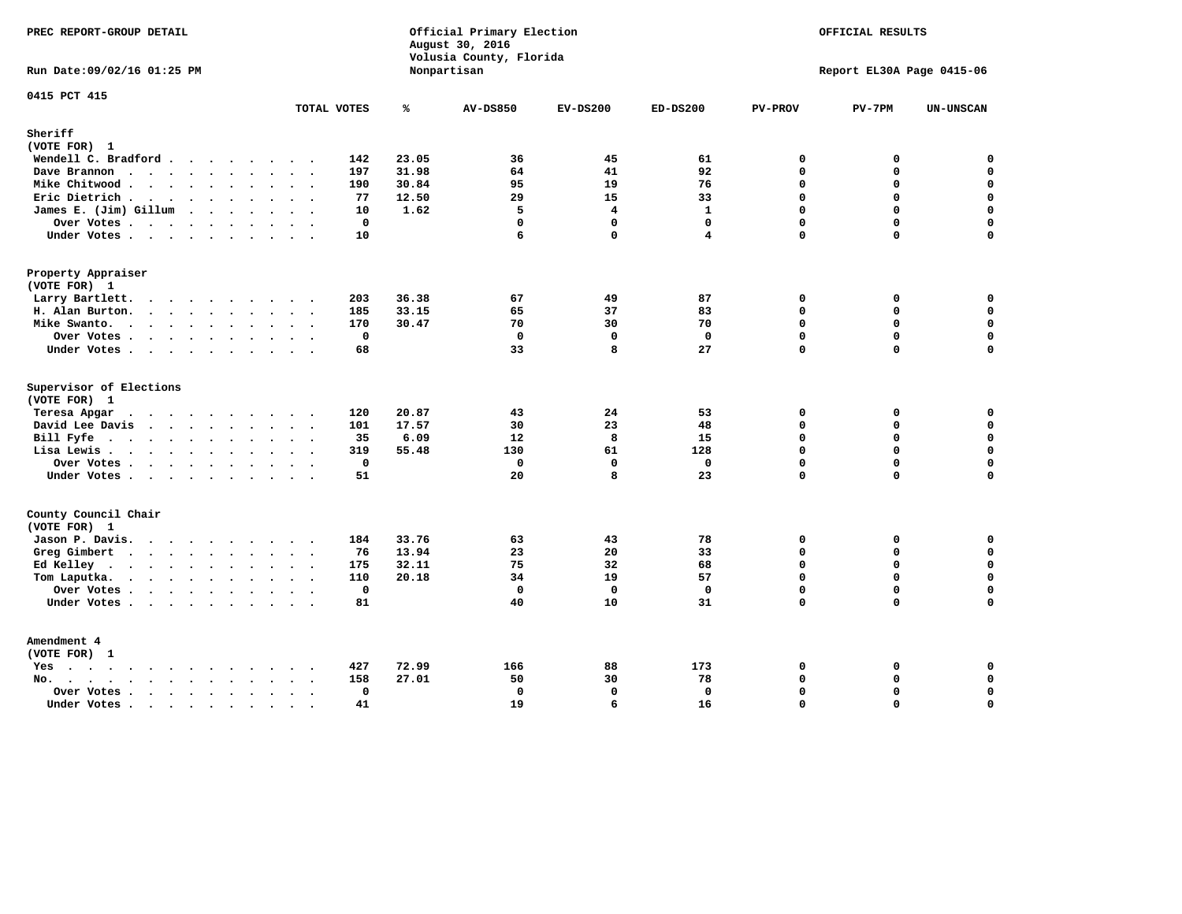PREC REPORT-GROUP DETAIL

Official Primary Election
August 30, 2016
Volusia County, Florida
Nonpartisan

OFFICIAL RESULTS

Run Date:09/02/16 01:25 PM

Report EL30A Page 0415-06

0415 PCT 415

| | TOTAL VOTES | % | AV-DS850 | EV-DS200 | ED-DS200 | PV-PROV | PV-7PM | UN-UNSCAN |
|---|---|---|---|---|---|---|---|---|
| **Sheriff** | | | | | | | | |
| (VOTE FOR) 1 | | | | | | | | |
| Wendell C. Bradford | 142 | 23.05 | 36 | 45 | 61 | 0 | 0 | 0 |
| Dave Brannon | 197 | 31.98 | 64 | 41 | 92 | 0 | 0 | 0 |
| Mike Chitwood | 190 | 30.84 | 95 | 19 | 76 | 0 | 0 | 0 |
| Eric Dietrich | 77 | 12.50 | 29 | 15 | 33 | 0 | 0 | 0 |
| James E. (Jim) Gillum | 10 | 1.62 | 5 | 4 | 1 | 0 | 0 | 0 |
| Over Votes | 0 | | 0 | 0 | 0 | 0 | 0 | 0 |
| Under Votes | 10 | | 6 | 0 | 4 | 0 | 0 | 0 |
| **Property Appraiser** | | | | | | | | |
| (VOTE FOR) 1 | | | | | | | | |
| Larry Bartlett. | 203 | 36.38 | 67 | 49 | 87 | 0 | 0 | 0 |
| H. Alan Burton. | 185 | 33.15 | 65 | 37 | 83 | 0 | 0 | 0 |
| Mike Swanto. | 170 | 30.47 | 70 | 30 | 70 | 0 | 0 | 0 |
| Over Votes | 0 | | 0 | 0 | 0 | 0 | 0 | 0 |
| Under Votes | 68 | | 33 | 8 | 27 | 0 | 0 | 0 |
| **Supervisor of Elections** | | | | | | | | |
| (VOTE FOR) 1 | | | | | | | | |
| Teresa Apgar | 120 | 20.87 | 43 | 24 | 53 | 0 | 0 | 0 |
| David Lee Davis | 101 | 17.57 | 30 | 23 | 48 | 0 | 0 | 0 |
| Bill Fyfe | 35 | 6.09 | 12 | 8 | 15 | 0 | 0 | 0 |
| Lisa Lewis | 319 | 55.48 | 130 | 61 | 128 | 0 | 0 | 0 |
| Over Votes | 0 | | 0 | 0 | 0 | 0 | 0 | 0 |
| Under Votes | 51 | | 20 | 8 | 23 | 0 | 0 | 0 |
| **County Council Chair** | | | | | | | | |
| (VOTE FOR) 1 | | | | | | | | |
| Jason P. Davis. | 184 | 33.76 | 63 | 43 | 78 | 0 | 0 | 0 |
| Greg Gimbert | 76 | 13.94 | 23 | 20 | 33 | 0 | 0 | 0 |
| Ed Kelley | 175 | 32.11 | 75 | 32 | 68 | 0 | 0 | 0 |
| Tom Laputka. | 110 | 20.18 | 34 | 19 | 57 | 0 | 0 | 0 |
| Over Votes | 0 | | 0 | 0 | 0 | 0 | 0 | 0 |
| Under Votes | 81 | | 40 | 10 | 31 | 0 | 0 | 0 |
| **Amendment 4** | | | | | | | | |
| (VOTE FOR) 1 | | | | | | | | |
| Yes | 427 | 72.99 | 166 | 88 | 173 | 0 | 0 | 0 |
| No. | 158 | 27.01 | 50 | 30 | 78 | 0 | 0 | 0 |
| Over Votes | 0 | | 0 | 0 | 0 | 0 | 0 | 0 |
| Under Votes | 41 | | 19 | 6 | 16 | 0 | 0 | 0 |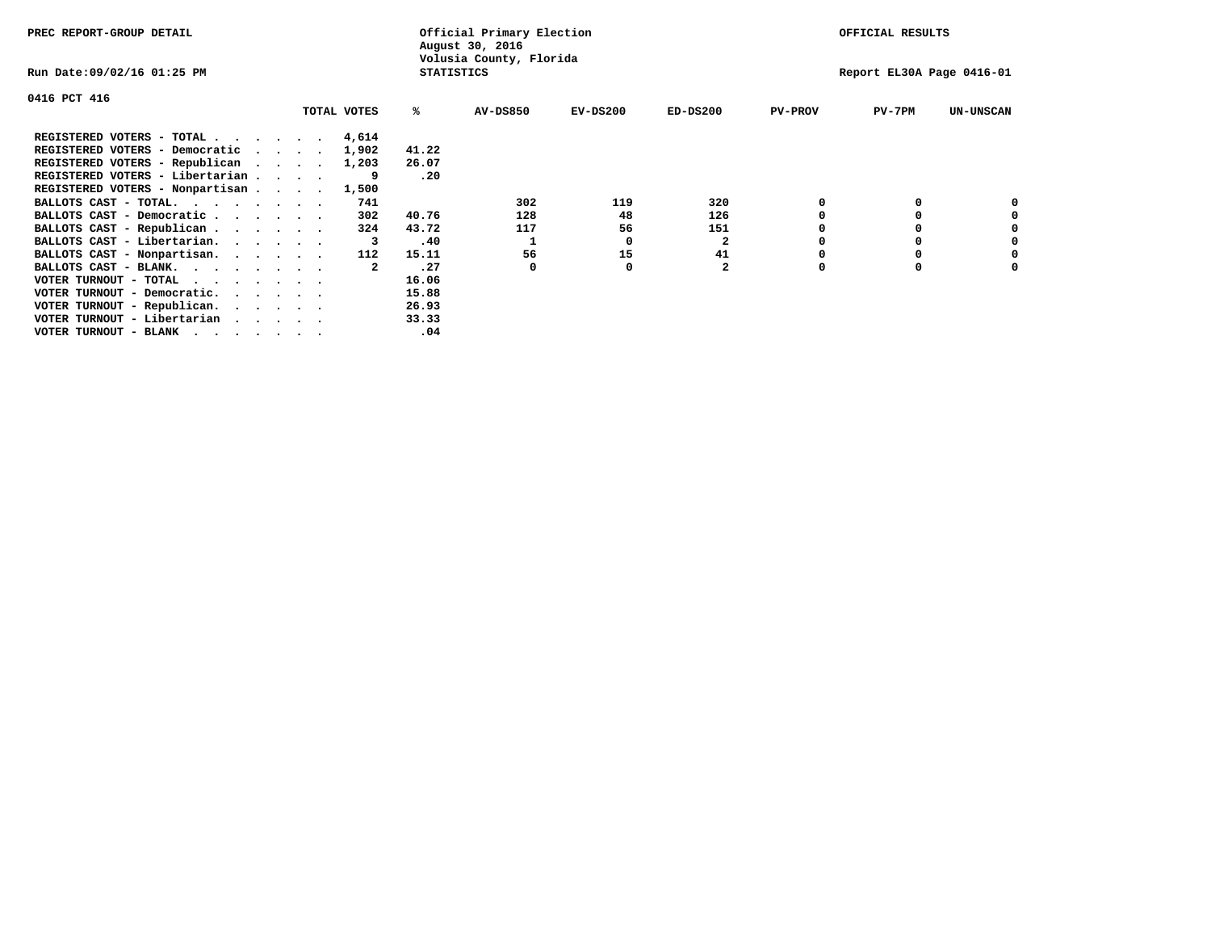PREC REPORT-GROUP DETAIL

Official Primary Election
August 30, 2016
Volusia County, Florida
STATISTICS

OFFICIAL RESULTS

Run Date:09/02/16 01:25 PM

Report EL30A Page 0416-01

0416 PCT 416

| | TOTAL VOTES | % | AV-DS850 | EV-DS200 | ED-DS200 | PV-PROV | PV-7PM | UN-UNSCAN |
|---|---|---|---|---|---|---|---|---|
| REGISTERED VOTERS - TOTAL . . . . . . | 4,614 | | | | | | | |
| REGISTERED VOTERS - Democratic . . . . | 1,902 | 41.22 | | | | | | |
| REGISTERED VOTERS - Republican . . . . | 1,203 | 26.07 | | | | | | |
| REGISTERED VOTERS - Libertarian . . . . | 9 | .20 | | | | | | |
| REGISTERED VOTERS - Nonpartisan . . . . | 1,500 | | | | | | | |
| BALLOTS CAST - TOTAL. . . . . . . . | 741 | | 302 | 119 | 320 | 0 | 0 | 0 |
| BALLOTS CAST - Democratic . . . . . . | 302 | 40.76 | 128 | 48 | 126 | 0 | 0 | 0 |
| BALLOTS CAST - Republican . . . . . . | 324 | 43.72 | 117 | 56 | 151 | 0 | 0 | 0 |
| BALLOTS CAST - Libertarian. . . . . . | 3 | .40 | 1 | 0 | 2 | 0 | 0 | 0 |
| BALLOTS CAST - Nonpartisan. . . . . . | 112 | 15.11 | 56 | 15 | 41 | 0 | 0 | 0 |
| BALLOTS CAST - BLANK. . . . . . . . | 2 | .27 | 0 | 0 | 2 | 0 | 0 | 0 |
| VOTER TURNOUT - TOTAL . . . . . . . | | 16.06 | | | | | | |
| VOTER TURNOUT - Democratic. . . . . . | | 15.88 | | | | | | |
| VOTER TURNOUT - Republican. . . . . . | | 26.93 | | | | | | |
| VOTER TURNOUT - Libertarian . . . . . | | 33.33 | | | | | | |
| VOTER TURNOUT - BLANK . . . . . . . | | .04 | | | | | | |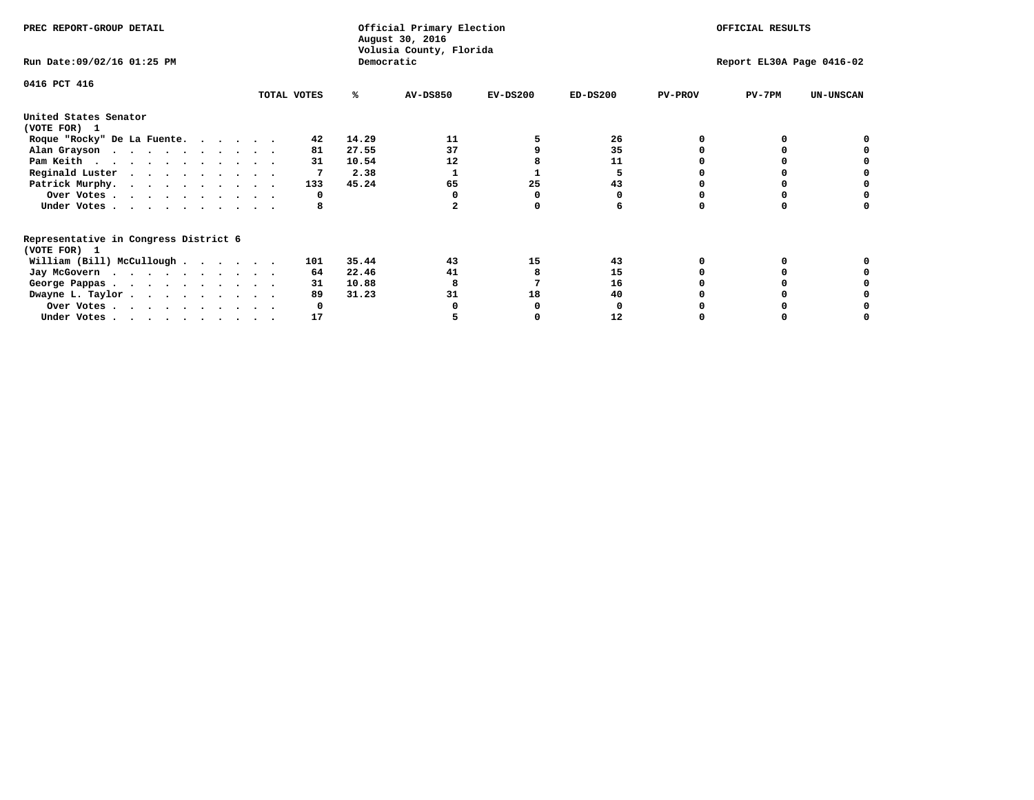PREC REPORT-GROUP DETAIL

Official Primary Election
August 30, 2016
Volusia County, Florida
Democratic

OFFICIAL RESULTS

Run Date:09/02/16 01:25 PM

Report EL30A Page 0416-02

0416 PCT 416

| | TOTAL VOTES | % | AV-DS850 | EV-DS200 | ED-DS200 | PV-PROV | PV-7PM | UN-UNSCAN |
|---|---|---|---|---|---|---|---|---|
| **United States Senator** | | | | | | | | |
| **(VOTE FOR) 1** | | | | | | | | |
| Roque "Rocky" De La Fuente. . . . . . | 42 | 14.29 | 11 | 5 | 26 | 0 | 0 | 0 |
| Alan Grayson . . . . . . . . . . | 81 | 27.55 | 37 | 9 | 35 | 0 | 0 | 0 |
| Pam Keith . . . . . . . . . . . | 31 | 10.54 | 12 | 8 | 11 | 0 | 0 | 0 |
| Reginald Luster . . . . . . . . . | 7 | 2.38 | 1 | 1 | 5 | 0 | 0 | 0 |
| Patrick Murphy. . . . . . . . . . | 133 | 45.24 | 65 | 25 | 43 | 0 | 0 | 0 |
| Over Votes . . . . . . . . . . | 0 | | 0 | 0 | 0 | 0 | 0 | 0 |
| Under Votes . . . . . . . . . . | 8 | | 2 | 0 | 6 | 0 | 0 | 0 |
| **Representative in Congress District 6** | | | | | | | | |
| **(VOTE FOR) 1** | | | | | | | | |
| William (Bill) McCullough . . . . . . | 101 | 35.44 | 43 | 15 | 43 | 0 | 0 | 0 |
| Jay McGovern . . . . . . . . . . | 64 | 22.46 | 41 | 8 | 15 | 0 | 0 | 0 |
| George Pappas . . . . . . . . . . | 31 | 10.88 | 8 | 7 | 16 | 0 | 0 | 0 |
| Dwayne L. Taylor . . . . . . . . . | 89 | 31.23 | 31 | 18 | 40 | 0 | 0 | 0 |
| Over Votes . . . . . . . . . . | 0 | | 0 | 0 | 0 | 0 | 0 | 0 |
| Under Votes . . . . . . . . . . | 17 | | 5 | 0 | 12 | 0 | 0 | 0 |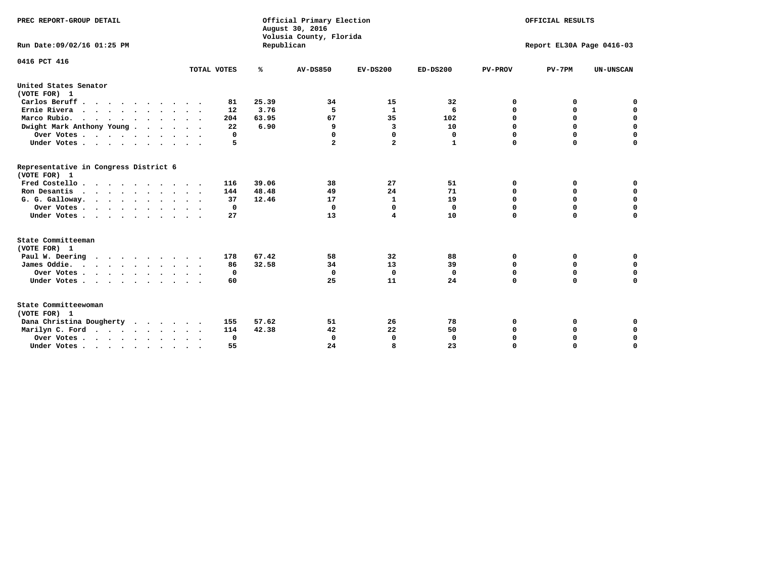PREC REPORT-GROUP DETAIL

Official Primary Election
August 30, 2016
Volusia County, Florida
Republican

OFFICIAL RESULTS

Run Date:09/02/16 01:25 PM

Report EL30A Page 0416-03

0416 PCT 416

| | TOTAL VOTES | % | AV-DS850 | EV-DS200 | ED-DS200 | PV-PROV | PV-7PM | UN-UNSCAN |
|---|---|---|---|---|---|---|---|---|
| **United States Senator (VOTE FOR) 1** | | | | | | | | |
| Carlos Beruff | 81 | 25.39 | 34 | 15 | 32 | 0 | 0 | 0 |
| Ernie Rivera | 12 | 3.76 | 5 | 1 | 6 | 0 | 0 | 0 |
| Marco Rubio. | 204 | 63.95 | 67 | 35 | 102 | 0 | 0 | 0 |
| Dwight Mark Anthony Young | 22 | 6.90 | 9 | 3 | 10 | 0 | 0 | 0 |
| Over Votes | 0 | | 0 | 0 | 0 | 0 | 0 | 0 |
| Under Votes | 5 | | 2 | 2 | 1 | 0 | 0 | 0 |
| **Representative in Congress District 6 (VOTE FOR) 1** | | | | | | | | |
| Fred Costello | 116 | 39.06 | 38 | 27 | 51 | 0 | 0 | 0 |
| Ron Desantis | 144 | 48.48 | 49 | 24 | 71 | 0 | 0 | 0 |
| G. G. Galloway. | 37 | 12.46 | 17 | 1 | 19 | 0 | 0 | 0 |
| Over Votes | 0 | | 0 | 0 | 0 | 0 | 0 | 0 |
| Under Votes | 27 | | 13 | 4 | 10 | 0 | 0 | 0 |
| **State Committeeman (VOTE FOR) 1** | | | | | | | | |
| Paul W. Deering | 178 | 67.42 | 58 | 32 | 88 | 0 | 0 | 0 |
| James Oddie. | 86 | 32.58 | 34 | 13 | 39 | 0 | 0 | 0 |
| Over Votes | 0 | | 0 | 0 | 0 | 0 | 0 | 0 |
| Under Votes | 60 | | 25 | 11 | 24 | 0 | 0 | 0 |
| **State Committeewoman (VOTE FOR) 1** | | | | | | | | |
| Dana Christina Dougherty | 155 | 57.62 | 51 | 26 | 78 | 0 | 0 | 0 |
| Marilyn C. Ford | 114 | 42.38 | 42 | 22 | 50 | 0 | 0 | 0 |
| Over Votes | 0 | | 0 | 0 | 0 | 0 | 0 | 0 |
| Under Votes | 55 | | 24 | 8 | 23 | 0 | 0 | 0 |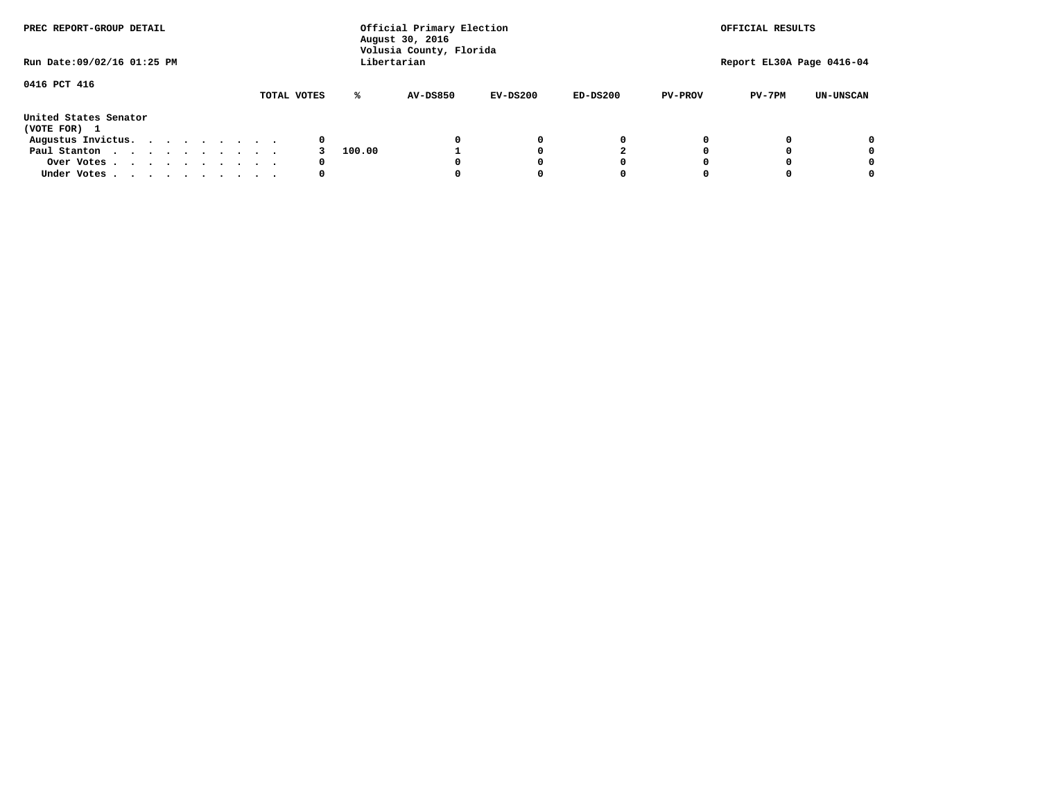PREC REPORT-GROUP DETAIL

Official Primary Election
August 30, 2016
Volusia County, Florida
Libertarian

OFFICIAL RESULTS

Run Date:09/02/16 01:25 PM

Report EL30A Page 0416-04

0416 PCT 416

| United States Senator (VOTE FOR) 1 | TOTAL VOTES | % | AV-DS850 | EV-DS200 | ED-DS200 | PV-PROV | PV-7PM | UN-UNSCAN |
|---|---|---|---|---|---|---|---|---|
| Augustus Invictus. . . . . . . . . . | 0 | | 0 | 0 | 0 | 0 | 0 | 0 |
| Paul Stanton . . . . . . . . . . . | 3 | 100.00 | 1 | 0 | 2 | 0 | 0 | 0 |
| Over Votes . . . . . . . . . . . | 0 | | 0 | 0 | 0 | 0 | 0 | 0 |
| Under Votes . . . . . . . . . . . | 0 | | 0 | 0 | 0 | 0 | 0 | 0 |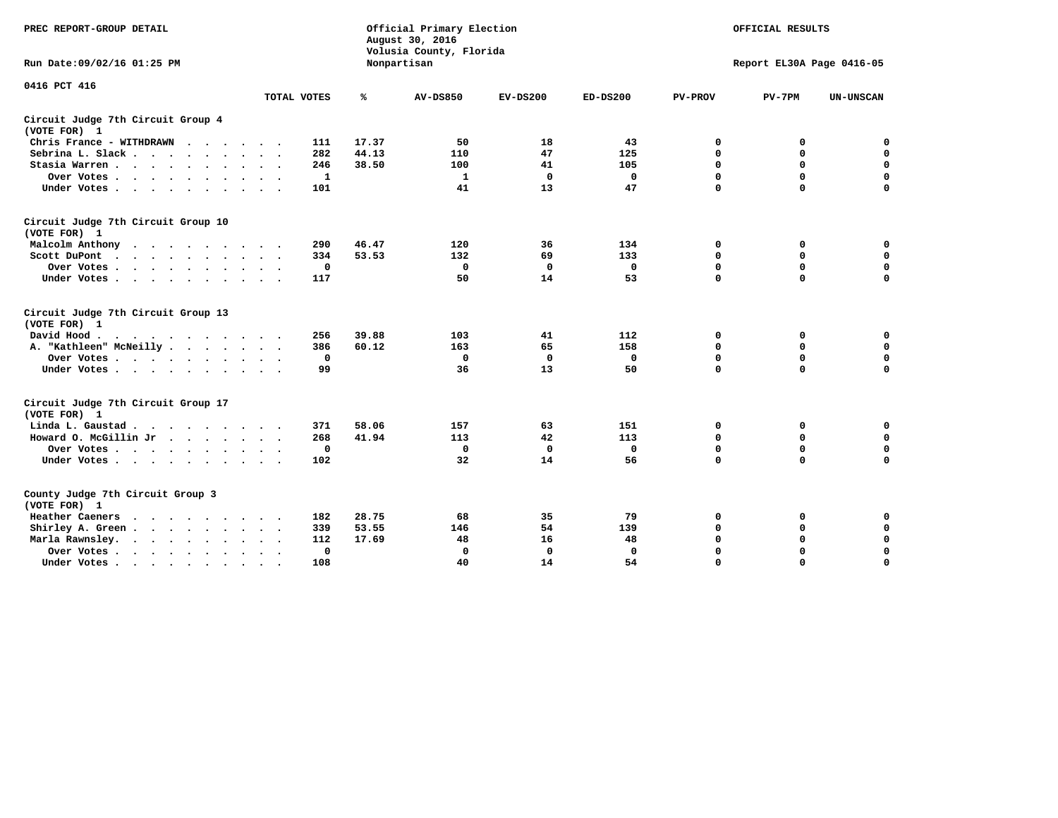PREC REPORT-GROUP DETAIL

Official Primary Election
August 30, 2016
Volusia County, Florida
Nonpartisan

OFFICIAL RESULTS

Run Date:09/02/16 01:25 PM

Report EL30A Page 0416-05

0416 PCT 416

| | TOTAL VOTES | % | AV-DS850 | EV-DS200 | ED-DS200 | PV-PROV | PV-7PM | UN-UNSCAN |
|---|---|---|---|---|---|---|---|---|
| **Circuit Judge 7th Circuit Group 4 (VOTE FOR) 1** | | | | | | | | |
| Chris France - WITHDRAWN | 111 | 17.37 | 50 | 18 | 43 | 0 | 0 | 0 |
| Sebrina L. Slack | 282 | 44.13 | 110 | 47 | 125 | 0 | 0 | 0 |
| Stasia Warren | 246 | 38.50 | 100 | 41 | 105 | 0 | 0 | 0 |
| Over Votes | 1 | | 1 | 0 | 0 | 0 | 0 | 0 |
| Under Votes | 101 | | 41 | 13 | 47 | 0 | 0 | 0 |
| **Circuit Judge 7th Circuit Group 10 (VOTE FOR) 1** | | | | | | | | |
| Malcolm Anthony | 290 | 46.47 | 120 | 36 | 134 | 0 | 0 | 0 |
| Scott DuPont | 334 | 53.53 | 132 | 69 | 133 | 0 | 0 | 0 |
| Over Votes | 0 | | 0 | 0 | 0 | 0 | 0 | 0 |
| Under Votes | 117 | | 50 | 14 | 53 | 0 | 0 | 0 |
| **Circuit Judge 7th Circuit Group 13 (VOTE FOR) 1** | | | | | | | | |
| David Hood | 256 | 39.88 | 103 | 41 | 112 | 0 | 0 | 0 |
| A. "Kathleen" McNeilly | 386 | 60.12 | 163 | 65 | 158 | 0 | 0 | 0 |
| Over Votes | 0 | | 0 | 0 | 0 | 0 | 0 | 0 |
| Under Votes | 99 | | 36 | 13 | 50 | 0 | 0 | 0 |
| **Circuit Judge 7th Circuit Group 17 (VOTE FOR) 1** | | | | | | | | |
| Linda L. Gaustad | 371 | 58.06 | 157 | 63 | 151 | 0 | 0 | 0 |
| Howard O. McGillin Jr | 268 | 41.94 | 113 | 42 | 113 | 0 | 0 | 0 |
| Over Votes | 0 | | 0 | 0 | 0 | 0 | 0 | 0 |
| Under Votes | 102 | | 32 | 14 | 56 | 0 | 0 | 0 |
| **County Judge 7th Circuit Group 3 (VOTE FOR) 1** | | | | | | | | |
| Heather Caeners | 182 | 28.75 | 68 | 35 | 79 | 0 | 0 | 0 |
| Shirley A. Green | 339 | 53.55 | 146 | 54 | 139 | 0 | 0 | 0 |
| Marla Rawnsley | 112 | 17.69 | 48 | 16 | 48 | 0 | 0 | 0 |
| Over Votes | 0 | | 0 | 0 | 0 | 0 | 0 | 0 |
| Under Votes | 108 | | 40 | 14 | 54 | 0 | 0 | 0 |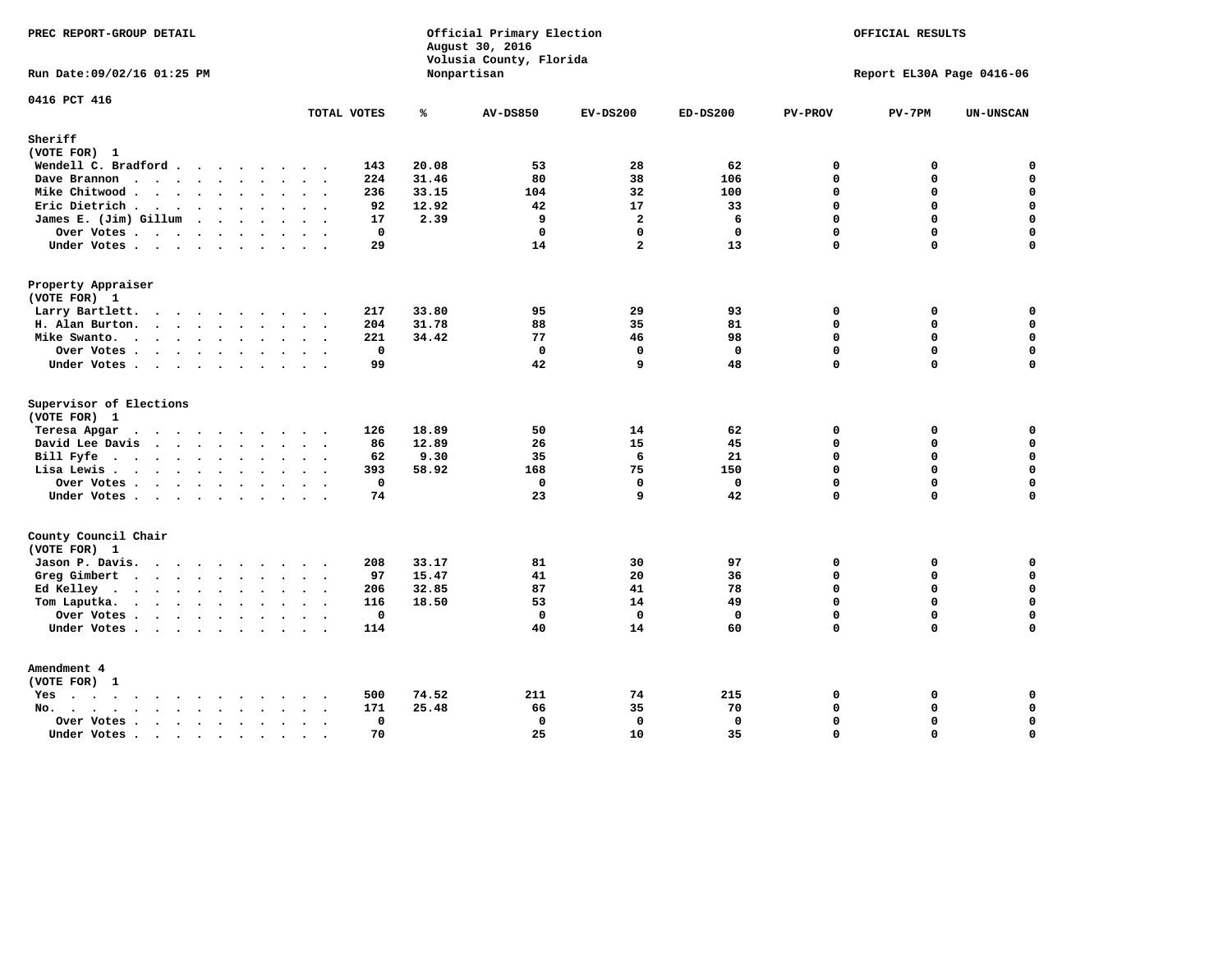PREC REPORT-GROUP DETAIL

Official Primary Election
August 30, 2016
Volusia County, Florida
Nonpartisan

OFFICIAL RESULTS

Run Date:09/02/16 01:25 PM

Report EL30A Page 0416-06

0416 PCT 416

| | TOTAL VOTES | % | AV-DS850 | EV-DS200 | ED-DS200 | PV-PROV | PV-7PM | UN-UNSCAN |
|---|---|---|---|---|---|---|---|---|
| **Sheriff** | | | | | | | | |
| (VOTE FOR) 1 | | | | | | | | |
| Wendell C. Bradford | 143 | 20.08 | 53 | 28 | 62 | 0 | 0 | 0 |
| Dave Brannon | 224 | 31.46 | 80 | 38 | 106 | 0 | 0 | 0 |
| Mike Chitwood | 236 | 33.15 | 104 | 32 | 100 | 0 | 0 | 0 |
| Eric Dietrich | 92 | 12.92 | 42 | 17 | 33 | 0 | 0 | 0 |
| James E. (Jim) Gillum | 17 | 2.39 | 9 | 2 | 6 | 0 | 0 | 0 |
| Over Votes | 0 | | 0 | 0 | 0 | 0 | 0 | 0 |
| Under Votes | 29 | | 14 | 2 | 13 | 0 | 0 | 0 |
| **Property Appraiser** | | | | | | | | |
| (VOTE FOR) 1 | | | | | | | | |
| Larry Bartlett | 217 | 33.80 | 95 | 29 | 93 | 0 | 0 | 0 |
| H. Alan Burton | 204 | 31.78 | 88 | 35 | 81 | 0 | 0 | 0 |
| Mike Swanto | 221 | 34.42 | 77 | 46 | 98 | 0 | 0 | 0 |
| Over Votes | 0 | | 0 | 0 | 0 | 0 | 0 | 0 |
| Under Votes | 99 | | 42 | 9 | 48 | 0 | 0 | 0 |
| **Supervisor of Elections** | | | | | | | | |
| (VOTE FOR) 1 | | | | | | | | |
| Teresa Apgar | 126 | 18.89 | 50 | 14 | 62 | 0 | 0 | 0 |
| David Lee Davis | 86 | 12.89 | 26 | 15 | 45 | 0 | 0 | 0 |
| Bill Fyfe | 62 | 9.30 | 35 | 6 | 21 | 0 | 0 | 0 |
| Lisa Lewis | 393 | 58.92 | 168 | 75 | 150 | 0 | 0 | 0 |
| Over Votes | 0 | | 0 | 0 | 0 | 0 | 0 | 0 |
| Under Votes | 74 | | 23 | 9 | 42 | 0 | 0 | 0 |
| **County Council Chair** | | | | | | | | |
| (VOTE FOR) 1 | | | | | | | | |
| Jason P. Davis | 208 | 33.17 | 81 | 30 | 97 | 0 | 0 | 0 |
| Greg Gimbert | 97 | 15.47 | 41 | 20 | 36 | 0 | 0 | 0 |
| Ed Kelley | 206 | 32.85 | 87 | 41 | 78 | 0 | 0 | 0 |
| Tom Laputka | 116 | 18.50 | 53 | 14 | 49 | 0 | 0 | 0 |
| Over Votes | 0 | | 0 | 0 | 0 | 0 | 0 | 0 |
| Under Votes | 114 | | 40 | 14 | 60 | 0 | 0 | 0 |
| **Amendment 4** | | | | | | | | |
| (VOTE FOR) 1 | | | | | | | | |
| Yes | 500 | 74.52 | 211 | 74 | 215 | 0 | 0 | 0 |
| No | 171 | 25.48 | 66 | 35 | 70 | 0 | 0 | 0 |
| Over Votes | 0 | | 0 | 0 | 0 | 0 | 0 | 0 |
| Under Votes | 70 | | 25 | 10 | 35 | 0 | 0 | 0 |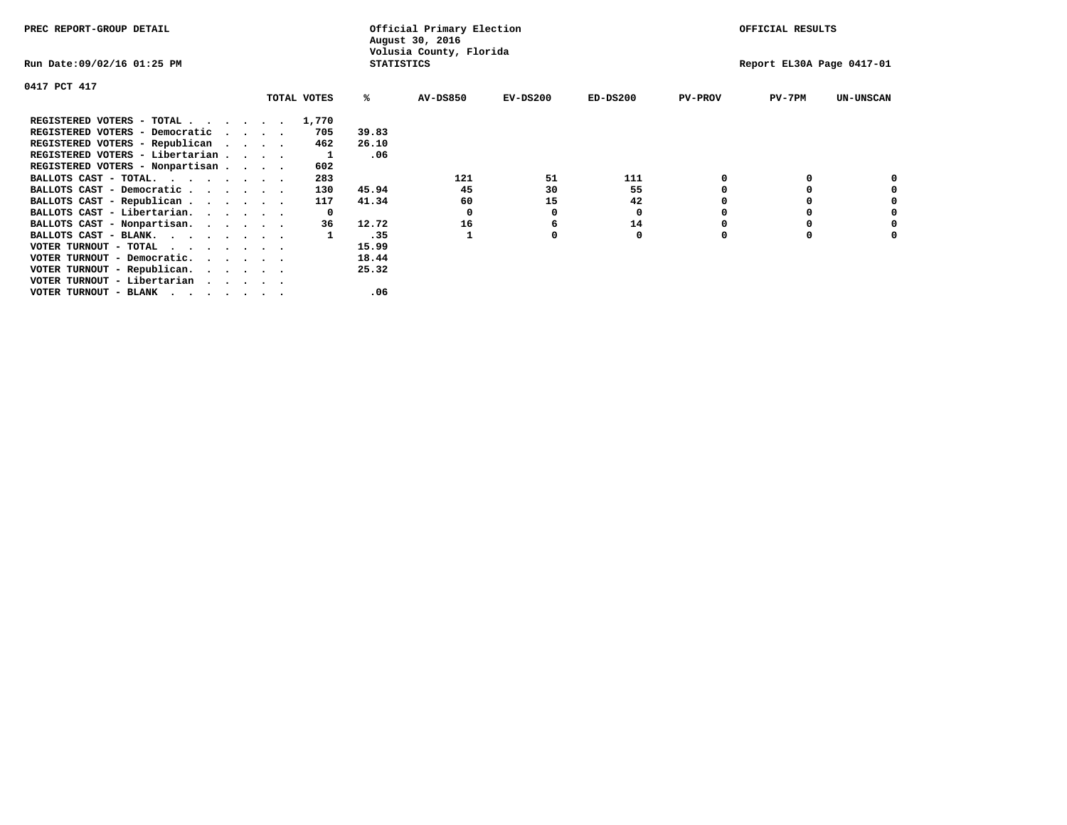PREC REPORT-GROUP DETAIL

Official Primary Election
August 30, 2016
Volusia County, Florida
STATISTICS

OFFICIAL RESULTS

Run Date:09/02/16 01:25 PM

Report EL30A Page 0417-01

0417 PCT 417

| | TOTAL VOTES | % | AV-DS850 | EV-DS200 | ED-DS200 | PV-PROV | PV-7PM | UN-UNSCAN |
|---|---|---|---|---|---|---|---|---|
| REGISTERED VOTERS - TOTAL . . . . . . | 1,770 | | | | | | | |
| REGISTERED VOTERS - Democratic . . . . | 705 | 39.83 | | | | | | |
| REGISTERED VOTERS - Republican . . . . | 462 | 26.10 | | | | | | |
| REGISTERED VOTERS - Libertarian . . . . | 1 | .06 | | | | | | |
| REGISTERED VOTERS - Nonpartisan . . . . | 602 | | | | | | | |
| BALLOTS CAST - TOTAL. . . . . . . . | 283 | | 121 | 51 | 111 | 0 | 0 | 0 |
| BALLOTS CAST - Democratic . . . . . . | 130 | 45.94 | 45 | 30 | 55 | 0 | 0 | 0 |
| BALLOTS CAST - Republican . . . . . . | 117 | 41.34 | 60 | 15 | 42 | 0 | 0 | 0 |
| BALLOTS CAST - Libertarian. . . . . . | 0 | | 0 | 0 | 0 | 0 | 0 | 0 |
| BALLOTS CAST - Nonpartisan. . . . . . | 36 | 12.72 | 16 | 6 | 14 | 0 | 0 | 0 |
| BALLOTS CAST - BLANK. . . . . . . . | 1 | .35 | 1 | 0 | 0 | 0 | 0 | 0 |
| VOTER TURNOUT - TOTAL . . . . . . . | | 15.99 | | | | | | |
| VOTER TURNOUT - Democratic. . . . . . | | 18.44 | | | | | | |
| VOTER TURNOUT - Republican. . . . . . | | 25.32 | | | | | | |
| VOTER TURNOUT - Libertarian . . . . . | | | | | | | | |
| VOTER TURNOUT - BLANK . . . . . . . | | .06 | | | | | | |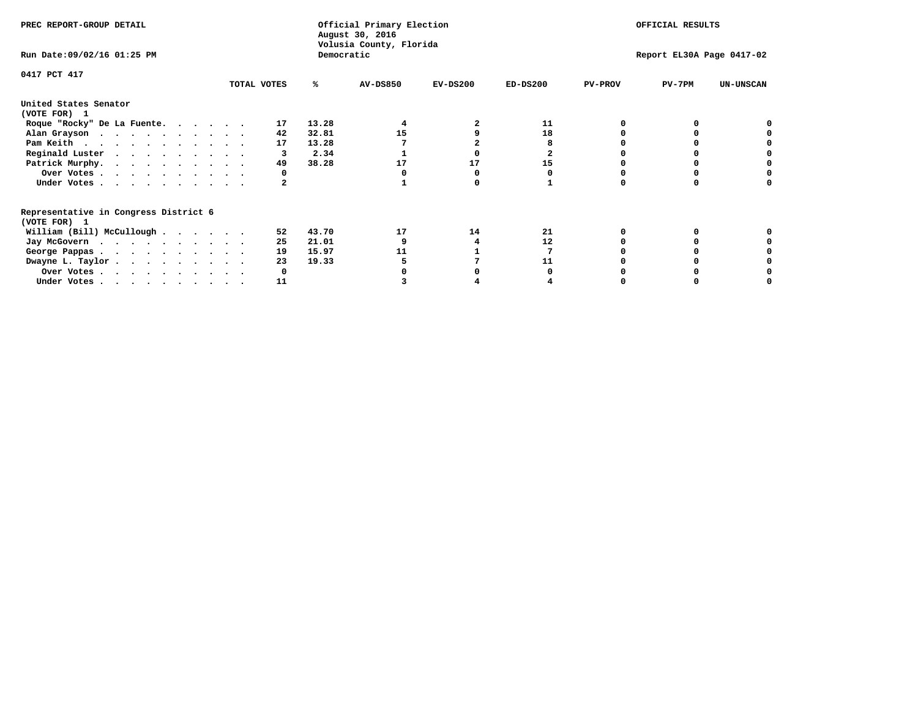PREC REPORT-GROUP DETAIL

Official Primary Election
August 30, 2016
Volusia County, Florida
Democratic

OFFICIAL RESULTS

Run Date:09/02/16 01:25 PM

Report EL30A Page 0417-02

0417 PCT 417

| | TOTAL VOTES | % | AV-DS850 | EV-DS200 | ED-DS200 | PV-PROV | PV-7PM | UN-UNSCAN |
|---|---|---|---|---|---|---|---|---|
| **United States Senator** | | | | | | | | |
| **(VOTE FOR) 1** | | | | | | | | |
| Roque "Rocky" De La Fuente | 17 | 13.28 | 4 | 2 | 11 | 0 | 0 | 0 |
| Alan Grayson | 42 | 32.81 | 15 | 9 | 18 | 0 | 0 | 0 |
| Pam Keith | 17 | 13.28 | 7 | 2 | 8 | 0 | 0 | 0 |
| Reginald Luster | 3 | 2.34 | 1 | 0 | 2 | 0 | 0 | 0 |
| Patrick Murphy | 49 | 38.28 | 17 | 17 | 15 | 0 | 0 | 0 |
| Over Votes | 0 | | 0 | 0 | 0 | 0 | 0 | 0 |
| Under Votes | 2 | | 1 | 0 | 1 | 0 | 0 | 0 |
| **Representative in Congress District 6** | | | | | | | | |
| **(VOTE FOR) 1** | | | | | | | | |
| William (Bill) McCullough | 52 | 43.70 | 17 | 14 | 21 | 0 | 0 | 0 |
| Jay McGovern | 25 | 21.01 | 9 | 4 | 12 | 0 | 0 | 0 |
| George Pappas | 19 | 15.97 | 11 | 1 | 7 | 0 | 0 | 0 |
| Dwayne L. Taylor | 23 | 19.33 | 5 | 7 | 11 | 0 | 0 | 0 |
| Over Votes | 0 | | 0 | 0 | 0 | 0 | 0 | 0 |
| Under Votes | 11 | | 3 | 4 | 4 | 0 | 0 | 0 |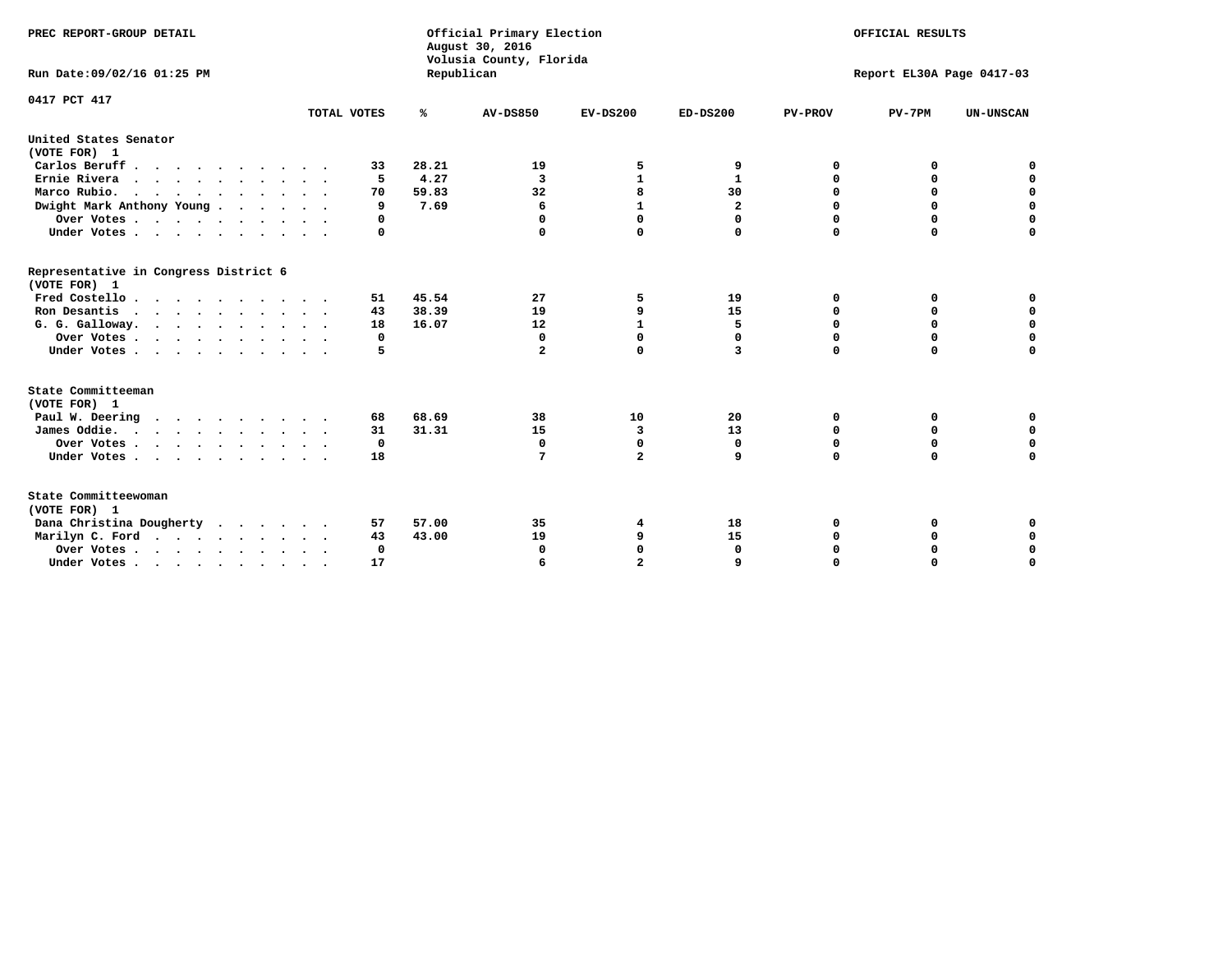PREC REPORT-GROUP DETAIL

Official Primary Election
August 30, 2016
Volusia County, Florida
Republican

OFFICIAL RESULTS

Run Date:09/02/16 01:25 PM

Report EL30A Page 0417-03

0417 PCT 417

| | TOTAL VOTES | % | AV-DS850 | EV-DS200 | ED-DS200 | PV-PROV | PV-7PM | UN-UNSCAN |
|---|---|---|---|---|---|---|---|---|
| **United States Senator** | | | | | | | | |
| **(VOTE FOR) 1** | | | | | | | | |
| Carlos Beruff | 33 | 28.21 | 19 | 5 | 9 | 0 | 0 | 0 |
| Ernie Rivera | 5 | 4.27 | 3 | 1 | 1 | 0 | 0 | 0 |
| Marco Rubio. | 70 | 59.83 | 32 | 8 | 30 | 0 | 0 | 0 |
| Dwight Mark Anthony Young | 9 | 7.69 | 6 | 1 | 2 | 0 | 0 | 0 |
| Over Votes | 0 | | 0 | 0 | 0 | 0 | 0 | 0 |
| Under Votes | 0 | | 0 | 0 | 0 | 0 | 0 | 0 |
| **Representative in Congress District 6** | | | | | | | | |
| **(VOTE FOR) 1** | | | | | | | | |
| Fred Costello | 51 | 45.54 | 27 | 5 | 19 | 0 | 0 | 0 |
| Ron Desantis | 43 | 38.39 | 19 | 9 | 15 | 0 | 0 | 0 |
| G. G. Galloway. | 18 | 16.07 | 12 | 1 | 5 | 0 | 0 | 0 |
| Over Votes | 0 | | 0 | 0 | 0 | 0 | 0 | 0 |
| Under Votes | 5 | | 2 | 0 | 3 | 0 | 0 | 0 |
| **State Committeeman** | | | | | | | | |
| **(VOTE FOR) 1** | | | | | | | | |
| Paul W. Deering | 68 | 68.69 | 38 | 10 | 20 | 0 | 0 | 0 |
| James Oddie. | 31 | 31.31 | 15 | 3 | 13 | 0 | 0 | 0 |
| Over Votes | 0 | | 0 | 0 | 0 | 0 | 0 | 0 |
| Under Votes | 18 | | 7 | 2 | 9 | 0 | 0 | 0 |
| **State Committeewoman** | | | | | | | | |
| **(VOTE FOR) 1** | | | | | | | | |
| Dana Christina Dougherty | 57 | 57.00 | 35 | 4 | 18 | 0 | 0 | 0 |
| Marilyn C. Ford | 43 | 43.00 | 19 | 9 | 15 | 0 | 0 | 0 |
| Over Votes | 0 | | 0 | 0 | 0 | 0 | 0 | 0 |
| Under Votes | 17 | | 6 | 2 | 9 | 0 | 0 | 0 |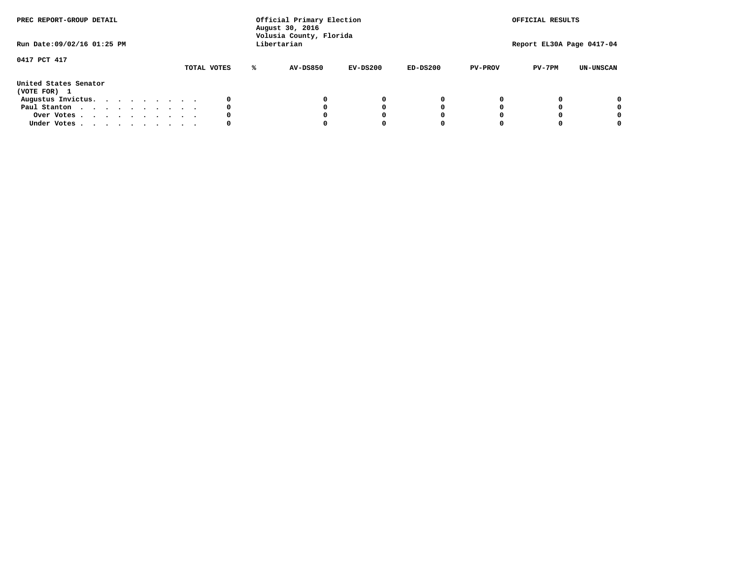PREC REPORT-GROUP DETAIL

Official Primary Election
August 30, 2016
Volusia County, Florida
Libertarian

OFFICIAL RESULTS

Run Date:09/02/16 01:25 PM

Report EL30A Page 0417-04

0417 PCT 417

| | TOTAL VOTES | % | AV-DS850 | EV-DS200 | ED-DS200 | PV-PROV | PV-7PM | UN-UNSCAN |
|---|---|---|---|---|---|---|---|---|
| **United States Senator** | | | | | | | | |
| **(VOTE FOR) 1** | | | | | | | | |
| Augustus Invictus. . . . . . . . . . | 0 | | 0 | 0 | 0 | 0 | 0 | 0 |
| Paul Stanton . . . . . . . . . . . | 0 | | 0 | 0 | 0 | 0 | 0 | 0 |
| Over Votes . . . . . . . . . . . | 0 | | 0 | 0 | 0 | 0 | 0 | 0 |
| Under Votes . . . . . . . . . . . | 0 | | 0 | 0 | 0 | 0 | 0 | 0 |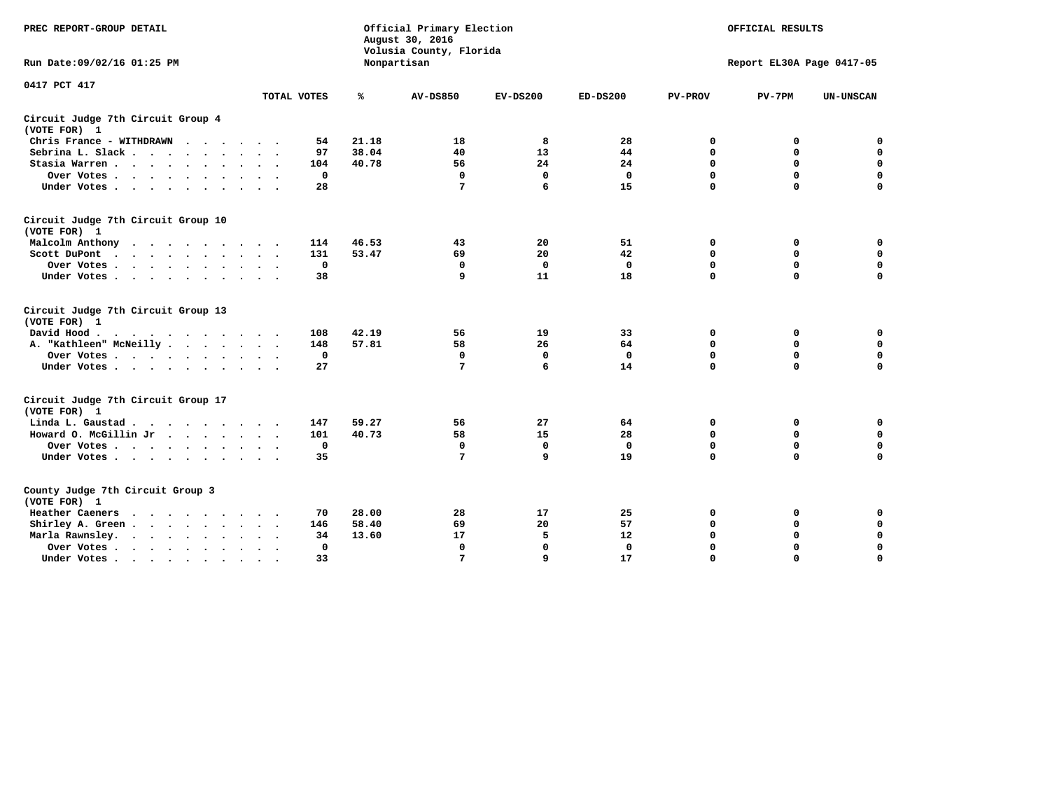PREC REPORT-GROUP DETAIL

Official Primary Election
August 30, 2016
Volusia County, Florida
Nonpartisan

OFFICIAL RESULTS

Run Date:09/02/16 01:25 PM

Report EL30A Page 0417-05

0417 PCT 417

| | TOTAL VOTES | % | AV-DS850 | EV-DS200 | ED-DS200 | PV-PROV | PV-7PM | UN-UNSCAN |
|---|---|---|---|---|---|---|---|---|
| **Circuit Judge 7th Circuit Group 4 (VOTE FOR) 1** | | | | | | | | |
| Chris France - WITHDRAWN | 54 | 21.18 | 18 | 8 | 28 | 0 | 0 | 0 |
| Sebrina L. Slack | 97 | 38.04 | 40 | 13 | 44 | 0 | 0 | 0 |
| Stasia Warren | 104 | 40.78 | 56 | 24 | 24 | 0 | 0 | 0 |
| Over Votes | 0 | | 0 | 0 | 0 | 0 | 0 | 0 |
| Under Votes | 28 | | 7 | 6 | 15 | 0 | 0 | 0 |
| **Circuit Judge 7th Circuit Group 10 (VOTE FOR) 1** | | | | | | | | |
| Malcolm Anthony | 114 | 46.53 | 43 | 20 | 51 | 0 | 0 | 0 |
| Scott DuPont | 131 | 53.47 | 69 | 20 | 42 | 0 | 0 | 0 |
| Over Votes | 0 | | 0 | 0 | 0 | 0 | 0 | 0 |
| Under Votes | 38 | | 9 | 11 | 18 | 0 | 0 | 0 |
| **Circuit Judge 7th Circuit Group 13 (VOTE FOR) 1** | | | | | | | | |
| David Hood | 108 | 42.19 | 56 | 19 | 33 | 0 | 0 | 0 |
| A. "Kathleen" McNeilly | 148 | 57.81 | 58 | 26 | 64 | 0 | 0 | 0 |
| Over Votes | 0 | | 0 | 0 | 0 | 0 | 0 | 0 |
| Under Votes | 27 | | 7 | 6 | 14 | 0 | 0 | 0 |
| **Circuit Judge 7th Circuit Group 17 (VOTE FOR) 1** | | | | | | | | |
| Linda L. Gaustad | 147 | 59.27 | 56 | 27 | 64 | 0 | 0 | 0 |
| Howard O. McGillin Jr | 101 | 40.73 | 58 | 15 | 28 | 0 | 0 | 0 |
| Over Votes | 0 | | 0 | 0 | 0 | 0 | 0 | 0 |
| Under Votes | 35 | | 7 | 9 | 19 | 0 | 0 | 0 |
| **County Judge 7th Circuit Group 3 (VOTE FOR) 1** | | | | | | | | |
| Heather Caeners | 70 | 28.00 | 28 | 17 | 25 | 0 | 0 | 0 |
| Shirley A. Green | 146 | 58.40 | 69 | 20 | 57 | 0 | 0 | 0 |
| Marla Rawnsley | 34 | 13.60 | 17 | 5 | 12 | 0 | 0 | 0 |
| Over Votes | 0 | | 0 | 0 | 0 | 0 | 0 | 0 |
| Under Votes | 33 | | 7 | 9 | 17 | 0 | 0 | 0 |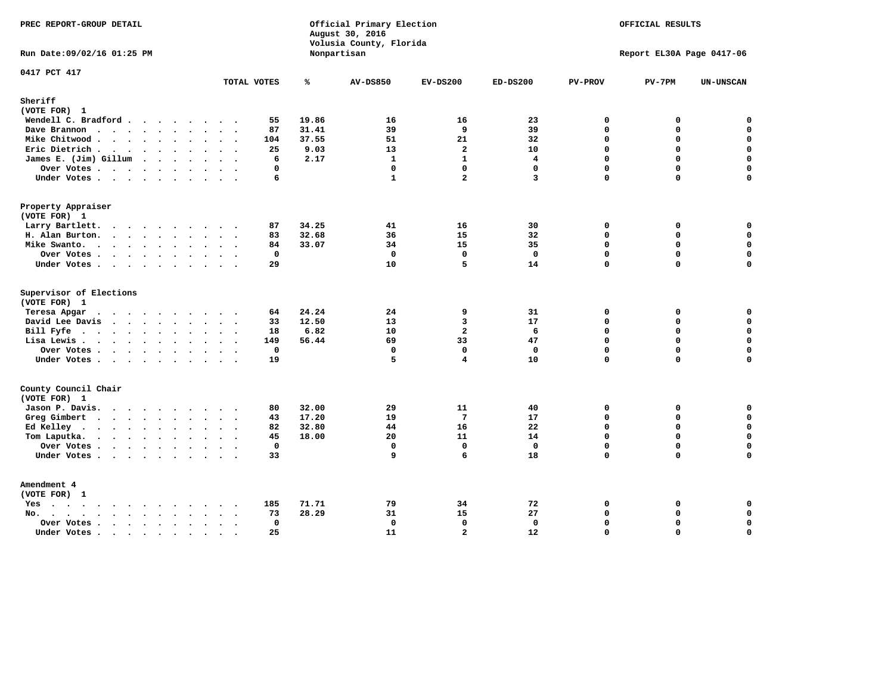PREC REPORT-GROUP DETAIL

Official Primary Election
August 30, 2016
Volusia County, Florida
Nonpartisan

OFFICIAL RESULTS

Run Date:09/02/16 01:25 PM

Report EL30A Page 0417-06

0417 PCT 417

| | TOTAL VOTES | % | AV-DS850 | EV-DS200 | ED-DS200 | PV-PROV | PV-7PM | UN-UNSCAN |
|---|---|---|---|---|---|---|---|---|
| **Sheriff** | | | | | | | | |
| (VOTE FOR) 1 | | | | | | | | |
| Wendell C. Bradford | 55 | 19.86 | 16 | 16 | 23 | 0 | 0 | 0 |
| Dave Brannon | 87 | 31.41 | 39 | 9 | 39 | 0 | 0 | 0 |
| Mike Chitwood | 104 | 37.55 | 51 | 21 | 32 | 0 | 0 | 0 |
| Eric Dietrich | 25 | 9.03 | 13 | 2 | 10 | 0 | 0 | 0 |
| James E. (Jim) Gillum | 6 | 2.17 | 1 | 1 | 4 | 0 | 0 | 0 |
| Over Votes | 0 | | 0 | 0 | 0 | 0 | 0 | 0 |
| Under Votes | 6 | | 1 | 2 | 3 | 0 | 0 | 0 |
| **Property Appraiser** | | | | | | | | |
| (VOTE FOR) 1 | | | | | | | | |
| Larry Bartlett | 87 | 34.25 | 41 | 16 | 30 | 0 | 0 | 0 |
| H. Alan Burton | 83 | 32.68 | 36 | 15 | 32 | 0 | 0 | 0 |
| Mike Swanto | 84 | 33.07 | 34 | 15 | 35 | 0 | 0 | 0 |
| Over Votes | 0 | | 0 | 0 | 0 | 0 | 0 | 0 |
| Under Votes | 29 | | 10 | 5 | 14 | 0 | 0 | 0 |
| **Supervisor of Elections** | | | | | | | | |
| (VOTE FOR) 1 | | | | | | | | |
| Teresa Apgar | 64 | 24.24 | 24 | 9 | 31 | 0 | 0 | 0 |
| David Lee Davis | 33 | 12.50 | 13 | 3 | 17 | 0 | 0 | 0 |
| Bill Fyfe | 18 | 6.82 | 10 | 2 | 6 | 0 | 0 | 0 |
| Lisa Lewis | 149 | 56.44 | 69 | 33 | 47 | 0 | 0 | 0 |
| Over Votes | 0 | | 0 | 0 | 0 | 0 | 0 | 0 |
| Under Votes | 19 | | 5 | 4 | 10 | 0 | 0 | 0 |
| **County Council Chair** | | | | | | | | |
| (VOTE FOR) 1 | | | | | | | | |
| Jason P. Davis | 80 | 32.00 | 29 | 11 | 40 | 0 | 0 | 0 |
| Greg Gimbert | 43 | 17.20 | 19 | 7 | 17 | 0 | 0 | 0 |
| Ed Kelley | 82 | 32.80 | 44 | 16 | 22 | 0 | 0 | 0 |
| Tom Laputka | 45 | 18.00 | 20 | 11 | 14 | 0 | 0 | 0 |
| Over Votes | 0 | | 0 | 0 | 0 | 0 | 0 | 0 |
| Under Votes | 33 | | 9 | 6 | 18 | 0 | 0 | 0 |
| **Amendment 4** | | | | | | | | |
| (VOTE FOR) 1 | | | | | | | | |
| Yes | 185 | 71.71 | 79 | 34 | 72 | 0 | 0 | 0 |
| No | 73 | 28.29 | 31 | 15 | 27 | 0 | 0 | 0 |
| Over Votes | 0 | | 0 | 0 | 0 | 0 | 0 | 0 |
| Under Votes | 25 | | 11 | 2 | 12 | 0 | 0 | 0 |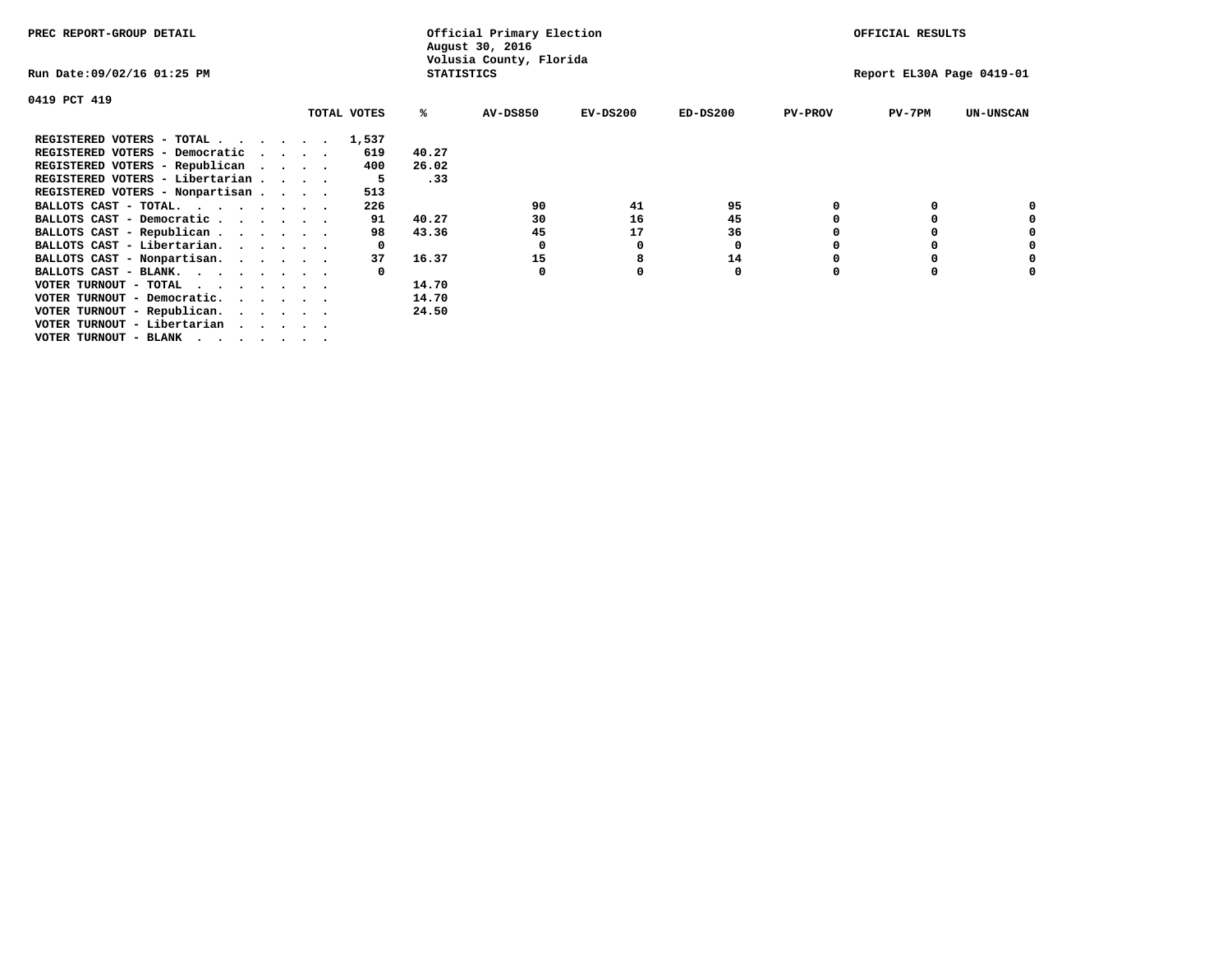PREC REPORT-GROUP DETAIL

Official Primary Election
August 30, 2016
Volusia County, Florida
STATISTICS

OFFICIAL RESULTS

Run Date:09/02/16 01:25 PM

Report EL30A Page 0419-01

0419 PCT 419

| | TOTAL VOTES | % | AV-DS850 | EV-DS200 | ED-DS200 | PV-PROV | PV-7PM | UN-UNSCAN |
|---|---|---|---|---|---|---|---|---|
| REGISTERED VOTERS - TOTAL . . . . . . | 1,537 | | | | | | | |
| REGISTERED VOTERS - Democratic . . . . | 619 | 40.27 | | | | | | |
| REGISTERED VOTERS - Republican . . . . | 400 | 26.02 | | | | | | |
| REGISTERED VOTERS - Libertarian . . . . | 5 | .33 | | | | | | |
| REGISTERED VOTERS - Nonpartisan . . . . | 513 | | | | | | | |
| BALLOTS CAST - TOTAL. . . . . . . . | 226 | | 90 | 41 | 95 | 0 | 0 | 0 |
| BALLOTS CAST - Democratic . . . . . . | 91 | 40.27 | 30 | 16 | 45 | 0 | 0 | 0 |
| BALLOTS CAST - Republican . . . . . . | 98 | 43.36 | 45 | 17 | 36 | 0 | 0 | 0 |
| BALLOTS CAST - Libertarian. . . . . . | 0 | | 0 | 0 | 0 | 0 | 0 | 0 |
| BALLOTS CAST - Nonpartisan. . . . . . | 37 | 16.37 | 15 | 8 | 14 | 0 | 0 | 0 |
| BALLOTS CAST - BLANK. . . . . . . . | 0 | | 0 | 0 | 0 | 0 | 0 | 0 |
| VOTER TURNOUT - TOTAL . . . . . . . | | 14.70 | | | | | | |
| VOTER TURNOUT - Democratic. . . . . . | | 14.70 | | | | | | |
| VOTER TURNOUT - Republican. . . . . . | | 24.50 | | | | | | |
| VOTER TURNOUT - Libertarian . . . . . | | | | | | | | |
| VOTER TURNOUT - BLANK . . . . . . . | | | | | | | | |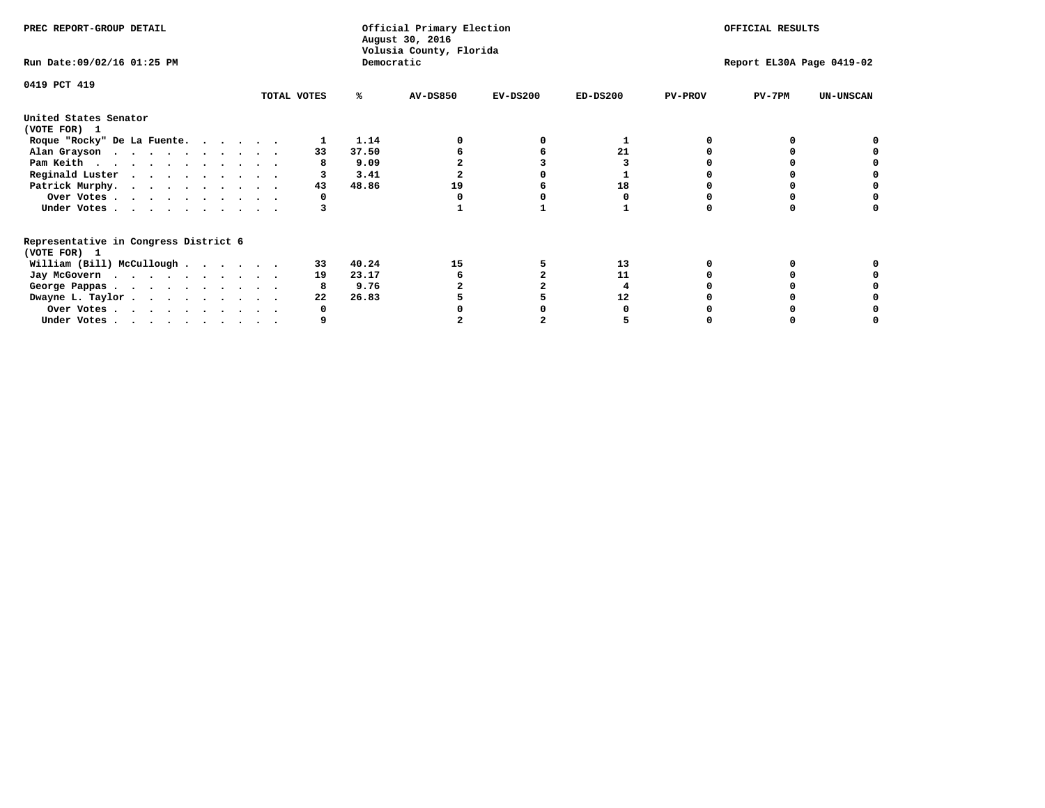PREC REPORT-GROUP DETAIL

Official Primary Election
August 30, 2016
Volusia County, Florida
Democratic

OFFICIAL RESULTS

Run Date:09/02/16 01:25 PM

Report EL30A Page 0419-02

0419 PCT 419

| | TOTAL VOTES | % | AV-DS850 | EV-DS200 | ED-DS200 | PV-PROV | PV-7PM | UN-UNSCAN |
|---|---|---|---|---|---|---|---|---|
| **United States Senator (VOTE FOR) 1** | | | | | | | | |
| Roque "Rocky" De La Fuente. | 1 | 1.14 | 0 | 0 | 1 | 0 | 0 | 0 |
| Alan Grayson | 33 | 37.50 | 6 | 6 | 21 | 0 | 0 | 0 |
| Pam Keith | 8 | 9.09 | 2 | 3 | 3 | 0 | 0 | 0 |
| Reginald Luster | 3 | 3.41 | 2 | 0 | 1 | 0 | 0 | 0 |
| Patrick Murphy. | 43 | 48.86 | 19 | 6 | 18 | 0 | 0 | 0 |
| Over Votes | 0 | | 0 | 0 | 0 | 0 | 0 | 0 |
| Under Votes | 3 | | 1 | 1 | 1 | 0 | 0 | 0 |
| **Representative in Congress District 6 (VOTE FOR) 1** | | | | | | | | |
| William (Bill) McCullough | 33 | 40.24 | 15 | 5 | 13 | 0 | 0 | 0 |
| Jay McGovern | 19 | 23.17 | 6 | 2 | 11 | 0 | 0 | 0 |
| George Pappas | 8 | 9.76 | 2 | 2 | 4 | 0 | 0 | 0 |
| Dwayne L. Taylor | 22 | 26.83 | 5 | 5 | 12 | 0 | 0 | 0 |
| Over Votes | 0 | | 0 | 0 | 0 | 0 | 0 | 0 |
| Under Votes | 9 | | 2 | 2 | 5 | 0 | 0 | 0 |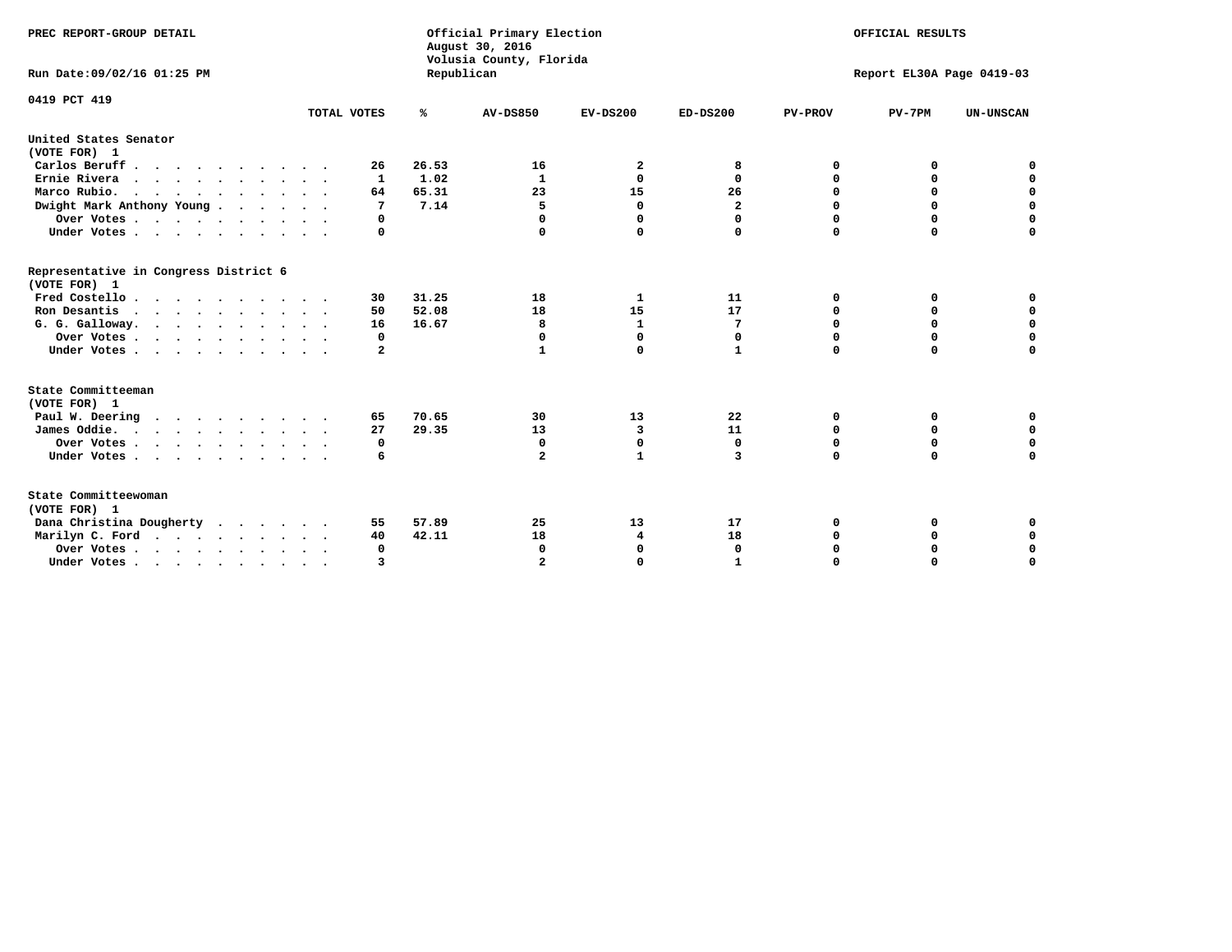PREC REPORT-GROUP DETAIL

Official Primary Election
August 30, 2016
Volusia County, Florida
Republican

OFFICIAL RESULTS

Run Date:09/02/16 01:25 PM

Report EL30A Page 0419-03

0419 PCT 419

| | TOTAL VOTES | % | AV-DS850 | EV-DS200 | ED-DS200 | PV-PROV | PV-7PM | UN-UNSCAN |
|---|---|---|---|---|---|---|---|---|
| **United States Senator** | | | | | | | | |
| (VOTE FOR) 1 | | | | | | | | |
| Carlos Beruff | 26 | 26.53 | 16 | 2 | 8 | 0 | 0 | 0 |
| Ernie Rivera | 1 | 1.02 | 1 | 0 | 0 | 0 | 0 | 0 |
| Marco Rubio. | 64 | 65.31 | 23 | 15 | 26 | 0 | 0 | 0 |
| Dwight Mark Anthony Young | 7 | 7.14 | 5 | 0 | 2 | 0 | 0 | 0 |
| Over Votes | 0 | | 0 | 0 | 0 | 0 | 0 | 0 |
| Under Votes | 0 | | 0 | 0 | 0 | 0 | 0 | 0 |
| **Representative in Congress District 6** | | | | | | | | |
| (VOTE FOR) 1 | | | | | | | | |
| Fred Costello | 30 | 31.25 | 18 | 1 | 11 | 0 | 0 | 0 |
| Ron Desantis | 50 | 52.08 | 18 | 15 | 17 | 0 | 0 | 0 |
| G. G. Galloway. | 16 | 16.67 | 8 | 1 | 7 | 0 | 0 | 0 |
| Over Votes | 0 | | 0 | 0 | 0 | 0 | 0 | 0 |
| Under Votes | 2 | | 1 | 0 | 1 | 0 | 0 | 0 |
| **State Committeeman** | | | | | | | | |
| (VOTE FOR) 1 | | | | | | | | |
| Paul W. Deering | 65 | 70.65 | 30 | 13 | 22 | 0 | 0 | 0 |
| James Oddie. | 27 | 29.35 | 13 | 3 | 11 | 0 | 0 | 0 |
| Over Votes | 0 | | 0 | 0 | 0 | 0 | 0 | 0 |
| Under Votes | 6 | | 2 | 1 | 3 | 0 | 0 | 0 |
| **State Committeewoman** | | | | | | | | |
| (VOTE FOR) 1 | | | | | | | | |
| Dana Christina Dougherty | 55 | 57.89 | 25 | 13 | 17 | 0 | 0 | 0 |
| Marilyn C. Ford | 40 | 42.11 | 18 | 4 | 18 | 0 | 0 | 0 |
| Over Votes | 0 | | 0 | 0 | 0 | 0 | 0 | 0 |
| Under Votes | 3 | | 2 | 0 | 1 | 0 | 0 | 0 |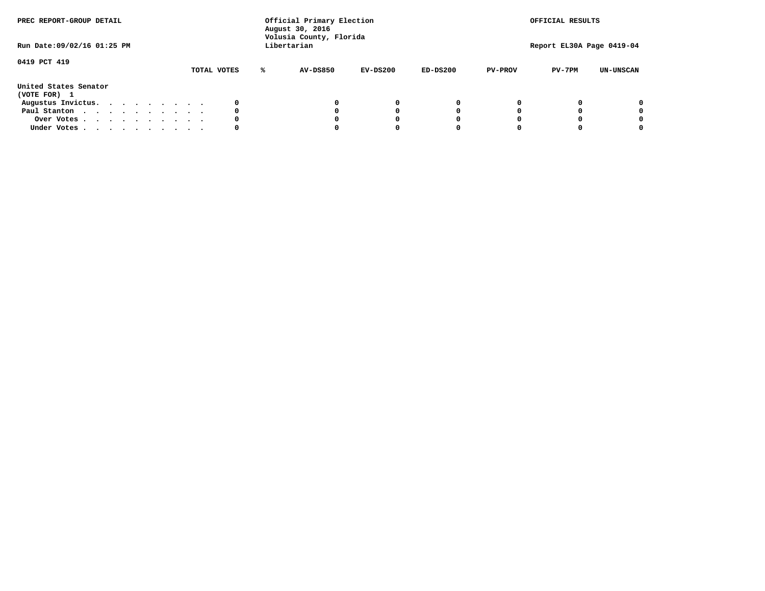PREC REPORT-GROUP DETAIL

Official Primary Election
August 30, 2016
Volusia County, Florida
Libertarian

OFFICIAL RESULTS

Run Date:09/02/16 01:25 PM

Report EL30A Page 0419-04

0419 PCT 419

| United States Senator (VOTE FOR) 1 | TOTAL VOTES | % | AV-DS850 | EV-DS200 | ED-DS200 | PV-PROV | PV-7PM | UN-UNSCAN |
|---|---|---|---|---|---|---|---|---|
| Augustus Invictus. . . . . . . . . . | 0 | | 0 | 0 | 0 | 0 | 0 | 0 |
| Paul Stanton . . . . . . . . . . . | 0 | | 0 | 0 | 0 | 0 | 0 | 0 |
| Over Votes . . . . . . . . . . . | 0 | | 0 | 0 | 0 | 0 | 0 | 0 |
| Under Votes . . . . . . . . . . . | 0 | | 0 | 0 | 0 | 0 | 0 | 0 |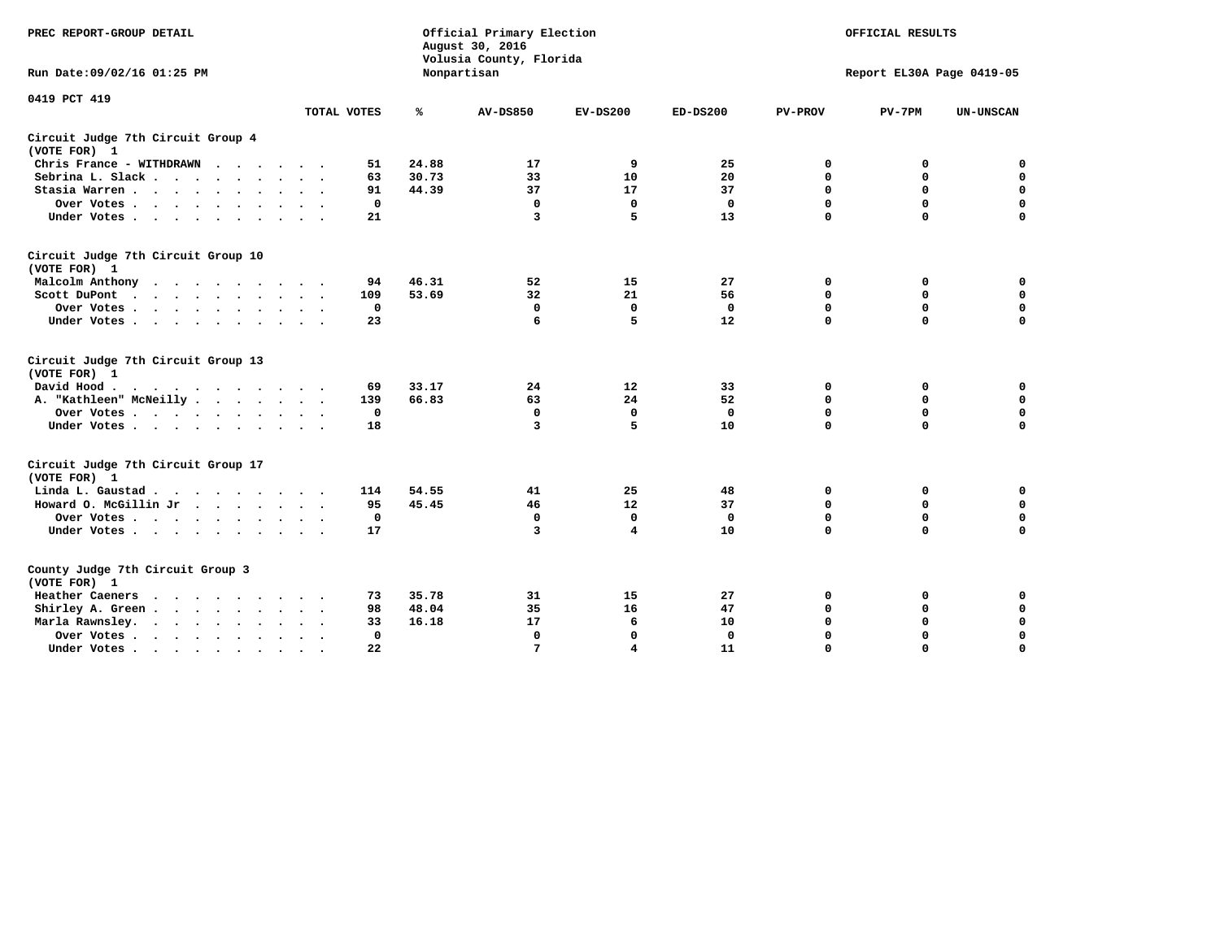PREC REPORT-GROUP DETAIL

Official Primary Election
August 30, 2016
Volusia County, Florida
Nonpartisan

OFFICIAL RESULTS

Run Date:09/02/16 01:25 PM

Report EL30A Page 0419-05

0419 PCT 419

| | TOTAL VOTES | % | AV-DS850 | EV-DS200 | ED-DS200 | PV-PROV | PV-7PM | UN-UNSCAN |
|---|---|---|---|---|---|---|---|---|
| **Circuit Judge 7th Circuit Group 4** | | | | | | | | |
| **(VOTE FOR) 1** | | | | | | | | |
| Chris France - WITHDRAWN | 51 | 24.88 | 17 | 9 | 25 | 0 | 0 | 0 |
| Sebrina L. Slack | 63 | 30.73 | 33 | 10 | 20 | 0 | 0 | 0 |
| Stasia Warren | 91 | 44.39 | 37 | 17 | 37 | 0 | 0 | 0 |
| Over Votes | 0 | | 0 | 0 | 0 | 0 | 0 | 0 |
| Under Votes | 21 | | 3 | 5 | 13 | 0 | 0 | 0 |
| **Circuit Judge 7th Circuit Group 10** | | | | | | | | |
| **(VOTE FOR) 1** | | | | | | | | |
| Malcolm Anthony | 94 | 46.31 | 52 | 15 | 27 | 0 | 0 | 0 |
| Scott DuPont | 109 | 53.69 | 32 | 21 | 56 | 0 | 0 | 0 |
| Over Votes | 0 | | 0 | 0 | 0 | 0 | 0 | 0 |
| Under Votes | 23 | | 6 | 5 | 12 | 0 | 0 | 0 |
| **Circuit Judge 7th Circuit Group 13** | | | | | | | | |
| **(VOTE FOR) 1** | | | | | | | | |
| David Hood | 69 | 33.17 | 24 | 12 | 33 | 0 | 0 | 0 |
| A. "Kathleen" McNeilly | 139 | 66.83 | 63 | 24 | 52 | 0 | 0 | 0 |
| Over Votes | 0 | | 0 | 0 | 0 | 0 | 0 | 0 |
| Under Votes | 18 | | 3 | 5 | 10 | 0 | 0 | 0 |
| **Circuit Judge 7th Circuit Group 17** | | | | | | | | |
| **(VOTE FOR) 1** | | | | | | | | |
| Linda L. Gaustad | 114 | 54.55 | 41 | 25 | 48 | 0 | 0 | 0 |
| Howard O. McGillin Jr | 95 | 45.45 | 46 | 12 | 37 | 0 | 0 | 0 |
| Over Votes | 0 | | 0 | 0 | 0 | 0 | 0 | 0 |
| Under Votes | 17 | | 3 | 4 | 10 | 0 | 0 | 0 |
| **County Judge 7th Circuit Group 3** | | | | | | | | |
| **(VOTE FOR) 1** | | | | | | | | |
| Heather Caeners | 73 | 35.78 | 31 | 15 | 27 | 0 | 0 | 0 |
| Shirley A. Green | 98 | 48.04 | 35 | 16 | 47 | 0 | 0 | 0 |
| Marla Rawnsley | 33 | 16.18 | 17 | 6 | 10 | 0 | 0 | 0 |
| Over Votes | 0 | | 0 | 0 | 0 | 0 | 0 | 0 |
| Under Votes | 22 | | 7 | 4 | 11 | 0 | 0 | 0 |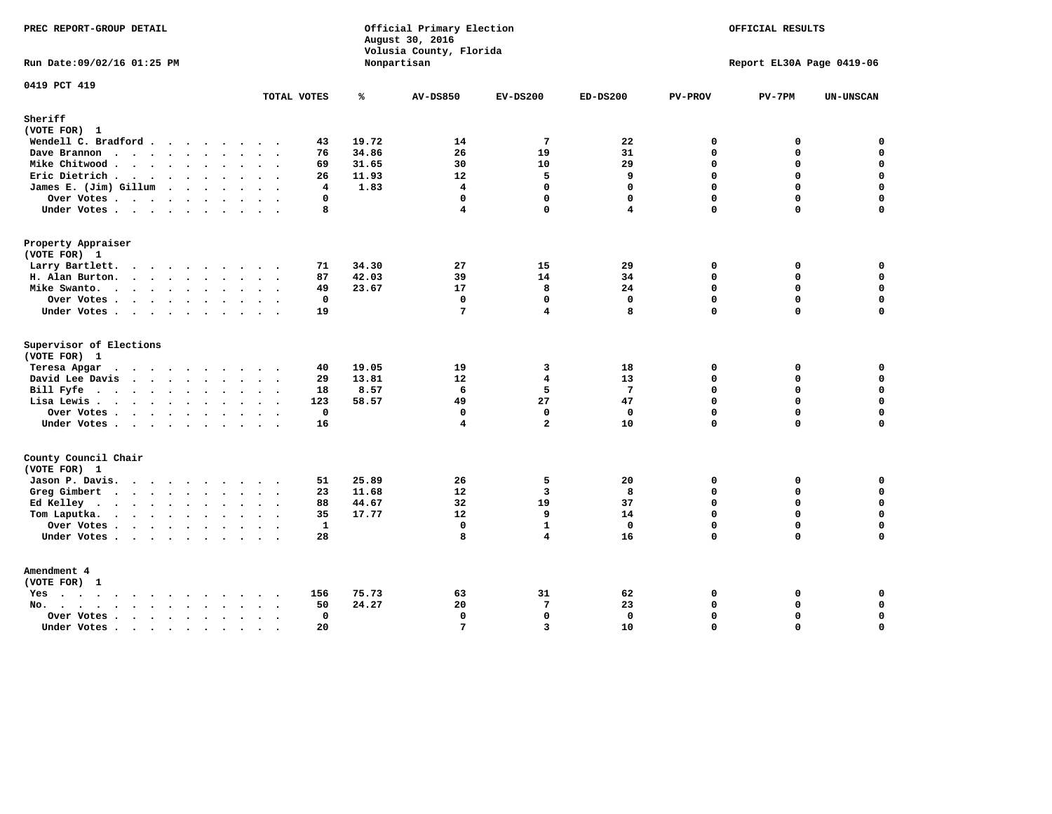PREC REPORT-GROUP DETAIL

Official Primary Election
August 30, 2016
Volusia County, Florida
Nonpartisan

OFFICIAL RESULTS

Run Date:09/02/16 01:25 PM

Report EL30A Page 0419-06

0419 PCT 419

| | TOTAL VOTES | % | AV-DS850 | EV-DS200 | ED-DS200 | PV-PROV | PV-7PM | UN-UNSCAN |
|---|---|---|---|---|---|---|---|---|
| **Sheriff** | | | | | | | | |
| (VOTE FOR) 1 | | | | | | | | |
| Wendell C. Bradford | 43 | 19.72 | 14 | 7 | 22 | 0 | 0 | 0 |
| Dave Brannon | 76 | 34.86 | 26 | 19 | 31 | 0 | 0 | 0 |
| Mike Chitwood | 69 | 31.65 | 30 | 10 | 29 | 0 | 0 | 0 |
| Eric Dietrich | 26 | 11.93 | 12 | 5 | 9 | 0 | 0 | 0 |
| James E. (Jim) Gillum | 4 | 1.83 | 4 | 0 | 0 | 0 | 0 | 0 |
| Over Votes | 0 | | 0 | 0 | 0 | 0 | 0 | 0 |
| Under Votes | 8 | | 4 | 0 | 4 | 0 | 0 | 0 |
| **Property Appraiser** | | | | | | | | |
| (VOTE FOR) 1 | | | | | | | | |
| Larry Bartlett | 71 | 34.30 | 27 | 15 | 29 | 0 | 0 | 0 |
| H. Alan Burton | 87 | 42.03 | 39 | 14 | 34 | 0 | 0 | 0 |
| Mike Swanto | 49 | 23.67 | 17 | 8 | 24 | 0 | 0 | 0 |
| Over Votes | 0 | | 0 | 0 | 0 | 0 | 0 | 0 |
| Under Votes | 19 | | 7 | 4 | 8 | 0 | 0 | 0 |
| **Supervisor of Elections** | | | | | | | | |
| (VOTE FOR) 1 | | | | | | | | |
| Teresa Apgar | 40 | 19.05 | 19 | 3 | 18 | 0 | 0 | 0 |
| David Lee Davis | 29 | 13.81 | 12 | 4 | 13 | 0 | 0 | 0 |
| Bill Fyfe | 18 | 8.57 | 6 | 5 | 7 | 0 | 0 | 0 |
| Lisa Lewis | 123 | 58.57 | 49 | 27 | 47 | 0 | 0 | 0 |
| Over Votes | 0 | | 0 | 0 | 0 | 0 | 0 | 0 |
| Under Votes | 16 | | 4 | 2 | 10 | 0 | 0 | 0 |
| **County Council Chair** | | | | | | | | |
| (VOTE FOR) 1 | | | | | | | | |
| Jason P. Davis | 51 | 25.89 | 26 | 5 | 20 | 0 | 0 | 0 |
| Greg Gimbert | 23 | 11.68 | 12 | 3 | 8 | 0 | 0 | 0 |
| Ed Kelley | 88 | 44.67 | 32 | 19 | 37 | 0 | 0 | 0 |
| Tom Laputka | 35 | 17.77 | 12 | 9 | 14 | 0 | 0 | 0 |
| Over Votes | 1 | | 0 | 1 | 0 | 0 | 0 | 0 |
| Under Votes | 28 | | 8 | 4 | 16 | 0 | 0 | 0 |
| **Amendment 4** | | | | | | | | |
| (VOTE FOR) 1 | | | | | | | | |
| Yes | 156 | 75.73 | 63 | 31 | 62 | 0 | 0 | 0 |
| No | 50 | 24.27 | 20 | 7 | 23 | 0 | 0 | 0 |
| Over Votes | 0 | | 0 | 0 | 0 | 0 | 0 | 0 |
| Under Votes | 20 | | 7 | 3 | 10 | 0 | 0 | 0 |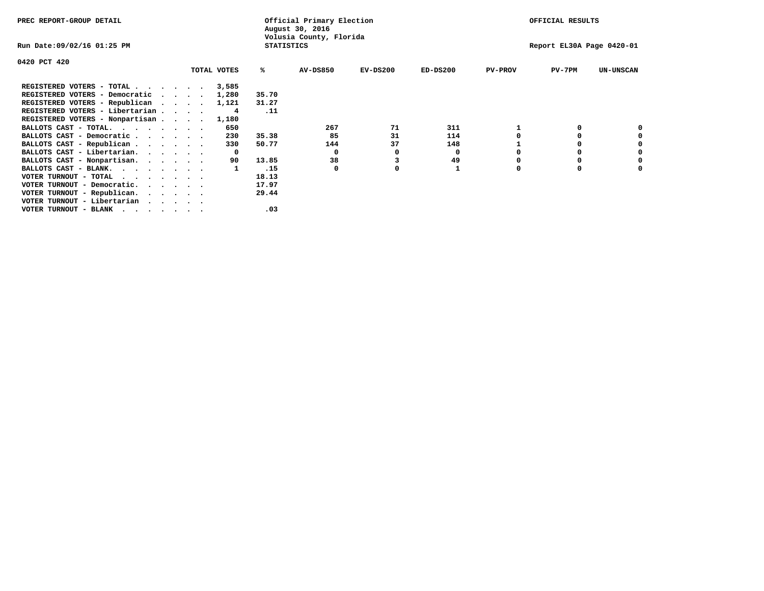PREC REPORT-GROUP DETAIL

Official Primary Election
August 30, 2016
Volusia County, Florida
STATISTICS

OFFICIAL RESULTS

Run Date:09/02/16 01:25 PM

Report EL30A Page 0420-01

0420 PCT 420

| | TOTAL VOTES | % | AV-DS850 | EV-DS200 | ED-DS200 | PV-PROV | PV-7PM | UN-UNSCAN |
|---|---|---|---|---|---|---|---|---|
| REGISTERED VOTERS - TOTAL . . . . . . | 3,585 | | | | | | | |
| REGISTERED VOTERS - Democratic . . . . | 1,280 | 35.70 | | | | | | |
| REGISTERED VOTERS - Republican . . . . | 1,121 | 31.27 | | | | | | |
| REGISTERED VOTERS - Libertarian . . . . | 4 | .11 | | | | | | |
| REGISTERED VOTERS - Nonpartisan . . . . | 1,180 | | | | | | | |
| BALLOTS CAST - TOTAL. . . . . . . . | 650 | | 267 | 71 | 311 | 1 | 0 | 0 |
| BALLOTS CAST - Democratic . . . . . . | 230 | 35.38 | 85 | 31 | 114 | 0 | 0 | 0 |
| BALLOTS CAST - Republican . . . . . . | 330 | 50.77 | 144 | 37 | 148 | 1 | 0 | 0 |
| BALLOTS CAST - Libertarian. . . . . . | 0 | | 0 | 0 | 0 | 0 | 0 | 0 |
| BALLOTS CAST - Nonpartisan. . . . . . | 90 | 13.85 | 38 | 3 | 49 | 0 | 0 | 0 |
| BALLOTS CAST - BLANK. . . . . . . . | 1 | .15 | 0 | 0 | 1 | 0 | 0 | 0 |
| VOTER TURNOUT - TOTAL . . . . . . . | | 18.13 | | | | | | |
| VOTER TURNOUT - Democratic. . . . . . | | 17.97 | | | | | | |
| VOTER TURNOUT - Republican. . . . . . | | 29.44 | | | | | | |
| VOTER TURNOUT - Libertarian . . . . . | | | | | | | | |
| VOTER TURNOUT - BLANK . . . . . . . | | .03 | | | | | | |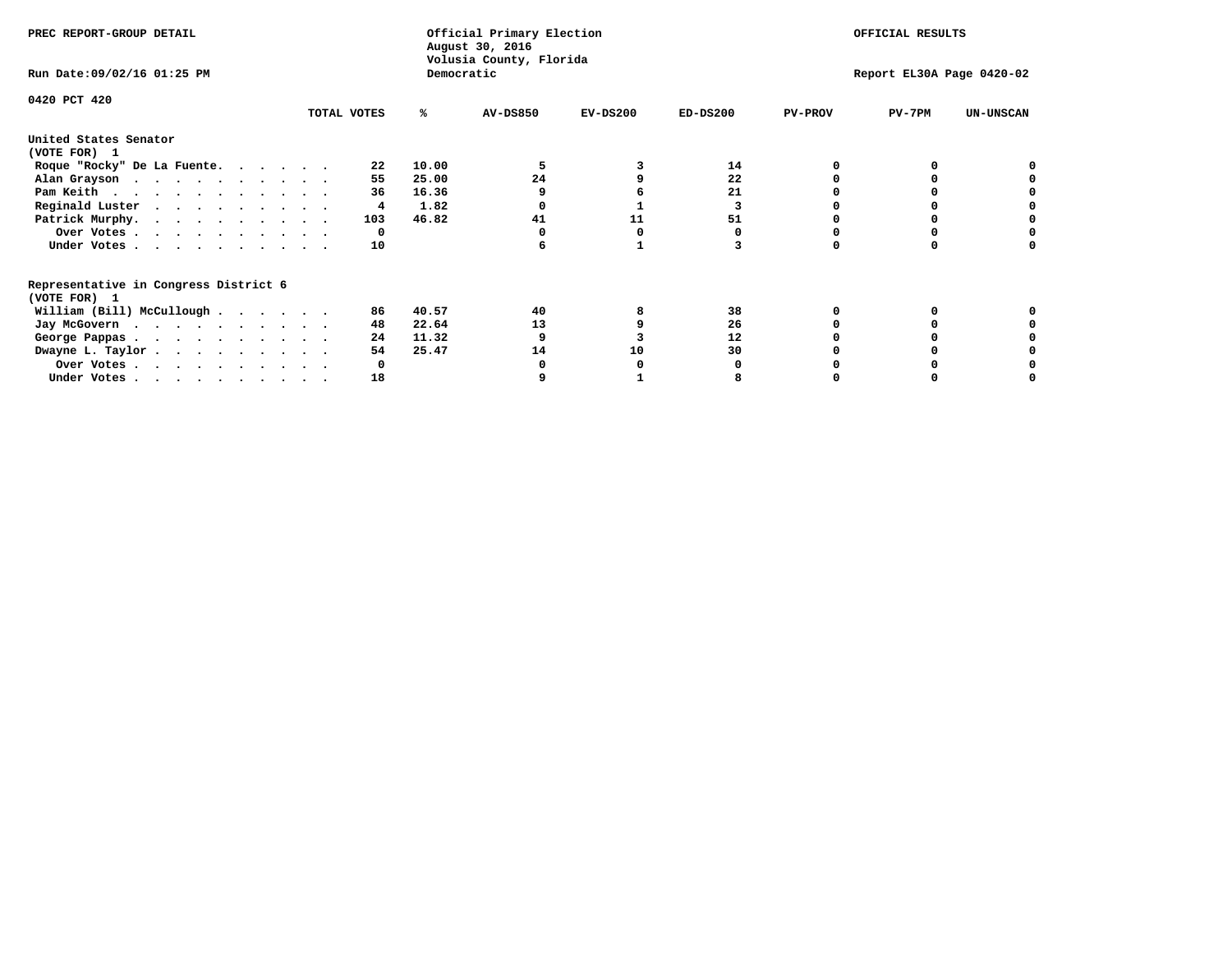PREC REPORT-GROUP DETAIL

Official Primary Election
August 30, 2016
Volusia County, Florida
Democratic

OFFICIAL RESULTS

Run Date:09/02/16 01:25 PM

Report EL30A Page 0420-02

0420 PCT 420

| | TOTAL VOTES | % | AV-DS850 | EV-DS200 | ED-DS200 | PV-PROV | PV-7PM | UN-UNSCAN |
|---|---|---|---|---|---|---|---|---|
| **United States Senator** | | | | | | | | |
| **(VOTE FOR) 1** | | | | | | | | |
| Roque "Rocky" De La Fuente | 22 | 10.00 | 5 | 3 | 14 | 0 | 0 | 0 |
| Alan Grayson | 55 | 25.00 | 24 | 9 | 22 | 0 | 0 | 0 |
| Pam Keith | 36 | 16.36 | 9 | 6 | 21 | 0 | 0 | 0 |
| Reginald Luster | 4 | 1.82 | 0 | 1 | 3 | 0 | 0 | 0 |
| Patrick Murphy | 103 | 46.82 | 41 | 11 | 51 | 0 | 0 | 0 |
| Over Votes | 0 | | 0 | 0 | 0 | 0 | 0 | 0 |
| Under Votes | 10 | | 6 | 1 | 3 | 0 | 0 | 0 |
| **Representative in Congress District 6** | | | | | | | | |
| **(VOTE FOR) 1** | | | | | | | | |
| William (Bill) McCullough | 86 | 40.57 | 40 | 8 | 38 | 0 | 0 | 0 |
| Jay McGovern | 48 | 22.64 | 13 | 9 | 26 | 0 | 0 | 0 |
| George Pappas | 24 | 11.32 | 9 | 3 | 12 | 0 | 0 | 0 |
| Dwayne L. Taylor | 54 | 25.47 | 14 | 10 | 30 | 0 | 0 | 0 |
| Over Votes | 0 | | 0 | 0 | 0 | 0 | 0 | 0 |
| Under Votes | 18 | | 9 | 1 | 8 | 0 | 0 | 0 |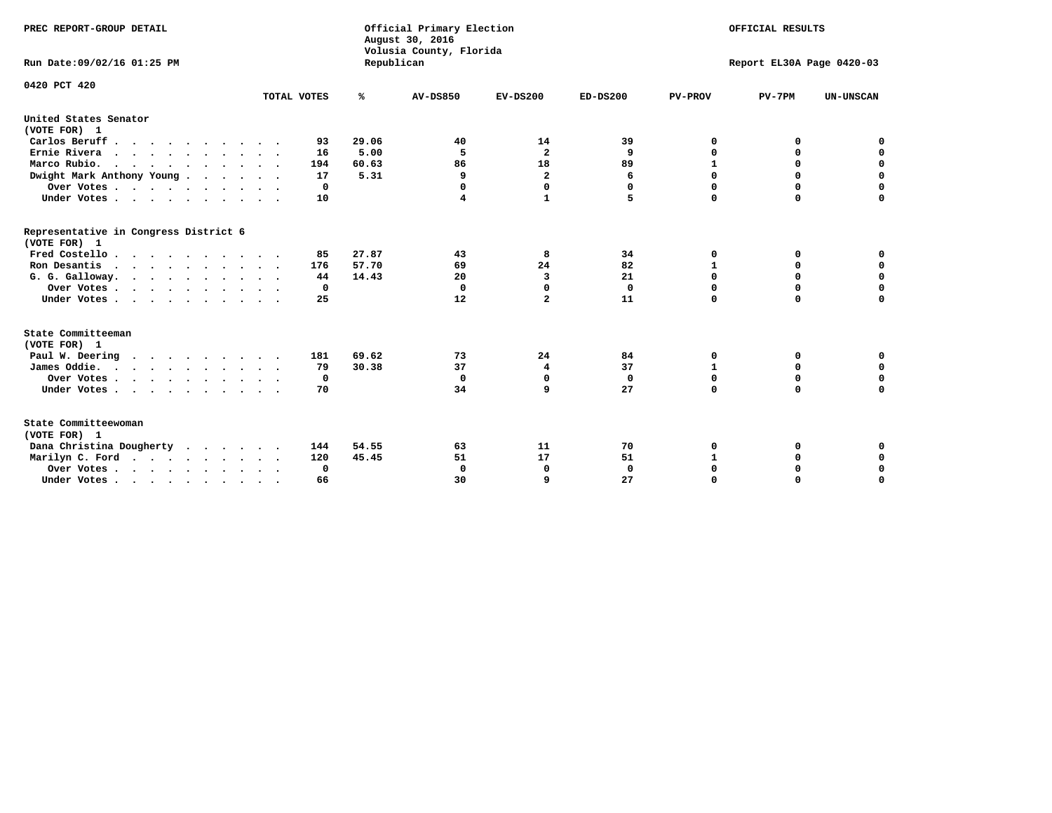PREC REPORT-GROUP DETAIL

Official Primary Election
August 30, 2016
Volusia County, Florida
Republican

OFFICIAL RESULTS

Run Date:09/02/16 01:25 PM

Report EL30A Page 0420-03

0420 PCT 420

| | TOTAL VOTES | % | AV-DS850 | EV-DS200 | ED-DS200 | PV-PROV | PV-7PM | UN-UNSCAN |
|---|---|---|---|---|---|---|---|---|
| **United States Senator (VOTE FOR) 1** | | | | | | | | |
| Carlos Beruff | 93 | 29.06 | 40 | 14 | 39 | 0 | 0 | 0 |
| Ernie Rivera | 16 | 5.00 | 5 | 2 | 9 | 0 | 0 | 0 |
| Marco Rubio. | 194 | 60.63 | 86 | 18 | 89 | 1 | 0 | 0 |
| Dwight Mark Anthony Young | 17 | 5.31 | 9 | 2 | 6 | 0 | 0 | 0 |
| Over Votes | 0 | | 0 | 0 | 0 | 0 | 0 | 0 |
| Under Votes | 10 | | 4 | 1 | 5 | 0 | 0 | 0 |
| **Representative in Congress District 6 (VOTE FOR) 1** | | | | | | | | |
| Fred Costello | 85 | 27.87 | 43 | 8 | 34 | 0 | 0 | 0 |
| Ron Desantis | 176 | 57.70 | 69 | 24 | 82 | 1 | 0 | 0 |
| G. G. Galloway. | 44 | 14.43 | 20 | 3 | 21 | 0 | 0 | 0 |
| Over Votes | 0 | | 0 | 0 | 0 | 0 | 0 | 0 |
| Under Votes | 25 | | 12 | 2 | 11 | 0 | 0 | 0 |
| **State Committeeman (VOTE FOR) 1** | | | | | | | | |
| Paul W. Deering | 181 | 69.62 | 73 | 24 | 84 | 0 | 0 | 0 |
| James Oddie. | 79 | 30.38 | 37 | 4 | 37 | 1 | 0 | 0 |
| Over Votes | 0 | | 0 | 0 | 0 | 0 | 0 | 0 |
| Under Votes | 70 | | 34 | 9 | 27 | 0 | 0 | 0 |
| **State Committeewoman (VOTE FOR) 1** | | | | | | | | |
| Dana Christina Dougherty | 144 | 54.55 | 63 | 11 | 70 | 0 | 0 | 0 |
| Marilyn C. Ford | 120 | 45.45 | 51 | 17 | 51 | 1 | 0 | 0 |
| Over Votes | 0 | | 0 | 0 | 0 | 0 | 0 | 0 |
| Under Votes | 66 | | 30 | 9 | 27 | 0 | 0 | 0 |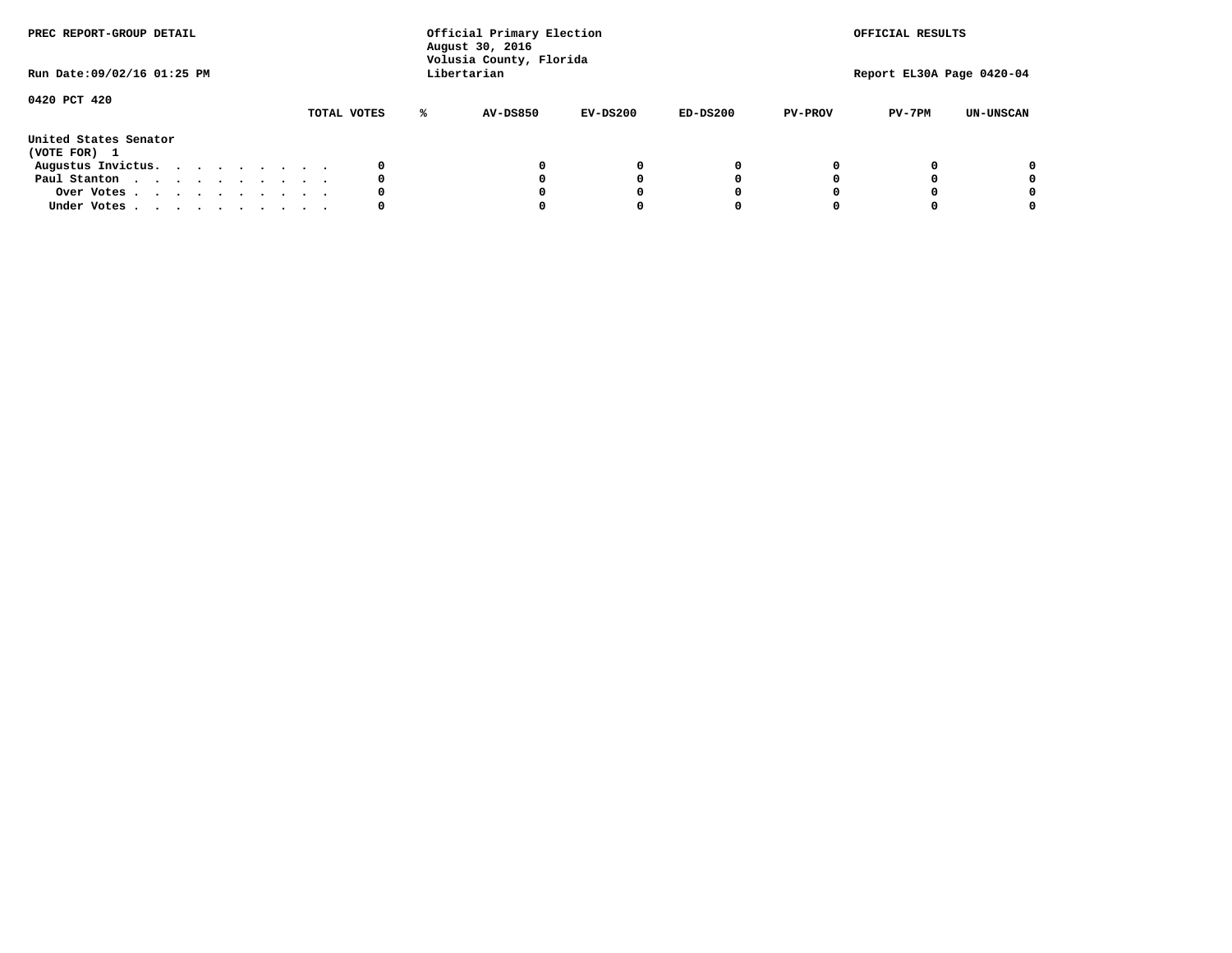PREC REPORT-GROUP DETAIL

Official Primary Election
August 30, 2016
Volusia County, Florida
Libertarian

OFFICIAL RESULTS

Run Date:09/02/16 01:25 PM

Report EL30A Page 0420-04

0420 PCT 420

United States Senator
(VOTE FOR) 1

| | TOTAL VOTES | % | AV-DS850 | EV-DS200 | ED-DS200 | PV-PROV | PV-7PM | UN-UNSCAN |
|---|---|---|---|---|---|---|---|---|
| Augustus Invictus. . . . . . . . . . | 0 | | 0 | 0 | 0 | 0 | 0 | 0 |
| Paul Stanton . . . . . . . . . . . | 0 | | 0 | 0 | 0 | 0 | 0 | 0 |
| Over Votes . . . . . . . . . . . | 0 | | 0 | 0 | 0 | 0 | 0 | 0 |
| Under Votes . . . . . . . . . . . | 0 | | 0 | 0 | 0 | 0 | 0 | 0 |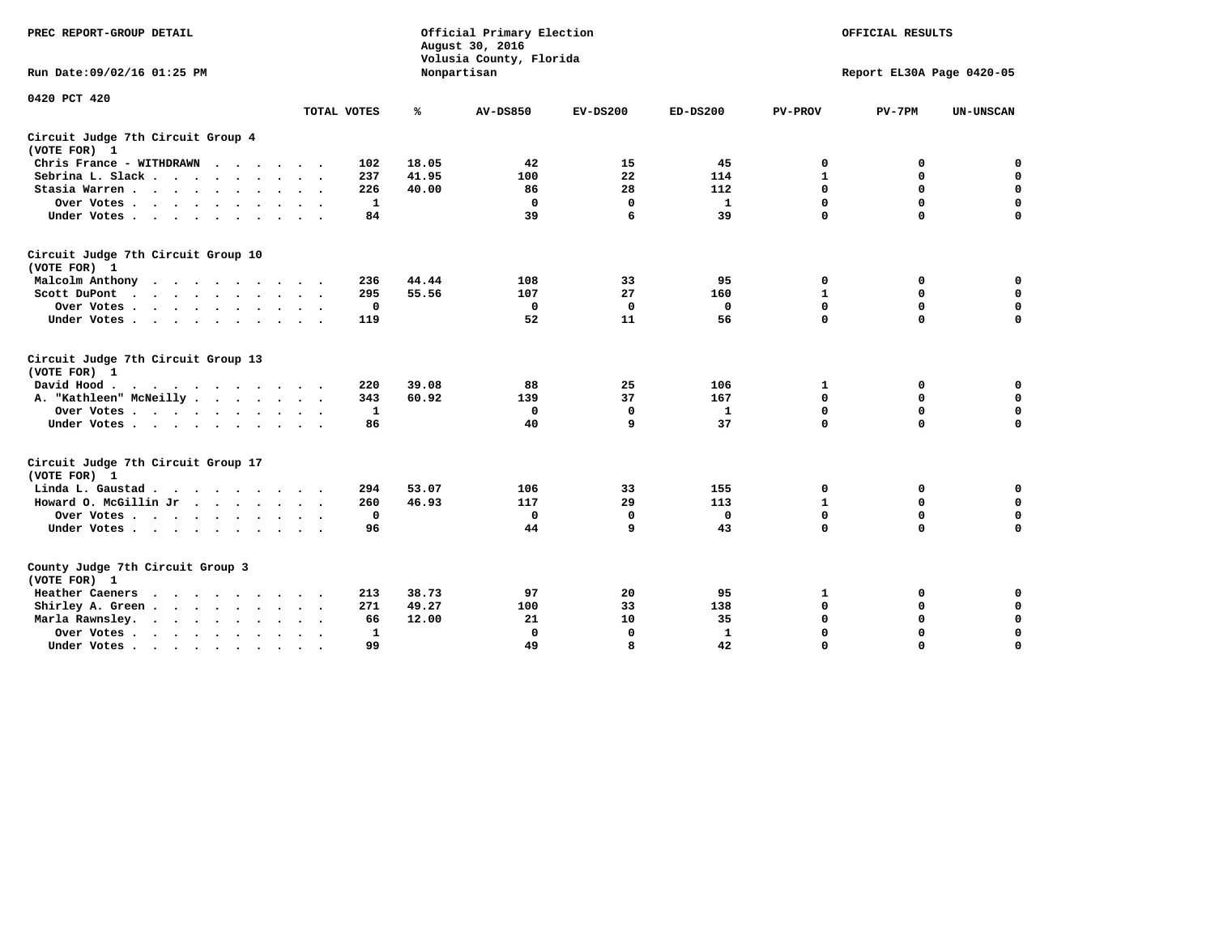PREC REPORT-GROUP DETAIL

Official Primary Election
August 30, 2016
Volusia County, Florida
Nonpartisan

OFFICIAL RESULTS

Run Date:09/02/16 01:25 PM

Report EL30A Page 0420-05

0420 PCT 420

| | TOTAL VOTES | % | AV-DS850 | EV-DS200 | ED-DS200 | PV-PROV | PV-7PM | UN-UNSCAN |
|---|---|---|---|---|---|---|---|---|
| **Circuit Judge 7th Circuit Group 4** | | | | | | | | |
| **(VOTE FOR) 1** | | | | | | | | |
| Chris France - WITHDRAWN | 102 | 18.05 | 42 | 15 | 45 | 0 | 0 | 0 |
| Sebrina L. Slack | 237 | 41.95 | 100 | 22 | 114 | 1 | 0 | 0 |
| Stasia Warren | 226 | 40.00 | 86 | 28 | 112 | 0 | 0 | 0 |
| Over Votes | 1 | | 0 | 0 | 1 | 0 | 0 | 0 |
| Under Votes | 84 | | 39 | 6 | 39 | 0 | 0 | 0 |
| **Circuit Judge 7th Circuit Group 10** | | | | | | | | |
| **(VOTE FOR) 1** | | | | | | | | |
| Malcolm Anthony | 236 | 44.44 | 108 | 33 | 95 | 0 | 0 | 0 |
| Scott DuPont | 295 | 55.56 | 107 | 27 | 160 | 1 | 0 | 0 |
| Over Votes | 0 | | 0 | 0 | 0 | 0 | 0 | 0 |
| Under Votes | 119 | | 52 | 11 | 56 | 0 | 0 | 0 |
| **Circuit Judge 7th Circuit Group 13** | | | | | | | | |
| **(VOTE FOR) 1** | | | | | | | | |
| David Hood | 220 | 39.08 | 88 | 25 | 106 | 1 | 0 | 0 |
| A. "Kathleen" McNeilly | 343 | 60.92 | 139 | 37 | 167 | 0 | 0 | 0 |
| Over Votes | 1 | | 0 | 0 | 1 | 0 | 0 | 0 |
| Under Votes | 86 | | 40 | 9 | 37 | 0 | 0 | 0 |
| **Circuit Judge 7th Circuit Group 17** | | | | | | | | |
| **(VOTE FOR) 1** | | | | | | | | |
| Linda L. Gaustad | 294 | 53.07 | 106 | 33 | 155 | 0 | 0 | 0 |
| Howard O. McGillin Jr | 260 | 46.93 | 117 | 29 | 113 | 1 | 0 | 0 |
| Over Votes | 0 | | 0 | 0 | 0 | 0 | 0 | 0 |
| Under Votes | 96 | | 44 | 9 | 43 | 0 | 0 | 0 |
| **County Judge 7th Circuit Group 3** | | | | | | | | |
| **(VOTE FOR) 1** | | | | | | | | |
| Heather Caeners | 213 | 38.73 | 97 | 20 | 95 | 1 | 0 | 0 |
| Shirley A. Green | 271 | 49.27 | 100 | 33 | 138 | 0 | 0 | 0 |
| Marla Rawnsley | 66 | 12.00 | 21 | 10 | 35 | 0 | 0 | 0 |
| Over Votes | 1 | | 0 | 0 | 1 | 0 | 0 | 0 |
| Under Votes | 99 | | 49 | 8 | 42 | 0 | 0 | 0 |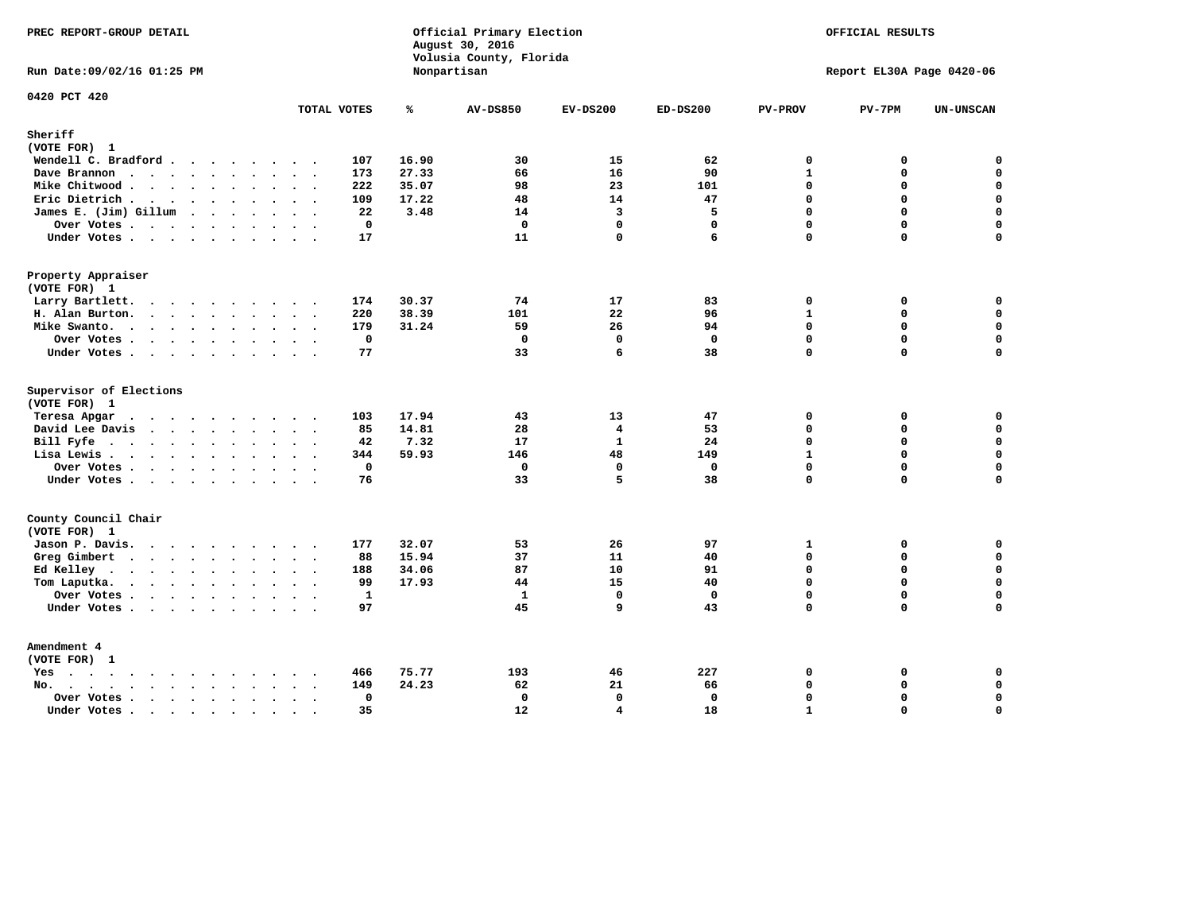PREC REPORT-GROUP DETAIL

Official Primary Election
August 30, 2016
Volusia County, Florida
Nonpartisan

OFFICIAL RESULTS

Run Date:09/02/16 01:25 PM

Report EL30A Page 0420-06

0420 PCT 420

| | TOTAL VOTES | % | AV-DS850 | EV-DS200 | ED-DS200 | PV-PROV | PV-7PM | UN-UNSCAN |
|---|---|---|---|---|---|---|---|---|
| **Sheriff** | | | | | | | | |
| (VOTE FOR) 1 | | | | | | | | |
| Wendell C. Bradford | 107 | 16.90 | 30 | 15 | 62 | 0 | 0 | 0 |
| Dave Brannon | 173 | 27.33 | 66 | 16 | 90 | 1 | 0 | 0 |
| Mike Chitwood | 222 | 35.07 | 98 | 23 | 101 | 0 | 0 | 0 |
| Eric Dietrich | 109 | 17.22 | 48 | 14 | 47 | 0 | 0 | 0 |
| James E. (Jim) Gillum | 22 | 3.48 | 14 | 3 | 5 | 0 | 0 | 0 |
| Over Votes | 0 | | 0 | 0 | 0 | 0 | 0 | 0 |
| Under Votes | 17 | | 11 | 0 | 6 | 0 | 0 | 0 |
| **Property Appraiser** | | | | | | | | |
| (VOTE FOR) 1 | | | | | | | | |
| Larry Bartlett. | 174 | 30.37 | 74 | 17 | 83 | 0 | 0 | 0 |
| H. Alan Burton. | 220 | 38.39 | 101 | 22 | 96 | 1 | 0 | 0 |
| Mike Swanto. | 179 | 31.24 | 59 | 26 | 94 | 0 | 0 | 0 |
| Over Votes | 0 | | 0 | 0 | 0 | 0 | 0 | 0 |
| Under Votes | 77 | | 33 | 6 | 38 | 0 | 0 | 0 |
| **Supervisor of Elections** | | | | | | | | |
| (VOTE FOR) 1 | | | | | | | | |
| Teresa Apgar | 103 | 17.94 | 43 | 13 | 47 | 0 | 0 | 0 |
| David Lee Davis | 85 | 14.81 | 28 | 4 | 53 | 0 | 0 | 0 |
| Bill Fyfe | 42 | 7.32 | 17 | 1 | 24 | 0 | 0 | 0 |
| Lisa Lewis | 344 | 59.93 | 146 | 48 | 149 | 1 | 0 | 0 |
| Over Votes | 0 | | 0 | 0 | 0 | 0 | 0 | 0 |
| Under Votes | 76 | | 33 | 5 | 38 | 0 | 0 | 0 |
| **County Council Chair** | | | | | | | | |
| (VOTE FOR) 1 | | | | | | | | |
| Jason P. Davis. | 177 | 32.07 | 53 | 26 | 97 | 1 | 0 | 0 |
| Greg Gimbert | 88 | 15.94 | 37 | 11 | 40 | 0 | 0 | 0 |
| Ed Kelley | 188 | 34.06 | 87 | 10 | 91 | 0 | 0 | 0 |
| Tom Laputka. | 99 | 17.93 | 44 | 15 | 40 | 0 | 0 | 0 |
| Over Votes | 1 | | 1 | 0 | 0 | 0 | 0 | 0 |
| Under Votes | 97 | | 45 | 9 | 43 | 0 | 0 | 0 |
| **Amendment 4** | | | | | | | | |
| (VOTE FOR) 1 | | | | | | | | |
| Yes | 466 | 75.77 | 193 | 46 | 227 | 0 | 0 | 0 |
| No. | 149 | 24.23 | 62 | 21 | 66 | 0 | 0 | 0 |
| Over Votes | 0 | | 0 | 0 | 0 | 0 | 0 | 0 |
| Under Votes | 35 | | 12 | 4 | 18 | 1 | 0 | 0 |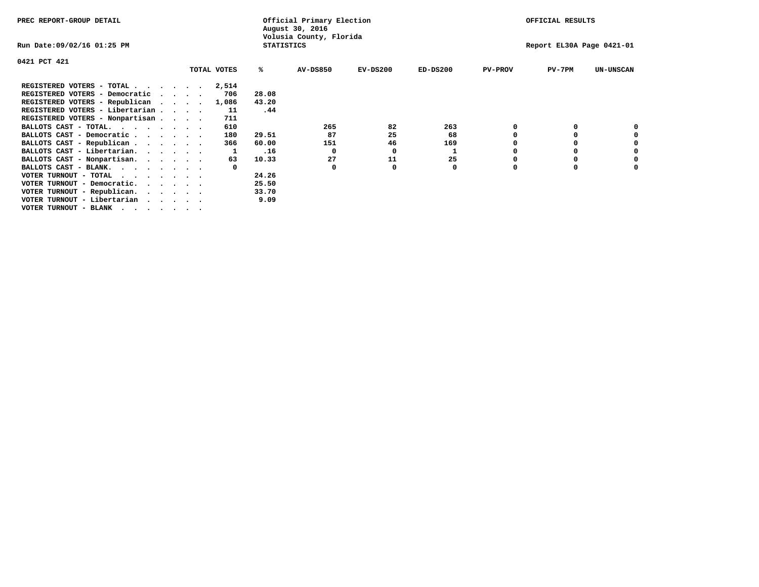PREC REPORT-GROUP DETAIL

Official Primary Election
August 30, 2016
Volusia County, Florida
STATISTICS

OFFICIAL RESULTS

Run Date:09/02/16 01:25 PM

Report EL30A Page 0421-01

0421 PCT 421

| | TOTAL VOTES | % | AV-DS850 | EV-DS200 | ED-DS200 | PV-PROV | PV-7PM | UN-UNSCAN |
|---|---|---|---|---|---|---|---|---|
| REGISTERED VOTERS - TOTAL . . . . . . | 2,514 | | | | | | | |
| REGISTERED VOTERS - Democratic . . . . | 706 | 28.08 | | | | | | |
| REGISTERED VOTERS - Republican . . . . | 1,086 | 43.20 | | | | | | |
| REGISTERED VOTERS - Libertarian . . . . | 11 | .44 | | | | | | |
| REGISTERED VOTERS - Nonpartisan . . . . | 711 | | | | | | | |
| BALLOTS CAST - TOTAL. . . . . . . . | 610 | | 265 | 82 | 263 | 0 | 0 | 0 |
| BALLOTS CAST - Democratic . . . . . . | 180 | 29.51 | 87 | 25 | 68 | 0 | 0 | 0 |
| BALLOTS CAST - Republican . . . . . . | 366 | 60.00 | 151 | 46 | 169 | 0 | 0 | 0 |
| BALLOTS CAST - Libertarian. . . . . . | 1 | .16 | 0 | 0 | 1 | 0 | 0 | 0 |
| BALLOTS CAST - Nonpartisan. . . . . . | 63 | 10.33 | 27 | 11 | 25 | 0 | 0 | 0 |
| BALLOTS CAST - BLANK. . . . . . . . | 0 | | 0 | 0 | 0 | 0 | 0 | 0 |
| VOTER TURNOUT - TOTAL . . . . . . . | | 24.26 | | | | | | |
| VOTER TURNOUT - Democratic. . . . . . | | 25.50 | | | | | | |
| VOTER TURNOUT - Republican. . . . . . | | 33.70 | | | | | | |
| VOTER TURNOUT - Libertarian . . . . . | | 9.09 | | | | | | |
| VOTER TURNOUT - BLANK . . . . . . . | | | | | | | | |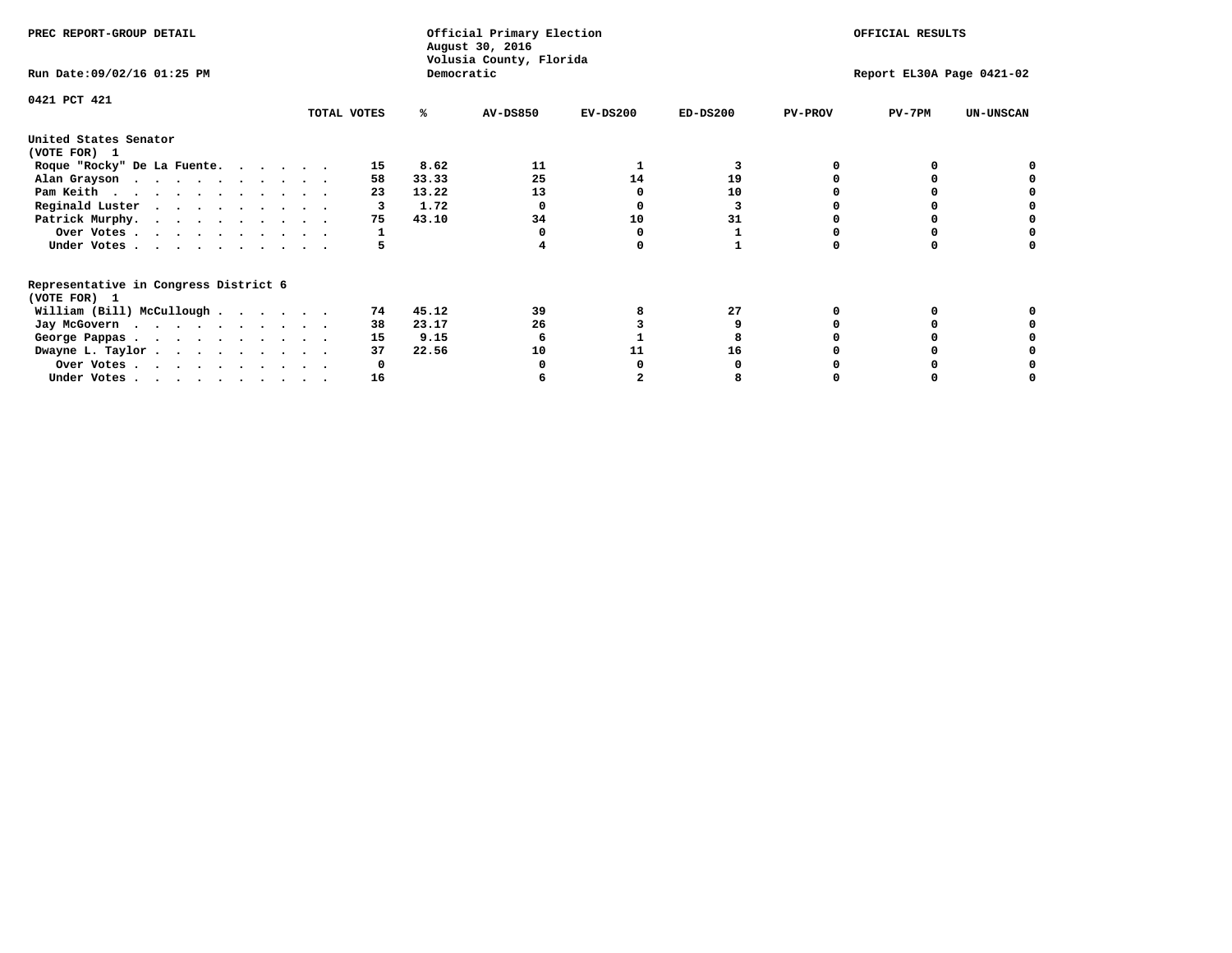PREC REPORT-GROUP DETAIL

Official Primary Election
August 30, 2016
Volusia County, Florida
Democratic

OFFICIAL RESULTS

Run Date:09/02/16 01:25 PM

Report EL30A Page 0421-02

0421 PCT 421

| | TOTAL VOTES | % | AV-DS850 | EV-DS200 | ED-DS200 | PV-PROV | PV-7PM | UN-UNSCAN |
|---|---|---|---|---|---|---|---|---|
| **United States Senator (VOTE FOR) 1** | | | | | | | | |
| Roque "Rocky" De La Fuente | 15 | 8.62 | 11 | 1 | 3 | 0 | 0 | 0 |
| Alan Grayson | 58 | 33.33 | 25 | 14 | 19 | 0 | 0 | 0 |
| Pam Keith | 23 | 13.22 | 13 | 0 | 10 | 0 | 0 | 0 |
| Reginald Luster | 3 | 1.72 | 0 | 0 | 3 | 0 | 0 | 0 |
| Patrick Murphy | 75 | 43.10 | 34 | 10 | 31 | 0 | 0 | 0 |
| Over Votes | 1 | | 0 | 0 | 1 | 0 | 0 | 0 |
| Under Votes | 5 | | 4 | 0 | 1 | 0 | 0 | 0 |
| **Representative in Congress District 6 (VOTE FOR) 1** | | | | | | | | |
| William (Bill) McCullough | 74 | 45.12 | 39 | 8 | 27 | 0 | 0 | 0 |
| Jay McGovern | 38 | 23.17 | 26 | 3 | 9 | 0 | 0 | 0 |
| George Pappas | 15 | 9.15 | 6 | 1 | 8 | 0 | 0 | 0 |
| Dwayne L. Taylor | 37 | 22.56 | 10 | 11 | 16 | 0 | 0 | 0 |
| Over Votes | 0 | | 0 | 0 | 0 | 0 | 0 | 0 |
| Under Votes | 16 | | 6 | 2 | 8 | 0 | 0 | 0 |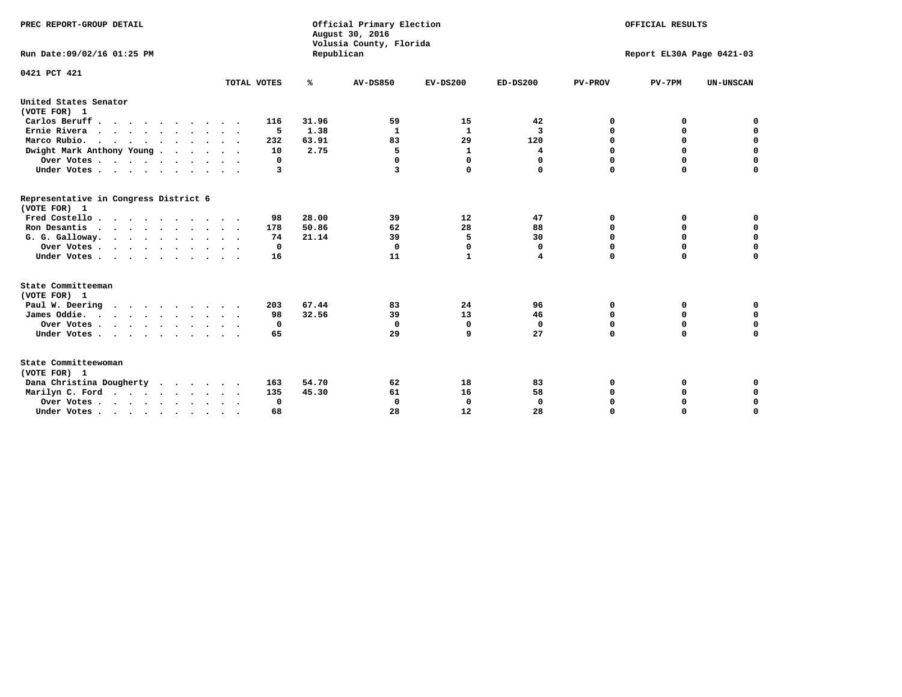PREC REPORT-GROUP DETAIL

Official Primary Election
August 30, 2016
Volusia County, Florida
Republican

OFFICIAL RESULTS

Run Date:09/02/16 01:25 PM

Report EL30A Page 0421-03

0421 PCT 421

| | TOTAL VOTES | % | AV-DS850 | EV-DS200 | ED-DS200 | PV-PROV | PV-7PM | UN-UNSCAN |
|---|---|---|---|---|---|---|---|---|
| **United States Senator (VOTE FOR) 1** | | | | | | | | |
| Carlos Beruff | 116 | 31.96 | 59 | 15 | 42 | 0 | 0 | 0 |
| Ernie Rivera | 5 | 1.38 | 1 | 1 | 3 | 0 | 0 | 0 |
| Marco Rubio | 232 | 63.91 | 83 | 29 | 120 | 0 | 0 | 0 |
| Dwight Mark Anthony Young | 10 | 2.75 | 5 | 1 | 4 | 0 | 0 | 0 |
| Over Votes | 0 | | 0 | 0 | 0 | 0 | 0 | 0 |
| Under Votes | 3 | | 3 | 0 | 0 | 0 | 0 | 0 |
| **Representative in Congress District 6 (VOTE FOR) 1** | | | | | | | | |
| Fred Costello | 98 | 28.00 | 39 | 12 | 47 | 0 | 0 | 0 |
| Ron Desantis | 178 | 50.86 | 62 | 28 | 88 | 0 | 0 | 0 |
| G. G. Galloway | 74 | 21.14 | 39 | 5 | 30 | 0 | 0 | 0 |
| Over Votes | 0 | | 0 | 0 | 0 | 0 | 0 | 0 |
| Under Votes | 16 | | 11 | 1 | 4 | 0 | 0 | 0 |
| **State Committeeman (VOTE FOR) 1** | | | | | | | | |
| Paul W. Deering | 203 | 67.44 | 83 | 24 | 96 | 0 | 0 | 0 |
| James Oddie | 98 | 32.56 | 39 | 13 | 46 | 0 | 0 | 0 |
| Over Votes | 0 | | 0 | 0 | 0 | 0 | 0 | 0 |
| Under Votes | 65 | | 29 | 9 | 27 | 0 | 0 | 0 |
| **State Committeewoman (VOTE FOR) 1** | | | | | | | | |
| Dana Christina Dougherty | 163 | 54.70 | 62 | 18 | 83 | 0 | 0 | 0 |
| Marilyn C. Ford | 135 | 45.30 | 61 | 16 | 58 | 0 | 0 | 0 |
| Over Votes | 0 | | 0 | 0 | 0 | 0 | 0 | 0 |
| Under Votes | 68 | | 28 | 12 | 28 | 0 | 0 | 0 |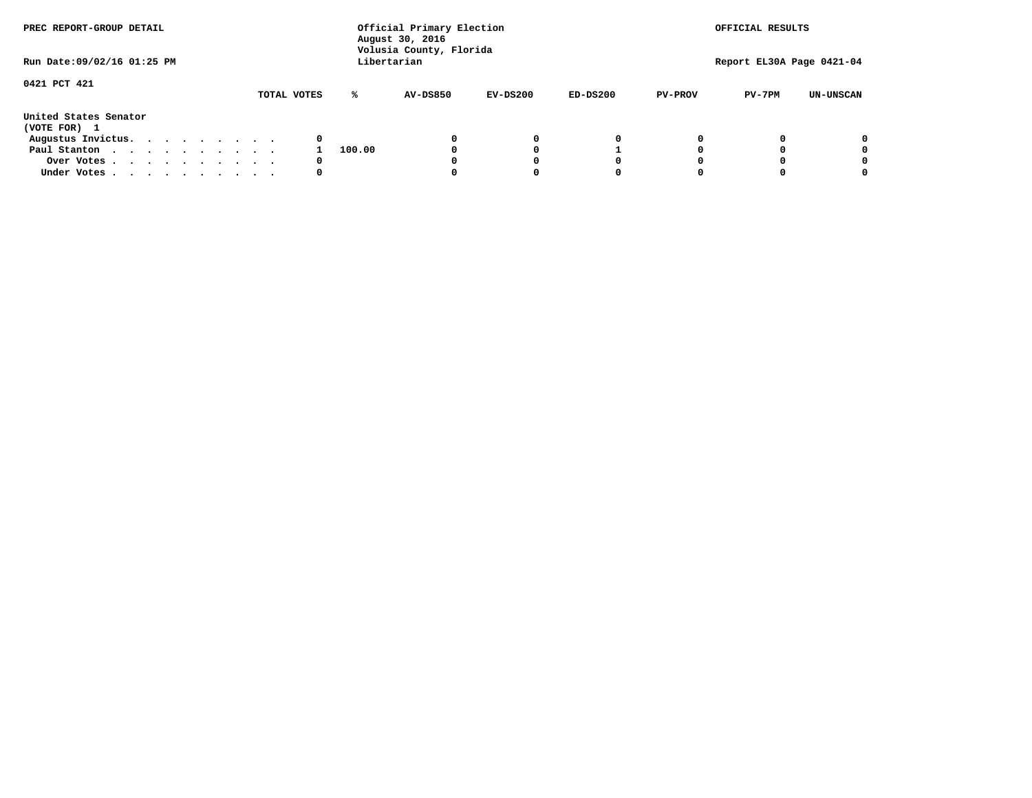PREC REPORT-GROUP DETAIL

Official Primary Election
August 30, 2016
Volusia County, Florida
Libertarian

OFFICIAL RESULTS

Run Date:09/02/16 01:25 PM

Report EL30A Page 0421-04

0421 PCT 421

United States Senator
(VOTE FOR) 1

| | TOTAL VOTES | % | AV-DS850 | EV-DS200 | ED-DS200 | PV-PROV | PV-7PM | UN-UNSCAN |
|---|---|---|---|---|---|---|---|---|
| Augustus Invictus. . . . . . . . . . | 0 | | 0 | 0 | 0 | 0 | 0 | 0 |
| Paul Stanton . . . . . . . . . . . | 1 | 100.00 | 0 | 0 | 1 | 0 | 0 | 0 |
| Over Votes . . . . . . . . . . . | 0 | | 0 | 0 | 0 | 0 | 0 | 0 |
| Under Votes . . . . . . . . . . . | 0 | | 0 | 0 | 0 | 0 | 0 | 0 |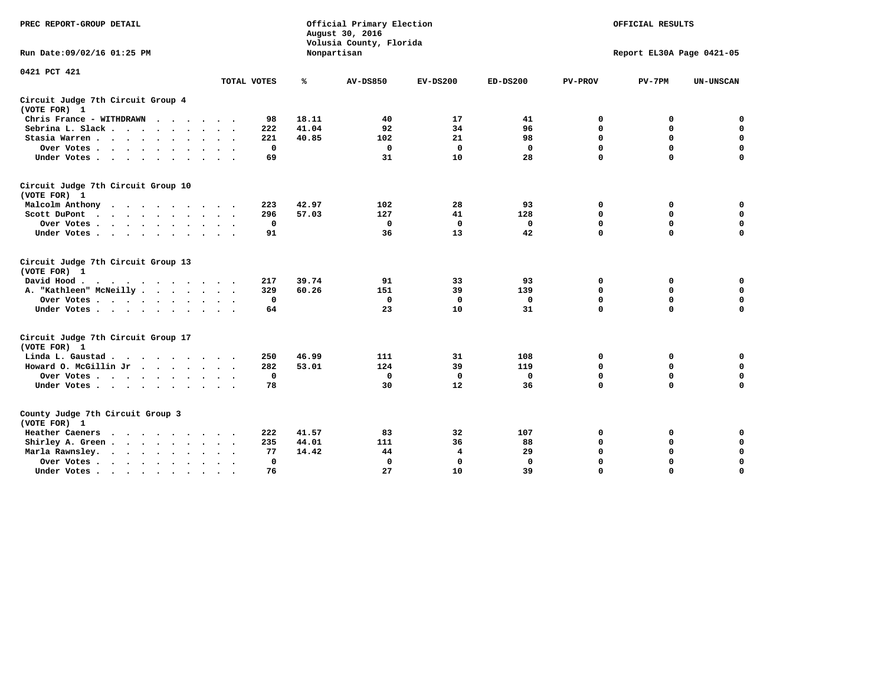PREC REPORT-GROUP DETAIL

Official Primary Election
August 30, 2016
Volusia County, Florida
Nonpartisan

OFFICIAL RESULTS

Run Date:09/02/16 01:25 PM

Report EL30A Page 0421-05

0421 PCT 421

| | TOTAL VOTES | % | AV-DS850 | EV-DS200 | ED-DS200 | PV-PROV | PV-7PM | UN-UNSCAN |
|---|---|---|---|---|---|---|---|---|
| **Circuit Judge 7th Circuit Group 4** | | | | | | | | |
| **(VOTE FOR) 1** | | | | | | | | |
| Chris France - WITHDRAWN | 98 | 18.11 | 40 | 17 | 41 | 0 | 0 | 0 |
| Sebrina L. Slack | 222 | 41.04 | 92 | 34 | 96 | 0 | 0 | 0 |
| Stasia Warren | 221 | 40.85 | 102 | 21 | 98 | 0 | 0 | 0 |
| Over Votes | 0 | | 0 | 0 | 0 | 0 | 0 | 0 |
| Under Votes | 69 | | 31 | 10 | 28 | 0 | 0 | 0 |
| **Circuit Judge 7th Circuit Group 10** | | | | | | | | |
| **(VOTE FOR) 1** | | | | | | | | |
| Malcolm Anthony | 223 | 42.97 | 102 | 28 | 93 | 0 | 0 | 0 |
| Scott DuPont | 296 | 57.03 | 127 | 41 | 128 | 0 | 0 | 0 |
| Over Votes | 0 | | 0 | 0 | 0 | 0 | 0 | 0 |
| Under Votes | 91 | | 36 | 13 | 42 | 0 | 0 | 0 |
| **Circuit Judge 7th Circuit Group 13** | | | | | | | | |
| **(VOTE FOR) 1** | | | | | | | | |
| David Hood | 217 | 39.74 | 91 | 33 | 93 | 0 | 0 | 0 |
| A. "Kathleen" McNeilly | 329 | 60.26 | 151 | 39 | 139 | 0 | 0 | 0 |
| Over Votes | 0 | | 0 | 0 | 0 | 0 | 0 | 0 |
| Under Votes | 64 | | 23 | 10 | 31 | 0 | 0 | 0 |
| **Circuit Judge 7th Circuit Group 17** | | | | | | | | |
| **(VOTE FOR) 1** | | | | | | | | |
| Linda L. Gaustad | 250 | 46.99 | 111 | 31 | 108 | 0 | 0 | 0 |
| Howard O. McGillin Jr | 282 | 53.01 | 124 | 39 | 119 | 0 | 0 | 0 |
| Over Votes | 0 | | 0 | 0 | 0 | 0 | 0 | 0 |
| Under Votes | 78 | | 30 | 12 | 36 | 0 | 0 | 0 |
| **County Judge 7th Circuit Group 3** | | | | | | | | |
| **(VOTE FOR) 1** | | | | | | | | |
| Heather Caeners | 222 | 41.57 | 83 | 32 | 107 | 0 | 0 | 0 |
| Shirley A. Green | 235 | 44.01 | 111 | 36 | 88 | 0 | 0 | 0 |
| Marla Rawnsley | 77 | 14.42 | 44 | 4 | 29 | 0 | 0 | 0 |
| Over Votes | 0 | | 0 | 0 | 0 | 0 | 0 | 0 |
| Under Votes | 76 | | 27 | 10 | 39 | 0 | 0 | 0 |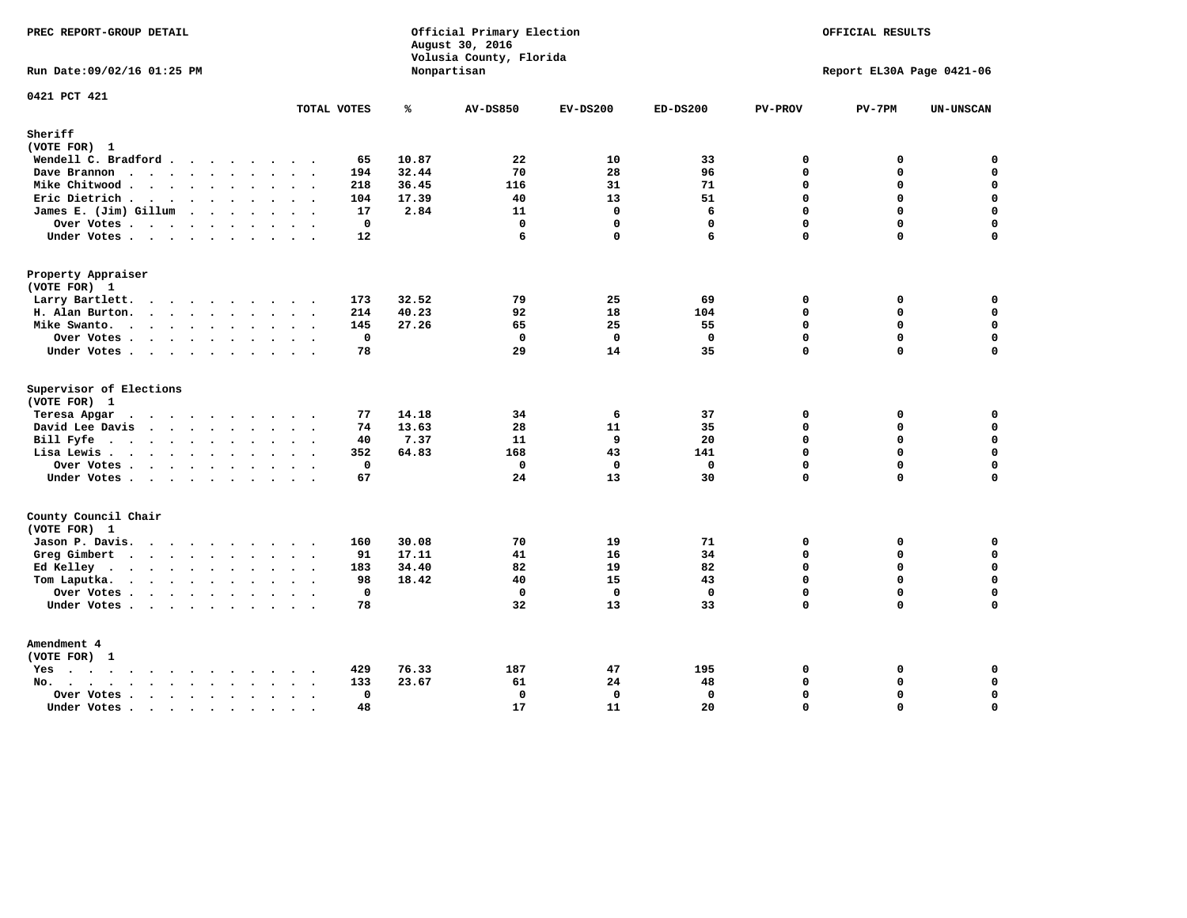PREC REPORT-GROUP DETAIL

Official Primary Election
August 30, 2016
Volusia County, Florida
Nonpartisan

OFFICIAL RESULTS

Run Date:09/02/16 01:25 PM

Report EL30A Page 0421-06

0421 PCT 421

| | TOTAL VOTES | % | AV-DS850 | EV-DS200 | ED-DS200 | PV-PROV | PV-7PM | UN-UNSCAN |
|---|---|---|---|---|---|---|---|---|
| **Sheriff** | | | | | | | | |
| **(VOTE FOR) 1** | | | | | | | | |
| Wendell C. Bradford | 65 | 10.87 | 22 | 10 | 33 | 0 | 0 | 0 |
| Dave Brannon | 194 | 32.44 | 70 | 28 | 96 | 0 | 0 | 0 |
| Mike Chitwood | 218 | 36.45 | 116 | 31 | 71 | 0 | 0 | 0 |
| Eric Dietrich | 104 | 17.39 | 40 | 13 | 51 | 0 | 0 | 0 |
| James E. (Jim) Gillum | 17 | 2.84 | 11 | 0 | 6 | 0 | 0 | 0 |
| Over Votes | 0 | | 0 | 0 | 0 | 0 | 0 | 0 |
| Under Votes | 12 | | 6 | 0 | 6 | 0 | 0 | 0 |
| **Property Appraiser** | | | | | | | | |
| **(VOTE FOR) 1** | | | | | | | | |
| Larry Bartlett | 173 | 32.52 | 79 | 25 | 69 | 0 | 0 | 0 |
| H. Alan Burton | 214 | 40.23 | 92 | 18 | 104 | 0 | 0 | 0 |
| Mike Swanto | 145 | 27.26 | 65 | 25 | 55 | 0 | 0 | 0 |
| Over Votes | 0 | | 0 | 0 | 0 | 0 | 0 | 0 |
| Under Votes | 78 | | 29 | 14 | 35 | 0 | 0 | 0 |
| **Supervisor of Elections** | | | | | | | | |
| **(VOTE FOR) 1** | | | | | | | | |
| Teresa Apgar | 77 | 14.18 | 34 | 6 | 37 | 0 | 0 | 0 |
| David Lee Davis | 74 | 13.63 | 28 | 11 | 35 | 0 | 0 | 0 |
| Bill Fyfe | 40 | 7.37 | 11 | 9 | 20 | 0 | 0 | 0 |
| Lisa Lewis | 352 | 64.83 | 168 | 43 | 141 | 0 | 0 | 0 |
| Over Votes | 0 | | 0 | 0 | 0 | 0 | 0 | 0 |
| Under Votes | 67 | | 24 | 13 | 30 | 0 | 0 | 0 |
| **County Council Chair** | | | | | | | | |
| **(VOTE FOR) 1** | | | | | | | | |
| Jason P. Davis | 160 | 30.08 | 70 | 19 | 71 | 0 | 0 | 0 |
| Greg Gimbert | 91 | 17.11 | 41 | 16 | 34 | 0 | 0 | 0 |
| Ed Kelley | 183 | 34.40 | 82 | 19 | 82 | 0 | 0 | 0 |
| Tom Laputka | 98 | 18.42 | 40 | 15 | 43 | 0 | 0 | 0 |
| Over Votes | 0 | | 0 | 0 | 0 | 0 | 0 | 0 |
| Under Votes | 78 | | 32 | 13 | 33 | 0 | 0 | 0 |
| **Amendment 4** | | | | | | | | |
| **(VOTE FOR) 1** | | | | | | | | |
| Yes | 429 | 76.33 | 187 | 47 | 195 | 0 | 0 | 0 |
| No | 133 | 23.67 | 61 | 24 | 48 | 0 | 0 | 0 |
| Over Votes | 0 | | 0 | 0 | 0 | 0 | 0 | 0 |
| Under Votes | 48 | | 17 | 11 | 20 | 0 | 0 | 0 |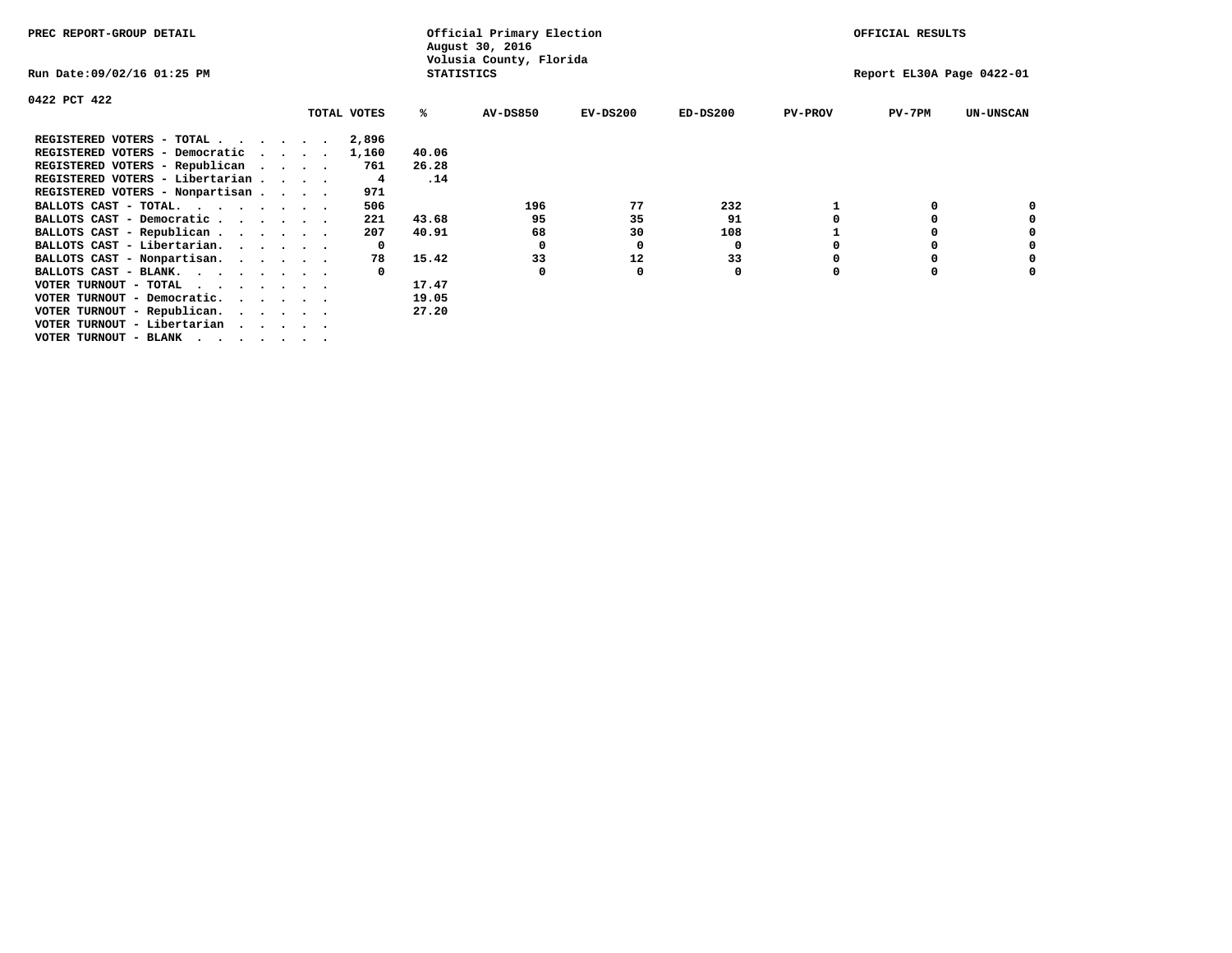PREC REPORT-GROUP DETAIL

Official Primary Election
August 30, 2016
Volusia County, Florida
STATISTICS

OFFICIAL RESULTS

Run Date:09/02/16 01:25 PM

Report EL30A Page 0422-01

0422 PCT 422

| | TOTAL VOTES | % | AV-DS850 | EV-DS200 | ED-DS200 | PV-PROV | PV-7PM | UN-UNSCAN |
|---|---|---|---|---|---|---|---|---|
| REGISTERED VOTERS - TOTAL . . . . . . | 2,896 | | | | | | | |
| REGISTERED VOTERS - Democratic . . . . | 1,160 | 40.06 | | | | | | |
| REGISTERED VOTERS - Republican . . . . | 761 | 26.28 | | | | | | |
| REGISTERED VOTERS - Libertarian . . . . | 4 | .14 | | | | | | |
| REGISTERED VOTERS - Nonpartisan . . . . | 971 | | | | | | | |
| BALLOTS CAST - TOTAL. . . . . . . . | 506 | | 196 | 77 | 232 | 1 | 0 | 0 |
| BALLOTS CAST - Democratic . . . . . . | 221 | 43.68 | 95 | 35 | 91 | 0 | 0 | 0 |
| BALLOTS CAST - Republican . . . . . . | 207 | 40.91 | 68 | 30 | 108 | 1 | 0 | 0 |
| BALLOTS CAST - Libertarian. . . . . . | 0 | | 0 | 0 | 0 | 0 | 0 | 0 |
| BALLOTS CAST - Nonpartisan. . . . . . | 78 | 15.42 | 33 | 12 | 33 | 0 | 0 | 0 |
| BALLOTS CAST - BLANK. . . . . . . . | 0 | | 0 | 0 | 0 | 0 | 0 | 0 |
| VOTER TURNOUT - TOTAL . . . . . . . | | 17.47 | | | | | | |
| VOTER TURNOUT - Democratic. . . . . . | | 19.05 | | | | | | |
| VOTER TURNOUT - Republican. . . . . . | | 27.20 | | | | | | |
| VOTER TURNOUT - Libertarian . . . . . | | | | | | | | |
| VOTER TURNOUT - BLANK . . . . . . . | | | | | | | | |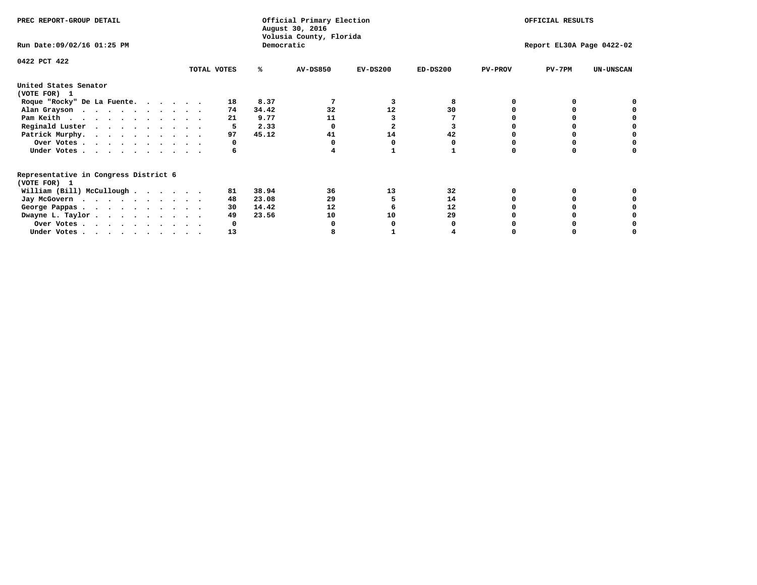PREC REPORT-GROUP DETAIL

Official Primary Election
August 30, 2016
Volusia County, Florida
Democratic

OFFICIAL RESULTS

Run Date:09/02/16 01:25 PM

Report EL30A Page 0422-02

0422 PCT 422

| | TOTAL VOTES | % | AV-DS850 | EV-DS200 | ED-DS200 | PV-PROV | PV-7PM | UN-UNSCAN |
|---|---|---|---|---|---|---|---|---|
| **United States Senator (VOTE FOR) 1** | | | | | | | | |
| Roque "Rocky" De La Fuente. . . . . . . | 18 | 8.37 | 7 | 3 | 8 | 0 | 0 | 0 |
| Alan Grayson . . . . . . . . . . . . | 74 | 34.42 | 32 | 12 | 30 | 0 | 0 | 0 |
| Pam Keith . . . . . . . . . . . . . | 21 | 9.77 | 11 | 3 | 7 | 0 | 0 | 0 |
| Reginald Luster . . . . . . . . . . . | 5 | 2.33 | 0 | 2 | 3 | 0 | 0 | 0 |
| Patrick Murphy. . . . . . . . . . . . | 97 | 45.12 | 41 | 14 | 42 | 0 | 0 | 0 |
| Over Votes . . . . . . . . . . . . | 0 | | 0 | 0 | 0 | 0 | 0 | 0 |
| Under Votes . . . . . . . . . . . . | 6 | | 4 | 1 | 1 | 0 | 0 | 0 |
| **Representative in Congress District 6 (VOTE FOR) 1** | | | | | | | | |
| William (Bill) McCullough . . . . . . . | 81 | 38.94 | 36 | 13 | 32 | 0 | 0 | 0 |
| Jay McGovern . . . . . . . . . . . . | 48 | 23.08 | 29 | 5 | 14 | 0 | 0 | 0 |
| George Pappas . . . . . . . . . . . . | 30 | 14.42 | 12 | 6 | 12 | 0 | 0 | 0 |
| Dwayne L. Taylor . . . . . . . . . . . | 49 | 23.56 | 10 | 10 | 29 | 0 | 0 | 0 |
| Over Votes . . . . . . . . . . . . | 0 | | 0 | 0 | 0 | 0 | 0 | 0 |
| Under Votes . . . . . . . . . . . . | 13 | | 8 | 1 | 4 | 0 | 0 | 0 |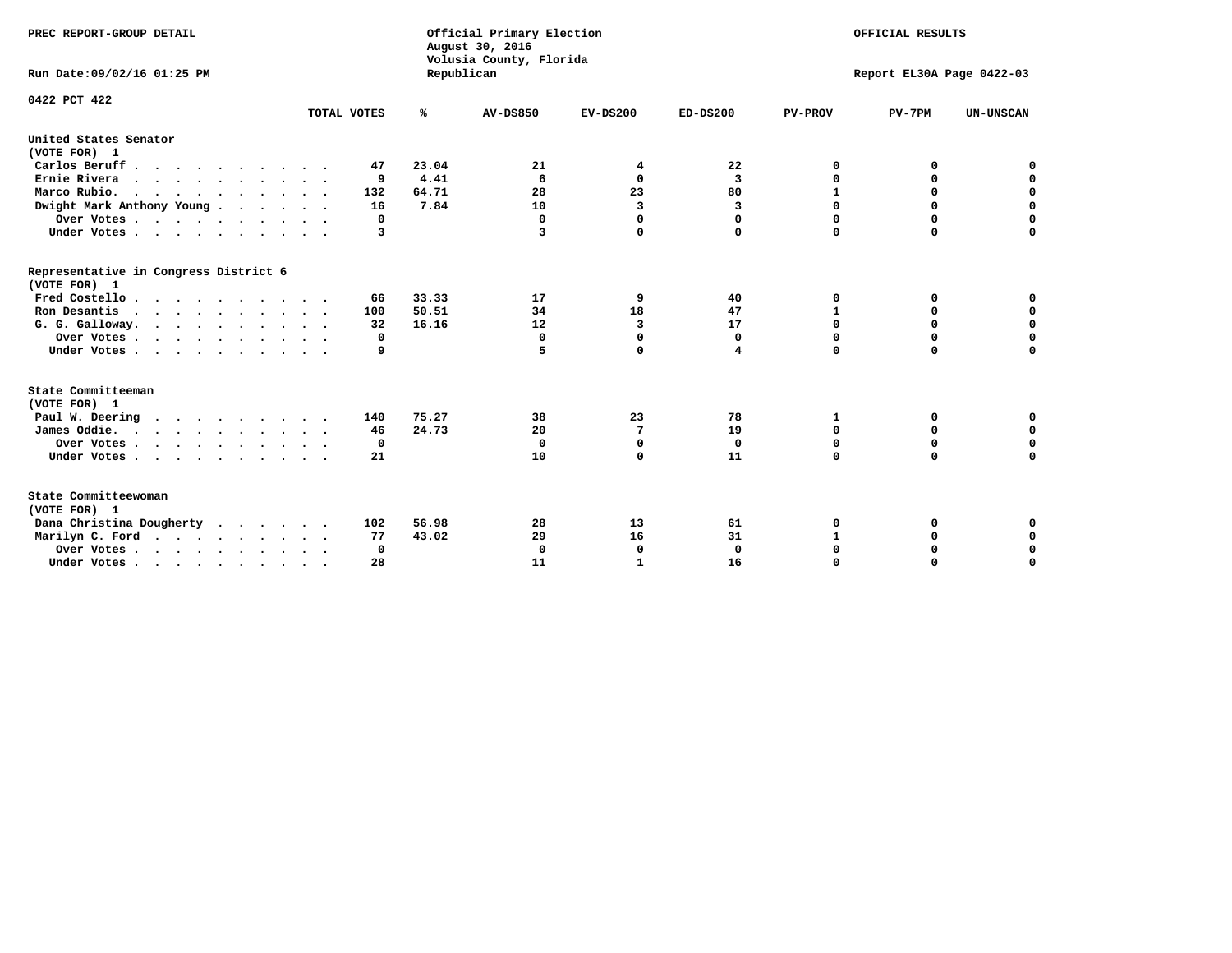PREC REPORT-GROUP DETAIL

Official Primary Election
August 30, 2016
Volusia County, Florida
Republican

OFFICIAL RESULTS

Run Date:09/02/16 01:25 PM

Report EL30A Page 0422-03

0422 PCT 422

| | TOTAL VOTES | % | AV-DS850 | EV-DS200 | ED-DS200 | PV-PROV | PV-7PM | UN-UNSCAN |
|---|---|---|---|---|---|---|---|---|
| **United States Senator** | | | | | | | | |
| **(VOTE FOR) 1** | | | | | | | | |
| Carlos Beruff | 47 | 23.04 | 21 | 4 | 22 | 0 | 0 | 0 |
| Ernie Rivera | 9 | 4.41 | 6 | 0 | 3 | 0 | 0 | 0 |
| Marco Rubio. | 132 | 64.71 | 28 | 23 | 80 | 1 | 0 | 0 |
| Dwight Mark Anthony Young | 16 | 7.84 | 10 | 3 | 3 | 0 | 0 | 0 |
| Over Votes | 0 | | 0 | 0 | 0 | 0 | 0 | 0 |
| Under Votes | 3 | | 3 | 0 | 0 | 0 | 0 | 0 |
| **Representative in Congress District 6** | | | | | | | | |
| **(VOTE FOR) 1** | | | | | | | | |
| Fred Costello | 66 | 33.33 | 17 | 9 | 40 | 0 | 0 | 0 |
| Ron Desantis | 100 | 50.51 | 34 | 18 | 47 | 1 | 0 | 0 |
| G. G. Galloway. | 32 | 16.16 | 12 | 3 | 17 | 0 | 0 | 0 |
| Over Votes | 0 | | 0 | 0 | 0 | 0 | 0 | 0 |
| Under Votes | 9 | | 5 | 0 | 4 | 0 | 0 | 0 |
| **State Committeeman** | | | | | | | | |
| **(VOTE FOR) 1** | | | | | | | | |
| Paul W. Deering | 140 | 75.27 | 38 | 23 | 78 | 1 | 0 | 0 |
| James Oddie. | 46 | 24.73 | 20 | 7 | 19 | 0 | 0 | 0 |
| Over Votes | 0 | | 0 | 0 | 0 | 0 | 0 | 0 |
| Under Votes | 21 | | 10 | 0 | 11 | 0 | 0 | 0 |
| **State Committeewoman** | | | | | | | | |
| **(VOTE FOR) 1** | | | | | | | | |
| Dana Christina Dougherty | 102 | 56.98 | 28 | 13 | 61 | 0 | 0 | 0 |
| Marilyn C. Ford | 77 | 43.02 | 29 | 16 | 31 | 1 | 0 | 0 |
| Over Votes | 0 | | 0 | 0 | 0 | 0 | 0 | 0 |
| Under Votes | 28 | | 11 | 1 | 16 | 0 | 0 | 0 |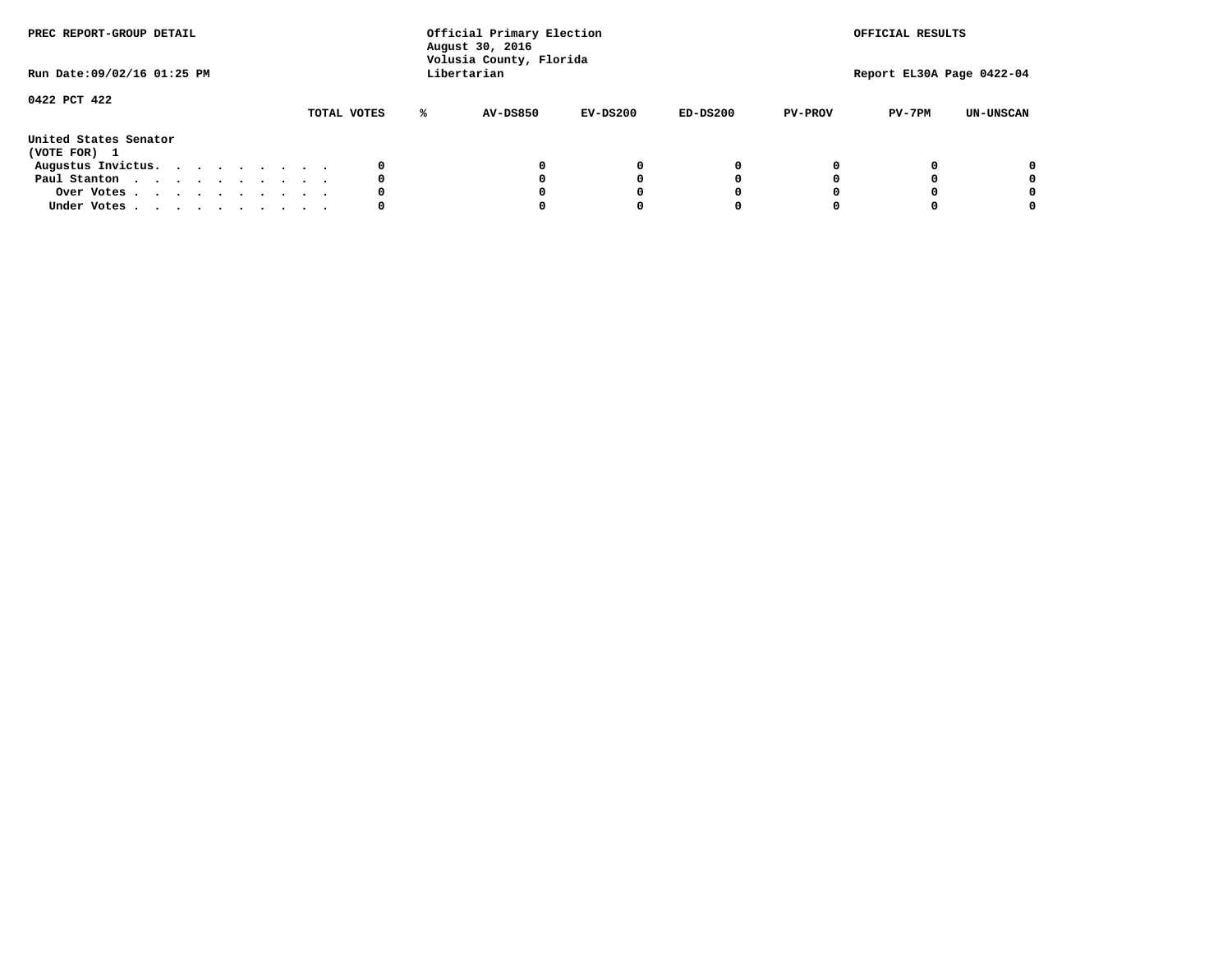PREC REPORT-GROUP DETAIL

Official Primary Election
August 30, 2016
Volusia County, Florida
Libertarian

OFFICIAL RESULTS

Run Date:09/02/16 01:25 PM

Report EL30A Page 0422-04

0422 PCT 422

| United States Senator (VOTE FOR) 1 | TOTAL VOTES | % | AV-DS850 | EV-DS200 | ED-DS200 | PV-PROV | PV-7PM | UN-UNSCAN |
|---|---|---|---|---|---|---|---|---|
| Augustus Invictus. . . . . . . . . . | 0 | | 0 | 0 | 0 | 0 | 0 | 0 |
| Paul Stanton . . . . . . . . . . . | 0 | | 0 | 0 | 0 | 0 | 0 | 0 |
| Over Votes . . . . . . . . . . . | 0 | | 0 | 0 | 0 | 0 | 0 | 0 |
| Under Votes . . . . . . . . . . . | 0 | | 0 | 0 | 0 | 0 | 0 | 0 |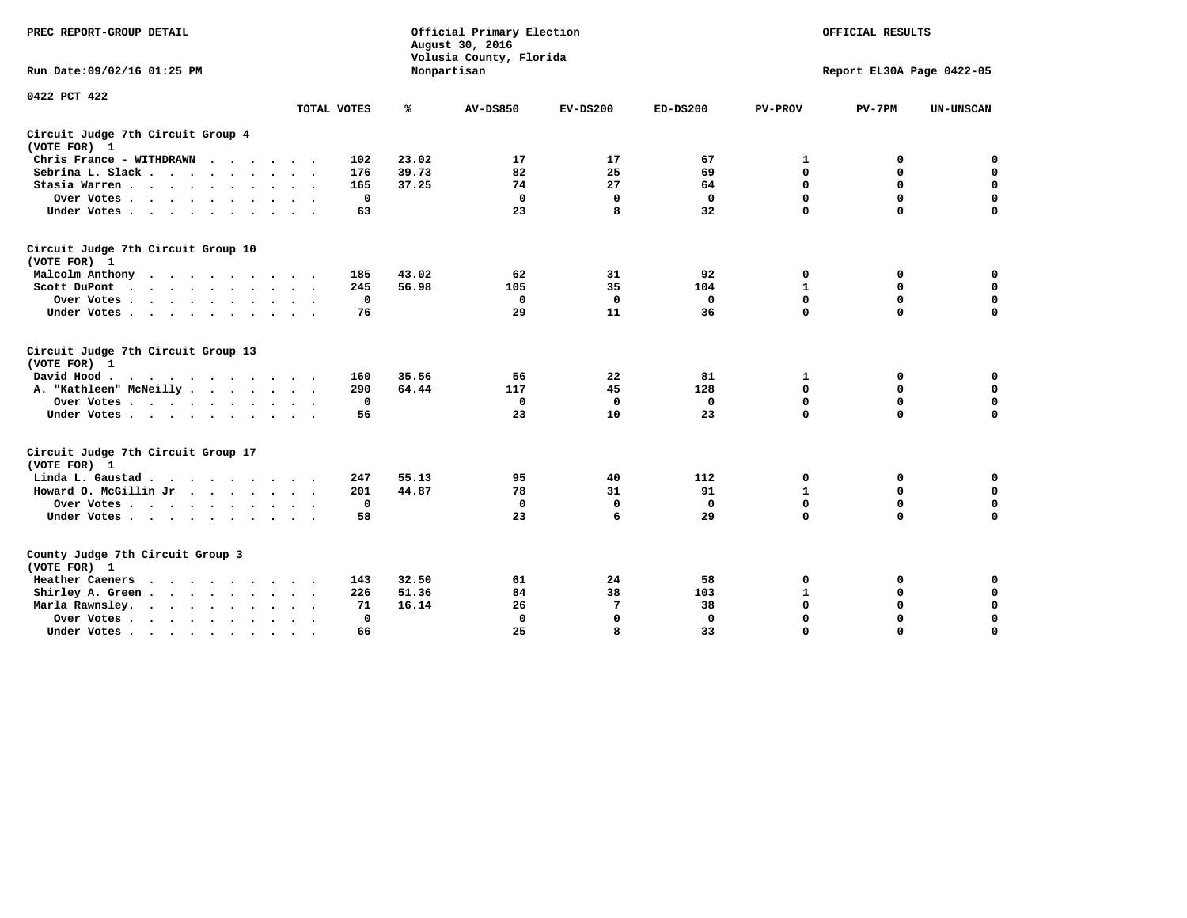PREC REPORT-GROUP DETAIL

Official Primary Election
August 30, 2016
Volusia County, Florida
Nonpartisan

OFFICIAL RESULTS

Run Date:09/02/16 01:25 PM

Report EL30A Page 0422-05

0422 PCT 422

| | TOTAL VOTES | % | AV-DS850 | EV-DS200 | ED-DS200 | PV-PROV | PV-7PM | UN-UNSCAN |
|---|---|---|---|---|---|---|---|---|
| **Circuit Judge 7th Circuit Group 4 (VOTE FOR) 1** | | | | | | | | |
| Chris France - WITHDRAWN | 102 | 23.02 | 17 | 17 | 67 | 1 | 0 | 0 |
| Sebrina L. Slack | 176 | 39.73 | 82 | 25 | 69 | 0 | 0 | 0 |
| Stasia Warren | 165 | 37.25 | 74 | 27 | 64 | 0 | 0 | 0 |
| Over Votes | 0 | | 0 | 0 | 0 | 0 | 0 | 0 |
| Under Votes | 63 | | 23 | 8 | 32 | 0 | 0 | 0 |
| **Circuit Judge 7th Circuit Group 10 (VOTE FOR) 1** | | | | | | | | |
| Malcolm Anthony | 185 | 43.02 | 62 | 31 | 92 | 0 | 0 | 0 |
| Scott DuPont | 245 | 56.98 | 105 | 35 | 104 | 1 | 0 | 0 |
| Over Votes | 0 | | 0 | 0 | 0 | 0 | 0 | 0 |
| Under Votes | 76 | | 29 | 11 | 36 | 0 | 0 | 0 |
| **Circuit Judge 7th Circuit Group 13 (VOTE FOR) 1** | | | | | | | | |
| David Hood | 160 | 35.56 | 56 | 22 | 81 | 1 | 0 | 0 |
| A. "Kathleen" McNeilly | 290 | 64.44 | 117 | 45 | 128 | 0 | 0 | 0 |
| Over Votes | 0 | | 0 | 0 | 0 | 0 | 0 | 0 |
| Under Votes | 56 | | 23 | 10 | 23 | 0 | 0 | 0 |
| **Circuit Judge 7th Circuit Group 17 (VOTE FOR) 1** | | | | | | | | |
| Linda L. Gaustad | 247 | 55.13 | 95 | 40 | 112 | 0 | 0 | 0 |
| Howard O. McGillin Jr | 201 | 44.87 | 78 | 31 | 91 | 1 | 0 | 0 |
| Over Votes | 0 | | 0 | 0 | 0 | 0 | 0 | 0 |
| Under Votes | 58 | | 23 | 6 | 29 | 0 | 0 | 0 |
| **County Judge 7th Circuit Group 3 (VOTE FOR) 1** | | | | | | | | |
| Heather Caeners | 143 | 32.50 | 61 | 24 | 58 | 0 | 0 | 0 |
| Shirley A. Green | 226 | 51.36 | 84 | 38 | 103 | 1 | 0 | 0 |
| Marla Rawnsley | 71 | 16.14 | 26 | 7 | 38 | 0 | 0 | 0 |
| Over Votes | 0 | | 0 | 0 | 0 | 0 | 0 | 0 |
| Under Votes | 66 | | 25 | 8 | 33 | 0 | 0 | 0 |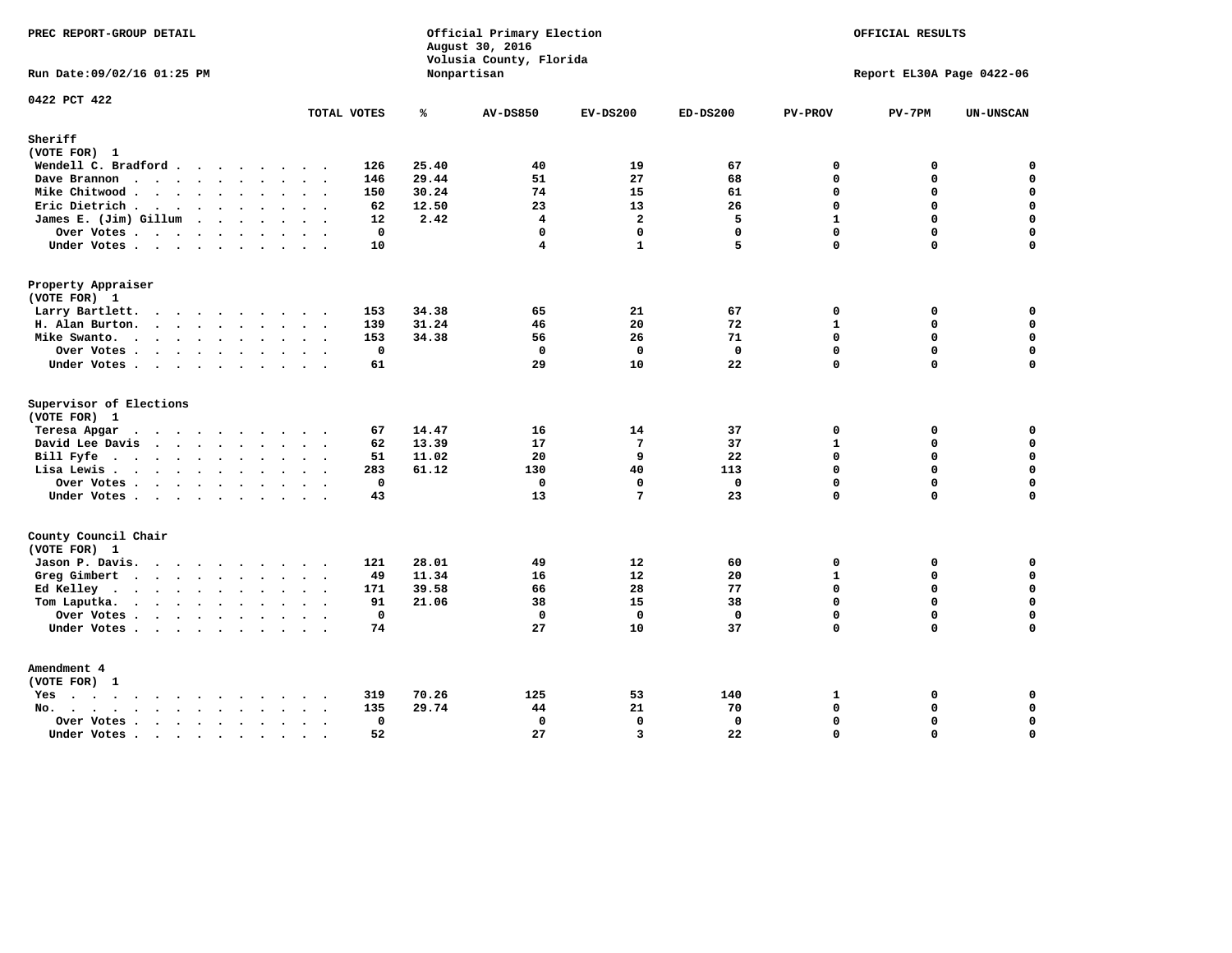PREC REPORT-GROUP DETAIL

Official Primary Election
August 30, 2016
Volusia County, Florida
Nonpartisan

OFFICIAL RESULTS

Run Date:09/02/16 01:25 PM

Report EL30A Page 0422-06

0422 PCT 422

| | TOTAL VOTES | % | AV-DS850 | EV-DS200 | ED-DS200 | PV-PROV | PV-7PM | UN-UNSCAN |
|---|---|---|---|---|---|---|---|---|
| **Sheriff** | | | | | | | | |
| (VOTE FOR) 1 | | | | | | | | |
| Wendell C. Bradford | 126 | 25.40 | 40 | 19 | 67 | 0 | 0 | 0 |
| Dave Brannon | 146 | 29.44 | 51 | 27 | 68 | 0 | 0 | 0 |
| Mike Chitwood | 150 | 30.24 | 74 | 15 | 61 | 0 | 0 | 0 |
| Eric Dietrich | 62 | 12.50 | 23 | 13 | 26 | 0 | 0 | 0 |
| James E. (Jim) Gillum | 12 | 2.42 | 4 | 2 | 5 | 1 | 0 | 0 |
| Over Votes | 0 | | 0 | 0 | 0 | 0 | 0 | 0 |
| Under Votes | 10 | | 4 | 1 | 5 | 0 | 0 | 0 |
| **Property Appraiser** | | | | | | | | |
| (VOTE FOR) 1 | | | | | | | | |
| Larry Bartlett | 153 | 34.38 | 65 | 21 | 67 | 0 | 0 | 0 |
| H. Alan Burton | 139 | 31.24 | 46 | 20 | 72 | 1 | 0 | 0 |
| Mike Swanto | 153 | 34.38 | 56 | 26 | 71 | 0 | 0 | 0 |
| Over Votes | 0 | | 0 | 0 | 0 | 0 | 0 | 0 |
| Under Votes | 61 | | 29 | 10 | 22 | 0 | 0 | 0 |
| **Supervisor of Elections** | | | | | | | | |
| (VOTE FOR) 1 | | | | | | | | |
| Teresa Apgar | 67 | 14.47 | 16 | 14 | 37 | 0 | 0 | 0 |
| David Lee Davis | 62 | 13.39 | 17 | 7 | 37 | 1 | 0 | 0 |
| Bill Fyfe | 51 | 11.02 | 20 | 9 | 22 | 0 | 0 | 0 |
| Lisa Lewis | 283 | 61.12 | 130 | 40 | 113 | 0 | 0 | 0 |
| Over Votes | 0 | | 0 | 0 | 0 | 0 | 0 | 0 |
| Under Votes | 43 | | 13 | 7 | 23 | 0 | 0 | 0 |
| **County Council Chair** | | | | | | | | |
| (VOTE FOR) 1 | | | | | | | | |
| Jason P. Davis | 121 | 28.01 | 49 | 12 | 60 | 0 | 0 | 0 |
| Greg Gimbert | 49 | 11.34 | 16 | 12 | 20 | 1 | 0 | 0 |
| Ed Kelley | 171 | 39.58 | 66 | 28 | 77 | 0 | 0 | 0 |
| Tom Laputka | 91 | 21.06 | 38 | 15 | 38 | 0 | 0 | 0 |
| Over Votes | 0 | | 0 | 0 | 0 | 0 | 0 | 0 |
| Under Votes | 74 | | 27 | 10 | 37 | 0 | 0 | 0 |
| **Amendment 4** | | | | | | | | |
| (VOTE FOR) 1 | | | | | | | | |
| Yes | 319 | 70.26 | 125 | 53 | 140 | 1 | 0 | 0 |
| No | 135 | 29.74 | 44 | 21 | 70 | 0 | 0 | 0 |
| Over Votes | 0 | | 0 | 0 | 0 | 0 | 0 | 0 |
| Under Votes | 52 | | 27 | 3 | 22 | 0 | 0 | 0 |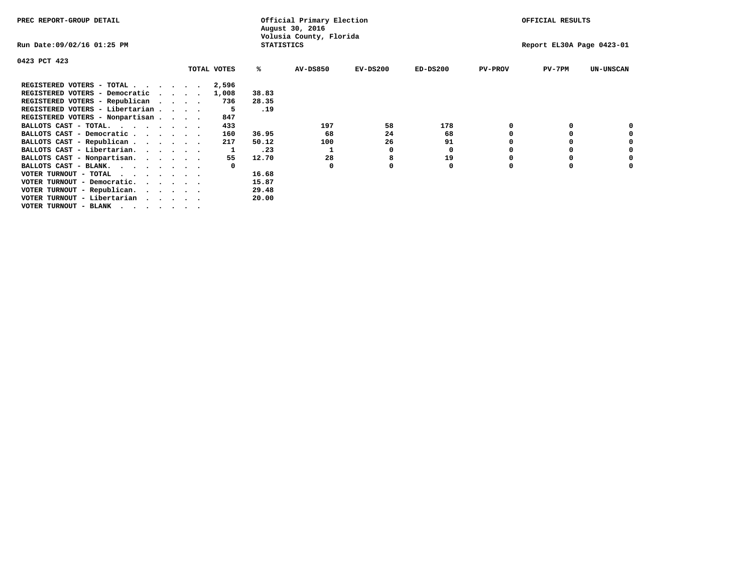PREC REPORT-GROUP DETAIL

Official Primary Election
August 30, 2016
Volusia County, Florida
STATISTICS

OFFICIAL RESULTS

Run Date:09/02/16 01:25 PM

Report EL30A Page 0423-01

0423 PCT 423

| | TOTAL VOTES | % | AV-DS850 | EV-DS200 | ED-DS200 | PV-PROV | PV-7PM | UN-UNSCAN |
|---|---|---|---|---|---|---|---|---|
| REGISTERED VOTERS - TOTAL . . . . . . | 2,596 | | | | | | | |
| REGISTERED VOTERS - Democratic . . . . | 1,008 | 38.83 | | | | | | |
| REGISTERED VOTERS - Republican . . . . | 736 | 28.35 | | | | | | |
| REGISTERED VOTERS - Libertarian . . . . | 5 | .19 | | | | | | |
| REGISTERED VOTERS - Nonpartisan . . . . | 847 | | | | | | | |
| BALLOTS CAST - TOTAL. . . . . . . . | 433 | | 197 | 58 | 178 | 0 | 0 | 0 |
| BALLOTS CAST - Democratic . . . . . . | 160 | 36.95 | 68 | 24 | 68 | 0 | 0 | 0 |
| BALLOTS CAST - Republican . . . . . . | 217 | 50.12 | 100 | 26 | 91 | 0 | 0 | 0 |
| BALLOTS CAST - Libertarian. . . . . . | 1 | .23 | 1 | 0 | 0 | 0 | 0 | 0 |
| BALLOTS CAST - Nonpartisan. . . . . . | 55 | 12.70 | 28 | 8 | 19 | 0 | 0 | 0 |
| BALLOTS CAST - BLANK. . . . . . . . | 0 | | 0 | 0 | 0 | 0 | 0 | 0 |
| VOTER TURNOUT - TOTAL . . . . . . . | | 16.68 | | | | | | |
| VOTER TURNOUT - Democratic. . . . . . | | 15.87 | | | | | | |
| VOTER TURNOUT - Republican. . . . . . | | 29.48 | | | | | | |
| VOTER TURNOUT - Libertarian . . . . . | | 20.00 | | | | | | |
| VOTER TURNOUT - BLANK . . . . . . . | | | | | | | | |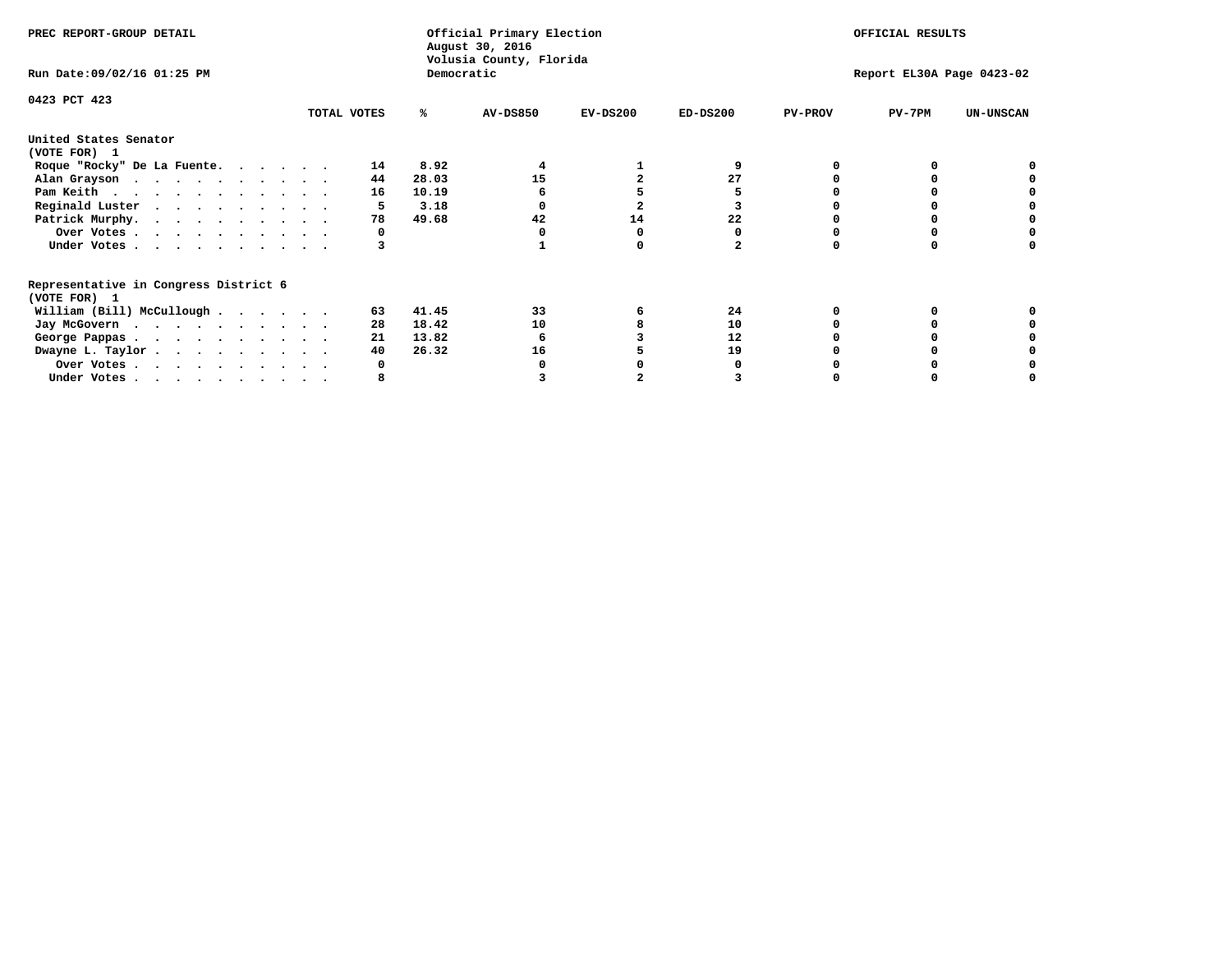PREC REPORT-GROUP DETAIL

Official Primary Election
August 30, 2016
Volusia County, Florida
Democratic

OFFICIAL RESULTS

Run Date:09/02/16 01:25 PM

Report EL30A Page 0423-02

0423 PCT 423

| | TOTAL VOTES | % | AV-DS850 | EV-DS200 | ED-DS200 | PV-PROV | PV-7PM | UN-UNSCAN |
|---|---|---|---|---|---|---|---|---|
| **United States Senator** | | | | | | | | |
| **(VOTE FOR) 1** | | | | | | | | |
| Roque "Rocky" De La Fuente. . . . . . | 14 | 8.92 | 4 | 1 | 9 | 0 | 0 | 0 |
| Alan Grayson . . . . . . . . . . . | 44 | 28.03 | 15 | 2 | 27 | 0 | 0 | 0 |
| Pam Keith . . . . . . . . . . . . | 16 | 10.19 | 6 | 5 | 5 | 0 | 0 | 0 |
| Reginald Luster . . . . . . . . . . | 5 | 3.18 | 0 | 2 | 3 | 0 | 0 | 0 |
| Patrick Murphy. . . . . . . . . . . | 78 | 49.68 | 42 | 14 | 22 | 0 | 0 | 0 |
| Over Votes . . . . . . . . . . . | 0 | | 0 | 0 | 0 | 0 | 0 | 0 |
| Under Votes . . . . . . . . . . . | 3 | | 1 | 0 | 2 | 0 | 0 | 0 |
| **Representative in Congress District 6** | | | | | | | | |
| **(VOTE FOR) 1** | | | | | | | | |
| William (Bill) McCullough . . . . . . | 63 | 41.45 | 33 | 6 | 24 | 0 | 0 | 0 |
| Jay McGovern . . . . . . . . . . . | 28 | 18.42 | 10 | 8 | 10 | 0 | 0 | 0 |
| George Pappas . . . . . . . . . . . | 21 | 13.82 | 6 | 3 | 12 | 0 | 0 | 0 |
| Dwayne L. Taylor . . . . . . . . . . | 40 | 26.32 | 16 | 5 | 19 | 0 | 0 | 0 |
| Over Votes . . . . . . . . . . . | 0 | | 0 | 0 | 0 | 0 | 0 | 0 |
| Under Votes . . . . . . . . . . . | 8 | | 3 | 2 | 3 | 0 | 0 | 0 |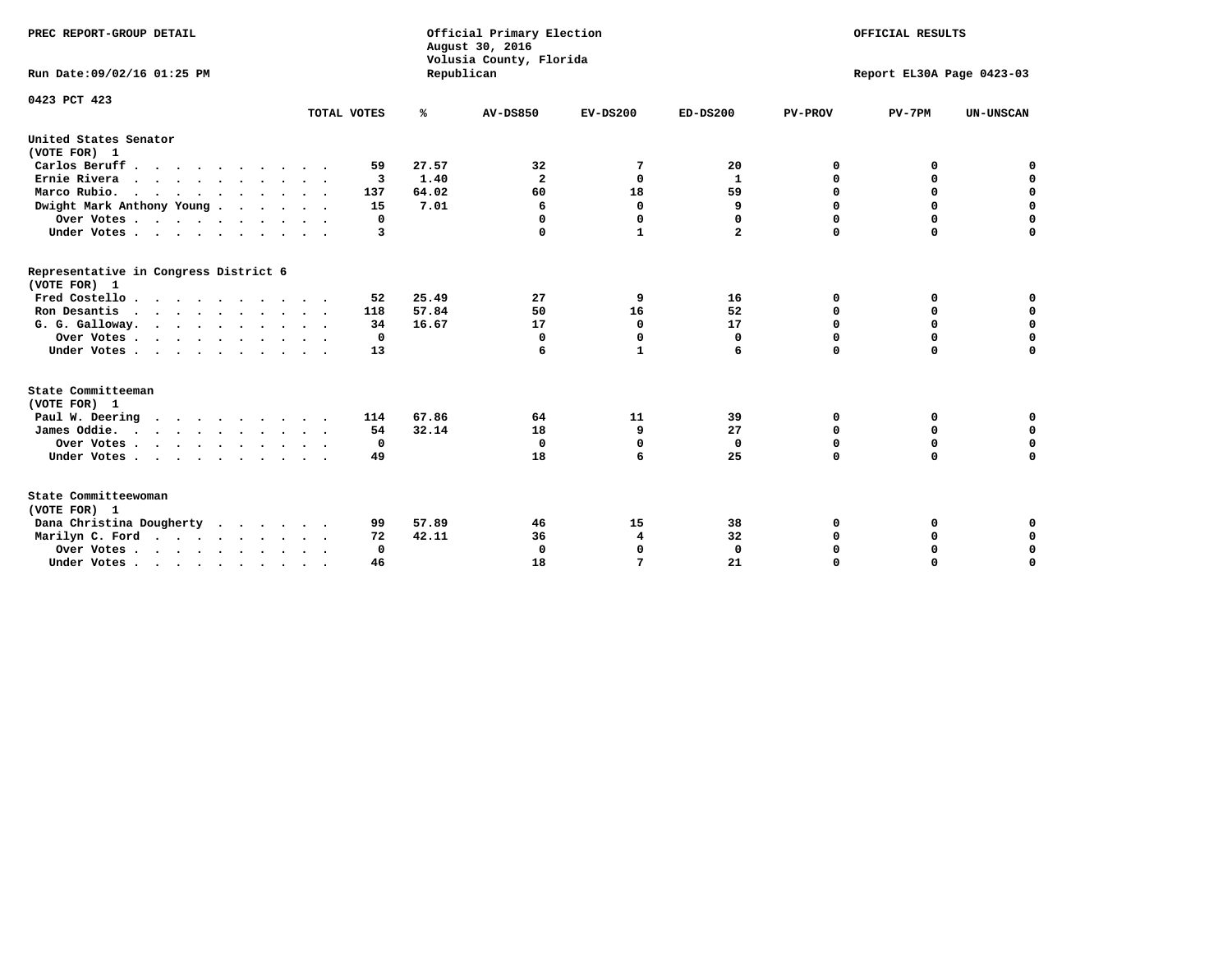PREC REPORT-GROUP DETAIL

Official Primary Election
August 30, 2016
Volusia County, Florida
Republican

OFFICIAL RESULTS

Run Date:09/02/16 01:25 PM

Report EL30A Page 0423-03

0423 PCT 423

| | TOTAL VOTES | % | AV-DS850 | EV-DS200 | ED-DS200 | PV-PROV | PV-7PM | UN-UNSCAN |
|---|---|---|---|---|---|---|---|---|
| **United States Senator** | | | | | | | | |
| **(VOTE FOR) 1** | | | | | | | | |
| Carlos Beruff | 59 | 27.57 | 32 | 7 | 20 | 0 | 0 | 0 |
| Ernie Rivera | 3 | 1.40 | 2 | 0 | 1 | 0 | 0 | 0 |
| Marco Rubio. | 137 | 64.02 | 60 | 18 | 59 | 0 | 0 | 0 |
| Dwight Mark Anthony Young | 15 | 7.01 | 6 | 0 | 9 | 0 | 0 | 0 |
| Over Votes | 0 | | 0 | 0 | 0 | 0 | 0 | 0 |
| Under Votes | 3 | | 0 | 1 | 2 | 0 | 0 | 0 |
| **Representative in Congress District 6** | | | | | | | | |
| **(VOTE FOR) 1** | | | | | | | | |
| Fred Costello | 52 | 25.49 | 27 | 9 | 16 | 0 | 0 | 0 |
| Ron Desantis | 118 | 57.84 | 50 | 16 | 52 | 0 | 0 | 0 |
| G. G. Galloway. | 34 | 16.67 | 17 | 0 | 17 | 0 | 0 | 0 |
| Over Votes | 0 | | 0 | 0 | 0 | 0 | 0 | 0 |
| Under Votes | 13 | | 6 | 1 | 6 | 0 | 0 | 0 |
| **State Committeeman** | | | | | | | | |
| **(VOTE FOR) 1** | | | | | | | | |
| Paul W. Deering | 114 | 67.86 | 64 | 11 | 39 | 0 | 0 | 0 |
| James Oddie. | 54 | 32.14 | 18 | 9 | 27 | 0 | 0 | 0 |
| Over Votes | 0 | | 0 | 0 | 0 | 0 | 0 | 0 |
| Under Votes | 49 | | 18 | 6 | 25 | 0 | 0 | 0 |
| **State Committeewoman** | | | | | | | | |
| **(VOTE FOR) 1** | | | | | | | | |
| Dana Christina Dougherty | 99 | 57.89 | 46 | 15 | 38 | 0 | 0 | 0 |
| Marilyn C. Ford | 72 | 42.11 | 36 | 4 | 32 | 0 | 0 | 0 |
| Over Votes | 0 | | 0 | 0 | 0 | 0 | 0 | 0 |
| Under Votes | 46 | | 18 | 7 | 21 | 0 | 0 | 0 |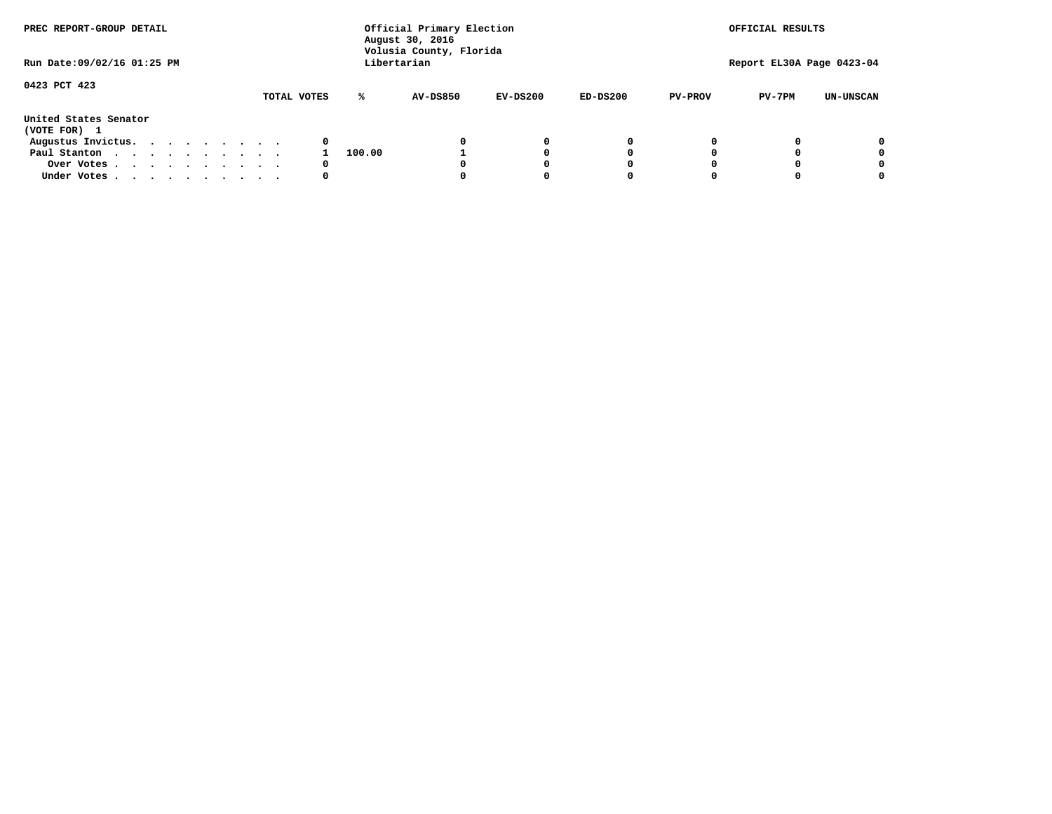PREC REPORT-GROUP DETAIL

Official Primary Election
August 30, 2016
Volusia County, Florida
Libertarian

OFFICIAL RESULTS

Run Date:09/02/16 01:25 PM

Report EL30A Page 0423-04

0423 PCT 423

United States Senator
(VOTE FOR) 1

| | TOTAL VOTES | % | AV-DS850 | EV-DS200 | ED-DS200 | PV-PROV | PV-7PM | UN-UNSCAN |
|---|---|---|---|---|---|---|---|---|
| Augustus Invictus. . . . . . . . . . | 0 | | 0 | 0 | 0 | 0 | 0 | 0 |
| Paul Stanton . . . . . . . . . . . | 1 | 100.00 | 1 | 0 | 0 | 0 | 0 | 0 |
| Over Votes . . . . . . . . . . . | 0 | | 0 | 0 | 0 | 0 | 0 | 0 |
| Under Votes . . . . . . . . . . . | 0 | | 0 | 0 | 0 | 0 | 0 | 0 |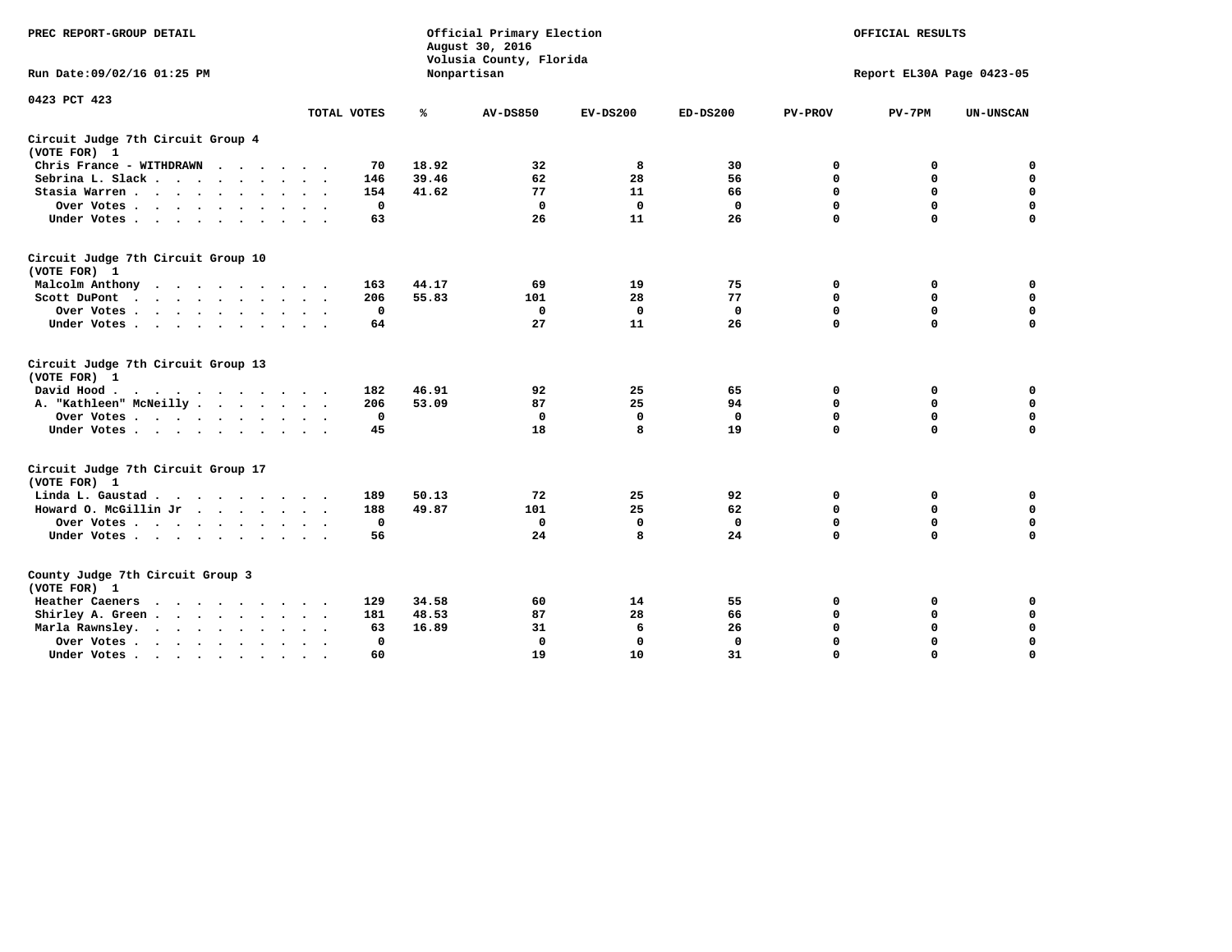PREC REPORT-GROUP DETAIL

Official Primary Election
August 30, 2016
Volusia County, Florida
Nonpartisan

OFFICIAL RESULTS

Run Date:09/02/16 01:25 PM

Report EL30A Page 0423-05

0423 PCT 423

| | TOTAL VOTES | % | AV-DS850 | EV-DS200 | ED-DS200 | PV-PROV | PV-7PM | UN-UNSCAN |
|---|---|---|---|---|---|---|---|---|
| **Circuit Judge 7th Circuit Group 4** | | | | | | | | |
| **(VOTE FOR) 1** | | | | | | | | |
| Chris France - WITHDRAWN | 70 | 18.92 | 32 | 8 | 30 | 0 | 0 | 0 |
| Sebrina L. Slack | 146 | 39.46 | 62 | 28 | 56 | 0 | 0 | 0 |
| Stasia Warren | 154 | 41.62 | 77 | 11 | 66 | 0 | 0 | 0 |
| Over Votes | 0 | | 0 | 0 | 0 | 0 | 0 | 0 |
| Under Votes | 63 | | 26 | 11 | 26 | 0 | 0 | 0 |
| **Circuit Judge 7th Circuit Group 10** | | | | | | | | |
| **(VOTE FOR) 1** | | | | | | | | |
| Malcolm Anthony | 163 | 44.17 | 69 | 19 | 75 | 0 | 0 | 0 |
| Scott DuPont | 206 | 55.83 | 101 | 28 | 77 | 0 | 0 | 0 |
| Over Votes | 0 | | 0 | 0 | 0 | 0 | 0 | 0 |
| Under Votes | 64 | | 27 | 11 | 26 | 0 | 0 | 0 |
| **Circuit Judge 7th Circuit Group 13** | | | | | | | | |
| **(VOTE FOR) 1** | | | | | | | | |
| David Hood | 182 | 46.91 | 92 | 25 | 65 | 0 | 0 | 0 |
| A. "Kathleen" McNeilly | 206 | 53.09 | 87 | 25 | 94 | 0 | 0 | 0 |
| Over Votes | 0 | | 0 | 0 | 0 | 0 | 0 | 0 |
| Under Votes | 45 | | 18 | 8 | 19 | 0 | 0 | 0 |
| **Circuit Judge 7th Circuit Group 17** | | | | | | | | |
| **(VOTE FOR) 1** | | | | | | | | |
| Linda L. Gaustad | 189 | 50.13 | 72 | 25 | 92 | 0 | 0 | 0 |
| Howard O. McGillin Jr | 188 | 49.87 | 101 | 25 | 62 | 0 | 0 | 0 |
| Over Votes | 0 | | 0 | 0 | 0 | 0 | 0 | 0 |
| Under Votes | 56 | | 24 | 8 | 24 | 0 | 0 | 0 |
| **County Judge 7th Circuit Group 3** | | | | | | | | |
| **(VOTE FOR) 1** | | | | | | | | |
| Heather Caeners | 129 | 34.58 | 60 | 14 | 55 | 0 | 0 | 0 |
| Shirley A. Green | 181 | 48.53 | 87 | 28 | 66 | 0 | 0 | 0 |
| Marla Rawnsley. | 63 | 16.89 | 31 | 6 | 26 | 0 | 0 | 0 |
| Over Votes | 0 | | 0 | 0 | 0 | 0 | 0 | 0 |
| Under Votes | 60 | | 19 | 10 | 31 | 0 | 0 | 0 |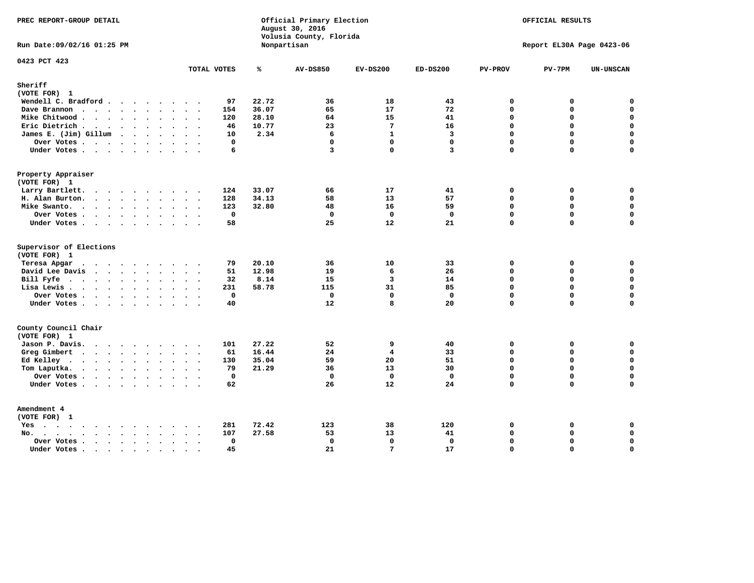PREC REPORT-GROUP DETAIL

Official Primary Election
August 30, 2016
Volusia County, Florida
Nonpartisan

OFFICIAL RESULTS

Run Date:09/02/16 01:25 PM

Report EL30A Page 0423-06

0423 PCT 423

| | TOTAL VOTES | % | AV-DS850 | EV-DS200 | ED-DS200 | PV-PROV | PV-7PM | UN-UNSCAN |
|---|---|---|---|---|---|---|---|---|
| **Sheriff** | | | | | | | | |
| (VOTE FOR) 1 | | | | | | | | |
| Wendell C. Bradford | 97 | 22.72 | 36 | 18 | 43 | 0 | 0 | 0 |
| Dave Brannon | 154 | 36.07 | 65 | 17 | 72 | 0 | 0 | 0 |
| Mike Chitwood | 120 | 28.10 | 64 | 15 | 41 | 0 | 0 | 0 |
| Eric Dietrich | 46 | 10.77 | 23 | 7 | 16 | 0 | 0 | 0 |
| James E. (Jim) Gillum | 10 | 2.34 | 6 | 1 | 3 | 0 | 0 | 0 |
| Over Votes | 0 | | 0 | 0 | 0 | 0 | 0 | 0 |
| Under Votes | 6 | | 3 | 0 | 3 | 0 | 0 | 0 |
| **Property Appraiser** | | | | | | | | |
| (VOTE FOR) 1 | | | | | | | | |
| Larry Bartlett | 124 | 33.07 | 66 | 17 | 41 | 0 | 0 | 0 |
| H. Alan Burton | 128 | 34.13 | 58 | 13 | 57 | 0 | 0 | 0 |
| Mike Swanto | 123 | 32.80 | 48 | 16 | 59 | 0 | 0 | 0 |
| Over Votes | 0 | | 0 | 0 | 0 | 0 | 0 | 0 |
| Under Votes | 58 | | 25 | 12 | 21 | 0 | 0 | 0 |
| **Supervisor of Elections** | | | | | | | | |
| (VOTE FOR) 1 | | | | | | | | |
| Teresa Apgar | 79 | 20.10 | 36 | 10 | 33 | 0 | 0 | 0 |
| David Lee Davis | 51 | 12.98 | 19 | 6 | 26 | 0 | 0 | 0 |
| Bill Fyfe | 32 | 8.14 | 15 | 3 | 14 | 0 | 0 | 0 |
| Lisa Lewis | 231 | 58.78 | 115 | 31 | 85 | 0 | 0 | 0 |
| Over Votes | 0 | | 0 | 0 | 0 | 0 | 0 | 0 |
| Under Votes | 40 | | 12 | 8 | 20 | 0 | 0 | 0 |
| **County Council Chair** | | | | | | | | |
| (VOTE FOR) 1 | | | | | | | | |
| Jason P. Davis | 101 | 27.22 | 52 | 9 | 40 | 0 | 0 | 0 |
| Greg Gimbert | 61 | 16.44 | 24 | 4 | 33 | 0 | 0 | 0 |
| Ed Kelley | 130 | 35.04 | 59 | 20 | 51 | 0 | 0 | 0 |
| Tom Laputka | 79 | 21.29 | 36 | 13 | 30 | 0 | 0 | 0 |
| Over Votes | 0 | | 0 | 0 | 0 | 0 | 0 | 0 |
| Under Votes | 62 | | 26 | 12 | 24 | 0 | 0 | 0 |
| **Amendment 4** | | | | | | | | |
| (VOTE FOR) 1 | | | | | | | | |
| Yes | 281 | 72.42 | 123 | 38 | 120 | 0 | 0 | 0 |
| No | 107 | 27.58 | 53 | 13 | 41 | 0 | 0 | 0 |
| Over Votes | 0 | | 0 | 0 | 0 | 0 | 0 | 0 |
| Under Votes | 45 | | 21 | 7 | 17 | 0 | 0 | 0 |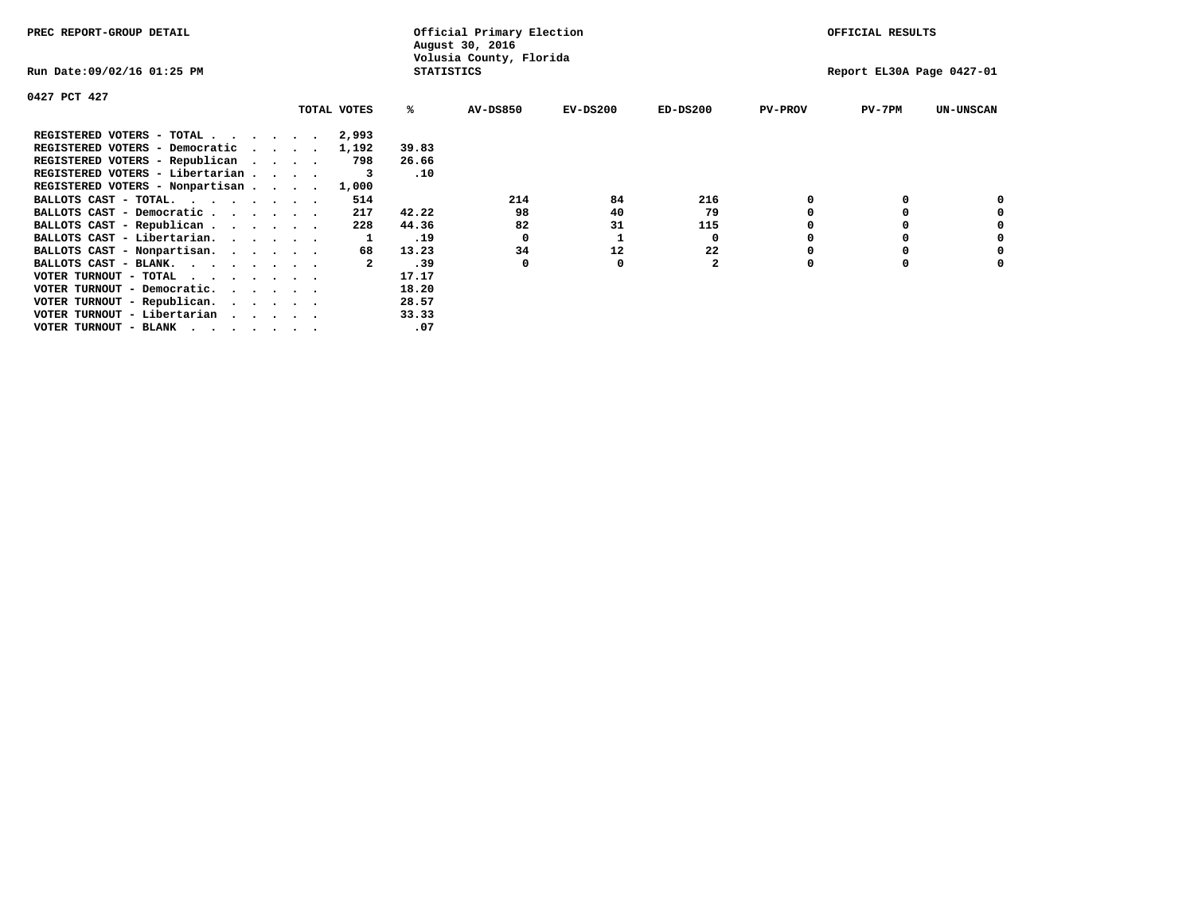PREC REPORT-GROUP DETAIL

Official Primary Election
August 30, 2016
Volusia County, Florida
STATISTICS

OFFICIAL RESULTS

Run Date:09/02/16 01:25 PM

Report EL30A Page 0427-01

0427 PCT 427

| | TOTAL VOTES | % | AV-DS850 | EV-DS200 | ED-DS200 | PV-PROV | PV-7PM | UN-UNSCAN |
|---|---|---|---|---|---|---|---|---|
| REGISTERED VOTERS - TOTAL . . . . . . | 2,993 | | | | | | | |
| REGISTERED VOTERS - Democratic . . . . | 1,192 | 39.83 | | | | | | |
| REGISTERED VOTERS - Republican . . . . | 798 | 26.66 | | | | | | |
| REGISTERED VOTERS - Libertarian . . . . | 3 | .10 | | | | | | |
| REGISTERED VOTERS - Nonpartisan . . . . | 1,000 | | | | | | | |
| BALLOTS CAST - TOTAL. . . . . . . . | 514 | | 214 | 84 | 216 | 0 | 0 | 0 |
| BALLOTS CAST - Democratic . . . . . . | 217 | 42.22 | 98 | 40 | 79 | 0 | 0 | 0 |
| BALLOTS CAST - Republican . . . . . . | 228 | 44.36 | 82 | 31 | 115 | 0 | 0 | 0 |
| BALLOTS CAST - Libertarian. . . . . . | 1 | .19 | 0 | 1 | 0 | 0 | 0 | 0 |
| BALLOTS CAST - Nonpartisan. . . . . . | 68 | 13.23 | 34 | 12 | 22 | 0 | 0 | 0 |
| BALLOTS CAST - BLANK. . . . . . . . | 2 | .39 | 0 | 0 | 2 | 0 | 0 | 0 |
| VOTER TURNOUT - TOTAL . . . . . . . | | 17.17 | | | | | | |
| VOTER TURNOUT - Democratic. . . . . . | | 18.20 | | | | | | |
| VOTER TURNOUT - Republican. . . . . . | | 28.57 | | | | | | |
| VOTER TURNOUT - Libertarian . . . . . | | 33.33 | | | | | | |
| VOTER TURNOUT - BLANK . . . . . . . | | .07 | | | | | | |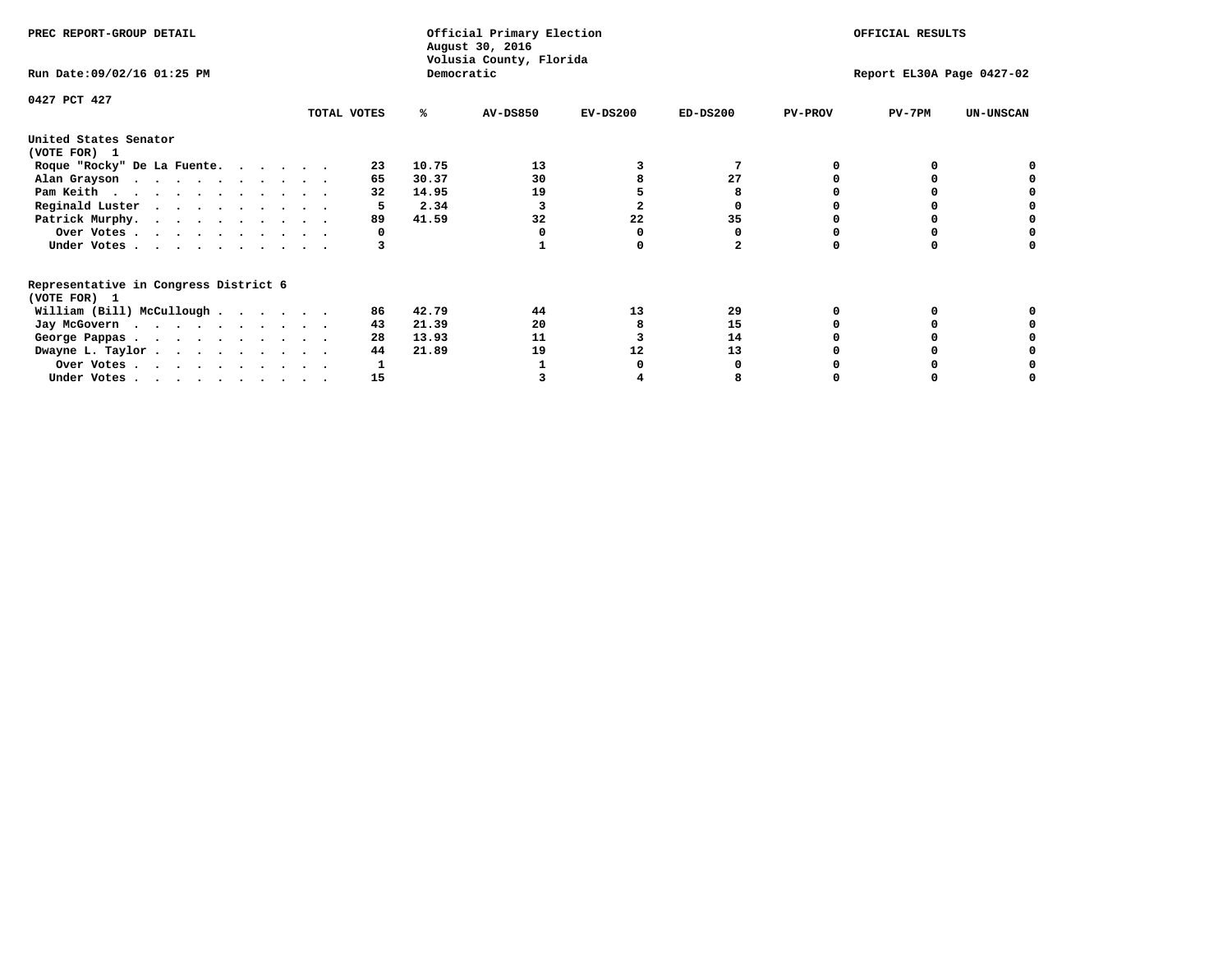PREC REPORT-GROUP DETAIL

Run Date:09/02/16 01:25 PM

Official Primary Election
August 30, 2016
Volusia County, Florida
Democratic

OFFICIAL RESULTS

Report EL30A Page 0427-02

0427 PCT 427

| | TOTAL VOTES | % | AV-DS850 | EV-DS200 | ED-DS200 | PV-PROV | PV-7PM | UN-UNSCAN |
|---|---|---|---|---|---|---|---|---|
| **United States Senator** | | | | | | | | |
| **(VOTE FOR) 1** | | | | | | | | |
| Roque "Rocky" De La Fuente. . . . . . | 23 | 10.75 | 13 | 3 | 7 | 0 | 0 | 0 |
| Alan Grayson . . . . . . . . . . . | 65 | 30.37 | 30 | 8 | 27 | 0 | 0 | 0 |
| Pam Keith . . . . . . . . . . . . | 32 | 14.95 | 19 | 5 | 8 | 0 | 0 | 0 |
| Reginald Luster . . . . . . . . . . | 5 | 2.34 | 3 | 2 | 0 | 0 | 0 | 0 |
| Patrick Murphy. . . . . . . . . . . | 89 | 41.59 | 32 | 22 | 35 | 0 | 0 | 0 |
| Over Votes . . . . . . . . . . . | 0 | | 0 | 0 | 0 | 0 | 0 | 0 |
| Under Votes . . . . . . . . . . . | 3 | | 1 | 0 | 2 | 0 | 0 | 0 |
| **Representative in Congress District 6** | | | | | | | | |
| **(VOTE FOR) 1** | | | | | | | | |
| William (Bill) McCullough . . . . . . | 86 | 42.79 | 44 | 13 | 29 | 0 | 0 | 0 |
| Jay McGovern . . . . . . . . . . . | 43 | 21.39 | 20 | 8 | 15 | 0 | 0 | 0 |
| George Pappas . . . . . . . . . . . | 28 | 13.93 | 11 | 3 | 14 | 0 | 0 | 0 |
| Dwayne L. Taylor . . . . . . . . . . | 44 | 21.89 | 19 | 12 | 13 | 0 | 0 | 0 |
| Over Votes . . . . . . . . . . . | 1 | | 1 | 0 | 0 | 0 | 0 | 0 |
| Under Votes . . . . . . . . . . . | 15 | | 3 | 4 | 8 | 0 | 0 | 0 |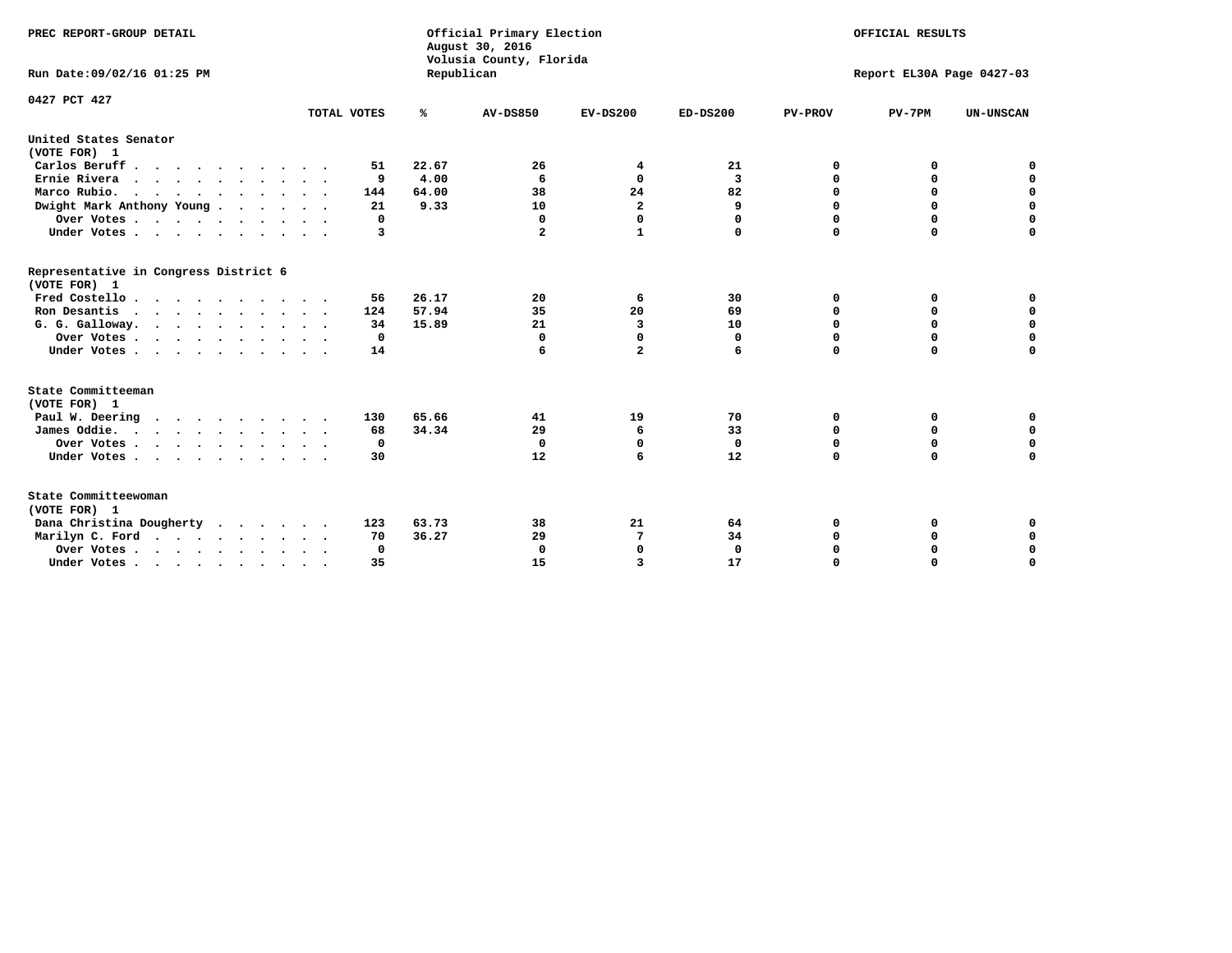PREC REPORT-GROUP DETAIL

Official Primary Election
August 30, 2016
Volusia County, Florida
Republican

OFFICIAL RESULTS

Run Date:09/02/16 01:25 PM

Report EL30A Page 0427-03

0427 PCT 427

| | TOTAL VOTES | % | AV-DS850 | EV-DS200 | ED-DS200 | PV-PROV | PV-7PM | UN-UNSCAN |
|---|---|---|---|---|---|---|---|---|
| **United States Senator** | | | | | | | | |
| **(VOTE FOR) 1** | | | | | | | | |
| Carlos Beruff | 51 | 22.67 | 26 | 4 | 21 | 0 | 0 | 0 |
| Ernie Rivera | 9 | 4.00 | 6 | 0 | 3 | 0 | 0 | 0 |
| Marco Rubio. | 144 | 64.00 | 38 | 24 | 82 | 0 | 0 | 0 |
| Dwight Mark Anthony Young | 21 | 9.33 | 10 | 2 | 9 | 0 | 0 | 0 |
| Over Votes | 0 | | 0 | 0 | 0 | 0 | 0 | 0 |
| Under Votes | 3 | | 2 | 1 | 0 | 0 | 0 | 0 |
| **Representative in Congress District 6** | | | | | | | | |
| **(VOTE FOR) 1** | | | | | | | | |
| Fred Costello | 56 | 26.17 | 20 | 6 | 30 | 0 | 0 | 0 |
| Ron Desantis | 124 | 57.94 | 35 | 20 | 69 | 0 | 0 | 0 |
| G. G. Galloway. | 34 | 15.89 | 21 | 3 | 10 | 0 | 0 | 0 |
| Over Votes | 0 | | 0 | 0 | 0 | 0 | 0 | 0 |
| Under Votes | 14 | | 6 | 2 | 6 | 0 | 0 | 0 |
| **State Committeeman** | | | | | | | | |
| **(VOTE FOR) 1** | | | | | | | | |
| Paul W. Deering | 130 | 65.66 | 41 | 19 | 70 | 0 | 0 | 0 |
| James Oddie. | 68 | 34.34 | 29 | 6 | 33 | 0 | 0 | 0 |
| Over Votes | 0 | | 0 | 0 | 0 | 0 | 0 | 0 |
| Under Votes | 30 | | 12 | 6 | 12 | 0 | 0 | 0 |
| **State Committeewoman** | | | | | | | | |
| **(VOTE FOR) 1** | | | | | | | | |
| Dana Christina Dougherty | 123 | 63.73 | 38 | 21 | 64 | 0 | 0 | 0 |
| Marilyn C. Ford | 70 | 36.27 | 29 | 7 | 34 | 0 | 0 | 0 |
| Over Votes | 0 | | 0 | 0 | 0 | 0 | 0 | 0 |
| Under Votes | 35 | | 15 | 3 | 17 | 0 | 0 | 0 |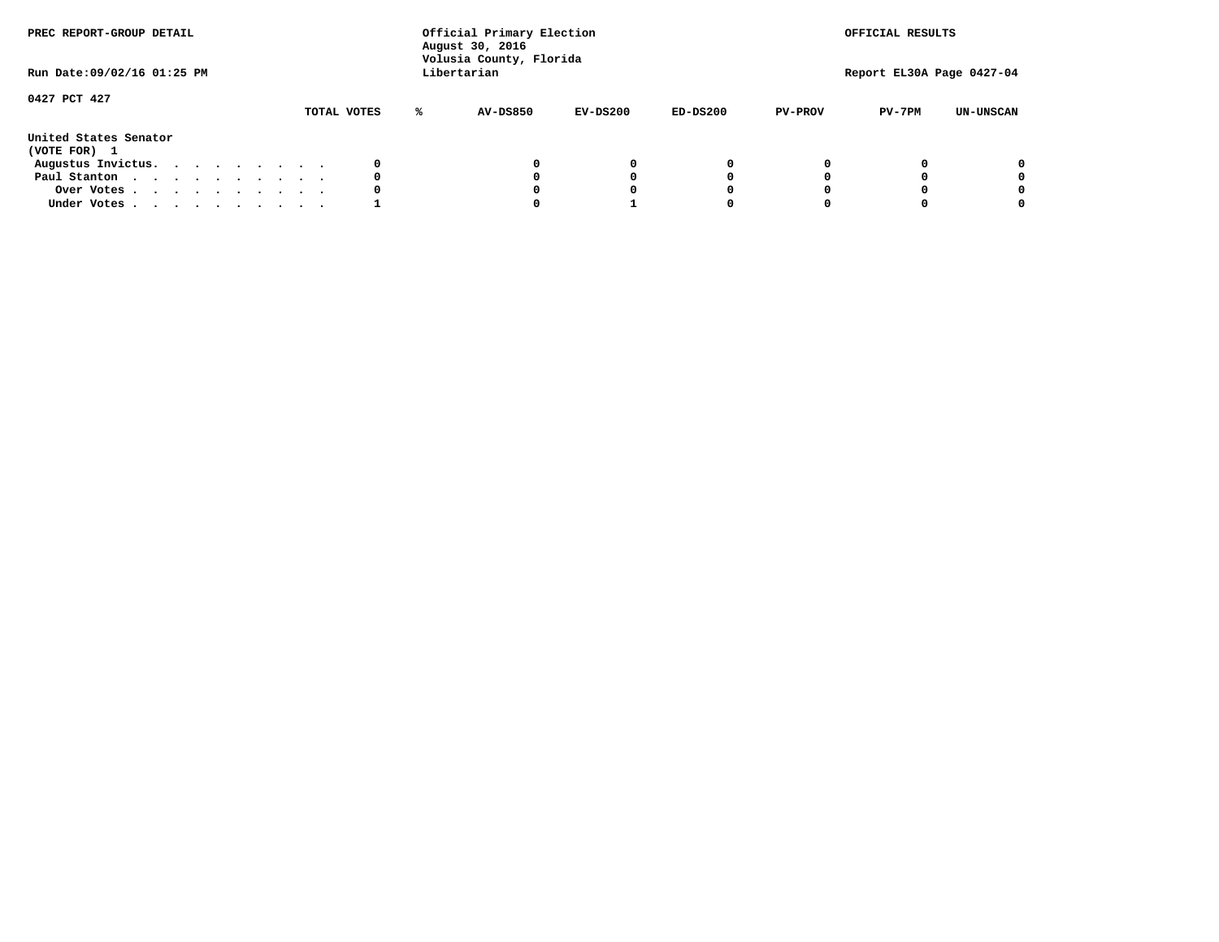PREC REPORT-GROUP DETAIL

Official Primary Election
August 30, 2016
Volusia County, Florida
Libertarian

OFFICIAL RESULTS

Run Date:09/02/16 01:25 PM

Report EL30A Page 0427-04

0427 PCT 427

| | TOTAL VOTES | % | AV-DS850 | EV-DS200 | ED-DS200 | PV-PROV | PV-7PM | UN-UNSCAN |
|---|---|---|---|---|---|---|---|---|
| **United States Senator** | | | | | | | | |
| **(VOTE FOR) 1** | | | | | | | | |
| Augustus Invictus. . . . . . . . . . | 0 | | 0 | 0 | 0 | 0 | 0 | 0 |
| Paul Stanton . . . . . . . . . . . | 0 | | 0 | 0 | 0 | 0 | 0 | 0 |
| Over Votes . . . . . . . . . . . | 0 | | 0 | 0 | 0 | 0 | 0 | 0 |
| Under Votes . . . . . . . . . . . | 1 | | 0 | 1 | 0 | 0 | 0 | 0 |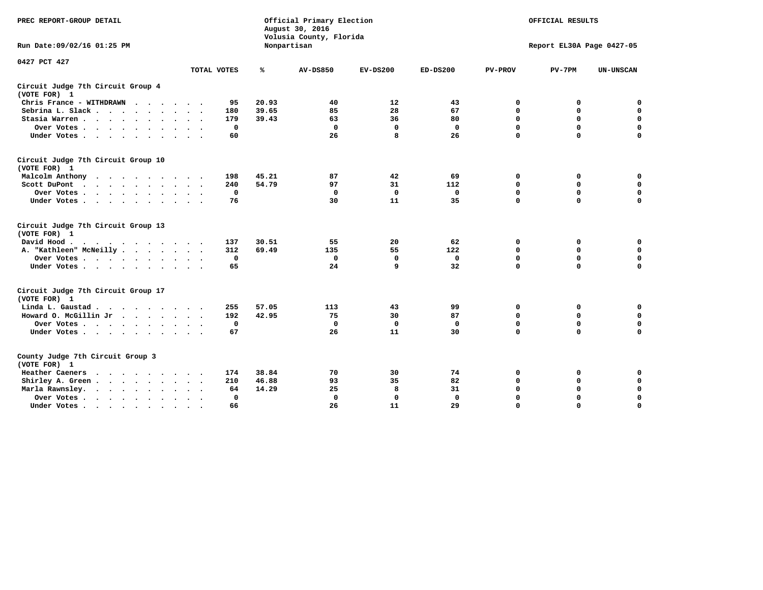PREC REPORT-GROUP DETAIL

Official Primary Election
August 30, 2016
Volusia County, Florida
Nonpartisan

OFFICIAL RESULTS

Run Date:09/02/16 01:25 PM

Report EL30A Page 0427-05

0427 PCT 427

| | TOTAL VOTES | % | AV-DS850 | EV-DS200 | ED-DS200 | PV-PROV | PV-7PM | UN-UNSCAN |
|---|---|---|---|---|---|---|---|---|
| **Circuit Judge 7th Circuit Group 4 (VOTE FOR) 1** | | | | | | | | |
| Chris France - WITHDRAWN | 95 | 20.93 | 40 | 12 | 43 | 0 | 0 | 0 |
| Sebrina L. Slack | 180 | 39.65 | 85 | 28 | 67 | 0 | 0 | 0 |
| Stasia Warren | 179 | 39.43 | 63 | 36 | 80 | 0 | 0 | 0 |
| Over Votes | 0 | | 0 | 0 | 0 | 0 | 0 | 0 |
| Under Votes | 60 | | 26 | 8 | 26 | 0 | 0 | 0 |
| **Circuit Judge 7th Circuit Group 10 (VOTE FOR) 1** | | | | | | | | |
| Malcolm Anthony | 198 | 45.21 | 87 | 42 | 69 | 0 | 0 | 0 |
| Scott DuPont | 240 | 54.79 | 97 | 31 | 112 | 0 | 0 | 0 |
| Over Votes | 0 | | 0 | 0 | 0 | 0 | 0 | 0 |
| Under Votes | 76 | | 30 | 11 | 35 | 0 | 0 | 0 |
| **Circuit Judge 7th Circuit Group 13 (VOTE FOR) 1** | | | | | | | | |
| David Hood | 137 | 30.51 | 55 | 20 | 62 | 0 | 0 | 0 |
| A. "Kathleen" McNeilly | 312 | 69.49 | 135 | 55 | 122 | 0 | 0 | 0 |
| Over Votes | 0 | | 0 | 0 | 0 | 0 | 0 | 0 |
| Under Votes | 65 | | 24 | 9 | 32 | 0 | 0 | 0 |
| **Circuit Judge 7th Circuit Group 17 (VOTE FOR) 1** | | | | | | | | |
| Linda L. Gaustad | 255 | 57.05 | 113 | 43 | 99 | 0 | 0 | 0 |
| Howard O. McGillin Jr | 192 | 42.95 | 75 | 30 | 87 | 0 | 0 | 0 |
| Over Votes | 0 | | 0 | 0 | 0 | 0 | 0 | 0 |
| Under Votes | 67 | | 26 | 11 | 30 | 0 | 0 | 0 |
| **County Judge 7th Circuit Group 3 (VOTE FOR) 1** | | | | | | | | |
| Heather Caeners | 174 | 38.84 | 70 | 30 | 74 | 0 | 0 | 0 |
| Shirley A. Green | 210 | 46.88 | 93 | 35 | 82 | 0 | 0 | 0 |
| Marla Rawnsley. | 64 | 14.29 | 25 | 8 | 31 | 0 | 0 | 0 |
| Over Votes | 0 | | 0 | 0 | 0 | 0 | 0 | 0 |
| Under Votes | 66 | | 26 | 11 | 29 | 0 | 0 | 0 |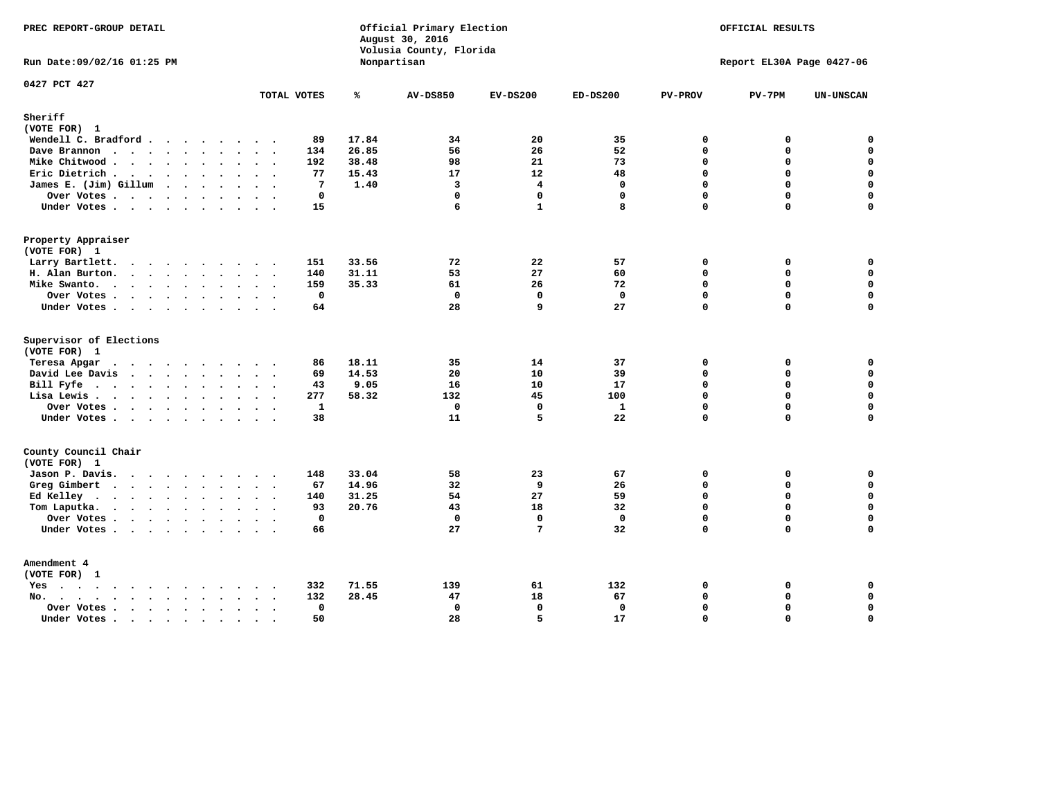PREC REPORT-GROUP DETAIL

Run Date:09/02/16 01:25 PM

Official Primary Election
August 30, 2016
Volusia County, Florida
Nonpartisan

OFFICIAL RESULTS

Report EL30A Page 0427-06

0427 PCT 427

| | TOTAL VOTES | % | AV-DS850 | EV-DS200 | ED-DS200 | PV-PROV | PV-7PM | UN-UNSCAN |
|---|---|---|---|---|---|---|---|---|
| **Sheriff** | | | | | | | | |
| (VOTE FOR) 1 | | | | | | | | |
| Wendell C. Bradford | 89 | 17.84 | 34 | 20 | 35 | 0 | 0 | 0 |
| Dave Brannon | 134 | 26.85 | 56 | 26 | 52 | 0 | 0 | 0 |
| Mike Chitwood | 192 | 38.48 | 98 | 21 | 73 | 0 | 0 | 0 |
| Eric Dietrich | 77 | 15.43 | 17 | 12 | 48 | 0 | 0 | 0 |
| James E. (Jim) Gillum | 7 | 1.40 | 3 | 4 | 0 | 0 | 0 | 0 |
| Over Votes | 0 | | 0 | 0 | 0 | 0 | 0 | 0 |
| Under Votes | 15 | | 6 | 1 | 8 | 0 | 0 | 0 |
| **Property Appraiser** | | | | | | | | |
| (VOTE FOR) 1 | | | | | | | | |
| Larry Bartlett | 151 | 33.56 | 72 | 22 | 57 | 0 | 0 | 0 |
| H. Alan Burton | 140 | 31.11 | 53 | 27 | 60 | 0 | 0 | 0 |
| Mike Swanto | 159 | 35.33 | 61 | 26 | 72 | 0 | 0 | 0 |
| Over Votes | 0 | | 0 | 0 | 0 | 0 | 0 | 0 |
| Under Votes | 64 | | 28 | 9 | 27 | 0 | 0 | 0 |
| **Supervisor of Elections** | | | | | | | | |
| (VOTE FOR) 1 | | | | | | | | |
| Teresa Apgar | 86 | 18.11 | 35 | 14 | 37 | 0 | 0 | 0 |
| David Lee Davis | 69 | 14.53 | 20 | 10 | 39 | 0 | 0 | 0 |
| Bill Fyfe | 43 | 9.05 | 16 | 10 | 17 | 0 | 0 | 0 |
| Lisa Lewis | 277 | 58.32 | 132 | 45 | 100 | 0 | 0 | 0 |
| Over Votes | 1 | | 0 | 0 | 1 | 0 | 0 | 0 |
| Under Votes | 38 | | 11 | 5 | 22 | 0 | 0 | 0 |
| **County Council Chair** | | | | | | | | |
| (VOTE FOR) 1 | | | | | | | | |
| Jason P. Davis | 148 | 33.04 | 58 | 23 | 67 | 0 | 0 | 0 |
| Greg Gimbert | 67 | 14.96 | 32 | 9 | 26 | 0 | 0 | 0 |
| Ed Kelley | 140 | 31.25 | 54 | 27 | 59 | 0 | 0 | 0 |
| Tom Laputka | 93 | 20.76 | 43 | 18 | 32 | 0 | 0 | 0 |
| Over Votes | 0 | | 0 | 0 | 0 | 0 | 0 | 0 |
| Under Votes | 66 | | 27 | 7 | 32 | 0 | 0 | 0 |
| **Amendment 4** | | | | | | | | |
| (VOTE FOR) 1 | | | | | | | | |
| Yes | 332 | 71.55 | 139 | 61 | 132 | 0 | 0 | 0 |
| No | 132 | 28.45 | 47 | 18 | 67 | 0 | 0 | 0 |
| Over Votes | 0 | | 0 | 0 | 0 | 0 | 0 | 0 |
| Under Votes | 50 | | 28 | 5 | 17 | 0 | 0 | 0 |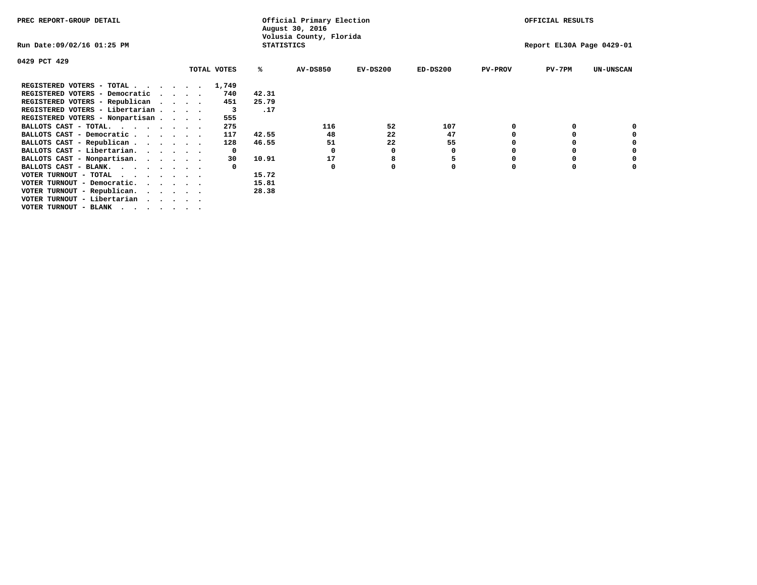PREC REPORT-GROUP DETAIL

Official Primary Election
August 30, 2016
Volusia County, Florida
STATISTICS

OFFICIAL RESULTS

Run Date:09/02/16 01:25 PM

Report EL30A Page 0429-01

0429 PCT 429

| | TOTAL VOTES | % | AV-DS850 | EV-DS200 | ED-DS200 | PV-PROV | PV-7PM | UN-UNSCAN |
|---|---|---|---|---|---|---|---|---|
| REGISTERED VOTERS - TOTAL . . . . . . | 1,749 | | | | | | | |
| REGISTERED VOTERS - Democratic . . . . | 740 | 42.31 | | | | | | |
| REGISTERED VOTERS - Republican . . . . | 451 | 25.79 | | | | | | |
| REGISTERED VOTERS - Libertarian . . . . | 3 | .17 | | | | | | |
| REGISTERED VOTERS - Nonpartisan . . . . | 555 | | | | | | | |
| BALLOTS CAST - TOTAL. . . . . . . . | 275 | | 116 | 52 | 107 | 0 | 0 | 0 |
| BALLOTS CAST - Democratic . . . . . . | 117 | 42.55 | 48 | 22 | 47 | 0 | 0 | 0 |
| BALLOTS CAST - Republican . . . . . . | 128 | 46.55 | 51 | 22 | 55 | 0 | 0 | 0 |
| BALLOTS CAST - Libertarian. . . . . . | 0 | | 0 | 0 | 0 | 0 | 0 | 0 |
| BALLOTS CAST - Nonpartisan. . . . . . | 30 | 10.91 | 17 | 8 | 5 | 0 | 0 | 0 |
| BALLOTS CAST - BLANK. . . . . . . . | 0 | | 0 | 0 | 0 | 0 | 0 | 0 |
| VOTER TURNOUT - TOTAL . . . . . . . | | 15.72 | | | | | | |
| VOTER TURNOUT - Democratic. . . . . . | | 15.81 | | | | | | |
| VOTER TURNOUT - Republican. . . . . . | | 28.38 | | | | | | |
| VOTER TURNOUT - Libertarian . . . . . | | | | | | | | |
| VOTER TURNOUT - BLANK . . . . . . . | | | | | | | | |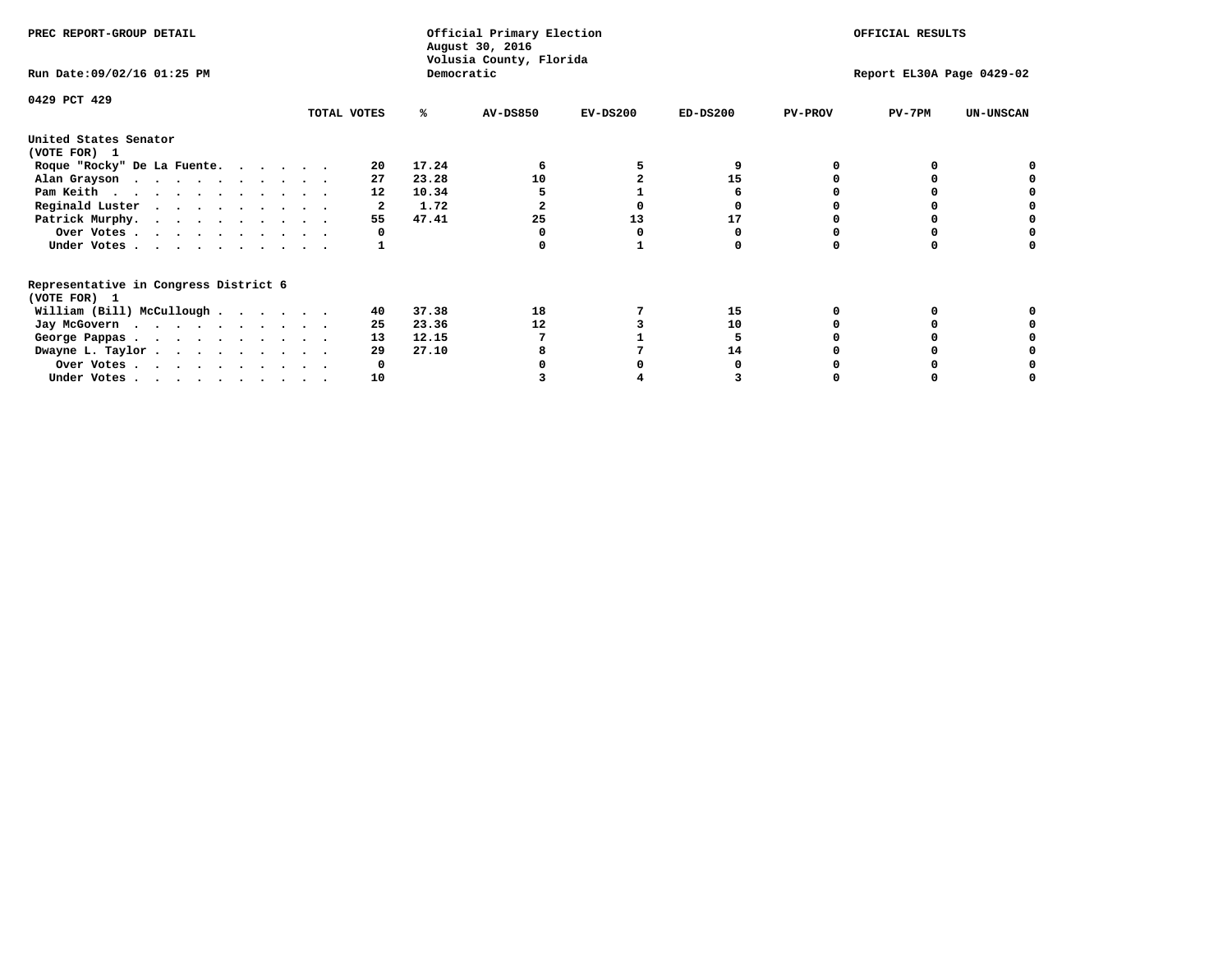PREC REPORT-GROUP DETAIL

Official Primary Election
August 30, 2016
Volusia County, Florida
Democratic

OFFICIAL RESULTS

Run Date:09/02/16 01:25 PM

Report EL30A Page 0429-02

0429 PCT 429

## United States Senator
(VOTE FOR) 1

| | TOTAL VOTES | % | AV-DS850 | EV-DS200 | ED-DS200 | PV-PROV | PV-7PM | UN-UNSCAN |
|---|---|---|---|---|---|---|---|---|
| Roque "Rocky" De La Fuente | 20 | 17.24 | 6 | 5 | 9 | 0 | 0 | 0 |
| Alan Grayson | 27 | 23.28 | 10 | 2 | 15 | 0 | 0 | 0 |
| Pam Keith | 12 | 10.34 | 5 | 1 | 6 | 0 | 0 | 0 |
| Reginald Luster | 2 | 1.72 | 2 | 0 | 0 | 0 | 0 | 0 |
| Patrick Murphy | 55 | 47.41 | 25 | 13 | 17 | 0 | 0 | 0 |
| Over Votes | 0 | | 0 | 0 | 0 | 0 | 0 | 0 |
| Under Votes | 1 | | 0 | 1 | 0 | 0 | 0 | 0 |

## Representative in Congress District 6
(VOTE FOR) 1

| | TOTAL VOTES | % | AV-DS850 | EV-DS200 | ED-DS200 | PV-PROV | PV-7PM | UN-UNSCAN |
|---|---|---|---|---|---|---|---|---|
| William (Bill) McCullough | 40 | 37.38 | 18 | 7 | 15 | 0 | 0 | 0 |
| Jay McGovern | 25 | 23.36 | 12 | 3 | 10 | 0 | 0 | 0 |
| George Pappas | 13 | 12.15 | 7 | 1 | 5 | 0 | 0 | 0 |
| Dwayne L. Taylor | 29 | 27.10 | 8 | 7 | 14 | 0 | 0 | 0 |
| Over Votes | 0 | | 0 | 0 | 0 | 0 | 0 | 0 |
| Under Votes | 10 | | 3 | 4 | 3 | 0 | 0 | 0 |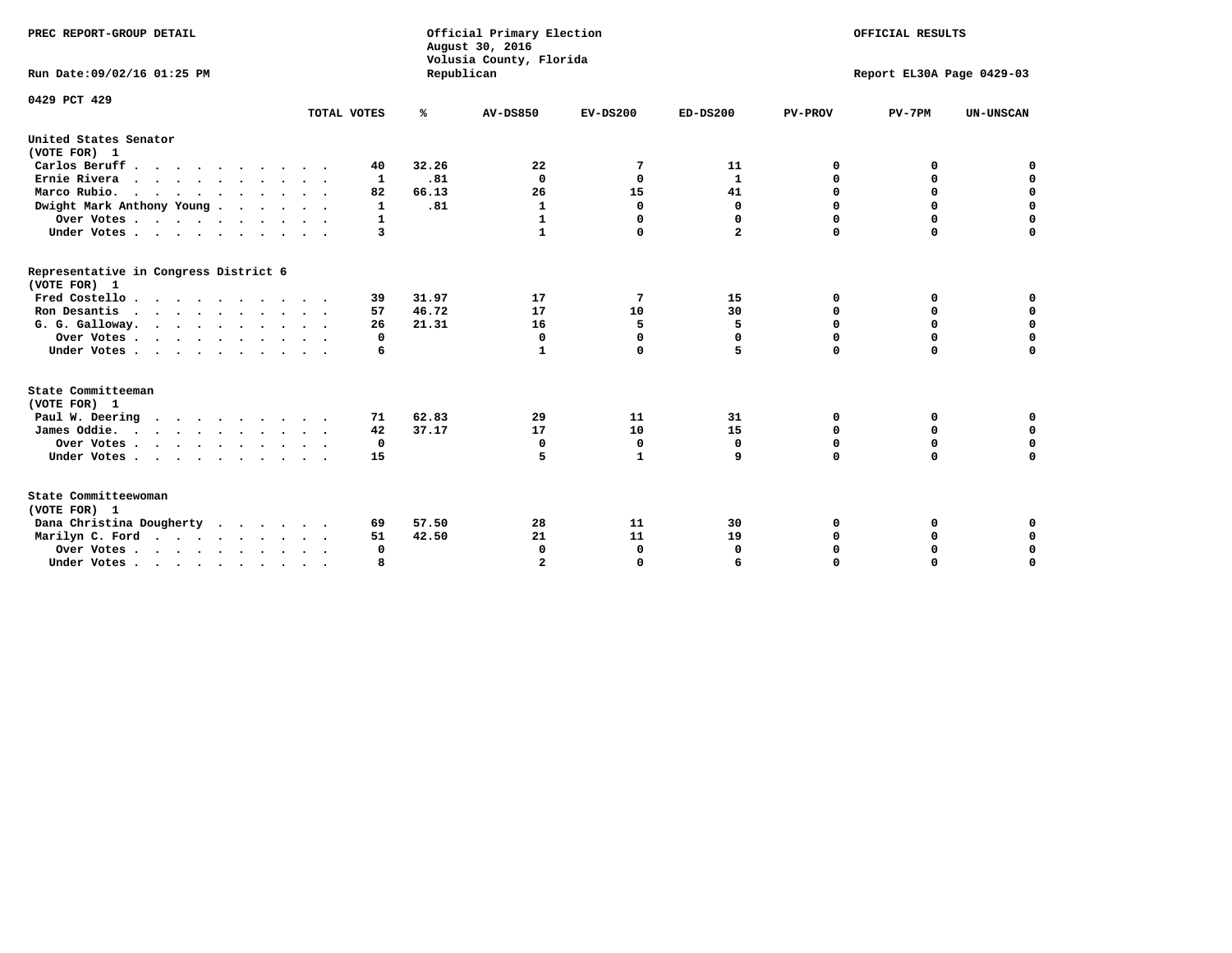PREC REPORT-GROUP DETAIL

Official Primary Election
August 30, 2016
Volusia County, Florida
Republican

OFFICIAL RESULTS

Run Date:09/02/16 01:25 PM

Report EL30A Page 0429-03

0429 PCT 429

| | TOTAL VOTES | % | AV-DS850 | EV-DS200 | ED-DS200 | PV-PROV | PV-7PM | UN-UNSCAN |
|---|---|---|---|---|---|---|---|---|
| **United States Senator** | | | | | | | | |
| **(VOTE FOR) 1** | | | | | | | | |
| Carlos Beruff | 40 | 32.26 | 22 | 7 | 11 | 0 | 0 | 0 |
| Ernie Rivera | 1 | .81 | 0 | 0 | 1 | 0 | 0 | 0 |
| Marco Rubio. | 82 | 66.13 | 26 | 15 | 41 | 0 | 0 | 0 |
| Dwight Mark Anthony Young | 1 | .81 | 1 | 0 | 0 | 0 | 0 | 0 |
| Over Votes | 1 | | 1 | 0 | 0 | 0 | 0 | 0 |
| Under Votes | 3 | | 1 | 0 | 2 | 0 | 0 | 0 |
| **Representative in Congress District 6** | | | | | | | | |
| **(VOTE FOR) 1** | | | | | | | | |
| Fred Costello | 39 | 31.97 | 17 | 7 | 15 | 0 | 0 | 0 |
| Ron Desantis | 57 | 46.72 | 17 | 10 | 30 | 0 | 0 | 0 |
| G. G. Galloway. | 26 | 21.31 | 16 | 5 | 5 | 0 | 0 | 0 |
| Over Votes | 0 | | 0 | 0 | 0 | 0 | 0 | 0 |
| Under Votes | 6 | | 1 | 0 | 5 | 0 | 0 | 0 |
| **State Committeeman** | | | | | | | | |
| **(VOTE FOR) 1** | | | | | | | | |
| Paul W. Deering | 71 | 62.83 | 29 | 11 | 31 | 0 | 0 | 0 |
| James Oddie. | 42 | 37.17 | 17 | 10 | 15 | 0 | 0 | 0 |
| Over Votes | 0 | | 0 | 0 | 0 | 0 | 0 | 0 |
| Under Votes | 15 | | 5 | 1 | 9 | 0 | 0 | 0 |
| **State Committeewoman** | | | | | | | | |
| **(VOTE FOR) 1** | | | | | | | | |
| Dana Christina Dougherty | 69 | 57.50 | 28 | 11 | 30 | 0 | 0 | 0 |
| Marilyn C. Ford | 51 | 42.50 | 21 | 11 | 19 | 0 | 0 | 0 |
| Over Votes | 0 | | 0 | 0 | 0 | 0 | 0 | 0 |
| Under Votes | 8 | | 2 | 0 | 6 | 0 | 0 | 0 |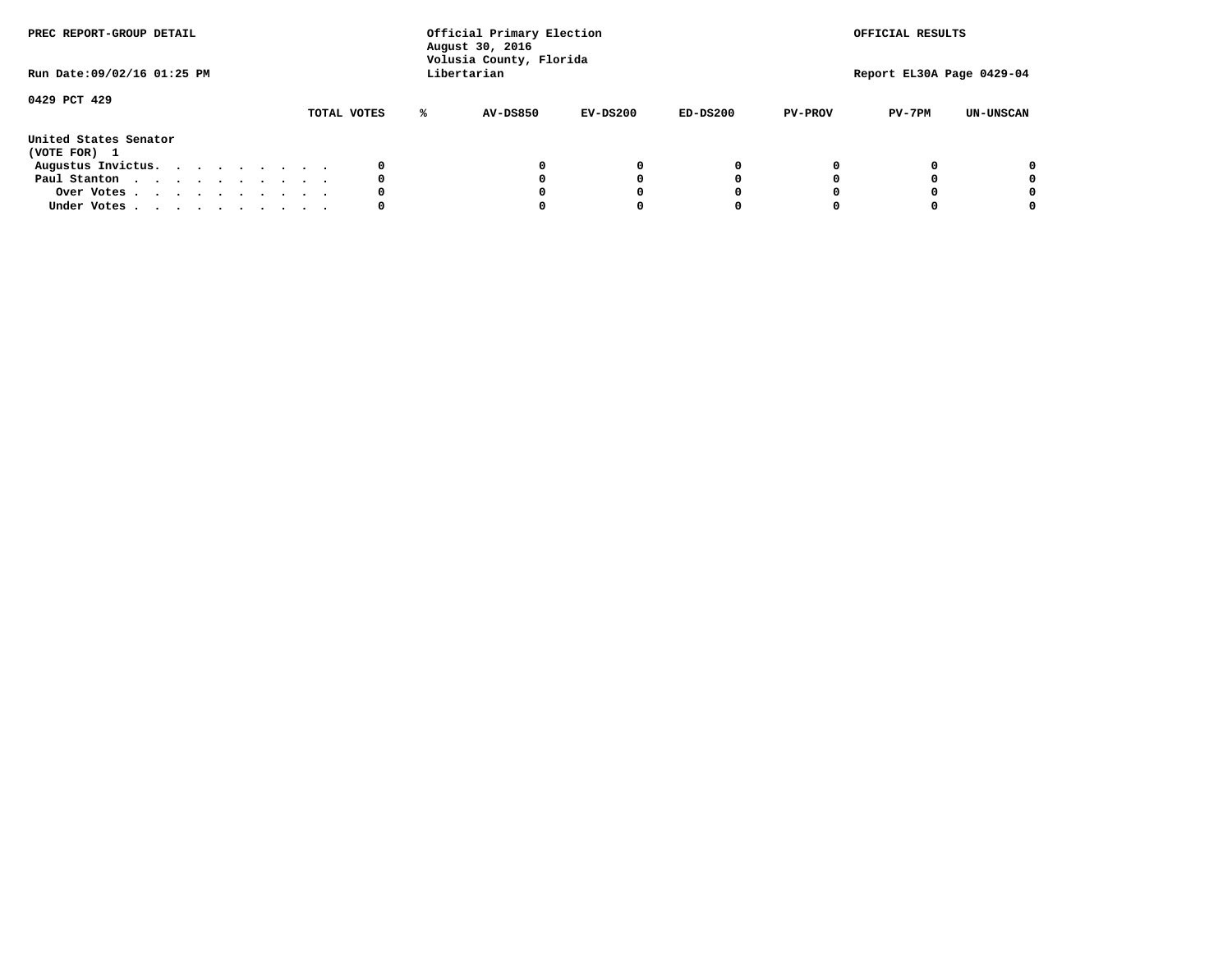PREC REPORT-GROUP DETAIL

Run Date:09/02/16 01:25 PM

Official Primary Election
August 30, 2016
Volusia County, Florida
Libertarian

OFFICIAL RESULTS

Report EL30A Page 0429-04

0429 PCT 429

| United States Senator (VOTE FOR) 1 | TOTAL VOTES | % | AV-DS850 | EV-DS200 | ED-DS200 | PV-PROV | PV-7PM | UN-UNSCAN |
|---|---|---|---|---|---|---|---|---|
| Augustus Invictus. . . . . . . . . . | 0 | | 0 | 0 | 0 | 0 | 0 | 0 |
| Paul Stanton . . . . . . . . . . . | 0 | | 0 | 0 | 0 | 0 | 0 | 0 |
| Over Votes . . . . . . . . . . . | 0 | | 0 | 0 | 0 | 0 | 0 | 0 |
| Under Votes . . . . . . . . . . . | 0 | | 0 | 0 | 0 | 0 | 0 | 0 |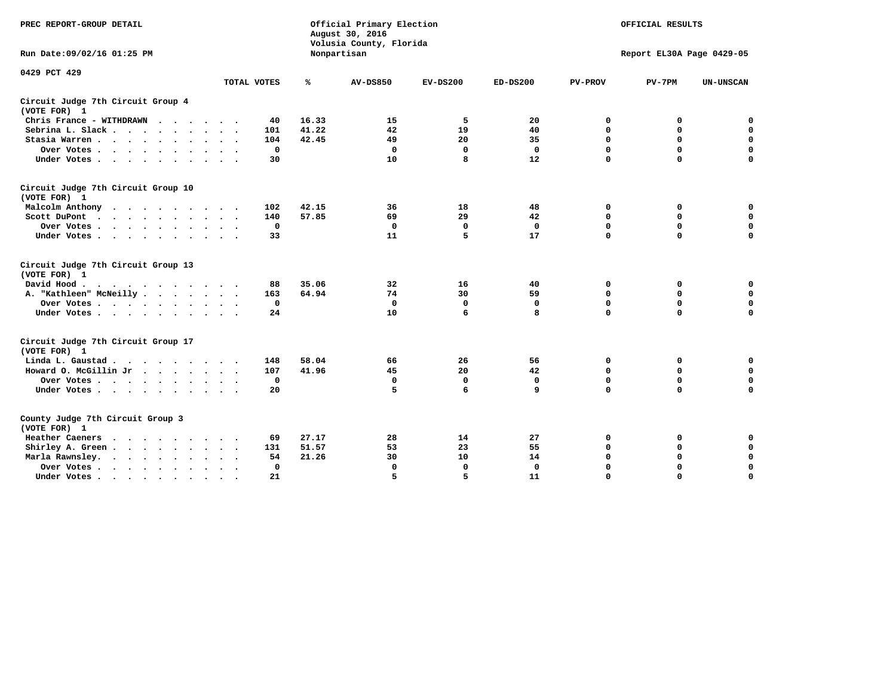PREC REPORT-GROUP DETAIL

Official Primary Election
August 30, 2016
Volusia County, Florida
Nonpartisan

OFFICIAL RESULTS

Run Date:09/02/16 01:25 PM

Report EL30A Page 0429-05

0429 PCT 429

| | TOTAL VOTES | % | AV-DS850 | EV-DS200 | ED-DS200 | PV-PROV | PV-7PM | UN-UNSCAN |
|---|---|---|---|---|---|---|---|---|
| **Circuit Judge 7th Circuit Group 4 (VOTE FOR) 1** | | | | | | | | |
| Chris France - WITHDRAWN | 40 | 16.33 | 15 | 5 | 20 | 0 | 0 | 0 |
| Sebrina L. Slack | 101 | 41.22 | 42 | 19 | 40 | 0 | 0 | 0 |
| Stasia Warren | 104 | 42.45 | 49 | 20 | 35 | 0 | 0 | 0 |
| Over Votes | 0 | | 0 | 0 | 0 | 0 | 0 | 0 |
| Under Votes | 30 | | 10 | 8 | 12 | 0 | 0 | 0 |
| **Circuit Judge 7th Circuit Group 10 (VOTE FOR) 1** | | | | | | | | |
| Malcolm Anthony | 102 | 42.15 | 36 | 18 | 48 | 0 | 0 | 0 |
| Scott DuPont | 140 | 57.85 | 69 | 29 | 42 | 0 | 0 | 0 |
| Over Votes | 0 | | 0 | 0 | 0 | 0 | 0 | 0 |
| Under Votes | 33 | | 11 | 5 | 17 | 0 | 0 | 0 |
| **Circuit Judge 7th Circuit Group 13 (VOTE FOR) 1** | | | | | | | | |
| David Hood | 88 | 35.06 | 32 | 16 | 40 | 0 | 0 | 0 |
| A. "Kathleen" McNeilly | 163 | 64.94 | 74 | 30 | 59 | 0 | 0 | 0 |
| Over Votes | 0 | | 0 | 0 | 0 | 0 | 0 | 0 |
| Under Votes | 24 | | 10 | 6 | 8 | 0 | 0 | 0 |
| **Circuit Judge 7th Circuit Group 17 (VOTE FOR) 1** | | | | | | | | |
| Linda L. Gaustad | 148 | 58.04 | 66 | 26 | 56 | 0 | 0 | 0 |
| Howard O. McGillin Jr | 107 | 41.96 | 45 | 20 | 42 | 0 | 0 | 0 |
| Over Votes | 0 | | 0 | 0 | 0 | 0 | 0 | 0 |
| Under Votes | 20 | | 5 | 6 | 9 | 0 | 0 | 0 |
| **County Judge 7th Circuit Group 3 (VOTE FOR) 1** | | | | | | | | |
| Heather Caeners | 69 | 27.17 | 28 | 14 | 27 | 0 | 0 | 0 |
| Shirley A. Green | 131 | 51.57 | 53 | 23 | 55 | 0 | 0 | 0 |
| Marla Rawnsley | 54 | 21.26 | 30 | 10 | 14 | 0 | 0 | 0 |
| Over Votes | 0 | | 0 | 0 | 0 | 0 | 0 | 0 |
| Under Votes | 21 | | 5 | 5 | 11 | 0 | 0 | 0 |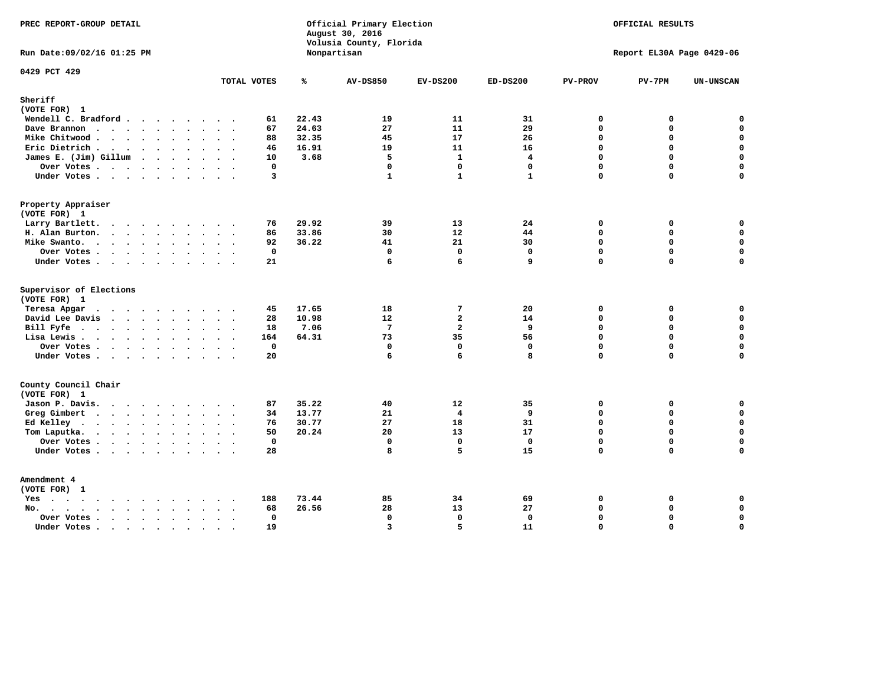PREC REPORT-GROUP DETAIL

Official Primary Election
August 30, 2016
Volusia County, Florida
Nonpartisan

OFFICIAL RESULTS

Run Date:09/02/16 01:25 PM

Report EL30A Page 0429-06

0429 PCT 429

| | TOTAL VOTES | % | AV-DS850 | EV-DS200 | ED-DS200 | PV-PROV | PV-7PM | UN-UNSCAN |
|---|---|---|---|---|---|---|---|---|
| **Sheriff** | | | | | | | | |
| (VOTE FOR) 1 | | | | | | | | |
| Wendell C. Bradford | 61 | 22.43 | 19 | 11 | 31 | 0 | 0 | 0 |
| Dave Brannon | 67 | 24.63 | 27 | 11 | 29 | 0 | 0 | 0 |
| Mike Chitwood | 88 | 32.35 | 45 | 17 | 26 | 0 | 0 | 0 |
| Eric Dietrich | 46 | 16.91 | 19 | 11 | 16 | 0 | 0 | 0 |
| James E. (Jim) Gillum | 10 | 3.68 | 5 | 1 | 4 | 0 | 0 | 0 |
| Over Votes | 0 | | 0 | 0 | 0 | 0 | 0 | 0 |
| Under Votes | 3 | | 1 | 1 | 1 | 0 | 0 | 0 |
| **Property Appraiser** | | | | | | | | |
| (VOTE FOR) 1 | | | | | | | | |
| Larry Bartlett | 76 | 29.92 | 39 | 13 | 24 | 0 | 0 | 0 |
| H. Alan Burton | 86 | 33.86 | 30 | 12 | 44 | 0 | 0 | 0 |
| Mike Swanto | 92 | 36.22 | 41 | 21 | 30 | 0 | 0 | 0 |
| Over Votes | 0 | | 0 | 0 | 0 | 0 | 0 | 0 |
| Under Votes | 21 | | 6 | 6 | 9 | 0 | 0 | 0 |
| **Supervisor of Elections** | | | | | | | | |
| (VOTE FOR) 1 | | | | | | | | |
| Teresa Apgar | 45 | 17.65 | 18 | 7 | 20 | 0 | 0 | 0 |
| David Lee Davis | 28 | 10.98 | 12 | 2 | 14 | 0 | 0 | 0 |
| Bill Fyfe | 18 | 7.06 | 7 | 2 | 9 | 0 | 0 | 0 |
| Lisa Lewis | 164 | 64.31 | 73 | 35 | 56 | 0 | 0 | 0 |
| Over Votes | 0 | | 0 | 0 | 0 | 0 | 0 | 0 |
| Under Votes | 20 | | 6 | 6 | 8 | 0 | 0 | 0 |
| **County Council Chair** | | | | | | | | |
| (VOTE FOR) 1 | | | | | | | | |
| Jason P. Davis | 87 | 35.22 | 40 | 12 | 35 | 0 | 0 | 0 |
| Greg Gimbert | 34 | 13.77 | 21 | 4 | 9 | 0 | 0 | 0 |
| Ed Kelley | 76 | 30.77 | 27 | 18 | 31 | 0 | 0 | 0 |
| Tom Laputka | 50 | 20.24 | 20 | 13 | 17 | 0 | 0 | 0 |
| Over Votes | 0 | | 0 | 0 | 0 | 0 | 0 | 0 |
| Under Votes | 28 | | 8 | 5 | 15 | 0 | 0 | 0 |
| **Amendment 4** | | | | | | | | |
| (VOTE FOR) 1 | | | | | | | | |
| Yes | 188 | 73.44 | 85 | 34 | 69 | 0 | 0 | 0 |
| No | 68 | 26.56 | 28 | 13 | 27 | 0 | 0 | 0 |
| Over Votes | 0 | | 0 | 0 | 0 | 0 | 0 | 0 |
| Under Votes | 19 | | 3 | 5 | 11 | 0 | 0 | 0 |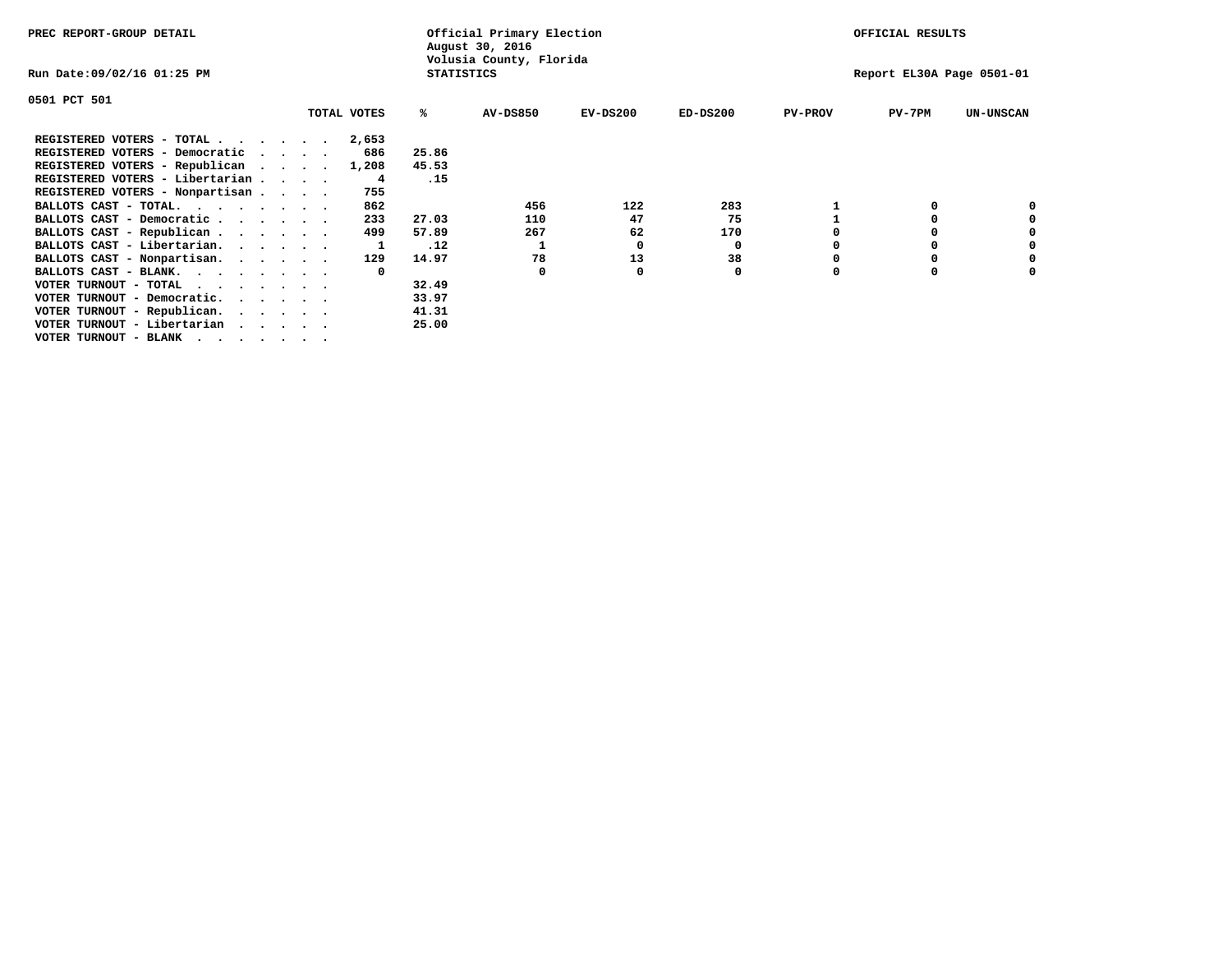PREC REPORT-GROUP DETAIL

Official Primary Election
August 30, 2016
Volusia County, Florida
STATISTICS

OFFICIAL RESULTS

Run Date:09/02/16 01:25 PM

Report EL30A Page 0501-01

0501 PCT 501

| | TOTAL VOTES | % | AV-DS850 | EV-DS200 | ED-DS200 | PV-PROV | PV-7PM | UN-UNSCAN |
|---|---|---|---|---|---|---|---|---|
| REGISTERED VOTERS - TOTAL . . . . . . | 2,653 | | | | | | | |
| REGISTERED VOTERS - Democratic . . . . | 686 | 25.86 | | | | | | |
| REGISTERED VOTERS - Republican . . . . | 1,208 | 45.53 | | | | | | |
| REGISTERED VOTERS - Libertarian . . . . | 4 | .15 | | | | | | |
| REGISTERED VOTERS - Nonpartisan . . . . | 755 | | | | | | | |
| BALLOTS CAST - TOTAL. . . . . . . . | 862 | | 456 | 122 | 283 | 1 | 0 | 0 |
| BALLOTS CAST - Democratic . . . . . . | 233 | 27.03 | 110 | 47 | 75 | 1 | 0 | 0 |
| BALLOTS CAST - Republican . . . . . . | 499 | 57.89 | 267 | 62 | 170 | 0 | 0 | 0 |
| BALLOTS CAST - Libertarian. . . . . . | 1 | .12 | 1 | 0 | 0 | 0 | 0 | 0 |
| BALLOTS CAST - Nonpartisan. . . . . . | 129 | 14.97 | 78 | 13 | 38 | 0 | 0 | 0 |
| BALLOTS CAST - BLANK. . . . . . . . | 0 | | 0 | 0 | 0 | 0 | 0 | 0 |
| VOTER TURNOUT - TOTAL . . . . . . . | | 32.49 | | | | | | |
| VOTER TURNOUT - Democratic. . . . . . | | 33.97 | | | | | | |
| VOTER TURNOUT - Republican. . . . . . | | 41.31 | | | | | | |
| VOTER TURNOUT - Libertarian . . . . . | | 25.00 | | | | | | |
| VOTER TURNOUT - BLANK . . . . . . . | | | | | | | | |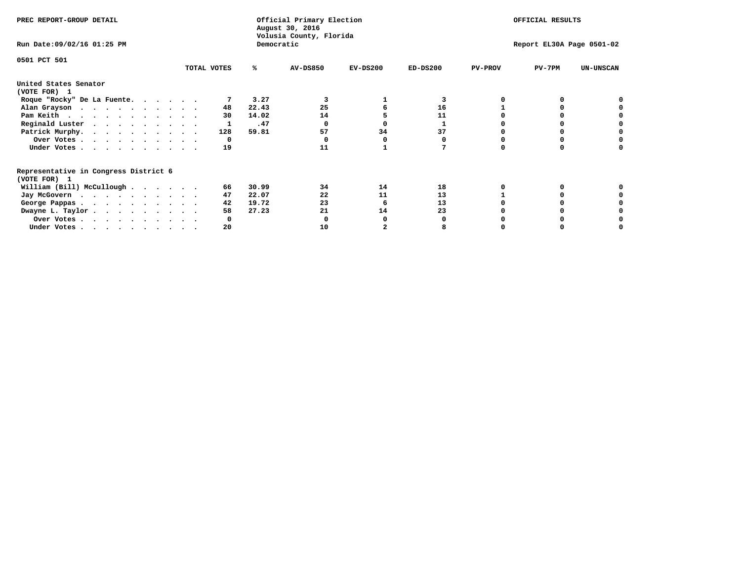PREC REPORT-GROUP DETAIL

Official Primary Election
August 30, 2016
Volusia County, Florida
Democratic

OFFICIAL RESULTS

Run Date:09/02/16 01:25 PM

Report EL30A Page 0501-02

0501 PCT 501

| | TOTAL VOTES | % | AV-DS850 | EV-DS200 | ED-DS200 | PV-PROV | PV-7PM | UN-UNSCAN |
|---|---|---|---|---|---|---|---|---|
| **United States Senator** | | | | | | | | |
| **(VOTE FOR) 1** | | | | | | | | |
| Roque "Rocky" De La Fuente. . . . . . | 7 | 3.27 | 3 | 1 | 3 | 0 | 0 | 0 |
| Alan Grayson . . . . . . . . . . . | 48 | 22.43 | 25 | 6 | 16 | 1 | 0 | 0 |
| Pam Keith . . . . . . . . . . . . | 30 | 14.02 | 14 | 5 | 11 | 0 | 0 | 0 |
| Reginald Luster . . . . . . . . . . | 1 | .47 | 0 | 0 | 1 | 0 | 0 | 0 |
| Patrick Murphy. . . . . . . . . . . | 128 | 59.81 | 57 | 34 | 37 | 0 | 0 | 0 |
| Over Votes . . . . . . . . . . . | 0 | | 0 | 0 | 0 | 0 | 0 | 0 |
| Under Votes . . . . . . . . . . . | 19 | | 11 | 1 | 7 | 0 | 0 | 0 |
| **Representative in Congress District 6** | | | | | | | | |
| **(VOTE FOR) 1** | | | | | | | | |
| William (Bill) McCullough . . . . . . | 66 | 30.99 | 34 | 14 | 18 | 0 | 0 | 0 |
| Jay McGovern . . . . . . . . . . . | 47 | 22.07 | 22 | 11 | 13 | 1 | 0 | 0 |
| George Pappas . . . . . . . . . . . | 42 | 19.72 | 23 | 6 | 13 | 0 | 0 | 0 |
| Dwayne L. Taylor . . . . . . . . . . | 58 | 27.23 | 21 | 14 | 23 | 0 | 0 | 0 |
| Over Votes . . . . . . . . . . . | 0 | | 0 | 0 | 0 | 0 | 0 | 0 |
| Under Votes . . . . . . . . . . . | 20 | | 10 | 2 | 8 | 0 | 0 | 0 |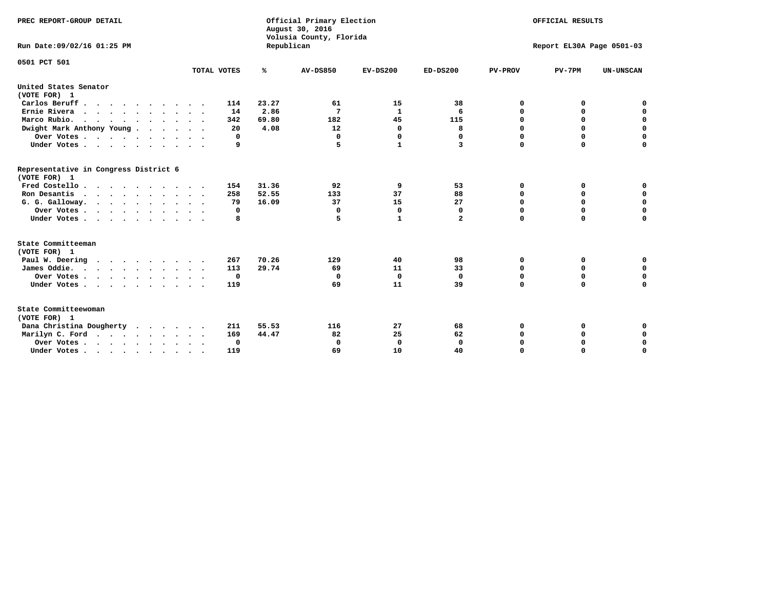PREC REPORT-GROUP DETAIL

Official Primary Election
August 30, 2016
Volusia County, Florida
Republican

OFFICIAL RESULTS

Run Date:09/02/16 01:25 PM

Report EL30A Page 0501-03

0501 PCT 501

| | TOTAL VOTES | % | AV-DS850 | EV-DS200 | ED-DS200 | PV-PROV | PV-7PM | UN-UNSCAN |
|---|---|---|---|---|---|---|---|---|
| **United States Senator** | | | | | | | | |
| **(VOTE FOR) 1** | | | | | | | | |
| Carlos Beruff | 114 | 23.27 | 61 | 15 | 38 | 0 | 0 | 0 |
| Ernie Rivera | 14 | 2.86 | 7 | 1 | 6 | 0 | 0 | 0 |
| Marco Rubio. | 342 | 69.80 | 182 | 45 | 115 | 0 | 0 | 0 |
| Dwight Mark Anthony Young | 20 | 4.08 | 12 | 0 | 8 | 0 | 0 | 0 |
| Over Votes | 0 | | 0 | 0 | 0 | 0 | 0 | 0 |
| Under Votes | 9 | | 5 | 1 | 3 | 0 | 0 | 0 |
| **Representative in Congress District 6** | | | | | | | | |
| **(VOTE FOR) 1** | | | | | | | | |
| Fred Costello | 154 | 31.36 | 92 | 9 | 53 | 0 | 0 | 0 |
| Ron Desantis | 258 | 52.55 | 133 | 37 | 88 | 0 | 0 | 0 |
| G. G. Galloway. | 79 | 16.09 | 37 | 15 | 27 | 0 | 0 | 0 |
| Over Votes | 0 | | 0 | 0 | 0 | 0 | 0 | 0 |
| Under Votes | 8 | | 5 | 1 | 2 | 0 | 0 | 0 |
| **State Committeeman** | | | | | | | | |
| **(VOTE FOR) 1** | | | | | | | | |
| Paul W. Deering | 267 | 70.26 | 129 | 40 | 98 | 0 | 0 | 0 |
| James Oddie. | 113 | 29.74 | 69 | 11 | 33 | 0 | 0 | 0 |
| Over Votes | 0 | | 0 | 0 | 0 | 0 | 0 | 0 |
| Under Votes | 119 | | 69 | 11 | 39 | 0 | 0 | 0 |
| **State Committeewoman** | | | | | | | | |
| **(VOTE FOR) 1** | | | | | | | | |
| Dana Christina Dougherty | 211 | 55.53 | 116 | 27 | 68 | 0 | 0 | 0 |
| Marilyn C. Ford | 169 | 44.47 | 82 | 25 | 62 | 0 | 0 | 0 |
| Over Votes | 0 | | 0 | 0 | 0 | 0 | 0 | 0 |
| Under Votes | 119 | | 69 | 10 | 40 | 0 | 0 | 0 |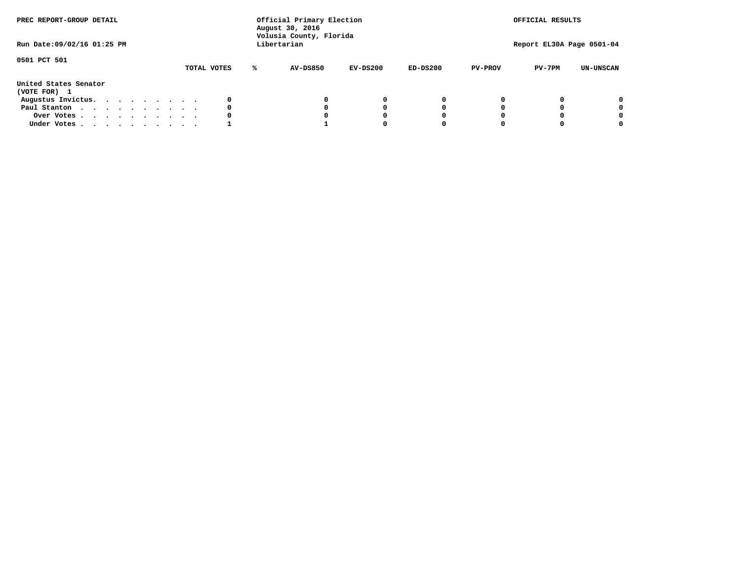PREC REPORT-GROUP DETAIL

Official Primary Election
August 30, 2016
Volusia County, Florida
Libertarian

OFFICIAL RESULTS

Run Date:09/02/16 01:25 PM

Report EL30A Page 0501-04

0501 PCT 501

| United States Senator (VOTE FOR) 1 | TOTAL VOTES | % | AV-DS850 | EV-DS200 | ED-DS200 | PV-PROV | PV-7PM | UN-UNSCAN |
|---|---|---|---|---|---|---|---|---|
| Augustus Invictus. . . . . . . . . . | 0 | | 0 | 0 | 0 | 0 | 0 | 0 |
| Paul Stanton . . . . . . . . . . . | 0 | | 0 | 0 | 0 | 0 | 0 | 0 |
| Over Votes . . . . . . . . . . . | 0 | | 0 | 0 | 0 | 0 | 0 | 0 |
| Under Votes . . . . . . . . . . . | 1 | | 1 | 0 | 0 | 0 | 0 | 0 |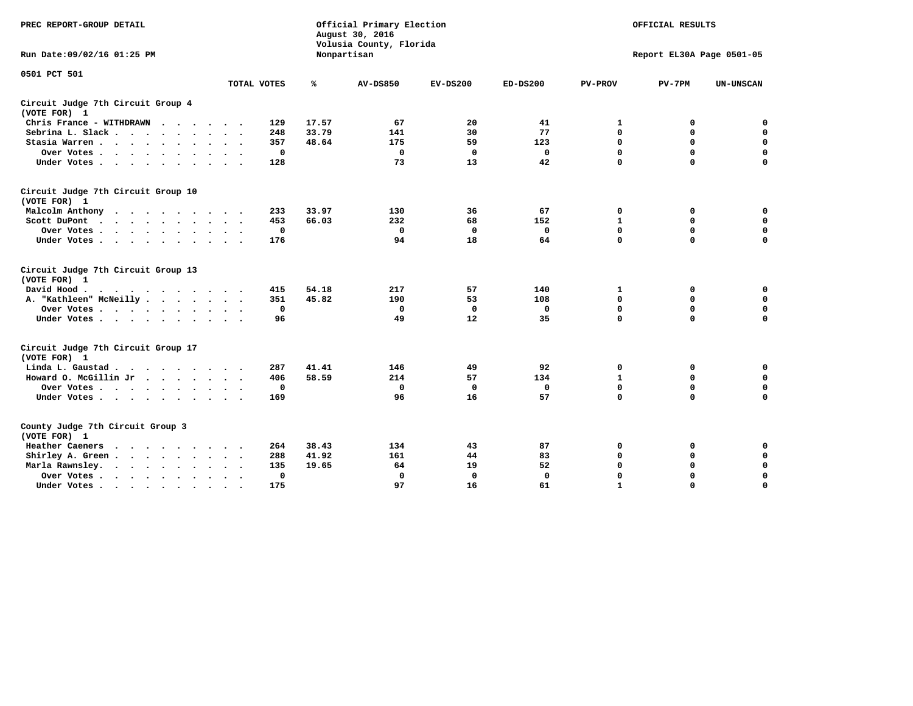PREC REPORT-GROUP DETAIL

Official Primary Election
August 30, 2016
Volusia County, Florida
Nonpartisan

OFFICIAL RESULTS

Run Date:09/02/16 01:25 PM

Report EL30A Page 0501-05

0501 PCT 501

| | TOTAL VOTES | % | AV-DS850 | EV-DS200 | ED-DS200 | PV-PROV | PV-7PM | UN-UNSCAN |
|---|---|---|---|---|---|---|---|---|
| **Circuit Judge 7th Circuit Group 4 (VOTE FOR) 1** | | | | | | | | |
| Chris France - WITHDRAWN | 129 | 17.57 | 67 | 20 | 41 | 1 | 0 | 0 |
| Sebrina L. Slack | 248 | 33.79 | 141 | 30 | 77 | 0 | 0 | 0 |
| Stasia Warren | 357 | 48.64 | 175 | 59 | 123 | 0 | 0 | 0 |
| Over Votes | 0 | | 0 | 0 | 0 | 0 | 0 | 0 |
| Under Votes | 128 | | 73 | 13 | 42 | 0 | 0 | 0 |
| **Circuit Judge 7th Circuit Group 10 (VOTE FOR) 1** | | | | | | | | |
| Malcolm Anthony | 233 | 33.97 | 130 | 36 | 67 | 0 | 0 | 0 |
| Scott DuPont | 453 | 66.03 | 232 | 68 | 152 | 1 | 0 | 0 |
| Over Votes | 0 | | 0 | 0 | 0 | 0 | 0 | 0 |
| Under Votes | 176 | | 94 | 18 | 64 | 0 | 0 | 0 |
| **Circuit Judge 7th Circuit Group 13 (VOTE FOR) 1** | | | | | | | | |
| David Hood | 415 | 54.18 | 217 | 57 | 140 | 1 | 0 | 0 |
| A. "Kathleen" McNeilly | 351 | 45.82 | 190 | 53 | 108 | 0 | 0 | 0 |
| Over Votes | 0 | | 0 | 0 | 0 | 0 | 0 | 0 |
| Under Votes | 96 | | 49 | 12 | 35 | 0 | 0 | 0 |
| **Circuit Judge 7th Circuit Group 17 (VOTE FOR) 1** | | | | | | | | |
| Linda L. Gaustad | 287 | 41.41 | 146 | 49 | 92 | 0 | 0 | 0 |
| Howard O. McGillin Jr | 406 | 58.59 | 214 | 57 | 134 | 1 | 0 | 0 |
| Over Votes | 0 | | 0 | 0 | 0 | 0 | 0 | 0 |
| Under Votes | 169 | | 96 | 16 | 57 | 0 | 0 | 0 |
| **County Judge 7th Circuit Group 3 (VOTE FOR) 1** | | | | | | | | |
| Heather Caeners | 264 | 38.43 | 134 | 43 | 87 | 0 | 0 | 0 |
| Shirley A. Green | 288 | 41.92 | 161 | 44 | 83 | 0 | 0 | 0 |
| Marla Rawnsley | 135 | 19.65 | 64 | 19 | 52 | 0 | 0 | 0 |
| Over Votes | 0 | | 0 | 0 | 0 | 0 | 0 | 0 |
| Under Votes | 175 | | 97 | 16 | 61 | 1 | 0 | 0 |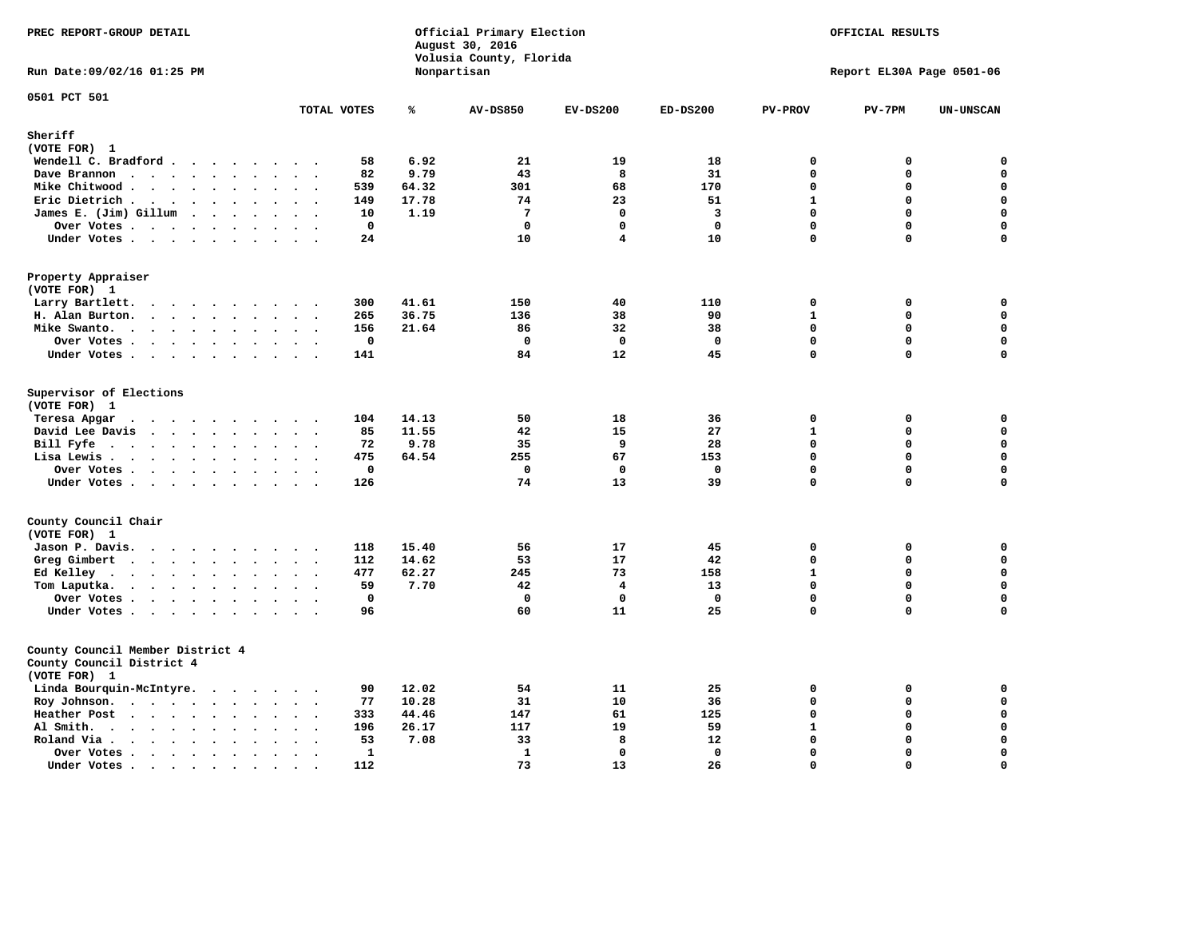PREC REPORT-GROUP DETAIL

Official Primary Election
August 30, 2016
Volusia County, Florida
Nonpartisan

OFFICIAL RESULTS

Run Date:09/02/16 01:25 PM

Report EL30A Page 0501-06

0501 PCT 501

| | TOTAL VOTES | % | AV-DS850 | EV-DS200 | ED-DS200 | PV-PROV | PV-7PM | UN-UNSCAN |
|---|---|---|---|---|---|---|---|---|
| **Sheriff** | | | | | | | | |
| (VOTE FOR) 1 | | | | | | | | |
| Wendell C. Bradford | 58 | 6.92 | 21 | 19 | 18 | 0 | 0 | 0 |
| Dave Brannon | 82 | 9.79 | 43 | 8 | 31 | 0 | 0 | 0 |
| Mike Chitwood | 539 | 64.32 | 301 | 68 | 170 | 0 | 0 | 0 |
| Eric Dietrich | 149 | 17.78 | 74 | 23 | 51 | 1 | 0 | 0 |
| James E. (Jim) Gillum | 10 | 1.19 | 7 | 0 | 3 | 0 | 0 | 0 |
| Over Votes | 0 | | 0 | 0 | 0 | 0 | 0 | 0 |
| Under Votes | 24 | | 10 | 4 | 10 | 0 | 0 | 0 |
| **Property Appraiser** | | | | | | | | |
| (VOTE FOR) 1 | | | | | | | | |
| Larry Bartlett | 300 | 41.61 | 150 | 40 | 110 | 0 | 0 | 0 |
| H. Alan Burton | 265 | 36.75 | 136 | 38 | 90 | 1 | 0 | 0 |
| Mike Swanto | 156 | 21.64 | 86 | 32 | 38 | 0 | 0 | 0 |
| Over Votes | 0 | | 0 | 0 | 0 | 0 | 0 | 0 |
| Under Votes | 141 | | 84 | 12 | 45 | 0 | 0 | 0 |
| **Supervisor of Elections** | | | | | | | | |
| (VOTE FOR) 1 | | | | | | | | |
| Teresa Apgar | 104 | 14.13 | 50 | 18 | 36 | 0 | 0 | 0 |
| David Lee Davis | 85 | 11.55 | 42 | 15 | 27 | 1 | 0 | 0 |
| Bill Fyfe | 72 | 9.78 | 35 | 9 | 28 | 0 | 0 | 0 |
| Lisa Lewis | 475 | 64.54 | 255 | 67 | 153 | 0 | 0 | 0 |
| Over Votes | 0 | | 0 | 0 | 0 | 0 | 0 | 0 |
| Under Votes | 126 | | 74 | 13 | 39 | 0 | 0 | 0 |
| **County Council Chair** | | | | | | | | |
| (VOTE FOR) 1 | | | | | | | | |
| Jason P. Davis | 118 | 15.40 | 56 | 17 | 45 | 0 | 0 | 0 |
| Greg Gimbert | 112 | 14.62 | 53 | 17 | 42 | 0 | 0 | 0 |
| Ed Kelley | 477 | 62.27 | 245 | 73 | 158 | 1 | 0 | 0 |
| Tom Laputka | 59 | 7.70 | 42 | 4 | 13 | 0 | 0 | 0 |
| Over Votes | 0 | | 0 | 0 | 0 | 0 | 0 | 0 |
| Under Votes | 96 | | 60 | 11 | 25 | 0 | 0 | 0 |
| **County Council Member District 4** | | | | | | | | |
| County Council District 4 | | | | | | | | |
| (VOTE FOR) 1 | | | | | | | | |
| Linda Bourquin-McIntyre | 90 | 12.02 | 54 | 11 | 25 | 0 | 0 | 0 |
| Roy Johnson | 77 | 10.28 | 31 | 10 | 36 | 0 | 0 | 0 |
| Heather Post | 333 | 44.46 | 147 | 61 | 125 | 0 | 0 | 0 |
| Al Smith | 196 | 26.17 | 117 | 19 | 59 | 1 | 0 | 0 |
| Roland Via | 53 | 7.08 | 33 | 8 | 12 | 0 | 0 | 0 |
| Over Votes | 1 | | 1 | 0 | 0 | 0 | 0 | 0 |
| Under Votes | 112 | | 73 | 13 | 26 | 0 | 0 | 0 |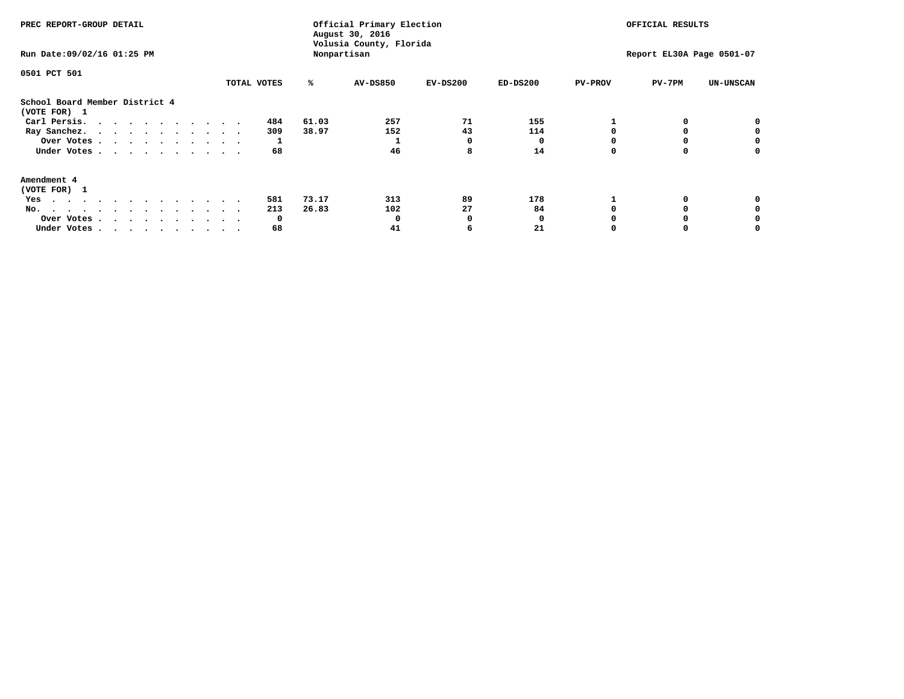PREC REPORT-GROUP DETAIL

Official Primary Election
August 30, 2016
Volusia County, Florida
Nonpartisan

OFFICIAL RESULTS

Run Date:09/02/16 01:25 PM

Report EL30A Page 0501-07

0501 PCT 501

| | TOTAL VOTES | % | AV-DS850 | EV-DS200 | ED-DS200 | PV-PROV | PV-7PM | UN-UNSCAN |
|---|---|---|---|---|---|---|---|---|
| **School Board Member District 4** | | | | | | | | |
| **(VOTE FOR) 1** | | | | | | | | |
| Carl Persis | 484 | 61.03 | 257 | 71 | 155 | 1 | 0 | 0 |
| Ray Sanchez | 309 | 38.97 | 152 | 43 | 114 | 0 | 0 | 0 |
| Over Votes | 1 | | 1 | 0 | 0 | 0 | 0 | 0 |
| Under Votes | 68 | | 46 | 8 | 14 | 0 | 0 | 0 |
| **Amendment 4** | | | | | | | | |
| **(VOTE FOR) 1** | | | | | | | | |
| Yes | 581 | 73.17 | 313 | 89 | 178 | 1 | 0 | 0 |
| No | 213 | 26.83 | 102 | 27 | 84 | 0 | 0 | 0 |
| Over Votes | 0 | | 0 | 0 | 0 | 0 | 0 | 0 |
| Under Votes | 68 | | 41 | 6 | 21 | 0 | 0 | 0 |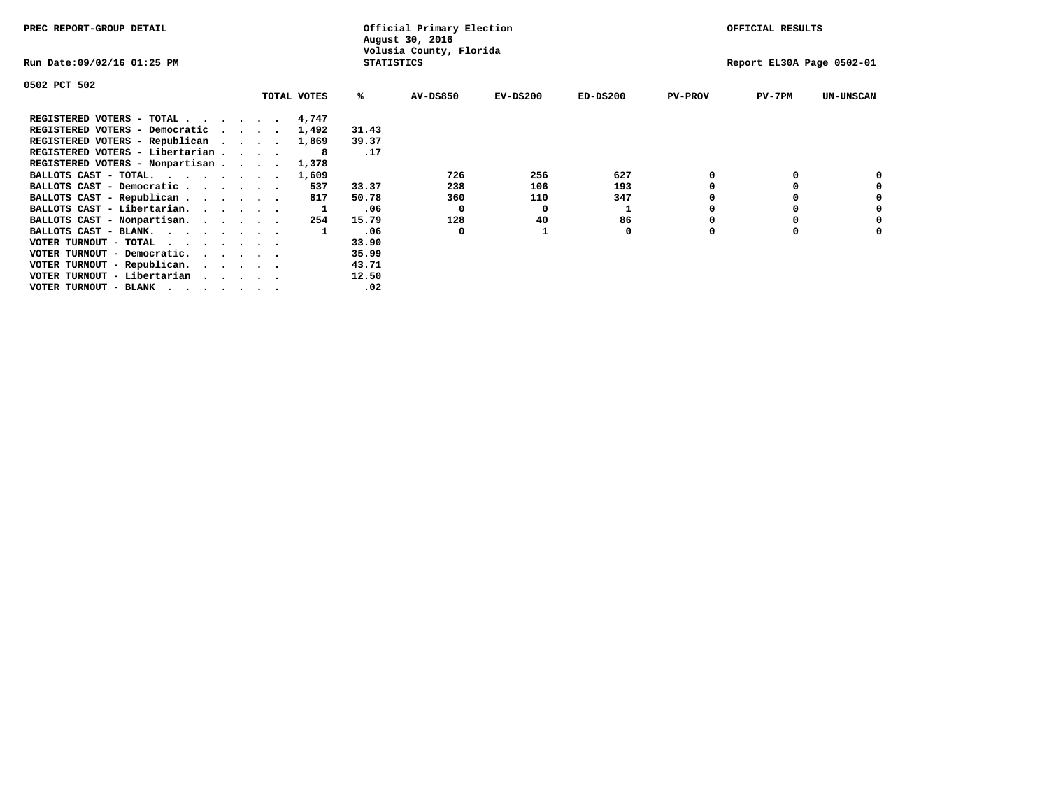PREC REPORT-GROUP DETAIL

Official Primary Election
August 30, 2016
Volusia County, Florida
STATISTICS

OFFICIAL RESULTS

Run Date:09/02/16 01:25 PM

Report EL30A Page 0502-01

0502 PCT 502

| | TOTAL VOTES | % | AV-DS850 | EV-DS200 | ED-DS200 | PV-PROV | PV-7PM | UN-UNSCAN |
|---|---|---|---|---|---|---|---|---|
| REGISTERED VOTERS - TOTAL . . . . . . | 4,747 | | | | | | | |
| REGISTERED VOTERS - Democratic . . . . | 1,492 | 31.43 | | | | | | |
| REGISTERED VOTERS - Republican . . . . | 1,869 | 39.37 | | | | | | |
| REGISTERED VOTERS - Libertarian . . . . | 8 | .17 | | | | | | |
| REGISTERED VOTERS - Nonpartisan . . . . | 1,378 | | | | | | | |
| BALLOTS CAST - TOTAL. . . . . . . . | 1,609 | | 726 | 256 | 627 | 0 | 0 | 0 |
| BALLOTS CAST - Democratic . . . . . . | 537 | 33.37 | 238 | 106 | 193 | 0 | 0 | 0 |
| BALLOTS CAST - Republican . . . . . . | 817 | 50.78 | 360 | 110 | 347 | 0 | 0 | 0 |
| BALLOTS CAST - Libertarian. . . . . . | 1 | .06 | 0 | 0 | 1 | 0 | 0 | 0 |
| BALLOTS CAST - Nonpartisan. . . . . . | 254 | 15.79 | 128 | 40 | 86 | 0 | 0 | 0 |
| BALLOTS CAST - BLANK. . . . . . . . | 1 | .06 | 0 | 1 | 0 | 0 | 0 | 0 |
| VOTER TURNOUT - TOTAL . . . . . . . | | 33.90 | | | | | | |
| VOTER TURNOUT - Democratic. . . . . . | | 35.99 | | | | | | |
| VOTER TURNOUT - Republican. . . . . . | | 43.71 | | | | | | |
| VOTER TURNOUT - Libertarian . . . . . | | 12.50 | | | | | | |
| VOTER TURNOUT - BLANK . . . . . . . | | .02 | | | | | | |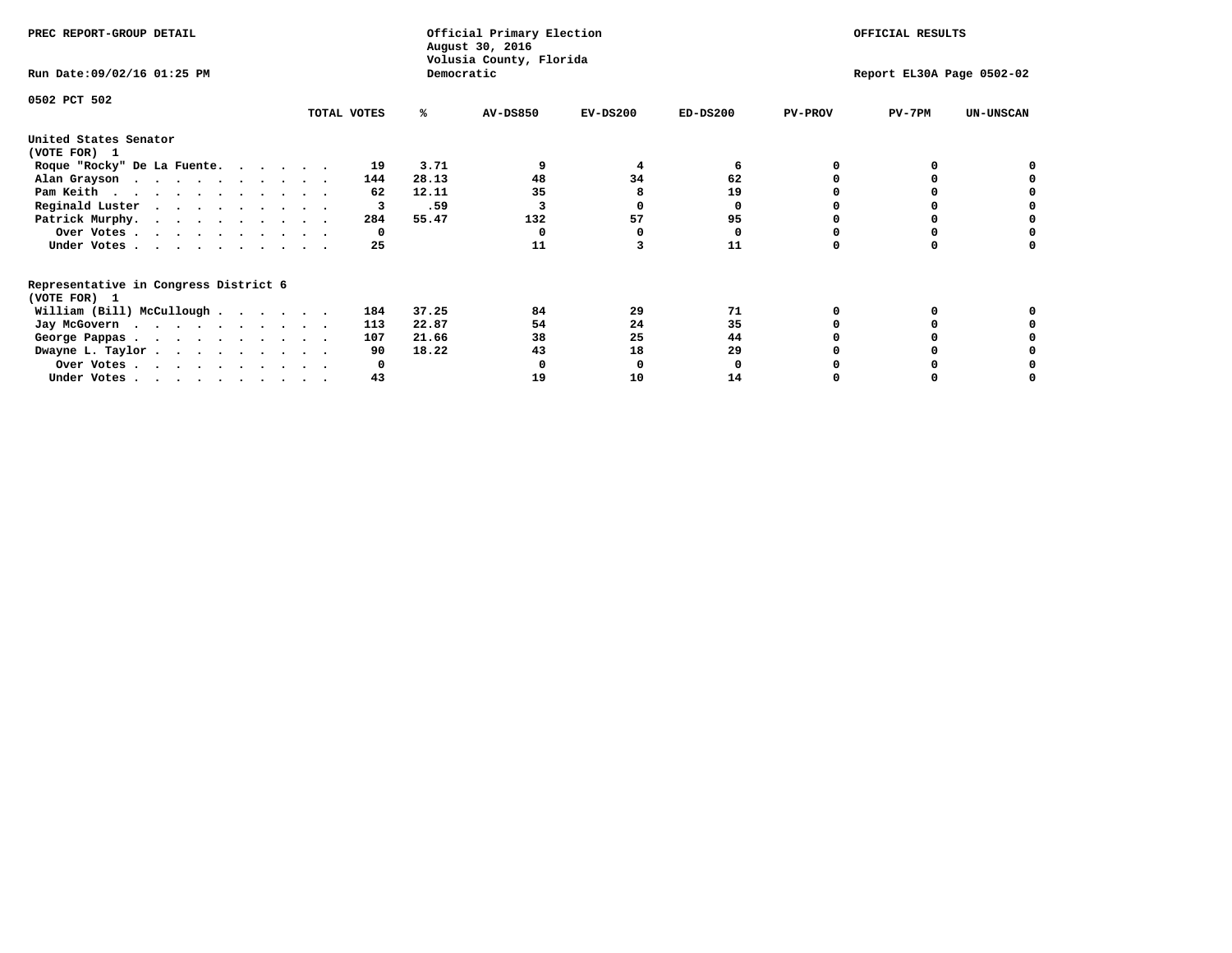PREC REPORT-GROUP DETAIL

Official Primary Election
August 30, 2016
Volusia County, Florida
Democratic

OFFICIAL RESULTS

Run Date:09/02/16 01:25 PM

Report EL30A Page 0502-02

0502 PCT 502

| | TOTAL VOTES | % | AV-DS850 | EV-DS200 | ED-DS200 | PV-PROV | PV-7PM | UN-UNSCAN |
|---|---|---|---|---|---|---|---|---|
| **United States Senator** | | | | | | | | |
| **(VOTE FOR) 1** | | | | | | | | |
| Roque "Rocky" De La Fuente. . . . . . . | 19 | 3.71 | 9 | 4 | 6 | 0 | 0 | 0 |
| Alan Grayson . . . . . . . . . . . | 144 | 28.13 | 48 | 34 | 62 | 0 | 0 | 0 |
| Pam Keith . . . . . . . . . . . . | 62 | 12.11 | 35 | 8 | 19 | 0 | 0 | 0 |
| Reginald Luster . . . . . . . . . . | 3 | .59 | 3 | 0 | 0 | 0 | 0 | 0 |
| Patrick Murphy. . . . . . . . . . . | 284 | 55.47 | 132 | 57 | 95 | 0 | 0 | 0 |
| Over Votes . . . . . . . . . . . | 0 | | 0 | 0 | 0 | 0 | 0 | 0 |
| Under Votes . . . . . . . . . . . | 25 | | 11 | 3 | 11 | 0 | 0 | 0 |
| **Representative in Congress District 6** | | | | | | | | |
| **(VOTE FOR) 1** | | | | | | | | |
| William (Bill) McCullough . . . . . . . | 184 | 37.25 | 84 | 29 | 71 | 0 | 0 | 0 |
| Jay McGovern . . . . . . . . . . . | 113 | 22.87 | 54 | 24 | 35 | 0 | 0 | 0 |
| George Pappas . . . . . . . . . . . | 107 | 21.66 | 38 | 25 | 44 | 0 | 0 | 0 |
| Dwayne L. Taylor . . . . . . . . . . | 90 | 18.22 | 43 | 18 | 29 | 0 | 0 | 0 |
| Over Votes . . . . . . . . . . . | 0 | | 0 | 0 | 0 | 0 | 0 | 0 |
| Under Votes . . . . . . . . . . . | 43 | | 19 | 10 | 14 | 0 | 0 | 0 |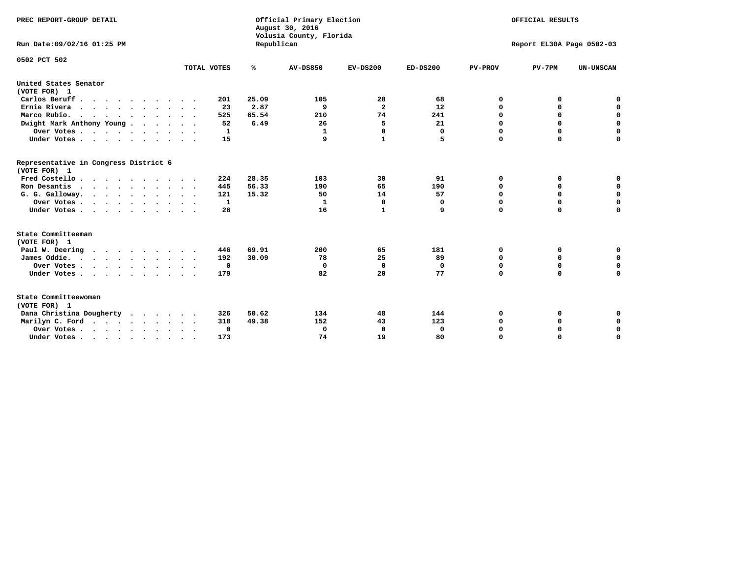PREC REPORT-GROUP DETAIL

Official Primary Election
August 30, 2016
Volusia County, Florida
Republican

OFFICIAL RESULTS

Run Date:09/02/16 01:25 PM

Report EL30A Page 0502-03

0502 PCT 502

| | TOTAL VOTES | % | AV-DS850 | EV-DS200 | ED-DS200 | PV-PROV | PV-7PM | UN-UNSCAN |
|---|---|---|---|---|---|---|---|---|
| **United States Senator** | | | | | | | | |
| (VOTE FOR) 1 | | | | | | | | |
| Carlos Beruff | 201 | 25.09 | 105 | 28 | 68 | 0 | 0 | 0 |
| Ernie Rivera | 23 | 2.87 | 9 | 2 | 12 | 0 | 0 | 0 |
| Marco Rubio. | 525 | 65.54 | 210 | 74 | 241 | 0 | 0 | 0 |
| Dwight Mark Anthony Young | 52 | 6.49 | 26 | 5 | 21 | 0 | 0 | 0 |
| Over Votes | 1 | | 1 | 0 | 0 | 0 | 0 | 0 |
| Under Votes | 15 | | 9 | 1 | 5 | 0 | 0 | 0 |
| **Representative in Congress District 6** | | | | | | | | |
| (VOTE FOR) 1 | | | | | | | | |
| Fred Costello | 224 | 28.35 | 103 | 30 | 91 | 0 | 0 | 0 |
| Ron Desantis | 445 | 56.33 | 190 | 65 | 190 | 0 | 0 | 0 |
| G. G. Galloway. | 121 | 15.32 | 50 | 14 | 57 | 0 | 0 | 0 |
| Over Votes | 1 | | 1 | 0 | 0 | 0 | 0 | 0 |
| Under Votes | 26 | | 16 | 1 | 9 | 0 | 0 | 0 |
| **State Committeeman** | | | | | | | | |
| (VOTE FOR) 1 | | | | | | | | |
| Paul W. Deering | 446 | 69.91 | 200 | 65 | 181 | 0 | 0 | 0 |
| James Oddie. | 192 | 30.09 | 78 | 25 | 89 | 0 | 0 | 0 |
| Over Votes | 0 | | 0 | 0 | 0 | 0 | 0 | 0 |
| Under Votes | 179 | | 82 | 20 | 77 | 0 | 0 | 0 |
| **State Committeewoman** | | | | | | | | |
| (VOTE FOR) 1 | | | | | | | | |
| Dana Christina Dougherty | 326 | 50.62 | 134 | 48 | 144 | 0 | 0 | 0 |
| Marilyn C. Ford | 318 | 49.38 | 152 | 43 | 123 | 0 | 0 | 0 |
| Over Votes | 0 | | 0 | 0 | 0 | 0 | 0 | 0 |
| Under Votes | 173 | | 74 | 19 | 80 | 0 | 0 | 0 |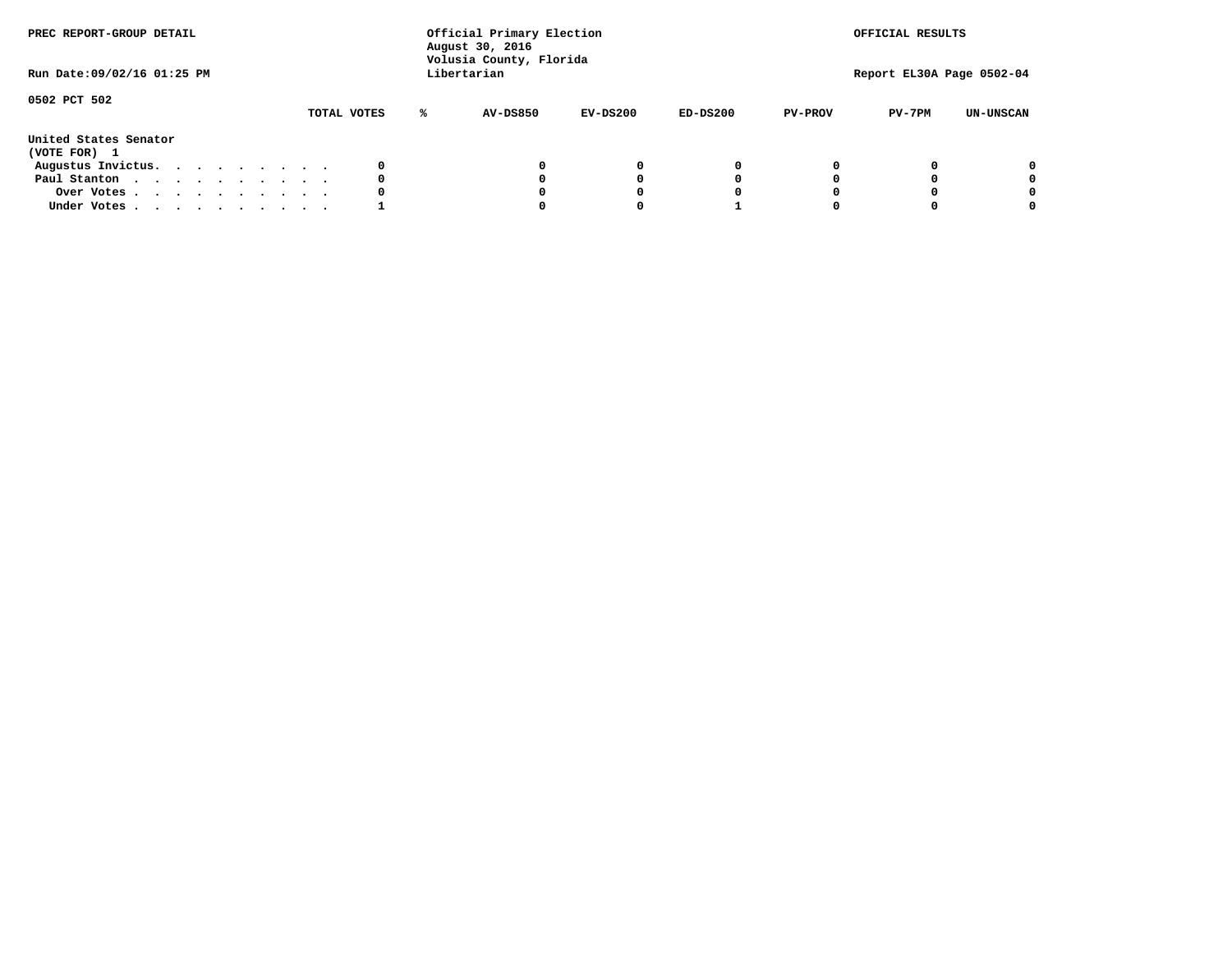PREC REPORT-GROUP DETAIL

Run Date:09/02/16 01:25 PM

Official Primary Election
August 30, 2016
Volusia County, Florida
Libertarian

OFFICIAL RESULTS

Report EL30A Page 0502-04

0502 PCT 502

| | TOTAL VOTES | % | AV-DS850 | EV-DS200 | ED-DS200 | PV-PROV | PV-7PM | UN-UNSCAN |
|---|---|---|---|---|---|---|---|---|
| **United States Senator** | | | | | | | | |
| **(VOTE FOR) 1** | | | | | | | | |
| Augustus Invictus. . . . . . . . . . | 0 | | 0 | 0 | 0 | 0 | 0 | 0 |
| Paul Stanton . . . . . . . . . . . | 0 | | 0 | 0 | 0 | 0 | 0 | 0 |
| Over Votes . . . . . . . . . . . | 0 | | 0 | 0 | 0 | 0 | 0 | 0 |
| Under Votes . . . . . . . . . . . | 1 | | 0 | 0 | 1 | 0 | 0 | 0 |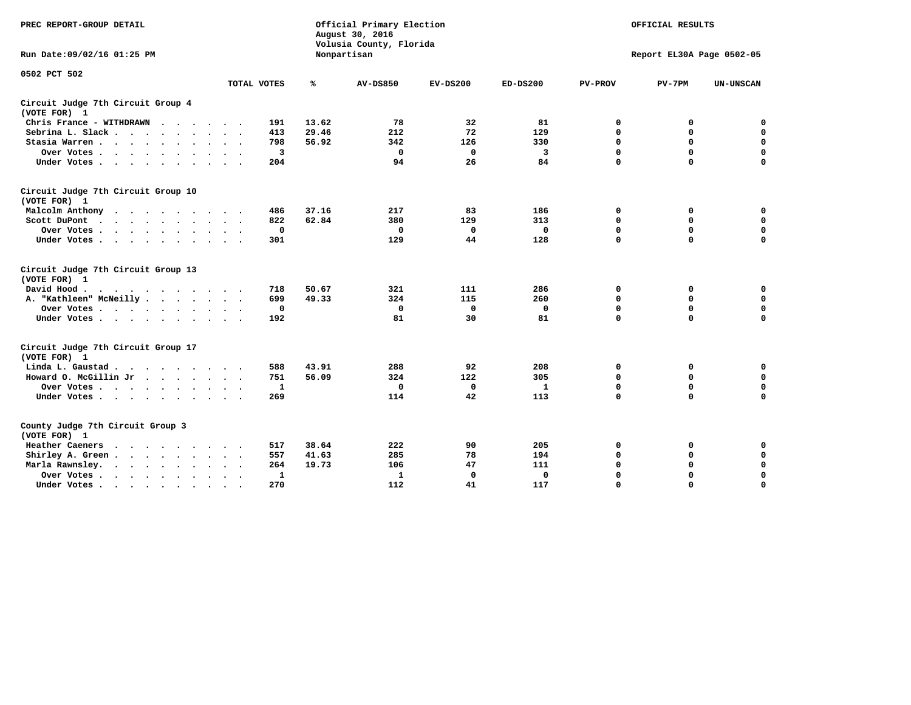PREC REPORT-GROUP DETAIL

Official Primary Election
August 30, 2016
Volusia County, Florida
Nonpartisan

OFFICIAL RESULTS

Run Date:09/02/16 01:25 PM

Report EL30A Page 0502-05

0502 PCT 502

| | TOTAL VOTES | % | AV-DS850 | EV-DS200 | ED-DS200 | PV-PROV | PV-7PM | UN-UNSCAN |
|---|---|---|---|---|---|---|---|---|
| **Circuit Judge 7th Circuit Group 4 (VOTE FOR) 1** | | | | | | | | |
| Chris France - WITHDRAWN | 191 | 13.62 | 78 | 32 | 81 | 0 | 0 | 0 |
| Sebrina L. Slack | 413 | 29.46 | 212 | 72 | 129 | 0 | 0 | 0 |
| Stasia Warren | 798 | 56.92 | 342 | 126 | 330 | 0 | 0 | 0 |
| Over Votes | 3 | | 0 | 0 | 3 | 0 | 0 | 0 |
| Under Votes | 204 | | 94 | 26 | 84 | 0 | 0 | 0 |
| **Circuit Judge 7th Circuit Group 10 (VOTE FOR) 1** | | | | | | | | |
| Malcolm Anthony | 486 | 37.16 | 217 | 83 | 186 | 0 | 0 | 0 |
| Scott DuPont | 822 | 62.84 | 380 | 129 | 313 | 0 | 0 | 0 |
| Over Votes | 0 | | 0 | 0 | 0 | 0 | 0 | 0 |
| Under Votes | 301 | | 129 | 44 | 128 | 0 | 0 | 0 |
| **Circuit Judge 7th Circuit Group 13 (VOTE FOR) 1** | | | | | | | | |
| David Hood | 718 | 50.67 | 321 | 111 | 286 | 0 | 0 | 0 |
| A. "Kathleen" McNeilly | 699 | 49.33 | 324 | 115 | 260 | 0 | 0 | 0 |
| Over Votes | 0 | | 0 | 0 | 0 | 0 | 0 | 0 |
| Under Votes | 192 | | 81 | 30 | 81 | 0 | 0 | 0 |
| **Circuit Judge 7th Circuit Group 17 (VOTE FOR) 1** | | | | | | | | |
| Linda L. Gaustad | 588 | 43.91 | 288 | 92 | 208 | 0 | 0 | 0 |
| Howard O. McGillin Jr | 751 | 56.09 | 324 | 122 | 305 | 0 | 0 | 0 |
| Over Votes | 1 | | 0 | 0 | 1 | 0 | 0 | 0 |
| Under Votes | 269 | | 114 | 42 | 113 | 0 | 0 | 0 |
| **County Judge 7th Circuit Group 3 (VOTE FOR) 1** | | | | | | | | |
| Heather Caeners | 517 | 38.64 | 222 | 90 | 205 | 0 | 0 | 0 |
| Shirley A. Green | 557 | 41.63 | 285 | 78 | 194 | 0 | 0 | 0 |
| Marla Rawnsley. | 264 | 19.73 | 106 | 47 | 111 | 0 | 0 | 0 |
| Over Votes | 1 | | 1 | 0 | 0 | 0 | 0 | 0 |
| Under Votes | 270 | | 112 | 41 | 117 | 0 | 0 | 0 |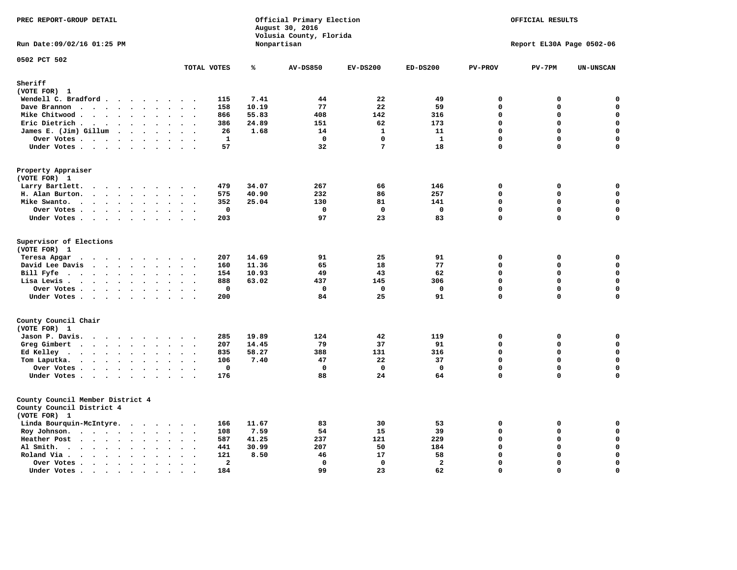PREC REPORT-GROUP DETAIL

Official Primary Election
August 30, 2016
Volusia County, Florida
Nonpartisan

OFFICIAL RESULTS

Run Date:09/02/16 01:25 PM

Report EL30A Page 0502-06

0502 PCT 502

| | TOTAL VOTES | % | AV-DS850 | EV-DS200 | ED-DS200 | PV-PROV | PV-7PM | UN-UNSCAN |
|---|---|---|---|---|---|---|---|---|
| **Sheriff** | | | | | | | | |
| (VOTE FOR) 1 | | | | | | | | |
| Wendell C. Bradford | 115 | 7.41 | 44 | 22 | 49 | 0 | 0 | 0 |
| Dave Brannon | 158 | 10.19 | 77 | 22 | 59 | 0 | 0 | 0 |
| Mike Chitwood | 866 | 55.83 | 408 | 142 | 316 | 0 | 0 | 0 |
| Eric Dietrich | 386 | 24.89 | 151 | 62 | 173 | 0 | 0 | 0 |
| James E. (Jim) Gillum | 26 | 1.68 | 14 | 1 | 11 | 0 | 0 | 0 |
| Over Votes | 1 | | 0 | 0 | 1 | 0 | 0 | 0 |
| Under Votes | 57 | | 32 | 7 | 18 | 0 | 0 | 0 |
| **Property Appraiser** | | | | | | | | |
| (VOTE FOR) 1 | | | | | | | | |
| Larry Bartlett | 479 | 34.07 | 267 | 66 | 146 | 0 | 0 | 0 |
| H. Alan Burton | 575 | 40.90 | 232 | 86 | 257 | 0 | 0 | 0 |
| Mike Swanto | 352 | 25.04 | 130 | 81 | 141 | 0 | 0 | 0 |
| Over Votes | 0 | | 0 | 0 | 0 | 0 | 0 | 0 |
| Under Votes | 203 | | 97 | 23 | 83 | 0 | 0 | 0 |
| **Supervisor of Elections** | | | | | | | | |
| (VOTE FOR) 1 | | | | | | | | |
| Teresa Apgar | 207 | 14.69 | 91 | 25 | 91 | 0 | 0 | 0 |
| David Lee Davis | 160 | 11.36 | 65 | 18 | 77 | 0 | 0 | 0 |
| Bill Fyfe | 154 | 10.93 | 49 | 43 | 62 | 0 | 0 | 0 |
| Lisa Lewis | 888 | 63.02 | 437 | 145 | 306 | 0 | 0 | 0 |
| Over Votes | 0 | | 0 | 0 | 0 | 0 | 0 | 0 |
| Under Votes | 200 | | 84 | 25 | 91 | 0 | 0 | 0 |
| **County Council Chair** | | | | | | | | |
| (VOTE FOR) 1 | | | | | | | | |
| Jason P. Davis | 285 | 19.89 | 124 | 42 | 119 | 0 | 0 | 0 |
| Greg Gimbert | 207 | 14.45 | 79 | 37 | 91 | 0 | 0 | 0 |
| Ed Kelley | 835 | 58.27 | 388 | 131 | 316 | 0 | 0 | 0 |
| Tom Laputka | 106 | 7.40 | 47 | 22 | 37 | 0 | 0 | 0 |
| Over Votes | 0 | | 0 | 0 | 0 | 0 | 0 | 0 |
| Under Votes | 176 | | 88 | 24 | 64 | 0 | 0 | 0 |
| **County Council Member District 4** | | | | | | | | |
| County Council District 4 | | | | | | | | |
| (VOTE FOR) 1 | | | | | | | | |
| Linda Bourquin-McIntyre | 166 | 11.67 | 83 | 30 | 53 | 0 | 0 | 0 |
| Roy Johnson | 108 | 7.59 | 54 | 15 | 39 | 0 | 0 | 0 |
| Heather Post | 587 | 41.25 | 237 | 121 | 229 | 0 | 0 | 0 |
| Al Smith | 441 | 30.99 | 207 | 50 | 184 | 0 | 0 | 0 |
| Roland Via | 121 | 8.50 | 46 | 17 | 58 | 0 | 0 | 0 |
| Over Votes | 2 | | 0 | 0 | 2 | 0 | 0 | 0 |
| Under Votes | 184 | | 99 | 23 | 62 | 0 | 0 | 0 |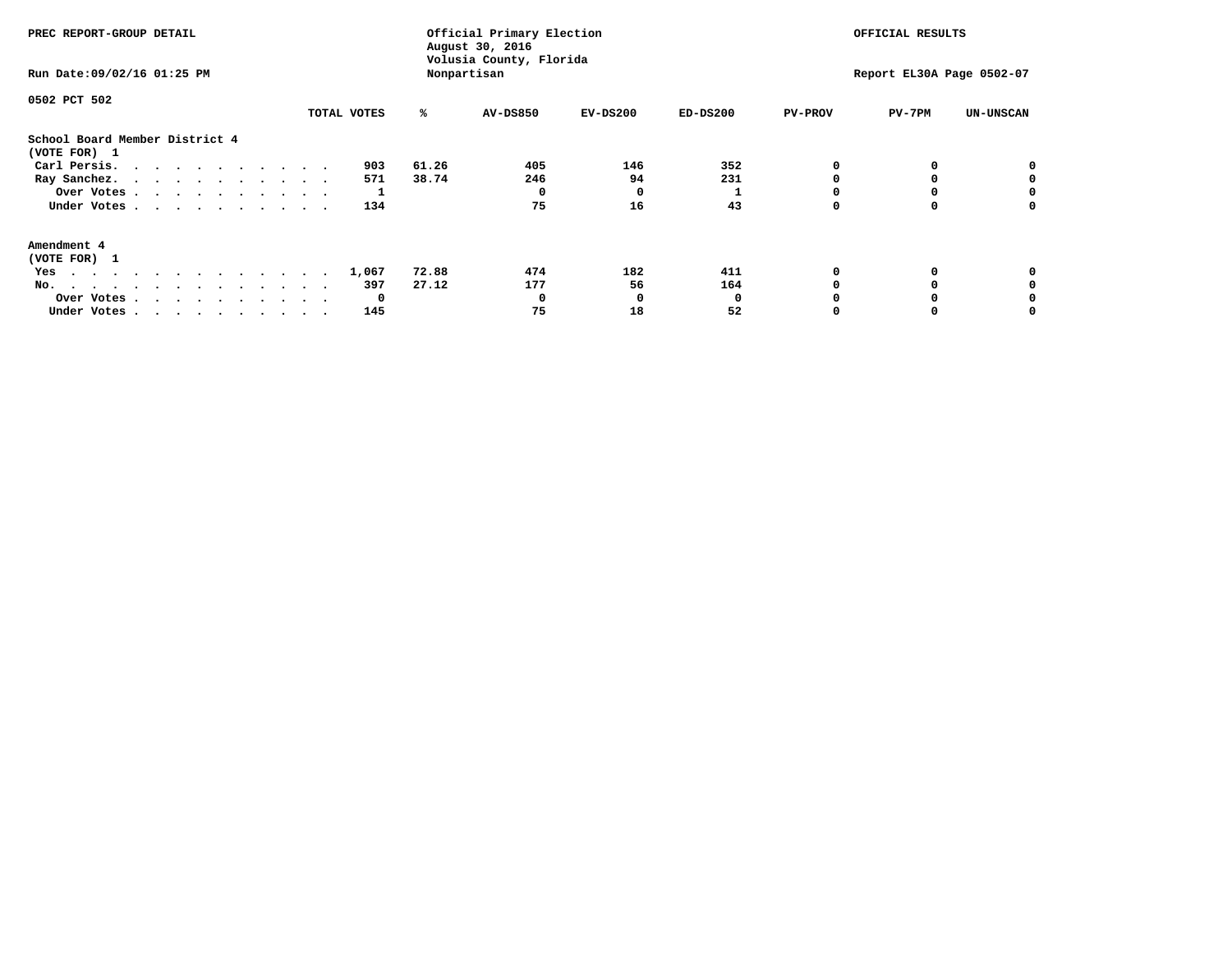PREC REPORT-GROUP DETAIL

Official Primary Election
August 30, 2016
Volusia County, Florida
Nonpartisan

OFFICIAL RESULTS

Run Date:09/02/16 01:25 PM

Report EL30A Page 0502-07

0502 PCT 502

| | TOTAL VOTES | % | AV-DS850 | EV-DS200 | ED-DS200 | PV-PROV | PV-7PM | UN-UNSCAN |
|---|---|---|---|---|---|---|---|---|
| **School Board Member District 4** | | | | | | | | |
| **(VOTE FOR) 1** | | | | | | | | |
| Carl Persis. | 903 | 61.26 | 405 | 146 | 352 | 0 | 0 | 0 |
| Ray Sanchez. | 571 | 38.74 | 246 | 94 | 231 | 0 | 0 | 0 |
| Over Votes | 1 | | 0 | 0 | 1 | 0 | 0 | 0 |
| Under Votes | 134 | | 75 | 16 | 43 | 0 | 0 | 0 |
| **Amendment 4** | | | | | | | | |
| **(VOTE FOR) 1** | | | | | | | | |
| Yes | 1,067 | 72.88 | 474 | 182 | 411 | 0 | 0 | 0 |
| No. | 397 | 27.12 | 177 | 56 | 164 | 0 | 0 | 0 |
| Over Votes | 0 | | 0 | 0 | 0 | 0 | 0 | 0 |
| Under Votes | 145 | | 75 | 18 | 52 | 0 | 0 | 0 |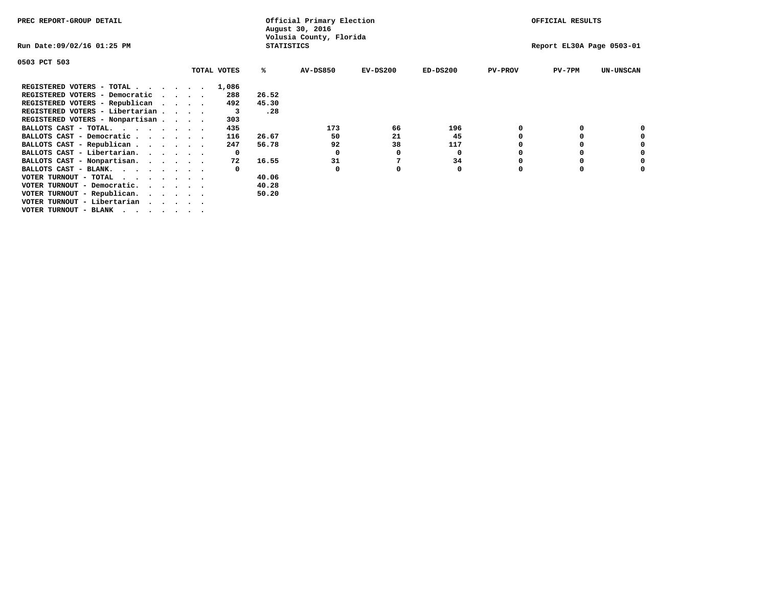PREC REPORT-GROUP DETAIL

Official Primary Election
August 30, 2016
Volusia County, Florida
STATISTICS

OFFICIAL RESULTS

Run Date:09/02/16 01:25 PM

Report EL30A Page 0503-01

0503 PCT 503

| | TOTAL VOTES | % | AV-DS850 | EV-DS200 | ED-DS200 | PV-PROV | PV-7PM | UN-UNSCAN |
|---|---|---|---|---|---|---|---|---|
| REGISTERED VOTERS - TOTAL . . . . . . | 1,086 | | | | | | | |
| REGISTERED VOTERS - Democratic . . . . | 288 | 26.52 | | | | | | |
| REGISTERED VOTERS - Republican . . . . | 492 | 45.30 | | | | | | |
| REGISTERED VOTERS - Libertarian . . . . | 3 | .28 | | | | | | |
| REGISTERED VOTERS - Nonpartisan . . . . | 303 | | | | | | | |
| BALLOTS CAST - TOTAL. . . . . . . . | 435 | | 173 | 66 | 196 | 0 | 0 | 0 |
| BALLOTS CAST - Democratic . . . . . . | 116 | 26.67 | 50 | 21 | 45 | 0 | 0 | 0 |
| BALLOTS CAST - Republican . . . . . . | 247 | 56.78 | 92 | 38 | 117 | 0 | 0 | 0 |
| BALLOTS CAST - Libertarian. . . . . . | 0 | | 0 | 0 | 0 | 0 | 0 | 0 |
| BALLOTS CAST - Nonpartisan. . . . . . | 72 | 16.55 | 31 | 7 | 34 | 0 | 0 | 0 |
| BALLOTS CAST - BLANK. . . . . . . . | 0 | | 0 | 0 | 0 | 0 | 0 | 0 |
| VOTER TURNOUT - TOTAL . . . . . . . | | 40.06 | | | | | | |
| VOTER TURNOUT - Democratic. . . . . . | | 40.28 | | | | | | |
| VOTER TURNOUT - Republican. . . . . . | | 50.20 | | | | | | |
| VOTER TURNOUT - Libertarian . . . . . | | | | | | | | |
| VOTER TURNOUT - BLANK . . . . . . . | | | | | | | | |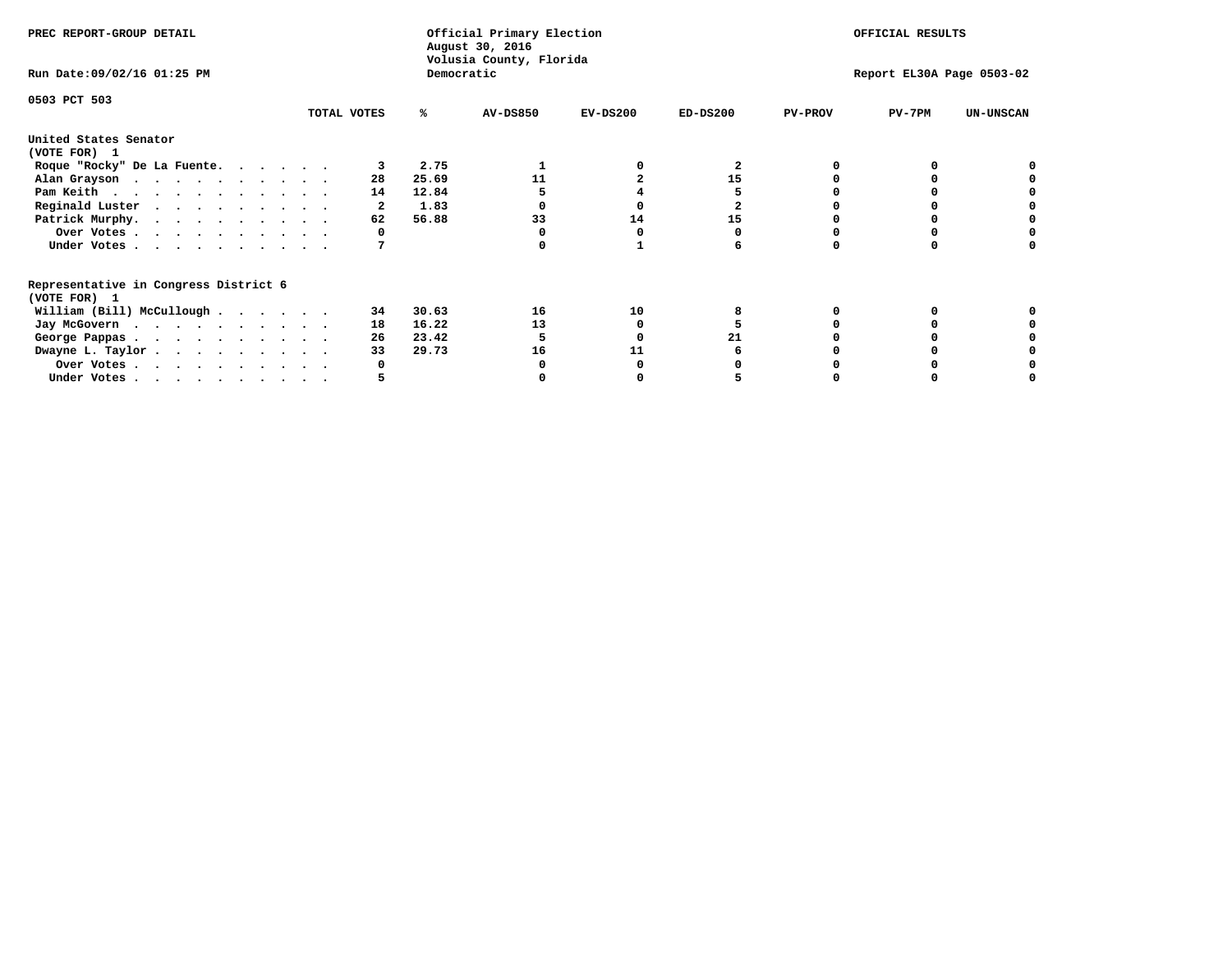PREC REPORT-GROUP DETAIL

Run Date:09/02/16 01:25 PM

Official Primary Election
August 30, 2016
Volusia County, Florida
Democratic

OFFICIAL RESULTS

Report EL30A Page 0503-02

0503 PCT 503

| | TOTAL VOTES | % | AV-DS850 | EV-DS200 | ED-DS200 | PV-PROV | PV-7PM | UN-UNSCAN |
|---|---|---|---|---|---|---|---|---|
| **United States Senator (VOTE FOR) 1** | | | | | | | | |
| Roque "Rocky" De La Fuente | 3 | 2.75 | 1 | 0 | 2 | 0 | 0 | 0 |
| Alan Grayson | 28 | 25.69 | 11 | 2 | 15 | 0 | 0 | 0 |
| Pam Keith | 14 | 12.84 | 5 | 4 | 5 | 0 | 0 | 0 |
| Reginald Luster | 2 | 1.83 | 0 | 0 | 2 | 0 | 0 | 0 |
| Patrick Murphy | 62 | 56.88 | 33 | 14 | 15 | 0 | 0 | 0 |
| Over Votes | 0 | | 0 | 0 | 0 | 0 | 0 | 0 |
| Under Votes | 7 | | 0 | 1 | 6 | 0 | 0 | 0 |
| **Representative in Congress District 6 (VOTE FOR) 1** | | | | | | | | |
| William (Bill) McCullough | 34 | 30.63 | 16 | 10 | 8 | 0 | 0 | 0 |
| Jay McGovern | 18 | 16.22 | 13 | 0 | 5 | 0 | 0 | 0 |
| George Pappas | 26 | 23.42 | 5 | 0 | 21 | 0 | 0 | 0 |
| Dwayne L. Taylor | 33 | 29.73 | 16 | 11 | 6 | 0 | 0 | 0 |
| Over Votes | 0 | | 0 | 0 | 0 | 0 | 0 | 0 |
| Under Votes | 5 | | 0 | 0 | 5 | 0 | 0 | 0 |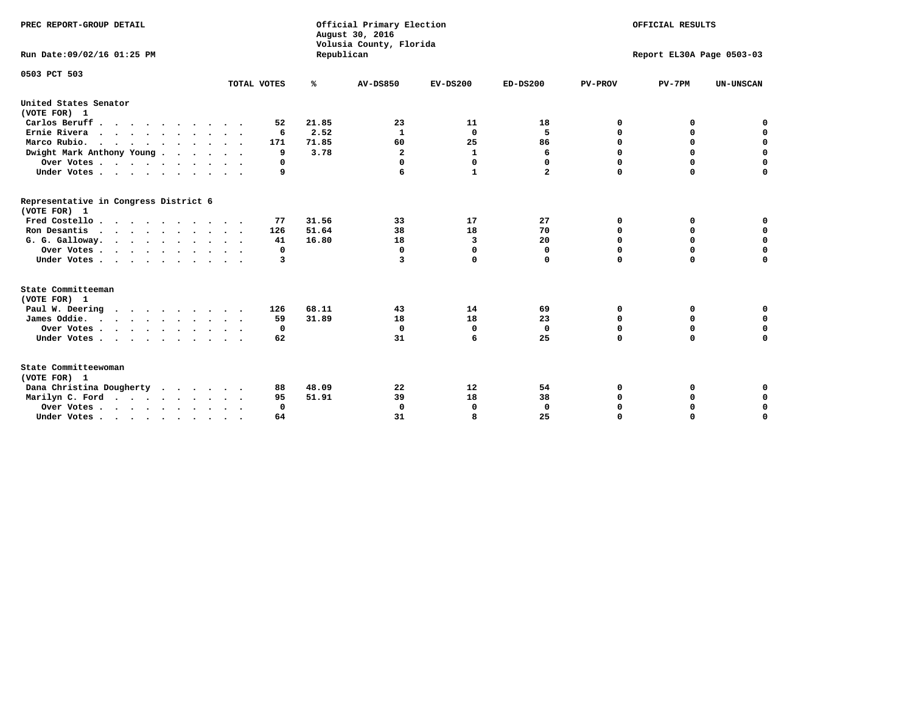PREC REPORT-GROUP DETAIL

Official Primary Election
August 30, 2016
Volusia County, Florida
Republican

OFFICIAL RESULTS

Run Date:09/02/16 01:25 PM

Report EL30A Page 0503-03

0503 PCT 503

| | TOTAL VOTES | % | AV-DS850 | EV-DS200 | ED-DS200 | PV-PROV | PV-7PM | UN-UNSCAN |
|---|---|---|---|---|---|---|---|---|
| **United States Senator** | | | | | | | | |
| **(VOTE FOR) 1** | | | | | | | | |
| Carlos Beruff | 52 | 21.85 | 23 | 11 | 18 | 0 | 0 | 0 |
| Ernie Rivera | 6 | 2.52 | 1 | 0 | 5 | 0 | 0 | 0 |
| Marco Rubio. | 171 | 71.85 | 60 | 25 | 86 | 0 | 0 | 0 |
| Dwight Mark Anthony Young | 9 | 3.78 | 2 | 1 | 6 | 0 | 0 | 0 |
| Over Votes | 0 | | 0 | 0 | 0 | 0 | 0 | 0 |
| Under Votes | 9 | | 6 | 1 | 2 | 0 | 0 | 0 |
| **Representative in Congress District 6** | | | | | | | | |
| **(VOTE FOR) 1** | | | | | | | | |
| Fred Costello | 77 | 31.56 | 33 | 17 | 27 | 0 | 0 | 0 |
| Ron Desantis | 126 | 51.64 | 38 | 18 | 70 | 0 | 0 | 0 |
| G. G. Galloway. | 41 | 16.80 | 18 | 3 | 20 | 0 | 0 | 0 |
| Over Votes | 0 | | 0 | 0 | 0 | 0 | 0 | 0 |
| Under Votes | 3 | | 3 | 0 | 0 | 0 | 0 | 0 |
| **State Committeeman** | | | | | | | | |
| **(VOTE FOR) 1** | | | | | | | | |
| Paul W. Deering | 126 | 68.11 | 43 | 14 | 69 | 0 | 0 | 0 |
| James Oddie. | 59 | 31.89 | 18 | 18 | 23 | 0 | 0 | 0 |
| Over Votes | 0 | | 0 | 0 | 0 | 0 | 0 | 0 |
| Under Votes | 62 | | 31 | 6 | 25 | 0 | 0 | 0 |
| **State Committeewoman** | | | | | | | | |
| **(VOTE FOR) 1** | | | | | | | | |
| Dana Christina Dougherty | 88 | 48.09 | 22 | 12 | 54 | 0 | 0 | 0 |
| Marilyn C. Ford | 95 | 51.91 | 39 | 18 | 38 | 0 | 0 | 0 |
| Over Votes | 0 | | 0 | 0 | 0 | 0 | 0 | 0 |
| Under Votes | 64 | | 31 | 8 | 25 | 0 | 0 | 0 |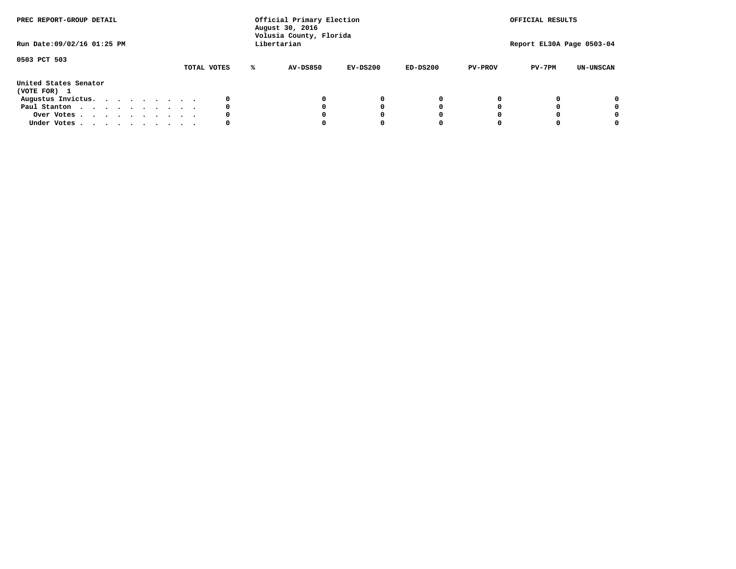PREC REPORT-GROUP DETAIL

Official Primary Election
August 30, 2016
Volusia County, Florida
Libertarian

OFFICIAL RESULTS

Run Date:09/02/16 01:25 PM

Report EL30A Page 0503-04

0503 PCT 503

| | TOTAL VOTES | % | AV-DS850 | EV-DS200 | ED-DS200 | PV-PROV | PV-7PM | UN-UNSCAN |
|---|---|---|---|---|---|---|---|---|
| **United States Senator** | | | | | | | | |
| **(VOTE FOR) 1** | | | | | | | | |
| Augustus Invictus. . . . . . . . . . | 0 | | 0 | 0 | 0 | 0 | 0 | 0 |
| Paul Stanton . . . . . . . . . . . | 0 | | 0 | 0 | 0 | 0 | 0 | 0 |
| Over Votes . . . . . . . . . . . | 0 | | 0 | 0 | 0 | 0 | 0 | 0 |
| Under Votes . . . . . . . . . . . | 0 | | 0 | 0 | 0 | 0 | 0 | 0 |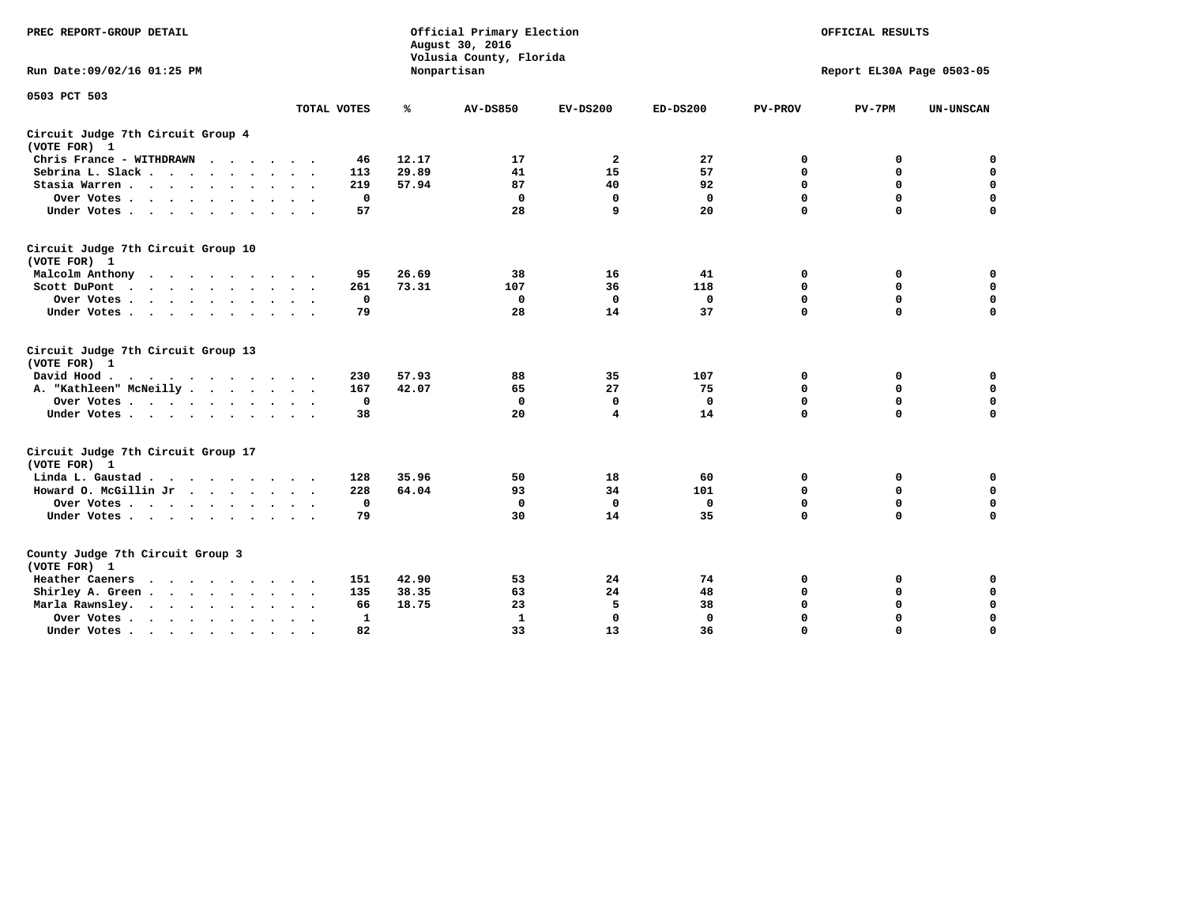PREC REPORT-GROUP DETAIL

Official Primary Election
August 30, 2016
Volusia County, Florida
Nonpartisan

OFFICIAL RESULTS

Run Date:09/02/16 01:25 PM

Report EL30A Page 0503-05

0503 PCT 503

| | TOTAL VOTES | % | AV-DS850 | EV-DS200 | ED-DS200 | PV-PROV | PV-7PM | UN-UNSCAN |
|---|---|---|---|---|---|---|---|---|
| **Circuit Judge 7th Circuit Group 4 (VOTE FOR) 1** | | | | | | | | |
| Chris France - WITHDRAWN | 46 | 12.17 | 17 | 2 | 27 | 0 | 0 | 0 |
| Sebrina L. Slack | 113 | 29.89 | 41 | 15 | 57 | 0 | 0 | 0 |
| Stasia Warren | 219 | 57.94 | 87 | 40 | 92 | 0 | 0 | 0 |
| Over Votes | 0 | | 0 | 0 | 0 | 0 | 0 | 0 |
| Under Votes | 57 | | 28 | 9 | 20 | 0 | 0 | 0 |
| **Circuit Judge 7th Circuit Group 10 (VOTE FOR) 1** | | | | | | | | |
| Malcolm Anthony | 95 | 26.69 | 38 | 16 | 41 | 0 | 0 | 0 |
| Scott DuPont | 261 | 73.31 | 107 | 36 | 118 | 0 | 0 | 0 |
| Over Votes | 0 | | 0 | 0 | 0 | 0 | 0 | 0 |
| Under Votes | 79 | | 28 | 14 | 37 | 0 | 0 | 0 |
| **Circuit Judge 7th Circuit Group 13 (VOTE FOR) 1** | | | | | | | | |
| David Hood | 230 | 57.93 | 88 | 35 | 107 | 0 | 0 | 0 |
| A. "Kathleen" McNeilly | 167 | 42.07 | 65 | 27 | 75 | 0 | 0 | 0 |
| Over Votes | 0 | | 0 | 0 | 0 | 0 | 0 | 0 |
| Under Votes | 38 | | 20 | 4 | 14 | 0 | 0 | 0 |
| **Circuit Judge 7th Circuit Group 17 (VOTE FOR) 1** | | | | | | | | |
| Linda L. Gaustad | 128 | 35.96 | 50 | 18 | 60 | 0 | 0 | 0 |
| Howard O. McGillin Jr | 228 | 64.04 | 93 | 34 | 101 | 0 | 0 | 0 |
| Over Votes | 0 | | 0 | 0 | 0 | 0 | 0 | 0 |
| Under Votes | 79 | | 30 | 14 | 35 | 0 | 0 | 0 |
| **County Judge 7th Circuit Group 3 (VOTE FOR) 1** | | | | | | | | |
| Heather Caeners | 151 | 42.90 | 53 | 24 | 74 | 0 | 0 | 0 |
| Shirley A. Green | 135 | 38.35 | 63 | 24 | 48 | 0 | 0 | 0 |
| Marla Rawnsley. | 66 | 18.75 | 23 | 5 | 38 | 0 | 0 | 0 |
| Over Votes | 1 | | 1 | 0 | 0 | 0 | 0 | 0 |
| Under Votes | 82 | | 33 | 13 | 36 | 0 | 0 | 0 |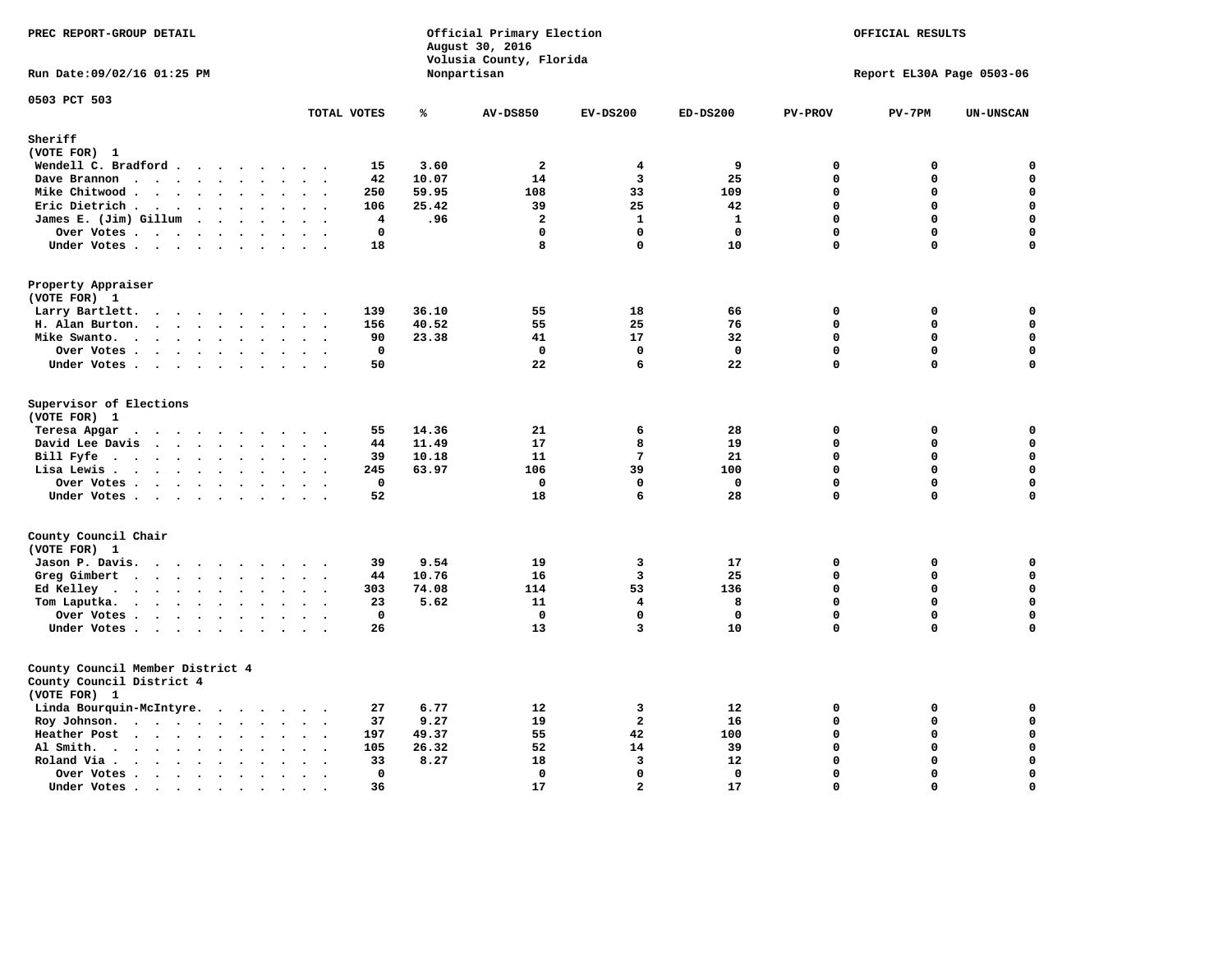PREC REPORT-GROUP DETAIL

Official Primary Election
August 30, 2016
Volusia County, Florida
Nonpartisan

OFFICIAL RESULTS

Run Date:09/02/16 01:25 PM

Report EL30A Page 0503-06

0503 PCT 503

| | TOTAL VOTES | % | AV-DS850 | EV-DS200 | ED-DS200 | PV-PROV | PV-7PM | UN-UNSCAN |
|---|---|---|---|---|---|---|---|---|
| **Sheriff** | | | | | | | | |
| **(VOTE FOR) 1** | | | | | | | | |
| Wendell C. Bradford | 15 | 3.60 | 2 | 4 | 9 | 0 | 0 | 0 |
| Dave Brannon | 42 | 10.07 | 14 | 3 | 25 | 0 | 0 | 0 |
| Mike Chitwood | 250 | 59.95 | 108 | 33 | 109 | 0 | 0 | 0 |
| Eric Dietrich | 106 | 25.42 | 39 | 25 | 42 | 0 | 0 | 0 |
| James E. (Jim) Gillum | 4 | .96 | 2 | 1 | 1 | 0 | 0 | 0 |
| Over Votes | 0 | | 0 | 0 | 0 | 0 | 0 | 0 |
| Under Votes | 18 | | 8 | 0 | 10 | 0 | 0 | 0 |
| **Property Appraiser** | | | | | | | | |
| **(VOTE FOR) 1** | | | | | | | | |
| Larry Bartlett. | 139 | 36.10 | 55 | 18 | 66 | 0 | 0 | 0 |
| H. Alan Burton. | 156 | 40.52 | 55 | 25 | 76 | 0 | 0 | 0 |
| Mike Swanto. | 90 | 23.38 | 41 | 17 | 32 | 0 | 0 | 0 |
| Over Votes | 0 | | 0 | 0 | 0 | 0 | 0 | 0 |
| Under Votes | 50 | | 22 | 6 | 22 | 0 | 0 | 0 |
| **Supervisor of Elections** | | | | | | | | |
| **(VOTE FOR) 1** | | | | | | | | |
| Teresa Apgar | 55 | 14.36 | 21 | 6 | 28 | 0 | 0 | 0 |
| David Lee Davis | 44 | 11.49 | 17 | 8 | 19 | 0 | 0 | 0 |
| Bill Fyfe | 39 | 10.18 | 11 | 7 | 21 | 0 | 0 | 0 |
| Lisa Lewis | 245 | 63.97 | 106 | 39 | 100 | 0 | 0 | 0 |
| Over Votes | 0 | | 0 | 0 | 0 | 0 | 0 | 0 |
| Under Votes | 52 | | 18 | 6 | 28 | 0 | 0 | 0 |
| **County Council Chair** | | | | | | | | |
| **(VOTE FOR) 1** | | | | | | | | |
| Jason P. Davis. | 39 | 9.54 | 19 | 3 | 17 | 0 | 0 | 0 |
| Greg Gimbert | 44 | 10.76 | 16 | 3 | 25 | 0 | 0 | 0 |
| Ed Kelley | 303 | 74.08 | 114 | 53 | 136 | 0 | 0 | 0 |
| Tom Laputka. | 23 | 5.62 | 11 | 4 | 8 | 0 | 0 | 0 |
| Over Votes | 0 | | 0 | 0 | 0 | 0 | 0 | 0 |
| Under Votes | 26 | | 13 | 3 | 10 | 0 | 0 | 0 |
| **County Council Member District 4** | | | | | | | | |
| **County Council District 4** | | | | | | | | |
| **(VOTE FOR) 1** | | | | | | | | |
| Linda Bourquin-McIntyre. | 27 | 6.77 | 12 | 3 | 12 | 0 | 0 | 0 |
| Roy Johnson. | 37 | 9.27 | 19 | 2 | 16 | 0 | 0 | 0 |
| Heather Post | 197 | 49.37 | 55 | 42 | 100 | 0 | 0 | 0 |
| Al Smith. | 105 | 26.32 | 52 | 14 | 39 | 0 | 0 | 0 |
| Roland Via | 33 | 8.27 | 18 | 3 | 12 | 0 | 0 | 0 |
| Over Votes | 0 | | 0 | 0 | 0 | 0 | 0 | 0 |
| Under Votes | 36 | | 17 | 2 | 17 | 0 | 0 | 0 |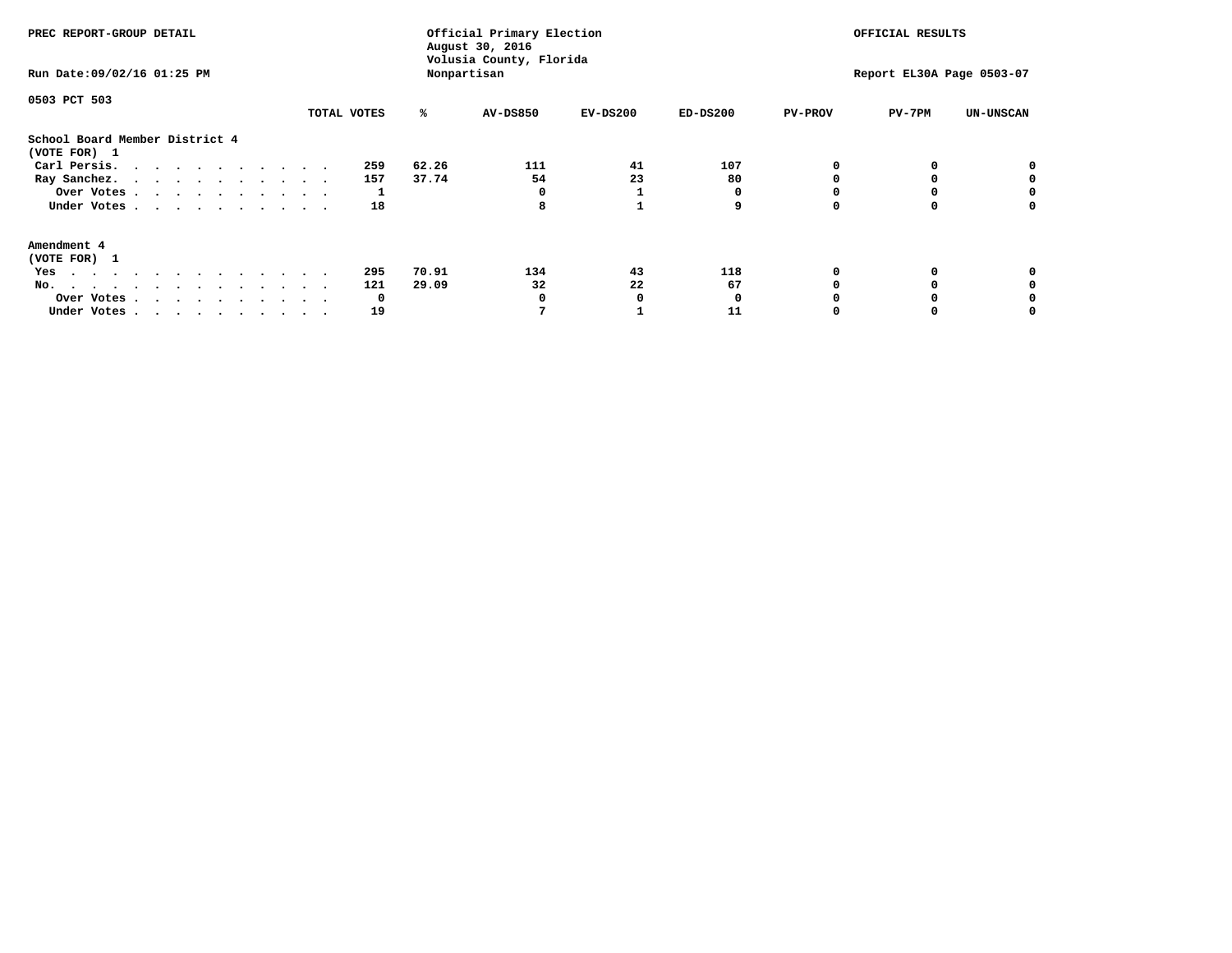PREC REPORT-GROUP DETAIL

Official Primary Election
August 30, 2016
Volusia County, Florida
Nonpartisan

OFFICIAL RESULTS

Run Date:09/02/16 01:25 PM

Report EL30A Page 0503-07

0503 PCT 503

| | TOTAL VOTES | % | AV-DS850 | EV-DS200 | ED-DS200 | PV-PROV | PV-7PM | UN-UNSCAN |
|---|---|---|---|---|---|---|---|---|
| **School Board Member District 4** | | | | | | | | |
| **(VOTE FOR) 1** | | | | | | | | |
| Carl Persis. | 259 | 62.26 | 111 | 41 | 107 | 0 | 0 | 0 |
| Ray Sanchez. | 157 | 37.74 | 54 | 23 | 80 | 0 | 0 | 0 |
| Over Votes | 1 | | 0 | 1 | 0 | 0 | 0 | 0 |
| Under Votes | 18 | | 8 | 1 | 9 | 0 | 0 | 0 |
| **Amendment 4** | | | | | | | | |
| **(VOTE FOR) 1** | | | | | | | | |
| Yes | 295 | 70.91 | 134 | 43 | 118 | 0 | 0 | 0 |
| No. | 121 | 29.09 | 32 | 22 | 67 | 0 | 0 | 0 |
| Over Votes | 0 | | 0 | 0 | 0 | 0 | 0 | 0 |
| Under Votes | 19 | | 7 | 1 | 11 | 0 | 0 | 0 |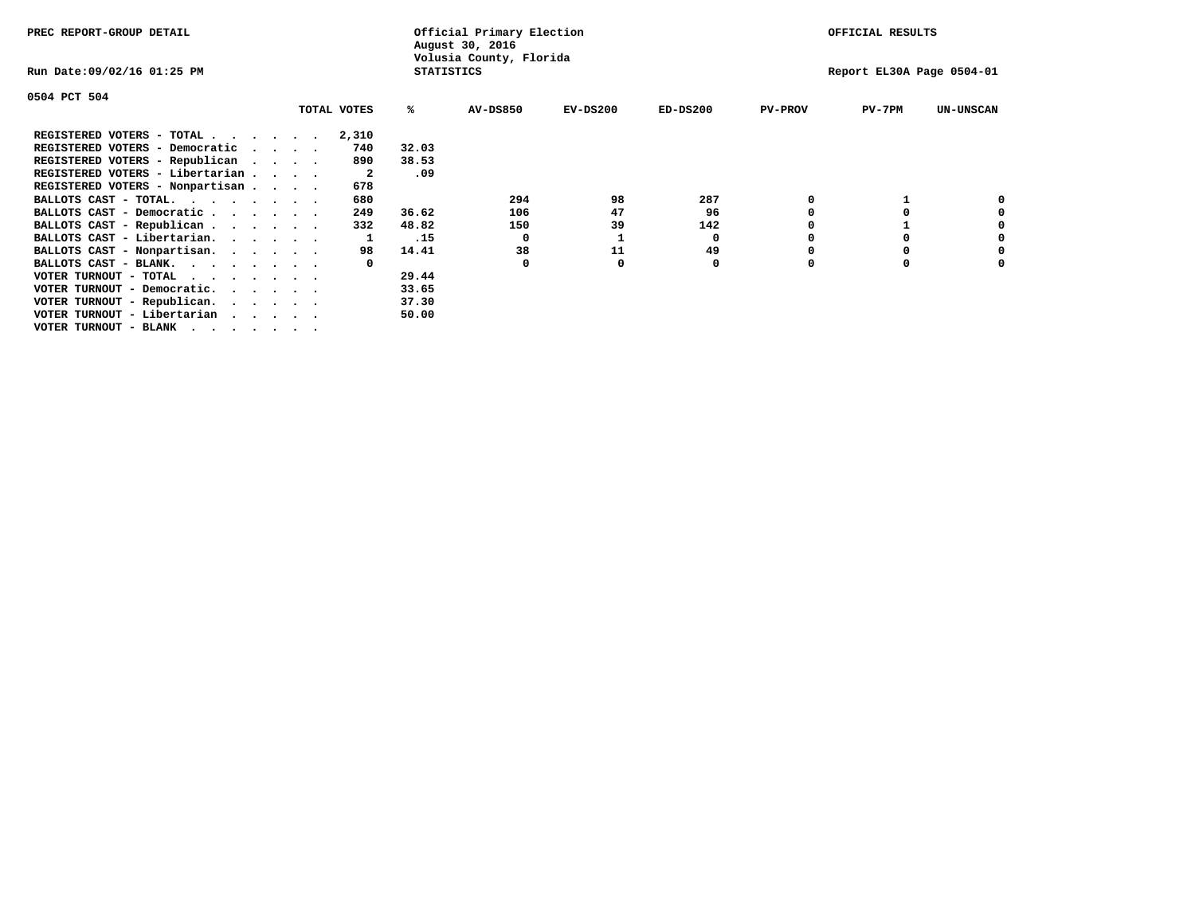PREC REPORT-GROUP DETAIL

Official Primary Election
August 30, 2016
Volusia County, Florida
STATISTICS

OFFICIAL RESULTS

Run Date:09/02/16 01:25 PM

Report EL30A Page 0504-01

0504 PCT 504

| | TOTAL VOTES | % | AV-DS850 | EV-DS200 | ED-DS200 | PV-PROV | PV-7PM | UN-UNSCAN |
|---|---|---|---|---|---|---|---|---|
| REGISTERED VOTERS - TOTAL . . . . . . | 2,310 | | | | | | | |
| REGISTERED VOTERS - Democratic . . . . | 740 | 32.03 | | | | | | |
| REGISTERED VOTERS - Republican . . . . | 890 | 38.53 | | | | | | |
| REGISTERED VOTERS - Libertarian . . . . | 2 | .09 | | | | | | |
| REGISTERED VOTERS - Nonpartisan . . . . | 678 | | | | | | | |
| BALLOTS CAST - TOTAL. . . . . . . . | 680 | | 294 | 98 | 287 | 0 | 1 | 0 |
| BALLOTS CAST - Democratic . . . . . . | 249 | 36.62 | 106 | 47 | 96 | 0 | 0 | 0 |
| BALLOTS CAST - Republican . . . . . . | 332 | 48.82 | 150 | 39 | 142 | 0 | 1 | 0 |
| BALLOTS CAST - Libertarian. . . . . . | 1 | .15 | 0 | 1 | 0 | 0 | 0 | 0 |
| BALLOTS CAST - Nonpartisan. . . . . . | 98 | 14.41 | 38 | 11 | 49 | 0 | 0 | 0 |
| BALLOTS CAST - BLANK. . . . . . . . | 0 | | 0 | 0 | 0 | 0 | 0 | 0 |
| VOTER TURNOUT - TOTAL . . . . . . . | | 29.44 | | | | | | |
| VOTER TURNOUT - Democratic. . . . . . | | 33.65 | | | | | | |
| VOTER TURNOUT - Republican. . . . . . | | 37.30 | | | | | | |
| VOTER TURNOUT - Libertarian . . . . . | | 50.00 | | | | | | |
| VOTER TURNOUT - BLANK . . . . . . . | | | | | | | | |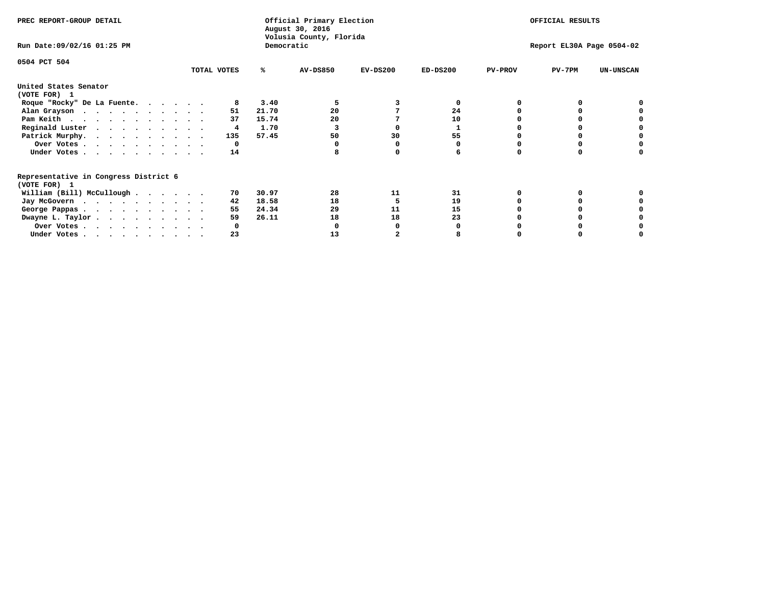PREC REPORT-GROUP DETAIL

Official Primary Election
August 30, 2016
Volusia County, Florida
Democratic

OFFICIAL RESULTS

Run Date:09/02/16 01:25 PM

Report EL30A Page 0504-02

0504 PCT 504

| | TOTAL VOTES | % | AV-DS850 | EV-DS200 | ED-DS200 | PV-PROV | PV-7PM | UN-UNSCAN |
|---|---|---|---|---|---|---|---|---|
| **United States Senator** | | | | | | | | |
| **(VOTE FOR) 1** | | | | | | | | |
| Roque "Rocky" De La Fuente. . . . . . | 8 | 3.40 | 5 | 3 | 0 | 0 | 0 | 0 |
| Alan Grayson . . . . . . . . . . . | 51 | 21.70 | 20 | 7 | 24 | 0 | 0 | 0 |
| Pam Keith . . . . . . . . . . . . | 37 | 15.74 | 20 | 7 | 10 | 0 | 0 | 0 |
| Reginald Luster . . . . . . . . . . | 4 | 1.70 | 3 | 0 | 1 | 0 | 0 | 0 |
| Patrick Murphy. . . . . . . . . . . | 135 | 57.45 | 50 | 30 | 55 | 0 | 0 | 0 |
| Over Votes . . . . . . . . . . . | 0 | | 0 | 0 | 0 | 0 | 0 | 0 |
| Under Votes . . . . . . . . . . . | 14 | | 8 | 0 | 6 | 0 | 0 | 0 |
| **Representative in Congress District 6** | | | | | | | | |
| **(VOTE FOR) 1** | | | | | | | | |
| William (Bill) McCullough . . . . . . | 70 | 30.97 | 28 | 11 | 31 | 0 | 0 | 0 |
| Jay McGovern . . . . . . . . . . . | 42 | 18.58 | 18 | 5 | 19 | 0 | 0 | 0 |
| George Pappas . . . . . . . . . . . | 55 | 24.34 | 29 | 11 | 15 | 0 | 0 | 0 |
| Dwayne L. Taylor . . . . . . . . . . | 59 | 26.11 | 18 | 18 | 23 | 0 | 0 | 0 |
| Over Votes . . . . . . . . . . . | 0 | | 0 | 0 | 0 | 0 | 0 | 0 |
| Under Votes . . . . . . . . . . . | 23 | | 13 | 2 | 8 | 0 | 0 | 0 |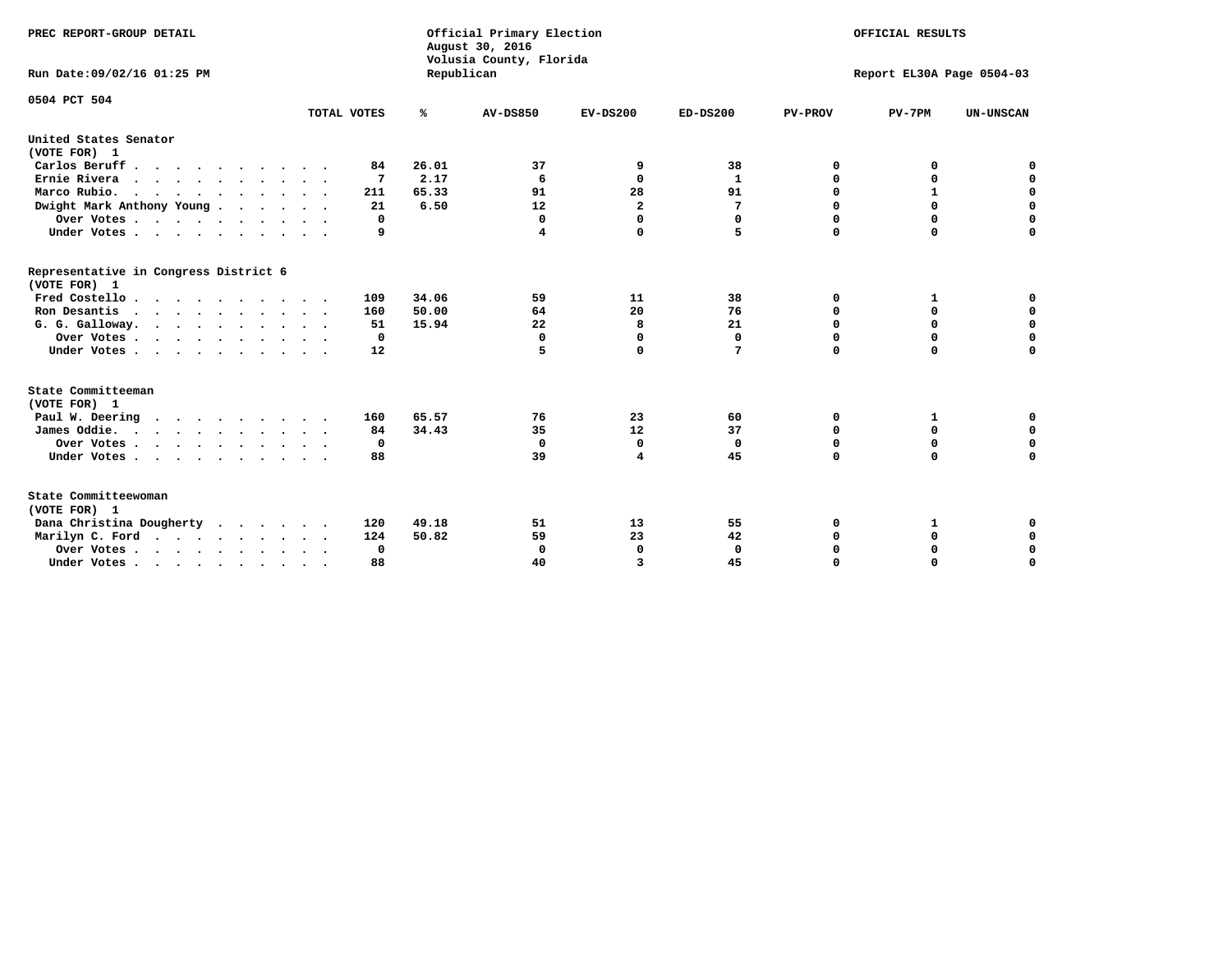PREC REPORT-GROUP DETAIL

Official Primary Election
August 30, 2016
Volusia County, Florida
Republican

OFFICIAL RESULTS

Run Date:09/02/16 01:25 PM

Report EL30A Page 0504-03

0504 PCT 504

| | TOTAL VOTES | % | AV-DS850 | EV-DS200 | ED-DS200 | PV-PROV | PV-7PM | UN-UNSCAN |
|---|---|---|---|---|---|---|---|---|
| **United States Senator** | | | | | | | | |
| **(VOTE FOR) 1** | | | | | | | | |
| Carlos Beruff | 84 | 26.01 | 37 | 9 | 38 | 0 | 0 | 0 |
| Ernie Rivera | 7 | 2.17 | 6 | 0 | 1 | 0 | 0 | 0 |
| Marco Rubio. | 211 | 65.33 | 91 | 28 | 91 | 0 | 1 | 0 |
| Dwight Mark Anthony Young | 21 | 6.50 | 12 | 2 | 7 | 0 | 0 | 0 |
| Over Votes | 0 | | 0 | 0 | 0 | 0 | 0 | 0 |
| Under Votes | 9 | | 4 | 0 | 5 | 0 | 0 | 0 |
| **Representative in Congress District 6** | | | | | | | | |
| **(VOTE FOR) 1** | | | | | | | | |
| Fred Costello | 109 | 34.06 | 59 | 11 | 38 | 0 | 1 | 0 |
| Ron Desantis | 160 | 50.00 | 64 | 20 | 76 | 0 | 0 | 0 |
| G. G. Galloway. | 51 | 15.94 | 22 | 8 | 21 | 0 | 0 | 0 |
| Over Votes | 0 | | 0 | 0 | 0 | 0 | 0 | 0 |
| Under Votes | 12 | | 5 | 0 | 7 | 0 | 0 | 0 |
| **State Committeeman** | | | | | | | | |
| **(VOTE FOR) 1** | | | | | | | | |
| Paul W. Deering | 160 | 65.57 | 76 | 23 | 60 | 0 | 1 | 0 |
| James Oddie. | 84 | 34.43 | 35 | 12 | 37 | 0 | 0 | 0 |
| Over Votes | 0 | | 0 | 0 | 0 | 0 | 0 | 0 |
| Under Votes | 88 | | 39 | 4 | 45 | 0 | 0 | 0 |
| **State Committeewoman** | | | | | | | | |
| **(VOTE FOR) 1** | | | | | | | | |
| Dana Christina Dougherty | 120 | 49.18 | 51 | 13 | 55 | 0 | 1 | 0 |
| Marilyn C. Ford | 124 | 50.82 | 59 | 23 | 42 | 0 | 0 | 0 |
| Over Votes | 0 | | 0 | 0 | 0 | 0 | 0 | 0 |
| Under Votes | 88 | | 40 | 3 | 45 | 0 | 0 | 0 |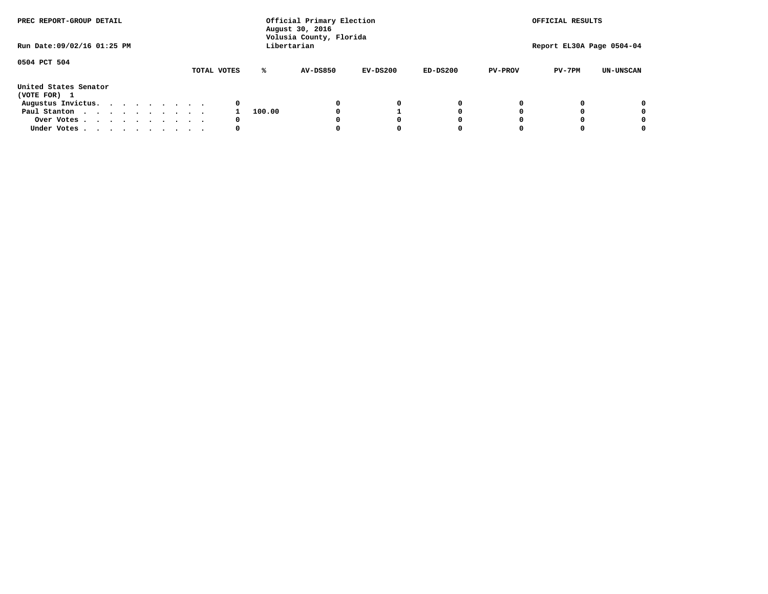PREC REPORT-GROUP DETAIL

Official Primary Election
August 30, 2016
Volusia County, Florida
Libertarian

OFFICIAL RESULTS

Run Date:09/02/16 01:25 PM

Report EL30A Page 0504-04

0504 PCT 504

United States Senator
(VOTE FOR) 1

| | TOTAL VOTES | % | AV-DS850 | EV-DS200 | ED-DS200 | PV-PROV | PV-7PM | UN-UNSCAN |
|---|---|---|---|---|---|---|---|---|
| Augustus Invictus | 0 | | 0 | 0 | 0 | 0 | 0 | 0 |
| Paul Stanton | 1 | 100.00 | 0 | 1 | 0 | 0 | 0 | 0 |
| Over Votes | 0 | | 0 | 0 | 0 | 0 | 0 | 0 |
| Under Votes | 0 | | 0 | 0 | 0 | 0 | 0 | 0 |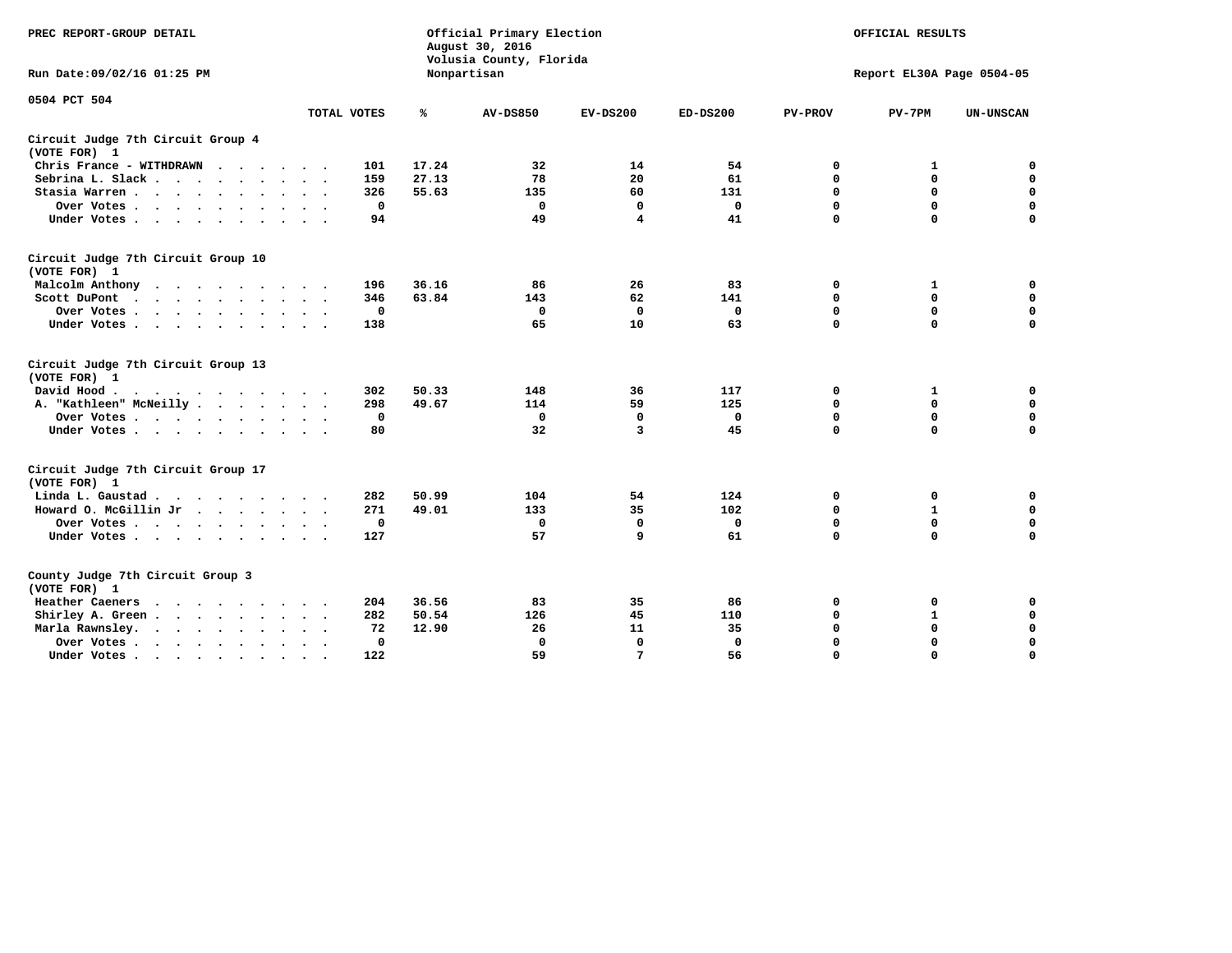PREC REPORT-GROUP DETAIL

Official Primary Election
August 30, 2016
Volusia County, Florida
Nonpartisan

OFFICIAL RESULTS

Run Date:09/02/16 01:25 PM

Report EL30A Page 0504-05

0504 PCT 504

| | TOTAL VOTES | % | AV-DS850 | EV-DS200 | ED-DS200 | PV-PROV | PV-7PM | UN-UNSCAN |
|---|---|---|---|---|---|---|---|---|
| **Circuit Judge 7th Circuit Group 4 (VOTE FOR) 1** | | | | | | | | |
| Chris France - WITHDRAWN | 101 | 17.24 | 32 | 14 | 54 | 0 | 1 | 0 |
| Sebrina L. Slack | 159 | 27.13 | 78 | 20 | 61 | 0 | 0 | 0 |
| Stasia Warren | 326 | 55.63 | 135 | 60 | 131 | 0 | 0 | 0 |
| Over Votes | 0 | | 0 | 0 | 0 | 0 | 0 | 0 |
| Under Votes | 94 | | 49 | 4 | 41 | 0 | 0 | 0 |
| **Circuit Judge 7th Circuit Group 10 (VOTE FOR) 1** | | | | | | | | |
| Malcolm Anthony | 196 | 36.16 | 86 | 26 | 83 | 0 | 1 | 0 |
| Scott DuPont | 346 | 63.84 | 143 | 62 | 141 | 0 | 0 | 0 |
| Over Votes | 0 | | 0 | 0 | 0 | 0 | 0 | 0 |
| Under Votes | 138 | | 65 | 10 | 63 | 0 | 0 | 0 |
| **Circuit Judge 7th Circuit Group 13 (VOTE FOR) 1** | | | | | | | | |
| David Hood | 302 | 50.33 | 148 | 36 | 117 | 0 | 1 | 0 |
| A. "Kathleen" McNeilly | 298 | 49.67 | 114 | 59 | 125 | 0 | 0 | 0 |
| Over Votes | 0 | | 0 | 0 | 0 | 0 | 0 | 0 |
| Under Votes | 80 | | 32 | 3 | 45 | 0 | 0 | 0 |
| **Circuit Judge 7th Circuit Group 17 (VOTE FOR) 1** | | | | | | | | |
| Linda L. Gaustad | 282 | 50.99 | 104 | 54 | 124 | 0 | 0 | 0 |
| Howard O. McGillin Jr | 271 | 49.01 | 133 | 35 | 102 | 0 | 1 | 0 |
| Over Votes | 0 | | 0 | 0 | 0 | 0 | 0 | 0 |
| Under Votes | 127 | | 57 | 9 | 61 | 0 | 0 | 0 |
| **County Judge 7th Circuit Group 3 (VOTE FOR) 1** | | | | | | | | |
| Heather Caeners | 204 | 36.56 | 83 | 35 | 86 | 0 | 0 | 0 |
| Shirley A. Green | 282 | 50.54 | 126 | 45 | 110 | 0 | 1 | 0 |
| Marla Rawnsley. | 72 | 12.90 | 26 | 11 | 35 | 0 | 0 | 0 |
| Over Votes | 0 | | 0 | 0 | 0 | 0 | 0 | 0 |
| Under Votes | 122 | | 59 | 7 | 56 | 0 | 0 | 0 |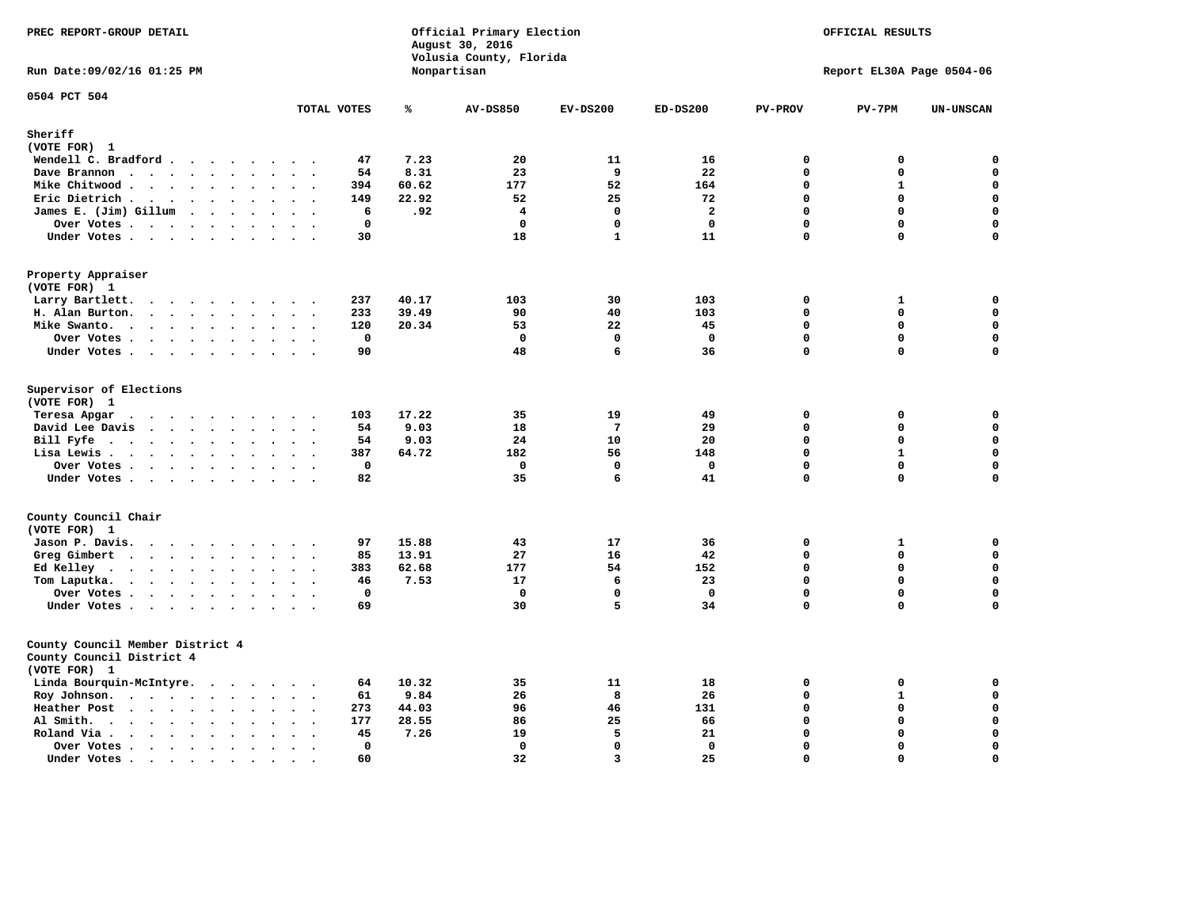PREC REPORT-GROUP DETAIL

Official Primary Election
August 30, 2016
Volusia County, Florida
Nonpartisan

OFFICIAL RESULTS

Run Date:09/02/16 01:25 PM

Report EL30A Page 0504-06

0504 PCT 504

| | TOTAL VOTES | % | AV-DS850 | EV-DS200 | ED-DS200 | PV-PROV | PV-7PM | UN-UNSCAN |
|---|---|---|---|---|---|---|---|---|
| **Sheriff** | | | | | | | | |
| (VOTE FOR) 1 | | | | | | | | |
| Wendell C. Bradford | 47 | 7.23 | 20 | 11 | 16 | 0 | 0 | 0 |
| Dave Brannon | 54 | 8.31 | 23 | 9 | 22 | 0 | 0 | 0 |
| Mike Chitwood | 394 | 60.62 | 177 | 52 | 164 | 0 | 1 | 0 |
| Eric Dietrich | 149 | 22.92 | 52 | 25 | 72 | 0 | 0 | 0 |
| James E. (Jim) Gillum | 6 | .92 | 4 | 0 | 2 | 0 | 0 | 0 |
| Over Votes | 0 | | 0 | 0 | 0 | 0 | 0 | 0 |
| Under Votes | 30 | | 18 | 1 | 11 | 0 | 0 | 0 |
| **Property Appraiser** | | | | | | | | |
| (VOTE FOR) 1 | | | | | | | | |
| Larry Bartlett. | 237 | 40.17 | 103 | 30 | 103 | 0 | 1 | 0 |
| H. Alan Burton. | 233 | 39.49 | 90 | 40 | 103 | 0 | 0 | 0 |
| Mike Swanto. | 120 | 20.34 | 53 | 22 | 45 | 0 | 0 | 0 |
| Over Votes | 0 | | 0 | 0 | 0 | 0 | 0 | 0 |
| Under Votes | 90 | | 48 | 6 | 36 | 0 | 0 | 0 |
| **Supervisor of Elections** | | | | | | | | |
| (VOTE FOR) 1 | | | | | | | | |
| Teresa Apgar | 103 | 17.22 | 35 | 19 | 49 | 0 | 0 | 0 |
| David Lee Davis | 54 | 9.03 | 18 | 7 | 29 | 0 | 0 | 0 |
| Bill Fyfe | 54 | 9.03 | 24 | 10 | 20 | 0 | 0 | 0 |
| Lisa Lewis | 387 | 64.72 | 182 | 56 | 148 | 0 | 1 | 0 |
| Over Votes | 0 | | 0 | 0 | 0 | 0 | 0 | 0 |
| Under Votes | 82 | | 35 | 6 | 41 | 0 | 0 | 0 |
| **County Council Chair** | | | | | | | | |
| (VOTE FOR) 1 | | | | | | | | |
| Jason P. Davis. | 97 | 15.88 | 43 | 17 | 36 | 0 | 1 | 0 |
| Greg Gimbert | 85 | 13.91 | 27 | 16 | 42 | 0 | 0 | 0 |
| Ed Kelley | 383 | 62.68 | 177 | 54 | 152 | 0 | 0 | 0 |
| Tom Laputka. | 46 | 7.53 | 17 | 6 | 23 | 0 | 0 | 0 |
| Over Votes | 0 | | 0 | 0 | 0 | 0 | 0 | 0 |
| Under Votes | 69 | | 30 | 5 | 34 | 0 | 0 | 0 |
| **County Council Member District 4** | | | | | | | | |
| County Council District 4 | | | | | | | | |
| (VOTE FOR) 1 | | | | | | | | |
| Linda Bourquin-McIntyre. | 64 | 10.32 | 35 | 11 | 18 | 0 | 0 | 0 |
| Roy Johnson. | 61 | 9.84 | 26 | 8 | 26 | 0 | 1 | 0 |
| Heather Post | 273 | 44.03 | 96 | 46 | 131 | 0 | 0 | 0 |
| Al Smith. | 177 | 28.55 | 86 | 25 | 66 | 0 | 0 | 0 |
| Roland Via | 45 | 7.26 | 19 | 5 | 21 | 0 | 0 | 0 |
| Over Votes | 0 | | 0 | 0 | 0 | 0 | 0 | 0 |
| Under Votes | 60 | | 32 | 3 | 25 | 0 | 0 | 0 |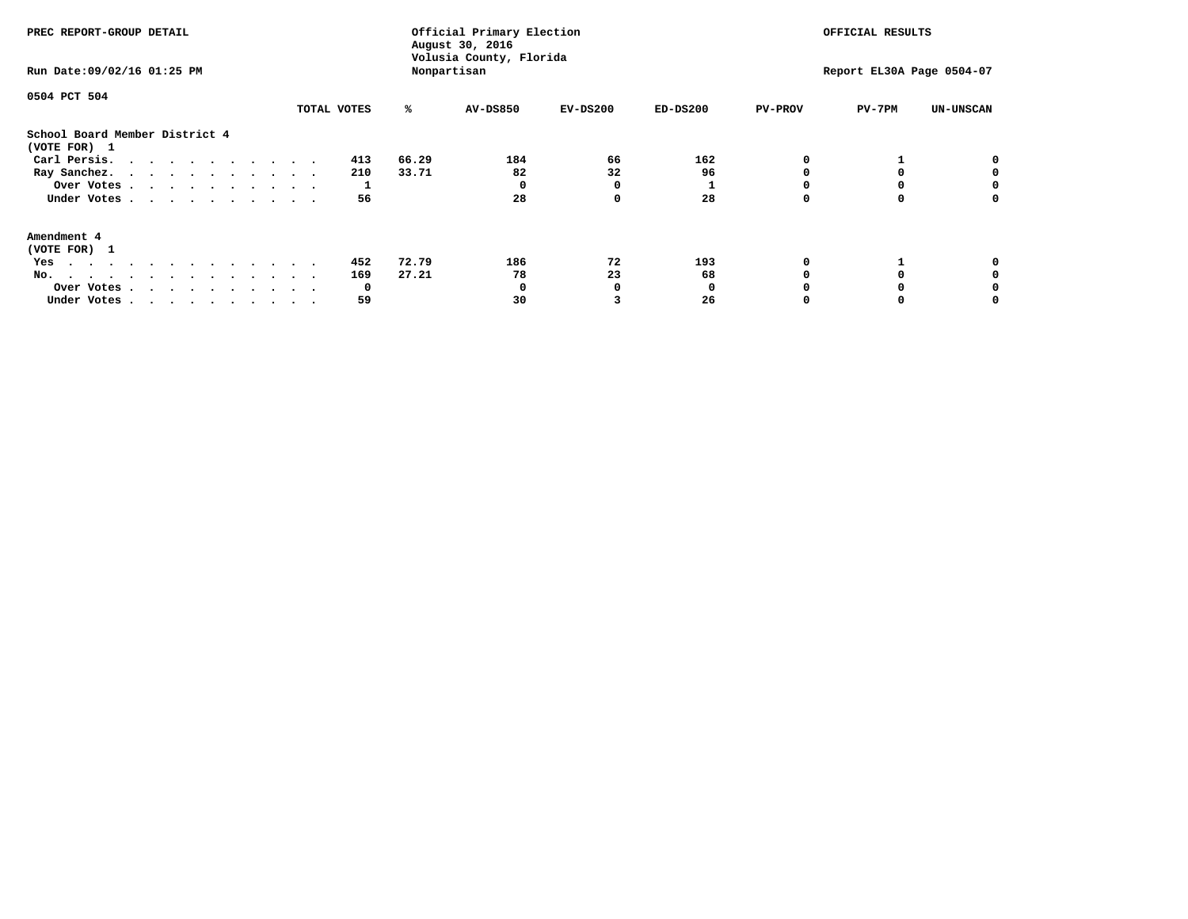PREC REPORT-GROUP DETAIL

Official Primary Election
August 30, 2016
Volusia County, Florida
Nonpartisan

OFFICIAL RESULTS

Run Date:09/02/16 01:25 PM

Report EL30A Page 0504-07

0504 PCT 504

| | TOTAL VOTES | % | AV-DS850 | EV-DS200 | ED-DS200 | PV-PROV | PV-7PM | UN-UNSCAN |
|---|---|---|---|---|---|---|---|---|
| **School Board Member District 4** | | | | | | | | |
| **(VOTE FOR) 1** | | | | | | | | |
| Carl Persis. | 413 | 66.29 | 184 | 66 | 162 | 0 | 1 | 0 |
| Ray Sanchez. | 210 | 33.71 | 82 | 32 | 96 | 0 | 0 | 0 |
| Over Votes | 1 | | 0 | 0 | 1 | 0 | 0 | 0 |
| Under Votes | 56 | | 28 | 0 | 28 | 0 | 0 | 0 |
| **Amendment 4** | | | | | | | | |
| **(VOTE FOR) 1** | | | | | | | | |
| Yes | 452 | 72.79 | 186 | 72 | 193 | 0 | 1 | 0 |
| No. | 169 | 27.21 | 78 | 23 | 68 | 0 | 0 | 0 |
| Over Votes | 0 | | 0 | 0 | 0 | 0 | 0 | 0 |
| Under Votes | 59 | | 30 | 3 | 26 | 0 | 0 | 0 |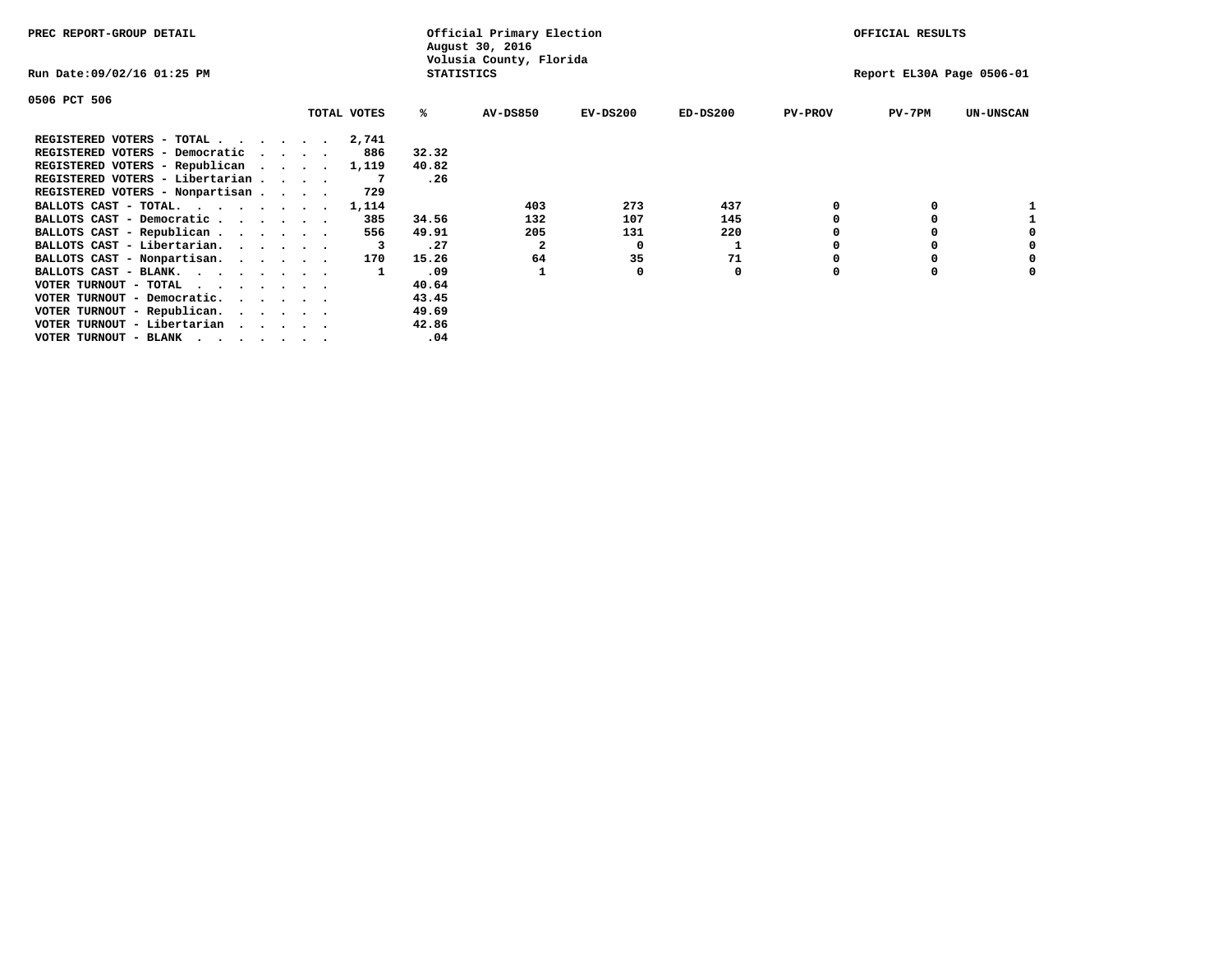PREC REPORT-GROUP DETAIL

Official Primary Election
August 30, 2016
Volusia County, Florida
STATISTICS

OFFICIAL RESULTS

Run Date:09/02/16 01:25 PM

Report EL30A Page 0506-01

0506 PCT 506

| | TOTAL VOTES | % | AV-DS850 | EV-DS200 | ED-DS200 | PV-PROV | PV-7PM | UN-UNSCAN |
|---|---|---|---|---|---|---|---|---|
| REGISTERED VOTERS - TOTAL . . . . . . | 2,741 | | | | | | | |
| REGISTERED VOTERS - Democratic . . . . | 886 | 32.32 | | | | | | |
| REGISTERED VOTERS - Republican . . . . | 1,119 | 40.82 | | | | | | |
| REGISTERED VOTERS - Libertarian . . . . | 7 | .26 | | | | | | |
| REGISTERED VOTERS - Nonpartisan . . . . | 729 | | | | | | | |
| BALLOTS CAST - TOTAL. . . . . . . . | 1,114 | | 403 | 273 | 437 | 0 | 0 | 1 |
| BALLOTS CAST - Democratic . . . . . . | 385 | 34.56 | 132 | 107 | 145 | 0 | 0 | 1 |
| BALLOTS CAST - Republican . . . . . . | 556 | 49.91 | 205 | 131 | 220 | 0 | 0 | 0 |
| BALLOTS CAST - Libertarian. . . . . . | 3 | .27 | 2 | 0 | 1 | 0 | 0 | 0 |
| BALLOTS CAST - Nonpartisan. . . . . . | 170 | 15.26 | 64 | 35 | 71 | 0 | 0 | 0 |
| BALLOTS CAST - BLANK. . . . . . . . | 1 | .09 | 1 | 0 | 0 | 0 | 0 | 0 |
| VOTER TURNOUT - TOTAL . . . . . . . | | 40.64 | | | | | | |
| VOTER TURNOUT - Democratic. . . . . . | | 43.45 | | | | | | |
| VOTER TURNOUT - Republican. . . . . . | | 49.69 | | | | | | |
| VOTER TURNOUT - Libertarian . . . . . | | 42.86 | | | | | | |
| VOTER TURNOUT - BLANK . . . . . . . | | .04 | | | | | | |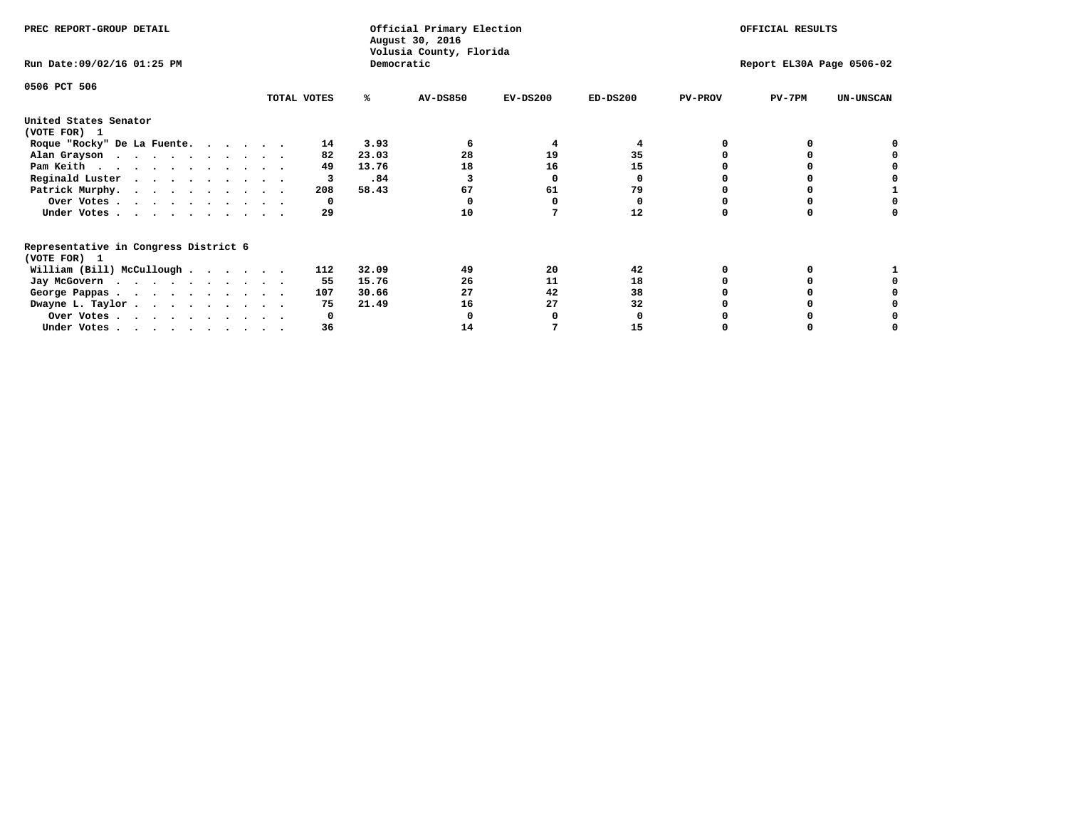PREC REPORT-GROUP DETAIL

Official Primary Election
August 30, 2016
Volusia County, Florida
Democratic

OFFICIAL RESULTS

Run Date:09/02/16 01:25 PM

Report EL30A Page 0506-02

0506 PCT 506

| | TOTAL VOTES | % | AV-DS850 | EV-DS200 | ED-DS200 | PV-PROV | PV-7PM | UN-UNSCAN |
|---|---|---|---|---|---|---|---|---|
| **United States Senator** | | | | | | | | |
| **(VOTE FOR) 1** | | | | | | | | |
| Roque "Rocky" De La Fuente | 14 | 3.93 | 6 | 4 | 4 | 0 | 0 | 0 |
| Alan Grayson | 82 | 23.03 | 28 | 19 | 35 | 0 | 0 | 0 |
| Pam Keith | 49 | 13.76 | 18 | 16 | 15 | 0 | 0 | 0 |
| Reginald Luster | 3 | .84 | 3 | 0 | 0 | 0 | 0 | 0 |
| Patrick Murphy | 208 | 58.43 | 67 | 61 | 79 | 0 | 0 | 1 |
| Over Votes | 0 | | 0 | 0 | 0 | 0 | 0 | 0 |
| Under Votes | 29 | | 10 | 7 | 12 | 0 | 0 | 0 |
| **Representative in Congress District 6** | | | | | | | | |
| **(VOTE FOR) 1** | | | | | | | | |
| William (Bill) McCullough | 112 | 32.09 | 49 | 20 | 42 | 0 | 0 | 1 |
| Jay McGovern | 55 | 15.76 | 26 | 11 | 18 | 0 | 0 | 0 |
| George Pappas | 107 | 30.66 | 27 | 42 | 38 | 0 | 0 | 0 |
| Dwayne L. Taylor | 75 | 21.49 | 16 | 27 | 32 | 0 | 0 | 0 |
| Over Votes | 0 | | 0 | 0 | 0 | 0 | 0 | 0 |
| Under Votes | 36 | | 14 | 7 | 15 | 0 | 0 | 0 |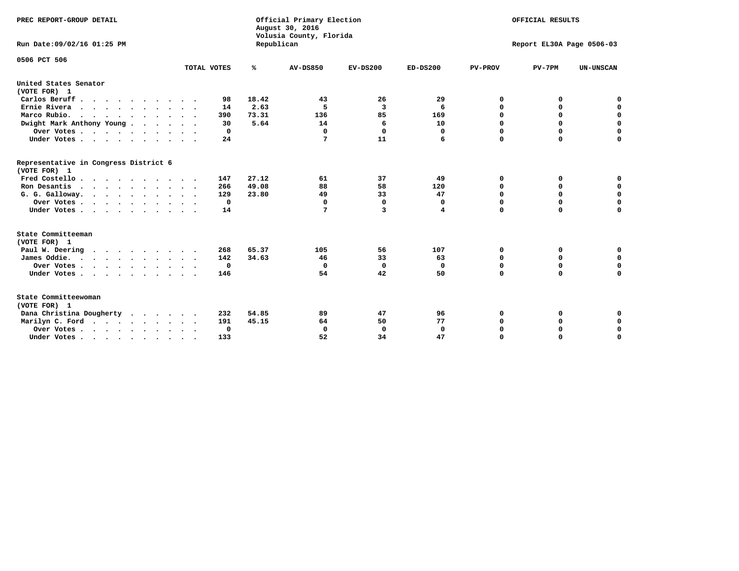PREC REPORT-GROUP DETAIL

Official Primary Election
August 30, 2016
Volusia County, Florida
Republican

OFFICIAL RESULTS

Run Date:09/02/16 01:25 PM

Report EL30A Page 0506-03

0506 PCT 506

| | TOTAL VOTES | % | AV-DS850 | EV-DS200 | ED-DS200 | PV-PROV | PV-7PM | UN-UNSCAN |
|---|---|---|---|---|---|---|---|---|
| **United States Senator** | | | | | | | | |
| **(VOTE FOR) 1** | | | | | | | | |
| Carlos Beruff | 98 | 18.42 | 43 | 26 | 29 | 0 | 0 | 0 |
| Ernie Rivera | 14 | 2.63 | 5 | 3 | 6 | 0 | 0 | 0 |
| Marco Rubio. | 390 | 73.31 | 136 | 85 | 169 | 0 | 0 | 0 |
| Dwight Mark Anthony Young | 30 | 5.64 | 14 | 6 | 10 | 0 | 0 | 0 |
| Over Votes | 0 | | 0 | 0 | 0 | 0 | 0 | 0 |
| Under Votes | 24 | | 7 | 11 | 6 | 0 | 0 | 0 |
| **Representative in Congress District 6** | | | | | | | | |
| **(VOTE FOR) 1** | | | | | | | | |
| Fred Costello | 147 | 27.12 | 61 | 37 | 49 | 0 | 0 | 0 |
| Ron Desantis | 266 | 49.08 | 88 | 58 | 120 | 0 | 0 | 0 |
| G. G. Galloway. | 129 | 23.80 | 49 | 33 | 47 | 0 | 0 | 0 |
| Over Votes | 0 | | 0 | 0 | 0 | 0 | 0 | 0 |
| Under Votes | 14 | | 7 | 3 | 4 | 0 | 0 | 0 |
| **State Committeeman** | | | | | | | | |
| **(VOTE FOR) 1** | | | | | | | | |
| Paul W. Deering | 268 | 65.37 | 105 | 56 | 107 | 0 | 0 | 0 |
| James Oddie. | 142 | 34.63 | 46 | 33 | 63 | 0 | 0 | 0 |
| Over Votes | 0 | | 0 | 0 | 0 | 0 | 0 | 0 |
| Under Votes | 146 | | 54 | 42 | 50 | 0 | 0 | 0 |
| **State Committeewoman** | | | | | | | | |
| **(VOTE FOR) 1** | | | | | | | | |
| Dana Christina Dougherty | 232 | 54.85 | 89 | 47 | 96 | 0 | 0 | 0 |
| Marilyn C. Ford | 191 | 45.15 | 64 | 50 | 77 | 0 | 0 | 0 |
| Over Votes | 0 | | 0 | 0 | 0 | 0 | 0 | 0 |
| Under Votes | 133 | | 52 | 34 | 47 | 0 | 0 | 0 |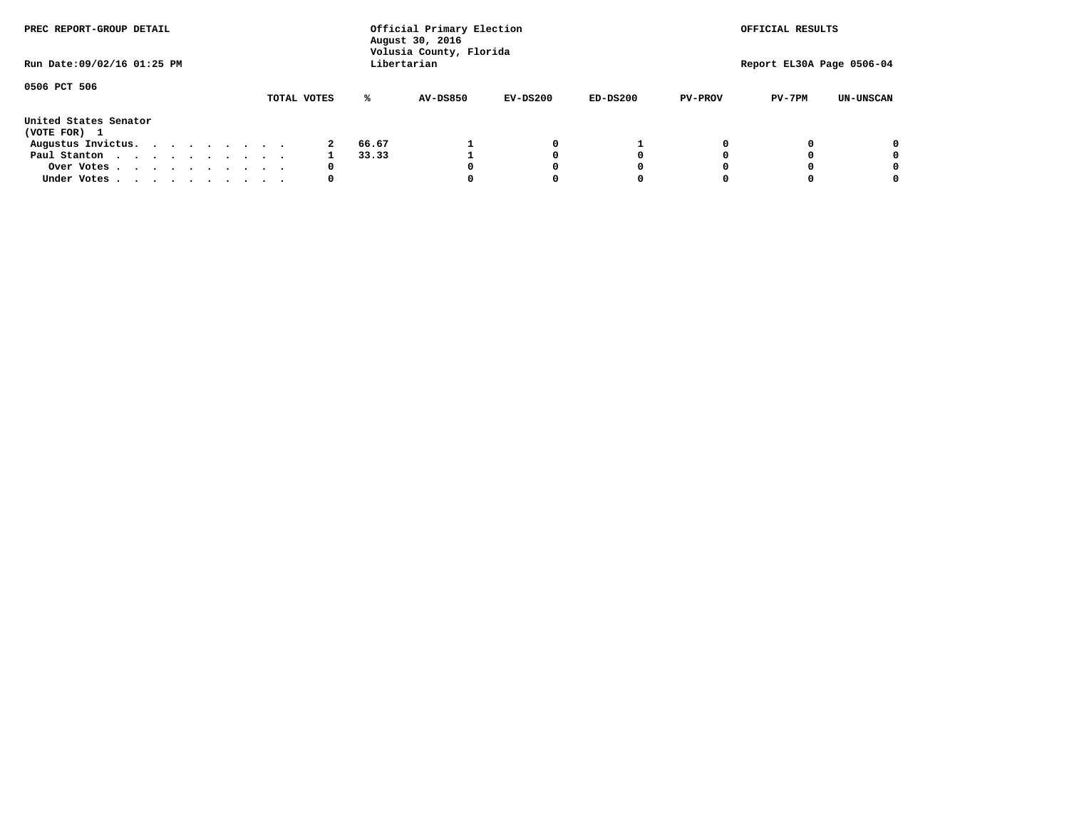PREC REPORT-GROUP DETAIL

Official Primary Election
August 30, 2016
Volusia County, Florida
Libertarian

OFFICIAL RESULTS

Run Date:09/02/16 01:25 PM

Report EL30A Page 0506-04

0506 PCT 506

United States Senator
(VOTE FOR) 1

| | TOTAL VOTES | % | AV-DS850 | EV-DS200 | ED-DS200 | PV-PROV | PV-7PM | UN-UNSCAN |
|---|---|---|---|---|---|---|---|---|
| Augustus Invictus. . . . . . . . . . | 2 | 66.67 | 1 | 0 | 1 | 0 | 0 | 0 |
| Paul Stanton . . . . . . . . . . . | 1 | 33.33 | 1 | 0 | 0 | 0 | 0 | 0 |
| Over Votes . . . . . . . . . . . | 0 | | 0 | 0 | 0 | 0 | 0 | 0 |
| Under Votes . . . . . . . . . . . | 0 | | 0 | 0 | 0 | 0 | 0 | 0 |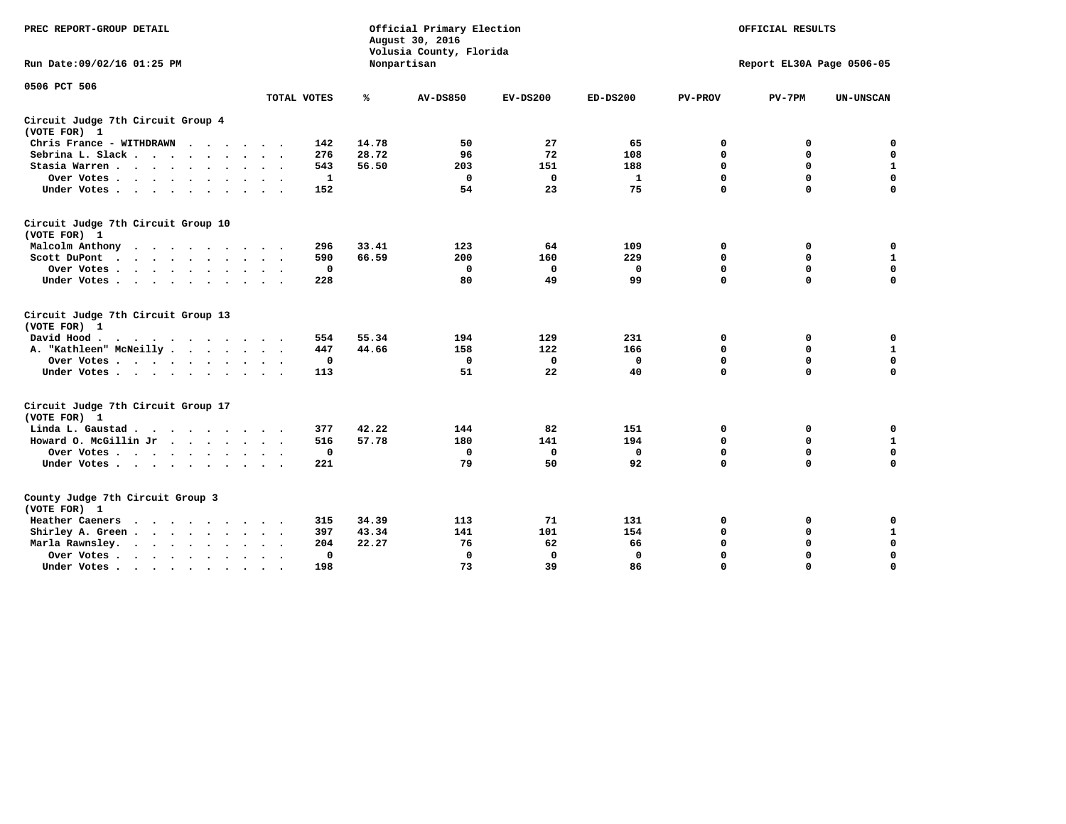PREC REPORT-GROUP DETAIL

Official Primary Election
August 30, 2016
Volusia County, Florida
Nonpartisan

OFFICIAL RESULTS

Run Date:09/02/16 01:25 PM

Report EL30A Page 0506-05

0506 PCT 506

| | TOTAL VOTES | % | AV-DS850 | EV-DS200 | ED-DS200 | PV-PROV | PV-7PM | UN-UNSCAN |
|---|---|---|---|---|---|---|---|---|
| **Circuit Judge 7th Circuit Group 4** | | | | | | | | |
| **(VOTE FOR) 1** | | | | | | | | |
| Chris France - WITHDRAWN | 142 | 14.78 | 50 | 27 | 65 | 0 | 0 | 0 |
| Sebrina L. Slack | 276 | 28.72 | 96 | 72 | 108 | 0 | 0 | 0 |
| Stasia Warren | 543 | 56.50 | 203 | 151 | 188 | 0 | 0 | 1 |
| Over Votes | 1 | | 0 | 0 | 1 | 0 | 0 | 0 |
| Under Votes | 152 | | 54 | 23 | 75 | 0 | 0 | 0 |
| **Circuit Judge 7th Circuit Group 10** | | | | | | | | |
| **(VOTE FOR) 1** | | | | | | | | |
| Malcolm Anthony | 296 | 33.41 | 123 | 64 | 109 | 0 | 0 | 0 |
| Scott DuPont | 590 | 66.59 | 200 | 160 | 229 | 0 | 0 | 1 |
| Over Votes | 0 | | 0 | 0 | 0 | 0 | 0 | 0 |
| Under Votes | 228 | | 80 | 49 | 99 | 0 | 0 | 0 |
| **Circuit Judge 7th Circuit Group 13** | | | | | | | | |
| **(VOTE FOR) 1** | | | | | | | | |
| David Hood | 554 | 55.34 | 194 | 129 | 231 | 0 | 0 | 0 |
| A. "Kathleen" McNeilly | 447 | 44.66 | 158 | 122 | 166 | 0 | 0 | 1 |
| Over Votes | 0 | | 0 | 0 | 0 | 0 | 0 | 0 |
| Under Votes | 113 | | 51 | 22 | 40 | 0 | 0 | 0 |
| **Circuit Judge 7th Circuit Group 17** | | | | | | | | |
| **(VOTE FOR) 1** | | | | | | | | |
| Linda L. Gaustad | 377 | 42.22 | 144 | 82 | 151 | 0 | 0 | 0 |
| Howard O. McGillin Jr | 516 | 57.78 | 180 | 141 | 194 | 0 | 0 | 1 |
| Over Votes | 0 | | 0 | 0 | 0 | 0 | 0 | 0 |
| Under Votes | 221 | | 79 | 50 | 92 | 0 | 0 | 0 |
| **County Judge 7th Circuit Group 3** | | | | | | | | |
| **(VOTE FOR) 1** | | | | | | | | |
| Heather Caeners | 315 | 34.39 | 113 | 71 | 131 | 0 | 0 | 0 |
| Shirley A. Green | 397 | 43.34 | 141 | 101 | 154 | 0 | 0 | 1 |
| Marla Rawnsley. | 204 | 22.27 | 76 | 62 | 66 | 0 | 0 | 0 |
| Over Votes | 0 | | 0 | 0 | 0 | 0 | 0 | 0 |
| Under Votes | 198 | | 73 | 39 | 86 | 0 | 0 | 0 |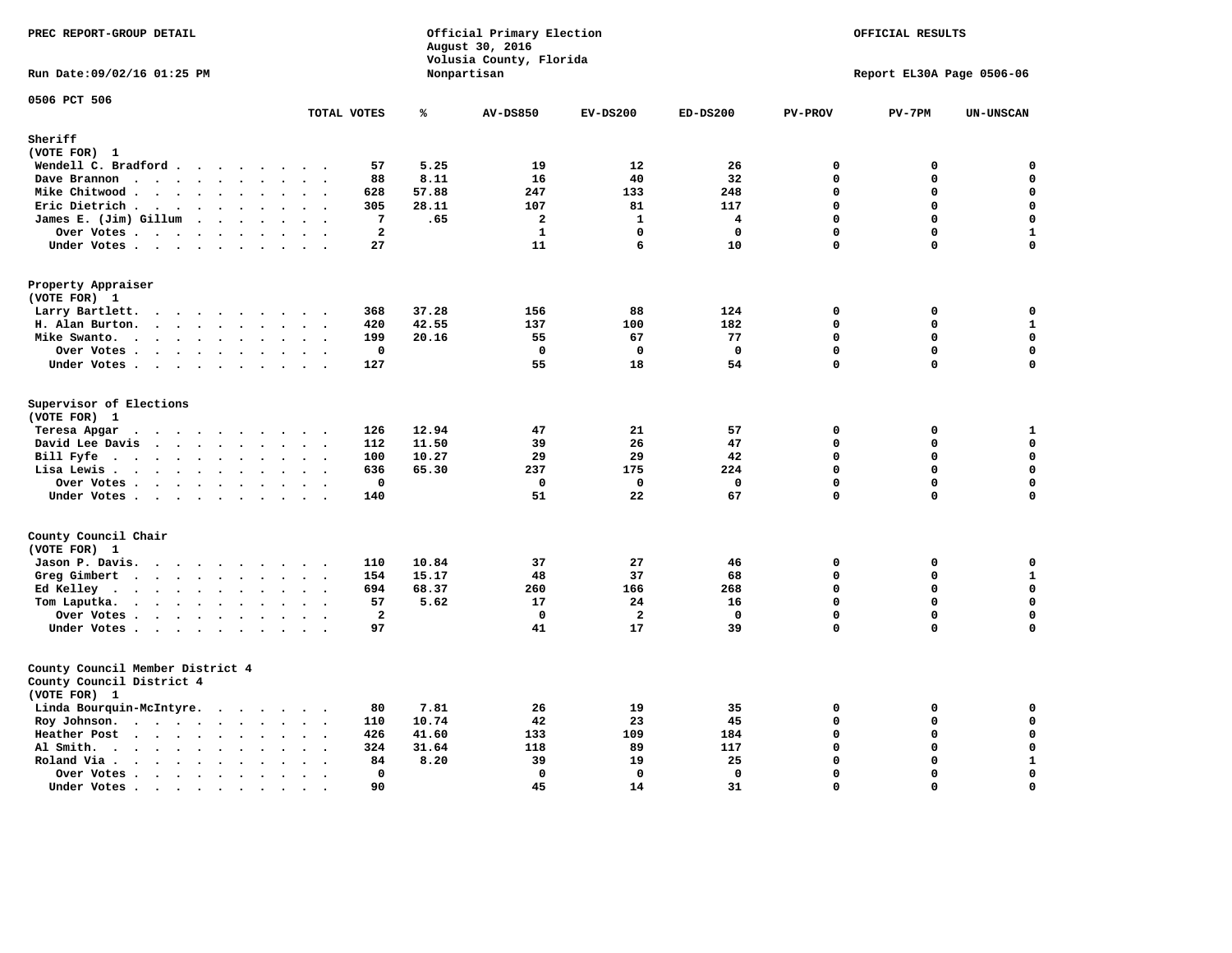PREC REPORT-GROUP DETAIL

Official Primary Election
August 30, 2016
Volusia County, Florida
Nonpartisan

OFFICIAL RESULTS

Run Date:09/02/16 01:25 PM

Report EL30A Page 0506-06

0506 PCT 506

| | TOTAL VOTES | % | AV-DS850 | EV-DS200 | ED-DS200 | PV-PROV | PV-7PM | UN-UNSCAN |
|---|---|---|---|---|---|---|---|---|
| **Sheriff** | | | | | | | | |
| **(VOTE FOR) 1** | | | | | | | | |
| Wendell C. Bradford | 57 | 5.25 | 19 | 12 | 26 | 0 | 0 | 0 |
| Dave Brannon | 88 | 8.11 | 16 | 40 | 32 | 0 | 0 | 0 |
| Mike Chitwood | 628 | 57.88 | 247 | 133 | 248 | 0 | 0 | 0 |
| Eric Dietrich | 305 | 28.11 | 107 | 81 | 117 | 0 | 0 | 0 |
| James E. (Jim) Gillum | 7 | .65 | 2 | 1 | 4 | 0 | 0 | 0 |
| Over Votes | 2 | | 1 | 0 | 0 | 0 | 0 | 1 |
| Under Votes | 27 | | 11 | 6 | 10 | 0 | 0 | 0 |
| **Property Appraiser** | | | | | | | | |
| **(VOTE FOR) 1** | | | | | | | | |
| Larry Bartlett | 368 | 37.28 | 156 | 88 | 124 | 0 | 0 | 0 |
| H. Alan Burton | 420 | 42.55 | 137 | 100 | 182 | 0 | 0 | 1 |
| Mike Swanto | 199 | 20.16 | 55 | 67 | 77 | 0 | 0 | 0 |
| Over Votes | 0 | | 0 | 0 | 0 | 0 | 0 | 0 |
| Under Votes | 127 | | 55 | 18 | 54 | 0 | 0 | 0 |
| **Supervisor of Elections** | | | | | | | | |
| **(VOTE FOR) 1** | | | | | | | | |
| Teresa Apgar | 126 | 12.94 | 47 | 21 | 57 | 0 | 0 | 1 |
| David Lee Davis | 112 | 11.50 | 39 | 26 | 47 | 0 | 0 | 0 |
| Bill Fyfe | 100 | 10.27 | 29 | 29 | 42 | 0 | 0 | 0 |
| Lisa Lewis | 636 | 65.30 | 237 | 175 | 224 | 0 | 0 | 0 |
| Over Votes | 0 | | 0 | 0 | 0 | 0 | 0 | 0 |
| Under Votes | 140 | | 51 | 22 | 67 | 0 | 0 | 0 |
| **County Council Chair** | | | | | | | | |
| **(VOTE FOR) 1** | | | | | | | | |
| Jason P. Davis | 110 | 10.84 | 37 | 27 | 46 | 0 | 0 | 0 |
| Greg Gimbert | 154 | 15.17 | 48 | 37 | 68 | 0 | 0 | 1 |
| Ed Kelley | 694 | 68.37 | 260 | 166 | 268 | 0 | 0 | 0 |
| Tom Laputka | 57 | 5.62 | 17 | 24 | 16 | 0 | 0 | 0 |
| Over Votes | 2 | | 0 | 2 | 0 | 0 | 0 | 0 |
| Under Votes | 97 | | 41 | 17 | 39 | 0 | 0 | 0 |
| **County Council Member District 4** | | | | | | | | |
| **County Council District 4** | | | | | | | | |
| **(VOTE FOR) 1** | | | | | | | | |
| Linda Bourquin-McIntyre | 80 | 7.81 | 26 | 19 | 35 | 0 | 0 | 0 |
| Roy Johnson | 110 | 10.74 | 42 | 23 | 45 | 0 | 0 | 0 |
| Heather Post | 426 | 41.60 | 133 | 109 | 184 | 0 | 0 | 0 |
| Al Smith | 324 | 31.64 | 118 | 89 | 117 | 0 | 0 | 0 |
| Roland Via | 84 | 8.20 | 39 | 19 | 25 | 0 | 0 | 1 |
| Over Votes | 0 | | 0 | 0 | 0 | 0 | 0 | 0 |
| Under Votes | 90 | | 45 | 14 | 31 | 0 | 0 | 0 |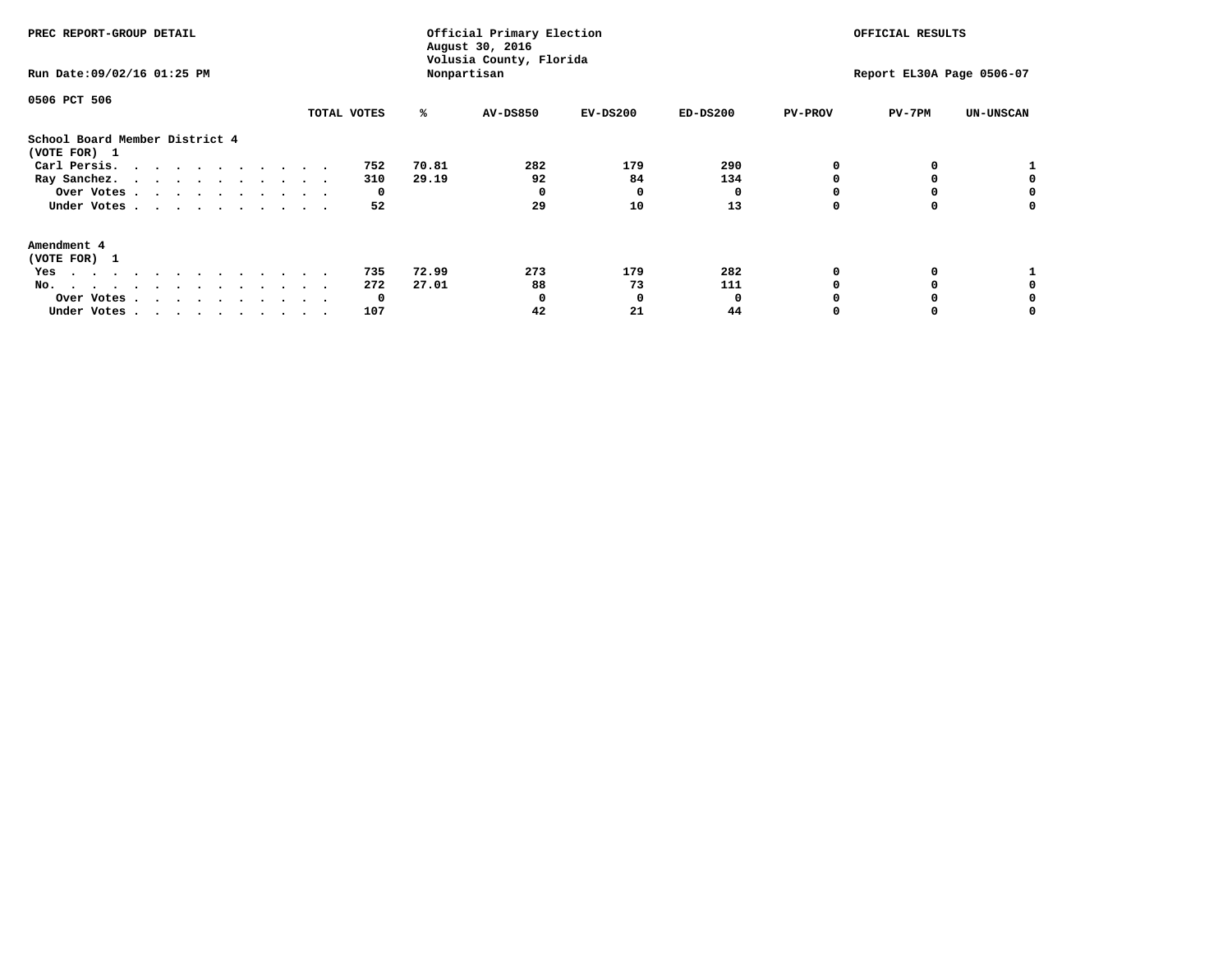PREC REPORT-GROUP DETAIL

Official Primary Election
August 30, 2016
Volusia County, Florida
Nonpartisan

OFFICIAL RESULTS

Run Date:09/02/16 01:25 PM

Report EL30A Page 0506-07

0506 PCT 506

| | TOTAL VOTES | % | AV-DS850 | EV-DS200 | ED-DS200 | PV-PROV | PV-7PM | UN-UNSCAN |
|---|---|---|---|---|---|---|---|---|
| **School Board Member District 4** | | | | | | | | |
| **(VOTE FOR) 1** | | | | | | | | |
| Carl Persis. | 752 | 70.81 | 282 | 179 | 290 | 0 | 0 | 1 |
| Ray Sanchez. | 310 | 29.19 | 92 | 84 | 134 | 0 | 0 | 0 |
| Over Votes | 0 | | 0 | 0 | 0 | 0 | 0 | 0 |
| Under Votes | 52 | | 29 | 10 | 13 | 0 | 0 | 0 |
| **Amendment 4** | | | | | | | | |
| **(VOTE FOR) 1** | | | | | | | | |
| Yes | 735 | 72.99 | 273 | 179 | 282 | 0 | 0 | 1 |
| No. | 272 | 27.01 | 88 | 73 | 111 | 0 | 0 | 0 |
| Over Votes | 0 | | 0 | 0 | 0 | 0 | 0 | 0 |
| Under Votes | 107 | | 42 | 21 | 44 | 0 | 0 | 0 |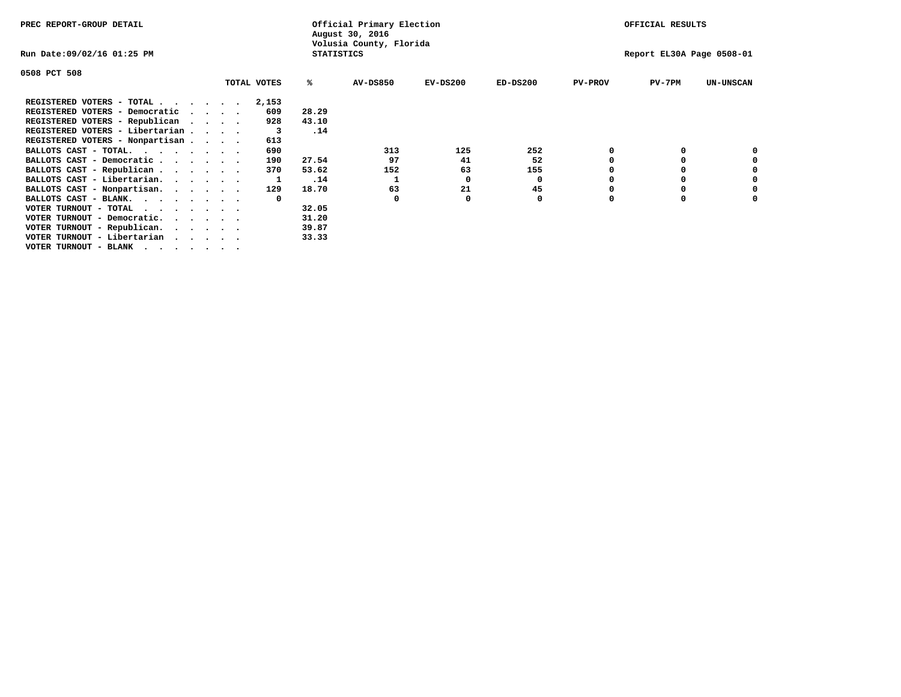PREC REPORT-GROUP DETAIL

Official Primary Election
August 30, 2016
Volusia County, Florida
STATISTICS

OFFICIAL RESULTS

Run Date:09/02/16 01:25 PM

Report EL30A Page 0508-01

0508 PCT 508

| | TOTAL VOTES | % | AV-DS850 | EV-DS200 | ED-DS200 | PV-PROV | PV-7PM | UN-UNSCAN |
|---|---|---|---|---|---|---|---|---|
| REGISTERED VOTERS - TOTAL . . . . . . | 2,153 | | | | | | | |
| REGISTERED VOTERS - Democratic . . . . | 609 | 28.29 | | | | | | |
| REGISTERED VOTERS - Republican . . . . | 928 | 43.10 | | | | | | |
| REGISTERED VOTERS - Libertarian . . . . | 3 | .14 | | | | | | |
| REGISTERED VOTERS - Nonpartisan . . . . | 613 | | | | | | | |
| BALLOTS CAST - TOTAL. . . . . . . . | 690 | | 313 | 125 | 252 | 0 | 0 | 0 |
| BALLOTS CAST - Democratic . . . . . . | 190 | 27.54 | 97 | 41 | 52 | 0 | 0 | 0 |
| BALLOTS CAST - Republican . . . . . . | 370 | 53.62 | 152 | 63 | 155 | 0 | 0 | 0 |
| BALLOTS CAST - Libertarian. . . . . . | 1 | .14 | 1 | 0 | 0 | 0 | 0 | 0 |
| BALLOTS CAST - Nonpartisan. . . . . . | 129 | 18.70 | 63 | 21 | 45 | 0 | 0 | 0 |
| BALLOTS CAST - BLANK. . . . . . . . | 0 | | 0 | 0 | 0 | 0 | 0 | 0 |
| VOTER TURNOUT - TOTAL . . . . . . . | | 32.05 | | | | | | |
| VOTER TURNOUT - Democratic. . . . . . | | 31.20 | | | | | | |
| VOTER TURNOUT - Republican. . . . . . | | 39.87 | | | | | | |
| VOTER TURNOUT - Libertarian . . . . . | | 33.33 | | | | | | |
| VOTER TURNOUT - BLANK . . . . . . . | | | | | | | | |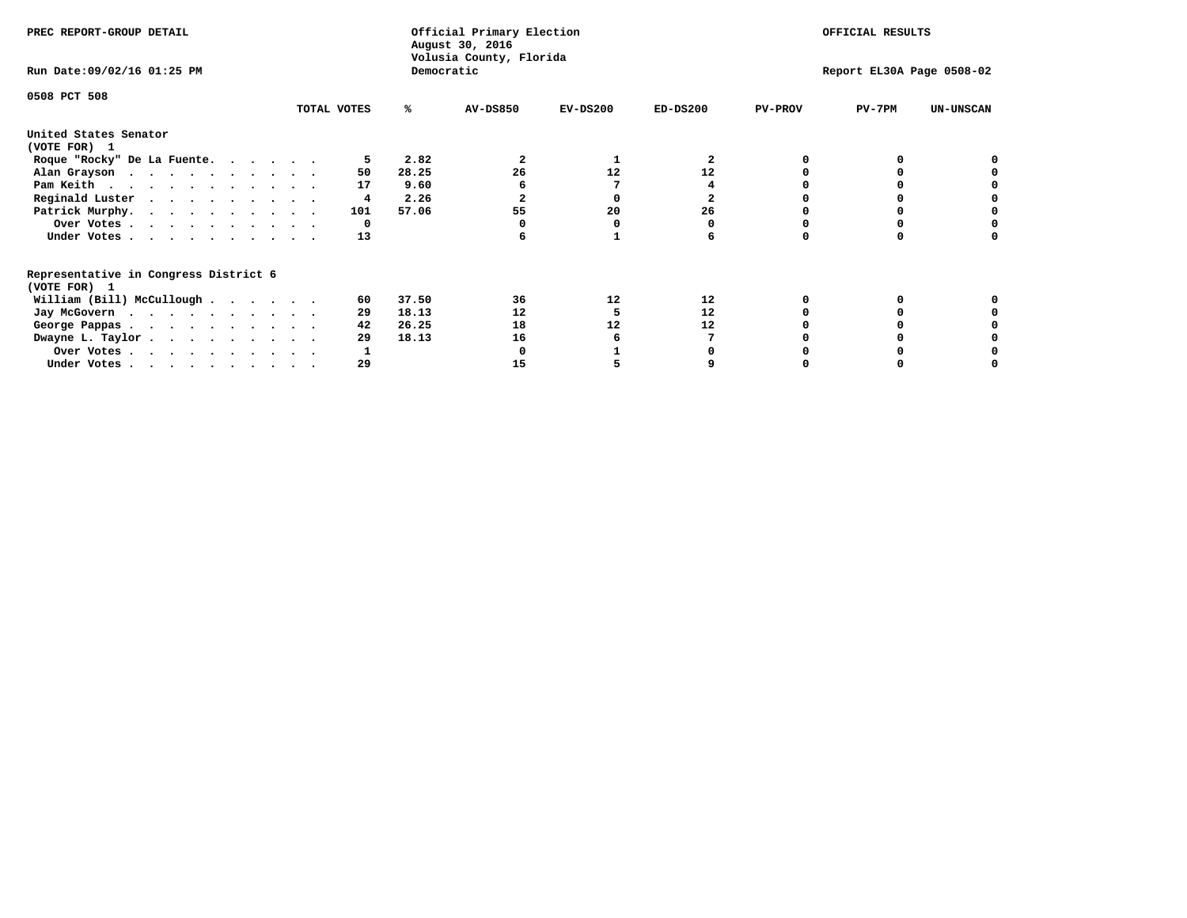PREC REPORT-GROUP DETAIL

Official Primary Election
August 30, 2016
Volusia County, Florida
Democratic

OFFICIAL RESULTS

Run Date:09/02/16 01:25 PM

Report EL30A Page 0508-02

0508 PCT 508

| | TOTAL VOTES | % | AV-DS850 | EV-DS200 | ED-DS200 | PV-PROV | PV-7PM | UN-UNSCAN |
|---|---|---|---|---|---|---|---|---|
| **United States Senator** | | | | | | | | |
| **(VOTE FOR) 1** | | | | | | | | |
| Roque "Rocky" De La Fuente | 5 | 2.82 | 2 | 1 | 2 | 0 | 0 | 0 |
| Alan Grayson | 50 | 28.25 | 26 | 12 | 12 | 0 | 0 | 0 |
| Pam Keith | 17 | 9.60 | 6 | 7 | 4 | 0 | 0 | 0 |
| Reginald Luster | 4 | 2.26 | 2 | 0 | 2 | 0 | 0 | 0 |
| Patrick Murphy | 101 | 57.06 | 55 | 20 | 26 | 0 | 0 | 0 |
| Over Votes | 0 | | 0 | 0 | 0 | 0 | 0 | 0 |
| Under Votes | 13 | | 6 | 1 | 6 | 0 | 0 | 0 |
| **Representative in Congress District 6** | | | | | | | | |
| **(VOTE FOR) 1** | | | | | | | | |
| William (Bill) McCullough | 60 | 37.50 | 36 | 12 | 12 | 0 | 0 | 0 |
| Jay McGovern | 29 | 18.13 | 12 | 5 | 12 | 0 | 0 | 0 |
| George Pappas | 42 | 26.25 | 18 | 12 | 12 | 0 | 0 | 0 |
| Dwayne L. Taylor | 29 | 18.13 | 16 | 6 | 7 | 0 | 0 | 0 |
| Over Votes | 1 | | 0 | 1 | 0 | 0 | 0 | 0 |
| Under Votes | 29 | | 15 | 5 | 9 | 0 | 0 | 0 |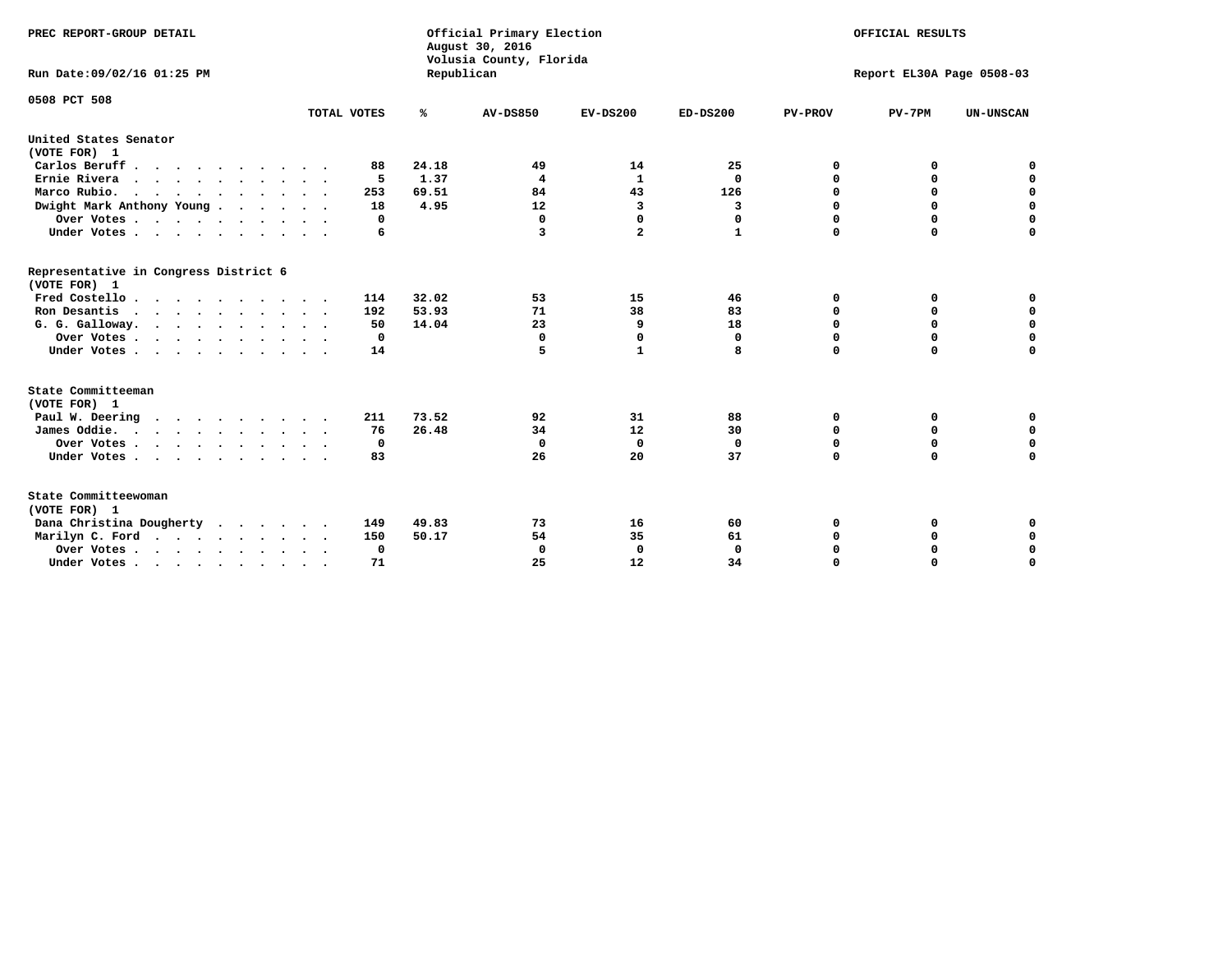PREC REPORT-GROUP DETAIL

Official Primary Election
August 30, 2016
Volusia County, Florida
Republican

OFFICIAL RESULTS

Run Date:09/02/16 01:25 PM

Report EL30A Page 0508-03

0508 PCT 508

| | TOTAL VOTES | % | AV-DS850 | EV-DS200 | ED-DS200 | PV-PROV | PV-7PM | UN-UNSCAN |
|---|---|---|---|---|---|---|---|---|
| **United States Senator (VOTE FOR) 1** | | | | | | | | |
| Carlos Beruff | 88 | 24.18 | 49 | 14 | 25 | 0 | 0 | 0 |
| Ernie Rivera | 5 | 1.37 | 4 | 1 | 0 | 0 | 0 | 0 |
| Marco Rubio. | 253 | 69.51 | 84 | 43 | 126 | 0 | 0 | 0 |
| Dwight Mark Anthony Young | 18 | 4.95 | 12 | 3 | 3 | 0 | 0 | 0 |
| Over Votes | 0 | | 0 | 0 | 0 | 0 | 0 | 0 |
| Under Votes | 6 | | 3 | 2 | 1 | 0 | 0 | 0 |
| **Representative in Congress District 6 (VOTE FOR) 1** | | | | | | | | |
| Fred Costello | 114 | 32.02 | 53 | 15 | 46 | 0 | 0 | 0 |
| Ron Desantis | 192 | 53.93 | 71 | 38 | 83 | 0 | 0 | 0 |
| G. G. Galloway. | 50 | 14.04 | 23 | 9 | 18 | 0 | 0 | 0 |
| Over Votes | 0 | | 0 | 0 | 0 | 0 | 0 | 0 |
| Under Votes | 14 | | 5 | 1 | 8 | 0 | 0 | 0 |
| **State Committeeman (VOTE FOR) 1** | | | | | | | | |
| Paul W. Deering | 211 | 73.52 | 92 | 31 | 88 | 0 | 0 | 0 |
| James Oddie. | 76 | 26.48 | 34 | 12 | 30 | 0 | 0 | 0 |
| Over Votes | 0 | | 0 | 0 | 0 | 0 | 0 | 0 |
| Under Votes | 83 | | 26 | 20 | 37 | 0 | 0 | 0 |
| **State Committeewoman (VOTE FOR) 1** | | | | | | | | |
| Dana Christina Dougherty | 149 | 49.83 | 73 | 16 | 60 | 0 | 0 | 0 |
| Marilyn C. Ford | 150 | 50.17 | 54 | 35 | 61 | 0 | 0 | 0 |
| Over Votes | 0 | | 0 | 0 | 0 | 0 | 0 | 0 |
| Under Votes | 71 | | 25 | 12 | 34 | 0 | 0 | 0 |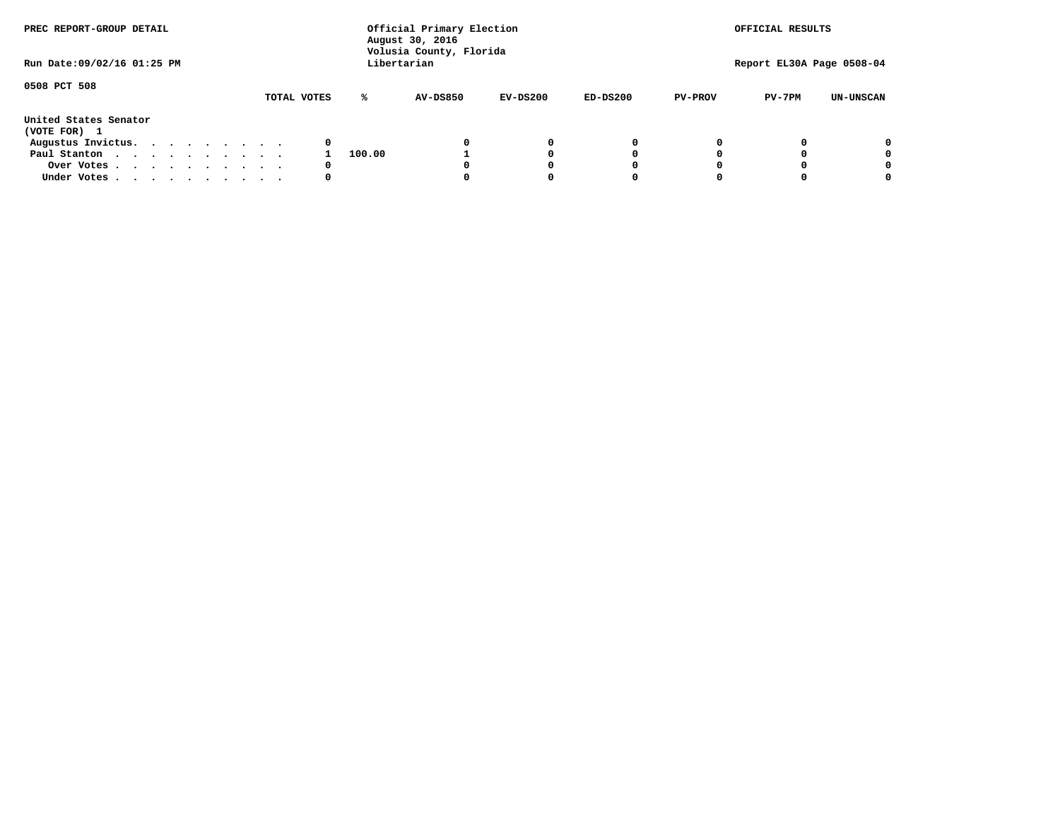PREC REPORT-GROUP DETAIL

Official Primary Election
August 30, 2016
Volusia County, Florida
Libertarian

OFFICIAL RESULTS

Run Date:09/02/16 01:25 PM

Report EL30A Page 0508-04

0508 PCT 508

United States Senator
(VOTE FOR) 1

| | TOTAL VOTES | % | AV-DS850 | EV-DS200 | ED-DS200 | PV-PROV | PV-7PM | UN-UNSCAN |
|---|---|---|---|---|---|---|---|---|
| Augustus Invictus. . . . . . . . . . | 0 | | 0 | 0 | 0 | 0 | 0 | 0 |
| Paul Stanton . . . . . . . . . . . | 1 | 100.00 | 1 | 0 | 0 | 0 | 0 | 0 |
| Over Votes . . . . . . . . . . . | 0 | | 0 | 0 | 0 | 0 | 0 | 0 |
| Under Votes . . . . . . . . . . . | 0 | | 0 | 0 | 0 | 0 | 0 | 0 |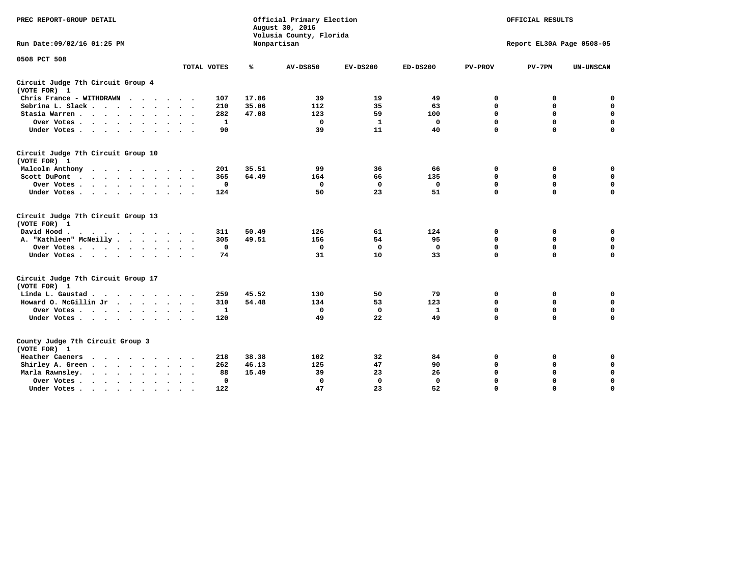PREC REPORT-GROUP DETAIL

Official Primary Election
August 30, 2016
Volusia County, Florida
Nonpartisan

OFFICIAL RESULTS

Run Date:09/02/16 01:25 PM

Report EL30A Page 0508-05

0508 PCT 508

| | TOTAL VOTES | % | AV-DS850 | EV-DS200 | ED-DS200 | PV-PROV | PV-7PM | UN-UNSCAN |
|---|---|---|---|---|---|---|---|---|
| **Circuit Judge 7th Circuit Group 4 (VOTE FOR) 1** | | | | | | | | |
| Chris France - WITHDRAWN | 107 | 17.86 | 39 | 19 | 49 | 0 | 0 | 0 |
| Sebrina L. Slack | 210 | 35.06 | 112 | 35 | 63 | 0 | 0 | 0 |
| Stasia Warren | 282 | 47.08 | 123 | 59 | 100 | 0 | 0 | 0 |
| Over Votes | 1 | | 0 | 1 | 0 | 0 | 0 | 0 |
| Under Votes | 90 | | 39 | 11 | 40 | 0 | 0 | 0 |
| **Circuit Judge 7th Circuit Group 10 (VOTE FOR) 1** | | | | | | | | |
| Malcolm Anthony | 201 | 35.51 | 99 | 36 | 66 | 0 | 0 | 0 |
| Scott DuPont | 365 | 64.49 | 164 | 66 | 135 | 0 | 0 | 0 |
| Over Votes | 0 | | 0 | 0 | 0 | 0 | 0 | 0 |
| Under Votes | 124 | | 50 | 23 | 51 | 0 | 0 | 0 |
| **Circuit Judge 7th Circuit Group 13 (VOTE FOR) 1** | | | | | | | | |
| David Hood | 311 | 50.49 | 126 | 61 | 124 | 0 | 0 | 0 |
| A. "Kathleen" McNeilly | 305 | 49.51 | 156 | 54 | 95 | 0 | 0 | 0 |
| Over Votes | 0 | | 0 | 0 | 0 | 0 | 0 | 0 |
| Under Votes | 74 | | 31 | 10 | 33 | 0 | 0 | 0 |
| **Circuit Judge 7th Circuit Group 17 (VOTE FOR) 1** | | | | | | | | |
| Linda L. Gaustad | 259 | 45.52 | 130 | 50 | 79 | 0 | 0 | 0 |
| Howard O. McGillin Jr | 310 | 54.48 | 134 | 53 | 123 | 0 | 0 | 0 |
| Over Votes | 1 | | 0 | 0 | 1 | 0 | 0 | 0 |
| Under Votes | 120 | | 49 | 22 | 49 | 0 | 0 | 0 |
| **County Judge 7th Circuit Group 3 (VOTE FOR) 1** | | | | | | | | |
| Heather Caeners | 218 | 38.38 | 102 | 32 | 84 | 0 | 0 | 0 |
| Shirley A. Green | 262 | 46.13 | 125 | 47 | 90 | 0 | 0 | 0 |
| Marla Rawnsley. | 88 | 15.49 | 39 | 23 | 26 | 0 | 0 | 0 |
| Over Votes | 0 | | 0 | 0 | 0 | 0 | 0 | 0 |
| Under Votes | 122 | | 47 | 23 | 52 | 0 | 0 | 0 |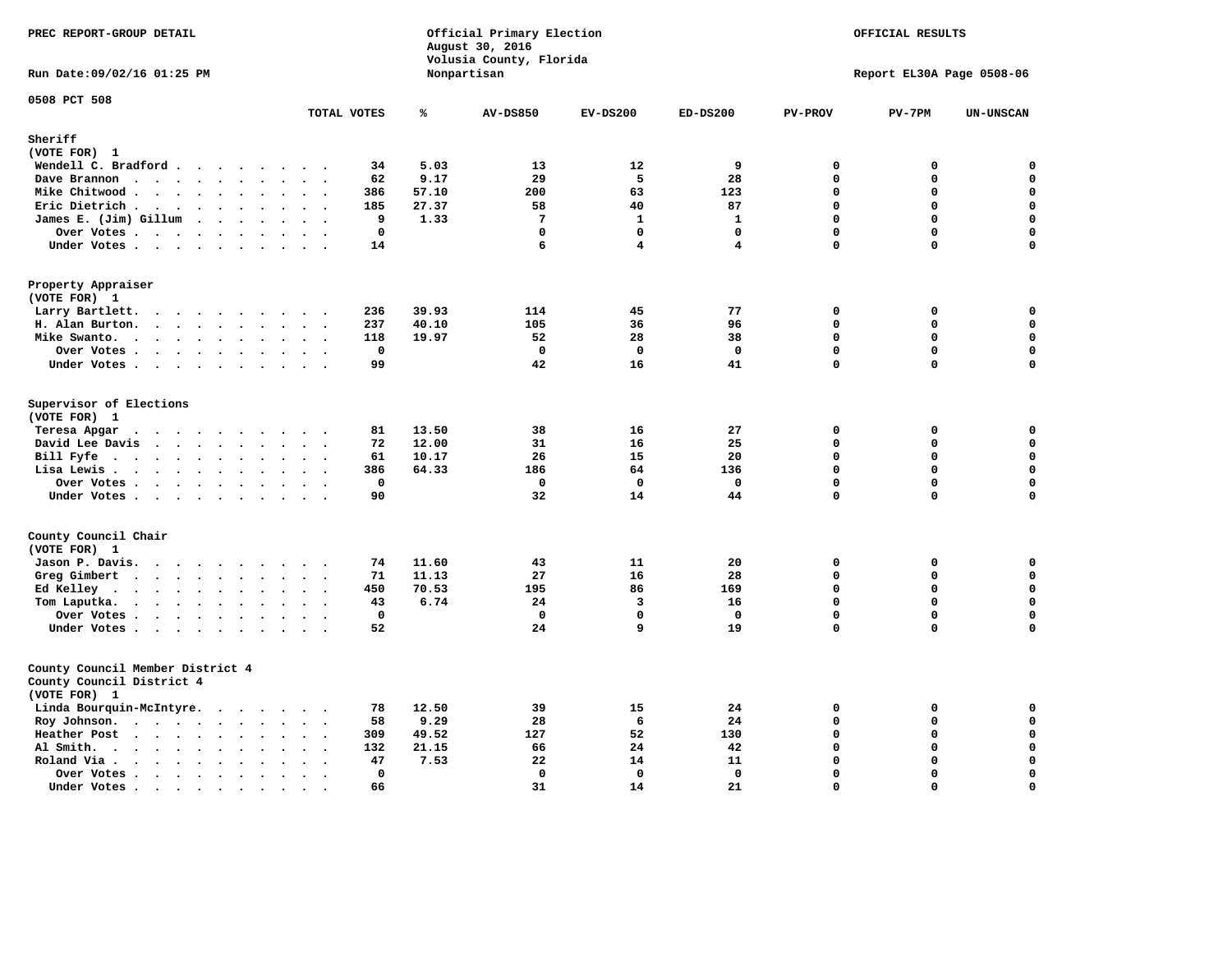PREC REPORT-GROUP DETAIL

Official Primary Election
August 30, 2016
Volusia County, Florida
Nonpartisan

OFFICIAL RESULTS

Run Date:09/02/16 01:25 PM

Report EL30A Page 0508-06

0508 PCT 508

| | TOTAL VOTES | % | AV-DS850 | EV-DS200 | ED-DS200 | PV-PROV | PV-7PM | UN-UNSCAN |
|---|---|---|---|---|---|---|---|---|
| **Sheriff** | | | | | | | | |
| (VOTE FOR) 1 | | | | | | | | |
| Wendell C. Bradford | 34 | 5.03 | 13 | 12 | 9 | 0 | 0 | 0 |
| Dave Brannon | 62 | 9.17 | 29 | 5 | 28 | 0 | 0 | 0 |
| Mike Chitwood | 386 | 57.10 | 200 | 63 | 123 | 0 | 0 | 0 |
| Eric Dietrich | 185 | 27.37 | 58 | 40 | 87 | 0 | 0 | 0 |
| James E. (Jim) Gillum | 9 | 1.33 | 7 | 1 | 1 | 0 | 0 | 0 |
| Over Votes | 0 | | 0 | 0 | 0 | 0 | 0 | 0 |
| Under Votes | 14 | | 6 | 4 | 4 | 0 | 0 | 0 |
| **Property Appraiser** | | | | | | | | |
| (VOTE FOR) 1 | | | | | | | | |
| Larry Bartlett. | 236 | 39.93 | 114 | 45 | 77 | 0 | 0 | 0 |
| H. Alan Burton. | 237 | 40.10 | 105 | 36 | 96 | 0 | 0 | 0 |
| Mike Swanto. | 118 | 19.97 | 52 | 28 | 38 | 0 | 0 | 0 |
| Over Votes | 0 | | 0 | 0 | 0 | 0 | 0 | 0 |
| Under Votes | 99 | | 42 | 16 | 41 | 0 | 0 | 0 |
| **Supervisor of Elections** | | | | | | | | |
| (VOTE FOR) 1 | | | | | | | | |
| Teresa Apgar | 81 | 13.50 | 38 | 16 | 27 | 0 | 0 | 0 |
| David Lee Davis | 72 | 12.00 | 31 | 16 | 25 | 0 | 0 | 0 |
| Bill Fyfe | 61 | 10.17 | 26 | 15 | 20 | 0 | 0 | 0 |
| Lisa Lewis | 386 | 64.33 | 186 | 64 | 136 | 0 | 0 | 0 |
| Over Votes | 0 | | 0 | 0 | 0 | 0 | 0 | 0 |
| Under Votes | 90 | | 32 | 14 | 44 | 0 | 0 | 0 |
| **County Council Chair** | | | | | | | | |
| (VOTE FOR) 1 | | | | | | | | |
| Jason P. Davis. | 74 | 11.60 | 43 | 11 | 20 | 0 | 0 | 0 |
| Greg Gimbert | 71 | 11.13 | 27 | 16 | 28 | 0 | 0 | 0 |
| Ed Kelley | 450 | 70.53 | 195 | 86 | 169 | 0 | 0 | 0 |
| Tom Laputka. | 43 | 6.74 | 24 | 3 | 16 | 0 | 0 | 0 |
| Over Votes | 0 | | 0 | 0 | 0 | 0 | 0 | 0 |
| Under Votes | 52 | | 24 | 9 | 19 | 0 | 0 | 0 |
| **County Council Member District 4** | | | | | | | | |
| County Council District 4 | | | | | | | | |
| (VOTE FOR) 1 | | | | | | | | |
| Linda Bourquin-McIntyre. | 78 | 12.50 | 39 | 15 | 24 | 0 | 0 | 0 |
| Roy Johnson. | 58 | 9.29 | 28 | 6 | 24 | 0 | 0 | 0 |
| Heather Post | 309 | 49.52 | 127 | 52 | 130 | 0 | 0 | 0 |
| Al Smith. | 132 | 21.15 | 66 | 24 | 42 | 0 | 0 | 0 |
| Roland Via | 47 | 7.53 | 22 | 14 | 11 | 0 | 0 | 0 |
| Over Votes | 0 | | 0 | 0 | 0 | 0 | 0 | 0 |
| Under Votes | 66 | | 31 | 14 | 21 | 0 | 0 | 0 |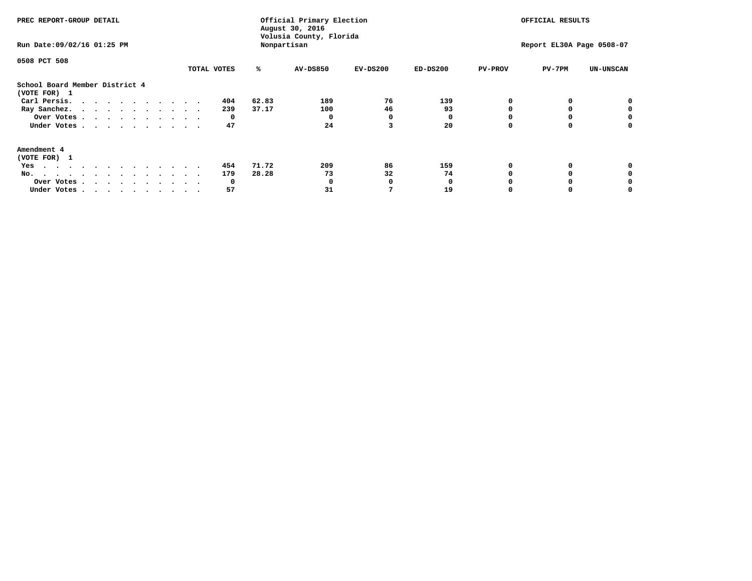PREC REPORT-GROUP DETAIL

Official Primary Election
August 30, 2016
Volusia County, Florida
Nonpartisan

OFFICIAL RESULTS

Run Date:09/02/16 01:25 PM

Report EL30A Page 0508-07

0508 PCT 508

| | TOTAL VOTES | % | AV-DS850 | EV-DS200 | ED-DS200 | PV-PROV | PV-7PM | UN-UNSCAN |
|---|---|---|---|---|---|---|---|---|
| **School Board Member District 4** | | | | | | | | |
| **(VOTE FOR) 1** | | | | | | | | |
| Carl Persis. | 404 | 62.83 | 189 | 76 | 139 | 0 | 0 | 0 |
| Ray Sanchez. | 239 | 37.17 | 100 | 46 | 93 | 0 | 0 | 0 |
| Over Votes | 0 | | 0 | 0 | 0 | 0 | 0 | 0 |
| Under Votes | 47 | | 24 | 3 | 20 | 0 | 0 | 0 |
| **Amendment 4** | | | | | | | | |
| **(VOTE FOR) 1** | | | | | | | | |
| Yes | 454 | 71.72 | 209 | 86 | 159 | 0 | 0 | 0 |
| No. | 179 | 28.28 | 73 | 32 | 74 | 0 | 0 | 0 |
| Over Votes | 0 | | 0 | 0 | 0 | 0 | 0 | 0 |
| Under Votes | 57 | | 31 | 7 | 19 | 0 | 0 | 0 |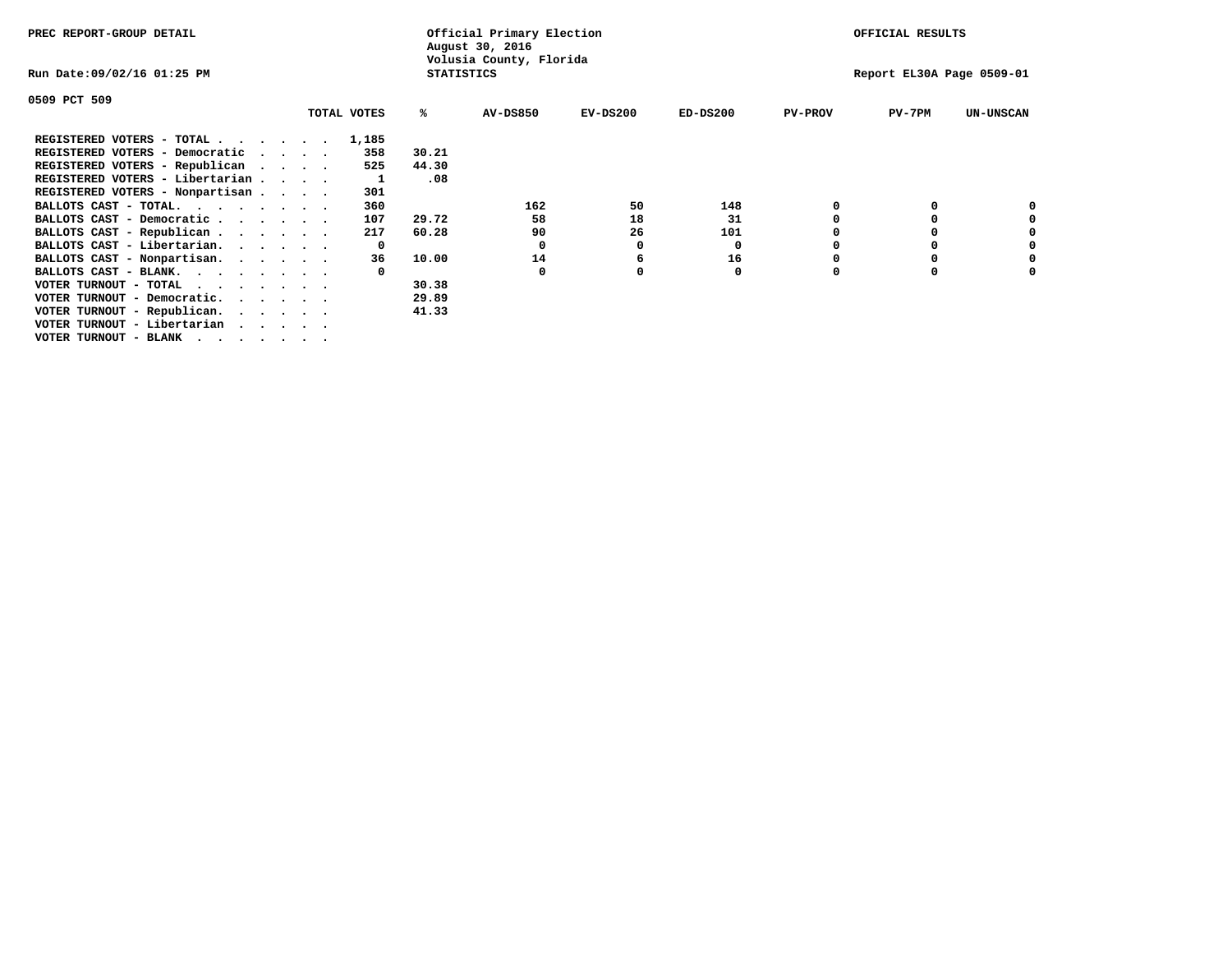PREC REPORT-GROUP DETAIL

Official Primary Election
August 30, 2016
Volusia County, Florida
STATISTICS

OFFICIAL RESULTS

Run Date:09/02/16 01:25 PM

Report EL30A Page 0509-01

0509 PCT 509

| | TOTAL VOTES | % | AV-DS850 | EV-DS200 | ED-DS200 | PV-PROV | PV-7PM | UN-UNSCAN |
|---|---|---|---|---|---|---|---|---|
| REGISTERED VOTERS - TOTAL . . . . . . | 1,185 | | | | | | | |
| REGISTERED VOTERS - Democratic . . . . | 358 | 30.21 | | | | | | |
| REGISTERED VOTERS - Republican . . . . | 525 | 44.30 | | | | | | |
| REGISTERED VOTERS - Libertarian . . . . | 1 | .08 | | | | | | |
| REGISTERED VOTERS - Nonpartisan . . . . | 301 | | | | | | | |
| BALLOTS CAST - TOTAL. . . . . . . . | 360 | | 162 | 50 | 148 | 0 | 0 | 0 |
| BALLOTS CAST - Democratic . . . . . . | 107 | 29.72 | 58 | 18 | 31 | 0 | 0 | 0 |
| BALLOTS CAST - Republican . . . . . . | 217 | 60.28 | 90 | 26 | 101 | 0 | 0 | 0 |
| BALLOTS CAST - Libertarian. . . . . . | 0 | | 0 | 0 | 0 | 0 | 0 | 0 |
| BALLOTS CAST - Nonpartisan. . . . . . | 36 | 10.00 | 14 | 6 | 16 | 0 | 0 | 0 |
| BALLOTS CAST - BLANK. . . . . . . . | 0 | | 0 | 0 | 0 | 0 | 0 | 0 |
| VOTER TURNOUT - TOTAL . . . . . . . | | 30.38 | | | | | | |
| VOTER TURNOUT - Democratic. . . . . . | | 29.89 | | | | | | |
| VOTER TURNOUT - Republican. . . . . . | | 41.33 | | | | | | |
| VOTER TURNOUT - Libertarian . . . . . | | | | | | | | |
| VOTER TURNOUT - BLANK . . . . . . . | | | | | | | | |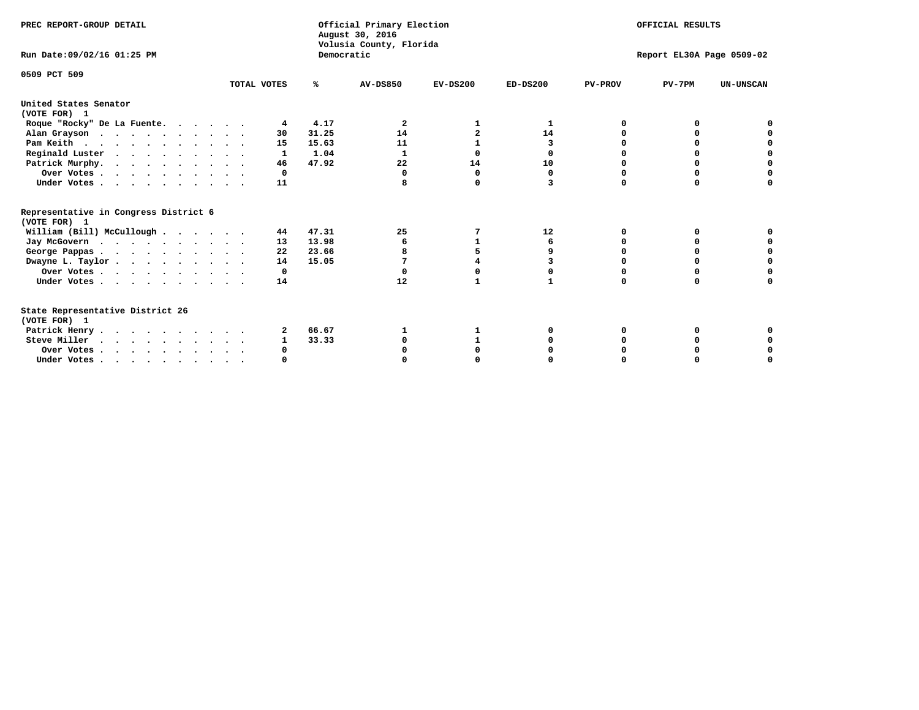PREC REPORT-GROUP DETAIL

Official Primary Election
August 30, 2016
Volusia County, Florida
Democratic

OFFICIAL RESULTS

Run Date:09/02/16 01:25 PM

Report EL30A Page 0509-02

0509 PCT 509

| | TOTAL VOTES | % | AV-DS850 | EV-DS200 | ED-DS200 | PV-PROV | PV-7PM | UN-UNSCAN |
|---|---|---|---|---|---|---|---|---|
| **United States Senator (VOTE FOR) 1** | | | | | | | | |
| Roque "Rocky" De La Fuente. . . . . . . | 4 | 4.17 | 2 | 1 | 1 | 0 | 0 | 0 |
| Alan Grayson . . . . . . . . . . . | 30 | 31.25 | 14 | 2 | 14 | 0 | 0 | 0 |
| Pam Keith . . . . . . . . . . . . | 15 | 15.63 | 11 | 1 | 3 | 0 | 0 | 0 |
| Reginald Luster . . . . . . . . . . | 1 | 1.04 | 1 | 0 | 0 | 0 | 0 | 0 |
| Patrick Murphy. . . . . . . . . . . | 46 | 47.92 | 22 | 14 | 10 | 0 | 0 | 0 |
| Over Votes . . . . . . . . . . . | 0 | | 0 | 0 | 0 | 0 | 0 | 0 |
| Under Votes . . . . . . . . . . . | 11 | | 8 | 0 | 3 | 0 | 0 | 0 |
| **Representative in Congress District 6 (VOTE FOR) 1** | | | | | | | | |
| William (Bill) McCullough . . . . . . . | 44 | 47.31 | 25 | 7 | 12 | 0 | 0 | 0 |
| Jay McGovern . . . . . . . . . . . | 13 | 13.98 | 6 | 1 | 6 | 0 | 0 | 0 |
| George Pappas . . . . . . . . . . . | 22 | 23.66 | 8 | 5 | 9 | 0 | 0 | 0 |
| Dwayne L. Taylor . . . . . . . . . . | 14 | 15.05 | 7 | 4 | 3 | 0 | 0 | 0 |
| Over Votes . . . . . . . . . . . | 0 | | 0 | 0 | 0 | 0 | 0 | 0 |
| Under Votes . . . . . . . . . . . | 14 | | 12 | 1 | 1 | 0 | 0 | 0 |
| **State Representative District 26 (VOTE FOR) 1** | | | | | | | | |
| Patrick Henry . . . . . . . . . . . | 2 | 66.67 | 1 | 1 | 0 | 0 | 0 | 0 |
| Steve Miller . . . . . . . . . . . | 1 | 33.33 | 0 | 1 | 0 | 0 | 0 | 0 |
| Over Votes . . . . . . . . . . . | 0 | | 0 | 0 | 0 | 0 | 0 | 0 |
| Under Votes . . . . . . . . . . . | 0 | | 0 | 0 | 0 | 0 | 0 | 0 |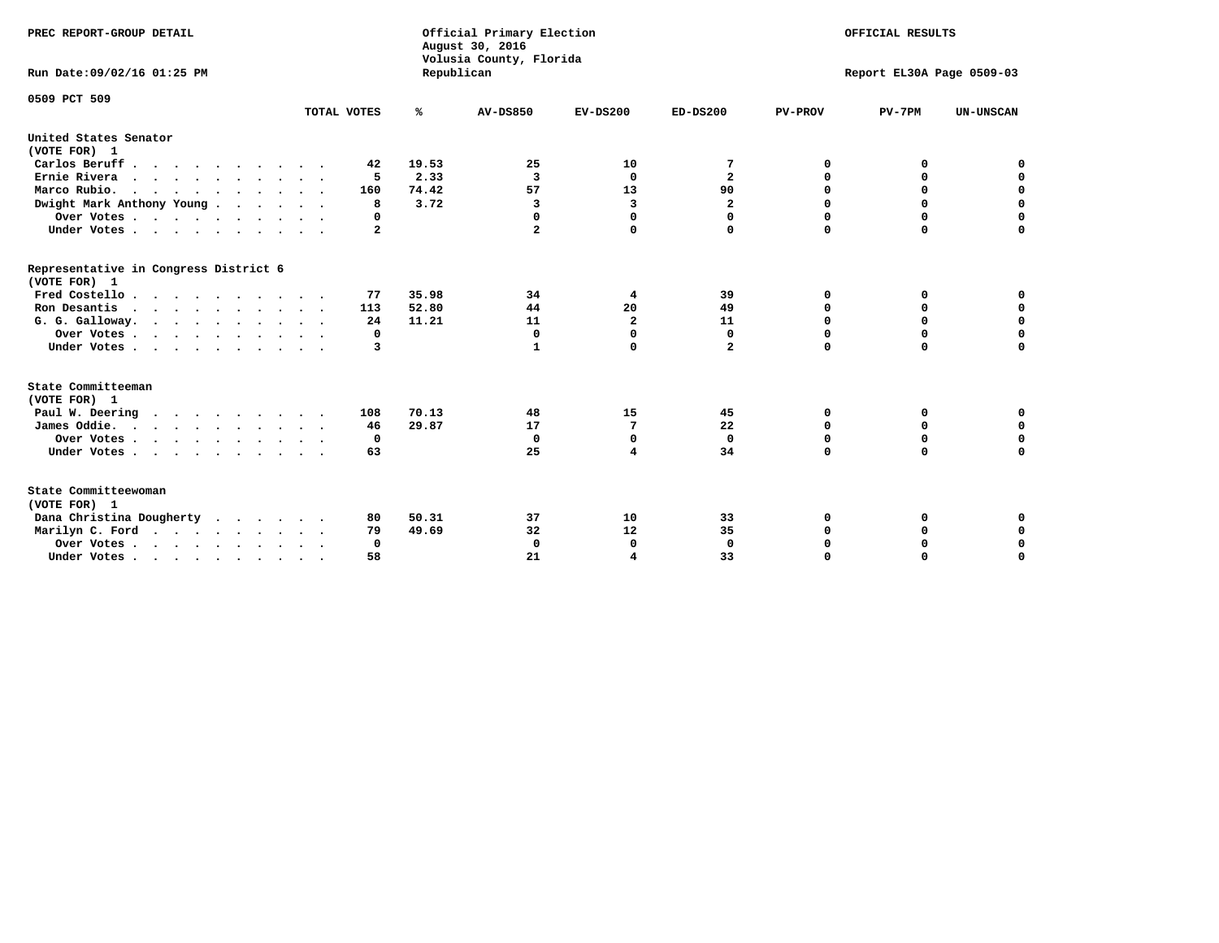PREC REPORT-GROUP DETAIL

Official Primary Election
August 30, 2016
Volusia County, Florida
Republican

OFFICIAL RESULTS

Run Date:09/02/16 01:25 PM

Report EL30A Page 0509-03

0509 PCT 509

| | TOTAL VOTES | % | AV-DS850 | EV-DS200 | ED-DS200 | PV-PROV | PV-7PM | UN-UNSCAN |
|---|---|---|---|---|---|---|---|---|
| **United States Senator** | | | | | | | | |
| **(VOTE FOR) 1** | | | | | | | | |
| Carlos Beruff | 42 | 19.53 | 25 | 10 | 7 | 0 | 0 | 0 |
| Ernie Rivera | 5 | 2.33 | 3 | 0 | 2 | 0 | 0 | 0 |
| Marco Rubio. | 160 | 74.42 | 57 | 13 | 90 | 0 | 0 | 0 |
| Dwight Mark Anthony Young | 8 | 3.72 | 3 | 3 | 2 | 0 | 0 | 0 |
| Over Votes | 0 | | 0 | 0 | 0 | 0 | 0 | 0 |
| Under Votes | 2 | | 2 | 0 | 0 | 0 | 0 | 0 |
| **Representative in Congress District 6** | | | | | | | | |
| **(VOTE FOR) 1** | | | | | | | | |
| Fred Costello | 77 | 35.98 | 34 | 4 | 39 | 0 | 0 | 0 |
| Ron Desantis | 113 | 52.80 | 44 | 20 | 49 | 0 | 0 | 0 |
| G. G. Galloway. | 24 | 11.21 | 11 | 2 | 11 | 0 | 0 | 0 |
| Over Votes | 0 | | 0 | 0 | 0 | 0 | 0 | 0 |
| Under Votes | 3 | | 1 | 0 | 2 | 0 | 0 | 0 |
| **State Committeeman** | | | | | | | | |
| **(VOTE FOR) 1** | | | | | | | | |
| Paul W. Deering | 108 | 70.13 | 48 | 15 | 45 | 0 | 0 | 0 |
| James Oddie. | 46 | 29.87 | 17 | 7 | 22 | 0 | 0 | 0 |
| Over Votes | 0 | | 0 | 0 | 0 | 0 | 0 | 0 |
| Under Votes | 63 | | 25 | 4 | 34 | 0 | 0 | 0 |
| **State Committeewoman** | | | | | | | | |
| **(VOTE FOR) 1** | | | | | | | | |
| Dana Christina Dougherty | 80 | 50.31 | 37 | 10 | 33 | 0 | 0 | 0 |
| Marilyn C. Ford | 79 | 49.69 | 32 | 12 | 35 | 0 | 0 | 0 |
| Over Votes | 0 | | 0 | 0 | 0 | 0 | 0 | 0 |
| Under Votes | 58 | | 21 | 4 | 33 | 0 | 0 | 0 |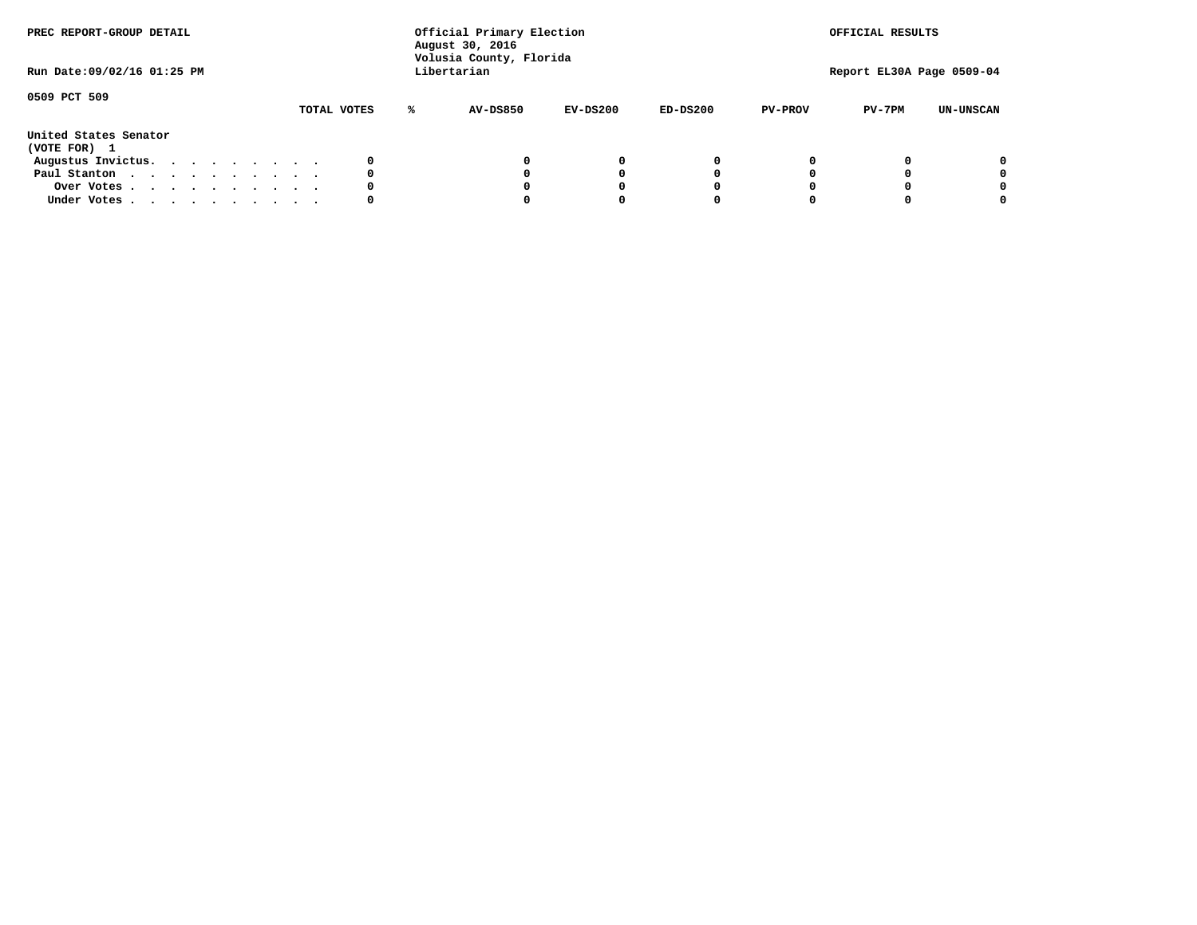PREC REPORT-GROUP DETAIL

Official Primary Election
August 30, 2016
Volusia County, Florida
Libertarian

OFFICIAL RESULTS

Run Date:09/02/16 01:25 PM

Report EL30A Page 0509-04

0509 PCT 509

| | TOTAL VOTES | % | AV-DS850 | EV-DS200 | ED-DS200 | PV-PROV | PV-7PM | UN-UNSCAN |
|---|---|---|---|---|---|---|---|---|
| **United States Senator** | | | | | | | | |
| **(VOTE FOR) 1** | | | | | | | | |
| Augustus Invictus. . . . . . . . . | 0 | | 0 | 0 | 0 | 0 | 0 | 0 |
| Paul Stanton . . . . . . . . . . | 0 | | 0 | 0 | 0 | 0 | 0 | 0 |
| Over Votes . . . . . . . . . . | 0 | | 0 | 0 | 0 | 0 | 0 | 0 |
| Under Votes . . . . . . . . . . | 0 | | 0 | 0 | 0 | 0 | 0 | 0 |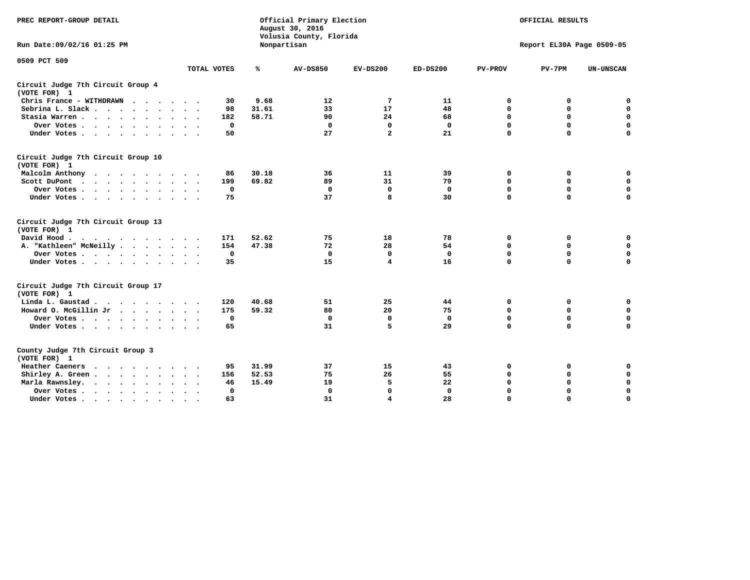PREC REPORT-GROUP DETAIL

Official Primary Election
August 30, 2016
Volusia County, Florida
Nonpartisan

OFFICIAL RESULTS

Run Date:09/02/16 01:25 PM

Report EL30A Page 0509-05

0509 PCT 509

| | TOTAL VOTES | % | AV-DS850 | EV-DS200 | ED-DS200 | PV-PROV | PV-7PM | UN-UNSCAN |
|---|---|---|---|---|---|---|---|---|
| **Circuit Judge 7th Circuit Group 4 (VOTE FOR) 1** | | | | | | | | |
| Chris France - WITHDRAWN | 30 | 9.68 | 12 | 7 | 11 | 0 | 0 | 0 |
| Sebrina L. Slack | 98 | 31.61 | 33 | 17 | 48 | 0 | 0 | 0 |
| Stasia Warren | 182 | 58.71 | 90 | 24 | 68 | 0 | 0 | 0 |
| Over Votes | 0 | | 0 | 0 | 0 | 0 | 0 | 0 |
| Under Votes | 50 | | 27 | 2 | 21 | 0 | 0 | 0 |
| **Circuit Judge 7th Circuit Group 10 (VOTE FOR) 1** | | | | | | | | |
| Malcolm Anthony | 86 | 30.18 | 36 | 11 | 39 | 0 | 0 | 0 |
| Scott DuPont | 199 | 69.82 | 89 | 31 | 79 | 0 | 0 | 0 |
| Over Votes | 0 | | 0 | 0 | 0 | 0 | 0 | 0 |
| Under Votes | 75 | | 37 | 8 | 30 | 0 | 0 | 0 |
| **Circuit Judge 7th Circuit Group 13 (VOTE FOR) 1** | | | | | | | | |
| David Hood | 171 | 52.62 | 75 | 18 | 78 | 0 | 0 | 0 |
| A. "Kathleen" McNeilly | 154 | 47.38 | 72 | 28 | 54 | 0 | 0 | 0 |
| Over Votes | 0 | | 0 | 0 | 0 | 0 | 0 | 0 |
| Under Votes | 35 | | 15 | 4 | 16 | 0 | 0 | 0 |
| **Circuit Judge 7th Circuit Group 17 (VOTE FOR) 1** | | | | | | | | |
| Linda L. Gaustad | 120 | 40.68 | 51 | 25 | 44 | 0 | 0 | 0 |
| Howard O. McGillin Jr | 175 | 59.32 | 80 | 20 | 75 | 0 | 0 | 0 |
| Over Votes | 0 | | 0 | 0 | 0 | 0 | 0 | 0 |
| Under Votes | 65 | | 31 | 5 | 29 | 0 | 0 | 0 |
| **County Judge 7th Circuit Group 3 (VOTE FOR) 1** | | | | | | | | |
| Heather Caeners | 95 | 31.99 | 37 | 15 | 43 | 0 | 0 | 0 |
| Shirley A. Green | 156 | 52.53 | 75 | 26 | 55 | 0 | 0 | 0 |
| Marla Rawnsley | 46 | 15.49 | 19 | 5 | 22 | 0 | 0 | 0 |
| Over Votes | 0 | | 0 | 0 | 0 | 0 | 0 | 0 |
| Under Votes | 63 | | 31 | 4 | 28 | 0 | 0 | 0 |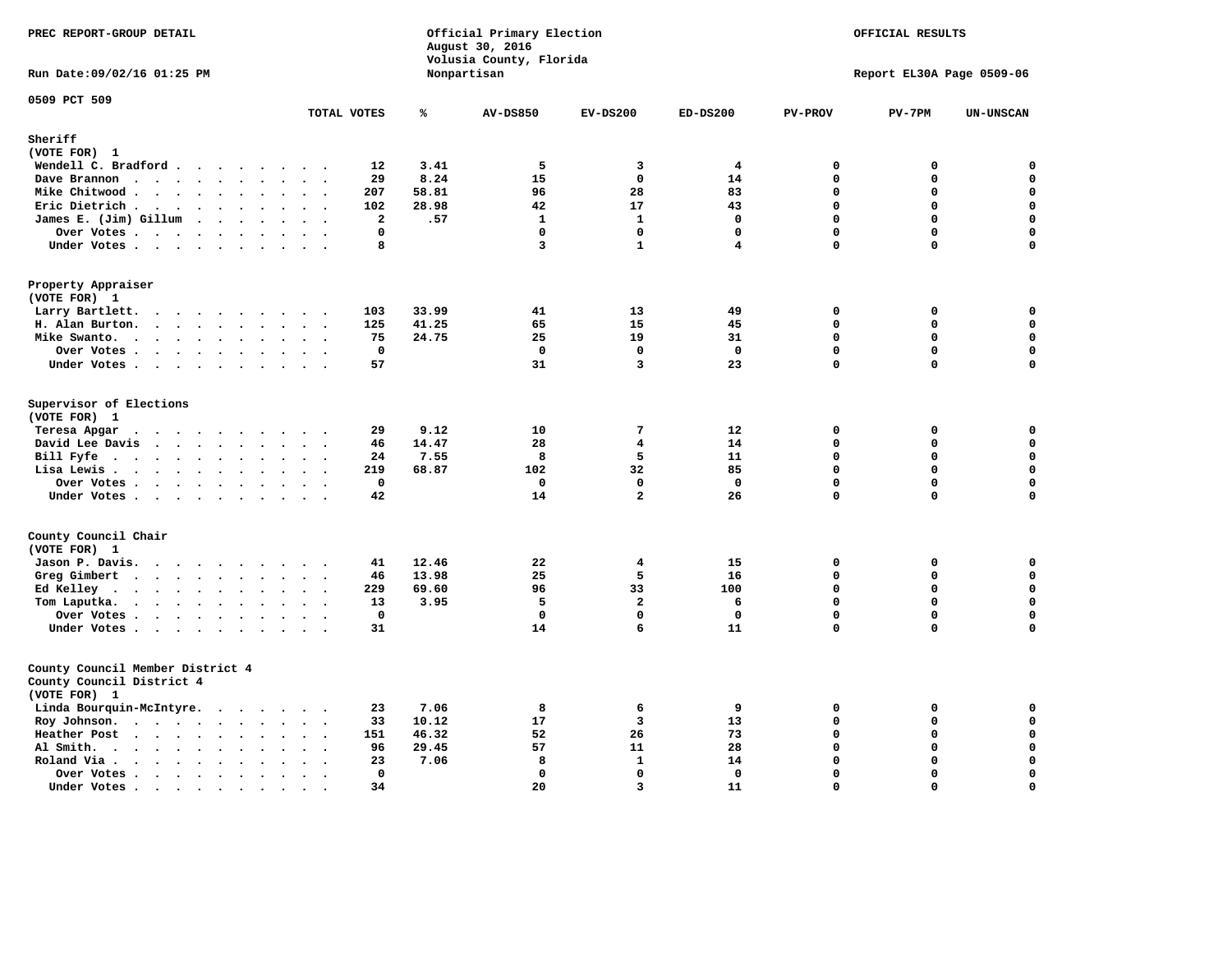PREC REPORT-GROUP DETAIL

Official Primary Election
August 30, 2016
Volusia County, Florida
Nonpartisan

OFFICIAL RESULTS

Run Date:09/02/16 01:25 PM

Report EL30A Page 0509-06

0509 PCT 509

| | TOTAL VOTES | % | AV-DS850 | EV-DS200 | ED-DS200 | PV-PROV | PV-7PM | UN-UNSCAN |
|---|---|---|---|---|---|---|---|---|
| **Sheriff** | | | | | | | | |
| (VOTE FOR) 1 | | | | | | | | |
| Wendell C. Bradford | 12 | 3.41 | 5 | 3 | 4 | 0 | 0 | 0 |
| Dave Brannon | 29 | 8.24 | 15 | 0 | 14 | 0 | 0 | 0 |
| Mike Chitwood | 207 | 58.81 | 96 | 28 | 83 | 0 | 0 | 0 |
| Eric Dietrich | 102 | 28.98 | 42 | 17 | 43 | 0 | 0 | 0 |
| James E. (Jim) Gillum | 2 | .57 | 1 | 1 | 0 | 0 | 0 | 0 |
| Over Votes | 0 | | 0 | 0 | 0 | 0 | 0 | 0 |
| Under Votes | 8 | | 3 | 1 | 4 | 0 | 0 | 0 |
| **Property Appraiser** | | | | | | | | |
| (VOTE FOR) 1 | | | | | | | | |
| Larry Bartlett | 103 | 33.99 | 41 | 13 | 49 | 0 | 0 | 0 |
| H. Alan Burton | 125 | 41.25 | 65 | 15 | 45 | 0 | 0 | 0 |
| Mike Swanto | 75 | 24.75 | 25 | 19 | 31 | 0 | 0 | 0 |
| Over Votes | 0 | | 0 | 0 | 0 | 0 | 0 | 0 |
| Under Votes | 57 | | 31 | 3 | 23 | 0 | 0 | 0 |
| **Supervisor of Elections** | | | | | | | | |
| (VOTE FOR) 1 | | | | | | | | |
| Teresa Apgar | 29 | 9.12 | 10 | 7 | 12 | 0 | 0 | 0 |
| David Lee Davis | 46 | 14.47 | 28 | 4 | 14 | 0 | 0 | 0 |
| Bill Fyfe | 24 | 7.55 | 8 | 5 | 11 | 0 | 0 | 0 |
| Lisa Lewis | 219 | 68.87 | 102 | 32 | 85 | 0 | 0 | 0 |
| Over Votes | 0 | | 0 | 0 | 0 | 0 | 0 | 0 |
| Under Votes | 42 | | 14 | 2 | 26 | 0 | 0 | 0 |
| **County Council Chair** | | | | | | | | |
| (VOTE FOR) 1 | | | | | | | | |
| Jason P. Davis | 41 | 12.46 | 22 | 4 | 15 | 0 | 0 | 0 |
| Greg Gimbert | 46 | 13.98 | 25 | 5 | 16 | 0 | 0 | 0 |
| Ed Kelley | 229 | 69.60 | 96 | 33 | 100 | 0 | 0 | 0 |
| Tom Laputka | 13 | 3.95 | 5 | 2 | 6 | 0 | 0 | 0 |
| Over Votes | 0 | | 0 | 0 | 0 | 0 | 0 | 0 |
| Under Votes | 31 | | 14 | 6 | 11 | 0 | 0 | 0 |
| **County Council Member District 4** | | | | | | | | |
| County Council District 4 | | | | | | | | |
| (VOTE FOR) 1 | | | | | | | | |
| Linda Bourquin-McIntyre | 23 | 7.06 | 8 | 6 | 9 | 0 | 0 | 0 |
| Roy Johnson | 33 | 10.12 | 17 | 3 | 13 | 0 | 0 | 0 |
| Heather Post | 151 | 46.32 | 52 | 26 | 73 | 0 | 0 | 0 |
| Al Smith | 96 | 29.45 | 57 | 11 | 28 | 0 | 0 | 0 |
| Roland Via | 23 | 7.06 | 8 | 1 | 14 | 0 | 0 | 0 |
| Over Votes | 0 | | 0 | 0 | 0 | 0 | 0 | 0 |
| Under Votes | 34 | | 20 | 3 | 11 | 0 | 0 | 0 |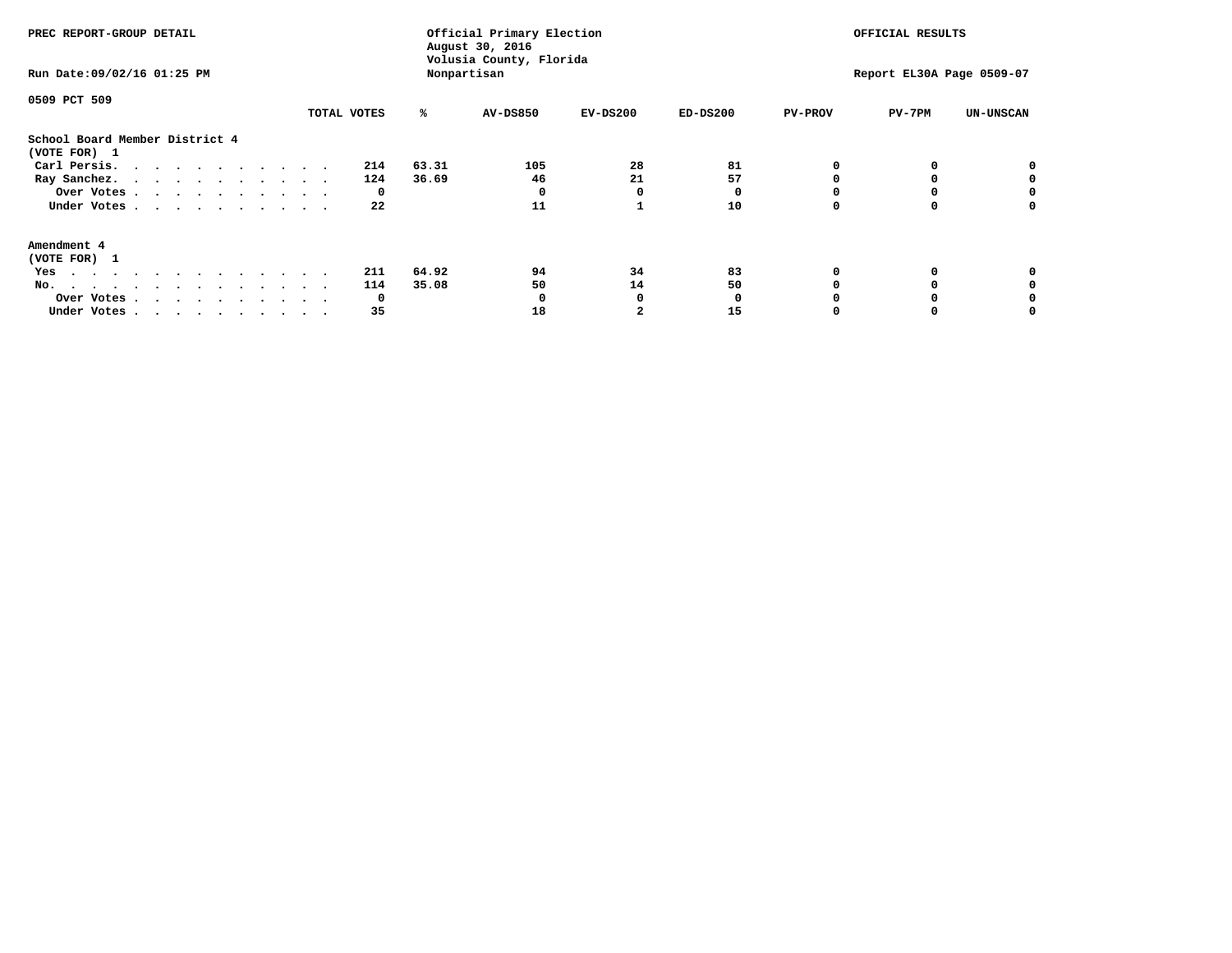PREC REPORT-GROUP DETAIL

Run Date:09/02/16 01:25 PM

Official Primary Election
August 30, 2016
Volusia County, Florida
Nonpartisan

OFFICIAL RESULTS

Report EL30A Page 0509-07

0509 PCT 509

| | TOTAL VOTES | % | AV-DS850 | EV-DS200 | ED-DS200 | PV-PROV | PV-7PM | UN-UNSCAN |
|---|---|---|---|---|---|---|---|---|
| **School Board Member District 4** | | | | | | | | |
| **(VOTE FOR) 1** | | | | | | | | |
| Carl Persis. | 214 | 63.31 | 105 | 28 | 81 | 0 | 0 | 0 |
| Ray Sanchez. | 124 | 36.69 | 46 | 21 | 57 | 0 | 0 | 0 |
| Over Votes | 0 | | 0 | 0 | 0 | 0 | 0 | 0 |
| Under Votes | 22 | | 11 | 1 | 10 | 0 | 0 | 0 |
| **Amendment 4** | | | | | | | | |
| **(VOTE FOR) 1** | | | | | | | | |
| Yes | 211 | 64.92 | 94 | 34 | 83 | 0 | 0 | 0 |
| No. | 114 | 35.08 | 50 | 14 | 50 | 0 | 0 | 0 |
| Over Votes | 0 | | 0 | 0 | 0 | 0 | 0 | 0 |
| Under Votes | 35 | | 18 | 2 | 15 | 0 | 0 | 0 |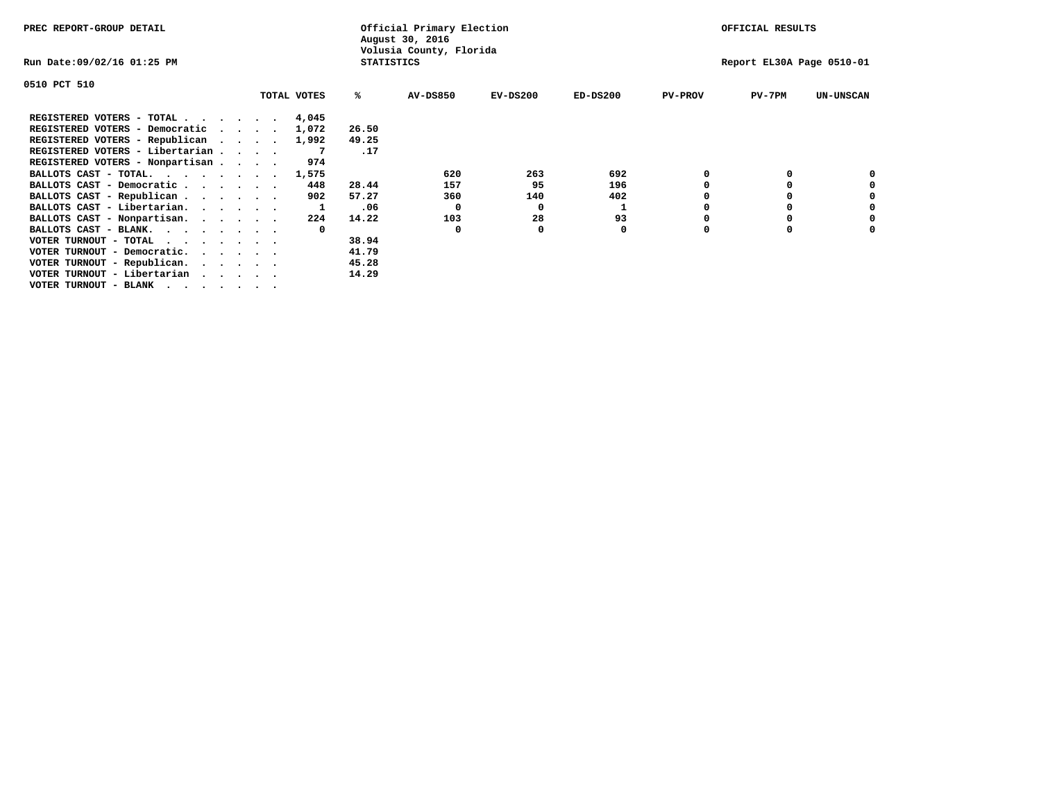PREC REPORT-GROUP DETAIL

Official Primary Election
August 30, 2016
Volusia County, Florida
STATISTICS

OFFICIAL RESULTS

Run Date:09/02/16 01:25 PM

Report EL30A Page 0510-01

0510 PCT 510

| | TOTAL VOTES | % | AV-DS850 | EV-DS200 | ED-DS200 | PV-PROV | PV-7PM | UN-UNSCAN |
|---|---|---|---|---|---|---|---|---|
| REGISTERED VOTERS - TOTAL . . . . . . | 4,045 | | | | | | | |
| REGISTERED VOTERS - Democratic . . . . | 1,072 | 26.50 | | | | | | |
| REGISTERED VOTERS - Republican . . . . | 1,992 | 49.25 | | | | | | |
| REGISTERED VOTERS - Libertarian . . . . | 7 | .17 | | | | | | |
| REGISTERED VOTERS - Nonpartisan . . . . | 974 | | | | | | | |
| BALLOTS CAST - TOTAL. . . . . . . . | 1,575 | | 620 | 263 | 692 | 0 | 0 | 0 |
| BALLOTS CAST - Democratic . . . . . . | 448 | 28.44 | 157 | 95 | 196 | 0 | 0 | 0 |
| BALLOTS CAST - Republican . . . . . . | 902 | 57.27 | 360 | 140 | 402 | 0 | 0 | 0 |
| BALLOTS CAST - Libertarian. . . . . . | 1 | .06 | 0 | 0 | 1 | 0 | 0 | 0 |
| BALLOTS CAST - Nonpartisan. . . . . . | 224 | 14.22 | 103 | 28 | 93 | 0 | 0 | 0 |
| BALLOTS CAST - BLANK. . . . . . . . | 0 | | 0 | 0 | 0 | 0 | 0 | 0 |
| VOTER TURNOUT - TOTAL . . . . . . . | | 38.94 | | | | | | |
| VOTER TURNOUT - Democratic. . . . . . | | 41.79 | | | | | | |
| VOTER TURNOUT - Republican. . . . . . | | 45.28 | | | | | | |
| VOTER TURNOUT - Libertarian . . . . . | | 14.29 | | | | | | |
| VOTER TURNOUT - BLANK . . . . . . . | | | | | | | | |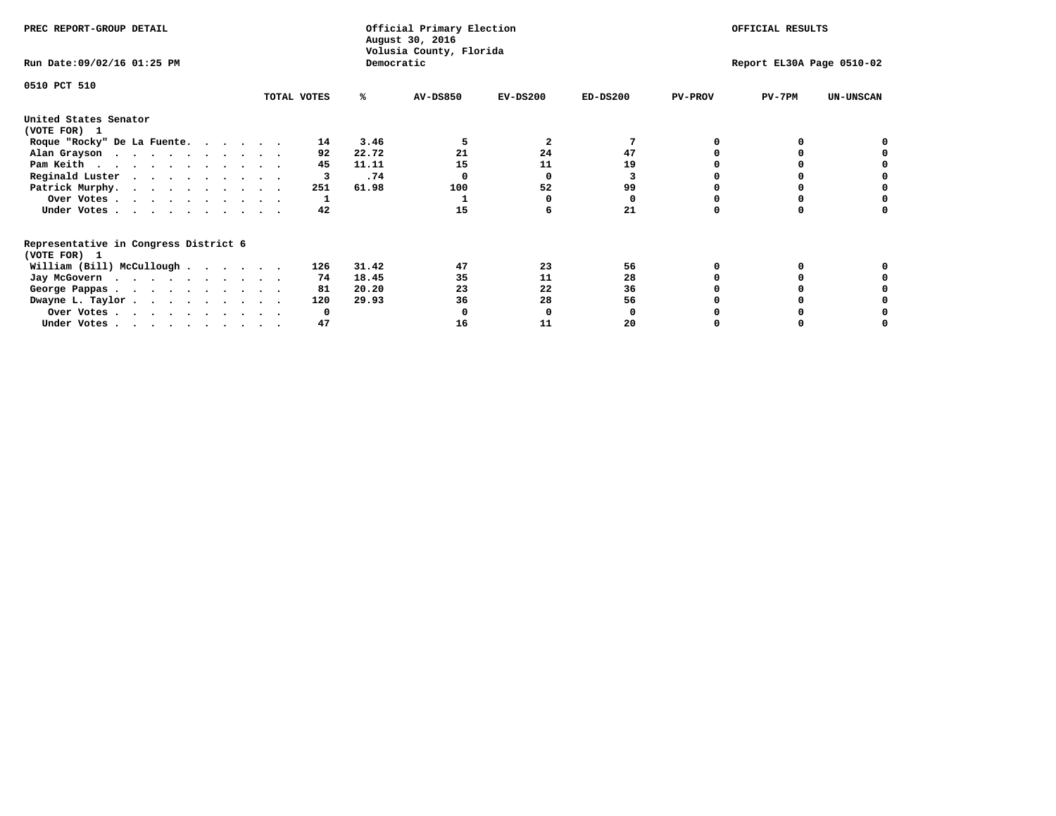PREC REPORT-GROUP DETAIL

Official Primary Election
August 30, 2016
Volusia County, Florida
Democratic

OFFICIAL RESULTS

Run Date:09/02/16 01:25 PM

Report EL30A Page 0510-02

0510 PCT 510

| | TOTAL VOTES | % | AV-DS850 | EV-DS200 | ED-DS200 | PV-PROV | PV-7PM | UN-UNSCAN |
|---|---|---|---|---|---|---|---|---|
| **United States Senator** | | | | | | | | |
| **(VOTE FOR) 1** | | | | | | | | |
| Roque "Rocky" De La Fuente | 14 | 3.46 | 5 | 2 | 7 | 0 | 0 | 0 |
| Alan Grayson | 92 | 22.72 | 21 | 24 | 47 | 0 | 0 | 0 |
| Pam Keith | 45 | 11.11 | 15 | 11 | 19 | 0 | 0 | 0 |
| Reginald Luster | 3 | .74 | 0 | 0 | 3 | 0 | 0 | 0 |
| Patrick Murphy | 251 | 61.98 | 100 | 52 | 99 | 0 | 0 | 0 |
| Over Votes | 1 | | 1 | 0 | 0 | 0 | 0 | 0 |
| Under Votes | 42 | | 15 | 6 | 21 | 0 | 0 | 0 |
| **Representative in Congress District 6** | | | | | | | | |
| **(VOTE FOR) 1** | | | | | | | | |
| William (Bill) McCullough | 126 | 31.42 | 47 | 23 | 56 | 0 | 0 | 0 |
| Jay McGovern | 74 | 18.45 | 35 | 11 | 28 | 0 | 0 | 0 |
| George Pappas | 81 | 20.20 | 23 | 22 | 36 | 0 | 0 | 0 |
| Dwayne L. Taylor | 120 | 29.93 | 36 | 28 | 56 | 0 | 0 | 0 |
| Over Votes | 0 | | 0 | 0 | 0 | 0 | 0 | 0 |
| Under Votes | 47 | | 16 | 11 | 20 | 0 | 0 | 0 |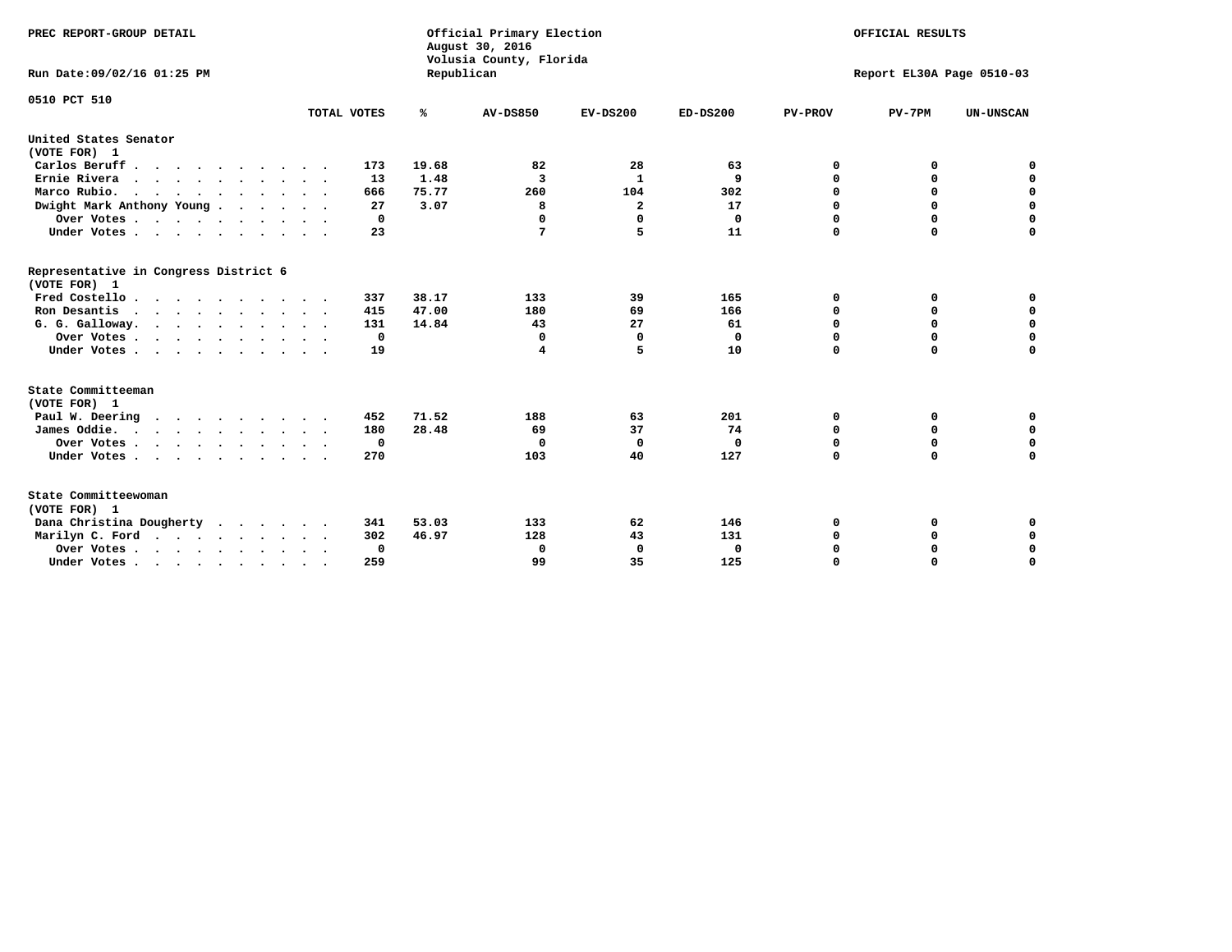PREC REPORT-GROUP DETAIL

Official Primary Election
August 30, 2016
Volusia County, Florida
Republican

OFFICIAL RESULTS

Run Date:09/02/16 01:25 PM

Report EL30A Page 0510-03

0510 PCT 510

| | TOTAL VOTES | % | AV-DS850 | EV-DS200 | ED-DS200 | PV-PROV | PV-7PM | UN-UNSCAN |
|---|---|---|---|---|---|---|---|---|
| **United States Senator (VOTE FOR) 1** | | | | | | | | |
| Carlos Beruff | 173 | 19.68 | 82 | 28 | 63 | 0 | 0 | 0 |
| Ernie Rivera | 13 | 1.48 | 3 | 1 | 9 | 0 | 0 | 0 |
| Marco Rubio. | 666 | 75.77 | 260 | 104 | 302 | 0 | 0 | 0 |
| Dwight Mark Anthony Young | 27 | 3.07 | 8 | 2 | 17 | 0 | 0 | 0 |
| Over Votes | 0 | | 0 | 0 | 0 | 0 | 0 | 0 |
| Under Votes | 23 | | 7 | 5 | 11 | 0 | 0 | 0 |
| **Representative in Congress District 6 (VOTE FOR) 1** | | | | | | | | |
| Fred Costello | 337 | 38.17 | 133 | 39 | 165 | 0 | 0 | 0 |
| Ron Desantis | 415 | 47.00 | 180 | 69 | 166 | 0 | 0 | 0 |
| G. G. Galloway. | 131 | 14.84 | 43 | 27 | 61 | 0 | 0 | 0 |
| Over Votes | 0 | | 0 | 0 | 0 | 0 | 0 | 0 |
| Under Votes | 19 | | 4 | 5 | 10 | 0 | 0 | 0 |
| **State Committeeman (VOTE FOR) 1** | | | | | | | | |
| Paul W. Deering | 452 | 71.52 | 188 | 63 | 201 | 0 | 0 | 0 |
| James Oddie. | 180 | 28.48 | 69 | 37 | 74 | 0 | 0 | 0 |
| Over Votes | 0 | | 0 | 0 | 0 | 0 | 0 | 0 |
| Under Votes | 270 | | 103 | 40 | 127 | 0 | 0 | 0 |
| **State Committeewoman (VOTE FOR) 1** | | | | | | | | |
| Dana Christina Dougherty | 341 | 53.03 | 133 | 62 | 146 | 0 | 0 | 0 |
| Marilyn C. Ford | 302 | 46.97 | 128 | 43 | 131 | 0 | 0 | 0 |
| Over Votes | 0 | | 0 | 0 | 0 | 0 | 0 | 0 |
| Under Votes | 259 | | 99 | 35 | 125 | 0 | 0 | 0 |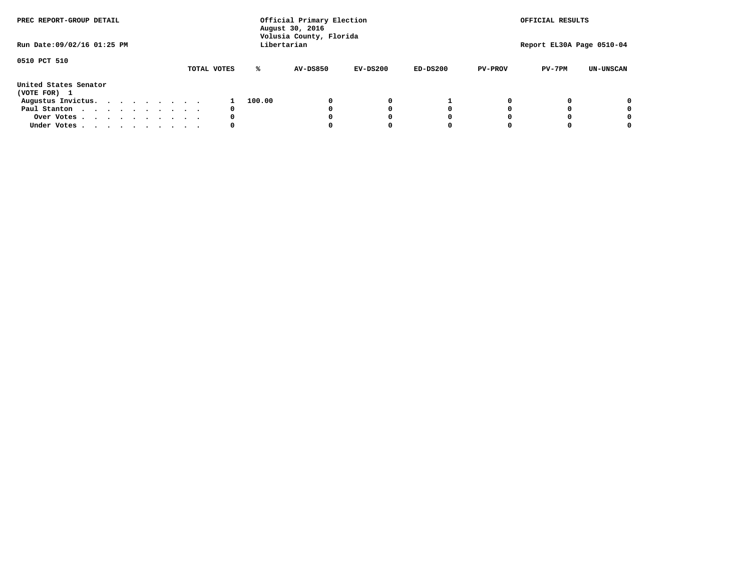PREC REPORT-GROUP DETAIL

Official Primary Election
August 30, 2016
Volusia County, Florida
Libertarian

OFFICIAL RESULTS

Run Date:09/02/16 01:25 PM

Report EL30A Page 0510-04

0510 PCT 510

| | TOTAL VOTES | % | AV-DS850 | EV-DS200 | ED-DS200 | PV-PROV | PV-7PM | UN-UNSCAN |
|---|---|---|---|---|---|---|---|---|
| **United States Senator** | | | | | | | | |
| **(VOTE FOR) 1** | | | | | | | | |
| Augustus Invictus. . . . . . . . . . | 1 | 100.00 | 0 | 0 | 1 | 0 | 0 | 0 |
| Paul Stanton . . . . . . . . . . . | 0 | | 0 | 0 | 0 | 0 | 0 | 0 |
| Over Votes . . . . . . . . . . . | 0 | | 0 | 0 | 0 | 0 | 0 | 0 |
| Under Votes . . . . . . . . . . . | 0 | | 0 | 0 | 0 | 0 | 0 | 0 |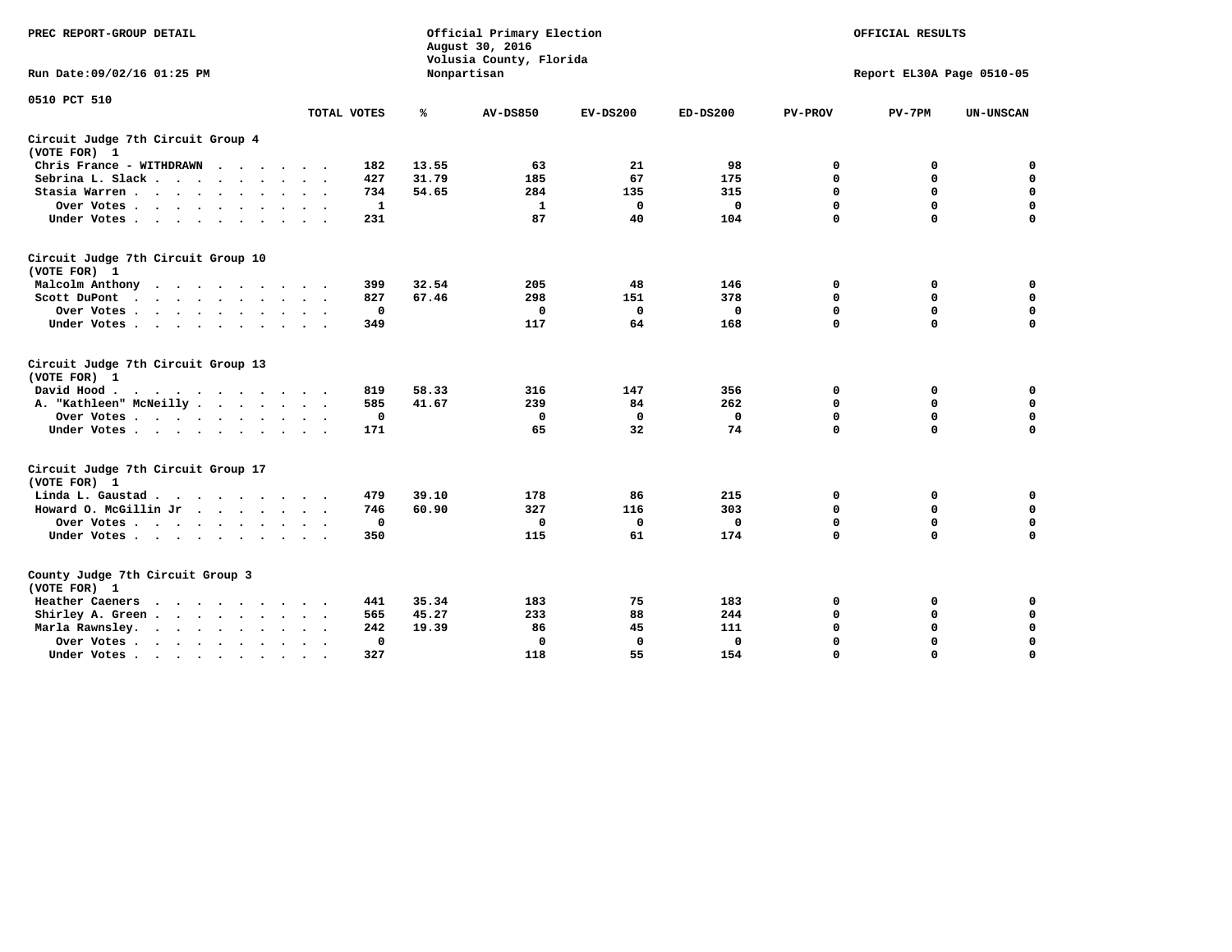PREC REPORT-GROUP DETAIL

Official Primary Election
August 30, 2016
Volusia County, Florida
Nonpartisan

OFFICIAL RESULTS

Run Date:09/02/16 01:25 PM

Report EL30A Page 0510-05

0510 PCT 510

| | TOTAL VOTES | % | AV-DS850 | EV-DS200 | ED-DS200 | PV-PROV | PV-7PM | UN-UNSCAN |
|---|---|---|---|---|---|---|---|---|
| **Circuit Judge 7th Circuit Group 4 (VOTE FOR) 1** | | | | | | | | |
| Chris France - WITHDRAWN | 182 | 13.55 | 63 | 21 | 98 | 0 | 0 | 0 |
| Sebrina L. Slack | 427 | 31.79 | 185 | 67 | 175 | 0 | 0 | 0 |
| Stasia Warren | 734 | 54.65 | 284 | 135 | 315 | 0 | 0 | 0 |
| Over Votes | 1 | | 1 | 0 | 0 | 0 | 0 | 0 |
| Under Votes | 231 | | 87 | 40 | 104 | 0 | 0 | 0 |
| **Circuit Judge 7th Circuit Group 10 (VOTE FOR) 1** | | | | | | | | |
| Malcolm Anthony | 399 | 32.54 | 205 | 48 | 146 | 0 | 0 | 0 |
| Scott DuPont | 827 | 67.46 | 298 | 151 | 378 | 0 | 0 | 0 |
| Over Votes | 0 | | 0 | 0 | 0 | 0 | 0 | 0 |
| Under Votes | 349 | | 117 | 64 | 168 | 0 | 0 | 0 |
| **Circuit Judge 7th Circuit Group 13 (VOTE FOR) 1** | | | | | | | | |
| David Hood | 819 | 58.33 | 316 | 147 | 356 | 0 | 0 | 0 |
| A. "Kathleen" McNeilly | 585 | 41.67 | 239 | 84 | 262 | 0 | 0 | 0 |
| Over Votes | 0 | | 0 | 0 | 0 | 0 | 0 | 0 |
| Under Votes | 171 | | 65 | 32 | 74 | 0 | 0 | 0 |
| **Circuit Judge 7th Circuit Group 17 (VOTE FOR) 1** | | | | | | | | |
| Linda L. Gaustad | 479 | 39.10 | 178 | 86 | 215 | 0 | 0 | 0 |
| Howard O. McGillin Jr | 746 | 60.90 | 327 | 116 | 303 | 0 | 0 | 0 |
| Over Votes | 0 | | 0 | 0 | 0 | 0 | 0 | 0 |
| Under Votes | 350 | | 115 | 61 | 174 | 0 | 0 | 0 |
| **County Judge 7th Circuit Group 3 (VOTE FOR) 1** | | | | | | | | |
| Heather Caeners | 441 | 35.34 | 183 | 75 | 183 | 0 | 0 | 0 |
| Shirley A. Green | 565 | 45.27 | 233 | 88 | 244 | 0 | 0 | 0 |
| Marla Rawnsley. | 242 | 19.39 | 86 | 45 | 111 | 0 | 0 | 0 |
| Over Votes | 0 | | 0 | 0 | 0 | 0 | 0 | 0 |
| Under Votes | 327 | | 118 | 55 | 154 | 0 | 0 | 0 |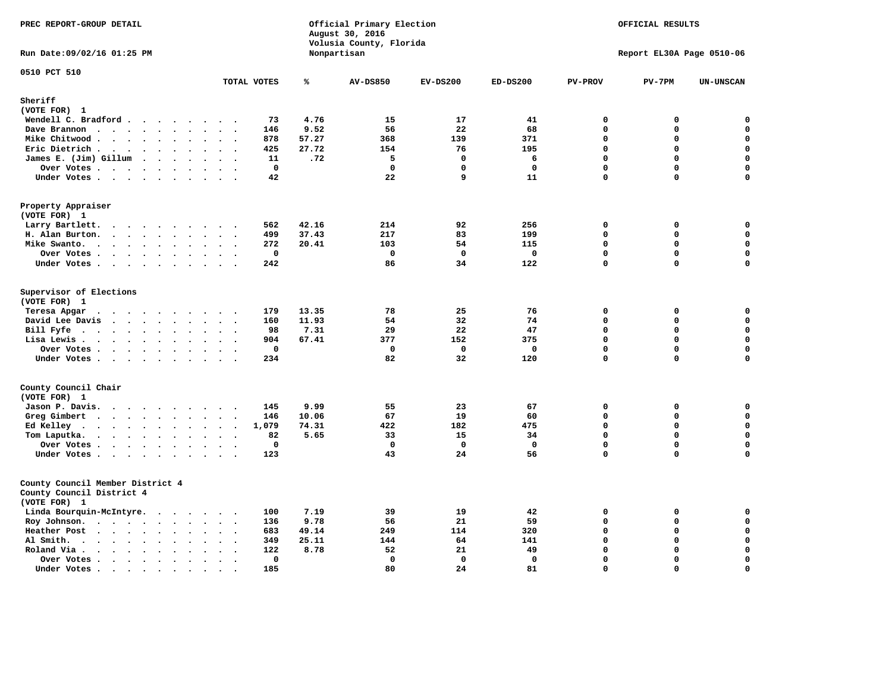PREC REPORT-GROUP DETAIL

Official Primary Election
August 30, 2016
Volusia County, Florida
Nonpartisan

OFFICIAL RESULTS

Run Date:09/02/16 01:25 PM

Report EL30A Page 0510-06

0510 PCT 510

| | TOTAL VOTES | % | AV-DS850 | EV-DS200 | ED-DS200 | PV-PROV | PV-7PM | UN-UNSCAN |
|---|---|---|---|---|---|---|---|---|
| **Sheriff** | | | | | | | | |
| (VOTE FOR) 1 | | | | | | | | |
| Wendell C. Bradford | 73 | 4.76 | 15 | 17 | 41 | 0 | 0 | 0 |
| Dave Brannon | 146 | 9.52 | 56 | 22 | 68 | 0 | 0 | 0 |
| Mike Chitwood | 878 | 57.27 | 368 | 139 | 371 | 0 | 0 | 0 |
| Eric Dietrich | 425 | 27.72 | 154 | 76 | 195 | 0 | 0 | 0 |
| James E. (Jim) Gillum | 11 | .72 | 5 | 0 | 6 | 0 | 0 | 0 |
| Over Votes | 0 | | 0 | 0 | 0 | 0 | 0 | 0 |
| Under Votes | 42 | | 22 | 9 | 11 | 0 | 0 | 0 |
| **Property Appraiser** | | | | | | | | |
| (VOTE FOR) 1 | | | | | | | | |
| Larry Bartlett | 562 | 42.16 | 214 | 92 | 256 | 0 | 0 | 0 |
| H. Alan Burton | 499 | 37.43 | 217 | 83 | 199 | 0 | 0 | 0 |
| Mike Swanto | 272 | 20.41 | 103 | 54 | 115 | 0 | 0 | 0 |
| Over Votes | 0 | | 0 | 0 | 0 | 0 | 0 | 0 |
| Under Votes | 242 | | 86 | 34 | 122 | 0 | 0 | 0 |
| **Supervisor of Elections** | | | | | | | | |
| (VOTE FOR) 1 | | | | | | | | |
| Teresa Apgar | 179 | 13.35 | 78 | 25 | 76 | 0 | 0 | 0 |
| David Lee Davis | 160 | 11.93 | 54 | 32 | 74 | 0 | 0 | 0 |
| Bill Fyfe | 98 | 7.31 | 29 | 22 | 47 | 0 | 0 | 0 |
| Lisa Lewis | 904 | 67.41 | 377 | 152 | 375 | 0 | 0 | 0 |
| Over Votes | 0 | | 0 | 0 | 0 | 0 | 0 | 0 |
| Under Votes | 234 | | 82 | 32 | 120 | 0 | 0 | 0 |
| **County Council Chair** | | | | | | | | |
| (VOTE FOR) 1 | | | | | | | | |
| Jason P. Davis | 145 | 9.99 | 55 | 23 | 67 | 0 | 0 | 0 |
| Greg Gimbert | 146 | 10.06 | 67 | 19 | 60 | 0 | 0 | 0 |
| Ed Kelley | 1,079 | 74.31 | 422 | 182 | 475 | 0 | 0 | 0 |
| Tom Laputka | 82 | 5.65 | 33 | 15 | 34 | 0 | 0 | 0 |
| Over Votes | 0 | | 0 | 0 | 0 | 0 | 0 | 0 |
| Under Votes | 123 | | 43 | 24 | 56 | 0 | 0 | 0 |
| **County Council Member District 4** | | | | | | | | |
| County Council District 4 | | | | | | | | |
| (VOTE FOR) 1 | | | | | | | | |
| Linda Bourquin-McIntyre | 100 | 7.19 | 39 | 19 | 42 | 0 | 0 | 0 |
| Roy Johnson | 136 | 9.78 | 56 | 21 | 59 | 0 | 0 | 0 |
| Heather Post | 683 | 49.14 | 249 | 114 | 320 | 0 | 0 | 0 |
| Al Smith | 349 | 25.11 | 144 | 64 | 141 | 0 | 0 | 0 |
| Roland Via | 122 | 8.78 | 52 | 21 | 49 | 0 | 0 | 0 |
| Over Votes | 0 | | 0 | 0 | 0 | 0 | 0 | 0 |
| Under Votes | 185 | | 80 | 24 | 81 | 0 | 0 | 0 |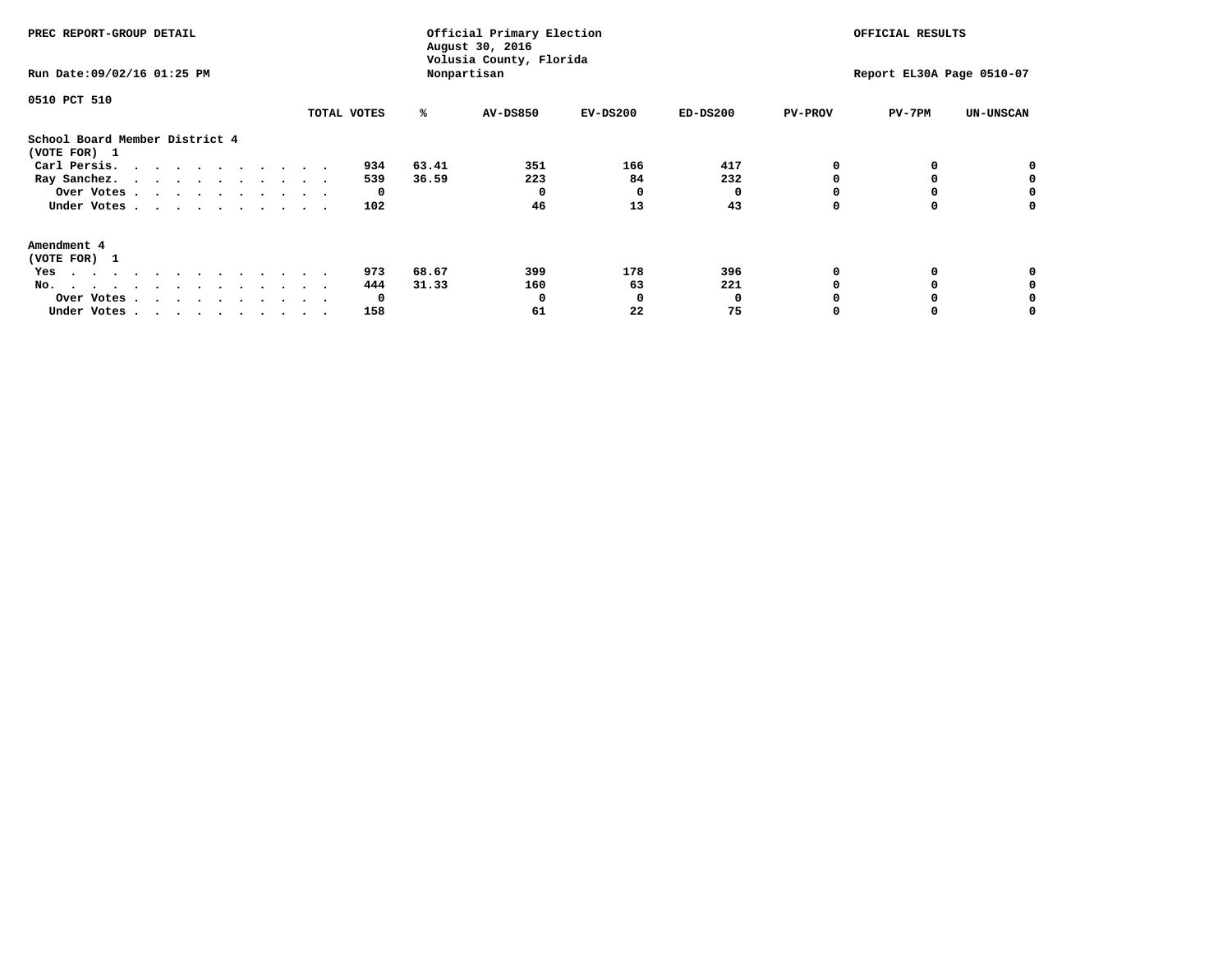PREC REPORT-GROUP DETAIL

Official Primary Election
August 30, 2016
Volusia County, Florida
Nonpartisan

OFFICIAL RESULTS

Run Date:09/02/16 01:25 PM

Report EL30A Page 0510-07

0510 PCT 510

| | TOTAL VOTES | % | AV-DS850 | EV-DS200 | ED-DS200 | PV-PROV | PV-7PM | UN-UNSCAN |
|---|---|---|---|---|---|---|---|---|
| **School Board Member District 4 (VOTE FOR) 1** | | | | | | | | |
| Carl Persis | 934 | 63.41 | 351 | 166 | 417 | 0 | 0 | 0 |
| Ray Sanchez | 539 | 36.59 | 223 | 84 | 232 | 0 | 0 | 0 |
| Over Votes | 0 | | 0 | 0 | 0 | 0 | 0 | 0 |
| Under Votes | 102 | | 46 | 13 | 43 | 0 | 0 | 0 |
| **Amendment 4 (VOTE FOR) 1** | | | | | | | | |
| Yes | 973 | 68.67 | 399 | 178 | 396 | 0 | 0 | 0 |
| No | 444 | 31.33 | 160 | 63 | 221 | 0 | 0 | 0 |
| Over Votes | 0 | | 0 | 0 | 0 | 0 | 0 | 0 |
| Under Votes | 158 | | 61 | 22 | 75 | 0 | 0 | 0 |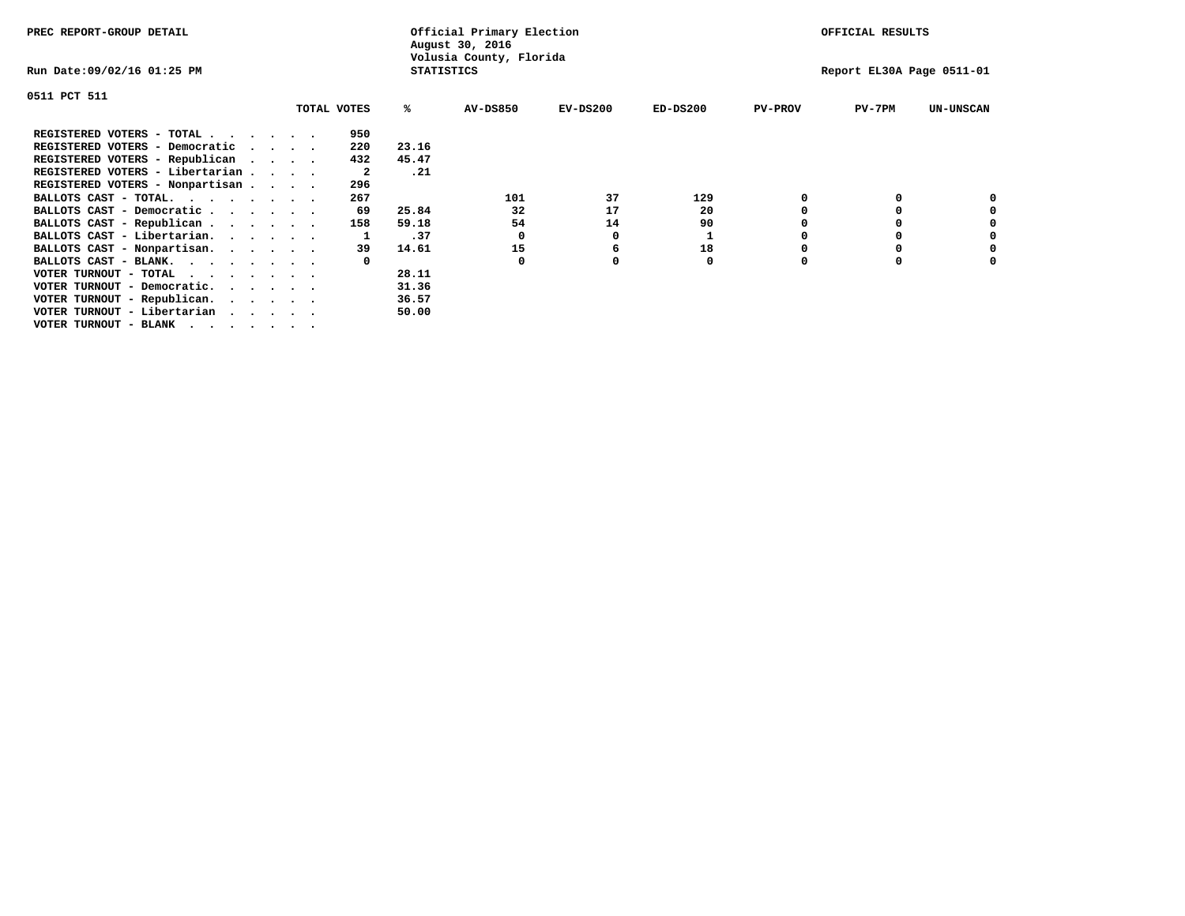PREC REPORT-GROUP DETAIL

Official Primary Election
August 30, 2016
Volusia County, Florida
STATISTICS

OFFICIAL RESULTS

Run Date:09/02/16 01:25 PM

Report EL30A Page 0511-01

0511 PCT 511

| | TOTAL VOTES | % | AV-DS850 | EV-DS200 | ED-DS200 | PV-PROV | PV-7PM | UN-UNSCAN |
|---|---|---|---|---|---|---|---|---|
| REGISTERED VOTERS - TOTAL . . . . . . | 950 | | | | | | | |
| REGISTERED VOTERS - Democratic . . . . | 220 | 23.16 | | | | | | |
| REGISTERED VOTERS - Republican . . . . | 432 | 45.47 | | | | | | |
| REGISTERED VOTERS - Libertarian . . . . | 2 | .21 | | | | | | |
| REGISTERED VOTERS - Nonpartisan . . . . | 296 | | | | | | | |
| BALLOTS CAST - TOTAL. . . . . . . . | 267 | | 101 | 37 | 129 | 0 | 0 | 0 |
| BALLOTS CAST - Democratic . . . . . . | 69 | 25.84 | 32 | 17 | 20 | 0 | 0 | 0 |
| BALLOTS CAST - Republican . . . . . . | 158 | 59.18 | 54 | 14 | 90 | 0 | 0 | 0 |
| BALLOTS CAST - Libertarian. . . . . . | 1 | .37 | 0 | 0 | 1 | 0 | 0 | 0 |
| BALLOTS CAST - Nonpartisan. . . . . . | 39 | 14.61 | 15 | 6 | 18 | 0 | 0 | 0 |
| BALLOTS CAST - BLANK. . . . . . . . | 0 | | 0 | 0 | 0 | 0 | 0 | 0 |
| VOTER TURNOUT - TOTAL . . . . . . . | | 28.11 | | | | | | |
| VOTER TURNOUT - Democratic. . . . . . | | 31.36 | | | | | | |
| VOTER TURNOUT - Republican. . . . . . | | 36.57 | | | | | | |
| VOTER TURNOUT - Libertarian . . . . . | | 50.00 | | | | | | |
| VOTER TURNOUT - BLANK . . . . . . . | | | | | | | | |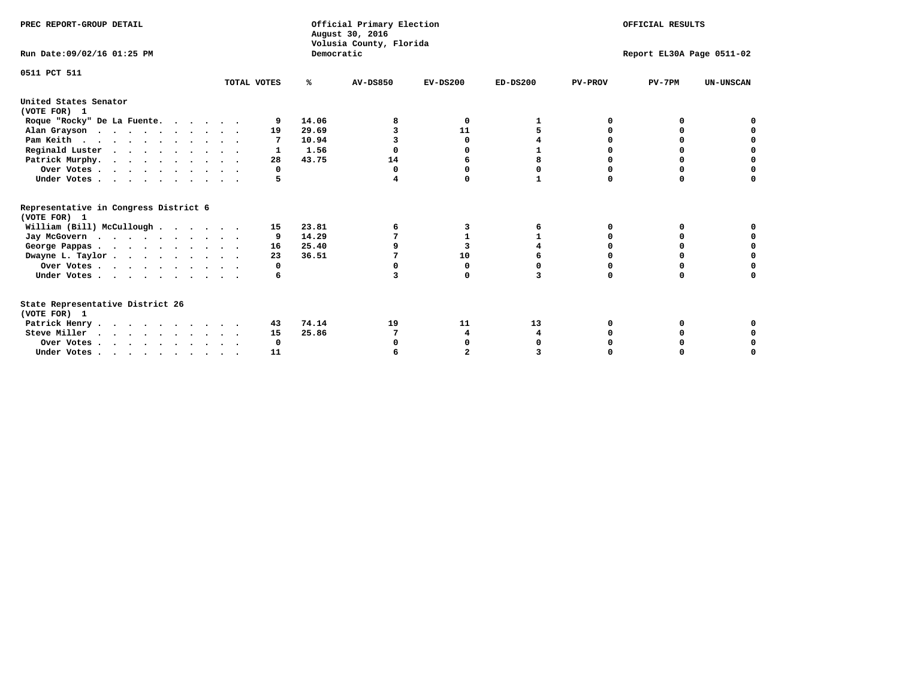PREC REPORT-GROUP DETAIL

Official Primary Election
August 30, 2016
Volusia County, Florida
Democratic

OFFICIAL RESULTS

Run Date:09/02/16 01:25 PM

Report EL30A Page 0511-02

0511 PCT 511

| | TOTAL VOTES | % | AV-DS850 | EV-DS200 | ED-DS200 | PV-PROV | PV-7PM | UN-UNSCAN |
|---|---|---|---|---|---|---|---|---|
| **United States Senator (VOTE FOR) 1** | | | | | | | | |
| Roque "Rocky" De La Fuente. . . . . . | 9 | 14.06 | 8 | 0 | 1 | 0 | 0 | 0 |
| Alan Grayson . . . . . . . . . . . | 19 | 29.69 | 3 | 11 | 5 | 0 | 0 | 0 |
| Pam Keith . . . . . . . . . . . . | 7 | 10.94 | 3 | 0 | 4 | 0 | 0 | 0 |
| Reginald Luster . . . . . . . . . . | 1 | 1.56 | 0 | 0 | 1 | 0 | 0 | 0 |
| Patrick Murphy. . . . . . . . . . . | 28 | 43.75 | 14 | 6 | 8 | 0 | 0 | 0 |
| Over Votes . . . . . . . . . . . | 0 | | 0 | 0 | 0 | 0 | 0 | 0 |
| Under Votes . . . . . . . . . . . | 5 | | 4 | 0 | 1 | 0 | 0 | 0 |
| **Representative in Congress District 6 (VOTE FOR) 1** | | | | | | | | |
| William (Bill) McCullough . . . . . . | 15 | 23.81 | 6 | 3 | 6 | 0 | 0 | 0 |
| Jay McGovern . . . . . . . . . . . | 9 | 14.29 | 7 | 1 | 1 | 0 | 0 | 0 |
| George Pappas . . . . . . . . . . . | 16 | 25.40 | 9 | 3 | 4 | 0 | 0 | 0 |
| Dwayne L. Taylor . . . . . . . . . . | 23 | 36.51 | 7 | 10 | 6 | 0 | 0 | 0 |
| Over Votes . . . . . . . . . . . | 0 | | 0 | 0 | 0 | 0 | 0 | 0 |
| Under Votes . . . . . . . . . . . | 6 | | 3 | 0 | 3 | 0 | 0 | 0 |
| **State Representative District 26 (VOTE FOR) 1** | | | | | | | | |
| Patrick Henry . . . . . . . . . . . | 43 | 74.14 | 19 | 11 | 13 | 0 | 0 | 0 |
| Steve Miller . . . . . . . . . . . | 15 | 25.86 | 7 | 4 | 4 | 0 | 0 | 0 |
| Over Votes . . . . . . . . . . . | 0 | | 0 | 0 | 0 | 0 | 0 | 0 |
| Under Votes . . . . . . . . . . . | 11 | | 6 | 2 | 3 | 0 | 0 | 0 |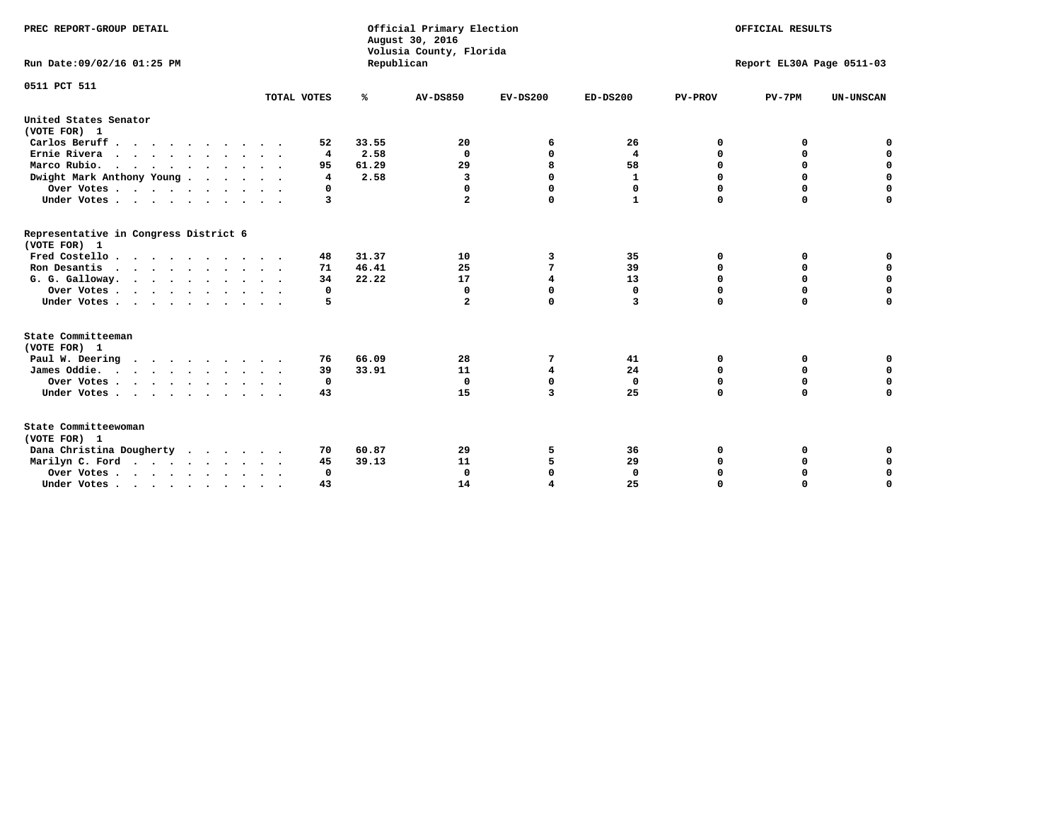PREC REPORT-GROUP DETAIL

Official Primary Election
August 30, 2016
Volusia County, Florida
Republican

OFFICIAL RESULTS

Run Date:09/02/16 01:25 PM

Report EL30A Page 0511-03

0511 PCT 511

| | TOTAL VOTES | % | AV-DS850 | EV-DS200 | ED-DS200 | PV-PROV | PV-7PM | UN-UNSCAN |
|---|---|---|---|---|---|---|---|---|
| **United States Senator** | | | | | | | | |
| **(VOTE FOR) 1** | | | | | | | | |
| Carlos Beruff | 52 | 33.55 | 20 | 6 | 26 | 0 | 0 | 0 |
| Ernie Rivera | 4 | 2.58 | 0 | 0 | 4 | 0 | 0 | 0 |
| Marco Rubio | 95 | 61.29 | 29 | 8 | 58 | 0 | 0 | 0 |
| Dwight Mark Anthony Young | 4 | 2.58 | 3 | 0 | 1 | 0 | 0 | 0 |
| Over Votes | 0 | | 0 | 0 | 0 | 0 | 0 | 0 |
| Under Votes | 3 | | 2 | 0 | 1 | 0 | 0 | 0 |
| **Representative in Congress District 6** | | | | | | | | |
| **(VOTE FOR) 1** | | | | | | | | |
| Fred Costello | 48 | 31.37 | 10 | 3 | 35 | 0 | 0 | 0 |
| Ron Desantis | 71 | 46.41 | 25 | 7 | 39 | 0 | 0 | 0 |
| G. G. Galloway | 34 | 22.22 | 17 | 4 | 13 | 0 | 0 | 0 |
| Over Votes | 0 | | 0 | 0 | 0 | 0 | 0 | 0 |
| Under Votes | 5 | | 2 | 0 | 3 | 0 | 0 | 0 |
| **State Committeeman** | | | | | | | | |
| **(VOTE FOR) 1** | | | | | | | | |
| Paul W. Deering | 76 | 66.09 | 28 | 7 | 41 | 0 | 0 | 0 |
| James Oddie | 39 | 33.91 | 11 | 4 | 24 | 0 | 0 | 0 |
| Over Votes | 0 | | 0 | 0 | 0 | 0 | 0 | 0 |
| Under Votes | 43 | | 15 | 3 | 25 | 0 | 0 | 0 |
| **State Committeewoman** | | | | | | | | |
| **(VOTE FOR) 1** | | | | | | | | |
| Dana Christina Dougherty | 70 | 60.87 | 29 | 5 | 36 | 0 | 0 | 0 |
| Marilyn C. Ford | 45 | 39.13 | 11 | 5 | 29 | 0 | 0 | 0 |
| Over Votes | 0 | | 0 | 0 | 0 | 0 | 0 | 0 |
| Under Votes | 43 | | 14 | 4 | 25 | 0 | 0 | 0 |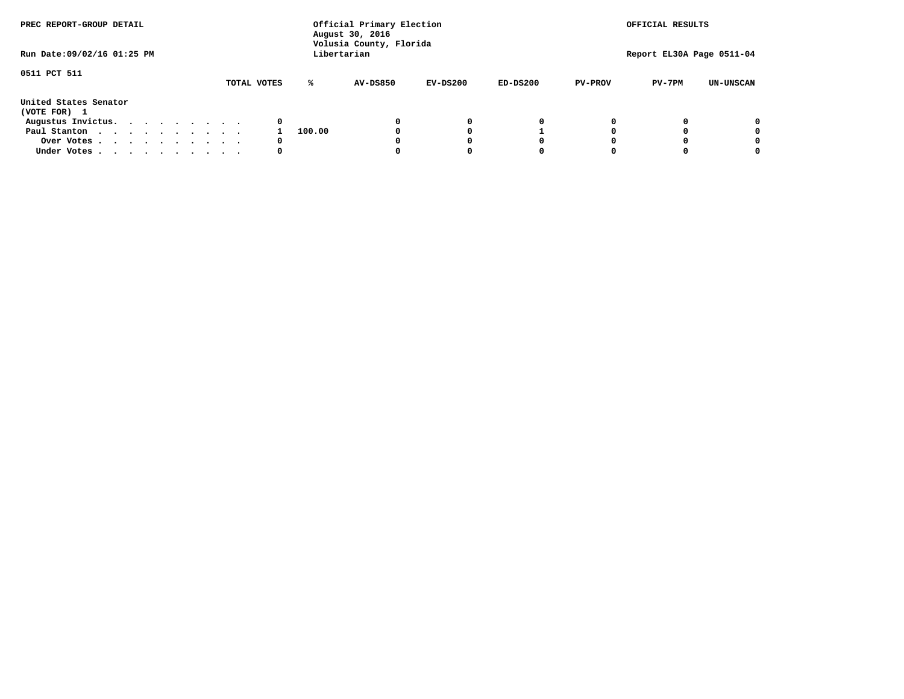PREC REPORT-GROUP DETAIL

Official Primary Election
August 30, 2016
Volusia County, Florida
Libertarian

OFFICIAL RESULTS

Run Date:09/02/16 01:25 PM

Report EL30A Page 0511-04

0511 PCT 511

United States Senator
(VOTE FOR) 1

| | TOTAL VOTES | % | AV-DS850 | EV-DS200 | ED-DS200 | PV-PROV | PV-7PM | UN-UNSCAN |
|---|---|---|---|---|---|---|---|---|
| Augustus Invictus. . . . . . . . . . | 0 | | 0 | 0 | 0 | 0 | 0 | 0 |
| Paul Stanton . . . . . . . . . . . | 1 | 100.00 | 0 | 0 | 1 | 0 | 0 | 0 |
| Over Votes . . . . . . . . . . . | 0 | | 0 | 0 | 0 | 0 | 0 | 0 |
| Under Votes . . . . . . . . . . . | 0 | | 0 | 0 | 0 | 0 | 0 | 0 |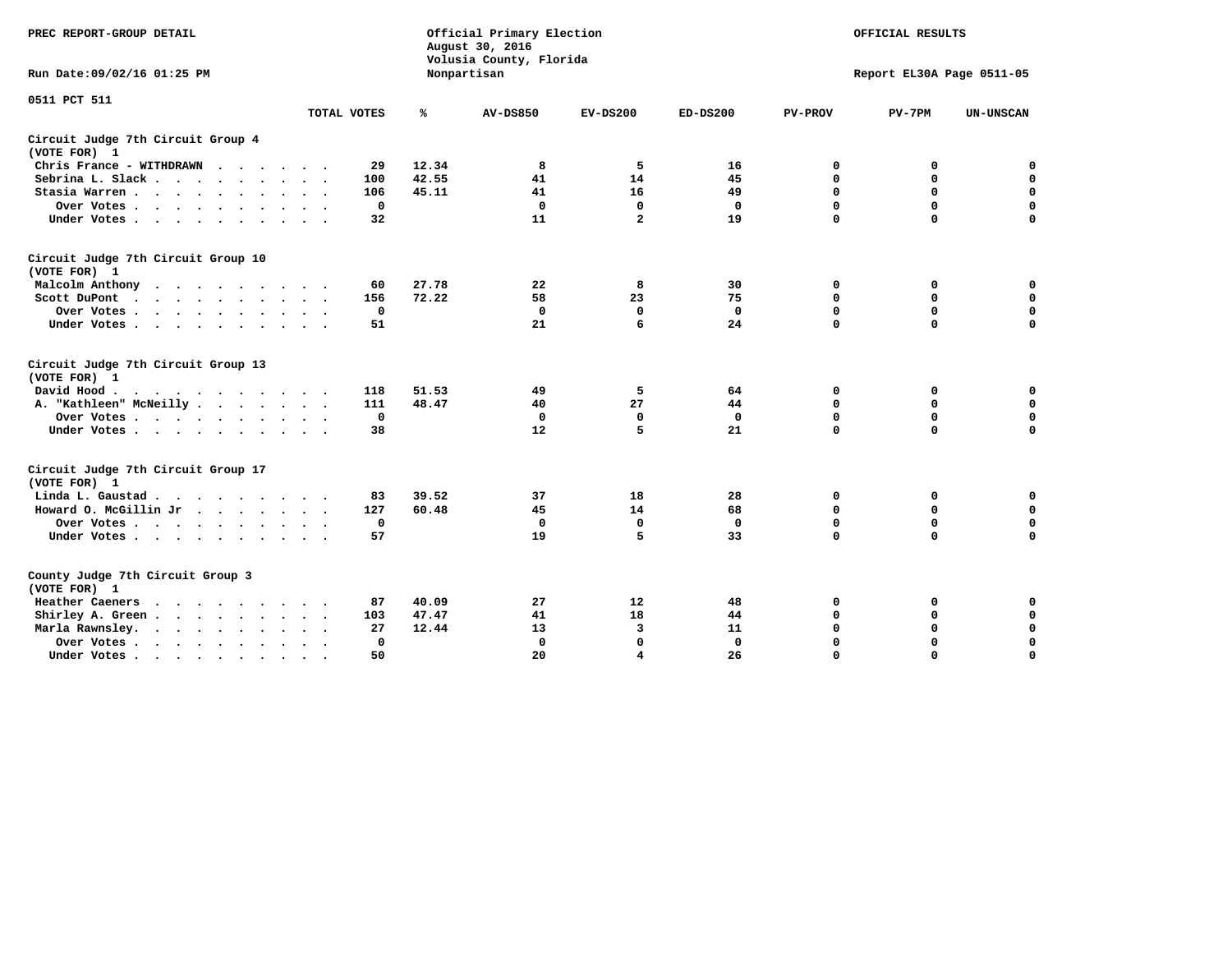PREC REPORT-GROUP DETAIL

Run Date:09/02/16 01:25 PM

Official Primary Election
August 30, 2016
Volusia County, Florida
Nonpartisan

OFFICIAL RESULTS

Report EL30A Page 0511-05

0511 PCT 511

| | TOTAL VOTES | % | AV-DS850 | EV-DS200 | ED-DS200 | PV-PROV | PV-7PM | UN-UNSCAN |
|---|---|---|---|---|---|---|---|---|
| **Circuit Judge 7th Circuit Group 4 (VOTE FOR) 1** | | | | | | | | |
| Chris France - WITHDRAWN | 29 | 12.34 | 8 | 5 | 16 | 0 | 0 | 0 |
| Sebrina L. Slack | 100 | 42.55 | 41 | 14 | 45 | 0 | 0 | 0 |
| Stasia Warren | 106 | 45.11 | 41 | 16 | 49 | 0 | 0 | 0 |
| Over Votes | 0 | | 0 | 0 | 0 | 0 | 0 | 0 |
| Under Votes | 32 | | 11 | 2 | 19 | 0 | 0 | 0 |
| **Circuit Judge 7th Circuit Group 10 (VOTE FOR) 1** | | | | | | | | |
| Malcolm Anthony | 60 | 27.78 | 22 | 8 | 30 | 0 | 0 | 0 |
| Scott DuPont | 156 | 72.22 | 58 | 23 | 75 | 0 | 0 | 0 |
| Over Votes | 0 | | 0 | 0 | 0 | 0 | 0 | 0 |
| Under Votes | 51 | | 21 | 6 | 24 | 0 | 0 | 0 |
| **Circuit Judge 7th Circuit Group 13 (VOTE FOR) 1** | | | | | | | | |
| David Hood | 118 | 51.53 | 49 | 5 | 64 | 0 | 0 | 0 |
| A. "Kathleen" McNeilly | 111 | 48.47 | 40 | 27 | 44 | 0 | 0 | 0 |
| Over Votes | 0 | | 0 | 0 | 0 | 0 | 0 | 0 |
| Under Votes | 38 | | 12 | 5 | 21 | 0 | 0 | 0 |
| **Circuit Judge 7th Circuit Group 17 (VOTE FOR) 1** | | | | | | | | |
| Linda L. Gaustad | 83 | 39.52 | 37 | 18 | 28 | 0 | 0 | 0 |
| Howard O. McGillin Jr | 127 | 60.48 | 45 | 14 | 68 | 0 | 0 | 0 |
| Over Votes | 0 | | 0 | 0 | 0 | 0 | 0 | 0 |
| Under Votes | 57 | | 19 | 5 | 33 | 0 | 0 | 0 |
| **County Judge 7th Circuit Group 3 (VOTE FOR) 1** | | | | | | | | |
| Heather Caeners | 87 | 40.09 | 27 | 12 | 48 | 0 | 0 | 0 |
| Shirley A. Green | 103 | 47.47 | 41 | 18 | 44 | 0 | 0 | 0 |
| Marla Rawnsley | 27 | 12.44 | 13 | 3 | 11 | 0 | 0 | 0 |
| Over Votes | 0 | | 0 | 0 | 0 | 0 | 0 | 0 |
| Under Votes | 50 | | 20 | 4 | 26 | 0 | 0 | 0 |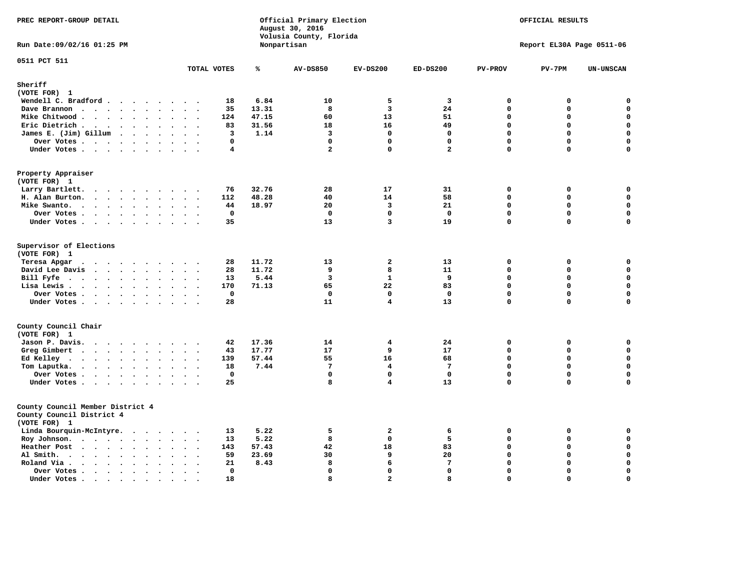PREC REPORT-GROUP DETAIL

Official Primary Election
August 30, 2016
Volusia County, Florida
Nonpartisan

OFFICIAL RESULTS

Run Date:09/02/16 01:25 PM

Report EL30A Page 0511-06

0511 PCT 511

| | TOTAL VOTES | % | AV-DS850 | EV-DS200 | ED-DS200 | PV-PROV | PV-7PM | UN-UNSCAN |
|---|---|---|---|---|---|---|---|---|
| **Sheriff** | | | | | | | | |
| **(VOTE FOR) 1** | | | | | | | | |
| Wendell C. Bradford | 18 | 6.84 | 10 | 5 | 3 | 0 | 0 | 0 |
| Dave Brannon | 35 | 13.31 | 8 | 3 | 24 | 0 | 0 | 0 |
| Mike Chitwood | 124 | 47.15 | 60 | 13 | 51 | 0 | 0 | 0 |
| Eric Dietrich | 83 | 31.56 | 18 | 16 | 49 | 0 | 0 | 0 |
| James E. (Jim) Gillum | 3 | 1.14 | 3 | 0 | 0 | 0 | 0 | 0 |
| Over Votes | 0 | | 0 | 0 | 0 | 0 | 0 | 0 |
| Under Votes | 4 | | 2 | 0 | 2 | 0 | 0 | 0 |
| **Property Appraiser** | | | | | | | | |
| **(VOTE FOR) 1** | | | | | | | | |
| Larry Bartlett | 76 | 32.76 | 28 | 17 | 31 | 0 | 0 | 0 |
| H. Alan Burton | 112 | 48.28 | 40 | 14 | 58 | 0 | 0 | 0 |
| Mike Swanto | 44 | 18.97 | 20 | 3 | 21 | 0 | 0 | 0 |
| Over Votes | 0 | | 0 | 0 | 0 | 0 | 0 | 0 |
| Under Votes | 35 | | 13 | 3 | 19 | 0 | 0 | 0 |
| **Supervisor of Elections** | | | | | | | | |
| **(VOTE FOR) 1** | | | | | | | | |
| Teresa Apgar | 28 | 11.72 | 13 | 2 | 13 | 0 | 0 | 0 |
| David Lee Davis | 28 | 11.72 | 9 | 8 | 11 | 0 | 0 | 0 |
| Bill Fyfe | 13 | 5.44 | 3 | 1 | 9 | 0 | 0 | 0 |
| Lisa Lewis | 170 | 71.13 | 65 | 22 | 83 | 0 | 0 | 0 |
| Over Votes | 0 | | 0 | 0 | 0 | 0 | 0 | 0 |
| Under Votes | 28 | | 11 | 4 | 13 | 0 | 0 | 0 |
| **County Council Chair** | | | | | | | | |
| **(VOTE FOR) 1** | | | | | | | | |
| Jason P. Davis | 42 | 17.36 | 14 | 4 | 24 | 0 | 0 | 0 |
| Greg Gimbert | 43 | 17.77 | 17 | 9 | 17 | 0 | 0 | 0 |
| Ed Kelley | 139 | 57.44 | 55 | 16 | 68 | 0 | 0 | 0 |
| Tom Laputka | 18 | 7.44 | 7 | 4 | 7 | 0 | 0 | 0 |
| Over Votes | 0 | | 0 | 0 | 0 | 0 | 0 | 0 |
| Under Votes | 25 | | 8 | 4 | 13 | 0 | 0 | 0 |
| **County Council Member District 4** | | | | | | | | |
| **County Council District 4** | | | | | | | | |
| **(VOTE FOR) 1** | | | | | | | | |
| Linda Bourquin-McIntyre | 13 | 5.22 | 5 | 2 | 6 | 0 | 0 | 0 |
| Roy Johnson | 13 | 5.22 | 8 | 0 | 5 | 0 | 0 | 0 |
| Heather Post | 143 | 57.43 | 42 | 18 | 83 | 0 | 0 | 0 |
| Al Smith | 59 | 23.69 | 30 | 9 | 20 | 0 | 0 | 0 |
| Roland Via | 21 | 8.43 | 8 | 6 | 7 | 0 | 0 | 0 |
| Over Votes | 0 | | 0 | 0 | 0 | 0 | 0 | 0 |
| Under Votes | 18 | | 8 | 2 | 8 | 0 | 0 | 0 |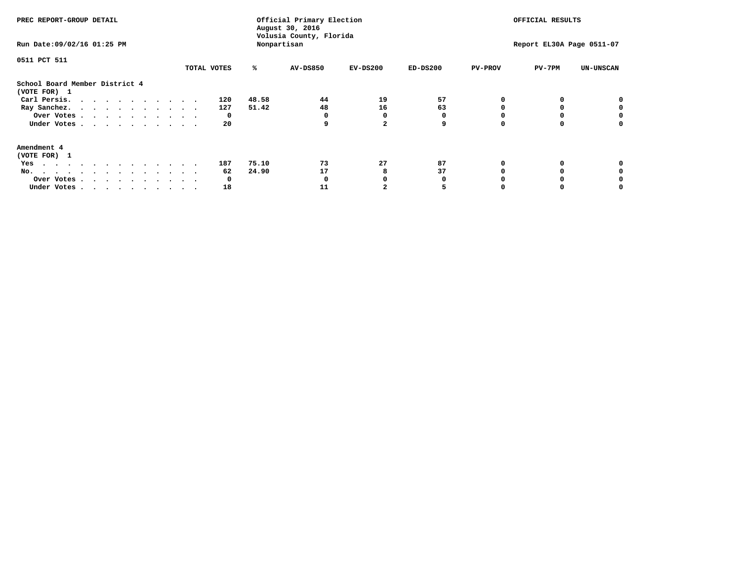PREC REPORT-GROUP DETAIL

Official Primary Election
August 30, 2016
Volusia County, Florida
Nonpartisan

OFFICIAL RESULTS

Run Date:09/02/16 01:25 PM

Report EL30A Page 0511-07

0511 PCT 511

| | TOTAL VOTES | % | AV-DS850 | EV-DS200 | ED-DS200 | PV-PROV | PV-7PM | UN-UNSCAN |
|---|---|---|---|---|---|---|---|---|
| **School Board Member District 4** | | | | | | | | |
| **(VOTE FOR) 1** | | | | | | | | |
| Carl Persis. | 120 | 48.58 | 44 | 19 | 57 | 0 | 0 | 0 |
| Ray Sanchez. | 127 | 51.42 | 48 | 16 | 63 | 0 | 0 | 0 |
| Over Votes | 0 | | 0 | 0 | 0 | 0 | 0 | 0 |
| Under Votes | 20 | | 9 | 2 | 9 | 0 | 0 | 0 |
| **Amendment 4** | | | | | | | | |
| **(VOTE FOR) 1** | | | | | | | | |
| Yes | 187 | 75.10 | 73 | 27 | 87 | 0 | 0 | 0 |
| No. | 62 | 24.90 | 17 | 8 | 37 | 0 | 0 | 0 |
| Over Votes | 0 | | 0 | 0 | 0 | 0 | 0 | 0 |
| Under Votes | 18 | | 11 | 2 | 5 | 0 | 0 | 0 |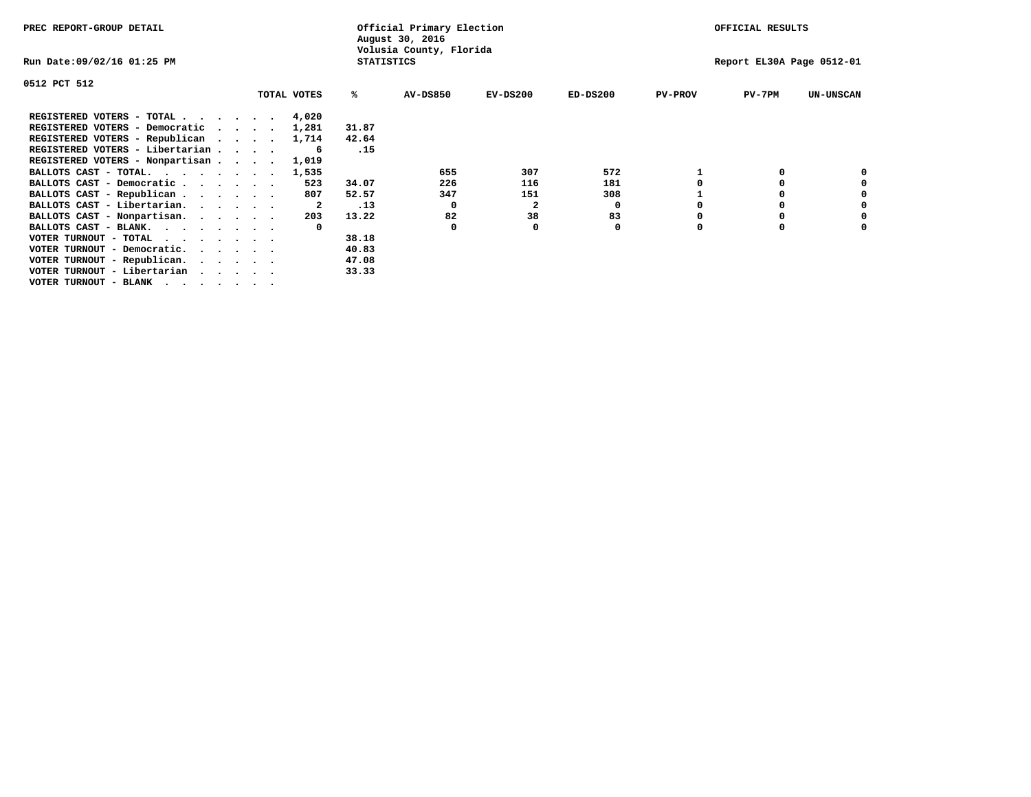PREC REPORT-GROUP DETAIL

Official Primary Election
August 30, 2016
Volusia County, Florida
STATISTICS

OFFICIAL RESULTS

Run Date:09/02/16 01:25 PM

Report EL30A Page 0512-01

0512 PCT 512

| | TOTAL VOTES | % | AV-DS850 | EV-DS200 | ED-DS200 | PV-PROV | PV-7PM | UN-UNSCAN |
|---|---|---|---|---|---|---|---|---|
| REGISTERED VOTERS - TOTAL . . . . . . | 4,020 | | | | | | | |
| REGISTERED VOTERS - Democratic . . . . | 1,281 | 31.87 | | | | | | |
| REGISTERED VOTERS - Republican . . . . | 1,714 | 42.64 | | | | | | |
| REGISTERED VOTERS - Libertarian . . . . | 6 | .15 | | | | | | |
| REGISTERED VOTERS - Nonpartisan . . . . | 1,019 | | | | | | | |
| BALLOTS CAST - TOTAL. . . . . . . . | 1,535 | | 655 | 307 | 572 | 1 | 0 | 0 |
| BALLOTS CAST - Democratic . . . . . . | 523 | 34.07 | 226 | 116 | 181 | 0 | 0 | 0 |
| BALLOTS CAST - Republican . . . . . . | 807 | 52.57 | 347 | 151 | 308 | 1 | 0 | 0 |
| BALLOTS CAST - Libertarian. . . . . . | 2 | .13 | 0 | 2 | 0 | 0 | 0 | 0 |
| BALLOTS CAST - Nonpartisan. . . . . . | 203 | 13.22 | 82 | 38 | 83 | 0 | 0 | 0 |
| BALLOTS CAST - BLANK. . . . . . . . | 0 | | 0 | 0 | 0 | 0 | 0 | 0 |
| VOTER TURNOUT - TOTAL . . . . . . . | | 38.18 | | | | | | |
| VOTER TURNOUT - Democratic. . . . . . | | 40.83 | | | | | | |
| VOTER TURNOUT - Republican. . . . . . | | 47.08 | | | | | | |
| VOTER TURNOUT - Libertarian . . . . . | | 33.33 | | | | | | |
| VOTER TURNOUT - BLANK . . . . . . . | | | | | | | | |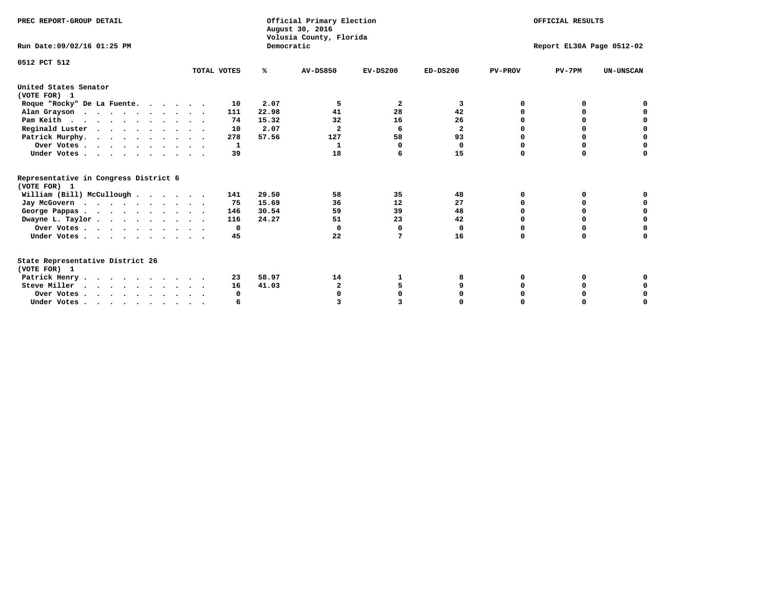PREC REPORT-GROUP DETAIL

Official Primary Election
August 30, 2016
Volusia County, Florida
Democratic

OFFICIAL RESULTS

Run Date:09/02/16 01:25 PM

Report EL30A Page 0512-02

0512 PCT 512

| | TOTAL VOTES | % | AV-DS850 | EV-DS200 | ED-DS200 | PV-PROV | PV-7PM | UN-UNSCAN |
|---|---|---|---|---|---|---|---|---|
| **United States Senator** | | | | | | | | |
| **(VOTE FOR) 1** | | | | | | | | |
| Roque "Rocky" De La Fuente. | 10 | 2.07 | 5 | 2 | 3 | 0 | 0 | 0 |
| Alan Grayson | 111 | 22.98 | 41 | 28 | 42 | 0 | 0 | 0 |
| Pam Keith | 74 | 15.32 | 32 | 16 | 26 | 0 | 0 | 0 |
| Reginald Luster | 10 | 2.07 | 2 | 6 | 2 | 0 | 0 | 0 |
| Patrick Murphy. | 278 | 57.56 | 127 | 58 | 93 | 0 | 0 | 0 |
| Over Votes | 1 | | 1 | 0 | 0 | 0 | 0 | 0 |
| Under Votes | 39 | | 18 | 6 | 15 | 0 | 0 | 0 |
| **Representative in Congress District 6** | | | | | | | | |
| **(VOTE FOR) 1** | | | | | | | | |
| William (Bill) McCullough | 141 | 29.50 | 58 | 35 | 48 | 0 | 0 | 0 |
| Jay McGovern | 75 | 15.69 | 36 | 12 | 27 | 0 | 0 | 0 |
| George Pappas | 146 | 30.54 | 59 | 39 | 48 | 0 | 0 | 0 |
| Dwayne L. Taylor | 116 | 24.27 | 51 | 23 | 42 | 0 | 0 | 0 |
| Over Votes | 0 | | 0 | 0 | 0 | 0 | 0 | 0 |
| Under Votes | 45 | | 22 | 7 | 16 | 0 | 0 | 0 |
| **State Representative District 26** | | | | | | | | |
| **(VOTE FOR) 1** | | | | | | | | |
| Patrick Henry | 23 | 58.97 | 14 | 1 | 8 | 0 | 0 | 0 |
| Steve Miller | 16 | 41.03 | 2 | 5 | 9 | 0 | 0 | 0 |
| Over Votes | 0 | | 0 | 0 | 0 | 0 | 0 | 0 |
| Under Votes | 6 | | 3 | 3 | 0 | 0 | 0 | 0 |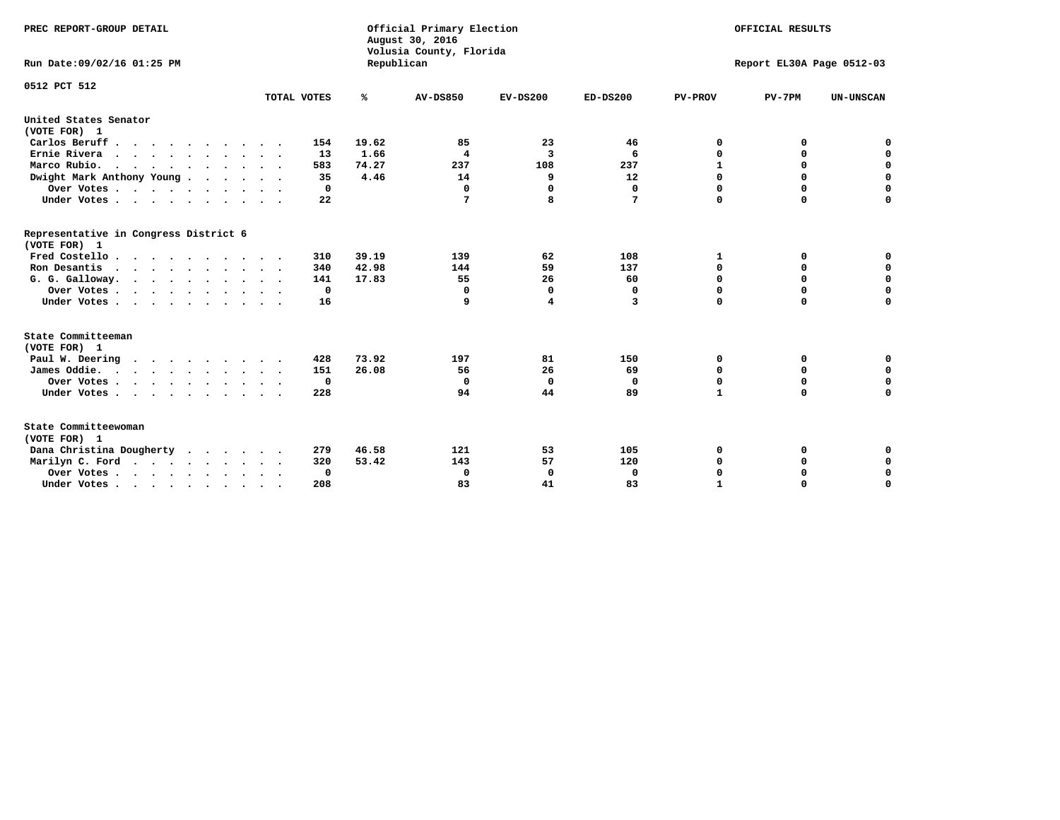PREC REPORT-GROUP DETAIL

Official Primary Election
August 30, 2016
Volusia County, Florida
Republican

OFFICIAL RESULTS

Run Date:09/02/16 01:25 PM

Report EL30A Page 0512-03

0512 PCT 512

| | TOTAL VOTES | % | AV-DS850 | EV-DS200 | ED-DS200 | PV-PROV | PV-7PM | UN-UNSCAN |
|---|---|---|---|---|---|---|---|---|
| **United States Senator (VOTE FOR) 1** | | | | | | | | |
| Carlos Beruff | 154 | 19.62 | 85 | 23 | 46 | 0 | 0 | 0 |
| Ernie Rivera | 13 | 1.66 | 4 | 3 | 6 | 0 | 0 | 0 |
| Marco Rubio. | 583 | 74.27 | 237 | 108 | 237 | 1 | 0 | 0 |
| Dwight Mark Anthony Young | 35 | 4.46 | 14 | 9 | 12 | 0 | 0 | 0 |
| Over Votes | 0 | | 0 | 0 | 0 | 0 | 0 | 0 |
| Under Votes | 22 | | 7 | 8 | 7 | 0 | 0 | 0 |
| **Representative in Congress District 6 (VOTE FOR) 1** | | | | | | | | |
| Fred Costello | 310 | 39.19 | 139 | 62 | 108 | 1 | 0 | 0 |
| Ron Desantis | 340 | 42.98 | 144 | 59 | 137 | 0 | 0 | 0 |
| G. G. Galloway. | 141 | 17.83 | 55 | 26 | 60 | 0 | 0 | 0 |
| Over Votes | 0 | | 0 | 0 | 0 | 0 | 0 | 0 |
| Under Votes | 16 | | 9 | 4 | 3 | 0 | 0 | 0 |
| **State Committeeman (VOTE FOR) 1** | | | | | | | | |
| Paul W. Deering | 428 | 73.92 | 197 | 81 | 150 | 0 | 0 | 0 |
| James Oddie. | 151 | 26.08 | 56 | 26 | 69 | 0 | 0 | 0 |
| Over Votes | 0 | | 0 | 0 | 0 | 0 | 0 | 0 |
| Under Votes | 228 | | 94 | 44 | 89 | 1 | 0 | 0 |
| **State Committeewoman (VOTE FOR) 1** | | | | | | | | |
| Dana Christina Dougherty | 279 | 46.58 | 121 | 53 | 105 | 0 | 0 | 0 |
| Marilyn C. Ford | 320 | 53.42 | 143 | 57 | 120 | 0 | 0 | 0 |
| Over Votes | 0 | | 0 | 0 | 0 | 0 | 0 | 0 |
| Under Votes | 208 | | 83 | 41 | 83 | 1 | 0 | 0 |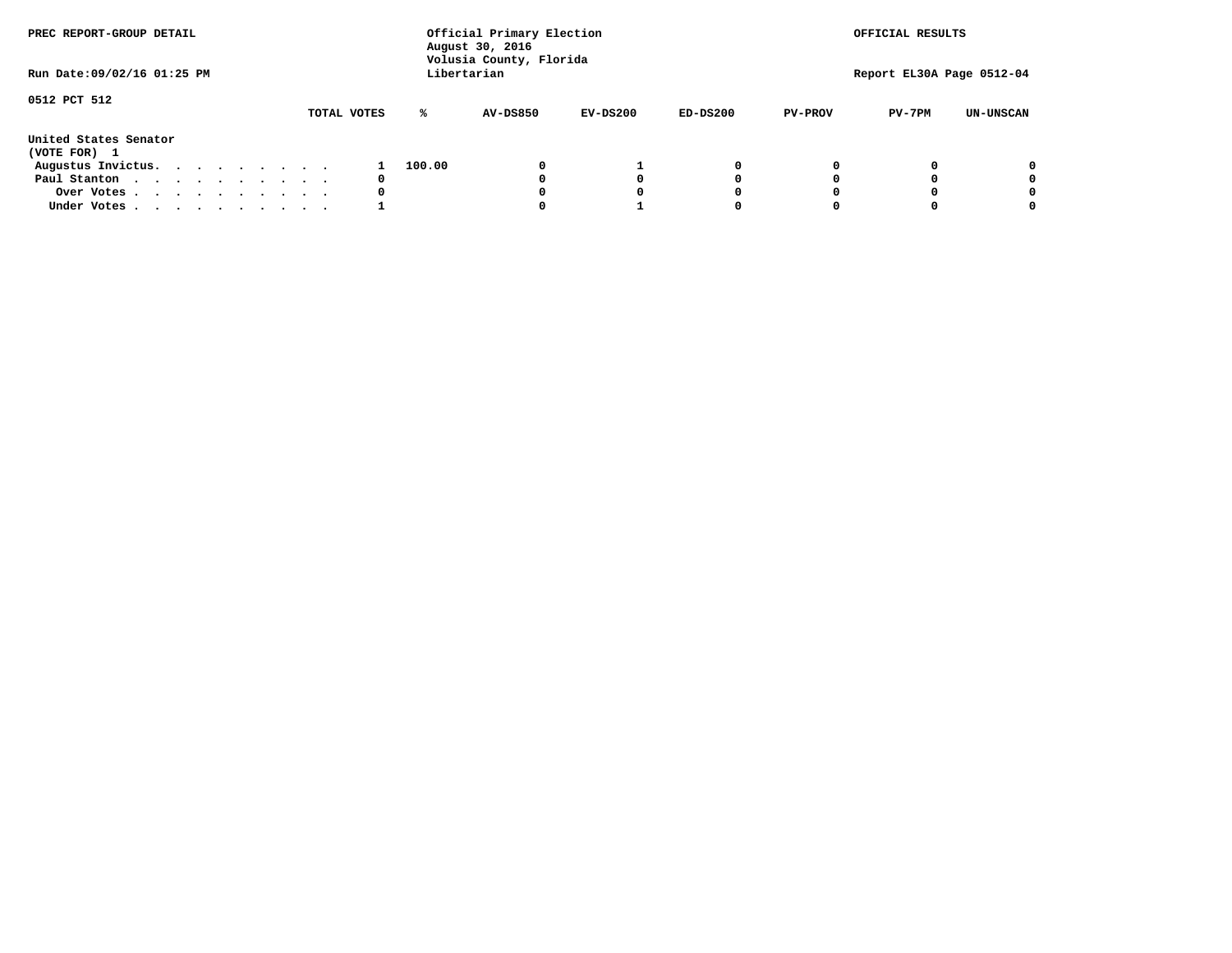PREC REPORT-GROUP DETAIL

Official Primary Election
August 30, 2016
Volusia County, Florida
Libertarian

OFFICIAL RESULTS

Run Date:09/02/16 01:25 PM

Report EL30A Page 0512-04

0512 PCT 512

United States Senator
(VOTE FOR) 1

| | TOTAL VOTES | % | AV-DS850 | EV-DS200 | ED-DS200 | PV-PROV | PV-7PM | UN-UNSCAN |
|---|---|---|---|---|---|---|---|---|
| Augustus Invictus. . . . . . . . . | 1 | 100.00 | 0 | 1 | 0 | 0 | 0 | 0 |
| Paul Stanton . . . . . . . . . . | 0 | | 0 | 0 | 0 | 0 | 0 | 0 |
| Over Votes . . . . . . . . . . | 0 | | 0 | 0 | 0 | 0 | 0 | 0 |
| Under Votes . . . . . . . . . . | 1 | | 0 | 1 | 0 | 0 | 0 | 0 |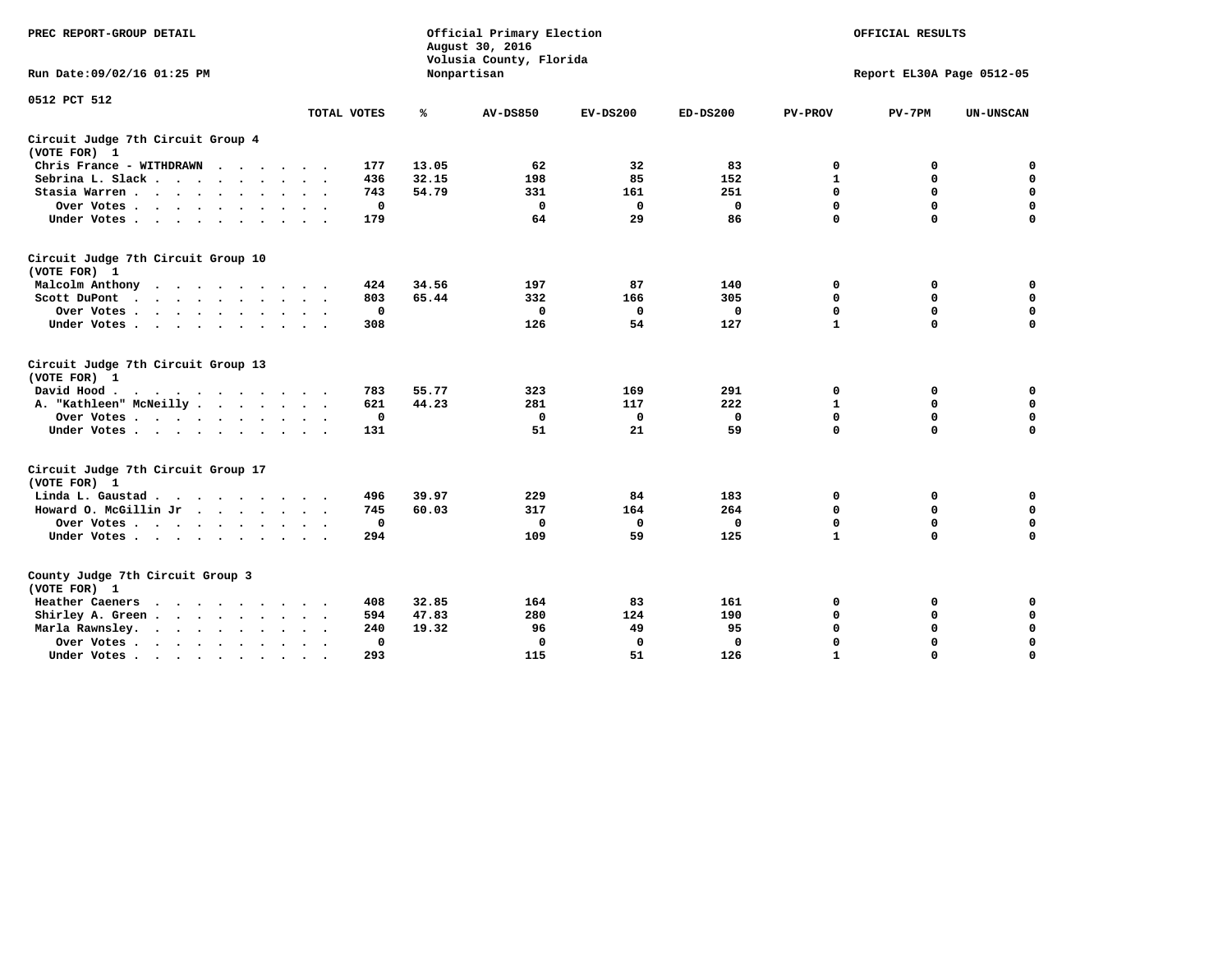PREC REPORT-GROUP DETAIL

Official Primary Election
August 30, 2016
Volusia County, Florida
Nonpartisan

OFFICIAL RESULTS

Run Date:09/02/16 01:25 PM

Report EL30A Page 0512-05

0512 PCT 512

| | TOTAL VOTES | % | AV-DS850 | EV-DS200 | ED-DS200 | PV-PROV | PV-7PM | UN-UNSCAN |
|---|---|---|---|---|---|---|---|---|
| **Circuit Judge 7th Circuit Group 4 (VOTE FOR) 1** | | | | | | | | |
| Chris France - WITHDRAWN | 177 | 13.05 | 62 | 32 | 83 | 0 | 0 | 0 |
| Sebrina L. Slack | 436 | 32.15 | 198 | 85 | 152 | 1 | 0 | 0 |
| Stasia Warren | 743 | 54.79 | 331 | 161 | 251 | 0 | 0 | 0 |
| Over Votes | 0 | | 0 | 0 | 0 | 0 | 0 | 0 |
| Under Votes | 179 | | 64 | 29 | 86 | 0 | 0 | 0 |
| **Circuit Judge 7th Circuit Group 10 (VOTE FOR) 1** | | | | | | | | |
| Malcolm Anthony | 424 | 34.56 | 197 | 87 | 140 | 0 | 0 | 0 |
| Scott DuPont | 803 | 65.44 | 332 | 166 | 305 | 0 | 0 | 0 |
| Over Votes | 0 | | 0 | 0 | 0 | 0 | 0 | 0 |
| Under Votes | 308 | | 126 | 54 | 127 | 1 | 0 | 0 |
| **Circuit Judge 7th Circuit Group 13 (VOTE FOR) 1** | | | | | | | | |
| David Hood | 783 | 55.77 | 323 | 169 | 291 | 0 | 0 | 0 |
| A. "Kathleen" McNeilly | 621 | 44.23 | 281 | 117 | 222 | 1 | 0 | 0 |
| Over Votes | 0 | | 0 | 0 | 0 | 0 | 0 | 0 |
| Under Votes | 131 | | 51 | 21 | 59 | 0 | 0 | 0 |
| **Circuit Judge 7th Circuit Group 17 (VOTE FOR) 1** | | | | | | | | |
| Linda L. Gaustad | 496 | 39.97 | 229 | 84 | 183 | 0 | 0 | 0 |
| Howard O. McGillin Jr | 745 | 60.03 | 317 | 164 | 264 | 0 | 0 | 0 |
| Over Votes | 0 | | 0 | 0 | 0 | 0 | 0 | 0 |
| Under Votes | 294 | | 109 | 59 | 125 | 1 | 0 | 0 |
| **County Judge 7th Circuit Group 3 (VOTE FOR) 1** | | | | | | | | |
| Heather Caeners | 408 | 32.85 | 164 | 83 | 161 | 0 | 0 | 0 |
| Shirley A. Green | 594 | 47.83 | 280 | 124 | 190 | 0 | 0 | 0 |
| Marla Rawnsley. | 240 | 19.32 | 96 | 49 | 95 | 0 | 0 | 0 |
| Over Votes | 0 | | 0 | 0 | 0 | 0 | 0 | 0 |
| Under Votes | 293 | | 115 | 51 | 126 | 1 | 0 | 0 |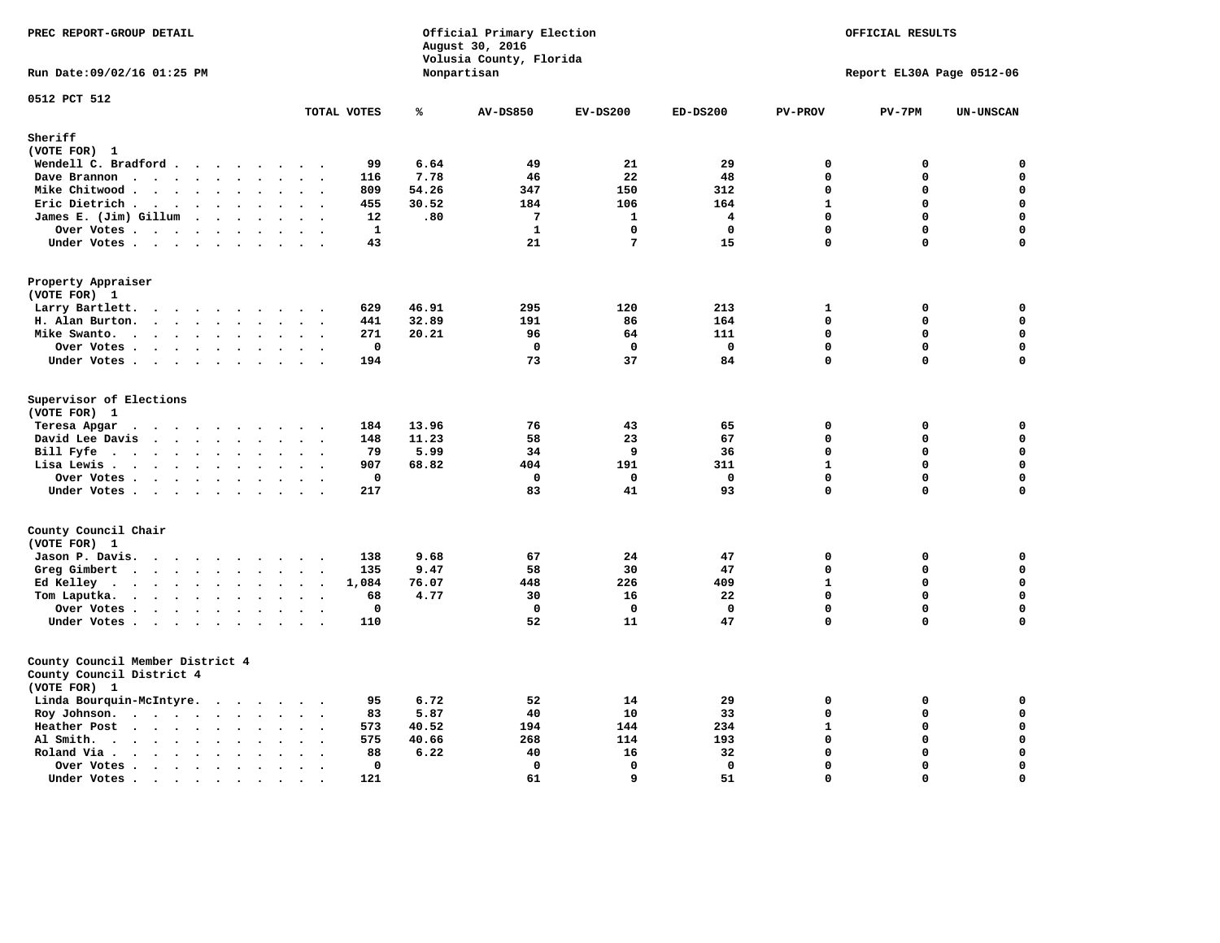PREC REPORT-GROUP DETAIL

Official Primary Election
August 30, 2016
Volusia County, Florida
Nonpartisan

OFFICIAL RESULTS

Run Date:09/02/16 01:25 PM

Report EL30A Page 0512-06

0512 PCT 512

| | TOTAL VOTES | % | AV-DS850 | EV-DS200 | ED-DS200 | PV-PROV | PV-7PM | UN-UNSCAN |
|---|---|---|---|---|---|---|---|---|
| **Sheriff** | | | | | | | | |
| **(VOTE FOR) 1** | | | | | | | | |
| Wendell C. Bradford | 99 | 6.64 | 49 | 21 | 29 | 0 | 0 | 0 |
| Dave Brannon | 116 | 7.78 | 46 | 22 | 48 | 0 | 0 | 0 |
| Mike Chitwood | 809 | 54.26 | 347 | 150 | 312 | 0 | 0 | 0 |
| Eric Dietrich | 455 | 30.52 | 184 | 106 | 164 | 1 | 0 | 0 |
| James E. (Jim) Gillum | 12 | .80 | 7 | 1 | 4 | 0 | 0 | 0 |
| Over Votes | 1 | | 1 | 0 | 0 | 0 | 0 | 0 |
| Under Votes | 43 | | 21 | 7 | 15 | 0 | 0 | 0 |
| **Property Appraiser** | | | | | | | | |
| **(VOTE FOR) 1** | | | | | | | | |
| Larry Bartlett | 629 | 46.91 | 295 | 120 | 213 | 1 | 0 | 0 |
| H. Alan Burton | 441 | 32.89 | 191 | 86 | 164 | 0 | 0 | 0 |
| Mike Swanto | 271 | 20.21 | 96 | 64 | 111 | 0 | 0 | 0 |
| Over Votes | 0 | | 0 | 0 | 0 | 0 | 0 | 0 |
| Under Votes | 194 | | 73 | 37 | 84 | 0 | 0 | 0 |
| **Supervisor of Elections** | | | | | | | | |
| **(VOTE FOR) 1** | | | | | | | | |
| Teresa Apgar | 184 | 13.96 | 76 | 43 | 65 | 0 | 0 | 0 |
| David Lee Davis | 148 | 11.23 | 58 | 23 | 67 | 0 | 0 | 0 |
| Bill Fyfe | 79 | 5.99 | 34 | 9 | 36 | 0 | 0 | 0 |
| Lisa Lewis | 907 | 68.82 | 404 | 191 | 311 | 1 | 0 | 0 |
| Over Votes | 0 | | 0 | 0 | 0 | 0 | 0 | 0 |
| Under Votes | 217 | | 83 | 41 | 93 | 0 | 0 | 0 |
| **County Council Chair** | | | | | | | | |
| **(VOTE FOR) 1** | | | | | | | | |
| Jason P. Davis | 138 | 9.68 | 67 | 24 | 47 | 0 | 0 | 0 |
| Greg Gimbert | 135 | 9.47 | 58 | 30 | 47 | 0 | 0 | 0 |
| Ed Kelley | 1,084 | 76.07 | 448 | 226 | 409 | 1 | 0 | 0 |
| Tom Laputka | 68 | 4.77 | 30 | 16 | 22 | 0 | 0 | 0 |
| Over Votes | 0 | | 0 | 0 | 0 | 0 | 0 | 0 |
| Under Votes | 110 | | 52 | 11 | 47 | 0 | 0 | 0 |
| **County Council Member District 4** | | | | | | | | |
| **County Council District 4** | | | | | | | | |
| **(VOTE FOR) 1** | | | | | | | | |
| Linda Bourquin-McIntyre | 95 | 6.72 | 52 | 14 | 29 | 0 | 0 | 0 |
| Roy Johnson | 83 | 5.87 | 40 | 10 | 33 | 0 | 0 | 0 |
| Heather Post | 573 | 40.52 | 194 | 144 | 234 | 1 | 0 | 0 |
| Al Smith | 575 | 40.66 | 268 | 114 | 193 | 0 | 0 | 0 |
| Roland Via | 88 | 6.22 | 40 | 16 | 32 | 0 | 0 | 0 |
| Over Votes | 0 | | 0 | 0 | 0 | 0 | 0 | 0 |
| Under Votes | 121 | | 61 | 9 | 51 | 0 | 0 | 0 |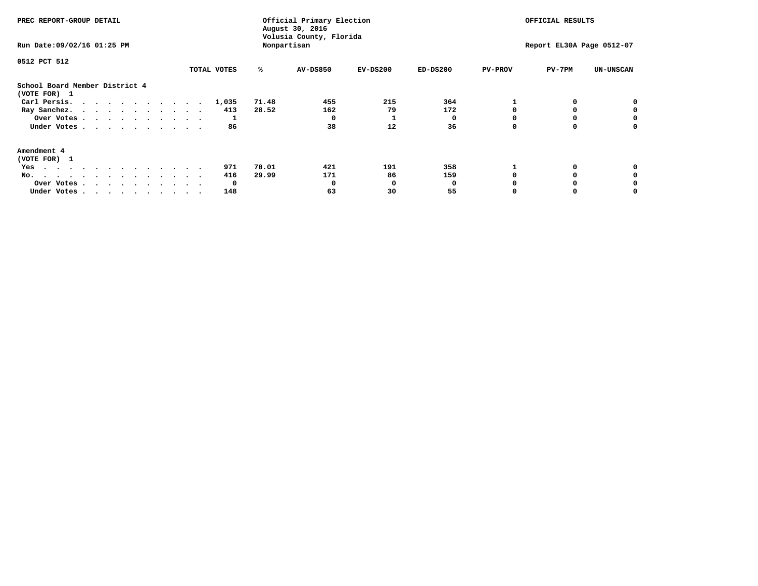PREC REPORT-GROUP DETAIL

Official Primary Election
August 30, 2016
Volusia County, Florida
Nonpartisan

OFFICIAL RESULTS

Run Date:09/02/16 01:25 PM

Report EL30A Page 0512-07

0512 PCT 512

| | TOTAL VOTES | % | AV-DS850 | EV-DS200 | ED-DS200 | PV-PROV | PV-7PM | UN-UNSCAN |
|---|---|---|---|---|---|---|---|---|
| **School Board Member District 4** | | | | | | | | |
| **(VOTE FOR) 1** | | | | | | | | |
| Carl Persis. . . . . . . . . . . . | 1,035 | 71.48 | 455 | 215 | 364 | 1 | 0 | 0 |
| Ray Sanchez. . . . . . . . . . . . | 413 | 28.52 | 162 | 79 | 172 | 0 | 0 | 0 |
| Over Votes . . . . . . . . . . . | 1 | | 0 | 1 | 0 | 0 | 0 | 0 |
| Under Votes . . . . . . . . . . . | 86 | | 38 | 12 | 36 | 0 | 0 | 0 |
| **Amendment 4** | | | | | | | | |
| **(VOTE FOR) 1** | | | | | | | | |
| Yes . . . . . . . . . . . . . . | 971 | 70.01 | 421 | 191 | 358 | 1 | 0 | 0 |
| No. . . . . . . . . . . . . . . | 416 | 29.99 | 171 | 86 | 159 | 0 | 0 | 0 |
| Over Votes . . . . . . . . . . . | 0 | | 0 | 0 | 0 | 0 | 0 | 0 |
| Under Votes . . . . . . . . . . . | 148 | | 63 | 30 | 55 | 0 | 0 | 0 |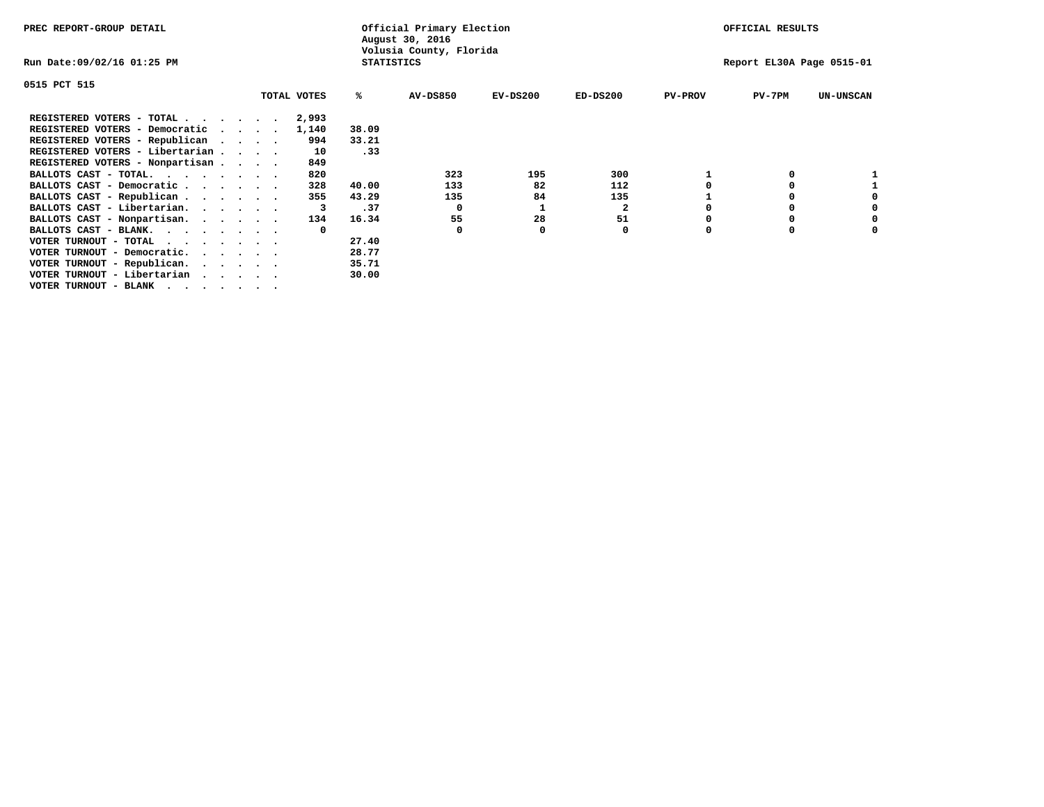PREC REPORT-GROUP DETAIL

Official Primary Election
August 30, 2016
Volusia County, Florida
STATISTICS

OFFICIAL RESULTS

Run Date:09/02/16 01:25 PM

Report EL30A Page 0515-01

0515 PCT 515

| | TOTAL VOTES | % | AV-DS850 | EV-DS200 | ED-DS200 | PV-PROV | PV-7PM | UN-UNSCAN |
|---|---|---|---|---|---|---|---|---|
| REGISTERED VOTERS - TOTAL . . . . . . | 2,993 | | | | | | | |
| REGISTERED VOTERS - Democratic . . . . | 1,140 | 38.09 | | | | | | |
| REGISTERED VOTERS - Republican . . . . | 994 | 33.21 | | | | | | |
| REGISTERED VOTERS - Libertarian . . . . | 10 | .33 | | | | | | |
| REGISTERED VOTERS - Nonpartisan . . . . | 849 | | | | | | | |
| BALLOTS CAST - TOTAL. . . . . . . . | 820 | | 323 | 195 | 300 | 1 | 0 | 1 |
| BALLOTS CAST - Democratic . . . . . . | 328 | 40.00 | 133 | 82 | 112 | 0 | 0 | 1 |
| BALLOTS CAST - Republican . . . . . . | 355 | 43.29 | 135 | 84 | 135 | 1 | 0 | 0 |
| BALLOTS CAST - Libertarian. . . . . . | 3 | .37 | 0 | 1 | 2 | 0 | 0 | 0 |
| BALLOTS CAST - Nonpartisan. . . . . . | 134 | 16.34 | 55 | 28 | 51 | 0 | 0 | 0 |
| BALLOTS CAST - BLANK. . . . . . . . | 0 | | 0 | 0 | 0 | 0 | 0 | 0 |
| VOTER TURNOUT - TOTAL . . . . . . . | | 27.40 | | | | | | |
| VOTER TURNOUT - Democratic. . . . . . | | 28.77 | | | | | | |
| VOTER TURNOUT - Republican. . . . . . | | 35.71 | | | | | | |
| VOTER TURNOUT - Libertarian . . . . . | | 30.00 | | | | | | |
| VOTER TURNOUT - BLANK . . . . . . . | | | | | | | | |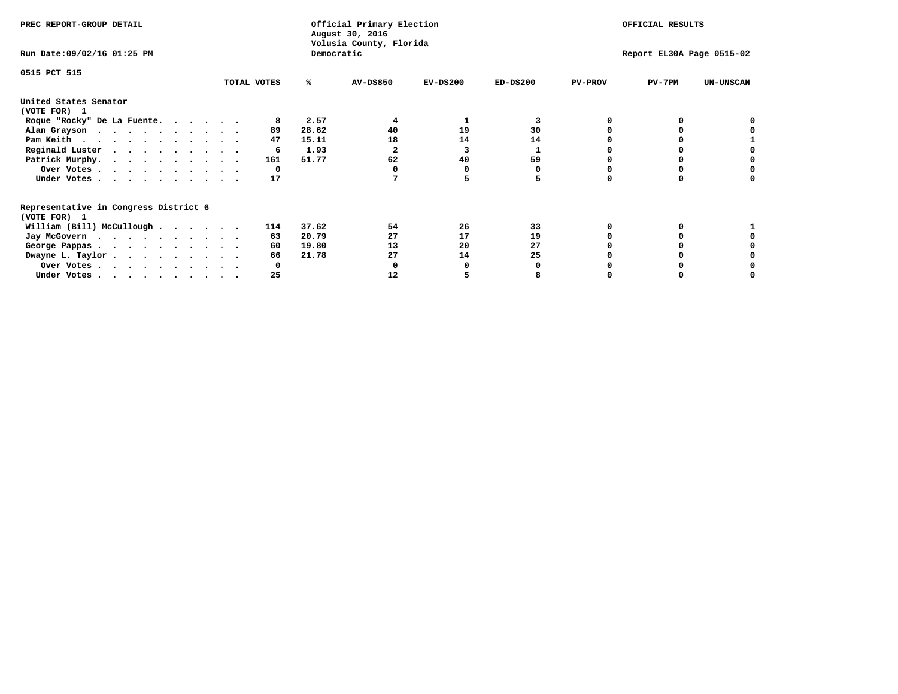PREC REPORT-GROUP DETAIL

Official Primary Election
August 30, 2016
Volusia County, Florida
Democratic

OFFICIAL RESULTS

Run Date:09/02/16 01:25 PM

Report EL30A Page 0515-02

0515 PCT 515

| | TOTAL VOTES | % | AV-DS850 | EV-DS200 | ED-DS200 | PV-PROV | PV-7PM | UN-UNSCAN |
|---|---|---|---|---|---|---|---|---|
| **United States Senator (VOTE FOR) 1** | | | | | | | | |
| Roque "Rocky" De La Fuente | 8 | 2.57 | 4 | 1 | 3 | 0 | 0 | 0 |
| Alan Grayson | 89 | 28.62 | 40 | 19 | 30 | 0 | 0 | 0 |
| Pam Keith | 47 | 15.11 | 18 | 14 | 14 | 0 | 0 | 1 |
| Reginald Luster | 6 | 1.93 | 2 | 3 | 1 | 0 | 0 | 0 |
| Patrick Murphy | 161 | 51.77 | 62 | 40 | 59 | 0 | 0 | 0 |
| Over Votes | 0 | | 0 | 0 | 0 | 0 | 0 | 0 |
| Under Votes | 17 | | 7 | 5 | 5 | 0 | 0 | 0 |
| **Representative in Congress District 6 (VOTE FOR) 1** | | | | | | | | |
| William (Bill) McCullough | 114 | 37.62 | 54 | 26 | 33 | 0 | 0 | 1 |
| Jay McGovern | 63 | 20.79 | 27 | 17 | 19 | 0 | 0 | 0 |
| George Pappas | 60 | 19.80 | 13 | 20 | 27 | 0 | 0 | 0 |
| Dwayne L. Taylor | 66 | 21.78 | 27 | 14 | 25 | 0 | 0 | 0 |
| Over Votes | 0 | | 0 | 0 | 0 | 0 | 0 | 0 |
| Under Votes | 25 | | 12 | 5 | 8 | 0 | 0 | 0 |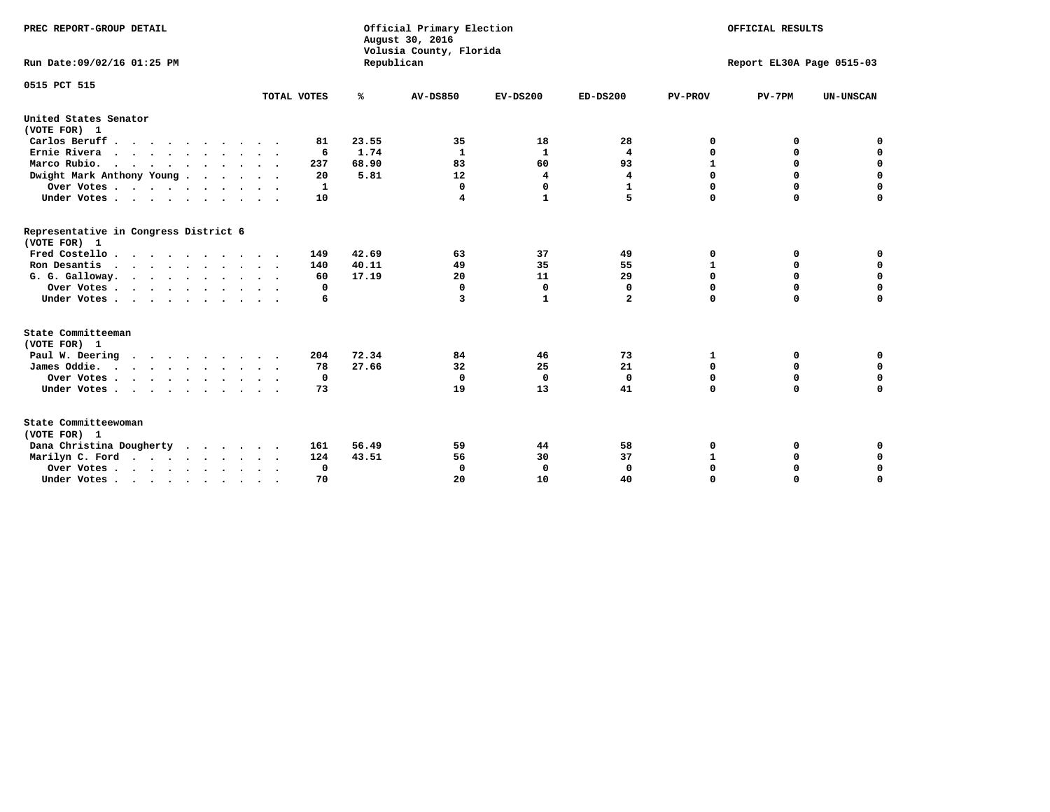PREC REPORT-GROUP DETAIL

Official Primary Election
August 30, 2016
Volusia County, Florida
Republican

OFFICIAL RESULTS

Run Date:09/02/16 01:25 PM

Report EL30A Page 0515-03

0515 PCT 515

| | TOTAL VOTES | % | AV-DS850 | EV-DS200 | ED-DS200 | PV-PROV | PV-7PM | UN-UNSCAN |
|---|---|---|---|---|---|---|---|---|
| **United States Senator** | | | | | | | | |
| **(VOTE FOR) 1** | | | | | | | | |
| Carlos Beruff | 81 | 23.55 | 35 | 18 | 28 | 0 | 0 | 0 |
| Ernie Rivera | 6 | 1.74 | 1 | 1 | 4 | 0 | 0 | 0 |
| Marco Rubio | 237 | 68.90 | 83 | 60 | 93 | 1 | 0 | 0 |
| Dwight Mark Anthony Young | 20 | 5.81 | 12 | 4 | 4 | 0 | 0 | 0 |
| Over Votes | 1 | | 0 | 0 | 1 | 0 | 0 | 0 |
| Under Votes | 10 | | 4 | 1 | 5 | 0 | 0 | 0 |
| **Representative in Congress District 6** | | | | | | | | |
| **(VOTE FOR) 1** | | | | | | | | |
| Fred Costello | 149 | 42.69 | 63 | 37 | 49 | 0 | 0 | 0 |
| Ron Desantis | 140 | 40.11 | 49 | 35 | 55 | 1 | 0 | 0 |
| G. G. Galloway | 60 | 17.19 | 20 | 11 | 29 | 0 | 0 | 0 |
| Over Votes | 0 | | 0 | 0 | 0 | 0 | 0 | 0 |
| Under Votes | 6 | | 3 | 1 | 2 | 0 | 0 | 0 |
| **State Committeeman** | | | | | | | | |
| **(VOTE FOR) 1** | | | | | | | | |
| Paul W. Deering | 204 | 72.34 | 84 | 46 | 73 | 1 | 0 | 0 |
| James Oddie | 78 | 27.66 | 32 | 25 | 21 | 0 | 0 | 0 |
| Over Votes | 0 | | 0 | 0 | 0 | 0 | 0 | 0 |
| Under Votes | 73 | | 19 | 13 | 41 | 0 | 0 | 0 |
| **State Committeewoman** | | | | | | | | |
| **(VOTE FOR) 1** | | | | | | | | |
| Dana Christina Dougherty | 161 | 56.49 | 59 | 44 | 58 | 0 | 0 | 0 |
| Marilyn C. Ford | 124 | 43.51 | 56 | 30 | 37 | 1 | 0 | 0 |
| Over Votes | 0 | | 0 | 0 | 0 | 0 | 0 | 0 |
| Under Votes | 70 | | 20 | 10 | 40 | 0 | 0 | 0 |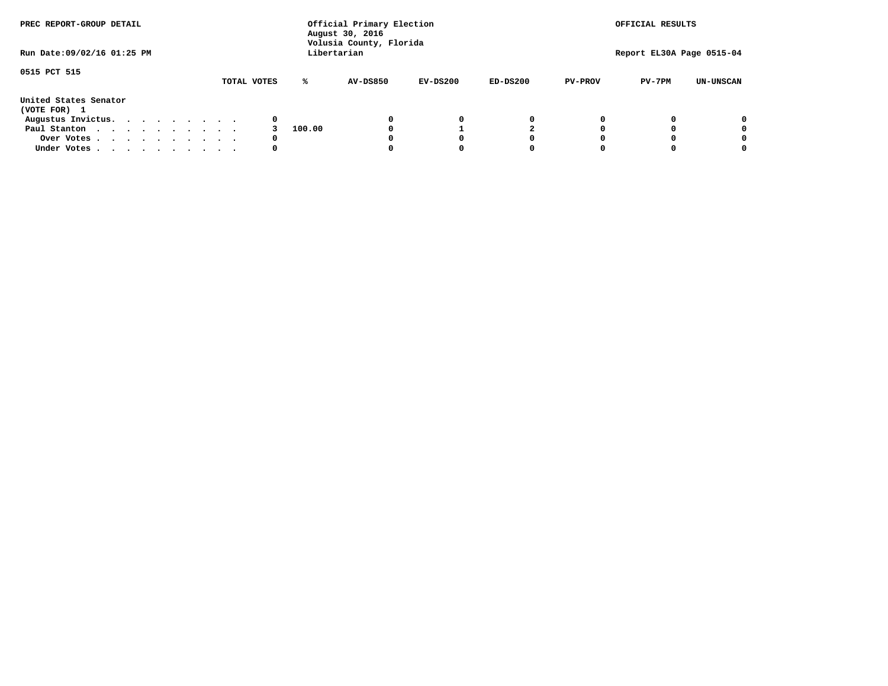PREC REPORT-GROUP DETAIL

Run Date:09/02/16 01:25 PM

Official Primary Election
August 30, 2016
Volusia County, Florida
Libertarian

OFFICIAL RESULTS

Report EL30A Page 0515-04

0515 PCT 515

| | TOTAL VOTES | % | AV-DS850 | EV-DS200 | ED-DS200 | PV-PROV | PV-7PM | UN-UNSCAN |
|---|---|---|---|---|---|---|---|---|
| **United States Senator** | | | | | | | | |
| **(VOTE FOR) 1** | | | | | | | | |
| Augustus Invictus. . . . . . . . . . | 0 | | 0 | 0 | 0 | 0 | 0 | 0 |
| Paul Stanton . . . . . . . . . . . | 3 | 100.00 | 0 | 1 | 2 | 0 | 0 | 0 |
| Over Votes . . . . . . . . . . . | 0 | | 0 | 0 | 0 | 0 | 0 | 0 |
| Under Votes . . . . . . . . . . . | 0 | | 0 | 0 | 0 | 0 | 0 | 0 |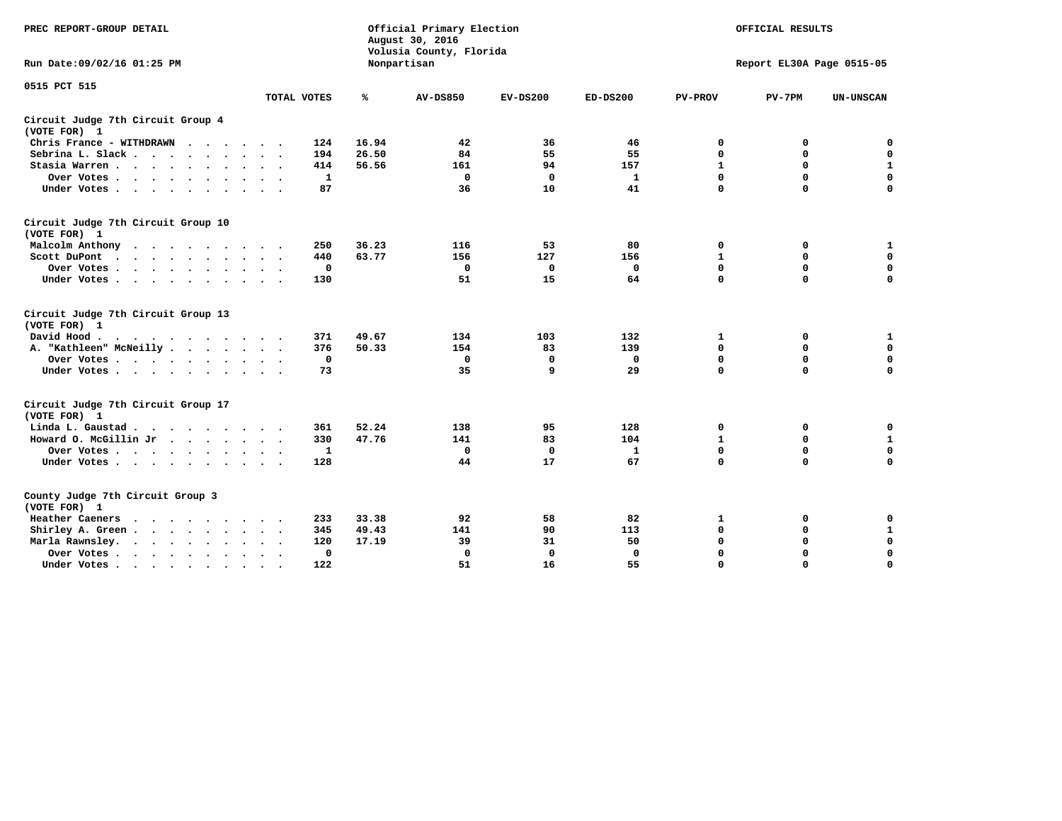PREC REPORT-GROUP DETAIL

Official Primary Election
August 30, 2016
Volusia County, Florida
Nonpartisan

OFFICIAL RESULTS

Run Date:09/02/16 01:25 PM

Report EL30A Page 0515-05

0515 PCT 515

| | TOTAL VOTES | % | AV-DS850 | EV-DS200 | ED-DS200 | PV-PROV | PV-7PM | UN-UNSCAN |
|---|---|---|---|---|---|---|---|---|
| **Circuit Judge 7th Circuit Group 4 (VOTE FOR) 1** | | | | | | | | |
| Chris France - WITHDRAWN | 124 | 16.94 | 42 | 36 | 46 | 0 | 0 | 0 |
| Sebrina L. Slack | 194 | 26.50 | 84 | 55 | 55 | 0 | 0 | 0 |
| Stasia Warren | 414 | 56.56 | 161 | 94 | 157 | 1 | 0 | 1 |
| Over Votes | 1 | | 0 | 0 | 1 | 0 | 0 | 0 |
| Under Votes | 87 | | 36 | 10 | 41 | 0 | 0 | 0 |
| **Circuit Judge 7th Circuit Group 10 (VOTE FOR) 1** | | | | | | | | |
| Malcolm Anthony | 250 | 36.23 | 116 | 53 | 80 | 0 | 0 | 1 |
| Scott DuPont | 440 | 63.77 | 156 | 127 | 156 | 1 | 0 | 0 |
| Over Votes | 0 | | 0 | 0 | 0 | 0 | 0 | 0 |
| Under Votes | 130 | | 51 | 15 | 64 | 0 | 0 | 0 |
| **Circuit Judge 7th Circuit Group 13 (VOTE FOR) 1** | | | | | | | | |
| David Hood | 371 | 49.67 | 134 | 103 | 132 | 1 | 0 | 1 |
| A. "Kathleen" McNeilly | 376 | 50.33 | 154 | 83 | 139 | 0 | 0 | 0 |
| Over Votes | 0 | | 0 | 0 | 0 | 0 | 0 | 0 |
| Under Votes | 73 | | 35 | 9 | 29 | 0 | 0 | 0 |
| **Circuit Judge 7th Circuit Group 17 (VOTE FOR) 1** | | | | | | | | |
| Linda L. Gaustad | 361 | 52.24 | 138 | 95 | 128 | 0 | 0 | 0 |
| Howard O. McGillin Jr | 330 | 47.76 | 141 | 83 | 104 | 1 | 0 | 1 |
| Over Votes | 1 | | 0 | 0 | 1 | 0 | 0 | 0 |
| Under Votes | 128 | | 44 | 17 | 67 | 0 | 0 | 0 |
| **County Judge 7th Circuit Group 3 (VOTE FOR) 1** | | | | | | | | |
| Heather Caeners | 233 | 33.38 | 92 | 58 | 82 | 1 | 0 | 0 |
| Shirley A. Green | 345 | 49.43 | 141 | 90 | 113 | 0 | 0 | 1 |
| Marla Rawnsley | 120 | 17.19 | 39 | 31 | 50 | 0 | 0 | 0 |
| Over Votes | 0 | | 0 | 0 | 0 | 0 | 0 | 0 |
| Under Votes | 122 | | 51 | 16 | 55 | 0 | 0 | 0 |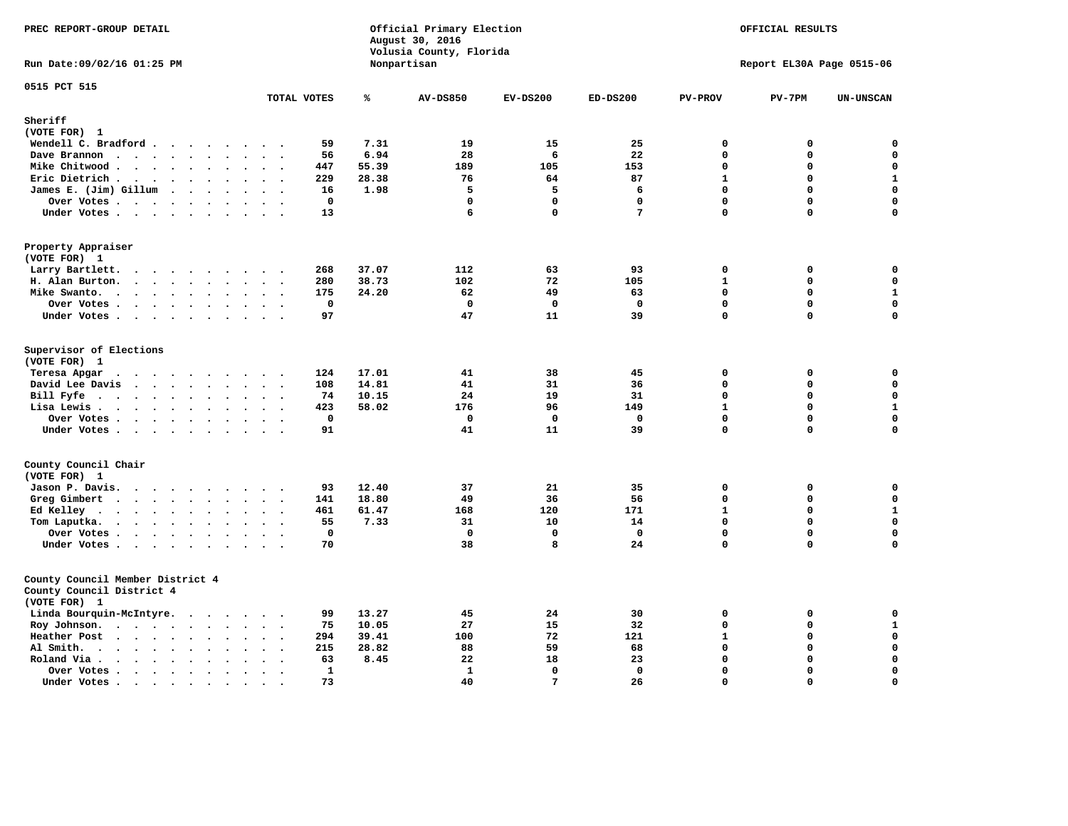PREC REPORT-GROUP DETAIL

Official Primary Election
August 30, 2016
Volusia County, Florida
Nonpartisan

OFFICIAL RESULTS

Run Date:09/02/16 01:25 PM

Report EL30A Page 0515-06

0515 PCT 515

| | TOTAL VOTES | % | AV-DS850 | EV-DS200 | ED-DS200 | PV-PROV | PV-7PM | UN-UNSCAN |
|---|---|---|---|---|---|---|---|---|
| **Sheriff** | | | | | | | | |
| (VOTE FOR) 1 | | | | | | | | |
| Wendell C. Bradford | 59 | 7.31 | 19 | 15 | 25 | 0 | 0 | 0 |
| Dave Brannon | 56 | 6.94 | 28 | 6 | 22 | 0 | 0 | 0 |
| Mike Chitwood | 447 | 55.39 | 189 | 105 | 153 | 0 | 0 | 0 |
| Eric Dietrich | 229 | 28.38 | 76 | 64 | 87 | 1 | 0 | 1 |
| James E. (Jim) Gillum | 16 | 1.98 | 5 | 5 | 6 | 0 | 0 | 0 |
| Over Votes | 0 | | 0 | 0 | 0 | 0 | 0 | 0 |
| Under Votes | 13 | | 6 | 0 | 7 | 0 | 0 | 0 |
| **Property Appraiser** | | | | | | | | |
| (VOTE FOR) 1 | | | | | | | | |
| Larry Bartlett | 268 | 37.07 | 112 | 63 | 93 | 0 | 0 | 0 |
| H. Alan Burton | 280 | 38.73 | 102 | 72 | 105 | 1 | 0 | 0 |
| Mike Swanto | 175 | 24.20 | 62 | 49 | 63 | 0 | 0 | 1 |
| Over Votes | 0 | | 0 | 0 | 0 | 0 | 0 | 0 |
| Under Votes | 97 | | 47 | 11 | 39 | 0 | 0 | 0 |
| **Supervisor of Elections** | | | | | | | | |
| (VOTE FOR) 1 | | | | | | | | |
| Teresa Apgar | 124 | 17.01 | 41 | 38 | 45 | 0 | 0 | 0 |
| David Lee Davis | 108 | 14.81 | 41 | 31 | 36 | 0 | 0 | 0 |
| Bill Fyfe | 74 | 10.15 | 24 | 19 | 31 | 0 | 0 | 0 |
| Lisa Lewis | 423 | 58.02 | 176 | 96 | 149 | 1 | 0 | 1 |
| Over Votes | 0 | | 0 | 0 | 0 | 0 | 0 | 0 |
| Under Votes | 91 | | 41 | 11 | 39 | 0 | 0 | 0 |
| **County Council Chair** | | | | | | | | |
| (VOTE FOR) 1 | | | | | | | | |
| Jason P. Davis | 93 | 12.40 | 37 | 21 | 35 | 0 | 0 | 0 |
| Greg Gimbert | 141 | 18.80 | 49 | 36 | 56 | 0 | 0 | 0 |
| Ed Kelley | 461 | 61.47 | 168 | 120 | 171 | 1 | 0 | 1 |
| Tom Laputka | 55 | 7.33 | 31 | 10 | 14 | 0 | 0 | 0 |
| Over Votes | 0 | | 0 | 0 | 0 | 0 | 0 | 0 |
| Under Votes | 70 | | 38 | 8 | 24 | 0 | 0 | 0 |
| **County Council Member District 4** | | | | | | | | |
| County Council District 4 | | | | | | | | |
| (VOTE FOR) 1 | | | | | | | | |
| Linda Bourquin-McIntyre | 99 | 13.27 | 45 | 24 | 30 | 0 | 0 | 0 |
| Roy Johnson | 75 | 10.05 | 27 | 15 | 32 | 0 | 0 | 1 |
| Heather Post | 294 | 39.41 | 100 | 72 | 121 | 1 | 0 | 0 |
| Al Smith | 215 | 28.82 | 88 | 59 | 68 | 0 | 0 | 0 |
| Roland Via | 63 | 8.45 | 22 | 18 | 23 | 0 | 0 | 0 |
| Over Votes | 1 | | 1 | 0 | 0 | 0 | 0 | 0 |
| Under Votes | 73 | | 40 | 7 | 26 | 0 | 0 | 0 |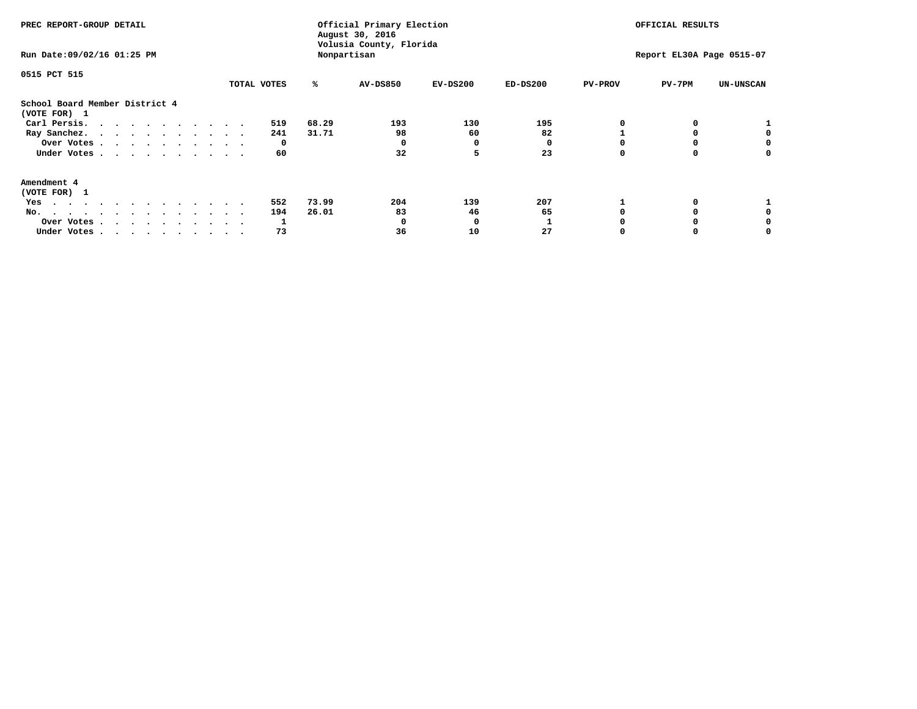PREC REPORT-GROUP DETAIL

Official Primary Election
August 30, 2016
Volusia County, Florida
Nonpartisan

OFFICIAL RESULTS

Run Date:09/02/16 01:25 PM

Report EL30A Page 0515-07

0515 PCT 515

| | TOTAL VOTES | % | AV-DS850 | EV-DS200 | ED-DS200 | PV-PROV | PV-7PM | UN-UNSCAN |
|---|---|---|---|---|---|---|---|---|
| **School Board Member District 4** | | | | | | | | |
| **(VOTE FOR) 1** | | | | | | | | |
| Carl Persis | 519 | 68.29 | 193 | 130 | 195 | 0 | 0 | 1 |
| Ray Sanchez | 241 | 31.71 | 98 | 60 | 82 | 1 | 0 | 0 |
| Over Votes | 0 | | 0 | 0 | 0 | 0 | 0 | 0 |
| Under Votes | 60 | | 32 | 5 | 23 | 0 | 0 | 0 |
| **Amendment 4** | | | | | | | | |
| **(VOTE FOR) 1** | | | | | | | | |
| Yes | 552 | 73.99 | 204 | 139 | 207 | 1 | 0 | 1 |
| No | 194 | 26.01 | 83 | 46 | 65 | 0 | 0 | 0 |
| Over Votes | 1 | | 0 | 0 | 1 | 0 | 0 | 0 |
| Under Votes | 73 | | 36 | 10 | 27 | 0 | 0 | 0 |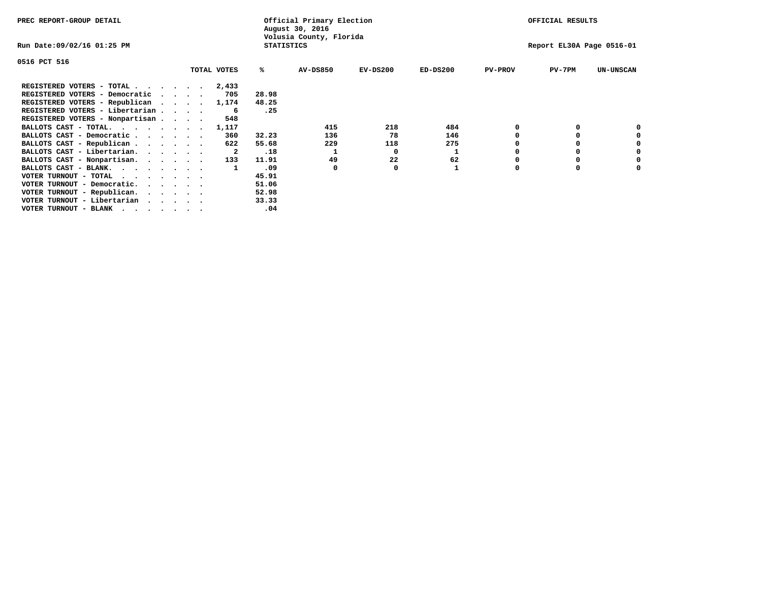PREC REPORT-GROUP DETAIL

Official Primary Election
August 30, 2016
Volusia County, Florida
STATISTICS

OFFICIAL RESULTS

Run Date:09/02/16 01:25 PM

Report EL30A Page 0516-01

0516 PCT 516

| | TOTAL VOTES | % | AV-DS850 | EV-DS200 | ED-DS200 | PV-PROV | PV-7PM | UN-UNSCAN |
|---|---|---|---|---|---|---|---|---|
| REGISTERED VOTERS - TOTAL . . . . . . | 2,433 | | | | | | | |
| REGISTERED VOTERS - Democratic . . . . | 705 | 28.98 | | | | | | |
| REGISTERED VOTERS - Republican . . . . | 1,174 | 48.25 | | | | | | |
| REGISTERED VOTERS - Libertarian . . . . | 6 | .25 | | | | | | |
| REGISTERED VOTERS - Nonpartisan . . . . | 548 | | | | | | | |
| BALLOTS CAST - TOTAL. . . . . . . . | 1,117 | | 415 | 218 | 484 | 0 | 0 | 0 |
| BALLOTS CAST - Democratic . . . . . . | 360 | 32.23 | 136 | 78 | 146 | 0 | 0 | 0 |
| BALLOTS CAST - Republican . . . . . . | 622 | 55.68 | 229 | 118 | 275 | 0 | 0 | 0 |
| BALLOTS CAST - Libertarian. . . . . . | 2 | .18 | 1 | 0 | 1 | 0 | 0 | 0 |
| BALLOTS CAST - Nonpartisan. . . . . . | 133 | 11.91 | 49 | 22 | 62 | 0 | 0 | 0 |
| BALLOTS CAST - BLANK. . . . . . . . | 1 | .09 | 0 | 0 | 1 | 0 | 0 | 0 |
| VOTER TURNOUT - TOTAL . . . . . . . | | 45.91 | | | | | | |
| VOTER TURNOUT - Democratic. . . . . . | | 51.06 | | | | | | |
| VOTER TURNOUT - Republican. . . . . . | | 52.98 | | | | | | |
| VOTER TURNOUT - Libertarian . . . . . | | 33.33 | | | | | | |
| VOTER TURNOUT - BLANK . . . . . . . | | .04 | | | | | | |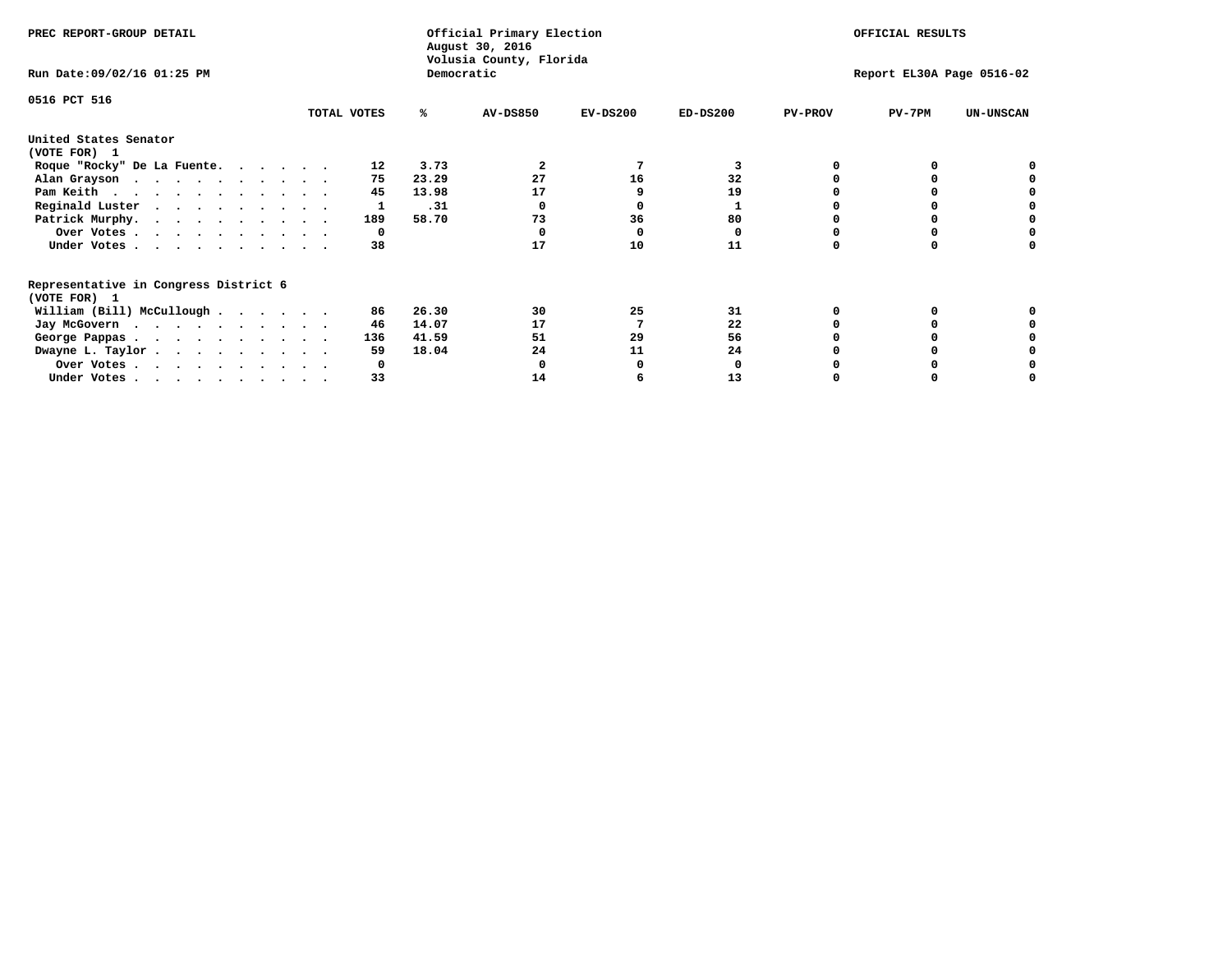PREC REPORT-GROUP DETAIL

Official Primary Election
August 30, 2016
Volusia County, Florida
Democratic

OFFICIAL RESULTS

Run Date:09/02/16 01:25 PM

Report EL30A Page 0516-02

0516 PCT 516

| | TOTAL VOTES | % | AV-DS850 | EV-DS200 | ED-DS200 | PV-PROV | PV-7PM | UN-UNSCAN |
|---|---|---|---|---|---|---|---|---|
| **United States Senator** | | | | | | | | |
| **(VOTE FOR) 1** | | | | | | | | |
| Roque "Rocky" De La Fuente. . . . . . | 12 | 3.73 | 2 | 7 | 3 | 0 | 0 | 0 |
| Alan Grayson . . . . . . . . . . . | 75 | 23.29 | 27 | 16 | 32 | 0 | 0 | 0 |
| Pam Keith . . . . . . . . . . . . | 45 | 13.98 | 17 | 9 | 19 | 0 | 0 | 0 |
| Reginald Luster . . . . . . . . . . | 1 | .31 | 0 | 0 | 1 | 0 | 0 | 0 |
| Patrick Murphy. . . . . . . . . . . | 189 | 58.70 | 73 | 36 | 80 | 0 | 0 | 0 |
| Over Votes . . . . . . . . . . . | 0 | | 0 | 0 | 0 | 0 | 0 | 0 |
| Under Votes . . . . . . . . . . . | 38 | | 17 | 10 | 11 | 0 | 0 | 0 |
| **Representative in Congress District 6** | | | | | | | | |
| **(VOTE FOR) 1** | | | | | | | | |
| William (Bill) McCullough . . . . . . | 86 | 26.30 | 30 | 25 | 31 | 0 | 0 | 0 |
| Jay McGovern . . . . . . . . . . . | 46 | 14.07 | 17 | 7 | 22 | 0 | 0 | 0 |
| George Pappas . . . . . . . . . . . | 136 | 41.59 | 51 | 29 | 56 | 0 | 0 | 0 |
| Dwayne L. Taylor . . . . . . . . . . | 59 | 18.04 | 24 | 11 | 24 | 0 | 0 | 0 |
| Over Votes . . . . . . . . . . . | 0 | | 0 | 0 | 0 | 0 | 0 | 0 |
| Under Votes . . . . . . . . . . . | 33 | | 14 | 6 | 13 | 0 | 0 | 0 |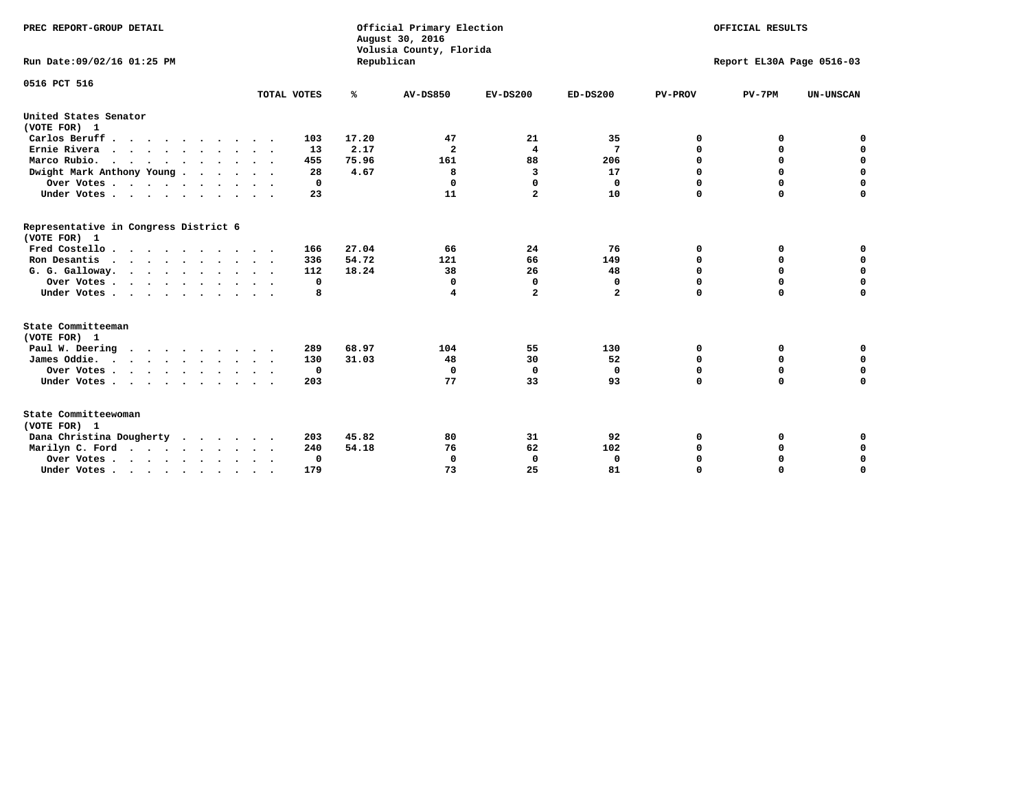PREC REPORT-GROUP DETAIL

Official Primary Election
August 30, 2016
Volusia County, Florida
Republican

OFFICIAL RESULTS

Run Date:09/02/16 01:25 PM

Report EL30A Page 0516-03

0516 PCT 516

| | TOTAL VOTES | % | AV-DS850 | EV-DS200 | ED-DS200 | PV-PROV | PV-7PM | UN-UNSCAN |
|---|---|---|---|---|---|---|---|---|
| **United States Senator** | | | | | | | | |
| **(VOTE FOR) 1** | | | | | | | | |
| Carlos Beruff | 103 | 17.20 | 47 | 21 | 35 | 0 | 0 | 0 |
| Ernie Rivera | 13 | 2.17 | 2 | 4 | 7 | 0 | 0 | 0 |
| Marco Rubio. | 455 | 75.96 | 161 | 88 | 206 | 0 | 0 | 0 |
| Dwight Mark Anthony Young | 28 | 4.67 | 8 | 3 | 17 | 0 | 0 | 0 |
| Over Votes | 0 | | 0 | 0 | 0 | 0 | 0 | 0 |
| Under Votes | 23 | | 11 | 2 | 10 | 0 | 0 | 0 |
| **Representative in Congress District 6** | | | | | | | | |
| **(VOTE FOR) 1** | | | | | | | | |
| Fred Costello | 166 | 27.04 | 66 | 24 | 76 | 0 | 0 | 0 |
| Ron Desantis | 336 | 54.72 | 121 | 66 | 149 | 0 | 0 | 0 |
| G. G. Galloway. | 112 | 18.24 | 38 | 26 | 48 | 0 | 0 | 0 |
| Over Votes | 0 | | 0 | 0 | 0 | 0 | 0 | 0 |
| Under Votes | 8 | | 4 | 2 | 2 | 0 | 0 | 0 |
| **State Committeeman** | | | | | | | | |
| **(VOTE FOR) 1** | | | | | | | | |
| Paul W. Deering | 289 | 68.97 | 104 | 55 | 130 | 0 | 0 | 0 |
| James Oddie. | 130 | 31.03 | 48 | 30 | 52 | 0 | 0 | 0 |
| Over Votes | 0 | | 0 | 0 | 0 | 0 | 0 | 0 |
| Under Votes | 203 | | 77 | 33 | 93 | 0 | 0 | 0 |
| **State Committeewoman** | | | | | | | | |
| **(VOTE FOR) 1** | | | | | | | | |
| Dana Christina Dougherty | 203 | 45.82 | 80 | 31 | 92 | 0 | 0 | 0 |
| Marilyn C. Ford | 240 | 54.18 | 76 | 62 | 102 | 0 | 0 | 0 |
| Over Votes | 0 | | 0 | 0 | 0 | 0 | 0 | 0 |
| Under Votes | 179 | | 73 | 25 | 81 | 0 | 0 | 0 |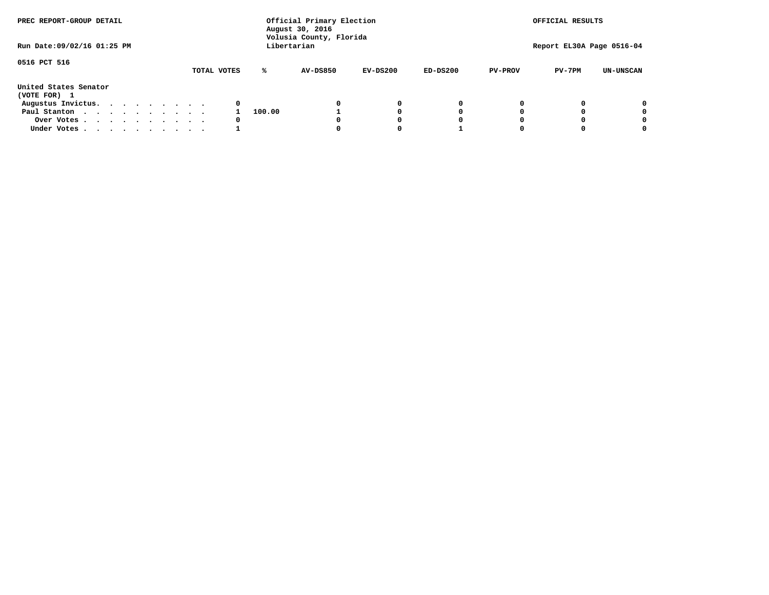PREC REPORT-GROUP DETAIL

Official Primary Election
August 30, 2016
Volusia County, Florida
Libertarian

OFFICIAL RESULTS

Run Date:09/02/16 01:25 PM

Report EL30A Page 0516-04

0516 PCT 516

United States Senator
(VOTE FOR) 1

| | TOTAL VOTES | % | AV-DS850 | EV-DS200 | ED-DS200 | PV-PROV | PV-7PM | UN-UNSCAN |
|---|---|---|---|---|---|---|---|---|
| Augustus Invictus. . . . . . . . . | 0 | | 0 | 0 | 0 | 0 | 0 | 0 |
| Paul Stanton . . . . . . . . . . | 1 | 100.00 | 1 | 0 | 0 | 0 | 0 | 0 |
| Over Votes . . . . . . . . . . | 0 | | 0 | 0 | 0 | 0 | 0 | 0 |
| Under Votes . . . . . . . . . . | 1 | | 0 | 0 | 1 | 0 | 0 | 0 |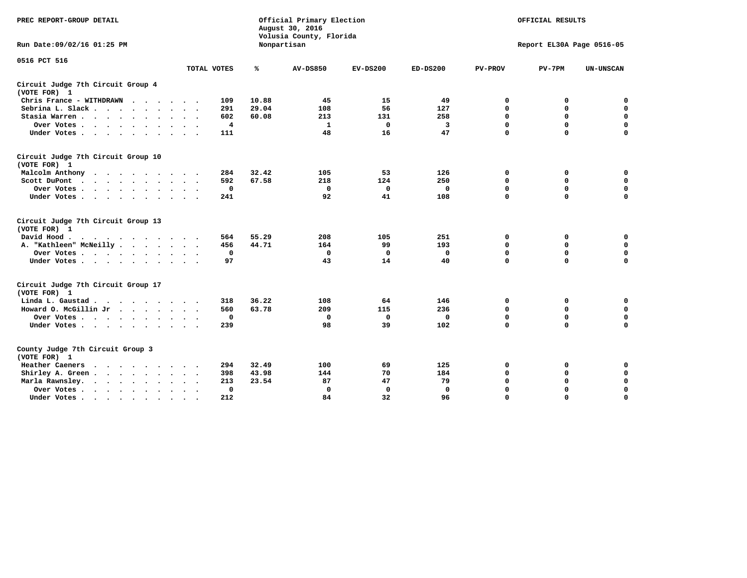PREC REPORT-GROUP DETAIL

Official Primary Election
August 30, 2016
Volusia County, Florida
Nonpartisan

OFFICIAL RESULTS

Run Date:09/02/16 01:25 PM

Report EL30A Page 0516-05

0516 PCT 516

| | TOTAL VOTES | % | AV-DS850 | EV-DS200 | ED-DS200 | PV-PROV | PV-7PM | UN-UNSCAN |
|---|---|---|---|---|---|---|---|---|
| **Circuit Judge 7th Circuit Group 4** | | | | | | | | |
| **(VOTE FOR) 1** | | | | | | | | |
| Chris France - WITHDRAWN | 109 | 10.88 | 45 | 15 | 49 | 0 | 0 | 0 |
| Sebrina L. Slack | 291 | 29.04 | 108 | 56 | 127 | 0 | 0 | 0 |
| Stasia Warren | 602 | 60.08 | 213 | 131 | 258 | 0 | 0 | 0 |
| Over Votes | 4 | | 1 | 0 | 3 | 0 | 0 | 0 |
| Under Votes | 111 | | 48 | 16 | 47 | 0 | 0 | 0 |
| **Circuit Judge 7th Circuit Group 10** | | | | | | | | |
| **(VOTE FOR) 1** | | | | | | | | |
| Malcolm Anthony | 284 | 32.42 | 105 | 53 | 126 | 0 | 0 | 0 |
| Scott DuPont | 592 | 67.58 | 218 | 124 | 250 | 0 | 0 | 0 |
| Over Votes | 0 | | 0 | 0 | 0 | 0 | 0 | 0 |
| Under Votes | 241 | | 92 | 41 | 108 | 0 | 0 | 0 |
| **Circuit Judge 7th Circuit Group 13** | | | | | | | | |
| **(VOTE FOR) 1** | | | | | | | | |
| David Hood | 564 | 55.29 | 208 | 105 | 251 | 0 | 0 | 0 |
| A. "Kathleen" McNeilly | 456 | 44.71 | 164 | 99 | 193 | 0 | 0 | 0 |
| Over Votes | 0 | | 0 | 0 | 0 | 0 | 0 | 0 |
| Under Votes | 97 | | 43 | 14 | 40 | 0 | 0 | 0 |
| **Circuit Judge 7th Circuit Group 17** | | | | | | | | |
| **(VOTE FOR) 1** | | | | | | | | |
| Linda L. Gaustad | 318 | 36.22 | 108 | 64 | 146 | 0 | 0 | 0 |
| Howard O. McGillin Jr | 560 | 63.78 | 209 | 115 | 236 | 0 | 0 | 0 |
| Over Votes | 0 | | 0 | 0 | 0 | 0 | 0 | 0 |
| Under Votes | 239 | | 98 | 39 | 102 | 0 | 0 | 0 |
| **County Judge 7th Circuit Group 3** | | | | | | | | |
| **(VOTE FOR) 1** | | | | | | | | |
| Heather Caeners | 294 | 32.49 | 100 | 69 | 125 | 0 | 0 | 0 |
| Shirley A. Green | 398 | 43.98 | 144 | 70 | 184 | 0 | 0 | 0 |
| Marla Rawnsley. | 213 | 23.54 | 87 | 47 | 79 | 0 | 0 | 0 |
| Over Votes | 0 | | 0 | 0 | 0 | 0 | 0 | 0 |
| Under Votes | 212 | | 84 | 32 | 96 | 0 | 0 | 0 |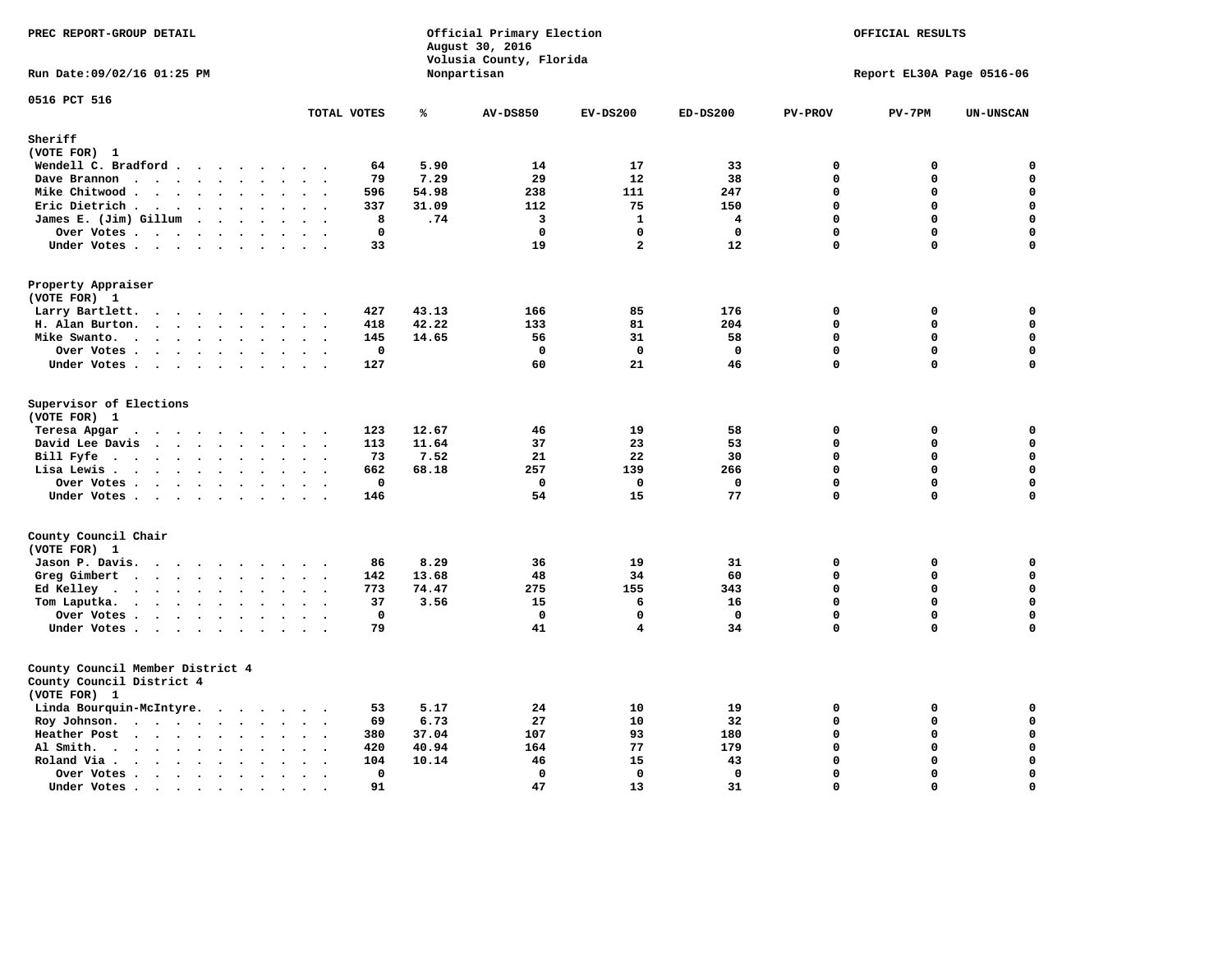PREC REPORT-GROUP DETAIL

Official Primary Election
August 30, 2016
Volusia County, Florida
Nonpartisan

OFFICIAL RESULTS

Run Date:09/02/16 01:25 PM

Report EL30A Page 0516-06

0516 PCT 516

| | TOTAL VOTES | % | AV-DS850 | EV-DS200 | ED-DS200 | PV-PROV | PV-7PM | UN-UNSCAN |
|---|---|---|---|---|---|---|---|---|
| **Sheriff** | | | | | | | | |
| (VOTE FOR) 1 | | | | | | | | |
| Wendell C. Bradford | 64 | 5.90 | 14 | 17 | 33 | 0 | 0 | 0 |
| Dave Brannon | 79 | 7.29 | 29 | 12 | 38 | 0 | 0 | 0 |
| Mike Chitwood | 596 | 54.98 | 238 | 111 | 247 | 0 | 0 | 0 |
| Eric Dietrich | 337 | 31.09 | 112 | 75 | 150 | 0 | 0 | 0 |
| James E. (Jim) Gillum | 8 | .74 | 3 | 1 | 4 | 0 | 0 | 0 |
| Over Votes | 0 | | 0 | 0 | 0 | 0 | 0 | 0 |
| Under Votes | 33 | | 19 | 2 | 12 | 0 | 0 | 0 |
| **Property Appraiser** | | | | | | | | |
| (VOTE FOR) 1 | | | | | | | | |
| Larry Bartlett | 427 | 43.13 | 166 | 85 | 176 | 0 | 0 | 0 |
| H. Alan Burton | 418 | 42.22 | 133 | 81 | 204 | 0 | 0 | 0 |
| Mike Swanto | 145 | 14.65 | 56 | 31 | 58 | 0 | 0 | 0 |
| Over Votes | 0 | | 0 | 0 | 0 | 0 | 0 | 0 |
| Under Votes | 127 | | 60 | 21 | 46 | 0 | 0 | 0 |
| **Supervisor of Elections** | | | | | | | | |
| (VOTE FOR) 1 | | | | | | | | |
| Teresa Apgar | 123 | 12.67 | 46 | 19 | 58 | 0 | 0 | 0 |
| David Lee Davis | 113 | 11.64 | 37 | 23 | 53 | 0 | 0 | 0 |
| Bill Fyfe | 73 | 7.52 | 21 | 22 | 30 | 0 | 0 | 0 |
| Lisa Lewis | 662 | 68.18 | 257 | 139 | 266 | 0 | 0 | 0 |
| Over Votes | 0 | | 0 | 0 | 0 | 0 | 0 | 0 |
| Under Votes | 146 | | 54 | 15 | 77 | 0 | 0 | 0 |
| **County Council Chair** | | | | | | | | |
| (VOTE FOR) 1 | | | | | | | | |
| Jason P. Davis | 86 | 8.29 | 36 | 19 | 31 | 0 | 0 | 0 |
| Greg Gimbert | 142 | 13.68 | 48 | 34 | 60 | 0 | 0 | 0 |
| Ed Kelley | 773 | 74.47 | 275 | 155 | 343 | 0 | 0 | 0 |
| Tom Laputka | 37 | 3.56 | 15 | 6 | 16 | 0 | 0 | 0 |
| Over Votes | 0 | | 0 | 0 | 0 | 0 | 0 | 0 |
| Under Votes | 79 | | 41 | 4 | 34 | 0 | 0 | 0 |
| **County Council Member District 4** | | | | | | | | |
| County Council District 4 | | | | | | | | |
| (VOTE FOR) 1 | | | | | | | | |
| Linda Bourquin-McIntyre | 53 | 5.17 | 24 | 10 | 19 | 0 | 0 | 0 |
| Roy Johnson | 69 | 6.73 | 27 | 10 | 32 | 0 | 0 | 0 |
| Heather Post | 380 | 37.04 | 107 | 93 | 180 | 0 | 0 | 0 |
| Al Smith | 420 | 40.94 | 164 | 77 | 179 | 0 | 0 | 0 |
| Roland Via | 104 | 10.14 | 46 | 15 | 43 | 0 | 0 | 0 |
| Over Votes | 0 | | 0 | 0 | 0 | 0 | 0 | 0 |
| Under Votes | 91 | | 47 | 13 | 31 | 0 | 0 | 0 |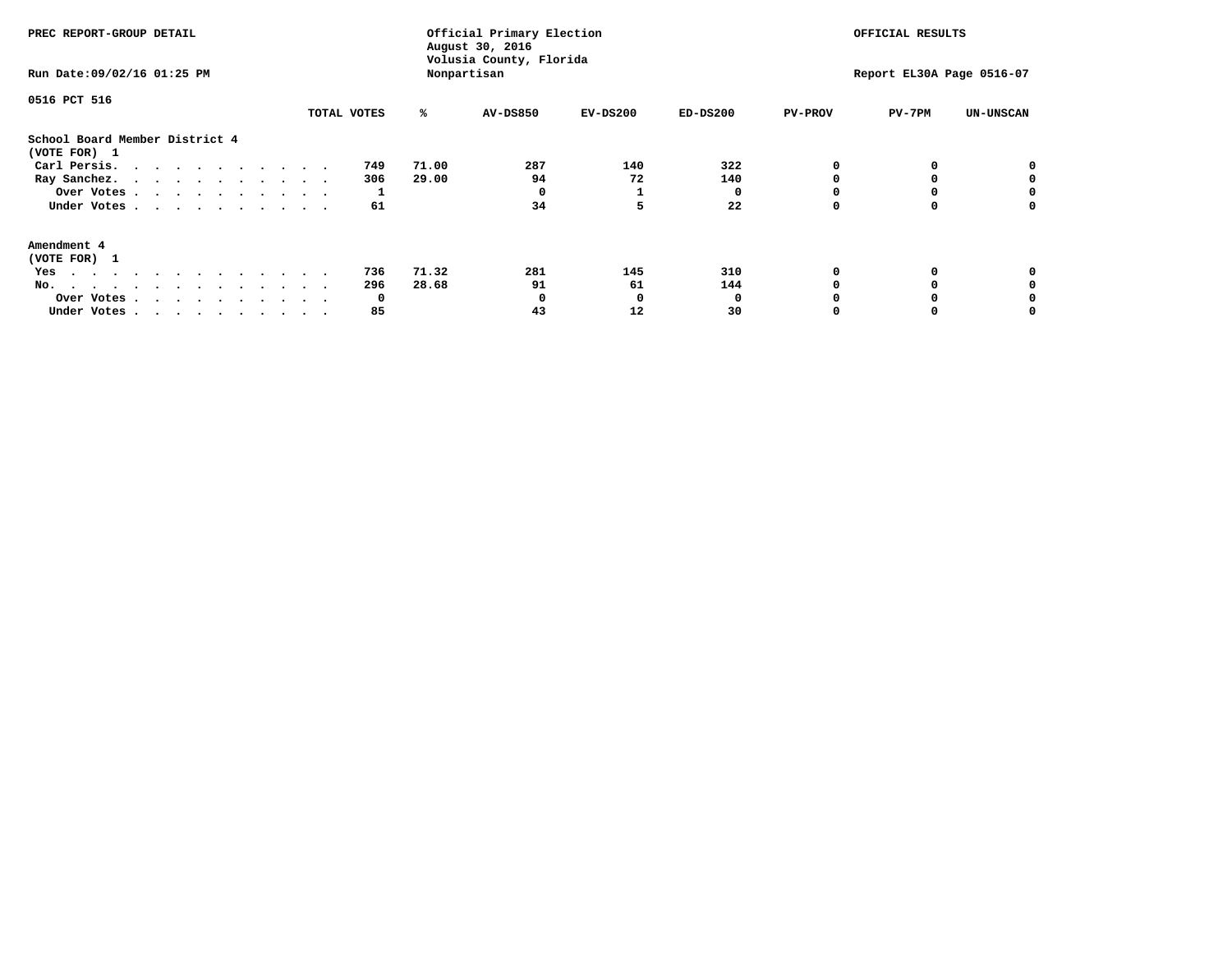PREC REPORT-GROUP DETAIL

Official Primary Election
August 30, 2016
Volusia County, Florida
Nonpartisan

OFFICIAL RESULTS

Run Date:09/02/16 01:25 PM

Report EL30A Page 0516-07

0516 PCT 516

| | TOTAL VOTES | % | AV-DS850 | EV-DS200 | ED-DS200 | PV-PROV | PV-7PM | UN-UNSCAN |
|---|---|---|---|---|---|---|---|---|
| **School Board Member District 4** | | | | | | | | |
| **(VOTE FOR) 1** | | | | | | | | |
| Carl Persis. | 749 | 71.00 | 287 | 140 | 322 | 0 | 0 | 0 |
| Ray Sanchez. | 306 | 29.00 | 94 | 72 | 140 | 0 | 0 | 0 |
| Over Votes | 1 | | 0 | 1 | 0 | 0 | 0 | 0 |
| Under Votes | 61 | | 34 | 5 | 22 | 0 | 0 | 0 |
| **Amendment 4** | | | | | | | | |
| **(VOTE FOR) 1** | | | | | | | | |
| Yes | 736 | 71.32 | 281 | 145 | 310 | 0 | 0 | 0 |
| No. | 296 | 28.68 | 91 | 61 | 144 | 0 | 0 | 0 |
| Over Votes | 0 | | 0 | 0 | 0 | 0 | 0 | 0 |
| Under Votes | 85 | | 43 | 12 | 30 | 0 | 0 | 0 |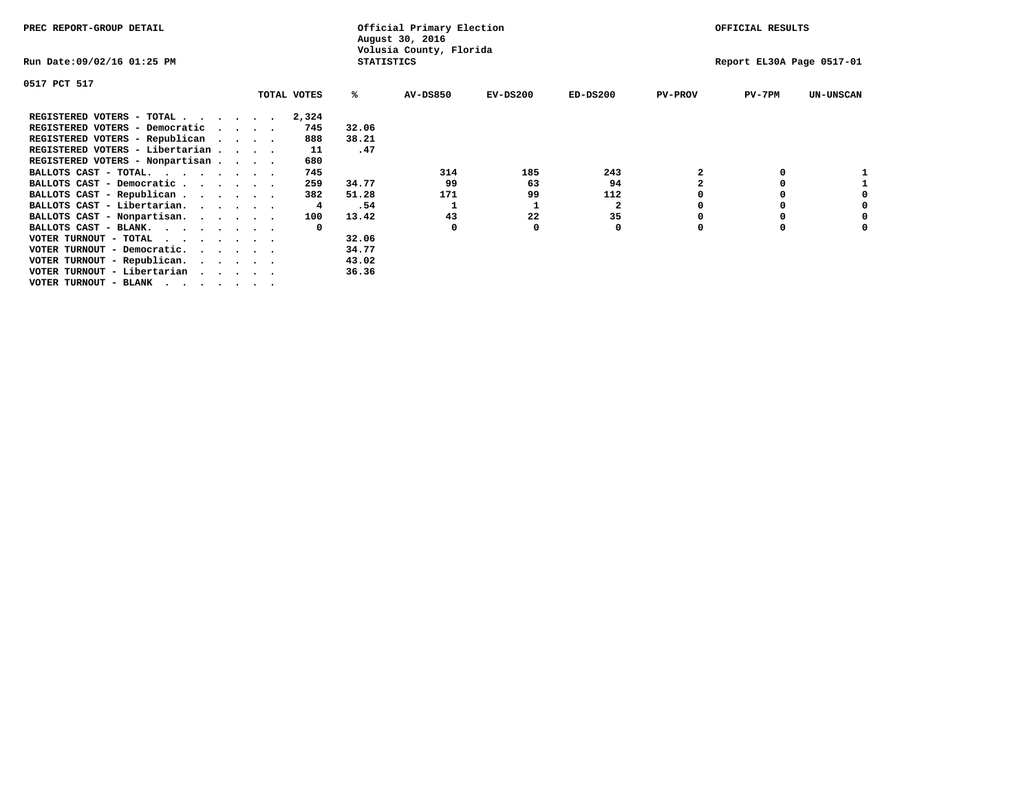PREC REPORT-GROUP DETAIL

Official Primary Election
August 30, 2016
Volusia County, Florida
STATISTICS

OFFICIAL RESULTS

Run Date:09/02/16 01:25 PM

Report EL30A Page 0517-01

0517 PCT 517

| | TOTAL VOTES | % | AV-DS850 | EV-DS200 | ED-DS200 | PV-PROV | PV-7PM | UN-UNSCAN |
|---|---|---|---|---|---|---|---|---|
| REGISTERED VOTERS - TOTAL . . . . . . | 2,324 | | | | | | | |
| REGISTERED VOTERS - Democratic . . . . | 745 | 32.06 | | | | | | |
| REGISTERED VOTERS - Republican . . . . | 888 | 38.21 | | | | | | |
| REGISTERED VOTERS - Libertarian . . . . | 11 | .47 | | | | | | |
| REGISTERED VOTERS - Nonpartisan . . . . | 680 | | | | | | | |
| BALLOTS CAST - TOTAL. . . . . . . . | 745 | | 314 | 185 | 243 | 2 | 0 | 1 |
| BALLOTS CAST - Democratic . . . . . . | 259 | 34.77 | 99 | 63 | 94 | 2 | 0 | 1 |
| BALLOTS CAST - Republican . . . . . . | 382 | 51.28 | 171 | 99 | 112 | 0 | 0 | 0 |
| BALLOTS CAST - Libertarian. . . . . . | 4 | .54 | 1 | 1 | 2 | 0 | 0 | 0 |
| BALLOTS CAST - Nonpartisan. . . . . . | 100 | 13.42 | 43 | 22 | 35 | 0 | 0 | 0 |
| BALLOTS CAST - BLANK. . . . . . . . | 0 | | 0 | 0 | 0 | 0 | 0 | 0 |
| VOTER TURNOUT - TOTAL . . . . . . . | | 32.06 | | | | | | |
| VOTER TURNOUT - Democratic. . . . . . | | 34.77 | | | | | | |
| VOTER TURNOUT - Republican. . . . . . | | 43.02 | | | | | | |
| VOTER TURNOUT - Libertarian . . . . . | | 36.36 | | | | | | |
| VOTER TURNOUT - BLANK . . . . . . . | | | | | | | | |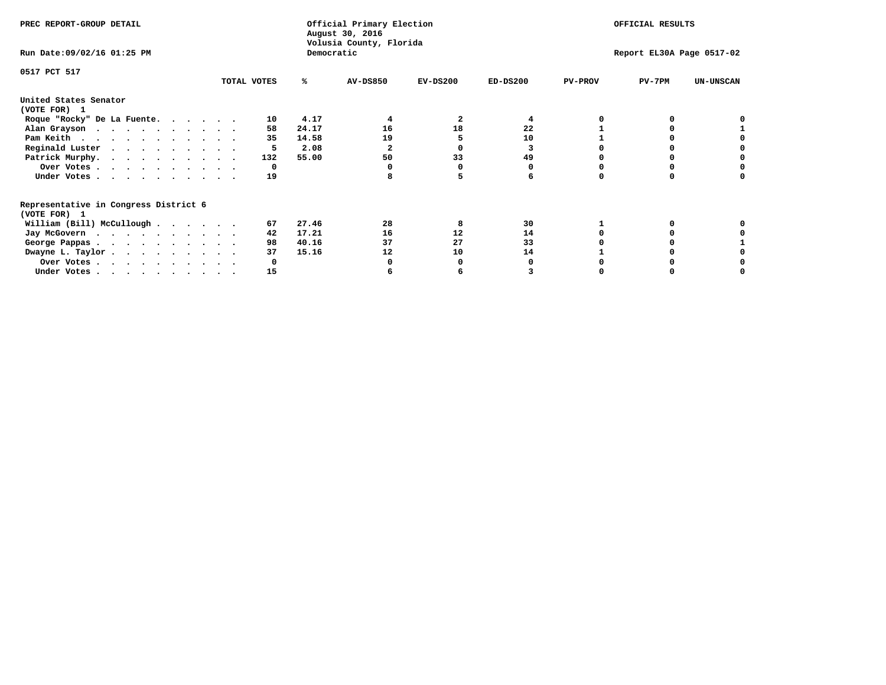PREC REPORT-GROUP DETAIL

Official Primary Election
August 30, 2016
Volusia County, Florida
Democratic

OFFICIAL RESULTS

Run Date:09/02/16 01:25 PM

Report EL30A Page 0517-02

0517 PCT 517

| | TOTAL VOTES | % | AV-DS850 | EV-DS200 | ED-DS200 | PV-PROV | PV-7PM | UN-UNSCAN |
|---|---|---|---|---|---|---|---|---|
| **United States Senator** | | | | | | | | |
| **(VOTE FOR) 1** | | | | | | | | |
| Roque "Rocky" De La Fuente | 10 | 4.17 | 4 | 2 | 4 | 0 | 0 | 0 |
| Alan Grayson | 58 | 24.17 | 16 | 18 | 22 | 1 | 0 | 1 |
| Pam Keith | 35 | 14.58 | 19 | 5 | 10 | 1 | 0 | 0 |
| Reginald Luster | 5 | 2.08 | 2 | 0 | 3 | 0 | 0 | 0 |
| Patrick Murphy | 132 | 55.00 | 50 | 33 | 49 | 0 | 0 | 0 |
| Over Votes | 0 | | 0 | 0 | 0 | 0 | 0 | 0 |
| Under Votes | 19 | | 8 | 5 | 6 | 0 | 0 | 0 |
| **Representative in Congress District 6** | | | | | | | | |
| **(VOTE FOR) 1** | | | | | | | | |
| William (Bill) McCullough | 67 | 27.46 | 28 | 8 | 30 | 1 | 0 | 0 |
| Jay McGovern | 42 | 17.21 | 16 | 12 | 14 | 0 | 0 | 0 |
| George Pappas | 98 | 40.16 | 37 | 27 | 33 | 0 | 0 | 1 |
| Dwayne L. Taylor | 37 | 15.16 | 12 | 10 | 14 | 1 | 0 | 0 |
| Over Votes | 0 | | 0 | 0 | 0 | 0 | 0 | 0 |
| Under Votes | 15 | | 6 | 6 | 3 | 0 | 0 | 0 |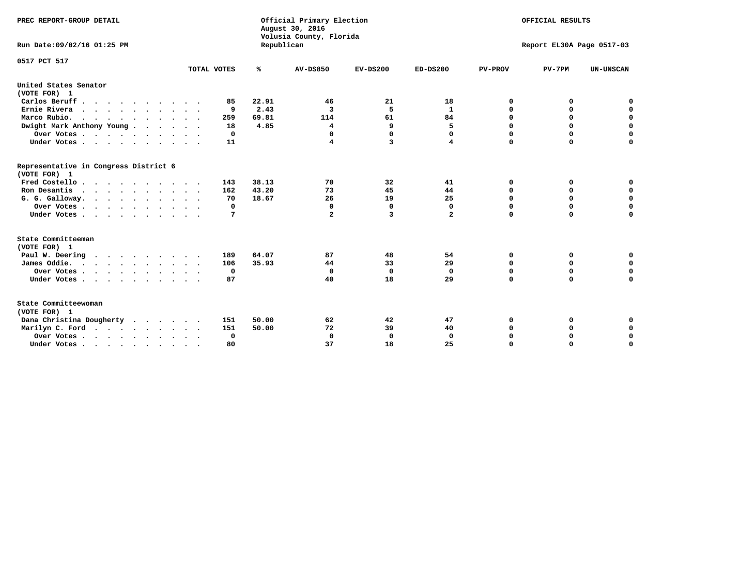PREC REPORT-GROUP DETAIL

Official Primary Election
August 30, 2016
Volusia County, Florida
Republican

OFFICIAL RESULTS

Run Date:09/02/16 01:25 PM

Report EL30A Page 0517-03

0517 PCT 517

| | TOTAL VOTES | % | AV-DS850 | EV-DS200 | ED-DS200 | PV-PROV | PV-7PM | UN-UNSCAN |
|---|---|---|---|---|---|---|---|---|
| **United States Senator** | | | | | | | | |
| **(VOTE FOR) 1** | | | | | | | | |
| Carlos Beruff | 85 | 22.91 | 46 | 21 | 18 | 0 | 0 | 0 |
| Ernie Rivera | 9 | 2.43 | 3 | 5 | 1 | 0 | 0 | 0 |
| Marco Rubio | 259 | 69.81 | 114 | 61 | 84 | 0 | 0 | 0 |
| Dwight Mark Anthony Young | 18 | 4.85 | 4 | 9 | 5 | 0 | 0 | 0 |
| Over Votes | 0 | | 0 | 0 | 0 | 0 | 0 | 0 |
| Under Votes | 11 | | 4 | 3 | 4 | 0 | 0 | 0 |
| **Representative in Congress District 6** | | | | | | | | |
| **(VOTE FOR) 1** | | | | | | | | |
| Fred Costello | 143 | 38.13 | 70 | 32 | 41 | 0 | 0 | 0 |
| Ron Desantis | 162 | 43.20 | 73 | 45 | 44 | 0 | 0 | 0 |
| G. G. Galloway | 70 | 18.67 | 26 | 19 | 25 | 0 | 0 | 0 |
| Over Votes | 0 | | 0 | 0 | 0 | 0 | 0 | 0 |
| Under Votes | 7 | | 2 | 3 | 2 | 0 | 0 | 0 |
| **State Committeeman** | | | | | | | | |
| **(VOTE FOR) 1** | | | | | | | | |
| Paul W. Deering | 189 | 64.07 | 87 | 48 | 54 | 0 | 0 | 0 |
| James Oddie | 106 | 35.93 | 44 | 33 | 29 | 0 | 0 | 0 |
| Over Votes | 0 | | 0 | 0 | 0 | 0 | 0 | 0 |
| Under Votes | 87 | | 40 | 18 | 29 | 0 | 0 | 0 |
| **State Committeewoman** | | | | | | | | |
| **(VOTE FOR) 1** | | | | | | | | |
| Dana Christina Dougherty | 151 | 50.00 | 62 | 42 | 47 | 0 | 0 | 0 |
| Marilyn C. Ford | 151 | 50.00 | 72 | 39 | 40 | 0 | 0 | 0 |
| Over Votes | 0 | | 0 | 0 | 0 | 0 | 0 | 0 |
| Under Votes | 80 | | 37 | 18 | 25 | 0 | 0 | 0 |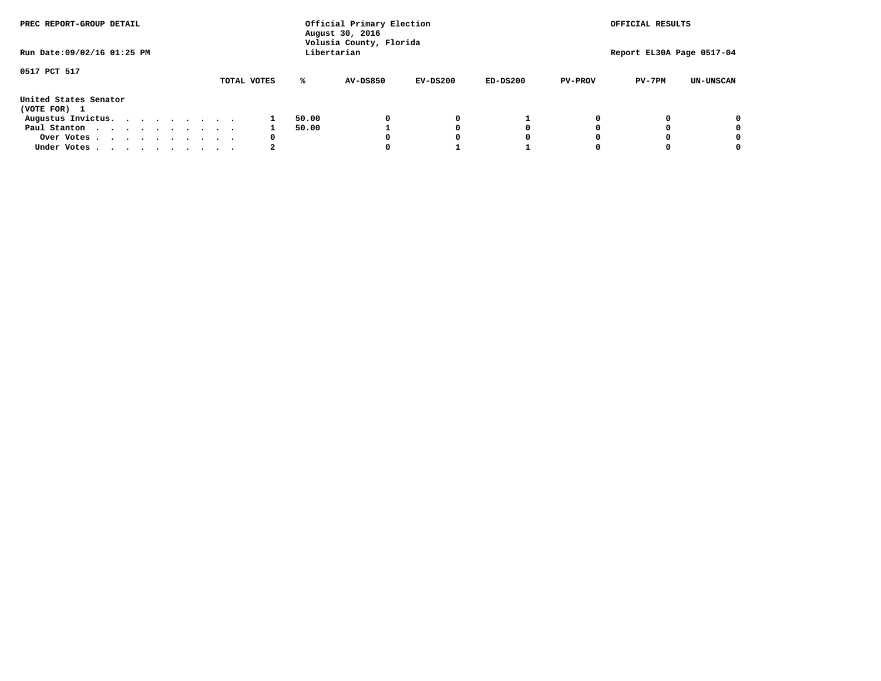PREC REPORT-GROUP DETAIL

Run Date:09/02/16 01:25 PM

Official Primary Election
August 30, 2016
Volusia County, Florida
Libertarian

OFFICIAL RESULTS

Report EL30A Page 0517-04

0517 PCT 517

United States Senator
(VOTE FOR) 1

| | TOTAL VOTES | % | AV-DS850 | EV-DS200 | ED-DS200 | PV-PROV | PV-7PM | UN-UNSCAN |
|---|---|---|---|---|---|---|---|---|
| Augustus Invictus. . . . . . . . . . | 1 | 50.00 | 0 | 0 | 1 | 0 | 0 | 0 |
| Paul Stanton . . . . . . . . . . . | 1 | 50.00 | 1 | 0 | 0 | 0 | 0 | 0 |
| Over Votes . . . . . . . . . . . | 0 | | 0 | 0 | 0 | 0 | 0 | 0 |
| Under Votes . . . . . . . . . . . | 2 | | 0 | 1 | 1 | 0 | 0 | 0 |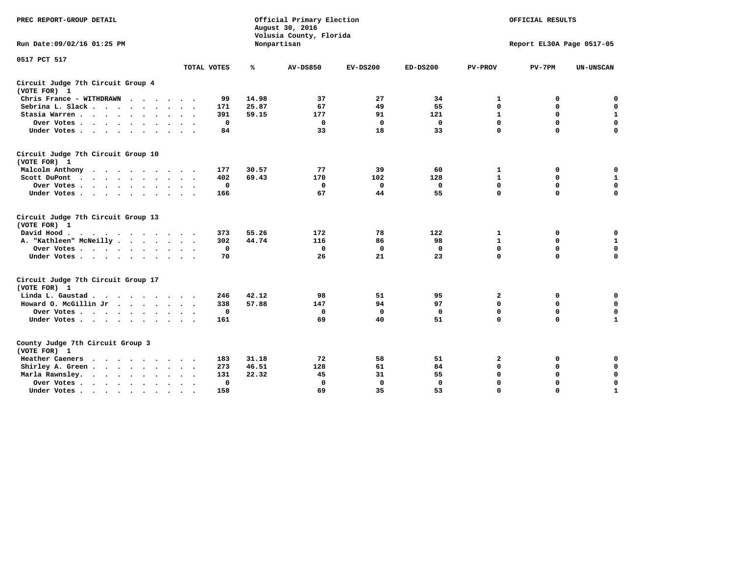PREC REPORT-GROUP DETAIL

Official Primary Election
August 30, 2016
Volusia County, Florida
Nonpartisan

OFFICIAL RESULTS

Run Date:09/02/16 01:25 PM

Report EL30A Page 0517-05

0517 PCT 517

| | TOTAL VOTES | % | AV-DS850 | EV-DS200 | ED-DS200 | PV-PROV | PV-7PM | UN-UNSCAN |
|---|---|---|---|---|---|---|---|---|
| **Circuit Judge 7th Circuit Group 4** | | | | | | | | |
| **(VOTE FOR) 1** | | | | | | | | |
| Chris France - WITHDRAWN | 99 | 14.98 | 37 | 27 | 34 | 1 | 0 | 0 |
| Sebrina L. Slack | 171 | 25.87 | 67 | 49 | 55 | 0 | 0 | 0 |
| Stasia Warren | 391 | 59.15 | 177 | 91 | 121 | 1 | 0 | 1 |
| Over Votes | 0 | | 0 | 0 | 0 | 0 | 0 | 0 |
| Under Votes | 84 | | 33 | 18 | 33 | 0 | 0 | 0 |
| **Circuit Judge 7th Circuit Group 10** | | | | | | | | |
| **(VOTE FOR) 1** | | | | | | | | |
| Malcolm Anthony | 177 | 30.57 | 77 | 39 | 60 | 1 | 0 | 0 |
| Scott DuPont | 402 | 69.43 | 170 | 102 | 128 | 1 | 0 | 1 |
| Over Votes | 0 | | 0 | 0 | 0 | 0 | 0 | 0 |
| Under Votes | 166 | | 67 | 44 | 55 | 0 | 0 | 0 |
| **Circuit Judge 7th Circuit Group 13** | | | | | | | | |
| **(VOTE FOR) 1** | | | | | | | | |
| David Hood | 373 | 55.26 | 172 | 78 | 122 | 1 | 0 | 0 |
| A. "Kathleen" McNeilly | 302 | 44.74 | 116 | 86 | 98 | 1 | 0 | 1 |
| Over Votes | 0 | | 0 | 0 | 0 | 0 | 0 | 0 |
| Under Votes | 70 | | 26 | 21 | 23 | 0 | 0 | 0 |
| **Circuit Judge 7th Circuit Group 17** | | | | | | | | |
| **(VOTE FOR) 1** | | | | | | | | |
| Linda L. Gaustad | 246 | 42.12 | 98 | 51 | 95 | 2 | 0 | 0 |
| Howard O. McGillin Jr | 338 | 57.88 | 147 | 94 | 97 | 0 | 0 | 0 |
| Over Votes | 0 | | 0 | 0 | 0 | 0 | 0 | 0 |
| Under Votes | 161 | | 69 | 40 | 51 | 0 | 0 | 1 |
| **County Judge 7th Circuit Group 3** | | | | | | | | |
| **(VOTE FOR) 1** | | | | | | | | |
| Heather Caeners | 183 | 31.18 | 72 | 58 | 51 | 2 | 0 | 0 |
| Shirley A. Green | 273 | 46.51 | 128 | 61 | 84 | 0 | 0 | 0 |
| Marla Rawnsley. | 131 | 22.32 | 45 | 31 | 55 | 0 | 0 | 0 |
| Over Votes | 0 | | 0 | 0 | 0 | 0 | 0 | 0 |
| Under Votes | 158 | | 69 | 35 | 53 | 0 | 0 | 1 |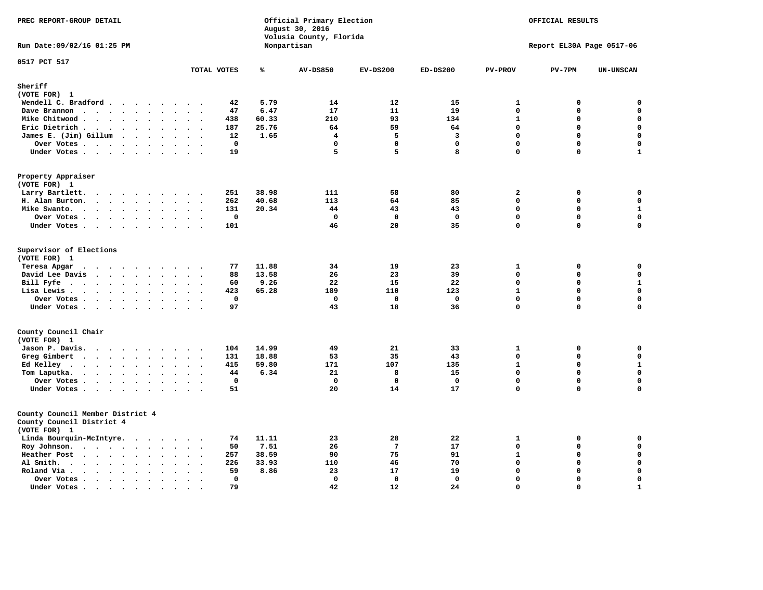PREC REPORT-GROUP DETAIL

Official Primary Election
August 30, 2016
Volusia County, Florida
Nonpartisan

OFFICIAL RESULTS

Run Date:09/02/16 01:25 PM

Report EL30A Page 0517-06

0517 PCT 517

| | TOTAL VOTES | % | AV-DS850 | EV-DS200 | ED-DS200 | PV-PROV | PV-7PM | UN-UNSCAN |
|---|---|---|---|---|---|---|---|---|
| **Sheriff** | | | | | | | | |
| **(VOTE FOR) 1** | | | | | | | | |
| Wendell C. Bradford | 42 | 5.79 | 14 | 12 | 15 | 1 | 0 | 0 |
| Dave Brannon | 47 | 6.47 | 17 | 11 | 19 | 0 | 0 | 0 |
| Mike Chitwood | 438 | 60.33 | 210 | 93 | 134 | 1 | 0 | 0 |
| Eric Dietrich | 187 | 25.76 | 64 | 59 | 64 | 0 | 0 | 0 |
| James E. (Jim) Gillum | 12 | 1.65 | 4 | 5 | 3 | 0 | 0 | 0 |
| Over Votes | 0 | | 0 | 0 | 0 | 0 | 0 | 0 |
| Under Votes | 19 | | 5 | 5 | 8 | 0 | 0 | 1 |
| **Property Appraiser** | | | | | | | | |
| **(VOTE FOR) 1** | | | | | | | | |
| Larry Bartlett | 251 | 38.98 | 111 | 58 | 80 | 2 | 0 | 0 |
| H. Alan Burton | 262 | 40.68 | 113 | 64 | 85 | 0 | 0 | 0 |
| Mike Swanto | 131 | 20.34 | 44 | 43 | 43 | 0 | 0 | 1 |
| Over Votes | 0 | | 0 | 0 | 0 | 0 | 0 | 0 |
| Under Votes | 101 | | 46 | 20 | 35 | 0 | 0 | 0 |
| **Supervisor of Elections** | | | | | | | | |
| **(VOTE FOR) 1** | | | | | | | | |
| Teresa Apgar | 77 | 11.88 | 34 | 19 | 23 | 1 | 0 | 0 |
| David Lee Davis | 88 | 13.58 | 26 | 23 | 39 | 0 | 0 | 0 |
| Bill Fyfe | 60 | 9.26 | 22 | 15 | 22 | 0 | 0 | 1 |
| Lisa Lewis | 423 | 65.28 | 189 | 110 | 123 | 1 | 0 | 0 |
| Over Votes | 0 | | 0 | 0 | 0 | 0 | 0 | 0 |
| Under Votes | 97 | | 43 | 18 | 36 | 0 | 0 | 0 |
| **County Council Chair** | | | | | | | | |
| **(VOTE FOR) 1** | | | | | | | | |
| Jason P. Davis | 104 | 14.99 | 49 | 21 | 33 | 1 | 0 | 0 |
| Greg Gimbert | 131 | 18.88 | 53 | 35 | 43 | 0 | 0 | 0 |
| Ed Kelley | 415 | 59.80 | 171 | 107 | 135 | 1 | 0 | 1 |
| Tom Laputka | 44 | 6.34 | 21 | 8 | 15 | 0 | 0 | 0 |
| Over Votes | 0 | | 0 | 0 | 0 | 0 | 0 | 0 |
| Under Votes | 51 | | 20 | 14 | 17 | 0 | 0 | 0 |
| **County Council Member District 4** | | | | | | | | |
| **County Council District 4** | | | | | | | | |
| **(VOTE FOR) 1** | | | | | | | | |
| Linda Bourquin-McIntyre | 74 | 11.11 | 23 | 28 | 22 | 1 | 0 | 0 |
| Roy Johnson | 50 | 7.51 | 26 | 7 | 17 | 0 | 0 | 0 |
| Heather Post | 257 | 38.59 | 90 | 75 | 91 | 1 | 0 | 0 |
| Al Smith | 226 | 33.93 | 110 | 46 | 70 | 0 | 0 | 0 |
| Roland Via | 59 | 8.86 | 23 | 17 | 19 | 0 | 0 | 0 |
| Over Votes | 0 | | 0 | 0 | 0 | 0 | 0 | 0 |
| Under Votes | 79 | | 42 | 12 | 24 | 0 | 0 | 1 |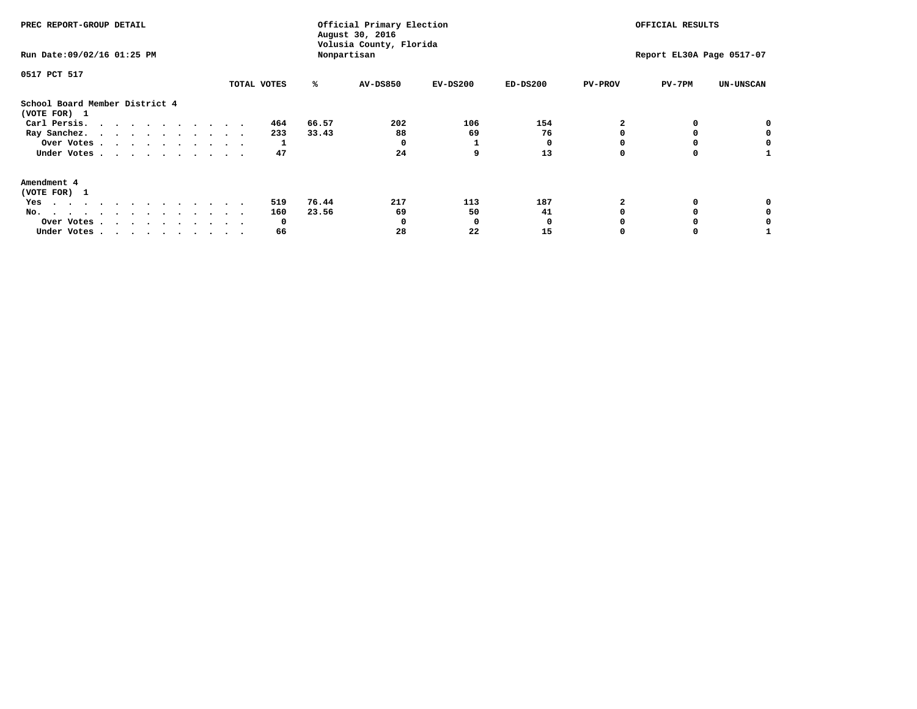PREC REPORT-GROUP DETAIL

Official Primary Election
August 30, 2016
Volusia County, Florida
Nonpartisan

OFFICIAL RESULTS

Run Date:09/02/16 01:25 PM

Report EL30A Page 0517-07

0517 PCT 517

| | TOTAL VOTES | % | AV-DS850 | EV-DS200 | ED-DS200 | PV-PROV | PV-7PM | UN-UNSCAN |
|---|---|---|---|---|---|---|---|---|
| **School Board Member District 4** | | | | | | | | |
| **(VOTE FOR) 1** | | | | | | | | |
| Carl Persis. . . . . . . . . . . . | 464 | 66.57 | 202 | 106 | 154 | 2 | 0 | 0 |
| Ray Sanchez. . . . . . . . . . . . | 233 | 33.43 | 88 | 69 | 76 | 0 | 0 | 0 |
| Over Votes . . . . . . . . . . . . | 1 | | 0 | 1 | 0 | 0 | 0 | 0 |
| Under Votes . . . . . . . . . . . . | 47 | | 24 | 9 | 13 | 0 | 0 | 1 |
| **Amendment 4** | | | | | | | | |
| **(VOTE FOR) 1** | | | | | | | | |
| Yes . . . . . . . . . . . . . . | 519 | 76.44 | 217 | 113 | 187 | 2 | 0 | 0 |
| No. . . . . . . . . . . . . . . | 160 | 23.56 | 69 | 50 | 41 | 0 | 0 | 0 |
| Over Votes . . . . . . . . . . . . | 0 | | 0 | 0 | 0 | 0 | 0 | 0 |
| Under Votes . . . . . . . . . . . . | 66 | | 28 | 22 | 15 | 0 | 0 | 1 |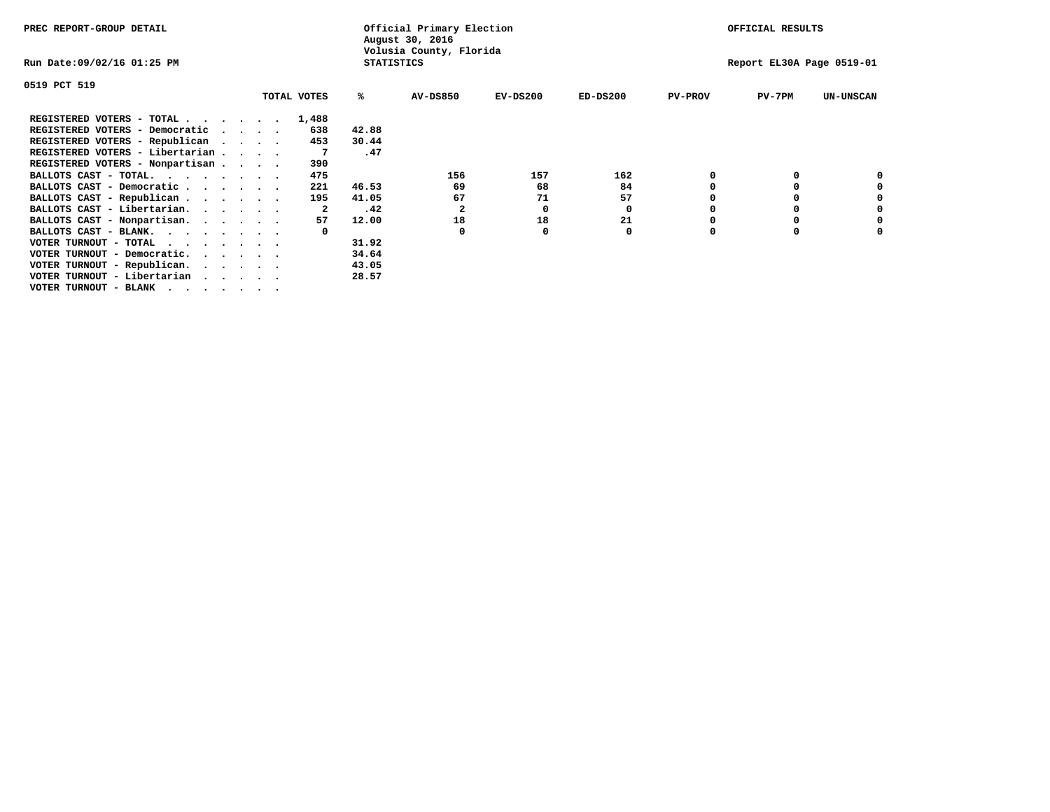PREC REPORT-GROUP DETAIL

Official Primary Election
August 30, 2016
Volusia County, Florida
STATISTICS

OFFICIAL RESULTS

Run Date:09/02/16 01:25 PM

Report EL30A Page 0519-01

0519 PCT 519

| | TOTAL VOTES | % | AV-DS850 | EV-DS200 | ED-DS200 | PV-PROV | PV-7PM | UN-UNSCAN |
|---|---|---|---|---|---|---|---|---|
| REGISTERED VOTERS - TOTAL . . . . . . | 1,488 | | | | | | | |
| REGISTERED VOTERS - Democratic . . . . | 638 | 42.88 | | | | | | |
| REGISTERED VOTERS - Republican . . . . | 453 | 30.44 | | | | | | |
| REGISTERED VOTERS - Libertarian . . . . | 7 | .47 | | | | | | |
| REGISTERED VOTERS - Nonpartisan . . . . | 390 | | | | | | | |
| BALLOTS CAST - TOTAL. . . . . . . . | 475 | | 156 | 157 | 162 | 0 | 0 | 0 |
| BALLOTS CAST - Democratic . . . . . . | 221 | 46.53 | 69 | 68 | 84 | 0 | 0 | 0 |
| BALLOTS CAST - Republican . . . . . . | 195 | 41.05 | 67 | 71 | 57 | 0 | 0 | 0 |
| BALLOTS CAST - Libertarian. . . . . . | 2 | .42 | 2 | 0 | 0 | 0 | 0 | 0 |
| BALLOTS CAST - Nonpartisan. . . . . . | 57 | 12.00 | 18 | 18 | 21 | 0 | 0 | 0 |
| BALLOTS CAST - BLANK. . . . . . . . | 0 | | 0 | 0 | 0 | 0 | 0 | 0 |
| VOTER TURNOUT - TOTAL . . . . . . . | | 31.92 | | | | | | |
| VOTER TURNOUT - Democratic. . . . . . | | 34.64 | | | | | | |
| VOTER TURNOUT - Republican. . . . . . | | 43.05 | | | | | | |
| VOTER TURNOUT - Libertarian . . . . . | | 28.57 | | | | | | |
| VOTER TURNOUT - BLANK . . . . . . . | | | | | | | | |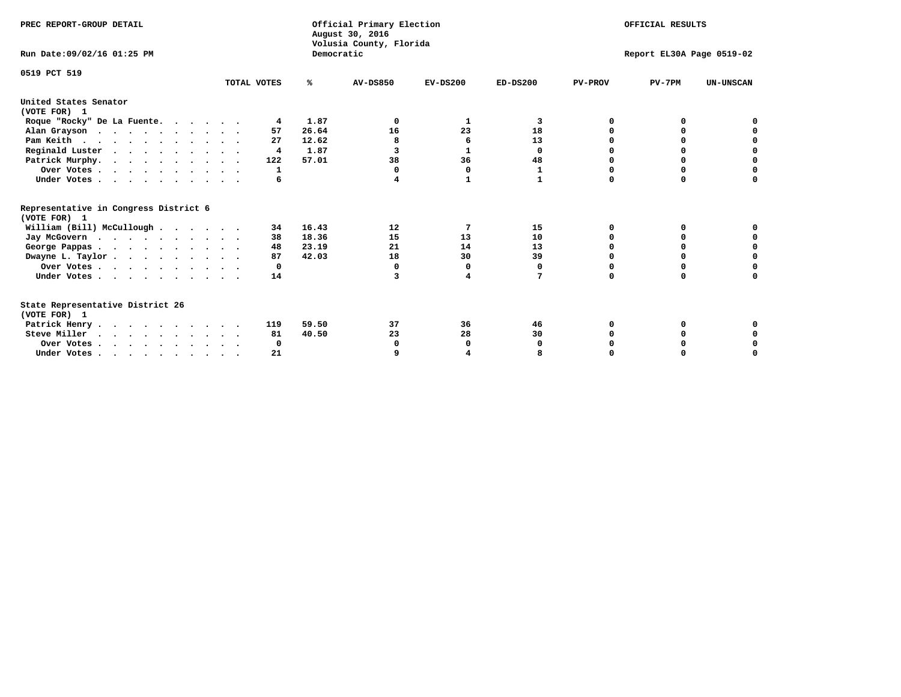PREC REPORT-GROUP DETAIL

Official Primary Election
August 30, 2016
Volusia County, Florida
Democratic

OFFICIAL RESULTS

Run Date:09/02/16 01:25 PM

Report EL30A Page 0519-02

0519 PCT 519

| | TOTAL VOTES | % | AV-DS850 | EV-DS200 | ED-DS200 | PV-PROV | PV-7PM | UN-UNSCAN |
|---|---|---|---|---|---|---|---|---|
| **United States Senator (VOTE FOR) 1** | | | | | | | | |
| Roque "Rocky" De La Fuente | 4 | 1.87 | 0 | 1 | 3 | 0 | 0 | 0 |
| Alan Grayson | 57 | 26.64 | 16 | 23 | 18 | 0 | 0 | 0 |
| Pam Keith | 27 | 12.62 | 8 | 6 | 13 | 0 | 0 | 0 |
| Reginald Luster | 4 | 1.87 | 3 | 1 | 0 | 0 | 0 | 0 |
| Patrick Murphy | 122 | 57.01 | 38 | 36 | 48 | 0 | 0 | 0 |
| Over Votes | 1 | | 0 | 0 | 1 | 0 | 0 | 0 |
| Under Votes | 6 | | 4 | 1 | 1 | 0 | 0 | 0 |
| **Representative in Congress District 6 (VOTE FOR) 1** | | | | | | | | |
| William (Bill) McCullough | 34 | 16.43 | 12 | 7 | 15 | 0 | 0 | 0 |
| Jay McGovern | 38 | 18.36 | 15 | 13 | 10 | 0 | 0 | 0 |
| George Pappas | 48 | 23.19 | 21 | 14 | 13 | 0 | 0 | 0 |
| Dwayne L. Taylor | 87 | 42.03 | 18 | 30 | 39 | 0 | 0 | 0 |
| Over Votes | 0 | | 0 | 0 | 0 | 0 | 0 | 0 |
| Under Votes | 14 | | 3 | 4 | 7 | 0 | 0 | 0 |
| **State Representative District 26 (VOTE FOR) 1** | | | | | | | | |
| Patrick Henry | 119 | 59.50 | 37 | 36 | 46 | 0 | 0 | 0 |
| Steve Miller | 81 | 40.50 | 23 | 28 | 30 | 0 | 0 | 0 |
| Over Votes | 0 | | 0 | 0 | 0 | 0 | 0 | 0 |
| Under Votes | 21 | | 9 | 4 | 8 | 0 | 0 | 0 |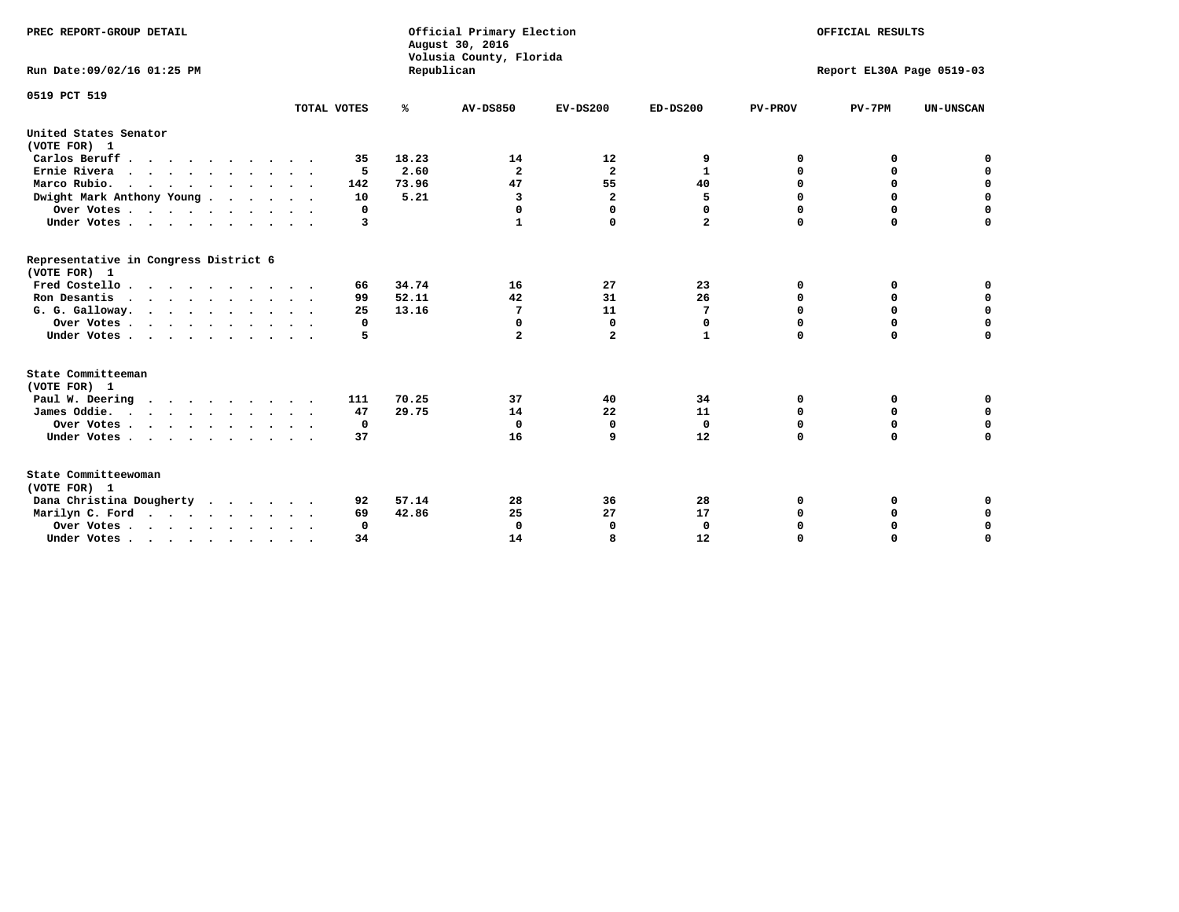PREC REPORT-GROUP DETAIL

Official Primary Election
August 30, 2016
Volusia County, Florida
Republican

OFFICIAL RESULTS

Run Date:09/02/16 01:25 PM

Report EL30A Page 0519-03

0519 PCT 519

| | TOTAL VOTES | % | AV-DS850 | EV-DS200 | ED-DS200 | PV-PROV | PV-7PM | UN-UNSCAN |
|---|---|---|---|---|---|---|---|---|
| **United States Senator** | | | | | | | | |
| **(VOTE FOR) 1** | | | | | | | | |
| Carlos Beruff | 35 | 18.23 | 14 | 12 | 9 | 0 | 0 | 0 |
| Ernie Rivera | 5 | 2.60 | 2 | 2 | 1 | 0 | 0 | 0 |
| Marco Rubio. | 142 | 73.96 | 47 | 55 | 40 | 0 | 0 | 0 |
| Dwight Mark Anthony Young | 10 | 5.21 | 3 | 2 | 5 | 0 | 0 | 0 |
| Over Votes | 0 | | 0 | 0 | 0 | 0 | 0 | 0 |
| Under Votes | 3 | | 1 | 0 | 2 | 0 | 0 | 0 |
| **Representative in Congress District 6** | | | | | | | | |
| **(VOTE FOR) 1** | | | | | | | | |
| Fred Costello | 66 | 34.74 | 16 | 27 | 23 | 0 | 0 | 0 |
| Ron Desantis | 99 | 52.11 | 42 | 31 | 26 | 0 | 0 | 0 |
| G. G. Galloway. | 25 | 13.16 | 7 | 11 | 7 | 0 | 0 | 0 |
| Over Votes | 0 | | 0 | 0 | 0 | 0 | 0 | 0 |
| Under Votes | 5 | | 2 | 2 | 1 | 0 | 0 | 0 |
| **State Committeeman** | | | | | | | | |
| **(VOTE FOR) 1** | | | | | | | | |
| Paul W. Deering | 111 | 70.25 | 37 | 40 | 34 | 0 | 0 | 0 |
| James Oddie. | 47 | 29.75 | 14 | 22 | 11 | 0 | 0 | 0 |
| Over Votes | 0 | | 0 | 0 | 0 | 0 | 0 | 0 |
| Under Votes | 37 | | 16 | 9 | 12 | 0 | 0 | 0 |
| **State Committeewoman** | | | | | | | | |
| **(VOTE FOR) 1** | | | | | | | | |
| Dana Christina Dougherty | 92 | 57.14 | 28 | 36 | 28 | 0 | 0 | 0 |
| Marilyn C. Ford | 69 | 42.86 | 25 | 27 | 17 | 0 | 0 | 0 |
| Over Votes | 0 | | 0 | 0 | 0 | 0 | 0 | 0 |
| Under Votes | 34 | | 14 | 8 | 12 | 0 | 0 | 0 |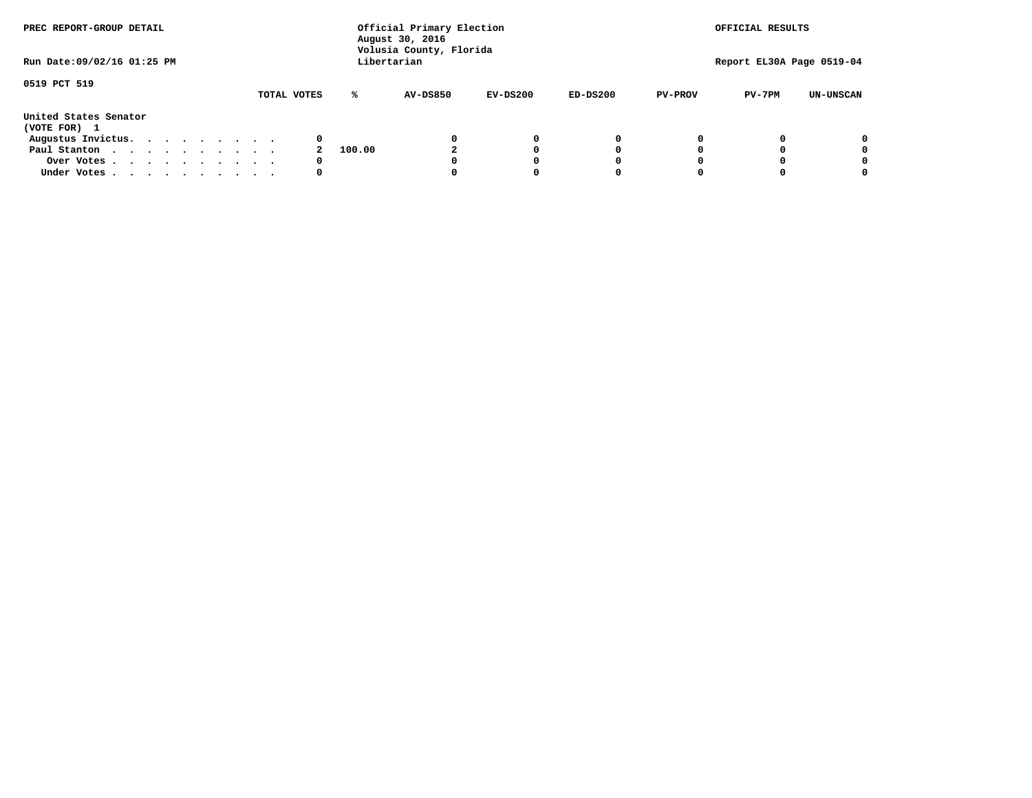PREC REPORT-GROUP DETAIL

Official Primary Election
August 30, 2016
Volusia County, Florida
Libertarian

OFFICIAL RESULTS

Run Date:09/02/16 01:25 PM

Report EL30A Page 0519-04

0519 PCT 519

United States Senator
(VOTE FOR) 1

| | TOTAL VOTES | % | AV-DS850 | EV-DS200 | ED-DS200 | PV-PROV | PV-7PM | UN-UNSCAN |
|---|---|---|---|---|---|---|---|---|
| Augustus Invictus. . . . . . . . . . | 0 | | 0 | 0 | 0 | 0 | 0 | 0 |
| Paul Stanton . . . . . . . . . . . | 2 | 100.00 | 2 | 0 | 0 | 0 | 0 | 0 |
| Over Votes . . . . . . . . . . . | 0 | | 0 | 0 | 0 | 0 | 0 | 0 |
| Under Votes . . . . . . . . . . . | 0 | | 0 | 0 | 0 | 0 | 0 | 0 |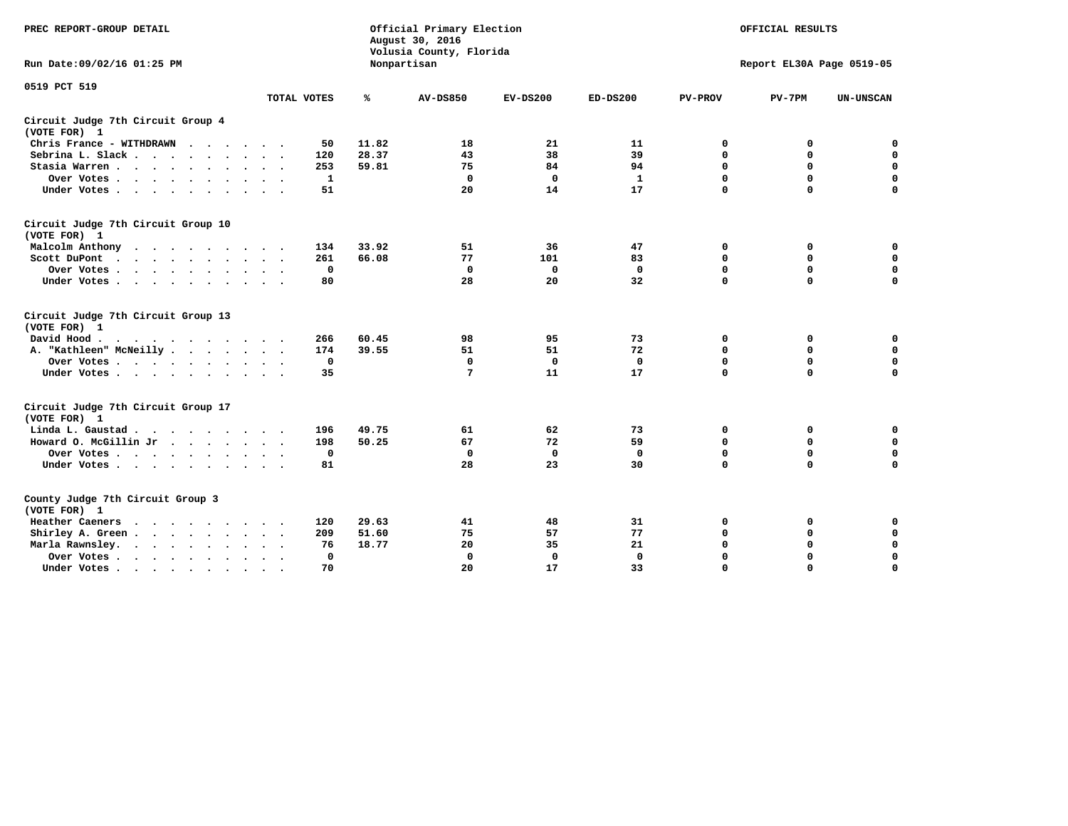PREC REPORT-GROUP DETAIL

Official Primary Election
August 30, 2016
Volusia County, Florida
Nonpartisan

OFFICIAL RESULTS

Run Date:09/02/16 01:25 PM

Report EL30A Page 0519-05

0519 PCT 519

| | TOTAL VOTES | % | AV-DS850 | EV-DS200 | ED-DS200 | PV-PROV | PV-7PM | UN-UNSCAN |
|---|---|---|---|---|---|---|---|---|
| **Circuit Judge 7th Circuit Group 4** | | | | | | | | |
| **(VOTE FOR) 1** | | | | | | | | |
| Chris France - WITHDRAWN | 50 | 11.82 | 18 | 21 | 11 | 0 | 0 | 0 |
| Sebrina L. Slack | 120 | 28.37 | 43 | 38 | 39 | 0 | 0 | 0 |
| Stasia Warren | 253 | 59.81 | 75 | 84 | 94 | 0 | 0 | 0 |
| Over Votes | 1 | | 0 | 0 | 1 | 0 | 0 | 0 |
| Under Votes | 51 | | 20 | 14 | 17 | 0 | 0 | 0 |
| **Circuit Judge 7th Circuit Group 10** | | | | | | | | |
| **(VOTE FOR) 1** | | | | | | | | |
| Malcolm Anthony | 134 | 33.92 | 51 | 36 | 47 | 0 | 0 | 0 |
| Scott DuPont | 261 | 66.08 | 77 | 101 | 83 | 0 | 0 | 0 |
| Over Votes | 0 | | 0 | 0 | 0 | 0 | 0 | 0 |
| Under Votes | 80 | | 28 | 20 | 32 | 0 | 0 | 0 |
| **Circuit Judge 7th Circuit Group 13** | | | | | | | | |
| **(VOTE FOR) 1** | | | | | | | | |
| David Hood | 266 | 60.45 | 98 | 95 | 73 | 0 | 0 | 0 |
| A. "Kathleen" McNeilly | 174 | 39.55 | 51 | 51 | 72 | 0 | 0 | 0 |
| Over Votes | 0 | | 0 | 0 | 0 | 0 | 0 | 0 |
| Under Votes | 35 | | 7 | 11 | 17 | 0 | 0 | 0 |
| **Circuit Judge 7th Circuit Group 17** | | | | | | | | |
| **(VOTE FOR) 1** | | | | | | | | |
| Linda L. Gaustad | 196 | 49.75 | 61 | 62 | 73 | 0 | 0 | 0 |
| Howard O. McGillin Jr | 198 | 50.25 | 67 | 72 | 59 | 0 | 0 | 0 |
| Over Votes | 0 | | 0 | 0 | 0 | 0 | 0 | 0 |
| Under Votes | 81 | | 28 | 23 | 30 | 0 | 0 | 0 |
| **County Judge 7th Circuit Group 3** | | | | | | | | |
| **(VOTE FOR) 1** | | | | | | | | |
| Heather Caeners | 120 | 29.63 | 41 | 48 | 31 | 0 | 0 | 0 |
| Shirley A. Green | 209 | 51.60 | 75 | 57 | 77 | 0 | 0 | 0 |
| Marla Rawnsley. | 76 | 18.77 | 20 | 35 | 21 | 0 | 0 | 0 |
| Over Votes | 0 | | 0 | 0 | 0 | 0 | 0 | 0 |
| Under Votes | 70 | | 20 | 17 | 33 | 0 | 0 | 0 |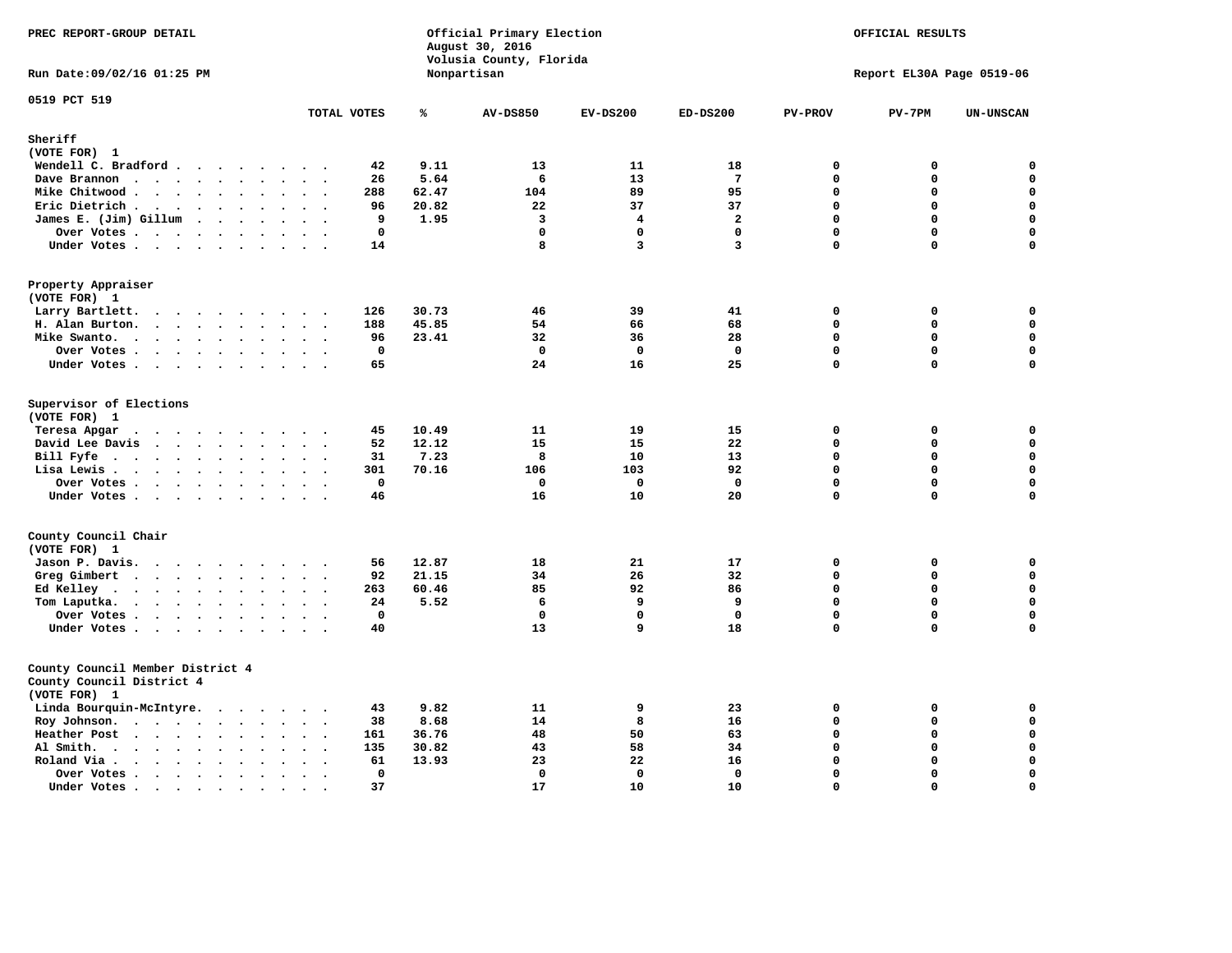PREC REPORT-GROUP DETAIL

Official Primary Election
August 30, 2016
Volusia County, Florida
Nonpartisan

OFFICIAL RESULTS

Run Date:09/02/16 01:25 PM

Report EL30A Page 0519-06

0519 PCT 519

| | TOTAL VOTES | % | AV-DS850 | EV-DS200 | ED-DS200 | PV-PROV | PV-7PM | UN-UNSCAN |
|---|---|---|---|---|---|---|---|---|
| **Sheriff** | | | | | | | | |
| (VOTE FOR) 1 | | | | | | | | |
| Wendell C. Bradford | 42 | 9.11 | 13 | 11 | 18 | 0 | 0 | 0 |
| Dave Brannon | 26 | 5.64 | 6 | 13 | 7 | 0 | 0 | 0 |
| Mike Chitwood | 288 | 62.47 | 104 | 89 | 95 | 0 | 0 | 0 |
| Eric Dietrich | 96 | 20.82 | 22 | 37 | 37 | 0 | 0 | 0 |
| James E. (Jim) Gillum | 9 | 1.95 | 3 | 4 | 2 | 0 | 0 | 0 |
| Over Votes | 0 | | 0 | 0 | 0 | 0 | 0 | 0 |
| Under Votes | 14 | | 8 | 3 | 3 | 0 | 0 | 0 |
| **Property Appraiser** | | | | | | | | |
| (VOTE FOR) 1 | | | | | | | | |
| Larry Bartlett | 126 | 30.73 | 46 | 39 | 41 | 0 | 0 | 0 |
| H. Alan Burton | 188 | 45.85 | 54 | 66 | 68 | 0 | 0 | 0 |
| Mike Swanto | 96 | 23.41 | 32 | 36 | 28 | 0 | 0 | 0 |
| Over Votes | 0 | | 0 | 0 | 0 | 0 | 0 | 0 |
| Under Votes | 65 | | 24 | 16 | 25 | 0 | 0 | 0 |
| **Supervisor of Elections** | | | | | | | | |
| (VOTE FOR) 1 | | | | | | | | |
| Teresa Apgar | 45 | 10.49 | 11 | 19 | 15 | 0 | 0 | 0 |
| David Lee Davis | 52 | 12.12 | 15 | 15 | 22 | 0 | 0 | 0 |
| Bill Fyfe | 31 | 7.23 | 8 | 10 | 13 | 0 | 0 | 0 |
| Lisa Lewis | 301 | 70.16 | 106 | 103 | 92 | 0 | 0 | 0 |
| Over Votes | 0 | | 0 | 0 | 0 | 0 | 0 | 0 |
| Under Votes | 46 | | 16 | 10 | 20 | 0 | 0 | 0 |
| **County Council Chair** | | | | | | | | |
| (VOTE FOR) 1 | | | | | | | | |
| Jason P. Davis | 56 | 12.87 | 18 | 21 | 17 | 0 | 0 | 0 |
| Greg Gimbert | 92 | 21.15 | 34 | 26 | 32 | 0 | 0 | 0 |
| Ed Kelley | 263 | 60.46 | 85 | 92 | 86 | 0 | 0 | 0 |
| Tom Laputka | 24 | 5.52 | 6 | 9 | 9 | 0 | 0 | 0 |
| Over Votes | 0 | | 0 | 0 | 0 | 0 | 0 | 0 |
| Under Votes | 40 | | 13 | 9 | 18 | 0 | 0 | 0 |
| **County Council Member District 4** | | | | | | | | |
| County Council District 4 | | | | | | | | |
| (VOTE FOR) 1 | | | | | | | | |
| Linda Bourquin-McIntyre | 43 | 9.82 | 11 | 9 | 23 | 0 | 0 | 0 |
| Roy Johnson | 38 | 8.68 | 14 | 8 | 16 | 0 | 0 | 0 |
| Heather Post | 161 | 36.76 | 48 | 50 | 63 | 0 | 0 | 0 |
| Al Smith | 135 | 30.82 | 43 | 58 | 34 | 0 | 0 | 0 |
| Roland Via | 61 | 13.93 | 23 | 22 | 16 | 0 | 0 | 0 |
| Over Votes | 0 | | 0 | 0 | 0 | 0 | 0 | 0 |
| Under Votes | 37 | | 17 | 10 | 10 | 0 | 0 | 0 |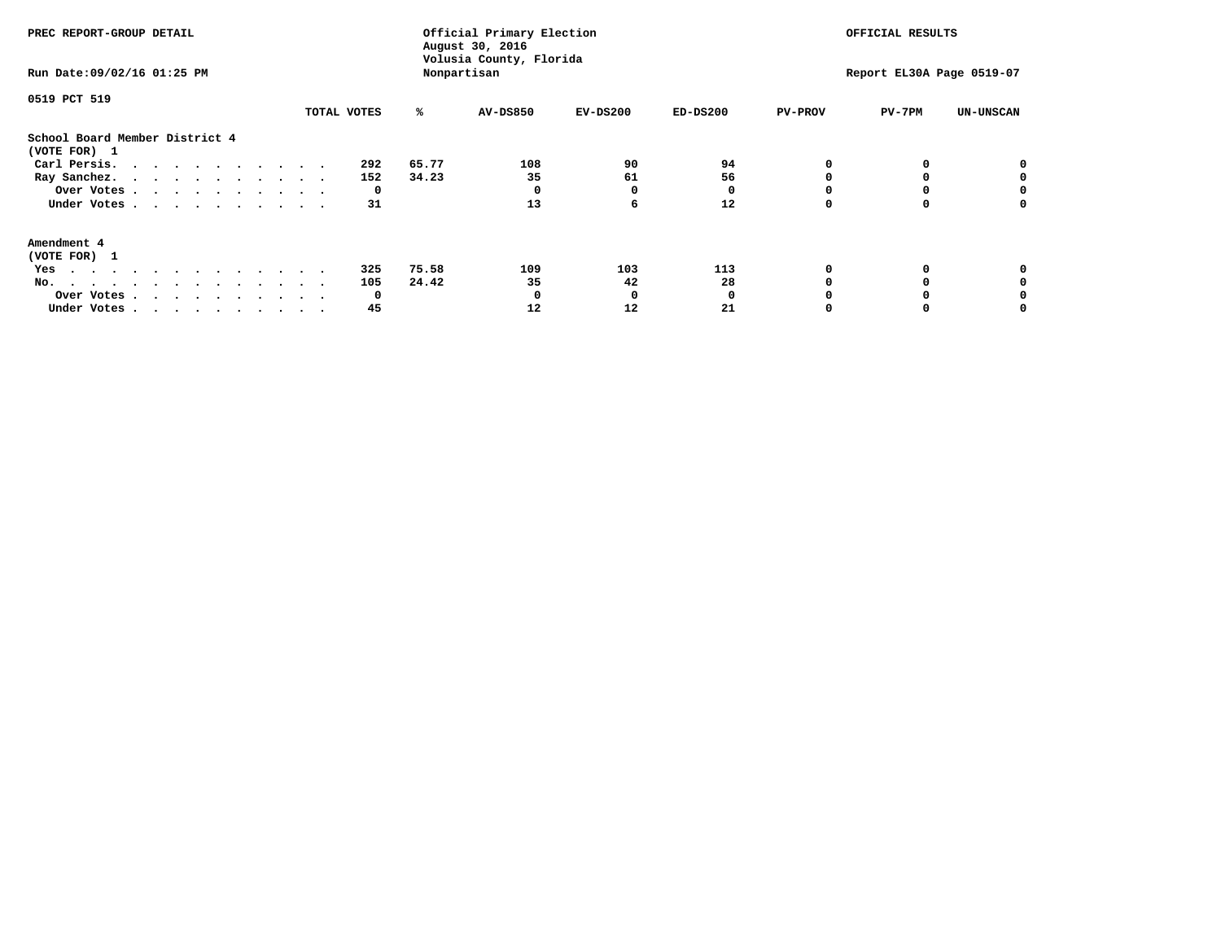PREC REPORT-GROUP DETAIL

Official Primary Election
August 30, 2016
Volusia County, Florida
Nonpartisan

OFFICIAL RESULTS

Run Date:09/02/16 01:25 PM

Report EL30A Page 0519-07

0519 PCT 519

| | TOTAL VOTES | % | AV-DS850 | EV-DS200 | ED-DS200 | PV-PROV | PV-7PM | UN-UNSCAN |
|---|---|---|---|---|---|---|---|---|
| **School Board Member District 4** | | | | | | | | |
| **(VOTE FOR) 1** | | | | | | | | |
| Carl Persis. | 292 | 65.77 | 108 | 90 | 94 | 0 | 0 | 0 |
| Ray Sanchez. | 152 | 34.23 | 35 | 61 | 56 | 0 | 0 | 0 |
| Over Votes | 0 | | 0 | 0 | 0 | 0 | 0 | 0 |
| Under Votes | 31 | | 13 | 6 | 12 | 0 | 0 | 0 |
| **Amendment 4** | | | | | | | | |
| **(VOTE FOR) 1** | | | | | | | | |
| Yes | 325 | 75.58 | 109 | 103 | 113 | 0 | 0 | 0 |
| No. | 105 | 24.42 | 35 | 42 | 28 | 0 | 0 | 0 |
| Over Votes | 0 | | 0 | 0 | 0 | 0 | 0 | 0 |
| Under Votes | 45 | | 12 | 12 | 21 | 0 | 0 | 0 |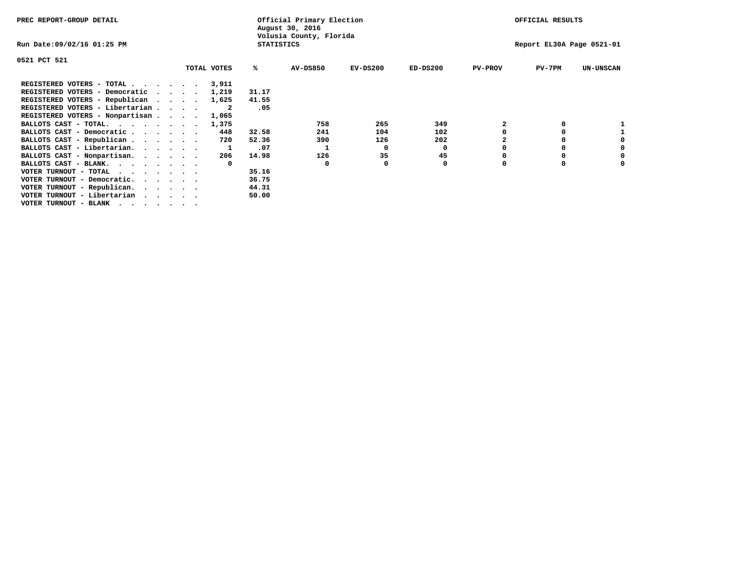PREC REPORT-GROUP DETAIL

Official Primary Election
August 30, 2016
Volusia County, Florida
STATISTICS

OFFICIAL RESULTS

Run Date:09/02/16 01:25 PM

Report EL30A Page 0521-01

0521 PCT 521

| | TOTAL VOTES | % | AV-DS850 | EV-DS200 | ED-DS200 | PV-PROV | PV-7PM | UN-UNSCAN |
|---|---|---|---|---|---|---|---|---|
| REGISTERED VOTERS - TOTAL | 3,911 | | | | | | | |
| REGISTERED VOTERS - Democratic | 1,219 | 31.17 | | | | | | |
| REGISTERED VOTERS - Republican | 1,625 | 41.55 | | | | | | |
| REGISTERED VOTERS - Libertarian | 2 | .05 | | | | | | |
| REGISTERED VOTERS - Nonpartisan | 1,065 | | | | | | | |
| BALLOTS CAST - TOTAL. | 1,375 | | 758 | 265 | 349 | 2 | 0 | 1 |
| BALLOTS CAST - Democratic | 448 | 32.58 | 241 | 104 | 102 | 0 | 0 | 1 |
| BALLOTS CAST - Republican | 720 | 52.36 | 390 | 126 | 202 | 2 | 0 | 0 |
| BALLOTS CAST - Libertarian. | 1 | .07 | 1 | 0 | 0 | 0 | 0 | 0 |
| BALLOTS CAST - Nonpartisan. | 206 | 14.98 | 126 | 35 | 45 | 0 | 0 | 0 |
| BALLOTS CAST - BLANK. | 0 | | 0 | 0 | 0 | 0 | 0 | 0 |
| VOTER TURNOUT - TOTAL | | 35.16 | | | | | | |
| VOTER TURNOUT - Democratic. | | 36.75 | | | | | | |
| VOTER TURNOUT - Republican. | | 44.31 | | | | | | |
| VOTER TURNOUT - Libertarian | | 50.00 | | | | | | |
| VOTER TURNOUT - BLANK | | | | | | | | |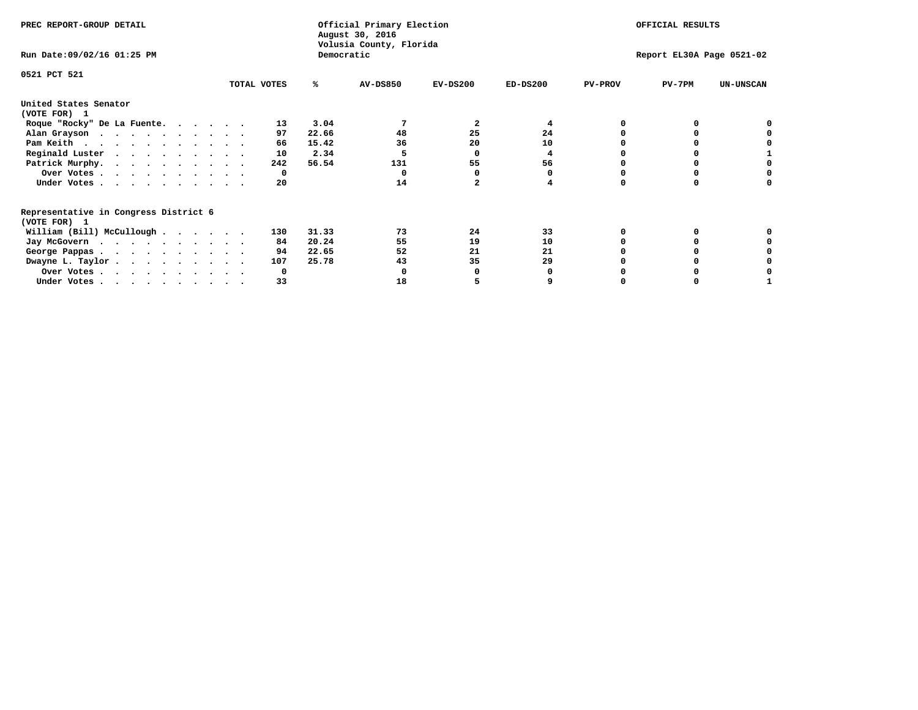PREC REPORT-GROUP DETAIL

Official Primary Election
August 30, 2016
Volusia County, Florida
Democratic

OFFICIAL RESULTS

Run Date:09/02/16 01:25 PM

Report EL30A Page 0521-02

0521 PCT 521

| | TOTAL VOTES | % | AV-DS850 | EV-DS200 | ED-DS200 | PV-PROV | PV-7PM | UN-UNSCAN |
|---|---|---|---|---|---|---|---|---|
| **United States Senator** | | | | | | | | |
| **(VOTE FOR) 1** | | | | | | | | |
| Roque "Rocky" De La Fuente | 13 | 3.04 | 7 | 2 | 4 | 0 | 0 | 0 |
| Alan Grayson | 97 | 22.66 | 48 | 25 | 24 | 0 | 0 | 0 |
| Pam Keith | 66 | 15.42 | 36 | 20 | 10 | 0 | 0 | 0 |
| Reginald Luster | 10 | 2.34 | 5 | 0 | 4 | 0 | 0 | 1 |
| Patrick Murphy | 242 | 56.54 | 131 | 55 | 56 | 0 | 0 | 0 |
| Over Votes | 0 | | 0 | 0 | 0 | 0 | 0 | 0 |
| Under Votes | 20 | | 14 | 2 | 4 | 0 | 0 | 0 |
| **Representative in Congress District 6** | | | | | | | | |
| **(VOTE FOR) 1** | | | | | | | | |
| William (Bill) McCullough | 130 | 31.33 | 73 | 24 | 33 | 0 | 0 | 0 |
| Jay McGovern | 84 | 20.24 | 55 | 19 | 10 | 0 | 0 | 0 |
| George Pappas | 94 | 22.65 | 52 | 21 | 21 | 0 | 0 | 0 |
| Dwayne L. Taylor | 107 | 25.78 | 43 | 35 | 29 | 0 | 0 | 0 |
| Over Votes | 0 | | 0 | 0 | 0 | 0 | 0 | 0 |
| Under Votes | 33 | | 18 | 5 | 9 | 0 | 0 | 1 |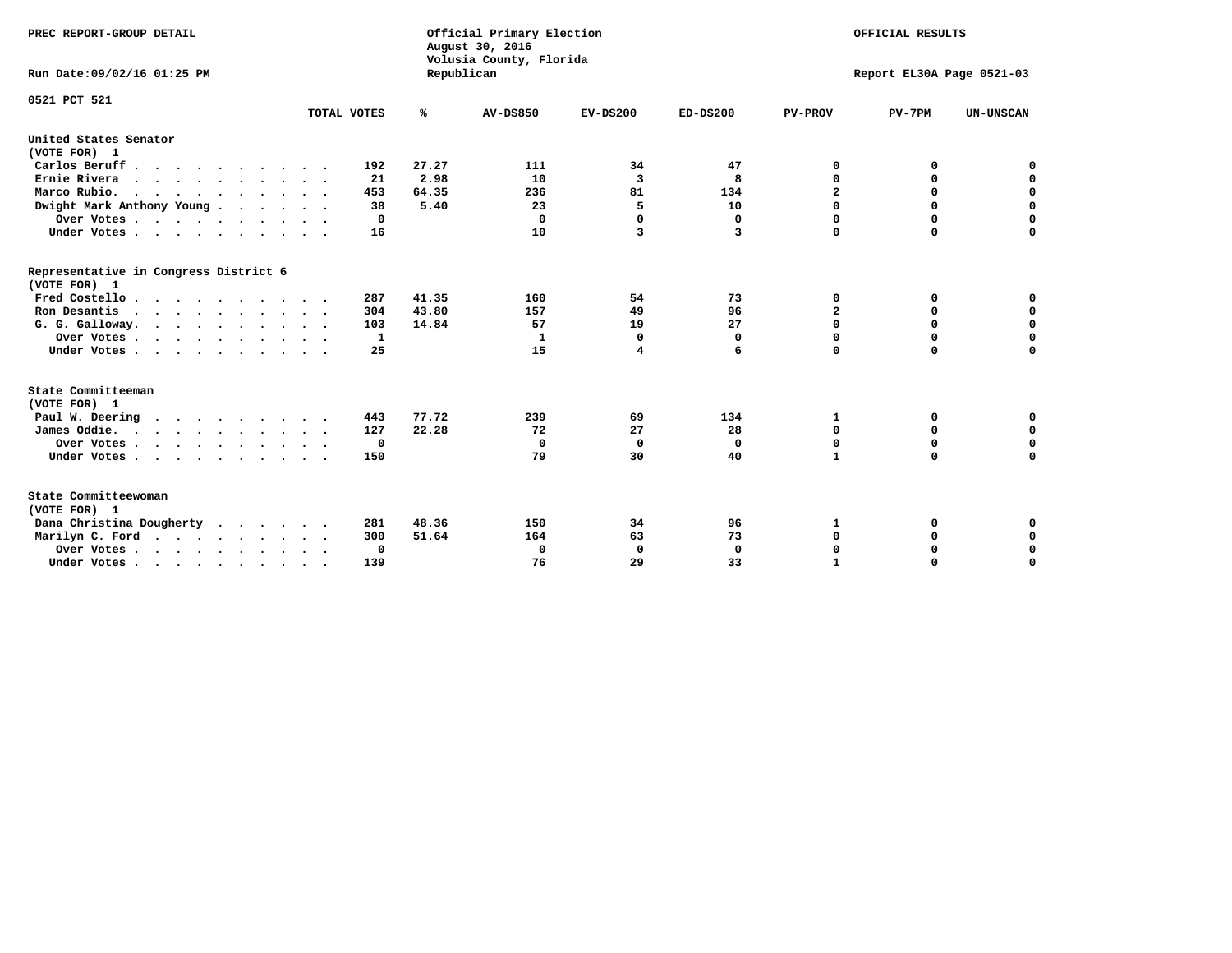PREC REPORT-GROUP DETAIL

Official Primary Election
August 30, 2016
Volusia County, Florida
Republican

OFFICIAL RESULTS

Run Date:09/02/16 01:25 PM

Report EL30A Page 0521-03

0521 PCT 521

| | TOTAL VOTES | % | AV-DS850 | EV-DS200 | ED-DS200 | PV-PROV | PV-7PM | UN-UNSCAN |
|---|---|---|---|---|---|---|---|---|
| **United States Senator (VOTE FOR) 1** | | | | | | | | |
| Carlos Beruff | 192 | 27.27 | 111 | 34 | 47 | 0 | 0 | 0 |
| Ernie Rivera | 21 | 2.98 | 10 | 3 | 8 | 0 | 0 | 0 |
| Marco Rubio. | 453 | 64.35 | 236 | 81 | 134 | 2 | 0 | 0 |
| Dwight Mark Anthony Young | 38 | 5.40 | 23 | 5 | 10 | 0 | 0 | 0 |
| Over Votes | 0 | | 0 | 0 | 0 | 0 | 0 | 0 |
| Under Votes | 16 | | 10 | 3 | 3 | 0 | 0 | 0 |
| **Representative in Congress District 6 (VOTE FOR) 1** | | | | | | | | |
| Fred Costello | 287 | 41.35 | 160 | 54 | 73 | 0 | 0 | 0 |
| Ron Desantis | 304 | 43.80 | 157 | 49 | 96 | 2 | 0 | 0 |
| G. G. Galloway. | 103 | 14.84 | 57 | 19 | 27 | 0 | 0 | 0 |
| Over Votes | 1 | | 1 | 0 | 0 | 0 | 0 | 0 |
| Under Votes | 25 | | 15 | 4 | 6 | 0 | 0 | 0 |
| **State Committeeman (VOTE FOR) 1** | | | | | | | | |
| Paul W. Deering | 443 | 77.72 | 239 | 69 | 134 | 1 | 0 | 0 |
| James Oddie. | 127 | 22.28 | 72 | 27 | 28 | 0 | 0 | 0 |
| Over Votes | 0 | | 0 | 0 | 0 | 0 | 0 | 0 |
| Under Votes | 150 | | 79 | 30 | 40 | 1 | 0 | 0 |
| **State Committeewoman (VOTE FOR) 1** | | | | | | | | |
| Dana Christina Dougherty | 281 | 48.36 | 150 | 34 | 96 | 1 | 0 | 0 |
| Marilyn C. Ford | 300 | 51.64 | 164 | 63 | 73 | 0 | 0 | 0 |
| Over Votes | 0 | | 0 | 0 | 0 | 0 | 0 | 0 |
| Under Votes | 139 | | 76 | 29 | 33 | 1 | 0 | 0 |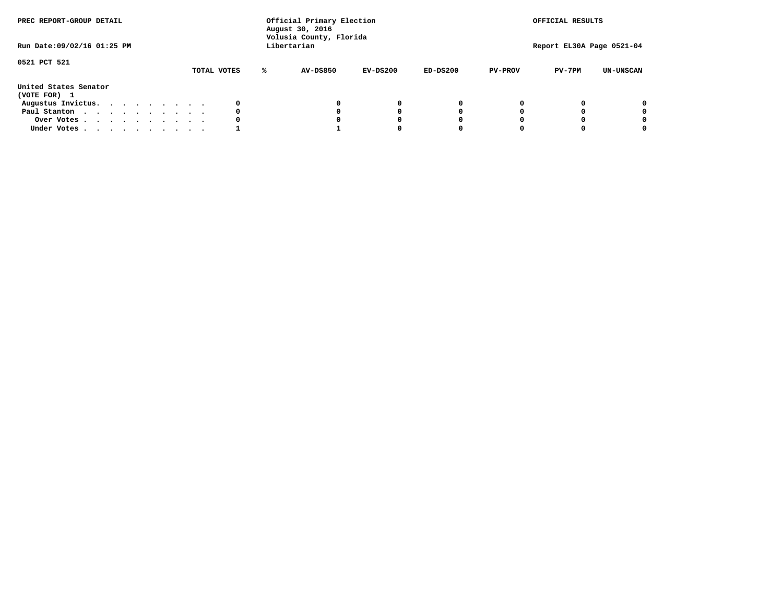PREC REPORT-GROUP DETAIL

Official Primary Election
August 30, 2016
Volusia County, Florida
Libertarian

OFFICIAL RESULTS

Run Date:09/02/16 01:25 PM

Report EL30A Page 0521-04

0521 PCT 521

| | TOTAL VOTES | % | AV-DS850 | EV-DS200 | ED-DS200 | PV-PROV | PV-7PM | UN-UNSCAN |
|---|---|---|---|---|---|---|---|---|
| **United States Senator** | | | | | | | | |
| **(VOTE FOR) 1** | | | | | | | | |
| Augustus Invictus. . . . . . . . . . | 0 | | 0 | 0 | 0 | 0 | 0 | 0 |
| Paul Stanton . . . . . . . . . . . | 0 | | 0 | 0 | 0 | 0 | 0 | 0 |
| Over Votes . . . . . . . . . . . | 0 | | 0 | 0 | 0 | 0 | 0 | 0 |
| Under Votes . . . . . . . . . . . | 1 | | 1 | 0 | 0 | 0 | 0 | 0 |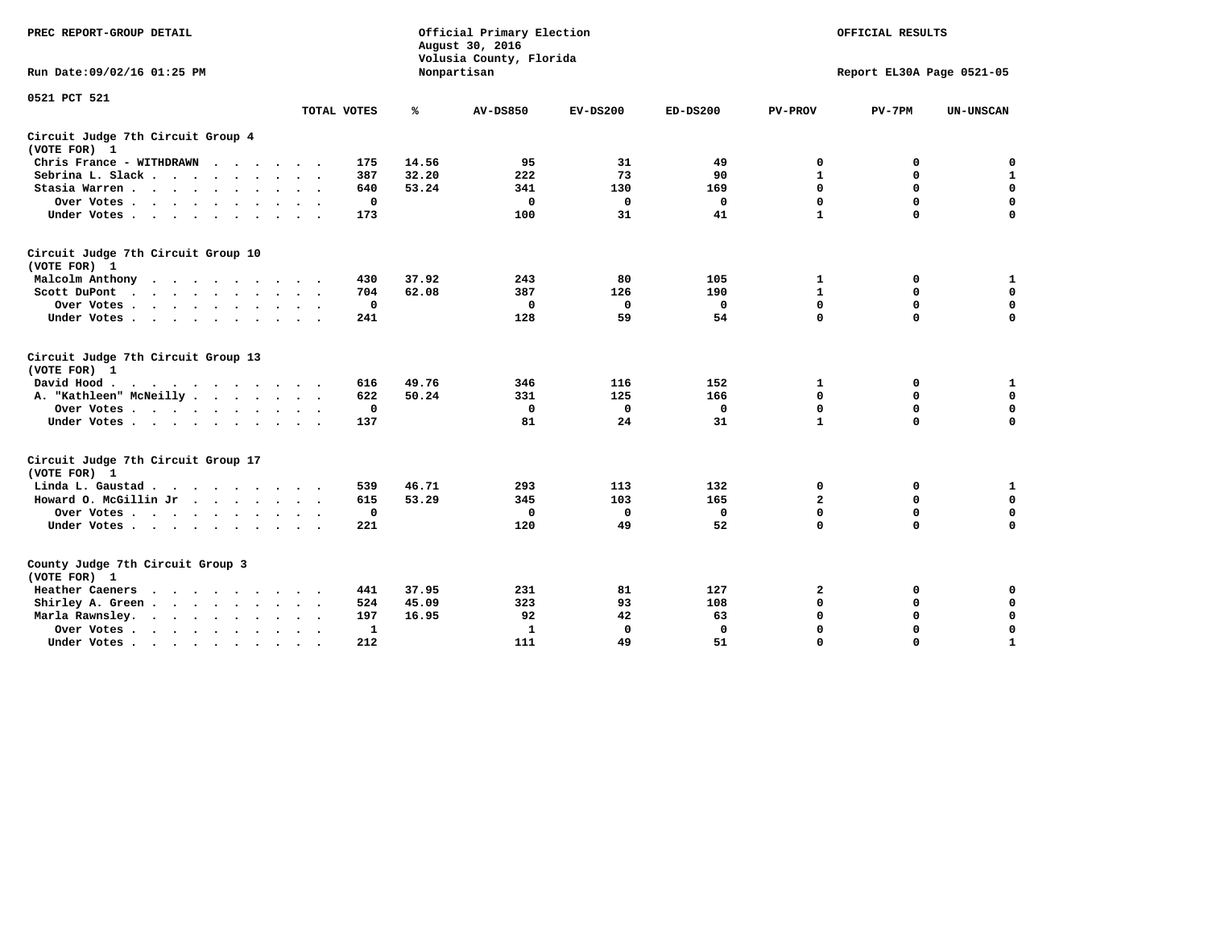PREC REPORT-GROUP DETAIL

Official Primary Election
August 30, 2016
Volusia County, Florida
Nonpartisan

OFFICIAL RESULTS

Run Date:09/02/16 01:25 PM

Report EL30A Page 0521-05

0521 PCT 521

| | TOTAL VOTES | % | AV-DS850 | EV-DS200 | ED-DS200 | PV-PROV | PV-7PM | UN-UNSCAN |
|---|---|---|---|---|---|---|---|---|
| **Circuit Judge 7th Circuit Group 4 (VOTE FOR) 1** | | | | | | | | |
| Chris France - WITHDRAWN | 175 | 14.56 | 95 | 31 | 49 | 0 | 0 | 0 |
| Sebrina L. Slack | 387 | 32.20 | 222 | 73 | 90 | 1 | 0 | 1 |
| Stasia Warren | 640 | 53.24 | 341 | 130 | 169 | 0 | 0 | 0 |
| Over Votes | 0 | | 0 | 0 | 0 | 0 | 0 | 0 |
| Under Votes | 173 | | 100 | 31 | 41 | 1 | 0 | 0 |
| **Circuit Judge 7th Circuit Group 10 (VOTE FOR) 1** | | | | | | | | |
| Malcolm Anthony | 430 | 37.92 | 243 | 80 | 105 | 1 | 0 | 1 |
| Scott DuPont | 704 | 62.08 | 387 | 126 | 190 | 1 | 0 | 0 |
| Over Votes | 0 | | 0 | 0 | 0 | 0 | 0 | 0 |
| Under Votes | 241 | | 128 | 59 | 54 | 0 | 0 | 0 |
| **Circuit Judge 7th Circuit Group 13 (VOTE FOR) 1** | | | | | | | | |
| David Hood | 616 | 49.76 | 346 | 116 | 152 | 1 | 0 | 1 |
| A. "Kathleen" McNeilly | 622 | 50.24 | 331 | 125 | 166 | 0 | 0 | 0 |
| Over Votes | 0 | | 0 | 0 | 0 | 0 | 0 | 0 |
| Under Votes | 137 | | 81 | 24 | 31 | 1 | 0 | 0 |
| **Circuit Judge 7th Circuit Group 17 (VOTE FOR) 1** | | | | | | | | |
| Linda L. Gaustad | 539 | 46.71 | 293 | 113 | 132 | 0 | 0 | 1 |
| Howard O. McGillin Jr | 615 | 53.29 | 345 | 103 | 165 | 2 | 0 | 0 |
| Over Votes | 0 | | 0 | 0 | 0 | 0 | 0 | 0 |
| Under Votes | 221 | | 120 | 49 | 52 | 0 | 0 | 0 |
| **County Judge 7th Circuit Group 3 (VOTE FOR) 1** | | | | | | | | |
| Heather Caeners | 441 | 37.95 | 231 | 81 | 127 | 2 | 0 | 0 |
| Shirley A. Green | 524 | 45.09 | 323 | 93 | 108 | 0 | 0 | 0 |
| Marla Rawnsley | 197 | 16.95 | 92 | 42 | 63 | 0 | 0 | 0 |
| Over Votes | 1 | | 1 | 0 | 0 | 0 | 0 | 0 |
| Under Votes | 212 | | 111 | 49 | 51 | 0 | 0 | 1 |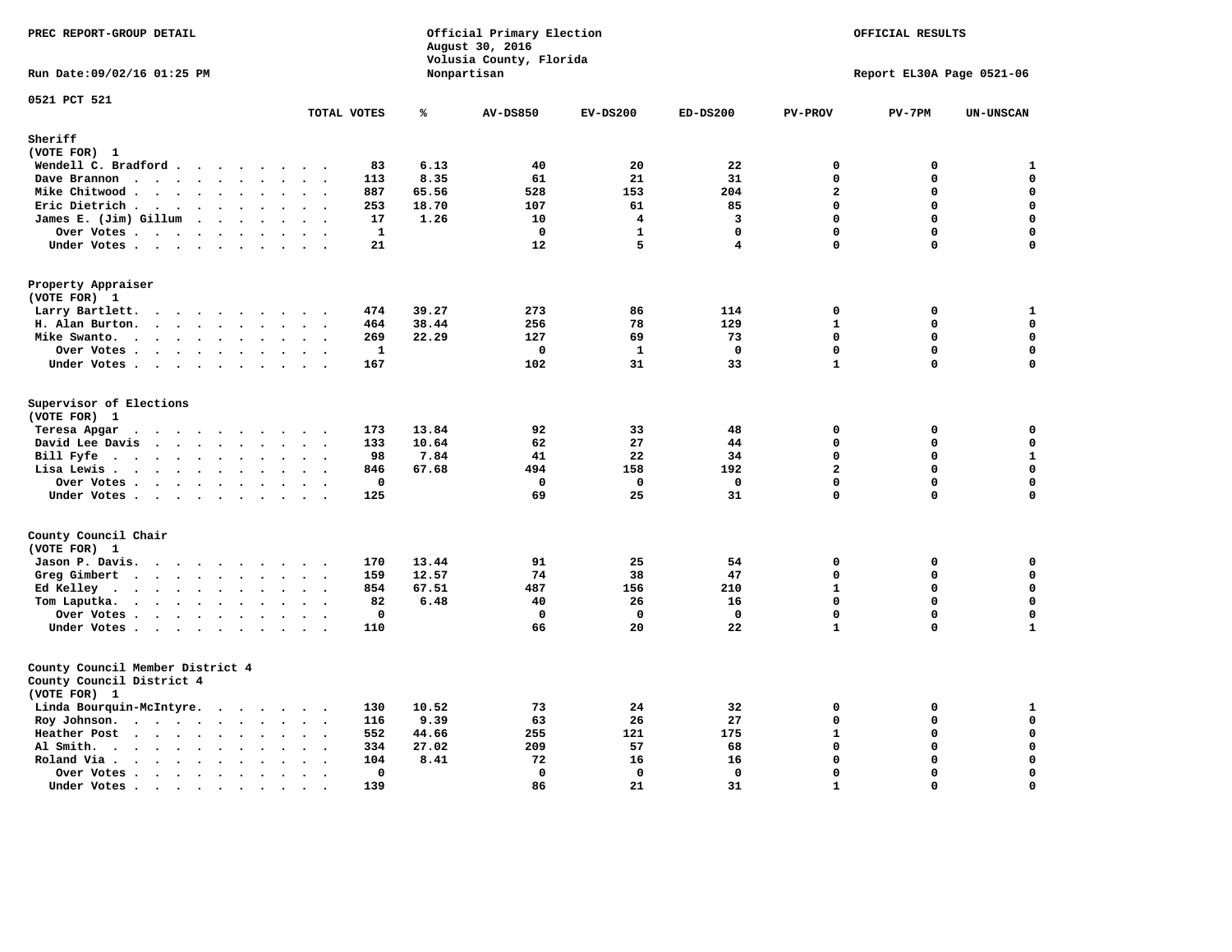PREC REPORT-GROUP DETAIL

Official Primary Election
August 30, 2016
Volusia County, Florida
Nonpartisan

OFFICIAL RESULTS

Run Date:09/02/16 01:25 PM

Report EL30A Page 0521-06

0521 PCT 521

| | TOTAL VOTES | % | AV-DS850 | EV-DS200 | ED-DS200 | PV-PROV | PV-7PM | UN-UNSCAN |
|---|---|---|---|---|---|---|---|---|
| **Sheriff** | | | | | | | | |
| (VOTE FOR) 1 | | | | | | | | |
| Wendell C. Bradford | 83 | 6.13 | 40 | 20 | 22 | 0 | 0 | 1 |
| Dave Brannon | 113 | 8.35 | 61 | 21 | 31 | 0 | 0 | 0 |
| Mike Chitwood | 887 | 65.56 | 528 | 153 | 204 | 2 | 0 | 0 |
| Eric Dietrich | 253 | 18.70 | 107 | 61 | 85 | 0 | 0 | 0 |
| James E. (Jim) Gillum | 17 | 1.26 | 10 | 4 | 3 | 0 | 0 | 0 |
| Over Votes | 1 | | 0 | 1 | 0 | 0 | 0 | 0 |
| Under Votes | 21 | | 12 | 5 | 4 | 0 | 0 | 0 |
| **Property Appraiser** | | | | | | | | |
| (VOTE FOR) 1 | | | | | | | | |
| Larry Bartlett. | 474 | 39.27 | 273 | 86 | 114 | 0 | 0 | 1 |
| H. Alan Burton. | 464 | 38.44 | 256 | 78 | 129 | 1 | 0 | 0 |
| Mike Swanto. | 269 | 22.29 | 127 | 69 | 73 | 0 | 0 | 0 |
| Over Votes | 1 | | 0 | 1 | 0 | 0 | 0 | 0 |
| Under Votes | 167 | | 102 | 31 | 33 | 1 | 0 | 0 |
| **Supervisor of Elections** | | | | | | | | |
| (VOTE FOR) 1 | | | | | | | | |
| Teresa Apgar | 173 | 13.84 | 92 | 33 | 48 | 0 | 0 | 0 |
| David Lee Davis | 133 | 10.64 | 62 | 27 | 44 | 0 | 0 | 0 |
| Bill Fyfe | 98 | 7.84 | 41 | 22 | 34 | 0 | 0 | 1 |
| Lisa Lewis | 846 | 67.68 | 494 | 158 | 192 | 2 | 0 | 0 |
| Over Votes | 0 | | 0 | 0 | 0 | 0 | 0 | 0 |
| Under Votes | 125 | | 69 | 25 | 31 | 0 | 0 | 0 |
| **County Council Chair** | | | | | | | | |
| (VOTE FOR) 1 | | | | | | | | |
| Jason P. Davis. | 170 | 13.44 | 91 | 25 | 54 | 0 | 0 | 0 |
| Greg Gimbert | 159 | 12.57 | 74 | 38 | 47 | 0 | 0 | 0 |
| Ed Kelley | 854 | 67.51 | 487 | 156 | 210 | 1 | 0 | 0 |
| Tom Laputka. | 82 | 6.48 | 40 | 26 | 16 | 0 | 0 | 0 |
| Over Votes | 0 | | 0 | 0 | 0 | 0 | 0 | 0 |
| Under Votes | 110 | | 66 | 20 | 22 | 1 | 0 | 1 |
| **County Council Member District 4** | | | | | | | | |
| County Council District 4 | | | | | | | | |
| (VOTE FOR) 1 | | | | | | | | |
| Linda Bourquin-McIntyre. | 130 | 10.52 | 73 | 24 | 32 | 0 | 0 | 1 |
| Roy Johnson. | 116 | 9.39 | 63 | 26 | 27 | 0 | 0 | 0 |
| Heather Post | 552 | 44.66 | 255 | 121 | 175 | 1 | 0 | 0 |
| Al Smith. | 334 | 27.02 | 209 | 57 | 68 | 0 | 0 | 0 |
| Roland Via | 104 | 8.41 | 72 | 16 | 16 | 0 | 0 | 0 |
| Over Votes | 0 | | 0 | 0 | 0 | 0 | 0 | 0 |
| Under Votes | 139 | | 86 | 21 | 31 | 1 | 0 | 0 |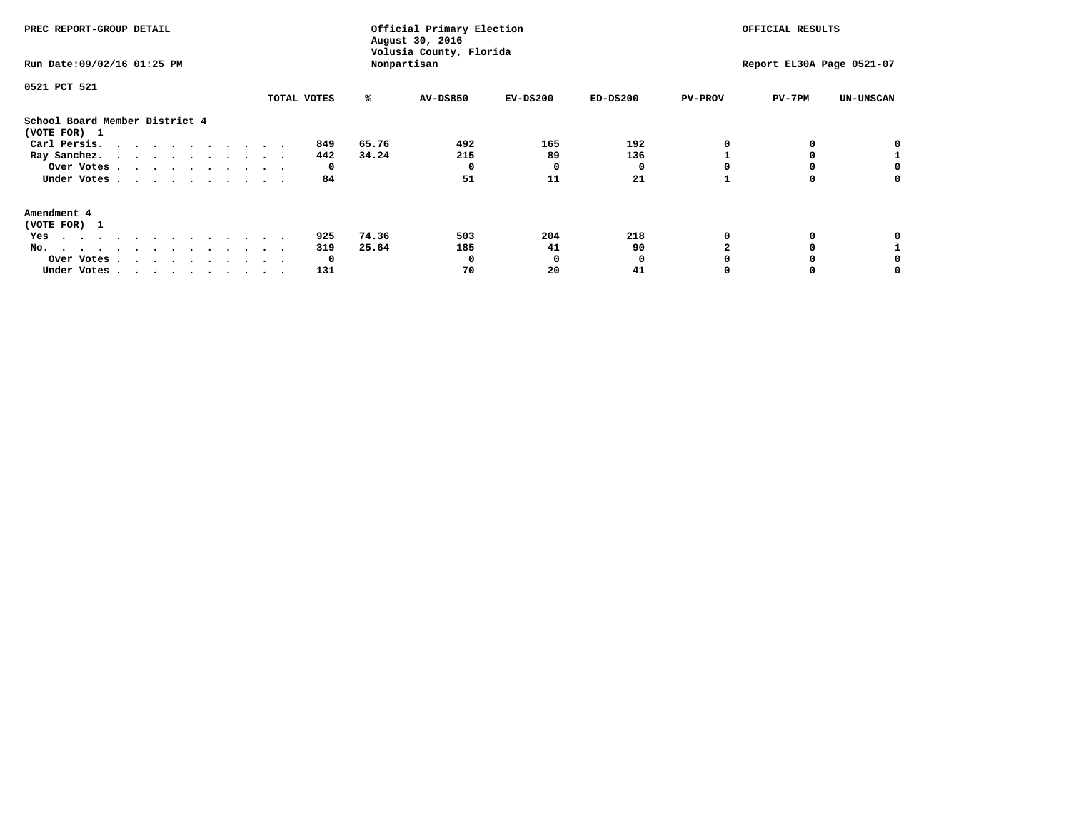PREC REPORT-GROUP DETAIL

Run Date:09/02/16 01:25 PM

Official Primary Election
August 30, 2016
Volusia County, Florida
Nonpartisan

OFFICIAL RESULTS

Report EL30A Page 0521-07

0521 PCT 521

| | TOTAL VOTES | % | AV-DS850 | EV-DS200 | ED-DS200 | PV-PROV | PV-7PM | UN-UNSCAN |
|---|---|---|---|---|---|---|---|---|
| **School Board Member District 4** | | | | | | | | |
| **(VOTE FOR) 1** | | | | | | | | |
| Carl Persis | 849 | 65.76 | 492 | 165 | 192 | 0 | 0 | 0 |
| Ray Sanchez | 442 | 34.24 | 215 | 89 | 136 | 1 | 0 | 1 |
| Over Votes | 0 | | 0 | 0 | 0 | 0 | 0 | 0 |
| Under Votes | 84 | | 51 | 11 | 21 | 1 | 0 | 0 |
| **Amendment 4** | | | | | | | | |
| **(VOTE FOR) 1** | | | | | | | | |
| Yes | 925 | 74.36 | 503 | 204 | 218 | 0 | 0 | 0 |
| No | 319 | 25.64 | 185 | 41 | 90 | 2 | 0 | 1 |
| Over Votes | 0 | | 0 | 0 | 0 | 0 | 0 | 0 |
| Under Votes | 131 | | 70 | 20 | 41 | 0 | 0 | 0 |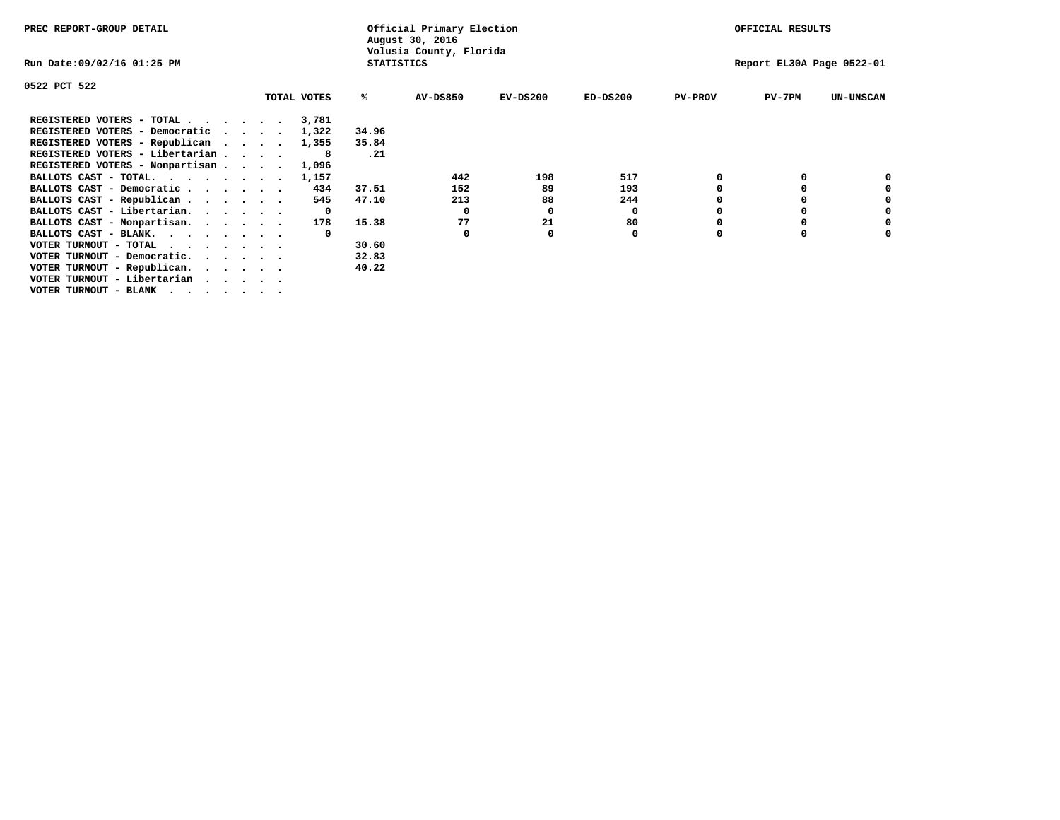PREC REPORT-GROUP DETAIL

Official Primary Election
August 30, 2016
Volusia County, Florida
STATISTICS

OFFICIAL RESULTS

Run Date:09/02/16 01:25 PM

Report EL30A Page 0522-01

0522 PCT 522

| | TOTAL VOTES | % | AV-DS850 | EV-DS200 | ED-DS200 | PV-PROV | PV-7PM | UN-UNSCAN |
|---|---|---|---|---|---|---|---|---|
| REGISTERED VOTERS - TOTAL . . . . . . | 3,781 | | | | | | | |
| REGISTERED VOTERS - Democratic . . . . | 1,322 | 34.96 | | | | | | |
| REGISTERED VOTERS - Republican . . . . | 1,355 | 35.84 | | | | | | |
| REGISTERED VOTERS - Libertarian . . . . | 8 | .21 | | | | | | |
| REGISTERED VOTERS - Nonpartisan . . . . | 1,096 | | | | | | | |
| BALLOTS CAST - TOTAL. . . . . . . . | 1,157 | | 442 | 198 | 517 | 0 | 0 | 0 |
| BALLOTS CAST - Democratic . . . . . . | 434 | 37.51 | 152 | 89 | 193 | 0 | 0 | 0 |
| BALLOTS CAST - Republican . . . . . . | 545 | 47.10 | 213 | 88 | 244 | 0 | 0 | 0 |
| BALLOTS CAST - Libertarian. . . . . . | 0 | | 0 | 0 | 0 | 0 | 0 | 0 |
| BALLOTS CAST - Nonpartisan. . . . . . | 178 | 15.38 | 77 | 21 | 80 | 0 | 0 | 0 |
| BALLOTS CAST - BLANK. . . . . . . . | 0 | | 0 | 0 | 0 | 0 | 0 | 0 |
| VOTER TURNOUT - TOTAL . . . . . . . | | 30.60 | | | | | | |
| VOTER TURNOUT - Democratic. . . . . . | | 32.83 | | | | | | |
| VOTER TURNOUT - Republican. . . . . . | | 40.22 | | | | | | |
| VOTER TURNOUT - Libertarian . . . . . | | | | | | | | |
| VOTER TURNOUT - BLANK . . . . . . . | | | | | | | | |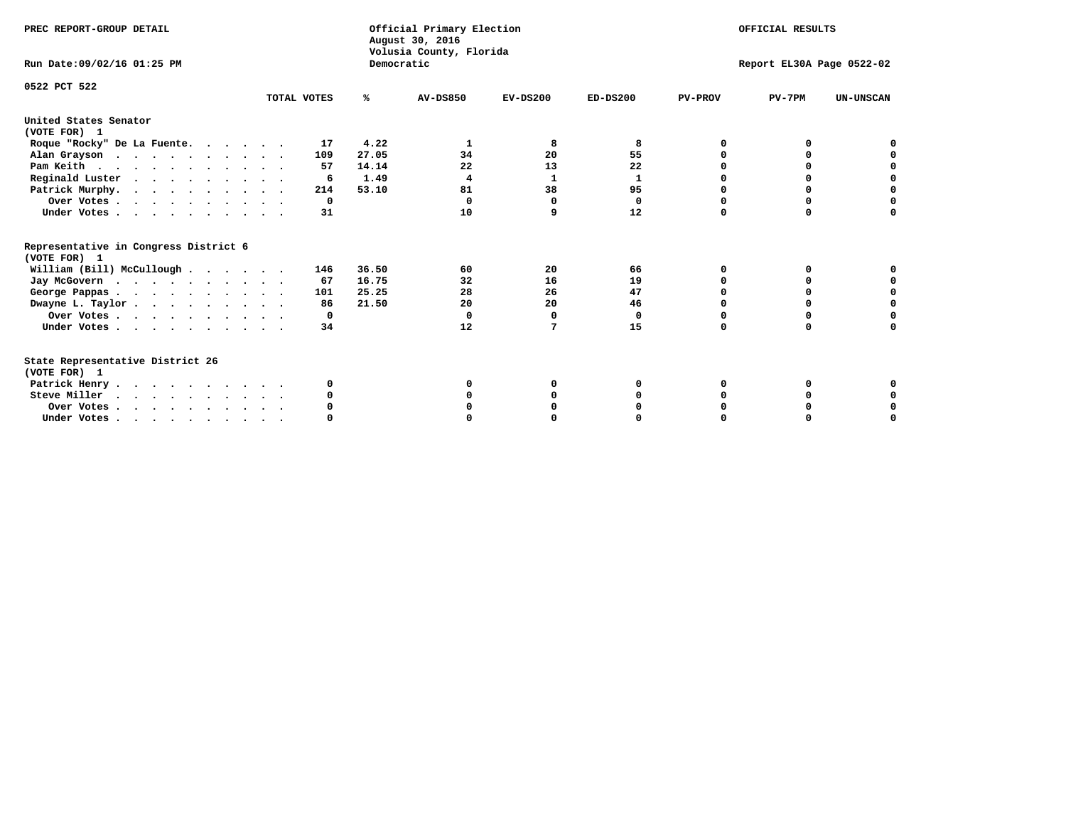PREC REPORT-GROUP DETAIL

Official Primary Election
August 30, 2016
Volusia County, Florida
Democratic

OFFICIAL RESULTS

Run Date:09/02/16 01:25 PM

Report EL30A Page 0522-02

0522 PCT 522

| | TOTAL VOTES | % | AV-DS850 | EV-DS200 | ED-DS200 | PV-PROV | PV-7PM | UN-UNSCAN |
|---|---|---|---|---|---|---|---|---|
| **United States Senator** | | | | | | | | |
| **(VOTE FOR) 1** | | | | | | | | |
| Roque "Rocky" De La Fuente. . . . . . | 17 | 4.22 | 1 | 8 | 8 | 0 | 0 | 0 |
| Alan Grayson . . . . . . . . . . . | 109 | 27.05 | 34 | 20 | 55 | 0 | 0 | 0 |
| Pam Keith . . . . . . . . . . . . | 57 | 14.14 | 22 | 13 | 22 | 0 | 0 | 0 |
| Reginald Luster . . . . . . . . . . | 6 | 1.49 | 4 | 1 | 1 | 0 | 0 | 0 |
| Patrick Murphy. . . . . . . . . . . | 214 | 53.10 | 81 | 38 | 95 | 0 | 0 | 0 |
| Over Votes . . . . . . . . . . . | 0 | | 0 | 0 | 0 | 0 | 0 | 0 |
| Under Votes . . . . . . . . . . . | 31 | | 10 | 9 | 12 | 0 | 0 | 0 |
| **Representative in Congress District 6** | | | | | | | | |
| **(VOTE FOR) 1** | | | | | | | | |
| William (Bill) McCullough . . . . . . | 146 | 36.50 | 60 | 20 | 66 | 0 | 0 | 0 |
| Jay McGovern . . . . . . . . . . . | 67 | 16.75 | 32 | 16 | 19 | 0 | 0 | 0 |
| George Pappas . . . . . . . . . . . | 101 | 25.25 | 28 | 26 | 47 | 0 | 0 | 0 |
| Dwayne L. Taylor . . . . . . . . . . | 86 | 21.50 | 20 | 20 | 46 | 0 | 0 | 0 |
| Over Votes . . . . . . . . . . . | 0 | | 0 | 0 | 0 | 0 | 0 | 0 |
| Under Votes . . . . . . . . . . . | 34 | | 12 | 7 | 15 | 0 | 0 | 0 |
| **State Representative District 26** | | | | | | | | |
| **(VOTE FOR) 1** | | | | | | | | |
| Patrick Henry . . . . . . . . . . . | 0 | | 0 | 0 | 0 | 0 | 0 | 0 |
| Steve Miller . . . . . . . . . . . | 0 | | 0 | 0 | 0 | 0 | 0 | 0 |
| Over Votes . . . . . . . . . . . | 0 | | 0 | 0 | 0 | 0 | 0 | 0 |
| Under Votes . . . . . . . . . . . | 0 | | 0 | 0 | 0 | 0 | 0 | 0 |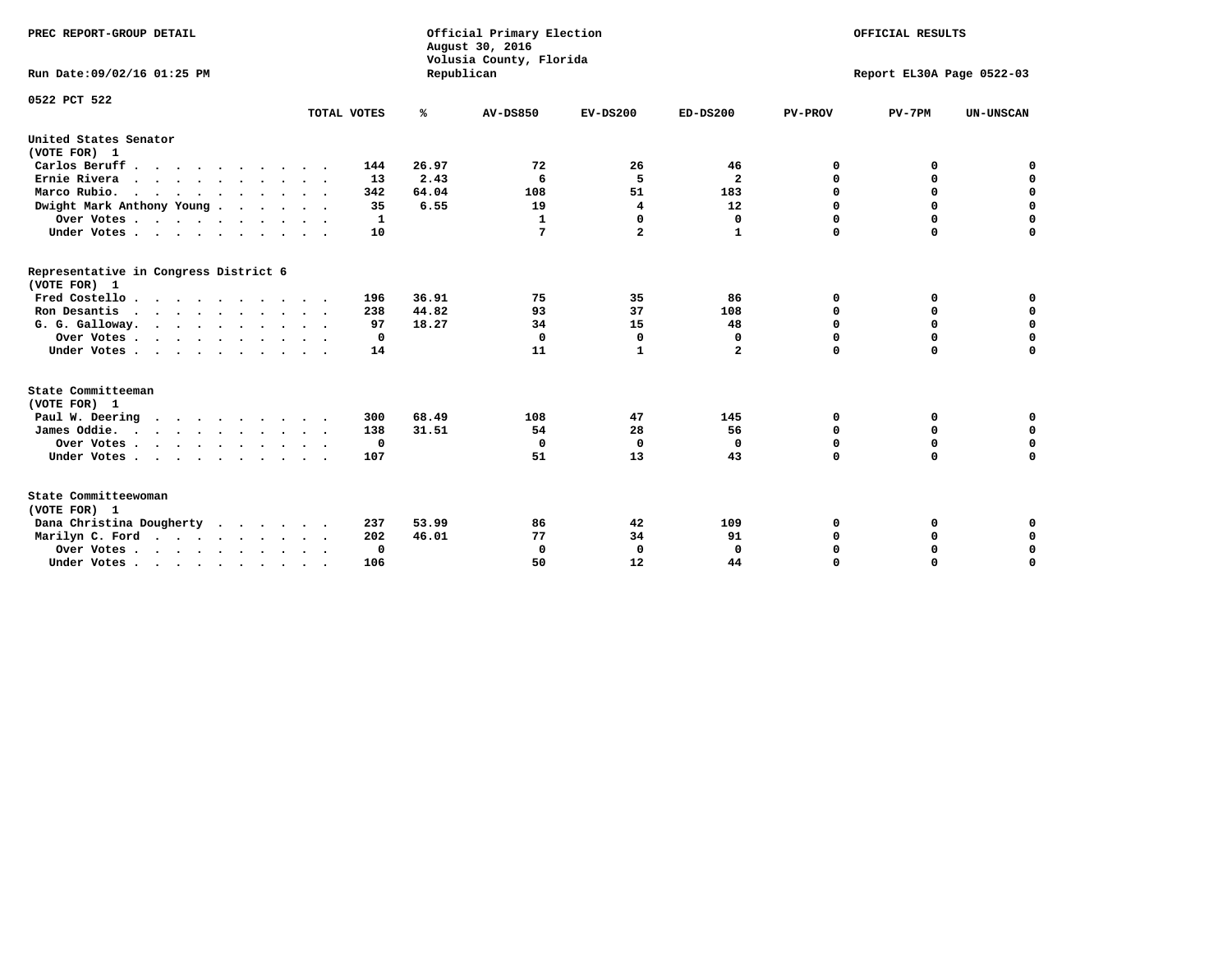PREC REPORT-GROUP DETAIL

Official Primary Election
August 30, 2016
Volusia County, Florida
Republican

OFFICIAL RESULTS

Run Date:09/02/16 01:25 PM

Report EL30A Page 0522-03

0522 PCT 522

| | TOTAL VOTES | % | AV-DS850 | EV-DS200 | ED-DS200 | PV-PROV | PV-7PM | UN-UNSCAN |
|---|---|---|---|---|---|---|---|---|
| **United States Senator (VOTE FOR) 1** | | | | | | | | |
| Carlos Beruff | 144 | 26.97 | 72 | 26 | 46 | 0 | 0 | 0 |
| Ernie Rivera | 13 | 2.43 | 6 | 5 | 2 | 0 | 0 | 0 |
| Marco Rubio. | 342 | 64.04 | 108 | 51 | 183 | 0 | 0 | 0 |
| Dwight Mark Anthony Young | 35 | 6.55 | 19 | 4 | 12 | 0 | 0 | 0 |
| Over Votes | 1 | | 1 | 0 | 0 | 0 | 0 | 0 |
| Under Votes | 10 | | 7 | 2 | 1 | 0 | 0 | 0 |
| **Representative in Congress District 6 (VOTE FOR) 1** | | | | | | | | |
| Fred Costello | 196 | 36.91 | 75 | 35 | 86 | 0 | 0 | 0 |
| Ron Desantis | 238 | 44.82 | 93 | 37 | 108 | 0 | 0 | 0 |
| G. G. Galloway. | 97 | 18.27 | 34 | 15 | 48 | 0 | 0 | 0 |
| Over Votes | 0 | | 0 | 0 | 0 | 0 | 0 | 0 |
| Under Votes | 14 | | 11 | 1 | 2 | 0 | 0 | 0 |
| **State Committeeman (VOTE FOR) 1** | | | | | | | | |
| Paul W. Deering | 300 | 68.49 | 108 | 47 | 145 | 0 | 0 | 0 |
| James Oddie. | 138 | 31.51 | 54 | 28 | 56 | 0 | 0 | 0 |
| Over Votes | 0 | | 0 | 0 | 0 | 0 | 0 | 0 |
| Under Votes | 107 | | 51 | 13 | 43 | 0 | 0 | 0 |
| **State Committeewoman (VOTE FOR) 1** | | | | | | | | |
| Dana Christina Dougherty | 237 | 53.99 | 86 | 42 | 109 | 0 | 0 | 0 |
| Marilyn C. Ford | 202 | 46.01 | 77 | 34 | 91 | 0 | 0 | 0 |
| Over Votes | 0 | | 0 | 0 | 0 | 0 | 0 | 0 |
| Under Votes | 106 | | 50 | 12 | 44 | 0 | 0 | 0 |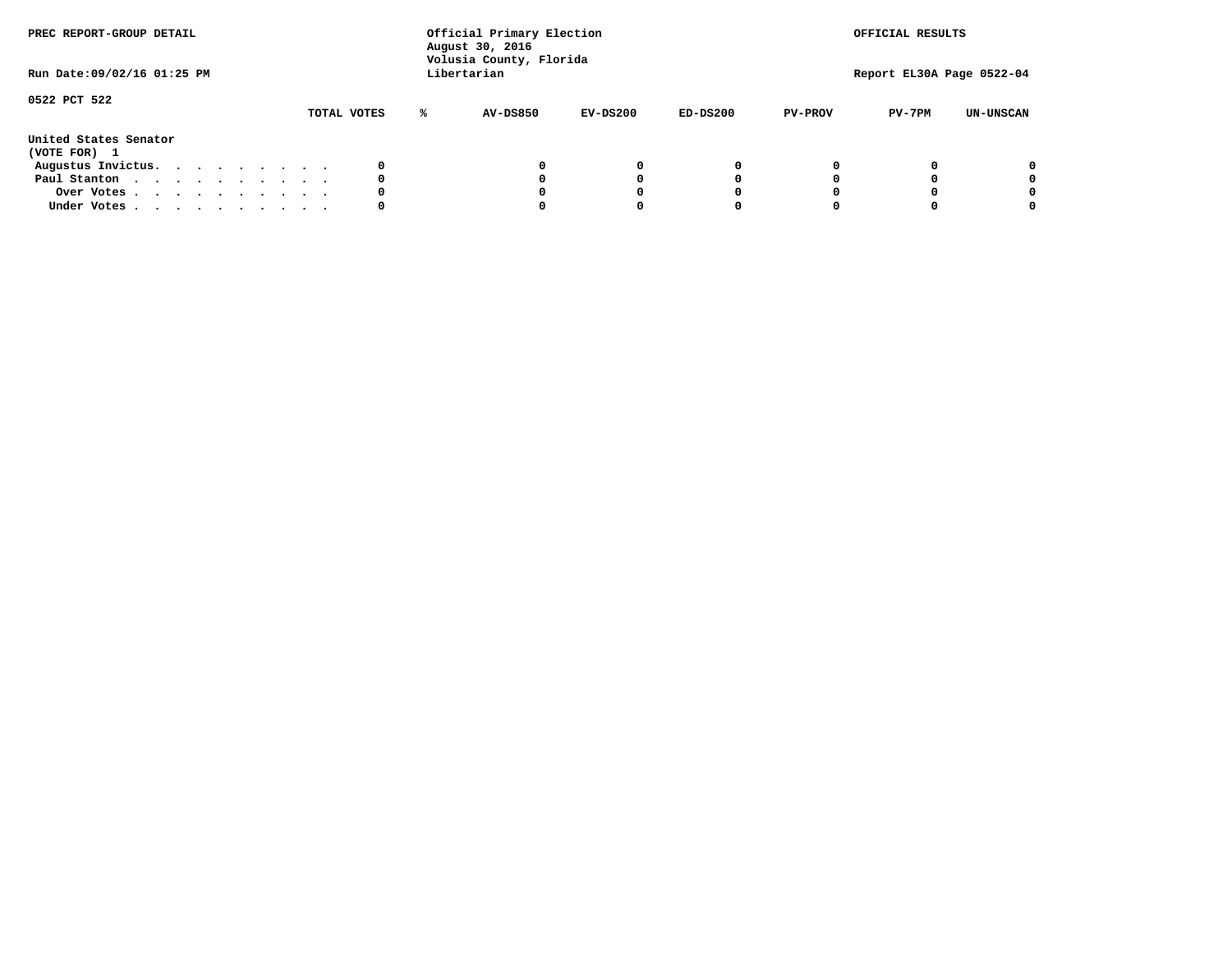PREC REPORT-GROUP DETAIL

Official Primary Election
August 30, 2016
Volusia County, Florida
Libertarian

OFFICIAL RESULTS

Run Date:09/02/16 01:25 PM

Report EL30A Page 0522-04

0522 PCT 522

United States Senator
(VOTE FOR) 1

| | TOTAL VOTES | % | AV-DS850 | EV-DS200 | ED-DS200 | PV-PROV | PV-7PM | UN-UNSCAN |
|---|---|---|---|---|---|---|---|---|
| Augustus Invictus. . . . . . . . . . | 0 | | 0 | 0 | 0 | 0 | 0 | 0 |
| Paul Stanton . . . . . . . . . . . | 0 | | 0 | 0 | 0 | 0 | 0 | 0 |
| Over Votes . . . . . . . . . . . | 0 | | 0 | 0 | 0 | 0 | 0 | 0 |
| Under Votes . . . . . . . . . . . | 0 | | 0 | 0 | 0 | 0 | 0 | 0 |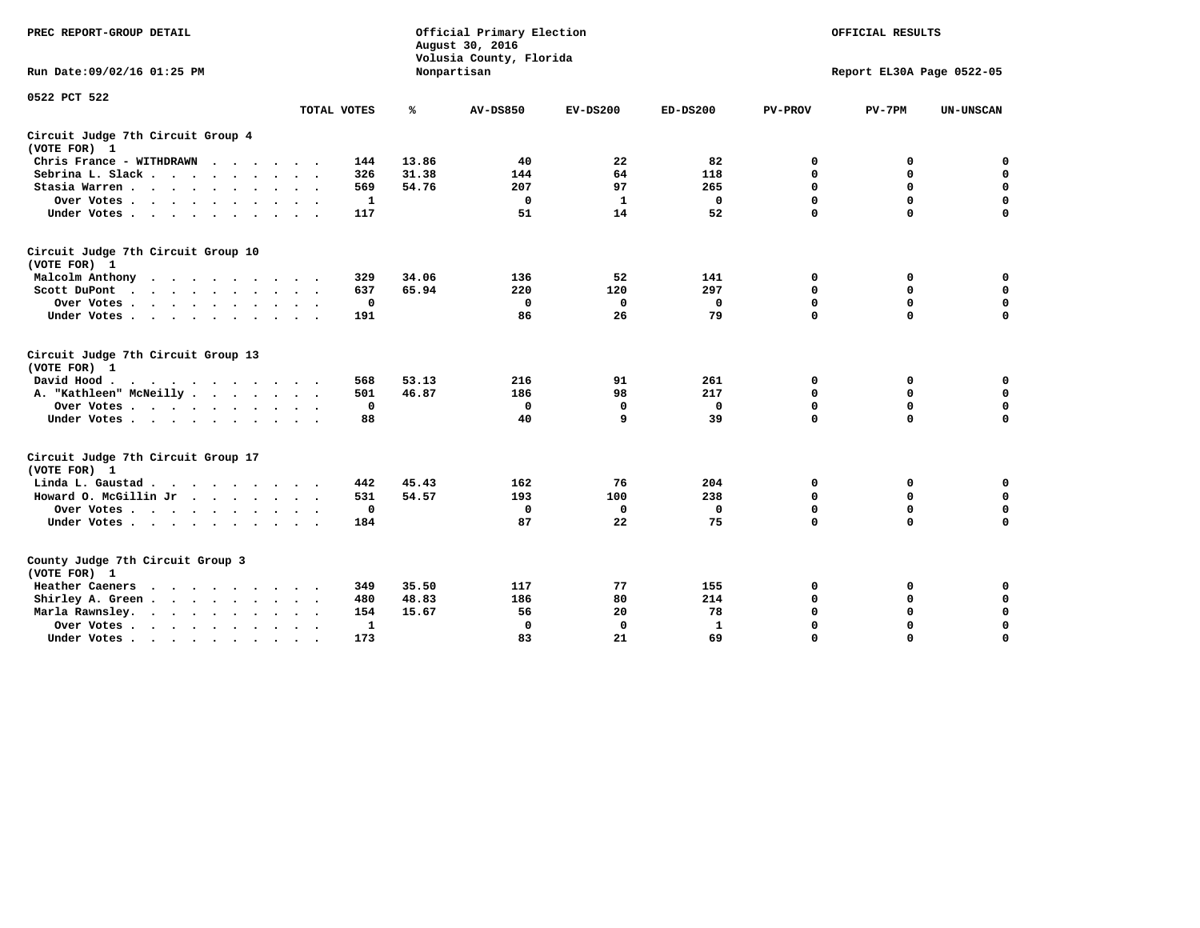PREC REPORT-GROUP DETAIL

Official Primary Election
August 30, 2016
Volusia County, Florida
Nonpartisan

OFFICIAL RESULTS

Run Date:09/02/16 01:25 PM

Report EL30A Page 0522-05

0522 PCT 522

| | TOTAL VOTES | % | AV-DS850 | EV-DS200 | ED-DS200 | PV-PROV | PV-7PM | UN-UNSCAN |
|---|---|---|---|---|---|---|---|---|
| **Circuit Judge 7th Circuit Group 4** | | | | | | | | |
| **(VOTE FOR) 1** | | | | | | | | |
| Chris France - WITHDRAWN | 144 | 13.86 | 40 | 22 | 82 | 0 | 0 | 0 |
| Sebrina L. Slack | 326 | 31.38 | 144 | 64 | 118 | 0 | 0 | 0 |
| Stasia Warren | 569 | 54.76 | 207 | 97 | 265 | 0 | 0 | 0 |
| Over Votes | 1 | | 0 | 1 | 0 | 0 | 0 | 0 |
| Under Votes | 117 | | 51 | 14 | 52 | 0 | 0 | 0 |
| **Circuit Judge 7th Circuit Group 10** | | | | | | | | |
| **(VOTE FOR) 1** | | | | | | | | |
| Malcolm Anthony | 329 | 34.06 | 136 | 52 | 141 | 0 | 0 | 0 |
| Scott DuPont | 637 | 65.94 | 220 | 120 | 297 | 0 | 0 | 0 |
| Over Votes | 0 | | 0 | 0 | 0 | 0 | 0 | 0 |
| Under Votes | 191 | | 86 | 26 | 79 | 0 | 0 | 0 |
| **Circuit Judge 7th Circuit Group 13** | | | | | | | | |
| **(VOTE FOR) 1** | | | | | | | | |
| David Hood | 568 | 53.13 | 216 | 91 | 261 | 0 | 0 | 0 |
| A. "Kathleen" McNeilly | 501 | 46.87 | 186 | 98 | 217 | 0 | 0 | 0 |
| Over Votes | 0 | | 0 | 0 | 0 | 0 | 0 | 0 |
| Under Votes | 88 | | 40 | 9 | 39 | 0 | 0 | 0 |
| **Circuit Judge 7th Circuit Group 17** | | | | | | | | |
| **(VOTE FOR) 1** | | | | | | | | |
| Linda L. Gaustad | 442 | 45.43 | 162 | 76 | 204 | 0 | 0 | 0 |
| Howard O. McGillin Jr | 531 | 54.57 | 193 | 100 | 238 | 0 | 0 | 0 |
| Over Votes | 0 | | 0 | 0 | 0 | 0 | 0 | 0 |
| Under Votes | 184 | | 87 | 22 | 75 | 0 | 0 | 0 |
| **County Judge 7th Circuit Group 3** | | | | | | | | |
| **(VOTE FOR) 1** | | | | | | | | |
| Heather Caeners | 349 | 35.50 | 117 | 77 | 155 | 0 | 0 | 0 |
| Shirley A. Green | 480 | 48.83 | 186 | 80 | 214 | 0 | 0 | 0 |
| Marla Rawnsley | 154 | 15.67 | 56 | 20 | 78 | 0 | 0 | 0 |
| Over Votes | 1 | | 0 | 0 | 1 | 0 | 0 | 0 |
| Under Votes | 173 | | 83 | 21 | 69 | 0 | 0 | 0 |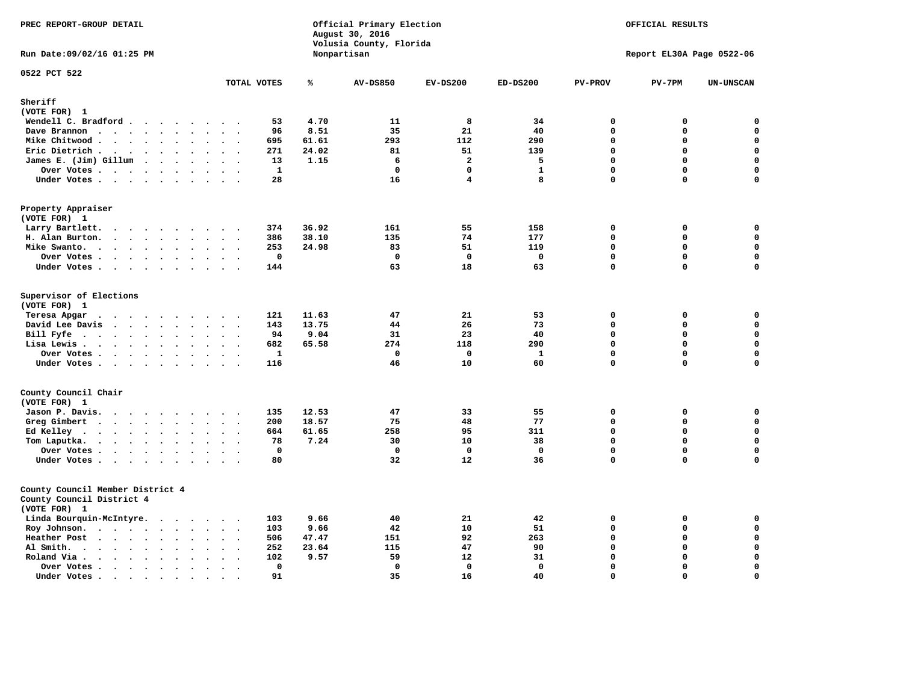PREC REPORT-GROUP DETAIL

Official Primary Election
August 30, 2016
Volusia County, Florida
Nonpartisan

OFFICIAL RESULTS

Run Date:09/02/16 01:25 PM

Report EL30A Page 0522-06

0522 PCT 522

| | TOTAL VOTES | % | AV-DS850 | EV-DS200 | ED-DS200 | PV-PROV | PV-7PM | UN-UNSCAN |
|---|---|---|---|---|---|---|---|---|
| **Sheriff** | | | | | | | | |
| **(VOTE FOR) 1** | | | | | | | | |
| Wendell C. Bradford | 53 | 4.70 | 11 | 8 | 34 | 0 | 0 | 0 |
| Dave Brannon | 96 | 8.51 | 35 | 21 | 40 | 0 | 0 | 0 |
| Mike Chitwood | 695 | 61.61 | 293 | 112 | 290 | 0 | 0 | 0 |
| Eric Dietrich | 271 | 24.02 | 81 | 51 | 139 | 0 | 0 | 0 |
| James E. (Jim) Gillum | 13 | 1.15 | 6 | 2 | 5 | 0 | 0 | 0 |
| Over Votes | 1 | | 0 | 0 | 1 | 0 | 0 | 0 |
| Under Votes | 28 | | 16 | 4 | 8 | 0 | 0 | 0 |
| **Property Appraiser** | | | | | | | | |
| **(VOTE FOR) 1** | | | | | | | | |
| Larry Bartlett | 374 | 36.92 | 161 | 55 | 158 | 0 | 0 | 0 |
| H. Alan Burton | 386 | 38.10 | 135 | 74 | 177 | 0 | 0 | 0 |
| Mike Swanto | 253 | 24.98 | 83 | 51 | 119 | 0 | 0 | 0 |
| Over Votes | 0 | | 0 | 0 | 0 | 0 | 0 | 0 |
| Under Votes | 144 | | 63 | 18 | 63 | 0 | 0 | 0 |
| **Supervisor of Elections** | | | | | | | | |
| **(VOTE FOR) 1** | | | | | | | | |
| Teresa Apgar | 121 | 11.63 | 47 | 21 | 53 | 0 | 0 | 0 |
| David Lee Davis | 143 | 13.75 | 44 | 26 | 73 | 0 | 0 | 0 |
| Bill Fyfe | 94 | 9.04 | 31 | 23 | 40 | 0 | 0 | 0 |
| Lisa Lewis | 682 | 65.58 | 274 | 118 | 290 | 0 | 0 | 0 |
| Over Votes | 1 | | 0 | 0 | 1 | 0 | 0 | 0 |
| Under Votes | 116 | | 46 | 10 | 60 | 0 | 0 | 0 |
| **County Council Chair** | | | | | | | | |
| **(VOTE FOR) 1** | | | | | | | | |
| Jason P. Davis | 135 | 12.53 | 47 | 33 | 55 | 0 | 0 | 0 |
| Greg Gimbert | 200 | 18.57 | 75 | 48 | 77 | 0 | 0 | 0 |
| Ed Kelley | 664 | 61.65 | 258 | 95 | 311 | 0 | 0 | 0 |
| Tom Laputka | 78 | 7.24 | 30 | 10 | 38 | 0 | 0 | 0 |
| Over Votes | 0 | | 0 | 0 | 0 | 0 | 0 | 0 |
| Under Votes | 80 | | 32 | 12 | 36 | 0 | 0 | 0 |
| **County Council Member District 4** | | | | | | | | |
| **County Council District 4** | | | | | | | | |
| **(VOTE FOR) 1** | | | | | | | | |
| Linda Bourquin-McIntyre | 103 | 9.66 | 40 | 21 | 42 | 0 | 0 | 0 |
| Roy Johnson | 103 | 9.66 | 42 | 10 | 51 | 0 | 0 | 0 |
| Heather Post | 506 | 47.47 | 151 | 92 | 263 | 0 | 0 | 0 |
| Al Smith | 252 | 23.64 | 115 | 47 | 90 | 0 | 0 | 0 |
| Roland Via | 102 | 9.57 | 59 | 12 | 31 | 0 | 0 | 0 |
| Over Votes | 0 | | 0 | 0 | 0 | 0 | 0 | 0 |
| Under Votes | 91 | | 35 | 16 | 40 | 0 | 0 | 0 |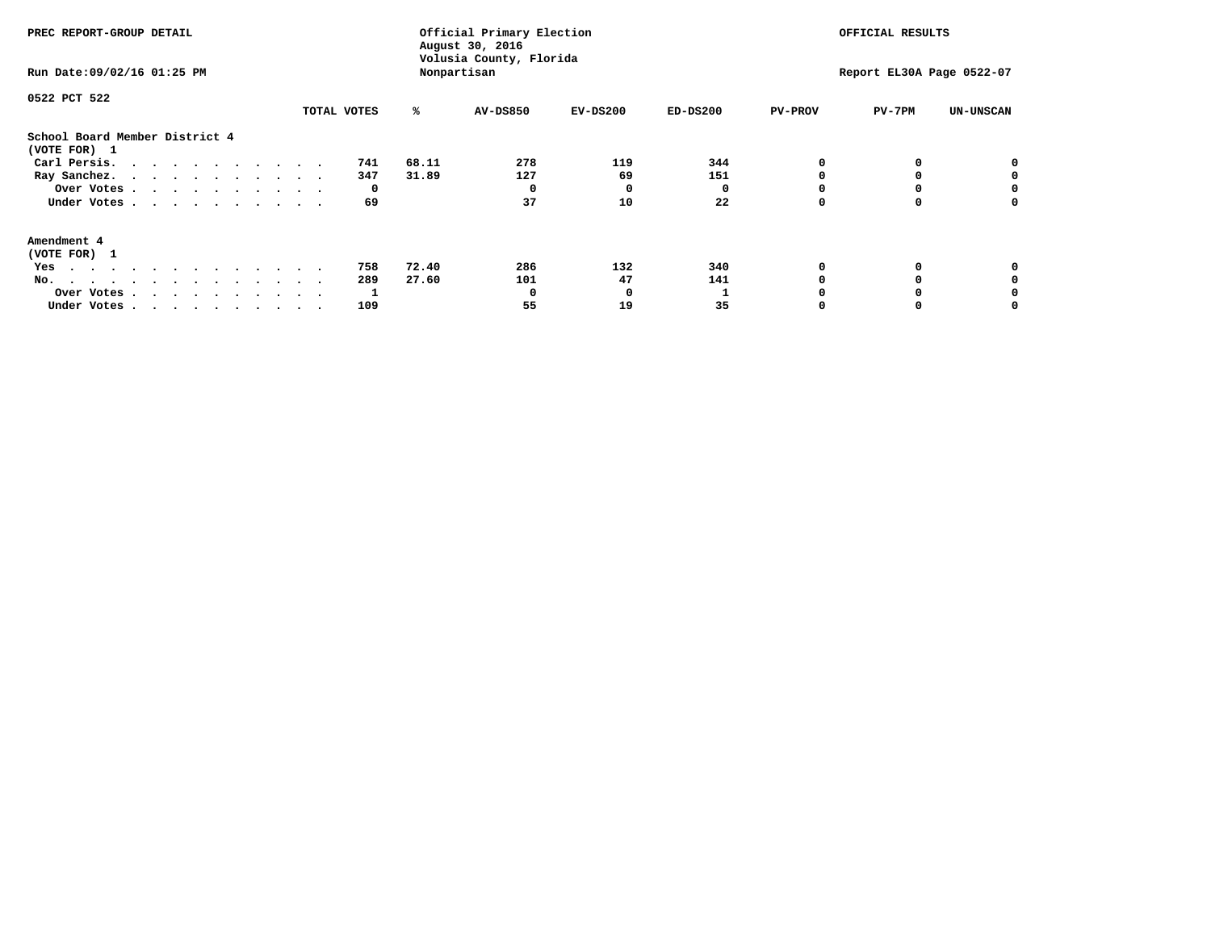PREC REPORT-GROUP DETAIL

Official Primary Election
August 30, 2016
Volusia County, Florida
Nonpartisan

OFFICIAL RESULTS

Run Date:09/02/16 01:25 PM

Report EL30A Page 0522-07

0522 PCT 522

| | TOTAL VOTES | % | AV-DS850 | EV-DS200 | ED-DS200 | PV-PROV | PV-7PM | UN-UNSCAN |
|---|---|---|---|---|---|---|---|---|
| **School Board Member District 4** | | | | | | | | |
| **(VOTE FOR) 1** | | | | | | | | |
| Carl Persis. | 741 | 68.11 | 278 | 119 | 344 | 0 | 0 | 0 |
| Ray Sanchez. | 347 | 31.89 | 127 | 69 | 151 | 0 | 0 | 0 |
| Over Votes | 0 | | 0 | 0 | 0 | 0 | 0 | 0 |
| Under Votes | 69 | | 37 | 10 | 22 | 0 | 0 | 0 |
| **Amendment 4** | | | | | | | | |
| **(VOTE FOR) 1** | | | | | | | | |
| Yes | 758 | 72.40 | 286 | 132 | 340 | 0 | 0 | 0 |
| No. | 289 | 27.60 | 101 | 47 | 141 | 0 | 0 | 0 |
| Over Votes | 1 | | 0 | 0 | 1 | 0 | 0 | 0 |
| Under Votes | 109 | | 55 | 19 | 35 | 0 | 0 | 0 |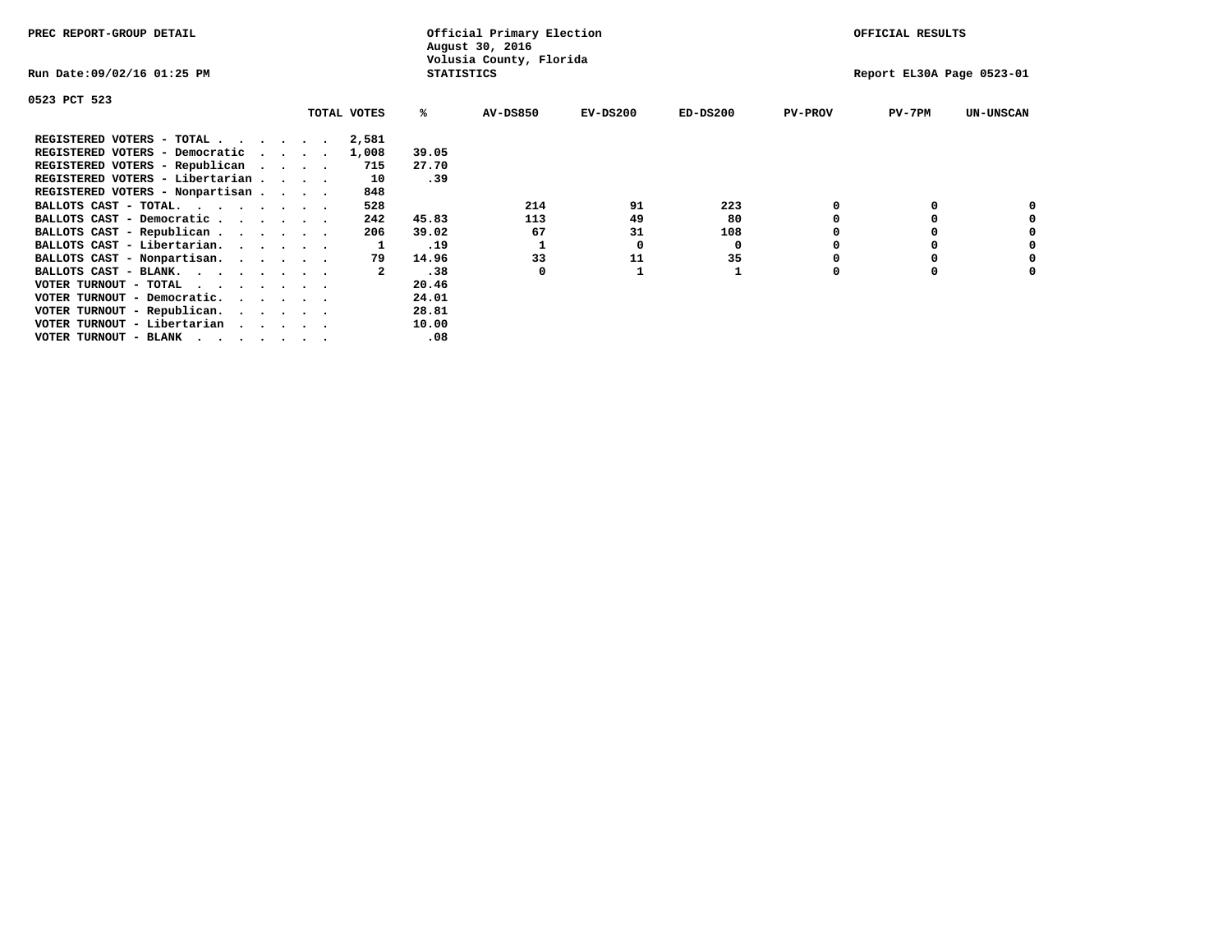PREC REPORT-GROUP DETAIL

Official Primary Election
August 30, 2016
Volusia County, Florida
STATISTICS

OFFICIAL RESULTS

Run Date:09/02/16 01:25 PM

Report EL30A Page 0523-01

0523 PCT 523

| | TOTAL VOTES | % | AV-DS850 | EV-DS200 | ED-DS200 | PV-PROV | PV-7PM | UN-UNSCAN |
|---|---|---|---|---|---|---|---|---|
| REGISTERED VOTERS - TOTAL . . . . . . | 2,581 | | | | | | | |
| REGISTERED VOTERS - Democratic . . . . | 1,008 | 39.05 | | | | | | |
| REGISTERED VOTERS - Republican . . . . | 715 | 27.70 | | | | | | |
| REGISTERED VOTERS - Libertarian . . . . | 10 | .39 | | | | | | |
| REGISTERED VOTERS - Nonpartisan . . . . | 848 | | | | | | | |
| BALLOTS CAST - TOTAL. . . . . . . . | 528 | | 214 | 91 | 223 | 0 | 0 | 0 |
| BALLOTS CAST - Democratic . . . . . . | 242 | 45.83 | 113 | 49 | 80 | 0 | 0 | 0 |
| BALLOTS CAST - Republican . . . . . . | 206 | 39.02 | 67 | 31 | 108 | 0 | 0 | 0 |
| BALLOTS CAST - Libertarian. . . . . . | 1 | .19 | 1 | 0 | 0 | 0 | 0 | 0 |
| BALLOTS CAST - Nonpartisan. . . . . . | 79 | 14.96 | 33 | 11 | 35 | 0 | 0 | 0 |
| BALLOTS CAST - BLANK. . . . . . . . | 2 | .38 | 0 | 1 | 1 | 0 | 0 | 0 |
| VOTER TURNOUT - TOTAL . . . . . . . | | 20.46 | | | | | | |
| VOTER TURNOUT - Democratic. . . . . . | | 24.01 | | | | | | |
| VOTER TURNOUT - Republican. . . . . . | | 28.81 | | | | | | |
| VOTER TURNOUT - Libertarian . . . . . | | 10.00 | | | | | | |
| VOTER TURNOUT - BLANK . . . . . . . | | .08 | | | | | | |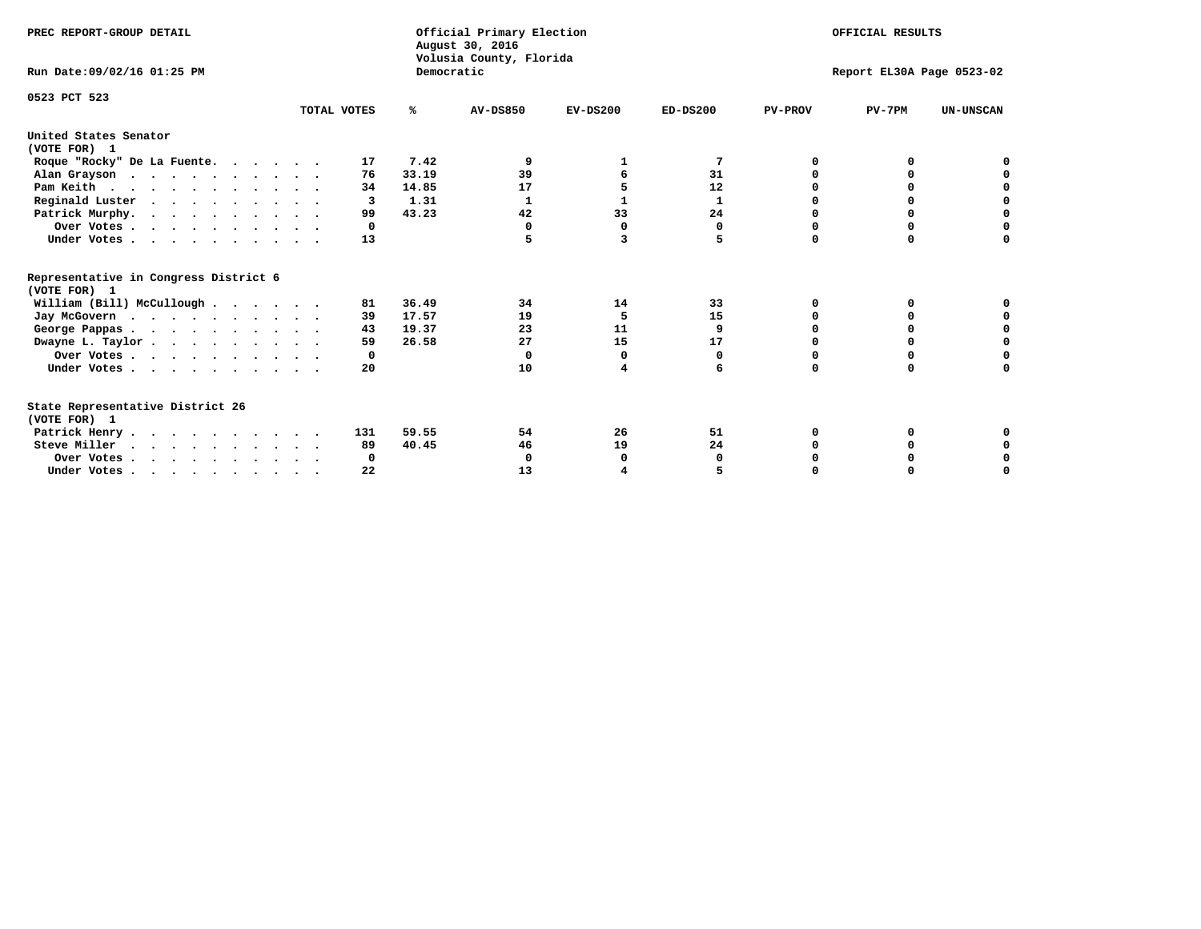PREC REPORT-GROUP DETAIL

Official Primary Election
August 30, 2016
Volusia County, Florida
Democratic

OFFICIAL RESULTS

Run Date:09/02/16 01:25 PM

Report EL30A Page 0523-02

0523 PCT 523

| | TOTAL VOTES | % | AV-DS850 | EV-DS200 | ED-DS200 | PV-PROV | PV-7PM | UN-UNSCAN |
|---|---|---|---|---|---|---|---|---|
| **United States Senator (VOTE FOR) 1** | | | | | | | | |
| Roque "Rocky" De La Fuente | 17 | 7.42 | 9 | 1 | 7 | 0 | 0 | 0 |
| Alan Grayson | 76 | 33.19 | 39 | 6 | 31 | 0 | 0 | 0 |
| Pam Keith | 34 | 14.85 | 17 | 5 | 12 | 0 | 0 | 0 |
| Reginald Luster | 3 | 1.31 | 1 | 1 | 1 | 0 | 0 | 0 |
| Patrick Murphy | 99 | 43.23 | 42 | 33 | 24 | 0 | 0 | 0 |
| Over Votes | 0 | | 0 | 0 | 0 | 0 | 0 | 0 |
| Under Votes | 13 | | 5 | 3 | 5 | 0 | 0 | 0 |
| **Representative in Congress District 6 (VOTE FOR) 1** | | | | | | | | |
| William (Bill) McCullough | 81 | 36.49 | 34 | 14 | 33 | 0 | 0 | 0 |
| Jay McGovern | 39 | 17.57 | 19 | 5 | 15 | 0 | 0 | 0 |
| George Pappas | 43 | 19.37 | 23 | 11 | 9 | 0 | 0 | 0 |
| Dwayne L. Taylor | 59 | 26.58 | 27 | 15 | 17 | 0 | 0 | 0 |
| Over Votes | 0 | | 0 | 0 | 0 | 0 | 0 | 0 |
| Under Votes | 20 | | 10 | 4 | 6 | 0 | 0 | 0 |
| **State Representative District 26 (VOTE FOR) 1** | | | | | | | | |
| Patrick Henry | 131 | 59.55 | 54 | 26 | 51 | 0 | 0 | 0 |
| Steve Miller | 89 | 40.45 | 46 | 19 | 24 | 0 | 0 | 0 |
| Over Votes | 0 | | 0 | 0 | 0 | 0 | 0 | 0 |
| Under Votes | 22 | | 13 | 4 | 5 | 0 | 0 | 0 |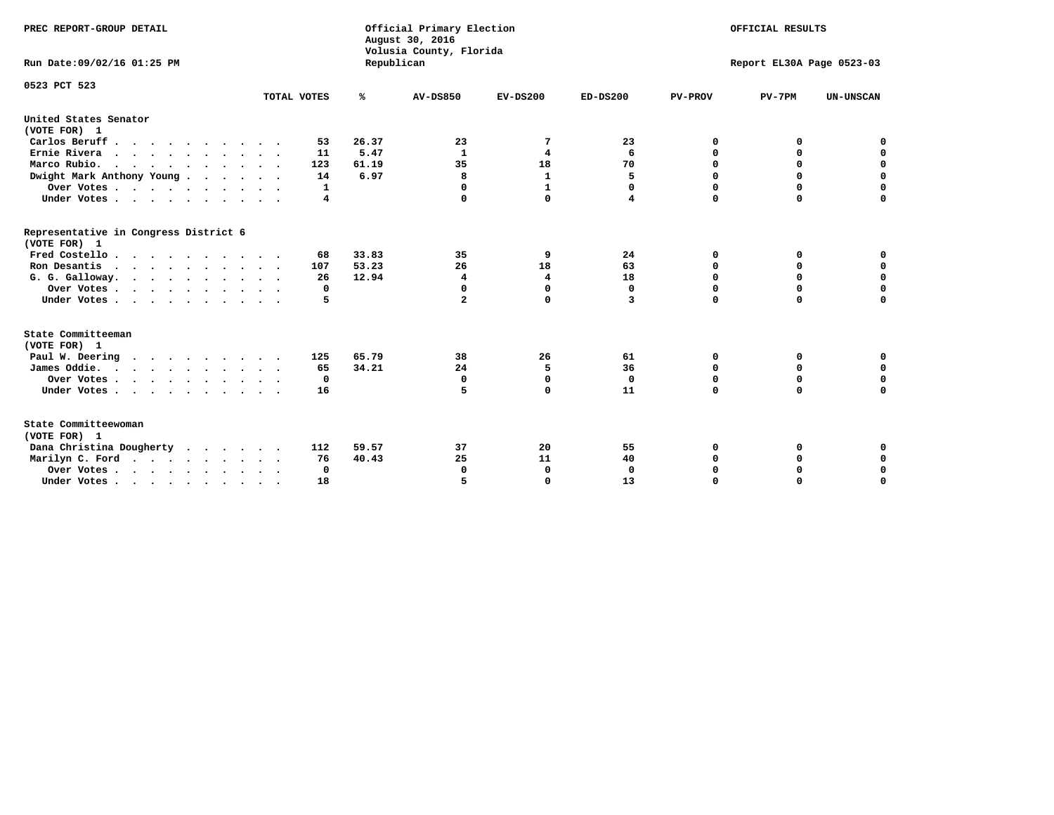PREC REPORT-GROUP DETAIL

Official Primary Election
August 30, 2016
Volusia County, Florida
Republican

OFFICIAL RESULTS

Run Date:09/02/16 01:25 PM

Report EL30A Page 0523-03

0523 PCT 523

| | TOTAL VOTES | % | AV-DS850 | EV-DS200 | ED-DS200 | PV-PROV | PV-7PM | UN-UNSCAN |
|---|---|---|---|---|---|---|---|---|
| **United States Senator** | | | | | | | | |
| **(VOTE FOR) 1** | | | | | | | | |
| Carlos Beruff | 53 | 26.37 | 23 | 7 | 23 | 0 | 0 | 0 |
| Ernie Rivera | 11 | 5.47 | 1 | 4 | 6 | 0 | 0 | 0 |
| Marco Rubio. | 123 | 61.19 | 35 | 18 | 70 | 0 | 0 | 0 |
| Dwight Mark Anthony Young | 14 | 6.97 | 8 | 1 | 5 | 0 | 0 | 0 |
| Over Votes | 1 | | 0 | 1 | 0 | 0 | 0 | 0 |
| Under Votes | 4 | | 0 | 0 | 4 | 0 | 0 | 0 |
| **Representative in Congress District 6** | | | | | | | | |
| **(VOTE FOR) 1** | | | | | | | | |
| Fred Costello | 68 | 33.83 | 35 | 9 | 24 | 0 | 0 | 0 |
| Ron Desantis | 107 | 53.23 | 26 | 18 | 63 | 0 | 0 | 0 |
| G. G. Galloway. | 26 | 12.94 | 4 | 4 | 18 | 0 | 0 | 0 |
| Over Votes | 0 | | 0 | 0 | 0 | 0 | 0 | 0 |
| Under Votes | 5 | | 2 | 0 | 3 | 0 | 0 | 0 |
| **State Committeeman** | | | | | | | | |
| **(VOTE FOR) 1** | | | | | | | | |
| Paul W. Deering | 125 | 65.79 | 38 | 26 | 61 | 0 | 0 | 0 |
| James Oddie. | 65 | 34.21 | 24 | 5 | 36 | 0 | 0 | 0 |
| Over Votes | 0 | | 0 | 0 | 0 | 0 | 0 | 0 |
| Under Votes | 16 | | 5 | 0 | 11 | 0 | 0 | 0 |
| **State Committeewoman** | | | | | | | | |
| **(VOTE FOR) 1** | | | | | | | | |
| Dana Christina Dougherty | 112 | 59.57 | 37 | 20 | 55 | 0 | 0 | 0 |
| Marilyn C. Ford | 76 | 40.43 | 25 | 11 | 40 | 0 | 0 | 0 |
| Over Votes | 0 | | 0 | 0 | 0 | 0 | 0 | 0 |
| Under Votes | 18 | | 5 | 0 | 13 | 0 | 0 | 0 |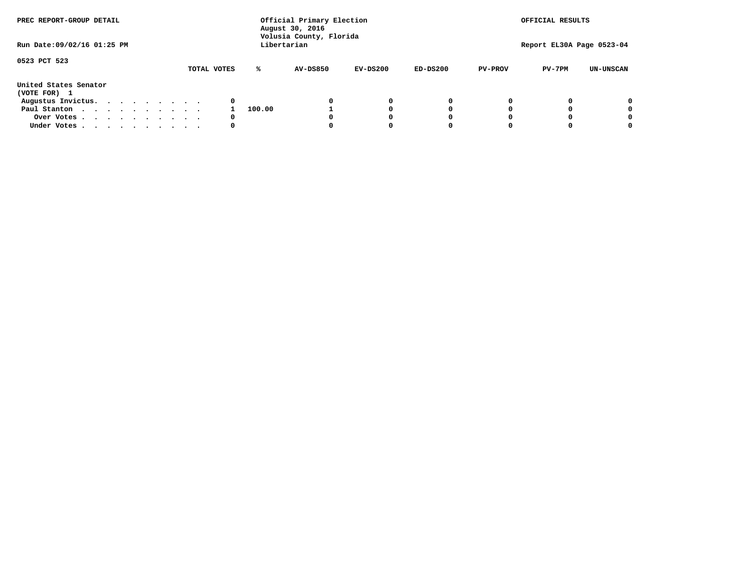PREC REPORT-GROUP DETAIL

Official Primary Election
August 30, 2016
Volusia County, Florida
Libertarian

OFFICIAL RESULTS

Run Date:09/02/16 01:25 PM

Report EL30A Page 0523-04

0523 PCT 523

United States Senator
(VOTE FOR) 1

| | TOTAL VOTES | % | AV-DS850 | EV-DS200 | ED-DS200 | PV-PROV | PV-7PM | UN-UNSCAN |
|---|---|---|---|---|---|---|---|---|
| Augustus Invictus. . . . . . . . . . | 0 | | 0 | 0 | 0 | 0 | 0 | 0 |
| Paul Stanton . . . . . . . . . . . | 1 | 100.00 | 1 | 0 | 0 | 0 | 0 | 0 |
| Over Votes . . . . . . . . . . . | 0 | | 0 | 0 | 0 | 0 | 0 | 0 |
| Under Votes . . . . . . . . . . . | 0 | | 0 | 0 | 0 | 0 | 0 | 0 |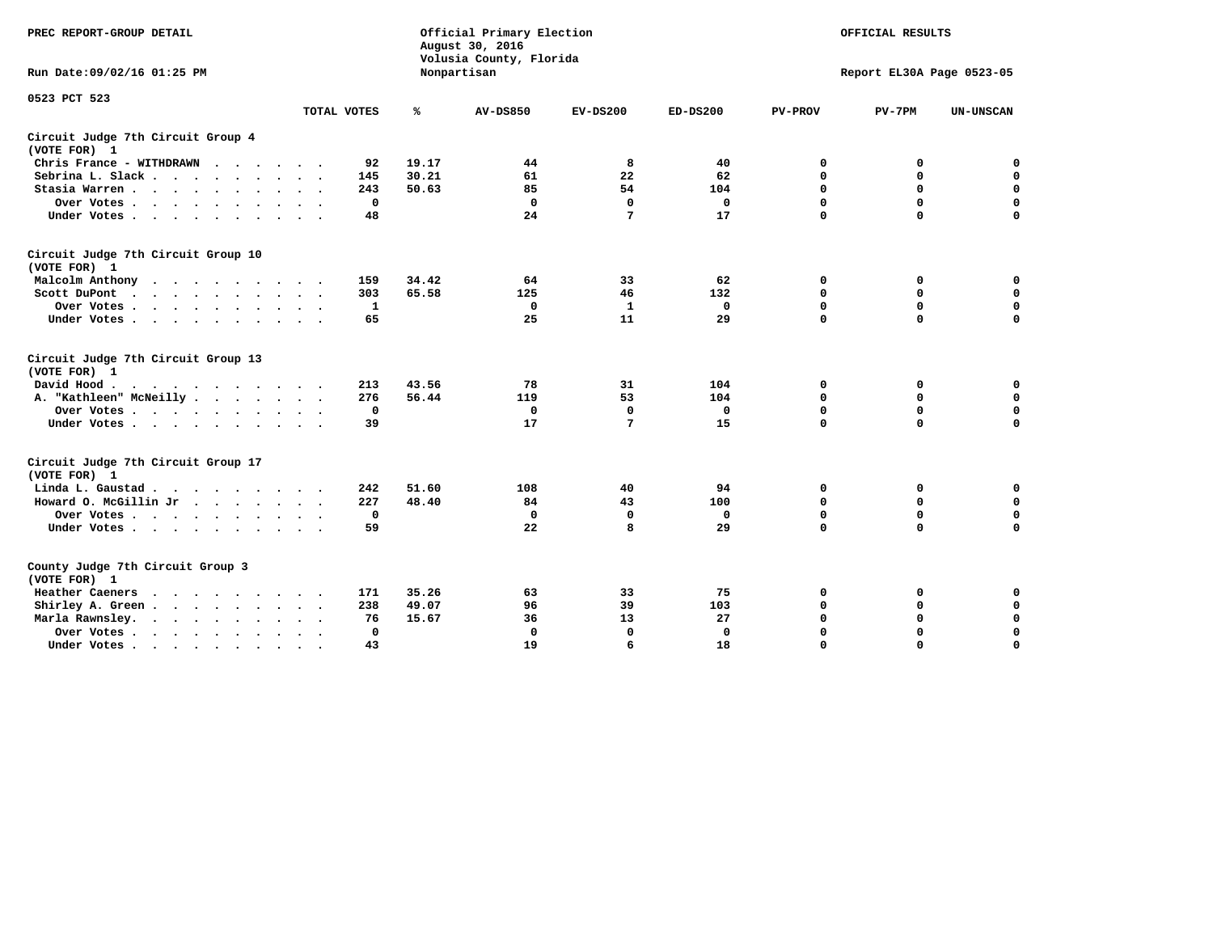PREC REPORT-GROUP DETAIL

Official Primary Election
August 30, 2016
Volusia County, Florida
Nonpartisan

OFFICIAL RESULTS

Run Date:09/02/16 01:25 PM

Report EL30A Page 0523-05

0523 PCT 523

| | TOTAL VOTES | % | AV-DS850 | EV-DS200 | ED-DS200 | PV-PROV | PV-7PM | UN-UNSCAN |
|---|---|---|---|---|---|---|---|---|
| **Circuit Judge 7th Circuit Group 4 (VOTE FOR) 1** | | | | | | | | |
| Chris France - WITHDRAWN | 92 | 19.17 | 44 | 8 | 40 | 0 | 0 | 0 |
| Sebrina L. Slack | 145 | 30.21 | 61 | 22 | 62 | 0 | 0 | 0 |
| Stasia Warren | 243 | 50.63 | 85 | 54 | 104 | 0 | 0 | 0 |
| Over Votes | 0 | | 0 | 0 | 0 | 0 | 0 | 0 |
| Under Votes | 48 | | 24 | 7 | 17 | 0 | 0 | 0 |
| **Circuit Judge 7th Circuit Group 10 (VOTE FOR) 1** | | | | | | | | |
| Malcolm Anthony | 159 | 34.42 | 64 | 33 | 62 | 0 | 0 | 0 |
| Scott DuPont | 303 | 65.58 | 125 | 46 | 132 | 0 | 0 | 0 |
| Over Votes | 1 | | 0 | 1 | 0 | 0 | 0 | 0 |
| Under Votes | 65 | | 25 | 11 | 29 | 0 | 0 | 0 |
| **Circuit Judge 7th Circuit Group 13 (VOTE FOR) 1** | | | | | | | | |
| David Hood | 213 | 43.56 | 78 | 31 | 104 | 0 | 0 | 0 |
| A. "Kathleen" McNeilly | 276 | 56.44 | 119 | 53 | 104 | 0 | 0 | 0 |
| Over Votes | 0 | | 0 | 0 | 0 | 0 | 0 | 0 |
| Under Votes | 39 | | 17 | 7 | 15 | 0 | 0 | 0 |
| **Circuit Judge 7th Circuit Group 17 (VOTE FOR) 1** | | | | | | | | |
| Linda L. Gaustad | 242 | 51.60 | 108 | 40 | 94 | 0 | 0 | 0 |
| Howard O. McGillin Jr | 227 | 48.40 | 84 | 43 | 100 | 0 | 0 | 0 |
| Over Votes | 0 | | 0 | 0 | 0 | 0 | 0 | 0 |
| Under Votes | 59 | | 22 | 8 | 29 | 0 | 0 | 0 |
| **County Judge 7th Circuit Group 3 (VOTE FOR) 1** | | | | | | | | |
| Heather Caeners | 171 | 35.26 | 63 | 33 | 75 | 0 | 0 | 0 |
| Shirley A. Green | 238 | 49.07 | 96 | 39 | 103 | 0 | 0 | 0 |
| Marla Rawnsley. | 76 | 15.67 | 36 | 13 | 27 | 0 | 0 | 0 |
| Over Votes | 0 | | 0 | 0 | 0 | 0 | 0 | 0 |
| Under Votes | 43 | | 19 | 6 | 18 | 0 | 0 | 0 |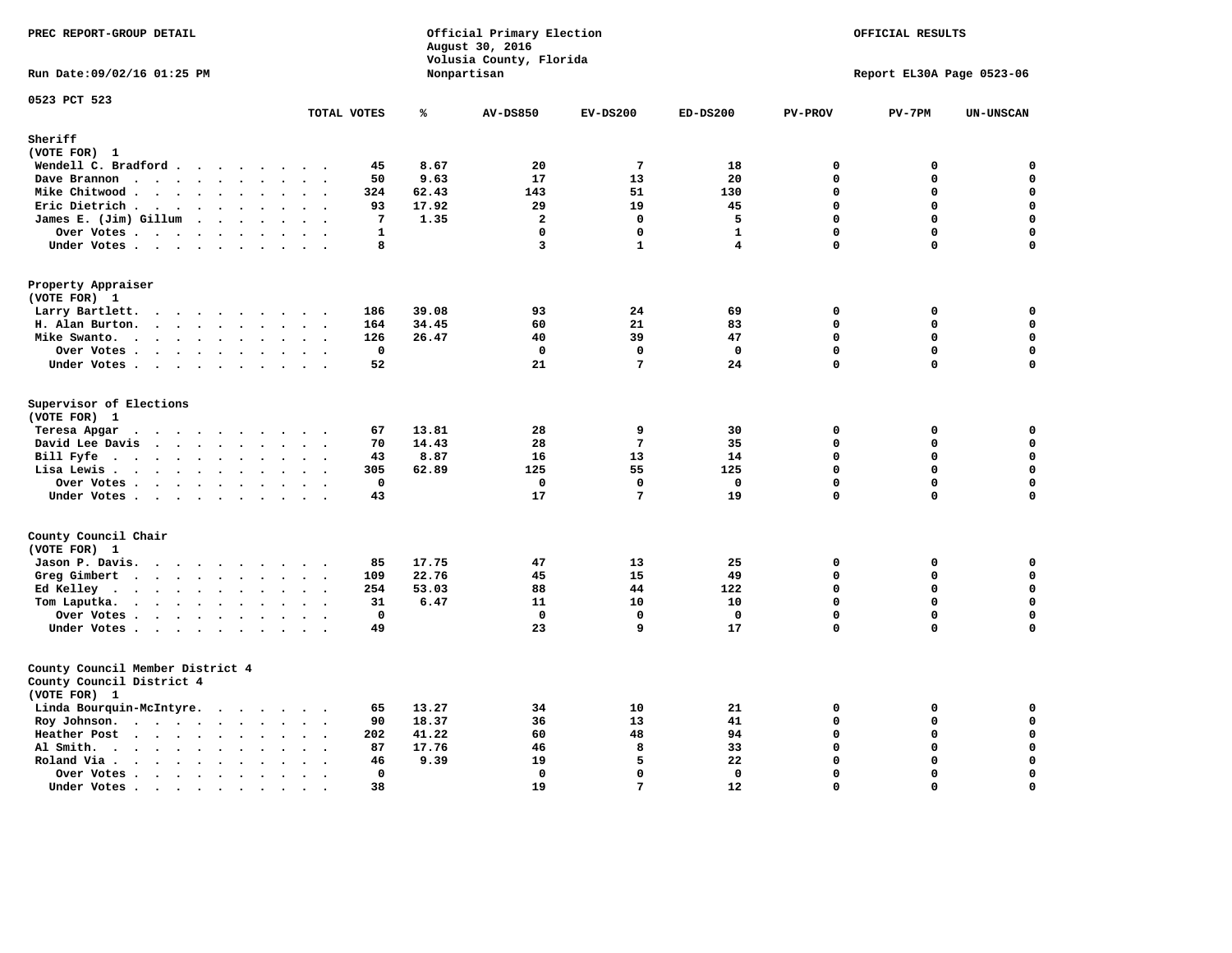PREC REPORT-GROUP DETAIL

Official Primary Election
August 30, 2016
Volusia County, Florida
Nonpartisan

OFFICIAL RESULTS

Run Date:09/02/16 01:25 PM

Report EL30A Page 0523-06

0523 PCT 523

| | TOTAL VOTES | % | AV-DS850 | EV-DS200 | ED-DS200 | PV-PROV | PV-7PM | UN-UNSCAN |
|---|---|---|---|---|---|---|---|---|
| **Sheriff** | | | | | | | | |
| (VOTE FOR) 1 | | | | | | | | |
| Wendell C. Bradford | 45 | 8.67 | 20 | 7 | 18 | 0 | 0 | 0 |
| Dave Brannon | 50 | 9.63 | 17 | 13 | 20 | 0 | 0 | 0 |
| Mike Chitwood | 324 | 62.43 | 143 | 51 | 130 | 0 | 0 | 0 |
| Eric Dietrich | 93 | 17.92 | 29 | 19 | 45 | 0 | 0 | 0 |
| James E. (Jim) Gillum | 7 | 1.35 | 2 | 0 | 5 | 0 | 0 | 0 |
| Over Votes | 1 | | 0 | 0 | 1 | 0 | 0 | 0 |
| Under Votes | 8 | | 3 | 1 | 4 | 0 | 0 | 0 |
| **Property Appraiser** | | | | | | | | |
| (VOTE FOR) 1 | | | | | | | | |
| Larry Bartlett | 186 | 39.08 | 93 | 24 | 69 | 0 | 0 | 0 |
| H. Alan Burton | 164 | 34.45 | 60 | 21 | 83 | 0 | 0 | 0 |
| Mike Swanto | 126 | 26.47 | 40 | 39 | 47 | 0 | 0 | 0 |
| Over Votes | 0 | | 0 | 0 | 0 | 0 | 0 | 0 |
| Under Votes | 52 | | 21 | 7 | 24 | 0 | 0 | 0 |
| **Supervisor of Elections** | | | | | | | | |
| (VOTE FOR) 1 | | | | | | | | |
| Teresa Apgar | 67 | 13.81 | 28 | 9 | 30 | 0 | 0 | 0 |
| David Lee Davis | 70 | 14.43 | 28 | 7 | 35 | 0 | 0 | 0 |
| Bill Fyfe | 43 | 8.87 | 16 | 13 | 14 | 0 | 0 | 0 |
| Lisa Lewis | 305 | 62.89 | 125 | 55 | 125 | 0 | 0 | 0 |
| Over Votes | 0 | | 0 | 0 | 0 | 0 | 0 | 0 |
| Under Votes | 43 | | 17 | 7 | 19 | 0 | 0 | 0 |
| **County Council Chair** | | | | | | | | |
| (VOTE FOR) 1 | | | | | | | | |
| Jason P. Davis | 85 | 17.75 | 47 | 13 | 25 | 0 | 0 | 0 |
| Greg Gimbert | 109 | 22.76 | 45 | 15 | 49 | 0 | 0 | 0 |
| Ed Kelley | 254 | 53.03 | 88 | 44 | 122 | 0 | 0 | 0 |
| Tom Laputka | 31 | 6.47 | 11 | 10 | 10 | 0 | 0 | 0 |
| Over Votes | 0 | | 0 | 0 | 0 | 0 | 0 | 0 |
| Under Votes | 49 | | 23 | 9 | 17 | 0 | 0 | 0 |
| **County Council Member District 4** | | | | | | | | |
| County Council District 4 | | | | | | | | |
| (VOTE FOR) 1 | | | | | | | | |
| Linda Bourquin-McIntyre | 65 | 13.27 | 34 | 10 | 21 | 0 | 0 | 0 |
| Roy Johnson | 90 | 18.37 | 36 | 13 | 41 | 0 | 0 | 0 |
| Heather Post | 202 | 41.22 | 60 | 48 | 94 | 0 | 0 | 0 |
| Al Smith | 87 | 17.76 | 46 | 8 | 33 | 0 | 0 | 0 |
| Roland Via | 46 | 9.39 | 19 | 5 | 22 | 0 | 0 | 0 |
| Over Votes | 0 | | 0 | 0 | 0 | 0 | 0 | 0 |
| Under Votes | 38 | | 19 | 7 | 12 | 0 | 0 | 0 |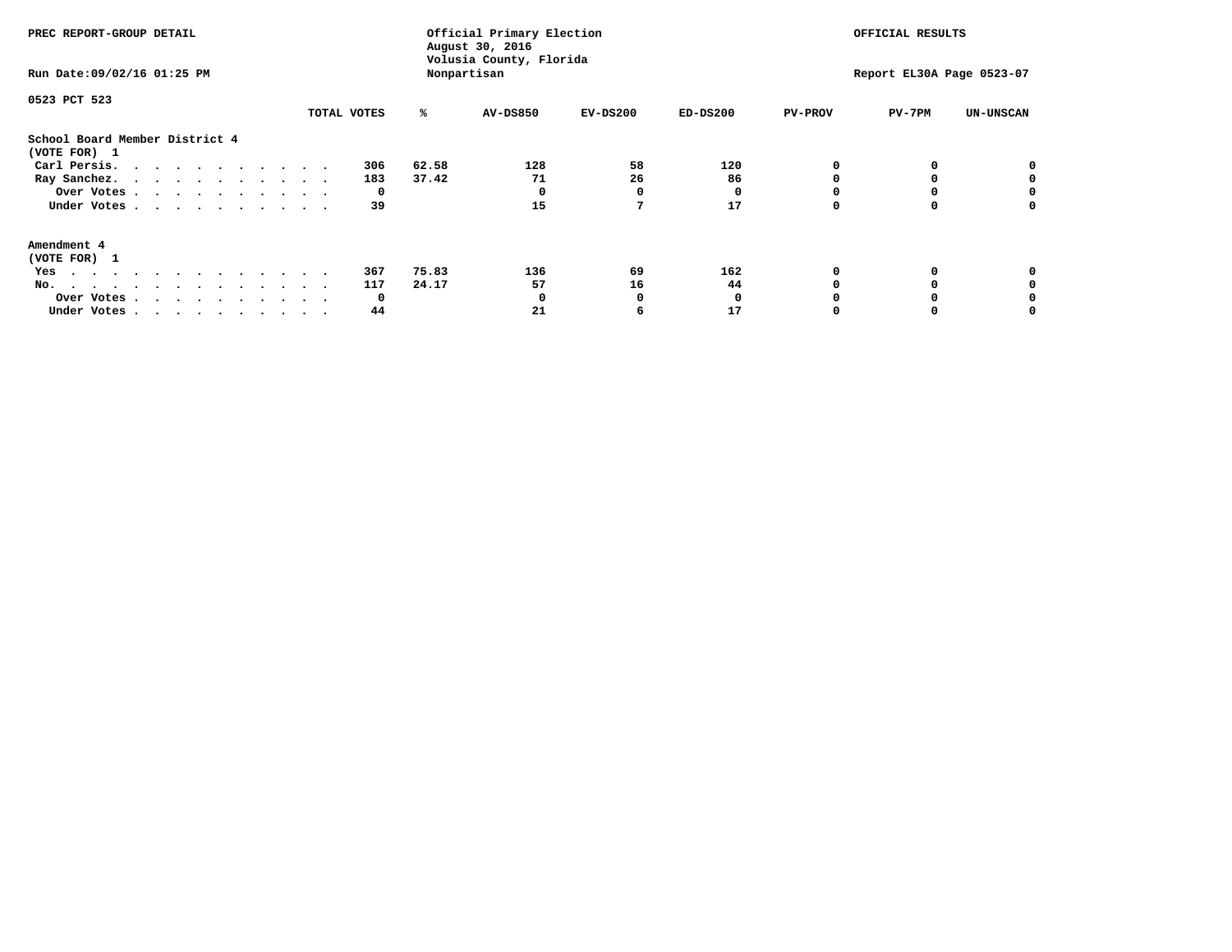PREC REPORT-GROUP DETAIL

Official Primary Election
August 30, 2016
Volusia County, Florida
Nonpartisan

OFFICIAL RESULTS

Run Date:09/02/16 01:25 PM

Report EL30A Page 0523-07

0523 PCT 523

**School Board Member District 4**
(VOTE FOR) 1

| | TOTAL VOTES | % | AV-DS850 | EV-DS200 | ED-DS200 | PV-PROV | PV-7PM | UN-UNSCAN |
|---|---|---|---|---|---|---|---|---|
| Carl Persis | 306 | 62.58 | 128 | 58 | 120 | 0 | 0 | 0 |
| Ray Sanchez | 183 | 37.42 | 71 | 26 | 86 | 0 | 0 | 0 |
| Over Votes | 0 | | 0 | 0 | 0 | 0 | 0 | 0 |
| Under Votes | 39 | | 15 | 7 | 17 | 0 | 0 | 0 |

**Amendment 4**
(VOTE FOR) 1

| | TOTAL VOTES | % | AV-DS850 | EV-DS200 | ED-DS200 | PV-PROV | PV-7PM | UN-UNSCAN |
|---|---|---|---|---|---|---|---|---|
| Yes | 367 | 75.83 | 136 | 69 | 162 | 0 | 0 | 0 |
| No | 117 | 24.17 | 57 | 16 | 44 | 0 | 0 | 0 |
| Over Votes | 0 | | 0 | 0 | 0 | 0 | 0 | 0 |
| Under Votes | 44 | | 21 | 6 | 17 | 0 | 0 | 0 |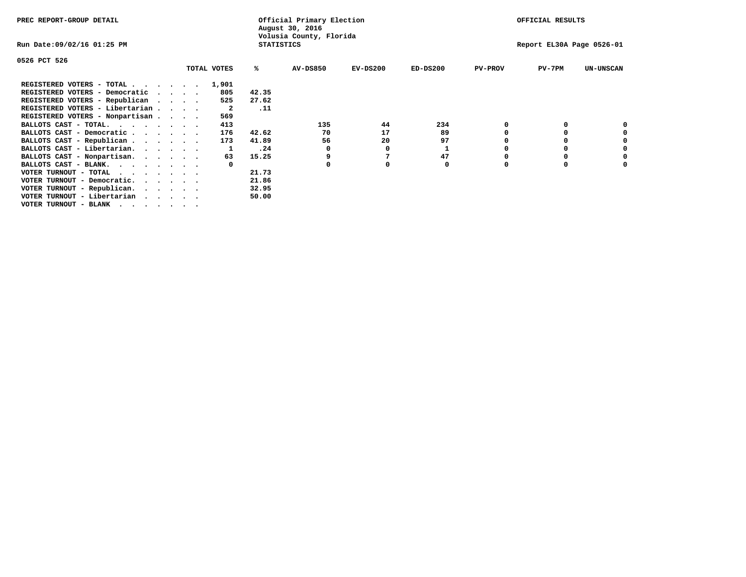PREC REPORT-GROUP DETAIL

Official Primary Election
August 30, 2016
Volusia County, Florida
STATISTICS

OFFICIAL RESULTS

Run Date:09/02/16 01:25 PM

Report EL30A Page 0526-01

0526 PCT 526

| | TOTAL VOTES | % | AV-DS850 | EV-DS200 | ED-DS200 | PV-PROV | PV-7PM | UN-UNSCAN |
|---|---|---|---|---|---|---|---|---|
| REGISTERED VOTERS - TOTAL . . . . . . | 1,901 | | | | | | | |
| REGISTERED VOTERS - Democratic . . . . | 805 | 42.35 | | | | | | |
| REGISTERED VOTERS - Republican . . . . | 525 | 27.62 | | | | | | |
| REGISTERED VOTERS - Libertarian . . . . | 2 | .11 | | | | | | |
| REGISTERED VOTERS - Nonpartisan . . . . | 569 | | | | | | | |
| BALLOTS CAST - TOTAL. . . . . . . . | 413 | | 135 | 44 | 234 | 0 | 0 | 0 |
| BALLOTS CAST - Democratic . . . . . . | 176 | 42.62 | 70 | 17 | 89 | 0 | 0 | 0 |
| BALLOTS CAST - Republican . . . . . . | 173 | 41.89 | 56 | 20 | 97 | 0 | 0 | 0 |
| BALLOTS CAST - Libertarian. . . . . . | 1 | .24 | 0 | 0 | 1 | 0 | 0 | 0 |
| BALLOTS CAST - Nonpartisan. . . . . . | 63 | 15.25 | 9 | 7 | 47 | 0 | 0 | 0 |
| BALLOTS CAST - BLANK. . . . . . . . | 0 | | 0 | 0 | 0 | 0 | 0 | 0 |
| VOTER TURNOUT - TOTAL . . . . . . . | | 21.73 | | | | | | |
| VOTER TURNOUT - Democratic. . . . . . | | 21.86 | | | | | | |
| VOTER TURNOUT - Republican. . . . . . | | 32.95 | | | | | | |
| VOTER TURNOUT - Libertarian . . . . . | | 50.00 | | | | | | |
| VOTER TURNOUT - BLANK . . . . . . . | | | | | | | | |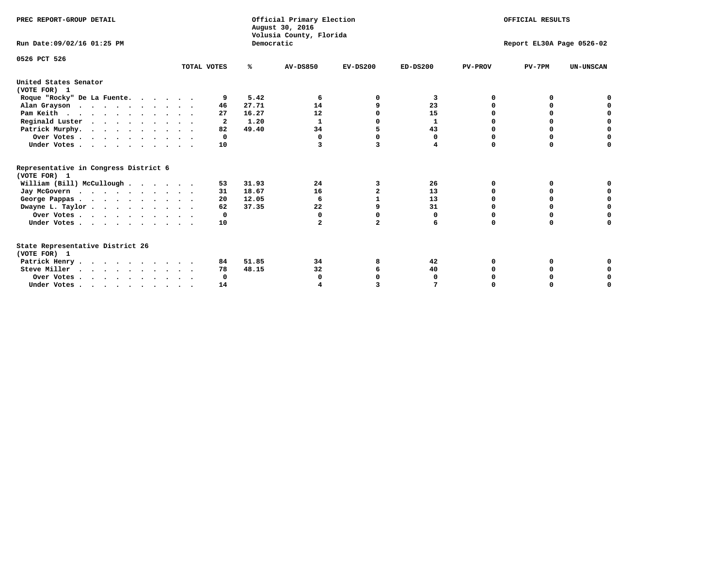PREC REPORT-GROUP DETAIL

Official Primary Election
August 30, 2016
Volusia County, Florida
Democratic

OFFICIAL RESULTS

Run Date:09/02/16 01:25 PM

Report EL30A Page 0526-02

0526 PCT 526

| | TOTAL VOTES | % | AV-DS850 | EV-DS200 | ED-DS200 | PV-PROV | PV-7PM | UN-UNSCAN |
|---|---|---|---|---|---|---|---|---|
| **United States Senator (VOTE FOR) 1** | | | | | | | | |
| Roque "Rocky" De La Fuente. . . . . . | 9 | 5.42 | 6 | 0 | 3 | 0 | 0 | 0 |
| Alan Grayson . . . . . . . . . . | 46 | 27.71 | 14 | 9 | 23 | 0 | 0 | 0 |
| Pam Keith . . . . . . . . . . . | 27 | 16.27 | 12 | 0 | 15 | 0 | 0 | 0 |
| Reginald Luster . . . . . . . . . | 2 | 1.20 | 1 | 0 | 1 | 0 | 0 | 0 |
| Patrick Murphy. . . . . . . . . . | 82 | 49.40 | 34 | 5 | 43 | 0 | 0 | 0 |
| Over Votes . . . . . . . . . . | 0 | | 0 | 0 | 0 | 0 | 0 | 0 |
| Under Votes . . . . . . . . . . | 10 | | 3 | 3 | 4 | 0 | 0 | 0 |
| **Representative in Congress District 6 (VOTE FOR) 1** | | | | | | | | |
| William (Bill) McCullough . . . . . . | 53 | 31.93 | 24 | 3 | 26 | 0 | 0 | 0 |
| Jay McGovern . . . . . . . . . . | 31 | 18.67 | 16 | 2 | 13 | 0 | 0 | 0 |
| George Pappas . . . . . . . . . . | 20 | 12.05 | 6 | 1 | 13 | 0 | 0 | 0 |
| Dwayne L. Taylor . . . . . . . . . | 62 | 37.35 | 22 | 9 | 31 | 0 | 0 | 0 |
| Over Votes . . . . . . . . . . | 0 | | 0 | 0 | 0 | 0 | 0 | 0 |
| Under Votes . . . . . . . . . . | 10 | | 2 | 2 | 6 | 0 | 0 | 0 |
| **State Representative District 26 (VOTE FOR) 1** | | | | | | | | |
| Patrick Henry . . . . . . . . . . | 84 | 51.85 | 34 | 8 | 42 | 0 | 0 | 0 |
| Steve Miller . . . . . . . . . . | 78 | 48.15 | 32 | 6 | 40 | 0 | 0 | 0 |
| Over Votes . . . . . . . . . . | 0 | | 0 | 0 | 0 | 0 | 0 | 0 |
| Under Votes . . . . . . . . . . | 14 | | 4 | 3 | 7 | 0 | 0 | 0 |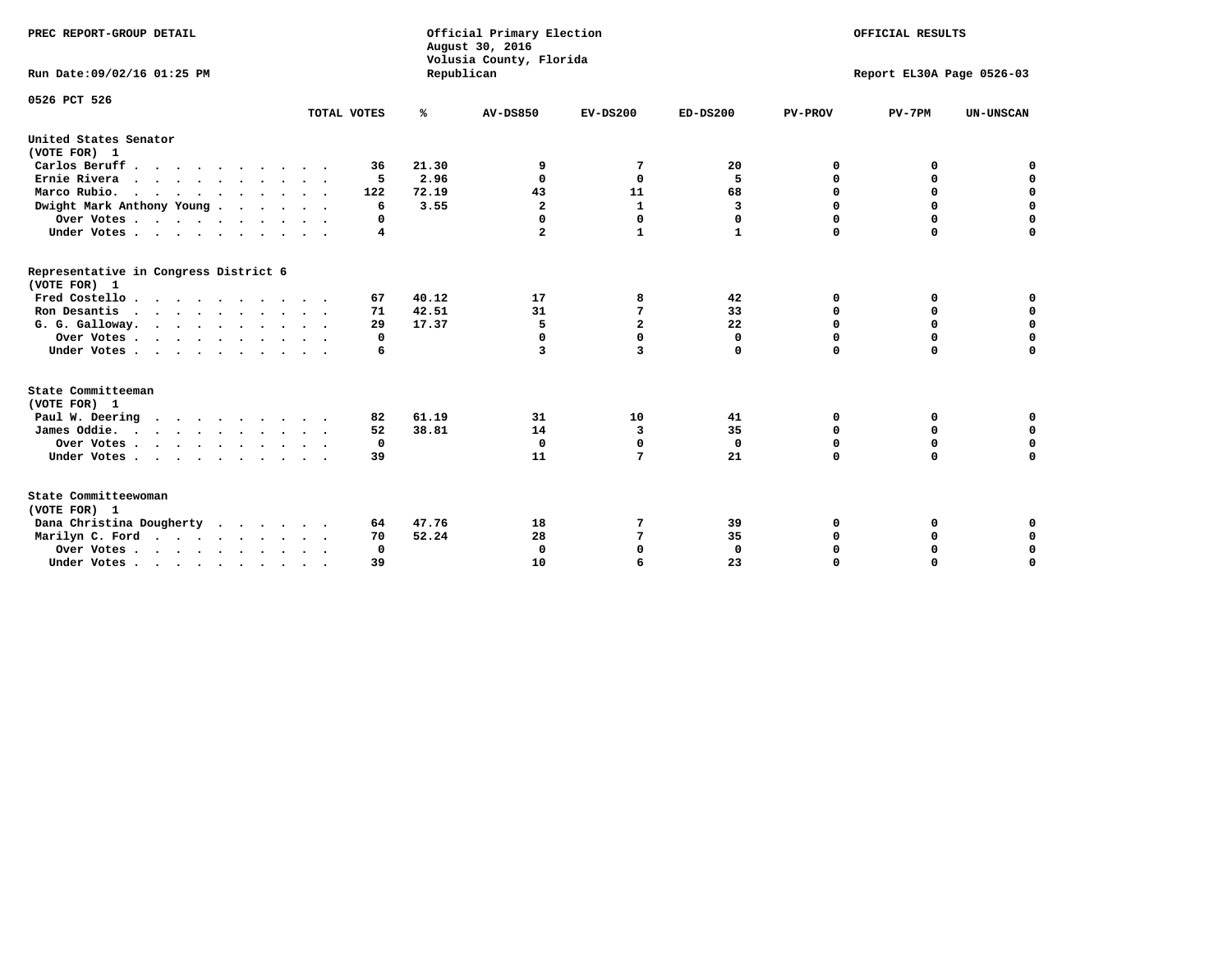PREC REPORT-GROUP DETAIL

Official Primary Election
August 30, 2016
Volusia County, Florida
Republican

OFFICIAL RESULTS

Run Date:09/02/16 01:25 PM

Report EL30A Page 0526-03

0526 PCT 526

| | TOTAL VOTES | % | AV-DS850 | EV-DS200 | ED-DS200 | PV-PROV | PV-7PM | UN-UNSCAN |
|---|---|---|---|---|---|---|---|---|
| **United States Senator** | | | | | | | | |
| **(VOTE FOR) 1** | | | | | | | | |
| Carlos Beruff | 36 | 21.30 | 9 | 7 | 20 | 0 | 0 | 0 |
| Ernie Rivera | 5 | 2.96 | 0 | 0 | 5 | 0 | 0 | 0 |
| Marco Rubio. | 122 | 72.19 | 43 | 11 | 68 | 0 | 0 | 0 |
| Dwight Mark Anthony Young | 6 | 3.55 | 2 | 1 | 3 | 0 | 0 | 0 |
| Over Votes | 0 | | 0 | 0 | 0 | 0 | 0 | 0 |
| Under Votes | 4 | | 2 | 1 | 1 | 0 | 0 | 0 |
| **Representative in Congress District 6** | | | | | | | | |
| **(VOTE FOR) 1** | | | | | | | | |
| Fred Costello | 67 | 40.12 | 17 | 8 | 42 | 0 | 0 | 0 |
| Ron Desantis | 71 | 42.51 | 31 | 7 | 33 | 0 | 0 | 0 |
| G. G. Galloway. | 29 | 17.37 | 5 | 2 | 22 | 0 | 0 | 0 |
| Over Votes | 0 | | 0 | 0 | 0 | 0 | 0 | 0 |
| Under Votes | 6 | | 3 | 3 | 0 | 0 | 0 | 0 |
| **State Committeeman** | | | | | | | | |
| **(VOTE FOR) 1** | | | | | | | | |
| Paul W. Deering | 82 | 61.19 | 31 | 10 | 41 | 0 | 0 | 0 |
| James Oddie. | 52 | 38.81 | 14 | 3 | 35 | 0 | 0 | 0 |
| Over Votes | 0 | | 0 | 0 | 0 | 0 | 0 | 0 |
| Under Votes | 39 | | 11 | 7 | 21 | 0 | 0 | 0 |
| **State Committeewoman** | | | | | | | | |
| **(VOTE FOR) 1** | | | | | | | | |
| Dana Christina Dougherty | 64 | 47.76 | 18 | 7 | 39 | 0 | 0 | 0 |
| Marilyn C. Ford | 70 | 52.24 | 28 | 7 | 35 | 0 | 0 | 0 |
| Over Votes | 0 | | 0 | 0 | 0 | 0 | 0 | 0 |
| Under Votes | 39 | | 10 | 6 | 23 | 0 | 0 | 0 |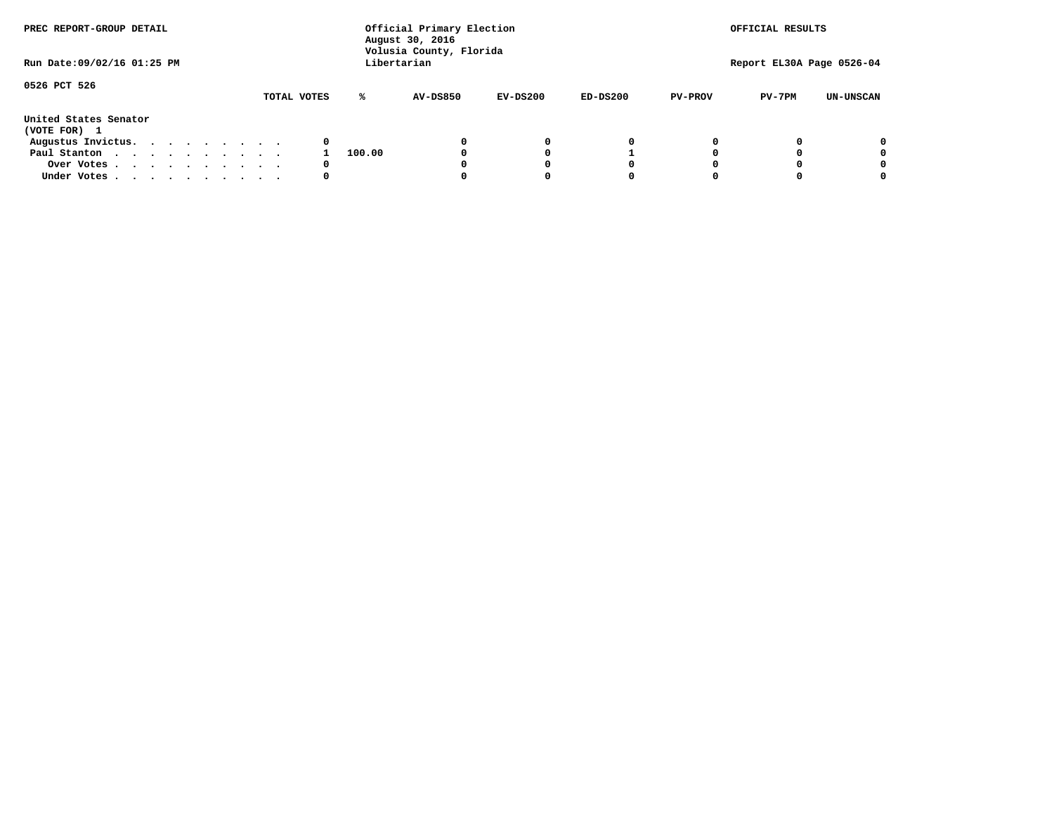PREC REPORT-GROUP DETAIL

Official Primary Election
August 30, 2016
Volusia County, Florida
Libertarian

OFFICIAL RESULTS

Run Date:09/02/16 01:25 PM

Report EL30A Page 0526-04

0526 PCT 526

United States Senator
(VOTE FOR) 1

| | TOTAL VOTES | % | AV-DS850 | EV-DS200 | ED-DS200 | PV-PROV | PV-7PM | UN-UNSCAN |
|---|---|---|---|---|---|---|---|---|
| Augustus Invictus. . . . . . . . . . | 0 | | 0 | 0 | 0 | 0 | 0 | 0 |
| Paul Stanton . . . . . . . . . . . | 1 | 100.00 | 0 | 0 | 1 | 0 | 0 | 0 |
| Over Votes . . . . . . . . . . . | 0 | | 0 | 0 | 0 | 0 | 0 | 0 |
| Under Votes . . . . . . . . . . . | 0 | | 0 | 0 | 0 | 0 | 0 | 0 |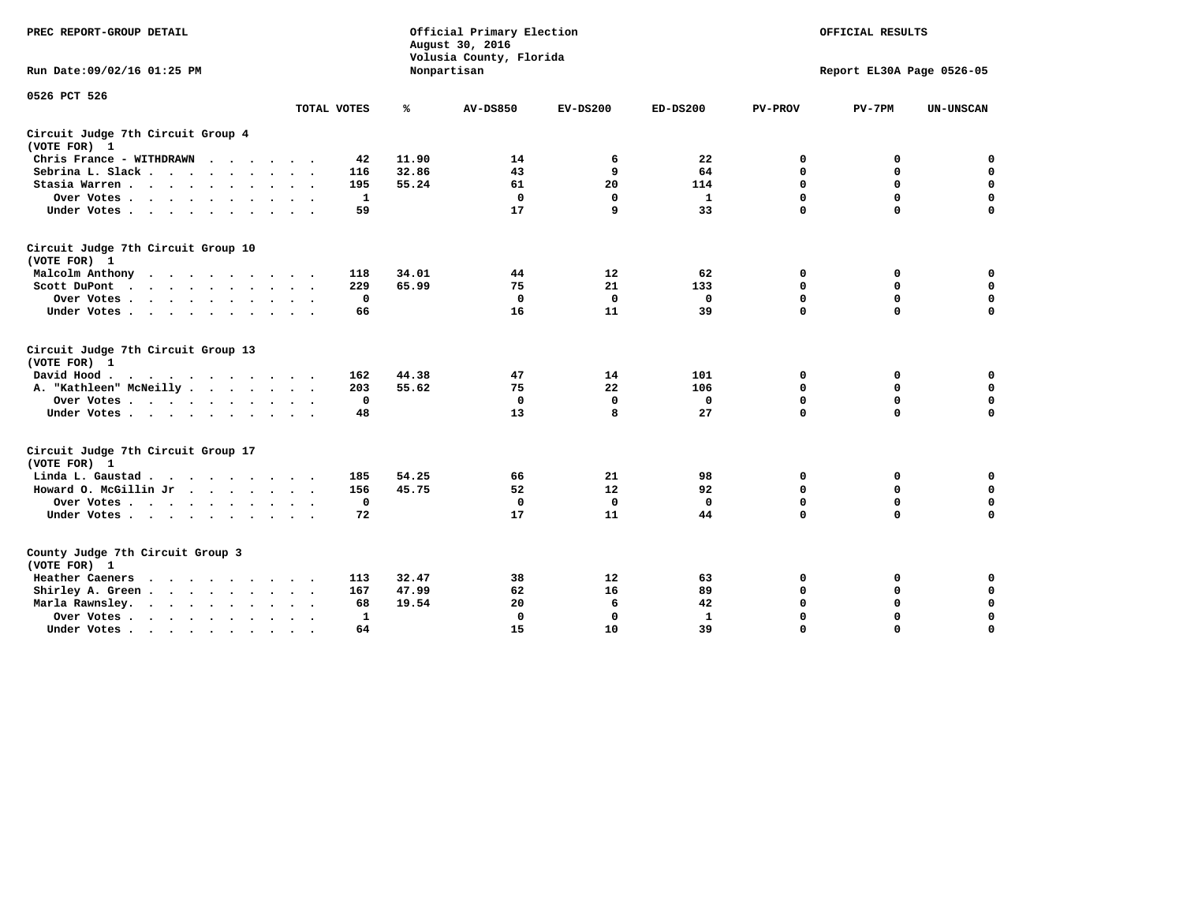PREC REPORT-GROUP DETAIL

Official Primary Election
August 30, 2016
Volusia County, Florida
Nonpartisan

OFFICIAL RESULTS

Run Date:09/02/16 01:25 PM

Report EL30A Page 0526-05

0526 PCT 526

| | TOTAL VOTES | % | AV-DS850 | EV-DS200 | ED-DS200 | PV-PROV | PV-7PM | UN-UNSCAN |
|---|---|---|---|---|---|---|---|---|
| **Circuit Judge 7th Circuit Group 4 (VOTE FOR) 1** | | | | | | | | |
| Chris France - WITHDRAWN | 42 | 11.90 | 14 | 6 | 22 | 0 | 0 | 0 |
| Sebrina L. Slack | 116 | 32.86 | 43 | 9 | 64 | 0 | 0 | 0 |
| Stasia Warren | 195 | 55.24 | 61 | 20 | 114 | 0 | 0 | 0 |
| Over Votes | 1 | | 0 | 0 | 1 | 0 | 0 | 0 |
| Under Votes | 59 | | 17 | 9 | 33 | 0 | 0 | 0 |
| **Circuit Judge 7th Circuit Group 10 (VOTE FOR) 1** | | | | | | | | |
| Malcolm Anthony | 118 | 34.01 | 44 | 12 | 62 | 0 | 0 | 0 |
| Scott DuPont | 229 | 65.99 | 75 | 21 | 133 | 0 | 0 | 0 |
| Over Votes | 0 | | 0 | 0 | 0 | 0 | 0 | 0 |
| Under Votes | 66 | | 16 | 11 | 39 | 0 | 0 | 0 |
| **Circuit Judge 7th Circuit Group 13 (VOTE FOR) 1** | | | | | | | | |
| David Hood | 162 | 44.38 | 47 | 14 | 101 | 0 | 0 | 0 |
| A. "Kathleen" McNeilly | 203 | 55.62 | 75 | 22 | 106 | 0 | 0 | 0 |
| Over Votes | 0 | | 0 | 0 | 0 | 0 | 0 | 0 |
| Under Votes | 48 | | 13 | 8 | 27 | 0 | 0 | 0 |
| **Circuit Judge 7th Circuit Group 17 (VOTE FOR) 1** | | | | | | | | |
| Linda L. Gaustad | 185 | 54.25 | 66 | 21 | 98 | 0 | 0 | 0 |
| Howard O. McGillin Jr | 156 | 45.75 | 52 | 12 | 92 | 0 | 0 | 0 |
| Over Votes | 0 | | 0 | 0 | 0 | 0 | 0 | 0 |
| Under Votes | 72 | | 17 | 11 | 44 | 0 | 0 | 0 |
| **County Judge 7th Circuit Group 3 (VOTE FOR) 1** | | | | | | | | |
| Heather Caeners | 113 | 32.47 | 38 | 12 | 63 | 0 | 0 | 0 |
| Shirley A. Green | 167 | 47.99 | 62 | 16 | 89 | 0 | 0 | 0 |
| Marla Rawnsley | 68 | 19.54 | 20 | 6 | 42 | 0 | 0 | 0 |
| Over Votes | 1 | | 0 | 0 | 1 | 0 | 0 | 0 |
| Under Votes | 64 | | 15 | 10 | 39 | 0 | 0 | 0 |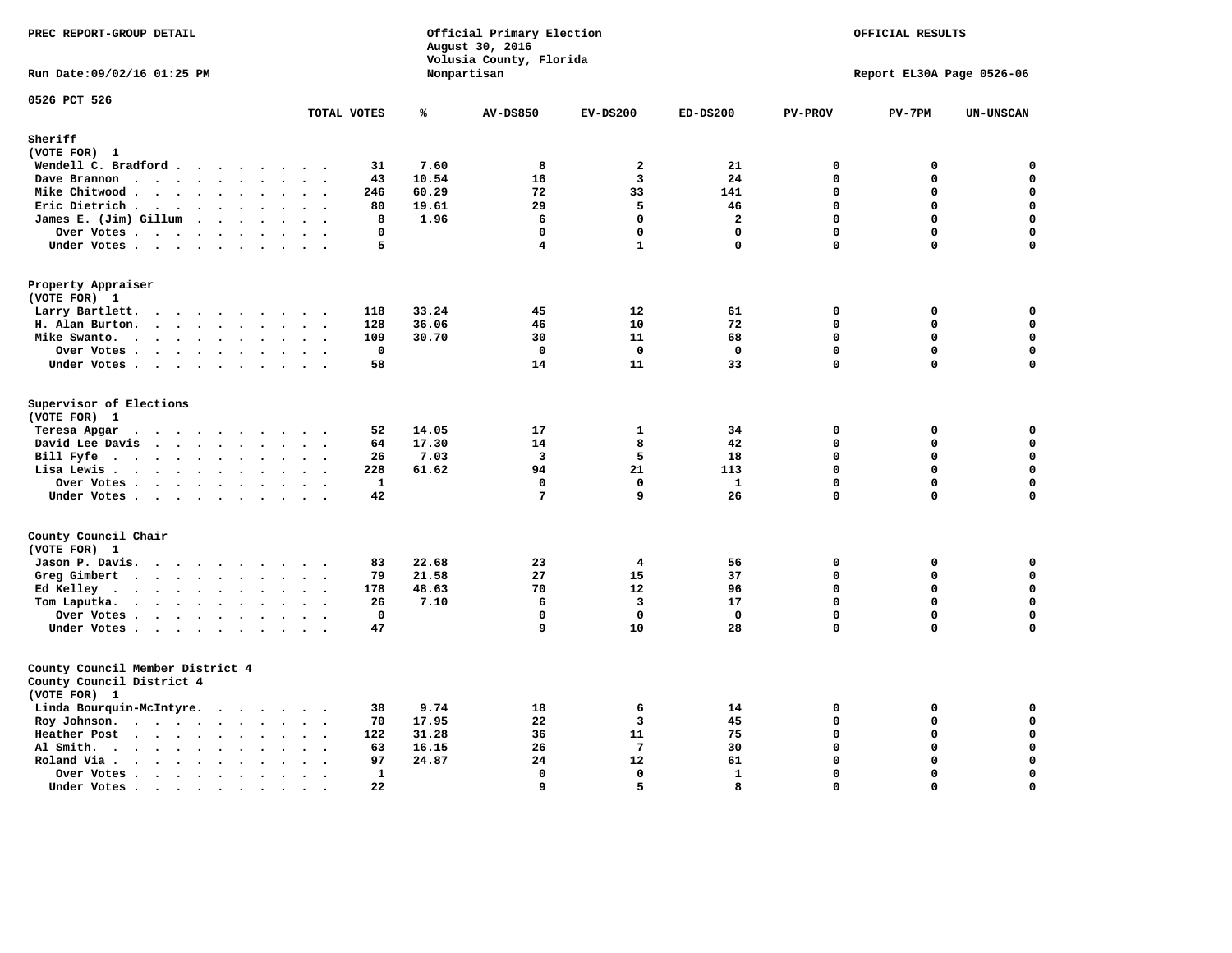PREC REPORT-GROUP DETAIL

Official Primary Election
August 30, 2016
Volusia County, Florida
Nonpartisan

OFFICIAL RESULTS

Run Date:09/02/16 01:25 PM

Report EL30A Page 0526-06

0526 PCT 526

| | TOTAL VOTES | % | AV-DS850 | EV-DS200 | ED-DS200 | PV-PROV | PV-7PM | UN-UNSCAN |
|---|---|---|---|---|---|---|---|---|
| **Sheriff** | | | | | | | | |
| **(VOTE FOR) 1** | | | | | | | | |
| Wendell C. Bradford | 31 | 7.60 | 8 | 2 | 21 | 0 | 0 | 0 |
| Dave Brannon | 43 | 10.54 | 16 | 3 | 24 | 0 | 0 | 0 |
| Mike Chitwood | 246 | 60.29 | 72 | 33 | 141 | 0 | 0 | 0 |
| Eric Dietrich | 80 | 19.61 | 29 | 5 | 46 | 0 | 0 | 0 |
| James E. (Jim) Gillum | 8 | 1.96 | 6 | 0 | 2 | 0 | 0 | 0 |
| Over Votes | 0 | | 0 | 0 | 0 | 0 | 0 | 0 |
| Under Votes | 5 | | 4 | 1 | 0 | 0 | 0 | 0 |
| **Property Appraiser** | | | | | | | | |
| **(VOTE FOR) 1** | | | | | | | | |
| Larry Bartlett | 118 | 33.24 | 45 | 12 | 61 | 0 | 0 | 0 |
| H. Alan Burton | 128 | 36.06 | 46 | 10 | 72 | 0 | 0 | 0 |
| Mike Swanto | 109 | 30.70 | 30 | 11 | 68 | 0 | 0 | 0 |
| Over Votes | 0 | | 0 | 0 | 0 | 0 | 0 | 0 |
| Under Votes | 58 | | 14 | 11 | 33 | 0 | 0 | 0 |
| **Supervisor of Elections** | | | | | | | | |
| **(VOTE FOR) 1** | | | | | | | | |
| Teresa Apgar | 52 | 14.05 | 17 | 1 | 34 | 0 | 0 | 0 |
| David Lee Davis | 64 | 17.30 | 14 | 8 | 42 | 0 | 0 | 0 |
| Bill Fyfe | 26 | 7.03 | 3 | 5 | 18 | 0 | 0 | 0 |
| Lisa Lewis | 228 | 61.62 | 94 | 21 | 113 | 0 | 0 | 0 |
| Over Votes | 1 | | 0 | 0 | 1 | 0 | 0 | 0 |
| Under Votes | 42 | | 7 | 9 | 26 | 0 | 0 | 0 |
| **County Council Chair** | | | | | | | | |
| **(VOTE FOR) 1** | | | | | | | | |
| Jason P. Davis | 83 | 22.68 | 23 | 4 | 56 | 0 | 0 | 0 |
| Greg Gimbert | 79 | 21.58 | 27 | 15 | 37 | 0 | 0 | 0 |
| Ed Kelley | 178 | 48.63 | 70 | 12 | 96 | 0 | 0 | 0 |
| Tom Laputka | 26 | 7.10 | 6 | 3 | 17 | 0 | 0 | 0 |
| Over Votes | 0 | | 0 | 0 | 0 | 0 | 0 | 0 |
| Under Votes | 47 | | 9 | 10 | 28 | 0 | 0 | 0 |
| **County Council Member District 4** | | | | | | | | |
| **County Council District 4** | | | | | | | | |
| **(VOTE FOR) 1** | | | | | | | | |
| Linda Bourquin-McIntyre | 38 | 9.74 | 18 | 6 | 14 | 0 | 0 | 0 |
| Roy Johnson | 70 | 17.95 | 22 | 3 | 45 | 0 | 0 | 0 |
| Heather Post | 122 | 31.28 | 36 | 11 | 75 | 0 | 0 | 0 |
| Al Smith | 63 | 16.15 | 26 | 7 | 30 | 0 | 0 | 0 |
| Roland Via | 97 | 24.87 | 24 | 12 | 61 | 0 | 0 | 0 |
| Over Votes | 1 | | 0 | 0 | 1 | 0 | 0 | 0 |
| Under Votes | 22 | | 9 | 5 | 8 | 0 | 0 | 0 |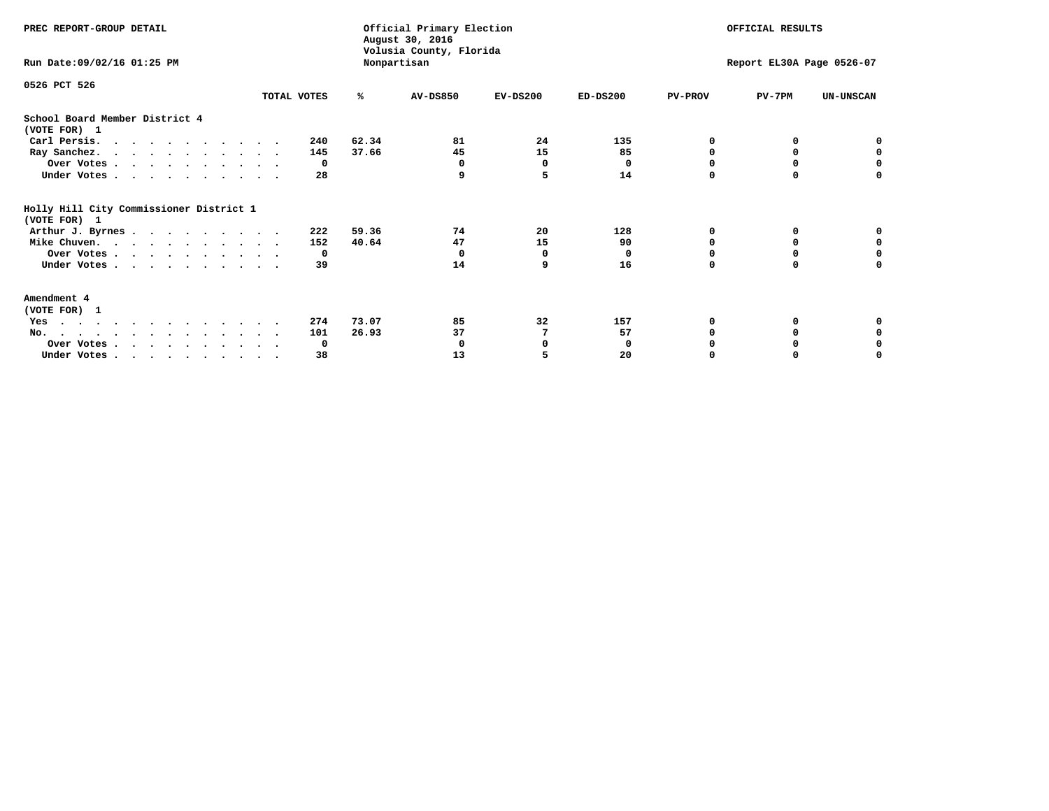PREC REPORT-GROUP DETAIL

Official Primary Election
August 30, 2016
Volusia County, Florida
Nonpartisan

OFFICIAL RESULTS

Run Date:09/02/16 01:25 PM

Report EL30A Page 0526-07

0526 PCT 526

| | TOTAL VOTES | % | AV-DS850 | EV-DS200 | ED-DS200 | PV-PROV | PV-7PM | UN-UNSCAN |
|---|---|---|---|---|---|---|---|---|
| **School Board Member District 4** | | | | | | | | |
| **(VOTE FOR) 1** | | | | | | | | |
| Carl Persis. | 240 | 62.34 | 81 | 24 | 135 | 0 | 0 | 0 |
| Ray Sanchez. | 145 | 37.66 | 45 | 15 | 85 | 0 | 0 | 0 |
| Over Votes | 0 | | 0 | 0 | 0 | 0 | 0 | 0 |
| Under Votes | 28 | | 9 | 5 | 14 | 0 | 0 | 0 |
| **Holly Hill City Commissioner District 1** | | | | | | | | |
| **(VOTE FOR) 1** | | | | | | | | |
| Arthur J. Byrnes | 222 | 59.36 | 74 | 20 | 128 | 0 | 0 | 0 |
| Mike Chuven. | 152 | 40.64 | 47 | 15 | 90 | 0 | 0 | 0 |
| Over Votes | 0 | | 0 | 0 | 0 | 0 | 0 | 0 |
| Under Votes | 39 | | 14 | 9 | 16 | 0 | 0 | 0 |
| **Amendment 4** | | | | | | | | |
| **(VOTE FOR) 1** | | | | | | | | |
| Yes | 274 | 73.07 | 85 | 32 | 157 | 0 | 0 | 0 |
| No. | 101 | 26.93 | 37 | 7 | 57 | 0 | 0 | 0 |
| Over Votes | 0 | | 0 | 0 | 0 | 0 | 0 | 0 |
| Under Votes | 38 | | 13 | 5 | 20 | 0 | 0 | 0 |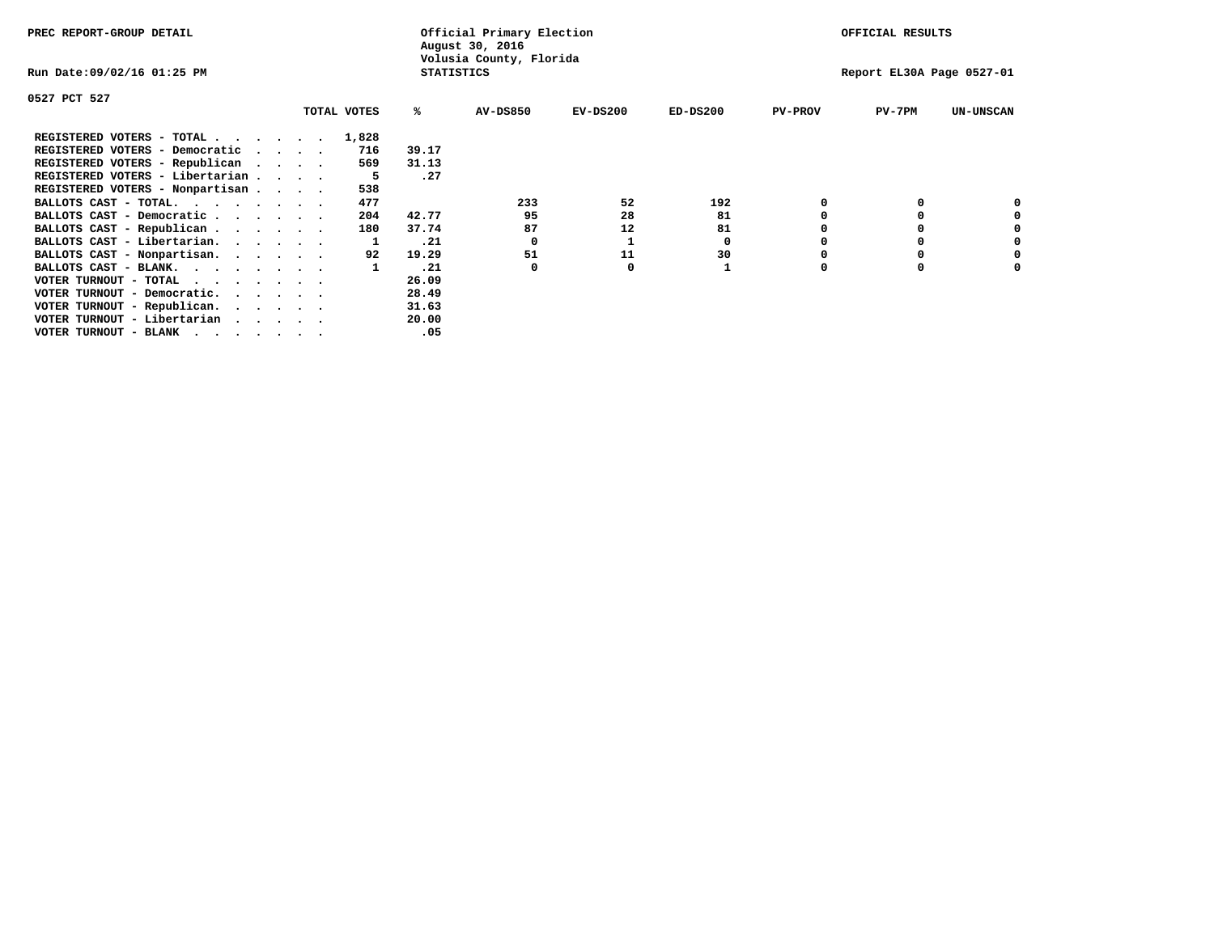PREC REPORT-GROUP DETAIL

Official Primary Election
August 30, 2016
Volusia County, Florida
STATISTICS

OFFICIAL RESULTS

Run Date:09/02/16 01:25 PM

Report EL30A Page 0527-01

0527 PCT 527

| | TOTAL VOTES | % | AV-DS850 | EV-DS200 | ED-DS200 | PV-PROV | PV-7PM | UN-UNSCAN |
|---|---|---|---|---|---|---|---|---|
| REGISTERED VOTERS - TOTAL . . . . . . | 1,828 | | | | | | | |
| REGISTERED VOTERS - Democratic . . . . | 716 | 39.17 | | | | | | |
| REGISTERED VOTERS - Republican . . . . | 569 | 31.13 | | | | | | |
| REGISTERED VOTERS - Libertarian . . . . | 5 | .27 | | | | | | |
| REGISTERED VOTERS - Nonpartisan . . . . | 538 | | | | | | | |
| BALLOTS CAST - TOTAL. . . . . . . . | 477 | | 233 | 52 | 192 | 0 | 0 | 0 |
| BALLOTS CAST - Democratic . . . . . . | 204 | 42.77 | 95 | 28 | 81 | 0 | 0 | 0 |
| BALLOTS CAST - Republican . . . . . . | 180 | 37.74 | 87 | 12 | 81 | 0 | 0 | 0 |
| BALLOTS CAST - Libertarian. . . . . . | 1 | .21 | 0 | 1 | 0 | 0 | 0 | 0 |
| BALLOTS CAST - Nonpartisan. . . . . . | 92 | 19.29 | 51 | 11 | 30 | 0 | 0 | 0 |
| BALLOTS CAST - BLANK. . . . . . . . | 1 | .21 | 0 | 0 | 1 | 0 | 0 | 0 |
| VOTER TURNOUT - TOTAL . . . . . . . | | 26.09 | | | | | | |
| VOTER TURNOUT - Democratic. . . . . . | | 28.49 | | | | | | |
| VOTER TURNOUT - Republican. . . . . . | | 31.63 | | | | | | |
| VOTER TURNOUT - Libertarian . . . . . | | 20.00 | | | | | | |
| VOTER TURNOUT - BLANK . . . . . . . | | .05 | | | | | | |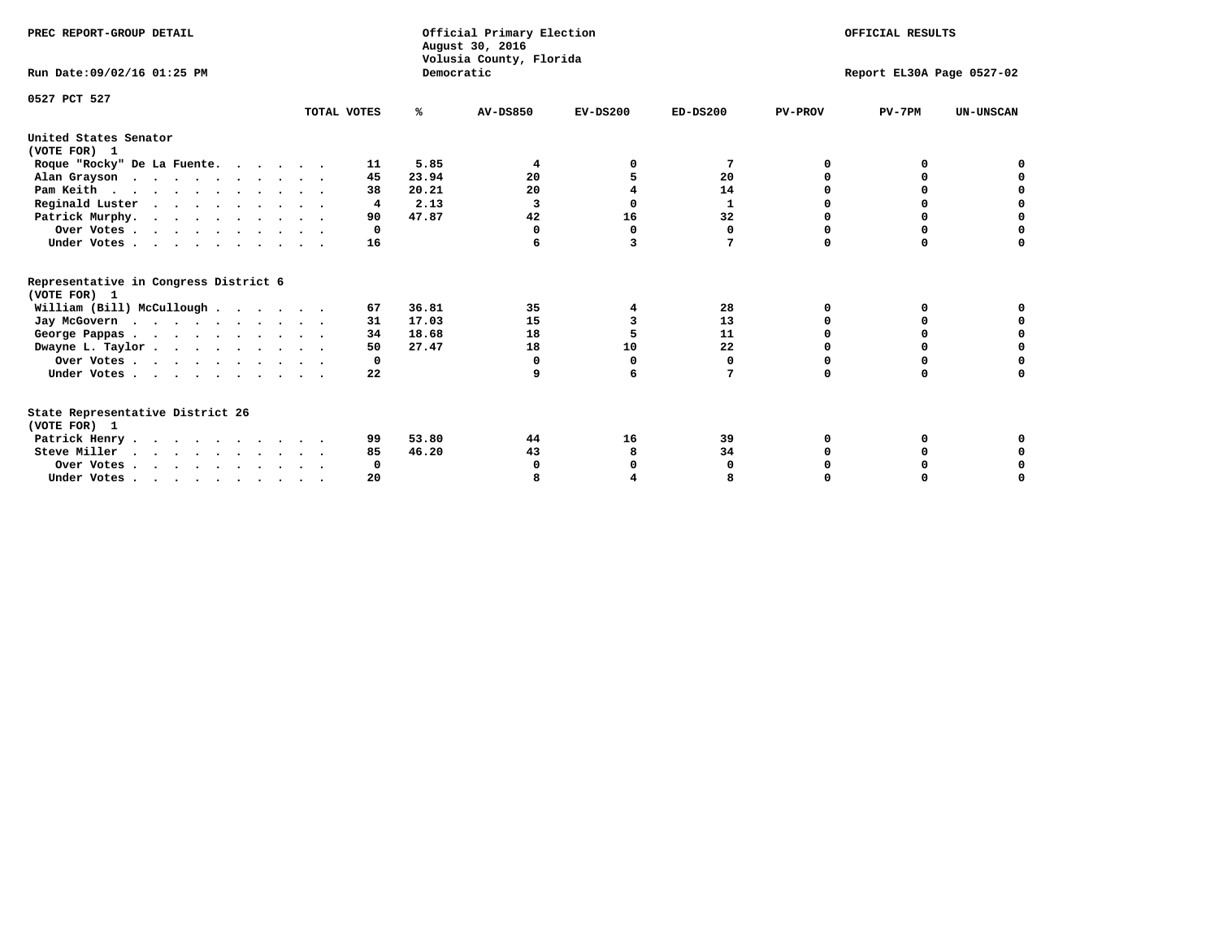PREC REPORT-GROUP DETAIL

Official Primary Election
August 30, 2016
Volusia County, Florida
Democratic

OFFICIAL RESULTS

Run Date:09/02/16 01:25 PM

Report EL30A Page 0527-02

0527 PCT 527

| | TOTAL VOTES | % | AV-DS850 | EV-DS200 | ED-DS200 | PV-PROV | PV-7PM | UN-UNSCAN |
|---|---|---|---|---|---|---|---|---|
| **United States Senator (VOTE FOR) 1** | | | | | | | | |
| Roque "Rocky" De La Fuente | 11 | 5.85 | 4 | 0 | 7 | 0 | 0 | 0 |
| Alan Grayson | 45 | 23.94 | 20 | 5 | 20 | 0 | 0 | 0 |
| Pam Keith | 38 | 20.21 | 20 | 4 | 14 | 0 | 0 | 0 |
| Reginald Luster | 4 | 2.13 | 3 | 0 | 1 | 0 | 0 | 0 |
| Patrick Murphy | 90 | 47.87 | 42 | 16 | 32 | 0 | 0 | 0 |
| Over Votes | 0 | | 0 | 0 | 0 | 0 | 0 | 0 |
| Under Votes | 16 | | 6 | 3 | 7 | 0 | 0 | 0 |
| **Representative in Congress District 6 (VOTE FOR) 1** | | | | | | | | |
| William (Bill) McCullough | 67 | 36.81 | 35 | 4 | 28 | 0 | 0 | 0 |
| Jay McGovern | 31 | 17.03 | 15 | 3 | 13 | 0 | 0 | 0 |
| George Pappas | 34 | 18.68 | 18 | 5 | 11 | 0 | 0 | 0 |
| Dwayne L. Taylor | 50 | 27.47 | 18 | 10 | 22 | 0 | 0 | 0 |
| Over Votes | 0 | | 0 | 0 | 0 | 0 | 0 | 0 |
| Under Votes | 22 | | 9 | 6 | 7 | 0 | 0 | 0 |
| **State Representative District 26 (VOTE FOR) 1** | | | | | | | | |
| Patrick Henry | 99 | 53.80 | 44 | 16 | 39 | 0 | 0 | 0 |
| Steve Miller | 85 | 46.20 | 43 | 8 | 34 | 0 | 0 | 0 |
| Over Votes | 0 | | 0 | 0 | 0 | 0 | 0 | 0 |
| Under Votes | 20 | | 8 | 4 | 8 | 0 | 0 | 0 |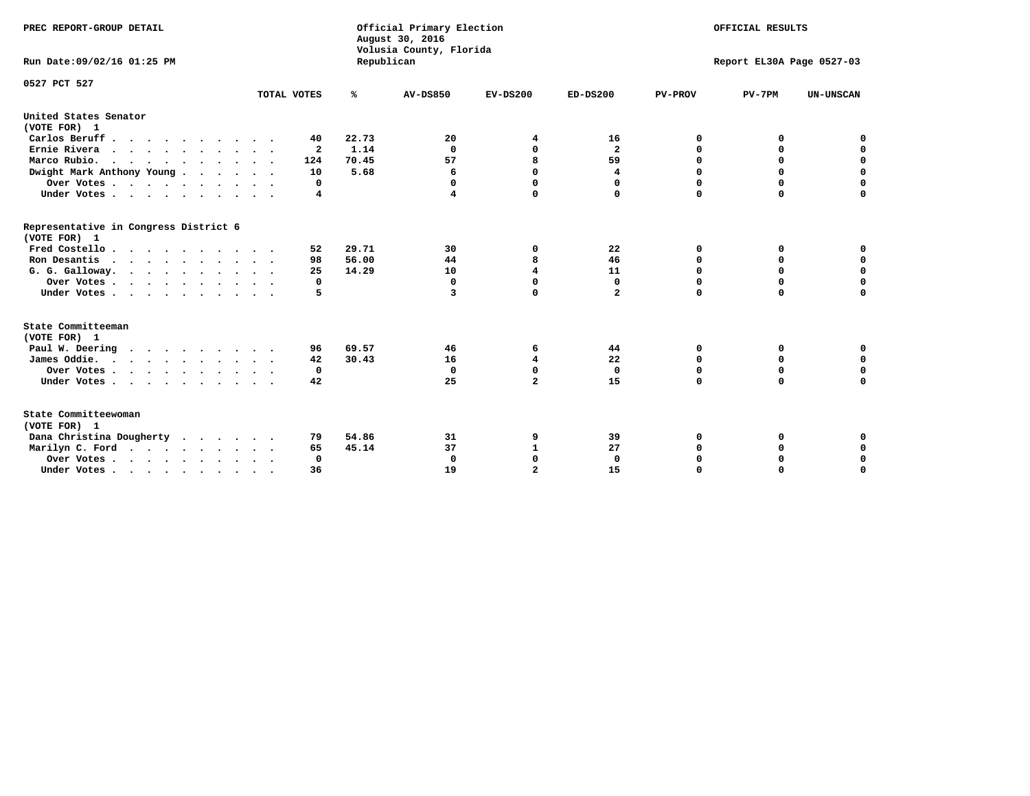PREC REPORT-GROUP DETAIL

Official Primary Election
August 30, 2016
Volusia County, Florida
Republican

OFFICIAL RESULTS

Run Date:09/02/16 01:25 PM

Report EL30A Page 0527-03

0527 PCT 527

| | TOTAL VOTES | % | AV-DS850 | EV-DS200 | ED-DS200 | PV-PROV | PV-7PM | UN-UNSCAN |
|---|---|---|---|---|---|---|---|---|
| **United States Senator** | | | | | | | | |
| **(VOTE FOR) 1** | | | | | | | | |
| Carlos Beruff | 40 | 22.73 | 20 | 4 | 16 | 0 | 0 | 0 |
| Ernie Rivera | 2 | 1.14 | 0 | 0 | 2 | 0 | 0 | 0 |
| Marco Rubio. | 124 | 70.45 | 57 | 8 | 59 | 0 | 0 | 0 |
| Dwight Mark Anthony Young | 10 | 5.68 | 6 | 0 | 4 | 0 | 0 | 0 |
| Over Votes | 0 | | 0 | 0 | 0 | 0 | 0 | 0 |
| Under Votes | 4 | | 4 | 0 | 0 | 0 | 0 | 0 |
| **Representative in Congress District 6** | | | | | | | | |
| **(VOTE FOR) 1** | | | | | | | | |
| Fred Costello | 52 | 29.71 | 30 | 0 | 22 | 0 | 0 | 0 |
| Ron Desantis | 98 | 56.00 | 44 | 8 | 46 | 0 | 0 | 0 |
| G. G. Galloway. | 25 | 14.29 | 10 | 4 | 11 | 0 | 0 | 0 |
| Over Votes | 0 | | 0 | 0 | 0 | 0 | 0 | 0 |
| Under Votes | 5 | | 3 | 0 | 2 | 0 | 0 | 0 |
| **State Committeeman** | | | | | | | | |
| **(VOTE FOR) 1** | | | | | | | | |
| Paul W. Deering | 96 | 69.57 | 46 | 6 | 44 | 0 | 0 | 0 |
| James Oddie. | 42 | 30.43 | 16 | 4 | 22 | 0 | 0 | 0 |
| Over Votes | 0 | | 0 | 0 | 0 | 0 | 0 | 0 |
| Under Votes | 42 | | 25 | 2 | 15 | 0 | 0 | 0 |
| **State Committeewoman** | | | | | | | | |
| **(VOTE FOR) 1** | | | | | | | | |
| Dana Christina Dougherty | 79 | 54.86 | 31 | 9 | 39 | 0 | 0 | 0 |
| Marilyn C. Ford | 65 | 45.14 | 37 | 1 | 27 | 0 | 0 | 0 |
| Over Votes | 0 | | 0 | 0 | 0 | 0 | 0 | 0 |
| Under Votes | 36 | | 19 | 2 | 15 | 0 | 0 | 0 |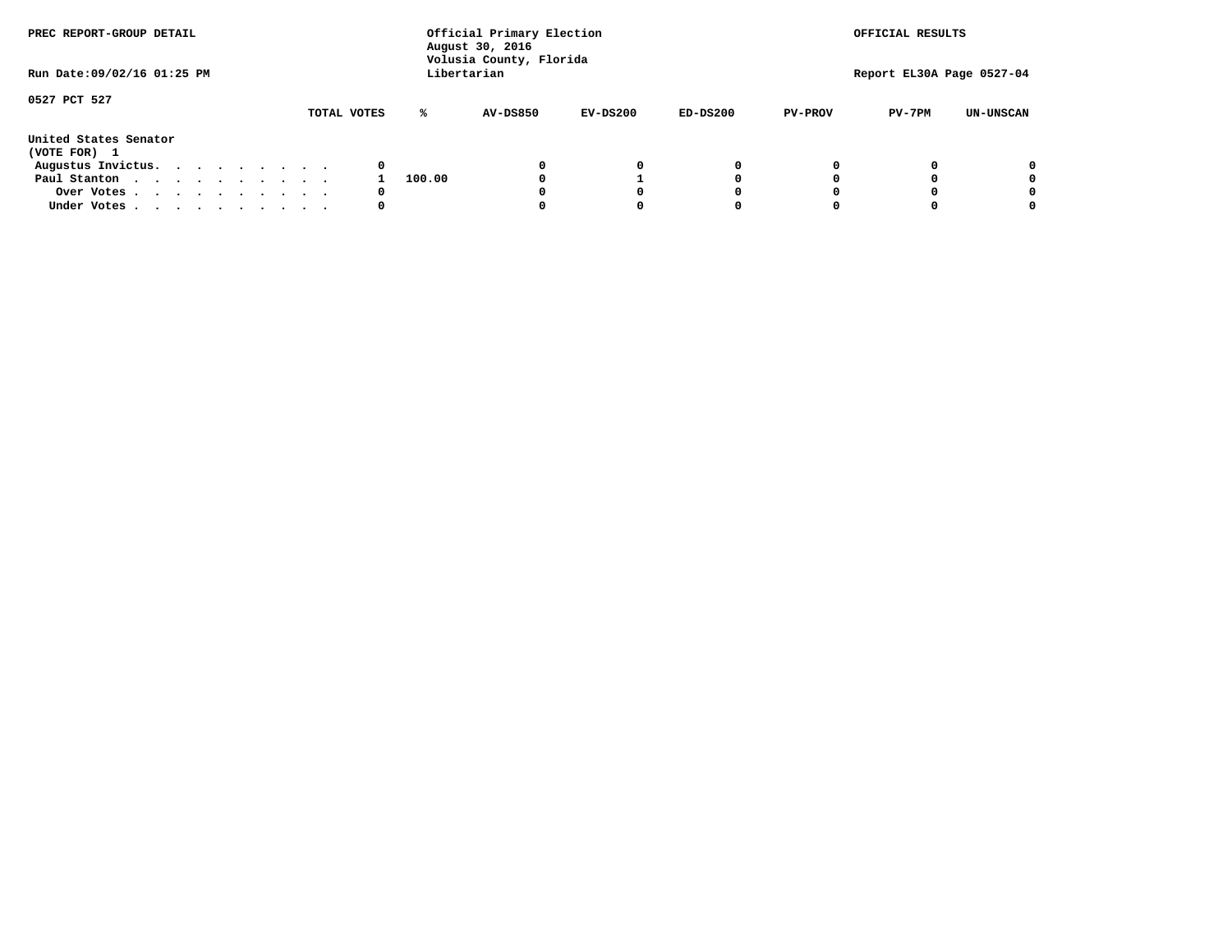PREC REPORT-GROUP DETAIL

Official Primary Election
August 30, 2016
Volusia County, Florida
Libertarian

OFFICIAL RESULTS

Run Date:09/02/16 01:25 PM

Report EL30A Page 0527-04

0527 PCT 527

United States Senator
(VOTE FOR) 1

| | TOTAL VOTES | % | AV-DS850 | EV-DS200 | ED-DS200 | PV-PROV | PV-7PM | UN-UNSCAN |
|---|---|---|---|---|---|---|---|---|
| Augustus Invictus. . . . . . . . . . | 0 | | 0 | 0 | 0 | 0 | 0 | 0 |
| Paul Stanton . . . . . . . . . . . | 1 | 100.00 | 0 | 1 | 0 | 0 | 0 | 0 |
| Over Votes . . . . . . . . . . . | 0 | | 0 | 0 | 0 | 0 | 0 | 0 |
| Under Votes . . . . . . . . . . . | 0 | | 0 | 0 | 0 | 0 | 0 | 0 |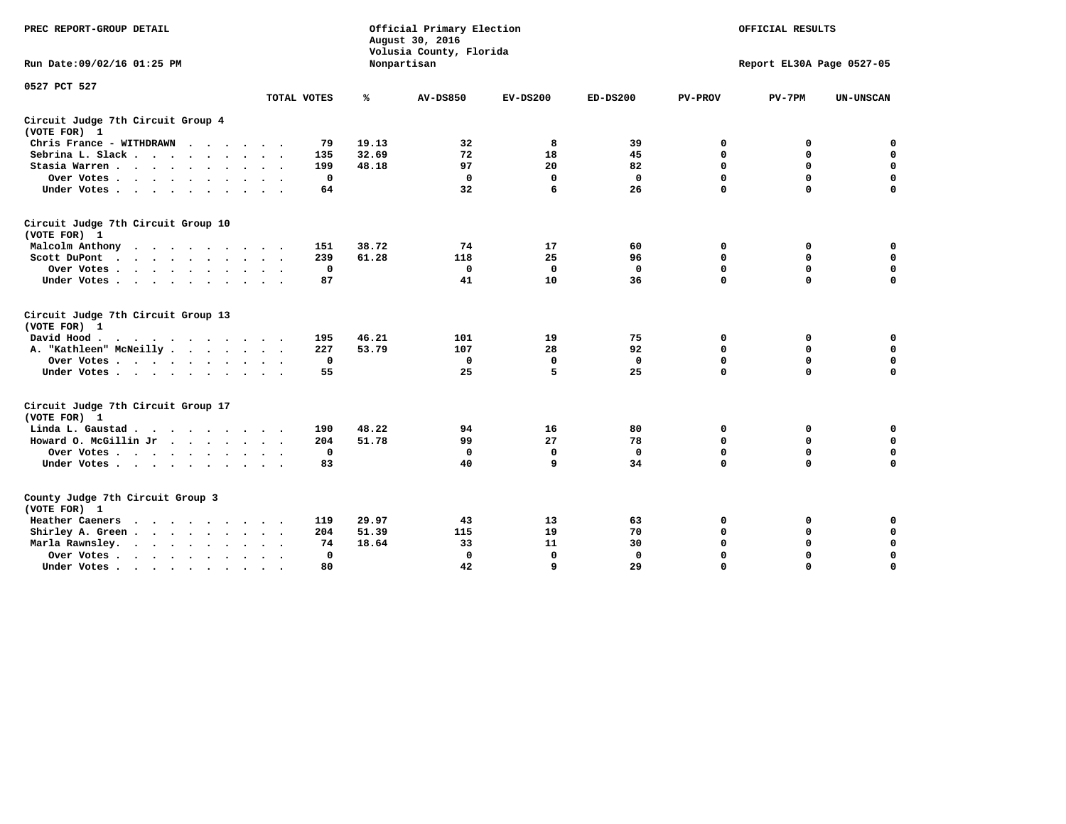PREC REPORT-GROUP DETAIL

Official Primary Election
August 30, 2016
Volusia County, Florida
Nonpartisan

OFFICIAL RESULTS

Run Date:09/02/16 01:25 PM

Report EL30A Page 0527-05

0527 PCT 527

| | TOTAL VOTES | % | AV-DS850 | EV-DS200 | ED-DS200 | PV-PROV | PV-7PM | UN-UNSCAN |
|---|---|---|---|---|---|---|---|---|
| **Circuit Judge 7th Circuit Group 4** | | | | | | | | |
| **(VOTE FOR) 1** | | | | | | | | |
| Chris France - WITHDRAWN | 79 | 19.13 | 32 | 8 | 39 | 0 | 0 | 0 |
| Sebrina L. Slack | 135 | 32.69 | 72 | 18 | 45 | 0 | 0 | 0 |
| Stasia Warren | 199 | 48.18 | 97 | 20 | 82 | 0 | 0 | 0 |
| Over Votes | 0 | | 0 | 0 | 0 | 0 | 0 | 0 |
| Under Votes | 64 | | 32 | 6 | 26 | 0 | 0 | 0 |
| **Circuit Judge 7th Circuit Group 10** | | | | | | | | |
| **(VOTE FOR) 1** | | | | | | | | |
| Malcolm Anthony | 151 | 38.72 | 74 | 17 | 60 | 0 | 0 | 0 |
| Scott DuPont | 239 | 61.28 | 118 | 25 | 96 | 0 | 0 | 0 |
| Over Votes | 0 | | 0 | 0 | 0 | 0 | 0 | 0 |
| Under Votes | 87 | | 41 | 10 | 36 | 0 | 0 | 0 |
| **Circuit Judge 7th Circuit Group 13** | | | | | | | | |
| **(VOTE FOR) 1** | | | | | | | | |
| David Hood | 195 | 46.21 | 101 | 19 | 75 | 0 | 0 | 0 |
| A. "Kathleen" McNeilly | 227 | 53.79 | 107 | 28 | 92 | 0 | 0 | 0 |
| Over Votes | 0 | | 0 | 0 | 0 | 0 | 0 | 0 |
| Under Votes | 55 | | 25 | 5 | 25 | 0 | 0 | 0 |
| **Circuit Judge 7th Circuit Group 17** | | | | | | | | |
| **(VOTE FOR) 1** | | | | | | | | |
| Linda L. Gaustad | 190 | 48.22 | 94 | 16 | 80 | 0 | 0 | 0 |
| Howard O. McGillin Jr | 204 | 51.78 | 99 | 27 | 78 | 0 | 0 | 0 |
| Over Votes | 0 | | 0 | 0 | 0 | 0 | 0 | 0 |
| Under Votes | 83 | | 40 | 9 | 34 | 0 | 0 | 0 |
| **County Judge 7th Circuit Group 3** | | | | | | | | |
| **(VOTE FOR) 1** | | | | | | | | |
| Heather Caeners | 119 | 29.97 | 43 | 13 | 63 | 0 | 0 | 0 |
| Shirley A. Green | 204 | 51.39 | 115 | 19 | 70 | 0 | 0 | 0 |
| Marla Rawnsley. | 74 | 18.64 | 33 | 11 | 30 | 0 | 0 | 0 |
| Over Votes | 0 | | 0 | 0 | 0 | 0 | 0 | 0 |
| Under Votes | 80 | | 42 | 9 | 29 | 0 | 0 | 0 |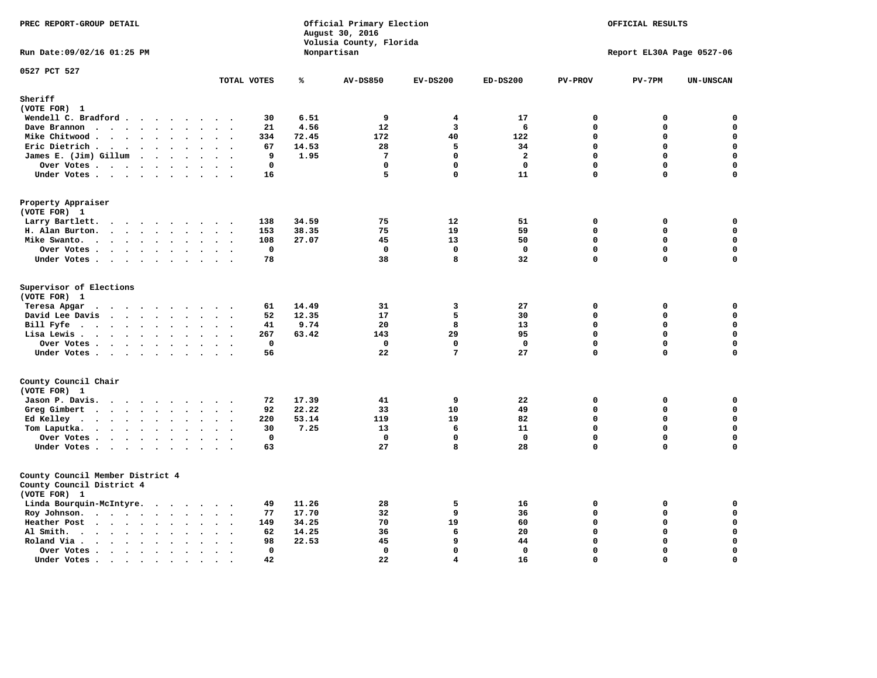PREC REPORT-GROUP DETAIL

Official Primary Election
August 30, 2016
Volusia County, Florida
Nonpartisan

OFFICIAL RESULTS

Run Date:09/02/16 01:25 PM

Report EL30A Page 0527-06

0527 PCT 527

| | TOTAL VOTES | % | AV-DS850 | EV-DS200 | ED-DS200 | PV-PROV | PV-7PM | UN-UNSCAN |
|---|---|---|---|---|---|---|---|---|
| **Sheriff** | | | | | | | | |
| (VOTE FOR) 1 | | | | | | | | |
| Wendell C. Bradford | 30 | 6.51 | 9 | 4 | 17 | 0 | 0 | 0 |
| Dave Brannon | 21 | 4.56 | 12 | 3 | 6 | 0 | 0 | 0 |
| Mike Chitwood | 334 | 72.45 | 172 | 40 | 122 | 0 | 0 | 0 |
| Eric Dietrich | 67 | 14.53 | 28 | 5 | 34 | 0 | 0 | 0 |
| James E. (Jim) Gillum | 9 | 1.95 | 7 | 0 | 2 | 0 | 0 | 0 |
| Over Votes | 0 | | 0 | 0 | 0 | 0 | 0 | 0 |
| Under Votes | 16 | | 5 | 0 | 11 | 0 | 0 | 0 |
| **Property Appraiser** | | | | | | | | |
| (VOTE FOR) 1 | | | | | | | | |
| Larry Bartlett | 138 | 34.59 | 75 | 12 | 51 | 0 | 0 | 0 |
| H. Alan Burton | 153 | 38.35 | 75 | 19 | 59 | 0 | 0 | 0 |
| Mike Swanto | 108 | 27.07 | 45 | 13 | 50 | 0 | 0 | 0 |
| Over Votes | 0 | | 0 | 0 | 0 | 0 | 0 | 0 |
| Under Votes | 78 | | 38 | 8 | 32 | 0 | 0 | 0 |
| **Supervisor of Elections** | | | | | | | | |
| (VOTE FOR) 1 | | | | | | | | |
| Teresa Apgar | 61 | 14.49 | 31 | 3 | 27 | 0 | 0 | 0 |
| David Lee Davis | 52 | 12.35 | 17 | 5 | 30 | 0 | 0 | 0 |
| Bill Fyfe | 41 | 9.74 | 20 | 8 | 13 | 0 | 0 | 0 |
| Lisa Lewis | 267 | 63.42 | 143 | 29 | 95 | 0 | 0 | 0 |
| Over Votes | 0 | | 0 | 0 | 0 | 0 | 0 | 0 |
| Under Votes | 56 | | 22 | 7 | 27 | 0 | 0 | 0 |
| **County Council Chair** | | | | | | | | |
| (VOTE FOR) 1 | | | | | | | | |
| Jason P. Davis | 72 | 17.39 | 41 | 9 | 22 | 0 | 0 | 0 |
| Greg Gimbert | 92 | 22.22 | 33 | 10 | 49 | 0 | 0 | 0 |
| Ed Kelley | 220 | 53.14 | 119 | 19 | 82 | 0 | 0 | 0 |
| Tom Laputka | 30 | 7.25 | 13 | 6 | 11 | 0 | 0 | 0 |
| Over Votes | 0 | | 0 | 0 | 0 | 0 | 0 | 0 |
| Under Votes | 63 | | 27 | 8 | 28 | 0 | 0 | 0 |
| **County Council Member District 4** | | | | | | | | |
| County Council District 4 | | | | | | | | |
| (VOTE FOR) 1 | | | | | | | | |
| Linda Bourquin-McIntyre | 49 | 11.26 | 28 | 5 | 16 | 0 | 0 | 0 |
| Roy Johnson | 77 | 17.70 | 32 | 9 | 36 | 0 | 0 | 0 |
| Heather Post | 149 | 34.25 | 70 | 19 | 60 | 0 | 0 | 0 |
| Al Smith | 62 | 14.25 | 36 | 6 | 20 | 0 | 0 | 0 |
| Roland Via | 98 | 22.53 | 45 | 9 | 44 | 0 | 0 | 0 |
| Over Votes | 0 | | 0 | 0 | 0 | 0 | 0 | 0 |
| Under Votes | 42 | | 22 | 4 | 16 | 0 | 0 | 0 |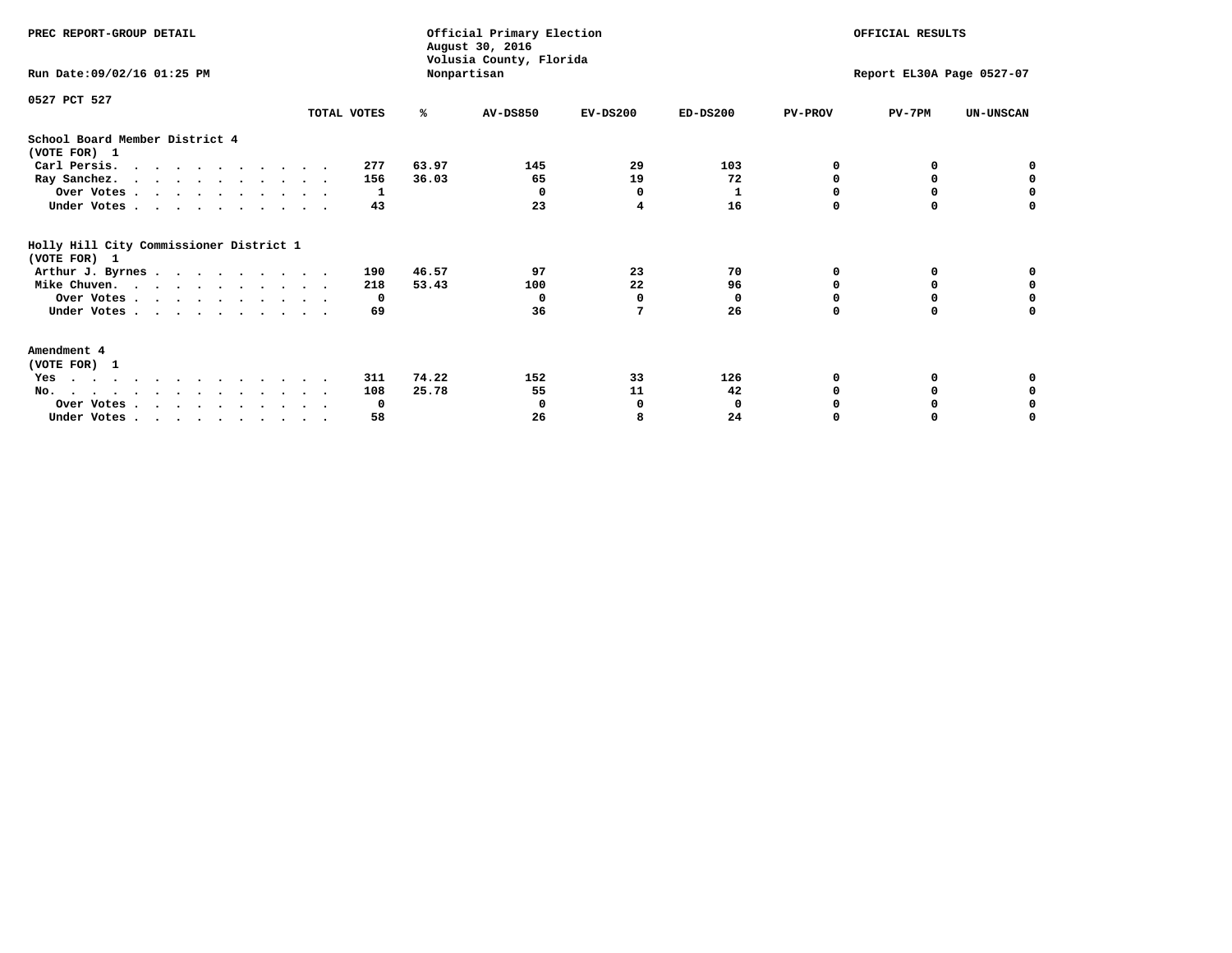PREC REPORT-GROUP DETAIL

Official Primary Election
August 30, 2016
Volusia County, Florida
Nonpartisan

OFFICIAL RESULTS

Run Date:09/02/16 01:25 PM

Report EL30A Page 0527-07

0527 PCT 527

| | TOTAL VOTES | % | AV-DS850 | EV-DS200 | ED-DS200 | PV-PROV | PV-7PM | UN-UNSCAN |
|---|---|---|---|---|---|---|---|---|
| **School Board Member District 4** | | | | | | | | |
| (VOTE FOR) 1 | | | | | | | | |
| Carl Persis. | 277 | 63.97 | 145 | 29 | 103 | 0 | 0 | 0 |
| Ray Sanchez. | 156 | 36.03 | 65 | 19 | 72 | 0 | 0 | 0 |
| Over Votes | 1 | | 0 | 0 | 1 | 0 | 0 | 0 |
| Under Votes | 43 | | 23 | 4 | 16 | 0 | 0 | 0 |
| **Holly Hill City Commissioner District 1** | | | | | | | | |
| (VOTE FOR) 1 | | | | | | | | |
| Arthur J. Byrnes | 190 | 46.57 | 97 | 23 | 70 | 0 | 0 | 0 |
| Mike Chuven. | 218 | 53.43 | 100 | 22 | 96 | 0 | 0 | 0 |
| Over Votes | 0 | | 0 | 0 | 0 | 0 | 0 | 0 |
| Under Votes | 69 | | 36 | 7 | 26 | 0 | 0 | 0 |
| **Amendment 4** | | | | | | | | |
| (VOTE FOR) 1 | | | | | | | | |
| Yes | 311 | 74.22 | 152 | 33 | 126 | 0 | 0 | 0 |
| No. | 108 | 25.78 | 55 | 11 | 42 | 0 | 0 | 0 |
| Over Votes | 0 | | 0 | 0 | 0 | 0 | 0 | 0 |
| Under Votes | 58 | | 26 | 8 | 24 | 0 | 0 | 0 |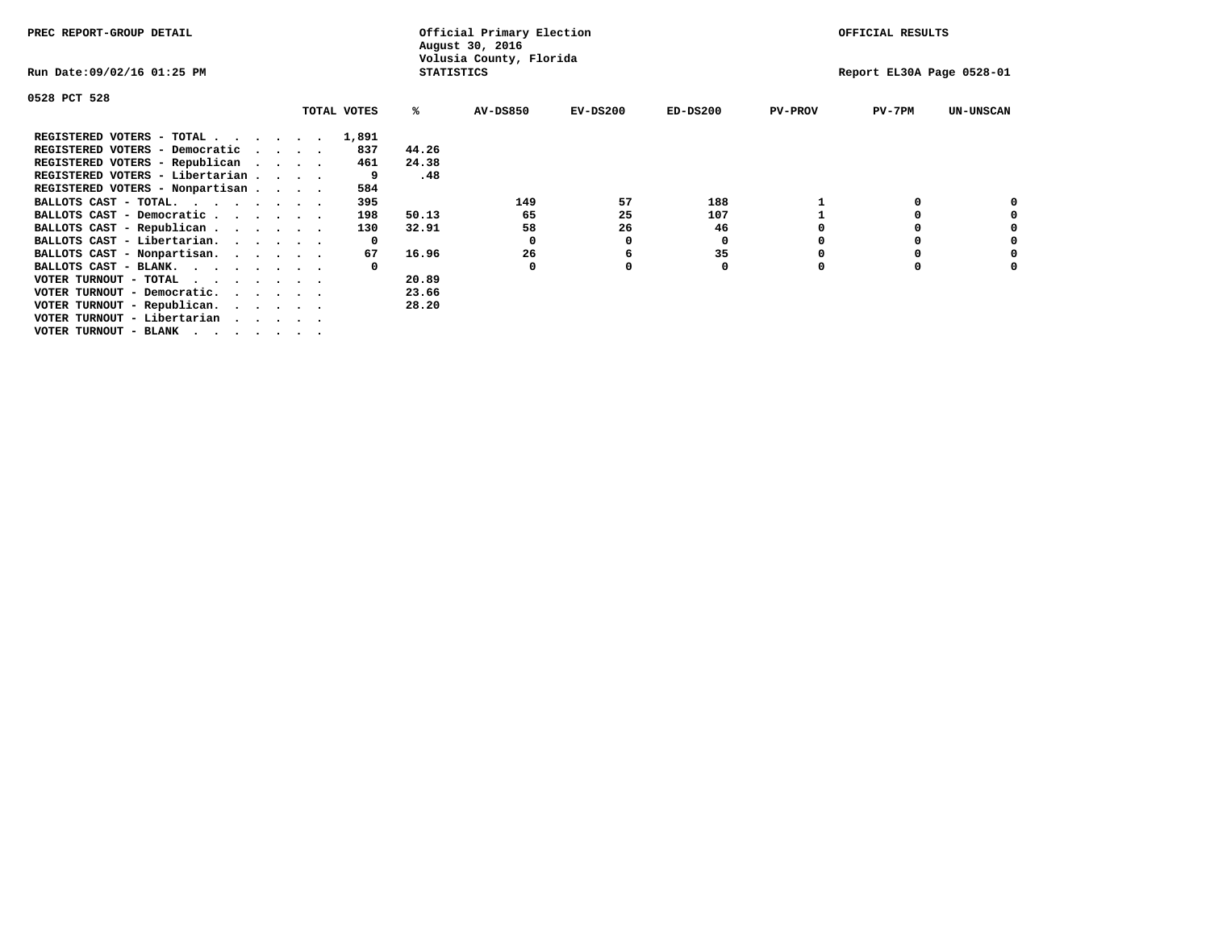PREC REPORT-GROUP DETAIL

Official Primary Election
August 30, 2016
Volusia County, Florida
STATISTICS

OFFICIAL RESULTS

Run Date:09/02/16 01:25 PM

Report EL30A Page 0528-01

0528 PCT 528

| | TOTAL VOTES | % | AV-DS850 | EV-DS200 | ED-DS200 | PV-PROV | PV-7PM | UN-UNSCAN |
|---|---|---|---|---|---|---|---|---|
| REGISTERED VOTERS - TOTAL . . . . . . | 1,891 | | | | | | | |
| REGISTERED VOTERS - Democratic . . . . | 837 | 44.26 | | | | | | |
| REGISTERED VOTERS - Republican . . . . | 461 | 24.38 | | | | | | |
| REGISTERED VOTERS - Libertarian . . . . | 9 | .48 | | | | | | |
| REGISTERED VOTERS - Nonpartisan . . . . | 584 | | | | | | | |
| BALLOTS CAST - TOTAL. . . . . . . . | 395 | | 149 | 57 | 188 | 1 | 0 | 0 |
| BALLOTS CAST - Democratic . . . . . . | 198 | 50.13 | 65 | 25 | 107 | 1 | 0 | 0 |
| BALLOTS CAST - Republican . . . . . . | 130 | 32.91 | 58 | 26 | 46 | 0 | 0 | 0 |
| BALLOTS CAST - Libertarian. . . . . . | 0 | | 0 | 0 | 0 | 0 | 0 | 0 |
| BALLOTS CAST - Nonpartisan. . . . . . | 67 | 16.96 | 26 | 6 | 35 | 0 | 0 | 0 |
| BALLOTS CAST - BLANK. . . . . . . . | 0 | | 0 | 0 | 0 | 0 | 0 | 0 |
| VOTER TURNOUT - TOTAL . . . . . . . | | 20.89 | | | | | | |
| VOTER TURNOUT - Democratic. . . . . . | | 23.66 | | | | | | |
| VOTER TURNOUT - Republican. . . . . . | | 28.20 | | | | | | |
| VOTER TURNOUT - Libertarian . . . . . | | | | | | | | |
| VOTER TURNOUT - BLANK . . . . . . . | | | | | | | | |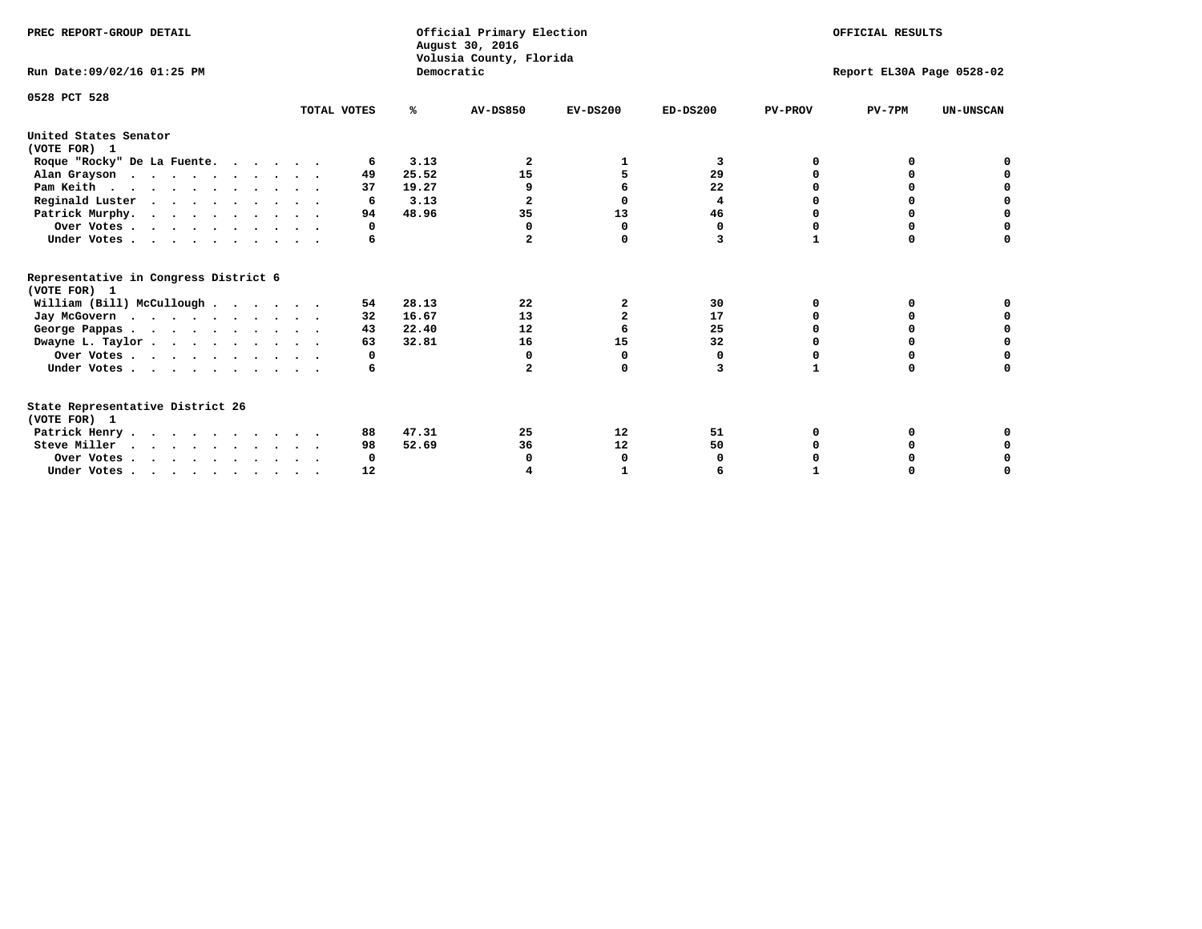PREC REPORT-GROUP DETAIL

Official Primary Election
August 30, 2016
Volusia County, Florida
Democratic

OFFICIAL RESULTS

Run Date:09/02/16 01:25 PM

Report EL30A Page 0528-02

0528 PCT 528

| | TOTAL VOTES | % | AV-DS850 | EV-DS200 | ED-DS200 | PV-PROV | PV-7PM | UN-UNSCAN |
|---|---|---|---|---|---|---|---|---|
| **United States Senator (VOTE FOR) 1** | | | | | | | | |
| Roque "Rocky" De La Fuente | 6 | 3.13 | 2 | 1 | 3 | 0 | 0 | 0 |
| Alan Grayson | 49 | 25.52 | 15 | 5 | 29 | 0 | 0 | 0 |
| Pam Keith | 37 | 19.27 | 9 | 6 | 22 | 0 | 0 | 0 |
| Reginald Luster | 6 | 3.13 | 2 | 0 | 4 | 0 | 0 | 0 |
| Patrick Murphy | 94 | 48.96 | 35 | 13 | 46 | 0 | 0 | 0 |
| Over Votes | 0 | | 0 | 0 | 0 | 0 | 0 | 0 |
| Under Votes | 6 | | 2 | 0 | 3 | 1 | 0 | 0 |
| **Representative in Congress District 6 (VOTE FOR) 1** | | | | | | | | |
| William (Bill) McCullough | 54 | 28.13 | 22 | 2 | 30 | 0 | 0 | 0 |
| Jay McGovern | 32 | 16.67 | 13 | 2 | 17 | 0 | 0 | 0 |
| George Pappas | 43 | 22.40 | 12 | 6 | 25 | 0 | 0 | 0 |
| Dwayne L. Taylor | 63 | 32.81 | 16 | 15 | 32 | 0 | 0 | 0 |
| Over Votes | 0 | | 0 | 0 | 0 | 0 | 0 | 0 |
| Under Votes | 6 | | 2 | 0 | 3 | 1 | 0 | 0 |
| **State Representative District 26 (VOTE FOR) 1** | | | | | | | | |
| Patrick Henry | 88 | 47.31 | 25 | 12 | 51 | 0 | 0 | 0 |
| Steve Miller | 98 | 52.69 | 36 | 12 | 50 | 0 | 0 | 0 |
| Over Votes | 0 | | 0 | 0 | 0 | 0 | 0 | 0 |
| Under Votes | 12 | | 4 | 1 | 6 | 1 | 0 | 0 |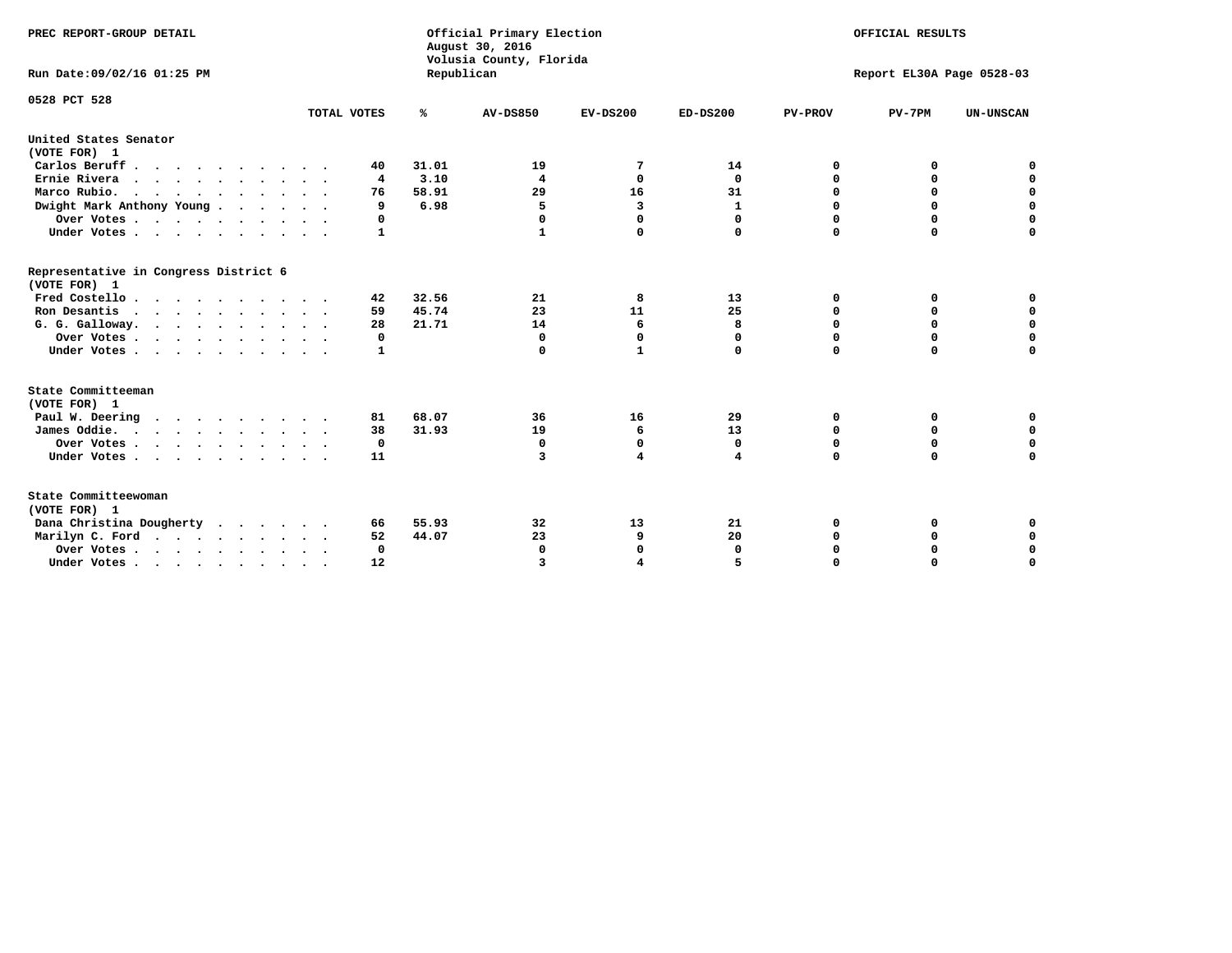PREC REPORT-GROUP DETAIL

Official Primary Election
August 30, 2016
Volusia County, Florida
Republican

OFFICIAL RESULTS

Run Date:09/02/16 01:25 PM

Report EL30A Page 0528-03

0528 PCT 528

| | TOTAL VOTES | % | AV-DS850 | EV-DS200 | ED-DS200 | PV-PROV | PV-7PM | UN-UNSCAN |
|---|---|---|---|---|---|---|---|---|
| **United States Senator (VOTE FOR) 1** | | | | | | | | |
| Carlos Beruff | 40 | 31.01 | 19 | 7 | 14 | 0 | 0 | 0 |
| Ernie Rivera | 4 | 3.10 | 4 | 0 | 0 | 0 | 0 | 0 |
| Marco Rubio. | 76 | 58.91 | 29 | 16 | 31 | 0 | 0 | 0 |
| Dwight Mark Anthony Young | 9 | 6.98 | 5 | 3 | 1 | 0 | 0 | 0 |
| Over Votes | 0 | | 0 | 0 | 0 | 0 | 0 | 0 |
| Under Votes | 1 | | 1 | 0 | 0 | 0 | 0 | 0 |
| **Representative in Congress District 6 (VOTE FOR) 1** | | | | | | | | |
| Fred Costello | 42 | 32.56 | 21 | 8 | 13 | 0 | 0 | 0 |
| Ron Desantis | 59 | 45.74 | 23 | 11 | 25 | 0 | 0 | 0 |
| G. G. Galloway. | 28 | 21.71 | 14 | 6 | 8 | 0 | 0 | 0 |
| Over Votes | 0 | | 0 | 0 | 0 | 0 | 0 | 0 |
| Under Votes | 1 | | 0 | 1 | 0 | 0 | 0 | 0 |
| **State Committeeman (VOTE FOR) 1** | | | | | | | | |
| Paul W. Deering | 81 | 68.07 | 36 | 16 | 29 | 0 | 0 | 0 |
| James Oddie. | 38 | 31.93 | 19 | 6 | 13 | 0 | 0 | 0 |
| Over Votes | 0 | | 0 | 0 | 0 | 0 | 0 | 0 |
| Under Votes | 11 | | 3 | 4 | 4 | 0 | 0 | 0 |
| **State Committeewoman (VOTE FOR) 1** | | | | | | | | |
| Dana Christina Dougherty | 66 | 55.93 | 32 | 13 | 21 | 0 | 0 | 0 |
| Marilyn C. Ford | 52 | 44.07 | 23 | 9 | 20 | 0 | 0 | 0 |
| Over Votes | 0 | | 0 | 0 | 0 | 0 | 0 | 0 |
| Under Votes | 12 | | 3 | 4 | 5 | 0 | 0 | 0 |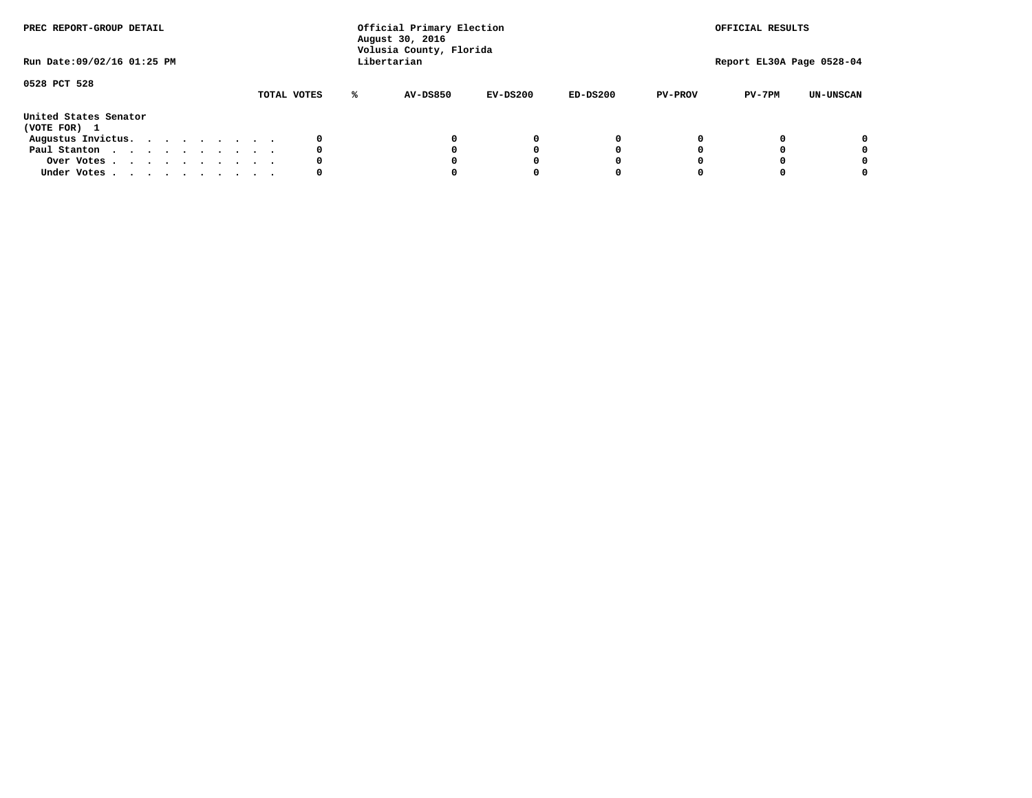PREC REPORT-GROUP DETAIL

Official Primary Election
August 30, 2016
Volusia County, Florida
Libertarian

OFFICIAL RESULTS

Run Date:09/02/16 01:25 PM

Report EL30A Page 0528-04

0528 PCT 528

| | TOTAL VOTES | % | AV-DS850 | EV-DS200 | ED-DS200 | PV-PROV | PV-7PM | UN-UNSCAN |
|---|---|---|---|---|---|---|---|---|
| **United States Senator** | | | | | | | | |
| **(VOTE FOR) 1** | | | | | | | | |
| Augustus Invictus. . . . . . . . . . | 0 | | 0 | 0 | 0 | 0 | 0 | 0 |
| Paul Stanton . . . . . . . . . . . | 0 | | 0 | 0 | 0 | 0 | 0 | 0 |
| Over Votes . . . . . . . . . . . | 0 | | 0 | 0 | 0 | 0 | 0 | 0 |
| Under Votes . . . . . . . . . . . | 0 | | 0 | 0 | 0 | 0 | 0 | 0 |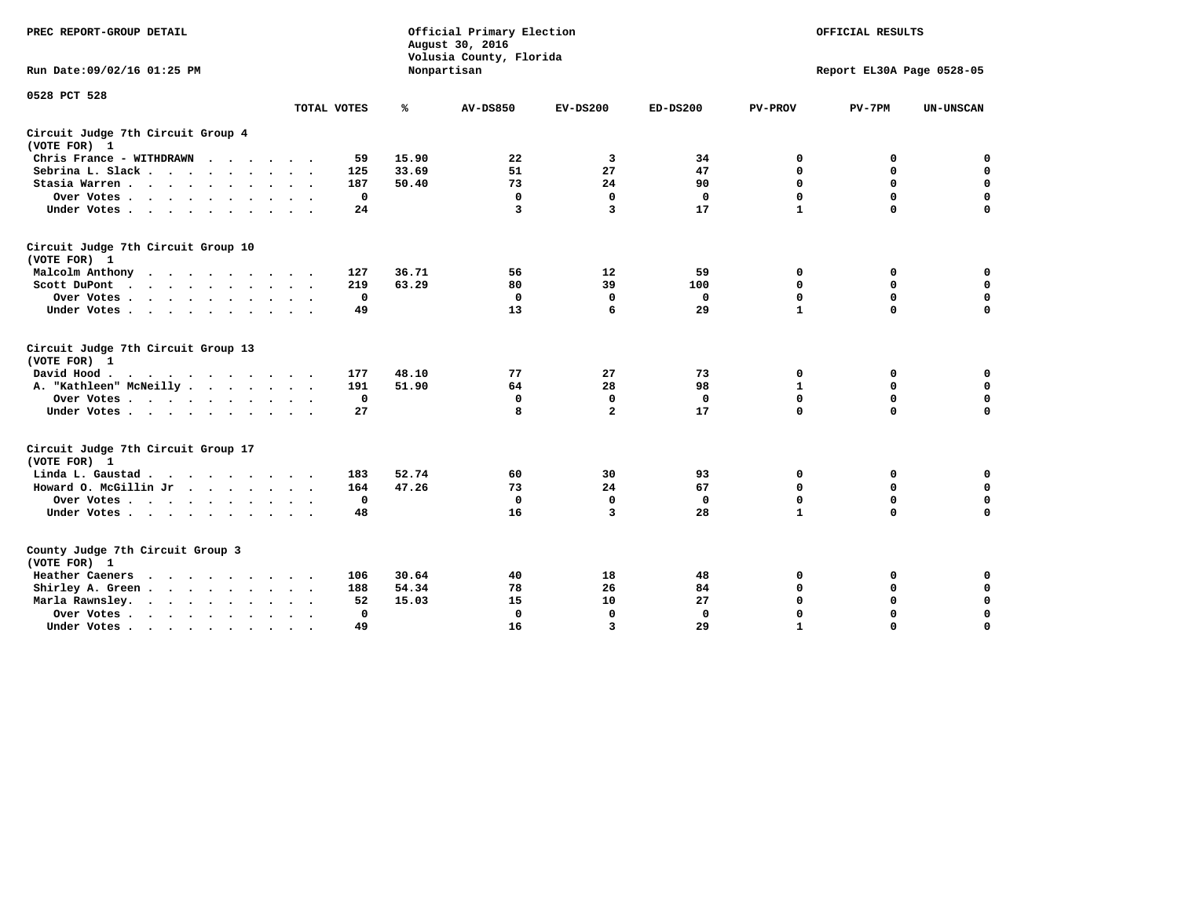PREC REPORT-GROUP DETAIL

Official Primary Election
August 30, 2016
Volusia County, Florida
Nonpartisan

OFFICIAL RESULTS

Run Date:09/02/16 01:25 PM

Report EL30A Page 0528-05

0528 PCT 528

| | TOTAL VOTES | % | AV-DS850 | EV-DS200 | ED-DS200 | PV-PROV | PV-7PM | UN-UNSCAN |
|---|---|---|---|---|---|---|---|---|
| **Circuit Judge 7th Circuit Group 4 (VOTE FOR) 1** | | | | | | | | |
| Chris France - WITHDRAWN | 59 | 15.90 | 22 | 3 | 34 | 0 | 0 | 0 |
| Sebrina L. Slack | 125 | 33.69 | 51 | 27 | 47 | 0 | 0 | 0 |
| Stasia Warren | 187 | 50.40 | 73 | 24 | 90 | 0 | 0 | 0 |
| Over Votes | 0 | | 0 | 0 | 0 | 0 | 0 | 0 |
| Under Votes | 24 | | 3 | 3 | 17 | 1 | 0 | 0 |
| **Circuit Judge 7th Circuit Group 10 (VOTE FOR) 1** | | | | | | | | |
| Malcolm Anthony | 127 | 36.71 | 56 | 12 | 59 | 0 | 0 | 0 |
| Scott DuPont | 219 | 63.29 | 80 | 39 | 100 | 0 | 0 | 0 |
| Over Votes | 0 | | 0 | 0 | 0 | 0 | 0 | 0 |
| Under Votes | 49 | | 13 | 6 | 29 | 1 | 0 | 0 |
| **Circuit Judge 7th Circuit Group 13 (VOTE FOR) 1** | | | | | | | | |
| David Hood | 177 | 48.10 | 77 | 27 | 73 | 0 | 0 | 0 |
| A. "Kathleen" McNeilly | 191 | 51.90 | 64 | 28 | 98 | 1 | 0 | 0 |
| Over Votes | 0 | | 0 | 0 | 0 | 0 | 0 | 0 |
| Under Votes | 27 | | 8 | 2 | 17 | 0 | 0 | 0 |
| **Circuit Judge 7th Circuit Group 17 (VOTE FOR) 1** | | | | | | | | |
| Linda L. Gaustad | 183 | 52.74 | 60 | 30 | 93 | 0 | 0 | 0 |
| Howard O. McGillin Jr | 164 | 47.26 | 73 | 24 | 67 | 0 | 0 | 0 |
| Over Votes | 0 | | 0 | 0 | 0 | 0 | 0 | 0 |
| Under Votes | 48 | | 16 | 3 | 28 | 1 | 0 | 0 |
| **County Judge 7th Circuit Group 3 (VOTE FOR) 1** | | | | | | | | |
| Heather Caeners | 106 | 30.64 | 40 | 18 | 48 | 0 | 0 | 0 |
| Shirley A. Green | 188 | 54.34 | 78 | 26 | 84 | 0 | 0 | 0 |
| Marla Rawnsley. | 52 | 15.03 | 15 | 10 | 27 | 0 | 0 | 0 |
| Over Votes | 0 | | 0 | 0 | 0 | 0 | 0 | 0 |
| Under Votes | 49 | | 16 | 3 | 29 | 1 | 0 | 0 |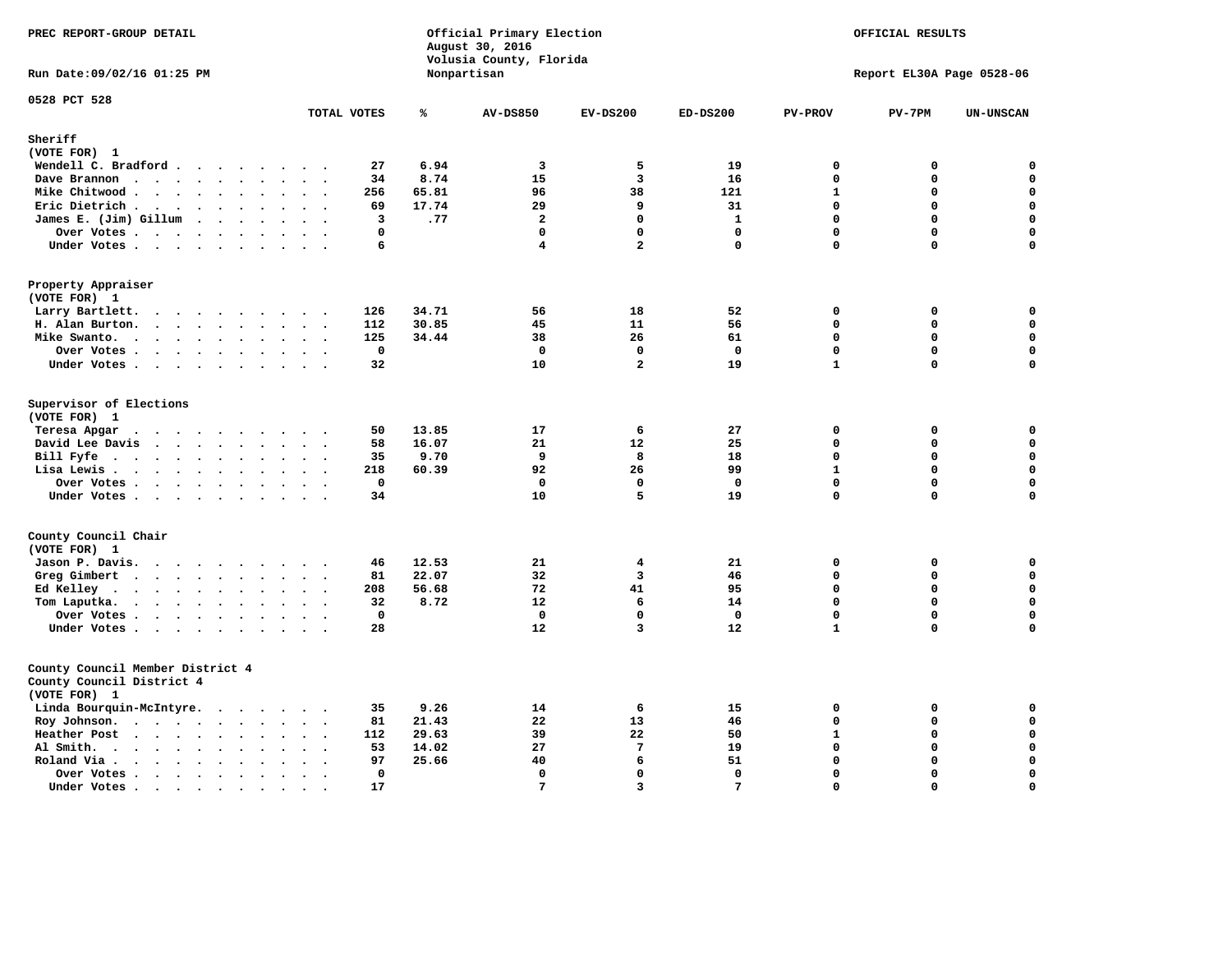PREC REPORT-GROUP DETAIL

Official Primary Election
August 30, 2016
Volusia County, Florida
Nonpartisan

OFFICIAL RESULTS

Run Date:09/02/16 01:25 PM

Report EL30A Page 0528-06

0528 PCT 528

| | TOTAL VOTES | % | AV-DS850 | EV-DS200 | ED-DS200 | PV-PROV | PV-7PM | UN-UNSCAN |
|---|---|---|---|---|---|---|---|---|
| **Sheriff** | | | | | | | | |
| (VOTE FOR) 1 | | | | | | | | |
| Wendell C. Bradford | 27 | 6.94 | 3 | 5 | 19 | 0 | 0 | 0 |
| Dave Brannon | 34 | 8.74 | 15 | 3 | 16 | 0 | 0 | 0 |
| Mike Chitwood | 256 | 65.81 | 96 | 38 | 121 | 1 | 0 | 0 |
| Eric Dietrich | 69 | 17.74 | 29 | 9 | 31 | 0 | 0 | 0 |
| James E. (Jim) Gillum | 3 | .77 | 2 | 0 | 1 | 0 | 0 | 0 |
| Over Votes | 0 | | 0 | 0 | 0 | 0 | 0 | 0 |
| Under Votes | 6 | | 4 | 2 | 0 | 0 | 0 | 0 |
| **Property Appraiser** | | | | | | | | |
| (VOTE FOR) 1 | | | | | | | | |
| Larry Bartlett | 126 | 34.71 | 56 | 18 | 52 | 0 | 0 | 0 |
| H. Alan Burton | 112 | 30.85 | 45 | 11 | 56 | 0 | 0 | 0 |
| Mike Swanto | 125 | 34.44 | 38 | 26 | 61 | 0 | 0 | 0 |
| Over Votes | 0 | | 0 | 0 | 0 | 0 | 0 | 0 |
| Under Votes | 32 | | 10 | 2 | 19 | 1 | 0 | 0 |
| **Supervisor of Elections** | | | | | | | | |
| (VOTE FOR) 1 | | | | | | | | |
| Teresa Apgar | 50 | 13.85 | 17 | 6 | 27 | 0 | 0 | 0 |
| David Lee Davis | 58 | 16.07 | 21 | 12 | 25 | 0 | 0 | 0 |
| Bill Fyfe | 35 | 9.70 | 9 | 8 | 18 | 0 | 0 | 0 |
| Lisa Lewis | 218 | 60.39 | 92 | 26 | 99 | 1 | 0 | 0 |
| Over Votes | 0 | | 0 | 0 | 0 | 0 | 0 | 0 |
| Under Votes | 34 | | 10 | 5 | 19 | 0 | 0 | 0 |
| **County Council Chair** | | | | | | | | |
| (VOTE FOR) 1 | | | | | | | | |
| Jason P. Davis | 46 | 12.53 | 21 | 4 | 21 | 0 | 0 | 0 |
| Greg Gimbert | 81 | 22.07 | 32 | 3 | 46 | 0 | 0 | 0 |
| Ed Kelley | 208 | 56.68 | 72 | 41 | 95 | 0 | 0 | 0 |
| Tom Laputka | 32 | 8.72 | 12 | 6 | 14 | 0 | 0 | 0 |
| Over Votes | 0 | | 0 | 0 | 0 | 0 | 0 | 0 |
| Under Votes | 28 | | 12 | 3 | 12 | 1 | 0 | 0 |
| **County Council Member District 4** | | | | | | | | |
| County Council District 4 | | | | | | | | |
| (VOTE FOR) 1 | | | | | | | | |
| Linda Bourquin-McIntyre | 35 | 9.26 | 14 | 6 | 15 | 0 | 0 | 0 |
| Roy Johnson | 81 | 21.43 | 22 | 13 | 46 | 0 | 0 | 0 |
| Heather Post | 112 | 29.63 | 39 | 22 | 50 | 1 | 0 | 0 |
| Al Smith | 53 | 14.02 | 27 | 7 | 19 | 0 | 0 | 0 |
| Roland Via | 97 | 25.66 | 40 | 6 | 51 | 0 | 0 | 0 |
| Over Votes | 0 | | 0 | 0 | 0 | 0 | 0 | 0 |
| Under Votes | 17 | | 7 | 3 | 7 | 0 | 0 | 0 |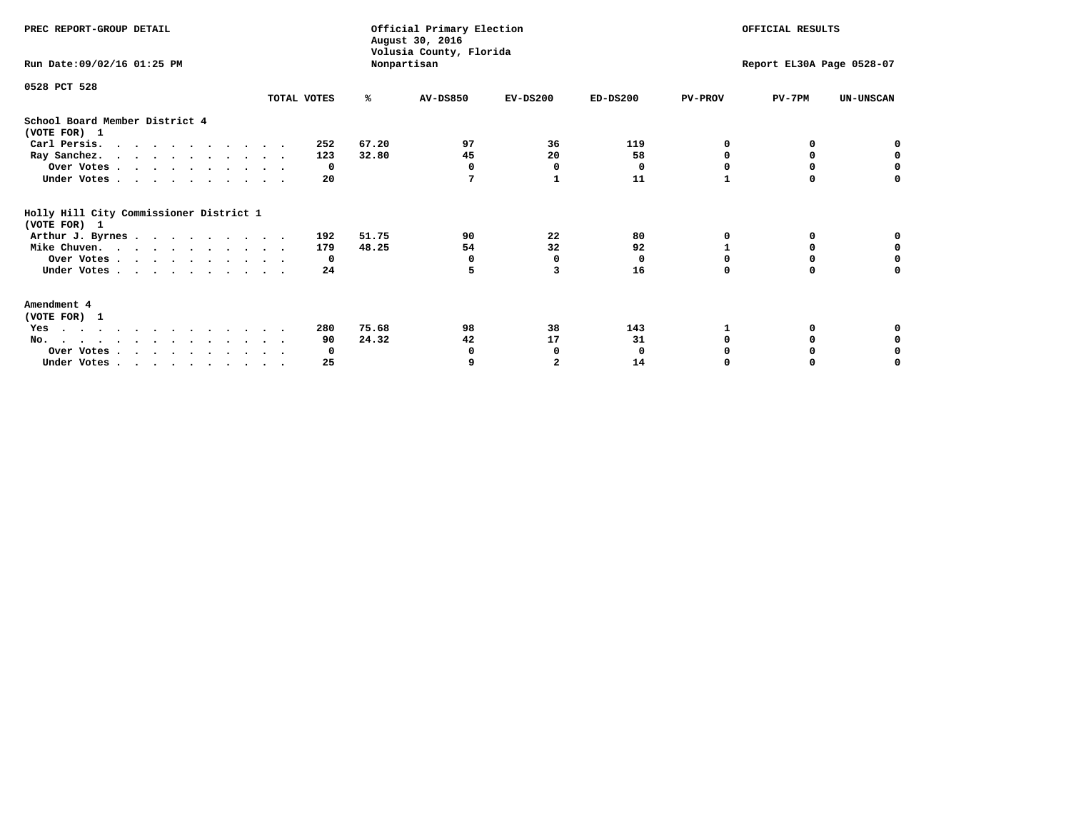PREC REPORT-GROUP DETAIL

Official Primary Election
August 30, 2016
Volusia County, Florida
Nonpartisan

OFFICIAL RESULTS

Run Date:09/02/16 01:25 PM

Report EL30A Page 0528-07

0528 PCT 528

| | TOTAL VOTES | % | AV-DS850 | EV-DS200 | ED-DS200 | PV-PROV | PV-7PM | UN-UNSCAN |
|---|---|---|---|---|---|---|---|---|
| **School Board Member District 4** | | | | | | | | |
| **(VOTE FOR) 1** | | | | | | | | |
| Carl Persis. | 252 | 67.20 | 97 | 36 | 119 | 0 | 0 | 0 |
| Ray Sanchez. | 123 | 32.80 | 45 | 20 | 58 | 0 | 0 | 0 |
| Over Votes | 0 | | 0 | 0 | 0 | 0 | 0 | 0 |
| Under Votes | 20 | | 7 | 1 | 11 | 1 | 0 | 0 |
| **Holly Hill City Commissioner District 1** | | | | | | | | |
| **(VOTE FOR) 1** | | | | | | | | |
| Arthur J. Byrnes | 192 | 51.75 | 90 | 22 | 80 | 0 | 0 | 0 |
| Mike Chuven. | 179 | 48.25 | 54 | 32 | 92 | 1 | 0 | 0 |
| Over Votes | 0 | | 0 | 0 | 0 | 0 | 0 | 0 |
| Under Votes | 24 | | 5 | 3 | 16 | 0 | 0 | 0 |
| **Amendment 4** | | | | | | | | |
| **(VOTE FOR) 1** | | | | | | | | |
| Yes | 280 | 75.68 | 98 | 38 | 143 | 1 | 0 | 0 |
| No. | 90 | 24.32 | 42 | 17 | 31 | 0 | 0 | 0 |
| Over Votes | 0 | | 0 | 0 | 0 | 0 | 0 | 0 |
| Under Votes | 25 | | 9 | 2 | 14 | 0 | 0 | 0 |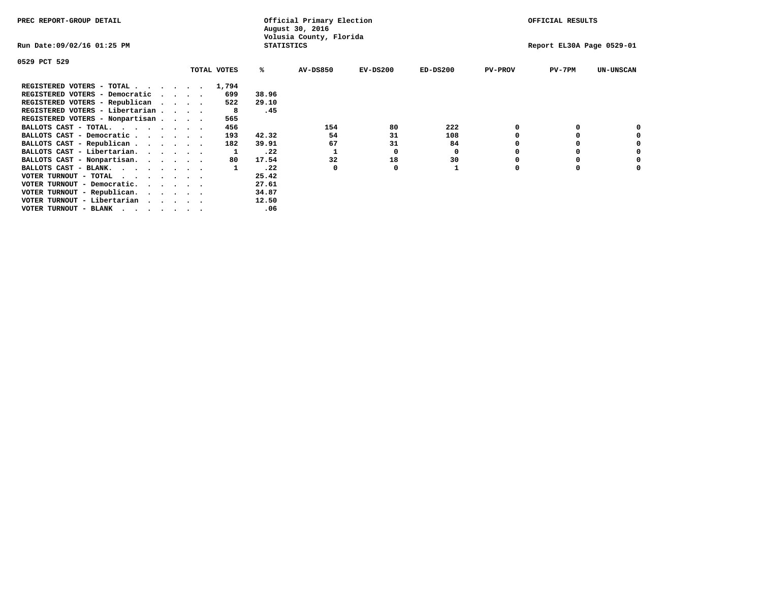PREC REPORT-GROUP DETAIL

Official Primary Election
August 30, 2016
Volusia County, Florida
STATISTICS

OFFICIAL RESULTS

Run Date:09/02/16 01:25 PM

Report EL30A Page 0529-01

0529 PCT 529

| | TOTAL VOTES | % | AV-DS850 | EV-DS200 | ED-DS200 | PV-PROV | PV-7PM | UN-UNSCAN |
|---|---|---|---|---|---|---|---|---|
| REGISTERED VOTERS - TOTAL . . . . . . | 1,794 | | | | | | | |
| REGISTERED VOTERS - Democratic . . . . | 699 | 38.96 | | | | | | |
| REGISTERED VOTERS - Republican . . . . | 522 | 29.10 | | | | | | |
| REGISTERED VOTERS - Libertarian . . . . | 8 | .45 | | | | | | |
| REGISTERED VOTERS - Nonpartisan . . . . | 565 | | | | | | | |
| BALLOTS CAST - TOTAL. . . . . . . . | 456 | | 154 | 80 | 222 | 0 | 0 | 0 |
| BALLOTS CAST - Democratic . . . . . . | 193 | 42.32 | 54 | 31 | 108 | 0 | 0 | 0 |
| BALLOTS CAST - Republican . . . . . . | 182 | 39.91 | 67 | 31 | 84 | 0 | 0 | 0 |
| BALLOTS CAST - Libertarian. . . . . . | 1 | .22 | 1 | 0 | 0 | 0 | 0 | 0 |
| BALLOTS CAST - Nonpartisan. . . . . . | 80 | 17.54 | 32 | 18 | 30 | 0 | 0 | 0 |
| BALLOTS CAST - BLANK. . . . . . . . | 1 | .22 | 0 | 0 | 1 | 0 | 0 | 0 |
| VOTER TURNOUT - TOTAL . . . . . . . | | 25.42 | | | | | | |
| VOTER TURNOUT - Democratic. . . . . . | | 27.61 | | | | | | |
| VOTER TURNOUT - Republican. . . . . . | | 34.87 | | | | | | |
| VOTER TURNOUT - Libertarian . . . . . | | 12.50 | | | | | | |
| VOTER TURNOUT - BLANK . . . . . . . | | .06 | | | | | | |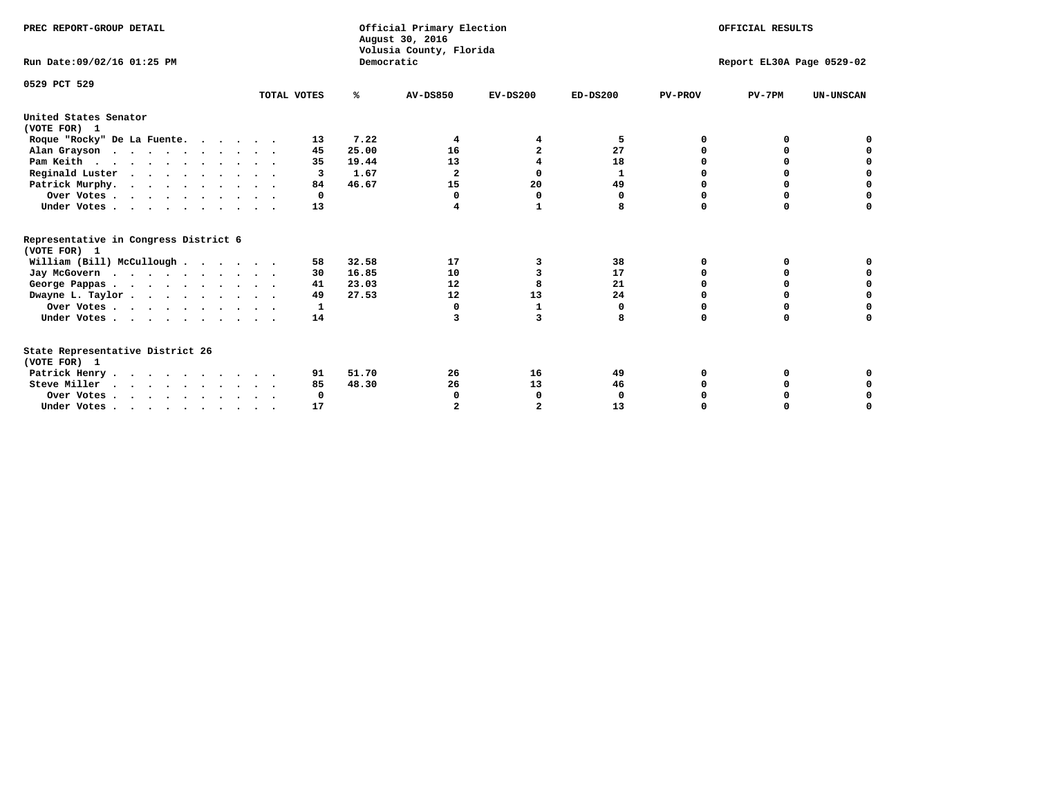PREC REPORT-GROUP DETAIL

Official Primary Election
August 30, 2016
Volusia County, Florida
Democratic

OFFICIAL RESULTS

Run Date:09/02/16 01:25 PM

Report EL30A Page 0529-02

0529 PCT 529

| | TOTAL VOTES | % | AV-DS850 | EV-DS200 | ED-DS200 | PV-PROV | PV-7PM | UN-UNSCAN |
|---|---|---|---|---|---|---|---|---|
| **United States Senator** | | | | | | | | |
| **(VOTE FOR) 1** | | | | | | | | |
| Roque "Rocky" De La Fuente. . . . . . | 13 | 7.22 | 4 | 4 | 5 | 0 | 0 | 0 |
| Alan Grayson . . . . . . . . . . . | 45 | 25.00 | 16 | 2 | 27 | 0 | 0 | 0 |
| Pam Keith . . . . . . . . . . . . | 35 | 19.44 | 13 | 4 | 18 | 0 | 0 | 0 |
| Reginald Luster . . . . . . . . . . | 3 | 1.67 | 2 | 0 | 1 | 0 | 0 | 0 |
| Patrick Murphy. . . . . . . . . . . | 84 | 46.67 | 15 | 20 | 49 | 0 | 0 | 0 |
| Over Votes . . . . . . . . . . . | 0 | | 0 | 0 | 0 | 0 | 0 | 0 |
| Under Votes . . . . . . . . . . . | 13 | | 4 | 1 | 8 | 0 | 0 | 0 |
| **Representative in Congress District 6** | | | | | | | | |
| **(VOTE FOR) 1** | | | | | | | | |
| William (Bill) McCullough . . . . . . | 58 | 32.58 | 17 | 3 | 38 | 0 | 0 | 0 |
| Jay McGovern . . . . . . . . . . . | 30 | 16.85 | 10 | 3 | 17 | 0 | 0 | 0 |
| George Pappas . . . . . . . . . . . | 41 | 23.03 | 12 | 8 | 21 | 0 | 0 | 0 |
| Dwayne L. Taylor . . . . . . . . . . | 49 | 27.53 | 12 | 13 | 24 | 0 | 0 | 0 |
| Over Votes . . . . . . . . . . . | 1 | | 0 | 1 | 0 | 0 | 0 | 0 |
| Under Votes . . . . . . . . . . . | 14 | | 3 | 3 | 8 | 0 | 0 | 0 |
| **State Representative District 26** | | | | | | | | |
| **(VOTE FOR) 1** | | | | | | | | |
| Patrick Henry . . . . . . . . . . . | 91 | 51.70 | 26 | 16 | 49 | 0 | 0 | 0 |
| Steve Miller . . . . . . . . . . . | 85 | 48.30 | 26 | 13 | 46 | 0 | 0 | 0 |
| Over Votes . . . . . . . . . . . | 0 | | 0 | 0 | 0 | 0 | 0 | 0 |
| Under Votes . . . . . . . . . . . | 17 | | 2 | 2 | 13 | 0 | 0 | 0 |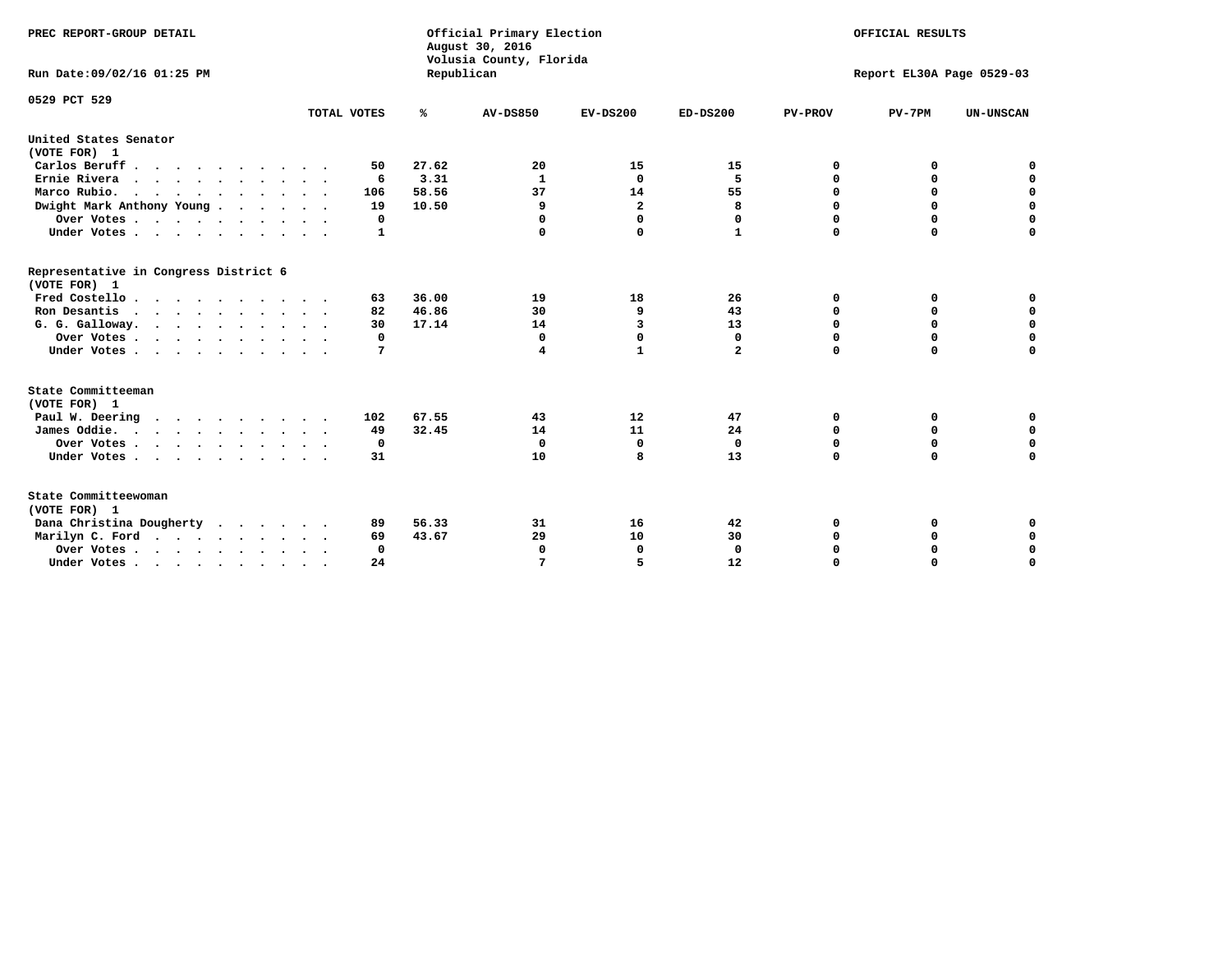PREC REPORT-GROUP DETAIL

Official Primary Election
August 30, 2016
Volusia County, Florida
Republican

OFFICIAL RESULTS

Run Date:09/02/16 01:25 PM

Report EL30A Page 0529-03

0529 PCT 529

| | TOTAL VOTES | % | AV-DS850 | EV-DS200 | ED-DS200 | PV-PROV | PV-7PM | UN-UNSCAN |
|---|---|---|---|---|---|---|---|---|
| **United States Senator (VOTE FOR) 1** | | | | | | | | |
| Carlos Beruff | 50 | 27.62 | 20 | 15 | 15 | 0 | 0 | 0 |
| Ernie Rivera | 6 | 3.31 | 1 | 0 | 5 | 0 | 0 | 0 |
| Marco Rubio | 106 | 58.56 | 37 | 14 | 55 | 0 | 0 | 0 |
| Dwight Mark Anthony Young | 19 | 10.50 | 9 | 2 | 8 | 0 | 0 | 0 |
| Over Votes | 0 | | 0 | 0 | 0 | 0 | 0 | 0 |
| Under Votes | 1 | | 0 | 0 | 1 | 0 | 0 | 0 |
| **Representative in Congress District 6 (VOTE FOR) 1** | | | | | | | | |
| Fred Costello | 63 | 36.00 | 19 | 18 | 26 | 0 | 0 | 0 |
| Ron Desantis | 82 | 46.86 | 30 | 9 | 43 | 0 | 0 | 0 |
| G. G. Galloway | 30 | 17.14 | 14 | 3 | 13 | 0 | 0 | 0 |
| Over Votes | 0 | | 0 | 0 | 0 | 0 | 0 | 0 |
| Under Votes | 7 | | 4 | 1 | 2 | 0 | 0 | 0 |
| **State Committeeman (VOTE FOR) 1** | | | | | | | | |
| Paul W. Deering | 102 | 67.55 | 43 | 12 | 47 | 0 | 0 | 0 |
| James Oddie | 49 | 32.45 | 14 | 11 | 24 | 0 | 0 | 0 |
| Over Votes | 0 | | 0 | 0 | 0 | 0 | 0 | 0 |
| Under Votes | 31 | | 10 | 8 | 13 | 0 | 0 | 0 |
| **State Committeewoman (VOTE FOR) 1** | | | | | | | | |
| Dana Christina Dougherty | 89 | 56.33 | 31 | 16 | 42 | 0 | 0 | 0 |
| Marilyn C. Ford | 69 | 43.67 | 29 | 10 | 30 | 0 | 0 | 0 |
| Over Votes | 0 | | 0 | 0 | 0 | 0 | 0 | 0 |
| Under Votes | 24 | | 7 | 5 | 12 | 0 | 0 | 0 |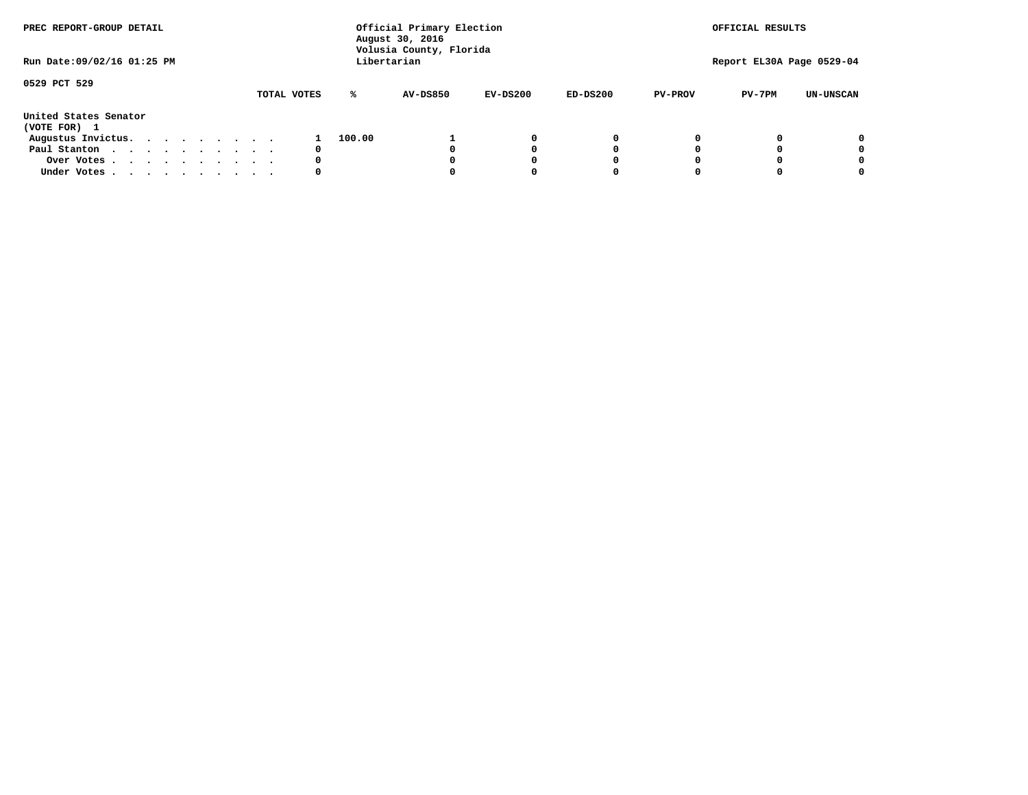PREC REPORT-GROUP DETAIL

Official Primary Election
August 30, 2016
Volusia County, Florida
Libertarian

OFFICIAL RESULTS

Run Date:09/02/16 01:25 PM

Report EL30A Page 0529-04

0529 PCT 529

**United States Senator**
**(VOTE FOR) 1**

| | TOTAL VOTES | % | AV-DS850 | EV-DS200 | ED-DS200 | PV-PROV | PV-7PM | UN-UNSCAN |
|---|---|---|---|---|---|---|---|---|
| Augustus Invictus. . . . . . . . . | 1 | 100.00 | 1 | 0 | 0 | 0 | 0 | 0 |
| Paul Stanton . . . . . . . . . . . | 0 | | 0 | 0 | 0 | 0 | 0 | 0 |
| Over Votes . . . . . . . . . . . | 0 | | 0 | 0 | 0 | 0 | 0 | 0 |
| Under Votes . . . . . . . . . . . | 0 | | 0 | 0 | 0 | 0 | 0 | 0 |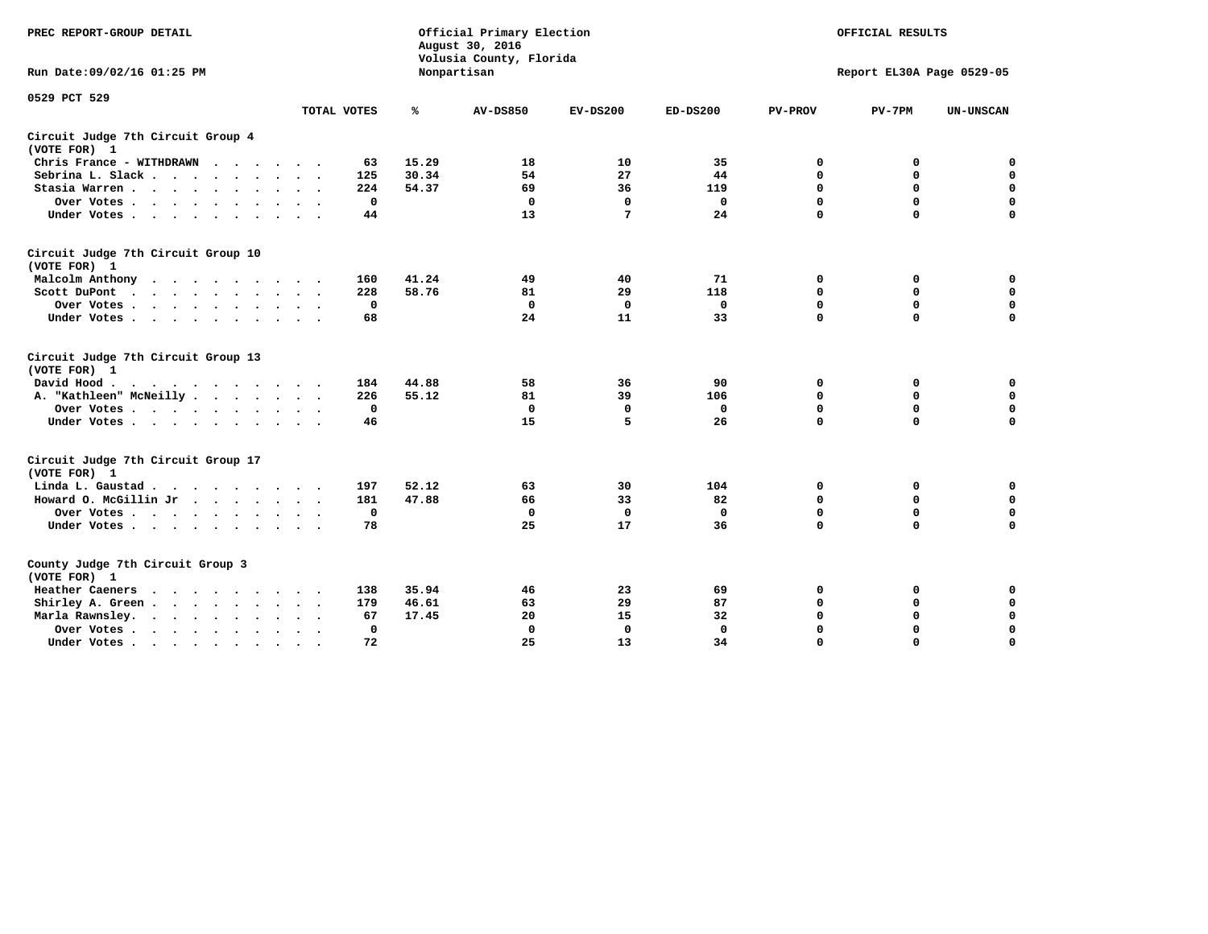PREC REPORT-GROUP DETAIL

Official Primary Election
August 30, 2016
Volusia County, Florida
Nonpartisan

OFFICIAL RESULTS

Run Date:09/02/16 01:25 PM

Report EL30A Page 0529-05

0529 PCT 529

| | TOTAL VOTES | % | AV-DS850 | EV-DS200 | ED-DS200 | PV-PROV | PV-7PM | UN-UNSCAN |
|---|---|---|---|---|---|---|---|---|
| **Circuit Judge 7th Circuit Group 4 (VOTE FOR) 1** | | | | | | | | |
| Chris France - WITHDRAWN | 63 | 15.29 | 18 | 10 | 35 | 0 | 0 | 0 |
| Sebrina L. Slack | 125 | 30.34 | 54 | 27 | 44 | 0 | 0 | 0 |
| Stasia Warren | 224 | 54.37 | 69 | 36 | 119 | 0 | 0 | 0 |
| Over Votes | 0 | | 0 | 0 | 0 | 0 | 0 | 0 |
| Under Votes | 44 | | 13 | 7 | 24 | 0 | 0 | 0 |
| **Circuit Judge 7th Circuit Group 10 (VOTE FOR) 1** | | | | | | | | |
| Malcolm Anthony | 160 | 41.24 | 49 | 40 | 71 | 0 | 0 | 0 |
| Scott DuPont | 228 | 58.76 | 81 | 29 | 118 | 0 | 0 | 0 |
| Over Votes | 0 | | 0 | 0 | 0 | 0 | 0 | 0 |
| Under Votes | 68 | | 24 | 11 | 33 | 0 | 0 | 0 |
| **Circuit Judge 7th Circuit Group 13 (VOTE FOR) 1** | | | | | | | | |
| David Hood | 184 | 44.88 | 58 | 36 | 90 | 0 | 0 | 0 |
| A. "Kathleen" McNeilly | 226 | 55.12 | 81 | 39 | 106 | 0 | 0 | 0 |
| Over Votes | 0 | | 0 | 0 | 0 | 0 | 0 | 0 |
| Under Votes | 46 | | 15 | 5 | 26 | 0 | 0 | 0 |
| **Circuit Judge 7th Circuit Group 17 (VOTE FOR) 1** | | | | | | | | |
| Linda L. Gaustad | 197 | 52.12 | 63 | 30 | 104 | 0 | 0 | 0 |
| Howard O. McGillin Jr | 181 | 47.88 | 66 | 33 | 82 | 0 | 0 | 0 |
| Over Votes | 0 | | 0 | 0 | 0 | 0 | 0 | 0 |
| Under Votes | 78 | | 25 | 17 | 36 | 0 | 0 | 0 |
| **County Judge 7th Circuit Group 3 (VOTE FOR) 1** | | | | | | | | |
| Heather Caeners | 138 | 35.94 | 46 | 23 | 69 | 0 | 0 | 0 |
| Shirley A. Green | 179 | 46.61 | 63 | 29 | 87 | 0 | 0 | 0 |
| Marla Rawnsley | 67 | 17.45 | 20 | 15 | 32 | 0 | 0 | 0 |
| Over Votes | 0 | | 0 | 0 | 0 | 0 | 0 | 0 |
| Under Votes | 72 | | 25 | 13 | 34 | 0 | 0 | 0 |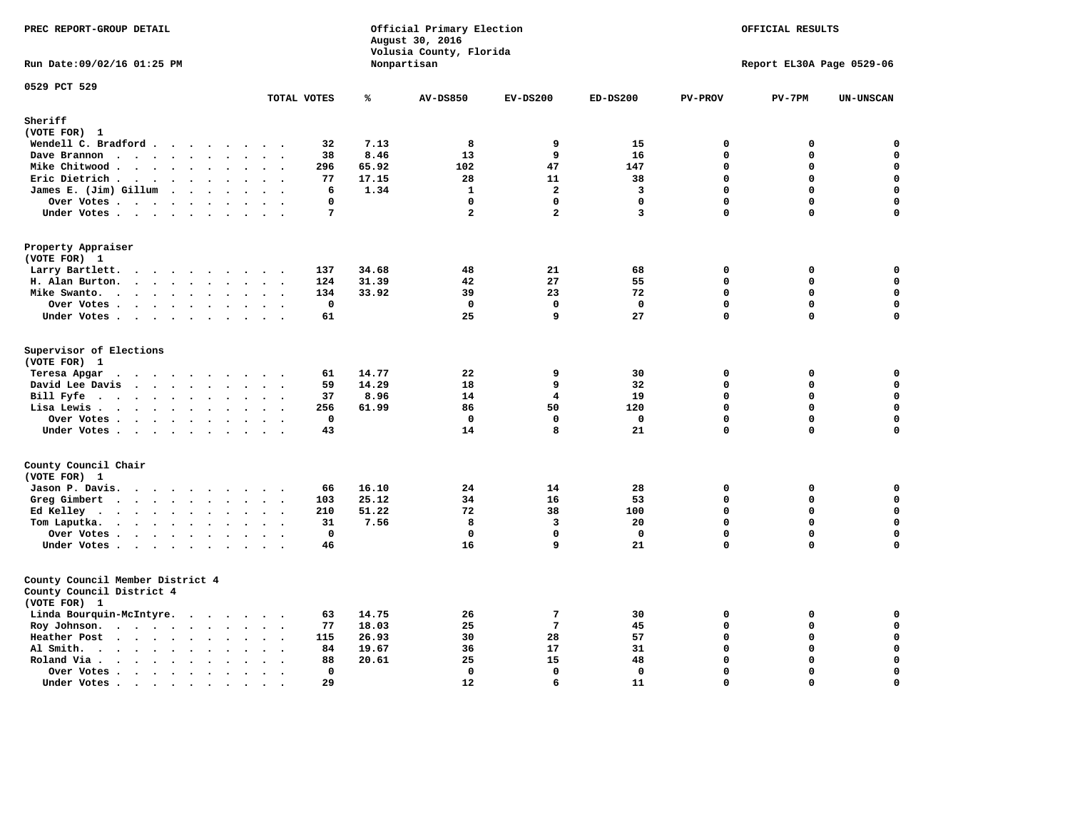PREC REPORT-GROUP DETAIL

Official Primary Election
August 30, 2016
Volusia County, Florida
Nonpartisan

OFFICIAL RESULTS

Run Date:09/02/16 01:25 PM

Report EL30A Page 0529-06

0529 PCT 529

| | TOTAL VOTES | % | AV-DS850 | EV-DS200 | ED-DS200 | PV-PROV | PV-7PM | UN-UNSCAN |
|---|---|---|---|---|---|---|---|---|
| **Sheriff** | | | | | | | | |
| **(VOTE FOR) 1** | | | | | | | | |
| Wendell C. Bradford | 32 | 7.13 | 8 | 9 | 15 | 0 | 0 | 0 |
| Dave Brannon | 38 | 8.46 | 13 | 9 | 16 | 0 | 0 | 0 |
| Mike Chitwood | 296 | 65.92 | 102 | 47 | 147 | 0 | 0 | 0 |
| Eric Dietrich | 77 | 17.15 | 28 | 11 | 38 | 0 | 0 | 0 |
| James E. (Jim) Gillum | 6 | 1.34 | 1 | 2 | 3 | 0 | 0 | 0 |
| Over Votes | 0 | | 0 | 0 | 0 | 0 | 0 | 0 |
| Under Votes | 7 | | 2 | 2 | 3 | 0 | 0 | 0 |
| **Property Appraiser** | | | | | | | | |
| **(VOTE FOR) 1** | | | | | | | | |
| Larry Bartlett | 137 | 34.68 | 48 | 21 | 68 | 0 | 0 | 0 |
| H. Alan Burton | 124 | 31.39 | 42 | 27 | 55 | 0 | 0 | 0 |
| Mike Swanto | 134 | 33.92 | 39 | 23 | 72 | 0 | 0 | 0 |
| Over Votes | 0 | | 0 | 0 | 0 | 0 | 0 | 0 |
| Under Votes | 61 | | 25 | 9 | 27 | 0 | 0 | 0 |
| **Supervisor of Elections** | | | | | | | | |
| **(VOTE FOR) 1** | | | | | | | | |
| Teresa Apgar | 61 | 14.77 | 22 | 9 | 30 | 0 | 0 | 0 |
| David Lee Davis | 59 | 14.29 | 18 | 9 | 32 | 0 | 0 | 0 |
| Bill Fyfe | 37 | 8.96 | 14 | 4 | 19 | 0 | 0 | 0 |
| Lisa Lewis | 256 | 61.99 | 86 | 50 | 120 | 0 | 0 | 0 |
| Over Votes | 0 | | 0 | 0 | 0 | 0 | 0 | 0 |
| Under Votes | 43 | | 14 | 8 | 21 | 0 | 0 | 0 |
| **County Council Chair** | | | | | | | | |
| **(VOTE FOR) 1** | | | | | | | | |
| Jason P. Davis | 66 | 16.10 | 24 | 14 | 28 | 0 | 0 | 0 |
| Greg Gimbert | 103 | 25.12 | 34 | 16 | 53 | 0 | 0 | 0 |
| Ed Kelley | 210 | 51.22 | 72 | 38 | 100 | 0 | 0 | 0 |
| Tom Laputka | 31 | 7.56 | 8 | 3 | 20 | 0 | 0 | 0 |
| Over Votes | 0 | | 0 | 0 | 0 | 0 | 0 | 0 |
| Under Votes | 46 | | 16 | 9 | 21 | 0 | 0 | 0 |
| **County Council Member District 4** | | | | | | | | |
| **County Council District 4** | | | | | | | | |
| **(VOTE FOR) 1** | | | | | | | | |
| Linda Bourquin-McIntyre | 63 | 14.75 | 26 | 7 | 30 | 0 | 0 | 0 |
| Roy Johnson | 77 | 18.03 | 25 | 7 | 45 | 0 | 0 | 0 |
| Heather Post | 115 | 26.93 | 30 | 28 | 57 | 0 | 0 | 0 |
| Al Smith | 84 | 19.67 | 36 | 17 | 31 | 0 | 0 | 0 |
| Roland Via | 88 | 20.61 | 25 | 15 | 48 | 0 | 0 | 0 |
| Over Votes | 0 | | 0 | 0 | 0 | 0 | 0 | 0 |
| Under Votes | 29 | | 12 | 6 | 11 | 0 | 0 | 0 |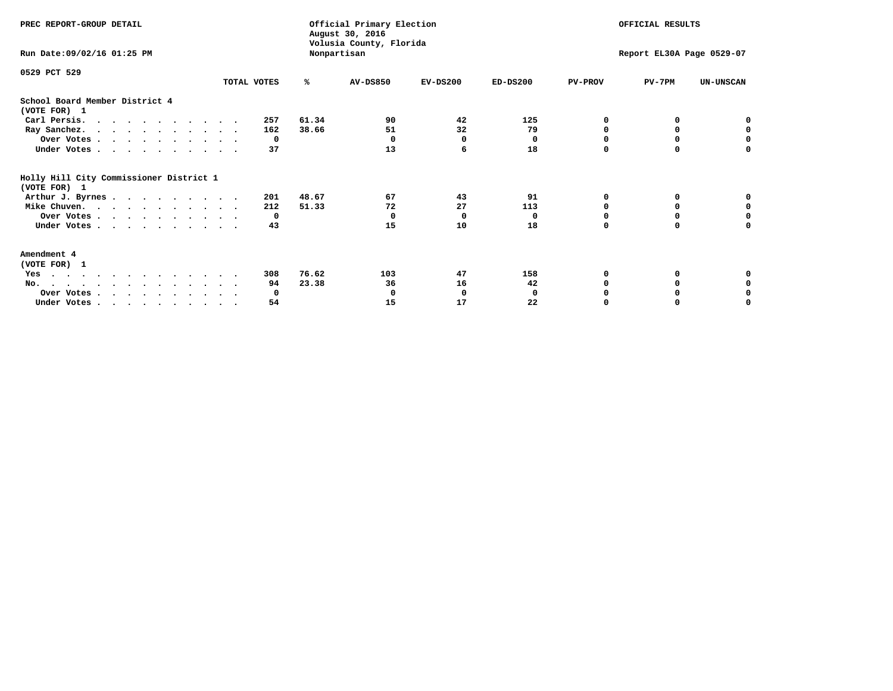PREC REPORT-GROUP DETAIL

Official Primary Election
August 30, 2016
Volusia County, Florida
Nonpartisan

OFFICIAL RESULTS

Run Date:09/02/16 01:25 PM

Report EL30A Page 0529-07

0529 PCT 529

| | TOTAL VOTES | % | AV-DS850 | EV-DS200 | ED-DS200 | PV-PROV | PV-7PM | UN-UNSCAN |
|---|---|---|---|---|---|---|---|---|
| **School Board Member District 4** | | | | | | | | |
| **(VOTE FOR) 1** | | | | | | | | |
| Carl Persis. | 257 | 61.34 | 90 | 42 | 125 | 0 | 0 | 0 |
| Ray Sanchez. | 162 | 38.66 | 51 | 32 | 79 | 0 | 0 | 0 |
| Over Votes | 0 | | 0 | 0 | 0 | 0 | 0 | 0 |
| Under Votes | 37 | | 13 | 6 | 18 | 0 | 0 | 0 |
| **Holly Hill City Commissioner District 1** | | | | | | | | |
| **(VOTE FOR) 1** | | | | | | | | |
| Arthur J. Byrnes | 201 | 48.67 | 67 | 43 | 91 | 0 | 0 | 0 |
| Mike Chuven. | 212 | 51.33 | 72 | 27 | 113 | 0 | 0 | 0 |
| Over Votes | 0 | | 0 | 0 | 0 | 0 | 0 | 0 |
| Under Votes | 43 | | 15 | 10 | 18 | 0 | 0 | 0 |
| **Amendment 4** | | | | | | | | |
| **(VOTE FOR) 1** | | | | | | | | |
| Yes | 308 | 76.62 | 103 | 47 | 158 | 0 | 0 | 0 |
| No. | 94 | 23.38 | 36 | 16 | 42 | 0 | 0 | 0 |
| Over Votes | 0 | | 0 | 0 | 0 | 0 | 0 | 0 |
| Under Votes | 54 | | 15 | 17 | 22 | 0 | 0 | 0 |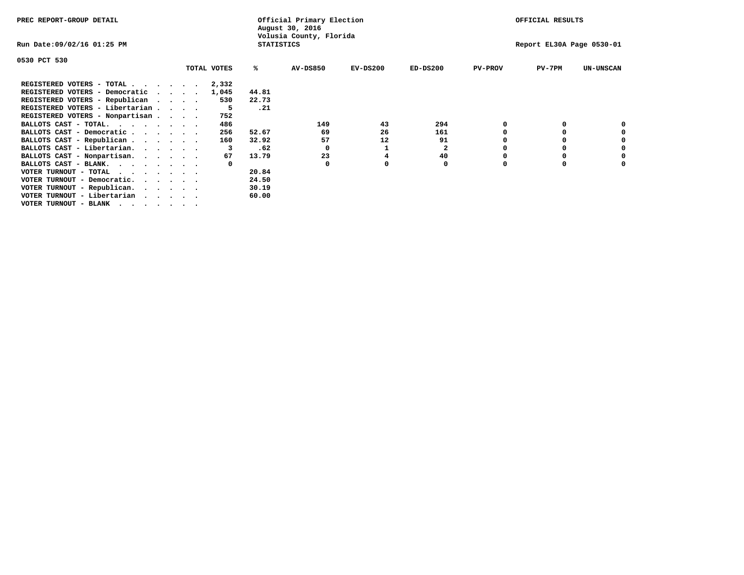PREC REPORT-GROUP DETAIL

Official Primary Election
August 30, 2016
Volusia County, Florida
STATISTICS

OFFICIAL RESULTS

Run Date:09/02/16 01:25 PM

Report EL30A Page 0530-01

0530 PCT 530

| | TOTAL VOTES | % | AV-DS850 | EV-DS200 | ED-DS200 | PV-PROV | PV-7PM | UN-UNSCAN |
|---|---|---|---|---|---|---|---|---|
| REGISTERED VOTERS - TOTAL . . . . . . | 2,332 | | | | | | | |
| REGISTERED VOTERS - Democratic . . . . | 1,045 | 44.81 | | | | | | |
| REGISTERED VOTERS - Republican . . . . | 530 | 22.73 | | | | | | |
| REGISTERED VOTERS - Libertarian . . . . | 5 | .21 | | | | | | |
| REGISTERED VOTERS - Nonpartisan . . . . | 752 | | | | | | | |
| BALLOTS CAST - TOTAL. . . . . . . . | 486 | | 149 | 43 | 294 | 0 | 0 | 0 |
| BALLOTS CAST - Democratic . . . . . . | 256 | 52.67 | 69 | 26 | 161 | 0 | 0 | 0 |
| BALLOTS CAST - Republican . . . . . . | 160 | 32.92 | 57 | 12 | 91 | 0 | 0 | 0 |
| BALLOTS CAST - Libertarian. . . . . . | 3 | .62 | 0 | 1 | 2 | 0 | 0 | 0 |
| BALLOTS CAST - Nonpartisan. . . . . . | 67 | 13.79 | 23 | 4 | 40 | 0 | 0 | 0 |
| BALLOTS CAST - BLANK. . . . . . . . | 0 | | 0 | 0 | 0 | 0 | 0 | 0 |
| VOTER TURNOUT - TOTAL . . . . . . . | | 20.84 | | | | | | |
| VOTER TURNOUT - Democratic. . . . . . | | 24.50 | | | | | | |
| VOTER TURNOUT - Republican. . . . . . | | 30.19 | | | | | | |
| VOTER TURNOUT - Libertarian . . . . . | | 60.00 | | | | | | |
| VOTER TURNOUT - BLANK . . . . . . . | | | | | | | | |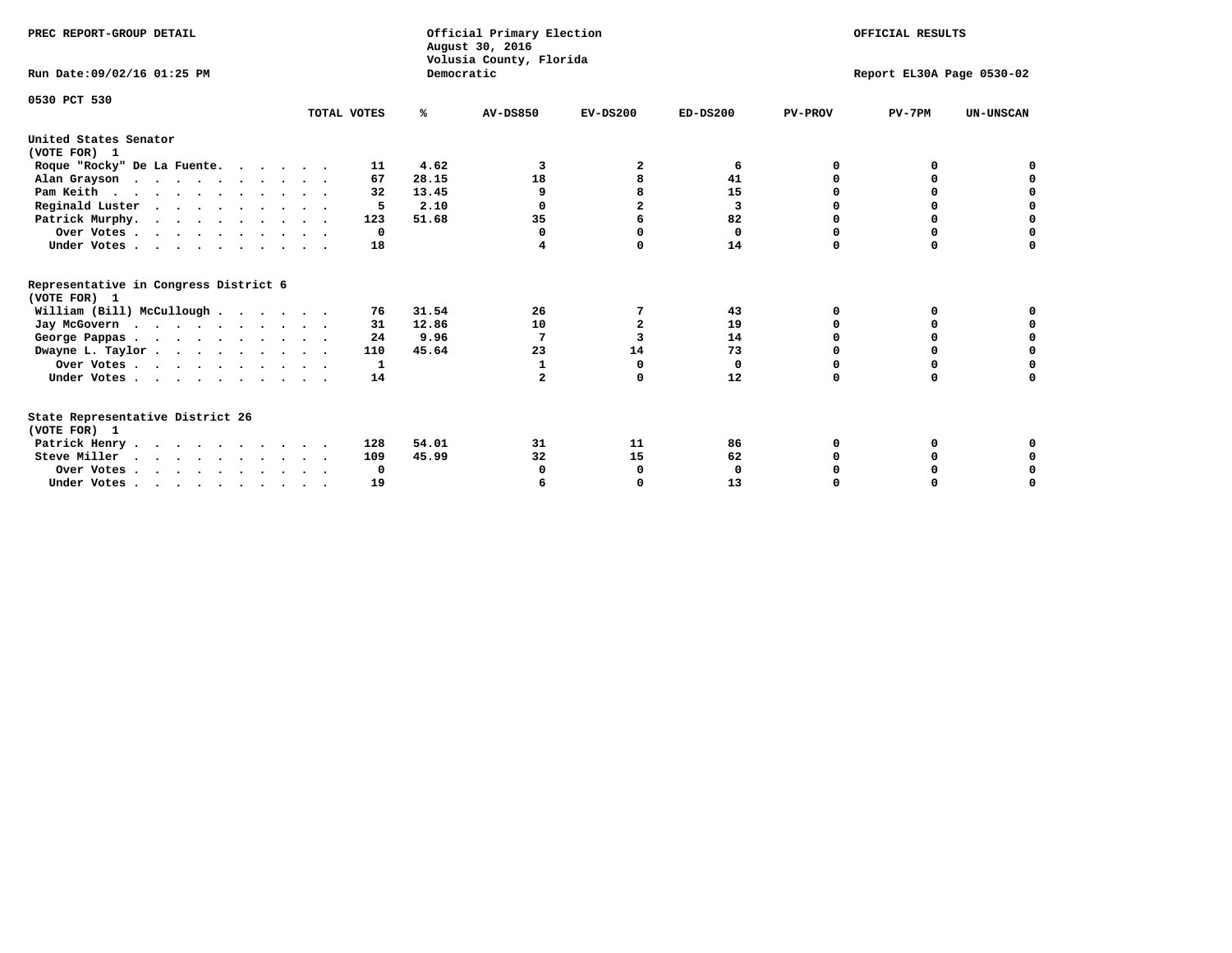PREC REPORT-GROUP DETAIL

Official Primary Election
August 30, 2016
Volusia County, Florida
Democratic

OFFICIAL RESULTS

Run Date:09/02/16 01:25 PM

Report EL30A Page 0530-02

0530 PCT 530

| | TOTAL VOTES | % | AV-DS850 | EV-DS200 | ED-DS200 | PV-PROV | PV-7PM | UN-UNSCAN |
|---|---|---|---|---|---|---|---|---|
| **United States Senator (VOTE FOR) 1** | | | | | | | | |
| Roque "Rocky" De La Fuente | 11 | 4.62 | 3 | 2 | 6 | 0 | 0 | 0 |
| Alan Grayson | 67 | 28.15 | 18 | 8 | 41 | 0 | 0 | 0 |
| Pam Keith | 32 | 13.45 | 9 | 8 | 15 | 0 | 0 | 0 |
| Reginald Luster | 5 | 2.10 | 0 | 2 | 3 | 0 | 0 | 0 |
| Patrick Murphy | 123 | 51.68 | 35 | 6 | 82 | 0 | 0 | 0 |
| Over Votes | 0 | | 0 | 0 | 0 | 0 | 0 | 0 |
| Under Votes | 18 | | 4 | 0 | 14 | 0 | 0 | 0 |
| **Representative in Congress District 6 (VOTE FOR) 1** | | | | | | | | |
| William (Bill) McCullough | 76 | 31.54 | 26 | 7 | 43 | 0 | 0 | 0 |
| Jay McGovern | 31 | 12.86 | 10 | 2 | 19 | 0 | 0 | 0 |
| George Pappas | 24 | 9.96 | 7 | 3 | 14 | 0 | 0 | 0 |
| Dwayne L. Taylor | 110 | 45.64 | 23 | 14 | 73 | 0 | 0 | 0 |
| Over Votes | 1 | | 1 | 0 | 0 | 0 | 0 | 0 |
| Under Votes | 14 | | 2 | 0 | 12 | 0 | 0 | 0 |
| **State Representative District 26 (VOTE FOR) 1** | | | | | | | | |
| Patrick Henry | 128 | 54.01 | 31 | 11 | 86 | 0 | 0 | 0 |
| Steve Miller | 109 | 45.99 | 32 | 15 | 62 | 0 | 0 | 0 |
| Over Votes | 0 | | 0 | 0 | 0 | 0 | 0 | 0 |
| Under Votes | 19 | | 6 | 0 | 13 | 0 | 0 | 0 |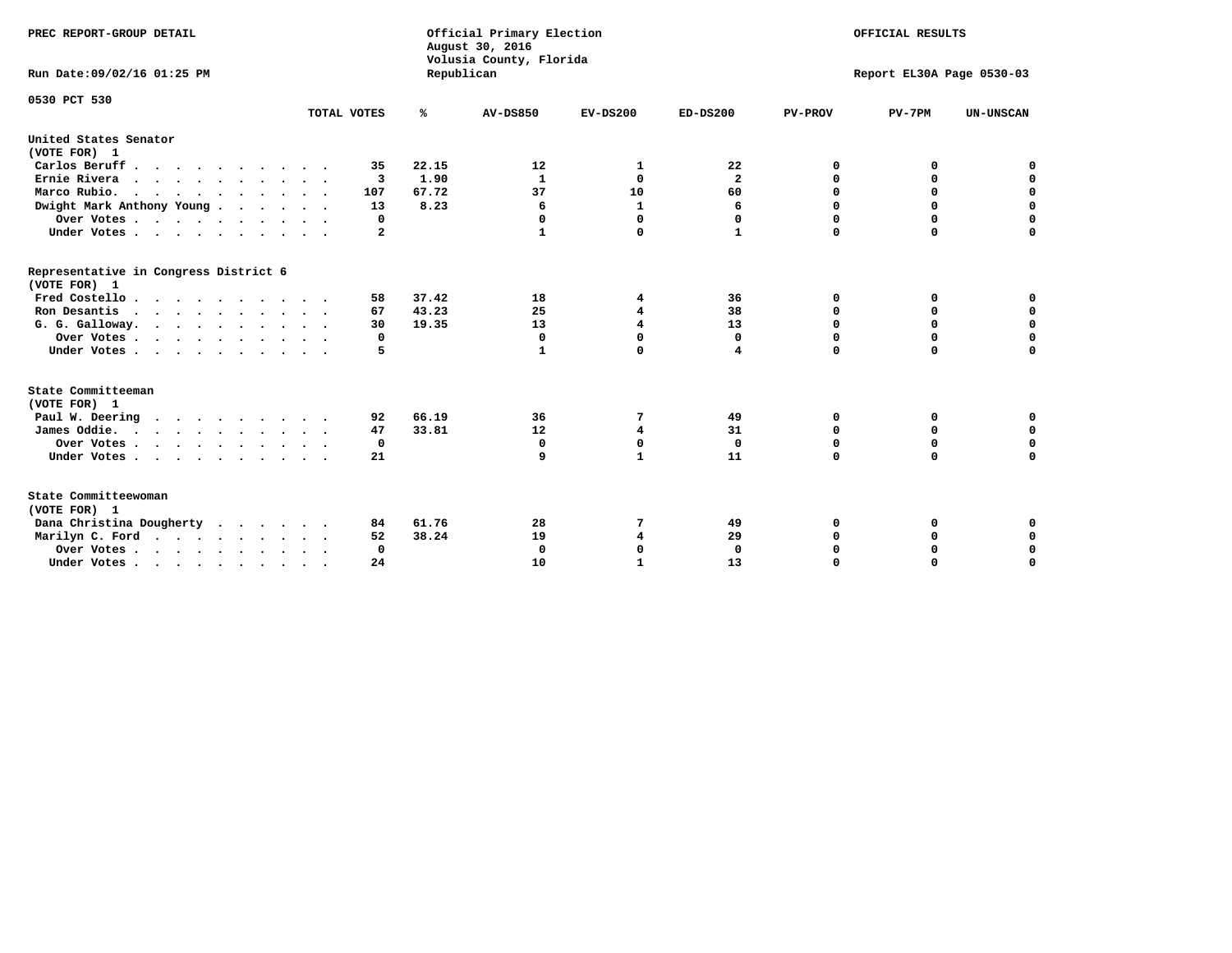PREC REPORT-GROUP DETAIL

Official Primary Election
August 30, 2016
Volusia County, Florida
Republican

OFFICIAL RESULTS

Run Date:09/02/16 01:25 PM

Report EL30A Page 0530-03

0530 PCT 530

| | TOTAL VOTES | % | AV-DS850 | EV-DS200 | ED-DS200 | PV-PROV | PV-7PM | UN-UNSCAN |
|---|---|---|---|---|---|---|---|---|
| **United States Senator** | | | | | | | | |
| **(VOTE FOR) 1** | | | | | | | | |
| Carlos Beruff | 35 | 22.15 | 12 | 1 | 22 | 0 | 0 | 0 |
| Ernie Rivera | 3 | 1.90 | 1 | 0 | 2 | 0 | 0 | 0 |
| Marco Rubio. | 107 | 67.72 | 37 | 10 | 60 | 0 | 0 | 0 |
| Dwight Mark Anthony Young | 13 | 8.23 | 6 | 1 | 6 | 0 | 0 | 0 |
| Over Votes | 0 | | 0 | 0 | 0 | 0 | 0 | 0 |
| Under Votes | 2 | | 1 | 0 | 1 | 0 | 0 | 0 |
| **Representative in Congress District 6** | | | | | | | | |
| **(VOTE FOR) 1** | | | | | | | | |
| Fred Costello | 58 | 37.42 | 18 | 4 | 36 | 0 | 0 | 0 |
| Ron Desantis | 67 | 43.23 | 25 | 4 | 38 | 0 | 0 | 0 |
| G. G. Galloway. | 30 | 19.35 | 13 | 4 | 13 | 0 | 0 | 0 |
| Over Votes | 0 | | 0 | 0 | 0 | 0 | 0 | 0 |
| Under Votes | 5 | | 1 | 0 | 4 | 0 | 0 | 0 |
| **State Committeeman** | | | | | | | | |
| **(VOTE FOR) 1** | | | | | | | | |
| Paul W. Deering | 92 | 66.19 | 36 | 7 | 49 | 0 | 0 | 0 |
| James Oddie. | 47 | 33.81 | 12 | 4 | 31 | 0 | 0 | 0 |
| Over Votes | 0 | | 0 | 0 | 0 | 0 | 0 | 0 |
| Under Votes | 21 | | 9 | 1 | 11 | 0 | 0 | 0 |
| **State Committeewoman** | | | | | | | | |
| **(VOTE FOR) 1** | | | | | | | | |
| Dana Christina Dougherty | 84 | 61.76 | 28 | 7 | 49 | 0 | 0 | 0 |
| Marilyn C. Ford | 52 | 38.24 | 19 | 4 | 29 | 0 | 0 | 0 |
| Over Votes | 0 | | 0 | 0 | 0 | 0 | 0 | 0 |
| Under Votes | 24 | | 10 | 1 | 13 | 0 | 0 | 0 |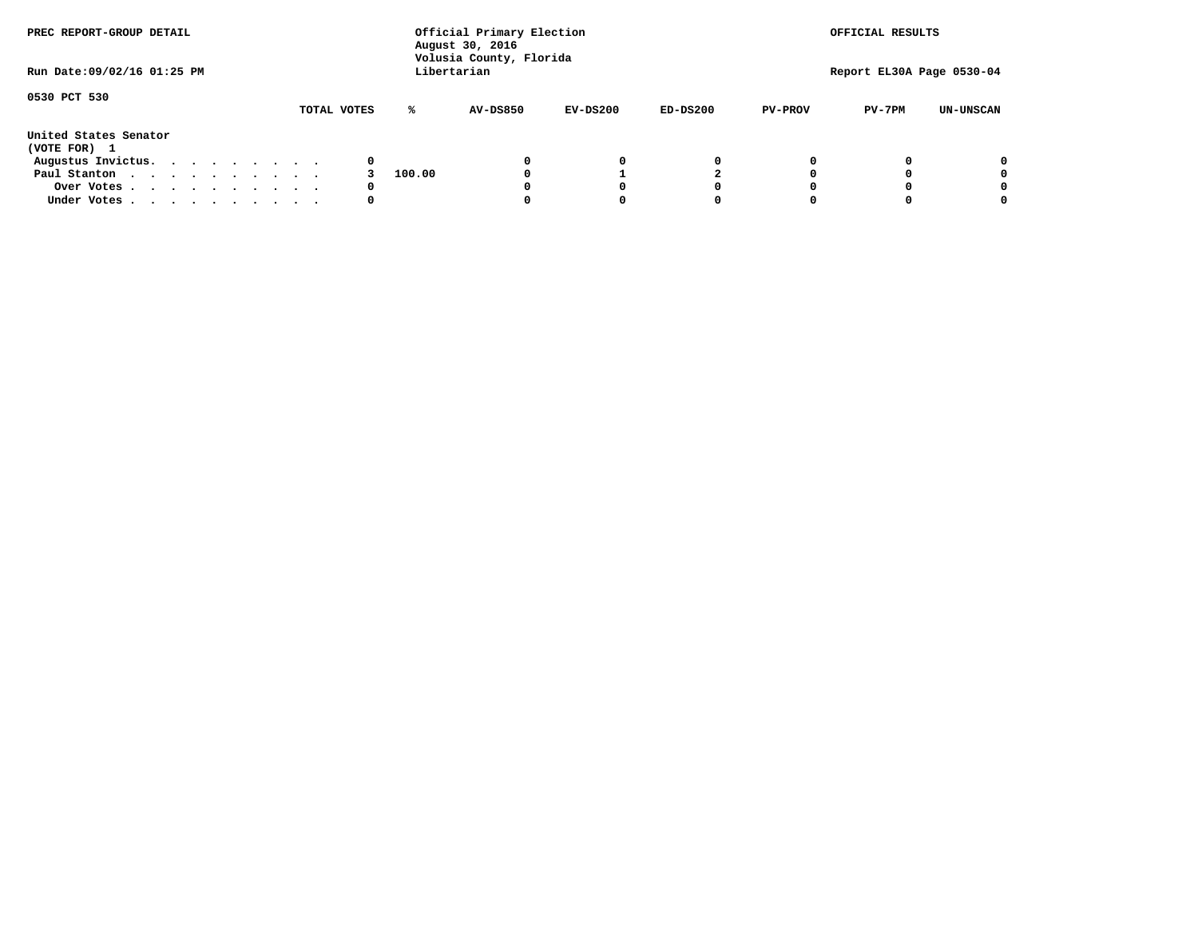PREC REPORT-GROUP DETAIL

Official Primary Election
August 30, 2016
Volusia County, Florida
Libertarian

OFFICIAL RESULTS

Run Date:09/02/16 01:25 PM

Report EL30A Page 0530-04

0530 PCT 530

| | TOTAL VOTES | % | AV-DS850 | EV-DS200 | ED-DS200 | PV-PROV | PV-7PM | UN-UNSCAN |
|---|---|---|---|---|---|---|---|---|
| **United States Senator (VOTE FOR) 1** | | | | | | | | |
| Augustus Invictus. . . . . . . . . . | 0 | | 0 | 0 | 0 | 0 | 0 | 0 |
| Paul Stanton . . . . . . . . . . . | 3 | 100.00 | 0 | 1 | 2 | 0 | 0 | 0 |
| Over Votes . . . . . . . . . . . | 0 | | 0 | 0 | 0 | 0 | 0 | 0 |
| Under Votes . . . . . . . . . . . | 0 | | 0 | 0 | 0 | 0 | 0 | 0 |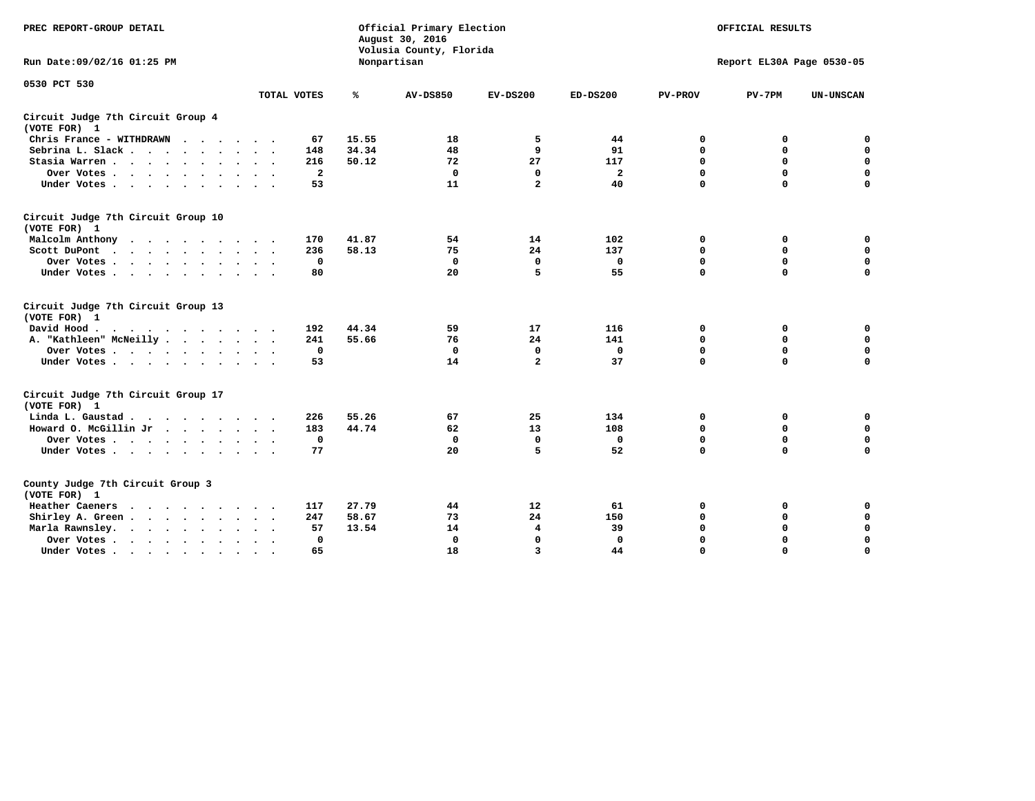PREC REPORT-GROUP DETAIL

Official Primary Election
August 30, 2016
Volusia County, Florida
Nonpartisan

OFFICIAL RESULTS

Run Date:09/02/16 01:25 PM

Report EL30A Page 0530-05

0530 PCT 530

| | TOTAL VOTES | % | AV-DS850 | EV-DS200 | ED-DS200 | PV-PROV | PV-7PM | UN-UNSCAN |
|---|---|---|---|---|---|---|---|---|
| **Circuit Judge 7th Circuit Group 4 (VOTE FOR) 1** | | | | | | | | |
| Chris France - WITHDRAWN | 67 | 15.55 | 18 | 5 | 44 | 0 | 0 | 0 |
| Sebrina L. Slack | 148 | 34.34 | 48 | 9 | 91 | 0 | 0 | 0 |
| Stasia Warren | 216 | 50.12 | 72 | 27 | 117 | 0 | 0 | 0 |
| Over Votes | 2 | | 0 | 0 | 2 | 0 | 0 | 0 |
| Under Votes | 53 | | 11 | 2 | 40 | 0 | 0 | 0 |
| **Circuit Judge 7th Circuit Group 10 (VOTE FOR) 1** | | | | | | | | |
| Malcolm Anthony | 170 | 41.87 | 54 | 14 | 102 | 0 | 0 | 0 |
| Scott DuPont | 236 | 58.13 | 75 | 24 | 137 | 0 | 0 | 0 |
| Over Votes | 0 | | 0 | 0 | 0 | 0 | 0 | 0 |
| Under Votes | 80 | | 20 | 5 | 55 | 0 | 0 | 0 |
| **Circuit Judge 7th Circuit Group 13 (VOTE FOR) 1** | | | | | | | | |
| David Hood | 192 | 44.34 | 59 | 17 | 116 | 0 | 0 | 0 |
| A. "Kathleen" McNeilly | 241 | 55.66 | 76 | 24 | 141 | 0 | 0 | 0 |
| Over Votes | 0 | | 0 | 0 | 0 | 0 | 0 | 0 |
| Under Votes | 53 | | 14 | 2 | 37 | 0 | 0 | 0 |
| **Circuit Judge 7th Circuit Group 17 (VOTE FOR) 1** | | | | | | | | |
| Linda L. Gaustad | 226 | 55.26 | 67 | 25 | 134 | 0 | 0 | 0 |
| Howard O. McGillin Jr | 183 | 44.74 | 62 | 13 | 108 | 0 | 0 | 0 |
| Over Votes | 0 | | 0 | 0 | 0 | 0 | 0 | 0 |
| Under Votes | 77 | | 20 | 5 | 52 | 0 | 0 | 0 |
| **County Judge 7th Circuit Group 3 (VOTE FOR) 1** | | | | | | | | |
| Heather Caeners | 117 | 27.79 | 44 | 12 | 61 | 0 | 0 | 0 |
| Shirley A. Green | 247 | 58.67 | 73 | 24 | 150 | 0 | 0 | 0 |
| Marla Rawnsley | 57 | 13.54 | 14 | 4 | 39 | 0 | 0 | 0 |
| Over Votes | 0 | | 0 | 0 | 0 | 0 | 0 | 0 |
| Under Votes | 65 | | 18 | 3 | 44 | 0 | 0 | 0 |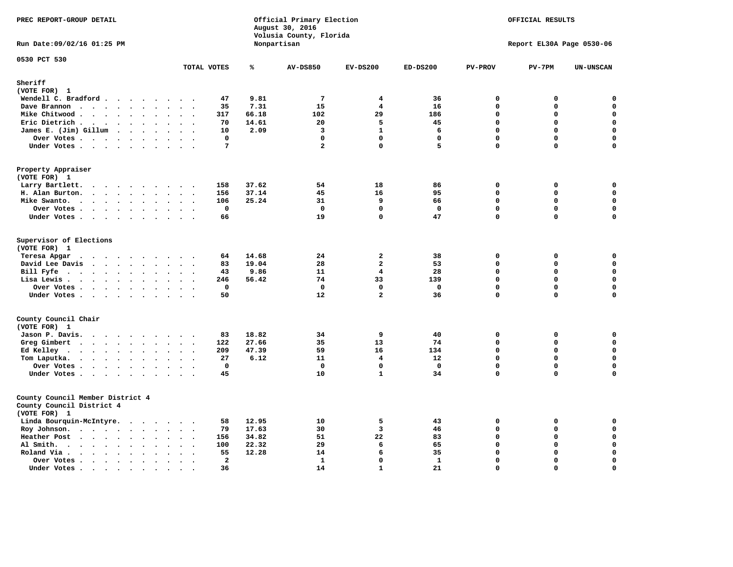PREC REPORT-GROUP DETAIL

Official Primary Election
August 30, 2016
Volusia County, Florida
Nonpartisan

OFFICIAL RESULTS

Run Date:09/02/16 01:25 PM

Report EL30A Page 0530-06

0530 PCT 530

| | TOTAL VOTES | % | AV-DS850 | EV-DS200 | ED-DS200 | PV-PROV | PV-7PM | UN-UNSCAN |
|---|---|---|---|---|---|---|---|---|
| **Sheriff** | | | | | | | | |
| **(VOTE FOR) 1** | | | | | | | | |
| Wendell C. Bradford | 47 | 9.81 | 7 | 4 | 36 | 0 | 0 | 0 |
| Dave Brannon | 35 | 7.31 | 15 | 4 | 16 | 0 | 0 | 0 |
| Mike Chitwood | 317 | 66.18 | 102 | 29 | 186 | 0 | 0 | 0 |
| Eric Dietrich | 70 | 14.61 | 20 | 5 | 45 | 0 | 0 | 0 |
| James E. (Jim) Gillum | 10 | 2.09 | 3 | 1 | 6 | 0 | 0 | 0 |
| Over Votes | 0 | | 0 | 0 | 0 | 0 | 0 | 0 |
| Under Votes | 7 | | 2 | 0 | 5 | 0 | 0 | 0 |
| **Property Appraiser** | | | | | | | | |
| **(VOTE FOR) 1** | | | | | | | | |
| Larry Bartlett | 158 | 37.62 | 54 | 18 | 86 | 0 | 0 | 0 |
| H. Alan Burton | 156 | 37.14 | 45 | 16 | 95 | 0 | 0 | 0 |
| Mike Swanto | 106 | 25.24 | 31 | 9 | 66 | 0 | 0 | 0 |
| Over Votes | 0 | | 0 | 0 | 0 | 0 | 0 | 0 |
| Under Votes | 66 | | 19 | 0 | 47 | 0 | 0 | 0 |
| **Supervisor of Elections** | | | | | | | | |
| **(VOTE FOR) 1** | | | | | | | | |
| Teresa Apgar | 64 | 14.68 | 24 | 2 | 38 | 0 | 0 | 0 |
| David Lee Davis | 83 | 19.04 | 28 | 2 | 53 | 0 | 0 | 0 |
| Bill Fyfe | 43 | 9.86 | 11 | 4 | 28 | 0 | 0 | 0 |
| Lisa Lewis | 246 | 56.42 | 74 | 33 | 139 | 0 | 0 | 0 |
| Over Votes | 0 | | 0 | 0 | 0 | 0 | 0 | 0 |
| Under Votes | 50 | | 12 | 2 | 36 | 0 | 0 | 0 |
| **County Council Chair** | | | | | | | | |
| **(VOTE FOR) 1** | | | | | | | | |
| Jason P. Davis | 83 | 18.82 | 34 | 9 | 40 | 0 | 0 | 0 |
| Greg Gimbert | 122 | 27.66 | 35 | 13 | 74 | 0 | 0 | 0 |
| Ed Kelley | 209 | 47.39 | 59 | 16 | 134 | 0 | 0 | 0 |
| Tom Laputka | 27 | 6.12 | 11 | 4 | 12 | 0 | 0 | 0 |
| Over Votes | 0 | | 0 | 0 | 0 | 0 | 0 | 0 |
| Under Votes | 45 | | 10 | 1 | 34 | 0 | 0 | 0 |
| **County Council Member District 4** | | | | | | | | |
| **County Council District 4** | | | | | | | | |
| **(VOTE FOR) 1** | | | | | | | | |
| Linda Bourquin-McIntyre | 58 | 12.95 | 10 | 5 | 43 | 0 | 0 | 0 |
| Roy Johnson | 79 | 17.63 | 30 | 3 | 46 | 0 | 0 | 0 |
| Heather Post | 156 | 34.82 | 51 | 22 | 83 | 0 | 0 | 0 |
| Al Smith | 100 | 22.32 | 29 | 6 | 65 | 0 | 0 | 0 |
| Roland Via | 55 | 12.28 | 14 | 6 | 35 | 0 | 0 | 0 |
| Over Votes | 2 | | 1 | 0 | 1 | 0 | 0 | 0 |
| Under Votes | 36 | | 14 | 1 | 21 | 0 | 0 | 0 |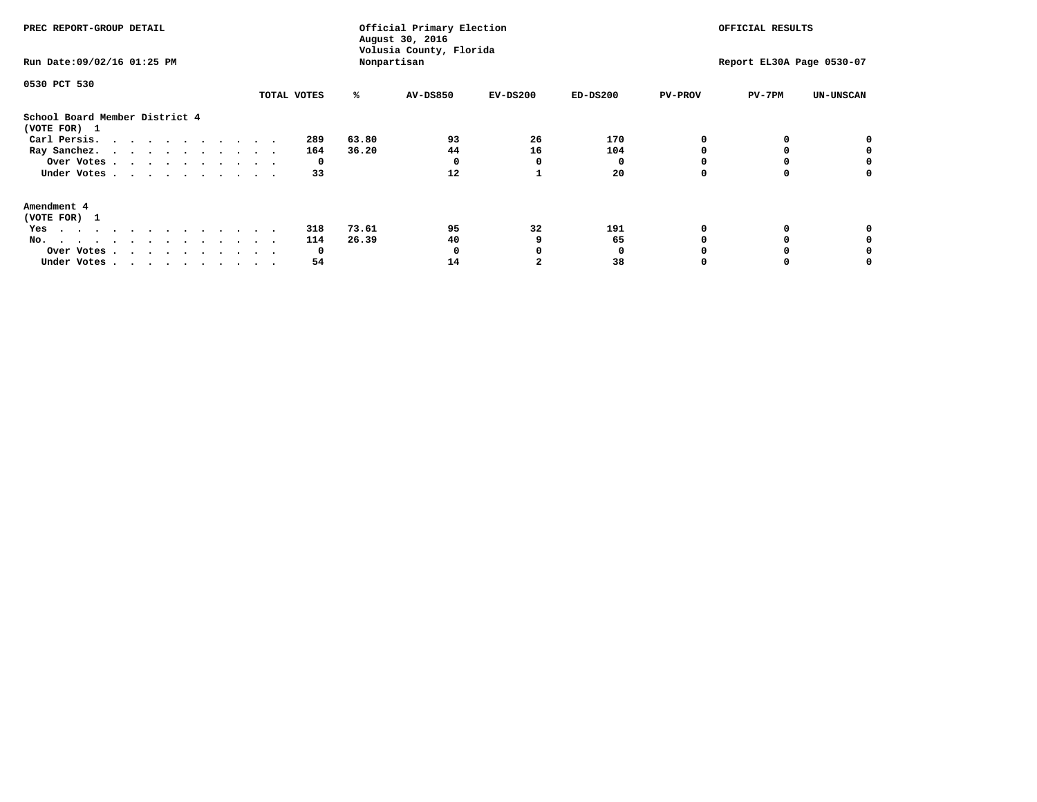PREC REPORT-GROUP DETAIL

Official Primary Election
August 30, 2016
Volusia County, Florida
Nonpartisan

OFFICIAL RESULTS

Run Date:09/02/16 01:25 PM

Report EL30A Page 0530-07

0530 PCT 530

| | TOTAL VOTES | % | AV-DS850 | EV-DS200 | ED-DS200 | PV-PROV | PV-7PM | UN-UNSCAN |
|---|---|---|---|---|---|---|---|---|
| **School Board Member District 4** | | | | | | | | |
| **(VOTE FOR) 1** | | | | | | | | |
| Carl Persis. . . . . . . . . . . . | 289 | 63.80 | 93 | 26 | 170 | 0 | 0 | 0 |
| Ray Sanchez. . . . . . . . . . . . | 164 | 36.20 | 44 | 16 | 104 | 0 | 0 | 0 |
| Over Votes . . . . . . . . . . . | 0 | | 0 | 0 | 0 | 0 | 0 | 0 |
| Under Votes . . . . . . . . . . . | 33 | | 12 | 1 | 20 | 0 | 0 | 0 |
| **Amendment 4** | | | | | | | | |
| **(VOTE FOR) 1** | | | | | | | | |
| Yes . . . . . . . . . . . . . . | 318 | 73.61 | 95 | 32 | 191 | 0 | 0 | 0 |
| No. . . . . . . . . . . . . . . | 114 | 26.39 | 40 | 9 | 65 | 0 | 0 | 0 |
| Over Votes . . . . . . . . . . . | 0 | | 0 | 0 | 0 | 0 | 0 | 0 |
| Under Votes . . . . . . . . . . . | 54 | | 14 | 2 | 38 | 0 | 0 | 0 |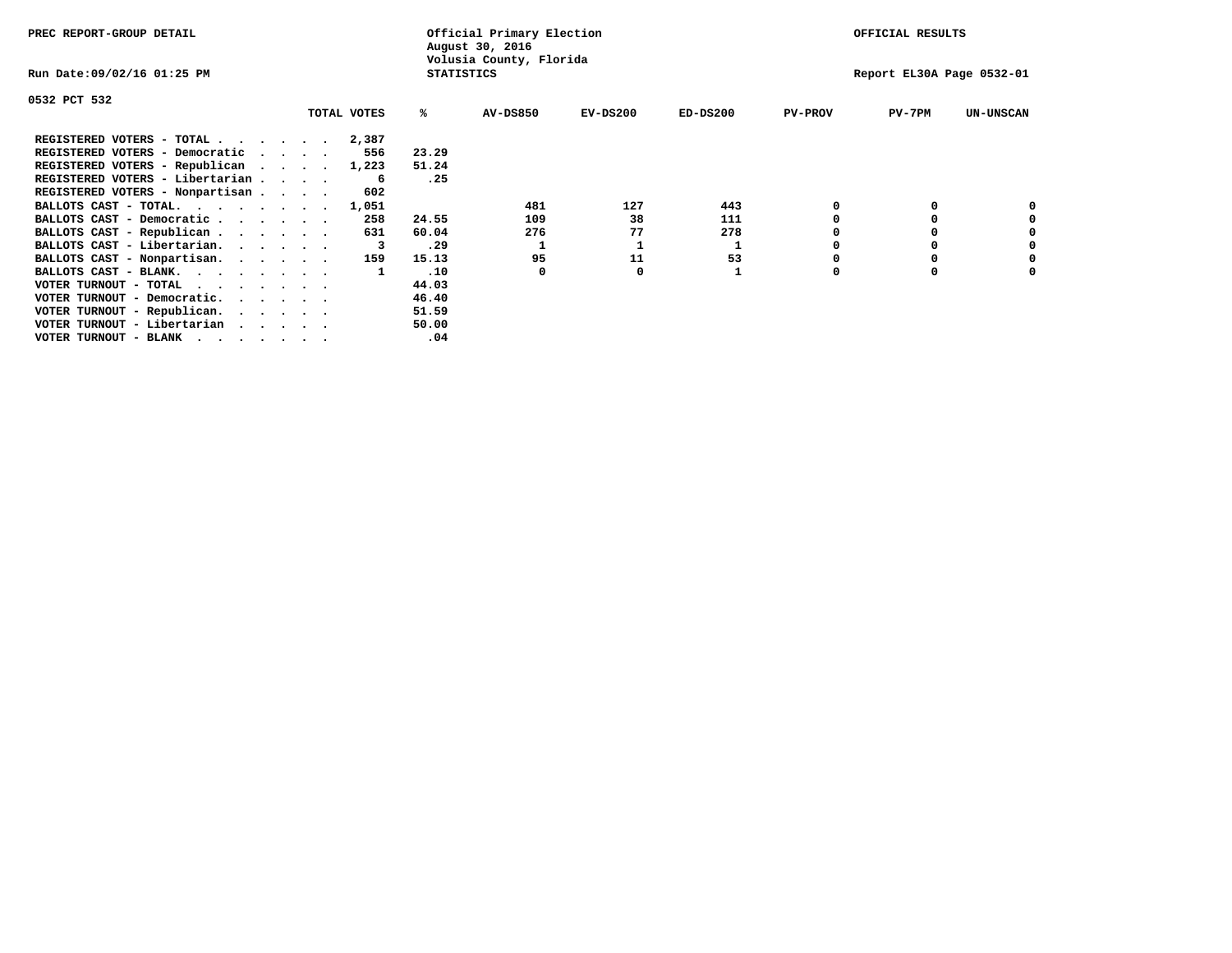PREC REPORT-GROUP DETAIL

Official Primary Election
August 30, 2016
Volusia County, Florida
STATISTICS

OFFICIAL RESULTS

Run Date:09/02/16 01:25 PM

Report EL30A Page 0532-01

0532 PCT 532

| | TOTAL VOTES | % | AV-DS850 | EV-DS200 | ED-DS200 | PV-PROV | PV-7PM | UN-UNSCAN |
|---|---|---|---|---|---|---|---|---|
| REGISTERED VOTERS - TOTAL . . . . . . | 2,387 | | | | | | | |
| REGISTERED VOTERS - Democratic . . . . | 556 | 23.29 | | | | | | |
| REGISTERED VOTERS - Republican . . . . | 1,223 | 51.24 | | | | | | |
| REGISTERED VOTERS - Libertarian . . . . | 6 | .25 | | | | | | |
| REGISTERED VOTERS - Nonpartisan . . . . | 602 | | | | | | | |
| BALLOTS CAST - TOTAL. . . . . . . . | 1,051 | | 481 | 127 | 443 | 0 | 0 | 0 |
| BALLOTS CAST - Democratic . . . . . . | 258 | 24.55 | 109 | 38 | 111 | 0 | 0 | 0 |
| BALLOTS CAST - Republican . . . . . . | 631 | 60.04 | 276 | 77 | 278 | 0 | 0 | 0 |
| BALLOTS CAST - Libertarian. . . . . . | 3 | .29 | 1 | 1 | 1 | 0 | 0 | 0 |
| BALLOTS CAST - Nonpartisan. . . . . . | 159 | 15.13 | 95 | 11 | 53 | 0 | 0 | 0 |
| BALLOTS CAST - BLANK. . . . . . . . | 1 | .10 | 0 | 0 | 1 | 0 | 0 | 0 |
| VOTER TURNOUT - TOTAL . . . . . . . | | 44.03 | | | | | | |
| VOTER TURNOUT - Democratic. . . . . . | | 46.40 | | | | | | |
| VOTER TURNOUT - Republican. . . . . . | | 51.59 | | | | | | |
| VOTER TURNOUT - Libertarian . . . . . | | 50.00 | | | | | | |
| VOTER TURNOUT - BLANK . . . . . . . | | .04 | | | | | | |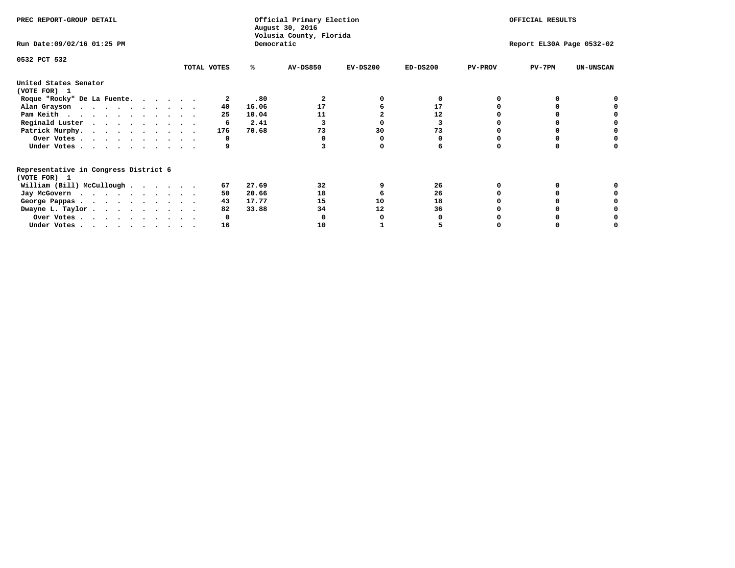PREC REPORT-GROUP DETAIL

Official Primary Election
August 30, 2016
Volusia County, Florida
Democratic

OFFICIAL RESULTS

Run Date:09/02/16 01:25 PM

Report EL30A Page 0532-02

0532 PCT 532

| | TOTAL VOTES | % | AV-DS850 | EV-DS200 | ED-DS200 | PV-PROV | PV-7PM | UN-UNSCAN |
|---|---|---|---|---|---|---|---|---|
| **United States Senator** | | | | | | | | |
| **(VOTE FOR) 1** | | | | | | | | |
| Roque "Rocky" De La Fuente. . . . . . | 2 | .80 | 2 | 0 | 0 | 0 | 0 | 0 |
| Alan Grayson . . . . . . . . . . . | 40 | 16.06 | 17 | 6 | 17 | 0 | 0 | 0 |
| Pam Keith . . . . . . . . . . . . | 25 | 10.04 | 11 | 2 | 12 | 0 | 0 | 0 |
| Reginald Luster . . . . . . . . . . | 6 | 2.41 | 3 | 0 | 3 | 0 | 0 | 0 |
| Patrick Murphy. . . . . . . . . . . | 176 | 70.68 | 73 | 30 | 73 | 0 | 0 | 0 |
| Over Votes . . . . . . . . . . . | 0 | | 0 | 0 | 0 | 0 | 0 | 0 |
| Under Votes . . . . . . . . . . . | 9 | | 3 | 0 | 6 | 0 | 0 | 0 |
| **Representative in Congress District 6** | | | | | | | | |
| **(VOTE FOR) 1** | | | | | | | | |
| William (Bill) McCullough . . . . . . | 67 | 27.69 | 32 | 9 | 26 | 0 | 0 | 0 |
| Jay McGovern . . . . . . . . . . . | 50 | 20.66 | 18 | 6 | 26 | 0 | 0 | 0 |
| George Pappas . . . . . . . . . . . | 43 | 17.77 | 15 | 10 | 18 | 0 | 0 | 0 |
| Dwayne L. Taylor . . . . . . . . . . | 82 | 33.88 | 34 | 12 | 36 | 0 | 0 | 0 |
| Over Votes . . . . . . . . . . . | 0 | | 0 | 0 | 0 | 0 | 0 | 0 |
| Under Votes . . . . . . . . . . . | 16 | | 10 | 1 | 5 | 0 | 0 | 0 |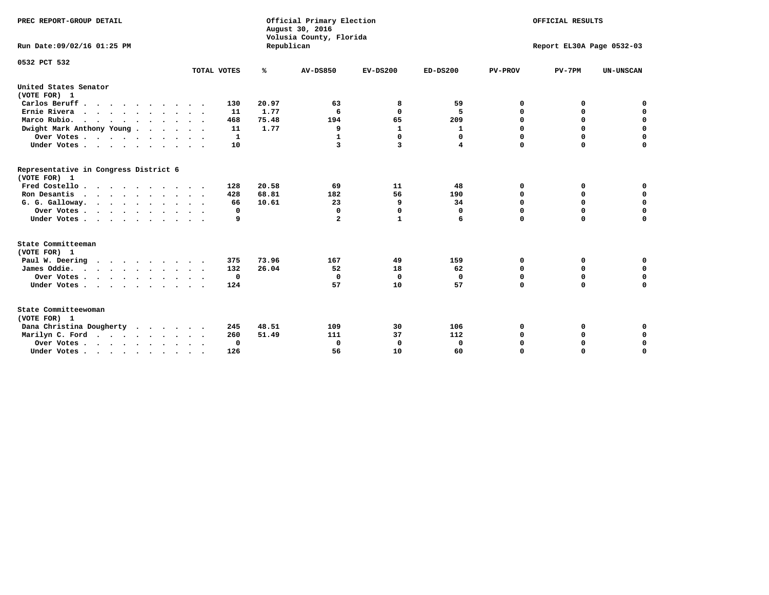PREC REPORT-GROUP DETAIL

Official Primary Election
August 30, 2016
Volusia County, Florida
Republican

OFFICIAL RESULTS

Run Date:09/02/16 01:25 PM

Report EL30A Page 0532-03

0532 PCT 532

| | TOTAL VOTES | % | AV-DS850 | EV-DS200 | ED-DS200 | PV-PROV | PV-7PM | UN-UNSCAN |
|---|---|---|---|---|---|---|---|---|
| **United States Senator (VOTE FOR) 1** | | | | | | | | |
| Carlos Beruff | 130 | 20.97 | 63 | 8 | 59 | 0 | 0 | 0 |
| Ernie Rivera | 11 | 1.77 | 6 | 0 | 5 | 0 | 0 | 0 |
| Marco Rubio. | 468 | 75.48 | 194 | 65 | 209 | 0 | 0 | 0 |
| Dwight Mark Anthony Young | 11 | 1.77 | 9 | 1 | 1 | 0 | 0 | 0 |
| Over Votes | 1 | | 1 | 0 | 0 | 0 | 0 | 0 |
| Under Votes | 10 | | 3 | 3 | 4 | 0 | 0 | 0 |
| **Representative in Congress District 6 (VOTE FOR) 1** | | | | | | | | |
| Fred Costello | 128 | 20.58 | 69 | 11 | 48 | 0 | 0 | 0 |
| Ron Desantis | 428 | 68.81 | 182 | 56 | 190 | 0 | 0 | 0 |
| G. G. Galloway. | 66 | 10.61 | 23 | 9 | 34 | 0 | 0 | 0 |
| Over Votes | 0 | | 0 | 0 | 0 | 0 | 0 | 0 |
| Under Votes | 9 | | 2 | 1 | 6 | 0 | 0 | 0 |
| **State Committeeman (VOTE FOR) 1** | | | | | | | | |
| Paul W. Deering | 375 | 73.96 | 167 | 49 | 159 | 0 | 0 | 0 |
| James Oddie. | 132 | 26.04 | 52 | 18 | 62 | 0 | 0 | 0 |
| Over Votes | 0 | | 0 | 0 | 0 | 0 | 0 | 0 |
| Under Votes | 124 | | 57 | 10 | 57 | 0 | 0 | 0 |
| **State Committeewoman (VOTE FOR) 1** | | | | | | | | |
| Dana Christina Dougherty | 245 | 48.51 | 109 | 30 | 106 | 0 | 0 | 0 |
| Marilyn C. Ford | 260 | 51.49 | 111 | 37 | 112 | 0 | 0 | 0 |
| Over Votes | 0 | | 0 | 0 | 0 | 0 | 0 | 0 |
| Under Votes | 126 | | 56 | 10 | 60 | 0 | 0 | 0 |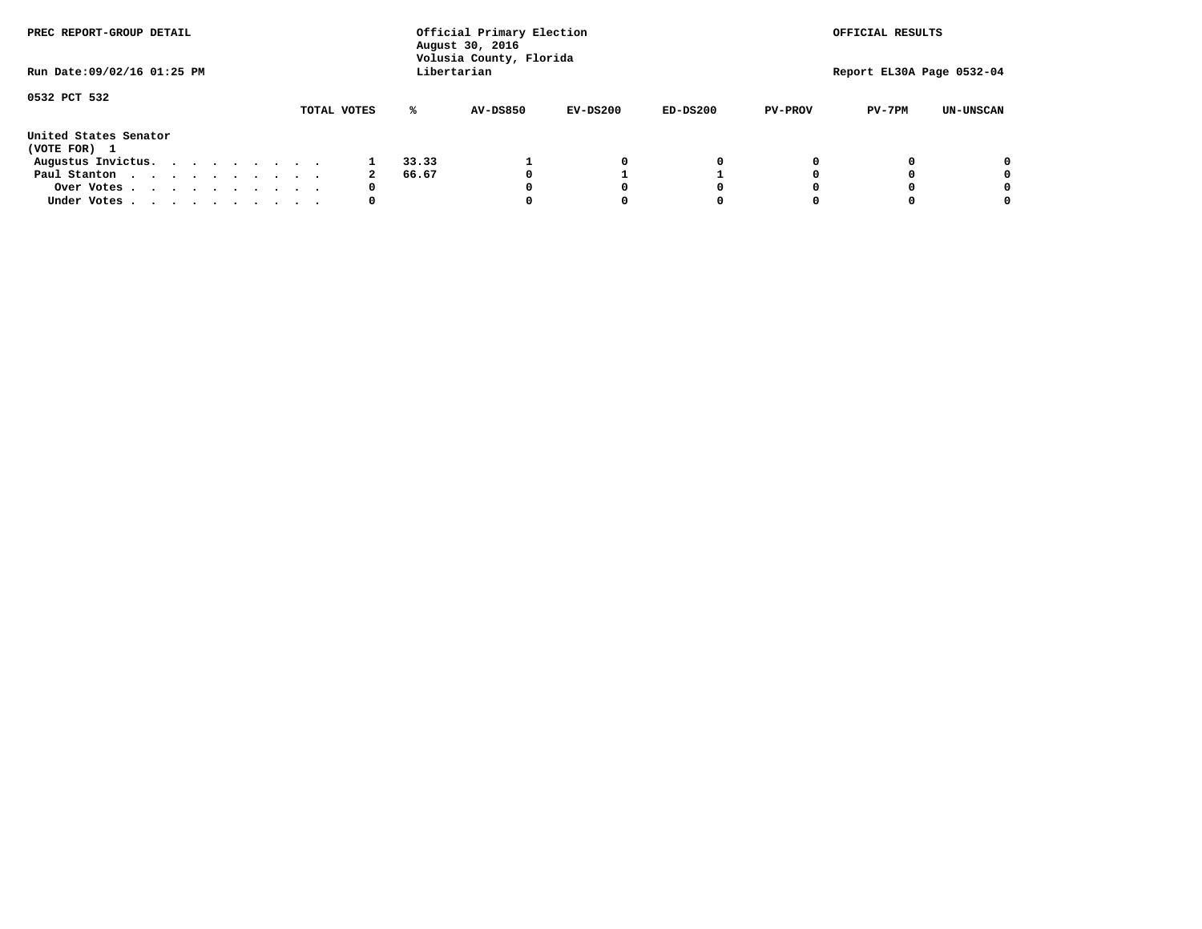PREC REPORT-GROUP DETAIL

Official Primary Election
August 30, 2016
Volusia County, Florida
Libertarian

OFFICIAL RESULTS

Run Date:09/02/16 01:25 PM

Report EL30A Page 0532-04

0532 PCT 532

United States Senator
(VOTE FOR) 1

| | TOTAL VOTES | % | AV-DS850 | EV-DS200 | ED-DS200 | PV-PROV | PV-7PM | UN-UNSCAN |
|---|---|---|---|---|---|---|---|---|
| Augustus Invictus. . . . . . . . . . | 1 | 33.33 | 1 | 0 | 0 | 0 | 0 | 0 |
| Paul Stanton . . . . . . . . . . . | 2 | 66.67 | 0 | 1 | 1 | 0 | 0 | 0 |
| Over Votes . . . . . . . . . . . | 0 | | 0 | 0 | 0 | 0 | 0 | 0 |
| Under Votes . . . . . . . . . . . | 0 | | 0 | 0 | 0 | 0 | 0 | 0 |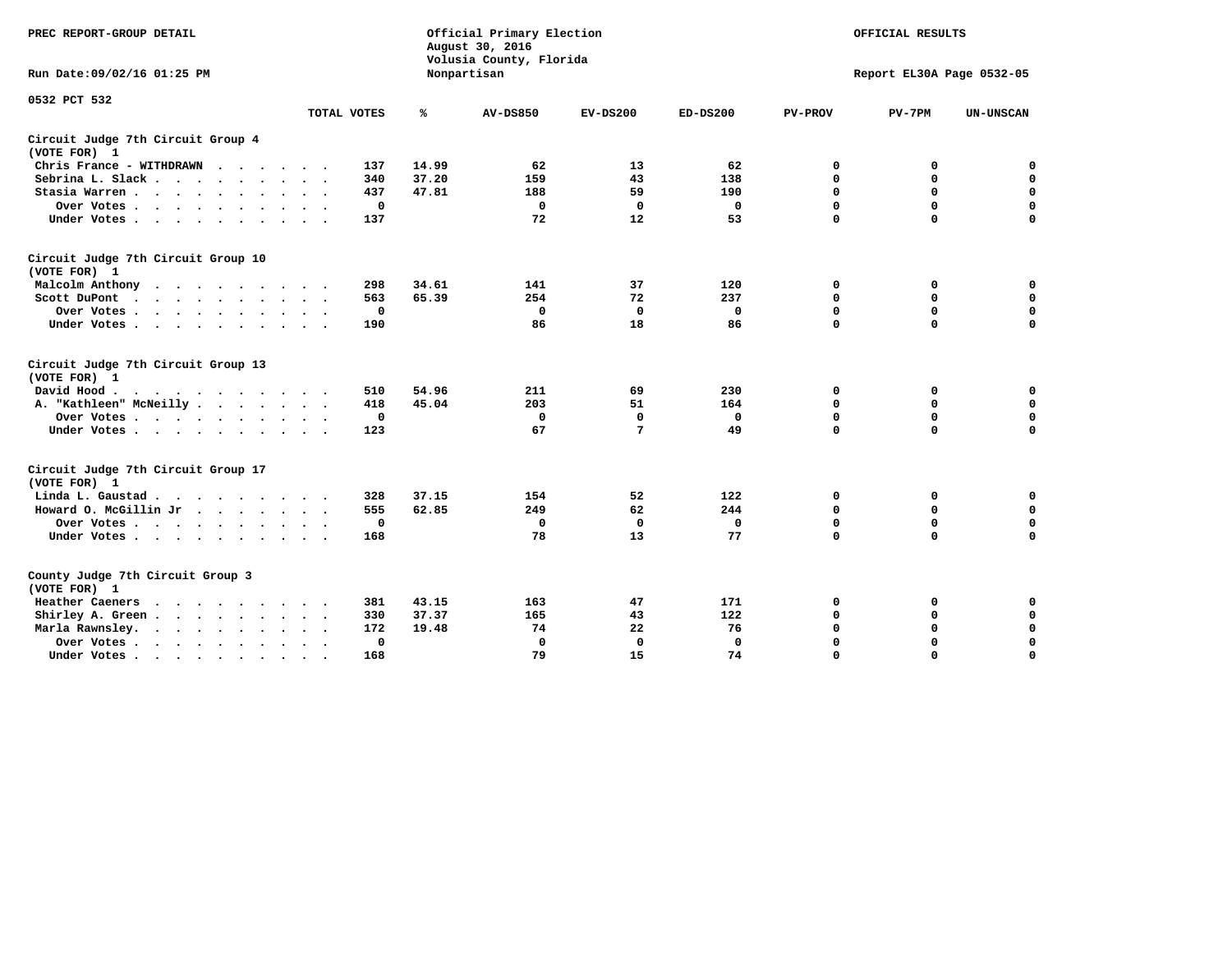PREC REPORT-GROUP DETAIL

Official Primary Election
August 30, 2016
Volusia County, Florida
Nonpartisan

OFFICIAL RESULTS

Run Date:09/02/16 01:25 PM

Report EL30A Page 0532-05

0532 PCT 532

| | TOTAL VOTES | % | AV-DS850 | EV-DS200 | ED-DS200 | PV-PROV | PV-7PM | UN-UNSCAN |
|---|---|---|---|---|---|---|---|---|
| **Circuit Judge 7th Circuit Group 4** | | | | | | | | |
| **(VOTE FOR) 1** | | | | | | | | |
| Chris France - WITHDRAWN | 137 | 14.99 | 62 | 13 | 62 | 0 | 0 | 0 |
| Sebrina L. Slack | 340 | 37.20 | 159 | 43 | 138 | 0 | 0 | 0 |
| Stasia Warren | 437 | 47.81 | 188 | 59 | 190 | 0 | 0 | 0 |
| Over Votes | 0 | | 0 | 0 | 0 | 0 | 0 | 0 |
| Under Votes | 137 | | 72 | 12 | 53 | 0 | 0 | 0 |
| **Circuit Judge 7th Circuit Group 10** | | | | | | | | |
| **(VOTE FOR) 1** | | | | | | | | |
| Malcolm Anthony | 298 | 34.61 | 141 | 37 | 120 | 0 | 0 | 0 |
| Scott DuPont | 563 | 65.39 | 254 | 72 | 237 | 0 | 0 | 0 |
| Over Votes | 0 | | 0 | 0 | 0 | 0 | 0 | 0 |
| Under Votes | 190 | | 86 | 18 | 86 | 0 | 0 | 0 |
| **Circuit Judge 7th Circuit Group 13** | | | | | | | | |
| **(VOTE FOR) 1** | | | | | | | | |
| David Hood | 510 | 54.96 | 211 | 69 | 230 | 0 | 0 | 0 |
| A. "Kathleen" McNeilly | 418 | 45.04 | 203 | 51 | 164 | 0 | 0 | 0 |
| Over Votes | 0 | | 0 | 0 | 0 | 0 | 0 | 0 |
| Under Votes | 123 | | 67 | 7 | 49 | 0 | 0 | 0 |
| **Circuit Judge 7th Circuit Group 17** | | | | | | | | |
| **(VOTE FOR) 1** | | | | | | | | |
| Linda L. Gaustad | 328 | 37.15 | 154 | 52 | 122 | 0 | 0 | 0 |
| Howard O. McGillin Jr | 555 | 62.85 | 249 | 62 | 244 | 0 | 0 | 0 |
| Over Votes | 0 | | 0 | 0 | 0 | 0 | 0 | 0 |
| Under Votes | 168 | | 78 | 13 | 77 | 0 | 0 | 0 |
| **County Judge 7th Circuit Group 3** | | | | | | | | |
| **(VOTE FOR) 1** | | | | | | | | |
| Heather Caeners | 381 | 43.15 | 163 | 47 | 171 | 0 | 0 | 0 |
| Shirley A. Green | 330 | 37.37 | 165 | 43 | 122 | 0 | 0 | 0 |
| Marla Rawnsley | 172 | 19.48 | 74 | 22 | 76 | 0 | 0 | 0 |
| Over Votes | 0 | | 0 | 0 | 0 | 0 | 0 | 0 |
| Under Votes | 168 | | 79 | 15 | 74 | 0 | 0 | 0 |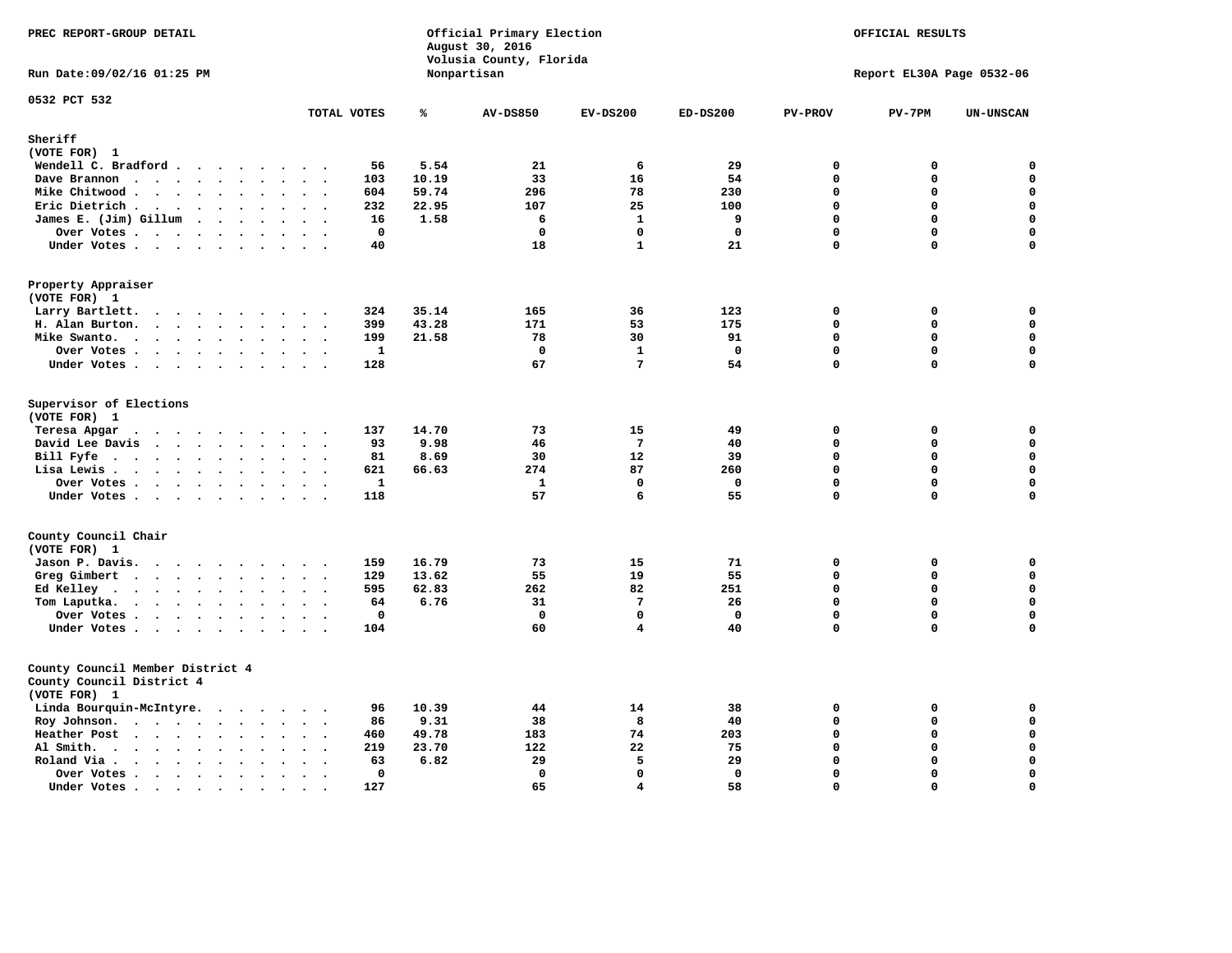PREC REPORT-GROUP DETAIL

Official Primary Election
August 30, 2016
Volusia County, Florida
Nonpartisan

OFFICIAL RESULTS

Run Date:09/02/16 01:25 PM

Report EL30A Page 0532-06

0532 PCT 532

| | TOTAL VOTES | % | AV-DS850 | EV-DS200 | ED-DS200 | PV-PROV | PV-7PM | UN-UNSCAN |
|---|---|---|---|---|---|---|---|---|
| **Sheriff** | | | | | | | | |
| **(VOTE FOR) 1** | | | | | | | | |
| Wendell C. Bradford | 56 | 5.54 | 21 | 6 | 29 | 0 | 0 | 0 |
| Dave Brannon | 103 | 10.19 | 33 | 16 | 54 | 0 | 0 | 0 |
| Mike Chitwood | 604 | 59.74 | 296 | 78 | 230 | 0 | 0 | 0 |
| Eric Dietrich | 232 | 22.95 | 107 | 25 | 100 | 0 | 0 | 0 |
| James E. (Jim) Gillum | 16 | 1.58 | 6 | 1 | 9 | 0 | 0 | 0 |
| Over Votes | 0 | | 0 | 0 | 0 | 0 | 0 | 0 |
| Under Votes | 40 | | 18 | 1 | 21 | 0 | 0 | 0 |
| **Property Appraiser** | | | | | | | | |
| **(VOTE FOR) 1** | | | | | | | | |
| Larry Bartlett | 324 | 35.14 | 165 | 36 | 123 | 0 | 0 | 0 |
| H. Alan Burton | 399 | 43.28 | 171 | 53 | 175 | 0 | 0 | 0 |
| Mike Swanto | 199 | 21.58 | 78 | 30 | 91 | 0 | 0 | 0 |
| Over Votes | 1 | | 0 | 1 | 0 | 0 | 0 | 0 |
| Under Votes | 128 | | 67 | 7 | 54 | 0 | 0 | 0 |
| **Supervisor of Elections** | | | | | | | | |
| **(VOTE FOR) 1** | | | | | | | | |
| Teresa Apgar | 137 | 14.70 | 73 | 15 | 49 | 0 | 0 | 0 |
| David Lee Davis | 93 | 9.98 | 46 | 7 | 40 | 0 | 0 | 0 |
| Bill Fyfe | 81 | 8.69 | 30 | 12 | 39 | 0 | 0 | 0 |
| Lisa Lewis | 621 | 66.63 | 274 | 87 | 260 | 0 | 0 | 0 |
| Over Votes | 1 | | 1 | 0 | 0 | 0 | 0 | 0 |
| Under Votes | 118 | | 57 | 6 | 55 | 0 | 0 | 0 |
| **County Council Chair** | | | | | | | | |
| **(VOTE FOR) 1** | | | | | | | | |
| Jason P. Davis | 159 | 16.79 | 73 | 15 | 71 | 0 | 0 | 0 |
| Greg Gimbert | 129 | 13.62 | 55 | 19 | 55 | 0 | 0 | 0 |
| Ed Kelley | 595 | 62.83 | 262 | 82 | 251 | 0 | 0 | 0 |
| Tom Laputka | 64 | 6.76 | 31 | 7 | 26 | 0 | 0 | 0 |
| Over Votes | 0 | | 0 | 0 | 0 | 0 | 0 | 0 |
| Under Votes | 104 | | 60 | 4 | 40 | 0 | 0 | 0 |
| **County Council Member District 4** | | | | | | | | |
| **County Council District 4** | | | | | | | | |
| **(VOTE FOR) 1** | | | | | | | | |
| Linda Bourquin-McIntyre | 96 | 10.39 | 44 | 14 | 38 | 0 | 0 | 0 |
| Roy Johnson | 86 | 9.31 | 38 | 8 | 40 | 0 | 0 | 0 |
| Heather Post | 460 | 49.78 | 183 | 74 | 203 | 0 | 0 | 0 |
| Al Smith | 219 | 23.70 | 122 | 22 | 75 | 0 | 0 | 0 |
| Roland Via | 63 | 6.82 | 29 | 5 | 29 | 0 | 0 | 0 |
| Over Votes | 0 | | 0 | 0 | 0 | 0 | 0 | 0 |
| Under Votes | 127 | | 65 | 4 | 58 | 0 | 0 | 0 |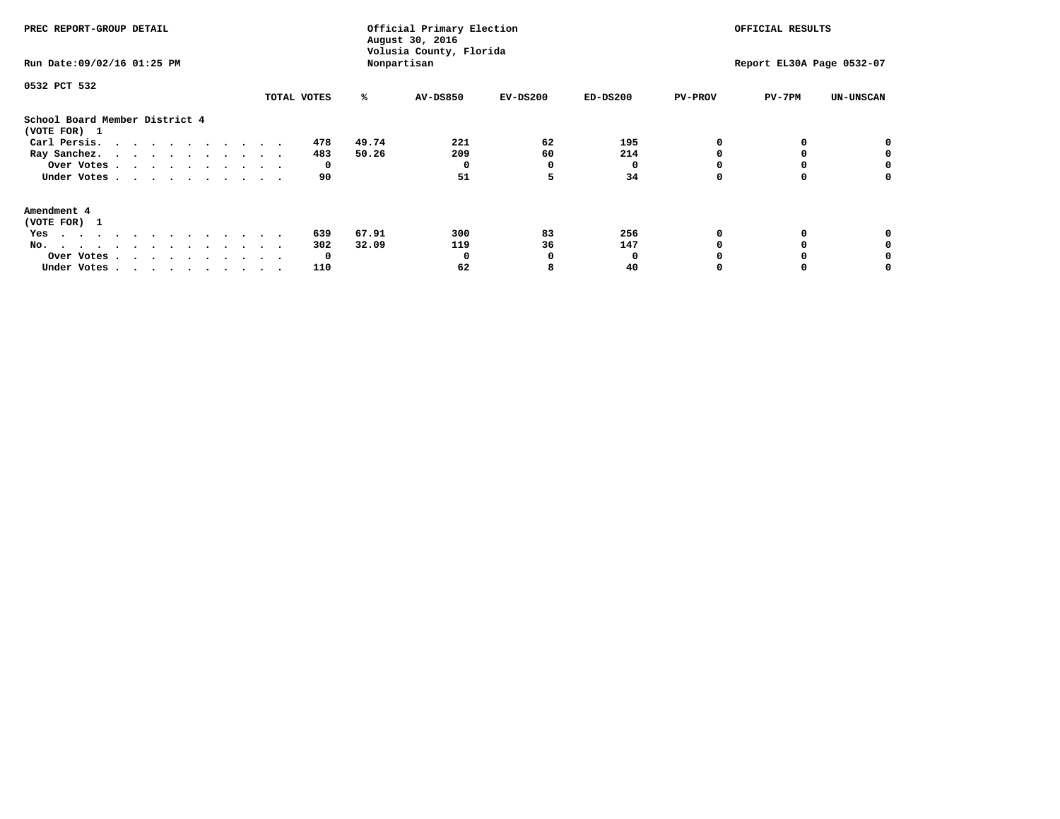PREC REPORT-GROUP DETAIL

Official Primary Election
August 30, 2016
Volusia County, Florida
Nonpartisan

OFFICIAL RESULTS

Run Date:09/02/16 01:25 PM

Report EL30A Page 0532-07

0532 PCT 532

| | TOTAL VOTES | % | AV-DS850 | EV-DS200 | ED-DS200 | PV-PROV | PV-7PM | UN-UNSCAN |
|---|---|---|---|---|---|---|---|---|
| **School Board Member District 4** | | | | | | | | |
| **(VOTE FOR) 1** | | | | | | | | |
| Carl Persis. | 478 | 49.74 | 221 | 62 | 195 | 0 | 0 | 0 |
| Ray Sanchez. | 483 | 50.26 | 209 | 60 | 214 | 0 | 0 | 0 |
| Over Votes | 0 | | 0 | 0 | 0 | 0 | 0 | 0 |
| Under Votes | 90 | | 51 | 5 | 34 | 0 | 0 | 0 |
| **Amendment 4** | | | | | | | | |
| **(VOTE FOR) 1** | | | | | | | | |
| Yes | 639 | 67.91 | 300 | 83 | 256 | 0 | 0 | 0 |
| No. | 302 | 32.09 | 119 | 36 | 147 | 0 | 0 | 0 |
| Over Votes | 0 | | 0 | 0 | 0 | 0 | 0 | 0 |
| Under Votes | 110 | | 62 | 8 | 40 | 0 | 0 | 0 |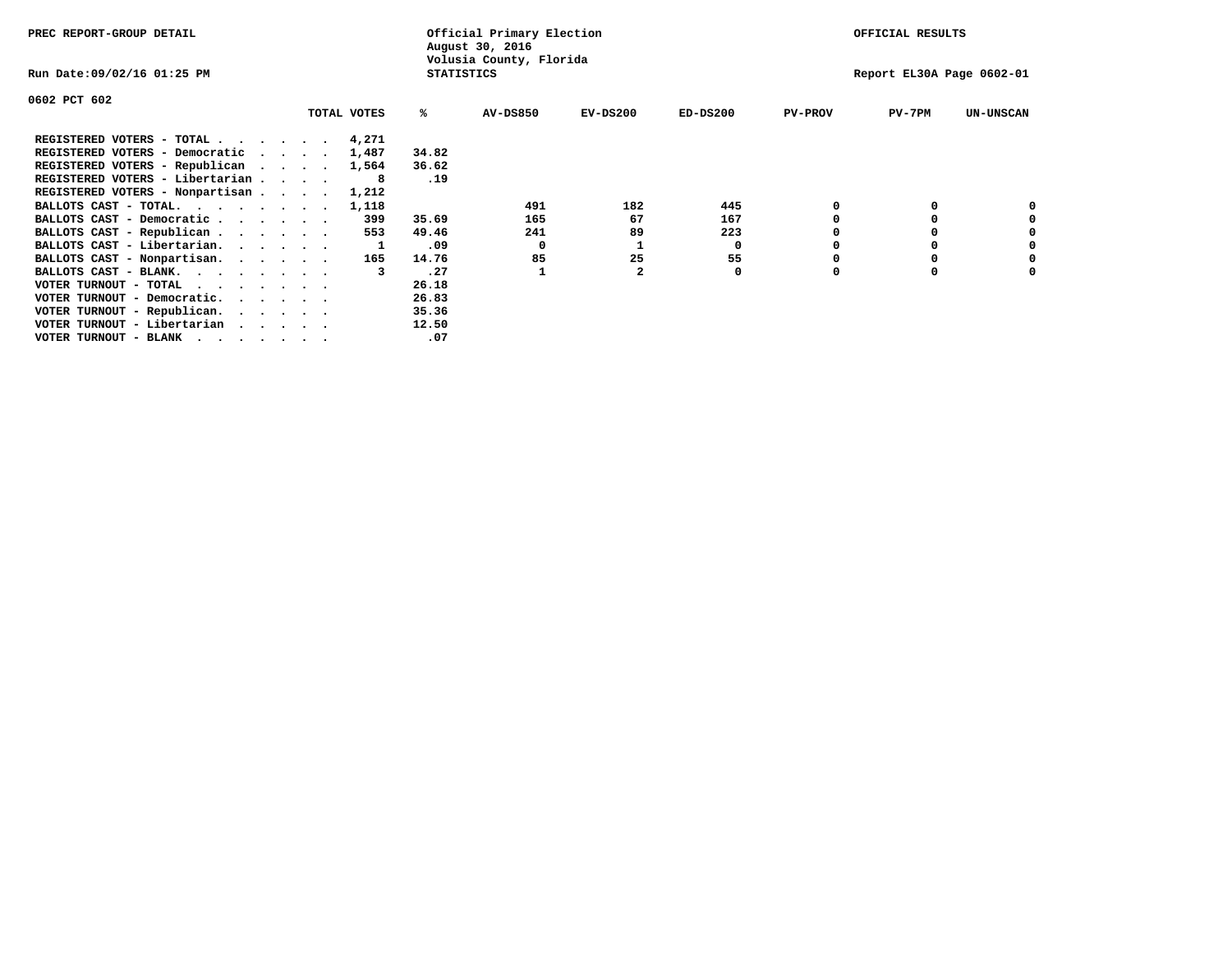PREC REPORT-GROUP DETAIL

Official Primary Election
August 30, 2016
Volusia County, Florida
STATISTICS

OFFICIAL RESULTS

Run Date:09/02/16 01:25 PM

Report EL30A Page 0602-01

0602 PCT 602

| | TOTAL VOTES | % | AV-DS850 | EV-DS200 | ED-DS200 | PV-PROV | PV-7PM | UN-UNSCAN |
|---|---|---|---|---|---|---|---|---|
| REGISTERED VOTERS - TOTAL . . . . . . | 4,271 | | | | | | | |
| REGISTERED VOTERS - Democratic . . . . | 1,487 | 34.82 | | | | | | |
| REGISTERED VOTERS - Republican . . . . | 1,564 | 36.62 | | | | | | |
| REGISTERED VOTERS - Libertarian . . . . | 8 | .19 | | | | | | |
| REGISTERED VOTERS - Nonpartisan . . . . | 1,212 | | | | | | | |
| BALLOTS CAST - TOTAL. . . . . . . . | 1,118 | | 491 | 182 | 445 | 0 | 0 | 0 |
| BALLOTS CAST - Democratic . . . . . . | 399 | 35.69 | 165 | 67 | 167 | 0 | 0 | 0 |
| BALLOTS CAST - Republican . . . . . . | 553 | 49.46 | 241 | 89 | 223 | 0 | 0 | 0 |
| BALLOTS CAST - Libertarian. . . . . . | 1 | .09 | 0 | 1 | 0 | 0 | 0 | 0 |
| BALLOTS CAST - Nonpartisan. . . . . . | 165 | 14.76 | 85 | 25 | 55 | 0 | 0 | 0 |
| BALLOTS CAST - BLANK. . . . . . . . | 3 | .27 | 1 | 2 | 0 | 0 | 0 | 0 |
| VOTER TURNOUT - TOTAL . . . . . . . | | 26.18 | | | | | | |
| VOTER TURNOUT - Democratic. . . . . . | | 26.83 | | | | | | |
| VOTER TURNOUT - Republican. . . . . . | | 35.36 | | | | | | |
| VOTER TURNOUT - Libertarian . . . . . | | 12.50 | | | | | | |
| VOTER TURNOUT - BLANK . . . . . . . | | .07 | | | | | | |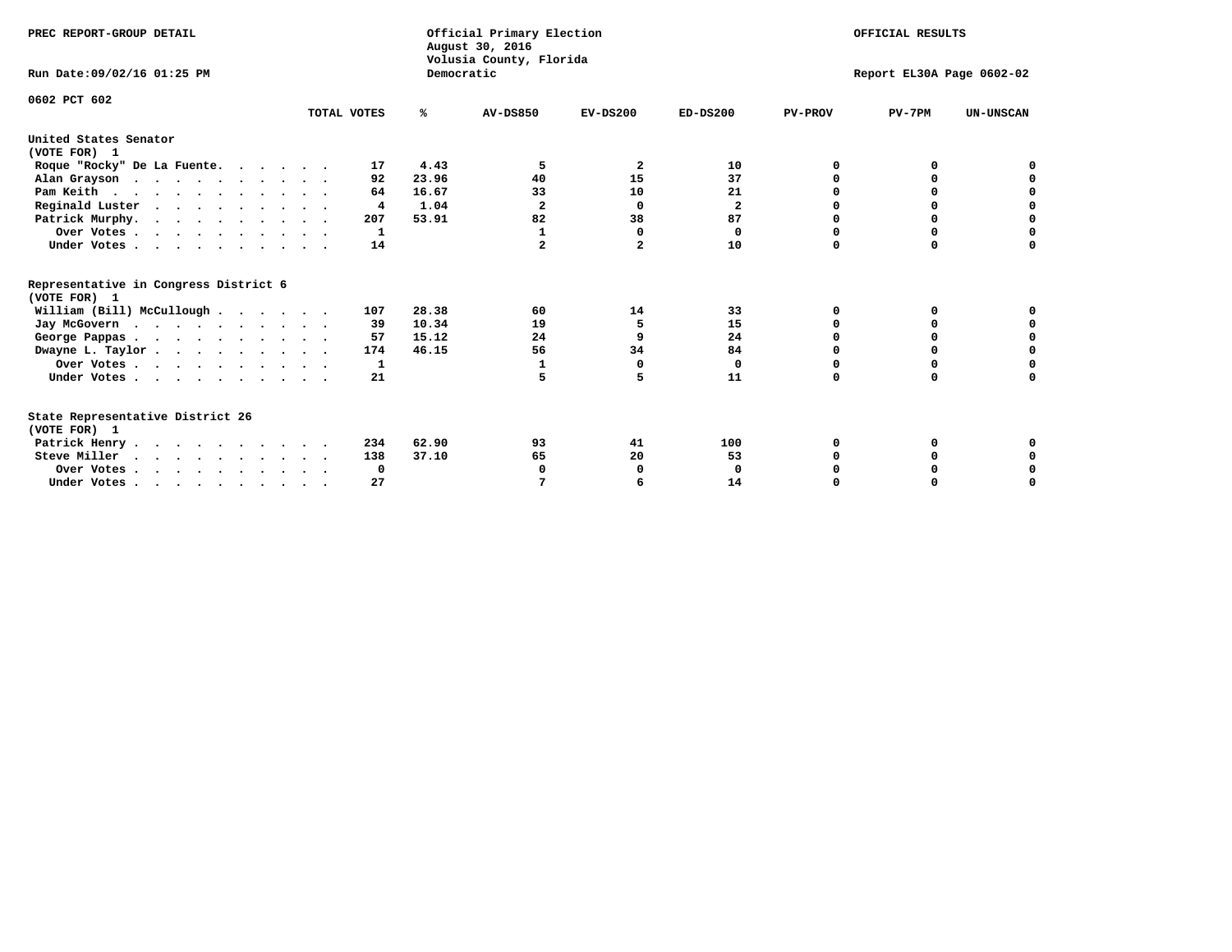PREC REPORT-GROUP DETAIL

Official Primary Election
August 30, 2016
Volusia County, Florida
Democratic

OFFICIAL RESULTS

Run Date:09/02/16 01:25 PM

Report EL30A Page 0602-02

0602 PCT 602

| | TOTAL VOTES | % | AV-DS850 | EV-DS200 | ED-DS200 | PV-PROV | PV-7PM | UN-UNSCAN |
|---|---|---|---|---|---|---|---|---|
| **United States Senator** | | | | | | | | |
| **(VOTE FOR) 1** | | | | | | | | |
| Roque "Rocky" De La Fuente | 17 | 4.43 | 5 | 2 | 10 | 0 | 0 | 0 |
| Alan Grayson | 92 | 23.96 | 40 | 15 | 37 | 0 | 0 | 0 |
| Pam Keith | 64 | 16.67 | 33 | 10 | 21 | 0 | 0 | 0 |
| Reginald Luster | 4 | 1.04 | 2 | 0 | 2 | 0 | 0 | 0 |
| Patrick Murphy | 207 | 53.91 | 82 | 38 | 87 | 0 | 0 | 0 |
| Over Votes | 1 | | 1 | 0 | 0 | 0 | 0 | 0 |
| Under Votes | 14 | | 2 | 2 | 10 | 0 | 0 | 0 |
| **Representative in Congress District 6** | | | | | | | | |
| **(VOTE FOR) 1** | | | | | | | | |
| William (Bill) McCullough | 107 | 28.38 | 60 | 14 | 33 | 0 | 0 | 0 |
| Jay McGovern | 39 | 10.34 | 19 | 5 | 15 | 0 | 0 | 0 |
| George Pappas | 57 | 15.12 | 24 | 9 | 24 | 0 | 0 | 0 |
| Dwayne L. Taylor | 174 | 46.15 | 56 | 34 | 84 | 0 | 0 | 0 |
| Over Votes | 1 | | 1 | 0 | 0 | 0 | 0 | 0 |
| Under Votes | 21 | | 5 | 5 | 11 | 0 | 0 | 0 |
| **State Representative District 26** | | | | | | | | |
| **(VOTE FOR) 1** | | | | | | | | |
| Patrick Henry | 234 | 62.90 | 93 | 41 | 100 | 0 | 0 | 0 |
| Steve Miller | 138 | 37.10 | 65 | 20 | 53 | 0 | 0 | 0 |
| Over Votes | 0 | | 0 | 0 | 0 | 0 | 0 | 0 |
| Under Votes | 27 | | 7 | 6 | 14 | 0 | 0 | 0 |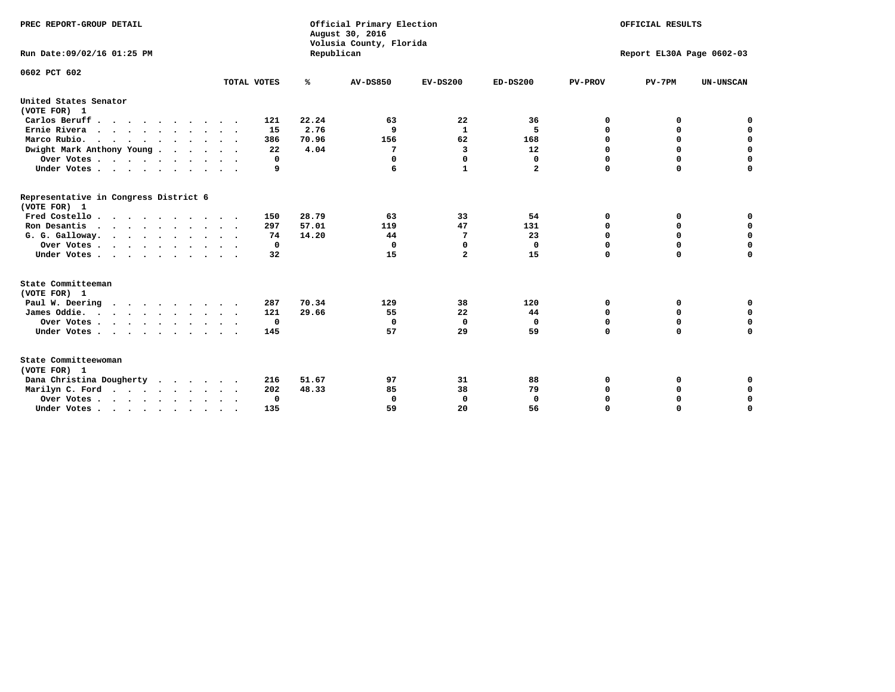PREC REPORT-GROUP DETAIL

Official Primary Election
August 30, 2016
Volusia County, Florida
Republican

OFFICIAL RESULTS

Run Date:09/02/16 01:25 PM

Report EL30A Page 0602-03

0602 PCT 602

| | TOTAL VOTES | % | AV-DS850 | EV-DS200 | ED-DS200 | PV-PROV | PV-7PM | UN-UNSCAN |
|---|---|---|---|---|---|---|---|---|
| **United States Senator** | | | | | | | | |
| **(VOTE FOR) 1** | | | | | | | | |
| Carlos Beruff | 121 | 22.24 | 63 | 22 | 36 | 0 | 0 | 0 |
| Ernie Rivera | 15 | 2.76 | 9 | 1 | 5 | 0 | 0 | 0 |
| Marco Rubio. | 386 | 70.96 | 156 | 62 | 168 | 0 | 0 | 0 |
| Dwight Mark Anthony Young | 22 | 4.04 | 7 | 3 | 12 | 0 | 0 | 0 |
| Over Votes | 0 | | 0 | 0 | 0 | 0 | 0 | 0 |
| Under Votes | 9 | | 6 | 1 | 2 | 0 | 0 | 0 |
| **Representative in Congress District 6** | | | | | | | | |
| **(VOTE FOR) 1** | | | | | | | | |
| Fred Costello | 150 | 28.79 | 63 | 33 | 54 | 0 | 0 | 0 |
| Ron Desantis | 297 | 57.01 | 119 | 47 | 131 | 0 | 0 | 0 |
| G. G. Galloway. | 74 | 14.20 | 44 | 7 | 23 | 0 | 0 | 0 |
| Over Votes | 0 | | 0 | 0 | 0 | 0 | 0 | 0 |
| Under Votes | 32 | | 15 | 2 | 15 | 0 | 0 | 0 |
| **State Committeeman** | | | | | | | | |
| **(VOTE FOR) 1** | | | | | | | | |
| Paul W. Deering | 287 | 70.34 | 129 | 38 | 120 | 0 | 0 | 0 |
| James Oddie. | 121 | 29.66 | 55 | 22 | 44 | 0 | 0 | 0 |
| Over Votes | 0 | | 0 | 0 | 0 | 0 | 0 | 0 |
| Under Votes | 145 | | 57 | 29 | 59 | 0 | 0 | 0 |
| **State Committeewoman** | | | | | | | | |
| **(VOTE FOR) 1** | | | | | | | | |
| Dana Christina Dougherty | 216 | 51.67 | 97 | 31 | 88 | 0 | 0 | 0 |
| Marilyn C. Ford | 202 | 48.33 | 85 | 38 | 79 | 0 | 0 | 0 |
| Over Votes | 0 | | 0 | 0 | 0 | 0 | 0 | 0 |
| Under Votes | 135 | | 59 | 20 | 56 | 0 | 0 | 0 |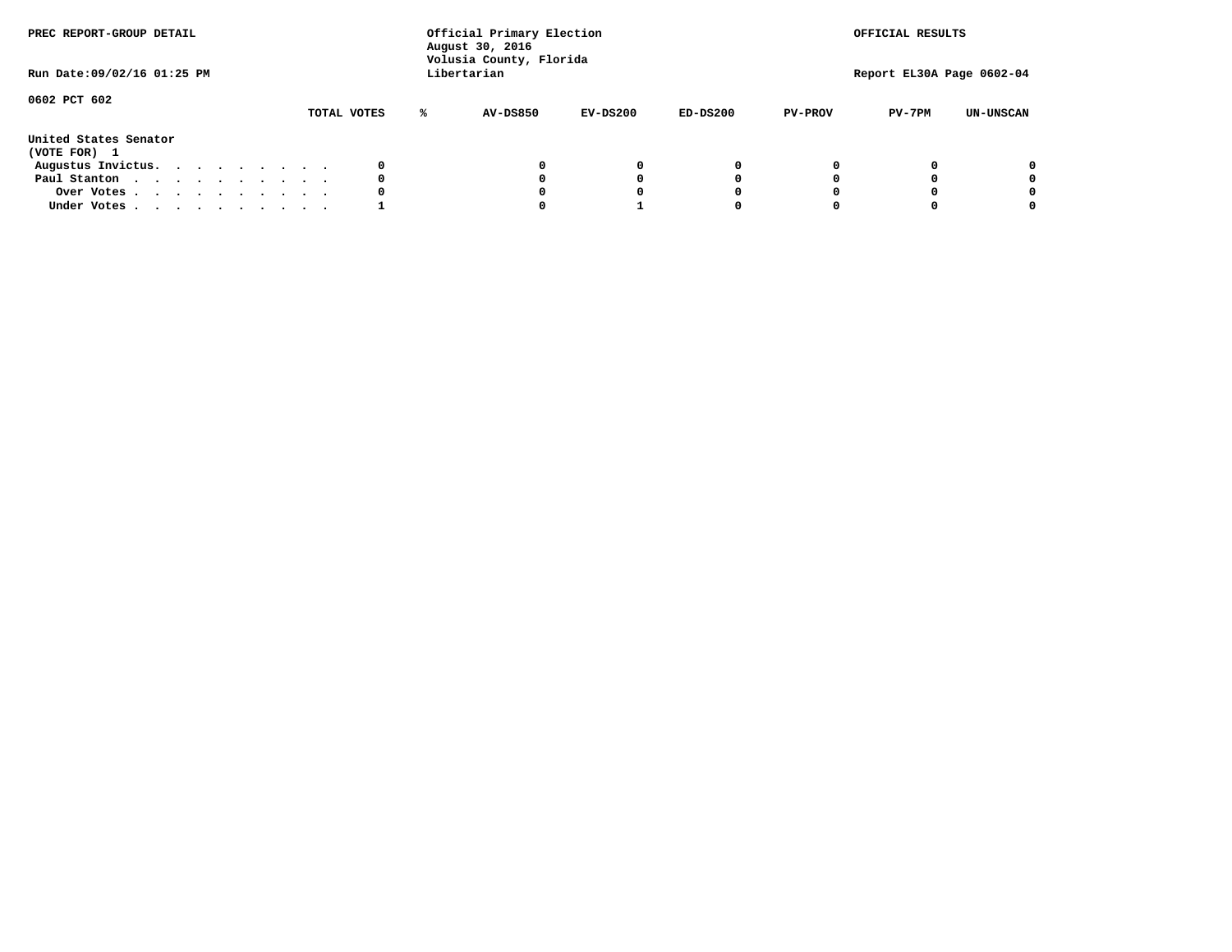PREC REPORT-GROUP DETAIL

Official Primary Election
August 30, 2016
Volusia County, Florida
Libertarian

OFFICIAL RESULTS

Run Date:09/02/16 01:25 PM

Report EL30A Page 0602-04

0602 PCT 602

| | TOTAL VOTES | % | AV-DS850 | EV-DS200 | ED-DS200 | PV-PROV | PV-7PM | UN-UNSCAN |
|---|---|---|---|---|---|---|---|---|
| **United States Senator** | | | | | | | | |
| **(VOTE FOR) 1** | | | | | | | | |
| Augustus Invictus. . . . . . . . . . | 0 | | 0 | 0 | 0 | 0 | 0 | 0 |
| Paul Stanton . . . . . . . . . . . | 0 | | 0 | 0 | 0 | 0 | 0 | 0 |
| Over Votes . . . . . . . . . . . | 0 | | 0 | 0 | 0 | 0 | 0 | 0 |
| Under Votes . . . . . . . . . . . | 1 | | 0 | 1 | 0 | 0 | 0 | 0 |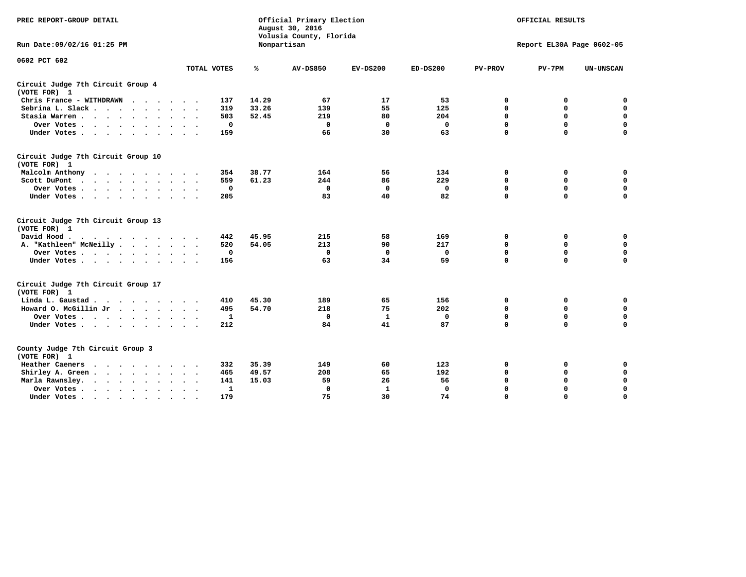PREC REPORT-GROUP DETAIL

Official Primary Election
August 30, 2016
Volusia County, Florida
Nonpartisan

OFFICIAL RESULTS

Run Date:09/02/16 01:25 PM

Report EL30A Page 0602-05

0602 PCT 602

| | TOTAL VOTES | % | AV-DS850 | EV-DS200 | ED-DS200 | PV-PROV | PV-7PM | UN-UNSCAN |
|---|---|---|---|---|---|---|---|---|
| **Circuit Judge 7th Circuit Group 4 (VOTE FOR) 1** | | | | | | | | |
| Chris France - WITHDRAWN | 137 | 14.29 | 67 | 17 | 53 | 0 | 0 | 0 |
| Sebrina L. Slack | 319 | 33.26 | 139 | 55 | 125 | 0 | 0 | 0 |
| Stasia Warren | 503 | 52.45 | 219 | 80 | 204 | 0 | 0 | 0 |
| Over Votes | 0 | | 0 | 0 | 0 | 0 | 0 | 0 |
| Under Votes | 159 | | 66 | 30 | 63 | 0 | 0 | 0 |
| **Circuit Judge 7th Circuit Group 10 (VOTE FOR) 1** | | | | | | | | |
| Malcolm Anthony | 354 | 38.77 | 164 | 56 | 134 | 0 | 0 | 0 |
| Scott DuPont | 559 | 61.23 | 244 | 86 | 229 | 0 | 0 | 0 |
| Over Votes | 0 | | 0 | 0 | 0 | 0 | 0 | 0 |
| Under Votes | 205 | | 83 | 40 | 82 | 0 | 0 | 0 |
| **Circuit Judge 7th Circuit Group 13 (VOTE FOR) 1** | | | | | | | | |
| David Hood | 442 | 45.95 | 215 | 58 | 169 | 0 | 0 | 0 |
| A. "Kathleen" McNeilly | 520 | 54.05 | 213 | 90 | 217 | 0 | 0 | 0 |
| Over Votes | 0 | | 0 | 0 | 0 | 0 | 0 | 0 |
| Under Votes | 156 | | 63 | 34 | 59 | 0 | 0 | 0 |
| **Circuit Judge 7th Circuit Group 17 (VOTE FOR) 1** | | | | | | | | |
| Linda L. Gaustad | 410 | 45.30 | 189 | 65 | 156 | 0 | 0 | 0 |
| Howard O. McGillin Jr | 495 | 54.70 | 218 | 75 | 202 | 0 | 0 | 0 |
| Over Votes | 1 | | 0 | 1 | 0 | 0 | 0 | 0 |
| Under Votes | 212 | | 84 | 41 | 87 | 0 | 0 | 0 |
| **County Judge 7th Circuit Group 3 (VOTE FOR) 1** | | | | | | | | |
| Heather Caeners | 332 | 35.39 | 149 | 60 | 123 | 0 | 0 | 0 |
| Shirley A. Green | 465 | 49.57 | 208 | 65 | 192 | 0 | 0 | 0 |
| Marla Rawnsley | 141 | 15.03 | 59 | 26 | 56 | 0 | 0 | 0 |
| Over Votes | 1 | | 0 | 1 | 0 | 0 | 0 | 0 |
| Under Votes | 179 | | 75 | 30 | 74 | 0 | 0 | 0 |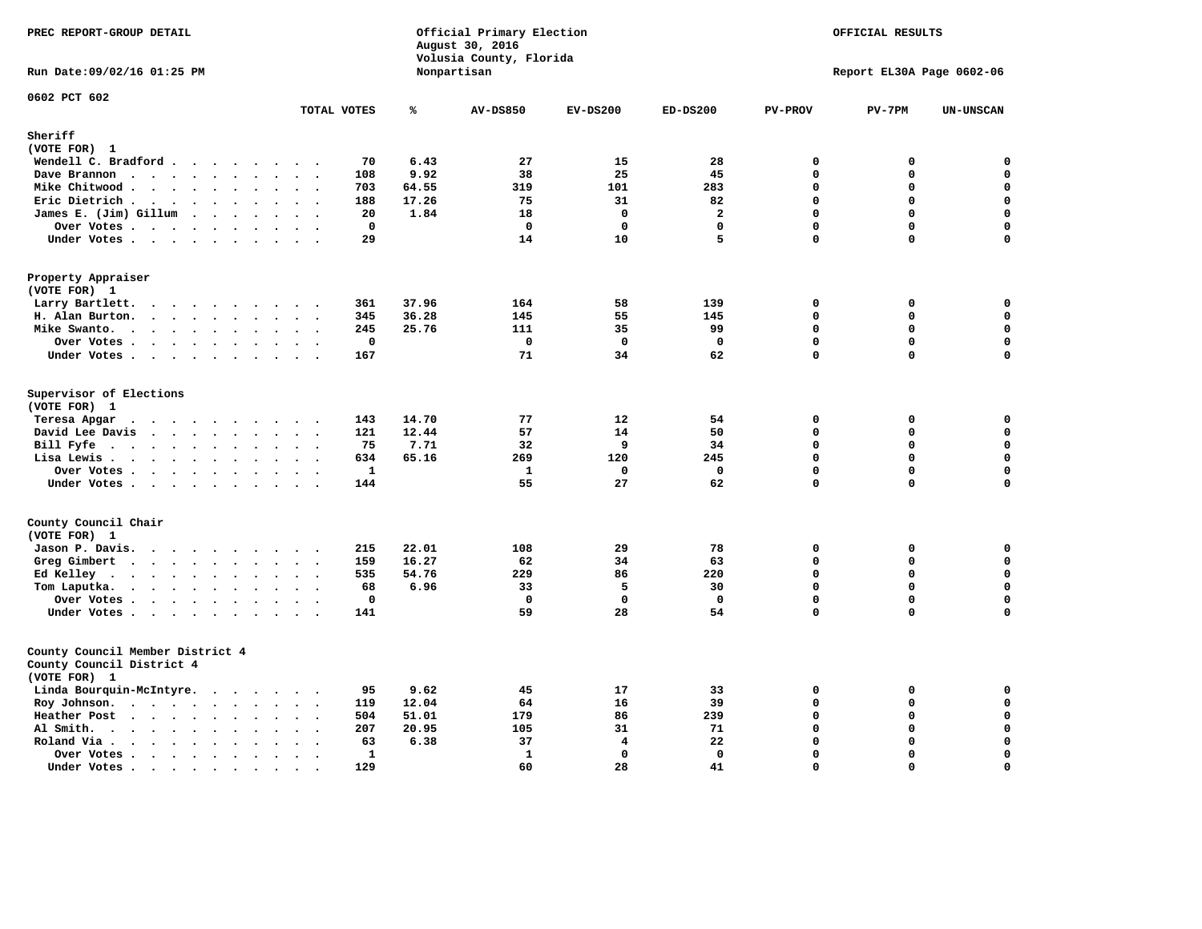PREC REPORT-GROUP DETAIL

Official Primary Election
August 30, 2016
Volusia County, Florida
Nonpartisan

OFFICIAL RESULTS

Run Date:09/02/16 01:25 PM

Report EL30A Page 0602-06

0602 PCT 602

| | TOTAL VOTES | % | AV-DS850 | EV-DS200 | ED-DS200 | PV-PROV | PV-7PM | UN-UNSCAN |
|---|---|---|---|---|---|---|---|---|
| **Sheriff** | | | | | | | | |
| (VOTE FOR) 1 | | | | | | | | |
| Wendell C. Bradford | 70 | 6.43 | 27 | 15 | 28 | 0 | 0 | 0 |
| Dave Brannon | 108 | 9.92 | 38 | 25 | 45 | 0 | 0 | 0 |
| Mike Chitwood | 703 | 64.55 | 319 | 101 | 283 | 0 | 0 | 0 |
| Eric Dietrich | 188 | 17.26 | 75 | 31 | 82 | 0 | 0 | 0 |
| James E. (Jim) Gillum | 20 | 1.84 | 18 | 0 | 2 | 0 | 0 | 0 |
| Over Votes | 0 | | 0 | 0 | 0 | 0 | 0 | 0 |
| Under Votes | 29 | | 14 | 10 | 5 | 0 | 0 | 0 |
| **Property Appraiser** | | | | | | | | |
| (VOTE FOR) 1 | | | | | | | | |
| Larry Bartlett | 361 | 37.96 | 164 | 58 | 139 | 0 | 0 | 0 |
| H. Alan Burton | 345 | 36.28 | 145 | 55 | 145 | 0 | 0 | 0 |
| Mike Swanto | 245 | 25.76 | 111 | 35 | 99 | 0 | 0 | 0 |
| Over Votes | 0 | | 0 | 0 | 0 | 0 | 0 | 0 |
| Under Votes | 167 | | 71 | 34 | 62 | 0 | 0 | 0 |
| **Supervisor of Elections** | | | | | | | | |
| (VOTE FOR) 1 | | | | | | | | |
| Teresa Apgar | 143 | 14.70 | 77 | 12 | 54 | 0 | 0 | 0 |
| David Lee Davis | 121 | 12.44 | 57 | 14 | 50 | 0 | 0 | 0 |
| Bill Fyfe | 75 | 7.71 | 32 | 9 | 34 | 0 | 0 | 0 |
| Lisa Lewis | 634 | 65.16 | 269 | 120 | 245 | 0 | 0 | 0 |
| Over Votes | 1 | | 1 | 0 | 0 | 0 | 0 | 0 |
| Under Votes | 144 | | 55 | 27 | 62 | 0 | 0 | 0 |
| **County Council Chair** | | | | | | | | |
| (VOTE FOR) 1 | | | | | | | | |
| Jason P. Davis | 215 | 22.01 | 108 | 29 | 78 | 0 | 0 | 0 |
| Greg Gimbert | 159 | 16.27 | 62 | 34 | 63 | 0 | 0 | 0 |
| Ed Kelley | 535 | 54.76 | 229 | 86 | 220 | 0 | 0 | 0 |
| Tom Laputka | 68 | 6.96 | 33 | 5 | 30 | 0 | 0 | 0 |
| Over Votes | 0 | | 0 | 0 | 0 | 0 | 0 | 0 |
| Under Votes | 141 | | 59 | 28 | 54 | 0 | 0 | 0 |
| **County Council Member District 4** | | | | | | | | |
| County Council District 4 | | | | | | | | |
| (VOTE FOR) 1 | | | | | | | | |
| Linda Bourquin-McIntyre | 95 | 9.62 | 45 | 17 | 33 | 0 | 0 | 0 |
| Roy Johnson | 119 | 12.04 | 64 | 16 | 39 | 0 | 0 | 0 |
| Heather Post | 504 | 51.01 | 179 | 86 | 239 | 0 | 0 | 0 |
| Al Smith | 207 | 20.95 | 105 | 31 | 71 | 0 | 0 | 0 |
| Roland Via | 63 | 6.38 | 37 | 4 | 22 | 0 | 0 | 0 |
| Over Votes | 1 | | 1 | 0 | 0 | 0 | 0 | 0 |
| Under Votes | 129 | | 60 | 28 | 41 | 0 | 0 | 0 |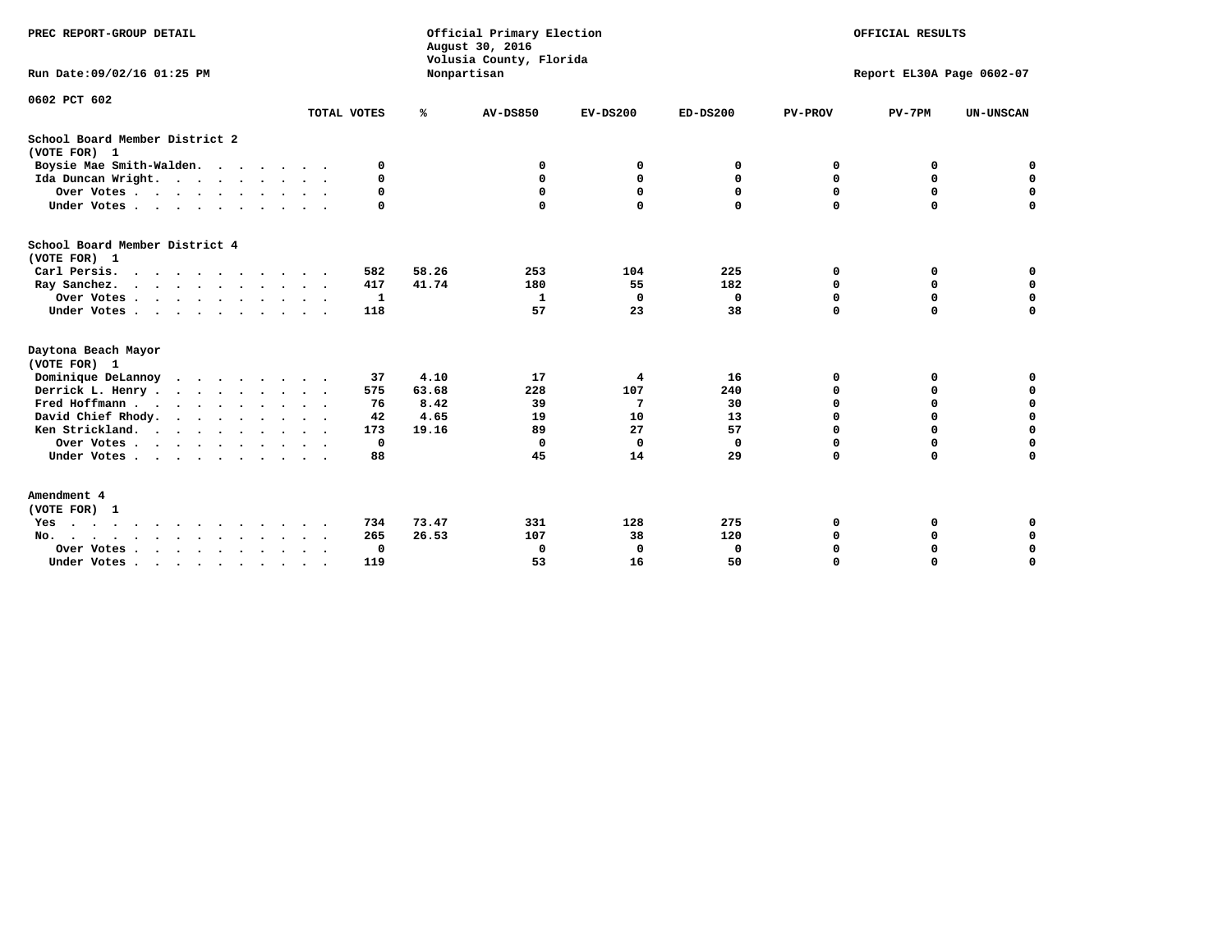PREC REPORT-GROUP DETAIL

Official Primary Election
August 30, 2016
Volusia County, Florida
Nonpartisan

OFFICIAL RESULTS

Run Date:09/02/16 01:25 PM

Report EL30A Page 0602-07

0602 PCT 602

| | TOTAL VOTES | % | AV-DS850 | EV-DS200 | ED-DS200 | PV-PROV | PV-7PM | UN-UNSCAN |
|---|---|---|---|---|---|---|---|---|
| **School Board Member District 2** | | | | | | | | |
| **(VOTE FOR) 1** | | | | | | | | |
| Boysie Mae Smith-Walden | 0 | | 0 | 0 | 0 | 0 | 0 | 0 |
| Ida Duncan Wright | 0 | | 0 | 0 | 0 | 0 | 0 | 0 |
| Over Votes | 0 | | 0 | 0 | 0 | 0 | 0 | 0 |
| Under Votes | 0 | | 0 | 0 | 0 | 0 | 0 | 0 |
| **School Board Member District 4** | | | | | | | | |
| **(VOTE FOR) 1** | | | | | | | | |
| Carl Persis | 582 | 58.26 | 253 | 104 | 225 | 0 | 0 | 0 |
| Ray Sanchez | 417 | 41.74 | 180 | 55 | 182 | 0 | 0 | 0 |
| Over Votes | 1 | | 1 | 0 | 0 | 0 | 0 | 0 |
| Under Votes | 118 | | 57 | 23 | 38 | 0 | 0 | 0 |
| **Daytona Beach Mayor** | | | | | | | | |
| **(VOTE FOR) 1** | | | | | | | | |
| Dominique DeLannoy | 37 | 4.10 | 17 | 4 | 16 | 0 | 0 | 0 |
| Derrick L. Henry | 575 | 63.68 | 228 | 107 | 240 | 0 | 0 | 0 |
| Fred Hoffmann | 76 | 8.42 | 39 | 7 | 30 | 0 | 0 | 0 |
| David Chief Rhody | 42 | 4.65 | 19 | 10 | 13 | 0 | 0 | 0 |
| Ken Strickland | 173 | 19.16 | 89 | 27 | 57 | 0 | 0 | 0 |
| Over Votes | 0 | | 0 | 0 | 0 | 0 | 0 | 0 |
| Under Votes | 88 | | 45 | 14 | 29 | 0 | 0 | 0 |
| **Amendment 4** | | | | | | | | |
| **(VOTE FOR) 1** | | | | | | | | |
| Yes | 734 | 73.47 | 331 | 128 | 275 | 0 | 0 | 0 |
| No | 265 | 26.53 | 107 | 38 | 120 | 0 | 0 | 0 |
| Over Votes | 0 | | 0 | 0 | 0 | 0 | 0 | 0 |
| Under Votes | 119 | | 53 | 16 | 50 | 0 | 0 | 0 |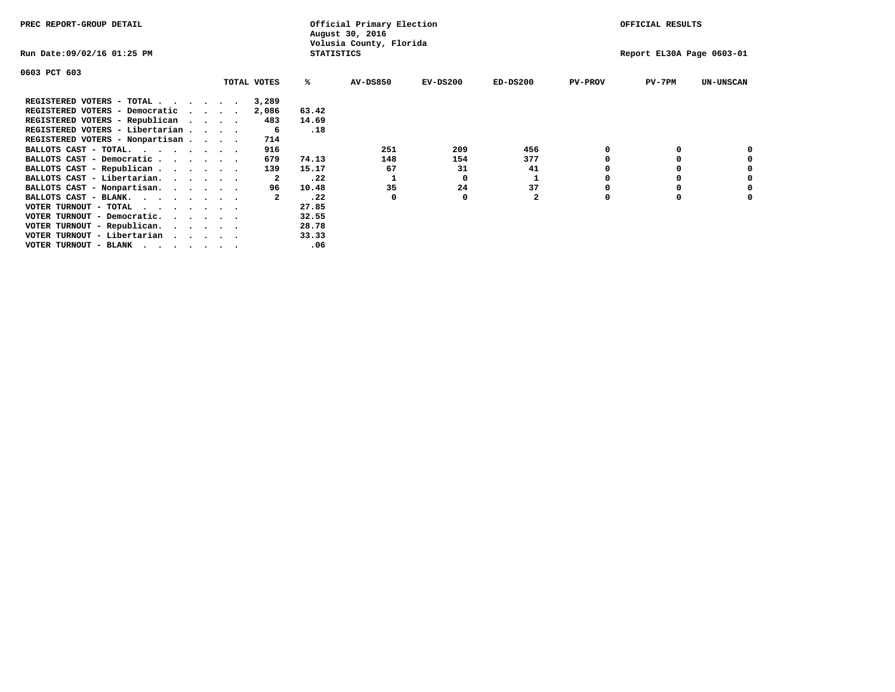PREC REPORT-GROUP DETAIL

Official Primary Election
August 30, 2016
Volusia County, Florida
STATISTICS

OFFICIAL RESULTS

Run Date:09/02/16 01:25 PM

Report EL30A Page 0603-01

0603 PCT 603

| | TOTAL VOTES | % | AV-DS850 | EV-DS200 | ED-DS200 | PV-PROV | PV-7PM | UN-UNSCAN |
|---|---|---|---|---|---|---|---|---|
| REGISTERED VOTERS - TOTAL . . . . . . . | 3,289 | | | | | | | |
| REGISTERED VOTERS - Democratic . . . . | 2,086 | 63.42 | | | | | | |
| REGISTERED VOTERS - Republican . . . . | 483 | 14.69 | | | | | | |
| REGISTERED VOTERS - Libertarian . . . . | 6 | .18 | | | | | | |
| REGISTERED VOTERS - Nonpartisan . . . . | 714 | | | | | | | |
| BALLOTS CAST - TOTAL. . . . . . . . | 916 | | 251 | 209 | 456 | 0 | 0 | 0 |
| BALLOTS CAST - Democratic . . . . . . | 679 | 74.13 | 148 | 154 | 377 | 0 | 0 | 0 |
| BALLOTS CAST - Republican . . . . . . | 139 | 15.17 | 67 | 31 | 41 | 0 | 0 | 0 |
| BALLOTS CAST - Libertarian. . . . . . | 2 | .22 | 1 | 0 | 1 | 0 | 0 | 0 |
| BALLOTS CAST - Nonpartisan. . . . . . | 96 | 10.48 | 35 | 24 | 37 | 0 | 0 | 0 |
| BALLOTS CAST - BLANK. . . . . . . . | 2 | .22 | 0 | 0 | 2 | 0 | 0 | 0 |
| VOTER TURNOUT - TOTAL . . . . . . . . | | 27.85 | | | | | | |
| VOTER TURNOUT - Democratic. . . . . . | | 32.55 | | | | | | |
| VOTER TURNOUT - Republican. . . . . . | | 28.78 | | | | | | |
| VOTER TURNOUT - Libertarian . . . . . | | 33.33 | | | | | | |
| VOTER TURNOUT - BLANK . . . . . . . . | | .06 | | | | | | |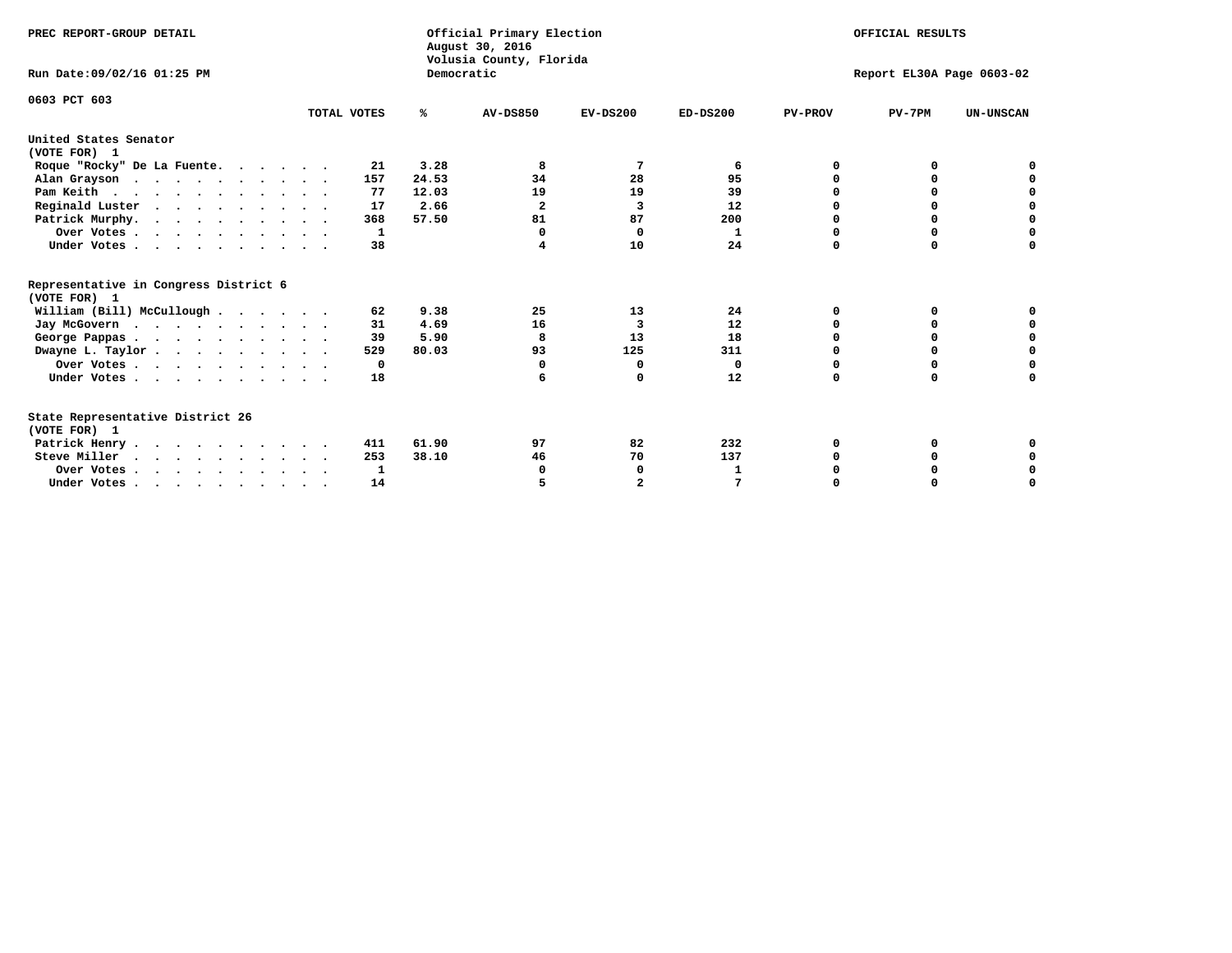PREC REPORT-GROUP DETAIL

Official Primary Election
August 30, 2016
Volusia County, Florida
Democratic

OFFICIAL RESULTS

Run Date:09/02/16 01:25 PM

Report EL30A Page 0603-02

0603 PCT 603

| | TOTAL VOTES | % | AV-DS850 | EV-DS200 | ED-DS200 | PV-PROV | PV-7PM | UN-UNSCAN |
|---|---|---|---|---|---|---|---|---|
| **United States Senator** | | | | | | | | |
| **(VOTE FOR) 1** | | | | | | | | |
| Roque "Rocky" De La Fuente. | 21 | 3.28 | 8 | 7 | 6 | 0 | 0 | 0 |
| Alan Grayson | 157 | 24.53 | 34 | 28 | 95 | 0 | 0 | 0 |
| Pam Keith | 77 | 12.03 | 19 | 19 | 39 | 0 | 0 | 0 |
| Reginald Luster | 17 | 2.66 | 2 | 3 | 12 | 0 | 0 | 0 |
| Patrick Murphy. | 368 | 57.50 | 81 | 87 | 200 | 0 | 0 | 0 |
| Over Votes | 1 | | 0 | 0 | 1 | 0 | 0 | 0 |
| Under Votes | 38 | | 4 | 10 | 24 | 0 | 0 | 0 |
| **Representative in Congress District 6** | | | | | | | | |
| **(VOTE FOR) 1** | | | | | | | | |
| William (Bill) McCullough | 62 | 9.38 | 25 | 13 | 24 | 0 | 0 | 0 |
| Jay McGovern | 31 | 4.69 | 16 | 3 | 12 | 0 | 0 | 0 |
| George Pappas | 39 | 5.90 | 8 | 13 | 18 | 0 | 0 | 0 |
| Dwayne L. Taylor | 529 | 80.03 | 93 | 125 | 311 | 0 | 0 | 0 |
| Over Votes | 0 | | 0 | 0 | 0 | 0 | 0 | 0 |
| Under Votes | 18 | | 6 | 0 | 12 | 0 | 0 | 0 |
| **State Representative District 26** | | | | | | | | |
| **(VOTE FOR) 1** | | | | | | | | |
| Patrick Henry | 411 | 61.90 | 97 | 82 | 232 | 0 | 0 | 0 |
| Steve Miller | 253 | 38.10 | 46 | 70 | 137 | 0 | 0 | 0 |
| Over Votes | 1 | | 0 | 0 | 1 | 0 | 0 | 0 |
| Under Votes | 14 | | 5 | 2 | 7 | 0 | 0 | 0 |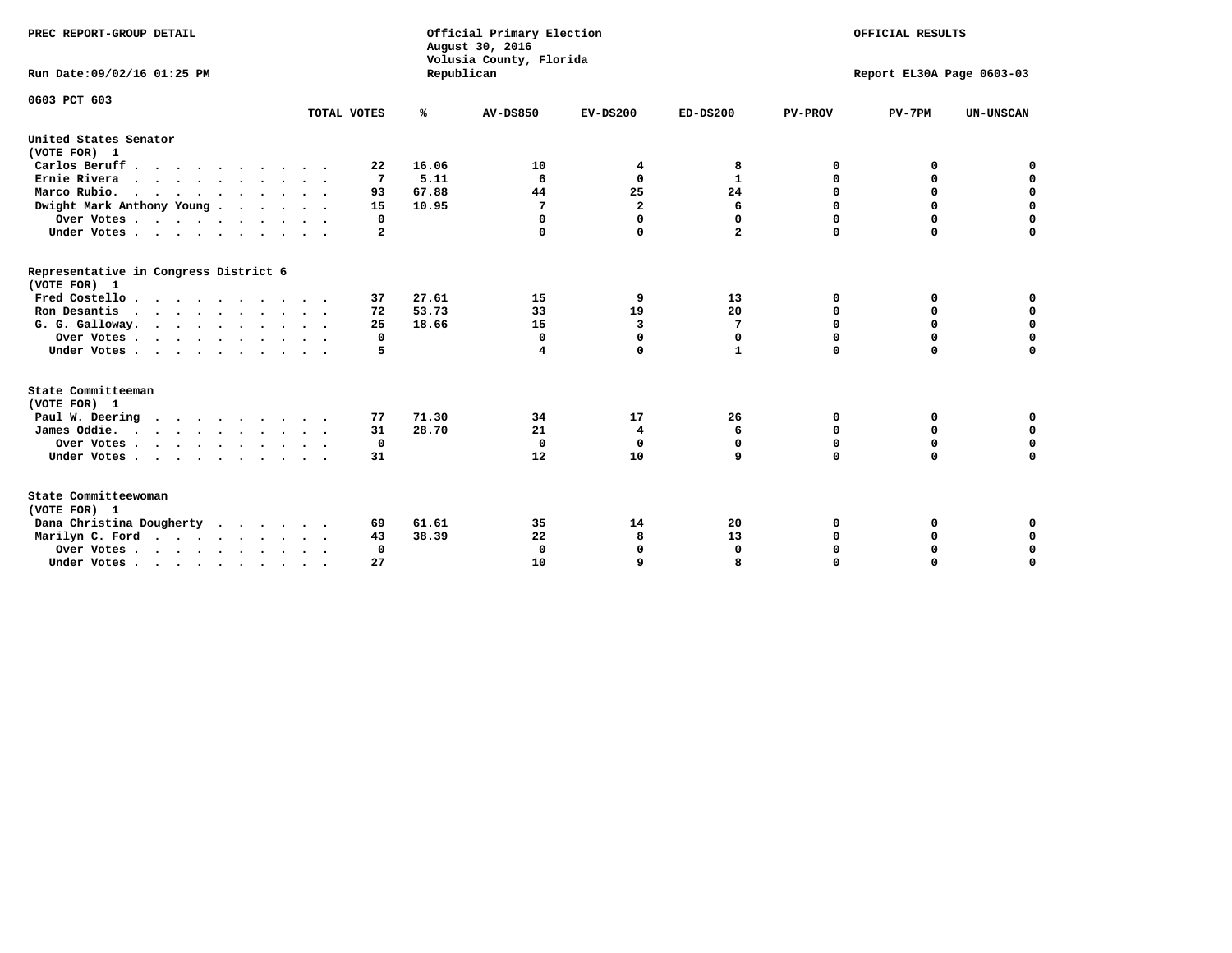PREC REPORT-GROUP DETAIL

Official Primary Election
August 30, 2016
Volusia County, Florida
Republican

OFFICIAL RESULTS

Run Date:09/02/16 01:25 PM

Report EL30A Page 0603-03

0603 PCT 603

| | TOTAL VOTES | % | AV-DS850 | EV-DS200 | ED-DS200 | PV-PROV | PV-7PM | UN-UNSCAN |
|---|---|---|---|---|---|---|---|---|
| **United States Senator** | | | | | | | | |
| **(VOTE FOR) 1** | | | | | | | | |
| Carlos Beruff | 22 | 16.06 | 10 | 4 | 8 | 0 | 0 | 0 |
| Ernie Rivera | 7 | 5.11 | 6 | 0 | 1 | 0 | 0 | 0 |
| Marco Rubio. | 93 | 67.88 | 44 | 25 | 24 | 0 | 0 | 0 |
| Dwight Mark Anthony Young | 15 | 10.95 | 7 | 2 | 6 | 0 | 0 | 0 |
| Over Votes | 0 | | 0 | 0 | 0 | 0 | 0 | 0 |
| Under Votes | 2 | | 0 | 0 | 2 | 0 | 0 | 0 |
| **Representative in Congress District 6** | | | | | | | | |
| **(VOTE FOR) 1** | | | | | | | | |
| Fred Costello | 37 | 27.61 | 15 | 9 | 13 | 0 | 0 | 0 |
| Ron Desantis | 72 | 53.73 | 33 | 19 | 20 | 0 | 0 | 0 |
| G. G. Galloway. | 25 | 18.66 | 15 | 3 | 7 | 0 | 0 | 0 |
| Over Votes | 0 | | 0 | 0 | 0 | 0 | 0 | 0 |
| Under Votes | 5 | | 4 | 0 | 1 | 0 | 0 | 0 |
| **State Committeeman** | | | | | | | | |
| **(VOTE FOR) 1** | | | | | | | | |
| Paul W. Deering | 77 | 71.30 | 34 | 17 | 26 | 0 | 0 | 0 |
| James Oddie. | 31 | 28.70 | 21 | 4 | 6 | 0 | 0 | 0 |
| Over Votes | 0 | | 0 | 0 | 0 | 0 | 0 | 0 |
| Under Votes | 31 | | 12 | 10 | 9 | 0 | 0 | 0 |
| **State Committeewoman** | | | | | | | | |
| **(VOTE FOR) 1** | | | | | | | | |
| Dana Christina Dougherty | 69 | 61.61 | 35 | 14 | 20 | 0 | 0 | 0 |
| Marilyn C. Ford | 43 | 38.39 | 22 | 8 | 13 | 0 | 0 | 0 |
| Over Votes | 0 | | 0 | 0 | 0 | 0 | 0 | 0 |
| Under Votes | 27 | | 10 | 9 | 8 | 0 | 0 | 0 |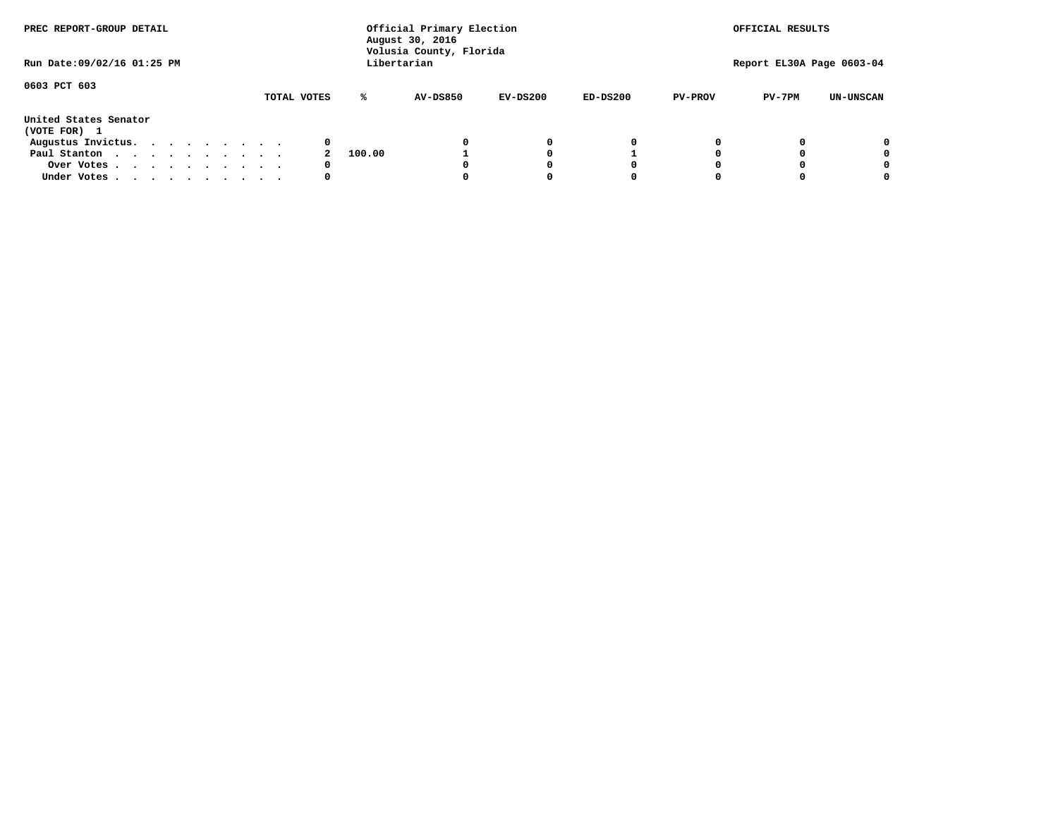PREC REPORT-GROUP DETAIL

Run Date:09/02/16 01:25 PM

Official Primary Election
August 30, 2016
Volusia County, Florida
Libertarian

OFFICIAL RESULTS

Report EL30A Page 0603-04

0603 PCT 603

United States Senator
(VOTE FOR) 1

| | TOTAL VOTES | % | AV-DS850 | EV-DS200 | ED-DS200 | PV-PROV | PV-7PM | UN-UNSCAN |
|---|---|---|---|---|---|---|---|---|
| Augustus Invictus. . . . . . . . . . | 0 | | 0 | 0 | 0 | 0 | 0 | 0 |
| Paul Stanton . . . . . . . . . . . | 2 | 100.00 | 1 | 0 | 1 | 0 | 0 | 0 |
| Over Votes . . . . . . . . . . . | 0 | | 0 | 0 | 0 | 0 | 0 | 0 |
| Under Votes . . . . . . . . . . . | 0 | | 0 | 0 | 0 | 0 | 0 | 0 |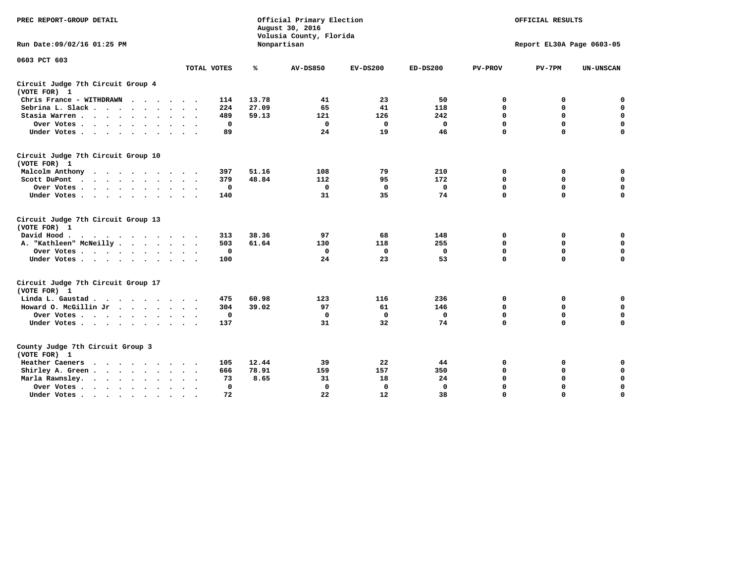PREC REPORT-GROUP DETAIL

Official Primary Election
August 30, 2016
Volusia County, Florida
Nonpartisan

OFFICIAL RESULTS

Run Date:09/02/16 01:25 PM

Report EL30A Page 0603-05

0603 PCT 603

| | TOTAL VOTES | % | AV-DS850 | EV-DS200 | ED-DS200 | PV-PROV | PV-7PM | UN-UNSCAN |
|---|---|---|---|---|---|---|---|---|
| **Circuit Judge 7th Circuit Group 4** | | | | | | | | |
| **(VOTE FOR) 1** | | | | | | | | |
| Chris France - WITHDRAWN | 114 | 13.78 | 41 | 23 | 50 | 0 | 0 | 0 |
| Sebrina L. Slack | 224 | 27.09 | 65 | 41 | 118 | 0 | 0 | 0 |
| Stasia Warren | 489 | 59.13 | 121 | 126 | 242 | 0 | 0 | 0 |
| Over Votes | 0 | | 0 | 0 | 0 | 0 | 0 | 0 |
| Under Votes | 89 | | 24 | 19 | 46 | 0 | 0 | 0 |
| **Circuit Judge 7th Circuit Group 10** | | | | | | | | |
| **(VOTE FOR) 1** | | | | | | | | |
| Malcolm Anthony | 397 | 51.16 | 108 | 79 | 210 | 0 | 0 | 0 |
| Scott DuPont | 379 | 48.84 | 112 | 95 | 172 | 0 | 0 | 0 |
| Over Votes | 0 | | 0 | 0 | 0 | 0 | 0 | 0 |
| Under Votes | 140 | | 31 | 35 | 74 | 0 | 0 | 0 |
| **Circuit Judge 7th Circuit Group 13** | | | | | | | | |
| **(VOTE FOR) 1** | | | | | | | | |
| David Hood | 313 | 38.36 | 97 | 68 | 148 | 0 | 0 | 0 |
| A. "Kathleen" McNeilly | 503 | 61.64 | 130 | 118 | 255 | 0 | 0 | 0 |
| Over Votes | 0 | | 0 | 0 | 0 | 0 | 0 | 0 |
| Under Votes | 100 | | 24 | 23 | 53 | 0 | 0 | 0 |
| **Circuit Judge 7th Circuit Group 17** | | | | | | | | |
| **(VOTE FOR) 1** | | | | | | | | |
| Linda L. Gaustad | 475 | 60.98 | 123 | 116 | 236 | 0 | 0 | 0 |
| Howard O. McGillin Jr | 304 | 39.02 | 97 | 61 | 146 | 0 | 0 | 0 |
| Over Votes | 0 | | 0 | 0 | 0 | 0 | 0 | 0 |
| Under Votes | 137 | | 31 | 32 | 74 | 0 | 0 | 0 |
| **County Judge 7th Circuit Group 3** | | | | | | | | |
| **(VOTE FOR) 1** | | | | | | | | |
| Heather Caeners | 105 | 12.44 | 39 | 22 | 44 | 0 | 0 | 0 |
| Shirley A. Green | 666 | 78.91 | 159 | 157 | 350 | 0 | 0 | 0 |
| Marla Rawnsley | 73 | 8.65 | 31 | 18 | 24 | 0 | 0 | 0 |
| Over Votes | 0 | | 0 | 0 | 0 | 0 | 0 | 0 |
| Under Votes | 72 | | 22 | 12 | 38 | 0 | 0 | 0 |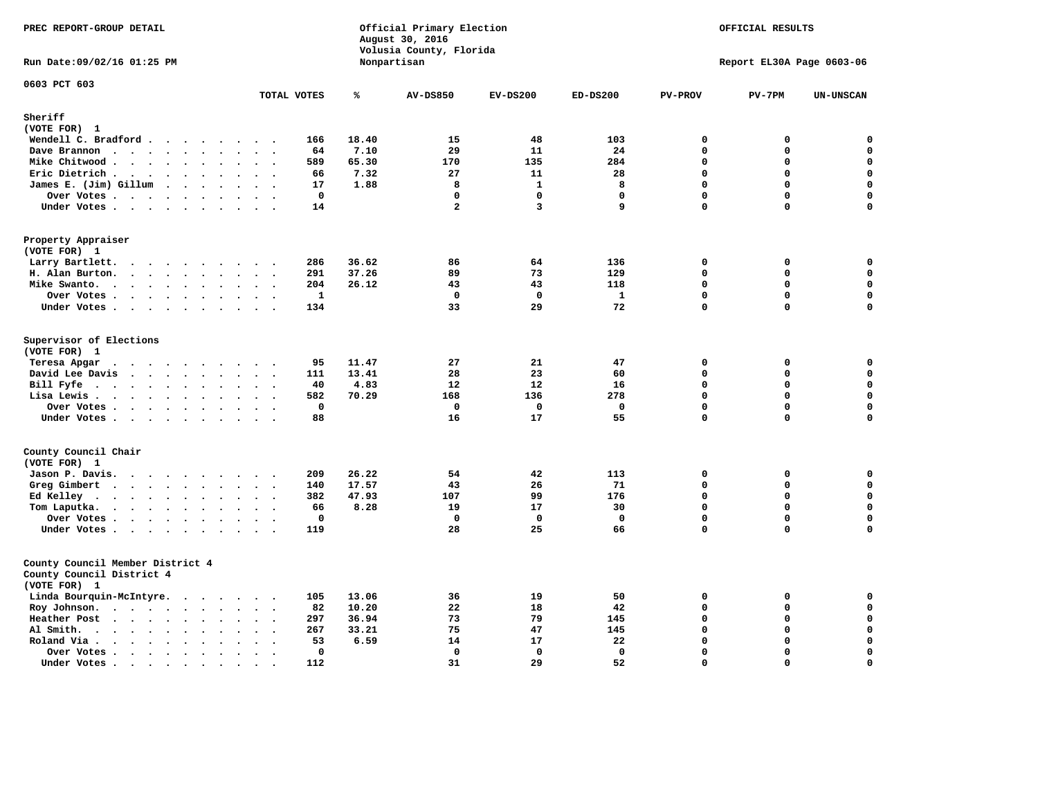PREC REPORT-GROUP DETAIL

Official Primary Election
August 30, 2016
Volusia County, Florida
Nonpartisan

OFFICIAL RESULTS

Run Date:09/02/16 01:25 PM

Report EL30A Page 0603-06

0603 PCT 603

| | TOTAL VOTES | % | AV-DS850 | EV-DS200 | ED-DS200 | PV-PROV | PV-7PM | UN-UNSCAN |
|---|---|---|---|---|---|---|---|---|
| **Sheriff** | | | | | | | | |
| (VOTE FOR) 1 | | | | | | | | |
| Wendell C. Bradford | 166 | 18.40 | 15 | 48 | 103 | 0 | 0 | 0 |
| Dave Brannon | 64 | 7.10 | 29 | 11 | 24 | 0 | 0 | 0 |
| Mike Chitwood | 589 | 65.30 | 170 | 135 | 284 | 0 | 0 | 0 |
| Eric Dietrich | 66 | 7.32 | 27 | 11 | 28 | 0 | 0 | 0 |
| James E. (Jim) Gillum | 17 | 1.88 | 8 | 1 | 8 | 0 | 0 | 0 |
| Over Votes | 0 | | 0 | 0 | 0 | 0 | 0 | 0 |
| Under Votes | 14 | | 2 | 3 | 9 | 0 | 0 | 0 |
| **Property Appraiser** | | | | | | | | |
| (VOTE FOR) 1 | | | | | | | | |
| Larry Bartlett | 286 | 36.62 | 86 | 64 | 136 | 0 | 0 | 0 |
| H. Alan Burton | 291 | 37.26 | 89 | 73 | 129 | 0 | 0 | 0 |
| Mike Swanto | 204 | 26.12 | 43 | 43 | 118 | 0 | 0 | 0 |
| Over Votes | 1 | | 0 | 0 | 1 | 0 | 0 | 0 |
| Under Votes | 134 | | 33 | 29 | 72 | 0 | 0 | 0 |
| **Supervisor of Elections** | | | | | | | | |
| (VOTE FOR) 1 | | | | | | | | |
| Teresa Apgar | 95 | 11.47 | 27 | 21 | 47 | 0 | 0 | 0 |
| David Lee Davis | 111 | 13.41 | 28 | 23 | 60 | 0 | 0 | 0 |
| Bill Fyfe | 40 | 4.83 | 12 | 12 | 16 | 0 | 0 | 0 |
| Lisa Lewis | 582 | 70.29 | 168 | 136 | 278 | 0 | 0 | 0 |
| Over Votes | 0 | | 0 | 0 | 0 | 0 | 0 | 0 |
| Under Votes | 88 | | 16 | 17 | 55 | 0 | 0 | 0 |
| **County Council Chair** | | | | | | | | |
| (VOTE FOR) 1 | | | | | | | | |
| Jason P. Davis | 209 | 26.22 | 54 | 42 | 113 | 0 | 0 | 0 |
| Greg Gimbert | 140 | 17.57 | 43 | 26 | 71 | 0 | 0 | 0 |
| Ed Kelley | 382 | 47.93 | 107 | 99 | 176 | 0 | 0 | 0 |
| Tom Laputka | 66 | 8.28 | 19 | 17 | 30 | 0 | 0 | 0 |
| Over Votes | 0 | | 0 | 0 | 0 | 0 | 0 | 0 |
| Under Votes | 119 | | 28 | 25 | 66 | 0 | 0 | 0 |
| **County Council Member District 4** | | | | | | | | |
| County Council District 4 | | | | | | | | |
| (VOTE FOR) 1 | | | | | | | | |
| Linda Bourquin-McIntyre | 105 | 13.06 | 36 | 19 | 50 | 0 | 0 | 0 |
| Roy Johnson | 82 | 10.20 | 22 | 18 | 42 | 0 | 0 | 0 |
| Heather Post | 297 | 36.94 | 73 | 79 | 145 | 0 | 0 | 0 |
| Al Smith | 267 | 33.21 | 75 | 47 | 145 | 0 | 0 | 0 |
| Roland Via | 53 | 6.59 | 14 | 17 | 22 | 0 | 0 | 0 |
| Over Votes | 0 | | 0 | 0 | 0 | 0 | 0 | 0 |
| Under Votes | 112 | | 31 | 29 | 52 | 0 | 0 | 0 |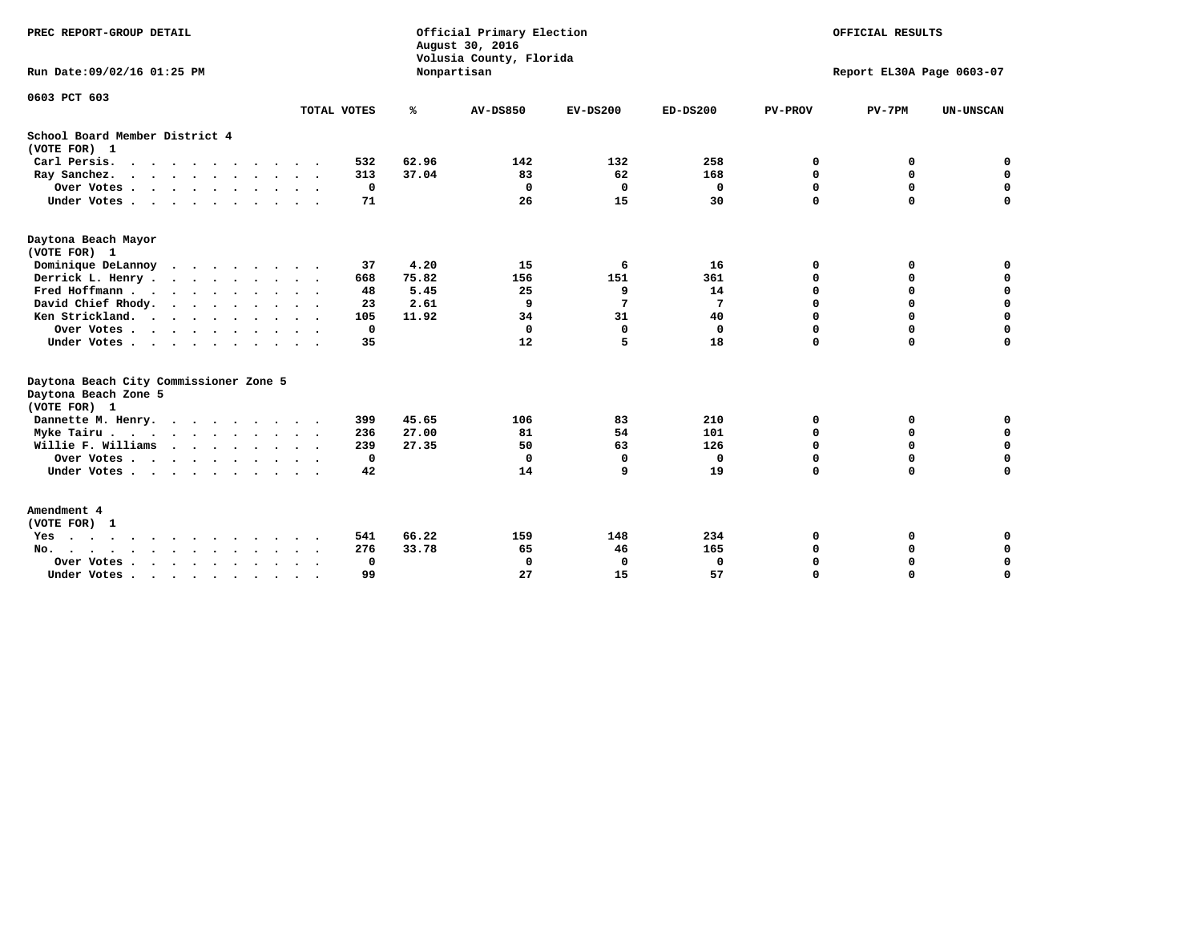PREC REPORT-GROUP DETAIL

Official Primary Election
August 30, 2016
Volusia County, Florida
Nonpartisan

OFFICIAL RESULTS

Run Date:09/02/16 01:25 PM

Report EL30A Page 0603-07

0603 PCT 603

| | TOTAL VOTES | % | AV-DS850 | EV-DS200 | ED-DS200 | PV-PROV | PV-7PM | UN-UNSCAN |
|---|---|---|---|---|---|---|---|---|
| **School Board Member District 4** | | | | | | | | |
| **(VOTE FOR) 1** | | | | | | | | |
| Carl Persis. | 532 | 62.96 | 142 | 132 | 258 | 0 | 0 | 0 |
| Ray Sanchez. | 313 | 37.04 | 83 | 62 | 168 | 0 | 0 | 0 |
| Over Votes | 0 | | 0 | 0 | 0 | 0 | 0 | 0 |
| Under Votes | 71 | | 26 | 15 | 30 | 0 | 0 | 0 |
| **Daytona Beach Mayor** | | | | | | | | |
| **(VOTE FOR) 1** | | | | | | | | |
| Dominique DeLannoy | 37 | 4.20 | 15 | 6 | 16 | 0 | 0 | 0 |
| Derrick L. Henry | 668 | 75.82 | 156 | 151 | 361 | 0 | 0 | 0 |
| Fred Hoffmann | 48 | 5.45 | 25 | 9 | 14 | 0 | 0 | 0 |
| David Chief Rhody. | 23 | 2.61 | 9 | 7 | 7 | 0 | 0 | 0 |
| Ken Strickland. | 105 | 11.92 | 34 | 31 | 40 | 0 | 0 | 0 |
| Over Votes | 0 | | 0 | 0 | 0 | 0 | 0 | 0 |
| Under Votes | 35 | | 12 | 5 | 18 | 0 | 0 | 0 |
| **Daytona Beach City Commissioner Zone 5** | | | | | | | | |
| **Daytona Beach Zone 5** | | | | | | | | |
| **(VOTE FOR) 1** | | | | | | | | |
| Dannette M. Henry. | 399 | 45.65 | 106 | 83 | 210 | 0 | 0 | 0 |
| Myke Tairu | 236 | 27.00 | 81 | 54 | 101 | 0 | 0 | 0 |
| Willie F. Williams | 239 | 27.35 | 50 | 63 | 126 | 0 | 0 | 0 |
| Over Votes | 0 | | 0 | 0 | 0 | 0 | 0 | 0 |
| Under Votes | 42 | | 14 | 9 | 19 | 0 | 0 | 0 |
| **Amendment 4** | | | | | | | | |
| **(VOTE FOR) 1** | | | | | | | | |
| Yes | 541 | 66.22 | 159 | 148 | 234 | 0 | 0 | 0 |
| No. | 276 | 33.78 | 65 | 46 | 165 | 0 | 0 | 0 |
| Over Votes | 0 | | 0 | 0 | 0 | 0 | 0 | 0 |
| Under Votes | 99 | | 27 | 15 | 57 | 0 | 0 | 0 |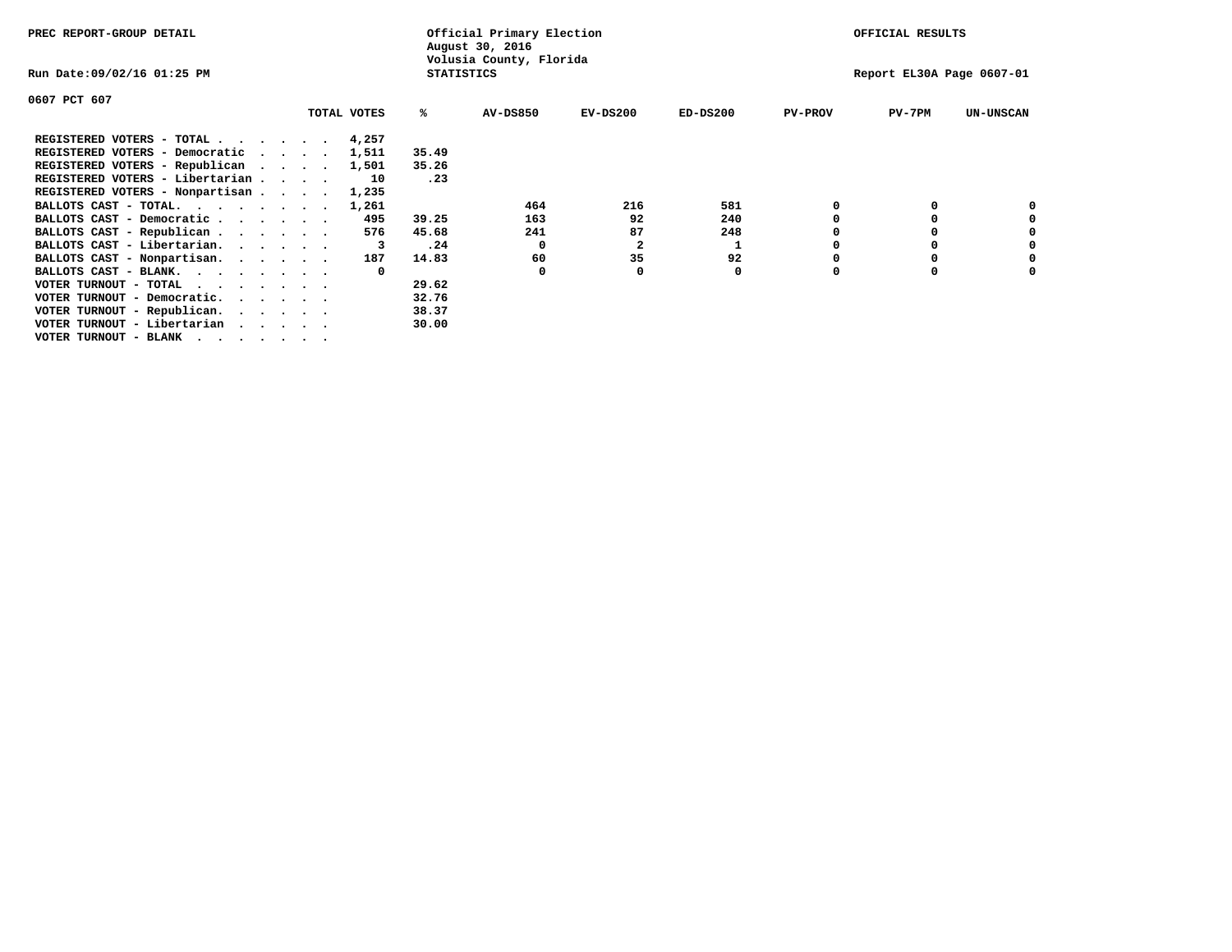PREC REPORT-GROUP DETAIL

Official Primary Election
August 30, 2016
Volusia County, Florida
STATISTICS

OFFICIAL RESULTS

Run Date:09/02/16 01:25 PM

Report EL30A Page 0607-01

0607 PCT 607

| | TOTAL VOTES | % | AV-DS850 | EV-DS200 | ED-DS200 | PV-PROV | PV-7PM | UN-UNSCAN |
|---|---|---|---|---|---|---|---|---|
| REGISTERED VOTERS - TOTAL . . . . . . | 4,257 | | | | | | | |
| REGISTERED VOTERS - Democratic . . . . | 1,511 | 35.49 | | | | | | |
| REGISTERED VOTERS - Republican . . . . | 1,501 | 35.26 | | | | | | |
| REGISTERED VOTERS - Libertarian . . . . | 10 | .23 | | | | | | |
| REGISTERED VOTERS - Nonpartisan . . . . | 1,235 | | | | | | | |
| BALLOTS CAST - TOTAL. . . . . . . . | 1,261 | | 464 | 216 | 581 | 0 | 0 | 0 |
| BALLOTS CAST - Democratic . . . . . . | 495 | 39.25 | 163 | 92 | 240 | 0 | 0 | 0 |
| BALLOTS CAST - Republican . . . . . . | 576 | 45.68 | 241 | 87 | 248 | 0 | 0 | 0 |
| BALLOTS CAST - Libertarian. . . . . . | 3 | .24 | 0 | 2 | 1 | 0 | 0 | 0 |
| BALLOTS CAST - Nonpartisan. . . . . . | 187 | 14.83 | 60 | 35 | 92 | 0 | 0 | 0 |
| BALLOTS CAST - BLANK. . . . . . . . | 0 | | 0 | 0 | 0 | 0 | 0 | 0 |
| VOTER TURNOUT - TOTAL . . . . . . . | | 29.62 | | | | | | |
| VOTER TURNOUT - Democratic. . . . . . | | 32.76 | | | | | | |
| VOTER TURNOUT - Republican. . . . . . | | 38.37 | | | | | | |
| VOTER TURNOUT - Libertarian . . . . . | | 30.00 | | | | | | |
| VOTER TURNOUT - BLANK . . . . . . . | | | | | | | | |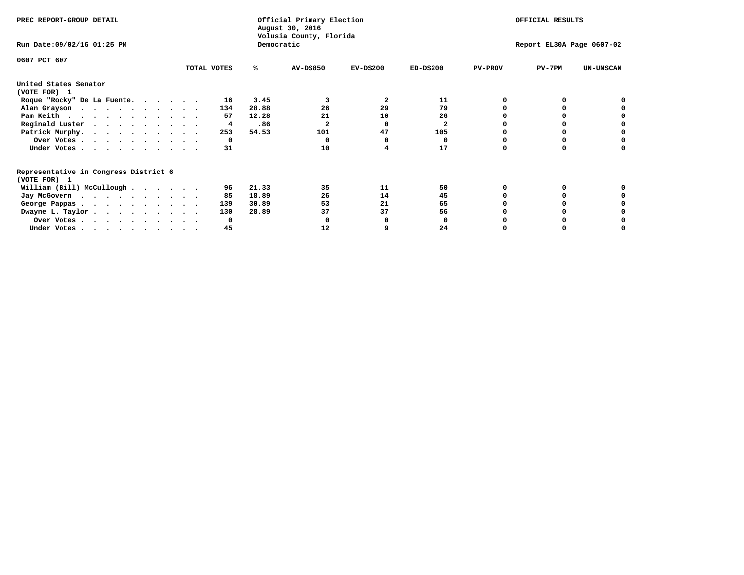PREC REPORT-GROUP DETAIL

Official Primary Election
August 30, 2016
Volusia County, Florida
Democratic

OFFICIAL RESULTS

Run Date:09/02/16 01:25 PM

Report EL30A Page 0607-02

0607 PCT 607

| | TOTAL VOTES | % | AV-DS850 | EV-DS200 | ED-DS200 | PV-PROV | PV-7PM | UN-UNSCAN |
|---|---|---|---|---|---|---|---|---|
| **United States Senator** | | | | | | | | |
| **(VOTE FOR) 1** | | | | | | | | |
| Roque "Rocky" De La Fuente. . . . . . | 16 | 3.45 | 3 | 2 | 11 | 0 | 0 | 0 |
| Alan Grayson . . . . . . . . . . . | 134 | 28.88 | 26 | 29 | 79 | 0 | 0 | 0 |
| Pam Keith . . . . . . . . . . . . | 57 | 12.28 | 21 | 10 | 26 | 0 | 0 | 0 |
| Reginald Luster . . . . . . . . . . | 4 | .86 | 2 | 0 | 2 | 0 | 0 | 0 |
| Patrick Murphy. . . . . . . . . . . | 253 | 54.53 | 101 | 47 | 105 | 0 | 0 | 0 |
| Over Votes . . . . . . . . . . . | 0 | | 0 | 0 | 0 | 0 | 0 | 0 |
| Under Votes . . . . . . . . . . . | 31 | | 10 | 4 | 17 | 0 | 0 | 0 |
| **Representative in Congress District 6** | | | | | | | | |
| **(VOTE FOR) 1** | | | | | | | | |
| William (Bill) McCullough . . . . . . | 96 | 21.33 | 35 | 11 | 50 | 0 | 0 | 0 |
| Jay McGovern . . . . . . . . . . . | 85 | 18.89 | 26 | 14 | 45 | 0 | 0 | 0 |
| George Pappas . . . . . . . . . . . | 139 | 30.89 | 53 | 21 | 65 | 0 | 0 | 0 |
| Dwayne L. Taylor . . . . . . . . . . | 130 | 28.89 | 37 | 37 | 56 | 0 | 0 | 0 |
| Over Votes . . . . . . . . . . . | 0 | | 0 | 0 | 0 | 0 | 0 | 0 |
| Under Votes . . . . . . . . . . . | 45 | | 12 | 9 | 24 | 0 | 0 | 0 |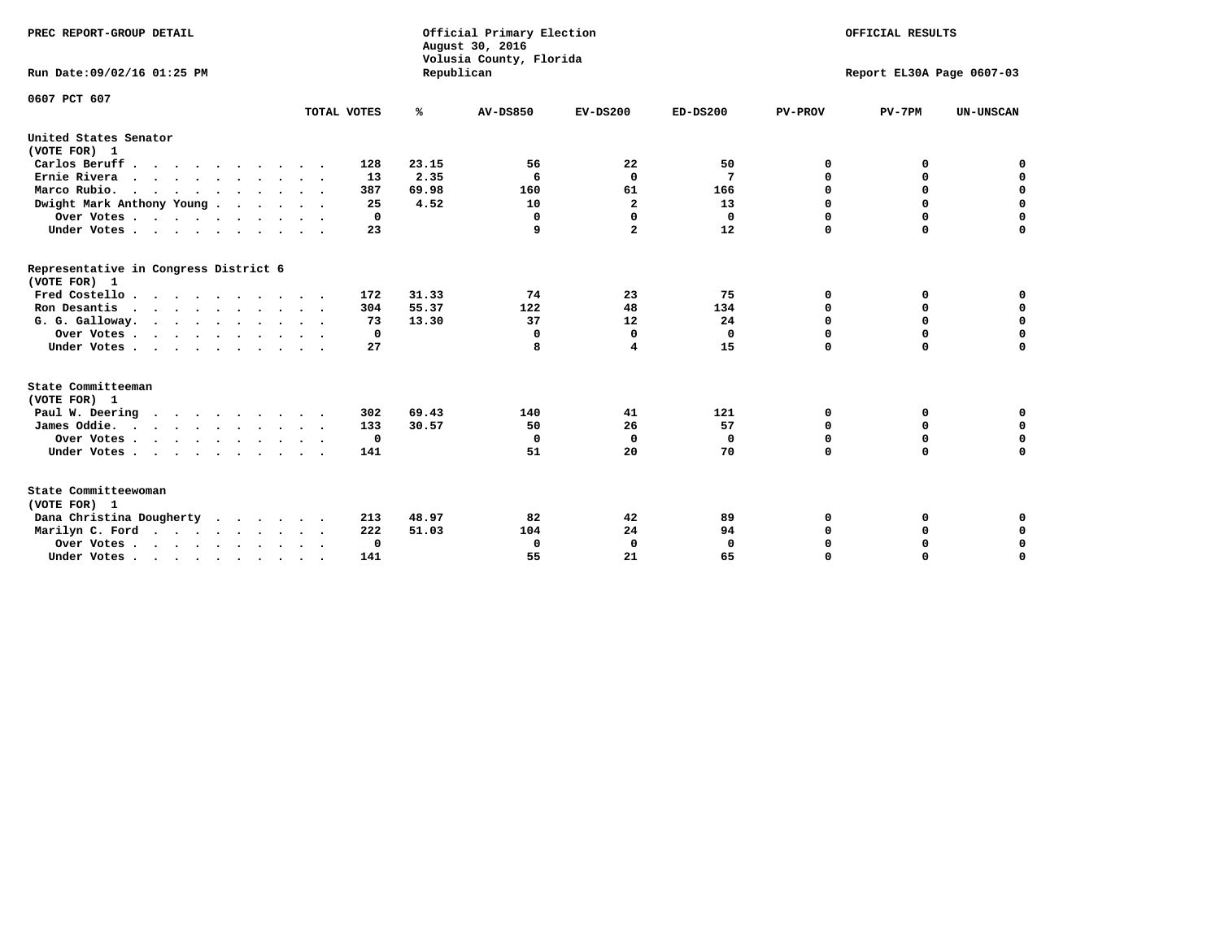PREC REPORT-GROUP DETAIL

Official Primary Election
August 30, 2016
Volusia County, Florida
Republican

OFFICIAL RESULTS

Run Date:09/02/16 01:25 PM

Report EL30A Page 0607-03

0607 PCT 607

| | TOTAL VOTES | % | AV-DS850 | EV-DS200 | ED-DS200 | PV-PROV | PV-7PM | UN-UNSCAN |
|---|---|---|---|---|---|---|---|---|
| **United States Senator** | | | | | | | | |
| **(VOTE FOR) 1** | | | | | | | | |
| Carlos Beruff | 128 | 23.15 | 56 | 22 | 50 | 0 | 0 | 0 |
| Ernie Rivera | 13 | 2.35 | 6 | 0 | 7 | 0 | 0 | 0 |
| Marco Rubio. | 387 | 69.98 | 160 | 61 | 166 | 0 | 0 | 0 |
| Dwight Mark Anthony Young | 25 | 4.52 | 10 | 2 | 13 | 0 | 0 | 0 |
| Over Votes | 0 | | 0 | 0 | 0 | 0 | 0 | 0 |
| Under Votes | 23 | | 9 | 2 | 12 | 0 | 0 | 0 |
| **Representative in Congress District 6** | | | | | | | | |
| **(VOTE FOR) 1** | | | | | | | | |
| Fred Costello | 172 | 31.33 | 74 | 23 | 75 | 0 | 0 | 0 |
| Ron Desantis | 304 | 55.37 | 122 | 48 | 134 | 0 | 0 | 0 |
| G. G. Galloway. | 73 | 13.30 | 37 | 12 | 24 | 0 | 0 | 0 |
| Over Votes | 0 | | 0 | 0 | 0 | 0 | 0 | 0 |
| Under Votes | 27 | | 8 | 4 | 15 | 0 | 0 | 0 |
| **State Committeeman** | | | | | | | | |
| **(VOTE FOR) 1** | | | | | | | | |
| Paul W. Deering | 302 | 69.43 | 140 | 41 | 121 | 0 | 0 | 0 |
| James Oddie. | 133 | 30.57 | 50 | 26 | 57 | 0 | 0 | 0 |
| Over Votes | 0 | | 0 | 0 | 0 | 0 | 0 | 0 |
| Under Votes | 141 | | 51 | 20 | 70 | 0 | 0 | 0 |
| **State Committeewoman** | | | | | | | | |
| **(VOTE FOR) 1** | | | | | | | | |
| Dana Christina Dougherty | 213 | 48.97 | 82 | 42 | 89 | 0 | 0 | 0 |
| Marilyn C. Ford | 222 | 51.03 | 104 | 24 | 94 | 0 | 0 | 0 |
| Over Votes | 0 | | 0 | 0 | 0 | 0 | 0 | 0 |
| Under Votes | 141 | | 55 | 21 | 65 | 0 | 0 | 0 |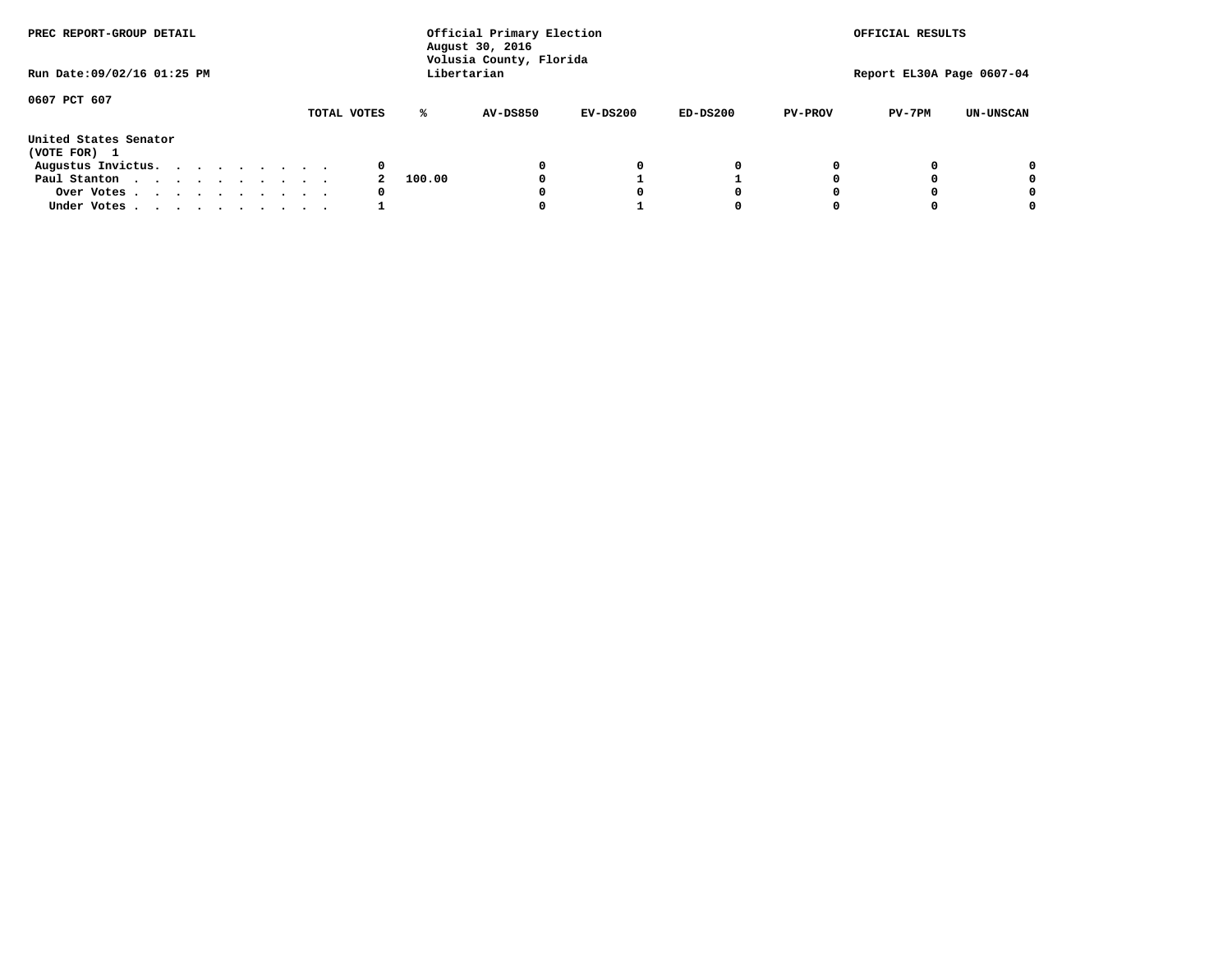PREC REPORT-GROUP DETAIL

Official Primary Election
August 30, 2016
Volusia County, Florida
Libertarian

OFFICIAL RESULTS

Run Date:09/02/16 01:25 PM

Report EL30A Page 0607-04

0607 PCT 607

United States Senator
(VOTE FOR) 1

| | TOTAL VOTES | % | AV-DS850 | EV-DS200 | ED-DS200 | PV-PROV | PV-7PM | UN-UNSCAN |
|---|---|---|---|---|---|---|---|---|
| Augustus Invictus. . . . . . . . . . | 0 | | 0 | 0 | 0 | 0 | 0 | 0 |
| Paul Stanton . . . . . . . . . . . | 2 | 100.00 | 0 | 1 | 1 | 0 | 0 | 0 |
| Over Votes . . . . . . . . . . . | 0 | | 0 | 0 | 0 | 0 | 0 | 0 |
| Under Votes . . . . . . . . . . . | 1 | | 0 | 1 | 0 | 0 | 0 | 0 |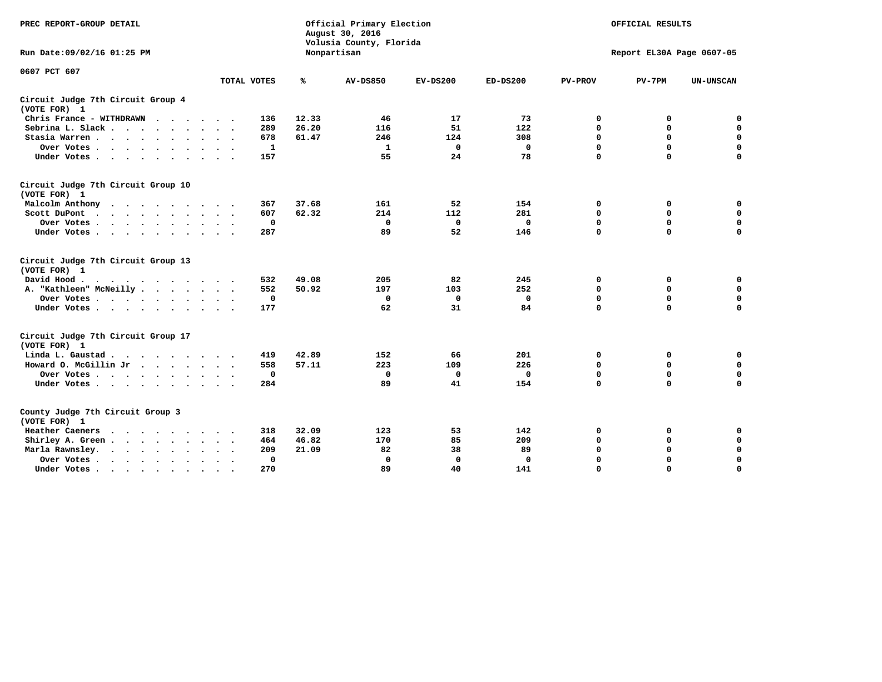PREC REPORT-GROUP DETAIL

Official Primary Election
August 30, 2016
Volusia County, Florida
Nonpartisan

OFFICIAL RESULTS

Run Date:09/02/16 01:25 PM

Report EL30A Page 0607-05

0607 PCT 607

| | TOTAL VOTES | % | AV-DS850 | EV-DS200 | ED-DS200 | PV-PROV | PV-7PM | UN-UNSCAN |
|---|---|---|---|---|---|---|---|---|
| **Circuit Judge 7th Circuit Group 4** | | | | | | | | |
| **(VOTE FOR) 1** | | | | | | | | |
| Chris France - WITHDRAWN | 136 | 12.33 | 46 | 17 | 73 | 0 | 0 | 0 |
| Sebrina L. Slack | 289 | 26.20 | 116 | 51 | 122 | 0 | 0 | 0 |
| Stasia Warren | 678 | 61.47 | 246 | 124 | 308 | 0 | 0 | 0 |
| Over Votes | 1 | | 1 | 0 | 0 | 0 | 0 | 0 |
| Under Votes | 157 | | 55 | 24 | 78 | 0 | 0 | 0 |
| **Circuit Judge 7th Circuit Group 10** | | | | | | | | |
| **(VOTE FOR) 1** | | | | | | | | |
| Malcolm Anthony | 367 | 37.68 | 161 | 52 | 154 | 0 | 0 | 0 |
| Scott DuPont | 607 | 62.32 | 214 | 112 | 281 | 0 | 0 | 0 |
| Over Votes | 0 | | 0 | 0 | 0 | 0 | 0 | 0 |
| Under Votes | 287 | | 89 | 52 | 146 | 0 | 0 | 0 |
| **Circuit Judge 7th Circuit Group 13** | | | | | | | | |
| **(VOTE FOR) 1** | | | | | | | | |
| David Hood | 532 | 49.08 | 205 | 82 | 245 | 0 | 0 | 0 |
| A. "Kathleen" McNeilly | 552 | 50.92 | 197 | 103 | 252 | 0 | 0 | 0 |
| Over Votes | 0 | | 0 | 0 | 0 | 0 | 0 | 0 |
| Under Votes | 177 | | 62 | 31 | 84 | 0 | 0 | 0 |
| **Circuit Judge 7th Circuit Group 17** | | | | | | | | |
| **(VOTE FOR) 1** | | | | | | | | |
| Linda L. Gaustad | 419 | 42.89 | 152 | 66 | 201 | 0 | 0 | 0 |
| Howard O. McGillin Jr | 558 | 57.11 | 223 | 109 | 226 | 0 | 0 | 0 |
| Over Votes | 0 | | 0 | 0 | 0 | 0 | 0 | 0 |
| Under Votes | 284 | | 89 | 41 | 154 | 0 | 0 | 0 |
| **County Judge 7th Circuit Group 3** | | | | | | | | |
| **(VOTE FOR) 1** | | | | | | | | |
| Heather Caeners | 318 | 32.09 | 123 | 53 | 142 | 0 | 0 | 0 |
| Shirley A. Green | 464 | 46.82 | 170 | 85 | 209 | 0 | 0 | 0 |
| Marla Rawnsley | 209 | 21.09 | 82 | 38 | 89 | 0 | 0 | 0 |
| Over Votes | 0 | | 0 | 0 | 0 | 0 | 0 | 0 |
| Under Votes | 270 | | 89 | 40 | 141 | 0 | 0 | 0 |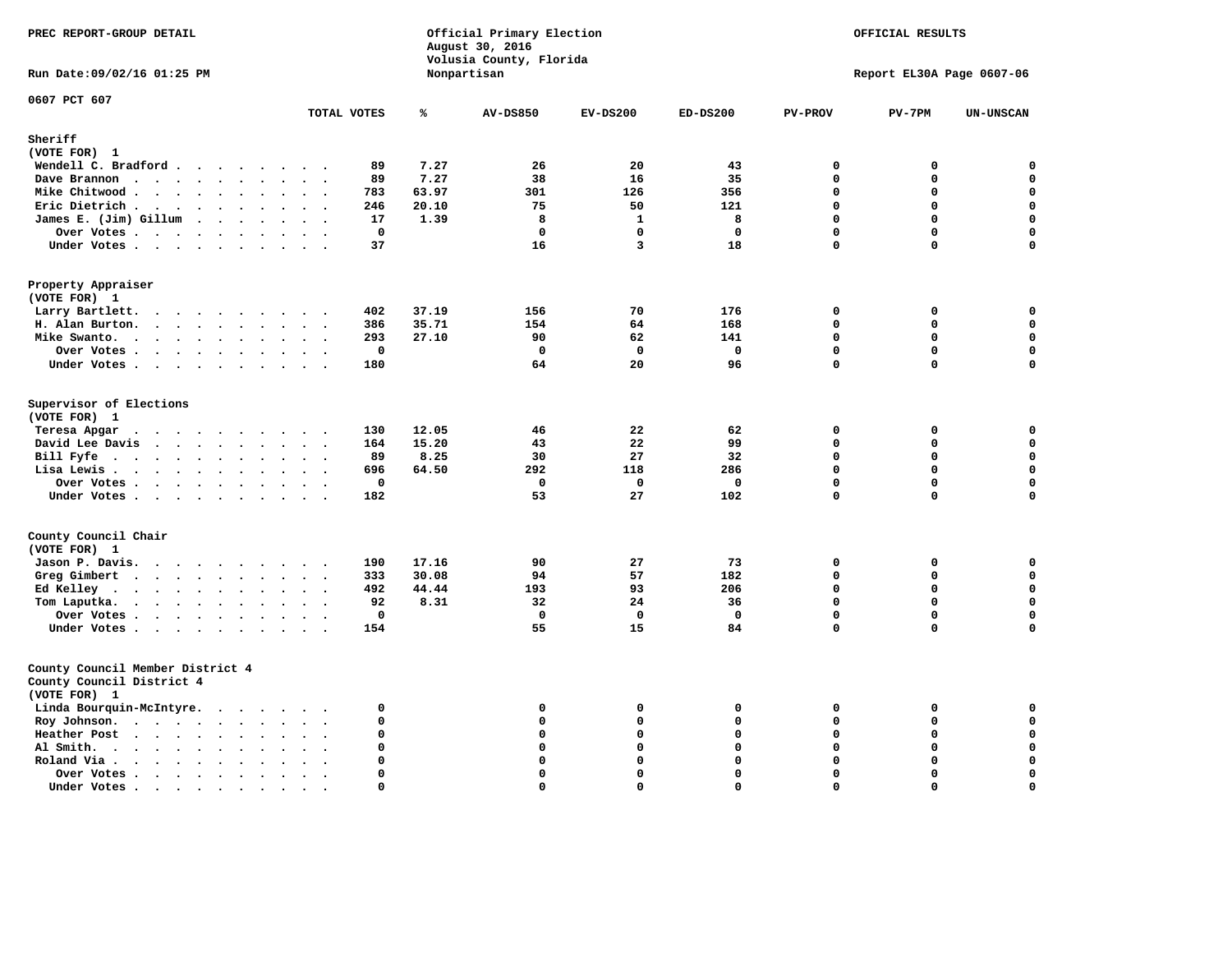PREC REPORT-GROUP DETAIL

Official Primary Election
August 30, 2016
Volusia County, Florida
Nonpartisan

OFFICIAL RESULTS

Run Date:09/02/16 01:25 PM

Report EL30A Page 0607-06

0607 PCT 607

| | TOTAL VOTES | % | AV-DS850 | EV-DS200 | ED-DS200 | PV-PROV | PV-7PM | UN-UNSCAN |
|---|---|---|---|---|---|---|---|---|
| **Sheriff** | | | | | | | | |
| (VOTE FOR) 1 | | | | | | | | |
| Wendell C. Bradford | 89 | 7.27 | 26 | 20 | 43 | 0 | 0 | 0 |
| Dave Brannon | 89 | 7.27 | 38 | 16 | 35 | 0 | 0 | 0 |
| Mike Chitwood | 783 | 63.97 | 301 | 126 | 356 | 0 | 0 | 0 |
| Eric Dietrich | 246 | 20.10 | 75 | 50 | 121 | 0 | 0 | 0 |
| James E. (Jim) Gillum | 17 | 1.39 | 8 | 1 | 8 | 0 | 0 | 0 |
| Over Votes | 0 | | 0 | 0 | 0 | 0 | 0 | 0 |
| Under Votes | 37 | | 16 | 3 | 18 | 0 | 0 | 0 |
| **Property Appraiser** | | | | | | | | |
| (VOTE FOR) 1 | | | | | | | | |
| Larry Bartlett | 402 | 37.19 | 156 | 70 | 176 | 0 | 0 | 0 |
| H. Alan Burton | 386 | 35.71 | 154 | 64 | 168 | 0 | 0 | 0 |
| Mike Swanto | 293 | 27.10 | 90 | 62 | 141 | 0 | 0 | 0 |
| Over Votes | 0 | | 0 | 0 | 0 | 0 | 0 | 0 |
| Under Votes | 180 | | 64 | 20 | 96 | 0 | 0 | 0 |
| **Supervisor of Elections** | | | | | | | | |
| (VOTE FOR) 1 | | | | | | | | |
| Teresa Apgar | 130 | 12.05 | 46 | 22 | 62 | 0 | 0 | 0 |
| David Lee Davis | 164 | 15.20 | 43 | 22 | 99 | 0 | 0 | 0 |
| Bill Fyfe | 89 | 8.25 | 30 | 27 | 32 | 0 | 0 | 0 |
| Lisa Lewis | 696 | 64.50 | 292 | 118 | 286 | 0 | 0 | 0 |
| Over Votes | 0 | | 0 | 0 | 0 | 0 | 0 | 0 |
| Under Votes | 182 | | 53 | 27 | 102 | 0 | 0 | 0 |
| **County Council Chair** | | | | | | | | |
| (VOTE FOR) 1 | | | | | | | | |
| Jason P. Davis | 190 | 17.16 | 90 | 27 | 73 | 0 | 0 | 0 |
| Greg Gimbert | 333 | 30.08 | 94 | 57 | 182 | 0 | 0 | 0 |
| Ed Kelley | 492 | 44.44 | 193 | 93 | 206 | 0 | 0 | 0 |
| Tom Laputka | 92 | 8.31 | 32 | 24 | 36 | 0 | 0 | 0 |
| Over Votes | 0 | | 0 | 0 | 0 | 0 | 0 | 0 |
| Under Votes | 154 | | 55 | 15 | 84 | 0 | 0 | 0 |
| **County Council Member District 4** | | | | | | | | |
| County Council District 4 | | | | | | | | |
| (VOTE FOR) 1 | | | | | | | | |
| Linda Bourquin-McIntyre | 0 | | 0 | 0 | 0 | 0 | 0 | 0 |
| Roy Johnson | 0 | | 0 | 0 | 0 | 0 | 0 | 0 |
| Heather Post | 0 | | 0 | 0 | 0 | 0 | 0 | 0 |
| Al Smith | 0 | | 0 | 0 | 0 | 0 | 0 | 0 |
| Roland Via | 0 | | 0 | 0 | 0 | 0 | 0 | 0 |
| Over Votes | 0 | | 0 | 0 | 0 | 0 | 0 | 0 |
| Under Votes | 0 | | 0 | 0 | 0 | 0 | 0 | 0 |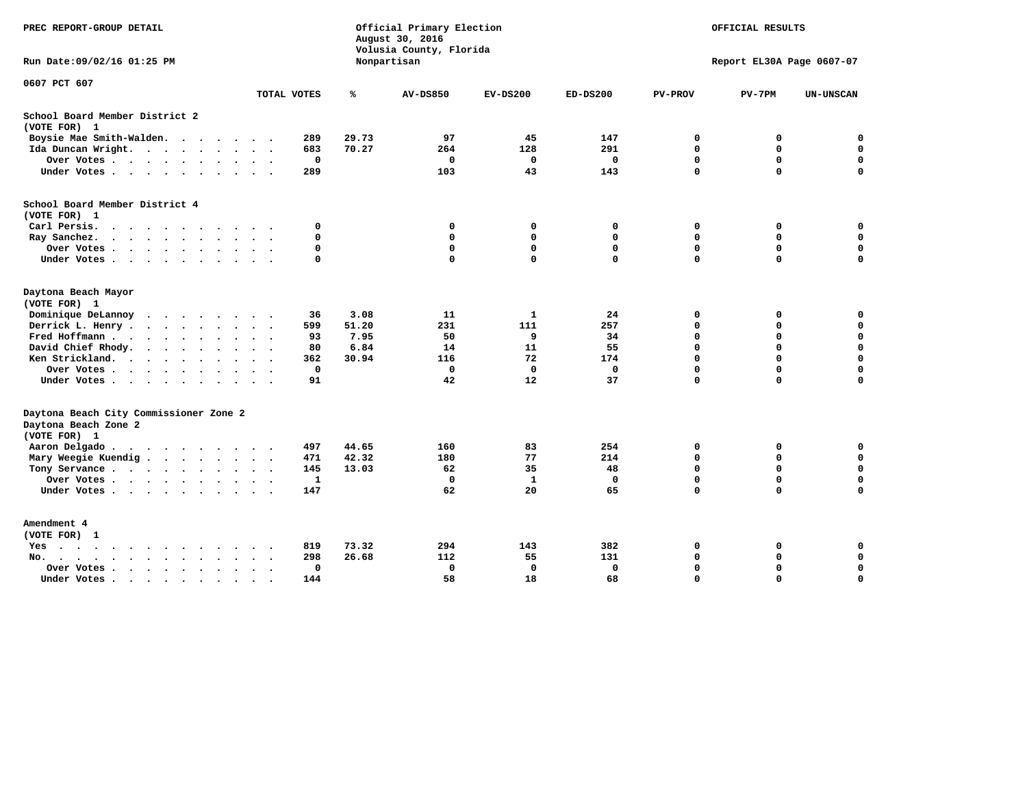PREC REPORT-GROUP DETAIL

Official Primary Election
August 30, 2016
Volusia County, Florida
Nonpartisan

OFFICIAL RESULTS

Run Date:09/02/16 01:25 PM

Report EL30A Page 0607-07

0607 PCT 607

| | TOTAL VOTES | % | AV-DS850 | EV-DS200 | ED-DS200 | PV-PROV | PV-7PM | UN-UNSCAN |
|---|---|---|---|---|---|---|---|---|
| **School Board Member District 2** | | | | | | | | |
| (VOTE FOR) 1 | | | | | | | | |
| Boysie Mae Smith-Walden. | 289 | 29.73 | 97 | 45 | 147 | 0 | 0 | 0 |
| Ida Duncan Wright. | 683 | 70.27 | 264 | 128 | 291 | 0 | 0 | 0 |
| Over Votes | 0 | | 0 | 0 | 0 | 0 | 0 | 0 |
| Under Votes | 289 | | 103 | 43 | 143 | 0 | 0 | 0 |
| **School Board Member District 4** | | | | | | | | |
| (VOTE FOR) 1 | | | | | | | | |
| Carl Persis. | 0 | | 0 | 0 | 0 | 0 | 0 | 0 |
| Ray Sanchez. | 0 | | 0 | 0 | 0 | 0 | 0 | 0 |
| Over Votes | 0 | | 0 | 0 | 0 | 0 | 0 | 0 |
| Under Votes | 0 | | 0 | 0 | 0 | 0 | 0 | 0 |
| **Daytona Beach Mayor** | | | | | | | | |
| (VOTE FOR) 1 | | | | | | | | |
| Dominique DeLannoy | 36 | 3.08 | 11 | 1 | 24 | 0 | 0 | 0 |
| Derrick L. Henry | 599 | 51.20 | 231 | 111 | 257 | 0 | 0 | 0 |
| Fred Hoffmann | 93 | 7.95 | 50 | 9 | 34 | 0 | 0 | 0 |
| David Chief Rhody. | 80 | 6.84 | 14 | 11 | 55 | 0 | 0 | 0 |
| Ken Strickland. | 362 | 30.94 | 116 | 72 | 174 | 0 | 0 | 0 |
| Over Votes | 0 | | 0 | 0 | 0 | 0 | 0 | 0 |
| Under Votes | 91 | | 42 | 12 | 37 | 0 | 0 | 0 |
| **Daytona Beach City Commissioner Zone 2** | | | | | | | | |
| Daytona Beach Zone 2 | | | | | | | | |
| (VOTE FOR) 1 | | | | | | | | |
| Aaron Delgado | 497 | 44.65 | 160 | 83 | 254 | 0 | 0 | 0 |
| Mary Weegie Kuendig | 471 | 42.32 | 180 | 77 | 214 | 0 | 0 | 0 |
| Tony Servance | 145 | 13.03 | 62 | 35 | 48 | 0 | 0 | 0 |
| Over Votes | 1 | | 0 | 1 | 0 | 0 | 0 | 0 |
| Under Votes | 147 | | 62 | 20 | 65 | 0 | 0 | 0 |
| **Amendment 4** | | | | | | | | |
| (VOTE FOR) 1 | | | | | | | | |
| Yes | 819 | 73.32 | 294 | 143 | 382 | 0 | 0 | 0 |
| No. | 298 | 26.68 | 112 | 55 | 131 | 0 | 0 | 0 |
| Over Votes | 0 | | 0 | 0 | 0 | 0 | 0 | 0 |
| Under Votes | 144 | | 58 | 18 | 68 | 0 | 0 | 0 |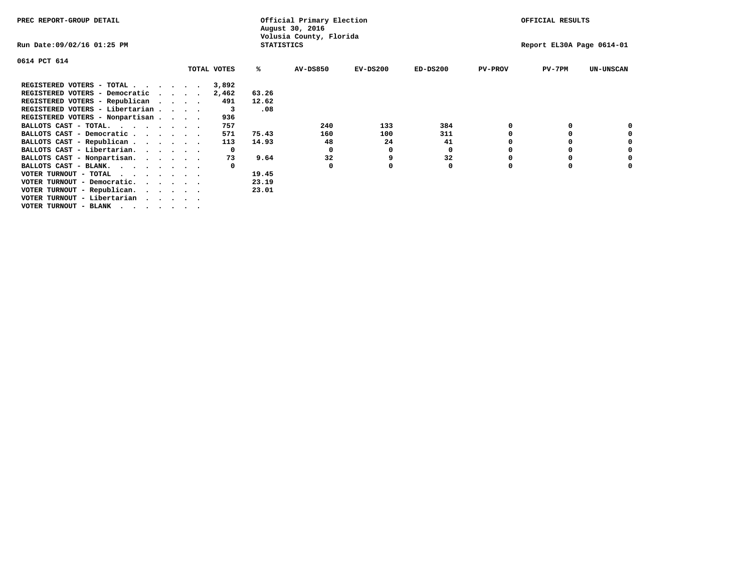PREC REPORT-GROUP DETAIL

Official Primary Election
August 30, 2016
Volusia County, Florida
STATISTICS

OFFICIAL RESULTS

Run Date:09/02/16 01:25 PM

Report EL30A Page 0614-01

0614 PCT 614

| | TOTAL VOTES | % | AV-DS850 | EV-DS200 | ED-DS200 | PV-PROV | PV-7PM | UN-UNSCAN |
|---|---|---|---|---|---|---|---|---|
| REGISTERED VOTERS - TOTAL . . . . . . | 3,892 | | | | | | | |
| REGISTERED VOTERS - Democratic . . . . | 2,462 | 63.26 | | | | | | |
| REGISTERED VOTERS - Republican . . . . | 491 | 12.62 | | | | | | |
| REGISTERED VOTERS - Libertarian . . . . | 3 | .08 | | | | | | |
| REGISTERED VOTERS - Nonpartisan . . . . | 936 | | | | | | | |
| BALLOTS CAST - TOTAL. . . . . . . . | 757 | | 240 | 133 | 384 | 0 | 0 | 0 |
| BALLOTS CAST - Democratic . . . . . . | 571 | 75.43 | 160 | 100 | 311 | 0 | 0 | 0 |
| BALLOTS CAST - Republican . . . . . . | 113 | 14.93 | 48 | 24 | 41 | 0 | 0 | 0 |
| BALLOTS CAST - Libertarian. . . . . . | 0 | | 0 | 0 | 0 | 0 | 0 | 0 |
| BALLOTS CAST - Nonpartisan. . . . . . | 73 | 9.64 | 32 | 9 | 32 | 0 | 0 | 0 |
| BALLOTS CAST - BLANK. . . . . . . . | 0 | | 0 | 0 | 0 | 0 | 0 | 0 |
| VOTER TURNOUT - TOTAL . . . . . . . | | 19.45 | | | | | | |
| VOTER TURNOUT - Democratic. . . . . . | | 23.19 | | | | | | |
| VOTER TURNOUT - Republican. . . . . . | | 23.01 | | | | | | |
| VOTER TURNOUT - Libertarian . . . . . | | | | | | | | |
| VOTER TURNOUT - BLANK . . . . . . . | | | | | | | | |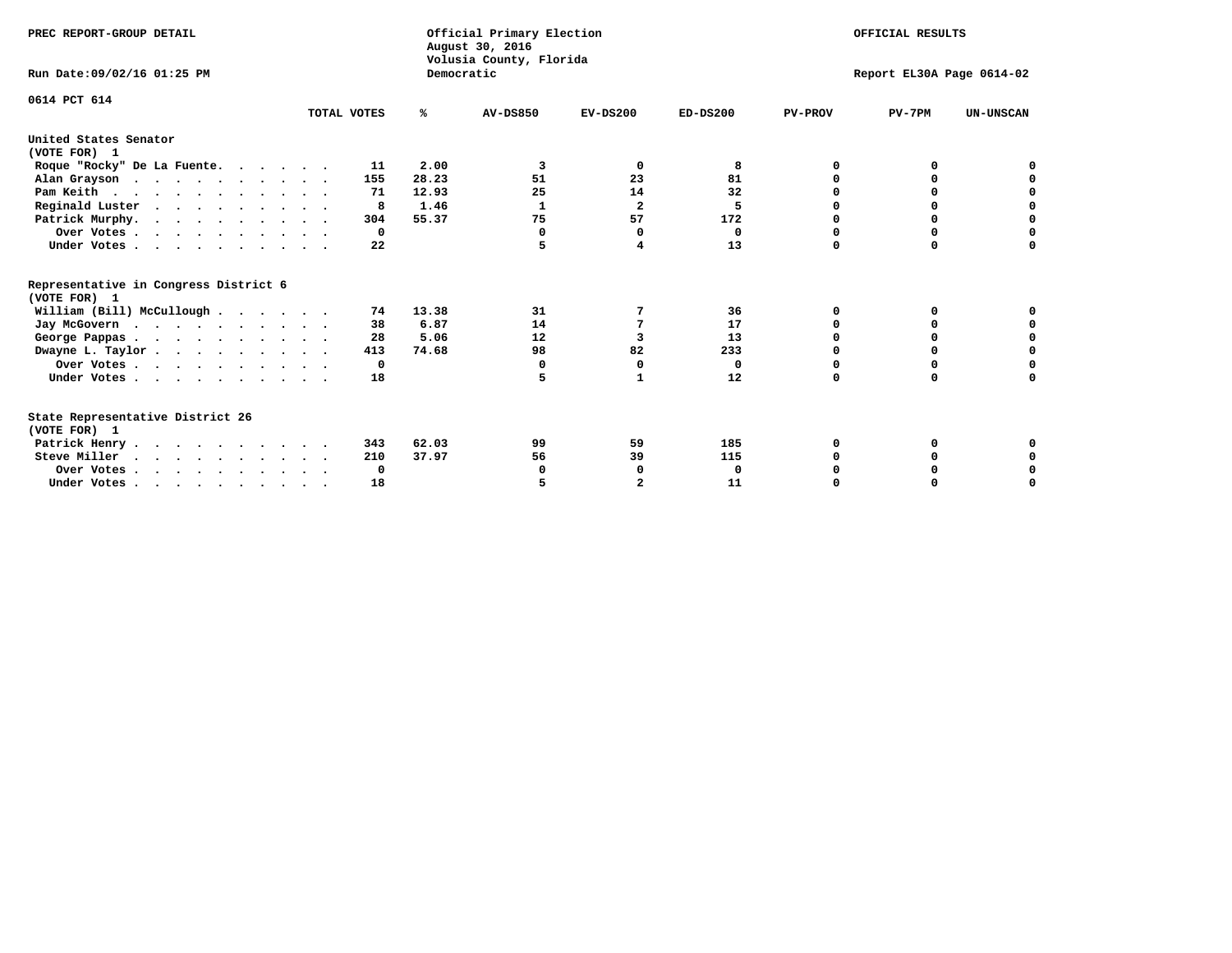PREC REPORT-GROUP DETAIL

Official Primary Election
August 30, 2016
Volusia County, Florida
Democratic

OFFICIAL RESULTS

Run Date:09/02/16 01:25 PM

Report EL30A Page 0614-02

0614 PCT 614

| | TOTAL VOTES | % | AV-DS850 | EV-DS200 | ED-DS200 | PV-PROV | PV-7PM | UN-UNSCAN |
|---|---|---|---|---|---|---|---|---|
| **United States Senator** | | | | | | | | |
| **(VOTE FOR) 1** | | | | | | | | |
| Roque "Rocky" De La Fuente. | 11 | 2.00 | 3 | 0 | 8 | 0 | 0 | 0 |
| Alan Grayson | 155 | 28.23 | 51 | 23 | 81 | 0 | 0 | 0 |
| Pam Keith | 71 | 12.93 | 25 | 14 | 32 | 0 | 0 | 0 |
| Reginald Luster | 8 | 1.46 | 1 | 2 | 5 | 0 | 0 | 0 |
| Patrick Murphy. | 304 | 55.37 | 75 | 57 | 172 | 0 | 0 | 0 |
| Over Votes | 0 | | 0 | 0 | 0 | 0 | 0 | 0 |
| Under Votes | 22 | | 5 | 4 | 13 | 0 | 0 | 0 |
| **Representative in Congress District 6** | | | | | | | | |
| **(VOTE FOR) 1** | | | | | | | | |
| William (Bill) McCullough | 74 | 13.38 | 31 | 7 | 36 | 0 | 0 | 0 |
| Jay McGovern | 38 | 6.87 | 14 | 7 | 17 | 0 | 0 | 0 |
| George Pappas | 28 | 5.06 | 12 | 3 | 13 | 0 | 0 | 0 |
| Dwayne L. Taylor | 413 | 74.68 | 98 | 82 | 233 | 0 | 0 | 0 |
| Over Votes | 0 | | 0 | 0 | 0 | 0 | 0 | 0 |
| Under Votes | 18 | | 5 | 1 | 12 | 0 | 0 | 0 |
| **State Representative District 26** | | | | | | | | |
| **(VOTE FOR) 1** | | | | | | | | |
| Patrick Henry | 343 | 62.03 | 99 | 59 | 185 | 0 | 0 | 0 |
| Steve Miller | 210 | 37.97 | 56 | 39 | 115 | 0 | 0 | 0 |
| Over Votes | 0 | | 0 | 0 | 0 | 0 | 0 | 0 |
| Under Votes | 18 | | 5 | 2 | 11 | 0 | 0 | 0 |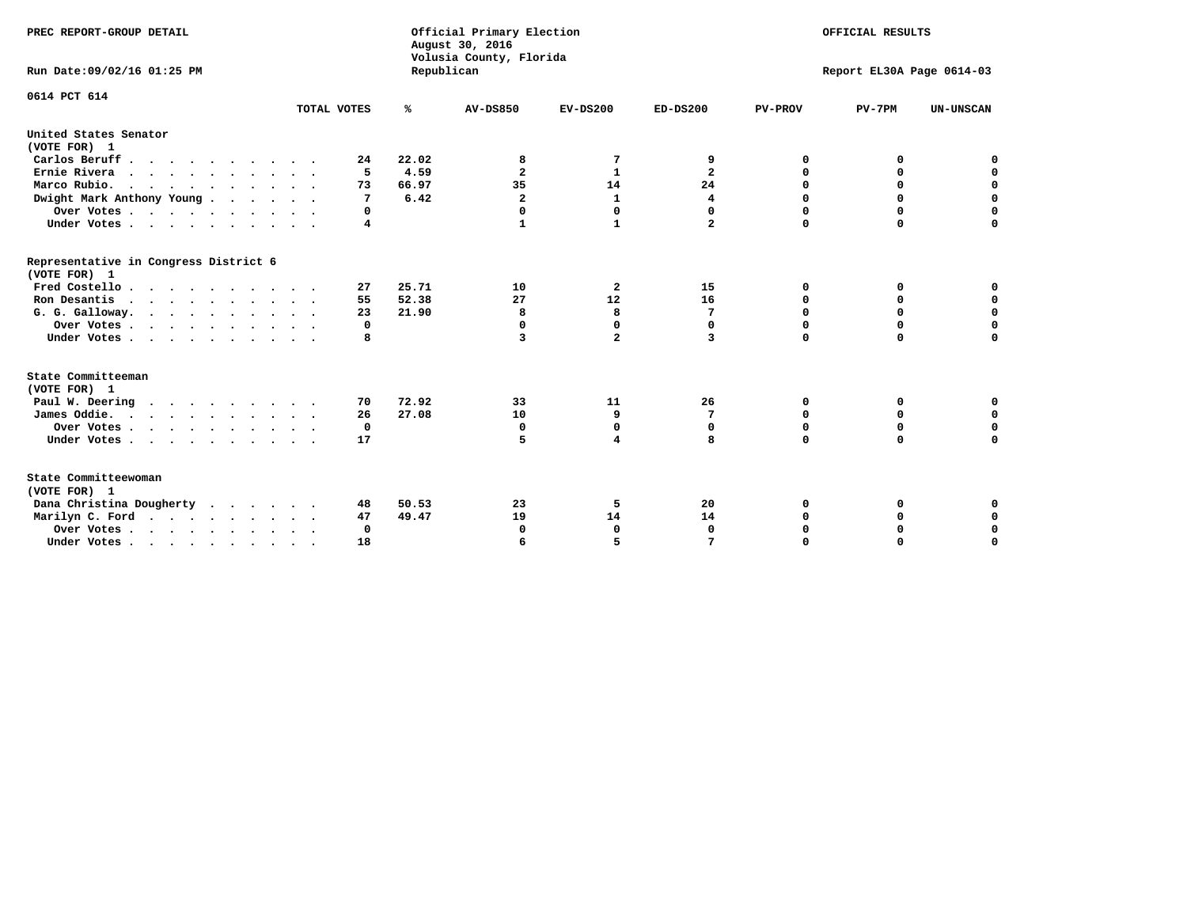PREC REPORT-GROUP DETAIL

Official Primary Election
August 30, 2016
Volusia County, Florida
Republican

OFFICIAL RESULTS

Run Date:09/02/16 01:25 PM

Report EL30A Page 0614-03

0614 PCT 614

| | TOTAL VOTES | % | AV-DS850 | EV-DS200 | ED-DS200 | PV-PROV | PV-7PM | UN-UNSCAN |
|---|---|---|---|---|---|---|---|---|
| **United States Senator (VOTE FOR) 1** | | | | | | | | |
| Carlos Beruff | 24 | 22.02 | 8 | 7 | 9 | 0 | 0 | 0 |
| Ernie Rivera | 5 | 4.59 | 2 | 1 | 2 | 0 | 0 | 0 |
| Marco Rubio. | 73 | 66.97 | 35 | 14 | 24 | 0 | 0 | 0 |
| Dwight Mark Anthony Young | 7 | 6.42 | 2 | 1 | 4 | 0 | 0 | 0 |
| Over Votes | 0 | | 0 | 0 | 0 | 0 | 0 | 0 |
| Under Votes | 4 | | 1 | 1 | 2 | 0 | 0 | 0 |
| **Representative in Congress District 6 (VOTE FOR) 1** | | | | | | | | |
| Fred Costello | 27 | 25.71 | 10 | 2 | 15 | 0 | 0 | 0 |
| Ron Desantis | 55 | 52.38 | 27 | 12 | 16 | 0 | 0 | 0 |
| G. G. Galloway. | 23 | 21.90 | 8 | 8 | 7 | 0 | 0 | 0 |
| Over Votes | 0 | | 0 | 0 | 0 | 0 | 0 | 0 |
| Under Votes | 8 | | 3 | 2 | 3 | 0 | 0 | 0 |
| **State Committeeman (VOTE FOR) 1** | | | | | | | | |
| Paul W. Deering | 70 | 72.92 | 33 | 11 | 26 | 0 | 0 | 0 |
| James Oddie. | 26 | 27.08 | 10 | 9 | 7 | 0 | 0 | 0 |
| Over Votes | 0 | | 0 | 0 | 0 | 0 | 0 | 0 |
| Under Votes | 17 | | 5 | 4 | 8 | 0 | 0 | 0 |
| **State Committeewoman (VOTE FOR) 1** | | | | | | | | |
| Dana Christina Dougherty | 48 | 50.53 | 23 | 5 | 20 | 0 | 0 | 0 |
| Marilyn C. Ford | 47 | 49.47 | 19 | 14 | 14 | 0 | 0 | 0 |
| Over Votes | 0 | | 0 | 0 | 0 | 0 | 0 | 0 |
| Under Votes | 18 | | 6 | 5 | 7 | 0 | 0 | 0 |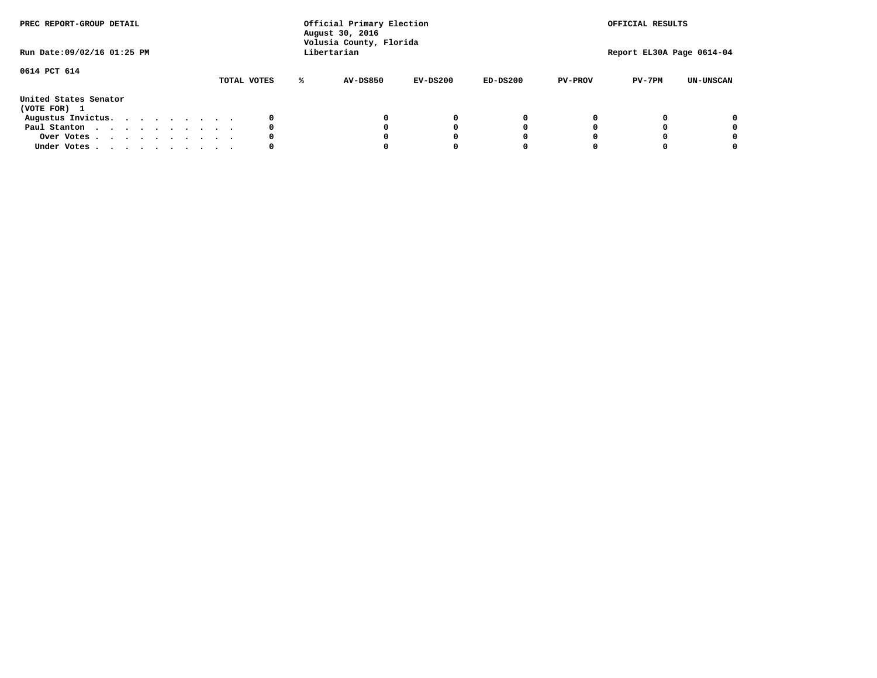PREC REPORT-GROUP DETAIL

Official Primary Election
August 30, 2016
Volusia County, Florida
Libertarian

OFFICIAL RESULTS

Run Date:09/02/16 01:25 PM

Report EL30A Page 0614-04

0614 PCT 614

| | TOTAL VOTES | % | AV-DS850 | EV-DS200 | ED-DS200 | PV-PROV | PV-7PM | UN-UNSCAN |
|---|---|---|---|---|---|---|---|---|
| **United States Senator** | | | | | | | | |
| **(VOTE FOR) 1** | | | | | | | | |
| Augustus Invictus. . . . . . . . . . | 0 | | 0 | 0 | 0 | 0 | 0 | 0 |
| Paul Stanton . . . . . . . . . . . | 0 | | 0 | 0 | 0 | 0 | 0 | 0 |
| Over Votes . . . . . . . . . . . | 0 | | 0 | 0 | 0 | 0 | 0 | 0 |
| Under Votes . . . . . . . . . . . | 0 | | 0 | 0 | 0 | 0 | 0 | 0 |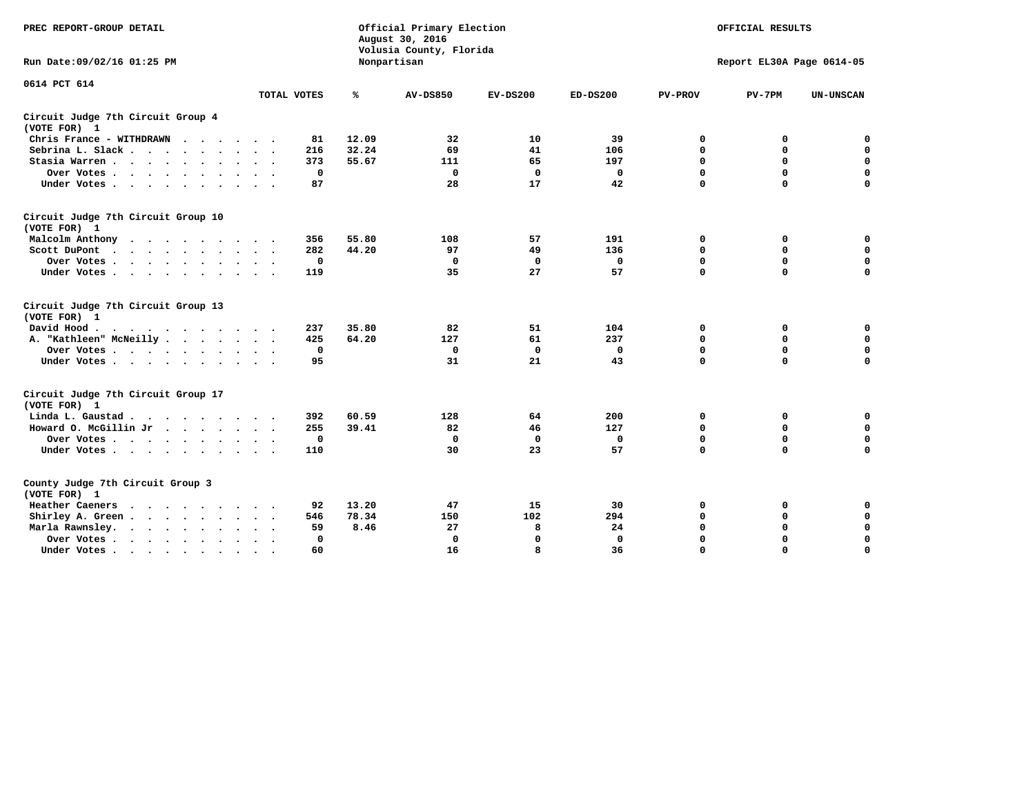PREC REPORT-GROUP DETAIL

Official Primary Election
August 30, 2016
Volusia County, Florida
Nonpartisan

OFFICIAL RESULTS

Run Date:09/02/16 01:25 PM

Report EL30A Page 0614-05

0614 PCT 614

| | TOTAL VOTES | % | AV-DS850 | EV-DS200 | ED-DS200 | PV-PROV | PV-7PM | UN-UNSCAN |
|---|---|---|---|---|---|---|---|---|
| **Circuit Judge 7th Circuit Group 4 (VOTE FOR) 1** | | | | | | | | |
| Chris France - WITHDRAWN | 81 | 12.09 | 32 | 10 | 39 | 0 | 0 | 0 |
| Sebrina L. Slack | 216 | 32.24 | 69 | 41 | 106 | 0 | 0 | 0 |
| Stasia Warren | 373 | 55.67 | 111 | 65 | 197 | 0 | 0 | 0 |
| Over Votes | 0 | | 0 | 0 | 0 | 0 | 0 | 0 |
| Under Votes | 87 | | 28 | 17 | 42 | 0 | 0 | 0 |
| **Circuit Judge 7th Circuit Group 10 (VOTE FOR) 1** | | | | | | | | |
| Malcolm Anthony | 356 | 55.80 | 108 | 57 | 191 | 0 | 0 | 0 |
| Scott DuPont | 282 | 44.20 | 97 | 49 | 136 | 0 | 0 | 0 |
| Over Votes | 0 | | 0 | 0 | 0 | 0 | 0 | 0 |
| Under Votes | 119 | | 35 | 27 | 57 | 0 | 0 | 0 |
| **Circuit Judge 7th Circuit Group 13 (VOTE FOR) 1** | | | | | | | | |
| David Hood | 237 | 35.80 | 82 | 51 | 104 | 0 | 0 | 0 |
| A. "Kathleen" McNeilly | 425 | 64.20 | 127 | 61 | 237 | 0 | 0 | 0 |
| Over Votes | 0 | | 0 | 0 | 0 | 0 | 0 | 0 |
| Under Votes | 95 | | 31 | 21 | 43 | 0 | 0 | 0 |
| **Circuit Judge 7th Circuit Group 17 (VOTE FOR) 1** | | | | | | | | |
| Linda L. Gaustad | 392 | 60.59 | 128 | 64 | 200 | 0 | 0 | 0 |
| Howard O. McGillin Jr | 255 | 39.41 | 82 | 46 | 127 | 0 | 0 | 0 |
| Over Votes | 0 | | 0 | 0 | 0 | 0 | 0 | 0 |
| Under Votes | 110 | | 30 | 23 | 57 | 0 | 0 | 0 |
| **County Judge 7th Circuit Group 3 (VOTE FOR) 1** | | | | | | | | |
| Heather Caeners | 92 | 13.20 | 47 | 15 | 30 | 0 | 0 | 0 |
| Shirley A. Green | 546 | 78.34 | 150 | 102 | 294 | 0 | 0 | 0 |
| Marla Rawnsley | 59 | 8.46 | 27 | 8 | 24 | 0 | 0 | 0 |
| Over Votes | 0 | | 0 | 0 | 0 | 0 | 0 | 0 |
| Under Votes | 60 | | 16 | 8 | 36 | 0 | 0 | 0 |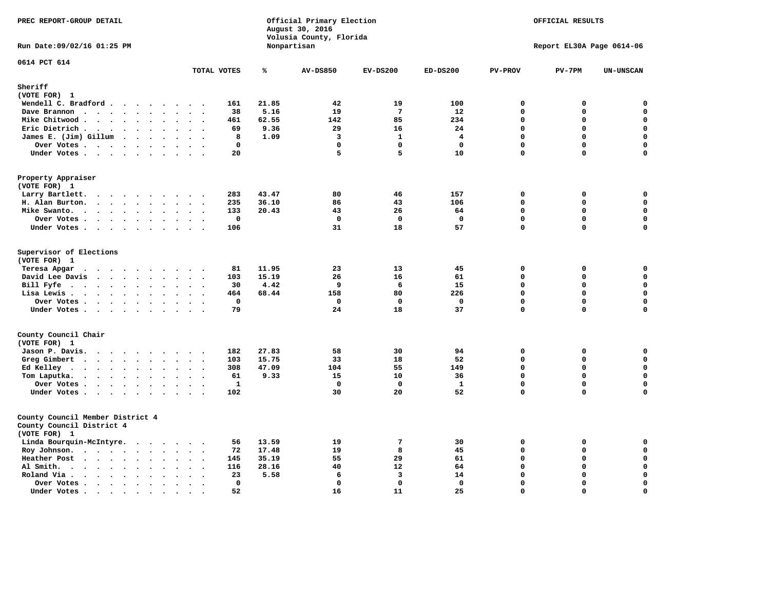PREC REPORT-GROUP DETAIL

Official Primary Election
August 30, 2016
Volusia County, Florida
Nonpartisan

OFFICIAL RESULTS

Run Date:09/02/16 01:25 PM

Report EL30A Page 0614-06

0614 PCT 614

| | TOTAL VOTES | % | AV-DS850 | EV-DS200 | ED-DS200 | PV-PROV | PV-7PM | UN-UNSCAN |
|---|---|---|---|---|---|---|---|---|
| **Sheriff** | | | | | | | | |
| (VOTE FOR) 1 | | | | | | | | |
| Wendell C. Bradford | 161 | 21.85 | 42 | 19 | 100 | 0 | 0 | 0 |
| Dave Brannon | 38 | 5.16 | 19 | 7 | 12 | 0 | 0 | 0 |
| Mike Chitwood | 461 | 62.55 | 142 | 85 | 234 | 0 | 0 | 0 |
| Eric Dietrich | 69 | 9.36 | 29 | 16 | 24 | 0 | 0 | 0 |
| James E. (Jim) Gillum | 8 | 1.09 | 3 | 1 | 4 | 0 | 0 | 0 |
| Over Votes | 0 | | 0 | 0 | 0 | 0 | 0 | 0 |
| Under Votes | 20 | | 5 | 5 | 10 | 0 | 0 | 0 |
| **Property Appraiser** | | | | | | | | |
| (VOTE FOR) 1 | | | | | | | | |
| Larry Bartlett | 283 | 43.47 | 80 | 46 | 157 | 0 | 0 | 0 |
| H. Alan Burton | 235 | 36.10 | 86 | 43 | 106 | 0 | 0 | 0 |
| Mike Swanto | 133 | 20.43 | 43 | 26 | 64 | 0 | 0 | 0 |
| Over Votes | 0 | | 0 | 0 | 0 | 0 | 0 | 0 |
| Under Votes | 106 | | 31 | 18 | 57 | 0 | 0 | 0 |
| **Supervisor of Elections** | | | | | | | | |
| (VOTE FOR) 1 | | | | | | | | |
| Teresa Apgar | 81 | 11.95 | 23 | 13 | 45 | 0 | 0 | 0 |
| David Lee Davis | 103 | 15.19 | 26 | 16 | 61 | 0 | 0 | 0 |
| Bill Fyfe | 30 | 4.42 | 9 | 6 | 15 | 0 | 0 | 0 |
| Lisa Lewis | 464 | 68.44 | 158 | 80 | 226 | 0 | 0 | 0 |
| Over Votes | 0 | | 0 | 0 | 0 | 0 | 0 | 0 |
| Under Votes | 79 | | 24 | 18 | 37 | 0 | 0 | 0 |
| **County Council Chair** | | | | | | | | |
| (VOTE FOR) 1 | | | | | | | | |
| Jason P. Davis | 182 | 27.83 | 58 | 30 | 94 | 0 | 0 | 0 |
| Greg Gimbert | 103 | 15.75 | 33 | 18 | 52 | 0 | 0 | 0 |
| Ed Kelley | 308 | 47.09 | 104 | 55 | 149 | 0 | 0 | 0 |
| Tom Laputka | 61 | 9.33 | 15 | 10 | 36 | 0 | 0 | 0 |
| Over Votes | 1 | | 0 | 0 | 1 | 0 | 0 | 0 |
| Under Votes | 102 | | 30 | 20 | 52 | 0 | 0 | 0 |
| **County Council Member District 4** | | | | | | | | |
| County Council District 4 | | | | | | | | |
| (VOTE FOR) 1 | | | | | | | | |
| Linda Bourquin-McIntyre | 56 | 13.59 | 19 | 7 | 30 | 0 | 0 | 0 |
| Roy Johnson | 72 | 17.48 | 19 | 8 | 45 | 0 | 0 | 0 |
| Heather Post | 145 | 35.19 | 55 | 29 | 61 | 0 | 0 | 0 |
| Al Smith | 116 | 28.16 | 40 | 12 | 64 | 0 | 0 | 0 |
| Roland Via | 23 | 5.58 | 6 | 3 | 14 | 0 | 0 | 0 |
| Over Votes | 0 | | 0 | 0 | 0 | 0 | 0 | 0 |
| Under Votes | 52 | | 16 | 11 | 25 | 0 | 0 | 0 |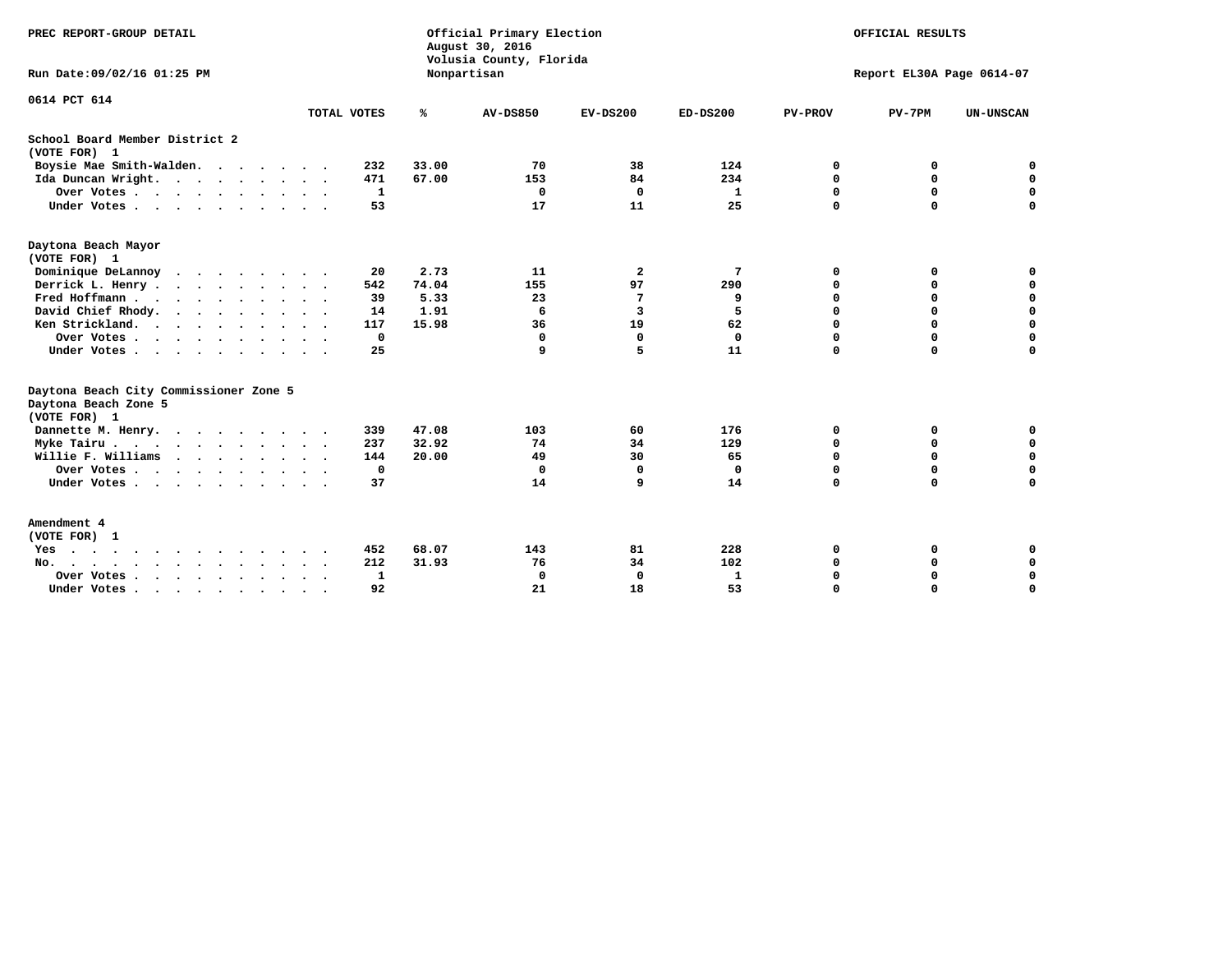PREC REPORT-GROUP DETAIL

Official Primary Election
August 30, 2016
Volusia County, Florida
Nonpartisan

OFFICIAL RESULTS

Run Date:09/02/16 01:25 PM

Report EL30A Page 0614-07

0614 PCT 614

| | TOTAL VOTES | % | AV-DS850 | EV-DS200 | ED-DS200 | PV-PROV | PV-7PM | UN-UNSCAN |
|---|---|---|---|---|---|---|---|---|
| **School Board Member District 2** | | | | | | | | |
| (VOTE FOR) 1 | | | | | | | | |
| Boysie Mae Smith-Walden. | 232 | 33.00 | 70 | 38 | 124 | 0 | 0 | 0 |
| Ida Duncan Wright. | 471 | 67.00 | 153 | 84 | 234 | 0 | 0 | 0 |
| Over Votes | 1 | | 0 | 0 | 1 | 0 | 0 | 0 |
| Under Votes | 53 | | 17 | 11 | 25 | 0 | 0 | 0 |
| **Daytona Beach Mayor** | | | | | | | | |
| (VOTE FOR) 1 | | | | | | | | |
| Dominique DeLannoy | 20 | 2.73 | 11 | 2 | 7 | 0 | 0 | 0 |
| Derrick L. Henry | 542 | 74.04 | 155 | 97 | 290 | 0 | 0 | 0 |
| Fred Hoffmann | 39 | 5.33 | 23 | 7 | 9 | 0 | 0 | 0 |
| David Chief Rhody. | 14 | 1.91 | 6 | 3 | 5 | 0 | 0 | 0 |
| Ken Strickland. | 117 | 15.98 | 36 | 19 | 62 | 0 | 0 | 0 |
| Over Votes | 0 | | 0 | 0 | 0 | 0 | 0 | 0 |
| Under Votes | 25 | | 9 | 5 | 11 | 0 | 0 | 0 |
| **Daytona Beach City Commissioner Zone 5** | | | | | | | | |
| Daytona Beach Zone 5 | | | | | | | | |
| (VOTE FOR) 1 | | | | | | | | |
| Dannette M. Henry. | 339 | 47.08 | 103 | 60 | 176 | 0 | 0 | 0 |
| Myke Tairu | 237 | 32.92 | 74 | 34 | 129 | 0 | 0 | 0 |
| Willie F. Williams | 144 | 20.00 | 49 | 30 | 65 | 0 | 0 | 0 |
| Over Votes | 0 | | 0 | 0 | 0 | 0 | 0 | 0 |
| Under Votes | 37 | | 14 | 9 | 14 | 0 | 0 | 0 |
| **Amendment 4** | | | | | | | | |
| (VOTE FOR) 1 | | | | | | | | |
| Yes | 452 | 68.07 | 143 | 81 | 228 | 0 | 0 | 0 |
| No. | 212 | 31.93 | 76 | 34 | 102 | 0 | 0 | 0 |
| Over Votes | 1 | | 0 | 0 | 1 | 0 | 0 | 0 |
| Under Votes | 92 | | 21 | 18 | 53 | 0 | 0 | 0 |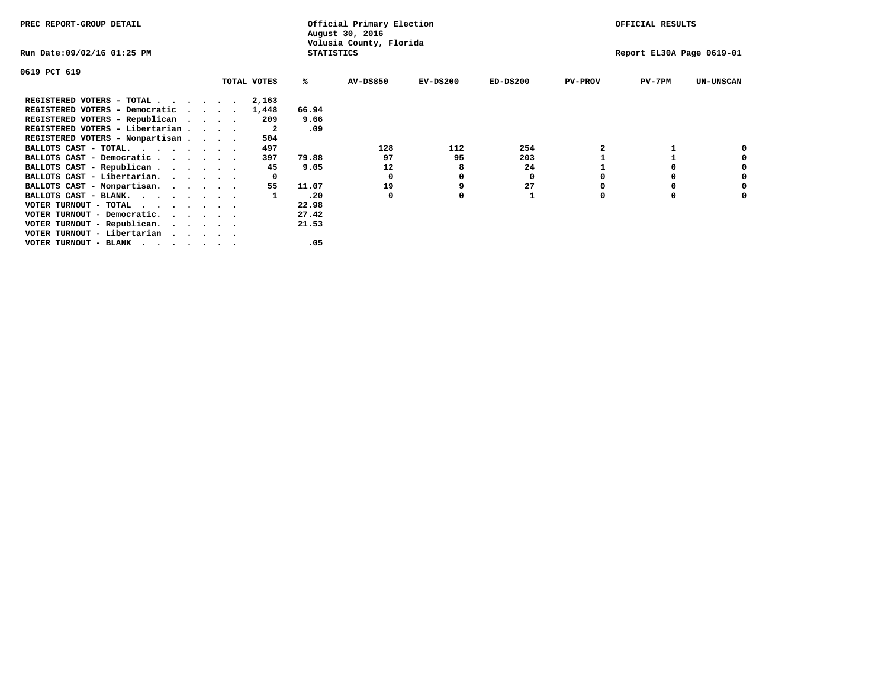PREC REPORT-GROUP DETAIL

Official Primary Election
August 30, 2016
Volusia County, Florida
STATISTICS

OFFICIAL RESULTS

Run Date:09/02/16 01:25 PM

Report EL30A Page 0619-01

0619 PCT 619

| | TOTAL VOTES | % | AV-DS850 | EV-DS200 | ED-DS200 | PV-PROV | PV-7PM | UN-UNSCAN |
|---|---|---|---|---|---|---|---|---|
| REGISTERED VOTERS - TOTAL . . . . . . | 2,163 | | | | | | | |
| REGISTERED VOTERS - Democratic . . . . | 1,448 | 66.94 | | | | | | |
| REGISTERED VOTERS - Republican . . . . | 209 | 9.66 | | | | | | |
| REGISTERED VOTERS - Libertarian . . . . | 2 | .09 | | | | | | |
| REGISTERED VOTERS - Nonpartisan . . . . | 504 | | | | | | | |
| BALLOTS CAST - TOTAL. . . . . . . . | 497 | | 128 | 112 | 254 | 2 | 1 | 0 |
| BALLOTS CAST - Democratic . . . . . . | 397 | 79.88 | 97 | 95 | 203 | 1 | 1 | 0 |
| BALLOTS CAST - Republican . . . . . . | 45 | 9.05 | 12 | 8 | 24 | 1 | 0 | 0 |
| BALLOTS CAST - Libertarian. . . . . . | 0 | | 0 | 0 | 0 | 0 | 0 | 0 |
| BALLOTS CAST - Nonpartisan. . . . . . | 55 | 11.07 | 19 | 9 | 27 | 0 | 0 | 0 |
| BALLOTS CAST - BLANK. . . . . . . . | 1 | .20 | 0 | 0 | 1 | 0 | 0 | 0 |
| VOTER TURNOUT - TOTAL . . . . . . . | | 22.98 | | | | | | |
| VOTER TURNOUT - Democratic. . . . . . | | 27.42 | | | | | | |
| VOTER TURNOUT - Republican. . . . . . | | 21.53 | | | | | | |
| VOTER TURNOUT - Libertarian . . . . . | | | | | | | | |
| VOTER TURNOUT - BLANK . . . . . . . | | .05 | | | | | | |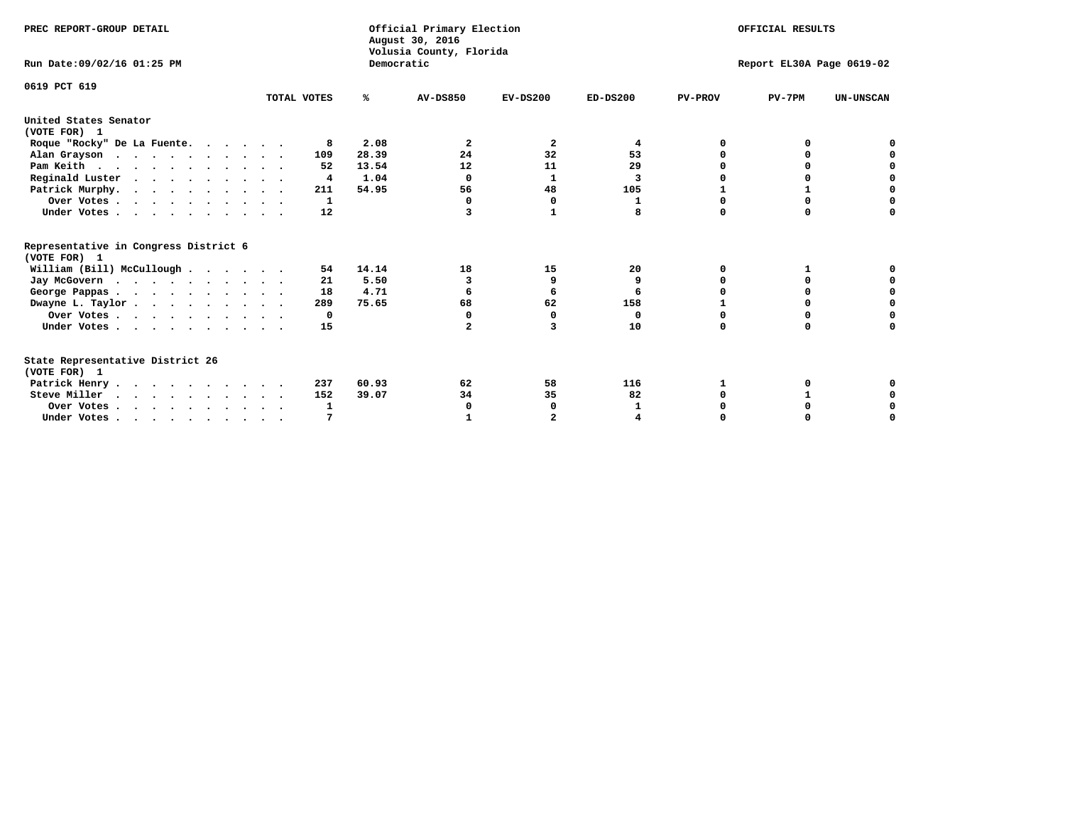PREC REPORT-GROUP DETAIL

Official Primary Election
August 30, 2016
Volusia County, Florida
Democratic

OFFICIAL RESULTS

Run Date:09/02/16 01:25 PM

Report EL30A Page 0619-02

0619 PCT 619

| | TOTAL VOTES | % | AV-DS850 | EV-DS200 | ED-DS200 | PV-PROV | PV-7PM | UN-UNSCAN |
|---|---|---|---|---|---|---|---|---|
| **United States Senator (VOTE FOR) 1** | | | | | | | | |
| Roque "Rocky" De La Fuente | 8 | 2.08 | 2 | 2 | 4 | 0 | 0 | 0 |
| Alan Grayson | 109 | 28.39 | 24 | 32 | 53 | 0 | 0 | 0 |
| Pam Keith | 52 | 13.54 | 12 | 11 | 29 | 0 | 0 | 0 |
| Reginald Luster | 4 | 1.04 | 0 | 1 | 3 | 0 | 0 | 0 |
| Patrick Murphy | 211 | 54.95 | 56 | 48 | 105 | 1 | 1 | 0 |
| Over Votes | 1 | | 0 | 0 | 1 | 0 | 0 | 0 |
| Under Votes | 12 | | 3 | 1 | 8 | 0 | 0 | 0 |
| **Representative in Congress District 6 (VOTE FOR) 1** | | | | | | | | |
| William (Bill) McCullough | 54 | 14.14 | 18 | 15 | 20 | 0 | 1 | 0 |
| Jay McGovern | 21 | 5.50 | 3 | 9 | 9 | 0 | 0 | 0 |
| George Pappas | 18 | 4.71 | 6 | 6 | 6 | 0 | 0 | 0 |
| Dwayne L. Taylor | 289 | 75.65 | 68 | 62 | 158 | 1 | 0 | 0 |
| Over Votes | 0 | | 0 | 0 | 0 | 0 | 0 | 0 |
| Under Votes | 15 | | 2 | 3 | 10 | 0 | 0 | 0 |
| **State Representative District 26 (VOTE FOR) 1** | | | | | | | | |
| Patrick Henry | 237 | 60.93 | 62 | 58 | 116 | 1 | 0 | 0 |
| Steve Miller | 152 | 39.07 | 34 | 35 | 82 | 0 | 1 | 0 |
| Over Votes | 1 | | 0 | 0 | 1 | 0 | 0 | 0 |
| Under Votes | 7 | | 1 | 2 | 4 | 0 | 0 | 0 |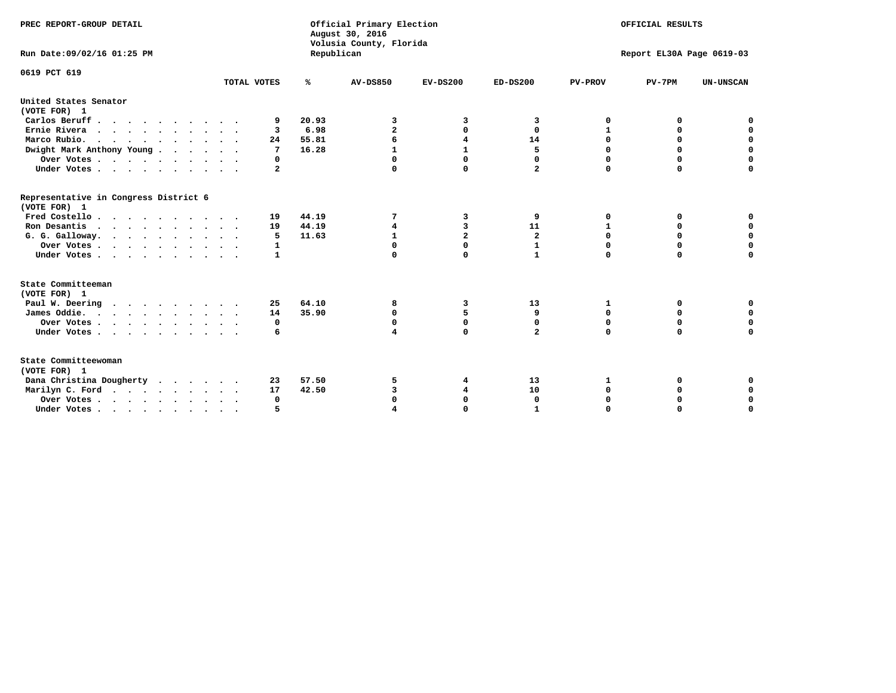PREC REPORT-GROUP DETAIL

Official Primary Election
August 30, 2016
Volusia County, Florida
Republican

OFFICIAL RESULTS

Run Date:09/02/16 01:25 PM

Report EL30A Page 0619-03

0619 PCT 619

| | TOTAL VOTES | % | AV-DS850 | EV-DS200 | ED-DS200 | PV-PROV | PV-7PM | UN-UNSCAN |
|---|---|---|---|---|---|---|---|---|
| **United States Senator** | | | | | | | | |
| **(VOTE FOR) 1** | | | | | | | | |
| Carlos Beruff | 9 | 20.93 | 3 | 3 | 3 | 0 | 0 | 0 |
| Ernie Rivera | 3 | 6.98 | 2 | 0 | 0 | 1 | 0 | 0 |
| Marco Rubio. | 24 | 55.81 | 6 | 4 | 14 | 0 | 0 | 0 |
| Dwight Mark Anthony Young | 7 | 16.28 | 1 | 1 | 5 | 0 | 0 | 0 |
| Over Votes | 0 | | 0 | 0 | 0 | 0 | 0 | 0 |
| Under Votes | 2 | | 0 | 0 | 2 | 0 | 0 | 0 |
| **Representative in Congress District 6** | | | | | | | | |
| **(VOTE FOR) 1** | | | | | | | | |
| Fred Costello | 19 | 44.19 | 7 | 3 | 9 | 0 | 0 | 0 |
| Ron Desantis | 19 | 44.19 | 4 | 3 | 11 | 1 | 0 | 0 |
| G. G. Galloway. | 5 | 11.63 | 1 | 2 | 2 | 0 | 0 | 0 |
| Over Votes | 1 | | 0 | 0 | 1 | 0 | 0 | 0 |
| Under Votes | 1 | | 0 | 0 | 1 | 0 | 0 | 0 |
| **State Committeeman** | | | | | | | | |
| **(VOTE FOR) 1** | | | | | | | | |
| Paul W. Deering | 25 | 64.10 | 8 | 3 | 13 | 1 | 0 | 0 |
| James Oddie. | 14 | 35.90 | 0 | 5 | 9 | 0 | 0 | 0 |
| Over Votes | 0 | | 0 | 0 | 0 | 0 | 0 | 0 |
| Under Votes | 6 | | 4 | 0 | 2 | 0 | 0 | 0 |
| **State Committeewoman** | | | | | | | | |
| **(VOTE FOR) 1** | | | | | | | | |
| Dana Christina Dougherty | 23 | 57.50 | 5 | 4 | 13 | 1 | 0 | 0 |
| Marilyn C. Ford | 17 | 42.50 | 3 | 4 | 10 | 0 | 0 | 0 |
| Over Votes | 0 | | 0 | 0 | 0 | 0 | 0 | 0 |
| Under Votes | 5 | | 4 | 0 | 1 | 0 | 0 | 0 |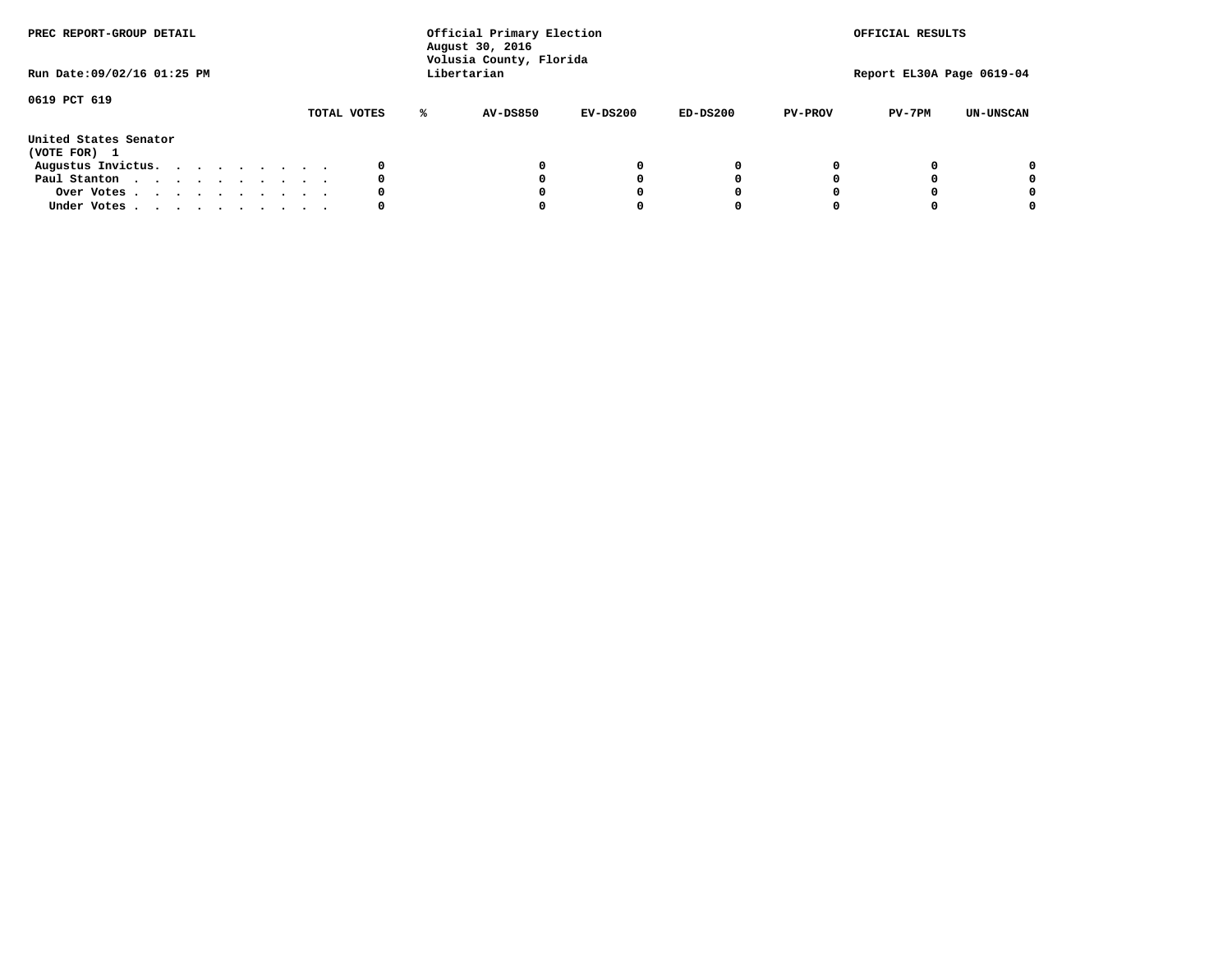PREC REPORT-GROUP DETAIL

Run Date:09/02/16 01:25 PM

Official Primary Election
August 30, 2016
Volusia County, Florida
Libertarian

OFFICIAL RESULTS

Report EL30A Page 0619-04

0619 PCT 619

| | TOTAL VOTES | % | AV-DS850 | EV-DS200 | ED-DS200 | PV-PROV | PV-7PM | UN-UNSCAN |
|---|---|---|---|---|---|---|---|---|
| **United States Senator (VOTE FOR) 1** | | | | | | | | |
| Augustus Invictus. . . . . . . . . . | 0 | | 0 | 0 | 0 | 0 | 0 | 0 |
| Paul Stanton . . . . . . . . . . . | 0 | | 0 | 0 | 0 | 0 | 0 | 0 |
| Over Votes . . . . . . . . . . . | 0 | | 0 | 0 | 0 | 0 | 0 | 0 |
| Under Votes . . . . . . . . . . . | 0 | | 0 | 0 | 0 | 0 | 0 | 0 |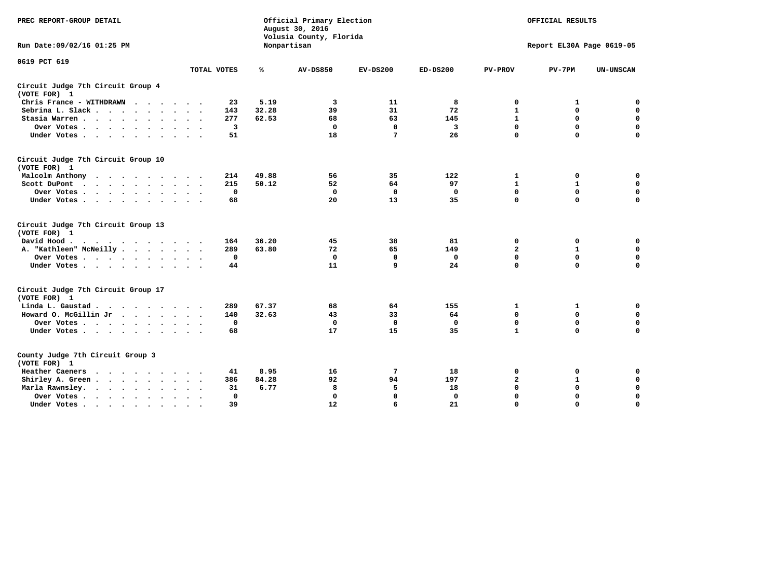PREC REPORT-GROUP DETAIL

Official Primary Election
August 30, 2016
Volusia County, Florida
Nonpartisan

OFFICIAL RESULTS

Run Date:09/02/16 01:25 PM

Report EL30A Page 0619-05

0619 PCT 619

| | TOTAL VOTES | % | AV-DS850 | EV-DS200 | ED-DS200 | PV-PROV | PV-7PM | UN-UNSCAN |
|---|---|---|---|---|---|---|---|---|
| **Circuit Judge 7th Circuit Group 4 (VOTE FOR) 1** | | | | | | | | |
| Chris France - WITHDRAWN | 23 | 5.19 | 3 | 11 | 8 | 0 | 1 | 0 |
| Sebrina L. Slack | 143 | 32.28 | 39 | 31 | 72 | 1 | 0 | 0 |
| Stasia Warren | 277 | 62.53 | 68 | 63 | 145 | 1 | 0 | 0 |
| Over Votes | 3 | | 0 | 0 | 3 | 0 | 0 | 0 |
| Under Votes | 51 | | 18 | 7 | 26 | 0 | 0 | 0 |
| **Circuit Judge 7th Circuit Group 10 (VOTE FOR) 1** | | | | | | | | |
| Malcolm Anthony | 214 | 49.88 | 56 | 35 | 122 | 1 | 0 | 0 |
| Scott DuPont | 215 | 50.12 | 52 | 64 | 97 | 1 | 1 | 0 |
| Over Votes | 0 | | 0 | 0 | 0 | 0 | 0 | 0 |
| Under Votes | 68 | | 20 | 13 | 35 | 0 | 0 | 0 |
| **Circuit Judge 7th Circuit Group 13 (VOTE FOR) 1** | | | | | | | | |
| David Hood | 164 | 36.20 | 45 | 38 | 81 | 0 | 0 | 0 |
| A. "Kathleen" McNeilly | 289 | 63.80 | 72 | 65 | 149 | 2 | 1 | 0 |
| Over Votes | 0 | | 0 | 0 | 0 | 0 | 0 | 0 |
| Under Votes | 44 | | 11 | 9 | 24 | 0 | 0 | 0 |
| **Circuit Judge 7th Circuit Group 17 (VOTE FOR) 1** | | | | | | | | |
| Linda L. Gaustad | 289 | 67.37 | 68 | 64 | 155 | 1 | 1 | 0 |
| Howard O. McGillin Jr | 140 | 32.63 | 43 | 33 | 64 | 0 | 0 | 0 |
| Over Votes | 0 | | 0 | 0 | 0 | 0 | 0 | 0 |
| Under Votes | 68 | | 17 | 15 | 35 | 1 | 0 | 0 |
| **County Judge 7th Circuit Group 3 (VOTE FOR) 1** | | | | | | | | |
| Heather Caeners | 41 | 8.95 | 16 | 7 | 18 | 0 | 0 | 0 |
| Shirley A. Green | 386 | 84.28 | 92 | 94 | 197 | 2 | 1 | 0 |
| Marla Rawnsley | 31 | 6.77 | 8 | 5 | 18 | 0 | 0 | 0 |
| Over Votes | 0 | | 0 | 0 | 0 | 0 | 0 | 0 |
| Under Votes | 39 | | 12 | 6 | 21 | 0 | 0 | 0 |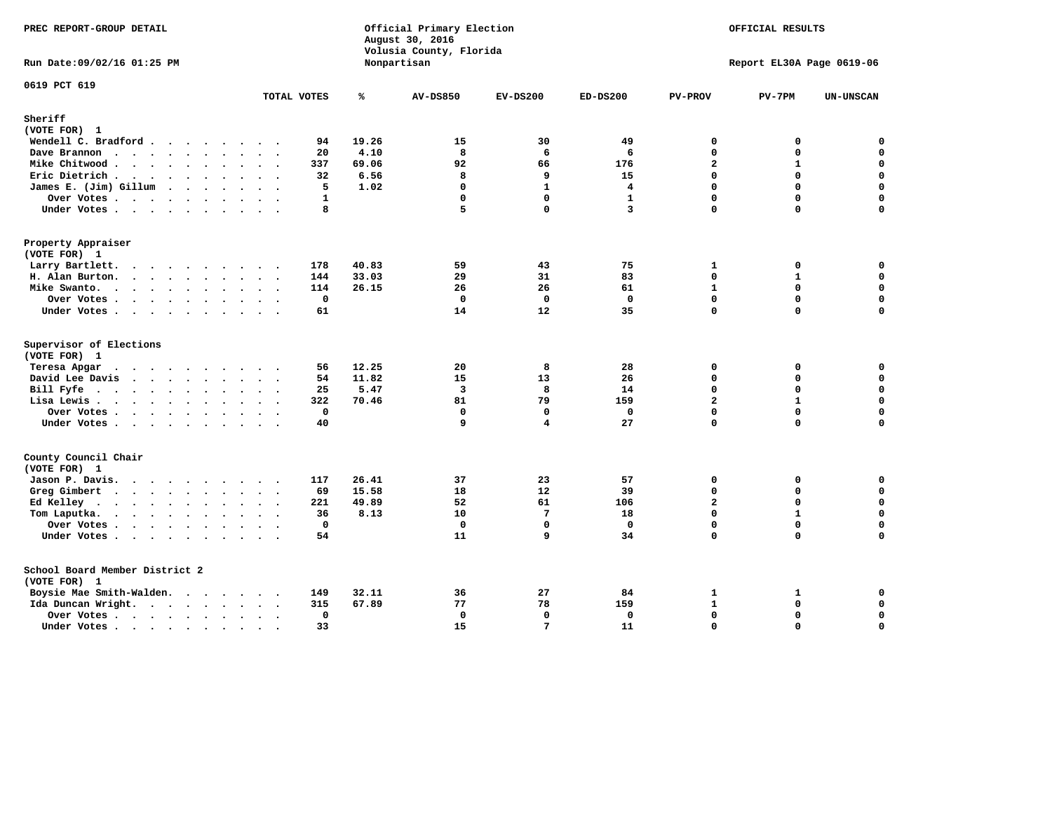PREC REPORT-GROUP DETAIL

Official Primary Election
August 30, 2016
Volusia County, Florida
Nonpartisan

OFFICIAL RESULTS

Run Date:09/02/16 01:25 PM

Report EL30A Page 0619-06

0619 PCT 619

| | TOTAL VOTES | % | AV-DS850 | EV-DS200 | ED-DS200 | PV-PROV | PV-7PM | UN-UNSCAN |
|---|---|---|---|---|---|---|---|---|
| **Sheriff** | | | | | | | | |
| (VOTE FOR) 1 | | | | | | | | |
| Wendell C. Bradford | 94 | 19.26 | 15 | 30 | 49 | 0 | 0 | 0 |
| Dave Brannon | 20 | 4.10 | 8 | 6 | 6 | 0 | 0 | 0 |
| Mike Chitwood | 337 | 69.06 | 92 | 66 | 176 | 2 | 1 | 0 |
| Eric Dietrich | 32 | 6.56 | 8 | 9 | 15 | 0 | 0 | 0 |
| James E. (Jim) Gillum | 5 | 1.02 | 0 | 1 | 4 | 0 | 0 | 0 |
| Over Votes | 1 | | 0 | 0 | 1 | 0 | 0 | 0 |
| Under Votes | 8 | | 5 | 0 | 3 | 0 | 0 | 0 |
| **Property Appraiser** | | | | | | | | |
| (VOTE FOR) 1 | | | | | | | | |
| Larry Bartlett | 178 | 40.83 | 59 | 43 | 75 | 1 | 0 | 0 |
| H. Alan Burton | 144 | 33.03 | 29 | 31 | 83 | 0 | 1 | 0 |
| Mike Swanto | 114 | 26.15 | 26 | 26 | 61 | 1 | 0 | 0 |
| Over Votes | 0 | | 0 | 0 | 0 | 0 | 0 | 0 |
| Under Votes | 61 | | 14 | 12 | 35 | 0 | 0 | 0 |
| **Supervisor of Elections** | | | | | | | | |
| (VOTE FOR) 1 | | | | | | | | |
| Teresa Apgar | 56 | 12.25 | 20 | 8 | 28 | 0 | 0 | 0 |
| David Lee Davis | 54 | 11.82 | 15 | 13 | 26 | 0 | 0 | 0 |
| Bill Fyfe | 25 | 5.47 | 3 | 8 | 14 | 0 | 0 | 0 |
| Lisa Lewis | 322 | 70.46 | 81 | 79 | 159 | 2 | 1 | 0 |
| Over Votes | 0 | | 0 | 0 | 0 | 0 | 0 | 0 |
| Under Votes | 40 | | 9 | 4 | 27 | 0 | 0 | 0 |
| **County Council Chair** | | | | | | | | |
| (VOTE FOR) 1 | | | | | | | | |
| Jason P. Davis | 117 | 26.41 | 37 | 23 | 57 | 0 | 0 | 0 |
| Greg Gimbert | 69 | 15.58 | 18 | 12 | 39 | 0 | 0 | 0 |
| Ed Kelley | 221 | 49.89 | 52 | 61 | 106 | 2 | 0 | 0 |
| Tom Laputka | 36 | 8.13 | 10 | 7 | 18 | 0 | 1 | 0 |
| Over Votes | 0 | | 0 | 0 | 0 | 0 | 0 | 0 |
| Under Votes | 54 | | 11 | 9 | 34 | 0 | 0 | 0 |
| **School Board Member District 2** | | | | | | | | |
| (VOTE FOR) 1 | | | | | | | | |
| Boysie Mae Smith-Walden | 149 | 32.11 | 36 | 27 | 84 | 1 | 1 | 0 |
| Ida Duncan Wright | 315 | 67.89 | 77 | 78 | 159 | 1 | 0 | 0 |
| Over Votes | 0 | | 0 | 0 | 0 | 0 | 0 | 0 |
| Under Votes | 33 | | 15 | 7 | 11 | 0 | 0 | 0 |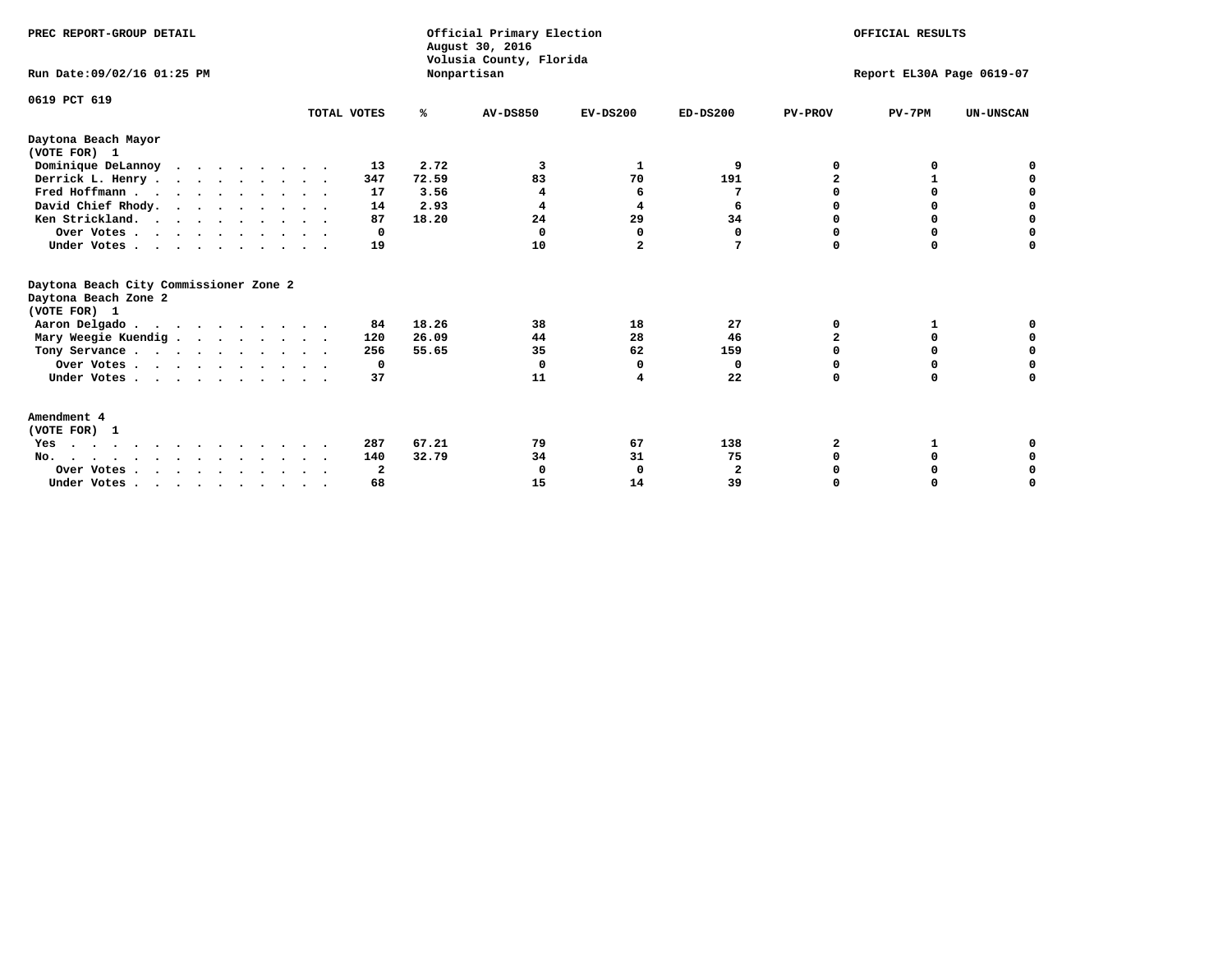PREC REPORT-GROUP DETAIL

Official Primary Election
August 30, 2016
Volusia County, Florida
Nonpartisan

OFFICIAL RESULTS

Run Date:09/02/16 01:25 PM

Report EL30A Page 0619-07

0619 PCT 619

## Daytona Beach Mayor
(VOTE FOR) 1

| | TOTAL VOTES | % | AV-DS850 | EV-DS200 | ED-DS200 | PV-PROV | PV-7PM | UN-UNSCAN |
|---|---|---|---|---|---|---|---|---|
| Dominique DeLannoy | 13 | 2.72 | 3 | 1 | 9 | 0 | 0 | 0 |
| Derrick L. Henry | 347 | 72.59 | 83 | 70 | 191 | 2 | 1 | 0 |
| Fred Hoffmann | 17 | 3.56 | 4 | 6 | 7 | 0 | 0 | 0 |
| David Chief Rhody | 14 | 2.93 | 4 | 4 | 6 | 0 | 0 | 0 |
| Ken Strickland | 87 | 18.20 | 24 | 29 | 34 | 0 | 0 | 0 |
| Over Votes | 0 | | 0 | 0 | 0 | 0 | 0 | 0 |
| Under Votes | 19 | | 10 | 2 | 7 | 0 | 0 | 0 |

## Daytona Beach City Commissioner Zone 2
Daytona Beach Zone 2
(VOTE FOR) 1

| | TOTAL VOTES | % | AV-DS850 | EV-DS200 | ED-DS200 | PV-PROV | PV-7PM | UN-UNSCAN |
|---|---|---|---|---|---|---|---|---|
| Aaron Delgado | 84 | 18.26 | 38 | 18 | 27 | 0 | 1 | 0 |
| Mary Weegie Kuendig | 120 | 26.09 | 44 | 28 | 46 | 2 | 0 | 0 |
| Tony Servance | 256 | 55.65 | 35 | 62 | 159 | 0 | 0 | 0 |
| Over Votes | 0 | | 0 | 0 | 0 | 0 | 0 | 0 |
| Under Votes | 37 | | 11 | 4 | 22 | 0 | 0 | 0 |

## Amendment 4
(VOTE FOR) 1

| | TOTAL VOTES | % | AV-DS850 | EV-DS200 | ED-DS200 | PV-PROV | PV-7PM | UN-UNSCAN |
|---|---|---|---|---|---|---|---|---|
| Yes | 287 | 67.21 | 79 | 67 | 138 | 2 | 1 | 0 |
| No | 140 | 32.79 | 34 | 31 | 75 | 0 | 0 | 0 |
| Over Votes | 2 | | 0 | 0 | 2 | 0 | 0 | 0 |
| Under Votes | 68 | | 15 | 14 | 39 | 0 | 0 | 0 |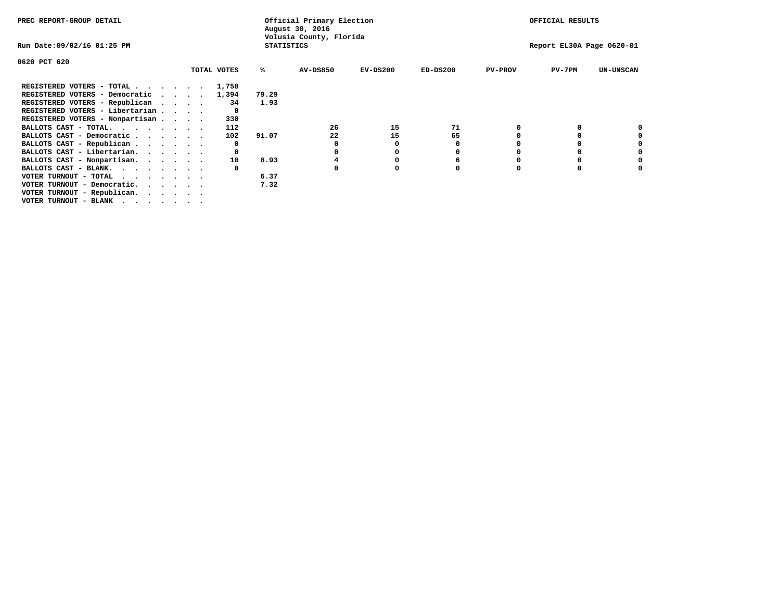PREC REPORT-GROUP DETAIL

Official Primary Election
August 30, 2016
Volusia County, Florida
STATISTICS

OFFICIAL RESULTS

Run Date:09/02/16 01:25 PM

Report EL30A Page 0620-01

0620 PCT 620

| | TOTAL VOTES | % | AV-DS850 | EV-DS200 | ED-DS200 | PV-PROV | PV-7PM | UN-UNSCAN |
|---|---|---|---|---|---|---|---|---|
| REGISTERED VOTERS - TOTAL . . . . . . | 1,758 | | | | | | | |
| REGISTERED VOTERS - Democratic . . . . | 1,394 | 79.29 | | | | | | |
| REGISTERED VOTERS - Republican . . . . | 34 | 1.93 | | | | | | |
| REGISTERED VOTERS - Libertarian . . . . | 0 | | | | | | | |
| REGISTERED VOTERS - Nonpartisan . . . . | 330 | | | | | | | |
| BALLOTS CAST - TOTAL. . . . . . . . | 112 | | 26 | 15 | 71 | 0 | 0 | 0 |
| BALLOTS CAST - Democratic . . . . . . | 102 | 91.07 | 22 | 15 | 65 | 0 | 0 | 0 |
| BALLOTS CAST - Republican . . . . . . | 0 | | 0 | 0 | 0 | 0 | 0 | 0 |
| BALLOTS CAST - Libertarian. . . . . . | 0 | | 0 | 0 | 0 | 0 | 0 | 0 |
| BALLOTS CAST - Nonpartisan. . . . . . | 10 | 8.93 | 4 | 0 | 6 | 0 | 0 | 0 |
| BALLOTS CAST - BLANK. . . . . . . . | 0 | | 0 | 0 | 0 | 0 | 0 | 0 |
| VOTER TURNOUT - TOTAL . . . . . . . | | 6.37 | | | | | | |
| VOTER TURNOUT - Democratic. . . . . . | | 7.32 | | | | | | |
| VOTER TURNOUT - Republican. . . . . . | | | | | | | | |
| VOTER TURNOUT - BLANK . . . . . . . | | | | | | | | |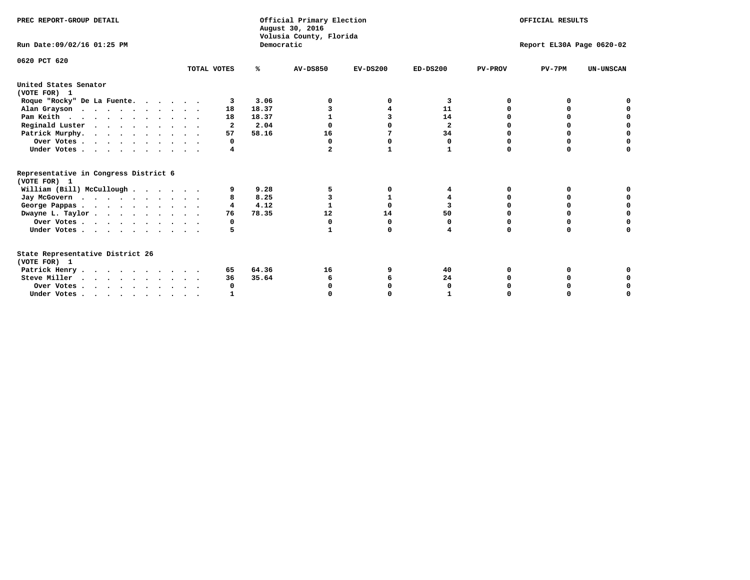PREC REPORT-GROUP DETAIL

Official Primary Election
August 30, 2016
Volusia County, Florida
Democratic

OFFICIAL RESULTS

Run Date:09/02/16 01:25 PM

Report EL30A Page 0620-02

0620 PCT 620

| | TOTAL VOTES | % | AV-DS850 | EV-DS200 | ED-DS200 | PV-PROV | PV-7PM | UN-UNSCAN |
|---|---|---|---|---|---|---|---|---|
| **United States Senator (VOTE FOR) 1** | | | | | | | | |
| Roque "Rocky" De La Fuente | 3 | 3.06 | 0 | 0 | 3 | 0 | 0 | 0 |
| Alan Grayson | 18 | 18.37 | 3 | 4 | 11 | 0 | 0 | 0 |
| Pam Keith | 18 | 18.37 | 1 | 3 | 14 | 0 | 0 | 0 |
| Reginald Luster | 2 | 2.04 | 0 | 0 | 2 | 0 | 0 | 0 |
| Patrick Murphy | 57 | 58.16 | 16 | 7 | 34 | 0 | 0 | 0 |
| Over Votes | 0 | | 0 | 0 | 0 | 0 | 0 | 0 |
| Under Votes | 4 | | 2 | 1 | 1 | 0 | 0 | 0 |
| **Representative in Congress District 6 (VOTE FOR) 1** | | | | | | | | |
| William (Bill) McCullough | 9 | 9.28 | 5 | 0 | 4 | 0 | 0 | 0 |
| Jay McGovern | 8 | 8.25 | 3 | 1 | 4 | 0 | 0 | 0 |
| George Pappas | 4 | 4.12 | 1 | 0 | 3 | 0 | 0 | 0 |
| Dwayne L. Taylor | 76 | 78.35 | 12 | 14 | 50 | 0 | 0 | 0 |
| Over Votes | 0 | | 0 | 0 | 0 | 0 | 0 | 0 |
| Under Votes | 5 | | 1 | 0 | 4 | 0 | 0 | 0 |
| **State Representative District 26 (VOTE FOR) 1** | | | | | | | | |
| Patrick Henry | 65 | 64.36 | 16 | 9 | 40 | 0 | 0 | 0 |
| Steve Miller | 36 | 35.64 | 6 | 6 | 24 | 0 | 0 | 0 |
| Over Votes | 0 | | 0 | 0 | 0 | 0 | 0 | 0 |
| Under Votes | 1 | | 0 | 0 | 1 | 0 | 0 | 0 |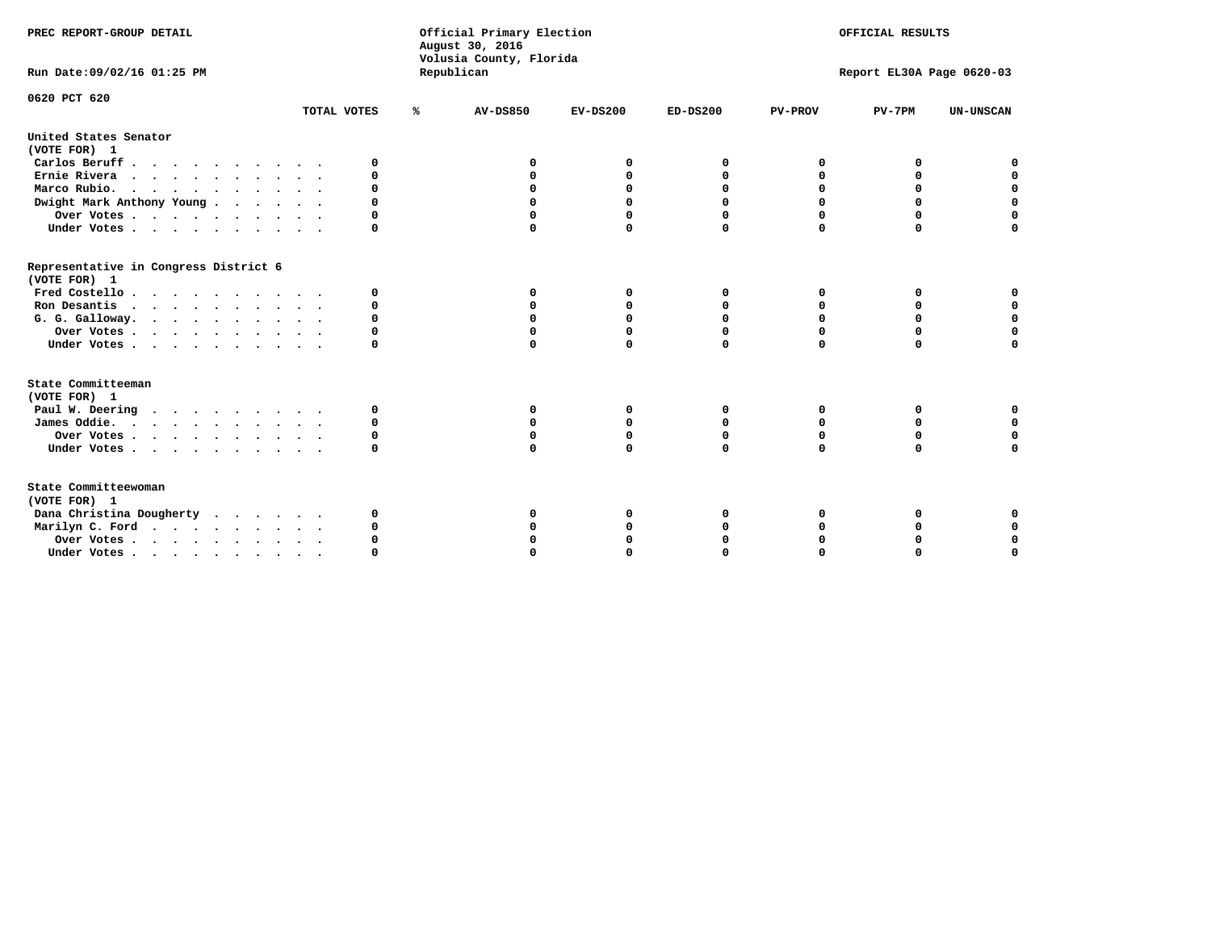PREC REPORT-GROUP DETAIL

Official Primary Election
August 30, 2016
Volusia County, Florida
Republican

OFFICIAL RESULTS

Run Date:09/02/16 01:25 PM

Report EL30A Page 0620-03

0620 PCT 620

| | TOTAL VOTES | % | AV-DS850 | EV-DS200 | ED-DS200 | PV-PROV | PV-7PM | UN-UNSCAN |
|---|---|---|---|---|---|---|---|---|
| **United States Senator** | | | | | | | | |
| **(VOTE FOR) 1** | | | | | | | | |
| Carlos Beruff | 0 | | 0 | 0 | 0 | 0 | 0 | 0 |
| Ernie Rivera | 0 | | 0 | 0 | 0 | 0 | 0 | 0 |
| Marco Rubio | 0 | | 0 | 0 | 0 | 0 | 0 | 0 |
| Dwight Mark Anthony Young | 0 | | 0 | 0 | 0 | 0 | 0 | 0 |
| Over Votes | 0 | | 0 | 0 | 0 | 0 | 0 | 0 |
| Under Votes | 0 | | 0 | 0 | 0 | 0 | 0 | 0 |
| **Representative in Congress District 6** | | | | | | | | |
| **(VOTE FOR) 1** | | | | | | | | |
| Fred Costello | 0 | | 0 | 0 | 0 | 0 | 0 | 0 |
| Ron Desantis | 0 | | 0 | 0 | 0 | 0 | 0 | 0 |
| G. G. Galloway | 0 | | 0 | 0 | 0 | 0 | 0 | 0 |
| Over Votes | 0 | | 0 | 0 | 0 | 0 | 0 | 0 |
| Under Votes | 0 | | 0 | 0 | 0 | 0 | 0 | 0 |
| **State Committeeman** | | | | | | | | |
| **(VOTE FOR) 1** | | | | | | | | |
| Paul W. Deering | 0 | | 0 | 0 | 0 | 0 | 0 | 0 |
| James Oddie | 0 | | 0 | 0 | 0 | 0 | 0 | 0 |
| Over Votes | 0 | | 0 | 0 | 0 | 0 | 0 | 0 |
| Under Votes | 0 | | 0 | 0 | 0 | 0 | 0 | 0 |
| **State Committeewoman** | | | | | | | | |
| **(VOTE FOR) 1** | | | | | | | | |
| Dana Christina Dougherty | 0 | | 0 | 0 | 0 | 0 | 0 | 0 |
| Marilyn C. Ford | 0 | | 0 | 0 | 0 | 0 | 0 | 0 |
| Over Votes | 0 | | 0 | 0 | 0 | 0 | 0 | 0 |
| Under Votes | 0 | | 0 | 0 | 0 | 0 | 0 | 0 |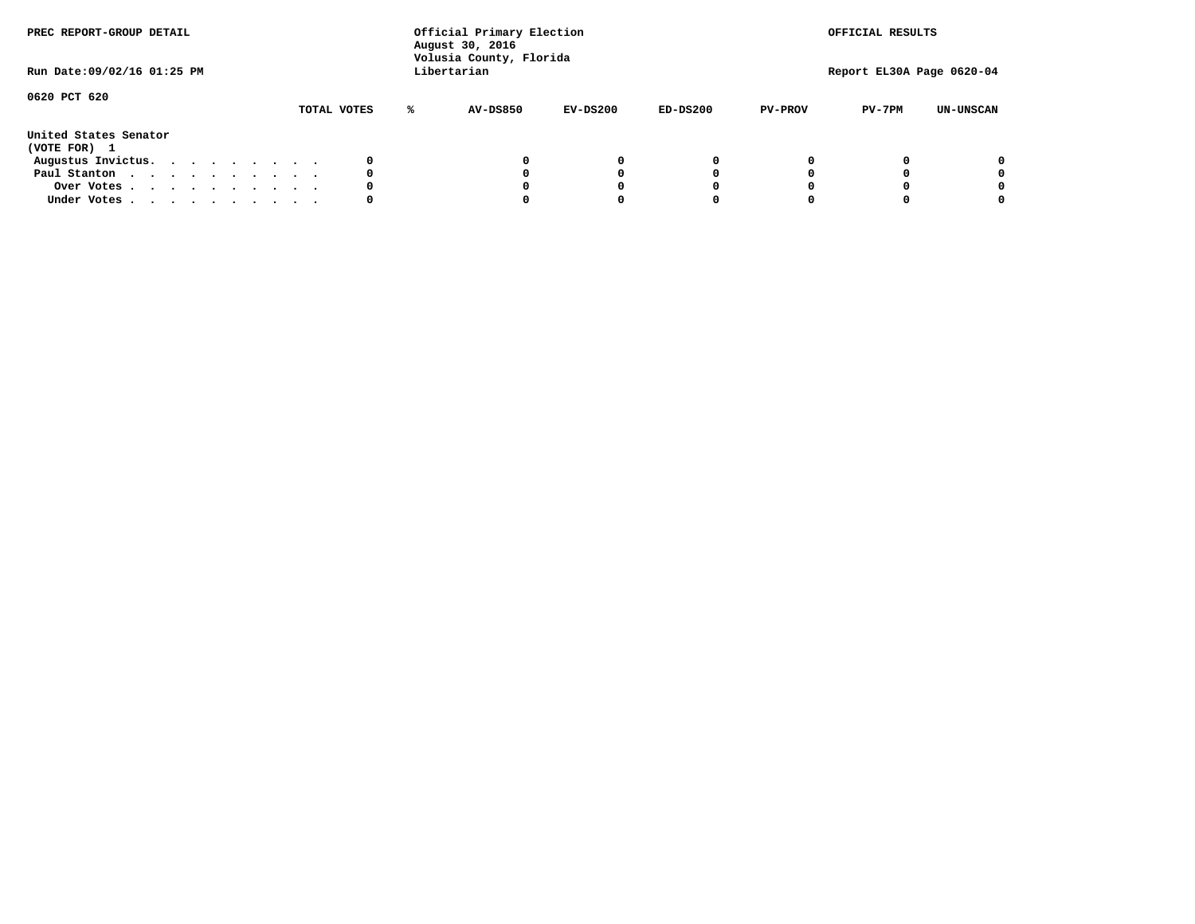PREC REPORT-GROUP DETAIL

Official Primary Election
August 30, 2016
Volusia County, Florida
Libertarian

OFFICIAL RESULTS

Run Date:09/02/16 01:25 PM

Report EL30A Page 0620-04

0620 PCT 620

| | TOTAL VOTES | % | AV-DS850 | EV-DS200 | ED-DS200 | PV-PROV | PV-7PM | UN-UNSCAN |
|---|---|---|---|---|---|---|---|---|
| **United States Senator** | | | | | | | | |
| **(VOTE FOR) 1** | | | | | | | | |
| Augustus Invictus. . . . . . . . . | 0 | | 0 | 0 | 0 | 0 | 0 | 0 |
| Paul Stanton . . . . . . . . . . | 0 | | 0 | 0 | 0 | 0 | 0 | 0 |
| Over Votes . . . . . . . . . . | 0 | | 0 | 0 | 0 | 0 | 0 | 0 |
| Under Votes . . . . . . . . . . | 0 | | 0 | 0 | 0 | 0 | 0 | 0 |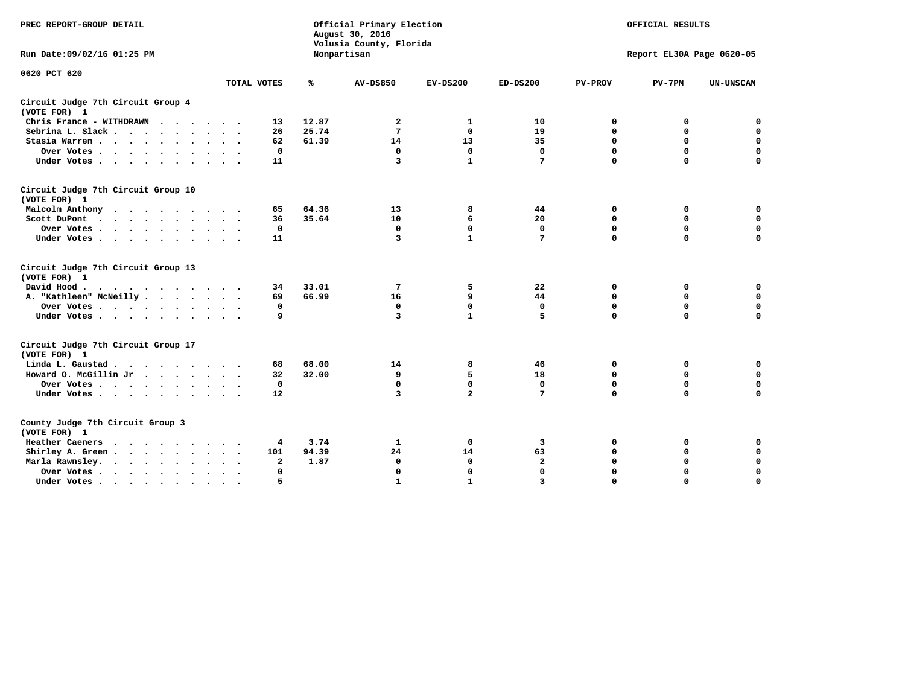PREC REPORT-GROUP DETAIL

Official Primary Election
August 30, 2016
Volusia County, Florida
Nonpartisan

OFFICIAL RESULTS

Run Date:09/02/16 01:25 PM

Report EL30A Page 0620-05

0620 PCT 620

| | TOTAL VOTES | % | AV-DS850 | EV-DS200 | ED-DS200 | PV-PROV | PV-7PM | UN-UNSCAN |
|---|---|---|---|---|---|---|---|---|
| **Circuit Judge 7th Circuit Group 4** | | | | | | | | |
| **(VOTE FOR) 1** | | | | | | | | |
| Chris France - WITHDRAWN | 13 | 12.87 | 2 | 1 | 10 | 0 | 0 | 0 |
| Sebrina L. Slack | 26 | 25.74 | 7 | 0 | 19 | 0 | 0 | 0 |
| Stasia Warren | 62 | 61.39 | 14 | 13 | 35 | 0 | 0 | 0 |
| Over Votes | 0 | | 0 | 0 | 0 | 0 | 0 | 0 |
| Under Votes | 11 | | 3 | 1 | 7 | 0 | 0 | 0 |
| **Circuit Judge 7th Circuit Group 10** | | | | | | | | |
| **(VOTE FOR) 1** | | | | | | | | |
| Malcolm Anthony | 65 | 64.36 | 13 | 8 | 44 | 0 | 0 | 0 |
| Scott DuPont | 36 | 35.64 | 10 | 6 | 20 | 0 | 0 | 0 |
| Over Votes | 0 | | 0 | 0 | 0 | 0 | 0 | 0 |
| Under Votes | 11 | | 3 | 1 | 7 | 0 | 0 | 0 |
| **Circuit Judge 7th Circuit Group 13** | | | | | | | | |
| **(VOTE FOR) 1** | | | | | | | | |
| David Hood | 34 | 33.01 | 7 | 5 | 22 | 0 | 0 | 0 |
| A. "Kathleen" McNeilly | 69 | 66.99 | 16 | 9 | 44 | 0 | 0 | 0 |
| Over Votes | 0 | | 0 | 0 | 0 | 0 | 0 | 0 |
| Under Votes | 9 | | 3 | 1 | 5 | 0 | 0 | 0 |
| **Circuit Judge 7th Circuit Group 17** | | | | | | | | |
| **(VOTE FOR) 1** | | | | | | | | |
| Linda L. Gaustad | 68 | 68.00 | 14 | 8 | 46 | 0 | 0 | 0 |
| Howard O. McGillin Jr | 32 | 32.00 | 9 | 5 | 18 | 0 | 0 | 0 |
| Over Votes | 0 | | 0 | 0 | 0 | 0 | 0 | 0 |
| Under Votes | 12 | | 3 | 2 | 7 | 0 | 0 | 0 |
| **County Judge 7th Circuit Group 3** | | | | | | | | |
| **(VOTE FOR) 1** | | | | | | | | |
| Heather Caeners | 4 | 3.74 | 1 | 0 | 3 | 0 | 0 | 0 |
| Shirley A. Green | 101 | 94.39 | 24 | 14 | 63 | 0 | 0 | 0 |
| Marla Rawnsley | 2 | 1.87 | 0 | 0 | 2 | 0 | 0 | 0 |
| Over Votes | 0 | | 0 | 0 | 0 | 0 | 0 | 0 |
| Under Votes | 5 | | 1 | 1 | 3 | 0 | 0 | 0 |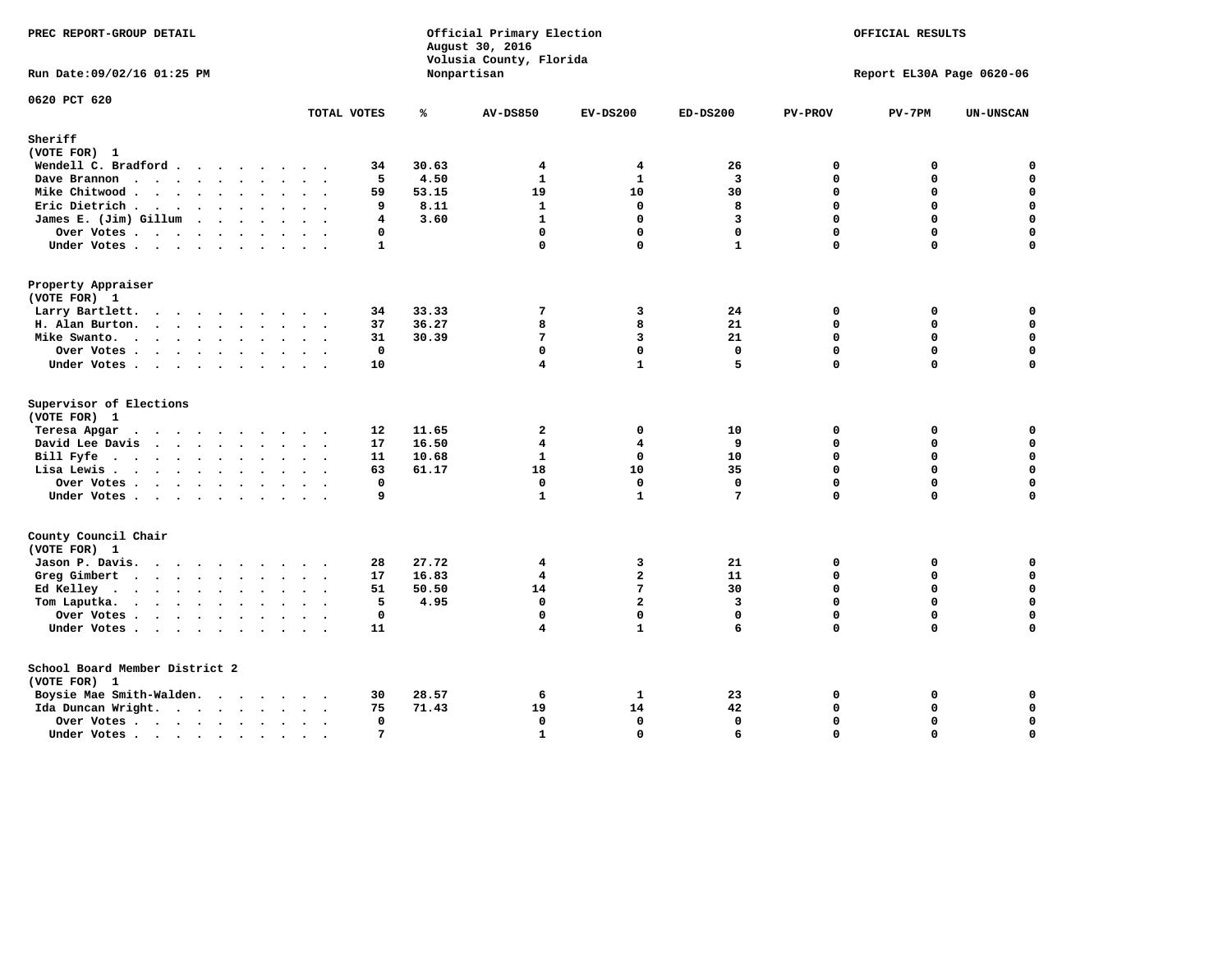PREC REPORT-GROUP DETAIL

Run Date:09/02/16 01:25 PM

Official Primary Election
August 30, 2016
Volusia County, Florida
Nonpartisan

OFFICIAL RESULTS

Report EL30A Page 0620-06

0620 PCT 620

| | TOTAL VOTES | % | AV-DS850 | EV-DS200 | ED-DS200 | PV-PROV | PV-7PM | UN-UNSCAN |
|---|---|---|---|---|---|---|---|---|
| **Sheriff** | | | | | | | | |
| (VOTE FOR) 1 | | | | | | | | |
| Wendell C. Bradford | 34 | 30.63 | 4 | 4 | 26 | 0 | 0 | 0 |
| Dave Brannon | 5 | 4.50 | 1 | 1 | 3 | 0 | 0 | 0 |
| Mike Chitwood | 59 | 53.15 | 19 | 10 | 30 | 0 | 0 | 0 |
| Eric Dietrich | 9 | 8.11 | 1 | 0 | 8 | 0 | 0 | 0 |
| James E. (Jim) Gillum | 4 | 3.60 | 1 | 0 | 3 | 0 | 0 | 0 |
| Over Votes | 0 | | 0 | 0 | 0 | 0 | 0 | 0 |
| Under Votes | 1 | | 0 | 0 | 1 | 0 | 0 | 0 |
| **Property Appraiser** | | | | | | | | |
| (VOTE FOR) 1 | | | | | | | | |
| Larry Bartlett. | 34 | 33.33 | 7 | 3 | 24 | 0 | 0 | 0 |
| H. Alan Burton. | 37 | 36.27 | 8 | 8 | 21 | 0 | 0 | 0 |
| Mike Swanto. | 31 | 30.39 | 7 | 3 | 21 | 0 | 0 | 0 |
| Over Votes | 0 | | 0 | 0 | 0 | 0 | 0 | 0 |
| Under Votes | 10 | | 4 | 1 | 5 | 0 | 0 | 0 |
| **Supervisor of Elections** | | | | | | | | |
| (VOTE FOR) 1 | | | | | | | | |
| Teresa Apgar | 12 | 11.65 | 2 | 0 | 10 | 0 | 0 | 0 |
| David Lee Davis | 17 | 16.50 | 4 | 4 | 9 | 0 | 0 | 0 |
| Bill Fyfe | 11 | 10.68 | 1 | 0 | 10 | 0 | 0 | 0 |
| Lisa Lewis | 63 | 61.17 | 18 | 10 | 35 | 0 | 0 | 0 |
| Over Votes | 0 | | 0 | 0 | 0 | 0 | 0 | 0 |
| Under Votes | 9 | | 1 | 1 | 7 | 0 | 0 | 0 |
| **County Council Chair** | | | | | | | | |
| (VOTE FOR) 1 | | | | | | | | |
| Jason P. Davis. | 28 | 27.72 | 4 | 3 | 21 | 0 | 0 | 0 |
| Greg Gimbert | 17 | 16.83 | 4 | 2 | 11 | 0 | 0 | 0 |
| Ed Kelley | 51 | 50.50 | 14 | 7 | 30 | 0 | 0 | 0 |
| Tom Laputka. | 5 | 4.95 | 0 | 2 | 3 | 0 | 0 | 0 |
| Over Votes | 0 | | 0 | 0 | 0 | 0 | 0 | 0 |
| Under Votes | 11 | | 4 | 1 | 6 | 0 | 0 | 0 |
| **School Board Member District 2** | | | | | | | | |
| (VOTE FOR) 1 | | | | | | | | |
| Boysie Mae Smith-Walden. | 30 | 28.57 | 6 | 1 | 23 | 0 | 0 | 0 |
| Ida Duncan Wright. | 75 | 71.43 | 19 | 14 | 42 | 0 | 0 | 0 |
| Over Votes | 0 | | 0 | 0 | 0 | 0 | 0 | 0 |
| Under Votes | 7 | | 1 | 0 | 6 | 0 | 0 | 0 |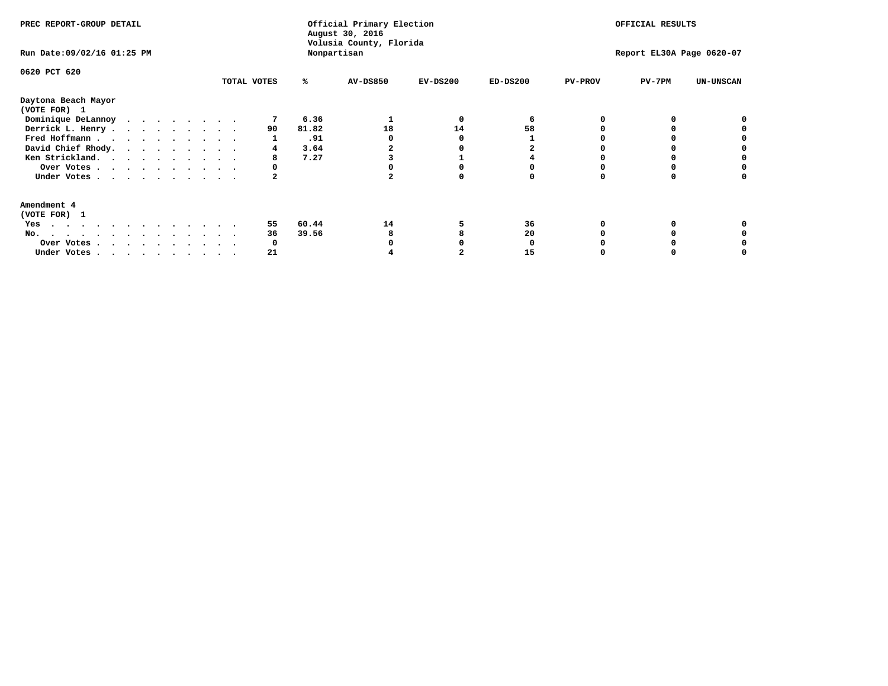PREC REPORT-GROUP DETAIL

Official Primary Election
August 30, 2016
Volusia County, Florida
Nonpartisan

OFFICIAL RESULTS

Run Date:09/02/16 01:25 PM

Report EL30A Page 0620-07

0620 PCT 620

| | TOTAL VOTES | % | AV-DS850 | EV-DS200 | ED-DS200 | PV-PROV | PV-7PM | UN-UNSCAN |
|---|---|---|---|---|---|---|---|---|
| **Daytona Beach Mayor** | | | | | | | | |
| **(VOTE FOR) 1** | | | | | | | | |
| Dominique DeLannoy | 7 | 6.36 | 1 | 0 | 6 | 0 | 0 | 0 |
| Derrick L. Henry | 90 | 81.82 | 18 | 14 | 58 | 0 | 0 | 0 |
| Fred Hoffmann | 1 | .91 | 0 | 0 | 1 | 0 | 0 | 0 |
| David Chief Rhody | 4 | 3.64 | 2 | 0 | 2 | 0 | 0 | 0 |
| Ken Strickland | 8 | 7.27 | 3 | 1 | 4 | 0 | 0 | 0 |
| Over Votes | 0 | | 0 | 0 | 0 | 0 | 0 | 0 |
| Under Votes | 2 | | 2 | 0 | 0 | 0 | 0 | 0 |
| **Amendment 4** | | | | | | | | |
| **(VOTE FOR) 1** | | | | | | | | |
| Yes | 55 | 60.44 | 14 | 5 | 36 | 0 | 0 | 0 |
| No | 36 | 39.56 | 8 | 8 | 20 | 0 | 0 | 0 |
| Over Votes | 0 | | 0 | 0 | 0 | 0 | 0 | 0 |
| Under Votes | 21 | | 4 | 2 | 15 | 0 | 0 | 0 |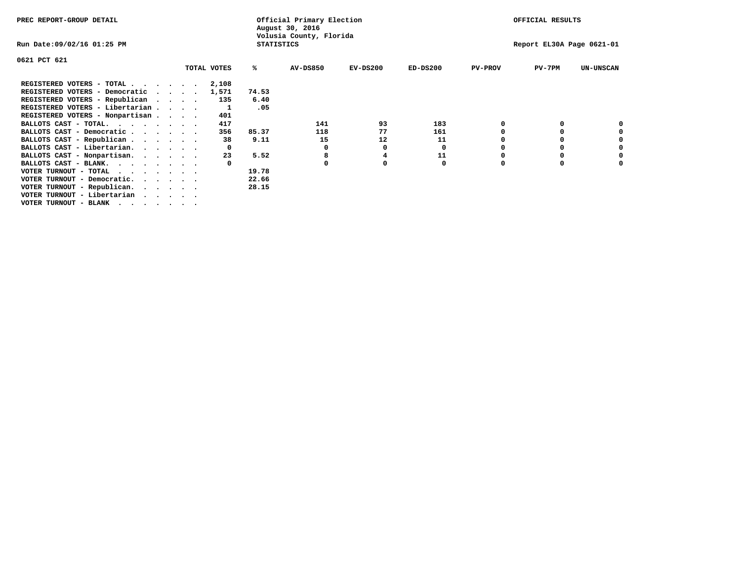PREC REPORT-GROUP DETAIL

Official Primary Election
August 30, 2016
Volusia County, Florida
STATISTICS

OFFICIAL RESULTS

Run Date:09/02/16 01:25 PM

Report EL30A Page 0621-01

0621 PCT 621

| | TOTAL VOTES | % | AV-DS850 | EV-DS200 | ED-DS200 | PV-PROV | PV-7PM | UN-UNSCAN |
|---|---|---|---|---|---|---|---|---|
| REGISTERED VOTERS - TOTAL . . . . . . | 2,108 | | | | | | | |
| REGISTERED VOTERS - Democratic . . . . | 1,571 | 74.53 | | | | | | |
| REGISTERED VOTERS - Republican . . . . | 135 | 6.40 | | | | | | |
| REGISTERED VOTERS - Libertarian . . . . | 1 | .05 | | | | | | |
| REGISTERED VOTERS - Nonpartisan . . . . | 401 | | | | | | | |
| BALLOTS CAST - TOTAL. . . . . . . . | 417 | | 141 | 93 | 183 | 0 | 0 | 0 |
| BALLOTS CAST - Democratic . . . . . . | 356 | 85.37 | 118 | 77 | 161 | 0 | 0 | 0 |
| BALLOTS CAST - Republican . . . . . . | 38 | 9.11 | 15 | 12 | 11 | 0 | 0 | 0 |
| BALLOTS CAST - Libertarian. . . . . . | 0 | | 0 | 0 | 0 | 0 | 0 | 0 |
| BALLOTS CAST - Nonpartisan. . . . . . | 23 | 5.52 | 8 | 4 | 11 | 0 | 0 | 0 |
| BALLOTS CAST - BLANK. . . . . . . . | 0 | | 0 | 0 | 0 | 0 | 0 | 0 |
| VOTER TURNOUT - TOTAL . . . . . . . | | 19.78 | | | | | | |
| VOTER TURNOUT - Democratic. . . . . . | | 22.66 | | | | | | |
| VOTER TURNOUT - Republican. . . . . . | | 28.15 | | | | | | |
| VOTER TURNOUT - Libertarian . . . . . | | | | | | | | |
| VOTER TURNOUT - BLANK . . . . . . . | | | | | | | | |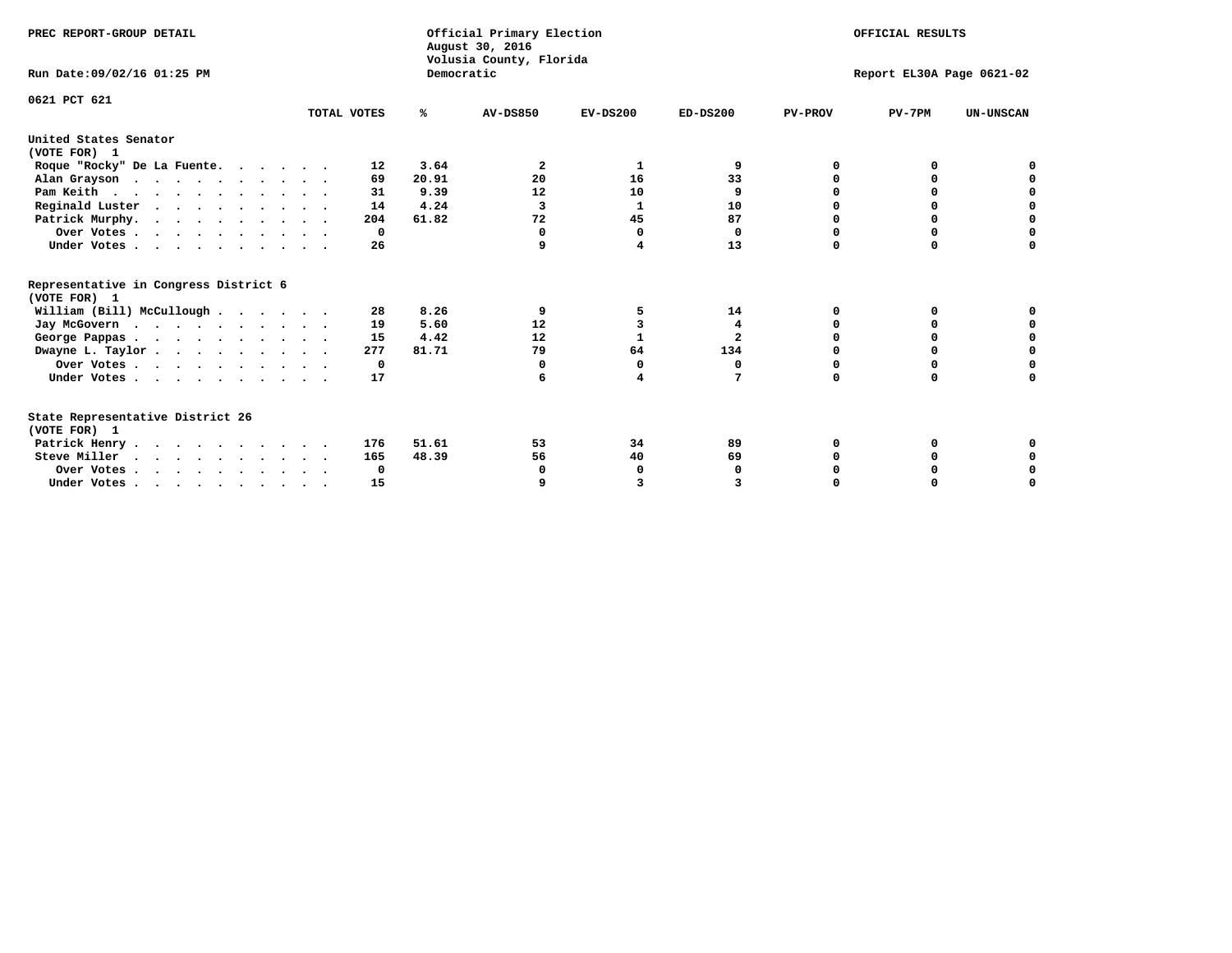PREC REPORT-GROUP DETAIL

Official Primary Election
August 30, 2016
Volusia County, Florida
Democratic

OFFICIAL RESULTS

Run Date:09/02/16 01:25 PM

Report EL30A Page 0621-02

0621 PCT 621

| | TOTAL VOTES | % | AV-DS850 | EV-DS200 | ED-DS200 | PV-PROV | PV-7PM | UN-UNSCAN |
|---|---|---|---|---|---|---|---|---|
| **United States Senator** | | | | | | | | |
| **(VOTE FOR) 1** | | | | | | | | |
| Roque "Rocky" De La Fuente | 12 | 3.64 | 2 | 1 | 9 | 0 | 0 | 0 |
| Alan Grayson | 69 | 20.91 | 20 | 16 | 33 | 0 | 0 | 0 |
| Pam Keith | 31 | 9.39 | 12 | 10 | 9 | 0 | 0 | 0 |
| Reginald Luster | 14 | 4.24 | 3 | 1 | 10 | 0 | 0 | 0 |
| Patrick Murphy | 204 | 61.82 | 72 | 45 | 87 | 0 | 0 | 0 |
| Over Votes | 0 | | 0 | 0 | 0 | 0 | 0 | 0 |
| Under Votes | 26 | | 9 | 4 | 13 | 0 | 0 | 0 |
| **Representative in Congress District 6** | | | | | | | | |
| **(VOTE FOR) 1** | | | | | | | | |
| William (Bill) McCullough | 28 | 8.26 | 9 | 5 | 14 | 0 | 0 | 0 |
| Jay McGovern | 19 | 5.60 | 12 | 3 | 4 | 0 | 0 | 0 |
| George Pappas | 15 | 4.42 | 12 | 1 | 2 | 0 | 0 | 0 |
| Dwayne L. Taylor | 277 | 81.71 | 79 | 64 | 134 | 0 | 0 | 0 |
| Over Votes | 0 | | 0 | 0 | 0 | 0 | 0 | 0 |
| Under Votes | 17 | | 6 | 4 | 7 | 0 | 0 | 0 |
| **State Representative District 26** | | | | | | | | |
| **(VOTE FOR) 1** | | | | | | | | |
| Patrick Henry | 176 | 51.61 | 53 | 34 | 89 | 0 | 0 | 0 |
| Steve Miller | 165 | 48.39 | 56 | 40 | 69 | 0 | 0 | 0 |
| Over Votes | 0 | | 0 | 0 | 0 | 0 | 0 | 0 |
| Under Votes | 15 | | 9 | 3 | 3 | 0 | 0 | 0 |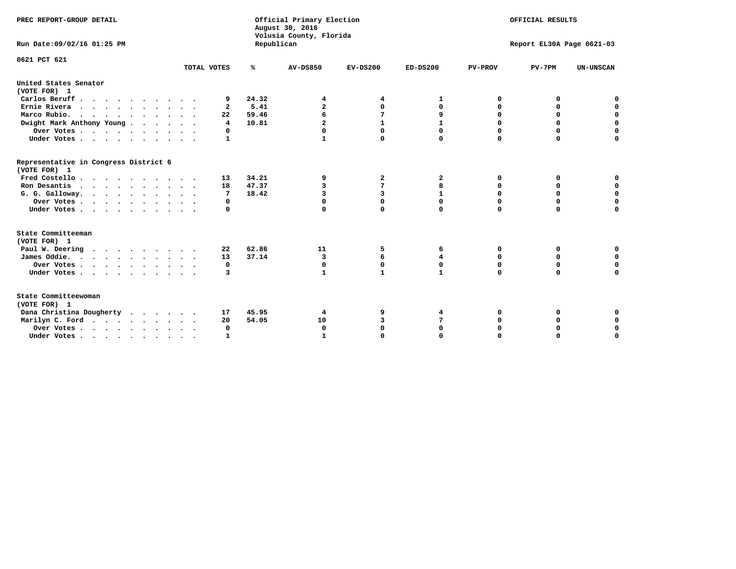PREC REPORT-GROUP DETAIL

Official Primary Election
August 30, 2016
Volusia County, Florida
Republican

OFFICIAL RESULTS

Run Date:09/02/16 01:25 PM

Report EL30A Page 0621-03

## 0621 PCT 621

| | TOTAL VOTES | % | AV-DS850 | EV-DS200 | ED-DS200 | PV-PROV | PV-7PM | UN-UNSCAN |
|---|---|---|---|---|---|---|---|---|
| **United States Senator (VOTE FOR) 1** | | | | | | | | |
| Carlos Beruff | 9 | 24.32 | 4 | 4 | 1 | 0 | 0 | 0 |
| Ernie Rivera | 2 | 5.41 | 2 | 0 | 0 | 0 | 0 | 0 |
| Marco Rubio. | 22 | 59.46 | 6 | 7 | 9 | 0 | 0 | 0 |
| Dwight Mark Anthony Young | 4 | 10.81 | 2 | 1 | 1 | 0 | 0 | 0 |
| Over Votes | 0 | | 0 | 0 | 0 | 0 | 0 | 0 |
| Under Votes | 1 | | 1 | 0 | 0 | 0 | 0 | 0 |
| **Representative in Congress District 6 (VOTE FOR) 1** | | | | | | | | |
| Fred Costello | 13 | 34.21 | 9 | 2 | 2 | 0 | 0 | 0 |
| Ron Desantis | 18 | 47.37 | 3 | 7 | 8 | 0 | 0 | 0 |
| G. G. Galloway. | 7 | 18.42 | 3 | 3 | 1 | 0 | 0 | 0 |
| Over Votes | 0 | | 0 | 0 | 0 | 0 | 0 | 0 |
| Under Votes | 0 | | 0 | 0 | 0 | 0 | 0 | 0 |
| **State Committeeman (VOTE FOR) 1** | | | | | | | | |
| Paul W. Deering | 22 | 62.86 | 11 | 5 | 6 | 0 | 0 | 0 |
| James Oddie. | 13 | 37.14 | 3 | 6 | 4 | 0 | 0 | 0 |
| Over Votes | 0 | | 0 | 0 | 0 | 0 | 0 | 0 |
| Under Votes | 3 | | 1 | 1 | 1 | 0 | 0 | 0 |
| **State Committeewoman (VOTE FOR) 1** | | | | | | | | |
| Dana Christina Dougherty | 17 | 45.95 | 4 | 9 | 4 | 0 | 0 | 0 |
| Marilyn C. Ford | 20 | 54.05 | 10 | 3 | 7 | 0 | 0 | 0 |
| Over Votes | 0 | | 0 | 0 | 0 | 0 | 0 | 0 |
| Under Votes | 1 | | 1 | 0 | 0 | 0 | 0 | 0 |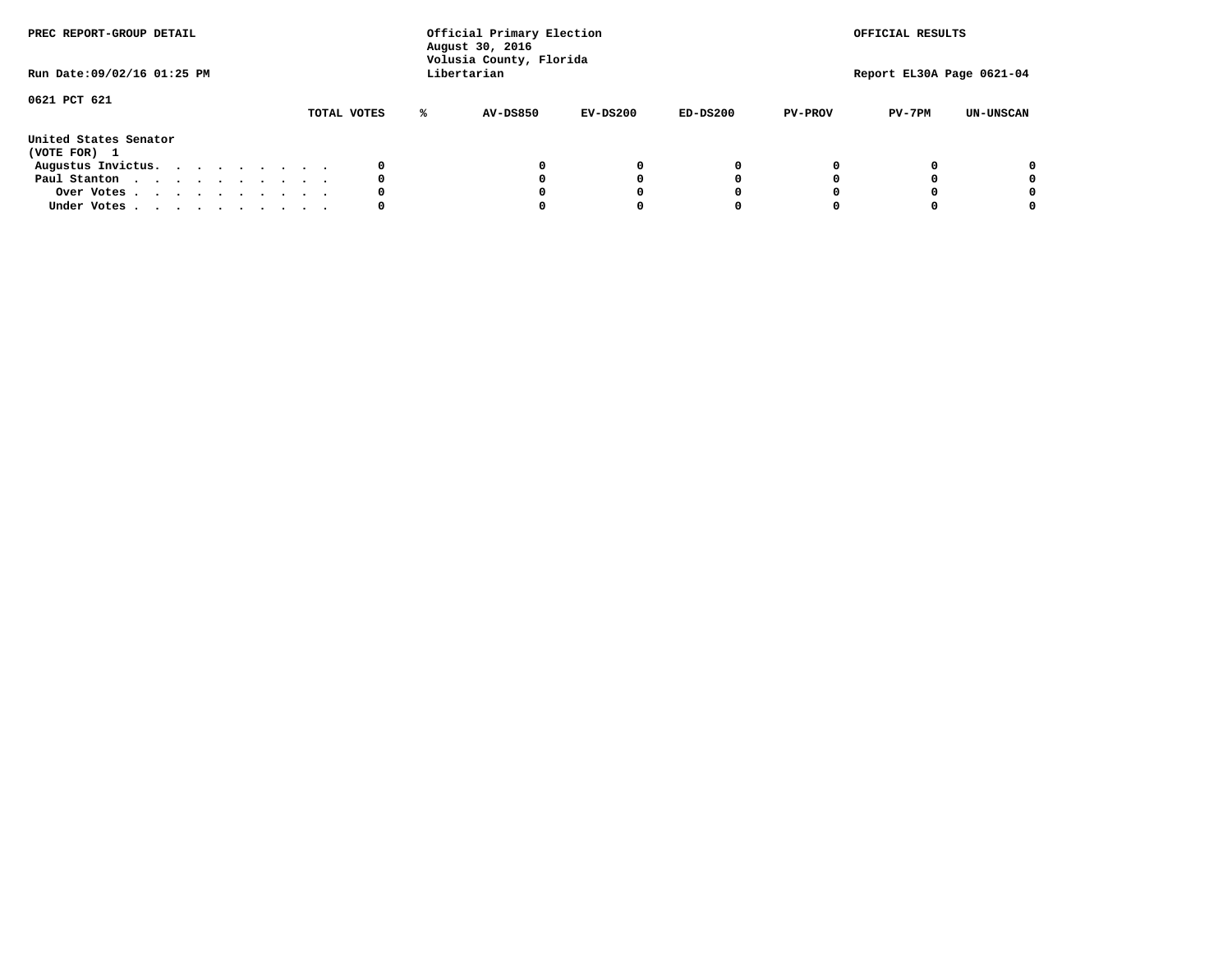PREC REPORT-GROUP DETAIL

Official Primary Election
August 30, 2016
Volusia County, Florida
Libertarian

OFFICIAL RESULTS

Run Date:09/02/16 01:25 PM

Report EL30A Page 0621-04

0621 PCT 621

| | TOTAL VOTES | % | AV-DS850 | EV-DS200 | ED-DS200 | PV-PROV | PV-7PM | UN-UNSCAN |
|---|---|---|---|---|---|---|---|---|
| **United States Senator** | | | | | | | | |
| **(VOTE FOR) 1** | | | | | | | | |
| Augustus Invictus. . . . . . . . . . | 0 | | 0 | 0 | 0 | 0 | 0 | 0 |
| Paul Stanton . . . . . . . . . . . | 0 | | 0 | 0 | 0 | 0 | 0 | 0 |
| Over Votes . . . . . . . . . . . | 0 | | 0 | 0 | 0 | 0 | 0 | 0 |
| Under Votes . . . . . . . . . . . | 0 | | 0 | 0 | 0 | 0 | 0 | 0 |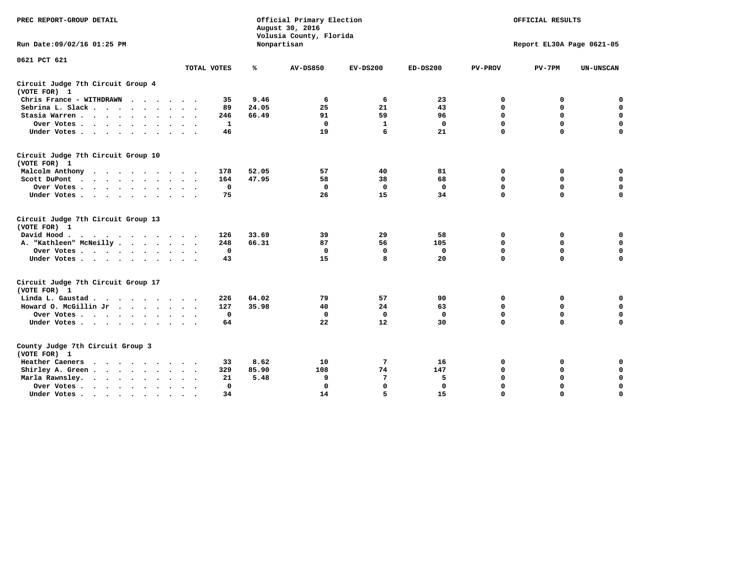PREC REPORT-GROUP DETAIL

Official Primary Election
August 30, 2016
Volusia County, Florida
Nonpartisan

OFFICIAL RESULTS

Run Date:09/02/16 01:25 PM

Report EL30A Page 0621-05

0621 PCT 621

| | TOTAL VOTES | % | AV-DS850 | EV-DS200 | ED-DS200 | PV-PROV | PV-7PM | UN-UNSCAN |
|---|---|---|---|---|---|---|---|---|
| **Circuit Judge 7th Circuit Group 4 (VOTE FOR) 1** | | | | | | | | |
| Chris France - WITHDRAWN | 35 | 9.46 | 6 | 6 | 23 | 0 | 0 | 0 |
| Sebrina L. Slack | 89 | 24.05 | 25 | 21 | 43 | 0 | 0 | 0 |
| Stasia Warren | 246 | 66.49 | 91 | 59 | 96 | 0 | 0 | 0 |
| Over Votes | 1 | | 0 | 1 | 0 | 0 | 0 | 0 |
| Under Votes | 46 | | 19 | 6 | 21 | 0 | 0 | 0 |
| **Circuit Judge 7th Circuit Group 10 (VOTE FOR) 1** | | | | | | | | |
| Malcolm Anthony | 178 | 52.05 | 57 | 40 | 81 | 0 | 0 | 0 |
| Scott DuPont | 164 | 47.95 | 58 | 38 | 68 | 0 | 0 | 0 |
| Over Votes | 0 | | 0 | 0 | 0 | 0 | 0 | 0 |
| Under Votes | 75 | | 26 | 15 | 34 | 0 | 0 | 0 |
| **Circuit Judge 7th Circuit Group 13 (VOTE FOR) 1** | | | | | | | | |
| David Hood | 126 | 33.69 | 39 | 29 | 58 | 0 | 0 | 0 |
| A. "Kathleen" McNeilly | 248 | 66.31 | 87 | 56 | 105 | 0 | 0 | 0 |
| Over Votes | 0 | | 0 | 0 | 0 | 0 | 0 | 0 |
| Under Votes | 43 | | 15 | 8 | 20 | 0 | 0 | 0 |
| **Circuit Judge 7th Circuit Group 17 (VOTE FOR) 1** | | | | | | | | |
| Linda L. Gaustad | 226 | 64.02 | 79 | 57 | 90 | 0 | 0 | 0 |
| Howard O. McGillin Jr | 127 | 35.98 | 40 | 24 | 63 | 0 | 0 | 0 |
| Over Votes | 0 | | 0 | 0 | 0 | 0 | 0 | 0 |
| Under Votes | 64 | | 22 | 12 | 30 | 0 | 0 | 0 |
| **County Judge 7th Circuit Group 3 (VOTE FOR) 1** | | | | | | | | |
| Heather Caeners | 33 | 8.62 | 10 | 7 | 16 | 0 | 0 | 0 |
| Shirley A. Green | 329 | 85.90 | 108 | 74 | 147 | 0 | 0 | 0 |
| Marla Rawnsley | 21 | 5.48 | 9 | 7 | 5 | 0 | 0 | 0 |
| Over Votes | 0 | | 0 | 0 | 0 | 0 | 0 | 0 |
| Under Votes | 34 | | 14 | 5 | 15 | 0 | 0 | 0 |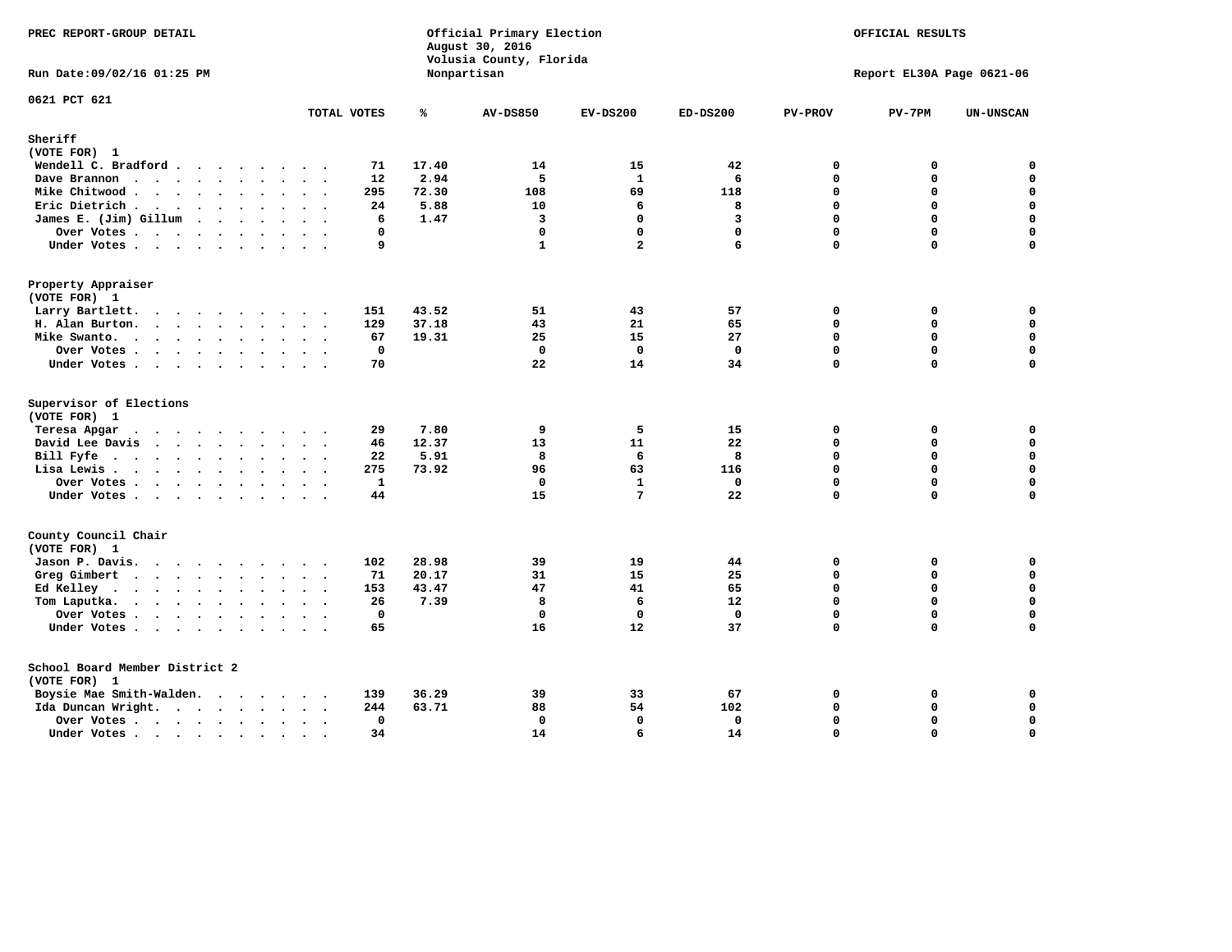PREC REPORT-GROUP DETAIL

Official Primary Election
August 30, 2016
Volusia County, Florida
Nonpartisan

OFFICIAL RESULTS

Run Date:09/02/16 01:25 PM

Report EL30A Page 0621-06

0621 PCT 621

| | TOTAL VOTES | % | AV-DS850 | EV-DS200 | ED-DS200 | PV-PROV | PV-7PM | UN-UNSCAN |
|---|---|---|---|---|---|---|---|---|
| **Sheriff** | | | | | | | | |
| (VOTE FOR) 1 | | | | | | | | |
| Wendell C. Bradford | 71 | 17.40 | 14 | 15 | 42 | 0 | 0 | 0 |
| Dave Brannon | 12 | 2.94 | 5 | 1 | 6 | 0 | 0 | 0 |
| Mike Chitwood | 295 | 72.30 | 108 | 69 | 118 | 0 | 0 | 0 |
| Eric Dietrich | 24 | 5.88 | 10 | 6 | 8 | 0 | 0 | 0 |
| James E. (Jim) Gillum | 6 | 1.47 | 3 | 0 | 3 | 0 | 0 | 0 |
| Over Votes | 0 | | 0 | 0 | 0 | 0 | 0 | 0 |
| Under Votes | 9 | | 1 | 2 | 6 | 0 | 0 | 0 |
| **Property Appraiser** | | | | | | | | |
| (VOTE FOR) 1 | | | | | | | | |
| Larry Bartlett | 151 | 43.52 | 51 | 43 | 57 | 0 | 0 | 0 |
| H. Alan Burton | 129 | 37.18 | 43 | 21 | 65 | 0 | 0 | 0 |
| Mike Swanto | 67 | 19.31 | 25 | 15 | 27 | 0 | 0 | 0 |
| Over Votes | 0 | | 0 | 0 | 0 | 0 | 0 | 0 |
| Under Votes | 70 | | 22 | 14 | 34 | 0 | 0 | 0 |
| **Supervisor of Elections** | | | | | | | | |
| (VOTE FOR) 1 | | | | | | | | |
| Teresa Apgar | 29 | 7.80 | 9 | 5 | 15 | 0 | 0 | 0 |
| David Lee Davis | 46 | 12.37 | 13 | 11 | 22 | 0 | 0 | 0 |
| Bill Fyfe | 22 | 5.91 | 8 | 6 | 8 | 0 | 0 | 0 |
| Lisa Lewis | 275 | 73.92 | 96 | 63 | 116 | 0 | 0 | 0 |
| Over Votes | 1 | | 0 | 1 | 0 | 0 | 0 | 0 |
| Under Votes | 44 | | 15 | 7 | 22 | 0 | 0 | 0 |
| **County Council Chair** | | | | | | | | |
| (VOTE FOR) 1 | | | | | | | | |
| Jason P. Davis | 102 | 28.98 | 39 | 19 | 44 | 0 | 0 | 0 |
| Greg Gimbert | 71 | 20.17 | 31 | 15 | 25 | 0 | 0 | 0 |
| Ed Kelley | 153 | 43.47 | 47 | 41 | 65 | 0 | 0 | 0 |
| Tom Laputka | 26 | 7.39 | 8 | 6 | 12 | 0 | 0 | 0 |
| Over Votes | 0 | | 0 | 0 | 0 | 0 | 0 | 0 |
| Under Votes | 65 | | 16 | 12 | 37 | 0 | 0 | 0 |
| **School Board Member District 2** | | | | | | | | |
| (VOTE FOR) 1 | | | | | | | | |
| Boysie Mae Smith-Walden | 139 | 36.29 | 39 | 33 | 67 | 0 | 0 | 0 |
| Ida Duncan Wright | 244 | 63.71 | 88 | 54 | 102 | 0 | 0 | 0 |
| Over Votes | 0 | | 0 | 0 | 0 | 0 | 0 | 0 |
| Under Votes | 34 | | 14 | 6 | 14 | 0 | 0 | 0 |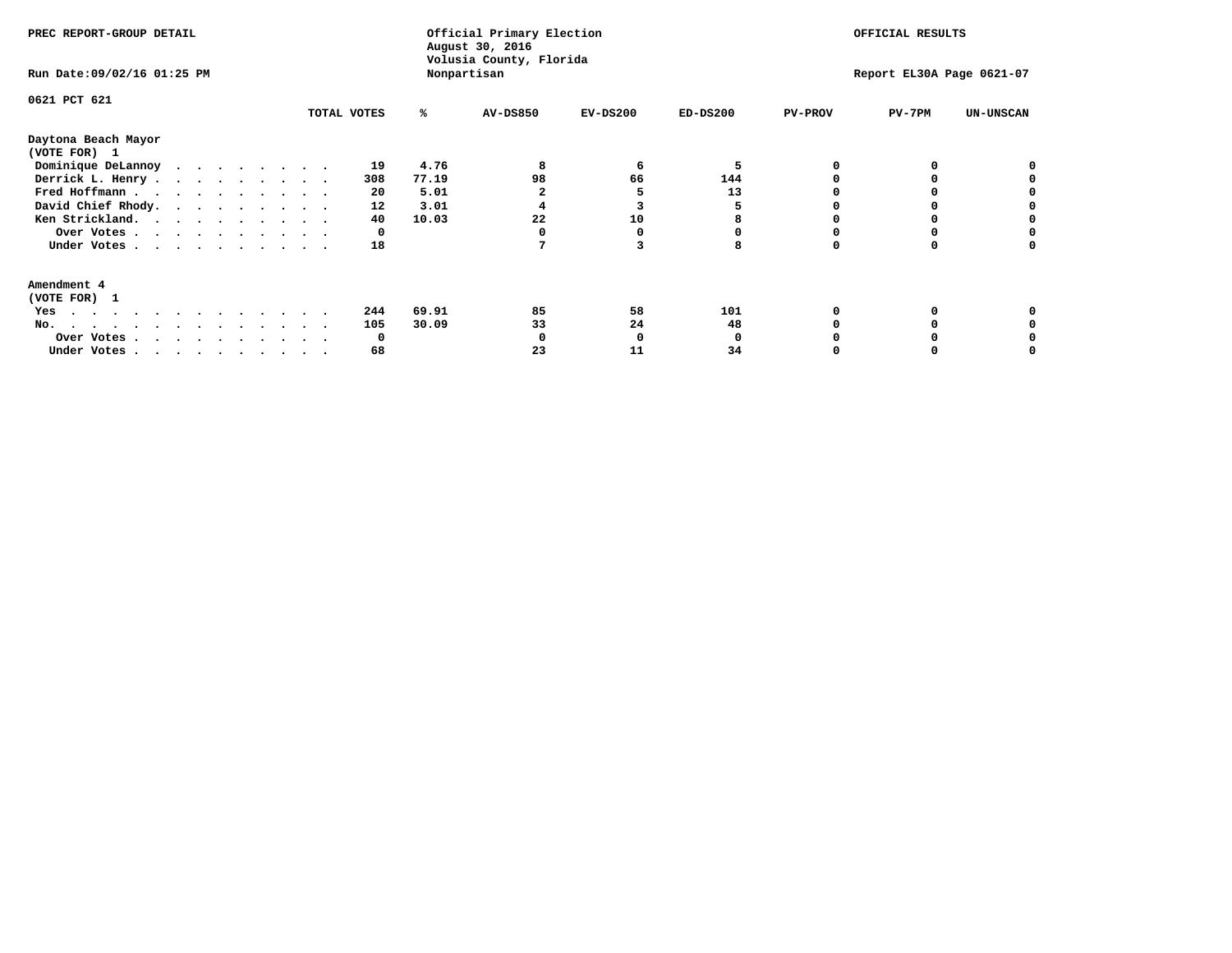PREC REPORT-GROUP DETAIL

Official Primary Election
August 30, 2016
Volusia County, Florida
Nonpartisan

OFFICIAL RESULTS

Run Date:09/02/16 01:25 PM

Report EL30A Page 0621-07

0621 PCT 621

| | TOTAL VOTES | % | AV-DS850 | EV-DS200 | ED-DS200 | PV-PROV | PV-7PM | UN-UNSCAN |
|---|---|---|---|---|---|---|---|---|
| **Daytona Beach Mayor** | | | | | | | | |
| **(VOTE FOR) 1** | | | | | | | | |
| Dominique DeLannoy | 19 | 4.76 | 8 | 6 | 5 | 0 | 0 | 0 |
| Derrick L. Henry | 308 | 77.19 | 98 | 66 | 144 | 0 | 0 | 0 |
| Fred Hoffmann | 20 | 5.01 | 2 | 5 | 13 | 0 | 0 | 0 |
| David Chief Rhody | 12 | 3.01 | 4 | 3 | 5 | 0 | 0 | 0 |
| Ken Strickland | 40 | 10.03 | 22 | 10 | 8 | 0 | 0 | 0 |
| Over Votes | 0 | | 0 | 0 | 0 | 0 | 0 | 0 |
| Under Votes | 18 | | 7 | 3 | 8 | 0 | 0 | 0 |
| **Amendment 4** | | | | | | | | |
| **(VOTE FOR) 1** | | | | | | | | |
| Yes | 244 | 69.91 | 85 | 58 | 101 | 0 | 0 | 0 |
| No | 105 | 30.09 | 33 | 24 | 48 | 0 | 0 | 0 |
| Over Votes | 0 | | 0 | 0 | 0 | 0 | 0 | 0 |
| Under Votes | 68 | | 23 | 11 | 34 | 0 | 0 | 0 |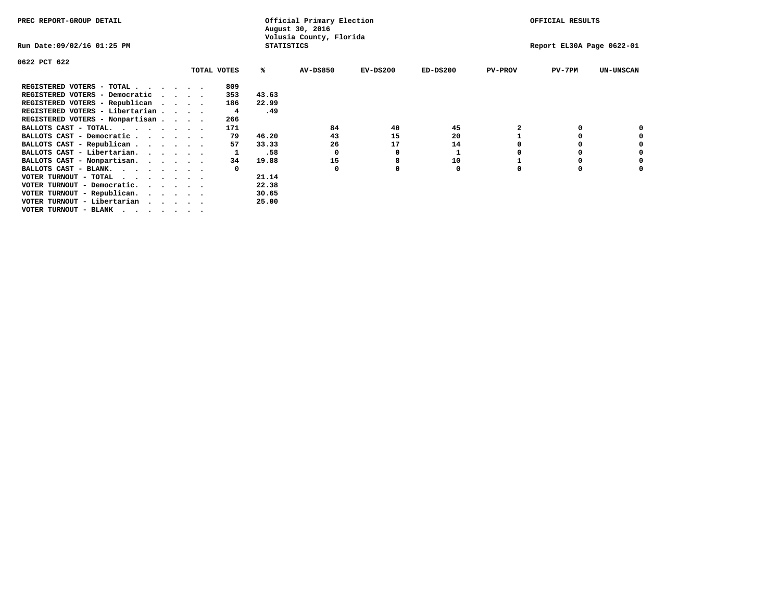PREC REPORT-GROUP DETAIL

Official Primary Election
August 30, 2016
Volusia County, Florida
STATISTICS

OFFICIAL RESULTS

Run Date:09/02/16 01:25 PM

Report EL30A Page 0622-01

0622 PCT 622

| | TOTAL VOTES | % | AV-DS850 | EV-DS200 | ED-DS200 | PV-PROV | PV-7PM | UN-UNSCAN |
|---|---|---|---|---|---|---|---|---|
| REGISTERED VOTERS - TOTAL . . . . . . | 809 | | | | | | | |
| REGISTERED VOTERS - Democratic . . . . | 353 | 43.63 | | | | | | |
| REGISTERED VOTERS - Republican . . . . | 186 | 22.99 | | | | | | |
| REGISTERED VOTERS - Libertarian . . . . | 4 | .49 | | | | | | |
| REGISTERED VOTERS - Nonpartisan . . . . | 266 | | | | | | | |
| BALLOTS CAST - TOTAL. . . . . . . . | 171 | | 84 | 40 | 45 | 2 | 0 | 0 |
| BALLOTS CAST - Democratic . . . . . . | 79 | 46.20 | 43 | 15 | 20 | 1 | 0 | 0 |
| BALLOTS CAST - Republican . . . . . . | 57 | 33.33 | 26 | 17 | 14 | 0 | 0 | 0 |
| BALLOTS CAST - Libertarian. . . . . . | 1 | .58 | 0 | 0 | 1 | 0 | 0 | 0 |
| BALLOTS CAST - Nonpartisan. . . . . . | 34 | 19.88 | 15 | 8 | 10 | 1 | 0 | 0 |
| BALLOTS CAST - BLANK. . . . . . . . | 0 | | 0 | 0 | 0 | 0 | 0 | 0 |
| VOTER TURNOUT - TOTAL . . . . . . . | | 21.14 | | | | | | |
| VOTER TURNOUT - Democratic. . . . . . | | 22.38 | | | | | | |
| VOTER TURNOUT - Republican. . . . . . | | 30.65 | | | | | | |
| VOTER TURNOUT - Libertarian . . . . . | | 25.00 | | | | | | |
| VOTER TURNOUT - BLANK . . . . . . . | | | | | | | | |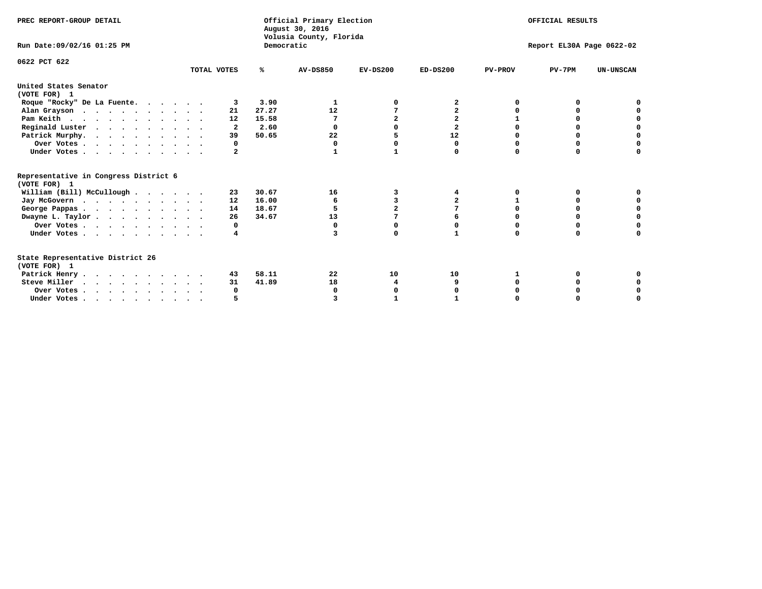PREC REPORT-GROUP DETAIL

Official Primary Election
August 30, 2016
Volusia County, Florida
Democratic

OFFICIAL RESULTS

Run Date:09/02/16 01:25 PM

Report EL30A Page 0622-02

0622 PCT 622

| | TOTAL VOTES | % | AV-DS850 | EV-DS200 | ED-DS200 | PV-PROV | PV-7PM | UN-UNSCAN |
|---|---|---|---|---|---|---|---|---|
| **United States Senator (VOTE FOR) 1** | | | | | | | | |
| Roque "Rocky" De La Fuente | 3 | 3.90 | 1 | 0 | 2 | 0 | 0 | 0 |
| Alan Grayson | 21 | 27.27 | 12 | 7 | 2 | 0 | 0 | 0 |
| Pam Keith | 12 | 15.58 | 7 | 2 | 2 | 1 | 0 | 0 |
| Reginald Luster | 2 | 2.60 | 0 | 0 | 2 | 0 | 0 | 0 |
| Patrick Murphy | 39 | 50.65 | 22 | 5 | 12 | 0 | 0 | 0 |
| Over Votes | 0 | | 0 | 0 | 0 | 0 | 0 | 0 |
| Under Votes | 2 | | 1 | 1 | 0 | 0 | 0 | 0 |
| **Representative in Congress District 6 (VOTE FOR) 1** | | | | | | | | |
| William (Bill) McCullough | 23 | 30.67 | 16 | 3 | 4 | 0 | 0 | 0 |
| Jay McGovern | 12 | 16.00 | 6 | 3 | 2 | 1 | 0 | 0 |
| George Pappas | 14 | 18.67 | 5 | 2 | 7 | 0 | 0 | 0 |
| Dwayne L. Taylor | 26 | 34.67 | 13 | 7 | 6 | 0 | 0 | 0 |
| Over Votes | 0 | | 0 | 0 | 0 | 0 | 0 | 0 |
| Under Votes | 4 | | 3 | 0 | 1 | 0 | 0 | 0 |
| **State Representative District 26 (VOTE FOR) 1** | | | | | | | | |
| Patrick Henry | 43 | 58.11 | 22 | 10 | 10 | 1 | 0 | 0 |
| Steve Miller | 31 | 41.89 | 18 | 4 | 9 | 0 | 0 | 0 |
| Over Votes | 0 | | 0 | 0 | 0 | 0 | 0 | 0 |
| Under Votes | 5 | | 3 | 1 | 1 | 0 | 0 | 0 |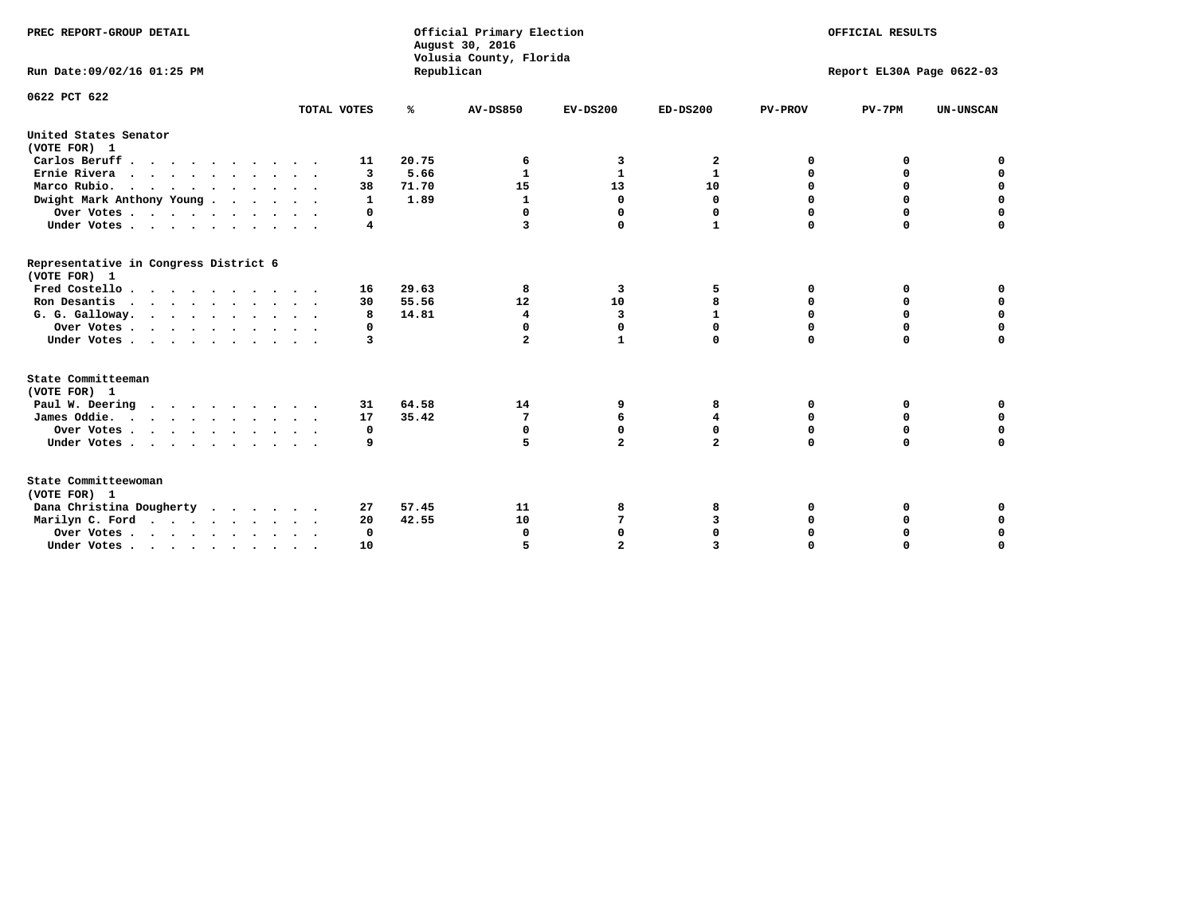PREC REPORT-GROUP DETAIL

Official Primary Election
August 30, 2016
Volusia County, Florida
Republican

OFFICIAL RESULTS

Run Date:09/02/16 01:25 PM

Report EL30A Page 0622-03

0622 PCT 622

| | TOTAL VOTES | % | AV-DS850 | EV-DS200 | ED-DS200 | PV-PROV | PV-7PM | UN-UNSCAN |
|---|---|---|---|---|---|---|---|---|
| **United States Senator** | | | | | | | | |
| **(VOTE FOR) 1** | | | | | | | | |
| Carlos Beruff | 11 | 20.75 | 6 | 3 | 2 | 0 | 0 | 0 |
| Ernie Rivera | 3 | 5.66 | 1 | 1 | 1 | 0 | 0 | 0 |
| Marco Rubio. | 38 | 71.70 | 15 | 13 | 10 | 0 | 0 | 0 |
| Dwight Mark Anthony Young | 1 | 1.89 | 1 | 0 | 0 | 0 | 0 | 0 |
| Over Votes | 0 | | 0 | 0 | 0 | 0 | 0 | 0 |
| Under Votes | 4 | | 3 | 0 | 1 | 0 | 0 | 0 |
| **Representative in Congress District 6** | | | | | | | | |
| **(VOTE FOR) 1** | | | | | | | | |
| Fred Costello | 16 | 29.63 | 8 | 3 | 5 | 0 | 0 | 0 |
| Ron Desantis | 30 | 55.56 | 12 | 10 | 8 | 0 | 0 | 0 |
| G. G. Galloway. | 8 | 14.81 | 4 | 3 | 1 | 0 | 0 | 0 |
| Over Votes | 0 | | 0 | 0 | 0 | 0 | 0 | 0 |
| Under Votes | 3 | | 2 | 1 | 0 | 0 | 0 | 0 |
| **State Committeeman** | | | | | | | | |
| **(VOTE FOR) 1** | | | | | | | | |
| Paul W. Deering | 31 | 64.58 | 14 | 9 | 8 | 0 | 0 | 0 |
| James Oddie. | 17 | 35.42 | 7 | 6 | 4 | 0 | 0 | 0 |
| Over Votes | 0 | | 0 | 0 | 0 | 0 | 0 | 0 |
| Under Votes | 9 | | 5 | 2 | 2 | 0 | 0 | 0 |
| **State Committeewoman** | | | | | | | | |
| **(VOTE FOR) 1** | | | | | | | | |
| Dana Christina Dougherty | 27 | 57.45 | 11 | 8 | 8 | 0 | 0 | 0 |
| Marilyn C. Ford | 20 | 42.55 | 10 | 7 | 3 | 0 | 0 | 0 |
| Over Votes | 0 | | 0 | 0 | 0 | 0 | 0 | 0 |
| Under Votes | 10 | | 5 | 2 | 3 | 0 | 0 | 0 |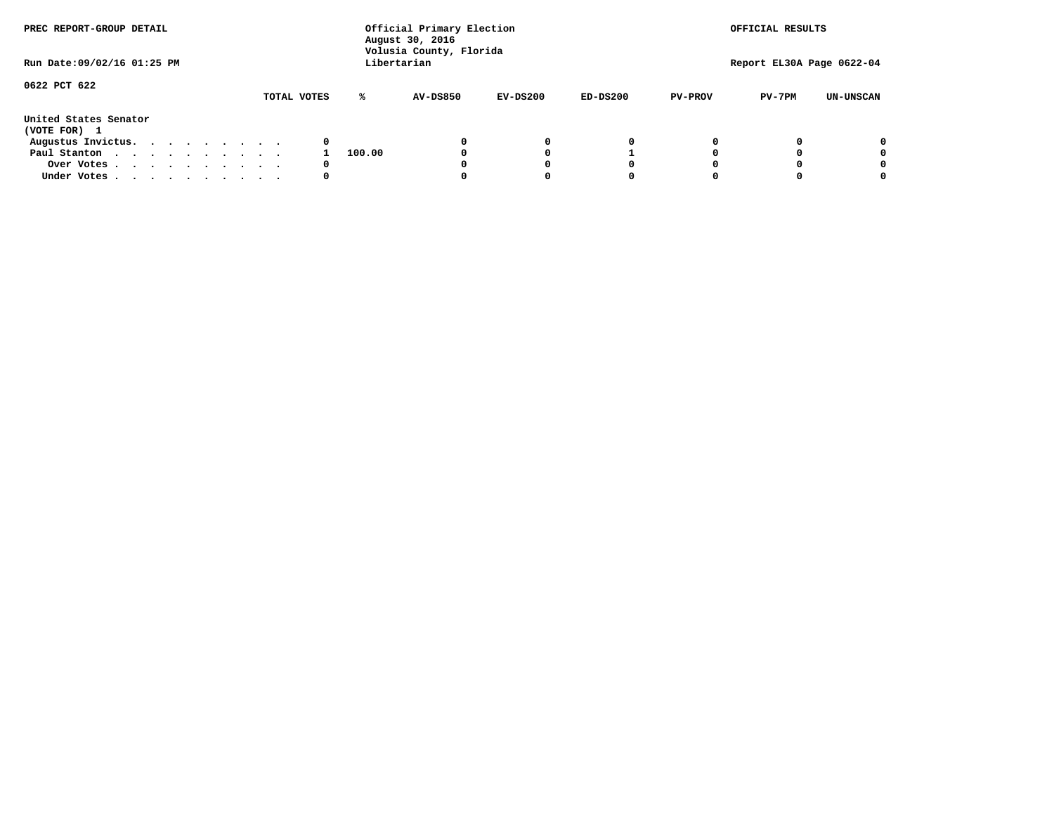PREC REPORT-GROUP DETAIL

Official Primary Election
August 30, 2016
Volusia County, Florida
Libertarian

OFFICIAL RESULTS

Run Date:09/02/16 01:25 PM

Report EL30A Page 0622-04

0622 PCT 622

| United States Senator (VOTE FOR) 1 | TOTAL VOTES | % | AV-DS850 | EV-DS200 | ED-DS200 | PV-PROV | PV-7PM | UN-UNSCAN |
|---|---|---|---|---|---|---|---|---|
| Augustus Invictus. . . . . . . . . . | 0 | | 0 | 0 | 0 | 0 | 0 | 0 |
| Paul Stanton . . . . . . . . . . . | 1 | 100.00 | 0 | 0 | 1 | 0 | 0 | 0 |
| Over Votes . . . . . . . . . . . | 0 | | 0 | 0 | 0 | 0 | 0 | 0 |
| Under Votes . . . . . . . . . . . | 0 | | 0 | 0 | 0 | 0 | 0 | 0 |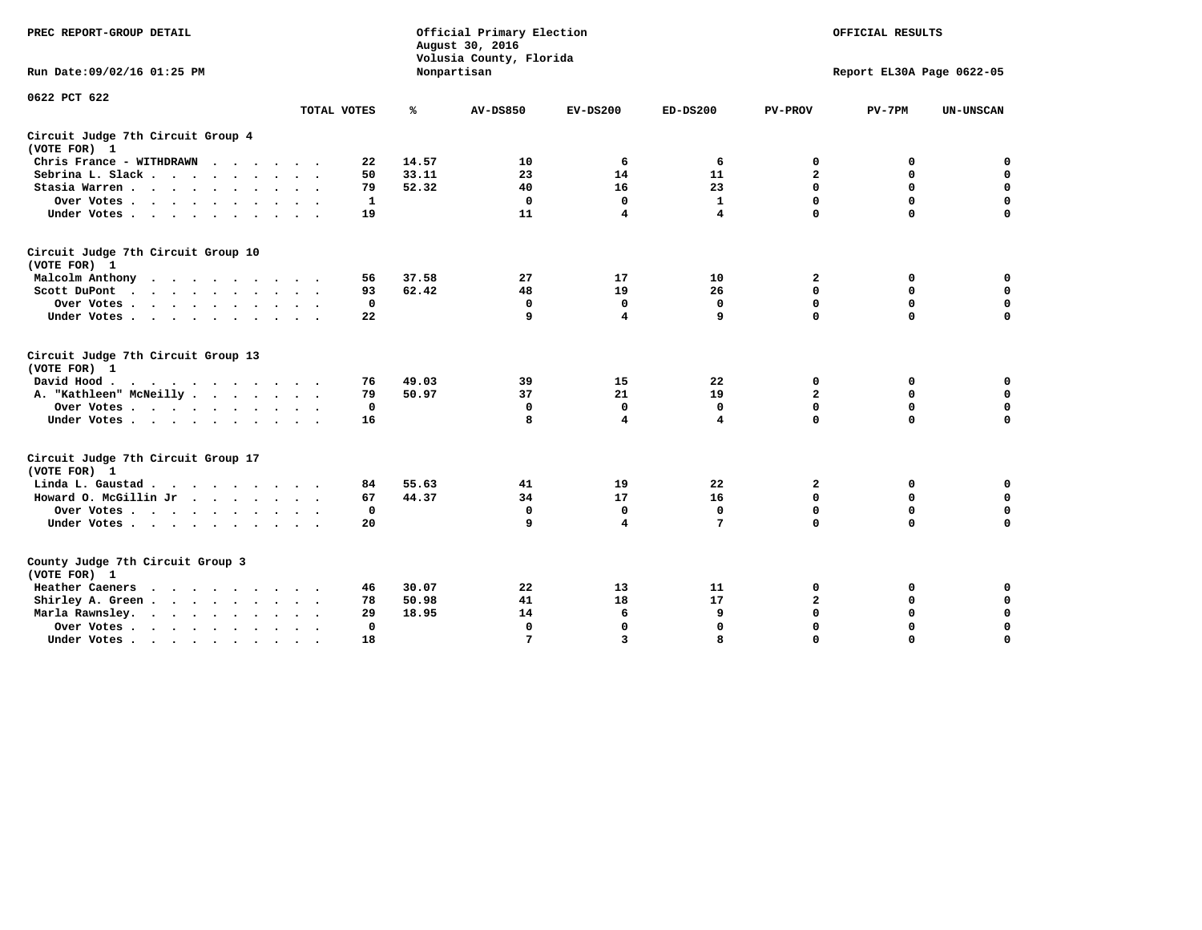PREC REPORT-GROUP DETAIL

Official Primary Election
August 30, 2016
Volusia County, Florida
Nonpartisan

OFFICIAL RESULTS

Run Date:09/02/16 01:25 PM

Report EL30A Page 0622-05

0622 PCT 622

| | TOTAL VOTES | % | AV-DS850 | EV-DS200 | ED-DS200 | PV-PROV | PV-7PM | UN-UNSCAN |
|---|---|---|---|---|---|---|---|---|
| **Circuit Judge 7th Circuit Group 4 (VOTE FOR) 1** | | | | | | | | |
| Chris France - WITHDRAWN | 22 | 14.57 | 10 | 6 | 6 | 0 | 0 | 0 |
| Sebrina L. Slack | 50 | 33.11 | 23 | 14 | 11 | 2 | 0 | 0 |
| Stasia Warren | 79 | 52.32 | 40 | 16 | 23 | 0 | 0 | 0 |
| Over Votes | 1 | | 0 | 0 | 1 | 0 | 0 | 0 |
| Under Votes | 19 | | 11 | 4 | 4 | 0 | 0 | 0 |
| **Circuit Judge 7th Circuit Group 10 (VOTE FOR) 1** | | | | | | | | |
| Malcolm Anthony | 56 | 37.58 | 27 | 17 | 10 | 2 | 0 | 0 |
| Scott DuPont | 93 | 62.42 | 48 | 19 | 26 | 0 | 0 | 0 |
| Over Votes | 0 | | 0 | 0 | 0 | 0 | 0 | 0 |
| Under Votes | 22 | | 9 | 4 | 9 | 0 | 0 | 0 |
| **Circuit Judge 7th Circuit Group 13 (VOTE FOR) 1** | | | | | | | | |
| David Hood | 76 | 49.03 | 39 | 15 | 22 | 0 | 0 | 0 |
| A. "Kathleen" McNeilly | 79 | 50.97 | 37 | 21 | 19 | 2 | 0 | 0 |
| Over Votes | 0 | | 0 | 0 | 0 | 0 | 0 | 0 |
| Under Votes | 16 | | 8 | 4 | 4 | 0 | 0 | 0 |
| **Circuit Judge 7th Circuit Group 17 (VOTE FOR) 1** | | | | | | | | |
| Linda L. Gaustad | 84 | 55.63 | 41 | 19 | 22 | 2 | 0 | 0 |
| Howard O. McGillin Jr | 67 | 44.37 | 34 | 17 | 16 | 0 | 0 | 0 |
| Over Votes | 0 | | 0 | 0 | 0 | 0 | 0 | 0 |
| Under Votes | 20 | | 9 | 4 | 7 | 0 | 0 | 0 |
| **County Judge 7th Circuit Group 3 (VOTE FOR) 1** | | | | | | | | |
| Heather Caeners | 46 | 30.07 | 22 | 13 | 11 | 0 | 0 | 0 |
| Shirley A. Green | 78 | 50.98 | 41 | 18 | 17 | 2 | 0 | 0 |
| Marla Rawnsley | 29 | 18.95 | 14 | 6 | 9 | 0 | 0 | 0 |
| Over Votes | 0 | | 0 | 0 | 0 | 0 | 0 | 0 |
| Under Votes | 18 | | 7 | 3 | 8 | 0 | 0 | 0 |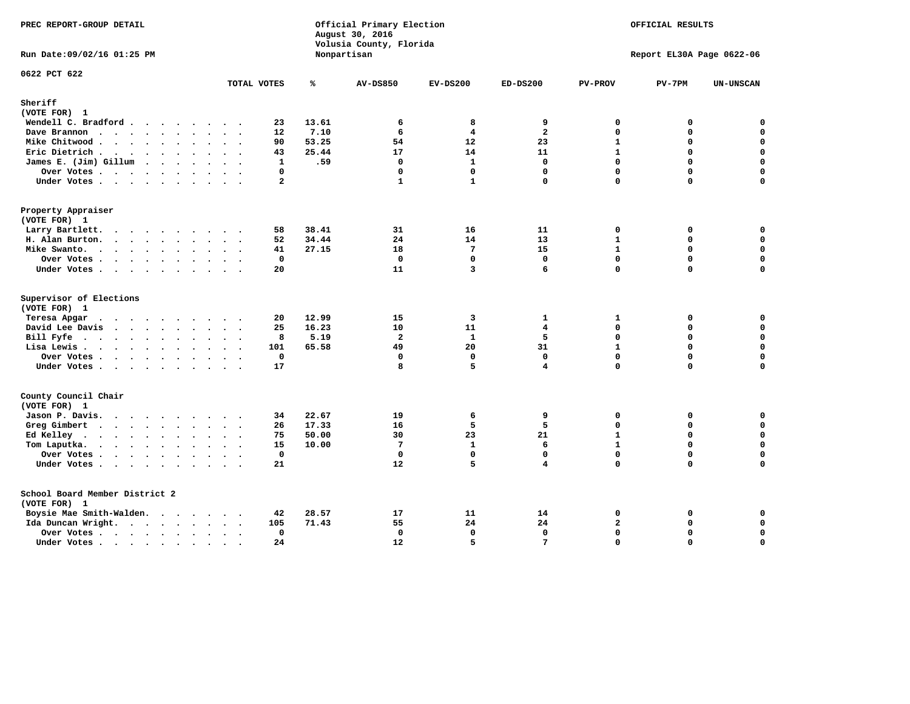PREC REPORT-GROUP DETAIL

Official Primary Election
August 30, 2016
Volusia County, Florida
Nonpartisan

OFFICIAL RESULTS

Run Date:09/02/16 01:25 PM

Report EL30A Page 0622-06

0622 PCT 622

| | TOTAL VOTES | % | AV-DS850 | EV-DS200 | ED-DS200 | PV-PROV | PV-7PM | UN-UNSCAN |
|---|---|---|---|---|---|---|---|---|
| **Sheriff** | | | | | | | | |
| (VOTE FOR) 1 | | | | | | | | |
| Wendell C. Bradford | 23 | 13.61 | 6 | 8 | 9 | 0 | 0 | 0 |
| Dave Brannon | 12 | 7.10 | 6 | 4 | 2 | 0 | 0 | 0 |
| Mike Chitwood | 90 | 53.25 | 54 | 12 | 23 | 1 | 0 | 0 |
| Eric Dietrich | 43 | 25.44 | 17 | 14 | 11 | 1 | 0 | 0 |
| James E. (Jim) Gillum | 1 | .59 | 0 | 1 | 0 | 0 | 0 | 0 |
| Over Votes | 0 | | 0 | 0 | 0 | 0 | 0 | 0 |
| Under Votes | 2 | | 1 | 1 | 0 | 0 | 0 | 0 |
| **Property Appraiser** | | | | | | | | |
| (VOTE FOR) 1 | | | | | | | | |
| Larry Bartlett | 58 | 38.41 | 31 | 16 | 11 | 0 | 0 | 0 |
| H. Alan Burton | 52 | 34.44 | 24 | 14 | 13 | 1 | 0 | 0 |
| Mike Swanto | 41 | 27.15 | 18 | 7 | 15 | 1 | 0 | 0 |
| Over Votes | 0 | | 0 | 0 | 0 | 0 | 0 | 0 |
| Under Votes | 20 | | 11 | 3 | 6 | 0 | 0 | 0 |
| **Supervisor of Elections** | | | | | | | | |
| (VOTE FOR) 1 | | | | | | | | |
| Teresa Apgar | 20 | 12.99 | 15 | 3 | 1 | 1 | 0 | 0 |
| David Lee Davis | 25 | 16.23 | 10 | 11 | 4 | 0 | 0 | 0 |
| Bill Fyfe | 8 | 5.19 | 2 | 1 | 5 | 0 | 0 | 0 |
| Lisa Lewis | 101 | 65.58 | 49 | 20 | 31 | 1 | 0 | 0 |
| Over Votes | 0 | | 0 | 0 | 0 | 0 | 0 | 0 |
| Under Votes | 17 | | 8 | 5 | 4 | 0 | 0 | 0 |
| **County Council Chair** | | | | | | | | |
| (VOTE FOR) 1 | | | | | | | | |
| Jason P. Davis | 34 | 22.67 | 19 | 6 | 9 | 0 | 0 | 0 |
| Greg Gimbert | 26 | 17.33 | 16 | 5 | 5 | 0 | 0 | 0 |
| Ed Kelley | 75 | 50.00 | 30 | 23 | 21 | 1 | 0 | 0 |
| Tom Laputka | 15 | 10.00 | 7 | 1 | 6 | 1 | 0 | 0 |
| Over Votes | 0 | | 0 | 0 | 0 | 0 | 0 | 0 |
| Under Votes | 21 | | 12 | 5 | 4 | 0 | 0 | 0 |
| **School Board Member District 2** | | | | | | | | |
| (VOTE FOR) 1 | | | | | | | | |
| Boysie Mae Smith-Walden | 42 | 28.57 | 17 | 11 | 14 | 0 | 0 | 0 |
| Ida Duncan Wright | 105 | 71.43 | 55 | 24 | 24 | 2 | 0 | 0 |
| Over Votes | 0 | | 0 | 0 | 0 | 0 | 0 | 0 |
| Under Votes | 24 | | 12 | 5 | 7 | 0 | 0 | 0 |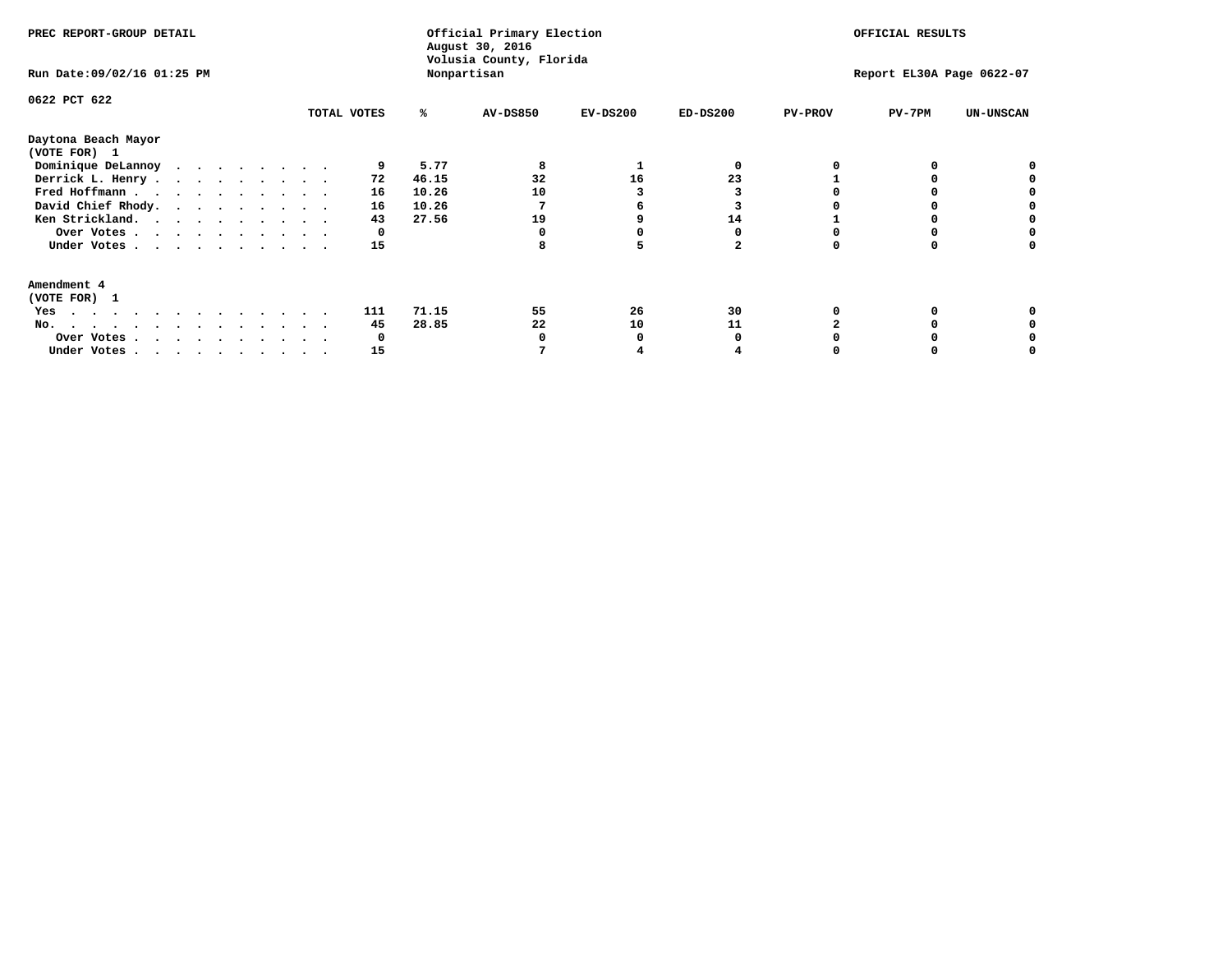PREC REPORT-GROUP DETAIL

Official Primary Election
August 30, 2016
Volusia County, Florida
Nonpartisan

OFFICIAL RESULTS

Run Date:09/02/16 01:25 PM

Report EL30A Page 0622-07

0622 PCT 622

| | TOTAL VOTES | % | AV-DS850 | EV-DS200 | ED-DS200 | PV-PROV | PV-7PM | UN-UNSCAN |
|---|---|---|---|---|---|---|---|---|
| **Daytona Beach Mayor** | | | | | | | | |
| **(VOTE FOR) 1** | | | | | | | | |
| Dominique DeLannoy | 9 | 5.77 | 8 | 1 | 0 | 0 | 0 | 0 |
| Derrick L. Henry | 72 | 46.15 | 32 | 16 | 23 | 1 | 0 | 0 |
| Fred Hoffmann | 16 | 10.26 | 10 | 3 | 3 | 0 | 0 | 0 |
| David Chief Rhody | 16 | 10.26 | 7 | 6 | 3 | 0 | 0 | 0 |
| Ken Strickland | 43 | 27.56 | 19 | 9 | 14 | 1 | 0 | 0 |
| Over Votes | 0 | | 0 | 0 | 0 | 0 | 0 | 0 |
| Under Votes | 15 | | 8 | 5 | 2 | 0 | 0 | 0 |
| **Amendment 4** | | | | | | | | |
| **(VOTE FOR) 1** | | | | | | | | |
| Yes | 111 | 71.15 | 55 | 26 | 30 | 0 | 0 | 0 |
| No | 45 | 28.85 | 22 | 10 | 11 | 2 | 0 | 0 |
| Over Votes | 0 | | 0 | 0 | 0 | 0 | 0 | 0 |
| Under Votes | 15 | | 7 | 4 | 4 | 0 | 0 | 0 |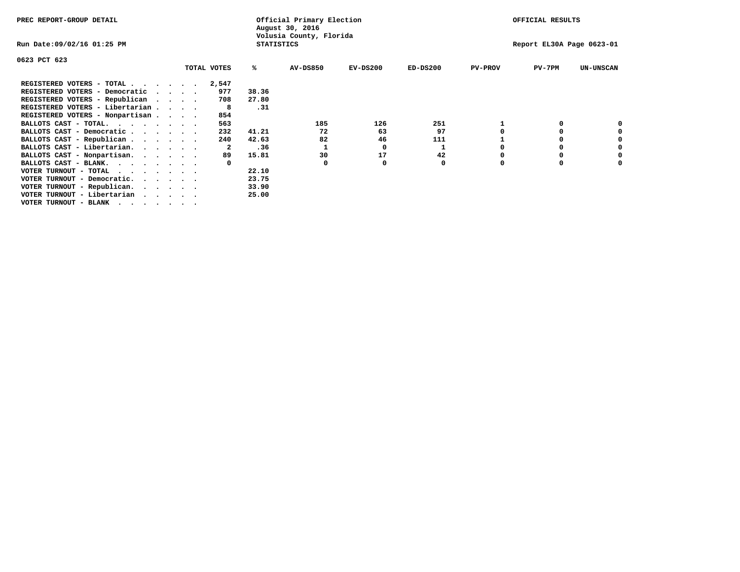PREC REPORT-GROUP DETAIL

Official Primary Election
August 30, 2016
Volusia County, Florida
STATISTICS

OFFICIAL RESULTS

Run Date:09/02/16 01:25 PM

Report EL30A Page 0623-01

0623 PCT 623

| | TOTAL VOTES | % | AV-DS850 | EV-DS200 | ED-DS200 | PV-PROV | PV-7PM | UN-UNSCAN |
|---|---|---|---|---|---|---|---|---|
| REGISTERED VOTERS - TOTAL . . . . . . | 2,547 | | | | | | | |
| REGISTERED VOTERS - Democratic . . . . | 977 | 38.36 | | | | | | |
| REGISTERED VOTERS - Republican . . . . | 708 | 27.80 | | | | | | |
| REGISTERED VOTERS - Libertarian . . . . | 8 | .31 | | | | | | |
| REGISTERED VOTERS - Nonpartisan . . . . | 854 | | | | | | | |
| BALLOTS CAST - TOTAL. . . . . . . . | 563 | | 185 | 126 | 251 | 1 | 0 | 0 |
| BALLOTS CAST - Democratic . . . . . . | 232 | 41.21 | 72 | 63 | 97 | 0 | 0 | 0 |
| BALLOTS CAST - Republican . . . . . . | 240 | 42.63 | 82 | 46 | 111 | 1 | 0 | 0 |
| BALLOTS CAST - Libertarian. . . . . . | 2 | .36 | 1 | 0 | 1 | 0 | 0 | 0 |
| BALLOTS CAST - Nonpartisan. . . . . . | 89 | 15.81 | 30 | 17 | 42 | 0 | 0 | 0 |
| BALLOTS CAST - BLANK. . . . . . . . | 0 | | 0 | 0 | 0 | 0 | 0 | 0 |
| VOTER TURNOUT - TOTAL . . . . . . . | | 22.10 | | | | | | |
| VOTER TURNOUT - Democratic. . . . . . | | 23.75 | | | | | | |
| VOTER TURNOUT - Republican. . . . . . | | 33.90 | | | | | | |
| VOTER TURNOUT - Libertarian . . . . . | | 25.00 | | | | | | |
| VOTER TURNOUT - BLANK . . . . . . . | | | | | | | | |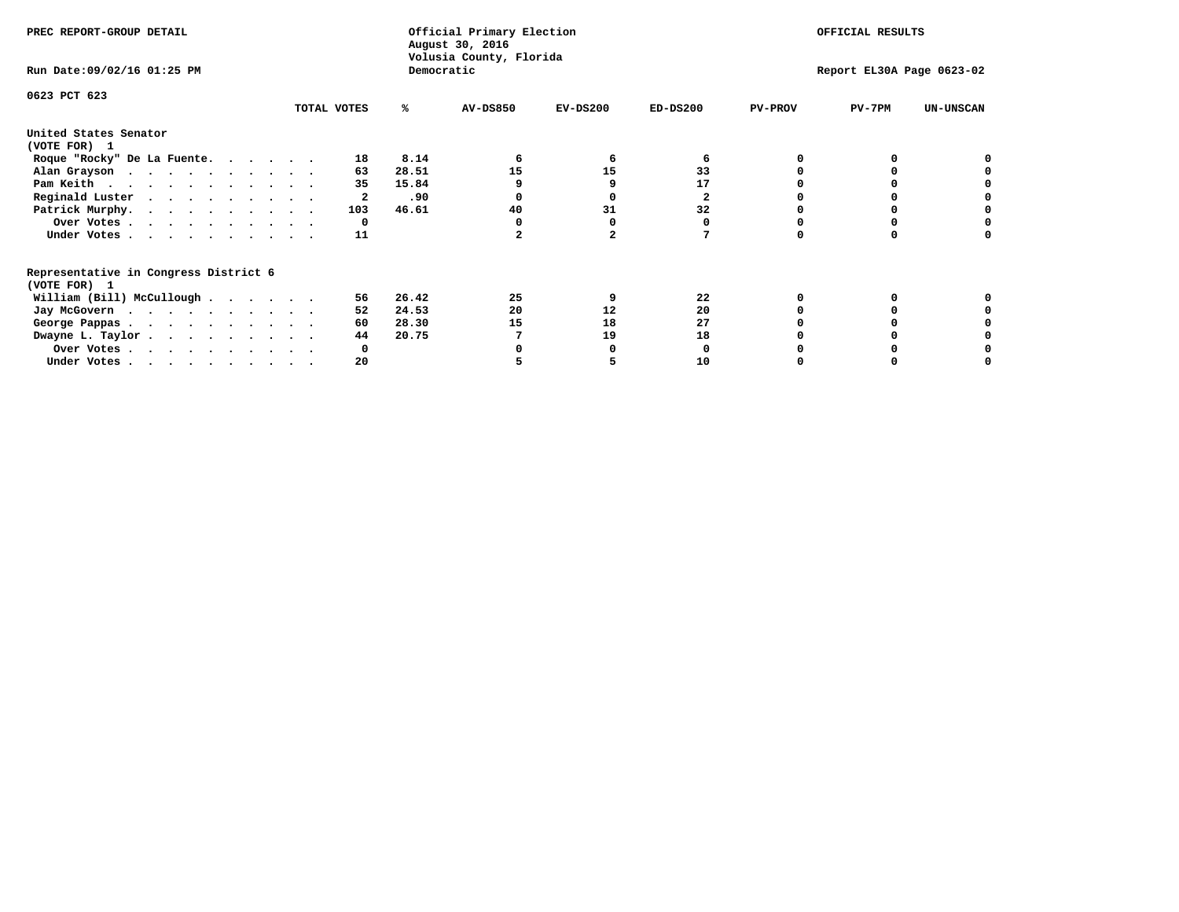PREC REPORT-GROUP DETAIL

Official Primary Election
August 30, 2016
Volusia County, Florida
Democratic

OFFICIAL RESULTS

Run Date:09/02/16 01:25 PM

Report EL30A Page 0623-02

0623 PCT 623

| | TOTAL VOTES | % | AV-DS850 | EV-DS200 | ED-DS200 | PV-PROV | PV-7PM | UN-UNSCAN |
|---|---|---|---|---|---|---|---|---|
| **United States Senator (VOTE FOR) 1** | | | | | | | | |
| Roque "Rocky" De La Fuente | 18 | 8.14 | 6 | 6 | 6 | 0 | 0 | 0 |
| Alan Grayson | 63 | 28.51 | 15 | 15 | 33 | 0 | 0 | 0 |
| Pam Keith | 35 | 15.84 | 9 | 9 | 17 | 0 | 0 | 0 |
| Reginald Luster | 2 | .90 | 0 | 0 | 2 | 0 | 0 | 0 |
| Patrick Murphy | 103 | 46.61 | 40 | 31 | 32 | 0 | 0 | 0 |
| Over Votes | 0 | | 0 | 0 | 0 | 0 | 0 | 0 |
| Under Votes | 11 | | 2 | 2 | 7 | 0 | 0 | 0 |
| **Representative in Congress District 6 (VOTE FOR) 1** | | | | | | | | |
| William (Bill) McCullough | 56 | 26.42 | 25 | 9 | 22 | 0 | 0 | 0 |
| Jay McGovern | 52 | 24.53 | 20 | 12 | 20 | 0 | 0 | 0 |
| George Pappas | 60 | 28.30 | 15 | 18 | 27 | 0 | 0 | 0 |
| Dwayne L. Taylor | 44 | 20.75 | 7 | 19 | 18 | 0 | 0 | 0 |
| Over Votes | 0 | | 0 | 0 | 0 | 0 | 0 | 0 |
| Under Votes | 20 | | 5 | 5 | 10 | 0 | 0 | 0 |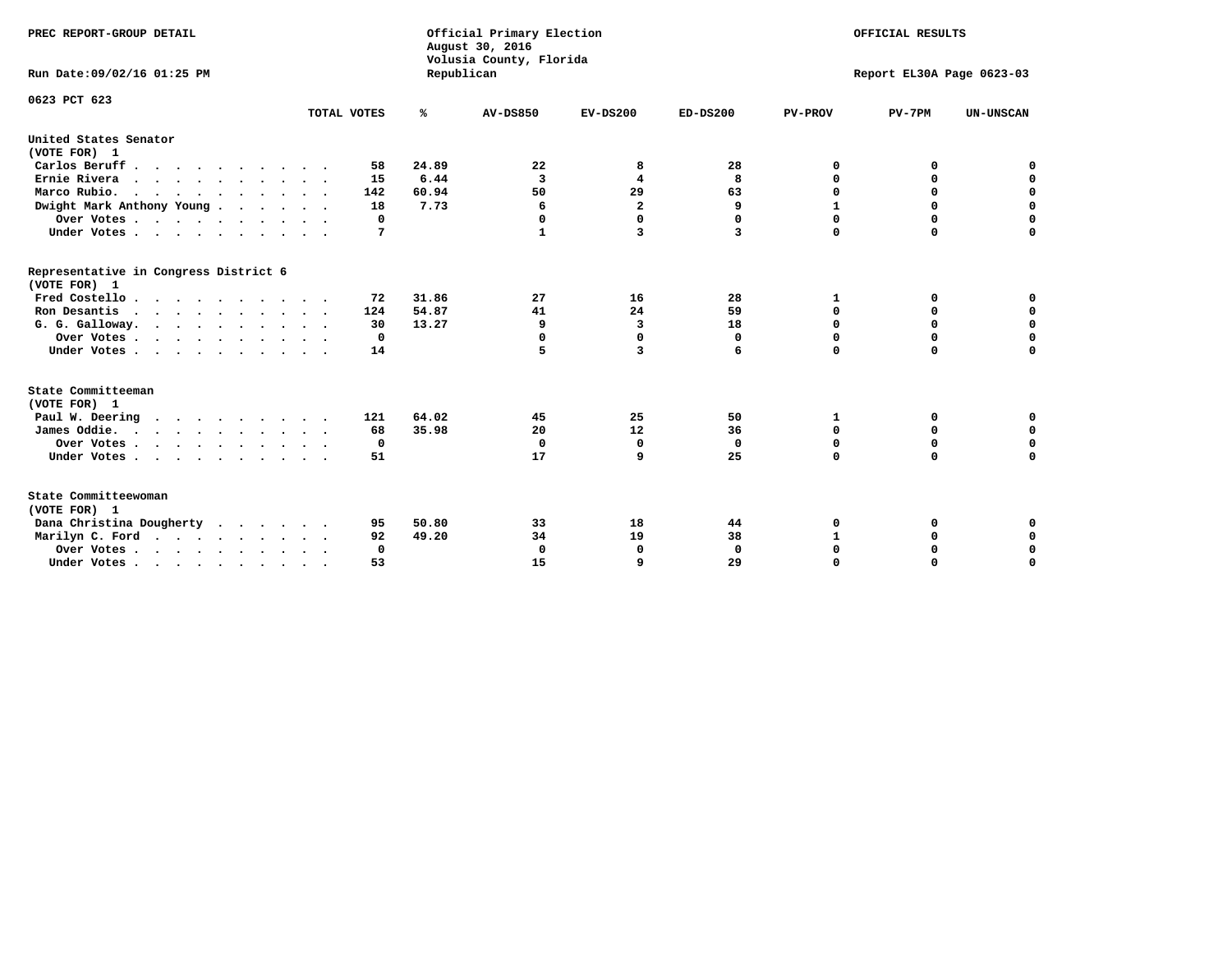PREC REPORT-GROUP DETAIL

Official Primary Election
August 30, 2016
Volusia County, Florida
Republican

OFFICIAL RESULTS

Run Date:09/02/16 01:25 PM

Report EL30A Page 0623-03

0623 PCT 623

| | TOTAL VOTES | % | AV-DS850 | EV-DS200 | ED-DS200 | PV-PROV | PV-7PM | UN-UNSCAN |
|---|---|---|---|---|---|---|---|---|
| **United States Senator** | | | | | | | | |
| **(VOTE FOR) 1** | | | | | | | | |
| Carlos Beruff | 58 | 24.89 | 22 | 8 | 28 | 0 | 0 | 0 |
| Ernie Rivera | 15 | 6.44 | 3 | 4 | 8 | 0 | 0 | 0 |
| Marco Rubio | 142 | 60.94 | 50 | 29 | 63 | 0 | 0 | 0 |
| Dwight Mark Anthony Young | 18 | 7.73 | 6 | 2 | 9 | 1 | 0 | 0 |
| Over Votes | 0 | | 0 | 0 | 0 | 0 | 0 | 0 |
| Under Votes | 7 | | 1 | 3 | 3 | 0 | 0 | 0 |
| **Representative in Congress District 6** | | | | | | | | |
| **(VOTE FOR) 1** | | | | | | | | |
| Fred Costello | 72 | 31.86 | 27 | 16 | 28 | 1 | 0 | 0 |
| Ron Desantis | 124 | 54.87 | 41 | 24 | 59 | 0 | 0 | 0 |
| G. G. Galloway | 30 | 13.27 | 9 | 3 | 18 | 0 | 0 | 0 |
| Over Votes | 0 | | 0 | 0 | 0 | 0 | 0 | 0 |
| Under Votes | 14 | | 5 | 3 | 6 | 0 | 0 | 0 |
| **State Committeeman** | | | | | | | | |
| **(VOTE FOR) 1** | | | | | | | | |
| Paul W. Deering | 121 | 64.02 | 45 | 25 | 50 | 1 | 0 | 0 |
| James Oddie | 68 | 35.98 | 20 | 12 | 36 | 0 | 0 | 0 |
| Over Votes | 0 | | 0 | 0 | 0 | 0 | 0 | 0 |
| Under Votes | 51 | | 17 | 9 | 25 | 0 | 0 | 0 |
| **State Committeewoman** | | | | | | | | |
| **(VOTE FOR) 1** | | | | | | | | |
| Dana Christina Dougherty | 95 | 50.80 | 33 | 18 | 44 | 0 | 0 | 0 |
| Marilyn C. Ford | 92 | 49.20 | 34 | 19 | 38 | 1 | 0 | 0 |
| Over Votes | 0 | | 0 | 0 | 0 | 0 | 0 | 0 |
| Under Votes | 53 | | 15 | 9 | 29 | 0 | 0 | 0 |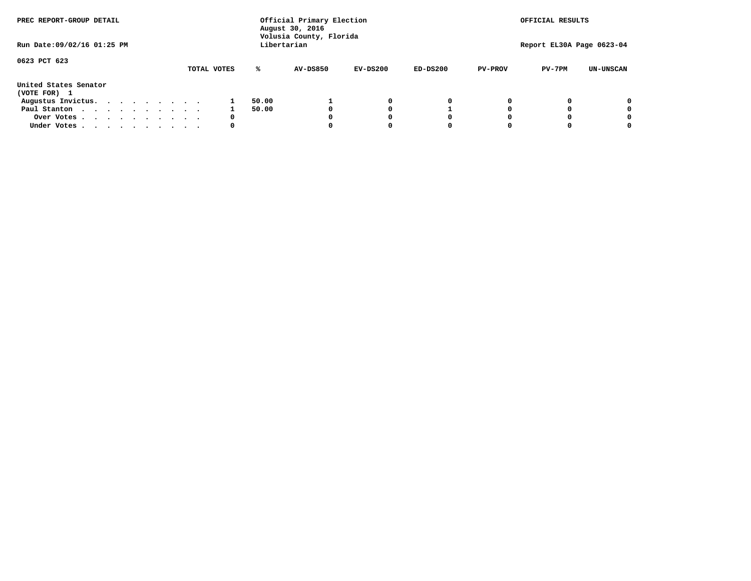PREC REPORT-GROUP DETAIL

Official Primary Election
August 30, 2016
Volusia County, Florida
Libertarian

OFFICIAL RESULTS

Run Date:09/02/16 01:25 PM

Report EL30A Page 0623-04

0623 PCT 623

| | TOTAL VOTES | % | AV-DS850 | EV-DS200 | ED-DS200 | PV-PROV | PV-7PM | UN-UNSCAN |
|---|---|---|---|---|---|---|---|---|
| **United States Senator (VOTE FOR) 1** | | | | | | | | |
| Augustus Invictus. . . . . . . . . . | 1 | 50.00 | 1 | 0 | 0 | 0 | 0 | 0 |
| Paul Stanton . . . . . . . . . . . | 1 | 50.00 | 0 | 0 | 1 | 0 | 0 | 0 |
| Over Votes . . . . . . . . . . . | 0 | | 0 | 0 | 0 | 0 | 0 | 0 |
| Under Votes . . . . . . . . . . . | 0 | | 0 | 0 | 0 | 0 | 0 | 0 |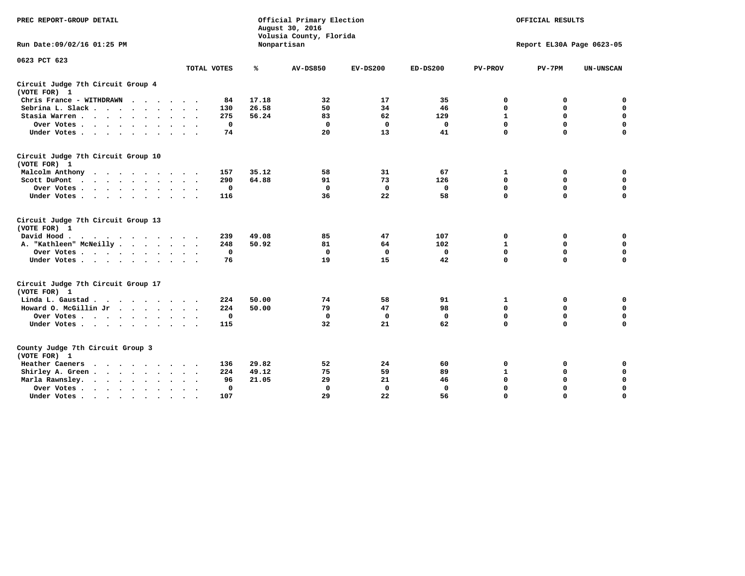PREC REPORT-GROUP DETAIL

Official Primary Election
August 30, 2016
Volusia County, Florida
Nonpartisan

OFFICIAL RESULTS

Run Date:09/02/16 01:25 PM

Report EL30A Page 0623-05

0623 PCT 623

| | TOTAL VOTES | % | AV-DS850 | EV-DS200 | ED-DS200 | PV-PROV | PV-7PM | UN-UNSCAN |
|---|---|---|---|---|---|---|---|---|
| **Circuit Judge 7th Circuit Group 4 (VOTE FOR) 1** | | | | | | | | |
| Chris France - WITHDRAWN | 84 | 17.18 | 32 | 17 | 35 | 0 | 0 | 0 |
| Sebrina L. Slack | 130 | 26.58 | 50 | 34 | 46 | 0 | 0 | 0 |
| Stasia Warren | 275 | 56.24 | 83 | 62 | 129 | 1 | 0 | 0 |
| Over Votes | 0 | | 0 | 0 | 0 | 0 | 0 | 0 |
| Under Votes | 74 | | 20 | 13 | 41 | 0 | 0 | 0 |
| **Circuit Judge 7th Circuit Group 10 (VOTE FOR) 1** | | | | | | | | |
| Malcolm Anthony | 157 | 35.12 | 58 | 31 | 67 | 1 | 0 | 0 |
| Scott DuPont | 290 | 64.88 | 91 | 73 | 126 | 0 | 0 | 0 |
| Over Votes | 0 | | 0 | 0 | 0 | 0 | 0 | 0 |
| Under Votes | 116 | | 36 | 22 | 58 | 0 | 0 | 0 |
| **Circuit Judge 7th Circuit Group 13 (VOTE FOR) 1** | | | | | | | | |
| David Hood | 239 | 49.08 | 85 | 47 | 107 | 0 | 0 | 0 |
| A. "Kathleen" McNeilly | 248 | 50.92 | 81 | 64 | 102 | 1 | 0 | 0 |
| Over Votes | 0 | | 0 | 0 | 0 | 0 | 0 | 0 |
| Under Votes | 76 | | 19 | 15 | 42 | 0 | 0 | 0 |
| **Circuit Judge 7th Circuit Group 17 (VOTE FOR) 1** | | | | | | | | |
| Linda L. Gaustad | 224 | 50.00 | 74 | 58 | 91 | 1 | 0 | 0 |
| Howard O. McGillin Jr | 224 | 50.00 | 79 | 47 | 98 | 0 | 0 | 0 |
| Over Votes | 0 | | 0 | 0 | 0 | 0 | 0 | 0 |
| Under Votes | 115 | | 32 | 21 | 62 | 0 | 0 | 0 |
| **County Judge 7th Circuit Group 3 (VOTE FOR) 1** | | | | | | | | |
| Heather Caeners | 136 | 29.82 | 52 | 24 | 60 | 0 | 0 | 0 |
| Shirley A. Green | 224 | 49.12 | 75 | 59 | 89 | 1 | 0 | 0 |
| Marla Rawnsley | 96 | 21.05 | 29 | 21 | 46 | 0 | 0 | 0 |
| Over Votes | 0 | | 0 | 0 | 0 | 0 | 0 | 0 |
| Under Votes | 107 | | 29 | 22 | 56 | 0 | 0 | 0 |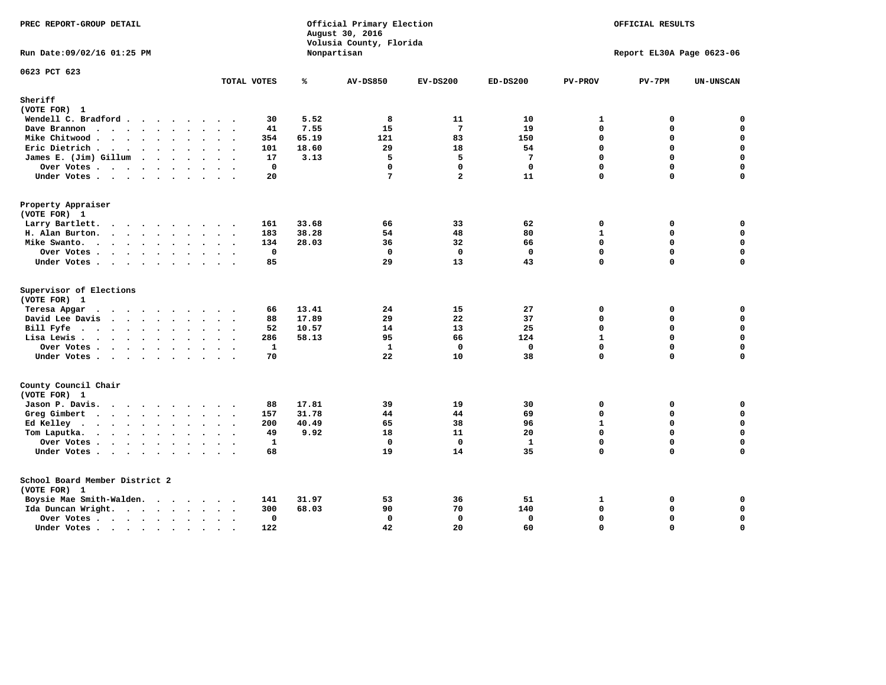PREC REPORT-GROUP DETAIL

Official Primary Election
August 30, 2016
Volusia County, Florida
Nonpartisan

OFFICIAL RESULTS

Run Date:09/02/16 01:25 PM

Report EL30A Page 0623-06

0623 PCT 623

| | TOTAL VOTES | % | AV-DS850 | EV-DS200 | ED-DS200 | PV-PROV | PV-7PM | UN-UNSCAN |
|---|---|---|---|---|---|---|---|---|
| **Sheriff** | | | | | | | | |
| (VOTE FOR) 1 | | | | | | | | |
| Wendell C. Bradford | 30 | 5.52 | 8 | 11 | 10 | 1 | 0 | 0 |
| Dave Brannon | 41 | 7.55 | 15 | 7 | 19 | 0 | 0 | 0 |
| Mike Chitwood | 354 | 65.19 | 121 | 83 | 150 | 0 | 0 | 0 |
| Eric Dietrich | 101 | 18.60 | 29 | 18 | 54 | 0 | 0 | 0 |
| James E. (Jim) Gillum | 17 | 3.13 | 5 | 5 | 7 | 0 | 0 | 0 |
| Over Votes | 0 | | 0 | 0 | 0 | 0 | 0 | 0 |
| Under Votes | 20 | | 7 | 2 | 11 | 0 | 0 | 0 |
| **Property Appraiser** | | | | | | | | |
| (VOTE FOR) 1 | | | | | | | | |
| Larry Bartlett | 161 | 33.68 | 66 | 33 | 62 | 0 | 0 | 0 |
| H. Alan Burton | 183 | 38.28 | 54 | 48 | 80 | 1 | 0 | 0 |
| Mike Swanto | 134 | 28.03 | 36 | 32 | 66 | 0 | 0 | 0 |
| Over Votes | 0 | | 0 | 0 | 0 | 0 | 0 | 0 |
| Under Votes | 85 | | 29 | 13 | 43 | 0 | 0 | 0 |
| **Supervisor of Elections** | | | | | | | | |
| (VOTE FOR) 1 | | | | | | | | |
| Teresa Apgar | 66 | 13.41 | 24 | 15 | 27 | 0 | 0 | 0 |
| David Lee Davis | 88 | 17.89 | 29 | 22 | 37 | 0 | 0 | 0 |
| Bill Fyfe | 52 | 10.57 | 14 | 13 | 25 | 0 | 0 | 0 |
| Lisa Lewis | 286 | 58.13 | 95 | 66 | 124 | 1 | 0 | 0 |
| Over Votes | 1 | | 1 | 0 | 0 | 0 | 0 | 0 |
| Under Votes | 70 | | 22 | 10 | 38 | 0 | 0 | 0 |
| **County Council Chair** | | | | | | | | |
| (VOTE FOR) 1 | | | | | | | | |
| Jason P. Davis | 88 | 17.81 | 39 | 19 | 30 | 0 | 0 | 0 |
| Greg Gimbert | 157 | 31.78 | 44 | 44 | 69 | 0 | 0 | 0 |
| Ed Kelley | 200 | 40.49 | 65 | 38 | 96 | 1 | 0 | 0 |
| Tom Laputka | 49 | 9.92 | 18 | 11 | 20 | 0 | 0 | 0 |
| Over Votes | 1 | | 0 | 0 | 1 | 0 | 0 | 0 |
| Under Votes | 68 | | 19 | 14 | 35 | 0 | 0 | 0 |
| **School Board Member District 2** | | | | | | | | |
| (VOTE FOR) 1 | | | | | | | | |
| Boysie Mae Smith-Walden | 141 | 31.97 | 53 | 36 | 51 | 1 | 0 | 0 |
| Ida Duncan Wright | 300 | 68.03 | 90 | 70 | 140 | 0 | 0 | 0 |
| Over Votes | 0 | | 0 | 0 | 0 | 0 | 0 | 0 |
| Under Votes | 122 | | 42 | 20 | 60 | 0 | 0 | 0 |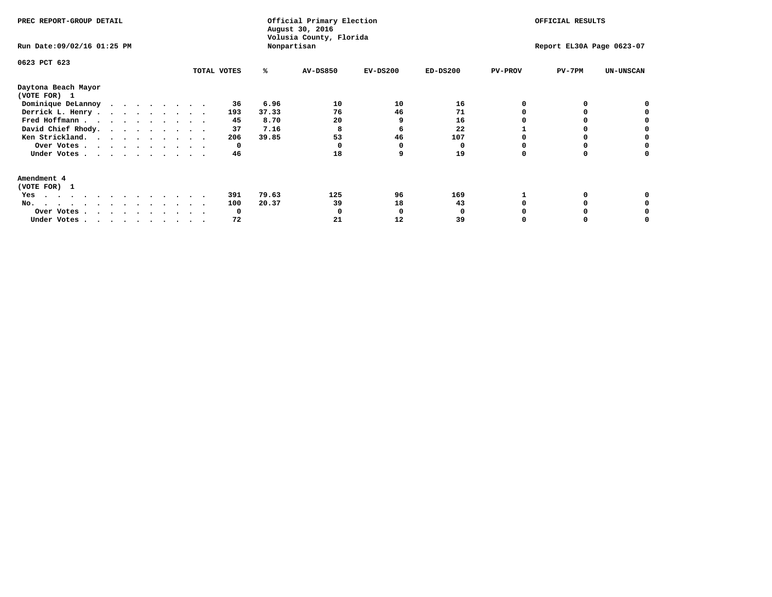PREC REPORT-GROUP DETAIL

Official Primary Election
August 30, 2016
Volusia County, Florida
Nonpartisan

OFFICIAL RESULTS

Run Date:09/02/16 01:25 PM

Report EL30A Page 0623-07

0623 PCT 623

| | TOTAL VOTES | % | AV-DS850 | EV-DS200 | ED-DS200 | PV-PROV | PV-7PM | UN-UNSCAN |
|---|---|---|---|---|---|---|---|---|
| **Daytona Beach Mayor** | | | | | | | | |
| **(VOTE FOR) 1** | | | | | | | | |
| Dominique DeLannoy | 36 | 6.96 | 10 | 10 | 16 | 0 | 0 | 0 |
| Derrick L. Henry | 193 | 37.33 | 76 | 46 | 71 | 0 | 0 | 0 |
| Fred Hoffmann | 45 | 8.70 | 20 | 9 | 16 | 0 | 0 | 0 |
| David Chief Rhody | 37 | 7.16 | 8 | 6 | 22 | 1 | 0 | 0 |
| Ken Strickland | 206 | 39.85 | 53 | 46 | 107 | 0 | 0 | 0 |
| Over Votes | 0 | | 0 | 0 | 0 | 0 | 0 | 0 |
| Under Votes | 46 | | 18 | 9 | 19 | 0 | 0 | 0 |
| **Amendment 4** | | | | | | | | |
| **(VOTE FOR) 1** | | | | | | | | |
| Yes | 391 | 79.63 | 125 | 96 | 169 | 1 | 0 | 0 |
| No | 100 | 20.37 | 39 | 18 | 43 | 0 | 0 | 0 |
| Over Votes | 0 | | 0 | 0 | 0 | 0 | 0 | 0 |
| Under Votes | 72 | | 21 | 12 | 39 | 0 | 0 | 0 |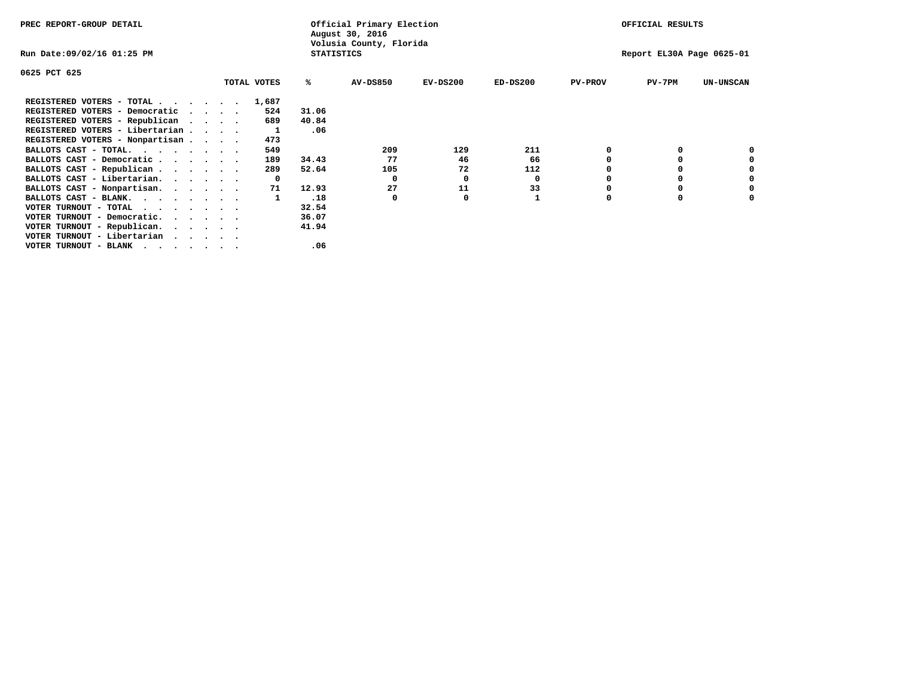PREC REPORT-GROUP DETAIL

Official Primary Election
August 30, 2016
Volusia County, Florida
STATISTICS

OFFICIAL RESULTS

Run Date:09/02/16 01:25 PM

Report EL30A Page 0625-01

0625 PCT 625

| | TOTAL VOTES | % | AV-DS850 | EV-DS200 | ED-DS200 | PV-PROV | PV-7PM | UN-UNSCAN |
|---|---|---|---|---|---|---|---|---|
| REGISTERED VOTERS - TOTAL . . . . . . | 1,687 | | | | | | | |
| REGISTERED VOTERS - Democratic . . . . | 524 | 31.06 | | | | | | |
| REGISTERED VOTERS - Republican . . . . | 689 | 40.84 | | | | | | |
| REGISTERED VOTERS - Libertarian . . . . | 1 | .06 | | | | | | |
| REGISTERED VOTERS - Nonpartisan . . . . | 473 | | | | | | | |
| BALLOTS CAST - TOTAL. . . . . . . . | 549 | | 209 | 129 | 211 | 0 | 0 | 0 |
| BALLOTS CAST - Democratic . . . . . . | 189 | 34.43 | 77 | 46 | 66 | 0 | 0 | 0 |
| BALLOTS CAST - Republican . . . . . . | 289 | 52.64 | 105 | 72 | 112 | 0 | 0 | 0 |
| BALLOTS CAST - Libertarian. . . . . . | 0 | | 0 | 0 | 0 | 0 | 0 | 0 |
| BALLOTS CAST - Nonpartisan. . . . . . | 71 | 12.93 | 27 | 11 | 33 | 0 | 0 | 0 |
| BALLOTS CAST - BLANK. . . . . . . . | 1 | .18 | 0 | 0 | 1 | 0 | 0 | 0 |
| VOTER TURNOUT - TOTAL . . . . . . . | | 32.54 | | | | | | |
| VOTER TURNOUT - Democratic. . . . . . | | 36.07 | | | | | | |
| VOTER TURNOUT - Republican. . . . . . | | 41.94 | | | | | | |
| VOTER TURNOUT - Libertarian . . . . . | | | | | | | | |
| VOTER TURNOUT - BLANK . . . . . . . | | .06 | | | | | | |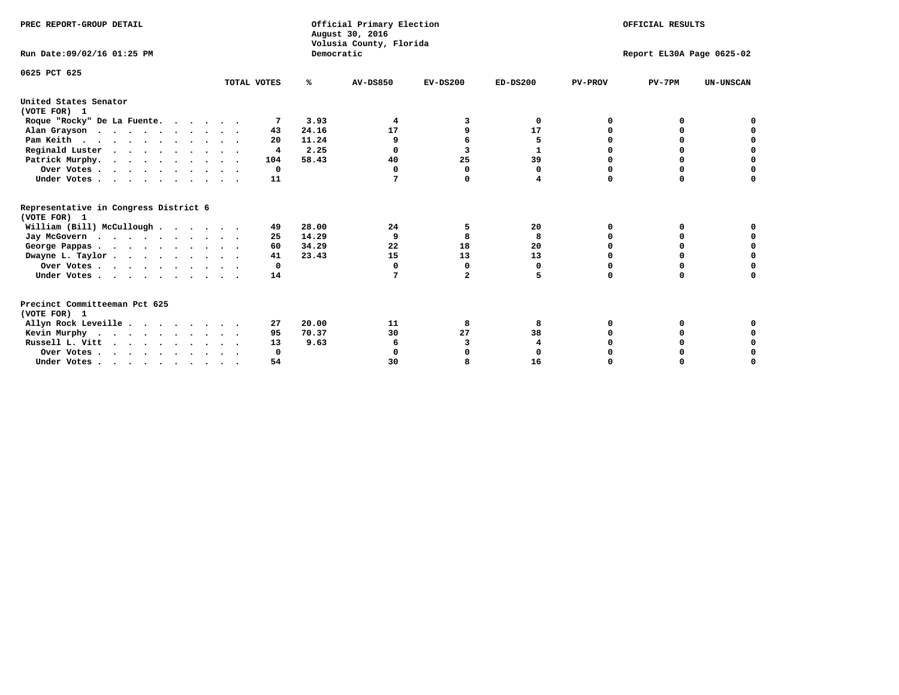PREC REPORT-GROUP DETAIL

Official Primary Election
August 30, 2016
Volusia County, Florida
Democratic

OFFICIAL RESULTS

Run Date:09/02/16 01:25 PM

Report EL30A Page 0625-02

0625 PCT 625

| | TOTAL VOTES | % | AV-DS850 | EV-DS200 | ED-DS200 | PV-PROV | PV-7PM | UN-UNSCAN |
|---|---|---|---|---|---|---|---|---|
| **United States Senator** | | | | | | | | |
| **(VOTE FOR) 1** | | | | | | | | |
| Roque "Rocky" De La Fuente. | 7 | 3.93 | 4 | 3 | 0 | 0 | 0 | 0 |
| Alan Grayson | 43 | 24.16 | 17 | 9 | 17 | 0 | 0 | 0 |
| Pam Keith | 20 | 11.24 | 9 | 6 | 5 | 0 | 0 | 0 |
| Reginald Luster | 4 | 2.25 | 0 | 3 | 1 | 0 | 0 | 0 |
| Patrick Murphy. | 104 | 58.43 | 40 | 25 | 39 | 0 | 0 | 0 |
| Over Votes | 0 | | 0 | 0 | 0 | 0 | 0 | 0 |
| Under Votes | 11 | | 7 | 0 | 4 | 0 | 0 | 0 |
| **Representative in Congress District 6** | | | | | | | | |
| **(VOTE FOR) 1** | | | | | | | | |
| William (Bill) McCullough | 49 | 28.00 | 24 | 5 | 20 | 0 | 0 | 0 |
| Jay McGovern | 25 | 14.29 | 9 | 8 | 8 | 0 | 0 | 0 |
| George Pappas | 60 | 34.29 | 22 | 18 | 20 | 0 | 0 | 0 |
| Dwayne L. Taylor | 41 | 23.43 | 15 | 13 | 13 | 0 | 0 | 0 |
| Over Votes | 0 | | 0 | 0 | 0 | 0 | 0 | 0 |
| Under Votes | 14 | | 7 | 2 | 5 | 0 | 0 | 0 |
| **Precinct Committeeman Pct 625** | | | | | | | | |
| **(VOTE FOR) 1** | | | | | | | | |
| Allyn Rock Leveille | 27 | 20.00 | 11 | 8 | 8 | 0 | 0 | 0 |
| Kevin Murphy | 95 | 70.37 | 30 | 27 | 38 | 0 | 0 | 0 |
| Russell L. Vitt | 13 | 9.63 | 6 | 3 | 4 | 0 | 0 | 0 |
| Over Votes | 0 | | 0 | 0 | 0 | 0 | 0 | 0 |
| Under Votes | 54 | | 30 | 8 | 16 | 0 | 0 | 0 |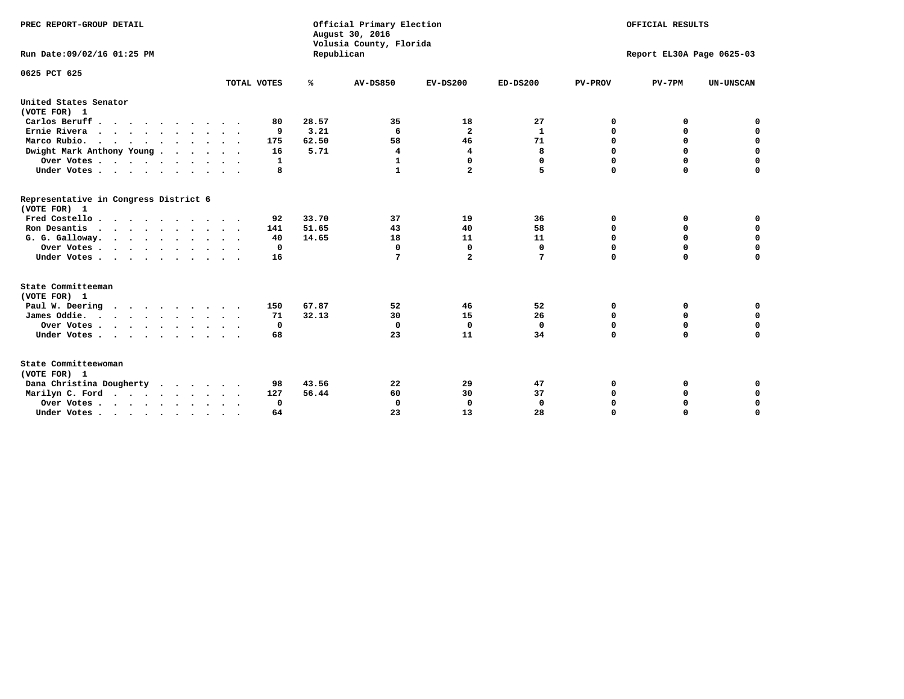PREC REPORT-GROUP DETAIL

Official Primary Election
August 30, 2016
Volusia County, Florida
Republican

OFFICIAL RESULTS

Run Date:09/02/16 01:25 PM

Report EL30A Page 0625-03

0625 PCT 625

| | TOTAL VOTES | % | AV-DS850 | EV-DS200 | ED-DS200 | PV-PROV | PV-7PM | UN-UNSCAN |
|---|---|---|---|---|---|---|---|---|
| **United States Senator** | | | | | | | | |
| **(VOTE FOR) 1** | | | | | | | | |
| Carlos Beruff | 80 | 28.57 | 35 | 18 | 27 | 0 | 0 | 0 |
| Ernie Rivera | 9 | 3.21 | 6 | 2 | 1 | 0 | 0 | 0 |
| Marco Rubio. | 175 | 62.50 | 58 | 46 | 71 | 0 | 0 | 0 |
| Dwight Mark Anthony Young | 16 | 5.71 | 4 | 4 | 8 | 0 | 0 | 0 |
| Over Votes | 1 | | 1 | 0 | 0 | 0 | 0 | 0 |
| Under Votes | 8 | | 1 | 2 | 5 | 0 | 0 | 0 |
| **Representative in Congress District 6** | | | | | | | | |
| **(VOTE FOR) 1** | | | | | | | | |
| Fred Costello | 92 | 33.70 | 37 | 19 | 36 | 0 | 0 | 0 |
| Ron Desantis | 141 | 51.65 | 43 | 40 | 58 | 0 | 0 | 0 |
| G. G. Galloway. | 40 | 14.65 | 18 | 11 | 11 | 0 | 0 | 0 |
| Over Votes | 0 | | 0 | 0 | 0 | 0 | 0 | 0 |
| Under Votes | 16 | | 7 | 2 | 7 | 0 | 0 | 0 |
| **State Committeeman** | | | | | | | | |
| **(VOTE FOR) 1** | | | | | | | | |
| Paul W. Deering | 150 | 67.87 | 52 | 46 | 52 | 0 | 0 | 0 |
| James Oddie. | 71 | 32.13 | 30 | 15 | 26 | 0 | 0 | 0 |
| Over Votes | 0 | | 0 | 0 | 0 | 0 | 0 | 0 |
| Under Votes | 68 | | 23 | 11 | 34 | 0 | 0 | 0 |
| **State Committeewoman** | | | | | | | | |
| **(VOTE FOR) 1** | | | | | | | | |
| Dana Christina Dougherty | 98 | 43.56 | 22 | 29 | 47 | 0 | 0 | 0 |
| Marilyn C. Ford | 127 | 56.44 | 60 | 30 | 37 | 0 | 0 | 0 |
| Over Votes | 0 | | 0 | 0 | 0 | 0 | 0 | 0 |
| Under Votes | 64 | | 23 | 13 | 28 | 0 | 0 | 0 |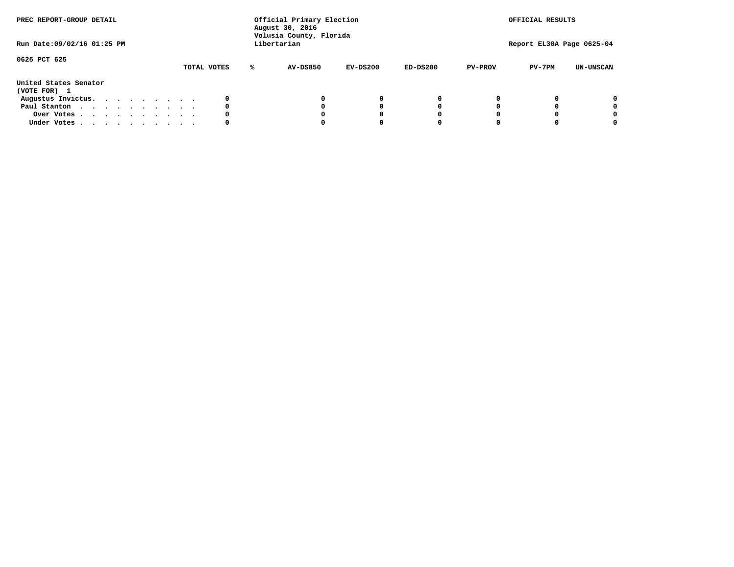PREC REPORT-GROUP DETAIL

Official Primary Election
August 30, 2016
Volusia County, Florida
Libertarian

OFFICIAL RESULTS

Run Date:09/02/16 01:25 PM

Report EL30A Page 0625-04

0625 PCT 625

| | TOTAL VOTES | % | AV-DS850 | EV-DS200 | ED-DS200 | PV-PROV | PV-7PM | UN-UNSCAN |
|---|---|---|---|---|---|---|---|---|
| **United States Senator** | | | | | | | | |
| **(VOTE FOR) 1** | | | | | | | | |
| Augustus Invictus. . . . . . . . . . | 0 | | 0 | 0 | 0 | 0 | 0 | 0 |
| Paul Stanton . . . . . . . . . . . | 0 | | 0 | 0 | 0 | 0 | 0 | 0 |
| Over Votes . . . . . . . . . . . | 0 | | 0 | 0 | 0 | 0 | 0 | 0 |
| Under Votes . . . . . . . . . . . | 0 | | 0 | 0 | 0 | 0 | 0 | 0 |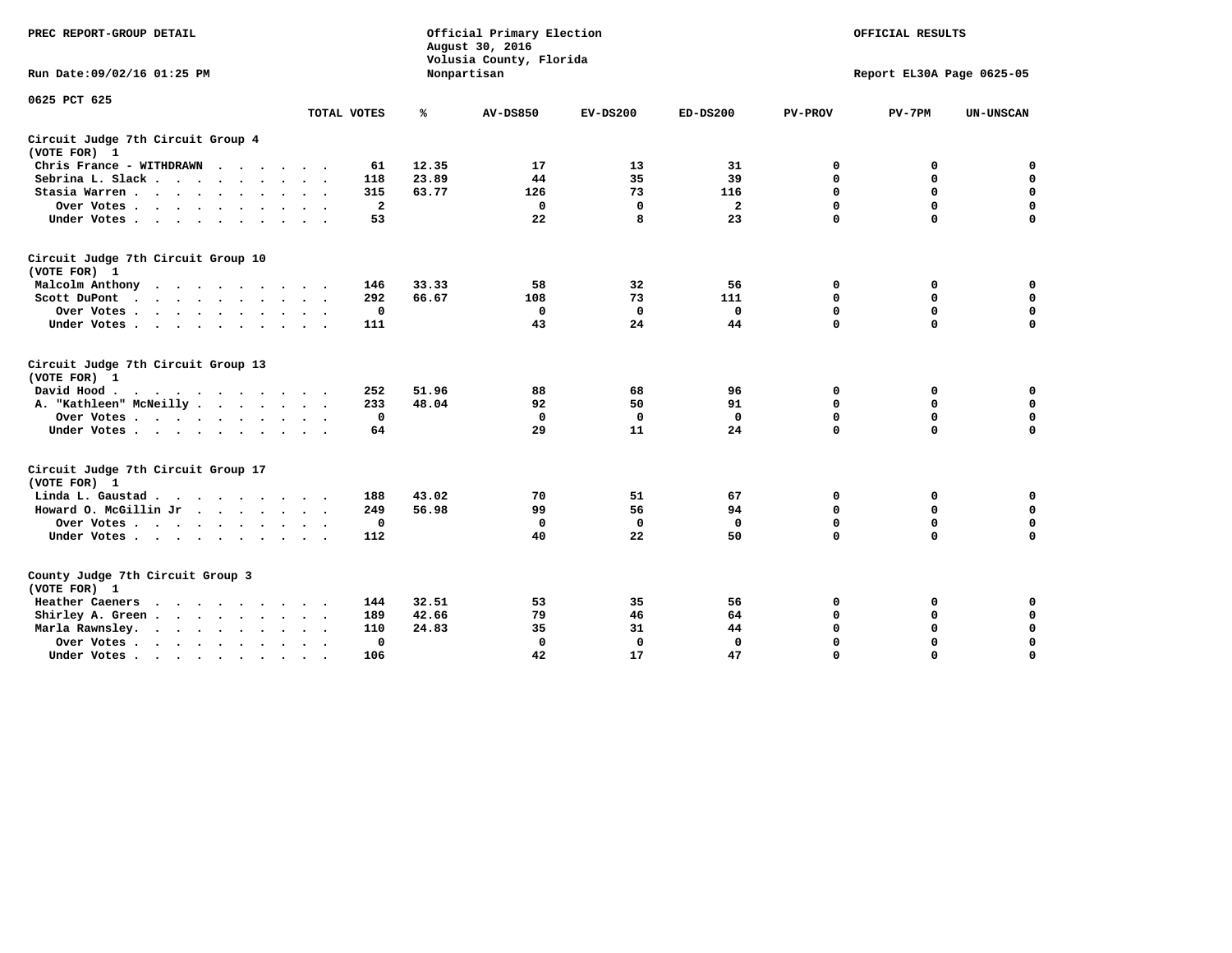PREC REPORT-GROUP DETAIL

Official Primary Election
August 30, 2016
Volusia County, Florida
Nonpartisan

OFFICIAL RESULTS

Run Date:09/02/16 01:25 PM

Report EL30A Page 0625-05

0625 PCT 625

| | TOTAL VOTES | % | AV-DS850 | EV-DS200 | ED-DS200 | PV-PROV | PV-7PM | UN-UNSCAN |
|---|---|---|---|---|---|---|---|---|
| **Circuit Judge 7th Circuit Group 4 (VOTE FOR) 1** | | | | | | | | |
| Chris France - WITHDRAWN | 61 | 12.35 | 17 | 13 | 31 | 0 | 0 | 0 |
| Sebrina L. Slack | 118 | 23.89 | 44 | 35 | 39 | 0 | 0 | 0 |
| Stasia Warren | 315 | 63.77 | 126 | 73 | 116 | 0 | 0 | 0 |
| Over Votes | 2 | | 0 | 0 | 2 | 0 | 0 | 0 |
| Under Votes | 53 | | 22 | 8 | 23 | 0 | 0 | 0 |
| **Circuit Judge 7th Circuit Group 10 (VOTE FOR) 1** | | | | | | | | |
| Malcolm Anthony | 146 | 33.33 | 58 | 32 | 56 | 0 | 0 | 0 |
| Scott DuPont | 292 | 66.67 | 108 | 73 | 111 | 0 | 0 | 0 |
| Over Votes | 0 | | 0 | 0 | 0 | 0 | 0 | 0 |
| Under Votes | 111 | | 43 | 24 | 44 | 0 | 0 | 0 |
| **Circuit Judge 7th Circuit Group 13 (VOTE FOR) 1** | | | | | | | | |
| David Hood | 252 | 51.96 | 88 | 68 | 96 | 0 | 0 | 0 |
| A. "Kathleen" McNeilly | 233 | 48.04 | 92 | 50 | 91 | 0 | 0 | 0 |
| Over Votes | 0 | | 0 | 0 | 0 | 0 | 0 | 0 |
| Under Votes | 64 | | 29 | 11 | 24 | 0 | 0 | 0 |
| **Circuit Judge 7th Circuit Group 17 (VOTE FOR) 1** | | | | | | | | |
| Linda L. Gaustad | 188 | 43.02 | 70 | 51 | 67 | 0 | 0 | 0 |
| Howard O. McGillin Jr | 249 | 56.98 | 99 | 56 | 94 | 0 | 0 | 0 |
| Over Votes | 0 | | 0 | 0 | 0 | 0 | 0 | 0 |
| Under Votes | 112 | | 40 | 22 | 50 | 0 | 0 | 0 |
| **County Judge 7th Circuit Group 3 (VOTE FOR) 1** | | | | | | | | |
| Heather Caeners | 144 | 32.51 | 53 | 35 | 56 | 0 | 0 | 0 |
| Shirley A. Green | 189 | 42.66 | 79 | 46 | 64 | 0 | 0 | 0 |
| Marla Rawnsley | 110 | 24.83 | 35 | 31 | 44 | 0 | 0 | 0 |
| Over Votes | 0 | | 0 | 0 | 0 | 0 | 0 | 0 |
| Under Votes | 106 | | 42 | 17 | 47 | 0 | 0 | 0 |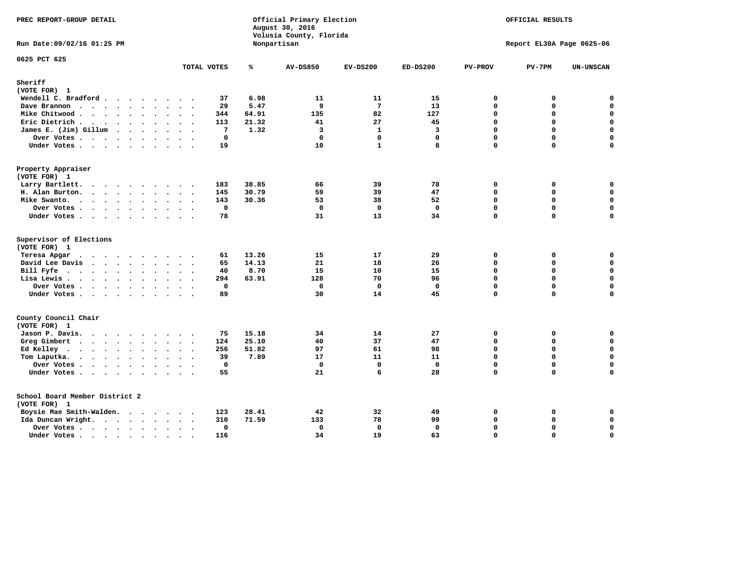PREC REPORT-GROUP DETAIL

Run Date:09/02/16 01:25 PM

Official Primary Election
August 30, 2016
Volusia County, Florida
Nonpartisan

OFFICIAL RESULTS

Report EL30A Page 0625-06

0625 PCT 625

| | TOTAL VOTES | % | AV-DS850 | EV-DS200 | ED-DS200 | PV-PROV | PV-7PM | UN-UNSCAN |
|---|---|---|---|---|---|---|---|---|
| **Sheriff** | | | | | | | | |
| (VOTE FOR) 1 | | | | | | | | |
| Wendell C. Bradford | 37 | 6.98 | 11 | 11 | 15 | 0 | 0 | 0 |
| Dave Brannon | 29 | 5.47 | 9 | 7 | 13 | 0 | 0 | 0 |
| Mike Chitwood | 344 | 64.91 | 135 | 82 | 127 | 0 | 0 | 0 |
| Eric Dietrich | 113 | 21.32 | 41 | 27 | 45 | 0 | 0 | 0 |
| James E. (Jim) Gillum | 7 | 1.32 | 3 | 1 | 3 | 0 | 0 | 0 |
| Over Votes | 0 | | 0 | 0 | 0 | 0 | 0 | 0 |
| Under Votes | 19 | | 10 | 1 | 8 | 0 | 0 | 0 |
| **Property Appraiser** | | | | | | | | |
| (VOTE FOR) 1 | | | | | | | | |
| Larry Bartlett | 183 | 38.85 | 66 | 39 | 78 | 0 | 0 | 0 |
| H. Alan Burton | 145 | 30.79 | 59 | 39 | 47 | 0 | 0 | 0 |
| Mike Swanto | 143 | 30.36 | 53 | 38 | 52 | 0 | 0 | 0 |
| Over Votes | 0 | | 0 | 0 | 0 | 0 | 0 | 0 |
| Under Votes | 78 | | 31 | 13 | 34 | 0 | 0 | 0 |
| **Supervisor of Elections** | | | | | | | | |
| (VOTE FOR) 1 | | | | | | | | |
| Teresa Apgar | 61 | 13.26 | 15 | 17 | 29 | 0 | 0 | 0 |
| David Lee Davis | 65 | 14.13 | 21 | 18 | 26 | 0 | 0 | 0 |
| Bill Fyfe | 40 | 8.70 | 15 | 10 | 15 | 0 | 0 | 0 |
| Lisa Lewis | 294 | 63.91 | 128 | 70 | 96 | 0 | 0 | 0 |
| Over Votes | 0 | | 0 | 0 | 0 | 0 | 0 | 0 |
| Under Votes | 89 | | 30 | 14 | 45 | 0 | 0 | 0 |
| **County Council Chair** | | | | | | | | |
| (VOTE FOR) 1 | | | | | | | | |
| Jason P. Davis | 75 | 15.18 | 34 | 14 | 27 | 0 | 0 | 0 |
| Greg Gimbert | 124 | 25.10 | 40 | 37 | 47 | 0 | 0 | 0 |
| Ed Kelley | 256 | 51.82 | 97 | 61 | 98 | 0 | 0 | 0 |
| Tom Laputka | 39 | 7.89 | 17 | 11 | 11 | 0 | 0 | 0 |
| Over Votes | 0 | | 0 | 0 | 0 | 0 | 0 | 0 |
| Under Votes | 55 | | 21 | 6 | 28 | 0 | 0 | 0 |
| **School Board Member District 2** | | | | | | | | |
| (VOTE FOR) 1 | | | | | | | | |
| Boysie Mae Smith-Walden | 123 | 28.41 | 42 | 32 | 49 | 0 | 0 | 0 |
| Ida Duncan Wright | 310 | 71.59 | 133 | 78 | 99 | 0 | 0 | 0 |
| Over Votes | 0 | | 0 | 0 | 0 | 0 | 0 | 0 |
| Under Votes | 116 | | 34 | 19 | 63 | 0 | 0 | 0 |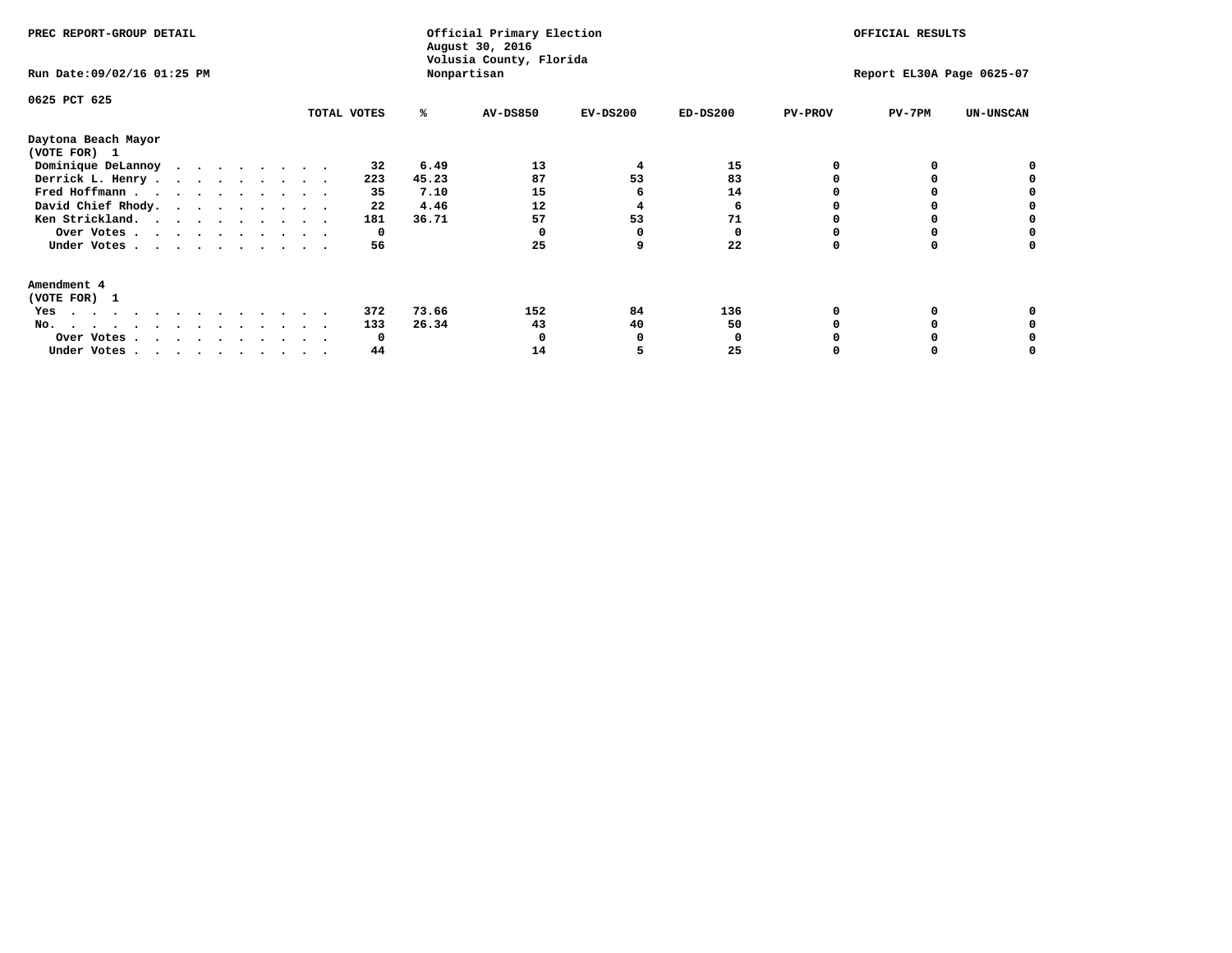PREC REPORT-GROUP DETAIL

Official Primary Election
August 30, 2016
Volusia County, Florida
Nonpartisan

OFFICIAL RESULTS

Run Date:09/02/16 01:25 PM

Report EL30A Page 0625-07

0625 PCT 625

| | TOTAL VOTES | % | AV-DS850 | EV-DS200 | ED-DS200 | PV-PROV | PV-7PM | UN-UNSCAN |
|---|---|---|---|---|---|---|---|---|
| **Daytona Beach Mayor** | | | | | | | | |
| **(VOTE FOR) 1** | | | | | | | | |
| Dominique DeLannoy | 32 | 6.49 | 13 | 4 | 15 | 0 | 0 | 0 |
| Derrick L. Henry | 223 | 45.23 | 87 | 53 | 83 | 0 | 0 | 0 |
| Fred Hoffmann | 35 | 7.10 | 15 | 6 | 14 | 0 | 0 | 0 |
| David Chief Rhody | 22 | 4.46 | 12 | 4 | 6 | 0 | 0 | 0 |
| Ken Strickland | 181 | 36.71 | 57 | 53 | 71 | 0 | 0 | 0 |
| Over Votes | 0 | | 0 | 0 | 0 | 0 | 0 | 0 |
| Under Votes | 56 | | 25 | 9 | 22 | 0 | 0 | 0 |
| **Amendment 4** | | | | | | | | |
| **(VOTE FOR) 1** | | | | | | | | |
| Yes | 372 | 73.66 | 152 | 84 | 136 | 0 | 0 | 0 |
| No | 133 | 26.34 | 43 | 40 | 50 | 0 | 0 | 0 |
| Over Votes | 0 | | 0 | 0 | 0 | 0 | 0 | 0 |
| Under Votes | 44 | | 14 | 5 | 25 | 0 | 0 | 0 |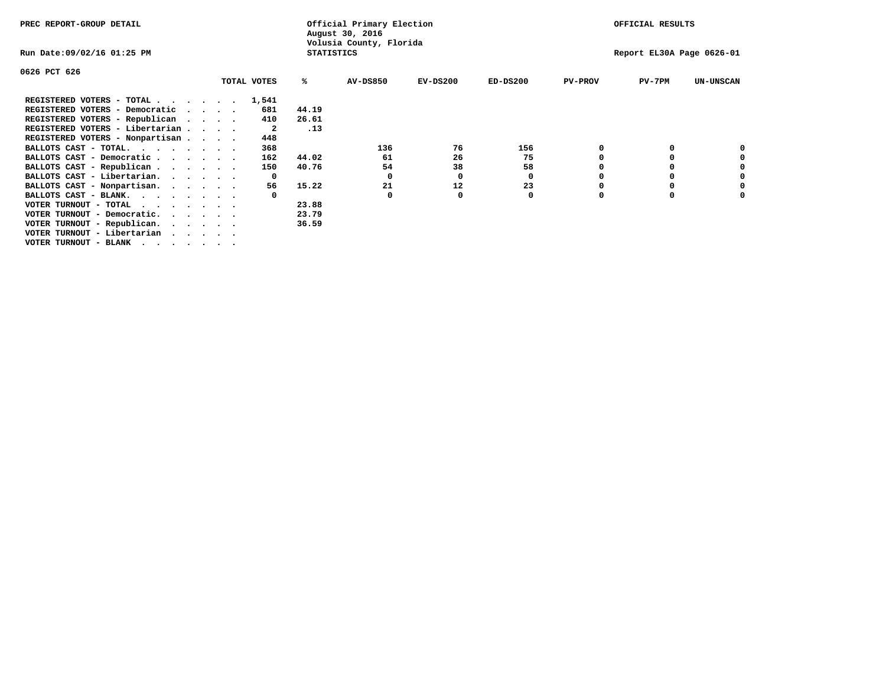PREC REPORT-GROUP DETAIL

Official Primary Election
August 30, 2016
Volusia County, Florida
STATISTICS

OFFICIAL RESULTS

Run Date:09/02/16 01:25 PM

Report EL30A Page 0626-01

0626 PCT 626

| | TOTAL VOTES | % | AV-DS850 | EV-DS200 | ED-DS200 | PV-PROV | PV-7PM | UN-UNSCAN |
|---|---|---|---|---|---|---|---|---|
| REGISTERED VOTERS - TOTAL . . . . . . | 1,541 | | | | | | | |
| REGISTERED VOTERS - Democratic . . . . | 681 | 44.19 | | | | | | |
| REGISTERED VOTERS - Republican . . . . | 410 | 26.61 | | | | | | |
| REGISTERED VOTERS - Libertarian . . . . | 2 | .13 | | | | | | |
| REGISTERED VOTERS - Nonpartisan . . . . | 448 | | | | | | | |
| BALLOTS CAST - TOTAL. . . . . . . . | 368 | | 136 | 76 | 156 | 0 | 0 | 0 |
| BALLOTS CAST - Democratic . . . . . . | 162 | 44.02 | 61 | 26 | 75 | 0 | 0 | 0 |
| BALLOTS CAST - Republican . . . . . . | 150 | 40.76 | 54 | 38 | 58 | 0 | 0 | 0 |
| BALLOTS CAST - Libertarian. . . . . . | 0 | | 0 | 0 | 0 | 0 | 0 | 0 |
| BALLOTS CAST - Nonpartisan. . . . . . | 56 | 15.22 | 21 | 12 | 23 | 0 | 0 | 0 |
| BALLOTS CAST - BLANK. . . . . . . . | 0 | | 0 | 0 | 0 | 0 | 0 | 0 |
| VOTER TURNOUT - TOTAL . . . . . . . | | 23.88 | | | | | | |
| VOTER TURNOUT - Democratic. . . . . . | | 23.79 | | | | | | |
| VOTER TURNOUT - Republican. . . . . . | | 36.59 | | | | | | |
| VOTER TURNOUT - Libertarian . . . . . | | | | | | | | |
| VOTER TURNOUT - BLANK . . . . . . . | | | | | | | | |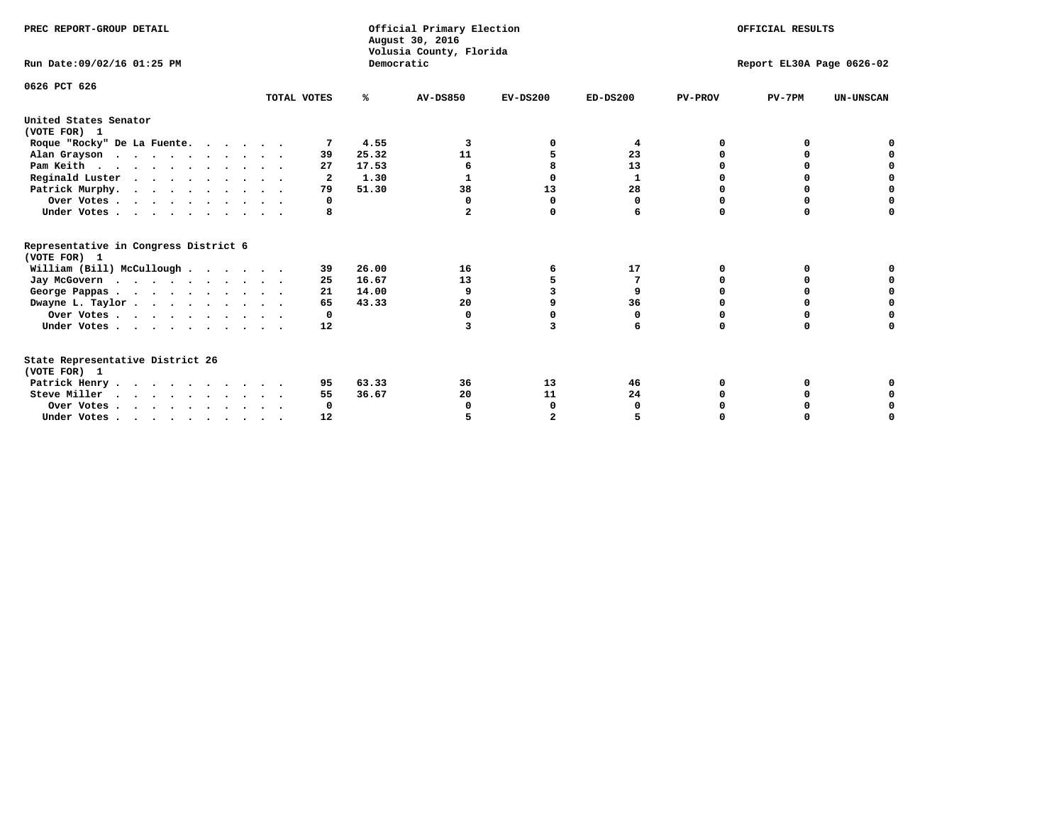PREC REPORT-GROUP DETAIL

Official Primary Election
August 30, 2016
Volusia County, Florida
Democratic

OFFICIAL RESULTS

Run Date:09/02/16 01:25 PM

Report EL30A Page 0626-02

0626 PCT 626

| | TOTAL VOTES | % | AV-DS850 | EV-DS200 | ED-DS200 | PV-PROV | PV-7PM | UN-UNSCAN |
|---|---|---|---|---|---|---|---|---|
| **United States Senator** | | | | | | | | |
| **(VOTE FOR) 1** | | | | | | | | |
| Roque "Rocky" De La Fuente. | 7 | 4.55 | 3 | 0 | 4 | 0 | 0 | 0 |
| Alan Grayson | 39 | 25.32 | 11 | 5 | 23 | 0 | 0 | 0 |
| Pam Keith | 27 | 17.53 | 6 | 8 | 13 | 0 | 0 | 0 |
| Reginald Luster | 2 | 1.30 | 1 | 0 | 1 | 0 | 0 | 0 |
| Patrick Murphy. | 79 | 51.30 | 38 | 13 | 28 | 0 | 0 | 0 |
| Over Votes | 0 | | 0 | 0 | 0 | 0 | 0 | 0 |
| Under Votes | 8 | | 2 | 0 | 6 | 0 | 0 | 0 |
| **Representative in Congress District 6** | | | | | | | | |
| **(VOTE FOR) 1** | | | | | | | | |
| William (Bill) McCullough | 39 | 26.00 | 16 | 6 | 17 | 0 | 0 | 0 |
| Jay McGovern | 25 | 16.67 | 13 | 5 | 7 | 0 | 0 | 0 |
| George Pappas | 21 | 14.00 | 9 | 3 | 9 | 0 | 0 | 0 |
| Dwayne L. Taylor | 65 | 43.33 | 20 | 9 | 36 | 0 | 0 | 0 |
| Over Votes | 0 | | 0 | 0 | 0 | 0 | 0 | 0 |
| Under Votes | 12 | | 3 | 3 | 6 | 0 | 0 | 0 |
| **State Representative District 26** | | | | | | | | |
| **(VOTE FOR) 1** | | | | | | | | |
| Patrick Henry | 95 | 63.33 | 36 | 13 | 46 | 0 | 0 | 0 |
| Steve Miller | 55 | 36.67 | 20 | 11 | 24 | 0 | 0 | 0 |
| Over Votes | 0 | | 0 | 0 | 0 | 0 | 0 | 0 |
| Under Votes | 12 | | 5 | 2 | 5 | 0 | 0 | 0 |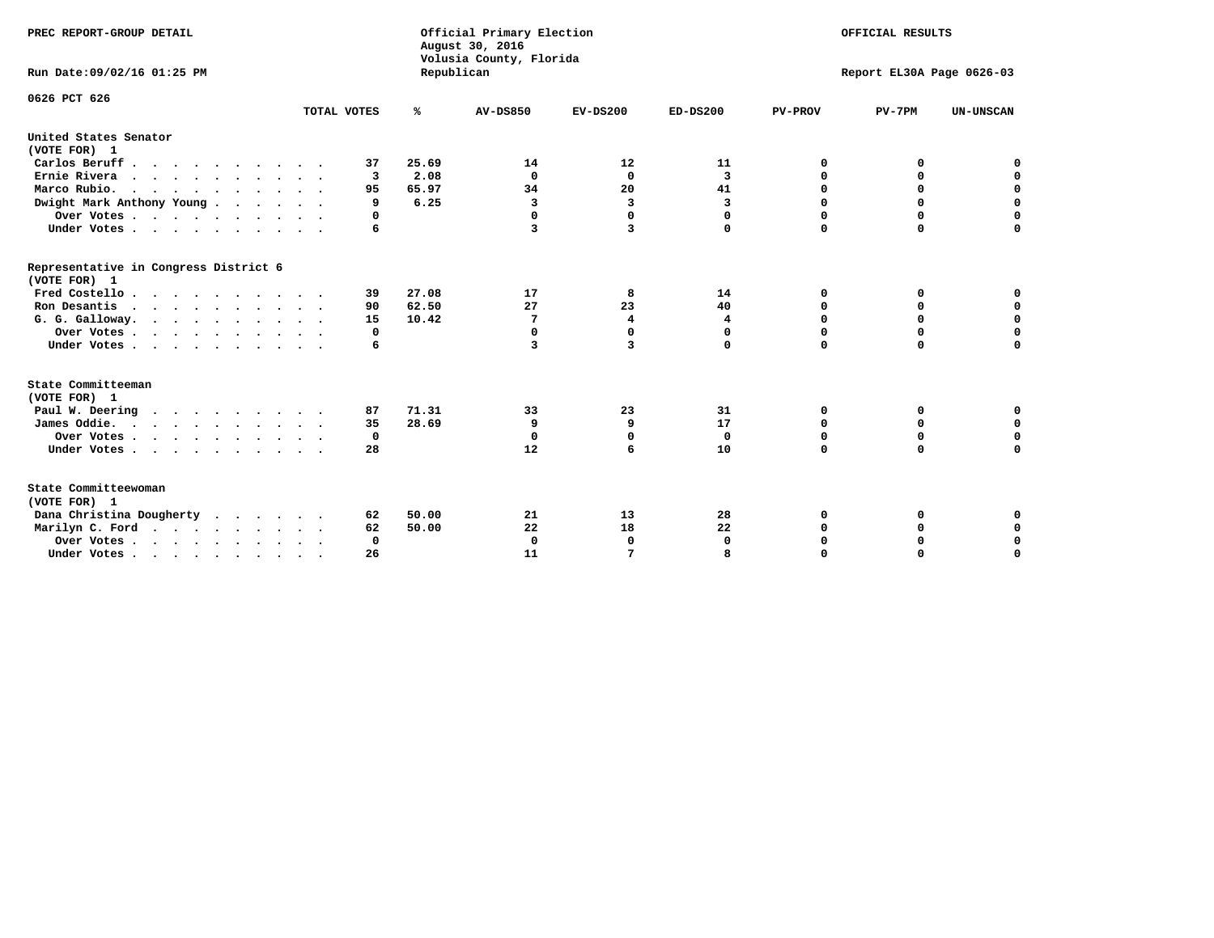PREC REPORT-GROUP DETAIL

Official Primary Election
August 30, 2016
Volusia County, Florida
Republican

OFFICIAL RESULTS

Run Date:09/02/16 01:25 PM

Report EL30A Page 0626-03

0626 PCT 626

| | TOTAL VOTES | % | AV-DS850 | EV-DS200 | ED-DS200 | PV-PROV | PV-7PM | UN-UNSCAN |
|---|---|---|---|---|---|---|---|---|
| **United States Senator** | | | | | | | | |
| **(VOTE FOR) 1** | | | | | | | | |
| Carlos Beruff | 37 | 25.69 | 14 | 12 | 11 | 0 | 0 | 0 |
| Ernie Rivera | 3 | 2.08 | 0 | 0 | 3 | 0 | 0 | 0 |
| Marco Rubio. | 95 | 65.97 | 34 | 20 | 41 | 0 | 0 | 0 |
| Dwight Mark Anthony Young | 9 | 6.25 | 3 | 3 | 3 | 0 | 0 | 0 |
| Over Votes | 0 | | 0 | 0 | 0 | 0 | 0 | 0 |
| Under Votes | 6 | | 3 | 3 | 0 | 0 | 0 | 0 |
| **Representative in Congress District 6** | | | | | | | | |
| **(VOTE FOR) 1** | | | | | | | | |
| Fred Costello | 39 | 27.08 | 17 | 8 | 14 | 0 | 0 | 0 |
| Ron Desantis | 90 | 62.50 | 27 | 23 | 40 | 0 | 0 | 0 |
| G. G. Galloway. | 15 | 10.42 | 7 | 4 | 4 | 0 | 0 | 0 |
| Over Votes | 0 | | 0 | 0 | 0 | 0 | 0 | 0 |
| Under Votes | 6 | | 3 | 3 | 0 | 0 | 0 | 0 |
| **State Committeeman** | | | | | | | | |
| **(VOTE FOR) 1** | | | | | | | | |
| Paul W. Deering | 87 | 71.31 | 33 | 23 | 31 | 0 | 0 | 0 |
| James Oddie. | 35 | 28.69 | 9 | 9 | 17 | 0 | 0 | 0 |
| Over Votes | 0 | | 0 | 0 | 0 | 0 | 0 | 0 |
| Under Votes | 28 | | 12 | 6 | 10 | 0 | 0 | 0 |
| **State Committeewoman** | | | | | | | | |
| **(VOTE FOR) 1** | | | | | | | | |
| Dana Christina Dougherty | 62 | 50.00 | 21 | 13 | 28 | 0 | 0 | 0 |
| Marilyn C. Ford | 62 | 50.00 | 22 | 18 | 22 | 0 | 0 | 0 |
| Over Votes | 0 | | 0 | 0 | 0 | 0 | 0 | 0 |
| Under Votes | 26 | | 11 | 7 | 8 | 0 | 0 | 0 |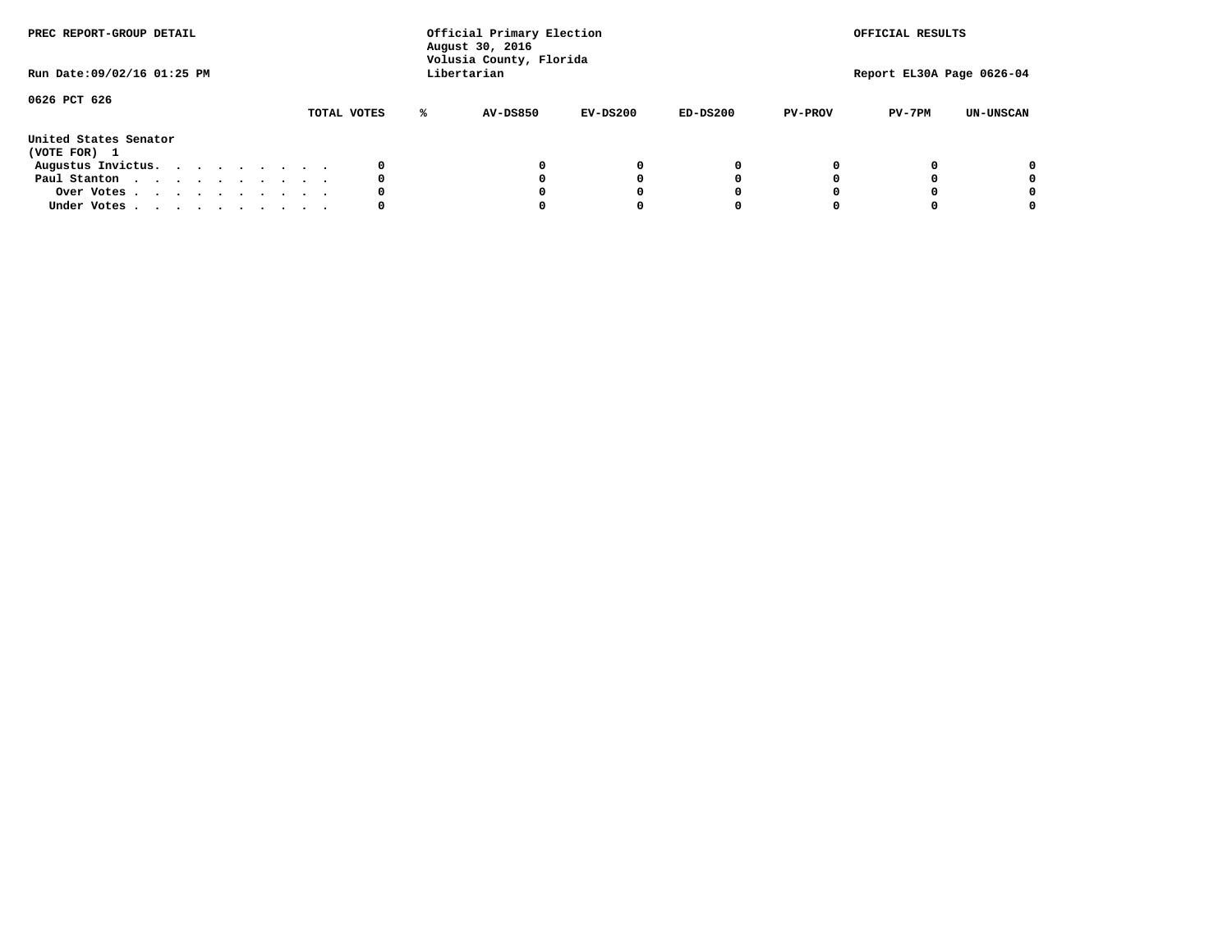PREC REPORT-GROUP DETAIL

Official Primary Election
August 30, 2016
Volusia County, Florida
Libertarian

OFFICIAL RESULTS

Run Date:09/02/16 01:25 PM

Report EL30A Page 0626-04

0626 PCT 626

| | TOTAL VOTES | % | AV-DS850 | EV-DS200 | ED-DS200 | PV-PROV | PV-7PM | UN-UNSCAN |
|---|---|---|---|---|---|---|---|---|
| **United States Senator** | | | | | | | | |
| **(VOTE FOR) 1** | | | | | | | | |
| Augustus Invictus. . . . . . . . . . | 0 | | 0 | 0 | 0 | 0 | 0 | 0 |
| Paul Stanton . . . . . . . . . . . | 0 | | 0 | 0 | 0 | 0 | 0 | 0 |
| Over Votes . . . . . . . . . . . | 0 | | 0 | 0 | 0 | 0 | 0 | 0 |
| Under Votes . . . . . . . . . . . | 0 | | 0 | 0 | 0 | 0 | 0 | 0 |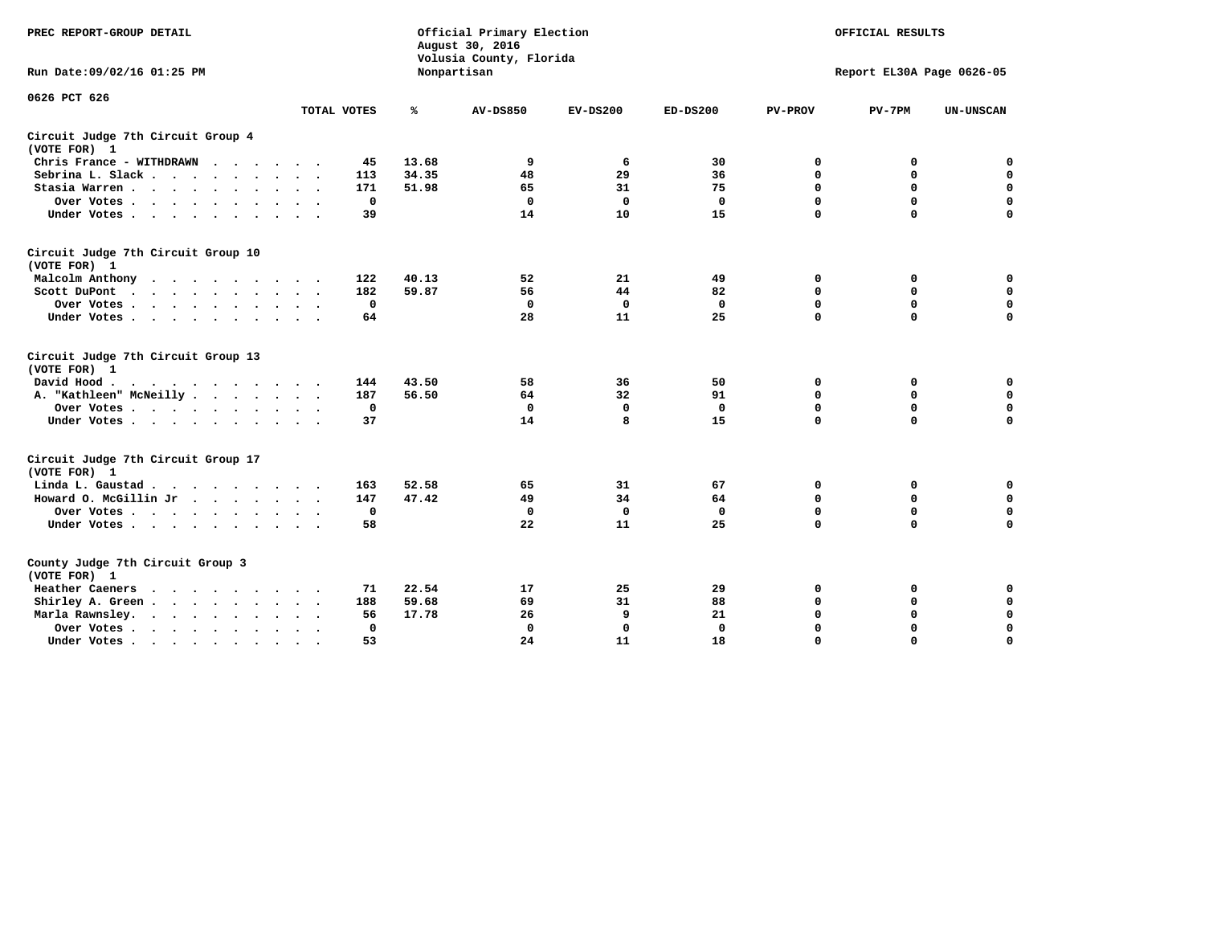PREC REPORT-GROUP DETAIL

Official Primary Election
August 30, 2016
Volusia County, Florida
Nonpartisan

OFFICIAL RESULTS

Run Date:09/02/16 01:25 PM

Report EL30A Page 0626-05

0626 PCT 626

| | TOTAL VOTES | % | AV-DS850 | EV-DS200 | ED-DS200 | PV-PROV | PV-7PM | UN-UNSCAN |
|---|---|---|---|---|---|---|---|---|
| **Circuit Judge 7th Circuit Group 4 (VOTE FOR) 1** | | | | | | | | |
| Chris France - WITHDRAWN | 45 | 13.68 | 9 | 6 | 30 | 0 | 0 | 0 |
| Sebrina L. Slack | 113 | 34.35 | 48 | 29 | 36 | 0 | 0 | 0 |
| Stasia Warren | 171 | 51.98 | 65 | 31 | 75 | 0 | 0 | 0 |
| Over Votes | 0 | | 0 | 0 | 0 | 0 | 0 | 0 |
| Under Votes | 39 | | 14 | 10 | 15 | 0 | 0 | 0 |
| **Circuit Judge 7th Circuit Group 10 (VOTE FOR) 1** | | | | | | | | |
| Malcolm Anthony | 122 | 40.13 | 52 | 21 | 49 | 0 | 0 | 0 |
| Scott DuPont | 182 | 59.87 | 56 | 44 | 82 | 0 | 0 | 0 |
| Over Votes | 0 | | 0 | 0 | 0 | 0 | 0 | 0 |
| Under Votes | 64 | | 28 | 11 | 25 | 0 | 0 | 0 |
| **Circuit Judge 7th Circuit Group 13 (VOTE FOR) 1** | | | | | | | | |
| David Hood | 144 | 43.50 | 58 | 36 | 50 | 0 | 0 | 0 |
| A. "Kathleen" McNeilly | 187 | 56.50 | 64 | 32 | 91 | 0 | 0 | 0 |
| Over Votes | 0 | | 0 | 0 | 0 | 0 | 0 | 0 |
| Under Votes | 37 | | 14 | 8 | 15 | 0 | 0 | 0 |
| **Circuit Judge 7th Circuit Group 17 (VOTE FOR) 1** | | | | | | | | |
| Linda L. Gaustad | 163 | 52.58 | 65 | 31 | 67 | 0 | 0 | 0 |
| Howard O. McGillin Jr | 147 | 47.42 | 49 | 34 | 64 | 0 | 0 | 0 |
| Over Votes | 0 | | 0 | 0 | 0 | 0 | 0 | 0 |
| Under Votes | 58 | | 22 | 11 | 25 | 0 | 0 | 0 |
| **County Judge 7th Circuit Group 3 (VOTE FOR) 1** | | | | | | | | |
| Heather Caeners | 71 | 22.54 | 17 | 25 | 29 | 0 | 0 | 0 |
| Shirley A. Green | 188 | 59.68 | 69 | 31 | 88 | 0 | 0 | 0 |
| Marla Rawnsley | 56 | 17.78 | 26 | 9 | 21 | 0 | 0 | 0 |
| Over Votes | 0 | | 0 | 0 | 0 | 0 | 0 | 0 |
| Under Votes | 53 | | 24 | 11 | 18 | 0 | 0 | 0 |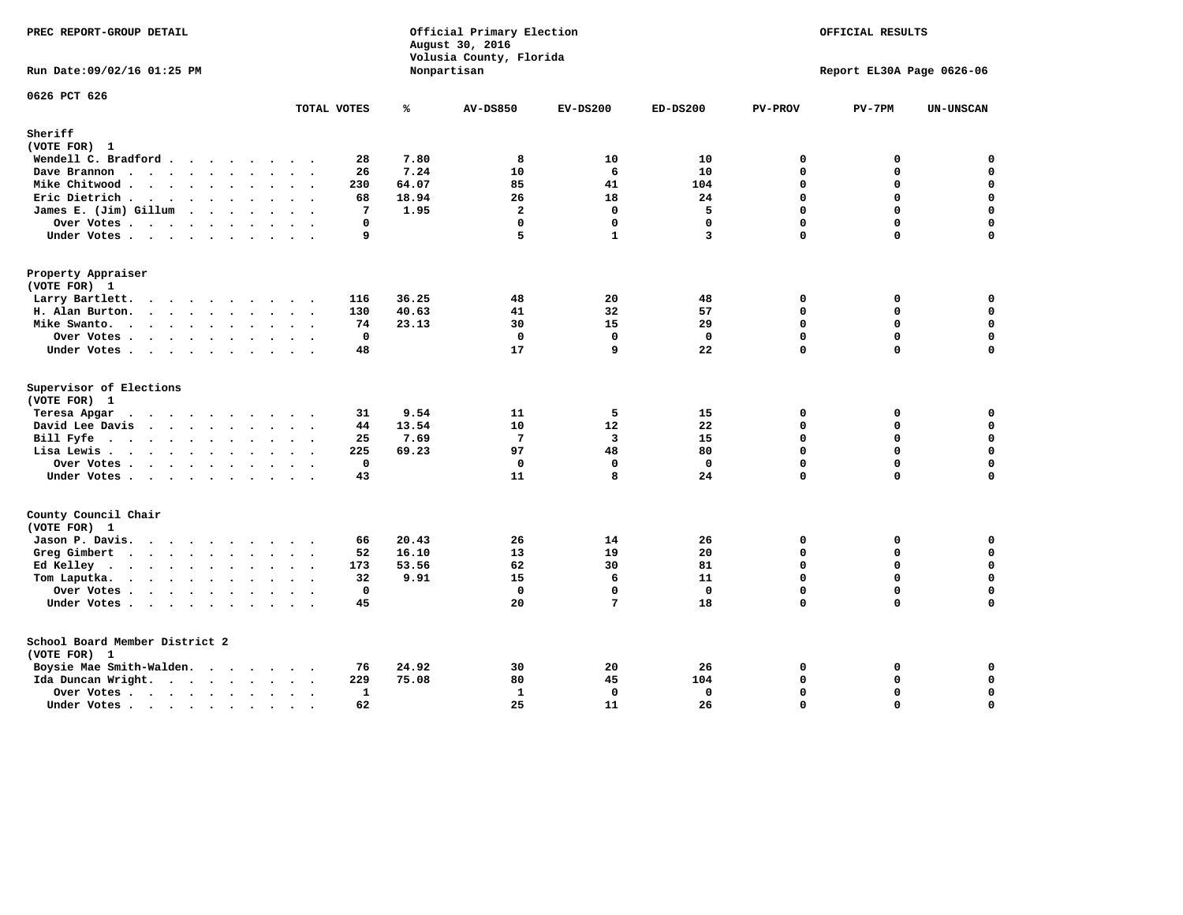PREC REPORT-GROUP DETAIL

Official Primary Election
August 30, 2016
Volusia County, Florida
Nonpartisan

OFFICIAL RESULTS

Run Date:09/02/16 01:25 PM

Report EL30A Page 0626-06

0626 PCT 626

## Sheriff
(VOTE FOR) 1

| | TOTAL VOTES | % | AV-DS850 | EV-DS200 | ED-DS200 | PV-PROV | PV-7PM | UN-UNSCAN |
|---|---|---|---|---|---|---|---|---|
| Wendell C. Bradford | 28 | 7.80 | 8 | 10 | 10 | 0 | 0 | 0 |
| Dave Brannon | 26 | 7.24 | 10 | 6 | 10 | 0 | 0 | 0 |
| Mike Chitwood | 230 | 64.07 | 85 | 41 | 104 | 0 | 0 | 0 |
| Eric Dietrich | 68 | 18.94 | 26 | 18 | 24 | 0 | 0 | 0 |
| James E. (Jim) Gillum | 7 | 1.95 | 2 | 0 | 5 | 0 | 0 | 0 |
| Over Votes | 0 | | 0 | 0 | 0 | 0 | 0 | 0 |
| Under Votes | 9 | | 5 | 1 | 3 | 0 | 0 | 0 |

## Property Appraiser
(VOTE FOR) 1

| | TOTAL VOTES | % | AV-DS850 | EV-DS200 | ED-DS200 | PV-PROV | PV-7PM | UN-UNSCAN |
|---|---|---|---|---|---|---|---|---|
| Larry Bartlett | 116 | 36.25 | 48 | 20 | 48 | 0 | 0 | 0 |
| H. Alan Burton | 130 | 40.63 | 41 | 32 | 57 | 0 | 0 | 0 |
| Mike Swanto | 74 | 23.13 | 30 | 15 | 29 | 0 | 0 | 0 |
| Over Votes | 0 | | 0 | 0 | 0 | 0 | 0 | 0 |
| Under Votes | 48 | | 17 | 9 | 22 | 0 | 0 | 0 |

## Supervisor of Elections
(VOTE FOR) 1

| | TOTAL VOTES | % | AV-DS850 | EV-DS200 | ED-DS200 | PV-PROV | PV-7PM | UN-UNSCAN |
|---|---|---|---|---|---|---|---|---|
| Teresa Apgar | 31 | 9.54 | 11 | 5 | 15 | 0 | 0 | 0 |
| David Lee Davis | 44 | 13.54 | 10 | 12 | 22 | 0 | 0 | 0 |
| Bill Fyfe | 25 | 7.69 | 7 | 3 | 15 | 0 | 0 | 0 |
| Lisa Lewis | 225 | 69.23 | 97 | 48 | 80 | 0 | 0 | 0 |
| Over Votes | 0 | | 0 | 0 | 0 | 0 | 0 | 0 |
| Under Votes | 43 | | 11 | 8 | 24 | 0 | 0 | 0 |

## County Council Chair
(VOTE FOR) 1

| | TOTAL VOTES | % | AV-DS850 | EV-DS200 | ED-DS200 | PV-PROV | PV-7PM | UN-UNSCAN |
|---|---|---|---|---|---|---|---|---|
| Jason P. Davis | 66 | 20.43 | 26 | 14 | 26 | 0 | 0 | 0 |
| Greg Gimbert | 52 | 16.10 | 13 | 19 | 20 | 0 | 0 | 0 |
| Ed Kelley | 173 | 53.56 | 62 | 30 | 81 | 0 | 0 | 0 |
| Tom Laputka | 32 | 9.91 | 15 | 6 | 11 | 0 | 0 | 0 |
| Over Votes | 0 | | 0 | 0 | 0 | 0 | 0 | 0 |
| Under Votes | 45 | | 20 | 7 | 18 | 0 | 0 | 0 |

## School Board Member District 2
(VOTE FOR) 1

| | TOTAL VOTES | % | AV-DS850 | EV-DS200 | ED-DS200 | PV-PROV | PV-7PM | UN-UNSCAN |
|---|---|---|---|---|---|---|---|---|
| Boysie Mae Smith-Walden | 76 | 24.92 | 30 | 20 | 26 | 0 | 0 | 0 |
| Ida Duncan Wright | 229 | 75.08 | 80 | 45 | 104 | 0 | 0 | 0 |
| Over Votes | 1 | | 1 | 0 | 0 | 0 | 0 | 0 |
| Under Votes | 62 | | 25 | 11 | 26 | 0 | 0 | 0 |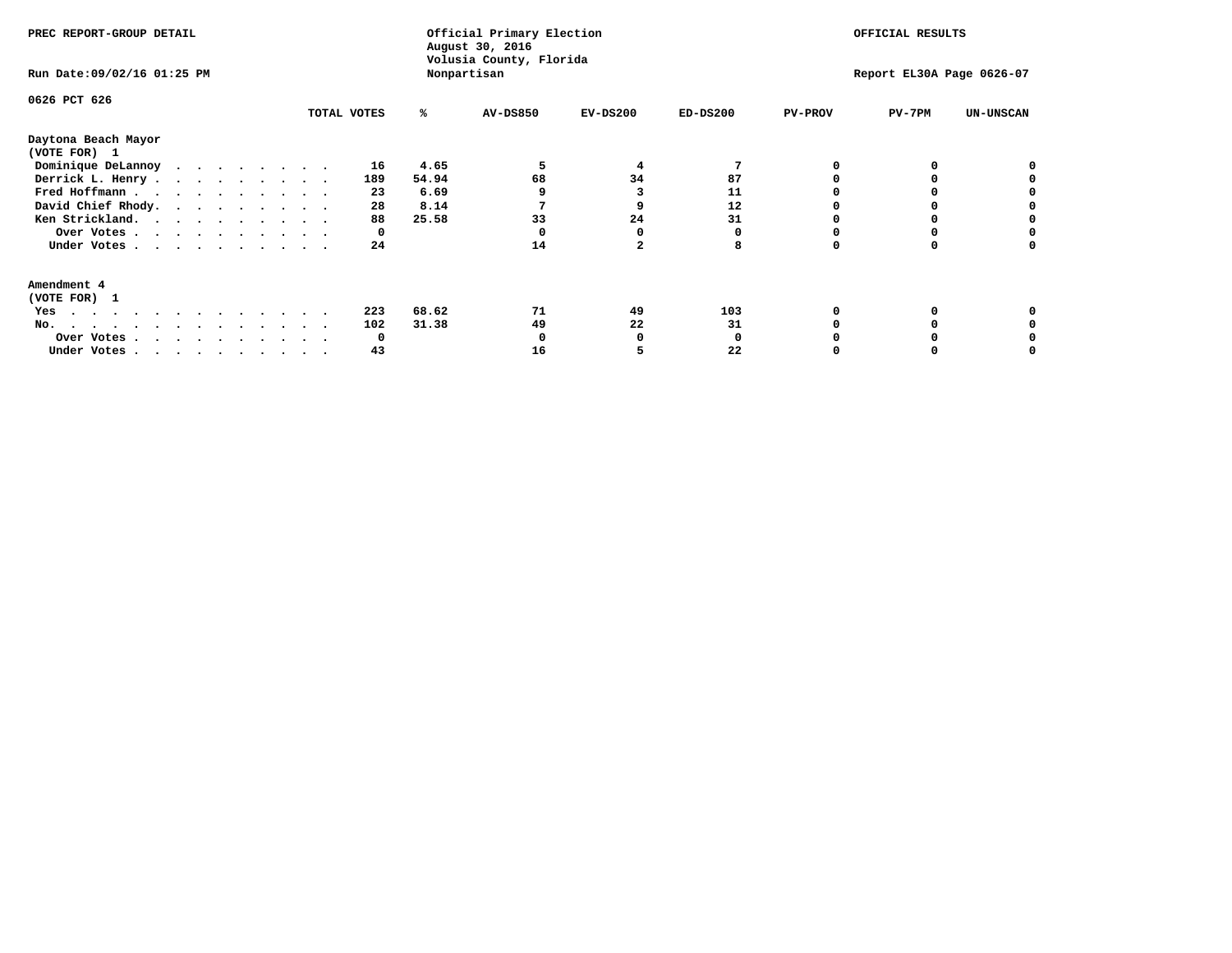PREC REPORT-GROUP DETAIL

Official Primary Election
August 30, 2016
Volusia County, Florida
Nonpartisan

OFFICIAL RESULTS

Run Date:09/02/16 01:25 PM

Report EL30A Page 0626-07

0626 PCT 626

| | TOTAL VOTES | % | AV-DS850 | EV-DS200 | ED-DS200 | PV-PROV | PV-7PM | UN-UNSCAN |
|---|---|---|---|---|---|---|---|---|
| **Daytona Beach Mayor** | | | | | | | | |
| **(VOTE FOR) 1** | | | | | | | | |
| Dominique DeLannoy | 16 | 4.65 | 5 | 4 | 7 | 0 | 0 | 0 |
| Derrick L. Henry | 189 | 54.94 | 68 | 34 | 87 | 0 | 0 | 0 |
| Fred Hoffmann | 23 | 6.69 | 9 | 3 | 11 | 0 | 0 | 0 |
| David Chief Rhody | 28 | 8.14 | 7 | 9 | 12 | 0 | 0 | 0 |
| Ken Strickland | 88 | 25.58 | 33 | 24 | 31 | 0 | 0 | 0 |
| Over Votes | 0 | | 0 | 0 | 0 | 0 | 0 | 0 |
| Under Votes | 24 | | 14 | 2 | 8 | 0 | 0 | 0 |
| **Amendment 4** | | | | | | | | |
| **(VOTE FOR) 1** | | | | | | | | |
| Yes | 223 | 68.62 | 71 | 49 | 103 | 0 | 0 | 0 |
| No | 102 | 31.38 | 49 | 22 | 31 | 0 | 0 | 0 |
| Over Votes | 0 | | 0 | 0 | 0 | 0 | 0 | 0 |
| Under Votes | 43 | | 16 | 5 | 22 | 0 | 0 | 0 |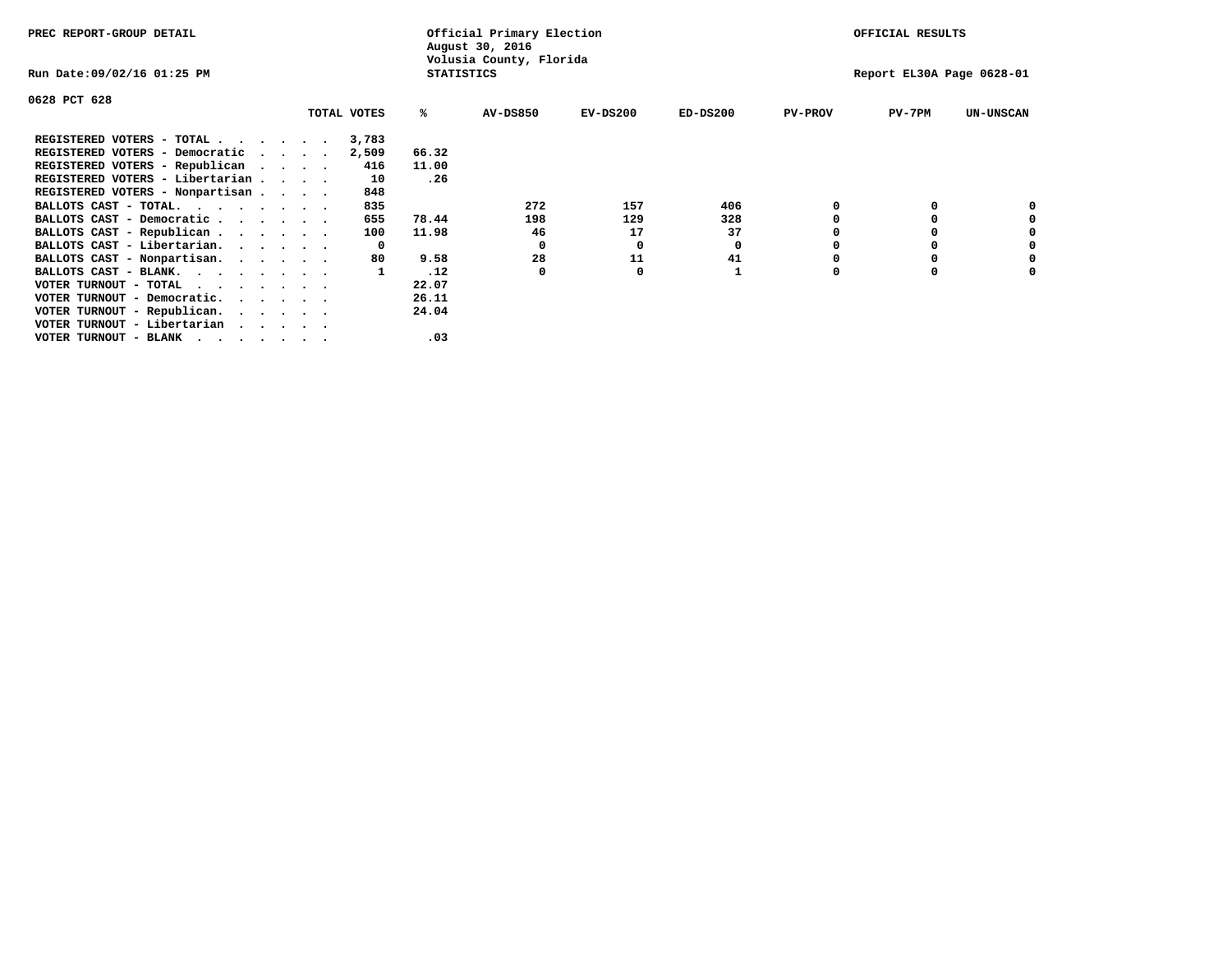PREC REPORT-GROUP DETAIL

Official Primary Election
August 30, 2016
Volusia County, Florida
STATISTICS

OFFICIAL RESULTS

Run Date:09/02/16 01:25 PM

Report EL30A Page 0628-01

0628 PCT 628

| | TOTAL VOTES | % | AV-DS850 | EV-DS200 | ED-DS200 | PV-PROV | PV-7PM | UN-UNSCAN |
|---|---|---|---|---|---|---|---|---|
| REGISTERED VOTERS - TOTAL . . . . . . | 3,783 | | | | | | | |
| REGISTERED VOTERS - Democratic . . . . | 2,509 | 66.32 | | | | | | |
| REGISTERED VOTERS - Republican . . . . | 416 | 11.00 | | | | | | |
| REGISTERED VOTERS - Libertarian . . . . | 10 | .26 | | | | | | |
| REGISTERED VOTERS - Nonpartisan . . . . | 848 | | | | | | | |
| BALLOTS CAST - TOTAL. . . . . . . . | 835 | | 272 | 157 | 406 | 0 | 0 | 0 |
| BALLOTS CAST - Democratic . . . . . . | 655 | 78.44 | 198 | 129 | 328 | 0 | 0 | 0 |
| BALLOTS CAST - Republican . . . . . . | 100 | 11.98 | 46 | 17 | 37 | 0 | 0 | 0 |
| BALLOTS CAST - Libertarian. . . . . . | 0 | | 0 | 0 | 0 | 0 | 0 | 0 |
| BALLOTS CAST - Nonpartisan. . . . . . | 80 | 9.58 | 28 | 11 | 41 | 0 | 0 | 0 |
| BALLOTS CAST - BLANK. . . . . . . . | 1 | .12 | 0 | 0 | 1 | 0 | 0 | 0 |
| VOTER TURNOUT - TOTAL . . . . . . . | | 22.07 | | | | | | |
| VOTER TURNOUT - Democratic. . . . . . | | 26.11 | | | | | | |
| VOTER TURNOUT - Republican. . . . . . | | 24.04 | | | | | | |
| VOTER TURNOUT - Libertarian . . . . . | | | | | | | | |
| VOTER TURNOUT - BLANK . . . . . . . | | .03 | | | | | | |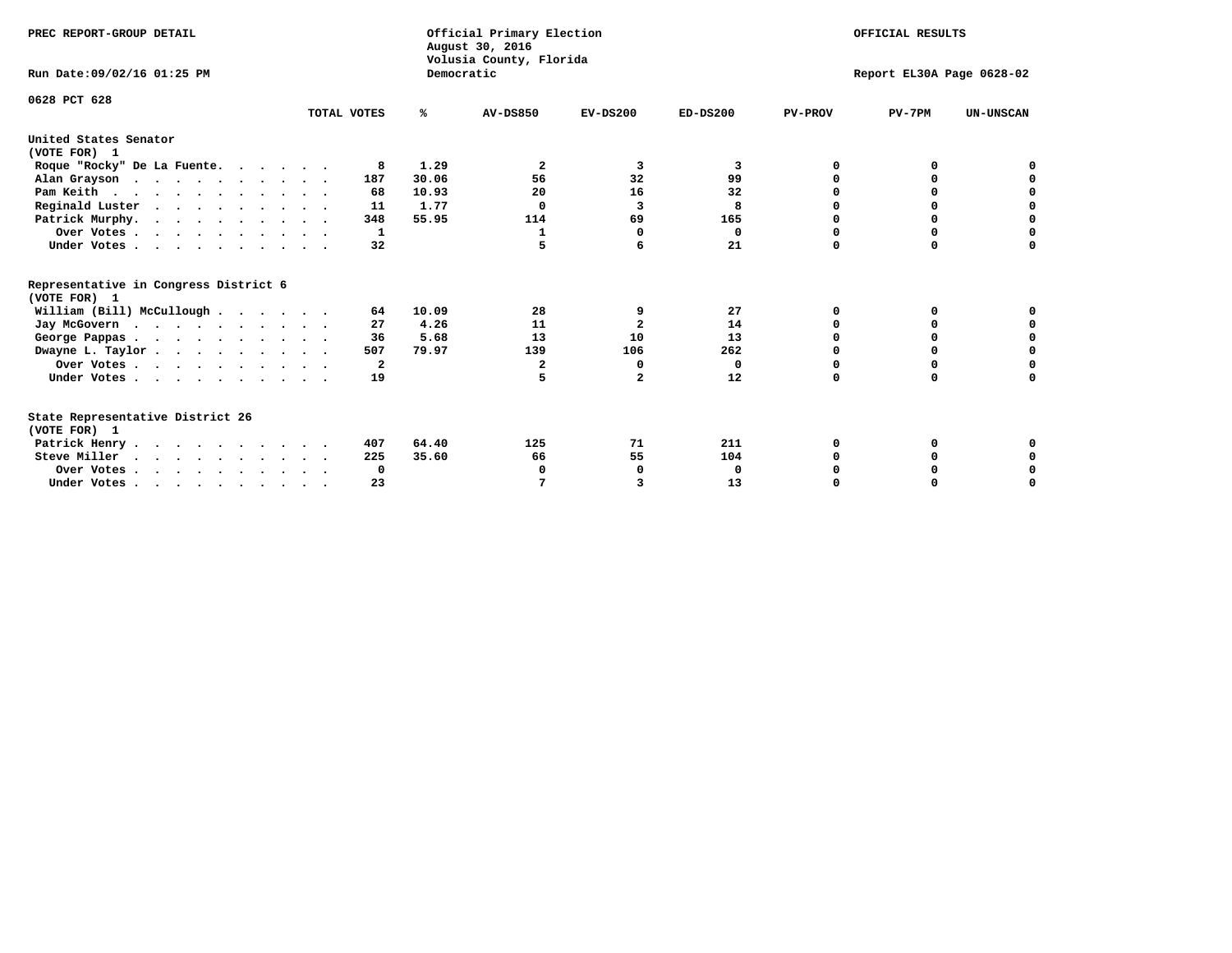PREC REPORT-GROUP DETAIL

Official Primary Election
August 30, 2016
Volusia County, Florida
Democratic

OFFICIAL RESULTS

Run Date:09/02/16 01:25 PM

Report EL30A Page 0628-02

0628 PCT 628

| | TOTAL VOTES | % | AV-DS850 | EV-DS200 | ED-DS200 | PV-PROV | PV-7PM | UN-UNSCAN |
|---|---|---|---|---|---|---|---|---|
| **United States Senator (VOTE FOR) 1** | | | | | | | | |
| Roque "Rocky" De La Fuente | 8 | 1.29 | 2 | 3 | 3 | 0 | 0 | 0 |
| Alan Grayson | 187 | 30.06 | 56 | 32 | 99 | 0 | 0 | 0 |
| Pam Keith | 68 | 10.93 | 20 | 16 | 32 | 0 | 0 | 0 |
| Reginald Luster | 11 | 1.77 | 0 | 3 | 8 | 0 | 0 | 0 |
| Patrick Murphy | 348 | 55.95 | 114 | 69 | 165 | 0 | 0 | 0 |
| Over Votes | 1 | | 1 | 0 | 0 | 0 | 0 | 0 |
| Under Votes | 32 | | 5 | 6 | 21 | 0 | 0 | 0 |
| **Representative in Congress District 6 (VOTE FOR) 1** | | | | | | | | |
| William (Bill) McCullough | 64 | 10.09 | 28 | 9 | 27 | 0 | 0 | 0 |
| Jay McGovern | 27 | 4.26 | 11 | 2 | 14 | 0 | 0 | 0 |
| George Pappas | 36 | 5.68 | 13 | 10 | 13 | 0 | 0 | 0 |
| Dwayne L. Taylor | 507 | 79.97 | 139 | 106 | 262 | 0 | 0 | 0 |
| Over Votes | 2 | | 2 | 0 | 0 | 0 | 0 | 0 |
| Under Votes | 19 | | 5 | 2 | 12 | 0 | 0 | 0 |
| **State Representative District 26 (VOTE FOR) 1** | | | | | | | | |
| Patrick Henry | 407 | 64.40 | 125 | 71 | 211 | 0 | 0 | 0 |
| Steve Miller | 225 | 35.60 | 66 | 55 | 104 | 0 | 0 | 0 |
| Over Votes | 0 | | 0 | 0 | 0 | 0 | 0 | 0 |
| Under Votes | 23 | | 7 | 3 | 13 | 0 | 0 | 0 |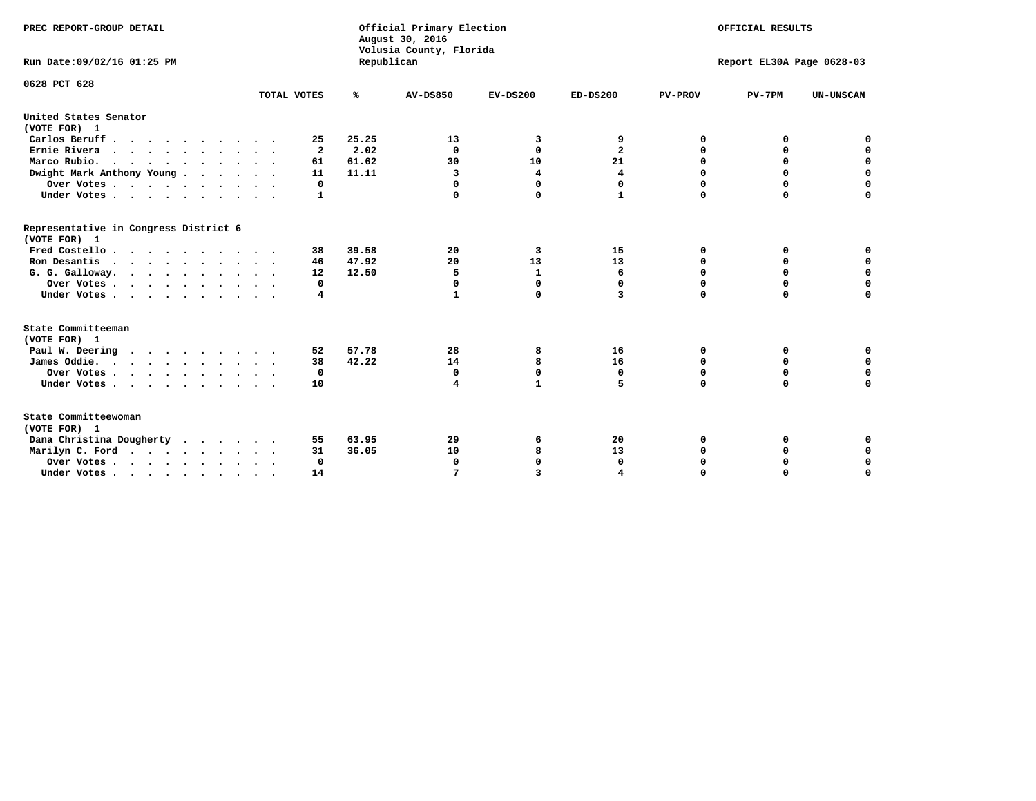PREC REPORT-GROUP DETAIL

Official Primary Election
August 30, 2016
Volusia County, Florida
Republican

OFFICIAL RESULTS

Run Date:09/02/16 01:25 PM

Report EL30A Page 0628-03

0628 PCT 628

| | TOTAL VOTES | % | AV-DS850 | EV-DS200 | ED-DS200 | PV-PROV | PV-7PM | UN-UNSCAN |
|---|---|---|---|---|---|---|---|---|
| **United States Senator** | | | | | | | | |
| **(VOTE FOR) 1** | | | | | | | | |
| Carlos Beruff | 25 | 25.25 | 13 | 3 | 9 | 0 | 0 | 0 |
| Ernie Rivera | 2 | 2.02 | 0 | 0 | 2 | 0 | 0 | 0 |
| Marco Rubio. | 61 | 61.62 | 30 | 10 | 21 | 0 | 0 | 0 |
| Dwight Mark Anthony Young | 11 | 11.11 | 3 | 4 | 4 | 0 | 0 | 0 |
| Over Votes | 0 | | 0 | 0 | 0 | 0 | 0 | 0 |
| Under Votes | 1 | | 0 | 0 | 1 | 0 | 0 | 0 |
| **Representative in Congress District 6** | | | | | | | | |
| **(VOTE FOR) 1** | | | | | | | | |
| Fred Costello | 38 | 39.58 | 20 | 3 | 15 | 0 | 0 | 0 |
| Ron Desantis | 46 | 47.92 | 20 | 13 | 13 | 0 | 0 | 0 |
| G. G. Galloway. | 12 | 12.50 | 5 | 1 | 6 | 0 | 0 | 0 |
| Over Votes | 0 | | 0 | 0 | 0 | 0 | 0 | 0 |
| Under Votes | 4 | | 1 | 0 | 3 | 0 | 0 | 0 |
| **State Committeeman** | | | | | | | | |
| **(VOTE FOR) 1** | | | | | | | | |
| Paul W. Deering | 52 | 57.78 | 28 | 8 | 16 | 0 | 0 | 0 |
| James Oddie. | 38 | 42.22 | 14 | 8 | 16 | 0 | 0 | 0 |
| Over Votes | 0 | | 0 | 0 | 0 | 0 | 0 | 0 |
| Under Votes | 10 | | 4 | 1 | 5 | 0 | 0 | 0 |
| **State Committeewoman** | | | | | | | | |
| **(VOTE FOR) 1** | | | | | | | | |
| Dana Christina Dougherty | 55 | 63.95 | 29 | 6 | 20 | 0 | 0 | 0 |
| Marilyn C. Ford | 31 | 36.05 | 10 | 8 | 13 | 0 | 0 | 0 |
| Over Votes | 0 | | 0 | 0 | 0 | 0 | 0 | 0 |
| Under Votes | 14 | | 7 | 3 | 4 | 0 | 0 | 0 |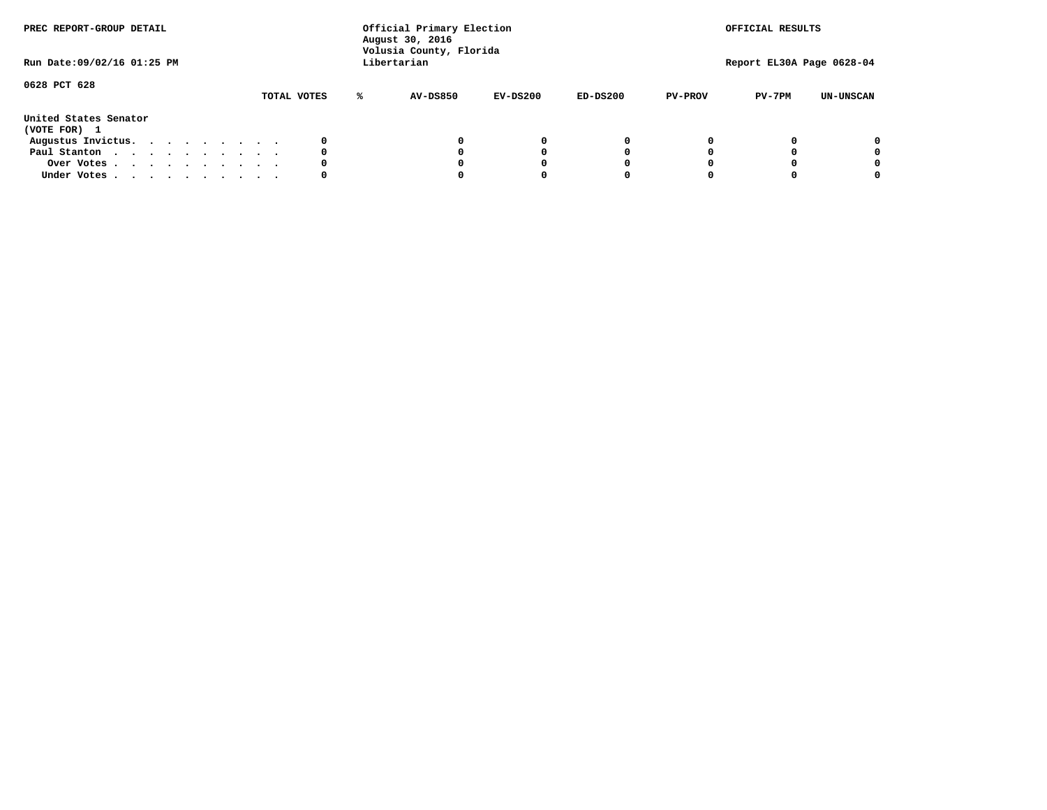PREC REPORT-GROUP DETAIL

Official Primary Election
August 30, 2016
Volusia County, Florida
Libertarian

OFFICIAL RESULTS

Run Date:09/02/16 01:25 PM

Report EL30A Page 0628-04

0628 PCT 628

| | TOTAL VOTES | % | AV-DS850 | EV-DS200 | ED-DS200 | PV-PROV | PV-7PM | UN-UNSCAN |
|---|---|---|---|---|---|---|---|---|
| **United States Senator** | | | | | | | | |
| **(VOTE FOR) 1** | | | | | | | | |
| Augustus Invictus. . . . . . . . . | 0 | | 0 | 0 | 0 | 0 | 0 | 0 |
| Paul Stanton . . . . . . . . . . | 0 | | 0 | 0 | 0 | 0 | 0 | 0 |
| Over Votes . . . . . . . . . . | 0 | | 0 | 0 | 0 | 0 | 0 | 0 |
| Under Votes . . . . . . . . . . | 0 | | 0 | 0 | 0 | 0 | 0 | 0 |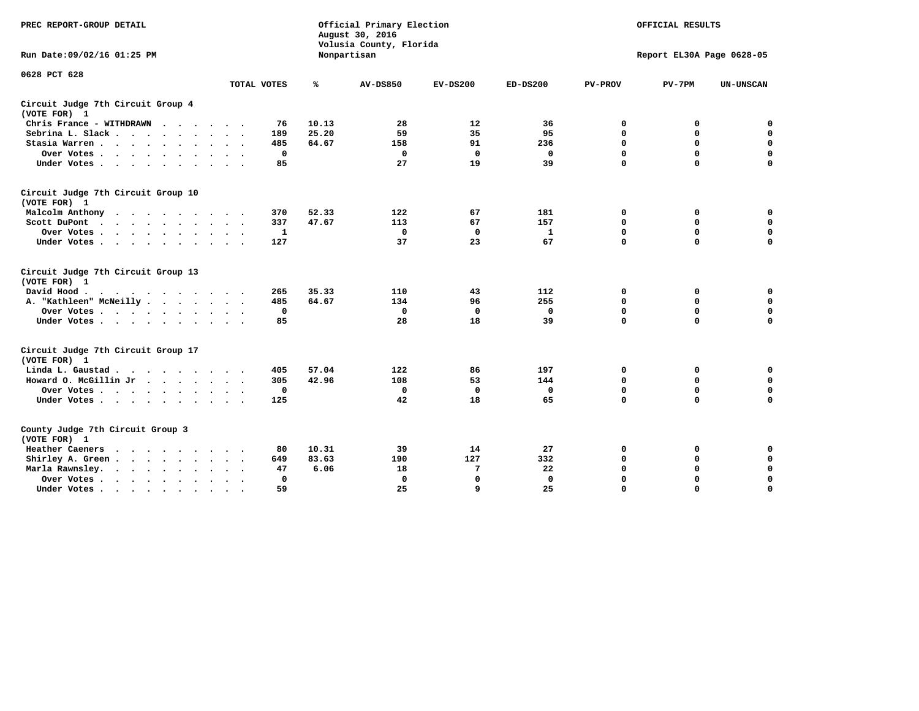PREC REPORT-GROUP DETAIL

Official Primary Election
August 30, 2016
Volusia County, Florida
Nonpartisan

OFFICIAL RESULTS

Run Date:09/02/16 01:25 PM

Report EL30A Page 0628-05

0628 PCT 628

| | TOTAL VOTES | % | AV-DS850 | EV-DS200 | ED-DS200 | PV-PROV | PV-7PM | UN-UNSCAN |
|---|---|---|---|---|---|---|---|---|
| **Circuit Judge 7th Circuit Group 4** | | | | | | | | |
| **(VOTE FOR) 1** | | | | | | | | |
| Chris France - WITHDRAWN | 76 | 10.13 | 28 | 12 | 36 | 0 | 0 | 0 |
| Sebrina L. Slack | 189 | 25.20 | 59 | 35 | 95 | 0 | 0 | 0 |
| Stasia Warren | 485 | 64.67 | 158 | 91 | 236 | 0 | 0 | 0 |
| Over Votes | 0 | | 0 | 0 | 0 | 0 | 0 | 0 |
| Under Votes | 85 | | 27 | 19 | 39 | 0 | 0 | 0 |
| **Circuit Judge 7th Circuit Group 10** | | | | | | | | |
| **(VOTE FOR) 1** | | | | | | | | |
| Malcolm Anthony | 370 | 52.33 | 122 | 67 | 181 | 0 | 0 | 0 |
| Scott DuPont | 337 | 47.67 | 113 | 67 | 157 | 0 | 0 | 0 |
| Over Votes | 1 | | 0 | 0 | 1 | 0 | 0 | 0 |
| Under Votes | 127 | | 37 | 23 | 67 | 0 | 0 | 0 |
| **Circuit Judge 7th Circuit Group 13** | | | | | | | | |
| **(VOTE FOR) 1** | | | | | | | | |
| David Hood | 265 | 35.33 | 110 | 43 | 112 | 0 | 0 | 0 |
| A. "Kathleen" McNeilly | 485 | 64.67 | 134 | 96 | 255 | 0 | 0 | 0 |
| Over Votes | 0 | | 0 | 0 | 0 | 0 | 0 | 0 |
| Under Votes | 85 | | 28 | 18 | 39 | 0 | 0 | 0 |
| **Circuit Judge 7th Circuit Group 17** | | | | | | | | |
| **(VOTE FOR) 1** | | | | | | | | |
| Linda L. Gaustad | 405 | 57.04 | 122 | 86 | 197 | 0 | 0 | 0 |
| Howard O. McGillin Jr | 305 | 42.96 | 108 | 53 | 144 | 0 | 0 | 0 |
| Over Votes | 0 | | 0 | 0 | 0 | 0 | 0 | 0 |
| Under Votes | 125 | | 42 | 18 | 65 | 0 | 0 | 0 |
| **County Judge 7th Circuit Group 3** | | | | | | | | |
| **(VOTE FOR) 1** | | | | | | | | |
| Heather Caeners | 80 | 10.31 | 39 | 14 | 27 | 0 | 0 | 0 |
| Shirley A. Green | 649 | 83.63 | 190 | 127 | 332 | 0 | 0 | 0 |
| Marla Rawnsley | 47 | 6.06 | 18 | 7 | 22 | 0 | 0 | 0 |
| Over Votes | 0 | | 0 | 0 | 0 | 0 | 0 | 0 |
| Under Votes | 59 | | 25 | 9 | 25 | 0 | 0 | 0 |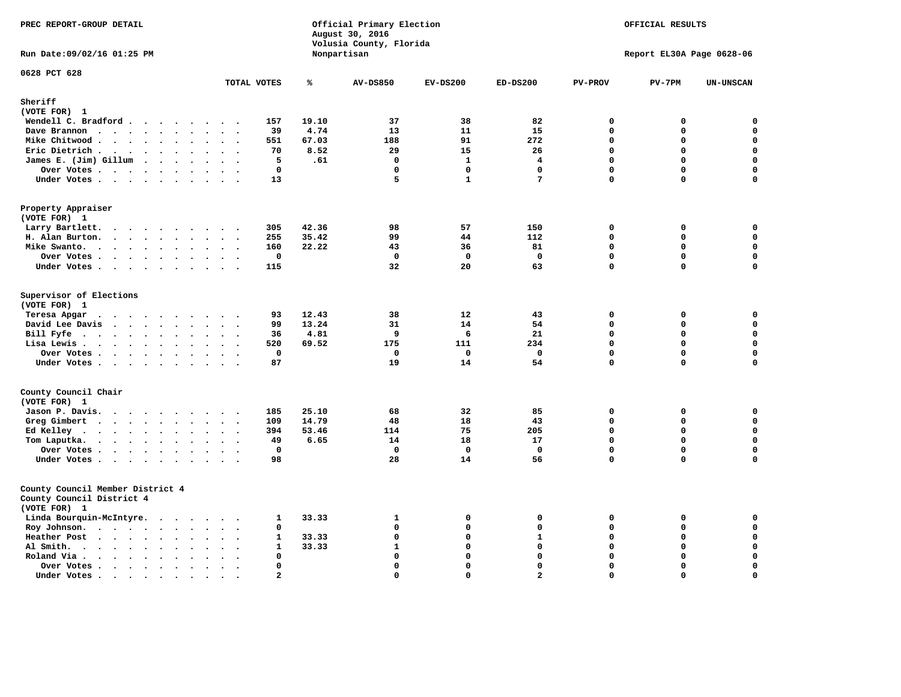PREC REPORT-GROUP DETAIL

Official Primary Election
August 30, 2016
Volusia County, Florida
Nonpartisan

OFFICIAL RESULTS

Run Date:09/02/16 01:25 PM

Report EL30A Page 0628-06

0628 PCT 628

## Sheriff
(VOTE FOR) 1

| | TOTAL VOTES | % | AV-DS850 | EV-DS200 | ED-DS200 | PV-PROV | PV-7PM | UN-UNSCAN |
|---|---|---|---|---|---|---|---|---|
| Wendell C. Bradford | 157 | 19.10 | 37 | 38 | 82 | 0 | 0 | 0 |
| Dave Brannon | 39 | 4.74 | 13 | 11 | 15 | 0 | 0 | 0 |
| Mike Chitwood | 551 | 67.03 | 188 | 91 | 272 | 0 | 0 | 0 |
| Eric Dietrich | 70 | 8.52 | 29 | 15 | 26 | 0 | 0 | 0 |
| James E. (Jim) Gillum | 5 | .61 | 0 | 1 | 4 | 0 | 0 | 0 |
| Over Votes | 0 | | 0 | 0 | 0 | 0 | 0 | 0 |
| Under Votes | 13 | | 5 | 1 | 7 | 0 | 0 | 0 |

## Property Appraiser
(VOTE FOR) 1

| | TOTAL VOTES | % | AV-DS850 | EV-DS200 | ED-DS200 | PV-PROV | PV-7PM | UN-UNSCAN |
|---|---|---|---|---|---|---|---|---|
| Larry Bartlett | 305 | 42.36 | 98 | 57 | 150 | 0 | 0 | 0 |
| H. Alan Burton | 255 | 35.42 | 99 | 44 | 112 | 0 | 0 | 0 |
| Mike Swanto | 160 | 22.22 | 43 | 36 | 81 | 0 | 0 | 0 |
| Over Votes | 0 | | 0 | 0 | 0 | 0 | 0 | 0 |
| Under Votes | 115 | | 32 | 20 | 63 | 0 | 0 | 0 |

## Supervisor of Elections
(VOTE FOR) 1

| | TOTAL VOTES | % | AV-DS850 | EV-DS200 | ED-DS200 | PV-PROV | PV-7PM | UN-UNSCAN |
|---|---|---|---|---|---|---|---|---|
| Teresa Apgar | 93 | 12.43 | 38 | 12 | 43 | 0 | 0 | 0 |
| David Lee Davis | 99 | 13.24 | 31 | 14 | 54 | 0 | 0 | 0 |
| Bill Fyfe | 36 | 4.81 | 9 | 6 | 21 | 0 | 0 | 0 |
| Lisa Lewis | 520 | 69.52 | 175 | 111 | 234 | 0 | 0 | 0 |
| Over Votes | 0 | | 0 | 0 | 0 | 0 | 0 | 0 |
| Under Votes | 87 | | 19 | 14 | 54 | 0 | 0 | 0 |

## County Council Chair
(VOTE FOR) 1

| | TOTAL VOTES | % | AV-DS850 | EV-DS200 | ED-DS200 | PV-PROV | PV-7PM | UN-UNSCAN |
|---|---|---|---|---|---|---|---|---|
| Jason P. Davis | 185 | 25.10 | 68 | 32 | 85 | 0 | 0 | 0 |
| Greg Gimbert | 109 | 14.79 | 48 | 18 | 43 | 0 | 0 | 0 |
| Ed Kelley | 394 | 53.46 | 114 | 75 | 205 | 0 | 0 | 0 |
| Tom Laputka | 49 | 6.65 | 14 | 18 | 17 | 0 | 0 | 0 |
| Over Votes | 0 | | 0 | 0 | 0 | 0 | 0 | 0 |
| Under Votes | 98 | | 28 | 14 | 56 | 0 | 0 | 0 |

## County Council Member District 4
County Council District 4
(VOTE FOR) 1

| | TOTAL VOTES | % | AV-DS850 | EV-DS200 | ED-DS200 | PV-PROV | PV-7PM | UN-UNSCAN |
|---|---|---|---|---|---|---|---|---|
| Linda Bourquin-McIntyre | 1 | 33.33 | 1 | 0 | 0 | 0 | 0 | 0 |
| Roy Johnson | 0 | | 0 | 0 | 0 | 0 | 0 | 0 |
| Heather Post | 1 | 33.33 | 0 | 0 | 1 | 0 | 0 | 0 |
| Al Smith | 1 | 33.33 | 1 | 0 | 0 | 0 | 0 | 0 |
| Roland Via | 0 | | 0 | 0 | 0 | 0 | 0 | 0 |
| Over Votes | 0 | | 0 | 0 | 0 | 0 | 0 | 0 |
| Under Votes | 2 | | 0 | 0 | 2 | 0 | 0 | 0 |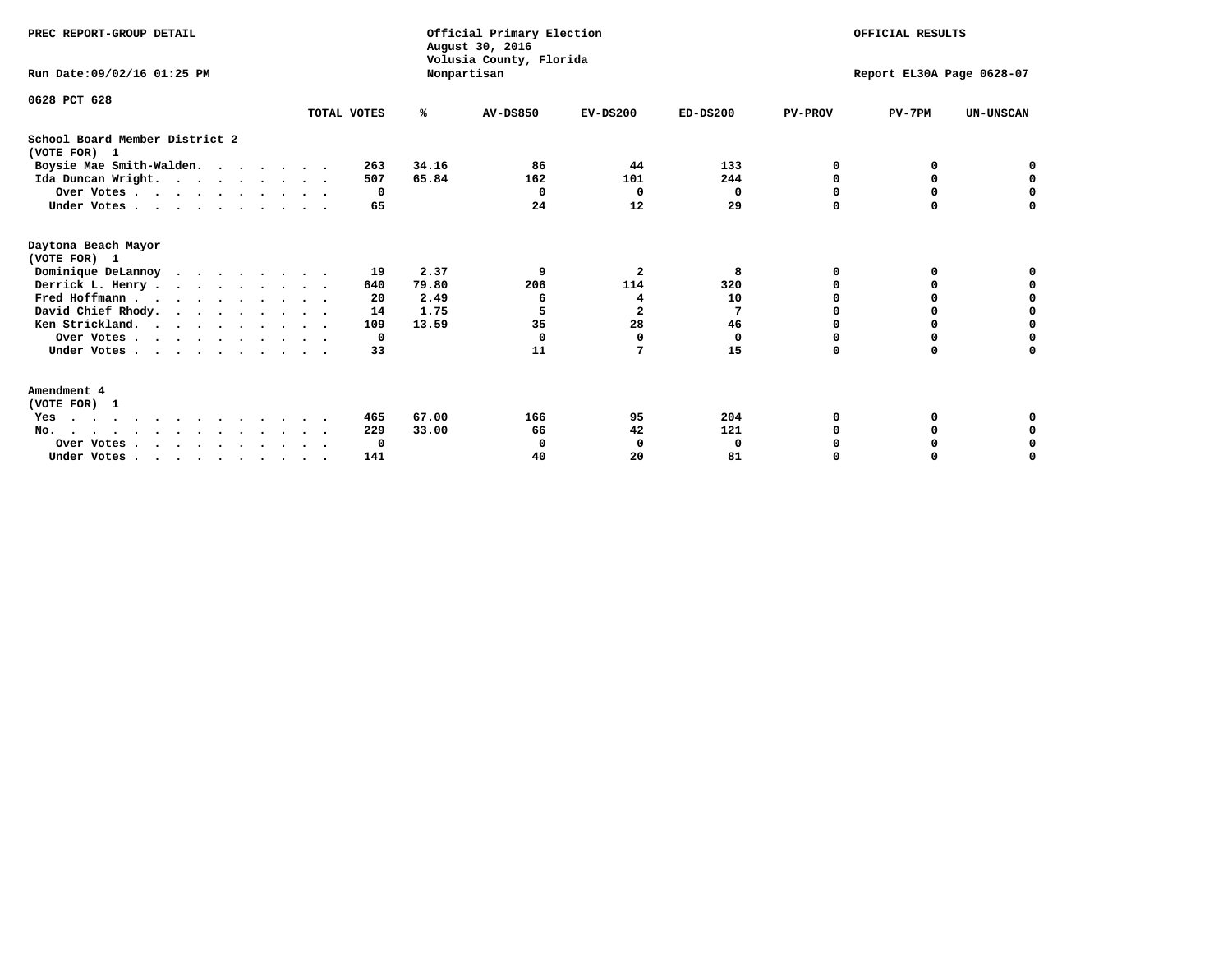PREC REPORT-GROUP DETAIL

Official Primary Election
August 30, 2016
Volusia County, Florida
Nonpartisan

OFFICIAL RESULTS

Run Date:09/02/16 01:25 PM

Report EL30A Page 0628-07

0628 PCT 628

| | TOTAL VOTES | % | AV-DS850 | EV-DS200 | ED-DS200 | PV-PROV | PV-7PM | UN-UNSCAN |
|---|---|---|---|---|---|---|---|---|
| **School Board Member District 2** | | | | | | | | |
| **(VOTE FOR) 1** | | | | | | | | |
| Boysie Mae Smith-Walden | 263 | 34.16 | 86 | 44 | 133 | 0 | 0 | 0 |
| Ida Duncan Wright | 507 | 65.84 | 162 | 101 | 244 | 0 | 0 | 0 |
| Over Votes | 0 | | 0 | 0 | 0 | 0 | 0 | 0 |
| Under Votes | 65 | | 24 | 12 | 29 | 0 | 0 | 0 |
| **Daytona Beach Mayor** | | | | | | | | |
| **(VOTE FOR) 1** | | | | | | | | |
| Dominique DeLannoy | 19 | 2.37 | 9 | 2 | 8 | 0 | 0 | 0 |
| Derrick L. Henry | 640 | 79.80 | 206 | 114 | 320 | 0 | 0 | 0 |
| Fred Hoffmann | 20 | 2.49 | 6 | 4 | 10 | 0 | 0 | 0 |
| David Chief Rhody | 14 | 1.75 | 5 | 2 | 7 | 0 | 0 | 0 |
| Ken Strickland | 109 | 13.59 | 35 | 28 | 46 | 0 | 0 | 0 |
| Over Votes | 0 | | 0 | 0 | 0 | 0 | 0 | 0 |
| Under Votes | 33 | | 11 | 7 | 15 | 0 | 0 | 0 |
| **Amendment 4** | | | | | | | | |
| **(VOTE FOR) 1** | | | | | | | | |
| Yes | 465 | 67.00 | 166 | 95 | 204 | 0 | 0 | 0 |
| No | 229 | 33.00 | 66 | 42 | 121 | 0 | 0 | 0 |
| Over Votes | 0 | | 0 | 0 | 0 | 0 | 0 | 0 |
| Under Votes | 141 | | 40 | 20 | 81 | 0 | 0 | 0 |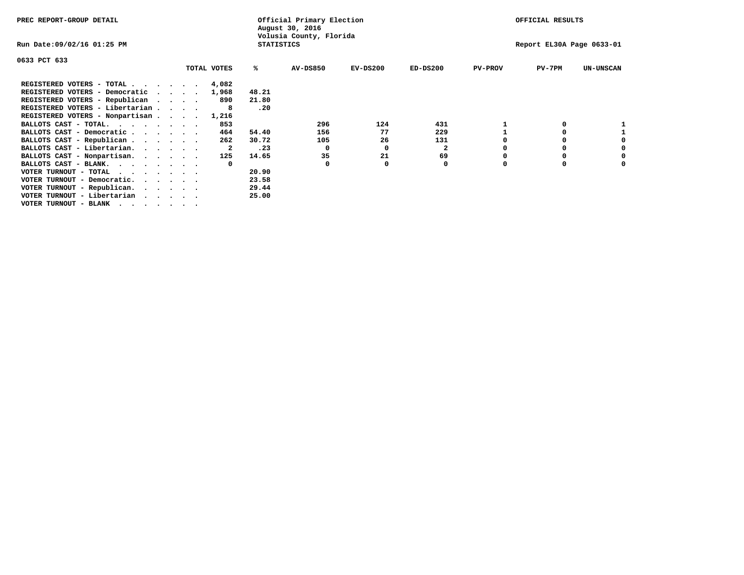PREC REPORT-GROUP DETAIL

Official Primary Election
August 30, 2016
Volusia County, Florida
STATISTICS

OFFICIAL RESULTS

Run Date:09/02/16 01:25 PM

Report EL30A Page 0633-01

0633 PCT 633

| | TOTAL VOTES | % | AV-DS850 | EV-DS200 | ED-DS200 | PV-PROV | PV-7PM | UN-UNSCAN |
|---|---|---|---|---|---|---|---|---|
| REGISTERED VOTERS - TOTAL . . . . . . | 4,082 | | | | | | | |
| REGISTERED VOTERS - Democratic . . . . | 1,968 | 48.21 | | | | | | |
| REGISTERED VOTERS - Republican . . . . | 890 | 21.80 | | | | | | |
| REGISTERED VOTERS - Libertarian . . . . | 8 | .20 | | | | | | |
| REGISTERED VOTERS - Nonpartisan . . . . | 1,216 | | | | | | | |
| BALLOTS CAST - TOTAL. . . . . . . . | 853 | | 296 | 124 | 431 | 1 | 0 | 1 |
| BALLOTS CAST - Democratic . . . . . . | 464 | 54.40 | 156 | 77 | 229 | 1 | 0 | 1 |
| BALLOTS CAST - Republican . . . . . . | 262 | 30.72 | 105 | 26 | 131 | 0 | 0 | 0 |
| BALLOTS CAST - Libertarian. . . . . . | 2 | .23 | 0 | 0 | 2 | 0 | 0 | 0 |
| BALLOTS CAST - Nonpartisan. . . . . . | 125 | 14.65 | 35 | 21 | 69 | 0 | 0 | 0 |
| BALLOTS CAST - BLANK. . . . . . . . | 0 | | 0 | 0 | 0 | 0 | 0 | 0 |
| VOTER TURNOUT - TOTAL . . . . . . . | | 20.90 | | | | | | |
| VOTER TURNOUT - Democratic. . . . . . | | 23.58 | | | | | | |
| VOTER TURNOUT - Republican. . . . . . | | 29.44 | | | | | | |
| VOTER TURNOUT - Libertarian . . . . . | | 25.00 | | | | | | |
| VOTER TURNOUT - BLANK . . . . . . . | | | | | | | | |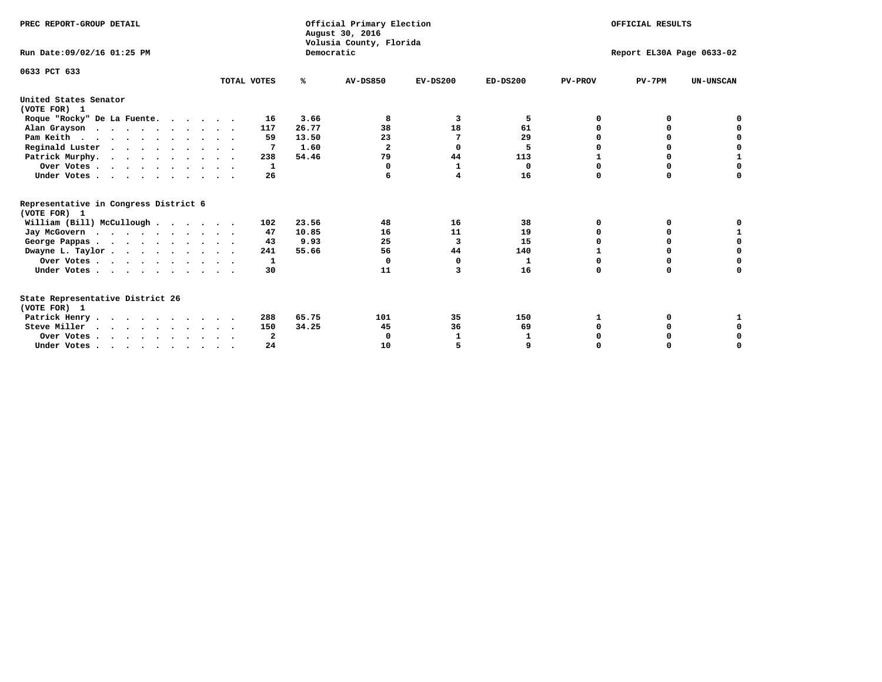PREC REPORT-GROUP DETAIL

Official Primary Election
August 30, 2016
Volusia County, Florida
Democratic

OFFICIAL RESULTS

Run Date:09/02/16 01:25 PM

Report EL30A Page 0633-02

0633 PCT 633

| | TOTAL VOTES | % | AV-DS850 | EV-DS200 | ED-DS200 | PV-PROV | PV-7PM | UN-UNSCAN |
|---|---|---|---|---|---|---|---|---|
| **United States Senator (VOTE FOR) 1** | | | | | | | | |
| Roque "Rocky" De La Fuente | 16 | 3.66 | 8 | 3 | 5 | 0 | 0 | 0 |
| Alan Grayson | 117 | 26.77 | 38 | 18 | 61 | 0 | 0 | 0 |
| Pam Keith | 59 | 13.50 | 23 | 7 | 29 | 0 | 0 | 0 |
| Reginald Luster | 7 | 1.60 | 2 | 0 | 5 | 0 | 0 | 0 |
| Patrick Murphy | 238 | 54.46 | 79 | 44 | 113 | 1 | 0 | 1 |
| Over Votes | 1 | | 0 | 1 | 0 | 0 | 0 | 0 |
| Under Votes | 26 | | 6 | 4 | 16 | 0 | 0 | 0 |
| **Representative in Congress District 6 (VOTE FOR) 1** | | | | | | | | |
| William (Bill) McCullough | 102 | 23.56 | 48 | 16 | 38 | 0 | 0 | 0 |
| Jay McGovern | 47 | 10.85 | 16 | 11 | 19 | 0 | 0 | 1 |
| George Pappas | 43 | 9.93 | 25 | 3 | 15 | 0 | 0 | 0 |
| Dwayne L. Taylor | 241 | 55.66 | 56 | 44 | 140 | 1 | 0 | 0 |
| Over Votes | 1 | | 0 | 0 | 1 | 0 | 0 | 0 |
| Under Votes | 30 | | 11 | 3 | 16 | 0 | 0 | 0 |
| **State Representative District 26 (VOTE FOR) 1** | | | | | | | | |
| Patrick Henry | 288 | 65.75 | 101 | 35 | 150 | 1 | 0 | 1 |
| Steve Miller | 150 | 34.25 | 45 | 36 | 69 | 0 | 0 | 0 |
| Over Votes | 2 | | 0 | 1 | 1 | 0 | 0 | 0 |
| Under Votes | 24 | | 10 | 5 | 9 | 0 | 0 | 0 |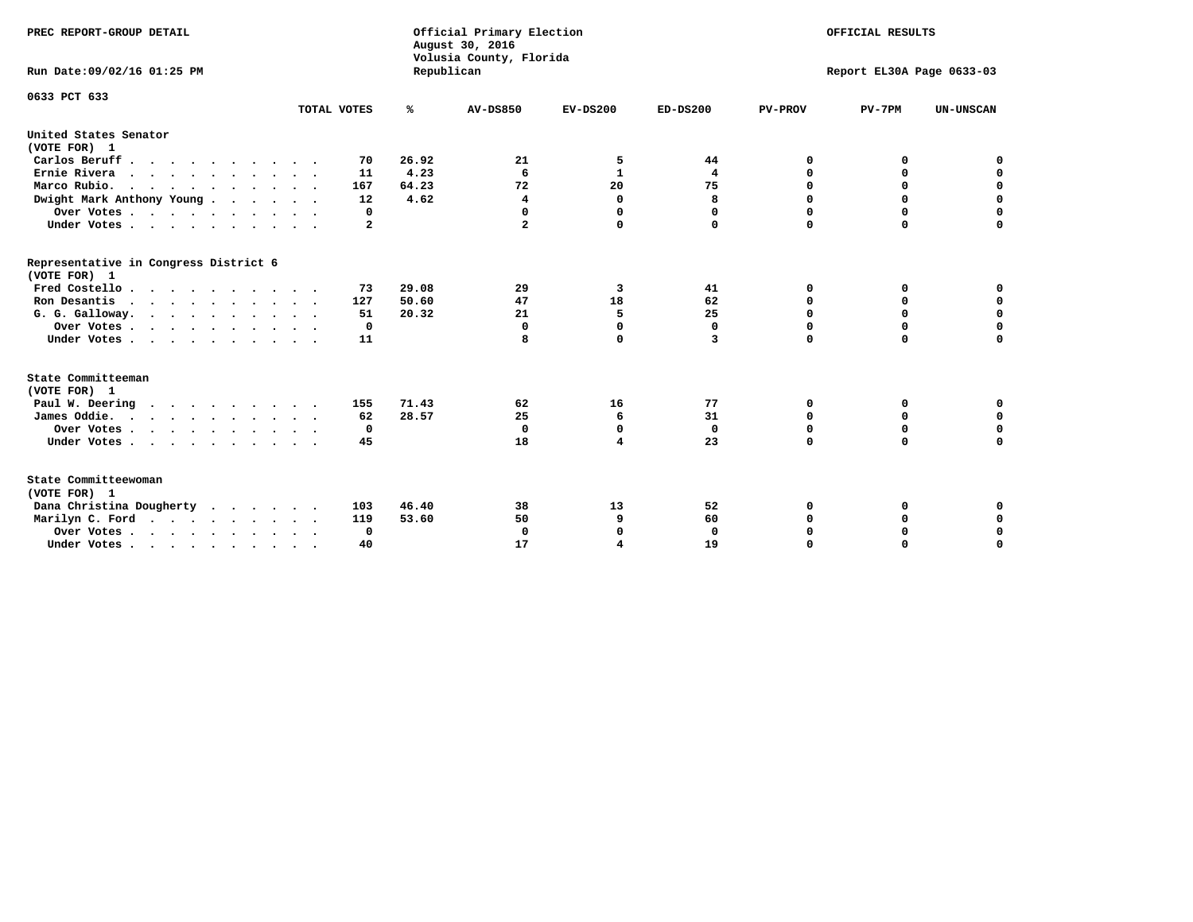PREC REPORT-GROUP DETAIL

Official Primary Election
August 30, 2016
Volusia County, Florida
Republican

OFFICIAL RESULTS

Run Date:09/02/16 01:25 PM

Report EL30A Page 0633-03

0633 PCT 633

| | TOTAL VOTES | % | AV-DS850 | EV-DS200 | ED-DS200 | PV-PROV | PV-7PM | UN-UNSCAN |
|---|---|---|---|---|---|---|---|---|
| **United States Senator** | | | | | | | | |
| **(VOTE FOR) 1** | | | | | | | | |
| Carlos Beruff | 70 | 26.92 | 21 | 5 | 44 | 0 | 0 | 0 |
| Ernie Rivera | 11 | 4.23 | 6 | 1 | 4 | 0 | 0 | 0 |
| Marco Rubio. | 167 | 64.23 | 72 | 20 | 75 | 0 | 0 | 0 |
| Dwight Mark Anthony Young | 12 | 4.62 | 4 | 0 | 8 | 0 | 0 | 0 |
| Over Votes | 0 | | 0 | 0 | 0 | 0 | 0 | 0 |
| Under Votes | 2 | | 2 | 0 | 0 | 0 | 0 | 0 |
| **Representative in Congress District 6** | | | | | | | | |
| **(VOTE FOR) 1** | | | | | | | | |
| Fred Costello | 73 | 29.08 | 29 | 3 | 41 | 0 | 0 | 0 |
| Ron Desantis | 127 | 50.60 | 47 | 18 | 62 | 0 | 0 | 0 |
| G. G. Galloway. | 51 | 20.32 | 21 | 5 | 25 | 0 | 0 | 0 |
| Over Votes | 0 | | 0 | 0 | 0 | 0 | 0 | 0 |
| Under Votes | 11 | | 8 | 0 | 3 | 0 | 0 | 0 |
| **State Committeeman** | | | | | | | | |
| **(VOTE FOR) 1** | | | | | | | | |
| Paul W. Deering | 155 | 71.43 | 62 | 16 | 77 | 0 | 0 | 0 |
| James Oddie. | 62 | 28.57 | 25 | 6 | 31 | 0 | 0 | 0 |
| Over Votes | 0 | | 0 | 0 | 0 | 0 | 0 | 0 |
| Under Votes | 45 | | 18 | 4 | 23 | 0 | 0 | 0 |
| **State Committeewoman** | | | | | | | | |
| **(VOTE FOR) 1** | | | | | | | | |
| Dana Christina Dougherty | 103 | 46.40 | 38 | 13 | 52 | 0 | 0 | 0 |
| Marilyn C. Ford | 119 | 53.60 | 50 | 9 | 60 | 0 | 0 | 0 |
| Over Votes | 0 | | 0 | 0 | 0 | 0 | 0 | 0 |
| Under Votes | 40 | | 17 | 4 | 19 | 0 | 0 | 0 |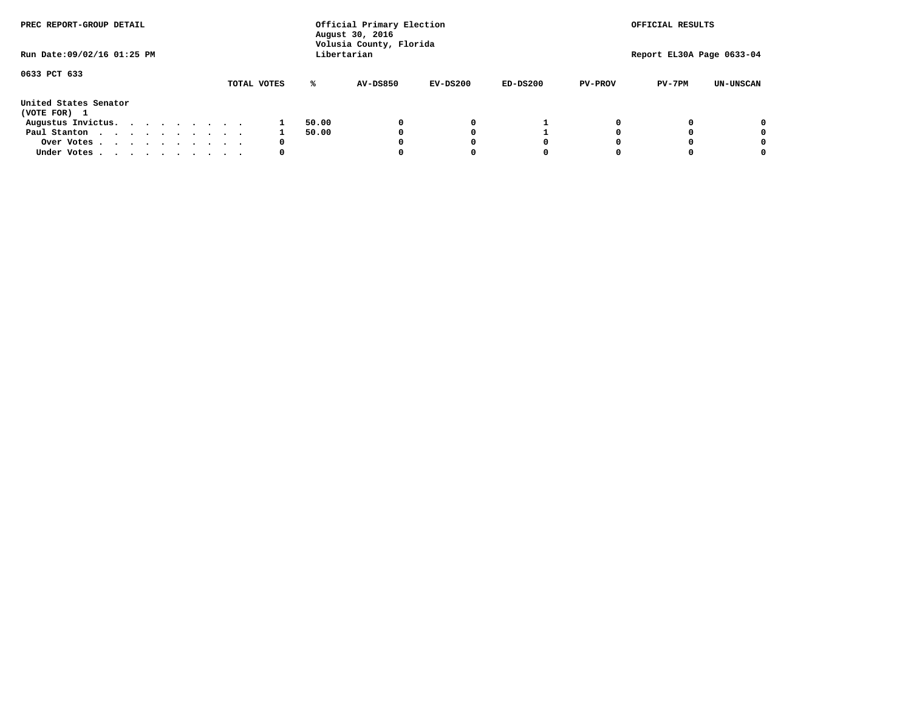PREC REPORT-GROUP DETAIL

Official Primary Election
August 30, 2016
Volusia County, Florida
Libertarian

OFFICIAL RESULTS

Run Date:09/02/16 01:25 PM

Report EL30A Page 0633-04

0633 PCT 633

United States Senator
(VOTE FOR) 1

| | TOTAL VOTES | % | AV-DS850 | EV-DS200 | ED-DS200 | PV-PROV | PV-7PM | UN-UNSCAN |
|---|---|---|---|---|---|---|---|---|
| Augustus Invictus. . . . . . . . . . | 1 | 50.00 | 0 | 0 | 1 | 0 | 0 | 0 |
| Paul Stanton . . . . . . . . . . . | 1 | 50.00 | 0 | 0 | 1 | 0 | 0 | 0 |
| Over Votes . . . . . . . . . . . | 0 | | 0 | 0 | 0 | 0 | 0 | 0 |
| Under Votes . . . . . . . . . . . | 0 | | 0 | 0 | 0 | 0 | 0 | 0 |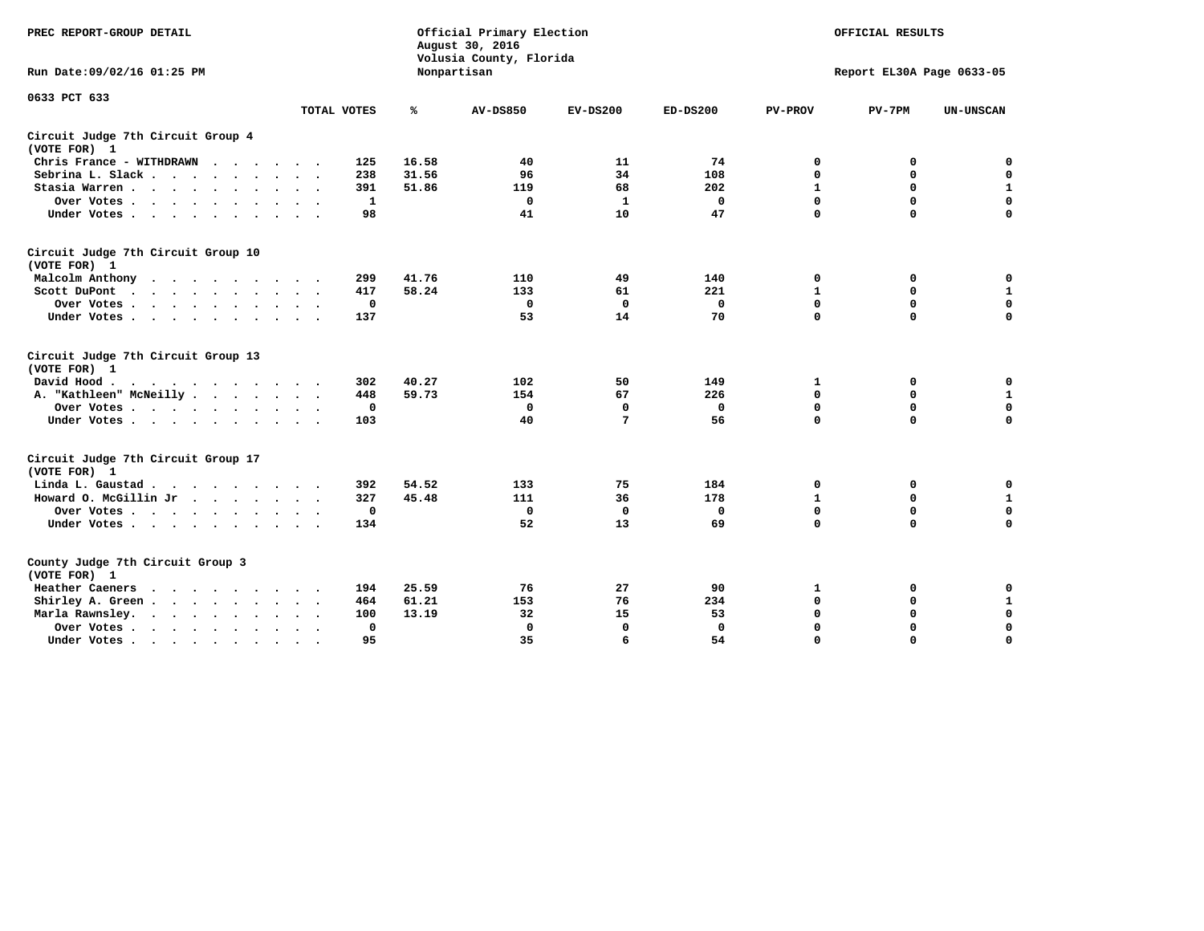PREC REPORT-GROUP DETAIL

Official Primary Election
August 30, 2016
Volusia County, Florida
Nonpartisan

OFFICIAL RESULTS

Run Date:09/02/16 01:25 PM

Report EL30A Page 0633-05

0633 PCT 633

| | TOTAL VOTES | % | AV-DS850 | EV-DS200 | ED-DS200 | PV-PROV | PV-7PM | UN-UNSCAN |
|---|---|---|---|---|---|---|---|---|
| **Circuit Judge 7th Circuit Group 4 (VOTE FOR) 1** | | | | | | | | |
| Chris France - WITHDRAWN | 125 | 16.58 | 40 | 11 | 74 | 0 | 0 | 0 |
| Sebrina L. Slack | 238 | 31.56 | 96 | 34 | 108 | 0 | 0 | 0 |
| Stasia Warren | 391 | 51.86 | 119 | 68 | 202 | 1 | 0 | 1 |
| Over Votes | 1 | | 0 | 1 | 0 | 0 | 0 | 0 |
| Under Votes | 98 | | 41 | 10 | 47 | 0 | 0 | 0 |
| **Circuit Judge 7th Circuit Group 10 (VOTE FOR) 1** | | | | | | | | |
| Malcolm Anthony | 299 | 41.76 | 110 | 49 | 140 | 0 | 0 | 0 |
| Scott DuPont | 417 | 58.24 | 133 | 61 | 221 | 1 | 0 | 1 |
| Over Votes | 0 | | 0 | 0 | 0 | 0 | 0 | 0 |
| Under Votes | 137 | | 53 | 14 | 70 | 0 | 0 | 0 |
| **Circuit Judge 7th Circuit Group 13 (VOTE FOR) 1** | | | | | | | | |
| David Hood | 302 | 40.27 | 102 | 50 | 149 | 1 | 0 | 0 |
| A. "Kathleen" McNeilly | 448 | 59.73 | 154 | 67 | 226 | 0 | 0 | 1 |
| Over Votes | 0 | | 0 | 0 | 0 | 0 | 0 | 0 |
| Under Votes | 103 | | 40 | 7 | 56 | 0 | 0 | 0 |
| **Circuit Judge 7th Circuit Group 17 (VOTE FOR) 1** | | | | | | | | |
| Linda L. Gaustad | 392 | 54.52 | 133 | 75 | 184 | 0 | 0 | 0 |
| Howard O. McGillin Jr | 327 | 45.48 | 111 | 36 | 178 | 1 | 0 | 1 |
| Over Votes | 0 | | 0 | 0 | 0 | 0 | 0 | 0 |
| Under Votes | 134 | | 52 | 13 | 69 | 0 | 0 | 0 |
| **County Judge 7th Circuit Group 3 (VOTE FOR) 1** | | | | | | | | |
| Heather Caeners | 194 | 25.59 | 76 | 27 | 90 | 1 | 0 | 0 |
| Shirley A. Green | 464 | 61.21 | 153 | 76 | 234 | 0 | 0 | 1 |
| Marla Rawnsley. | 100 | 13.19 | 32 | 15 | 53 | 0 | 0 | 0 |
| Over Votes | 0 | | 0 | 0 | 0 | 0 | 0 | 0 |
| Under Votes | 95 | | 35 | 6 | 54 | 0 | 0 | 0 |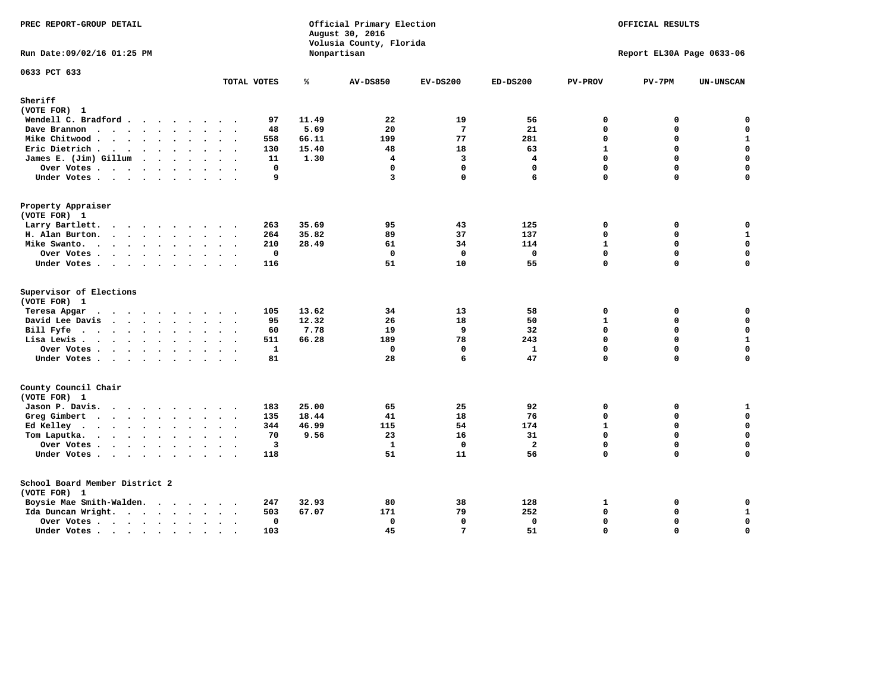PREC REPORT-GROUP DETAIL

Run Date:09/02/16 01:25 PM

Official Primary Election
August 30, 2016
Volusia County, Florida
Nonpartisan

OFFICIAL RESULTS

Report EL30A Page 0633-06

0633 PCT 633

| | TOTAL VOTES | % | AV-DS850 | EV-DS200 | ED-DS200 | PV-PROV | PV-7PM | UN-UNSCAN |
|---|---|---|---|---|---|---|---|---|
| **Sheriff** | | | | | | | | |
| (VOTE FOR) 1 | | | | | | | | |
| Wendell C. Bradford | 97 | 11.49 | 22 | 19 | 56 | 0 | 0 | 0 |
| Dave Brannon | 48 | 5.69 | 20 | 7 | 21 | 0 | 0 | 0 |
| Mike Chitwood | 558 | 66.11 | 199 | 77 | 281 | 0 | 0 | 1 |
| Eric Dietrich | 130 | 15.40 | 48 | 18 | 63 | 1 | 0 | 0 |
| James E. (Jim) Gillum | 11 | 1.30 | 4 | 3 | 4 | 0 | 0 | 0 |
| Over Votes | 0 | | 0 | 0 | 0 | 0 | 0 | 0 |
| Under Votes | 9 | | 3 | 0 | 6 | 0 | 0 | 0 |
| **Property Appraiser** | | | | | | | | |
| (VOTE FOR) 1 | | | | | | | | |
| Larry Bartlett. | 263 | 35.69 | 95 | 43 | 125 | 0 | 0 | 0 |
| H. Alan Burton. | 264 | 35.82 | 89 | 37 | 137 | 0 | 0 | 1 |
| Mike Swanto. | 210 | 28.49 | 61 | 34 | 114 | 1 | 0 | 0 |
| Over Votes | 0 | | 0 | 0 | 0 | 0 | 0 | 0 |
| Under Votes | 116 | | 51 | 10 | 55 | 0 | 0 | 0 |
| **Supervisor of Elections** | | | | | | | | |
| (VOTE FOR) 1 | | | | | | | | |
| Teresa Apgar | 105 | 13.62 | 34 | 13 | 58 | 0 | 0 | 0 |
| David Lee Davis | 95 | 12.32 | 26 | 18 | 50 | 1 | 0 | 0 |
| Bill Fyfe | 60 | 7.78 | 19 | 9 | 32 | 0 | 0 | 0 |
| Lisa Lewis | 511 | 66.28 | 189 | 78 | 243 | 0 | 0 | 1 |
| Over Votes | 1 | | 0 | 0 | 1 | 0 | 0 | 0 |
| Under Votes | 81 | | 28 | 6 | 47 | 0 | 0 | 0 |
| **County Council Chair** | | | | | | | | |
| (VOTE FOR) 1 | | | | | | | | |
| Jason P. Davis. | 183 | 25.00 | 65 | 25 | 92 | 0 | 0 | 1 |
| Greg Gimbert | 135 | 18.44 | 41 | 18 | 76 | 0 | 0 | 0 |
| Ed Kelley | 344 | 46.99 | 115 | 54 | 174 | 1 | 0 | 0 |
| Tom Laputka. | 70 | 9.56 | 23 | 16 | 31 | 0 | 0 | 0 |
| Over Votes | 3 | | 1 | 0 | 2 | 0 | 0 | 0 |
| Under Votes | 118 | | 51 | 11 | 56 | 0 | 0 | 0 |
| **School Board Member District 2** | | | | | | | | |
| (VOTE FOR) 1 | | | | | | | | |
| Boysie Mae Smith-Walden. | 247 | 32.93 | 80 | 38 | 128 | 1 | 0 | 0 |
| Ida Duncan Wright. | 503 | 67.07 | 171 | 79 | 252 | 0 | 0 | 1 |
| Over Votes | 0 | | 0 | 0 | 0 | 0 | 0 | 0 |
| Under Votes | 103 | | 45 | 7 | 51 | 0 | 0 | 0 |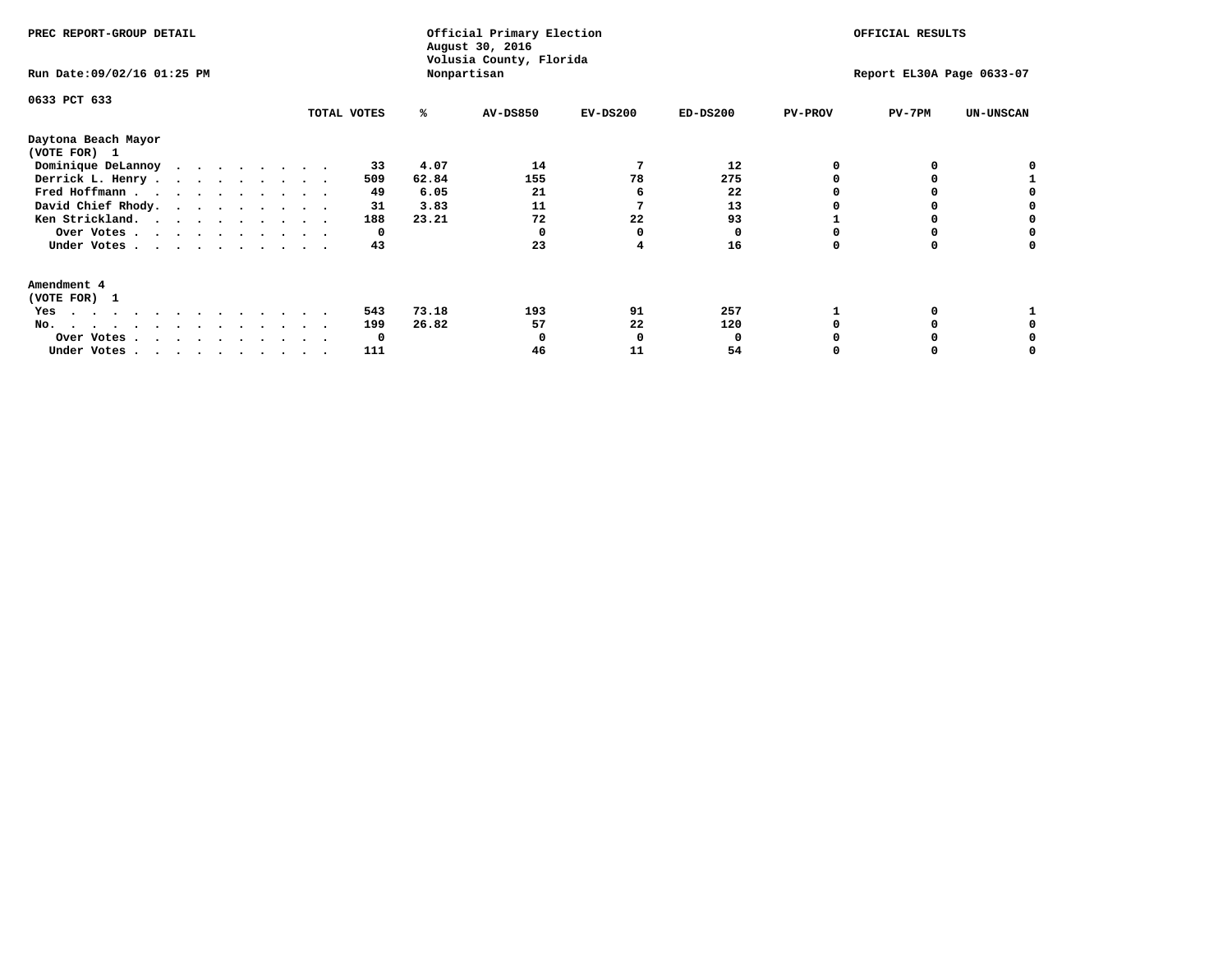PREC REPORT-GROUP DETAIL

Official Primary Election
August 30, 2016
Volusia County, Florida
Nonpartisan

OFFICIAL RESULTS

Run Date:09/02/16 01:25 PM

Report EL30A Page 0633-07

0633 PCT 633

| | TOTAL VOTES | % | AV-DS850 | EV-DS200 | ED-DS200 | PV-PROV | PV-7PM | UN-UNSCAN |
|---|---|---|---|---|---|---|---|---|
| **Daytona Beach Mayor** | | | | | | | | |
| **(VOTE FOR) 1** | | | | | | | | |
| Dominique DeLannoy | 33 | 4.07 | 14 | 7 | 12 | 0 | 0 | 0 |
| Derrick L. Henry | 509 | 62.84 | 155 | 78 | 275 | 0 | 0 | 1 |
| Fred Hoffmann | 49 | 6.05 | 21 | 6 | 22 | 0 | 0 | 0 |
| David Chief Rhody | 31 | 3.83 | 11 | 7 | 13 | 0 | 0 | 0 |
| Ken Strickland | 188 | 23.21 | 72 | 22 | 93 | 1 | 0 | 0 |
| Over Votes | 0 | | 0 | 0 | 0 | 0 | 0 | 0 |
| Under Votes | 43 | | 23 | 4 | 16 | 0 | 0 | 0 |
| **Amendment 4** | | | | | | | | |
| **(VOTE FOR) 1** | | | | | | | | |
| Yes | 543 | 73.18 | 193 | 91 | 257 | 1 | 0 | 1 |
| No | 199 | 26.82 | 57 | 22 | 120 | 0 | 0 | 0 |
| Over Votes | 0 | | 0 | 0 | 0 | 0 | 0 | 0 |
| Under Votes | 111 | | 46 | 11 | 54 | 0 | 0 | 0 |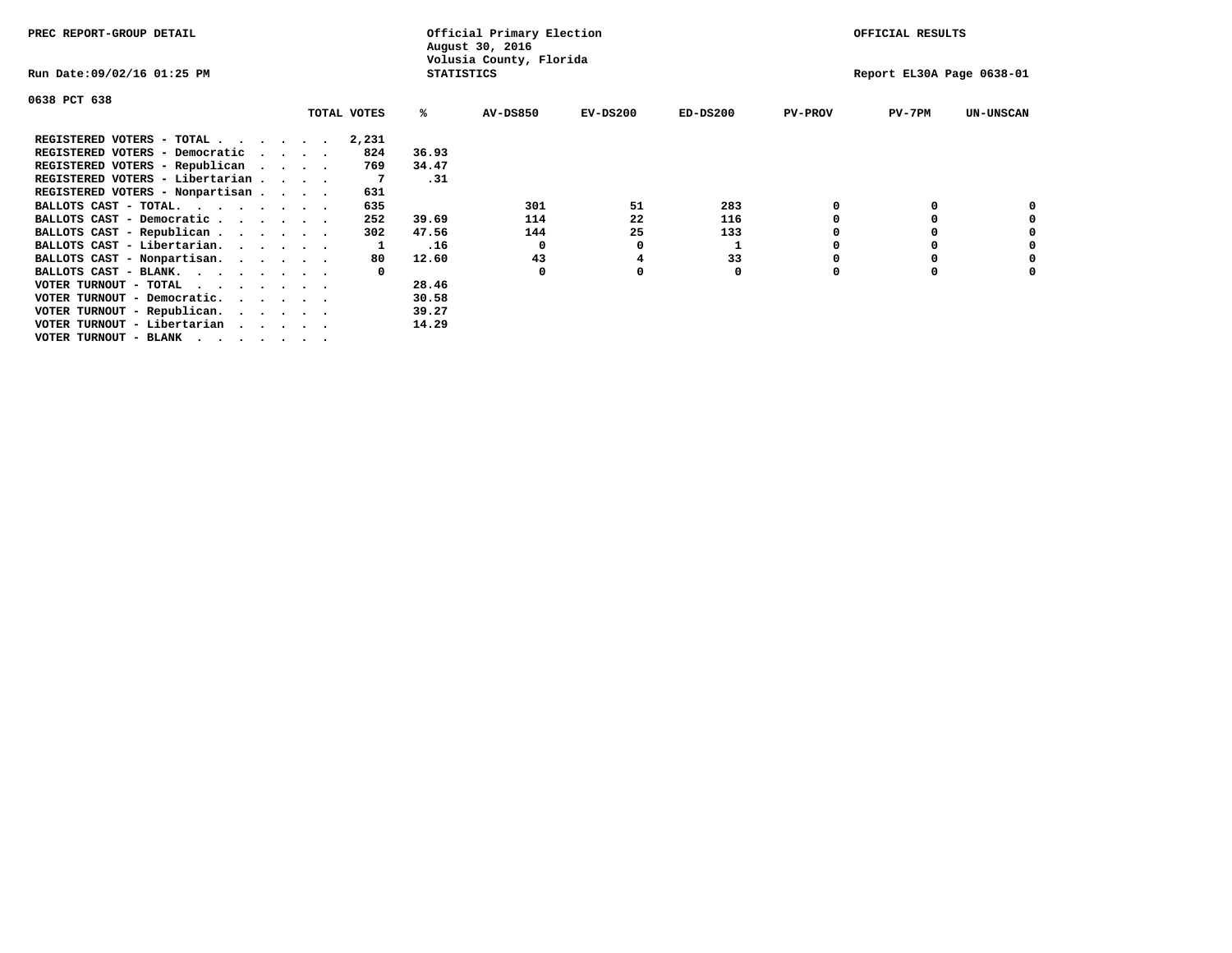PREC REPORT-GROUP DETAIL

Official Primary Election
August 30, 2016
Volusia County, Florida
STATISTICS

OFFICIAL RESULTS

Run Date:09/02/16 01:25 PM

Report EL30A Page 0638-01

0638 PCT 638

| | TOTAL VOTES | % | AV-DS850 | EV-DS200 | ED-DS200 | PV-PROV | PV-7PM | UN-UNSCAN |
|---|---|---|---|---|---|---|---|---|
| REGISTERED VOTERS - TOTAL . . . . . . | 2,231 | | | | | | | |
| REGISTERED VOTERS - Democratic . . . . | 824 | 36.93 | | | | | | |
| REGISTERED VOTERS - Republican . . . . | 769 | 34.47 | | | | | | |
| REGISTERED VOTERS - Libertarian . . . . | 7 | .31 | | | | | | |
| REGISTERED VOTERS - Nonpartisan . . . . | 631 | | | | | | | |
| BALLOTS CAST - TOTAL. . . . . . . . | 635 | | 301 | 51 | 283 | 0 | 0 | 0 |
| BALLOTS CAST - Democratic . . . . . . | 252 | 39.69 | 114 | 22 | 116 | 0 | 0 | 0 |
| BALLOTS CAST - Republican . . . . . . | 302 | 47.56 | 144 | 25 | 133 | 0 | 0 | 0 |
| BALLOTS CAST - Libertarian. . . . . . | 1 | .16 | 0 | 0 | 1 | 0 | 0 | 0 |
| BALLOTS CAST - Nonpartisan. . . . . . | 80 | 12.60 | 43 | 4 | 33 | 0 | 0 | 0 |
| BALLOTS CAST - BLANK. . . . . . . . | 0 | | 0 | 0 | 0 | 0 | 0 | 0 |
| VOTER TURNOUT - TOTAL . . . . . . . | | 28.46 | | | | | | |
| VOTER TURNOUT - Democratic. . . . . . | | 30.58 | | | | | | |
| VOTER TURNOUT - Republican. . . . . . | | 39.27 | | | | | | |
| VOTER TURNOUT - Libertarian . . . . . | | 14.29 | | | | | | |
| VOTER TURNOUT - BLANK . . . . . . . | | | | | | | | |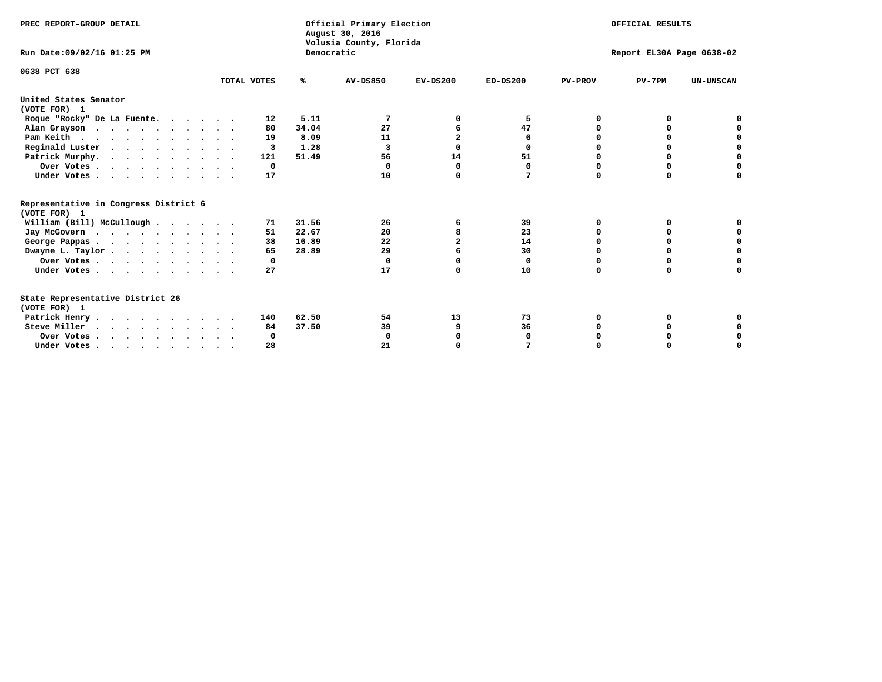PREC REPORT-GROUP DETAIL

Official Primary Election
August 30, 2016
Volusia County, Florida
Democratic

OFFICIAL RESULTS

Run Date:09/02/16 01:25 PM

Report EL30A Page 0638-02

0638 PCT 638

| | TOTAL VOTES | % | AV-DS850 | EV-DS200 | ED-DS200 | PV-PROV | PV-7PM | UN-UNSCAN |
|---|---|---|---|---|---|---|---|---|
| **United States Senator** | | | | | | | | |
| **(VOTE FOR) 1** | | | | | | | | |
| Roque "Rocky" De La Fuente. | 12 | 5.11 | 7 | 0 | 5 | 0 | 0 | 0 |
| Alan Grayson | 80 | 34.04 | 27 | 6 | 47 | 0 | 0 | 0 |
| Pam Keith | 19 | 8.09 | 11 | 2 | 6 | 0 | 0 | 0 |
| Reginald Luster | 3 | 1.28 | 3 | 0 | 0 | 0 | 0 | 0 |
| Patrick Murphy. | 121 | 51.49 | 56 | 14 | 51 | 0 | 0 | 0 |
| Over Votes | 0 | | 0 | 0 | 0 | 0 | 0 | 0 |
| Under Votes | 17 | | 10 | 0 | 7 | 0 | 0 | 0 |
| **Representative in Congress District 6** | | | | | | | | |
| **(VOTE FOR) 1** | | | | | | | | |
| William (Bill) McCullough | 71 | 31.56 | 26 | 6 | 39 | 0 | 0 | 0 |
| Jay McGovern | 51 | 22.67 | 20 | 8 | 23 | 0 | 0 | 0 |
| George Pappas | 38 | 16.89 | 22 | 2 | 14 | 0 | 0 | 0 |
| Dwayne L. Taylor | 65 | 28.89 | 29 | 6 | 30 | 0 | 0 | 0 |
| Over Votes | 0 | | 0 | 0 | 0 | 0 | 0 | 0 |
| Under Votes | 27 | | 17 | 0 | 10 | 0 | 0 | 0 |
| **State Representative District 26** | | | | | | | | |
| **(VOTE FOR) 1** | | | | | | | | |
| Patrick Henry | 140 | 62.50 | 54 | 13 | 73 | 0 | 0 | 0 |
| Steve Miller | 84 | 37.50 | 39 | 9 | 36 | 0 | 0 | 0 |
| Over Votes | 0 | | 0 | 0 | 0 | 0 | 0 | 0 |
| Under Votes | 28 | | 21 | 0 | 7 | 0 | 0 | 0 |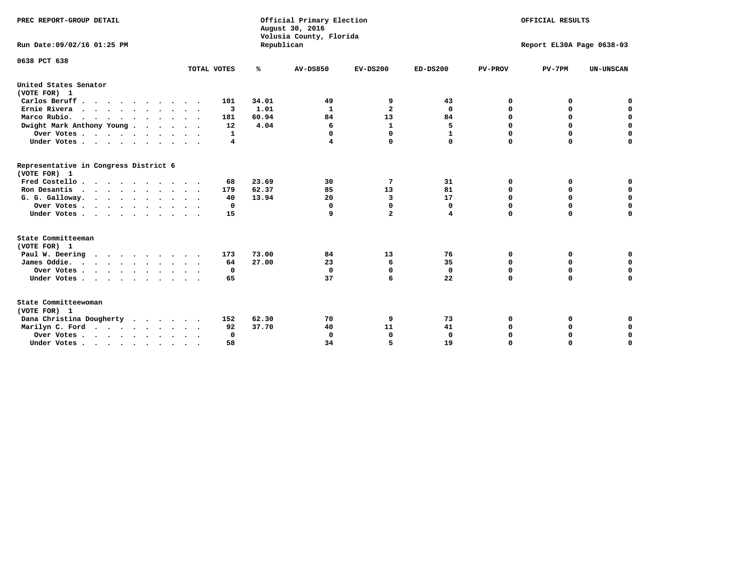PREC REPORT-GROUP DETAIL

Official Primary Election
August 30, 2016
Volusia County, Florida
Republican

OFFICIAL RESULTS

Run Date:09/02/16 01:25 PM

Report EL30A Page 0638-03

0638 PCT 638

| | TOTAL VOTES | % | AV-DS850 | EV-DS200 | ED-DS200 | PV-PROV | PV-7PM | UN-UNSCAN |
|---|---|---|---|---|---|---|---|---|
| **United States Senator** | | | | | | | | |
| (VOTE FOR) 1 | | | | | | | | |
| Carlos Beruff | 101 | 34.01 | 49 | 9 | 43 | 0 | 0 | 0 |
| Ernie Rivera | 3 | 1.01 | 1 | 2 | 0 | 0 | 0 | 0 |
| Marco Rubio. | 181 | 60.94 | 84 | 13 | 84 | 0 | 0 | 0 |
| Dwight Mark Anthony Young | 12 | 4.04 | 6 | 1 | 5 | 0 | 0 | 0 |
| Over Votes | 1 | | 0 | 0 | 1 | 0 | 0 | 0 |
| Under Votes | 4 | | 4 | 0 | 0 | 0 | 0 | 0 |
| **Representative in Congress District 6** | | | | | | | | |
| (VOTE FOR) 1 | | | | | | | | |
| Fred Costello | 68 | 23.69 | 30 | 7 | 31 | 0 | 0 | 0 |
| Ron Desantis | 179 | 62.37 | 85 | 13 | 81 | 0 | 0 | 0 |
| G. G. Galloway. | 40 | 13.94 | 20 | 3 | 17 | 0 | 0 | 0 |
| Over Votes | 0 | | 0 | 0 | 0 | 0 | 0 | 0 |
| Under Votes | 15 | | 9 | 2 | 4 | 0 | 0 | 0 |
| **State Committeeman** | | | | | | | | |
| (VOTE FOR) 1 | | | | | | | | |
| Paul W. Deering | 173 | 73.00 | 84 | 13 | 76 | 0 | 0 | 0 |
| James Oddie. | 64 | 27.00 | 23 | 6 | 35 | 0 | 0 | 0 |
| Over Votes | 0 | | 0 | 0 | 0 | 0 | 0 | 0 |
| Under Votes | 65 | | 37 | 6 | 22 | 0 | 0 | 0 |
| **State Committeewoman** | | | | | | | | |
| (VOTE FOR) 1 | | | | | | | | |
| Dana Christina Dougherty | 152 | 62.30 | 70 | 9 | 73 | 0 | 0 | 0 |
| Marilyn C. Ford | 92 | 37.70 | 40 | 11 | 41 | 0 | 0 | 0 |
| Over Votes | 0 | | 0 | 0 | 0 | 0 | 0 | 0 |
| Under Votes | 58 | | 34 | 5 | 19 | 0 | 0 | 0 |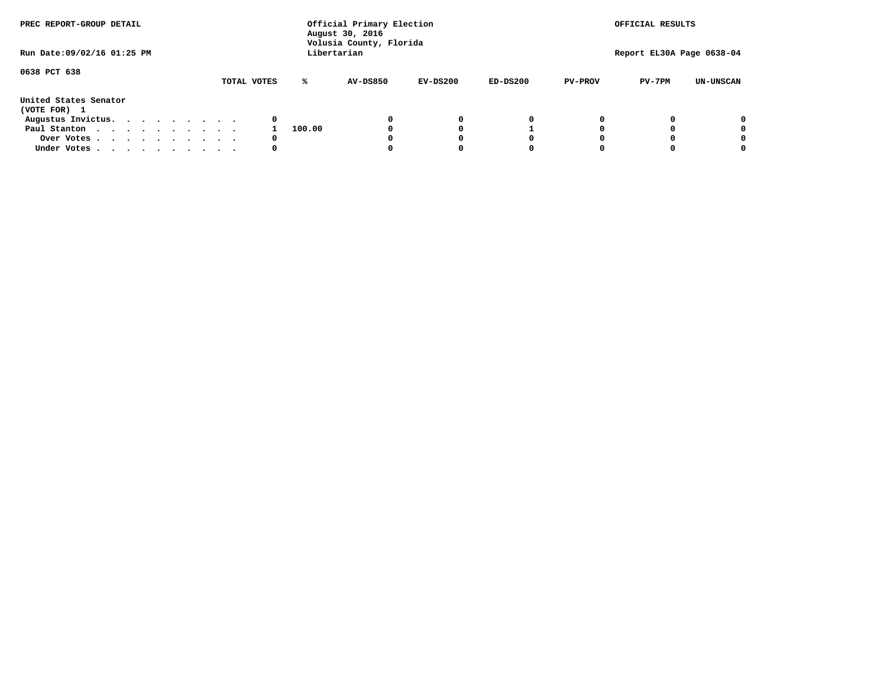PREC REPORT-GROUP DETAIL

Official Primary Election
August 30, 2016
Volusia County, Florida
Libertarian

OFFICIAL RESULTS

Run Date:09/02/16 01:25 PM

Report EL30A Page 0638-04

0638 PCT 638

| | TOTAL VOTES | % | AV-DS850 | EV-DS200 | ED-DS200 | PV-PROV | PV-7PM | UN-UNSCAN |
|---|---|---|---|---|---|---|---|---|
| **United States Senator (VOTE FOR) 1** | | | | | | | | |
| Augustus Invictus. . . . . . . . . . | 0 | | 0 | 0 | 0 | 0 | 0 | 0 |
| Paul Stanton . . . . . . . . . . . | 1 | 100.00 | 0 | 0 | 1 | 0 | 0 | 0 |
| Over Votes . . . . . . . . . . . | 0 | | 0 | 0 | 0 | 0 | 0 | 0 |
| Under Votes . . . . . . . . . . . | 0 | | 0 | 0 | 0 | 0 | 0 | 0 |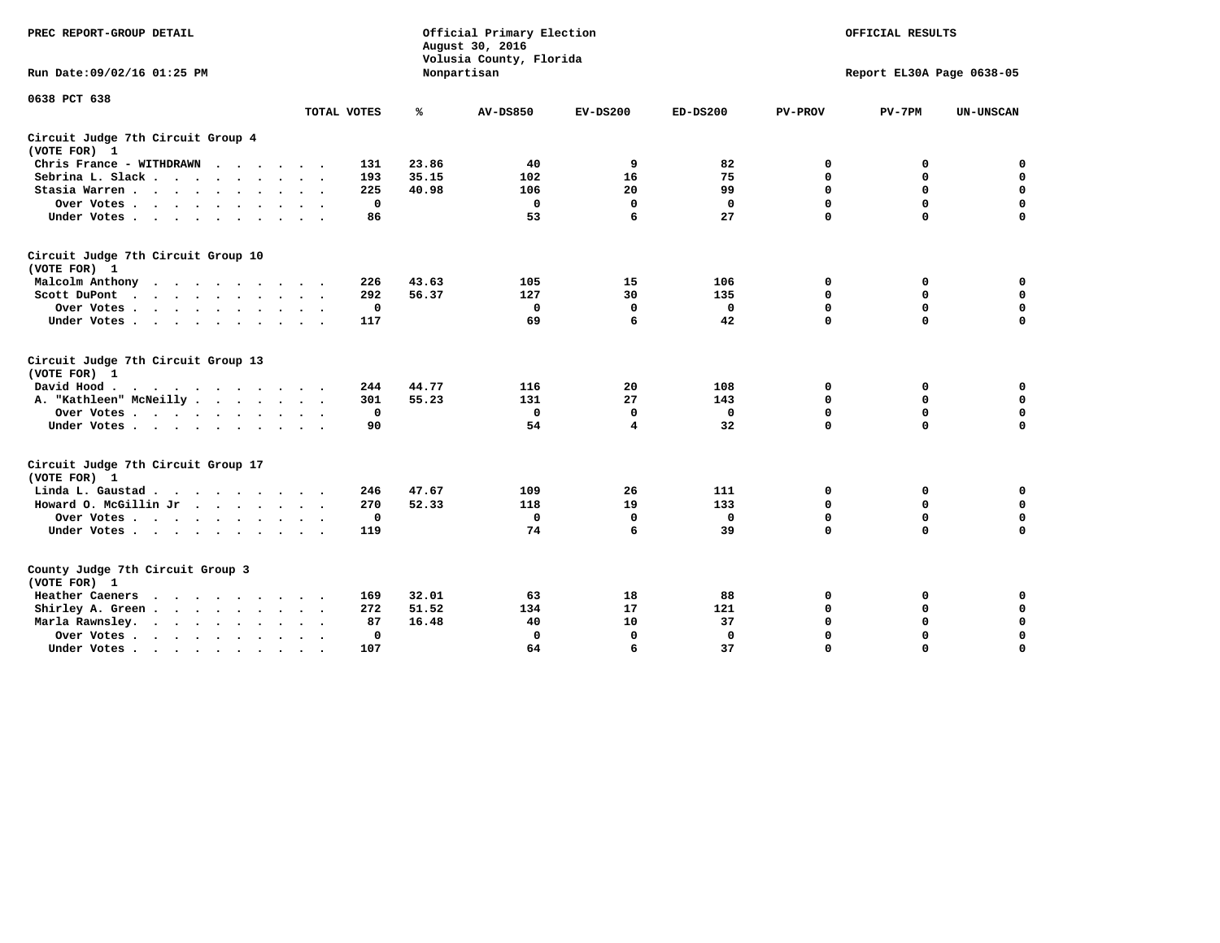PREC REPORT-GROUP DETAIL

Official Primary Election
August 30, 2016
Volusia County, Florida
Nonpartisan

OFFICIAL RESULTS

Run Date:09/02/16 01:25 PM

Report EL30A Page 0638-05

0638 PCT 638

| | TOTAL VOTES | % | AV-DS850 | EV-DS200 | ED-DS200 | PV-PROV | PV-7PM | UN-UNSCAN |
|---|---|---|---|---|---|---|---|---|
| **Circuit Judge 7th Circuit Group 4 (VOTE FOR) 1** | | | | | | | | |
| Chris France - WITHDRAWN | 131 | 23.86 | 40 | 9 | 82 | 0 | 0 | 0 |
| Sebrina L. Slack | 193 | 35.15 | 102 | 16 | 75 | 0 | 0 | 0 |
| Stasia Warren | 225 | 40.98 | 106 | 20 | 99 | 0 | 0 | 0 |
| Over Votes | 0 | | 0 | 0 | 0 | 0 | 0 | 0 |
| Under Votes | 86 | | 53 | 6 | 27 | 0 | 0 | 0 |
| **Circuit Judge 7th Circuit Group 10 (VOTE FOR) 1** | | | | | | | | |
| Malcolm Anthony | 226 | 43.63 | 105 | 15 | 106 | 0 | 0 | 0 |
| Scott DuPont | 292 | 56.37 | 127 | 30 | 135 | 0 | 0 | 0 |
| Over Votes | 0 | | 0 | 0 | 0 | 0 | 0 | 0 |
| Under Votes | 117 | | 69 | 6 | 42 | 0 | 0 | 0 |
| **Circuit Judge 7th Circuit Group 13 (VOTE FOR) 1** | | | | | | | | |
| David Hood | 244 | 44.77 | 116 | 20 | 108 | 0 | 0 | 0 |
| A. "Kathleen" McNeilly | 301 | 55.23 | 131 | 27 | 143 | 0 | 0 | 0 |
| Over Votes | 0 | | 0 | 0 | 0 | 0 | 0 | 0 |
| Under Votes | 90 | | 54 | 4 | 32 | 0 | 0 | 0 |
| **Circuit Judge 7th Circuit Group 17 (VOTE FOR) 1** | | | | | | | | |
| Linda L. Gaustad | 246 | 47.67 | 109 | 26 | 111 | 0 | 0 | 0 |
| Howard O. McGillin Jr | 270 | 52.33 | 118 | 19 | 133 | 0 | 0 | 0 |
| Over Votes | 0 | | 0 | 0 | 0 | 0 | 0 | 0 |
| Under Votes | 119 | | 74 | 6 | 39 | 0 | 0 | 0 |
| **County Judge 7th Circuit Group 3 (VOTE FOR) 1** | | | | | | | | |
| Heather Caeners | 169 | 32.01 | 63 | 18 | 88 | 0 | 0 | 0 |
| Shirley A. Green | 272 | 51.52 | 134 | 17 | 121 | 0 | 0 | 0 |
| Marla Rawnsley | 87 | 16.48 | 40 | 10 | 37 | 0 | 0 | 0 |
| Over Votes | 0 | | 0 | 0 | 0 | 0 | 0 | 0 |
| Under Votes | 107 | | 64 | 6 | 37 | 0 | 0 | 0 |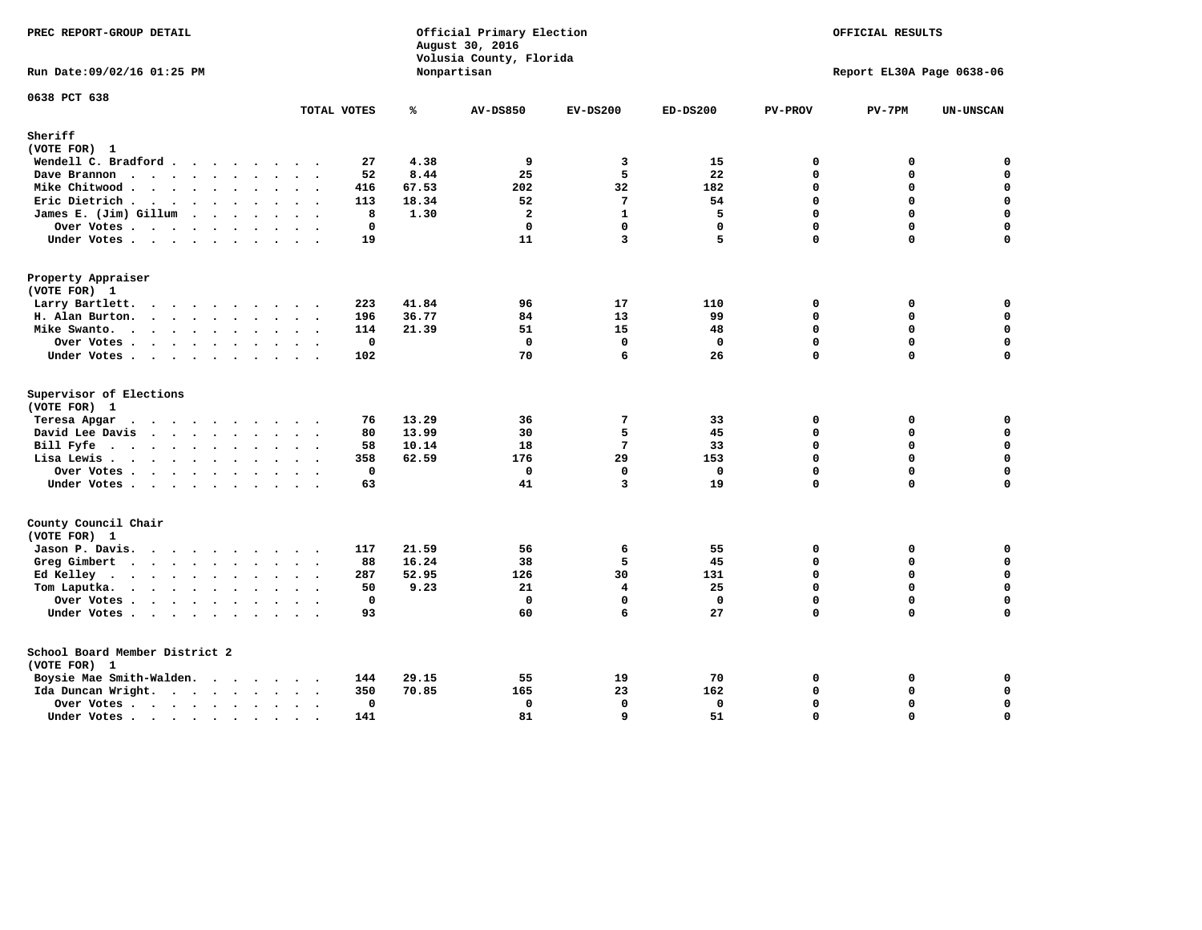PREC REPORT-GROUP DETAIL

Official Primary Election
August 30, 2016
Volusia County, Florida
Nonpartisan

OFFICIAL RESULTS

Run Date:09/02/16 01:25 PM

Report EL30A Page 0638-06

0638 PCT 638

| | TOTAL VOTES | % | AV-DS850 | EV-DS200 | ED-DS200 | PV-PROV | PV-7PM | UN-UNSCAN |
|---|---|---|---|---|---|---|---|---|
| **Sheriff** | | | | | | | | |
| (VOTE FOR) 1 | | | | | | | | |
| Wendell C. Bradford | 27 | 4.38 | 9 | 3 | 15 | 0 | 0 | 0 |
| Dave Brannon | 52 | 8.44 | 25 | 5 | 22 | 0 | 0 | 0 |
| Mike Chitwood | 416 | 67.53 | 202 | 32 | 182 | 0 | 0 | 0 |
| Eric Dietrich | 113 | 18.34 | 52 | 7 | 54 | 0 | 0 | 0 |
| James E. (Jim) Gillum | 8 | 1.30 | 2 | 1 | 5 | 0 | 0 | 0 |
| Over Votes | 0 | | 0 | 0 | 0 | 0 | 0 | 0 |
| Under Votes | 19 | | 11 | 3 | 5 | 0 | 0 | 0 |
| **Property Appraiser** | | | | | | | | |
| (VOTE FOR) 1 | | | | | | | | |
| Larry Bartlett | 223 | 41.84 | 96 | 17 | 110 | 0 | 0 | 0 |
| H. Alan Burton | 196 | 36.77 | 84 | 13 | 99 | 0 | 0 | 0 |
| Mike Swanto | 114 | 21.39 | 51 | 15 | 48 | 0 | 0 | 0 |
| Over Votes | 0 | | 0 | 0 | 0 | 0 | 0 | 0 |
| Under Votes | 102 | | 70 | 6 | 26 | 0 | 0 | 0 |
| **Supervisor of Elections** | | | | | | | | |
| (VOTE FOR) 1 | | | | | | | | |
| Teresa Apgar | 76 | 13.29 | 36 | 7 | 33 | 0 | 0 | 0 |
| David Lee Davis | 80 | 13.99 | 30 | 5 | 45 | 0 | 0 | 0 |
| Bill Fyfe | 58 | 10.14 | 18 | 7 | 33 | 0 | 0 | 0 |
| Lisa Lewis | 358 | 62.59 | 176 | 29 | 153 | 0 | 0 | 0 |
| Over Votes | 0 | | 0 | 0 | 0 | 0 | 0 | 0 |
| Under Votes | 63 | | 41 | 3 | 19 | 0 | 0 | 0 |
| **County Council Chair** | | | | | | | | |
| (VOTE FOR) 1 | | | | | | | | |
| Jason P. Davis | 117 | 21.59 | 56 | 6 | 55 | 0 | 0 | 0 |
| Greg Gimbert | 88 | 16.24 | 38 | 5 | 45 | 0 | 0 | 0 |
| Ed Kelley | 287 | 52.95 | 126 | 30 | 131 | 0 | 0 | 0 |
| Tom Laputka | 50 | 9.23 | 21 | 4 | 25 | 0 | 0 | 0 |
| Over Votes | 0 | | 0 | 0 | 0 | 0 | 0 | 0 |
| Under Votes | 93 | | 60 | 6 | 27 | 0 | 0 | 0 |
| **School Board Member District 2** | | | | | | | | |
| (VOTE FOR) 1 | | | | | | | | |
| Boysie Mae Smith-Walden | 144 | 29.15 | 55 | 19 | 70 | 0 | 0 | 0 |
| Ida Duncan Wright | 350 | 70.85 | 165 | 23 | 162 | 0 | 0 | 0 |
| Over Votes | 0 | | 0 | 0 | 0 | 0 | 0 | 0 |
| Under Votes | 141 | | 81 | 9 | 51 | 0 | 0 | 0 |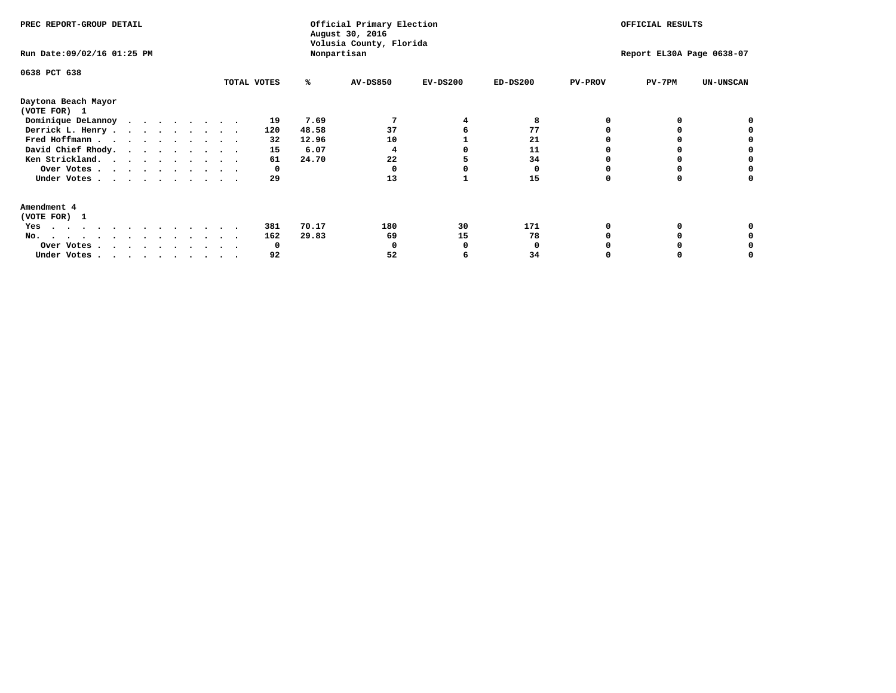PREC REPORT-GROUP DETAIL

Official Primary Election
August 30, 2016
Volusia County, Florida
Nonpartisan

OFFICIAL RESULTS

Run Date:09/02/16 01:25 PM

Report EL30A Page 0638-07

0638 PCT 638

| | TOTAL VOTES | % | AV-DS850 | EV-DS200 | ED-DS200 | PV-PROV | PV-7PM | UN-UNSCAN |
|---|---|---|---|---|---|---|---|---|
| **Daytona Beach Mayor** | | | | | | | | |
| **(VOTE FOR) 1** | | | | | | | | |
| Dominique DeLannoy | 19 | 7.69 | 7 | 4 | 8 | 0 | 0 | 0 |
| Derrick L. Henry | 120 | 48.58 | 37 | 6 | 77 | 0 | 0 | 0 |
| Fred Hoffmann | 32 | 12.96 | 10 | 1 | 21 | 0 | 0 | 0 |
| David Chief Rhody | 15 | 6.07 | 4 | 0 | 11 | 0 | 0 | 0 |
| Ken Strickland | 61 | 24.70 | 22 | 5 | 34 | 0 | 0 | 0 |
| Over Votes | 0 | | 0 | 0 | 0 | 0 | 0 | 0 |
| Under Votes | 29 | | 13 | 1 | 15 | 0 | 0 | 0 |
| **Amendment 4** | | | | | | | | |
| **(VOTE FOR) 1** | | | | | | | | |
| Yes | 381 | 70.17 | 180 | 30 | 171 | 0 | 0 | 0 |
| No | 162 | 29.83 | 69 | 15 | 78 | 0 | 0 | 0 |
| Over Votes | 0 | | 0 | 0 | 0 | 0 | 0 | 0 |
| Under Votes | 92 | | 52 | 6 | 34 | 0 | 0 | 0 |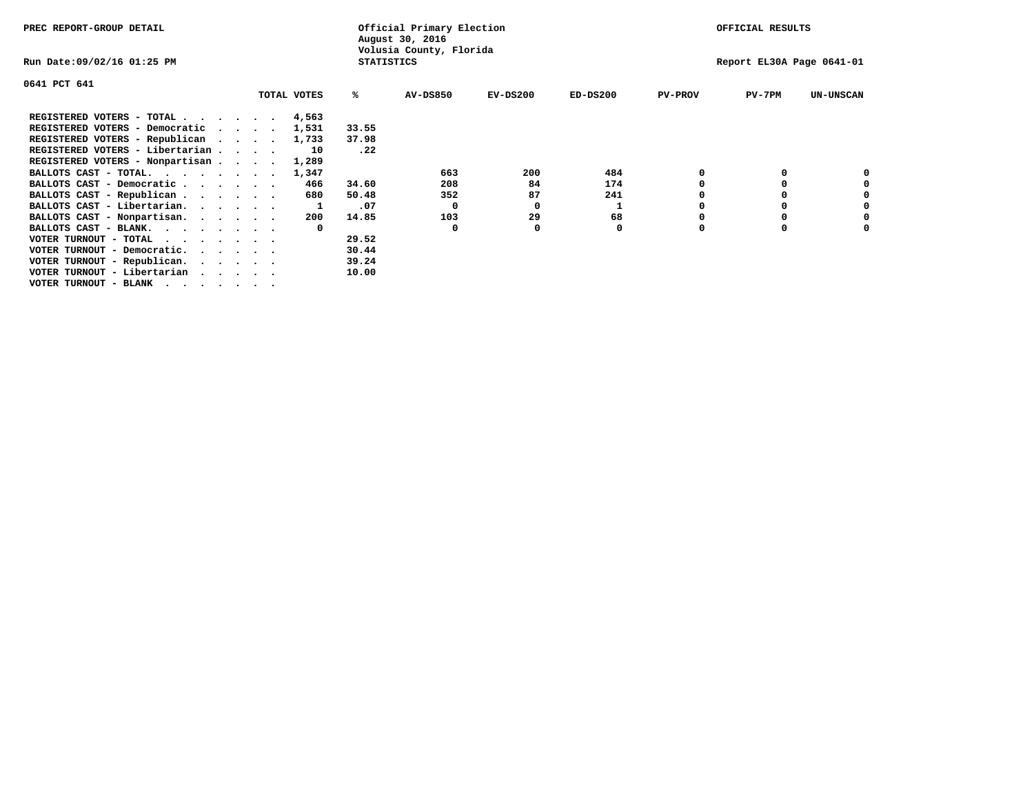PREC REPORT-GROUP DETAIL

Official Primary Election
August 30, 2016
Volusia County, Florida
STATISTICS

OFFICIAL RESULTS

Run Date:09/02/16 01:25 PM

Report EL30A Page 0641-01

0641 PCT 641

| | TOTAL VOTES | % | AV-DS850 | EV-DS200 | ED-DS200 | PV-PROV | PV-7PM | UN-UNSCAN |
|---|---|---|---|---|---|---|---|---|
| REGISTERED VOTERS - TOTAL . . . . . . | 4,563 | | | | | | | |
| REGISTERED VOTERS - Democratic . . . . | 1,531 | 33.55 | | | | | | |
| REGISTERED VOTERS - Republican . . . . | 1,733 | 37.98 | | | | | | |
| REGISTERED VOTERS - Libertarian . . . . | 10 | .22 | | | | | | |
| REGISTERED VOTERS - Nonpartisan . . . . | 1,289 | | | | | | | |
| BALLOTS CAST - TOTAL. . . . . . . . | 1,347 | | 663 | 200 | 484 | 0 | 0 | 0 |
| BALLOTS CAST - Democratic . . . . . . | 466 | 34.60 | 208 | 84 | 174 | 0 | 0 | 0 |
| BALLOTS CAST - Republican . . . . . . | 680 | 50.48 | 352 | 87 | 241 | 0 | 0 | 0 |
| BALLOTS CAST - Libertarian. . . . . . | 1 | .07 | 0 | 0 | 1 | 0 | 0 | 0 |
| BALLOTS CAST - Nonpartisan. . . . . . | 200 | 14.85 | 103 | 29 | 68 | 0 | 0 | 0 |
| BALLOTS CAST - BLANK. . . . . . . . | 0 | | 0 | 0 | 0 | 0 | 0 | 0 |
| VOTER TURNOUT - TOTAL . . . . . . . | | 29.52 | | | | | | |
| VOTER TURNOUT - Democratic. . . . . . | | 30.44 | | | | | | |
| VOTER TURNOUT - Republican. . . . . . | | 39.24 | | | | | | |
| VOTER TURNOUT - Libertarian . . . . . | | 10.00 | | | | | | |
| VOTER TURNOUT - BLANK . . . . . . . | | | | | | | | |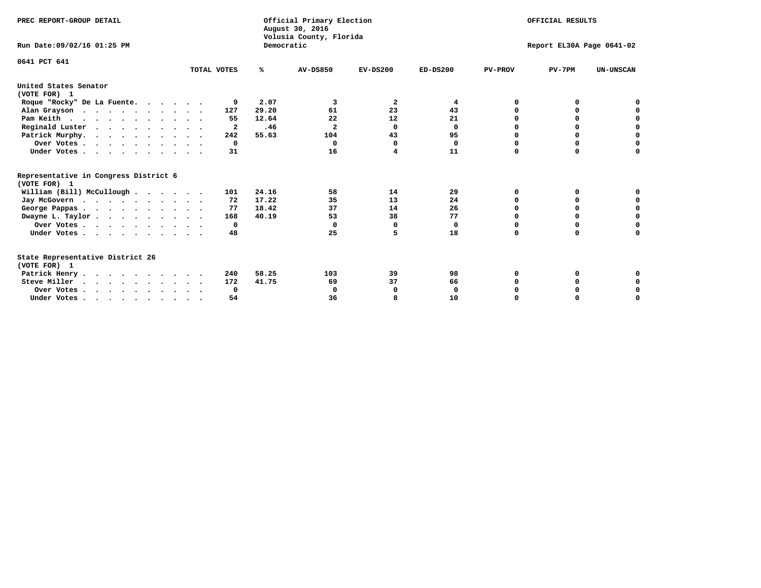PREC REPORT-GROUP DETAIL

Official Primary Election
August 30, 2016
Volusia County, Florida
Democratic

OFFICIAL RESULTS

Run Date:09/02/16 01:25 PM

Report EL30A Page 0641-02

0641 PCT 641

| | TOTAL VOTES | % | AV-DS850 | EV-DS200 | ED-DS200 | PV-PROV | PV-7PM | UN-UNSCAN |
|---|---|---|---|---|---|---|---|---|
| **United States Senator** | | | | | | | | |
| **(VOTE FOR) 1** | | | | | | | | |
| Roque "Rocky" De La Fuente. | 9 | 2.07 | 3 | 2 | 4 | 0 | 0 | 0 |
| Alan Grayson | 127 | 29.20 | 61 | 23 | 43 | 0 | 0 | 0 |
| Pam Keith | 55 | 12.64 | 22 | 12 | 21 | 0 | 0 | 0 |
| Reginald Luster | 2 | .46 | 2 | 0 | 0 | 0 | 0 | 0 |
| Patrick Murphy. | 242 | 55.63 | 104 | 43 | 95 | 0 | 0 | 0 |
| Over Votes | 0 | | 0 | 0 | 0 | 0 | 0 | 0 |
| Under Votes | 31 | | 16 | 4 | 11 | 0 | 0 | 0 |
| **Representative in Congress District 6** | | | | | | | | |
| **(VOTE FOR) 1** | | | | | | | | |
| William (Bill) McCullough | 101 | 24.16 | 58 | 14 | 29 | 0 | 0 | 0 |
| Jay McGovern | 72 | 17.22 | 35 | 13 | 24 | 0 | 0 | 0 |
| George Pappas | 77 | 18.42 | 37 | 14 | 26 | 0 | 0 | 0 |
| Dwayne L. Taylor | 168 | 40.19 | 53 | 38 | 77 | 0 | 0 | 0 |
| Over Votes | 0 | | 0 | 0 | 0 | 0 | 0 | 0 |
| Under Votes | 48 | | 25 | 5 | 18 | 0 | 0 | 0 |
| **State Representative District 26** | | | | | | | | |
| **(VOTE FOR) 1** | | | | | | | | |
| Patrick Henry | 240 | 58.25 | 103 | 39 | 98 | 0 | 0 | 0 |
| Steve Miller | 172 | 41.75 | 69 | 37 | 66 | 0 | 0 | 0 |
| Over Votes | 0 | | 0 | 0 | 0 | 0 | 0 | 0 |
| Under Votes | 54 | | 36 | 8 | 10 | 0 | 0 | 0 |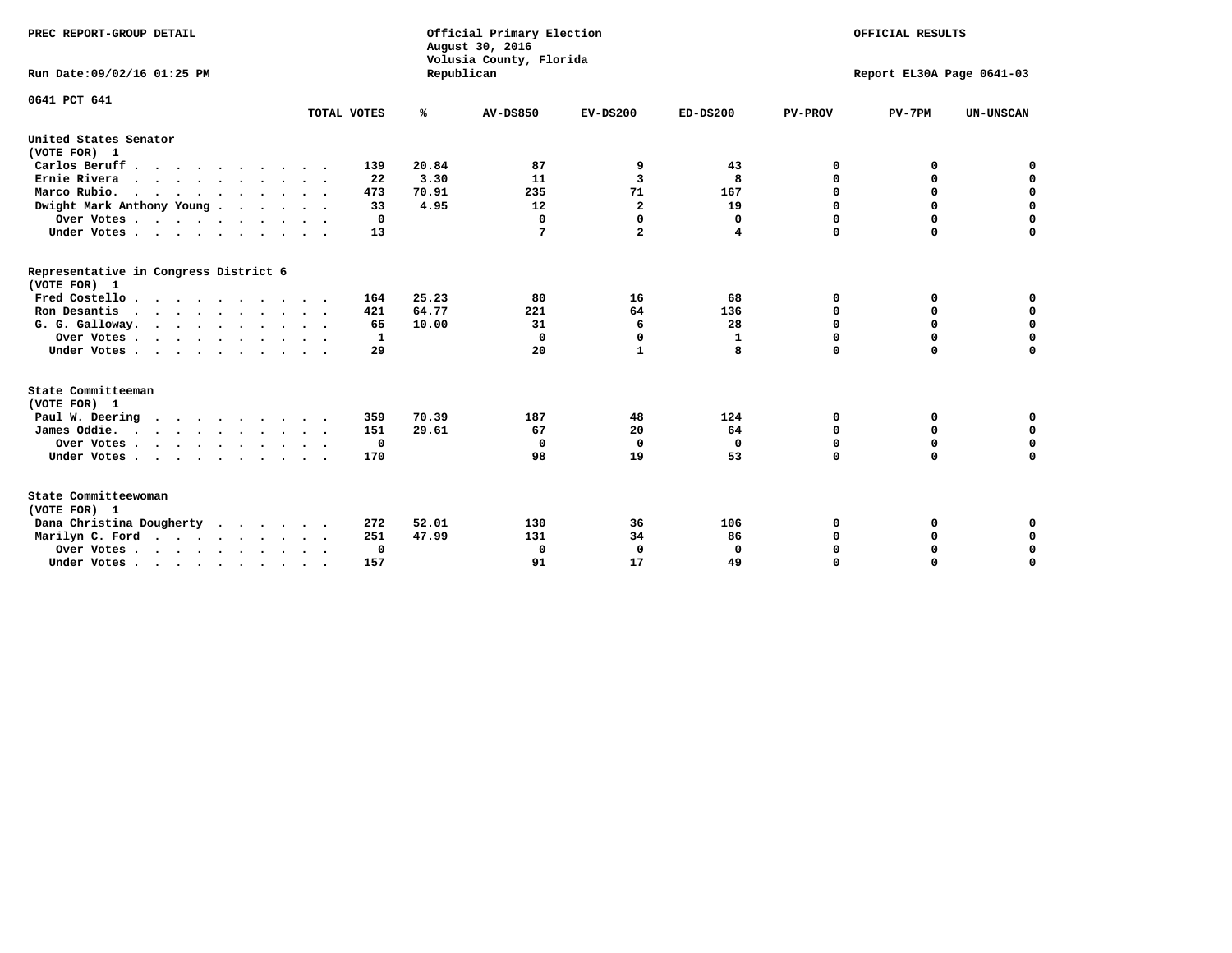PREC REPORT-GROUP DETAIL

Official Primary Election
August 30, 2016
Volusia County, Florida
Republican

OFFICIAL RESULTS

Run Date:09/02/16 01:25 PM

Report EL30A Page 0641-03

0641 PCT 641

| | TOTAL VOTES | % | AV-DS850 | EV-DS200 | ED-DS200 | PV-PROV | PV-7PM | UN-UNSCAN |
|---|---|---|---|---|---|---|---|---|
| **United States Senator (VOTE FOR) 1** | | | | | | | | |
| Carlos Beruff | 139 | 20.84 | 87 | 9 | 43 | 0 | 0 | 0 |
| Ernie Rivera | 22 | 3.30 | 11 | 3 | 8 | 0 | 0 | 0 |
| Marco Rubio. | 473 | 70.91 | 235 | 71 | 167 | 0 | 0 | 0 |
| Dwight Mark Anthony Young | 33 | 4.95 | 12 | 2 | 19 | 0 | 0 | 0 |
| Over Votes | 0 | | 0 | 0 | 0 | 0 | 0 | 0 |
| Under Votes | 13 | | 7 | 2 | 4 | 0 | 0 | 0 |
| **Representative in Congress District 6 (VOTE FOR) 1** | | | | | | | | |
| Fred Costello | 164 | 25.23 | 80 | 16 | 68 | 0 | 0 | 0 |
| Ron Desantis | 421 | 64.77 | 221 | 64 | 136 | 0 | 0 | 0 |
| G. G. Galloway. | 65 | 10.00 | 31 | 6 | 28 | 0 | 0 | 0 |
| Over Votes | 1 | | 0 | 0 | 1 | 0 | 0 | 0 |
| Under Votes | 29 | | 20 | 1 | 8 | 0 | 0 | 0 |
| **State Committeeman (VOTE FOR) 1** | | | | | | | | |
| Paul W. Deering | 359 | 70.39 | 187 | 48 | 124 | 0 | 0 | 0 |
| James Oddie. | 151 | 29.61 | 67 | 20 | 64 | 0 | 0 | 0 |
| Over Votes | 0 | | 0 | 0 | 0 | 0 | 0 | 0 |
| Under Votes | 170 | | 98 | 19 | 53 | 0 | 0 | 0 |
| **State Committeewoman (VOTE FOR) 1** | | | | | | | | |
| Dana Christina Dougherty | 272 | 52.01 | 130 | 36 | 106 | 0 | 0 | 0 |
| Marilyn C. Ford | 251 | 47.99 | 131 | 34 | 86 | 0 | 0 | 0 |
| Over Votes | 0 | | 0 | 0 | 0 | 0 | 0 | 0 |
| Under Votes | 157 | | 91 | 17 | 49 | 0 | 0 | 0 |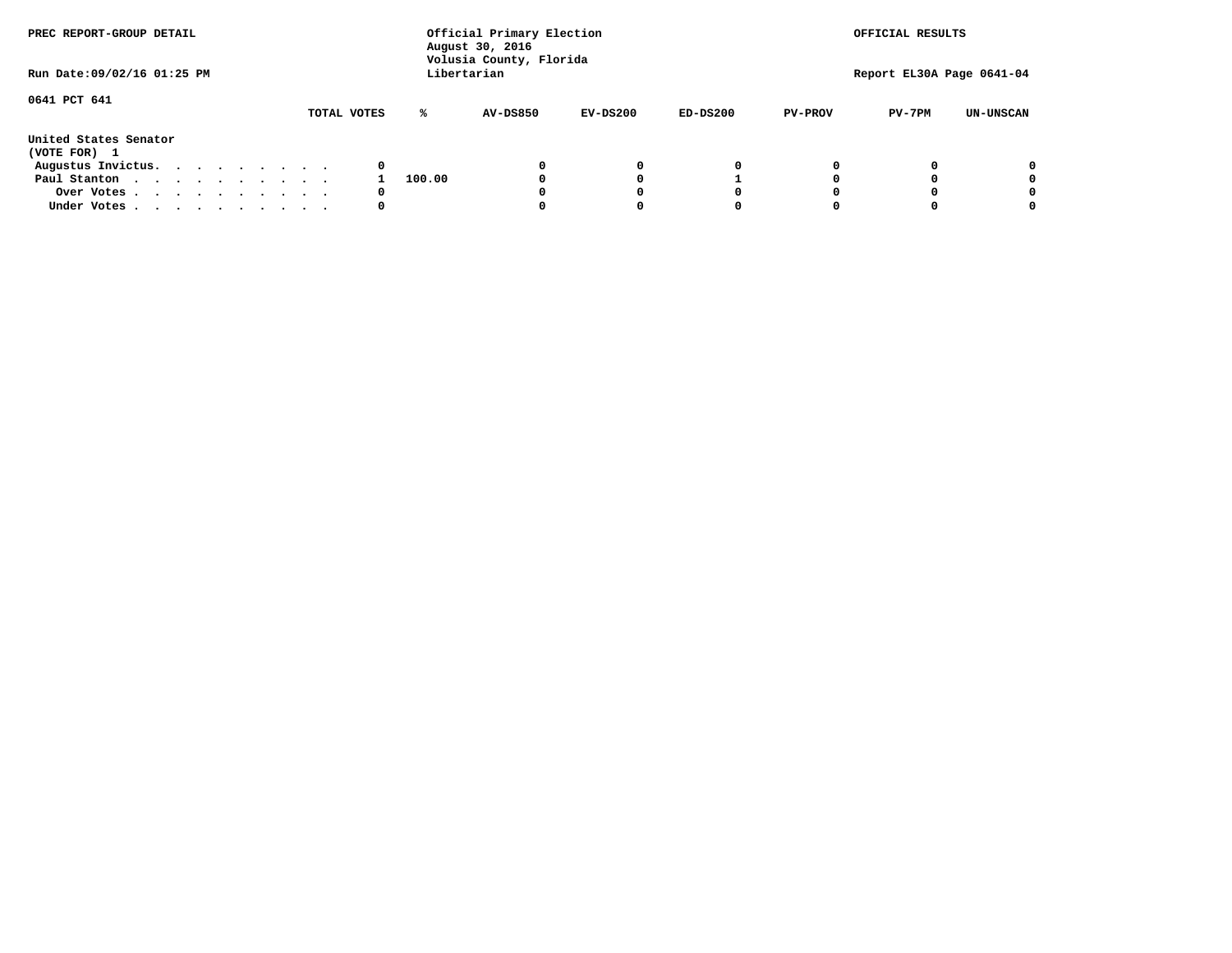PREC REPORT-GROUP DETAIL

Official Primary Election
August 30, 2016
Volusia County, Florida
Libertarian

OFFICIAL RESULTS

Run Date:09/02/16 01:25 PM

Report EL30A Page 0641-04

0641 PCT 641

| United States Senator (VOTE FOR) 1 | TOTAL VOTES | % | AV-DS850 | EV-DS200 | ED-DS200 | PV-PROV | PV-7PM | UN-UNSCAN |
|---|---|---|---|---|---|---|---|---|
| Augustus Invictus. . . . . . . . . | 0 | | 0 | 0 | 0 | 0 | 0 | 0 |
| Paul Stanton . . . . . . . . . . . | 1 | 100.00 | 0 | 0 | 1 | 0 | 0 | 0 |
| Over Votes . . . . . . . . . . . | 0 | | 0 | 0 | 0 | 0 | 0 | 0 |
| Under Votes . . . . . . . . . . . | 0 | | 0 | 0 | 0 | 0 | 0 | 0 |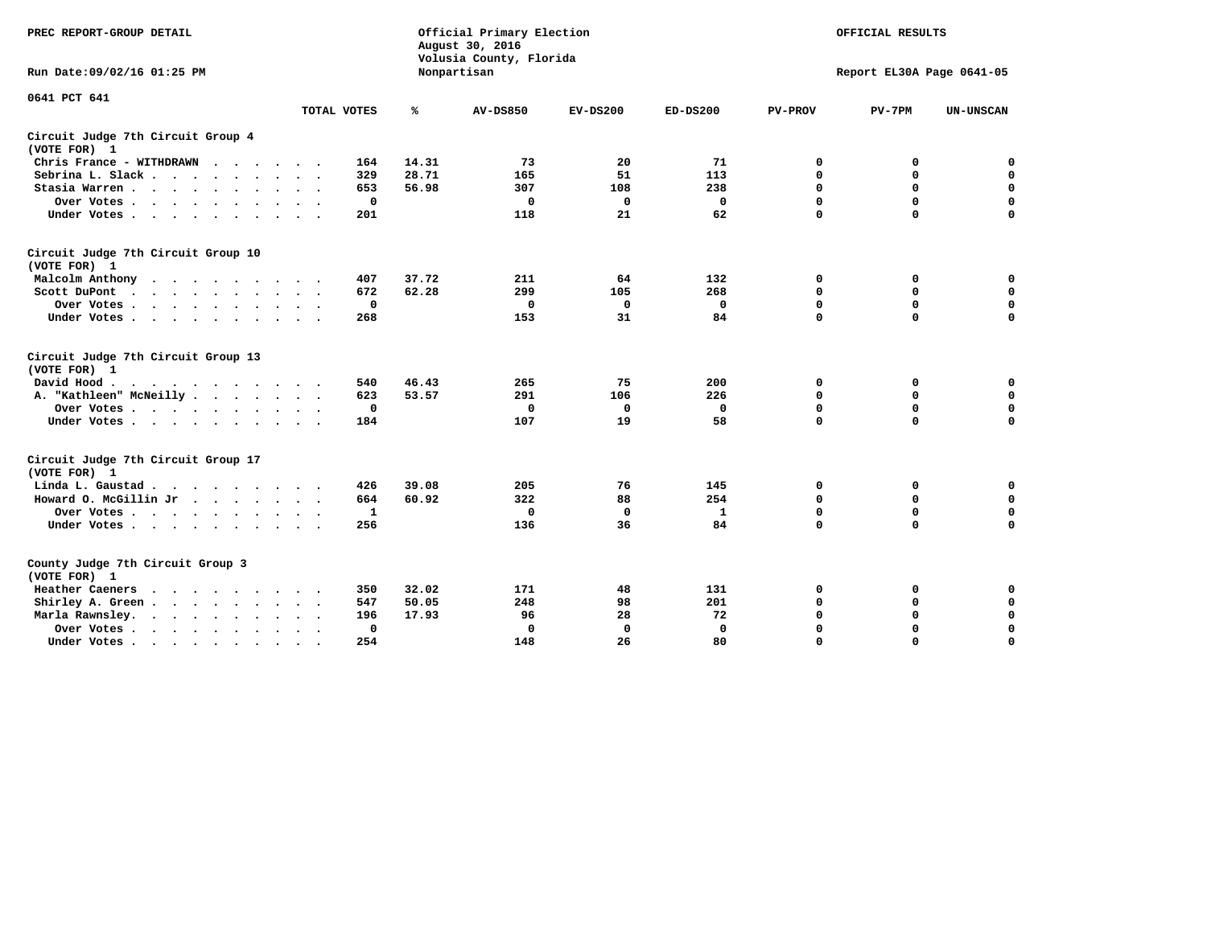PREC REPORT-GROUP DETAIL

Official Primary Election
August 30, 2016
Volusia County, Florida
Nonpartisan

OFFICIAL RESULTS

Run Date:09/02/16 01:25 PM

Report EL30A Page 0641-05

0641 PCT 641

| | TOTAL VOTES | % | AV-DS850 | EV-DS200 | ED-DS200 | PV-PROV | PV-7PM | UN-UNSCAN |
|---|---|---|---|---|---|---|---|---|
| **Circuit Judge 7th Circuit Group 4** | | | | | | | | |
| **(VOTE FOR) 1** | | | | | | | | |
| Chris France - WITHDRAWN | 164 | 14.31 | 73 | 20 | 71 | 0 | 0 | 0 |
| Sebrina L. Slack | 329 | 28.71 | 165 | 51 | 113 | 0 | 0 | 0 |
| Stasia Warren | 653 | 56.98 | 307 | 108 | 238 | 0 | 0 | 0 |
| Over Votes | 0 | | 0 | 0 | 0 | 0 | 0 | 0 |
| Under Votes | 201 | | 118 | 21 | 62 | 0 | 0 | 0 |
| **Circuit Judge 7th Circuit Group 10** | | | | | | | | |
| **(VOTE FOR) 1** | | | | | | | | |
| Malcolm Anthony | 407 | 37.72 | 211 | 64 | 132 | 0 | 0 | 0 |
| Scott DuPont | 672 | 62.28 | 299 | 105 | 268 | 0 | 0 | 0 |
| Over Votes | 0 | | 0 | 0 | 0 | 0 | 0 | 0 |
| Under Votes | 268 | | 153 | 31 | 84 | 0 | 0 | 0 |
| **Circuit Judge 7th Circuit Group 13** | | | | | | | | |
| **(VOTE FOR) 1** | | | | | | | | |
| David Hood | 540 | 46.43 | 265 | 75 | 200 | 0 | 0 | 0 |
| A. "Kathleen" McNeilly | 623 | 53.57 | 291 | 106 | 226 | 0 | 0 | 0 |
| Over Votes | 0 | | 0 | 0 | 0 | 0 | 0 | 0 |
| Under Votes | 184 | | 107 | 19 | 58 | 0 | 0 | 0 |
| **Circuit Judge 7th Circuit Group 17** | | | | | | | | |
| **(VOTE FOR) 1** | | | | | | | | |
| Linda L. Gaustad | 426 | 39.08 | 205 | 76 | 145 | 0 | 0 | 0 |
| Howard O. McGillin Jr | 664 | 60.92 | 322 | 88 | 254 | 0 | 0 | 0 |
| Over Votes | 1 | | 0 | 0 | 1 | 0 | 0 | 0 |
| Under Votes | 256 | | 136 | 36 | 84 | 0 | 0 | 0 |
| **County Judge 7th Circuit Group 3** | | | | | | | | |
| **(VOTE FOR) 1** | | | | | | | | |
| Heather Caeners | 350 | 32.02 | 171 | 48 | 131 | 0 | 0 | 0 |
| Shirley A. Green | 547 | 50.05 | 248 | 98 | 201 | 0 | 0 | 0 |
| Marla Rawnsley | 196 | 17.93 | 96 | 28 | 72 | 0 | 0 | 0 |
| Over Votes | 0 | | 0 | 0 | 0 | 0 | 0 | 0 |
| Under Votes | 254 | | 148 | 26 | 80 | 0 | 0 | 0 |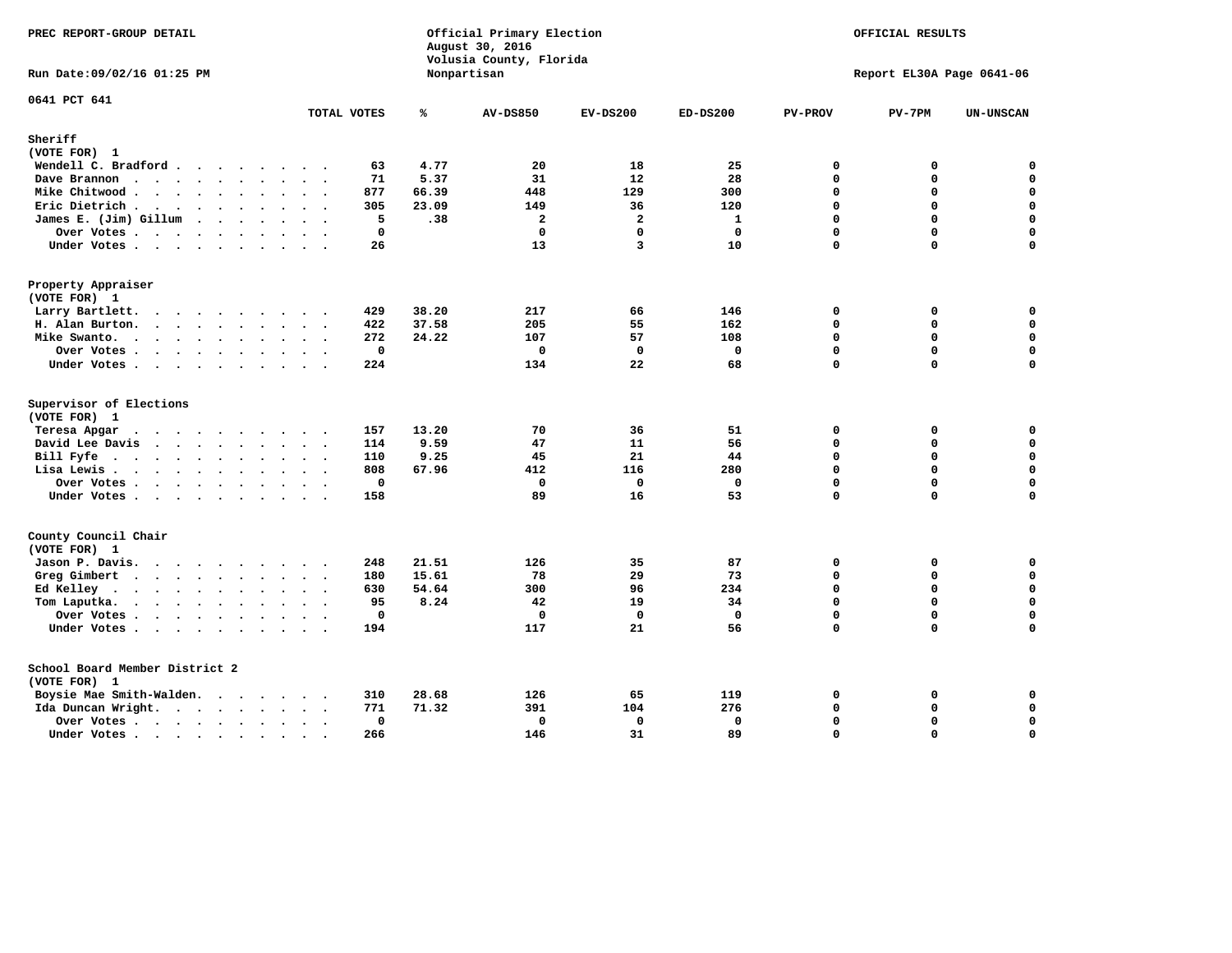PREC REPORT-GROUP DETAIL

Official Primary Election
August 30, 2016
Volusia County, Florida
Nonpartisan

OFFICIAL RESULTS

Run Date:09/02/16 01:25 PM

Report EL30A Page 0641-06

0641 PCT 641

| | TOTAL VOTES | % | AV-DS850 | EV-DS200 | ED-DS200 | PV-PROV | PV-7PM | UN-UNSCAN |
|---|---|---|---|---|---|---|---|---|
| **Sheriff** | | | | | | | | |
| (VOTE FOR) 1 | | | | | | | | |
| Wendell C. Bradford | 63 | 4.77 | 20 | 18 | 25 | 0 | 0 | 0 |
| Dave Brannon | 71 | 5.37 | 31 | 12 | 28 | 0 | 0 | 0 |
| Mike Chitwood | 877 | 66.39 | 448 | 129 | 300 | 0 | 0 | 0 |
| Eric Dietrich | 305 | 23.09 | 149 | 36 | 120 | 0 | 0 | 0 |
| James E. (Jim) Gillum | 5 | .38 | 2 | 2 | 1 | 0 | 0 | 0 |
| Over Votes | 0 | | 0 | 0 | 0 | 0 | 0 | 0 |
| Under Votes | 26 | | 13 | 3 | 10 | 0 | 0 | 0 |
| **Property Appraiser** | | | | | | | | |
| (VOTE FOR) 1 | | | | | | | | |
| Larry Bartlett | 429 | 38.20 | 217 | 66 | 146 | 0 | 0 | 0 |
| H. Alan Burton | 422 | 37.58 | 205 | 55 | 162 | 0 | 0 | 0 |
| Mike Swanto | 272 | 24.22 | 107 | 57 | 108 | 0 | 0 | 0 |
| Over Votes | 0 | | 0 | 0 | 0 | 0 | 0 | 0 |
| Under Votes | 224 | | 134 | 22 | 68 | 0 | 0 | 0 |
| **Supervisor of Elections** | | | | | | | | |
| (VOTE FOR) 1 | | | | | | | | |
| Teresa Apgar | 157 | 13.20 | 70 | 36 | 51 | 0 | 0 | 0 |
| David Lee Davis | 114 | 9.59 | 47 | 11 | 56 | 0 | 0 | 0 |
| Bill Fyfe | 110 | 9.25 | 45 | 21 | 44 | 0 | 0 | 0 |
| Lisa Lewis | 808 | 67.96 | 412 | 116 | 280 | 0 | 0 | 0 |
| Over Votes | 0 | | 0 | 0 | 0 | 0 | 0 | 0 |
| Under Votes | 158 | | 89 | 16 | 53 | 0 | 0 | 0 |
| **County Council Chair** | | | | | | | | |
| (VOTE FOR) 1 | | | | | | | | |
| Jason P. Davis | 248 | 21.51 | 126 | 35 | 87 | 0 | 0 | 0 |
| Greg Gimbert | 180 | 15.61 | 78 | 29 | 73 | 0 | 0 | 0 |
| Ed Kelley | 630 | 54.64 | 300 | 96 | 234 | 0 | 0 | 0 |
| Tom Laputka | 95 | 8.24 | 42 | 19 | 34 | 0 | 0 | 0 |
| Over Votes | 0 | | 0 | 0 | 0 | 0 | 0 | 0 |
| Under Votes | 194 | | 117 | 21 | 56 | 0 | 0 | 0 |
| **School Board Member District 2** | | | | | | | | |
| (VOTE FOR) 1 | | | | | | | | |
| Boysie Mae Smith-Walden | 310 | 28.68 | 126 | 65 | 119 | 0 | 0 | 0 |
| Ida Duncan Wright | 771 | 71.32 | 391 | 104 | 276 | 0 | 0 | 0 |
| Over Votes | 0 | | 0 | 0 | 0 | 0 | 0 | 0 |
| Under Votes | 266 | | 146 | 31 | 89 | 0 | 0 | 0 |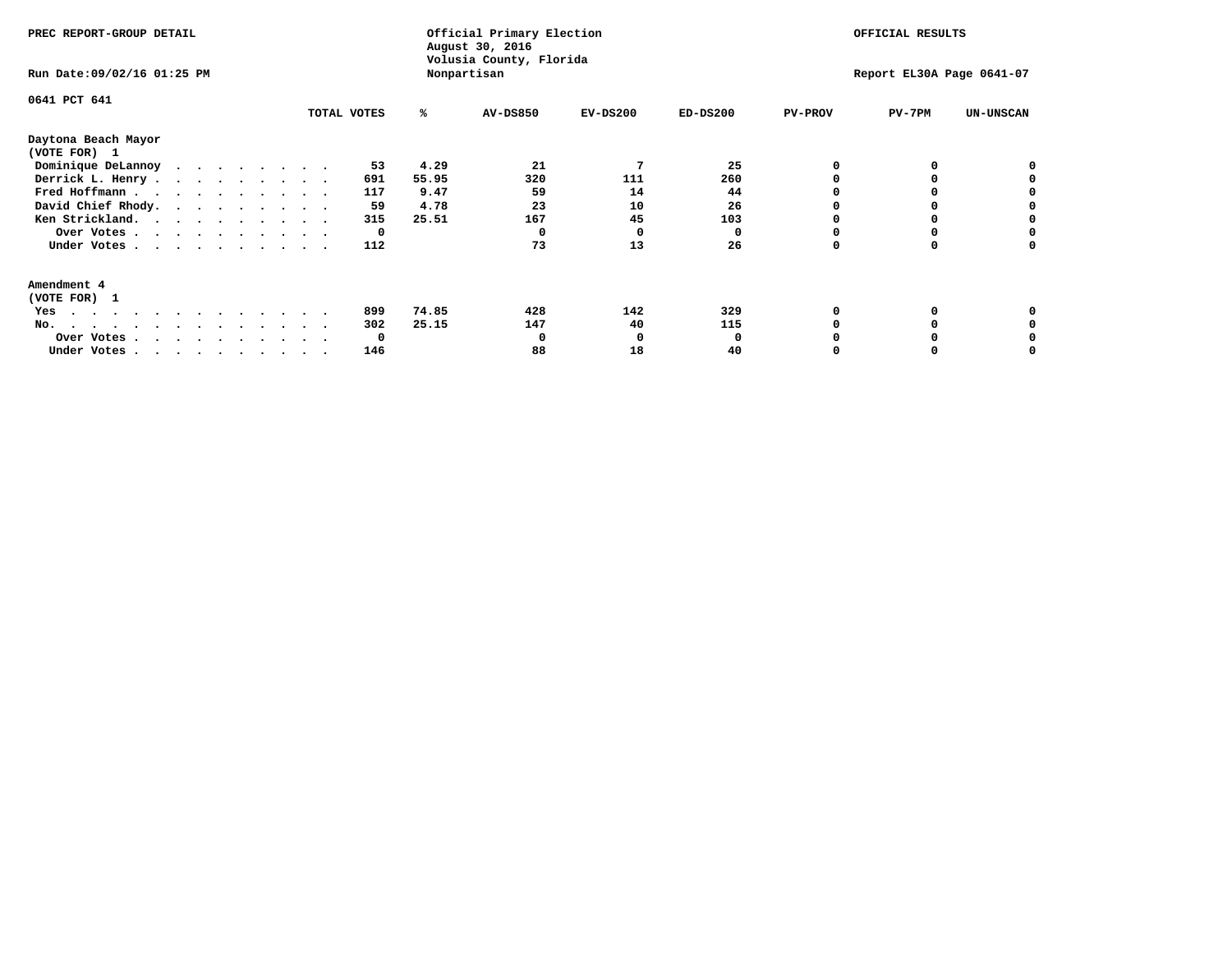PREC REPORT-GROUP DETAIL

Official Primary Election
August 30, 2016
Volusia County, Florida
Nonpartisan

OFFICIAL RESULTS

Run Date:09/02/16 01:25 PM

Report EL30A Page 0641-07

0641 PCT 641

| | TOTAL VOTES | % | AV-DS850 | EV-DS200 | ED-DS200 | PV-PROV | PV-7PM | UN-UNSCAN |
|---|---|---|---|---|---|---|---|---|
| **Daytona Beach Mayor** | | | | | | | | |
| **(VOTE FOR) 1** | | | | | | | | |
| Dominique DeLannoy | 53 | 4.29 | 21 | 7 | 25 | 0 | 0 | 0 |
| Derrick L. Henry | 691 | 55.95 | 320 | 111 | 260 | 0 | 0 | 0 |
| Fred Hoffmann | 117 | 9.47 | 59 | 14 | 44 | 0 | 0 | 0 |
| David Chief Rhody | 59 | 4.78 | 23 | 10 | 26 | 0 | 0 | 0 |
| Ken Strickland | 315 | 25.51 | 167 | 45 | 103 | 0 | 0 | 0 |
| Over Votes | 0 | | 0 | 0 | 0 | 0 | 0 | 0 |
| Under Votes | 112 | | 73 | 13 | 26 | 0 | 0 | 0 |
| **Amendment 4** | | | | | | | | |
| **(VOTE FOR) 1** | | | | | | | | |
| Yes | 899 | 74.85 | 428 | 142 | 329 | 0 | 0 | 0 |
| No | 302 | 25.15 | 147 | 40 | 115 | 0 | 0 | 0 |
| Over Votes | 0 | | 0 | 0 | 0 | 0 | 0 | 0 |
| Under Votes | 146 | | 88 | 18 | 40 | 0 | 0 | 0 |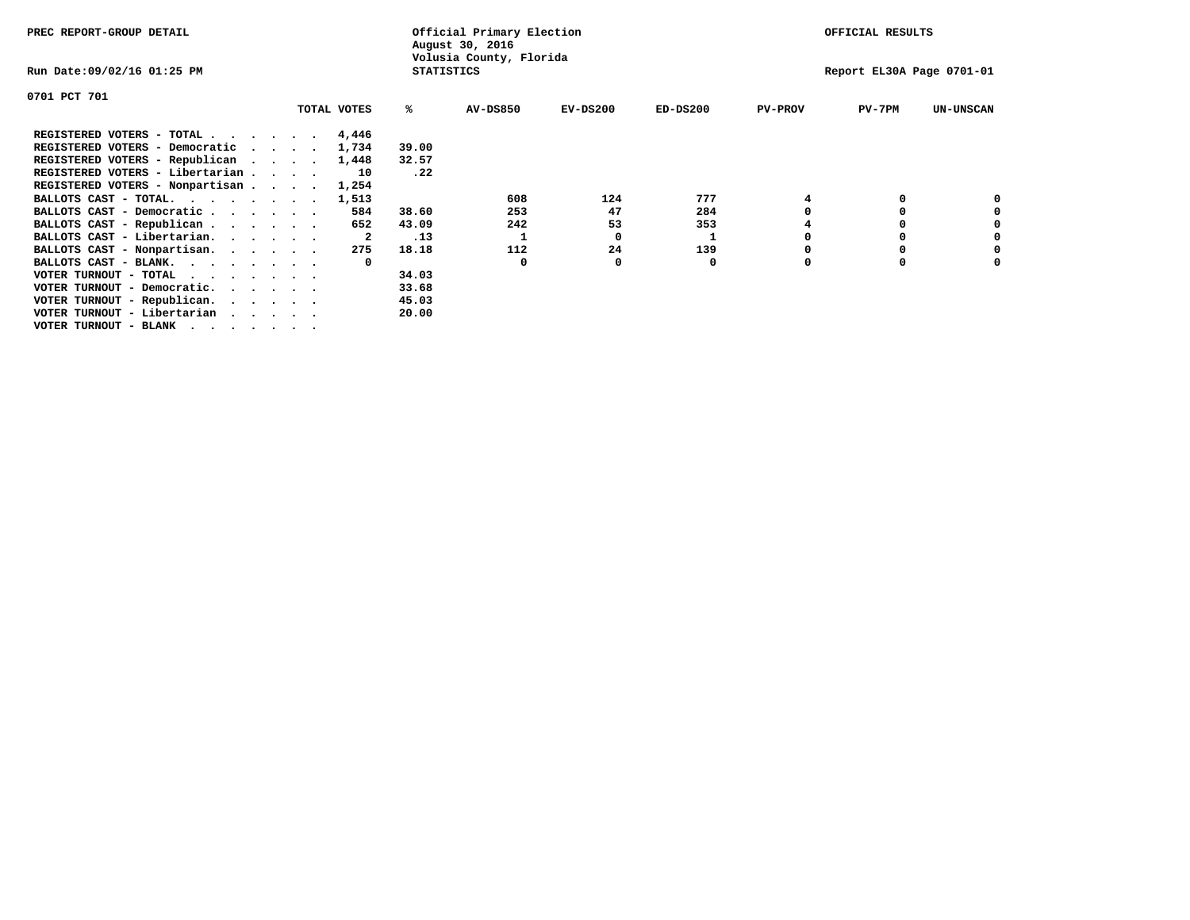PREC REPORT-GROUP DETAIL

Official Primary Election
August 30, 2016
Volusia County, Florida
STATISTICS

OFFICIAL RESULTS

Run Date:09/02/16 01:25 PM

Report EL30A Page 0701-01

0701 PCT 701

| | TOTAL VOTES | % | AV-DS850 | EV-DS200 | ED-DS200 | PV-PROV | PV-7PM | UN-UNSCAN |
|---|---|---|---|---|---|---|---|---|
| REGISTERED VOTERS - TOTAL . . . . . . | 4,446 | | | | | | | |
| REGISTERED VOTERS - Democratic . . . . | 1,734 | 39.00 | | | | | | |
| REGISTERED VOTERS - Republican . . . . | 1,448 | 32.57 | | | | | | |
| REGISTERED VOTERS - Libertarian . . . . | 10 | .22 | | | | | | |
| REGISTERED VOTERS - Nonpartisan . . . . | 1,254 | | | | | | | |
| BALLOTS CAST - TOTAL. . . . . . . . | 1,513 | | 608 | 124 | 777 | 4 | 0 | 0 |
| BALLOTS CAST - Democratic . . . . . . | 584 | 38.60 | 253 | 47 | 284 | 0 | 0 | 0 |
| BALLOTS CAST - Republican . . . . . . | 652 | 43.09 | 242 | 53 | 353 | 4 | 0 | 0 |
| BALLOTS CAST - Libertarian. . . . . . | 2 | .13 | 1 | 0 | 1 | 0 | 0 | 0 |
| BALLOTS CAST - Nonpartisan. . . . . . | 275 | 18.18 | 112 | 24 | 139 | 0 | 0 | 0 |
| BALLOTS CAST - BLANK. . . . . . . . | 0 | | 0 | 0 | 0 | 0 | 0 | 0 |
| VOTER TURNOUT - TOTAL . . . . . . . | | 34.03 | | | | | | |
| VOTER TURNOUT - Democratic. . . . . . | | 33.68 | | | | | | |
| VOTER TURNOUT - Republican. . . . . . | | 45.03 | | | | | | |
| VOTER TURNOUT - Libertarian . . . . . | | 20.00 | | | | | | |
| VOTER TURNOUT - BLANK . . . . . . . | | | | | | | | |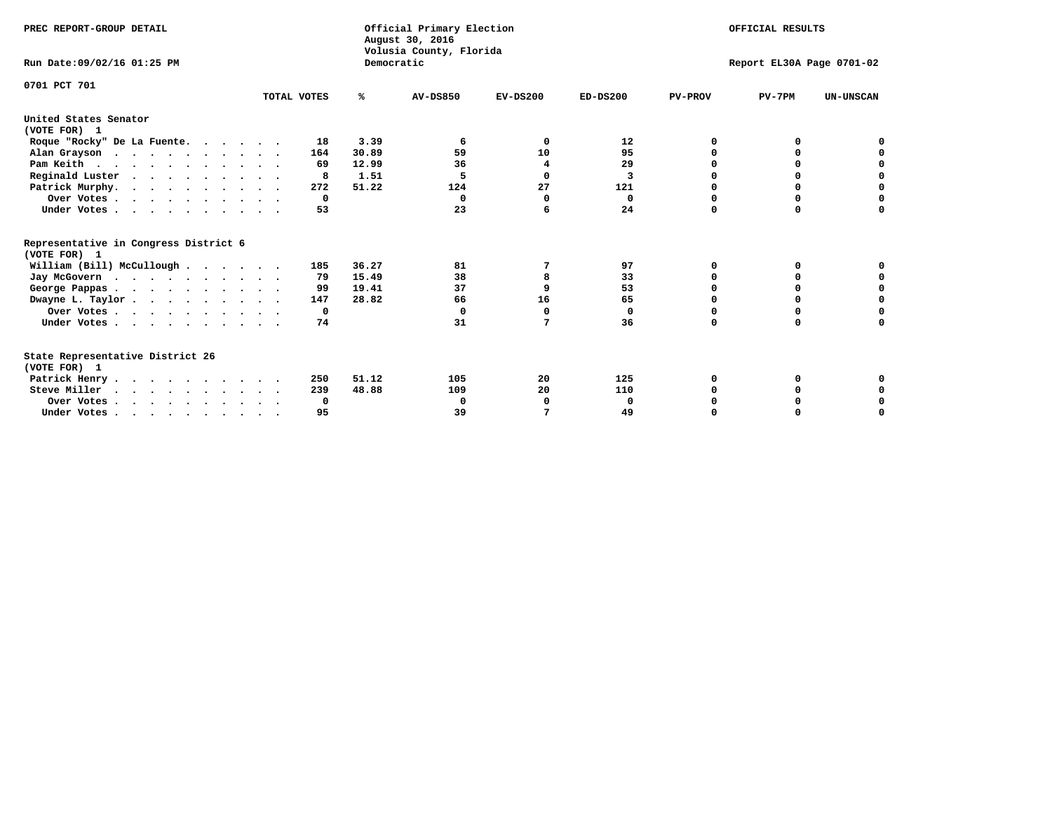PREC REPORT-GROUP DETAIL

Official Primary Election
August 30, 2016
Volusia County, Florida
Democratic

OFFICIAL RESULTS

Run Date:09/02/16 01:25 PM

Report EL30A Page 0701-02

0701 PCT 701

| | TOTAL VOTES | % | AV-DS850 | EV-DS200 | ED-DS200 | PV-PROV | PV-7PM | UN-UNSCAN |
|---|---|---|---|---|---|---|---|---|
| **United States Senator** | | | | | | | | |
| **(VOTE FOR) 1** | | | | | | | | |
| Roque "Rocky" De La Fuente. | 18 | 3.39 | 6 | 0 | 12 | 0 | 0 | 0 |
| Alan Grayson | 164 | 30.89 | 59 | 10 | 95 | 0 | 0 | 0 |
| Pam Keith | 69 | 12.99 | 36 | 4 | 29 | 0 | 0 | 0 |
| Reginald Luster | 8 | 1.51 | 5 | 0 | 3 | 0 | 0 | 0 |
| Patrick Murphy. | 272 | 51.22 | 124 | 27 | 121 | 0 | 0 | 0 |
| Over Votes | 0 | | 0 | 0 | 0 | 0 | 0 | 0 |
| Under Votes | 53 | | 23 | 6 | 24 | 0 | 0 | 0 |
| **Representative in Congress District 6** | | | | | | | | |
| **(VOTE FOR) 1** | | | | | | | | |
| William (Bill) McCullough | 185 | 36.27 | 81 | 7 | 97 | 0 | 0 | 0 |
| Jay McGovern | 79 | 15.49 | 38 | 8 | 33 | 0 | 0 | 0 |
| George Pappas | 99 | 19.41 | 37 | 9 | 53 | 0 | 0 | 0 |
| Dwayne L. Taylor | 147 | 28.82 | 66 | 16 | 65 | 0 | 0 | 0 |
| Over Votes | 0 | | 0 | 0 | 0 | 0 | 0 | 0 |
| Under Votes | 74 | | 31 | 7 | 36 | 0 | 0 | 0 |
| **State Representative District 26** | | | | | | | | |
| **(VOTE FOR) 1** | | | | | | | | |
| Patrick Henry | 250 | 51.12 | 105 | 20 | 125 | 0 | 0 | 0 |
| Steve Miller | 239 | 48.88 | 109 | 20 | 110 | 0 | 0 | 0 |
| Over Votes | 0 | | 0 | 0 | 0 | 0 | 0 | 0 |
| Under Votes | 95 | | 39 | 7 | 49 | 0 | 0 | 0 |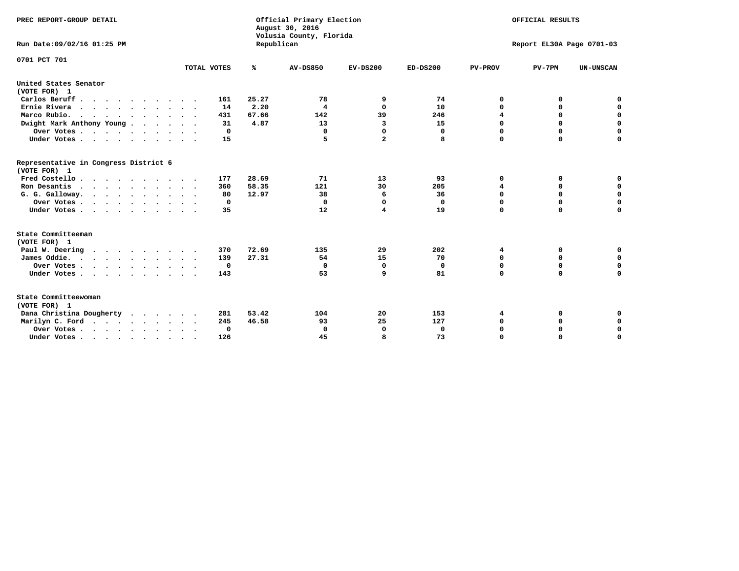PREC REPORT-GROUP DETAIL

Official Primary Election
August 30, 2016
Volusia County, Florida
Republican

OFFICIAL RESULTS

Run Date:09/02/16 01:25 PM

Report EL30A Page 0701-03

0701 PCT 701

| | TOTAL VOTES | % | AV-DS850 | EV-DS200 | ED-DS200 | PV-PROV | PV-7PM | UN-UNSCAN |
|---|---|---|---|---|---|---|---|---|
| **United States Senator (VOTE FOR) 1** | | | | | | | | |
| Carlos Beruff | 161 | 25.27 | 78 | 9 | 74 | 0 | 0 | 0 |
| Ernie Rivera | 14 | 2.20 | 4 | 0 | 10 | 0 | 0 | 0 |
| Marco Rubio. | 431 | 67.66 | 142 | 39 | 246 | 4 | 0 | 0 |
| Dwight Mark Anthony Young | 31 | 4.87 | 13 | 3 | 15 | 0 | 0 | 0 |
| Over Votes | 0 | | 0 | 0 | 0 | 0 | 0 | 0 |
| Under Votes | 15 | | 5 | 2 | 8 | 0 | 0 | 0 |
| **Representative in Congress District 6 (VOTE FOR) 1** | | | | | | | | |
| Fred Costello | 177 | 28.69 | 71 | 13 | 93 | 0 | 0 | 0 |
| Ron Desantis | 360 | 58.35 | 121 | 30 | 205 | 4 | 0 | 0 |
| G. G. Galloway. | 80 | 12.97 | 38 | 6 | 36 | 0 | 0 | 0 |
| Over Votes | 0 | | 0 | 0 | 0 | 0 | 0 | 0 |
| Under Votes | 35 | | 12 | 4 | 19 | 0 | 0 | 0 |
| **State Committeeman (VOTE FOR) 1** | | | | | | | | |
| Paul W. Deering | 370 | 72.69 | 135 | 29 | 202 | 4 | 0 | 0 |
| James Oddie. | 139 | 27.31 | 54 | 15 | 70 | 0 | 0 | 0 |
| Over Votes | 0 | | 0 | 0 | 0 | 0 | 0 | 0 |
| Under Votes | 143 | | 53 | 9 | 81 | 0 | 0 | 0 |
| **State Committeewoman (VOTE FOR) 1** | | | | | | | | |
| Dana Christina Dougherty | 281 | 53.42 | 104 | 20 | 153 | 4 | 0 | 0 |
| Marilyn C. Ford | 245 | 46.58 | 93 | 25 | 127 | 0 | 0 | 0 |
| Over Votes | 0 | | 0 | 0 | 0 | 0 | 0 | 0 |
| Under Votes | 126 | | 45 | 8 | 73 | 0 | 0 | 0 |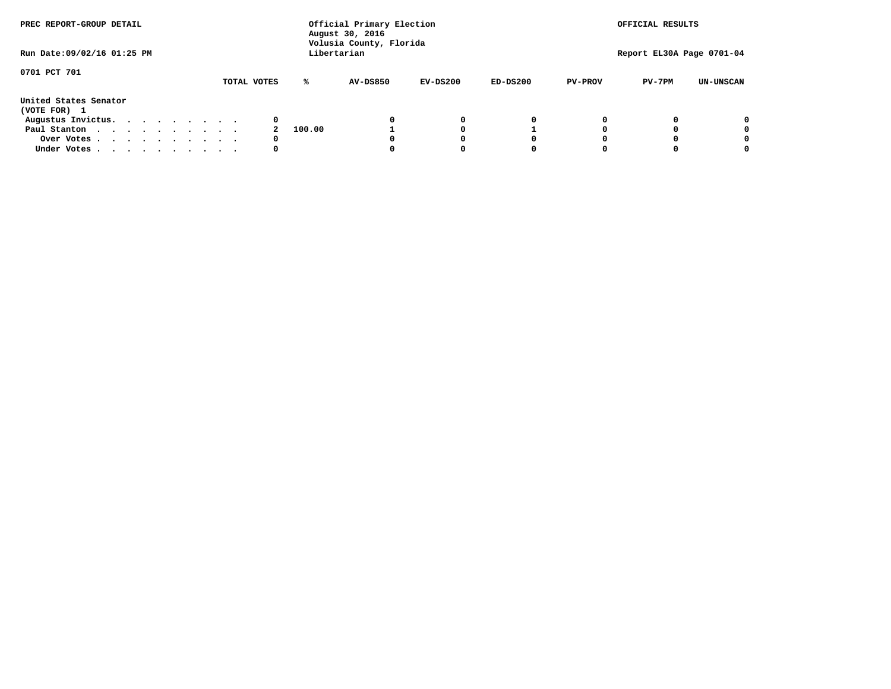PREC REPORT-GROUP DETAIL

Official Primary Election
August 30, 2016
Volusia County, Florida
Libertarian

OFFICIAL RESULTS

Run Date:09/02/16 01:25 PM

Report EL30A Page 0701-04

0701 PCT 701

United States Senator
(VOTE FOR) 1

| | TOTAL VOTES | % | AV-DS850 | EV-DS200 | ED-DS200 | PV-PROV | PV-7PM | UN-UNSCAN |
|---|---|---|---|---|---|---|---|---|
| Augustus Invictus. . . . . . . . . . | 0 | | 0 | 0 | 0 | 0 | 0 | 0 |
| Paul Stanton . . . . . . . . . . . | 2 | 100.00 | 1 | 0 | 1 | 0 | 0 | 0 |
| Over Votes . . . . . . . . . . . | 0 | | 0 | 0 | 0 | 0 | 0 | 0 |
| Under Votes . . . . . . . . . . . | 0 | | 0 | 0 | 0 | 0 | 0 | 0 |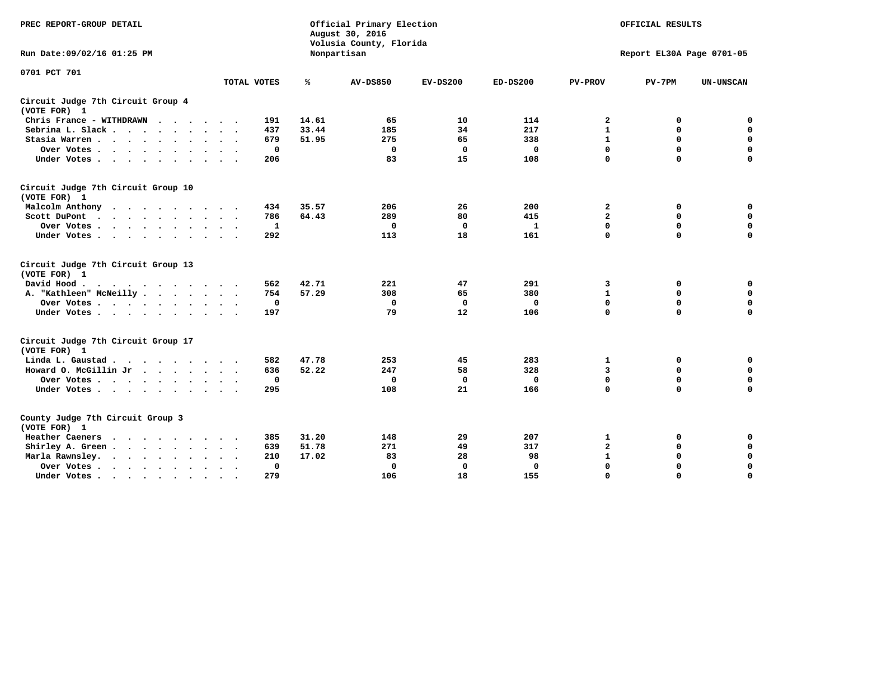PREC REPORT-GROUP DETAIL

Official Primary Election
August 30, 2016
Volusia County, Florida
Nonpartisan

OFFICIAL RESULTS

Run Date:09/02/16 01:25 PM

Report EL30A Page 0701-05

0701 PCT 701

| | TOTAL VOTES | % | AV-DS850 | EV-DS200 | ED-DS200 | PV-PROV | PV-7PM | UN-UNSCAN |
|---|---|---|---|---|---|---|---|---|
| **Circuit Judge 7th Circuit Group 4** | | | | | | | | |
| **(VOTE FOR) 1** | | | | | | | | |
| Chris France - WITHDRAWN | 191 | 14.61 | 65 | 10 | 114 | 2 | 0 | 0 |
| Sebrina L. Slack | 437 | 33.44 | 185 | 34 | 217 | 1 | 0 | 0 |
| Stasia Warren | 679 | 51.95 | 275 | 65 | 338 | 1 | 0 | 0 |
| Over Votes | 0 | | 0 | 0 | 0 | 0 | 0 | 0 |
| Under Votes | 206 | | 83 | 15 | 108 | 0 | 0 | 0 |
| **Circuit Judge 7th Circuit Group 10** | | | | | | | | |
| **(VOTE FOR) 1** | | | | | | | | |
| Malcolm Anthony | 434 | 35.57 | 206 | 26 | 200 | 2 | 0 | 0 |
| Scott DuPont | 786 | 64.43 | 289 | 80 | 415 | 2 | 0 | 0 |
| Over Votes | 1 | | 0 | 0 | 1 | 0 | 0 | 0 |
| Under Votes | 292 | | 113 | 18 | 161 | 0 | 0 | 0 |
| **Circuit Judge 7th Circuit Group 13** | | | | | | | | |
| **(VOTE FOR) 1** | | | | | | | | |
| David Hood | 562 | 42.71 | 221 | 47 | 291 | 3 | 0 | 0 |
| A. "Kathleen" McNeilly | 754 | 57.29 | 308 | 65 | 380 | 1 | 0 | 0 |
| Over Votes | 0 | | 0 | 0 | 0 | 0 | 0 | 0 |
| Under Votes | 197 | | 79 | 12 | 106 | 0 | 0 | 0 |
| **Circuit Judge 7th Circuit Group 17** | | | | | | | | |
| **(VOTE FOR) 1** | | | | | | | | |
| Linda L. Gaustad | 582 | 47.78 | 253 | 45 | 283 | 1 | 0 | 0 |
| Howard O. McGillin Jr | 636 | 52.22 | 247 | 58 | 328 | 3 | 0 | 0 |
| Over Votes | 0 | | 0 | 0 | 0 | 0 | 0 | 0 |
| Under Votes | 295 | | 108 | 21 | 166 | 0 | 0 | 0 |
| **County Judge 7th Circuit Group 3** | | | | | | | | |
| **(VOTE FOR) 1** | | | | | | | | |
| Heather Caeners | 385 | 31.20 | 148 | 29 | 207 | 1 | 0 | 0 |
| Shirley A. Green | 639 | 51.78 | 271 | 49 | 317 | 2 | 0 | 0 |
| Marla Rawnsley | 210 | 17.02 | 83 | 28 | 98 | 1 | 0 | 0 |
| Over Votes | 0 | | 0 | 0 | 0 | 0 | 0 | 0 |
| Under Votes | 279 | | 106 | 18 | 155 | 0 | 0 | 0 |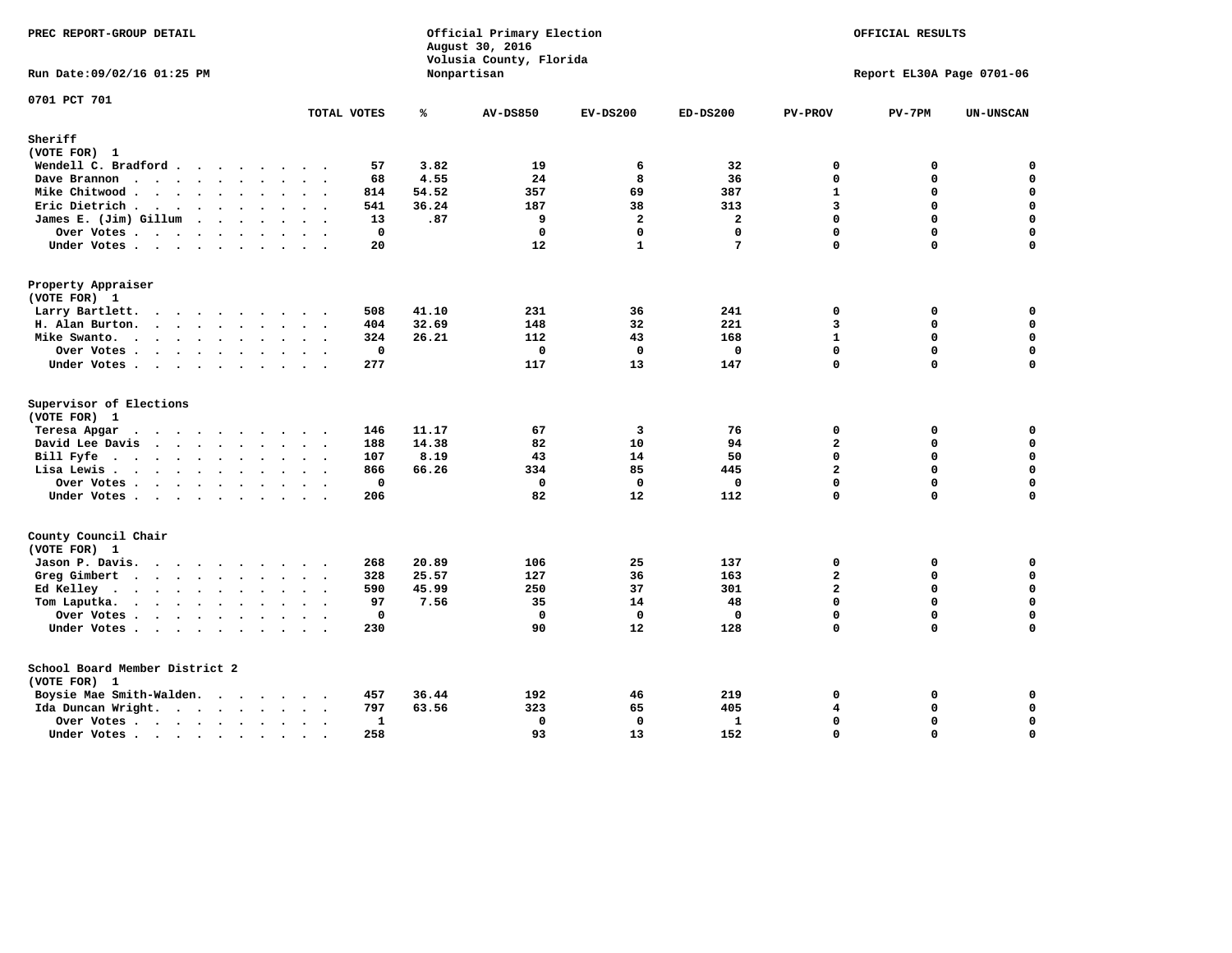PREC REPORT-GROUP DETAIL

Official Primary Election
August 30, 2016
Volusia County, Florida
Nonpartisan

OFFICIAL RESULTS

Run Date:09/02/16 01:25 PM

Report EL30A Page 0701-06

0701 PCT 701

| | TOTAL VOTES | % | AV-DS850 | EV-DS200 | ED-DS200 | PV-PROV | PV-7PM | UN-UNSCAN |
|---|---|---|---|---|---|---|---|---|
| **Sheriff** | | | | | | | | |
| **(VOTE FOR) 1** | | | | | | | | |
| Wendell C. Bradford | 57 | 3.82 | 19 | 6 | 32 | 0 | 0 | 0 |
| Dave Brannon | 68 | 4.55 | 24 | 8 | 36 | 0 | 0 | 0 |
| Mike Chitwood | 814 | 54.52 | 357 | 69 | 387 | 1 | 0 | 0 |
| Eric Dietrich | 541 | 36.24 | 187 | 38 | 313 | 3 | 0 | 0 |
| James E. (Jim) Gillum | 13 | .87 | 9 | 2 | 2 | 0 | 0 | 0 |
| Over Votes | 0 | | 0 | 0 | 0 | 0 | 0 | 0 |
| Under Votes | 20 | | 12 | 1 | 7 | 0 | 0 | 0 |
| **Property Appraiser** | | | | | | | | |
| **(VOTE FOR) 1** | | | | | | | | |
| Larry Bartlett | 508 | 41.10 | 231 | 36 | 241 | 0 | 0 | 0 |
| H. Alan Burton | 404 | 32.69 | 148 | 32 | 221 | 3 | 0 | 0 |
| Mike Swanto | 324 | 26.21 | 112 | 43 | 168 | 1 | 0 | 0 |
| Over Votes | 0 | | 0 | 0 | 0 | 0 | 0 | 0 |
| Under Votes | 277 | | 117 | 13 | 147 | 0 | 0 | 0 |
| **Supervisor of Elections** | | | | | | | | |
| **(VOTE FOR) 1** | | | | | | | | |
| Teresa Apgar | 146 | 11.17 | 67 | 3 | 76 | 0 | 0 | 0 |
| David Lee Davis | 188 | 14.38 | 82 | 10 | 94 | 2 | 0 | 0 |
| Bill Fyfe | 107 | 8.19 | 43 | 14 | 50 | 0 | 0 | 0 |
| Lisa Lewis | 866 | 66.26 | 334 | 85 | 445 | 2 | 0 | 0 |
| Over Votes | 0 | | 0 | 0 | 0 | 0 | 0 | 0 |
| Under Votes | 206 | | 82 | 12 | 112 | 0 | 0 | 0 |
| **County Council Chair** | | | | | | | | |
| **(VOTE FOR) 1** | | | | | | | | |
| Jason P. Davis | 268 | 20.89 | 106 | 25 | 137 | 0 | 0 | 0 |
| Greg Gimbert | 328 | 25.57 | 127 | 36 | 163 | 2 | 0 | 0 |
| Ed Kelley | 590 | 45.99 | 250 | 37 | 301 | 2 | 0 | 0 |
| Tom Laputka | 97 | 7.56 | 35 | 14 | 48 | 0 | 0 | 0 |
| Over Votes | 0 | | 0 | 0 | 0 | 0 | 0 | 0 |
| Under Votes | 230 | | 90 | 12 | 128 | 0 | 0 | 0 |
| **School Board Member District 2** | | | | | | | | |
| **(VOTE FOR) 1** | | | | | | | | |
| Boysie Mae Smith-Walden | 457 | 36.44 | 192 | 46 | 219 | 0 | 0 | 0 |
| Ida Duncan Wright | 797 | 63.56 | 323 | 65 | 405 | 4 | 0 | 0 |
| Over Votes | 1 | | 0 | 0 | 1 | 0 | 0 | 0 |
| Under Votes | 258 | | 93 | 13 | 152 | 0 | 0 | 0 |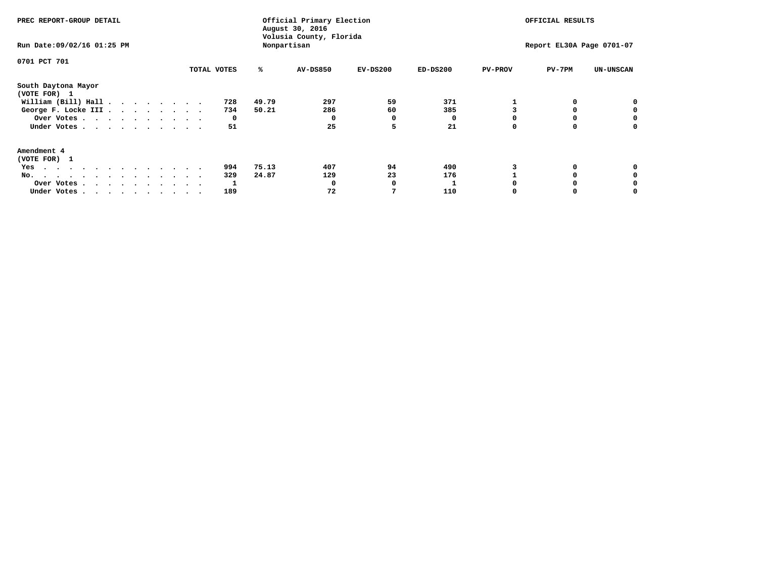PREC REPORT-GROUP DETAIL

Official Primary Election
August 30, 2016
Volusia County, Florida
Nonpartisan

OFFICIAL RESULTS

Run Date:09/02/16 01:25 PM

Report EL30A Page 0701-07

0701 PCT 701

| | TOTAL VOTES | % | AV-DS850 | EV-DS200 | ED-DS200 | PV-PROV | PV-7PM | UN-UNSCAN |
|---|---|---|---|---|---|---|---|---|
| **South Daytona Mayor** | | | | | | | | |
| **(VOTE FOR) 1** | | | | | | | | |
| William (Bill) Hall | 728 | 49.79 | 297 | 59 | 371 | 1 | 0 | 0 |
| George F. Locke III | 734 | 50.21 | 286 | 60 | 385 | 3 | 0 | 0 |
| Over Votes | 0 | | 0 | 0 | 0 | 0 | 0 | 0 |
| Under Votes | 51 | | 25 | 5 | 21 | 0 | 0 | 0 |
| **Amendment 4** | | | | | | | | |
| **(VOTE FOR) 1** | | | | | | | | |
| Yes | 994 | 75.13 | 407 | 94 | 490 | 3 | 0 | 0 |
| No. | 329 | 24.87 | 129 | 23 | 176 | 1 | 0 | 0 |
| Over Votes | 1 | | 0 | 0 | 1 | 0 | 0 | 0 |
| Under Votes | 189 | | 72 | 7 | 110 | 0 | 0 | 0 |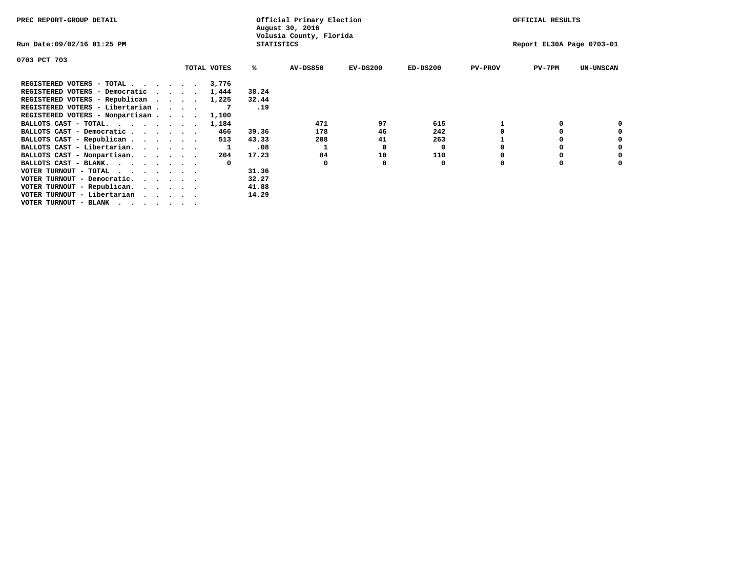PREC REPORT-GROUP DETAIL

Official Primary Election
August 30, 2016
Volusia County, Florida
STATISTICS

OFFICIAL RESULTS

Run Date:09/02/16 01:25 PM

Report EL30A Page 0703-01

0703 PCT 703

| | TOTAL VOTES | % | AV-DS850 | EV-DS200 | ED-DS200 | PV-PROV | PV-7PM | UN-UNSCAN |
|---|---|---|---|---|---|---|---|---|
| REGISTERED VOTERS - TOTAL . . . . . . | 3,776 | | | | | | | |
| REGISTERED VOTERS - Democratic . . . . | 1,444 | 38.24 | | | | | | |
| REGISTERED VOTERS - Republican . . . . | 1,225 | 32.44 | | | | | | |
| REGISTERED VOTERS - Libertarian . . . . | 7 | .19 | | | | | | |
| REGISTERED VOTERS - Nonpartisan . . . . | 1,100 | | | | | | | |
| BALLOTS CAST - TOTAL. . . . . . . . | 1,184 | | 471 | 97 | 615 | 1 | 0 | 0 |
| BALLOTS CAST - Democratic . . . . . . | 466 | 39.36 | 178 | 46 | 242 | 0 | 0 | 0 |
| BALLOTS CAST - Republican . . . . . . | 513 | 43.33 | 208 | 41 | 263 | 1 | 0 | 0 |
| BALLOTS CAST - Libertarian. . . . . . | 1 | .08 | 1 | 0 | 0 | 0 | 0 | 0 |
| BALLOTS CAST - Nonpartisan. . . . . . | 204 | 17.23 | 84 | 10 | 110 | 0 | 0 | 0 |
| BALLOTS CAST - BLANK. . . . . . . . | 0 | | 0 | 0 | 0 | 0 | 0 | 0 |
| VOTER TURNOUT - TOTAL . . . . . . . | | 31.36 | | | | | | |
| VOTER TURNOUT - Democratic. . . . . . | | 32.27 | | | | | | |
| VOTER TURNOUT - Republican. . . . . . | | 41.88 | | | | | | |
| VOTER TURNOUT - Libertarian . . . . . | | 14.29 | | | | | | |
| VOTER TURNOUT - BLANK . . . . . . . | | | | | | | | |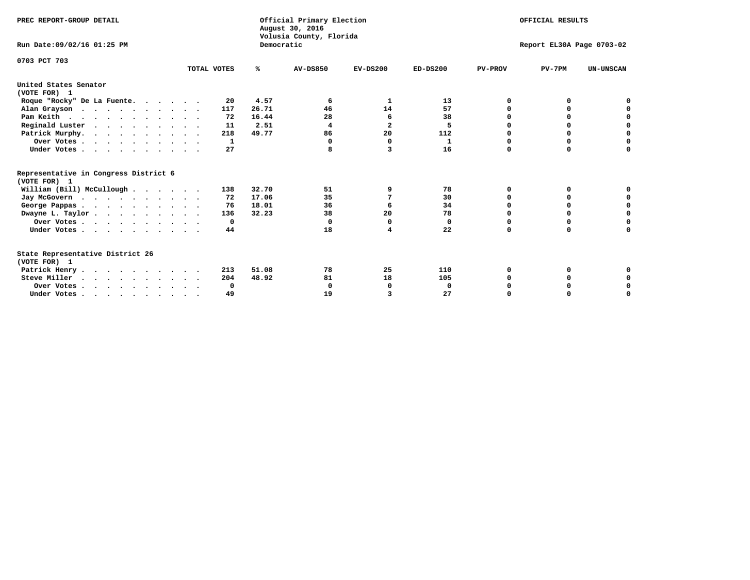PREC REPORT-GROUP DETAIL

Official Primary Election
August 30, 2016
Volusia County, Florida
Democratic

OFFICIAL RESULTS

Run Date:09/02/16 01:25 PM

Report EL30A Page 0703-02

0703 PCT 703

| | TOTAL VOTES | % | AV-DS850 | EV-DS200 | ED-DS200 | PV-PROV | PV-7PM | UN-UNSCAN |
|---|---|---|---|---|---|---|---|---|
| **United States Senator** | | | | | | | | |
| **(VOTE FOR) 1** | | | | | | | | |
| Roque "Rocky" De La Fuente. | 20 | 4.57 | 6 | 1 | 13 | 0 | 0 | 0 |
| Alan Grayson | 117 | 26.71 | 46 | 14 | 57 | 0 | 0 | 0 |
| Pam Keith | 72 | 16.44 | 28 | 6 | 38 | 0 | 0 | 0 |
| Reginald Luster | 11 | 2.51 | 4 | 2 | 5 | 0 | 0 | 0 |
| Patrick Murphy. | 218 | 49.77 | 86 | 20 | 112 | 0 | 0 | 0 |
| Over Votes | 1 | | 0 | 0 | 1 | 0 | 0 | 0 |
| Under Votes | 27 | | 8 | 3 | 16 | 0 | 0 | 0 |
| **Representative in Congress District 6** | | | | | | | | |
| **(VOTE FOR) 1** | | | | | | | | |
| William (Bill) McCullough | 138 | 32.70 | 51 | 9 | 78 | 0 | 0 | 0 |
| Jay McGovern | 72 | 17.06 | 35 | 7 | 30 | 0 | 0 | 0 |
| George Pappas | 76 | 18.01 | 36 | 6 | 34 | 0 | 0 | 0 |
| Dwayne L. Taylor | 136 | 32.23 | 38 | 20 | 78 | 0 | 0 | 0 |
| Over Votes | 0 | | 0 | 0 | 0 | 0 | 0 | 0 |
| Under Votes | 44 | | 18 | 4 | 22 | 0 | 0 | 0 |
| **State Representative District 26** | | | | | | | | |
| **(VOTE FOR) 1** | | | | | | | | |
| Patrick Henry | 213 | 51.08 | 78 | 25 | 110 | 0 | 0 | 0 |
| Steve Miller | 204 | 48.92 | 81 | 18 | 105 | 0 | 0 | 0 |
| Over Votes | 0 | | 0 | 0 | 0 | 0 | 0 | 0 |
| Under Votes | 49 | | 19 | 3 | 27 | 0 | 0 | 0 |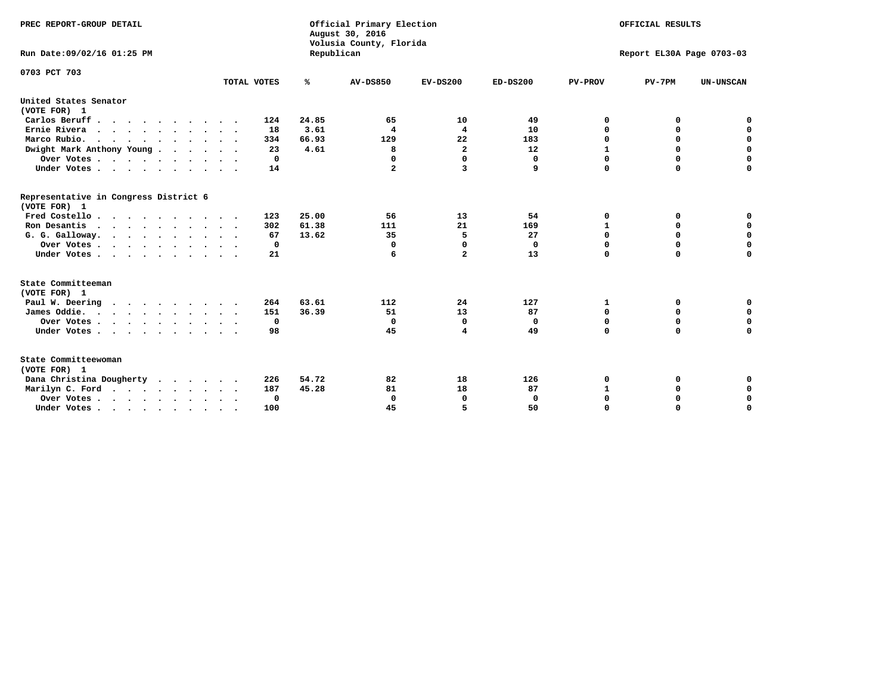PREC REPORT-GROUP DETAIL

Official Primary Election
August 30, 2016
Volusia County, Florida
Republican

OFFICIAL RESULTS

Run Date:09/02/16 01:25 PM

Report EL30A Page 0703-03

0703 PCT 703

| | TOTAL VOTES | % | AV-DS850 | EV-DS200 | ED-DS200 | PV-PROV | PV-7PM | UN-UNSCAN |
|---|---|---|---|---|---|---|---|---|
| **United States Senator** | | | | | | | | |
| **(VOTE FOR) 1** | | | | | | | | |
| Carlos Beruff | 124 | 24.85 | 65 | 10 | 49 | 0 | 0 | 0 |
| Ernie Rivera | 18 | 3.61 | 4 | 4 | 10 | 0 | 0 | 0 |
| Marco Rubio. | 334 | 66.93 | 129 | 22 | 183 | 0 | 0 | 0 |
| Dwight Mark Anthony Young | 23 | 4.61 | 8 | 2 | 12 | 1 | 0 | 0 |
| Over Votes | 0 | | 0 | 0 | 0 | 0 | 0 | 0 |
| Under Votes | 14 | | 2 | 3 | 9 | 0 | 0 | 0 |
| **Representative in Congress District 6** | | | | | | | | |
| **(VOTE FOR) 1** | | | | | | | | |
| Fred Costello | 123 | 25.00 | 56 | 13 | 54 | 0 | 0 | 0 |
| Ron Desantis | 302 | 61.38 | 111 | 21 | 169 | 1 | 0 | 0 |
| G. G. Galloway. | 67 | 13.62 | 35 | 5 | 27 | 0 | 0 | 0 |
| Over Votes | 0 | | 0 | 0 | 0 | 0 | 0 | 0 |
| Under Votes | 21 | | 6 | 2 | 13 | 0 | 0 | 0 |
| **State Committeeman** | | | | | | | | |
| **(VOTE FOR) 1** | | | | | | | | |
| Paul W. Deering | 264 | 63.61 | 112 | 24 | 127 | 1 | 0 | 0 |
| James Oddie. | 151 | 36.39 | 51 | 13 | 87 | 0 | 0 | 0 |
| Over Votes | 0 | | 0 | 0 | 0 | 0 | 0 | 0 |
| Under Votes | 98 | | 45 | 4 | 49 | 0 | 0 | 0 |
| **State Committeewoman** | | | | | | | | |
| **(VOTE FOR) 1** | | | | | | | | |
| Dana Christina Dougherty | 226 | 54.72 | 82 | 18 | 126 | 0 | 0 | 0 |
| Marilyn C. Ford | 187 | 45.28 | 81 | 18 | 87 | 1 | 0 | 0 |
| Over Votes | 0 | | 0 | 0 | 0 | 0 | 0 | 0 |
| Under Votes | 100 | | 45 | 5 | 50 | 0 | 0 | 0 |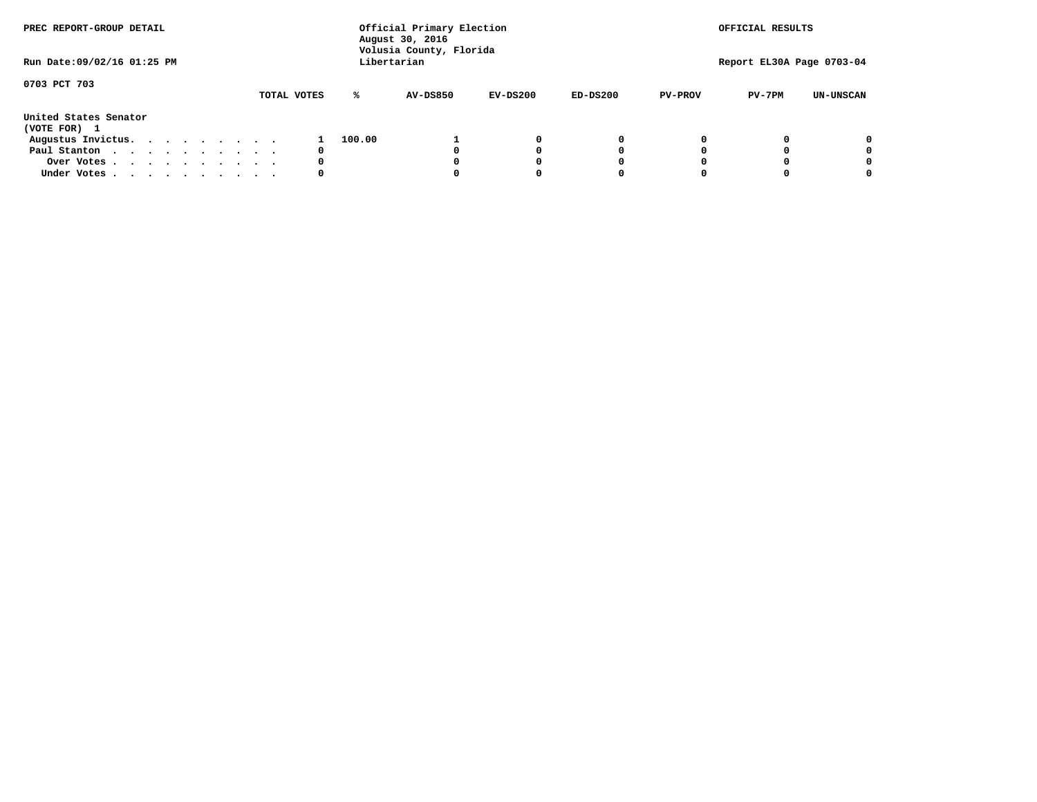PREC REPORT-GROUP DETAIL

Official Primary Election
August 30, 2016
Volusia County, Florida
Libertarian

OFFICIAL RESULTS

Run Date:09/02/16 01:25 PM

Report EL30A Page 0703-04

0703 PCT 703

| | TOTAL VOTES | % | AV-DS850 | EV-DS200 | ED-DS200 | PV-PROV | PV-7PM | UN-UNSCAN |
|---|---|---|---|---|---|---|---|---|
| **United States Senator** | | | | | | | | |
| **(VOTE FOR) 1** | | | | | | | | |
| Augustus Invictus | 1 | 100.00 | 1 | 0 | 0 | 0 | 0 | 0 |
| Paul Stanton | 0 | | 0 | 0 | 0 | 0 | 0 | 0 |
| Over Votes | 0 | | 0 | 0 | 0 | 0 | 0 | 0 |
| Under Votes | 0 | | 0 | 0 | 0 | 0 | 0 | 0 |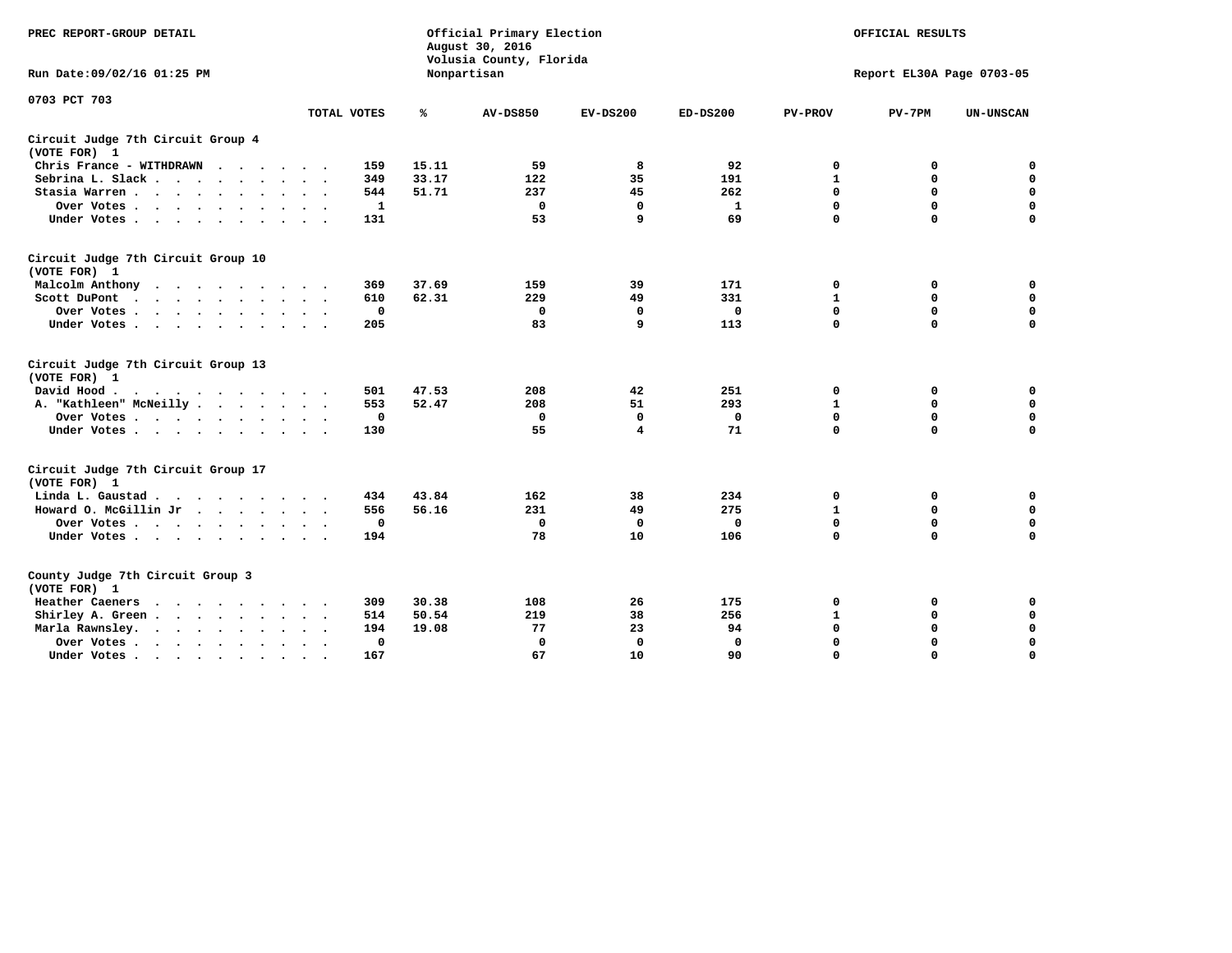PREC REPORT-GROUP DETAIL

Official Primary Election
August 30, 2016
Volusia County, Florida
Nonpartisan

OFFICIAL RESULTS

Run Date:09/02/16 01:25 PM

Report EL30A Page 0703-05

0703 PCT 703

| | TOTAL VOTES | % | AV-DS850 | EV-DS200 | ED-DS200 | PV-PROV | PV-7PM | UN-UNSCAN |
|---|---|---|---|---|---|---|---|---|
| **Circuit Judge 7th Circuit Group 4** | | | | | | | | |
| **(VOTE FOR) 1** | | | | | | | | |
| Chris France - WITHDRAWN | 159 | 15.11 | 59 | 8 | 92 | 0 | 0 | 0 |
| Sebrina L. Slack | 349 | 33.17 | 122 | 35 | 191 | 1 | 0 | 0 |
| Stasia Warren | 544 | 51.71 | 237 | 45 | 262 | 0 | 0 | 0 |
| Over Votes | 1 | | 0 | 0 | 1 | 0 | 0 | 0 |
| Under Votes | 131 | | 53 | 9 | 69 | 0 | 0 | 0 |
| **Circuit Judge 7th Circuit Group 10** | | | | | | | | |
| **(VOTE FOR) 1** | | | | | | | | |
| Malcolm Anthony | 369 | 37.69 | 159 | 39 | 171 | 0 | 0 | 0 |
| Scott DuPont | 610 | 62.31 | 229 | 49 | 331 | 1 | 0 | 0 |
| Over Votes | 0 | | 0 | 0 | 0 | 0 | 0 | 0 |
| Under Votes | 205 | | 83 | 9 | 113 | 0 | 0 | 0 |
| **Circuit Judge 7th Circuit Group 13** | | | | | | | | |
| **(VOTE FOR) 1** | | | | | | | | |
| David Hood | 501 | 47.53 | 208 | 42 | 251 | 0 | 0 | 0 |
| A. "Kathleen" McNeilly | 553 | 52.47 | 208 | 51 | 293 | 1 | 0 | 0 |
| Over Votes | 0 | | 0 | 0 | 0 | 0 | 0 | 0 |
| Under Votes | 130 | | 55 | 4 | 71 | 0 | 0 | 0 |
| **Circuit Judge 7th Circuit Group 17** | | | | | | | | |
| **(VOTE FOR) 1** | | | | | | | | |
| Linda L. Gaustad | 434 | 43.84 | 162 | 38 | 234 | 0 | 0 | 0 |
| Howard O. McGillin Jr | 556 | 56.16 | 231 | 49 | 275 | 1 | 0 | 0 |
| Over Votes | 0 | | 0 | 0 | 0 | 0 | 0 | 0 |
| Under Votes | 194 | | 78 | 10 | 106 | 0 | 0 | 0 |
| **County Judge 7th Circuit Group 3** | | | | | | | | |
| **(VOTE FOR) 1** | | | | | | | | |
| Heather Caeners | 309 | 30.38 | 108 | 26 | 175 | 0 | 0 | 0 |
| Shirley A. Green | 514 | 50.54 | 219 | 38 | 256 | 1 | 0 | 0 |
| Marla Rawnsley | 194 | 19.08 | 77 | 23 | 94 | 0 | 0 | 0 |
| Over Votes | 0 | | 0 | 0 | 0 | 0 | 0 | 0 |
| Under Votes | 167 | | 67 | 10 | 90 | 0 | 0 | 0 |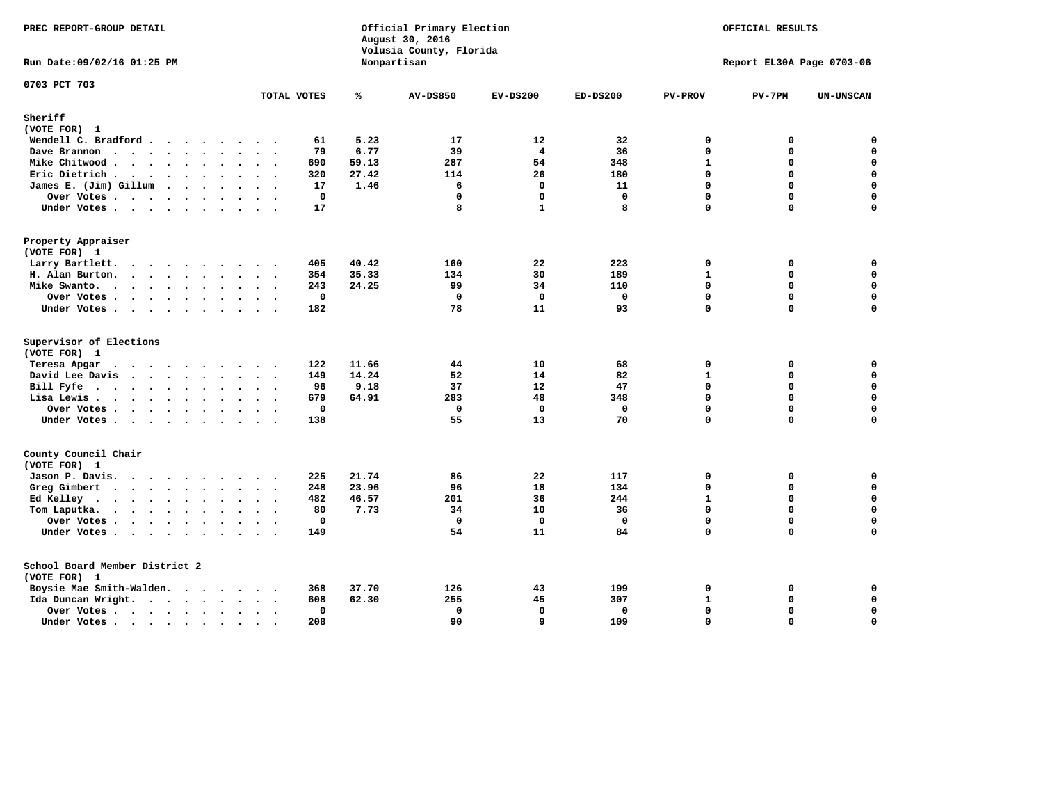PREC REPORT-GROUP DETAIL

Official Primary Election
August 30, 2016
Volusia County, Florida
Nonpartisan

OFFICIAL RESULTS

Run Date:09/02/16 01:25 PM

Report EL30A Page 0703-06

0703 PCT 703

| | TOTAL VOTES | % | AV-DS850 | EV-DS200 | ED-DS200 | PV-PROV | PV-7PM | UN-UNSCAN |
|---|---|---|---|---|---|---|---|---|
| **Sheriff** | | | | | | | | |
| (VOTE FOR) 1 | | | | | | | | |
| Wendell C. Bradford | 61 | 5.23 | 17 | 12 | 32 | 0 | 0 | 0 |
| Dave Brannon | 79 | 6.77 | 39 | 4 | 36 | 0 | 0 | 0 |
| Mike Chitwood | 690 | 59.13 | 287 | 54 | 348 | 1 | 0 | 0 |
| Eric Dietrich | 320 | 27.42 | 114 | 26 | 180 | 0 | 0 | 0 |
| James E. (Jim) Gillum | 17 | 1.46 | 6 | 0 | 11 | 0 | 0 | 0 |
| Over Votes | 0 | | 0 | 0 | 0 | 0 | 0 | 0 |
| Under Votes | 17 | | 8 | 1 | 8 | 0 | 0 | 0 |
| **Property Appraiser** | | | | | | | | |
| (VOTE FOR) 1 | | | | | | | | |
| Larry Bartlett | 405 | 40.42 | 160 | 22 | 223 | 0 | 0 | 0 |
| H. Alan Burton | 354 | 35.33 | 134 | 30 | 189 | 1 | 0 | 0 |
| Mike Swanto | 243 | 24.25 | 99 | 34 | 110 | 0 | 0 | 0 |
| Over Votes | 0 | | 0 | 0 | 0 | 0 | 0 | 0 |
| Under Votes | 182 | | 78 | 11 | 93 | 0 | 0 | 0 |
| **Supervisor of Elections** | | | | | | | | |
| (VOTE FOR) 1 | | | | | | | | |
| Teresa Apgar | 122 | 11.66 | 44 | 10 | 68 | 0 | 0 | 0 |
| David Lee Davis | 149 | 14.24 | 52 | 14 | 82 | 1 | 0 | 0 |
| Bill Fyfe | 96 | 9.18 | 37 | 12 | 47 | 0 | 0 | 0 |
| Lisa Lewis | 679 | 64.91 | 283 | 48 | 348 | 0 | 0 | 0 |
| Over Votes | 0 | | 0 | 0 | 0 | 0 | 0 | 0 |
| Under Votes | 138 | | 55 | 13 | 70 | 0 | 0 | 0 |
| **County Council Chair** | | | | | | | | |
| (VOTE FOR) 1 | | | | | | | | |
| Jason P. Davis | 225 | 21.74 | 86 | 22 | 117 | 0 | 0 | 0 |
| Greg Gimbert | 248 | 23.96 | 96 | 18 | 134 | 0 | 0 | 0 |
| Ed Kelley | 482 | 46.57 | 201 | 36 | 244 | 1 | 0 | 0 |
| Tom Laputka | 80 | 7.73 | 34 | 10 | 36 | 0 | 0 | 0 |
| Over Votes | 0 | | 0 | 0 | 0 | 0 | 0 | 0 |
| Under Votes | 149 | | 54 | 11 | 84 | 0 | 0 | 0 |
| **School Board Member District 2** | | | | | | | | |
| (VOTE FOR) 1 | | | | | | | | |
| Boysie Mae Smith-Walden | 368 | 37.70 | 126 | 43 | 199 | 0 | 0 | 0 |
| Ida Duncan Wright | 608 | 62.30 | 255 | 45 | 307 | 1 | 0 | 0 |
| Over Votes | 0 | | 0 | 0 | 0 | 0 | 0 | 0 |
| Under Votes | 208 | | 90 | 9 | 109 | 0 | 0 | 0 |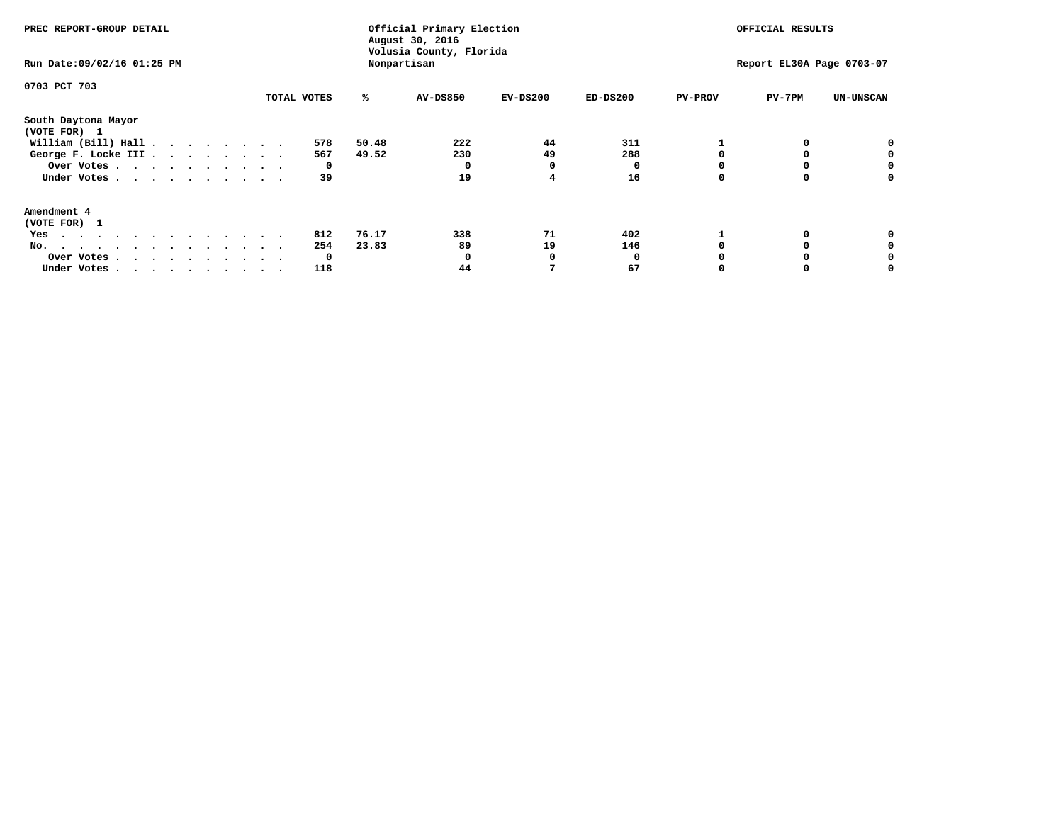PREC REPORT-GROUP DETAIL

Run Date:09/02/16 01:25 PM

Official Primary Election
August 30, 2016
Volusia County, Florida
Nonpartisan

OFFICIAL RESULTS

Report EL30A Page 0703-07

0703 PCT 703

| | TOTAL VOTES | % | AV-DS850 | EV-DS200 | ED-DS200 | PV-PROV | PV-7PM | UN-UNSCAN |
|---|---|---|---|---|---|---|---|---|
| **South Daytona Mayor** | | | | | | | | |
| **(VOTE FOR) 1** | | | | | | | | |
| William (Bill) Hall | 578 | 50.48 | 222 | 44 | 311 | 1 | 0 | 0 |
| George F. Locke III | 567 | 49.52 | 230 | 49 | 288 | 0 | 0 | 0 |
| Over Votes | 0 | | 0 | 0 | 0 | 0 | 0 | 0 |
| Under Votes | 39 | | 19 | 4 | 16 | 0 | 0 | 0 |
| **Amendment 4** | | | | | | | | |
| **(VOTE FOR) 1** | | | | | | | | |
| Yes | 812 | 76.17 | 338 | 71 | 402 | 1 | 0 | 0 |
| No. | 254 | 23.83 | 89 | 19 | 146 | 0 | 0 | 0 |
| Over Votes | 0 | | 0 | 0 | 0 | 0 | 0 | 0 |
| Under Votes | 118 | | 44 | 7 | 67 | 0 | 0 | 0 |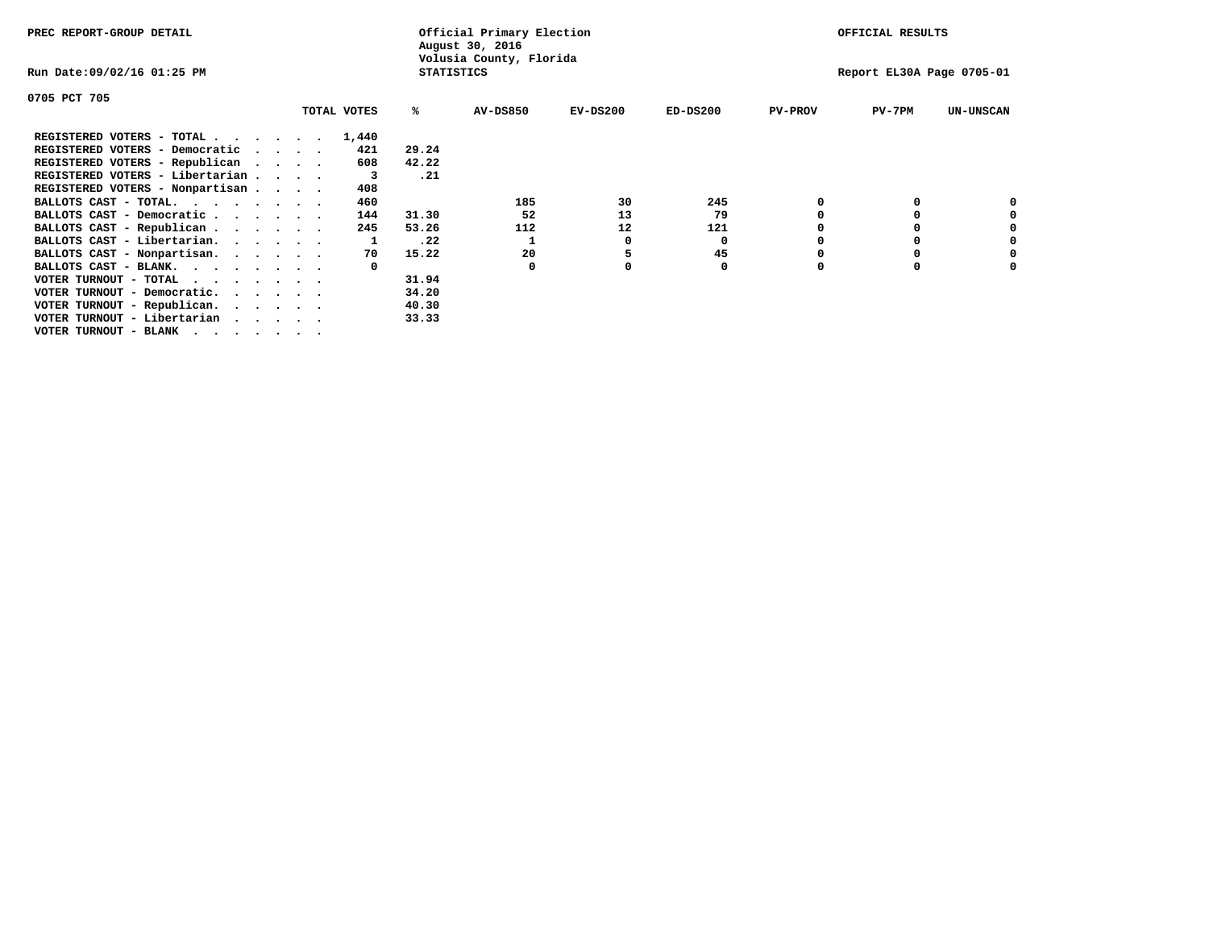PREC REPORT-GROUP DETAIL

Official Primary Election
August 30, 2016
Volusia County, Florida
STATISTICS

OFFICIAL RESULTS

Run Date:09/02/16 01:25 PM

Report EL30A Page 0705-01

0705 PCT 705

| | TOTAL VOTES | % | AV-DS850 | EV-DS200 | ED-DS200 | PV-PROV | PV-7PM | UN-UNSCAN |
|---|---|---|---|---|---|---|---|---|
| REGISTERED VOTERS - TOTAL . . . . . . | 1,440 | | | | | | | |
| REGISTERED VOTERS - Democratic . . . . | 421 | 29.24 | | | | | | |
| REGISTERED VOTERS - Republican . . . . | 608 | 42.22 | | | | | | |
| REGISTERED VOTERS - Libertarian . . . . | 3 | .21 | | | | | | |
| REGISTERED VOTERS - Nonpartisan . . . . | 408 | | | | | | | |
| BALLOTS CAST - TOTAL. . . . . . . . | 460 | | 185 | 30 | 245 | 0 | 0 | 0 |
| BALLOTS CAST - Democratic . . . . . . | 144 | 31.30 | 52 | 13 | 79 | 0 | 0 | 0 |
| BALLOTS CAST - Republican . . . . . . | 245 | 53.26 | 112 | 12 | 121 | 0 | 0 | 0 |
| BALLOTS CAST - Libertarian. . . . . . | 1 | .22 | 1 | 0 | 0 | 0 | 0 | 0 |
| BALLOTS CAST - Nonpartisan. . . . . . | 70 | 15.22 | 20 | 5 | 45 | 0 | 0 | 0 |
| BALLOTS CAST - BLANK. . . . . . . . | 0 | | 0 | 0 | 0 | 0 | 0 | 0 |
| VOTER TURNOUT - TOTAL . . . . . . . | | 31.94 | | | | | | |
| VOTER TURNOUT - Democratic. . . . . . | | 34.20 | | | | | | |
| VOTER TURNOUT - Republican. . . . . . | | 40.30 | | | | | | |
| VOTER TURNOUT - Libertarian . . . . . | | 33.33 | | | | | | |
| VOTER TURNOUT - BLANK . . . . . . . | | | | | | | | |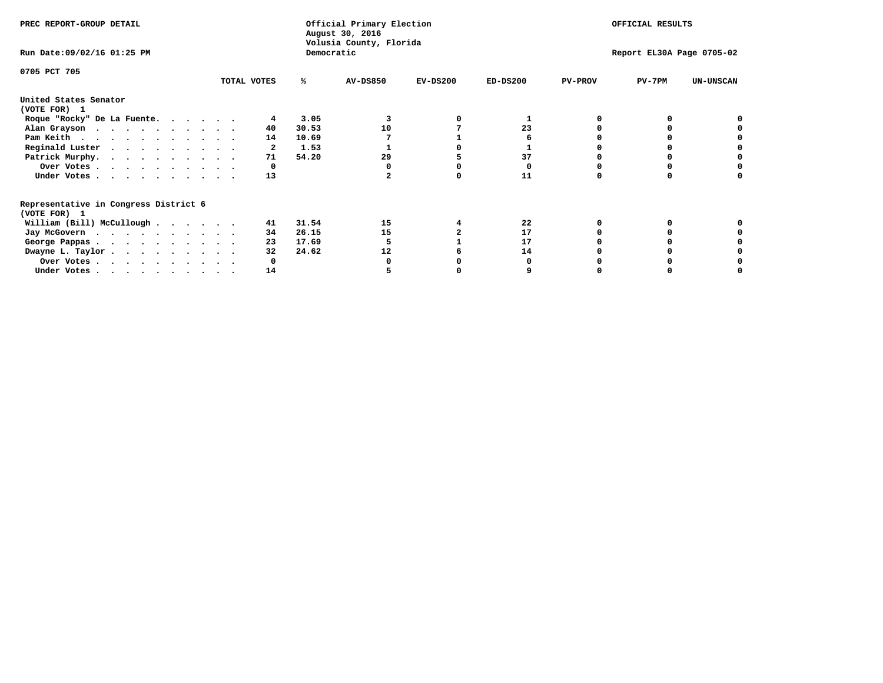PREC REPORT-GROUP DETAIL

Official Primary Election
August 30, 2016
Volusia County, Florida
Democratic

OFFICIAL RESULTS

Run Date:09/02/16 01:25 PM

Report EL30A Page 0705-02

0705 PCT 705

| | TOTAL VOTES | % | AV-DS850 | EV-DS200 | ED-DS200 | PV-PROV | PV-7PM | UN-UNSCAN |
|---|---|---|---|---|---|---|---|---|
| **United States Senator** | | | | | | | | |
| **(VOTE FOR) 1** | | | | | | | | |
| Roque "Rocky" De La Fuente | 4 | 3.05 | 3 | 0 | 1 | 0 | 0 | 0 |
| Alan Grayson | 40 | 30.53 | 10 | 7 | 23 | 0 | 0 | 0 |
| Pam Keith | 14 | 10.69 | 7 | 1 | 6 | 0 | 0 | 0 |
| Reginald Luster | 2 | 1.53 | 1 | 0 | 1 | 0 | 0 | 0 |
| Patrick Murphy | 71 | 54.20 | 29 | 5 | 37 | 0 | 0 | 0 |
| Over Votes | 0 | | 0 | 0 | 0 | 0 | 0 | 0 |
| Under Votes | 13 | | 2 | 0 | 11 | 0 | 0 | 0 |
| **Representative in Congress District 6** | | | | | | | | |
| **(VOTE FOR) 1** | | | | | | | | |
| William (Bill) McCullough | 41 | 31.54 | 15 | 4 | 22 | 0 | 0 | 0 |
| Jay McGovern | 34 | 26.15 | 15 | 2 | 17 | 0 | 0 | 0 |
| George Pappas | 23 | 17.69 | 5 | 1 | 17 | 0 | 0 | 0 |
| Dwayne L. Taylor | 32 | 24.62 | 12 | 6 | 14 | 0 | 0 | 0 |
| Over Votes | 0 | | 0 | 0 | 0 | 0 | 0 | 0 |
| Under Votes | 14 | | 5 | 0 | 9 | 0 | 0 | 0 |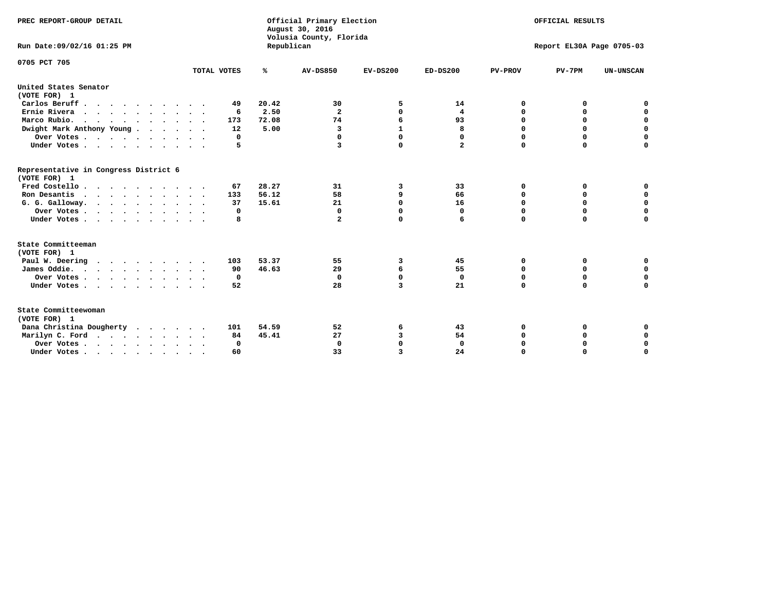PREC REPORT-GROUP DETAIL

Official Primary Election
August 30, 2016
Volusia County, Florida
Republican

OFFICIAL RESULTS

Run Date:09/02/16 01:25 PM

Report EL30A Page 0705-03

0705 PCT 705

| | TOTAL VOTES | % | AV-DS850 | EV-DS200 | ED-DS200 | PV-PROV | PV-7PM | UN-UNSCAN |
|---|---|---|---|---|---|---|---|---|
| **United States Senator** | | | | | | | | |
| **(VOTE FOR) 1** | | | | | | | | |
| Carlos Beruff | 49 | 20.42 | 30 | 5 | 14 | 0 | 0 | 0 |
| Ernie Rivera | 6 | 2.50 | 2 | 0 | 4 | 0 | 0 | 0 |
| Marco Rubio. | 173 | 72.08 | 74 | 6 | 93 | 0 | 0 | 0 |
| Dwight Mark Anthony Young | 12 | 5.00 | 3 | 1 | 8 | 0 | 0 | 0 |
| Over Votes | 0 | | 0 | 0 | 0 | 0 | 0 | 0 |
| Under Votes | 5 | | 3 | 0 | 2 | 0 | 0 | 0 |
| **Representative in Congress District 6** | | | | | | | | |
| **(VOTE FOR) 1** | | | | | | | | |
| Fred Costello | 67 | 28.27 | 31 | 3 | 33 | 0 | 0 | 0 |
| Ron Desantis | 133 | 56.12 | 58 | 9 | 66 | 0 | 0 | 0 |
| G. G. Galloway. | 37 | 15.61 | 21 | 0 | 16 | 0 | 0 | 0 |
| Over Votes | 0 | | 0 | 0 | 0 | 0 | 0 | 0 |
| Under Votes | 8 | | 2 | 0 | 6 | 0 | 0 | 0 |
| **State Committeeman** | | | | | | | | |
| **(VOTE FOR) 1** | | | | | | | | |
| Paul W. Deering | 103 | 53.37 | 55 | 3 | 45 | 0 | 0 | 0 |
| James Oddie. | 90 | 46.63 | 29 | 6 | 55 | 0 | 0 | 0 |
| Over Votes | 0 | | 0 | 0 | 0 | 0 | 0 | 0 |
| Under Votes | 52 | | 28 | 3 | 21 | 0 | 0 | 0 |
| **State Committeewoman** | | | | | | | | |
| **(VOTE FOR) 1** | | | | | | | | |
| Dana Christina Dougherty | 101 | 54.59 | 52 | 6 | 43 | 0 | 0 | 0 |
| Marilyn C. Ford | 84 | 45.41 | 27 | 3 | 54 | 0 | 0 | 0 |
| Over Votes | 0 | | 0 | 0 | 0 | 0 | 0 | 0 |
| Under Votes | 60 | | 33 | 3 | 24 | 0 | 0 | 0 |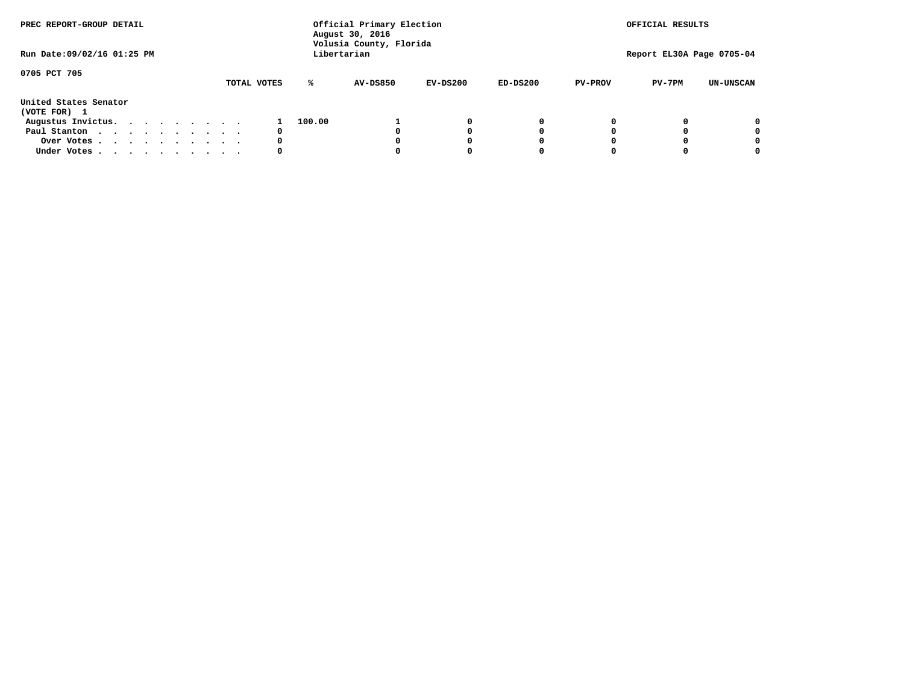PREC REPORT-GROUP DETAIL

Official Primary Election
August 30, 2016
Volusia County, Florida
Libertarian

OFFICIAL RESULTS

Run Date:09/02/16 01:25 PM

Report EL30A Page 0705-04

0705 PCT 705

United States Senator
(VOTE FOR) 1

| | TOTAL VOTES | % | AV-DS850 | EV-DS200 | ED-DS200 | PV-PROV | PV-7PM | UN-UNSCAN |
|---|---|---|---|---|---|---|---|---|
| Augustus Invictus. . . . . . . . . | 1 | 100.00 | 1 | 0 | 0 | 0 | 0 | 0 |
| Paul Stanton . . . . . . . . . . . | 0 | | 0 | 0 | 0 | 0 | 0 | 0 |
| Over Votes . . . . . . . . . . . | 0 | | 0 | 0 | 0 | 0 | 0 | 0 |
| Under Votes . . . . . . . . . . . | 0 | | 0 | 0 | 0 | 0 | 0 | 0 |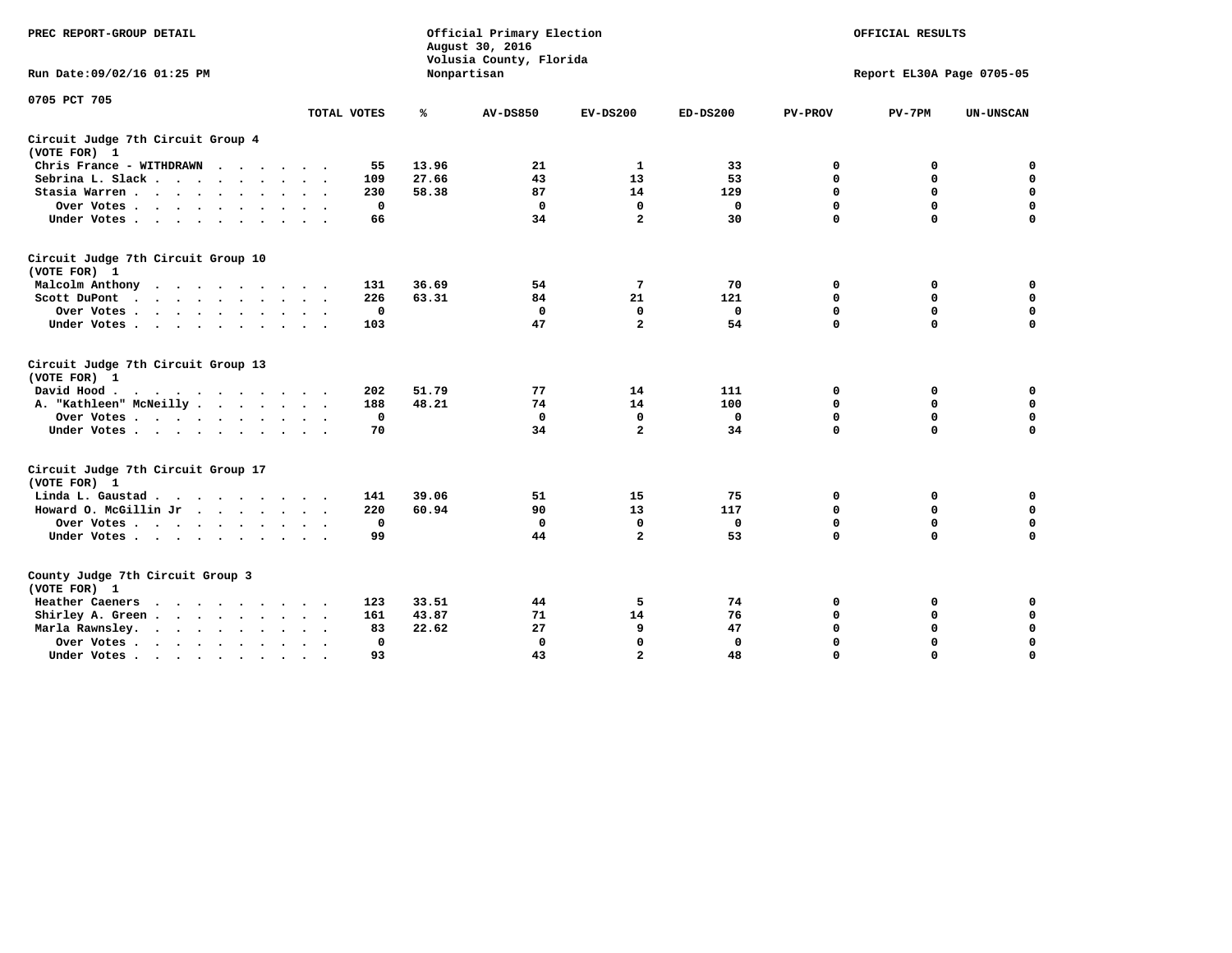PREC REPORT-GROUP DETAIL

Official Primary Election
August 30, 2016
Volusia County, Florida
Nonpartisan

OFFICIAL RESULTS

Run Date:09/02/16 01:25 PM

Report EL30A Page 0705-05

0705 PCT 705

| | TOTAL VOTES | % | AV-DS850 | EV-DS200 | ED-DS200 | PV-PROV | PV-7PM | UN-UNSCAN |
|---|---|---|---|---|---|---|---|---|
| **Circuit Judge 7th Circuit Group 4 (VOTE FOR) 1** | | | | | | | | |
| Chris France - WITHDRAWN | 55 | 13.96 | 21 | 1 | 33 | 0 | 0 | 0 |
| Sebrina L. Slack | 109 | 27.66 | 43 | 13 | 53 | 0 | 0 | 0 |
| Stasia Warren | 230 | 58.38 | 87 | 14 | 129 | 0 | 0 | 0 |
| Over Votes | 0 | | 0 | 0 | 0 | 0 | 0 | 0 |
| Under Votes | 66 | | 34 | 2 | 30 | 0 | 0 | 0 |
| **Circuit Judge 7th Circuit Group 10 (VOTE FOR) 1** | | | | | | | | |
| Malcolm Anthony | 131 | 36.69 | 54 | 7 | 70 | 0 | 0 | 0 |
| Scott DuPont | 226 | 63.31 | 84 | 21 | 121 | 0 | 0 | 0 |
| Over Votes | 0 | | 0 | 0 | 0 | 0 | 0 | 0 |
| Under Votes | 103 | | 47 | 2 | 54 | 0 | 0 | 0 |
| **Circuit Judge 7th Circuit Group 13 (VOTE FOR) 1** | | | | | | | | |
| David Hood | 202 | 51.79 | 77 | 14 | 111 | 0 | 0 | 0 |
| A. "Kathleen" McNeilly | 188 | 48.21 | 74 | 14 | 100 | 0 | 0 | 0 |
| Over Votes | 0 | | 0 | 0 | 0 | 0 | 0 | 0 |
| Under Votes | 70 | | 34 | 2 | 34 | 0 | 0 | 0 |
| **Circuit Judge 7th Circuit Group 17 (VOTE FOR) 1** | | | | | | | | |
| Linda L. Gaustad | 141 | 39.06 | 51 | 15 | 75 | 0 | 0 | 0 |
| Howard O. McGillin Jr | 220 | 60.94 | 90 | 13 | 117 | 0 | 0 | 0 |
| Over Votes | 0 | | 0 | 0 | 0 | 0 | 0 | 0 |
| Under Votes | 99 | | 44 | 2 | 53 | 0 | 0 | 0 |
| **County Judge 7th Circuit Group 3 (VOTE FOR) 1** | | | | | | | | |
| Heather Caeners | 123 | 33.51 | 44 | 5 | 74 | 0 | 0 | 0 |
| Shirley A. Green | 161 | 43.87 | 71 | 14 | 76 | 0 | 0 | 0 |
| Marla Rawnsley | 83 | 22.62 | 27 | 9 | 47 | 0 | 0 | 0 |
| Over Votes | 0 | | 0 | 0 | 0 | 0 | 0 | 0 |
| Under Votes | 93 | | 43 | 2 | 48 | 0 | 0 | 0 |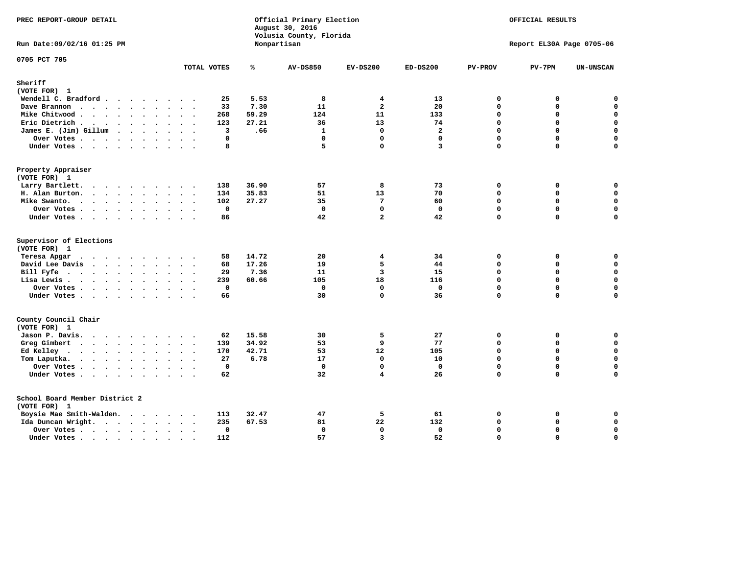PREC REPORT-GROUP DETAIL

Official Primary Election
August 30, 2016
Volusia County, Florida
Nonpartisan

OFFICIAL RESULTS

Run Date:09/02/16 01:25 PM

Report EL30A Page 0705-06

0705 PCT 705

| | TOTAL VOTES | % | AV-DS850 | EV-DS200 | ED-DS200 | PV-PROV | PV-7PM | UN-UNSCAN |
|---|---|---|---|---|---|---|---|---|
| **Sheriff** | | | | | | | | |
| **(VOTE FOR) 1** | | | | | | | | |
| Wendell C. Bradford | 25 | 5.53 | 8 | 4 | 13 | 0 | 0 | 0 |
| Dave Brannon | 33 | 7.30 | 11 | 2 | 20 | 0 | 0 | 0 |
| Mike Chitwood | 268 | 59.29 | 124 | 11 | 133 | 0 | 0 | 0 |
| Eric Dietrich | 123 | 27.21 | 36 | 13 | 74 | 0 | 0 | 0 |
| James E. (Jim) Gillum | 3 | .66 | 1 | 0 | 2 | 0 | 0 | 0 |
| Over Votes | 0 | | 0 | 0 | 0 | 0 | 0 | 0 |
| Under Votes | 8 | | 5 | 0 | 3 | 0 | 0 | 0 |
| **Property Appraiser** | | | | | | | | |
| **(VOTE FOR) 1** | | | | | | | | |
| Larry Bartlett | 138 | 36.90 | 57 | 8 | 73 | 0 | 0 | 0 |
| H. Alan Burton | 134 | 35.83 | 51 | 13 | 70 | 0 | 0 | 0 |
| Mike Swanto | 102 | 27.27 | 35 | 7 | 60 | 0 | 0 | 0 |
| Over Votes | 0 | | 0 | 0 | 0 | 0 | 0 | 0 |
| Under Votes | 86 | | 42 | 2 | 42 | 0 | 0 | 0 |
| **Supervisor of Elections** | | | | | | | | |
| **(VOTE FOR) 1** | | | | | | | | |
| Teresa Apgar | 58 | 14.72 | 20 | 4 | 34 | 0 | 0 | 0 |
| David Lee Davis | 68 | 17.26 | 19 | 5 | 44 | 0 | 0 | 0 |
| Bill Fyfe | 29 | 7.36 | 11 | 3 | 15 | 0 | 0 | 0 |
| Lisa Lewis | 239 | 60.66 | 105 | 18 | 116 | 0 | 0 | 0 |
| Over Votes | 0 | | 0 | 0 | 0 | 0 | 0 | 0 |
| Under Votes | 66 | | 30 | 0 | 36 | 0 | 0 | 0 |
| **County Council Chair** | | | | | | | | |
| **(VOTE FOR) 1** | | | | | | | | |
| Jason P. Davis | 62 | 15.58 | 30 | 5 | 27 | 0 | 0 | 0 |
| Greg Gimbert | 139 | 34.92 | 53 | 9 | 77 | 0 | 0 | 0 |
| Ed Kelley | 170 | 42.71 | 53 | 12 | 105 | 0 | 0 | 0 |
| Tom Laputka | 27 | 6.78 | 17 | 0 | 10 | 0 | 0 | 0 |
| Over Votes | 0 | | 0 | 0 | 0 | 0 | 0 | 0 |
| Under Votes | 62 | | 32 | 4 | 26 | 0 | 0 | 0 |
| **School Board Member District 2** | | | | | | | | |
| **(VOTE FOR) 1** | | | | | | | | |
| Boysie Mae Smith-Walden | 113 | 32.47 | 47 | 5 | 61 | 0 | 0 | 0 |
| Ida Duncan Wright | 235 | 67.53 | 81 | 22 | 132 | 0 | 0 | 0 |
| Over Votes | 0 | | 0 | 0 | 0 | 0 | 0 | 0 |
| Under Votes | 112 | | 57 | 3 | 52 | 0 | 0 | 0 |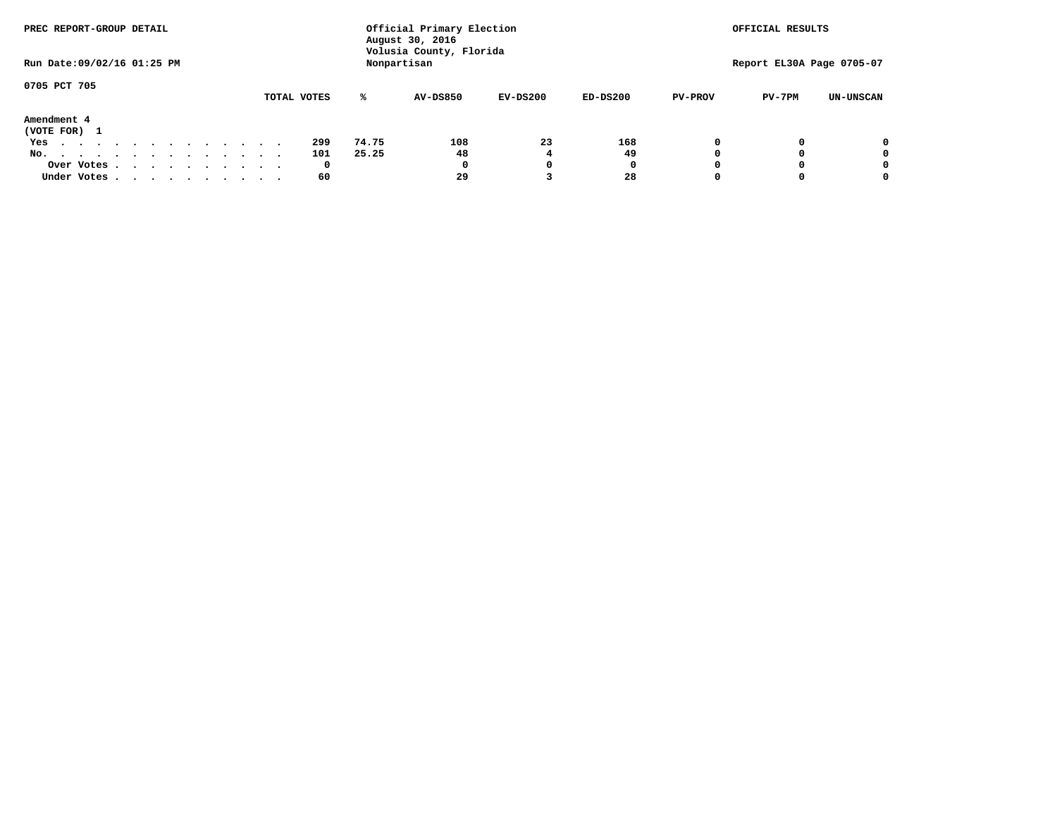PREC REPORT-GROUP DETAIL

Run Date:09/02/16 01:25 PM

Official Primary Election
August 30, 2016
Volusia County, Florida
Nonpartisan

OFFICIAL RESULTS

Report EL30A Page 0705-07

0705 PCT 705

**Amendment 4**
(VOTE FOR) 1

| | TOTAL VOTES | % | AV-DS850 | EV-DS200 | ED-DS200 | PV-PROV | PV-7PM | UN-UNSCAN |
|---|---|---|---|---|---|---|---|---|
| Yes | 299 | 74.75 | 108 | 23 | 168 | 0 | 0 | 0 |
| No. | 101 | 25.25 | 48 | 4 | 49 | 0 | 0 | 0 |
| Over Votes | 0 | | 0 | 0 | 0 | 0 | 0 | 0 |
| Under Votes | 60 | | 29 | 3 | 28 | 0 | 0 | 0 |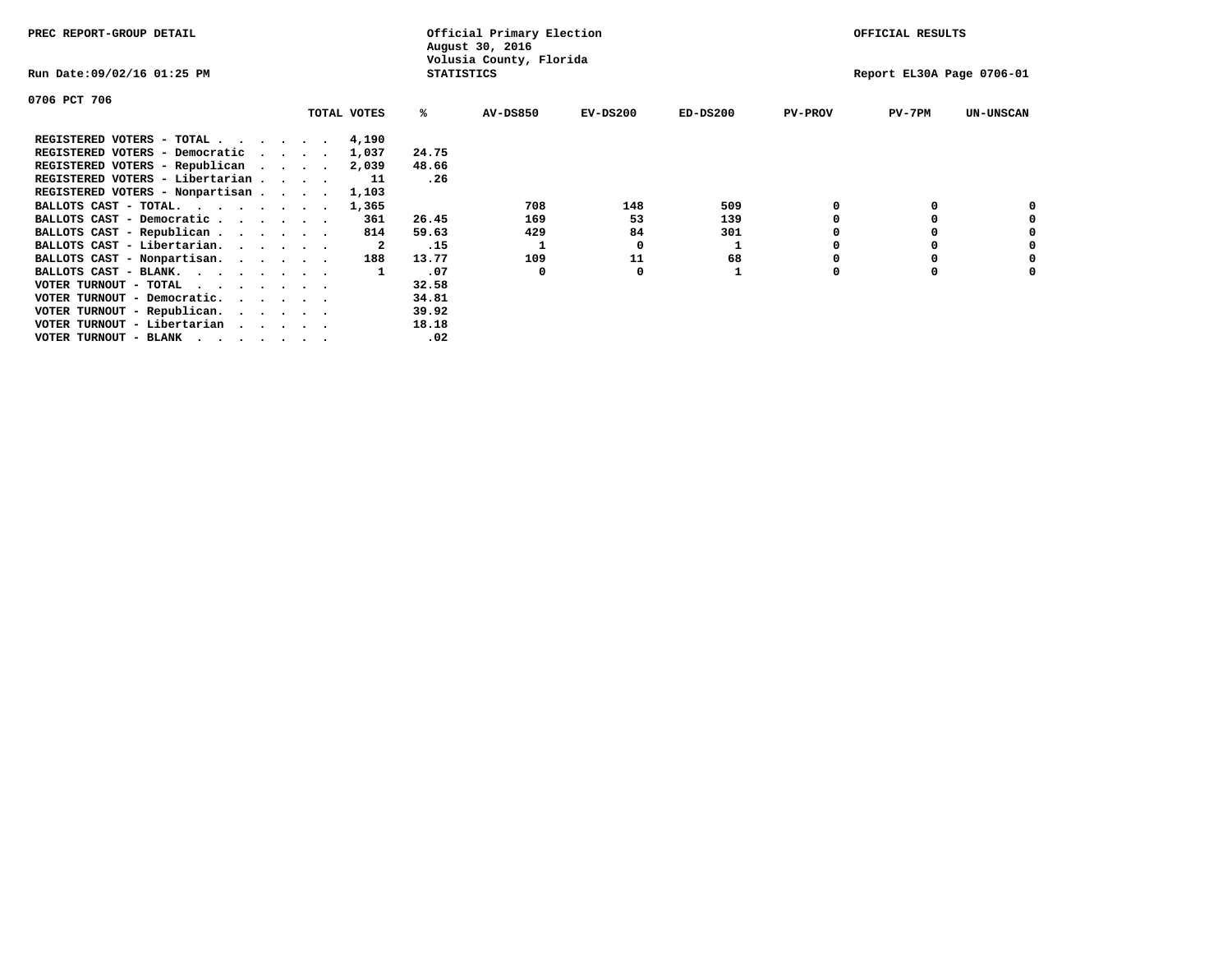PREC REPORT-GROUP DETAIL

Official Primary Election
August 30, 2016
Volusia County, Florida
STATISTICS

OFFICIAL RESULTS

Run Date:09/02/16 01:25 PM

Report EL30A Page 0706-01

0706 PCT 706

| | TOTAL VOTES | % | AV-DS850 | EV-DS200 | ED-DS200 | PV-PROV | PV-7PM | UN-UNSCAN |
|---|---|---|---|---|---|---|---|---|
| REGISTERED VOTERS - TOTAL . . . . . . | 4,190 | | | | | | | |
| REGISTERED VOTERS - Democratic . . . . | 1,037 | 24.75 | | | | | | |
| REGISTERED VOTERS - Republican . . . . | 2,039 | 48.66 | | | | | | |
| REGISTERED VOTERS - Libertarian . . . . | 11 | .26 | | | | | | |
| REGISTERED VOTERS - Nonpartisan . . . . | 1,103 | | | | | | | |
| BALLOTS CAST - TOTAL. . . . . . . . | 1,365 | | 708 | 148 | 509 | 0 | 0 | 0 |
| BALLOTS CAST - Democratic . . . . . . | 361 | 26.45 | 169 | 53 | 139 | 0 | 0 | 0 |
| BALLOTS CAST - Republican . . . . . . | 814 | 59.63 | 429 | 84 | 301 | 0 | 0 | 0 |
| BALLOTS CAST - Libertarian. . . . . . | 2 | .15 | 1 | 0 | 1 | 0 | 0 | 0 |
| BALLOTS CAST - Nonpartisan. . . . . . | 188 | 13.77 | 109 | 11 | 68 | 0 | 0 | 0 |
| BALLOTS CAST - BLANK. . . . . . . . | 1 | .07 | 0 | 0 | 1 | 0 | 0 | 0 |
| VOTER TURNOUT - TOTAL . . . . . . . | | 32.58 | | | | | | |
| VOTER TURNOUT - Democratic. . . . . . | | 34.81 | | | | | | |
| VOTER TURNOUT - Republican. . . . . . | | 39.92 | | | | | | |
| VOTER TURNOUT - Libertarian . . . . . | | 18.18 | | | | | | |
| VOTER TURNOUT - BLANK . . . . . . . | | .02 | | | | | | |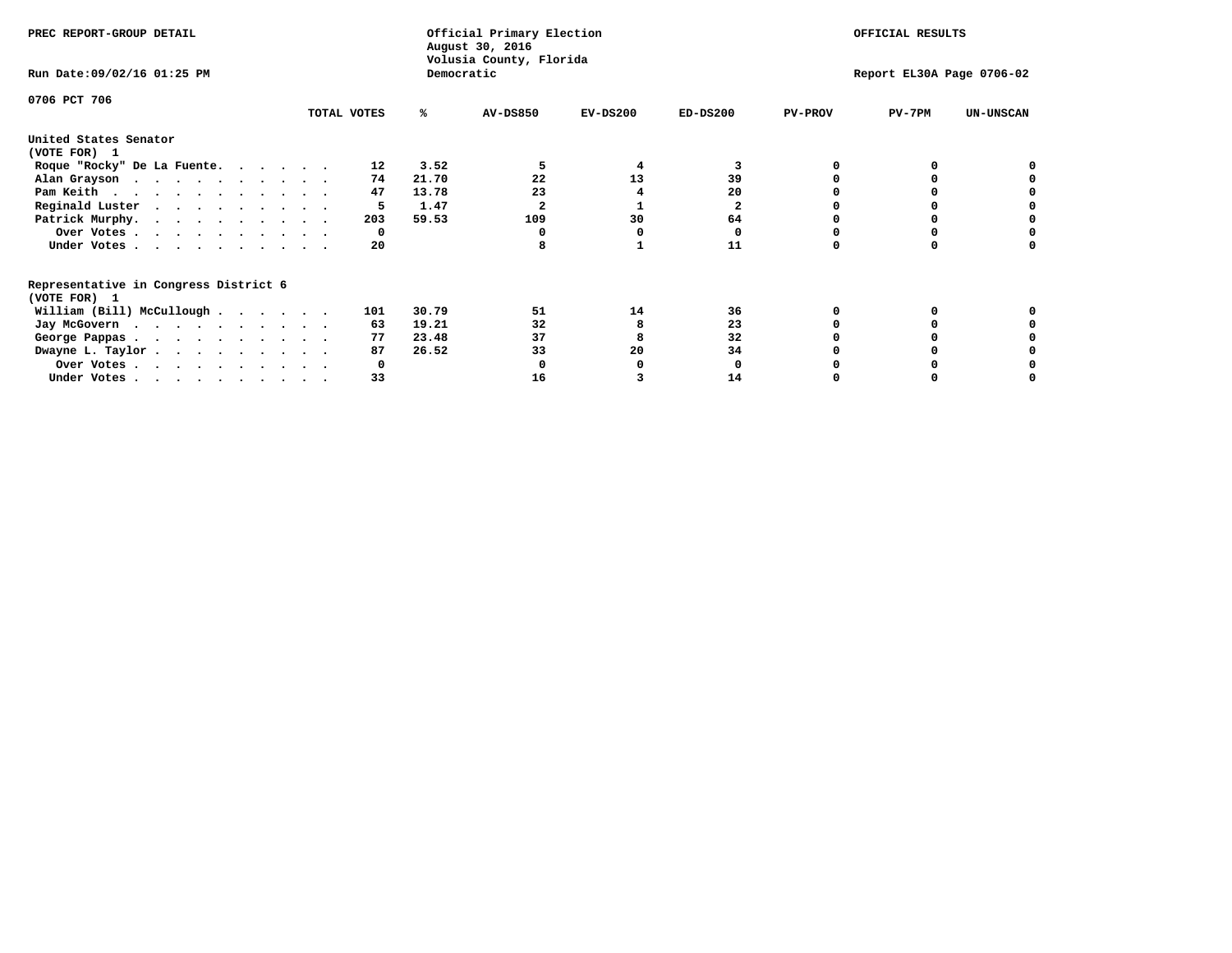PREC REPORT-GROUP DETAIL

Official Primary Election
August 30, 2016
Volusia County, Florida
Democratic

OFFICIAL RESULTS

Run Date:09/02/16 01:25 PM

Report EL30A Page 0706-02

0706 PCT 706

| | TOTAL VOTES | % | AV-DS850 | EV-DS200 | ED-DS200 | PV-PROV | PV-7PM | UN-UNSCAN |
|---|---|---|---|---|---|---|---|---|
| **United States Senator** | | | | | | | | |
| **(VOTE FOR) 1** | | | | | | | | |
| Roque "Rocky" De La Fuente | 12 | 3.52 | 5 | 4 | 3 | 0 | 0 | 0 |
| Alan Grayson | 74 | 21.70 | 22 | 13 | 39 | 0 | 0 | 0 |
| Pam Keith | 47 | 13.78 | 23 | 4 | 20 | 0 | 0 | 0 |
| Reginald Luster | 5 | 1.47 | 2 | 1 | 2 | 0 | 0 | 0 |
| Patrick Murphy | 203 | 59.53 | 109 | 30 | 64 | 0 | 0 | 0 |
| Over Votes | 0 | | 0 | 0 | 0 | 0 | 0 | 0 |
| Under Votes | 20 | | 8 | 1 | 11 | 0 | 0 | 0 |
| **Representative in Congress District 6** | | | | | | | | |
| **(VOTE FOR) 1** | | | | | | | | |
| William (Bill) McCullough | 101 | 30.79 | 51 | 14 | 36 | 0 | 0 | 0 |
| Jay McGovern | 63 | 19.21 | 32 | 8 | 23 | 0 | 0 | 0 |
| George Pappas | 77 | 23.48 | 37 | 8 | 32 | 0 | 0 | 0 |
| Dwayne L. Taylor | 87 | 26.52 | 33 | 20 | 34 | 0 | 0 | 0 |
| Over Votes | 0 | | 0 | 0 | 0 | 0 | 0 | 0 |
| Under Votes | 33 | | 16 | 3 | 14 | 0 | 0 | 0 |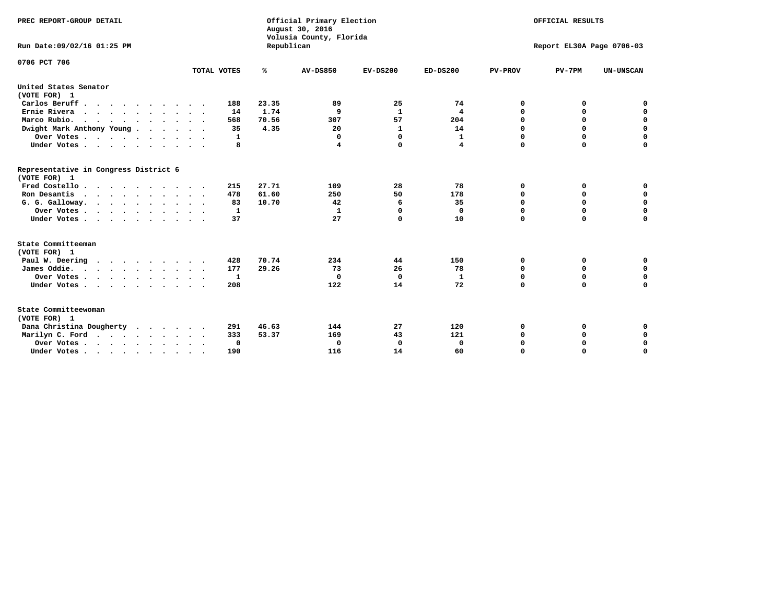PREC REPORT-GROUP DETAIL

Official Primary Election
August 30, 2016
Volusia County, Florida
Republican

OFFICIAL RESULTS

Run Date:09/02/16 01:25 PM

Report EL30A Page 0706-03

0706 PCT 706

| | TOTAL VOTES | % | AV-DS850 | EV-DS200 | ED-DS200 | PV-PROV | PV-7PM | UN-UNSCAN |
|---|---|---|---|---|---|---|---|---|
| **United States Senator (VOTE FOR) 1** | | | | | | | | |
| Carlos Beruff | 188 | 23.35 | 89 | 25 | 74 | 0 | 0 | 0 |
| Ernie Rivera | 14 | 1.74 | 9 | 1 | 4 | 0 | 0 | 0 |
| Marco Rubio. | 568 | 70.56 | 307 | 57 | 204 | 0 | 0 | 0 |
| Dwight Mark Anthony Young | 35 | 4.35 | 20 | 1 | 14 | 0 | 0 | 0 |
| Over Votes | 1 | | 0 | 0 | 1 | 0 | 0 | 0 |
| Under Votes | 8 | | 4 | 0 | 4 | 0 | 0 | 0 |
| **Representative in Congress District 6 (VOTE FOR) 1** | | | | | | | | |
| Fred Costello | 215 | 27.71 | 109 | 28 | 78 | 0 | 0 | 0 |
| Ron Desantis | 478 | 61.60 | 250 | 50 | 178 | 0 | 0 | 0 |
| G. G. Galloway. | 83 | 10.70 | 42 | 6 | 35 | 0 | 0 | 0 |
| Over Votes | 1 | | 1 | 0 | 0 | 0 | 0 | 0 |
| Under Votes | 37 | | 27 | 0 | 10 | 0 | 0 | 0 |
| **State Committeeman (VOTE FOR) 1** | | | | | | | | |
| Paul W. Deering | 428 | 70.74 | 234 | 44 | 150 | 0 | 0 | 0 |
| James Oddie. | 177 | 29.26 | 73 | 26 | 78 | 0 | 0 | 0 |
| Over Votes | 1 | | 0 | 0 | 1 | 0 | 0 | 0 |
| Under Votes | 208 | | 122 | 14 | 72 | 0 | 0 | 0 |
| **State Committeewoman (VOTE FOR) 1** | | | | | | | | |
| Dana Christina Dougherty | 291 | 46.63 | 144 | 27 | 120 | 0 | 0 | 0 |
| Marilyn C. Ford | 333 | 53.37 | 169 | 43 | 121 | 0 | 0 | 0 |
| Over Votes | 0 | | 0 | 0 | 0 | 0 | 0 | 0 |
| Under Votes | 190 | | 116 | 14 | 60 | 0 | 0 | 0 |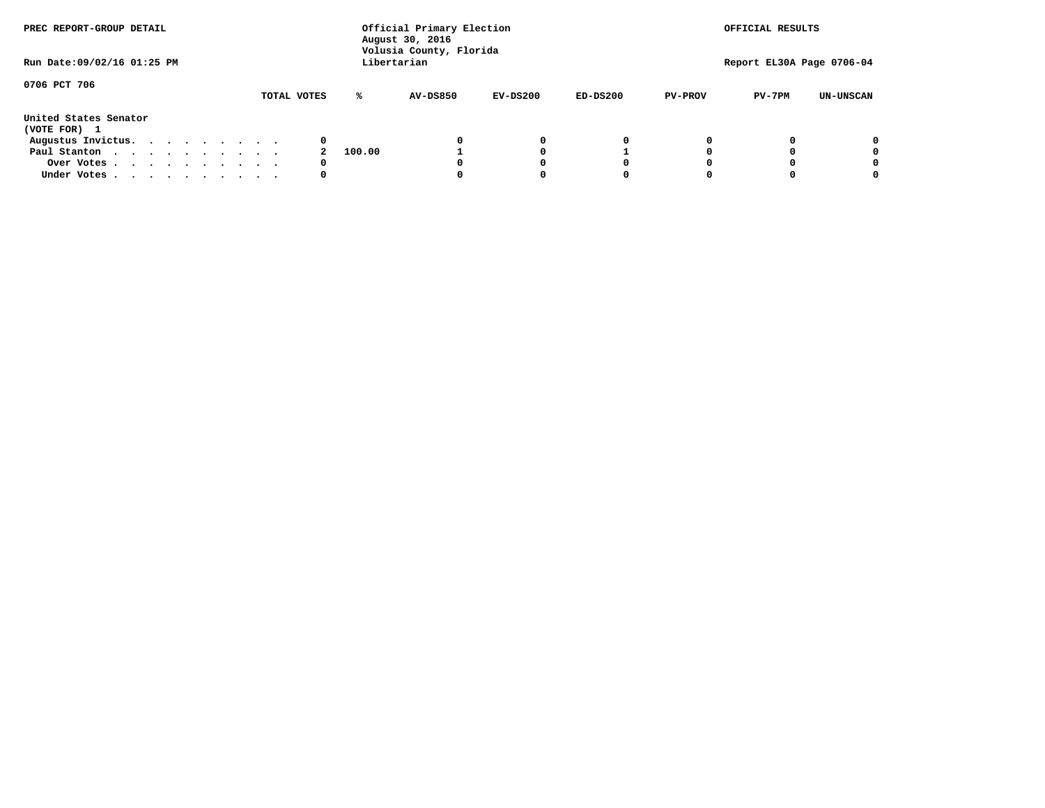PREC REPORT-GROUP DETAIL

Official Primary Election
August 30, 2016
Volusia County, Florida
Libertarian

OFFICIAL RESULTS

Run Date:09/02/16 01:25 PM

Report EL30A Page 0706-04

0706 PCT 706

United States Senator
(VOTE FOR) 1

| | TOTAL VOTES | % | AV-DS850 | EV-DS200 | ED-DS200 | PV-PROV | PV-7PM | UN-UNSCAN |
|---|---|---|---|---|---|---|---|---|
| Augustus Invictus. . . . . . . . . . | 0 | | 0 | 0 | 0 | 0 | 0 | 0 |
| Paul Stanton . . . . . . . . . . . | 2 | 100.00 | 1 | 0 | 1 | 0 | 0 | 0 |
| Over Votes . . . . . . . . . . . | 0 | | 0 | 0 | 0 | 0 | 0 | 0 |
| Under Votes . . . . . . . . . . . | 0 | | 0 | 0 | 0 | 0 | 0 | 0 |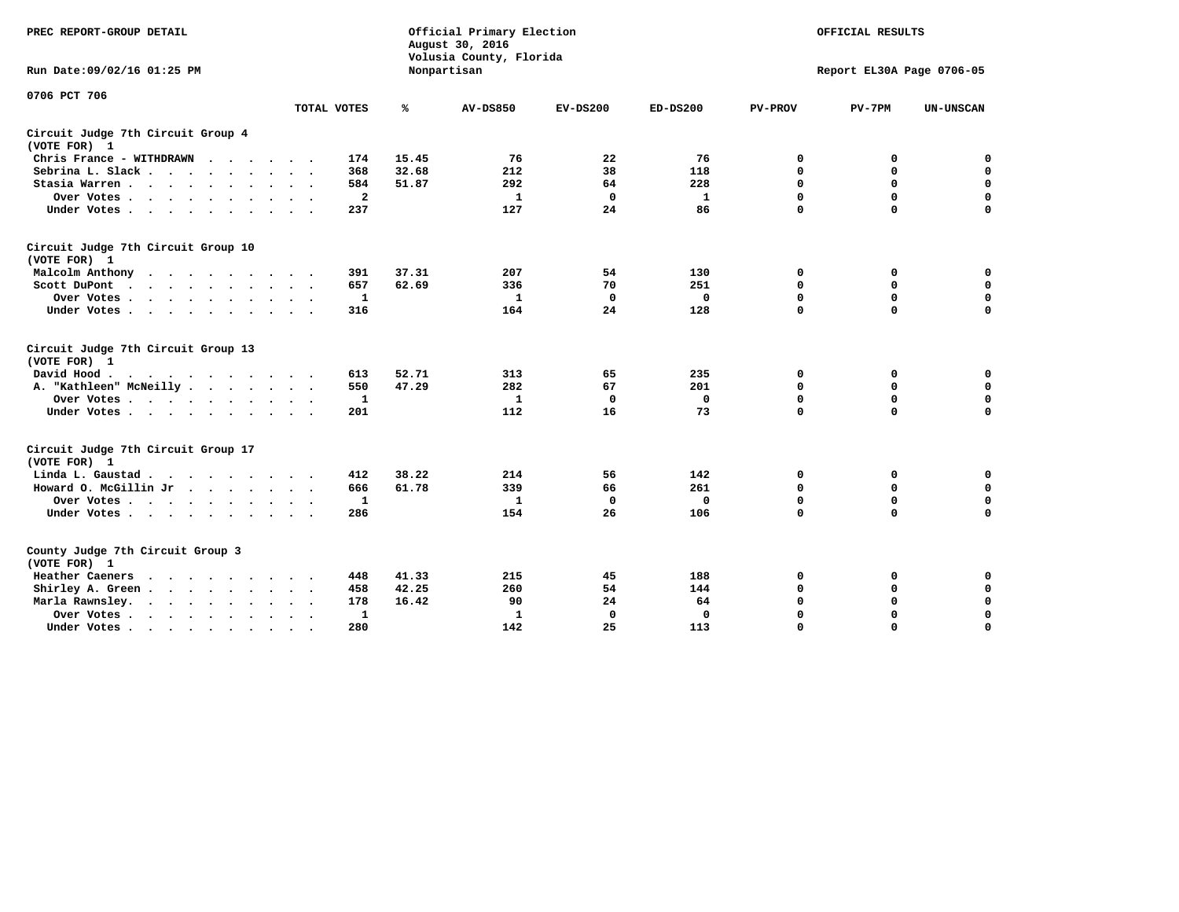PREC REPORT-GROUP DETAIL

Official Primary Election
August 30, 2016
Volusia County, Florida
Nonpartisan

OFFICIAL RESULTS

Run Date:09/02/16 01:25 PM

Report EL30A Page 0706-05

0706 PCT 706

| | TOTAL VOTES | % | AV-DS850 | EV-DS200 | ED-DS200 | PV-PROV | PV-7PM | UN-UNSCAN |
|---|---|---|---|---|---|---|---|---|
| **Circuit Judge 7th Circuit Group 4** | | | | | | | | |
| **(VOTE FOR) 1** | | | | | | | | |
| Chris France - WITHDRAWN | 174 | 15.45 | 76 | 22 | 76 | 0 | 0 | 0 |
| Sebrina L. Slack | 368 | 32.68 | 212 | 38 | 118 | 0 | 0 | 0 |
| Stasia Warren | 584 | 51.87 | 292 | 64 | 228 | 0 | 0 | 0 |
| Over Votes | 2 | | 1 | 0 | 1 | 0 | 0 | 0 |
| Under Votes | 237 | | 127 | 24 | 86 | 0 | 0 | 0 |
| **Circuit Judge 7th Circuit Group 10** | | | | | | | | |
| **(VOTE FOR) 1** | | | | | | | | |
| Malcolm Anthony | 391 | 37.31 | 207 | 54 | 130 | 0 | 0 | 0 |
| Scott DuPont | 657 | 62.69 | 336 | 70 | 251 | 0 | 0 | 0 |
| Over Votes | 1 | | 1 | 0 | 0 | 0 | 0 | 0 |
| Under Votes | 316 | | 164 | 24 | 128 | 0 | 0 | 0 |
| **Circuit Judge 7th Circuit Group 13** | | | | | | | | |
| **(VOTE FOR) 1** | | | | | | | | |
| David Hood | 613 | 52.71 | 313 | 65 | 235 | 0 | 0 | 0 |
| A. "Kathleen" McNeilly | 550 | 47.29 | 282 | 67 | 201 | 0 | 0 | 0 |
| Over Votes | 1 | | 1 | 0 | 0 | 0 | 0 | 0 |
| Under Votes | 201 | | 112 | 16 | 73 | 0 | 0 | 0 |
| **Circuit Judge 7th Circuit Group 17** | | | | | | | | |
| **(VOTE FOR) 1** | | | | | | | | |
| Linda L. Gaustad | 412 | 38.22 | 214 | 56 | 142 | 0 | 0 | 0 |
| Howard O. McGillin Jr | 666 | 61.78 | 339 | 66 | 261 | 0 | 0 | 0 |
| Over Votes | 1 | | 1 | 0 | 0 | 0 | 0 | 0 |
| Under Votes | 286 | | 154 | 26 | 106 | 0 | 0 | 0 |
| **County Judge 7th Circuit Group 3** | | | | | | | | |
| **(VOTE FOR) 1** | | | | | | | | |
| Heather Caeners | 448 | 41.33 | 215 | 45 | 188 | 0 | 0 | 0 |
| Shirley A. Green | 458 | 42.25 | 260 | 54 | 144 | 0 | 0 | 0 |
| Marla Rawnsley | 178 | 16.42 | 90 | 24 | 64 | 0 | 0 | 0 |
| Over Votes | 1 | | 1 | 0 | 0 | 0 | 0 | 0 |
| Under Votes | 280 | | 142 | 25 | 113 | 0 | 0 | 0 |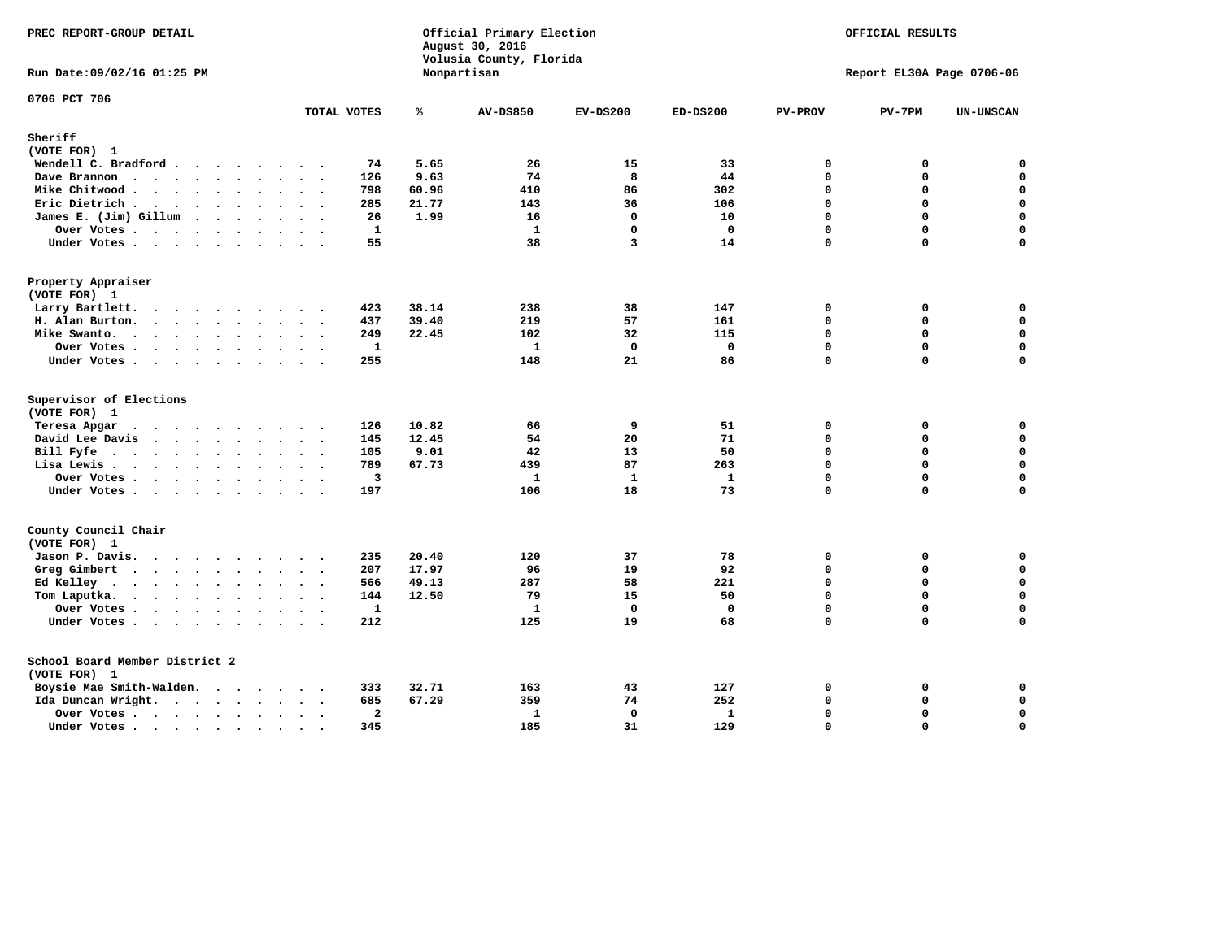PREC REPORT-GROUP DETAIL

Official Primary Election
August 30, 2016
Volusia County, Florida
Nonpartisan

OFFICIAL RESULTS

Run Date:09/02/16 01:25 PM

Report EL30A Page 0706-06

0706 PCT 706

| | TOTAL VOTES | % | AV-DS850 | EV-DS200 | ED-DS200 | PV-PROV | PV-7PM | UN-UNSCAN |
|---|---|---|---|---|---|---|---|---|
| **Sheriff** | | | | | | | | |
| **(VOTE FOR) 1** | | | | | | | | |
| Wendell C. Bradford | 74 | 5.65 | 26 | 15 | 33 | 0 | 0 | 0 |
| Dave Brannon | 126 | 9.63 | 74 | 8 | 44 | 0 | 0 | 0 |
| Mike Chitwood | 798 | 60.96 | 410 | 86 | 302 | 0 | 0 | 0 |
| Eric Dietrich | 285 | 21.77 | 143 | 36 | 106 | 0 | 0 | 0 |
| James E. (Jim) Gillum | 26 | 1.99 | 16 | 0 | 10 | 0 | 0 | 0 |
| Over Votes | 1 | | 1 | 0 | 0 | 0 | 0 | 0 |
| Under Votes | 55 | | 38 | 3 | 14 | 0 | 0 | 0 |
| **Property Appraiser** | | | | | | | | |
| **(VOTE FOR) 1** | | | | | | | | |
| Larry Bartlett | 423 | 38.14 | 238 | 38 | 147 | 0 | 0 | 0 |
| H. Alan Burton | 437 | 39.40 | 219 | 57 | 161 | 0 | 0 | 0 |
| Mike Swanto | 249 | 22.45 | 102 | 32 | 115 | 0 | 0 | 0 |
| Over Votes | 1 | | 1 | 0 | 0 | 0 | 0 | 0 |
| Under Votes | 255 | | 148 | 21 | 86 | 0 | 0 | 0 |
| **Supervisor of Elections** | | | | | | | | |
| **(VOTE FOR) 1** | | | | | | | | |
| Teresa Apgar | 126 | 10.82 | 66 | 9 | 51 | 0 | 0 | 0 |
| David Lee Davis | 145 | 12.45 | 54 | 20 | 71 | 0 | 0 | 0 |
| Bill Fyfe | 105 | 9.01 | 42 | 13 | 50 | 0 | 0 | 0 |
| Lisa Lewis | 789 | 67.73 | 439 | 87 | 263 | 0 | 0 | 0 |
| Over Votes | 3 | | 1 | 1 | 1 | 0 | 0 | 0 |
| Under Votes | 197 | | 106 | 18 | 73 | 0 | 0 | 0 |
| **County Council Chair** | | | | | | | | |
| **(VOTE FOR) 1** | | | | | | | | |
| Jason P. Davis | 235 | 20.40 | 120 | 37 | 78 | 0 | 0 | 0 |
| Greg Gimbert | 207 | 17.97 | 96 | 19 | 92 | 0 | 0 | 0 |
| Ed Kelley | 566 | 49.13 | 287 | 58 | 221 | 0 | 0 | 0 |
| Tom Laputka | 144 | 12.50 | 79 | 15 | 50 | 0 | 0 | 0 |
| Over Votes | 1 | | 1 | 0 | 0 | 0 | 0 | 0 |
| Under Votes | 212 | | 125 | 19 | 68 | 0 | 0 | 0 |
| **School Board Member District 2** | | | | | | | | |
| **(VOTE FOR) 1** | | | | | | | | |
| Boysie Mae Smith-Walden | 333 | 32.71 | 163 | 43 | 127 | 0 | 0 | 0 |
| Ida Duncan Wright | 685 | 67.29 | 359 | 74 | 252 | 0 | 0 | 0 |
| Over Votes | 2 | | 1 | 0 | 1 | 0 | 0 | 0 |
| Under Votes | 345 | | 185 | 31 | 129 | 0 | 0 | 0 |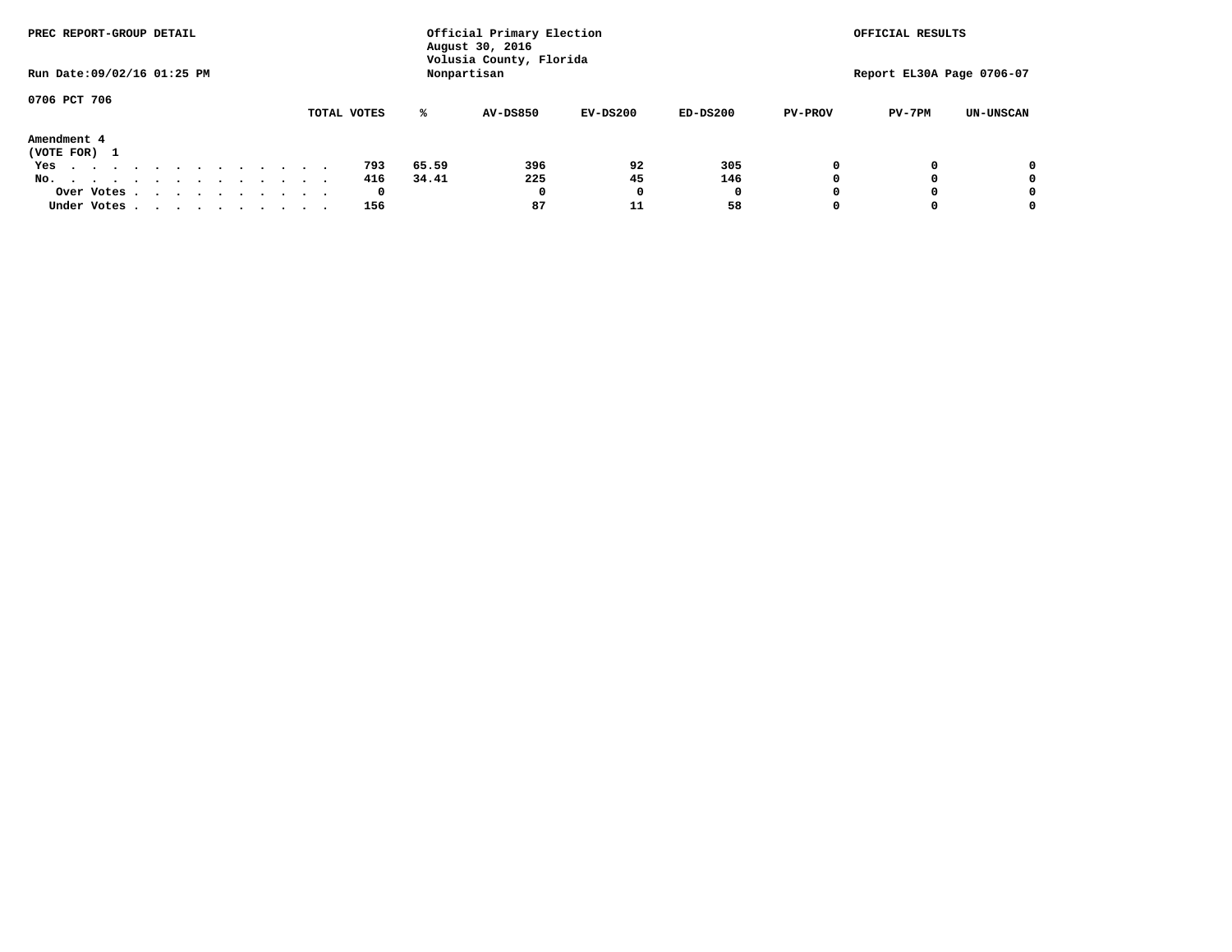PREC REPORT-GROUP DETAIL

Official Primary Election
August 30, 2016
Volusia County, Florida
Nonpartisan

OFFICIAL RESULTS

Run Date:09/02/16 01:25 PM

Report EL30A Page 0706-07

0706 PCT 706

**Amendment 4**
(VOTE FOR) 1

| | TOTAL VOTES | % | AV-DS850 | EV-DS200 | ED-DS200 | PV-PROV | PV-7PM | UN-UNSCAN |
|---|---|---|---|---|---|---|---|---|
| Yes | 793 | 65.59 | 396 | 92 | 305 | 0 | 0 | 0 |
| No. | 416 | 34.41 | 225 | 45 | 146 | 0 | 0 | 0 |
| Over Votes | 0 | | 0 | 0 | 0 | 0 | 0 | 0 |
| Under Votes | 156 | | 87 | 11 | 58 | 0 | 0 | 0 |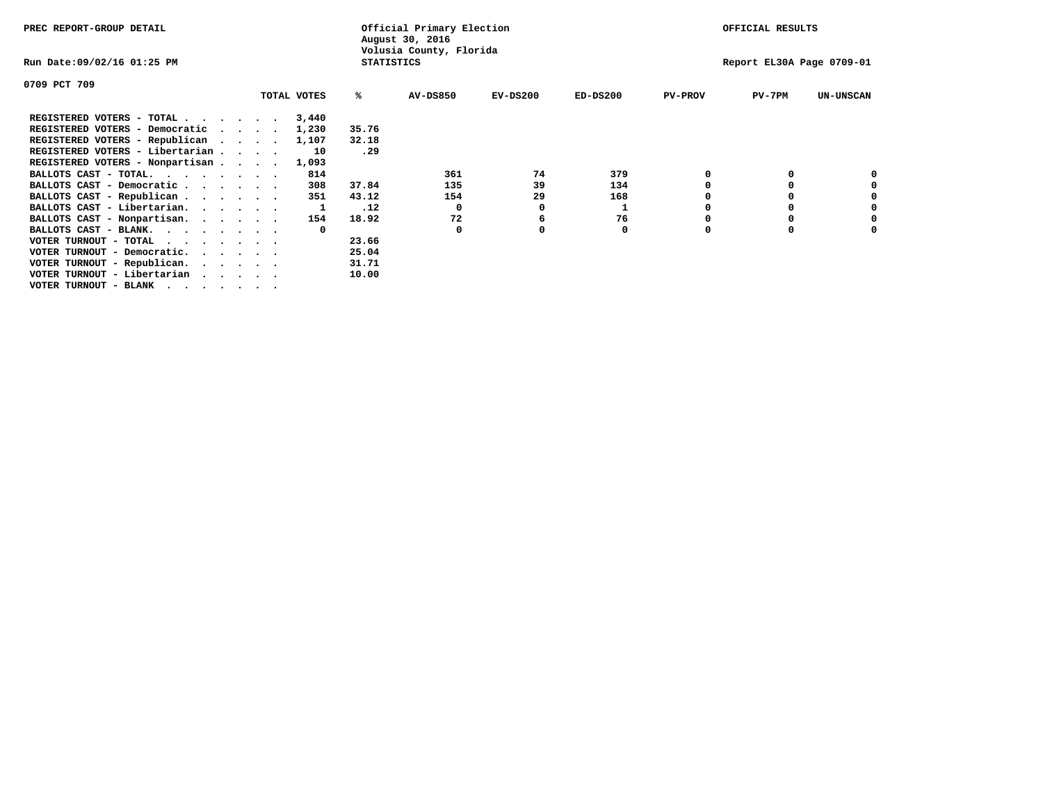PREC REPORT-GROUP DETAIL

Official Primary Election
August 30, 2016
Volusia County, Florida
STATISTICS

OFFICIAL RESULTS

Run Date:09/02/16 01:25 PM

Report EL30A Page 0709-01

0709 PCT 709

| | TOTAL VOTES | % | AV-DS850 | EV-DS200 | ED-DS200 | PV-PROV | PV-7PM | UN-UNSCAN |
|---|---|---|---|---|---|---|---|---|
| REGISTERED VOTERS - TOTAL . . . . . . | 3,440 | | | | | | | |
| REGISTERED VOTERS - Democratic . . . . | 1,230 | 35.76 | | | | | | |
| REGISTERED VOTERS - Republican . . . . | 1,107 | 32.18 | | | | | | |
| REGISTERED VOTERS - Libertarian . . . . | 10 | .29 | | | | | | |
| REGISTERED VOTERS - Nonpartisan . . . . | 1,093 | | | | | | | |
| BALLOTS CAST - TOTAL. . . . . . . . | 814 | | 361 | 74 | 379 | 0 | 0 | 0 |
| BALLOTS CAST - Democratic . . . . . . | 308 | 37.84 | 135 | 39 | 134 | 0 | 0 | 0 |
| BALLOTS CAST - Republican . . . . . . | 351 | 43.12 | 154 | 29 | 168 | 0 | 0 | 0 |
| BALLOTS CAST - Libertarian. . . . . . | 1 | .12 | 0 | 0 | 1 | 0 | 0 | 0 |
| BALLOTS CAST - Nonpartisan. . . . . . | 154 | 18.92 | 72 | 6 | 76 | 0 | 0 | 0 |
| BALLOTS CAST - BLANK. . . . . . . . | 0 | | 0 | 0 | 0 | 0 | 0 | 0 |
| VOTER TURNOUT - TOTAL . . . . . . . | | 23.66 | | | | | | |
| VOTER TURNOUT - Democratic. . . . . . | | 25.04 | | | | | | |
| VOTER TURNOUT - Republican. . . . . . | | 31.71 | | | | | | |
| VOTER TURNOUT - Libertarian . . . . . | | 10.00 | | | | | | |
| VOTER TURNOUT - BLANK . . . . . . . | | | | | | | | |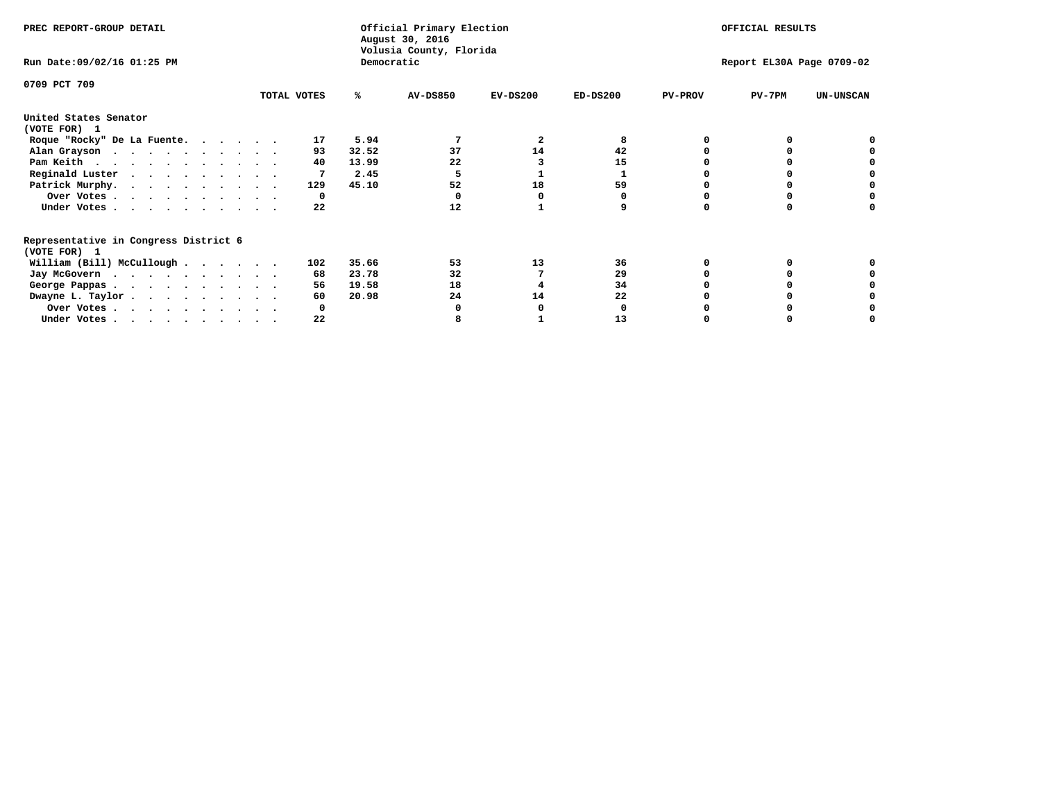PREC REPORT-GROUP DETAIL

Official Primary Election
August 30, 2016
Volusia County, Florida
Democratic

OFFICIAL RESULTS

Run Date:09/02/16 01:25 PM

Report EL30A Page 0709-02

0709 PCT 709

| | TOTAL VOTES | % | AV-DS850 | EV-DS200 | ED-DS200 | PV-PROV | PV-7PM | UN-UNSCAN |
|---|---|---|---|---|---|---|---|---|
| **United States Senator (VOTE FOR) 1** | | | | | | | | |
| Roque "Rocky" De La Fuente. . . . . . | 17 | 5.94 | 7 | 2 | 8 | 0 | 0 | 0 |
| Alan Grayson . . . . . . . . . . . | 93 | 32.52 | 37 | 14 | 42 | 0 | 0 | 0 |
| Pam Keith . . . . . . . . . . . . | 40 | 13.99 | 22 | 3 | 15 | 0 | 0 | 0 |
| Reginald Luster . . . . . . . . . . | 7 | 2.45 | 5 | 1 | 1 | 0 | 0 | 0 |
| Patrick Murphy. . . . . . . . . . . | 129 | 45.10 | 52 | 18 | 59 | 0 | 0 | 0 |
| Over Votes . . . . . . . . . . . | 0 | | 0 | 0 | 0 | 0 | 0 | 0 |
| Under Votes . . . . . . . . . . . | 22 | | 12 | 1 | 9 | 0 | 0 | 0 |
| **Representative in Congress District 6 (VOTE FOR) 1** | | | | | | | | |
| William (Bill) McCullough . . . . . . | 102 | 35.66 | 53 | 13 | 36 | 0 | 0 | 0 |
| Jay McGovern . . . . . . . . . . . | 68 | 23.78 | 32 | 7 | 29 | 0 | 0 | 0 |
| George Pappas . . . . . . . . . . . | 56 | 19.58 | 18 | 4 | 34 | 0 | 0 | 0 |
| Dwayne L. Taylor . . . . . . . . . . | 60 | 20.98 | 24 | 14 | 22 | 0 | 0 | 0 |
| Over Votes . . . . . . . . . . . | 0 | | 0 | 0 | 0 | 0 | 0 | 0 |
| Under Votes . . . . . . . . . . . | 22 | | 8 | 1 | 13 | 0 | 0 | 0 |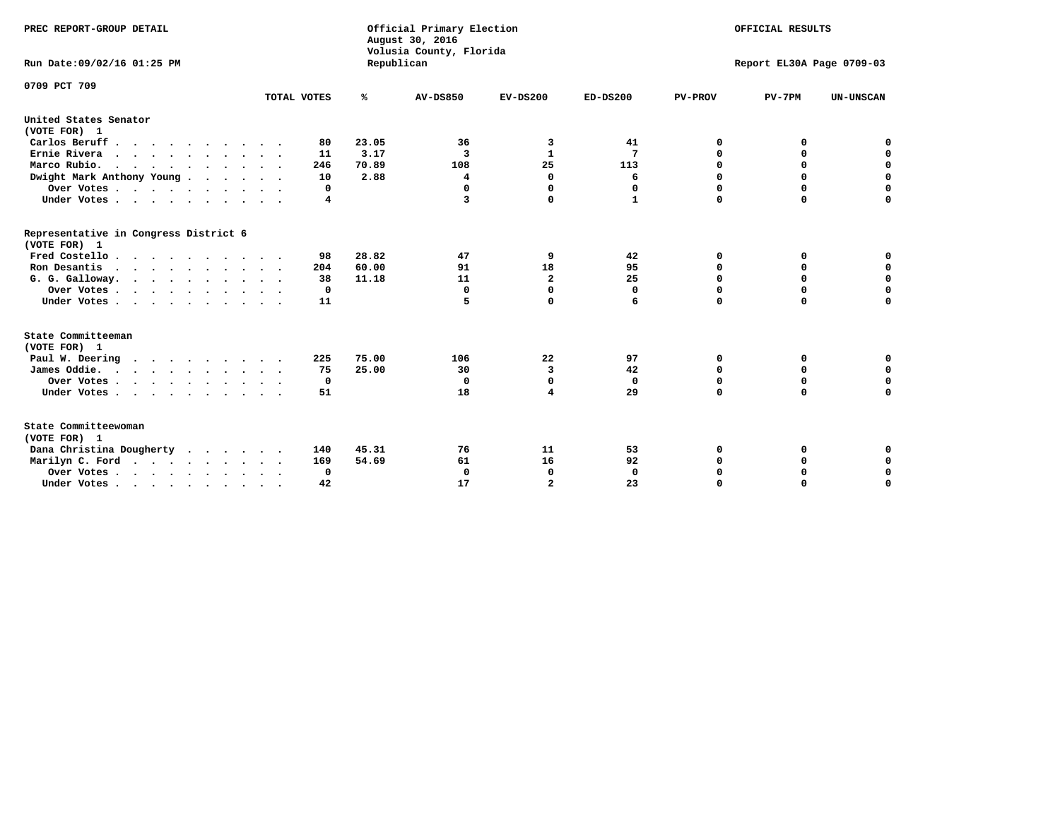PREC REPORT-GROUP DETAIL

Official Primary Election
August 30, 2016
Volusia County, Florida
Republican

OFFICIAL RESULTS

Run Date:09/02/16 01:25 PM

Report EL30A Page 0709-03

0709 PCT 709

| | TOTAL VOTES | % | AV-DS850 | EV-DS200 | ED-DS200 | PV-PROV | PV-7PM | UN-UNSCAN |
|---|---|---|---|---|---|---|---|---|
| **United States Senator (VOTE FOR) 1** | | | | | | | | |
| Carlos Beruff | 80 | 23.05 | 36 | 3 | 41 | 0 | 0 | 0 |
| Ernie Rivera | 11 | 3.17 | 3 | 1 | 7 | 0 | 0 | 0 |
| Marco Rubio. | 246 | 70.89 | 108 | 25 | 113 | 0 | 0 | 0 |
| Dwight Mark Anthony Young | 10 | 2.88 | 4 | 0 | 6 | 0 | 0 | 0 |
| Over Votes | 0 | | 0 | 0 | 0 | 0 | 0 | 0 |
| Under Votes | 4 | | 3 | 0 | 1 | 0 | 0 | 0 |
| **Representative in Congress District 6 (VOTE FOR) 1** | | | | | | | | |
| Fred Costello | 98 | 28.82 | 47 | 9 | 42 | 0 | 0 | 0 |
| Ron Desantis | 204 | 60.00 | 91 | 18 | 95 | 0 | 0 | 0 |
| G. G. Galloway. | 38 | 11.18 | 11 | 2 | 25 | 0 | 0 | 0 |
| Over Votes | 0 | | 0 | 0 | 0 | 0 | 0 | 0 |
| Under Votes | 11 | | 5 | 0 | 6 | 0 | 0 | 0 |
| **State Committeeman (VOTE FOR) 1** | | | | | | | | |
| Paul W. Deering | 225 | 75.00 | 106 | 22 | 97 | 0 | 0 | 0 |
| James Oddie. | 75 | 25.00 | 30 | 3 | 42 | 0 | 0 | 0 |
| Over Votes | 0 | | 0 | 0 | 0 | 0 | 0 | 0 |
| Under Votes | 51 | | 18 | 4 | 29 | 0 | 0 | 0 |
| **State Committeewoman (VOTE FOR) 1** | | | | | | | | |
| Dana Christina Dougherty | 140 | 45.31 | 76 | 11 | 53 | 0 | 0 | 0 |
| Marilyn C. Ford | 169 | 54.69 | 61 | 16 | 92 | 0 | 0 | 0 |
| Over Votes | 0 | | 0 | 0 | 0 | 0 | 0 | 0 |
| Under Votes | 42 | | 17 | 2 | 23 | 0 | 0 | 0 |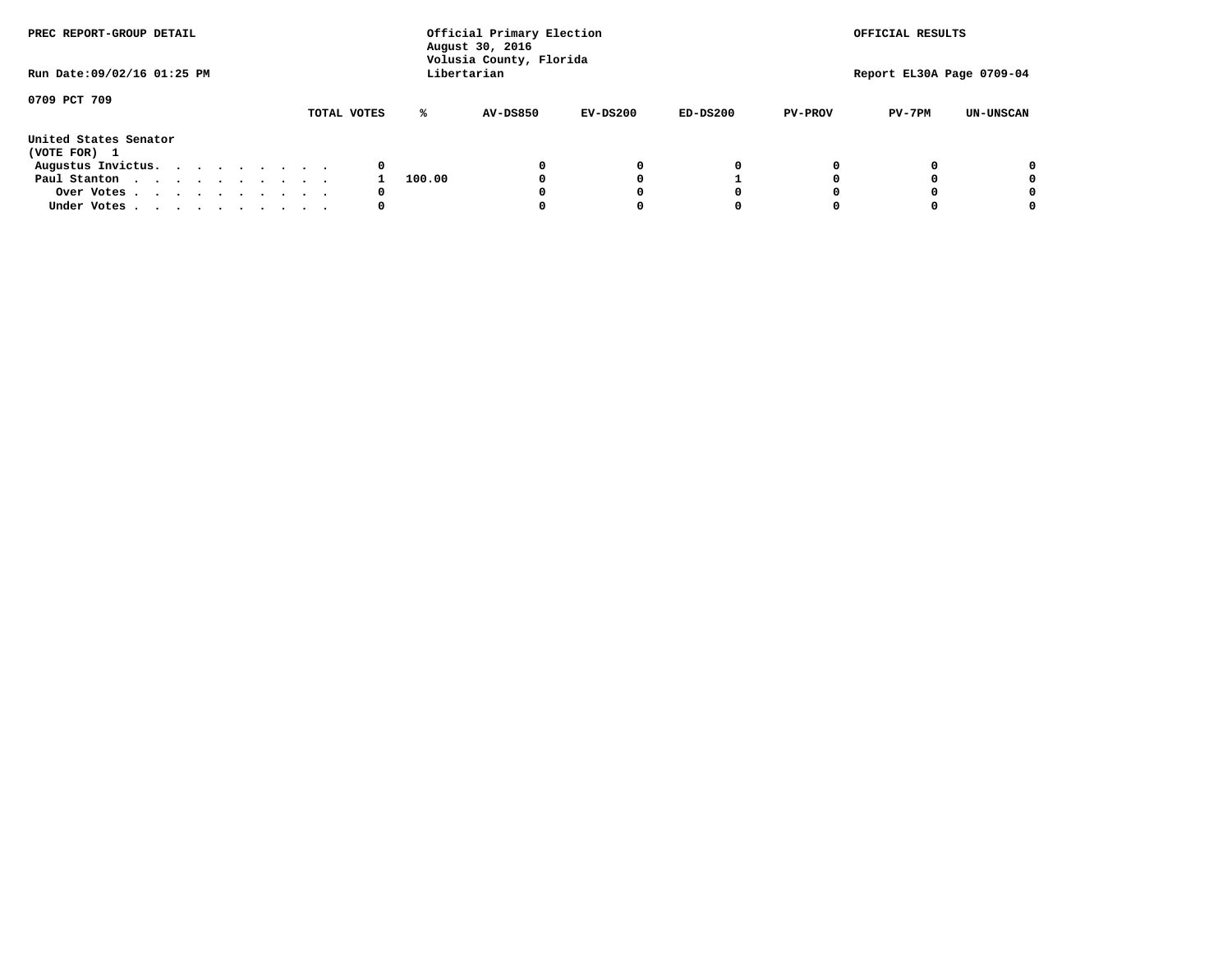PREC REPORT-GROUP DETAIL

Official Primary Election
August 30, 2016
Volusia County, Florida
Libertarian

OFFICIAL RESULTS

Run Date:09/02/16 01:25 PM

Report EL30A Page 0709-04

0709 PCT 709

| | TOTAL VOTES | % | AV-DS850 | EV-DS200 | ED-DS200 | PV-PROV | PV-7PM | UN-UNSCAN |
|---|---|---|---|---|---|---|---|---|
| **United States Senator** | | | | | | | | |
| **(VOTE FOR) 1** | | | | | | | | |
| Augustus Invictus. . . . . . . . . . | 0 | | 0 | 0 | 0 | 0 | 0 | 0 |
| Paul Stanton . . . . . . . . . . . | 1 | 100.00 | 0 | 0 | 1 | 0 | 0 | 0 |
| Over Votes . . . . . . . . . . . | 0 | | 0 | 0 | 0 | 0 | 0 | 0 |
| Under Votes . . . . . . . . . . . | 0 | | 0 | 0 | 0 | 0 | 0 | 0 |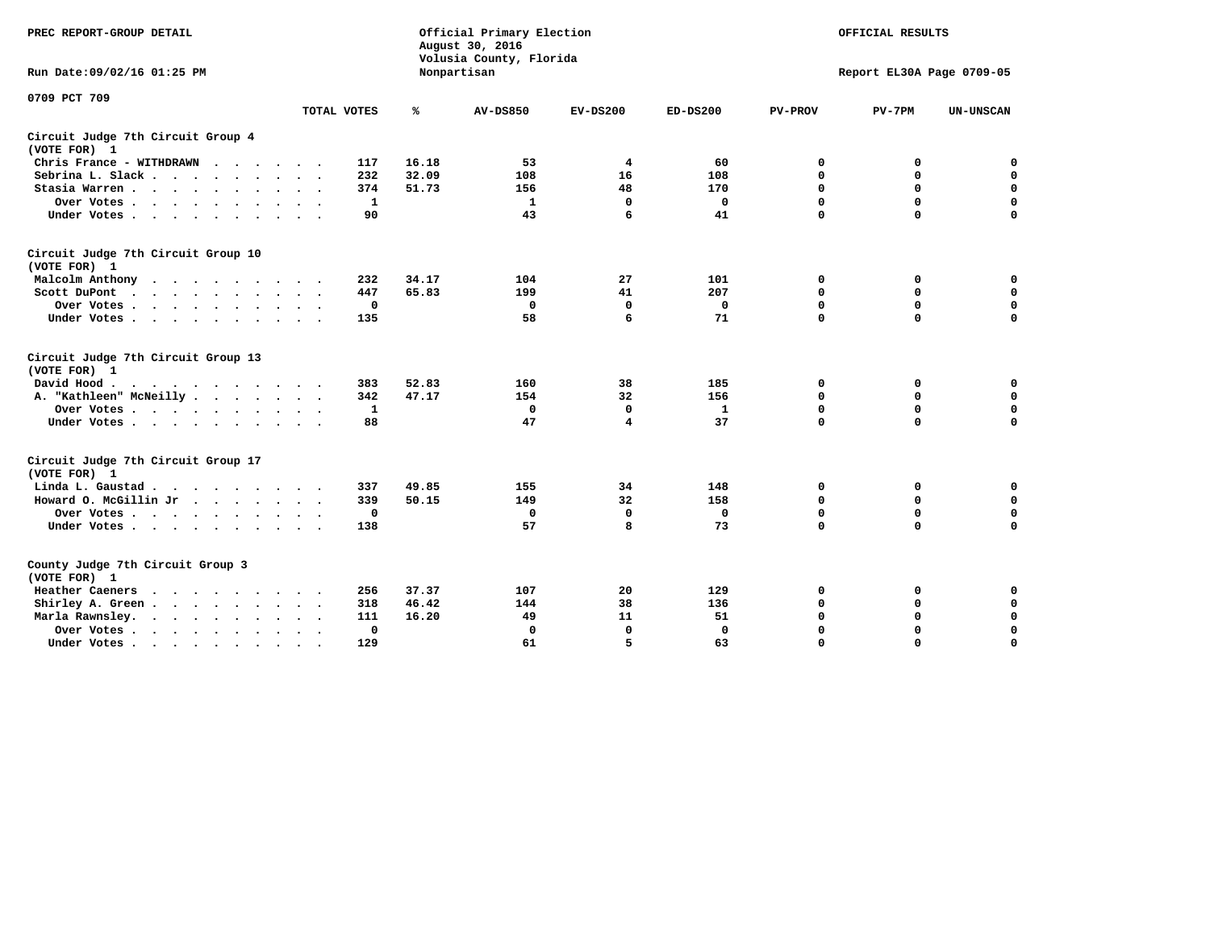PREC REPORT-GROUP DETAIL

Official Primary Election
August 30, 2016
Volusia County, Florida
Nonpartisan

OFFICIAL RESULTS

Run Date:09/02/16 01:25 PM

Report EL30A Page 0709-05

0709 PCT 709

| | TOTAL VOTES | % | AV-DS850 | EV-DS200 | ED-DS200 | PV-PROV | PV-7PM | UN-UNSCAN |
|---|---|---|---|---|---|---|---|---|
| **Circuit Judge 7th Circuit Group 4** | | | | | | | | |
| **(VOTE FOR) 1** | | | | | | | | |
| Chris France - WITHDRAWN | 117 | 16.18 | 53 | 4 | 60 | 0 | 0 | 0 |
| Sebrina L. Slack | 232 | 32.09 | 108 | 16 | 108 | 0 | 0 | 0 |
| Stasia Warren | 374 | 51.73 | 156 | 48 | 170 | 0 | 0 | 0 |
| Over Votes | 1 | | 1 | 0 | 0 | 0 | 0 | 0 |
| Under Votes | 90 | | 43 | 6 | 41 | 0 | 0 | 0 |
| **Circuit Judge 7th Circuit Group 10** | | | | | | | | |
| **(VOTE FOR) 1** | | | | | | | | |
| Malcolm Anthony | 232 | 34.17 | 104 | 27 | 101 | 0 | 0 | 0 |
| Scott DuPont | 447 | 65.83 | 199 | 41 | 207 | 0 | 0 | 0 |
| Over Votes | 0 | | 0 | 0 | 0 | 0 | 0 | 0 |
| Under Votes | 135 | | 58 | 6 | 71 | 0 | 0 | 0 |
| **Circuit Judge 7th Circuit Group 13** | | | | | | | | |
| **(VOTE FOR) 1** | | | | | | | | |
| David Hood | 383 | 52.83 | 160 | 38 | 185 | 0 | 0 | 0 |
| A. "Kathleen" McNeilly | 342 | 47.17 | 154 | 32 | 156 | 0 | 0 | 0 |
| Over Votes | 1 | | 0 | 0 | 1 | 0 | 0 | 0 |
| Under Votes | 88 | | 47 | 4 | 37 | 0 | 0 | 0 |
| **Circuit Judge 7th Circuit Group 17** | | | | | | | | |
| **(VOTE FOR) 1** | | | | | | | | |
| Linda L. Gaustad | 337 | 49.85 | 155 | 34 | 148 | 0 | 0 | 0 |
| Howard O. McGillin Jr | 339 | 50.15 | 149 | 32 | 158 | 0 | 0 | 0 |
| Over Votes | 0 | | 0 | 0 | 0 | 0 | 0 | 0 |
| Under Votes | 138 | | 57 | 8 | 73 | 0 | 0 | 0 |
| **County Judge 7th Circuit Group 3** | | | | | | | | |
| **(VOTE FOR) 1** | | | | | | | | |
| Heather Caeners | 256 | 37.37 | 107 | 20 | 129 | 0 | 0 | 0 |
| Shirley A. Green | 318 | 46.42 | 144 | 38 | 136 | 0 | 0 | 0 |
| Marla Rawnsley | 111 | 16.20 | 49 | 11 | 51 | 0 | 0 | 0 |
| Over Votes | 0 | | 0 | 0 | 0 | 0 | 0 | 0 |
| Under Votes | 129 | | 61 | 5 | 63 | 0 | 0 | 0 |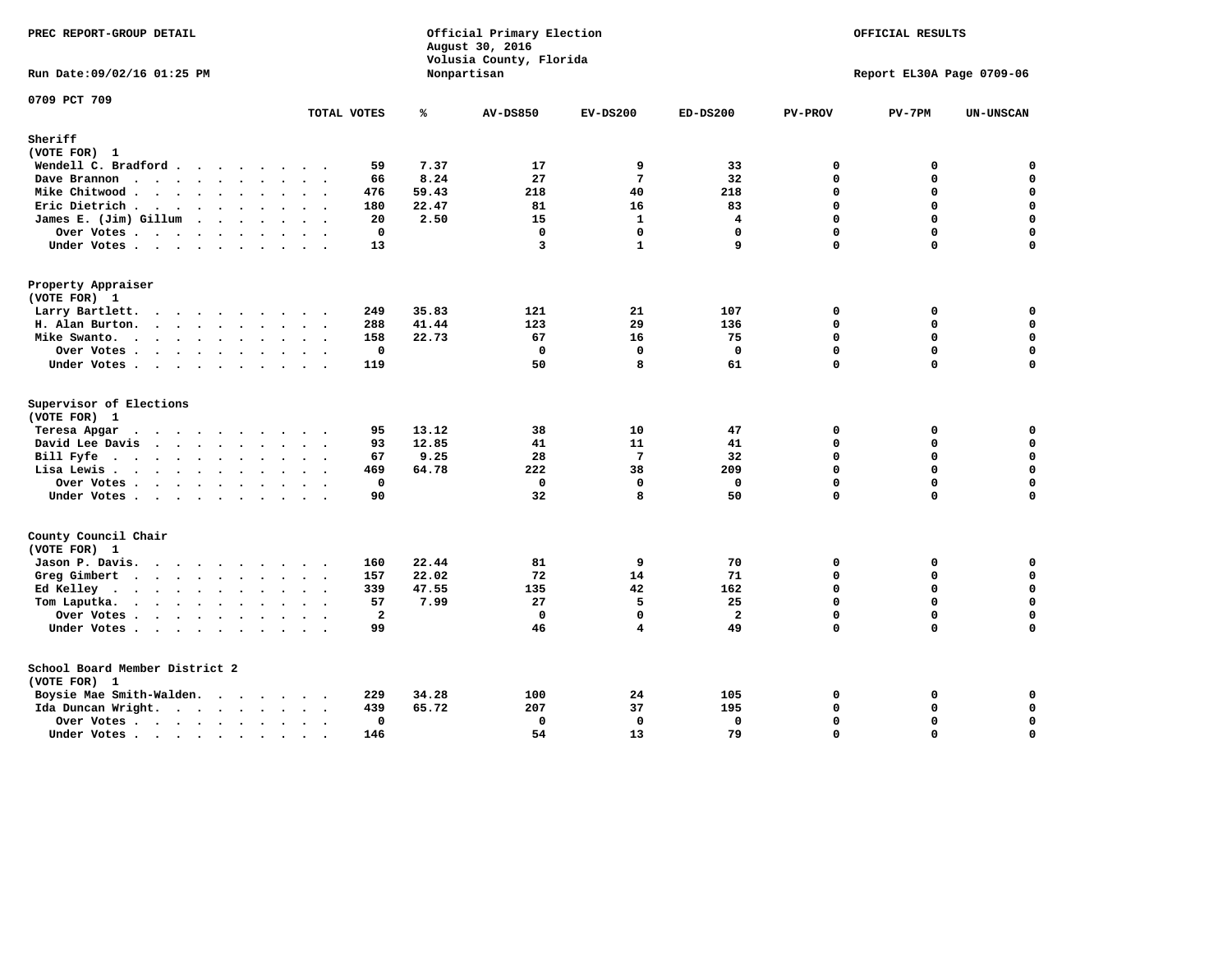PREC REPORT-GROUP DETAIL

Official Primary Election
August 30, 2016
Volusia County, Florida
Nonpartisan

OFFICIAL RESULTS

Run Date:09/02/16 01:25 PM

Report EL30A Page 0709-06

0709 PCT 709

| | TOTAL VOTES | % | AV-DS850 | EV-DS200 | ED-DS200 | PV-PROV | PV-7PM | UN-UNSCAN |
|---|---|---|---|---|---|---|---|---|
| **Sheriff** | | | | | | | | |
| (VOTE FOR) 1 | | | | | | | | |
| Wendell C. Bradford | 59 | 7.37 | 17 | 9 | 33 | 0 | 0 | 0 |
| Dave Brannon | 66 | 8.24 | 27 | 7 | 32 | 0 | 0 | 0 |
| Mike Chitwood | 476 | 59.43 | 218 | 40 | 218 | 0 | 0 | 0 |
| Eric Dietrich | 180 | 22.47 | 81 | 16 | 83 | 0 | 0 | 0 |
| James E. (Jim) Gillum | 20 | 2.50 | 15 | 1 | 4 | 0 | 0 | 0 |
| Over Votes | 0 | | 0 | 0 | 0 | 0 | 0 | 0 |
| Under Votes | 13 | | 3 | 1 | 9 | 0 | 0 | 0 |
| **Property Appraiser** | | | | | | | | |
| (VOTE FOR) 1 | | | | | | | | |
| Larry Bartlett | 249 | 35.83 | 121 | 21 | 107 | 0 | 0 | 0 |
| H. Alan Burton | 288 | 41.44 | 123 | 29 | 136 | 0 | 0 | 0 |
| Mike Swanto | 158 | 22.73 | 67 | 16 | 75 | 0 | 0 | 0 |
| Over Votes | 0 | | 0 | 0 | 0 | 0 | 0 | 0 |
| Under Votes | 119 | | 50 | 8 | 61 | 0 | 0 | 0 |
| **Supervisor of Elections** | | | | | | | | |
| (VOTE FOR) 1 | | | | | | | | |
| Teresa Apgar | 95 | 13.12 | 38 | 10 | 47 | 0 | 0 | 0 |
| David Lee Davis | 93 | 12.85 | 41 | 11 | 41 | 0 | 0 | 0 |
| Bill Fyfe | 67 | 9.25 | 28 | 7 | 32 | 0 | 0 | 0 |
| Lisa Lewis | 469 | 64.78 | 222 | 38 | 209 | 0 | 0 | 0 |
| Over Votes | 0 | | 0 | 0 | 0 | 0 | 0 | 0 |
| Under Votes | 90 | | 32 | 8 | 50 | 0 | 0 | 0 |
| **County Council Chair** | | | | | | | | |
| (VOTE FOR) 1 | | | | | | | | |
| Jason P. Davis | 160 | 22.44 | 81 | 9 | 70 | 0 | 0 | 0 |
| Greg Gimbert | 157 | 22.02 | 72 | 14 | 71 | 0 | 0 | 0 |
| Ed Kelley | 339 | 47.55 | 135 | 42 | 162 | 0 | 0 | 0 |
| Tom Laputka | 57 | 7.99 | 27 | 5 | 25 | 0 | 0 | 0 |
| Over Votes | 2 | | 0 | 0 | 2 | 0 | 0 | 0 |
| Under Votes | 99 | | 46 | 4 | 49 | 0 | 0 | 0 |
| **School Board Member District 2** | | | | | | | | |
| (VOTE FOR) 1 | | | | | | | | |
| Boysie Mae Smith-Walden | 229 | 34.28 | 100 | 24 | 105 | 0 | 0 | 0 |
| Ida Duncan Wright | 439 | 65.72 | 207 | 37 | 195 | 0 | 0 | 0 |
| Over Votes | 0 | | 0 | 0 | 0 | 0 | 0 | 0 |
| Under Votes | 146 | | 54 | 13 | 79 | 0 | 0 | 0 |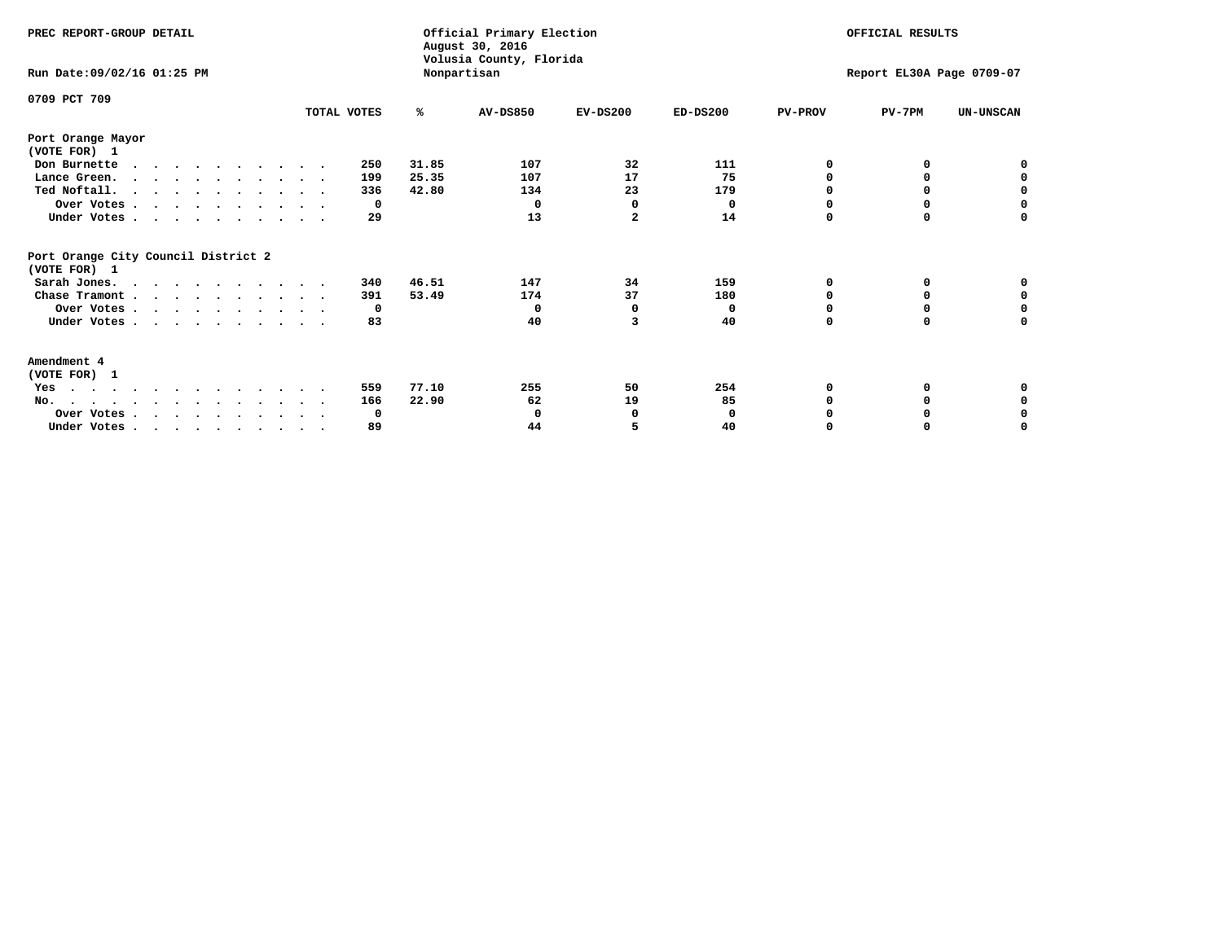PREC REPORT-GROUP DETAIL

Official Primary Election
August 30, 2016
Volusia County, Florida
Nonpartisan

OFFICIAL RESULTS

Run Date:09/02/16 01:25 PM

Report EL30A Page 0709-07

0709 PCT 709

| | TOTAL VOTES | % | AV-DS850 | EV-DS200 | ED-DS200 | PV-PROV | PV-7PM | UN-UNSCAN |
|---|---|---|---|---|---|---|---|---|
| **Port Orange Mayor** | | | | | | | | |
| **(VOTE FOR) 1** | | | | | | | | |
| Don Burnette | 250 | 31.85 | 107 | 32 | 111 | 0 | 0 | 0 |
| Lance Green. | 199 | 25.35 | 107 | 17 | 75 | 0 | 0 | 0 |
| Ted Noftall. | 336 | 42.80 | 134 | 23 | 179 | 0 | 0 | 0 |
| Over Votes | 0 | | 0 | 0 | 0 | 0 | 0 | 0 |
| Under Votes | 29 | | 13 | 2 | 14 | 0 | 0 | 0 |
| **Port Orange City Council District 2** | | | | | | | | |
| **(VOTE FOR) 1** | | | | | | | | |
| Sarah Jones. | 340 | 46.51 | 147 | 34 | 159 | 0 | 0 | 0 |
| Chase Tramont | 391 | 53.49 | 174 | 37 | 180 | 0 | 0 | 0 |
| Over Votes | 0 | | 0 | 0 | 0 | 0 | 0 | 0 |
| Under Votes | 83 | | 40 | 3 | 40 | 0 | 0 | 0 |
| **Amendment 4** | | | | | | | | |
| **(VOTE FOR) 1** | | | | | | | | |
| Yes | 559 | 77.10 | 255 | 50 | 254 | 0 | 0 | 0 |
| No. | 166 | 22.90 | 62 | 19 | 85 | 0 | 0 | 0 |
| Over Votes | 0 | | 0 | 0 | 0 | 0 | 0 | 0 |
| Under Votes | 89 | | 44 | 5 | 40 | 0 | 0 | 0 |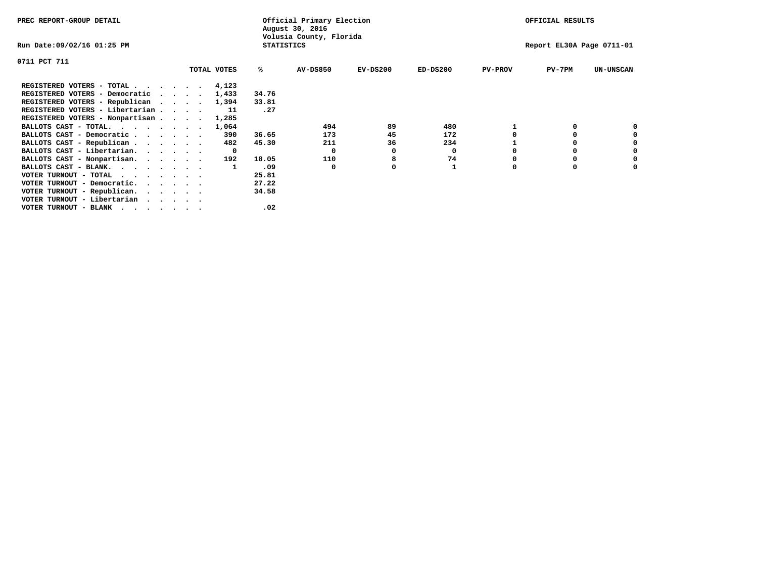PREC REPORT-GROUP DETAIL

Official Primary Election
August 30, 2016
Volusia County, Florida
STATISTICS

OFFICIAL RESULTS

Run Date:09/02/16 01:25 PM

Report EL30A Page 0711-01

0711 PCT 711

| | TOTAL VOTES | % | AV-DS850 | EV-DS200 | ED-DS200 | PV-PROV | PV-7PM | UN-UNSCAN |
|---|---|---|---|---|---|---|---|---|
| REGISTERED VOTERS - TOTAL . . . . . . | 4,123 | | | | | | | |
| REGISTERED VOTERS - Democratic . . . . | 1,433 | 34.76 | | | | | | |
| REGISTERED VOTERS - Republican . . . . | 1,394 | 33.81 | | | | | | |
| REGISTERED VOTERS - Libertarian . . . . | 11 | .27 | | | | | | |
| REGISTERED VOTERS - Nonpartisan . . . . | 1,285 | | | | | | | |
| BALLOTS CAST - TOTAL. . . . . . . . | 1,064 | | 494 | 89 | 480 | 1 | 0 | 0 |
| BALLOTS CAST - Democratic . . . . . . | 390 | 36.65 | 173 | 45 | 172 | 0 | 0 | 0 |
| BALLOTS CAST - Republican . . . . . . | 482 | 45.30 | 211 | 36 | 234 | 1 | 0 | 0 |
| BALLOTS CAST - Libertarian. . . . . . | 0 | | 0 | 0 | 0 | 0 | 0 | 0 |
| BALLOTS CAST - Nonpartisan. . . . . . | 192 | 18.05 | 110 | 8 | 74 | 0 | 0 | 0 |
| BALLOTS CAST - BLANK. . . . . . . . | 1 | .09 | 0 | 0 | 1 | 0 | 0 | 0 |
| VOTER TURNOUT - TOTAL . . . . . . . | | 25.81 | | | | | | |
| VOTER TURNOUT - Democratic. . . . . . | | 27.22 | | | | | | |
| VOTER TURNOUT - Republican. . . . . . | | 34.58 | | | | | | |
| VOTER TURNOUT - Libertarian . . . . . | | | | | | | | |
| VOTER TURNOUT - BLANK . . . . . . . | | .02 | | | | | | |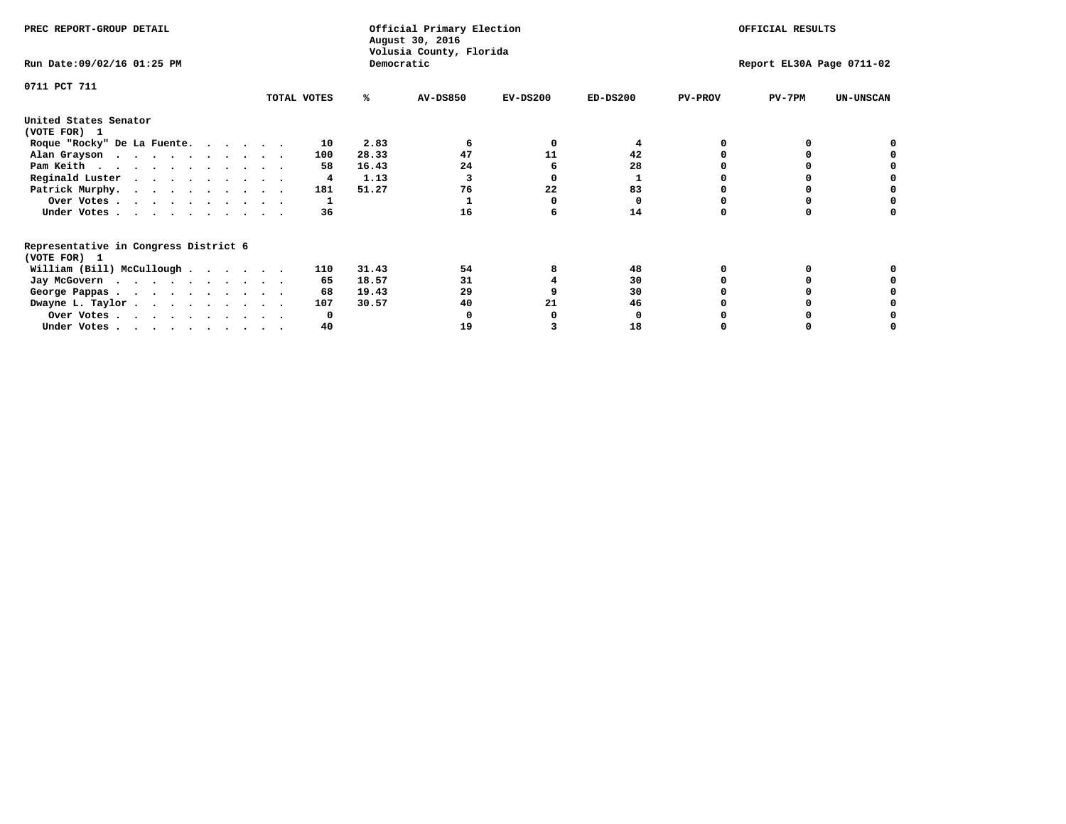PREC REPORT-GROUP DETAIL

Official Primary Election
August 30, 2016
Volusia County, Florida
Democratic

OFFICIAL RESULTS

Run Date:09/02/16 01:25 PM

Report EL30A Page 0711-02

0711 PCT 711

| | TOTAL VOTES | % | AV-DS850 | EV-DS200 | ED-DS200 | PV-PROV | PV-7PM | UN-UNSCAN |
|---|---|---|---|---|---|---|---|---|
| **United States Senator** | | | | | | | | |
| **(VOTE FOR) 1** | | | | | | | | |
| Roque "Rocky" De La Fuente | 10 | 2.83 | 6 | 0 | 4 | 0 | 0 | 0 |
| Alan Grayson | 100 | 28.33 | 47 | 11 | 42 | 0 | 0 | 0 |
| Pam Keith | 58 | 16.43 | 24 | 6 | 28 | 0 | 0 | 0 |
| Reginald Luster | 4 | 1.13 | 3 | 0 | 1 | 0 | 0 | 0 |
| Patrick Murphy | 181 | 51.27 | 76 | 22 | 83 | 0 | 0 | 0 |
| Over Votes | 1 | | 1 | 0 | 0 | 0 | 0 | 0 |
| Under Votes | 36 | | 16 | 6 | 14 | 0 | 0 | 0 |
| **Representative in Congress District 6** | | | | | | | | |
| **(VOTE FOR) 1** | | | | | | | | |
| William (Bill) McCullough | 110 | 31.43 | 54 | 8 | 48 | 0 | 0 | 0 |
| Jay McGovern | 65 | 18.57 | 31 | 4 | 30 | 0 | 0 | 0 |
| George Pappas | 68 | 19.43 | 29 | 9 | 30 | 0 | 0 | 0 |
| Dwayne L. Taylor | 107 | 30.57 | 40 | 21 | 46 | 0 | 0 | 0 |
| Over Votes | 0 | | 0 | 0 | 0 | 0 | 0 | 0 |
| Under Votes | 40 | | 19 | 3 | 18 | 0 | 0 | 0 |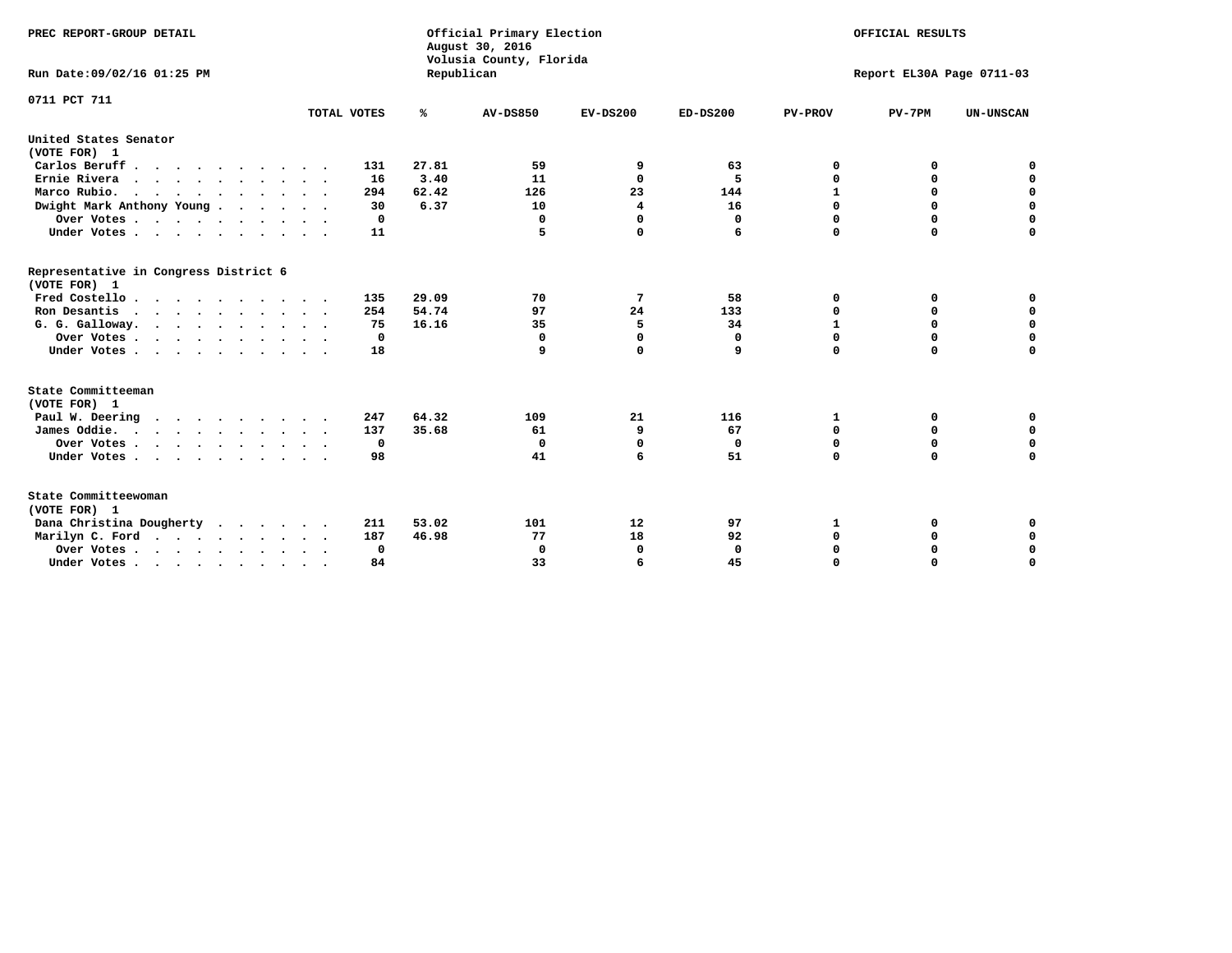PREC REPORT-GROUP DETAIL

Official Primary Election
August 30, 2016
Volusia County, Florida
Republican

OFFICIAL RESULTS

Run Date:09/02/16 01:25 PM

Report EL30A Page 0711-03

0711 PCT 711

| | TOTAL VOTES | % | AV-DS850 | EV-DS200 | ED-DS200 | PV-PROV | PV-7PM | UN-UNSCAN |
|---|---|---|---|---|---|---|---|---|
| **United States Senator (VOTE FOR) 1** | | | | | | | | |
| Carlos Beruff | 131 | 27.81 | 59 | 9 | 63 | 0 | 0 | 0 |
| Ernie Rivera | 16 | 3.40 | 11 | 0 | 5 | 0 | 0 | 0 |
| Marco Rubio. | 294 | 62.42 | 126 | 23 | 144 | 1 | 0 | 0 |
| Dwight Mark Anthony Young | 30 | 6.37 | 10 | 4 | 16 | 0 | 0 | 0 |
| Over Votes | 0 | | 0 | 0 | 0 | 0 | 0 | 0 |
| Under Votes | 11 | | 5 | 0 | 6 | 0 | 0 | 0 |
| **Representative in Congress District 6 (VOTE FOR) 1** | | | | | | | | |
| Fred Costello | 135 | 29.09 | 70 | 7 | 58 | 0 | 0 | 0 |
| Ron Desantis | 254 | 54.74 | 97 | 24 | 133 | 0 | 0 | 0 |
| G. G. Galloway. | 75 | 16.16 | 35 | 5 | 34 | 1 | 0 | 0 |
| Over Votes | 0 | | 0 | 0 | 0 | 0 | 0 | 0 |
| Under Votes | 18 | | 9 | 0 | 9 | 0 | 0 | 0 |
| **State Committeeman (VOTE FOR) 1** | | | | | | | | |
| Paul W. Deering | 247 | 64.32 | 109 | 21 | 116 | 1 | 0 | 0 |
| James Oddie. | 137 | 35.68 | 61 | 9 | 67 | 0 | 0 | 0 |
| Over Votes | 0 | | 0 | 0 | 0 | 0 | 0 | 0 |
| Under Votes | 98 | | 41 | 6 | 51 | 0 | 0 | 0 |
| **State Committeewoman (VOTE FOR) 1** | | | | | | | | |
| Dana Christina Dougherty | 211 | 53.02 | 101 | 12 | 97 | 1 | 0 | 0 |
| Marilyn C. Ford | 187 | 46.98 | 77 | 18 | 92 | 0 | 0 | 0 |
| Over Votes | 0 | | 0 | 0 | 0 | 0 | 0 | 0 |
| Under Votes | 84 | | 33 | 6 | 45 | 0 | 0 | 0 |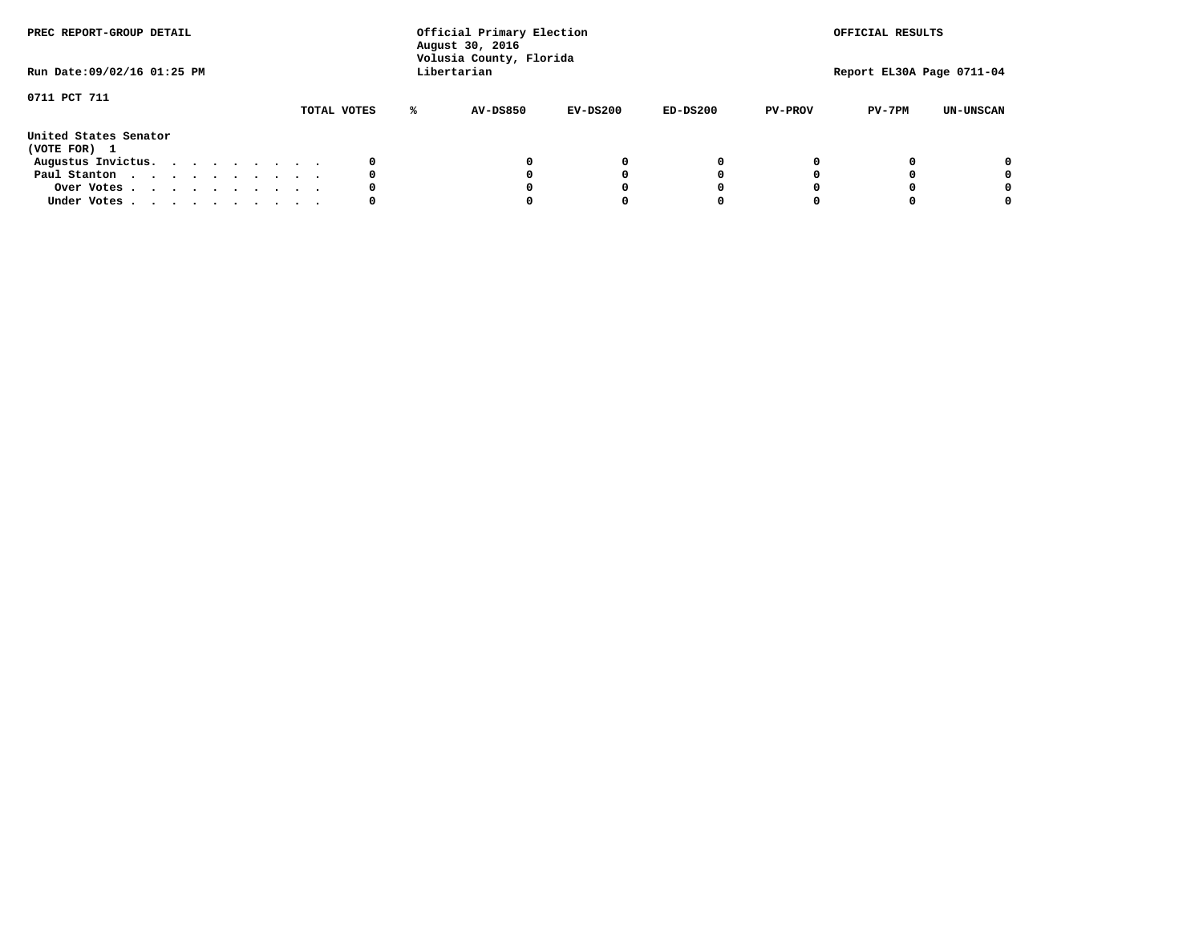PREC REPORT-GROUP DETAIL

Official Primary Election
August 30, 2016
Volusia County, Florida
Libertarian

OFFICIAL RESULTS

Run Date:09/02/16 01:25 PM

Report EL30A Page 0711-04

0711 PCT 711

| | TOTAL VOTES | % | AV-DS850 | EV-DS200 | ED-DS200 | PV-PROV | PV-7PM | UN-UNSCAN |
|---|---|---|---|---|---|---|---|---|
| **United States Senator** | | | | | | | | |
| **(VOTE FOR) 1** | | | | | | | | |
| Augustus Invictus. . . . . . . . . . | 0 | | 0 | 0 | 0 | 0 | 0 | 0 |
| Paul Stanton . . . . . . . . . . . | 0 | | 0 | 0 | 0 | 0 | 0 | 0 |
| Over Votes . . . . . . . . . . . | 0 | | 0 | 0 | 0 | 0 | 0 | 0 |
| Under Votes . . . . . . . . . . . | 0 | | 0 | 0 | 0 | 0 | 0 | 0 |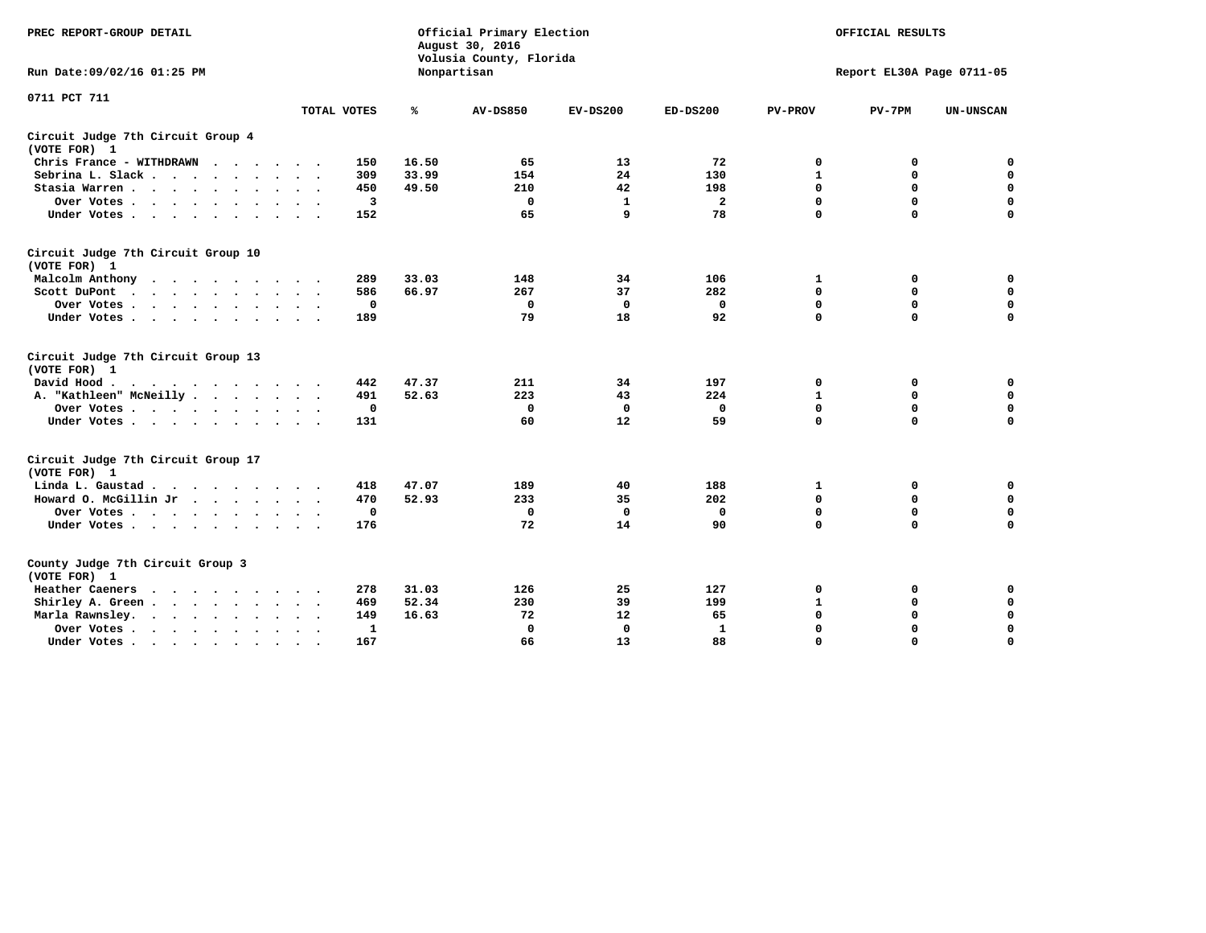PREC REPORT-GROUP DETAIL

Official Primary Election
August 30, 2016
Volusia County, Florida
Nonpartisan

OFFICIAL RESULTS

Run Date:09/02/16 01:25 PM

Report EL30A Page 0711-05

0711 PCT 711

| | TOTAL VOTES | % | AV-DS850 | EV-DS200 | ED-DS200 | PV-PROV | PV-7PM | UN-UNSCAN |
|---|---|---|---|---|---|---|---|---|
| **Circuit Judge 7th Circuit Group 4 (VOTE FOR) 1** | | | | | | | | |
| Chris France - WITHDRAWN | 150 | 16.50 | 65 | 13 | 72 | 0 | 0 | 0 |
| Sebrina L. Slack | 309 | 33.99 | 154 | 24 | 130 | 1 | 0 | 0 |
| Stasia Warren | 450 | 49.50 | 210 | 42 | 198 | 0 | 0 | 0 |
| Over Votes | 3 | | 0 | 1 | 2 | 0 | 0 | 0 |
| Under Votes | 152 | | 65 | 9 | 78 | 0 | 0 | 0 |
| **Circuit Judge 7th Circuit Group 10 (VOTE FOR) 1** | | | | | | | | |
| Malcolm Anthony | 289 | 33.03 | 148 | 34 | 106 | 1 | 0 | 0 |
| Scott DuPont | 586 | 66.97 | 267 | 37 | 282 | 0 | 0 | 0 |
| Over Votes | 0 | | 0 | 0 | 0 | 0 | 0 | 0 |
| Under Votes | 189 | | 79 | 18 | 92 | 0 | 0 | 0 |
| **Circuit Judge 7th Circuit Group 13 (VOTE FOR) 1** | | | | | | | | |
| David Hood | 442 | 47.37 | 211 | 34 | 197 | 0 | 0 | 0 |
| A. "Kathleen" McNeilly | 491 | 52.63 | 223 | 43 | 224 | 1 | 0 | 0 |
| Over Votes | 0 | | 0 | 0 | 0 | 0 | 0 | 0 |
| Under Votes | 131 | | 60 | 12 | 59 | 0 | 0 | 0 |
| **Circuit Judge 7th Circuit Group 17 (VOTE FOR) 1** | | | | | | | | |
| Linda L. Gaustad | 418 | 47.07 | 189 | 40 | 188 | 1 | 0 | 0 |
| Howard O. McGillin Jr | 470 | 52.93 | 233 | 35 | 202 | 0 | 0 | 0 |
| Over Votes | 0 | | 0 | 0 | 0 | 0 | 0 | 0 |
| Under Votes | 176 | | 72 | 14 | 90 | 0 | 0 | 0 |
| **County Judge 7th Circuit Group 3 (VOTE FOR) 1** | | | | | | | | |
| Heather Caeners | 278 | 31.03 | 126 | 25 | 127 | 0 | 0 | 0 |
| Shirley A. Green | 469 | 52.34 | 230 | 39 | 199 | 1 | 0 | 0 |
| Marla Rawnsley | 149 | 16.63 | 72 | 12 | 65 | 0 | 0 | 0 |
| Over Votes | 1 | | 0 | 0 | 1 | 0 | 0 | 0 |
| Under Votes | 167 | | 66 | 13 | 88 | 0 | 0 | 0 |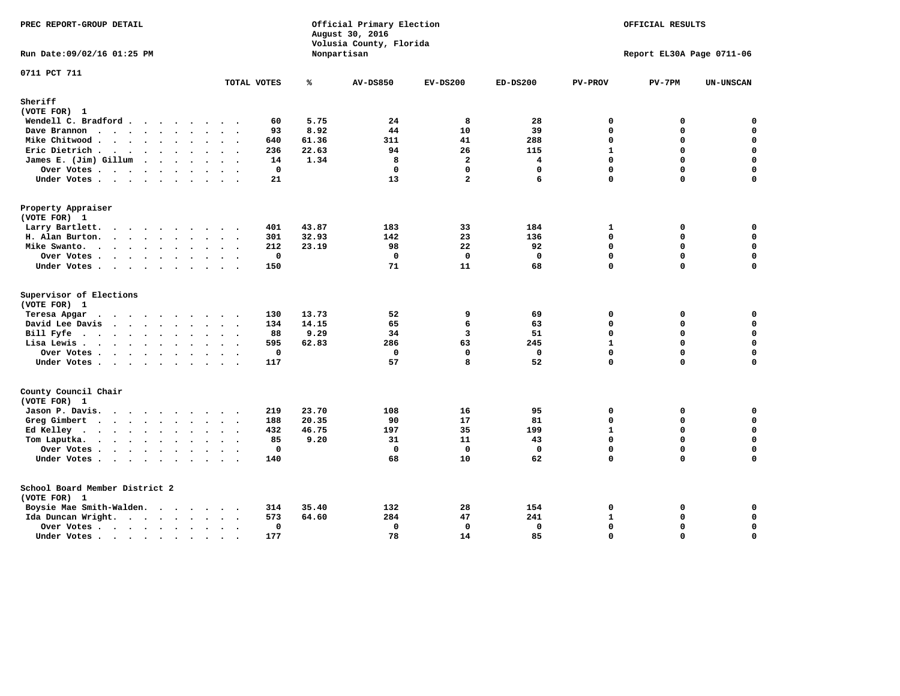PREC REPORT-GROUP DETAIL

Official Primary Election
August 30, 2016
Volusia County, Florida
Nonpartisan

OFFICIAL RESULTS

Run Date:09/02/16 01:25 PM

Report EL30A Page 0711-06

0711 PCT 711

## Sheriff
(VOTE FOR) 1

| | TOTAL VOTES | % | AV-DS850 | EV-DS200 | ED-DS200 | PV-PROV | PV-7PM | UN-UNSCAN |
|---|---|---|---|---|---|---|---|---|
| Wendell C. Bradford | 60 | 5.75 | 24 | 8 | 28 | 0 | 0 | 0 |
| Dave Brannon | 93 | 8.92 | 44 | 10 | 39 | 0 | 0 | 0 |
| Mike Chitwood | 640 | 61.36 | 311 | 41 | 288 | 0 | 0 | 0 |
| Eric Dietrich | 236 | 22.63 | 94 | 26 | 115 | 1 | 0 | 0 |
| James E. (Jim) Gillum | 14 | 1.34 | 8 | 2 | 4 | 0 | 0 | 0 |
| Over Votes | 0 | | 0 | 0 | 0 | 0 | 0 | 0 |
| Under Votes | 21 | | 13 | 2 | 6 | 0 | 0 | 0 |

## Property Appraiser
(VOTE FOR) 1

| | TOTAL VOTES | % | AV-DS850 | EV-DS200 | ED-DS200 | PV-PROV | PV-7PM | UN-UNSCAN |
|---|---|---|---|---|---|---|---|---|
| Larry Bartlett | 401 | 43.87 | 183 | 33 | 184 | 1 | 0 | 0 |
| H. Alan Burton | 301 | 32.93 | 142 | 23 | 136 | 0 | 0 | 0 |
| Mike Swanto | 212 | 23.19 | 98 | 22 | 92 | 0 | 0 | 0 |
| Over Votes | 0 | | 0 | 0 | 0 | 0 | 0 | 0 |
| Under Votes | 150 | | 71 | 11 | 68 | 0 | 0 | 0 |

## Supervisor of Elections
(VOTE FOR) 1

| | TOTAL VOTES | % | AV-DS850 | EV-DS200 | ED-DS200 | PV-PROV | PV-7PM | UN-UNSCAN |
|---|---|---|---|---|---|---|---|---|
| Teresa Apgar | 130 | 13.73 | 52 | 9 | 69 | 0 | 0 | 0 |
| David Lee Davis | 134 | 14.15 | 65 | 6 | 63 | 0 | 0 | 0 |
| Bill Fyfe | 88 | 9.29 | 34 | 3 | 51 | 0 | 0 | 0 |
| Lisa Lewis | 595 | 62.83 | 286 | 63 | 245 | 1 | 0 | 0 |
| Over Votes | 0 | | 0 | 0 | 0 | 0 | 0 | 0 |
| Under Votes | 117 | | 57 | 8 | 52 | 0 | 0 | 0 |

## County Council Chair
(VOTE FOR) 1

| | TOTAL VOTES | % | AV-DS850 | EV-DS200 | ED-DS200 | PV-PROV | PV-7PM | UN-UNSCAN |
|---|---|---|---|---|---|---|---|---|
| Jason P. Davis | 219 | 23.70 | 108 | 16 | 95 | 0 | 0 | 0 |
| Greg Gimbert | 188 | 20.35 | 90 | 17 | 81 | 0 | 0 | 0 |
| Ed Kelley | 432 | 46.75 | 197 | 35 | 199 | 1 | 0 | 0 |
| Tom Laputka | 85 | 9.20 | 31 | 11 | 43 | 0 | 0 | 0 |
| Over Votes | 0 | | 0 | 0 | 0 | 0 | 0 | 0 |
| Under Votes | 140 | | 68 | 10 | 62 | 0 | 0 | 0 |

## School Board Member District 2
(VOTE FOR) 1

| | TOTAL VOTES | % | AV-DS850 | EV-DS200 | ED-DS200 | PV-PROV | PV-7PM | UN-UNSCAN |
|---|---|---|---|---|---|---|---|---|
| Boysie Mae Smith-Walden | 314 | 35.40 | 132 | 28 | 154 | 0 | 0 | 0 |
| Ida Duncan Wright | 573 | 64.60 | 284 | 47 | 241 | 1 | 0 | 0 |
| Over Votes | 0 | | 0 | 0 | 0 | 0 | 0 | 0 |
| Under Votes | 177 | | 78 | 14 | 85 | 0 | 0 | 0 |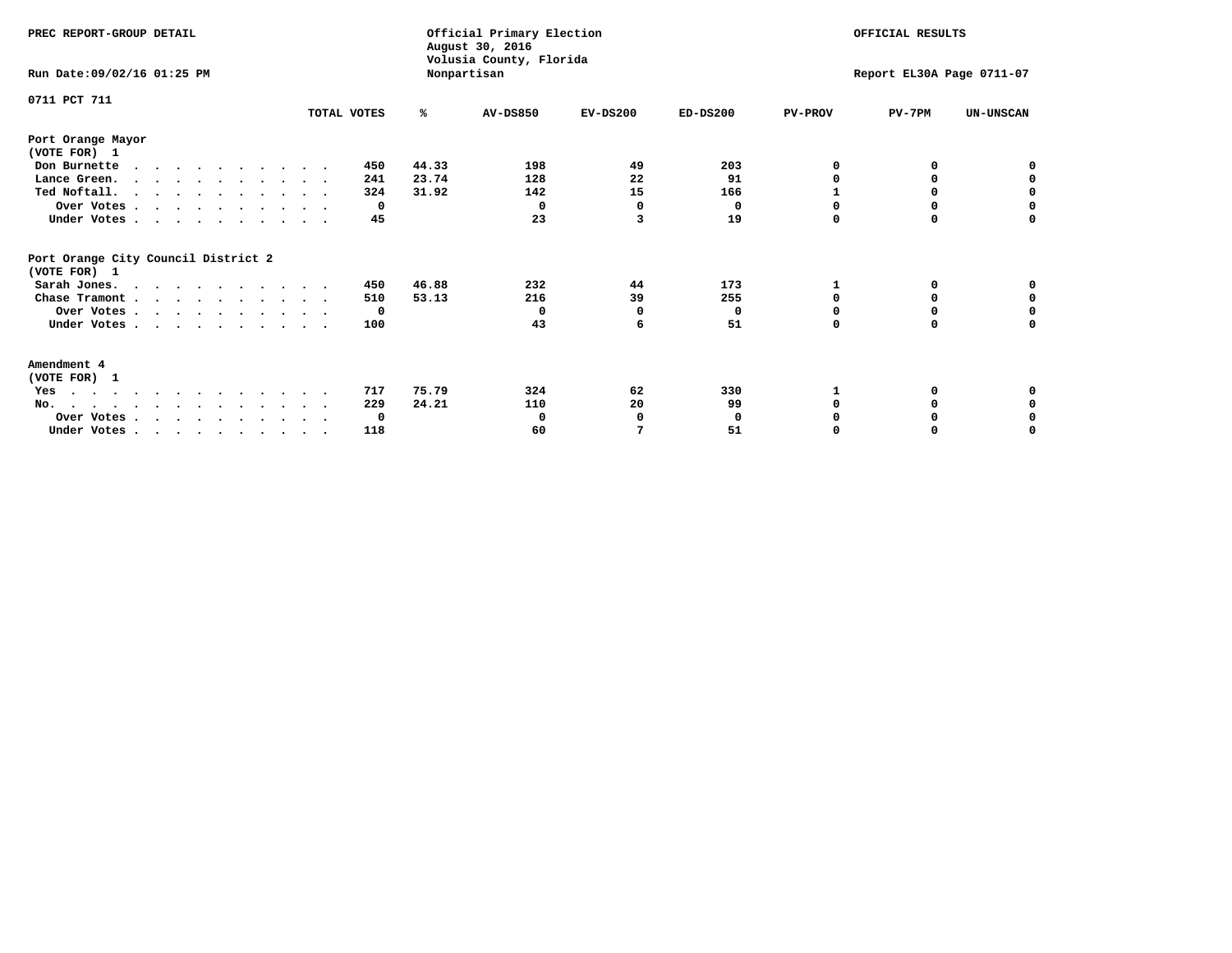PREC REPORT-GROUP DETAIL

Official Primary Election
August 30, 2016
Volusia County, Florida
Nonpartisan

OFFICIAL RESULTS

Run Date:09/02/16 01:25 PM

Report EL30A Page 0711-07

0711 PCT 711

## Port Orange Mayor
(VOTE FOR) 1

| | TOTAL VOTES | % | AV-DS850 | EV-DS200 | ED-DS200 | PV-PROV | PV-7PM | UN-UNSCAN |
|---|---|---|---|---|---|---|---|---|
| Don Burnette | 450 | 44.33 | 198 | 49 | 203 | 0 | 0 | 0 |
| Lance Green. | 241 | 23.74 | 128 | 22 | 91 | 0 | 0 | 0 |
| Ted Noftall. | 324 | 31.92 | 142 | 15 | 166 | 1 | 0 | 0 |
| Over Votes | 0 | | 0 | 0 | 0 | 0 | 0 | 0 |
| Under Votes | 45 | | 23 | 3 | 19 | 0 | 0 | 0 |

## Port Orange City Council District 2
(VOTE FOR) 1

| | TOTAL VOTES | % | AV-DS850 | EV-DS200 | ED-DS200 | PV-PROV | PV-7PM | UN-UNSCAN |
|---|---|---|---|---|---|---|---|---|
| Sarah Jones. | 450 | 46.88 | 232 | 44 | 173 | 1 | 0 | 0 |
| Chase Tramont | 510 | 53.13 | 216 | 39 | 255 | 0 | 0 | 0 |
| Over Votes | 0 | | 0 | 0 | 0 | 0 | 0 | 0 |
| Under Votes | 100 | | 43 | 6 | 51 | 0 | 0 | 0 |

## Amendment 4
(VOTE FOR) 1

| | TOTAL VOTES | % | AV-DS850 | EV-DS200 | ED-DS200 | PV-PROV | PV-7PM | UN-UNSCAN |
|---|---|---|---|---|---|---|---|---|
| Yes | 717 | 75.79 | 324 | 62 | 330 | 1 | 0 | 0 |
| No. | 229 | 24.21 | 110 | 20 | 99 | 0 | 0 | 0 |
| Over Votes | 0 | | 0 | 0 | 0 | 0 | 0 | 0 |
| Under Votes | 118 | | 60 | 7 | 51 | 0 | 0 | 0 |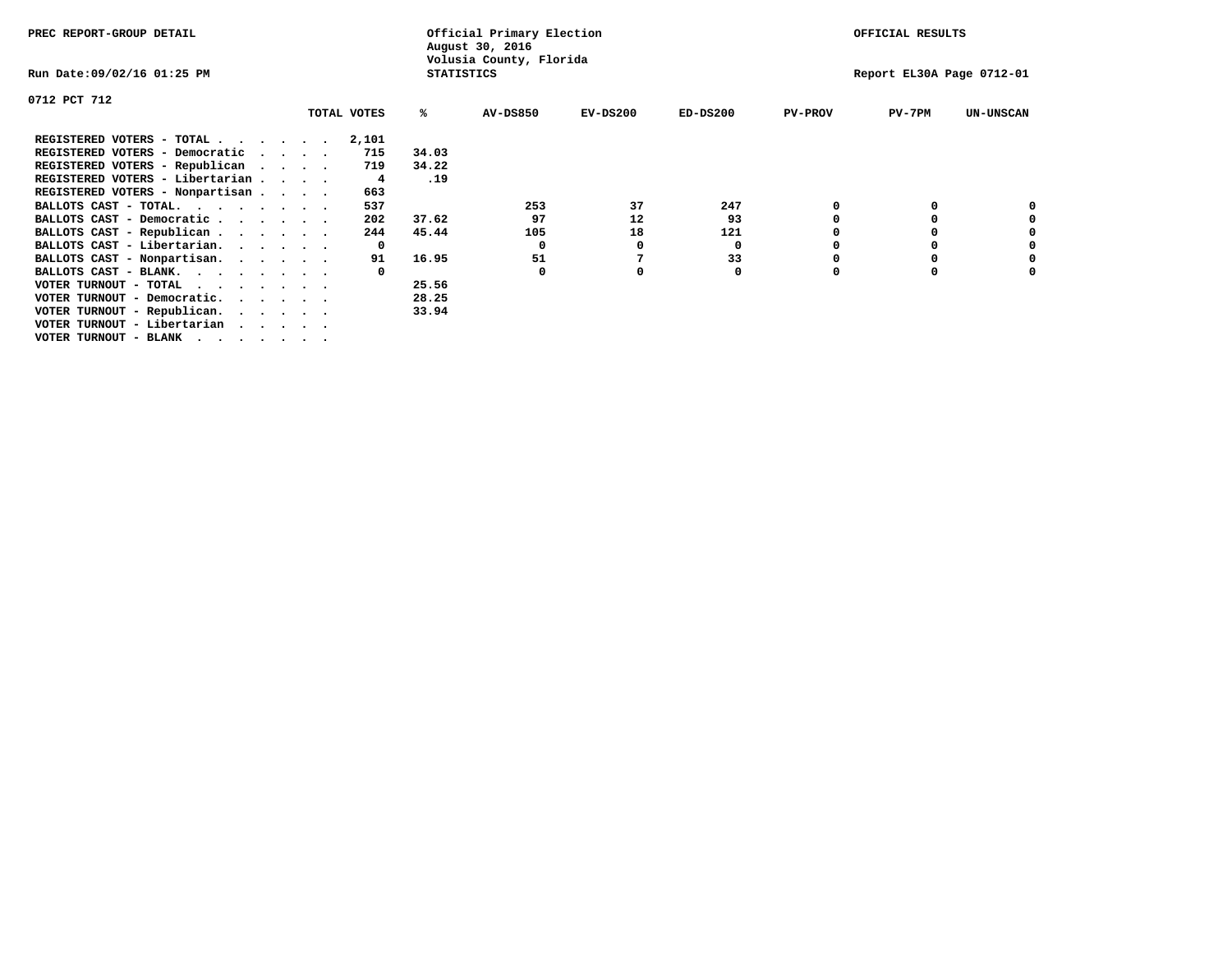PREC REPORT-GROUP DETAIL

Official Primary Election
August 30, 2016
Volusia County, Florida
STATISTICS

OFFICIAL RESULTS

Run Date:09/02/16 01:25 PM

Report EL30A Page 0712-01

0712 PCT 712

| | TOTAL VOTES | % | AV-DS850 | EV-DS200 | ED-DS200 | PV-PROV | PV-7PM | UN-UNSCAN |
|---|---|---|---|---|---|---|---|---|
| REGISTERED VOTERS - TOTAL . . . . . . | 2,101 | | | | | | | |
| REGISTERED VOTERS - Democratic . . . . | 715 | 34.03 | | | | | | |
| REGISTERED VOTERS - Republican . . . . | 719 | 34.22 | | | | | | |
| REGISTERED VOTERS - Libertarian . . . . | 4 | .19 | | | | | | |
| REGISTERED VOTERS - Nonpartisan . . . . | 663 | | | | | | | |
| BALLOTS CAST - TOTAL. . . . . . . . | 537 | | 253 | 37 | 247 | 0 | 0 | 0 |
| BALLOTS CAST - Democratic . . . . . . | 202 | 37.62 | 97 | 12 | 93 | 0 | 0 | 0 |
| BALLOTS CAST - Republican . . . . . . | 244 | 45.44 | 105 | 18 | 121 | 0 | 0 | 0 |
| BALLOTS CAST - Libertarian. . . . . . | 0 | | 0 | 0 | 0 | 0 | 0 | 0 |
| BALLOTS CAST - Nonpartisan. . . . . . | 91 | 16.95 | 51 | 7 | 33 | 0 | 0 | 0 |
| BALLOTS CAST - BLANK. . . . . . . . | 0 | | 0 | 0 | 0 | 0 | 0 | 0 |
| VOTER TURNOUT - TOTAL . . . . . . . | | 25.56 | | | | | | |
| VOTER TURNOUT - Democratic. . . . . . | | 28.25 | | | | | | |
| VOTER TURNOUT - Republican. . . . . . | | 33.94 | | | | | | |
| VOTER TURNOUT - Libertarian . . . . . | | | | | | | | |
| VOTER TURNOUT - BLANK . . . . . . . | | | | | | | | |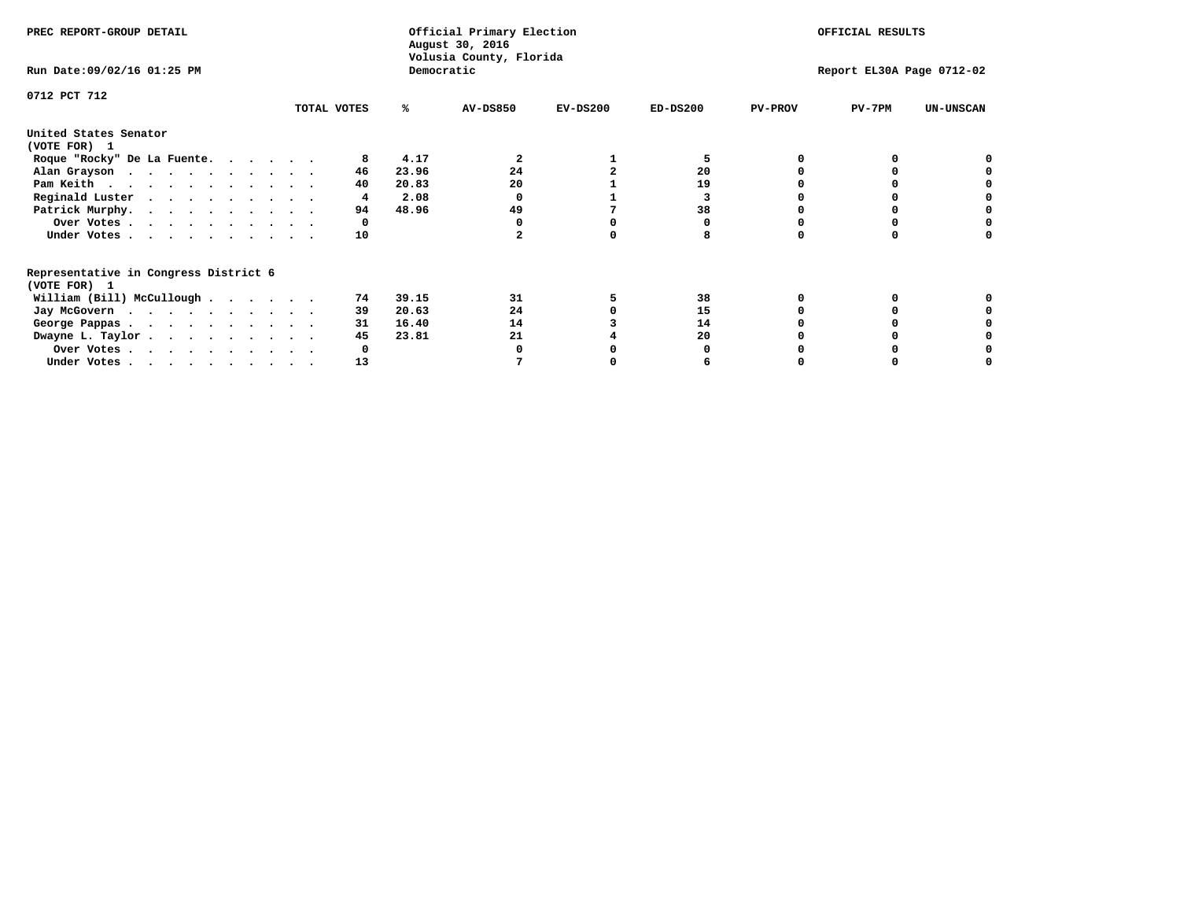PREC REPORT-GROUP DETAIL

Official Primary Election
August 30, 2016
Volusia County, Florida
Democratic

OFFICIAL RESULTS

Run Date:09/02/16 01:25 PM

Report EL30A Page 0712-02

0712 PCT 712

| | TOTAL VOTES | % | AV-DS850 | EV-DS200 | ED-DS200 | PV-PROV | PV-7PM | UN-UNSCAN |
|---|---|---|---|---|---|---|---|---|
| **United States Senator** | | | | | | | | |
| **(VOTE FOR) 1** | | | | | | | | |
| Roque "Rocky" De La Fuente. . . . . . | 8 | 4.17 | 2 | 1 | 5 | 0 | 0 | 0 |
| Alan Grayson . . . . . . . . . . . | 46 | 23.96 | 24 | 2 | 20 | 0 | 0 | 0 |
| Pam Keith . . . . . . . . . . . . | 40 | 20.83 | 20 | 1 | 19 | 0 | 0 | 0 |
| Reginald Luster . . . . . . . . . . | 4 | 2.08 | 0 | 1 | 3 | 0 | 0 | 0 |
| Patrick Murphy. . . . . . . . . . . | 94 | 48.96 | 49 | 7 | 38 | 0 | 0 | 0 |
| Over Votes . . . . . . . . . . . | 0 | | 0 | 0 | 0 | 0 | 0 | 0 |
| Under Votes . . . . . . . . . . . | 10 | | 2 | 0 | 8 | 0 | 0 | 0 |
| **Representative in Congress District 6** | | | | | | | | |
| **(VOTE FOR) 1** | | | | | | | | |
| William (Bill) McCullough . . . . . . | 74 | 39.15 | 31 | 5 | 38 | 0 | 0 | 0 |
| Jay McGovern . . . . . . . . . . . | 39 | 20.63 | 24 | 0 | 15 | 0 | 0 | 0 |
| George Pappas . . . . . . . . . . . | 31 | 16.40 | 14 | 3 | 14 | 0 | 0 | 0 |
| Dwayne L. Taylor . . . . . . . . . . | 45 | 23.81 | 21 | 4 | 20 | 0 | 0 | 0 |
| Over Votes . . . . . . . . . . . | 0 | | 0 | 0 | 0 | 0 | 0 | 0 |
| Under Votes . . . . . . . . . . . | 13 | | 7 | 0 | 6 | 0 | 0 | 0 |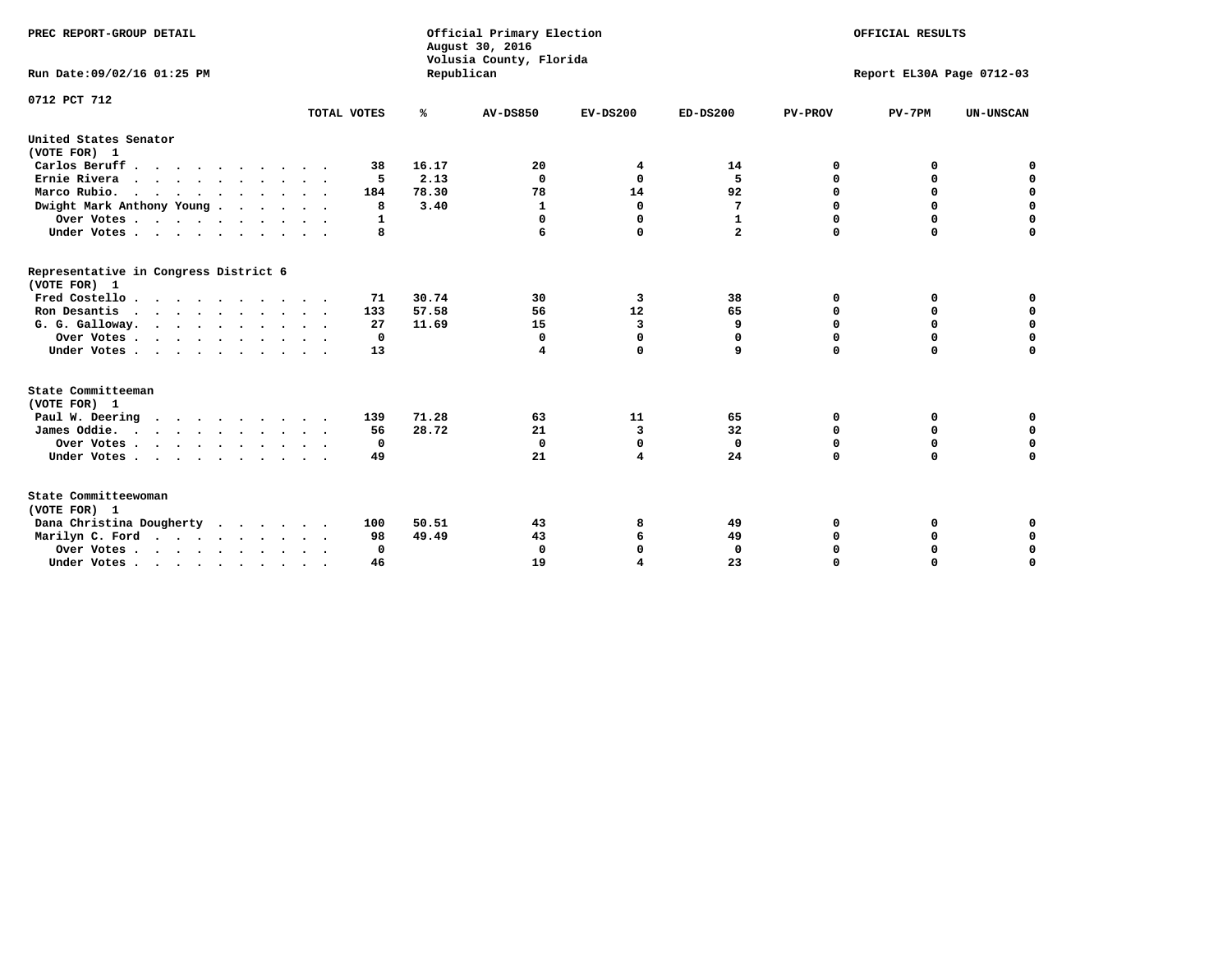PREC REPORT-GROUP DETAIL

Official Primary Election
August 30, 2016
Volusia County, Florida
Republican

OFFICIAL RESULTS

Run Date:09/02/16 01:25 PM

Report EL30A Page 0712-03

0712 PCT 712

| | TOTAL VOTES | % | AV-DS850 | EV-DS200 | ED-DS200 | PV-PROV | PV-7PM | UN-UNSCAN |
|---|---|---|---|---|---|---|---|---|
| **United States Senator** | | | | | | | | |
| **(VOTE FOR) 1** | | | | | | | | |
| Carlos Beruff | 38 | 16.17 | 20 | 4 | 14 | 0 | 0 | 0 |
| Ernie Rivera | 5 | 2.13 | 0 | 0 | 5 | 0 | 0 | 0 |
| Marco Rubio. | 184 | 78.30 | 78 | 14 | 92 | 0 | 0 | 0 |
| Dwight Mark Anthony Young | 8 | 3.40 | 1 | 0 | 7 | 0 | 0 | 0 |
| Over Votes | 1 | | 0 | 0 | 1 | 0 | 0 | 0 |
| Under Votes | 8 | | 6 | 0 | 2 | 0 | 0 | 0 |
| **Representative in Congress District 6** | | | | | | | | |
| **(VOTE FOR) 1** | | | | | | | | |
| Fred Costello | 71 | 30.74 | 30 | 3 | 38 | 0 | 0 | 0 |
| Ron Desantis | 133 | 57.58 | 56 | 12 | 65 | 0 | 0 | 0 |
| G. G. Galloway. | 27 | 11.69 | 15 | 3 | 9 | 0 | 0 | 0 |
| Over Votes | 0 | | 0 | 0 | 0 | 0 | 0 | 0 |
| Under Votes | 13 | | 4 | 0 | 9 | 0 | 0 | 0 |
| **State Committeeman** | | | | | | | | |
| **(VOTE FOR) 1** | | | | | | | | |
| Paul W. Deering | 139 | 71.28 | 63 | 11 | 65 | 0 | 0 | 0 |
| James Oddie. | 56 | 28.72 | 21 | 3 | 32 | 0 | 0 | 0 |
| Over Votes | 0 | | 0 | 0 | 0 | 0 | 0 | 0 |
| Under Votes | 49 | | 21 | 4 | 24 | 0 | 0 | 0 |
| **State Committeewoman** | | | | | | | | |
| **(VOTE FOR) 1** | | | | | | | | |
| Dana Christina Dougherty | 100 | 50.51 | 43 | 8 | 49 | 0 | 0 | 0 |
| Marilyn C. Ford | 98 | 49.49 | 43 | 6 | 49 | 0 | 0 | 0 |
| Over Votes | 0 | | 0 | 0 | 0 | 0 | 0 | 0 |
| Under Votes | 46 | | 19 | 4 | 23 | 0 | 0 | 0 |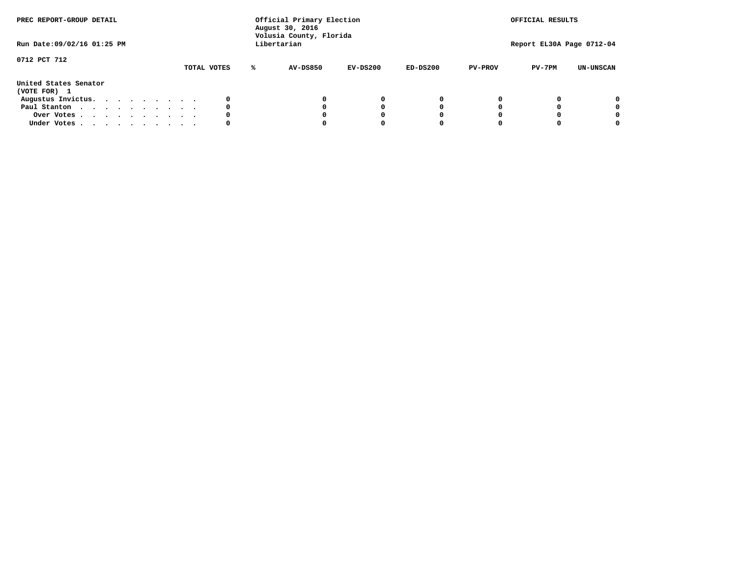PREC REPORT-GROUP DETAIL

Official Primary Election
August 30, 2016
Volusia County, Florida
Libertarian

OFFICIAL RESULTS

Run Date:09/02/16 01:25 PM

Report EL30A Page 0712-04

0712 PCT 712

| | TOTAL VOTES | % | AV-DS850 | EV-DS200 | ED-DS200 | PV-PROV | PV-7PM | UN-UNSCAN |
|---|---|---|---|---|---|---|---|---|
| **United States Senator** | | | | | | | | |
| **(VOTE FOR) 1** | | | | | | | | |
| Augustus Invictus. . . . . . . . . . | 0 | | 0 | 0 | 0 | 0 | 0 | 0 |
| Paul Stanton . . . . . . . . . . . | 0 | | 0 | 0 | 0 | 0 | 0 | 0 |
| Over Votes . . . . . . . . . . . | 0 | | 0 | 0 | 0 | 0 | 0 | 0 |
| Under Votes . . . . . . . . . . . | 0 | | 0 | 0 | 0 | 0 | 0 | 0 |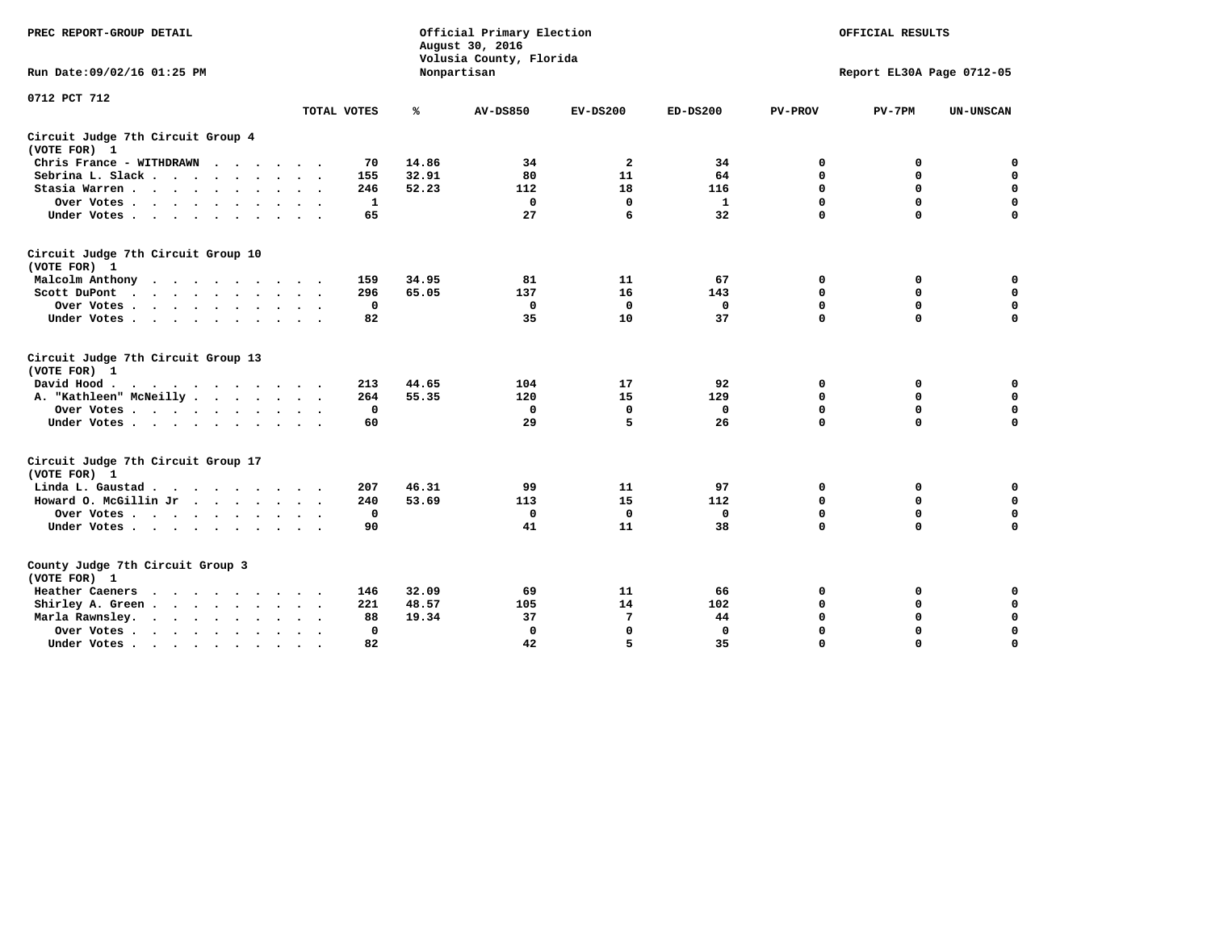PREC REPORT-GROUP DETAIL

Official Primary Election
August 30, 2016
Volusia County, Florida
Nonpartisan

OFFICIAL RESULTS

Run Date:09/02/16 01:25 PM

Report EL30A Page 0712-05

0712 PCT 712

| | TOTAL VOTES | % | AV-DS850 | EV-DS200 | ED-DS200 | PV-PROV | PV-7PM | UN-UNSCAN |
|---|---|---|---|---|---|---|---|---|
| **Circuit Judge 7th Circuit Group 4** | | | | | | | | |
| **(VOTE FOR) 1** | | | | | | | | |
| Chris France - WITHDRAWN | 70 | 14.86 | 34 | 2 | 34 | 0 | 0 | 0 |
| Sebrina L. Slack | 155 | 32.91 | 80 | 11 | 64 | 0 | 0 | 0 |
| Stasia Warren | 246 | 52.23 | 112 | 18 | 116 | 0 | 0 | 0 |
| Over Votes | 1 | | 0 | 0 | 1 | 0 | 0 | 0 |
| Under Votes | 65 | | 27 | 6 | 32 | 0 | 0 | 0 |
| **Circuit Judge 7th Circuit Group 10** | | | | | | | | |
| **(VOTE FOR) 1** | | | | | | | | |
| Malcolm Anthony | 159 | 34.95 | 81 | 11 | 67 | 0 | 0 | 0 |
| Scott DuPont | 296 | 65.05 | 137 | 16 | 143 | 0 | 0 | 0 |
| Over Votes | 0 | | 0 | 0 | 0 | 0 | 0 | 0 |
| Under Votes | 82 | | 35 | 10 | 37 | 0 | 0 | 0 |
| **Circuit Judge 7th Circuit Group 13** | | | | | | | | |
| **(VOTE FOR) 1** | | | | | | | | |
| David Hood | 213 | 44.65 | 104 | 17 | 92 | 0 | 0 | 0 |
| A. "Kathleen" McNeilly | 264 | 55.35 | 120 | 15 | 129 | 0 | 0 | 0 |
| Over Votes | 0 | | 0 | 0 | 0 | 0 | 0 | 0 |
| Under Votes | 60 | | 29 | 5 | 26 | 0 | 0 | 0 |
| **Circuit Judge 7th Circuit Group 17** | | | | | | | | |
| **(VOTE FOR) 1** | | | | | | | | |
| Linda L. Gaustad | 207 | 46.31 | 99 | 11 | 97 | 0 | 0 | 0 |
| Howard O. McGillin Jr | 240 | 53.69 | 113 | 15 | 112 | 0 | 0 | 0 |
| Over Votes | 0 | | 0 | 0 | 0 | 0 | 0 | 0 |
| Under Votes | 90 | | 41 | 11 | 38 | 0 | 0 | 0 |
| **County Judge 7th Circuit Group 3** | | | | | | | | |
| **(VOTE FOR) 1** | | | | | | | | |
| Heather Caeners | 146 | 32.09 | 69 | 11 | 66 | 0 | 0 | 0 |
| Shirley A. Green | 221 | 48.57 | 105 | 14 | 102 | 0 | 0 | 0 |
| Marla Rawnsley. | 88 | 19.34 | 37 | 7 | 44 | 0 | 0 | 0 |
| Over Votes | 0 | | 0 | 0 | 0 | 0 | 0 | 0 |
| Under Votes | 82 | | 42 | 5 | 35 | 0 | 0 | 0 |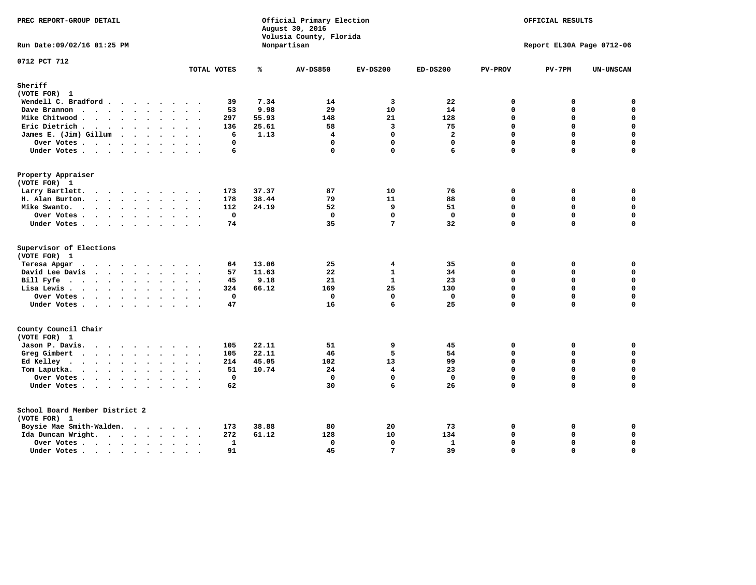PREC REPORT-GROUP DETAIL

Official Primary Election
August 30, 2016
Volusia County, Florida
Nonpartisan

OFFICIAL RESULTS

Run Date:09/02/16 01:25 PM

Report EL30A Page 0712-06

0712 PCT 712

| | TOTAL VOTES | % | AV-DS850 | EV-DS200 | ED-DS200 | PV-PROV | PV-7PM | UN-UNSCAN |
|---|---|---|---|---|---|---|---|---|
| **Sheriff** | | | | | | | | |
| **(VOTE FOR) 1** | | | | | | | | |
| Wendell C. Bradford | 39 | 7.34 | 14 | 3 | 22 | 0 | 0 | 0 |
| Dave Brannon | 53 | 9.98 | 29 | 10 | 14 | 0 | 0 | 0 |
| Mike Chitwood | 297 | 55.93 | 148 | 21 | 128 | 0 | 0 | 0 |
| Eric Dietrich | 136 | 25.61 | 58 | 3 | 75 | 0 | 0 | 0 |
| James E. (Jim) Gillum | 6 | 1.13 | 4 | 0 | 2 | 0 | 0 | 0 |
| Over Votes | 0 | | 0 | 0 | 0 | 0 | 0 | 0 |
| Under Votes | 6 | | 0 | 0 | 6 | 0 | 0 | 0 |
| **Property Appraiser** | | | | | | | | |
| **(VOTE FOR) 1** | | | | | | | | |
| Larry Bartlett | 173 | 37.37 | 87 | 10 | 76 | 0 | 0 | 0 |
| H. Alan Burton | 178 | 38.44 | 79 | 11 | 88 | 0 | 0 | 0 |
| Mike Swanto | 112 | 24.19 | 52 | 9 | 51 | 0 | 0 | 0 |
| Over Votes | 0 | | 0 | 0 | 0 | 0 | 0 | 0 |
| Under Votes | 74 | | 35 | 7 | 32 | 0 | 0 | 0 |
| **Supervisor of Elections** | | | | | | | | |
| **(VOTE FOR) 1** | | | | | | | | |
| Teresa Apgar | 64 | 13.06 | 25 | 4 | 35 | 0 | 0 | 0 |
| David Lee Davis | 57 | 11.63 | 22 | 1 | 34 | 0 | 0 | 0 |
| Bill Fyfe | 45 | 9.18 | 21 | 1 | 23 | 0 | 0 | 0 |
| Lisa Lewis | 324 | 66.12 | 169 | 25 | 130 | 0 | 0 | 0 |
| Over Votes | 0 | | 0 | 0 | 0 | 0 | 0 | 0 |
| Under Votes | 47 | | 16 | 6 | 25 | 0 | 0 | 0 |
| **County Council Chair** | | | | | | | | |
| **(VOTE FOR) 1** | | | | | | | | |
| Jason P. Davis | 105 | 22.11 | 51 | 9 | 45 | 0 | 0 | 0 |
| Greg Gimbert | 105 | 22.11 | 46 | 5 | 54 | 0 | 0 | 0 |
| Ed Kelley | 214 | 45.05 | 102 | 13 | 99 | 0 | 0 | 0 |
| Tom Laputka | 51 | 10.74 | 24 | 4 | 23 | 0 | 0 | 0 |
| Over Votes | 0 | | 0 | 0 | 0 | 0 | 0 | 0 |
| Under Votes | 62 | | 30 | 6 | 26 | 0 | 0 | 0 |
| **School Board Member District 2** | | | | | | | | |
| **(VOTE FOR) 1** | | | | | | | | |
| Boysie Mae Smith-Walden | 173 | 38.88 | 80 | 20 | 73 | 0 | 0 | 0 |
| Ida Duncan Wright | 272 | 61.12 | 128 | 10 | 134 | 0 | 0 | 0 |
| Over Votes | 1 | | 0 | 0 | 1 | 0 | 0 | 0 |
| Under Votes | 91 | | 45 | 7 | 39 | 0 | 0 | 0 |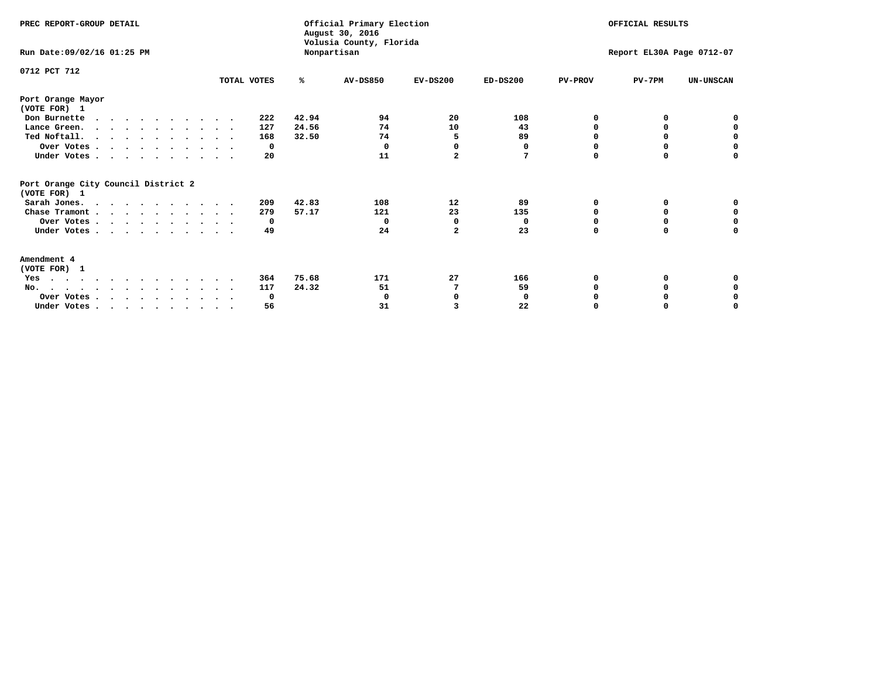PREC REPORT-GROUP DETAIL

Official Primary Election
August 30, 2016
Volusia County, Florida
Nonpartisan

OFFICIAL RESULTS

Run Date:09/02/16 01:25 PM

Report EL30A Page 0712-07

0712 PCT 712

| | TOTAL VOTES | % | AV-DS850 | EV-DS200 | ED-DS200 | PV-PROV | PV-7PM | UN-UNSCAN |
|---|---|---|---|---|---|---|---|---|
| **Port Orange Mayor** | | | | | | | | |
| **(VOTE FOR) 1** | | | | | | | | |
| Don Burnette | 222 | 42.94 | 94 | 20 | 108 | 0 | 0 | 0 |
| Lance Green. | 127 | 24.56 | 74 | 10 | 43 | 0 | 0 | 0 |
| Ted Noftall. | 168 | 32.50 | 74 | 5 | 89 | 0 | 0 | 0 |
| Over Votes | 0 | | 0 | 0 | 0 | 0 | 0 | 0 |
| Under Votes | 20 | | 11 | 2 | 7 | 0 | 0 | 0 |
| **Port Orange City Council District 2** | | | | | | | | |
| **(VOTE FOR) 1** | | | | | | | | |
| Sarah Jones. | 209 | 42.83 | 108 | 12 | 89 | 0 | 0 | 0 |
| Chase Tramont | 279 | 57.17 | 121 | 23 | 135 | 0 | 0 | 0 |
| Over Votes | 0 | | 0 | 0 | 0 | 0 | 0 | 0 |
| Under Votes | 49 | | 24 | 2 | 23 | 0 | 0 | 0 |
| **Amendment 4** | | | | | | | | |
| **(VOTE FOR) 1** | | | | | | | | |
| Yes | 364 | 75.68 | 171 | 27 | 166 | 0 | 0 | 0 |
| No. | 117 | 24.32 | 51 | 7 | 59 | 0 | 0 | 0 |
| Over Votes | 0 | | 0 | 0 | 0 | 0 | 0 | 0 |
| Under Votes | 56 | | 31 | 3 | 22 | 0 | 0 | 0 |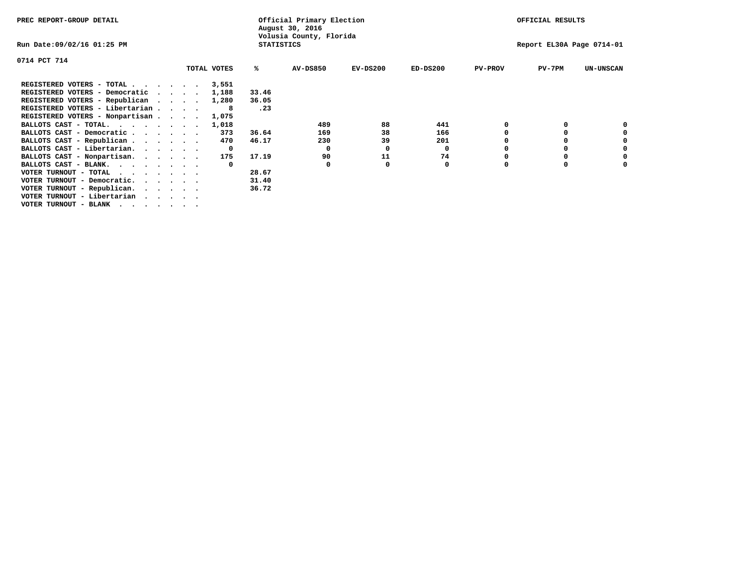PREC REPORT-GROUP DETAIL

Official Primary Election
August 30, 2016
Volusia County, Florida
STATISTICS

OFFICIAL RESULTS

Run Date:09/02/16 01:25 PM

Report EL30A Page 0714-01

0714 PCT 714

| | TOTAL VOTES | % | AV-DS850 | EV-DS200 | ED-DS200 | PV-PROV | PV-7PM | UN-UNSCAN |
|---|---|---|---|---|---|---|---|---|
| REGISTERED VOTERS - TOTAL . . . . . . | 3,551 | | | | | | | |
| REGISTERED VOTERS - Democratic . . . . | 1,188 | 33.46 | | | | | | |
| REGISTERED VOTERS - Republican . . . . | 1,280 | 36.05 | | | | | | |
| REGISTERED VOTERS - Libertarian . . . . | 8 | .23 | | | | | | |
| REGISTERED VOTERS - Nonpartisan . . . . | 1,075 | | | | | | | |
| BALLOTS CAST - TOTAL. . . . . . . . | 1,018 | | 489 | 88 | 441 | 0 | 0 | 0 |
| BALLOTS CAST - Democratic . . . . . . | 373 | 36.64 | 169 | 38 | 166 | 0 | 0 | 0 |
| BALLOTS CAST - Republican . . . . . . | 470 | 46.17 | 230 | 39 | 201 | 0 | 0 | 0 |
| BALLOTS CAST - Libertarian. . . . . . | 0 | | 0 | 0 | 0 | 0 | 0 | 0 |
| BALLOTS CAST - Nonpartisan. . . . . . | 175 | 17.19 | 90 | 11 | 74 | 0 | 0 | 0 |
| BALLOTS CAST - BLANK. . . . . . . . | 0 | | 0 | 0 | 0 | 0 | 0 | 0 |
| VOTER TURNOUT - TOTAL . . . . . . . | | 28.67 | | | | | | |
| VOTER TURNOUT - Democratic. . . . . . | | 31.40 | | | | | | |
| VOTER TURNOUT - Republican. . . . . . | | 36.72 | | | | | | |
| VOTER TURNOUT - Libertarian . . . . . | | | | | | | | |
| VOTER TURNOUT - BLANK . . . . . . . | | | | | | | | |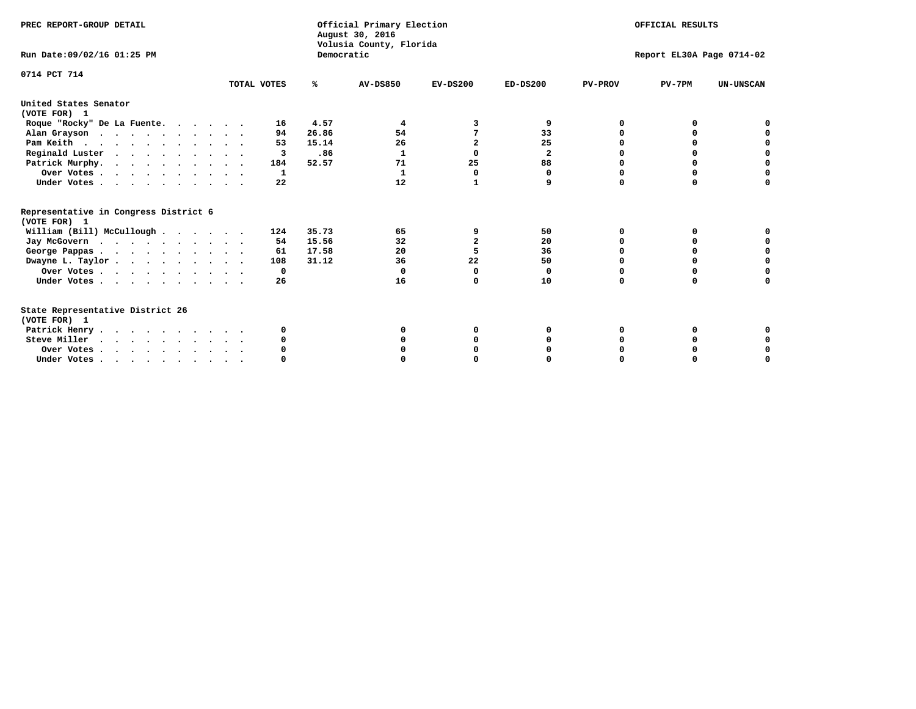PREC REPORT-GROUP DETAIL

Official Primary Election
August 30, 2016
Volusia County, Florida
Democratic

OFFICIAL RESULTS

Run Date:09/02/16 01:25 PM

Report EL30A Page 0714-02

0714 PCT 714

| | TOTAL VOTES | % | AV-DS850 | EV-DS200 | ED-DS200 | PV-PROV | PV-7PM | UN-UNSCAN |
|---|---|---|---|---|---|---|---|---|
| **United States Senator** | | | | | | | | |
| **(VOTE FOR) 1** | | | | | | | | |
| Roque "Rocky" De La Fuente. | 16 | 4.57 | 4 | 3 | 9 | 0 | 0 | 0 |
| Alan Grayson | 94 | 26.86 | 54 | 7 | 33 | 0 | 0 | 0 |
| Pam Keith | 53 | 15.14 | 26 | 2 | 25 | 0 | 0 | 0 |
| Reginald Luster | 3 | .86 | 1 | 0 | 2 | 0 | 0 | 0 |
| Patrick Murphy. | 184 | 52.57 | 71 | 25 | 88 | 0 | 0 | 0 |
| Over Votes | 1 | | 1 | 0 | 0 | 0 | 0 | 0 |
| Under Votes | 22 | | 12 | 1 | 9 | 0 | 0 | 0 |
| **Representative in Congress District 6** | | | | | | | | |
| **(VOTE FOR) 1** | | | | | | | | |
| William (Bill) McCullough | 124 | 35.73 | 65 | 9 | 50 | 0 | 0 | 0 |
| Jay McGovern | 54 | 15.56 | 32 | 2 | 20 | 0 | 0 | 0 |
| George Pappas | 61 | 17.58 | 20 | 5 | 36 | 0 | 0 | 0 |
| Dwayne L. Taylor | 108 | 31.12 | 36 | 22 | 50 | 0 | 0 | 0 |
| Over Votes | 0 | | 0 | 0 | 0 | 0 | 0 | 0 |
| Under Votes | 26 | | 16 | 0 | 10 | 0 | 0 | 0 |
| **State Representative District 26** | | | | | | | | |
| **(VOTE FOR) 1** | | | | | | | | |
| Patrick Henry | 0 | | 0 | 0 | 0 | 0 | 0 | 0 |
| Steve Miller | 0 | | 0 | 0 | 0 | 0 | 0 | 0 |
| Over Votes | 0 | | 0 | 0 | 0 | 0 | 0 | 0 |
| Under Votes | 0 | | 0 | 0 | 0 | 0 | 0 | 0 |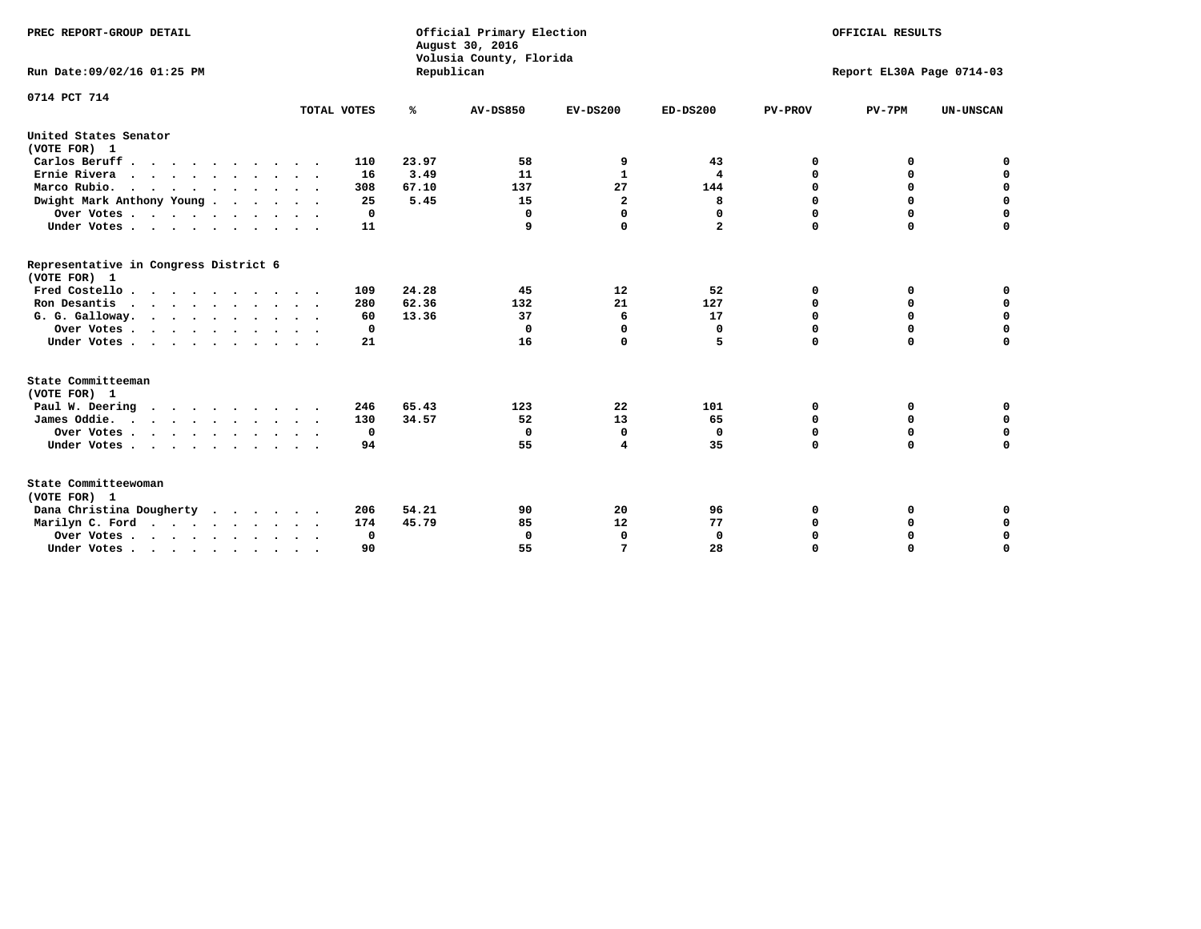PREC REPORT-GROUP DETAIL

Official Primary Election
August 30, 2016
Volusia County, Florida
Republican

OFFICIAL RESULTS

Run Date:09/02/16 01:25 PM

Report EL30A Page 0714-03

0714 PCT 714

| | TOTAL VOTES | % | AV-DS850 | EV-DS200 | ED-DS200 | PV-PROV | PV-7PM | UN-UNSCAN |
|---|---|---|---|---|---|---|---|---|
| **United States Senator** | | | | | | | | |
| **(VOTE FOR) 1** | | | | | | | | |
| Carlos Beruff | 110 | 23.97 | 58 | 9 | 43 | 0 | 0 | 0 |
| Ernie Rivera | 16 | 3.49 | 11 | 1 | 4 | 0 | 0 | 0 |
| Marco Rubio. | 308 | 67.10 | 137 | 27 | 144 | 0 | 0 | 0 |
| Dwight Mark Anthony Young | 25 | 5.45 | 15 | 2 | 8 | 0 | 0 | 0 |
| Over Votes | 0 | | 0 | 0 | 0 | 0 | 0 | 0 |
| Under Votes | 11 | | 9 | 0 | 2 | 0 | 0 | 0 |
| **Representative in Congress District 6** | | | | | | | | |
| **(VOTE FOR) 1** | | | | | | | | |
| Fred Costello | 109 | 24.28 | 45 | 12 | 52 | 0 | 0 | 0 |
| Ron Desantis | 280 | 62.36 | 132 | 21 | 127 | 0 | 0 | 0 |
| G. G. Galloway. | 60 | 13.36 | 37 | 6 | 17 | 0 | 0 | 0 |
| Over Votes | 0 | | 0 | 0 | 0 | 0 | 0 | 0 |
| Under Votes | 21 | | 16 | 0 | 5 | 0 | 0 | 0 |
| **State Committeeman** | | | | | | | | |
| **(VOTE FOR) 1** | | | | | | | | |
| Paul W. Deering | 246 | 65.43 | 123 | 22 | 101 | 0 | 0 | 0 |
| James Oddie. | 130 | 34.57 | 52 | 13 | 65 | 0 | 0 | 0 |
| Over Votes | 0 | | 0 | 0 | 0 | 0 | 0 | 0 |
| Under Votes | 94 | | 55 | 4 | 35 | 0 | 0 | 0 |
| **State Committeewoman** | | | | | | | | |
| **(VOTE FOR) 1** | | | | | | | | |
| Dana Christina Dougherty | 206 | 54.21 | 90 | 20 | 96 | 0 | 0 | 0 |
| Marilyn C. Ford | 174 | 45.79 | 85 | 12 | 77 | 0 | 0 | 0 |
| Over Votes | 0 | | 0 | 0 | 0 | 0 | 0 | 0 |
| Under Votes | 90 | | 55 | 7 | 28 | 0 | 0 | 0 |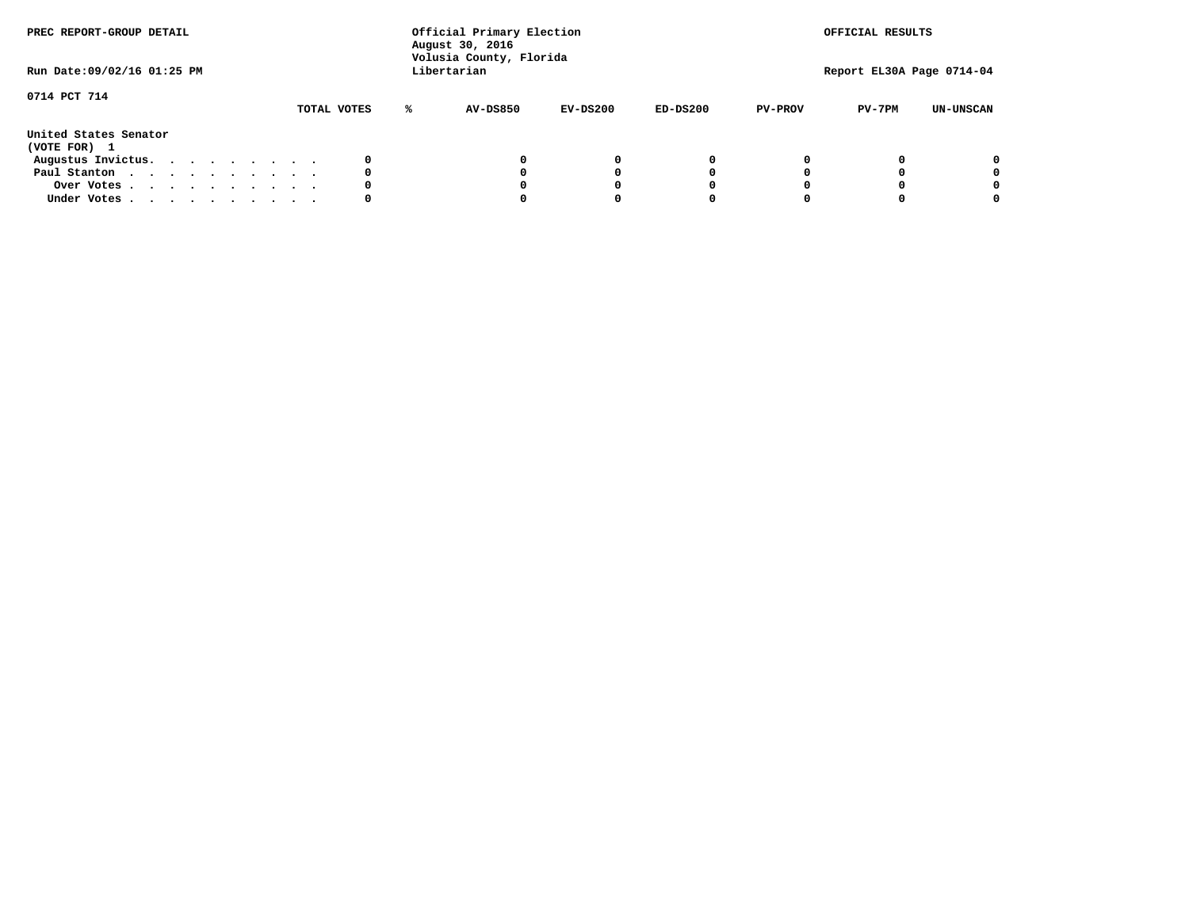PREC REPORT-GROUP DETAIL

Official Primary Election
August 30, 2016
Volusia County, Florida
Libertarian

OFFICIAL RESULTS

Run Date:09/02/16 01:25 PM

Report EL30A Page 0714-04

0714 PCT 714

| | TOTAL VOTES | % | AV-DS850 | EV-DS200 | ED-DS200 | PV-PROV | PV-7PM | UN-UNSCAN |
|---|---|---|---|---|---|---|---|---|
| **United States Senator** | | | | | | | | |
| **(VOTE FOR) 1** | | | | | | | | |
| Augustus Invictus. . . . . . . . . . | 0 | | 0 | 0 | 0 | 0 | 0 | 0 |
| Paul Stanton . . . . . . . . . . . | 0 | | 0 | 0 | 0 | 0 | 0 | 0 |
| Over Votes . . . . . . . . . . . | 0 | | 0 | 0 | 0 | 0 | 0 | 0 |
| Under Votes . . . . . . . . . . . | 0 | | 0 | 0 | 0 | 0 | 0 | 0 |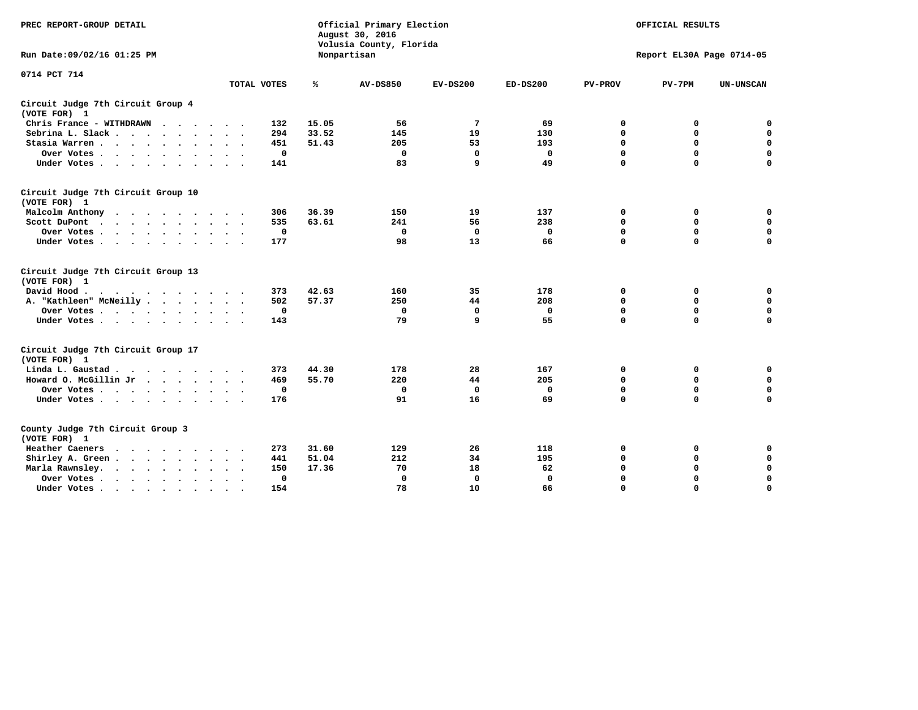PREC REPORT-GROUP DETAIL

Official Primary Election
August 30, 2016
Volusia County, Florida
Nonpartisan

OFFICIAL RESULTS

Run Date:09/02/16 01:25 PM

Report EL30A Page 0714-05

0714 PCT 714

| | TOTAL VOTES | % | AV-DS850 | EV-DS200 | ED-DS200 | PV-PROV | PV-7PM | UN-UNSCAN |
|---|---|---|---|---|---|---|---|---|
| **Circuit Judge 7th Circuit Group 4 (VOTE FOR) 1** | | | | | | | | |
| Chris France - WITHDRAWN | 132 | 15.05 | 56 | 7 | 69 | 0 | 0 | 0 |
| Sebrina L. Slack | 294 | 33.52 | 145 | 19 | 130 | 0 | 0 | 0 |
| Stasia Warren | 451 | 51.43 | 205 | 53 | 193 | 0 | 0 | 0 |
| Over Votes | 0 | | 0 | 0 | 0 | 0 | 0 | 0 |
| Under Votes | 141 | | 83 | 9 | 49 | 0 | 0 | 0 |
| **Circuit Judge 7th Circuit Group 10 (VOTE FOR) 1** | | | | | | | | |
| Malcolm Anthony | 306 | 36.39 | 150 | 19 | 137 | 0 | 0 | 0 |
| Scott DuPont | 535 | 63.61 | 241 | 56 | 238 | 0 | 0 | 0 |
| Over Votes | 0 | | 0 | 0 | 0 | 0 | 0 | 0 |
| Under Votes | 177 | | 98 | 13 | 66 | 0 | 0 | 0 |
| **Circuit Judge 7th Circuit Group 13 (VOTE FOR) 1** | | | | | | | | |
| David Hood | 373 | 42.63 | 160 | 35 | 178 | 0 | 0 | 0 |
| A. "Kathleen" McNeilly | 502 | 57.37 | 250 | 44 | 208 | 0 | 0 | 0 |
| Over Votes | 0 | | 0 | 0 | 0 | 0 | 0 | 0 |
| Under Votes | 143 | | 79 | 9 | 55 | 0 | 0 | 0 |
| **Circuit Judge 7th Circuit Group 17 (VOTE FOR) 1** | | | | | | | | |
| Linda L. Gaustad | 373 | 44.30 | 178 | 28 | 167 | 0 | 0 | 0 |
| Howard O. McGillin Jr | 469 | 55.70 | 220 | 44 | 205 | 0 | 0 | 0 |
| Over Votes | 0 | | 0 | 0 | 0 | 0 | 0 | 0 |
| Under Votes | 176 | | 91 | 16 | 69 | 0 | 0 | 0 |
| **County Judge 7th Circuit Group 3 (VOTE FOR) 1** | | | | | | | | |
| Heather Caeners | 273 | 31.60 | 129 | 26 | 118 | 0 | 0 | 0 |
| Shirley A. Green | 441 | 51.04 | 212 | 34 | 195 | 0 | 0 | 0 |
| Marla Rawnsley. | 150 | 17.36 | 70 | 18 | 62 | 0 | 0 | 0 |
| Over Votes | 0 | | 0 | 0 | 0 | 0 | 0 | 0 |
| Under Votes | 154 | | 78 | 10 | 66 | 0 | 0 | 0 |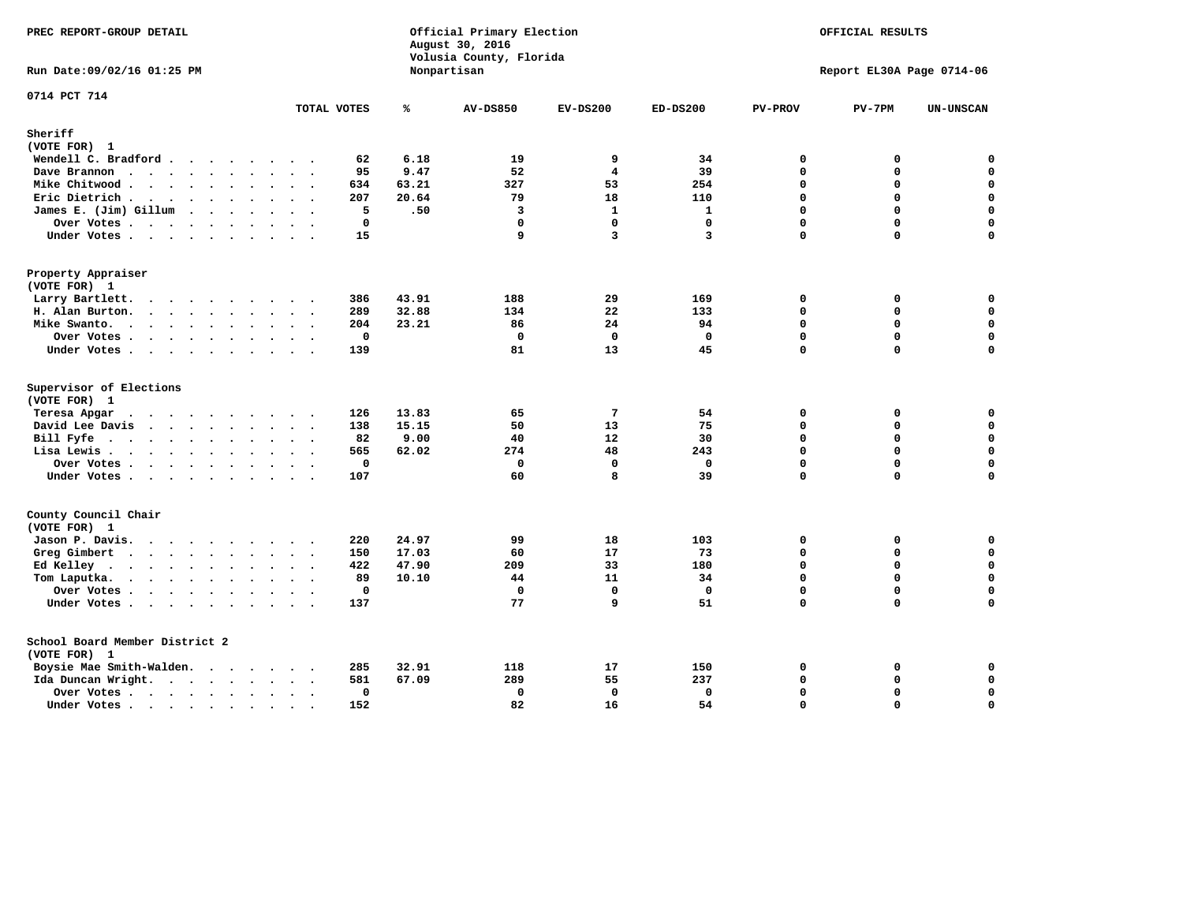PREC REPORT-GROUP DETAIL

Official Primary Election
August 30, 2016
Volusia County, Florida
Nonpartisan

OFFICIAL RESULTS

Run Date:09/02/16 01:25 PM

Report EL30A Page 0714-06

0714 PCT 714

| | TOTAL VOTES | % | AV-DS850 | EV-DS200 | ED-DS200 | PV-PROV | PV-7PM | UN-UNSCAN |
|---|---|---|---|---|---|---|---|---|
| **Sheriff** | | | | | | | | |
| (VOTE FOR) 1 | | | | | | | | |
| Wendell C. Bradford | 62 | 6.18 | 19 | 9 | 34 | 0 | 0 | 0 |
| Dave Brannon | 95 | 9.47 | 52 | 4 | 39 | 0 | 0 | 0 |
| Mike Chitwood | 634 | 63.21 | 327 | 53 | 254 | 0 | 0 | 0 |
| Eric Dietrich | 207 | 20.64 | 79 | 18 | 110 | 0 | 0 | 0 |
| James E. (Jim) Gillum | 5 | .50 | 3 | 1 | 1 | 0 | 0 | 0 |
| Over Votes | 0 | | 0 | 0 | 0 | 0 | 0 | 0 |
| Under Votes | 15 | | 9 | 3 | 3 | 0 | 0 | 0 |
| **Property Appraiser** | | | | | | | | |
| (VOTE FOR) 1 | | | | | | | | |
| Larry Bartlett | 386 | 43.91 | 188 | 29 | 169 | 0 | 0 | 0 |
| H. Alan Burton | 289 | 32.88 | 134 | 22 | 133 | 0 | 0 | 0 |
| Mike Swanto | 204 | 23.21 | 86 | 24 | 94 | 0 | 0 | 0 |
| Over Votes | 0 | | 0 | 0 | 0 | 0 | 0 | 0 |
| Under Votes | 139 | | 81 | 13 | 45 | 0 | 0 | 0 |
| **Supervisor of Elections** | | | | | | | | |
| (VOTE FOR) 1 | | | | | | | | |
| Teresa Apgar | 126 | 13.83 | 65 | 7 | 54 | 0 | 0 | 0 |
| David Lee Davis | 138 | 15.15 | 50 | 13 | 75 | 0 | 0 | 0 |
| Bill Fyfe | 82 | 9.00 | 40 | 12 | 30 | 0 | 0 | 0 |
| Lisa Lewis | 565 | 62.02 | 274 | 48 | 243 | 0 | 0 | 0 |
| Over Votes | 0 | | 0 | 0 | 0 | 0 | 0 | 0 |
| Under Votes | 107 | | 60 | 8 | 39 | 0 | 0 | 0 |
| **County Council Chair** | | | | | | | | |
| (VOTE FOR) 1 | | | | | | | | |
| Jason P. Davis | 220 | 24.97 | 99 | 18 | 103 | 0 | 0 | 0 |
| Greg Gimbert | 150 | 17.03 | 60 | 17 | 73 | 0 | 0 | 0 |
| Ed Kelley | 422 | 47.90 | 209 | 33 | 180 | 0 | 0 | 0 |
| Tom Laputka | 89 | 10.10 | 44 | 11 | 34 | 0 | 0 | 0 |
| Over Votes | 0 | | 0 | 0 | 0 | 0 | 0 | 0 |
| Under Votes | 137 | | 77 | 9 | 51 | 0 | 0 | 0 |
| **School Board Member District 2** | | | | | | | | |
| (VOTE FOR) 1 | | | | | | | | |
| Boysie Mae Smith-Walden | 285 | 32.91 | 118 | 17 | 150 | 0 | 0 | 0 |
| Ida Duncan Wright | 581 | 67.09 | 289 | 55 | 237 | 0 | 0 | 0 |
| Over Votes | 0 | | 0 | 0 | 0 | 0 | 0 | 0 |
| Under Votes | 152 | | 82 | 16 | 54 | 0 | 0 | 0 |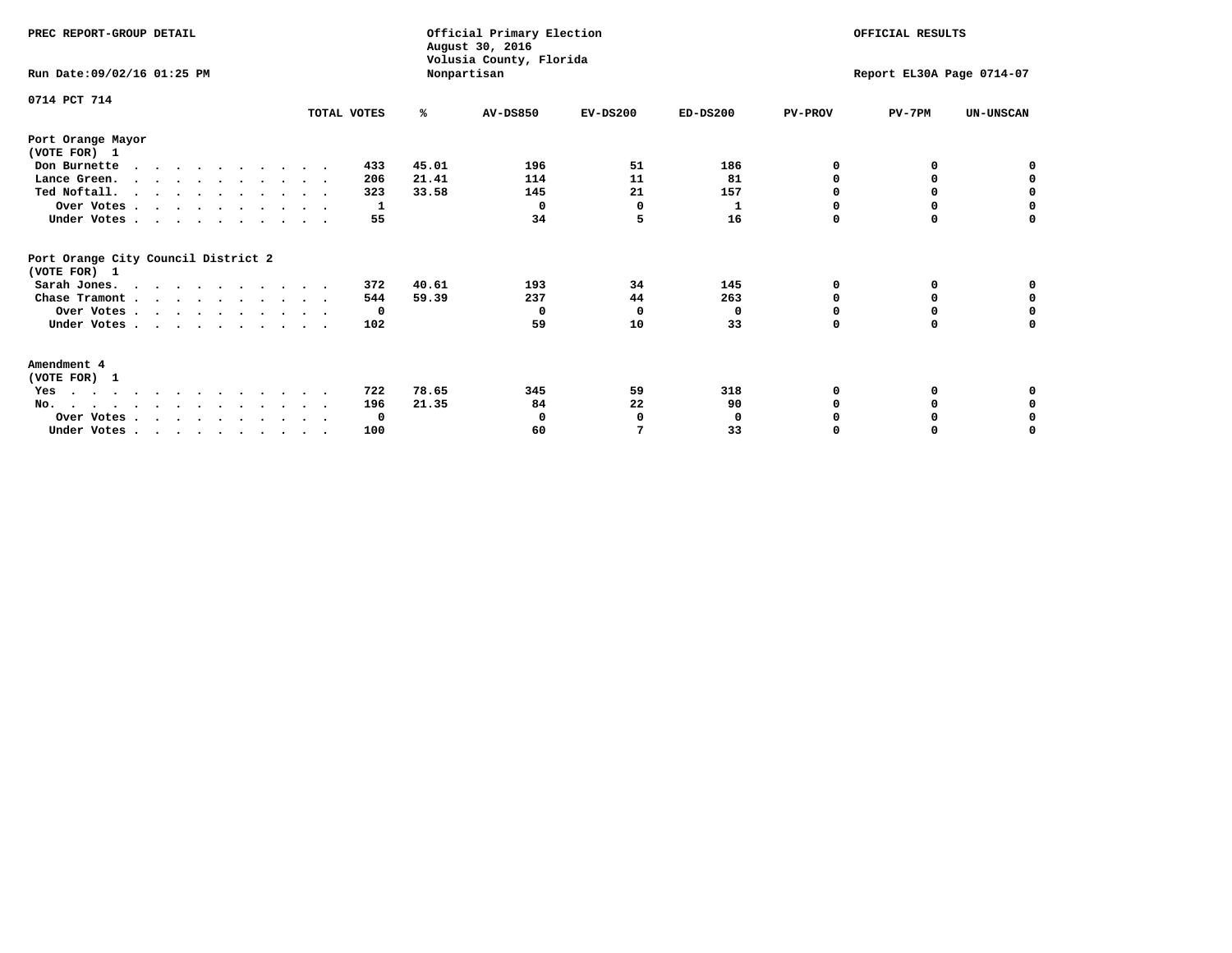PREC REPORT-GROUP DETAIL

Official Primary Election
August 30, 2016
Volusia County, Florida
Nonpartisan

OFFICIAL RESULTS

Run Date:09/02/16 01:25 PM

Report EL30A Page 0714-07

0714 PCT 714

| | TOTAL VOTES | % | AV-DS850 | EV-DS200 | ED-DS200 | PV-PROV | PV-7PM | UN-UNSCAN |
|---|---|---|---|---|---|---|---|---|
| **Port Orange Mayor** | | | | | | | | |
| **(VOTE FOR) 1** | | | | | | | | |
| Don Burnette | 433 | 45.01 | 196 | 51 | 186 | 0 | 0 | 0 |
| Lance Green. | 206 | 21.41 | 114 | 11 | 81 | 0 | 0 | 0 |
| Ted Noftall. | 323 | 33.58 | 145 | 21 | 157 | 0 | 0 | 0 |
| Over Votes | 1 | | 0 | 0 | 1 | 0 | 0 | 0 |
| Under Votes | 55 | | 34 | 5 | 16 | 0 | 0 | 0 |
| **Port Orange City Council District 2** | | | | | | | | |
| **(VOTE FOR) 1** | | | | | | | | |
| Sarah Jones. | 372 | 40.61 | 193 | 34 | 145 | 0 | 0 | 0 |
| Chase Tramont | 544 | 59.39 | 237 | 44 | 263 | 0 | 0 | 0 |
| Over Votes | 0 | | 0 | 0 | 0 | 0 | 0 | 0 |
| Under Votes | 102 | | 59 | 10 | 33 | 0 | 0 | 0 |
| **Amendment 4** | | | | | | | | |
| **(VOTE FOR) 1** | | | | | | | | |
| Yes | 722 | 78.65 | 345 | 59 | 318 | 0 | 0 | 0 |
| No. | 196 | 21.35 | 84 | 22 | 90 | 0 | 0 | 0 |
| Over Votes | 0 | | 0 | 0 | 0 | 0 | 0 | 0 |
| Under Votes | 100 | | 60 | 7 | 33 | 0 | 0 | 0 |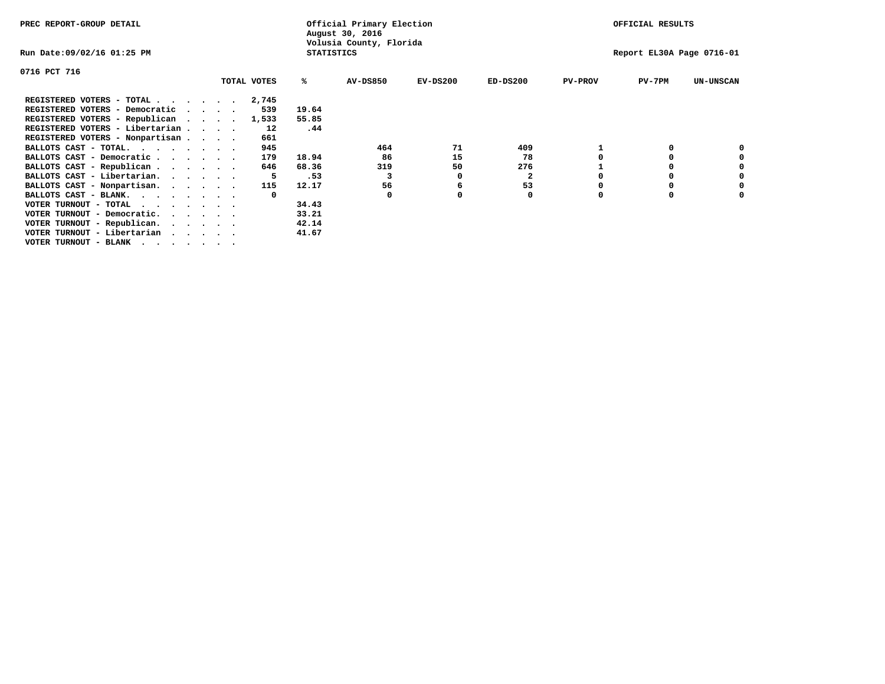PREC REPORT-GROUP DETAIL

Official Primary Election
August 30, 2016
Volusia County, Florida
STATISTICS

OFFICIAL RESULTS

Run Date:09/02/16 01:25 PM

Report EL30A Page 0716-01

0716 PCT 716

| | TOTAL VOTES | % | AV-DS850 | EV-DS200 | ED-DS200 | PV-PROV | PV-7PM | UN-UNSCAN |
|---|---|---|---|---|---|---|---|---|
| REGISTERED VOTERS - TOTAL . . . . . . | 2,745 | | | | | | | |
| REGISTERED VOTERS - Democratic . . . . | 539 | 19.64 | | | | | | |
| REGISTERED VOTERS - Republican . . . . | 1,533 | 55.85 | | | | | | |
| REGISTERED VOTERS - Libertarian . . . . | 12 | .44 | | | | | | |
| REGISTERED VOTERS - Nonpartisan . . . . | 661 | | | | | | | |
| BALLOTS CAST - TOTAL. . . . . . . . | 945 | | 464 | 71 | 409 | 1 | 0 | 0 |
| BALLOTS CAST - Democratic . . . . . . | 179 | 18.94 | 86 | 15 | 78 | 0 | 0 | 0 |
| BALLOTS CAST - Republican . . . . . . | 646 | 68.36 | 319 | 50 | 276 | 1 | 0 | 0 |
| BALLOTS CAST - Libertarian. . . . . . | 5 | .53 | 3 | 0 | 2 | 0 | 0 | 0 |
| BALLOTS CAST - Nonpartisan. . . . . . | 115 | 12.17 | 56 | 6 | 53 | 0 | 0 | 0 |
| BALLOTS CAST - BLANK. . . . . . . . | 0 | | 0 | 0 | 0 | 0 | 0 | 0 |
| VOTER TURNOUT - TOTAL . . . . . . . | | 34.43 | | | | | | |
| VOTER TURNOUT - Democratic. . . . . . | | 33.21 | | | | | | |
| VOTER TURNOUT - Republican. . . . . . | | 42.14 | | | | | | |
| VOTER TURNOUT - Libertarian . . . . . | | 41.67 | | | | | | |
| VOTER TURNOUT - BLANK . . . . . . . | | | | | | | | |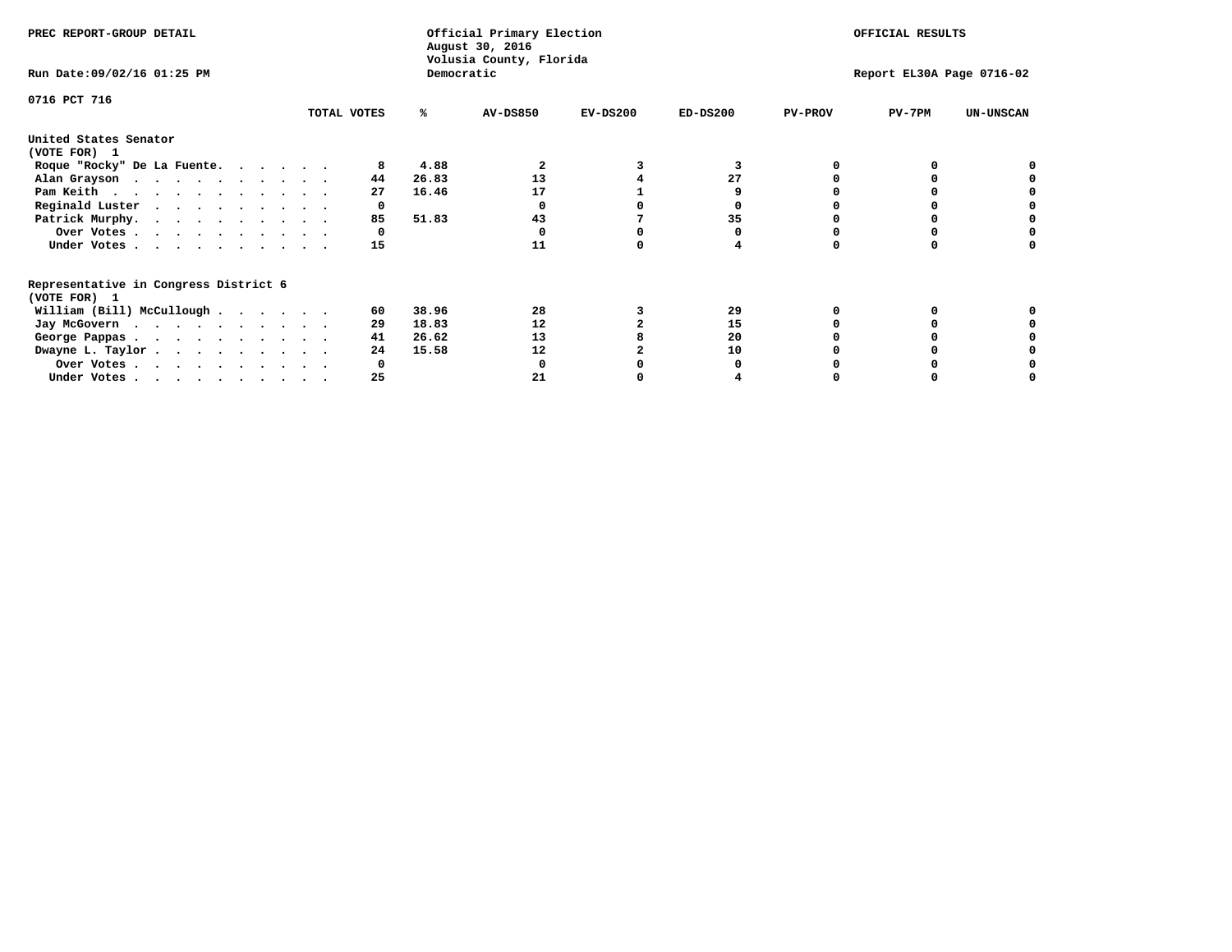PREC REPORT-GROUP DETAIL

Official Primary Election
August 30, 2016
Volusia County, Florida
Democratic

OFFICIAL RESULTS

Run Date:09/02/16 01:25 PM

Report EL30A Page 0716-02

0716 PCT 716

| | TOTAL VOTES | % | AV-DS850 | EV-DS200 | ED-DS200 | PV-PROV | PV-7PM | UN-UNSCAN |
|---|---|---|---|---|---|---|---|---|
| **United States Senator** | | | | | | | | |
| **(VOTE FOR) 1** | | | | | | | | |
| Roque "Rocky" De La Fuente. . . . . . | 8 | 4.88 | 2 | 3 | 3 | 0 | 0 | 0 |
| Alan Grayson . . . . . . . . . . . | 44 | 26.83 | 13 | 4 | 27 | 0 | 0 | 0 |
| Pam Keith . . . . . . . . . . . . | 27 | 16.46 | 17 | 1 | 9 | 0 | 0 | 0 |
| Reginald Luster . . . . . . . . . . | 0 | | 0 | 0 | 0 | 0 | 0 | 0 |
| Patrick Murphy. . . . . . . . . . . | 85 | 51.83 | 43 | 7 | 35 | 0 | 0 | 0 |
| Over Votes . . . . . . . . . . . | 0 | | 0 | 0 | 0 | 0 | 0 | 0 |
| Under Votes . . . . . . . . . . . | 15 | | 11 | 0 | 4 | 0 | 0 | 0 |
| **Representative in Congress District 6** | | | | | | | | |
| **(VOTE FOR) 1** | | | | | | | | |
| William (Bill) McCullough . . . . . . | 60 | 38.96 | 28 | 3 | 29 | 0 | 0 | 0 |
| Jay McGovern . . . . . . . . . . . | 29 | 18.83 | 12 | 2 | 15 | 0 | 0 | 0 |
| George Pappas . . . . . . . . . . . | 41 | 26.62 | 13 | 8 | 20 | 0 | 0 | 0 |
| Dwayne L. Taylor . . . . . . . . . . | 24 | 15.58 | 12 | 2 | 10 | 0 | 0 | 0 |
| Over Votes . . . . . . . . . . . | 0 | | 0 | 0 | 0 | 0 | 0 | 0 |
| Under Votes . . . . . . . . . . . | 25 | | 21 | 0 | 4 | 0 | 0 | 0 |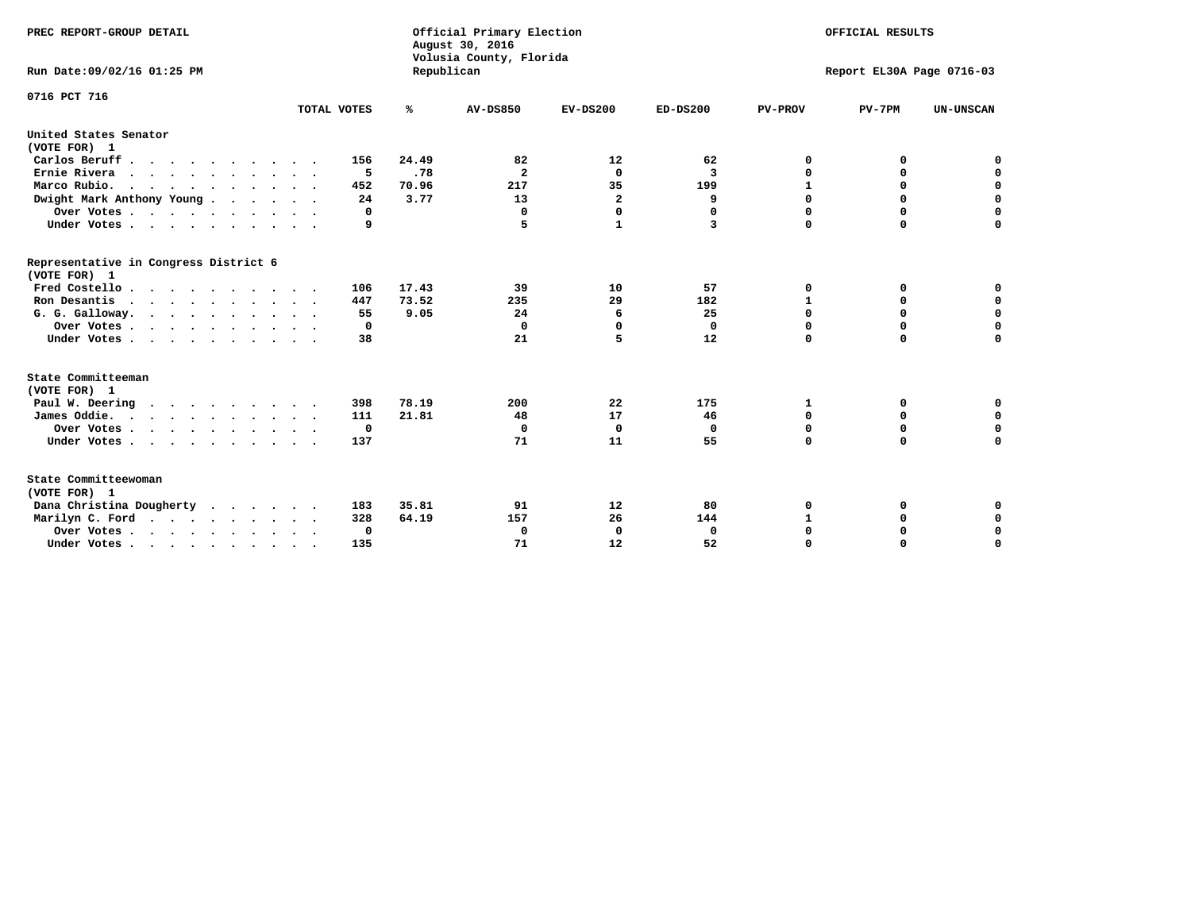PREC REPORT-GROUP DETAIL

Official Primary Election
August 30, 2016
Volusia County, Florida
Republican

OFFICIAL RESULTS

Run Date:09/02/16 01:25 PM

Report EL30A Page 0716-03

0716 PCT 716

| | TOTAL VOTES | % | AV-DS850 | EV-DS200 | ED-DS200 | PV-PROV | PV-7PM | UN-UNSCAN |
|---|---|---|---|---|---|---|---|---|
| **United States Senator (VOTE FOR) 1** | | | | | | | | |
| Carlos Beruff | 156 | 24.49 | 82 | 12 | 62 | 0 | 0 | 0 |
| Ernie Rivera | 5 | .78 | 2 | 0 | 3 | 0 | 0 | 0 |
| Marco Rubio | 452 | 70.96 | 217 | 35 | 199 | 1 | 0 | 0 |
| Dwight Mark Anthony Young | 24 | 3.77 | 13 | 2 | 9 | 0 | 0 | 0 |
| Over Votes | 0 | | 0 | 0 | 0 | 0 | 0 | 0 |
| Under Votes | 9 | | 5 | 1 | 3 | 0 | 0 | 0 |
| **Representative in Congress District 6 (VOTE FOR) 1** | | | | | | | | |
| Fred Costello | 106 | 17.43 | 39 | 10 | 57 | 0 | 0 | 0 |
| Ron Desantis | 447 | 73.52 | 235 | 29 | 182 | 1 | 0 | 0 |
| G. G. Galloway | 55 | 9.05 | 24 | 6 | 25 | 0 | 0 | 0 |
| Over Votes | 0 | | 0 | 0 | 0 | 0 | 0 | 0 |
| Under Votes | 38 | | 21 | 5 | 12 | 0 | 0 | 0 |
| **State Committeeman (VOTE FOR) 1** | | | | | | | | |
| Paul W. Deering | 398 | 78.19 | 200 | 22 | 175 | 1 | 0 | 0 |
| James Oddie | 111 | 21.81 | 48 | 17 | 46 | 0 | 0 | 0 |
| Over Votes | 0 | | 0 | 0 | 0 | 0 | 0 | 0 |
| Under Votes | 137 | | 71 | 11 | 55 | 0 | 0 | 0 |
| **State Committeewoman (VOTE FOR) 1** | | | | | | | | |
| Dana Christina Dougherty | 183 | 35.81 | 91 | 12 | 80 | 0 | 0 | 0 |
| Marilyn C. Ford | 328 | 64.19 | 157 | 26 | 144 | 1 | 0 | 0 |
| Over Votes | 0 | | 0 | 0 | 0 | 0 | 0 | 0 |
| Under Votes | 135 | | 71 | 12 | 52 | 0 | 0 | 0 |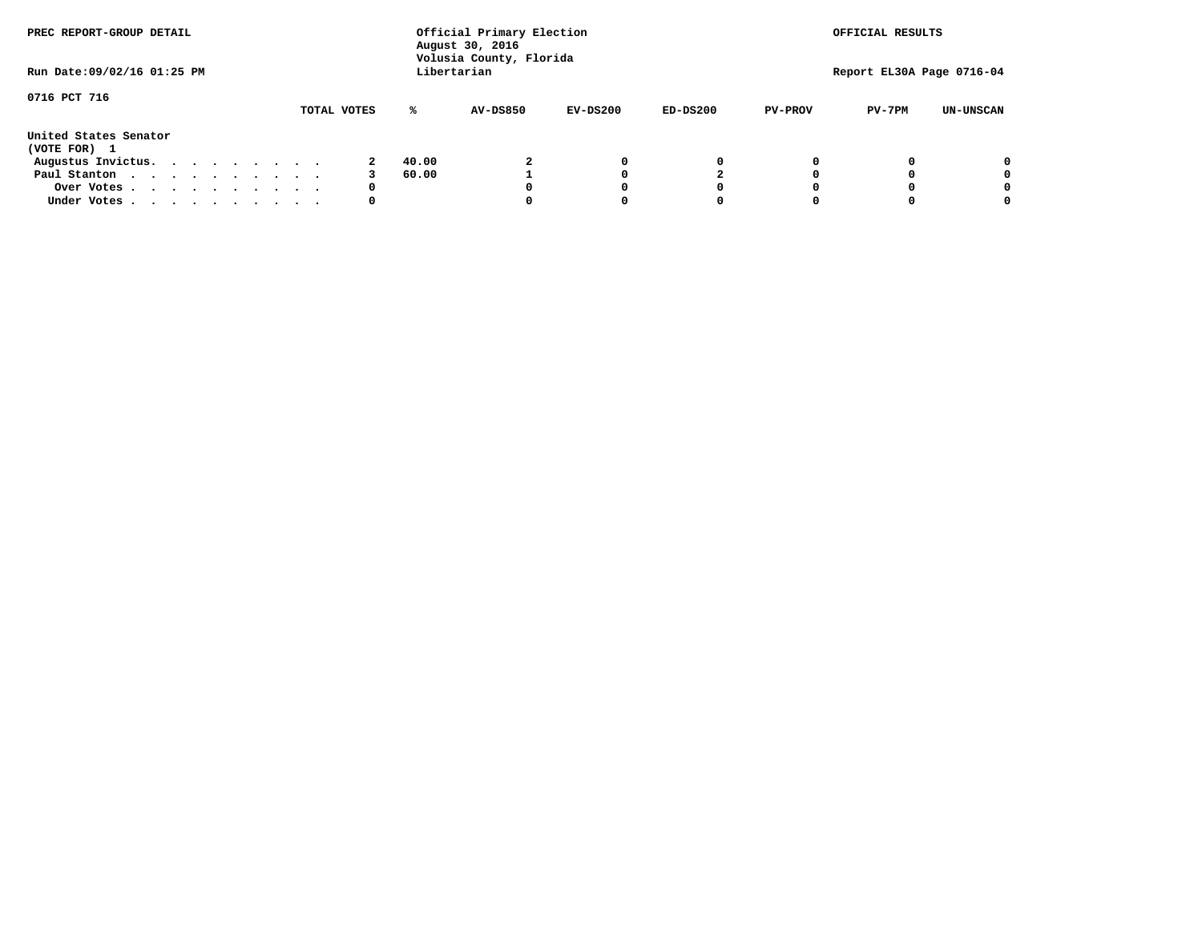PREC REPORT-GROUP DETAIL

Official Primary Election
August 30, 2016
Volusia County, Florida
Libertarian

OFFICIAL RESULTS

Run Date:09/02/16 01:25 PM

Report EL30A Page 0716-04

0716 PCT 716

United States Senator
(VOTE FOR) 1

| | TOTAL VOTES | % | AV-DS850 | EV-DS200 | ED-DS200 | PV-PROV | PV-7PM | UN-UNSCAN |
|---|---|---|---|---|---|---|---|---|
| Augustus Invictus. . . . . . . . . . | 2 | 40.00 | 2 | 0 | 0 | 0 | 0 | 0 |
| Paul Stanton . . . . . . . . . . . | 3 | 60.00 | 1 | 0 | 2 | 0 | 0 | 0 |
| Over Votes . . . . . . . . . . . | 0 | | 0 | 0 | 0 | 0 | 0 | 0 |
| Under Votes . . . . . . . . . . . | 0 | | 0 | 0 | 0 | 0 | 0 | 0 |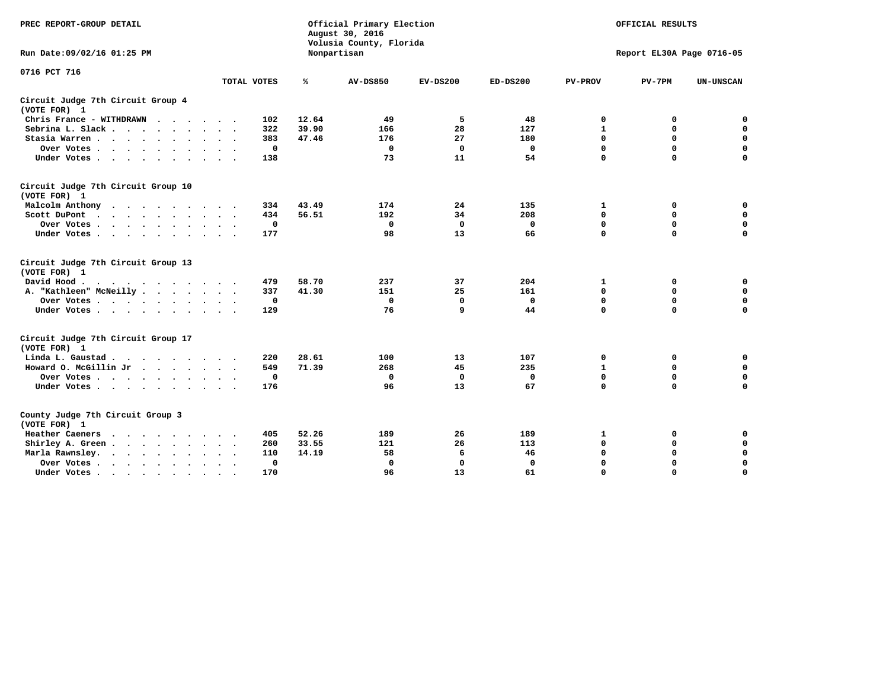PREC REPORT-GROUP DETAIL

Official Primary Election
August 30, 2016
Volusia County, Florida
Nonpartisan

OFFICIAL RESULTS

Run Date:09/02/16 01:25 PM

Report EL30A Page 0716-05

0716 PCT 716

| | TOTAL VOTES | % | AV-DS850 | EV-DS200 | ED-DS200 | PV-PROV | PV-7PM | UN-UNSCAN |
|---|---|---|---|---|---|---|---|---|
| **Circuit Judge 7th Circuit Group 4** | | | | | | | | |
| **(VOTE FOR) 1** | | | | | | | | |
| Chris France - WITHDRAWN | 102 | 12.64 | 49 | 5 | 48 | 0 | 0 | 0 |
| Sebrina L. Slack | 322 | 39.90 | 166 | 28 | 127 | 1 | 0 | 0 |
| Stasia Warren | 383 | 47.46 | 176 | 27 | 180 | 0 | 0 | 0 |
| Over Votes | 0 | | 0 | 0 | 0 | 0 | 0 | 0 |
| Under Votes | 138 | | 73 | 11 | 54 | 0 | 0 | 0 |
| **Circuit Judge 7th Circuit Group 10** | | | | | | | | |
| **(VOTE FOR) 1** | | | | | | | | |
| Malcolm Anthony | 334 | 43.49 | 174 | 24 | 135 | 1 | 0 | 0 |
| Scott DuPont | 434 | 56.51 | 192 | 34 | 208 | 0 | 0 | 0 |
| Over Votes | 0 | | 0 | 0 | 0 | 0 | 0 | 0 |
| Under Votes | 177 | | 98 | 13 | 66 | 0 | 0 | 0 |
| **Circuit Judge 7th Circuit Group 13** | | | | | | | | |
| **(VOTE FOR) 1** | | | | | | | | |
| David Hood | 479 | 58.70 | 237 | 37 | 204 | 1 | 0 | 0 |
| A. "Kathleen" McNeilly | 337 | 41.30 | 151 | 25 | 161 | 0 | 0 | 0 |
| Over Votes | 0 | | 0 | 0 | 0 | 0 | 0 | 0 |
| Under Votes | 129 | | 76 | 9 | 44 | 0 | 0 | 0 |
| **Circuit Judge 7th Circuit Group 17** | | | | | | | | |
| **(VOTE FOR) 1** | | | | | | | | |
| Linda L. Gaustad | 220 | 28.61 | 100 | 13 | 107 | 0 | 0 | 0 |
| Howard O. McGillin Jr | 549 | 71.39 | 268 | 45 | 235 | 1 | 0 | 0 |
| Over Votes | 0 | | 0 | 0 | 0 | 0 | 0 | 0 |
| Under Votes | 176 | | 96 | 13 | 67 | 0 | 0 | 0 |
| **County Judge 7th Circuit Group 3** | | | | | | | | |
| **(VOTE FOR) 1** | | | | | | | | |
| Heather Caeners | 405 | 52.26 | 189 | 26 | 189 | 1 | 0 | 0 |
| Shirley A. Green | 260 | 33.55 | 121 | 26 | 113 | 0 | 0 | 0 |
| Marla Rawnsley. | 110 | 14.19 | 58 | 6 | 46 | 0 | 0 | 0 |
| Over Votes | 0 | | 0 | 0 | 0 | 0 | 0 | 0 |
| Under Votes | 170 | | 96 | 13 | 61 | 0 | 0 | 0 |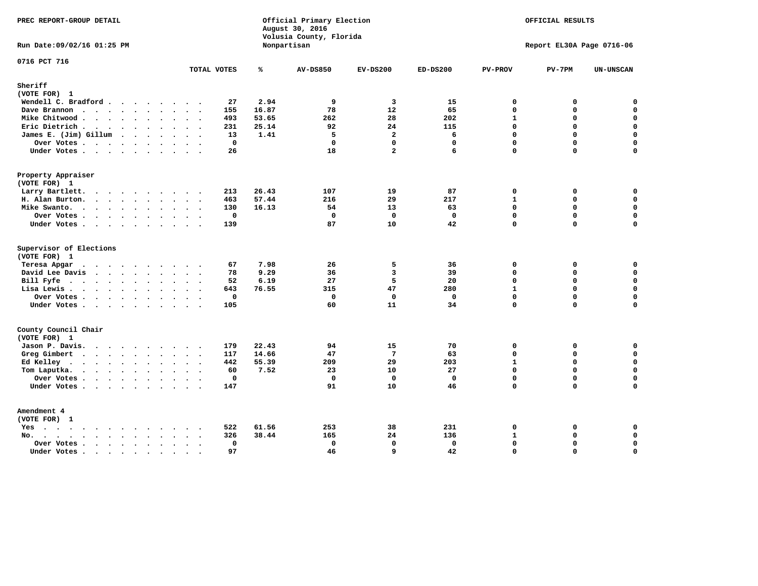PREC REPORT-GROUP DETAIL

Official Primary Election
August 30, 2016
Volusia County, Florida
Nonpartisan

OFFICIAL RESULTS

Run Date:09/02/16 01:25 PM

Report EL30A Page 0716-06

0716 PCT 716

| | TOTAL VOTES | % | AV-DS850 | EV-DS200 | ED-DS200 | PV-PROV | PV-7PM | UN-UNSCAN |
|---|---|---|---|---|---|---|---|---|
| **Sheriff** | | | | | | | | |
| (VOTE FOR) 1 | | | | | | | | |
| Wendell C. Bradford | 27 | 2.94 | 9 | 3 | 15 | 0 | 0 | 0 |
| Dave Brannon | 155 | 16.87 | 78 | 12 | 65 | 0 | 0 | 0 |
| Mike Chitwood | 493 | 53.65 | 262 | 28 | 202 | 1 | 0 | 0 |
| Eric Dietrich | 231 | 25.14 | 92 | 24 | 115 | 0 | 0 | 0 |
| James E. (Jim) Gillum | 13 | 1.41 | 5 | 2 | 6 | 0 | 0 | 0 |
| Over Votes | 0 | | 0 | 0 | 0 | 0 | 0 | 0 |
| Under Votes | 26 | | 18 | 2 | 6 | 0 | 0 | 0 |
| **Property Appraiser** | | | | | | | | |
| (VOTE FOR) 1 | | | | | | | | |
| Larry Bartlett | 213 | 26.43 | 107 | 19 | 87 | 0 | 0 | 0 |
| H. Alan Burton | 463 | 57.44 | 216 | 29 | 217 | 1 | 0 | 0 |
| Mike Swanto | 130 | 16.13 | 54 | 13 | 63 | 0 | 0 | 0 |
| Over Votes | 0 | | 0 | 0 | 0 | 0 | 0 | 0 |
| Under Votes | 139 | | 87 | 10 | 42 | 0 | 0 | 0 |
| **Supervisor of Elections** | | | | | | | | |
| (VOTE FOR) 1 | | | | | | | | |
| Teresa Apgar | 67 | 7.98 | 26 | 5 | 36 | 0 | 0 | 0 |
| David Lee Davis | 78 | 9.29 | 36 | 3 | 39 | 0 | 0 | 0 |
| Bill Fyfe | 52 | 6.19 | 27 | 5 | 20 | 0 | 0 | 0 |
| Lisa Lewis | 643 | 76.55 | 315 | 47 | 280 | 1 | 0 | 0 |
| Over Votes | 0 | | 0 | 0 | 0 | 0 | 0 | 0 |
| Under Votes | 105 | | 60 | 11 | 34 | 0 | 0 | 0 |
| **County Council Chair** | | | | | | | | |
| (VOTE FOR) 1 | | | | | | | | |
| Jason P. Davis | 179 | 22.43 | 94 | 15 | 70 | 0 | 0 | 0 |
| Greg Gimbert | 117 | 14.66 | 47 | 7 | 63 | 0 | 0 | 0 |
| Ed Kelley | 442 | 55.39 | 209 | 29 | 203 | 1 | 0 | 0 |
| Tom Laputka | 60 | 7.52 | 23 | 10 | 27 | 0 | 0 | 0 |
| Over Votes | 0 | | 0 | 0 | 0 | 0 | 0 | 0 |
| Under Votes | 147 | | 91 | 10 | 46 | 0 | 0 | 0 |
| **Amendment 4** | | | | | | | | |
| (VOTE FOR) 1 | | | | | | | | |
| Yes | 522 | 61.56 | 253 | 38 | 231 | 0 | 0 | 0 |
| No | 326 | 38.44 | 165 | 24 | 136 | 1 | 0 | 0 |
| Over Votes | 0 | | 0 | 0 | 0 | 0 | 0 | 0 |
| Under Votes | 97 | | 46 | 9 | 42 | 0 | 0 | 0 |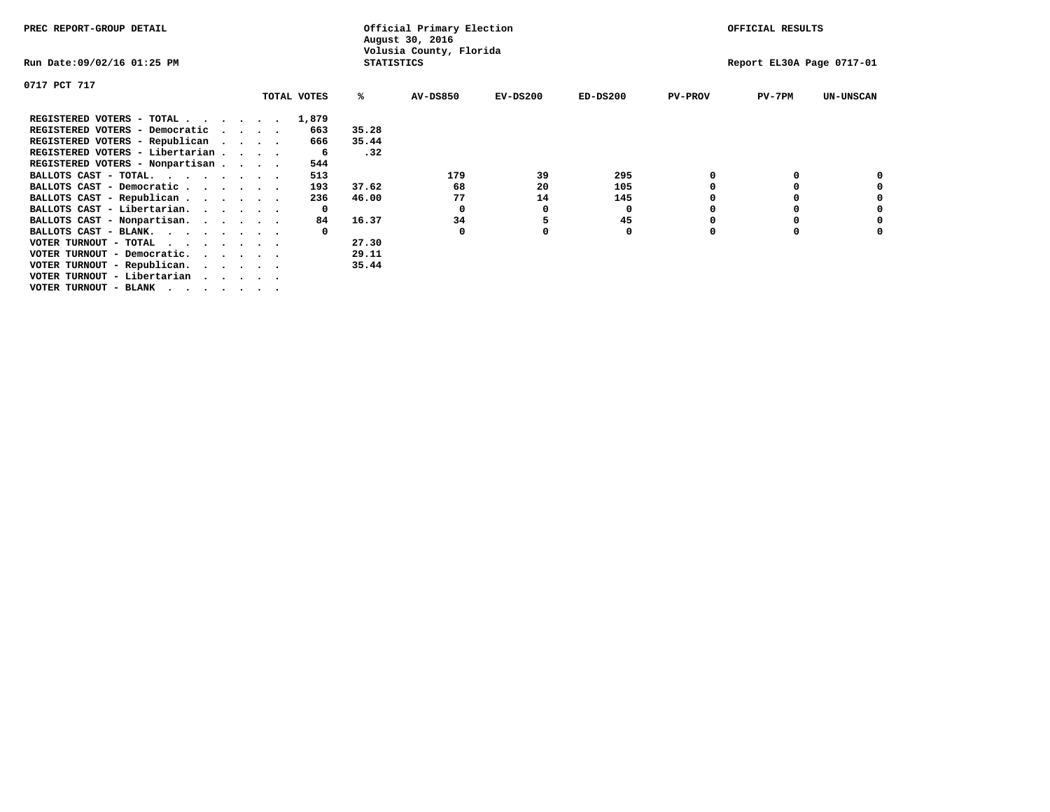PREC REPORT-GROUP DETAIL

Official Primary Election
August 30, 2016
Volusia County, Florida
STATISTICS

OFFICIAL RESULTS

Run Date:09/02/16 01:25 PM

Report EL30A Page 0717-01

0717 PCT 717

| | TOTAL VOTES | % | AV-DS850 | EV-DS200 | ED-DS200 | PV-PROV | PV-7PM | UN-UNSCAN |
|---|---|---|---|---|---|---|---|---|
| REGISTERED VOTERS - TOTAL . . . . . . | 1,879 | | | | | | | |
| REGISTERED VOTERS - Democratic . . . . | 663 | 35.28 | | | | | | |
| REGISTERED VOTERS - Republican . . . . | 666 | 35.44 | | | | | | |
| REGISTERED VOTERS - Libertarian . . . . | 6 | .32 | | | | | | |
| REGISTERED VOTERS - Nonpartisan . . . . | 544 | | | | | | | |
| BALLOTS CAST - TOTAL. . . . . . . . | 513 | | 179 | 39 | 295 | 0 | 0 | 0 |
| BALLOTS CAST - Democratic . . . . . . | 193 | 37.62 | 68 | 20 | 105 | 0 | 0 | 0 |
| BALLOTS CAST - Republican . . . . . . | 236 | 46.00 | 77 | 14 | 145 | 0 | 0 | 0 |
| BALLOTS CAST - Libertarian. . . . . . | 0 | | 0 | 0 | 0 | 0 | 0 | 0 |
| BALLOTS CAST - Nonpartisan. . . . . . | 84 | 16.37 | 34 | 5 | 45 | 0 | 0 | 0 |
| BALLOTS CAST - BLANK. . . . . . . . | 0 | | 0 | 0 | 0 | 0 | 0 | 0 |
| VOTER TURNOUT - TOTAL . . . . . . . | | 27.30 | | | | | | |
| VOTER TURNOUT - Democratic. . . . . . | | 29.11 | | | | | | |
| VOTER TURNOUT - Republican. . . . . . | | 35.44 | | | | | | |
| VOTER TURNOUT - Libertarian . . . . . | | | | | | | | |
| VOTER TURNOUT - BLANK . . . . . . . | | | | | | | | |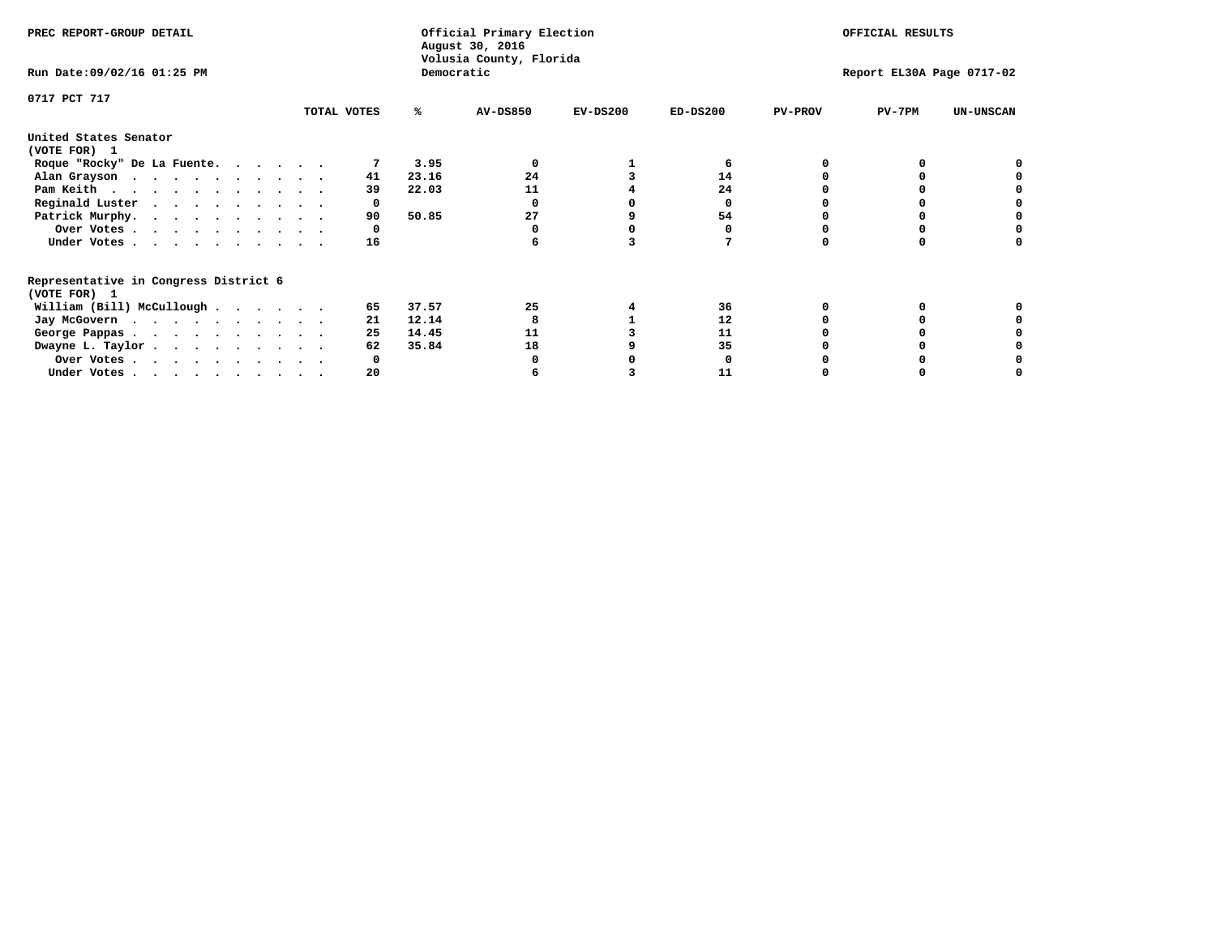PREC REPORT-GROUP DETAIL

Official Primary Election
August 30, 2016
Volusia County, Florida
Democratic

OFFICIAL RESULTS

Run Date:09/02/16 01:25 PM

Report EL30A Page 0717-02

0717 PCT 717

| | TOTAL VOTES | % | AV-DS850 | EV-DS200 | ED-DS200 | PV-PROV | PV-7PM | UN-UNSCAN |
|---|---|---|---|---|---|---|---|---|
| **United States Senator** | | | | | | | | |
| **(VOTE FOR) 1** | | | | | | | | |
| Roque "Rocky" De La Fuente. . . . . . | 7 | 3.95 | 0 | 1 | 6 | 0 | 0 | 0 |
| Alan Grayson . . . . . . . . . . . | 41 | 23.16 | 24 | 3 | 14 | 0 | 0 | 0 |
| Pam Keith . . . . . . . . . . . . | 39 | 22.03 | 11 | 4 | 24 | 0 | 0 | 0 |
| Reginald Luster . . . . . . . . . . | 0 | | 0 | 0 | 0 | 0 | 0 | 0 |
| Patrick Murphy. . . . . . . . . . . | 90 | 50.85 | 27 | 9 | 54 | 0 | 0 | 0 |
| Over Votes . . . . . . . . . . . | 0 | | 0 | 0 | 0 | 0 | 0 | 0 |
| Under Votes . . . . . . . . . . . | 16 | | 6 | 3 | 7 | 0 | 0 | 0 |
| **Representative in Congress District 6** | | | | | | | | |
| **(VOTE FOR) 1** | | | | | | | | |
| William (Bill) McCullough . . . . . . | 65 | 37.57 | 25 | 4 | 36 | 0 | 0 | 0 |
| Jay McGovern . . . . . . . . . . . | 21 | 12.14 | 8 | 1 | 12 | 0 | 0 | 0 |
| George Pappas . . . . . . . . . . . | 25 | 14.45 | 11 | 3 | 11 | 0 | 0 | 0 |
| Dwayne L. Taylor . . . . . . . . . . | 62 | 35.84 | 18 | 9 | 35 | 0 | 0 | 0 |
| Over Votes . . . . . . . . . . . | 0 | | 0 | 0 | 0 | 0 | 0 | 0 |
| Under Votes . . . . . . . . . . . | 20 | | 6 | 3 | 11 | 0 | 0 | 0 |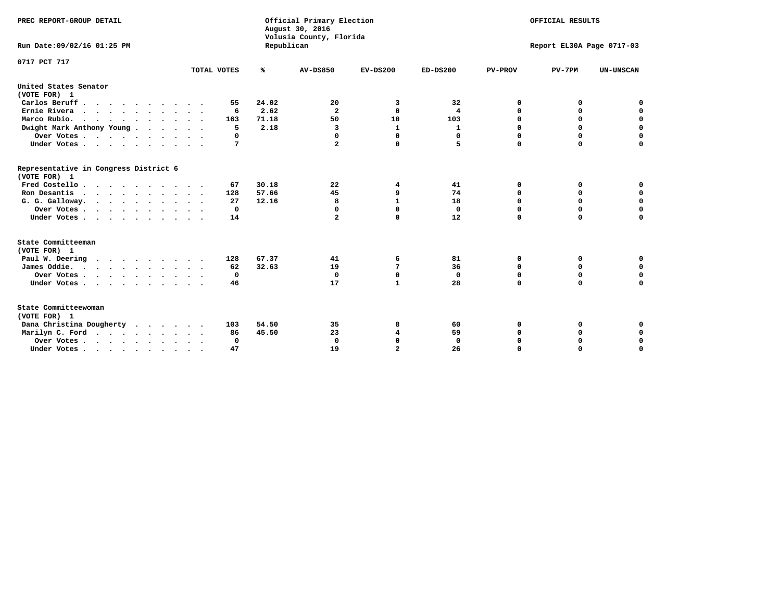PREC REPORT-GROUP DETAIL

Official Primary Election
August 30, 2016
Volusia County, Florida
Republican

OFFICIAL RESULTS

Run Date:09/02/16 01:25 PM

Report EL30A Page 0717-03

0717 PCT 717

| | TOTAL VOTES | % | AV-DS850 | EV-DS200 | ED-DS200 | PV-PROV | PV-7PM | UN-UNSCAN |
|---|---|---|---|---|---|---|---|---|
| **United States Senator (VOTE FOR) 1** | | | | | | | | |
| Carlos Beruff | 55 | 24.02 | 20 | 3 | 32 | 0 | 0 | 0 |
| Ernie Rivera | 6 | 2.62 | 2 | 0 | 4 | 0 | 0 | 0 |
| Marco Rubio. | 163 | 71.18 | 50 | 10 | 103 | 0 | 0 | 0 |
| Dwight Mark Anthony Young | 5 | 2.18 | 3 | 1 | 1 | 0 | 0 | 0 |
| Over Votes | 0 | | 0 | 0 | 0 | 0 | 0 | 0 |
| Under Votes | 7 | | 2 | 0 | 5 | 0 | 0 | 0 |
| **Representative in Congress District 6 (VOTE FOR) 1** | | | | | | | | |
| Fred Costello | 67 | 30.18 | 22 | 4 | 41 | 0 | 0 | 0 |
| Ron Desantis | 128 | 57.66 | 45 | 9 | 74 | 0 | 0 | 0 |
| G. G. Galloway. | 27 | 12.16 | 8 | 1 | 18 | 0 | 0 | 0 |
| Over Votes | 0 | | 0 | 0 | 0 | 0 | 0 | 0 |
| Under Votes | 14 | | 2 | 0 | 12 | 0 | 0 | 0 |
| **State Committeeman (VOTE FOR) 1** | | | | | | | | |
| Paul W. Deering | 128 | 67.37 | 41 | 6 | 81 | 0 | 0 | 0 |
| James Oddie. | 62 | 32.63 | 19 | 7 | 36 | 0 | 0 | 0 |
| Over Votes | 0 | | 0 | 0 | 0 | 0 | 0 | 0 |
| Under Votes | 46 | | 17 | 1 | 28 | 0 | 0 | 0 |
| **State Committeewoman (VOTE FOR) 1** | | | | | | | | |
| Dana Christina Dougherty | 103 | 54.50 | 35 | 8 | 60 | 0 | 0 | 0 |
| Marilyn C. Ford | 86 | 45.50 | 23 | 4 | 59 | 0 | 0 | 0 |
| Over Votes | 0 | | 0 | 0 | 0 | 0 | 0 | 0 |
| Under Votes | 47 | | 19 | 2 | 26 | 0 | 0 | 0 |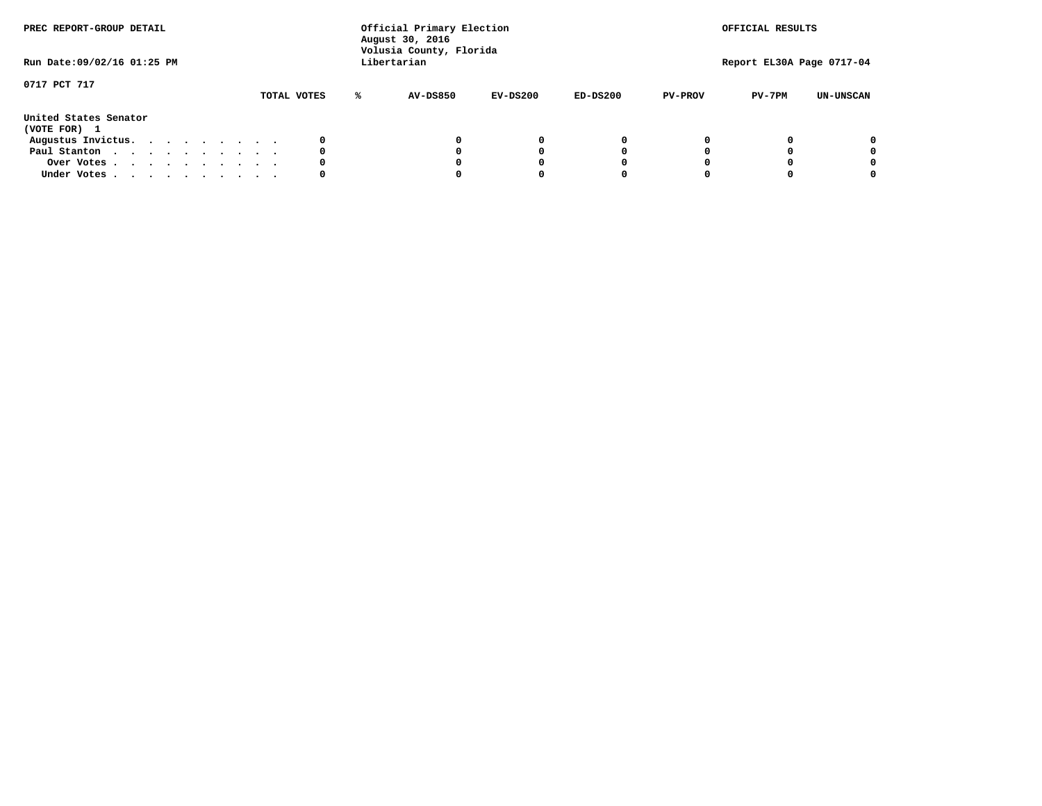PREC REPORT-GROUP DETAIL

Official Primary Election
August 30, 2016
Volusia County, Florida
Libertarian

OFFICIAL RESULTS

Run Date:09/02/16 01:25 PM

Report EL30A Page 0717-04

0717 PCT 717

| | TOTAL VOTES | % | AV-DS850 | EV-DS200 | ED-DS200 | PV-PROV | PV-7PM | UN-UNSCAN |
|---|---|---|---|---|---|---|---|---|
| **United States Senator** | | | | | | | | |
| **(VOTE FOR) 1** | | | | | | | | |
| Augustus Invictus. . . . . . . . . . | 0 | | 0 | 0 | 0 | 0 | 0 | 0 |
| Paul Stanton . . . . . . . . . . . | 0 | | 0 | 0 | 0 | 0 | 0 | 0 |
| Over Votes . . . . . . . . . . . | 0 | | 0 | 0 | 0 | 0 | 0 | 0 |
| Under Votes . . . . . . . . . . . | 0 | | 0 | 0 | 0 | 0 | 0 | 0 |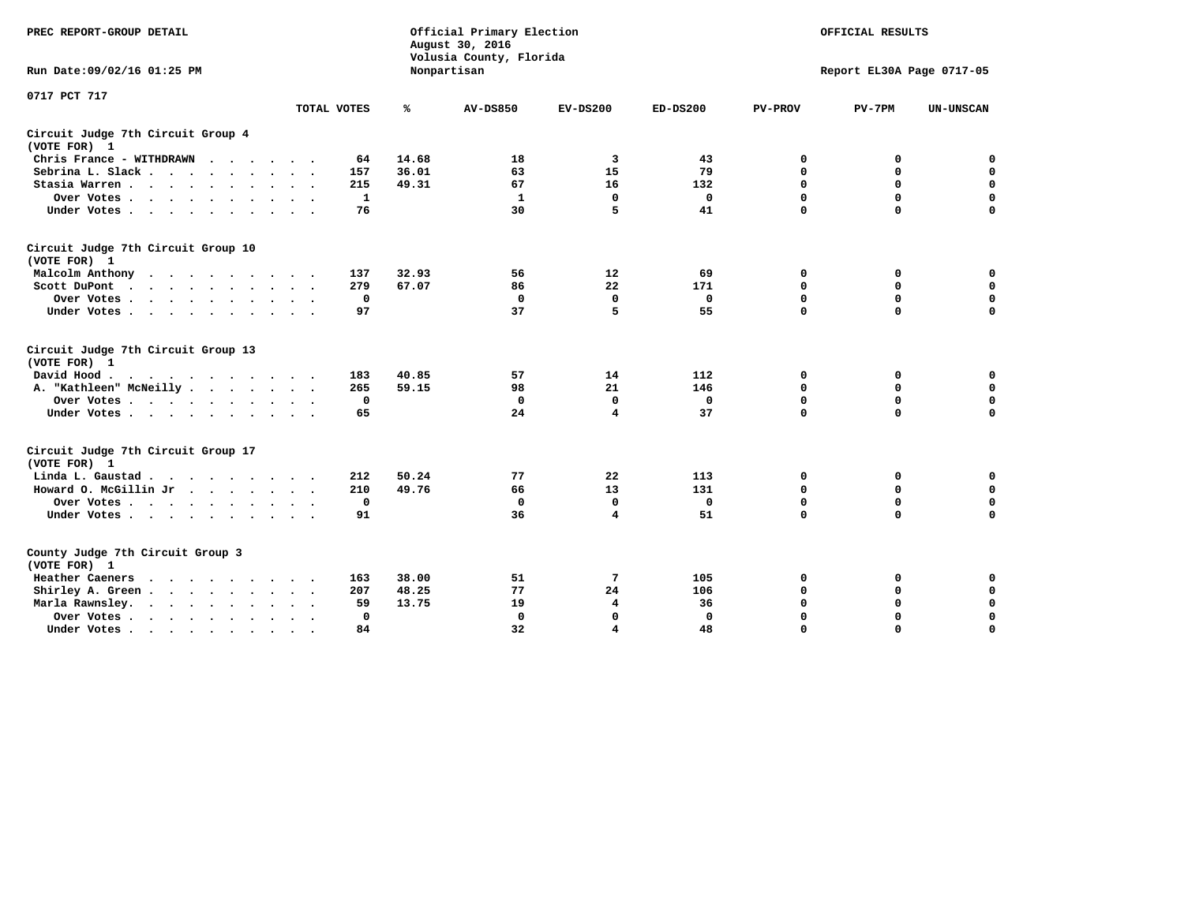PREC REPORT-GROUP DETAIL

Official Primary Election
August 30, 2016
Volusia County, Florida
Nonpartisan

OFFICIAL RESULTS

Run Date:09/02/16 01:25 PM

Report EL30A Page 0717-05

0717 PCT 717

| | TOTAL VOTES | % | AV-DS850 | EV-DS200 | ED-DS200 | PV-PROV | PV-7PM | UN-UNSCAN |
|---|---|---|---|---|---|---|---|---|
| **Circuit Judge 7th Circuit Group 4** | | | | | | | | |
| **(VOTE FOR) 1** | | | | | | | | |
| Chris France - WITHDRAWN | 64 | 14.68 | 18 | 3 | 43 | 0 | 0 | 0 |
| Sebrina L. Slack | 157 | 36.01 | 63 | 15 | 79 | 0 | 0 | 0 |
| Stasia Warren | 215 | 49.31 | 67 | 16 | 132 | 0 | 0 | 0 |
| Over Votes | 1 | | 1 | 0 | 0 | 0 | 0 | 0 |
| Under Votes | 76 | | 30 | 5 | 41 | 0 | 0 | 0 |
| **Circuit Judge 7th Circuit Group 10** | | | | | | | | |
| **(VOTE FOR) 1** | | | | | | | | |
| Malcolm Anthony | 137 | 32.93 | 56 | 12 | 69 | 0 | 0 | 0 |
| Scott DuPont | 279 | 67.07 | 86 | 22 | 171 | 0 | 0 | 0 |
| Over Votes | 0 | | 0 | 0 | 0 | 0 | 0 | 0 |
| Under Votes | 97 | | 37 | 5 | 55 | 0 | 0 | 0 |
| **Circuit Judge 7th Circuit Group 13** | | | | | | | | |
| **(VOTE FOR) 1** | | | | | | | | |
| David Hood | 183 | 40.85 | 57 | 14 | 112 | 0 | 0 | 0 |
| A. "Kathleen" McNeilly | 265 | 59.15 | 98 | 21 | 146 | 0 | 0 | 0 |
| Over Votes | 0 | | 0 | 0 | 0 | 0 | 0 | 0 |
| Under Votes | 65 | | 24 | 4 | 37 | 0 | 0 | 0 |
| **Circuit Judge 7th Circuit Group 17** | | | | | | | | |
| **(VOTE FOR) 1** | | | | | | | | |
| Linda L. Gaustad | 212 | 50.24 | 77 | 22 | 113 | 0 | 0 | 0 |
| Howard O. McGillin Jr | 210 | 49.76 | 66 | 13 | 131 | 0 | 0 | 0 |
| Over Votes | 0 | | 0 | 0 | 0 | 0 | 0 | 0 |
| Under Votes | 91 | | 36 | 4 | 51 | 0 | 0 | 0 |
| **County Judge 7th Circuit Group 3** | | | | | | | | |
| **(VOTE FOR) 1** | | | | | | | | |
| Heather Caeners | 163 | 38.00 | 51 | 7 | 105 | 0 | 0 | 0 |
| Shirley A. Green | 207 | 48.25 | 77 | 24 | 106 | 0 | 0 | 0 |
| Marla Rawnsley. | 59 | 13.75 | 19 | 4 | 36 | 0 | 0 | 0 |
| Over Votes | 0 | | 0 | 0 | 0 | 0 | 0 | 0 |
| Under Votes | 84 | | 32 | 4 | 48 | 0 | 0 | 0 |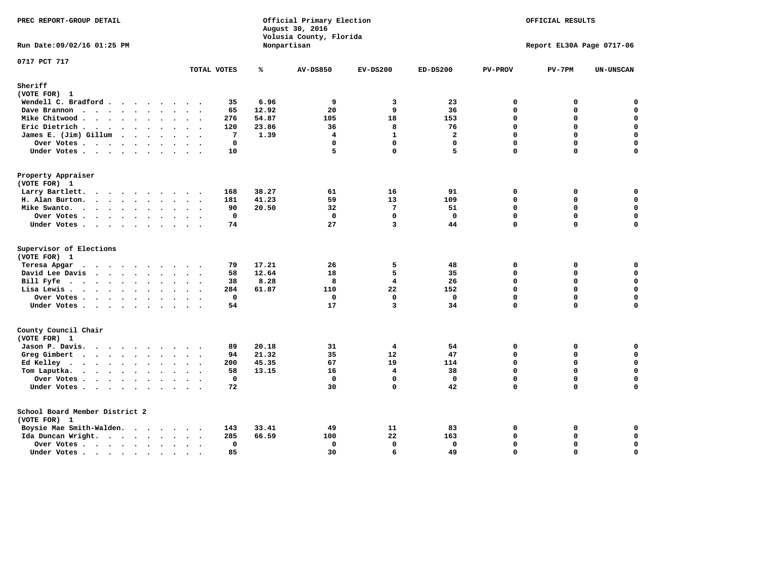PREC REPORT-GROUP DETAIL

Official Primary Election
August 30, 2016
Volusia County, Florida
Nonpartisan

OFFICIAL RESULTS

Run Date:09/02/16 01:25 PM

Report EL30A Page 0717-06

0717 PCT 717

| | TOTAL VOTES | % | AV-DS850 | EV-DS200 | ED-DS200 | PV-PROV | PV-7PM | UN-UNSCAN |
|---|---|---|---|---|---|---|---|---|
| **Sheriff** | | | | | | | | |
| **(VOTE FOR) 1** | | | | | | | | |
| Wendell C. Bradford | 35 | 6.96 | 9 | 3 | 23 | 0 | 0 | 0 |
| Dave Brannon | 65 | 12.92 | 20 | 9 | 36 | 0 | 0 | 0 |
| Mike Chitwood | 276 | 54.87 | 105 | 18 | 153 | 0 | 0 | 0 |
| Eric Dietrich | 120 | 23.86 | 36 | 8 | 76 | 0 | 0 | 0 |
| James E. (Jim) Gillum | 7 | 1.39 | 4 | 1 | 2 | 0 | 0 | 0 |
| Over Votes | 0 | | 0 | 0 | 0 | 0 | 0 | 0 |
| Under Votes | 10 | | 5 | 0 | 5 | 0 | 0 | 0 |
| **Property Appraiser** | | | | | | | | |
| **(VOTE FOR) 1** | | | | | | | | |
| Larry Bartlett | 168 | 38.27 | 61 | 16 | 91 | 0 | 0 | 0 |
| H. Alan Burton | 181 | 41.23 | 59 | 13 | 109 | 0 | 0 | 0 |
| Mike Swanto | 90 | 20.50 | 32 | 7 | 51 | 0 | 0 | 0 |
| Over Votes | 0 | | 0 | 0 | 0 | 0 | 0 | 0 |
| Under Votes | 74 | | 27 | 3 | 44 | 0 | 0 | 0 |
| **Supervisor of Elections** | | | | | | | | |
| **(VOTE FOR) 1** | | | | | | | | |
| Teresa Apgar | 79 | 17.21 | 26 | 5 | 48 | 0 | 0 | 0 |
| David Lee Davis | 58 | 12.64 | 18 | 5 | 35 | 0 | 0 | 0 |
| Bill Fyfe | 38 | 8.28 | 8 | 4 | 26 | 0 | 0 | 0 |
| Lisa Lewis | 284 | 61.87 | 110 | 22 | 152 | 0 | 0 | 0 |
| Over Votes | 0 | | 0 | 0 | 0 | 0 | 0 | 0 |
| Under Votes | 54 | | 17 | 3 | 34 | 0 | 0 | 0 |
| **County Council Chair** | | | | | | | | |
| **(VOTE FOR) 1** | | | | | | | | |
| Jason P. Davis | 89 | 20.18 | 31 | 4 | 54 | 0 | 0 | 0 |
| Greg Gimbert | 94 | 21.32 | 35 | 12 | 47 | 0 | 0 | 0 |
| Ed Kelley | 200 | 45.35 | 67 | 19 | 114 | 0 | 0 | 0 |
| Tom Laputka | 58 | 13.15 | 16 | 4 | 38 | 0 | 0 | 0 |
| Over Votes | 0 | | 0 | 0 | 0 | 0 | 0 | 0 |
| Under Votes | 72 | | 30 | 0 | 42 | 0 | 0 | 0 |
| **School Board Member District 2** | | | | | | | | |
| **(VOTE FOR) 1** | | | | | | | | |
| Boysie Mae Smith-Walden | 143 | 33.41 | 49 | 11 | 83 | 0 | 0 | 0 |
| Ida Duncan Wright | 285 | 66.59 | 100 | 22 | 163 | 0 | 0 | 0 |
| Over Votes | 0 | | 0 | 0 | 0 | 0 | 0 | 0 |
| Under Votes | 85 | | 30 | 6 | 49 | 0 | 0 | 0 |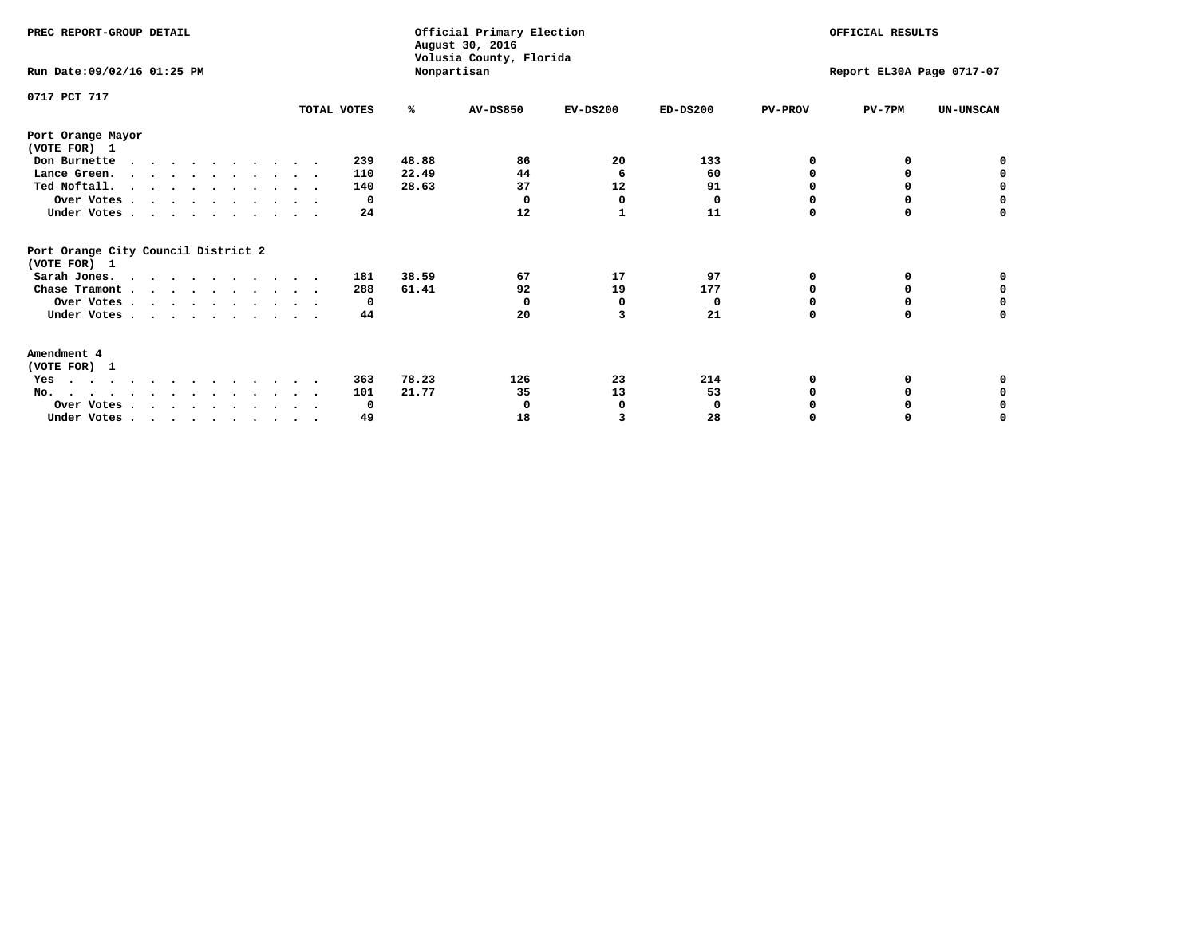PREC REPORT-GROUP DETAIL

Official Primary Election
August 30, 2016
Volusia County, Florida
Nonpartisan

OFFICIAL RESULTS

Run Date:09/02/16 01:25 PM

Report EL30A Page 0717-07

0717 PCT 717

| | TOTAL VOTES | % | AV-DS850 | EV-DS200 | ED-DS200 | PV-PROV | PV-7PM | UN-UNSCAN |
|---|---|---|---|---|---|---|---|---|
| **Port Orange Mayor** | | | | | | | | |
| (VOTE FOR) 1 | | | | | | | | |
| Don Burnette | 239 | 48.88 | 86 | 20 | 133 | 0 | 0 | 0 |
| Lance Green. | 110 | 22.49 | 44 | 6 | 60 | 0 | 0 | 0 |
| Ted Noftall. | 140 | 28.63 | 37 | 12 | 91 | 0 | 0 | 0 |
| Over Votes | 0 | | 0 | 0 | 0 | 0 | 0 | 0 |
| Under Votes | 24 | | 12 | 1 | 11 | 0 | 0 | 0 |
| **Port Orange City Council District 2** | | | | | | | | |
| (VOTE FOR) 1 | | | | | | | | |
| Sarah Jones. | 181 | 38.59 | 67 | 17 | 97 | 0 | 0 | 0 |
| Chase Tramont | 288 | 61.41 | 92 | 19 | 177 | 0 | 0 | 0 |
| Over Votes | 0 | | 0 | 0 | 0 | 0 | 0 | 0 |
| Under Votes | 44 | | 20 | 3 | 21 | 0 | 0 | 0 |
| **Amendment 4** | | | | | | | | |
| (VOTE FOR) 1 | | | | | | | | |
| Yes | 363 | 78.23 | 126 | 23 | 214 | 0 | 0 | 0 |
| No. | 101 | 21.77 | 35 | 13 | 53 | 0 | 0 | 0 |
| Over Votes | 0 | | 0 | 0 | 0 | 0 | 0 | 0 |
| Under Votes | 49 | | 18 | 3 | 28 | 0 | 0 | 0 |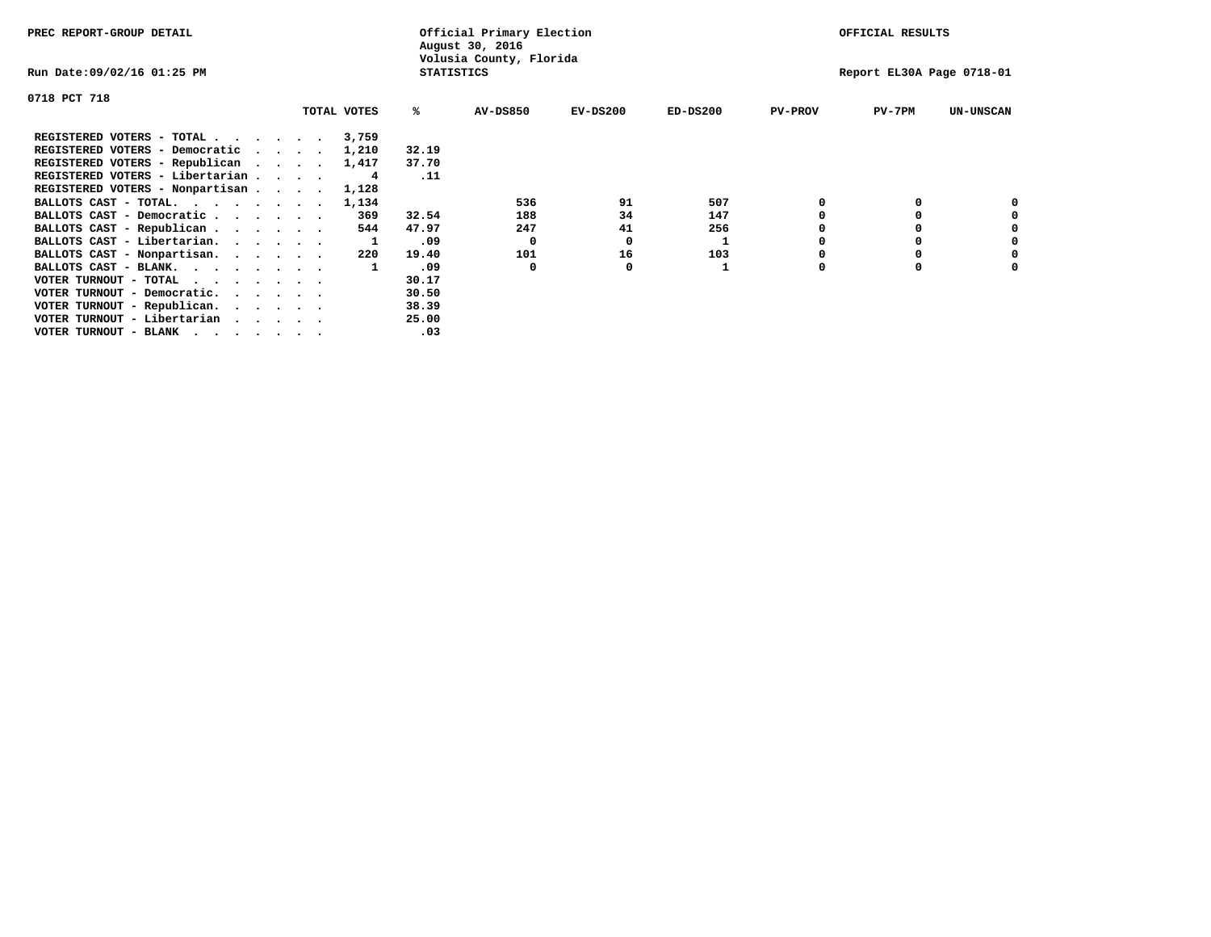PREC REPORT-GROUP DETAIL

Official Primary Election
August 30, 2016
Volusia County, Florida
STATISTICS

OFFICIAL RESULTS

Run Date:09/02/16 01:25 PM

Report EL30A Page 0718-01

0718 PCT 718

| | TOTAL VOTES | % | AV-DS850 | EV-DS200 | ED-DS200 | PV-PROV | PV-7PM | UN-UNSCAN |
|---|---|---|---|---|---|---|---|---|
| REGISTERED VOTERS - TOTAL . . . . . . | 3,759 | | | | | | | |
| REGISTERED VOTERS - Democratic . . . . | 1,210 | 32.19 | | | | | | |
| REGISTERED VOTERS - Republican . . . . | 1,417 | 37.70 | | | | | | |
| REGISTERED VOTERS - Libertarian . . . . | 4 | .11 | | | | | | |
| REGISTERED VOTERS - Nonpartisan . . . . | 1,128 | | | | | | | |
| BALLOTS CAST - TOTAL. . . . . . . . | 1,134 | | 536 | 91 | 507 | 0 | 0 | 0 |
| BALLOTS CAST - Democratic . . . . . . | 369 | 32.54 | 188 | 34 | 147 | 0 | 0 | 0 |
| BALLOTS CAST - Republican . . . . . . | 544 | 47.97 | 247 | 41 | 256 | 0 | 0 | 0 |
| BALLOTS CAST - Libertarian. . . . . . | 1 | .09 | 0 | 0 | 1 | 0 | 0 | 0 |
| BALLOTS CAST - Nonpartisan. . . . . . | 220 | 19.40 | 101 | 16 | 103 | 0 | 0 | 0 |
| BALLOTS CAST - BLANK. . . . . . . . | 1 | .09 | 0 | 0 | 1 | 0 | 0 | 0 |
| VOTER TURNOUT - TOTAL . . . . . . . | | 30.17 | | | | | | |
| VOTER TURNOUT - Democratic. . . . . . | | 30.50 | | | | | | |
| VOTER TURNOUT - Republican. . . . . . | | 38.39 | | | | | | |
| VOTER TURNOUT - Libertarian . . . . . | | 25.00 | | | | | | |
| VOTER TURNOUT - BLANK . . . . . . . | | .03 | | | | | | |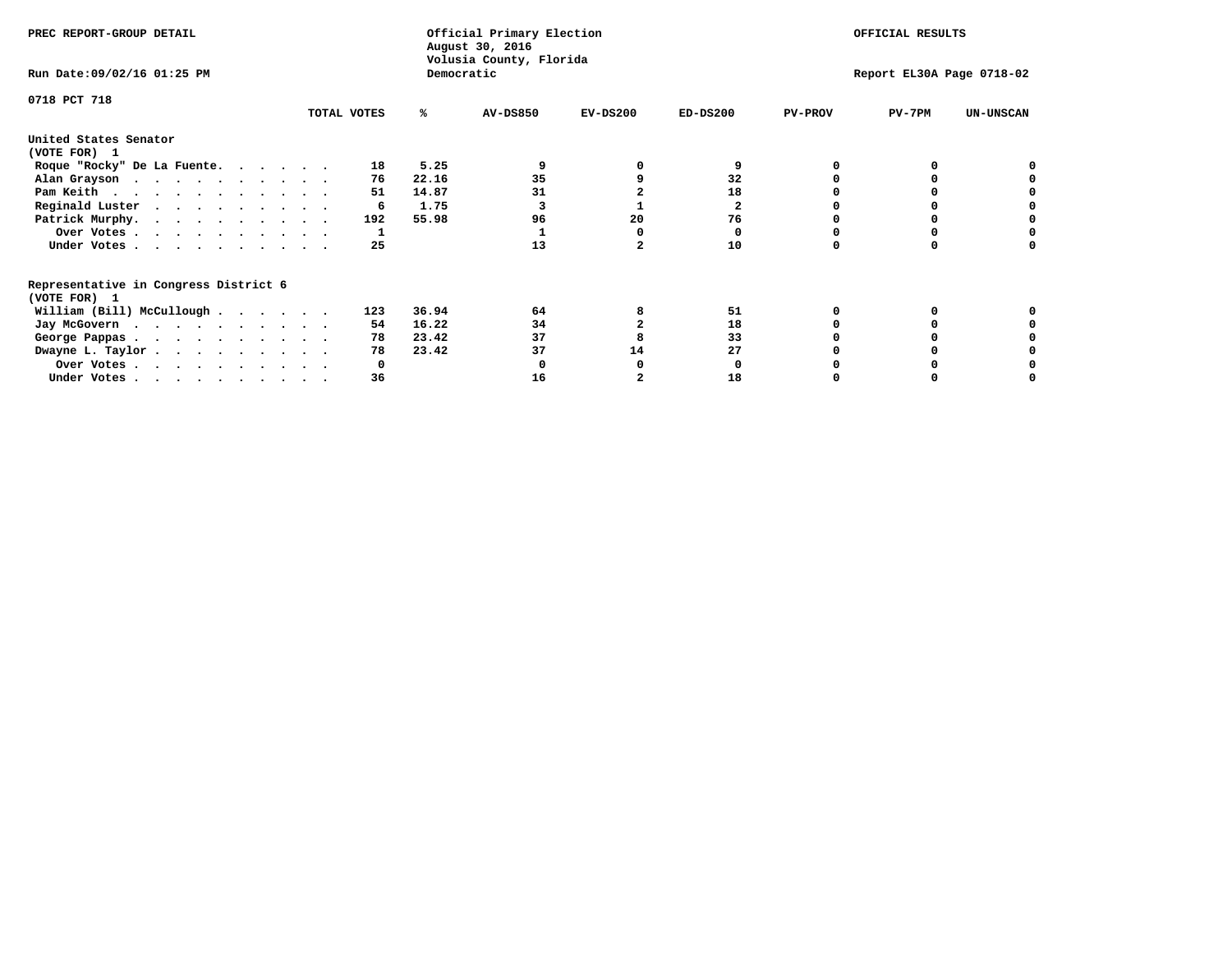PREC REPORT-GROUP DETAIL

Official Primary Election
August 30, 2016
Volusia County, Florida
Democratic

OFFICIAL RESULTS

Run Date:09/02/16 01:25 PM

Report EL30A Page 0718-02

0718 PCT 718

| | TOTAL VOTES | % | AV-DS850 | EV-DS200 | ED-DS200 | PV-PROV | PV-7PM | UN-UNSCAN |
|---|---|---|---|---|---|---|---|---|
| **United States Senator** | | | | | | | | |
| **(VOTE FOR) 1** | | | | | | | | |
| Roque "Rocky" De La Fuente. . . . . . | 18 | 5.25 | 9 | 0 | 9 | 0 | 0 | 0 |
| Alan Grayson . . . . . . . . . . . | 76 | 22.16 | 35 | 9 | 32 | 0 | 0 | 0 |
| Pam Keith . . . . . . . . . . . . | 51 | 14.87 | 31 | 2 | 18 | 0 | 0 | 0 |
| Reginald Luster . . . . . . . . . . | 6 | 1.75 | 3 | 1 | 2 | 0 | 0 | 0 |
| Patrick Murphy. . . . . . . . . . . | 192 | 55.98 | 96 | 20 | 76 | 0 | 0 | 0 |
| Over Votes . . . . . . . . . . . | 1 | | 1 | 0 | 0 | 0 | 0 | 0 |
| Under Votes . . . . . . . . . . . | 25 | | 13 | 2 | 10 | 0 | 0 | 0 |
| **Representative in Congress District 6** | | | | | | | | |
| **(VOTE FOR) 1** | | | | | | | | |
| William (Bill) McCullough . . . . . . | 123 | 36.94 | 64 | 8 | 51 | 0 | 0 | 0 |
| Jay McGovern . . . . . . . . . . . | 54 | 16.22 | 34 | 2 | 18 | 0 | 0 | 0 |
| George Pappas . . . . . . . . . . . | 78 | 23.42 | 37 | 8 | 33 | 0 | 0 | 0 |
| Dwayne L. Taylor . . . . . . . . . . | 78 | 23.42 | 37 | 14 | 27 | 0 | 0 | 0 |
| Over Votes . . . . . . . . . . . | 0 | | 0 | 0 | 0 | 0 | 0 | 0 |
| Under Votes . . . . . . . . . . . | 36 | | 16 | 2 | 18 | 0 | 0 | 0 |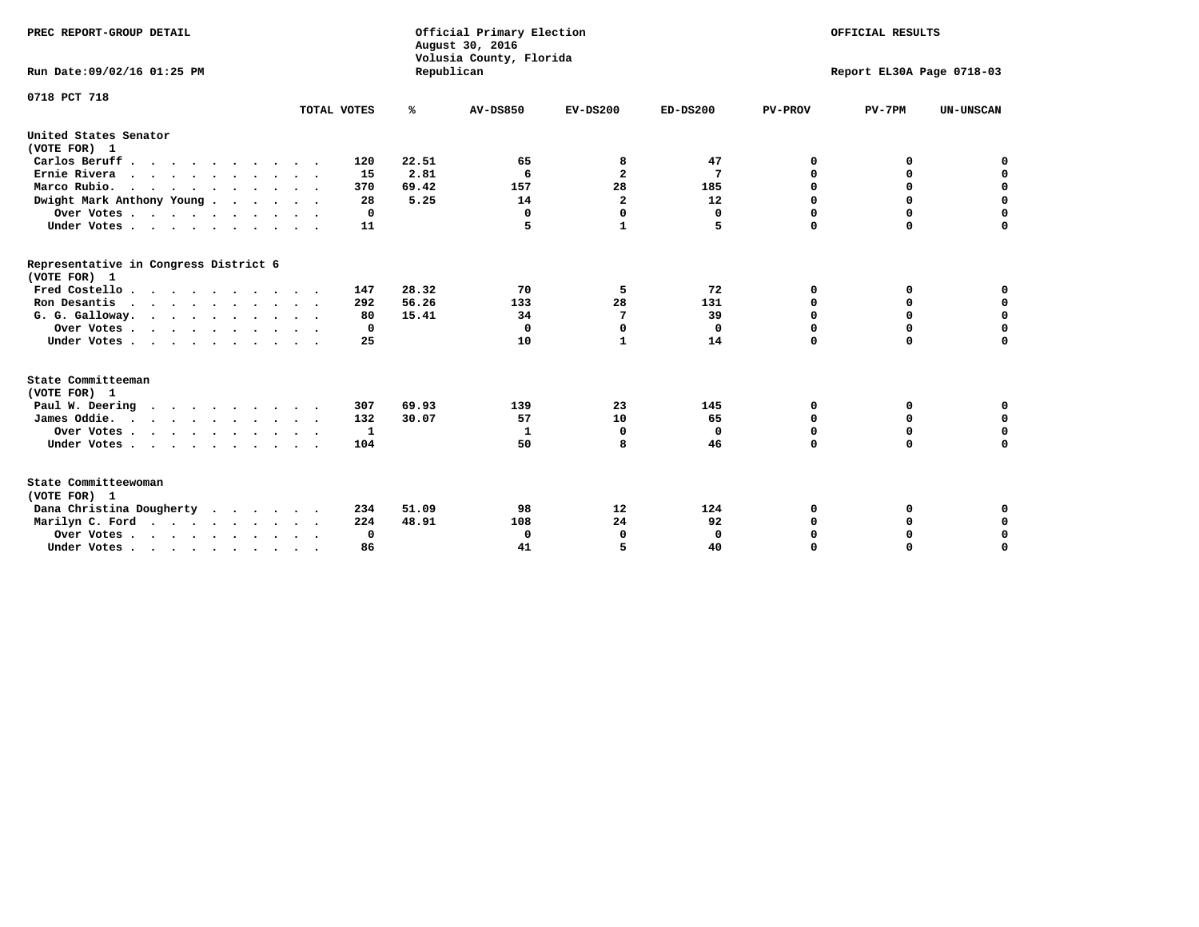PREC REPORT-GROUP DETAIL

Official Primary Election
August 30, 2016
Volusia County, Florida
Republican

OFFICIAL RESULTS

Run Date:09/02/16 01:25 PM

Report EL30A Page 0718-03

0718 PCT 718

| | TOTAL VOTES | % | AV-DS850 | EV-DS200 | ED-DS200 | PV-PROV | PV-7PM | UN-UNSCAN |
|---|---|---|---|---|---|---|---|---|
| **United States Senator** | | | | | | | | |
| **(VOTE FOR) 1** | | | | | | | | |
| Carlos Beruff | 120 | 22.51 | 65 | 8 | 47 | 0 | 0 | 0 |
| Ernie Rivera | 15 | 2.81 | 6 | 2 | 7 | 0 | 0 | 0 |
| Marco Rubio | 370 | 69.42 | 157 | 28 | 185 | 0 | 0 | 0 |
| Dwight Mark Anthony Young | 28 | 5.25 | 14 | 2 | 12 | 0 | 0 | 0 |
| Over Votes | 0 | | 0 | 0 | 0 | 0 | 0 | 0 |
| Under Votes | 11 | | 5 | 1 | 5 | 0 | 0 | 0 |
| **Representative in Congress District 6** | | | | | | | | |
| **(VOTE FOR) 1** | | | | | | | | |
| Fred Costello | 147 | 28.32 | 70 | 5 | 72 | 0 | 0 | 0 |
| Ron Desantis | 292 | 56.26 | 133 | 28 | 131 | 0 | 0 | 0 |
| G. G. Galloway | 80 | 15.41 | 34 | 7 | 39 | 0 | 0 | 0 |
| Over Votes | 0 | | 0 | 0 | 0 | 0 | 0 | 0 |
| Under Votes | 25 | | 10 | 1 | 14 | 0 | 0 | 0 |
| **State Committeeman** | | | | | | | | |
| **(VOTE FOR) 1** | | | | | | | | |
| Paul W. Deering | 307 | 69.93 | 139 | 23 | 145 | 0 | 0 | 0 |
| James Oddie | 132 | 30.07 | 57 | 10 | 65 | 0 | 0 | 0 |
| Over Votes | 1 | | 1 | 0 | 0 | 0 | 0 | 0 |
| Under Votes | 104 | | 50 | 8 | 46 | 0 | 0 | 0 |
| **State Committeewoman** | | | | | | | | |
| **(VOTE FOR) 1** | | | | | | | | |
| Dana Christina Dougherty | 234 | 51.09 | 98 | 12 | 124 | 0 | 0 | 0 |
| Marilyn C. Ford | 224 | 48.91 | 108 | 24 | 92 | 0 | 0 | 0 |
| Over Votes | 0 | | 0 | 0 | 0 | 0 | 0 | 0 |
| Under Votes | 86 | | 41 | 5 | 40 | 0 | 0 | 0 |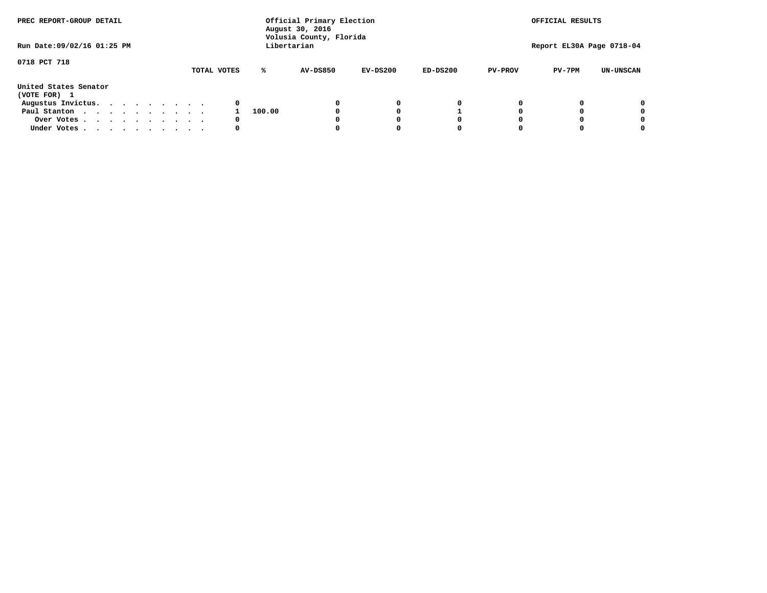PREC REPORT-GROUP DETAIL

Official Primary Election
August 30, 2016
Volusia County, Florida
Libertarian

OFFICIAL RESULTS

Run Date:09/02/16 01:25 PM

Report EL30A Page 0718-04

0718 PCT 718

United States Senator
(VOTE FOR) 1

| | TOTAL VOTES | % | AV-DS850 | EV-DS200 | ED-DS200 | PV-PROV | PV-7PM | UN-UNSCAN |
|---|---|---|---|---|---|---|---|---|
| Augustus Invictus. . . . . . . . . . | 0 | | 0 | 0 | 0 | 0 | 0 | 0 |
| Paul Stanton . . . . . . . . . . . | 1 | 100.00 | 0 | 0 | 1 | 0 | 0 | 0 |
| Over Votes . . . . . . . . . . . | 0 | | 0 | 0 | 0 | 0 | 0 | 0 |
| Under Votes . . . . . . . . . . . | 0 | | 0 | 0 | 0 | 0 | 0 | 0 |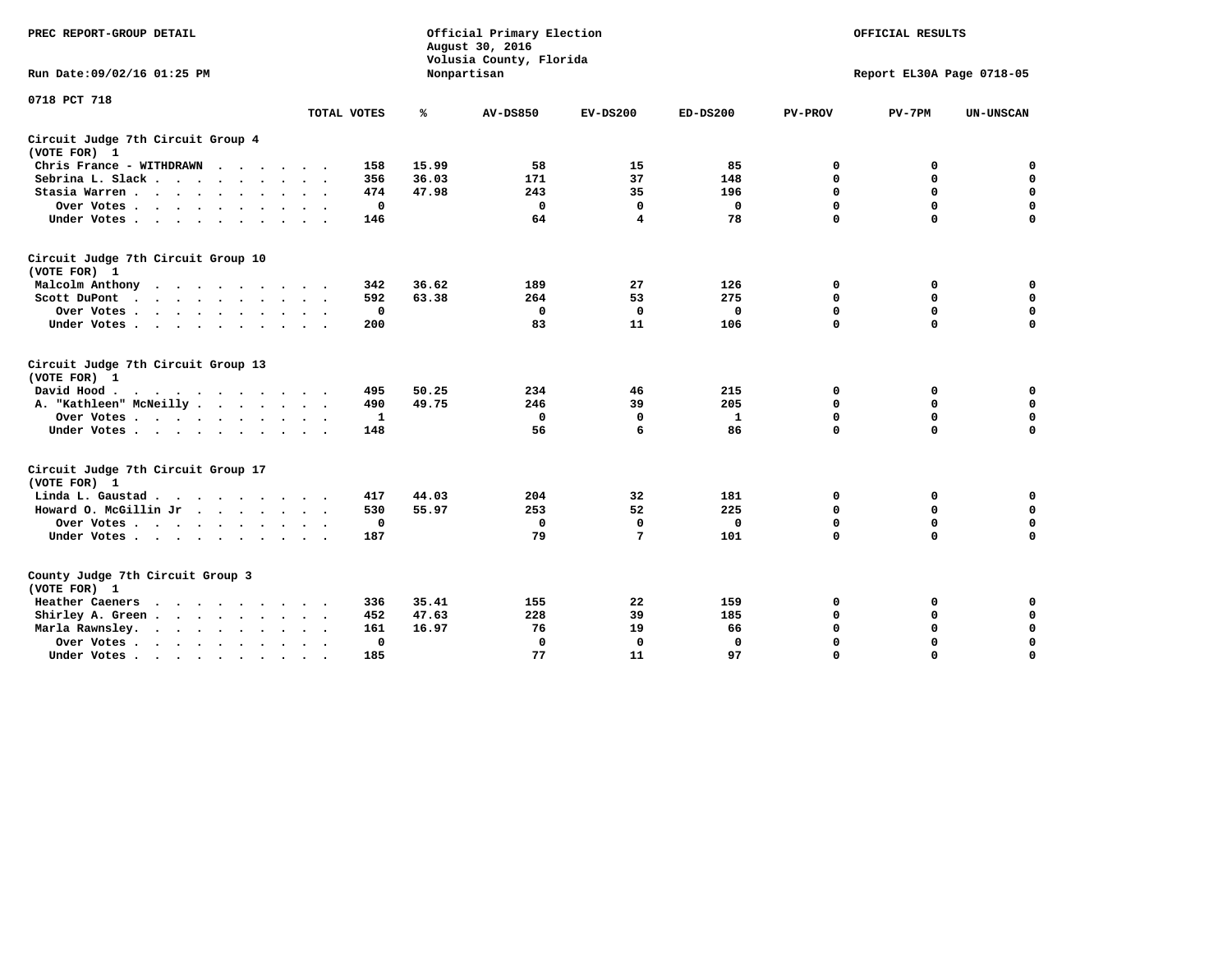PREC REPORT-GROUP DETAIL

Official Primary Election
August 30, 2016
Volusia County, Florida
Nonpartisan

OFFICIAL RESULTS

Run Date:09/02/16 01:25 PM

Report EL30A Page 0718-05

0718 PCT 718

| | TOTAL VOTES | % | AV-DS850 | EV-DS200 | ED-DS200 | PV-PROV | PV-7PM | UN-UNSCAN |
|---|---|---|---|---|---|---|---|---|
| **Circuit Judge 7th Circuit Group 4** | | | | | | | | |
| **(VOTE FOR) 1** | | | | | | | | |
| Chris France - WITHDRAWN | 158 | 15.99 | 58 | 15 | 85 | 0 | 0 | 0 |
| Sebrina L. Slack | 356 | 36.03 | 171 | 37 | 148 | 0 | 0 | 0 |
| Stasia Warren | 474 | 47.98 | 243 | 35 | 196 | 0 | 0 | 0 |
| Over Votes | 0 | | 0 | 0 | 0 | 0 | 0 | 0 |
| Under Votes | 146 | | 64 | 4 | 78 | 0 | 0 | 0 |
| **Circuit Judge 7th Circuit Group 10** | | | | | | | | |
| **(VOTE FOR) 1** | | | | | | | | |
| Malcolm Anthony | 342 | 36.62 | 189 | 27 | 126 | 0 | 0 | 0 |
| Scott DuPont | 592 | 63.38 | 264 | 53 | 275 | 0 | 0 | 0 |
| Over Votes | 0 | | 0 | 0 | 0 | 0 | 0 | 0 |
| Under Votes | 200 | | 83 | 11 | 106 | 0 | 0 | 0 |
| **Circuit Judge 7th Circuit Group 13** | | | | | | | | |
| **(VOTE FOR) 1** | | | | | | | | |
| David Hood | 495 | 50.25 | 234 | 46 | 215 | 0 | 0 | 0 |
| A. "Kathleen" McNeilly | 490 | 49.75 | 246 | 39 | 205 | 0 | 0 | 0 |
| Over Votes | 1 | | 0 | 0 | 1 | 0 | 0 | 0 |
| Under Votes | 148 | | 56 | 6 | 86 | 0 | 0 | 0 |
| **Circuit Judge 7th Circuit Group 17** | | | | | | | | |
| **(VOTE FOR) 1** | | | | | | | | |
| Linda L. Gaustad | 417 | 44.03 | 204 | 32 | 181 | 0 | 0 | 0 |
| Howard O. McGillin Jr | 530 | 55.97 | 253 | 52 | 225 | 0 | 0 | 0 |
| Over Votes | 0 | | 0 | 0 | 0 | 0 | 0 | 0 |
| Under Votes | 187 | | 79 | 7 | 101 | 0 | 0 | 0 |
| **County Judge 7th Circuit Group 3** | | | | | | | | |
| **(VOTE FOR) 1** | | | | | | | | |
| Heather Caeners | 336 | 35.41 | 155 | 22 | 159 | 0 | 0 | 0 |
| Shirley A. Green | 452 | 47.63 | 228 | 39 | 185 | 0 | 0 | 0 |
| Marla Rawnsley. | 161 | 16.97 | 76 | 19 | 66 | 0 | 0 | 0 |
| Over Votes | 0 | | 0 | 0 | 0 | 0 | 0 | 0 |
| Under Votes | 185 | | 77 | 11 | 97 | 0 | 0 | 0 |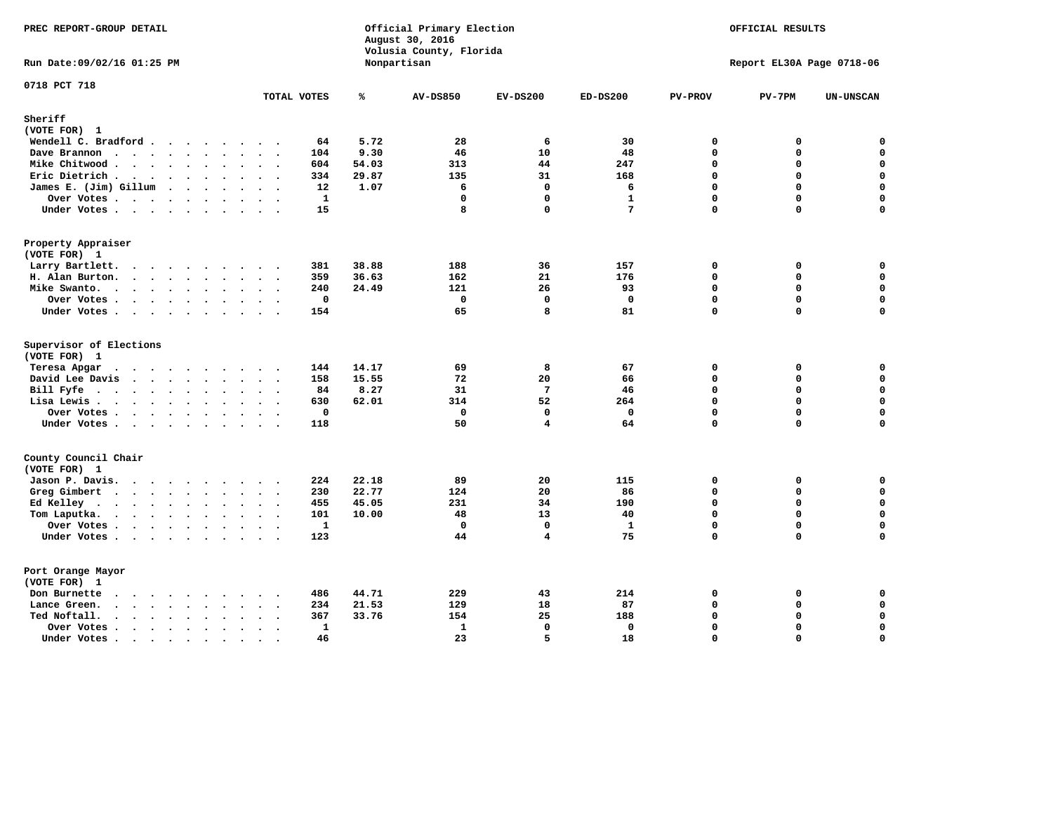PREC REPORT-GROUP DETAIL

Official Primary Election
August 30, 2016
Volusia County, Florida
Nonpartisan

OFFICIAL RESULTS

Run Date:09/02/16 01:25 PM

Report EL30A Page 0718-06

0718 PCT 718

| | TOTAL VOTES | % | AV-DS850 | EV-DS200 | ED-DS200 | PV-PROV | PV-7PM | UN-UNSCAN |
|---|---|---|---|---|---|---|---|---|
| **Sheriff** | | | | | | | | |
| (VOTE FOR) 1 | | | | | | | | |
| Wendell C. Bradford | 64 | 5.72 | 28 | 6 | 30 | 0 | 0 | 0 |
| Dave Brannon | 104 | 9.30 | 46 | 10 | 48 | 0 | 0 | 0 |
| Mike Chitwood | 604 | 54.03 | 313 | 44 | 247 | 0 | 0 | 0 |
| Eric Dietrich | 334 | 29.87 | 135 | 31 | 168 | 0 | 0 | 0 |
| James E. (Jim) Gillum | 12 | 1.07 | 6 | 0 | 6 | 0 | 0 | 0 |
| Over Votes | 1 | | 0 | 0 | 1 | 0 | 0 | 0 |
| Under Votes | 15 | | 8 | 0 | 7 | 0 | 0 | 0 |
| **Property Appraiser** | | | | | | | | |
| (VOTE FOR) 1 | | | | | | | | |
| Larry Bartlett | 381 | 38.88 | 188 | 36 | 157 | 0 | 0 | 0 |
| H. Alan Burton | 359 | 36.63 | 162 | 21 | 176 | 0 | 0 | 0 |
| Mike Swanto | 240 | 24.49 | 121 | 26 | 93 | 0 | 0 | 0 |
| Over Votes | 0 | | 0 | 0 | 0 | 0 | 0 | 0 |
| Under Votes | 154 | | 65 | 8 | 81 | 0 | 0 | 0 |
| **Supervisor of Elections** | | | | | | | | |
| (VOTE FOR) 1 | | | | | | | | |
| Teresa Apgar | 144 | 14.17 | 69 | 8 | 67 | 0 | 0 | 0 |
| David Lee Davis | 158 | 15.55 | 72 | 20 | 66 | 0 | 0 | 0 |
| Bill Fyfe | 84 | 8.27 | 31 | 7 | 46 | 0 | 0 | 0 |
| Lisa Lewis | 630 | 62.01 | 314 | 52 | 264 | 0 | 0 | 0 |
| Over Votes | 0 | | 0 | 0 | 0 | 0 | 0 | 0 |
| Under Votes | 118 | | 50 | 4 | 64 | 0 | 0 | 0 |
| **County Council Chair** | | | | | | | | |
| (VOTE FOR) 1 | | | | | | | | |
| Jason P. Davis | 224 | 22.18 | 89 | 20 | 115 | 0 | 0 | 0 |
| Greg Gimbert | 230 | 22.77 | 124 | 20 | 86 | 0 | 0 | 0 |
| Ed Kelley | 455 | 45.05 | 231 | 34 | 190 | 0 | 0 | 0 |
| Tom Laputka | 101 | 10.00 | 48 | 13 | 40 | 0 | 0 | 0 |
| Over Votes | 1 | | 0 | 0 | 1 | 0 | 0 | 0 |
| Under Votes | 123 | | 44 | 4 | 75 | 0 | 0 | 0 |
| **Port Orange Mayor** | | | | | | | | |
| (VOTE FOR) 1 | | | | | | | | |
| Don Burnette | 486 | 44.71 | 229 | 43 | 214 | 0 | 0 | 0 |
| Lance Green | 234 | 21.53 | 129 | 18 | 87 | 0 | 0 | 0 |
| Ted Noftall | 367 | 33.76 | 154 | 25 | 188 | 0 | 0 | 0 |
| Over Votes | 1 | | 1 | 0 | 0 | 0 | 0 | 0 |
| Under Votes | 46 | | 23 | 5 | 18 | 0 | 0 | 0 |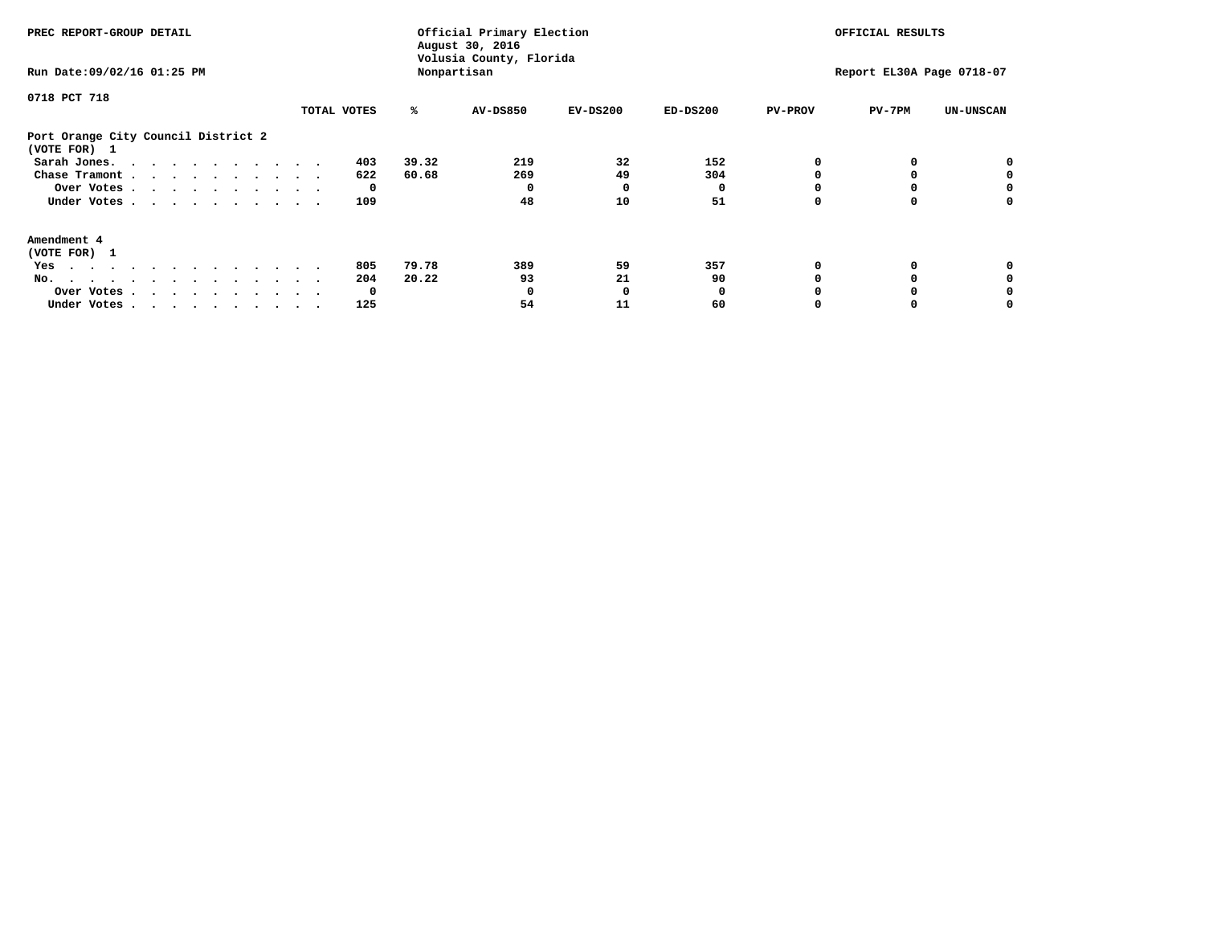PREC REPORT-GROUP DETAIL

Official Primary Election
August 30, 2016
Volusia County, Florida
Nonpartisan

OFFICIAL RESULTS

Run Date:09/02/16 01:25 PM

Report EL30A Page 0718-07

0718 PCT 718

| | TOTAL VOTES | % | AV-DS850 | EV-DS200 | ED-DS200 | PV-PROV | PV-7PM | UN-UNSCAN |
|---|---|---|---|---|---|---|---|---|
| **Port Orange City Council District 2** | | | | | | | | |
| **(VOTE FOR) 1** | | | | | | | | |
| Sarah Jones | 403 | 39.32 | 219 | 32 | 152 | 0 | 0 | 0 |
| Chase Tramont | 622 | 60.68 | 269 | 49 | 304 | 0 | 0 | 0 |
| Over Votes | 0 | | 0 | 0 | 0 | 0 | 0 | 0 |
| Under Votes | 109 | | 48 | 10 | 51 | 0 | 0 | 0 |
| **Amendment 4** | | | | | | | | |
| **(VOTE FOR) 1** | | | | | | | | |
| Yes | 805 | 79.78 | 389 | 59 | 357 | 0 | 0 | 0 |
| No | 204 | 20.22 | 93 | 21 | 90 | 0 | 0 | 0 |
| Over Votes | 0 | | 0 | 0 | 0 | 0 | 0 | 0 |
| Under Votes | 125 | | 54 | 11 | 60 | 0 | 0 | 0 |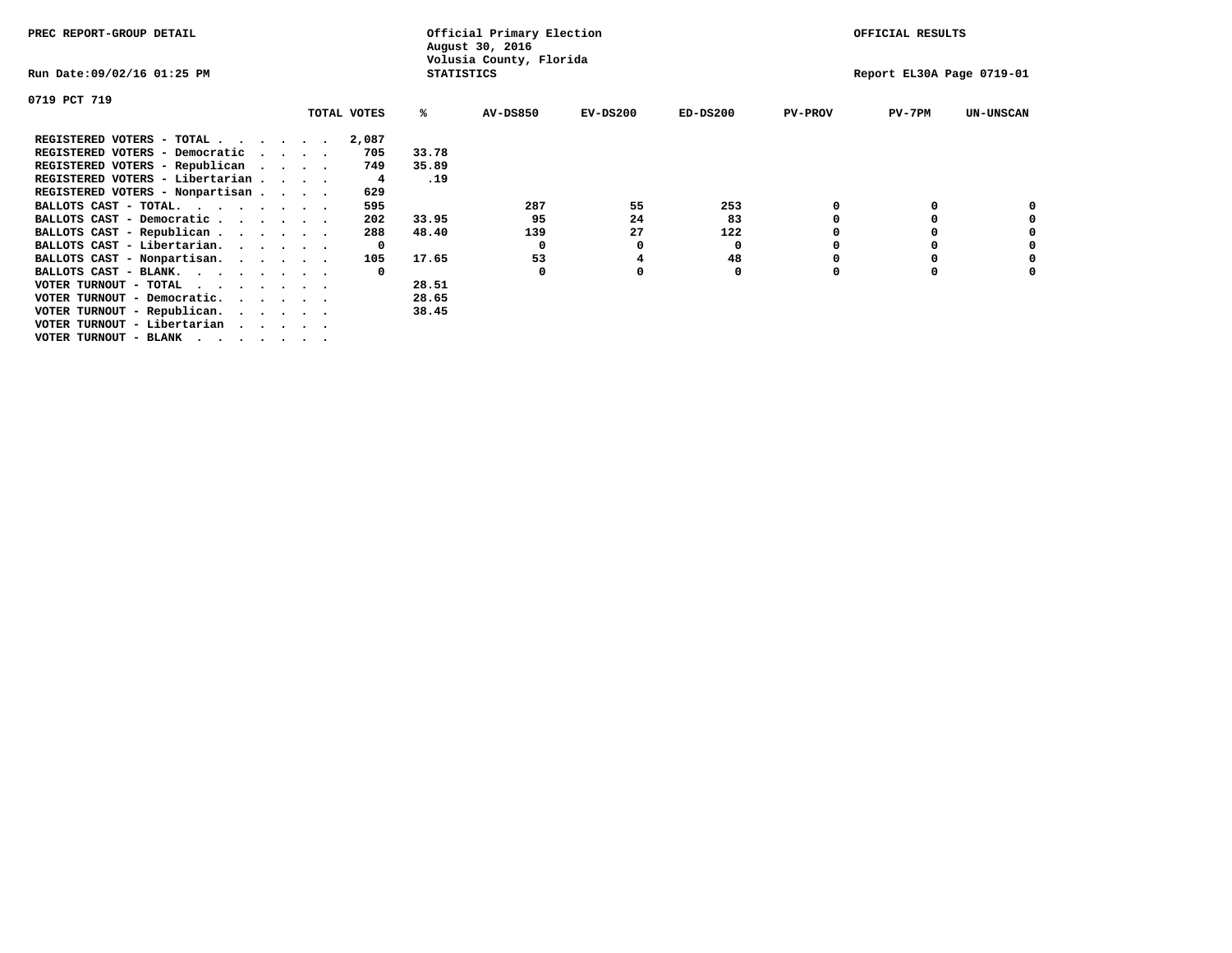PREC REPORT-GROUP DETAIL

Official Primary Election
August 30, 2016
Volusia County, Florida
STATISTICS

OFFICIAL RESULTS

Run Date:09/02/16 01:25 PM

Report EL30A Page 0719-01

0719 PCT 719

| | TOTAL VOTES | % | AV-DS850 | EV-DS200 | ED-DS200 | PV-PROV | PV-7PM | UN-UNSCAN |
|---|---|---|---|---|---|---|---|---|
| REGISTERED VOTERS - TOTAL . . . . . . | 2,087 | | | | | | | |
| REGISTERED VOTERS - Democratic . . . . | 705 | 33.78 | | | | | | |
| REGISTERED VOTERS - Republican . . . . | 749 | 35.89 | | | | | | |
| REGISTERED VOTERS - Libertarian . . . . | 4 | .19 | | | | | | |
| REGISTERED VOTERS - Nonpartisan . . . . | 629 | | | | | | | |
| BALLOTS CAST - TOTAL. . . . . . . . | 595 | | 287 | 55 | 253 | 0 | 0 | 0 |
| BALLOTS CAST - Democratic . . . . . . | 202 | 33.95 | 95 | 24 | 83 | 0 | 0 | 0 |
| BALLOTS CAST - Republican . . . . . . | 288 | 48.40 | 139 | 27 | 122 | 0 | 0 | 0 |
| BALLOTS CAST - Libertarian. . . . . . | 0 | | 0 | 0 | 0 | 0 | 0 | 0 |
| BALLOTS CAST - Nonpartisan. . . . . . | 105 | 17.65 | 53 | 4 | 48 | 0 | 0 | 0 |
| BALLOTS CAST - BLANK. . . . . . . . | 0 | | 0 | 0 | 0 | 0 | 0 | 0 |
| VOTER TURNOUT - TOTAL . . . . . . . | | 28.51 | | | | | | |
| VOTER TURNOUT - Democratic. . . . . . | | 28.65 | | | | | | |
| VOTER TURNOUT - Republican. . . . . . | | 38.45 | | | | | | |
| VOTER TURNOUT - Libertarian . . . . . | | | | | | | | |
| VOTER TURNOUT - BLANK . . . . . . . | | | | | | | | |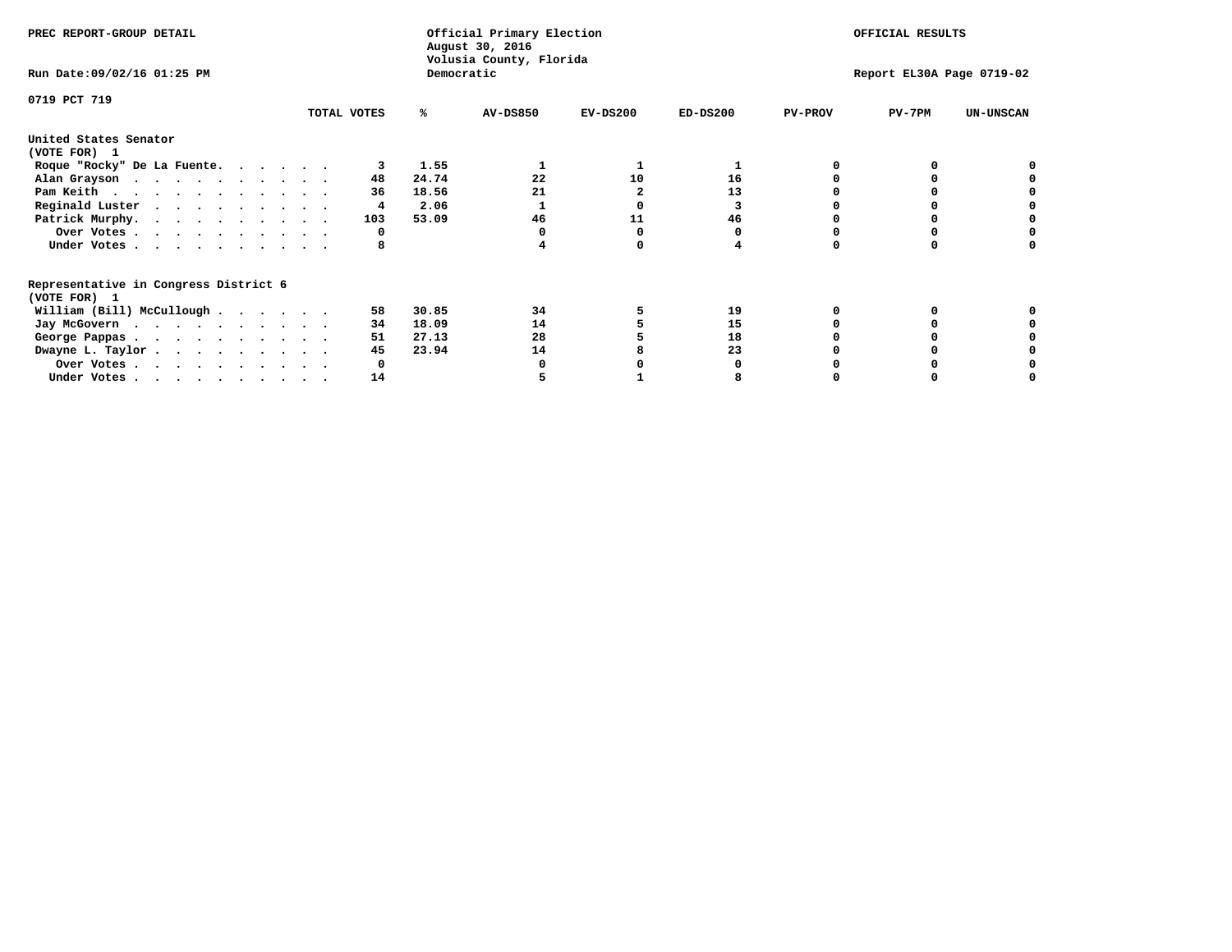PREC REPORT-GROUP DETAIL

Official Primary Election
August 30, 2016
Volusia County, Florida
Democratic

OFFICIAL RESULTS

Run Date:09/02/16 01:25 PM

Report EL30A Page 0719-02

0719 PCT 719

| | TOTAL VOTES | % | AV-DS850 | EV-DS200 | ED-DS200 | PV-PROV | PV-7PM | UN-UNSCAN |
|---|---|---|---|---|---|---|---|---|
| **United States Senator** | | | | | | | | |
| **(VOTE FOR) 1** | | | | | | | | |
| Roque "Rocky" De La Fuente | 3 | 1.55 | 1 | 1 | 1 | 0 | 0 | 0 |
| Alan Grayson | 48 | 24.74 | 22 | 10 | 16 | 0 | 0 | 0 |
| Pam Keith | 36 | 18.56 | 21 | 2 | 13 | 0 | 0 | 0 |
| Reginald Luster | 4 | 2.06 | 1 | 0 | 3 | 0 | 0 | 0 |
| Patrick Murphy | 103 | 53.09 | 46 | 11 | 46 | 0 | 0 | 0 |
| Over Votes | 0 | | 0 | 0 | 0 | 0 | 0 | 0 |
| Under Votes | 8 | | 4 | 0 | 4 | 0 | 0 | 0 |
| **Representative in Congress District 6** | | | | | | | | |
| **(VOTE FOR) 1** | | | | | | | | |
| William (Bill) McCullough | 58 | 30.85 | 34 | 5 | 19 | 0 | 0 | 0 |
| Jay McGovern | 34 | 18.09 | 14 | 5 | 15 | 0 | 0 | 0 |
| George Pappas | 51 | 27.13 | 28 | 5 | 18 | 0 | 0 | 0 |
| Dwayne L. Taylor | 45 | 23.94 | 14 | 8 | 23 | 0 | 0 | 0 |
| Over Votes | 0 | | 0 | 0 | 0 | 0 | 0 | 0 |
| Under Votes | 14 | | 5 | 1 | 8 | 0 | 0 | 0 |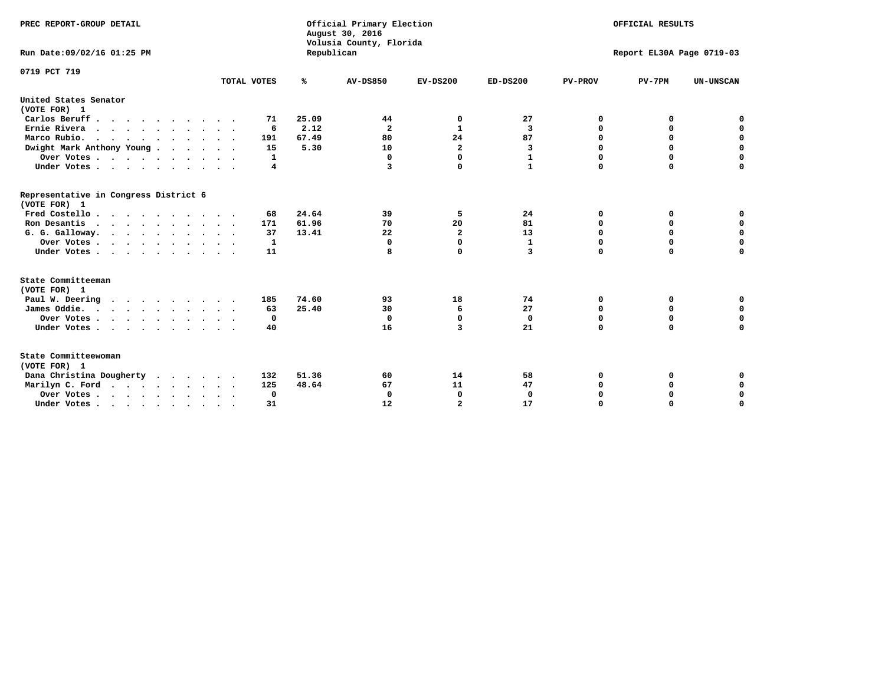PREC REPORT-GROUP DETAIL

Official Primary Election
August 30, 2016
Volusia County, Florida
Republican

OFFICIAL RESULTS

Run Date:09/02/16 01:25 PM

Report EL30A Page 0719-03

0719 PCT 719

| | TOTAL VOTES | % | AV-DS850 | EV-DS200 | ED-DS200 | PV-PROV | PV-7PM | UN-UNSCAN |
|---|---|---|---|---|---|---|---|---|
| **United States Senator (VOTE FOR) 1** | | | | | | | | |
| Carlos Beruff | 71 | 25.09 | 44 | 0 | 27 | 0 | 0 | 0 |
| Ernie Rivera | 6 | 2.12 | 2 | 1 | 3 | 0 | 0 | 0 |
| Marco Rubio. | 191 | 67.49 | 80 | 24 | 87 | 0 | 0 | 0 |
| Dwight Mark Anthony Young | 15 | 5.30 | 10 | 2 | 3 | 0 | 0 | 0 |
| Over Votes | 1 | | 0 | 0 | 1 | 0 | 0 | 0 |
| Under Votes | 4 | | 3 | 0 | 1 | 0 | 0 | 0 |
| **Representative in Congress District 6 (VOTE FOR) 1** | | | | | | | | |
| Fred Costello | 68 | 24.64 | 39 | 5 | 24 | 0 | 0 | 0 |
| Ron Desantis | 171 | 61.96 | 70 | 20 | 81 | 0 | 0 | 0 |
| G. G. Galloway. | 37 | 13.41 | 22 | 2 | 13 | 0 | 0 | 0 |
| Over Votes | 1 | | 0 | 0 | 1 | 0 | 0 | 0 |
| Under Votes | 11 | | 8 | 0 | 3 | 0 | 0 | 0 |
| **State Committeeman (VOTE FOR) 1** | | | | | | | | |
| Paul W. Deering | 185 | 74.60 | 93 | 18 | 74 | 0 | 0 | 0 |
| James Oddie. | 63 | 25.40 | 30 | 6 | 27 | 0 | 0 | 0 |
| Over Votes | 0 | | 0 | 0 | 0 | 0 | 0 | 0 |
| Under Votes | 40 | | 16 | 3 | 21 | 0 | 0 | 0 |
| **State Committeewoman (VOTE FOR) 1** | | | | | | | | |
| Dana Christina Dougherty | 132 | 51.36 | 60 | 14 | 58 | 0 | 0 | 0 |
| Marilyn C. Ford | 125 | 48.64 | 67 | 11 | 47 | 0 | 0 | 0 |
| Over Votes | 0 | | 0 | 0 | 0 | 0 | 0 | 0 |
| Under Votes | 31 | | 12 | 2 | 17 | 0 | 0 | 0 |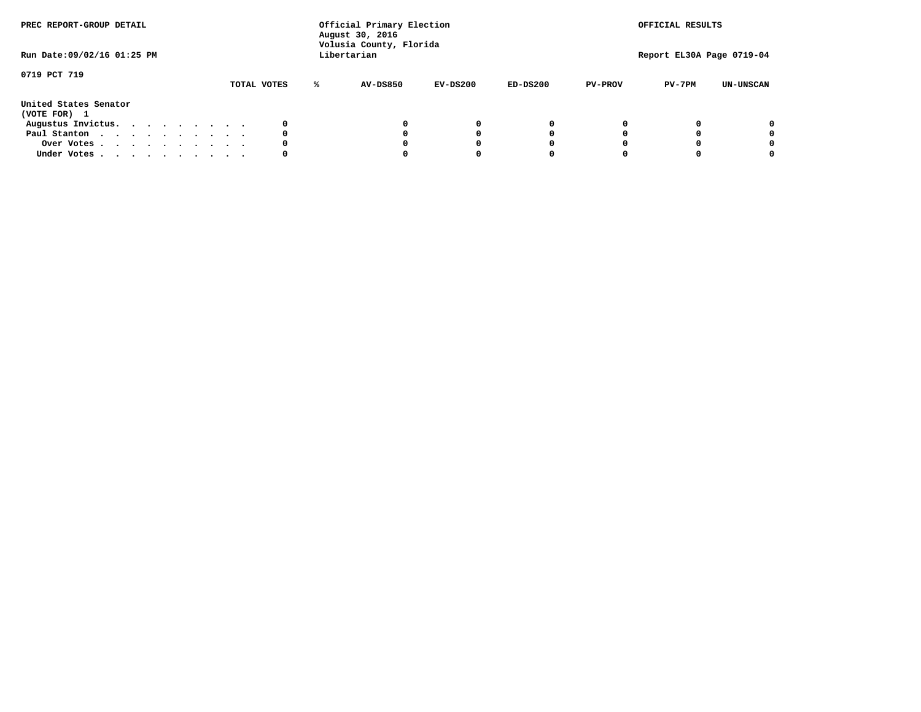PREC REPORT-GROUP DETAIL

Official Primary Election
August 30, 2016
Volusia County, Florida
Libertarian

OFFICIAL RESULTS

Run Date:09/02/16 01:25 PM

Report EL30A Page 0719-04

0719 PCT 719

United States Senator
(VOTE FOR) 1

| | TOTAL VOTES | % | AV-DS850 | EV-DS200 | ED-DS200 | PV-PROV | PV-7PM | UN-UNSCAN |
|---|---|---|---|---|---|---|---|---|
| Augustus Invictus. . . . . . . . . . | 0 | | 0 | 0 | 0 | 0 | 0 | 0 |
| Paul Stanton . . . . . . . . . . . | 0 | | 0 | 0 | 0 | 0 | 0 | 0 |
| Over Votes . . . . . . . . . . . | 0 | | 0 | 0 | 0 | 0 | 0 | 0 |
| Under Votes . . . . . . . . . . . | 0 | | 0 | 0 | 0 | 0 | 0 | 0 |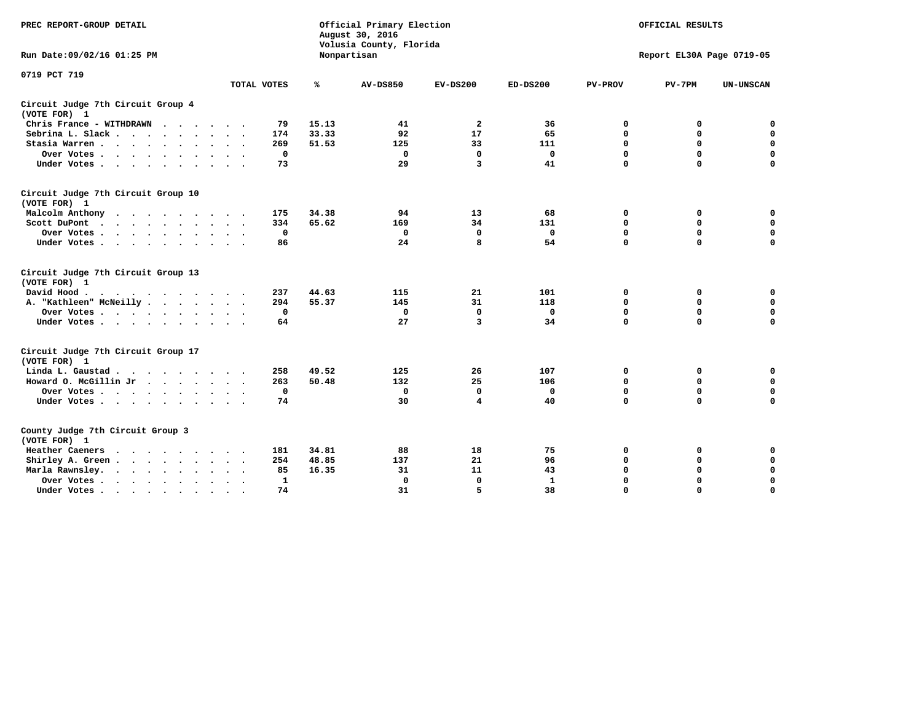PREC REPORT-GROUP DETAIL

Official Primary Election
August 30, 2016
Volusia County, Florida
Nonpartisan

OFFICIAL RESULTS

Run Date:09/02/16 01:25 PM

Report EL30A Page 0719-05

0719 PCT 719

| | TOTAL VOTES | % | AV-DS850 | EV-DS200 | ED-DS200 | PV-PROV | PV-7PM | UN-UNSCAN |
|---|---|---|---|---|---|---|---|---|
| **Circuit Judge 7th Circuit Group 4 (VOTE FOR) 1** | | | | | | | | |
| Chris France - WITHDRAWN | 79 | 15.13 | 41 | 2 | 36 | 0 | 0 | 0 |
| Sebrina L. Slack | 174 | 33.33 | 92 | 17 | 65 | 0 | 0 | 0 |
| Stasia Warren | 269 | 51.53 | 125 | 33 | 111 | 0 | 0 | 0 |
| Over Votes | 0 | | 0 | 0 | 0 | 0 | 0 | 0 |
| Under Votes | 73 | | 29 | 3 | 41 | 0 | 0 | 0 |
| **Circuit Judge 7th Circuit Group 10 (VOTE FOR) 1** | | | | | | | | |
| Malcolm Anthony | 175 | 34.38 | 94 | 13 | 68 | 0 | 0 | 0 |
| Scott DuPont | 334 | 65.62 | 169 | 34 | 131 | 0 | 0 | 0 |
| Over Votes | 0 | | 0 | 0 | 0 | 0 | 0 | 0 |
| Under Votes | 86 | | 24 | 8 | 54 | 0 | 0 | 0 |
| **Circuit Judge 7th Circuit Group 13 (VOTE FOR) 1** | | | | | | | | |
| David Hood | 237 | 44.63 | 115 | 21 | 101 | 0 | 0 | 0 |
| A. "Kathleen" McNeilly | 294 | 55.37 | 145 | 31 | 118 | 0 | 0 | 0 |
| Over Votes | 0 | | 0 | 0 | 0 | 0 | 0 | 0 |
| Under Votes | 64 | | 27 | 3 | 34 | 0 | 0 | 0 |
| **Circuit Judge 7th Circuit Group 17 (VOTE FOR) 1** | | | | | | | | |
| Linda L. Gaustad | 258 | 49.52 | 125 | 26 | 107 | 0 | 0 | 0 |
| Howard O. McGillin Jr | 263 | 50.48 | 132 | 25 | 106 | 0 | 0 | 0 |
| Over Votes | 0 | | 0 | 0 | 0 | 0 | 0 | 0 |
| Under Votes | 74 | | 30 | 4 | 40 | 0 | 0 | 0 |
| **County Judge 7th Circuit Group 3 (VOTE FOR) 1** | | | | | | | | |
| Heather Caeners | 181 | 34.81 | 88 | 18 | 75 | 0 | 0 | 0 |
| Shirley A. Green | 254 | 48.85 | 137 | 21 | 96 | 0 | 0 | 0 |
| Marla Rawnsley | 85 | 16.35 | 31 | 11 | 43 | 0 | 0 | 0 |
| Over Votes | 1 | | 0 | 0 | 1 | 0 | 0 | 0 |
| Under Votes | 74 | | 31 | 5 | 38 | 0 | 0 | 0 |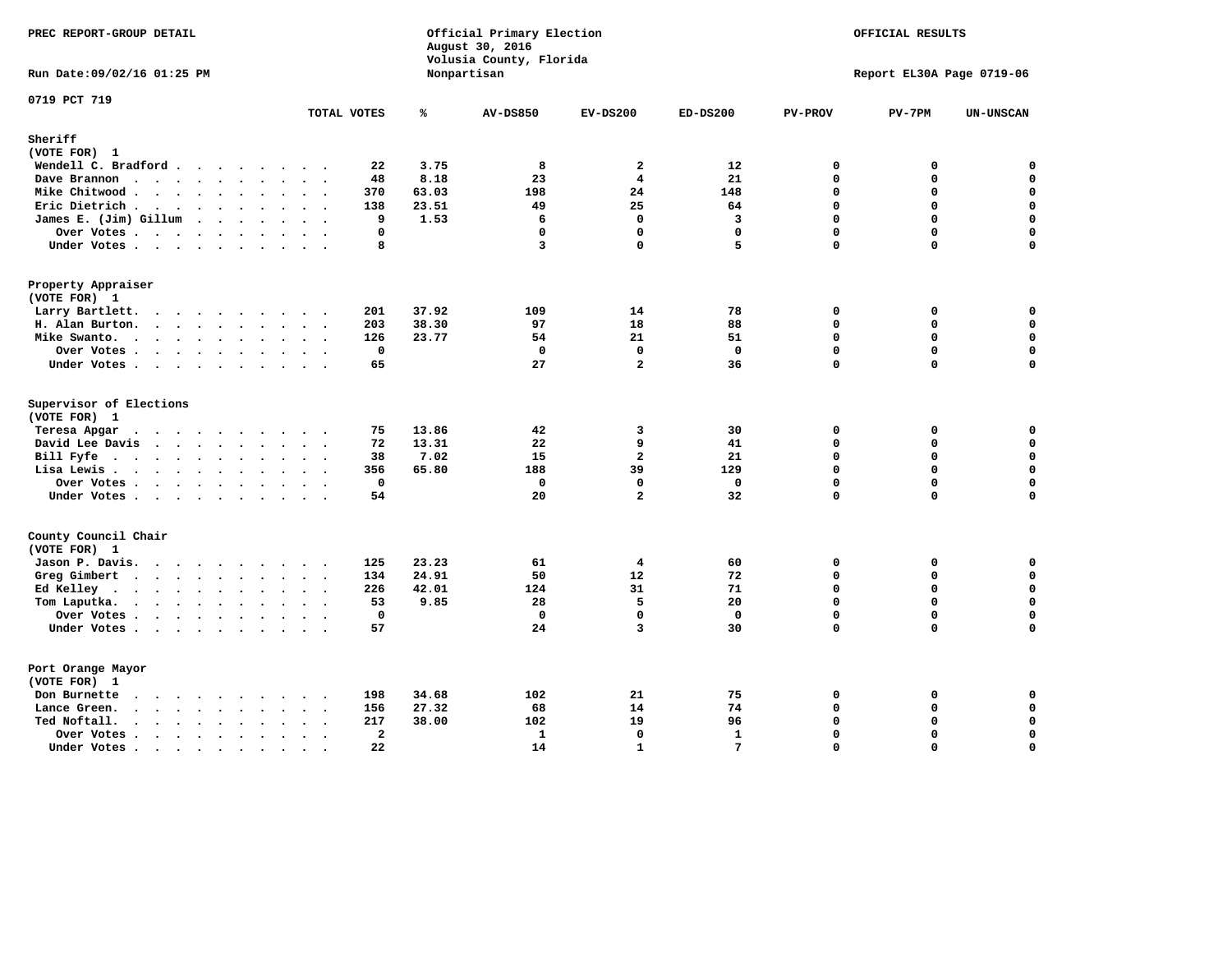PREC REPORT-GROUP DETAIL

Official Primary Election
August 30, 2016
Volusia County, Florida
Nonpartisan

OFFICIAL RESULTS

Run Date:09/02/16 01:25 PM

Report EL30A Page 0719-06

0719 PCT 719

| | TOTAL VOTES | % | AV-DS850 | EV-DS200 | ED-DS200 | PV-PROV | PV-7PM | UN-UNSCAN |
|---|---|---|---|---|---|---|---|---|
| **Sheriff** | | | | | | | | |
| **(VOTE FOR) 1** | | | | | | | | |
| Wendell C. Bradford | 22 | 3.75 | 8 | 2 | 12 | 0 | 0 | 0 |
| Dave Brannon | 48 | 8.18 | 23 | 4 | 21 | 0 | 0 | 0 |
| Mike Chitwood | 370 | 63.03 | 198 | 24 | 148 | 0 | 0 | 0 |
| Eric Dietrich | 138 | 23.51 | 49 | 25 | 64 | 0 | 0 | 0 |
| James E. (Jim) Gillum | 9 | 1.53 | 6 | 0 | 3 | 0 | 0 | 0 |
| Over Votes | 0 | | 0 | 0 | 0 | 0 | 0 | 0 |
| Under Votes | 8 | | 3 | 0 | 5 | 0 | 0 | 0 |
| **Property Appraiser** | | | | | | | | |
| **(VOTE FOR) 1** | | | | | | | | |
| Larry Bartlett | 201 | 37.92 | 109 | 14 | 78 | 0 | 0 | 0 |
| H. Alan Burton | 203 | 38.30 | 97 | 18 | 88 | 0 | 0 | 0 |
| Mike Swanto | 126 | 23.77 | 54 | 21 | 51 | 0 | 0 | 0 |
| Over Votes | 0 | | 0 | 0 | 0 | 0 | 0 | 0 |
| Under Votes | 65 | | 27 | 2 | 36 | 0 | 0 | 0 |
| **Supervisor of Elections** | | | | | | | | |
| **(VOTE FOR) 1** | | | | | | | | |
| Teresa Apgar | 75 | 13.86 | 42 | 3 | 30 | 0 | 0 | 0 |
| David Lee Davis | 72 | 13.31 | 22 | 9 | 41 | 0 | 0 | 0 |
| Bill Fyfe | 38 | 7.02 | 15 | 2 | 21 | 0 | 0 | 0 |
| Lisa Lewis | 356 | 65.80 | 188 | 39 | 129 | 0 | 0 | 0 |
| Over Votes | 0 | | 0 | 0 | 0 | 0 | 0 | 0 |
| Under Votes | 54 | | 20 | 2 | 32 | 0 | 0 | 0 |
| **County Council Chair** | | | | | | | | |
| **(VOTE FOR) 1** | | | | | | | | |
| Jason P. Davis | 125 | 23.23 | 61 | 4 | 60 | 0 | 0 | 0 |
| Greg Gimbert | 134 | 24.91 | 50 | 12 | 72 | 0 | 0 | 0 |
| Ed Kelley | 226 | 42.01 | 124 | 31 | 71 | 0 | 0 | 0 |
| Tom Laputka | 53 | 9.85 | 28 | 5 | 20 | 0 | 0 | 0 |
| Over Votes | 0 | | 0 | 0 | 0 | 0 | 0 | 0 |
| Under Votes | 57 | | 24 | 3 | 30 | 0 | 0 | 0 |
| **Port Orange Mayor** | | | | | | | | |
| **(VOTE FOR) 1** | | | | | | | | |
| Don Burnette | 198 | 34.68 | 102 | 21 | 75 | 0 | 0 | 0 |
| Lance Green | 156 | 27.32 | 68 | 14 | 74 | 0 | 0 | 0 |
| Ted Noftall | 217 | 38.00 | 102 | 19 | 96 | 0 | 0 | 0 |
| Over Votes | 2 | | 1 | 0 | 1 | 0 | 0 | 0 |
| Under Votes | 22 | | 14 | 1 | 7 | 0 | 0 | 0 |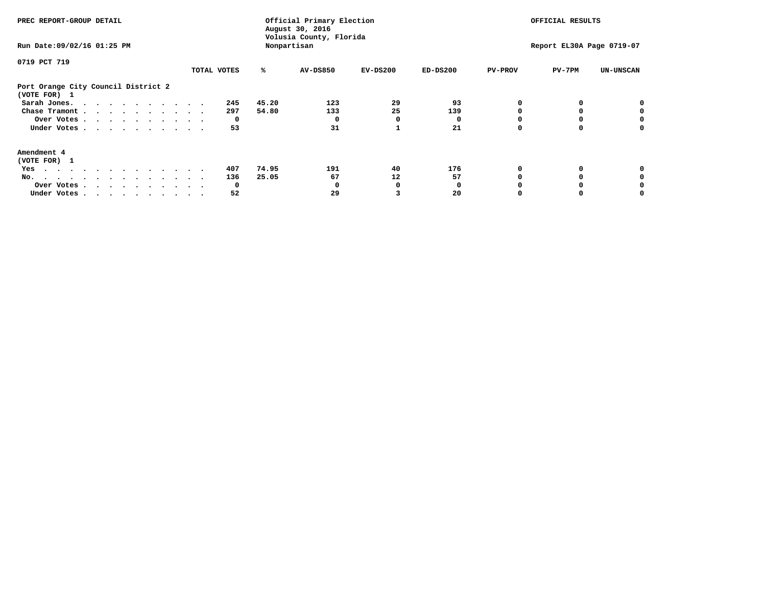PREC REPORT-GROUP DETAIL

Official Primary Election
August 30, 2016
Volusia County, Florida
Nonpartisan

OFFICIAL RESULTS

Run Date:09/02/16 01:25 PM

Report EL30A Page 0719-07

0719 PCT 719

| | TOTAL VOTES | % | AV-DS850 | EV-DS200 | ED-DS200 | PV-PROV | PV-7PM | UN-UNSCAN |
|---|---|---|---|---|---|---|---|---|
| **Port Orange City Council District 2** | | | | | | | | |
| **(VOTE FOR) 1** | | | | | | | | |
| Sarah Jones. . . . . . . . . . . . | 245 | 45.20 | 123 | 29 | 93 | 0 | 0 | 0 |
| Chase Tramont . . . . . . . . . . . | 297 | 54.80 | 133 | 25 | 139 | 0 | 0 | 0 |
| Over Votes . . . . . . . . . . . | 0 | | 0 | 0 | 0 | 0 | 0 | 0 |
| Under Votes . . . . . . . . . . . | 53 | | 31 | 1 | 21 | 0 | 0 | 0 |
| **Amendment 4** | | | | | | | | |
| **(VOTE FOR) 1** | | | | | | | | |
| Yes . . . . . . . . . . . . . . | 407 | 74.95 | 191 | 40 | 176 | 0 | 0 | 0 |
| No. . . . . . . . . . . . . . . | 136 | 25.05 | 67 | 12 | 57 | 0 | 0 | 0 |
| Over Votes . . . . . . . . . . . | 0 | | 0 | 0 | 0 | 0 | 0 | 0 |
| Under Votes . . . . . . . . . . . | 52 | | 29 | 3 | 20 | 0 | 0 | 0 |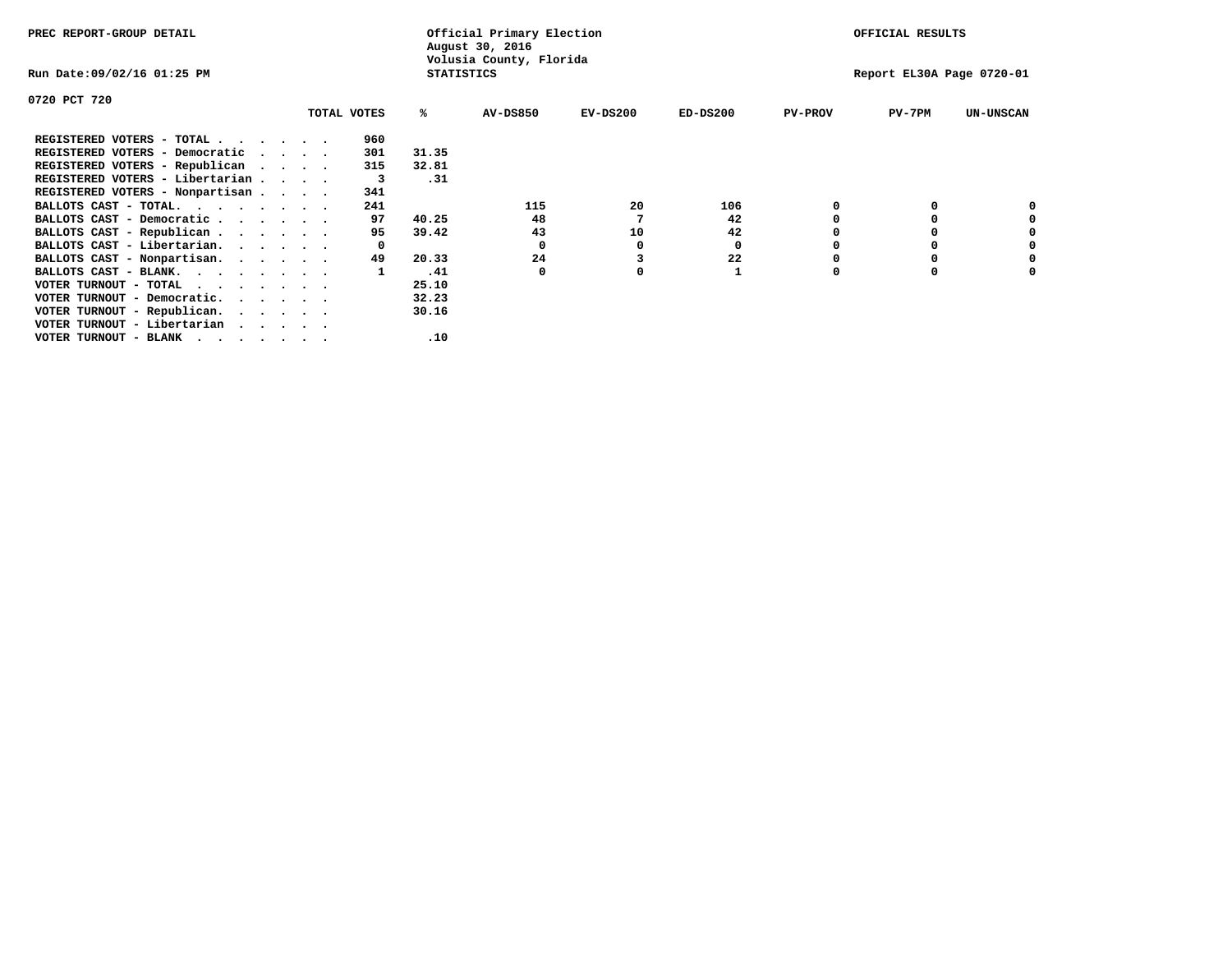PREC REPORT-GROUP DETAIL

Official Primary Election
August 30, 2016
Volusia County, Florida
STATISTICS

OFFICIAL RESULTS

Run Date:09/02/16 01:25 PM

Report EL30A Page 0720-01

0720 PCT 720

| | TOTAL VOTES | % | AV-DS850 | EV-DS200 | ED-DS200 | PV-PROV | PV-7PM | UN-UNSCAN |
|---|---|---|---|---|---|---|---|---|
| REGISTERED VOTERS - TOTAL . . . . . . | 960 | | | | | | | |
| REGISTERED VOTERS - Democratic . . . . | 301 | 31.35 | | | | | | |
| REGISTERED VOTERS - Republican . . . . | 315 | 32.81 | | | | | | |
| REGISTERED VOTERS - Libertarian . . . . | 3 | .31 | | | | | | |
| REGISTERED VOTERS - Nonpartisan . . . . | 341 | | | | | | | |
| BALLOTS CAST - TOTAL. . . . . . . . | 241 | | 115 | 20 | 106 | 0 | 0 | 0 |
| BALLOTS CAST - Democratic . . . . . . | 97 | 40.25 | 48 | 7 | 42 | 0 | 0 | 0 |
| BALLOTS CAST - Republican . . . . . . | 95 | 39.42 | 43 | 10 | 42 | 0 | 0 | 0 |
| BALLOTS CAST - Libertarian. . . . . . | 0 | | 0 | 0 | 0 | 0 | 0 | 0 |
| BALLOTS CAST - Nonpartisan. . . . . . | 49 | 20.33 | 24 | 3 | 22 | 0 | 0 | 0 |
| BALLOTS CAST - BLANK. . . . . . . . | 1 | .41 | 0 | 0 | 1 | 0 | 0 | 0 |
| VOTER TURNOUT - TOTAL . . . . . . . | | 25.10 | | | | | | |
| VOTER TURNOUT - Democratic. . . . . . | | 32.23 | | | | | | |
| VOTER TURNOUT - Republican. . . . . . | | 30.16 | | | | | | |
| VOTER TURNOUT - Libertarian . . . . . | | | | | | | | |
| VOTER TURNOUT - BLANK . . . . . . . | | .10 | | | | | | |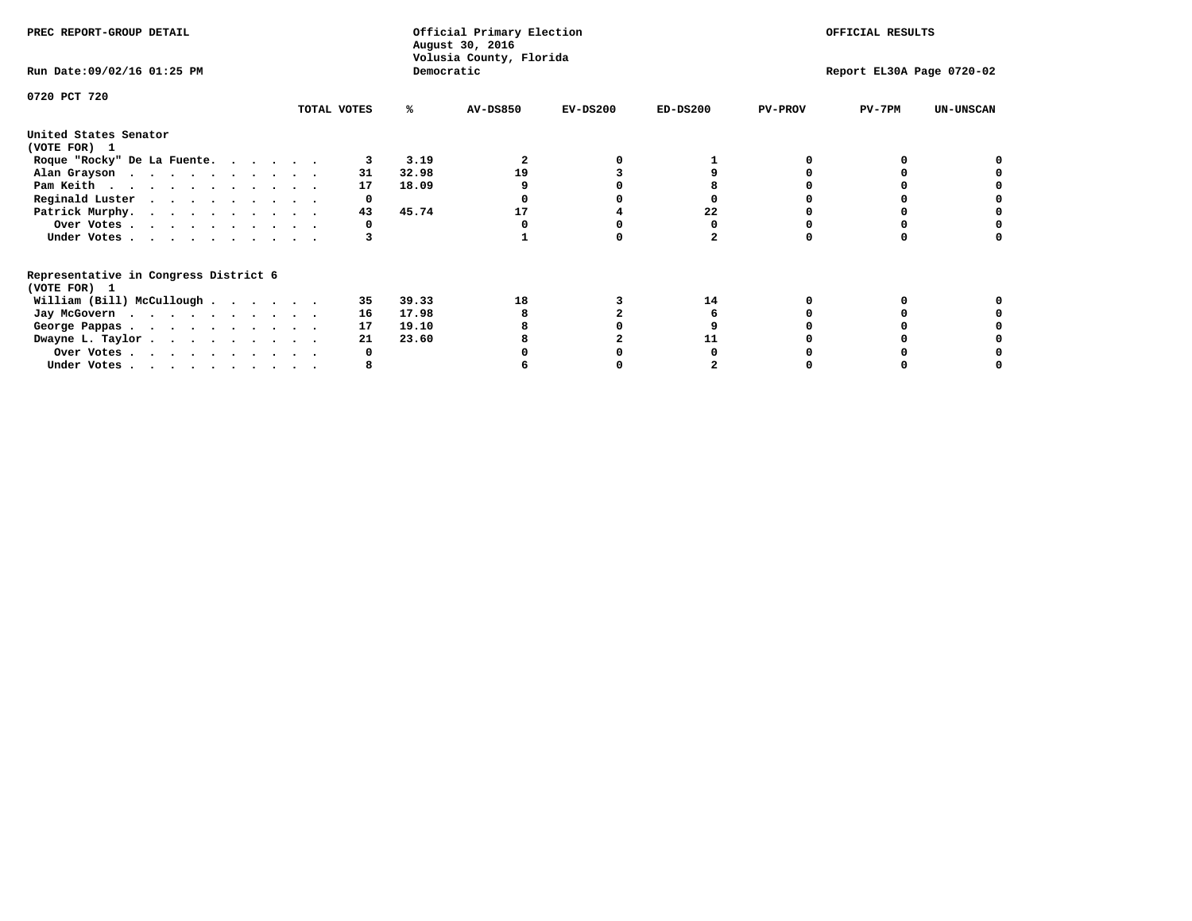PREC REPORT-GROUP DETAIL

Official Primary Election
August 30, 2016
Volusia County, Florida
Democratic

OFFICIAL RESULTS

Run Date:09/02/16 01:25 PM

Report EL30A Page 0720-02

0720 PCT 720

| | TOTAL VOTES | % | AV-DS850 | EV-DS200 | ED-DS200 | PV-PROV | PV-7PM | UN-UNSCAN |
|---|---|---|---|---|---|---|---|---|
| **United States Senator** | | | | | | | | |
| **(VOTE FOR) 1** | | | | | | | | |
| Roque "Rocky" De La Fuente. | 3 | 3.19 | 2 | 0 | 1 | 0 | 0 | 0 |
| Alan Grayson | 31 | 32.98 | 19 | 3 | 9 | 0 | 0 | 0 |
| Pam Keith | 17 | 18.09 | 9 | 0 | 8 | 0 | 0 | 0 |
| Reginald Luster | 0 | | 0 | 0 | 0 | 0 | 0 | 0 |
| Patrick Murphy. | 43 | 45.74 | 17 | 4 | 22 | 0 | 0 | 0 |
| Over Votes | 0 | | 0 | 0 | 0 | 0 | 0 | 0 |
| Under Votes | 3 | | 1 | 0 | 2 | 0 | 0 | 0 |
| **Representative in Congress District 6** | | | | | | | | |
| **(VOTE FOR) 1** | | | | | | | | |
| William (Bill) McCullough | 35 | 39.33 | 18 | 3 | 14 | 0 | 0 | 0 |
| Jay McGovern | 16 | 17.98 | 8 | 2 | 6 | 0 | 0 | 0 |
| George Pappas | 17 | 19.10 | 8 | 0 | 9 | 0 | 0 | 0 |
| Dwayne L. Taylor | 21 | 23.60 | 8 | 2 | 11 | 0 | 0 | 0 |
| Over Votes | 0 | | 0 | 0 | 0 | 0 | 0 | 0 |
| Under Votes | 8 | | 6 | 0 | 2 | 0 | 0 | 0 |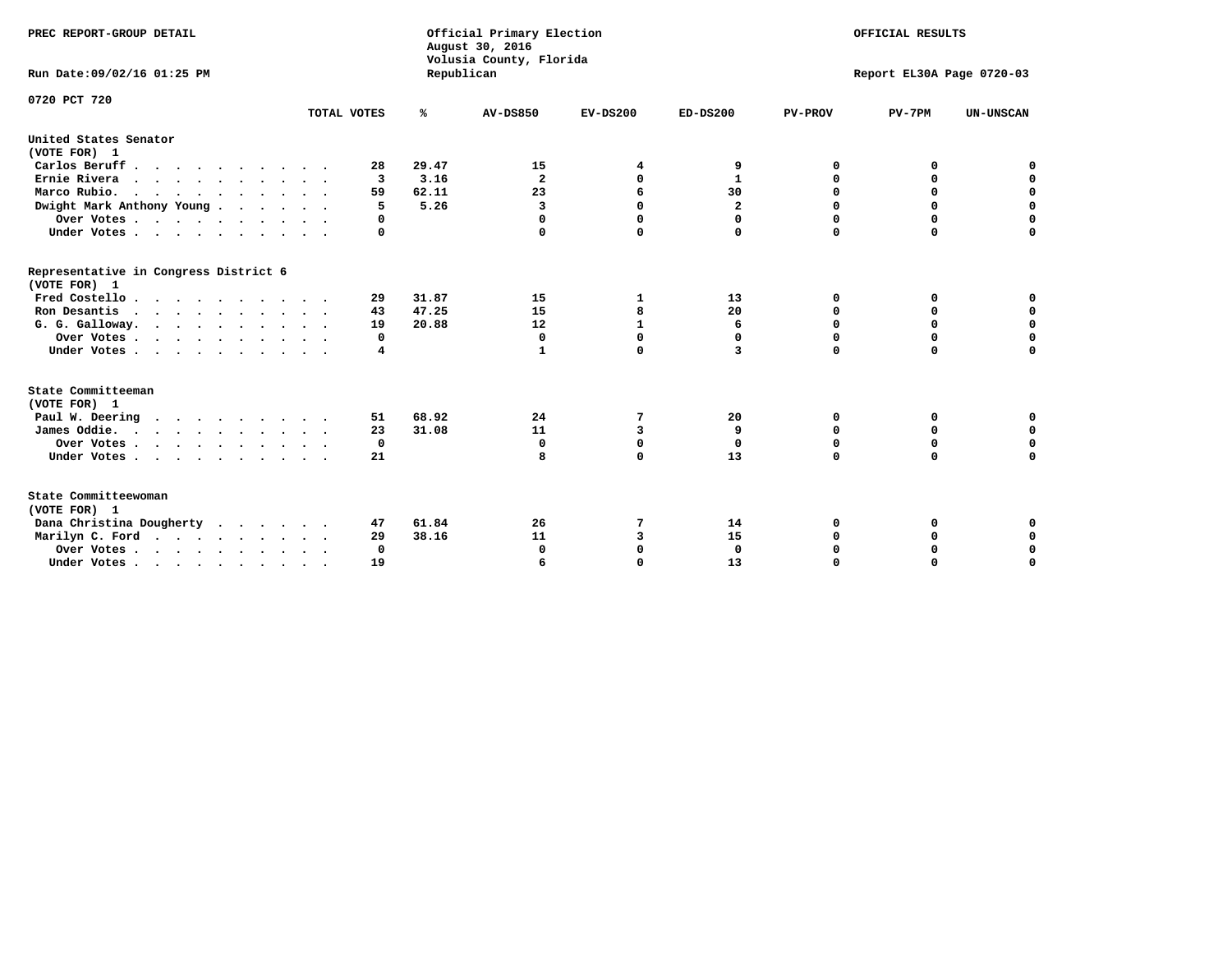PREC REPORT-GROUP DETAIL

Official Primary Election
August 30, 2016
Volusia County, Florida
Republican

OFFICIAL RESULTS

Run Date:09/02/16 01:25 PM

Report EL30A Page 0720-03

0720 PCT 720

| | TOTAL VOTES | % | AV-DS850 | EV-DS200 | ED-DS200 | PV-PROV | PV-7PM | UN-UNSCAN |
|---|---|---|---|---|---|---|---|---|
| **United States Senator (VOTE FOR) 1** | | | | | | | | |
| Carlos Beruff | 28 | 29.47 | 15 | 4 | 9 | 0 | 0 | 0 |
| Ernie Rivera | 3 | 3.16 | 2 | 0 | 1 | 0 | 0 | 0 |
| Marco Rubio | 59 | 62.11 | 23 | 6 | 30 | 0 | 0 | 0 |
| Dwight Mark Anthony Young | 5 | 5.26 | 3 | 0 | 2 | 0 | 0 | 0 |
| Over Votes | 0 | | 0 | 0 | 0 | 0 | 0 | 0 |
| Under Votes | 0 | | 0 | 0 | 0 | 0 | 0 | 0 |
| **Representative in Congress District 6 (VOTE FOR) 1** | | | | | | | | |
| Fred Costello | 29 | 31.87 | 15 | 1 | 13 | 0 | 0 | 0 |
| Ron Desantis | 43 | 47.25 | 15 | 8 | 20 | 0 | 0 | 0 |
| G. G. Galloway | 19 | 20.88 | 12 | 1 | 6 | 0 | 0 | 0 |
| Over Votes | 0 | | 0 | 0 | 0 | 0 | 0 | 0 |
| Under Votes | 4 | | 1 | 0 | 3 | 0 | 0 | 0 |
| **State Committeeman (VOTE FOR) 1** | | | | | | | | |
| Paul W. Deering | 51 | 68.92 | 24 | 7 | 20 | 0 | 0 | 0 |
| James Oddie | 23 | 31.08 | 11 | 3 | 9 | 0 | 0 | 0 |
| Over Votes | 0 | | 0 | 0 | 0 | 0 | 0 | 0 |
| Under Votes | 21 | | 8 | 0 | 13 | 0 | 0 | 0 |
| **State Committeewoman (VOTE FOR) 1** | | | | | | | | |
| Dana Christina Dougherty | 47 | 61.84 | 26 | 7 | 14 | 0 | 0 | 0 |
| Marilyn C. Ford | 29 | 38.16 | 11 | 3 | 15 | 0 | 0 | 0 |
| Over Votes | 0 | | 0 | 0 | 0 | 0 | 0 | 0 |
| Under Votes | 19 | | 6 | 0 | 13 | 0 | 0 | 0 |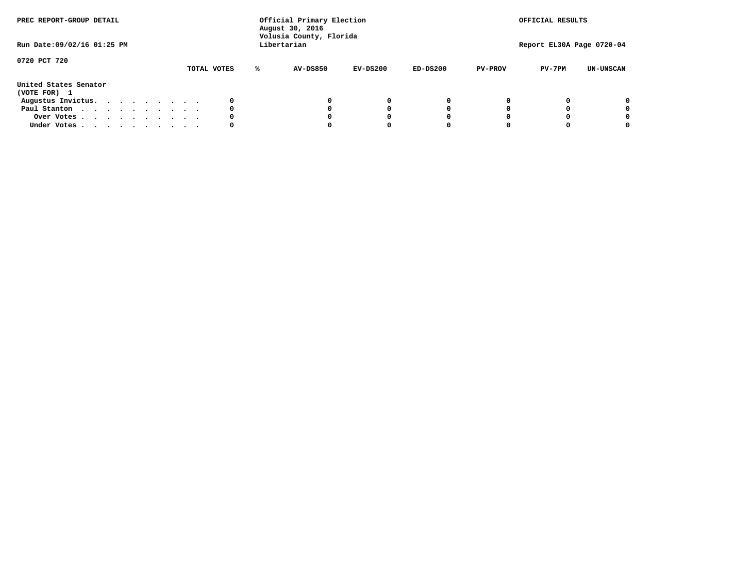PREC REPORT-GROUP DETAIL

Official Primary Election
August 30, 2016
Volusia County, Florida
Libertarian

OFFICIAL RESULTS

Run Date:09/02/16 01:25 PM

Report EL30A Page 0720-04

0720 PCT 720

| | TOTAL VOTES | % | AV-DS850 | EV-DS200 | ED-DS200 | PV-PROV | PV-7PM | UN-UNSCAN |
|---|---|---|---|---|---|---|---|---|
| **United States Senator** | | | | | | | | |
| **(VOTE FOR) 1** | | | | | | | | |
| Augustus Invictus. . . . . . . . . | 0 | | 0 | 0 | 0 | 0 | 0 | 0 |
| Paul Stanton . . . . . . . . . . | 0 | | 0 | 0 | 0 | 0 | 0 | 0 |
| Over Votes . . . . . . . . . . | 0 | | 0 | 0 | 0 | 0 | 0 | 0 |
| Under Votes . . . . . . . . . . | 0 | | 0 | 0 | 0 | 0 | 0 | 0 |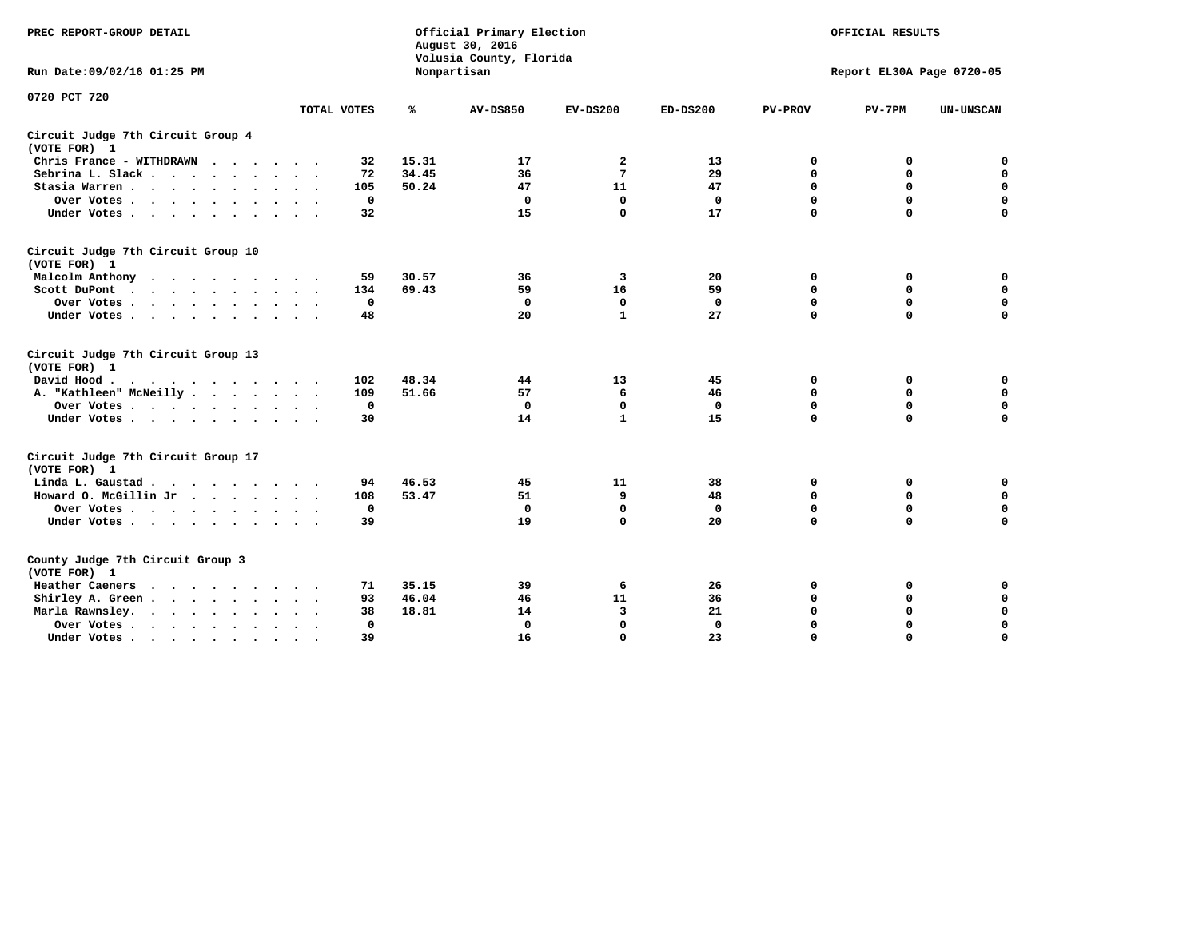PREC REPORT-GROUP DETAIL

Official Primary Election
August 30, 2016
Volusia County, Florida
Nonpartisan

OFFICIAL RESULTS

Run Date:09/02/16 01:25 PM

Report EL30A Page 0720-05

0720 PCT 720

| | TOTAL VOTES | % | AV-DS850 | EV-DS200 | ED-DS200 | PV-PROV | PV-7PM | UN-UNSCAN |
|---|---|---|---|---|---|---|---|---|
| **Circuit Judge 7th Circuit Group 4 (VOTE FOR) 1** | | | | | | | | |
| Chris France - WITHDRAWN | 32 | 15.31 | 17 | 2 | 13 | 0 | 0 | 0 |
| Sebrina L. Slack | 72 | 34.45 | 36 | 7 | 29 | 0 | 0 | 0 |
| Stasia Warren | 105 | 50.24 | 47 | 11 | 47 | 0 | 0 | 0 |
| Over Votes | 0 | | 0 | 0 | 0 | 0 | 0 | 0 |
| Under Votes | 32 | | 15 | 0 | 17 | 0 | 0 | 0 |
| **Circuit Judge 7th Circuit Group 10 (VOTE FOR) 1** | | | | | | | | |
| Malcolm Anthony | 59 | 30.57 | 36 | 3 | 20 | 0 | 0 | 0 |
| Scott DuPont | 134 | 69.43 | 59 | 16 | 59 | 0 | 0 | 0 |
| Over Votes | 0 | | 0 | 0 | 0 | 0 | 0 | 0 |
| Under Votes | 48 | | 20 | 1 | 27 | 0 | 0 | 0 |
| **Circuit Judge 7th Circuit Group 13 (VOTE FOR) 1** | | | | | | | | |
| David Hood | 102 | 48.34 | 44 | 13 | 45 | 0 | 0 | 0 |
| A. "Kathleen" McNeilly | 109 | 51.66 | 57 | 6 | 46 | 0 | 0 | 0 |
| Over Votes | 0 | | 0 | 0 | 0 | 0 | 0 | 0 |
| Under Votes | 30 | | 14 | 1 | 15 | 0 | 0 | 0 |
| **Circuit Judge 7th Circuit Group 17 (VOTE FOR) 1** | | | | | | | | |
| Linda L. Gaustad | 94 | 46.53 | 45 | 11 | 38 | 0 | 0 | 0 |
| Howard O. McGillin Jr | 108 | 53.47 | 51 | 9 | 48 | 0 | 0 | 0 |
| Over Votes | 0 | | 0 | 0 | 0 | 0 | 0 | 0 |
| Under Votes | 39 | | 19 | 0 | 20 | 0 | 0 | 0 |
| **County Judge 7th Circuit Group 3 (VOTE FOR) 1** | | | | | | | | |
| Heather Caeners | 71 | 35.15 | 39 | 6 | 26 | 0 | 0 | 0 |
| Shirley A. Green | 93 | 46.04 | 46 | 11 | 36 | 0 | 0 | 0 |
| Marla Rawnsley | 38 | 18.81 | 14 | 3 | 21 | 0 | 0 | 0 |
| Over Votes | 0 | | 0 | 0 | 0 | 0 | 0 | 0 |
| Under Votes | 39 | | 16 | 0 | 23 | 0 | 0 | 0 |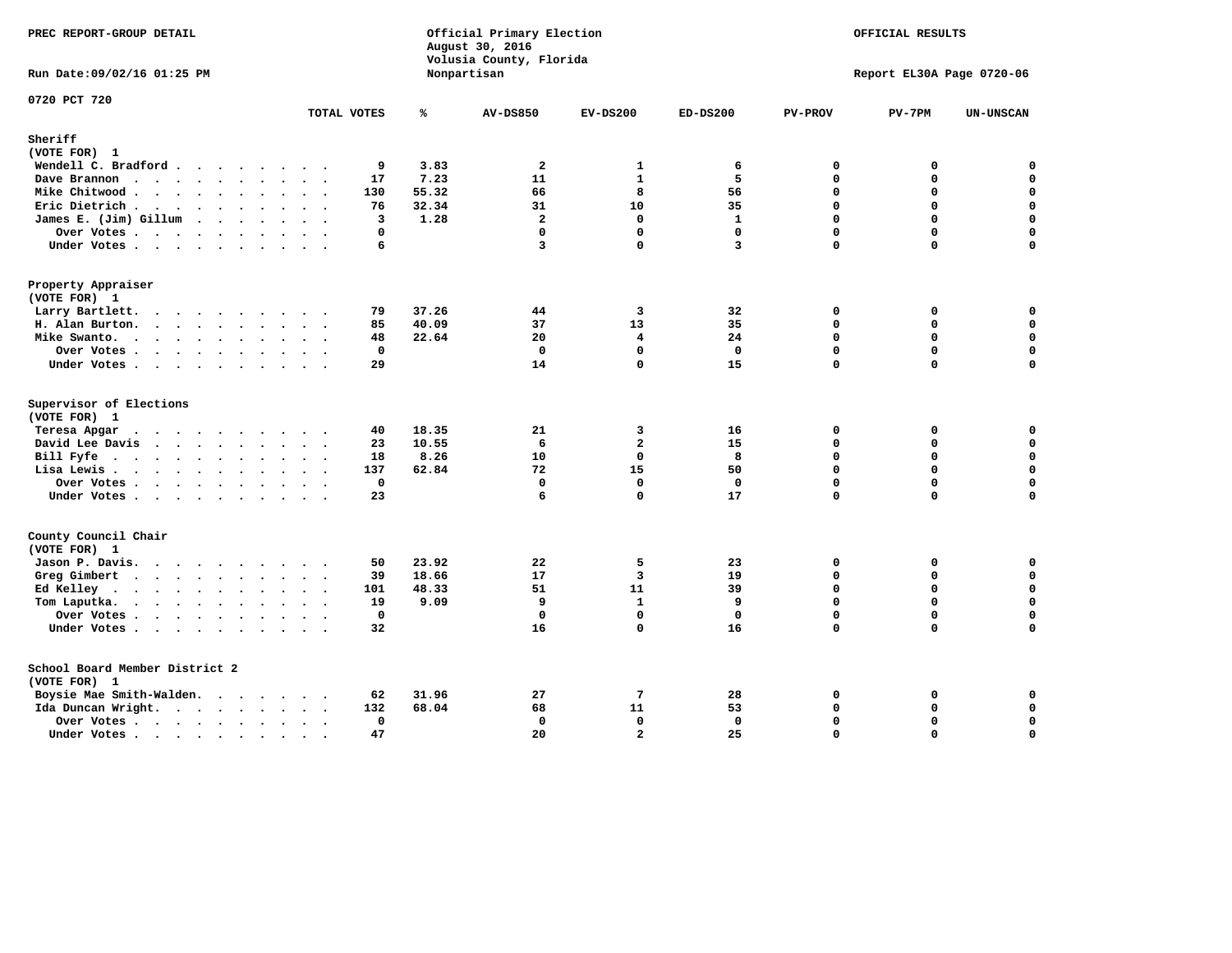PREC REPORT-GROUP DETAIL

Official Primary Election
August 30, 2016
Volusia County, Florida
Nonpartisan

OFFICIAL RESULTS

Run Date:09/02/16 01:25 PM

Report EL30A Page 0720-06

0720 PCT 720

| | TOTAL VOTES | % | AV-DS850 | EV-DS200 | ED-DS200 | PV-PROV | PV-7PM | UN-UNSCAN |
|---|---|---|---|---|---|---|---|---|
| **Sheriff** | | | | | | | | |
| (VOTE FOR) 1 | | | | | | | | |
| Wendell C. Bradford | 9 | 3.83 | 2 | 1 | 6 | 0 | 0 | 0 |
| Dave Brannon | 17 | 7.23 | 11 | 1 | 5 | 0 | 0 | 0 |
| Mike Chitwood | 130 | 55.32 | 66 | 8 | 56 | 0 | 0 | 0 |
| Eric Dietrich | 76 | 32.34 | 31 | 10 | 35 | 0 | 0 | 0 |
| James E. (Jim) Gillum | 3 | 1.28 | 2 | 0 | 1 | 0 | 0 | 0 |
| Over Votes | 0 | | 0 | 0 | 0 | 0 | 0 | 0 |
| Under Votes | 6 | | 3 | 0 | 3 | 0 | 0 | 0 |
| **Property Appraiser** | | | | | | | | |
| (VOTE FOR) 1 | | | | | | | | |
| Larry Bartlett | 79 | 37.26 | 44 | 3 | 32 | 0 | 0 | 0 |
| H. Alan Burton | 85 | 40.09 | 37 | 13 | 35 | 0 | 0 | 0 |
| Mike Swanto | 48 | 22.64 | 20 | 4 | 24 | 0 | 0 | 0 |
| Over Votes | 0 | | 0 | 0 | 0 | 0 | 0 | 0 |
| Under Votes | 29 | | 14 | 0 | 15 | 0 | 0 | 0 |
| **Supervisor of Elections** | | | | | | | | |
| (VOTE FOR) 1 | | | | | | | | |
| Teresa Apgar | 40 | 18.35 | 21 | 3 | 16 | 0 | 0 | 0 |
| David Lee Davis | 23 | 10.55 | 6 | 2 | 15 | 0 | 0 | 0 |
| Bill Fyfe | 18 | 8.26 | 10 | 0 | 8 | 0 | 0 | 0 |
| Lisa Lewis | 137 | 62.84 | 72 | 15 | 50 | 0 | 0 | 0 |
| Over Votes | 0 | | 0 | 0 | 0 | 0 | 0 | 0 |
| Under Votes | 23 | | 6 | 0 | 17 | 0 | 0 | 0 |
| **County Council Chair** | | | | | | | | |
| (VOTE FOR) 1 | | | | | | | | |
| Jason P. Davis | 50 | 23.92 | 22 | 5 | 23 | 0 | 0 | 0 |
| Greg Gimbert | 39 | 18.66 | 17 | 3 | 19 | 0 | 0 | 0 |
| Ed Kelley | 101 | 48.33 | 51 | 11 | 39 | 0 | 0 | 0 |
| Tom Laputka | 19 | 9.09 | 9 | 1 | 9 | 0 | 0 | 0 |
| Over Votes | 0 | | 0 | 0 | 0 | 0 | 0 | 0 |
| Under Votes | 32 | | 16 | 0 | 16 | 0 | 0 | 0 |
| **School Board Member District 2** | | | | | | | | |
| (VOTE FOR) 1 | | | | | | | | |
| Boysie Mae Smith-Walden | 62 | 31.96 | 27 | 7 | 28 | 0 | 0 | 0 |
| Ida Duncan Wright | 132 | 68.04 | 68 | 11 | 53 | 0 | 0 | 0 |
| Over Votes | 0 | | 0 | 0 | 0 | 0 | 0 | 0 |
| Under Votes | 47 | | 20 | 2 | 25 | 0 | 0 | 0 |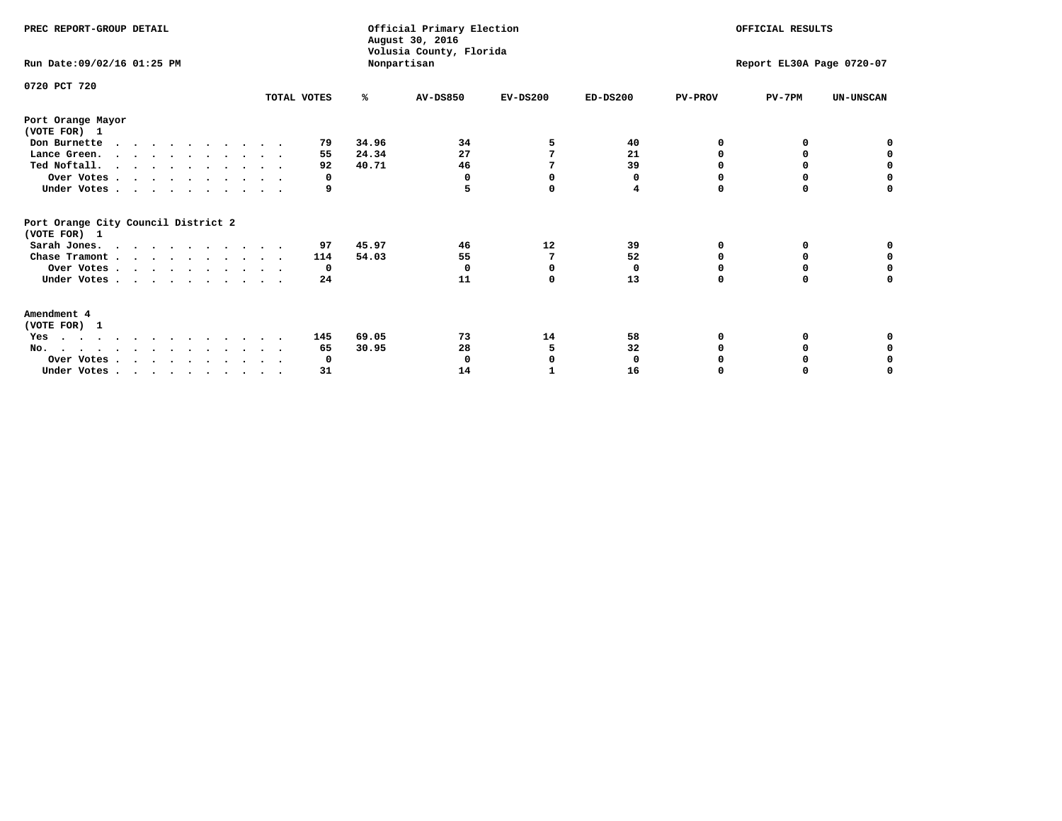PREC REPORT-GROUP DETAIL

Official Primary Election
August 30, 2016
Volusia County, Florida
Nonpartisan

OFFICIAL RESULTS

Run Date:09/02/16 01:25 PM

Report EL30A Page 0720-07

0720 PCT 720

| | TOTAL VOTES | % | AV-DS850 | EV-DS200 | ED-DS200 | PV-PROV | PV-7PM | UN-UNSCAN |
|---|---|---|---|---|---|---|---|---|
| **Port Orange Mayor** | | | | | | | | |
| **(VOTE FOR) 1** | | | | | | | | |
| Don Burnette | 79 | 34.96 | 34 | 5 | 40 | 0 | 0 | 0 |
| Lance Green. | 55 | 24.34 | 27 | 7 | 21 | 0 | 0 | 0 |
| Ted Noftall. | 92 | 40.71 | 46 | 7 | 39 | 0 | 0 | 0 |
| Over Votes | 0 | | 0 | 0 | 0 | 0 | 0 | 0 |
| Under Votes | 9 | | 5 | 0 | 4 | 0 | 0 | 0 |
| **Port Orange City Council District 2** | | | | | | | | |
| **(VOTE FOR) 1** | | | | | | | | |
| Sarah Jones. | 97 | 45.97 | 46 | 12 | 39 | 0 | 0 | 0 |
| Chase Tramont | 114 | 54.03 | 55 | 7 | 52 | 0 | 0 | 0 |
| Over Votes | 0 | | 0 | 0 | 0 | 0 | 0 | 0 |
| Under Votes | 24 | | 11 | 0 | 13 | 0 | 0 | 0 |
| **Amendment 4** | | | | | | | | |
| **(VOTE FOR) 1** | | | | | | | | |
| Yes | 145 | 69.05 | 73 | 14 | 58 | 0 | 0 | 0 |
| No. | 65 | 30.95 | 28 | 5 | 32 | 0 | 0 | 0 |
| Over Votes | 0 | | 0 | 0 | 0 | 0 | 0 | 0 |
| Under Votes | 31 | | 14 | 1 | 16 | 0 | 0 | 0 |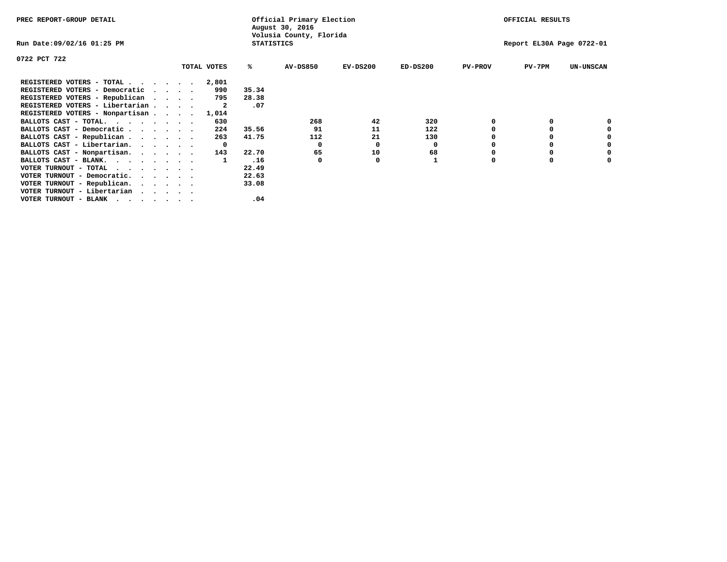PREC REPORT-GROUP DETAIL

Official Primary Election
August 30, 2016
Volusia County, Florida
STATISTICS

OFFICIAL RESULTS

Run Date:09/02/16 01:25 PM

Report EL30A Page 0722-01

0722 PCT 722

| | TOTAL VOTES | % | AV-DS850 | EV-DS200 | ED-DS200 | PV-PROV | PV-7PM | UN-UNSCAN |
|---|---|---|---|---|---|---|---|---|
| REGISTERED VOTERS - TOTAL . . . . . . | 2,801 | | | | | | | |
| REGISTERED VOTERS - Democratic . . . . | 990 | 35.34 | | | | | | |
| REGISTERED VOTERS - Republican . . . . | 795 | 28.38 | | | | | | |
| REGISTERED VOTERS - Libertarian . . . . | 2 | .07 | | | | | | |
| REGISTERED VOTERS - Nonpartisan . . . . | 1,014 | | | | | | | |
| BALLOTS CAST - TOTAL. . . . . . . . | 630 | | 268 | 42 | 320 | 0 | 0 | 0 |
| BALLOTS CAST - Democratic . . . . . . | 224 | 35.56 | 91 | 11 | 122 | 0 | 0 | 0 |
| BALLOTS CAST - Republican . . . . . . | 263 | 41.75 | 112 | 21 | 130 | 0 | 0 | 0 |
| BALLOTS CAST - Libertarian. . . . . . | 0 | | 0 | 0 | 0 | 0 | 0 | 0 |
| BALLOTS CAST - Nonpartisan. . . . . . | 143 | 22.70 | 65 | 10 | 68 | 0 | 0 | 0 |
| BALLOTS CAST - BLANK. . . . . . . . | 1 | .16 | 0 | 0 | 1 | 0 | 0 | 0 |
| VOTER TURNOUT - TOTAL . . . . . . . | | 22.49 | | | | | | |
| VOTER TURNOUT - Democratic. . . . . . | | 22.63 | | | | | | |
| VOTER TURNOUT - Republican. . . . . . | | 33.08 | | | | | | |
| VOTER TURNOUT - Libertarian . . . . . | | | | | | | | |
| VOTER TURNOUT - BLANK . . . . . . . | | .04 | | | | | | |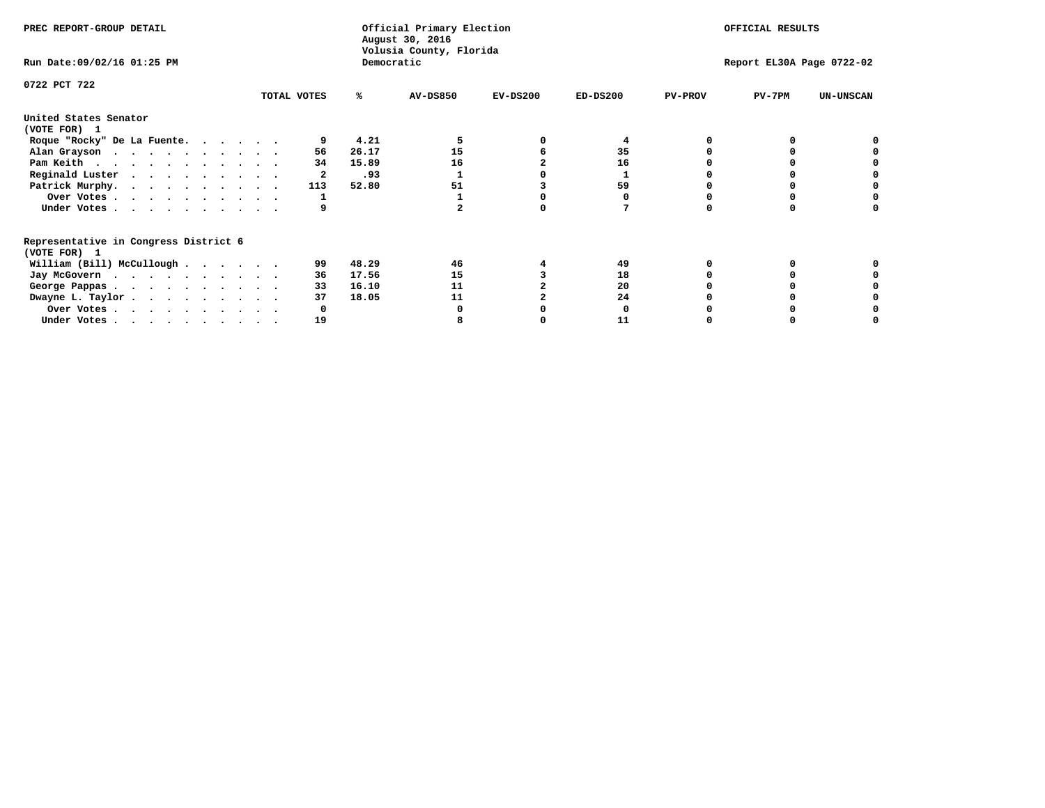PREC REPORT-GROUP DETAIL

Official Primary Election
August 30, 2016
Volusia County, Florida
Democratic

OFFICIAL RESULTS

Run Date:09/02/16 01:25 PM

Report EL30A Page 0722-02

0722 PCT 722

| | TOTAL VOTES | % | AV-DS850 | EV-DS200 | ED-DS200 | PV-PROV | PV-7PM | UN-UNSCAN |
|---|---|---|---|---|---|---|---|---|
| **United States Senator** | | | | | | | | |
| **(VOTE FOR) 1** | | | | | | | | |
| Roque "Rocky" De La Fuente. . . . . . . | 9 | 4.21 | 5 | 0 | 4 | 0 | 0 | 0 |
| Alan Grayson . . . . . . . . . . . . | 56 | 26.17 | 15 | 6 | 35 | 0 | 0 | 0 |
| Pam Keith . . . . . . . . . . . . . | 34 | 15.89 | 16 | 2 | 16 | 0 | 0 | 0 |
| Reginald Luster . . . . . . . . . . . | 2 | .93 | 1 | 0 | 1 | 0 | 0 | 0 |
| Patrick Murphy. . . . . . . . . . . . | 113 | 52.80 | 51 | 3 | 59 | 0 | 0 | 0 |
| Over Votes . . . . . . . . . . . . | 1 | | 1 | 0 | 0 | 0 | 0 | 0 |
| Under Votes . . . . . . . . . . . . | 9 | | 2 | 0 | 7 | 0 | 0 | 0 |
| **Representative in Congress District 6** | | | | | | | | |
| **(VOTE FOR) 1** | | | | | | | | |
| William (Bill) McCullough . . . . . . . | 99 | 48.29 | 46 | 4 | 49 | 0 | 0 | 0 |
| Jay McGovern . . . . . . . . . . . . | 36 | 17.56 | 15 | 3 | 18 | 0 | 0 | 0 |
| George Pappas . . . . . . . . . . . . | 33 | 16.10 | 11 | 2 | 20 | 0 | 0 | 0 |
| Dwayne L. Taylor . . . . . . . . . . . | 37 | 18.05 | 11 | 2 | 24 | 0 | 0 | 0 |
| Over Votes . . . . . . . . . . . . | 0 | | 0 | 0 | 0 | 0 | 0 | 0 |
| Under Votes . . . . . . . . . . . . | 19 | | 8 | 0 | 11 | 0 | 0 | 0 |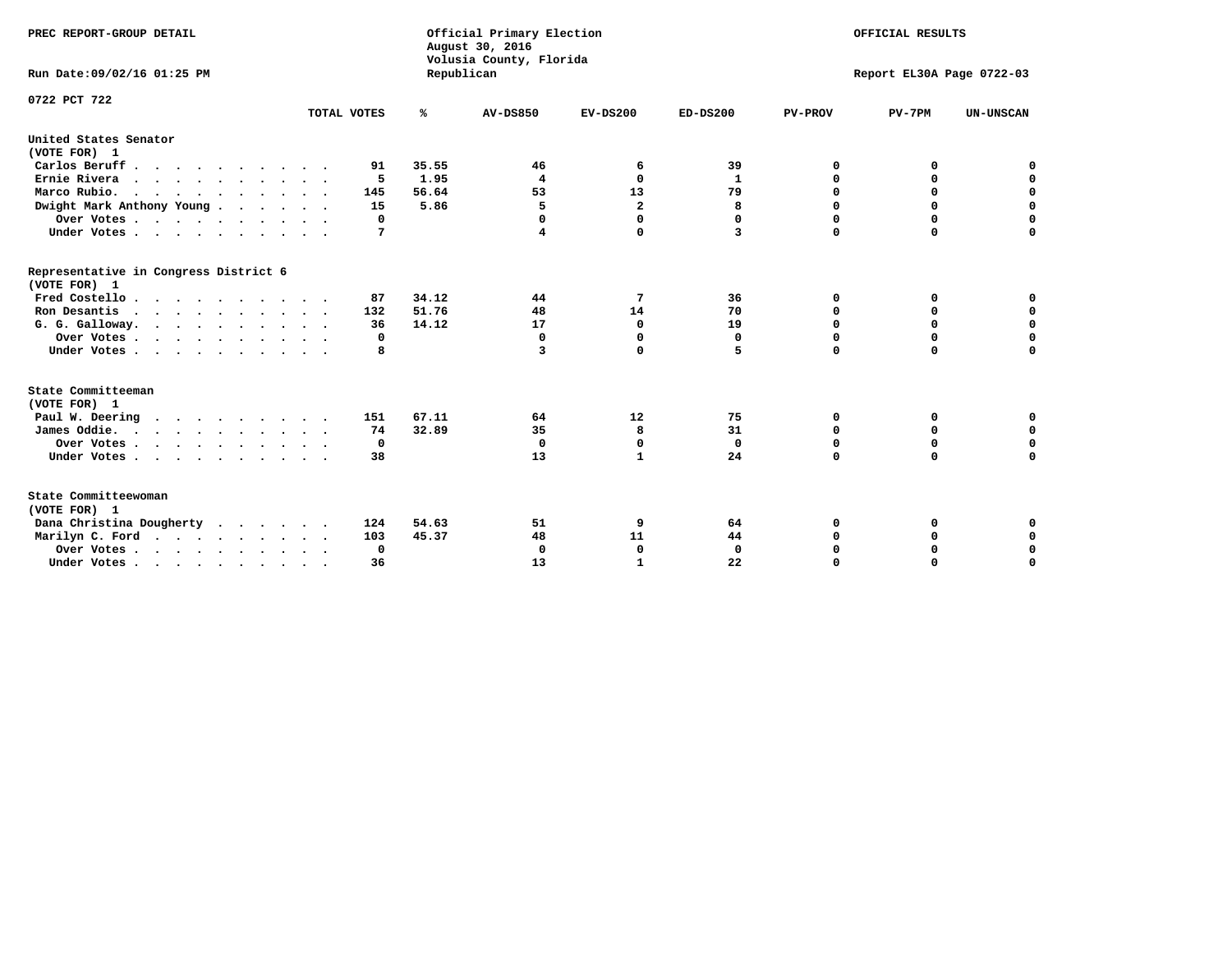PREC REPORT-GROUP DETAIL

Official Primary Election
August 30, 2016
Volusia County, Florida
Republican

OFFICIAL RESULTS

Run Date:09/02/16 01:25 PM

Report EL30A Page 0722-03

0722 PCT 722

| | TOTAL VOTES | % | AV-DS850 | EV-DS200 | ED-DS200 | PV-PROV | PV-7PM | UN-UNSCAN |
|---|---|---|---|---|---|---|---|---|
| **United States Senator** | | | | | | | | |
| **(VOTE FOR) 1** | | | | | | | | |
| Carlos Beruff | 91 | 35.55 | 46 | 6 | 39 | 0 | 0 | 0 |
| Ernie Rivera | 5 | 1.95 | 4 | 0 | 1 | 0 | 0 | 0 |
| Marco Rubio | 145 | 56.64 | 53 | 13 | 79 | 0 | 0 | 0 |
| Dwight Mark Anthony Young | 15 | 5.86 | 5 | 2 | 8 | 0 | 0 | 0 |
| Over Votes | 0 | | 0 | 0 | 0 | 0 | 0 | 0 |
| Under Votes | 7 | | 4 | 0 | 3 | 0 | 0 | 0 |
| **Representative in Congress District 6** | | | | | | | | |
| **(VOTE FOR) 1** | | | | | | | | |
| Fred Costello | 87 | 34.12 | 44 | 7 | 36 | 0 | 0 | 0 |
| Ron Desantis | 132 | 51.76 | 48 | 14 | 70 | 0 | 0 | 0 |
| G. G. Galloway | 36 | 14.12 | 17 | 0 | 19 | 0 | 0 | 0 |
| Over Votes | 0 | | 0 | 0 | 0 | 0 | 0 | 0 |
| Under Votes | 8 | | 3 | 0 | 5 | 0 | 0 | 0 |
| **State Committeeman** | | | | | | | | |
| **(VOTE FOR) 1** | | | | | | | | |
| Paul W. Deering | 151 | 67.11 | 64 | 12 | 75 | 0 | 0 | 0 |
| James Oddie | 74 | 32.89 | 35 | 8 | 31 | 0 | 0 | 0 |
| Over Votes | 0 | | 0 | 0 | 0 | 0 | 0 | 0 |
| Under Votes | 38 | | 13 | 1 | 24 | 0 | 0 | 0 |
| **State Committeewoman** | | | | | | | | |
| **(VOTE FOR) 1** | | | | | | | | |
| Dana Christina Dougherty | 124 | 54.63 | 51 | 9 | 64 | 0 | 0 | 0 |
| Marilyn C. Ford | 103 | 45.37 | 48 | 11 | 44 | 0 | 0 | 0 |
| Over Votes | 0 | | 0 | 0 | 0 | 0 | 0 | 0 |
| Under Votes | 36 | | 13 | 1 | 22 | 0 | 0 | 0 |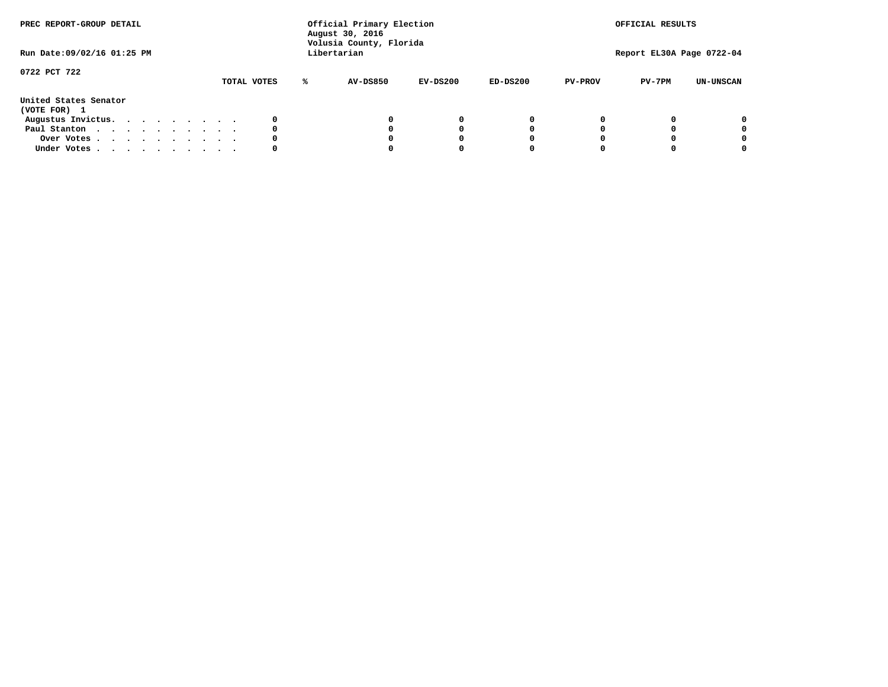PREC REPORT-GROUP DETAIL

Official Primary Election
August 30, 2016
Volusia County, Florida
Libertarian

OFFICIAL RESULTS

Run Date:09/02/16 01:25 PM

Report EL30A Page 0722-04

0722 PCT 722

| | TOTAL VOTES | % | AV-DS850 | EV-DS200 | ED-DS200 | PV-PROV | PV-7PM | UN-UNSCAN |
|---|---|---|---|---|---|---|---|---|
| **United States Senator** | | | | | | | | |
| **(VOTE FOR) 1** | | | | | | | | |
| Augustus Invictus. . . . . . . . . . | 0 | | 0 | 0 | 0 | 0 | 0 | 0 |
| Paul Stanton . . . . . . . . . . . | 0 | | 0 | 0 | 0 | 0 | 0 | 0 |
| Over Votes . . . . . . . . . . . | 0 | | 0 | 0 | 0 | 0 | 0 | 0 |
| Under Votes . . . . . . . . . . . | 0 | | 0 | 0 | 0 | 0 | 0 | 0 |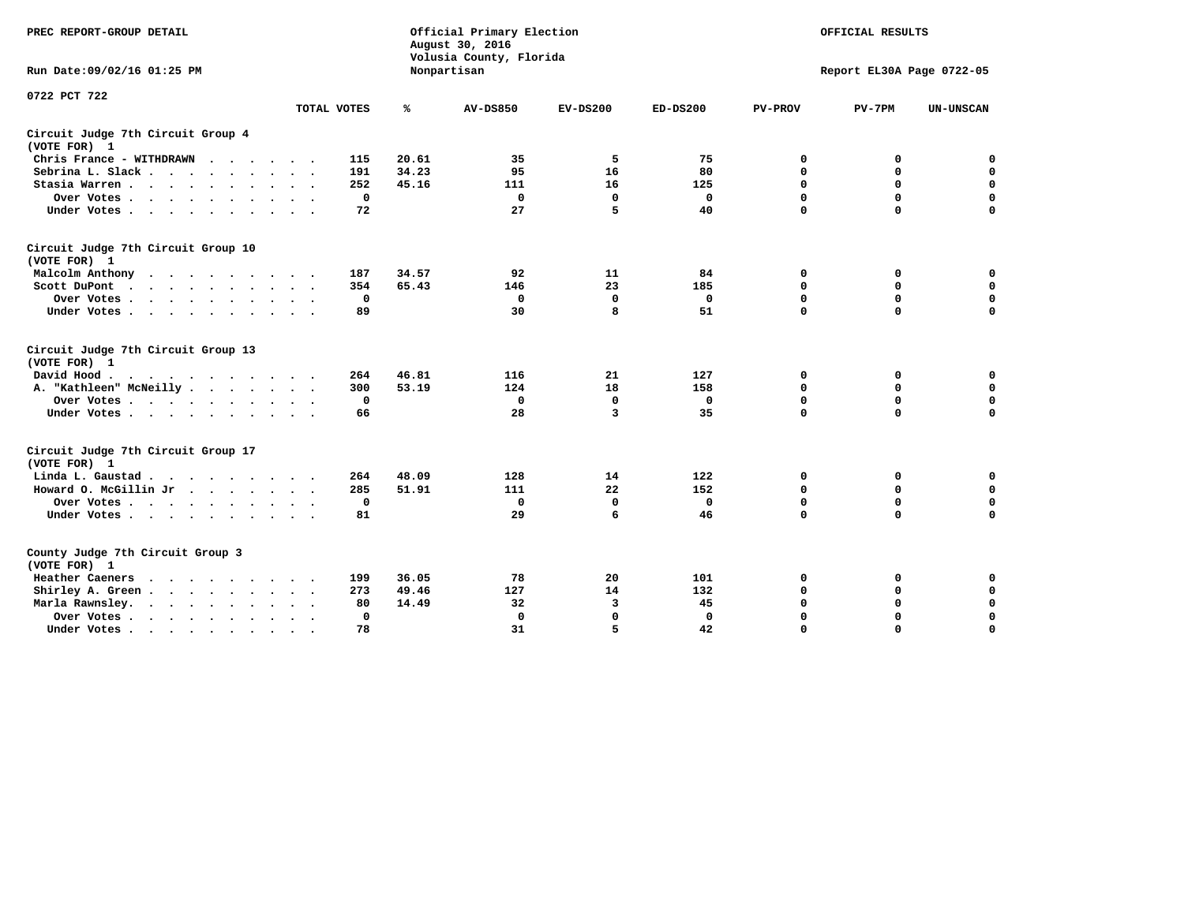PREC REPORT-GROUP DETAIL

Official Primary Election
August 30, 2016
Volusia County, Florida
Nonpartisan

OFFICIAL RESULTS

Run Date:09/02/16 01:25 PM

Report EL30A Page 0722-05

0722 PCT 722

| | TOTAL VOTES | % | AV-DS850 | EV-DS200 | ED-DS200 | PV-PROV | PV-7PM | UN-UNSCAN |
|---|---|---|---|---|---|---|---|---|
| **Circuit Judge 7th Circuit Group 4** | | | | | | | | |
| **(VOTE FOR) 1** | | | | | | | | |
| Chris France - WITHDRAWN | 115 | 20.61 | 35 | 5 | 75 | 0 | 0 | 0 |
| Sebrina L. Slack | 191 | 34.23 | 95 | 16 | 80 | 0 | 0 | 0 |
| Stasia Warren | 252 | 45.16 | 111 | 16 | 125 | 0 | 0 | 0 |
| Over Votes | 0 | | 0 | 0 | 0 | 0 | 0 | 0 |
| Under Votes | 72 | | 27 | 5 | 40 | 0 | 0 | 0 |
| **Circuit Judge 7th Circuit Group 10** | | | | | | | | |
| **(VOTE FOR) 1** | | | | | | | | |
| Malcolm Anthony | 187 | 34.57 | 92 | 11 | 84 | 0 | 0 | 0 |
| Scott DuPont | 354 | 65.43 | 146 | 23 | 185 | 0 | 0 | 0 |
| Over Votes | 0 | | 0 | 0 | 0 | 0 | 0 | 0 |
| Under Votes | 89 | | 30 | 8 | 51 | 0 | 0 | 0 |
| **Circuit Judge 7th Circuit Group 13** | | | | | | | | |
| **(VOTE FOR) 1** | | | | | | | | |
| David Hood | 264 | 46.81 | 116 | 21 | 127 | 0 | 0 | 0 |
| A. "Kathleen" McNeilly | 300 | 53.19 | 124 | 18 | 158 | 0 | 0 | 0 |
| Over Votes | 0 | | 0 | 0 | 0 | 0 | 0 | 0 |
| Under Votes | 66 | | 28 | 3 | 35 | 0 | 0 | 0 |
| **Circuit Judge 7th Circuit Group 17** | | | | | | | | |
| **(VOTE FOR) 1** | | | | | | | | |
| Linda L. Gaustad | 264 | 48.09 | 128 | 14 | 122 | 0 | 0 | 0 |
| Howard O. McGillin Jr | 285 | 51.91 | 111 | 22 | 152 | 0 | 0 | 0 |
| Over Votes | 0 | | 0 | 0 | 0 | 0 | 0 | 0 |
| Under Votes | 81 | | 29 | 6 | 46 | 0 | 0 | 0 |
| **County Judge 7th Circuit Group 3** | | | | | | | | |
| **(VOTE FOR) 1** | | | | | | | | |
| Heather Caeners | 199 | 36.05 | 78 | 20 | 101 | 0 | 0 | 0 |
| Shirley A. Green | 273 | 49.46 | 127 | 14 | 132 | 0 | 0 | 0 |
| Marla Rawnsley | 80 | 14.49 | 32 | 3 | 45 | 0 | 0 | 0 |
| Over Votes | 0 | | 0 | 0 | 0 | 0 | 0 | 0 |
| Under Votes | 78 | | 31 | 5 | 42 | 0 | 0 | 0 |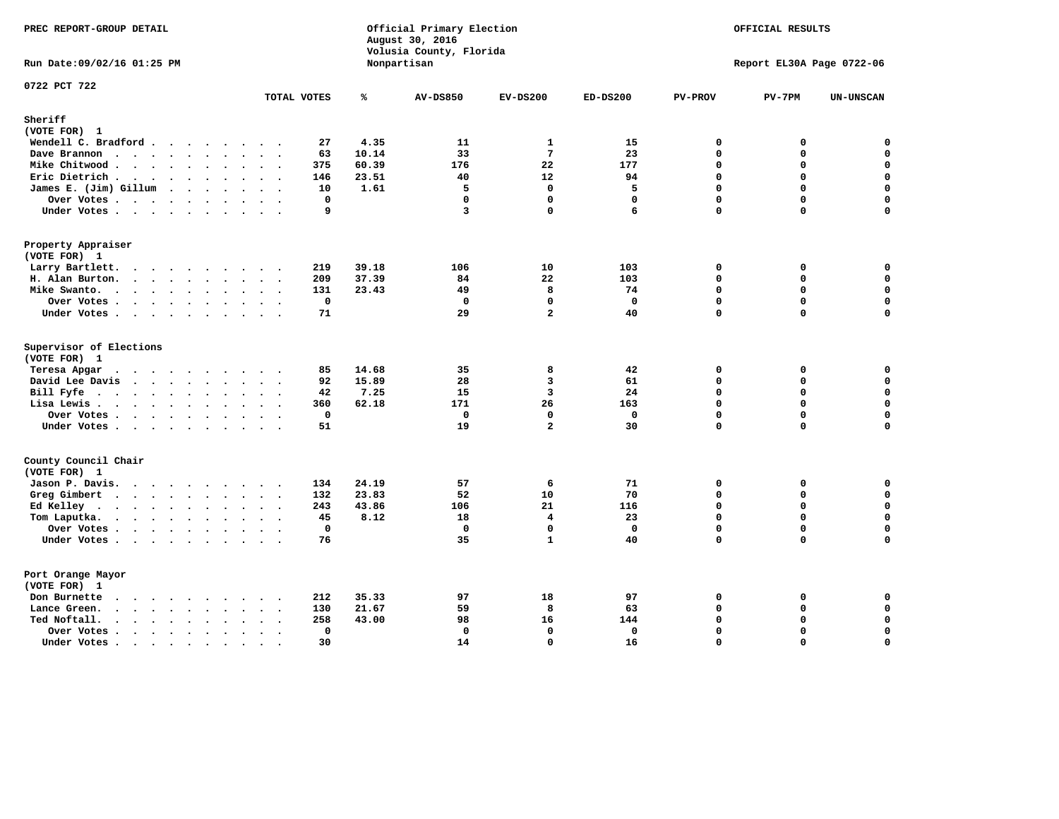PREC REPORT-GROUP DETAIL

Official Primary Election
August 30, 2016
Volusia County, Florida
Nonpartisan

OFFICIAL RESULTS

Run Date:09/02/16 01:25 PM

Report EL30A Page 0722-06

0722 PCT 722

| | TOTAL VOTES | % | AV-DS850 | EV-DS200 | ED-DS200 | PV-PROV | PV-7PM | UN-UNSCAN |
|---|---|---|---|---|---|---|---|---|
| **Sheriff** | | | | | | | | |
| (VOTE FOR) 1 | | | | | | | | |
| Wendell C. Bradford | 27 | 4.35 | 11 | 1 | 15 | 0 | 0 | 0 |
| Dave Brannon | 63 | 10.14 | 33 | 7 | 23 | 0 | 0 | 0 |
| Mike Chitwood | 375 | 60.39 | 176 | 22 | 177 | 0 | 0 | 0 |
| Eric Dietrich | 146 | 23.51 | 40 | 12 | 94 | 0 | 0 | 0 |
| James E. (Jim) Gillum | 10 | 1.61 | 5 | 0 | 5 | 0 | 0 | 0 |
| Over Votes | 0 | | 0 | 0 | 0 | 0 | 0 | 0 |
| Under Votes | 9 | | 3 | 0 | 6 | 0 | 0 | 0 |
| **Property Appraiser** | | | | | | | | |
| (VOTE FOR) 1 | | | | | | | | |
| Larry Bartlett | 219 | 39.18 | 106 | 10 | 103 | 0 | 0 | 0 |
| H. Alan Burton | 209 | 37.39 | 84 | 22 | 103 | 0 | 0 | 0 |
| Mike Swanto | 131 | 23.43 | 49 | 8 | 74 | 0 | 0 | 0 |
| Over Votes | 0 | | 0 | 0 | 0 | 0 | 0 | 0 |
| Under Votes | 71 | | 29 | 2 | 40 | 0 | 0 | 0 |
| **Supervisor of Elections** | | | | | | | | |
| (VOTE FOR) 1 | | | | | | | | |
| Teresa Apgar | 85 | 14.68 | 35 | 8 | 42 | 0 | 0 | 0 |
| David Lee Davis | 92 | 15.89 | 28 | 3 | 61 | 0 | 0 | 0 |
| Bill Fyfe | 42 | 7.25 | 15 | 3 | 24 | 0 | 0 | 0 |
| Lisa Lewis | 360 | 62.18 | 171 | 26 | 163 | 0 | 0 | 0 |
| Over Votes | 0 | | 0 | 0 | 0 | 0 | 0 | 0 |
| Under Votes | 51 | | 19 | 2 | 30 | 0 | 0 | 0 |
| **County Council Chair** | | | | | | | | |
| (VOTE FOR) 1 | | | | | | | | |
| Jason P. Davis | 134 | 24.19 | 57 | 6 | 71 | 0 | 0 | 0 |
| Greg Gimbert | 132 | 23.83 | 52 | 10 | 70 | 0 | 0 | 0 |
| Ed Kelley | 243 | 43.86 | 106 | 21 | 116 | 0 | 0 | 0 |
| Tom Laputka | 45 | 8.12 | 18 | 4 | 23 | 0 | 0 | 0 |
| Over Votes | 0 | | 0 | 0 | 0 | 0 | 0 | 0 |
| Under Votes | 76 | | 35 | 1 | 40 | 0 | 0 | 0 |
| **Port Orange Mayor** | | | | | | | | |
| (VOTE FOR) 1 | | | | | | | | |
| Don Burnette | 212 | 35.33 | 97 | 18 | 97 | 0 | 0 | 0 |
| Lance Green | 130 | 21.67 | 59 | 8 | 63 | 0 | 0 | 0 |
| Ted Noftall | 258 | 43.00 | 98 | 16 | 144 | 0 | 0 | 0 |
| Over Votes | 0 | | 0 | 0 | 0 | 0 | 0 | 0 |
| Under Votes | 30 | | 14 | 0 | 16 | 0 | 0 | 0 |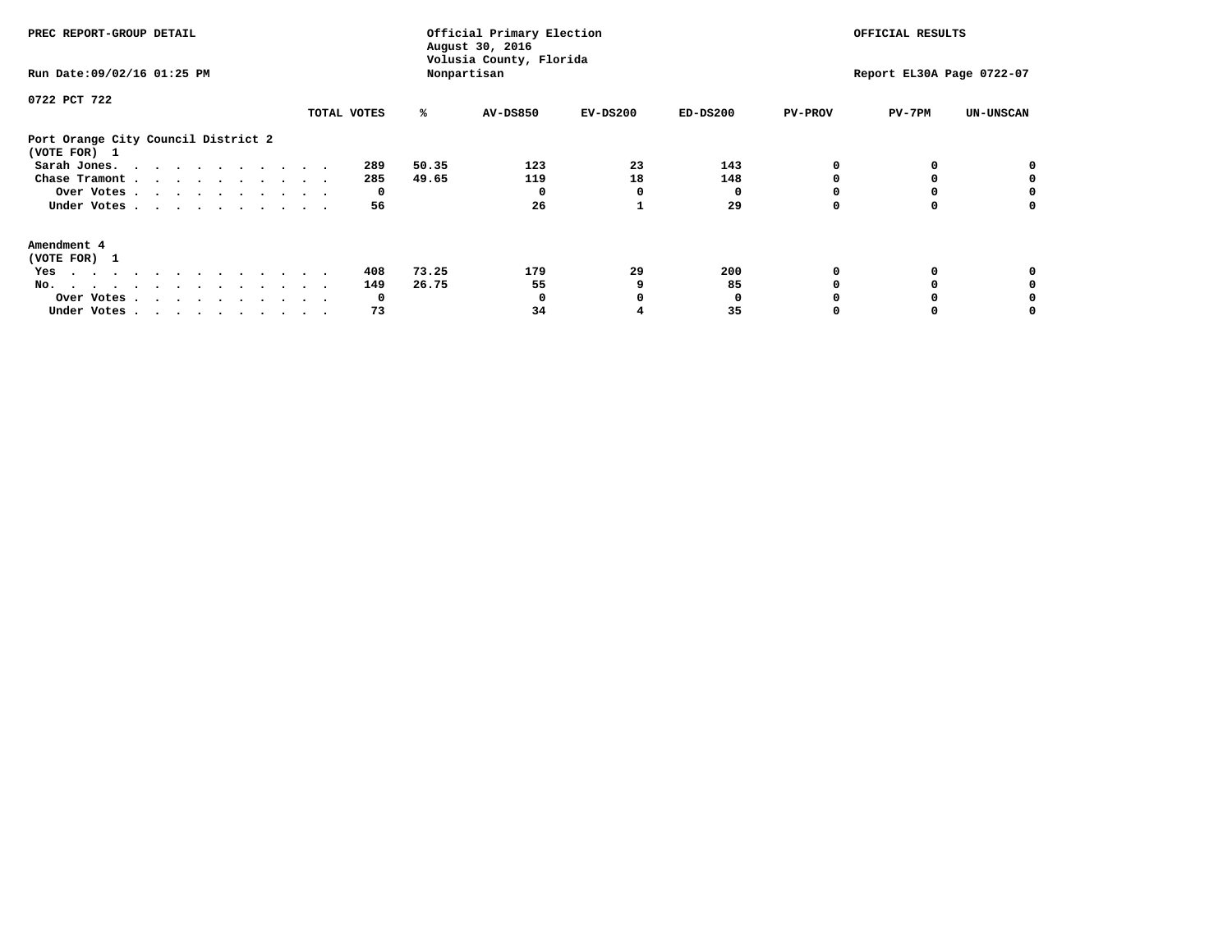PREC REPORT-GROUP DETAIL

Official Primary Election
August 30, 2016
Volusia County, Florida
Nonpartisan

OFFICIAL RESULTS

Run Date:09/02/16 01:25 PM

Report EL30A Page 0722-07

0722 PCT 722

| | TOTAL VOTES | % | AV-DS850 | EV-DS200 | ED-DS200 | PV-PROV | PV-7PM | UN-UNSCAN |
|---|---|---|---|---|---|---|---|---|
| **Port Orange City Council District 2** | | | | | | | | |
| **(VOTE FOR) 1** | | | | | | | | |
| Sarah Jones. | 289 | 50.35 | 123 | 23 | 143 | 0 | 0 | 0 |
| Chase Tramont | 285 | 49.65 | 119 | 18 | 148 | 0 | 0 | 0 |
| Over Votes | 0 | | 0 | 0 | 0 | 0 | 0 | 0 |
| Under Votes | 56 | | 26 | 1 | 29 | 0 | 0 | 0 |
| **Amendment 4** | | | | | | | | |
| **(VOTE FOR) 1** | | | | | | | | |
| Yes | 408 | 73.25 | 179 | 29 | 200 | 0 | 0 | 0 |
| No. | 149 | 26.75 | 55 | 9 | 85 | 0 | 0 | 0 |
| Over Votes | 0 | | 0 | 0 | 0 | 0 | 0 | 0 |
| Under Votes | 73 | | 34 | 4 | 35 | 0 | 0 | 0 |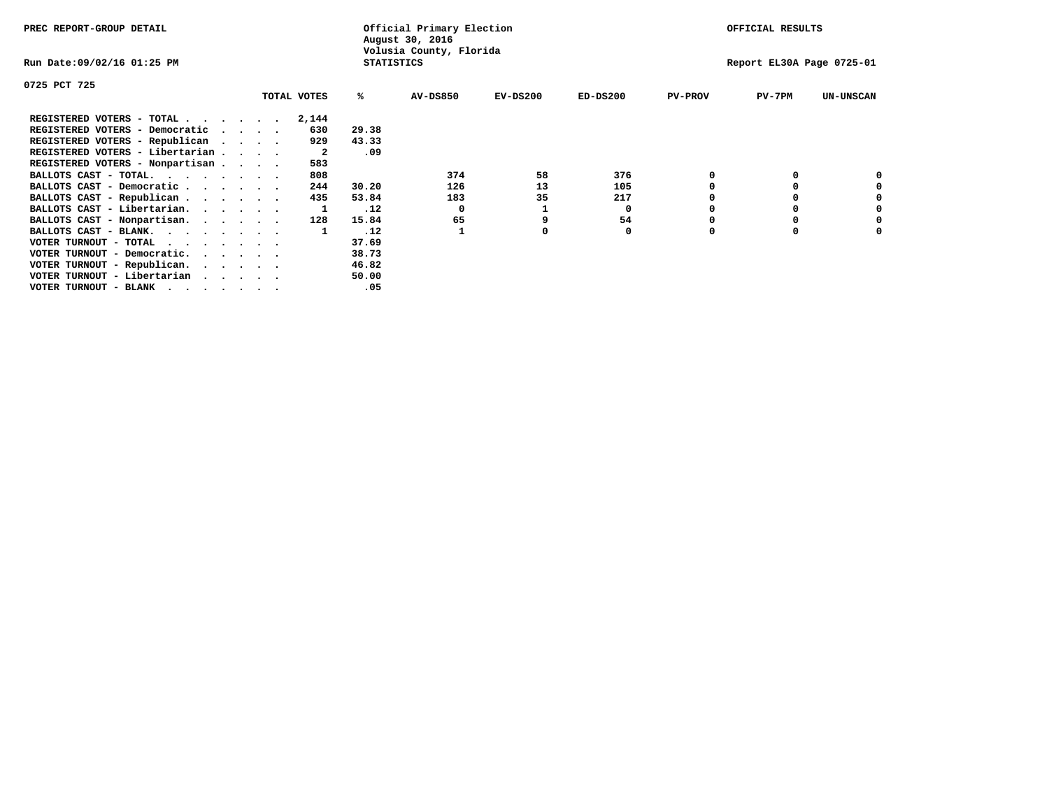PREC REPORT-GROUP DETAIL

Official Primary Election
August 30, 2016
Volusia County, Florida
STATISTICS

OFFICIAL RESULTS

Run Date:09/02/16 01:25 PM

Report EL30A Page 0725-01

0725 PCT 725

| | TOTAL VOTES | % | AV-DS850 | EV-DS200 | ED-DS200 | PV-PROV | PV-7PM | UN-UNSCAN |
|---|---|---|---|---|---|---|---|---|
| REGISTERED VOTERS - TOTAL . . . . . . | 2,144 | | | | | | | |
| REGISTERED VOTERS - Democratic . . . . | 630 | 29.38 | | | | | | |
| REGISTERED VOTERS - Republican . . . . | 929 | 43.33 | | | | | | |
| REGISTERED VOTERS - Libertarian . . . . | 2 | .09 | | | | | | |
| REGISTERED VOTERS - Nonpartisan . . . . | 583 | | | | | | | |
| BALLOTS CAST - TOTAL. . . . . . . . | 808 | | 374 | 58 | 376 | 0 | 0 | 0 |
| BALLOTS CAST - Democratic . . . . . . | 244 | 30.20 | 126 | 13 | 105 | 0 | 0 | 0 |
| BALLOTS CAST - Republican . . . . . . | 435 | 53.84 | 183 | 35 | 217 | 0 | 0 | 0 |
| BALLOTS CAST - Libertarian. . . . . . | 1 | .12 | 0 | 1 | 0 | 0 | 0 | 0 |
| BALLOTS CAST - Nonpartisan. . . . . . | 128 | 15.84 | 65 | 9 | 54 | 0 | 0 | 0 |
| BALLOTS CAST - BLANK. . . . . . . . | 1 | .12 | 1 | 0 | 0 | 0 | 0 | 0 |
| VOTER TURNOUT - TOTAL . . . . . . . | | 37.69 | | | | | | |
| VOTER TURNOUT - Democratic. . . . . . | | 38.73 | | | | | | |
| VOTER TURNOUT - Republican. . . . . . | | 46.82 | | | | | | |
| VOTER TURNOUT - Libertarian . . . . . | | 50.00 | | | | | | |
| VOTER TURNOUT - BLANK . . . . . . . | | .05 | | | | | | |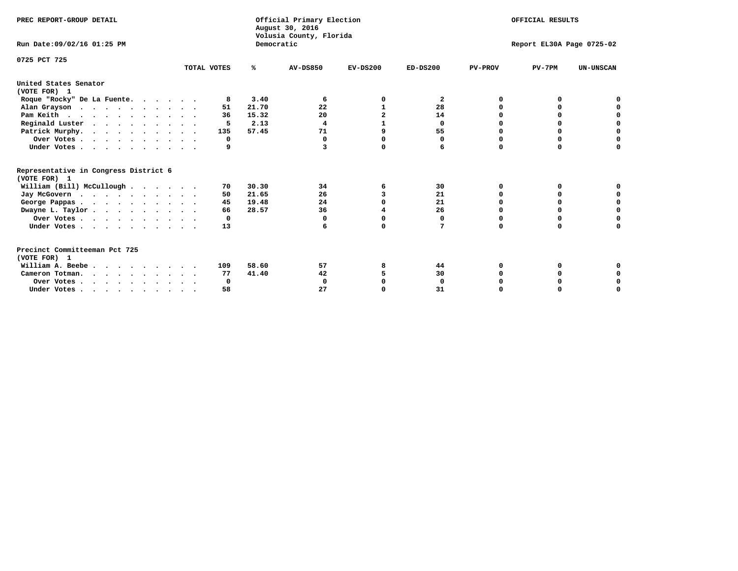PREC REPORT-GROUP DETAIL

Official Primary Election
August 30, 2016
Volusia County, Florida
Democratic

OFFICIAL RESULTS

Run Date:09/02/16 01:25 PM

Report EL30A Page 0725-02

0725 PCT 725

| | TOTAL VOTES | % | AV-DS850 | EV-DS200 | ED-DS200 | PV-PROV | PV-7PM | UN-UNSCAN |
|---|---|---|---|---|---|---|---|---|
| **United States Senator** | | | | | | | | |
| **(VOTE FOR) 1** | | | | | | | | |
| Roque "Rocky" De La Fuente. . . . . . | 8 | 3.40 | 6 | 0 | 2 | 0 | 0 | 0 |
| Alan Grayson . . . . . . . . . . . | 51 | 21.70 | 22 | 1 | 28 | 0 | 0 | 0 |
| Pam Keith . . . . . . . . . . . . | 36 | 15.32 | 20 | 2 | 14 | 0 | 0 | 0 |
| Reginald Luster . . . . . . . . . . | 5 | 2.13 | 4 | 1 | 0 | 0 | 0 | 0 |
| Patrick Murphy. . . . . . . . . . . | 135 | 57.45 | 71 | 9 | 55 | 0 | 0 | 0 |
| Over Votes . . . . . . . . . . . | 0 | | 0 | 0 | 0 | 0 | 0 | 0 |
| Under Votes . . . . . . . . . . . | 9 | | 3 | 0 | 6 | 0 | 0 | 0 |
| **Representative in Congress District 6** | | | | | | | | |
| **(VOTE FOR) 1** | | | | | | | | |
| William (Bill) McCullough . . . . . . | 70 | 30.30 | 34 | 6 | 30 | 0 | 0 | 0 |
| Jay McGovern . . . . . . . . . . . | 50 | 21.65 | 26 | 3 | 21 | 0 | 0 | 0 |
| George Pappas . . . . . . . . . . . | 45 | 19.48 | 24 | 0 | 21 | 0 | 0 | 0 |
| Dwayne L. Taylor . . . . . . . . . . | 66 | 28.57 | 36 | 4 | 26 | 0 | 0 | 0 |
| Over Votes . . . . . . . . . . . | 0 | | 0 | 0 | 0 | 0 | 0 | 0 |
| Under Votes . . . . . . . . . . . | 13 | | 6 | 0 | 7 | 0 | 0 | 0 |
| **Precinct Committeeman Pct 725** | | | | | | | | |
| **(VOTE FOR) 1** | | | | | | | | |
| William A. Beebe . . . . . . . . . . | 109 | 58.60 | 57 | 8 | 44 | 0 | 0 | 0 |
| Cameron Totman. . . . . . . . . . . | 77 | 41.40 | 42 | 5 | 30 | 0 | 0 | 0 |
| Over Votes . . . . . . . . . . . | 0 | | 0 | 0 | 0 | 0 | 0 | 0 |
| Under Votes . . . . . . . . . . . | 58 | | 27 | 0 | 31 | 0 | 0 | 0 |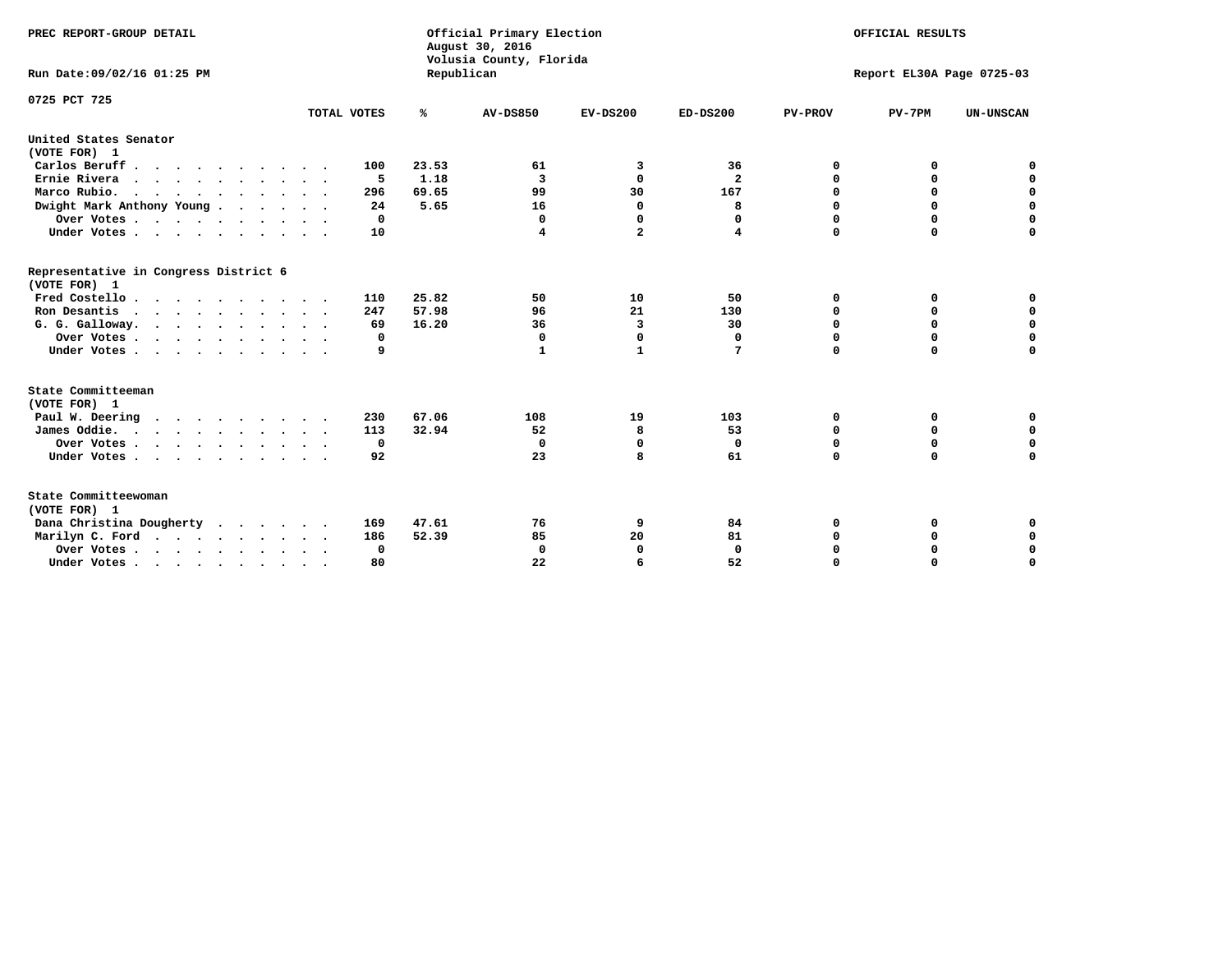PREC REPORT-GROUP DETAIL

Official Primary Election
August 30, 2016
Volusia County, Florida
Republican

OFFICIAL RESULTS

Run Date:09/02/16 01:25 PM

Report EL30A Page 0725-03

0725 PCT 725

| | TOTAL VOTES | % | AV-DS850 | EV-DS200 | ED-DS200 | PV-PROV | PV-7PM | UN-UNSCAN |
|---|---|---|---|---|---|---|---|---|
| **United States Senator** | | | | | | | | |
| **(VOTE FOR) 1** | | | | | | | | |
| Carlos Beruff | 100 | 23.53 | 61 | 3 | 36 | 0 | 0 | 0 |
| Ernie Rivera | 5 | 1.18 | 3 | 0 | 2 | 0 | 0 | 0 |
| Marco Rubio. | 296 | 69.65 | 99 | 30 | 167 | 0 | 0 | 0 |
| Dwight Mark Anthony Young | 24 | 5.65 | 16 | 0 | 8 | 0 | 0 | 0 |
| Over Votes | 0 | | 0 | 0 | 0 | 0 | 0 | 0 |
| Under Votes | 10 | | 4 | 2 | 4 | 0 | 0 | 0 |
| **Representative in Congress District 6** | | | | | | | | |
| **(VOTE FOR) 1** | | | | | | | | |
| Fred Costello | 110 | 25.82 | 50 | 10 | 50 | 0 | 0 | 0 |
| Ron Desantis | 247 | 57.98 | 96 | 21 | 130 | 0 | 0 | 0 |
| G. G. Galloway. | 69 | 16.20 | 36 | 3 | 30 | 0 | 0 | 0 |
| Over Votes | 0 | | 0 | 0 | 0 | 0 | 0 | 0 |
| Under Votes | 9 | | 1 | 1 | 7 | 0 | 0 | 0 |
| **State Committeeman** | | | | | | | | |
| **(VOTE FOR) 1** | | | | | | | | |
| Paul W. Deering | 230 | 67.06 | 108 | 19 | 103 | 0 | 0 | 0 |
| James Oddie. | 113 | 32.94 | 52 | 8 | 53 | 0 | 0 | 0 |
| Over Votes | 0 | | 0 | 0 | 0 | 0 | 0 | 0 |
| Under Votes | 92 | | 23 | 8 | 61 | 0 | 0 | 0 |
| **State Committeewoman** | | | | | | | | |
| **(VOTE FOR) 1** | | | | | | | | |
| Dana Christina Dougherty | 169 | 47.61 | 76 | 9 | 84 | 0 | 0 | 0 |
| Marilyn C. Ford | 186 | 52.39 | 85 | 20 | 81 | 0 | 0 | 0 |
| Over Votes | 0 | | 0 | 0 | 0 | 0 | 0 | 0 |
| Under Votes | 80 | | 22 | 6 | 52 | 0 | 0 | 0 |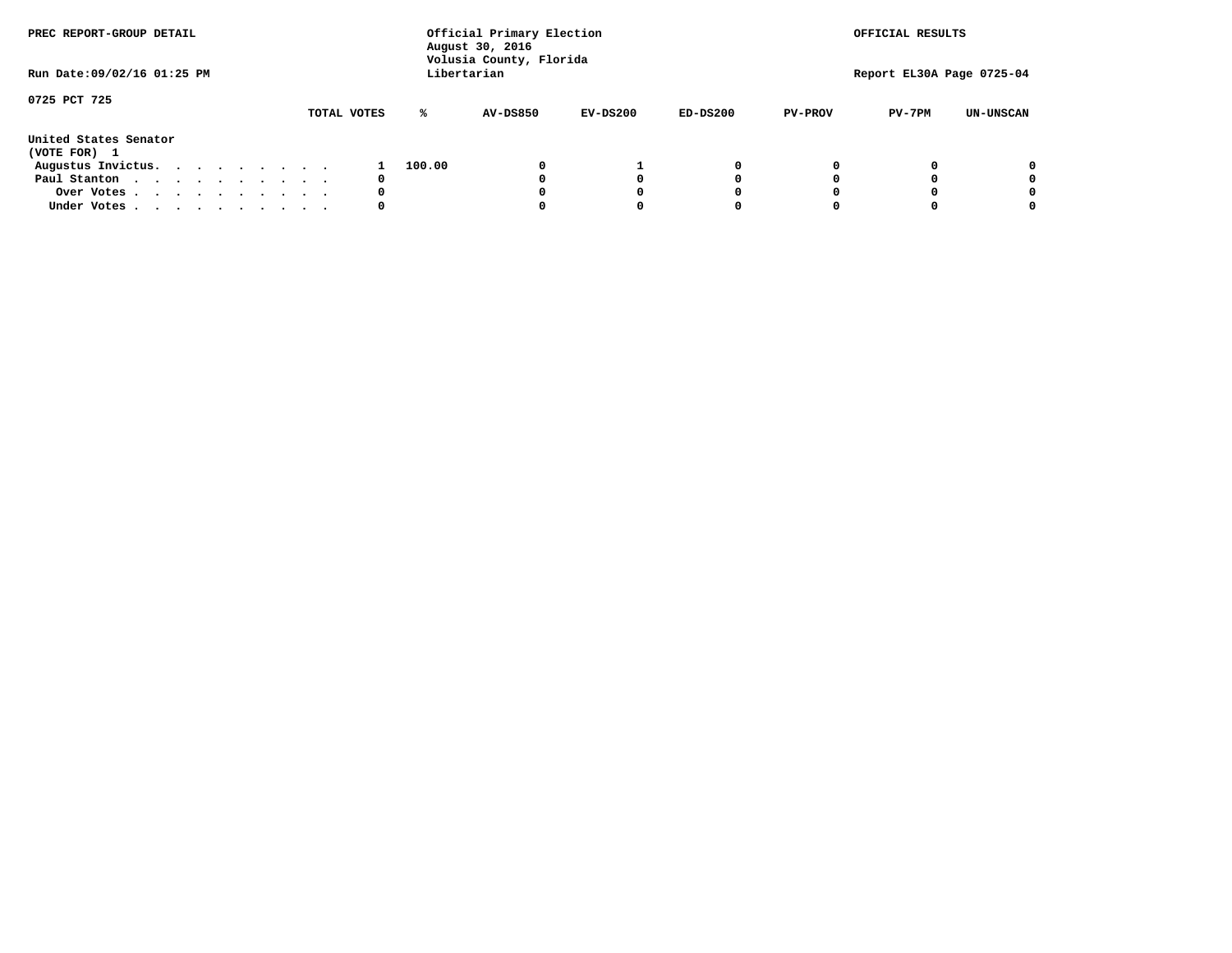PREC REPORT-GROUP DETAIL

Official Primary Election
August 30, 2016
Volusia County, Florida
Libertarian

OFFICIAL RESULTS

Run Date:09/02/16 01:25 PM

Report EL30A Page 0725-04

0725 PCT 725

United States Senator
(VOTE FOR) 1

| | TOTAL VOTES | % | AV-DS850 | EV-DS200 | ED-DS200 | PV-PROV | PV-7PM | UN-UNSCAN |
|---|---|---|---|---|---|---|---|---|
| Augustus Invictus. | 1 | 100.00 | 0 | 1 | 0 | 0 | 0 | 0 |
| Paul Stanton | 0 | | 0 | 0 | 0 | 0 | 0 | 0 |
| Over Votes | 0 | | 0 | 0 | 0 | 0 | 0 | 0 |
| Under Votes | 0 | | 0 | 0 | 0 | 0 | 0 | 0 |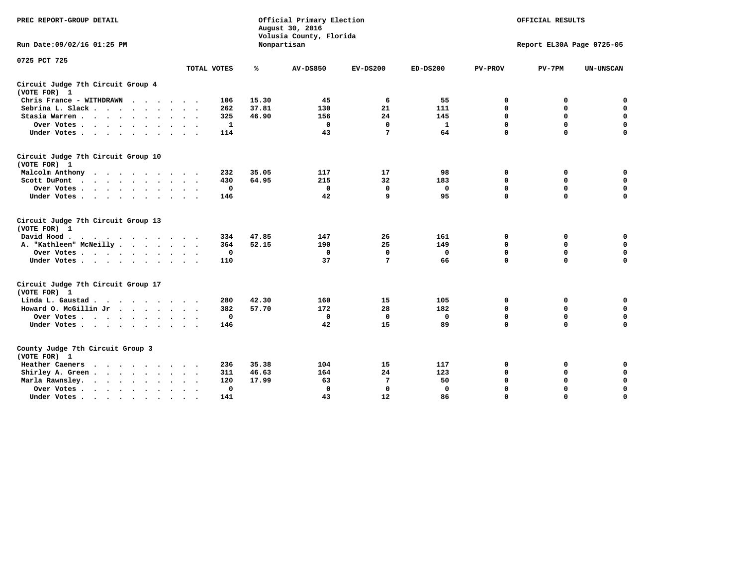PREC REPORT-GROUP DETAIL

Official Primary Election
August 30, 2016
Volusia County, Florida
Nonpartisan

OFFICIAL RESULTS

Run Date:09/02/16 01:25 PM

Report EL30A Page 0725-05

0725 PCT 725

| | TOTAL VOTES | % | AV-DS850 | EV-DS200 | ED-DS200 | PV-PROV | PV-7PM | UN-UNSCAN |
|---|---|---|---|---|---|---|---|---|
| **Circuit Judge 7th Circuit Group 4 (VOTE FOR) 1** | | | | | | | | |
| Chris France - WITHDRAWN | 106 | 15.30 | 45 | 6 | 55 | 0 | 0 | 0 |
| Sebrina L. Slack | 262 | 37.81 | 130 | 21 | 111 | 0 | 0 | 0 |
| Stasia Warren | 325 | 46.90 | 156 | 24 | 145 | 0 | 0 | 0 |
| Over Votes | 1 | | 0 | 0 | 1 | 0 | 0 | 0 |
| Under Votes | 114 | | 43 | 7 | 64 | 0 | 0 | 0 |
| **Circuit Judge 7th Circuit Group 10 (VOTE FOR) 1** | | | | | | | | |
| Malcolm Anthony | 232 | 35.05 | 117 | 17 | 98 | 0 | 0 | 0 |
| Scott DuPont | 430 | 64.95 | 215 | 32 | 183 | 0 | 0 | 0 |
| Over Votes | 0 | | 0 | 0 | 0 | 0 | 0 | 0 |
| Under Votes | 146 | | 42 | 9 | 95 | 0 | 0 | 0 |
| **Circuit Judge 7th Circuit Group 13 (VOTE FOR) 1** | | | | | | | | |
| David Hood | 334 | 47.85 | 147 | 26 | 161 | 0 | 0 | 0 |
| A. "Kathleen" McNeilly | 364 | 52.15 | 190 | 25 | 149 | 0 | 0 | 0 |
| Over Votes | 0 | | 0 | 0 | 0 | 0 | 0 | 0 |
| Under Votes | 110 | | 37 | 7 | 66 | 0 | 0 | 0 |
| **Circuit Judge 7th Circuit Group 17 (VOTE FOR) 1** | | | | | | | | |
| Linda L. Gaustad | 280 | 42.30 | 160 | 15 | 105 | 0 | 0 | 0 |
| Howard O. McGillin Jr | 382 | 57.70 | 172 | 28 | 182 | 0 | 0 | 0 |
| Over Votes | 0 | | 0 | 0 | 0 | 0 | 0 | 0 |
| Under Votes | 146 | | 42 | 15 | 89 | 0 | 0 | 0 |
| **County Judge 7th Circuit Group 3 (VOTE FOR) 1** | | | | | | | | |
| Heather Caeners | 236 | 35.38 | 104 | 15 | 117 | 0 | 0 | 0 |
| Shirley A. Green | 311 | 46.63 | 164 | 24 | 123 | 0 | 0 | 0 |
| Marla Rawnsley | 120 | 17.99 | 63 | 7 | 50 | 0 | 0 | 0 |
| Over Votes | 0 | | 0 | 0 | 0 | 0 | 0 | 0 |
| Under Votes | 141 | | 43 | 12 | 86 | 0 | 0 | 0 |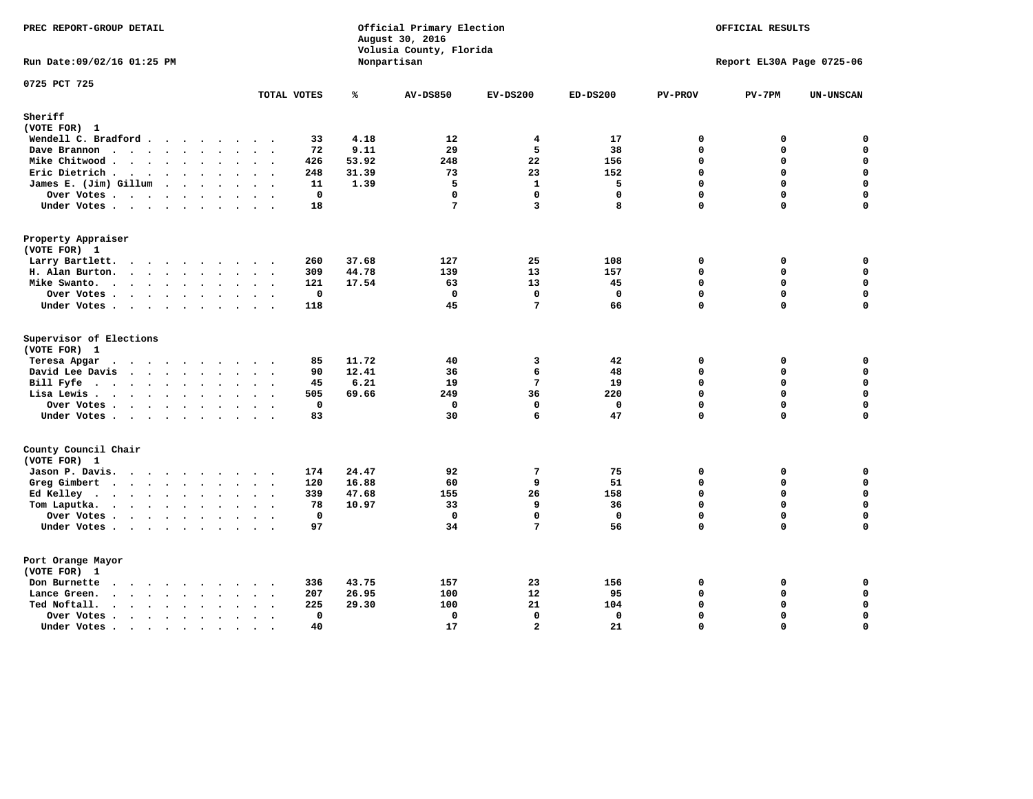PREC REPORT-GROUP DETAIL

Official Primary Election
August 30, 2016
Volusia County, Florida
Nonpartisan

OFFICIAL RESULTS

Run Date:09/02/16 01:25 PM

Report EL30A Page 0725-06

0725 PCT 725

| | TOTAL VOTES | % | AV-DS850 | EV-DS200 | ED-DS200 | PV-PROV | PV-7PM | UN-UNSCAN |
|---|---|---|---|---|---|---|---|---|
| **Sheriff** | | | | | | | | |
| **(VOTE FOR) 1** | | | | | | | | |
| Wendell C. Bradford | 33 | 4.18 | 12 | 4 | 17 | 0 | 0 | 0 |
| Dave Brannon | 72 | 9.11 | 29 | 5 | 38 | 0 | 0 | 0 |
| Mike Chitwood | 426 | 53.92 | 248 | 22 | 156 | 0 | 0 | 0 |
| Eric Dietrich | 248 | 31.39 | 73 | 23 | 152 | 0 | 0 | 0 |
| James E. (Jim) Gillum | 11 | 1.39 | 5 | 1 | 5 | 0 | 0 | 0 |
| Over Votes | 0 | | 0 | 0 | 0 | 0 | 0 | 0 |
| Under Votes | 18 | | 7 | 3 | 8 | 0 | 0 | 0 |
| **Property Appraiser** | | | | | | | | |
| **(VOTE FOR) 1** | | | | | | | | |
| Larry Bartlett. | 260 | 37.68 | 127 | 25 | 108 | 0 | 0 | 0 |
| H. Alan Burton. | 309 | 44.78 | 139 | 13 | 157 | 0 | 0 | 0 |
| Mike Swanto. | 121 | 17.54 | 63 | 13 | 45 | 0 | 0 | 0 |
| Over Votes | 0 | | 0 | 0 | 0 | 0 | 0 | 0 |
| Under Votes | 118 | | 45 | 7 | 66 | 0 | 0 | 0 |
| **Supervisor of Elections** | | | | | | | | |
| **(VOTE FOR) 1** | | | | | | | | |
| Teresa Apgar | 85 | 11.72 | 40 | 3 | 42 | 0 | 0 | 0 |
| David Lee Davis | 90 | 12.41 | 36 | 6 | 48 | 0 | 0 | 0 |
| Bill Fyfe | 45 | 6.21 | 19 | 7 | 19 | 0 | 0 | 0 |
| Lisa Lewis | 505 | 69.66 | 249 | 36 | 220 | 0 | 0 | 0 |
| Over Votes | 0 | | 0 | 0 | 0 | 0 | 0 | 0 |
| Under Votes | 83 | | 30 | 6 | 47 | 0 | 0 | 0 |
| **County Council Chair** | | | | | | | | |
| **(VOTE FOR) 1** | | | | | | | | |
| Jason P. Davis. | 174 | 24.47 | 92 | 7 | 75 | 0 | 0 | 0 |
| Greg Gimbert | 120 | 16.88 | 60 | 9 | 51 | 0 | 0 | 0 |
| Ed Kelley | 339 | 47.68 | 155 | 26 | 158 | 0 | 0 | 0 |
| Tom Laputka. | 78 | 10.97 | 33 | 9 | 36 | 0 | 0 | 0 |
| Over Votes | 0 | | 0 | 0 | 0 | 0 | 0 | 0 |
| Under Votes | 97 | | 34 | 7 | 56 | 0 | 0 | 0 |
| **Port Orange Mayor** | | | | | | | | |
| **(VOTE FOR) 1** | | | | | | | | |
| Don Burnette | 336 | 43.75 | 157 | 23 | 156 | 0 | 0 | 0 |
| Lance Green. | 207 | 26.95 | 100 | 12 | 95 | 0 | 0 | 0 |
| Ted Noftall. | 225 | 29.30 | 100 | 21 | 104 | 0 | 0 | 0 |
| Over Votes | 0 | | 0 | 0 | 0 | 0 | 0 | 0 |
| Under Votes | 40 | | 17 | 2 | 21 | 0 | 0 | 0 |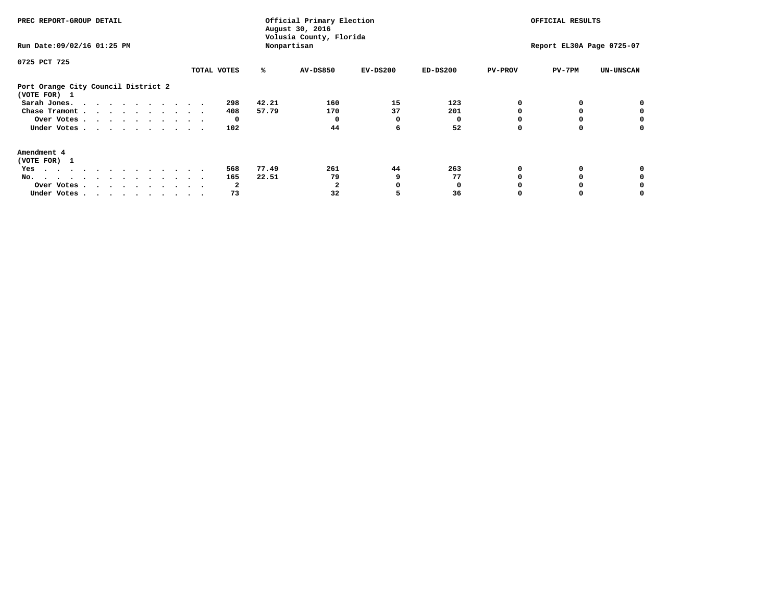PREC REPORT-GROUP DETAIL

Official Primary Election
August 30, 2016
Volusia County, Florida
Nonpartisan

OFFICIAL RESULTS

Run Date:09/02/16 01:25 PM

Report EL30A Page 0725-07

0725 PCT 725

| | TOTAL VOTES | % | AV-DS850 | EV-DS200 | ED-DS200 | PV-PROV | PV-7PM | UN-UNSCAN |
|---|---|---|---|---|---|---|---|---|
| **Port Orange City Council District 2** | | | | | | | | |
| **(VOTE FOR) 1** | | | | | | | | |
| Sarah Jones. . . . . . . . . . . . | 298 | 42.21 | 160 | 15 | 123 | 0 | 0 | 0 |
| Chase Tramont . . . . . . . . . . . | 408 | 57.79 | 170 | 37 | 201 | 0 | 0 | 0 |
| Over Votes . . . . . . . . . . . | 0 | | 0 | 0 | 0 | 0 | 0 | 0 |
| Under Votes . . . . . . . . . . . | 102 | | 44 | 6 | 52 | 0 | 0 | 0 |
| **Amendment 4** | | | | | | | | |
| **(VOTE FOR) 1** | | | | | | | | |
| Yes . . . . . . . . . . . . . . | 568 | 77.49 | 261 | 44 | 263 | 0 | 0 | 0 |
| No. . . . . . . . . . . . . . . | 165 | 22.51 | 79 | 9 | 77 | 0 | 0 | 0 |
| Over Votes . . . . . . . . . . . | 2 | | 2 | 0 | 0 | 0 | 0 | 0 |
| Under Votes . . . . . . . . . . . | 73 | | 32 | 5 | 36 | 0 | 0 | 0 |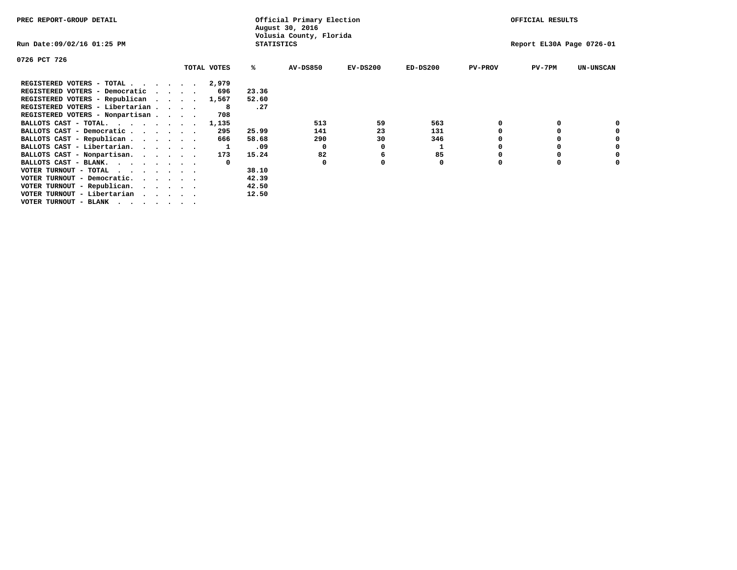PREC REPORT-GROUP DETAIL

Official Primary Election
August 30, 2016
Volusia County, Florida
STATISTICS

OFFICIAL RESULTS

Run Date:09/02/16 01:25 PM

Report EL30A Page 0726-01

0726 PCT 726

| | TOTAL VOTES | % | AV-DS850 | EV-DS200 | ED-DS200 | PV-PROV | PV-7PM | UN-UNSCAN |
|---|---|---|---|---|---|---|---|---|
| REGISTERED VOTERS - TOTAL . . . . . . | 2,979 | | | | | | | |
| REGISTERED VOTERS - Democratic . . . . | 696 | 23.36 | | | | | | |
| REGISTERED VOTERS - Republican . . . . | 1,567 | 52.60 | | | | | | |
| REGISTERED VOTERS - Libertarian . . . . | 8 | .27 | | | | | | |
| REGISTERED VOTERS - Nonpartisan . . . . | 708 | | | | | | | |
| BALLOTS CAST - TOTAL. . . . . . . . | 1,135 | | 513 | 59 | 563 | 0 | 0 | 0 |
| BALLOTS CAST - Democratic . . . . . . | 295 | 25.99 | 141 | 23 | 131 | 0 | 0 | 0 |
| BALLOTS CAST - Republican . . . . . . | 666 | 58.68 | 290 | 30 | 346 | 0 | 0 | 0 |
| BALLOTS CAST - Libertarian. . . . . . | 1 | .09 | 0 | 0 | 1 | 0 | 0 | 0 |
| BALLOTS CAST - Nonpartisan. . . . . . | 173 | 15.24 | 82 | 6 | 85 | 0 | 0 | 0 |
| BALLOTS CAST - BLANK. . . . . . . . | 0 | | 0 | 0 | 0 | 0 | 0 | 0 |
| VOTER TURNOUT - TOTAL . . . . . . . | | 38.10 | | | | | | |
| VOTER TURNOUT - Democratic. . . . . . | | 42.39 | | | | | | |
| VOTER TURNOUT - Republican. . . . . . | | 42.50 | | | | | | |
| VOTER TURNOUT - Libertarian . . . . . | | 12.50 | | | | | | |
| VOTER TURNOUT - BLANK . . . . . . . | | | | | | | | |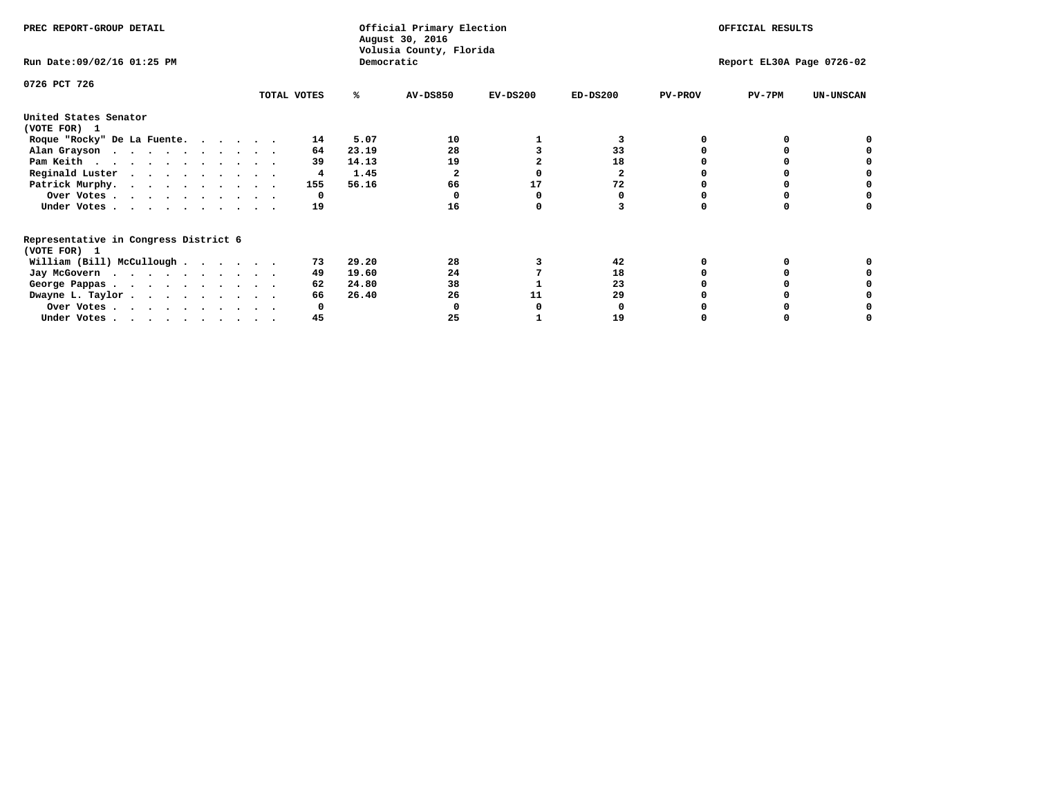PREC REPORT-GROUP DETAIL

Official Primary Election
August 30, 2016
Volusia County, Florida
Democratic

OFFICIAL RESULTS

Run Date:09/02/16 01:25 PM

Report EL30A Page 0726-02

0726 PCT 726

| | TOTAL VOTES | % | AV-DS850 | EV-DS200 | ED-DS200 | PV-PROV | PV-7PM | UN-UNSCAN |
|---|---|---|---|---|---|---|---|---|
| **United States Senator** | | | | | | | | |
| **(VOTE FOR) 1** | | | | | | | | |
| Roque "Rocky" De La Fuente. . . . . . | 14 | 5.07 | 10 | 1 | 3 | 0 | 0 | 0 |
| Alan Grayson . . . . . . . . . . . | 64 | 23.19 | 28 | 3 | 33 | 0 | 0 | 0 |
| Pam Keith . . . . . . . . . . . . | 39 | 14.13 | 19 | 2 | 18 | 0 | 0 | 0 |
| Reginald Luster . . . . . . . . . . | 4 | 1.45 | 2 | 0 | 2 | 0 | 0 | 0 |
| Patrick Murphy. . . . . . . . . . . | 155 | 56.16 | 66 | 17 | 72 | 0 | 0 | 0 |
| Over Votes . . . . . . . . . . . | 0 | | 0 | 0 | 0 | 0 | 0 | 0 |
| Under Votes . . . . . . . . . . . | 19 | | 16 | 0 | 3 | 0 | 0 | 0 |
| **Representative in Congress District 6** | | | | | | | | |
| **(VOTE FOR) 1** | | | | | | | | |
| William (Bill) McCullough . . . . . . | 73 | 29.20 | 28 | 3 | 42 | 0 | 0 | 0 |
| Jay McGovern . . . . . . . . . . . | 49 | 19.60 | 24 | 7 | 18 | 0 | 0 | 0 |
| George Pappas . . . . . . . . . . . | 62 | 24.80 | 38 | 1 | 23 | 0 | 0 | 0 |
| Dwayne L. Taylor . . . . . . . . . . | 66 | 26.40 | 26 | 11 | 29 | 0 | 0 | 0 |
| Over Votes . . . . . . . . . . . | 0 | | 0 | 0 | 0 | 0 | 0 | 0 |
| Under Votes . . . . . . . . . . . | 45 | | 25 | 1 | 19 | 0 | 0 | 0 |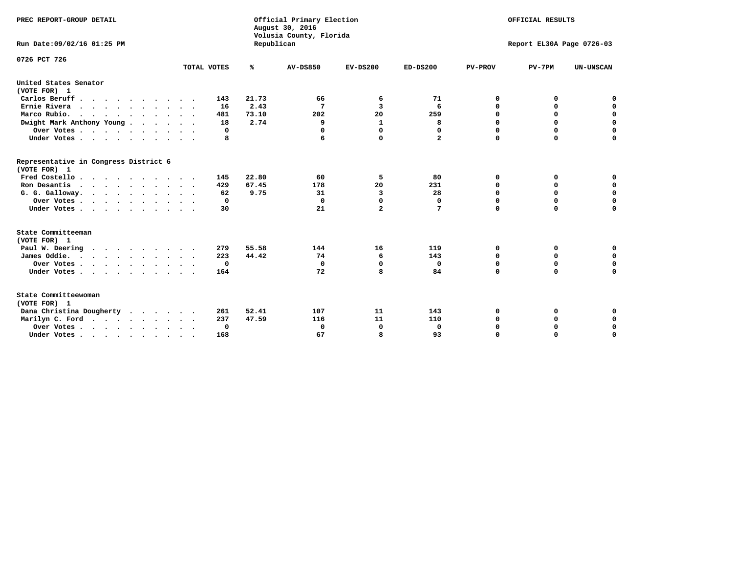PREC REPORT-GROUP DETAIL

Official Primary Election
August 30, 2016
Volusia County, Florida
Republican

OFFICIAL RESULTS

Run Date:09/02/16 01:25 PM

Report EL30A Page 0726-03

0726 PCT 726

| | TOTAL VOTES | % | AV-DS850 | EV-DS200 | ED-DS200 | PV-PROV | PV-7PM | UN-UNSCAN |
|---|---|---|---|---|---|---|---|---|
| **United States Senator (VOTE FOR) 1** | | | | | | | | |
| Carlos Beruff | 143 | 21.73 | 66 | 6 | 71 | 0 | 0 | 0 |
| Ernie Rivera | 16 | 2.43 | 7 | 3 | 6 | 0 | 0 | 0 |
| Marco Rubio. | 481 | 73.10 | 202 | 20 | 259 | 0 | 0 | 0 |
| Dwight Mark Anthony Young | 18 | 2.74 | 9 | 1 | 8 | 0 | 0 | 0 |
| Over Votes | 0 | | 0 | 0 | 0 | 0 | 0 | 0 |
| Under Votes | 8 | | 6 | 0 | 2 | 0 | 0 | 0 |
| **Representative in Congress District 6 (VOTE FOR) 1** | | | | | | | | |
| Fred Costello | 145 | 22.80 | 60 | 5 | 80 | 0 | 0 | 0 |
| Ron Desantis | 429 | 67.45 | 178 | 20 | 231 | 0 | 0 | 0 |
| G. G. Galloway. | 62 | 9.75 | 31 | 3 | 28 | 0 | 0 | 0 |
| Over Votes | 0 | | 0 | 0 | 0 | 0 | 0 | 0 |
| Under Votes | 30 | | 21 | 2 | 7 | 0 | 0 | 0 |
| **State Committeeman (VOTE FOR) 1** | | | | | | | | |
| Paul W. Deering | 279 | 55.58 | 144 | 16 | 119 | 0 | 0 | 0 |
| James Oddie. | 223 | 44.42 | 74 | 6 | 143 | 0 | 0 | 0 |
| Over Votes | 0 | | 0 | 0 | 0 | 0 | 0 | 0 |
| Under Votes | 164 | | 72 | 8 | 84 | 0 | 0 | 0 |
| **State Committeewoman (VOTE FOR) 1** | | | | | | | | |
| Dana Christina Dougherty | 261 | 52.41 | 107 | 11 | 143 | 0 | 0 | 0 |
| Marilyn C. Ford | 237 | 47.59 | 116 | 11 | 110 | 0 | 0 | 0 |
| Over Votes | 0 | | 0 | 0 | 0 | 0 | 0 | 0 |
| Under Votes | 168 | | 67 | 8 | 93 | 0 | 0 | 0 |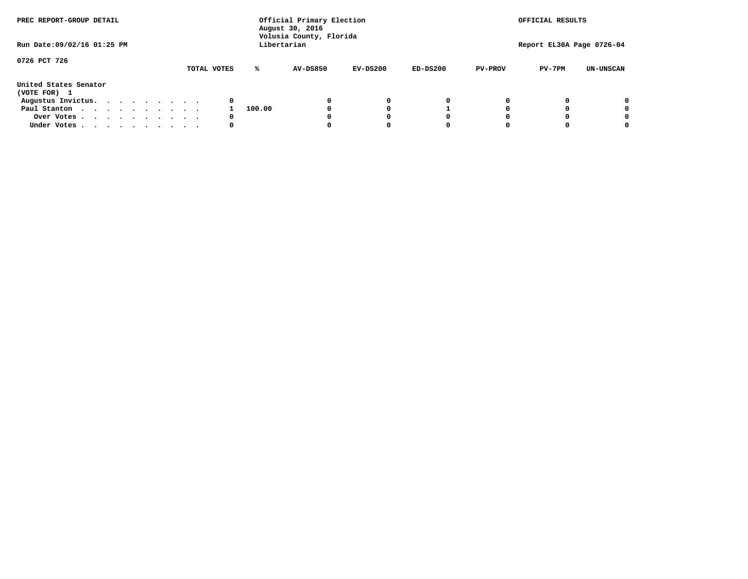PREC REPORT-GROUP DETAIL

Official Primary Election
August 30, 2016
Volusia County, Florida
Libertarian

OFFICIAL RESULTS

Run Date:09/02/16 01:25 PM

Report EL30A Page 0726-04

0726 PCT 726

| | TOTAL VOTES | % | AV-DS850 | EV-DS200 | ED-DS200 | PV-PROV | PV-7PM | UN-UNSCAN |
|---|---|---|---|---|---|---|---|---|
| **United States Senator** | | | | | | | | |
| **(VOTE FOR) 1** | | | | | | | | |
| Augustus Invictus. . . . . . . . . . | 0 | | 0 | 0 | 0 | 0 | 0 | 0 |
| Paul Stanton . . . . . . . . . . . | 1 | 100.00 | 0 | 0 | 1 | 0 | 0 | 0 |
| Over Votes . . . . . . . . . . . | 0 | | 0 | 0 | 0 | 0 | 0 | 0 |
| Under Votes . . . . . . . . . . . | 0 | | 0 | 0 | 0 | 0 | 0 | 0 |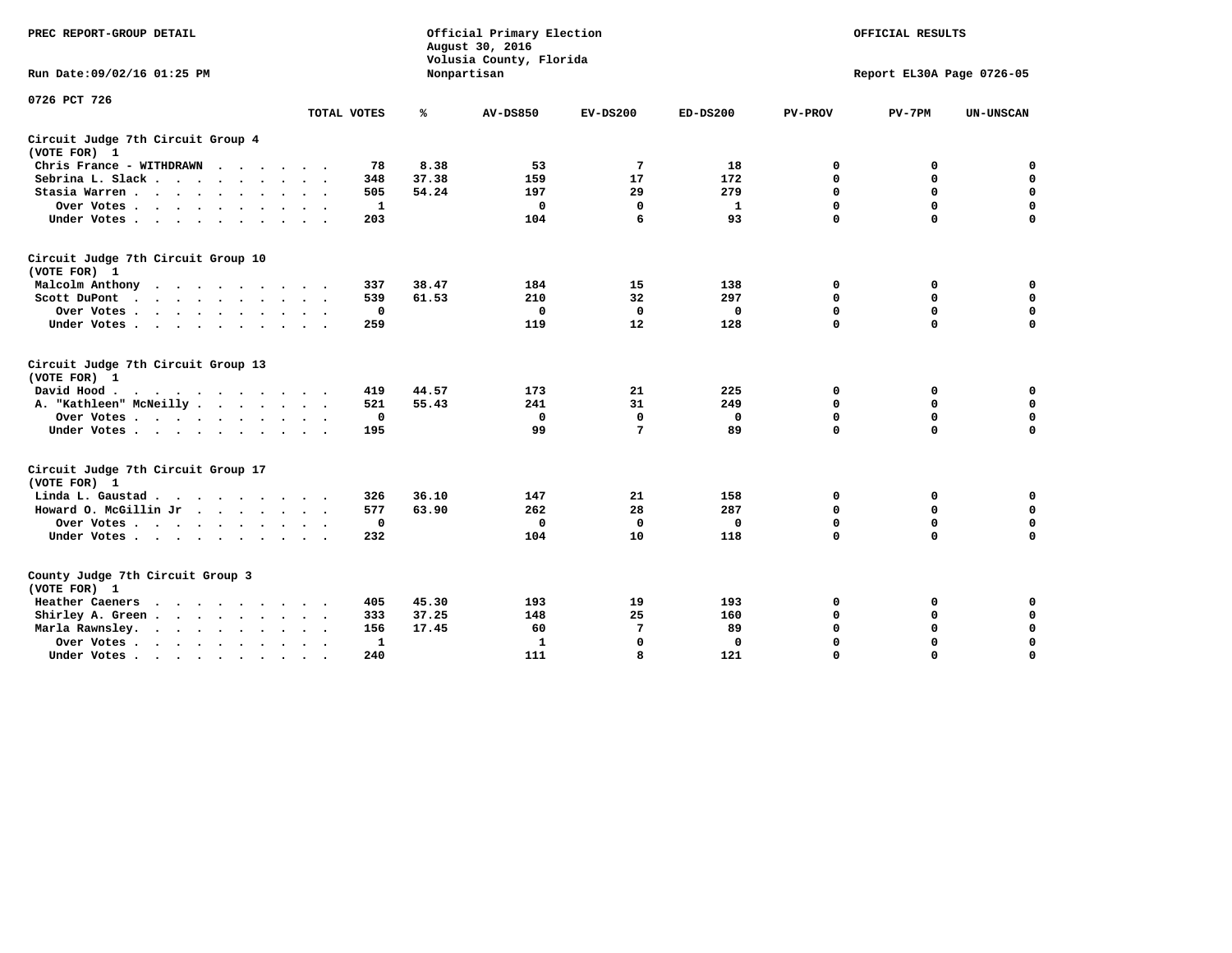PREC REPORT-GROUP DETAIL

Official Primary Election
August 30, 2016
Volusia County, Florida
Nonpartisan

OFFICIAL RESULTS

Run Date:09/02/16 01:25 PM

Report EL30A Page 0726-05

0726 PCT 726

| | TOTAL VOTES | % | AV-DS850 | EV-DS200 | ED-DS200 | PV-PROV | PV-7PM | UN-UNSCAN |
|---|---|---|---|---|---|---|---|---|
| **Circuit Judge 7th Circuit Group 4** | | | | | | | | |
| **(VOTE FOR) 1** | | | | | | | | |
| Chris France - WITHDRAWN | 78 | 8.38 | 53 | 7 | 18 | 0 | 0 | 0 |
| Sebrina L. Slack | 348 | 37.38 | 159 | 17 | 172 | 0 | 0 | 0 |
| Stasia Warren | 505 | 54.24 | 197 | 29 | 279 | 0 | 0 | 0 |
| Over Votes | 1 | | 0 | 0 | 1 | 0 | 0 | 0 |
| Under Votes | 203 | | 104 | 6 | 93 | 0 | 0 | 0 |
| **Circuit Judge 7th Circuit Group 10** | | | | | | | | |
| **(VOTE FOR) 1** | | | | | | | | |
| Malcolm Anthony | 337 | 38.47 | 184 | 15 | 138 | 0 | 0 | 0 |
| Scott DuPont | 539 | 61.53 | 210 | 32 | 297 | 0 | 0 | 0 |
| Over Votes | 0 | | 0 | 0 | 0 | 0 | 0 | 0 |
| Under Votes | 259 | | 119 | 12 | 128 | 0 | 0 | 0 |
| **Circuit Judge 7th Circuit Group 13** | | | | | | | | |
| **(VOTE FOR) 1** | | | | | | | | |
| David Hood | 419 | 44.57 | 173 | 21 | 225 | 0 | 0 | 0 |
| A. "Kathleen" McNeilly | 521 | 55.43 | 241 | 31 | 249 | 0 | 0 | 0 |
| Over Votes | 0 | | 0 | 0 | 0 | 0 | 0 | 0 |
| Under Votes | 195 | | 99 | 7 | 89 | 0 | 0 | 0 |
| **Circuit Judge 7th Circuit Group 17** | | | | | | | | |
| **(VOTE FOR) 1** | | | | | | | | |
| Linda L. Gaustad | 326 | 36.10 | 147 | 21 | 158 | 0 | 0 | 0 |
| Howard O. McGillin Jr | 577 | 63.90 | 262 | 28 | 287 | 0 | 0 | 0 |
| Over Votes | 0 | | 0 | 0 | 0 | 0 | 0 | 0 |
| Under Votes | 232 | | 104 | 10 | 118 | 0 | 0 | 0 |
| **County Judge 7th Circuit Group 3** | | | | | | | | |
| **(VOTE FOR) 1** | | | | | | | | |
| Heather Caeners | 405 | 45.30 | 193 | 19 | 193 | 0 | 0 | 0 |
| Shirley A. Green | 333 | 37.25 | 148 | 25 | 160 | 0 | 0 | 0 |
| Marla Rawnsley. | 156 | 17.45 | 60 | 7 | 89 | 0 | 0 | 0 |
| Over Votes | 1 | | 1 | 0 | 0 | 0 | 0 | 0 |
| Under Votes | 240 | | 111 | 8 | 121 | 0 | 0 | 0 |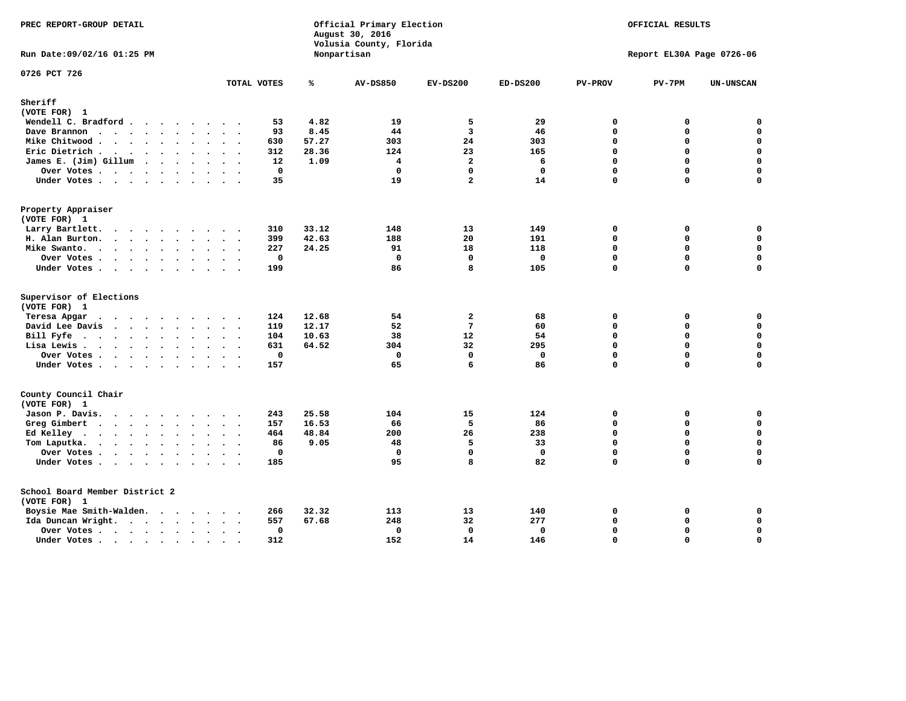PREC REPORT-GROUP DETAIL

Official Primary Election
August 30, 2016
Volusia County, Florida
Nonpartisan

OFFICIAL RESULTS

Run Date:09/02/16 01:25 PM

Report EL30A Page 0726-06

0726 PCT 726

## Sheriff
(VOTE FOR) 1

| | TOTAL VOTES | % | AV-DS850 | EV-DS200 | ED-DS200 | PV-PROV | PV-7PM | UN-UNSCAN |
|---|---|---|---|---|---|---|---|---|
| Wendell C. Bradford | 53 | 4.82 | 19 | 5 | 29 | 0 | 0 | 0 |
| Dave Brannon | 93 | 8.45 | 44 | 3 | 46 | 0 | 0 | 0 |
| Mike Chitwood | 630 | 57.27 | 303 | 24 | 303 | 0 | 0 | 0 |
| Eric Dietrich | 312 | 28.36 | 124 | 23 | 165 | 0 | 0 | 0 |
| James E. (Jim) Gillum | 12 | 1.09 | 4 | 2 | 6 | 0 | 0 | 0 |
| Over Votes | 0 | | 0 | 0 | 0 | 0 | 0 | 0 |
| Under Votes | 35 | | 19 | 2 | 14 | 0 | 0 | 0 |

## Property Appraiser
(VOTE FOR) 1

| | TOTAL VOTES | % | AV-DS850 | EV-DS200 | ED-DS200 | PV-PROV | PV-7PM | UN-UNSCAN |
|---|---|---|---|---|---|---|---|---|
| Larry Bartlett | 310 | 33.12 | 148 | 13 | 149 | 0 | 0 | 0 |
| H. Alan Burton | 399 | 42.63 | 188 | 20 | 191 | 0 | 0 | 0 |
| Mike Swanto | 227 | 24.25 | 91 | 18 | 118 | 0 | 0 | 0 |
| Over Votes | 0 | | 0 | 0 | 0 | 0 | 0 | 0 |
| Under Votes | 199 | | 86 | 8 | 105 | 0 | 0 | 0 |

## Supervisor of Elections
(VOTE FOR) 1

| | TOTAL VOTES | % | AV-DS850 | EV-DS200 | ED-DS200 | PV-PROV | PV-7PM | UN-UNSCAN |
|---|---|---|---|---|---|---|---|---|
| Teresa Apgar | 124 | 12.68 | 54 | 2 | 68 | 0 | 0 | 0 |
| David Lee Davis | 119 | 12.17 | 52 | 7 | 60 | 0 | 0 | 0 |
| Bill Fyfe | 104 | 10.63 | 38 | 12 | 54 | 0 | 0 | 0 |
| Lisa Lewis | 631 | 64.52 | 304 | 32 | 295 | 0 | 0 | 0 |
| Over Votes | 0 | | 0 | 0 | 0 | 0 | 0 | 0 |
| Under Votes | 157 | | 65 | 6 | 86 | 0 | 0 | 0 |

## County Council Chair
(VOTE FOR) 1

| | TOTAL VOTES | % | AV-DS850 | EV-DS200 | ED-DS200 | PV-PROV | PV-7PM | UN-UNSCAN |
|---|---|---|---|---|---|---|---|---|
| Jason P. Davis | 243 | 25.58 | 104 | 15 | 124 | 0 | 0 | 0 |
| Greg Gimbert | 157 | 16.53 | 66 | 5 | 86 | 0 | 0 | 0 |
| Ed Kelley | 464 | 48.84 | 200 | 26 | 238 | 0 | 0 | 0 |
| Tom Laputka | 86 | 9.05 | 48 | 5 | 33 | 0 | 0 | 0 |
| Over Votes | 0 | | 0 | 0 | 0 | 0 | 0 | 0 |
| Under Votes | 185 | | 95 | 8 | 82 | 0 | 0 | 0 |

## School Board Member District 2
(VOTE FOR) 1

| | TOTAL VOTES | % | AV-DS850 | EV-DS200 | ED-DS200 | PV-PROV | PV-7PM | UN-UNSCAN |
|---|---|---|---|---|---|---|---|---|
| Boysie Mae Smith-Walden | 266 | 32.32 | 113 | 13 | 140 | 0 | 0 | 0 |
| Ida Duncan Wright | 557 | 67.68 | 248 | 32 | 277 | 0 | 0 | 0 |
| Over Votes | 0 | | 0 | 0 | 0 | 0 | 0 | 0 |
| Under Votes | 312 | | 152 | 14 | 146 | 0 | 0 | 0 |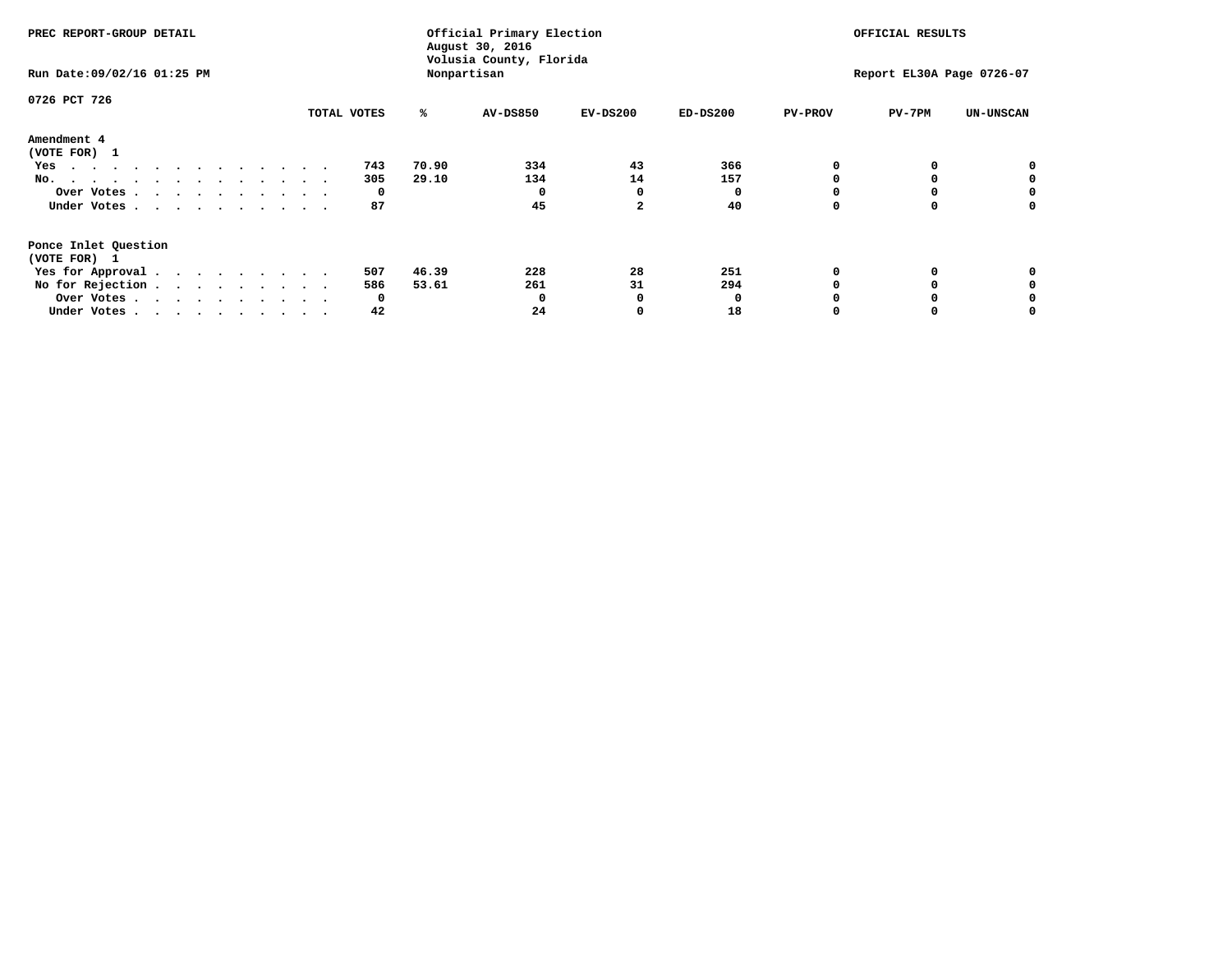PREC REPORT-GROUP DETAIL

Official Primary Election
August 30, 2016
Volusia County, Florida
Nonpartisan

OFFICIAL RESULTS

Run Date:09/02/16 01:25 PM

Report EL30A Page 0726-07

0726 PCT 726

| | TOTAL VOTES | % | AV-DS850 | EV-DS200 | ED-DS200 | PV-PROV | PV-7PM | UN-UNSCAN |
|---|---|---|---|---|---|---|---|---|
| **Amendment 4** | | | | | | | | |
| **(VOTE FOR) 1** | | | | | | | | |
| Yes | 743 | 70.90 | 334 | 43 | 366 | 0 | 0 | 0 |
| No. | 305 | 29.10 | 134 | 14 | 157 | 0 | 0 | 0 |
| Over Votes | 0 | | 0 | 0 | 0 | 0 | 0 | 0 |
| Under Votes | 87 | | 45 | 2 | 40 | 0 | 0 | 0 |
| **Ponce Inlet Question** | | | | | | | | |
| **(VOTE FOR) 1** | | | | | | | | |
| Yes for Approval | 507 | 46.39 | 228 | 28 | 251 | 0 | 0 | 0 |
| No for Rejection | 586 | 53.61 | 261 | 31 | 294 | 0 | 0 | 0 |
| Over Votes | 0 | | 0 | 0 | 0 | 0 | 0 | 0 |
| Under Votes | 42 | | 24 | 0 | 18 | 0 | 0 | 0 |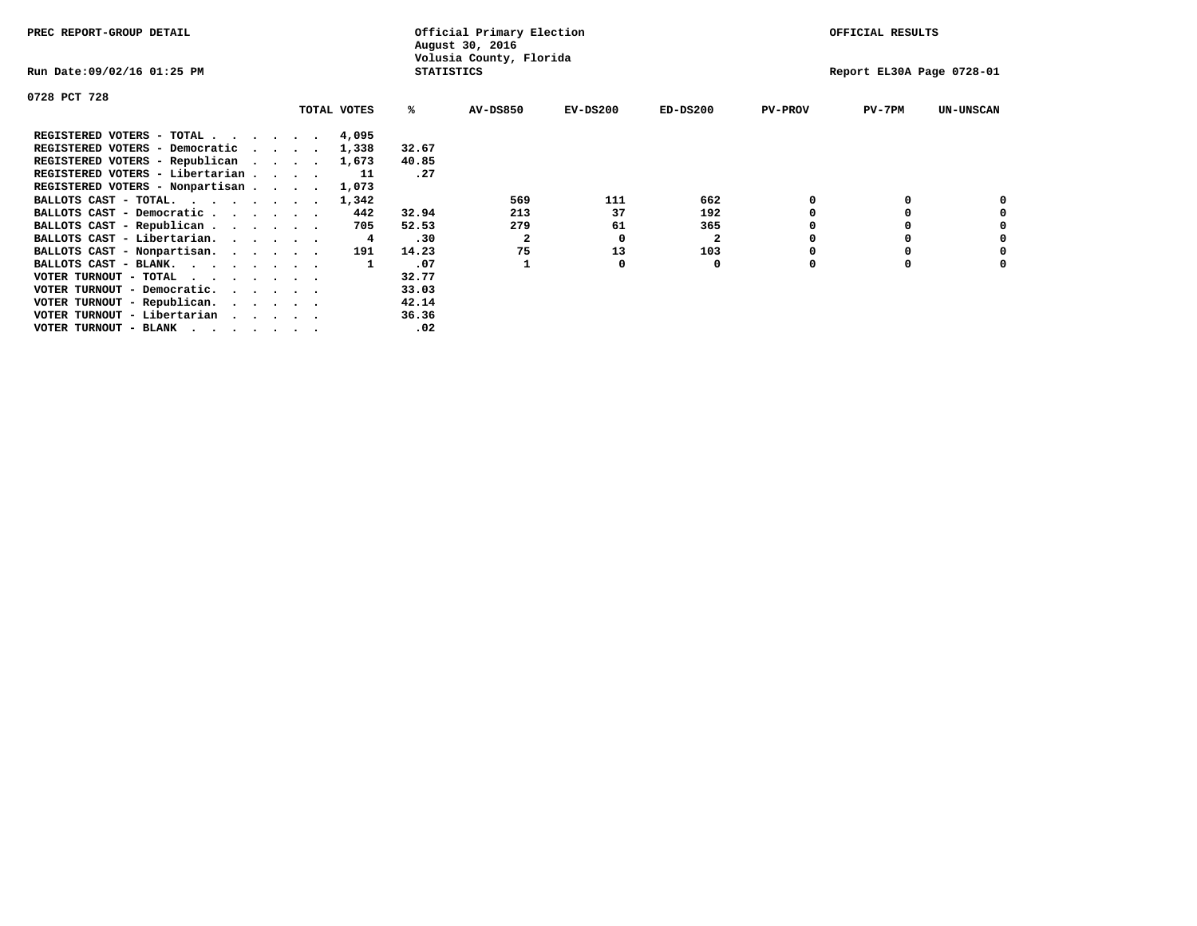PREC REPORT-GROUP DETAIL

Official Primary Election
August 30, 2016
Volusia County, Florida
STATISTICS

OFFICIAL RESULTS

Run Date:09/02/16 01:25 PM

Report EL30A Page 0728-01

0728 PCT 728

| | TOTAL VOTES | % | AV-DS850 | EV-DS200 | ED-DS200 | PV-PROV | PV-7PM | UN-UNSCAN |
|---|---|---|---|---|---|---|---|---|
| REGISTERED VOTERS - TOTAL . . . . . . | 4,095 | | | | | | | |
| REGISTERED VOTERS - Democratic . . . . | 1,338 | 32.67 | | | | | | |
| REGISTERED VOTERS - Republican . . . . | 1,673 | 40.85 | | | | | | |
| REGISTERED VOTERS - Libertarian . . . . | 11 | .27 | | | | | | |
| REGISTERED VOTERS - Nonpartisan . . . . | 1,073 | | | | | | | |
| BALLOTS CAST - TOTAL. . . . . . . . | 1,342 | | 569 | 111 | 662 | 0 | 0 | 0 |
| BALLOTS CAST - Democratic . . . . . . | 442 | 32.94 | 213 | 37 | 192 | 0 | 0 | 0 |
| BALLOTS CAST - Republican . . . . . . | 705 | 52.53 | 279 | 61 | 365 | 0 | 0 | 0 |
| BALLOTS CAST - Libertarian. . . . . . | 4 | .30 | 2 | 0 | 2 | 0 | 0 | 0 |
| BALLOTS CAST - Nonpartisan. . . . . . | 191 | 14.23 | 75 | 13 | 103 | 0 | 0 | 0 |
| BALLOTS CAST - BLANK. . . . . . . . | 1 | .07 | 1 | 0 | 0 | 0 | 0 | 0 |
| VOTER TURNOUT - TOTAL . . . . . . . | | 32.77 | | | | | | |
| VOTER TURNOUT - Democratic. . . . . . | | 33.03 | | | | | | |
| VOTER TURNOUT - Republican. . . . . . | | 42.14 | | | | | | |
| VOTER TURNOUT - Libertarian . . . . . | | 36.36 | | | | | | |
| VOTER TURNOUT - BLANK . . . . . . . | | .02 | | | | | | |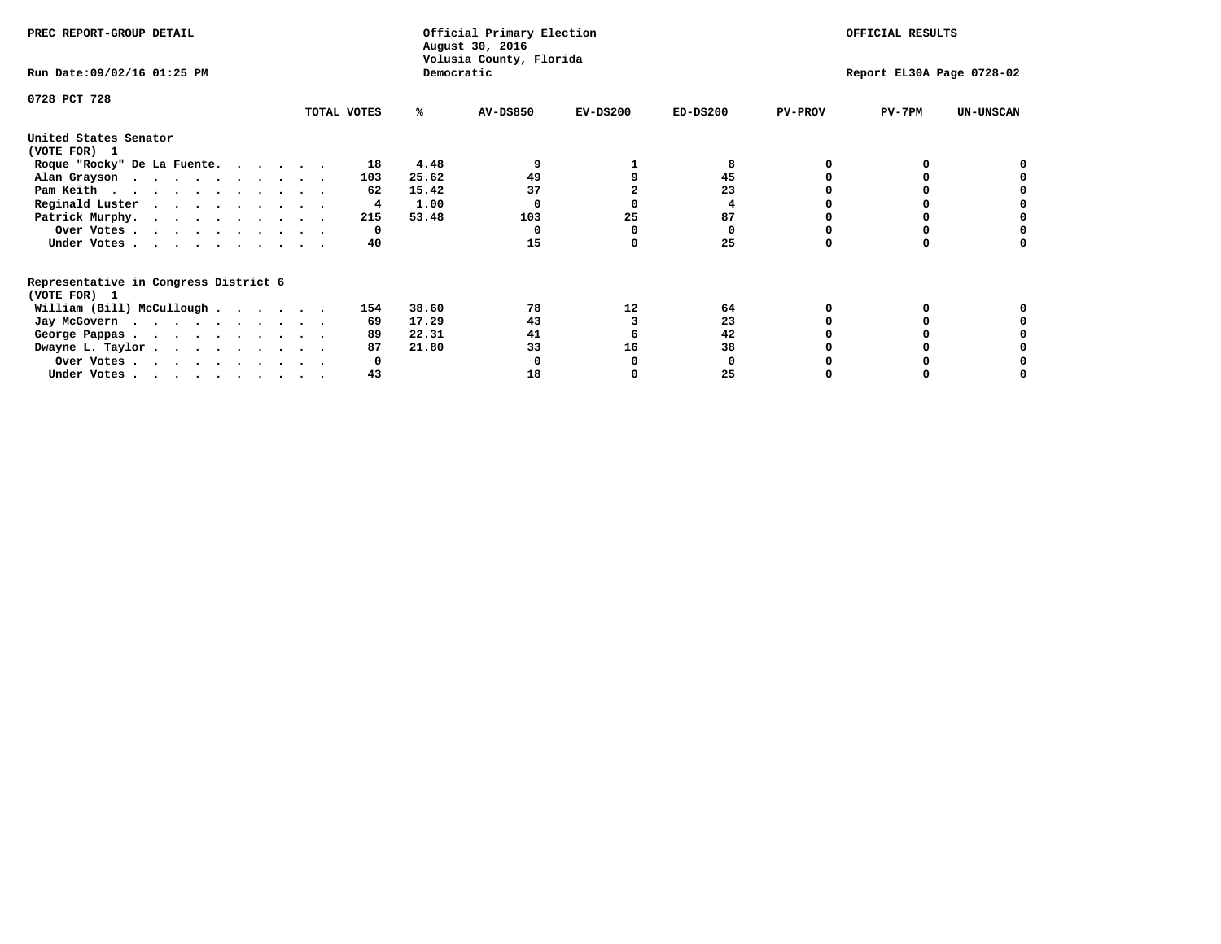PREC REPORT-GROUP DETAIL

Official Primary Election
August 30, 2016
Volusia County, Florida
Democratic

OFFICIAL RESULTS

Run Date:09/02/16 01:25 PM

Report EL30A Page 0728-02

0728 PCT 728

| | TOTAL VOTES | % | AV-DS850 | EV-DS200 | ED-DS200 | PV-PROV | PV-7PM | UN-UNSCAN |
|---|---|---|---|---|---|---|---|---|
| **United States Senator (VOTE FOR) 1** | | | | | | | | |
| Roque "Rocky" De La Fuente | 18 | 4.48 | 9 | 1 | 8 | 0 | 0 | 0 |
| Alan Grayson | 103 | 25.62 | 49 | 9 | 45 | 0 | 0 | 0 |
| Pam Keith | 62 | 15.42 | 37 | 2 | 23 | 0 | 0 | 0 |
| Reginald Luster | 4 | 1.00 | 0 | 0 | 4 | 0 | 0 | 0 |
| Patrick Murphy | 215 | 53.48 | 103 | 25 | 87 | 0 | 0 | 0 |
| Over Votes | 0 | | 0 | 0 | 0 | 0 | 0 | 0 |
| Under Votes | 40 | | 15 | 0 | 25 | 0 | 0 | 0 |
| **Representative in Congress District 6 (VOTE FOR) 1** | | | | | | | | |
| William (Bill) McCullough | 154 | 38.60 | 78 | 12 | 64 | 0 | 0 | 0 |
| Jay McGovern | 69 | 17.29 | 43 | 3 | 23 | 0 | 0 | 0 |
| George Pappas | 89 | 22.31 | 41 | 6 | 42 | 0 | 0 | 0 |
| Dwayne L. Taylor | 87 | 21.80 | 33 | 16 | 38 | 0 | 0 | 0 |
| Over Votes | 0 | | 0 | 0 | 0 | 0 | 0 | 0 |
| Under Votes | 43 | | 18 | 0 | 25 | 0 | 0 | 0 |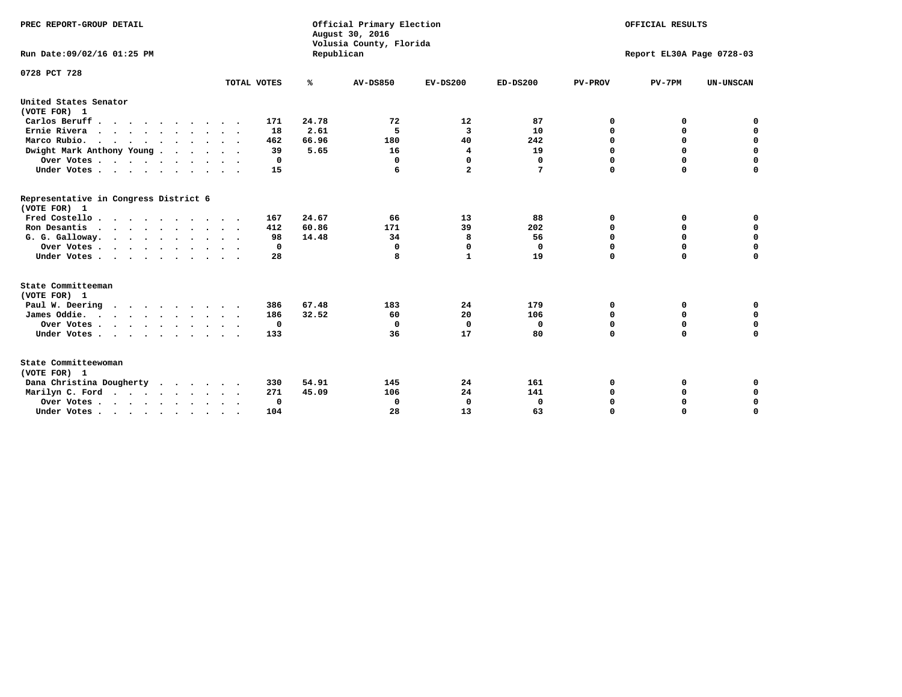PREC REPORT-GROUP DETAIL

Official Primary Election
August 30, 2016
Volusia County, Florida
Republican

OFFICIAL RESULTS

Run Date:09/02/16 01:25 PM

Report EL30A Page 0728-03

0728 PCT 728

| | TOTAL VOTES | % | AV-DS850 | EV-DS200 | ED-DS200 | PV-PROV | PV-7PM | UN-UNSCAN |
|---|---|---|---|---|---|---|---|---|
| **United States Senator** | | | | | | | | |
| **(VOTE FOR) 1** | | | | | | | | |
| Carlos Beruff | 171 | 24.78 | 72 | 12 | 87 | 0 | 0 | 0 |
| Ernie Rivera | 18 | 2.61 | 5 | 3 | 10 | 0 | 0 | 0 |
| Marco Rubio | 462 | 66.96 | 180 | 40 | 242 | 0 | 0 | 0 |
| Dwight Mark Anthony Young | 39 | 5.65 | 16 | 4 | 19 | 0 | 0 | 0 |
| Over Votes | 0 | | 0 | 0 | 0 | 0 | 0 | 0 |
| Under Votes | 15 | | 6 | 2 | 7 | 0 | 0 | 0 |
| **Representative in Congress District 6** | | | | | | | | |
| **(VOTE FOR) 1** | | | | | | | | |
| Fred Costello | 167 | 24.67 | 66 | 13 | 88 | 0 | 0 | 0 |
| Ron Desantis | 412 | 60.86 | 171 | 39 | 202 | 0 | 0 | 0 |
| G. G. Galloway | 98 | 14.48 | 34 | 8 | 56 | 0 | 0 | 0 |
| Over Votes | 0 | | 0 | 0 | 0 | 0 | 0 | 0 |
| Under Votes | 28 | | 8 | 1 | 19 | 0 | 0 | 0 |
| **State Committeeman** | | | | | | | | |
| **(VOTE FOR) 1** | | | | | | | | |
| Paul W. Deering | 386 | 67.48 | 183 | 24 | 179 | 0 | 0 | 0 |
| James Oddie | 186 | 32.52 | 60 | 20 | 106 | 0 | 0 | 0 |
| Over Votes | 0 | | 0 | 0 | 0 | 0 | 0 | 0 |
| Under Votes | 133 | | 36 | 17 | 80 | 0 | 0 | 0 |
| **State Committeewoman** | | | | | | | | |
| **(VOTE FOR) 1** | | | | | | | | |
| Dana Christina Dougherty | 330 | 54.91 | 145 | 24 | 161 | 0 | 0 | 0 |
| Marilyn C. Ford | 271 | 45.09 | 106 | 24 | 141 | 0 | 0 | 0 |
| Over Votes | 0 | | 0 | 0 | 0 | 0 | 0 | 0 |
| Under Votes | 104 | | 28 | 13 | 63 | 0 | 0 | 0 |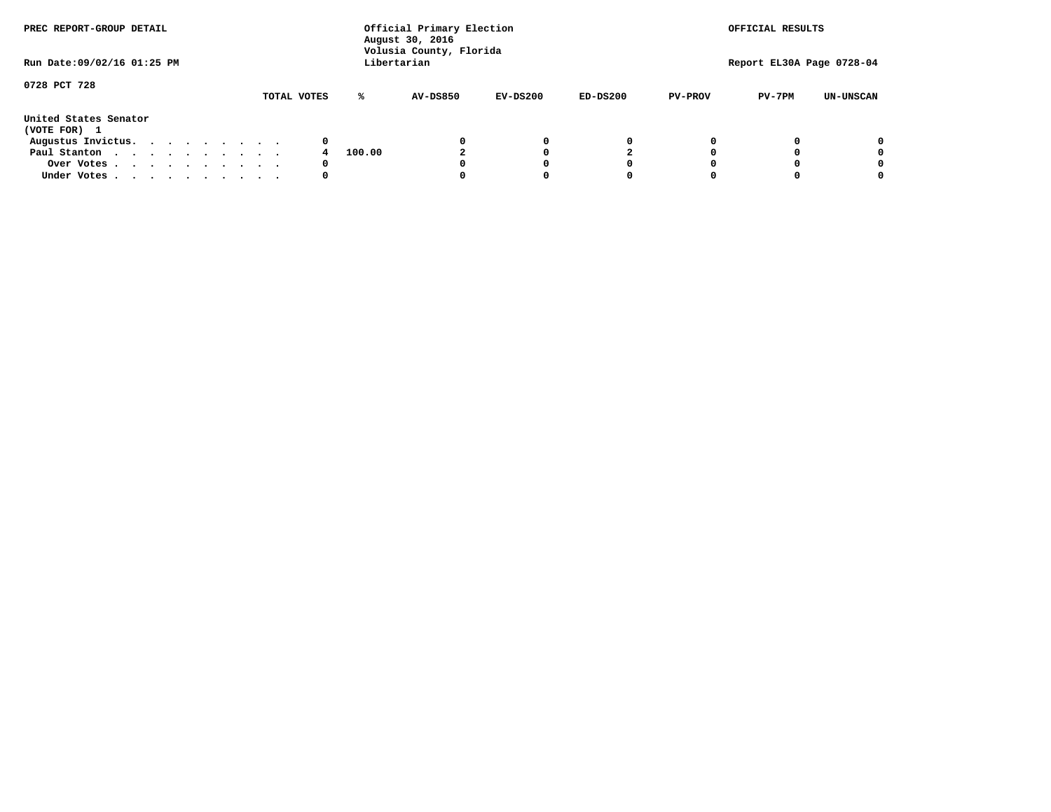PREC REPORT-GROUP DETAIL

Official Primary Election
August 30, 2016
Volusia County, Florida
Libertarian

OFFICIAL RESULTS

Run Date:09/02/16 01:25 PM

Report EL30A Page 0728-04

0728 PCT 728

United States Senator
(VOTE FOR) 1

| | TOTAL VOTES | % | AV-DS850 | EV-DS200 | ED-DS200 | PV-PROV | PV-7PM | UN-UNSCAN |
|---|---|---|---|---|---|---|---|---|
| Augustus Invictus. . . . . . . . . . | 0 | | 0 | 0 | 0 | 0 | 0 | 0 |
| Paul Stanton . . . . . . . . . . . | 4 | 100.00 | 2 | 0 | 2 | 0 | 0 | 0 |
| Over Votes . . . . . . . . . . . | 0 | | 0 | 0 | 0 | 0 | 0 | 0 |
| Under Votes . . . . . . . . . . . | 0 | | 0 | 0 | 0 | 0 | 0 | 0 |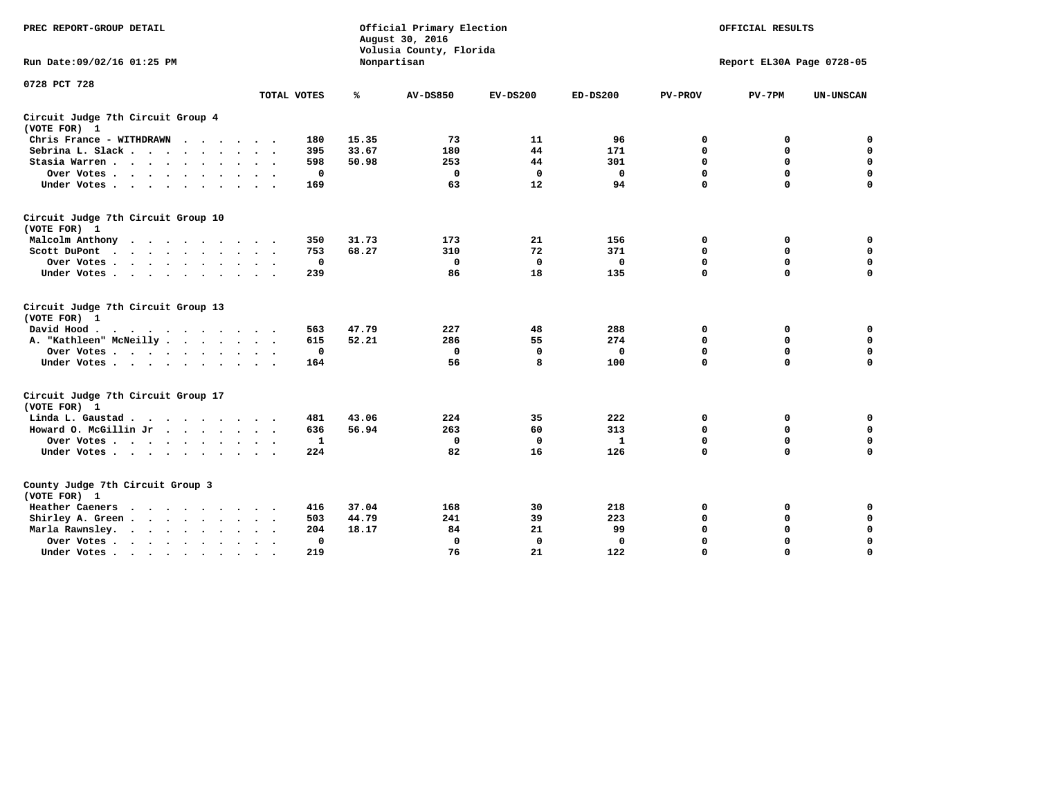PREC REPORT-GROUP DETAIL

Official Primary Election
August 30, 2016
Volusia County, Florida
Nonpartisan

OFFICIAL RESULTS

Run Date:09/02/16 01:25 PM

Report EL30A Page 0728-05

0728 PCT 728

| | TOTAL VOTES | % | AV-DS850 | EV-DS200 | ED-DS200 | PV-PROV | PV-7PM | UN-UNSCAN |
|---|---|---|---|---|---|---|---|---|
| **Circuit Judge 7th Circuit Group 4 (VOTE FOR) 1** | | | | | | | | |
| Chris France - WITHDRAWN | 180 | 15.35 | 73 | 11 | 96 | 0 | 0 | 0 |
| Sebrina L. Slack | 395 | 33.67 | 180 | 44 | 171 | 0 | 0 | 0 |
| Stasia Warren | 598 | 50.98 | 253 | 44 | 301 | 0 | 0 | 0 |
| Over Votes | 0 | | 0 | 0 | 0 | 0 | 0 | 0 |
| Under Votes | 169 | | 63 | 12 | 94 | 0 | 0 | 0 |
| **Circuit Judge 7th Circuit Group 10 (VOTE FOR) 1** | | | | | | | | |
| Malcolm Anthony | 350 | 31.73 | 173 | 21 | 156 | 0 | 0 | 0 |
| Scott DuPont | 753 | 68.27 | 310 | 72 | 371 | 0 | 0 | 0 |
| Over Votes | 0 | | 0 | 0 | 0 | 0 | 0 | 0 |
| Under Votes | 239 | | 86 | 18 | 135 | 0 | 0 | 0 |
| **Circuit Judge 7th Circuit Group 13 (VOTE FOR) 1** | | | | | | | | |
| David Hood | 563 | 47.79 | 227 | 48 | 288 | 0 | 0 | 0 |
| A. "Kathleen" McNeilly | 615 | 52.21 | 286 | 55 | 274 | 0 | 0 | 0 |
| Over Votes | 0 | | 0 | 0 | 0 | 0 | 0 | 0 |
| Under Votes | 164 | | 56 | 8 | 100 | 0 | 0 | 0 |
| **Circuit Judge 7th Circuit Group 17 (VOTE FOR) 1** | | | | | | | | |
| Linda L. Gaustad | 481 | 43.06 | 224 | 35 | 222 | 0 | 0 | 0 |
| Howard O. McGillin Jr | 636 | 56.94 | 263 | 60 | 313 | 0 | 0 | 0 |
| Over Votes | 1 | | 0 | 0 | 1 | 0 | 0 | 0 |
| Under Votes | 224 | | 82 | 16 | 126 | 0 | 0 | 0 |
| **County Judge 7th Circuit Group 3 (VOTE FOR) 1** | | | | | | | | |
| Heather Caeners | 416 | 37.04 | 168 | 30 | 218 | 0 | 0 | 0 |
| Shirley A. Green | 503 | 44.79 | 241 | 39 | 223 | 0 | 0 | 0 |
| Marla Rawnsley. | 204 | 18.17 | 84 | 21 | 99 | 0 | 0 | 0 |
| Over Votes | 0 | | 0 | 0 | 0 | 0 | 0 | 0 |
| Under Votes | 219 | | 76 | 21 | 122 | 0 | 0 | 0 |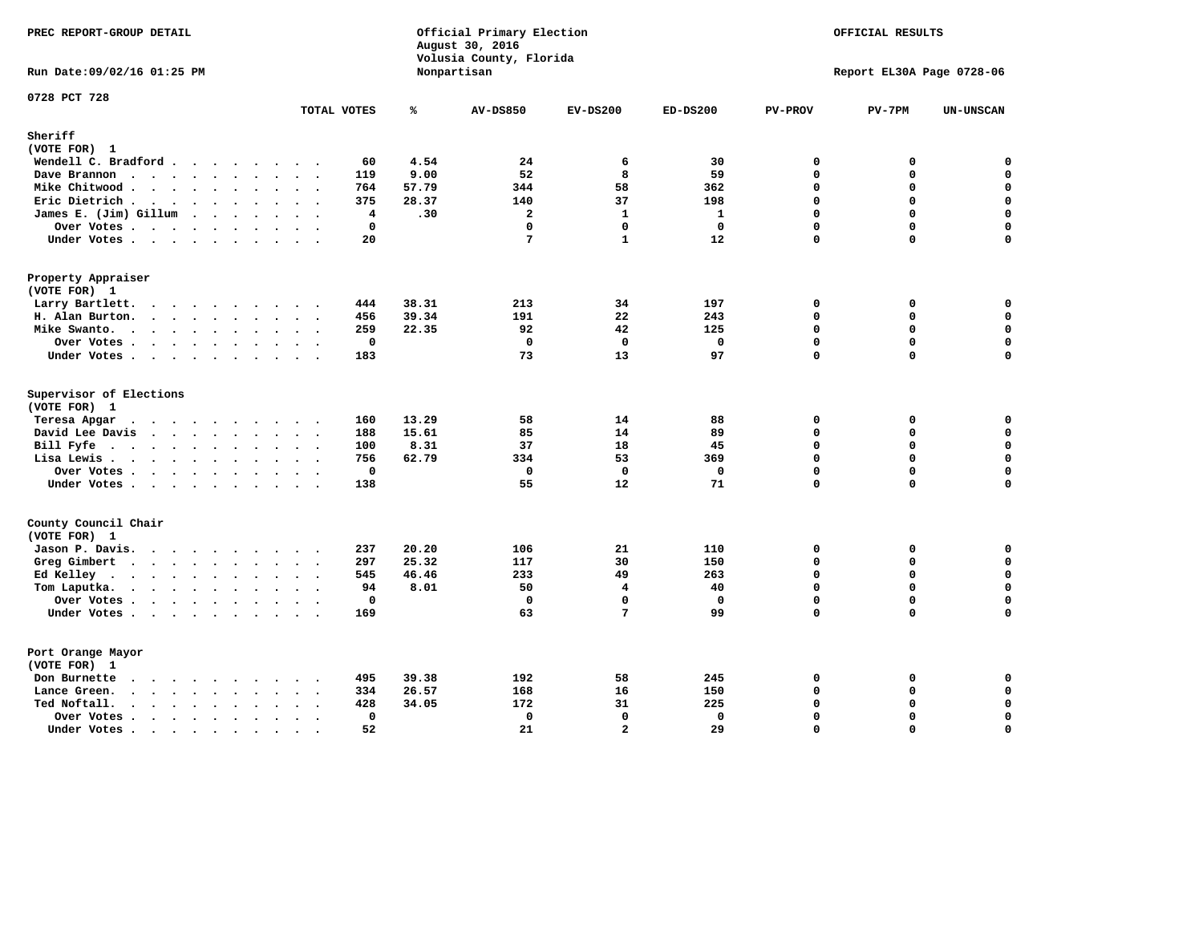PREC REPORT-GROUP DETAIL

Official Primary Election
August 30, 2016
Volusia County, Florida
Nonpartisan

OFFICIAL RESULTS

Run Date:09/02/16 01:25 PM

Report EL30A Page 0728-06

0728 PCT 728

| | TOTAL VOTES | % | AV-DS850 | EV-DS200 | ED-DS200 | PV-PROV | PV-7PM | UN-UNSCAN |
|---|---|---|---|---|---|---|---|---|
| **Sheriff** | | | | | | | | |
| **(VOTE FOR) 1** | | | | | | | | |
| Wendell C. Bradford | 60 | 4.54 | 24 | 6 | 30 | 0 | 0 | 0 |
| Dave Brannon | 119 | 9.00 | 52 | 8 | 59 | 0 | 0 | 0 |
| Mike Chitwood | 764 | 57.79 | 344 | 58 | 362 | 0 | 0 | 0 |
| Eric Dietrich | 375 | 28.37 | 140 | 37 | 198 | 0 | 0 | 0 |
| James E. (Jim) Gillum | 4 | .30 | 2 | 1 | 1 | 0 | 0 | 0 |
| Over Votes | 0 | | 0 | 0 | 0 | 0 | 0 | 0 |
| Under Votes | 20 | | 7 | 1 | 12 | 0 | 0 | 0 |
| **Property Appraiser** | | | | | | | | |
| **(VOTE FOR) 1** | | | | | | | | |
| Larry Bartlett | 444 | 38.31 | 213 | 34 | 197 | 0 | 0 | 0 |
| H. Alan Burton | 456 | 39.34 | 191 | 22 | 243 | 0 | 0 | 0 |
| Mike Swanto | 259 | 22.35 | 92 | 42 | 125 | 0 | 0 | 0 |
| Over Votes | 0 | | 0 | 0 | 0 | 0 | 0 | 0 |
| Under Votes | 183 | | 73 | 13 | 97 | 0 | 0 | 0 |
| **Supervisor of Elections** | | | | | | | | |
| **(VOTE FOR) 1** | | | | | | | | |
| Teresa Apgar | 160 | 13.29 | 58 | 14 | 88 | 0 | 0 | 0 |
| David Lee Davis | 188 | 15.61 | 85 | 14 | 89 | 0 | 0 | 0 |
| Bill Fyfe | 100 | 8.31 | 37 | 18 | 45 | 0 | 0 | 0 |
| Lisa Lewis | 756 | 62.79 | 334 | 53 | 369 | 0 | 0 | 0 |
| Over Votes | 0 | | 0 | 0 | 0 | 0 | 0 | 0 |
| Under Votes | 138 | | 55 | 12 | 71 | 0 | 0 | 0 |
| **County Council Chair** | | | | | | | | |
| **(VOTE FOR) 1** | | | | | | | | |
| Jason P. Davis | 237 | 20.20 | 106 | 21 | 110 | 0 | 0 | 0 |
| Greg Gimbert | 297 | 25.32 | 117 | 30 | 150 | 0 | 0 | 0 |
| Ed Kelley | 545 | 46.46 | 233 | 49 | 263 | 0 | 0 | 0 |
| Tom Laputka | 94 | 8.01 | 50 | 4 | 40 | 0 | 0 | 0 |
| Over Votes | 0 | | 0 | 0 | 0 | 0 | 0 | 0 |
| Under Votes | 169 | | 63 | 7 | 99 | 0 | 0 | 0 |
| **Port Orange Mayor** | | | | | | | | |
| **(VOTE FOR) 1** | | | | | | | | |
| Don Burnette | 495 | 39.38 | 192 | 58 | 245 | 0 | 0 | 0 |
| Lance Green | 334 | 26.57 | 168 | 16 | 150 | 0 | 0 | 0 |
| Ted Noftall | 428 | 34.05 | 172 | 31 | 225 | 0 | 0 | 0 |
| Over Votes | 0 | | 0 | 0 | 0 | 0 | 0 | 0 |
| Under Votes | 52 | | 21 | 2 | 29 | 0 | 0 | 0 |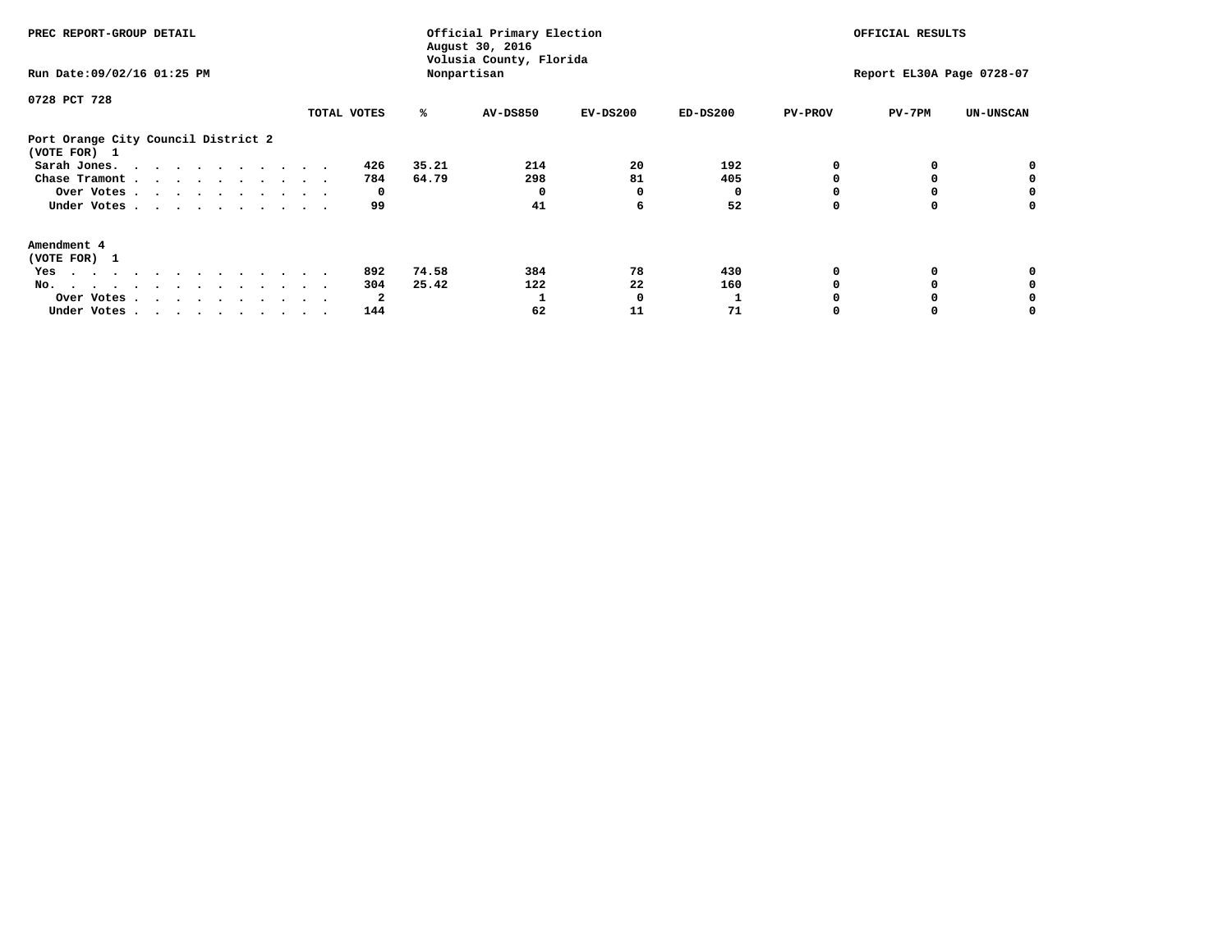PREC REPORT-GROUP DETAIL

Official Primary Election
August 30, 2016
Volusia County, Florida
Nonpartisan

OFFICIAL RESULTS

Run Date:09/02/16 01:25 PM

Report EL30A Page 0728-07

0728 PCT 728

| | TOTAL VOTES | % | AV-DS850 | EV-DS200 | ED-DS200 | PV-PROV | PV-7PM | UN-UNSCAN |
|---|---|---|---|---|---|---|---|---|
| **Port Orange City Council District 2** | | | | | | | | |
| **(VOTE FOR) 1** | | | | | | | | |
| Sarah Jones. | 426 | 35.21 | 214 | 20 | 192 | 0 | 0 | 0 |
| Chase Tramont | 784 | 64.79 | 298 | 81 | 405 | 0 | 0 | 0 |
| Over Votes | 0 | | 0 | 0 | 0 | 0 | 0 | 0 |
| Under Votes | 99 | | 41 | 6 | 52 | 0 | 0 | 0 |
| **Amendment 4** | | | | | | | | |
| **(VOTE FOR) 1** | | | | | | | | |
| Yes | 892 | 74.58 | 384 | 78 | 430 | 0 | 0 | 0 |
| No. | 304 | 25.42 | 122 | 22 | 160 | 0 | 0 | 0 |
| Over Votes | 2 | | 1 | 0 | 1 | 0 | 0 | 0 |
| Under Votes | 144 | | 62 | 11 | 71 | 0 | 0 | 0 |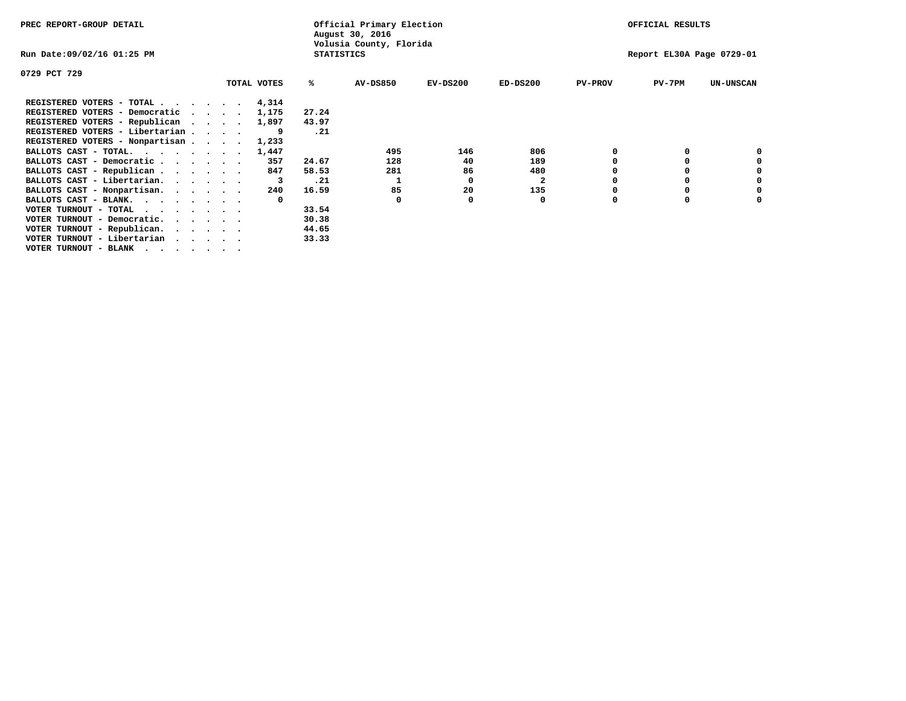PREC REPORT-GROUP DETAIL

Official Primary Election
August 30, 2016
Volusia County, Florida
STATISTICS

OFFICIAL RESULTS

Run Date:09/02/16 01:25 PM

Report EL30A Page 0729-01

0729 PCT 729

| | TOTAL VOTES | % | AV-DS850 | EV-DS200 | ED-DS200 | PV-PROV | PV-7PM | UN-UNSCAN |
|---|---|---|---|---|---|---|---|---|
| REGISTERED VOTERS - TOTAL . . . . . . | 4,314 | | | | | | | |
| REGISTERED VOTERS - Democratic . . . . | 1,175 | 27.24 | | | | | | |
| REGISTERED VOTERS - Republican . . . . | 1,897 | 43.97 | | | | | | |
| REGISTERED VOTERS - Libertarian . . . . | 9 | .21 | | | | | | |
| REGISTERED VOTERS - Nonpartisan . . . . | 1,233 | | | | | | | |
| BALLOTS CAST - TOTAL. . . . . . . . | 1,447 | | 495 | 146 | 806 | 0 | 0 | 0 |
| BALLOTS CAST - Democratic . . . . . . | 357 | 24.67 | 128 | 40 | 189 | 0 | 0 | 0 |
| BALLOTS CAST - Republican . . . . . . | 847 | 58.53 | 281 | 86 | 480 | 0 | 0 | 0 |
| BALLOTS CAST - Libertarian. . . . . . | 3 | .21 | 1 | 0 | 2 | 0 | 0 | 0 |
| BALLOTS CAST - Nonpartisan. . . . . . | 240 | 16.59 | 85 | 20 | 135 | 0 | 0 | 0 |
| BALLOTS CAST - BLANK. . . . . . . . | 0 | | 0 | 0 | 0 | 0 | 0 | 0 |
| VOTER TURNOUT - TOTAL . . . . . . . | | 33.54 | | | | | | |
| VOTER TURNOUT - Democratic. . . . . . | | 30.38 | | | | | | |
| VOTER TURNOUT - Republican. . . . . . | | 44.65 | | | | | | |
| VOTER TURNOUT - Libertarian . . . . . | | 33.33 | | | | | | |
| VOTER TURNOUT - BLANK . . . . . . . | | | | | | | | |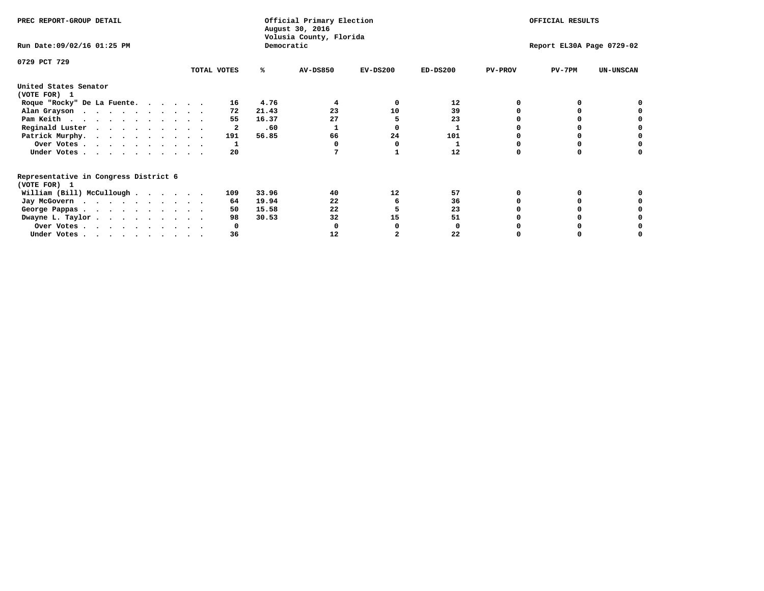PREC REPORT-GROUP DETAIL

Official Primary Election
August 30, 2016
Volusia County, Florida
Democratic

OFFICIAL RESULTS

Run Date:09/02/16 01:25 PM

Report EL30A Page 0729-02

0729 PCT 729

| | TOTAL VOTES | % | AV-DS850 | EV-DS200 | ED-DS200 | PV-PROV | PV-7PM | UN-UNSCAN |
|---|---|---|---|---|---|---|---|---|
| **United States Senator** | | | | | | | | |
| **(VOTE FOR) 1** | | | | | | | | |
| Roque "Rocky" De La Fuente. . . . . . | 16 | 4.76 | 4 | 0 | 12 | 0 | 0 | 0 |
| Alan Grayson . . . . . . . . . . . | 72 | 21.43 | 23 | 10 | 39 | 0 | 0 | 0 |
| Pam Keith . . . . . . . . . . . . | 55 | 16.37 | 27 | 5 | 23 | 0 | 0 | 0 |
| Reginald Luster . . . . . . . . . . | 2 | .60 | 1 | 0 | 1 | 0 | 0 | 0 |
| Patrick Murphy. . . . . . . . . . . | 191 | 56.85 | 66 | 24 | 101 | 0 | 0 | 0 |
| Over Votes . . . . . . . . . . . | 1 | | 0 | 0 | 1 | 0 | 0 | 0 |
| Under Votes . . . . . . . . . . . | 20 | | 7 | 1 | 12 | 0 | 0 | 0 |
| **Representative in Congress District 6** | | | | | | | | |
| **(VOTE FOR) 1** | | | | | | | | |
| William (Bill) McCullough . . . . . . | 109 | 33.96 | 40 | 12 | 57 | 0 | 0 | 0 |
| Jay McGovern . . . . . . . . . . . | 64 | 19.94 | 22 | 6 | 36 | 0 | 0 | 0 |
| George Pappas . . . . . . . . . . . | 50 | 15.58 | 22 | 5 | 23 | 0 | 0 | 0 |
| Dwayne L. Taylor . . . . . . . . . . | 98 | 30.53 | 32 | 15 | 51 | 0 | 0 | 0 |
| Over Votes . . . . . . . . . . . | 0 | | 0 | 0 | 0 | 0 | 0 | 0 |
| Under Votes . . . . . . . . . . . | 36 | | 12 | 2 | 22 | 0 | 0 | 0 |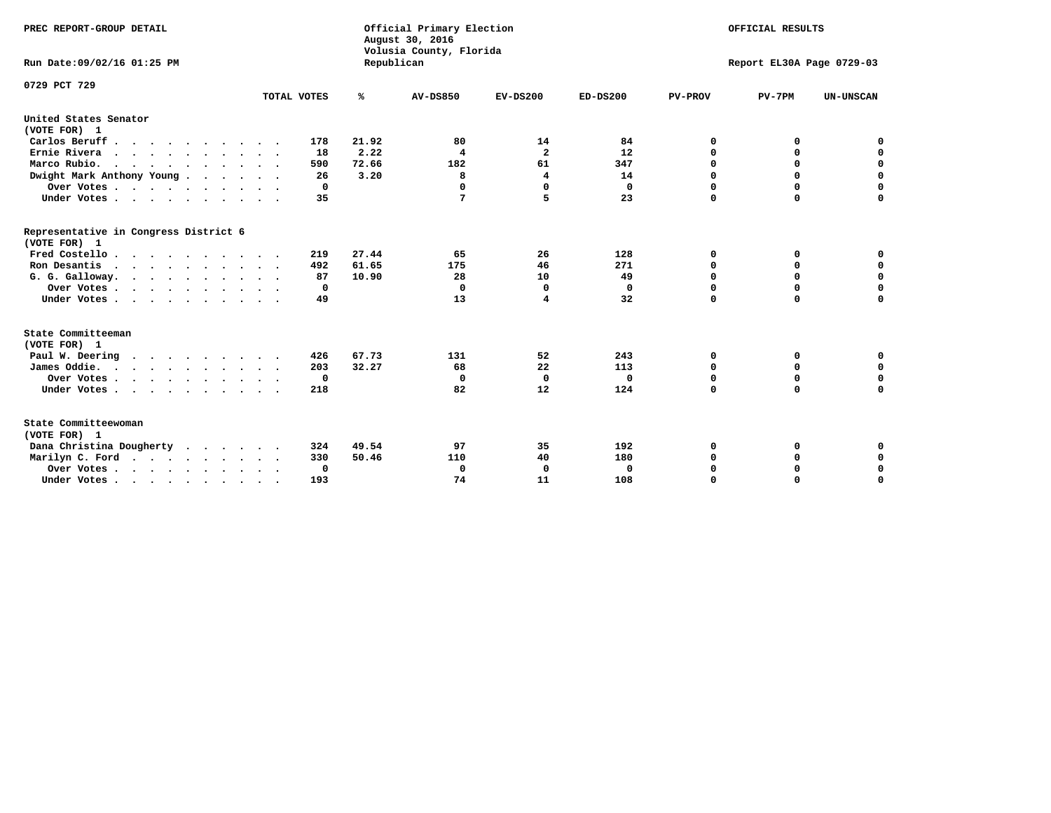PREC REPORT-GROUP DETAIL

Official Primary Election
August 30, 2016
Volusia County, Florida
Republican

OFFICIAL RESULTS

Run Date:09/02/16 01:25 PM

Report EL30A Page 0729-03

0729 PCT 729

| | TOTAL VOTES | % | AV-DS850 | EV-DS200 | ED-DS200 | PV-PROV | PV-7PM | UN-UNSCAN |
|---|---|---|---|---|---|---|---|---|
| **United States Senator (VOTE FOR) 1** | | | | | | | | |
| Carlos Beruff | 178 | 21.92 | 80 | 14 | 84 | 0 | 0 | 0 |
| Ernie Rivera | 18 | 2.22 | 4 | 2 | 12 | 0 | 0 | 0 |
| Marco Rubio. | 590 | 72.66 | 182 | 61 | 347 | 0 | 0 | 0 |
| Dwight Mark Anthony Young | 26 | 3.20 | 8 | 4 | 14 | 0 | 0 | 0 |
| Over Votes | 0 | | 0 | 0 | 0 | 0 | 0 | 0 |
| Under Votes | 35 | | 7 | 5 | 23 | 0 | 0 | 0 |
| **Representative in Congress District 6 (VOTE FOR) 1** | | | | | | | | |
| Fred Costello | 219 | 27.44 | 65 | 26 | 128 | 0 | 0 | 0 |
| Ron Desantis | 492 | 61.65 | 175 | 46 | 271 | 0 | 0 | 0 |
| G. G. Galloway. | 87 | 10.90 | 28 | 10 | 49 | 0 | 0 | 0 |
| Over Votes | 0 | | 0 | 0 | 0 | 0 | 0 | 0 |
| Under Votes | 49 | | 13 | 4 | 32 | 0 | 0 | 0 |
| **State Committeeman (VOTE FOR) 1** | | | | | | | | |
| Paul W. Deering | 426 | 67.73 | 131 | 52 | 243 | 0 | 0 | 0 |
| James Oddie. | 203 | 32.27 | 68 | 22 | 113 | 0 | 0 | 0 |
| Over Votes | 0 | | 0 | 0 | 0 | 0 | 0 | 0 |
| Under Votes | 218 | | 82 | 12 | 124 | 0 | 0 | 0 |
| **State Committeewoman (VOTE FOR) 1** | | | | | | | | |
| Dana Christina Dougherty | 324 | 49.54 | 97 | 35 | 192 | 0 | 0 | 0 |
| Marilyn C. Ford | 330 | 50.46 | 110 | 40 | 180 | 0 | 0 | 0 |
| Over Votes | 0 | | 0 | 0 | 0 | 0 | 0 | 0 |
| Under Votes | 193 | | 74 | 11 | 108 | 0 | 0 | 0 |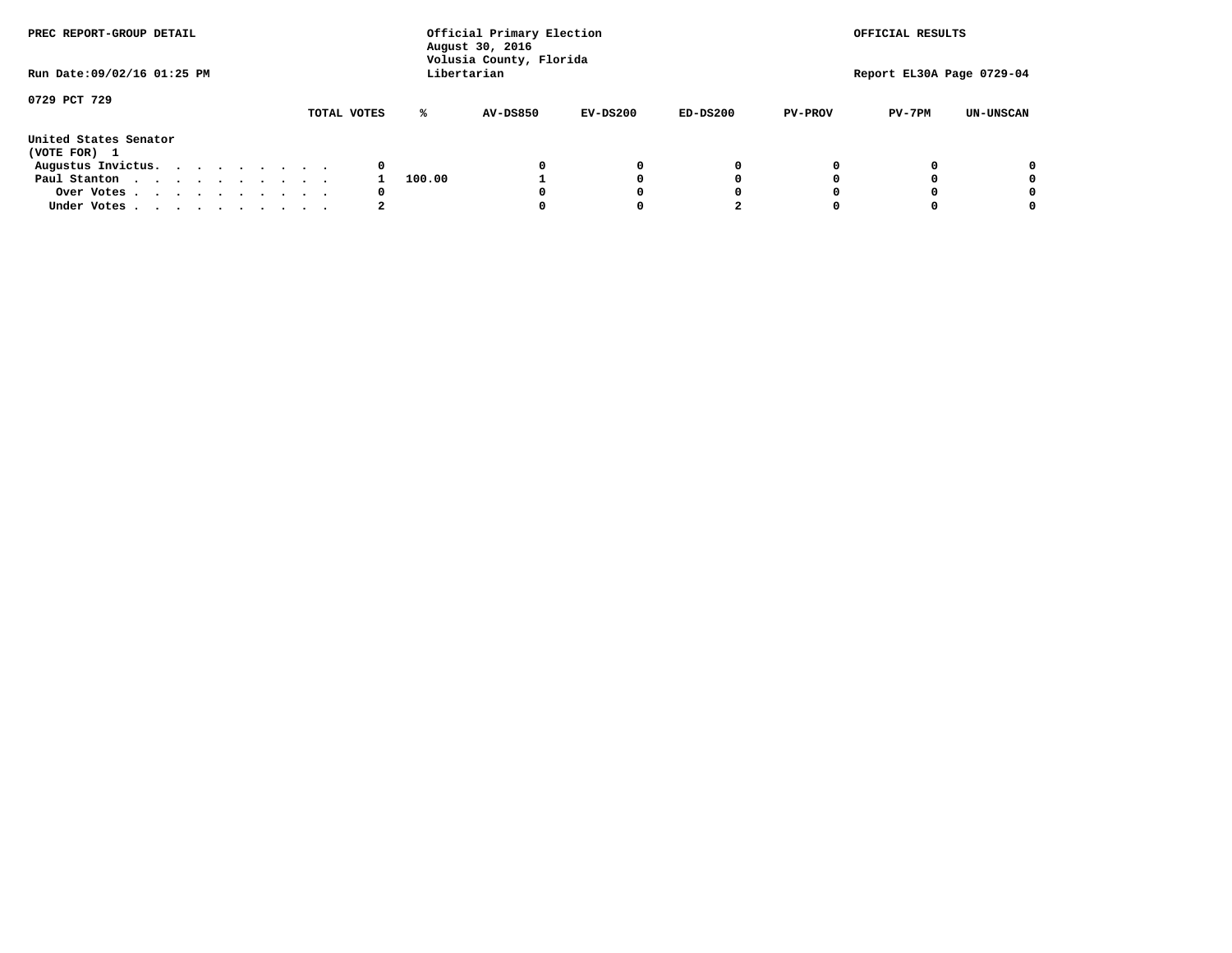PREC REPORT-GROUP DETAIL

Official Primary Election
August 30, 2016
Volusia County, Florida
Libertarian

OFFICIAL RESULTS

Run Date:09/02/16 01:25 PM

Report EL30A Page 0729-04

0729 PCT 729

United States Senator
(VOTE FOR) 1

| | TOTAL VOTES | % | AV-DS850 | EV-DS200 | ED-DS200 | PV-PROV | PV-7PM | UN-UNSCAN |
|---|---|---|---|---|---|---|---|---|
| Augustus Invictus. . . . . . . . . . | 0 | | 0 | 0 | 0 | 0 | 0 | 0 |
| Paul Stanton . . . . . . . . . . . | 1 | 100.00 | 1 | 0 | 0 | 0 | 0 | 0 |
| Over Votes . . . . . . . . . . . | 0 | | 0 | 0 | 0 | 0 | 0 | 0 |
| Under Votes . . . . . . . . . . . | 2 | | 0 | 0 | 2 | 0 | 0 | 0 |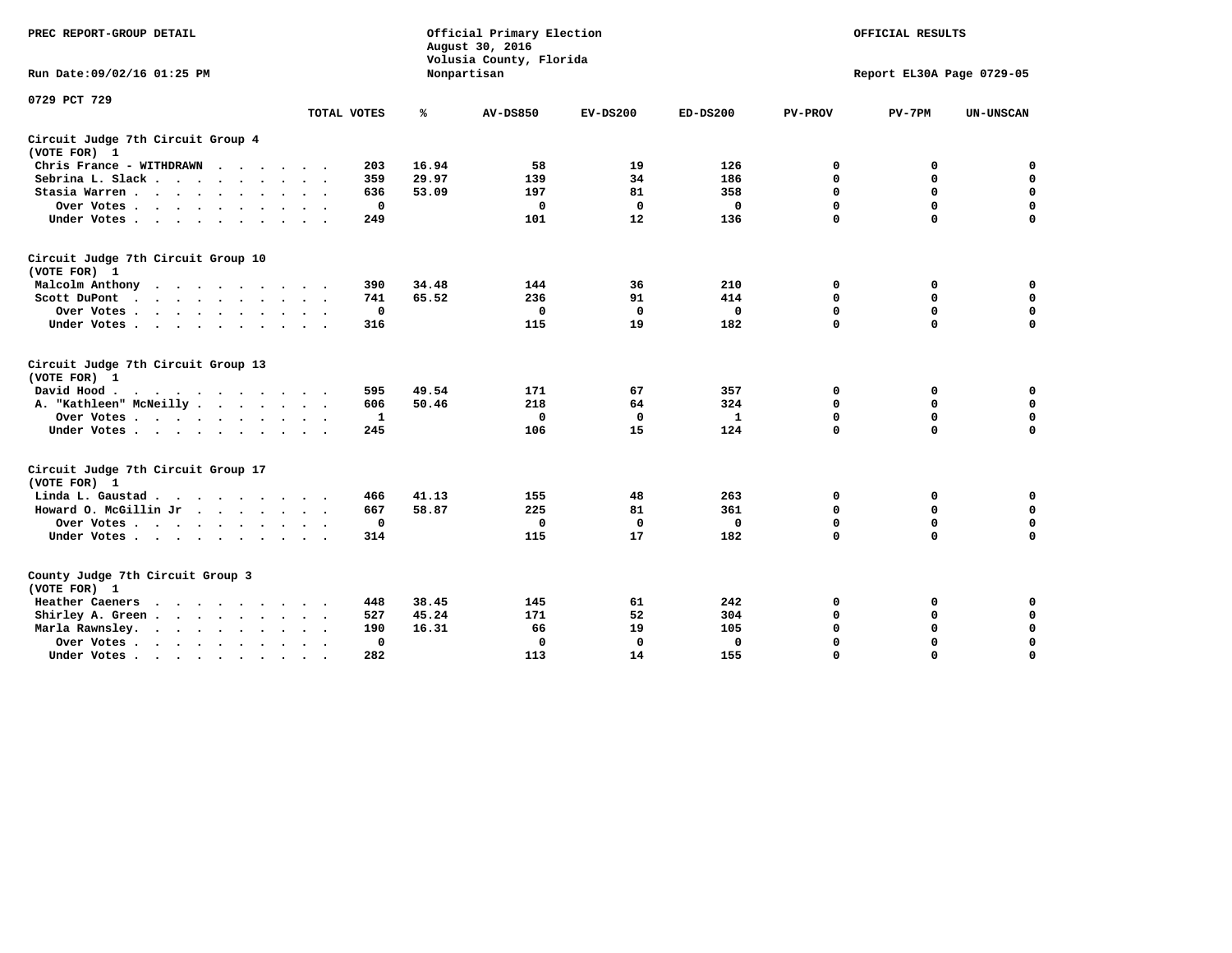PREC REPORT-GROUP DETAIL

Official Primary Election
August 30, 2016
Volusia County, Florida
Nonpartisan

OFFICIAL RESULTS

Run Date:09/02/16 01:25 PM

Report EL30A Page 0729-05

0729 PCT 729

| | TOTAL VOTES | % | AV-DS850 | EV-DS200 | ED-DS200 | PV-PROV | PV-7PM | UN-UNSCAN |
|---|---|---|---|---|---|---|---|---|
| **Circuit Judge 7th Circuit Group 4** | | | | | | | | |
| **(VOTE FOR) 1** | | | | | | | | |
| Chris France - WITHDRAWN | 203 | 16.94 | 58 | 19 | 126 | 0 | 0 | 0 |
| Sebrina L. Slack | 359 | 29.97 | 139 | 34 | 186 | 0 | 0 | 0 |
| Stasia Warren | 636 | 53.09 | 197 | 81 | 358 | 0 | 0 | 0 |
| Over Votes | 0 | | 0 | 0 | 0 | 0 | 0 | 0 |
| Under Votes | 249 | | 101 | 12 | 136 | 0 | 0 | 0 |
| **Circuit Judge 7th Circuit Group 10** | | | | | | | | |
| **(VOTE FOR) 1** | | | | | | | | |
| Malcolm Anthony | 390 | 34.48 | 144 | 36 | 210 | 0 | 0 | 0 |
| Scott DuPont | 741 | 65.52 | 236 | 91 | 414 | 0 | 0 | 0 |
| Over Votes | 0 | | 0 | 0 | 0 | 0 | 0 | 0 |
| Under Votes | 316 | | 115 | 19 | 182 | 0 | 0 | 0 |
| **Circuit Judge 7th Circuit Group 13** | | | | | | | | |
| **(VOTE FOR) 1** | | | | | | | | |
| David Hood | 595 | 49.54 | 171 | 67 | 357 | 0 | 0 | 0 |
| A. "Kathleen" McNeilly | 606 | 50.46 | 218 | 64 | 324 | 0 | 0 | 0 |
| Over Votes | 1 | | 0 | 0 | 1 | 0 | 0 | 0 |
| Under Votes | 245 | | 106 | 15 | 124 | 0 | 0 | 0 |
| **Circuit Judge 7th Circuit Group 17** | | | | | | | | |
| **(VOTE FOR) 1** | | | | | | | | |
| Linda L. Gaustad | 466 | 41.13 | 155 | 48 | 263 | 0 | 0 | 0 |
| Howard O. McGillin Jr | 667 | 58.87 | 225 | 81 | 361 | 0 | 0 | 0 |
| Over Votes | 0 | | 0 | 0 | 0 | 0 | 0 | 0 |
| Under Votes | 314 | | 115 | 17 | 182 | 0 | 0 | 0 |
| **County Judge 7th Circuit Group 3** | | | | | | | | |
| **(VOTE FOR) 1** | | | | | | | | |
| Heather Caeners | 448 | 38.45 | 145 | 61 | 242 | 0 | 0 | 0 |
| Shirley A. Green | 527 | 45.24 | 171 | 52 | 304 | 0 | 0 | 0 |
| Marla Rawnsley | 190 | 16.31 | 66 | 19 | 105 | 0 | 0 | 0 |
| Over Votes | 0 | | 0 | 0 | 0 | 0 | 0 | 0 |
| Under Votes | 282 | | 113 | 14 | 155 | 0 | 0 | 0 |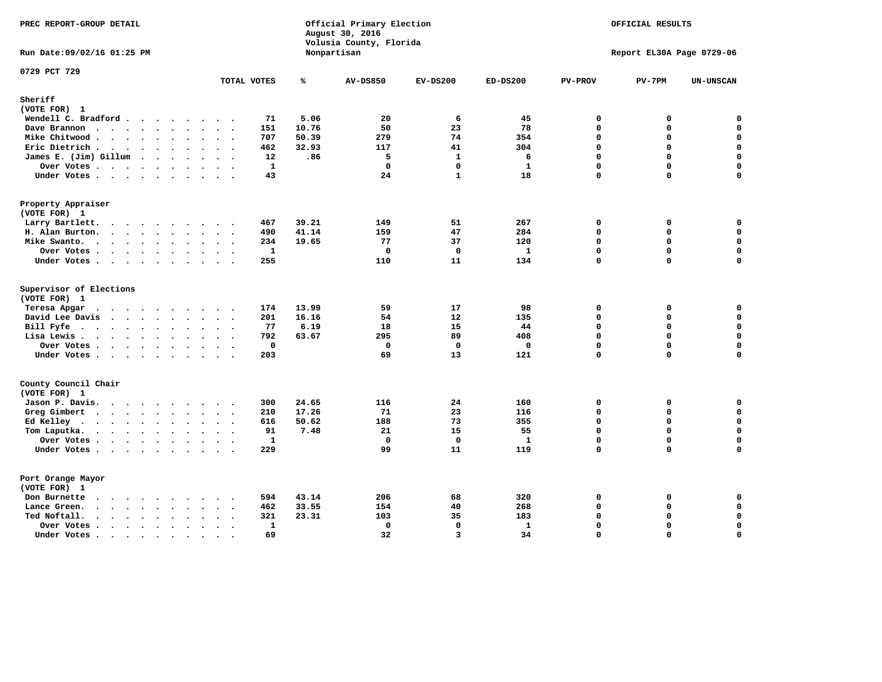PREC REPORT-GROUP DETAIL

Official Primary Election
August 30, 2016
Volusia County, Florida
Nonpartisan

OFFICIAL RESULTS

Run Date:09/02/16 01:25 PM

Report EL30A Page 0729-06

0729 PCT 729

| | TOTAL VOTES | % | AV-DS850 | EV-DS200 | ED-DS200 | PV-PROV | PV-7PM | UN-UNSCAN |
|---|---|---|---|---|---|---|---|---|
| **Sheriff** | | | | | | | | |
| (VOTE FOR) 1 | | | | | | | | |
| Wendell C. Bradford | 71 | 5.06 | 20 | 6 | 45 | 0 | 0 | 0 |
| Dave Brannon | 151 | 10.76 | 50 | 23 | 78 | 0 | 0 | 0 |
| Mike Chitwood | 707 | 50.39 | 279 | 74 | 354 | 0 | 0 | 0 |
| Eric Dietrich | 462 | 32.93 | 117 | 41 | 304 | 0 | 0 | 0 |
| James E. (Jim) Gillum | 12 | .86 | 5 | 1 | 6 | 0 | 0 | 0 |
| Over Votes | 1 | | 0 | 0 | 1 | 0 | 0 | 0 |
| Under Votes | 43 | | 24 | 1 | 18 | 0 | 0 | 0 |
| **Property Appraiser** | | | | | | | | |
| (VOTE FOR) 1 | | | | | | | | |
| Larry Bartlett | 467 | 39.21 | 149 | 51 | 267 | 0 | 0 | 0 |
| H. Alan Burton | 490 | 41.14 | 159 | 47 | 284 | 0 | 0 | 0 |
| Mike Swanto | 234 | 19.65 | 77 | 37 | 120 | 0 | 0 | 0 |
| Over Votes | 1 | | 0 | 0 | 1 | 0 | 0 | 0 |
| Under Votes | 255 | | 110 | 11 | 134 | 0 | 0 | 0 |
| **Supervisor of Elections** | | | | | | | | |
| (VOTE FOR) 1 | | | | | | | | |
| Teresa Apgar | 174 | 13.99 | 59 | 17 | 98 | 0 | 0 | 0 |
| David Lee Davis | 201 | 16.16 | 54 | 12 | 135 | 0 | 0 | 0 |
| Bill Fyfe | 77 | 6.19 | 18 | 15 | 44 | 0 | 0 | 0 |
| Lisa Lewis | 792 | 63.67 | 295 | 89 | 408 | 0 | 0 | 0 |
| Over Votes | 0 | | 0 | 0 | 0 | 0 | 0 | 0 |
| Under Votes | 203 | | 69 | 13 | 121 | 0 | 0 | 0 |
| **County Council Chair** | | | | | | | | |
| (VOTE FOR) 1 | | | | | | | | |
| Jason P. Davis | 300 | 24.65 | 116 | 24 | 160 | 0 | 0 | 0 |
| Greg Gimbert | 210 | 17.26 | 71 | 23 | 116 | 0 | 0 | 0 |
| Ed Kelley | 616 | 50.62 | 188 | 73 | 355 | 0 | 0 | 0 |
| Tom Laputka | 91 | 7.48 | 21 | 15 | 55 | 0 | 0 | 0 |
| Over Votes | 1 | | 0 | 0 | 1 | 0 | 0 | 0 |
| Under Votes | 229 | | 99 | 11 | 119 | 0 | 0 | 0 |
| **Port Orange Mayor** | | | | | | | | |
| (VOTE FOR) 1 | | | | | | | | |
| Don Burnette | 594 | 43.14 | 206 | 68 | 320 | 0 | 0 | 0 |
| Lance Green | 462 | 33.55 | 154 | 40 | 268 | 0 | 0 | 0 |
| Ted Noftall | 321 | 23.31 | 103 | 35 | 183 | 0 | 0 | 0 |
| Over Votes | 1 | | 0 | 0 | 1 | 0 | 0 | 0 |
| Under Votes | 69 | | 32 | 3 | 34 | 0 | 0 | 0 |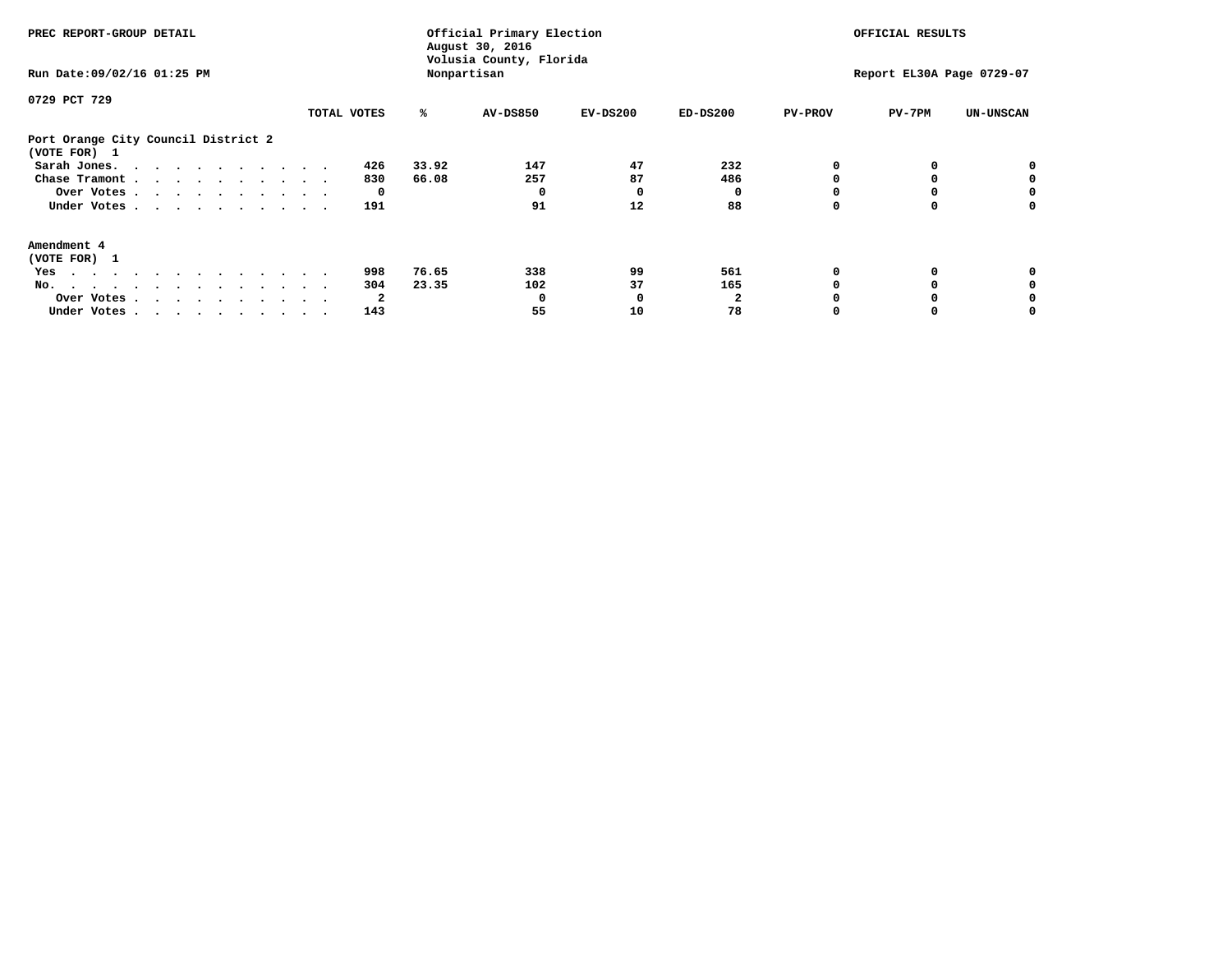PREC REPORT-GROUP DETAIL

Official Primary Election
August 30, 2016
Volusia County, Florida
Nonpartisan

OFFICIAL RESULTS

Run Date:09/02/16 01:25 PM

Report EL30A Page 0729-07

0729 PCT 729

| | TOTAL VOTES | % | AV-DS850 | EV-DS200 | ED-DS200 | PV-PROV | PV-7PM | UN-UNSCAN |
|---|---|---|---|---|---|---|---|---|
| **Port Orange City Council District 2** | | | | | | | | |
| **(VOTE FOR) 1** | | | | | | | | |
| Sarah Jones. . . . . . . . . . . . | 426 | 33.92 | 147 | 47 | 232 | 0 | 0 | 0 |
| Chase Tramont . . . . . . . . . . . | 830 | 66.08 | 257 | 87 | 486 | 0 | 0 | 0 |
| Over Votes . . . . . . . . . . . | 0 | | 0 | 0 | 0 | 0 | 0 | 0 |
| Under Votes . . . . . . . . . . . | 191 | | 91 | 12 | 88 | 0 | 0 | 0 |
| **Amendment 4** | | | | | | | | |
| **(VOTE FOR) 1** | | | | | | | | |
| Yes . . . . . . . . . . . . . . | 998 | 76.65 | 338 | 99 | 561 | 0 | 0 | 0 |
| No. . . . . . . . . . . . . . . | 304 | 23.35 | 102 | 37 | 165 | 0 | 0 | 0 |
| Over Votes . . . . . . . . . . . | 2 | | 0 | 0 | 2 | 0 | 0 | 0 |
| Under Votes . . . . . . . . . . . | 143 | | 55 | 10 | 78 | 0 | 0 | 0 |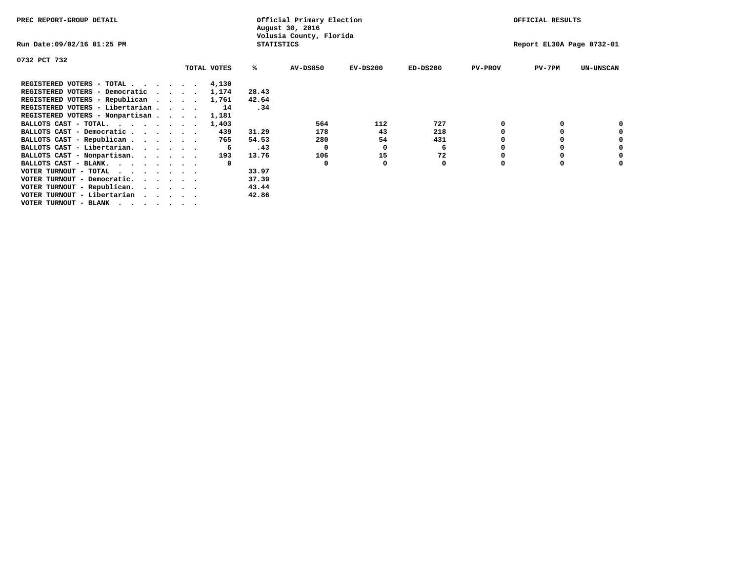PREC REPORT-GROUP DETAIL

Official Primary Election
August 30, 2016
Volusia County, Florida
STATISTICS

OFFICIAL RESULTS

Run Date:09/02/16 01:25 PM

Report EL30A Page 0732-01

0732 PCT 732

| | TOTAL VOTES | % | AV-DS850 | EV-DS200 | ED-DS200 | PV-PROV | PV-7PM | UN-UNSCAN |
|---|---|---|---|---|---|---|---|---|
| REGISTERED VOTERS - TOTAL . . . . . . | 4,130 | | | | | | | |
| REGISTERED VOTERS - Democratic . . . . | 1,174 | 28.43 | | | | | | |
| REGISTERED VOTERS - Republican . . . . | 1,761 | 42.64 | | | | | | |
| REGISTERED VOTERS - Libertarian . . . . | 14 | .34 | | | | | | |
| REGISTERED VOTERS - Nonpartisan . . . . | 1,181 | | | | | | | |
| BALLOTS CAST - TOTAL. . . . . . . . | 1,403 | | 564 | 112 | 727 | 0 | 0 | 0 |
| BALLOTS CAST - Democratic . . . . . . | 439 | 31.29 | 178 | 43 | 218 | 0 | 0 | 0 |
| BALLOTS CAST - Republican . . . . . . | 765 | 54.53 | 280 | 54 | 431 | 0 | 0 | 0 |
| BALLOTS CAST - Libertarian. . . . . . | 6 | .43 | 0 | 0 | 6 | 0 | 0 | 0 |
| BALLOTS CAST - Nonpartisan. . . . . . | 193 | 13.76 | 106 | 15 | 72 | 0 | 0 | 0 |
| BALLOTS CAST - BLANK. . . . . . . . | 0 | | 0 | 0 | 0 | 0 | 0 | 0 |
| VOTER TURNOUT - TOTAL . . . . . . . | | 33.97 | | | | | | |
| VOTER TURNOUT - Democratic. . . . . . | | 37.39 | | | | | | |
| VOTER TURNOUT - Republican. . . . . . | | 43.44 | | | | | | |
| VOTER TURNOUT - Libertarian . . . . . | | 42.86 | | | | | | |
| VOTER TURNOUT - BLANK . . . . . . . | | | | | | | | |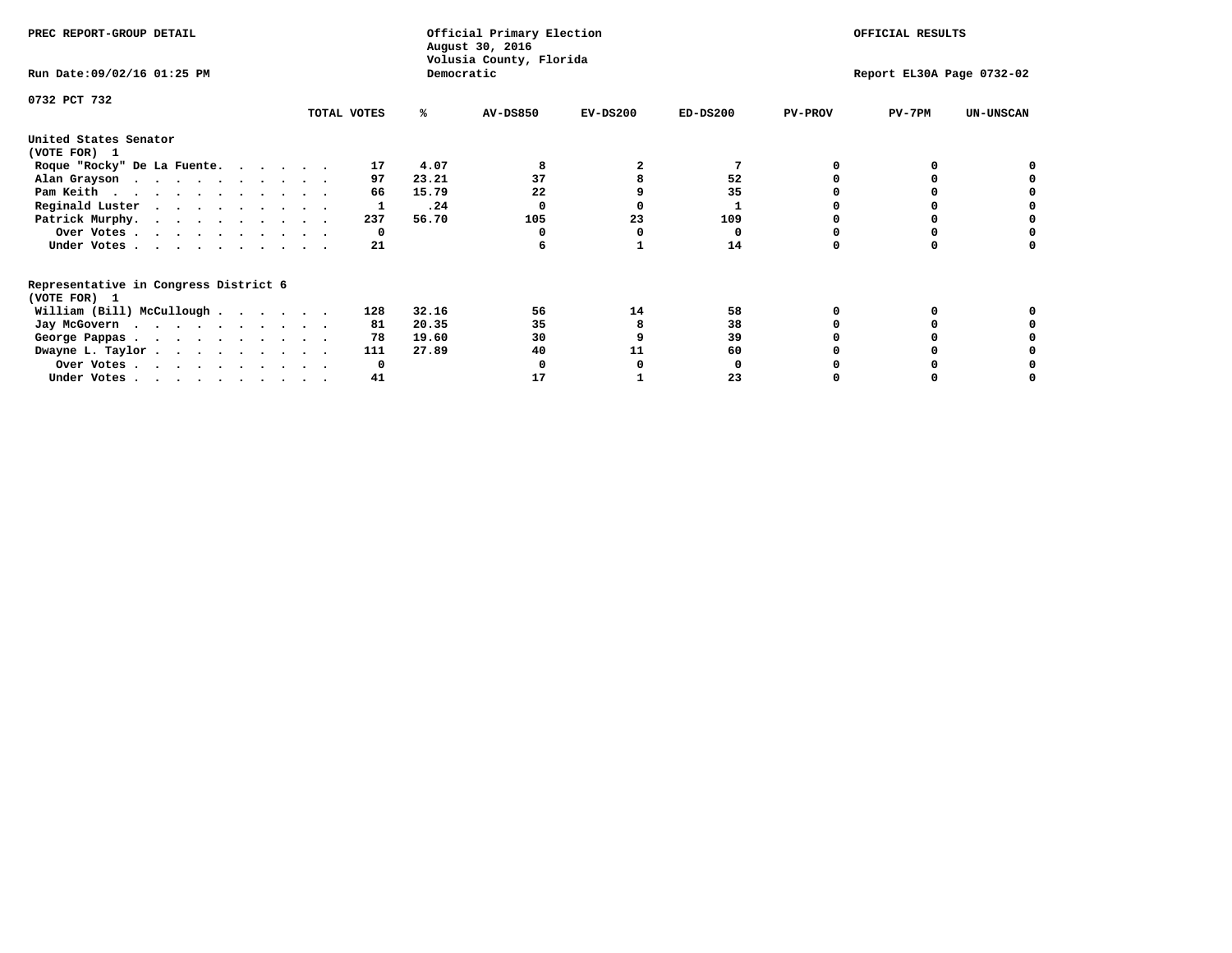PREC REPORT-GROUP DETAIL

Official Primary Election
August 30, 2016
Volusia County, Florida
Democratic

OFFICIAL RESULTS

Run Date:09/02/16 01:25 PM

Report EL30A Page 0732-02

0732 PCT 732

| | TOTAL VOTES | % | AV-DS850 | EV-DS200 | ED-DS200 | PV-PROV | PV-7PM | UN-UNSCAN |
|---|---|---|---|---|---|---|---|---|
| **United States Senator** | | | | | | | | |
| **(VOTE FOR) 1** | | | | | | | | |
| Roque "Rocky" De La Fuente. . . . . . | 17 | 4.07 | 8 | 2 | 7 | 0 | 0 | 0 |
| Alan Grayson . . . . . . . . . . . | 97 | 23.21 | 37 | 8 | 52 | 0 | 0 | 0 |
| Pam Keith . . . . . . . . . . . . | 66 | 15.79 | 22 | 9 | 35 | 0 | 0 | 0 |
| Reginald Luster . . . . . . . . . . | 1 | .24 | 0 | 0 | 1 | 0 | 0 | 0 |
| Patrick Murphy. . . . . . . . . . . | 237 | 56.70 | 105 | 23 | 109 | 0 | 0 | 0 |
| Over Votes . . . . . . . . . . . | 0 | | 0 | 0 | 0 | 0 | 0 | 0 |
| Under Votes . . . . . . . . . . . | 21 | | 6 | 1 | 14 | 0 | 0 | 0 |
| **Representative in Congress District 6** | | | | | | | | |
| **(VOTE FOR) 1** | | | | | | | | |
| William (Bill) McCullough . . . . . . | 128 | 32.16 | 56 | 14 | 58 | 0 | 0 | 0 |
| Jay McGovern . . . . . . . . . . . | 81 | 20.35 | 35 | 8 | 38 | 0 | 0 | 0 |
| George Pappas . . . . . . . . . . . | 78 | 19.60 | 30 | 9 | 39 | 0 | 0 | 0 |
| Dwayne L. Taylor . . . . . . . . . . | 111 | 27.89 | 40 | 11 | 60 | 0 | 0 | 0 |
| Over Votes . . . . . . . . . . . | 0 | | 0 | 0 | 0 | 0 | 0 | 0 |
| Under Votes . . . . . . . . . . . | 41 | | 17 | 1 | 23 | 0 | 0 | 0 |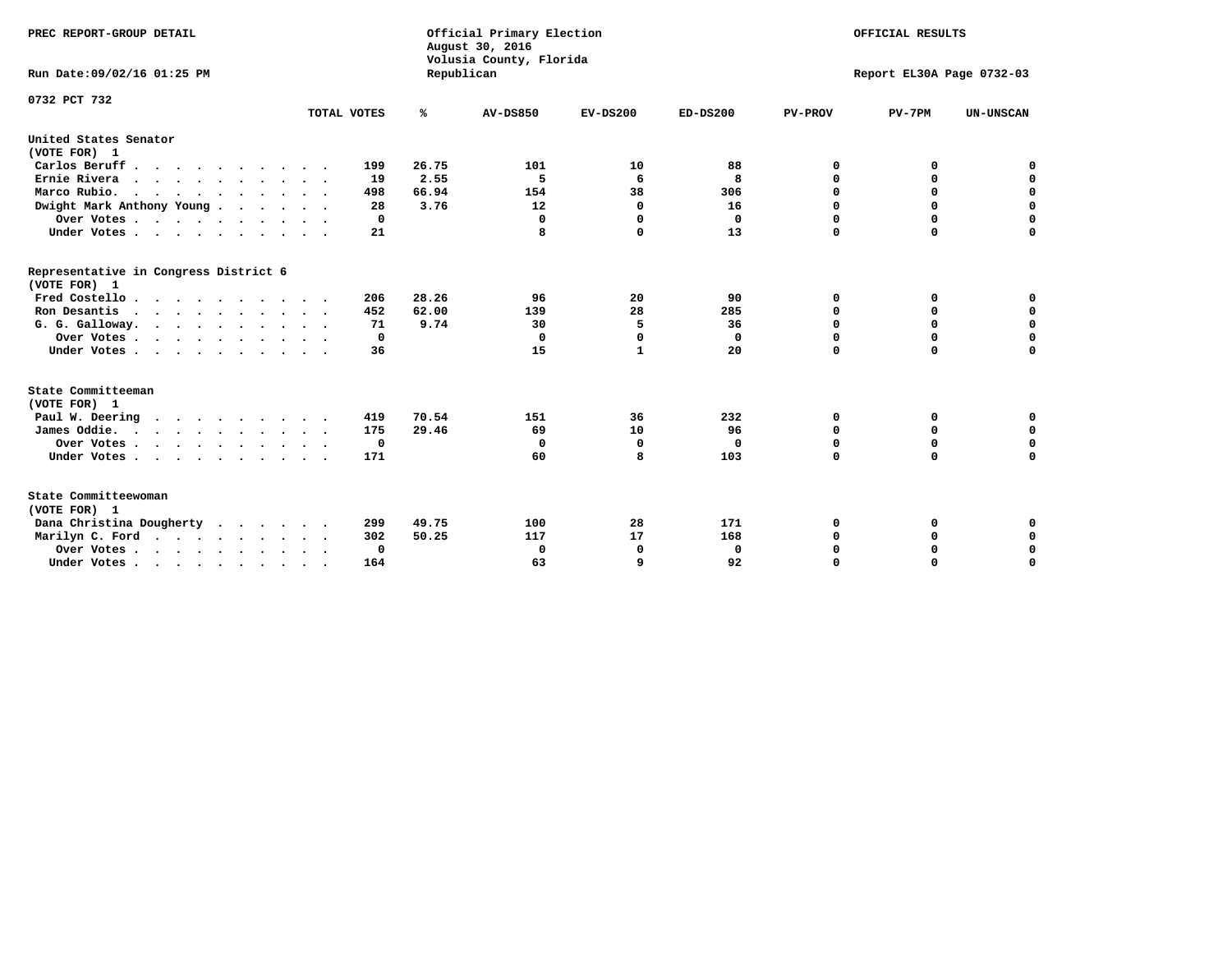PREC REPORT-GROUP DETAIL

Official Primary Election
August 30, 2016
Volusia County, Florida
Republican

OFFICIAL RESULTS

Run Date:09/02/16 01:25 PM

Report EL30A Page 0732-03

0732 PCT 732

| | TOTAL VOTES | % | AV-DS850 | EV-DS200 | ED-DS200 | PV-PROV | PV-7PM | UN-UNSCAN |
|---|---|---|---|---|---|---|---|---|
| **United States Senator** | | | | | | | | |
| **(VOTE FOR) 1** | | | | | | | | |
| Carlos Beruff | 199 | 26.75 | 101 | 10 | 88 | 0 | 0 | 0 |
| Ernie Rivera | 19 | 2.55 | 5 | 6 | 8 | 0 | 0 | 0 |
| Marco Rubio | 498 | 66.94 | 154 | 38 | 306 | 0 | 0 | 0 |
| Dwight Mark Anthony Young | 28 | 3.76 | 12 | 0 | 16 | 0 | 0 | 0 |
| Over Votes | 0 | | 0 | 0 | 0 | 0 | 0 | 0 |
| Under Votes | 21 | | 8 | 0 | 13 | 0 | 0 | 0 |
| **Representative in Congress District 6** | | | | | | | | |
| **(VOTE FOR) 1** | | | | | | | | |
| Fred Costello | 206 | 28.26 | 96 | 20 | 90 | 0 | 0 | 0 |
| Ron Desantis | 452 | 62.00 | 139 | 28 | 285 | 0 | 0 | 0 |
| G. G. Galloway | 71 | 9.74 | 30 | 5 | 36 | 0 | 0 | 0 |
| Over Votes | 0 | | 0 | 0 | 0 | 0 | 0 | 0 |
| Under Votes | 36 | | 15 | 1 | 20 | 0 | 0 | 0 |
| **State Committeeman** | | | | | | | | |
| **(VOTE FOR) 1** | | | | | | | | |
| Paul W. Deering | 419 | 70.54 | 151 | 36 | 232 | 0 | 0 | 0 |
| James Oddie | 175 | 29.46 | 69 | 10 | 96 | 0 | 0 | 0 |
| Over Votes | 0 | | 0 | 0 | 0 | 0 | 0 | 0 |
| Under Votes | 171 | | 60 | 8 | 103 | 0 | 0 | 0 |
| **State Committeewoman** | | | | | | | | |
| **(VOTE FOR) 1** | | | | | | | | |
| Dana Christina Dougherty | 299 | 49.75 | 100 | 28 | 171 | 0 | 0 | 0 |
| Marilyn C. Ford | 302 | 50.25 | 117 | 17 | 168 | 0 | 0 | 0 |
| Over Votes | 0 | | 0 | 0 | 0 | 0 | 0 | 0 |
| Under Votes | 164 | | 63 | 9 | 92 | 0 | 0 | 0 |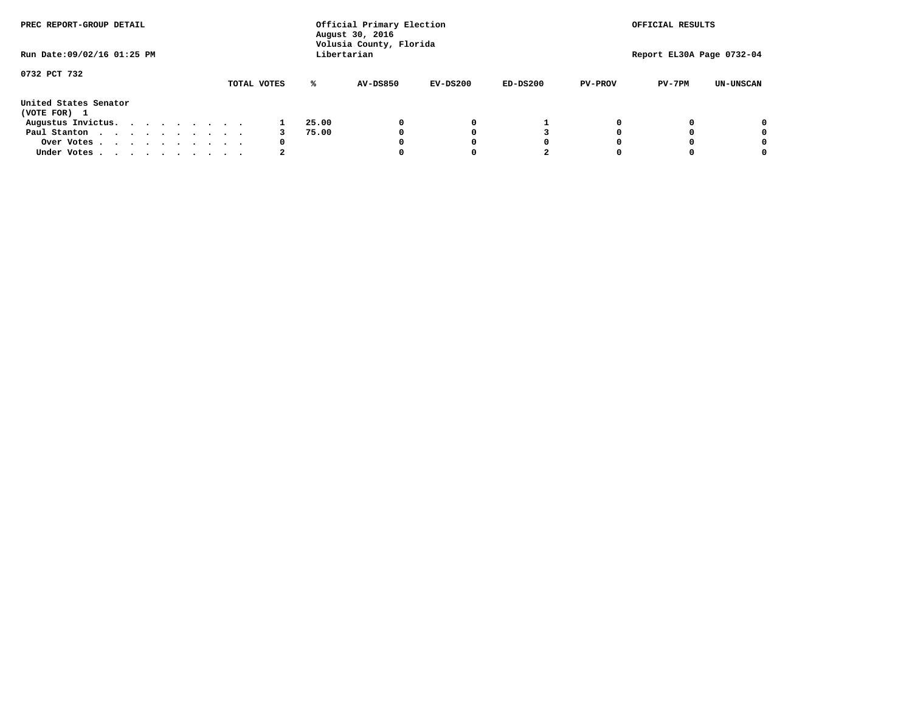PREC REPORT-GROUP DETAIL

Official Primary Election
August 30, 2016
Volusia County, Florida
Libertarian

OFFICIAL RESULTS

Run Date:09/02/16 01:25 PM

Report EL30A Page 0732-04

0732 PCT 732

| | TOTAL VOTES | % | AV-DS850 | EV-DS200 | ED-DS200 | PV-PROV | PV-7PM | UN-UNSCAN |
|---|---|---|---|---|---|---|---|---|
| **United States Senator** | | | | | | | | |
| **(VOTE FOR) 1** | | | | | | | | |
| Augustus Invictus. . . . . . . . . . | 1 | 25.00 | 0 | 0 | 1 | 0 | 0 | 0 |
| Paul Stanton . . . . . . . . . . . | 3 | 75.00 | 0 | 0 | 3 | 0 | 0 | 0 |
| Over Votes . . . . . . . . . . . | 0 | | 0 | 0 | 0 | 0 | 0 | 0 |
| Under Votes . . . . . . . . . . . | 2 | | 0 | 0 | 2 | 0 | 0 | 0 |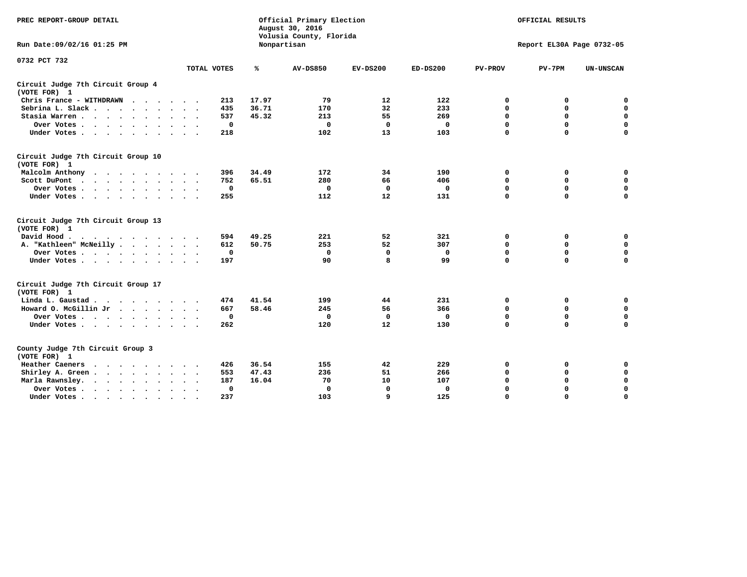PREC REPORT-GROUP DETAIL

Official Primary Election
August 30, 2016
Volusia County, Florida
Nonpartisan

OFFICIAL RESULTS

Run Date:09/02/16 01:25 PM

Report EL30A Page 0732-05

0732 PCT 732

| | TOTAL VOTES | % | AV-DS850 | EV-DS200 | ED-DS200 | PV-PROV | PV-7PM | UN-UNSCAN |
|---|---|---|---|---|---|---|---|---|
| **Circuit Judge 7th Circuit Group 4 (VOTE FOR) 1** | | | | | | | | |
| Chris France - WITHDRAWN | 213 | 17.97 | 79 | 12 | 122 | 0 | 0 | 0 |
| Sebrina L. Slack | 435 | 36.71 | 170 | 32 | 233 | 0 | 0 | 0 |
| Stasia Warren | 537 | 45.32 | 213 | 55 | 269 | 0 | 0 | 0 |
| Over Votes | 0 | | 0 | 0 | 0 | 0 | 0 | 0 |
| Under Votes | 218 | | 102 | 13 | 103 | 0 | 0 | 0 |
| **Circuit Judge 7th Circuit Group 10 (VOTE FOR) 1** | | | | | | | | |
| Malcolm Anthony | 396 | 34.49 | 172 | 34 | 190 | 0 | 0 | 0 |
| Scott DuPont | 752 | 65.51 | 280 | 66 | 406 | 0 | 0 | 0 |
| Over Votes | 0 | | 0 | 0 | 0 | 0 | 0 | 0 |
| Under Votes | 255 | | 112 | 12 | 131 | 0 | 0 | 0 |
| **Circuit Judge 7th Circuit Group 13 (VOTE FOR) 1** | | | | | | | | |
| David Hood | 594 | 49.25 | 221 | 52 | 321 | 0 | 0 | 0 |
| A. "Kathleen" McNeilly | 612 | 50.75 | 253 | 52 | 307 | 0 | 0 | 0 |
| Over Votes | 0 | | 0 | 0 | 0 | 0 | 0 | 0 |
| Under Votes | 197 | | 90 | 8 | 99 | 0 | 0 | 0 |
| **Circuit Judge 7th Circuit Group 17 (VOTE FOR) 1** | | | | | | | | |
| Linda L. Gaustad | 474 | 41.54 | 199 | 44 | 231 | 0 | 0 | 0 |
| Howard O. McGillin Jr | 667 | 58.46 | 245 | 56 | 366 | 0 | 0 | 0 |
| Over Votes | 0 | | 0 | 0 | 0 | 0 | 0 | 0 |
| Under Votes | 262 | | 120 | 12 | 130 | 0 | 0 | 0 |
| **County Judge 7th Circuit Group 3 (VOTE FOR) 1** | | | | | | | | |
| Heather Caeners | 426 | 36.54 | 155 | 42 | 229 | 0 | 0 | 0 |
| Shirley A. Green | 553 | 47.43 | 236 | 51 | 266 | 0 | 0 | 0 |
| Marla Rawnsley | 187 | 16.04 | 70 | 10 | 107 | 0 | 0 | 0 |
| Over Votes | 0 | | 0 | 0 | 0 | 0 | 0 | 0 |
| Under Votes | 237 | | 103 | 9 | 125 | 0 | 0 | 0 |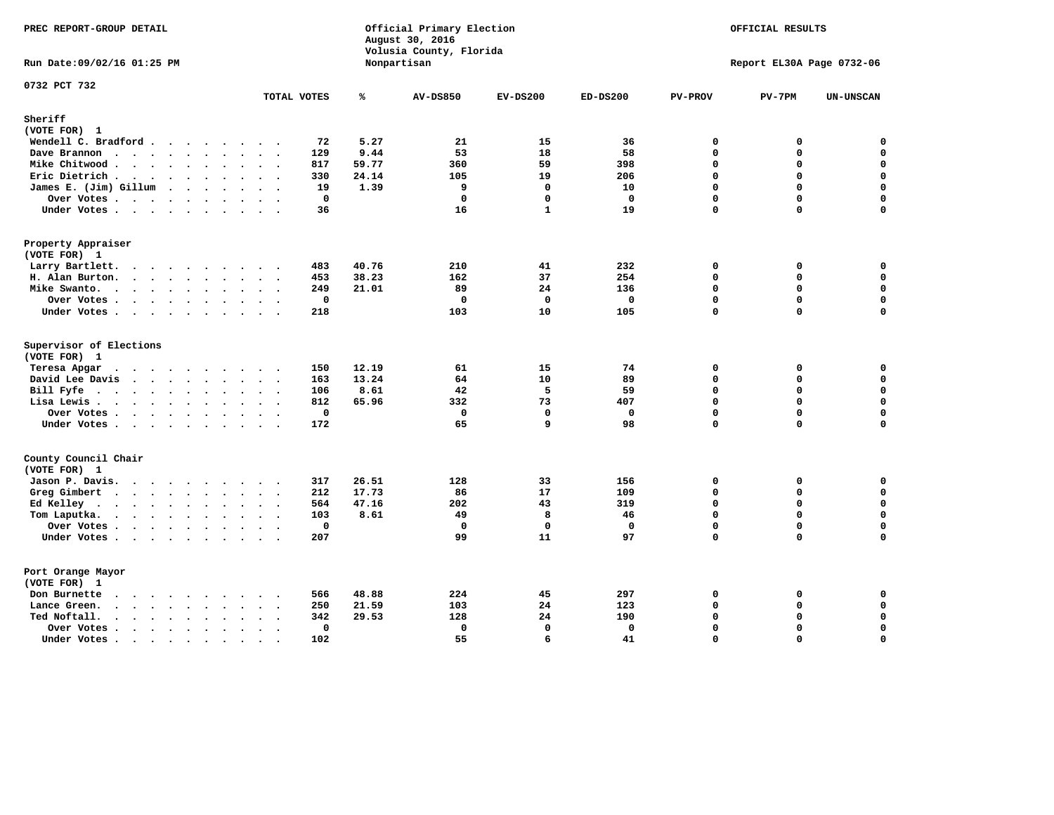PREC REPORT-GROUP DETAIL

Official Primary Election
August 30, 2016
Volusia County, Florida
Nonpartisan

OFFICIAL RESULTS

Run Date:09/02/16 01:25 PM

Report EL30A Page 0732-06

0732 PCT 732

| | TOTAL VOTES | % | AV-DS850 | EV-DS200 | ED-DS200 | PV-PROV | PV-7PM | UN-UNSCAN |
|---|---|---|---|---|---|---|---|---|
| **Sheriff** | | | | | | | | |
| **(VOTE FOR) 1** | | | | | | | | |
| Wendell C. Bradford | 72 | 5.27 | 21 | 15 | 36 | 0 | 0 | 0 |
| Dave Brannon | 129 | 9.44 | 53 | 18 | 58 | 0 | 0 | 0 |
| Mike Chitwood | 817 | 59.77 | 360 | 59 | 398 | 0 | 0 | 0 |
| Eric Dietrich | 330 | 24.14 | 105 | 19 | 206 | 0 | 0 | 0 |
| James E. (Jim) Gillum | 19 | 1.39 | 9 | 0 | 10 | 0 | 0 | 0 |
| Over Votes | 0 | | 0 | 0 | 0 | 0 | 0 | 0 |
| Under Votes | 36 | | 16 | 1 | 19 | 0 | 0 | 0 |
| **Property Appraiser** | | | | | | | | |
| **(VOTE FOR) 1** | | | | | | | | |
| Larry Bartlett | 483 | 40.76 | 210 | 41 | 232 | 0 | 0 | 0 |
| H. Alan Burton | 453 | 38.23 | 162 | 37 | 254 | 0 | 0 | 0 |
| Mike Swanto | 249 | 21.01 | 89 | 24 | 136 | 0 | 0 | 0 |
| Over Votes | 0 | | 0 | 0 | 0 | 0 | 0 | 0 |
| Under Votes | 218 | | 103 | 10 | 105 | 0 | 0 | 0 |
| **Supervisor of Elections** | | | | | | | | |
| **(VOTE FOR) 1** | | | | | | | | |
| Teresa Apgar | 150 | 12.19 | 61 | 15 | 74 | 0 | 0 | 0 |
| David Lee Davis | 163 | 13.24 | 64 | 10 | 89 | 0 | 0 | 0 |
| Bill Fyfe | 106 | 8.61 | 42 | 5 | 59 | 0 | 0 | 0 |
| Lisa Lewis | 812 | 65.96 | 332 | 73 | 407 | 0 | 0 | 0 |
| Over Votes | 0 | | 0 | 0 | 0 | 0 | 0 | 0 |
| Under Votes | 172 | | 65 | 9 | 98 | 0 | 0 | 0 |
| **County Council Chair** | | | | | | | | |
| **(VOTE FOR) 1** | | | | | | | | |
| Jason P. Davis | 317 | 26.51 | 128 | 33 | 156 | 0 | 0 | 0 |
| Greg Gimbert | 212 | 17.73 | 86 | 17 | 109 | 0 | 0 | 0 |
| Ed Kelley | 564 | 47.16 | 202 | 43 | 319 | 0 | 0 | 0 |
| Tom Laputka | 103 | 8.61 | 49 | 8 | 46 | 0 | 0 | 0 |
| Over Votes | 0 | | 0 | 0 | 0 | 0 | 0 | 0 |
| Under Votes | 207 | | 99 | 11 | 97 | 0 | 0 | 0 |
| **Port Orange Mayor** | | | | | | | | |
| **(VOTE FOR) 1** | | | | | | | | |
| Don Burnette | 566 | 48.88 | 224 | 45 | 297 | 0 | 0 | 0 |
| Lance Green | 250 | 21.59 | 103 | 24 | 123 | 0 | 0 | 0 |
| Ted Noftall | 342 | 29.53 | 128 | 24 | 190 | 0 | 0 | 0 |
| Over Votes | 0 | | 0 | 0 | 0 | 0 | 0 | 0 |
| Under Votes | 102 | | 55 | 6 | 41 | 0 | 0 | 0 |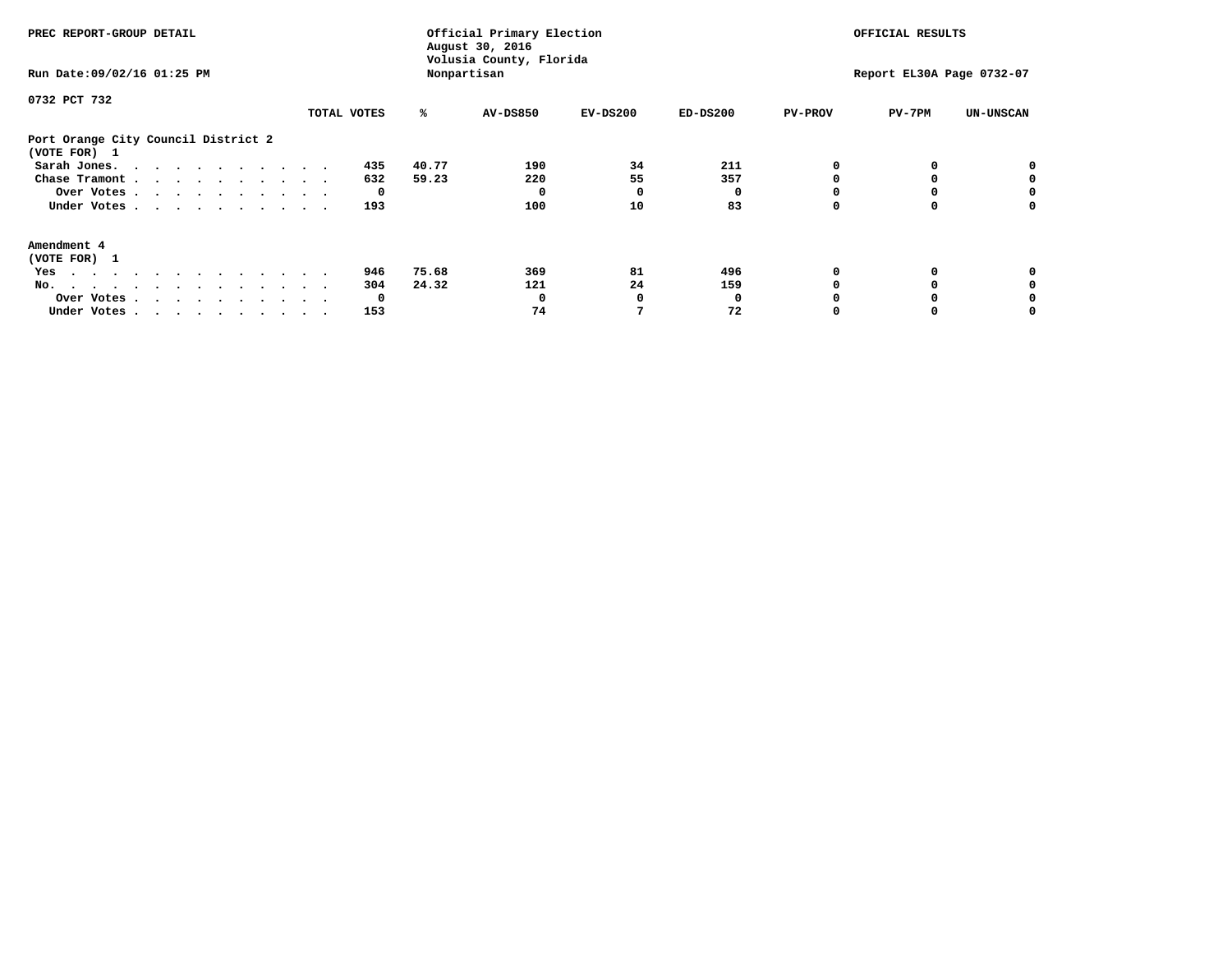PREC REPORT-GROUP DETAIL

Official Primary Election
August 30, 2016
Volusia County, Florida
Nonpartisan

OFFICIAL RESULTS

Run Date:09/02/16 01:25 PM

Report EL30A Page 0732-07

0732 PCT 732

| | TOTAL VOTES | % | AV-DS850 | EV-DS200 | ED-DS200 | PV-PROV | PV-7PM | UN-UNSCAN |
|---|---|---|---|---|---|---|---|---|
| **Port Orange City Council District 2** | | | | | | | | |
| **(VOTE FOR) 1** | | | | | | | | |
| Sarah Jones. . . . . . . . . . . . | 435 | 40.77 | 190 | 34 | 211 | 0 | 0 | 0 |
| Chase Tramont . . . . . . . . . . . | 632 | 59.23 | 220 | 55 | 357 | 0 | 0 | 0 |
| Over Votes . . . . . . . . . . . | 0 | | 0 | 0 | 0 | 0 | 0 | 0 |
| Under Votes . . . . . . . . . . . | 193 | | 100 | 10 | 83 | 0 | 0 | 0 |
| **Amendment 4** | | | | | | | | |
| **(VOTE FOR) 1** | | | | | | | | |
| Yes . . . . . . . . . . . . . . | 946 | 75.68 | 369 | 81 | 496 | 0 | 0 | 0 |
| No. . . . . . . . . . . . . . . | 304 | 24.32 | 121 | 24 | 159 | 0 | 0 | 0 |
| Over Votes . . . . . . . . . . . | 0 | | 0 | 0 | 0 | 0 | 0 | 0 |
| Under Votes . . . . . . . . . . . | 153 | | 74 | 7 | 72 | 0 | 0 | 0 |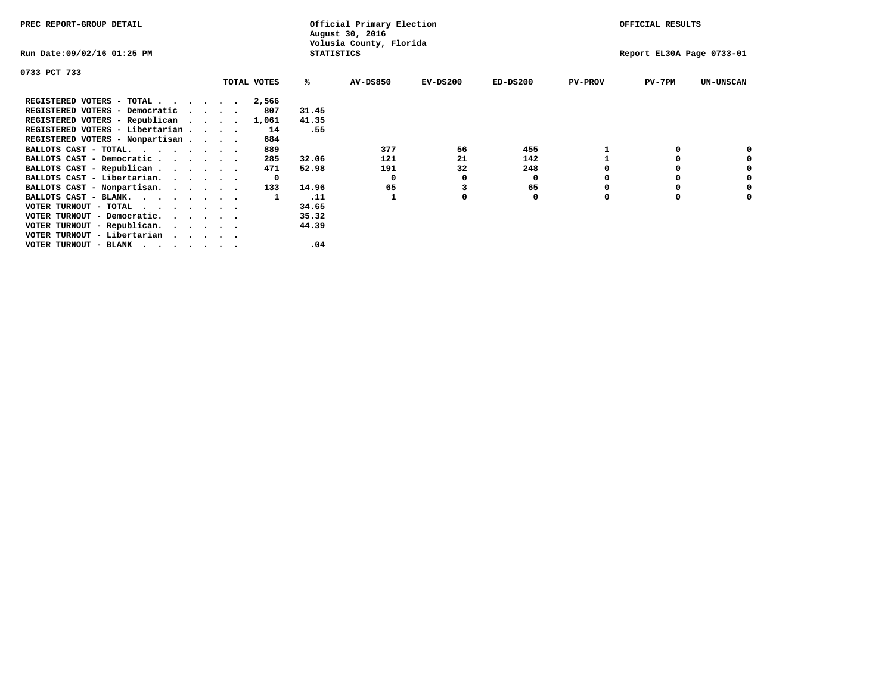PREC REPORT-GROUP DETAIL

Official Primary Election
August 30, 2016
Volusia County, Florida
STATISTICS

OFFICIAL RESULTS

Run Date:09/02/16 01:25 PM

Report EL30A Page 0733-01

0733 PCT 733

| | TOTAL VOTES | % | AV-DS850 | EV-DS200 | ED-DS200 | PV-PROV | PV-7PM | UN-UNSCAN |
|---|---|---|---|---|---|---|---|---|
| REGISTERED VOTERS - TOTAL . . . . . . | 2,566 | | | | | | | |
| REGISTERED VOTERS - Democratic . . . . | 807 | 31.45 | | | | | | |
| REGISTERED VOTERS - Republican . . . . | 1,061 | 41.35 | | | | | | |
| REGISTERED VOTERS - Libertarian . . . . | 14 | .55 | | | | | | |
| REGISTERED VOTERS - Nonpartisan . . . . | 684 | | | | | | | |
| BALLOTS CAST - TOTAL. . . . . . . . | 889 | | 377 | 56 | 455 | 1 | 0 | 0 |
| BALLOTS CAST - Democratic . . . . . . | 285 | 32.06 | 121 | 21 | 142 | 1 | 0 | 0 |
| BALLOTS CAST - Republican . . . . . . | 471 | 52.98 | 191 | 32 | 248 | 0 | 0 | 0 |
| BALLOTS CAST - Libertarian. . . . . . | 0 | | 0 | 0 | 0 | 0 | 0 | 0 |
| BALLOTS CAST - Nonpartisan. . . . . . | 133 | 14.96 | 65 | 3 | 65 | 0 | 0 | 0 |
| BALLOTS CAST - BLANK. . . . . . . . | 1 | .11 | 1 | 0 | 0 | 0 | 0 | 0 |
| VOTER TURNOUT - TOTAL . . . . . . . | | 34.65 | | | | | | |
| VOTER TURNOUT - Democratic. . . . . . | | 35.32 | | | | | | |
| VOTER TURNOUT - Republican. . . . . . | | 44.39 | | | | | | |
| VOTER TURNOUT - Libertarian . . . . . | | | | | | | | |
| VOTER TURNOUT - BLANK . . . . . . . | | .04 | | | | | | |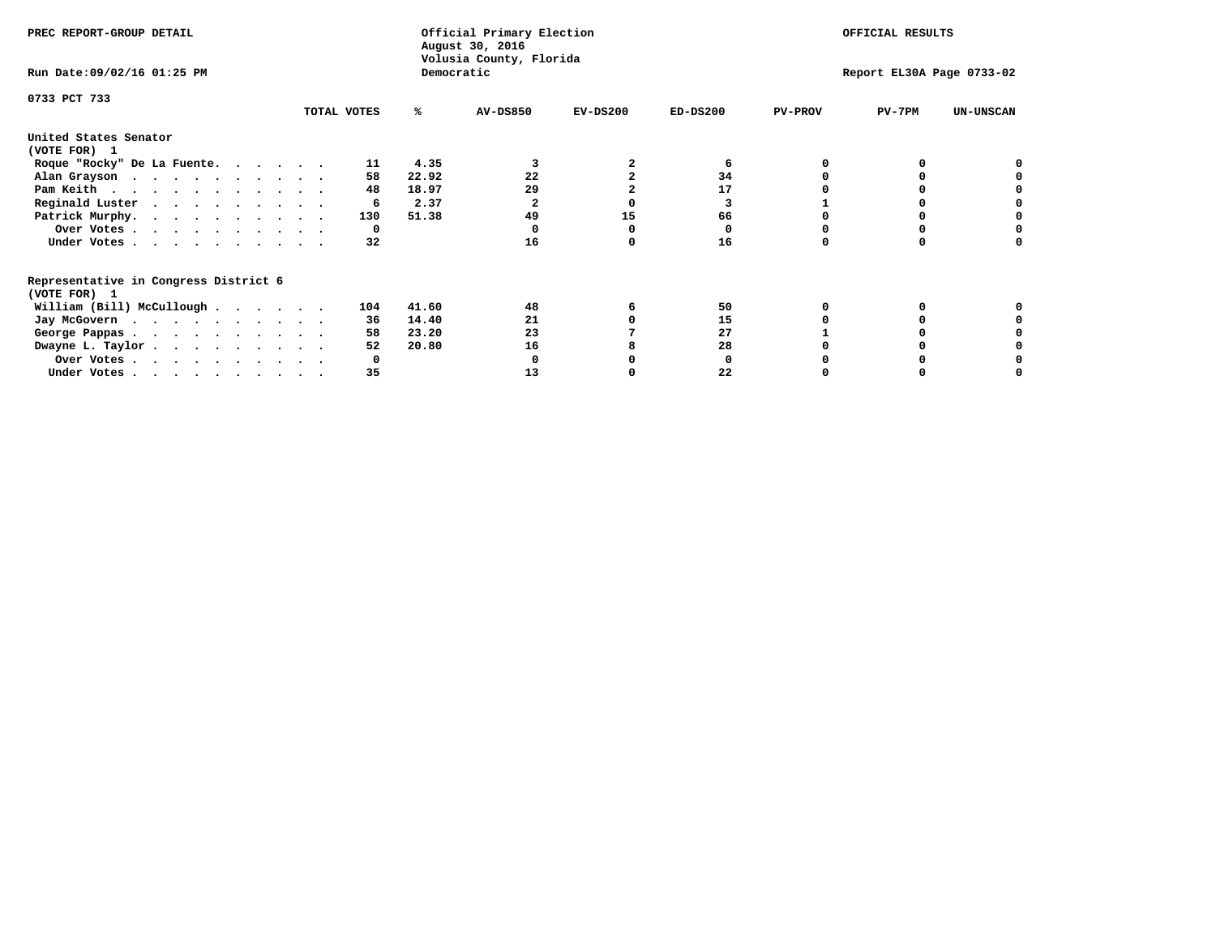PREC REPORT-GROUP DETAIL

Official Primary Election
August 30, 2016
Volusia County, Florida
Democratic

OFFICIAL RESULTS

Run Date:09/02/16 01:25 PM

Report EL30A Page 0733-02

0733 PCT 733

| | TOTAL VOTES | % | AV-DS850 | EV-DS200 | ED-DS200 | PV-PROV | PV-7PM | UN-UNSCAN |
|---|---|---|---|---|---|---|---|---|
| **United States Senator** | | | | | | | | |
| **(VOTE FOR) 1** | | | | | | | | |
| Roque "Rocky" De La Fuente. . . . . . | 11 | 4.35 | 3 | 2 | 6 | 0 | 0 | 0 |
| Alan Grayson . . . . . . . . . . . | 58 | 22.92 | 22 | 2 | 34 | 0 | 0 | 0 |
| Pam Keith . . . . . . . . . . . . | 48 | 18.97 | 29 | 2 | 17 | 0 | 0 | 0 |
| Reginald Luster . . . . . . . . . . | 6 | 2.37 | 2 | 0 | 3 | 1 | 0 | 0 |
| Patrick Murphy. . . . . . . . . . . | 130 | 51.38 | 49 | 15 | 66 | 0 | 0 | 0 |
| Over Votes . . . . . . . . . . . | 0 | | 0 | 0 | 0 | 0 | 0 | 0 |
| Under Votes . . . . . . . . . . . | 32 | | 16 | 0 | 16 | 0 | 0 | 0 |
| **Representative in Congress District 6** | | | | | | | | |
| **(VOTE FOR) 1** | | | | | | | | |
| William (Bill) McCullough . . . . . . | 104 | 41.60 | 48 | 6 | 50 | 0 | 0 | 0 |
| Jay McGovern . . . . . . . . . . . | 36 | 14.40 | 21 | 0 | 15 | 0 | 0 | 0 |
| George Pappas . . . . . . . . . . . | 58 | 23.20 | 23 | 7 | 27 | 1 | 0 | 0 |
| Dwayne L. Taylor . . . . . . . . . . | 52 | 20.80 | 16 | 8 | 28 | 0 | 0 | 0 |
| Over Votes . . . . . . . . . . . | 0 | | 0 | 0 | 0 | 0 | 0 | 0 |
| Under Votes . . . . . . . . . . . | 35 | | 13 | 0 | 22 | 0 | 0 | 0 |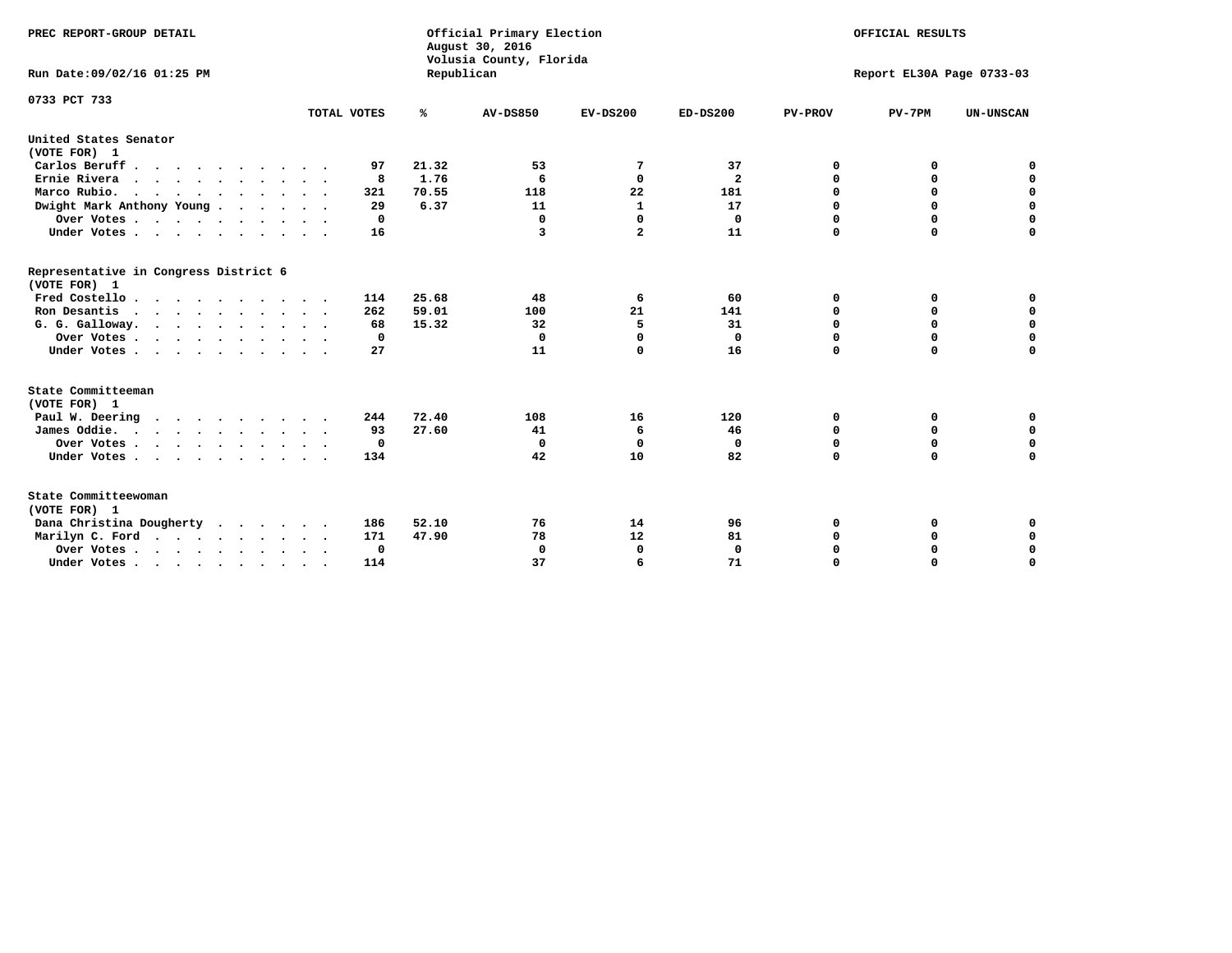PREC REPORT-GROUP DETAIL

Official Primary Election
August 30, 2016
Volusia County, Florida
Republican

OFFICIAL RESULTS

Run Date:09/02/16 01:25 PM

Report EL30A Page 0733-03

0733 PCT 733

| | TOTAL VOTES | % | AV-DS850 | EV-DS200 | ED-DS200 | PV-PROV | PV-7PM | UN-UNSCAN |
|---|---|---|---|---|---|---|---|---|
| **United States Senator (VOTE FOR) 1** | | | | | | | | |
| Carlos Beruff | 97 | 21.32 | 53 | 7 | 37 | 0 | 0 | 0 |
| Ernie Rivera | 8 | 1.76 | 6 | 0 | 2 | 0 | 0 | 0 |
| Marco Rubio. | 321 | 70.55 | 118 | 22 | 181 | 0 | 0 | 0 |
| Dwight Mark Anthony Young | 29 | 6.37 | 11 | 1 | 17 | 0 | 0 | 0 |
| Over Votes | 0 | | 0 | 0 | 0 | 0 | 0 | 0 |
| Under Votes | 16 | | 3 | 2 | 11 | 0 | 0 | 0 |
| **Representative in Congress District 6 (VOTE FOR) 1** | | | | | | | | |
| Fred Costello | 114 | 25.68 | 48 | 6 | 60 | 0 | 0 | 0 |
| Ron Desantis | 262 | 59.01 | 100 | 21 | 141 | 0 | 0 | 0 |
| G. G. Galloway. | 68 | 15.32 | 32 | 5 | 31 | 0 | 0 | 0 |
| Over Votes | 0 | | 0 | 0 | 0 | 0 | 0 | 0 |
| Under Votes | 27 | | 11 | 0 | 16 | 0 | 0 | 0 |
| **State Committeeman (VOTE FOR) 1** | | | | | | | | |
| Paul W. Deering | 244 | 72.40 | 108 | 16 | 120 | 0 | 0 | 0 |
| James Oddie. | 93 | 27.60 | 41 | 6 | 46 | 0 | 0 | 0 |
| Over Votes | 0 | | 0 | 0 | 0 | 0 | 0 | 0 |
| Under Votes | 134 | | 42 | 10 | 82 | 0 | 0 | 0 |
| **State Committeewoman (VOTE FOR) 1** | | | | | | | | |
| Dana Christina Dougherty | 186 | 52.10 | 76 | 14 | 96 | 0 | 0 | 0 |
| Marilyn C. Ford | 171 | 47.90 | 78 | 12 | 81 | 0 | 0 | 0 |
| Over Votes | 0 | | 0 | 0 | 0 | 0 | 0 | 0 |
| Under Votes | 114 | | 37 | 6 | 71 | 0 | 0 | 0 |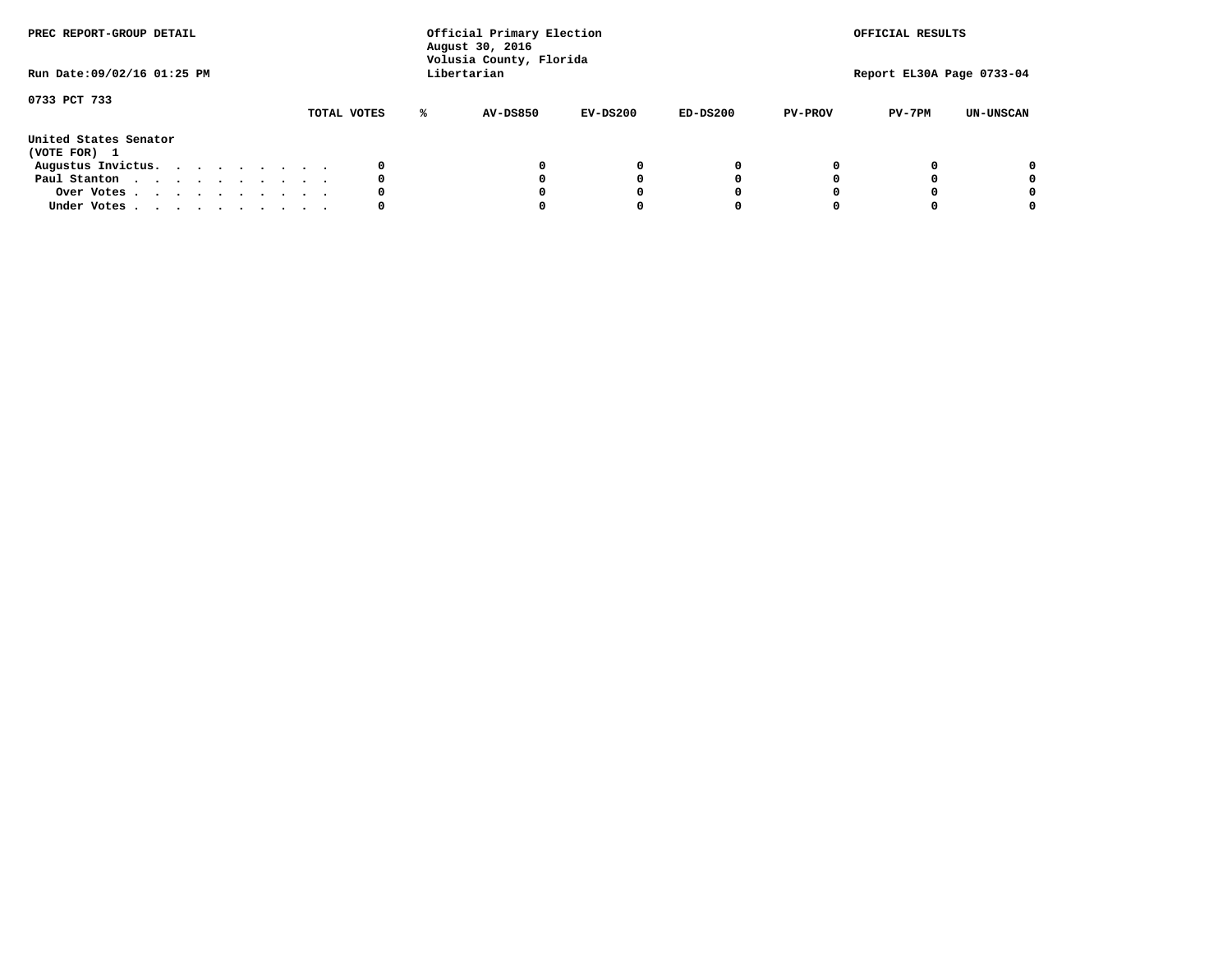PREC REPORT-GROUP DETAIL

Official Primary Election
August 30, 2016
Volusia County, Florida
Libertarian

OFFICIAL RESULTS

Run Date:09/02/16 01:25 PM

Report EL30A Page 0733-04

0733 PCT 733

**United States Senator**
**(VOTE FOR) 1**

| | TOTAL VOTES | % | AV-DS850 | EV-DS200 | ED-DS200 | PV-PROV | PV-7PM | UN-UNSCAN |
|---|---|---|---|---|---|---|---|---|
| Augustus Invictus | 0 | | 0 | 0 | 0 | 0 | 0 | 0 |
| Paul Stanton | 0 | | 0 | 0 | 0 | 0 | 0 | 0 |
| Over Votes | 0 | | 0 | 0 | 0 | 0 | 0 | 0 |
| Under Votes | 0 | | 0 | 0 | 0 | 0 | 0 | 0 |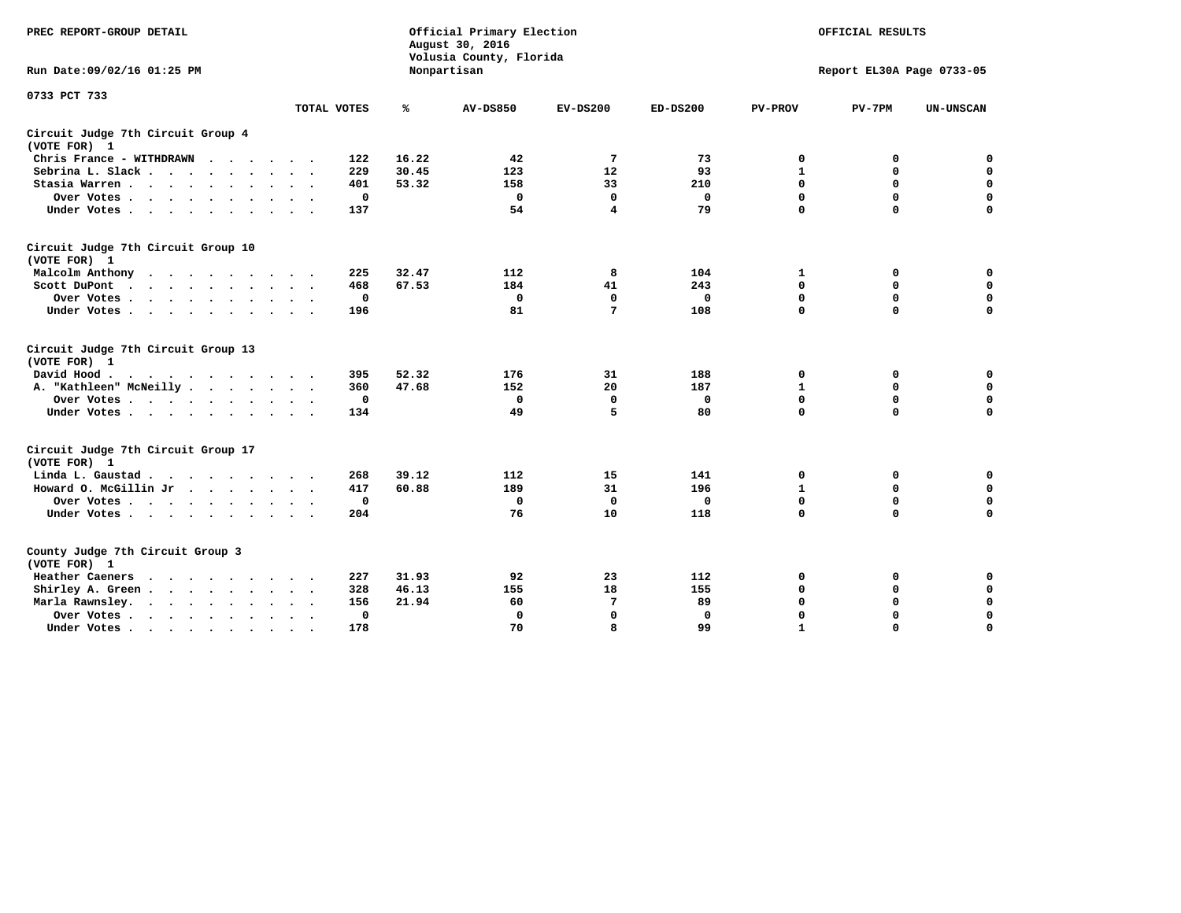PREC REPORT-GROUP DETAIL

Official Primary Election
August 30, 2016
Volusia County, Florida
Nonpartisan

OFFICIAL RESULTS

Run Date:09/02/16 01:25 PM

Report EL30A Page 0733-05

0733 PCT 733

| | TOTAL VOTES | % | AV-DS850 | EV-DS200 | ED-DS200 | PV-PROV | PV-7PM | UN-UNSCAN |
|---|---|---|---|---|---|---|---|---|
| **Circuit Judge 7th Circuit Group 4 (VOTE FOR) 1** | | | | | | | | |
| Chris France - WITHDRAWN | 122 | 16.22 | 42 | 7 | 73 | 0 | 0 | 0 |
| Sebrina L. Slack | 229 | 30.45 | 123 | 12 | 93 | 1 | 0 | 0 |
| Stasia Warren | 401 | 53.32 | 158 | 33 | 210 | 0 | 0 | 0 |
| Over Votes | 0 | | 0 | 0 | 0 | 0 | 0 | 0 |
| Under Votes | 137 | | 54 | 4 | 79 | 0 | 0 | 0 |
| **Circuit Judge 7th Circuit Group 10 (VOTE FOR) 1** | | | | | | | | |
| Malcolm Anthony | 225 | 32.47 | 112 | 8 | 104 | 1 | 0 | 0 |
| Scott DuPont | 468 | 67.53 | 184 | 41 | 243 | 0 | 0 | 0 |
| Over Votes | 0 | | 0 | 0 | 0 | 0 | 0 | 0 |
| Under Votes | 196 | | 81 | 7 | 108 | 0 | 0 | 0 |
| **Circuit Judge 7th Circuit Group 13 (VOTE FOR) 1** | | | | | | | | |
| David Hood | 395 | 52.32 | 176 | 31 | 188 | 0 | 0 | 0 |
| A. "Kathleen" McNeilly | 360 | 47.68 | 152 | 20 | 187 | 1 | 0 | 0 |
| Over Votes | 0 | | 0 | 0 | 0 | 0 | 0 | 0 |
| Under Votes | 134 | | 49 | 5 | 80 | 0 | 0 | 0 |
| **Circuit Judge 7th Circuit Group 17 (VOTE FOR) 1** | | | | | | | | |
| Linda L. Gaustad | 268 | 39.12 | 112 | 15 | 141 | 0 | 0 | 0 |
| Howard O. McGillin Jr | 417 | 60.88 | 189 | 31 | 196 | 1 | 0 | 0 |
| Over Votes | 0 | | 0 | 0 | 0 | 0 | 0 | 0 |
| Under Votes | 204 | | 76 | 10 | 118 | 0 | 0 | 0 |
| **County Judge 7th Circuit Group 3 (VOTE FOR) 1** | | | | | | | | |
| Heather Caeners | 227 | 31.93 | 92 | 23 | 112 | 0 | 0 | 0 |
| Shirley A. Green | 328 | 46.13 | 155 | 18 | 155 | 0 | 0 | 0 |
| Marla Rawnsley | 156 | 21.94 | 60 | 7 | 89 | 0 | 0 | 0 |
| Over Votes | 0 | | 0 | 0 | 0 | 0 | 0 | 0 |
| Under Votes | 178 | | 70 | 8 | 99 | 1 | 0 | 0 |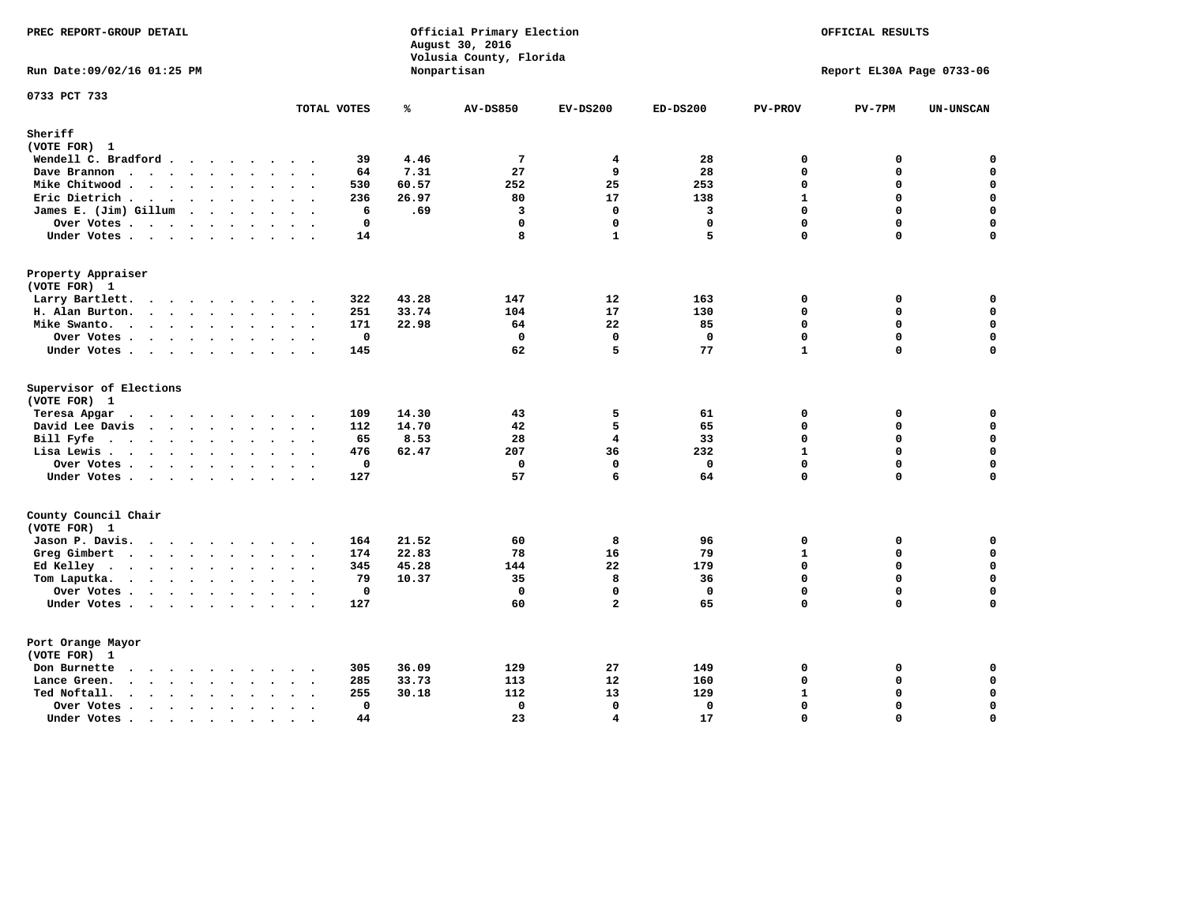PREC REPORT-GROUP DETAIL

Official Primary Election
August 30, 2016
Volusia County, Florida
Nonpartisan

OFFICIAL RESULTS

Run Date:09/02/16 01:25 PM

Report EL30A Page 0733-06

0733 PCT 733

| | TOTAL VOTES | % | AV-DS850 | EV-DS200 | ED-DS200 | PV-PROV | PV-7PM | UN-UNSCAN |
|---|---|---|---|---|---|---|---|---|
| **Sheriff** | | | | | | | | |
| (VOTE FOR) 1 | | | | | | | | |
| Wendell C. Bradford | 39 | 4.46 | 7 | 4 | 28 | 0 | 0 | 0 |
| Dave Brannon | 64 | 7.31 | 27 | 9 | 28 | 0 | 0 | 0 |
| Mike Chitwood | 530 | 60.57 | 252 | 25 | 253 | 0 | 0 | 0 |
| Eric Dietrich | 236 | 26.97 | 80 | 17 | 138 | 1 | 0 | 0 |
| James E. (Jim) Gillum | 6 | .69 | 3 | 0 | 3 | 0 | 0 | 0 |
| Over Votes | 0 | | 0 | 0 | 0 | 0 | 0 | 0 |
| Under Votes | 14 | | 8 | 1 | 5 | 0 | 0 | 0 |
| **Property Appraiser** | | | | | | | | |
| (VOTE FOR) 1 | | | | | | | | |
| Larry Bartlett | 322 | 43.28 | 147 | 12 | 163 | 0 | 0 | 0 |
| H. Alan Burton | 251 | 33.74 | 104 | 17 | 130 | 0 | 0 | 0 |
| Mike Swanto | 171 | 22.98 | 64 | 22 | 85 | 0 | 0 | 0 |
| Over Votes | 0 | | 0 | 0 | 0 | 0 | 0 | 0 |
| Under Votes | 145 | | 62 | 5 | 77 | 1 | 0 | 0 |
| **Supervisor of Elections** | | | | | | | | |
| (VOTE FOR) 1 | | | | | | | | |
| Teresa Apgar | 109 | 14.30 | 43 | 5 | 61 | 0 | 0 | 0 |
| David Lee Davis | 112 | 14.70 | 42 | 5 | 65 | 0 | 0 | 0 |
| Bill Fyfe | 65 | 8.53 | 28 | 4 | 33 | 0 | 0 | 0 |
| Lisa Lewis | 476 | 62.47 | 207 | 36 | 232 | 1 | 0 | 0 |
| Over Votes | 0 | | 0 | 0 | 0 | 0 | 0 | 0 |
| Under Votes | 127 | | 57 | 6 | 64 | 0 | 0 | 0 |
| **County Council Chair** | | | | | | | | |
| (VOTE FOR) 1 | | | | | | | | |
| Jason P. Davis | 164 | 21.52 | 60 | 8 | 96 | 0 | 0 | 0 |
| Greg Gimbert | 174 | 22.83 | 78 | 16 | 79 | 1 | 0 | 0 |
| Ed Kelley | 345 | 45.28 | 144 | 22 | 179 | 0 | 0 | 0 |
| Tom Laputka | 79 | 10.37 | 35 | 8 | 36 | 0 | 0 | 0 |
| Over Votes | 0 | | 0 | 0 | 0 | 0 | 0 | 0 |
| Under Votes | 127 | | 60 | 2 | 65 | 0 | 0 | 0 |
| **Port Orange Mayor** | | | | | | | | |
| (VOTE FOR) 1 | | | | | | | | |
| Don Burnette | 305 | 36.09 | 129 | 27 | 149 | 0 | 0 | 0 |
| Lance Green | 285 | 33.73 | 113 | 12 | 160 | 0 | 0 | 0 |
| Ted Noftall | 255 | 30.18 | 112 | 13 | 129 | 1 | 0 | 0 |
| Over Votes | 0 | | 0 | 0 | 0 | 0 | 0 | 0 |
| Under Votes | 44 | | 23 | 4 | 17 | 0 | 0 | 0 |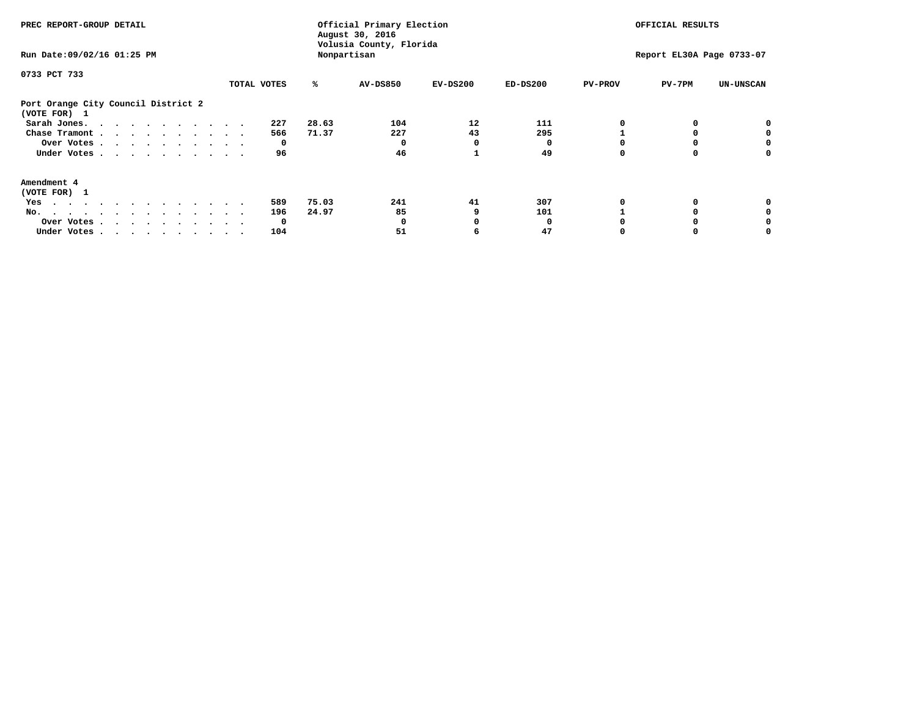PREC REPORT-GROUP DETAIL

Official Primary Election
August 30, 2016
Volusia County, Florida
Nonpartisan

OFFICIAL RESULTS

Run Date:09/02/16 01:25 PM

Report EL30A Page 0733-07

0733 PCT 733

| | TOTAL VOTES | % | AV-DS850 | EV-DS200 | ED-DS200 | PV-PROV | PV-7PM | UN-UNSCAN |
|---|---|---|---|---|---|---|---|---|
| **Port Orange City Council District 2** | | | | | | | | |
| **(VOTE FOR) 1** | | | | | | | | |
| Sarah Jones. . . . . . . . . . . . | 227 | 28.63 | 104 | 12 | 111 | 0 | 0 | 0 |
| Chase Tramont . . . . . . . . . . . | 566 | 71.37 | 227 | 43 | 295 | 1 | 0 | 0 |
| Over Votes . . . . . . . . . . . | 0 | | 0 | 0 | 0 | 0 | 0 | 0 |
| Under Votes . . . . . . . . . . . | 96 | | 46 | 1 | 49 | 0 | 0 | 0 |
| **Amendment 4** | | | | | | | | |
| **(VOTE FOR) 1** | | | | | | | | |
| Yes . . . . . . . . . . . . . . | 589 | 75.03 | 241 | 41 | 307 | 0 | 0 | 0 |
| No. . . . . . . . . . . . . . . | 196 | 24.97 | 85 | 9 | 101 | 1 | 0 | 0 |
| Over Votes . . . . . . . . . . . | 0 | | 0 | 0 | 0 | 0 | 0 | 0 |
| Under Votes . . . . . . . . . . . | 104 | | 51 | 6 | 47 | 0 | 0 | 0 |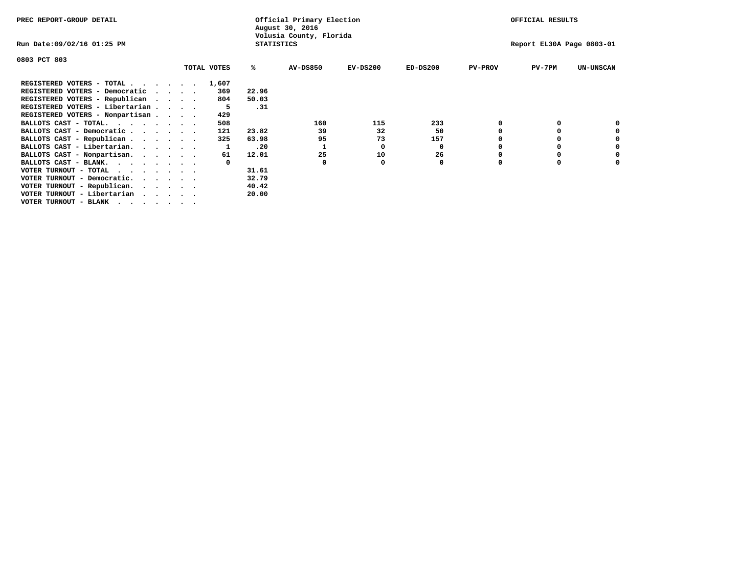PREC REPORT-GROUP DETAIL

Official Primary Election
August 30, 2016
Volusia County, Florida
STATISTICS

OFFICIAL RESULTS

Run Date:09/02/16 01:25 PM

Report EL30A Page 0803-01

0803 PCT 803

| | TOTAL VOTES | % | AV-DS850 | EV-DS200 | ED-DS200 | PV-PROV | PV-7PM | UN-UNSCAN |
|---|---|---|---|---|---|---|---|---|
| REGISTERED VOTERS - TOTAL . . . . . . | 1,607 | | | | | | | |
| REGISTERED VOTERS - Democratic . . . . | 369 | 22.96 | | | | | | |
| REGISTERED VOTERS - Republican . . . . | 804 | 50.03 | | | | | | |
| REGISTERED VOTERS - Libertarian . . . . | 5 | .31 | | | | | | |
| REGISTERED VOTERS - Nonpartisan . . . . | 429 | | | | | | | |
| BALLOTS CAST - TOTAL. . . . . . . . | 508 | | 160 | 115 | 233 | 0 | 0 | 0 |
| BALLOTS CAST - Democratic . . . . . . | 121 | 23.82 | 39 | 32 | 50 | 0 | 0 | 0 |
| BALLOTS CAST - Republican . . . . . . | 325 | 63.98 | 95 | 73 | 157 | 0 | 0 | 0 |
| BALLOTS CAST - Libertarian. . . . . . | 1 | .20 | 1 | 0 | 0 | 0 | 0 | 0 |
| BALLOTS CAST - Nonpartisan. . . . . . | 61 | 12.01 | 25 | 10 | 26 | 0 | 0 | 0 |
| BALLOTS CAST - BLANK. . . . . . . . | 0 | | 0 | 0 | 0 | 0 | 0 | 0 |
| VOTER TURNOUT - TOTAL . . . . . . . | | 31.61 | | | | | | |
| VOTER TURNOUT - Democratic. . . . . . | | 32.79 | | | | | | |
| VOTER TURNOUT - Republican. . . . . . | | 40.42 | | | | | | |
| VOTER TURNOUT - Libertarian . . . . . | | 20.00 | | | | | | |
| VOTER TURNOUT - BLANK . . . . . . . | | | | | | | | |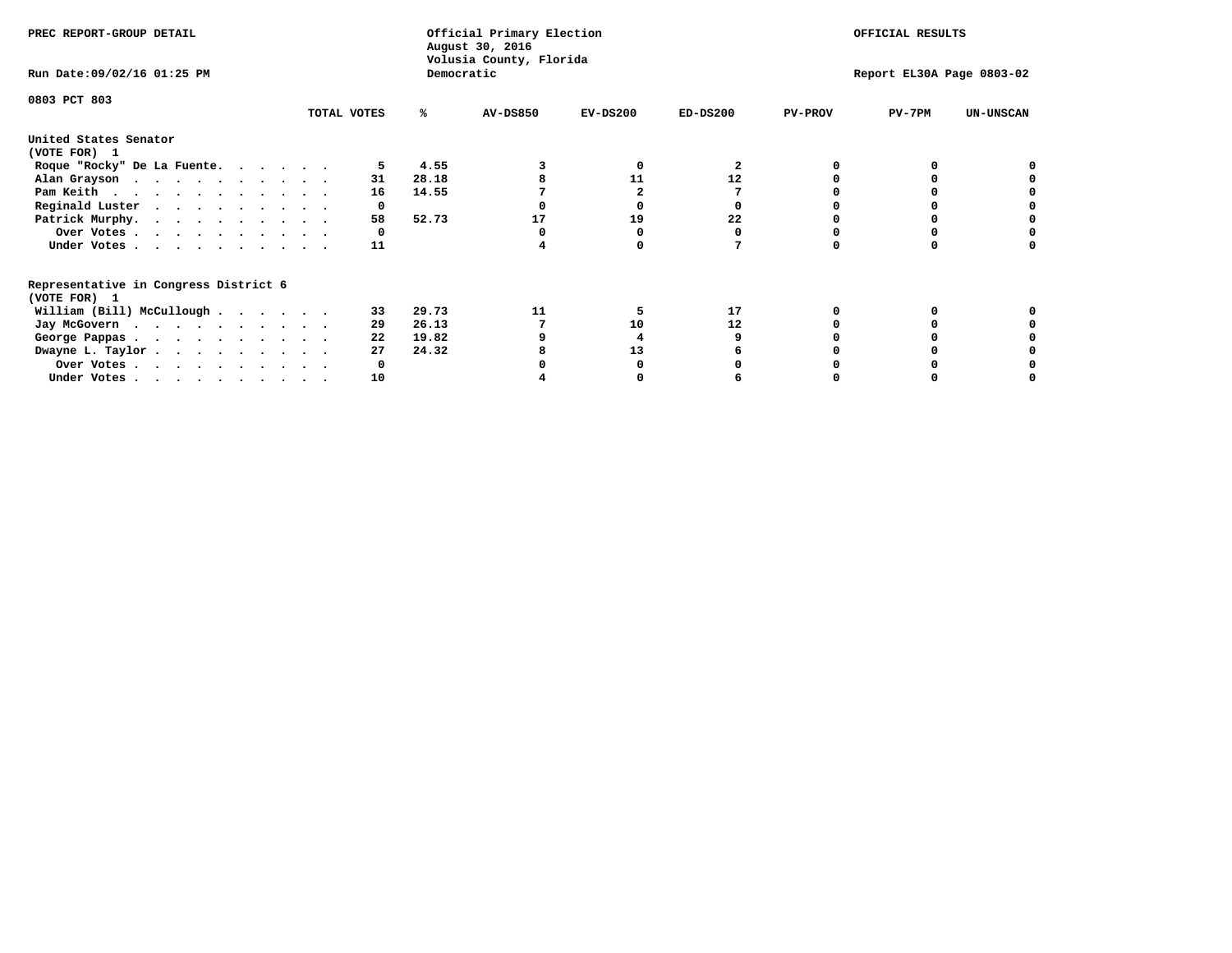PREC REPORT-GROUP DETAIL

Official Primary Election
August 30, 2016
Volusia County, Florida
Democratic

OFFICIAL RESULTS

Run Date:09/02/16 01:25 PM

Report EL30A Page 0803-02

0803 PCT 803

| | TOTAL VOTES | % | AV-DS850 | EV-DS200 | ED-DS200 | PV-PROV | PV-7PM | UN-UNSCAN |
|---|---|---|---|---|---|---|---|---|
| **United States Senator (VOTE FOR) 1** | | | | | | | | |
| Roque "Rocky" De La Fuente | 5 | 4.55 | 3 | 0 | 2 | 0 | 0 | 0 |
| Alan Grayson | 31 | 28.18 | 8 | 11 | 12 | 0 | 0 | 0 |
| Pam Keith | 16 | 14.55 | 7 | 2 | 7 | 0 | 0 | 0 |
| Reginald Luster | 0 | | 0 | 0 | 0 | 0 | 0 | 0 |
| Patrick Murphy | 58 | 52.73 | 17 | 19 | 22 | 0 | 0 | 0 |
| Over Votes | 0 | | 0 | 0 | 0 | 0 | 0 | 0 |
| Under Votes | 11 | | 4 | 0 | 7 | 0 | 0 | 0 |
| **Representative in Congress District 6 (VOTE FOR) 1** | | | | | | | | |
| William (Bill) McCullough | 33 | 29.73 | 11 | 5 | 17 | 0 | 0 | 0 |
| Jay McGovern | 29 | 26.13 | 7 | 10 | 12 | 0 | 0 | 0 |
| George Pappas | 22 | 19.82 | 9 | 4 | 9 | 0 | 0 | 0 |
| Dwayne L. Taylor | 27 | 24.32 | 8 | 13 | 6 | 0 | 0 | 0 |
| Over Votes | 0 | | 0 | 0 | 0 | 0 | 0 | 0 |
| Under Votes | 10 | | 4 | 0 | 6 | 0 | 0 | 0 |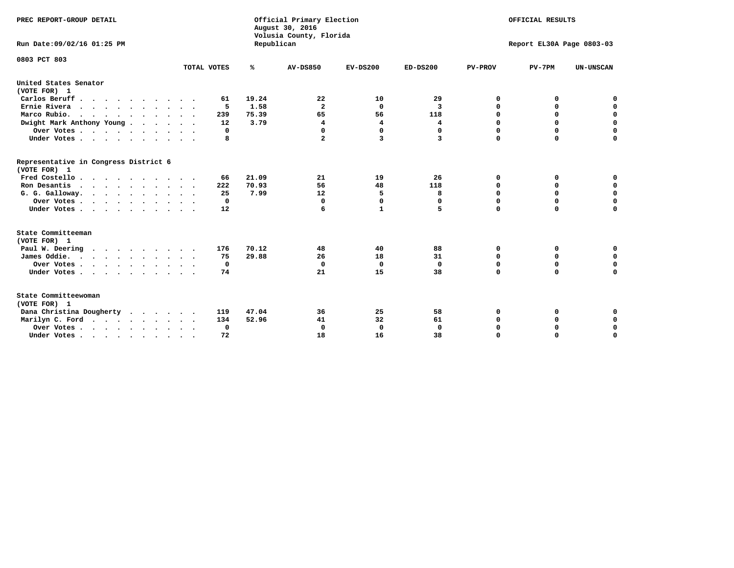PREC REPORT-GROUP DETAIL

Official Primary Election
August 30, 2016
Volusia County, Florida
Republican

OFFICIAL RESULTS

Run Date:09/02/16 01:25 PM

Report EL30A Page 0803-03

0803 PCT 803

| | TOTAL VOTES | % | AV-DS850 | EV-DS200 | ED-DS200 | PV-PROV | PV-7PM | UN-UNSCAN |
|---|---|---|---|---|---|---|---|---|
| **United States Senator (VOTE FOR) 1** | | | | | | | | |
| Carlos Beruff | 61 | 19.24 | 22 | 10 | 29 | 0 | 0 | 0 |
| Ernie Rivera | 5 | 1.58 | 2 | 0 | 3 | 0 | 0 | 0 |
| Marco Rubio. | 239 | 75.39 | 65 | 56 | 118 | 0 | 0 | 0 |
| Dwight Mark Anthony Young | 12 | 3.79 | 4 | 4 | 4 | 0 | 0 | 0 |
| Over Votes | 0 | | 0 | 0 | 0 | 0 | 0 | 0 |
| Under Votes | 8 | | 2 | 3 | 3 | 0 | 0 | 0 |
| **Representative in Congress District 6 (VOTE FOR) 1** | | | | | | | | |
| Fred Costello | 66 | 21.09 | 21 | 19 | 26 | 0 | 0 | 0 |
| Ron Desantis | 222 | 70.93 | 56 | 48 | 118 | 0 | 0 | 0 |
| G. G. Galloway. | 25 | 7.99 | 12 | 5 | 8 | 0 | 0 | 0 |
| Over Votes | 0 | | 0 | 0 | 0 | 0 | 0 | 0 |
| Under Votes | 12 | | 6 | 1 | 5 | 0 | 0 | 0 |
| **State Committeeman (VOTE FOR) 1** | | | | | | | | |
| Paul W. Deering | 176 | 70.12 | 48 | 40 | 88 | 0 | 0 | 0 |
| James Oddie. | 75 | 29.88 | 26 | 18 | 31 | 0 | 0 | 0 |
| Over Votes | 0 | | 0 | 0 | 0 | 0 | 0 | 0 |
| Under Votes | 74 | | 21 | 15 | 38 | 0 | 0 | 0 |
| **State Committeewoman (VOTE FOR) 1** | | | | | | | | |
| Dana Christina Dougherty | 119 | 47.04 | 36 | 25 | 58 | 0 | 0 | 0 |
| Marilyn C. Ford | 134 | 52.96 | 41 | 32 | 61 | 0 | 0 | 0 |
| Over Votes | 0 | | 0 | 0 | 0 | 0 | 0 | 0 |
| Under Votes | 72 | | 18 | 16 | 38 | 0 | 0 | 0 |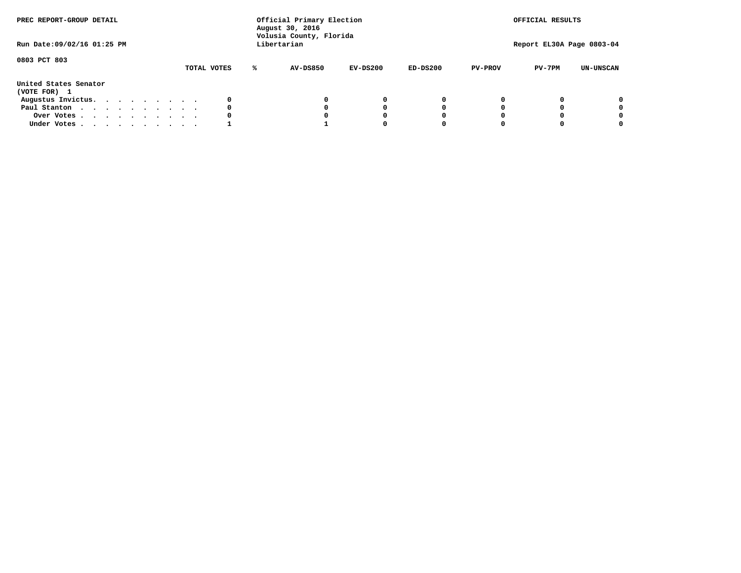PREC REPORT-GROUP DETAIL

Official Primary Election
August 30, 2016
Volusia County, Florida
Libertarian

OFFICIAL RESULTS

Run Date:09/02/16 01:25 PM

Report EL30A Page 0803-04

0803 PCT 803

| | TOTAL VOTES | % | AV-DS850 | EV-DS200 | ED-DS200 | PV-PROV | PV-7PM | UN-UNSCAN |
|---|---|---|---|---|---|---|---|---|
| **United States Senator** | | | | | | | | |
| **(VOTE FOR) 1** | | | | | | | | |
| Augustus Invictus. . . . . . . . . . | 0 | | 0 | 0 | 0 | 0 | 0 | 0 |
| Paul Stanton . . . . . . . . . . . | 0 | | 0 | 0 | 0 | 0 | 0 | 0 |
| Over Votes . . . . . . . . . . . | 0 | | 0 | 0 | 0 | 0 | 0 | 0 |
| Under Votes . . . . . . . . . . . | 1 | | 1 | 0 | 0 | 0 | 0 | 0 |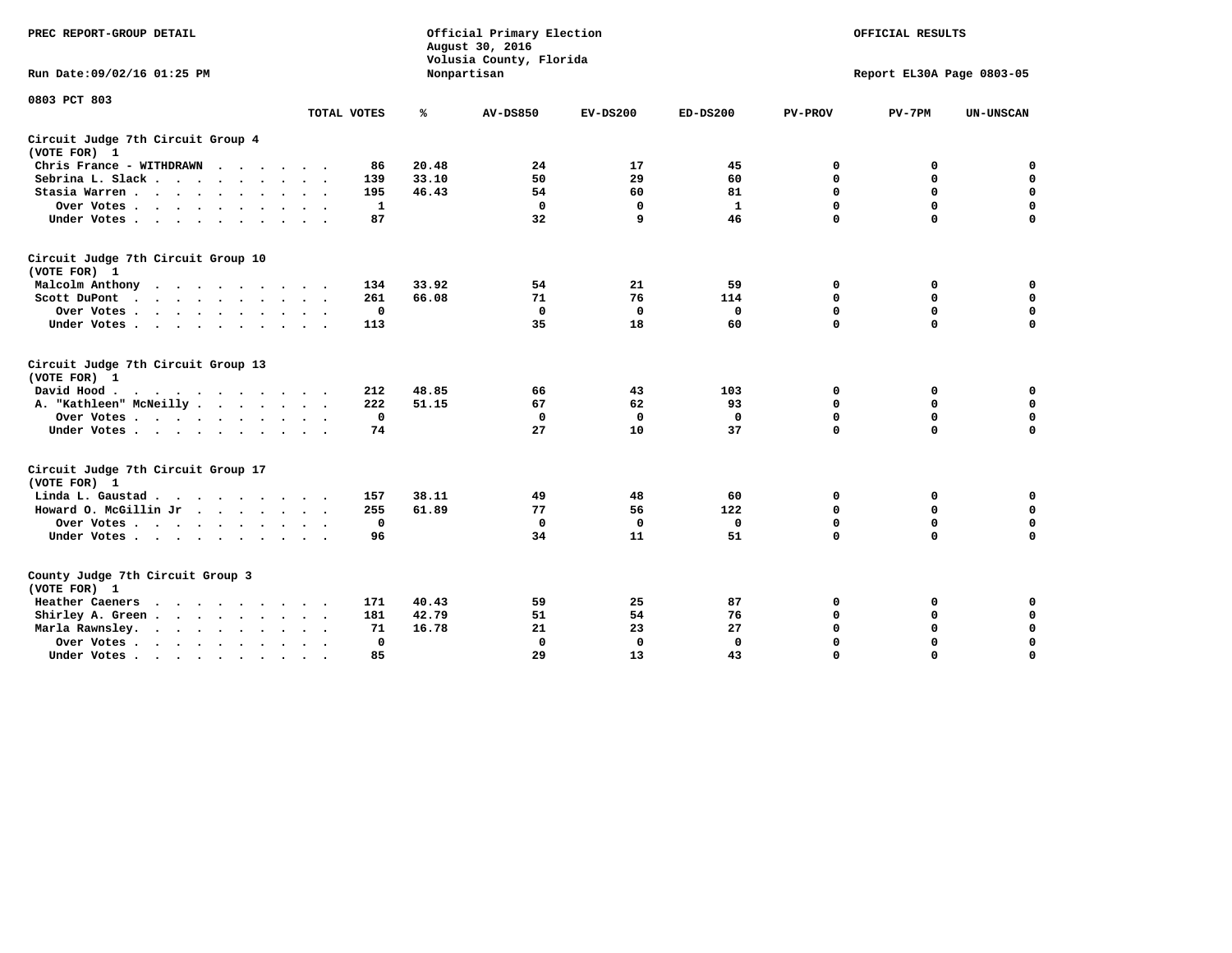PREC REPORT-GROUP DETAIL

Official Primary Election
August 30, 2016
Volusia County, Florida
Nonpartisan

OFFICIAL RESULTS

Run Date:09/02/16 01:25 PM

Report EL30A Page 0803-05

0803 PCT 803

| | TOTAL VOTES | % | AV-DS850 | EV-DS200 | ED-DS200 | PV-PROV | PV-7PM | UN-UNSCAN |
|---|---|---|---|---|---|---|---|---|
| **Circuit Judge 7th Circuit Group 4 (VOTE FOR) 1** | | | | | | | | |
| Chris France - WITHDRAWN | 86 | 20.48 | 24 | 17 | 45 | 0 | 0 | 0 |
| Sebrina L. Slack | 139 | 33.10 | 50 | 29 | 60 | 0 | 0 | 0 |
| Stasia Warren | 195 | 46.43 | 54 | 60 | 81 | 0 | 0 | 0 |
| Over Votes | 1 | | 0 | 0 | 1 | 0 | 0 | 0 |
| Under Votes | 87 | | 32 | 9 | 46 | 0 | 0 | 0 |
| **Circuit Judge 7th Circuit Group 10 (VOTE FOR) 1** | | | | | | | | |
| Malcolm Anthony | 134 | 33.92 | 54 | 21 | 59 | 0 | 0 | 0 |
| Scott DuPont | 261 | 66.08 | 71 | 76 | 114 | 0 | 0 | 0 |
| Over Votes | 0 | | 0 | 0 | 0 | 0 | 0 | 0 |
| Under Votes | 113 | | 35 | 18 | 60 | 0 | 0 | 0 |
| **Circuit Judge 7th Circuit Group 13 (VOTE FOR) 1** | | | | | | | | |
| David Hood | 212 | 48.85 | 66 | 43 | 103 | 0 | 0 | 0 |
| A. "Kathleen" McNeilly | 222 | 51.15 | 67 | 62 | 93 | 0 | 0 | 0 |
| Over Votes | 0 | | 0 | 0 | 0 | 0 | 0 | 0 |
| Under Votes | 74 | | 27 | 10 | 37 | 0 | 0 | 0 |
| **Circuit Judge 7th Circuit Group 17 (VOTE FOR) 1** | | | | | | | | |
| Linda L. Gaustad | 157 | 38.11 | 49 | 48 | 60 | 0 | 0 | 0 |
| Howard O. McGillin Jr | 255 | 61.89 | 77 | 56 | 122 | 0 | 0 | 0 |
| Over Votes | 0 | | 0 | 0 | 0 | 0 | 0 | 0 |
| Under Votes | 96 | | 34 | 11 | 51 | 0 | 0 | 0 |
| **County Judge 7th Circuit Group 3 (VOTE FOR) 1** | | | | | | | | |
| Heather Caeners | 171 | 40.43 | 59 | 25 | 87 | 0 | 0 | 0 |
| Shirley A. Green | 181 | 42.79 | 51 | 54 | 76 | 0 | 0 | 0 |
| Marla Rawnsley. | 71 | 16.78 | 21 | 23 | 27 | 0 | 0 | 0 |
| Over Votes | 0 | | 0 | 0 | 0 | 0 | 0 | 0 |
| Under Votes | 85 | | 29 | 13 | 43 | 0 | 0 | 0 |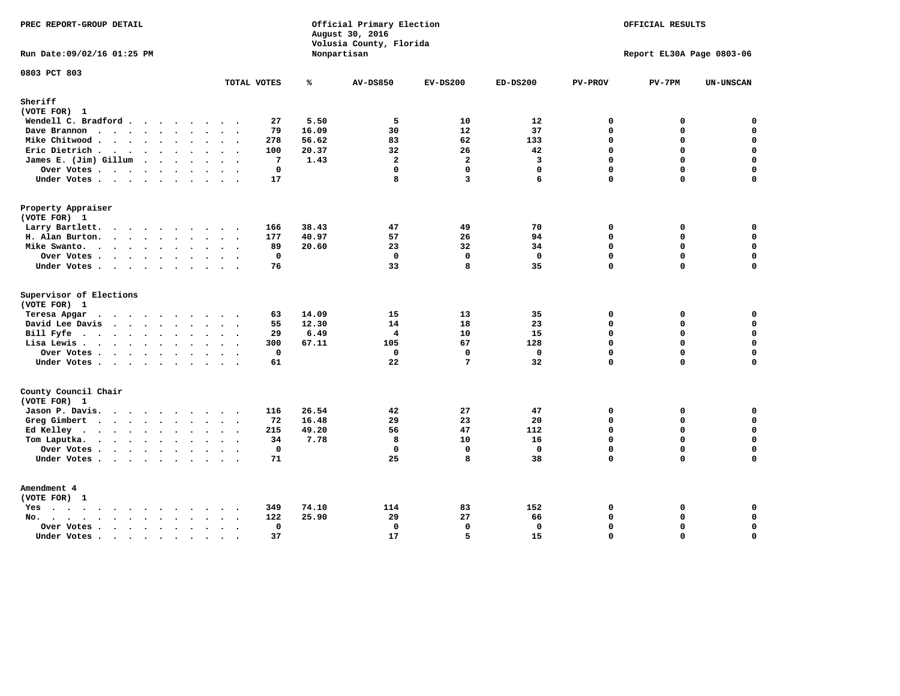PREC REPORT-GROUP DETAIL

Official Primary Election
August 30, 2016
Volusia County, Florida
Nonpartisan

OFFICIAL RESULTS

Run Date:09/02/16 01:25 PM

Report EL30A Page 0803-06

0803 PCT 803

| | TOTAL VOTES | % | AV-DS850 | EV-DS200 | ED-DS200 | PV-PROV | PV-7PM | UN-UNSCAN |
|---|---|---|---|---|---|---|---|---|
| **Sheriff** | | | | | | | | |
| (VOTE FOR) 1 | | | | | | | | |
| Wendell C. Bradford | 27 | 5.50 | 5 | 10 | 12 | 0 | 0 | 0 |
| Dave Brannon | 79 | 16.09 | 30 | 12 | 37 | 0 | 0 | 0 |
| Mike Chitwood | 278 | 56.62 | 83 | 62 | 133 | 0 | 0 | 0 |
| Eric Dietrich | 100 | 20.37 | 32 | 26 | 42 | 0 | 0 | 0 |
| James E. (Jim) Gillum | 7 | 1.43 | 2 | 2 | 3 | 0 | 0 | 0 |
| Over Votes | 0 | | 0 | 0 | 0 | 0 | 0 | 0 |
| Under Votes | 17 | | 8 | 3 | 6 | 0 | 0 | 0 |
| **Property Appraiser** | | | | | | | | |
| (VOTE FOR) 1 | | | | | | | | |
| Larry Bartlett | 166 | 38.43 | 47 | 49 | 70 | 0 | 0 | 0 |
| H. Alan Burton | 177 | 40.97 | 57 | 26 | 94 | 0 | 0 | 0 |
| Mike Swanto | 89 | 20.60 | 23 | 32 | 34 | 0 | 0 | 0 |
| Over Votes | 0 | | 0 | 0 | 0 | 0 | 0 | 0 |
| Under Votes | 76 | | 33 | 8 | 35 | 0 | 0 | 0 |
| **Supervisor of Elections** | | | | | | | | |
| (VOTE FOR) 1 | | | | | | | | |
| Teresa Apgar | 63 | 14.09 | 15 | 13 | 35 | 0 | 0 | 0 |
| David Lee Davis | 55 | 12.30 | 14 | 18 | 23 | 0 | 0 | 0 |
| Bill Fyfe | 29 | 6.49 | 4 | 10 | 15 | 0 | 0 | 0 |
| Lisa Lewis | 300 | 67.11 | 105 | 67 | 128 | 0 | 0 | 0 |
| Over Votes | 0 | | 0 | 0 | 0 | 0 | 0 | 0 |
| Under Votes | 61 | | 22 | 7 | 32 | 0 | 0 | 0 |
| **County Council Chair** | | | | | | | | |
| (VOTE FOR) 1 | | | | | | | | |
| Jason P. Davis | 116 | 26.54 | 42 | 27 | 47 | 0 | 0 | 0 |
| Greg Gimbert | 72 | 16.48 | 29 | 23 | 20 | 0 | 0 | 0 |
| Ed Kelley | 215 | 49.20 | 56 | 47 | 112 | 0 | 0 | 0 |
| Tom Laputka | 34 | 7.78 | 8 | 10 | 16 | 0 | 0 | 0 |
| Over Votes | 0 | | 0 | 0 | 0 | 0 | 0 | 0 |
| Under Votes | 71 | | 25 | 8 | 38 | 0 | 0 | 0 |
| **Amendment 4** | | | | | | | | |
| (VOTE FOR) 1 | | | | | | | | |
| Yes | 349 | 74.10 | 114 | 83 | 152 | 0 | 0 | 0 |
| No | 122 | 25.90 | 29 | 27 | 66 | 0 | 0 | 0 |
| Over Votes | 0 | | 0 | 0 | 0 | 0 | 0 | 0 |
| Under Votes | 37 | | 17 | 5 | 15 | 0 | 0 | 0 |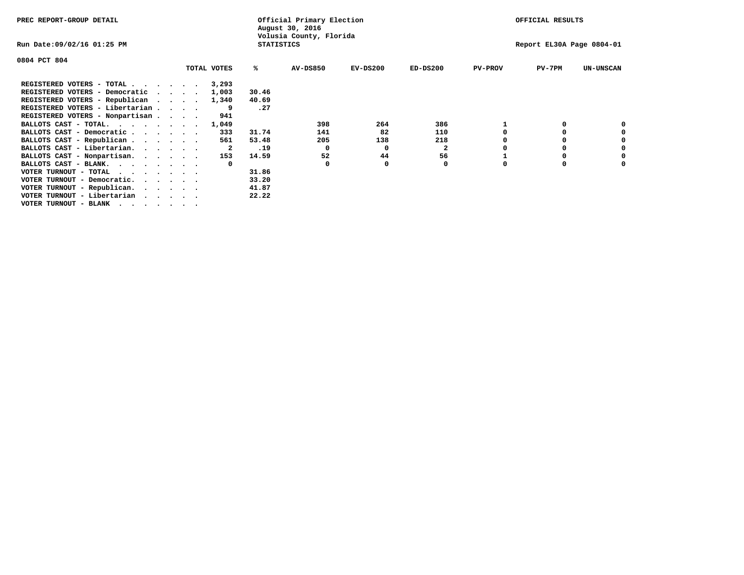PREC REPORT-GROUP DETAIL

Official Primary Election
August 30, 2016
Volusia County, Florida
STATISTICS

OFFICIAL RESULTS

Run Date:09/02/16 01:25 PM

Report EL30A Page 0804-01

0804 PCT 804

| | TOTAL VOTES | % | AV-DS850 | EV-DS200 | ED-DS200 | PV-PROV | PV-7PM | UN-UNSCAN |
|---|---|---|---|---|---|---|---|---|
| REGISTERED VOTERS - TOTAL . . . . . . . | 3,293 | | | | | | | |
| REGISTERED VOTERS - Democratic . . . . | 1,003 | 30.46 | | | | | | |
| REGISTERED VOTERS - Republican . . . . | 1,340 | 40.69 | | | | | | |
| REGISTERED VOTERS - Libertarian . . . . | 9 | .27 | | | | | | |
| REGISTERED VOTERS - Nonpartisan . . . . | 941 | | | | | | | |
| BALLOTS CAST - TOTAL. . . . . . . . | 1,049 | | 398 | 264 | 386 | 1 | 0 | 0 |
| BALLOTS CAST - Democratic . . . . . . | 333 | 31.74 | 141 | 82 | 110 | 0 | 0 | 0 |
| BALLOTS CAST - Republican . . . . . . | 561 | 53.48 | 205 | 138 | 218 | 0 | 0 | 0 |
| BALLOTS CAST - Libertarian. . . . . . | 2 | .19 | 0 | 0 | 2 | 0 | 0 | 0 |
| BALLOTS CAST - Nonpartisan. . . . . . | 153 | 14.59 | 52 | 44 | 56 | 1 | 0 | 0 |
| BALLOTS CAST - BLANK. . . . . . . . | 0 | | 0 | 0 | 0 | 0 | 0 | 0 |
| VOTER TURNOUT - TOTAL . . . . . . . . | | 31.86 | | | | | | |
| VOTER TURNOUT - Democratic. . . . . . | | 33.20 | | | | | | |
| VOTER TURNOUT - Republican. . . . . . | | 41.87 | | | | | | |
| VOTER TURNOUT - Libertarian . . . . . | | 22.22 | | | | | | |
| VOTER TURNOUT - BLANK . . . . . . . . | | | | | | | | |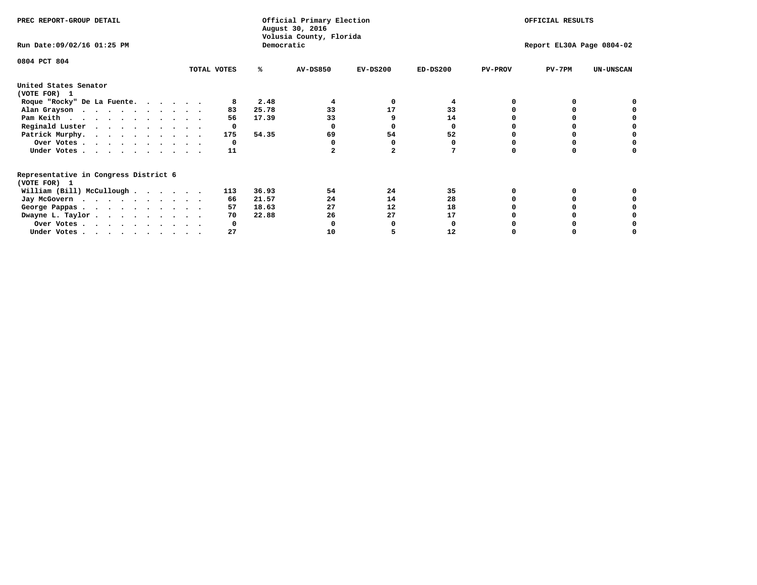PREC REPORT-GROUP DETAIL

Official Primary Election
August 30, 2016
Volusia County, Florida
Democratic

OFFICIAL RESULTS

Run Date:09/02/16 01:25 PM

Report EL30A Page 0804-02

0804 PCT 804

| | TOTAL VOTES | % | AV-DS850 | EV-DS200 | ED-DS200 | PV-PROV | PV-7PM | UN-UNSCAN |
|---|---|---|---|---|---|---|---|---|
| **United States Senator** | | | | | | | | |
| **(VOTE FOR) 1** | | | | | | | | |
| Roque "Rocky" De La Fuente. . . . . . | 8 | 2.48 | 4 | 0 | 4 | 0 | 0 | 0 |
| Alan Grayson . . . . . . . . . . . | 83 | 25.78 | 33 | 17 | 33 | 0 | 0 | 0 |
| Pam Keith . . . . . . . . . . . . | 56 | 17.39 | 33 | 9 | 14 | 0 | 0 | 0 |
| Reginald Luster . . . . . . . . . . | 0 | | 0 | 0 | 0 | 0 | 0 | 0 |
| Patrick Murphy. . . . . . . . . . . | 175 | 54.35 | 69 | 54 | 52 | 0 | 0 | 0 |
| Over Votes . . . . . . . . . . . | 0 | | 0 | 0 | 0 | 0 | 0 | 0 |
| Under Votes . . . . . . . . . . . | 11 | | 2 | 2 | 7 | 0 | 0 | 0 |
| **Representative in Congress District 6** | | | | | | | | |
| **(VOTE FOR) 1** | | | | | | | | |
| William (Bill) McCullough . . . . . . | 113 | 36.93 | 54 | 24 | 35 | 0 | 0 | 0 |
| Jay McGovern . . . . . . . . . . . | 66 | 21.57 | 24 | 14 | 28 | 0 | 0 | 0 |
| George Pappas . . . . . . . . . . . | 57 | 18.63 | 27 | 12 | 18 | 0 | 0 | 0 |
| Dwayne L. Taylor . . . . . . . . . . | 70 | 22.88 | 26 | 27 | 17 | 0 | 0 | 0 |
| Over Votes . . . . . . . . . . . | 0 | | 0 | 0 | 0 | 0 | 0 | 0 |
| Under Votes . . . . . . . . . . . | 27 | | 10 | 5 | 12 | 0 | 0 | 0 |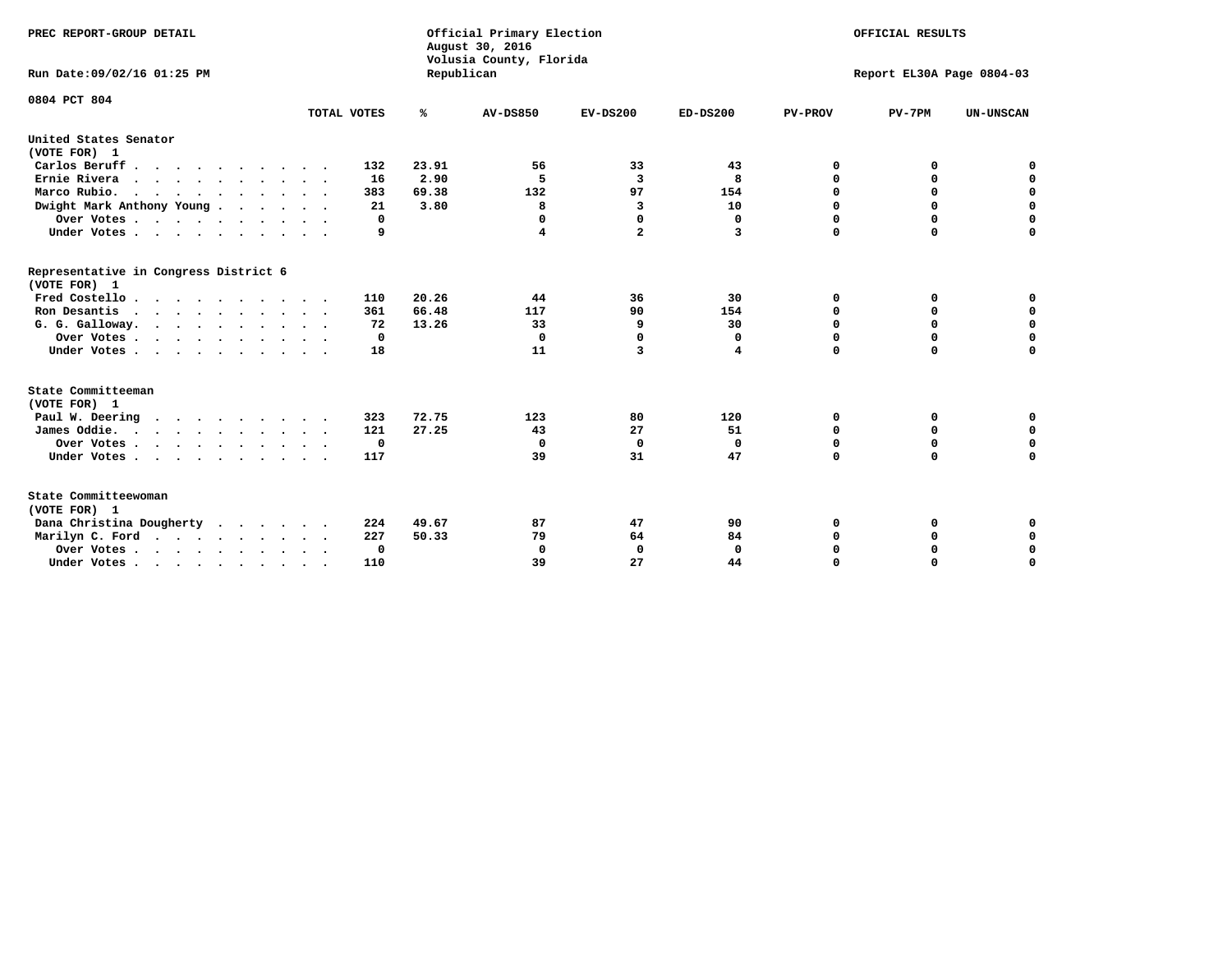PREC REPORT-GROUP DETAIL

Official Primary Election
August 30, 2016
Volusia County, Florida
Republican

OFFICIAL RESULTS

Run Date:09/02/16 01:25 PM

Report EL30A Page 0804-03

0804 PCT 804

| | TOTAL VOTES | % | AV-DS850 | EV-DS200 | ED-DS200 | PV-PROV | PV-7PM | UN-UNSCAN |
|---|---|---|---|---|---|---|---|---|
| **United States Senator (VOTE FOR) 1** | | | | | | | | |
| Carlos Beruff | 132 | 23.91 | 56 | 33 | 43 | 0 | 0 | 0 |
| Ernie Rivera | 16 | 2.90 | 5 | 3 | 8 | 0 | 0 | 0 |
| Marco Rubio. | 383 | 69.38 | 132 | 97 | 154 | 0 | 0 | 0 |
| Dwight Mark Anthony Young | 21 | 3.80 | 8 | 3 | 10 | 0 | 0 | 0 |
| Over Votes | 0 | | 0 | 0 | 0 | 0 | 0 | 0 |
| Under Votes | 9 | | 4 | 2 | 3 | 0 | 0 | 0 |
| **Representative in Congress District 6 (VOTE FOR) 1** | | | | | | | | |
| Fred Costello | 110 | 20.26 | 44 | 36 | 30 | 0 | 0 | 0 |
| Ron Desantis | 361 | 66.48 | 117 | 90 | 154 | 0 | 0 | 0 |
| G. G. Galloway. | 72 | 13.26 | 33 | 9 | 30 | 0 | 0 | 0 |
| Over Votes | 0 | | 0 | 0 | 0 | 0 | 0 | 0 |
| Under Votes | 18 | | 11 | 3 | 4 | 0 | 0 | 0 |
| **State Committeeman (VOTE FOR) 1** | | | | | | | | |
| Paul W. Deering | 323 | 72.75 | 123 | 80 | 120 | 0 | 0 | 0 |
| James Oddie. | 121 | 27.25 | 43 | 27 | 51 | 0 | 0 | 0 |
| Over Votes | 0 | | 0 | 0 | 0 | 0 | 0 | 0 |
| Under Votes | 117 | | 39 | 31 | 47 | 0 | 0 | 0 |
| **State Committeewoman (VOTE FOR) 1** | | | | | | | | |
| Dana Christina Dougherty | 224 | 49.67 | 87 | 47 | 90 | 0 | 0 | 0 |
| Marilyn C. Ford | 227 | 50.33 | 79 | 64 | 84 | 0 | 0 | 0 |
| Over Votes | 0 | | 0 | 0 | 0 | 0 | 0 | 0 |
| Under Votes | 110 | | 39 | 27 | 44 | 0 | 0 | 0 |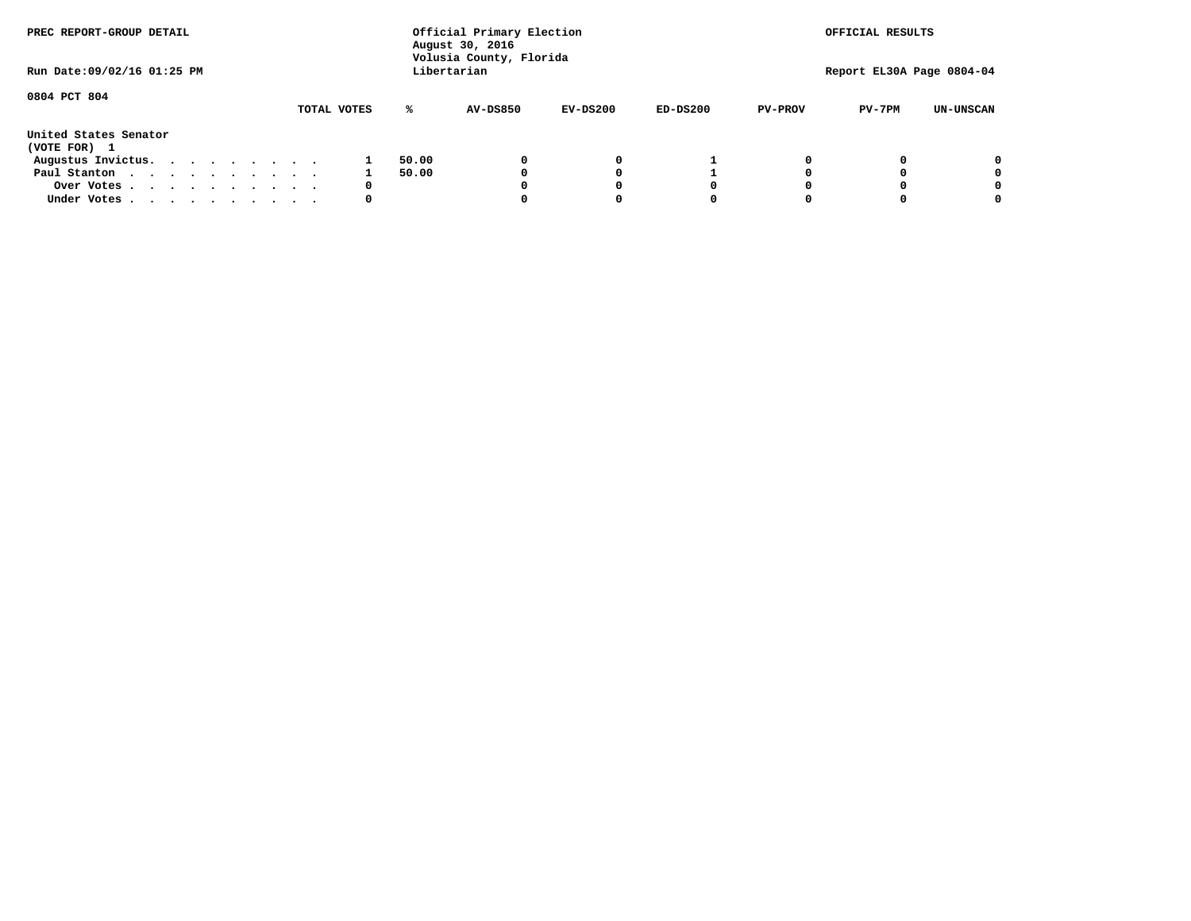PREC REPORT-GROUP DETAIL

Official Primary Election
August 30, 2016
Volusia County, Florida
Libertarian

OFFICIAL RESULTS

Run Date:09/02/16 01:25 PM

Report EL30A Page 0804-04

0804 PCT 804

| | TOTAL VOTES | % | AV-DS850 | EV-DS200 | ED-DS200 | PV-PROV | PV-7PM | UN-UNSCAN |
|---|---|---|---|---|---|---|---|---|
| **United States Senator** | | | | | | | | |
| **(VOTE FOR) 1** | | | | | | | | |
| Augustus Invictus. . . . . . . . . | 1 | 50.00 | 0 | 0 | 1 | 0 | 0 | 0 |
| Paul Stanton . . . . . . . . . . | 1 | 50.00 | 0 | 0 | 1 | 0 | 0 | 0 |
| Over Votes . . . . . . . . . . | 0 | | 0 | 0 | 0 | 0 | 0 | 0 |
| Under Votes . . . . . . . . . . | 0 | | 0 | 0 | 0 | 0 | 0 | 0 |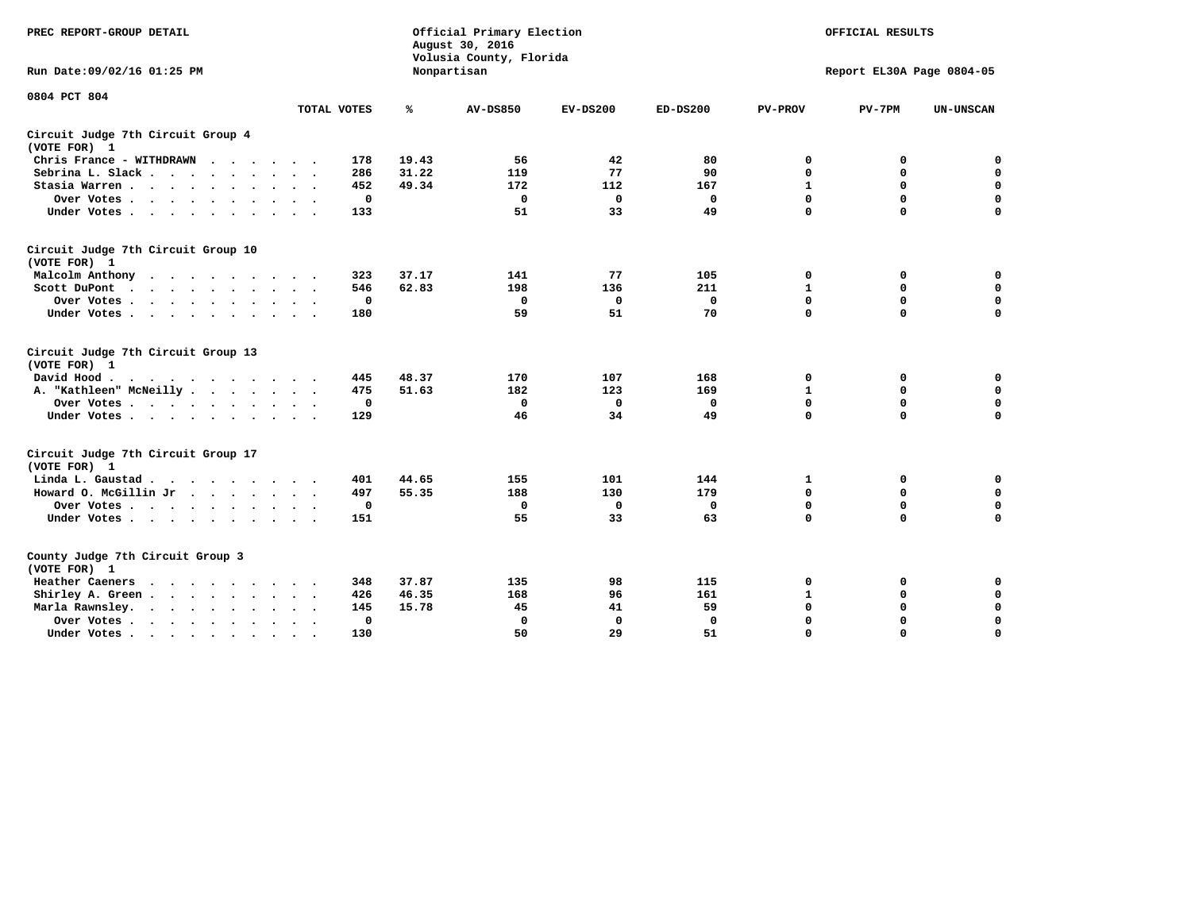PREC REPORT-GROUP DETAIL

Official Primary Election
August 30, 2016
Volusia County, Florida
Nonpartisan

OFFICIAL RESULTS

Run Date:09/02/16 01:25 PM

Report EL30A Page 0804-05

0804 PCT 804

| | TOTAL VOTES | % | AV-DS850 | EV-DS200 | ED-DS200 | PV-PROV | PV-7PM | UN-UNSCAN |
|---|---|---|---|---|---|---|---|---|
| **Circuit Judge 7th Circuit Group 4 (VOTE FOR) 1** | | | | | | | | |
| Chris France - WITHDRAWN | 178 | 19.43 | 56 | 42 | 80 | 0 | 0 | 0 |
| Sebrina L. Slack | 286 | 31.22 | 119 | 77 | 90 | 0 | 0 | 0 |
| Stasia Warren | 452 | 49.34 | 172 | 112 | 167 | 1 | 0 | 0 |
| Over Votes | 0 | | 0 | 0 | 0 | 0 | 0 | 0 |
| Under Votes | 133 | | 51 | 33 | 49 | 0 | 0 | 0 |
| **Circuit Judge 7th Circuit Group 10 (VOTE FOR) 1** | | | | | | | | |
| Malcolm Anthony | 323 | 37.17 | 141 | 77 | 105 | 0 | 0 | 0 |
| Scott DuPont | 546 | 62.83 | 198 | 136 | 211 | 1 | 0 | 0 |
| Over Votes | 0 | | 0 | 0 | 0 | 0 | 0 | 0 |
| Under Votes | 180 | | 59 | 51 | 70 | 0 | 0 | 0 |
| **Circuit Judge 7th Circuit Group 13 (VOTE FOR) 1** | | | | | | | | |
| David Hood | 445 | 48.37 | 170 | 107 | 168 | 0 | 0 | 0 |
| A. "Kathleen" McNeilly | 475 | 51.63 | 182 | 123 | 169 | 1 | 0 | 0 |
| Over Votes | 0 | | 0 | 0 | 0 | 0 | 0 | 0 |
| Under Votes | 129 | | 46 | 34 | 49 | 0 | 0 | 0 |
| **Circuit Judge 7th Circuit Group 17 (VOTE FOR) 1** | | | | | | | | |
| Linda L. Gaustad | 401 | 44.65 | 155 | 101 | 144 | 1 | 0 | 0 |
| Howard O. McGillin Jr | 497 | 55.35 | 188 | 130 | 179 | 0 | 0 | 0 |
| Over Votes | 0 | | 0 | 0 | 0 | 0 | 0 | 0 |
| Under Votes | 151 | | 55 | 33 | 63 | 0 | 0 | 0 |
| **County Judge 7th Circuit Group 3 (VOTE FOR) 1** | | | | | | | | |
| Heather Caeners | 348 | 37.87 | 135 | 98 | 115 | 0 | 0 | 0 |
| Shirley A. Green | 426 | 46.35 | 168 | 96 | 161 | 1 | 0 | 0 |
| Marla Rawnsley | 145 | 15.78 | 45 | 41 | 59 | 0 | 0 | 0 |
| Over Votes | 0 | | 0 | 0 | 0 | 0 | 0 | 0 |
| Under Votes | 130 | | 50 | 29 | 51 | 0 | 0 | 0 |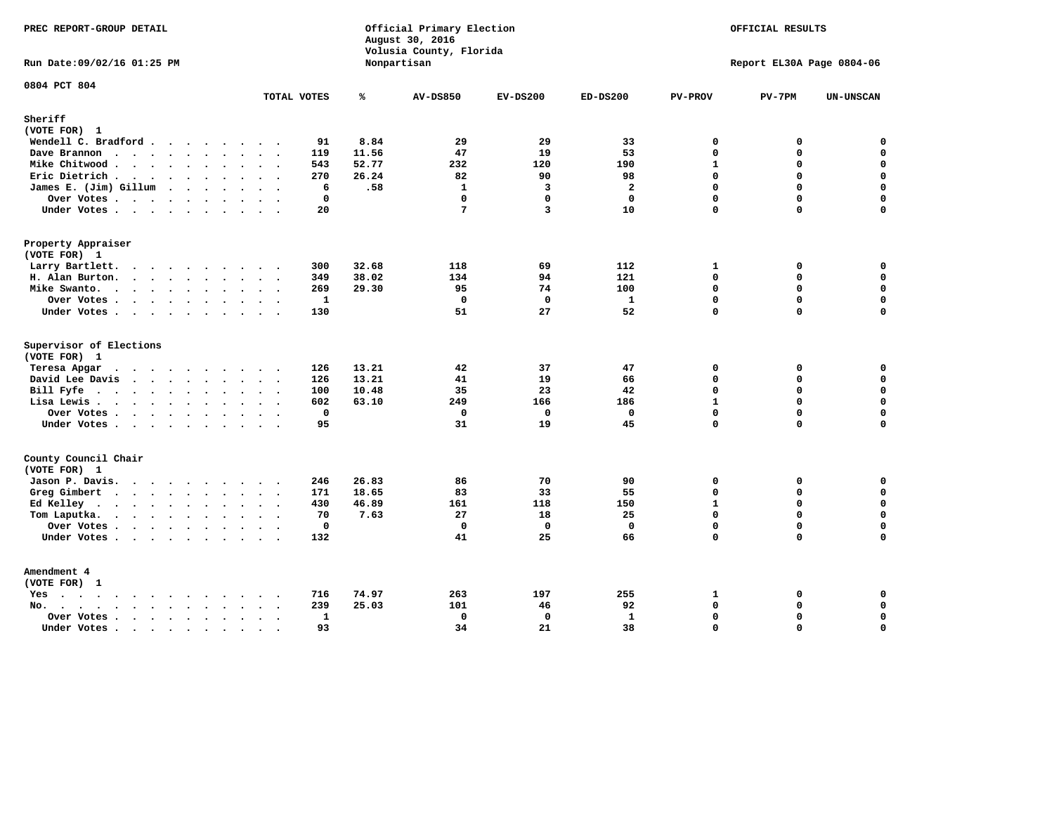PREC REPORT-GROUP DETAIL

Run Date:09/02/16 01:25 PM

Official Primary Election
August 30, 2016
Volusia County, Florida
Nonpartisan

OFFICIAL RESULTS

Report EL30A Page 0804-06

0804 PCT 804

| | TOTAL VOTES | % | AV-DS850 | EV-DS200 | ED-DS200 | PV-PROV | PV-7PM | UN-UNSCAN |
|---|---|---|---|---|---|---|---|---|
| **Sheriff** | | | | | | | | |
| (VOTE FOR) 1 | | | | | | | | |
| Wendell C. Bradford | 91 | 8.84 | 29 | 29 | 33 | 0 | 0 | 0 |
| Dave Brannon | 119 | 11.56 | 47 | 19 | 53 | 0 | 0 | 0 |
| Mike Chitwood | 543 | 52.77 | 232 | 120 | 190 | 1 | 0 | 0 |
| Eric Dietrich | 270 | 26.24 | 82 | 90 | 98 | 0 | 0 | 0 |
| James E. (Jim) Gillum | 6 | .58 | 1 | 3 | 2 | 0 | 0 | 0 |
| Over Votes | 0 | | 0 | 0 | 0 | 0 | 0 | 0 |
| Under Votes | 20 | | 7 | 3 | 10 | 0 | 0 | 0 |
| **Property Appraiser** | | | | | | | | |
| (VOTE FOR) 1 | | | | | | | | |
| Larry Bartlett. | 300 | 32.68 | 118 | 69 | 112 | 1 | 0 | 0 |
| H. Alan Burton. | 349 | 38.02 | 134 | 94 | 121 | 0 | 0 | 0 |
| Mike Swanto. | 269 | 29.30 | 95 | 74 | 100 | 0 | 0 | 0 |
| Over Votes | 1 | | 0 | 0 | 1 | 0 | 0 | 0 |
| Under Votes | 130 | | 51 | 27 | 52 | 0 | 0 | 0 |
| **Supervisor of Elections** | | | | | | | | |
| (VOTE FOR) 1 | | | | | | | | |
| Teresa Apgar | 126 | 13.21 | 42 | 37 | 47 | 0 | 0 | 0 |
| David Lee Davis | 126 | 13.21 | 41 | 19 | 66 | 0 | 0 | 0 |
| Bill Fyfe | 100 | 10.48 | 35 | 23 | 42 | 0 | 0 | 0 |
| Lisa Lewis | 602 | 63.10 | 249 | 166 | 186 | 1 | 0 | 0 |
| Over Votes | 0 | | 0 | 0 | 0 | 0 | 0 | 0 |
| Under Votes | 95 | | 31 | 19 | 45 | 0 | 0 | 0 |
| **County Council Chair** | | | | | | | | |
| (VOTE FOR) 1 | | | | | | | | |
| Jason P. Davis. | 246 | 26.83 | 86 | 70 | 90 | 0 | 0 | 0 |
| Greg Gimbert | 171 | 18.65 | 83 | 33 | 55 | 0 | 0 | 0 |
| Ed Kelley | 430 | 46.89 | 161 | 118 | 150 | 1 | 0 | 0 |
| Tom Laputka. | 70 | 7.63 | 27 | 18 | 25 | 0 | 0 | 0 |
| Over Votes | 0 | | 0 | 0 | 0 | 0 | 0 | 0 |
| Under Votes | 132 | | 41 | 25 | 66 | 0 | 0 | 0 |
| **Amendment 4** | | | | | | | | |
| (VOTE FOR) 1 | | | | | | | | |
| Yes | 716 | 74.97 | 263 | 197 | 255 | 1 | 0 | 0 |
| No. | 239 | 25.03 | 101 | 46 | 92 | 0 | 0 | 0 |
| Over Votes | 1 | | 0 | 0 | 1 | 0 | 0 | 0 |
| Under Votes | 93 | | 34 | 21 | 38 | 0 | 0 | 0 |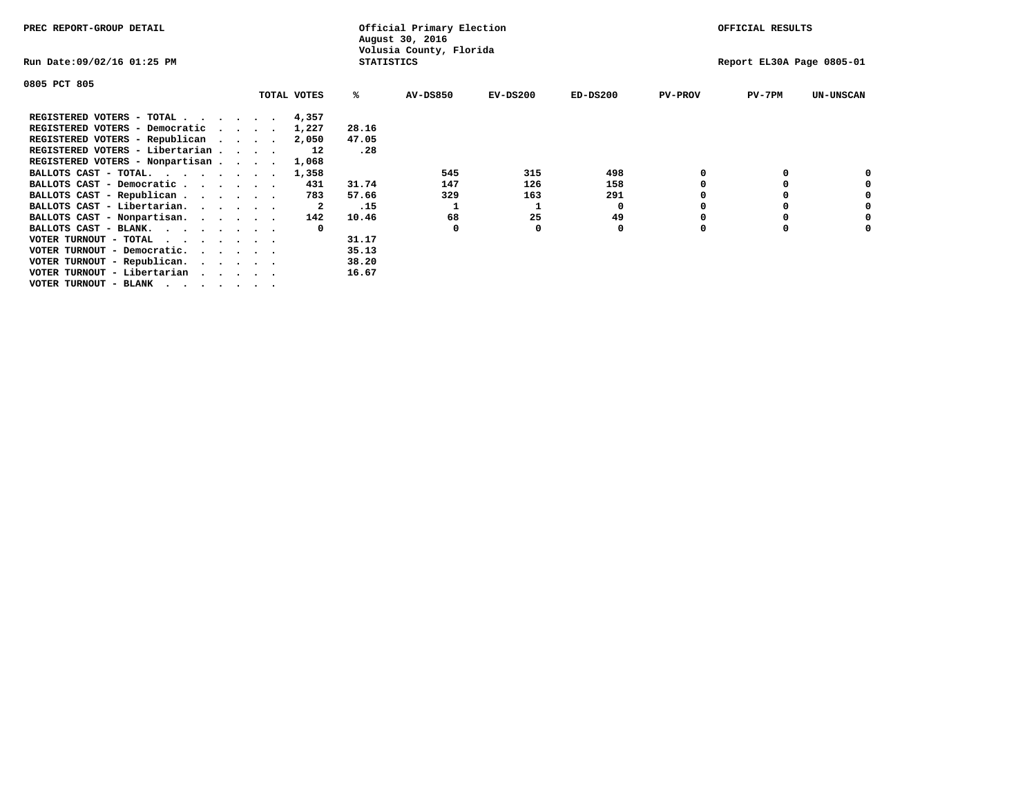PREC REPORT-GROUP DETAIL

Official Primary Election
August 30, 2016
Volusia County, Florida
STATISTICS

OFFICIAL RESULTS

Run Date:09/02/16 01:25 PM

Report EL30A Page 0805-01

0805 PCT 805

| | TOTAL VOTES | % | AV-DS850 | EV-DS200 | ED-DS200 | PV-PROV | PV-7PM | UN-UNSCAN |
|---|---|---|---|---|---|---|---|---|
| REGISTERED VOTERS - TOTAL . . . . . . | 4,357 | | | | | | | |
| REGISTERED VOTERS - Democratic . . . . | 1,227 | 28.16 | | | | | | |
| REGISTERED VOTERS - Republican . . . . | 2,050 | 47.05 | | | | | | |
| REGISTERED VOTERS - Libertarian . . . . | 12 | .28 | | | | | | |
| REGISTERED VOTERS - Nonpartisan . . . . | 1,068 | | | | | | | |
| BALLOTS CAST - TOTAL. . . . . . . . | 1,358 | | 545 | 315 | 498 | 0 | 0 | 0 |
| BALLOTS CAST - Democratic . . . . . . | 431 | 31.74 | 147 | 126 | 158 | 0 | 0 | 0 |
| BALLOTS CAST - Republican . . . . . . | 783 | 57.66 | 329 | 163 | 291 | 0 | 0 | 0 |
| BALLOTS CAST - Libertarian. . . . . . | 2 | .15 | 1 | 1 | 0 | 0 | 0 | 0 |
| BALLOTS CAST - Nonpartisan. . . . . . | 142 | 10.46 | 68 | 25 | 49 | 0 | 0 | 0 |
| BALLOTS CAST - BLANK. . . . . . . . | 0 | | 0 | 0 | 0 | 0 | 0 | 0 |
| VOTER TURNOUT - TOTAL . . . . . . . | | 31.17 | | | | | | |
| VOTER TURNOUT - Democratic. . . . . . | | 35.13 | | | | | | |
| VOTER TURNOUT - Republican. . . . . . | | 38.20 | | | | | | |
| VOTER TURNOUT - Libertarian . . . . . | | 16.67 | | | | | | |
| VOTER TURNOUT - BLANK . . . . . . . | | | | | | | | |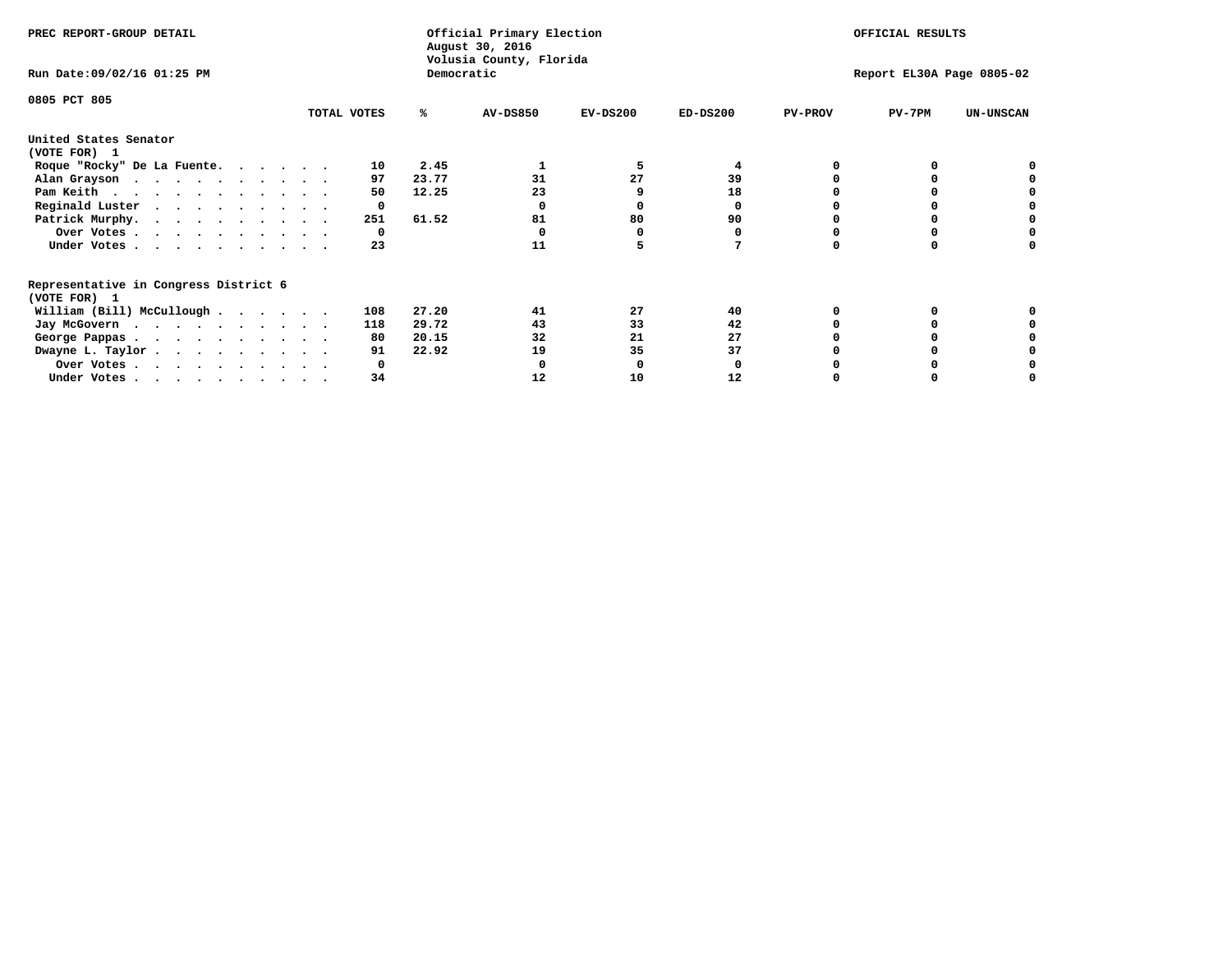PREC REPORT-GROUP DETAIL

Official Primary Election
August 30, 2016
Volusia County, Florida
Democratic

OFFICIAL RESULTS

Run Date:09/02/16 01:25 PM

Report EL30A Page 0805-02

0805 PCT 805

| | TOTAL VOTES | % | AV-DS850 | EV-DS200 | ED-DS200 | PV-PROV | PV-7PM | UN-UNSCAN |
|---|---|---|---|---|---|---|---|---|
| **United States Senator** | | | | | | | | |
| **(VOTE FOR) 1** | | | | | | | | |
| Roque "Rocky" De La Fuente. . . . . . | 10 | 2.45 | 1 | 5 | 4 | 0 | 0 | 0 |
| Alan Grayson . . . . . . . . . . . | 97 | 23.77 | 31 | 27 | 39 | 0 | 0 | 0 |
| Pam Keith . . . . . . . . . . . . | 50 | 12.25 | 23 | 9 | 18 | 0 | 0 | 0 |
| Reginald Luster . . . . . . . . . . | 0 | | 0 | 0 | 0 | 0 | 0 | 0 |
| Patrick Murphy. . . . . . . . . . . | 251 | 61.52 | 81 | 80 | 90 | 0 | 0 | 0 |
| Over Votes . . . . . . . . . . . | 0 | | 0 | 0 | 0 | 0 | 0 | 0 |
| Under Votes . . . . . . . . . . . | 23 | | 11 | 5 | 7 | 0 | 0 | 0 |
| **Representative in Congress District 6** | | | | | | | | |
| **(VOTE FOR) 1** | | | | | | | | |
| William (Bill) McCullough . . . . . . | 108 | 27.20 | 41 | 27 | 40 | 0 | 0 | 0 |
| Jay McGovern . . . . . . . . . . . | 118 | 29.72 | 43 | 33 | 42 | 0 | 0 | 0 |
| George Pappas . . . . . . . . . . . | 80 | 20.15 | 32 | 21 | 27 | 0 | 0 | 0 |
| Dwayne L. Taylor . . . . . . . . . . | 91 | 22.92 | 19 | 35 | 37 | 0 | 0 | 0 |
| Over Votes . . . . . . . . . . . | 0 | | 0 | 0 | 0 | 0 | 0 | 0 |
| Under Votes . . . . . . . . . . . | 34 | | 12 | 10 | 12 | 0 | 0 | 0 |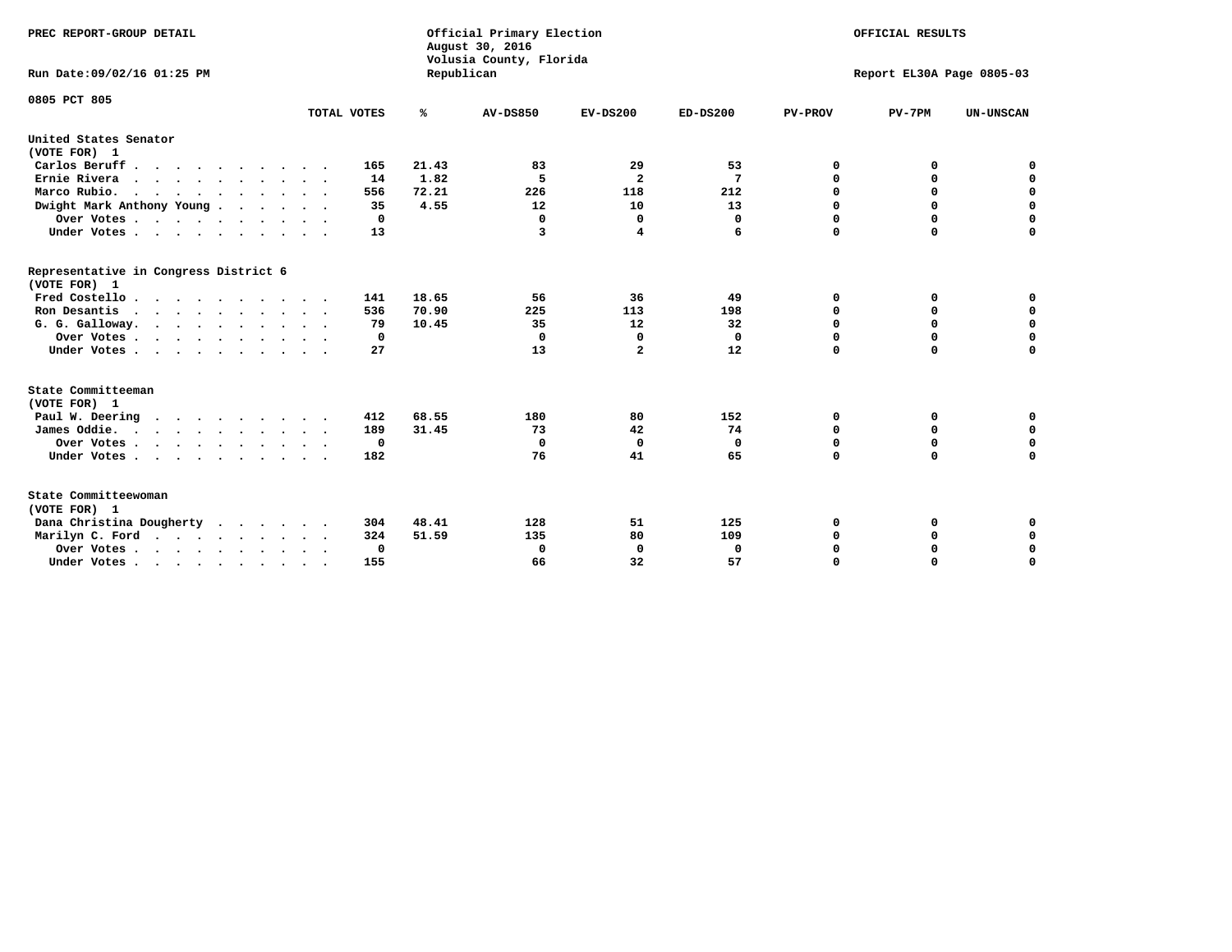PREC REPORT-GROUP DETAIL

Official Primary Election
August 30, 2016
Volusia County, Florida
Republican

OFFICIAL RESULTS

Run Date:09/02/16 01:25 PM

Report EL30A Page 0805-03

0805 PCT 805

| | TOTAL VOTES | % | AV-DS850 | EV-DS200 | ED-DS200 | PV-PROV | PV-7PM | UN-UNSCAN |
|---|---|---|---|---|---|---|---|---|
| **United States Senator (VOTE FOR) 1** | | | | | | | | |
| Carlos Beruff | 165 | 21.43 | 83 | 29 | 53 | 0 | 0 | 0 |
| Ernie Rivera | 14 | 1.82 | 5 | 2 | 7 | 0 | 0 | 0 |
| Marco Rubio. | 556 | 72.21 | 226 | 118 | 212 | 0 | 0 | 0 |
| Dwight Mark Anthony Young | 35 | 4.55 | 12 | 10 | 13 | 0 | 0 | 0 |
| Over Votes | 0 | | 0 | 0 | 0 | 0 | 0 | 0 |
| Under Votes | 13 | | 3 | 4 | 6 | 0 | 0 | 0 |
| **Representative in Congress District 6 (VOTE FOR) 1** | | | | | | | | |
| Fred Costello | 141 | 18.65 | 56 | 36 | 49 | 0 | 0 | 0 |
| Ron Desantis | 536 | 70.90 | 225 | 113 | 198 | 0 | 0 | 0 |
| G. G. Galloway. | 79 | 10.45 | 35 | 12 | 32 | 0 | 0 | 0 |
| Over Votes | 0 | | 0 | 0 | 0 | 0 | 0 | 0 |
| Under Votes | 27 | | 13 | 2 | 12 | 0 | 0 | 0 |
| **State Committeeman (VOTE FOR) 1** | | | | | | | | |
| Paul W. Deering | 412 | 68.55 | 180 | 80 | 152 | 0 | 0 | 0 |
| James Oddie. | 189 | 31.45 | 73 | 42 | 74 | 0 | 0 | 0 |
| Over Votes | 0 | | 0 | 0 | 0 | 0 | 0 | 0 |
| Under Votes | 182 | | 76 | 41 | 65 | 0 | 0 | 0 |
| **State Committeewoman (VOTE FOR) 1** | | | | | | | | |
| Dana Christina Dougherty | 304 | 48.41 | 128 | 51 | 125 | 0 | 0 | 0 |
| Marilyn C. Ford | 324 | 51.59 | 135 | 80 | 109 | 0 | 0 | 0 |
| Over Votes | 0 | | 0 | 0 | 0 | 0 | 0 | 0 |
| Under Votes | 155 | | 66 | 32 | 57 | 0 | 0 | 0 |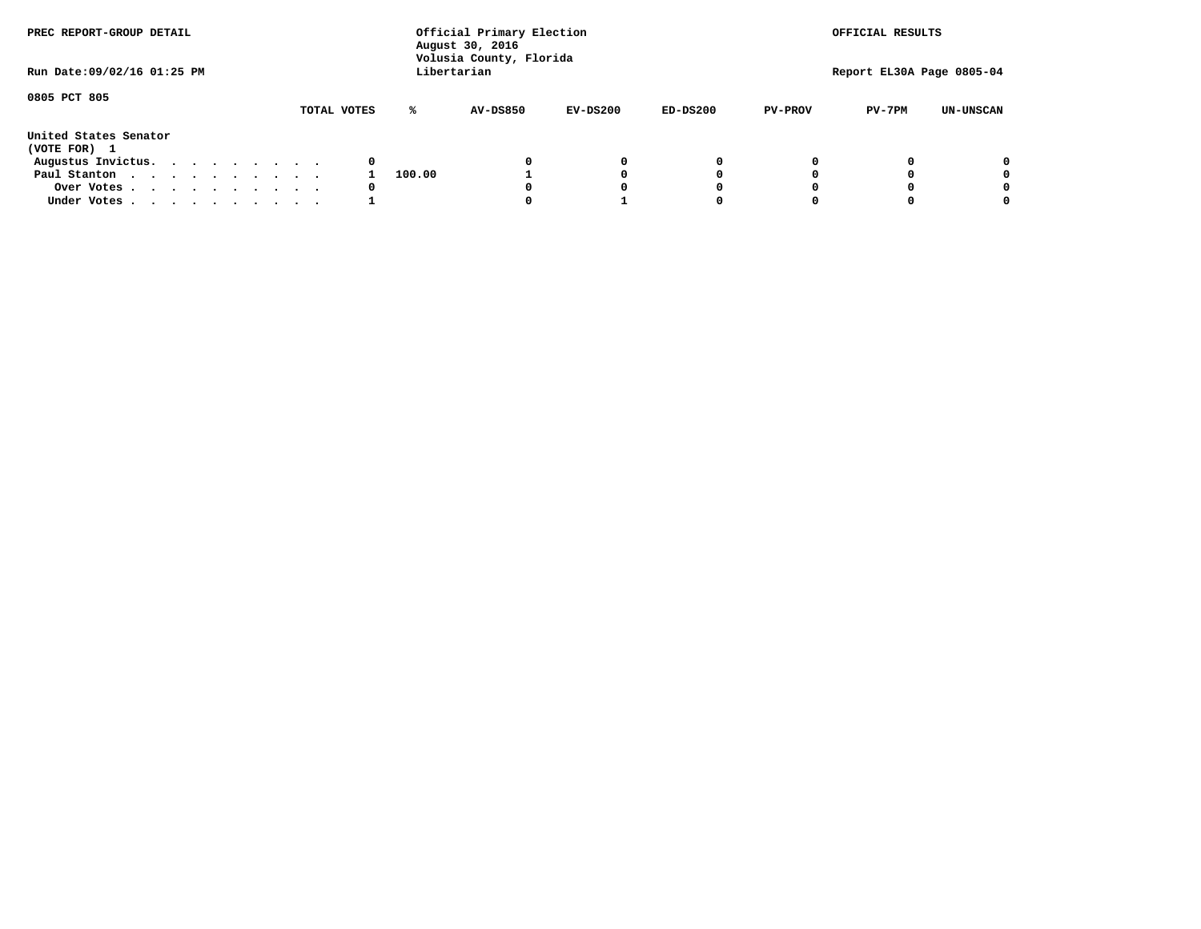PREC REPORT-GROUP DETAIL

Official Primary Election
August 30, 2016
Volusia County, Florida
Libertarian

OFFICIAL RESULTS

Run Date:09/02/16 01:25 PM

Report EL30A Page 0805-04

0805 PCT 805

| United States Senator (VOTE FOR) 1 | TOTAL VOTES | % | AV-DS850 | EV-DS200 | ED-DS200 | PV-PROV | PV-7PM | UN-UNSCAN |
|---|---|---|---|---|---|---|---|---|
| Augustus Invictus. . . . . . . . . . | 0 | | 0 | 0 | 0 | 0 | 0 | 0 |
| Paul Stanton . . . . . . . . . . . | 1 | 100.00 | 1 | 0 | 0 | 0 | 0 | 0 |
| Over Votes . . . . . . . . . . . | 0 | | 0 | 0 | 0 | 0 | 0 | 0 |
| Under Votes . . . . . . . . . . . | 1 | | 0 | 1 | 0 | 0 | 0 | 0 |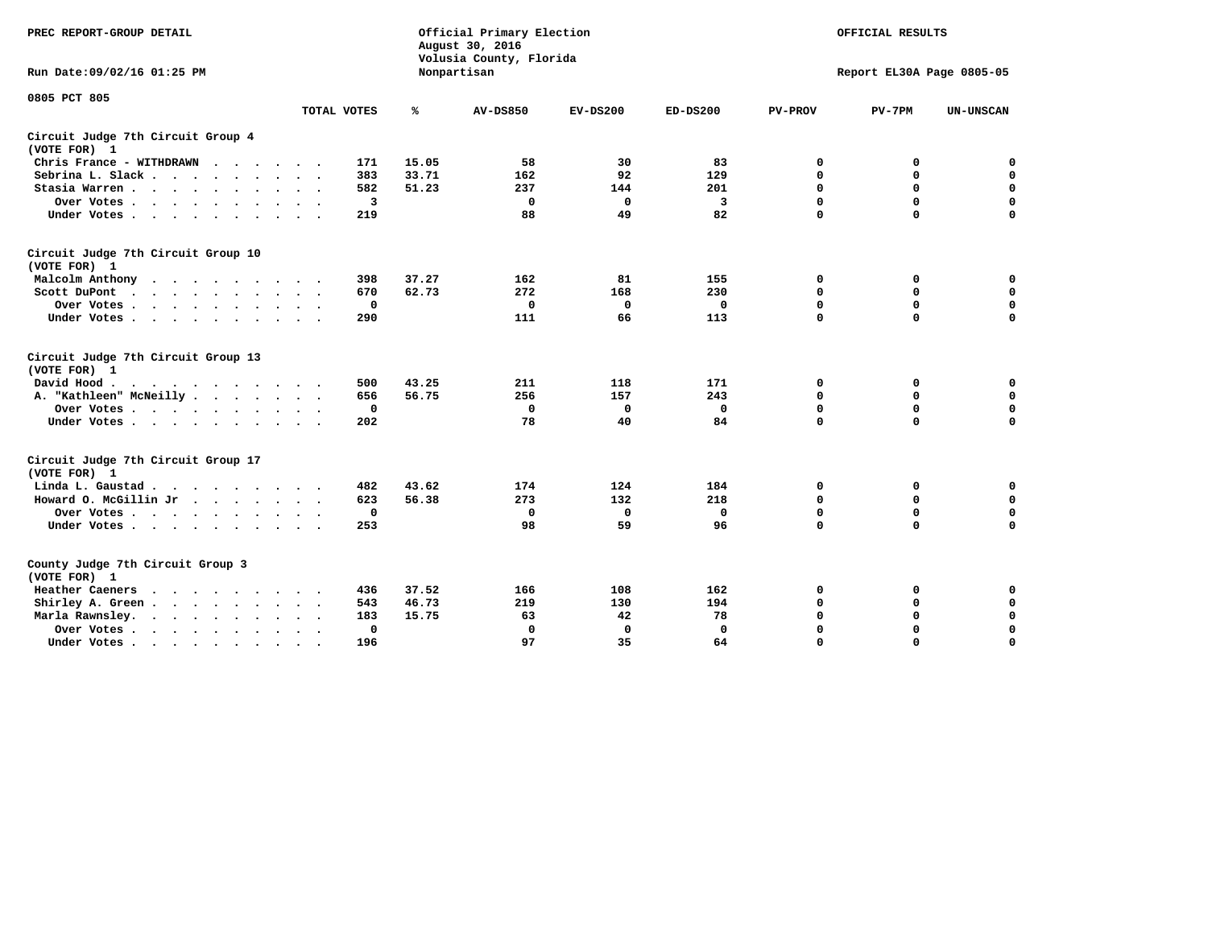PREC REPORT-GROUP DETAIL

Official Primary Election
August 30, 2016
Volusia County, Florida
Nonpartisan

OFFICIAL RESULTS

Run Date:09/02/16 01:25 PM

Report EL30A Page 0805-05

0805 PCT 805

| | TOTAL VOTES | % | AV-DS850 | EV-DS200 | ED-DS200 | PV-PROV | PV-7PM | UN-UNSCAN |
|---|---|---|---|---|---|---|---|---|
| **Circuit Judge 7th Circuit Group 4 (VOTE FOR) 1** | | | | | | | | |
| Chris France - WITHDRAWN | 171 | 15.05 | 58 | 30 | 83 | 0 | 0 | 0 |
| Sebrina L. Slack | 383 | 33.71 | 162 | 92 | 129 | 0 | 0 | 0 |
| Stasia Warren | 582 | 51.23 | 237 | 144 | 201 | 0 | 0 | 0 |
| Over Votes | 3 | | 0 | 0 | 3 | 0 | 0 | 0 |
| Under Votes | 219 | | 88 | 49 | 82 | 0 | 0 | 0 |
| **Circuit Judge 7th Circuit Group 10 (VOTE FOR) 1** | | | | | | | | |
| Malcolm Anthony | 398 | 37.27 | 162 | 81 | 155 | 0 | 0 | 0 |
| Scott DuPont | 670 | 62.73 | 272 | 168 | 230 | 0 | 0 | 0 |
| Over Votes | 0 | | 0 | 0 | 0 | 0 | 0 | 0 |
| Under Votes | 290 | | 111 | 66 | 113 | 0 | 0 | 0 |
| **Circuit Judge 7th Circuit Group 13 (VOTE FOR) 1** | | | | | | | | |
| David Hood | 500 | 43.25 | 211 | 118 | 171 | 0 | 0 | 0 |
| A. "Kathleen" McNeilly | 656 | 56.75 | 256 | 157 | 243 | 0 | 0 | 0 |
| Over Votes | 0 | | 0 | 0 | 0 | 0 | 0 | 0 |
| Under Votes | 202 | | 78 | 40 | 84 | 0 | 0 | 0 |
| **Circuit Judge 7th Circuit Group 17 (VOTE FOR) 1** | | | | | | | | |
| Linda L. Gaustad | 482 | 43.62 | 174 | 124 | 184 | 0 | 0 | 0 |
| Howard O. McGillin Jr | 623 | 56.38 | 273 | 132 | 218 | 0 | 0 | 0 |
| Over Votes | 0 | | 0 | 0 | 0 | 0 | 0 | 0 |
| Under Votes | 253 | | 98 | 59 | 96 | 0 | 0 | 0 |
| **County Judge 7th Circuit Group 3 (VOTE FOR) 1** | | | | | | | | |
| Heather Caeners | 436 | 37.52 | 166 | 108 | 162 | 0 | 0 | 0 |
| Shirley A. Green | 543 | 46.73 | 219 | 130 | 194 | 0 | 0 | 0 |
| Marla Rawnsley | 183 | 15.75 | 63 | 42 | 78 | 0 | 0 | 0 |
| Over Votes | 0 | | 0 | 0 | 0 | 0 | 0 | 0 |
| Under Votes | 196 | | 97 | 35 | 64 | 0 | 0 | 0 |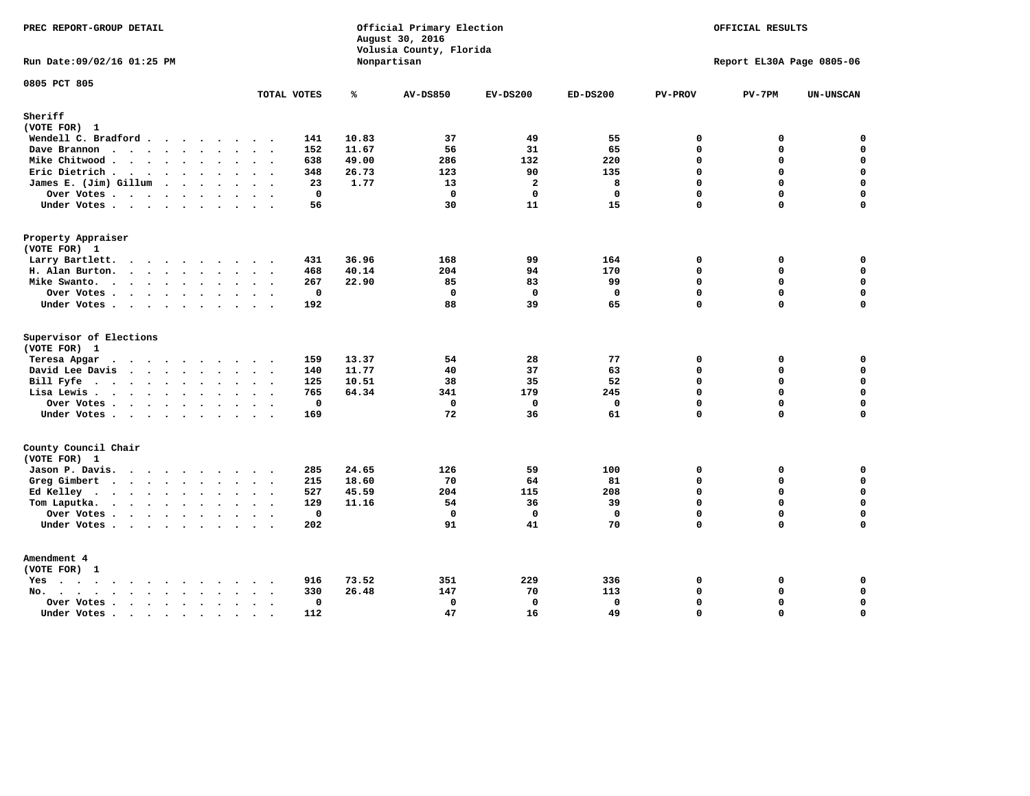PREC REPORT-GROUP DETAIL

Official Primary Election
August 30, 2016
Volusia County, Florida
Nonpartisan

OFFICIAL RESULTS

Run Date:09/02/16 01:25 PM

Report EL30A Page 0805-06

0805 PCT 805

| | TOTAL VOTES | % | AV-DS850 | EV-DS200 | ED-DS200 | PV-PROV | PV-7PM | UN-UNSCAN |
|---|---|---|---|---|---|---|---|---|
| **Sheriff** | | | | | | | | |
| **(VOTE FOR) 1** | | | | | | | | |
| Wendell C. Bradford | 141 | 10.83 | 37 | 49 | 55 | 0 | 0 | 0 |
| Dave Brannon | 152 | 11.67 | 56 | 31 | 65 | 0 | 0 | 0 |
| Mike Chitwood | 638 | 49.00 | 286 | 132 | 220 | 0 | 0 | 0 |
| Eric Dietrich | 348 | 26.73 | 123 | 90 | 135 | 0 | 0 | 0 |
| James E. (Jim) Gillum | 23 | 1.77 | 13 | 2 | 8 | 0 | 0 | 0 |
| Over Votes | 0 | | 0 | 0 | 0 | 0 | 0 | 0 |
| Under Votes | 56 | | 30 | 11 | 15 | 0 | 0 | 0 |
| **Property Appraiser** | | | | | | | | |
| **(VOTE FOR) 1** | | | | | | | | |
| Larry Bartlett | 431 | 36.96 | 168 | 99 | 164 | 0 | 0 | 0 |
| H. Alan Burton | 468 | 40.14 | 204 | 94 | 170 | 0 | 0 | 0 |
| Mike Swanto | 267 | 22.90 | 85 | 83 | 99 | 0 | 0 | 0 |
| Over Votes | 0 | | 0 | 0 | 0 | 0 | 0 | 0 |
| Under Votes | 192 | | 88 | 39 | 65 | 0 | 0 | 0 |
| **Supervisor of Elections** | | | | | | | | |
| **(VOTE FOR) 1** | | | | | | | | |
| Teresa Apgar | 159 | 13.37 | 54 | 28 | 77 | 0 | 0 | 0 |
| David Lee Davis | 140 | 11.77 | 40 | 37 | 63 | 0 | 0 | 0 |
| Bill Fyfe | 125 | 10.51 | 38 | 35 | 52 | 0 | 0 | 0 |
| Lisa Lewis | 765 | 64.34 | 341 | 179 | 245 | 0 | 0 | 0 |
| Over Votes | 0 | | 0 | 0 | 0 | 0 | 0 | 0 |
| Under Votes | 169 | | 72 | 36 | 61 | 0 | 0 | 0 |
| **County Council Chair** | | | | | | | | |
| **(VOTE FOR) 1** | | | | | | | | |
| Jason P. Davis | 285 | 24.65 | 126 | 59 | 100 | 0 | 0 | 0 |
| Greg Gimbert | 215 | 18.60 | 70 | 64 | 81 | 0 | 0 | 0 |
| Ed Kelley | 527 | 45.59 | 204 | 115 | 208 | 0 | 0 | 0 |
| Tom Laputka | 129 | 11.16 | 54 | 36 | 39 | 0 | 0 | 0 |
| Over Votes | 0 | | 0 | 0 | 0 | 0 | 0 | 0 |
| Under Votes | 202 | | 91 | 41 | 70 | 0 | 0 | 0 |
| **Amendment 4** | | | | | | | | |
| **(VOTE FOR) 1** | | | | | | | | |
| Yes | 916 | 73.52 | 351 | 229 | 336 | 0 | 0 | 0 |
| No | 330 | 26.48 | 147 | 70 | 113 | 0 | 0 | 0 |
| Over Votes | 0 | | 0 | 0 | 0 | 0 | 0 | 0 |
| Under Votes | 112 | | 47 | 16 | 49 | 0 | 0 | 0 |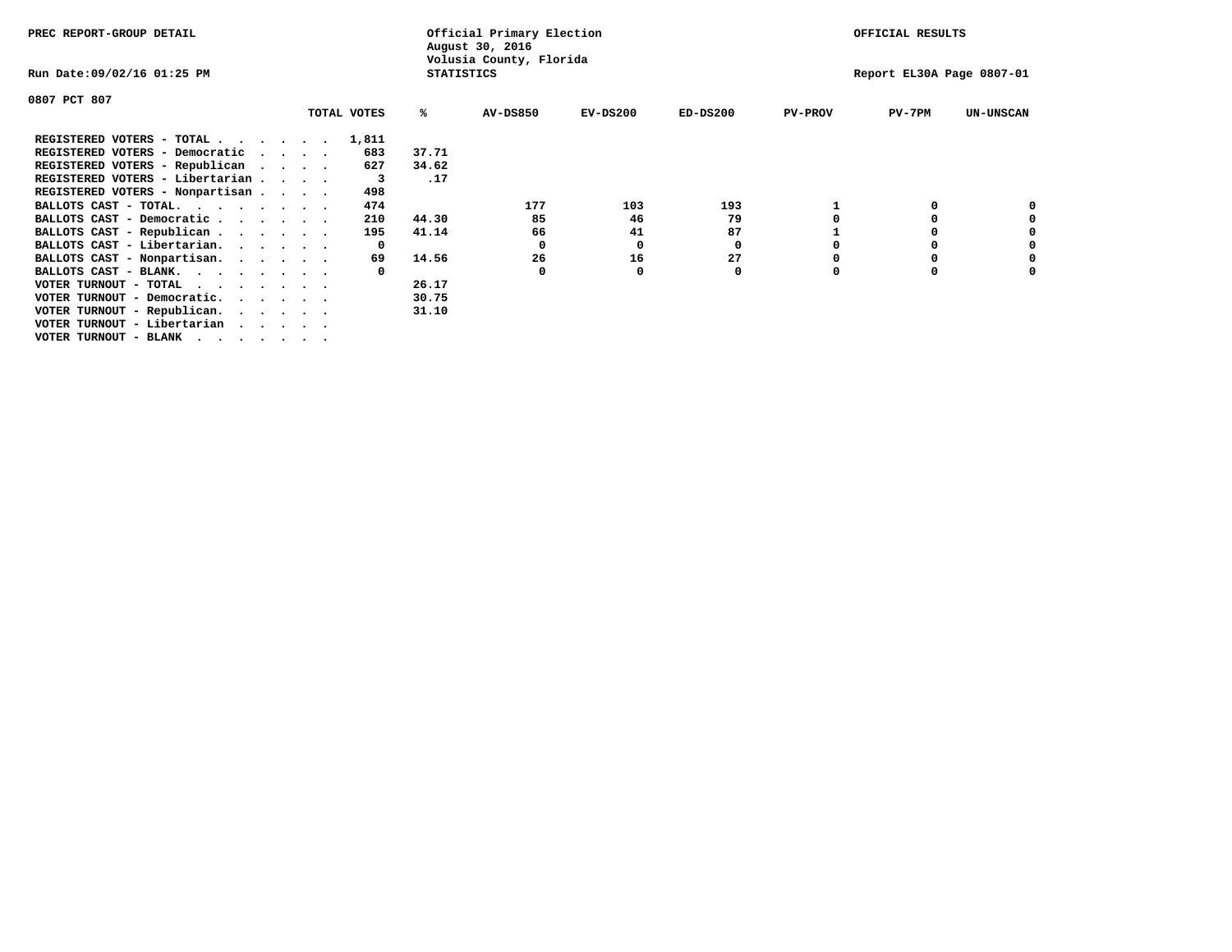PREC REPORT-GROUP DETAIL

Official Primary Election
August 30, 2016
Volusia County, Florida
STATISTICS

OFFICIAL RESULTS

Run Date:09/02/16 01:25 PM

Report EL30A Page 0807-01

0807 PCT 807

| | TOTAL VOTES | % | AV-DS850 | EV-DS200 | ED-DS200 | PV-PROV | PV-7PM | UN-UNSCAN |
|---|---|---|---|---|---|---|---|---|
| REGISTERED VOTERS - TOTAL . . . . . . | 1,811 | | | | | | | |
| REGISTERED VOTERS - Democratic . . . . | 683 | 37.71 | | | | | | |
| REGISTERED VOTERS - Republican . . . . | 627 | 34.62 | | | | | | |
| REGISTERED VOTERS - Libertarian . . . . | 3 | .17 | | | | | | |
| REGISTERED VOTERS - Nonpartisan . . . . | 498 | | | | | | | |
| BALLOTS CAST - TOTAL. . . . . . . . | 474 | | 177 | 103 | 193 | 1 | 0 | 0 |
| BALLOTS CAST - Democratic . . . . . . | 210 | 44.30 | 85 | 46 | 79 | 0 | 0 | 0 |
| BALLOTS CAST - Republican . . . . . . | 195 | 41.14 | 66 | 41 | 87 | 1 | 0 | 0 |
| BALLOTS CAST - Libertarian. . . . . . | 0 | | 0 | 0 | 0 | 0 | 0 | 0 |
| BALLOTS CAST - Nonpartisan. . . . . . | 69 | 14.56 | 26 | 16 | 27 | 0 | 0 | 0 |
| BALLOTS CAST - BLANK. . . . . . . . | 0 | | 0 | 0 | 0 | 0 | 0 | 0 |
| VOTER TURNOUT - TOTAL . . . . . . . | | 26.17 | | | | | | |
| VOTER TURNOUT - Democratic. . . . . . | | 30.75 | | | | | | |
| VOTER TURNOUT - Republican. . . . . . | | 31.10 | | | | | | |
| VOTER TURNOUT - Libertarian . . . . . | | | | | | | | |
| VOTER TURNOUT - BLANK . . . . . . . | | | | | | | | |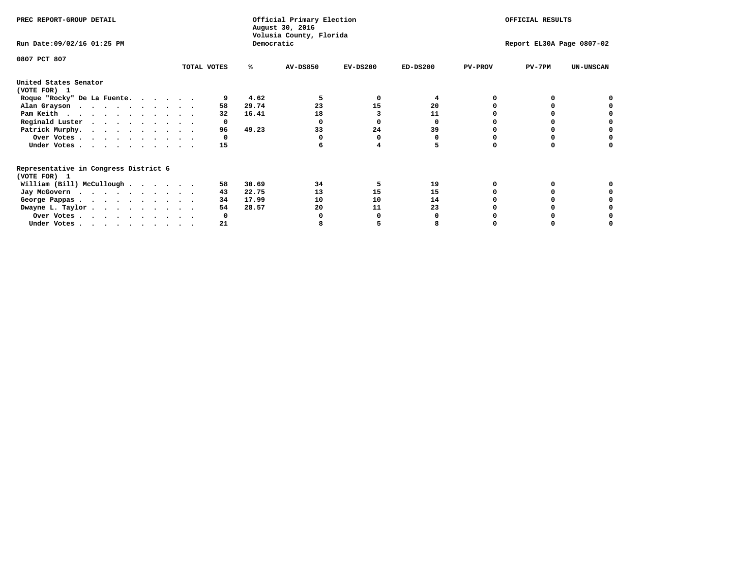PREC REPORT-GROUP DETAIL

Official Primary Election
August 30, 2016
Volusia County, Florida
Democratic

OFFICIAL RESULTS

Run Date:09/02/16 01:25 PM

Report EL30A Page 0807-02

0807 PCT 807

| | TOTAL VOTES | % | AV-DS850 | EV-DS200 | ED-DS200 | PV-PROV | PV-7PM | UN-UNSCAN |
|---|---|---|---|---|---|---|---|---|
| **United States Senator** | | | | | | | | |
| **(VOTE FOR) 1** | | | | | | | | |
| Roque "Rocky" De La Fuente | 9 | 4.62 | 5 | 0 | 4 | 0 | 0 | 0 |
| Alan Grayson | 58 | 29.74 | 23 | 15 | 20 | 0 | 0 | 0 |
| Pam Keith | 32 | 16.41 | 18 | 3 | 11 | 0 | 0 | 0 |
| Reginald Luster | 0 | | 0 | 0 | 0 | 0 | 0 | 0 |
| Patrick Murphy | 96 | 49.23 | 33 | 24 | 39 | 0 | 0 | 0 |
| Over Votes | 0 | | 0 | 0 | 0 | 0 | 0 | 0 |
| Under Votes | 15 | | 6 | 4 | 5 | 0 | 0 | 0 |
| **Representative in Congress District 6** | | | | | | | | |
| **(VOTE FOR) 1** | | | | | | | | |
| William (Bill) McCullough | 58 | 30.69 | 34 | 5 | 19 | 0 | 0 | 0 |
| Jay McGovern | 43 | 22.75 | 13 | 15 | 15 | 0 | 0 | 0 |
| George Pappas | 34 | 17.99 | 10 | 10 | 14 | 0 | 0 | 0 |
| Dwayne L. Taylor | 54 | 28.57 | 20 | 11 | 23 | 0 | 0 | 0 |
| Over Votes | 0 | | 0 | 0 | 0 | 0 | 0 | 0 |
| Under Votes | 21 | | 8 | 5 | 8 | 0 | 0 | 0 |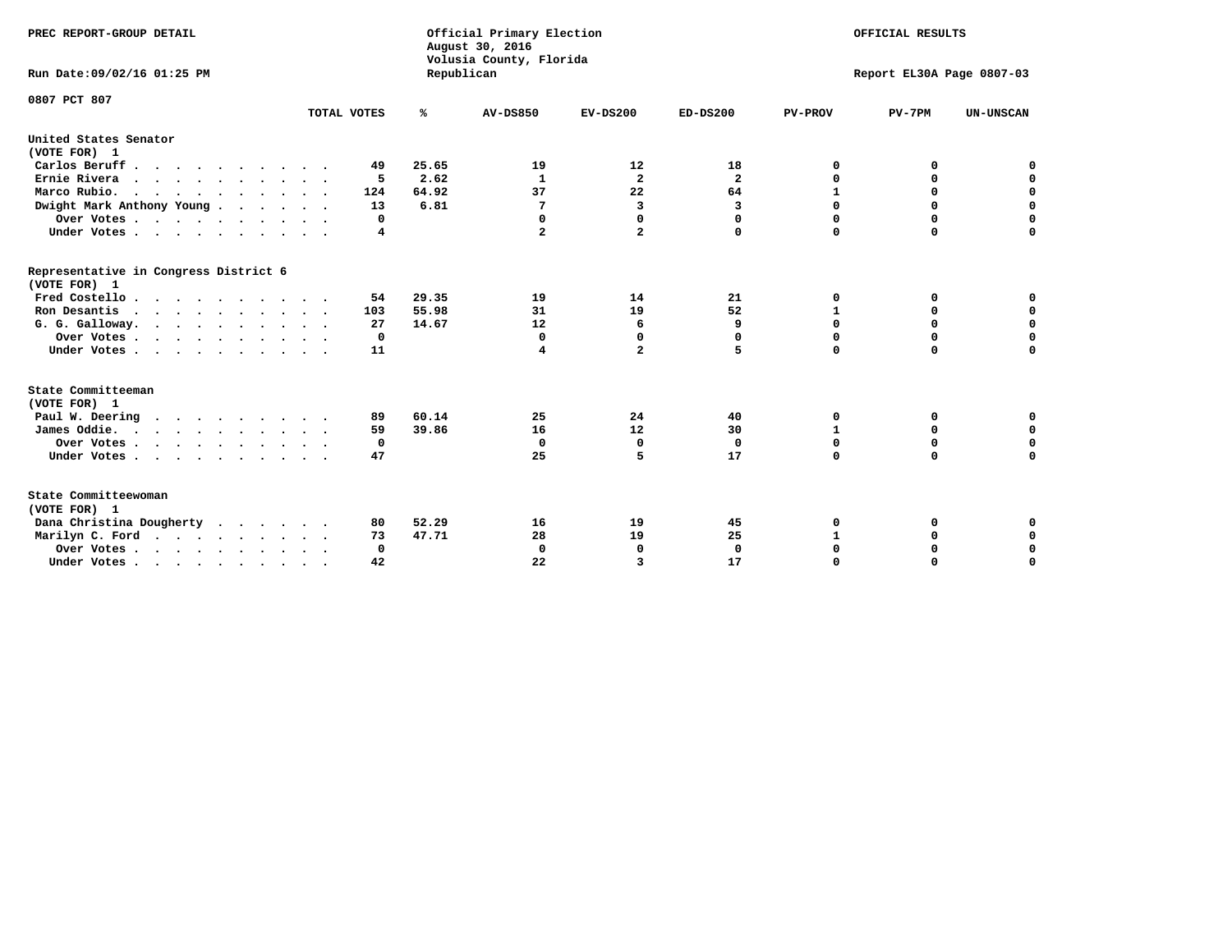PREC REPORT-GROUP DETAIL

Official Primary Election
August 30, 2016
Volusia County, Florida
Republican

OFFICIAL RESULTS

Run Date:09/02/16 01:25 PM

Report EL30A Page 0807-03

0807 PCT 807

| | TOTAL VOTES | % | AV-DS850 | EV-DS200 | ED-DS200 | PV-PROV | PV-7PM | UN-UNSCAN |
|---|---|---|---|---|---|---|---|---|
| **United States Senator** | | | | | | | | |
| **(VOTE FOR) 1** | | | | | | | | |
| Carlos Beruff | 49 | 25.65 | 19 | 12 | 18 | 0 | 0 | 0 |
| Ernie Rivera | 5 | 2.62 | 1 | 2 | 2 | 0 | 0 | 0 |
| Marco Rubio. | 124 | 64.92 | 37 | 22 | 64 | 1 | 0 | 0 |
| Dwight Mark Anthony Young | 13 | 6.81 | 7 | 3 | 3 | 0 | 0 | 0 |
| Over Votes | 0 | | 0 | 0 | 0 | 0 | 0 | 0 |
| Under Votes | 4 | | 2 | 2 | 0 | 0 | 0 | 0 |
| **Representative in Congress District 6** | | | | | | | | |
| **(VOTE FOR) 1** | | | | | | | | |
| Fred Costello | 54 | 29.35 | 19 | 14 | 21 | 0 | 0 | 0 |
| Ron Desantis | 103 | 55.98 | 31 | 19 | 52 | 1 | 0 | 0 |
| G. G. Galloway. | 27 | 14.67 | 12 | 6 | 9 | 0 | 0 | 0 |
| Over Votes | 0 | | 0 | 0 | 0 | 0 | 0 | 0 |
| Under Votes | 11 | | 4 | 2 | 5 | 0 | 0 | 0 |
| **State Committeeman** | | | | | | | | |
| **(VOTE FOR) 1** | | | | | | | | |
| Paul W. Deering | 89 | 60.14 | 25 | 24 | 40 | 0 | 0 | 0 |
| James Oddie. | 59 | 39.86 | 16 | 12 | 30 | 1 | 0 | 0 |
| Over Votes | 0 | | 0 | 0 | 0 | 0 | 0 | 0 |
| Under Votes | 47 | | 25 | 5 | 17 | 0 | 0 | 0 |
| **State Committeewoman** | | | | | | | | |
| **(VOTE FOR) 1** | | | | | | | | |
| Dana Christina Dougherty | 80 | 52.29 | 16 | 19 | 45 | 0 | 0 | 0 |
| Marilyn C. Ford | 73 | 47.71 | 28 | 19 | 25 | 1 | 0 | 0 |
| Over Votes | 0 | | 0 | 0 | 0 | 0 | 0 | 0 |
| Under Votes | 42 | | 22 | 3 | 17 | 0 | 0 | 0 |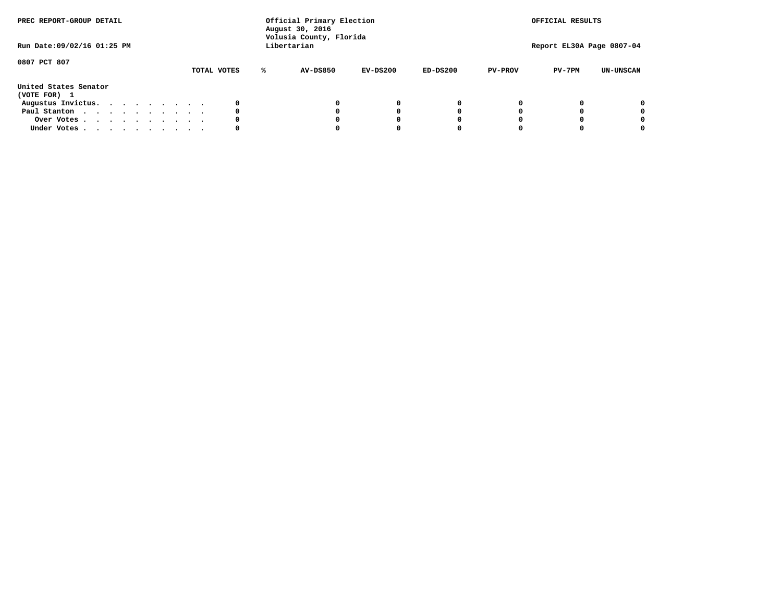PREC REPORT-GROUP DETAIL

Official Primary Election
August 30, 2016
Volusia County, Florida
Libertarian

OFFICIAL RESULTS

Run Date:09/02/16 01:25 PM

Report EL30A Page 0807-04

0807 PCT 807

| | TOTAL VOTES | % | AV-DS850 | EV-DS200 | ED-DS200 | PV-PROV | PV-7PM | UN-UNSCAN |
|---|---|---|---|---|---|---|---|---|
| **United States Senator** | | | | | | | | |
| **(VOTE FOR) 1** | | | | | | | | |
| Augustus Invictus. . . . . . . . . . | 0 | | 0 | 0 | 0 | 0 | 0 | 0 |
| Paul Stanton . . . . . . . . . . . | 0 | | 0 | 0 | 0 | 0 | 0 | 0 |
| Over Votes . . . . . . . . . . . | 0 | | 0 | 0 | 0 | 0 | 0 | 0 |
| Under Votes . . . . . . . . . . . | 0 | | 0 | 0 | 0 | 0 | 0 | 0 |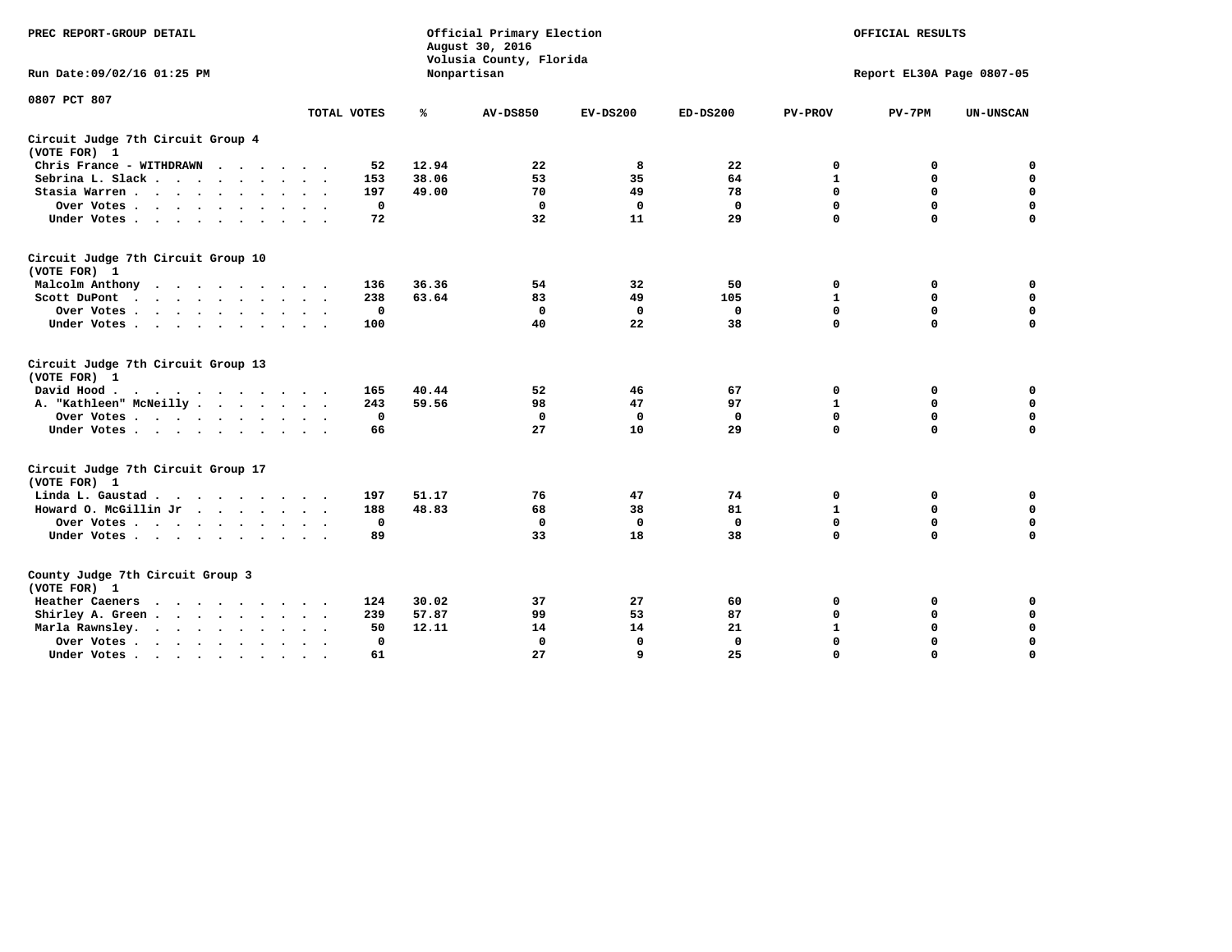PREC REPORT-GROUP DETAIL

Official Primary Election
August 30, 2016
Volusia County, Florida
Nonpartisan

OFFICIAL RESULTS

Run Date:09/02/16 01:25 PM

Report EL30A Page 0807-05

0807 PCT 807

| | TOTAL VOTES | % | AV-DS850 | EV-DS200 | ED-DS200 | PV-PROV | PV-7PM | UN-UNSCAN |
|---|---|---|---|---|---|---|---|---|
| **Circuit Judge 7th Circuit Group 4** | | | | | | | | |
| **(VOTE FOR) 1** | | | | | | | | |
| Chris France - WITHDRAWN | 52 | 12.94 | 22 | 8 | 22 | 0 | 0 | 0 |
| Sebrina L. Slack | 153 | 38.06 | 53 | 35 | 64 | 1 | 0 | 0 |
| Stasia Warren | 197 | 49.00 | 70 | 49 | 78 | 0 | 0 | 0 |
| Over Votes | 0 | | 0 | 0 | 0 | 0 | 0 | 0 |
| Under Votes | 72 | | 32 | 11 | 29 | 0 | 0 | 0 |
| **Circuit Judge 7th Circuit Group 10** | | | | | | | | |
| **(VOTE FOR) 1** | | | | | | | | |
| Malcolm Anthony | 136 | 36.36 | 54 | 32 | 50 | 0 | 0 | 0 |
| Scott DuPont | 238 | 63.64 | 83 | 49 | 105 | 1 | 0 | 0 |
| Over Votes | 0 | | 0 | 0 | 0 | 0 | 0 | 0 |
| Under Votes | 100 | | 40 | 22 | 38 | 0 | 0 | 0 |
| **Circuit Judge 7th Circuit Group 13** | | | | | | | | |
| **(VOTE FOR) 1** | | | | | | | | |
| David Hood | 165 | 40.44 | 52 | 46 | 67 | 0 | 0 | 0 |
| A. "Kathleen" McNeilly | 243 | 59.56 | 98 | 47 | 97 | 1 | 0 | 0 |
| Over Votes | 0 | | 0 | 0 | 0 | 0 | 0 | 0 |
| Under Votes | 66 | | 27 | 10 | 29 | 0 | 0 | 0 |
| **Circuit Judge 7th Circuit Group 17** | | | | | | | | |
| **(VOTE FOR) 1** | | | | | | | | |
| Linda L. Gaustad | 197 | 51.17 | 76 | 47 | 74 | 0 | 0 | 0 |
| Howard O. McGillin Jr | 188 | 48.83 | 68 | 38 | 81 | 1 | 0 | 0 |
| Over Votes | 0 | | 0 | 0 | 0 | 0 | 0 | 0 |
| Under Votes | 89 | | 33 | 18 | 38 | 0 | 0 | 0 |
| **County Judge 7th Circuit Group 3** | | | | | | | | |
| **(VOTE FOR) 1** | | | | | | | | |
| Heather Caeners | 124 | 30.02 | 37 | 27 | 60 | 0 | 0 | 0 |
| Shirley A. Green | 239 | 57.87 | 99 | 53 | 87 | 0 | 0 | 0 |
| Marla Rawnsley | 50 | 12.11 | 14 | 14 | 21 | 1 | 0 | 0 |
| Over Votes | 0 | | 0 | 0 | 0 | 0 | 0 | 0 |
| Under Votes | 61 | | 27 | 9 | 25 | 0 | 0 | 0 |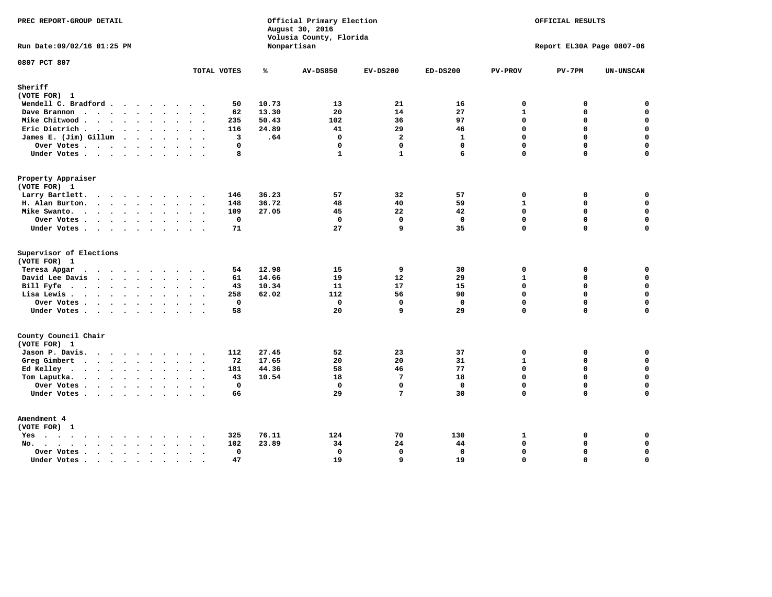PREC REPORT-GROUP DETAIL

Official Primary Election
August 30, 2016
Volusia County, Florida
Nonpartisan

OFFICIAL RESULTS

Run Date:09/02/16 01:25 PM

Report EL30A Page 0807-06

0807 PCT 807

| | TOTAL VOTES | % | AV-DS850 | EV-DS200 | ED-DS200 | PV-PROV | PV-7PM | UN-UNSCAN |
|---|---|---|---|---|---|---|---|---|
| **Sheriff** | | | | | | | | |
| (VOTE FOR) 1 | | | | | | | | |
| Wendell C. Bradford | 50 | 10.73 | 13 | 21 | 16 | 0 | 0 | 0 |
| Dave Brannon | 62 | 13.30 | 20 | 14 | 27 | 1 | 0 | 0 |
| Mike Chitwood | 235 | 50.43 | 102 | 36 | 97 | 0 | 0 | 0 |
| Eric Dietrich | 116 | 24.89 | 41 | 29 | 46 | 0 | 0 | 0 |
| James E. (Jim) Gillum | 3 | .64 | 0 | 2 | 1 | 0 | 0 | 0 |
| Over Votes | 0 | | 0 | 0 | 0 | 0 | 0 | 0 |
| Under Votes | 8 | | 1 | 1 | 6 | 0 | 0 | 0 |
| **Property Appraiser** | | | | | | | | |
| (VOTE FOR) 1 | | | | | | | | |
| Larry Bartlett | 146 | 36.23 | 57 | 32 | 57 | 0 | 0 | 0 |
| H. Alan Burton | 148 | 36.72 | 48 | 40 | 59 | 1 | 0 | 0 |
| Mike Swanto | 109 | 27.05 | 45 | 22 | 42 | 0 | 0 | 0 |
| Over Votes | 0 | | 0 | 0 | 0 | 0 | 0 | 0 |
| Under Votes | 71 | | 27 | 9 | 35 | 0 | 0 | 0 |
| **Supervisor of Elections** | | | | | | | | |
| (VOTE FOR) 1 | | | | | | | | |
| Teresa Apgar | 54 | 12.98 | 15 | 9 | 30 | 0 | 0 | 0 |
| David Lee Davis | 61 | 14.66 | 19 | 12 | 29 | 1 | 0 | 0 |
| Bill Fyfe | 43 | 10.34 | 11 | 17 | 15 | 0 | 0 | 0 |
| Lisa Lewis | 258 | 62.02 | 112 | 56 | 90 | 0 | 0 | 0 |
| Over Votes | 0 | | 0 | 0 | 0 | 0 | 0 | 0 |
| Under Votes | 58 | | 20 | 9 | 29 | 0 | 0 | 0 |
| **County Council Chair** | | | | | | | | |
| (VOTE FOR) 1 | | | | | | | | |
| Jason P. Davis | 112 | 27.45 | 52 | 23 | 37 | 0 | 0 | 0 |
| Greg Gimbert | 72 | 17.65 | 20 | 20 | 31 | 1 | 0 | 0 |
| Ed Kelley | 181 | 44.36 | 58 | 46 | 77 | 0 | 0 | 0 |
| Tom Laputka | 43 | 10.54 | 18 | 7 | 18 | 0 | 0 | 0 |
| Over Votes | 0 | | 0 | 0 | 0 | 0 | 0 | 0 |
| Under Votes | 66 | | 29 | 7 | 30 | 0 | 0 | 0 |
| **Amendment 4** | | | | | | | | |
| (VOTE FOR) 1 | | | | | | | | |
| Yes | 325 | 76.11 | 124 | 70 | 130 | 1 | 0 | 0 |
| No | 102 | 23.89 | 34 | 24 | 44 | 0 | 0 | 0 |
| Over Votes | 0 | | 0 | 0 | 0 | 0 | 0 | 0 |
| Under Votes | 47 | | 19 | 9 | 19 | 0 | 0 | 0 |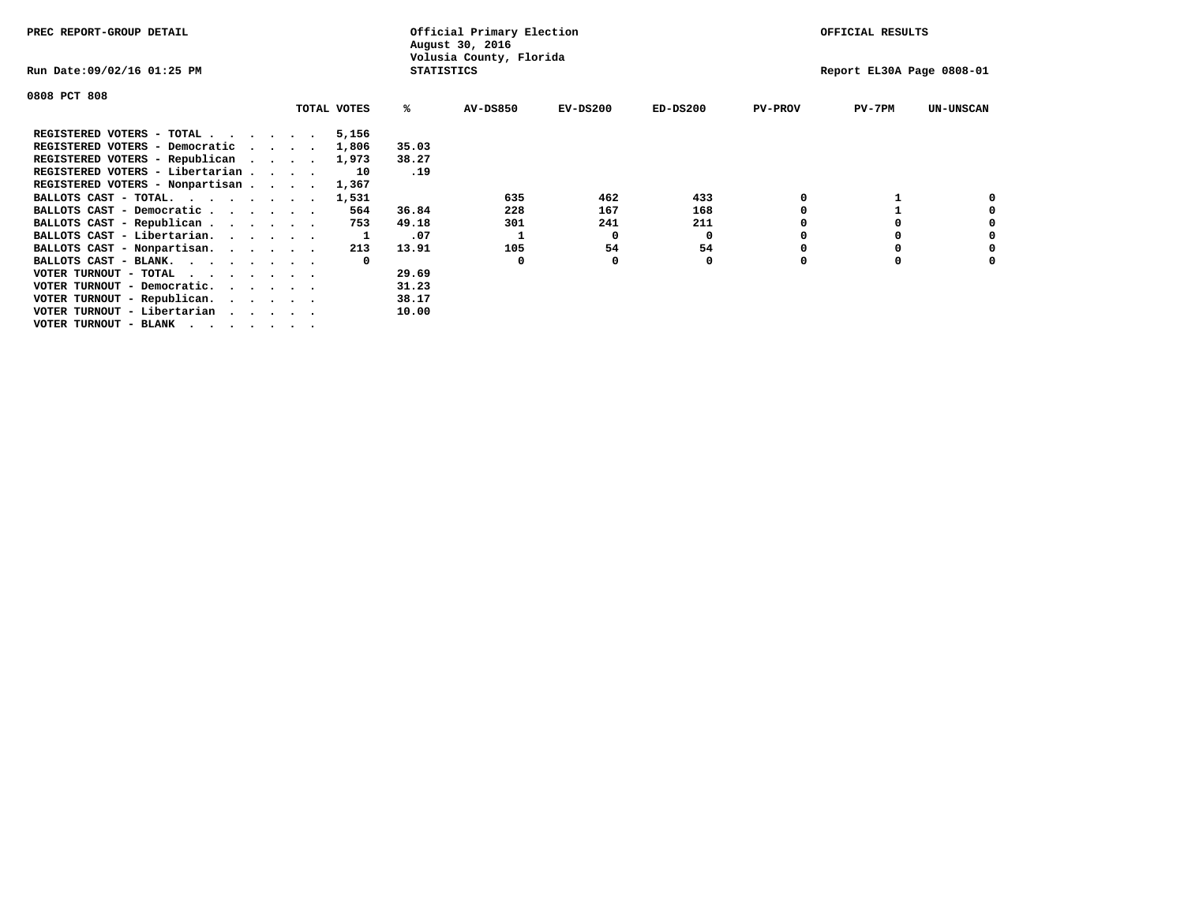PREC REPORT-GROUP DETAIL

Official Primary Election
August 30, 2016
Volusia County, Florida
STATISTICS

OFFICIAL RESULTS

Run Date:09/02/16 01:25 PM

Report EL30A Page 0808-01

0808 PCT 808

| | TOTAL VOTES | % | AV-DS850 | EV-DS200 | ED-DS200 | PV-PROV | PV-7PM | UN-UNSCAN |
|---|---|---|---|---|---|---|---|---|
| REGISTERED VOTERS - TOTAL . . . . . . | 5,156 | | | | | | | |
| REGISTERED VOTERS - Democratic . . . . | 1,806 | 35.03 | | | | | | |
| REGISTERED VOTERS - Republican . . . . | 1,973 | 38.27 | | | | | | |
| REGISTERED VOTERS - Libertarian . . . . | 10 | .19 | | | | | | |
| REGISTERED VOTERS - Nonpartisan . . . . | 1,367 | | | | | | | |
| BALLOTS CAST - TOTAL. . . . . . . . | 1,531 | | 635 | 462 | 433 | 0 | 1 | 0 |
| BALLOTS CAST - Democratic . . . . . . | 564 | 36.84 | 228 | 167 | 168 | 0 | 1 | 0 |
| BALLOTS CAST - Republican . . . . . . | 753 | 49.18 | 301 | 241 | 211 | 0 | 0 | 0 |
| BALLOTS CAST - Libertarian. . . . . . | 1 | .07 | 1 | 0 | 0 | 0 | 0 | 0 |
| BALLOTS CAST - Nonpartisan. . . . . . | 213 | 13.91 | 105 | 54 | 54 | 0 | 0 | 0 |
| BALLOTS CAST - BLANK. . . . . . . . | 0 | | 0 | 0 | 0 | 0 | 0 | 0 |
| VOTER TURNOUT - TOTAL . . . . . . . | | 29.69 | | | | | | |
| VOTER TURNOUT - Democratic. . . . . . | | 31.23 | | | | | | |
| VOTER TURNOUT - Republican. . . . . . | | 38.17 | | | | | | |
| VOTER TURNOUT - Libertarian . . . . . | | 10.00 | | | | | | |
| VOTER TURNOUT - BLANK . . . . . . . | | | | | | | | |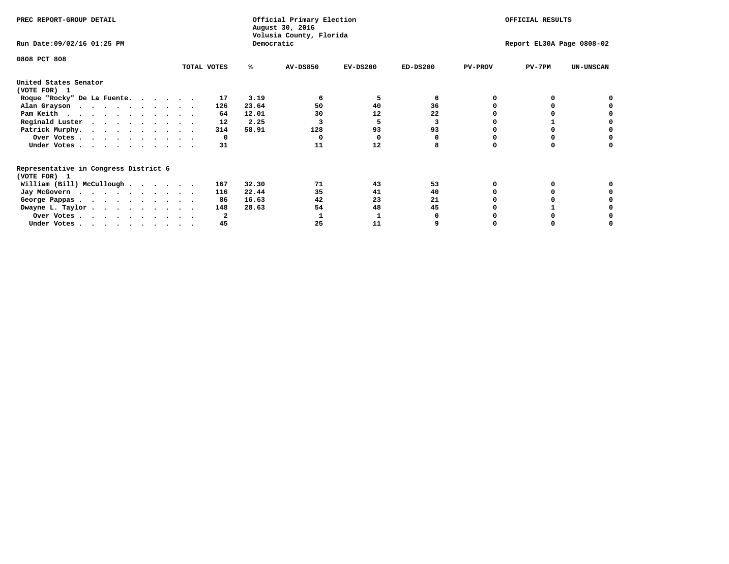PREC REPORT-GROUP DETAIL

Official Primary Election
August 30, 2016
Volusia County, Florida
Democratic

OFFICIAL RESULTS

Run Date:09/02/16 01:25 PM

Report EL30A Page 0808-02

0808 PCT 808

| | TOTAL VOTES | % | AV-DS850 | EV-DS200 | ED-DS200 | PV-PROV | PV-7PM | UN-UNSCAN |
|---|---|---|---|---|---|---|---|---|
| **United States Senator (VOTE FOR) 1** | | | | | | | | |
| Roque "Rocky" De La Fuente | 17 | 3.19 | 6 | 5 | 6 | 0 | 0 | 0 |
| Alan Grayson | 126 | 23.64 | 50 | 40 | 36 | 0 | 0 | 0 |
| Pam Keith | 64 | 12.01 | 30 | 12 | 22 | 0 | 0 | 0 |
| Reginald Luster | 12 | 2.25 | 3 | 5 | 3 | 0 | 1 | 0 |
| Patrick Murphy | 314 | 58.91 | 128 | 93 | 93 | 0 | 0 | 0 |
| Over Votes | 0 | | 0 | 0 | 0 | 0 | 0 | 0 |
| Under Votes | 31 | | 11 | 12 | 8 | 0 | 0 | 0 |
| **Representative in Congress District 6 (VOTE FOR) 1** | | | | | | | | |
| William (Bill) McCullough | 167 | 32.30 | 71 | 43 | 53 | 0 | 0 | 0 |
| Jay McGovern | 116 | 22.44 | 35 | 41 | 40 | 0 | 0 | 0 |
| George Pappas | 86 | 16.63 | 42 | 23 | 21 | 0 | 0 | 0 |
| Dwayne L. Taylor | 148 | 28.63 | 54 | 48 | 45 | 0 | 1 | 0 |
| Over Votes | 2 | | 1 | 1 | 0 | 0 | 0 | 0 |
| Under Votes | 45 | | 25 | 11 | 9 | 0 | 0 | 0 |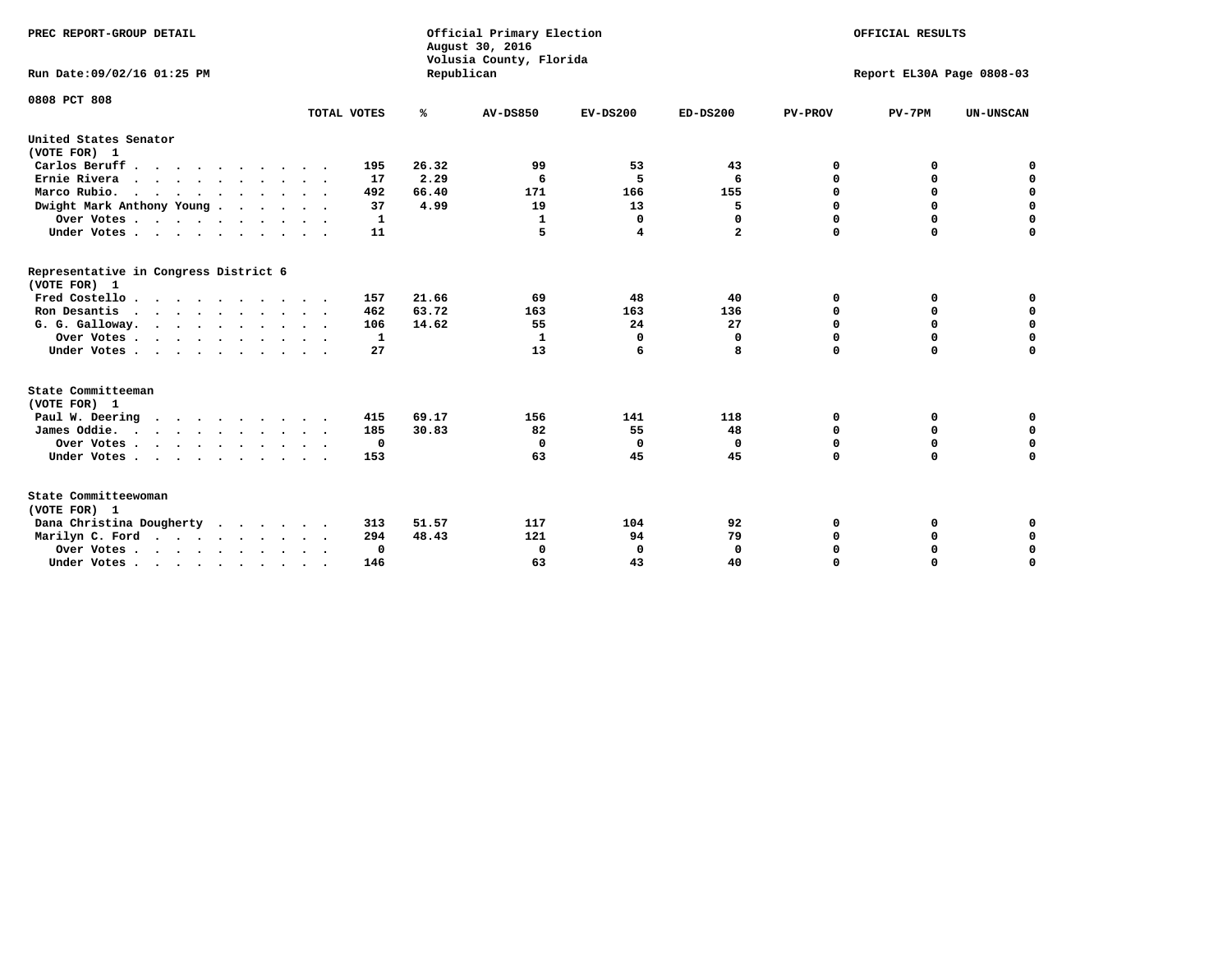PREC REPORT-GROUP DETAIL

Official Primary Election
August 30, 2016
Volusia County, Florida
Republican

OFFICIAL RESULTS

Run Date:09/02/16 01:25 PM

Report EL30A Page 0808-03

0808 PCT 808

| | TOTAL VOTES | % | AV-DS850 | EV-DS200 | ED-DS200 | PV-PROV | PV-7PM | UN-UNSCAN |
|---|---|---|---|---|---|---|---|---|
| **United States Senator (VOTE FOR) 1** | | | | | | | | |
| Carlos Beruff | 195 | 26.32 | 99 | 53 | 43 | 0 | 0 | 0 |
| Ernie Rivera | 17 | 2.29 | 6 | 5 | 6 | 0 | 0 | 0 |
| Marco Rubio. | 492 | 66.40 | 171 | 166 | 155 | 0 | 0 | 0 |
| Dwight Mark Anthony Young | 37 | 4.99 | 19 | 13 | 5 | 0 | 0 | 0 |
| Over Votes | 1 | | 1 | 0 | 0 | 0 | 0 | 0 |
| Under Votes | 11 | | 5 | 4 | 2 | 0 | 0 | 0 |
| **Representative in Congress District 6 (VOTE FOR) 1** | | | | | | | | |
| Fred Costello | 157 | 21.66 | 69 | 48 | 40 | 0 | 0 | 0 |
| Ron Desantis | 462 | 63.72 | 163 | 163 | 136 | 0 | 0 | 0 |
| G. G. Galloway. | 106 | 14.62 | 55 | 24 | 27 | 0 | 0 | 0 |
| Over Votes | 1 | | 1 | 0 | 0 | 0 | 0 | 0 |
| Under Votes | 27 | | 13 | 6 | 8 | 0 | 0 | 0 |
| **State Committeeman (VOTE FOR) 1** | | | | | | | | |
| Paul W. Deering | 415 | 69.17 | 156 | 141 | 118 | 0 | 0 | 0 |
| James Oddie. | 185 | 30.83 | 82 | 55 | 48 | 0 | 0 | 0 |
| Over Votes | 0 | | 0 | 0 | 0 | 0 | 0 | 0 |
| Under Votes | 153 | | 63 | 45 | 45 | 0 | 0 | 0 |
| **State Committeewoman (VOTE FOR) 1** | | | | | | | | |
| Dana Christina Dougherty | 313 | 51.57 | 117 | 104 | 92 | 0 | 0 | 0 |
| Marilyn C. Ford | 294 | 48.43 | 121 | 94 | 79 | 0 | 0 | 0 |
| Over Votes | 0 | | 0 | 0 | 0 | 0 | 0 | 0 |
| Under Votes | 146 | | 63 | 43 | 40 | 0 | 0 | 0 |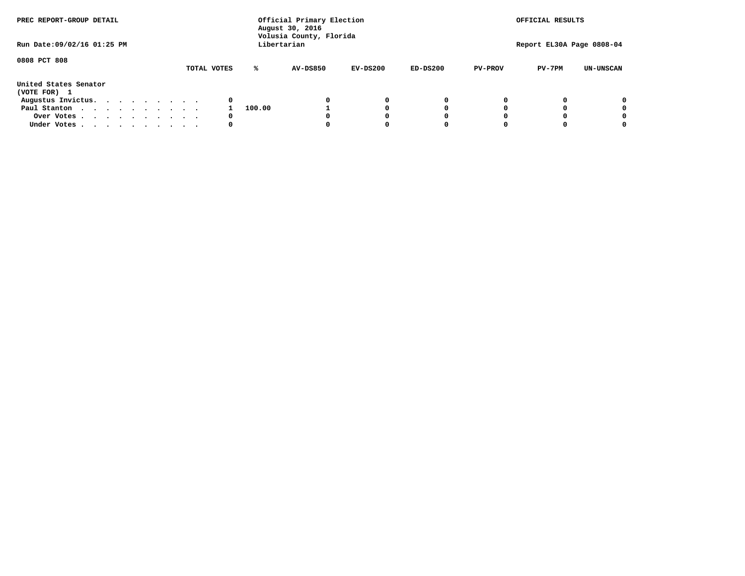PREC REPORT-GROUP DETAIL

Official Primary Election
August 30, 2016
Volusia County, Florida
Libertarian

OFFICIAL RESULTS

Run Date:09/02/16 01:25 PM

Report EL30A Page 0808-04

0808 PCT 808

United States Senator
(VOTE FOR) 1

| | TOTAL VOTES | % | AV-DS850 | EV-DS200 | ED-DS200 | PV-PROV | PV-7PM | UN-UNSCAN |
|---|---|---|---|---|---|---|---|---|
| Augustus Invictus. . . . . . . . . . | 0 | | 0 | 0 | 0 | 0 | 0 | 0 |
| Paul Stanton . . . . . . . . . . . | 1 | 100.00 | 1 | 0 | 0 | 0 | 0 | 0 |
| Over Votes . . . . . . . . . . . | 0 | | 0 | 0 | 0 | 0 | 0 | 0 |
| Under Votes . . . . . . . . . . . | 0 | | 0 | 0 | 0 | 0 | 0 | 0 |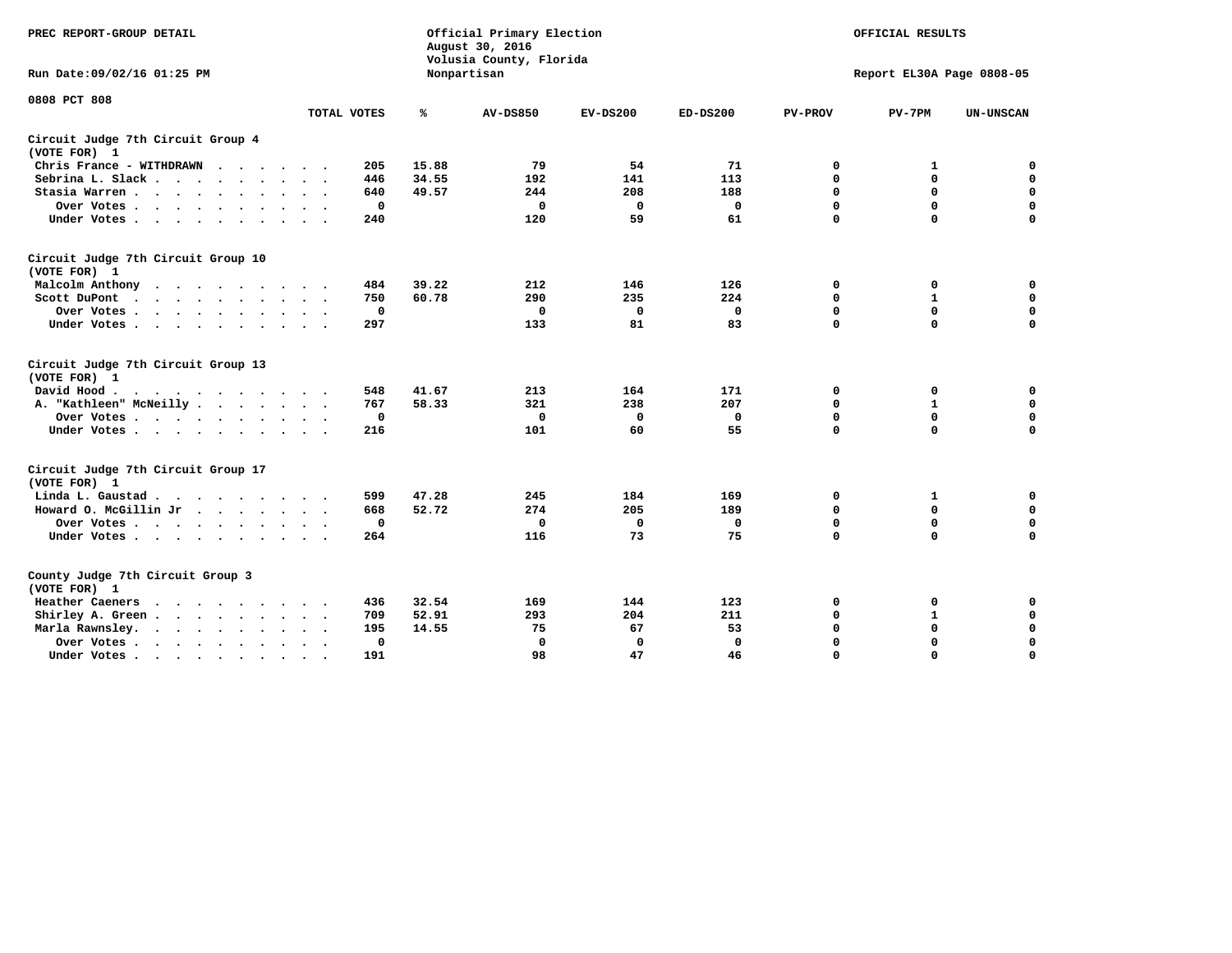PREC REPORT-GROUP DETAIL

Official Primary Election
August 30, 2016
Volusia County, Florida
Nonpartisan

OFFICIAL RESULTS

Run Date:09/02/16 01:25 PM

Report EL30A Page 0808-05

0808 PCT 808

| | TOTAL VOTES | % | AV-DS850 | EV-DS200 | ED-DS200 | PV-PROV | PV-7PM | UN-UNSCAN |
|---|---|---|---|---|---|---|---|---|
| **Circuit Judge 7th Circuit Group 4** | | | | | | | | |
| **(VOTE FOR) 1** | | | | | | | | |
| Chris France - WITHDRAWN | 205 | 15.88 | 79 | 54 | 71 | 0 | 1 | 0 |
| Sebrina L. Slack | 446 | 34.55 | 192 | 141 | 113 | 0 | 0 | 0 |
| Stasia Warren | 640 | 49.57 | 244 | 208 | 188 | 0 | 0 | 0 |
| Over Votes | 0 | | 0 | 0 | 0 | 0 | 0 | 0 |
| Under Votes | 240 | | 120 | 59 | 61 | 0 | 0 | 0 |
| **Circuit Judge 7th Circuit Group 10** | | | | | | | | |
| **(VOTE FOR) 1** | | | | | | | | |
| Malcolm Anthony | 484 | 39.22 | 212 | 146 | 126 | 0 | 0 | 0 |
| Scott DuPont | 750 | 60.78 | 290 | 235 | 224 | 0 | 1 | 0 |
| Over Votes | 0 | | 0 | 0 | 0 | 0 | 0 | 0 |
| Under Votes | 297 | | 133 | 81 | 83 | 0 | 0 | 0 |
| **Circuit Judge 7th Circuit Group 13** | | | | | | | | |
| **(VOTE FOR) 1** | | | | | | | | |
| David Hood | 548 | 41.67 | 213 | 164 | 171 | 0 | 0 | 0 |
| A. "Kathleen" McNeilly | 767 | 58.33 | 321 | 238 | 207 | 0 | 1 | 0 |
| Over Votes | 0 | | 0 | 0 | 0 | 0 | 0 | 0 |
| Under Votes | 216 | | 101 | 60 | 55 | 0 | 0 | 0 |
| **Circuit Judge 7th Circuit Group 17** | | | | | | | | |
| **(VOTE FOR) 1** | | | | | | | | |
| Linda L. Gaustad | 599 | 47.28 | 245 | 184 | 169 | 0 | 1 | 0 |
| Howard O. McGillin Jr | 668 | 52.72 | 274 | 205 | 189 | 0 | 0 | 0 |
| Over Votes | 0 | | 0 | 0 | 0 | 0 | 0 | 0 |
| Under Votes | 264 | | 116 | 73 | 75 | 0 | 0 | 0 |
| **County Judge 7th Circuit Group 3** | | | | | | | | |
| **(VOTE FOR) 1** | | | | | | | | |
| Heather Caeners | 436 | 32.54 | 169 | 144 | 123 | 0 | 0 | 0 |
| Shirley A. Green | 709 | 52.91 | 293 | 204 | 211 | 0 | 1 | 0 |
| Marla Rawnsley. | 195 | 14.55 | 75 | 67 | 53 | 0 | 0 | 0 |
| Over Votes | 0 | | 0 | 0 | 0 | 0 | 0 | 0 |
| Under Votes | 191 | | 98 | 47 | 46 | 0 | 0 | 0 |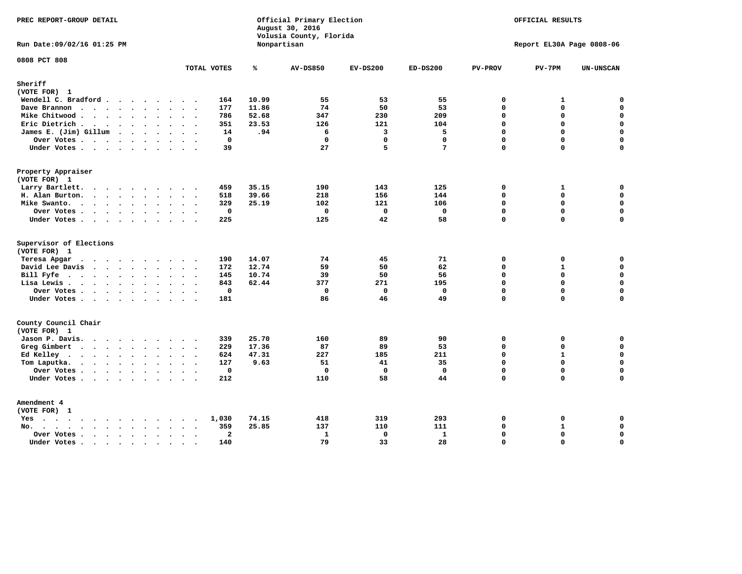PREC REPORT-GROUP DETAIL

Official Primary Election
August 30, 2016
Volusia County, Florida
Nonpartisan

OFFICIAL RESULTS

Run Date:09/02/16 01:25 PM

Report EL30A Page 0808-06

0808 PCT 808

| | TOTAL VOTES | % | AV-DS850 | EV-DS200 | ED-DS200 | PV-PROV | PV-7PM | UN-UNSCAN |
|---|---|---|---|---|---|---|---|---|
| **Sheriff** | | | | | | | | |
| **(VOTE FOR) 1** | | | | | | | | |
| Wendell C. Bradford | 164 | 10.99 | 55 | 53 | 55 | 0 | 1 | 0 |
| Dave Brannon | 177 | 11.86 | 74 | 50 | 53 | 0 | 0 | 0 |
| Mike Chitwood | 786 | 52.68 | 347 | 230 | 209 | 0 | 0 | 0 |
| Eric Dietrich | 351 | 23.53 | 126 | 121 | 104 | 0 | 0 | 0 |
| James E. (Jim) Gillum | 14 | .94 | 6 | 3 | 5 | 0 | 0 | 0 |
| Over Votes | 0 | | 0 | 0 | 0 | 0 | 0 | 0 |
| Under Votes | 39 | | 27 | 5 | 7 | 0 | 0 | 0 |
| **Property Appraiser** | | | | | | | | |
| **(VOTE FOR) 1** | | | | | | | | |
| Larry Bartlett | 459 | 35.15 | 190 | 143 | 125 | 0 | 1 | 0 |
| H. Alan Burton | 518 | 39.66 | 218 | 156 | 144 | 0 | 0 | 0 |
| Mike Swanto | 329 | 25.19 | 102 | 121 | 106 | 0 | 0 | 0 |
| Over Votes | 0 | | 0 | 0 | 0 | 0 | 0 | 0 |
| Under Votes | 225 | | 125 | 42 | 58 | 0 | 0 | 0 |
| **Supervisor of Elections** | | | | | | | | |
| **(VOTE FOR) 1** | | | | | | | | |
| Teresa Apgar | 190 | 14.07 | 74 | 45 | 71 | 0 | 0 | 0 |
| David Lee Davis | 172 | 12.74 | 59 | 50 | 62 | 0 | 1 | 0 |
| Bill Fyfe | 145 | 10.74 | 39 | 50 | 56 | 0 | 0 | 0 |
| Lisa Lewis | 843 | 62.44 | 377 | 271 | 195 | 0 | 0 | 0 |
| Over Votes | 0 | | 0 | 0 | 0 | 0 | 0 | 0 |
| Under Votes | 181 | | 86 | 46 | 49 | 0 | 0 | 0 |
| **County Council Chair** | | | | | | | | |
| **(VOTE FOR) 1** | | | | | | | | |
| Jason P. Davis | 339 | 25.70 | 160 | 89 | 90 | 0 | 0 | 0 |
| Greg Gimbert | 229 | 17.36 | 87 | 89 | 53 | 0 | 0 | 0 |
| Ed Kelley | 624 | 47.31 | 227 | 185 | 211 | 0 | 1 | 0 |
| Tom Laputka | 127 | 9.63 | 51 | 41 | 35 | 0 | 0 | 0 |
| Over Votes | 0 | | 0 | 0 | 0 | 0 | 0 | 0 |
| Under Votes | 212 | | 110 | 58 | 44 | 0 | 0 | 0 |
| **Amendment 4** | | | | | | | | |
| **(VOTE FOR) 1** | | | | | | | | |
| Yes | 1,030 | 74.15 | 418 | 319 | 293 | 0 | 0 | 0 |
| No | 359 | 25.85 | 137 | 110 | 111 | 0 | 1 | 0 |
| Over Votes | 2 | | 1 | 0 | 1 | 0 | 0 | 0 |
| Under Votes | 140 | | 79 | 33 | 28 | 0 | 0 | 0 |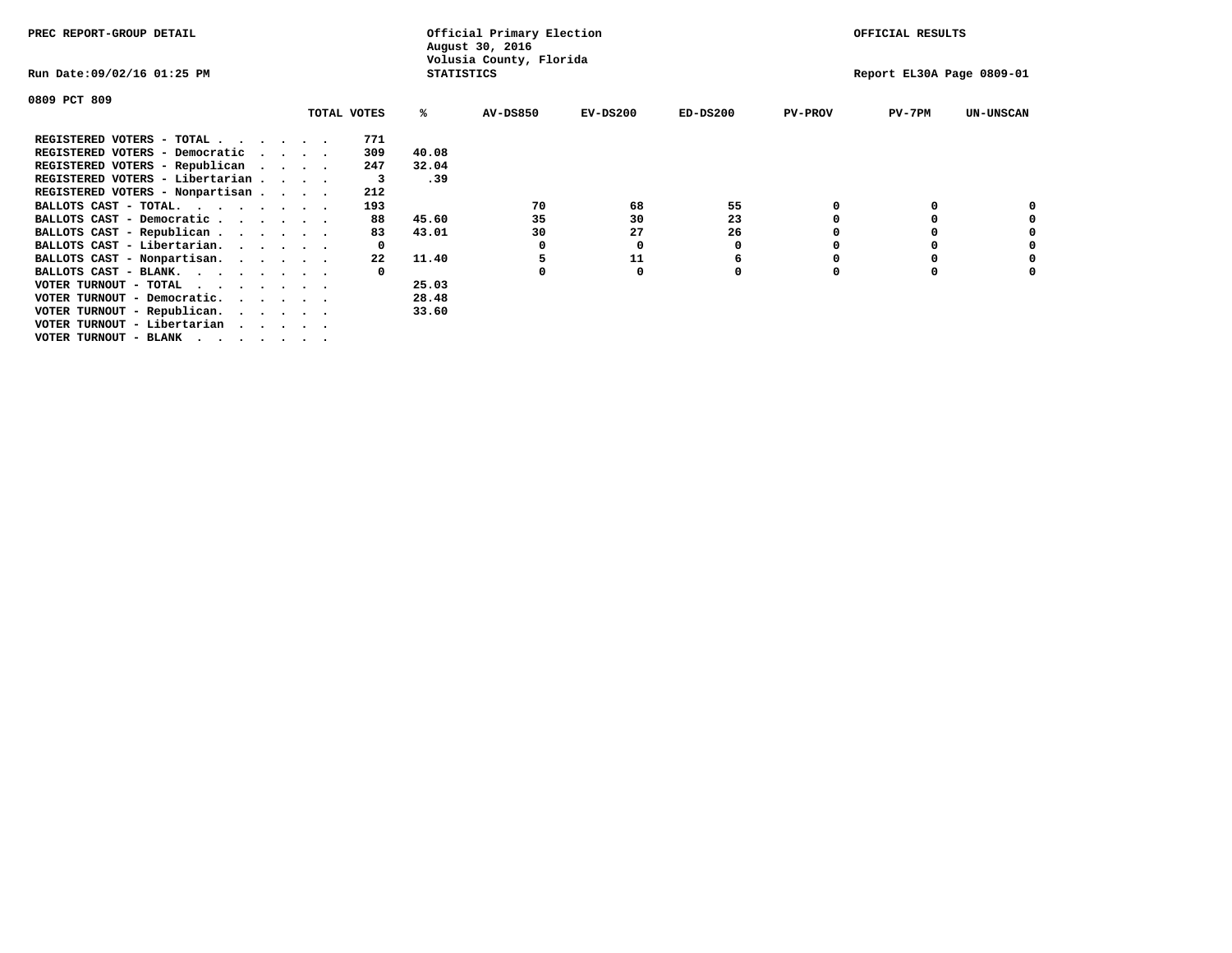PREC REPORT-GROUP DETAIL

Official Primary Election
August 30, 2016
Volusia County, Florida
STATISTICS

OFFICIAL RESULTS

Run Date:09/02/16 01:25 PM

Report EL30A Page 0809-01

0809 PCT 809

| | TOTAL VOTES | % | AV-DS850 | EV-DS200 | ED-DS200 | PV-PROV | PV-7PM | UN-UNSCAN |
|---|---|---|---|---|---|---|---|---|
| REGISTERED VOTERS - TOTAL . . . . . . | 771 | | | | | | | |
| REGISTERED VOTERS - Democratic . . . . | 309 | 40.08 | | | | | | |
| REGISTERED VOTERS - Republican . . . . | 247 | 32.04 | | | | | | |
| REGISTERED VOTERS - Libertarian . . . . | 3 | .39 | | | | | | |
| REGISTERED VOTERS - Nonpartisan . . . . | 212 | | | | | | | |
| BALLOTS CAST - TOTAL. . . . . . . . | 193 | | 70 | 68 | 55 | 0 | 0 | 0 |
| BALLOTS CAST - Democratic . . . . . . | 88 | 45.60 | 35 | 30 | 23 | 0 | 0 | 0 |
| BALLOTS CAST - Republican . . . . . . | 83 | 43.01 | 30 | 27 | 26 | 0 | 0 | 0 |
| BALLOTS CAST - Libertarian. . . . . . | 0 | | 0 | 0 | 0 | 0 | 0 | 0 |
| BALLOTS CAST - Nonpartisan. . . . . . | 22 | 11.40 | 5 | 11 | 6 | 0 | 0 | 0 |
| BALLOTS CAST - BLANK. . . . . . . . | 0 | | 0 | 0 | 0 | 0 | 0 | 0 |
| VOTER TURNOUT - TOTAL . . . . . . . | | 25.03 | | | | | | |
| VOTER TURNOUT - Democratic. . . . . . | | 28.48 | | | | | | |
| VOTER TURNOUT - Republican. . . . . . | | 33.60 | | | | | | |
| VOTER TURNOUT - Libertarian . . . . . | | | | | | | | |
| VOTER TURNOUT - BLANK . . . . . . . | | | | | | | | |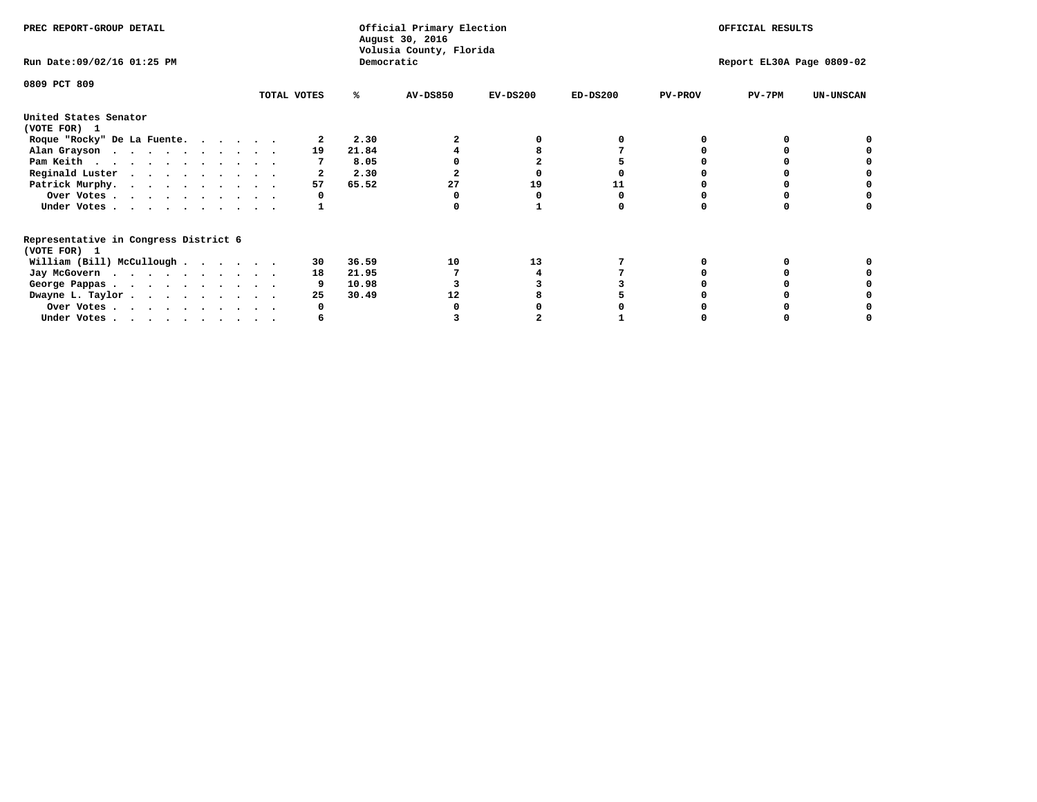PREC REPORT-GROUP DETAIL

Official Primary Election
August 30, 2016
Volusia County, Florida
Democratic

OFFICIAL RESULTS

Run Date:09/02/16 01:25 PM

Report EL30A Page 0809-02

0809 PCT 809

| | TOTAL VOTES | % | AV-DS850 | EV-DS200 | ED-DS200 | PV-PROV | PV-7PM | UN-UNSCAN |
|---|---|---|---|---|---|---|---|---|
| **United States Senator** | | | | | | | | |
| **(VOTE FOR) 1** | | | | | | | | |
| Roque "Rocky" De La Fuente. | 2 | 2.30 | 2 | 0 | 0 | 0 | 0 | 0 |
| Alan Grayson | 19 | 21.84 | 4 | 8 | 7 | 0 | 0 | 0 |
| Pam Keith | 7 | 8.05 | 0 | 2 | 5 | 0 | 0 | 0 |
| Reginald Luster | 2 | 2.30 | 2 | 0 | 0 | 0 | 0 | 0 |
| Patrick Murphy. | 57 | 65.52 | 27 | 19 | 11 | 0 | 0 | 0 |
| Over Votes | 0 | | 0 | 0 | 0 | 0 | 0 | 0 |
| Under Votes | 1 | | 0 | 1 | 0 | 0 | 0 | 0 |
| **Representative in Congress District 6** | | | | | | | | |
| **(VOTE FOR) 1** | | | | | | | | |
| William (Bill) McCullough | 30 | 36.59 | 10 | 13 | 7 | 0 | 0 | 0 |
| Jay McGovern | 18 | 21.95 | 7 | 4 | 7 | 0 | 0 | 0 |
| George Pappas | 9 | 10.98 | 3 | 3 | 3 | 0 | 0 | 0 |
| Dwayne L. Taylor | 25 | 30.49 | 12 | 8 | 5 | 0 | 0 | 0 |
| Over Votes | 0 | | 0 | 0 | 0 | 0 | 0 | 0 |
| Under Votes | 6 | | 3 | 2 | 1 | 0 | 0 | 0 |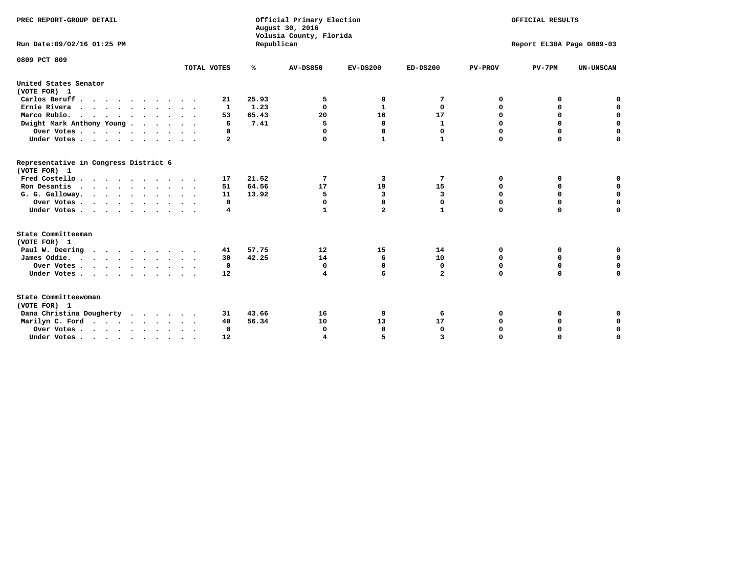PREC REPORT-GROUP DETAIL

Official Primary Election
August 30, 2016
Volusia County, Florida
Republican

OFFICIAL RESULTS

Run Date:09/02/16 01:25 PM

Report EL30A Page 0809-03

0809 PCT 809

| | TOTAL VOTES | % | AV-DS850 | EV-DS200 | ED-DS200 | PV-PROV | PV-7PM | UN-UNSCAN |
|---|---|---|---|---|---|---|---|---|
| **United States Senator (VOTE FOR) 1** | | | | | | | | |
| Carlos Beruff | 21 | 25.93 | 5 | 9 | 7 | 0 | 0 | 0 |
| Ernie Rivera | 1 | 1.23 | 0 | 1 | 0 | 0 | 0 | 0 |
| Marco Rubio. | 53 | 65.43 | 20 | 16 | 17 | 0 | 0 | 0 |
| Dwight Mark Anthony Young | 6 | 7.41 | 5 | 0 | 1 | 0 | 0 | 0 |
| Over Votes | 0 | | 0 | 0 | 0 | 0 | 0 | 0 |
| Under Votes | 2 | | 0 | 1 | 1 | 0 | 0 | 0 |
| **Representative in Congress District 6 (VOTE FOR) 1** | | | | | | | | |
| Fred Costello | 17 | 21.52 | 7 | 3 | 7 | 0 | 0 | 0 |
| Ron Desantis | 51 | 64.56 | 17 | 19 | 15 | 0 | 0 | 0 |
| G. G. Galloway. | 11 | 13.92 | 5 | 3 | 3 | 0 | 0 | 0 |
| Over Votes | 0 | | 0 | 0 | 0 | 0 | 0 | 0 |
| Under Votes | 4 | | 1 | 2 | 1 | 0 | 0 | 0 |
| **State Committeeman (VOTE FOR) 1** | | | | | | | | |
| Paul W. Deering | 41 | 57.75 | 12 | 15 | 14 | 0 | 0 | 0 |
| James Oddie. | 30 | 42.25 | 14 | 6 | 10 | 0 | 0 | 0 |
| Over Votes | 0 | | 0 | 0 | 0 | 0 | 0 | 0 |
| Under Votes | 12 | | 4 | 6 | 2 | 0 | 0 | 0 |
| **State Committeewoman (VOTE FOR) 1** | | | | | | | | |
| Dana Christina Dougherty | 31 | 43.66 | 16 | 9 | 6 | 0 | 0 | 0 |
| Marilyn C. Ford | 40 | 56.34 | 10 | 13 | 17 | 0 | 0 | 0 |
| Over Votes | 0 | | 0 | 0 | 0 | 0 | 0 | 0 |
| Under Votes | 12 | | 4 | 5 | 3 | 0 | 0 | 0 |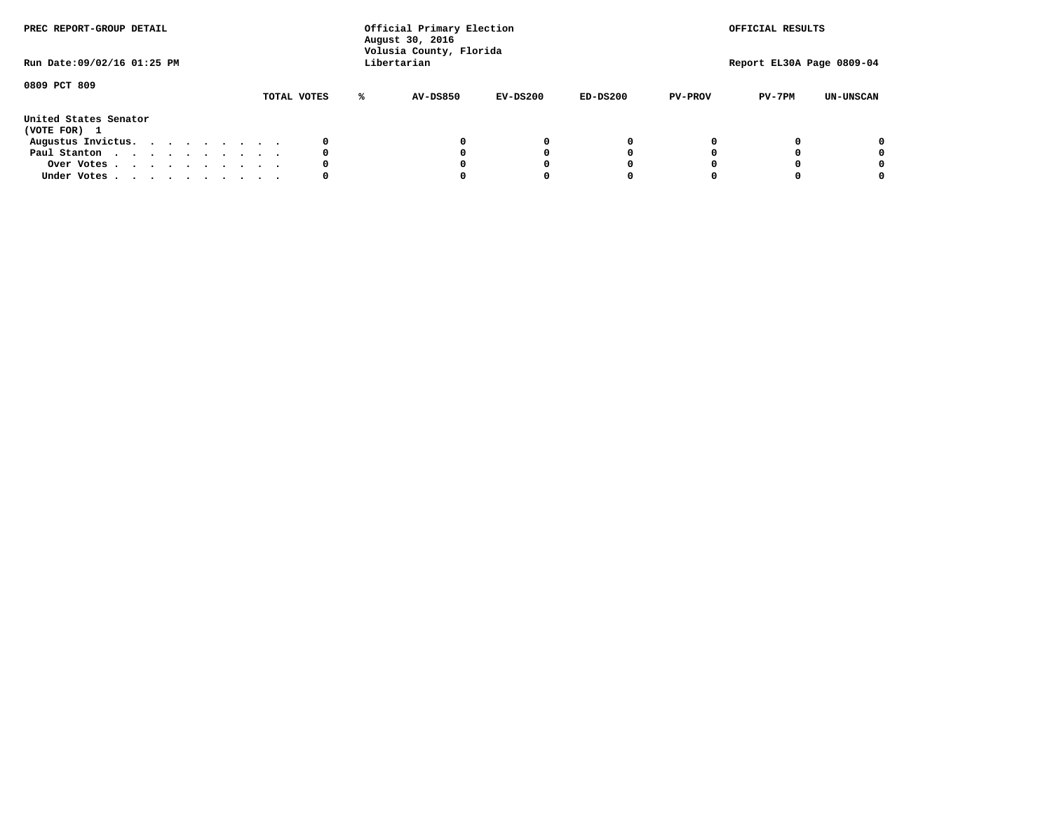PREC REPORT-GROUP DETAIL

Official Primary Election
August 30, 2016
Volusia County, Florida
Libertarian

OFFICIAL RESULTS

Run Date:09/02/16 01:25 PM

Report EL30A Page 0809-04

0809 PCT 809

| | TOTAL VOTES | % | AV-DS850 | EV-DS200 | ED-DS200 | PV-PROV | PV-7PM | UN-UNSCAN |
|---|---|---|---|---|---|---|---|---|
| **United States Senator** | | | | | | | | |
| **(VOTE FOR) 1** | | | | | | | | |
| Augustus Invictus. . . . . . . . . . | 0 | | 0 | 0 | 0 | 0 | 0 | 0 |
| Paul Stanton . . . . . . . . . . . | 0 | | 0 | 0 | 0 | 0 | 0 | 0 |
| Over Votes . . . . . . . . . . . | 0 | | 0 | 0 | 0 | 0 | 0 | 0 |
| Under Votes . . . . . . . . . . . | 0 | | 0 | 0 | 0 | 0 | 0 | 0 |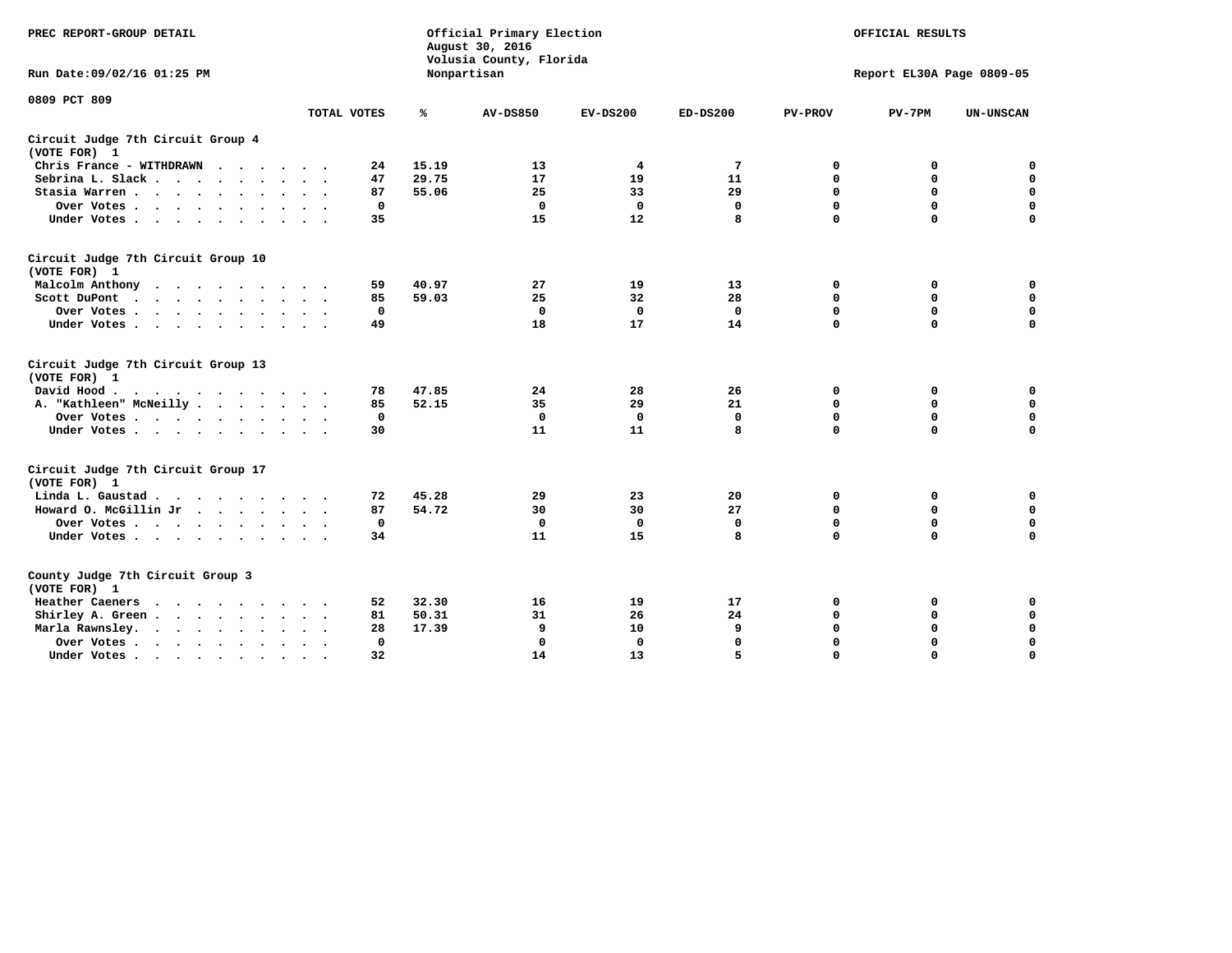PREC REPORT-GROUP DETAIL

Official Primary Election
August 30, 2016
Volusia County, Florida
Nonpartisan

OFFICIAL RESULTS

Run Date:09/02/16 01:25 PM

Report EL30A Page 0809-05

0809 PCT 809

| | TOTAL VOTES | % | AV-DS850 | EV-DS200 | ED-DS200 | PV-PROV | PV-7PM | UN-UNSCAN |
|---|---|---|---|---|---|---|---|---|
| **Circuit Judge 7th Circuit Group 4 (VOTE FOR) 1** | | | | | | | | |
| Chris France - WITHDRAWN | 24 | 15.19 | 13 | 4 | 7 | 0 | 0 | 0 |
| Sebrina L. Slack | 47 | 29.75 | 17 | 19 | 11 | 0 | 0 | 0 |
| Stasia Warren | 87 | 55.06 | 25 | 33 | 29 | 0 | 0 | 0 |
| Over Votes | 0 | | 0 | 0 | 0 | 0 | 0 | 0 |
| Under Votes | 35 | | 15 | 12 | 8 | 0 | 0 | 0 |
| **Circuit Judge 7th Circuit Group 10 (VOTE FOR) 1** | | | | | | | | |
| Malcolm Anthony | 59 | 40.97 | 27 | 19 | 13 | 0 | 0 | 0 |
| Scott DuPont | 85 | 59.03 | 25 | 32 | 28 | 0 | 0 | 0 |
| Over Votes | 0 | | 0 | 0 | 0 | 0 | 0 | 0 |
| Under Votes | 49 | | 18 | 17 | 14 | 0 | 0 | 0 |
| **Circuit Judge 7th Circuit Group 13 (VOTE FOR) 1** | | | | | | | | |
| David Hood | 78 | 47.85 | 24 | 28 | 26 | 0 | 0 | 0 |
| A. "Kathleen" McNeilly | 85 | 52.15 | 35 | 29 | 21 | 0 | 0 | 0 |
| Over Votes | 0 | | 0 | 0 | 0 | 0 | 0 | 0 |
| Under Votes | 30 | | 11 | 11 | 8 | 0 | 0 | 0 |
| **Circuit Judge 7th Circuit Group 17 (VOTE FOR) 1** | | | | | | | | |
| Linda L. Gaustad | 72 | 45.28 | 29 | 23 | 20 | 0 | 0 | 0 |
| Howard O. McGillin Jr | 87 | 54.72 | 30 | 30 | 27 | 0 | 0 | 0 |
| Over Votes | 0 | | 0 | 0 | 0 | 0 | 0 | 0 |
| Under Votes | 34 | | 11 | 15 | 8 | 0 | 0 | 0 |
| **County Judge 7th Circuit Group 3 (VOTE FOR) 1** | | | | | | | | |
| Heather Caeners | 52 | 32.30 | 16 | 19 | 17 | 0 | 0 | 0 |
| Shirley A. Green | 81 | 50.31 | 31 | 26 | 24 | 0 | 0 | 0 |
| Marla Rawnsley. | 28 | 17.39 | 9 | 10 | 9 | 0 | 0 | 0 |
| Over Votes | 0 | | 0 | 0 | 0 | 0 | 0 | 0 |
| Under Votes | 32 | | 14 | 13 | 5 | 0 | 0 | 0 |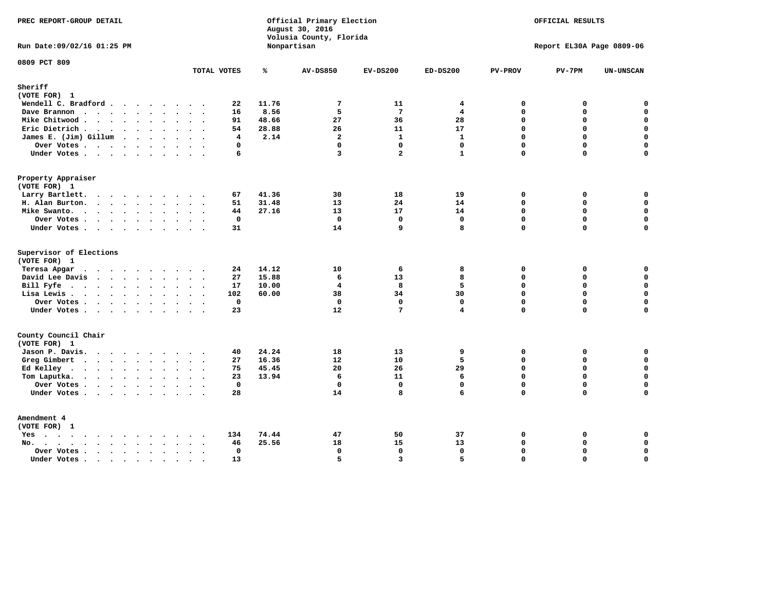PREC REPORT-GROUP DETAIL

Official Primary Election
August 30, 2016
Volusia County, Florida
Nonpartisan

OFFICIAL RESULTS

Run Date:09/02/16 01:25 PM

Report EL30A Page 0809-06

0809 PCT 809

| | TOTAL VOTES | % | AV-DS850 | EV-DS200 | ED-DS200 | PV-PROV | PV-7PM | UN-UNSCAN |
|---|---|---|---|---|---|---|---|---|
| **Sheriff** | | | | | | | | |
| (VOTE FOR) 1 | | | | | | | | |
| Wendell C. Bradford | 22 | 11.76 | 7 | 11 | 4 | 0 | 0 | 0 |
| Dave Brannon | 16 | 8.56 | 5 | 7 | 4 | 0 | 0 | 0 |
| Mike Chitwood | 91 | 48.66 | 27 | 36 | 28 | 0 | 0 | 0 |
| Eric Dietrich | 54 | 28.88 | 26 | 11 | 17 | 0 | 0 | 0 |
| James E. (Jim) Gillum | 4 | 2.14 | 2 | 1 | 1 | 0 | 0 | 0 |
| Over Votes | 0 | | 0 | 0 | 0 | 0 | 0 | 0 |
| Under Votes | 6 | | 3 | 2 | 1 | 0 | 0 | 0 |
| **Property Appraiser** | | | | | | | | |
| (VOTE FOR) 1 | | | | | | | | |
| Larry Bartlett | 67 | 41.36 | 30 | 18 | 19 | 0 | 0 | 0 |
| H. Alan Burton | 51 | 31.48 | 13 | 24 | 14 | 0 | 0 | 0 |
| Mike Swanto | 44 | 27.16 | 13 | 17 | 14 | 0 | 0 | 0 |
| Over Votes | 0 | | 0 | 0 | 0 | 0 | 0 | 0 |
| Under Votes | 31 | | 14 | 9 | 8 | 0 | 0 | 0 |
| **Supervisor of Elections** | | | | | | | | |
| (VOTE FOR) 1 | | | | | | | | |
| Teresa Apgar | 24 | 14.12 | 10 | 6 | 8 | 0 | 0 | 0 |
| David Lee Davis | 27 | 15.88 | 6 | 13 | 8 | 0 | 0 | 0 |
| Bill Fyfe | 17 | 10.00 | 4 | 8 | 5 | 0 | 0 | 0 |
| Lisa Lewis | 102 | 60.00 | 38 | 34 | 30 | 0 | 0 | 0 |
| Over Votes | 0 | | 0 | 0 | 0 | 0 | 0 | 0 |
| Under Votes | 23 | | 12 | 7 | 4 | 0 | 0 | 0 |
| **County Council Chair** | | | | | | | | |
| (VOTE FOR) 1 | | | | | | | | |
| Jason P. Davis | 40 | 24.24 | 18 | 13 | 9 | 0 | 0 | 0 |
| Greg Gimbert | 27 | 16.36 | 12 | 10 | 5 | 0 | 0 | 0 |
| Ed Kelley | 75 | 45.45 | 20 | 26 | 29 | 0 | 0 | 0 |
| Tom Laputka | 23 | 13.94 | 6 | 11 | 6 | 0 | 0 | 0 |
| Over Votes | 0 | | 0 | 0 | 0 | 0 | 0 | 0 |
| Under Votes | 28 | | 14 | 8 | 6 | 0 | 0 | 0 |
| **Amendment 4** | | | | | | | | |
| (VOTE FOR) 1 | | | | | | | | |
| Yes | 134 | 74.44 | 47 | 50 | 37 | 0 | 0 | 0 |
| No | 46 | 25.56 | 18 | 15 | 13 | 0 | 0 | 0 |
| Over Votes | 0 | | 0 | 0 | 0 | 0 | 0 | 0 |
| Under Votes | 13 | | 5 | 3 | 5 | 0 | 0 | 0 |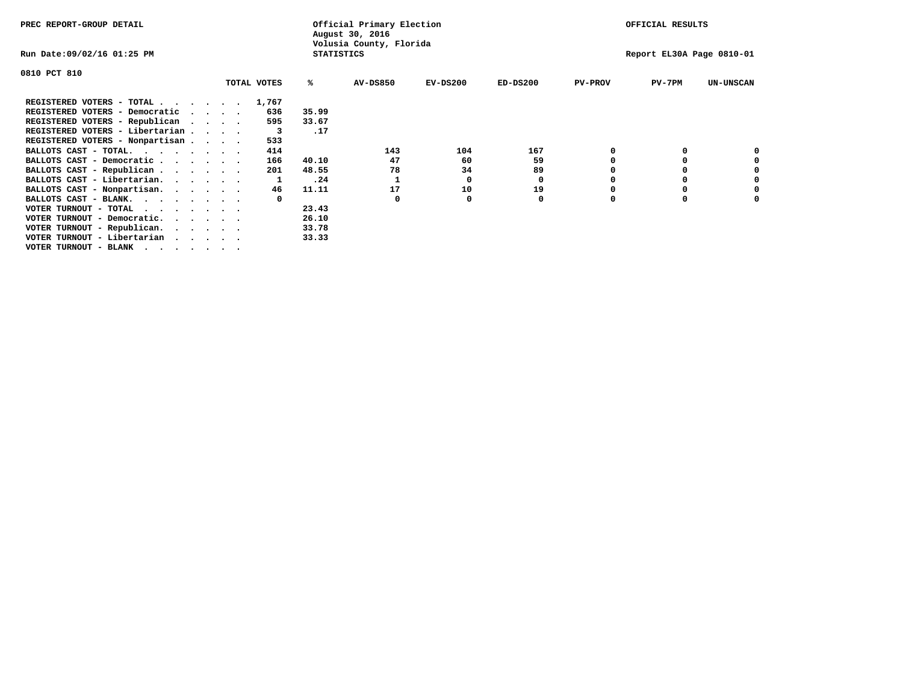PREC REPORT-GROUP DETAIL

Official Primary Election
August 30, 2016
Volusia County, Florida
STATISTICS

OFFICIAL RESULTS

Run Date:09/02/16 01:25 PM

Report EL30A Page 0810-01

0810 PCT 810

| | TOTAL VOTES | % | AV-DS850 | EV-DS200 | ED-DS200 | PV-PROV | PV-7PM | UN-UNSCAN |
|---|---|---|---|---|---|---|---|---|
| REGISTERED VOTERS - TOTAL . . . . . . | 1,767 | | | | | | | |
| REGISTERED VOTERS - Democratic . . . . | 636 | 35.99 | | | | | | |
| REGISTERED VOTERS - Republican . . . . | 595 | 33.67 | | | | | | |
| REGISTERED VOTERS - Libertarian . . . . | 3 | .17 | | | | | | |
| REGISTERED VOTERS - Nonpartisan . . . . | 533 | | | | | | | |
| BALLOTS CAST - TOTAL. . . . . . . . | 414 | | 143 | 104 | 167 | 0 | 0 | 0 |
| BALLOTS CAST - Democratic . . . . . . | 166 | 40.10 | 47 | 60 | 59 | 0 | 0 | 0 |
| BALLOTS CAST - Republican . . . . . . | 201 | 48.55 | 78 | 34 | 89 | 0 | 0 | 0 |
| BALLOTS CAST - Libertarian. . . . . . | 1 | .24 | 1 | 0 | 0 | 0 | 0 | 0 |
| BALLOTS CAST - Nonpartisan. . . . . . | 46 | 11.11 | 17 | 10 | 19 | 0 | 0 | 0 |
| BALLOTS CAST - BLANK. . . . . . . . | 0 | | 0 | 0 | 0 | 0 | 0 | 0 |
| VOTER TURNOUT - TOTAL . . . . . . . | | 23.43 | | | | | | |
| VOTER TURNOUT - Democratic. . . . . . | | 26.10 | | | | | | |
| VOTER TURNOUT - Republican. . . . . . | | 33.78 | | | | | | |
| VOTER TURNOUT - Libertarian . . . . . | | 33.33 | | | | | | |
| VOTER TURNOUT - BLANK . . . . . . . | | | | | | | | |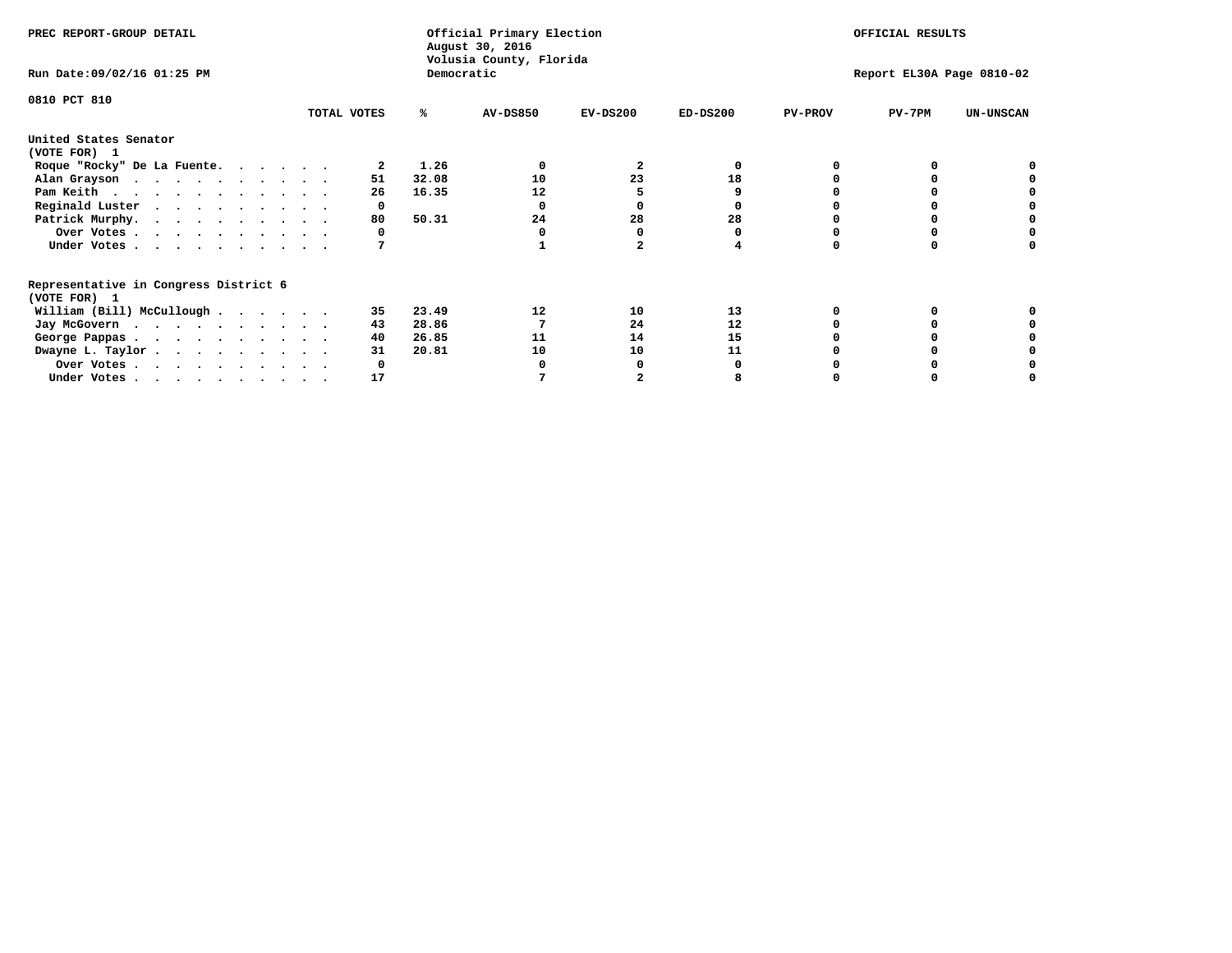PREC REPORT-GROUP DETAIL

Official Primary Election
August 30, 2016
Volusia County, Florida
Democratic

OFFICIAL RESULTS

Run Date:09/02/16 01:25 PM

Report EL30A Page 0810-02

0810 PCT 810

| | TOTAL VOTES | % | AV-DS850 | EV-DS200 | ED-DS200 | PV-PROV | PV-7PM | UN-UNSCAN |
|---|---|---|---|---|---|---|---|---|
| **United States Senator** | | | | | | | | |
| **(VOTE FOR) 1** | | | | | | | | |
| Roque "Rocky" De La Fuente. . . . . . | 2 | 1.26 | 0 | 2 | 0 | 0 | 0 | 0 |
| Alan Grayson . . . . . . . . . . . | 51 | 32.08 | 10 | 23 | 18 | 0 | 0 | 0 |
| Pam Keith . . . . . . . . . . . . | 26 | 16.35 | 12 | 5 | 9 | 0 | 0 | 0 |
| Reginald Luster . . . . . . . . . . | 0 | | 0 | 0 | 0 | 0 | 0 | 0 |
| Patrick Murphy. . . . . . . . . . . | 80 | 50.31 | 24 | 28 | 28 | 0 | 0 | 0 |
| Over Votes . . . . . . . . . . . | 0 | | 0 | 0 | 0 | 0 | 0 | 0 |
| Under Votes . . . . . . . . . . . | 7 | | 1 | 2 | 4 | 0 | 0 | 0 |
| **Representative in Congress District 6** | | | | | | | | |
| **(VOTE FOR) 1** | | | | | | | | |
| William (Bill) McCullough . . . . . . | 35 | 23.49 | 12 | 10 | 13 | 0 | 0 | 0 |
| Jay McGovern . . . . . . . . . . . | 43 | 28.86 | 7 | 24 | 12 | 0 | 0 | 0 |
| George Pappas . . . . . . . . . . . | 40 | 26.85 | 11 | 14 | 15 | 0 | 0 | 0 |
| Dwayne L. Taylor . . . . . . . . . . | 31 | 20.81 | 10 | 10 | 11 | 0 | 0 | 0 |
| Over Votes . . . . . . . . . . . | 0 | | 0 | 0 | 0 | 0 | 0 | 0 |
| Under Votes . . . . . . . . . . . | 17 | | 7 | 2 | 8 | 0 | 0 | 0 |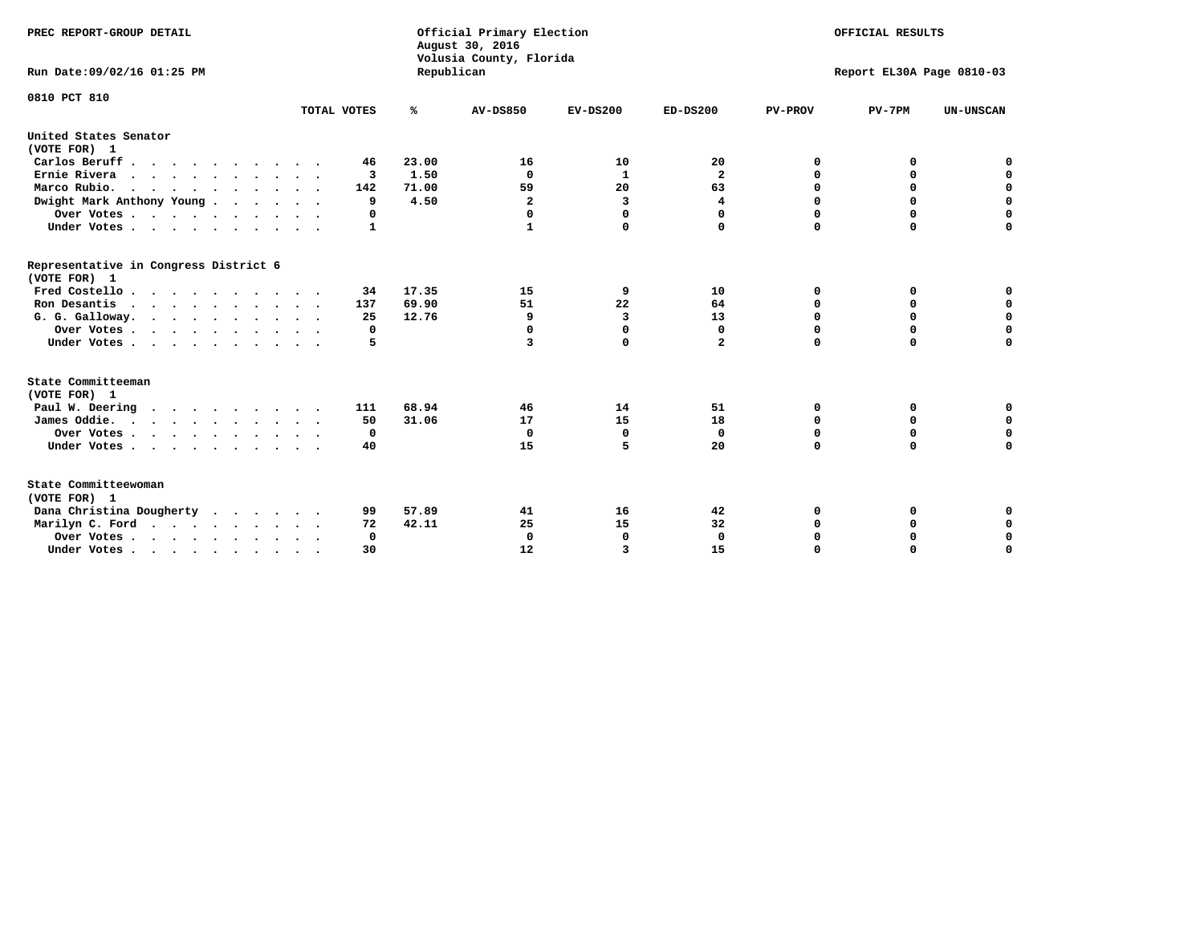PREC REPORT-GROUP DETAIL

Official Primary Election
August 30, 2016
Volusia County, Florida
Republican

OFFICIAL RESULTS

Run Date:09/02/16 01:25 PM

Report EL30A Page 0810-03

0810 PCT 810

| | TOTAL VOTES | % | AV-DS850 | EV-DS200 | ED-DS200 | PV-PROV | PV-7PM | UN-UNSCAN |
|---|---|---|---|---|---|---|---|---|
| **United States Senator** | | | | | | | | |
| **(VOTE FOR) 1** | | | | | | | | |
| Carlos Beruff | 46 | 23.00 | 16 | 10 | 20 | 0 | 0 | 0 |
| Ernie Rivera | 3 | 1.50 | 0 | 1 | 2 | 0 | 0 | 0 |
| Marco Rubio | 142 | 71.00 | 59 | 20 | 63 | 0 | 0 | 0 |
| Dwight Mark Anthony Young | 9 | 4.50 | 2 | 3 | 4 | 0 | 0 | 0 |
| Over Votes | 0 | | 0 | 0 | 0 | 0 | 0 | 0 |
| Under Votes | 1 | | 1 | 0 | 0 | 0 | 0 | 0 |
| **Representative in Congress District 6** | | | | | | | | |
| **(VOTE FOR) 1** | | | | | | | | |
| Fred Costello | 34 | 17.35 | 15 | 9 | 10 | 0 | 0 | 0 |
| Ron Desantis | 137 | 69.90 | 51 | 22 | 64 | 0 | 0 | 0 |
| G. G. Galloway | 25 | 12.76 | 9 | 3 | 13 | 0 | 0 | 0 |
| Over Votes | 0 | | 0 | 0 | 0 | 0 | 0 | 0 |
| Under Votes | 5 | | 3 | 0 | 2 | 0 | 0 | 0 |
| **State Committeeman** | | | | | | | | |
| **(VOTE FOR) 1** | | | | | | | | |
| Paul W. Deering | 111 | 68.94 | 46 | 14 | 51 | 0 | 0 | 0 |
| James Oddie | 50 | 31.06 | 17 | 15 | 18 | 0 | 0 | 0 |
| Over Votes | 0 | | 0 | 0 | 0 | 0 | 0 | 0 |
| Under Votes | 40 | | 15 | 5 | 20 | 0 | 0 | 0 |
| **State Committeewoman** | | | | | | | | |
| **(VOTE FOR) 1** | | | | | | | | |
| Dana Christina Dougherty | 99 | 57.89 | 41 | 16 | 42 | 0 | 0 | 0 |
| Marilyn C. Ford | 72 | 42.11 | 25 | 15 | 32 | 0 | 0 | 0 |
| Over Votes | 0 | | 0 | 0 | 0 | 0 | 0 | 0 |
| Under Votes | 30 | | 12 | 3 | 15 | 0 | 0 | 0 |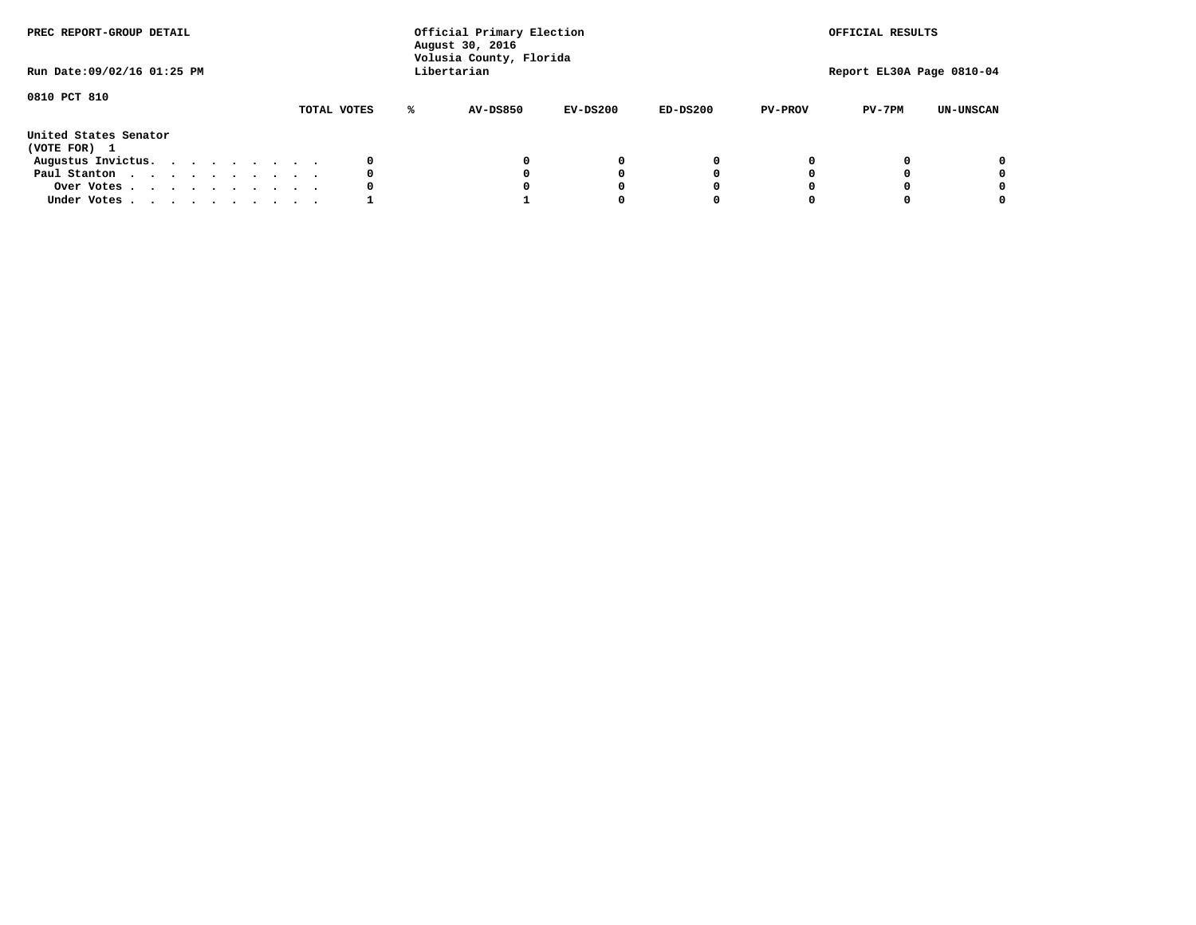PREC REPORT-GROUP DETAIL

Official Primary Election
August 30, 2016
Volusia County, Florida
Libertarian

OFFICIAL RESULTS

Run Date:09/02/16 01:25 PM

Report EL30A Page 0810-04

0810 PCT 810

| | TOTAL VOTES | % | AV-DS850 | EV-DS200 | ED-DS200 | PV-PROV | PV-7PM | UN-UNSCAN |
|---|---|---|---|---|---|---|---|---|
| **United States Senator (VOTE FOR) 1** | | | | | | | | |
| Augustus Invictus. . . . . . . . . . | 0 | | 0 | 0 | 0 | 0 | 0 | 0 |
| Paul Stanton . . . . . . . . . . . | 0 | | 0 | 0 | 0 | 0 | 0 | 0 |
| Over Votes . . . . . . . . . . . | 0 | | 0 | 0 | 0 | 0 | 0 | 0 |
| Under Votes . . . . . . . . . . . | 1 | | 1 | 0 | 0 | 0 | 0 | 0 |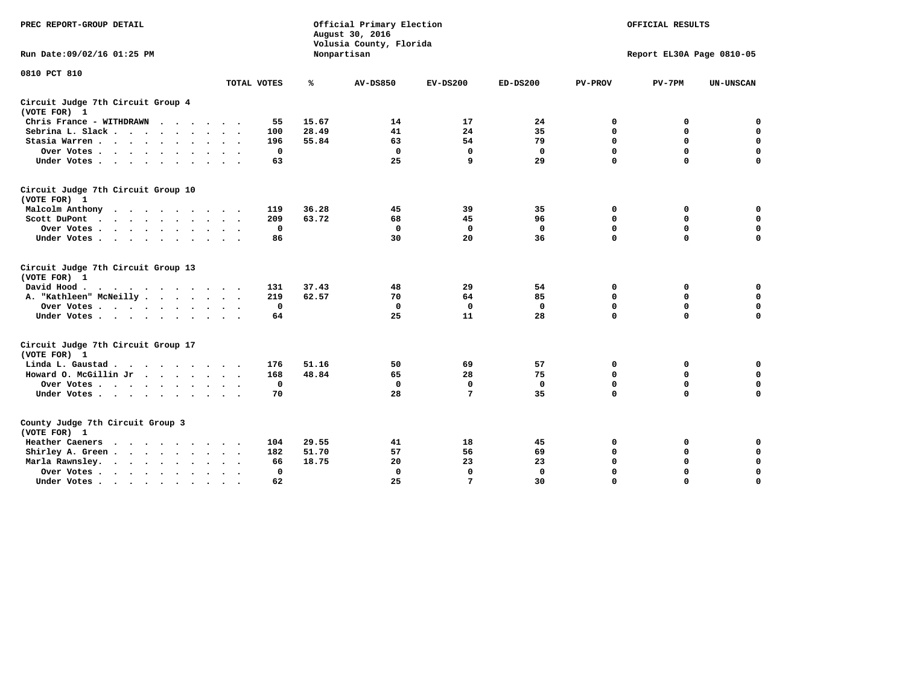PREC REPORT-GROUP DETAIL

Official Primary Election
August 30, 2016
Volusia County, Florida
Nonpartisan

OFFICIAL RESULTS

Run Date:09/02/16 01:25 PM

Report EL30A Page 0810-05

0810 PCT 810

| | TOTAL VOTES | % | AV-DS850 | EV-DS200 | ED-DS200 | PV-PROV | PV-7PM | UN-UNSCAN |
|---|---|---|---|---|---|---|---|---|
| **Circuit Judge 7th Circuit Group 4 (VOTE FOR) 1** | | | | | | | | |
| Chris France - WITHDRAWN | 55 | 15.67 | 14 | 17 | 24 | 0 | 0 | 0 |
| Sebrina L. Slack | 100 | 28.49 | 41 | 24 | 35 | 0 | 0 | 0 |
| Stasia Warren | 196 | 55.84 | 63 | 54 | 79 | 0 | 0 | 0 |
| Over Votes | 0 | | 0 | 0 | 0 | 0 | 0 | 0 |
| Under Votes | 63 | | 25 | 9 | 29 | 0 | 0 | 0 |
| **Circuit Judge 7th Circuit Group 10 (VOTE FOR) 1** | | | | | | | | |
| Malcolm Anthony | 119 | 36.28 | 45 | 39 | 35 | 0 | 0 | 0 |
| Scott DuPont | 209 | 63.72 | 68 | 45 | 96 | 0 | 0 | 0 |
| Over Votes | 0 | | 0 | 0 | 0 | 0 | 0 | 0 |
| Under Votes | 86 | | 30 | 20 | 36 | 0 | 0 | 0 |
| **Circuit Judge 7th Circuit Group 13 (VOTE FOR) 1** | | | | | | | | |
| David Hood | 131 | 37.43 | 48 | 29 | 54 | 0 | 0 | 0 |
| A. "Kathleen" McNeilly | 219 | 62.57 | 70 | 64 | 85 | 0 | 0 | 0 |
| Over Votes | 0 | | 0 | 0 | 0 | 0 | 0 | 0 |
| Under Votes | 64 | | 25 | 11 | 28 | 0 | 0 | 0 |
| **Circuit Judge 7th Circuit Group 17 (VOTE FOR) 1** | | | | | | | | |
| Linda L. Gaustad | 176 | 51.16 | 50 | 69 | 57 | 0 | 0 | 0 |
| Howard O. McGillin Jr | 168 | 48.84 | 65 | 28 | 75 | 0 | 0 | 0 |
| Over Votes | 0 | | 0 | 0 | 0 | 0 | 0 | 0 |
| Under Votes | 70 | | 28 | 7 | 35 | 0 | 0 | 0 |
| **County Judge 7th Circuit Group 3 (VOTE FOR) 1** | | | | | | | | |
| Heather Caeners | 104 | 29.55 | 41 | 18 | 45 | 0 | 0 | 0 |
| Shirley A. Green | 182 | 51.70 | 57 | 56 | 69 | 0 | 0 | 0 |
| Marla Rawnsley. | 66 | 18.75 | 20 | 23 | 23 | 0 | 0 | 0 |
| Over Votes | 0 | | 0 | 0 | 0 | 0 | 0 | 0 |
| Under Votes | 62 | | 25 | 7 | 30 | 0 | 0 | 0 |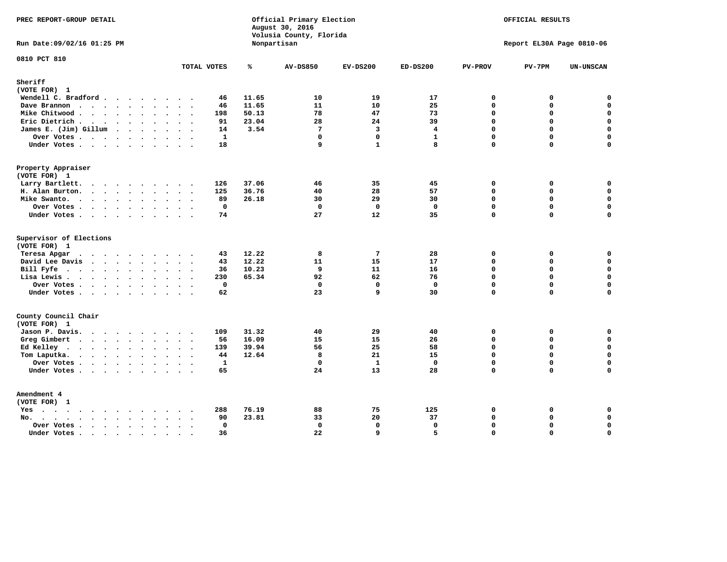PREC REPORT-GROUP DETAIL

Official Primary Election
August 30, 2016
Volusia County, Florida
Nonpartisan

OFFICIAL RESULTS

Run Date:09/02/16 01:25 PM

Report EL30A Page 0810-06

0810 PCT 810

| | TOTAL VOTES | % | AV-DS850 | EV-DS200 | ED-DS200 | PV-PROV | PV-7PM | UN-UNSCAN |
|---|---|---|---|---|---|---|---|---|
| **Sheriff** | | | | | | | | |
| **(VOTE FOR) 1** | | | | | | | | |
| Wendell C. Bradford | 46 | 11.65 | 10 | 19 | 17 | 0 | 0 | 0 |
| Dave Brannon | 46 | 11.65 | 11 | 10 | 25 | 0 | 0 | 0 |
| Mike Chitwood | 198 | 50.13 | 78 | 47 | 73 | 0 | 0 | 0 |
| Eric Dietrich | 91 | 23.04 | 28 | 24 | 39 | 0 | 0 | 0 |
| James E. (Jim) Gillum | 14 | 3.54 | 7 | 3 | 4 | 0 | 0 | 0 |
| Over Votes | 1 | | 0 | 0 | 1 | 0 | 0 | 0 |
| Under Votes | 18 | | 9 | 1 | 8 | 0 | 0 | 0 |
| **Property Appraiser** | | | | | | | | |
| **(VOTE FOR) 1** | | | | | | | | |
| Larry Bartlett | 126 | 37.06 | 46 | 35 | 45 | 0 | 0 | 0 |
| H. Alan Burton | 125 | 36.76 | 40 | 28 | 57 | 0 | 0 | 0 |
| Mike Swanto | 89 | 26.18 | 30 | 29 | 30 | 0 | 0 | 0 |
| Over Votes | 0 | | 0 | 0 | 0 | 0 | 0 | 0 |
| Under Votes | 74 | | 27 | 12 | 35 | 0 | 0 | 0 |
| **Supervisor of Elections** | | | | | | | | |
| **(VOTE FOR) 1** | | | | | | | | |
| Teresa Apgar | 43 | 12.22 | 8 | 7 | 28 | 0 | 0 | 0 |
| David Lee Davis | 43 | 12.22 | 11 | 15 | 17 | 0 | 0 | 0 |
| Bill Fyfe | 36 | 10.23 | 9 | 11 | 16 | 0 | 0 | 0 |
| Lisa Lewis | 230 | 65.34 | 92 | 62 | 76 | 0 | 0 | 0 |
| Over Votes | 0 | | 0 | 0 | 0 | 0 | 0 | 0 |
| Under Votes | 62 | | 23 | 9 | 30 | 0 | 0 | 0 |
| **County Council Chair** | | | | | | | | |
| **(VOTE FOR) 1** | | | | | | | | |
| Jason P. Davis | 109 | 31.32 | 40 | 29 | 40 | 0 | 0 | 0 |
| Greg Gimbert | 56 | 16.09 | 15 | 15 | 26 | 0 | 0 | 0 |
| Ed Kelley | 139 | 39.94 | 56 | 25 | 58 | 0 | 0 | 0 |
| Tom Laputka | 44 | 12.64 | 8 | 21 | 15 | 0 | 0 | 0 |
| Over Votes | 1 | | 0 | 1 | 0 | 0 | 0 | 0 |
| Under Votes | 65 | | 24 | 13 | 28 | 0 | 0 | 0 |
| **Amendment 4** | | | | | | | | |
| **(VOTE FOR) 1** | | | | | | | | |
| Yes | 288 | 76.19 | 88 | 75 | 125 | 0 | 0 | 0 |
| No | 90 | 23.81 | 33 | 20 | 37 | 0 | 0 | 0 |
| Over Votes | 0 | | 0 | 0 | 0 | 0 | 0 | 0 |
| Under Votes | 36 | | 22 | 9 | 5 | 0 | 0 | 0 |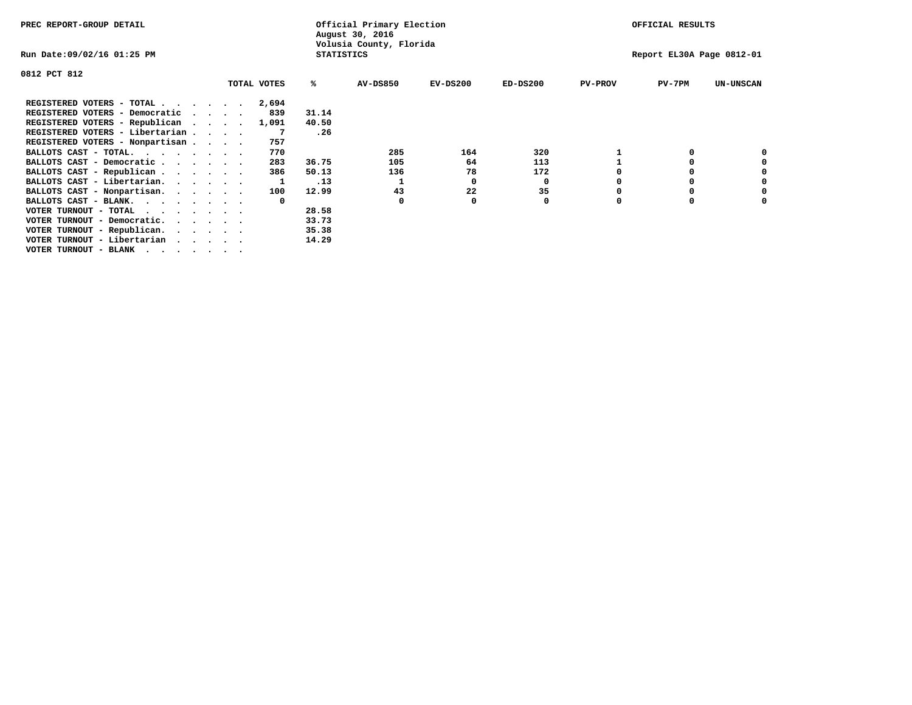PREC REPORT-GROUP DETAIL

Official Primary Election
August 30, 2016
Volusia County, Florida
STATISTICS

OFFICIAL RESULTS

Run Date:09/02/16 01:25 PM

Report EL30A Page 0812-01

0812 PCT 812

| | TOTAL VOTES | % | AV-DS850 | EV-DS200 | ED-DS200 | PV-PROV | PV-7PM | UN-UNSCAN |
|---|---|---|---|---|---|---|---|---|
| REGISTERED VOTERS - TOTAL . . . . . . | 2,694 | | | | | | | |
| REGISTERED VOTERS - Democratic . . . . | 839 | 31.14 | | | | | | |
| REGISTERED VOTERS - Republican . . . . | 1,091 | 40.50 | | | | | | |
| REGISTERED VOTERS - Libertarian . . . . | 7 | .26 | | | | | | |
| REGISTERED VOTERS - Nonpartisan . . . . | 757 | | | | | | | |
| BALLOTS CAST - TOTAL. . . . . . . . | 770 | | 285 | 164 | 320 | 1 | 0 | 0 |
| BALLOTS CAST - Democratic . . . . . . | 283 | 36.75 | 105 | 64 | 113 | 1 | 0 | 0 |
| BALLOTS CAST - Republican . . . . . . | 386 | 50.13 | 136 | 78 | 172 | 0 | 0 | 0 |
| BALLOTS CAST - Libertarian. . . . . . | 1 | .13 | 1 | 0 | 0 | 0 | 0 | 0 |
| BALLOTS CAST - Nonpartisan. . . . . . | 100 | 12.99 | 43 | 22 | 35 | 0 | 0 | 0 |
| BALLOTS CAST - BLANK. . . . . . . . | 0 | | 0 | 0 | 0 | 0 | 0 | 0 |
| VOTER TURNOUT - TOTAL . . . . . . . | | 28.58 | | | | | | |
| VOTER TURNOUT - Democratic. . . . . . | | 33.73 | | | | | | |
| VOTER TURNOUT - Republican. . . . . . | | 35.38 | | | | | | |
| VOTER TURNOUT - Libertarian . . . . . | | 14.29 | | | | | | |
| VOTER TURNOUT - BLANK . . . . . . . | | | | | | | | |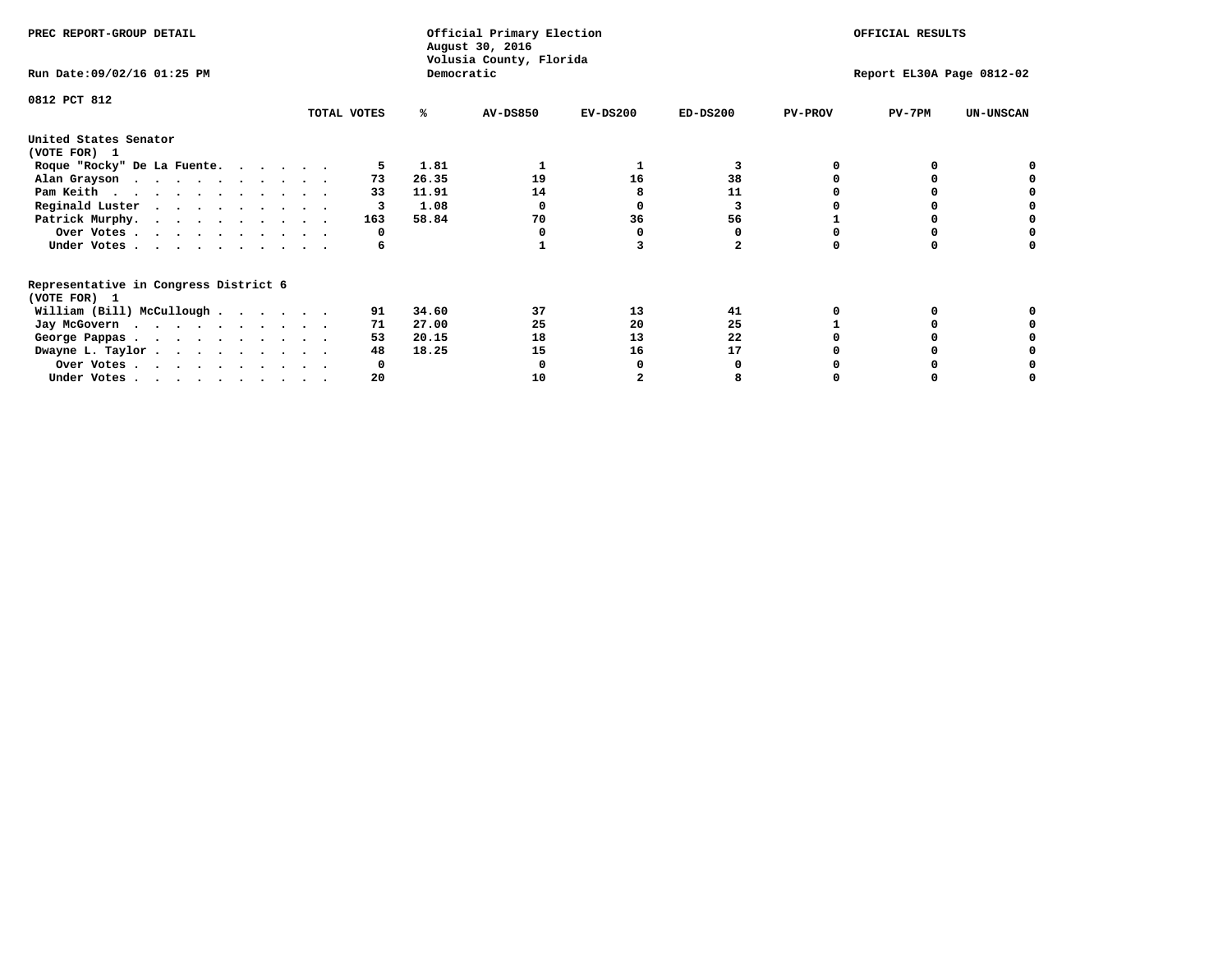PREC REPORT-GROUP DETAIL

Official Primary Election
August 30, 2016
Volusia County, Florida
Democratic

OFFICIAL RESULTS

Run Date:09/02/16 01:25 PM

Report EL30A Page 0812-02

0812 PCT 812

| | TOTAL VOTES | % | AV-DS850 | EV-DS200 | ED-DS200 | PV-PROV | PV-7PM | UN-UNSCAN |
|---|---|---|---|---|---|---|---|---|
| **United States Senator (VOTE FOR) 1** | | | | | | | | |
| Roque "Rocky" De La Fuente | 5 | 1.81 | 1 | 1 | 3 | 0 | 0 | 0 |
| Alan Grayson | 73 | 26.35 | 19 | 16 | 38 | 0 | 0 | 0 |
| Pam Keith | 33 | 11.91 | 14 | 8 | 11 | 0 | 0 | 0 |
| Reginald Luster | 3 | 1.08 | 0 | 0 | 3 | 0 | 0 | 0 |
| Patrick Murphy | 163 | 58.84 | 70 | 36 | 56 | 1 | 0 | 0 |
| Over Votes | 0 | | 0 | 0 | 0 | 0 | 0 | 0 |
| Under Votes | 6 | | 1 | 3 | 2 | 0 | 0 | 0 |
| **Representative in Congress District 6 (VOTE FOR) 1** | | | | | | | | |
| William (Bill) McCullough | 91 | 34.60 | 37 | 13 | 41 | 0 | 0 | 0 |
| Jay McGovern | 71 | 27.00 | 25 | 20 | 25 | 1 | 0 | 0 |
| George Pappas | 53 | 20.15 | 18 | 13 | 22 | 0 | 0 | 0 |
| Dwayne L. Taylor | 48 | 18.25 | 15 | 16 | 17 | 0 | 0 | 0 |
| Over Votes | 0 | | 0 | 0 | 0 | 0 | 0 | 0 |
| Under Votes | 20 | | 10 | 2 | 8 | 0 | 0 | 0 |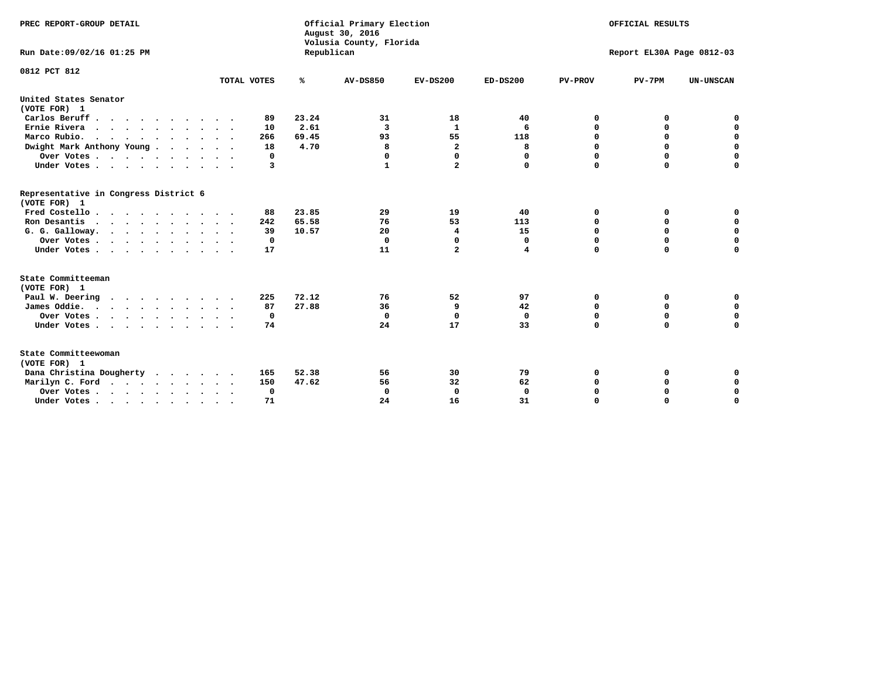PREC REPORT-GROUP DETAIL

Official Primary Election
August 30, 2016
Volusia County, Florida
Republican

OFFICIAL RESULTS

Run Date:09/02/16 01:25 PM

Report EL30A Page 0812-03

0812 PCT 812

| | TOTAL VOTES | % | AV-DS850 | EV-DS200 | ED-DS200 | PV-PROV | PV-7PM | UN-UNSCAN |
|---|---|---|---|---|---|---|---|---|
| **United States Senator** | | | | | | | | |
| **(VOTE FOR) 1** | | | | | | | | |
| Carlos Beruff | 89 | 23.24 | 31 | 18 | 40 | 0 | 0 | 0 |
| Ernie Rivera | 10 | 2.61 | 3 | 1 | 6 | 0 | 0 | 0 |
| Marco Rubio. | 266 | 69.45 | 93 | 55 | 118 | 0 | 0 | 0 |
| Dwight Mark Anthony Young | 18 | 4.70 | 8 | 2 | 8 | 0 | 0 | 0 |
| Over Votes | 0 | | 0 | 0 | 0 | 0 | 0 | 0 |
| Under Votes | 3 | | 1 | 2 | 0 | 0 | 0 | 0 |
| **Representative in Congress District 6** | | | | | | | | |
| **(VOTE FOR) 1** | | | | | | | | |
| Fred Costello | 88 | 23.85 | 29 | 19 | 40 | 0 | 0 | 0 |
| Ron Desantis | 242 | 65.58 | 76 | 53 | 113 | 0 | 0 | 0 |
| G. G. Galloway. | 39 | 10.57 | 20 | 4 | 15 | 0 | 0 | 0 |
| Over Votes | 0 | | 0 | 0 | 0 | 0 | 0 | 0 |
| Under Votes | 17 | | 11 | 2 | 4 | 0 | 0 | 0 |
| **State Committeeman** | | | | | | | | |
| **(VOTE FOR) 1** | | | | | | | | |
| Paul W. Deering | 225 | 72.12 | 76 | 52 | 97 | 0 | 0 | 0 |
| James Oddie. | 87 | 27.88 | 36 | 9 | 42 | 0 | 0 | 0 |
| Over Votes | 0 | | 0 | 0 | 0 | 0 | 0 | 0 |
| Under Votes | 74 | | 24 | 17 | 33 | 0 | 0 | 0 |
| **State Committeewoman** | | | | | | | | |
| **(VOTE FOR) 1** | | | | | | | | |
| Dana Christina Dougherty | 165 | 52.38 | 56 | 30 | 79 | 0 | 0 | 0 |
| Marilyn C. Ford | 150 | 47.62 | 56 | 32 | 62 | 0 | 0 | 0 |
| Over Votes | 0 | | 0 | 0 | 0 | 0 | 0 | 0 |
| Under Votes | 71 | | 24 | 16 | 31 | 0 | 0 | 0 |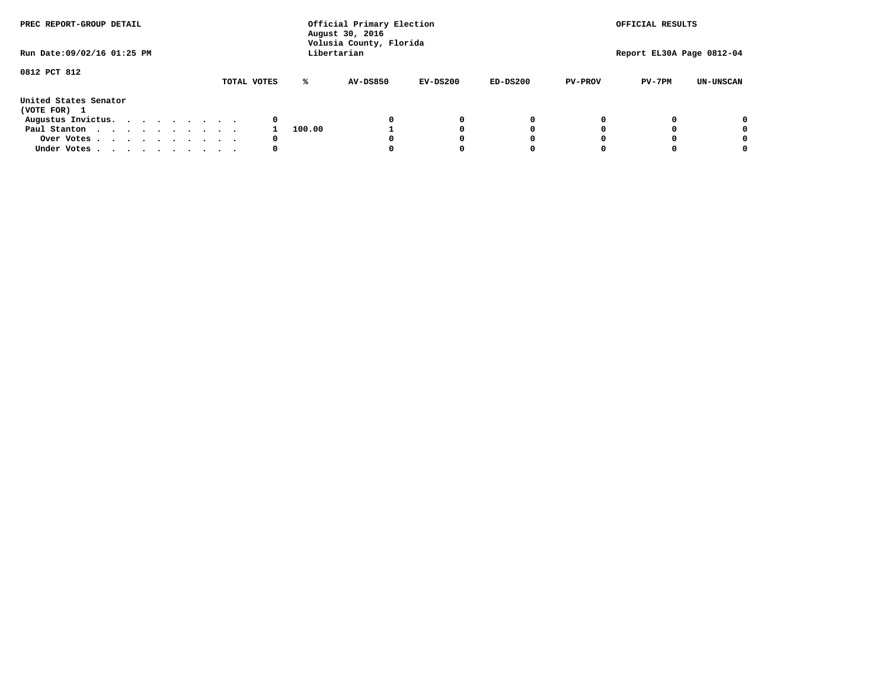PREC REPORT-GROUP DETAIL

Official Primary Election
August 30, 2016
Volusia County, Florida
Libertarian

OFFICIAL RESULTS

Run Date:09/02/16 01:25 PM

Report EL30A Page 0812-04

0812 PCT 812

United States Senator
(VOTE FOR) 1

| | TOTAL VOTES | % | AV-DS850 | EV-DS200 | ED-DS200 | PV-PROV | PV-7PM | UN-UNSCAN |
|---|---|---|---|---|---|---|---|---|
| Augustus Invictus. | 0 | | 0 | 0 | 0 | 0 | 0 | 0 |
| Paul Stanton | 1 | 100.00 | 1 | 0 | 0 | 0 | 0 | 0 |
| Over Votes | 0 | | 0 | 0 | 0 | 0 | 0 | 0 |
| Under Votes | 0 | | 0 | 0 | 0 | 0 | 0 | 0 |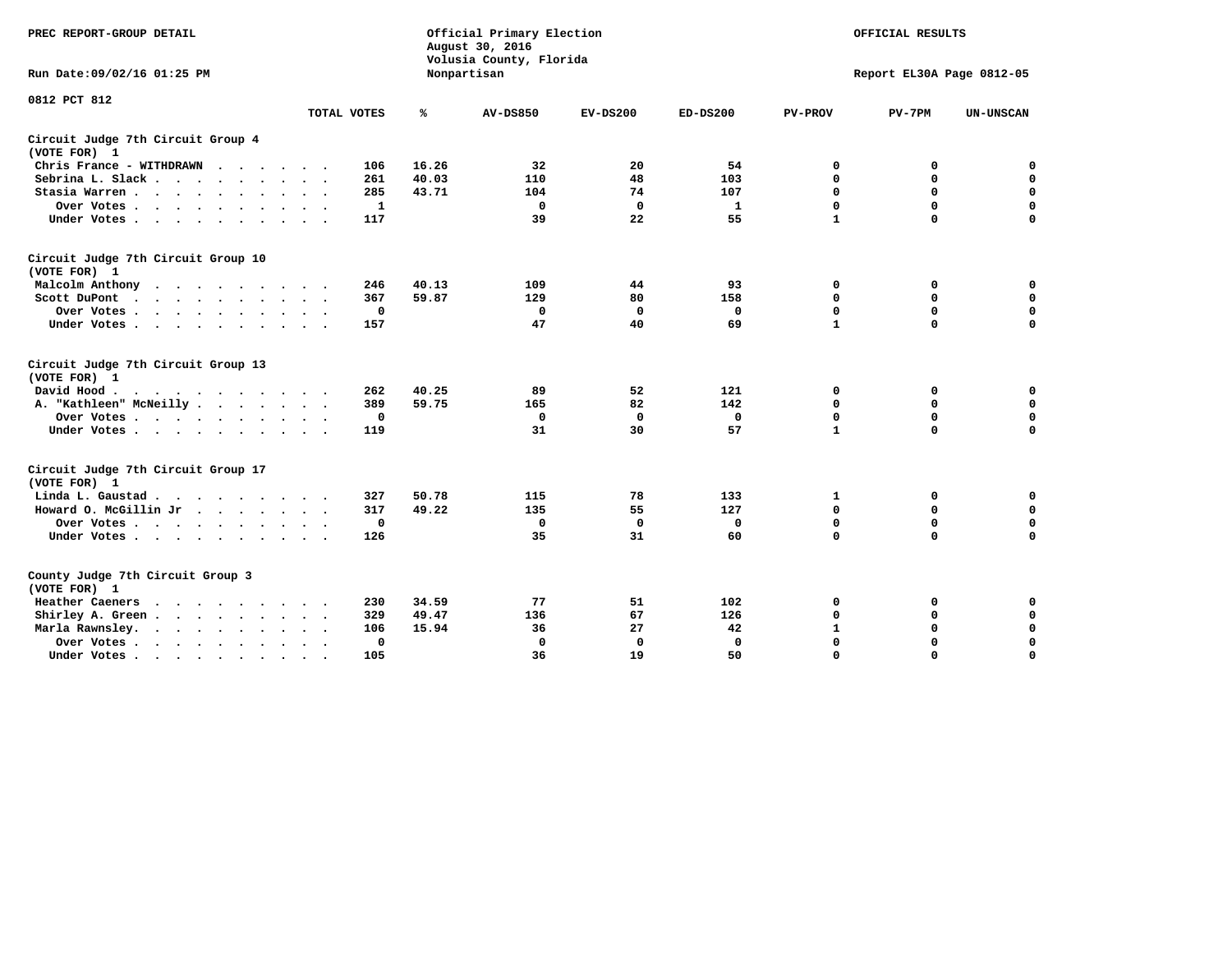PREC REPORT-GROUP DETAIL

Official Primary Election
August 30, 2016
Volusia County, Florida
Nonpartisan

OFFICIAL RESULTS

Run Date:09/02/16 01:25 PM

Report EL30A Page 0812-05

0812 PCT 812

| | TOTAL VOTES | % | AV-DS850 | EV-DS200 | ED-DS200 | PV-PROV | PV-7PM | UN-UNSCAN |
|---|---|---|---|---|---|---|---|---|
| **Circuit Judge 7th Circuit Group 4 (VOTE FOR) 1** | | | | | | | | |
| Chris France - WITHDRAWN | 106 | 16.26 | 32 | 20 | 54 | 0 | 0 | 0 |
| Sebrina L. Slack | 261 | 40.03 | 110 | 48 | 103 | 0 | 0 | 0 |
| Stasia Warren | 285 | 43.71 | 104 | 74 | 107 | 0 | 0 | 0 |
| Over Votes | 1 | | 0 | 0 | 1 | 0 | 0 | 0 |
| Under Votes | 117 | | 39 | 22 | 55 | 1 | 0 | 0 |
| **Circuit Judge 7th Circuit Group 10 (VOTE FOR) 1** | | | | | | | | |
| Malcolm Anthony | 246 | 40.13 | 109 | 44 | 93 | 0 | 0 | 0 |
| Scott DuPont | 367 | 59.87 | 129 | 80 | 158 | 0 | 0 | 0 |
| Over Votes | 0 | | 0 | 0 | 0 | 0 | 0 | 0 |
| Under Votes | 157 | | 47 | 40 | 69 | 1 | 0 | 0 |
| **Circuit Judge 7th Circuit Group 13 (VOTE FOR) 1** | | | | | | | | |
| David Hood | 262 | 40.25 | 89 | 52 | 121 | 0 | 0 | 0 |
| A. "Kathleen" McNeilly | 389 | 59.75 | 165 | 82 | 142 | 0 | 0 | 0 |
| Over Votes | 0 | | 0 | 0 | 0 | 0 | 0 | 0 |
| Under Votes | 119 | | 31 | 30 | 57 | 1 | 0 | 0 |
| **Circuit Judge 7th Circuit Group 17 (VOTE FOR) 1** | | | | | | | | |
| Linda L. Gaustad | 327 | 50.78 | 115 | 78 | 133 | 1 | 0 | 0 |
| Howard O. McGillin Jr | 317 | 49.22 | 135 | 55 | 127 | 0 | 0 | 0 |
| Over Votes | 0 | | 0 | 0 | 0 | 0 | 0 | 0 |
| Under Votes | 126 | | 35 | 31 | 60 | 0 | 0 | 0 |
| **County Judge 7th Circuit Group 3 (VOTE FOR) 1** | | | | | | | | |
| Heather Caeners | 230 | 34.59 | 77 | 51 | 102 | 0 | 0 | 0 |
| Shirley A. Green | 329 | 49.47 | 136 | 67 | 126 | 0 | 0 | 0 |
| Marla Rawnsley | 106 | 15.94 | 36 | 27 | 42 | 1 | 0 | 0 |
| Over Votes | 0 | | 0 | 0 | 0 | 0 | 0 | 0 |
| Under Votes | 105 | | 36 | 19 | 50 | 0 | 0 | 0 |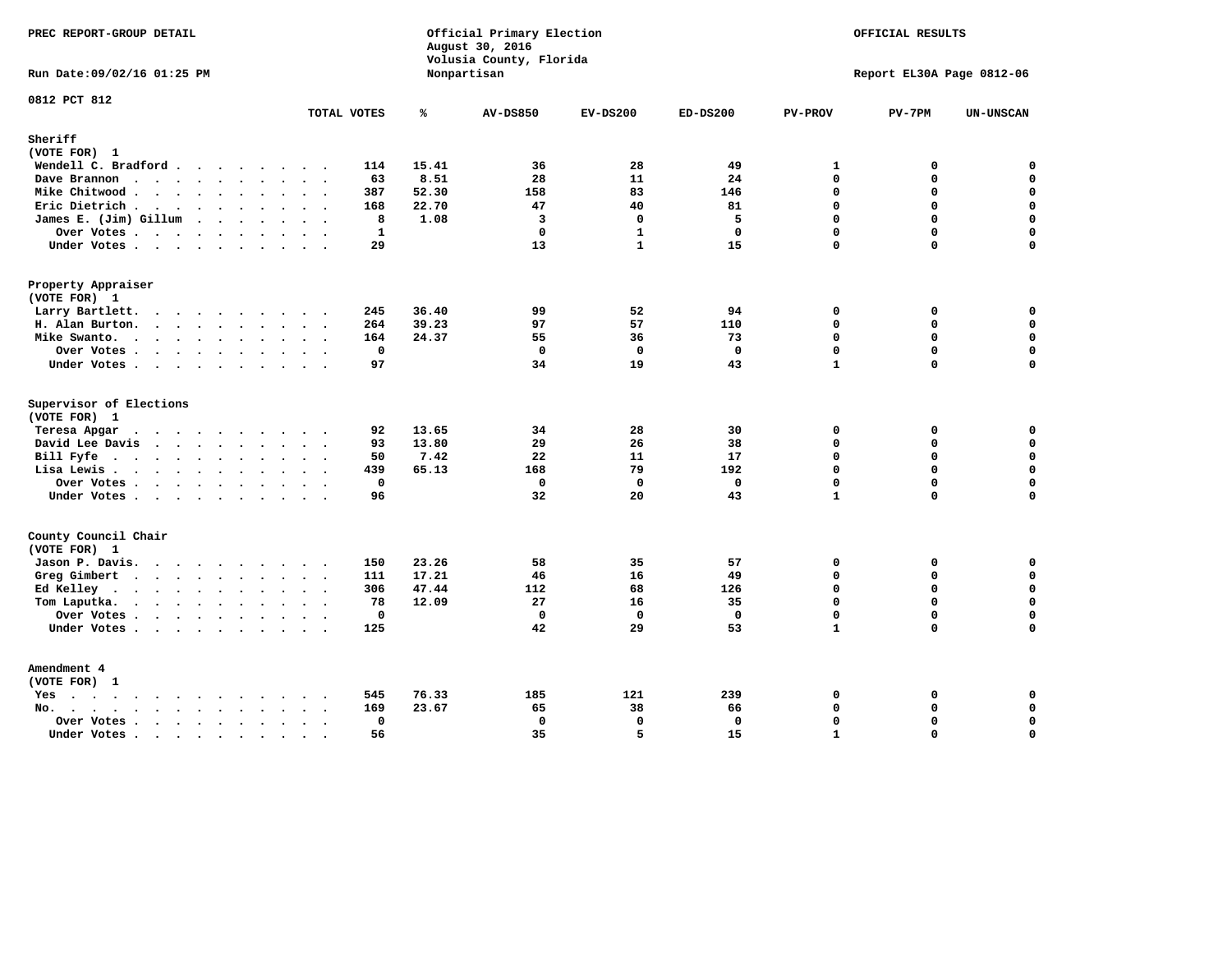PREC REPORT-GROUP DETAIL

Official Primary Election
August 30, 2016
Volusia County, Florida
Nonpartisan

OFFICIAL RESULTS

Run Date:09/02/16 01:25 PM

Report EL30A Page 0812-06

0812 PCT 812

| | TOTAL VOTES | % | AV-DS850 | EV-DS200 | ED-DS200 | PV-PROV | PV-7PM | UN-UNSCAN |
|---|---|---|---|---|---|---|---|---|
| **Sheriff** | | | | | | | | |
| (VOTE FOR) 1 | | | | | | | | |
| Wendell C. Bradford | 114 | 15.41 | 36 | 28 | 49 | 1 | 0 | 0 |
| Dave Brannon | 63 | 8.51 | 28 | 11 | 24 | 0 | 0 | 0 |
| Mike Chitwood | 387 | 52.30 | 158 | 83 | 146 | 0 | 0 | 0 |
| Eric Dietrich | 168 | 22.70 | 47 | 40 | 81 | 0 | 0 | 0 |
| James E. (Jim) Gillum | 8 | 1.08 | 3 | 0 | 5 | 0 | 0 | 0 |
| Over Votes | 1 | | 0 | 1 | 0 | 0 | 0 | 0 |
| Under Votes | 29 | | 13 | 1 | 15 | 0 | 0 | 0 |
| **Property Appraiser** | | | | | | | | |
| (VOTE FOR) 1 | | | | | | | | |
| Larry Bartlett | 245 | 36.40 | 99 | 52 | 94 | 0 | 0 | 0 |
| H. Alan Burton | 264 | 39.23 | 97 | 57 | 110 | 0 | 0 | 0 |
| Mike Swanto | 164 | 24.37 | 55 | 36 | 73 | 0 | 0 | 0 |
| Over Votes | 0 | | 0 | 0 | 0 | 0 | 0 | 0 |
| Under Votes | 97 | | 34 | 19 | 43 | 1 | 0 | 0 |
| **Supervisor of Elections** | | | | | | | | |
| (VOTE FOR) 1 | | | | | | | | |
| Teresa Apgar | 92 | 13.65 | 34 | 28 | 30 | 0 | 0 | 0 |
| David Lee Davis | 93 | 13.80 | 29 | 26 | 38 | 0 | 0 | 0 |
| Bill Fyfe | 50 | 7.42 | 22 | 11 | 17 | 0 | 0 | 0 |
| Lisa Lewis | 439 | 65.13 | 168 | 79 | 192 | 0 | 0 | 0 |
| Over Votes | 0 | | 0 | 0 | 0 | 0 | 0 | 0 |
| Under Votes | 96 | | 32 | 20 | 43 | 1 | 0 | 0 |
| **County Council Chair** | | | | | | | | |
| (VOTE FOR) 1 | | | | | | | | |
| Jason P. Davis | 150 | 23.26 | 58 | 35 | 57 | 0 | 0 | 0 |
| Greg Gimbert | 111 | 17.21 | 46 | 16 | 49 | 0 | 0 | 0 |
| Ed Kelley | 306 | 47.44 | 112 | 68 | 126 | 0 | 0 | 0 |
| Tom Laputka | 78 | 12.09 | 27 | 16 | 35 | 0 | 0 | 0 |
| Over Votes | 0 | | 0 | 0 | 0 | 0 | 0 | 0 |
| Under Votes | 125 | | 42 | 29 | 53 | 1 | 0 | 0 |
| **Amendment 4** | | | | | | | | |
| (VOTE FOR) 1 | | | | | | | | |
| Yes | 545 | 76.33 | 185 | 121 | 239 | 0 | 0 | 0 |
| No | 169 | 23.67 | 65 | 38 | 66 | 0 | 0 | 0 |
| Over Votes | 0 | | 0 | 0 | 0 | 0 | 0 | 0 |
| Under Votes | 56 | | 35 | 5 | 15 | 1 | 0 | 0 |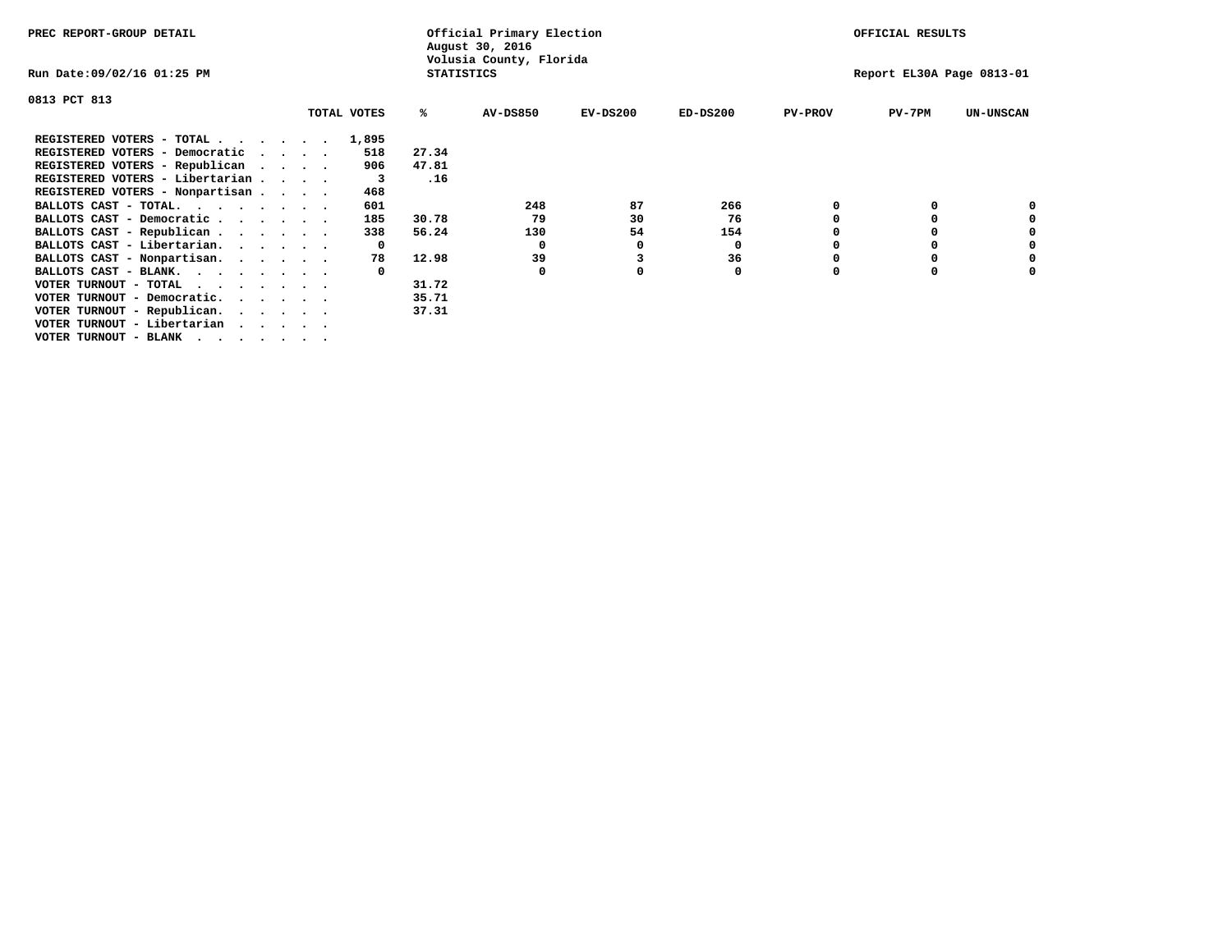PREC REPORT-GROUP DETAIL

Official Primary Election
August 30, 2016
Volusia County, Florida
STATISTICS

OFFICIAL RESULTS

Run Date:09/02/16 01:25 PM

Report EL30A Page 0813-01

0813 PCT 813

| | TOTAL VOTES | % | AV-DS850 | EV-DS200 | ED-DS200 | PV-PROV | PV-7PM | UN-UNSCAN |
|---|---|---|---|---|---|---|---|---|
| REGISTERED VOTERS - TOTAL . . . . . . | 1,895 | | | | | | | |
| REGISTERED VOTERS - Democratic . . . . | 518 | 27.34 | | | | | | |
| REGISTERED VOTERS - Republican . . . . | 906 | 47.81 | | | | | | |
| REGISTERED VOTERS - Libertarian . . . . | 3 | .16 | | | | | | |
| REGISTERED VOTERS - Nonpartisan . . . . | 468 | | | | | | | |
| BALLOTS CAST - TOTAL. . . . . . . . | 601 | | 248 | 87 | 266 | 0 | 0 | 0 |
| BALLOTS CAST - Democratic . . . . . . | 185 | 30.78 | 79 | 30 | 76 | 0 | 0 | 0 |
| BALLOTS CAST - Republican . . . . . . | 338 | 56.24 | 130 | 54 | 154 | 0 | 0 | 0 |
| BALLOTS CAST - Libertarian. . . . . . | 0 | | 0 | 0 | 0 | 0 | 0 | 0 |
| BALLOTS CAST - Nonpartisan. . . . . . | 78 | 12.98 | 39 | 3 | 36 | 0 | 0 | 0 |
| BALLOTS CAST - BLANK. . . . . . . . | 0 | | 0 | 0 | 0 | 0 | 0 | 0 |
| VOTER TURNOUT - TOTAL . . . . . . . | | 31.72 | | | | | | |
| VOTER TURNOUT - Democratic. . . . . . | | 35.71 | | | | | | |
| VOTER TURNOUT - Republican. . . . . . | | 37.31 | | | | | | |
| VOTER TURNOUT - Libertarian . . . . . | | | | | | | | |
| VOTER TURNOUT - BLANK . . . . . . . | | | | | | | | |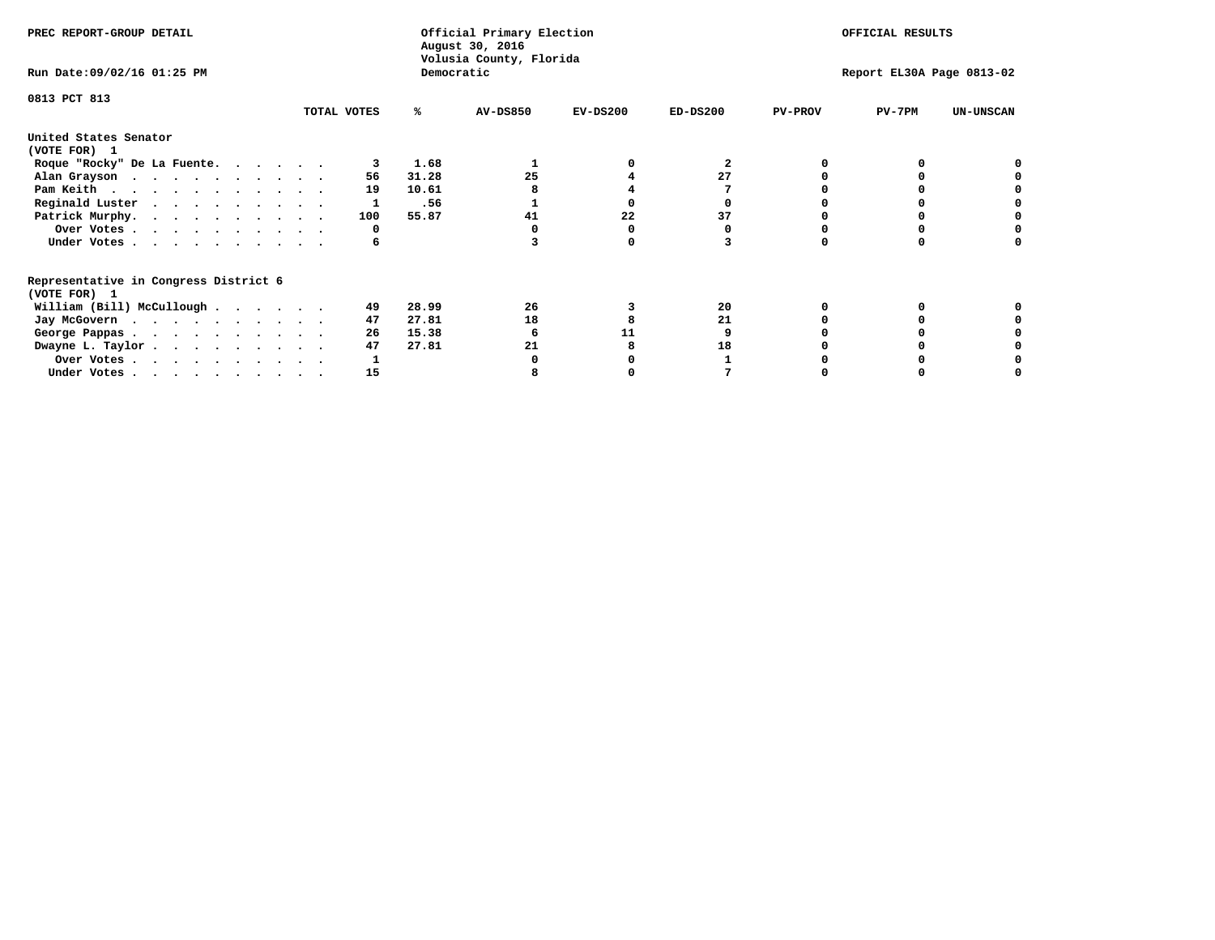PREC REPORT-GROUP DETAIL

Official Primary Election
August 30, 2016
Volusia County, Florida
Democratic

OFFICIAL RESULTS

Run Date:09/02/16 01:25 PM

Report EL30A Page 0813-02

0813 PCT 813

| | TOTAL VOTES | % | AV-DS850 | EV-DS200 | ED-DS200 | PV-PROV | PV-7PM | UN-UNSCAN |
|---|---|---|---|---|---|---|---|---|
| **United States Senator** | | | | | | | | |
| **(VOTE FOR) 1** | | | | | | | | |
| Roque "Rocky" De La Fuente | 3 | 1.68 | 1 | 0 | 2 | 0 | 0 | 0 |
| Alan Grayson | 56 | 31.28 | 25 | 4 | 27 | 0 | 0 | 0 |
| Pam Keith | 19 | 10.61 | 8 | 4 | 7 | 0 | 0 | 0 |
| Reginald Luster | 1 | .56 | 1 | 0 | 0 | 0 | 0 | 0 |
| Patrick Murphy | 100 | 55.87 | 41 | 22 | 37 | 0 | 0 | 0 |
| Over Votes | 0 | | 0 | 0 | 0 | 0 | 0 | 0 |
| Under Votes | 6 | | 3 | 0 | 3 | 0 | 0 | 0 |
| **Representative in Congress District 6** | | | | | | | | |
| **(VOTE FOR) 1** | | | | | | | | |
| William (Bill) McCullough | 49 | 28.99 | 26 | 3 | 20 | 0 | 0 | 0 |
| Jay McGovern | 47 | 27.81 | 18 | 8 | 21 | 0 | 0 | 0 |
| George Pappas | 26 | 15.38 | 6 | 11 | 9 | 0 | 0 | 0 |
| Dwayne L. Taylor | 47 | 27.81 | 21 | 8 | 18 | 0 | 0 | 0 |
| Over Votes | 1 | | 0 | 0 | 1 | 0 | 0 | 0 |
| Under Votes | 15 | | 8 | 0 | 7 | 0 | 0 | 0 |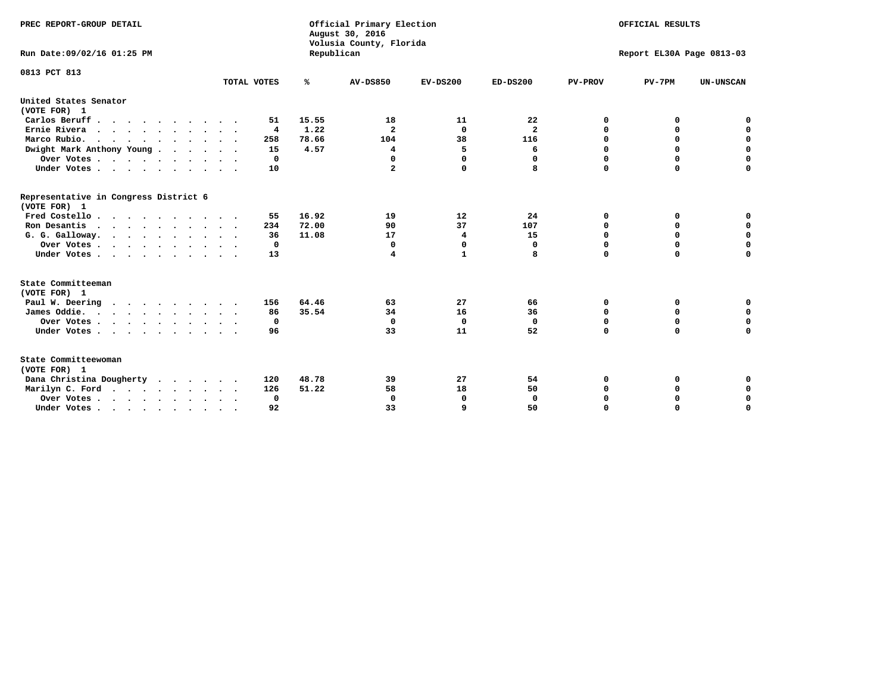PREC REPORT-GROUP DETAIL

Official Primary Election
August 30, 2016
Volusia County, Florida
Republican

OFFICIAL RESULTS

Run Date:09/02/16 01:25 PM

Report EL30A Page 0813-03

0813 PCT 813

| | TOTAL VOTES | % | AV-DS850 | EV-DS200 | ED-DS200 | PV-PROV | PV-7PM | UN-UNSCAN |
|---|---|---|---|---|---|---|---|---|
| **United States Senator** | | | | | | | | |
| **(VOTE FOR) 1** | | | | | | | | |
| Carlos Beruff | 51 | 15.55 | 18 | 11 | 22 | 0 | 0 | 0 |
| Ernie Rivera | 4 | 1.22 | 2 | 0 | 2 | 0 | 0 | 0 |
| Marco Rubio | 258 | 78.66 | 104 | 38 | 116 | 0 | 0 | 0 |
| Dwight Mark Anthony Young | 15 | 4.57 | 4 | 5 | 6 | 0 | 0 | 0 |
| Over Votes | 0 | | 0 | 0 | 0 | 0 | 0 | 0 |
| Under Votes | 10 | | 2 | 0 | 8 | 0 | 0 | 0 |
| **Representative in Congress District 6** | | | | | | | | |
| **(VOTE FOR) 1** | | | | | | | | |
| Fred Costello | 55 | 16.92 | 19 | 12 | 24 | 0 | 0 | 0 |
| Ron Desantis | 234 | 72.00 | 90 | 37 | 107 | 0 | 0 | 0 |
| G. G. Galloway | 36 | 11.08 | 17 | 4 | 15 | 0 | 0 | 0 |
| Over Votes | 0 | | 0 | 0 | 0 | 0 | 0 | 0 |
| Under Votes | 13 | | 4 | 1 | 8 | 0 | 0 | 0 |
| **State Committeeman** | | | | | | | | |
| **(VOTE FOR) 1** | | | | | | | | |
| Paul W. Deering | 156 | 64.46 | 63 | 27 | 66 | 0 | 0 | 0 |
| James Oddie | 86 | 35.54 | 34 | 16 | 36 | 0 | 0 | 0 |
| Over Votes | 0 | | 0 | 0 | 0 | 0 | 0 | 0 |
| Under Votes | 96 | | 33 | 11 | 52 | 0 | 0 | 0 |
| **State Committeewoman** | | | | | | | | |
| **(VOTE FOR) 1** | | | | | | | | |
| Dana Christina Dougherty | 120 | 48.78 | 39 | 27 | 54 | 0 | 0 | 0 |
| Marilyn C. Ford | 126 | 51.22 | 58 | 18 | 50 | 0 | 0 | 0 |
| Over Votes | 0 | | 0 | 0 | 0 | 0 | 0 | 0 |
| Under Votes | 92 | | 33 | 9 | 50 | 0 | 0 | 0 |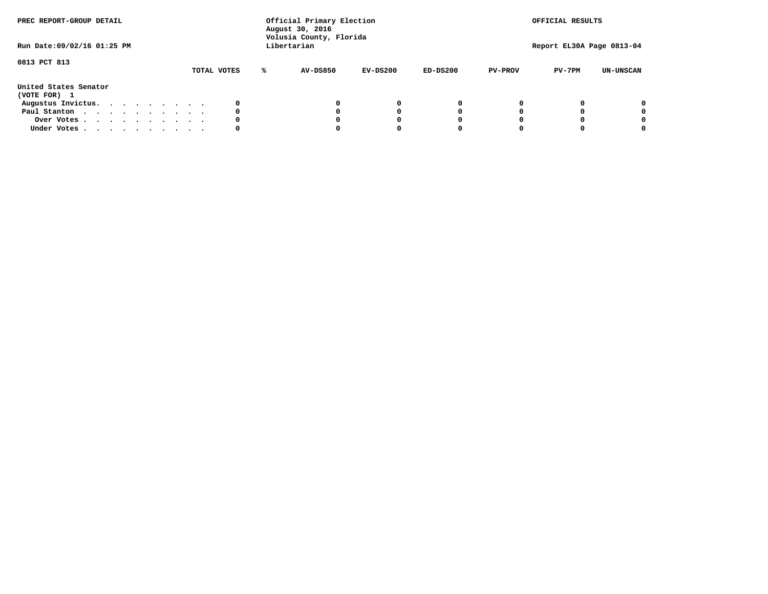PREC REPORT-GROUP DETAIL

Official Primary Election
August 30, 2016
Volusia County, Florida
Libertarian

OFFICIAL RESULTS

Run Date:09/02/16 01:25 PM

Report EL30A Page 0813-04

0813 PCT 813

| | TOTAL VOTES | % | AV-DS850 | EV-DS200 | ED-DS200 | PV-PROV | PV-7PM | UN-UNSCAN |
|---|---|---|---|---|---|---|---|---|
| **United States Senator** | | | | | | | | |
| **(VOTE FOR) 1** | | | | | | | | |
| Augustus Invictus. . . . . . . . . . | 0 | | 0 | 0 | 0 | 0 | 0 | 0 |
| Paul Stanton . . . . . . . . . . . | 0 | | 0 | 0 | 0 | 0 | 0 | 0 |
| Over Votes . . . . . . . . . . . | 0 | | 0 | 0 | 0 | 0 | 0 | 0 |
| Under Votes . . . . . . . . . . . | 0 | | 0 | 0 | 0 | 0 | 0 | 0 |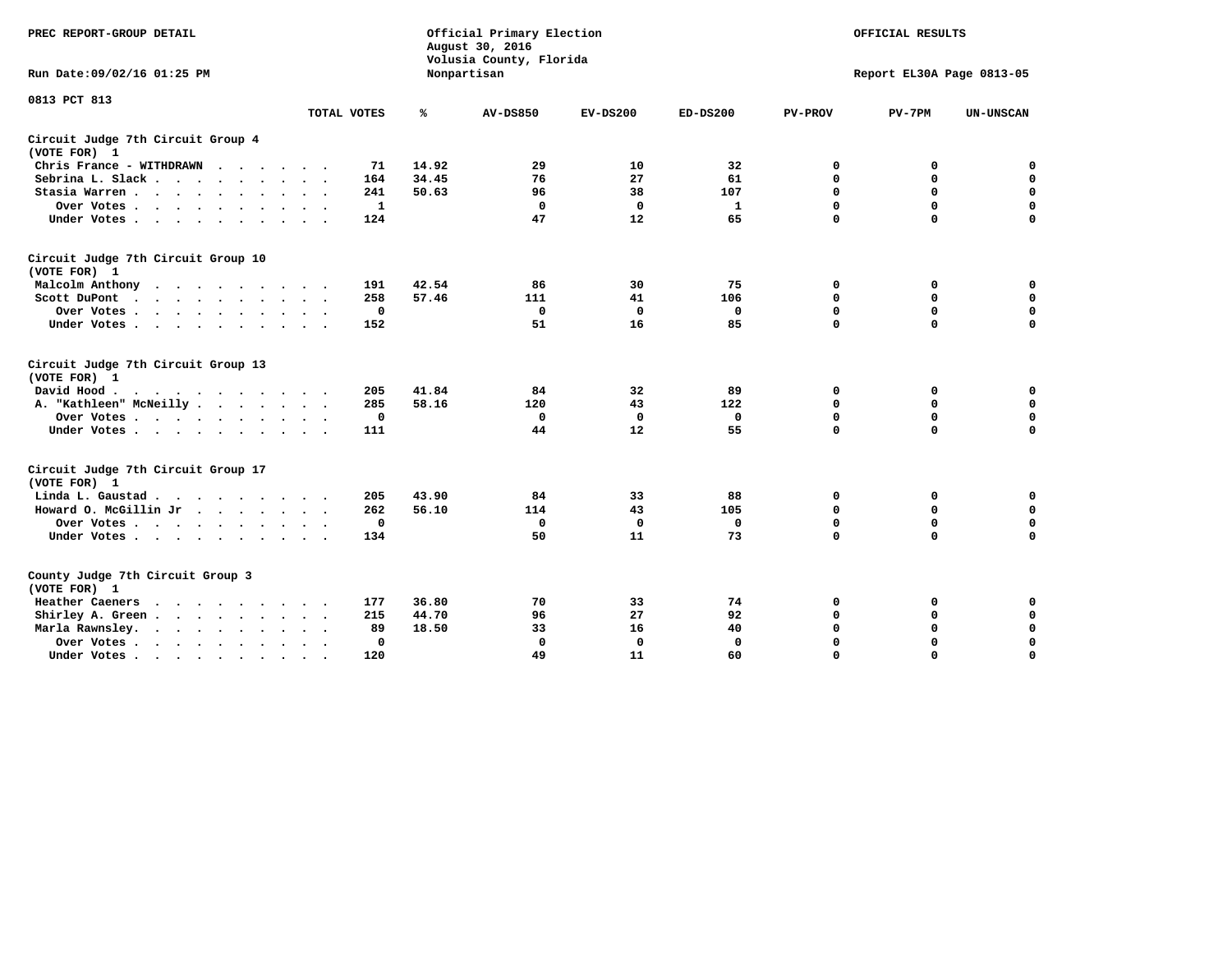PREC REPORT-GROUP DETAIL

Official Primary Election
August 30, 2016
Volusia County, Florida
Nonpartisan

OFFICIAL RESULTS

Run Date:09/02/16 01:25 PM

Report EL30A Page 0813-05

0813 PCT 813

| | TOTAL VOTES | % | AV-DS850 | EV-DS200 | ED-DS200 | PV-PROV | PV-7PM | UN-UNSCAN |
|---|---|---|---|---|---|---|---|---|
| **Circuit Judge 7th Circuit Group 4 (VOTE FOR) 1** | | | | | | | | |
| Chris France - WITHDRAWN | 71 | 14.92 | 29 | 10 | 32 | 0 | 0 | 0 |
| Sebrina L. Slack | 164 | 34.45 | 76 | 27 | 61 | 0 | 0 | 0 |
| Stasia Warren | 241 | 50.63 | 96 | 38 | 107 | 0 | 0 | 0 |
| Over Votes | 1 | | 0 | 0 | 1 | 0 | 0 | 0 |
| Under Votes | 124 | | 47 | 12 | 65 | 0 | 0 | 0 |
| **Circuit Judge 7th Circuit Group 10 (VOTE FOR) 1** | | | | | | | | |
| Malcolm Anthony | 191 | 42.54 | 86 | 30 | 75 | 0 | 0 | 0 |
| Scott DuPont | 258 | 57.46 | 111 | 41 | 106 | 0 | 0 | 0 |
| Over Votes | 0 | | 0 | 0 | 0 | 0 | 0 | 0 |
| Under Votes | 152 | | 51 | 16 | 85 | 0 | 0 | 0 |
| **Circuit Judge 7th Circuit Group 13 (VOTE FOR) 1** | | | | | | | | |
| David Hood | 205 | 41.84 | 84 | 32 | 89 | 0 | 0 | 0 |
| A. "Kathleen" McNeilly | 285 | 58.16 | 120 | 43 | 122 | 0 | 0 | 0 |
| Over Votes | 0 | | 0 | 0 | 0 | 0 | 0 | 0 |
| Under Votes | 111 | | 44 | 12 | 55 | 0 | 0 | 0 |
| **Circuit Judge 7th Circuit Group 17 (VOTE FOR) 1** | | | | | | | | |
| Linda L. Gaustad | 205 | 43.90 | 84 | 33 | 88 | 0 | 0 | 0 |
| Howard O. McGillin Jr | 262 | 56.10 | 114 | 43 | 105 | 0 | 0 | 0 |
| Over Votes | 0 | | 0 | 0 | 0 | 0 | 0 | 0 |
| Under Votes | 134 | | 50 | 11 | 73 | 0 | 0 | 0 |
| **County Judge 7th Circuit Group 3 (VOTE FOR) 1** | | | | | | | | |
| Heather Caeners | 177 | 36.80 | 70 | 33 | 74 | 0 | 0 | 0 |
| Shirley A. Green | 215 | 44.70 | 96 | 27 | 92 | 0 | 0 | 0 |
| Marla Rawnsley | 89 | 18.50 | 33 | 16 | 40 | 0 | 0 | 0 |
| Over Votes | 0 | | 0 | 0 | 0 | 0 | 0 | 0 |
| Under Votes | 120 | | 49 | 11 | 60 | 0 | 0 | 0 |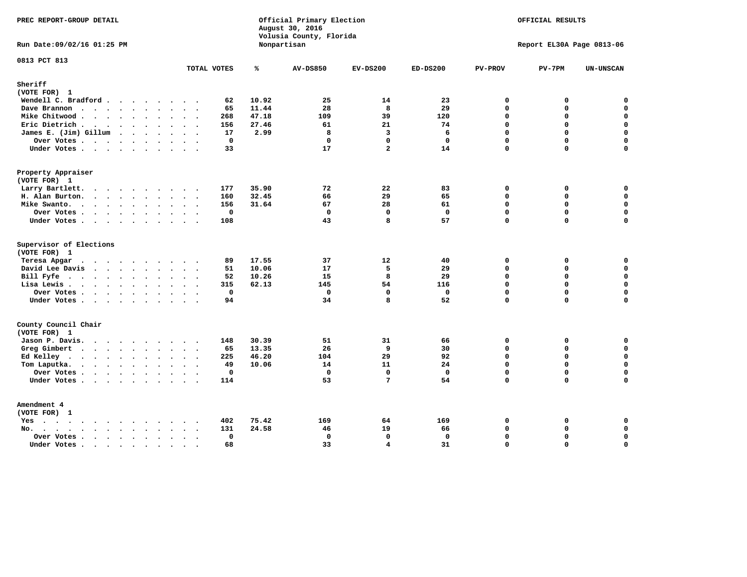PREC REPORT-GROUP DETAIL

Official Primary Election
August 30, 2016
Volusia County, Florida
Nonpartisan

OFFICIAL RESULTS

Run Date:09/02/16 01:25 PM

Report EL30A Page 0813-06

0813 PCT 813

| | TOTAL VOTES | % | AV-DS850 | EV-DS200 | ED-DS200 | PV-PROV | PV-7PM | UN-UNSCAN |
|---|---|---|---|---|---|---|---|---|
| **Sheriff** | | | | | | | | |
| (VOTE FOR) 1 | | | | | | | | |
| Wendell C. Bradford | 62 | 10.92 | 25 | 14 | 23 | 0 | 0 | 0 |
| Dave Brannon | 65 | 11.44 | 28 | 8 | 29 | 0 | 0 | 0 |
| Mike Chitwood | 268 | 47.18 | 109 | 39 | 120 | 0 | 0 | 0 |
| Eric Dietrich | 156 | 27.46 | 61 | 21 | 74 | 0 | 0 | 0 |
| James E. (Jim) Gillum | 17 | 2.99 | 8 | 3 | 6 | 0 | 0 | 0 |
| Over Votes | 0 | | 0 | 0 | 0 | 0 | 0 | 0 |
| Under Votes | 33 | | 17 | 2 | 14 | 0 | 0 | 0 |
| **Property Appraiser** | | | | | | | | |
| (VOTE FOR) 1 | | | | | | | | |
| Larry Bartlett | 177 | 35.90 | 72 | 22 | 83 | 0 | 0 | 0 |
| H. Alan Burton | 160 | 32.45 | 66 | 29 | 65 | 0 | 0 | 0 |
| Mike Swanto | 156 | 31.64 | 67 | 28 | 61 | 0 | 0 | 0 |
| Over Votes | 0 | | 0 | 0 | 0 | 0 | 0 | 0 |
| Under Votes | 108 | | 43 | 8 | 57 | 0 | 0 | 0 |
| **Supervisor of Elections** | | | | | | | | |
| (VOTE FOR) 1 | | | | | | | | |
| Teresa Apgar | 89 | 17.55 | 37 | 12 | 40 | 0 | 0 | 0 |
| David Lee Davis | 51 | 10.06 | 17 | 5 | 29 | 0 | 0 | 0 |
| Bill Fyfe | 52 | 10.26 | 15 | 8 | 29 | 0 | 0 | 0 |
| Lisa Lewis | 315 | 62.13 | 145 | 54 | 116 | 0 | 0 | 0 |
| Over Votes | 0 | | 0 | 0 | 0 | 0 | 0 | 0 |
| Under Votes | 94 | | 34 | 8 | 52 | 0 | 0 | 0 |
| **County Council Chair** | | | | | | | | |
| (VOTE FOR) 1 | | | | | | | | |
| Jason P. Davis | 148 | 30.39 | 51 | 31 | 66 | 0 | 0 | 0 |
| Greg Gimbert | 65 | 13.35 | 26 | 9 | 30 | 0 | 0 | 0 |
| Ed Kelley | 225 | 46.20 | 104 | 29 | 92 | 0 | 0 | 0 |
| Tom Laputka | 49 | 10.06 | 14 | 11 | 24 | 0 | 0 | 0 |
| Over Votes | 0 | | 0 | 0 | 0 | 0 | 0 | 0 |
| Under Votes | 114 | | 53 | 7 | 54 | 0 | 0 | 0 |
| **Amendment 4** | | | | | | | | |
| (VOTE FOR) 1 | | | | | | | | |
| Yes | 402 | 75.42 | 169 | 64 | 169 | 0 | 0 | 0 |
| No | 131 | 24.58 | 46 | 19 | 66 | 0 | 0 | 0 |
| Over Votes | 0 | | 0 | 0 | 0 | 0 | 0 | 0 |
| Under Votes | 68 | | 33 | 4 | 31 | 0 | 0 | 0 |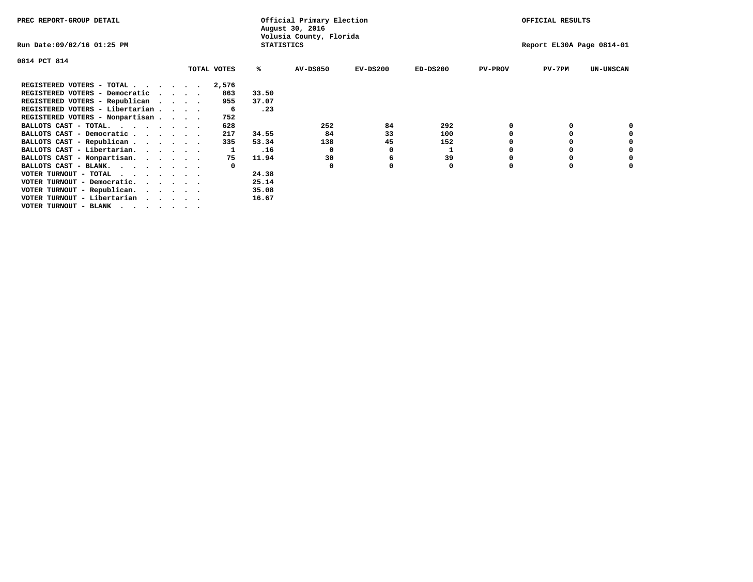PREC REPORT-GROUP DETAIL

Official Primary Election
August 30, 2016
Volusia County, Florida
STATISTICS

OFFICIAL RESULTS

Run Date:09/02/16 01:25 PM

Report EL30A Page 0814-01

0814 PCT 814

| | TOTAL VOTES | % | AV-DS850 | EV-DS200 | ED-DS200 | PV-PROV | PV-7PM | UN-UNSCAN |
|---|---|---|---|---|---|---|---|---|
| REGISTERED VOTERS - TOTAL . . . . . . | 2,576 | | | | | | | |
| REGISTERED VOTERS - Democratic . . . . | 863 | 33.50 | | | | | | |
| REGISTERED VOTERS - Republican . . . . | 955 | 37.07 | | | | | | |
| REGISTERED VOTERS - Libertarian . . . . | 6 | .23 | | | | | | |
| REGISTERED VOTERS - Nonpartisan . . . . | 752 | | | | | | | |
| BALLOTS CAST - TOTAL. . . . . . . . | 628 | | 252 | 84 | 292 | 0 | 0 | 0 |
| BALLOTS CAST - Democratic . . . . . . | 217 | 34.55 | 84 | 33 | 100 | 0 | 0 | 0 |
| BALLOTS CAST - Republican . . . . . . | 335 | 53.34 | 138 | 45 | 152 | 0 | 0 | 0 |
| BALLOTS CAST - Libertarian. . . . . . | 1 | .16 | 0 | 0 | 1 | 0 | 0 | 0 |
| BALLOTS CAST - Nonpartisan. . . . . . | 75 | 11.94 | 30 | 6 | 39 | 0 | 0 | 0 |
| BALLOTS CAST - BLANK. . . . . . . . | 0 | | 0 | 0 | 0 | 0 | 0 | 0 |
| VOTER TURNOUT - TOTAL . . . . . . . | | 24.38 | | | | | | |
| VOTER TURNOUT - Democratic. . . . . . | | 25.14 | | | | | | |
| VOTER TURNOUT - Republican. . . . . . | | 35.08 | | | | | | |
| VOTER TURNOUT - Libertarian . . . . . | | 16.67 | | | | | | |
| VOTER TURNOUT - BLANK . . . . . . . | | | | | | | | |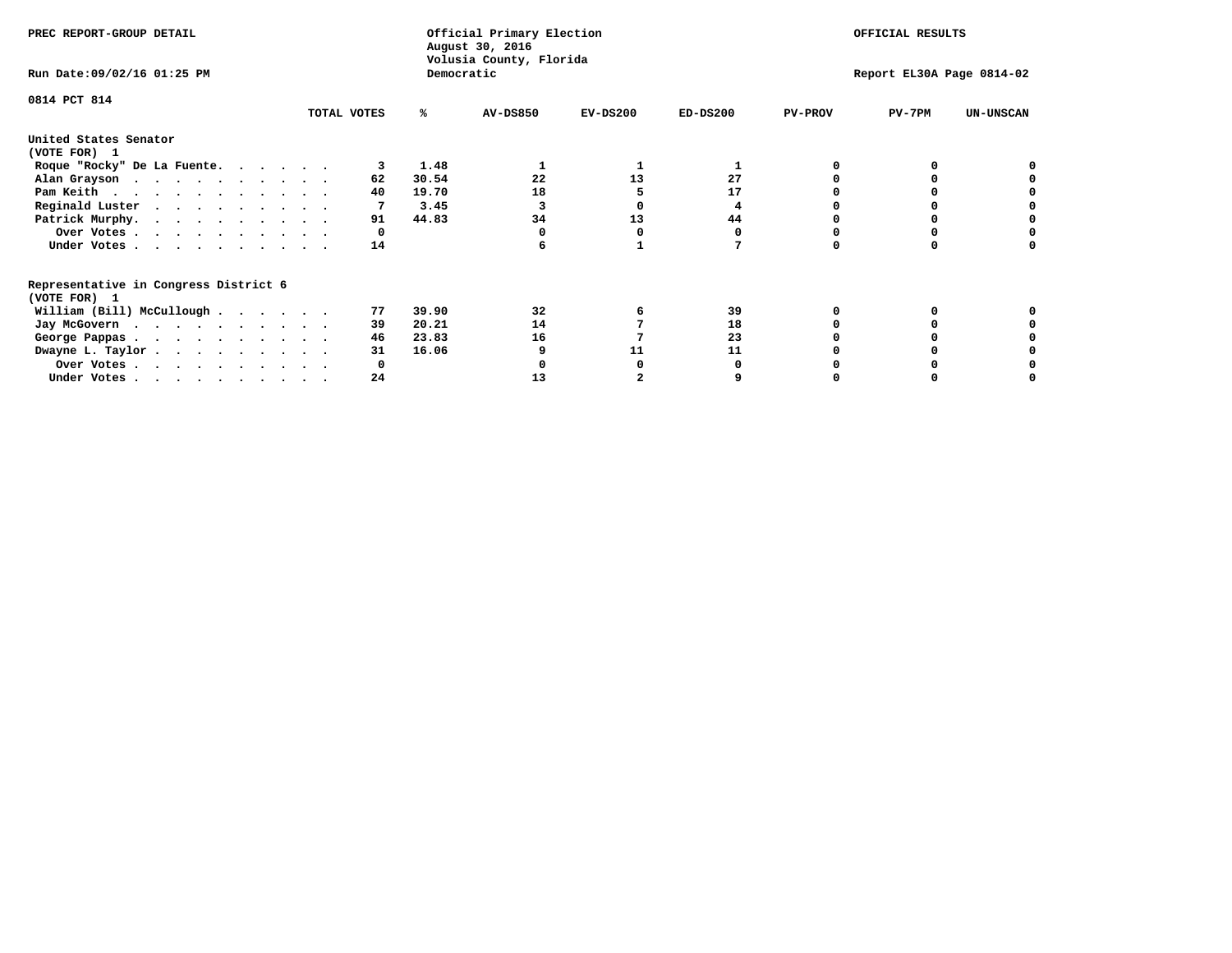PREC REPORT-GROUP DETAIL

Official Primary Election
August 30, 2016
Volusia County, Florida
Democratic

OFFICIAL RESULTS

Run Date:09/02/16 01:25 PM

Report EL30A Page 0814-02

0814 PCT 814

| | TOTAL VOTES | % | AV-DS850 | EV-DS200 | ED-DS200 | PV-PROV | PV-7PM | UN-UNSCAN |
|---|---|---|---|---|---|---|---|---|
| **United States Senator (VOTE FOR) 1** | | | | | | | | |
| Roque "Rocky" De La Fuente. | 3 | 1.48 | 1 | 1 | 1 | 0 | 0 | 0 |
| Alan Grayson | 62 | 30.54 | 22 | 13 | 27 | 0 | 0 | 0 |
| Pam Keith | 40 | 19.70 | 18 | 5 | 17 | 0 | 0 | 0 |
| Reginald Luster | 7 | 3.45 | 3 | 0 | 4 | 0 | 0 | 0 |
| Patrick Murphy. | 91 | 44.83 | 34 | 13 | 44 | 0 | 0 | 0 |
| Over Votes | 0 | | 0 | 0 | 0 | 0 | 0 | 0 |
| Under Votes | 14 | | 6 | 1 | 7 | 0 | 0 | 0 |
| **Representative in Congress District 6 (VOTE FOR) 1** | | | | | | | | |
| William (Bill) McCullough | 77 | 39.90 | 32 | 6 | 39 | 0 | 0 | 0 |
| Jay McGovern | 39 | 20.21 | 14 | 7 | 18 | 0 | 0 | 0 |
| George Pappas | 46 | 23.83 | 16 | 7 | 23 | 0 | 0 | 0 |
| Dwayne L. Taylor | 31 | 16.06 | 9 | 11 | 11 | 0 | 0 | 0 |
| Over Votes | 0 | | 0 | 0 | 0 | 0 | 0 | 0 |
| Under Votes | 24 | | 13 | 2 | 9 | 0 | 0 | 0 |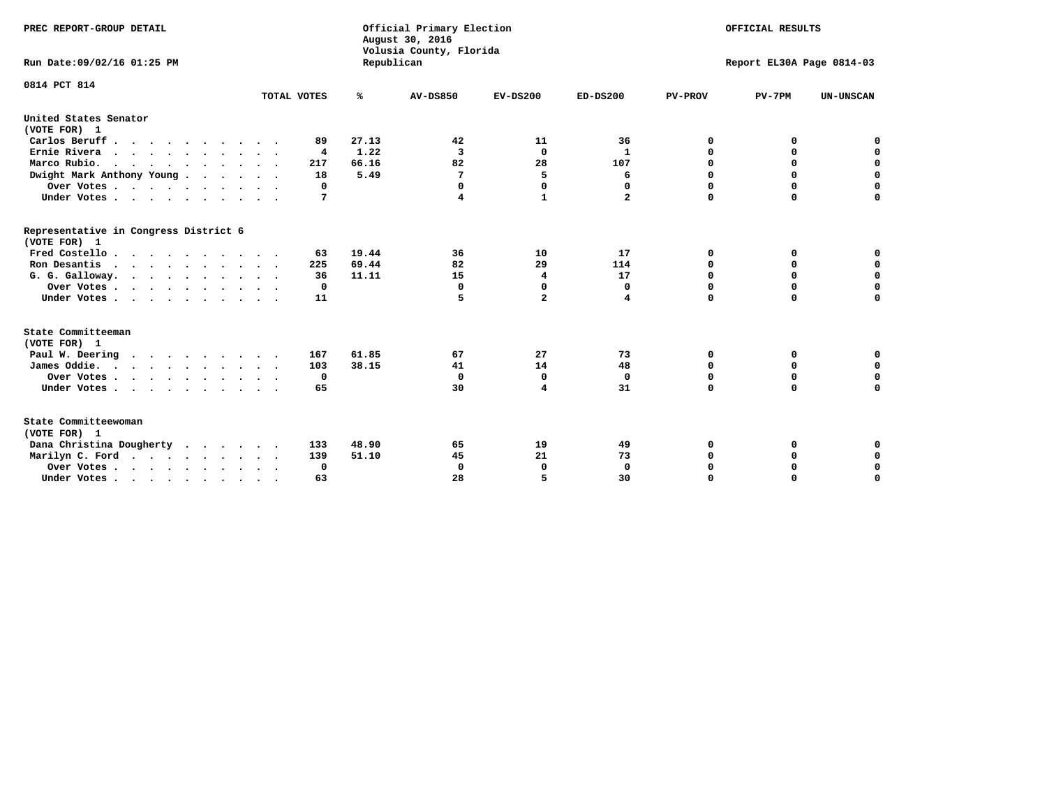PREC REPORT-GROUP DETAIL

Official Primary Election
August 30, 2016
Volusia County, Florida
Republican

OFFICIAL RESULTS

Run Date:09/02/16 01:25 PM

Report EL30A Page 0814-03

0814 PCT 814

| | TOTAL VOTES | % | AV-DS850 | EV-DS200 | ED-DS200 | PV-PROV | PV-7PM | UN-UNSCAN |
|---|---|---|---|---|---|---|---|---|
| **United States Senator (VOTE FOR) 1** | | | | | | | | |
| Carlos Beruff | 89 | 27.13 | 42 | 11 | 36 | 0 | 0 | 0 |
| Ernie Rivera | 4 | 1.22 | 3 | 0 | 1 | 0 | 0 | 0 |
| Marco Rubio | 217 | 66.16 | 82 | 28 | 107 | 0 | 0 | 0 |
| Dwight Mark Anthony Young | 18 | 5.49 | 7 | 5 | 6 | 0 | 0 | 0 |
| Over Votes | 0 | | 0 | 0 | 0 | 0 | 0 | 0 |
| Under Votes | 7 | | 4 | 1 | 2 | 0 | 0 | 0 |
| **Representative in Congress District 6 (VOTE FOR) 1** | | | | | | | | |
| Fred Costello | 63 | 19.44 | 36 | 10 | 17 | 0 | 0 | 0 |
| Ron Desantis | 225 | 69.44 | 82 | 29 | 114 | 0 | 0 | 0 |
| G. G. Galloway | 36 | 11.11 | 15 | 4 | 17 | 0 | 0 | 0 |
| Over Votes | 0 | | 0 | 0 | 0 | 0 | 0 | 0 |
| Under Votes | 11 | | 5 | 2 | 4 | 0 | 0 | 0 |
| **State Committeeman (VOTE FOR) 1** | | | | | | | | |
| Paul W. Deering | 167 | 61.85 | 67 | 27 | 73 | 0 | 0 | 0 |
| James Oddie | 103 | 38.15 | 41 | 14 | 48 | 0 | 0 | 0 |
| Over Votes | 0 | | 0 | 0 | 0 | 0 | 0 | 0 |
| Under Votes | 65 | | 30 | 4 | 31 | 0 | 0 | 0 |
| **State Committeewoman (VOTE FOR) 1** | | | | | | | | |
| Dana Christina Dougherty | 133 | 48.90 | 65 | 19 | 49 | 0 | 0 | 0 |
| Marilyn C. Ford | 139 | 51.10 | 45 | 21 | 73 | 0 | 0 | 0 |
| Over Votes | 0 | | 0 | 0 | 0 | 0 | 0 | 0 |
| Under Votes | 63 | | 28 | 5 | 30 | 0 | 0 | 0 |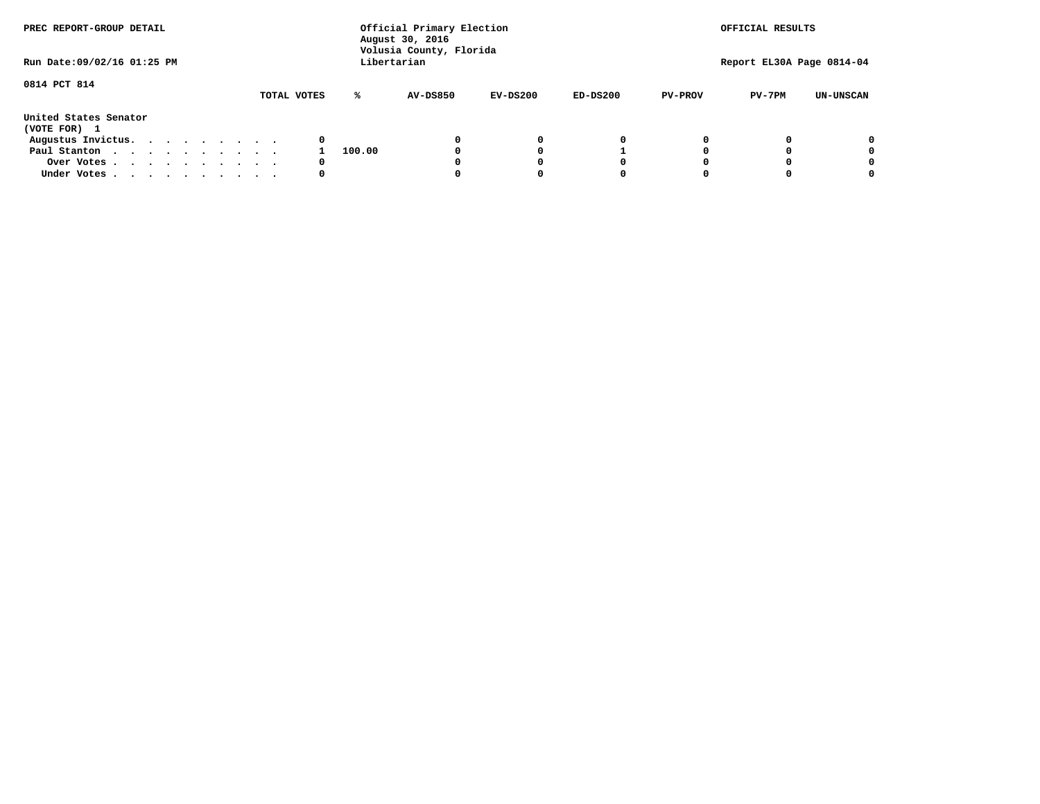PREC REPORT-GROUP DETAIL

Official Primary Election
August 30, 2016
Volusia County, Florida
Libertarian

OFFICIAL RESULTS

Run Date:09/02/16 01:25 PM

Report EL30A Page 0814-04

0814 PCT 814

| United States Senator (VOTE FOR) 1 | TOTAL VOTES | % | AV-DS850 | EV-DS200 | ED-DS200 | PV-PROV | PV-7PM | UN-UNSCAN |
|---|---|---|---|---|---|---|---|---|
| Augustus Invictus. . . . . . . . . . | 0 | | 0 | 0 | 0 | 0 | 0 | 0 |
| Paul Stanton . . . . . . . . . . . | 1 | 100.00 | 0 | 0 | 1 | 0 | 0 | 0 |
| Over Votes . . . . . . . . . . . | 0 | | 0 | 0 | 0 | 0 | 0 | 0 |
| Under Votes . . . . . . . . . . . | 0 | | 0 | 0 | 0 | 0 | 0 | 0 |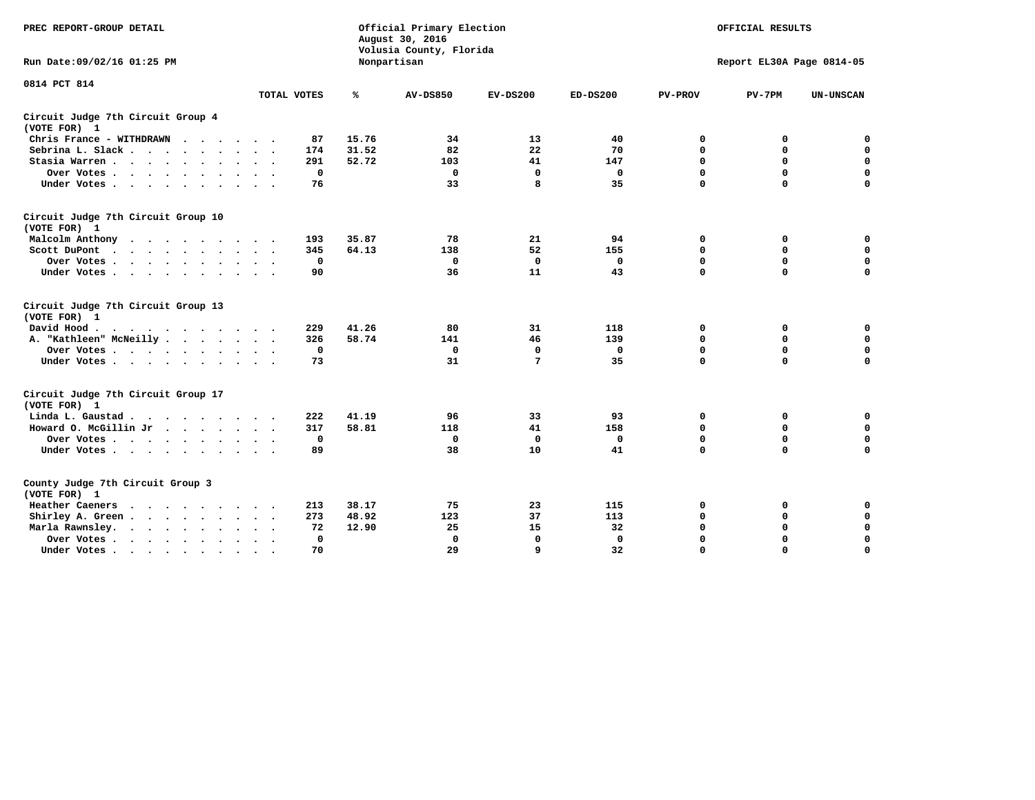PREC REPORT-GROUP DETAIL

Official Primary Election
August 30, 2016
Volusia County, Florida
Nonpartisan

OFFICIAL RESULTS

Run Date:09/02/16 01:25 PM

Report EL30A Page 0814-05

0814 PCT 814

| | TOTAL VOTES | % | AV-DS850 | EV-DS200 | ED-DS200 | PV-PROV | PV-7PM | UN-UNSCAN |
|---|---|---|---|---|---|---|---|---|
| **Circuit Judge 7th Circuit Group 4 (VOTE FOR) 1** | | | | | | | | |
| Chris France - WITHDRAWN | 87 | 15.76 | 34 | 13 | 40 | 0 | 0 | 0 |
| Sebrina L. Slack | 174 | 31.52 | 82 | 22 | 70 | 0 | 0 | 0 |
| Stasia Warren | 291 | 52.72 | 103 | 41 | 147 | 0 | 0 | 0 |
| Over Votes | 0 | | 0 | 0 | 0 | 0 | 0 | 0 |
| Under Votes | 76 | | 33 | 8 | 35 | 0 | 0 | 0 |
| **Circuit Judge 7th Circuit Group 10 (VOTE FOR) 1** | | | | | | | | |
| Malcolm Anthony | 193 | 35.87 | 78 | 21 | 94 | 0 | 0 | 0 |
| Scott DuPont | 345 | 64.13 | 138 | 52 | 155 | 0 | 0 | 0 |
| Over Votes | 0 | | 0 | 0 | 0 | 0 | 0 | 0 |
| Under Votes | 90 | | 36 | 11 | 43 | 0 | 0 | 0 |
| **Circuit Judge 7th Circuit Group 13 (VOTE FOR) 1** | | | | | | | | |
| David Hood | 229 | 41.26 | 80 | 31 | 118 | 0 | 0 | 0 |
| A. "Kathleen" McNeilly | 326 | 58.74 | 141 | 46 | 139 | 0 | 0 | 0 |
| Over Votes | 0 | | 0 | 0 | 0 | 0 | 0 | 0 |
| Under Votes | 73 | | 31 | 7 | 35 | 0 | 0 | 0 |
| **Circuit Judge 7th Circuit Group 17 (VOTE FOR) 1** | | | | | | | | |
| Linda L. Gaustad | 222 | 41.19 | 96 | 33 | 93 | 0 | 0 | 0 |
| Howard O. McGillin Jr | 317 | 58.81 | 118 | 41 | 158 | 0 | 0 | 0 |
| Over Votes | 0 | | 0 | 0 | 0 | 0 | 0 | 0 |
| Under Votes | 89 | | 38 | 10 | 41 | 0 | 0 | 0 |
| **County Judge 7th Circuit Group 3 (VOTE FOR) 1** | | | | | | | | |
| Heather Caeners | 213 | 38.17 | 75 | 23 | 115 | 0 | 0 | 0 |
| Shirley A. Green | 273 | 48.92 | 123 | 37 | 113 | 0 | 0 | 0 |
| Marla Rawnsley. | 72 | 12.90 | 25 | 15 | 32 | 0 | 0 | 0 |
| Over Votes | 0 | | 0 | 0 | 0 | 0 | 0 | 0 |
| Under Votes | 70 | | 29 | 9 | 32 | 0 | 0 | 0 |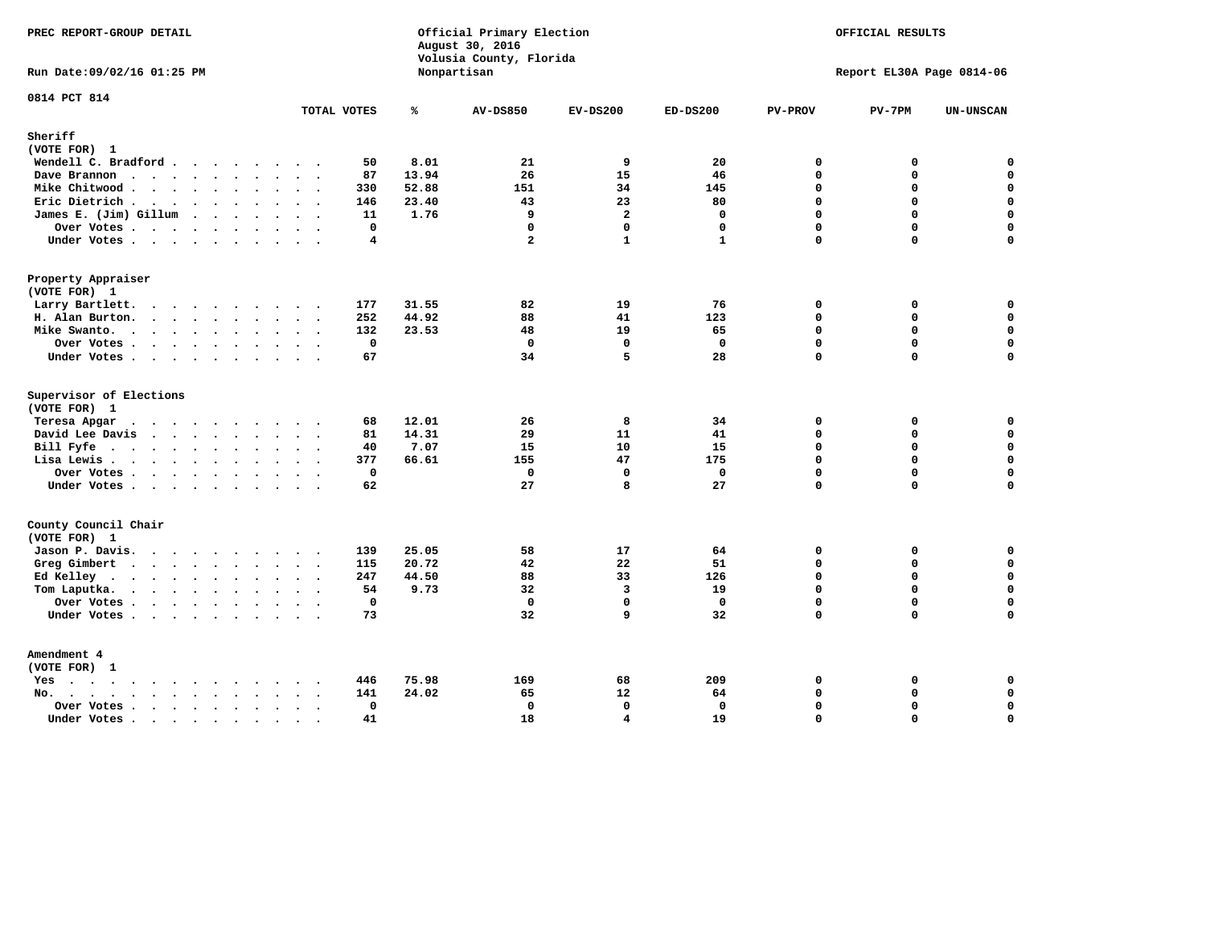PREC REPORT-GROUP DETAIL

Official Primary Election
August 30, 2016
Volusia County, Florida
Nonpartisan

OFFICIAL RESULTS

Run Date:09/02/16 01:25 PM

Report EL30A Page 0814-06

0814 PCT 814

| | TOTAL VOTES | % | AV-DS850 | EV-DS200 | ED-DS200 | PV-PROV | PV-7PM | UN-UNSCAN |
|---|---|---|---|---|---|---|---|---|
| **Sheriff** | | | | | | | | |
| (VOTE FOR) 1 | | | | | | | | |
| Wendell C. Bradford | 50 | 8.01 | 21 | 9 | 20 | 0 | 0 | 0 |
| Dave Brannon | 87 | 13.94 | 26 | 15 | 46 | 0 | 0 | 0 |
| Mike Chitwood | 330 | 52.88 | 151 | 34 | 145 | 0 | 0 | 0 |
| Eric Dietrich | 146 | 23.40 | 43 | 23 | 80 | 0 | 0 | 0 |
| James E. (Jim) Gillum | 11 | 1.76 | 9 | 2 | 0 | 0 | 0 | 0 |
| Over Votes | 0 | | 0 | 0 | 0 | 0 | 0 | 0 |
| Under Votes | 4 | | 2 | 1 | 1 | 0 | 0 | 0 |
| **Property Appraiser** | | | | | | | | |
| (VOTE FOR) 1 | | | | | | | | |
| Larry Bartlett | 177 | 31.55 | 82 | 19 | 76 | 0 | 0 | 0 |
| H. Alan Burton | 252 | 44.92 | 88 | 41 | 123 | 0 | 0 | 0 |
| Mike Swanto | 132 | 23.53 | 48 | 19 | 65 | 0 | 0 | 0 |
| Over Votes | 0 | | 0 | 0 | 0 | 0 | 0 | 0 |
| Under Votes | 67 | | 34 | 5 | 28 | 0 | 0 | 0 |
| **Supervisor of Elections** | | | | | | | | |
| (VOTE FOR) 1 | | | | | | | | |
| Teresa Apgar | 68 | 12.01 | 26 | 8 | 34 | 0 | 0 | 0 |
| David Lee Davis | 81 | 14.31 | 29 | 11 | 41 | 0 | 0 | 0 |
| Bill Fyfe | 40 | 7.07 | 15 | 10 | 15 | 0 | 0 | 0 |
| Lisa Lewis | 377 | 66.61 | 155 | 47 | 175 | 0 | 0 | 0 |
| Over Votes | 0 | | 0 | 0 | 0 | 0 | 0 | 0 |
| Under Votes | 62 | | 27 | 8 | 27 | 0 | 0 | 0 |
| **County Council Chair** | | | | | | | | |
| (VOTE FOR) 1 | | | | | | | | |
| Jason P. Davis | 139 | 25.05 | 58 | 17 | 64 | 0 | 0 | 0 |
| Greg Gimbert | 115 | 20.72 | 42 | 22 | 51 | 0 | 0 | 0 |
| Ed Kelley | 247 | 44.50 | 88 | 33 | 126 | 0 | 0 | 0 |
| Tom Laputka | 54 | 9.73 | 32 | 3 | 19 | 0 | 0 | 0 |
| Over Votes | 0 | | 0 | 0 | 0 | 0 | 0 | 0 |
| Under Votes | 73 | | 32 | 9 | 32 | 0 | 0 | 0 |
| **Amendment 4** | | | | | | | | |
| (VOTE FOR) 1 | | | | | | | | |
| Yes | 446 | 75.98 | 169 | 68 | 209 | 0 | 0 | 0 |
| No | 141 | 24.02 | 65 | 12 | 64 | 0 | 0 | 0 |
| Over Votes | 0 | | 0 | 0 | 0 | 0 | 0 | 0 |
| Under Votes | 41 | | 18 | 4 | 19 | 0 | 0 | 0 |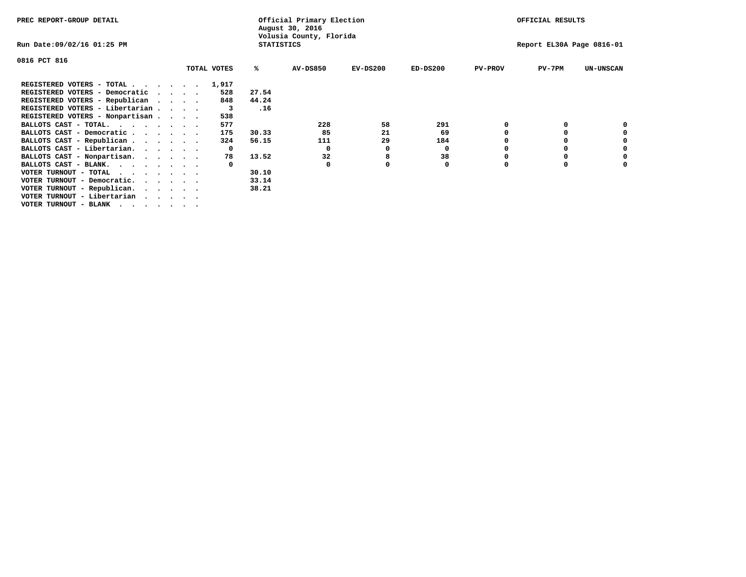PREC REPORT-GROUP DETAIL

Official Primary Election
August 30, 2016
Volusia County, Florida
STATISTICS

OFFICIAL RESULTS

Run Date:09/02/16 01:25 PM

Report EL30A Page 0816-01

0816 PCT 816

| | TOTAL VOTES | % | AV-DS850 | EV-DS200 | ED-DS200 | PV-PROV | PV-7PM | UN-UNSCAN |
|---|---|---|---|---|---|---|---|---|
| REGISTERED VOTERS - TOTAL . . . . . . | 1,917 | | | | | | | |
| REGISTERED VOTERS - Democratic . . . . | 528 | 27.54 | | | | | | |
| REGISTERED VOTERS - Republican . . . . | 848 | 44.24 | | | | | | |
| REGISTERED VOTERS - Libertarian . . . . | 3 | .16 | | | | | | |
| REGISTERED VOTERS - Nonpartisan . . . . | 538 | | | | | | | |
| BALLOTS CAST - TOTAL. . . . . . . . | 577 | | 228 | 58 | 291 | 0 | 0 | 0 |
| BALLOTS CAST - Democratic . . . . . . | 175 | 30.33 | 85 | 21 | 69 | 0 | 0 | 0 |
| BALLOTS CAST - Republican . . . . . . | 324 | 56.15 | 111 | 29 | 184 | 0 | 0 | 0 |
| BALLOTS CAST - Libertarian. . . . . . | 0 | | 0 | 0 | 0 | 0 | 0 | 0 |
| BALLOTS CAST - Nonpartisan. . . . . . | 78 | 13.52 | 32 | 8 | 38 | 0 | 0 | 0 |
| BALLOTS CAST - BLANK. . . . . . . . | 0 | | 0 | 0 | 0 | 0 | 0 | 0 |
| VOTER TURNOUT - TOTAL . . . . . . . | | 30.10 | | | | | | |
| VOTER TURNOUT - Democratic. . . . . . | | 33.14 | | | | | | |
| VOTER TURNOUT - Republican. . . . . . | | 38.21 | | | | | | |
| VOTER TURNOUT - Libertarian . . . . . | | | | | | | | |
| VOTER TURNOUT - BLANK . . . . . . . | | | | | | | | |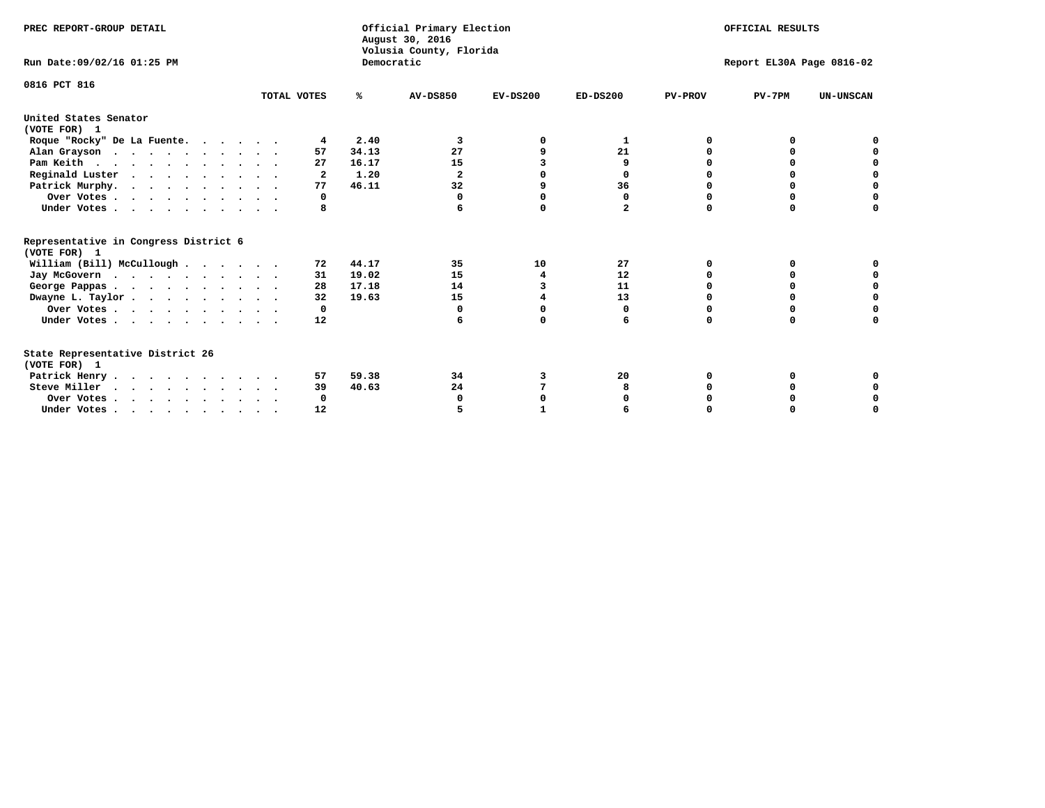PREC REPORT-GROUP DETAIL

Official Primary Election
August 30, 2016
Volusia County, Florida
Democratic

OFFICIAL RESULTS

Run Date:09/02/16 01:25 PM

Report EL30A Page 0816-02

0816 PCT 816

| | TOTAL VOTES | % | AV-DS850 | EV-DS200 | ED-DS200 | PV-PROV | PV-7PM | UN-UNSCAN |
|---|---|---|---|---|---|---|---|---|
| **United States Senator** | | | | | | | | |
| **(VOTE FOR) 1** | | | | | | | | |
| Roque "Rocky" De La Fuente | 4 | 2.40 | 3 | 0 | 1 | 0 | 0 | 0 |
| Alan Grayson | 57 | 34.13 | 27 | 9 | 21 | 0 | 0 | 0 |
| Pam Keith | 27 | 16.17 | 15 | 3 | 9 | 0 | 0 | 0 |
| Reginald Luster | 2 | 1.20 | 2 | 0 | 0 | 0 | 0 | 0 |
| Patrick Murphy | 77 | 46.11 | 32 | 9 | 36 | 0 | 0 | 0 |
| Over Votes | 0 | | 0 | 0 | 0 | 0 | 0 | 0 |
| Under Votes | 8 | | 6 | 0 | 2 | 0 | 0 | 0 |
| **Representative in Congress District 6** | | | | | | | | |
| **(VOTE FOR) 1** | | | | | | | | |
| William (Bill) McCullough | 72 | 44.17 | 35 | 10 | 27 | 0 | 0 | 0 |
| Jay McGovern | 31 | 19.02 | 15 | 4 | 12 | 0 | 0 | 0 |
| George Pappas | 28 | 17.18 | 14 | 3 | 11 | 0 | 0 | 0 |
| Dwayne L. Taylor | 32 | 19.63 | 15 | 4 | 13 | 0 | 0 | 0 |
| Over Votes | 0 | | 0 | 0 | 0 | 0 | 0 | 0 |
| Under Votes | 12 | | 6 | 0 | 6 | 0 | 0 | 0 |
| **State Representative District 26** | | | | | | | | |
| **(VOTE FOR) 1** | | | | | | | | |
| Patrick Henry | 57 | 59.38 | 34 | 3 | 20 | 0 | 0 | 0 |
| Steve Miller | 39 | 40.63 | 24 | 7 | 8 | 0 | 0 | 0 |
| Over Votes | 0 | | 0 | 0 | 0 | 0 | 0 | 0 |
| Under Votes | 12 | | 5 | 1 | 6 | 0 | 0 | 0 |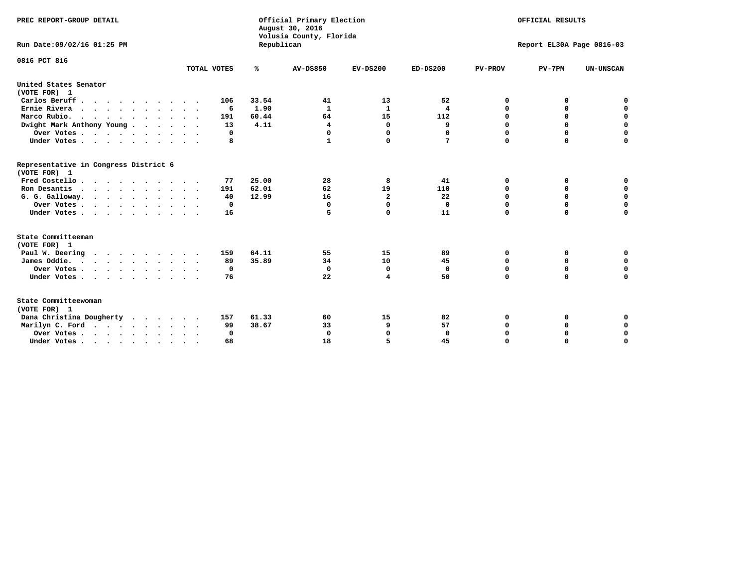PREC REPORT-GROUP DETAIL

Official Primary Election
August 30, 2016
Volusia County, Florida
Republican

OFFICIAL RESULTS

Run Date:09/02/16 01:25 PM

Report EL30A Page 0816-03

0816 PCT 816

| | TOTAL VOTES | % | AV-DS850 | EV-DS200 | ED-DS200 | PV-PROV | PV-7PM | UN-UNSCAN |
|---|---|---|---|---|---|---|---|---|
| **United States Senator** | | | | | | | | |
| **(VOTE FOR) 1** | | | | | | | | |
| Carlos Beruff | 106 | 33.54 | 41 | 13 | 52 | 0 | 0 | 0 |
| Ernie Rivera | 6 | 1.90 | 1 | 1 | 4 | 0 | 0 | 0 |
| Marco Rubio. | 191 | 60.44 | 64 | 15 | 112 | 0 | 0 | 0 |
| Dwight Mark Anthony Young | 13 | 4.11 | 4 | 0 | 9 | 0 | 0 | 0 |
| Over Votes | 0 | | 0 | 0 | 0 | 0 | 0 | 0 |
| Under Votes | 8 | | 1 | 0 | 7 | 0 | 0 | 0 |
| **Representative in Congress District 6** | | | | | | | | |
| **(VOTE FOR) 1** | | | | | | | | |
| Fred Costello | 77 | 25.00 | 28 | 8 | 41 | 0 | 0 | 0 |
| Ron Desantis | 191 | 62.01 | 62 | 19 | 110 | 0 | 0 | 0 |
| G. G. Galloway. | 40 | 12.99 | 16 | 2 | 22 | 0 | 0 | 0 |
| Over Votes | 0 | | 0 | 0 | 0 | 0 | 0 | 0 |
| Under Votes | 16 | | 5 | 0 | 11 | 0 | 0 | 0 |
| **State Committeeman** | | | | | | | | |
| **(VOTE FOR) 1** | | | | | | | | |
| Paul W. Deering | 159 | 64.11 | 55 | 15 | 89 | 0 | 0 | 0 |
| James Oddie. | 89 | 35.89 | 34 | 10 | 45 | 0 | 0 | 0 |
| Over Votes | 0 | | 0 | 0 | 0 | 0 | 0 | 0 |
| Under Votes | 76 | | 22 | 4 | 50 | 0 | 0 | 0 |
| **State Committeewoman** | | | | | | | | |
| **(VOTE FOR) 1** | | | | | | | | |
| Dana Christina Dougherty | 157 | 61.33 | 60 | 15 | 82 | 0 | 0 | 0 |
| Marilyn C. Ford | 99 | 38.67 | 33 | 9 | 57 | 0 | 0 | 0 |
| Over Votes | 0 | | 0 | 0 | 0 | 0 | 0 | 0 |
| Under Votes | 68 | | 18 | 5 | 45 | 0 | 0 | 0 |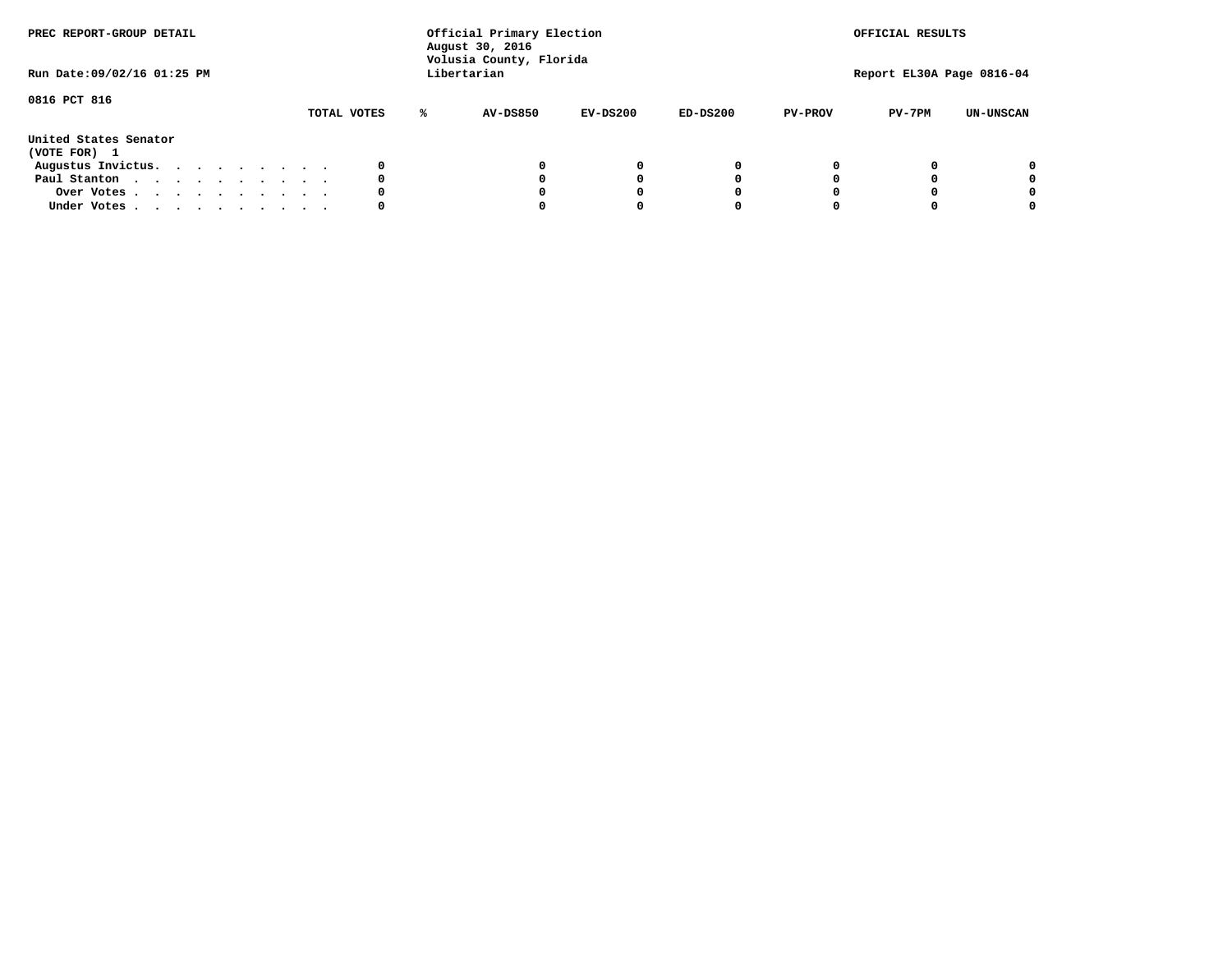PREC REPORT-GROUP DETAIL

Run Date:09/02/16 01:25 PM

Official Primary Election
August 30, 2016
Volusia County, Florida
Libertarian

OFFICIAL RESULTS

Report EL30A Page 0816-04

0816 PCT 816

| | TOTAL VOTES | % | AV-DS850 | EV-DS200 | ED-DS200 | PV-PROV | PV-7PM | UN-UNSCAN |
|---|---|---|---|---|---|---|---|---|
| **United States Senator** | | | | | | | | |
| **(VOTE FOR) 1** | | | | | | | | |
| Augustus Invictus. . . . . . . . . . | 0 | | 0 | 0 | 0 | 0 | 0 | 0 |
| Paul Stanton . . . . . . . . . . . | 0 | | 0 | 0 | 0 | 0 | 0 | 0 |
| Over Votes . . . . . . . . . . . | 0 | | 0 | 0 | 0 | 0 | 0 | 0 |
| Under Votes . . . . . . . . . . . | 0 | | 0 | 0 | 0 | 0 | 0 | 0 |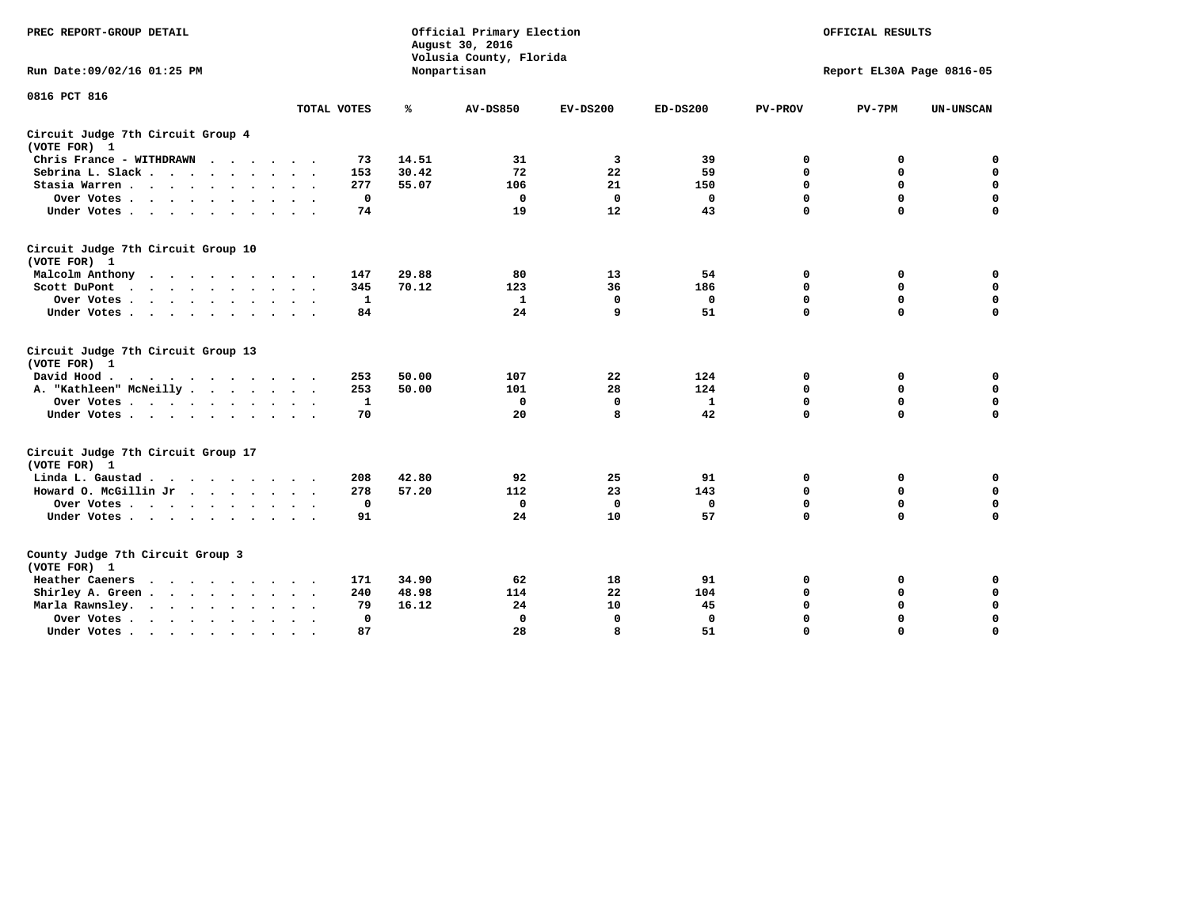PREC REPORT-GROUP DETAIL

Official Primary Election
August 30, 2016
Volusia County, Florida
Nonpartisan

OFFICIAL RESULTS

Run Date:09/02/16 01:25 PM

Report EL30A Page 0816-05

0816 PCT 816

| | TOTAL VOTES | % | AV-DS850 | EV-DS200 | ED-DS200 | PV-PROV | PV-7PM | UN-UNSCAN |
|---|---|---|---|---|---|---|---|---|
| **Circuit Judge 7th Circuit Group 4 (VOTE FOR) 1** | | | | | | | | |
| Chris France - WITHDRAWN | 73 | 14.51 | 31 | 3 | 39 | 0 | 0 | 0 |
| Sebrina L. Slack | 153 | 30.42 | 72 | 22 | 59 | 0 | 0 | 0 |
| Stasia Warren | 277 | 55.07 | 106 | 21 | 150 | 0 | 0 | 0 |
| Over Votes | 0 | | 0 | 0 | 0 | 0 | 0 | 0 |
| Under Votes | 74 | | 19 | 12 | 43 | 0 | 0 | 0 |
| **Circuit Judge 7th Circuit Group 10 (VOTE FOR) 1** | | | | | | | | |
| Malcolm Anthony | 147 | 29.88 | 80 | 13 | 54 | 0 | 0 | 0 |
| Scott DuPont | 345 | 70.12 | 123 | 36 | 186 | 0 | 0 | 0 |
| Over Votes | 1 | | 1 | 0 | 0 | 0 | 0 | 0 |
| Under Votes | 84 | | 24 | 9 | 51 | 0 | 0 | 0 |
| **Circuit Judge 7th Circuit Group 13 (VOTE FOR) 1** | | | | | | | | |
| David Hood | 253 | 50.00 | 107 | 22 | 124 | 0 | 0 | 0 |
| A. "Kathleen" McNeilly | 253 | 50.00 | 101 | 28 | 124 | 0 | 0 | 0 |
| Over Votes | 1 | | 0 | 0 | 1 | 0 | 0 | 0 |
| Under Votes | 70 | | 20 | 8 | 42 | 0 | 0 | 0 |
| **Circuit Judge 7th Circuit Group 17 (VOTE FOR) 1** | | | | | | | | |
| Linda L. Gaustad | 208 | 42.80 | 92 | 25 | 91 | 0 | 0 | 0 |
| Howard O. McGillin Jr | 278 | 57.20 | 112 | 23 | 143 | 0 | 0 | 0 |
| Over Votes | 0 | | 0 | 0 | 0 | 0 | 0 | 0 |
| Under Votes | 91 | | 24 | 10 | 57 | 0 | 0 | 0 |
| **County Judge 7th Circuit Group 3 (VOTE FOR) 1** | | | | | | | | |
| Heather Caeners | 171 | 34.90 | 62 | 18 | 91 | 0 | 0 | 0 |
| Shirley A. Green | 240 | 48.98 | 114 | 22 | 104 | 0 | 0 | 0 |
| Marla Rawnsley. | 79 | 16.12 | 24 | 10 | 45 | 0 | 0 | 0 |
| Over Votes | 0 | | 0 | 0 | 0 | 0 | 0 | 0 |
| Under Votes | 87 | | 28 | 8 | 51 | 0 | 0 | 0 |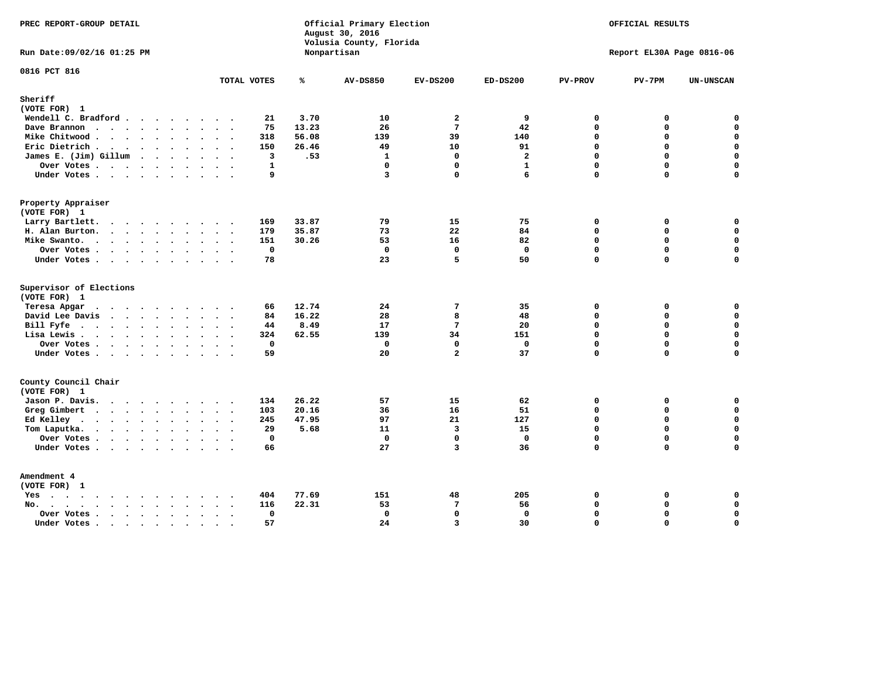PREC REPORT-GROUP DETAIL

Official Primary Election
August 30, 2016
Volusia County, Florida
Nonpartisan

OFFICIAL RESULTS

Run Date:09/02/16 01:25 PM

Report EL30A Page 0816-06

0816 PCT 816

| | TOTAL VOTES | % | AV-DS850 | EV-DS200 | ED-DS200 | PV-PROV | PV-7PM | UN-UNSCAN |
|---|---|---|---|---|---|---|---|---|
| **Sheriff** | | | | | | | | |
| (VOTE FOR) 1 | | | | | | | | |
| Wendell C. Bradford | 21 | 3.70 | 10 | 2 | 9 | 0 | 0 | 0 |
| Dave Brannon | 75 | 13.23 | 26 | 7 | 42 | 0 | 0 | 0 |
| Mike Chitwood | 318 | 56.08 | 139 | 39 | 140 | 0 | 0 | 0 |
| Eric Dietrich | 150 | 26.46 | 49 | 10 | 91 | 0 | 0 | 0 |
| James E. (Jim) Gillum | 3 | .53 | 1 | 0 | 2 | 0 | 0 | 0 |
| Over Votes | 1 | | 0 | 0 | 1 | 0 | 0 | 0 |
| Under Votes | 9 | | 3 | 0 | 6 | 0 | 0 | 0 |
| **Property Appraiser** | | | | | | | | |
| (VOTE FOR) 1 | | | | | | | | |
| Larry Bartlett | 169 | 33.87 | 79 | 15 | 75 | 0 | 0 | 0 |
| H. Alan Burton | 179 | 35.87 | 73 | 22 | 84 | 0 | 0 | 0 |
| Mike Swanto | 151 | 30.26 | 53 | 16 | 82 | 0 | 0 | 0 |
| Over Votes | 0 | | 0 | 0 | 0 | 0 | 0 | 0 |
| Under Votes | 78 | | 23 | 5 | 50 | 0 | 0 | 0 |
| **Supervisor of Elections** | | | | | | | | |
| (VOTE FOR) 1 | | | | | | | | |
| Teresa Apgar | 66 | 12.74 | 24 | 7 | 35 | 0 | 0 | 0 |
| David Lee Davis | 84 | 16.22 | 28 | 8 | 48 | 0 | 0 | 0 |
| Bill Fyfe | 44 | 8.49 | 17 | 7 | 20 | 0 | 0 | 0 |
| Lisa Lewis | 324 | 62.55 | 139 | 34 | 151 | 0 | 0 | 0 |
| Over Votes | 0 | | 0 | 0 | 0 | 0 | 0 | 0 |
| Under Votes | 59 | | 20 | 2 | 37 | 0 | 0 | 0 |
| **County Council Chair** | | | | | | | | |
| (VOTE FOR) 1 | | | | | | | | |
| Jason P. Davis | 134 | 26.22 | 57 | 15 | 62 | 0 | 0 | 0 |
| Greg Gimbert | 103 | 20.16 | 36 | 16 | 51 | 0 | 0 | 0 |
| Ed Kelley | 245 | 47.95 | 97 | 21 | 127 | 0 | 0 | 0 |
| Tom Laputka | 29 | 5.68 | 11 | 3 | 15 | 0 | 0 | 0 |
| Over Votes | 0 | | 0 | 0 | 0 | 0 | 0 | 0 |
| Under Votes | 66 | | 27 | 3 | 36 | 0 | 0 | 0 |
| **Amendment 4** | | | | | | | | |
| (VOTE FOR) 1 | | | | | | | | |
| Yes | 404 | 77.69 | 151 | 48 | 205 | 0 | 0 | 0 |
| No | 116 | 22.31 | 53 | 7 | 56 | 0 | 0 | 0 |
| Over Votes | 0 | | 0 | 0 | 0 | 0 | 0 | 0 |
| Under Votes | 57 | | 24 | 3 | 30 | 0 | 0 | 0 |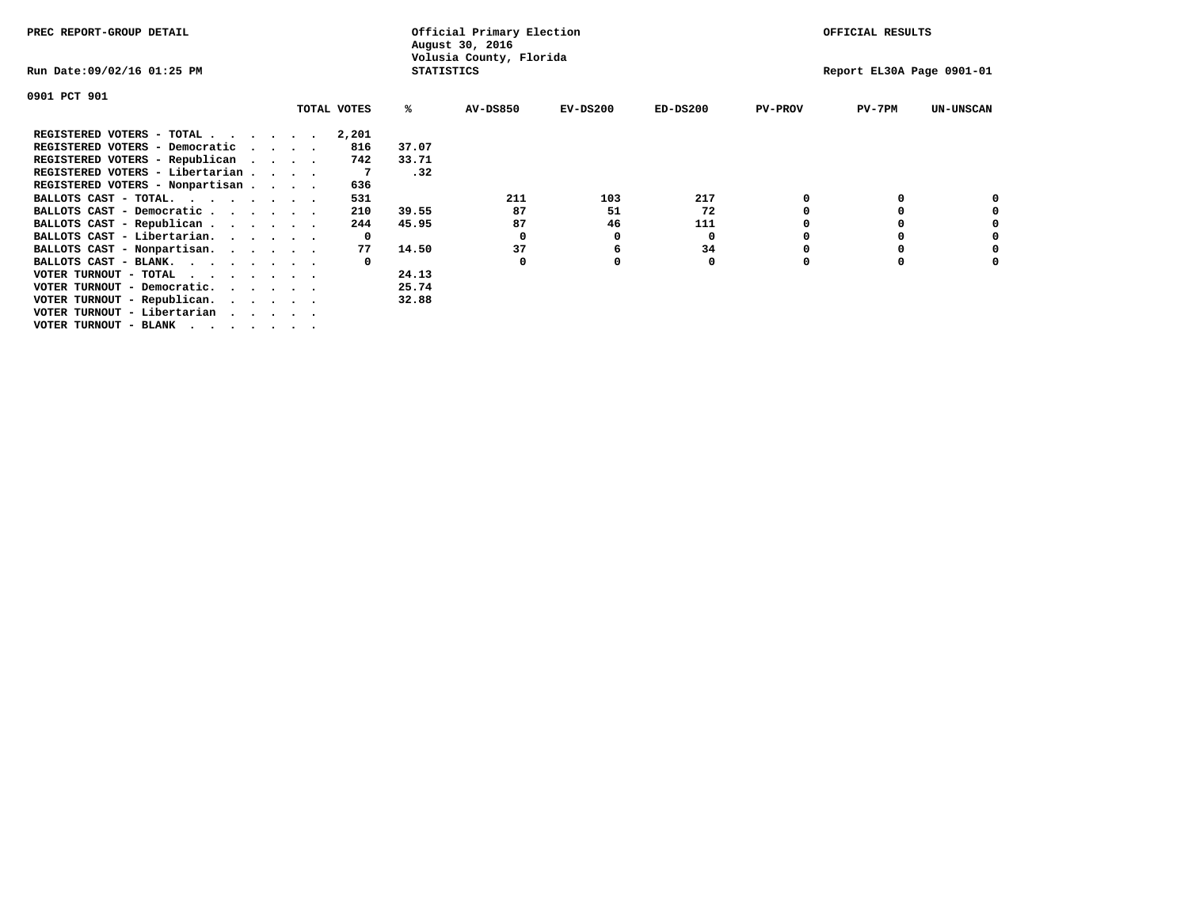PREC REPORT-GROUP DETAIL

Official Primary Election
August 30, 2016
Volusia County, Florida
STATISTICS

OFFICIAL RESULTS

Run Date:09/02/16 01:25 PM

Report EL30A Page 0901-01

0901 PCT 901

| | TOTAL VOTES | % | AV-DS850 | EV-DS200 | ED-DS200 | PV-PROV | PV-7PM | UN-UNSCAN |
|---|---|---|---|---|---|---|---|---|
| REGISTERED VOTERS - TOTAL . . . . . . | 2,201 | | | | | | | |
| REGISTERED VOTERS - Democratic . . . . | 816 | 37.07 | | | | | | |
| REGISTERED VOTERS - Republican . . . . | 742 | 33.71 | | | | | | |
| REGISTERED VOTERS - Libertarian . . . . | 7 | .32 | | | | | | |
| REGISTERED VOTERS - Nonpartisan . . . . | 636 | | | | | | | |
| BALLOTS CAST - TOTAL. . . . . . . . | 531 | | 211 | 103 | 217 | 0 | 0 | 0 |
| BALLOTS CAST - Democratic . . . . . . | 210 | 39.55 | 87 | 51 | 72 | 0 | 0 | 0 |
| BALLOTS CAST - Republican . . . . . . | 244 | 45.95 | 87 | 46 | 111 | 0 | 0 | 0 |
| BALLOTS CAST - Libertarian. . . . . . | 0 | | 0 | 0 | 0 | 0 | 0 | 0 |
| BALLOTS CAST - Nonpartisan. . . . . . | 77 | 14.50 | 37 | 6 | 34 | 0 | 0 | 0 |
| BALLOTS CAST - BLANK. . . . . . . . | 0 | | 0 | 0 | 0 | 0 | 0 | 0 |
| VOTER TURNOUT - TOTAL . . . . . . . | | 24.13 | | | | | | |
| VOTER TURNOUT - Democratic. . . . . . | | 25.74 | | | | | | |
| VOTER TURNOUT - Republican. . . . . . | | 32.88 | | | | | | |
| VOTER TURNOUT - Libertarian . . . . . | | | | | | | | |
| VOTER TURNOUT - BLANK . . . . . . . | | | | | | | | |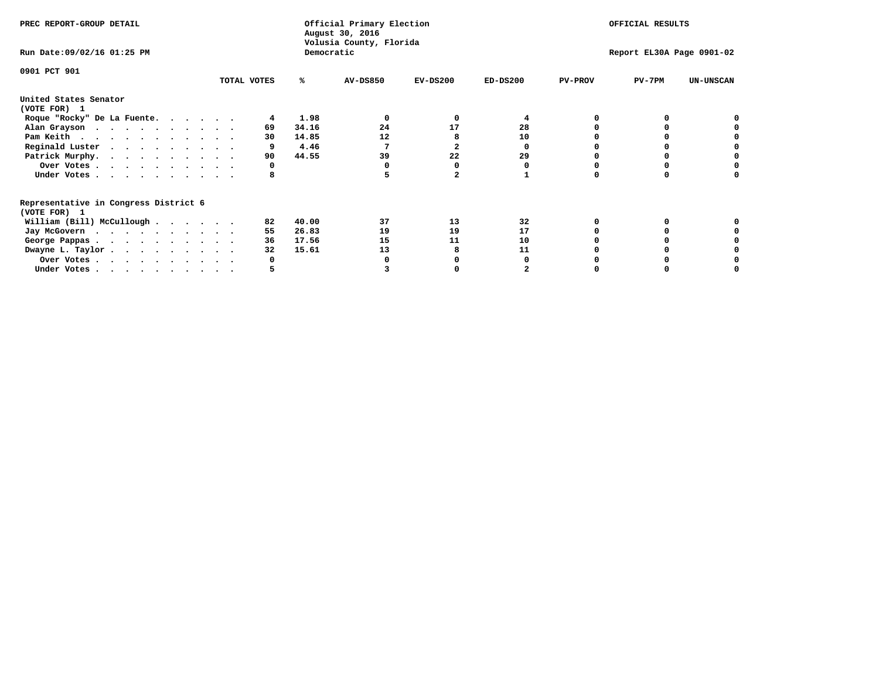PREC REPORT-GROUP DETAIL

Official Primary Election
August 30, 2016
Volusia County, Florida
Democratic

OFFICIAL RESULTS

Run Date:09/02/16 01:25 PM

Report EL30A Page 0901-02

0901 PCT 901

| | TOTAL VOTES | % | AV-DS850 | EV-DS200 | ED-DS200 | PV-PROV | PV-7PM | UN-UNSCAN |
|---|---|---|---|---|---|---|---|---|
| **United States Senator** | | | | | | | | |
| **(VOTE FOR) 1** | | | | | | | | |
| Roque "Rocky" De La Fuente | 4 | 1.98 | 0 | 0 | 4 | 0 | 0 | 0 |
| Alan Grayson | 69 | 34.16 | 24 | 17 | 28 | 0 | 0 | 0 |
| Pam Keith | 30 | 14.85 | 12 | 8 | 10 | 0 | 0 | 0 |
| Reginald Luster | 9 | 4.46 | 7 | 2 | 0 | 0 | 0 | 0 |
| Patrick Murphy | 90 | 44.55 | 39 | 22 | 29 | 0 | 0 | 0 |
| Over Votes | 0 | | 0 | 0 | 0 | 0 | 0 | 0 |
| Under Votes | 8 | | 5 | 2 | 1 | 0 | 0 | 0 |
| **Representative in Congress District 6** | | | | | | | | |
| **(VOTE FOR) 1** | | | | | | | | |
| William (Bill) McCullough | 82 | 40.00 | 37 | 13 | 32 | 0 | 0 | 0 |
| Jay McGovern | 55 | 26.83 | 19 | 19 | 17 | 0 | 0 | 0 |
| George Pappas | 36 | 17.56 | 15 | 11 | 10 | 0 | 0 | 0 |
| Dwayne L. Taylor | 32 | 15.61 | 13 | 8 | 11 | 0 | 0 | 0 |
| Over Votes | 0 | | 0 | 0 | 0 | 0 | 0 | 0 |
| Under Votes | 5 | | 3 | 0 | 2 | 0 | 0 | 0 |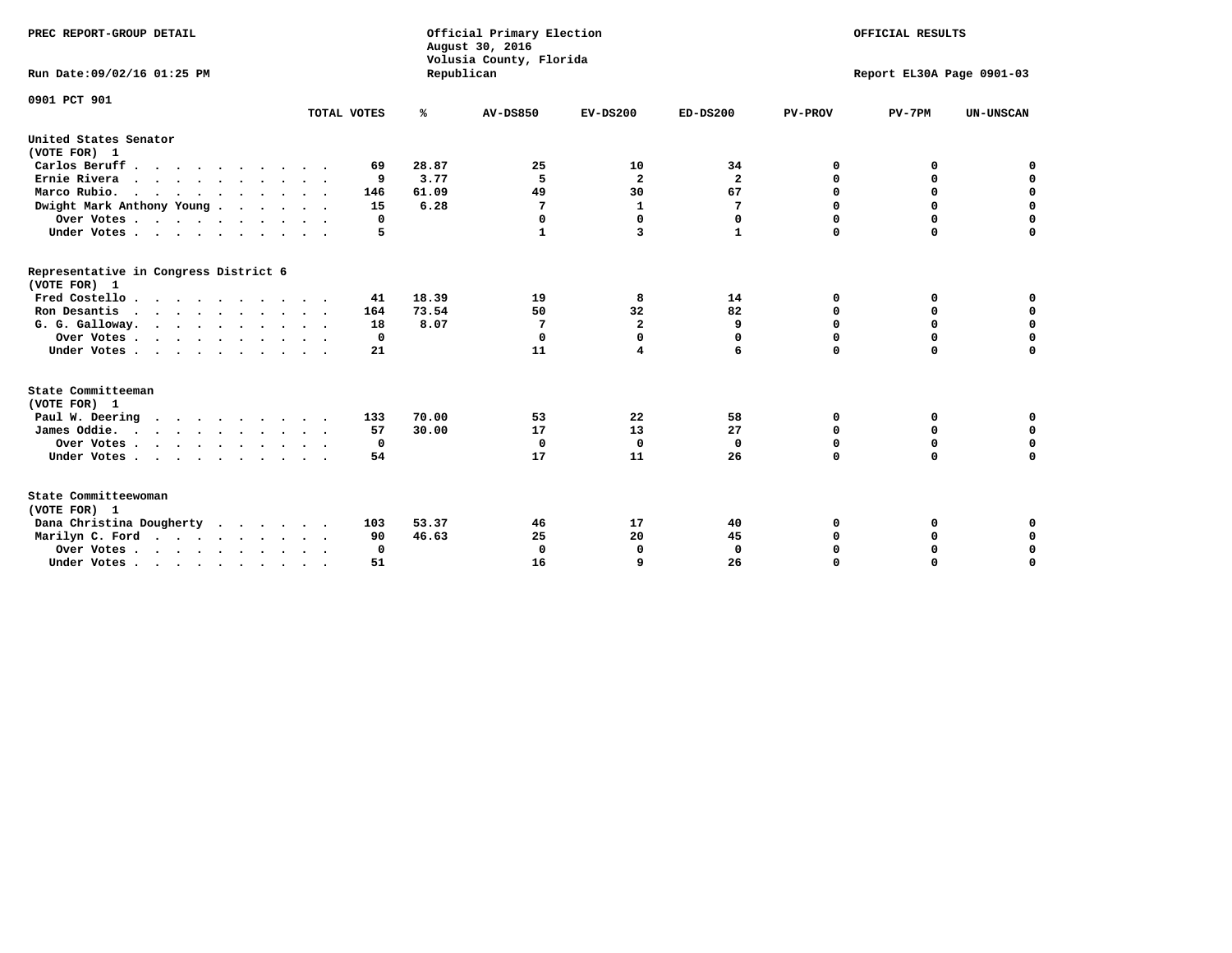PREC REPORT-GROUP DETAIL

Official Primary Election
August 30, 2016
Volusia County, Florida
Republican

OFFICIAL RESULTS

Run Date:09/02/16 01:25 PM

Report EL30A Page 0901-03

0901 PCT 901

| | TOTAL VOTES | % | AV-DS850 | EV-DS200 | ED-DS200 | PV-PROV | PV-7PM | UN-UNSCAN |
|---|---|---|---|---|---|---|---|---|
| **United States Senator** | | | | | | | | |
| **(VOTE FOR) 1** | | | | | | | | |
| Carlos Beruff | 69 | 28.87 | 25 | 10 | 34 | 0 | 0 | 0 |
| Ernie Rivera | 9 | 3.77 | 5 | 2 | 2 | 0 | 0 | 0 |
| Marco Rubio | 146 | 61.09 | 49 | 30 | 67 | 0 | 0 | 0 |
| Dwight Mark Anthony Young | 15 | 6.28 | 7 | 1 | 7 | 0 | 0 | 0 |
| Over Votes | 0 | | 0 | 0 | 0 | 0 | 0 | 0 |
| Under Votes | 5 | | 1 | 3 | 1 | 0 | 0 | 0 |
| **Representative in Congress District 6** | | | | | | | | |
| **(VOTE FOR) 1** | | | | | | | | |
| Fred Costello | 41 | 18.39 | 19 | 8 | 14 | 0 | 0 | 0 |
| Ron Desantis | 164 | 73.54 | 50 | 32 | 82 | 0 | 0 | 0 |
| G. G. Galloway | 18 | 8.07 | 7 | 2 | 9 | 0 | 0 | 0 |
| Over Votes | 0 | | 0 | 0 | 0 | 0 | 0 | 0 |
| Under Votes | 21 | | 11 | 4 | 6 | 0 | 0 | 0 |
| **State Committeeman** | | | | | | | | |
| **(VOTE FOR) 1** | | | | | | | | |
| Paul W. Deering | 133 | 70.00 | 53 | 22 | 58 | 0 | 0 | 0 |
| James Oddie | 57 | 30.00 | 17 | 13 | 27 | 0 | 0 | 0 |
| Over Votes | 0 | | 0 | 0 | 0 | 0 | 0 | 0 |
| Under Votes | 54 | | 17 | 11 | 26 | 0 | 0 | 0 |
| **State Committeewoman** | | | | | | | | |
| **(VOTE FOR) 1** | | | | | | | | |
| Dana Christina Dougherty | 103 | 53.37 | 46 | 17 | 40 | 0 | 0 | 0 |
| Marilyn C. Ford | 90 | 46.63 | 25 | 20 | 45 | 0 | 0 | 0 |
| Over Votes | 0 | | 0 | 0 | 0 | 0 | 0 | 0 |
| Under Votes | 51 | | 16 | 9 | 26 | 0 | 0 | 0 |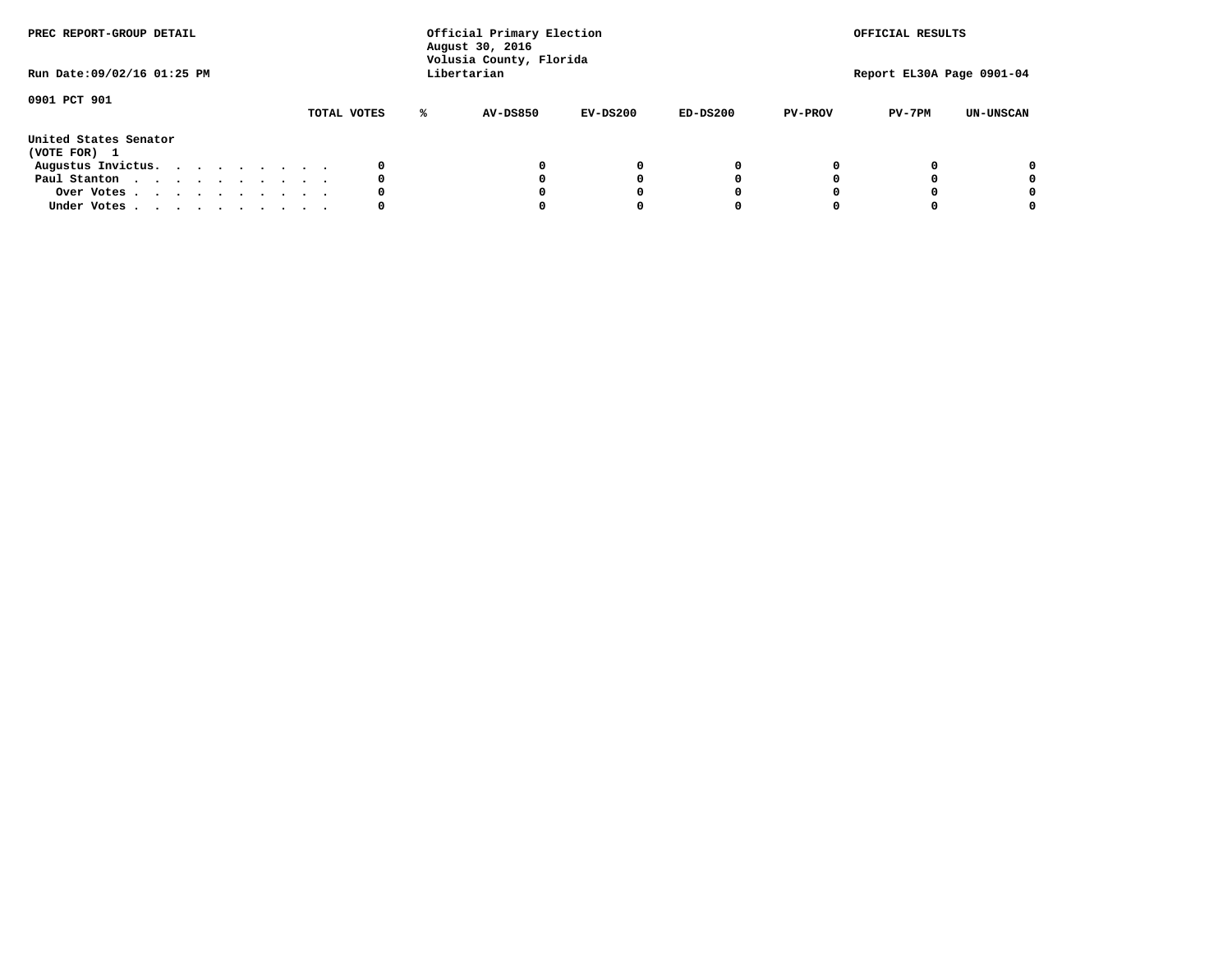PREC REPORT-GROUP DETAIL

Official Primary Election
August 30, 2016
Volusia County, Florida
Libertarian

OFFICIAL RESULTS

Run Date:09/02/16 01:25 PM

Report EL30A Page 0901-04

0901 PCT 901

| | TOTAL VOTES | % | AV-DS850 | EV-DS200 | ED-DS200 | PV-PROV | PV-7PM | UN-UNSCAN |
|---|---|---|---|---|---|---|---|---|
| **United States Senator** | | | | | | | | |
| **(VOTE FOR) 1** | | | | | | | | |
| Augustus Invictus. . . . . . . . . . | 0 | | 0 | 0 | 0 | 0 | 0 | 0 |
| Paul Stanton . . . . . . . . . . . | 0 | | 0 | 0 | 0 | 0 | 0 | 0 |
| Over Votes . . . . . . . . . . . | 0 | | 0 | 0 | 0 | 0 | 0 | 0 |
| Under Votes . . . . . . . . . . . | 0 | | 0 | 0 | 0 | 0 | 0 | 0 |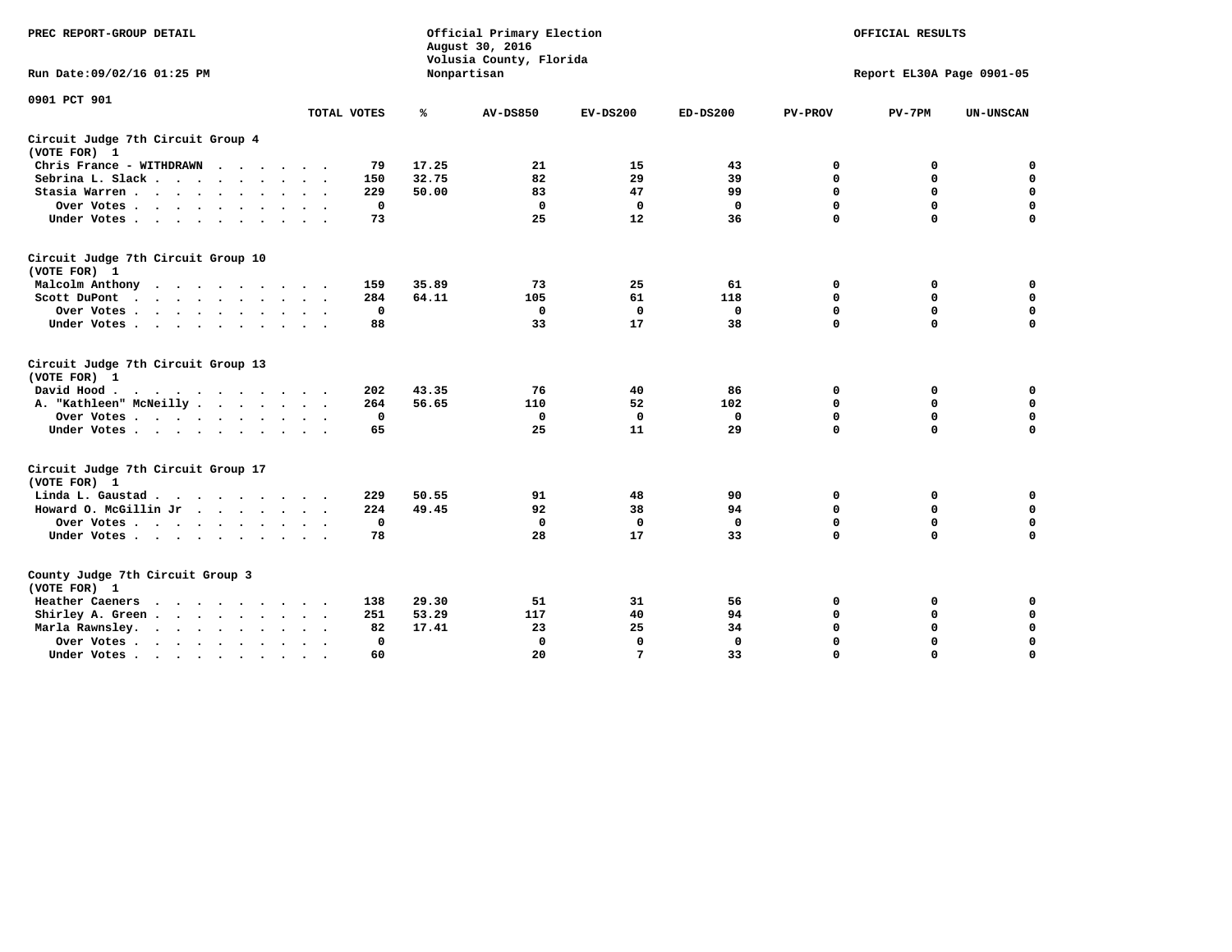PREC REPORT-GROUP DETAIL

Official Primary Election
August 30, 2016
Volusia County, Florida
Nonpartisan

OFFICIAL RESULTS

Run Date:09/02/16 01:25 PM

Report EL30A Page 0901-05

0901 PCT 901

| | TOTAL VOTES | % | AV-DS850 | EV-DS200 | ED-DS200 | PV-PROV | PV-7PM | UN-UNSCAN |
|---|---|---|---|---|---|---|---|---|
| **Circuit Judge 7th Circuit Group 4** | | | | | | | | |
| **(VOTE FOR) 1** | | | | | | | | |
| Chris France - WITHDRAWN | 79 | 17.25 | 21 | 15 | 43 | 0 | 0 | 0 |
| Sebrina L. Slack | 150 | 32.75 | 82 | 29 | 39 | 0 | 0 | 0 |
| Stasia Warren | 229 | 50.00 | 83 | 47 | 99 | 0 | 0 | 0 |
| Over Votes | 0 | | 0 | 0 | 0 | 0 | 0 | 0 |
| Under Votes | 73 | | 25 | 12 | 36 | 0 | 0 | 0 |
| **Circuit Judge 7th Circuit Group 10** | | | | | | | | |
| **(VOTE FOR) 1** | | | | | | | | |
| Malcolm Anthony | 159 | 35.89 | 73 | 25 | 61 | 0 | 0 | 0 |
| Scott DuPont | 284 | 64.11 | 105 | 61 | 118 | 0 | 0 | 0 |
| Over Votes | 0 | | 0 | 0 | 0 | 0 | 0 | 0 |
| Under Votes | 88 | | 33 | 17 | 38 | 0 | 0 | 0 |
| **Circuit Judge 7th Circuit Group 13** | | | | | | | | |
| **(VOTE FOR) 1** | | | | | | | | |
| David Hood | 202 | 43.35 | 76 | 40 | 86 | 0 | 0 | 0 |
| A. "Kathleen" McNeilly | 264 | 56.65 | 110 | 52 | 102 | 0 | 0 | 0 |
| Over Votes | 0 | | 0 | 0 | 0 | 0 | 0 | 0 |
| Under Votes | 65 | | 25 | 11 | 29 | 0 | 0 | 0 |
| **Circuit Judge 7th Circuit Group 17** | | | | | | | | |
| **(VOTE FOR) 1** | | | | | | | | |
| Linda L. Gaustad | 229 | 50.55 | 91 | 48 | 90 | 0 | 0 | 0 |
| Howard O. McGillin Jr | 224 | 49.45 | 92 | 38 | 94 | 0 | 0 | 0 |
| Over Votes | 0 | | 0 | 0 | 0 | 0 | 0 | 0 |
| Under Votes | 78 | | 28 | 17 | 33 | 0 | 0 | 0 |
| **County Judge 7th Circuit Group 3** | | | | | | | | |
| **(VOTE FOR) 1** | | | | | | | | |
| Heather Caeners | 138 | 29.30 | 51 | 31 | 56 | 0 | 0 | 0 |
| Shirley A. Green | 251 | 53.29 | 117 | 40 | 94 | 0 | 0 | 0 |
| Marla Rawnsley. | 82 | 17.41 | 23 | 25 | 34 | 0 | 0 | 0 |
| Over Votes | 0 | | 0 | 0 | 0 | 0 | 0 | 0 |
| Under Votes | 60 | | 20 | 7 | 33 | 0 | 0 | 0 |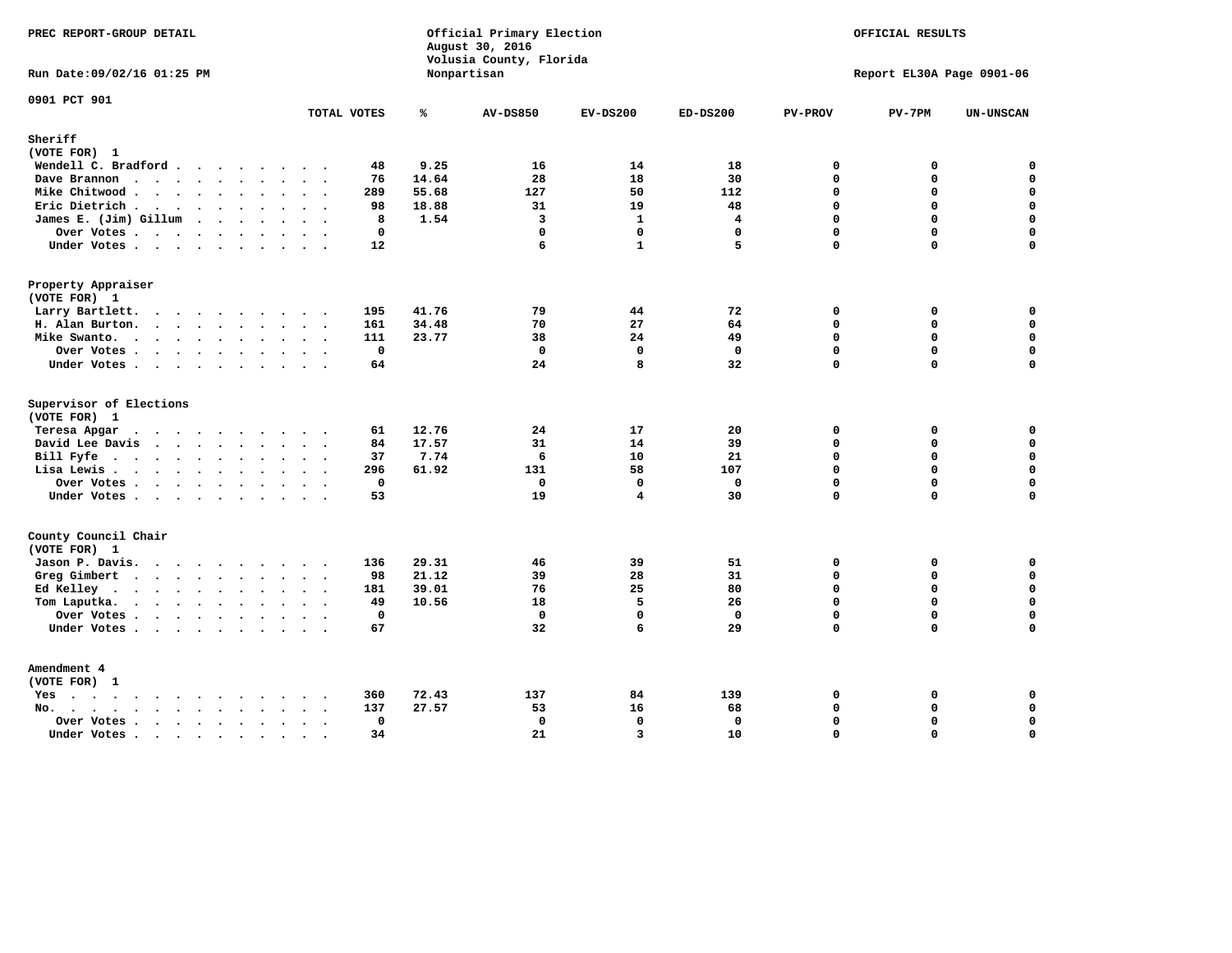PREC REPORT-GROUP DETAIL

Official Primary Election
August 30, 2016
Volusia County, Florida
Nonpartisan

OFFICIAL RESULTS

Run Date:09/02/16 01:25 PM

Report EL30A Page 0901-06

0901 PCT 901

| | TOTAL VOTES | % | AV-DS850 | EV-DS200 | ED-DS200 | PV-PROV | PV-7PM | UN-UNSCAN |
|---|---|---|---|---|---|---|---|---|
| **Sheriff** | | | | | | | | |
| (VOTE FOR) 1 | | | | | | | | |
| Wendell C. Bradford | 48 | 9.25 | 16 | 14 | 18 | 0 | 0 | 0 |
| Dave Brannon | 76 | 14.64 | 28 | 18 | 30 | 0 | 0 | 0 |
| Mike Chitwood | 289 | 55.68 | 127 | 50 | 112 | 0 | 0 | 0 |
| Eric Dietrich | 98 | 18.88 | 31 | 19 | 48 | 0 | 0 | 0 |
| James E. (Jim) Gillum | 8 | 1.54 | 3 | 1 | 4 | 0 | 0 | 0 |
| Over Votes | 0 | | 0 | 0 | 0 | 0 | 0 | 0 |
| Under Votes | 12 | | 6 | 1 | 5 | 0 | 0 | 0 |
| **Property Appraiser** | | | | | | | | |
| (VOTE FOR) 1 | | | | | | | | |
| Larry Bartlett | 195 | 41.76 | 79 | 44 | 72 | 0 | 0 | 0 |
| H. Alan Burton | 161 | 34.48 | 70 | 27 | 64 | 0 | 0 | 0 |
| Mike Swanto | 111 | 23.77 | 38 | 24 | 49 | 0 | 0 | 0 |
| Over Votes | 0 | | 0 | 0 | 0 | 0 | 0 | 0 |
| Under Votes | 64 | | 24 | 8 | 32 | 0 | 0 | 0 |
| **Supervisor of Elections** | | | | | | | | |
| (VOTE FOR) 1 | | | | | | | | |
| Teresa Apgar | 61 | 12.76 | 24 | 17 | 20 | 0 | 0 | 0 |
| David Lee Davis | 84 | 17.57 | 31 | 14 | 39 | 0 | 0 | 0 |
| Bill Fyfe | 37 | 7.74 | 6 | 10 | 21 | 0 | 0 | 0 |
| Lisa Lewis | 296 | 61.92 | 131 | 58 | 107 | 0 | 0 | 0 |
| Over Votes | 0 | | 0 | 0 | 0 | 0 | 0 | 0 |
| Under Votes | 53 | | 19 | 4 | 30 | 0 | 0 | 0 |
| **County Council Chair** | | | | | | | | |
| (VOTE FOR) 1 | | | | | | | | |
| Jason P. Davis | 136 | 29.31 | 46 | 39 | 51 | 0 | 0 | 0 |
| Greg Gimbert | 98 | 21.12 | 39 | 28 | 31 | 0 | 0 | 0 |
| Ed Kelley | 181 | 39.01 | 76 | 25 | 80 | 0 | 0 | 0 |
| Tom Laputka | 49 | 10.56 | 18 | 5 | 26 | 0 | 0 | 0 |
| Over Votes | 0 | | 0 | 0 | 0 | 0 | 0 | 0 |
| Under Votes | 67 | | 32 | 6 | 29 | 0 | 0 | 0 |
| **Amendment 4** | | | | | | | | |
| (VOTE FOR) 1 | | | | | | | | |
| Yes | 360 | 72.43 | 137 | 84 | 139 | 0 | 0 | 0 |
| No | 137 | 27.57 | 53 | 16 | 68 | 0 | 0 | 0 |
| Over Votes | 0 | | 0 | 0 | 0 | 0 | 0 | 0 |
| Under Votes | 34 | | 21 | 3 | 10 | 0 | 0 | 0 |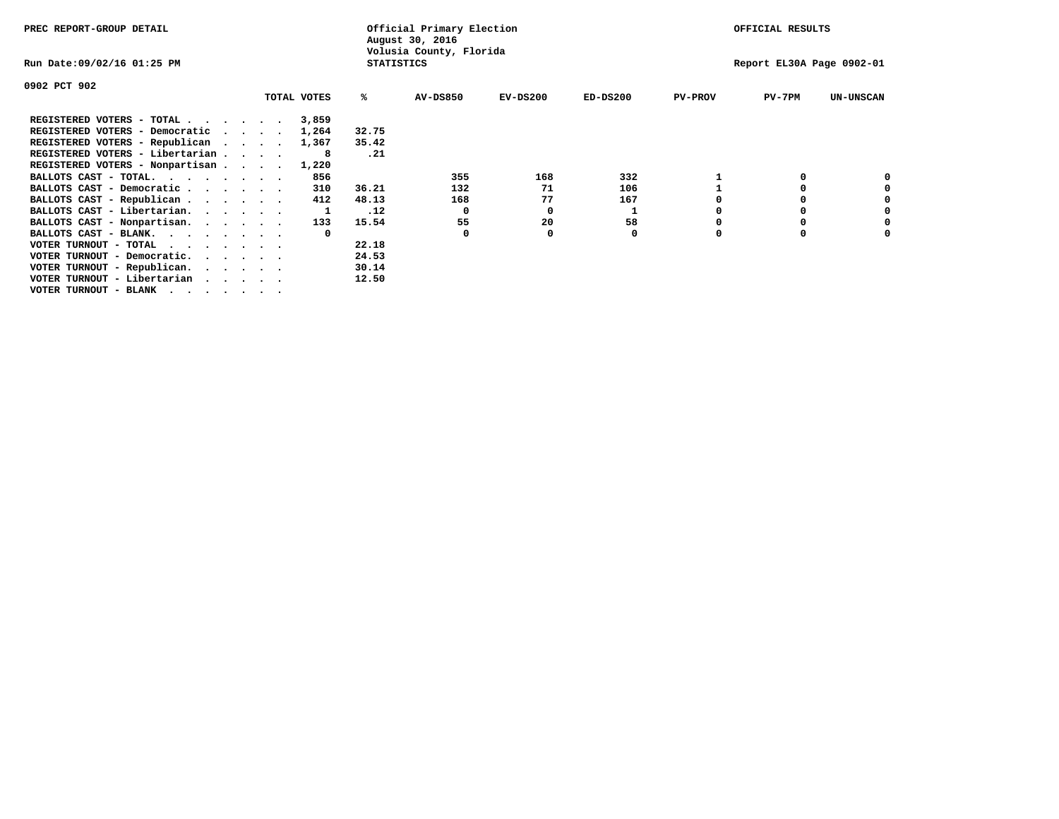PREC REPORT-GROUP DETAIL

Official Primary Election
August 30, 2016
Volusia County, Florida
STATISTICS

OFFICIAL RESULTS

Run Date:09/02/16 01:25 PM

Report EL30A Page 0902-01

0902 PCT 902

| | TOTAL VOTES | % | AV-DS850 | EV-DS200 | ED-DS200 | PV-PROV | PV-7PM | UN-UNSCAN |
|---|---|---|---|---|---|---|---|---|
| REGISTERED VOTERS - TOTAL . . . . . . | 3,859 | | | | | | | |
| REGISTERED VOTERS - Democratic . . . . | 1,264 | 32.75 | | | | | | |
| REGISTERED VOTERS - Republican . . . . | 1,367 | 35.42 | | | | | | |
| REGISTERED VOTERS - Libertarian . . . . | 8 | .21 | | | | | | |
| REGISTERED VOTERS - Nonpartisan . . . . | 1,220 | | | | | | | |
| BALLOTS CAST - TOTAL. . . . . . . . | 856 | | 355 | 168 | 332 | 1 | 0 | 0 |
| BALLOTS CAST - Democratic . . . . . . | 310 | 36.21 | 132 | 71 | 106 | 1 | 0 | 0 |
| BALLOTS CAST - Republican . . . . . . | 412 | 48.13 | 168 | 77 | 167 | 0 | 0 | 0 |
| BALLOTS CAST - Libertarian. . . . . . | 1 | .12 | 0 | 0 | 1 | 0 | 0 | 0 |
| BALLOTS CAST - Nonpartisan. . . . . . | 133 | 15.54 | 55 | 20 | 58 | 0 | 0 | 0 |
| BALLOTS CAST - BLANK. . . . . . . . | 0 | | 0 | 0 | 0 | 0 | 0 | 0 |
| VOTER TURNOUT - TOTAL . . . . . . . | | 22.18 | | | | | | |
| VOTER TURNOUT - Democratic. . . . . . | | 24.53 | | | | | | |
| VOTER TURNOUT - Republican. . . . . . | | 30.14 | | | | | | |
| VOTER TURNOUT - Libertarian . . . . . | | 12.50 | | | | | | |
| VOTER TURNOUT - BLANK . . . . . . . | | | | | | | | |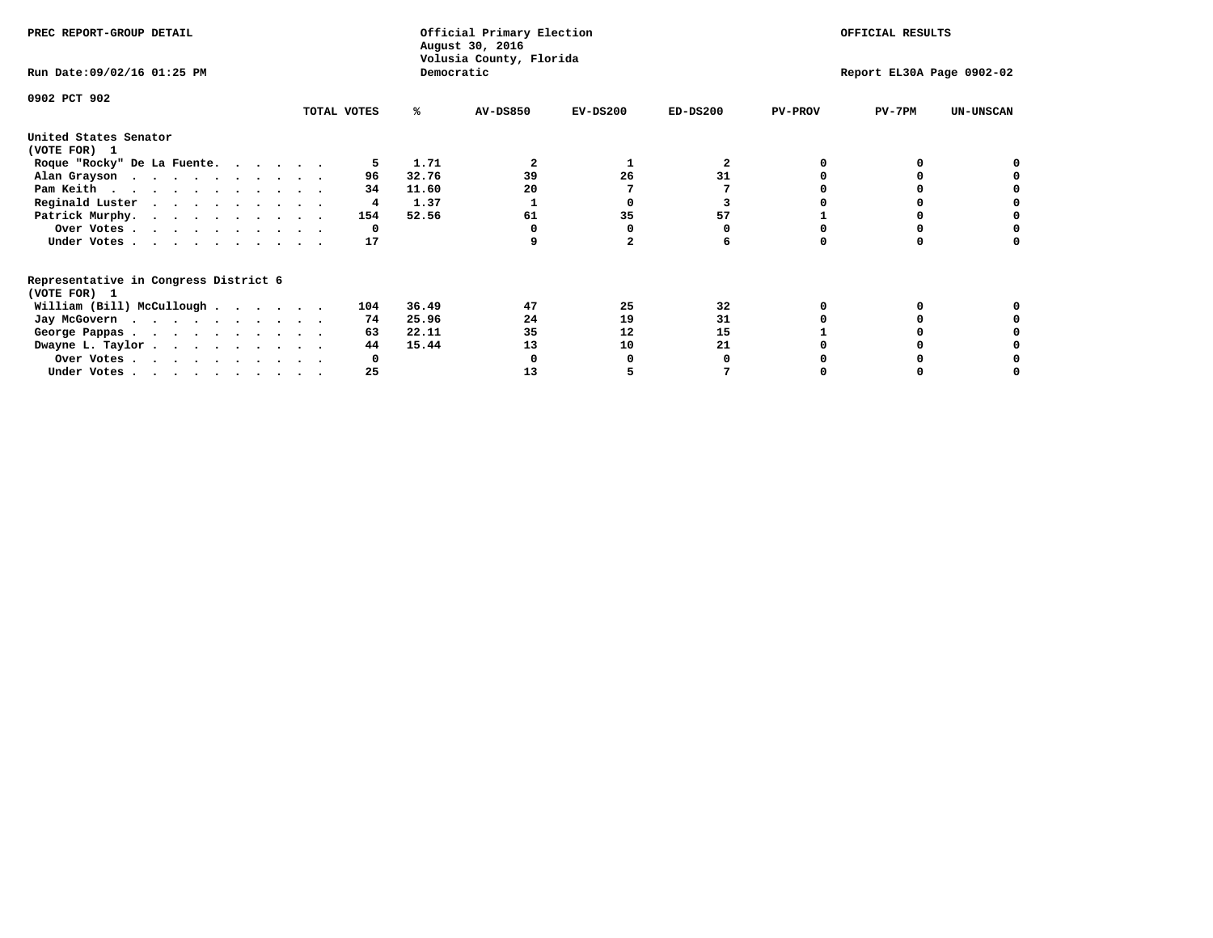PREC REPORT-GROUP DETAIL

Official Primary Election
August 30, 2016
Volusia County, Florida
Democratic

OFFICIAL RESULTS

Run Date:09/02/16 01:25 PM

Report EL30A Page 0902-02

0902 PCT 902

| | TOTAL VOTES | % | AV-DS850 | EV-DS200 | ED-DS200 | PV-PROV | PV-7PM | UN-UNSCAN |
|---|---|---|---|---|---|---|---|---|
| **United States Senator (VOTE FOR) 1** | | | | | | | | |
| Roque "Rocky" De La Fuente | 5 | 1.71 | 2 | 1 | 2 | 0 | 0 | 0 |
| Alan Grayson | 96 | 32.76 | 39 | 26 | 31 | 0 | 0 | 0 |
| Pam Keith | 34 | 11.60 | 20 | 7 | 7 | 0 | 0 | 0 |
| Reginald Luster | 4 | 1.37 | 1 | 0 | 3 | 0 | 0 | 0 |
| Patrick Murphy | 154 | 52.56 | 61 | 35 | 57 | 1 | 0 | 0 |
| Over Votes | 0 | | 0 | 0 | 0 | 0 | 0 | 0 |
| Under Votes | 17 | | 9 | 2 | 6 | 0 | 0 | 0 |
| **Representative in Congress District 6 (VOTE FOR) 1** | | | | | | | | |
| William (Bill) McCullough | 104 | 36.49 | 47 | 25 | 32 | 0 | 0 | 0 |
| Jay McGovern | 74 | 25.96 | 24 | 19 | 31 | 0 | 0 | 0 |
| George Pappas | 63 | 22.11 | 35 | 12 | 15 | 1 | 0 | 0 |
| Dwayne L. Taylor | 44 | 15.44 | 13 | 10 | 21 | 0 | 0 | 0 |
| Over Votes | 0 | | 0 | 0 | 0 | 0 | 0 | 0 |
| Under Votes | 25 | | 13 | 5 | 7 | 0 | 0 | 0 |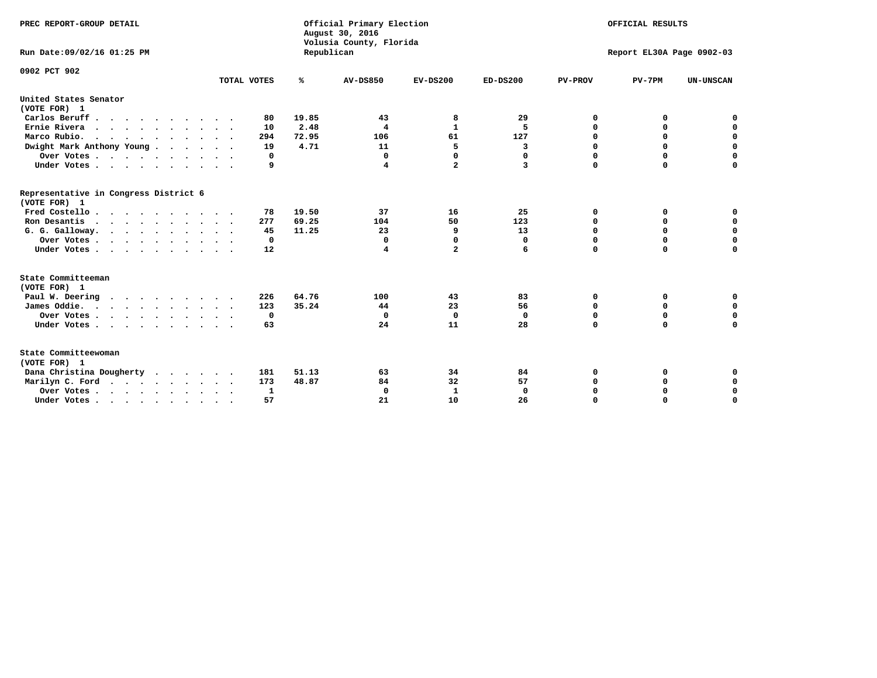PREC REPORT-GROUP DETAIL

Official Primary Election
August 30, 2016
Volusia County, Florida
Republican

OFFICIAL RESULTS

Run Date:09/02/16 01:25 PM

Report EL30A Page 0902-03

0902 PCT 902

| | TOTAL VOTES | % | AV-DS850 | EV-DS200 | ED-DS200 | PV-PROV | PV-7PM | UN-UNSCAN |
|---|---|---|---|---|---|---|---|---|
| **United States Senator** | | | | | | | | |
| **(VOTE FOR) 1** | | | | | | | | |
| Carlos Beruff | 80 | 19.85 | 43 | 8 | 29 | 0 | 0 | 0 |
| Ernie Rivera | 10 | 2.48 | 4 | 1 | 5 | 0 | 0 | 0 |
| Marco Rubio. | 294 | 72.95 | 106 | 61 | 127 | 0 | 0 | 0 |
| Dwight Mark Anthony Young | 19 | 4.71 | 11 | 5 | 3 | 0 | 0 | 0 |
| Over Votes | 0 | | 0 | 0 | 0 | 0 | 0 | 0 |
| Under Votes | 9 | | 4 | 2 | 3 | 0 | 0 | 0 |
| **Representative in Congress District 6** | | | | | | | | |
| **(VOTE FOR) 1** | | | | | | | | |
| Fred Costello | 78 | 19.50 | 37 | 16 | 25 | 0 | 0 | 0 |
| Ron Desantis | 277 | 69.25 | 104 | 50 | 123 | 0 | 0 | 0 |
| G. G. Galloway. | 45 | 11.25 | 23 | 9 | 13 | 0 | 0 | 0 |
| Over Votes | 0 | | 0 | 0 | 0 | 0 | 0 | 0 |
| Under Votes | 12 | | 4 | 2 | 6 | 0 | 0 | 0 |
| **State Committeeman** | | | | | | | | |
| **(VOTE FOR) 1** | | | | | | | | |
| Paul W. Deering | 226 | 64.76 | 100 | 43 | 83 | 0 | 0 | 0 |
| James Oddie. | 123 | 35.24 | 44 | 23 | 56 | 0 | 0 | 0 |
| Over Votes | 0 | | 0 | 0 | 0 | 0 | 0 | 0 |
| Under Votes | 63 | | 24 | 11 | 28 | 0 | 0 | 0 |
| **State Committeewoman** | | | | | | | | |
| **(VOTE FOR) 1** | | | | | | | | |
| Dana Christina Dougherty | 181 | 51.13 | 63 | 34 | 84 | 0 | 0 | 0 |
| Marilyn C. Ford | 173 | 48.87 | 84 | 32 | 57 | 0 | 0 | 0 |
| Over Votes | 1 | | 0 | 1 | 0 | 0 | 0 | 0 |
| Under Votes | 57 | | 21 | 10 | 26 | 0 | 0 | 0 |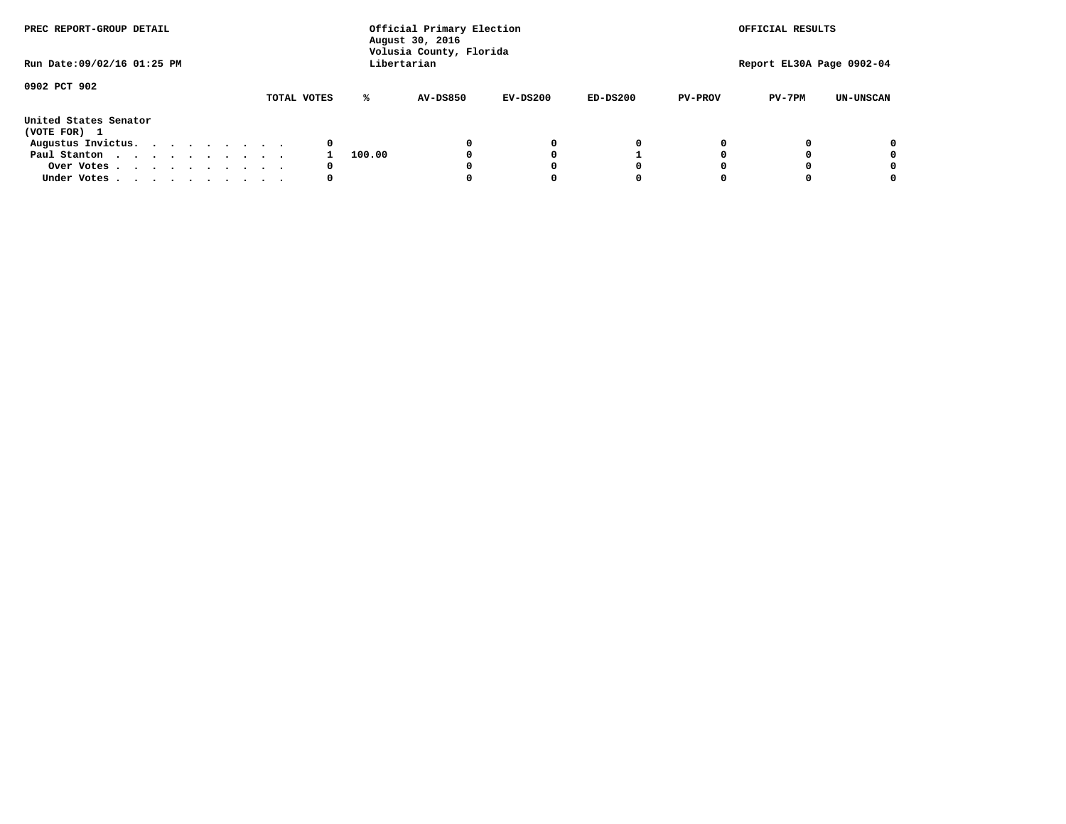PREC REPORT-GROUP DETAIL

Official Primary Election
August 30, 2016
Volusia County, Florida
Libertarian

OFFICIAL RESULTS

Run Date:09/02/16 01:25 PM

Report EL30A Page 0902-04

0902 PCT 902

| United States Senator (VOTE FOR) 1 | TOTAL VOTES | % | AV-DS850 | EV-DS200 | ED-DS200 | PV-PROV | PV-7PM | UN-UNSCAN |
|---|---|---|---|---|---|---|---|---|
| Augustus Invictus. . . . . . . . . . | 0 | | 0 | 0 | 0 | 0 | 0 | 0 |
| Paul Stanton . . . . . . . . . . . | 1 | 100.00 | 0 | 0 | 1 | 0 | 0 | 0 |
| Over Votes . . . . . . . . . . . | 0 | | 0 | 0 | 0 | 0 | 0 | 0 |
| Under Votes . . . . . . . . . . . | 0 | | 0 | 0 | 0 | 0 | 0 | 0 |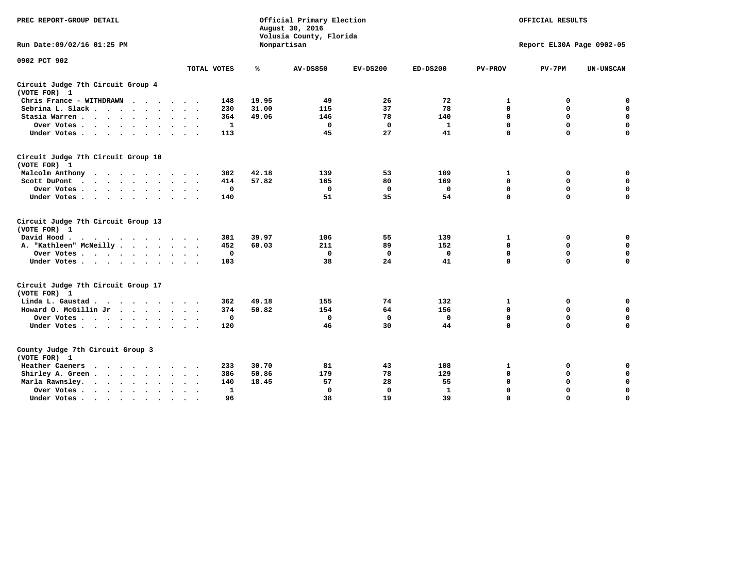PREC REPORT-GROUP DETAIL

Official Primary Election
August 30, 2016
Volusia County, Florida
Nonpartisan

OFFICIAL RESULTS

Run Date:09/02/16 01:25 PM

Report EL30A Page 0902-05

0902 PCT 902

| | TOTAL VOTES | % | AV-DS850 | EV-DS200 | ED-DS200 | PV-PROV | PV-7PM | UN-UNSCAN |
|---|---|---|---|---|---|---|---|---|
| **Circuit Judge 7th Circuit Group 4 (VOTE FOR) 1** | | | | | | | | |
| Chris France - WITHDRAWN | 148 | 19.95 | 49 | 26 | 72 | 1 | 0 | 0 |
| Sebrina L. Slack | 230 | 31.00 | 115 | 37 | 78 | 0 | 0 | 0 |
| Stasia Warren | 364 | 49.06 | 146 | 78 | 140 | 0 | 0 | 0 |
| Over Votes | 1 | | 0 | 0 | 1 | 0 | 0 | 0 |
| Under Votes | 113 | | 45 | 27 | 41 | 0 | 0 | 0 |
| **Circuit Judge 7th Circuit Group 10 (VOTE FOR) 1** | | | | | | | | |
| Malcolm Anthony | 302 | 42.18 | 139 | 53 | 109 | 1 | 0 | 0 |
| Scott DuPont | 414 | 57.82 | 165 | 80 | 169 | 0 | 0 | 0 |
| Over Votes | 0 | | 0 | 0 | 0 | 0 | 0 | 0 |
| Under Votes | 140 | | 51 | 35 | 54 | 0 | 0 | 0 |
| **Circuit Judge 7th Circuit Group 13 (VOTE FOR) 1** | | | | | | | | |
| David Hood | 301 | 39.97 | 106 | 55 | 139 | 1 | 0 | 0 |
| A. "Kathleen" McNeilly | 452 | 60.03 | 211 | 89 | 152 | 0 | 0 | 0 |
| Over Votes | 0 | | 0 | 0 | 0 | 0 | 0 | 0 |
| Under Votes | 103 | | 38 | 24 | 41 | 0 | 0 | 0 |
| **Circuit Judge 7th Circuit Group 17 (VOTE FOR) 1** | | | | | | | | |
| Linda L. Gaustad | 362 | 49.18 | 155 | 74 | 132 | 1 | 0 | 0 |
| Howard O. McGillin Jr | 374 | 50.82 | 154 | 64 | 156 | 0 | 0 | 0 |
| Over Votes | 0 | | 0 | 0 | 0 | 0 | 0 | 0 |
| Under Votes | 120 | | 46 | 30 | 44 | 0 | 0 | 0 |
| **County Judge 7th Circuit Group 3 (VOTE FOR) 1** | | | | | | | | |
| Heather Caeners | 233 | 30.70 | 81 | 43 | 108 | 1 | 0 | 0 |
| Shirley A. Green | 386 | 50.86 | 179 | 78 | 129 | 0 | 0 | 0 |
| Marla Rawnsley | 140 | 18.45 | 57 | 28 | 55 | 0 | 0 | 0 |
| Over Votes | 1 | | 0 | 0 | 1 | 0 | 0 | 0 |
| Under Votes | 96 | | 38 | 19 | 39 | 0 | 0 | 0 |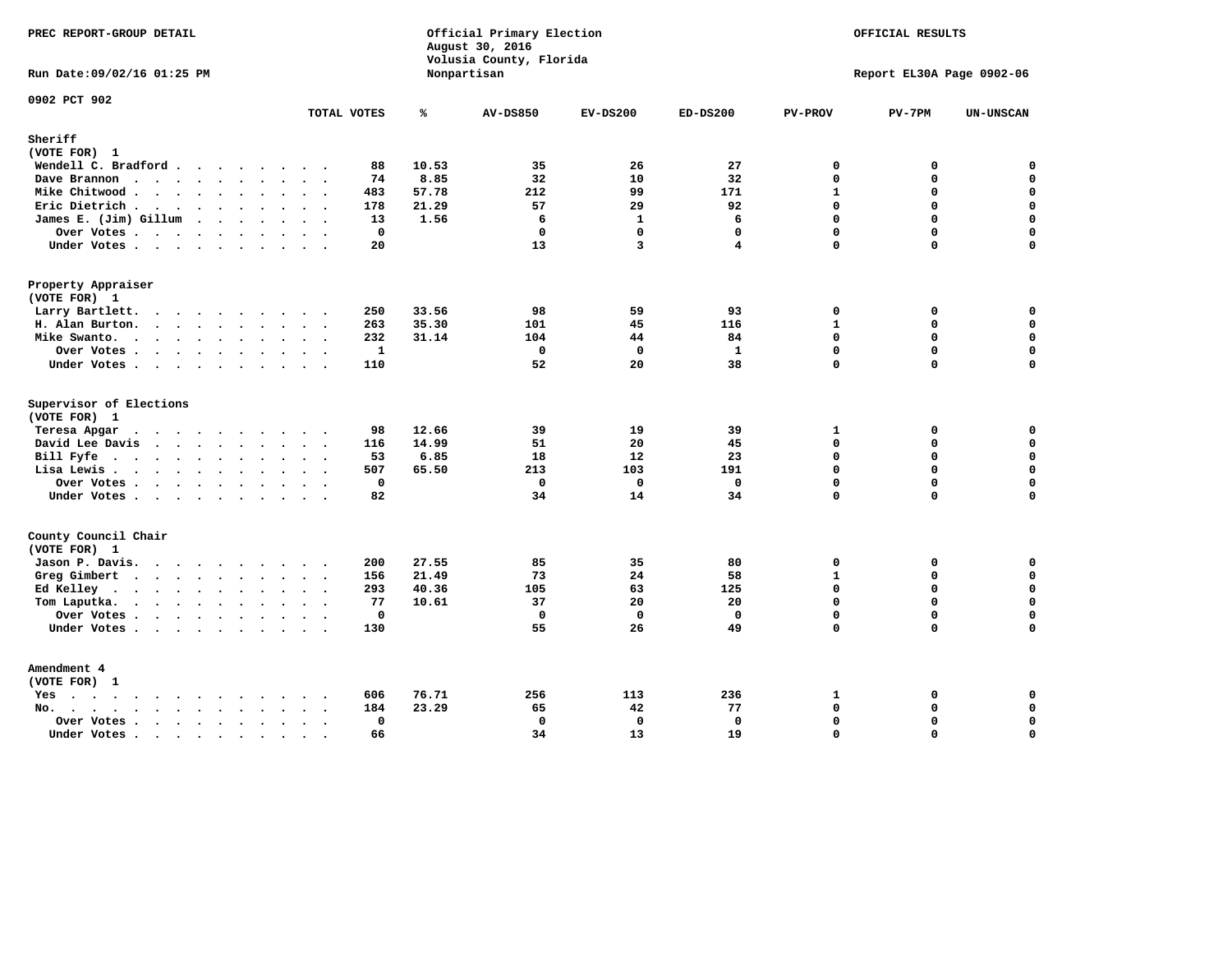PREC REPORT-GROUP DETAIL

Official Primary Election
August 30, 2016
Volusia County, Florida
Nonpartisan

OFFICIAL RESULTS

Run Date:09/02/16 01:25 PM

Report EL30A Page 0902-06

## 0902 PCT 902

### Sheriff
(VOTE FOR) 1

| | TOTAL VOTES | % | AV-DS850 | EV-DS200 | ED-DS200 | PV-PROV | PV-7PM | UN-UNSCAN |
|---|---|---|---|---|---|---|---|---|
| Wendell C. Bradford | 88 | 10.53 | 35 | 26 | 27 | 0 | 0 | 0 |
| Dave Brannon | 74 | 8.85 | 32 | 10 | 32 | 0 | 0 | 0 |
| Mike Chitwood | 483 | 57.78 | 212 | 99 | 171 | 1 | 0 | 0 |
| Eric Dietrich | 178 | 21.29 | 57 | 29 | 92 | 0 | 0 | 0 |
| James E. (Jim) Gillum | 13 | 1.56 | 6 | 1 | 6 | 0 | 0 | 0 |
| Over Votes | 0 | | 0 | 0 | 0 | 0 | 0 | 0 |
| Under Votes | 20 | | 13 | 3 | 4 | 0 | 0 | 0 |

### Property Appraiser
(VOTE FOR) 1

| | TOTAL VOTES | % | AV-DS850 | EV-DS200 | ED-DS200 | PV-PROV | PV-7PM | UN-UNSCAN |
|---|---|---|---|---|---|---|---|---|
| Larry Bartlett | 250 | 33.56 | 98 | 59 | 93 | 0 | 0 | 0 |
| H. Alan Burton | 263 | 35.30 | 101 | 45 | 116 | 1 | 0 | 0 |
| Mike Swanto | 232 | 31.14 | 104 | 44 | 84 | 0 | 0 | 0 |
| Over Votes | 1 | | 0 | 0 | 1 | 0 | 0 | 0 |
| Under Votes | 110 | | 52 | 20 | 38 | 0 | 0 | 0 |

### Supervisor of Elections
(VOTE FOR) 1

| | TOTAL VOTES | % | AV-DS850 | EV-DS200 | ED-DS200 | PV-PROV | PV-7PM | UN-UNSCAN |
|---|---|---|---|---|---|---|---|---|
| Teresa Apgar | 98 | 12.66 | 39 | 19 | 39 | 1 | 0 | 0 |
| David Lee Davis | 116 | 14.99 | 51 | 20 | 45 | 0 | 0 | 0 |
| Bill Fyfe | 53 | 6.85 | 18 | 12 | 23 | 0 | 0 | 0 |
| Lisa Lewis | 507 | 65.50 | 213 | 103 | 191 | 0 | 0 | 0 |
| Over Votes | 0 | | 0 | 0 | 0 | 0 | 0 | 0 |
| Under Votes | 82 | | 34 | 14 | 34 | 0 | 0 | 0 |

### County Council Chair
(VOTE FOR) 1

| | TOTAL VOTES | % | AV-DS850 | EV-DS200 | ED-DS200 | PV-PROV | PV-7PM | UN-UNSCAN |
|---|---|---|---|---|---|---|---|---|
| Jason P. Davis | 200 | 27.55 | 85 | 35 | 80 | 0 | 0 | 0 |
| Greg Gimbert | 156 | 21.49 | 73 | 24 | 58 | 1 | 0 | 0 |
| Ed Kelley | 293 | 40.36 | 105 | 63 | 125 | 0 | 0 | 0 |
| Tom Laputka | 77 | 10.61 | 37 | 20 | 20 | 0 | 0 | 0 |
| Over Votes | 0 | | 0 | 0 | 0 | 0 | 0 | 0 |
| Under Votes | 130 | | 55 | 26 | 49 | 0 | 0 | 0 |

### Amendment 4
(VOTE FOR) 1

| | TOTAL VOTES | % | AV-DS850 | EV-DS200 | ED-DS200 | PV-PROV | PV-7PM | UN-UNSCAN |
|---|---|---|---|---|---|---|---|---|
| Yes | 606 | 76.71 | 256 | 113 | 236 | 1 | 0 | 0 |
| No | 184 | 23.29 | 65 | 42 | 77 | 0 | 0 | 0 |
| Over Votes | 0 | | 0 | 0 | 0 | 0 | 0 | 0 |
| Under Votes | 66 | | 34 | 13 | 19 | 0 | 0 | 0 |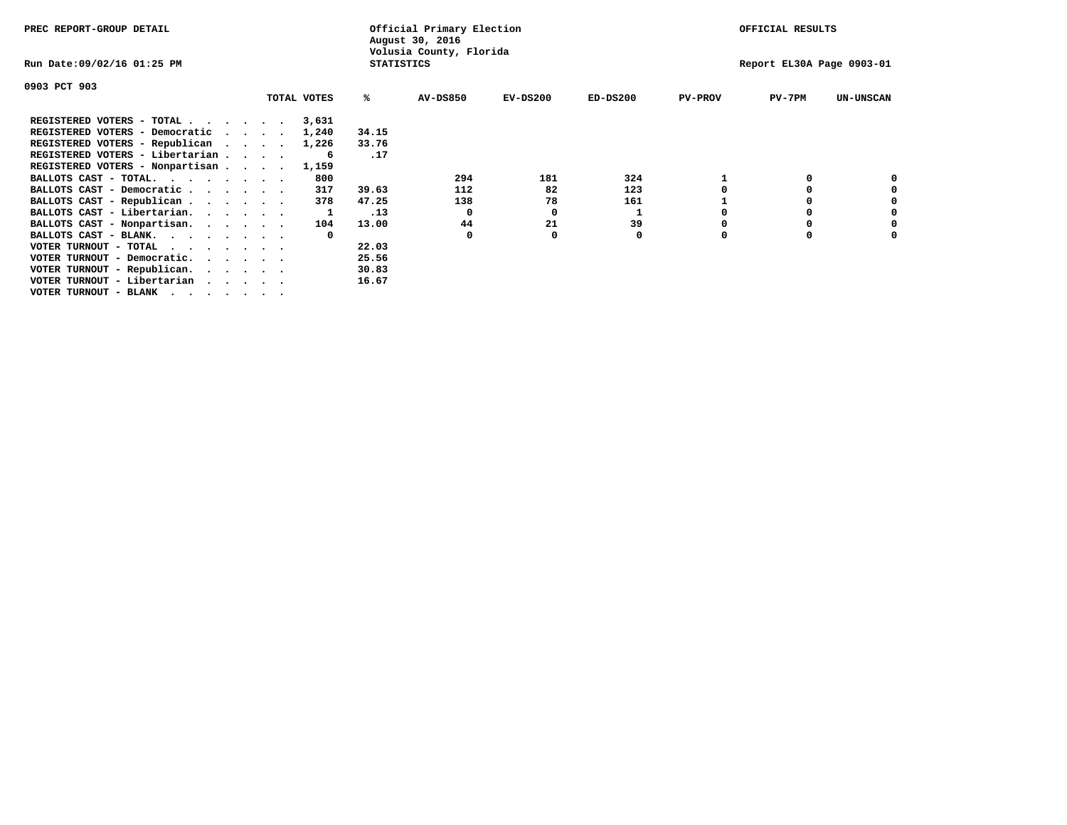PREC REPORT-GROUP DETAIL

Official Primary Election
August 30, 2016
Volusia County, Florida
STATISTICS

OFFICIAL RESULTS

Run Date:09/02/16 01:25 PM

Report EL30A Page 0903-01

0903 PCT 903

| | TOTAL VOTES | % | AV-DS850 | EV-DS200 | ED-DS200 | PV-PROV | PV-7PM | UN-UNSCAN |
|---|---|---|---|---|---|---|---|---|
| REGISTERED VOTERS - TOTAL . . . . . . | 3,631 | | | | | | | |
| REGISTERED VOTERS - Democratic . . . . | 1,240 | 34.15 | | | | | | |
| REGISTERED VOTERS - Republican . . . . | 1,226 | 33.76 | | | | | | |
| REGISTERED VOTERS - Libertarian . . . . | 6 | .17 | | | | | | |
| REGISTERED VOTERS - Nonpartisan . . . . | 1,159 | | | | | | | |
| BALLOTS CAST - TOTAL. . . . . . . . | 800 | | 294 | 181 | 324 | 1 | 0 | 0 |
| BALLOTS CAST - Democratic . . . . . . | 317 | 39.63 | 112 | 82 | 123 | 0 | 0 | 0 |
| BALLOTS CAST - Republican . . . . . . | 378 | 47.25 | 138 | 78 | 161 | 1 | 0 | 0 |
| BALLOTS CAST - Libertarian. . . . . . | 1 | .13 | 0 | 0 | 1 | 0 | 0 | 0 |
| BALLOTS CAST - Nonpartisan. . . . . . | 104 | 13.00 | 44 | 21 | 39 | 0 | 0 | 0 |
| BALLOTS CAST - BLANK. . . . . . . . | 0 | | 0 | 0 | 0 | 0 | 0 | 0 |
| VOTER TURNOUT - TOTAL . . . . . . . | | 22.03 | | | | | | |
| VOTER TURNOUT - Democratic. . . . . . | | 25.56 | | | | | | |
| VOTER TURNOUT - Republican. . . . . . | | 30.83 | | | | | | |
| VOTER TURNOUT - Libertarian . . . . . | | 16.67 | | | | | | |
| VOTER TURNOUT - BLANK . . . . . . . | | | | | | | | |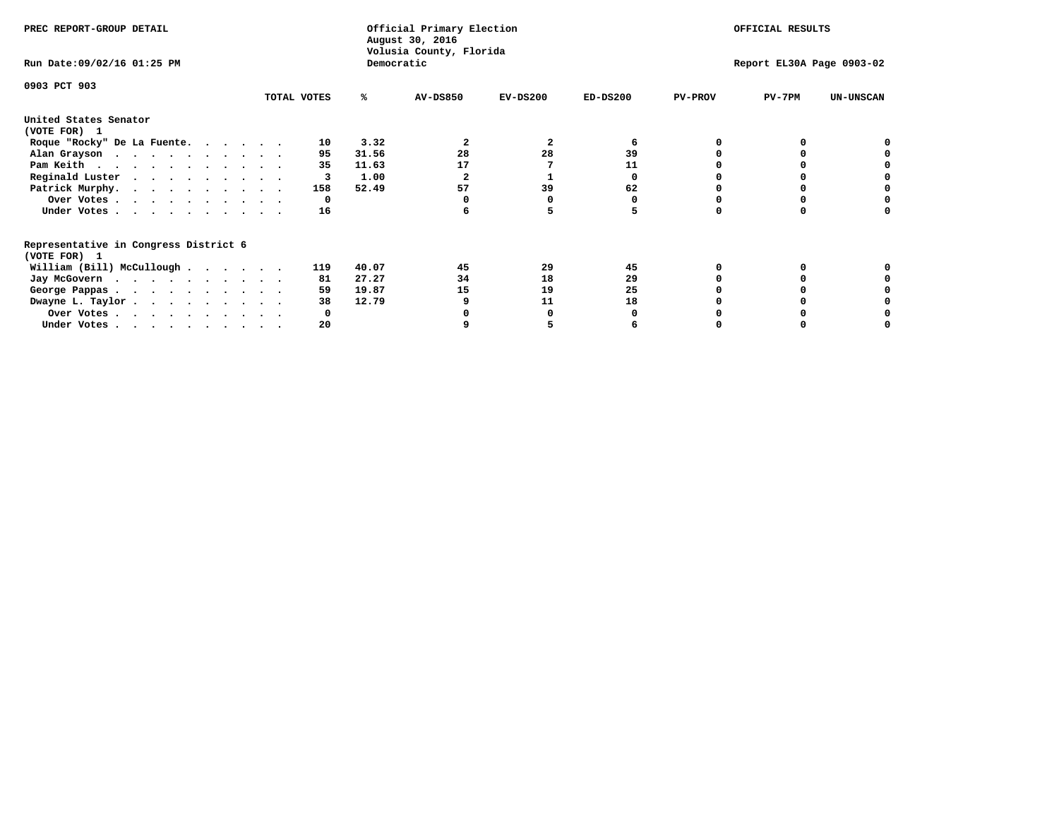PREC REPORT-GROUP DETAIL

Official Primary Election
August 30, 2016
Volusia County, Florida
Democratic

OFFICIAL RESULTS

Run Date:09/02/16 01:25 PM

Report EL30A Page 0903-02

0903 PCT 903

| | TOTAL VOTES | % | AV-DS850 | EV-DS200 | ED-DS200 | PV-PROV | PV-7PM | UN-UNSCAN |
|---|---|---|---|---|---|---|---|---|
| **United States Senator** | | | | | | | | |
| **(VOTE FOR) 1** | | | | | | | | |
| Roque "Rocky" De La Fuente. . . . . . | 10 | 3.32 | 2 | 2 | 6 | 0 | 0 | 0 |
| Alan Grayson . . . . . . . . . . . | 95 | 31.56 | 28 | 28 | 39 | 0 | 0 | 0 |
| Pam Keith . . . . . . . . . . . . | 35 | 11.63 | 17 | 7 | 11 | 0 | 0 | 0 |
| Reginald Luster . . . . . . . . . . | 3 | 1.00 | 2 | 1 | 0 | 0 | 0 | 0 |
| Patrick Murphy. . . . . . . . . . . | 158 | 52.49 | 57 | 39 | 62 | 0 | 0 | 0 |
| Over Votes . . . . . . . . . . . | 0 | | 0 | 0 | 0 | 0 | 0 | 0 |
| Under Votes . . . . . . . . . . . | 16 | | 6 | 5 | 5 | 0 | 0 | 0 |
| **Representative in Congress District 6** | | | | | | | | |
| **(VOTE FOR) 1** | | | | | | | | |
| William (Bill) McCullough . . . . . . | 119 | 40.07 | 45 | 29 | 45 | 0 | 0 | 0 |
| Jay McGovern . . . . . . . . . . . | 81 | 27.27 | 34 | 18 | 29 | 0 | 0 | 0 |
| George Pappas . . . . . . . . . . . | 59 | 19.87 | 15 | 19 | 25 | 0 | 0 | 0 |
| Dwayne L. Taylor . . . . . . . . . . | 38 | 12.79 | 9 | 11 | 18 | 0 | 0 | 0 |
| Over Votes . . . . . . . . . . . | 0 | | 0 | 0 | 0 | 0 | 0 | 0 |
| Under Votes . . . . . . . . . . . | 20 | | 9 | 5 | 6 | 0 | 0 | 0 |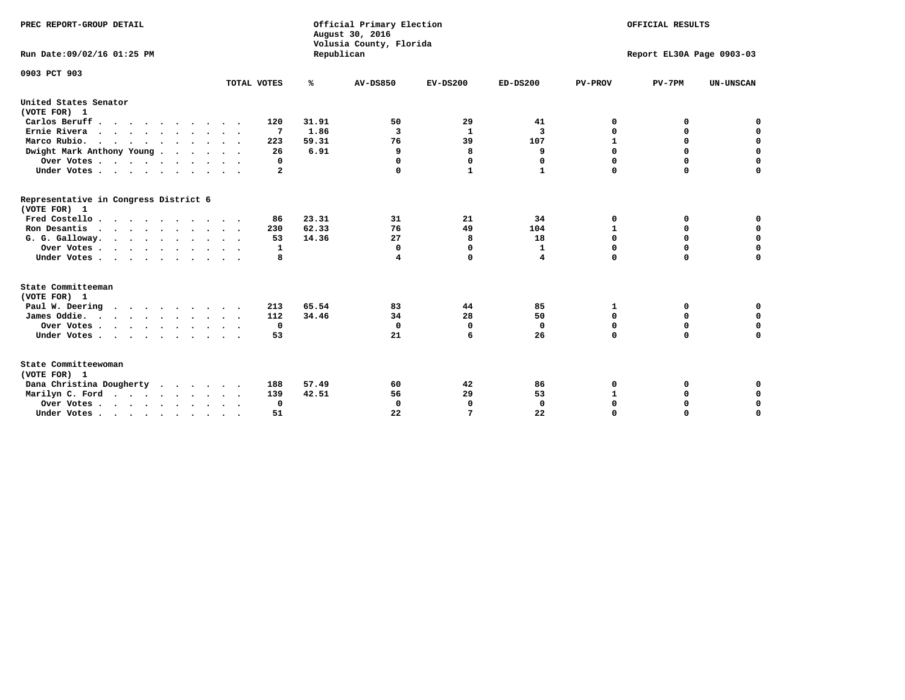PREC REPORT-GROUP DETAIL

Official Primary Election
August 30, 2016
Volusia County, Florida
Republican

OFFICIAL RESULTS

Run Date:09/02/16 01:25 PM

Report EL30A Page 0903-03

0903 PCT 903

| | TOTAL VOTES | % | AV-DS850 | EV-DS200 | ED-DS200 | PV-PROV | PV-7PM | UN-UNSCAN |
|---|---|---|---|---|---|---|---|---|
| **United States Senator** | | | | | | | | |
| (VOTE FOR) 1 | | | | | | | | |
| Carlos Beruff | 120 | 31.91 | 50 | 29 | 41 | 0 | 0 | 0 |
| Ernie Rivera | 7 | 1.86 | 3 | 1 | 3 | 0 | 0 | 0 |
| Marco Rubio. | 223 | 59.31 | 76 | 39 | 107 | 1 | 0 | 0 |
| Dwight Mark Anthony Young | 26 | 6.91 | 9 | 8 | 9 | 0 | 0 | 0 |
| Over Votes | 0 | | 0 | 0 | 0 | 0 | 0 | 0 |
| Under Votes | 2 | | 0 | 1 | 1 | 0 | 0 | 0 |
| **Representative in Congress District 6** | | | | | | | | |
| (VOTE FOR) 1 | | | | | | | | |
| Fred Costello | 86 | 23.31 | 31 | 21 | 34 | 0 | 0 | 0 |
| Ron Desantis | 230 | 62.33 | 76 | 49 | 104 | 1 | 0 | 0 |
| G. G. Galloway. | 53 | 14.36 | 27 | 8 | 18 | 0 | 0 | 0 |
| Over Votes | 1 | | 0 | 0 | 1 | 0 | 0 | 0 |
| Under Votes | 8 | | 4 | 0 | 4 | 0 | 0 | 0 |
| **State Committeeman** | | | | | | | | |
| (VOTE FOR) 1 | | | | | | | | |
| Paul W. Deering | 213 | 65.54 | 83 | 44 | 85 | 1 | 0 | 0 |
| James Oddie. | 112 | 34.46 | 34 | 28 | 50 | 0 | 0 | 0 |
| Over Votes | 0 | | 0 | 0 | 0 | 0 | 0 | 0 |
| Under Votes | 53 | | 21 | 6 | 26 | 0 | 0 | 0 |
| **State Committeewoman** | | | | | | | | |
| (VOTE FOR) 1 | | | | | | | | |
| Dana Christina Dougherty | 188 | 57.49 | 60 | 42 | 86 | 0 | 0 | 0 |
| Marilyn C. Ford | 139 | 42.51 | 56 | 29 | 53 | 1 | 0 | 0 |
| Over Votes | 0 | | 0 | 0 | 0 | 0 | 0 | 0 |
| Under Votes | 51 | | 22 | 7 | 22 | 0 | 0 | 0 |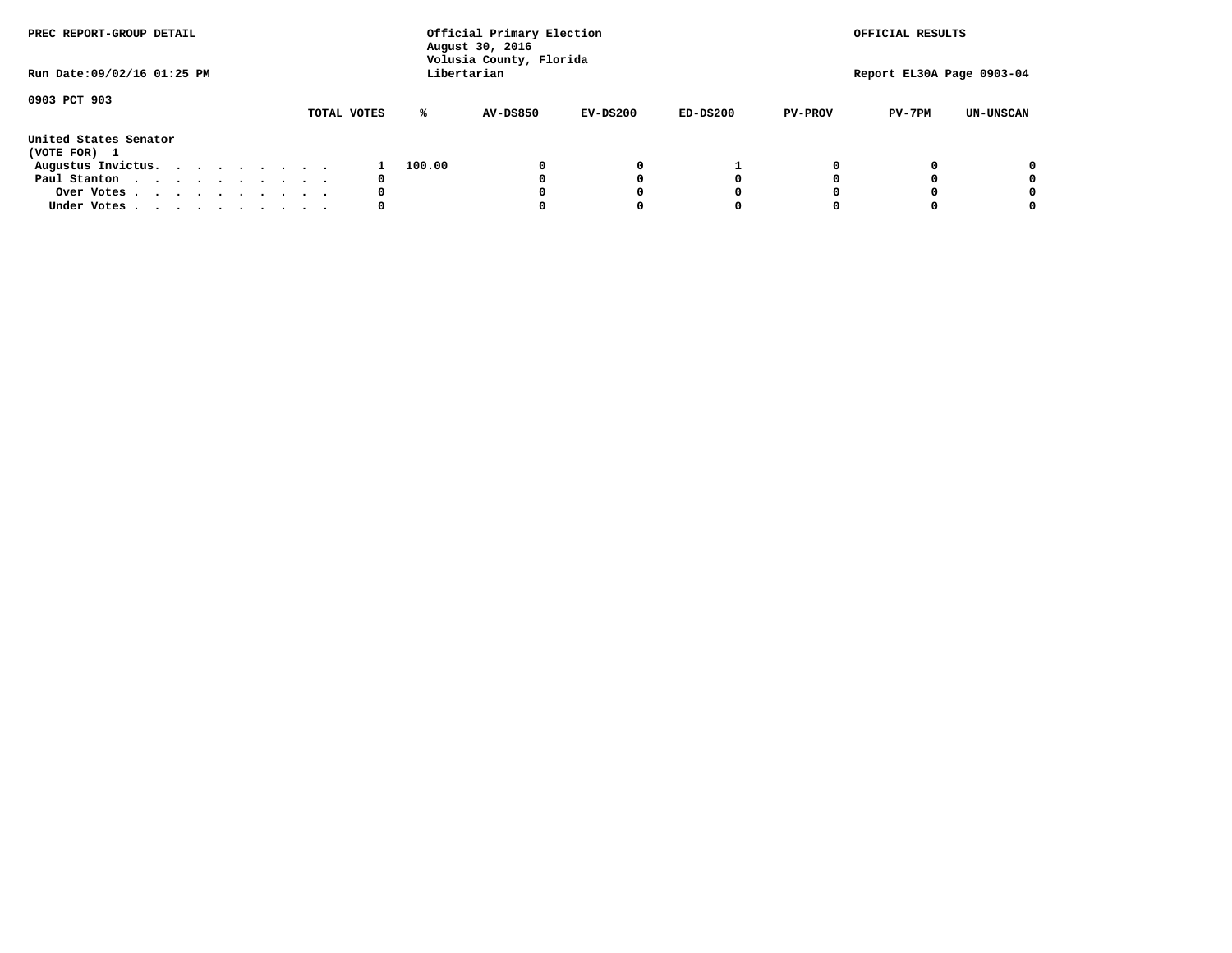PREC REPORT-GROUP DETAIL

Official Primary Election
August 30, 2016
Volusia County, Florida
Libertarian

OFFICIAL RESULTS

Run Date:09/02/16 01:25 PM

Report EL30A Page 0903-04

0903 PCT 903

United States Senator
(VOTE FOR) 1

| | TOTAL VOTES | % | AV-DS850 | EV-DS200 | ED-DS200 | PV-PROV | PV-7PM | UN-UNSCAN |
|---|---|---|---|---|---|---|---|---|
| Augustus Invictus. . . . . . . . . | 1 | 100.00 | 0 | 0 | 1 | 0 | 0 | 0 |
| Paul Stanton . . . . . . . . . . | 0 | | 0 | 0 | 0 | 0 | 0 | 0 |
| Over Votes . . . . . . . . . . | 0 | | 0 | 0 | 0 | 0 | 0 | 0 |
| Under Votes . . . . . . . . . . | 0 | | 0 | 0 | 0 | 0 | 0 | 0 |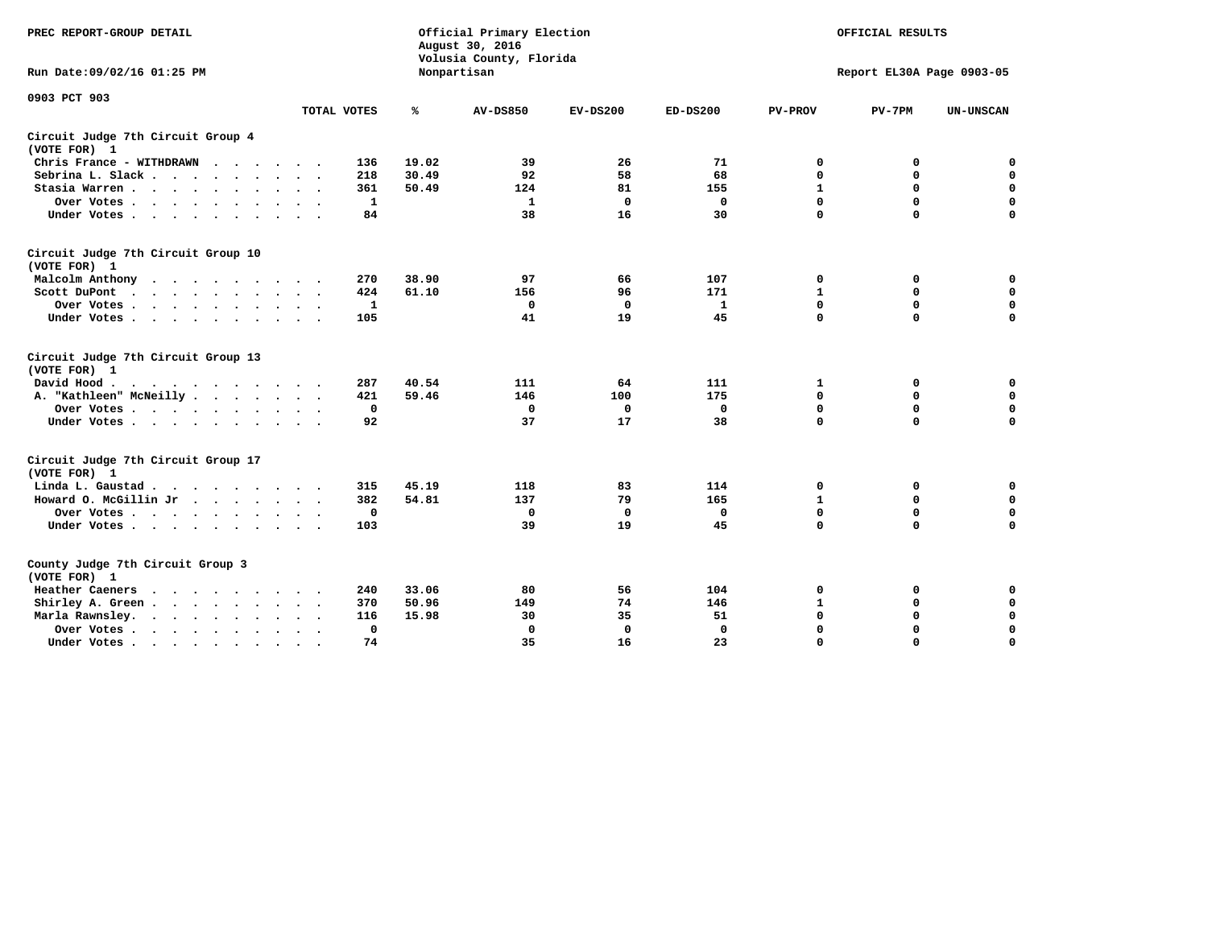PREC REPORT-GROUP DETAIL

Official Primary Election
August 30, 2016
Volusia County, Florida
Nonpartisan

OFFICIAL RESULTS

Run Date:09/02/16 01:25 PM

Report EL30A Page 0903-05

0903 PCT 903

| | TOTAL VOTES | % | AV-DS850 | EV-DS200 | ED-DS200 | PV-PROV | PV-7PM | UN-UNSCAN |
|---|---|---|---|---|---|---|---|---|
| **Circuit Judge 7th Circuit Group 4** | | | | | | | | |
| **(VOTE FOR) 1** | | | | | | | | |
| Chris France - WITHDRAWN | 136 | 19.02 | 39 | 26 | 71 | 0 | 0 | 0 |
| Sebrina L. Slack | 218 | 30.49 | 92 | 58 | 68 | 0 | 0 | 0 |
| Stasia Warren | 361 | 50.49 | 124 | 81 | 155 | 1 | 0 | 0 |
| Over Votes | 1 | | 1 | 0 | 0 | 0 | 0 | 0 |
| Under Votes | 84 | | 38 | 16 | 30 | 0 | 0 | 0 |
| **Circuit Judge 7th Circuit Group 10** | | | | | | | | |
| **(VOTE FOR) 1** | | | | | | | | |
| Malcolm Anthony | 270 | 38.90 | 97 | 66 | 107 | 0 | 0 | 0 |
| Scott DuPont | 424 | 61.10 | 156 | 96 | 171 | 1 | 0 | 0 |
| Over Votes | 1 | | 0 | 0 | 1 | 0 | 0 | 0 |
| Under Votes | 105 | | 41 | 19 | 45 | 0 | 0 | 0 |
| **Circuit Judge 7th Circuit Group 13** | | | | | | | | |
| **(VOTE FOR) 1** | | | | | | | | |
| David Hood | 287 | 40.54 | 111 | 64 | 111 | 1 | 0 | 0 |
| A. "Kathleen" McNeilly | 421 | 59.46 | 146 | 100 | 175 | 0 | 0 | 0 |
| Over Votes | 0 | | 0 | 0 | 0 | 0 | 0 | 0 |
| Under Votes | 92 | | 37 | 17 | 38 | 0 | 0 | 0 |
| **Circuit Judge 7th Circuit Group 17** | | | | | | | | |
| **(VOTE FOR) 1** | | | | | | | | |
| Linda L. Gaustad | 315 | 45.19 | 118 | 83 | 114 | 0 | 0 | 0 |
| Howard O. McGillin Jr | 382 | 54.81 | 137 | 79 | 165 | 1 | 0 | 0 |
| Over Votes | 0 | | 0 | 0 | 0 | 0 | 0 | 0 |
| Under Votes | 103 | | 39 | 19 | 45 | 0 | 0 | 0 |
| **County Judge 7th Circuit Group 3** | | | | | | | | |
| **(VOTE FOR) 1** | | | | | | | | |
| Heather Caeners | 240 | 33.06 | 80 | 56 | 104 | 0 | 0 | 0 |
| Shirley A. Green | 370 | 50.96 | 149 | 74 | 146 | 1 | 0 | 0 |
| Marla Rawnsley | 116 | 15.98 | 30 | 35 | 51 | 0 | 0 | 0 |
| Over Votes | 0 | | 0 | 0 | 0 | 0 | 0 | 0 |
| Under Votes | 74 | | 35 | 16 | 23 | 0 | 0 | 0 |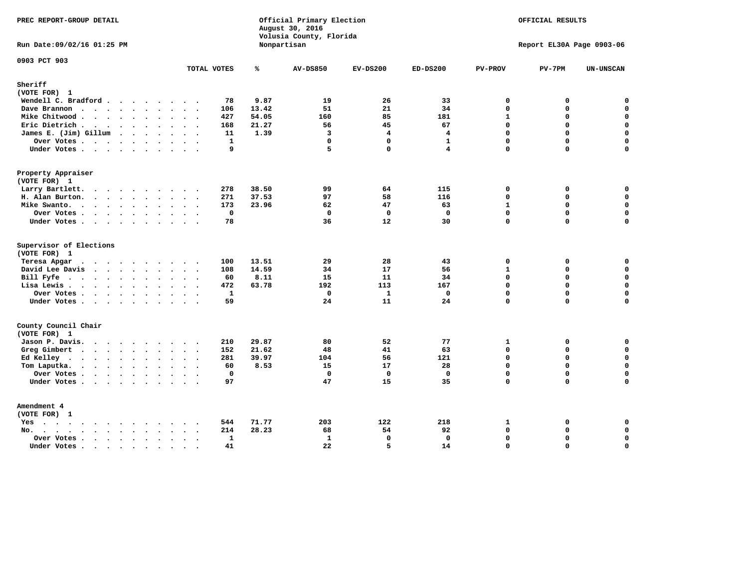PREC REPORT-GROUP DETAIL

Official Primary Election
August 30, 2016
Volusia County, Florida
Nonpartisan

OFFICIAL RESULTS

Run Date:09/02/16 01:25 PM

Report EL30A Page 0903-06

0903 PCT 903

| | TOTAL VOTES | % | AV-DS850 | EV-DS200 | ED-DS200 | PV-PROV | PV-7PM | UN-UNSCAN |
|---|---|---|---|---|---|---|---|---|
| **Sheriff** | | | | | | | | |
| (VOTE FOR) 1 | | | | | | | | |
| Wendell C. Bradford | 78 | 9.87 | 19 | 26 | 33 | 0 | 0 | 0 |
| Dave Brannon | 106 | 13.42 | 51 | 21 | 34 | 0 | 0 | 0 |
| Mike Chitwood | 427 | 54.05 | 160 | 85 | 181 | 1 | 0 | 0 |
| Eric Dietrich | 168 | 21.27 | 56 | 45 | 67 | 0 | 0 | 0 |
| James E. (Jim) Gillum | 11 | 1.39 | 3 | 4 | 4 | 0 | 0 | 0 |
| Over Votes | 1 | | 0 | 0 | 1 | 0 | 0 | 0 |
| Under Votes | 9 | | 5 | 0 | 4 | 0 | 0 | 0 |
| **Property Appraiser** | | | | | | | | |
| (VOTE FOR) 1 | | | | | | | | |
| Larry Bartlett | 278 | 38.50 | 99 | 64 | 115 | 0 | 0 | 0 |
| H. Alan Burton | 271 | 37.53 | 97 | 58 | 116 | 0 | 0 | 0 |
| Mike Swanto | 173 | 23.96 | 62 | 47 | 63 | 1 | 0 | 0 |
| Over Votes | 0 | | 0 | 0 | 0 | 0 | 0 | 0 |
| Under Votes | 78 | | 36 | 12 | 30 | 0 | 0 | 0 |
| **Supervisor of Elections** | | | | | | | | |
| (VOTE FOR) 1 | | | | | | | | |
| Teresa Apgar | 100 | 13.51 | 29 | 28 | 43 | 0 | 0 | 0 |
| David Lee Davis | 108 | 14.59 | 34 | 17 | 56 | 1 | 0 | 0 |
| Bill Fyfe | 60 | 8.11 | 15 | 11 | 34 | 0 | 0 | 0 |
| Lisa Lewis | 472 | 63.78 | 192 | 113 | 167 | 0 | 0 | 0 |
| Over Votes | 1 | | 0 | 1 | 0 | 0 | 0 | 0 |
| Under Votes | 59 | | 24 | 11 | 24 | 0 | 0 | 0 |
| **County Council Chair** | | | | | | | | |
| (VOTE FOR) 1 | | | | | | | | |
| Jason P. Davis | 210 | 29.87 | 80 | 52 | 77 | 1 | 0 | 0 |
| Greg Gimbert | 152 | 21.62 | 48 | 41 | 63 | 0 | 0 | 0 |
| Ed Kelley | 281 | 39.97 | 104 | 56 | 121 | 0 | 0 | 0 |
| Tom Laputka | 60 | 8.53 | 15 | 17 | 28 | 0 | 0 | 0 |
| Over Votes | 0 | | 0 | 0 | 0 | 0 | 0 | 0 |
| Under Votes | 97 | | 47 | 15 | 35 | 0 | 0 | 0 |
| **Amendment 4** | | | | | | | | |
| (VOTE FOR) 1 | | | | | | | | |
| Yes | 544 | 71.77 | 203 | 122 | 218 | 1 | 0 | 0 |
| No | 214 | 28.23 | 68 | 54 | 92 | 0 | 0 | 0 |
| Over Votes | 1 | | 1 | 0 | 0 | 0 | 0 | 0 |
| Under Votes | 41 | | 22 | 5 | 14 | 0 | 0 | 0 |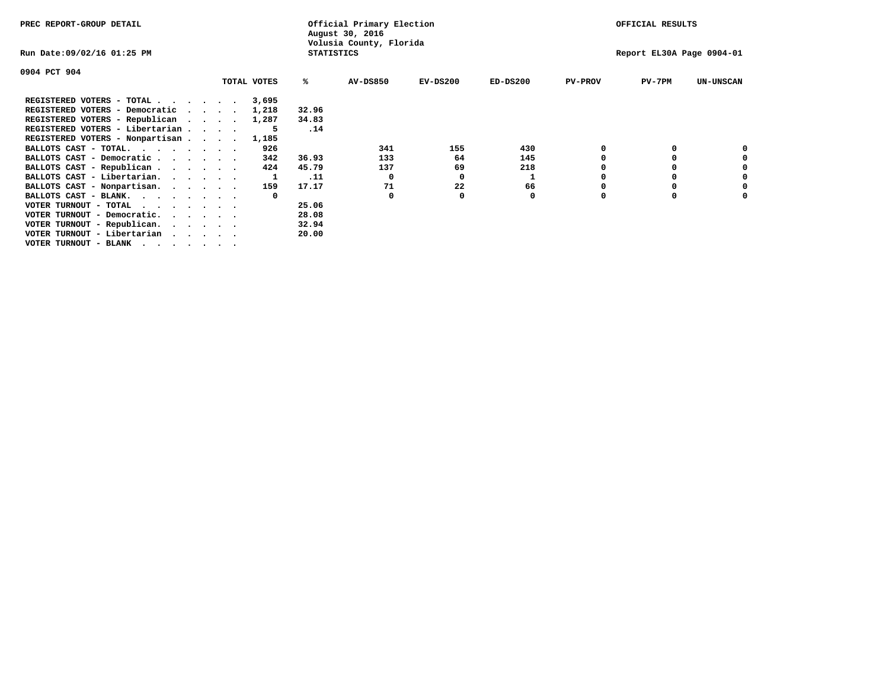PREC REPORT-GROUP DETAIL

Official Primary Election
August 30, 2016
Volusia County, Florida
STATISTICS

OFFICIAL RESULTS

Run Date:09/02/16 01:25 PM

Report EL30A Page 0904-01

0904 PCT 904

| | TOTAL VOTES | % | AV-DS850 | EV-DS200 | ED-DS200 | PV-PROV | PV-7PM | UN-UNSCAN |
|---|---|---|---|---|---|---|---|---|
| REGISTERED VOTERS - TOTAL . . . . . . | 3,695 | | | | | | | |
| REGISTERED VOTERS - Democratic . . . . | 1,218 | 32.96 | | | | | | |
| REGISTERED VOTERS - Republican . . . . | 1,287 | 34.83 | | | | | | |
| REGISTERED VOTERS - Libertarian . . . . | 5 | .14 | | | | | | |
| REGISTERED VOTERS - Nonpartisan . . . . | 1,185 | | | | | | | |
| BALLOTS CAST - TOTAL. . . . . . . . | 926 | | 341 | 155 | 430 | 0 | 0 | 0 |
| BALLOTS CAST - Democratic . . . . . . | 342 | 36.93 | 133 | 64 | 145 | 0 | 0 | 0 |
| BALLOTS CAST - Republican . . . . . . | 424 | 45.79 | 137 | 69 | 218 | 0 | 0 | 0 |
| BALLOTS CAST - Libertarian. . . . . . | 1 | .11 | 0 | 0 | 1 | 0 | 0 | 0 |
| BALLOTS CAST - Nonpartisan. . . . . . | 159 | 17.17 | 71 | 22 | 66 | 0 | 0 | 0 |
| BALLOTS CAST - BLANK. . . . . . . . | 0 | | 0 | 0 | 0 | 0 | 0 | 0 |
| VOTER TURNOUT - TOTAL . . . . . . . | | 25.06 | | | | | | |
| VOTER TURNOUT - Democratic. . . . . . | | 28.08 | | | | | | |
| VOTER TURNOUT - Republican. . . . . . | | 32.94 | | | | | | |
| VOTER TURNOUT - Libertarian . . . . . | | 20.00 | | | | | | |
| VOTER TURNOUT - BLANK . . . . . . . | | | | | | | | |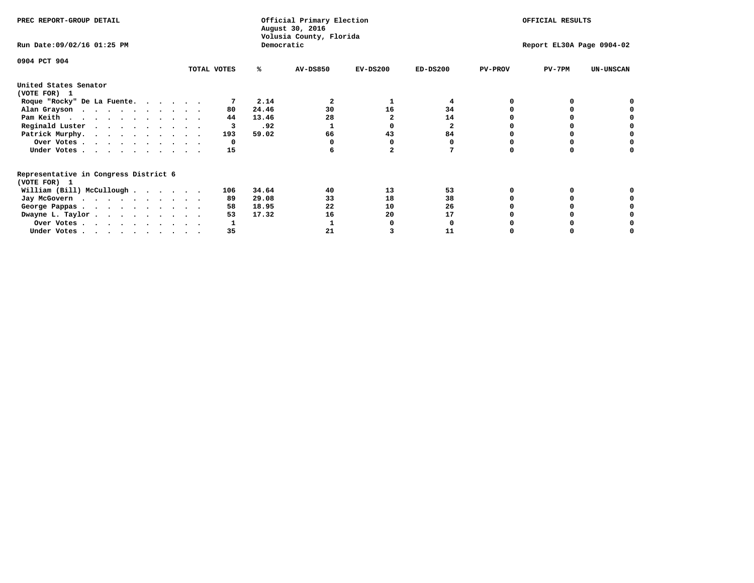PREC REPORT-GROUP DETAIL

Official Primary Election
August 30, 2016
Volusia County, Florida
Democratic

OFFICIAL RESULTS

Run Date:09/02/16 01:25 PM

Report EL30A Page 0904-02

0904 PCT 904

| | TOTAL VOTES | % | AV-DS850 | EV-DS200 | ED-DS200 | PV-PROV | PV-7PM | UN-UNSCAN |
|---|---|---|---|---|---|---|---|---|
| **United States Senator** | | | | | | | | |
| **(VOTE FOR) 1** | | | | | | | | |
| Roque "Rocky" De La Fuente. . . . . . | 7 | 2.14 | 2 | 1 | 4 | 0 | 0 | 0 |
| Alan Grayson . . . . . . . . . . . | 80 | 24.46 | 30 | 16 | 34 | 0 | 0 | 0 |
| Pam Keith . . . . . . . . . . . . | 44 | 13.46 | 28 | 2 | 14 | 0 | 0 | 0 |
| Reginald Luster . . . . . . . . . . | 3 | .92 | 1 | 0 | 2 | 0 | 0 | 0 |
| Patrick Murphy. . . . . . . . . . . | 193 | 59.02 | 66 | 43 | 84 | 0 | 0 | 0 |
| Over Votes . . . . . . . . . . . | 0 | | 0 | 0 | 0 | 0 | 0 | 0 |
| Under Votes . . . . . . . . . . . | 15 | | 6 | 2 | 7 | 0 | 0 | 0 |
| **Representative in Congress District 6** | | | | | | | | |
| **(VOTE FOR) 1** | | | | | | | | |
| William (Bill) McCullough . . . . . . | 106 | 34.64 | 40 | 13 | 53 | 0 | 0 | 0 |
| Jay McGovern . . . . . . . . . . . | 89 | 29.08 | 33 | 18 | 38 | 0 | 0 | 0 |
| George Pappas . . . . . . . . . . . | 58 | 18.95 | 22 | 10 | 26 | 0 | 0 | 0 |
| Dwayne L. Taylor . . . . . . . . . . | 53 | 17.32 | 16 | 20 | 17 | 0 | 0 | 0 |
| Over Votes . . . . . . . . . . . | 1 | | 1 | 0 | 0 | 0 | 0 | 0 |
| Under Votes . . . . . . . . . . . | 35 | | 21 | 3 | 11 | 0 | 0 | 0 |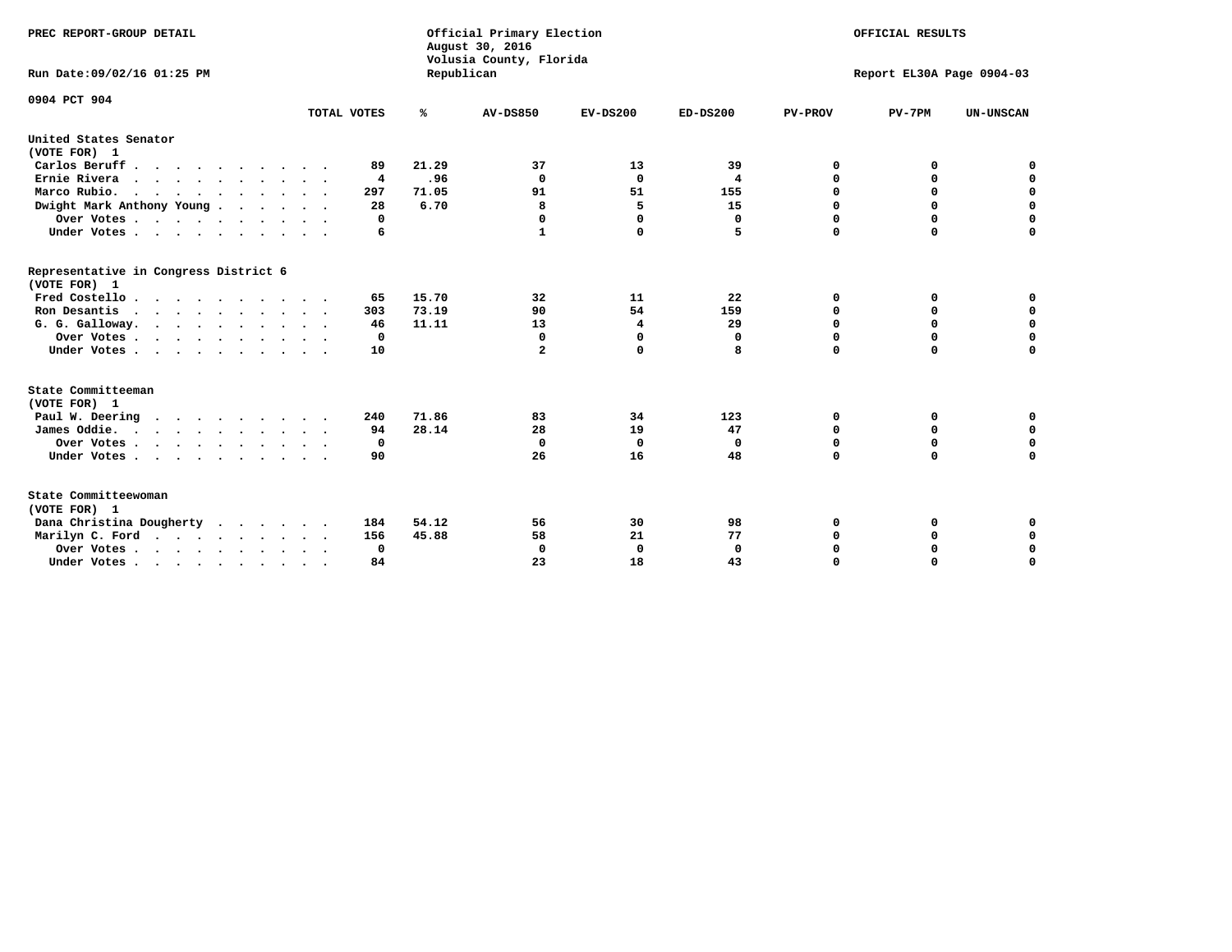PREC REPORT-GROUP DETAIL

Official Primary Election
August 30, 2016
Volusia County, Florida
Republican

OFFICIAL RESULTS

Run Date:09/02/16 01:25 PM

Report EL30A Page 0904-03

0904 PCT 904

| | TOTAL VOTES | % | AV-DS850 | EV-DS200 | ED-DS200 | PV-PROV | PV-7PM | UN-UNSCAN |
|---|---|---|---|---|---|---|---|---|
| **United States Senator** | | | | | | | | |
| **(VOTE FOR) 1** | | | | | | | | |
| Carlos Beruff | 89 | 21.29 | 37 | 13 | 39 | 0 | 0 | 0 |
| Ernie Rivera | 4 | .96 | 0 | 0 | 4 | 0 | 0 | 0 |
| Marco Rubio. | 297 | 71.05 | 91 | 51 | 155 | 0 | 0 | 0 |
| Dwight Mark Anthony Young | 28 | 6.70 | 8 | 5 | 15 | 0 | 0 | 0 |
| Over Votes | 0 | | 0 | 0 | 0 | 0 | 0 | 0 |
| Under Votes | 6 | | 1 | 0 | 5 | 0 | 0 | 0 |
| **Representative in Congress District 6** | | | | | | | | |
| **(VOTE FOR) 1** | | | | | | | | |
| Fred Costello | 65 | 15.70 | 32 | 11 | 22 | 0 | 0 | 0 |
| Ron Desantis | 303 | 73.19 | 90 | 54 | 159 | 0 | 0 | 0 |
| G. G. Galloway. | 46 | 11.11 | 13 | 4 | 29 | 0 | 0 | 0 |
| Over Votes | 0 | | 0 | 0 | 0 | 0 | 0 | 0 |
| Under Votes | 10 | | 2 | 0 | 8 | 0 | 0 | 0 |
| **State Committeeman** | | | | | | | | |
| **(VOTE FOR) 1** | | | | | | | | |
| Paul W. Deering | 240 | 71.86 | 83 | 34 | 123 | 0 | 0 | 0 |
| James Oddie. | 94 | 28.14 | 28 | 19 | 47 | 0 | 0 | 0 |
| Over Votes | 0 | | 0 | 0 | 0 | 0 | 0 | 0 |
| Under Votes | 90 | | 26 | 16 | 48 | 0 | 0 | 0 |
| **State Committeewoman** | | | | | | | | |
| **(VOTE FOR) 1** | | | | | | | | |
| Dana Christina Dougherty | 184 | 54.12 | 56 | 30 | 98 | 0 | 0 | 0 |
| Marilyn C. Ford | 156 | 45.88 | 58 | 21 | 77 | 0 | 0 | 0 |
| Over Votes | 0 | | 0 | 0 | 0 | 0 | 0 | 0 |
| Under Votes | 84 | | 23 | 18 | 43 | 0 | 0 | 0 |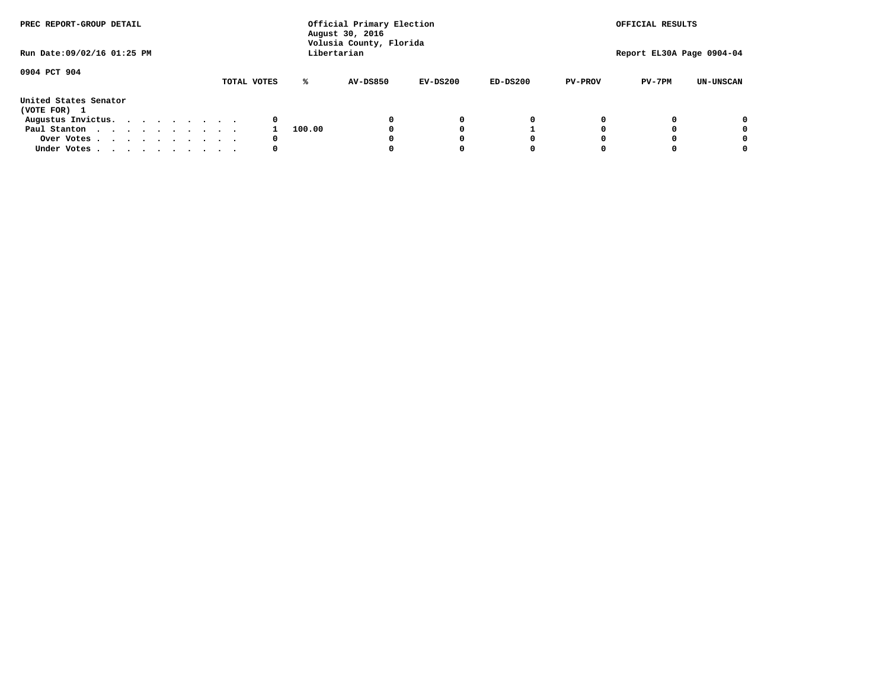PREC REPORT-GROUP DETAIL

Official Primary Election
August 30, 2016
Volusia County, Florida
Libertarian

OFFICIAL RESULTS

Run Date:09/02/16 01:25 PM

Report EL30A Page 0904-04

0904 PCT 904

| United States Senator (VOTE FOR) 1 | TOTAL VOTES | % | AV-DS850 | EV-DS200 | ED-DS200 | PV-PROV | PV-7PM | UN-UNSCAN |
|---|---|---|---|---|---|---|---|---|
| Augustus Invictus. . . . . . . . . | 0 | | 0 | 0 | 0 | 0 | 0 | 0 |
| Paul Stanton . . . . . . . . . . | 1 | 100.00 | 0 | 0 | 1 | 0 | 0 | 0 |
| Over Votes . . . . . . . . . . | 0 | | 0 | 0 | 0 | 0 | 0 | 0 |
| Under Votes . . . . . . . . . . | 0 | | 0 | 0 | 0 | 0 | 0 | 0 |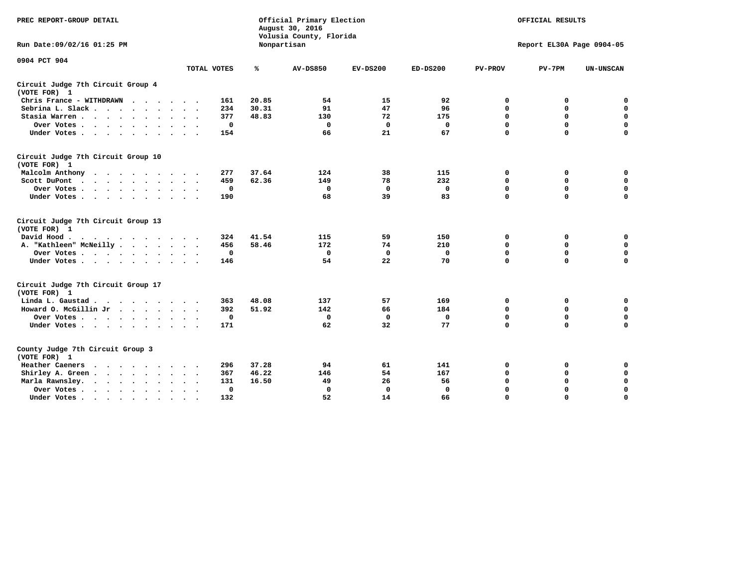PREC REPORT-GROUP DETAIL

Official Primary Election
August 30, 2016
Volusia County, Florida
Nonpartisan

OFFICIAL RESULTS

Run Date:09/02/16 01:25 PM

Report EL30A Page 0904-05

0904 PCT 904

| | TOTAL VOTES | % | AV-DS850 | EV-DS200 | ED-DS200 | PV-PROV | PV-7PM | UN-UNSCAN |
|---|---|---|---|---|---|---|---|---|
| **Circuit Judge 7th Circuit Group 4** | | | | | | | | |
| **(VOTE FOR) 1** | | | | | | | | |
| Chris France - WITHDRAWN | 161 | 20.85 | 54 | 15 | 92 | 0 | 0 | 0 |
| Sebrina L. Slack | 234 | 30.31 | 91 | 47 | 96 | 0 | 0 | 0 |
| Stasia Warren | 377 | 48.83 | 130 | 72 | 175 | 0 | 0 | 0 |
| Over Votes | 0 | | 0 | 0 | 0 | 0 | 0 | 0 |
| Under Votes | 154 | | 66 | 21 | 67 | 0 | 0 | 0 |
| **Circuit Judge 7th Circuit Group 10** | | | | | | | | |
| **(VOTE FOR) 1** | | | | | | | | |
| Malcolm Anthony | 277 | 37.64 | 124 | 38 | 115 | 0 | 0 | 0 |
| Scott DuPont | 459 | 62.36 | 149 | 78 | 232 | 0 | 0 | 0 |
| Over Votes | 0 | | 0 | 0 | 0 | 0 | 0 | 0 |
| Under Votes | 190 | | 68 | 39 | 83 | 0 | 0 | 0 |
| **Circuit Judge 7th Circuit Group 13** | | | | | | | | |
| **(VOTE FOR) 1** | | | | | | | | |
| David Hood | 324 | 41.54 | 115 | 59 | 150 | 0 | 0 | 0 |
| A. "Kathleen" McNeilly | 456 | 58.46 | 172 | 74 | 210 | 0 | 0 | 0 |
| Over Votes | 0 | | 0 | 0 | 0 | 0 | 0 | 0 |
| Under Votes | 146 | | 54 | 22 | 70 | 0 | 0 | 0 |
| **Circuit Judge 7th Circuit Group 17** | | | | | | | | |
| **(VOTE FOR) 1** | | | | | | | | |
| Linda L. Gaustad | 363 | 48.08 | 137 | 57 | 169 | 0 | 0 | 0 |
| Howard O. McGillin Jr | 392 | 51.92 | 142 | 66 | 184 | 0 | 0 | 0 |
| Over Votes | 0 | | 0 | 0 | 0 | 0 | 0 | 0 |
| Under Votes | 171 | | 62 | 32 | 77 | 0 | 0 | 0 |
| **County Judge 7th Circuit Group 3** | | | | | | | | |
| **(VOTE FOR) 1** | | | | | | | | |
| Heather Caeners | 296 | 37.28 | 94 | 61 | 141 | 0 | 0 | 0 |
| Shirley A. Green | 367 | 46.22 | 146 | 54 | 167 | 0 | 0 | 0 |
| Marla Rawnsley | 131 | 16.50 | 49 | 26 | 56 | 0 | 0 | 0 |
| Over Votes | 0 | | 0 | 0 | 0 | 0 | 0 | 0 |
| Under Votes | 132 | | 52 | 14 | 66 | 0 | 0 | 0 |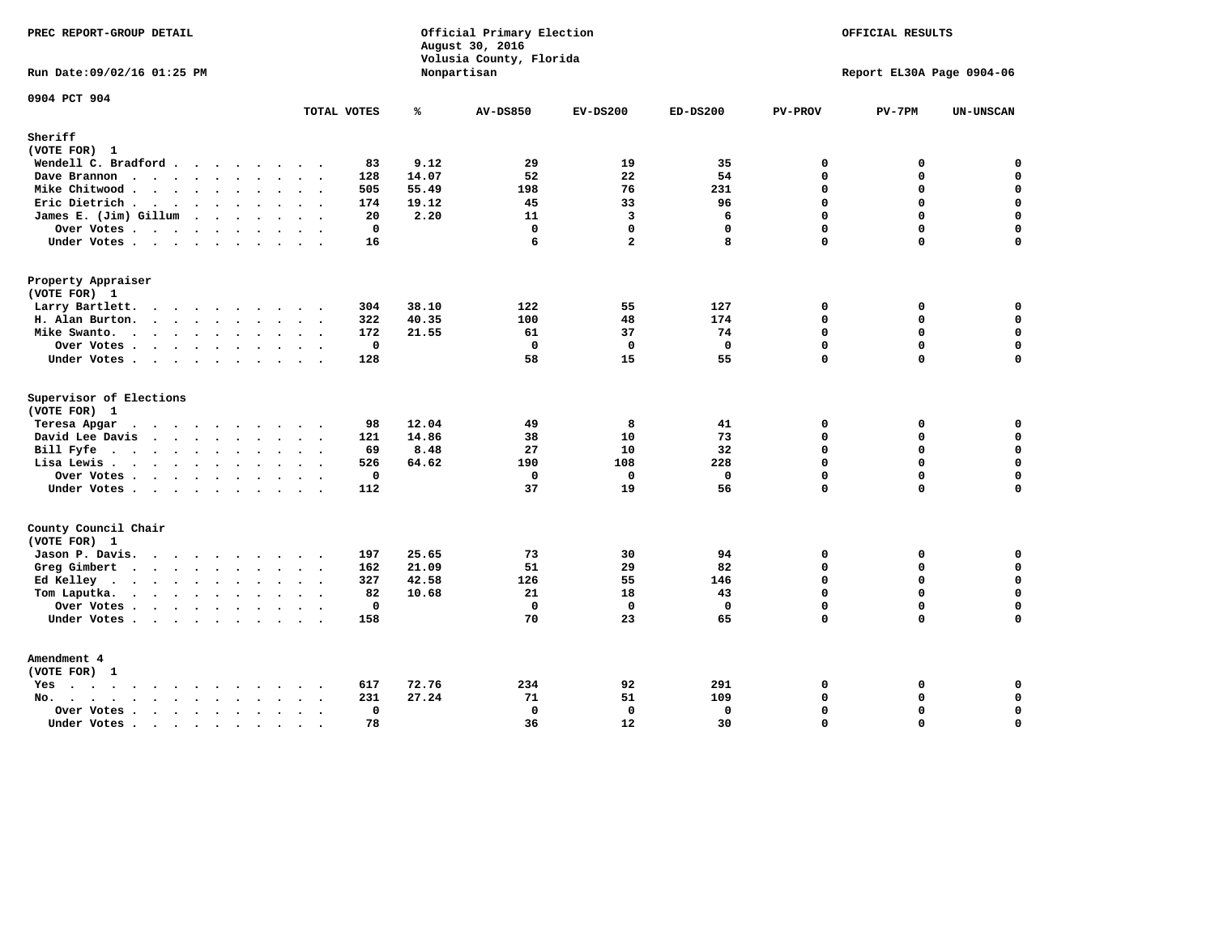PREC REPORT-GROUP DETAIL

Official Primary Election
August 30, 2016
Volusia County, Florida
Nonpartisan

OFFICIAL RESULTS

Run Date:09/02/16 01:25 PM

Report EL30A Page 0904-06

0904 PCT 904

| | TOTAL VOTES | % | AV-DS850 | EV-DS200 | ED-DS200 | PV-PROV | PV-7PM | UN-UNSCAN |
|---|---|---|---|---|---|---|---|---|
| **Sheriff** | | | | | | | | |
| **(VOTE FOR) 1** | | | | | | | | |
| Wendell C. Bradford | 83 | 9.12 | 29 | 19 | 35 | 0 | 0 | 0 |
| Dave Brannon | 128 | 14.07 | 52 | 22 | 54 | 0 | 0 | 0 |
| Mike Chitwood | 505 | 55.49 | 198 | 76 | 231 | 0 | 0 | 0 |
| Eric Dietrich | 174 | 19.12 | 45 | 33 | 96 | 0 | 0 | 0 |
| James E. (Jim) Gillum | 20 | 2.20 | 11 | 3 | 6 | 0 | 0 | 0 |
| Over Votes | 0 | | 0 | 0 | 0 | 0 | 0 | 0 |
| Under Votes | 16 | | 6 | 2 | 8 | 0 | 0 | 0 |
| **Property Appraiser** | | | | | | | | |
| **(VOTE FOR) 1** | | | | | | | | |
| Larry Bartlett | 304 | 38.10 | 122 | 55 | 127 | 0 | 0 | 0 |
| H. Alan Burton | 322 | 40.35 | 100 | 48 | 174 | 0 | 0 | 0 |
| Mike Swanto | 172 | 21.55 | 61 | 37 | 74 | 0 | 0 | 0 |
| Over Votes | 0 | | 0 | 0 | 0 | 0 | 0 | 0 |
| Under Votes | 128 | | 58 | 15 | 55 | 0 | 0 | 0 |
| **Supervisor of Elections** | | | | | | | | |
| **(VOTE FOR) 1** | | | | | | | | |
| Teresa Apgar | 98 | 12.04 | 49 | 8 | 41 | 0 | 0 | 0 |
| David Lee Davis | 121 | 14.86 | 38 | 10 | 73 | 0 | 0 | 0 |
| Bill Fyfe | 69 | 8.48 | 27 | 10 | 32 | 0 | 0 | 0 |
| Lisa Lewis | 526 | 64.62 | 190 | 108 | 228 | 0 | 0 | 0 |
| Over Votes | 0 | | 0 | 0 | 0 | 0 | 0 | 0 |
| Under Votes | 112 | | 37 | 19 | 56 | 0 | 0 | 0 |
| **County Council Chair** | | | | | | | | |
| **(VOTE FOR) 1** | | | | | | | | |
| Jason P. Davis | 197 | 25.65 | 73 | 30 | 94 | 0 | 0 | 0 |
| Greg Gimbert | 162 | 21.09 | 51 | 29 | 82 | 0 | 0 | 0 |
| Ed Kelley | 327 | 42.58 | 126 | 55 | 146 | 0 | 0 | 0 |
| Tom Laputka | 82 | 10.68 | 21 | 18 | 43 | 0 | 0 | 0 |
| Over Votes | 0 | | 0 | 0 | 0 | 0 | 0 | 0 |
| Under Votes | 158 | | 70 | 23 | 65 | 0 | 0 | 0 |
| **Amendment 4** | | | | | | | | |
| **(VOTE FOR) 1** | | | | | | | | |
| Yes | 617 | 72.76 | 234 | 92 | 291 | 0 | 0 | 0 |
| No | 231 | 27.24 | 71 | 51 | 109 | 0 | 0 | 0 |
| Over Votes | 0 | | 0 | 0 | 0 | 0 | 0 | 0 |
| Under Votes | 78 | | 36 | 12 | 30 | 0 | 0 | 0 |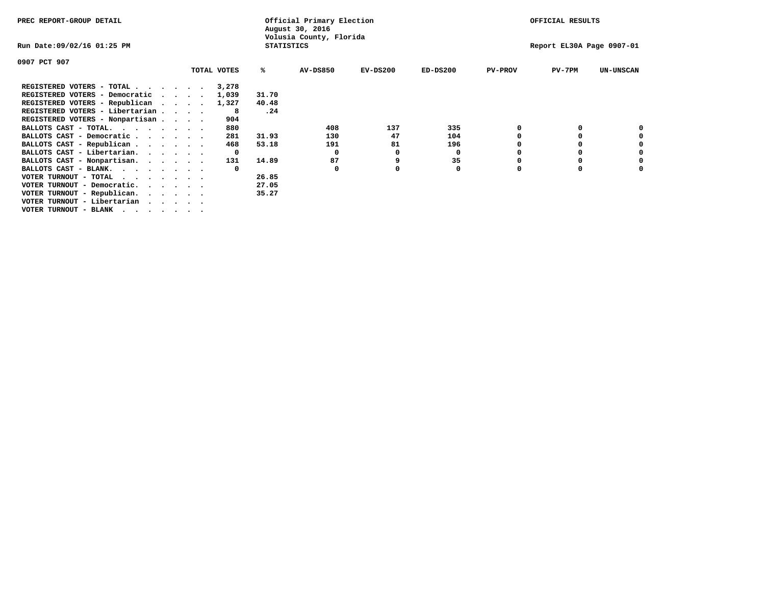PREC REPORT-GROUP DETAIL

Official Primary Election
August 30, 2016
Volusia County, Florida
STATISTICS

OFFICIAL RESULTS

Run Date:09/02/16 01:25 PM

Report EL30A Page 0907-01

0907 PCT 907

| | TOTAL VOTES | % | AV-DS850 | EV-DS200 | ED-DS200 | PV-PROV | PV-7PM | UN-UNSCAN |
|---|---|---|---|---|---|---|---|---|
| REGISTERED VOTERS - TOTAL . . . . . . | 3,278 | | | | | | | |
| REGISTERED VOTERS - Democratic . . . . | 1,039 | 31.70 | | | | | | |
| REGISTERED VOTERS - Republican . . . . | 1,327 | 40.48 | | | | | | |
| REGISTERED VOTERS - Libertarian . . . . | 8 | .24 | | | | | | |
| REGISTERED VOTERS - Nonpartisan . . . . | 904 | | | | | | | |
| BALLOTS CAST - TOTAL. . . . . . . . | 880 | | 408 | 137 | 335 | 0 | 0 | 0 |
| BALLOTS CAST - Democratic . . . . . . | 281 | 31.93 | 130 | 47 | 104 | 0 | 0 | 0 |
| BALLOTS CAST - Republican . . . . . . | 468 | 53.18 | 191 | 81 | 196 | 0 | 0 | 0 |
| BALLOTS CAST - Libertarian. . . . . . | 0 | | 0 | 0 | 0 | 0 | 0 | 0 |
| BALLOTS CAST - Nonpartisan. . . . . . | 131 | 14.89 | 87 | 9 | 35 | 0 | 0 | 0 |
| BALLOTS CAST - BLANK. . . . . . . . | 0 | | 0 | 0 | 0 | 0 | 0 | 0 |
| VOTER TURNOUT - TOTAL . . . . . . . | | 26.85 | | | | | | |
| VOTER TURNOUT - Democratic. . . . . . | | 27.05 | | | | | | |
| VOTER TURNOUT - Republican. . . . . . | | 35.27 | | | | | | |
| VOTER TURNOUT - Libertarian . . . . . | | | | | | | | |
| VOTER TURNOUT - BLANK . . . . . . . | | | | | | | | |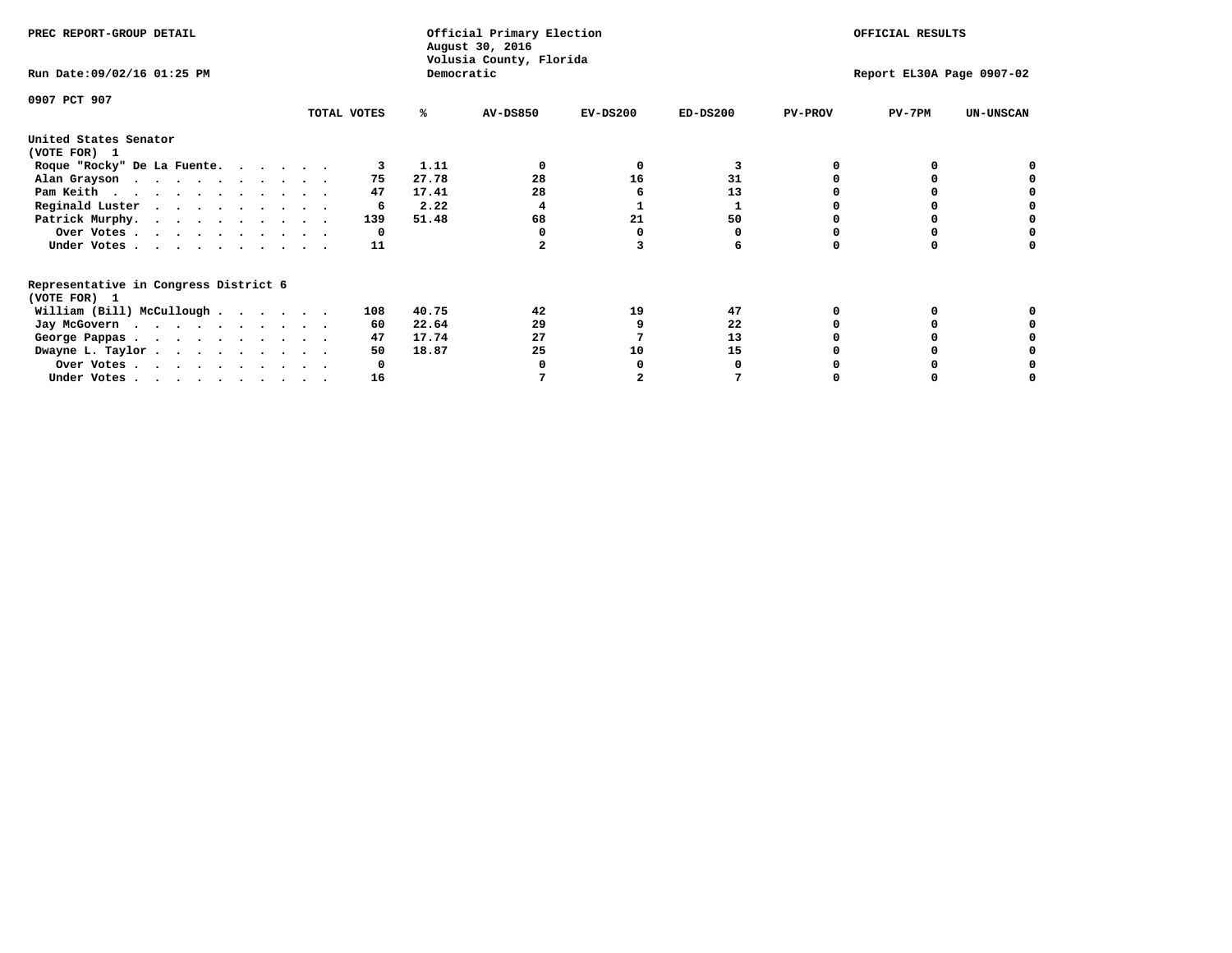PREC REPORT-GROUP DETAIL

Official Primary Election
August 30, 2016
Volusia County, Florida
Democratic

OFFICIAL RESULTS

Run Date:09/02/16 01:25 PM

Report EL30A Page 0907-02

0907 PCT 907

| | TOTAL VOTES | % | AV-DS850 | EV-DS200 | ED-DS200 | PV-PROV | PV-7PM | UN-UNSCAN |
|---|---|---|---|---|---|---|---|---|
| **United States Senator** | | | | | | | | |
| **(VOTE FOR) 1** | | | | | | | | |
| Roque "Rocky" De La Fuente. . . . . . | 3 | 1.11 | 0 | 0 | 3 | 0 | 0 | 0 |
| Alan Grayson . . . . . . . . . . . | 75 | 27.78 | 28 | 16 | 31 | 0 | 0 | 0 |
| Pam Keith . . . . . . . . . . . . | 47 | 17.41 | 28 | 6 | 13 | 0 | 0 | 0 |
| Reginald Luster . . . . . . . . . . | 6 | 2.22 | 4 | 1 | 1 | 0 | 0 | 0 |
| Patrick Murphy. . . . . . . . . . . | 139 | 51.48 | 68 | 21 | 50 | 0 | 0 | 0 |
| Over Votes . . . . . . . . . . . | 0 | | 0 | 0 | 0 | 0 | 0 | 0 |
| Under Votes . . . . . . . . . . . | 11 | | 2 | 3 | 6 | 0 | 0 | 0 |
| **Representative in Congress District 6** | | | | | | | | |
| **(VOTE FOR) 1** | | | | | | | | |
| William (Bill) McCullough . . . . . . | 108 | 40.75 | 42 | 19 | 47 | 0 | 0 | 0 |
| Jay McGovern . . . . . . . . . . . | 60 | 22.64 | 29 | 9 | 22 | 0 | 0 | 0 |
| George Pappas . . . . . . . . . . . | 47 | 17.74 | 27 | 7 | 13 | 0 | 0 | 0 |
| Dwayne L. Taylor . . . . . . . . . . | 50 | 18.87 | 25 | 10 | 15 | 0 | 0 | 0 |
| Over Votes . . . . . . . . . . . | 0 | | 0 | 0 | 0 | 0 | 0 | 0 |
| Under Votes . . . . . . . . . . . | 16 | | 7 | 2 | 7 | 0 | 0 | 0 |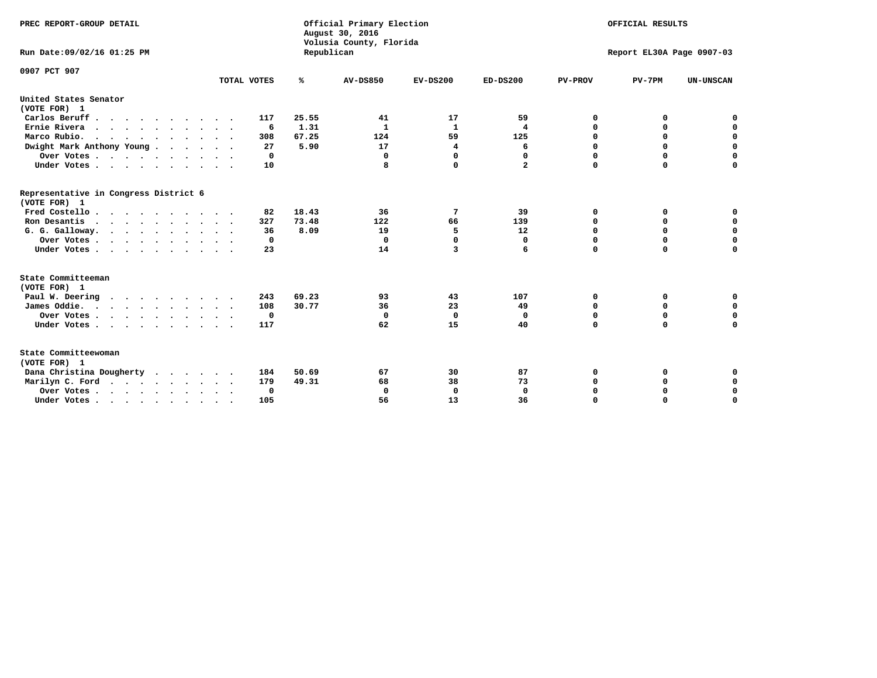PREC REPORT-GROUP DETAIL

Official Primary Election
August 30, 2016
Volusia County, Florida
Republican

OFFICIAL RESULTS

Run Date:09/02/16 01:25 PM

Report EL30A Page 0907-03

0907 PCT 907

| | TOTAL VOTES | % | AV-DS850 | EV-DS200 | ED-DS200 | PV-PROV | PV-7PM | UN-UNSCAN |
|---|---|---|---|---|---|---|---|---|
| **United States Senator** | | | | | | | | |
| **(VOTE FOR) 1** | | | | | | | | |
| Carlos Beruff | 117 | 25.55 | 41 | 17 | 59 | 0 | 0 | 0 |
| Ernie Rivera | 6 | 1.31 | 1 | 1 | 4 | 0 | 0 | 0 |
| Marco Rubio. | 308 | 67.25 | 124 | 59 | 125 | 0 | 0 | 0 |
| Dwight Mark Anthony Young | 27 | 5.90 | 17 | 4 | 6 | 0 | 0 | 0 |
| Over Votes | 0 | | 0 | 0 | 0 | 0 | 0 | 0 |
| Under Votes | 10 | | 8 | 0 | 2 | 0 | 0 | 0 |
| **Representative in Congress District 6** | | | | | | | | |
| **(VOTE FOR) 1** | | | | | | | | |
| Fred Costello | 82 | 18.43 | 36 | 7 | 39 | 0 | 0 | 0 |
| Ron Desantis | 327 | 73.48 | 122 | 66 | 139 | 0 | 0 | 0 |
| G. G. Galloway. | 36 | 8.09 | 19 | 5 | 12 | 0 | 0 | 0 |
| Over Votes | 0 | | 0 | 0 | 0 | 0 | 0 | 0 |
| Under Votes | 23 | | 14 | 3 | 6 | 0 | 0 | 0 |
| **State Committeeman** | | | | | | | | |
| **(VOTE FOR) 1** | | | | | | | | |
| Paul W. Deering | 243 | 69.23 | 93 | 43 | 107 | 0 | 0 | 0 |
| James Oddie. | 108 | 30.77 | 36 | 23 | 49 | 0 | 0 | 0 |
| Over Votes | 0 | | 0 | 0 | 0 | 0 | 0 | 0 |
| Under Votes | 117 | | 62 | 15 | 40 | 0 | 0 | 0 |
| **State Committeewoman** | | | | | | | | |
| **(VOTE FOR) 1** | | | | | | | | |
| Dana Christina Dougherty | 184 | 50.69 | 67 | 30 | 87 | 0 | 0 | 0 |
| Marilyn C. Ford | 179 | 49.31 | 68 | 38 | 73 | 0 | 0 | 0 |
| Over Votes | 0 | | 0 | 0 | 0 | 0 | 0 | 0 |
| Under Votes | 105 | | 56 | 13 | 36 | 0 | 0 | 0 |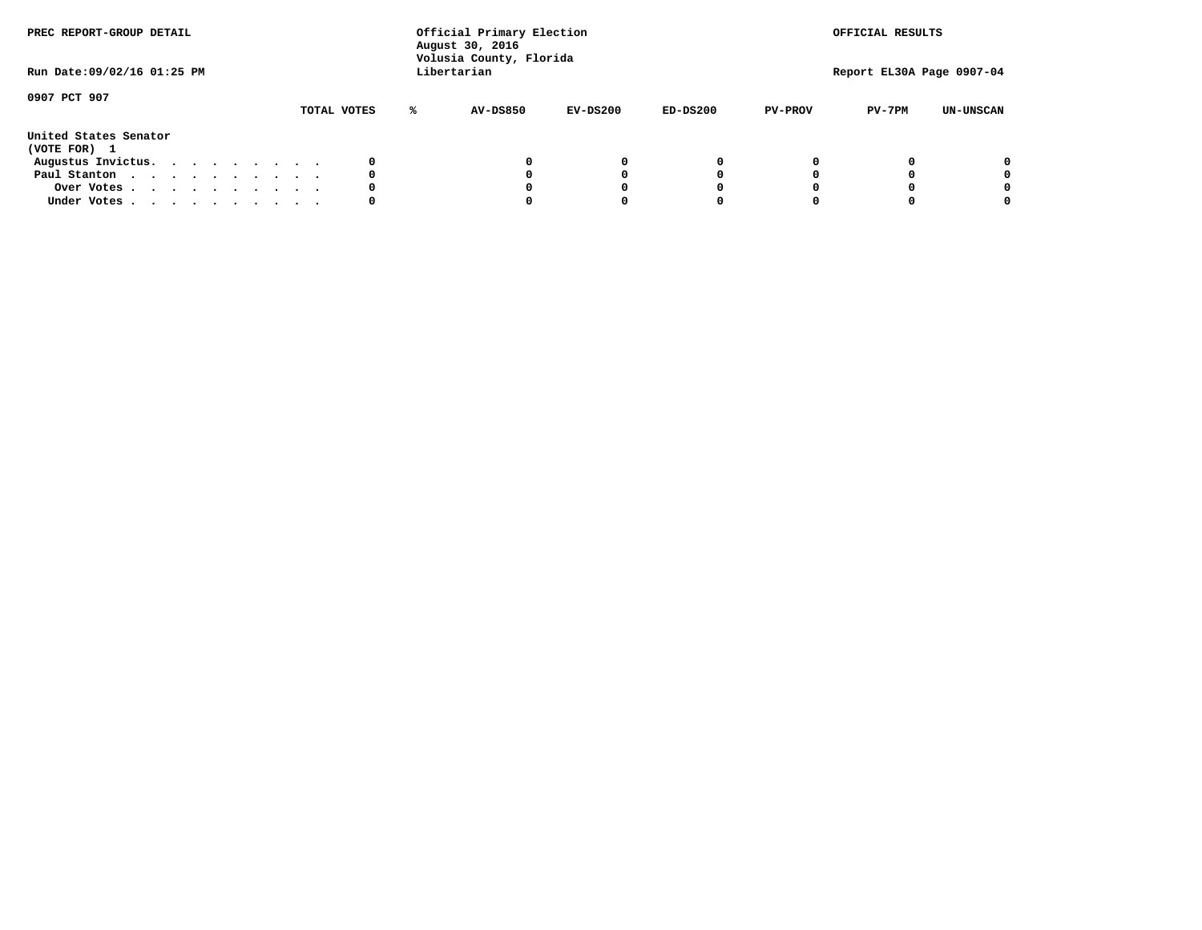PREC REPORT-GROUP DETAIL

Official Primary Election
August 30, 2016
Volusia County, Florida
Libertarian

OFFICIAL RESULTS

Run Date:09/02/16 01:25 PM

Report EL30A Page 0907-04

0907 PCT 907

United States Senator
(VOTE FOR) 1

| | TOTAL VOTES | % | AV-DS850 | EV-DS200 | ED-DS200 | PV-PROV | PV-7PM | UN-UNSCAN |
|---|---|---|---|---|---|---|---|---|
| Augustus Invictus | 0 | | 0 | 0 | 0 | 0 | 0 | 0 |
| Paul Stanton | 0 | | 0 | 0 | 0 | 0 | 0 | 0 |
| Over Votes | 0 | | 0 | 0 | 0 | 0 | 0 | 0 |
| Under Votes | 0 | | 0 | 0 | 0 | 0 | 0 | 0 |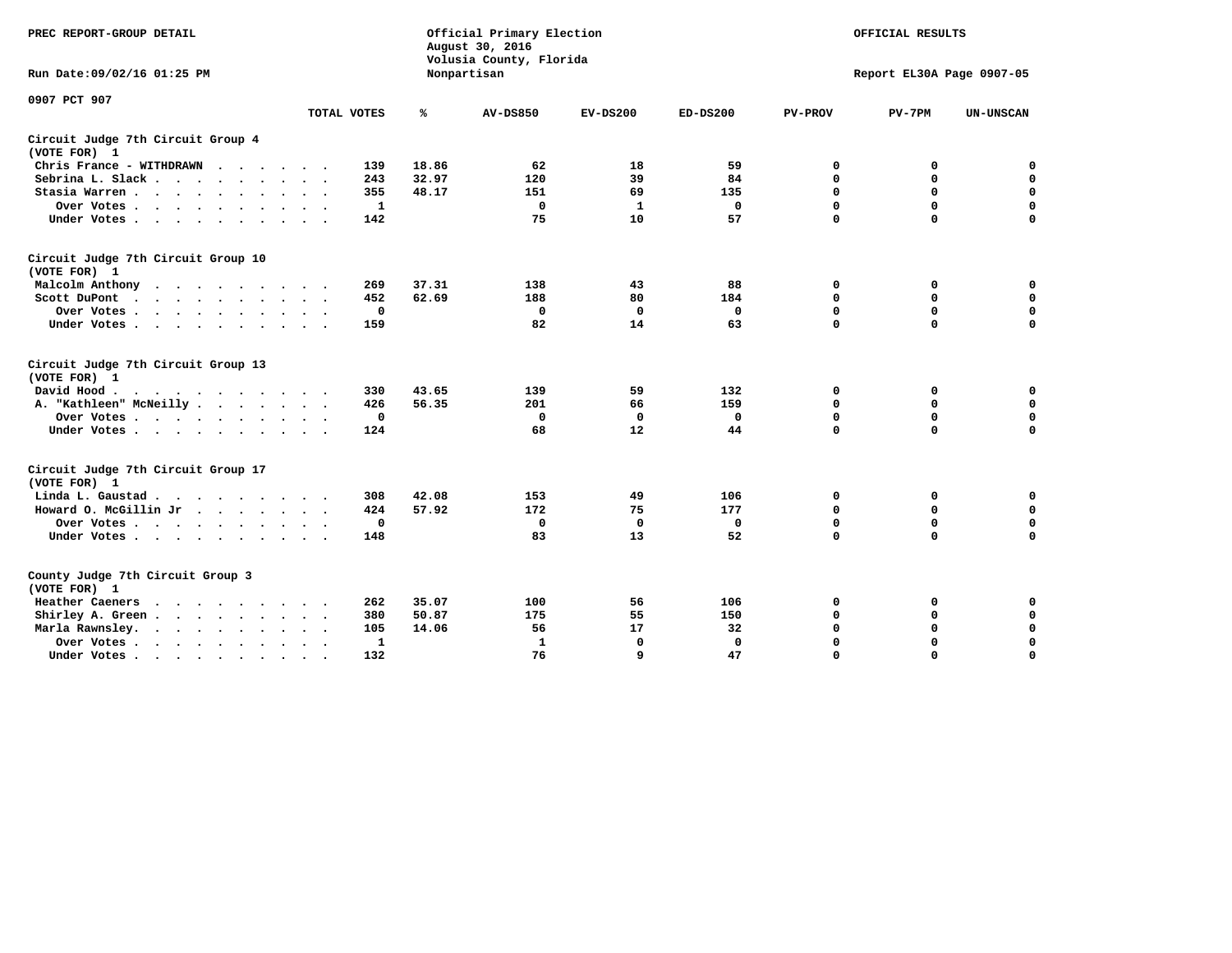PREC REPORT-GROUP DETAIL

Official Primary Election
August 30, 2016
Volusia County, Florida
Nonpartisan

OFFICIAL RESULTS

Run Date:09/02/16 01:25 PM

Report EL30A Page 0907-05

0907 PCT 907

| | TOTAL VOTES | % | AV-DS850 | EV-DS200 | ED-DS200 | PV-PROV | PV-7PM | UN-UNSCAN |
|---|---|---|---|---|---|---|---|---|
| **Circuit Judge 7th Circuit Group 4** | | | | | | | | |
| **(VOTE FOR) 1** | | | | | | | | |
| Chris France - WITHDRAWN | 139 | 18.86 | 62 | 18 | 59 | 0 | 0 | 0 |
| Sebrina L. Slack | 243 | 32.97 | 120 | 39 | 84 | 0 | 0 | 0 |
| Stasia Warren | 355 | 48.17 | 151 | 69 | 135 | 0 | 0 | 0 |
| Over Votes | 1 | | 0 | 1 | 0 | 0 | 0 | 0 |
| Under Votes | 142 | | 75 | 10 | 57 | 0 | 0 | 0 |
| **Circuit Judge 7th Circuit Group 10** | | | | | | | | |
| **(VOTE FOR) 1** | | | | | | | | |
| Malcolm Anthony | 269 | 37.31 | 138 | 43 | 88 | 0 | 0 | 0 |
| Scott DuPont | 452 | 62.69 | 188 | 80 | 184 | 0 | 0 | 0 |
| Over Votes | 0 | | 0 | 0 | 0 | 0 | 0 | 0 |
| Under Votes | 159 | | 82 | 14 | 63 | 0 | 0 | 0 |
| **Circuit Judge 7th Circuit Group 13** | | | | | | | | |
| **(VOTE FOR) 1** | | | | | | | | |
| David Hood | 330 | 43.65 | 139 | 59 | 132 | 0 | 0 | 0 |
| A. "Kathleen" McNeilly | 426 | 56.35 | 201 | 66 | 159 | 0 | 0 | 0 |
| Over Votes | 0 | | 0 | 0 | 0 | 0 | 0 | 0 |
| Under Votes | 124 | | 68 | 12 | 44 | 0 | 0 | 0 |
| **Circuit Judge 7th Circuit Group 17** | | | | | | | | |
| **(VOTE FOR) 1** | | | | | | | | |
| Linda L. Gaustad | 308 | 42.08 | 153 | 49 | 106 | 0 | 0 | 0 |
| Howard O. McGillin Jr | 424 | 57.92 | 172 | 75 | 177 | 0 | 0 | 0 |
| Over Votes | 0 | | 0 | 0 | 0 | 0 | 0 | 0 |
| Under Votes | 148 | | 83 | 13 | 52 | 0 | 0 | 0 |
| **County Judge 7th Circuit Group 3** | | | | | | | | |
| **(VOTE FOR) 1** | | | | | | | | |
| Heather Caeners | 262 | 35.07 | 100 | 56 | 106 | 0 | 0 | 0 |
| Shirley A. Green | 380 | 50.87 | 175 | 55 | 150 | 0 | 0 | 0 |
| Marla Rawnsley. | 105 | 14.06 | 56 | 17 | 32 | 0 | 0 | 0 |
| Over Votes | 1 | | 1 | 0 | 0 | 0 | 0 | 0 |
| Under Votes | 132 | | 76 | 9 | 47 | 0 | 0 | 0 |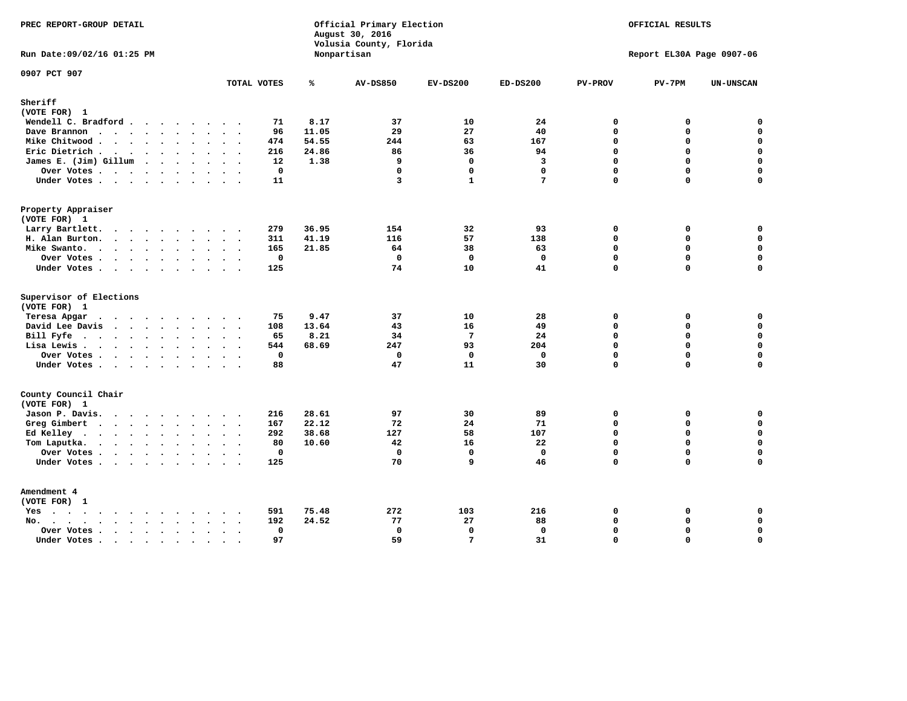PREC REPORT-GROUP DETAIL

Official Primary Election
August 30, 2016
Volusia County, Florida
Nonpartisan

OFFICIAL RESULTS

Run Date:09/02/16 01:25 PM

Report EL30A Page 0907-06

0907 PCT 907

| | TOTAL VOTES | % | AV-DS850 | EV-DS200 | ED-DS200 | PV-PROV | PV-7PM | UN-UNSCAN |
|---|---|---|---|---|---|---|---|---|
| **Sheriff** | | | | | | | | |
| **(VOTE FOR) 1** | | | | | | | | |
| Wendell C. Bradford | 71 | 8.17 | 37 | 10 | 24 | 0 | 0 | 0 |
| Dave Brannon | 96 | 11.05 | 29 | 27 | 40 | 0 | 0 | 0 |
| Mike Chitwood | 474 | 54.55 | 244 | 63 | 167 | 0 | 0 | 0 |
| Eric Dietrich | 216 | 24.86 | 86 | 36 | 94 | 0 | 0 | 0 |
| James E. (Jim) Gillum | 12 | 1.38 | 9 | 0 | 3 | 0 | 0 | 0 |
| Over Votes | 0 | | 0 | 0 | 0 | 0 | 0 | 0 |
| Under Votes | 11 | | 3 | 1 | 7 | 0 | 0 | 0 |
| **Property Appraiser** | | | | | | | | |
| **(VOTE FOR) 1** | | | | | | | | |
| Larry Bartlett. | 279 | 36.95 | 154 | 32 | 93 | 0 | 0 | 0 |
| H. Alan Burton. | 311 | 41.19 | 116 | 57 | 138 | 0 | 0 | 0 |
| Mike Swanto. | 165 | 21.85 | 64 | 38 | 63 | 0 | 0 | 0 |
| Over Votes | 0 | | 0 | 0 | 0 | 0 | 0 | 0 |
| Under Votes | 125 | | 74 | 10 | 41 | 0 | 0 | 0 |
| **Supervisor of Elections** | | | | | | | | |
| **(VOTE FOR) 1** | | | | | | | | |
| Teresa Apgar | 75 | 9.47 | 37 | 10 | 28 | 0 | 0 | 0 |
| David Lee Davis | 108 | 13.64 | 43 | 16 | 49 | 0 | 0 | 0 |
| Bill Fyfe | 65 | 8.21 | 34 | 7 | 24 | 0 | 0 | 0 |
| Lisa Lewis | 544 | 68.69 | 247 | 93 | 204 | 0 | 0 | 0 |
| Over Votes | 0 | | 0 | 0 | 0 | 0 | 0 | 0 |
| Under Votes | 88 | | 47 | 11 | 30 | 0 | 0 | 0 |
| **County Council Chair** | | | | | | | | |
| **(VOTE FOR) 1** | | | | | | | | |
| Jason P. Davis. | 216 | 28.61 | 97 | 30 | 89 | 0 | 0 | 0 |
| Greg Gimbert | 167 | 22.12 | 72 | 24 | 71 | 0 | 0 | 0 |
| Ed Kelley | 292 | 38.68 | 127 | 58 | 107 | 0 | 0 | 0 |
| Tom Laputka. | 80 | 10.60 | 42 | 16 | 22 | 0 | 0 | 0 |
| Over Votes | 0 | | 0 | 0 | 0 | 0 | 0 | 0 |
| Under Votes | 125 | | 70 | 9 | 46 | 0 | 0 | 0 |
| **Amendment 4** | | | | | | | | |
| **(VOTE FOR) 1** | | | | | | | | |
| Yes | 591 | 75.48 | 272 | 103 | 216 | 0 | 0 | 0 |
| No. | 192 | 24.52 | 77 | 27 | 88 | 0 | 0 | 0 |
| Over Votes | 0 | | 0 | 0 | 0 | 0 | 0 | 0 |
| Under Votes | 97 | | 59 | 7 | 31 | 0 | 0 | 0 |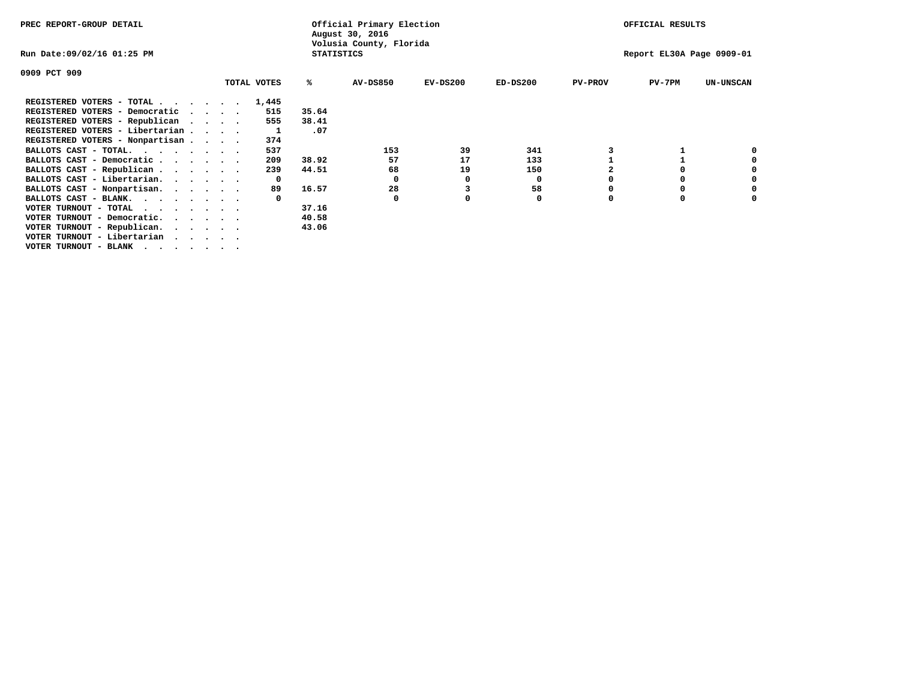PREC REPORT-GROUP DETAIL

Official Primary Election
August 30, 2016
Volusia County, Florida
STATISTICS

OFFICIAL RESULTS

Run Date:09/02/16 01:25 PM

Report EL30A Page 0909-01

0909 PCT 909

| | TOTAL VOTES | % | AV-DS850 | EV-DS200 | ED-DS200 | PV-PROV | PV-7PM | UN-UNSCAN |
|---|---|---|---|---|---|---|---|---|
| REGISTERED VOTERS - TOTAL . . . . . . | 1,445 | | | | | | | |
| REGISTERED VOTERS - Democratic . . . . | 515 | 35.64 | | | | | | |
| REGISTERED VOTERS - Republican . . . . | 555 | 38.41 | | | | | | |
| REGISTERED VOTERS - Libertarian . . . . | 1 | .07 | | | | | | |
| REGISTERED VOTERS - Nonpartisan . . . . | 374 | | | | | | | |
| BALLOTS CAST - TOTAL. . . . . . . . | 537 | | 153 | 39 | 341 | 3 | 1 | 0 |
| BALLOTS CAST - Democratic . . . . . . | 209 | 38.92 | 57 | 17 | 133 | 1 | 1 | 0 |
| BALLOTS CAST - Republican . . . . . . | 239 | 44.51 | 68 | 19 | 150 | 2 | 0 | 0 |
| BALLOTS CAST - Libertarian. . . . . . | 0 | | 0 | 0 | 0 | 0 | 0 | 0 |
| BALLOTS CAST - Nonpartisan. . . . . . | 89 | 16.57 | 28 | 3 | 58 | 0 | 0 | 0 |
| BALLOTS CAST - BLANK. . . . . . . . | 0 | | 0 | 0 | 0 | 0 | 0 | 0 |
| VOTER TURNOUT - TOTAL . . . . . . . | | 37.16 | | | | | | |
| VOTER TURNOUT - Democratic. . . . . . | | 40.58 | | | | | | |
| VOTER TURNOUT - Republican. . . . . . | | 43.06 | | | | | | |
| VOTER TURNOUT - Libertarian . . . . . | | | | | | | | |
| VOTER TURNOUT - BLANK . . . . . . . | | | | | | | | |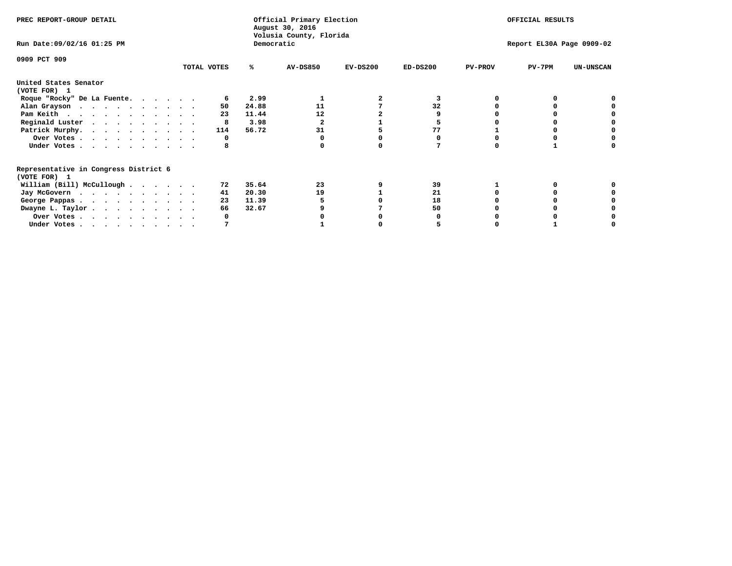PREC REPORT-GROUP DETAIL

Official Primary Election
August 30, 2016
Volusia County, Florida
Democratic

OFFICIAL RESULTS

Run Date:09/02/16 01:25 PM

Report EL30A Page 0909-02

0909 PCT 909

| | TOTAL VOTES | % | AV-DS850 | EV-DS200 | ED-DS200 | PV-PROV | PV-7PM | UN-UNSCAN |
|---|---|---|---|---|---|---|---|---|
| **United States Senator** | | | | | | | | |
| **(VOTE FOR) 1** | | | | | | | | |
| Roque "Rocky" De La Fuente. . . . . . | 6 | 2.99 | 1 | 2 | 3 | 0 | 0 | 0 |
| Alan Grayson . . . . . . . . . . . | 50 | 24.88 | 11 | 7 | 32 | 0 | 0 | 0 |
| Pam Keith . . . . . . . . . . . . | 23 | 11.44 | 12 | 2 | 9 | 0 | 0 | 0 |
| Reginald Luster . . . . . . . . . . | 8 | 3.98 | 2 | 1 | 5 | 0 | 0 | 0 |
| Patrick Murphy. . . . . . . . . . . | 114 | 56.72 | 31 | 5 | 77 | 1 | 0 | 0 |
| Over Votes . . . . . . . . . . . | 0 | | 0 | 0 | 0 | 0 | 0 | 0 |
| Under Votes . . . . . . . . . . . | 8 | | 0 | 0 | 7 | 0 | 1 | 0 |
| **Representative in Congress District 6** | | | | | | | | |
| **(VOTE FOR) 1** | | | | | | | | |
| William (Bill) McCullough . . . . . . | 72 | 35.64 | 23 | 9 | 39 | 1 | 0 | 0 |
| Jay McGovern . . . . . . . . . . . | 41 | 20.30 | 19 | 1 | 21 | 0 | 0 | 0 |
| George Pappas . . . . . . . . . . . | 23 | 11.39 | 5 | 0 | 18 | 0 | 0 | 0 |
| Dwayne L. Taylor . . . . . . . . . . | 66 | 32.67 | 9 | 7 | 50 | 0 | 0 | 0 |
| Over Votes . . . . . . . . . . . | 0 | | 0 | 0 | 0 | 0 | 0 | 0 |
| Under Votes . . . . . . . . . . . | 7 | | 1 | 0 | 5 | 0 | 1 | 0 |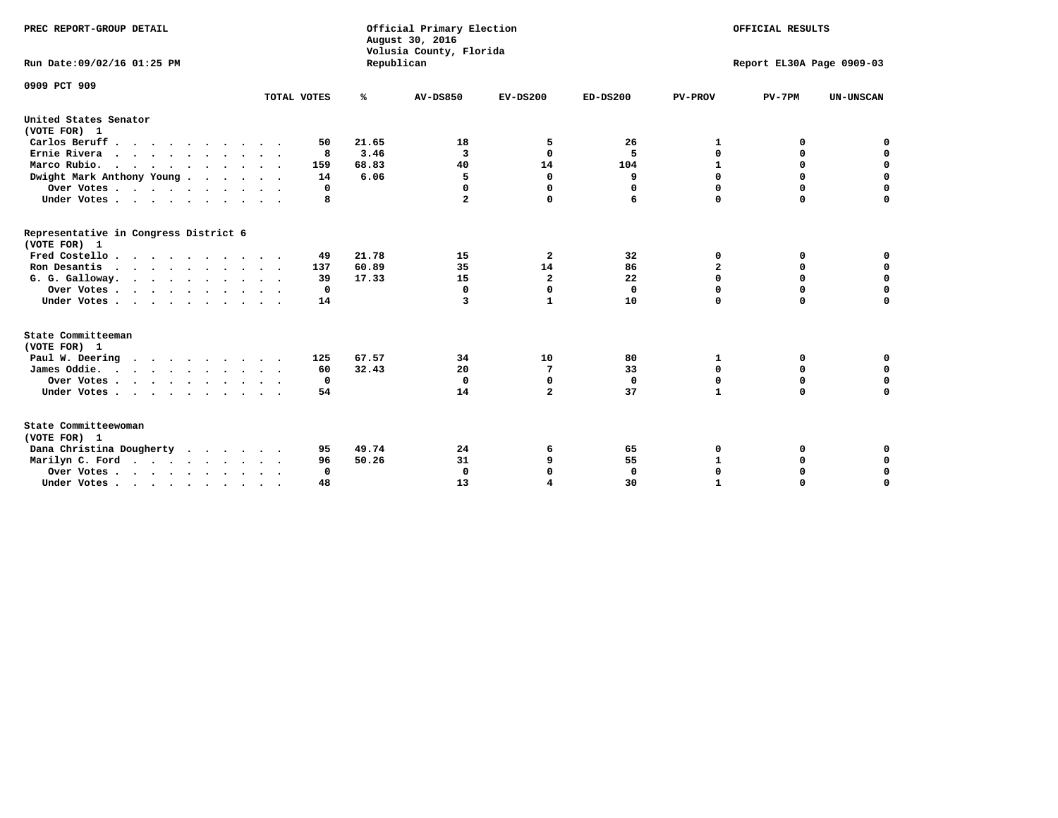PREC REPORT-GROUP DETAIL

Official Primary Election
August 30, 2016
Volusia County, Florida
Republican

OFFICIAL RESULTS

Run Date:09/02/16 01:25 PM

Report EL30A Page 0909-03

0909 PCT 909

| | TOTAL VOTES | % | AV-DS850 | EV-DS200 | ED-DS200 | PV-PROV | PV-7PM | UN-UNSCAN |
|---|---|---|---|---|---|---|---|---|
| **United States Senator (VOTE FOR) 1** | | | | | | | | |
| Carlos Beruff | 50 | 21.65 | 18 | 5 | 26 | 1 | 0 | 0 |
| Ernie Rivera | 8 | 3.46 | 3 | 0 | 5 | 0 | 0 | 0 |
| Marco Rubio. | 159 | 68.83 | 40 | 14 | 104 | 1 | 0 | 0 |
| Dwight Mark Anthony Young | 14 | 6.06 | 5 | 0 | 9 | 0 | 0 | 0 |
| Over Votes | 0 | | 0 | 0 | 0 | 0 | 0 | 0 |
| Under Votes | 8 | | 2 | 0 | 6 | 0 | 0 | 0 |
| **Representative in Congress District 6 (VOTE FOR) 1** | | | | | | | | |
| Fred Costello | 49 | 21.78 | 15 | 2 | 32 | 0 | 0 | 0 |
| Ron Desantis | 137 | 60.89 | 35 | 14 | 86 | 2 | 0 | 0 |
| G. G. Galloway. | 39 | 17.33 | 15 | 2 | 22 | 0 | 0 | 0 |
| Over Votes | 0 | | 0 | 0 | 0 | 0 | 0 | 0 |
| Under Votes | 14 | | 3 | 1 | 10 | 0 | 0 | 0 |
| **State Committeeman (VOTE FOR) 1** | | | | | | | | |
| Paul W. Deering | 125 | 67.57 | 34 | 10 | 80 | 1 | 0 | 0 |
| James Oddie. | 60 | 32.43 | 20 | 7 | 33 | 0 | 0 | 0 |
| Over Votes | 0 | | 0 | 0 | 0 | 0 | 0 | 0 |
| Under Votes | 54 | | 14 | 2 | 37 | 1 | 0 | 0 |
| **State Committeewoman (VOTE FOR) 1** | | | | | | | | |
| Dana Christina Dougherty | 95 | 49.74 | 24 | 6 | 65 | 0 | 0 | 0 |
| Marilyn C. Ford | 96 | 50.26 | 31 | 9 | 55 | 1 | 0 | 0 |
| Over Votes | 0 | | 0 | 0 | 0 | 0 | 0 | 0 |
| Under Votes | 48 | | 13 | 4 | 30 | 1 | 0 | 0 |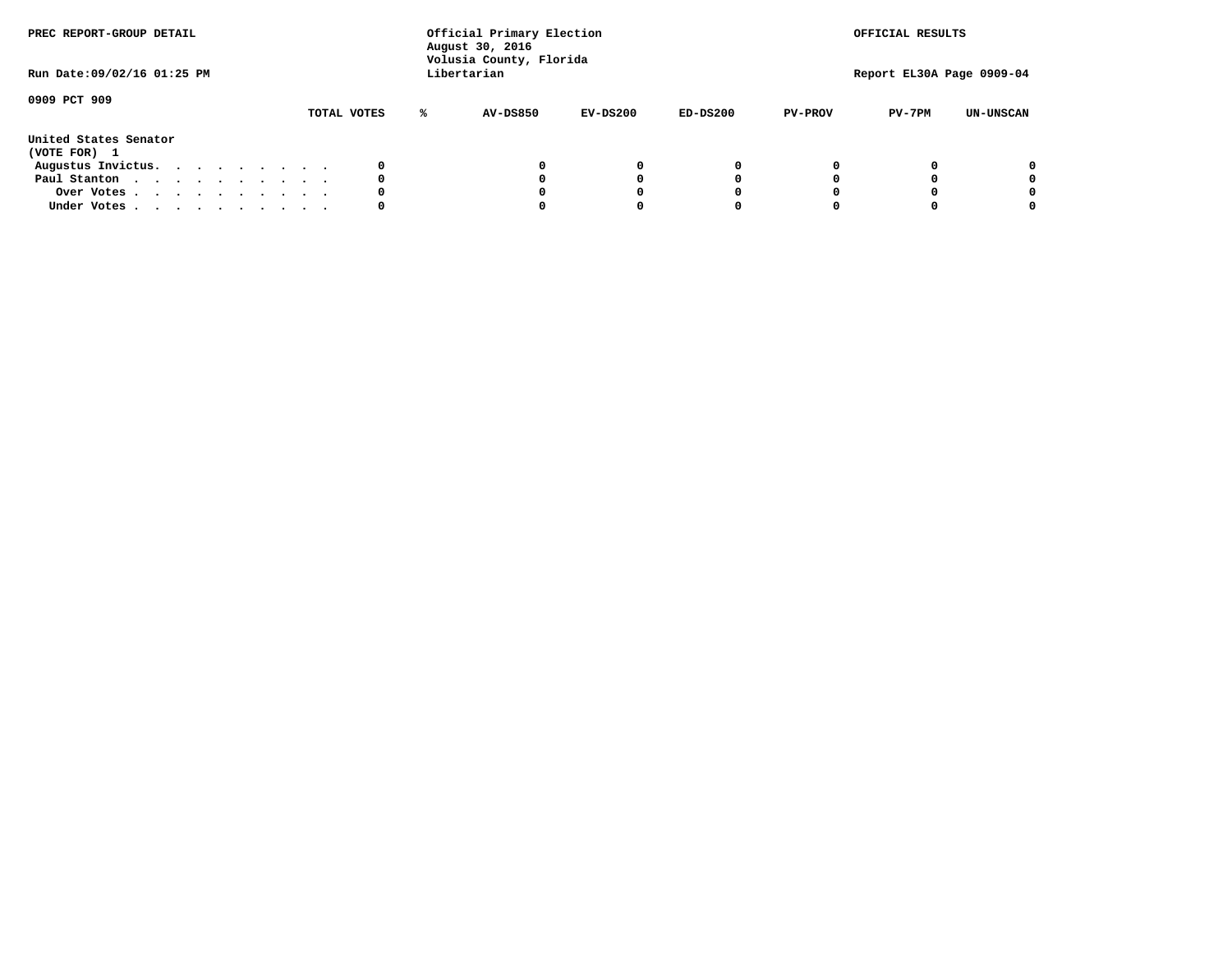PREC REPORT-GROUP DETAIL

Official Primary Election
August 30, 2016
Volusia County, Florida
Libertarian

OFFICIAL RESULTS

Run Date:09/02/16 01:25 PM

Report EL30A Page 0909-04

0909 PCT 909

| | TOTAL VOTES | % | AV-DS850 | EV-DS200 | ED-DS200 | PV-PROV | PV-7PM | UN-UNSCAN |
|---|---|---|---|---|---|---|---|---|
| **United States Senator** | | | | | | | | |
| **(VOTE FOR) 1** | | | | | | | | |
| Augustus Invictus. . . . . . . . . . | 0 | | 0 | 0 | 0 | 0 | 0 | 0 |
| Paul Stanton . . . . . . . . . . . | 0 | | 0 | 0 | 0 | 0 | 0 | 0 |
| Over Votes . . . . . . . . . . . | 0 | | 0 | 0 | 0 | 0 | 0 | 0 |
| Under Votes . . . . . . . . . . . | 0 | | 0 | 0 | 0 | 0 | 0 | 0 |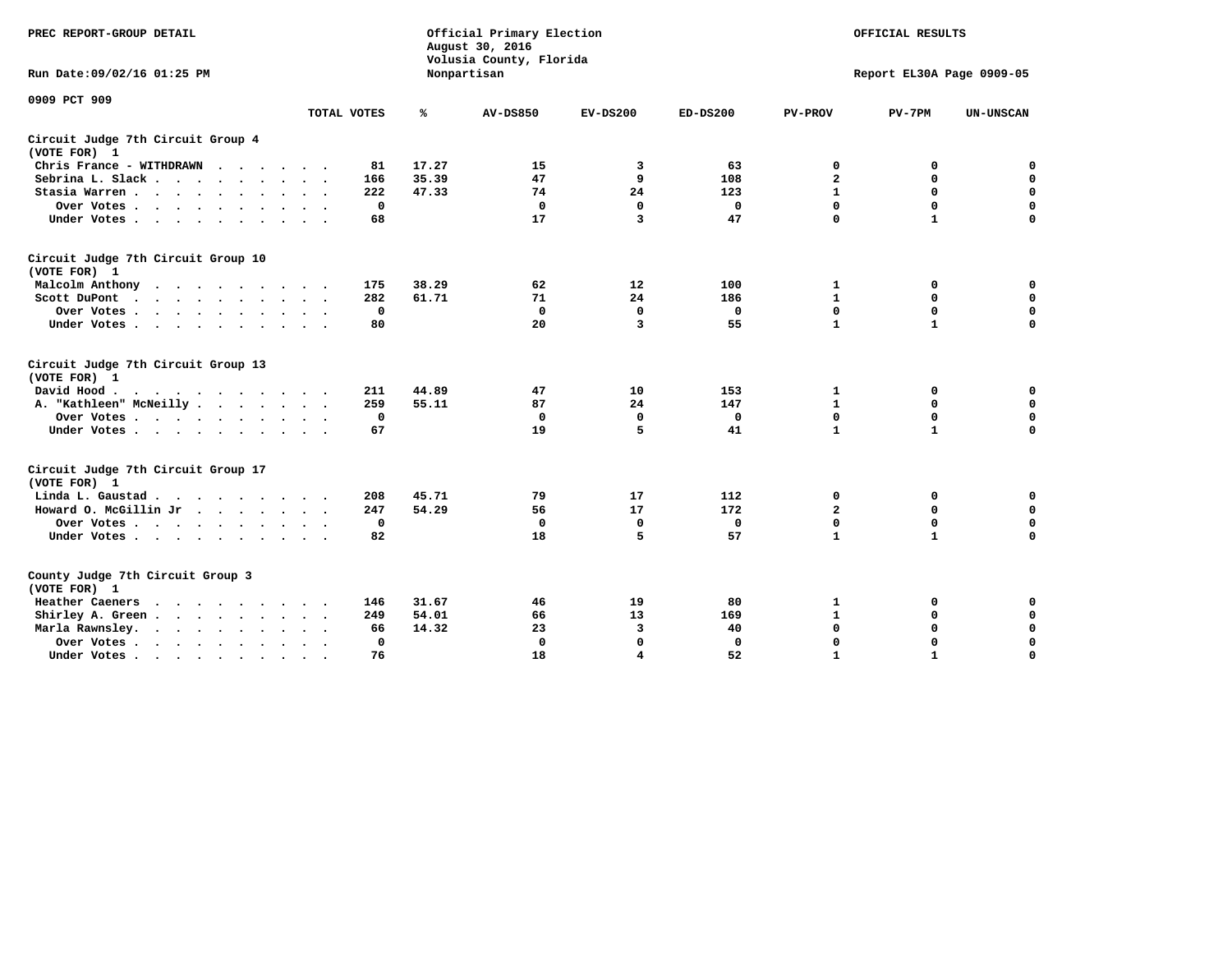PREC REPORT-GROUP DETAIL

Official Primary Election
August 30, 2016
Volusia County, Florida
Nonpartisan

OFFICIAL RESULTS

Run Date:09/02/16 01:25 PM

Report EL30A Page 0909-05

0909 PCT 909

### Circuit Judge 7th Circuit Group 4
(VOTE FOR) 1

| | TOTAL VOTES | % | AV-DS850 | EV-DS200 | ED-DS200 | PV-PROV | PV-7PM | UN-UNSCAN |
|---|---|---|---|---|---|---|---|---|
| Chris France - WITHDRAWN | 81 | 17.27 | 15 | 3 | 63 | 0 | 0 | 0 |
| Sebrina L. Slack | 166 | 35.39 | 47 | 9 | 108 | 2 | 0 | 0 |
| Stasia Warren | 222 | 47.33 | 74 | 24 | 123 | 1 | 0 | 0 |
| Over Votes | 0 | | 0 | 0 | 0 | 0 | 0 | 0 |
| Under Votes | 68 | | 17 | 3 | 47 | 0 | 1 | 0 |

### Circuit Judge 7th Circuit Group 10
(VOTE FOR) 1

| | TOTAL VOTES | % | AV-DS850 | EV-DS200 | ED-DS200 | PV-PROV | PV-7PM | UN-UNSCAN |
|---|---|---|---|---|---|---|---|---|
| Malcolm Anthony | 175 | 38.29 | 62 | 12 | 100 | 1 | 0 | 0 |
| Scott DuPont | 282 | 61.71 | 71 | 24 | 186 | 1 | 0 | 0 |
| Over Votes | 0 | | 0 | 0 | 0 | 0 | 0 | 0 |
| Under Votes | 80 | | 20 | 3 | 55 | 1 | 1 | 0 |

### Circuit Judge 7th Circuit Group 13
(VOTE FOR) 1

| | TOTAL VOTES | % | AV-DS850 | EV-DS200 | ED-DS200 | PV-PROV | PV-7PM | UN-UNSCAN |
|---|---|---|---|---|---|---|---|---|
| David Hood | 211 | 44.89 | 47 | 10 | 153 | 1 | 0 | 0 |
| A. "Kathleen" McNeilly | 259 | 55.11 | 87 | 24 | 147 | 1 | 0 | 0 |
| Over Votes | 0 | | 0 | 0 | 0 | 0 | 0 | 0 |
| Under Votes | 67 | | 19 | 5 | 41 | 1 | 1 | 0 |

### Circuit Judge 7th Circuit Group 17
(VOTE FOR) 1

| | TOTAL VOTES | % | AV-DS850 | EV-DS200 | ED-DS200 | PV-PROV | PV-7PM | UN-UNSCAN |
|---|---|---|---|---|---|---|---|---|
| Linda L. Gaustad | 208 | 45.71 | 79 | 17 | 112 | 0 | 0 | 0 |
| Howard O. McGillin Jr | 247 | 54.29 | 56 | 17 | 172 | 2 | 0 | 0 |
| Over Votes | 0 | | 0 | 0 | 0 | 0 | 0 | 0 |
| Under Votes | 82 | | 18 | 5 | 57 | 1 | 1 | 0 |

### County Judge 7th Circuit Group 3
(VOTE FOR) 1

| | TOTAL VOTES | % | AV-DS850 | EV-DS200 | ED-DS200 | PV-PROV | PV-7PM | UN-UNSCAN |
|---|---|---|---|---|---|---|---|---|
| Heather Caeners | 146 | 31.67 | 46 | 19 | 80 | 1 | 0 | 0 |
| Shirley A. Green | 249 | 54.01 | 66 | 13 | 169 | 1 | 0 | 0 |
| Marla Rawnsley. | 66 | 14.32 | 23 | 3 | 40 | 0 | 0 | 0 |
| Over Votes | 0 | | 0 | 0 | 0 | 0 | 0 | 0 |
| Under Votes | 76 | | 18 | 4 | 52 | 1 | 1 | 0 |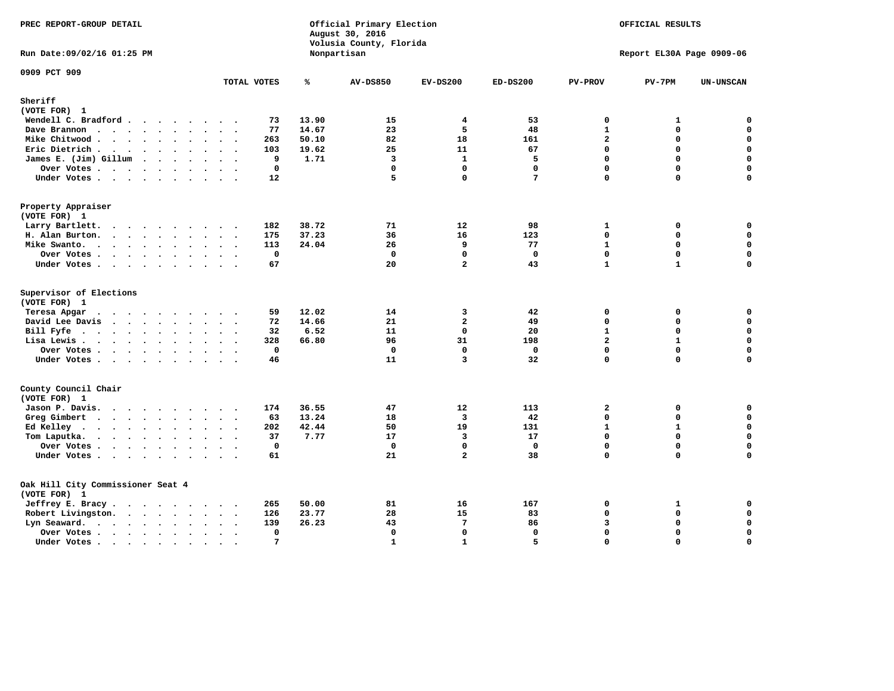PREC REPORT-GROUP DETAIL

Official Primary Election
August 30, 2016
Volusia County, Florida
Nonpartisan

OFFICIAL RESULTS

Run Date:09/02/16 01:25 PM

Report EL30A Page 0909-06

0909 PCT 909

| | TOTAL VOTES | % | AV-DS850 | EV-DS200 | ED-DS200 | PV-PROV | PV-7PM | UN-UNSCAN |
|---|---|---|---|---|---|---|---|---|
| **Sheriff** | | | | | | | | |
| (VOTE FOR) 1 | | | | | | | | |
| Wendell C. Bradford | 73 | 13.90 | 15 | 4 | 53 | 0 | 1 | 0 |
| Dave Brannon | 77 | 14.67 | 23 | 5 | 48 | 1 | 0 | 0 |
| Mike Chitwood | 263 | 50.10 | 82 | 18 | 161 | 2 | 0 | 0 |
| Eric Dietrich | 103 | 19.62 | 25 | 11 | 67 | 0 | 0 | 0 |
| James E. (Jim) Gillum | 9 | 1.71 | 3 | 1 | 5 | 0 | 0 | 0 |
| Over Votes | 0 | | 0 | 0 | 0 | 0 | 0 | 0 |
| Under Votes | 12 | | 5 | 0 | 7 | 0 | 0 | 0 |
| **Property Appraiser** | | | | | | | | |
| (VOTE FOR) 1 | | | | | | | | |
| Larry Bartlett | 182 | 38.72 | 71 | 12 | 98 | 1 | 0 | 0 |
| H. Alan Burton | 175 | 37.23 | 36 | 16 | 123 | 0 | 0 | 0 |
| Mike Swanto | 113 | 24.04 | 26 | 9 | 77 | 1 | 0 | 0 |
| Over Votes | 0 | | 0 | 0 | 0 | 0 | 0 | 0 |
| Under Votes | 67 | | 20 | 2 | 43 | 1 | 1 | 0 |
| **Supervisor of Elections** | | | | | | | | |
| (VOTE FOR) 1 | | | | | | | | |
| Teresa Apgar | 59 | 12.02 | 14 | 3 | 42 | 0 | 0 | 0 |
| David Lee Davis | 72 | 14.66 | 21 | 2 | 49 | 0 | 0 | 0 |
| Bill Fyfe | 32 | 6.52 | 11 | 0 | 20 | 1 | 0 | 0 |
| Lisa Lewis | 328 | 66.80 | 96 | 31 | 198 | 2 | 1 | 0 |
| Over Votes | 0 | | 0 | 0 | 0 | 0 | 0 | 0 |
| Under Votes | 46 | | 11 | 3 | 32 | 0 | 0 | 0 |
| **County Council Chair** | | | | | | | | |
| (VOTE FOR) 1 | | | | | | | | |
| Jason P. Davis | 174 | 36.55 | 47 | 12 | 113 | 2 | 0 | 0 |
| Greg Gimbert | 63 | 13.24 | 18 | 3 | 42 | 0 | 0 | 0 |
| Ed Kelley | 202 | 42.44 | 50 | 19 | 131 | 1 | 1 | 0 |
| Tom Laputka | 37 | 7.77 | 17 | 3 | 17 | 0 | 0 | 0 |
| Over Votes | 0 | | 0 | 0 | 0 | 0 | 0 | 0 |
| Under Votes | 61 | | 21 | 2 | 38 | 0 | 0 | 0 |
| **Oak Hill City Commissioner Seat 4** | | | | | | | | |
| (VOTE FOR) 1 | | | | | | | | |
| Jeffrey E. Bracy | 265 | 50.00 | 81 | 16 | 167 | 0 | 1 | 0 |
| Robert Livingston | 126 | 23.77 | 28 | 15 | 83 | 0 | 0 | 0 |
| Lyn Seaward | 139 | 26.23 | 43 | 7 | 86 | 3 | 0 | 0 |
| Over Votes | 0 | | 0 | 0 | 0 | 0 | 0 | 0 |
| Under Votes | 7 | | 1 | 1 | 5 | 0 | 0 | 0 |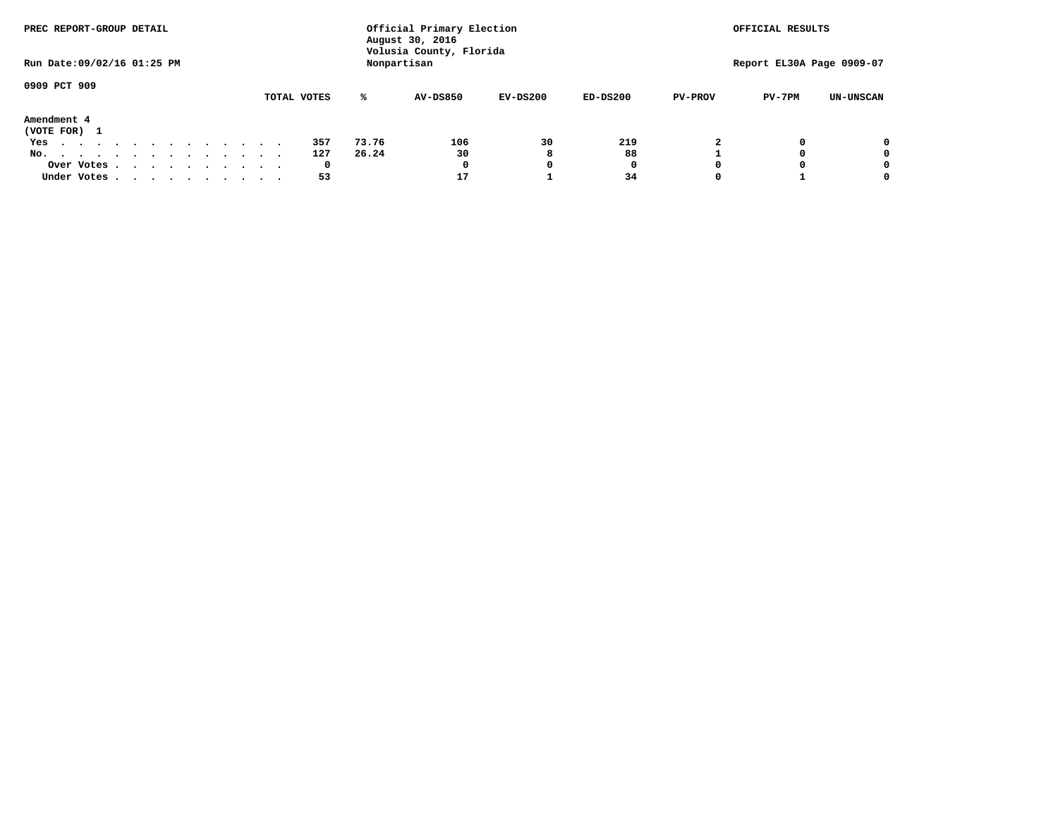PREC REPORT-GROUP DETAIL

Official Primary Election
August 30, 2016
Volusia County, Florida
Nonpartisan

OFFICIAL RESULTS

Run Date:09/02/16 01:25 PM

Report EL30A Page 0909-07

0909 PCT 909

**Amendment 4**
(VOTE FOR) 1

| | TOTAL VOTES | % | AV-DS850 | EV-DS200 | ED-DS200 | PV-PROV | PV-7PM | UN-UNSCAN |
|---|---|---|---|---|---|---|---|---|
| Yes | 357 | 73.76 | 106 | 30 | 219 | 2 | 0 | 0 |
| No. | 127 | 26.24 | 30 | 8 | 88 | 1 | 0 | 0 |
| Over Votes | 0 | | 0 | 0 | 0 | 0 | 0 | 0 |
| Under Votes | 53 | | 17 | 1 | 34 | 0 | 1 | 0 |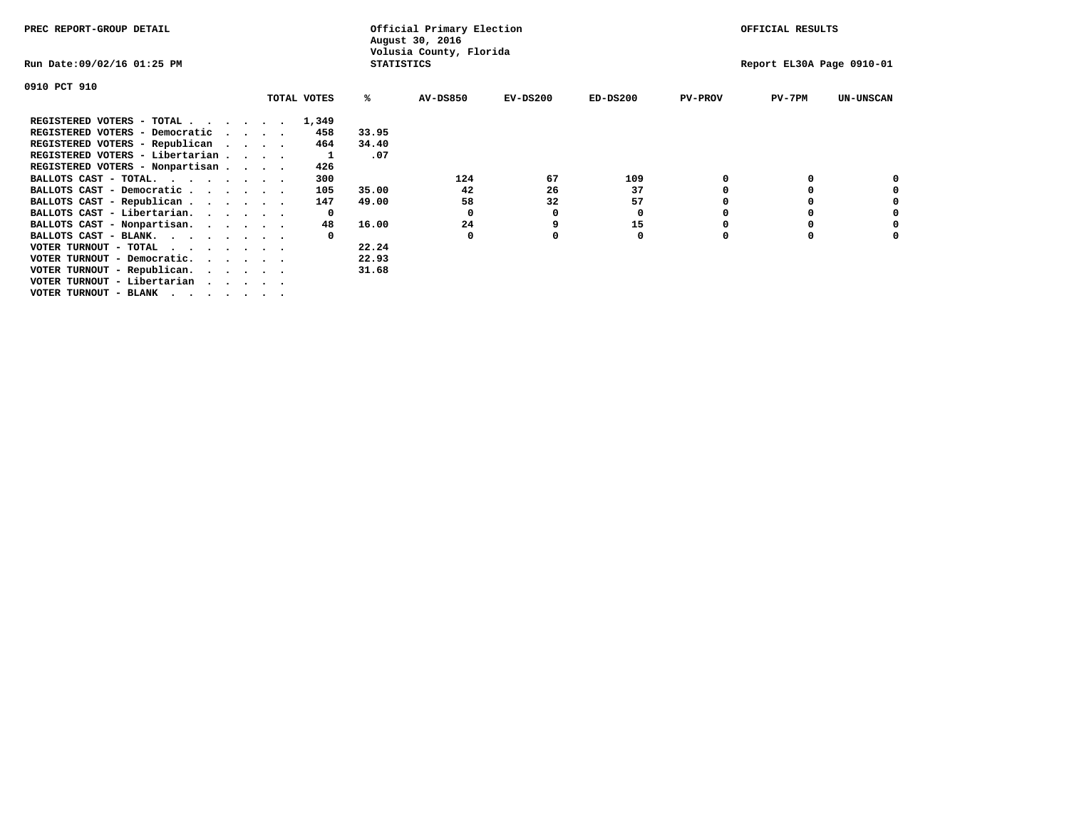PREC REPORT-GROUP DETAIL

Official Primary Election
August 30, 2016
Volusia County, Florida
STATISTICS

OFFICIAL RESULTS

Run Date:09/02/16 01:25 PM

Report EL30A Page 0910-01

0910 PCT 910

| | TOTAL VOTES | % | AV-DS850 | EV-DS200 | ED-DS200 | PV-PROV | PV-7PM | UN-UNSCAN |
|---|---|---|---|---|---|---|---|---|
| REGISTERED VOTERS - TOTAL . . . . . . | 1,349 | | | | | | | |
| REGISTERED VOTERS - Democratic . . . . | 458 | 33.95 | | | | | | |
| REGISTERED VOTERS - Republican . . . . | 464 | 34.40 | | | | | | |
| REGISTERED VOTERS - Libertarian . . . . | 1 | .07 | | | | | | |
| REGISTERED VOTERS - Nonpartisan . . . . | 426 | | | | | | | |
| BALLOTS CAST - TOTAL. . . . . . . . | 300 | | 124 | 67 | 109 | 0 | 0 | 0 |
| BALLOTS CAST - Democratic . . . . . . | 105 | 35.00 | 42 | 26 | 37 | 0 | 0 | 0 |
| BALLOTS CAST - Republican . . . . . . | 147 | 49.00 | 58 | 32 | 57 | 0 | 0 | 0 |
| BALLOTS CAST - Libertarian. . . . . . | 0 | | 0 | 0 | 0 | 0 | 0 | 0 |
| BALLOTS CAST - Nonpartisan. . . . . . | 48 | 16.00 | 24 | 9 | 15 | 0 | 0 | 0 |
| BALLOTS CAST - BLANK. . . . . . . . | 0 | | 0 | 0 | 0 | 0 | 0 | 0 |
| VOTER TURNOUT - TOTAL . . . . . . . | | 22.24 | | | | | | |
| VOTER TURNOUT - Democratic. . . . . . | | 22.93 | | | | | | |
| VOTER TURNOUT - Republican. . . . . . | | 31.68 | | | | | | |
| VOTER TURNOUT - Libertarian . . . . . | | | | | | | | |
| VOTER TURNOUT - BLANK . . . . . . . | | | | | | | | |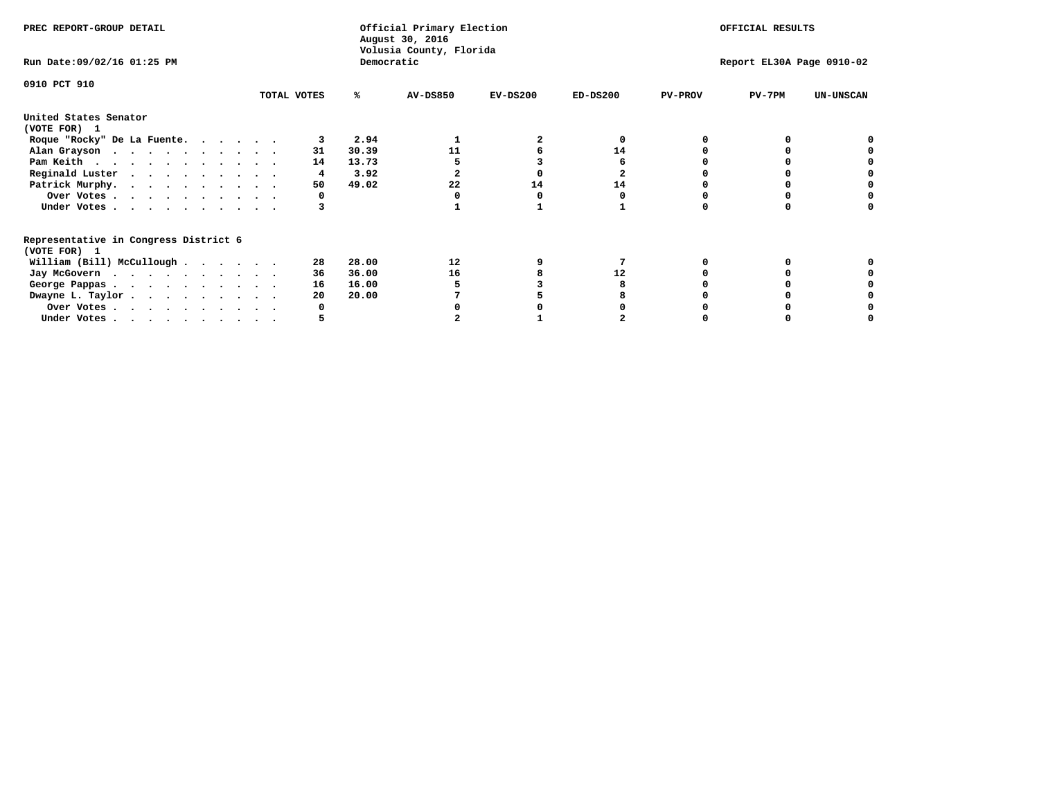PREC REPORT-GROUP DETAIL

Official Primary Election
August 30, 2016
Volusia County, Florida
Democratic

OFFICIAL RESULTS

Run Date:09/02/16 01:25 PM

Report EL30A Page 0910-02

0910 PCT 910

| | TOTAL VOTES | % | AV-DS850 | EV-DS200 | ED-DS200 | PV-PROV | PV-7PM | UN-UNSCAN |
|---|---|---|---|---|---|---|---|---|
| **United States Senator** | | | | | | | | |
| **(VOTE FOR) 1** | | | | | | | | |
| Roque "Rocky" De La Fuente. . . . . . | 3 | 2.94 | 1 | 2 | 0 | 0 | 0 | 0 |
| Alan Grayson . . . . . . . . . . . | 31 | 30.39 | 11 | 6 | 14 | 0 | 0 | 0 |
| Pam Keith . . . . . . . . . . . . | 14 | 13.73 | 5 | 3 | 6 | 0 | 0 | 0 |
| Reginald Luster . . . . . . . . . . | 4 | 3.92 | 2 | 0 | 2 | 0 | 0 | 0 |
| Patrick Murphy. . . . . . . . . . . | 50 | 49.02 | 22 | 14 | 14 | 0 | 0 | 0 |
| Over Votes . . . . . . . . . . . | 0 | | 0 | 0 | 0 | 0 | 0 | 0 |
| Under Votes . . . . . . . . . . . | 3 | | 1 | 1 | 1 | 0 | 0 | 0 |
| **Representative in Congress District 6** | | | | | | | | |
| **(VOTE FOR) 1** | | | | | | | | |
| William (Bill) McCullough . . . . . . | 28 | 28.00 | 12 | 9 | 7 | 0 | 0 | 0 |
| Jay McGovern . . . . . . . . . . . | 36 | 36.00 | 16 | 8 | 12 | 0 | 0 | 0 |
| George Pappas . . . . . . . . . . . | 16 | 16.00 | 5 | 3 | 8 | 0 | 0 | 0 |
| Dwayne L. Taylor . . . . . . . . . . | 20 | 20.00 | 7 | 5 | 8 | 0 | 0 | 0 |
| Over Votes . . . . . . . . . . . | 0 | | 0 | 0 | 0 | 0 | 0 | 0 |
| Under Votes . . . . . . . . . . . | 5 | | 2 | 1 | 2 | 0 | 0 | 0 |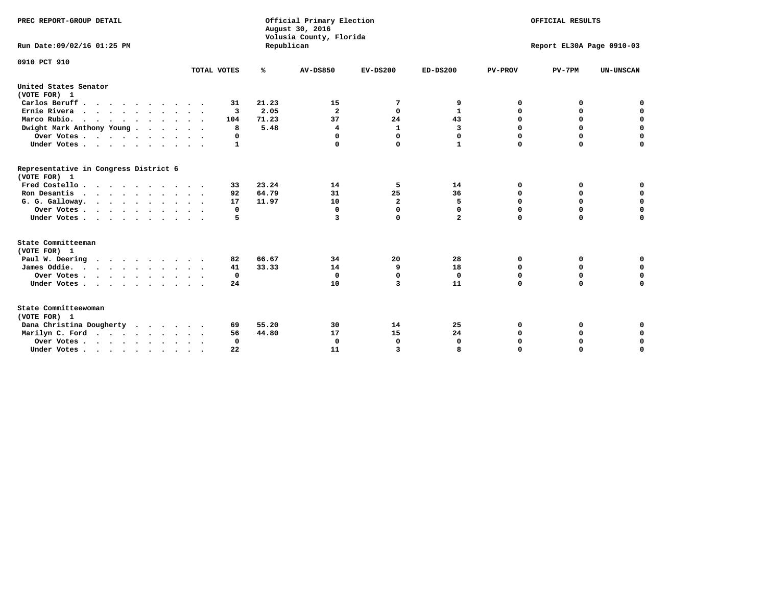PREC REPORT-GROUP DETAIL

Official Primary Election
August 30, 2016
Volusia County, Florida
Republican

OFFICIAL RESULTS

Run Date:09/02/16 01:25 PM

Report EL30A Page 0910-03

0910 PCT 910

| | TOTAL VOTES | % | AV-DS850 | EV-DS200 | ED-DS200 | PV-PROV | PV-7PM | UN-UNSCAN |
|---|---|---|---|---|---|---|---|---|
| **United States Senator (VOTE FOR) 1** | | | | | | | | |
| Carlos Beruff | 31 | 21.23 | 15 | 7 | 9 | 0 | 0 | 0 |
| Ernie Rivera | 3 | 2.05 | 2 | 0 | 1 | 0 | 0 | 0 |
| Marco Rubio. | 104 | 71.23 | 37 | 24 | 43 | 0 | 0 | 0 |
| Dwight Mark Anthony Young | 8 | 5.48 | 4 | 1 | 3 | 0 | 0 | 0 |
| Over Votes | 0 | | 0 | 0 | 0 | 0 | 0 | 0 |
| Under Votes | 1 | | 0 | 0 | 1 | 0 | 0 | 0 |
| **Representative in Congress District 6 (VOTE FOR) 1** | | | | | | | | |
| Fred Costello | 33 | 23.24 | 14 | 5 | 14 | 0 | 0 | 0 |
| Ron Desantis | 92 | 64.79 | 31 | 25 | 36 | 0 | 0 | 0 |
| G. G. Galloway. | 17 | 11.97 | 10 | 2 | 5 | 0 | 0 | 0 |
| Over Votes | 0 | | 0 | 0 | 0 | 0 | 0 | 0 |
| Under Votes | 5 | | 3 | 0 | 2 | 0 | 0 | 0 |
| **State Committeeman (VOTE FOR) 1** | | | | | | | | |
| Paul W. Deering | 82 | 66.67 | 34 | 20 | 28 | 0 | 0 | 0 |
| James Oddie. | 41 | 33.33 | 14 | 9 | 18 | 0 | 0 | 0 |
| Over Votes | 0 | | 0 | 0 | 0 | 0 | 0 | 0 |
| Under Votes | 24 | | 10 | 3 | 11 | 0 | 0 | 0 |
| **State Committeewoman (VOTE FOR) 1** | | | | | | | | |
| Dana Christina Dougherty | 69 | 55.20 | 30 | 14 | 25 | 0 | 0 | 0 |
| Marilyn C. Ford | 56 | 44.80 | 17 | 15 | 24 | 0 | 0 | 0 |
| Over Votes | 0 | | 0 | 0 | 0 | 0 | 0 | 0 |
| Under Votes | 22 | | 11 | 3 | 8 | 0 | 0 | 0 |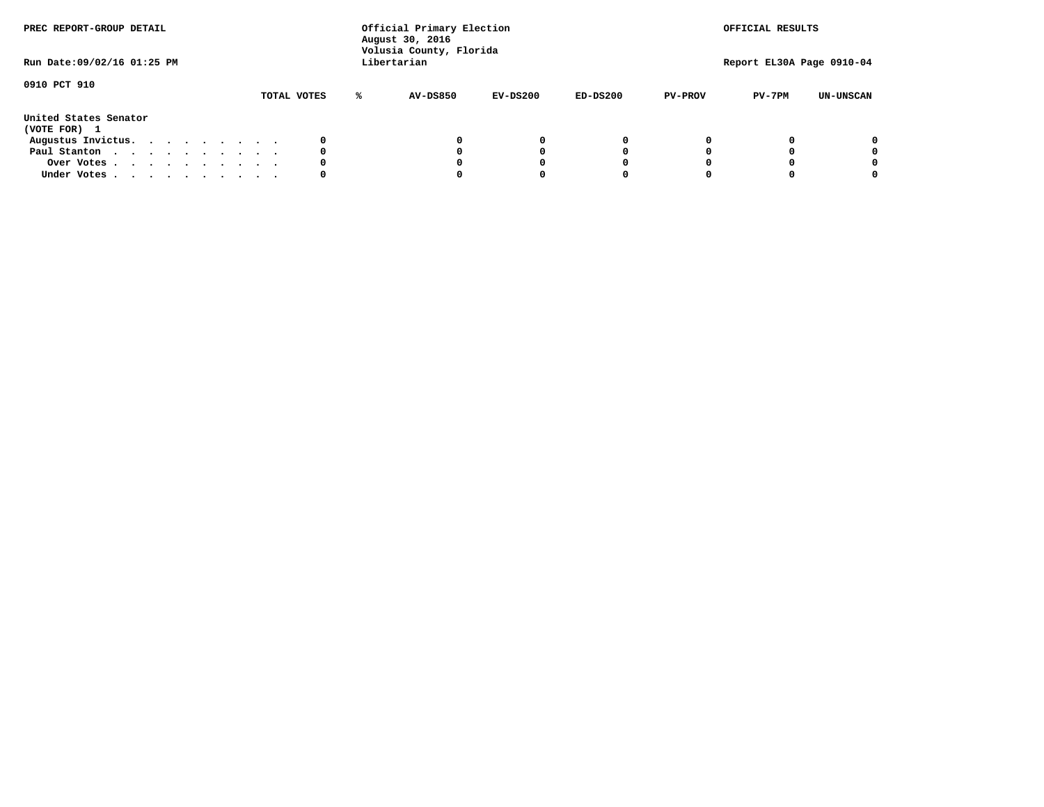PREC REPORT-GROUP DETAIL

Run Date:09/02/16 01:25 PM

Official Primary Election
August 30, 2016
Volusia County, Florida
Libertarian

OFFICIAL RESULTS

Report EL30A Page 0910-04

0910 PCT 910

| | TOTAL VOTES | % | AV-DS850 | EV-DS200 | ED-DS200 | PV-PROV | PV-7PM | UN-UNSCAN |
|---|---|---|---|---|---|---|---|---|
| **United States Senator** | | | | | | | | |
| **(VOTE FOR) 1** | | | | | | | | |
| Augustus Invictus. . . . . . . . . . | 0 | | 0 | 0 | 0 | 0 | 0 | 0 |
| Paul Stanton . . . . . . . . . . . | 0 | | 0 | 0 | 0 | 0 | 0 | 0 |
| Over Votes . . . . . . . . . . . | 0 | | 0 | 0 | 0 | 0 | 0 | 0 |
| Under Votes . . . . . . . . . . . | 0 | | 0 | 0 | 0 | 0 | 0 | 0 |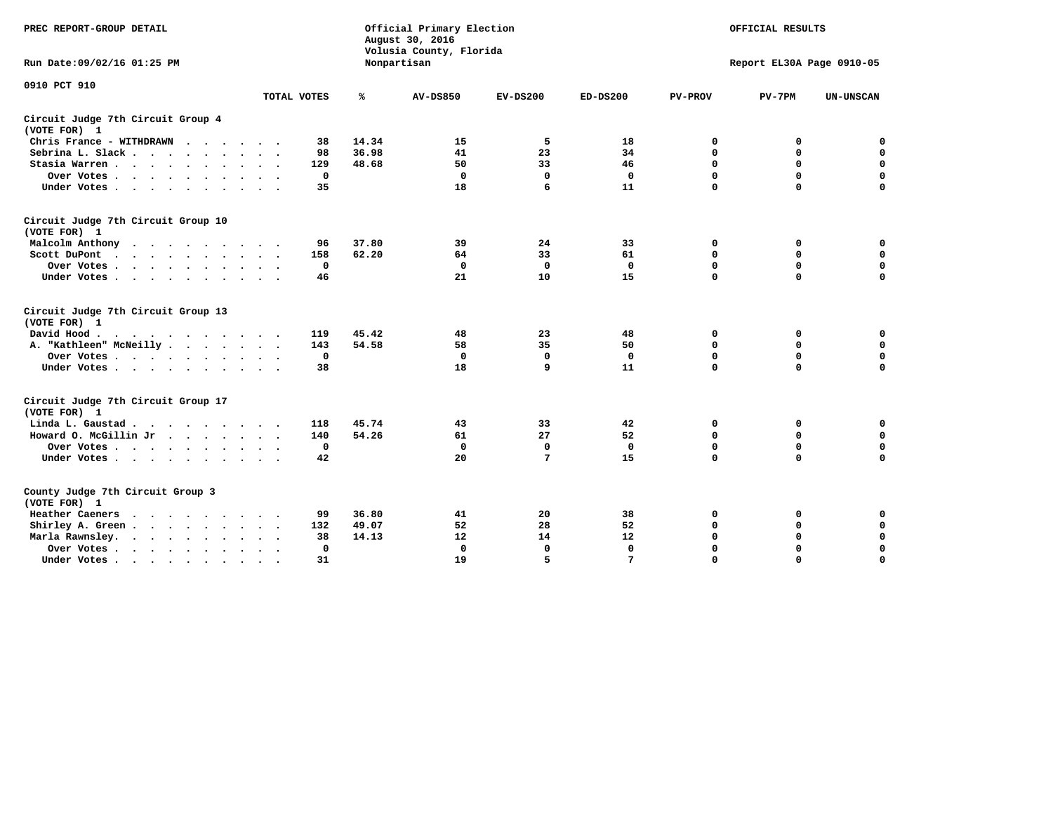PREC REPORT-GROUP DETAIL

Official Primary Election
August 30, 2016
Volusia County, Florida
Nonpartisan

OFFICIAL RESULTS

Run Date:09/02/16 01:25 PM

Report EL30A Page 0910-05

0910 PCT 910

| | TOTAL VOTES | % | AV-DS850 | EV-DS200 | ED-DS200 | PV-PROV | PV-7PM | UN-UNSCAN |
|---|---|---|---|---|---|---|---|---|
| **Circuit Judge 7th Circuit Group 4 (VOTE FOR) 1** | | | | | | | | |
| Chris France - WITHDRAWN | 38 | 14.34 | 15 | 5 | 18 | 0 | 0 | 0 |
| Sebrina L. Slack | 98 | 36.98 | 41 | 23 | 34 | 0 | 0 | 0 |
| Stasia Warren | 129 | 48.68 | 50 | 33 | 46 | 0 | 0 | 0 |
| Over Votes | 0 | | 0 | 0 | 0 | 0 | 0 | 0 |
| Under Votes | 35 | | 18 | 6 | 11 | 0 | 0 | 0 |
| **Circuit Judge 7th Circuit Group 10 (VOTE FOR) 1** | | | | | | | | |
| Malcolm Anthony | 96 | 37.80 | 39 | 24 | 33 | 0 | 0 | 0 |
| Scott DuPont | 158 | 62.20 | 64 | 33 | 61 | 0 | 0 | 0 |
| Over Votes | 0 | | 0 | 0 | 0 | 0 | 0 | 0 |
| Under Votes | 46 | | 21 | 10 | 15 | 0 | 0 | 0 |
| **Circuit Judge 7th Circuit Group 13 (VOTE FOR) 1** | | | | | | | | |
| David Hood | 119 | 45.42 | 48 | 23 | 48 | 0 | 0 | 0 |
| A. "Kathleen" McNeilly | 143 | 54.58 | 58 | 35 | 50 | 0 | 0 | 0 |
| Over Votes | 0 | | 0 | 0 | 0 | 0 | 0 | 0 |
| Under Votes | 38 | | 18 | 9 | 11 | 0 | 0 | 0 |
| **Circuit Judge 7th Circuit Group 17 (VOTE FOR) 1** | | | | | | | | |
| Linda L. Gaustad | 118 | 45.74 | 43 | 33 | 42 | 0 | 0 | 0 |
| Howard O. McGillin Jr | 140 | 54.26 | 61 | 27 | 52 | 0 | 0 | 0 |
| Over Votes | 0 | | 0 | 0 | 0 | 0 | 0 | 0 |
| Under Votes | 42 | | 20 | 7 | 15 | 0 | 0 | 0 |
| **County Judge 7th Circuit Group 3 (VOTE FOR) 1** | | | | | | | | |
| Heather Caeners | 99 | 36.80 | 41 | 20 | 38 | 0 | 0 | 0 |
| Shirley A. Green | 132 | 49.07 | 52 | 28 | 52 | 0 | 0 | 0 |
| Marla Rawnsley. | 38 | 14.13 | 12 | 14 | 12 | 0 | 0 | 0 |
| Over Votes | 0 | | 0 | 0 | 0 | 0 | 0 | 0 |
| Under Votes | 31 | | 19 | 5 | 7 | 0 | 0 | 0 |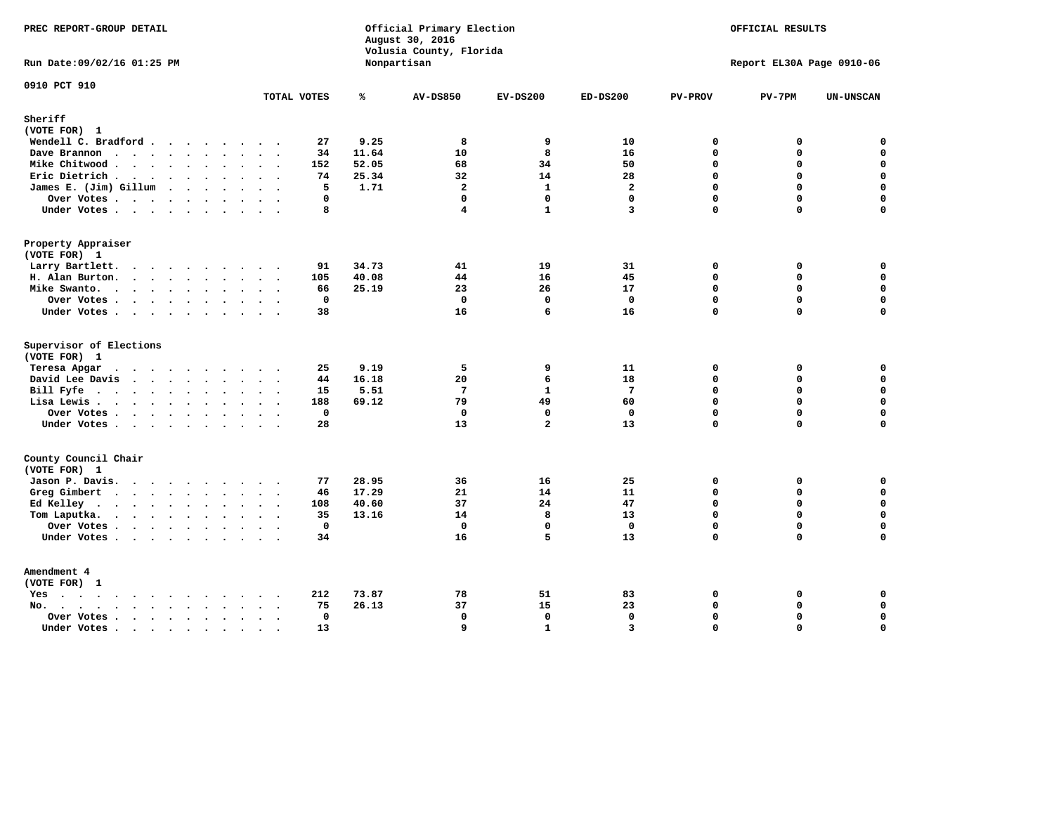PREC REPORT-GROUP DETAIL

Official Primary Election
August 30, 2016
Volusia County, Florida
Nonpartisan

OFFICIAL RESULTS

Run Date:09/02/16 01:25 PM

Report EL30A Page 0910-06

0910 PCT 910

| | TOTAL VOTES | % | AV-DS850 | EV-DS200 | ED-DS200 | PV-PROV | PV-7PM | UN-UNSCAN |
|---|---|---|---|---|---|---|---|---|
| **Sheriff** | | | | | | | | |
| (VOTE FOR) 1 | | | | | | | | |
| Wendell C. Bradford | 27 | 9.25 | 8 | 9 | 10 | 0 | 0 | 0 |
| Dave Brannon | 34 | 11.64 | 10 | 8 | 16 | 0 | 0 | 0 |
| Mike Chitwood | 152 | 52.05 | 68 | 34 | 50 | 0 | 0 | 0 |
| Eric Dietrich | 74 | 25.34 | 32 | 14 | 28 | 0 | 0 | 0 |
| James E. (Jim) Gillum | 5 | 1.71 | 2 | 1 | 2 | 0 | 0 | 0 |
| Over Votes | 0 | | 0 | 0 | 0 | 0 | 0 | 0 |
| Under Votes | 8 | | 4 | 1 | 3 | 0 | 0 | 0 |
| **Property Appraiser** | | | | | | | | |
| (VOTE FOR) 1 | | | | | | | | |
| Larry Bartlett | 91 | 34.73 | 41 | 19 | 31 | 0 | 0 | 0 |
| H. Alan Burton | 105 | 40.08 | 44 | 16 | 45 | 0 | 0 | 0 |
| Mike Swanto | 66 | 25.19 | 23 | 26 | 17 | 0 | 0 | 0 |
| Over Votes | 0 | | 0 | 0 | 0 | 0 | 0 | 0 |
| Under Votes | 38 | | 16 | 6 | 16 | 0 | 0 | 0 |
| **Supervisor of Elections** | | | | | | | | |
| (VOTE FOR) 1 | | | | | | | | |
| Teresa Apgar | 25 | 9.19 | 5 | 9 | 11 | 0 | 0 | 0 |
| David Lee Davis | 44 | 16.18 | 20 | 6 | 18 | 0 | 0 | 0 |
| Bill Fyfe | 15 | 5.51 | 7 | 1 | 7 | 0 | 0 | 0 |
| Lisa Lewis | 188 | 69.12 | 79 | 49 | 60 | 0 | 0 | 0 |
| Over Votes | 0 | | 0 | 0 | 0 | 0 | 0 | 0 |
| Under Votes | 28 | | 13 | 2 | 13 | 0 | 0 | 0 |
| **County Council Chair** | | | | | | | | |
| (VOTE FOR) 1 | | | | | | | | |
| Jason P. Davis | 77 | 28.95 | 36 | 16 | 25 | 0 | 0 | 0 |
| Greg Gimbert | 46 | 17.29 | 21 | 14 | 11 | 0 | 0 | 0 |
| Ed Kelley | 108 | 40.60 | 37 | 24 | 47 | 0 | 0 | 0 |
| Tom Laputka | 35 | 13.16 | 14 | 8 | 13 | 0 | 0 | 0 |
| Over Votes | 0 | | 0 | 0 | 0 | 0 | 0 | 0 |
| Under Votes | 34 | | 16 | 5 | 13 | 0 | 0 | 0 |
| **Amendment 4** | | | | | | | | |
| (VOTE FOR) 1 | | | | | | | | |
| Yes | 212 | 73.87 | 78 | 51 | 83 | 0 | 0 | 0 |
| No | 75 | 26.13 | 37 | 15 | 23 | 0 | 0 | 0 |
| Over Votes | 0 | | 0 | 0 | 0 | 0 | 0 | 0 |
| Under Votes | 13 | | 9 | 1 | 3 | 0 | 0 | 0 |